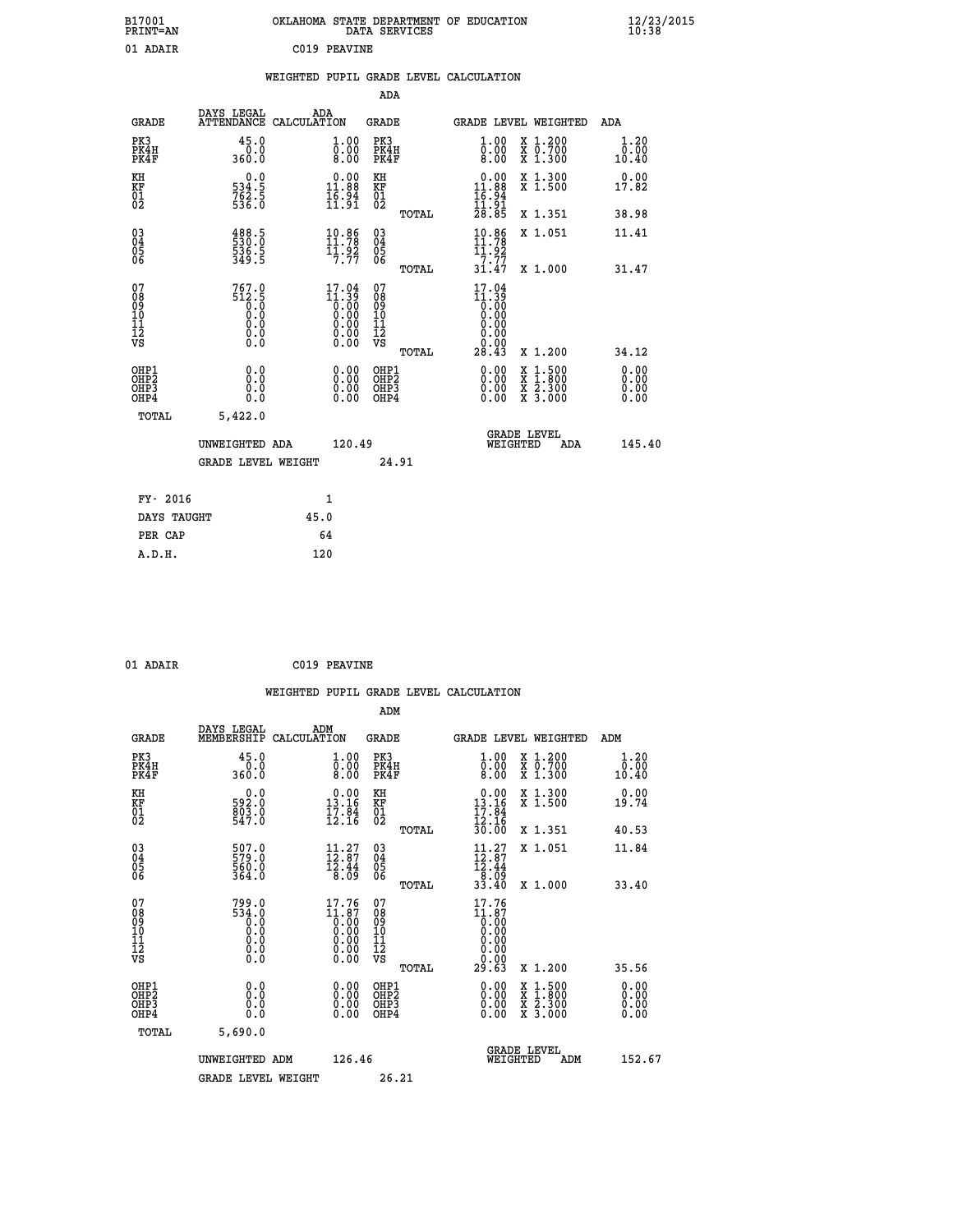B17001 OKLAHOMA STATE DEPARTMENT OF EDUCATION 12/23/2015
PRINT=AN DATA SERVICES 10:38

01 ADAIR C019 PEAVINE

## WEIGHTED PUPIL GRADE LEVEL CALCULATION

### ADA

| GRADE | DAYS LEGAL ATTENDANCE | ADA CALCULATION | GRADE | | GRADE LEVEL | WEIGHTED | ADA |
|---|---|---|---|---|---|---|---|
| PK3 | 45.0 | 1.00 | PK3 | | 1.00 | X 1.200 | 1.20 |
| PK4H | 0.0 | 0.00 | PK4H | | 0.00 | X 0.700 | 0.00 |
| PK4F | 360.0 | 8.00 | PK4F | | 8.00 | X 1.300 | 10.40 |
| KH | 0.0 | 0.00 | KH | | 0.00 | X 1.300 | 0.00 |
| KF | 534.5 | 11.88 | KF | | 11.88 | X 1.500 | 17.82 |
| 01 | 762.5 | 16.94 | 01 | | 16.94 | | |
| 02 | 536.0 | 11.91 | 02 | | 11.91 | | |
| | | | | TOTAL | 28.85 | X 1.351 | 38.98 |
| 03 | 488.5 | 10.86 | 03 | | 10.86 | X 1.051 | 11.41 |
| 04 | 530.0 | 11.78 | 04 | | 11.78 | | |
| 05 | 536.5 | 11.92 | 05 | | 11.92 | | |
| 06 | 349.5 | 7.77 | 06 | | 7.77 | | |
| | | | | TOTAL | 31.47 | X 1.000 | 31.47 |
| 07 | 767.0 | 17.04 | 07 | | 17.04 | | |
| 08 | 512.5 | 11.39 | 08 | | 11.39 | | |
| 09 | 0.0 | 0.00 | 09 | | 0.00 | | |
| 10 | 0.0 | 0.00 | 10 | | 0.00 | | |
| 11 | 0.0 | 0.00 | 11 | | 0.00 | | |
| 12 | 0.0 | 0.00 | 12 | | 0.00 | | |
| VS | 0.0 | 0.00 | VS | | 0.00 | | |
| | | | | TOTAL | 28.43 | X 1.200 | 34.12 |
| OHP1 | 0.0 | 0.00 | OHP1 | | 0.00 | X 1.500 | 0.00 |
| OHP2 | 0.0 | 0.00 | OHP2 | | 0.00 | X 1.800 | 0.00 |
| OHP3 | 0.0 | 0.00 | OHP3 | | 0.00 | X 2.300 | 0.00 |
| OHP4 | 0.0 | 0.00 | OHP4 | | 0.00 | X 3.000 | 0.00 |
| TOTAL | 5,422.0 | | | | | | |

UNWEIGHTED ADA 120.49 — GRADE LEVEL WEIGHTED ADA 145.40

GRADE LEVEL WEIGHT 24.91

| | |
|---|---|
| FY- 2016 | 1 |
| DAYS TAUGHT | 45.0 |
| PER CAP | 64 |
| A.D.H. | 120 |

01 ADAIR C019 PEAVINE

## WEIGHTED PUPIL GRADE LEVEL CALCULATION

### ADM

| GRADE | DAYS LEGAL MEMBERSHIP | ADM CALCULATION | GRADE | | GRADE LEVEL | WEIGHTED | ADM |
|---|---|---|---|---|---|---|---|
| PK3 | 45.0 | 1.00 | PK3 | | 1.00 | X 1.200 | 1.20 |
| PK4H | 0.0 | 0.00 | PK4H | | 0.00 | X 0.700 | 0.00 |
| PK4F | 360.0 | 8.00 | PK4F | | 8.00 | X 1.300 | 10.40 |
| KH | 0.0 | 0.00 | KH | | 0.00 | X 1.300 | 0.00 |
| KF | 592.0 | 13.16 | KF | | 13.16 | X 1.500 | 19.74 |
| 01 | 803.0 | 17.84 | 01 | | 17.84 | | |
| 02 | 547.0 | 12.16 | 02 | | 12.16 | | |
| | | | | TOTAL | 30.00 | X 1.351 | 40.53 |
| 03 | 507.0 | 11.27 | 03 | | 11.27 | X 1.051 | 11.84 |
| 04 | 579.0 | 12.87 | 04 | | 12.87 | | |
| 05 | 560.0 | 12.44 | 05 | | 12.44 | | |
| 06 | 364.0 | 8.09 | 06 | | 8.09 | | |
| | | | | TOTAL | 33.40 | X 1.000 | 33.40 |
| 07 | 799.0 | 17.76 | 07 | | 17.76 | | |
| 08 | 534.0 | 11.87 | 08 | | 11.87 | | |
| 09 | 0.0 | 0.00 | 09 | | 0.00 | | |
| 10 | 0.0 | 0.00 | 10 | | 0.00 | | |
| 11 | 0.0 | 0.00 | 11 | | 0.00 | | |
| 12 | 0.0 | 0.00 | 12 | | 0.00 | | |
| VS | 0.0 | 0.00 | VS | | 0.00 | | |
| | | | | TOTAL | 29.63 | X 1.200 | 35.56 |
| OHP1 | 0.0 | 0.00 | OHP1 | | 0.00 | X 1.500 | 0.00 |
| OHP2 | 0.0 | 0.00 | OHP2 | | 0.00 | X 1.800 | 0.00 |
| OHP3 | 0.0 | 0.00 | OHP3 | | 0.00 | X 2.300 | 0.00 |
| OHP4 | 0.0 | 0.00 | OHP4 | | 0.00 | X 3.000 | 0.00 |
| TOTAL | 5,690.0 | | | | | | |

UNWEIGHTED ADM 126.46 — GRADE LEVEL WEIGHTED ADM 152.67

GRADE LEVEL WEIGHT 26.21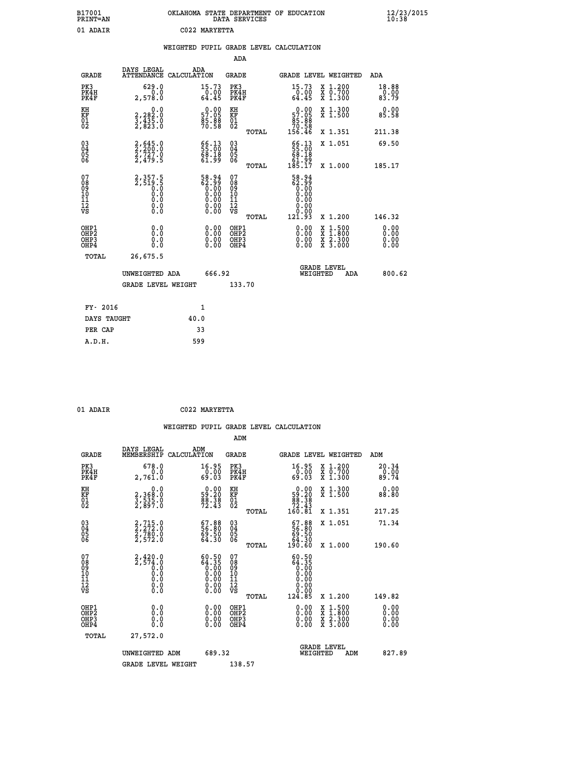B17001 OKLAHOMA STATE DEPARTMENT OF EDUCATION 12/23/2015
PRINT=AN DATA SERVICES 10:38

01 ADAIR C022 MARYETTA

## WEIGHTED PUPIL GRADE LEVEL CALCULATION

### ADA

| GRADE | DAYS LEGAL ATTENDANCE | ADA CALCULATION | GRADE | GRADE LEVEL | WEIGHTED | ADA |
|---|---|---|---|---|---|---|
| PK3 | 629.0 | 15.73 | PK3 | 15.73 | X 1.200 | 18.88 |
| PK4H | 0.0 | 0.00 | PK4H | 0.00 | X 0.700 | 0.00 |
| PK4F | 2,578.0 | 64.45 | PK4F | 64.45 | X 1.300 | 83.79 |
| KH | 0.0 | 0.00 | KH | 0.00 | X 1.300 | 0.00 |
| KF | 2,282.0 | 57.05 | KF | 57.05 | X 1.500 | 85.58 |
| 01 | 3,435.0 | 85.88 | 01 | 85.88 | | |
| 02 | 2,823.0 | 70.58 | 02 | 70.58 | | |
| | | | TOTAL | 156.46 | X 1.351 | 211.38 |
| 03 | 2,645.0 | 66.13 | 03 | 66.13 | X 1.051 | 69.50 |
| 04 | 2,200.0 | 55.00 | 04 | 55.00 | | |
| 05 | 2,727.0 | 68.18 | 05 | 68.18 | | |
| 06 | 2,479.5 | 61.99 | 06 | 61.99 | | |
| | | | TOTAL | 185.17 | X 1.000 | 185.17 |
| 07 | 2,357.5 | 58.94 | 07 | 58.94 | | |
| 08 | 2,519.5 | 62.99 | 08 | 62.99 | | |
| 09 | 0.0 | 0.00 | 09 | 0.00 | | |
| 10 | 0.0 | 0.00 | 10 | 0.00 | | |
| 11 | 0.0 | 0.00 | 11 | 0.00 | | |
| 12 | 0.0 | 0.00 | 12 | 0.00 | | |
| VS | 0.0 | 0.00 | VS | 0.00 | | |
| | | | TOTAL | 121.93 | X 1.200 | 146.32 |
| OHP1 | 0.0 | 0.00 | OHP1 | 0.00 | X 1.500 | 0.00 |
| OHP2 | 0.0 | 0.00 | OHP2 | 0.00 | X 1.800 | 0.00 |
| OHP3 | 0.0 | 0.00 | OHP3 | 0.00 | X 2.300 | 0.00 |
| OHP4 | 0.0 | 0.00 | OHP4 | 0.00 | X 3.000 | 0.00 |
| TOTAL | 26,675.5 | | | | | |

UNWEIGHTED ADA 666.92 — GRADE LEVEL WEIGHTED ADA 800.62

GRADE LEVEL WEIGHT 133.70

| FY- 2016 | 1 |
|---|---|
| DAYS TAUGHT | 40.0 |
| PER CAP | 33 |
| A.D.H. | 599 |

01 ADAIR C022 MARYETTA

## WEIGHTED PUPIL GRADE LEVEL CALCULATION

### ADM

| GRADE | DAYS LEGAL MEMBERSHIP | ADM CALCULATION | GRADE | GRADE LEVEL | WEIGHTED | ADM |
|---|---|---|---|---|---|---|
| PK3 | 678.0 | 16.95 | PK3 | 16.95 | X 1.200 | 20.34 |
| PK4H | 0.0 | 0.00 | PK4H | 0.00 | X 0.700 | 0.00 |
| PK4F | 2,761.0 | 69.03 | PK4F | 69.03 | X 1.300 | 89.74 |
| KH | 0.0 | 0.00 | KH | 0.00 | X 1.300 | 0.00 |
| KF | 2,368.0 | 59.20 | KF | 59.20 | X 1.500 | 88.80 |
| 01 | 3,535.0 | 88.38 | 01 | 88.38 | | |
| 02 | 2,897.0 | 72.43 | 02 | 72.43 | | |
| | | | TOTAL | 160.81 | X 1.351 | 217.25 |
| 03 | 2,715.0 | 67.88 | 03 | 67.88 | X 1.051 | 71.34 |
| 04 | 2,272.0 | 56.80 | 04 | 56.80 | | |
| 05 | 2,780.0 | 69.50 | 05 | 69.50 | | |
| 06 | 2,572.0 | 64.30 | 06 | 64.30 | | |
| | | | TOTAL | 190.60 | X 1.000 | 190.60 |
| 07 | 2,420.0 | 60.50 | 07 | 60.50 | | |
| 08 | 2,574.0 | 64.35 | 08 | 64.35 | | |
| 09 | 0.0 | 0.00 | 09 | 0.00 | | |
| 10 | 0.0 | 0.00 | 10 | 0.00 | | |
| 11 | 0.0 | 0.00 | 11 | 0.00 | | |
| 12 | 0.0 | 0.00 | 12 | 0.00 | | |
| VS | 0.0 | 0.00 | VS | 0.00 | | |
| | | | TOTAL | 124.85 | X 1.200 | 149.82 |
| OHP1 | 0.0 | 0.00 | OHP1 | 0.00 | X 1.500 | 0.00 |
| OHP2 | 0.0 | 0.00 | OHP2 | 0.00 | X 1.800 | 0.00 |
| OHP3 | 0.0 | 0.00 | OHP3 | 0.00 | X 2.300 | 0.00 |
| OHP4 | 0.0 | 0.00 | OHP4 | 0.00 | X 3.000 | 0.00 |
| TOTAL | 27,572.0 | | | | | |

UNWEIGHTED ADM 689.32 — GRADE LEVEL WEIGHTED ADM 827.89

GRADE LEVEL WEIGHT 138.57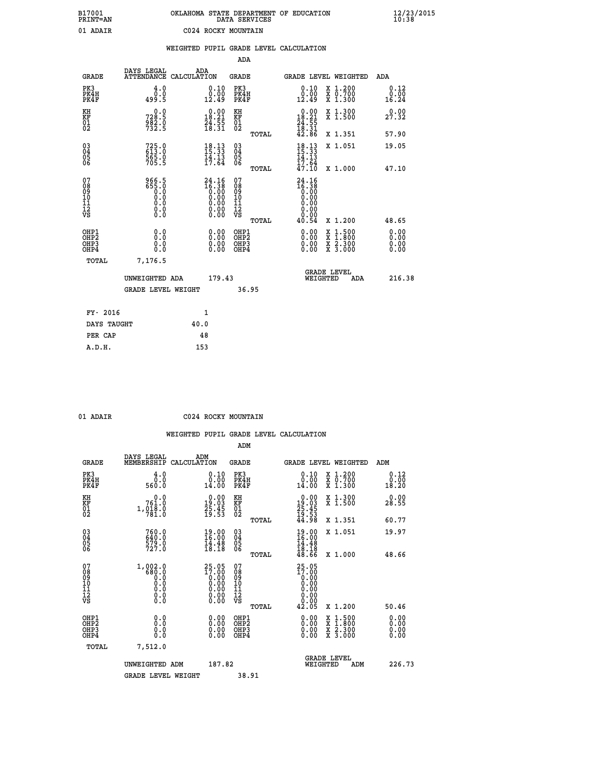B17001 OKLAHOMA STATE DEPARTMENT OF EDUCATION 12/23/2015
PRINT=AN DATA SERVICES 10:38

01 ADAIR C024 ROCKY MOUNTAIN

WEIGHTED PUPIL GRADE LEVEL CALCULATION

ADA

| GRADE | DAYS LEGAL ATTENDANCE | ADA CALCULATION | GRADE | | GRADE LEVEL | WEIGHTED | ADA |
|---|---|---|---|---|---|---|---|
| PK3 | 4.0 | 0.10 | PK3 | | 0.10 | X 1.200 | 0.12 |
| PK4H | 0.0 | 0.00 | PK4H | | 0.00 | X 0.700 | 0.00 |
| PK4F | 499.5 | 12.49 | PK4F | | 12.49 | X 1.300 | 16.24 |
| KH | 0.0 | 0.00 | KH | | 0.00 | X 1.300 | 0.00 |
| KF | 728.5 | 18.21 | KF | | 18.21 | X 1.500 | 27.32 |
| 01 | 982.0 | 24.55 | 01 | | 24.55 | | |
| 02 | 732.5 | 18.31 | 02 | | 18.31 | | |
| | | | | TOTAL | 42.86 | X 1.351 | 57.90 |
| 03 | 725.0 | 18.13 | 03 | | 18.13 | X 1.051 | 19.05 |
| 04 | 613.0 | 15.33 | 04 | | 15.33 | | |
| 05 | 565.0 | 14.13 | 05 | | 14.13 | | |
| 06 | 705.5 | 17.64 | 06 | | 17.64 | | |
| | | | | TOTAL | 47.10 | X 1.000 | 47.10 |
| 07 | 966.5 | 24.16 | 07 | | 24.16 | | |
| 08 | 655.0 | 16.38 | 08 | | 16.38 | | |
| 09 | 0.0 | 0.00 | 09 | | 0.00 | | |
| 10 | 0.0 | 0.00 | 10 | | 0.00 | | |
| 11 | 0.0 | 0.00 | 11 | | 0.00 | | |
| 12 | 0.0 | 0.00 | 12 | | 0.00 | | |
| VS | 0.0 | 0.00 | VS | | 0.00 | | |
| | | | | TOTAL | 40.54 | X 1.200 | 48.65 |
| OHP1 | 0.0 | 0.00 | OHP1 | | 0.00 | X 1.500 | 0.00 |
| OHP2 | 0.0 | 0.00 | OHP2 | | 0.00 | X 1.800 | 0.00 |
| OHP3 | 0.0 | 0.00 | OHP3 | | 0.00 | X 2.300 | 0.00 |
| OHP4 | 0.0 | 0.00 | OHP4 | | 0.00 | X 3.000 | 0.00 |
| TOTAL | 7,176.5 | | | | | | |

UNWEIGHTED ADA 179.43 GRADE LEVEL WEIGHTED ADA 216.38

GRADE LEVEL WEIGHT 36.95

| FY- 2016 | 1 |
|---|---|
| DAYS TAUGHT | 40.0 |
| PER CAP | 48 |
| A.D.H. | 153 |

01 ADAIR C024 ROCKY MOUNTAIN

WEIGHTED PUPIL GRADE LEVEL CALCULATION

ADM

| GRADE | DAYS LEGAL MEMBERSHIP | ADM CALCULATION | GRADE | | GRADE LEVEL | WEIGHTED | ADM |
|---|---|---|---|---|---|---|---|
| PK3 | 4.0 | 0.10 | PK3 | | 0.10 | X 1.200 | 0.12 |
| PK4H | 0.0 | 0.00 | PK4H | | 0.00 | X 0.700 | 0.00 |
| PK4F | 560.0 | 14.00 | PK4F | | 14.00 | X 1.300 | 18.20 |
| KH | 0.0 | 0.00 | KH | | 0.00 | X 1.300 | 0.00 |
| KF | 761.0 | 19.03 | KF | | 19.03 | X 1.500 | 28.55 |
| 01 | 1,018.0 | 25.45 | 01 | | 25.45 | | |
| 02 | 781.0 | 19.53 | 02 | | 19.53 | | |
| | | | | TOTAL | 44.98 | X 1.351 | 60.77 |
| 03 | 760.0 | 19.00 | 03 | | 19.00 | X 1.051 | 19.97 |
| 04 | 640.0 | 16.00 | 04 | | 16.00 | | |
| 05 | 579.0 | 14.48 | 05 | | 14.48 | | |
| 06 | 727.0 | 18.18 | 06 | | 18.18 | | |
| | | | | TOTAL | 48.66 | X 1.000 | 48.66 |
| 07 | 1,002.0 | 25.05 | 07 | | 25.05 | | |
| 08 | 680.0 | 17.00 | 08 | | 17.00 | | |
| 09 | 0.0 | 0.00 | 09 | | 0.00 | | |
| 10 | 0.0 | 0.00 | 10 | | 0.00 | | |
| 11 | 0.0 | 0.00 | 11 | | 0.00 | | |
| 12 | 0.0 | 0.00 | 12 | | 0.00 | | |
| VS | 0.0 | 0.00 | VS | | 0.00 | | |
| | | | | TOTAL | 42.05 | X 1.200 | 50.46 |
| OHP1 | 0.0 | 0.00 | OHP1 | | 0.00 | X 1.500 | 0.00 |
| OHP2 | 0.0 | 0.00 | OHP2 | | 0.00 | X 1.800 | 0.00 |
| OHP3 | 0.0 | 0.00 | OHP3 | | 0.00 | X 2.300 | 0.00 |
| OHP4 | 0.0 | 0.00 | OHP4 | | 0.00 | X 3.000 | 0.00 |
| TOTAL | 7,512.0 | | | | | | |

UNWEIGHTED ADM 187.82 GRADE LEVEL WEIGHTED ADM 226.73

GRADE LEVEL WEIGHT 38.91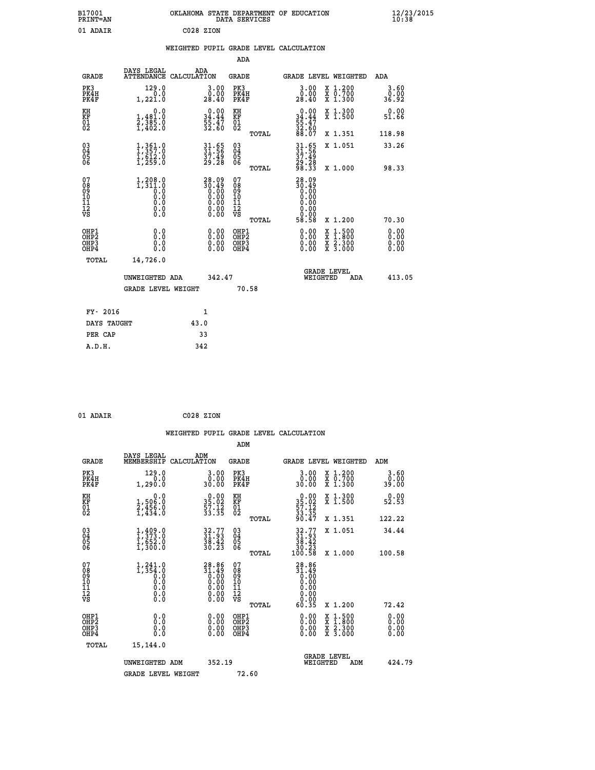B17001 OKLAHOMA STATE DEPARTMENT OF EDUCATION 12/23/2015
PRINT=AN DATA SERVICES 10:38

01 ADAIR C028 ZION

## WEIGHTED PUPIL GRADE LEVEL CALCULATION

### ADA

| GRADE | DAYS LEGAL ATTENDANCE | ADA CALCULATION | GRADE | | GRADE LEVEL | WEIGHTED | ADA |
|---|---|---|---|---|---|---|---|
| PK3 | 129.0 | 3.00 | PK3 | | 3.00 | X 1.200 | 3.60 |
| PK4H | 0.0 | 0.00 | PK4H | | 0.00 | X 0.700 | 0.00 |
| PK4F | 1,221.0 | 28.40 | PK4F | | 28.40 | X 1.300 | 36.92 |
| KH | 0.0 | 0.00 | KH | | 0.00 | X 1.300 | 0.00 |
| KF | 1,481.0 | 34.44 | KF | | 34.44 | X 1.500 | 51.66 |
| 01 | 2,385.0 | 55.47 | 01 | | 55.47 | | |
| 02 | 1,402.0 | 32.60 | 02 | | 32.60 | | |
| | | | | TOTAL | 88.07 | X 1.351 | 118.98 |
| 03 | 1,361.0 | 31.65 | 03 | | 31.65 | X 1.051 | 33.26 |
| 04 | 1,357.0 | 31.56 | 04 | | 31.56 | | |
| 05 | 1,612.0 | 37.49 | 05 | | 37.49 | | |
| 06 | 1,259.0 | 29.28 | 06 | | 29.28 | | |
| | | | | TOTAL | 98.33 | X 1.000 | 98.33 |
| 07 | 1,208.0 | 28.09 | 07 | | 28.09 | | |
| 08 | 1,311.0 | 30.49 | 08 | | 30.49 | | |
| 09 | 0.0 | 0.00 | 09 | | 0.00 | | |
| 10 | 0.0 | 0.00 | 10 | | 0.00 | | |
| 11 | 0.0 | 0.00 | 11 | | 0.00 | | |
| 12 | 0.0 | 0.00 | 12 | | 0.00 | | |
| VS | 0.0 | 0.00 | VS | | 0.00 | | |
| | | | | TOTAL | 58.58 | X 1.200 | 70.30 |
| OHP1 | 0.0 | 0.00 | OHP1 | | 0.00 | X 1.500 | 0.00 |
| OHP2 | 0.0 | 0.00 | OHP2 | | 0.00 | X 1.800 | 0.00 |
| OHP3 | 0.0 | 0.00 | OHP3 | | 0.00 | X 2.300 | 0.00 |
| OHP4 | 0.0 | 0.00 | OHP4 | | 0.00 | X 3.000 | 0.00 |
| TOTAL | 14,726.0 | | | | | | |

UNWEIGHTED ADA 342.47 GRADE LEVEL WEIGHTED ADA 413.05

GRADE LEVEL WEIGHT 70.58

| | |
|---|---|
| FY- 2016 | 1 |
| DAYS TAUGHT | 43.0 |
| PER CAP | 33 |
| A.D.H. | 342 |

01 ADAIR C028 ZION

## WEIGHTED PUPIL GRADE LEVEL CALCULATION

### ADM

| GRADE | DAYS LEGAL MEMBERSHIP | ADM CALCULATION | GRADE | | GRADE LEVEL | WEIGHTED | ADM |
|---|---|---|---|---|---|---|---|
| PK3 | 129.0 | 3.00 | PK3 | | 3.00 | X 1.200 | 3.60 |
| PK4H | 0.0 | 0.00 | PK4H | | 0.00 | X 0.700 | 0.00 |
| PK4F | 1,290.0 | 30.00 | PK4F | | 30.00 | X 1.300 | 39.00 |
| KH | 0.0 | 0.00 | KH | | 0.00 | X 1.300 | 0.00 |
| KF | 1,506.0 | 35.02 | KF | | 35.02 | X 1.500 | 52.53 |
| 01 | 2,456.0 | 57.12 | 01 | | 57.12 | | |
| 02 | 1,434.0 | 33.35 | 02 | | 33.35 | | |
| | | | | TOTAL | 90.47 | X 1.351 | 122.22 |
| 03 | 1,409.0 | 32.77 | 03 | | 32.77 | X 1.051 | 34.44 |
| 04 | 1,373.0 | 31.93 | 04 | | 31.93 | | |
| 05 | 1,652.0 | 38.42 | 05 | | 38.42 | | |
| 06 | 1,300.0 | 30.23 | 06 | | 30.23 | | |
| | | | | TOTAL | 100.58 | X 1.000 | 100.58 |
| 07 | 1,241.0 | 28.86 | 07 | | 28.86 | | |
| 08 | 1,354.0 | 31.49 | 08 | | 31.49 | | |
| 09 | 0.0 | 0.00 | 09 | | 0.00 | | |
| 10 | 0.0 | 0.00 | 10 | | 0.00 | | |
| 11 | 0.0 | 0.00 | 11 | | 0.00 | | |
| 12 | 0.0 | 0.00 | 12 | | 0.00 | | |
| VS | 0.0 | 0.00 | VS | | 0.00 | | |
| | | | | TOTAL | 60.35 | X 1.200 | 72.42 |
| OHP1 | 0.0 | 0.00 | OHP1 | | 0.00 | X 1.500 | 0.00 |
| OHP2 | 0.0 | 0.00 | OHP2 | | 0.00 | X 1.800 | 0.00 |
| OHP3 | 0.0 | 0.00 | OHP3 | | 0.00 | X 2.300 | 0.00 |
| OHP4 | 0.0 | 0.00 | OHP4 | | 0.00 | X 3.000 | 0.00 |
| TOTAL | 15,144.0 | | | | | | |

UNWEIGHTED ADM 352.19 GRADE LEVEL WEIGHTED ADM 424.79

GRADE LEVEL WEIGHT 72.60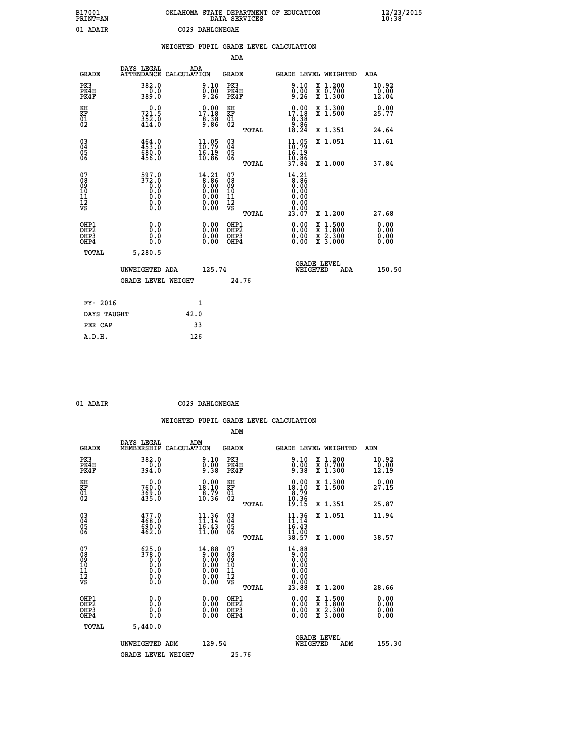B17001 OKLAHOMA STATE DEPARTMENT OF EDUCATION 12/23/2015
PRINT=AN DATA SERVICES 10:38

01 ADAIR C029 DAHLONEGAH

## WEIGHTED PUPIL GRADE LEVEL CALCULATION

### ADA

| GRADE | DAYS LEGAL ATTENDANCE | ADA CALCULATION | GRADE | | GRADE LEVEL | WEIGHTED | ADA |
|---|---|---|---|---|---|---|---|
| PK3 | 382.0 | 9.10 | PK3 | | 9.10 | X 1.200 | 10.92 |
| PK4H | 0.0 | 0.00 | PK4H | | 0.00 | X 0.700 | 0.00 |
| PK4F | 389.0 | 9.26 | PK4F | | 9.26 | X 1.300 | 12.04 |
| KH | 0.0 | 0.00 | KH | | 0.00 | X 1.300 | 0.00 |
| KF | 721.5 | 17.18 | KF | | 17.18 | X 1.500 | 25.77 |
| 01 | 352.0 | 8.38 | 01 | | 8.38 | | |
| 02 | 414.0 | 9.86 | 02 | | 9.86 | | |
| | | | | TOTAL | 18.24 | X 1.351 | 24.64 |
| 03 | 464.0 | 11.05 | 03 | | 11.05 | X 1.051 | 11.61 |
| 04 | 453.0 | 10.79 | 04 | | 10.79 | | |
| 05 | 680.0 | 16.19 | 05 | | 16.19 | | |
| 06 | 456.0 | 10.86 | 06 | | 10.86 | | |
| | | | | TOTAL | 37.84 | X 1.000 | 37.84 |
| 07 | 597.0 | 14.21 | 07 | | 14.21 | | |
| 08 | 372.0 | 8.86 | 08 | | 8.86 | | |
| 09 | 0.0 | 0.00 | 09 | | 0.00 | | |
| 10 | 0.0 | 0.00 | 10 | | 0.00 | | |
| 11 | 0.0 | 0.00 | 11 | | 0.00 | | |
| 12 | 0.0 | 0.00 | 12 | | 0.00 | | |
| VS | 0.0 | 0.00 | VS | | 0.00 | | |
| | | | | TOTAL | 23.07 | X 1.200 | 27.68 |
| OHP1 | 0.0 | 0.00 | OHP1 | | 0.00 | X 1.500 | 0.00 |
| OHP2 | 0.0 | 0.00 | OHP2 | | 0.00 | X 1.800 | 0.00 |
| OHP3 | 0.0 | 0.00 | OHP3 | | 0.00 | X 2.300 | 0.00 |
| OHP4 | 0.0 | 0.00 | OHP4 | | 0.00 | X 3.000 | 0.00 |
| TOTAL | 5,280.5 | | | | | | |

UNWEIGHTED ADA 125.74 | GRADE LEVEL WEIGHTED ADA 150.50

GRADE LEVEL WEIGHT 24.76

| FY- 2016 | 1 |
|---|---|
| DAYS TAUGHT | 42.0 |
| PER CAP | 33 |
| A.D.H. | 126 |

01 ADAIR C029 DAHLONEGAH

## WEIGHTED PUPIL GRADE LEVEL CALCULATION

### ADM

| GRADE | DAYS LEGAL MEMBERSHIP | ADM CALCULATION | GRADE | | GRADE LEVEL | WEIGHTED | ADM |
|---|---|---|---|---|---|---|---|
| PK3 | 382.0 | 9.10 | PK3 | | 9.10 | X 1.200 | 10.92 |
| PK4H | 0.0 | 0.00 | PK4H | | 0.00 | X 0.700 | 0.00 |
| PK4F | 394.0 | 9.38 | PK4F | | 9.38 | X 1.300 | 12.19 |
| KH | 0.0 | 0.00 | KH | | 0.00 | X 1.300 | 0.00 |
| KF | 760.0 | 18.10 | KF | | 18.10 | X 1.500 | 27.15 |
| 01 | 369.0 | 8.79 | 01 | | 8.79 | | |
| 02 | 435.0 | 10.36 | 02 | | 10.36 | | |
| | | | | TOTAL | 19.15 | X 1.351 | 25.87 |
| 03 | 477.0 | 11.36 | 03 | | 11.36 | X 1.051 | 11.94 |
| 04 | 468.0 | 11.14 | 04 | | 11.14 | | |
| 05 | 690.0 | 16.43 | 05 | | 16.43 | | |
| 06 | 462.0 | 11.00 | 06 | | 11.00 | | |
| | | | | TOTAL | 38.57 | X 1.000 | 38.57 |
| 07 | 625.0 | 14.88 | 07 | | 14.88 | | |
| 08 | 378.0 | 9.00 | 08 | | 9.00 | | |
| 09 | 0.0 | 0.00 | 09 | | 0.00 | | |
| 10 | 0.0 | 0.00 | 10 | | 0.00 | | |
| 11 | 0.0 | 0.00 | 11 | | 0.00 | | |
| 12 | 0.0 | 0.00 | 12 | | 0.00 | | |
| VS | 0.0 | 0.00 | VS | | 0.00 | | |
| | | | | TOTAL | 23.88 | X 1.200 | 28.66 |
| OHP1 | 0.0 | 0.00 | OHP1 | | 0.00 | X 1.500 | 0.00 |
| OHP2 | 0.0 | 0.00 | OHP2 | | 0.00 | X 1.800 | 0.00 |
| OHP3 | 0.0 | 0.00 | OHP3 | | 0.00 | X 2.300 | 0.00 |
| OHP4 | 0.0 | 0.00 | OHP4 | | 0.00 | X 3.000 | 0.00 |
| TOTAL | 5,440.0 | | | | | | |

UNWEIGHTED ADM 129.54 | GRADE LEVEL WEIGHTED ADM 155.30

GRADE LEVEL WEIGHT 25.76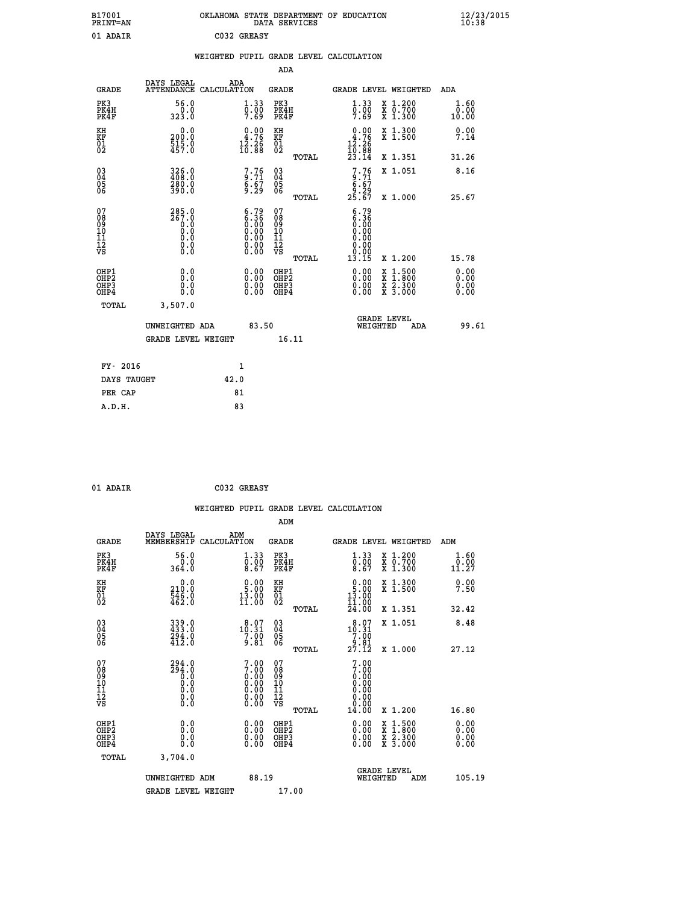B17001 OKLAHOMA STATE DEPARTMENT OF EDUCATION 12/23/2015
PRINT=AN DATA SERVICES 10:38

01 ADAIR C032 GREASY

WEIGHTED PUPIL GRADE LEVEL CALCULATION

ADA

| GRADE | DAYS LEGAL ATTENDANCE | ADA CALCULATION | GRADE | | GRADE LEVEL | WEIGHTED | ADA |
|---|---|---|---|---|---|---|---|
| PK3 | 56.0 | 1.33 | PK3 | | 1.33 | X 1.200 | 1.60 |
| PK4H | 0.0 | 0.00 | PK4H | | 0.00 | X 0.700 | 0.00 |
| PK4F | 323.0 | 7.69 | PK4F | | 7.69 | X 1.300 | 10.00 |
| KH | 0.0 | 0.00 | KH | | 0.00 | X 1.300 | 0.00 |
| KF | 200.0 | 4.76 | KF | | 4.76 | X 1.500 | 7.14 |
| 01 | 515.0 | 12.26 | 01 | | 12.26 | | |
| 02 | 457.0 | 10.88 | 02 | | 10.88 | | |
| | | | | TOTAL | 23.14 | X 1.351 | 31.26 |
| 03 | 326.0 | 7.76 | 03 | | 7.76 | X 1.051 | 8.16 |
| 04 | 408.0 | 9.71 | 04 | | 9.71 | | |
| 05 | 280.0 | 6.67 | 05 | | 6.67 | | |
| 06 | 390.0 | 9.29 | 06 | | 9.29 | | |
| | | | | TOTAL | 25.67 | X 1.000 | 25.67 |
| 07 | 285.0 | 6.79 | 07 | | 6.79 | | |
| 08 | 267.0 | 6.36 | 08 | | 6.36 | | |
| 09 | 0.0 | 0.00 | 09 | | 0.00 | | |
| 10 | 0.0 | 0.00 | 10 | | 0.00 | | |
| 11 | 0.0 | 0.00 | 11 | | 0.00 | | |
| 12 | 0.0 | 0.00 | 12 | | 0.00 | | |
| VS | 0.0 | 0.00 | VS | | 0.00 | | |
| | | | | TOTAL | 13.15 | X 1.200 | 15.78 |
| OHP1 | 0.0 | 0.00 | OHP1 | | 0.00 | X 1.500 | 0.00 |
| OHP2 | 0.0 | 0.00 | OHP2 | | 0.00 | X 1.800 | 0.00 |
| OHP3 | 0.0 | 0.00 | OHP3 | | 0.00 | X 2.300 | 0.00 |
| OHP4 | 0.0 | 0.00 | OHP4 | | 0.00 | X 3.000 | 0.00 |
| TOTAL | 3,507.0 | | | | | | |

UNWEIGHTED ADA 83.50 GRADE LEVEL WEIGHTED ADA 99.61

GRADE LEVEL WEIGHT 16.11

| FY- 2016 | 1 |
|---|---|
| DAYS TAUGHT | 42.0 |
| PER CAP | 81 |
| A.D.H. | 83 |

01 ADAIR C032 GREASY

WEIGHTED PUPIL GRADE LEVEL CALCULATION

ADM

| GRADE | DAYS LEGAL MEMBERSHIP | ADM CALCULATION | GRADE | | GRADE LEVEL | WEIGHTED | ADM |
|---|---|---|---|---|---|---|---|
| PK3 | 56.0 | 1.33 | PK3 | | 1.33 | X 1.200 | 1.60 |
| PK4H | 0.0 | 0.00 | PK4H | | 0.00 | X 0.700 | 0.00 |
| PK4F | 364.0 | 8.67 | PK4F | | 8.67 | X 1.300 | 11.27 |
| KH | 0.0 | 0.00 | KH | | 0.00 | X 1.300 | 0.00 |
| KF | 210.0 | 5.00 | KF | | 5.00 | X 1.500 | 7.50 |
| 01 | 546.0 | 13.00 | 01 | | 13.00 | | |
| 02 | 462.0 | 11.00 | 02 | | 11.00 | | |
| | | | | TOTAL | 24.00 | X 1.351 | 32.42 |
| 03 | 339.0 | 8.07 | 03 | | 8.07 | X 1.051 | 8.48 |
| 04 | 433.0 | 10.31 | 04 | | 10.31 | | |
| 05 | 294.0 | 7.00 | 05 | | 7.00 | | |
| 06 | 412.0 | 9.81 | 06 | | 9.81 | | |
| | | | | TOTAL | 27.12 | X 1.000 | 27.12 |
| 07 | 294.0 | 7.00 | 07 | | 7.00 | | |
| 08 | 294.0 | 7.00 | 08 | | 7.00 | | |
| 09 | 0.0 | 0.00 | 09 | | 0.00 | | |
| 10 | 0.0 | 0.00 | 10 | | 0.00 | | |
| 11 | 0.0 | 0.00 | 11 | | 0.00 | | |
| 12 | 0.0 | 0.00 | 12 | | 0.00 | | |
| VS | 0.0 | 0.00 | VS | | 0.00 | | |
| | | | | TOTAL | 14.00 | X 1.200 | 16.80 |
| OHP1 | 0.0 | 0.00 | OHP1 | | 0.00 | X 1.500 | 0.00 |
| OHP2 | 0.0 | 0.00 | OHP2 | | 0.00 | X 1.800 | 0.00 |
| OHP3 | 0.0 | 0.00 | OHP3 | | 0.00 | X 2.300 | 0.00 |
| OHP4 | 0.0 | 0.00 | OHP4 | | 0.00 | X 3.000 | 0.00 |
| TOTAL | 3,704.0 | | | | | | |

UNWEIGHTED ADM 88.19 GRADE LEVEL WEIGHTED ADM 105.19

GRADE LEVEL WEIGHT 17.00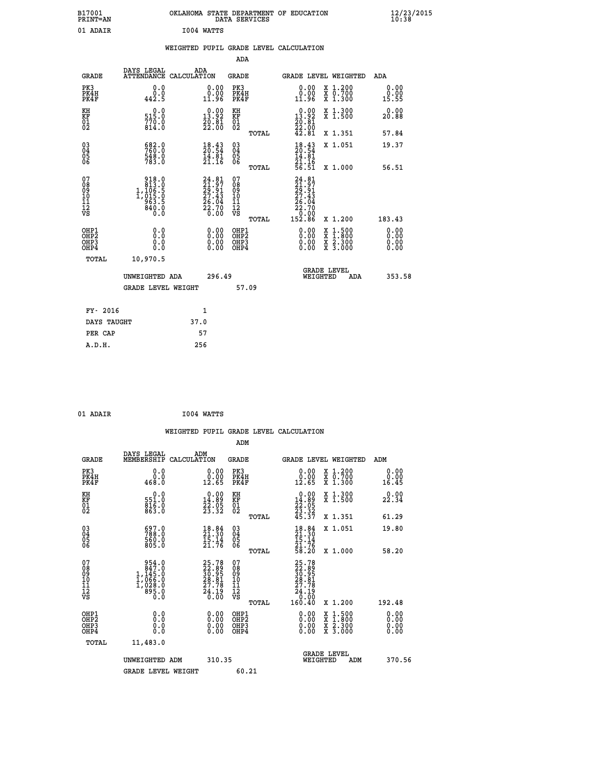B17001 OKLAHOMA STATE DEPARTMENT OF EDUCATION 12/23/2015
PRINT=AN DATA SERVICES 10:38

01 ADAIR I004 WATTS

## WEIGHTED PUPIL GRADE LEVEL CALCULATION

### ADA

| GRADE | DAYS LEGAL ATTENDANCE | ADA CALCULATION | GRADE | | GRADE LEVEL | WEIGHTED | ADA |
|---|---|---|---|---|---|---|---|
| PK3 | 0.0 | 0.00 | PK3 | | 0.00 | X 1.200 | 0.00 |
| PK4H | 0.0 | 0.00 | PK4H | | 0.00 | X 0.700 | 0.00 |
| PK4F | 442.5 | 11.96 | PK4F | | 11.96 | X 1.300 | 15.55 |
| KH | 0.0 | 0.00 | KH | | 0.00 | X 1.300 | 0.00 |
| KF | 515.0 | 13.92 | KF | | 13.92 | X 1.500 | 20.88 |
| 01 | 770.0 | 20.81 | 01 | | 20.81 | | |
| 02 | 814.0 | 22.00 | 02 | | 22.00 | | |
| | | | | TOTAL | 42.81 | X 1.351 | 57.84 |
| 03 | 682.0 | 18.43 | 03 | | 18.43 | X 1.051 | 19.37 |
| 04 | 760.0 | 20.54 | 04 | | 20.54 | | |
| 05 | 548.0 | 14.81 | 05 | | 14.81 | | |
| 06 | 783.0 | 21.16 | 06 | | 21.16 | | |
| | | | | TOTAL | 56.51 | X 1.000 | 56.51 |
| 07 | 918.0 | 24.81 | 07 | | 24.81 | | |
| 08 | 813.0 | 21.97 | 08 | | 21.97 | | |
| 09 | 1,106.5 | 29.91 | 09 | | 29.91 | | |
| 10 | 1,015.0 | 27.43 | 10 | | 27.43 | | |
| 11 | 963.5 | 26.04 | 11 | | 26.04 | | |
| 12 | 840.0 | 22.70 | 12 | | 22.70 | | |
| VS | 0.0 | 0.00 | VS | | 0.00 | | |
| | | | | TOTAL | 152.86 | X 1.200 | 183.43 |
| OHP1 | 0.0 | 0.00 | OHP1 | | 0.00 | X 1.500 | 0.00 |
| OHP2 | 0.0 | 0.00 | OHP2 | | 0.00 | X 1.800 | 0.00 |
| OHP3 | 0.0 | 0.00 | OHP3 | | 0.00 | X 2.300 | 0.00 |
| OHP4 | 0.0 | 0.00 | OHP4 | | 0.00 | X 3.000 | 0.00 |
| TOTAL | 10,970.5 | | | | | | |

UNWEIGHTED ADA 296.49 GRADE LEVEL WEIGHTED ADA 353.58

GRADE LEVEL WEIGHT 57.09

| FY- 2016 | 1 |
|---|---|
| DAYS TAUGHT | 37.0 |
| PER CAP | 57 |
| A.D.H. | 256 |

01 ADAIR I004 WATTS

## WEIGHTED PUPIL GRADE LEVEL CALCULATION

### ADM

| GRADE | DAYS LEGAL MEMBERSHIP | ADM CALCULATION | GRADE | | GRADE LEVEL | WEIGHTED | ADM |
|---|---|---|---|---|---|---|---|
| PK3 | 0.0 | 0.00 | PK3 | | 0.00 | X 1.200 | 0.00 |
| PK4H | 0.0 | 0.00 | PK4H | | 0.00 | X 0.700 | 0.00 |
| PK4F | 468.0 | 12.65 | PK4F | | 12.65 | X 1.300 | 16.45 |
| KH | 0.0 | 0.00 | KH | | 0.00 | X 1.300 | 0.00 |
| KF | 551.0 | 14.89 | KF | | 14.89 | X 1.500 | 22.34 |
| 01 | 816.0 | 22.05 | 01 | | 22.05 | | |
| 02 | 863.0 | 23.32 | 02 | | 23.32 | | |
| | | | | TOTAL | 45.37 | X 1.351 | 61.29 |
| 03 | 697.0 | 18.84 | 03 | | 18.84 | X 1.051 | 19.80 |
| 04 | 788.0 | 21.30 | 04 | | 21.30 | | |
| 05 | 560.0 | 15.14 | 05 | | 15.14 | | |
| 06 | 805.0 | 21.76 | 06 | | 21.76 | | |
| | | | | TOTAL | 58.20 | X 1.000 | 58.20 |
| 07 | 954.0 | 25.78 | 07 | | 25.78 | | |
| 08 | 847.0 | 22.89 | 08 | | 22.89 | | |
| 09 | 1,145.0 | 30.95 | 09 | | 30.95 | | |
| 10 | 1,066.0 | 28.81 | 10 | | 28.81 | | |
| 11 | 1,028.0 | 27.78 | 11 | | 27.78 | | |
| 12 | 895.0 | 24.19 | 12 | | 24.19 | | |
| VS | 0.0 | 0.00 | VS | | 0.00 | | |
| | | | | TOTAL | 160.40 | X 1.200 | 192.48 |
| OHP1 | 0.0 | 0.00 | OHP1 | | 0.00 | X 1.500 | 0.00 |
| OHP2 | 0.0 | 0.00 | OHP2 | | 0.00 | X 1.800 | 0.00 |
| OHP3 | 0.0 | 0.00 | OHP3 | | 0.00 | X 2.300 | 0.00 |
| OHP4 | 0.0 | 0.00 | OHP4 | | 0.00 | X 3.000 | 0.00 |
| TOTAL | 11,483.0 | | | | | | |

UNWEIGHTED ADM 310.35 GRADE LEVEL WEIGHTED ADM 370.56

GRADE LEVEL WEIGHT 60.21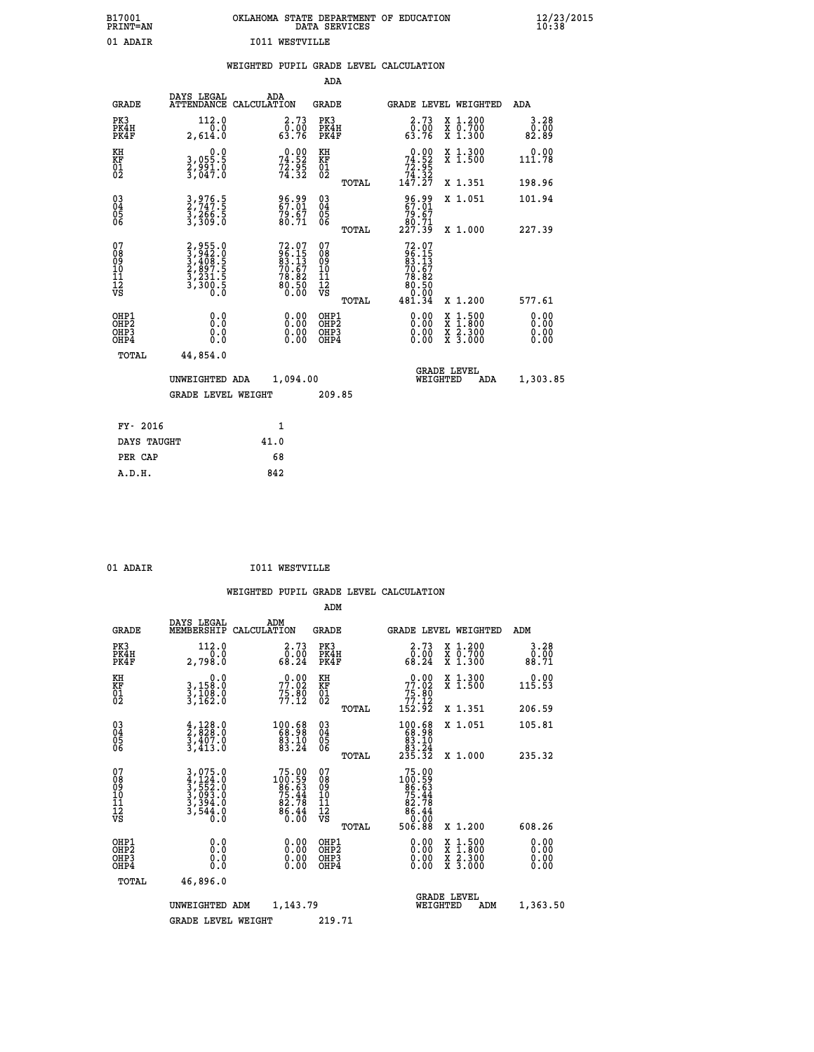B17001 OKLAHOMA STATE DEPARTMENT OF EDUCATION 12/23/2015
PRINT=AN DATA SERVICES 10:38

01 ADAIR I011 WESTVILLE

WEIGHTED PUPIL GRADE LEVEL CALCULATION

ADA

| GRADE | DAYS LEGAL ATTENDANCE | ADA CALCULATION | GRADE | GRADE LEVEL | WEIGHTED | ADA |
|---|---|---|---|---|---|---|
| PK3 | 112.0 | 2.73 | PK3 | 2.73 | X 1.200 | 3.28 |
| PK4H | 0.0 | 0.00 | PK4H | 0.00 | X 0.700 | 0.00 |
| PK4F | 2,614.0 | 63.76 | PK4F | 63.76 | X 1.300 | 82.89 |
| KH | 0.0 | 0.00 | KH | 0.00 | X 1.300 | 0.00 |
| KF | 3,055.5 | 74.52 | KF | 74.52 | X 1.500 | 111.78 |
| 01 | 2,991.0 | 72.95 | 01 | 72.95 | | |
| 02 | 3,047.0 | 74.32 | 02 | 74.32 | | |
| | | | TOTAL | 147.27 | X 1.351 | 198.96 |
| 03 | 3,976.5 | 96.99 | 03 | 96.99 | X 1.051 | 101.94 |
| 04 | 2,747.5 | 67.01 | 04 | 67.01 | | |
| 05 | 3,266.5 | 79.67 | 05 | 79.67 | | |
| 06 | 3,309.0 | 80.71 | 06 | 80.71 | | |
| | | | TOTAL | 227.39 | X 1.000 | 227.39 |
| 07 | 2,955.0 | 72.07 | 07 | 72.07 | | |
| 08 | 3,942.0 | 96.15 | 08 | 96.15 | | |
| 09 | 3,408.5 | 83.13 | 09 | 83.13 | | |
| 10 | 2,897.5 | 70.67 | 10 | 70.67 | | |
| 11 | 3,231.5 | 78.82 | 11 | 78.82 | | |
| 12 | 3,300.5 | 80.50 | 12 | 80.50 | | |
| VS | 0.0 | 0.00 | VS | 0.00 | | |
| | | | TOTAL | 481.34 | X 1.200 | 577.61 |
| OHP1 | 0.0 | 0.00 | OHP1 | 0.00 | X 1.500 | 0.00 |
| OHP2 | 0.0 | 0.00 | OHP2 | 0.00 | X 1.800 | 0.00 |
| OHP3 | 0.0 | 0.00 | OHP3 | 0.00 | X 2.300 | 0.00 |
| OHP4 | 0.0 | 0.00 | OHP4 | 0.00 | X 3.000 | 0.00 |
| TOTAL | 44,854.0 | | | | | |

UNWEIGHTED ADA 1,094.00 — GRADE LEVEL WEIGHTED ADA 1,303.85

GRADE LEVEL WEIGHT 209.85

| | |
|---|---|
| FY- 2016 | 1 |
| DAYS TAUGHT | 41.0 |
| PER CAP | 68 |
| A.D.H. | 842 |

01 ADAIR I011 WESTVILLE

WEIGHTED PUPIL GRADE LEVEL CALCULATION

ADM

| GRADE | DAYS LEGAL MEMBERSHIP | ADM CALCULATION | GRADE | GRADE LEVEL | WEIGHTED | ADM |
|---|---|---|---|---|---|---|
| PK3 | 112.0 | 2.73 | PK3 | 2.73 | X 1.200 | 3.28 |
| PK4H | 0.0 | 0.00 | PK4H | 0.00 | X 0.700 | 0.00 |
| PK4F | 2,798.0 | 68.24 | PK4F | 68.24 | X 1.300 | 88.71 |
| KH | 0.0 | 0.00 | KH | 0.00 | X 1.300 | 0.00 |
| KF | 3,158.0 | 77.02 | KF | 77.02 | X 1.500 | 115.53 |
| 01 | 3,108.0 | 75.80 | 01 | 75.80 | | |
| 02 | 3,162.0 | 77.12 | 02 | 77.12 | | |
| | | | TOTAL | 152.92 | X 1.351 | 206.59 |
| 03 | 4,128.0 | 100.68 | 03 | 100.68 | X 1.051 | 105.81 |
| 04 | 2,828.0 | 68.98 | 04 | 68.98 | | |
| 05 | 3,407.0 | 83.10 | 05 | 83.10 | | |
| 06 | 3,413.0 | 83.24 | 06 | 83.24 | | |
| | | | TOTAL | 235.32 | X 1.000 | 235.32 |
| 07 | 3,075.0 | 75.00 | 07 | 75.00 | | |
| 08 | 4,124.0 | 100.59 | 08 | 100.59 | | |
| 09 | 3,552.0 | 86.63 | 09 | 86.63 | | |
| 10 | 3,093.0 | 75.44 | 10 | 75.44 | | |
| 11 | 3,394.0 | 82.78 | 11 | 82.78 | | |
| 12 | 3,544.0 | 86.44 | 12 | 86.44 | | |
| VS | 0.0 | 0.00 | VS | 0.00 | | |
| | | | TOTAL | 506.88 | X 1.200 | 608.26 |
| OHP1 | 0.0 | 0.00 | OHP1 | 0.00 | X 1.500 | 0.00 |
| OHP2 | 0.0 | 0.00 | OHP2 | 0.00 | X 1.800 | 0.00 |
| OHP3 | 0.0 | 0.00 | OHP3 | 0.00 | X 2.300 | 0.00 |
| OHP4 | 0.0 | 0.00 | OHP4 | 0.00 | X 3.000 | 0.00 |
| TOTAL | 46,896.0 | | | | | |

UNWEIGHTED ADM 1,143.79 — GRADE LEVEL WEIGHTED ADM 1,363.50

GRADE LEVEL WEIGHT 219.71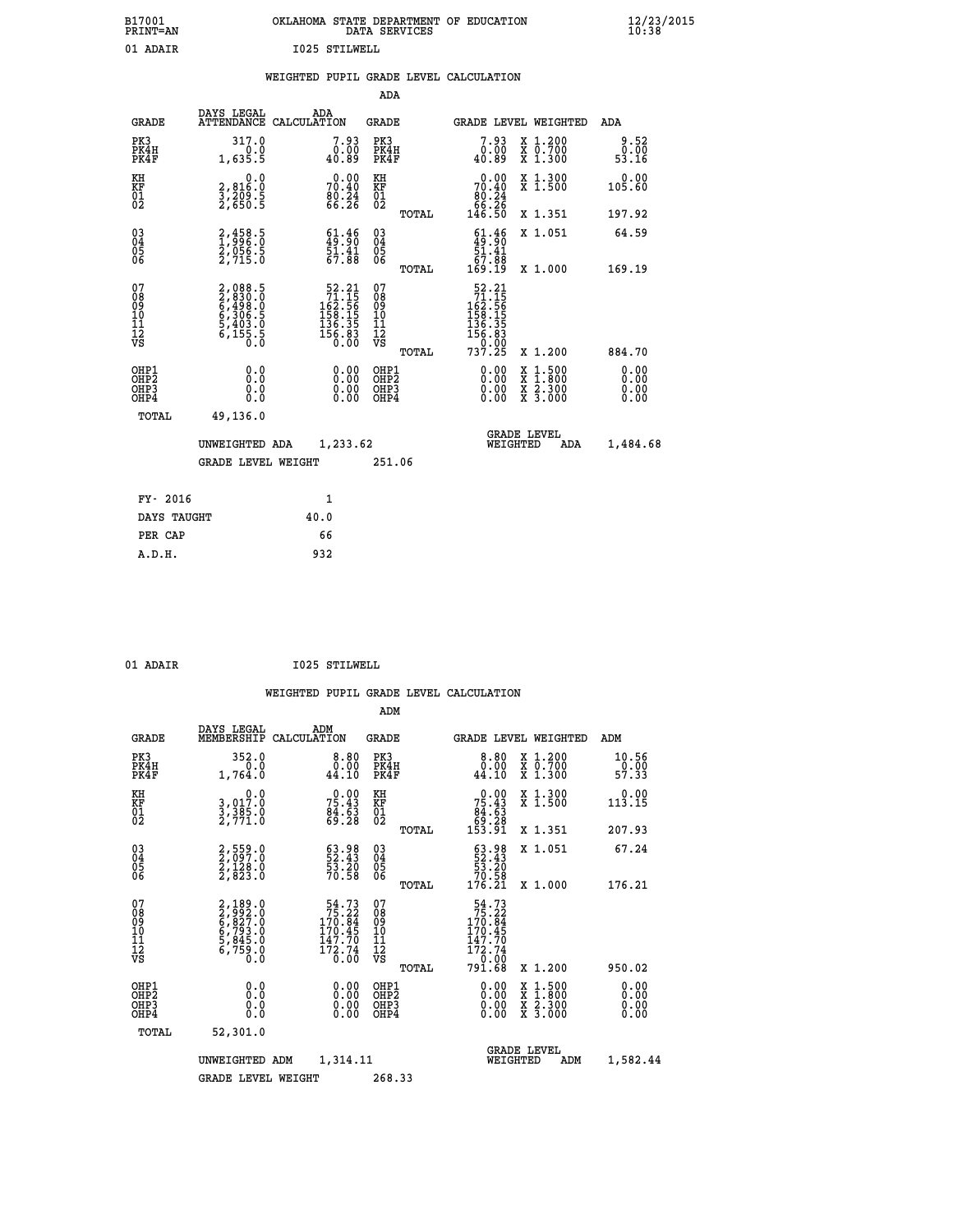B17001 OKLAHOMA STATE DEPARTMENT OF EDUCATION 12/23/2015
PRINT=AN DATA SERVICES 10:38

01 ADAIR I025 STILWELL

WEIGHTED PUPIL GRADE LEVEL CALCULATION

ADA

| GRADE | DAYS LEGAL ATTENDANCE | ADA CALCULATION | GRADE | | GRADE LEVEL | WEIGHTED | ADA |
|---|---|---|---|---|---|---|---|
| PK3 | 317.0 | 7.93 | PK3 | | 7.93 | X 1.200 | 9.52 |
| PK4H | 0.0 | 0.00 | PK4H | | 0.00 | X 0.700 | 0.00 |
| PK4F | 1,635.5 | 40.89 | PK4F | | 40.89 | X 1.300 | 53.16 |
| KH | 0.0 | 0.00 | KH | | 0.00 | X 1.300 | 0.00 |
| KF | 2,816.0 | 70.40 | KF | | 70.40 | X 1.500 | 105.60 |
| 01 | 3,209.5 | 80.24 | 01 | | 80.24 | | |
| 02 | 2,650.5 | 66.26 | 02 | | 66.26 | | |
| | | | | TOTAL | 146.50 | X 1.351 | 197.92 |
| 03 | 2,458.5 | 61.46 | 03 | | 61.46 | X 1.051 | 64.59 |
| 04 | 1,996.0 | 49.90 | 04 | | 49.90 | | |
| 05 | 2,056.5 | 51.41 | 05 | | 51.41 | | |
| 06 | 2,715.0 | 67.88 | 06 | | 67.88 | | |
| | | | | TOTAL | 169.19 | X 1.000 | 169.19 |
| 07 | 2,088.5 | 52.21 | 07 | | 52.21 | | |
| 08 | 2,830.0 | 71.15 | 08 | | 71.15 | | |
| 09 | 6,498.0 | 162.56 | 09 | | 162.56 | | |
| 10 | 6,306.5 | 158.15 | 10 | | 158.15 | | |
| 11 | 5,403.0 | 136.35 | 11 | | 136.35 | | |
| 12 | 6,155.5 | 156.83 | 12 | | 156.83 | | |
| VS | 0.0 | 0.00 | VS | | 0.00 | | |
| | | | | TOTAL | 737.25 | X 1.200 | 884.70 |
| OHP1 | 0.0 | 0.00 | OHP1 | | 0.00 | X 1.500 | 0.00 |
| OHP2 | 0.0 | 0.00 | OHP2 | | 0.00 | X 1.800 | 0.00 |
| OHP3 | 0.0 | 0.00 | OHP3 | | 0.00 | X 2.300 | 0.00 |
| OHP4 | 0.0 | 0.00 | OHP4 | | 0.00 | X 3.000 | 0.00 |
| TOTAL | 49,136.0 | | | | | | |

UNWEIGHTED ADA 1,233.62 GRADE LEVEL WEIGHTED ADA 1,484.68

GRADE LEVEL WEIGHT 251.06

| FY- 2016 | 1 |
|---|---|
| DAYS TAUGHT | 40.0 |
| PER CAP | 66 |
| A.D.H. | 932 |

01 ADAIR I025 STILWELL

WEIGHTED PUPIL GRADE LEVEL CALCULATION

ADM

| GRADE | DAYS LEGAL MEMBERSHIP | ADM CALCULATION | GRADE | | GRADE LEVEL | WEIGHTED | ADM |
|---|---|---|---|---|---|---|---|
| PK3 | 352.0 | 8.80 | PK3 | | 8.80 | X 1.200 | 10.56 |
| PK4H | 0.0 | 0.00 | PK4H | | 0.00 | X 0.700 | 0.00 |
| PK4F | 1,764.0 | 44.10 | PK4F | | 44.10 | X 1.300 | 57.33 |
| KH | 0.0 | 0.00 | KH | | 0.00 | X 1.300 | 0.00 |
| KF | 3,017.0 | 75.43 | KF | | 75.43 | X 1.500 | 113.15 |
| 01 | 3,385.0 | 84.63 | 01 | | 84.63 | | |
| 02 | 2,771.0 | 69.28 | 02 | | 69.28 | | |
| | | | | TOTAL | 153.91 | X 1.351 | 207.93 |
| 03 | 2,559.0 | 63.98 | 03 | | 63.98 | X 1.051 | 67.24 |
| 04 | 2,097.0 | 52.43 | 04 | | 52.43 | | |
| 05 | 2,128.0 | 53.20 | 05 | | 53.20 | | |
| 06 | 2,823.0 | 70.58 | 06 | | 70.58 | | |
| | | | | TOTAL | 176.21 | X 1.000 | 176.21 |
| 07 | 2,189.0 | 54.73 | 07 | | 54.73 | | |
| 08 | 2,992.0 | 75.22 | 08 | | 75.22 | | |
| 09 | 6,827.0 | 170.84 | 09 | | 170.84 | | |
| 10 | 6,793.0 | 170.45 | 10 | | 170.45 | | |
| 11 | 5,845.0 | 147.70 | 11 | | 147.70 | | |
| 12 | 6,759.0 | 172.74 | 12 | | 172.74 | | |
| VS | 0.0 | 0.00 | VS | | 0.00 | | |
| | | | | TOTAL | 791.68 | X 1.200 | 950.02 |
| OHP1 | 0.0 | 0.00 | OHP1 | | 0.00 | X 1.500 | 0.00 |
| OHP2 | 0.0 | 0.00 | OHP2 | | 0.00 | X 1.800 | 0.00 |
| OHP3 | 0.0 | 0.00 | OHP3 | | 0.00 | X 2.300 | 0.00 |
| OHP4 | 0.0 | 0.00 | OHP4 | | 0.00 | X 3.000 | 0.00 |
| TOTAL | 52,301.0 | | | | | | |

UNWEIGHTED ADM 1,314.11 GRADE LEVEL WEIGHTED ADM 1,582.44

GRADE LEVEL WEIGHT 268.33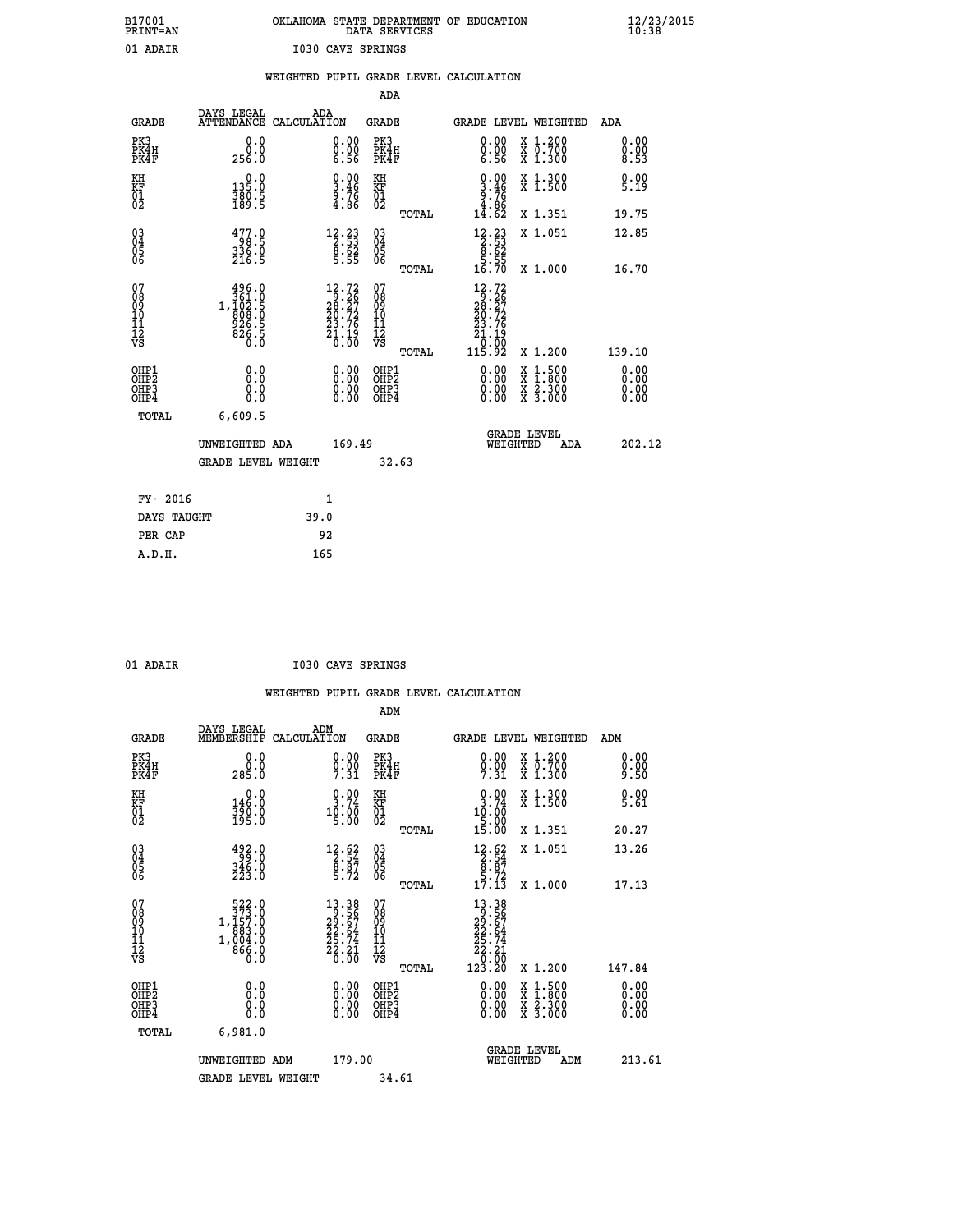B17001 PRINT=AN — OKLAHOMA STATE DEPARTMENT OF EDUCATION DATA SERVICES — 12/23/2015 10:38

01 ADAIR — I030 CAVE SPRINGS

WEIGHTED PUPIL GRADE LEVEL CALCULATION

ADA

| GRADE | DAYS LEGAL ATTENDANCE | ADA CALCULATION | GRADE | | GRADE LEVEL | WEIGHTED | ADA |
|---|---|---|---|---|---|---|---|
| PK3 | 0.0 | 0.00 | PK3 | | 0.00 | X 1.200 | 0.00 |
| PK4H | 0.0 | 0.00 | PK4H | | 0.00 | X 0.700 | 0.00 |
| PK4F | 256.0 | 6.56 | PK4F | | 6.56 | X 1.300 | 8.53 |
| KH | 0.0 | 0.00 | KH | | 0.00 | X 1.300 | 0.00 |
| KF | 135.0 | 3.46 | KF | | 3.46 | X 1.500 | 5.19 |
| 01 | 380.5 | 9.76 | 01 | | 9.76 | | |
| 02 | 189.5 | 4.86 | 02 | | 4.86 | | |
| | | | | TOTAL | 14.62 | X 1.351 | 19.75 |
| 03 | 477.0 | 12.23 | 03 | | 12.23 | X 1.051 | 12.85 |
| 04 | 98.5 | 2.53 | 04 | | 2.53 | | |
| 05 | 336.0 | 8.62 | 05 | | 8.62 | | |
| 06 | 216.5 | 5.55 | 06 | | 5.55 | | |
| | | | | TOTAL | 16.70 | X 1.000 | 16.70 |
| 07 | 496.0 | 12.72 | 07 | | 12.72 | | |
| 08 | 361.0 | 9.26 | 08 | | 9.26 | | |
| 09 | 1,102.5 | 28.27 | 09 | | 28.27 | | |
| 10 | 808.0 | 20.72 | 10 | | 20.72 | | |
| 11 | 926.5 | 23.76 | 11 | | 23.76 | | |
| 12 | 826.5 | 21.19 | 12 | | 21.19 | | |
| VS | 0.0 | 0.00 | VS | | 0.00 | | |
| | | | | TOTAL | 115.92 | X 1.200 | 139.10 |
| OHP1 | 0.0 | 0.00 | OHP1 | | 0.00 | X 1.500 | 0.00 |
| OHP2 | 0.0 | 0.00 | OHP2 | | 0.00 | X 1.800 | 0.00 |
| OHP3 | 0.0 | 0.00 | OHP3 | | 0.00 | X 2.300 | 0.00 |
| OHP4 | 0.0 | 0.00 | OHP4 | | 0.00 | X 3.000 | 0.00 |
| TOTAL | 6,609.5 | | | | | | |

UNWEIGHTED ADA 169.49 — GRADE LEVEL WEIGHTED ADA 202.12

GRADE LEVEL WEIGHT 32.63

| | |
|---|---|
| FY- 2016 | 1 |
| DAYS TAUGHT | 39.0 |
| PER CAP | 92 |
| A.D.H. | 165 |

01 ADAIR — I030 CAVE SPRINGS

WEIGHTED PUPIL GRADE LEVEL CALCULATION

ADM

| GRADE | DAYS LEGAL MEMBERSHIP | ADM CALCULATION | GRADE | | GRADE LEVEL | WEIGHTED | ADM |
|---|---|---|---|---|---|---|---|
| PK3 | 0.0 | 0.00 | PK3 | | 0.00 | X 1.200 | 0.00 |
| PK4H | 0.0 | 0.00 | PK4H | | 0.00 | X 0.700 | 0.00 |
| PK4F | 285.0 | 7.31 | PK4F | | 7.31 | X 1.300 | 9.50 |
| KH | 0.0 | 0.00 | KH | | 0.00 | X 1.300 | 0.00 |
| KF | 146.0 | 3.74 | KF | | 3.74 | X 1.500 | 5.61 |
| 01 | 390.0 | 10.00 | 01 | | 10.00 | | |
| 02 | 195.0 | 5.00 | 02 | | 5.00 | | |
| | | | | TOTAL | 15.00 | X 1.351 | 20.27 |
| 03 | 492.0 | 12.62 | 03 | | 12.62 | X 1.051 | 13.26 |
| 04 | 99.0 | 2.54 | 04 | | 2.54 | | |
| 05 | 346.0 | 8.87 | 05 | | 8.87 | | |
| 06 | 223.0 | 5.72 | 06 | | 5.72 | | |
| | | | | TOTAL | 17.13 | X 1.000 | 17.13 |
| 07 | 522.0 | 13.38 | 07 | | 13.38 | | |
| 08 | 373.0 | 9.56 | 08 | | 9.56 | | |
| 09 | 1,157.0 | 29.67 | 09 | | 29.67 | | |
| 10 | 883.0 | 22.64 | 10 | | 22.64 | | |
| 11 | 1,004.0 | 25.74 | 11 | | 25.74 | | |
| 12 | 866.0 | 22.21 | 12 | | 22.21 | | |
| VS | 0.0 | 0.00 | VS | | 0.00 | | |
| | | | | TOTAL | 123.20 | X 1.200 | 147.84 |
| OHP1 | 0.0 | 0.00 | OHP1 | | 0.00 | X 1.500 | 0.00 |
| OHP2 | 0.0 | 0.00 | OHP2 | | 0.00 | X 1.800 | 0.00 |
| OHP3 | 0.0 | 0.00 | OHP3 | | 0.00 | X 2.300 | 0.00 |
| OHP4 | 0.0 | 0.00 | OHP4 | | 0.00 | X 3.000 | 0.00 |
| TOTAL | 6,981.0 | | | | | | |

UNWEIGHTED ADM 179.00 — GRADE LEVEL WEIGHTED ADM 213.61

GRADE LEVEL WEIGHT 34.61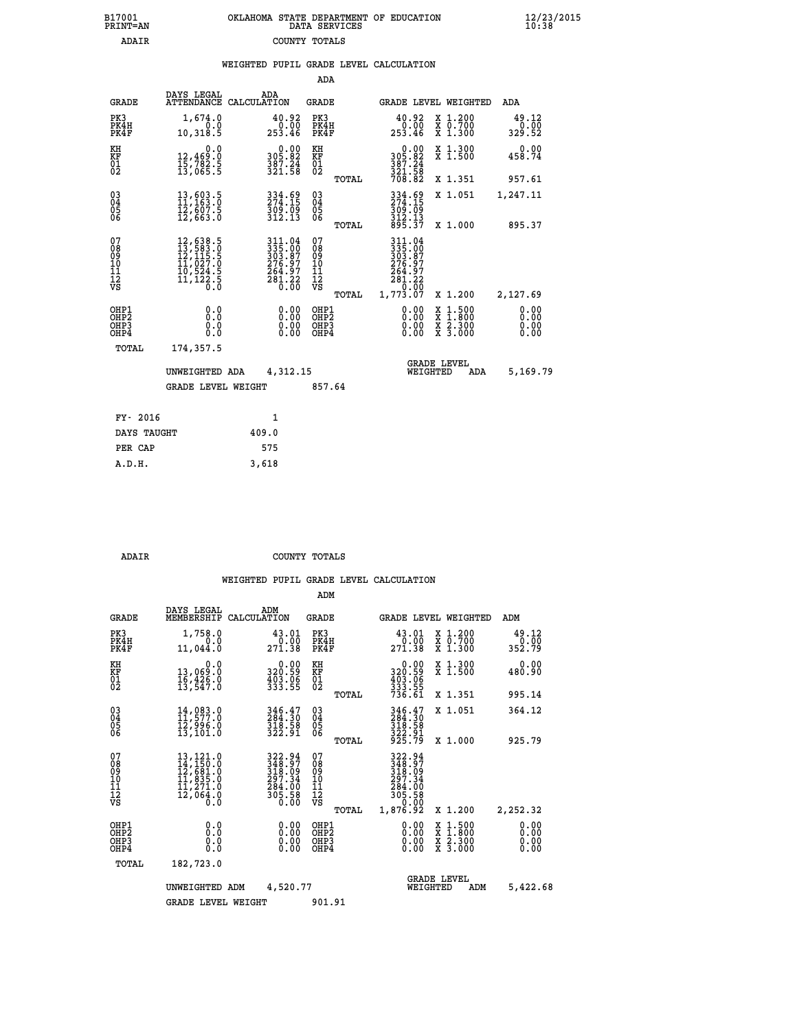B17001 OKLAHOMA STATE DEPARTMENT OF EDUCATION 12/23/2015
PRINT=AN DATA SERVICES 10:38

ADAIR COUNTY TOTALS

WEIGHTED PUPIL GRADE LEVEL CALCULATION

ADA

| GRADE | DAYS LEGAL ATTENDANCE | ADA CALCULATION | GRADE | | GRADE LEVEL | WEIGHTED | ADA |
|---|---|---|---|---|---|---|---|
| PK3 | 1,674.0 | 40.92 | PK3 | | 40.92 | X 1.200 | 49.12 |
| PK4H | 0.0 | 0.00 | PK4H | | 0.00 | X 0.700 | 0.00 |
| PK4F | 10,318.5 | 253.46 | PK4F | | 253.46 | X 1.300 | 329.52 |
| KH | 0.0 | 0.00 | KH | | 0.00 | X 1.300 | 0.00 |
| KF | 12,469.0 | 305.82 | KF | | 305.82 | X 1.500 | 458.74 |
| 01 | 15,782.5 | 387.24 | 01 | | 387.24 | | |
| 02 | 13,065.5 | 321.58 | 02 | | 321.58 | | |
| | | | | TOTAL | 708.82 | X 1.351 | 957.61 |
| 03 | 13,603.5 | 334.69 | 03 | | 334.69 | X 1.051 | 1,247.11 |
| 04 | 11,163.0 | 274.15 | 04 | | 274.15 | | |
| 05 | 12,607.5 | 309.09 | 05 | | 309.09 | | |
| 06 | 12,663.0 | 312.13 | 06 | | 312.13 | | |
| | | | | TOTAL | 895.37 | X 1.000 | 895.37 |
| 07 | 12,638.5 | 311.04 | 07 | | 311.04 | | |
| 08 | 13,583.0 | 335.00 | 08 | | 335.00 | | |
| 09 | 12,115.5 | 303.87 | 09 | | 303.87 | | |
| 10 | 11,027.0 | 276.97 | 10 | | 276.97 | | |
| 11 | 10,524.5 | 264.97 | 11 | | 264.97 | | |
| 12 | 11,122.5 | 281.22 | 12 | | 281.22 | | |
| VS | 0.0 | 0.00 | VS | | 0.00 | | |
| | | | | TOTAL | 1,773.07 | X 1.200 | 2,127.69 |
| OHP1 | 0.0 | 0.00 | OHP1 | | 0.00 | X 1.500 | 0.00 |
| OHP2 | 0.0 | 0.00 | OHP2 | | 0.00 | X 1.800 | 0.00 |
| OHP3 | 0.0 | 0.00 | OHP3 | | 0.00 | X 2.300 | 0.00 |
| OHP4 | 0.0 | 0.00 | OHP4 | | 0.00 | X 3.000 | 0.00 |
| TOTAL | 174,357.5 | | | | | | |

UNWEIGHTED ADA 4,312.15 GRADE LEVEL WEIGHTED ADA 5,169.79

GRADE LEVEL WEIGHT 857.64

| FY- 2016 | 1 |
|---|---|
| DAYS TAUGHT | 409.0 |
| PER CAP | 575 |
| A.D.H. | 3,618 |

ADAIR COUNTY TOTALS

WEIGHTED PUPIL GRADE LEVEL CALCULATION

ADM

| GRADE | DAYS LEGAL MEMBERSHIP | ADM CALCULATION | GRADE | | GRADE LEVEL | WEIGHTED | ADM |
|---|---|---|---|---|---|---|---|
| PK3 | 1,758.0 | 43.01 | PK3 | | 43.01 | X 1.200 | 49.12 |
| PK4H | 0.0 | 0.00 | PK4H | | 0.00 | X 0.700 | 0.00 |
| PK4F | 11,044.0 | 271.38 | PK4F | | 271.38 | X 1.300 | 352.79 |
| KH | 0.0 | 0.00 | KH | | 0.00 | X 1.300 | 0.00 |
| KF | 13,069.0 | 320.59 | KF | | 320.59 | X 1.500 | 480.90 |
| 01 | 16,426.0 | 403.06 | 01 | | 403.06 | | |
| 02 | 13,547.0 | 333.55 | 02 | | 333.55 | | |
| | | | | TOTAL | 736.61 | X 1.351 | 995.14 |
| 03 | 14,083.0 | 346.47 | 03 | | 346.47 | X 1.051 | 364.12 |
| 04 | 11,577.0 | 284.30 | 04 | | 284.30 | | |
| 05 | 12,996.0 | 318.58 | 05 | | 318.58 | | |
| 06 | 13,101.0 | 322.91 | 06 | | 322.91 | | |
| | | | | TOTAL | 925.79 | X 1.000 | 925.79 |
| 07 | 13,121.0 | 322.94 | 07 | | 322.94 | | |
| 08 | 14,150.0 | 348.97 | 08 | | 348.97 | | |
| 09 | 12,681.0 | 318.09 | 09 | | 318.09 | | |
| 10 | 11,835.0 | 297.34 | 10 | | 297.34 | | |
| 11 | 11,271.0 | 284.00 | 11 | | 284.00 | | |
| 12 | 12,064.0 | 305.58 | 12 | | 305.58 | | |
| VS | 0.0 | 0.00 | VS | | 0.00 | | |
| | | | | TOTAL | 1,876.92 | X 1.200 | 2,252.32 |
| OHP1 | 0.0 | 0.00 | OHP1 | | 0.00 | X 1.500 | 0.00 |
| OHP2 | 0.0 | 0.00 | OHP2 | | 0.00 | X 1.800 | 0.00 |
| OHP3 | 0.0 | 0.00 | OHP3 | | 0.00 | X 2.300 | 0.00 |
| OHP4 | 0.0 | 0.00 | OHP4 | | 0.00 | X 3.000 | 0.00 |
| TOTAL | 182,723.0 | | | | | | |

UNWEIGHTED ADM 4,520.77 GRADE LEVEL WEIGHTED ADM 5,422.68

GRADE LEVEL WEIGHT 901.91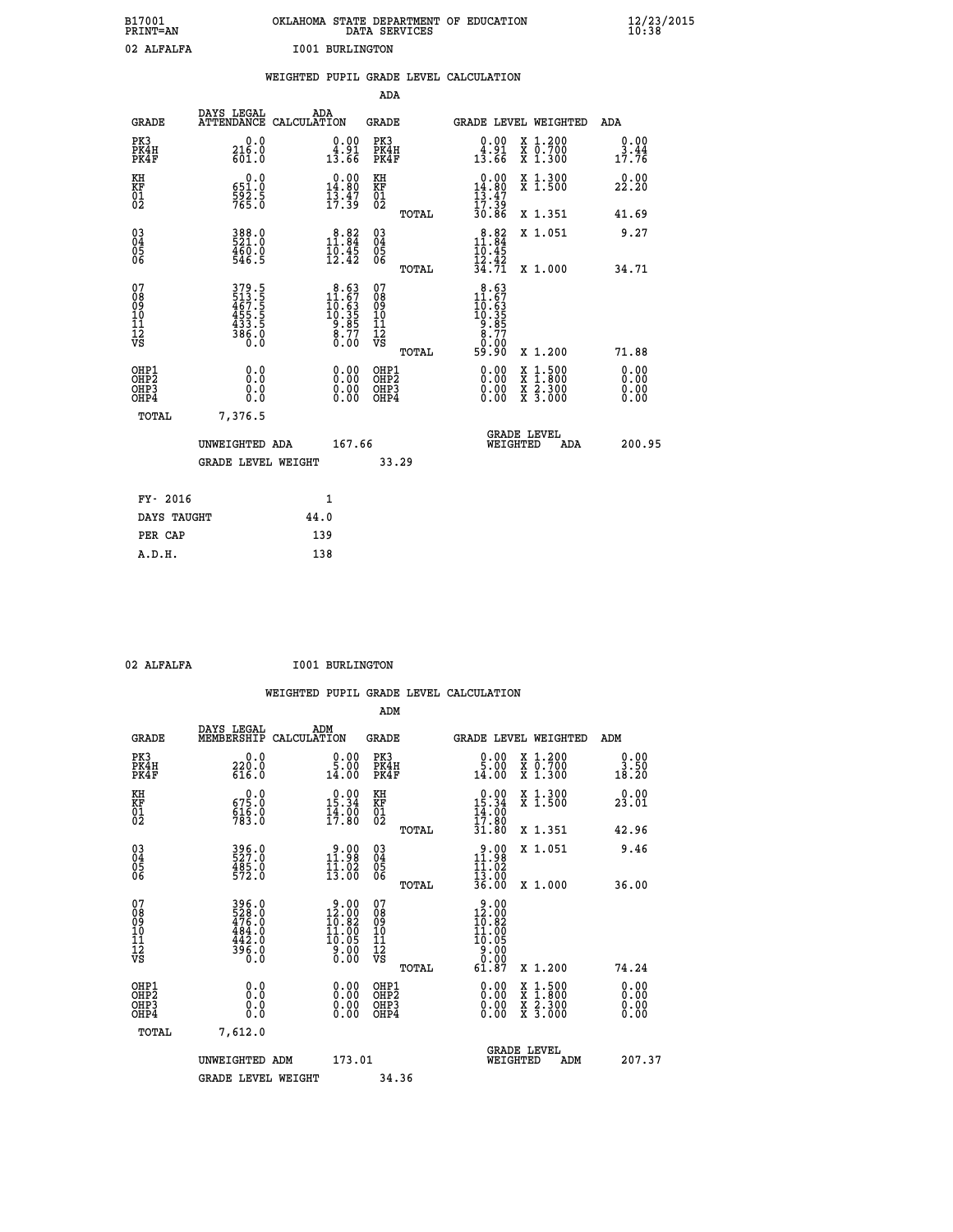B17001 OKLAHOMA STATE DEPARTMENT OF EDUCATION 12/23/2015
PRINT=AN DATA SERVICES 10:38

02 ALFALFA I001 BURLINGTON

## WEIGHTED PUPIL GRADE LEVEL CALCULATION

### ADA

| GRADE | DAYS LEGAL ATTENDANCE | ADA CALCULATION | GRADE | GRADE LEVEL | WEIGHTED | ADA |
|---|---|---|---|---|---|---|
| PK3 | 0.0 | 0.00 | PK3 | 0.00 | X 1.200 | 0.00 |
| PK4H | 216.0 | 4.91 | PK4H | 4.91 | X 0.700 | 3.44 |
| PK4F | 601.0 | 13.66 | PK4F | 13.66 | X 1.300 | 17.76 |
| KH | 0.0 | 0.00 | KH | 0.00 | X 1.300 | 0.00 |
| KF | 651.0 | 14.80 | KF | 14.80 | X 1.500 | 22.20 |
| 01 | 592.5 | 13.47 | 01 | 13.47 | | |
| 02 | 765.0 | 17.39 | 02 | 17.39 | | |
| | | | TOTAL | 30.86 | X 1.351 | 41.69 |
| 03 | 388.0 | 8.82 | 03 | 8.82 | X 1.051 | 9.27 |
| 04 | 521.0 | 11.84 | 04 | 11.84 | | |
| 05 | 460.0 | 10.45 | 05 | 10.45 | | |
| 06 | 546.5 | 12.42 | 06 | 12.42 | | |
| | | | TOTAL | 34.71 | X 1.000 | 34.71 |
| 07 | 379.5 | 8.63 | 07 | 8.63 | | |
| 08 | 513.5 | 11.67 | 08 | 11.67 | | |
| 09 | 467.5 | 10.63 | 09 | 10.63 | | |
| 10 | 455.5 | 10.35 | 10 | 10.35 | | |
| 11 | 433.5 | 9.85 | 11 | 9.85 | | |
| 12 | 386.0 | 8.77 | 12 | 8.77 | | |
| VS | 0.0 | 0.00 | VS | 0.00 | | |
| | | | TOTAL | 59.90 | X 1.200 | 71.88 |
| OHP1 | 0.0 | 0.00 | OHP1 | 0.00 | X 1.500 | 0.00 |
| OHP2 | 0.0 | 0.00 | OHP2 | 0.00 | X 1.800 | 0.00 |
| OHP3 | 0.0 | 0.00 | OHP3 | 0.00 | X 2.300 | 0.00 |
| OHP4 | 0.0 | 0.00 | OHP4 | 0.00 | X 3.000 | 0.00 |
| TOTAL | 7,376.5 | | | | | |

UNWEIGHTED ADA 167.66 GRADE LEVEL WEIGHTED ADA 200.95

GRADE LEVEL WEIGHT 33.29

| FY- 2016 | 1 |
|---|---|
| DAYS TAUGHT | 44.0 |
| PER CAP | 139 |
| A.D.H. | 138 |

02 ALFALFA I001 BURLINGTON

## WEIGHTED PUPIL GRADE LEVEL CALCULATION

### ADM

| GRADE | DAYS LEGAL MEMBERSHIP | ADM CALCULATION | GRADE | GRADE LEVEL | WEIGHTED | ADM |
|---|---|---|---|---|---|---|
| PK3 | 0.0 | 0.00 | PK3 | 0.00 | X 1.200 | 0.00 |
| PK4H | 220.0 | 5.00 | PK4H | 5.00 | X 0.700 | 3.50 |
| PK4F | 616.0 | 14.00 | PK4F | 14.00 | X 1.300 | 18.20 |
| KH | 0.0 | 0.00 | KH | 0.00 | X 1.300 | 0.00 |
| KF | 675.0 | 15.34 | KF | 15.34 | X 1.500 | 23.01 |
| 01 | 616.0 | 14.00 | 01 | 14.00 | | |
| 02 | 783.0 | 17.80 | 02 | 17.80 | | |
| | | | TOTAL | 31.80 | X 1.351 | 42.96 |
| 03 | 396.0 | 9.00 | 03 | 9.00 | X 1.051 | 9.46 |
| 04 | 527.0 | 11.98 | 04 | 11.98 | | |
| 05 | 485.0 | 11.02 | 05 | 11.02 | | |
| 06 | 572.0 | 13.00 | 06 | 13.00 | | |
| | | | TOTAL | 36.00 | X 1.000 | 36.00 |
| 07 | 396.0 | 9.00 | 07 | 9.00 | | |
| 08 | 528.0 | 12.00 | 08 | 12.00 | | |
| 09 | 476.0 | 10.82 | 09 | 10.82 | | |
| 10 | 484.0 | 11.00 | 10 | 11.00 | | |
| 11 | 442.0 | 10.05 | 11 | 10.05 | | |
| 12 | 396.0 | 9.00 | 12 | 9.00 | | |
| VS | 0.0 | 0.00 | VS | 0.00 | | |
| | | | TOTAL | 61.87 | X 1.200 | 74.24 |
| OHP1 | 0.0 | 0.00 | OHP1 | 0.00 | X 1.500 | 0.00 |
| OHP2 | 0.0 | 0.00 | OHP2 | 0.00 | X 1.800 | 0.00 |
| OHP3 | 0.0 | 0.00 | OHP3 | 0.00 | X 2.300 | 0.00 |
| OHP4 | 0.0 | 0.00 | OHP4 | 0.00 | X 3.000 | 0.00 |
| TOTAL | 7,612.0 | | | | | |

UNWEIGHTED ADM 173.01 GRADE LEVEL WEIGHTED ADM 207.37

GRADE LEVEL WEIGHT 34.36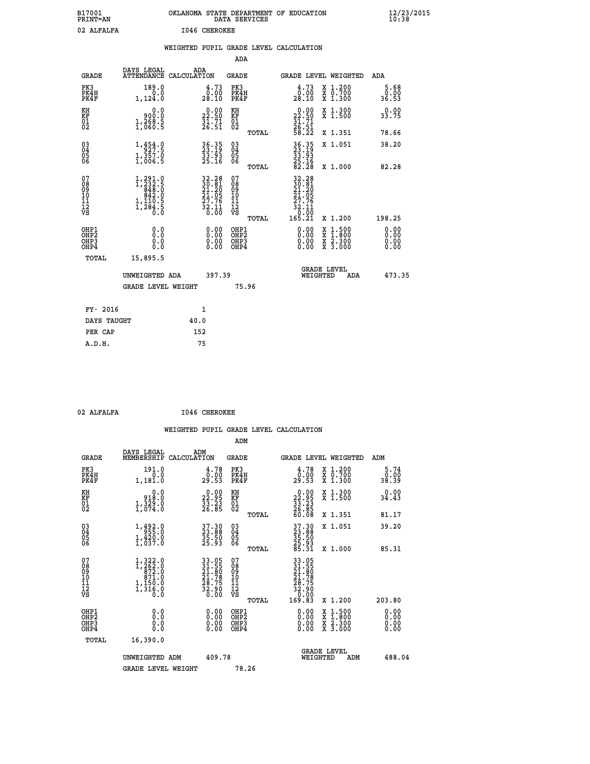B17001 OKLAHOMA STATE DEPARTMENT OF EDUCATION 12/23/2015
PRINT=AN DATA SERVICES 10:38

02 ALFALFA I046 CHEROKEE

WEIGHTED PUPIL GRADE LEVEL CALCULATION

ADA

| GRADE | DAYS LEGAL ATTENDANCE | ADA CALCULATION | GRADE | | GRADE LEVEL | WEIGHTED | ADA |
|---|---|---|---|---|---|---|---|
| PK3 | 189.0 | 4.73 | PK3 | | 4.73 | X 1.200 | 5.68 |
| PK4H | 0.0 | 0.00 | PK4H | | 0.00 | X 0.700 | 0.00 |
| PK4F | 1,124.0 | 28.10 | PK4F | | 28.10 | X 1.300 | 36.53 |
| KH | 0.0 | 0.00 | KH | | 0.00 | X 1.300 | 0.00 |
| KF | 900.0 | 22.50 | KF | | 22.50 | X 1.500 | 33.75 |
| 01 | 1,268.5 | 31.71 | 01 | | 31.71 | | |
| 02 | 1,060.5 | 26.51 | 02 | | 26.51 | | |
| | | | | TOTAL | 58.22 | X 1.351 | 78.66 |
| 03 | 1,454.0 | 36.35 | 03 | | 36.35 | X 1.051 | 38.20 |
| 04 | 927.5 | 23.19 | 04 | | 23.19 | | |
| 05 | 1,357.0 | 33.93 | 05 | | 33.93 | | |
| 06 | 1,006.5 | 25.16 | 06 | | 25.16 | | |
| | | | | TOTAL | 82.28 | X 1.000 | 82.28 |
| 07 | 1,291.0 | 32.28 | 07 | | 32.28 | | |
| 08 | 1,232.5 | 30.81 | 08 | | 30.81 | | |
| 09 | 848.0 | 21.20 | 09 | | 21.20 | | |
| 10 | 842.0 | 21.05 | 10 | | 21.05 | | |
| 11 | 1,110.5 | 27.76 | 11 | | 27.76 | | |
| 12 | 1,284.5 | 32.11 | 12 | | 32.11 | | |
| VS | 0.0 | 0.00 | VS | | 0.00 | | |
| | | | | TOTAL | 165.21 | X 1.200 | 198.25 |
| OHP1 | 0.0 | 0.00 | OHP1 | | 0.00 | X 1.500 | 0.00 |
| OHP2 | 0.0 | 0.00 | OHP2 | | 0.00 | X 1.800 | 0.00 |
| OHP3 | 0.0 | 0.00 | OHP3 | | 0.00 | X 2.300 | 0.00 |
| OHP4 | 0.0 | 0.00 | OHP4 | | 0.00 | X 3.000 | 0.00 |
| TOTAL | 15,895.5 | | | | | | |

UNWEIGHTED ADA 397.39 GRADE LEVEL WEIGHTED ADA 473.35

GRADE LEVEL WEIGHT 75.96

| FY- 2016 | 1 |
|---|---|
| DAYS TAUGHT | 40.0 |
| PER CAP | 152 |
| A.D.H. | 75 |

02 ALFALFA I046 CHEROKEE

WEIGHTED PUPIL GRADE LEVEL CALCULATION

ADM

| GRADE | DAYS LEGAL MEMBERSHIP | ADM CALCULATION | GRADE | | GRADE LEVEL | WEIGHTED | ADM |
|---|---|---|---|---|---|---|---|
| PK3 | 191.0 | 4.78 | PK3 | | 4.78 | X 1.200 | 5.74 |
| PK4H | 0.0 | 0.00 | PK4H | | 0.00 | X 0.700 | 0.00 |
| PK4F | 1,181.0 | 29.53 | PK4F | | 29.53 | X 1.300 | 38.39 |
| KH | 0.0 | 0.00 | KH | | 0.00 | X 1.300 | 0.00 |
| KF | 918.0 | 22.95 | KF | | 22.95 | X 1.500 | 34.43 |
| 01 | 1,329.0 | 33.23 | 01 | | 33.23 | | |
| 02 | 1,074.0 | 26.85 | 02 | | 26.85 | | |
| | | | | TOTAL | 60.08 | X 1.351 | 81.17 |
| 03 | 1,492.0 | 37.30 | 03 | | 37.30 | X 1.051 | 39.20 |
| 04 | 955.0 | 23.88 | 04 | | 23.88 | | |
| 05 | 1,420.0 | 35.50 | 05 | | 35.50 | | |
| 06 | 1,037.0 | 25.93 | 06 | | 25.93 | | |
| | | | | TOTAL | 85.31 | X 1.000 | 85.31 |
| 07 | 1,322.0 | 33.05 | 07 | | 33.05 | | |
| 08 | 1,262.0 | 31.55 | 08 | | 31.55 | | |
| 09 | 872.0 | 21.80 | 09 | | 21.80 | | |
| 10 | 871.0 | 21.78 | 10 | | 21.78 | | |
| 11 | 1,150.0 | 28.75 | 11 | | 28.75 | | |
| 12 | 1,316.0 | 32.90 | 12 | | 32.90 | | |
| VS | 0.0 | 0.00 | VS | | 0.00 | | |
| | | | | TOTAL | 169.83 | X 1.200 | 203.80 |
| OHP1 | 0.0 | 0.00 | OHP1 | | 0.00 | X 1.500 | 0.00 |
| OHP2 | 0.0 | 0.00 | OHP2 | | 0.00 | X 1.800 | 0.00 |
| OHP3 | 0.0 | 0.00 | OHP3 | | 0.00 | X 2.300 | 0.00 |
| OHP4 | 0.0 | 0.00 | OHP4 | | 0.00 | X 3.000 | 0.00 |
| TOTAL | 16,390.0 | | | | | | |

UNWEIGHTED ADM 409.78 GRADE LEVEL WEIGHTED ADM 488.04

GRADE LEVEL WEIGHT 78.26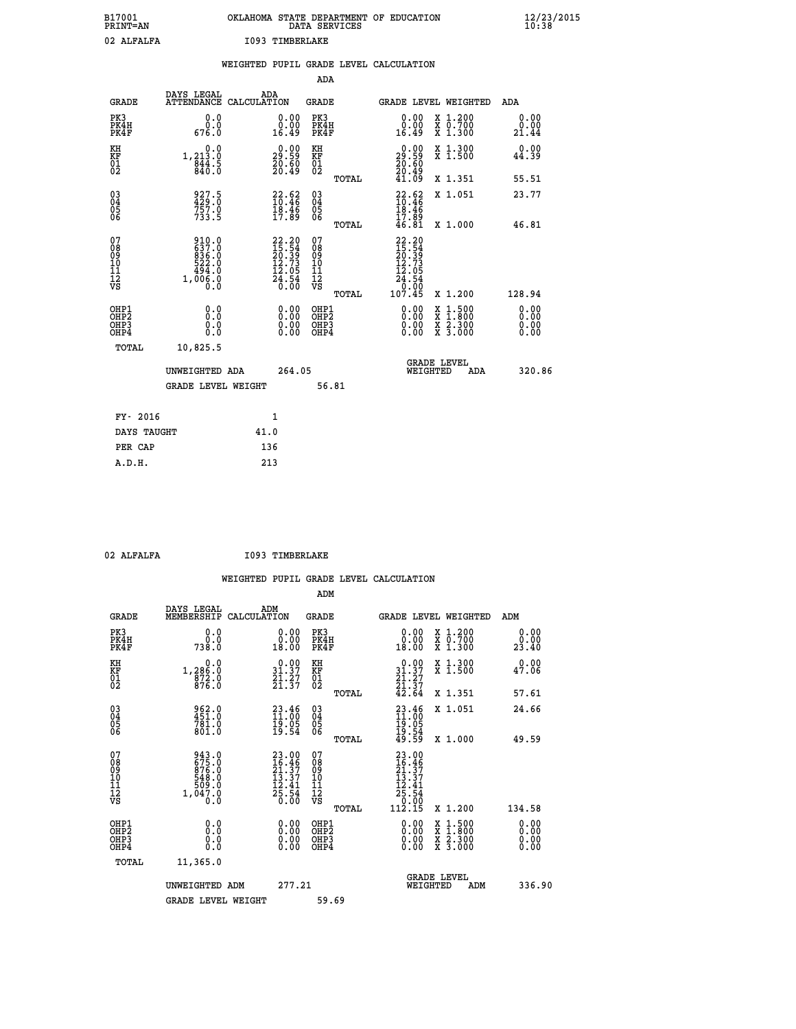B17001 OKLAHOMA STATE DEPARTMENT OF EDUCATION 12/23/2015
PRINT=AN DATA SERVICES 10:38

02 ALFALFA I093 TIMBERLAKE

## WEIGHTED PUPIL GRADE LEVEL CALCULATION

### ADA

| GRADE | DAYS LEGAL ATTENDANCE | ADA CALCULATION | GRADE | GRADE LEVEL | WEIGHTED | ADA |
|---|---|---|---|---|---|---|
| PK3 | 0.0 | 0.00 | PK3 | 0.00 | X 1.200 | 0.00 |
| PK4H | 0.0 | 0.00 | PK4H | 0.00 | X 0.700 | 0.00 |
| PK4F | 676.0 | 16.49 | PK4F | 16.49 | X 1.300 | 21.44 |
| KH | 0.0 | 0.00 | KH | 0.00 | X 1.300 | 0.00 |
| KF | 1,213.0 | 29.59 | KF | 29.59 | X 1.500 | 44.39 |
| 01 | 844.5 | 20.60 | 01 | 20.60 | | |
| 02 | 840.0 | 20.49 | 02 | 20.49 | | |
| | | | TOTAL | 41.09 | X 1.351 | 55.51 |
| 03 | 927.5 | 22.62 | 03 | 22.62 | X 1.051 | 23.77 |
| 04 | 429.0 | 10.46 | 04 | 10.46 | | |
| 05 | 757.0 | 18.46 | 05 | 18.46 | | |
| 06 | 733.5 | 17.89 | 06 | 17.89 | | |
| | | | TOTAL | 46.81 | X 1.000 | 46.81 |
| 07 | 910.0 | 22.20 | 07 | 22.20 | | |
| 08 | 637.0 | 15.54 | 08 | 15.54 | | |
| 09 | 836.0 | 20.39 | 09 | 20.39 | | |
| 10 | 522.0 | 12.73 | 10 | 12.73 | | |
| 11 | 494.0 | 12.05 | 11 | 12.05 | | |
| 12 | 1,006.0 | 24.54 | 12 | 24.54 | | |
| VS | 0.0 | 0.00 | VS | 0.00 | | |
| | | | TOTAL | 107.45 | X 1.200 | 128.94 |
| OHP1 | 0.0 | 0.00 | OHP1 | 0.00 | X 1.500 | 0.00 |
| OHP2 | 0.0 | 0.00 | OHP2 | 0.00 | X 1.800 | 0.00 |
| OHP3 | 0.0 | 0.00 | OHP3 | 0.00 | X 2.300 | 0.00 |
| OHP4 | 0.0 | 0.00 | OHP4 | 0.00 | X 3.000 | 0.00 |
| TOTAL | 10,825.5 | | | | | |

UNWEIGHTED ADA 264.05 GRADE LEVEL WEIGHTED ADA 320.86

GRADE LEVEL WEIGHT 56.81

| FY- 2016 | 1 |
|---|---|
| DAYS TAUGHT | 41.0 |
| PER CAP | 136 |
| A.D.H. | 213 |

02 ALFALFA I093 TIMBERLAKE

## WEIGHTED PUPIL GRADE LEVEL CALCULATION

### ADM

| GRADE | DAYS LEGAL MEMBERSHIP | ADM CALCULATION | GRADE | GRADE LEVEL | WEIGHTED | ADM |
|---|---|---|---|---|---|---|
| PK3 | 0.0 | 0.00 | PK3 | 0.00 | X 1.200 | 0.00 |
| PK4H | 0.0 | 0.00 | PK4H | 0.00 | X 0.700 | 0.00 |
| PK4F | 738.0 | 18.00 | PK4F | 18.00 | X 1.300 | 23.40 |
| KH | 0.0 | 0.00 | KH | 0.00 | X 1.300 | 0.00 |
| KF | 1,286.0 | 31.37 | KF | 31.37 | X 1.500 | 47.06 |
| 01 | 872.0 | 21.27 | 01 | 21.27 | | |
| 02 | 876.0 | 21.37 | 02 | 21.37 | | |
| | | | TOTAL | 42.64 | X 1.351 | 57.61 |
| 03 | 962.0 | 23.46 | 03 | 23.46 | X 1.051 | 24.66 |
| 04 | 451.0 | 11.00 | 04 | 11.00 | | |
| 05 | 781.0 | 19.05 | 05 | 19.05 | | |
| 06 | 801.0 | 19.54 | 06 | 19.54 | | |
| | | | TOTAL | 49.59 | X 1.000 | 49.59 |
| 07 | 943.0 | 23.00 | 07 | 23.00 | | |
| 08 | 675.0 | 16.46 | 08 | 16.46 | | |
| 09 | 876.0 | 21.37 | 09 | 21.37 | | |
| 10 | 548.0 | 13.37 | 10 | 13.37 | | |
| 11 | 509.0 | 12.41 | 11 | 12.41 | | |
| 12 | 1,047.0 | 25.54 | 12 | 25.54 | | |
| VS | 0.0 | 0.00 | VS | 0.00 | | |
| | | | TOTAL | 112.15 | X 1.200 | 134.58 |
| OHP1 | 0.0 | 0.00 | OHP1 | 0.00 | X 1.500 | 0.00 |
| OHP2 | 0.0 | 0.00 | OHP2 | 0.00 | X 1.800 | 0.00 |
| OHP3 | 0.0 | 0.00 | OHP3 | 0.00 | X 2.300 | 0.00 |
| OHP4 | 0.0 | 0.00 | OHP4 | 0.00 | X 3.000 | 0.00 |
| TOTAL | 11,365.0 | | | | | |

UNWEIGHTED ADM 277.21 GRADE LEVEL WEIGHTED ADM 336.90

GRADE LEVEL WEIGHT 59.69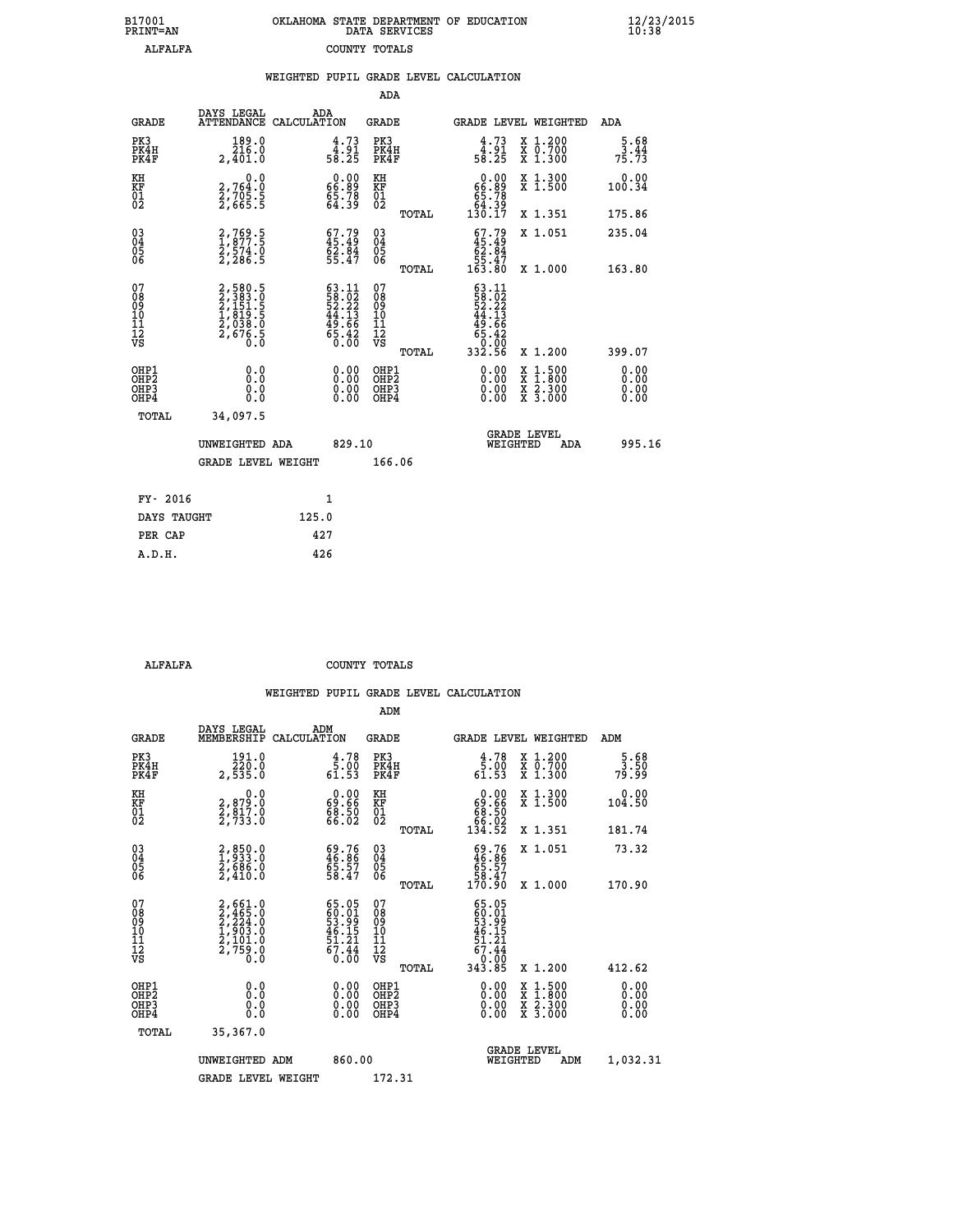B17001 PRINT=AN OKLAHOMA STATE DEPARTMENT OF EDUCATION DATA SERVICES 12/23/2015 10:38

ALFALFA COUNTY TOTALS

WEIGHTED PUPIL GRADE LEVEL CALCULATION

ADA

| GRADE | DAYS LEGAL ATTENDANCE | ADA CALCULATION | GRADE | GRADE LEVEL | WEIGHTED | ADA |
|---|---|---|---|---|---|---|
| PK3 | 189.0 | 4.73 | PK3 | 4.73 | X 1.200 | 5.68 |
| PK4H | 216.0 | 4.91 | PK4H | 4.91 | X 0.700 | 3.44 |
| PK4F | 2,401.0 | 58.25 | PK4F | 58.25 | X 1.300 | 75.73 |
| KH | 0.0 | 0.00 | KH | 0.00 | X 1.300 | 0.00 |
| KF | 2,764.0 | 66.89 | KF | 66.89 | X 1.500 | 100.34 |
| 01 | 2,705.5 | 65.78 | 01 | 65.78 | | |
| 02 | 2,665.5 | 64.39 | 02 | 64.39 | | |
| | | | TOTAL | 130.17 | X 1.351 | 175.86 |
| 03 | 2,769.5 | 67.79 | 03 | 67.79 | X 1.051 | 235.04 |
| 04 | 1,877.5 | 45.49 | 04 | 45.49 | | |
| 05 | 2,574.0 | 62.84 | 05 | 62.84 | | |
| 06 | 2,286.5 | 55.47 | 06 | 55.47 | | |
| | | | TOTAL | 163.80 | X 1.000 | 163.80 |
| 07 | 2,580.5 | 63.11 | 07 | 63.11 | | |
| 08 | 2,383.0 | 58.02 | 08 | 58.02 | | |
| 09 | 2,151.5 | 52.22 | 09 | 52.22 | | |
| 10 | 1,819.5 | 44.13 | 10 | 44.13 | | |
| 11 | 2,038.0 | 49.66 | 11 | 49.66 | | |
| 12 | 2,676.5 | 65.42 | 12 | 65.42 | | |
| VS | 0.0 | 0.00 | VS | 0.00 | | |
| | | | TOTAL | 332.56 | X 1.200 | 399.07 |
| OHP1 | 0.0 | 0.00 | OHP1 | 0.00 | X 1.500 | 0.00 |
| OHP2 | 0.0 | 0.00 | OHP2 | 0.00 | X 1.800 | 0.00 |
| OHP3 | 0.0 | 0.00 | OHP3 | 0.00 | X 2.300 | 0.00 |
| OHP4 | 0.0 | 0.00 | OHP4 | 0.00 | X 3.000 | 0.00 |
| TOTAL | 34,097.5 | | | | | |

UNWEIGHTED ADA 829.10 GRADE LEVEL WEIGHTED ADA 995.16

GRADE LEVEL WEIGHT 166.06

| FY- 2016 | 1 |
|---|---|
| DAYS TAUGHT | 125.0 |
| PER CAP | 427 |
| A.D.H. | 426 |

ALFALFA COUNTY TOTALS

WEIGHTED PUPIL GRADE LEVEL CALCULATION

ADM

| GRADE | DAYS LEGAL MEMBERSHIP | ADM CALCULATION | GRADE | GRADE LEVEL | WEIGHTED | ADM |
|---|---|---|---|---|---|---|
| PK3 | 191.0 | 4.78 | PK3 | 4.78 | X 1.200 | 5.68 |
| PK4H | 220.0 | 5.00 | PK4H | 5.00 | X 0.700 | 3.50 |
| PK4F | 2,535.0 | 61.53 | PK4F | 61.53 | X 1.300 | 79.99 |
| KH | 0.0 | 0.00 | KH | 0.00 | X 1.300 | 0.00 |
| KF | 2,879.0 | 69.66 | KF | 69.66 | X 1.500 | 104.50 |
| 01 | 2,817.0 | 68.50 | 01 | 68.50 | | |
| 02 | 2,733.0 | 66.02 | 02 | 66.02 | | |
| | | | TOTAL | 134.52 | X 1.351 | 181.74 |
| 03 | 2,850.0 | 69.76 | 03 | 69.76 | X 1.051 | 73.32 |
| 04 | 1,933.0 | 46.86 | 04 | 46.86 | | |
| 05 | 2,686.0 | 65.57 | 05 | 65.57 | | |
| 06 | 2,410.0 | 58.47 | 06 | 58.47 | | |
| | | | TOTAL | 170.90 | X 1.000 | 170.90 |
| 07 | 2,661.0 | 65.05 | 07 | 65.05 | | |
| 08 | 2,465.0 | 60.01 | 08 | 60.01 | | |
| 09 | 2,224.0 | 53.99 | 09 | 53.99 | | |
| 10 | 1,903.0 | 46.15 | 10 | 46.15 | | |
| 11 | 2,101.0 | 51.21 | 11 | 51.21 | | |
| 12 | 2,759.0 | 67.44 | 12 | 67.44 | | |
| VS | 0.0 | 0.00 | VS | 0.00 | | |
| | | | TOTAL | 343.85 | X 1.200 | 412.62 |
| OHP1 | 0.0 | 0.00 | OHP1 | 0.00 | X 1.500 | 0.00 |
| OHP2 | 0.0 | 0.00 | OHP2 | 0.00 | X 1.800 | 0.00 |
| OHP3 | 0.0 | 0.00 | OHP3 | 0.00 | X 2.300 | 0.00 |
| OHP4 | 0.0 | 0.00 | OHP4 | 0.00 | X 3.000 | 0.00 |
| TOTAL | 35,367.0 | | | | | |

UNWEIGHTED ADM 860.00 GRADE LEVEL WEIGHTED ADM 1,032.31

GRADE LEVEL WEIGHT 172.31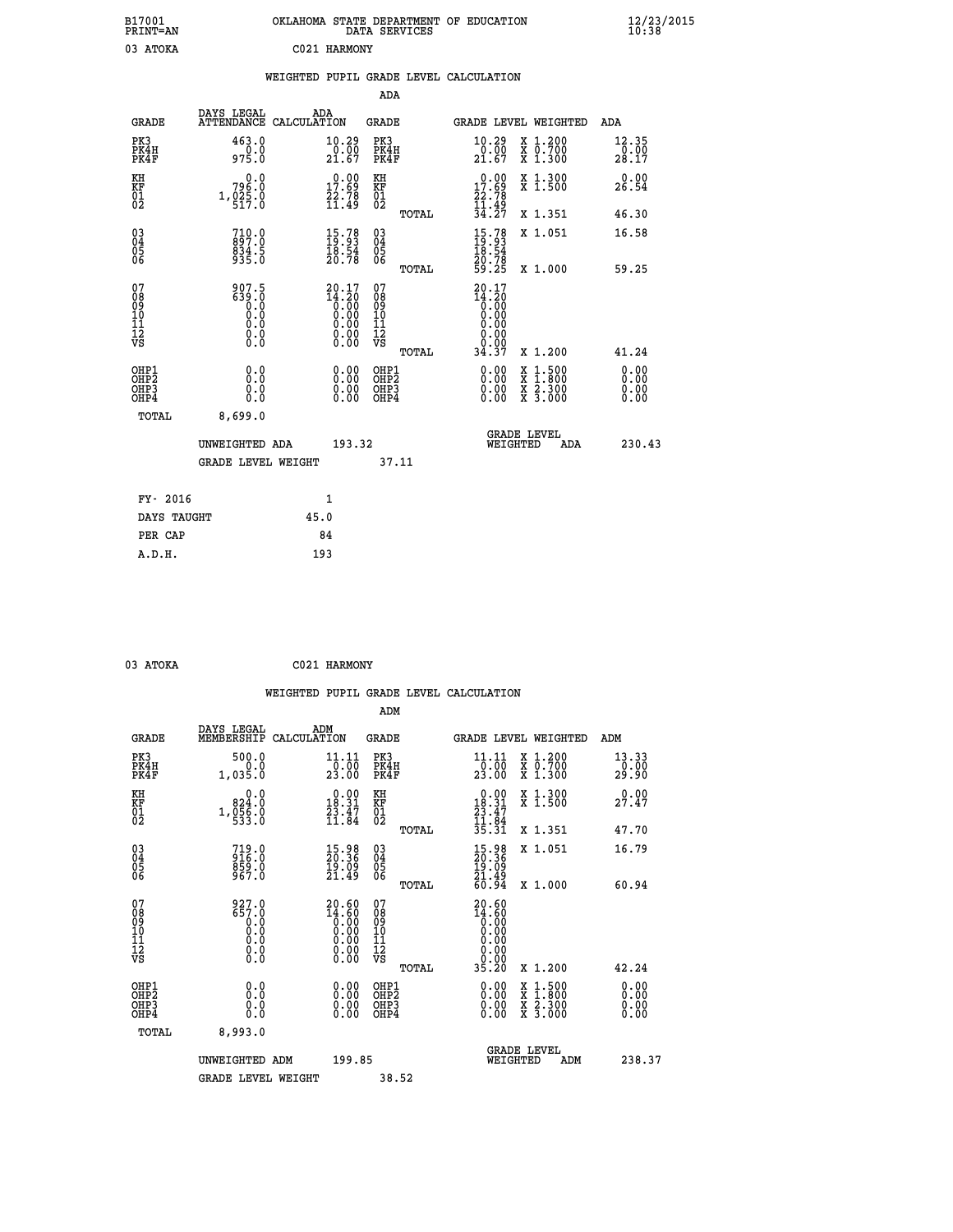B17001 PRINT=AN    OKLAHOMA STATE DEPARTMENT OF EDUCATION DATA SERVICES    12/23/2015 10:38

03 ATOKA    C021 HARMONY

## WEIGHTED PUPIL GRADE LEVEL CALCULATION

### ADA

| GRADE | DAYS LEGAL ATTENDANCE | ADA CALCULATION | GRADE | | GRADE LEVEL | WEIGHTED | ADA |
|---|---|---|---|---|---|---|---|
| PK3 | 463.0 | 10.29 | PK3 | | 10.29 | X 1.200 | 12.35 |
| PK4H | 0.0 | 0.00 | PK4H | | 0.00 | X 0.700 | 0.00 |
| PK4F | 975.0 | 21.67 | PK4F | | 21.67 | X 1.300 | 28.17 |
| KH | 0.0 | 0.00 | KH | | 0.00 | X 1.300 | 0.00 |
| KF | 796.0 | 17.69 | KF | | 17.69 | X 1.500 | 26.54 |
| 01 | 1,025.0 | 22.78 | 01 | | 22.78 | | |
| 02 | 517.0 | 11.49 | 02 | | 11.49 | | |
| | | | | TOTAL | 34.27 | X 1.351 | 46.30 |
| 03 | 710.0 | 15.78 | 03 | | 15.78 | X 1.051 | 16.58 |
| 04 | 897.0 | 19.93 | 04 | | 19.93 | | |
| 05 | 834.5 | 18.54 | 05 | | 18.54 | | |
| 06 | 935.0 | 20.78 | 06 | | 20.78 | | |
| | | | | TOTAL | 59.25 | X 1.000 | 59.25 |
| 07 | 907.5 | 20.17 | 07 | | 20.17 | | |
| 08 | 639.0 | 14.20 | 08 | | 14.20 | | |
| 09 | 0.0 | 0.00 | 09 | | 0.00 | | |
| 10 | 0.0 | 0.00 | 10 | | 0.00 | | |
| 11 | 0.0 | 0.00 | 11 | | 0.00 | | |
| 12 | 0.0 | 0.00 | 12 | | 0.00 | | |
| VS | 0.0 | 0.00 | VS | | 0.00 | | |
| | | | | TOTAL | 34.37 | X 1.200 | 41.24 |
| OHP1 | 0.0 | 0.00 | OHP1 | | 0.00 | X 1.500 | 0.00 |
| OHP2 | 0.0 | 0.00 | OHP2 | | 0.00 | X 1.800 | 0.00 |
| OHP3 | 0.0 | 0.00 | OHP3 | | 0.00 | X 2.300 | 0.00 |
| OHP4 | 0.0 | 0.00 | OHP4 | | 0.00 | X 3.000 | 0.00 |
| TOTAL | 8,699.0 | | | | | | |

UNWEIGHTED ADA 193.32    GRADE LEVEL WEIGHTED ADA 230.43

GRADE LEVEL WEIGHT 37.11

| | |
|---|---|
| FY- 2016 | 1 |
| DAYS TAUGHT | 45.0 |
| PER CAP | 84 |
| A.D.H. | 193 |

03 ATOKA    C021 HARMONY

## WEIGHTED PUPIL GRADE LEVEL CALCULATION

### ADM

| GRADE | DAYS LEGAL MEMBERSHIP | ADM CALCULATION | GRADE | | GRADE LEVEL | WEIGHTED | ADM |
|---|---|---|---|---|---|---|---|
| PK3 | 500.0 | 11.11 | PK3 | | 11.11 | X 1.200 | 13.33 |
| PK4H | 0.0 | 0.00 | PK4H | | 0.00 | X 0.700 | 0.00 |
| PK4F | 1,035.0 | 23.00 | PK4F | | 23.00 | X 1.300 | 29.90 |
| KH | 0.0 | 0.00 | KH | | 0.00 | X 1.300 | 0.00 |
| KF | 824.0 | 18.31 | KF | | 18.31 | X 1.500 | 27.47 |
| 01 | 1,056.0 | 23.47 | 01 | | 23.47 | | |
| 02 | 533.0 | 11.84 | 02 | | 11.84 | | |
| | | | | TOTAL | 35.31 | X 1.351 | 47.70 |
| 03 | 719.0 | 15.98 | 03 | | 15.98 | X 1.051 | 16.79 |
| 04 | 916.0 | 20.36 | 04 | | 20.36 | | |
| 05 | 859.0 | 19.09 | 05 | | 19.09 | | |
| 06 | 967.0 | 21.49 | 06 | | 21.49 | | |
| | | | | TOTAL | 60.94 | X 1.000 | 60.94 |
| 07 | 927.0 | 20.60 | 07 | | 20.60 | | |
| 08 | 657.0 | 14.60 | 08 | | 14.60 | | |
| 09 | 0.0 | 0.00 | 09 | | 0.00 | | |
| 10 | 0.0 | 0.00 | 10 | | 0.00 | | |
| 11 | 0.0 | 0.00 | 11 | | 0.00 | | |
| 12 | 0.0 | 0.00 | 12 | | 0.00 | | |
| VS | 0.0 | 0.00 | VS | | 0.00 | | |
| | | | | TOTAL | 35.20 | X 1.200 | 42.24 |
| OHP1 | 0.0 | 0.00 | OHP1 | | 0.00 | X 1.500 | 0.00 |
| OHP2 | 0.0 | 0.00 | OHP2 | | 0.00 | X 1.800 | 0.00 |
| OHP3 | 0.0 | 0.00 | OHP3 | | 0.00 | X 2.300 | 0.00 |
| OHP4 | 0.0 | 0.00 | OHP4 | | 0.00 | X 3.000 | 0.00 |
| TOTAL | 8,993.0 | | | | | | |

UNWEIGHTED ADM 199.85    GRADE LEVEL WEIGHTED ADM 238.37

GRADE LEVEL WEIGHT 38.52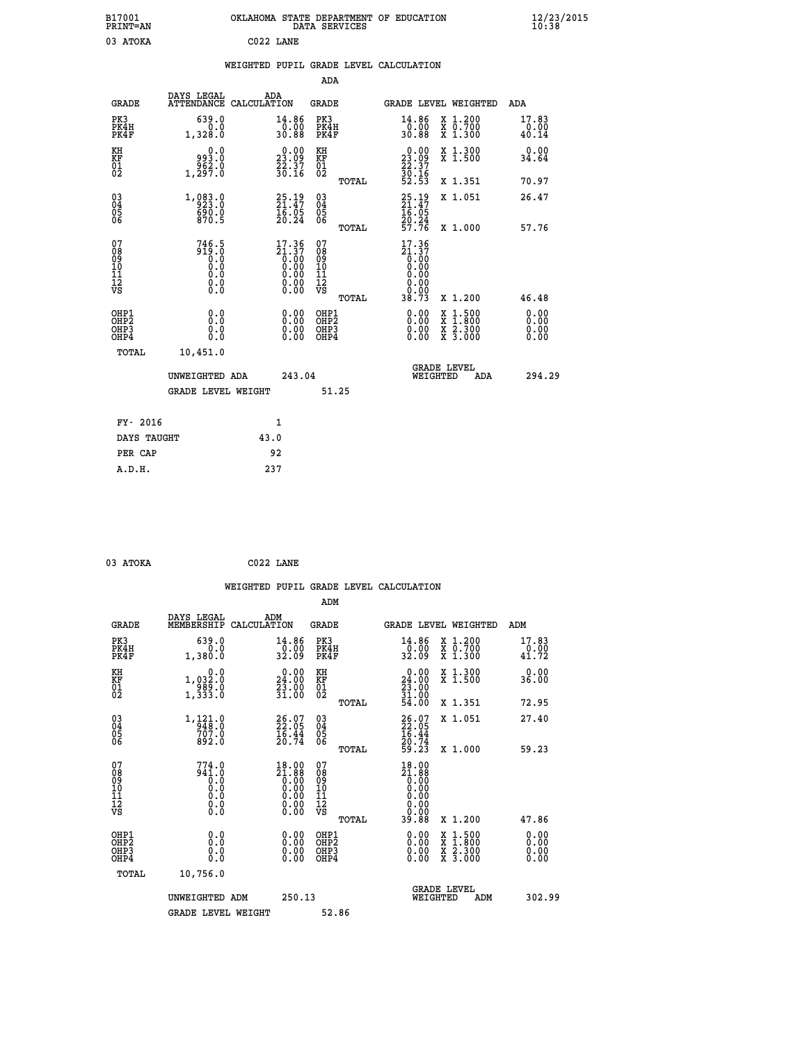B17001 OKLAHOMA STATE DEPARTMENT OF EDUCATION 12/23/2015
PRINT=AN DATA SERVICES 10:38

03 ATOKA C022 LANE

## WEIGHTED PUPIL GRADE LEVEL CALCULATION

### ADA

| GRADE | DAYS LEGAL ATTENDANCE | ADA CALCULATION | GRADE | GRADE LEVEL | WEIGHTED | ADA |
|---|---|---|---|---|---|---|
| PK3 | 639.0 | 14.86 | PK3 | 14.86 | X 1.200 | 17.83 |
| PK4H | 0.0 | 0.00 | PK4H | 0.00 | X 0.700 | 0.00 |
| PK4F | 1,328.0 | 30.88 | PK4F | 30.88 | X 1.300 | 40.14 |
| KH | 0.0 | 0.00 | KH | 0.00 | X 1.300 | 0.00 |
| KF | 993.0 | 23.09 | KF | 23.09 | X 1.500 | 34.64 |
| 01 | 962.0 | 22.37 | 01 | 22.37 | | |
| 02 | 1,297.0 | 30.16 | 02 | 30.16 | | |
| | | | TOTAL | 52.53 | X 1.351 | 70.97 |
| 03 | 1,083.0 | 25.19 | 03 | 25.19 | X 1.051 | 26.47 |
| 04 | 923.0 | 21.47 | 04 | 21.47 | | |
| 05 | 690.0 | 16.05 | 05 | 16.05 | | |
| 06 | 870.5 | 20.24 | 06 | 20.24 | | |
| | | | TOTAL | 57.76 | X 1.000 | 57.76 |
| 07 | 746.5 | 17.36 | 07 | 17.36 | | |
| 08 | 919.0 | 21.37 | 08 | 21.37 | | |
| 09 | 0.0 | 0.00 | 09 | 0.00 | | |
| 10 | 0.0 | 0.00 | 10 | 0.00 | | |
| 11 | 0.0 | 0.00 | 11 | 0.00 | | |
| 12 | 0.0 | 0.00 | 12 | 0.00 | | |
| VS | 0.0 | 0.00 | VS | 0.00 | | |
| | | | TOTAL | 38.73 | X 1.200 | 46.48 |
| OHP1 | 0.0 | 0.00 | OHP1 | 0.00 | X 1.500 | 0.00 |
| OHP2 | 0.0 | 0.00 | OHP2 | 0.00 | X 1.800 | 0.00 |
| OHP3 | 0.0 | 0.00 | OHP3 | 0.00 | X 2.300 | 0.00 |
| OHP4 | 0.0 | 0.00 | OHP4 | 0.00 | X 3.000 | 0.00 |
| TOTAL | 10,451.0 | | | | | |

UNWEIGHTED ADA 243.04 | GRADE LEVEL WEIGHTED ADA 294.29

GRADE LEVEL WEIGHT 51.25

| FY- 2016 | 1 |
|---|---|
| DAYS TAUGHT | 43.0 |
| PER CAP | 92 |
| A.D.H. | 237 |

03 ATOKA C022 LANE

## WEIGHTED PUPIL GRADE LEVEL CALCULATION

### ADM

| GRADE | DAYS LEGAL MEMBERSHIP | ADM CALCULATION | GRADE | GRADE LEVEL | WEIGHTED | ADM |
|---|---|---|---|---|---|---|
| PK3 | 639.0 | 14.86 | PK3 | 14.86 | X 1.200 | 17.83 |
| PK4H | 0.0 | 0.00 | PK4H | 0.00 | X 0.700 | 0.00 |
| PK4F | 1,380.0 | 32.09 | PK4F | 32.09 | X 1.300 | 41.72 |
| KH | 0.0 | 0.00 | KH | 0.00 | X 1.300 | 0.00 |
| KF | 1,032.0 | 24.00 | KF | 24.00 | X 1.500 | 36.00 |
| 01 | 989.0 | 23.00 | 01 | 23.00 | | |
| 02 | 1,333.0 | 31.00 | 02 | 31.00 | | |
| | | | TOTAL | 54.00 | X 1.351 | 72.95 |
| 03 | 1,121.0 | 26.07 | 03 | 26.07 | X 1.051 | 27.40 |
| 04 | 948.0 | 22.05 | 04 | 22.05 | | |
| 05 | 707.0 | 16.44 | 05 | 16.44 | | |
| 06 | 892.0 | 20.74 | 06 | 20.74 | | |
| | | | TOTAL | 59.23 | X 1.000 | 59.23 |
| 07 | 774.0 | 18.00 | 07 | 18.00 | | |
| 08 | 941.0 | 21.88 | 08 | 21.88 | | |
| 09 | 0.0 | 0.00 | 09 | 0.00 | | |
| 10 | 0.0 | 0.00 | 10 | 0.00 | | |
| 11 | 0.0 | 0.00 | 11 | 0.00 | | |
| 12 | 0.0 | 0.00 | 12 | 0.00 | | |
| VS | 0.0 | 0.00 | VS | 0.00 | | |
| | | | TOTAL | 39.88 | X 1.200 | 47.86 |
| OHP1 | 0.0 | 0.00 | OHP1 | 0.00 | X 1.500 | 0.00 |
| OHP2 | 0.0 | 0.00 | OHP2 | 0.00 | X 1.800 | 0.00 |
| OHP3 | 0.0 | 0.00 | OHP3 | 0.00 | X 2.300 | 0.00 |
| OHP4 | 0.0 | 0.00 | OHP4 | 0.00 | X 3.000 | 0.00 |
| TOTAL | 10,756.0 | | | | | |

UNWEIGHTED ADM 250.13 | GRADE LEVEL WEIGHTED ADM 302.99

GRADE LEVEL WEIGHT 52.86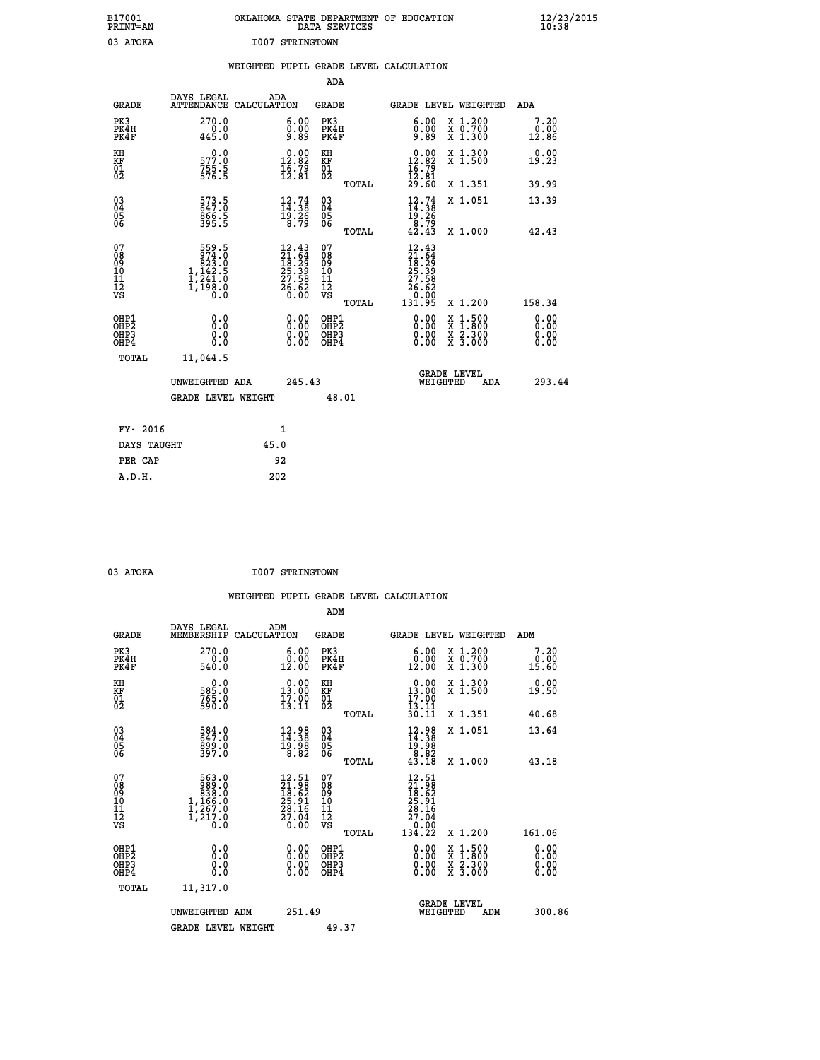B17001 OKLAHOMA STATE DEPARTMENT OF EDUCATION 12/23/2015
PRINT=AN DATA SERVICES 10:38

03 ATOKA I007 STRINGTOWN

## WEIGHTED PUPIL GRADE LEVEL CALCULATION

### ADA

| GRADE | DAYS LEGAL ATTENDANCE | ADA CALCULATION | GRADE | | GRADE LEVEL | WEIGHTED | ADA |
|---|---|---|---|---|---|---|---|
| PK3 | 270.0 | 6.00 | PK3 | | 6.00 | X 1.200 | 7.20 |
| PK4H | 0.0 | 0.00 | PK4H | | 0.00 | X 0.700 | 0.00 |
| PK4F | 445.0 | 9.89 | PK4F | | 9.89 | X 1.300 | 12.86 |
| KH | 0.0 | 0.00 | KH | | 0.00 | X 1.300 | 0.00 |
| KF | 577.0 | 12.82 | KF | | 12.82 | X 1.500 | 19.23 |
| 01 | 755.5 | 16.79 | 01 | | 16.79 | | |
| 02 | 576.5 | 12.81 | 02 | | 12.81 | | |
| | | | | TOTAL | 29.60 | X 1.351 | 39.99 |
| 03 | 573.5 | 12.74 | 03 | | 12.74 | X 1.051 | 13.39 |
| 04 | 647.0 | 14.38 | 04 | | 14.38 | | |
| 05 | 866.5 | 19.26 | 05 | | 19.26 | | |
| 06 | 395.5 | 8.79 | 06 | | 8.79 | | |
| | | | | TOTAL | 42.43 | X 1.000 | 42.43 |
| 07 | 559.5 | 12.43 | 07 | | 12.43 | | |
| 08 | 974.0 | 21.64 | 08 | | 21.64 | | |
| 09 | 823.0 | 18.29 | 09 | | 18.29 | | |
| 10 | 1,142.5 | 25.39 | 10 | | 25.39 | | |
| 11 | 1,241.0 | 27.58 | 11 | | 27.58 | | |
| 12 | 1,198.0 | 26.62 | 12 | | 26.62 | | |
| VS | 0.0 | 0.00 | VS | | 0.00 | | |
| | | | | TOTAL | 131.95 | X 1.200 | 158.34 |
| OHP1 | 0.0 | 0.00 | OHP1 | | 0.00 | X 1.500 | 0.00 |
| OHP2 | 0.0 | 0.00 | OHP2 | | 0.00 | X 1.800 | 0.00 |
| OHP3 | 0.0 | 0.00 | OHP3 | | 0.00 | X 2.300 | 0.00 |
| OHP4 | 0.0 | 0.00 | OHP4 | | 0.00 | X 3.000 | 0.00 |
| TOTAL | 11,044.5 | | | | | | |

UNWEIGHTED ADA 245.43 GRADE LEVEL WEIGHTED ADA 293.44

GRADE LEVEL WEIGHT 48.01

| | |
|---|---|
| FY- 2016 | 1 |
| DAYS TAUGHT | 45.0 |
| PER CAP | 92 |
| A.D.H. | 202 |

03 ATOKA I007 STRINGTOWN

## WEIGHTED PUPIL GRADE LEVEL CALCULATION

### ADM

| GRADE | DAYS LEGAL MEMBERSHIP | ADM CALCULATION | GRADE | | GRADE LEVEL | WEIGHTED | ADM |
|---|---|---|---|---|---|---|---|
| PK3 | 270.0 | 6.00 | PK3 | | 6.00 | X 1.200 | 7.20 |
| PK4H | 0.0 | 0.00 | PK4H | | 0.00 | X 0.700 | 0.00 |
| PK4F | 540.0 | 12.00 | PK4F | | 12.00 | X 1.300 | 15.60 |
| KH | 0.0 | 0.00 | KH | | 0.00 | X 1.300 | 0.00 |
| KF | 585.0 | 13.00 | KF | | 13.00 | X 1.500 | 19.50 |
| 01 | 765.0 | 17.00 | 01 | | 17.00 | | |
| 02 | 590.0 | 13.11 | 02 | | 13.11 | | |
| | | | | TOTAL | 30.11 | X 1.351 | 40.68 |
| 03 | 584.0 | 12.98 | 03 | | 12.98 | X 1.051 | 13.64 |
| 04 | 647.0 | 14.38 | 04 | | 14.38 | | |
| 05 | 899.0 | 19.98 | 05 | | 19.98 | | |
| 06 | 397.0 | 8.82 | 06 | | 8.82 | | |
| | | | | TOTAL | 43.18 | X 1.000 | 43.18 |
| 07 | 563.0 | 12.51 | 07 | | 12.51 | | |
| 08 | 989.0 | 21.98 | 08 | | 21.98 | | |
| 09 | 838.0 | 18.62 | 09 | | 18.62 | | |
| 10 | 1,166.0 | 25.91 | 10 | | 25.91 | | |
| 11 | 1,267.0 | 28.16 | 11 | | 28.16 | | |
| 12 | 1,217.0 | 27.04 | 12 | | 27.04 | | |
| VS | 0.0 | 0.00 | VS | | 0.00 | | |
| | | | | TOTAL | 134.22 | X 1.200 | 161.06 |
| OHP1 | 0.0 | 0.00 | OHP1 | | 0.00 | X 1.500 | 0.00 |
| OHP2 | 0.0 | 0.00 | OHP2 | | 0.00 | X 1.800 | 0.00 |
| OHP3 | 0.0 | 0.00 | OHP3 | | 0.00 | X 2.300 | 0.00 |
| OHP4 | 0.0 | 0.00 | OHP4 | | 0.00 | X 3.000 | 0.00 |
| TOTAL | 11,317.0 | | | | | | |

UNWEIGHTED ADM 251.49 GRADE LEVEL WEIGHTED ADM 300.86

GRADE LEVEL WEIGHT 49.37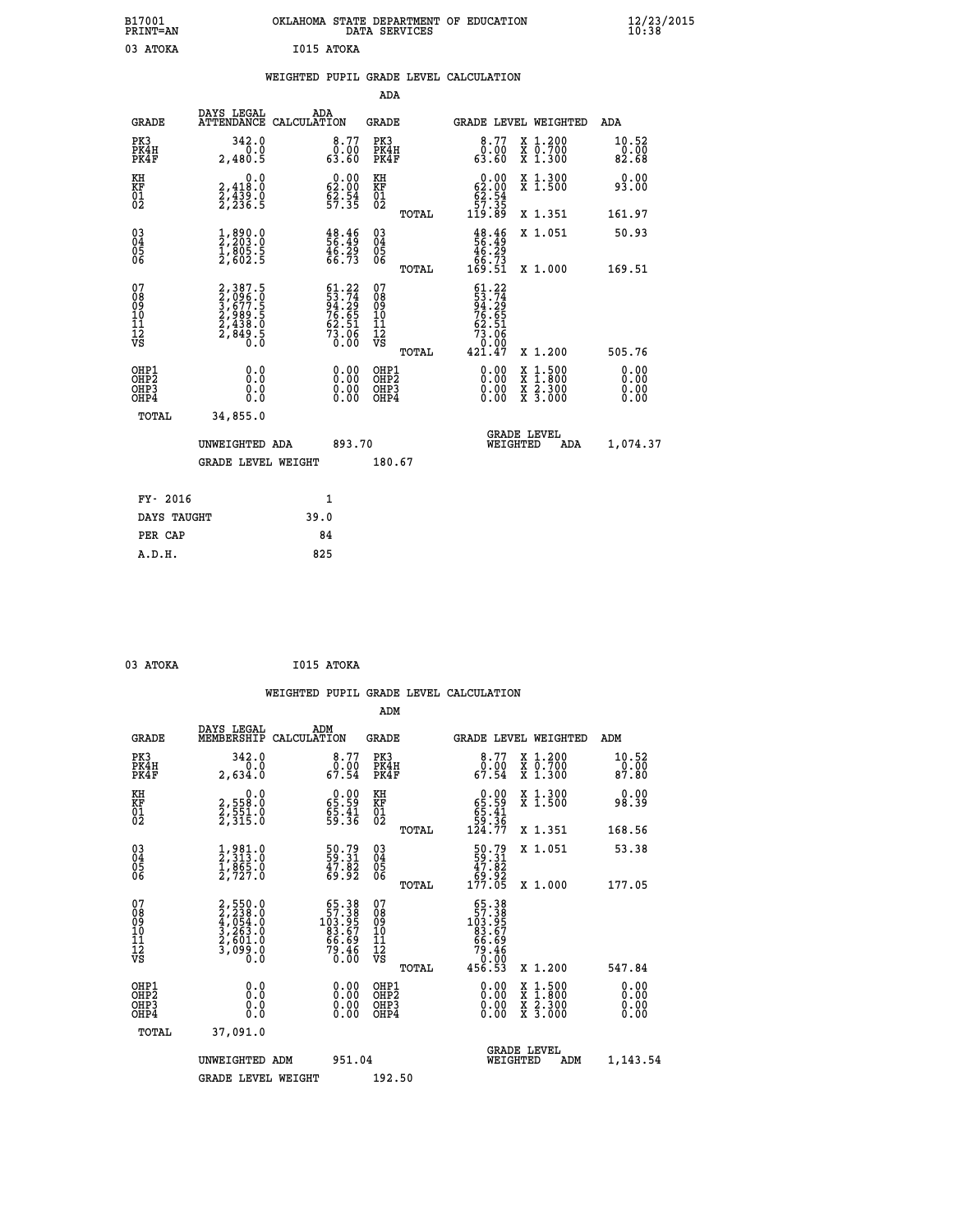B17001 OKLAHOMA STATE DEPARTMENT OF EDUCATION 12/23/2015
PRINT=AN DATA SERVICES 10:38

03 ATOKA I015 ATOKA

## WEIGHTED PUPIL GRADE LEVEL CALCULATION

### ADA

| GRADE | DAYS LEGAL ATTENDANCE | ADA CALCULATION | GRADE | GRADE LEVEL | WEIGHTED | ADA |
|---|---|---|---|---|---|---|
| PK3 | 342.0 | 8.77 | PK3 | 8.77 | X 1.200 | 10.52 |
| PK4H | 0.0 | 0.00 | PK4H | 0.00 | X 0.700 | 0.00 |
| PK4F | 2,480.5 | 63.60 | PK4F | 63.60 | X 1.300 | 82.68 |
| KH | 0.0 | 0.00 | KH | 0.00 | X 1.300 | 0.00 |
| KF | 2,418.0 | 62.00 | KF | 62.00 | X 1.500 | 93.00 |
| 01 | 2,439.0 | 62.54 | 01 | 62.54 | | |
| 02 | 2,236.5 | 57.35 | 02 | 57.35 | | |
| | | | TOTAL | 119.89 | X 1.351 | 161.97 |
| 03 | 1,890.0 | 48.46 | 03 | 48.46 | X 1.051 | 50.93 |
| 04 | 2,203.0 | 56.49 | 04 | 56.49 | | |
| 05 | 1,805.5 | 46.29 | 05 | 46.29 | | |
| 06 | 2,602.5 | 66.73 | 06 | 66.73 | | |
| | | | TOTAL | 169.51 | X 1.000 | 169.51 |
| 07 | 2,387.5 | 61.22 | 07 | 61.22 | | |
| 08 | 2,096.0 | 53.74 | 08 | 53.74 | | |
| 09 | 3,677.5 | 94.29 | 09 | 94.29 | | |
| 10 | 2,989.5 | 76.65 | 10 | 76.65 | | |
| 11 | 2,438.0 | 62.51 | 11 | 62.51 | | |
| 12 | 2,849.5 | 73.06 | 12 | 73.06 | | |
| VS | 0.0 | 0.00 | VS | 0.00 | | |
| | | | TOTAL | 421.47 | X 1.200 | 505.76 |
| OHP1 | 0.0 | 0.00 | OHP1 | 0.00 | X 1.500 | 0.00 |
| OHP2 | 0.0 | 0.00 | OHP2 | 0.00 | X 1.800 | 0.00 |
| OHP3 | 0.0 | 0.00 | OHP3 | 0.00 | X 2.300 | 0.00 |
| OHP4 | 0.0 | 0.00 | OHP4 | 0.00 | X 3.000 | 0.00 |
| TOTAL | 34,855.0 | | | | | |

UNWEIGHTED ADA 893.70 GRADE LEVEL WEIGHTED ADA 1,074.37

GRADE LEVEL WEIGHT 180.67

| | |
|---|---|
| FY- 2016 | 1 |
| DAYS TAUGHT | 39.0 |
| PER CAP | 84 |
| A.D.H. | 825 |

03 ATOKA I015 ATOKA

## WEIGHTED PUPIL GRADE LEVEL CALCULATION

### ADM

| GRADE | DAYS LEGAL MEMBERSHIP | ADM CALCULATION | GRADE | GRADE LEVEL | WEIGHTED | ADM |
|---|---|---|---|---|---|---|
| PK3 | 342.0 | 8.77 | PK3 | 8.77 | X 1.200 | 10.52 |
| PK4H | 0.0 | 0.00 | PK4H | 0.00 | X 0.700 | 0.00 |
| PK4F | 2,634.0 | 67.54 | PK4F | 67.54 | X 1.300 | 87.80 |
| KH | 0.0 | 0.00 | KH | 0.00 | X 1.300 | 0.00 |
| KF | 2,558.0 | 65.59 | KF | 65.59 | X 1.500 | 98.39 |
| 01 | 2,551.0 | 65.41 | 01 | 65.41 | | |
| 02 | 2,315.0 | 59.36 | 02 | 59.36 | | |
| | | | TOTAL | 124.77 | X 1.351 | 168.56 |
| 03 | 1,981.0 | 50.79 | 03 | 50.79 | X 1.051 | 53.38 |
| 04 | 2,313.0 | 59.31 | 04 | 59.31 | | |
| 05 | 1,865.0 | 47.82 | 05 | 47.82 | | |
| 06 | 2,727.0 | 69.92 | 06 | 69.92 | | |
| | | | TOTAL | 177.05 | X 1.000 | 177.05 |
| 07 | 2,550.0 | 65.38 | 07 | 65.38 | | |
| 08 | 2,238.0 | 57.38 | 08 | 57.38 | | |
| 09 | 4,054.0 | 103.95 | 09 | 103.95 | | |
| 10 | 3,263.0 | 83.67 | 10 | 83.67 | | |
| 11 | 2,601.0 | 66.69 | 11 | 66.69 | | |
| 12 | 3,099.0 | 79.46 | 12 | 79.46 | | |
| VS | 0.0 | 0.00 | VS | 0.00 | | |
| | | | TOTAL | 456.53 | X 1.200 | 547.84 |
| OHP1 | 0.0 | 0.00 | OHP1 | 0.00 | X 1.500 | 0.00 |
| OHP2 | 0.0 | 0.00 | OHP2 | 0.00 | X 1.800 | 0.00 |
| OHP3 | 0.0 | 0.00 | OHP3 | 0.00 | X 2.300 | 0.00 |
| OHP4 | 0.0 | 0.00 | OHP4 | 0.00 | X 3.000 | 0.00 |
| TOTAL | 37,091.0 | | | | | |

UNWEIGHTED ADM 951.04 GRADE LEVEL WEIGHTED ADM 1,143.54

GRADE LEVEL WEIGHT 192.50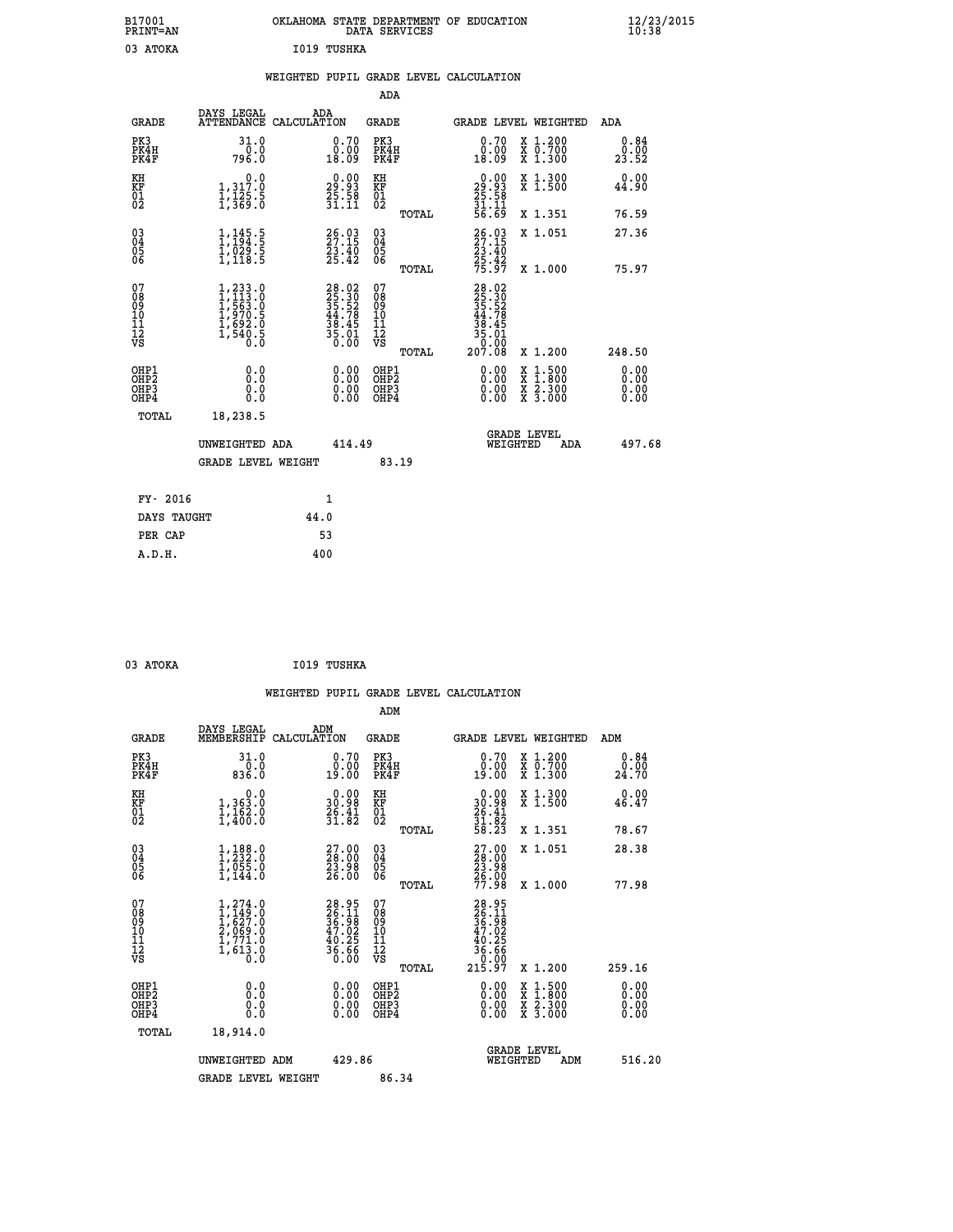B17001 PRINT=AN — OKLAHOMA STATE DEPARTMENT OF EDUCATION DATA SERVICES — 12/23/2015 10:38

03 ATOKA — I019 TUSHKA

## WEIGHTED PUPIL GRADE LEVEL CALCULATION

### ADA

| GRADE | DAYS LEGAL ATTENDANCE | ADA CALCULATION | GRADE | | GRADE LEVEL | WEIGHTED | ADA |
|---|---|---|---|---|---|---|---|
| PK3 | 31.0 | 0.70 | PK3 | | 0.70 | X 1.200 | 0.84 |
| PK4H | 0.0 | 0.00 | PK4H | | 0.00 | X 0.700 | 0.00 |
| PK4F | 796.0 | 18.09 | PK4F | | 18.09 | X 1.300 | 23.52 |
| KH | 0.0 | 0.00 | KH | | 0.00 | X 1.300 | 0.00 |
| KF | 1,317.0 | 29.93 | KF | | 29.93 | X 1.500 | 44.90 |
| 01 | 1,125.5 | 25.58 | 01 | | 25.58 | | |
| 02 | 1,369.0 | 31.11 | 02 | | 31.11 | | |
| | | | | TOTAL | 56.69 | X 1.351 | 76.59 |
| 03 | 1,145.5 | 26.03 | 03 | | 26.03 | X 1.051 | 27.36 |
| 04 | 1,194.5 | 27.15 | 04 | | 27.15 | | |
| 05 | 1,029.5 | 23.40 | 05 | | 23.40 | | |
| 06 | 1,118.5 | 25.42 | 06 | | 25.42 | | |
| | | | | TOTAL | 75.97 | X 1.000 | 75.97 |
| 07 | 1,233.0 | 28.02 | 07 | | 28.02 | | |
| 08 | 1,113.0 | 25.30 | 08 | | 25.30 | | |
| 09 | 1,563.0 | 35.52 | 09 | | 35.52 | | |
| 10 | 1,970.5 | 44.78 | 10 | | 44.78 | | |
| 11 | 1,692.0 | 38.45 | 11 | | 38.45 | | |
| 12 | 1,540.5 | 35.01 | 12 | | 35.01 | | |
| VS | 0.0 | 0.00 | VS | | 0.00 | | |
| | | | | TOTAL | 207.08 | X 1.200 | 248.50 |
| OHP1 | 0.0 | 0.00 | OHP1 | | 0.00 | X 1.500 | 0.00 |
| OHP2 | 0.0 | 0.00 | OHP2 | | 0.00 | X 1.800 | 0.00 |
| OHP3 | 0.0 | 0.00 | OHP3 | | 0.00 | X 2.300 | 0.00 |
| OHP4 | 0.0 | 0.00 | OHP4 | | 0.00 | X 3.000 | 0.00 |
| TOTAL | 18,238.5 | | | | | | |

UNWEIGHTED ADA 414.49 — GRADE LEVEL WEIGHTED ADA 497.68

GRADE LEVEL WEIGHT 83.19

| | |
|---|---|
| FY- 2016 | 1 |
| DAYS TAUGHT | 44.0 |
| PER CAP | 53 |
| A.D.H. | 400 |

03 ATOKA — I019 TUSHKA

## WEIGHTED PUPIL GRADE LEVEL CALCULATION

### ADM

| GRADE | DAYS LEGAL MEMBERSHIP | ADM CALCULATION | GRADE | | GRADE LEVEL | WEIGHTED | ADM |
|---|---|---|---|---|---|---|---|
| PK3 | 31.0 | 0.70 | PK3 | | 0.70 | X 1.200 | 0.84 |
| PK4H | 0.0 | 0.00 | PK4H | | 0.00 | X 0.700 | 0.00 |
| PK4F | 836.0 | 19.00 | PK4F | | 19.00 | X 1.300 | 24.70 |
| KH | 0.0 | 0.00 | KH | | 0.00 | X 1.300 | 0.00 |
| KF | 1,363.0 | 30.98 | KF | | 30.98 | X 1.500 | 46.47 |
| 01 | 1,162.0 | 26.41 | 01 | | 26.41 | | |
| 02 | 1,400.0 | 31.82 | 02 | | 31.82 | | |
| | | | | TOTAL | 58.23 | X 1.351 | 78.67 |
| 03 | 1,188.0 | 27.00 | 03 | | 27.00 | X 1.051 | 28.38 |
| 04 | 1,232.0 | 28.00 | 04 | | 28.00 | | |
| 05 | 1,055.0 | 23.98 | 05 | | 23.98 | | |
| 06 | 1,144.0 | 26.00 | 06 | | 26.00 | | |
| | | | | TOTAL | 77.98 | X 1.000 | 77.98 |
| 07 | 1,274.0 | 28.95 | 07 | | 28.95 | | |
| 08 | 1,149.0 | 26.11 | 08 | | 26.11 | | |
| 09 | 1,627.0 | 36.98 | 09 | | 36.98 | | |
| 10 | 2,069.0 | 47.02 | 10 | | 47.02 | | |
| 11 | 1,771.0 | 40.25 | 11 | | 40.25 | | |
| 12 | 1,613.0 | 36.66 | 12 | | 36.66 | | |
| VS | 0.0 | 0.00 | VS | | 0.00 | | |
| | | | | TOTAL | 215.97 | X 1.200 | 259.16 |
| OHP1 | 0.0 | 0.00 | OHP1 | | 0.00 | X 1.500 | 0.00 |
| OHP2 | 0.0 | 0.00 | OHP2 | | 0.00 | X 1.800 | 0.00 |
| OHP3 | 0.0 | 0.00 | OHP3 | | 0.00 | X 2.300 | 0.00 |
| OHP4 | 0.0 | 0.00 | OHP4 | | 0.00 | X 3.000 | 0.00 |
| TOTAL | 18,914.0 | | | | | | |

UNWEIGHTED ADM 429.86 — GRADE LEVEL WEIGHTED ADM 516.20

GRADE LEVEL WEIGHT 86.34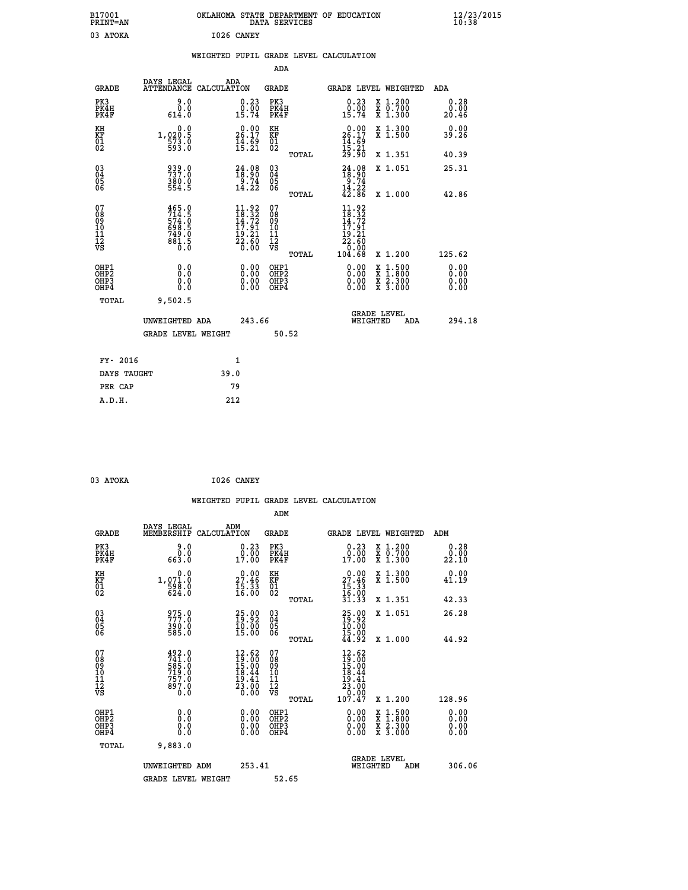B17001
PRINT=AN

OKLAHOMA STATE DEPARTMENT OF EDUCATION
DATA SERVICES

12/23/2015
10:38

03 ATOKA    I026 CANEY

WEIGHTED PUPIL GRADE LEVEL CALCULATION

ADA

| GRADE | DAYS LEGAL ATTENDANCE | ADA CALCULATION | GRADE | GRADE LEVEL | WEIGHTED | ADA |
|---|---|---|---|---|---|---|
| PK3 | 9.0 | 0.23 | PK3 | 0.23 | X 1.200 | 0.28 |
| PK4H | 0.0 | 0.00 | PK4H | 0.00 | X 0.700 | 0.00 |
| PK4F | 614.0 | 15.74 | PK4F | 15.74 | X 1.300 | 20.46 |
| KH | 0.0 | 0.00 | KH | 0.00 | X 1.300 | 0.00 |
| KF | 1,020.5 | 26.17 | KF | 26.17 | X 1.500 | 39.26 |
| 01 | 573.0 | 14.69 | 01 | 14.69 | | |
| 02 | 593.0 | 15.21 | 02 | 15.21 | | |
| | | | TOTAL | 29.90 | X 1.351 | 40.39 |
| 03 | 939.0 | 24.08 | 03 | 24.08 | X 1.051 | 25.31 |
| 04 | 737.0 | 18.90 | 04 | 18.90 | | |
| 05 | 380.0 | 9.74 | 05 | 9.74 | | |
| 06 | 554.5 | 14.22 | 06 | 14.22 | | |
| | | | TOTAL | 42.86 | X 1.000 | 42.86 |
| 07 | 465.0 | 11.92 | 07 | 11.92 | | |
| 08 | 714.5 | 18.32 | 08 | 18.32 | | |
| 09 | 574.0 | 14.72 | 09 | 14.72 | | |
| 10 | 698.5 | 17.91 | 10 | 17.91 | | |
| 11 | 749.0 | 19.21 | 11 | 19.21 | | |
| 12 | 881.5 | 22.60 | 12 | 22.60 | | |
| VS | 0.0 | 0.00 | VS | 0.00 | | |
| | | | TOTAL | 104.68 | X 1.200 | 125.62 |
| OHP1 | 0.0 | 0.00 | OHP1 | 0.00 | X 1.500 | 0.00 |
| OHP2 | 0.0 | 0.00 | OHP2 | 0.00 | X 1.800 | 0.00 |
| OHP3 | 0.0 | 0.00 | OHP3 | 0.00 | X 2.300 | 0.00 |
| OHP4 | 0.0 | 0.00 | OHP4 | 0.00 | X 3.000 | 0.00 |
| TOTAL | 9,502.5 | | | | | |

UNWEIGHTED ADA 243.66    GRADE LEVEL WEIGHTED ADA 294.18

GRADE LEVEL WEIGHT 50.52

| FY- 2016 | 1 |
|---|---|
| DAYS TAUGHT | 39.0 |
| PER CAP | 79 |
| A.D.H. | 212 |

03 ATOKA    I026 CANEY

WEIGHTED PUPIL GRADE LEVEL CALCULATION

ADM

| GRADE | DAYS LEGAL MEMBERSHIP | ADM CALCULATION | GRADE | GRADE LEVEL | WEIGHTED | ADM |
|---|---|---|---|---|---|---|
| PK3 | 9.0 | 0.23 | PK3 | 0.23 | X 1.200 | 0.28 |
| PK4H | 0.0 | 0.00 | PK4H | 0.00 | X 0.700 | 0.00 |
| PK4F | 663.0 | 17.00 | PK4F | 17.00 | X 1.300 | 22.10 |
| KH | 0.0 | 0.00 | KH | 0.00 | X 1.300 | 0.00 |
| KF | 1,071.0 | 27.46 | KF | 27.46 | X 1.500 | 41.19 |
| 01 | 598.0 | 15.33 | 01 | 15.33 | | |
| 02 | 624.0 | 16.00 | 02 | 16.00 | | |
| | | | TOTAL | 31.33 | X 1.351 | 42.33 |
| 03 | 975.0 | 25.00 | 03 | 25.00 | X 1.051 | 26.28 |
| 04 | 777.0 | 19.92 | 04 | 19.92 | | |
| 05 | 390.0 | 10.00 | 05 | 10.00 | | |
| 06 | 585.0 | 15.00 | 06 | 15.00 | | |
| | | | TOTAL | 44.92 | X 1.000 | 44.92 |
| 07 | 492.0 | 12.62 | 07 | 12.62 | | |
| 08 | 741.0 | 19.00 | 08 | 19.00 | | |
| 09 | 585.0 | 15.00 | 09 | 15.00 | | |
| 10 | 719.0 | 18.44 | 10 | 18.44 | | |
| 11 | 757.0 | 19.41 | 11 | 19.41 | | |
| 12 | 897.0 | 23.00 | 12 | 23.00 | | |
| VS | 0.0 | 0.00 | VS | 0.00 | | |
| | | | TOTAL | 107.47 | X 1.200 | 128.96 |
| OHP1 | 0.0 | 0.00 | OHP1 | 0.00 | X 1.500 | 0.00 |
| OHP2 | 0.0 | 0.00 | OHP2 | 0.00 | X 1.800 | 0.00 |
| OHP3 | 0.0 | 0.00 | OHP3 | 0.00 | X 2.300 | 0.00 |
| OHP4 | 0.0 | 0.00 | OHP4 | 0.00 | X 3.000 | 0.00 |
| TOTAL | 9,883.0 | | | | | |

UNWEIGHTED ADM 253.41    GRADE LEVEL WEIGHTED ADM 306.06

GRADE LEVEL WEIGHT 52.65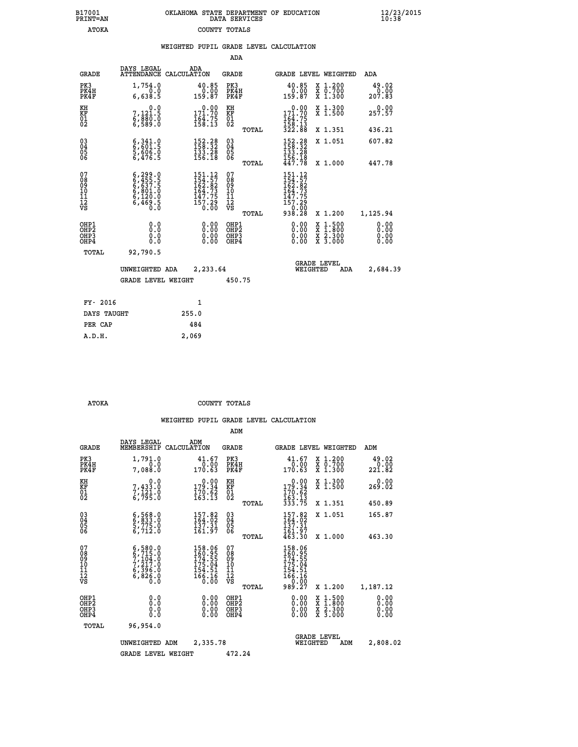B17001 PRINT=AN — OKLAHOMA STATE DEPARTMENT OF EDUCATION DATA SERVICES — 12/23/2015 10:38

ATOKA — COUNTY TOTALS

## WEIGHTED PUPIL GRADE LEVEL CALCULATION

### ADA

| GRADE | DAYS LEGAL ATTENDANCE | ADA CALCULATION | GRADE | GRADE LEVEL | WEIGHTED | ADA |
|---|---|---|---|---|---|---|
| PK3 | 1,754.0 | 40.85 | PK3 | 40.85 | X 1.200 | 49.02 |
| PK4H | 0.0 | 0.00 | PK4H | 0.00 | X 0.700 | 0.00 |
| PK4F | 6,638.5 | 159.87 | PK4F | 159.87 | X 1.300 | 207.83 |
| KH | 0.0 | 0.00 | KH | 0.00 | X 1.300 | 0.00 |
| KF | 7,121.5 | 171.70 | KF | 171.70 | X 1.500 | 257.57 |
| 01 | 6,880.0 | 164.75 | 01 | 164.75 | | |
| 02 | 6,589.0 | 158.13 | 02 | 158.13 | | |
| | | | TOTAL | 322.88 | X 1.351 | 436.21 |
| 03 | 6,341.0 | 152.28 | 03 | 152.28 | X 1.051 | 607.82 |
| 04 | 6,601.5 | 158.32 | 04 | 158.32 | | |
| 05 | 5,606.0 | 133.28 | 05 | 133.28 | | |
| 06 | 6,476.5 | 156.18 | 06 | 156.18 | | |
| | | | TOTAL | 447.78 | X 1.000 | 447.78 |
| 07 | 6,299.0 | 151.12 | 07 | 151.12 | | |
| 08 | 6,455.5 | 154.57 | 08 | 154.57 | | |
| 09 | 6,637.5 | 162.82 | 09 | 162.82 | | |
| 10 | 6,801.0 | 164.73 | 10 | 164.73 | | |
| 11 | 6,120.0 | 147.75 | 11 | 147.75 | | |
| 12 | 6,469.5 | 157.29 | 12 | 157.29 | | |
| VS | 0.0 | 0.00 | VS | 0.00 | | |
| | | | TOTAL | 938.28 | X 1.200 | 1,125.94 |
| OHP1 | 0.0 | 0.00 | OHP1 | 0.00 | X 1.500 | 0.00 |
| OHP2 | 0.0 | 0.00 | OHP2 | 0.00 | X 1.800 | 0.00 |
| OHP3 | 0.0 | 0.00 | OHP3 | 0.00 | X 2.300 | 0.00 |
| OHP4 | 0.0 | 0.00 | OHP4 | 0.00 | X 3.000 | 0.00 |
| TOTAL | 92,790.5 | | | | | |

UNWEIGHTED ADA 2,233.64 — GRADE LEVEL WEIGHTED ADA 2,684.39

GRADE LEVEL WEIGHT 450.75

| | |
|---|---|
| FY- 2016 | 1 |
| DAYS TAUGHT | 255.0 |
| PER CAP | 484 |
| A.D.H. | 2,069 |

ATOKA — COUNTY TOTALS

## WEIGHTED PUPIL GRADE LEVEL CALCULATION

### ADM

| GRADE | DAYS LEGAL MEMBERSHIP | ADM CALCULATION | GRADE | GRADE LEVEL | WEIGHTED | ADM |
|---|---|---|---|---|---|---|
| PK3 | 1,791.0 | 41.67 | PK3 | 41.67 | X 1.200 | 49.02 |
| PK4H | 0.0 | 0.00 | PK4H | 0.00 | X 0.700 | 0.00 |
| PK4F | 7,088.0 | 170.63 | PK4F | 170.63 | X 1.300 | 221.82 |
| KH | 0.0 | 0.00 | KH | 0.00 | X 1.300 | 0.00 |
| KF | 7,433.0 | 179.34 | KF | 179.34 | X 1.500 | 269.02 |
| 01 | 7,121.0 | 170.62 | 01 | 170.62 | | |
| 02 | 6,795.0 | 163.13 | 02 | 163.13 | | |
| | | | TOTAL | 333.75 | X 1.351 | 450.89 |
| 03 | 6,568.0 | 157.82 | 03 | 157.82 | X 1.051 | 165.87 |
| 04 | 6,833.0 | 164.02 | 04 | 164.02 | | |
| 05 | 5,775.0 | 137.31 | 05 | 137.31 | | |
| 06 | 6,712.0 | 161.97 | 06 | 161.97 | | |
| | | | TOTAL | 463.30 | X 1.000 | 463.30 |
| 07 | 6,580.0 | 158.06 | 07 | 158.06 | | |
| 08 | 6,715.0 | 160.95 | 08 | 160.95 | | |
| 09 | 7,104.0 | 174.55 | 09 | 174.55 | | |
| 10 | 7,217.0 | 175.04 | 10 | 175.04 | | |
| 11 | 6,396.0 | 154.51 | 11 | 154.51 | | |
| 12 | 6,826.0 | 166.16 | 12 | 166.16 | | |
| VS | 0.0 | 0.00 | VS | 0.00 | | |
| | | | TOTAL | 989.27 | X 1.200 | 1,187.12 |
| OHP1 | 0.0 | 0.00 | OHP1 | 0.00 | X 1.500 | 0.00 |
| OHP2 | 0.0 | 0.00 | OHP2 | 0.00 | X 1.800 | 0.00 |
| OHP3 | 0.0 | 0.00 | OHP3 | 0.00 | X 2.300 | 0.00 |
| OHP4 | 0.0 | 0.00 | OHP4 | 0.00 | X 3.000 | 0.00 |
| TOTAL | 96,954.0 | | | | | |

UNWEIGHTED ADM 2,335.78 — GRADE LEVEL WEIGHTED ADM 2,808.02

GRADE LEVEL WEIGHT 472.24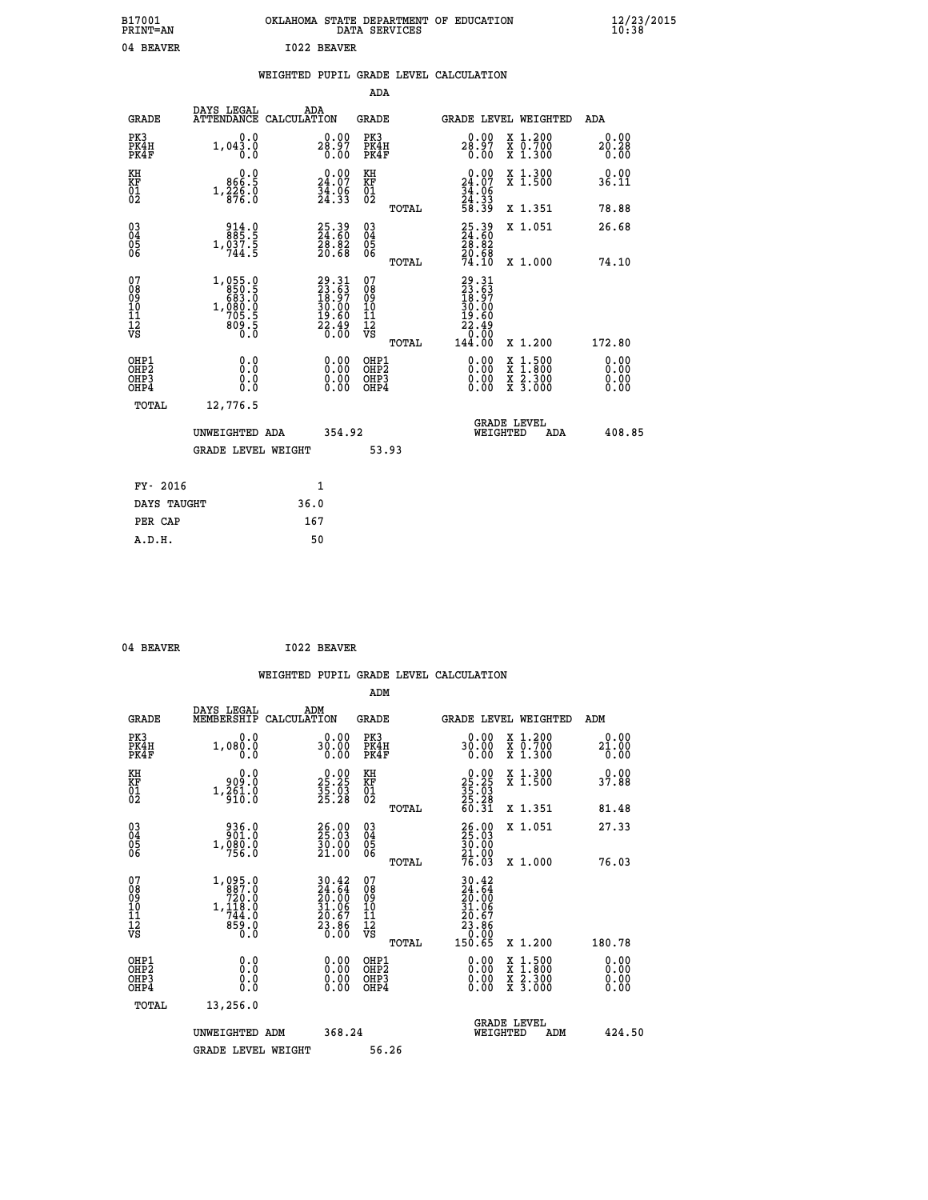B17001 OKLAHOMA STATE DEPARTMENT OF EDUCATION 12/23/2015
PRINT=AN DATA SERVICES 10:38

04 BEAVER I022 BEAVER

## WEIGHTED PUPIL GRADE LEVEL CALCULATION

### ADA

| GRADE | DAYS LEGAL ATTENDANCE | ADA CALCULATION | GRADE | | GRADE LEVEL | WEIGHTED | ADA |
|---|---|---|---|---|---|---|---|
| PK3 | 0.0 | 0.00 | PK3 | | 0.00 | X 1.200 | 0.00 |
| PK4H | 1,043.0 | 28.97 | PK4H | | 28.97 | X 0.700 | 20.28 |
| PK4F | 0.0 | 0.00 | PK4F | | 0.00 | X 1.300 | 0.00 |
| KH | 0.0 | 0.00 | KH | | 0.00 | X 1.300 | 0.00 |
| KF | 866.5 | 24.07 | KF | | 24.07 | X 1.500 | 36.11 |
| 01 | 1,226.0 | 34.06 | 01 | | 34.06 | | |
| 02 | 876.0 | 24.33 | 02 | | 24.33 | | |
| | | | | TOTAL | 58.39 | X 1.351 | 78.88 |
| 03 | 914.0 | 25.39 | 03 | | 25.39 | X 1.051 | 26.68 |
| 04 | 885.5 | 24.60 | 04 | | 24.60 | | |
| 05 | 1,037.5 | 28.82 | 05 | | 28.82 | | |
| 06 | 744.5 | 20.68 | 06 | | 20.68 | | |
| | | | | TOTAL | 74.10 | X 1.000 | 74.10 |
| 07 | 1,055.0 | 29.31 | 07 | | 29.31 | | |
| 08 | 850.5 | 23.63 | 08 | | 23.63 | | |
| 09 | 683.0 | 18.97 | 09 | | 18.97 | | |
| 10 | 1,080.0 | 30.00 | 10 | | 30.00 | | |
| 11 | 705.5 | 19.60 | 11 | | 19.60 | | |
| 12 | 809.5 | 22.49 | 12 | | 22.49 | | |
| VS | 0.0 | 0.00 | VS | | 0.00 | | |
| | | | | TOTAL | 144.00 | X 1.200 | 172.80 |
| OHP1 | 0.0 | 0.00 | OHP1 | | 0.00 | X 1.500 | 0.00 |
| OHP2 | 0.0 | 0.00 | OHP2 | | 0.00 | X 1.800 | 0.00 |
| OHP3 | 0.0 | 0.00 | OHP3 | | 0.00 | X 2.300 | 0.00 |
| OHP4 | 0.0 | 0.00 | OHP4 | | 0.00 | X 3.000 | 0.00 |
| TOTAL | 12,776.5 | | | | | | |

UNWEIGHTED ADA 354.92 GRADE LEVEL WEIGHTED ADA 408.85

GRADE LEVEL WEIGHT 53.93

| | |
|---|---|
| FY- 2016 | 1 |
| DAYS TAUGHT | 36.0 |
| PER CAP | 167 |
| A.D.H. | 50 |

04 BEAVER I022 BEAVER

## WEIGHTED PUPIL GRADE LEVEL CALCULATION

### ADM

| GRADE | DAYS LEGAL MEMBERSHIP | ADM CALCULATION | GRADE | | GRADE LEVEL | WEIGHTED | ADM |
|---|---|---|---|---|---|---|---|
| PK3 | 0.0 | 0.00 | PK3 | | 0.00 | X 1.200 | 0.00 |
| PK4H | 1,080.0 | 30.00 | PK4H | | 30.00 | X 0.700 | 21.00 |
| PK4F | 0.0 | 0.00 | PK4F | | 0.00 | X 1.300 | 0.00 |
| KH | 0.0 | 0.00 | KH | | 0.00 | X 1.300 | 0.00 |
| KF | 909.0 | 25.25 | KF | | 25.25 | X 1.500 | 37.88 |
| 01 | 1,261.0 | 35.03 | 01 | | 35.03 | | |
| 02 | 910.0 | 25.28 | 02 | | 25.28 | | |
| | | | | TOTAL | 60.31 | X 1.351 | 81.48 |
| 03 | 936.0 | 26.00 | 03 | | 26.00 | X 1.051 | 27.33 |
| 04 | 901.0 | 25.03 | 04 | | 25.03 | | |
| 05 | 1,080.0 | 30.00 | 05 | | 30.00 | | |
| 06 | 756.0 | 21.00 | 06 | | 21.00 | | |
| | | | | TOTAL | 76.03 | X 1.000 | 76.03 |
| 07 | 1,095.0 | 30.42 | 07 | | 30.42 | | |
| 08 | 887.0 | 24.64 | 08 | | 24.64 | | |
| 09 | 720.0 | 20.00 | 09 | | 20.00 | | |
| 10 | 1,118.0 | 31.06 | 10 | | 31.06 | | |
| 11 | 744.0 | 20.67 | 11 | | 20.67 | | |
| 12 | 859.0 | 23.86 | 12 | | 23.86 | | |
| VS | 0.0 | 0.00 | VS | | 0.00 | | |
| | | | | TOTAL | 150.65 | X 1.200 | 180.78 |
| OHP1 | 0.0 | 0.00 | OHP1 | | 0.00 | X 1.500 | 0.00 |
| OHP2 | 0.0 | 0.00 | OHP2 | | 0.00 | X 1.800 | 0.00 |
| OHP3 | 0.0 | 0.00 | OHP3 | | 0.00 | X 2.300 | 0.00 |
| OHP4 | 0.0 | 0.00 | OHP4 | | 0.00 | X 3.000 | 0.00 |
| TOTAL | 13,256.0 | | | | | | |

UNWEIGHTED ADM 368.24 GRADE LEVEL WEIGHTED ADM 424.50

GRADE LEVEL WEIGHT 56.26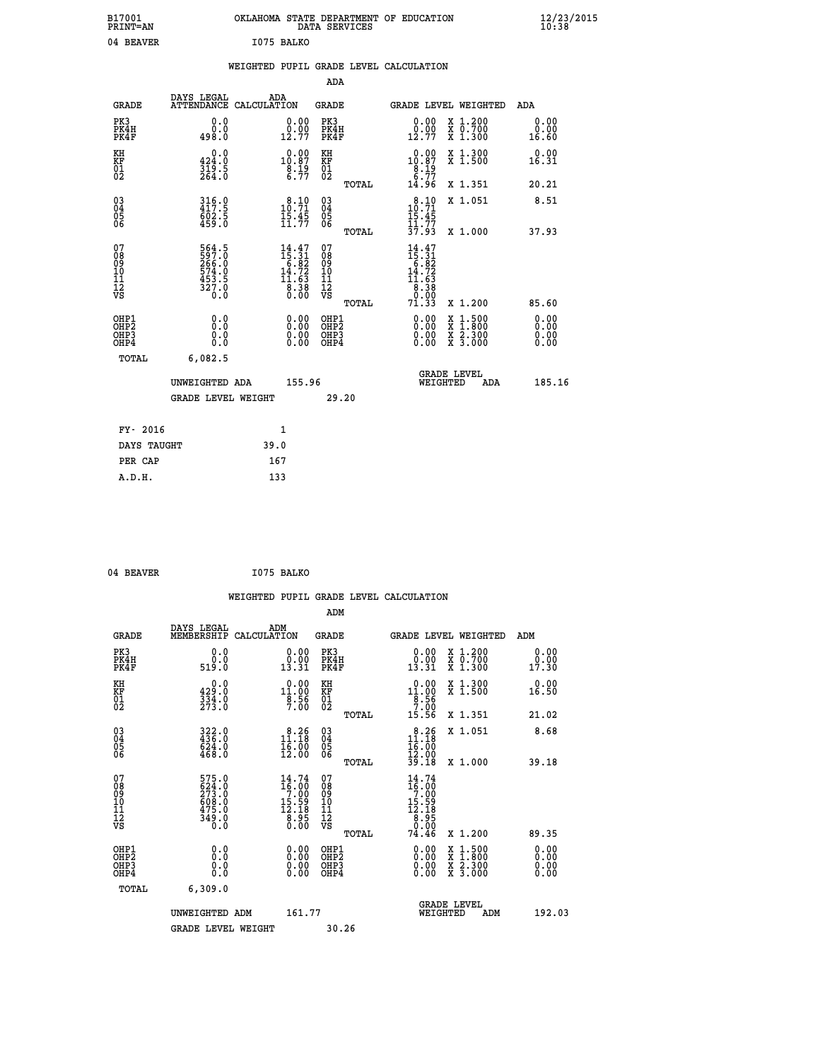B17001 OKLAHOMA STATE DEPARTMENT OF EDUCATION 12/23/2015
PRINT=AN DATA SERVICES 10:38

04 BEAVER I075 BALKO

WEIGHTED PUPIL GRADE LEVEL CALCULATION

ADA

| GRADE | DAYS LEGAL ATTENDANCE | ADA CALCULATION | GRADE | GRADE LEVEL | WEIGHTED | ADA |
|---|---|---|---|---|---|---|
| PK3 | 0.0 | 0.00 | PK3 | 0.00 | X 1.200 | 0.00 |
| PK4H | 0.0 | 0.00 | PK4H | 0.00 | X 0.700 | 0.00 |
| PK4F | 498.0 | 12.77 | PK4F | 12.77 | X 1.300 | 16.60 |
| KH | 0.0 | 0.00 | KH | 0.00 | X 1.300 | 0.00 |
| KF | 424.0 | 10.87 | KF | 10.87 | X 1.500 | 16.31 |
| 01 | 319.5 | 8.19 | 01 | 8.19 | | |
| 02 | 264.0 | 6.77 | 02 | 6.77 | | |
| | | | TOTAL | 14.96 | X 1.351 | 20.21 |
| 03 | 316.0 | 8.10 | 03 | 8.10 | X 1.051 | 8.51 |
| 04 | 417.5 | 10.71 | 04 | 10.71 | | |
| 05 | 602.5 | 15.45 | 05 | 15.45 | | |
| 06 | 459.0 | 11.77 | 06 | 11.77 | | |
| | | | TOTAL | 37.93 | X 1.000 | 37.93 |
| 07 | 564.5 | 14.47 | 07 | 14.47 | | |
| 08 | 597.0 | 15.31 | 08 | 15.31 | | |
| 09 | 266.0 | 6.82 | 09 | 6.82 | | |
| 10 | 574.0 | 14.72 | 10 | 14.72 | | |
| 11 | 453.5 | 11.63 | 11 | 11.63 | | |
| 12 | 327.0 | 8.38 | 12 | 8.38 | | |
| VS | 0.0 | 0.00 | VS | 0.00 | | |
| | | | TOTAL | 71.33 | X 1.200 | 85.60 |
| OHP1 | 0.0 | 0.00 | OHP1 | 0.00 | X 1.500 | 0.00 |
| OHP2 | 0.0 | 0.00 | OHP2 | 0.00 | X 1.800 | 0.00 |
| OHP3 | 0.0 | 0.00 | OHP3 | 0.00 | X 2.300 | 0.00 |
| OHP4 | 0.0 | 0.00 | OHP4 | 0.00 | X 3.000 | 0.00 |
| TOTAL | 6,082.5 | | | | | |

UNWEIGHTED ADA 155.96 GRADE LEVEL WEIGHTED ADA 185.16

GRADE LEVEL WEIGHT 29.20

| FY- 2016 | 1 |
|---|---|
| DAYS TAUGHT | 39.0 |
| PER CAP | 167 |
| A.D.H. | 133 |

04 BEAVER I075 BALKO

WEIGHTED PUPIL GRADE LEVEL CALCULATION

ADM

| GRADE | DAYS LEGAL MEMBERSHIP | ADM CALCULATION | GRADE | GRADE LEVEL | WEIGHTED | ADM |
|---|---|---|---|---|---|---|
| PK3 | 0.0 | 0.00 | PK3 | 0.00 | X 1.200 | 0.00 |
| PK4H | 0.0 | 0.00 | PK4H | 0.00 | X 0.700 | 0.00 |
| PK4F | 519.0 | 13.31 | PK4F | 13.31 | X 1.300 | 17.30 |
| KH | 0.0 | 0.00 | KH | 0.00 | X 1.300 | 0.00 |
| KF | 429.0 | 11.00 | KF | 11.00 | X 1.500 | 16.50 |
| 01 | 334.0 | 8.56 | 01 | 8.56 | | |
| 02 | 273.0 | 7.00 | 02 | 7.00 | | |
| | | | TOTAL | 15.56 | X 1.351 | 21.02 |
| 03 | 322.0 | 8.26 | 03 | 8.26 | X 1.051 | 8.68 |
| 04 | 436.0 | 11.18 | 04 | 11.18 | | |
| 05 | 624.0 | 16.00 | 05 | 16.00 | | |
| 06 | 468.0 | 12.00 | 06 | 12.00 | | |
| | | | TOTAL | 39.18 | X 1.000 | 39.18 |
| 07 | 575.0 | 14.74 | 07 | 14.74 | | |
| 08 | 624.0 | 16.00 | 08 | 16.00 | | |
| 09 | 273.0 | 7.00 | 09 | 7.00 | | |
| 10 | 608.0 | 15.59 | 10 | 15.59 | | |
| 11 | 475.0 | 12.18 | 11 | 12.18 | | |
| 12 | 349.0 | 8.95 | 12 | 8.95 | | |
| VS | 0.0 | 0.00 | VS | 0.00 | | |
| | | | TOTAL | 74.46 | X 1.200 | 89.35 |
| OHP1 | 0.0 | 0.00 | OHP1 | 0.00 | X 1.500 | 0.00 |
| OHP2 | 0.0 | 0.00 | OHP2 | 0.00 | X 1.800 | 0.00 |
| OHP3 | 0.0 | 0.00 | OHP3 | 0.00 | X 2.300 | 0.00 |
| OHP4 | 0.0 | 0.00 | OHP4 | 0.00 | X 3.000 | 0.00 |
| TOTAL | 6,309.0 | | | | | |

UNWEIGHTED ADM 161.77 GRADE LEVEL WEIGHTED ADM 192.03

GRADE LEVEL WEIGHT 30.26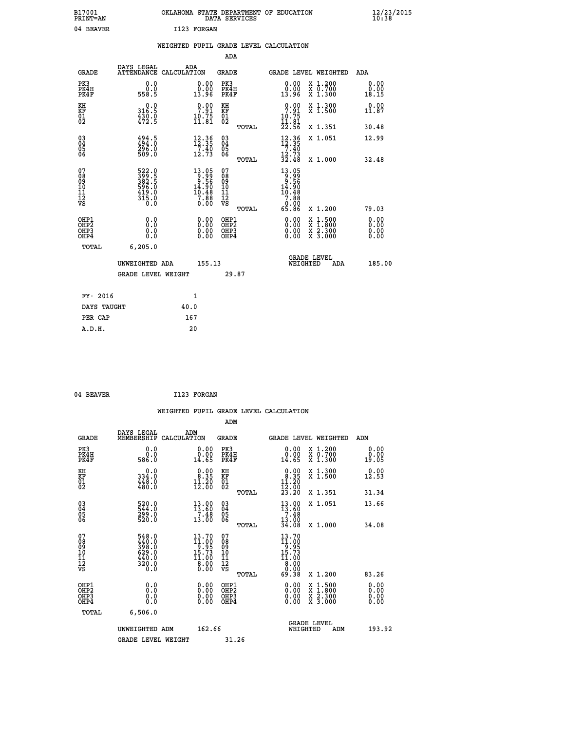B17001 OKLAHOMA STATE DEPARTMENT OF EDUCATION 12/23/2015
PRINT=AN DATA SERVICES 10:38

04 BEAVER I123 FORGAN

## WEIGHTED PUPIL GRADE LEVEL CALCULATION

### ADA

| GRADE | DAYS LEGAL ATTENDANCE | ADA CALCULATION | GRADE | | GRADE LEVEL | WEIGHTED | ADA |
|---|---|---|---|---|---|---|---|
| PK3 | 0.0 | 0.00 | PK3 | | 0.00 | X 1.200 | 0.00 |
| PK4H | 0.0 | 0.00 | PK4H | | 0.00 | X 0.700 | 0.00 |
| PK4F | 558.5 | 13.96 | PK4F | | 13.96 | X 1.300 | 18.15 |
| KH | 0.0 | 0.00 | KH | | 0.00 | X 1.300 | 0.00 |
| KF | 316.5 | 7.91 | KF | | 7.91 | X 1.500 | 11.87 |
| 01 | 430.0 | 10.75 | 01 | | 10.75 | | |
| 02 | 472.5 | 11.81 | 02 | | 11.81 | | |
| | | | | TOTAL | 22.56 | X 1.351 | 30.48 |
| 03 | 494.5 | 12.36 | 03 | | 12.36 | X 1.051 | 12.99 |
| 04 | 494.0 | 12.35 | 04 | | 12.35 | | |
| 05 | 296.0 | 7.40 | 05 | | 7.40 | | |
| 06 | 509.0 | 12.73 | 06 | | 12.73 | | |
| | | | | TOTAL | 32.48 | X 1.000 | 32.48 |
| 07 | 522.0 | 13.05 | 07 | | 13.05 | | |
| 08 | 399.5 | 9.99 | 08 | | 9.99 | | |
| 09 | 382.5 | 9.56 | 09 | | 9.56 | | |
| 10 | 596.0 | 14.90 | 10 | | 14.90 | | |
| 11 | 419.0 | 10.48 | 11 | | 10.48 | | |
| 12 | 315.0 | 7.88 | 12 | | 7.88 | | |
| VS | 0.0 | 0.00 | VS | | 0.00 | | |
| | | | | TOTAL | 65.86 | X 1.200 | 79.03 |
| OHP1 | 0.0 | 0.00 | OHP1 | | 0.00 | X 1.500 | 0.00 |
| OHP2 | 0.0 | 0.00 | OHP2 | | 0.00 | X 1.800 | 0.00 |
| OHP3 | 0.0 | 0.00 | OHP3 | | 0.00 | X 2.300 | 0.00 |
| OHP4 | 0.0 | 0.00 | OHP4 | | 0.00 | X 3.000 | 0.00 |
| TOTAL | 6,205.0 | | | | | | |

UNWEIGHTED ADA 155.13 GRADE LEVEL WEIGHTED ADA 185.00

GRADE LEVEL WEIGHT 29.87

| | |
|---|---|
| FY- 2016 | 1 |
| DAYS TAUGHT | 40.0 |
| PER CAP | 167 |
| A.D.H. | 20 |

04 BEAVER I123 FORGAN

## WEIGHTED PUPIL GRADE LEVEL CALCULATION

### ADM

| GRADE | DAYS LEGAL MEMBERSHIP | ADM CALCULATION | GRADE | | GRADE LEVEL | WEIGHTED | ADM |
|---|---|---|---|---|---|---|---|
| PK3 | 0.0 | 0.00 | PK3 | | 0.00 | X 1.200 | 0.00 |
| PK4H | 0.0 | 0.00 | PK4H | | 0.00 | X 0.700 | 0.00 |
| PK4F | 586.0 | 14.65 | PK4F | | 14.65 | X 1.300 | 19.05 |
| KH | 0.0 | 0.00 | KH | | 0.00 | X 1.300 | 0.00 |
| KF | 334.0 | 8.35 | KF | | 8.35 | X 1.500 | 12.53 |
| 01 | 448.0 | 11.20 | 01 | | 11.20 | | |
| 02 | 480.0 | 12.00 | 02 | | 12.00 | | |
| | | | | TOTAL | 23.20 | X 1.351 | 31.34 |
| 03 | 520.0 | 13.00 | 03 | | 13.00 | X 1.051 | 13.66 |
| 04 | 544.0 | 13.60 | 04 | | 13.60 | | |
| 05 | 299.0 | 7.48 | 05 | | 7.48 | | |
| 06 | 520.0 | 13.00 | 06 | | 13.00 | | |
| | | | | TOTAL | 34.08 | X 1.000 | 34.08 |
| 07 | 548.0 | 13.70 | 07 | | 13.70 | | |
| 08 | 440.0 | 11.00 | 08 | | 11.00 | | |
| 09 | 398.0 | 9.95 | 09 | | 9.95 | | |
| 10 | 629.0 | 15.73 | 10 | | 15.73 | | |
| 11 | 440.0 | 11.00 | 11 | | 11.00 | | |
| 12 | 320.0 | 8.00 | 12 | | 8.00 | | |
| VS | 0.0 | 0.00 | VS | | 0.00 | | |
| | | | | TOTAL | 69.38 | X 1.200 | 83.26 |
| OHP1 | 0.0 | 0.00 | OHP1 | | 0.00 | X 1.500 | 0.00 |
| OHP2 | 0.0 | 0.00 | OHP2 | | 0.00 | X 1.800 | 0.00 |
| OHP3 | 0.0 | 0.00 | OHP3 | | 0.00 | X 2.300 | 0.00 |
| OHP4 | 0.0 | 0.00 | OHP4 | | 0.00 | X 3.000 | 0.00 |
| TOTAL | 6,506.0 | | | | | | |

UNWEIGHTED ADM 162.66 GRADE LEVEL WEIGHTED ADM 193.92

GRADE LEVEL WEIGHT 31.26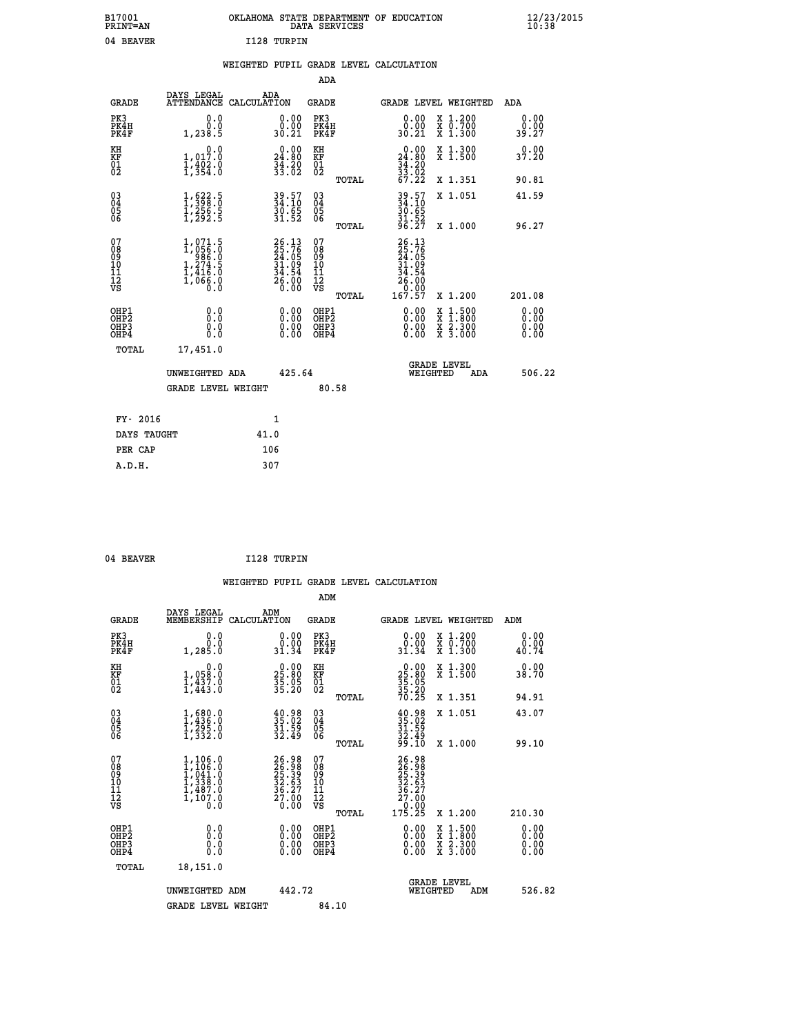B17001 PRINT=AN — OKLAHOMA STATE DEPARTMENT OF EDUCATION DATA SERVICES — 12/23/2015 10:38

04 BEAVER — I128 TURPIN

## WEIGHTED PUPIL GRADE LEVEL CALCULATION

### ADA

| GRADE | DAYS LEGAL ATTENDANCE | ADA CALCULATION | GRADE | | GRADE LEVEL | WEIGHTED | ADA |
|---|---|---|---|---|---|---|---|
| PK3 | 0.0 | 0.00 | PK3 | | 0.00 | X 1.200 | 0.00 |
| PK4H | 0.0 | 0.00 | PK4H | | 0.00 | X 0.700 | 0.00 |
| PK4F | 1,238.5 | 30.21 | PK4F | | 30.21 | X 1.300 | 39.27 |
| KH | 0.0 | 0.00 | KH | | 0.00 | X 1.300 | 0.00 |
| KF | 1,017.0 | 24.80 | KF | | 24.80 | X 1.500 | 37.20 |
| 01 | 1,402.0 | 34.20 | 01 | | 34.20 | | |
| 02 | 1,354.0 | 33.02 | 02 | | 33.02 | | |
| | | | | TOTAL | 67.22 | X 1.351 | 90.81 |
| 03 | 1,622.5 | 39.57 | 03 | | 39.57 | X 1.051 | 41.59 |
| 04 | 1,398.0 | 34.10 | 04 | | 34.10 | | |
| 05 | 1,256.5 | 30.65 | 05 | | 30.65 | | |
| 06 | 1,292.5 | 31.52 | 06 | | 31.52 | | |
| | | | | TOTAL | 96.27 | X 1.000 | 96.27 |
| 07 | 1,071.5 | 26.13 | 07 | | 26.13 | | |
| 08 | 1,056.0 | 25.76 | 08 | | 25.76 | | |
| 09 | 986.0 | 24.05 | 09 | | 24.05 | | |
| 10 | 1,274.5 | 31.09 | 10 | | 31.09 | | |
| 11 | 1,416.0 | 34.54 | 11 | | 34.54 | | |
| 12 | 1,066.0 | 26.00 | 12 | | 26.00 | | |
| VS | 0.0 | 0.00 | VS | | 0.00 | | |
| | | | | TOTAL | 167.57 | X 1.200 | 201.08 |
| OHP1 | 0.0 | 0.00 | OHP1 | | 0.00 | X 1.500 | 0.00 |
| OHP2 | 0.0 | 0.00 | OHP2 | | 0.00 | X 1.800 | 0.00 |
| OHP3 | 0.0 | 0.00 | OHP3 | | 0.00 | X 2.300 | 0.00 |
| OHP4 | 0.0 | 0.00 | OHP4 | | 0.00 | X 3.000 | 0.00 |
| TOTAL | 17,451.0 | | | | | | |

UNWEIGHTED ADA 425.64 — GRADE LEVEL WEIGHTED ADA 506.22

GRADE LEVEL WEIGHT 80.58

| | |
|---|---|
| FY- 2016 | 1 |
| DAYS TAUGHT | 41.0 |
| PER CAP | 106 |
| A.D.H. | 307 |

04 BEAVER — I128 TURPIN

## WEIGHTED PUPIL GRADE LEVEL CALCULATION

### ADM

| GRADE | DAYS LEGAL MEMBERSHIP | ADM CALCULATION | GRADE | | GRADE LEVEL | WEIGHTED | ADM |
|---|---|---|---|---|---|---|---|
| PK3 | 0.0 | 0.00 | PK3 | | 0.00 | X 1.200 | 0.00 |
| PK4H | 0.0 | 0.00 | PK4H | | 0.00 | X 0.700 | 0.00 |
| PK4F | 1,285.0 | 31.34 | PK4F | | 31.34 | X 1.300 | 40.74 |
| KH | 0.0 | 0.00 | KH | | 0.00 | X 1.300 | 0.00 |
| KF | 1,058.0 | 25.80 | KF | | 25.80 | X 1.500 | 38.70 |
| 01 | 1,437.0 | 35.05 | 01 | | 35.05 | | |
| 02 | 1,443.0 | 35.20 | 02 | | 35.20 | | |
| | | | | TOTAL | 70.25 | X 1.351 | 94.91 |
| 03 | 1,680.0 | 40.98 | 03 | | 40.98 | X 1.051 | 43.07 |
| 04 | 1,436.0 | 35.02 | 04 | | 35.02 | | |
| 05 | 1,295.0 | 31.59 | 05 | | 31.59 | | |
| 06 | 1,332.0 | 32.49 | 06 | | 32.49 | | |
| | | | | TOTAL | 99.10 | X 1.000 | 99.10 |
| 07 | 1,106.0 | 26.98 | 07 | | 26.98 | | |
| 08 | 1,106.0 | 26.98 | 08 | | 26.98 | | |
| 09 | 1,041.0 | 25.39 | 09 | | 25.39 | | |
| 10 | 1,338.0 | 32.63 | 10 | | 32.63 | | |
| 11 | 1,487.0 | 36.27 | 11 | | 36.27 | | |
| 12 | 1,107.0 | 27.00 | 12 | | 27.00 | | |
| VS | 0.0 | 0.00 | VS | | 0.00 | | |
| | | | | TOTAL | 175.25 | X 1.200 | 210.30 |
| OHP1 | 0.0 | 0.00 | OHP1 | | 0.00 | X 1.500 | 0.00 |
| OHP2 | 0.0 | 0.00 | OHP2 | | 0.00 | X 1.800 | 0.00 |
| OHP3 | 0.0 | 0.00 | OHP3 | | 0.00 | X 2.300 | 0.00 |
| OHP4 | 0.0 | 0.00 | OHP4 | | 0.00 | X 3.000 | 0.00 |
| TOTAL | 18,151.0 | | | | | | |

UNWEIGHTED ADM 442.72 — GRADE LEVEL WEIGHTED ADM 526.82

GRADE LEVEL WEIGHT 84.10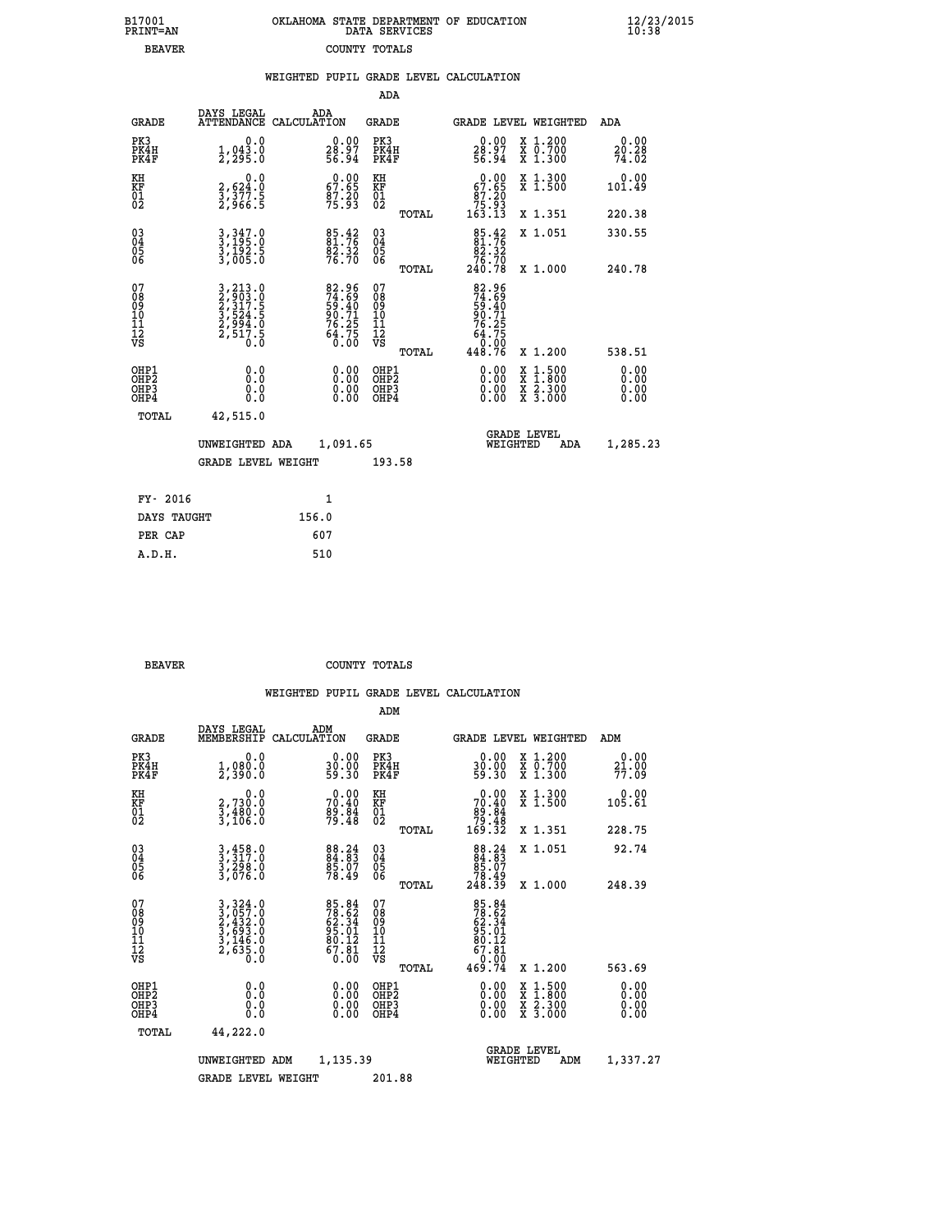B17001 PRINT=AN — OKLAHOMA STATE DEPARTMENT OF EDUCATION DATA SERVICES — 12/23/2015 10:38

BEAVER — COUNTY TOTALS

WEIGHTED PUPIL GRADE LEVEL CALCULATION

ADA

| GRADE | DAYS LEGAL ATTENDANCE | ADA CALCULATION | GRADE | | GRADE LEVEL | WEIGHTED | ADA |
|---|---|---|---|---|---|---|---|
| PK3 | 0.0 | 0.00 | PK3 | | 0.00 | X 1.200 | 0.00 |
| PK4H | 1,043.0 | 28.97 | PK4H | | 28.97 | X 0.700 | 20.28 |
| PK4F | 2,295.0 | 56.94 | PK4F | | 56.94 | X 1.300 | 74.02 |
| KH | 0.0 | 0.00 | KH | | 0.00 | X 1.300 | 0.00 |
| KF | 2,624.0 | 67.65 | KF | | 67.65 | X 1.500 | 101.49 |
| 01 | 3,377.5 | 87.20 | 01 | | 87.20 | | |
| 02 | 2,966.5 | 75.93 | 02 | | 75.93 | | |
| | | | | TOTAL | 163.13 | X 1.351 | 220.38 |
| 03 | 3,347.0 | 85.42 | 03 | | 85.42 | X 1.051 | 330.55 |
| 04 | 3,195.0 | 81.76 | 04 | | 81.76 | | |
| 05 | 3,192.5 | 82.32 | 05 | | 82.32 | | |
| 06 | 3,005.0 | 76.70 | 06 | | 76.70 | | |
| | | | | TOTAL | 240.78 | X 1.000 | 240.78 |
| 07 | 3,213.0 | 82.96 | 07 | | 82.96 | | |
| 08 | 2,903.0 | 74.69 | 08 | | 74.69 | | |
| 09 | 2,317.5 | 59.40 | 09 | | 59.40 | | |
| 10 | 3,524.5 | 90.71 | 10 | | 90.71 | | |
| 11 | 2,994.0 | 76.25 | 11 | | 76.25 | | |
| 12 | 2,517.5 | 64.75 | 12 | | 64.75 | | |
| VS | 0.0 | 0.00 | VS | | 0.00 | | |
| | | | | TOTAL | 448.76 | X 1.200 | 538.51 |
| OHP1 | 0.0 | 0.00 | OHP1 | | 0.00 | X 1.500 | 0.00 |
| OHP2 | 0.0 | 0.00 | OHP2 | | 0.00 | X 1.800 | 0.00 |
| OHP3 | 0.0 | 0.00 | OHP3 | | 0.00 | X 2.300 | 0.00 |
| OHP4 | 0.0 | 0.00 | OHP4 | | 0.00 | X 3.000 | 0.00 |
| TOTAL | 42,515.0 | | | | | | |

UNWEIGHTED ADA 1,091.65 — GRADE LEVEL WEIGHTED ADA 1,285.23

GRADE LEVEL WEIGHT 193.58

| | |
|---|---|
| FY- 2016 | 1 |
| DAYS TAUGHT | 156.0 |
| PER CAP | 607 |
| A.D.H. | 510 |

BEAVER — COUNTY TOTALS

WEIGHTED PUPIL GRADE LEVEL CALCULATION

ADM

| GRADE | DAYS LEGAL MEMBERSHIP | ADM CALCULATION | GRADE | | GRADE LEVEL | WEIGHTED | ADM |
|---|---|---|---|---|---|---|---|
| PK3 | 0.0 | 0.00 | PK3 | | 0.00 | X 1.200 | 0.00 |
| PK4H | 1,080.0 | 30.00 | PK4H | | 30.00 | X 0.700 | 21.00 |
| PK4F | 2,390.0 | 59.30 | PK4F | | 59.30 | X 1.300 | 77.09 |
| KH | 0.0 | 0.00 | KH | | 0.00 | X 1.300 | 0.00 |
| KF | 2,730.0 | 70.40 | KF | | 70.40 | X 1.500 | 105.61 |
| 01 | 3,480.0 | 89.84 | 01 | | 89.84 | | |
| 02 | 3,106.0 | 79.48 | 02 | | 79.48 | | |
| | | | | TOTAL | 169.32 | X 1.351 | 228.75 |
| 03 | 3,458.0 | 88.24 | 03 | | 88.24 | X 1.051 | 92.74 |
| 04 | 3,317.0 | 84.83 | 04 | | 84.83 | | |
| 05 | 3,298.0 | 85.07 | 05 | | 85.07 | | |
| 06 | 3,076.0 | 78.49 | 06 | | 78.49 | | |
| | | | | TOTAL | 248.39 | X 1.000 | 248.39 |
| 07 | 3,324.0 | 85.84 | 07 | | 85.84 | | |
| 08 | 3,057.0 | 78.62 | 08 | | 78.62 | | |
| 09 | 2,432.0 | 62.34 | 09 | | 62.34 | | |
| 10 | 3,693.0 | 95.01 | 10 | | 95.01 | | |
| 11 | 3,146.0 | 80.12 | 11 | | 80.12 | | |
| 12 | 2,635.0 | 67.81 | 12 | | 67.81 | | |
| VS | 0.0 | 0.00 | VS | | 0.00 | | |
| | | | | TOTAL | 469.74 | X 1.200 | 563.69 |
| OHP1 | 0.0 | 0.00 | OHP1 | | 0.00 | X 1.500 | 0.00 |
| OHP2 | 0.0 | 0.00 | OHP2 | | 0.00 | X 1.800 | 0.00 |
| OHP3 | 0.0 | 0.00 | OHP3 | | 0.00 | X 2.300 | 0.00 |
| OHP4 | 0.0 | 0.00 | OHP4 | | 0.00 | X 3.000 | 0.00 |
| TOTAL | 44,222.0 | | | | | | |

UNWEIGHTED ADM 1,135.39 — GRADE LEVEL WEIGHTED ADM 1,337.27

GRADE LEVEL WEIGHT 201.88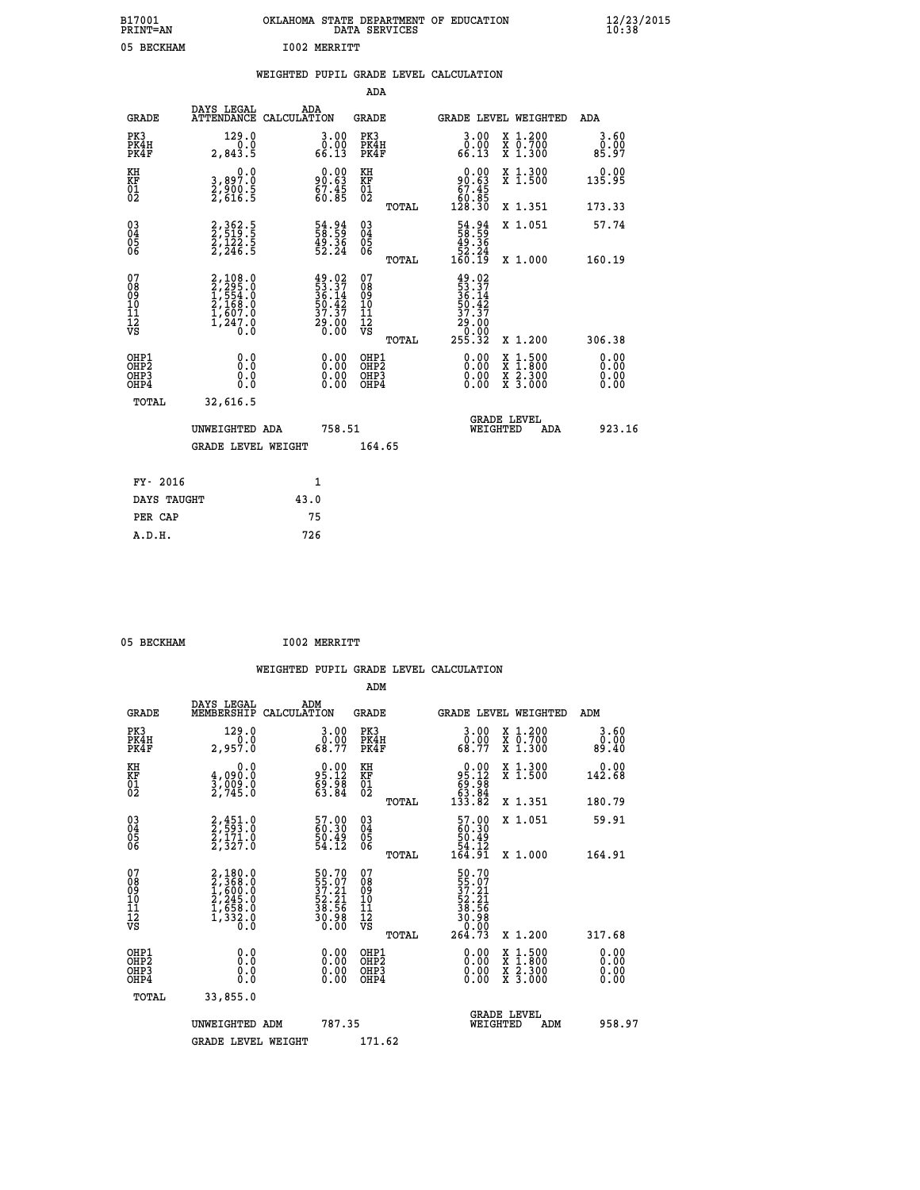B17001 OKLAHOMA STATE DEPARTMENT OF EDUCATION 12/23/2015
PRINT=AN DATA SERVICES 10:38

05 BECKHAM I002 MERRITT

## WEIGHTED PUPIL GRADE LEVEL CALCULATION

### ADA

| GRADE | DAYS LEGAL ATTENDANCE | ADA CALCULATION | GRADE | GRADE LEVEL | WEIGHTED | ADA |
|---|---|---|---|---|---|---|
| PK3 | 129.0 | 3.00 | PK3 | 3.00 | X 1.200 | 3.60 |
| PK4H | 0.0 | 0.00 | PK4H | 0.00 | X 0.700 | 0.00 |
| PK4F | 2,843.5 | 66.13 | PK4F | 66.13 | X 1.300 | 85.97 |
| KH | 0.0 | 0.00 | KH | 0.00 | X 1.300 | 0.00 |
| KF | 3,897.0 | 90.63 | KF | 90.63 | X 1.500 | 135.95 |
| 01 | 2,900.5 | 67.45 | 01 | 67.45 | | |
| 02 | 2,616.5 | 60.85 | 02 | 60.85 | | |
| | | | TOTAL | 128.30 | X 1.351 | 173.33 |
| 03 | 2,362.5 | 54.94 | 03 | 54.94 | X 1.051 | 57.74 |
| 04 | 2,519.5 | 58.59 | 04 | 58.59 | | |
| 05 | 2,122.5 | 49.36 | 05 | 49.36 | | |
| 06 | 2,246.5 | 52.24 | 06 | 52.24 | | |
| | | | TOTAL | 160.19 | X 1.000 | 160.19 |
| 07 | 2,108.0 | 49.02 | 07 | 49.02 | | |
| 08 | 2,295.0 | 53.37 | 08 | 53.37 | | |
| 09 | 1,554.0 | 36.14 | 09 | 36.14 | | |
| 10 | 2,168.0 | 50.42 | 10 | 50.42 | | |
| 11 | 1,607.0 | 37.37 | 11 | 37.37 | | |
| 12 | 1,247.0 | 29.00 | 12 | 29.00 | | |
| VS | 0.0 | 0.00 | VS | 0.00 | | |
| | | | TOTAL | 255.32 | X 1.200 | 306.38 |
| OHP1 | 0.0 | 0.00 | OHP1 | 0.00 | X 1.500 | 0.00 |
| OHP2 | 0.0 | 0.00 | OHP2 | 0.00 | X 1.800 | 0.00 |
| OHP3 | 0.0 | 0.00 | OHP3 | 0.00 | X 2.300 | 0.00 |
| OHP4 | 0.0 | 0.00 | OHP4 | 0.00 | X 3.000 | 0.00 |
| TOTAL | 32,616.5 | | | | | |

UNWEIGHTED ADA 758.51 — GRADE LEVEL WEIGHTED ADA 923.16

GRADE LEVEL WEIGHT 164.65

| FY- 2016 | 1 |
|---|---|
| DAYS TAUGHT | 43.0 |
| PER CAP | 75 |
| A.D.H. | 726 |

05 BECKHAM I002 MERRITT

## WEIGHTED PUPIL GRADE LEVEL CALCULATION

### ADM

| GRADE | DAYS LEGAL MEMBERSHIP | ADM CALCULATION | GRADE | GRADE LEVEL | WEIGHTED | ADM |
|---|---|---|---|---|---|---|
| PK3 | 129.0 | 3.00 | PK3 | 3.00 | X 1.200 | 3.60 |
| PK4H | 0.0 | 0.00 | PK4H | 0.00 | X 0.700 | 0.00 |
| PK4F | 2,957.0 | 68.77 | PK4F | 68.77 | X 1.300 | 89.40 |
| KH | 0.0 | 0.00 | KH | 0.00 | X 1.300 | 0.00 |
| KF | 4,090.0 | 95.12 | KF | 95.12 | X 1.500 | 142.68 |
| 01 | 3,009.0 | 69.98 | 01 | 69.98 | | |
| 02 | 2,745.0 | 63.84 | 02 | 63.84 | | |
| | | | TOTAL | 133.82 | X 1.351 | 180.79 |
| 03 | 2,451.0 | 57.00 | 03 | 57.00 | X 1.051 | 59.91 |
| 04 | 2,593.0 | 60.30 | 04 | 60.30 | | |
| 05 | 2,171.0 | 50.49 | 05 | 50.49 | | |
| 06 | 2,327.0 | 54.12 | 06 | 54.12 | | |
| | | | TOTAL | 164.91 | X 1.000 | 164.91 |
| 07 | 2,180.0 | 50.70 | 07 | 50.70 | | |
| 08 | 2,368.0 | 55.07 | 08 | 55.07 | | |
| 09 | 1,600.0 | 37.21 | 09 | 37.21 | | |
| 10 | 2,245.0 | 52.21 | 10 | 52.21 | | |
| 11 | 1,658.0 | 38.56 | 11 | 38.56 | | |
| 12 | 1,332.0 | 30.98 | 12 | 30.98 | | |
| VS | 0.0 | 0.00 | VS | 0.00 | | |
| | | | TOTAL | 264.73 | X 1.200 | 317.68 |
| OHP1 | 0.0 | 0.00 | OHP1 | 0.00 | X 1.500 | 0.00 |
| OHP2 | 0.0 | 0.00 | OHP2 | 0.00 | X 1.800 | 0.00 |
| OHP3 | 0.0 | 0.00 | OHP3 | 0.00 | X 2.300 | 0.00 |
| OHP4 | 0.0 | 0.00 | OHP4 | 0.00 | X 3.000 | 0.00 |
| TOTAL | 33,855.0 | | | | | |

UNWEIGHTED ADM 787.35 — GRADE LEVEL WEIGHTED ADM 958.97

GRADE LEVEL WEIGHT 171.62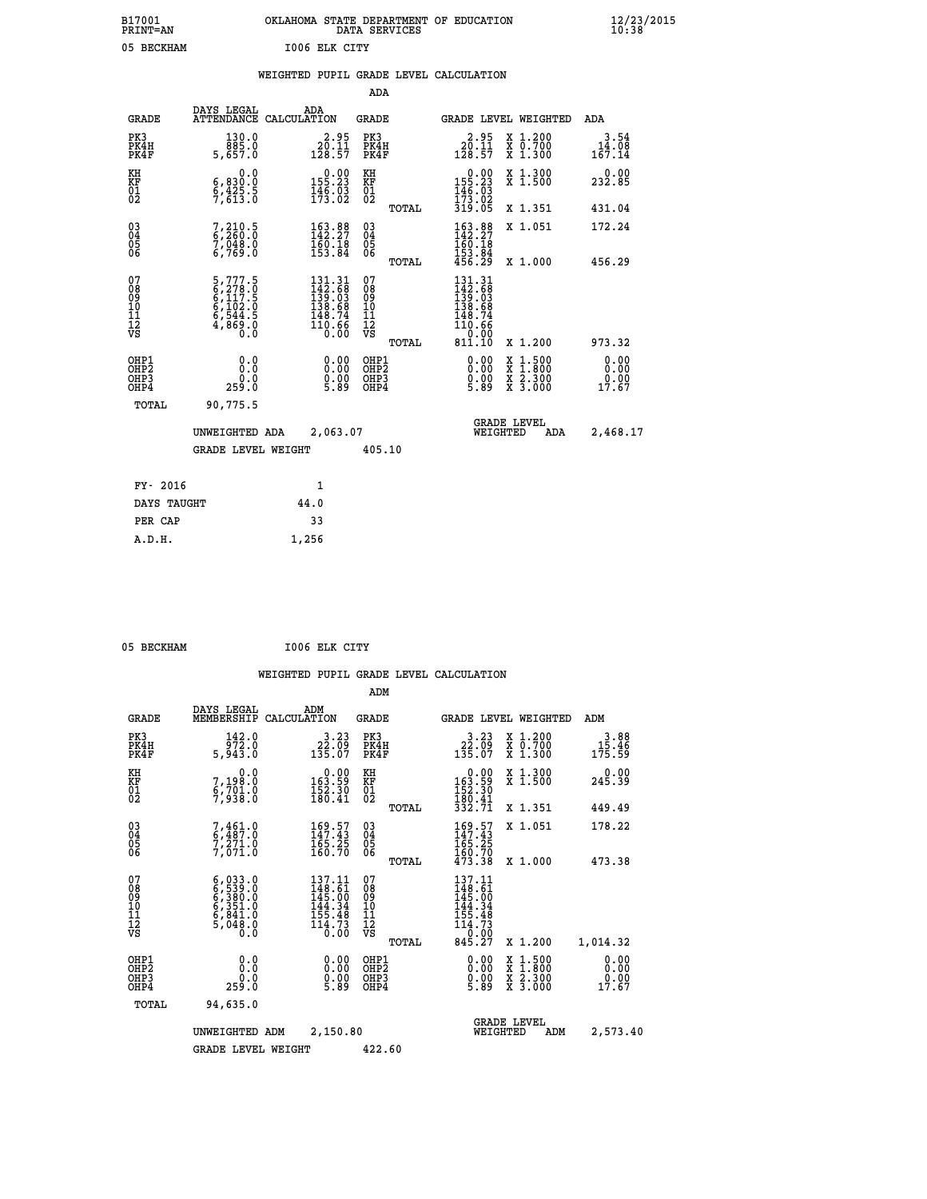B17001 OKLAHOMA STATE DEPARTMENT OF EDUCATION 12/23/2015
PRINT=AN DATA SERVICES 10:38

05 BECKHAM I006 ELK CITY

## WEIGHTED PUPIL GRADE LEVEL CALCULATION

### ADA

| GRADE | DAYS LEGAL ATTENDANCE | ADA CALCULATION | GRADE | GRADE LEVEL | WEIGHTED | ADA |
|---|---|---|---|---|---|---|
| PK3 | 130.0 | 2.95 | PK3 | 2.95 | X 1.200 | 3.54 |
| PK4H | 885.0 | 20.11 | PK4H | 20.11 | X 0.700 | 14.08 |
| PK4F | 5,657.0 | 128.57 | PK4F | 128.57 | X 1.300 | 167.14 |
| KH | 0.0 | 0.00 | KH | 0.00 | X 1.300 | 0.00 |
| KF | 6,830.0 | 155.23 | KF | 155.23 | X 1.500 | 232.85 |
| 01 | 6,425.5 | 146.03 | 01 | 146.03 | | |
| 02 | 7,613.0 | 173.02 | 02 | 173.02 | | |
| | | | TOTAL | 319.05 | X 1.351 | 431.04 |
| 03 | 7,210.5 | 163.88 | 03 | 163.88 | X 1.051 | 172.24 |
| 04 | 6,260.0 | 142.27 | 04 | 142.27 | | |
| 05 | 7,048.0 | 160.18 | 05 | 160.18 | | |
| 06 | 6,769.0 | 153.84 | 06 | 153.84 | | |
| | | | TOTAL | 456.29 | X 1.000 | 456.29 |
| 07 | 5,777.5 | 131.31 | 07 | 131.31 | | |
| 08 | 6,278.0 | 142.68 | 08 | 142.68 | | |
| 09 | 6,117.5 | 139.03 | 09 | 139.03 | | |
| 10 | 6,102.0 | 138.68 | 10 | 138.68 | | |
| 11 | 6,544.5 | 148.74 | 11 | 148.74 | | |
| 12 | 4,869.0 | 110.66 | 12 | 110.66 | | |
| VS | 0.0 | 0.00 | VS | 0.00 | | |
| | | | TOTAL | 811.10 | X 1.200 | 973.32 |
| OHP1 | 0.0 | 0.00 | OHP1 | 0.00 | X 1.500 | 0.00 |
| OHP2 | 0.0 | 0.00 | OHP2 | 0.00 | X 1.800 | 0.00 |
| OHP3 | 0.0 | 0.00 | OHP3 | 0.00 | X 2.300 | 0.00 |
| OHP4 | 259.0 | 5.89 | OHP4 | 5.89 | X 3.000 | 17.67 |
| TOTAL | 90,775.5 | | | | | |

UNWEIGHTED ADA 2,063.07 — GRADE LEVEL WEIGHTED ADA 2,468.17

GRADE LEVEL WEIGHT 405.10

| FY- 2016 | 1 |
|---|---|
| DAYS TAUGHT | 44.0 |
| PER CAP | 33 |
| A.D.H. | 1,256 |

05 BECKHAM I006 ELK CITY

## WEIGHTED PUPIL GRADE LEVEL CALCULATION

### ADM

| GRADE | DAYS LEGAL MEMBERSHIP | ADM CALCULATION | GRADE | GRADE LEVEL | WEIGHTED | ADM |
|---|---|---|---|---|---|---|
| PK3 | 142.0 | 3.23 | PK3 | 3.23 | X 1.200 | 3.88 |
| PK4H | 972.0 | 22.09 | PK4H | 22.09 | X 0.700 | 15.46 |
| PK4F | 5,943.0 | 135.07 | PK4F | 135.07 | X 1.300 | 175.59 |
| KH | 0.0 | 0.00 | KH | 0.00 | X 1.300 | 0.00 |
| KF | 7,198.0 | 163.59 | KF | 163.59 | X 1.500 | 245.39 |
| 01 | 6,701.0 | 152.30 | 01 | 152.30 | | |
| 02 | 7,938.0 | 180.41 | 02 | 180.41 | | |
| | | | TOTAL | 332.71 | X 1.351 | 449.49 |
| 03 | 7,461.0 | 169.57 | 03 | 169.57 | X 1.051 | 178.22 |
| 04 | 6,487.0 | 147.43 | 04 | 147.43 | | |
| 05 | 7,271.0 | 165.25 | 05 | 165.25 | | |
| 06 | 7,071.0 | 160.70 | 06 | 160.70 | | |
| | | | TOTAL | 473.38 | X 1.000 | 473.38 |
| 07 | 6,033.0 | 137.11 | 07 | 137.11 | | |
| 08 | 6,539.0 | 148.61 | 08 | 148.61 | | |
| 09 | 6,380.0 | 145.00 | 09 | 145.00 | | |
| 10 | 6,351.0 | 144.34 | 10 | 144.34 | | |
| 11 | 6,841.0 | 155.48 | 11 | 155.48 | | |
| 12 | 5,048.0 | 114.73 | 12 | 114.73 | | |
| VS | 0.0 | 0.00 | VS | 0.00 | | |
| | | | TOTAL | 845.27 | X 1.200 | 1,014.32 |
| OHP1 | 0.0 | 0.00 | OHP1 | 0.00 | X 1.500 | 0.00 |
| OHP2 | 0.0 | 0.00 | OHP2 | 0.00 | X 1.800 | 0.00 |
| OHP3 | 0.0 | 0.00 | OHP3 | 0.00 | X 2.300 | 0.00 |
| OHP4 | 259.0 | 5.89 | OHP4 | 5.89 | X 3.000 | 17.67 |
| TOTAL | 94,635.0 | | | | | |

UNWEIGHTED ADM 2,150.80 — GRADE LEVEL WEIGHTED ADM 2,573.40

GRADE LEVEL WEIGHT 422.60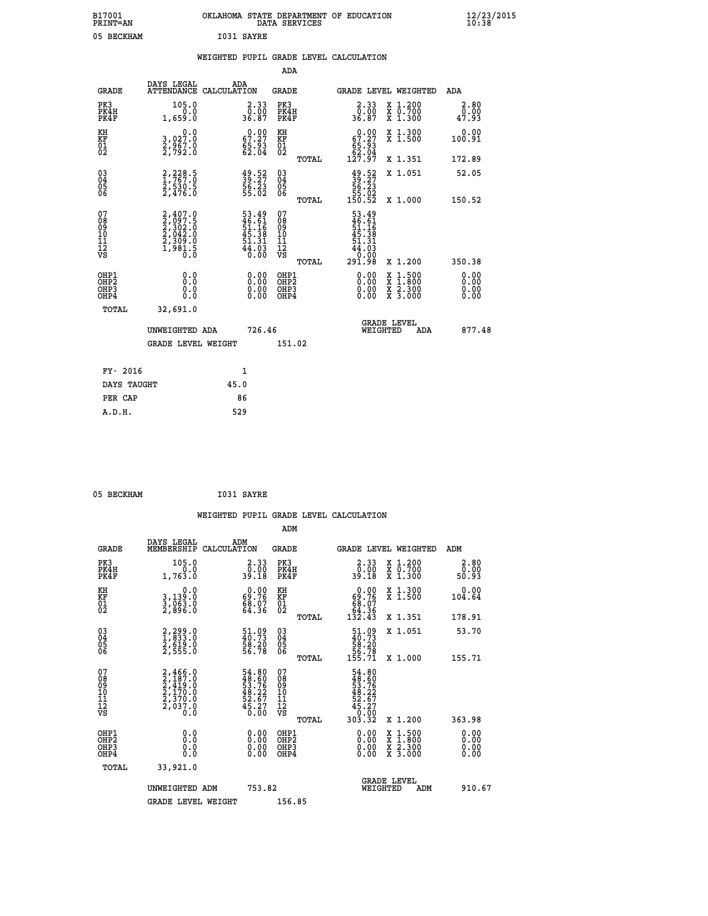B17001 OKLAHOMA STATE DEPARTMENT OF EDUCATION 12/23/2015
PRINT=AN DATA SERVICES 10:38

05 BECKHAM I031 SAYRE

WEIGHTED PUPIL GRADE LEVEL CALCULATION

ADA

| GRADE | DAYS LEGAL ATTENDANCE | ADA CALCULATION | GRADE | | GRADE LEVEL | WEIGHTED | ADA |
|---|---|---|---|---|---|---|---|
| PK3 | 105.0 | 2.33 | PK3 | | 2.33 | X 1.200 | 2.80 |
| PK4H | 0.0 | 0.00 | PK4H | | 0.00 | X 0.700 | 0.00 |
| PK4F | 1,659.0 | 36.87 | PK4F | | 36.87 | X 1.300 | 47.93 |
| KH | 0.0 | 0.00 | KH | | 0.00 | X 1.300 | 0.00 |
| KF | 3,027.0 | 67.27 | KF | | 67.27 | X 1.500 | 100.91 |
| 01 | 2,967.0 | 65.93 | 01 | | 65.93 | | |
| 02 | 2,792.0 | 62.04 | 02 | | 62.04 | | |
| | | | | TOTAL | 127.97 | X 1.351 | 172.89 |
| 03 | 2,228.5 | 49.52 | 03 | | 49.52 | X 1.051 | 52.05 |
| 04 | 1,767.0 | 39.27 | 04 | | 39.27 | | |
| 05 | 2,530.5 | 56.23 | 05 | | 56.23 | | |
| 06 | 2,476.0 | 55.02 | 06 | | 55.02 | | |
| | | | | TOTAL | 150.52 | X 1.000 | 150.52 |
| 07 | 2,407.0 | 53.49 | 07 | | 53.49 | | |
| 08 | 2,097.5 | 46.61 | 08 | | 46.61 | | |
| 09 | 2,302.0 | 51.16 | 09 | | 51.16 | | |
| 10 | 2,042.0 | 45.38 | 10 | | 45.38 | | |
| 11 | 2,309.0 | 51.31 | 11 | | 51.31 | | |
| 12 | 1,981.5 | 44.03 | 12 | | 44.03 | | |
| VS | 0.0 | 0.00 | VS | | 0.00 | | |
| | | | | TOTAL | 291.98 | X 1.200 | 350.38 |
| OHP1 | 0.0 | 0.00 | OHP1 | | 0.00 | X 1.500 | 0.00 |
| OHP2 | 0.0 | 0.00 | OHP2 | | 0.00 | X 1.800 | 0.00 |
| OHP3 | 0.0 | 0.00 | OHP3 | | 0.00 | X 2.300 | 0.00 |
| OHP4 | 0.0 | 0.00 | OHP4 | | 0.00 | X 3.000 | 0.00 |
| TOTAL | 32,691.0 | | | | | | |

UNWEIGHTED ADA 726.46 GRADE LEVEL WEIGHTED ADA 877.48

GRADE LEVEL WEIGHT 151.02

| FY- 2016 | 1 |
|---|---|
| DAYS TAUGHT | 45.0 |
| PER CAP | 86 |
| A.D.H. | 529 |

05 BECKHAM I031 SAYRE

WEIGHTED PUPIL GRADE LEVEL CALCULATION

ADM

| GRADE | DAYS LEGAL MEMBERSHIP | ADM CALCULATION | GRADE | | GRADE LEVEL | WEIGHTED | ADM |
|---|---|---|---|---|---|---|---|
| PK3 | 105.0 | 2.33 | PK3 | | 2.33 | X 1.200 | 2.80 |
| PK4H | 0.0 | 0.00 | PK4H | | 0.00 | X 0.700 | 0.00 |
| PK4F | 1,763.0 | 39.18 | PK4F | | 39.18 | X 1.300 | 50.93 |
| KH | 0.0 | 0.00 | KH | | 0.00 | X 1.300 | 0.00 |
| KF | 3,139.0 | 69.76 | KF | | 69.76 | X 1.500 | 104.64 |
| 01 | 3,063.0 | 68.07 | 01 | | 68.07 | | |
| 02 | 2,896.0 | 64.36 | 02 | | 64.36 | | |
| | | | | TOTAL | 132.43 | X 1.351 | 178.91 |
| 03 | 2,299.0 | 51.09 | 03 | | 51.09 | X 1.051 | 53.70 |
| 04 | 1,833.0 | 40.73 | 04 | | 40.73 | | |
| 05 | 2,619.0 | 58.20 | 05 | | 58.20 | | |
| 06 | 2,555.0 | 56.78 | 06 | | 56.78 | | |
| | | | | TOTAL | 155.71 | X 1.000 | 155.71 |
| 07 | 2,466.0 | 54.80 | 07 | | 54.80 | | |
| 08 | 2,187.0 | 48.60 | 08 | | 48.60 | | |
| 09 | 2,419.0 | 53.76 | 09 | | 53.76 | | |
| 10 | 2,170.0 | 48.22 | 10 | | 48.22 | | |
| 11 | 2,370.0 | 52.67 | 11 | | 52.67 | | |
| 12 | 2,037.0 | 45.27 | 12 | | 45.27 | | |
| VS | 0.0 | 0.00 | VS | | 0.00 | | |
| | | | | TOTAL | 303.32 | X 1.200 | 363.98 |
| OHP1 | 0.0 | 0.00 | OHP1 | | 0.00 | X 1.500 | 0.00 |
| OHP2 | 0.0 | 0.00 | OHP2 | | 0.00 | X 1.800 | 0.00 |
| OHP3 | 0.0 | 0.00 | OHP3 | | 0.00 | X 2.300 | 0.00 |
| OHP4 | 0.0 | 0.00 | OHP4 | | 0.00 | X 3.000 | 0.00 |
| TOTAL | 33,921.0 | | | | | | |

UNWEIGHTED ADM 753.82 GRADE LEVEL WEIGHTED ADM 910.67

GRADE LEVEL WEIGHT 156.85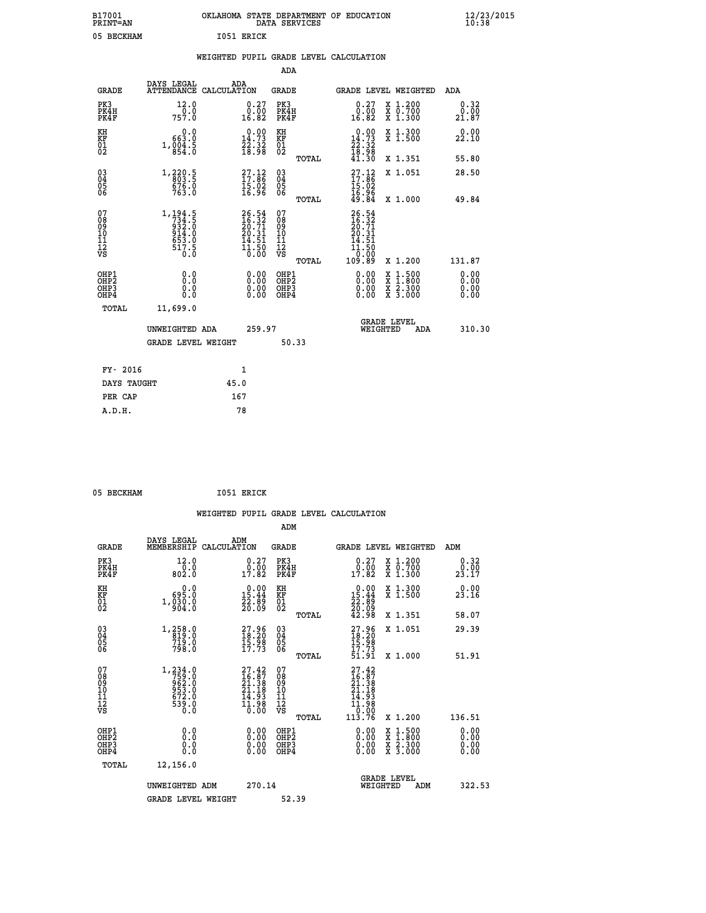B17001 OKLAHOMA STATE DEPARTMENT OF EDUCATION 12/23/2015
PRINT=AN DATA SERVICES 10:38

05 BECKHAM I051 ERICK

WEIGHTED PUPIL GRADE LEVEL CALCULATION

ADA

| GRADE | DAYS LEGAL ATTENDANCE | ADA CALCULATION | GRADE | GRADE LEVEL | WEIGHTED | ADA |
|---|---|---|---|---|---|---|
| PK3 | 12.0 | 0.27 | PK3 | 0.27 | X 1.200 | 0.32 |
| PK4H | 0.0 | 0.00 | PK4H | 0.00 | X 0.700 | 0.00 |
| PK4F | 757.0 | 16.82 | PK4F | 16.82 | X 1.300 | 21.87 |
| KH | 0.0 | 0.00 | KH | 0.00 | X 1.300 | 0.00 |
| KF | 663.0 | 14.73 | KF | 14.73 | X 1.500 | 22.10 |
| 01 | 1,004.5 | 22.32 | 01 | 22.32 | | |
| 02 | 854.0 | 18.98 | 02 | 18.98 | | |
| | | | TOTAL | 41.30 | X 1.351 | 55.80 |
| 03 | 1,220.5 | 27.12 | 03 | 27.12 | X 1.051 | 28.50 |
| 04 | 803.5 | 17.86 | 04 | 17.86 | | |
| 05 | 676.0 | 15.02 | 05 | 15.02 | | |
| 06 | 763.0 | 16.96 | 06 | 16.96 | | |
| | | | TOTAL | 49.84 | X 1.000 | 49.84 |
| 07 | 1,194.5 | 26.54 | 07 | 26.54 | | |
| 08 | 734.5 | 16.32 | 08 | 16.32 | | |
| 09 | 932.0 | 20.71 | 09 | 20.71 | | |
| 10 | 914.0 | 20.31 | 10 | 20.31 | | |
| 11 | 653.0 | 14.51 | 11 | 14.51 | | |
| 12 | 517.5 | 11.50 | 12 | 11.50 | | |
| VS | 0.0 | 0.00 | VS | 0.00 | | |
| | | | TOTAL | 109.89 | X 1.200 | 131.87 |
| OHP1 | 0.0 | 0.00 | OHP1 | 0.00 | X 1.500 | 0.00 |
| OHP2 | 0.0 | 0.00 | OHP2 | 0.00 | X 1.800 | 0.00 |
| OHP3 | 0.0 | 0.00 | OHP3 | 0.00 | X 2.300 | 0.00 |
| OHP4 | 0.0 | 0.00 | OHP4 | 0.00 | X 3.000 | 0.00 |
| TOTAL | 11,699.0 | | | | | |

UNWEIGHTED ADA 259.97 GRADE LEVEL WEIGHTED ADA 310.30

GRADE LEVEL WEIGHT 50.33

FY- 2016 1
DAYS TAUGHT 45.0
PER CAP 167
A.D.H. 78

05 BECKHAM I051 ERICK

WEIGHTED PUPIL GRADE LEVEL CALCULATION

ADM

| GRADE | DAYS LEGAL MEMBERSHIP | ADM CALCULATION | GRADE | GRADE LEVEL | WEIGHTED | ADM |
|---|---|---|---|---|---|---|
| PK3 | 12.0 | 0.27 | PK3 | 0.27 | X 1.200 | 0.32 |
| PK4H | 0.0 | 0.00 | PK4H | 0.00 | X 0.700 | 0.00 |
| PK4F | 802.0 | 17.82 | PK4F | 17.82 | X 1.300 | 23.17 |
| KH | 0.0 | 0.00 | KH | 0.00 | X 1.300 | 0.00 |
| KF | 695.0 | 15.44 | KF | 15.44 | X 1.500 | 23.16 |
| 01 | 1,030.0 | 22.89 | 01 | 22.89 | | |
| 02 | 904.0 | 20.09 | 02 | 20.09 | | |
| | | | TOTAL | 42.98 | X 1.351 | 58.07 |
| 03 | 1,258.0 | 27.96 | 03 | 27.96 | X 1.051 | 29.39 |
| 04 | 819.0 | 18.20 | 04 | 18.20 | | |
| 05 | 719.0 | 15.98 | 05 | 15.98 | | |
| 06 | 798.0 | 17.73 | 06 | 17.73 | | |
| | | | TOTAL | 51.91 | X 1.000 | 51.91 |
| 07 | 1,234.0 | 27.42 | 07 | 27.42 | | |
| 08 | 759.0 | 16.87 | 08 | 16.87 | | |
| 09 | 962.0 | 21.38 | 09 | 21.38 | | |
| 10 | 953.0 | 21.18 | 10 | 21.18 | | |
| 11 | 672.0 | 14.93 | 11 | 14.93 | | |
| 12 | 539.0 | 11.98 | 12 | 11.98 | | |
| VS | 0.0 | 0.00 | VS | 0.00 | | |
| | | | TOTAL | 113.76 | X 1.200 | 136.51 |
| OHP1 | 0.0 | 0.00 | OHP1 | 0.00 | X 1.500 | 0.00 |
| OHP2 | 0.0 | 0.00 | OHP2 | 0.00 | X 1.800 | 0.00 |
| OHP3 | 0.0 | 0.00 | OHP3 | 0.00 | X 2.300 | 0.00 |
| OHP4 | 0.0 | 0.00 | OHP4 | 0.00 | X 3.000 | 0.00 |
| TOTAL | 12,156.0 | | | | | |

UNWEIGHTED ADM 270.14 GRADE LEVEL WEIGHTED ADM 322.53

GRADE LEVEL WEIGHT 52.39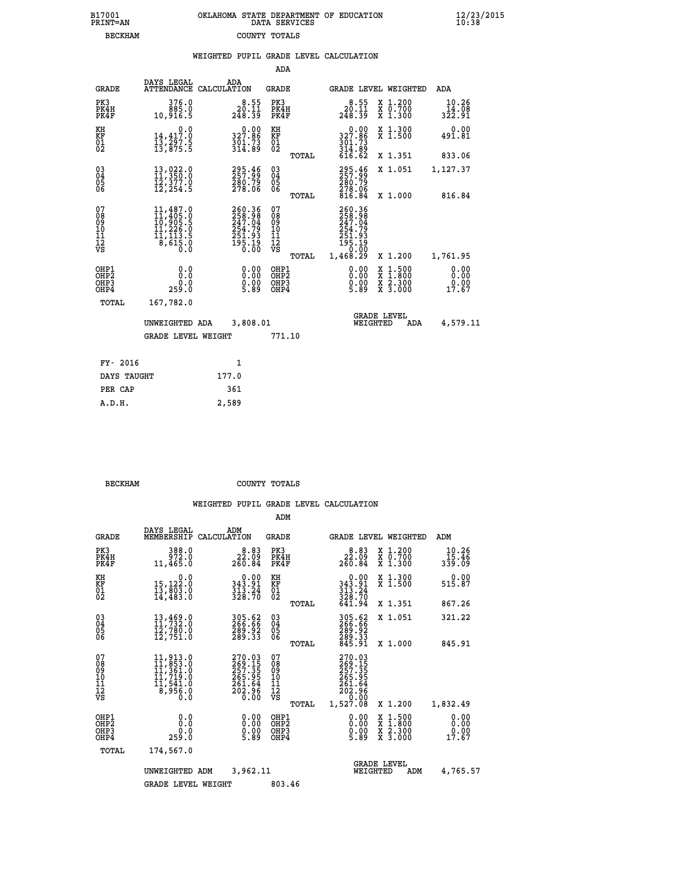B17001 OKLAHOMA STATE DEPARTMENT OF EDUCATION 12/23/2015
PRINT=AN DATA SERVICES 10:38
BECKHAM COUNTY TOTALS

WEIGHTED PUPIL GRADE LEVEL CALCULATION

ADA

| GRADE | DAYS LEGAL ATTENDANCE | ADA CALCULATION | GRADE | | GRADE LEVEL | WEIGHTED | ADA |
|---|---|---|---|---|---|---|---|
| PK3 | 376.0 | 8.55 | PK3 | | 8.55 | X 1.200 | 10.26 |
| PK4H | 885.0 | 20.11 | PK4H | | 20.11 | X 0.700 | 14.08 |
| PK4F | 10,916.5 | 248.39 | PK4F | | 248.39 | X 1.300 | 322.91 |
| KH | 0.0 | 0.00 | KH | | 0.00 | X 1.300 | 0.00 |
| KF | 14,417.0 | 327.86 | KF | | 327.86 | X 1.500 | 491.81 |
| 01 | 13,297.5 | 301.73 | 01 | | 301.73 | | |
| 02 | 13,875.5 | 314.89 | 02 | | 314.89 | | |
| | | | | TOTAL | 616.62 | X 1.351 | 833.06 |
| 03 | 13,022.0 | 295.46 | 03 | | 295.46 | X 1.051 | 1,127.37 |
| 04 | 11,350.0 | 257.99 | 04 | | 257.99 | | |
| 05 | 12,377.0 | 280.79 | 05 | | 280.79 | | |
| 06 | 12,254.5 | 278.06 | 06 | | 278.06 | | |
| | | | | TOTAL | 816.84 | X 1.000 | 816.84 |
| 07 | 11,487.0 | 260.36 | 07 | | 260.36 | | |
| 08 | 11,405.0 | 258.98 | 08 | | 258.98 | | |
| 09 | 10,905.5 | 247.04 | 09 | | 247.04 | | |
| 10 | 11,226.0 | 254.79 | 10 | | 254.79 | | |
| 11 | 11,113.5 | 251.93 | 11 | | 251.93 | | |
| 12 | 8,615.0 | 195.19 | 12 | | 195.19 | | |
| VS | 0.0 | 0.00 | VS | | 0.00 | | |
| | | | | TOTAL | 1,468.29 | X 1.200 | 1,761.95 |
| OHP1 | 0.0 | 0.00 | OHP1 | | 0.00 | X 1.500 | 0.00 |
| OHP2 | 0.0 | 0.00 | OHP2 | | 0.00 | X 1.800 | 0.00 |
| OHP3 | 0.0 | 0.00 | OHP3 | | 0.00 | X 2.300 | 0.00 |
| OHP4 | 259.0 | 5.89 | OHP4 | | 5.89 | X 3.000 | 17.67 |
| TOTAL | 167,782.0 | | | | | | |

UNWEIGHTED ADA 3,808.01 GRADE LEVEL WEIGHTED ADA 4,579.11

GRADE LEVEL WEIGHT 771.10

| FY- 2016 | 1 |
|---|---|
| DAYS TAUGHT | 177.0 |
| PER CAP | 361 |
| A.D.H. | 2,589 |

BECKHAM COUNTY TOTALS

WEIGHTED PUPIL GRADE LEVEL CALCULATION

ADM

| GRADE | DAYS LEGAL MEMBERSHIP | ADM CALCULATION | GRADE | | GRADE LEVEL | WEIGHTED | ADM |
|---|---|---|---|---|---|---|---|
| PK3 | 388.0 | 8.83 | PK3 | | 8.83 | X 1.200 | 10.26 |
| PK4H | 972.0 | 22.09 | PK4H | | 22.09 | X 0.700 | 15.46 |
| PK4F | 11,465.0 | 260.84 | PK4F | | 260.84 | X 1.300 | 339.09 |
| KH | 0.0 | 0.00 | KH | | 0.00 | X 1.300 | 0.00 |
| KF | 15,122.0 | 343.91 | KF | | 343.91 | X 1.500 | 515.87 |
| 01 | 13,803.0 | 313.24 | 01 | | 313.24 | | |
| 02 | 14,483.0 | 328.70 | 02 | | 328.70 | | |
| | | | | TOTAL | 641.94 | X 1.351 | 867.26 |
| 03 | 13,469.0 | 305.62 | 03 | | 305.62 | X 1.051 | 321.22 |
| 04 | 11,732.0 | 266.66 | 04 | | 266.66 | | |
| 05 | 12,780.0 | 289.92 | 05 | | 289.92 | | |
| 06 | 12,751.0 | 289.33 | 06 | | 289.33 | | |
| | | | | TOTAL | 845.91 | X 1.000 | 845.91 |
| 07 | 11,913.0 | 270.03 | 07 | | 270.03 | | |
| 08 | 11,853.0 | 269.15 | 08 | | 269.15 | | |
| 09 | 11,361.0 | 257.35 | 09 | | 257.35 | | |
| 10 | 11,719.0 | 265.95 | 10 | | 265.95 | | |
| 11 | 11,541.0 | 261.64 | 11 | | 261.64 | | |
| 12 | 8,956.0 | 202.96 | 12 | | 202.96 | | |
| VS | 0.0 | 0.00 | VS | | 0.00 | | |
| | | | | TOTAL | 1,527.08 | X 1.200 | 1,832.49 |
| OHP1 | 0.0 | 0.00 | OHP1 | | 0.00 | X 1.500 | 0.00 |
| OHP2 | 0.0 | 0.00 | OHP2 | | 0.00 | X 1.800 | 0.00 |
| OHP3 | 0.0 | 0.00 | OHP3 | | 0.00 | X 2.300 | 0.00 |
| OHP4 | 259.0 | 5.89 | OHP4 | | 5.89 | X 3.000 | 17.67 |
| TOTAL | 174,567.0 | | | | | | |

UNWEIGHTED ADM 3,962.11 GRADE LEVEL WEIGHTED ADM 4,765.57

GRADE LEVEL WEIGHT 803.46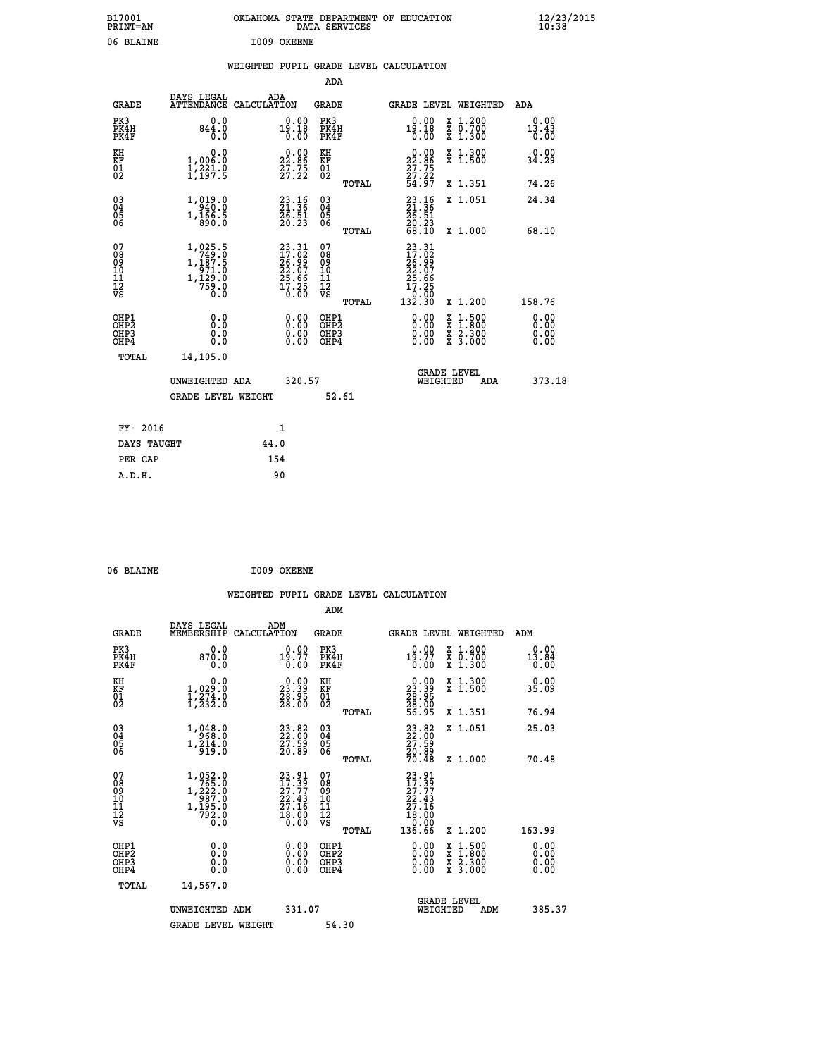B17001 OKLAHOMA STATE DEPARTMENT OF EDUCATION 12/23/2015
PRINT=AN DATA SERVICES 10:38

06 BLAINE I009 OKEENE

WEIGHTED PUPIL GRADE LEVEL CALCULATION

ADA

| GRADE | DAYS LEGAL ATTENDANCE | ADA CALCULATION | GRADE | GRADE LEVEL | WEIGHTED | ADA |
|---|---|---|---|---|---|---|
| PK3 | 0.0 | 0.00 | PK3 | 0.00 | X 1.200 | 0.00 |
| PK4H | 844.0 | 19.18 | PK4H | 19.18 | X 0.700 | 13.43 |
| PK4F | 0.0 | 0.00 | PK4F | 0.00 | X 1.300 | 0.00 |
| KH | 0.0 | 0.00 | KH | 0.00 | X 1.300 | 0.00 |
| KF | 1,006.0 | 22.86 | KF | 22.86 | X 1.500 | 34.29 |
| 01 | 1,221.0 | 27.75 | 01 | 27.75 | | |
| 02 | 1,197.5 | 27.22 | 02 | 27.22 | | |
| | | | TOTAL | 54.97 | X 1.351 | 74.26 |
| 03 | 1,019.0 | 23.16 | 03 | 23.16 | X 1.051 | 24.34 |
| 04 | 940.0 | 21.36 | 04 | 21.36 | | |
| 05 | 1,166.5 | 26.51 | 05 | 26.51 | | |
| 06 | 890.0 | 20.23 | 06 | 20.23 | | |
| | | | TOTAL | 68.10 | X 1.000 | 68.10 |
| 07 | 1,025.5 | 23.31 | 07 | 23.31 | | |
| 08 | 749.0 | 17.02 | 08 | 17.02 | | |
| 09 | 1,187.5 | 26.99 | 09 | 26.99 | | |
| 10 | 971.0 | 22.07 | 10 | 22.07 | | |
| 11 | 1,129.0 | 25.66 | 11 | 25.66 | | |
| 12 | 759.0 | 17.25 | 12 | 17.25 | | |
| VS | 0.0 | 0.00 | VS | 0.00 | | |
| | | | TOTAL | 132.30 | X 1.200 | 158.76 |
| OHP1 | 0.0 | 0.00 | OHP1 | 0.00 | X 1.500 | 0.00 |
| OHP2 | 0.0 | 0.00 | OHP2 | 0.00 | X 1.800 | 0.00 |
| OHP3 | 0.0 | 0.00 | OHP3 | 0.00 | X 2.300 | 0.00 |
| OHP4 | 0.0 | 0.00 | OHP4 | 0.00 | X 3.000 | 0.00 |
| TOTAL | 14,105.0 | | | | | |

UNWEIGHTED ADA 320.57 GRADE LEVEL WEIGHTED ADA 373.18

GRADE LEVEL WEIGHT 52.61

| FY- 2016 | 1 |
|---|---|
| DAYS TAUGHT | 44.0 |
| PER CAP | 154 |
| A.D.H. | 90 |

06 BLAINE I009 OKEENE

WEIGHTED PUPIL GRADE LEVEL CALCULATION

ADM

| GRADE | DAYS LEGAL MEMBERSHIP | ADM CALCULATION | GRADE | GRADE LEVEL | WEIGHTED | ADM |
|---|---|---|---|---|---|---|
| PK3 | 0.0 | 0.00 | PK3 | 0.00 | X 1.200 | 0.00 |
| PK4H | 870.0 | 19.77 | PK4H | 19.77 | X 0.700 | 13.84 |
| PK4F | 0.0 | 0.00 | PK4F | 0.00 | X 1.300 | 0.00 |
| KH | 0.0 | 0.00 | KH | 0.00 | X 1.300 | 0.00 |
| KF | 1,029.0 | 23.39 | KF | 23.39 | X 1.500 | 35.09 |
| 01 | 1,274.0 | 28.95 | 01 | 28.95 | | |
| 02 | 1,232.0 | 28.00 | 02 | 28.00 | | |
| | | | TOTAL | 56.95 | X 1.351 | 76.94 |
| 03 | 1,048.0 | 23.82 | 03 | 23.82 | X 1.051 | 25.03 |
| 04 | 968.0 | 22.00 | 04 | 22.00 | | |
| 05 | 1,214.0 | 27.59 | 05 | 27.59 | | |
| 06 | 919.0 | 20.89 | 06 | 20.89 | | |
| | | | TOTAL | 70.48 | X 1.000 | 70.48 |
| 07 | 1,052.0 | 23.91 | 07 | 23.91 | | |
| 08 | 765.0 | 17.39 | 08 | 17.39 | | |
| 09 | 1,222.0 | 27.77 | 09 | 27.77 | | |
| 10 | 987.0 | 22.43 | 10 | 22.43 | | |
| 11 | 1,195.0 | 27.16 | 11 | 27.16 | | |
| 12 | 792.0 | 18.00 | 12 | 18.00 | | |
| VS | 0.0 | 0.00 | VS | 0.00 | | |
| | | | TOTAL | 136.66 | X 1.200 | 163.99 |
| OHP1 | 0.0 | 0.00 | OHP1 | 0.00 | X 1.500 | 0.00 |
| OHP2 | 0.0 | 0.00 | OHP2 | 0.00 | X 1.800 | 0.00 |
| OHP3 | 0.0 | 0.00 | OHP3 | 0.00 | X 2.300 | 0.00 |
| OHP4 | 0.0 | 0.00 | OHP4 | 0.00 | X 3.000 | 0.00 |
| TOTAL | 14,567.0 | | | | | |

UNWEIGHTED ADM 331.07 GRADE LEVEL WEIGHTED ADM 385.37

GRADE LEVEL WEIGHT 54.30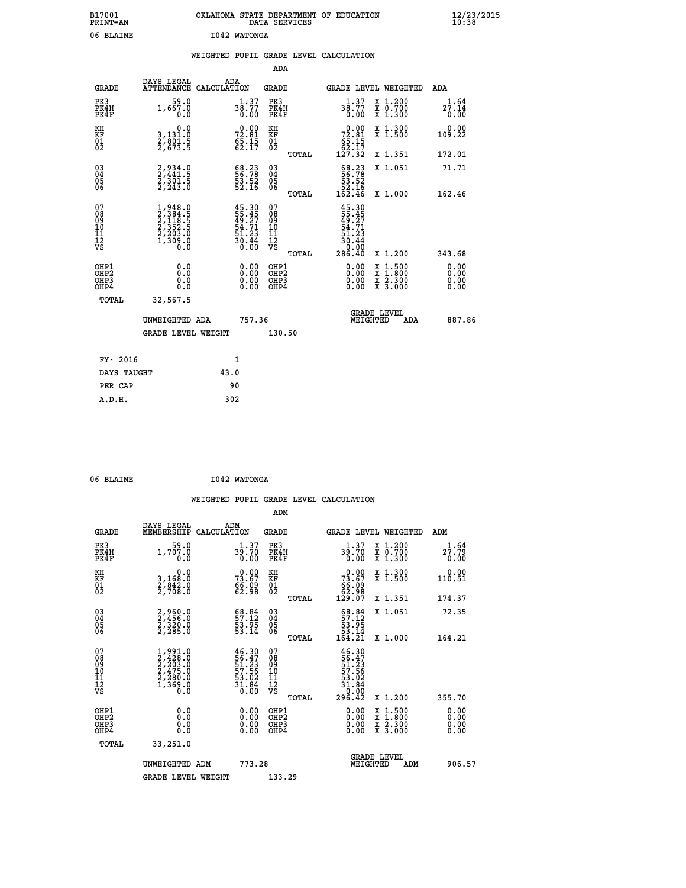B17001
PRINT=AN

OKLAHOMA STATE DEPARTMENT OF EDUCATION
DATA SERVICES

12/23/2015
10:38

06 BLAINE    I042 WATONGA

## WEIGHTED PUPIL GRADE LEVEL CALCULATION

ADA

| GRADE | DAYS LEGAL ATTENDANCE | ADA CALCULATION | GRADE | | GRADE LEVEL | WEIGHTED | ADA |
|---|---|---|---|---|---|---|---|
| PK3 | 59.0 | 1.37 | PK3 | | 1.37 | X 1.200 | 1.64 |
| PK4H | 1,667.0 | 38.77 | PK4H | | 38.77 | X 0.700 | 27.14 |
| PK4F | 0.0 | 0.00 | PK4F | | 0.00 | X 1.300 | 0.00 |
| KH | 0.0 | 0.00 | KH | | 0.00 | X 1.300 | 0.00 |
| KF | 3,131.0 | 72.81 | KF | | 72.81 | X 1.500 | 109.22 |
| 01 | 2,801.5 | 65.15 | 01 | | 65.15 | | |
| 02 | 2,673.5 | 62.17 | 02 | | 62.17 | | |
| | | | | TOTAL | 127.32 | X 1.351 | 172.01 |
| 03 | 2,934.0 | 68.23 | 03 | | 68.23 | X 1.051 | 71.71 |
| 04 | 2,441.5 | 56.78 | 04 | | 56.78 | | |
| 05 | 2,301.5 | 53.52 | 05 | | 53.52 | | |
| 06 | 2,243.0 | 52.16 | 06 | | 52.16 | | |
| | | | | TOTAL | 162.46 | X 1.000 | 162.46 |
| 07 | 1,948.0 | 45.30 | 07 | | 45.30 | | |
| 08 | 2,384.5 | 55.45 | 08 | | 55.45 | | |
| 09 | 2,118.5 | 49.27 | 09 | | 49.27 | | |
| 10 | 2,352.5 | 54.71 | 10 | | 54.71 | | |
| 11 | 2,203.0 | 51.23 | 11 | | 51.23 | | |
| 12 | 1,309.0 | 30.44 | 12 | | 30.44 | | |
| VS | 0.0 | 0.00 | VS | | 0.00 | | |
| | | | | TOTAL | 286.40 | X 1.200 | 343.68 |
| OHP1 | 0.0 | 0.00 | OHP1 | | 0.00 | X 1.500 | 0.00 |
| OHP2 | 0.0 | 0.00 | OHP2 | | 0.00 | X 1.800 | 0.00 |
| OHP3 | 0.0 | 0.00 | OHP3 | | 0.00 | X 2.300 | 0.00 |
| OHP4 | 0.0 | 0.00 | OHP4 | | 0.00 | X 3.000 | 0.00 |
| TOTAL | 32,567.5 | | | | | | |

UNWEIGHTED ADA 757.36    GRADE LEVEL WEIGHTED ADA 887.86

GRADE LEVEL WEIGHT 130.50

| FY- 2016 | 1 |
|---|---|
| DAYS TAUGHT | 43.0 |
| PER CAP | 90 |
| A.D.H. | 302 |

06 BLAINE    I042 WATONGA

## WEIGHTED PUPIL GRADE LEVEL CALCULATION

ADM

| GRADE | DAYS LEGAL MEMBERSHIP | ADM CALCULATION | GRADE | | GRADE LEVEL | WEIGHTED | ADM |
|---|---|---|---|---|---|---|---|
| PK3 | 59.0 | 1.37 | PK3 | | 1.37 | X 1.200 | 1.64 |
| PK4H | 1,707.0 | 39.70 | PK4H | | 39.70 | X 0.700 | 27.79 |
| PK4F | 0.0 | 0.00 | PK4F | | 0.00 | X 1.300 | 0.00 |
| KH | 0.0 | 0.00 | KH | | 0.00 | X 1.300 | 0.00 |
| KF | 3,168.0 | 73.67 | KF | | 73.67 | X 1.500 | 110.51 |
| 01 | 2,842.0 | 66.09 | 01 | | 66.09 | | |
| 02 | 2,708.0 | 62.98 | 02 | | 62.98 | | |
| | | | | TOTAL | 129.07 | X 1.351 | 174.37 |
| 03 | 2,960.0 | 68.84 | 03 | | 68.84 | X 1.051 | 72.35 |
| 04 | 2,456.0 | 57.12 | 04 | | 57.12 | | |
| 05 | 2,320.0 | 53.95 | 05 | | 53.95 | | |
| 06 | 2,285.0 | 53.14 | 06 | | 53.14 | | |
| | | | | TOTAL | 164.21 | X 1.000 | 164.21 |
| 07 | 1,991.0 | 46.30 | 07 | | 46.30 | | |
| 08 | 2,428.0 | 56.47 | 08 | | 56.47 | | |
| 09 | 2,203.0 | 51.23 | 09 | | 51.23 | | |
| 10 | 2,475.0 | 57.56 | 10 | | 57.56 | | |
| 11 | 2,280.0 | 53.02 | 11 | | 53.02 | | |
| 12 | 1,369.0 | 31.84 | 12 | | 31.84 | | |
| VS | 0.0 | 0.00 | VS | | 0.00 | | |
| | | | | TOTAL | 296.42 | X 1.200 | 355.70 |
| OHP1 | 0.0 | 0.00 | OHP1 | | 0.00 | X 1.500 | 0.00 |
| OHP2 | 0.0 | 0.00 | OHP2 | | 0.00 | X 1.800 | 0.00 |
| OHP3 | 0.0 | 0.00 | OHP3 | | 0.00 | X 2.300 | 0.00 |
| OHP4 | 0.0 | 0.00 | OHP4 | | 0.00 | X 3.000 | 0.00 |
| TOTAL | 33,251.0 | | | | | | |

UNWEIGHTED ADM 773.28    GRADE LEVEL WEIGHTED ADM 906.57

GRADE LEVEL WEIGHT 133.29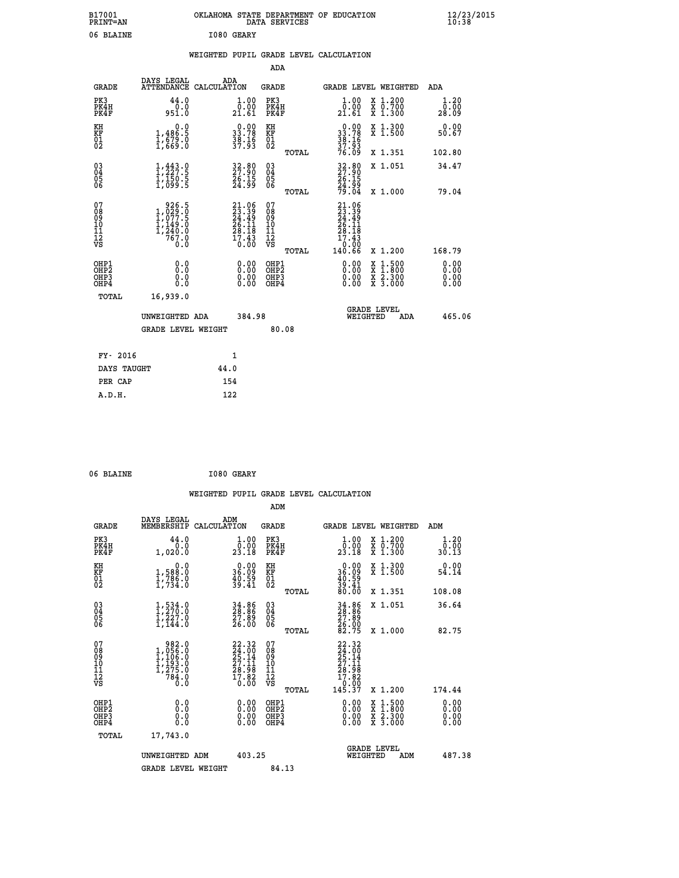B17001 OKLAHOMA STATE DEPARTMENT OF EDUCATION 12/23/2015
PRINT=AN DATA SERVICES 10:38

06 BLAINE I080 GEARY

WEIGHTED PUPIL GRADE LEVEL CALCULATION

ADA

| GRADE | DAYS LEGAL ATTENDANCE | ADA CALCULATION | GRADE | | GRADE LEVEL | WEIGHTED | ADA |
|---|---|---|---|---|---|---|---|
| PK3 | 44.0 | 1.00 | PK3 | | 1.00 | X 1.200 | 1.20 |
| PK4H | 0.0 | 0.00 | PK4H | | 0.00 | X 0.700 | 0.00 |
| PK4F | 951.0 | 21.61 | PK4F | | 21.61 | X 1.300 | 28.09 |
| KH | 0.0 | 0.00 | KH | | 0.00 | X 1.300 | 0.00 |
| KF | 1,486.5 | 33.78 | KF | | 33.78 | X 1.500 | 50.67 |
| 01 | 1,679.0 | 38.16 | 01 | | 38.16 | | |
| 02 | 1,669.0 | 37.93 | 02 | | 37.93 | | |
| | | | | TOTAL | 76.09 | X 1.351 | 102.80 |
| 03 | 1,443.0 | 32.80 | 03 | | 32.80 | X 1.051 | 34.47 |
| 04 | 1,227.5 | 27.90 | 04 | | 27.90 | | |
| 05 | 1,150.5 | 26.15 | 05 | | 26.15 | | |
| 06 | 1,099.5 | 24.99 | 06 | | 24.99 | | |
| | | | | TOTAL | 79.04 | X 1.000 | 79.04 |
| 07 | 926.5 | 21.06 | 07 | | 21.06 | | |
| 08 | 1,029.0 | 23.39 | 08 | | 23.39 | | |
| 09 | 1,077.5 | 24.49 | 09 | | 24.49 | | |
| 10 | 1,149.0 | 26.11 | 10 | | 26.11 | | |
| 11 | 1,240.0 | 28.18 | 11 | | 28.18 | | |
| 12 | 767.0 | 17.43 | 12 | | 17.43 | | |
| VS | 0.0 | 0.00 | VS | | 0.00 | | |
| | | | | TOTAL | 140.66 | X 1.200 | 168.79 |
| OHP1 | 0.0 | 0.00 | OHP1 | | 0.00 | X 1.500 | 0.00 |
| OHP2 | 0.0 | 0.00 | OHP2 | | 0.00 | X 1.800 | 0.00 |
| OHP3 | 0.0 | 0.00 | OHP3 | | 0.00 | X 2.300 | 0.00 |
| OHP4 | 0.0 | 0.00 | OHP4 | | 0.00 | X 3.000 | 0.00 |
| TOTAL | 16,939.0 | | | | | | |

UNWEIGHTED ADA 384.98 GRADE LEVEL WEIGHTED ADA 465.06

GRADE LEVEL WEIGHT 80.08

| FY- 2016 | 1 |
|---|---|
| DAYS TAUGHT | 44.0 |
| PER CAP | 154 |
| A.D.H. | 122 |

06 BLAINE I080 GEARY

WEIGHTED PUPIL GRADE LEVEL CALCULATION

ADM

| GRADE | DAYS LEGAL MEMBERSHIP | ADM CALCULATION | GRADE | | GRADE LEVEL | WEIGHTED | ADM |
|---|---|---|---|---|---|---|---|
| PK3 | 44.0 | 1.00 | PK3 | | 1.00 | X 1.200 | 1.20 |
| PK4H | 0.0 | 0.00 | PK4H | | 0.00 | X 0.700 | 0.00 |
| PK4F | 1,020.0 | 23.18 | PK4F | | 23.18 | X 1.300 | 30.13 |
| KH | 0.0 | 0.00 | KH | | 0.00 | X 1.300 | 0.00 |
| KF | 1,588.0 | 36.09 | KF | | 36.09 | X 1.500 | 54.14 |
| 01 | 1,786.0 | 40.59 | 01 | | 40.59 | | |
| 02 | 1,734.0 | 39.41 | 02 | | 39.41 | | |
| | | | | TOTAL | 80.00 | X 1.351 | 108.08 |
| 03 | 1,534.0 | 34.86 | 03 | | 34.86 | X 1.051 | 36.64 |
| 04 | 1,270.0 | 28.86 | 04 | | 28.86 | | |
| 05 | 1,227.0 | 27.89 | 05 | | 27.89 | | |
| 06 | 1,144.0 | 26.00 | 06 | | 26.00 | | |
| | | | | TOTAL | 82.75 | X 1.000 | 82.75 |
| 07 | 982.0 | 22.32 | 07 | | 22.32 | | |
| 08 | 1,056.0 | 24.00 | 08 | | 24.00 | | |
| 09 | 1,106.0 | 25.14 | 09 | | 25.14 | | |
| 10 | 1,193.0 | 27.11 | 10 | | 27.11 | | |
| 11 | 1,275.0 | 28.98 | 11 | | 28.98 | | |
| 12 | 784.0 | 17.82 | 12 | | 17.82 | | |
| VS | 0.0 | 0.00 | VS | | 0.00 | | |
| | | | | TOTAL | 145.37 | X 1.200 | 174.44 |
| OHP1 | 0.0 | 0.00 | OHP1 | | 0.00 | X 1.500 | 0.00 |
| OHP2 | 0.0 | 0.00 | OHP2 | | 0.00 | X 1.800 | 0.00 |
| OHP3 | 0.0 | 0.00 | OHP3 | | 0.00 | X 2.300 | 0.00 |
| OHP4 | 0.0 | 0.00 | OHP4 | | 0.00 | X 3.000 | 0.00 |
| TOTAL | 17,743.0 | | | | | | |

UNWEIGHTED ADM 403.25 GRADE LEVEL WEIGHTED ADM 487.38

GRADE LEVEL WEIGHT 84.13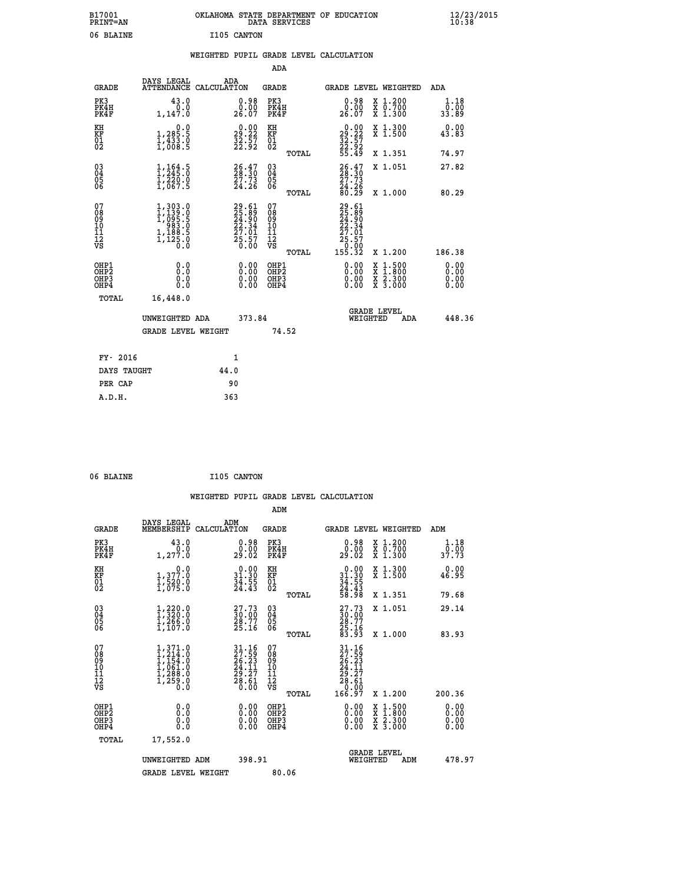B17001 OKLAHOMA STATE DEPARTMENT OF EDUCATION 12/23/2015
PRINT=AN DATA SERVICES 10:38

06 BLAINE I105 CANTON

## WEIGHTED PUPIL GRADE LEVEL CALCULATION

### ADA

| GRADE | DAYS LEGAL ATTENDANCE | ADA CALCULATION | GRADE | GRADE LEVEL | WEIGHTED | ADA |
|---|---|---|---|---|---|---|
| PK3 | 43.0 | 0.98 | PK3 | 0.98 | X 1.200 | 1.18 |
| PK4H | 0.0 | 0.00 | PK4H | 0.00 | X 0.700 | 0.00 |
| PK4F | 1,147.0 | 26.07 | PK4F | 26.07 | X 1.300 | 33.89 |
| KH | 0.0 | 0.00 | KH | 0.00 | X 1.300 | 0.00 |
| KF | 1,285.5 | 29.22 | KF | 29.22 | X 1.500 | 43.83 |
| 01 | 1,433.0 | 32.57 | 01 | 32.57 | | |
| 02 | 1,008.5 | 22.92 | 02 | 22.92 | | |
| | | | TOTAL | 55.49 | X 1.351 | 74.97 |
| 03 | 1,164.5 | 26.47 | 03 | 26.47 | X 1.051 | 27.82 |
| 04 | 1,245.0 | 28.30 | 04 | 28.30 | | |
| 05 | 1,220.0 | 27.73 | 05 | 27.73 | | |
| 06 | 1,067.5 | 24.26 | 06 | 24.26 | | |
| | | | TOTAL | 80.29 | X 1.000 | 80.29 |
| 07 | 1,303.0 | 29.61 | 07 | 29.61 | | |
| 08 | 1,139.0 | 25.89 | 08 | 25.89 | | |
| 09 | 1,095.5 | 24.90 | 09 | 24.90 | | |
| 10 | 983.0 | 22.34 | 10 | 22.34 | | |
| 11 | 1,188.5 | 27.01 | 11 | 27.01 | | |
| 12 | 1,125.0 | 25.57 | 12 | 25.57 | | |
| VS | 0.0 | 0.00 | VS | 0.00 | | |
| | | | TOTAL | 155.32 | X 1.200 | 186.38 |
| OHP1 | 0.0 | 0.00 | OHP1 | 0.00 | X 1.500 | 0.00 |
| OHP2 | 0.0 | 0.00 | OHP2 | 0.00 | X 1.800 | 0.00 |
| OHP3 | 0.0 | 0.00 | OHP3 | 0.00 | X 2.300 | 0.00 |
| OHP4 | 0.0 | 0.00 | OHP4 | 0.00 | X 3.000 | 0.00 |
| TOTAL | 16,448.0 | | | | | |

UNWEIGHTED ADA 373.84 GRADE LEVEL WEIGHTED ADA 448.36

GRADE LEVEL WEIGHT 74.52

| FY- 2016 | 1 |
|---|---|
| DAYS TAUGHT | 44.0 |
| PER CAP | 90 |
| A.D.H. | 363 |

06 BLAINE I105 CANTON

## WEIGHTED PUPIL GRADE LEVEL CALCULATION

### ADM

| GRADE | DAYS LEGAL MEMBERSHIP | ADM CALCULATION | GRADE | GRADE LEVEL | WEIGHTED | ADM |
|---|---|---|---|---|---|---|
| PK3 | 43.0 | 0.98 | PK3 | 0.98 | X 1.200 | 1.18 |
| PK4H | 0.0 | 0.00 | PK4H | 0.00 | X 0.700 | 0.00 |
| PK4F | 1,277.0 | 29.02 | PK4F | 29.02 | X 1.300 | 37.73 |
| KH | 0.0 | 0.00 | KH | 0.00 | X 1.300 | 0.00 |
| KF | 1,377.0 | 31.30 | KF | 31.30 | X 1.500 | 46.95 |
| 01 | 1,520.0 | 34.55 | 01 | 34.55 | | |
| 02 | 1,075.0 | 24.43 | 02 | 24.43 | | |
| | | | TOTAL | 58.98 | X 1.351 | 79.68 |
| 03 | 1,220.0 | 27.73 | 03 | 27.73 | X 1.051 | 29.14 |
| 04 | 1,320.0 | 30.00 | 04 | 30.00 | | |
| 05 | 1,266.0 | 28.77 | 05 | 28.77 | | |
| 06 | 1,107.0 | 25.16 | 06 | 25.16 | | |
| | | | TOTAL | 83.93 | X 1.000 | 83.93 |
| 07 | 1,371.0 | 31.16 | 07 | 31.16 | | |
| 08 | 1,214.0 | 27.59 | 08 | 27.59 | | |
| 09 | 1,154.0 | 26.23 | 09 | 26.23 | | |
| 10 | 1,061.0 | 24.11 | 10 | 24.11 | | |
| 11 | 1,288.0 | 29.27 | 11 | 29.27 | | |
| 12 | 1,259.0 | 28.61 | 12 | 28.61 | | |
| VS | 0.0 | 0.00 | VS | 0.00 | | |
| | | | TOTAL | 166.97 | X 1.200 | 200.36 |
| OHP1 | 0.0 | 0.00 | OHP1 | 0.00 | X 1.500 | 0.00 |
| OHP2 | 0.0 | 0.00 | OHP2 | 0.00 | X 1.800 | 0.00 |
| OHP3 | 0.0 | 0.00 | OHP3 | 0.00 | X 2.300 | 0.00 |
| OHP4 | 0.0 | 0.00 | OHP4 | 0.00 | X 3.000 | 0.00 |
| TOTAL | 17,552.0 | | | | | |

UNWEIGHTED ADM 398.91 GRADE LEVEL WEIGHTED ADM 478.97

GRADE LEVEL WEIGHT 80.06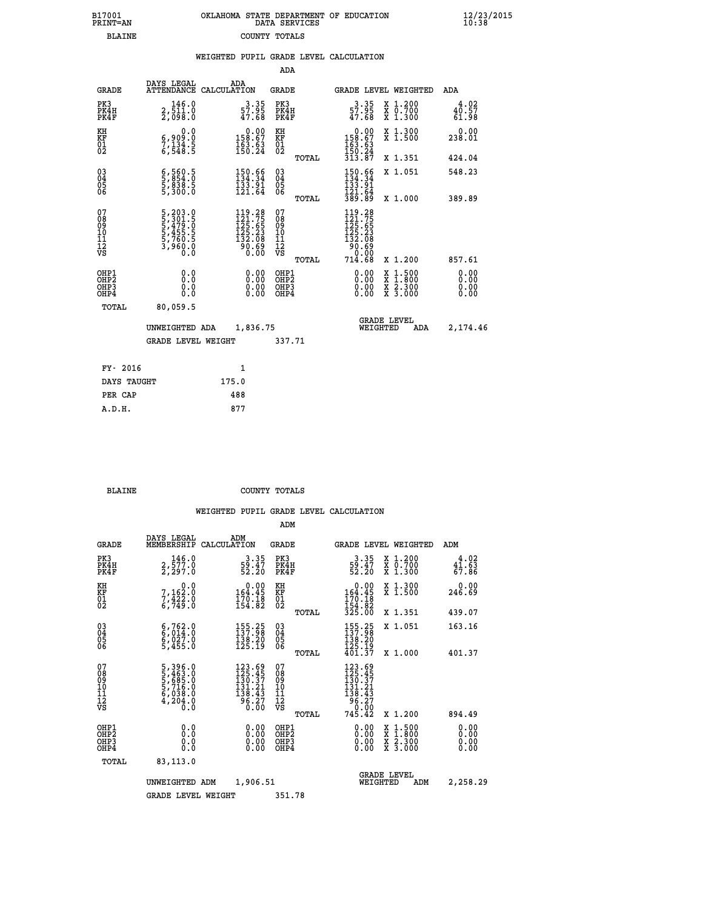B17001 PRINT=AN — OKLAHOMA STATE DEPARTMENT OF EDUCATION DATA SERVICES — 12/23/2015 10:38

BLAINE — COUNTY TOTALS

## WEIGHTED PUPIL GRADE LEVEL CALCULATION

### ADA

| GRADE | DAYS LEGAL ATTENDANCE | ADA CALCULATION | GRADE | GRADE LEVEL | WEIGHTED | ADA |
|---|---|---|---|---|---|---|
| PK3 | 146.0 | 3.35 | PK3 | 3.35 | X 1.200 | 4.02 |
| PK4H | 2,511.0 | 57.95 | PK4H | 57.95 | X 0.700 | 40.57 |
| PK4F | 2,098.0 | 47.68 | PK4F | 47.68 | X 1.300 | 61.98 |
| KH | 0.0 | 0.00 | KH | 0.00 | X 1.300 | 0.00 |
| KF | 6,909.0 | 158.67 | KF | 158.67 | X 1.500 | 238.01 |
| 01 | 7,134.5 | 163.63 | 01 | 163.63 | | |
| 02 | 6,548.5 | 150.24 | 02 | 150.24 | | |
| | | | TOTAL | 313.87 | X 1.351 | 424.04 |
| 03 | 6,560.5 | 150.66 | 03 | 150.66 | X 1.051 | 548.23 |
| 04 | 5,854.0 | 134.34 | 04 | 134.34 | | |
| 05 | 5,838.5 | 133.91 | 05 | 133.91 | | |
| 06 | 5,300.0 | 121.64 | 06 | 121.64 | | |
| | | | TOTAL | 389.89 | X 1.000 | 389.89 |
| 07 | 5,203.0 | 119.28 | 07 | 119.28 | | |
| 08 | 5,301.5 | 121.75 | 08 | 121.75 | | |
| 09 | 5,479.0 | 125.65 | 09 | 125.65 | | |
| 10 | 5,455.5 | 125.23 | 10 | 125.23 | | |
| 11 | 5,760.5 | 132.08 | 11 | 132.08 | | |
| 12 | 3,960.0 | 90.69 | 12 | 90.69 | | |
| VS | 0.0 | 0.00 | VS | 0.00 | | |
| | | | TOTAL | 714.68 | X 1.200 | 857.61 |
| OHP1 | 0.0 | 0.00 | OHP1 | 0.00 | X 1.500 | 0.00 |
| OHP2 | 0.0 | 0.00 | OHP2 | 0.00 | X 1.800 | 0.00 |
| OHP3 | 0.0 | 0.00 | OHP3 | 0.00 | X 2.300 | 0.00 |
| OHP4 | 0.0 | 0.00 | OHP4 | 0.00 | X 3.000 | 0.00 |
| TOTAL | 80,059.5 | | | | | |

UNWEIGHTED ADA 1,836.75 — GRADE LEVEL WEIGHTED ADA 2,174.46

GRADE LEVEL WEIGHT 337.71

| FY- 2016 | 1 |
|---|---|
| DAYS TAUGHT | 175.0 |
| PER CAP | 488 |
| A.D.H. | 877 |

BLAINE — COUNTY TOTALS

## WEIGHTED PUPIL GRADE LEVEL CALCULATION

### ADM

| GRADE | DAYS LEGAL MEMBERSHIP | ADM CALCULATION | GRADE | GRADE LEVEL | WEIGHTED | ADM |
|---|---|---|---|---|---|---|
| PK3 | 146.0 | 3.35 | PK3 | 3.35 | X 1.200 | 4.02 |
| PK4H | 2,577.0 | 59.47 | PK4H | 59.47 | X 0.700 | 41.63 |
| PK4F | 2,297.0 | 52.20 | PK4F | 52.20 | X 1.300 | 67.86 |
| KH | 0.0 | 0.00 | KH | 0.00 | X 1.300 | 0.00 |
| KF | 7,162.0 | 164.45 | KF | 164.45 | X 1.500 | 246.69 |
| 01 | 7,422.0 | 170.18 | 01 | 170.18 | | |
| 02 | 6,749.0 | 154.82 | 02 | 154.82 | | |
| | | | TOTAL | 325.00 | X 1.351 | 439.07 |
| 03 | 6,762.0 | 155.25 | 03 | 155.25 | X 1.051 | 163.16 |
| 04 | 6,014.0 | 137.98 | 04 | 137.98 | | |
| 05 | 6,027.0 | 138.20 | 05 | 138.20 | | |
| 06 | 5,455.0 | 125.19 | 06 | 125.19 | | |
| | | | TOTAL | 401.37 | X 1.000 | 401.37 |
| 07 | 5,396.0 | 123.69 | 07 | 123.69 | | |
| 08 | 5,463.0 | 125.45 | 08 | 125.45 | | |
| 09 | 5,685.0 | 130.37 | 09 | 130.37 | | |
| 10 | 5,716.0 | 131.21 | 10 | 131.21 | | |
| 11 | 6,038.0 | 138.43 | 11 | 138.43 | | |
| 12 | 4,204.0 | 96.27 | 12 | 96.27 | | |
| VS | 0.0 | 0.00 | VS | 0.00 | | |
| | | | TOTAL | 745.42 | X 1.200 | 894.49 |
| OHP1 | 0.0 | 0.00 | OHP1 | 0.00 | X 1.500 | 0.00 |
| OHP2 | 0.0 | 0.00 | OHP2 | 0.00 | X 1.800 | 0.00 |
| OHP3 | 0.0 | 0.00 | OHP3 | 0.00 | X 2.300 | 0.00 |
| OHP4 | 0.0 | 0.00 | OHP4 | 0.00 | X 3.000 | 0.00 |
| TOTAL | 83,113.0 | | | | | |

UNWEIGHTED ADM 1,906.51 — GRADE LEVEL WEIGHTED ADM 2,258.29

GRADE LEVEL WEIGHT 351.78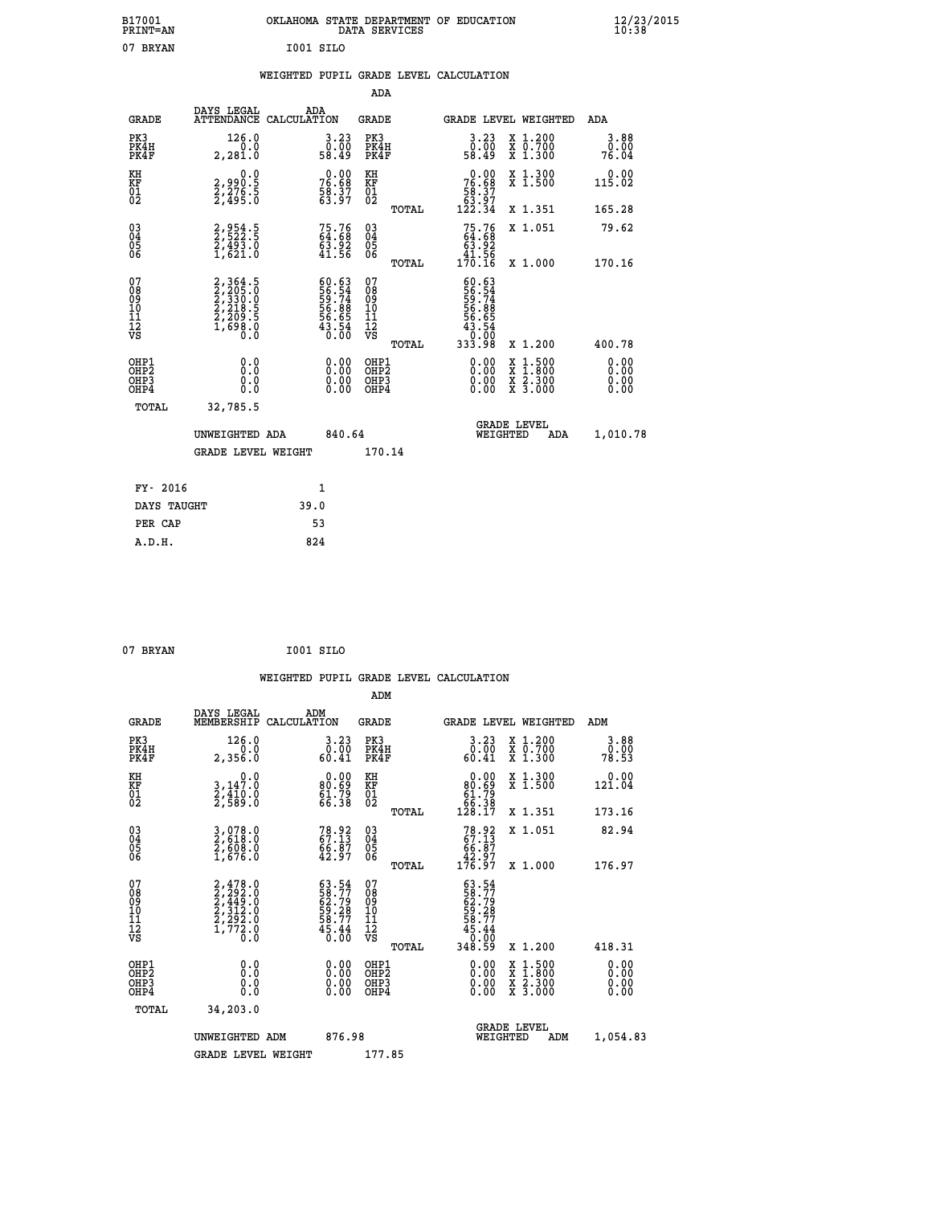B17001 OKLAHOMA STATE DEPARTMENT OF EDUCATION 12/23/2015
PRINT=AN DATA SERVICES 10:38

07 BRYAN I001 SILO

## WEIGHTED PUPIL GRADE LEVEL CALCULATION

### ADA

| GRADE | DAYS LEGAL ATTENDANCE | ADA CALCULATION | GRADE | | GRADE LEVEL | WEIGHTED | ADA |
|---|---|---|---|---|---|---|---|
| PK3 | 126.0 | 3.23 | PK3 | | 3.23 | X 1.200 | 3.88 |
| PK4H | 0.0 | 0.00 | PK4H | | 0.00 | X 0.700 | 0.00 |
| PK4F | 2,281.0 | 58.49 | PK4F | | 58.49 | X 1.300 | 76.04 |
| KH | 0.0 | 0.00 | KH | | 0.00 | X 1.300 | 0.00 |
| KF | 2,990.5 | 76.68 | KF | | 76.68 | X 1.500 | 115.02 |
| 01 | 2,276.5 | 58.37 | 01 | | 58.37 | | |
| 02 | 2,495.0 | 63.97 | 02 | | 63.97 | | |
| | | | | TOTAL | 122.34 | X 1.351 | 165.28 |
| 03 | 2,954.5 | 75.76 | 03 | | 75.76 | X 1.051 | 79.62 |
| 04 | 2,522.5 | 64.68 | 04 | | 64.68 | | |
| 05 | 2,493.0 | 63.92 | 05 | | 63.92 | | |
| 06 | 1,621.0 | 41.56 | 06 | | 41.56 | | |
| | | | | TOTAL | 170.16 | X 1.000 | 170.16 |
| 07 | 2,364.5 | 60.63 | 07 | | 60.63 | | |
| 08 | 2,205.0 | 56.54 | 08 | | 56.54 | | |
| 09 | 2,330.0 | 59.74 | 09 | | 59.74 | | |
| 10 | 2,218.5 | 56.88 | 10 | | 56.88 | | |
| 11 | 2,209.5 | 56.65 | 11 | | 56.65 | | |
| 12 | 1,698.0 | 43.54 | 12 | | 43.54 | | |
| VS | 0.0 | 0.00 | VS | | 0.00 | | |
| | | | | TOTAL | 333.98 | X 1.200 | 400.78 |
| OHP1 | 0.0 | 0.00 | OHP1 | | 0.00 | X 1.500 | 0.00 |
| OHP2 | 0.0 | 0.00 | OHP2 | | 0.00 | X 1.800 | 0.00 |
| OHP3 | 0.0 | 0.00 | OHP3 | | 0.00 | X 2.300 | 0.00 |
| OHP4 | 0.0 | 0.00 | OHP4 | | 0.00 | X 3.000 | 0.00 |
| TOTAL | 32,785.5 | | | | | | |

UNWEIGHTED ADA 840.64 — GRADE LEVEL WEIGHTED ADA 1,010.78

GRADE LEVEL WEIGHT 170.14

| FY- 2016 | 1 |
|---|---|
| DAYS TAUGHT | 39.0 |
| PER CAP | 53 |
| A.D.H. | 824 |

07 BRYAN I001 SILO

## WEIGHTED PUPIL GRADE LEVEL CALCULATION

### ADM

| GRADE | DAYS LEGAL MEMBERSHIP | ADM CALCULATION | GRADE | | GRADE LEVEL | WEIGHTED | ADM |
|---|---|---|---|---|---|---|---|
| PK3 | 126.0 | 3.23 | PK3 | | 3.23 | X 1.200 | 3.88 |
| PK4H | 0.0 | 0.00 | PK4H | | 0.00 | X 0.700 | 0.00 |
| PK4F | 2,356.0 | 60.41 | PK4F | | 60.41 | X 1.300 | 78.53 |
| KH | 0.0 | 0.00 | KH | | 0.00 | X 1.300 | 0.00 |
| KF | 3,147.0 | 80.69 | KF | | 80.69 | X 1.500 | 121.04 |
| 01 | 2,410.0 | 61.79 | 01 | | 61.79 | | |
| 02 | 2,589.0 | 66.38 | 02 | | 66.38 | | |
| | | | | TOTAL | 128.17 | X 1.351 | 173.16 |
| 03 | 3,078.0 | 78.92 | 03 | | 78.92 | X 1.051 | 82.94 |
| 04 | 2,618.0 | 67.13 | 04 | | 67.13 | | |
| 05 | 2,608.0 | 66.87 | 05 | | 66.87 | | |
| 06 | 1,676.0 | 42.97 | 06 | | 42.97 | | |
| | | | | TOTAL | 176.97 | X 1.000 | 176.97 |
| 07 | 2,478.0 | 63.54 | 07 | | 63.54 | | |
| 08 | 2,292.0 | 58.77 | 08 | | 58.77 | | |
| 09 | 2,449.0 | 62.79 | 09 | | 62.79 | | |
| 10 | 2,312.0 | 59.28 | 10 | | 59.28 | | |
| 11 | 2,292.0 | 58.77 | 11 | | 58.77 | | |
| 12 | 1,772.0 | 45.44 | 12 | | 45.44 | | |
| VS | 0.0 | 0.00 | VS | | 0.00 | | |
| | | | | TOTAL | 348.59 | X 1.200 | 418.31 |
| OHP1 | 0.0 | 0.00 | OHP1 | | 0.00 | X 1.500 | 0.00 |
| OHP2 | 0.0 | 0.00 | OHP2 | | 0.00 | X 1.800 | 0.00 |
| OHP3 | 0.0 | 0.00 | OHP3 | | 0.00 | X 2.300 | 0.00 |
| OHP4 | 0.0 | 0.00 | OHP4 | | 0.00 | X 3.000 | 0.00 |
| TOTAL | 34,203.0 | | | | | | |

UNWEIGHTED ADM 876.98 — GRADE LEVEL WEIGHTED ADM 1,054.83

GRADE LEVEL WEIGHT 177.85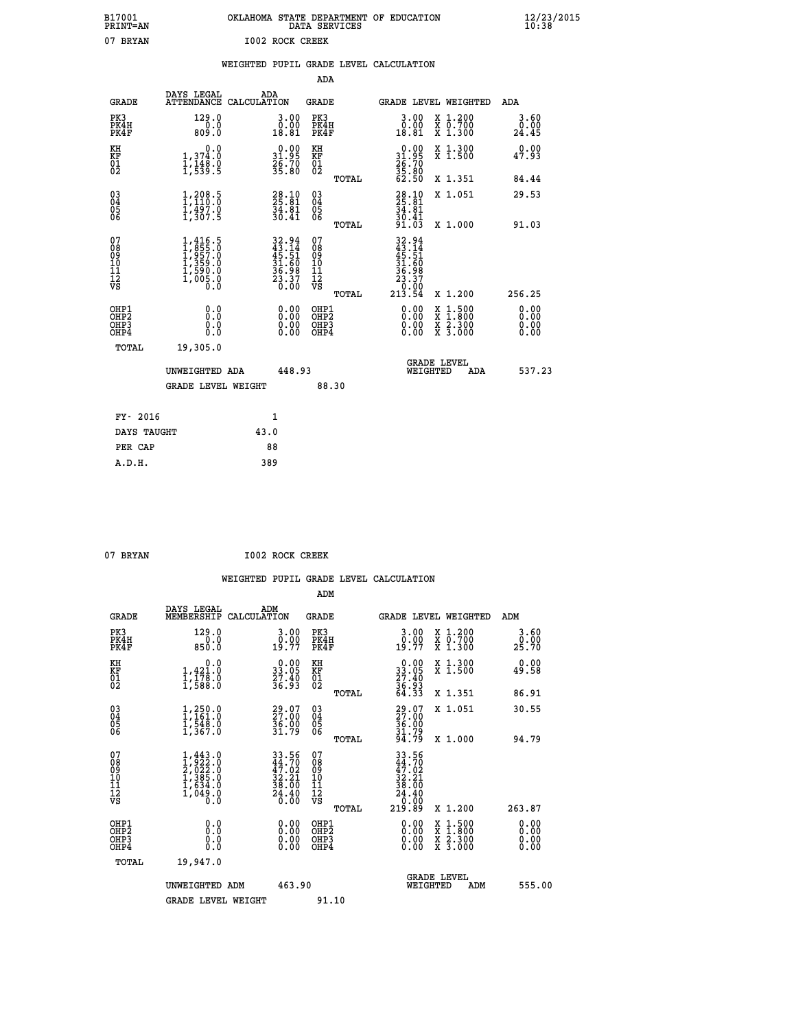B17001 OKLAHOMA STATE DEPARTMENT OF EDUCATION 12/23/2015
PRINT=AN DATA SERVICES 10:38
07 BRYAN I002 ROCK CREEK

WEIGHTED PUPIL GRADE LEVEL CALCULATION

ADA

| GRADE | DAYS LEGAL ATTENDANCE | ADA CALCULATION | GRADE | GRADE LEVEL | WEIGHTED | ADA |
|---|---|---|---|---|---|---|
| PK3 | 129.0 | 3.00 | PK3 | 3.00 | X 1.200 | 3.60 |
| PK4H | 0.0 | 0.00 | PK4H | 0.00 | X 0.700 | 0.00 |
| PK4F | 809.0 | 18.81 | PK4F | 18.81 | X 1.300 | 24.45 |
| KH | 0.0 | 0.00 | KH | 0.00 | X 1.300 | 0.00 |
| KF | 1,374.0 | 31.95 | KF | 31.95 | X 1.500 | 47.93 |
| 01 | 1,148.0 | 26.70 | 01 | 26.70 | | |
| 02 | 1,539.5 | 35.80 | 02 | 35.80 | | |
| | | | TOTAL | 62.50 | X 1.351 | 84.44 |
| 03 | 1,208.5 | 28.10 | 03 | 28.10 | X 1.051 | 29.53 |
| 04 | 1,110.0 | 25.81 | 04 | 25.81 | | |
| 05 | 1,497.0 | 34.81 | 05 | 34.81 | | |
| 06 | 1,307.5 | 30.41 | 06 | 30.41 | | |
| | | | TOTAL | 91.03 | X 1.000 | 91.03 |
| 07 | 1,416.5 | 32.94 | 07 | 32.94 | | |
| 08 | 1,855.0 | 43.14 | 08 | 43.14 | | |
| 09 | 1,957.0 | 45.51 | 09 | 45.51 | | |
| 10 | 1,359.0 | 31.60 | 10 | 31.60 | | |
| 11 | 1,590.0 | 36.98 | 11 | 36.98 | | |
| 12 | 1,005.0 | 23.37 | 12 | 23.37 | | |
| VS | 0.0 | 0.00 | VS | 0.00 | | |
| | | | TOTAL | 213.54 | X 1.200 | 256.25 |
| OHP1 | 0.0 | 0.00 | OHP1 | 0.00 | X 1.500 | 0.00 |
| OHP2 | 0.0 | 0.00 | OHP2 | 0.00 | X 1.800 | 0.00 |
| OHP3 | 0.0 | 0.00 | OHP3 | 0.00 | X 2.300 | 0.00 |
| OHP4 | 0.0 | 0.00 | OHP4 | 0.00 | X 3.000 | 0.00 |
| TOTAL | 19,305.0 | | | | | |

UNWEIGHTED ADA 448.93 | GRADE LEVEL WEIGHTED ADA 537.23

GRADE LEVEL WEIGHT 88.30

| FY- 2016 | 1 |
|---|---|
| DAYS TAUGHT | 43.0 |
| PER CAP | 88 |
| A.D.H. | 389 |

07 BRYAN I002 ROCK CREEK

WEIGHTED PUPIL GRADE LEVEL CALCULATION

ADM

| GRADE | DAYS LEGAL MEMBERSHIP | ADM CALCULATION | GRADE | GRADE LEVEL | WEIGHTED | ADM |
|---|---|---|---|---|---|---|
| PK3 | 129.0 | 3.00 | PK3 | 3.00 | X 1.200 | 3.60 |
| PK4H | 0.0 | 0.00 | PK4H | 0.00 | X 0.700 | 0.00 |
| PK4F | 850.0 | 19.77 | PK4F | 19.77 | X 1.300 | 25.70 |
| KH | 0.0 | 0.00 | KH | 0.00 | X 1.300 | 0.00 |
| KF | 1,421.0 | 33.05 | KF | 33.05 | X 1.500 | 49.58 |
| 01 | 1,178.0 | 27.40 | 01 | 27.40 | | |
| 02 | 1,588.0 | 36.93 | 02 | 36.93 | | |
| | | | TOTAL | 64.33 | X 1.351 | 86.91 |
| 03 | 1,250.0 | 29.07 | 03 | 29.07 | X 1.051 | 30.55 |
| 04 | 1,161.0 | 27.00 | 04 | 27.00 | | |
| 05 | 1,548.0 | 36.00 | 05 | 36.00 | | |
| 06 | 1,367.0 | 31.79 | 06 | 31.79 | | |
| | | | TOTAL | 94.79 | X 1.000 | 94.79 |
| 07 | 1,443.0 | 33.56 | 07 | 33.56 | | |
| 08 | 1,922.0 | 44.70 | 08 | 44.70 | | |
| 09 | 2,022.0 | 47.02 | 09 | 47.02 | | |
| 10 | 1,385.0 | 32.21 | 10 | 32.21 | | |
| 11 | 1,634.0 | 38.00 | 11 | 38.00 | | |
| 12 | 1,049.0 | 24.40 | 12 | 24.40 | | |
| VS | 0.0 | 0.00 | VS | 0.00 | | |
| | | | TOTAL | 219.89 | X 1.200 | 263.87 |
| OHP1 | 0.0 | 0.00 | OHP1 | 0.00 | X 1.500 | 0.00 |
| OHP2 | 0.0 | 0.00 | OHP2 | 0.00 | X 1.800 | 0.00 |
| OHP3 | 0.0 | 0.00 | OHP3 | 0.00 | X 2.300 | 0.00 |
| OHP4 | 0.0 | 0.00 | OHP4 | 0.00 | X 3.000 | 0.00 |
| TOTAL | 19,947.0 | | | | | |

UNWEIGHTED ADM 463.90 | GRADE LEVEL WEIGHTED ADM 555.00

GRADE LEVEL WEIGHT 91.10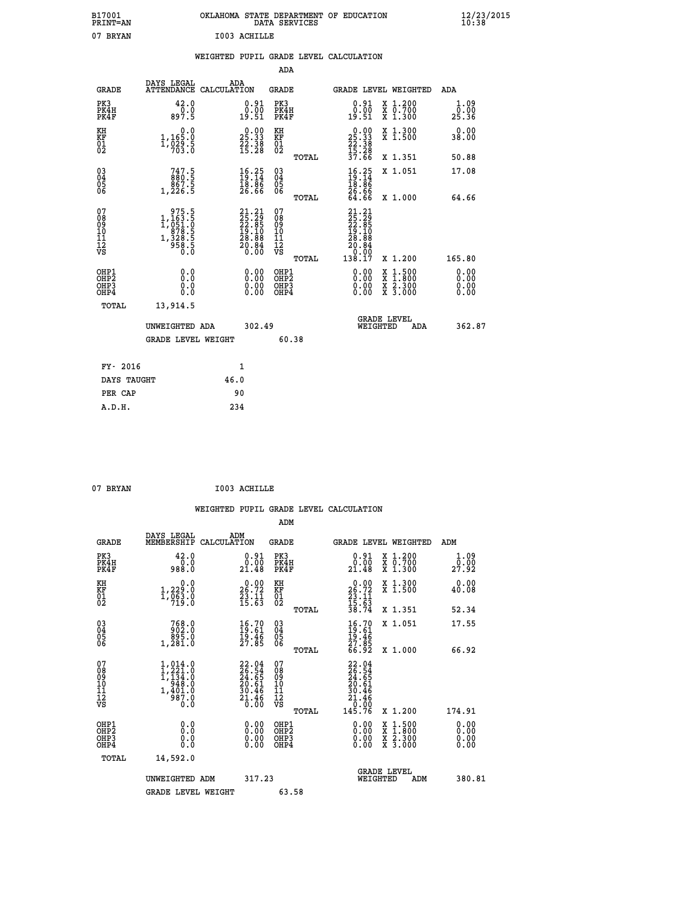B17001 PRINT=AN — OKLAHOMA STATE DEPARTMENT OF EDUCATION DATA SERVICES — 12/23/2015 10:38

07 BRYAN — I003 ACHILLE

## WEIGHTED PUPIL GRADE LEVEL CALCULATION

### ADA

| GRADE | DAYS LEGAL ATTENDANCE | ADA CALCULATION | GRADE | GRADE LEVEL | WEIGHTED | ADA |
|---|---|---|---|---|---|---|
| PK3 | 42.0 | 0.91 | PK3 | 0.91 | X 1.200 | 1.09 |
| PK4H | 0.0 | 0.00 | PK4H | 0.00 | X 0.700 | 0.00 |
| PK4F | 897.5 | 19.51 | PK4F | 19.51 | X 1.300 | 25.36 |
| KH | 0.0 | 0.00 | KH | 0.00 | X 1.300 | 0.00 |
| KF | 1,165.0 | 25.33 | KF | 25.33 | X 1.500 | 38.00 |
| 01 | 1,029.5 | 22.38 | 01 | 22.38 | | |
| 02 | 703.0 | 15.28 | 02 | 15.28 | | |
| | | | TOTAL | 37.66 | X 1.351 | 50.88 |
| 03 | 747.5 | 16.25 | 03 | 16.25 | X 1.051 | 17.08 |
| 04 | 880.5 | 19.14 | 04 | 19.14 | | |
| 05 | 867.5 | 18.86 | 05 | 18.86 | | |
| 06 | 1,226.5 | 26.66 | 06 | 26.66 | | |
| | | | TOTAL | 64.66 | X 1.000 | 64.66 |
| 07 | 975.5 | 21.21 | 07 | 21.21 | | |
| 08 | 1,163.5 | 25.29 | 08 | 25.29 | | |
| 09 | 1,051.0 | 22.85 | 09 | 22.85 | | |
| 10 | 878.5 | 19.10 | 10 | 19.10 | | |
| 11 | 1,328.5 | 28.88 | 11 | 28.88 | | |
| 12 | 958.5 | 20.84 | 12 | 20.84 | | |
| VS | 0.0 | 0.00 | VS | 0.00 | | |
| | | | TOTAL | 138.17 | X 1.200 | 165.80 |
| OHP1 | 0.0 | 0.00 | OHP1 | 0.00 | X 1.500 | 0.00 |
| OHP2 | 0.0 | 0.00 | OHP2 | 0.00 | X 1.800 | 0.00 |
| OHP3 | 0.0 | 0.00 | OHP3 | 0.00 | X 2.300 | 0.00 |
| OHP4 | 0.0 | 0.00 | OHP4 | 0.00 | X 3.000 | 0.00 |
| TOTAL | 13,914.5 | | | | | |

UNWEIGHTED ADA 302.49 — GRADE LEVEL WEIGHTED ADA 362.87

GRADE LEVEL WEIGHT 60.38

| FY- 2016 | 1 |
|---|---|
| DAYS TAUGHT | 46.0 |
| PER CAP | 90 |
| A.D.H. | 234 |

07 BRYAN — I003 ACHILLE

## WEIGHTED PUPIL GRADE LEVEL CALCULATION

### ADM

| GRADE | DAYS LEGAL MEMBERSHIP | ADM CALCULATION | GRADE | GRADE LEVEL | WEIGHTED | ADM |
|---|---|---|---|---|---|---|
| PK3 | 42.0 | 0.91 | PK3 | 0.91 | X 1.200 | 1.09 |
| PK4H | 0.0 | 0.00 | PK4H | 0.00 | X 0.700 | 0.00 |
| PK4F | 988.0 | 21.48 | PK4F | 21.48 | X 1.300 | 27.92 |
| KH | 0.0 | 0.00 | KH | 0.00 | X 1.300 | 0.00 |
| KF | 1,229.0 | 26.72 | KF | 26.72 | X 1.500 | 40.08 |
| 01 | 1,063.0 | 23.11 | 01 | 23.11 | | |
| 02 | 719.0 | 15.63 | 02 | 15.63 | | |
| | | | TOTAL | 38.74 | X 1.351 | 52.34 |
| 03 | 768.0 | 16.70 | 03 | 16.70 | X 1.051 | 17.55 |
| 04 | 902.0 | 19.61 | 04 | 19.61 | | |
| 05 | 895.0 | 19.46 | 05 | 19.46 | | |
| 06 | 1,281.0 | 27.85 | 06 | 27.85 | | |
| | | | TOTAL | 66.92 | X 1.000 | 66.92 |
| 07 | 1,014.0 | 22.04 | 07 | 22.04 | | |
| 08 | 1,221.0 | 26.54 | 08 | 26.54 | | |
| 09 | 1,134.0 | 24.65 | 09 | 24.65 | | |
| 10 | 948.0 | 20.61 | 10 | 20.61 | | |
| 11 | 1,401.0 | 30.46 | 11 | 30.46 | | |
| 12 | 987.0 | 21.46 | 12 | 21.46 | | |
| VS | 0.0 | 0.00 | VS | 0.00 | | |
| | | | TOTAL | 145.76 | X 1.200 | 174.91 |
| OHP1 | 0.0 | 0.00 | OHP1 | 0.00 | X 1.500 | 0.00 |
| OHP2 | 0.0 | 0.00 | OHP2 | 0.00 | X 1.800 | 0.00 |
| OHP3 | 0.0 | 0.00 | OHP3 | 0.00 | X 2.300 | 0.00 |
| OHP4 | 0.0 | 0.00 | OHP4 | 0.00 | X 3.000 | 0.00 |
| TOTAL | 14,592.0 | | | | | |

UNWEIGHTED ADM 317.23 — GRADE LEVEL WEIGHTED ADM 380.81

GRADE LEVEL WEIGHT 63.58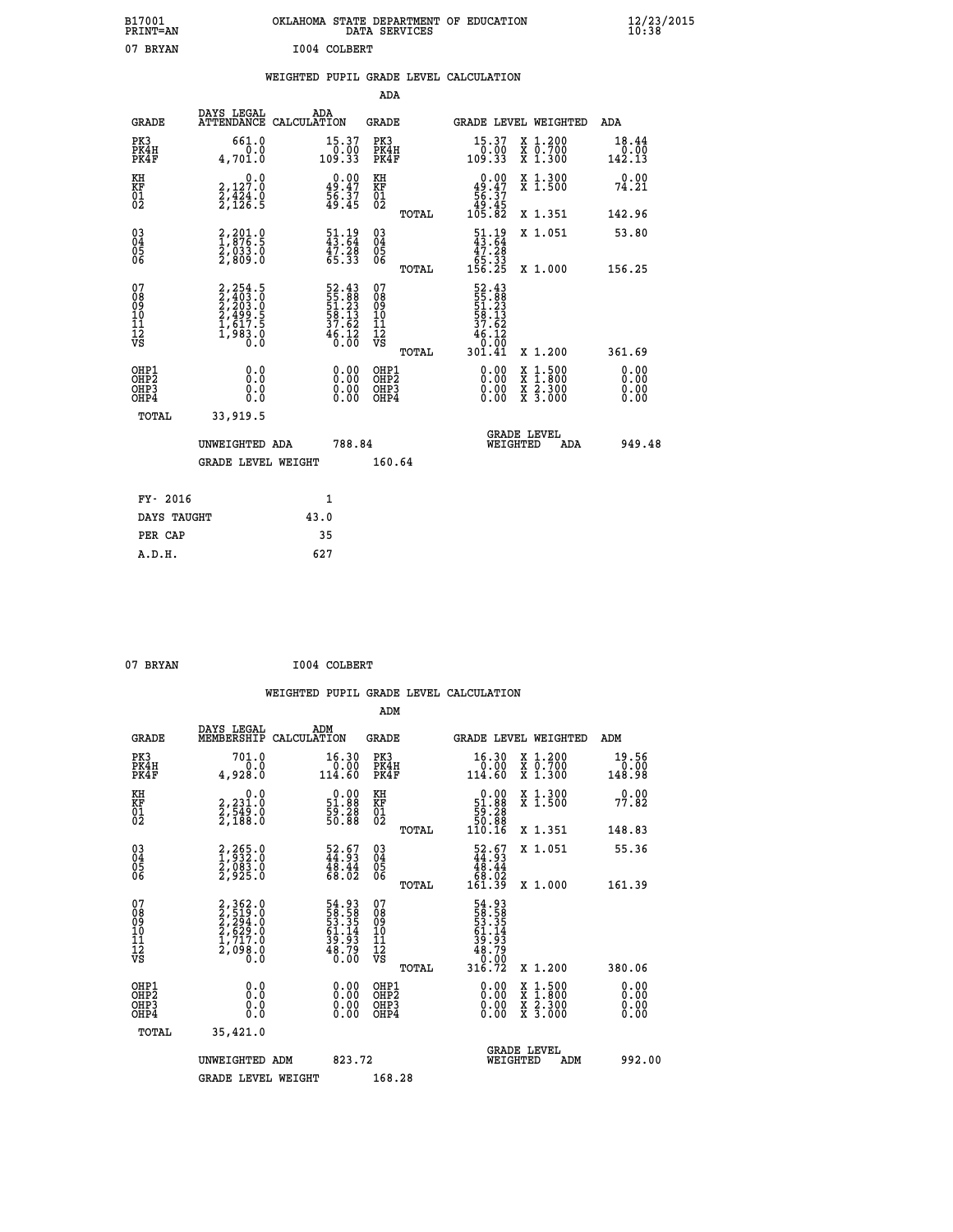B17001 OKLAHOMA STATE DEPARTMENT OF EDUCATION 12/23/2015
PRINT=AN DATA SERVICES 10:38

07 BRYAN I004 COLBERT

WEIGHTED PUPIL GRADE LEVEL CALCULATION

ADA

| GRADE | DAYS LEGAL ATTENDANCE | ADA CALCULATION | GRADE | | GRADE LEVEL | WEIGHTED | ADA |
|---|---|---|---|---|---|---|---|
| PK3 | 661.0 | 15.37 | PK3 | | 15.37 | X 1.200 | 18.44 |
| PK4H | 0.0 | 0.00 | PK4H | | 0.00 | X 0.700 | 0.00 |
| PK4F | 4,701.0 | 109.33 | PK4F | | 109.33 | X 1.300 | 142.13 |
| KH | 0.0 | 0.00 | KH | | 0.00 | X 1.300 | 0.00 |
| KF | 2,127.0 | 49.47 | KF | | 49.47 | X 1.500 | 74.21 |
| 01 | 2,424.0 | 56.37 | 01 | | 56.37 | | |
| 02 | 2,126.5 | 49.45 | 02 | | 49.45 | | |
| | | | | TOTAL | 105.82 | X 1.351 | 142.96 |
| 03 | 2,201.0 | 51.19 | 03 | | 51.19 | X 1.051 | 53.80 |
| 04 | 1,876.5 | 43.64 | 04 | | 43.64 | | |
| 05 | 2,033.0 | 47.28 | 05 | | 47.28 | | |
| 06 | 2,809.0 | 65.33 | 06 | | 65.33 | | |
| | | | | TOTAL | 156.25 | X 1.000 | 156.25 |
| 07 | 2,254.5 | 52.43 | 07 | | 52.43 | | |
| 08 | 2,403.0 | 55.88 | 08 | | 55.88 | | |
| 09 | 2,203.0 | 51.23 | 09 | | 51.23 | | |
| 10 | 2,499.5 | 58.13 | 10 | | 58.13 | | |
| 11 | 1,617.5 | 37.62 | 11 | | 37.62 | | |
| 12 | 1,983.0 | 46.12 | 12 | | 46.12 | | |
| VS | 0.0 | 0.00 | VS | | 0.00 | | |
| | | | | TOTAL | 301.41 | X 1.200 | 361.69 |
| OHP1 | 0.0 | 0.00 | OHP1 | | 0.00 | X 1.500 | 0.00 |
| OHP2 | 0.0 | 0.00 | OHP2 | | 0.00 | X 1.800 | 0.00 |
| OHP3 | 0.0 | 0.00 | OHP3 | | 0.00 | X 2.300 | 0.00 |
| OHP4 | 0.0 | 0.00 | OHP4 | | 0.00 | X 3.000 | 0.00 |
| TOTAL | 33,919.5 | | | | | | |

UNWEIGHTED ADA 788.84 GRADE LEVEL WEIGHTED ADA 949.48

GRADE LEVEL WEIGHT 160.64

| FY- 2016 | 1 |
|---|---|
| DAYS TAUGHT | 43.0 |
| PER CAP | 35 |
| A.D.H. | 627 |

07 BRYAN I004 COLBERT

WEIGHTED PUPIL GRADE LEVEL CALCULATION

ADM

| GRADE | DAYS LEGAL MEMBERSHIP | ADM CALCULATION | GRADE | | GRADE LEVEL | WEIGHTED | ADM |
|---|---|---|---|---|---|---|---|
| PK3 | 701.0 | 16.30 | PK3 | | 16.30 | X 1.200 | 19.56 |
| PK4H | 0.0 | 0.00 | PK4H | | 0.00 | X 0.700 | 0.00 |
| PK4F | 4,928.0 | 114.60 | PK4F | | 114.60 | X 1.300 | 148.98 |
| KH | 0.0 | 0.00 | KH | | 0.00 | X 1.300 | 0.00 |
| KF | 2,231.0 | 51.88 | KF | | 51.88 | X 1.500 | 77.82 |
| 01 | 2,549.0 | 59.28 | 01 | | 59.28 | | |
| 02 | 2,188.0 | 50.88 | 02 | | 50.88 | | |
| | | | | TOTAL | 110.16 | X 1.351 | 148.83 |
| 03 | 2,265.0 | 52.67 | 03 | | 52.67 | X 1.051 | 55.36 |
| 04 | 1,932.0 | 44.93 | 04 | | 44.93 | | |
| 05 | 2,083.0 | 48.44 | 05 | | 48.44 | | |
| 06 | 2,925.0 | 68.02 | 06 | | 68.02 | | |
| | | | | TOTAL | 161.39 | X 1.000 | 161.39 |
| 07 | 2,362.0 | 54.93 | 07 | | 54.93 | | |
| 08 | 2,519.0 | 58.58 | 08 | | 58.58 | | |
| 09 | 2,294.0 | 53.35 | 09 | | 53.35 | | |
| 10 | 2,629.0 | 61.14 | 10 | | 61.14 | | |
| 11 | 1,717.0 | 39.93 | 11 | | 39.93 | | |
| 12 | 2,098.0 | 48.79 | 12 | | 48.79 | | |
| VS | 0.0 | 0.00 | VS | | 0.00 | | |
| | | | | TOTAL | 316.72 | X 1.200 | 380.06 |
| OHP1 | 0.0 | 0.00 | OHP1 | | 0.00 | X 1.500 | 0.00 |
| OHP2 | 0.0 | 0.00 | OHP2 | | 0.00 | X 1.800 | 0.00 |
| OHP3 | 0.0 | 0.00 | OHP3 | | 0.00 | X 2.300 | 0.00 |
| OHP4 | 0.0 | 0.00 | OHP4 | | 0.00 | X 3.000 | 0.00 |
| TOTAL | 35,421.0 | | | | | | |

UNWEIGHTED ADM 823.72 GRADE LEVEL WEIGHTED ADM 992.00

GRADE LEVEL WEIGHT 168.28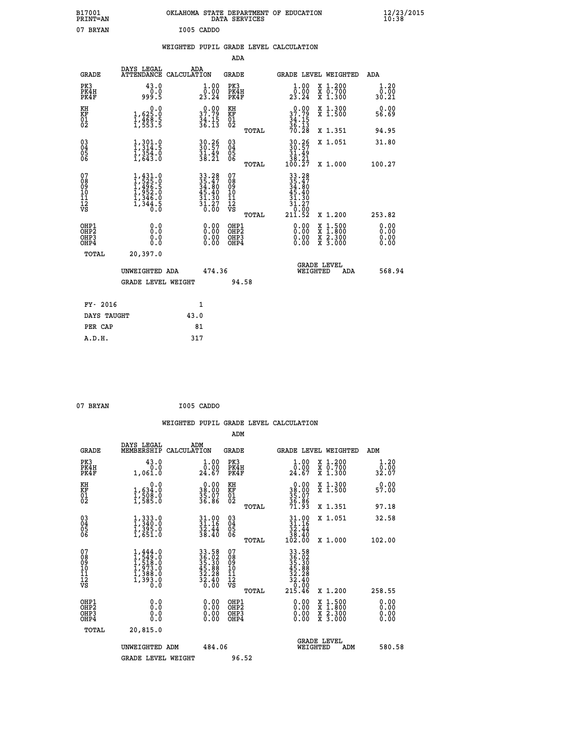B17001 OKLAHOMA STATE DEPARTMENT OF EDUCATION 12/23/2015
PRINT=AN DATA SERVICES 10:38

07 BRYAN I005 CADDO

## WEIGHTED PUPIL GRADE LEVEL CALCULATION

### ADA

| GRADE | DAYS LEGAL ATTENDANCE | ADA CALCULATION | GRADE | GRADE LEVEL | WEIGHTED | ADA |
|---|---|---|---|---|---|---|
| PK3 | 43.0 | 1.00 | PK3 | 1.00 | X 1.200 | 1.20 |
| PK4H | 0.0 | 0.00 | PK4H | 0.00 | X 0.700 | 0.00 |
| PK4F | 999.5 | 23.24 | PK4F | 23.24 | X 1.300 | 30.21 |
| KH | 0.0 | 0.00 | KH | 0.00 | X 1.300 | 0.00 |
| KF | 1,625.0 | 37.79 | KF | 37.79 | X 1.500 | 56.69 |
| 01 | 1,468.5 | 34.15 | 01 | 34.15 | | |
| 02 | 1,553.5 | 36.13 | 02 | 36.13 | | |
| | | | TOTAL | 70.28 | X 1.351 | 94.95 |
| 03 | 1,301.0 | 30.26 | 03 | 30.26 | X 1.051 | 31.80 |
| 04 | 1,314.5 | 30.57 | 04 | 30.57 | | |
| 05 | 1,354.0 | 31.49 | 05 | 31.49 | | |
| 06 | 1,643.0 | 38.21 | 06 | 38.21 | | |
| | | | TOTAL | 100.27 | X 1.000 | 100.27 |
| 07 | 1,431.0 | 33.28 | 07 | 33.28 | | |
| 08 | 1,525.0 | 35.47 | 08 | 35.47 | | |
| 09 | 1,496.5 | 34.80 | 09 | 34.80 | | |
| 10 | 1,952.0 | 45.40 | 10 | 45.40 | | |
| 11 | 1,346.0 | 31.30 | 11 | 31.30 | | |
| 12 | 1,344.5 | 31.27 | 12 | 31.27 | | |
| VS | 0.0 | 0.00 | VS | 0.00 | | |
| | | | TOTAL | 211.52 | X 1.200 | 253.82 |
| OHP1 | 0.0 | 0.00 | OHP1 | 0.00 | X 1.500 | 0.00 |
| OHP2 | 0.0 | 0.00 | OHP2 | 0.00 | X 1.800 | 0.00 |
| OHP3 | 0.0 | 0.00 | OHP3 | 0.00 | X 2.300 | 0.00 |
| OHP4 | 0.0 | 0.00 | OHP4 | 0.00 | X 3.000 | 0.00 |
| TOTAL | 20,397.0 | | | | | |

UNWEIGHTED ADA 474.36 | GRADE LEVEL WEIGHTED ADA 568.94

GRADE LEVEL WEIGHT 94.58

| FY- 2016 | 1 |
|---|---|
| DAYS TAUGHT | 43.0 |
| PER CAP | 81 |
| A.D.H. | 317 |

07 BRYAN I005 CADDO

## WEIGHTED PUPIL GRADE LEVEL CALCULATION

### ADM

| GRADE | DAYS LEGAL MEMBERSHIP | ADM CALCULATION | GRADE | GRADE LEVEL | WEIGHTED | ADM |
|---|---|---|---|---|---|---|
| PK3 | 43.0 | 1.00 | PK3 | 1.00 | X 1.200 | 1.20 |
| PK4H | 0.0 | 0.00 | PK4H | 0.00 | X 0.700 | 0.00 |
| PK4F | 1,061.0 | 24.67 | PK4F | 24.67 | X 1.300 | 32.07 |
| KH | 0.0 | 0.00 | KH | 0.00 | X 1.300 | 0.00 |
| KF | 1,634.0 | 38.00 | KF | 38.00 | X 1.500 | 57.00 |
| 01 | 1,508.0 | 35.07 | 01 | 35.07 | | |
| 02 | 1,585.0 | 36.86 | 02 | 36.86 | | |
| | | | TOTAL | 71.93 | X 1.351 | 97.18 |
| 03 | 1,333.0 | 31.00 | 03 | 31.00 | X 1.051 | 32.58 |
| 04 | 1,340.0 | 31.16 | 04 | 31.16 | | |
| 05 | 1,395.0 | 32.44 | 05 | 32.44 | | |
| 06 | 1,651.0 | 38.40 | 06 | 38.40 | | |
| | | | TOTAL | 102.00 | X 1.000 | 102.00 |
| 07 | 1,444.0 | 33.58 | 07 | 33.58 | | |
| 08 | 1,549.0 | 36.02 | 08 | 36.02 | | |
| 09 | 1,518.0 | 35.30 | 09 | 35.30 | | |
| 10 | 1,973.0 | 45.88 | 10 | 45.88 | | |
| 11 | 1,388.0 | 32.28 | 11 | 32.28 | | |
| 12 | 1,393.0 | 32.40 | 12 | 32.40 | | |
| VS | 0.0 | 0.00 | VS | 0.00 | | |
| | | | TOTAL | 215.46 | X 1.200 | 258.55 |
| OHP1 | 0.0 | 0.00 | OHP1 | 0.00 | X 1.500 | 0.00 |
| OHP2 | 0.0 | 0.00 | OHP2 | 0.00 | X 1.800 | 0.00 |
| OHP3 | 0.0 | 0.00 | OHP3 | 0.00 | X 2.300 | 0.00 |
| OHP4 | 0.0 | 0.00 | OHP4 | 0.00 | X 3.000 | 0.00 |
| TOTAL | 20,815.0 | | | | | |

UNWEIGHTED ADM 484.06 | GRADE LEVEL WEIGHTED ADM 580.58

GRADE LEVEL WEIGHT 96.52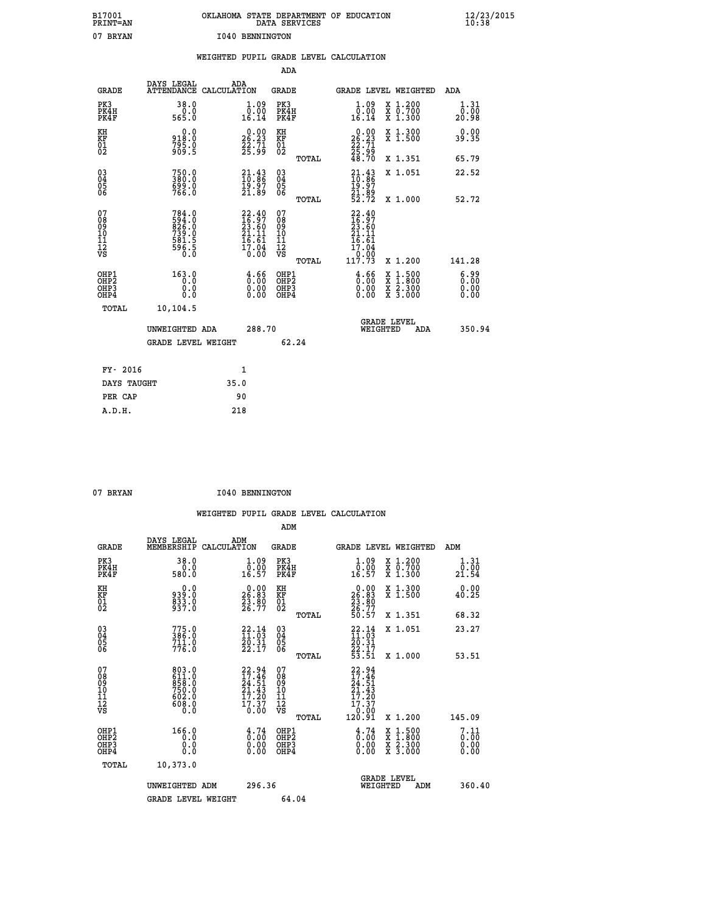B17001 OKLAHOMA STATE DEPARTMENT OF EDUCATION 12/23/2015
PRINT=AN DATA SERVICES 10:38

07 BRYAN I040 BENNINGTON

WEIGHTED PUPIL GRADE LEVEL CALCULATION

ADA

| GRADE | DAYS LEGAL ATTENDANCE | ADA CALCULATION | GRADE | GRADE LEVEL | WEIGHTED | ADA |
|---|---|---|---|---|---|---|
| PK3 | 38.0 | 1.09 | PK3 | 1.09 | X 1.200 | 1.31 |
| PK4H | 0.0 | 0.00 | PK4H | 0.00 | X 0.700 | 0.00 |
| PK4F | 565.0 | 16.14 | PK4F | 16.14 | X 1.300 | 20.98 |
| KH | 0.0 | 0.00 | KH | 0.00 | X 1.300 | 0.00 |
| KF | 918.0 | 26.23 | KF | 26.23 | X 1.500 | 39.35 |
| 01 | 795.0 | 22.71 | 01 | 22.71 | | |
| 02 | 909.5 | 25.99 | 02 | 25.99 | | |
| | | | TOTAL | 48.70 | X 1.351 | 65.79 |
| 03 | 750.0 | 21.43 | 03 | 21.43 | X 1.051 | 22.52 |
| 04 | 380.0 | 10.86 | 04 | 10.86 | | |
| 05 | 699.0 | 19.97 | 05 | 19.97 | | |
| 06 | 766.0 | 21.89 | 06 | 21.89 | | |
| | | | TOTAL | 52.72 | X 1.000 | 52.72 |
| 07 | 784.0 | 22.40 | 07 | 22.40 | | |
| 08 | 594.0 | 16.97 | 08 | 16.97 | | |
| 09 | 826.0 | 23.60 | 09 | 23.60 | | |
| 10 | 739.0 | 21.11 | 10 | 21.11 | | |
| 11 | 581.5 | 16.61 | 11 | 16.61 | | |
| 12 | 596.5 | 17.04 | 12 | 17.04 | | |
| VS | 0.0 | 0.00 | VS | 0.00 | | |
| | | | TOTAL | 117.73 | X 1.200 | 141.28 |
| OHP1 | 163.0 | 4.66 | OHP1 | 4.66 | X 1.500 | 6.99 |
| OHP2 | 0.0 | 0.00 | OHP2 | 0.00 | X 1.800 | 0.00 |
| OHP3 | 0.0 | 0.00 | OHP3 | 0.00 | X 2.300 | 0.00 |
| OHP4 | 0.0 | 0.00 | OHP4 | 0.00 | X 3.000 | 0.00 |
| TOTAL | 10,104.5 | | | | | |

UNWEIGHTED ADA 288.70 GRADE LEVEL WEIGHTED ADA 350.94

GRADE LEVEL WEIGHT 62.24

| FY- 2016 | 1 |
|---|---|
| DAYS TAUGHT | 35.0 |
| PER CAP | 90 |
| A.D.H. | 218 |

07 BRYAN I040 BENNINGTON

WEIGHTED PUPIL GRADE LEVEL CALCULATION

ADM

| GRADE | DAYS LEGAL MEMBERSHIP | ADM CALCULATION | GRADE | GRADE LEVEL | WEIGHTED | ADM |
|---|---|---|---|---|---|---|
| PK3 | 38.0 | 1.09 | PK3 | 1.09 | X 1.200 | 1.31 |
| PK4H | 0.0 | 0.00 | PK4H | 0.00 | X 0.700 | 0.00 |
| PK4F | 580.0 | 16.57 | PK4F | 16.57 | X 1.300 | 21.54 |
| KH | 0.0 | 0.00 | KH | 0.00 | X 1.300 | 0.00 |
| KF | 939.0 | 26.83 | KF | 26.83 | X 1.500 | 40.25 |
| 01 | 833.0 | 23.80 | 01 | 23.80 | | |
| 02 | 937.0 | 26.77 | 02 | 26.77 | | |
| | | | TOTAL | 50.57 | X 1.351 | 68.32 |
| 03 | 775.0 | 22.14 | 03 | 22.14 | X 1.051 | 23.27 |
| 04 | 386.0 | 11.03 | 04 | 11.03 | | |
| 05 | 711.0 | 20.31 | 05 | 20.31 | | |
| 06 | 776.0 | 22.17 | 06 | 22.17 | | |
| | | | TOTAL | 53.51 | X 1.000 | 53.51 |
| 07 | 803.0 | 22.94 | 07 | 22.94 | | |
| 08 | 611.0 | 17.46 | 08 | 17.46 | | |
| 09 | 858.0 | 24.51 | 09 | 24.51 | | |
| 10 | 750.0 | 21.43 | 10 | 21.43 | | |
| 11 | 602.0 | 17.20 | 11 | 17.20 | | |
| 12 | 608.0 | 17.37 | 12 | 17.37 | | |
| VS | 0.0 | 0.00 | VS | 0.00 | | |
| | | | TOTAL | 120.91 | X 1.200 | 145.09 |
| OHP1 | 166.0 | 4.74 | OHP1 | 4.74 | X 1.500 | 7.11 |
| OHP2 | 0.0 | 0.00 | OHP2 | 0.00 | X 1.800 | 0.00 |
| OHP3 | 0.0 | 0.00 | OHP3 | 0.00 | X 2.300 | 0.00 |
| OHP4 | 0.0 | 0.00 | OHP4 | 0.00 | X 3.000 | 0.00 |
| TOTAL | 10,373.0 | | | | | |

UNWEIGHTED ADM 296.36 GRADE LEVEL WEIGHTED ADM 360.40

GRADE LEVEL WEIGHT 64.04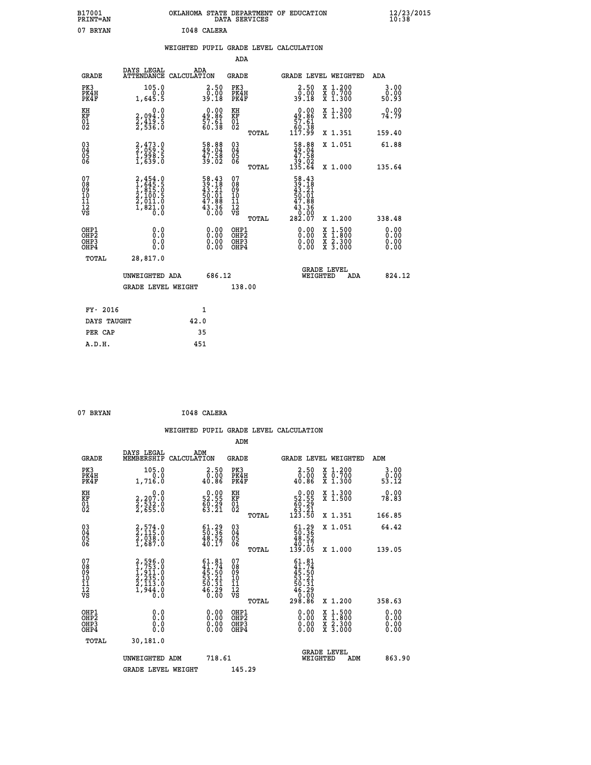B17001 OKLAHOMA STATE DEPARTMENT OF EDUCATION 12/23/2015
PRINT=AN DATA SERVICES 10:38

07 BRYAN I048 CALERA

WEIGHTED PUPIL GRADE LEVEL CALCULATION

ADA

| GRADE | DAYS LEGAL ATTENDANCE | ADA CALCULATION | GRADE | | GRADE LEVEL WEIGHTED | | ADA |
|---|---|---|---|---|---|---|---|
| PK3 | 105.0 | 2.50 | PK3 | | 2.50 | X 1.200 | 3.00 |
| PK4H | 0.0 | 0.00 | PK4H | | 0.00 | X 0.700 | 0.00 |
| PK4F | 1,645.5 | 39.18 | PK4F | | 39.18 | X 1.300 | 50.93 |
| KH | 0.0 | 0.00 | KH | | 0.00 | X 1.300 | 0.00 |
| KF | 2,094.0 | 49.86 | KF | | 49.86 | X 1.500 | 74.79 |
| 01 | 2,419.5 | 57.61 | 01 | | 57.61 | | |
| 02 | 2,536.0 | 60.38 | 02 | | 60.38 | | |
| | | | | TOTAL | 117.99 | X 1.351 | 159.40 |
| 03 | 2,473.0 | 58.88 | 03 | | 58.88 | X 1.051 | 61.88 |
| 04 | 2,059.5 | 49.04 | 04 | | 49.04 | | |
| 05 | 1,998.5 | 47.58 | 05 | | 47.58 | | |
| 06 | 1,639.0 | 39.02 | 06 | | 39.02 | | |
| | | | | TOTAL | 135.64 | X 1.000 | 135.64 |
| 07 | 2,454.0 | 58.43 | 07 | | 58.43 | | |
| 08 | 1,645.5 | 39.18 | 08 | | 39.18 | | |
| 09 | 1,815.0 | 43.21 | 09 | | 43.21 | | |
| 10 | 2,100.5 | 50.01 | 10 | | 50.01 | | |
| 11 | 2,011.0 | 47.88 | 11 | | 47.88 | | |
| 12 | 1,821.0 | 43.36 | 12 | | 43.36 | | |
| VS | 0.0 | 0.00 | VS | | 0.00 | | |
| | | | | TOTAL | 282.07 | X 1.200 | 338.48 |
| OHP1 | 0.0 | 0.00 | OHP1 | | 0.00 | X 1.500 | 0.00 |
| OHP2 | 0.0 | 0.00 | OHP2 | | 0.00 | X 1.800 | 0.00 |
| OHP3 | 0.0 | 0.00 | OHP3 | | 0.00 | X 2.300 | 0.00 |
| OHP4 | 0.0 | 0.00 | OHP4 | | 0.00 | X 3.000 | 0.00 |
| TOTAL | 28,817.0 | | | | | | |

UNWEIGHTED ADA 686.12 GRADE LEVEL WEIGHTED ADA 824.12

GRADE LEVEL WEIGHT 138.00

FY- 2016 1
DAYS TAUGHT 42.0
PER CAP 35
A.D.H. 451

07 BRYAN I048 CALERA

WEIGHTED PUPIL GRADE LEVEL CALCULATION

ADM

| GRADE | DAYS LEGAL MEMBERSHIP | ADM CALCULATION | GRADE | | GRADE LEVEL WEIGHTED | | ADM |
|---|---|---|---|---|---|---|---|
| PK3 | 105.0 | 2.50 | PK3 | | 2.50 | X 1.200 | 3.00 |
| PK4H | 0.0 | 0.00 | PK4H | | 0.00 | X 0.700 | 0.00 |
| PK4F | 1,716.0 | 40.86 | PK4F | | 40.86 | X 1.300 | 53.12 |
| KH | 0.0 | 0.00 | KH | | 0.00 | X 1.300 | 0.00 |
| KF | 2,207.0 | 52.55 | KF | | 52.55 | X 1.500 | 78.83 |
| 01 | 2,532.0 | 60.29 | 01 | | 60.29 | | |
| 02 | 2,655.0 | 63.21 | 02 | | 63.21 | | |
| | | | | TOTAL | 123.50 | X 1.351 | 166.85 |
| 03 | 2,574.0 | 61.29 | 03 | | 61.29 | X 1.051 | 64.42 |
| 04 | 2,115.0 | 50.36 | 04 | | 50.36 | | |
| 05 | 2,038.0 | 48.52 | 05 | | 48.52 | | |
| 06 | 1,687.0 | 40.17 | 06 | | 40.17 | | |
| | | | | TOTAL | 139.05 | X 1.000 | 139.05 |
| 07 | 2,596.0 | 61.81 | 07 | | 61.81 | | |
| 08 | 1,753.0 | 41.74 | 08 | | 41.74 | | |
| 09 | 1,911.0 | 45.50 | 09 | | 45.50 | | |
| 10 | 2,235.0 | 53.21 | 10 | | 53.21 | | |
| 11 | 2,113.0 | 50.31 | 11 | | 50.31 | | |
| 12 | 1,944.0 | 46.29 | 12 | | 46.29 | | |
| VS | 0.0 | 0.00 | VS | | 0.00 | | |
| | | | | TOTAL | 298.86 | X 1.200 | 358.63 |
| OHP1 | 0.0 | 0.00 | OHP1 | | 0.00 | X 1.500 | 0.00 |
| OHP2 | 0.0 | 0.00 | OHP2 | | 0.00 | X 1.800 | 0.00 |
| OHP3 | 0.0 | 0.00 | OHP3 | | 0.00 | X 2.300 | 0.00 |
| OHP4 | 0.0 | 0.00 | OHP4 | | 0.00 | X 3.000 | 0.00 |
| TOTAL | 30,181.0 | | | | | | |

UNWEIGHTED ADM 718.61 GRADE LEVEL WEIGHTED ADM 863.90

GRADE LEVEL WEIGHT 145.29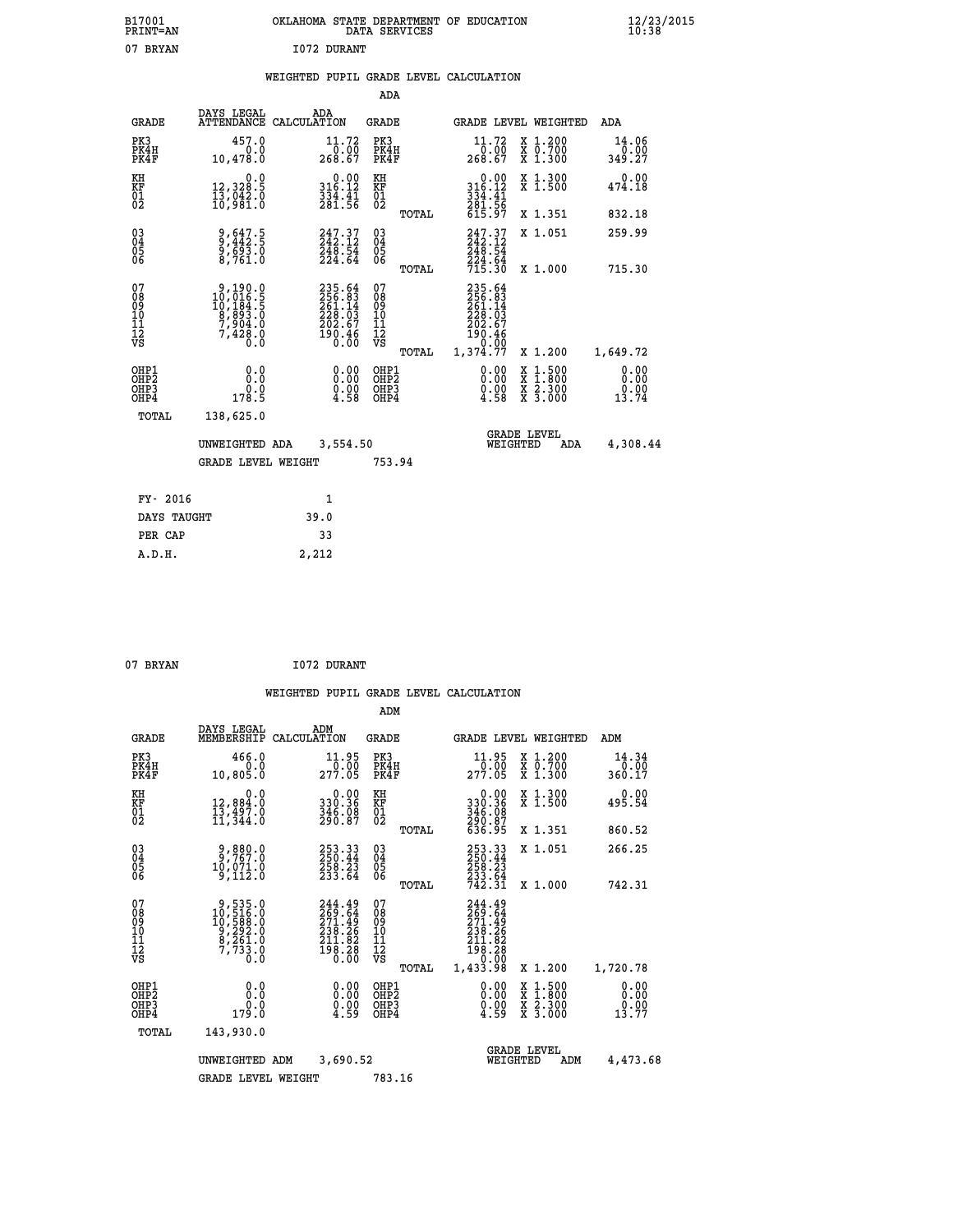B17001 OKLAHOMA STATE DEPARTMENT OF EDUCATION 12/23/2015
PRINT=AN DATA SERVICES 10:38

07 BRYAN I072 DURANT

## WEIGHTED PUPIL GRADE LEVEL CALCULATION

### ADA

| GRADE | DAYS LEGAL ATTENDANCE | ADA CALCULATION | GRADE | | GRADE LEVEL | WEIGHTED | ADA |
|---|---|---|---|---|---|---|---|
| PK3 | 457.0 | 11.72 | PK3 | | 11.72 | X 1.200 | 14.06 |
| PK4H | 0.0 | 0.00 | PK4H | | 0.00 | X 0.700 | 0.00 |
| PK4F | 10,478.0 | 268.67 | PK4F | | 268.67 | X 1.300 | 349.27 |
| KH | 0.0 | 0.00 | KH | | 0.00 | X 1.300 | 0.00 |
| KF | 12,328.5 | 316.12 | KF | | 316.12 | X 1.500 | 474.18 |
| 01 | 13,042.0 | 334.41 | 01 | | 334.41 | | |
| 02 | 10,981.0 | 281.56 | 02 | | 281.56 | | |
| | | | | TOTAL | 615.97 | X 1.351 | 832.18 |
| 03 | 9,647.5 | 247.37 | 03 | | 247.37 | X 1.051 | 259.99 |
| 04 | 9,442.5 | 242.12 | 04 | | 242.12 | | |
| 05 | 9,693.0 | 248.54 | 05 | | 248.54 | | |
| 06 | 8,761.0 | 224.64 | 06 | | 224.64 | | |
| | | | | TOTAL | 715.30 | X 1.000 | 715.30 |
| 07 | 9,190.0 | 235.64 | 07 | | 235.64 | | |
| 08 | 10,016.5 | 256.83 | 08 | | 256.83 | | |
| 09 | 10,184.5 | 261.14 | 09 | | 261.14 | | |
| 10 | 8,893.0 | 228.03 | 10 | | 228.03 | | |
| 11 | 7,904.0 | 202.67 | 11 | | 202.67 | | |
| 12 | 7,428.0 | 190.46 | 12 | | 190.46 | | |
| VS | 0.0 | 0.00 | VS | | 0.00 | | |
| | | | | TOTAL | 1,374.77 | X 1.200 | 1,649.72 |
| OHP1 | 0.0 | 0.00 | OHP1 | | 0.00 | X 1.500 | 0.00 |
| OHP2 | 0.0 | 0.00 | OHP2 | | 0.00 | X 1.800 | 0.00 |
| OHP3 | 0.0 | 0.00 | OHP3 | | 0.00 | X 2.300 | 0.00 |
| OHP4 | 178.5 | 4.58 | OHP4 | | 4.58 | X 3.000 | 13.74 |
| TOTAL | 138,625.0 | | | | | | |

UNWEIGHTED ADA 3,554.50 GRADE LEVEL WEIGHTED ADA 4,308.44

GRADE LEVEL WEIGHT 753.94

| FY- 2016 | 1 |
|---|---|
| DAYS TAUGHT | 39.0 |
| PER CAP | 33 |
| A.D.H. | 2,212 |

07 BRYAN I072 DURANT

## WEIGHTED PUPIL GRADE LEVEL CALCULATION

### ADM

| GRADE | DAYS LEGAL MEMBERSHIP | ADM CALCULATION | GRADE | | GRADE LEVEL | WEIGHTED | ADM |
|---|---|---|---|---|---|---|---|
| PK3 | 466.0 | 11.95 | PK3 | | 11.95 | X 1.200 | 14.34 |
| PK4H | 0.0 | 0.00 | PK4H | | 0.00 | X 0.700 | 0.00 |
| PK4F | 10,805.0 | 277.05 | PK4F | | 277.05 | X 1.300 | 360.17 |
| KH | 0.0 | 0.00 | KH | | 0.00 | X 1.300 | 0.00 |
| KF | 12,884.0 | 330.36 | KF | | 330.36 | X 1.500 | 495.54 |
| 01 | 13,497.0 | 346.08 | 01 | | 346.08 | | |
| 02 | 11,344.0 | 290.87 | 02 | | 290.87 | | |
| | | | | TOTAL | 636.95 | X 1.351 | 860.52 |
| 03 | 9,880.0 | 253.33 | 03 | | 253.33 | X 1.051 | 266.25 |
| 04 | 9,767.0 | 250.44 | 04 | | 250.44 | | |
| 05 | 10,071.0 | 258.23 | 05 | | 258.23 | | |
| 06 | 9,112.0 | 233.64 | 06 | | 233.64 | | |
| | | | | TOTAL | 742.31 | X 1.000 | 742.31 |
| 07 | 9,535.0 | 244.49 | 07 | | 244.49 | | |
| 08 | 10,516.0 | 269.64 | 08 | | 269.64 | | |
| 09 | 10,588.0 | 271.49 | 09 | | 271.49 | | |
| 10 | 9,292.0 | 238.26 | 10 | | 238.26 | | |
| 11 | 8,261.0 | 211.82 | 11 | | 211.82 | | |
| 12 | 7,733.0 | 198.28 | 12 | | 198.28 | | |
| VS | 0.0 | 0.00 | VS | | 0.00 | | |
| | | | | TOTAL | 1,433.98 | X 1.200 | 1,720.78 |
| OHP1 | 0.0 | 0.00 | OHP1 | | 0.00 | X 1.500 | 0.00 |
| OHP2 | 0.0 | 0.00 | OHP2 | | 0.00 | X 1.800 | 0.00 |
| OHP3 | 0.0 | 0.00 | OHP3 | | 0.00 | X 2.300 | 0.00 |
| OHP4 | 179.0 | 4.59 | OHP4 | | 4.59 | X 3.000 | 13.77 |
| TOTAL | 143,930.0 | | | | | | |

UNWEIGHTED ADM 3,690.52 GRADE LEVEL WEIGHTED ADM 4,473.68

GRADE LEVEL WEIGHT 783.16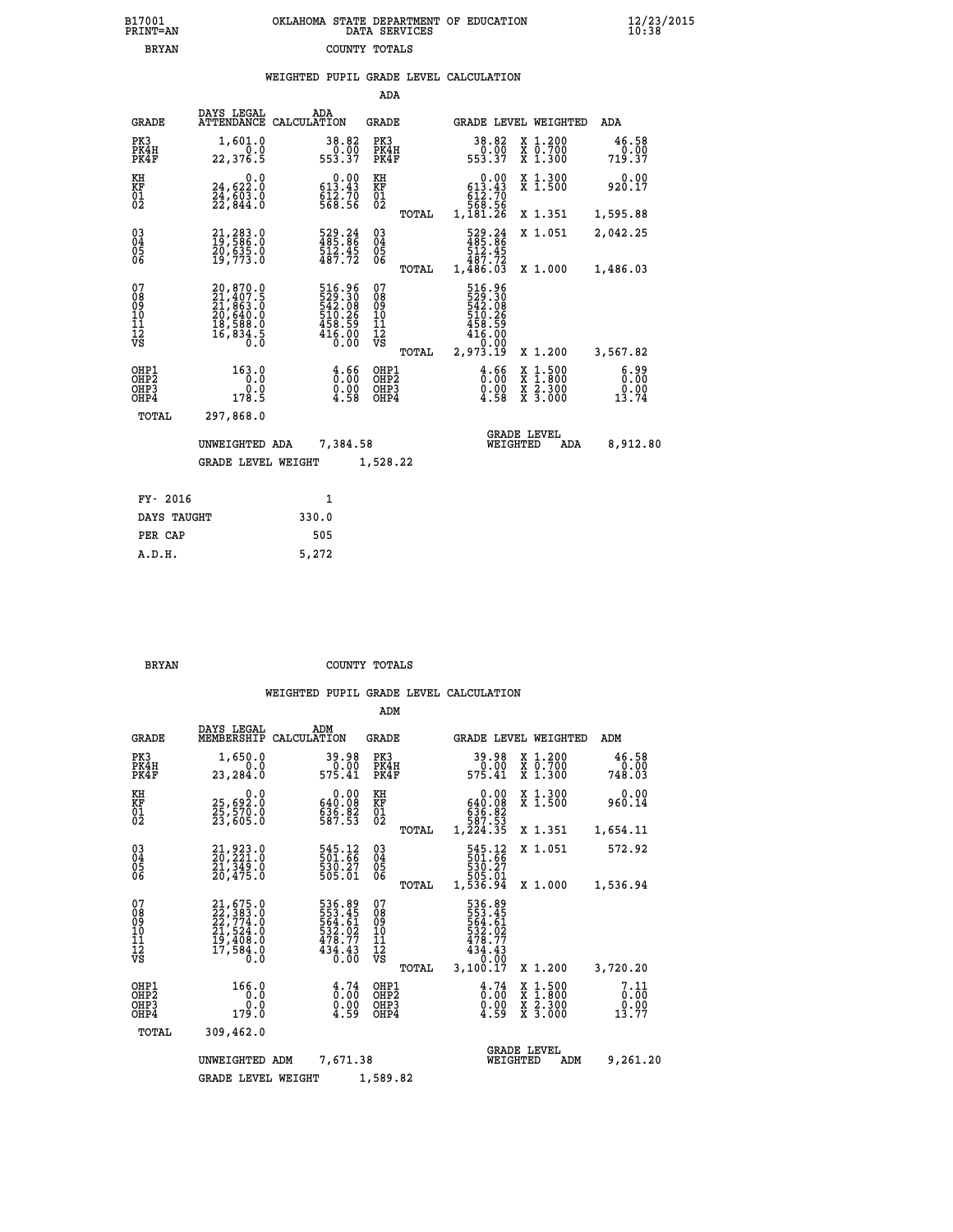B17001 OKLAHOMA STATE DEPARTMENT OF EDUCATION 12/23/2015
PRINT=AN DATA SERVICES 10:38

BRYAN COUNTY TOTALS

## WEIGHTED PUPIL GRADE LEVEL CALCULATION

### ADA

| GRADE | DAYS LEGAL ATTENDANCE | ADA CALCULATION | GRADE | | GRADE LEVEL | WEIGHTED | ADA |
|---|---|---|---|---|---|---|---|
| PK3 | 1,601.0 | 38.82 | PK3 | | 38.82 | X 1.200 | 46.58 |
| PK4H | 0.0 | 0.00 | PK4H | | 0.00 | X 0.700 | 0.00 |
| PK4F | 22,376.5 | 553.37 | PK4F | | 553.37 | X 1.300 | 719.37 |
| KH | 0.0 | 0.00 | KH | | 0.00 | X 1.300 | 0.00 |
| KF | 24,622.0 | 613.43 | KF | | 613.43 | X 1.500 | 920.17 |
| 01 | 24,603.0 | 612.70 | 01 | | 612.70 | | |
| 02 | 22,844.0 | 568.56 | 02 | | 568.56 | | |
| | | | | TOTAL | 1,181.26 | X 1.351 | 1,595.88 |
| 03 | 21,283.0 | 529.24 | 03 | | 529.24 | X 1.051 | 2,042.25 |
| 04 | 19,586.0 | 485.86 | 04 | | 485.86 | | |
| 05 | 20,635.0 | 512.45 | 05 | | 512.45 | | |
| 06 | 19,773.0 | 487.72 | 06 | | 487.72 | | |
| | | | | TOTAL | 1,486.03 | X 1.000 | 1,486.03 |
| 07 | 20,870.0 | 516.96 | 07 | | 516.96 | | |
| 08 | 21,407.5 | 529.30 | 08 | | 529.30 | | |
| 09 | 21,863.0 | 542.08 | 09 | | 542.08 | | |
| 10 | 20,640.0 | 510.26 | 10 | | 510.26 | | |
| 11 | 18,588.0 | 458.59 | 11 | | 458.59 | | |
| 12 | 16,834.5 | 416.00 | 12 | | 416.00 | | |
| VS | 0.0 | 0.00 | VS | | 0.00 | | |
| | | | | TOTAL | 2,973.19 | X 1.200 | 3,567.82 |
| OHP1 | 163.0 | 4.66 | OHP1 | | 4.66 | X 1.500 | 6.99 |
| OHP2 | 0.0 | 0.00 | OHP2 | | 0.00 | X 1.800 | 0.00 |
| OHP3 | 0.0 | 0.00 | OHP3 | | 0.00 | X 2.300 | 0.00 |
| OHP4 | 178.5 | 4.58 | OHP4 | | 4.58 | X 3.000 | 13.74 |
| TOTAL | 297,868.0 | | | | | | |

UNWEIGHTED ADA 7,384.58 | GRADE LEVEL WEIGHTED ADA 8,912.80

GRADE LEVEL WEIGHT 1,528.22

| FY- 2016 | 1 |
|---|---|
| DAYS TAUGHT | 330.0 |
| PER CAP | 505 |
| A.D.H. | 5,272 |

BRYAN COUNTY TOTALS

## WEIGHTED PUPIL GRADE LEVEL CALCULATION

### ADM

| GRADE | DAYS LEGAL MEMBERSHIP | ADM CALCULATION | GRADE | | GRADE LEVEL | WEIGHTED | ADM |
|---|---|---|---|---|---|---|---|
| PK3 | 1,650.0 | 39.98 | PK3 | | 39.98 | X 1.200 | 46.58 |
| PK4H | 0.0 | 0.00 | PK4H | | 0.00 | X 0.700 | 0.00 |
| PK4F | 23,284.0 | 575.41 | PK4F | | 575.41 | X 1.300 | 748.03 |
| KH | 0.0 | 0.00 | KH | | 0.00 | X 1.300 | 0.00 |
| KF | 25,692.0 | 640.08 | KF | | 640.08 | X 1.500 | 960.14 |
| 01 | 25,570.0 | 636.82 | 01 | | 636.82 | | |
| 02 | 23,605.0 | 587.53 | 02 | | 587.53 | | |
| | | | | TOTAL | 1,224.35 | X 1.351 | 1,654.11 |
| 03 | 21,923.0 | 545.12 | 03 | | 545.12 | X 1.051 | 572.92 |
| 04 | 20,221.0 | 501.66 | 04 | | 501.66 | | |
| 05 | 21,349.0 | 530.27 | 05 | | 530.27 | | |
| 06 | 20,475.0 | 505.01 | 06 | | 505.01 | | |
| | | | | TOTAL | 1,536.94 | X 1.000 | 1,536.94 |
| 07 | 21,675.0 | 536.89 | 07 | | 536.89 | | |
| 08 | 22,383.0 | 553.45 | 08 | | 553.45 | | |
| 09 | 22,774.0 | 564.61 | 09 | | 564.61 | | |
| 10 | 21,524.0 | 532.02 | 10 | | 532.02 | | |
| 11 | 19,408.0 | 478.77 | 11 | | 478.77 | | |
| 12 | 17,584.0 | 434.43 | 12 | | 434.43 | | |
| VS | 0.0 | 0.00 | VS | | 0.00 | | |
| | | | | TOTAL | 3,100.17 | X 1.200 | 3,720.20 |
| OHP1 | 166.0 | 4.74 | OHP1 | | 4.74 | X 1.500 | 7.11 |
| OHP2 | 0.0 | 0.00 | OHP2 | | 0.00 | X 1.800 | 0.00 |
| OHP3 | 0.0 | 0.00 | OHP3 | | 0.00 | X 2.300 | 0.00 |
| OHP4 | 179.0 | 4.59 | OHP4 | | 4.59 | X 3.000 | 13.77 |
| TOTAL | 309,462.0 | | | | | | |

UNWEIGHTED ADM 7,671.38 | GRADE LEVEL WEIGHTED ADM 9,261.20

GRADE LEVEL WEIGHT 1,589.82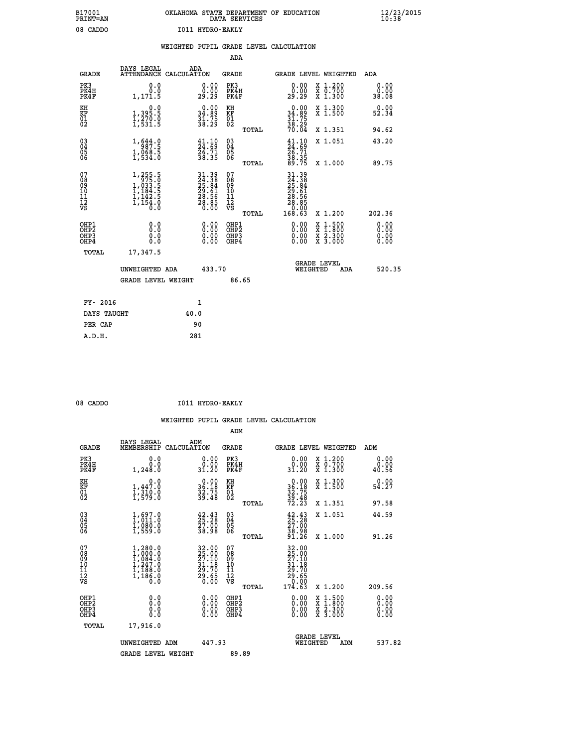B17001 OKLAHOMA STATE DEPARTMENT OF EDUCATION 12/23/2015
PRINT=AN DATA SERVICES 10:38

08 CADDO I011 HYDRO-EAKLY

WEIGHTED PUPIL GRADE LEVEL CALCULATION

ADA

| GRADE | DAYS LEGAL ATTENDANCE | ADA CALCULATION | GRADE | | GRADE LEVEL | WEIGHTED | ADA |
|---|---|---|---|---|---|---|---|
| PK3 | 0.0 | 0.00 | PK3 | | 0.00 | X 1.200 | 0.00 |
| PK4H | 0.0 | 0.00 | PK4H | | 0.00 | X 0.700 | 0.00 |
| PK4F | 1,171.5 | 29.29 | PK4F | | 29.29 | X 1.300 | 38.08 |
| KH | 0.0 | 0.00 | KH | | 0.00 | X 1.300 | 0.00 |
| KF | 1,395.5 | 34.89 | KF | | 34.89 | X 1.500 | 52.34 |
| 01 | 1,270.0 | 31.75 | 01 | | 31.75 | | |
| 02 | 1,531.5 | 38.29 | 02 | | 38.29 | | |
| | | | | TOTAL | 70.04 | X 1.351 | 94.62 |
| 03 | 1,644.0 | 41.10 | 03 | | 41.10 | X 1.051 | 43.20 |
| 04 | 987.5 | 24.69 | 04 | | 24.69 | | |
| 05 | 1,068.5 | 26.71 | 05 | | 26.71 | | |
| 06 | 1,534.0 | 38.35 | 06 | | 38.35 | | |
| | | | | TOTAL | 89.75 | X 1.000 | 89.75 |
| 07 | 1,255.5 | 31.39 | 07 | | 31.39 | | |
| 08 | 975.0 | 24.38 | 08 | | 24.38 | | |
| 09 | 1,033.5 | 25.84 | 09 | | 25.84 | | |
| 10 | 1,184.5 | 29.61 | 10 | | 29.61 | | |
| 11 | 1,142.5 | 28.56 | 11 | | 28.56 | | |
| 12 | 1,154.0 | 28.85 | 12 | | 28.85 | | |
| VS | 0.0 | 0.00 | VS | | 0.00 | | |
| | | | | TOTAL | 168.63 | X 1.200 | 202.36 |
| OHP1 | 0.0 | 0.00 | OHP1 | | 0.00 | X 1.500 | 0.00 |
| OHP2 | 0.0 | 0.00 | OHP2 | | 0.00 | X 1.800 | 0.00 |
| OHP3 | 0.0 | 0.00 | OHP3 | | 0.00 | X 2.300 | 0.00 |
| OHP4 | 0.0 | 0.00 | OHP4 | | 0.00 | X 3.000 | 0.00 |
| TOTAL | 17,347.5 | | | | | | |

UNWEIGHTED ADA 433.70 GRADE LEVEL WEIGHTED ADA 520.35

GRADE LEVEL WEIGHT 86.65

| FY- 2016 | 1 |
|---|---|
| DAYS TAUGHT | 40.0 |
| PER CAP | 90 |
| A.D.H. | 281 |

08 CADDO I011 HYDRO-EAKLY

WEIGHTED PUPIL GRADE LEVEL CALCULATION

ADM

| GRADE | DAYS LEGAL MEMBERSHIP | ADM CALCULATION | GRADE | | GRADE LEVEL | WEIGHTED | ADM |
|---|---|---|---|---|---|---|---|
| PK3 | 0.0 | 0.00 | PK3 | | 0.00 | X 1.200 | 0.00 |
| PK4H | 0.0 | 0.00 | PK4H | | 0.00 | X 0.700 | 0.00 |
| PK4F | 1,248.0 | 31.20 | PK4F | | 31.20 | X 1.300 | 40.56 |
| KH | 0.0 | 0.00 | KH | | 0.00 | X 1.300 | 0.00 |
| KF | 1,447.0 | 36.18 | KF | | 36.18 | X 1.500 | 54.27 |
| 01 | 1,310.0 | 32.75 | 01 | | 32.75 | | |
| 02 | 1,579.0 | 39.48 | 02 | | 39.48 | | |
| | | | | TOTAL | 72.23 | X 1.351 | 97.58 |
| 03 | 1,697.0 | 42.43 | 03 | | 42.43 | X 1.051 | 44.59 |
| 04 | 1,011.0 | 25.28 | 04 | | 25.28 | | |
| 05 | 1,080.0 | 27.00 | 05 | | 27.00 | | |
| 06 | 1,559.0 | 38.98 | 06 | | 38.98 | | |
| | | | | TOTAL | 91.26 | X 1.000 | 91.26 |
| 07 | 1,280.0 | 32.00 | 07 | | 32.00 | | |
| 08 | 1,000.0 | 25.00 | 08 | | 25.00 | | |
| 09 | 1,084.0 | 27.10 | 09 | | 27.10 | | |
| 10 | 1,247.0 | 31.18 | 10 | | 31.18 | | |
| 11 | 1,188.0 | 29.70 | 11 | | 29.70 | | |
| 12 | 1,186.0 | 29.65 | 12 | | 29.65 | | |
| VS | 0.0 | 0.00 | VS | | 0.00 | | |
| | | | | TOTAL | 174.63 | X 1.200 | 209.56 |
| OHP1 | 0.0 | 0.00 | OHP1 | | 0.00 | X 1.500 | 0.00 |
| OHP2 | 0.0 | 0.00 | OHP2 | | 0.00 | X 1.800 | 0.00 |
| OHP3 | 0.0 | 0.00 | OHP3 | | 0.00 | X 2.300 | 0.00 |
| OHP4 | 0.0 | 0.00 | OHP4 | | 0.00 | X 3.000 | 0.00 |
| TOTAL | 17,916.0 | | | | | | |

UNWEIGHTED ADM 447.93 GRADE LEVEL WEIGHTED ADM 537.82

GRADE LEVEL WEIGHT 89.89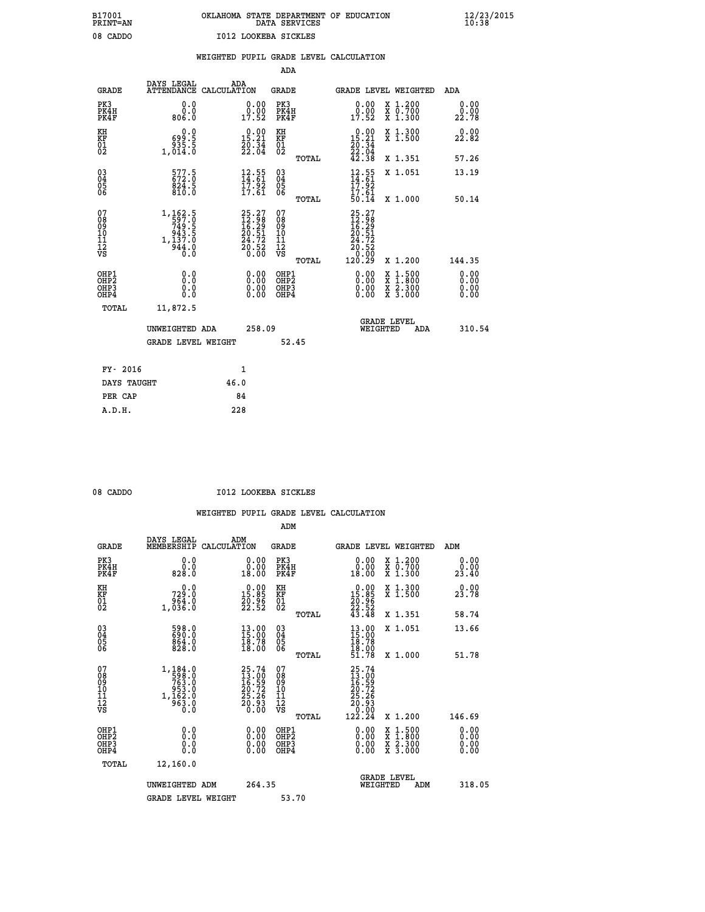B17001 OKLAHOMA STATE DEPARTMENT OF EDUCATION 12/23/2015
PRINT=AN DATA SERVICES 10:38

08 CADDO I012 LOOKEBA SICKLES

WEIGHTED PUPIL GRADE LEVEL CALCULATION

ADA

| GRADE | DAYS LEGAL ATTENDANCE | ADA CALCULATION | GRADE | GRADE LEVEL | WEIGHTED | ADA |
|---|---|---|---|---|---|---|
| PK3 | 0.0 | 0.00 | PK3 | 0.00 | X 1.200 | 0.00 |
| PK4H | 0.0 | 0.00 | PK4H | 0.00 | X 0.700 | 0.00 |
| PK4F | 806.0 | 17.52 | PK4F | 17.52 | X 1.300 | 22.78 |
| KH | 0.0 | 0.00 | KH | 0.00 | X 1.300 | 0.00 |
| KF | 699.5 | 15.21 | KF | 15.21 | X 1.500 | 22.82 |
| 01 | 935.5 | 20.34 | 01 | 20.34 | | |
| 02 | 1,014.0 | 22.04 | 02 | 22.04 | | |
| | | | TOTAL | 42.38 | X 1.351 | 57.26 |
| 03 | 577.5 | 12.55 | 03 | 12.55 | X 1.051 | 13.19 |
| 04 | 672.0 | 14.61 | 04 | 14.61 | | |
| 05 | 824.5 | 17.92 | 05 | 17.92 | | |
| 06 | 810.0 | 17.61 | 06 | 17.61 | | |
| | | | TOTAL | 50.14 | X 1.000 | 50.14 |
| 07 | 1,162.5 | 25.27 | 07 | 25.27 | | |
| 08 | 597.0 | 12.98 | 08 | 12.98 | | |
| 09 | 749.5 | 16.29 | 09 | 16.29 | | |
| 10 | 943.5 | 20.51 | 10 | 20.51 | | |
| 11 | 1,137.0 | 24.72 | 11 | 24.72 | | |
| 12 | 944.0 | 20.52 | 12 | 20.52 | | |
| VS | 0.0 | 0.00 | VS | 0.00 | | |
| | | | TOTAL | 120.29 | X 1.200 | 144.35 |
| OHP1 | 0.0 | 0.00 | OHP1 | 0.00 | X 1.500 | 0.00 |
| OHP2 | 0.0 | 0.00 | OHP2 | 0.00 | X 1.800 | 0.00 |
| OHP3 | 0.0 | 0.00 | OHP3 | 0.00 | X 2.300 | 0.00 |
| OHP4 | 0.0 | 0.00 | OHP4 | 0.00 | X 3.000 | 0.00 |
| TOTAL | 11,872.5 | | | | | |

UNWEIGHTED ADA 258.09 &nbsp;&nbsp; GRADE LEVEL WEIGHTED ADA 310.54

GRADE LEVEL WEIGHT 52.45

| FY- 2016 | 1 |
|---|---|
| DAYS TAUGHT | 46.0 |
| PER CAP | 84 |
| A.D.H. | 228 |

08 CADDO I012 LOOKEBA SICKLES

WEIGHTED PUPIL GRADE LEVEL CALCULATION

ADM

| GRADE | DAYS LEGAL MEMBERSHIP | ADM CALCULATION | GRADE | GRADE LEVEL | WEIGHTED | ADM |
|---|---|---|---|---|---|---|
| PK3 | 0.0 | 0.00 | PK3 | 0.00 | X 1.200 | 0.00 |
| PK4H | 0.0 | 0.00 | PK4H | 0.00 | X 0.700 | 0.00 |
| PK4F | 828.0 | 18.00 | PK4F | 18.00 | X 1.300 | 23.40 |
| KH | 0.0 | 0.00 | KH | 0.00 | X 1.300 | 0.00 |
| KF | 729.0 | 15.85 | KF | 15.85 | X 1.500 | 23.78 |
| 01 | 964.0 | 20.96 | 01 | 20.96 | | |
| 02 | 1,036.0 | 22.52 | 02 | 22.52 | | |
| | | | TOTAL | 43.48 | X 1.351 | 58.74 |
| 03 | 598.0 | 13.00 | 03 | 13.00 | X 1.051 | 13.66 |
| 04 | 690.0 | 15.00 | 04 | 15.00 | | |
| 05 | 864.0 | 18.78 | 05 | 18.78 | | |
| 06 | 828.0 | 18.00 | 06 | 18.00 | | |
| | | | TOTAL | 51.78 | X 1.000 | 51.78 |
| 07 | 1,184.0 | 25.74 | 07 | 25.74 | | |
| 08 | 598.0 | 13.00 | 08 | 13.00 | | |
| 09 | 763.0 | 16.59 | 09 | 16.59 | | |
| 10 | 953.0 | 20.72 | 10 | 20.72 | | |
| 11 | 1,162.0 | 25.26 | 11 | 25.26 | | |
| 12 | 963.0 | 20.93 | 12 | 20.93 | | |
| VS | 0.0 | 0.00 | VS | 0.00 | | |
| | | | TOTAL | 122.24 | X 1.200 | 146.69 |
| OHP1 | 0.0 | 0.00 | OHP1 | 0.00 | X 1.500 | 0.00 |
| OHP2 | 0.0 | 0.00 | OHP2 | 0.00 | X 1.800 | 0.00 |
| OHP3 | 0.0 | 0.00 | OHP3 | 0.00 | X 2.300 | 0.00 |
| OHP4 | 0.0 | 0.00 | OHP4 | 0.00 | X 3.000 | 0.00 |
| TOTAL | 12,160.0 | | | | | |

UNWEIGHTED ADM 264.35 &nbsp;&nbsp; GRADE LEVEL WEIGHTED ADM 318.05

GRADE LEVEL WEIGHT 53.70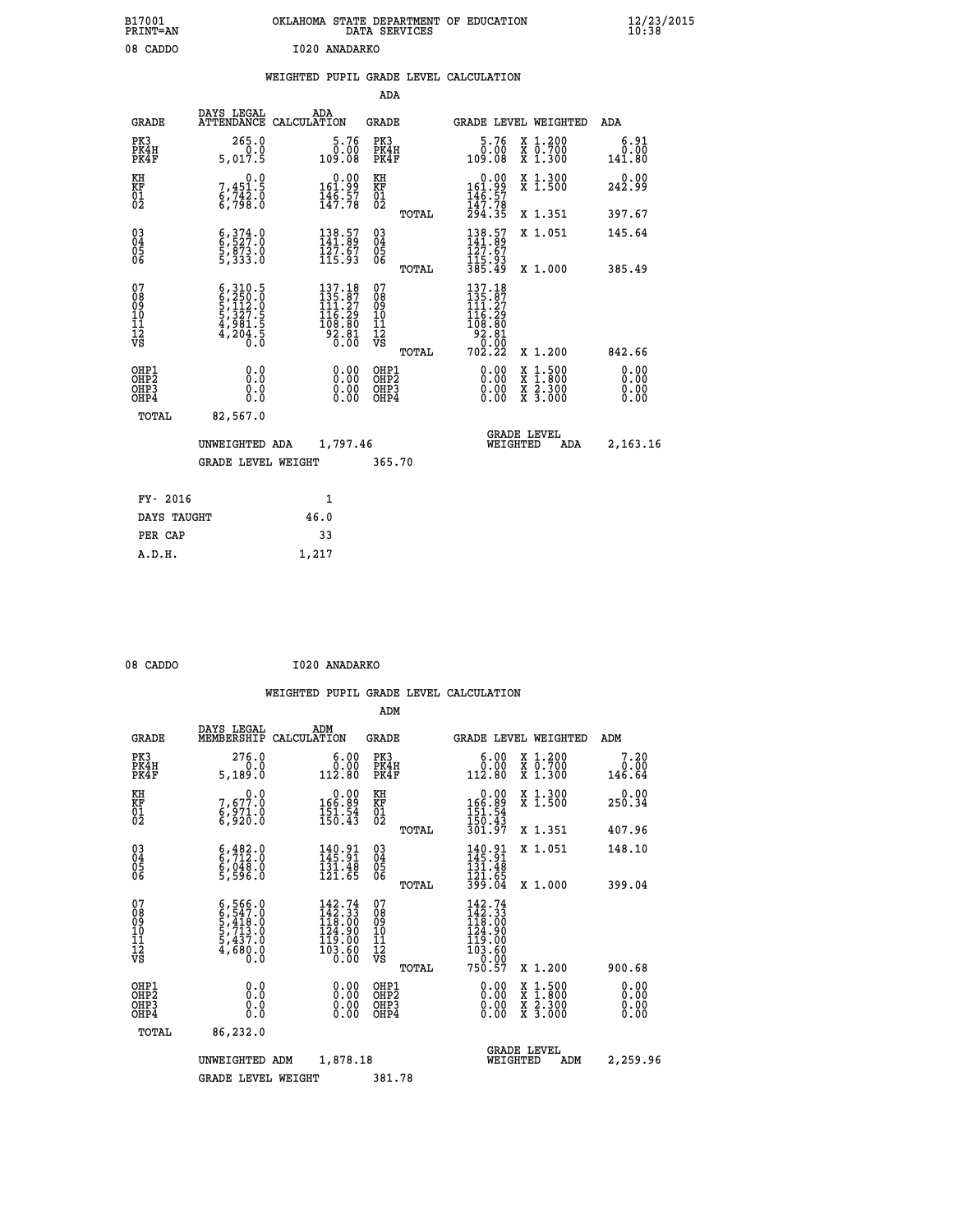B17001 PRINT=AN — OKLAHOMA STATE DEPARTMENT OF EDUCATION DATA SERVICES — 12/23/2015 10:38

08 CADDO — I020 ANADARKO

## WEIGHTED PUPIL GRADE LEVEL CALCULATION

### ADA

| GRADE | DAYS LEGAL ATTENDANCE | ADA CALCULATION | GRADE | | GRADE LEVEL | WEIGHTED | ADA |
|---|---|---|---|---|---|---|---|
| PK3 | 265.0 | 5.76 | PK3 | | 5.76 | X 1.200 | 6.91 |
| PK4H | 0.0 | 0.00 | PK4H | | 0.00 | X 0.700 | 0.00 |
| PK4F | 5,017.5 | 109.08 | PK4F | | 109.08 | X 1.300 | 141.80 |
| KH | 0.0 | 0.00 | KH | | 0.00 | X 1.300 | 0.00 |
| KF | 7,451.5 | 161.99 | KF | | 161.99 | X 1.500 | 242.99 |
| 01 | 6,742.0 | 146.57 | 01 | | 146.57 | | |
| 02 | 6,798.0 | 147.78 | 02 | | 147.78 | | |
| | | | | TOTAL | 294.35 | X 1.351 | 397.67 |
| 03 | 6,374.0 | 138.57 | 03 | | 138.57 | X 1.051 | 145.64 |
| 04 | 6,527.0 | 141.89 | 04 | | 141.89 | | |
| 05 | 5,873.0 | 127.67 | 05 | | 127.67 | | |
| 06 | 5,333.0 | 115.93 | 06 | | 115.93 | | |
| | | | | TOTAL | 385.49 | X 1.000 | 385.49 |
| 07 | 6,310.5 | 137.18 | 07 | | 137.18 | | |
| 08 | 6,250.0 | 135.87 | 08 | | 135.87 | | |
| 09 | 5,112.0 | 111.27 | 09 | | 111.27 | | |
| 10 | 5,327.5 | 116.29 | 10 | | 116.29 | | |
| 11 | 4,981.5 | 108.80 | 11 | | 108.80 | | |
| 12 | 4,204.5 | 92.81 | 12 | | 92.81 | | |
| VS | 0.0 | 0.00 | VS | | 0.00 | | |
| | | | | TOTAL | 702.22 | X 1.200 | 842.66 |
| OHP1 | 0.0 | 0.00 | OHP1 | | 0.00 | X 1.500 | 0.00 |
| OHP2 | 0.0 | 0.00 | OHP2 | | 0.00 | X 1.800 | 0.00 |
| OHP3 | 0.0 | 0.00 | OHP3 | | 0.00 | X 2.300 | 0.00 |
| OHP4 | 0.0 | 0.00 | OHP4 | | 0.00 | X 3.000 | 0.00 |
| TOTAL | 82,567.0 | | | | | | |

UNWEIGHTED ADA 1,797.46 — GRADE LEVEL WEIGHTED ADA 2,163.16

GRADE LEVEL WEIGHT 365.70

| | |
|---|---|
| FY- 2016 | 1 |
| DAYS TAUGHT | 46.0 |
| PER CAP | 33 |
| A.D.H. | 1,217 |

08 CADDO — I020 ANADARKO

## WEIGHTED PUPIL GRADE LEVEL CALCULATION

### ADM

| GRADE | DAYS LEGAL MEMBERSHIP | ADM CALCULATION | GRADE | | GRADE LEVEL | WEIGHTED | ADM |
|---|---|---|---|---|---|---|---|
| PK3 | 276.0 | 6.00 | PK3 | | 6.00 | X 1.200 | 7.20 |
| PK4H | 0.0 | 0.00 | PK4H | | 0.00 | X 0.700 | 0.00 |
| PK4F | 5,189.0 | 112.80 | PK4F | | 112.80 | X 1.300 | 146.64 |
| KH | 0.0 | 0.00 | KH | | 0.00 | X 1.300 | 0.00 |
| KF | 7,677.0 | 166.89 | KF | | 166.89 | X 1.500 | 250.34 |
| 01 | 6,971.0 | 151.54 | 01 | | 151.54 | | |
| 02 | 6,920.0 | 150.43 | 02 | | 150.43 | | |
| | | | | TOTAL | 301.97 | X 1.351 | 407.96 |
| 03 | 6,482.0 | 140.91 | 03 | | 140.91 | X 1.051 | 148.10 |
| 04 | 6,712.0 | 145.91 | 04 | | 145.91 | | |
| 05 | 6,048.0 | 131.48 | 05 | | 131.48 | | |
| 06 | 5,596.0 | 121.65 | 06 | | 121.65 | | |
| | | | | TOTAL | 399.04 | X 1.000 | 399.04 |
| 07 | 6,566.0 | 142.74 | 07 | | 142.74 | | |
| 08 | 6,547.0 | 142.33 | 08 | | 142.33 | | |
| 09 | 5,418.0 | 118.00 | 09 | | 118.00 | | |
| 10 | 5,713.0 | 124.90 | 10 | | 124.90 | | |
| 11 | 5,437.0 | 119.00 | 11 | | 119.00 | | |
| 12 | 4,680.0 | 103.60 | 12 | | 103.60 | | |
| VS | 0.0 | 0.00 | VS | | 0.00 | | |
| | | | | TOTAL | 750.57 | X 1.200 | 900.68 |
| OHP1 | 0.0 | 0.00 | OHP1 | | 0.00 | X 1.500 | 0.00 |
| OHP2 | 0.0 | 0.00 | OHP2 | | 0.00 | X 1.800 | 0.00 |
| OHP3 | 0.0 | 0.00 | OHP3 | | 0.00 | X 2.300 | 0.00 |
| OHP4 | 0.0 | 0.00 | OHP4 | | 0.00 | X 3.000 | 0.00 |
| TOTAL | 86,232.0 | | | | | | |

UNWEIGHTED ADM 1,878.18 — GRADE LEVEL WEIGHTED ADM 2,259.96

GRADE LEVEL WEIGHT 381.78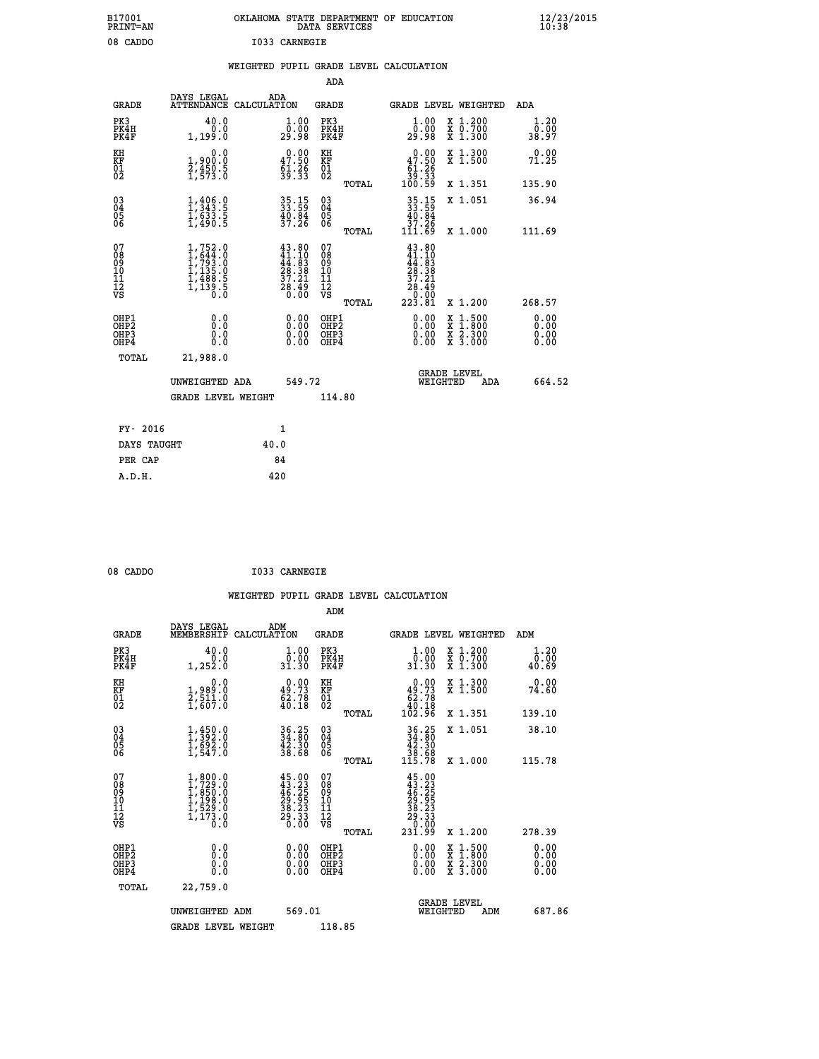B17001 PRINT=AN — OKLAHOMA STATE DEPARTMENT OF EDUCATION DATA SERVICES — 12/23/2015 10:38

08 CADDO — I033 CARNEGIE

## WEIGHTED PUPIL GRADE LEVEL CALCULATION

### ADA

| GRADE | DAYS LEGAL ATTENDANCE | ADA CALCULATION | GRADE | GRADE LEVEL | WEIGHTED | ADA |
|---|---|---|---|---|---|---|
| PK3 | 40.0 | 1.00 | PK3 | 1.00 | X 1.200 | 1.20 |
| PK4H | 0.0 | 0.00 | PK4H | 0.00 | X 0.700 | 0.00 |
| PK4F | 1,199.0 | 29.98 | PK4F | 29.98 | X 1.300 | 38.97 |
| KH | 0.0 | 0.00 | KH | 0.00 | X 1.300 | 0.00 |
| KF | 1,900.0 | 47.50 | KF | 47.50 | X 1.500 | 71.25 |
| 01 | 2,450.5 | 61.26 | 01 | 61.26 | | |
| 02 | 1,573.0 | 39.33 | 02 | 39.33 | | |
| | | | TOTAL | 100.59 | X 1.351 | 135.90 |
| 03 | 1,406.0 | 35.15 | 03 | 35.15 | X 1.051 | 36.94 |
| 04 | 1,343.5 | 33.59 | 04 | 33.59 | | |
| 05 | 1,633.5 | 40.84 | 05 | 40.84 | | |
| 06 | 1,490.5 | 37.26 | 06 | 37.26 | | |
| | | | TOTAL | 111.69 | X 1.000 | 111.69 |
| 07 | 1,752.0 | 43.80 | 07 | 43.80 | | |
| 08 | 1,644.0 | 41.10 | 08 | 41.10 | | |
| 09 | 1,793.0 | 44.83 | 09 | 44.83 | | |
| 10 | 1,135.0 | 28.38 | 10 | 28.38 | | |
| 11 | 1,488.5 | 37.21 | 11 | 37.21 | | |
| 12 | 1,139.5 | 28.49 | 12 | 28.49 | | |
| VS | 0.0 | 0.00 | VS | 0.00 | | |
| | | | TOTAL | 223.81 | X 1.200 | 268.57 |
| OHP1 | 0.0 | 0.00 | OHP1 | 0.00 | X 1.500 | 0.00 |
| OHP2 | 0.0 | 0.00 | OHP2 | 0.00 | X 1.800 | 0.00 |
| OHP3 | 0.0 | 0.00 | OHP3 | 0.00 | X 2.300 | 0.00 |
| OHP4 | 0.0 | 0.00 | OHP4 | 0.00 | X 3.000 | 0.00 |
| TOTAL | 21,988.0 | | | | | |

UNWEIGHTED ADA 549.72 — GRADE LEVEL WEIGHTED ADA 664.52

GRADE LEVEL WEIGHT 114.80

| FY- 2016 | 1 |
|---|---|
| DAYS TAUGHT | 40.0 |
| PER CAP | 84 |
| A.D.H. | 420 |

08 CADDO — I033 CARNEGIE

## WEIGHTED PUPIL GRADE LEVEL CALCULATION

### ADM

| GRADE | DAYS LEGAL MEMBERSHIP | ADM CALCULATION | GRADE | GRADE LEVEL | WEIGHTED | ADM |
|---|---|---|---|---|---|---|
| PK3 | 40.0 | 1.00 | PK3 | 1.00 | X 1.200 | 1.20 |
| PK4H | 0.0 | 0.00 | PK4H | 0.00 | X 0.700 | 0.00 |
| PK4F | 1,252.0 | 31.30 | PK4F | 31.30 | X 1.300 | 40.69 |
| KH | 0.0 | 0.00 | KH | 0.00 | X 1.300 | 0.00 |
| KF | 1,989.0 | 49.73 | KF | 49.73 | X 1.500 | 74.60 |
| 01 | 2,511.0 | 62.78 | 01 | 62.78 | | |
| 02 | 1,607.0 | 40.18 | 02 | 40.18 | | |
| | | | TOTAL | 102.96 | X 1.351 | 139.10 |
| 03 | 1,450.0 | 36.25 | 03 | 36.25 | X 1.051 | 38.10 |
| 04 | 1,392.0 | 34.80 | 04 | 34.80 | | |
| 05 | 1,692.0 | 42.30 | 05 | 42.30 | | |
| 06 | 1,547.0 | 38.68 | 06 | 38.68 | | |
| | | | TOTAL | 115.78 | X 1.000 | 115.78 |
| 07 | 1,800.0 | 45.00 | 07 | 45.00 | | |
| 08 | 1,729.0 | 43.23 | 08 | 43.23 | | |
| 09 | 1,850.0 | 46.25 | 09 | 46.25 | | |
| 10 | 1,198.0 | 29.95 | 10 | 29.95 | | |
| 11 | 1,529.0 | 38.23 | 11 | 38.23 | | |
| 12 | 1,173.0 | 29.33 | 12 | 29.33 | | |
| VS | 0.0 | 0.00 | VS | 0.00 | | |
| | | | TOTAL | 231.99 | X 1.200 | 278.39 |
| OHP1 | 0.0 | 0.00 | OHP1 | 0.00 | X 1.500 | 0.00 |
| OHP2 | 0.0 | 0.00 | OHP2 | 0.00 | X 1.800 | 0.00 |
| OHP3 | 0.0 | 0.00 | OHP3 | 0.00 | X 2.300 | 0.00 |
| OHP4 | 0.0 | 0.00 | OHP4 | 0.00 | X 3.000 | 0.00 |
| TOTAL | 22,759.0 | | | | | |

UNWEIGHTED ADM 569.01 — GRADE LEVEL WEIGHTED ADM 687.86

GRADE LEVEL WEIGHT 118.85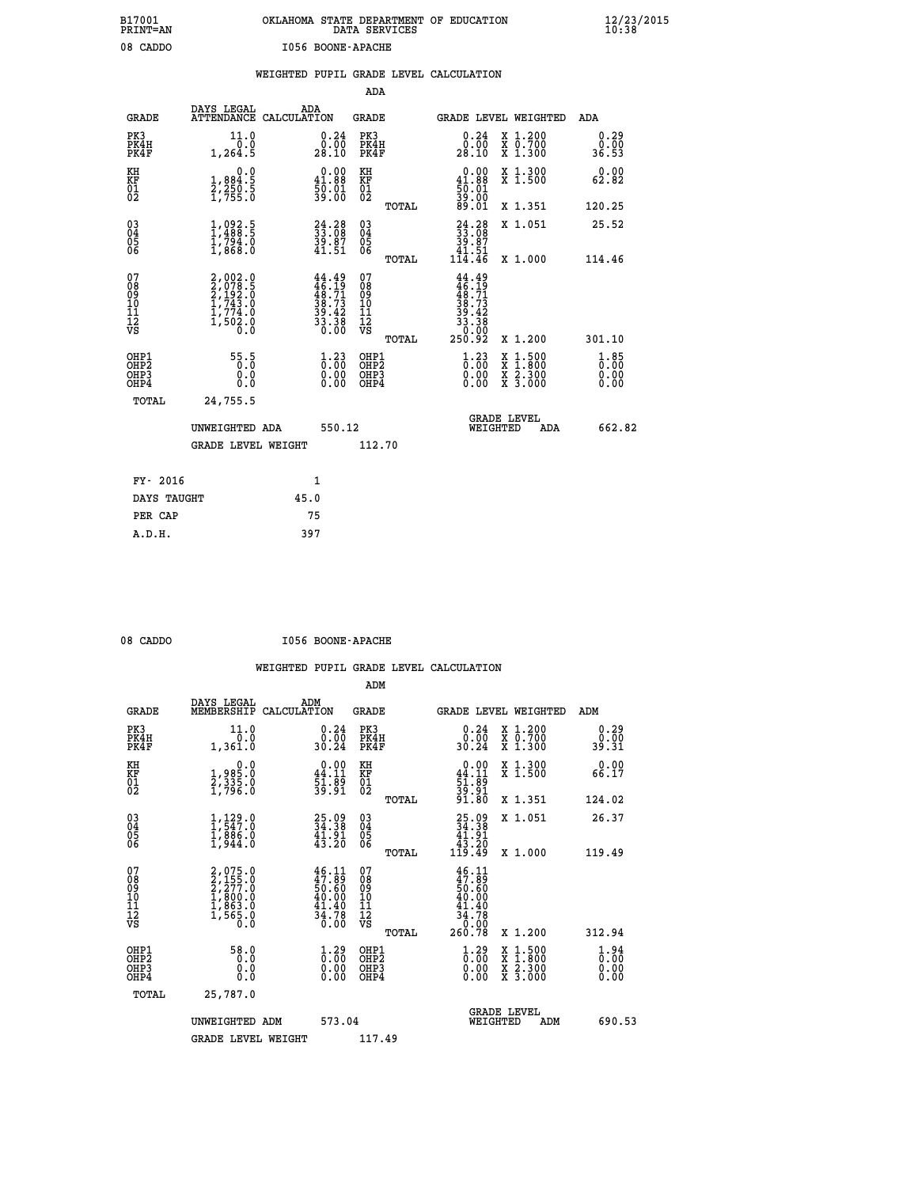B17001 PRINT=AN — OKLAHOMA STATE DEPARTMENT OF EDUCATION DATA SERVICES — 12/23/2015 10:38

08 CADDO — I056 BOONE-APACHE

## WEIGHTED PUPIL GRADE LEVEL CALCULATION

### ADA

| GRADE | DAYS LEGAL ATTENDANCE | ADA CALCULATION | GRADE | | GRADE LEVEL | WEIGHTED | ADA |
|---|---|---|---|---|---|---|---|
| PK3 | 11.0 | 0.24 | PK3 | | 0.24 | X 1.200 | 0.29 |
| PK4H | 0.0 | 0.00 | PK4H | | 0.00 | X 0.700 | 0.00 |
| PK4F | 1,264.5 | 28.10 | PK4F | | 28.10 | X 1.300 | 36.53 |
| KH | 0.0 | 0.00 | KH | | 0.00 | X 1.300 | 0.00 |
| KF | 1,884.5 | 41.88 | KF | | 41.88 | X 1.500 | 62.82 |
| 01 | 2,250.5 | 50.01 | 01 | | 50.01 | | |
| 02 | 1,755.0 | 39.00 | 02 | | 39.00 | | |
| | | | | TOTAL | 89.01 | X 1.351 | 120.25 |
| 03 | 1,092.5 | 24.28 | 03 | | 24.28 | X 1.051 | 25.52 |
| 04 | 1,488.5 | 33.08 | 04 | | 33.08 | | |
| 05 | 1,794.0 | 39.87 | 05 | | 39.87 | | |
| 06 | 1,868.0 | 41.51 | 06 | | 41.51 | | |
| | | | | TOTAL | 114.46 | X 1.000 | 114.46 |
| 07 | 2,002.0 | 44.49 | 07 | | 44.49 | | |
| 08 | 2,078.5 | 46.19 | 08 | | 46.19 | | |
| 09 | 2,192.0 | 48.71 | 09 | | 48.71 | | |
| 10 | 1,743.0 | 38.73 | 10 | | 38.73 | | |
| 11 | 1,774.0 | 39.42 | 11 | | 39.42 | | |
| 12 | 1,502.0 | 33.38 | 12 | | 33.38 | | |
| VS | 0.0 | 0.00 | VS | | 0.00 | | |
| | | | | TOTAL | 250.92 | X 1.200 | 301.10 |
| OHP1 | 55.5 | 1.23 | OHP1 | | 1.23 | X 1.500 | 1.85 |
| OHP2 | 0.0 | 0.00 | OHP2 | | 0.00 | X 1.800 | 0.00 |
| OHP3 | 0.0 | 0.00 | OHP3 | | 0.00 | X 2.300 | 0.00 |
| OHP4 | 0.0 | 0.00 | OHP4 | | 0.00 | X 3.000 | 0.00 |
| TOTAL | 24,755.5 | | | | | | |

UNWEIGHTED ADA 550.12 — GRADE LEVEL WEIGHTED ADA 662.82

GRADE LEVEL WEIGHT 112.70

| | |
|---|---|
| FY- 2016 | 1 |
| DAYS TAUGHT | 45.0 |
| PER CAP | 75 |
| A.D.H. | 397 |

08 CADDO — I056 BOONE-APACHE

## WEIGHTED PUPIL GRADE LEVEL CALCULATION

### ADM

| GRADE | DAYS LEGAL MEMBERSHIP | ADM CALCULATION | GRADE | | GRADE LEVEL | WEIGHTED | ADM |
|---|---|---|---|---|---|---|---|
| PK3 | 11.0 | 0.24 | PK3 | | 0.24 | X 1.200 | 0.29 |
| PK4H | 0.0 | 0.00 | PK4H | | 0.00 | X 0.700 | 0.00 |
| PK4F | 1,361.0 | 30.24 | PK4F | | 30.24 | X 1.300 | 39.31 |
| KH | 0.0 | 0.00 | KH | | 0.00 | X 1.300 | 0.00 |
| KF | 1,985.0 | 44.11 | KF | | 44.11 | X 1.500 | 66.17 |
| 01 | 2,335.0 | 51.89 | 01 | | 51.89 | | |
| 02 | 1,796.0 | 39.91 | 02 | | 39.91 | | |
| | | | | TOTAL | 91.80 | X 1.351 | 124.02 |
| 03 | 1,129.0 | 25.09 | 03 | | 25.09 | X 1.051 | 26.37 |
| 04 | 1,547.0 | 34.38 | 04 | | 34.38 | | |
| 05 | 1,886.0 | 41.91 | 05 | | 41.91 | | |
| 06 | 1,944.0 | 43.20 | 06 | | 43.20 | | |
| | | | | TOTAL | 119.49 | X 1.000 | 119.49 |
| 07 | 2,075.0 | 46.11 | 07 | | 46.11 | | |
| 08 | 2,155.0 | 47.89 | 08 | | 47.89 | | |
| 09 | 2,277.0 | 50.60 | 09 | | 50.60 | | |
| 10 | 1,800.0 | 40.00 | 10 | | 40.00 | | |
| 11 | 1,863.0 | 41.40 | 11 | | 41.40 | | |
| 12 | 1,565.0 | 34.78 | 12 | | 34.78 | | |
| VS | 0.0 | 0.00 | VS | | 0.00 | | |
| | | | | TOTAL | 260.78 | X 1.200 | 312.94 |
| OHP1 | 58.0 | 1.29 | OHP1 | | 1.29 | X 1.500 | 1.94 |
| OHP2 | 0.0 | 0.00 | OHP2 | | 0.00 | X 1.800 | 0.00 |
| OHP3 | 0.0 | 0.00 | OHP3 | | 0.00 | X 2.300 | 0.00 |
| OHP4 | 0.0 | 0.00 | OHP4 | | 0.00 | X 3.000 | 0.00 |
| TOTAL | 25,787.0 | | | | | | |

UNWEIGHTED ADM 573.04 — GRADE LEVEL WEIGHTED ADM 690.53

GRADE LEVEL WEIGHT 117.49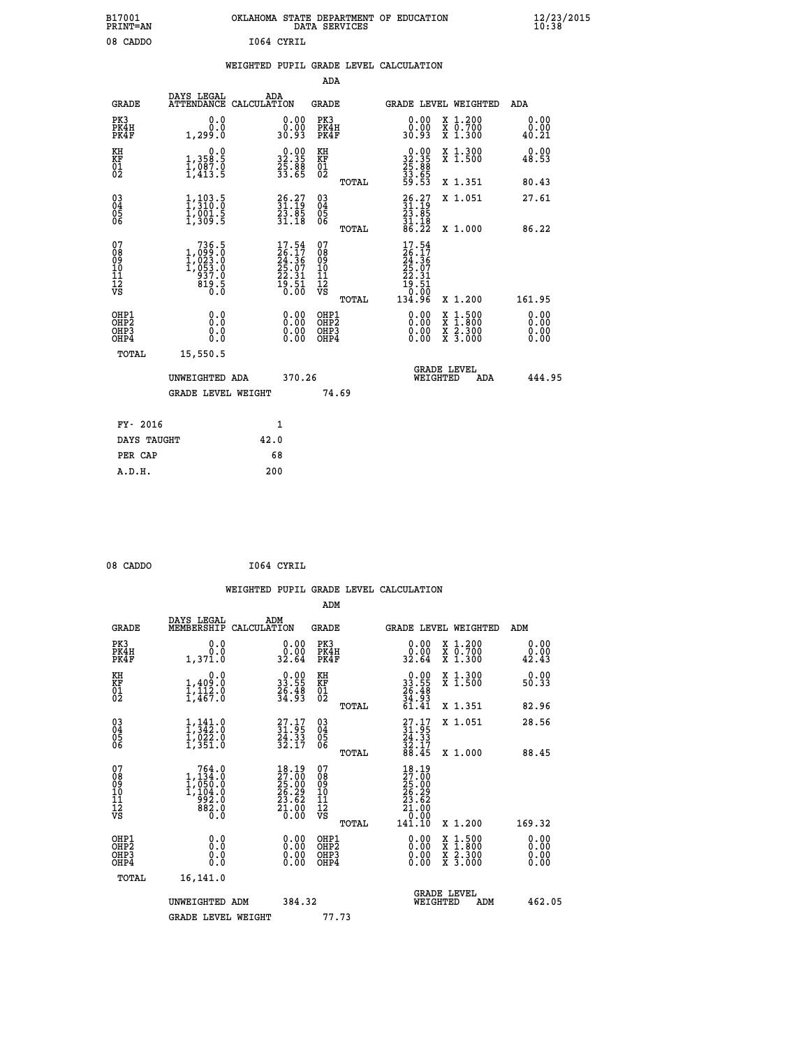B17001 OKLAHOMA STATE DEPARTMENT OF EDUCATION 12/23/2015
PRINT=AN DATA SERVICES 10:38

08 CADDO I064 CYRIL

## WEIGHTED PUPIL GRADE LEVEL CALCULATION

### ADA

| GRADE | DAYS LEGAL ATTENDANCE | ADA CALCULATION | GRADE | GRADE LEVEL | WEIGHTED | ADA |
|---|---|---|---|---|---|---|
| PK3 | 0.0 | 0.00 | PK3 | 0.00 | X 1.200 | 0.00 |
| PK4H | 0.0 | 0.00 | PK4H | 0.00 | X 0.700 | 0.00 |
| PK4F | 1,299.0 | 30.93 | PK4F | 30.93 | X 1.300 | 40.21 |
| KH | 0.0 | 0.00 | KH | 0.00 | X 1.300 | 0.00 |
| KF | 1,358.5 | 32.35 | KF | 32.35 | X 1.500 | 48.53 |
| 01 | 1,087.0 | 25.88 | 01 | 25.88 | | |
| 02 | 1,413.5 | 33.65 | 02 | 33.65 | | |
| | | | TOTAL | 59.53 | X 1.351 | 80.43 |
| 03 | 1,103.5 | 26.27 | 03 | 26.27 | X 1.051 | 27.61 |
| 04 | 1,310.0 | 31.19 | 04 | 31.19 | | |
| 05 | 1,001.5 | 23.85 | 05 | 23.85 | | |
| 06 | 1,309.5 | 31.18 | 06 | 31.18 | | |
| | | | TOTAL | 86.22 | X 1.000 | 86.22 |
| 07 | 736.5 | 17.54 | 07 | 17.54 | | |
| 08 | 1,099.0 | 26.17 | 08 | 26.17 | | |
| 09 | 1,023.0 | 24.36 | 09 | 24.36 | | |
| 10 | 1,053.0 | 25.07 | 10 | 25.07 | | |
| 11 | 937.0 | 22.31 | 11 | 22.31 | | |
| 12 | 819.5 | 19.51 | 12 | 19.51 | | |
| VS | 0.0 | 0.00 | VS | 0.00 | | |
| | | | TOTAL | 134.96 | X 1.200 | 161.95 |
| OHP1 | 0.0 | 0.00 | OHP1 | 0.00 | X 1.500 | 0.00 |
| OHP2 | 0.0 | 0.00 | OHP2 | 0.00 | X 1.800 | 0.00 |
| OHP3 | 0.0 | 0.00 | OHP3 | 0.00 | X 2.300 | 0.00 |
| OHP4 | 0.0 | 0.00 | OHP4 | 0.00 | X 3.000 | 0.00 |
| TOTAL | 15,550.5 | | | | | |

UNWEIGHTED ADA 370.26 GRADE LEVEL WEIGHTED ADA 444.95

GRADE LEVEL WEIGHT 74.69

| FY- 2016 | 1 |
|---|---|
| DAYS TAUGHT | 42.0 |
| PER CAP | 68 |
| A.D.H. | 200 |

08 CADDO I064 CYRIL

## WEIGHTED PUPIL GRADE LEVEL CALCULATION

### ADM

| GRADE | DAYS LEGAL MEMBERSHIP | ADM CALCULATION | GRADE | GRADE LEVEL | WEIGHTED | ADM |
|---|---|---|---|---|---|---|
| PK3 | 0.0 | 0.00 | PK3 | 0.00 | X 1.200 | 0.00 |
| PK4H | 0.0 | 0.00 | PK4H | 0.00 | X 0.700 | 0.00 |
| PK4F | 1,371.0 | 32.64 | PK4F | 32.64 | X 1.300 | 42.43 |
| KH | 0.0 | 0.00 | KH | 0.00 | X 1.300 | 0.00 |
| KF | 1,409.0 | 33.55 | KF | 33.55 | X 1.500 | 50.33 |
| 01 | 1,112.0 | 26.48 | 01 | 26.48 | | |
| 02 | 1,467.0 | 34.93 | 02 | 34.93 | | |
| | | | TOTAL | 61.41 | X 1.351 | 82.96 |
| 03 | 1,141.0 | 27.17 | 03 | 27.17 | X 1.051 | 28.56 |
| 04 | 1,342.0 | 31.95 | 04 | 31.95 | | |
| 05 | 1,022.0 | 24.33 | 05 | 24.33 | | |
| 06 | 1,351.0 | 32.17 | 06 | 32.17 | | |
| | | | TOTAL | 88.45 | X 1.000 | 88.45 |
| 07 | 764.0 | 18.19 | 07 | 18.19 | | |
| 08 | 1,134.0 | 27.00 | 08 | 27.00 | | |
| 09 | 1,050.0 | 25.00 | 09 | 25.00 | | |
| 10 | 1,104.0 | 26.29 | 10 | 26.29 | | |
| 11 | 992.0 | 23.62 | 11 | 23.62 | | |
| 12 | 882.0 | 21.00 | 12 | 21.00 | | |
| VS | 0.0 | 0.00 | VS | 0.00 | | |
| | | | TOTAL | 141.10 | X 1.200 | 169.32 |
| OHP1 | 0.0 | 0.00 | OHP1 | 0.00 | X 1.500 | 0.00 |
| OHP2 | 0.0 | 0.00 | OHP2 | 0.00 | X 1.800 | 0.00 |
| OHP3 | 0.0 | 0.00 | OHP3 | 0.00 | X 2.300 | 0.00 |
| OHP4 | 0.0 | 0.00 | OHP4 | 0.00 | X 3.000 | 0.00 |
| TOTAL | 16,141.0 | | | | | |

UNWEIGHTED ADM 384.32 GRADE LEVEL WEIGHTED ADM 462.05

GRADE LEVEL WEIGHT 77.73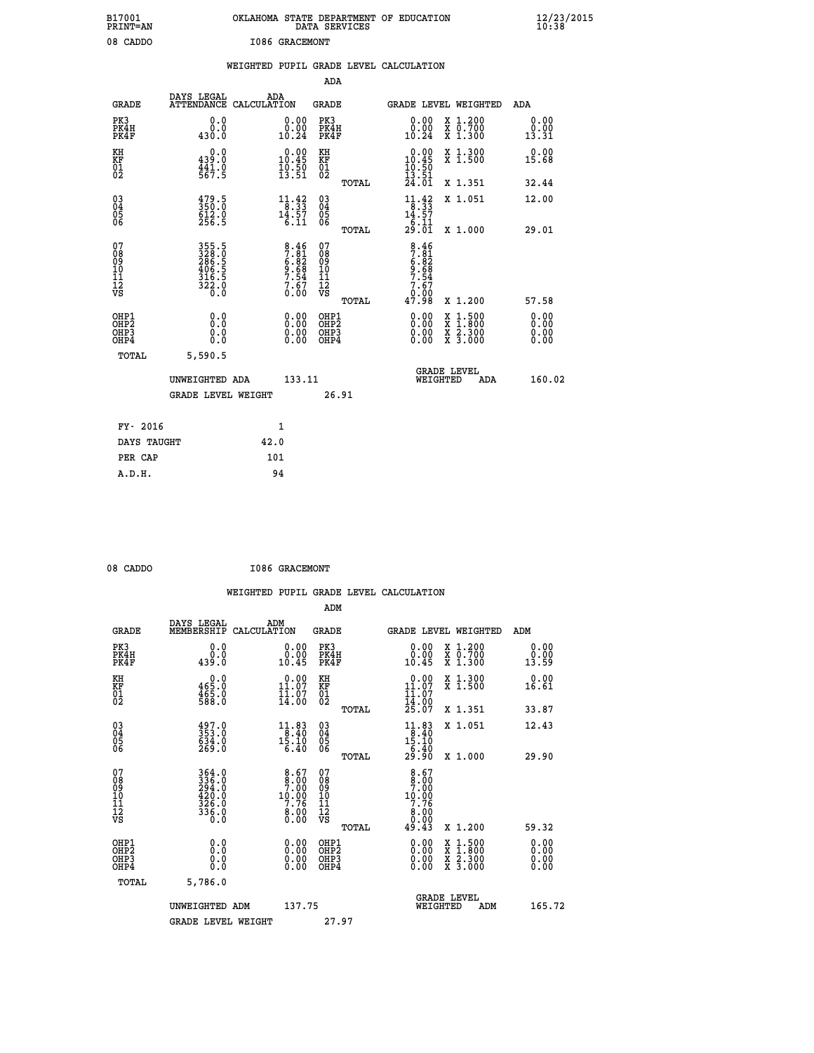B17001 OKLAHOMA STATE DEPARTMENT OF EDUCATION 12/23/2015
PRINT=AN DATA SERVICES 10:38

08 CADDO I086 GRACEMONT

WEIGHTED PUPIL GRADE LEVEL CALCULATION

ADA

| GRADE | DAYS LEGAL ATTENDANCE | ADA CALCULATION | GRADE | | GRADE LEVEL | WEIGHTED | ADA |
|---|---|---|---|---|---|---|---|
| PK3 | 0.0 | 0.00 | PK3 | | 0.00 | X 1.200 | 0.00 |
| PK4H | 0.0 | 0.00 | PK4H | | 0.00 | X 0.700 | 0.00 |
| PK4F | 430.0 | 10.24 | PK4F | | 10.24 | X 1.300 | 13.31 |
| KH | 0.0 | 0.00 | KH | | 0.00 | X 1.300 | 0.00 |
| KF | 439.0 | 10.45 | KF | | 10.45 | X 1.500 | 15.68 |
| 01 | 441.0 | 10.50 | 01 | | 10.50 | | |
| 02 | 567.5 | 13.51 | 02 | | 13.51 | | |
| | | | | TOTAL | 24.01 | X 1.351 | 32.44 |
| 03 | 479.5 | 11.42 | 03 | | 11.42 | X 1.051 | 12.00 |
| 04 | 350.0 | 8.33 | 04 | | 8.33 | | |
| 05 | 612.0 | 14.57 | 05 | | 14.57 | | |
| 06 | 256.5 | 6.11 | 06 | | 6.11 | | |
| | | | | TOTAL | 29.01 | X 1.000 | 29.01 |
| 07 | 355.5 | 8.46 | 07 | | 8.46 | | |
| 08 | 328.0 | 7.81 | 08 | | 7.81 | | |
| 09 | 286.5 | 6.82 | 09 | | 6.82 | | |
| 10 | 406.5 | 9.68 | 10 | | 9.68 | | |
| 11 | 316.5 | 7.54 | 11 | | 7.54 | | |
| 12 | 322.0 | 7.67 | 12 | | 7.67 | | |
| VS | 0.0 | 0.00 | VS | | 0.00 | | |
| | | | | TOTAL | 47.98 | X 1.200 | 57.58 |
| OHP1 | 0.0 | 0.00 | OHP1 | | 0.00 | X 1.500 | 0.00 |
| OHP2 | 0.0 | 0.00 | OHP2 | | 0.00 | X 1.800 | 0.00 |
| OHP3 | 0.0 | 0.00 | OHP3 | | 0.00 | X 2.300 | 0.00 |
| OHP4 | 0.0 | 0.00 | OHP4 | | 0.00 | X 3.000 | 0.00 |
| TOTAL | 5,590.5 | | | | | | |

UNWEIGHTED ADA 133.11 GRADE LEVEL WEIGHTED ADA 160.02

GRADE LEVEL WEIGHT 26.91

| FY- 2016 | 1 |
|---|---|
| DAYS TAUGHT | 42.0 |
| PER CAP | 101 |
| A.D.H. | 94 |

08 CADDO I086 GRACEMONT

WEIGHTED PUPIL GRADE LEVEL CALCULATION

ADM

| GRADE | DAYS LEGAL MEMBERSHIP | ADM CALCULATION | GRADE | | GRADE LEVEL | WEIGHTED | ADM |
|---|---|---|---|---|---|---|---|
| PK3 | 0.0 | 0.00 | PK3 | | 0.00 | X 1.200 | 0.00 |
| PK4H | 0.0 | 0.00 | PK4H | | 0.00 | X 0.700 | 0.00 |
| PK4F | 439.0 | 10.45 | PK4F | | 10.45 | X 1.300 | 13.59 |
| KH | 0.0 | 0.00 | KH | | 0.00 | X 1.300 | 0.00 |
| KF | 465.0 | 11.07 | KF | | 11.07 | X 1.500 | 16.61 |
| 01 | 465.0 | 11.07 | 01 | | 11.07 | | |
| 02 | 588.0 | 14.00 | 02 | | 14.00 | | |
| | | | | TOTAL | 25.07 | X 1.351 | 33.87 |
| 03 | 497.0 | 11.83 | 03 | | 11.83 | X 1.051 | 12.43 |
| 04 | 353.0 | 8.40 | 04 | | 8.40 | | |
| 05 | 634.0 | 15.10 | 05 | | 15.10 | | |
| 06 | 269.0 | 6.40 | 06 | | 6.40 | | |
| | | | | TOTAL | 29.90 | X 1.000 | 29.90 |
| 07 | 364.0 | 8.67 | 07 | | 8.67 | | |
| 08 | 336.0 | 8.00 | 08 | | 8.00 | | |
| 09 | 294.0 | 7.00 | 09 | | 7.00 | | |
| 10 | 420.0 | 10.00 | 10 | | 10.00 | | |
| 11 | 326.0 | 7.76 | 11 | | 7.76 | | |
| 12 | 336.0 | 8.00 | 12 | | 8.00 | | |
| VS | 0.0 | 0.00 | VS | | 0.00 | | |
| | | | | TOTAL | 49.43 | X 1.200 | 59.32 |
| OHP1 | 0.0 | 0.00 | OHP1 | | 0.00 | X 1.500 | 0.00 |
| OHP2 | 0.0 | 0.00 | OHP2 | | 0.00 | X 1.800 | 0.00 |
| OHP3 | 0.0 | 0.00 | OHP3 | | 0.00 | X 2.300 | 0.00 |
| OHP4 | 0.0 | 0.00 | OHP4 | | 0.00 | X 3.000 | 0.00 |
| TOTAL | 5,786.0 | | | | | | |

UNWEIGHTED ADM 137.75 GRADE LEVEL WEIGHTED ADM 165.72

GRADE LEVEL WEIGHT 27.97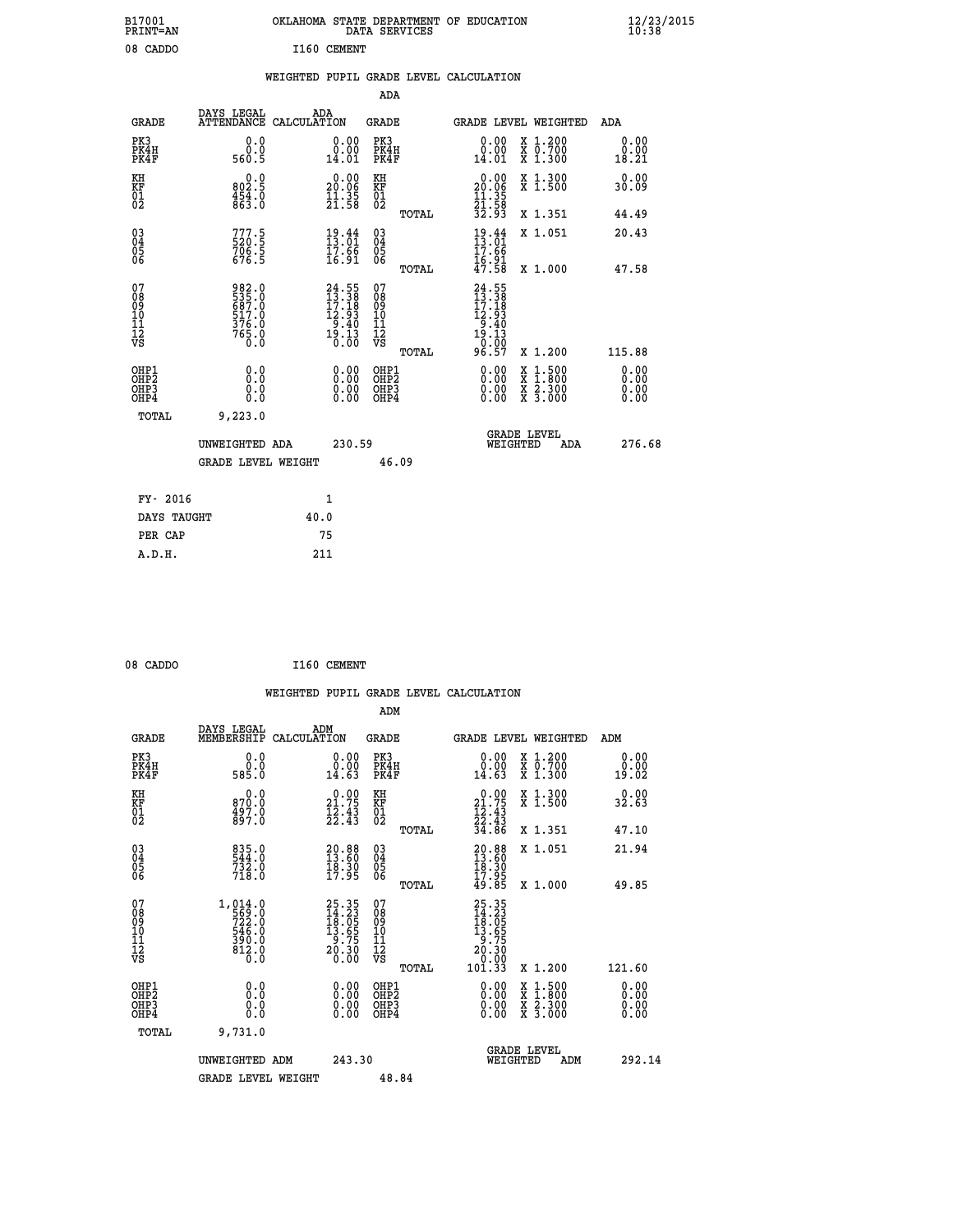B17001 OKLAHOMA STATE DEPARTMENT OF EDUCATION 12/23/2015
PRINT=AN DATA SERVICES 10:38

08 CADDO I160 CEMENT

WEIGHTED PUPIL GRADE LEVEL CALCULATION

ADA

| GRADE | DAYS LEGAL ATTENDANCE | ADA CALCULATION | GRADE | GRADE LEVEL | WEIGHTED | ADA |
|---|---|---|---|---|---|---|
| PK3 | 0.0 | 0.00 | PK3 | 0.00 | X 1.200 | 0.00 |
| PK4H | 0.0 | 0.00 | PK4H | 0.00 | X 0.700 | 0.00 |
| PK4F | 560.5 | 14.01 | PK4F | 14.01 | X 1.300 | 18.21 |
| KH | 0.0 | 0.00 | KH | 0.00 | X 1.300 | 0.00 |
| KF | 802.5 | 20.06 | KF | 20.06 | X 1.500 | 30.09 |
| 01 | 454.0 | 11.35 | 01 | 11.35 | | |
| 02 | 863.0 | 21.58 | 02 | 21.58 | | |
| | | | TOTAL | 32.93 | X 1.351 | 44.49 |
| 03 | 777.5 | 19.44 | 03 | 19.44 | X 1.051 | 20.43 |
| 04 | 520.5 | 13.01 | 04 | 13.01 | | |
| 05 | 706.5 | 17.66 | 05 | 17.66 | | |
| 06 | 676.5 | 16.91 | 06 | 16.91 | | |
| | | | TOTAL | 47.58 | X 1.000 | 47.58 |
| 07 | 982.0 | 24.55 | 07 | 24.55 | | |
| 08 | 535.0 | 13.38 | 08 | 13.38 | | |
| 09 | 687.0 | 17.18 | 09 | 17.18 | | |
| 10 | 517.0 | 12.93 | 10 | 12.93 | | |
| 11 | 376.0 | 9.40 | 11 | 9.40 | | |
| 12 | 765.0 | 19.13 | 12 | 19.13 | | |
| VS | 0.0 | 0.00 | VS | 0.00 | | |
| | | | TOTAL | 96.57 | X 1.200 | 115.88 |
| OHP1 | 0.0 | 0.00 | OHP1 | 0.00 | X 1.500 | 0.00 |
| OHP2 | 0.0 | 0.00 | OHP2 | 0.00 | X 1.800 | 0.00 |
| OHP3 | 0.0 | 0.00 | OHP3 | 0.00 | X 2.300 | 0.00 |
| OHP4 | 0.0 | 0.00 | OHP4 | 0.00 | X 3.000 | 0.00 |
| TOTAL | 9,223.0 | | | | | |

UNWEIGHTED ADA 230.59 GRADE LEVEL WEIGHTED ADA 276.68

GRADE LEVEL WEIGHT 46.09

| FY- 2016 | 1 |
|---|---|
| DAYS TAUGHT | 40.0 |
| PER CAP | 75 |
| A.D.H. | 211 |

08 CADDO I160 CEMENT

WEIGHTED PUPIL GRADE LEVEL CALCULATION

ADM

| GRADE | DAYS LEGAL MEMBERSHIP | ADM CALCULATION | GRADE | GRADE LEVEL | WEIGHTED | ADM |
|---|---|---|---|---|---|---|
| PK3 | 0.0 | 0.00 | PK3 | 0.00 | X 1.200 | 0.00 |
| PK4H | 0.0 | 0.00 | PK4H | 0.00 | X 0.700 | 0.00 |
| PK4F | 585.0 | 14.63 | PK4F | 14.63 | X 1.300 | 19.02 |
| KH | 0.0 | 0.00 | KH | 0.00 | X 1.300 | 0.00 |
| KF | 870.0 | 21.75 | KF | 21.75 | X 1.500 | 32.63 |
| 01 | 497.0 | 12.43 | 01 | 12.43 | | |
| 02 | 897.0 | 22.43 | 02 | 22.43 | | |
| | | | TOTAL | 34.86 | X 1.351 | 47.10 |
| 03 | 835.0 | 20.88 | 03 | 20.88 | X 1.051 | 21.94 |
| 04 | 544.0 | 13.60 | 04 | 13.60 | | |
| 05 | 732.0 | 18.30 | 05 | 18.30 | | |
| 06 | 718.0 | 17.95 | 06 | 17.95 | | |
| | | | TOTAL | 49.85 | X 1.000 | 49.85 |
| 07 | 1,014.0 | 25.35 | 07 | 25.35 | | |
| 08 | 569.0 | 14.23 | 08 | 14.23 | | |
| 09 | 722.0 | 18.05 | 09 | 18.05 | | |
| 10 | 546.0 | 13.65 | 10 | 13.65 | | |
| 11 | 390.0 | 9.75 | 11 | 9.75 | | |
| 12 | 812.0 | 20.30 | 12 | 20.30 | | |
| VS | 0.0 | 0.00 | VS | 0.00 | | |
| | | | TOTAL | 101.33 | X 1.200 | 121.60 |
| OHP1 | 0.0 | 0.00 | OHP1 | 0.00 | X 1.500 | 0.00 |
| OHP2 | 0.0 | 0.00 | OHP2 | 0.00 | X 1.800 | 0.00 |
| OHP3 | 0.0 | 0.00 | OHP3 | 0.00 | X 2.300 | 0.00 |
| OHP4 | 0.0 | 0.00 | OHP4 | 0.00 | X 3.000 | 0.00 |
| TOTAL | 9,731.0 | | | | | |

UNWEIGHTED ADM 243.30 GRADE LEVEL WEIGHTED ADM 292.14

GRADE LEVEL WEIGHT 48.84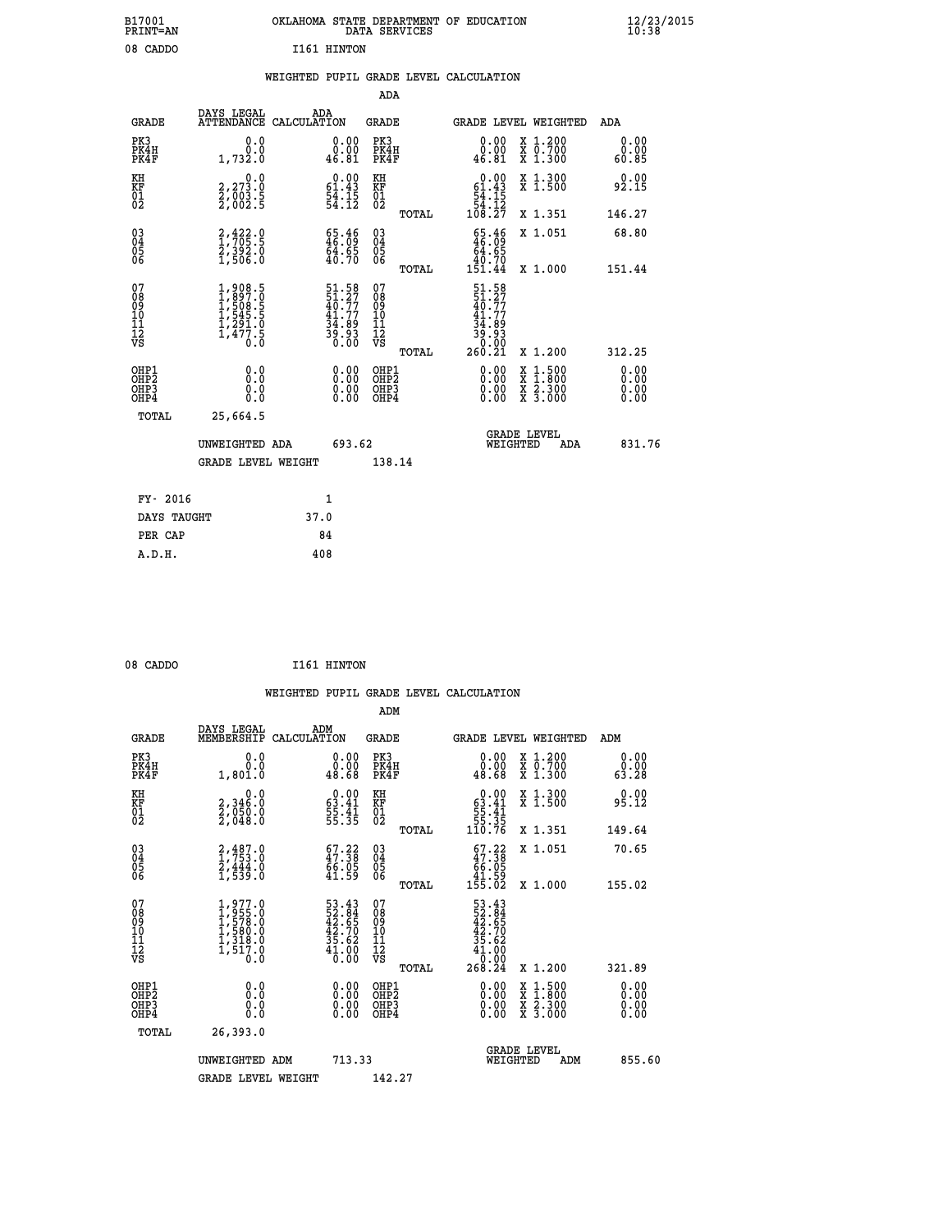B17001 OKLAHOMA STATE DEPARTMENT OF EDUCATION 12/23/2015
PRINT=AN DATA SERVICES 10:38

08 CADDO I161 HINTON

WEIGHTED PUPIL GRADE LEVEL CALCULATION

ADA

| GRADE | DAYS LEGAL ATTENDANCE | ADA CALCULATION | GRADE | | GRADE LEVEL | WEIGHTED | ADA |
|---|---|---|---|---|---|---|---|
| PK3 | 0.0 | 0.00 | PK3 | | 0.00 | X 1.200 | 0.00 |
| PK4H | 0.0 | 0.00 | PK4H | | 0.00 | X 0.700 | 0.00 |
| PK4F | 1,732.0 | 46.81 | PK4F | | 46.81 | X 1.300 | 60.85 |
| KH | 0.0 | 0.00 | KH | | 0.00 | X 1.300 | 0.00 |
| KF | 2,273.0 | 61.43 | KF | | 61.43 | X 1.500 | 92.15 |
| 01 | 2,003.5 | 54.15 | 01 | | 54.15 | | |
| 02 | 2,002.5 | 54.12 | 02 | | 54.12 | | |
| | | | | TOTAL | 108.27 | X 1.351 | 146.27 |
| 03 | 2,422.0 | 65.46 | 03 | | 65.46 | X 1.051 | 68.80 |
| 04 | 1,705.5 | 46.09 | 04 | | 46.09 | | |
| 05 | 2,392.0 | 64.65 | 05 | | 64.65 | | |
| 06 | 1,506.0 | 40.70 | 06 | | 40.70 | | |
| | | | | TOTAL | 151.44 | X 1.000 | 151.44 |
| 07 | 1,908.5 | 51.58 | 07 | | 51.58 | | |
| 08 | 1,897.0 | 51.27 | 08 | | 51.27 | | |
| 09 | 1,508.5 | 40.77 | 09 | | 40.77 | | |
| 10 | 1,545.5 | 41.77 | 10 | | 41.77 | | |
| 11 | 1,291.0 | 34.89 | 11 | | 34.89 | | |
| 12 | 1,477.5 | 39.93 | 12 | | 39.93 | | |
| VS | 0.0 | 0.00 | VS | | 0.00 | | |
| | | | | TOTAL | 260.21 | X 1.200 | 312.25 |
| OHP1 | 0.0 | 0.00 | OHP1 | | 0.00 | X 1.500 | 0.00 |
| OHP2 | 0.0 | 0.00 | OHP2 | | 0.00 | X 1.800 | 0.00 |
| OHP3 | 0.0 | 0.00 | OHP3 | | 0.00 | X 2.300 | 0.00 |
| OHP4 | 0.0 | 0.00 | OHP4 | | 0.00 | X 3.000 | 0.00 |
| TOTAL | 25,664.5 | | | | | | |

UNWEIGHTED ADA 693.62 GRADE LEVEL WEIGHTED ADA 831.76

GRADE LEVEL WEIGHT 138.14

| FY- 2016 | 1 |
|---|---|
| DAYS TAUGHT | 37.0 |
| PER CAP | 84 |
| A.D.H. | 408 |

08 CADDO I161 HINTON

WEIGHTED PUPIL GRADE LEVEL CALCULATION

ADM

| GRADE | DAYS LEGAL MEMBERSHIP | ADM CALCULATION | GRADE | | GRADE LEVEL | WEIGHTED | ADM |
|---|---|---|---|---|---|---|---|
| PK3 | 0.0 | 0.00 | PK3 | | 0.00 | X 1.200 | 0.00 |
| PK4H | 0.0 | 0.00 | PK4H | | 0.00 | X 0.700 | 0.00 |
| PK4F | 1,801.0 | 48.68 | PK4F | | 48.68 | X 1.300 | 63.28 |
| KH | 0.0 | 0.00 | KH | | 0.00 | X 1.300 | 0.00 |
| KF | 2,346.0 | 63.41 | KF | | 63.41 | X 1.500 | 95.12 |
| 01 | 2,050.0 | 55.41 | 01 | | 55.41 | | |
| 02 | 2,048.0 | 55.35 | 02 | | 55.35 | | |
| | | | | TOTAL | 110.76 | X 1.351 | 149.64 |
| 03 | 2,487.0 | 67.22 | 03 | | 67.22 | X 1.051 | 70.65 |
| 04 | 1,753.0 | 47.38 | 04 | | 47.38 | | |
| 05 | 2,444.0 | 66.05 | 05 | | 66.05 | | |
| 06 | 1,539.0 | 41.59 | 06 | | 41.59 | | |
| | | | | TOTAL | 155.02 | X 1.000 | 155.02 |
| 07 | 1,977.0 | 53.43 | 07 | | 53.43 | | |
| 08 | 1,955.0 | 52.84 | 08 | | 52.84 | | |
| 09 | 1,578.0 | 42.65 | 09 | | 42.65 | | |
| 10 | 1,580.0 | 42.70 | 10 | | 42.70 | | |
| 11 | 1,318.0 | 35.62 | 11 | | 35.62 | | |
| 12 | 1,517.0 | 41.00 | 12 | | 41.00 | | |
| VS | 0.0 | 0.00 | VS | | 0.00 | | |
| | | | | TOTAL | 268.24 | X 1.200 | 321.89 |
| OHP1 | 0.0 | 0.00 | OHP1 | | 0.00 | X 1.500 | 0.00 |
| OHP2 | 0.0 | 0.00 | OHP2 | | 0.00 | X 1.800 | 0.00 |
| OHP3 | 0.0 | 0.00 | OHP3 | | 0.00 | X 2.300 | 0.00 |
| OHP4 | 0.0 | 0.00 | OHP4 | | 0.00 | X 3.000 | 0.00 |
| TOTAL | 26,393.0 | | | | | | |

UNWEIGHTED ADM 713.33 GRADE LEVEL WEIGHTED ADM 855.60

GRADE LEVEL WEIGHT 142.27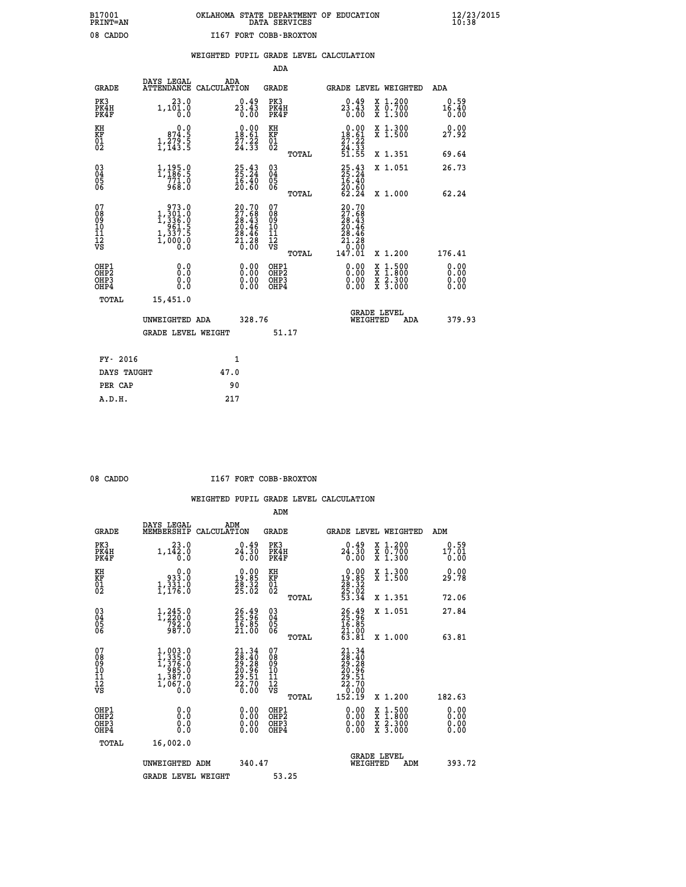B17001 OKLAHOMA STATE DEPARTMENT OF EDUCATION 12/23/2015
PRINT=AN DATA SERVICES 10:38

08 CADDO I167 FORT COBB-BROXTON

WEIGHTED PUPIL GRADE LEVEL CALCULATION

ADA

| GRADE | DAYS LEGAL ATTENDANCE | ADA CALCULATION | GRADE | | GRADE LEVEL | WEIGHTED | ADA |
|---|---|---|---|---|---|---|---|
| PK3 | 23.0 | 0.49 | PK3 | | 0.49 | X 1.200 | 0.59 |
| PK4H | 1,101.0 | 23.43 | PK4H | | 23.43 | X 0.700 | 16.40 |
| PK4F | 0.0 | 0.00 | PK4F | | 0.00 | X 1.300 | 0.00 |
| KH | 0.0 | 0.00 | KH | | 0.00 | X 1.300 | 0.00 |
| KF | 874.5 | 18.61 | KF | | 18.61 | X 1.500 | 27.92 |
| 01 | 1,279.5 | 27.22 | 01 | | 27.22 | | |
| 02 | 1,143.5 | 24.33 | 02 | | 24.33 | | |
| | | | | TOTAL | 51.55 | X 1.351 | 69.64 |
| 03 | 1,195.0 | 25.43 | 03 | | 25.43 | X 1.051 | 26.73 |
| 04 | 1,186.5 | 25.24 | 04 | | 25.24 | | |
| 05 | 771.0 | 16.40 | 05 | | 16.40 | | |
| 06 | 968.0 | 20.60 | 06 | | 20.60 | | |
| | | | | TOTAL | 62.24 | X 1.000 | 62.24 |
| 07 | 973.0 | 20.70 | 07 | | 20.70 | | |
| 08 | 1,301.0 | 27.68 | 08 | | 27.68 | | |
| 09 | 1,336.0 | 28.43 | 09 | | 28.43 | | |
| 10 | 961.5 | 20.46 | 10 | | 20.46 | | |
| 11 | 1,337.5 | 28.46 | 11 | | 28.46 | | |
| 12 | 1,000.0 | 21.28 | 12 | | 21.28 | | |
| VS | 0.0 | 0.00 | VS | | 0.00 | | |
| | | | | TOTAL | 147.01 | X 1.200 | 176.41 |
| OHP1 | 0.0 | 0.00 | OHP1 | | 0.00 | X 1.500 | 0.00 |
| OHP2 | 0.0 | 0.00 | OHP2 | | 0.00 | X 1.800 | 0.00 |
| OHP3 | 0.0 | 0.00 | OHP3 | | 0.00 | X 2.300 | 0.00 |
| OHP4 | 0.0 | 0.00 | OHP4 | | 0.00 | X 3.000 | 0.00 |
| TOTAL | 15,451.0 | | | | | | |

UNWEIGHTED ADA 328.76 GRADE LEVEL WEIGHTED ADA 379.93

GRADE LEVEL WEIGHT 51.17

| FY- 2016 | 1 |
|---|---|
| DAYS TAUGHT | 47.0 |
| PER CAP | 90 |
| A.D.H. | 217 |

08 CADDO I167 FORT COBB-BROXTON

WEIGHTED PUPIL GRADE LEVEL CALCULATION

ADM

| GRADE | DAYS LEGAL MEMBERSHIP | ADM CALCULATION | GRADE | | GRADE LEVEL | WEIGHTED | ADM |
|---|---|---|---|---|---|---|---|
| PK3 | 23.0 | 0.49 | PK3 | | 0.49 | X 1.200 | 0.59 |
| PK4H | 1,142.0 | 24.30 | PK4H | | 24.30 | X 0.700 | 17.01 |
| PK4F | 0.0 | 0.00 | PK4F | | 0.00 | X 1.300 | 0.00 |
| KH | 0.0 | 0.00 | KH | | 0.00 | X 1.300 | 0.00 |
| KF | 933.0 | 19.85 | KF | | 19.85 | X 1.500 | 29.78 |
| 01 | 1,331.0 | 28.32 | 01 | | 28.32 | | |
| 02 | 1,176.0 | 25.02 | 02 | | 25.02 | | |
| | | | | TOTAL | 53.34 | X 1.351 | 72.06 |
| 03 | 1,245.0 | 26.49 | 03 | | 26.49 | X 1.051 | 27.84 |
| 04 | 1,220.0 | 25.96 | 04 | | 25.96 | | |
| 05 | 792.0 | 16.85 | 05 | | 16.85 | | |
| 06 | 987.0 | 21.00 | 06 | | 21.00 | | |
| | | | | TOTAL | 63.81 | X 1.000 | 63.81 |
| 07 | 1,003.0 | 21.34 | 07 | | 21.34 | | |
| 08 | 1,335.0 | 28.40 | 08 | | 28.40 | | |
| 09 | 1,376.0 | 29.28 | 09 | | 29.28 | | |
| 10 | 985.0 | 20.96 | 10 | | 20.96 | | |
| 11 | 1,387.0 | 29.51 | 11 | | 29.51 | | |
| 12 | 1,067.0 | 22.70 | 12 | | 22.70 | | |
| VS | 0.0 | 0.00 | VS | | 0.00 | | |
| | | | | TOTAL | 152.19 | X 1.200 | 182.63 |
| OHP1 | 0.0 | 0.00 | OHP1 | | 0.00 | X 1.500 | 0.00 |
| OHP2 | 0.0 | 0.00 | OHP2 | | 0.00 | X 1.800 | 0.00 |
| OHP3 | 0.0 | 0.00 | OHP3 | | 0.00 | X 2.300 | 0.00 |
| OHP4 | 0.0 | 0.00 | OHP4 | | 0.00 | X 3.000 | 0.00 |
| TOTAL | 16,002.0 | | | | | | |

UNWEIGHTED ADM 340.47 GRADE LEVEL WEIGHTED ADM 393.72

GRADE LEVEL WEIGHT 53.25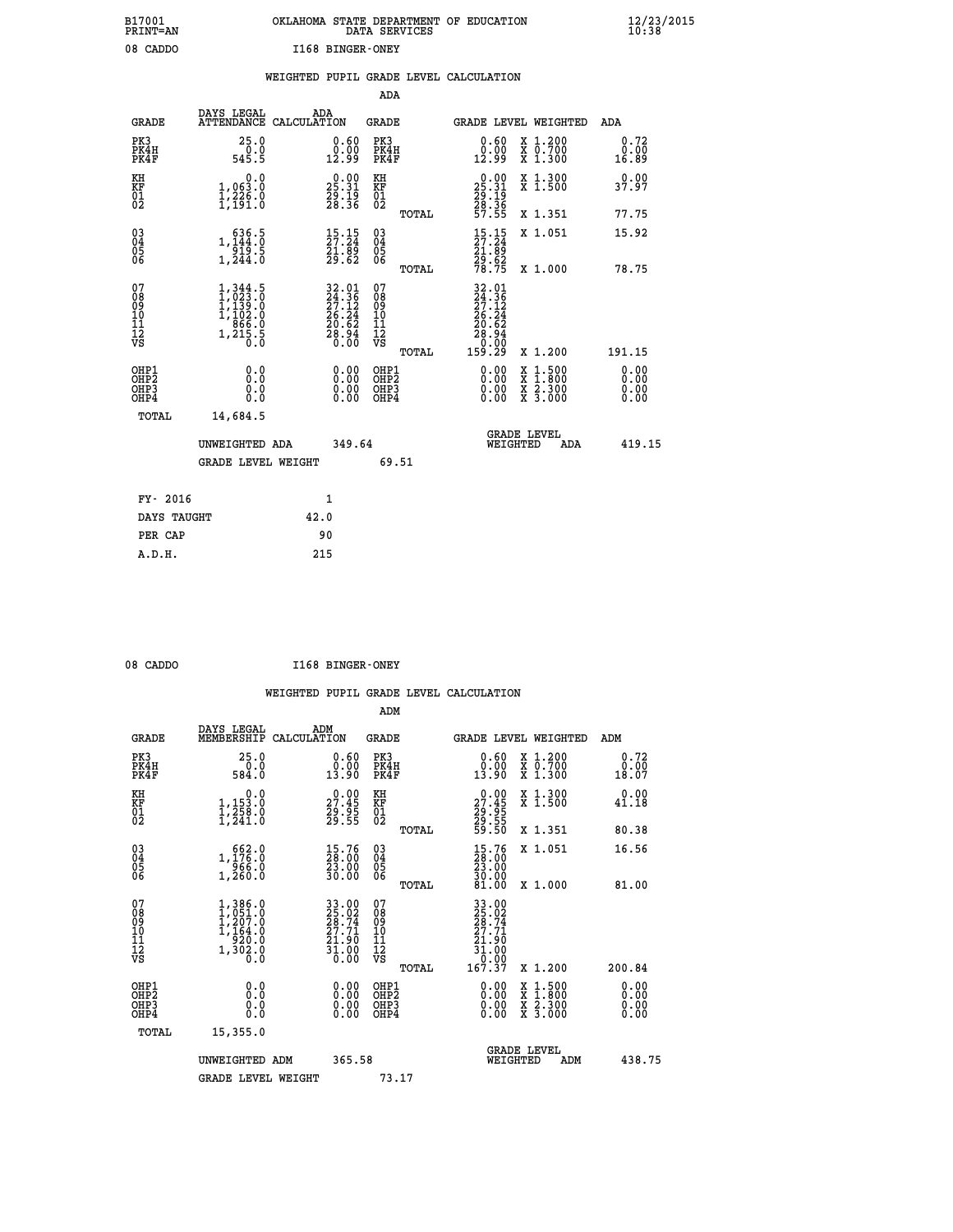B17001 PRINT=AN OKLAHOMA STATE DEPARTMENT OF EDUCATION DATA SERVICES 12/23/2015 10:38

08 CADDO I168 BINGER-ONEY

WEIGHTED PUPIL GRADE LEVEL CALCULATION

ADA

| GRADE | DAYS LEGAL ATTENDANCE | ADA CALCULATION | GRADE | GRADE LEVEL | WEIGHTED | ADA |
|---|---|---|---|---|---|---|
| PK3 | 25.0 | 0.60 | PK3 | 0.60 | X 1.200 | 0.72 |
| PK4H | 0.0 | 0.00 | PK4H | 0.00 | X 0.700 | 0.00 |
| PK4F | 545.5 | 12.99 | PK4F | 12.99 | X 1.300 | 16.89 |
| KH | 0.0 | 0.00 | KH | 0.00 | X 1.300 | 0.00 |
| KF | 1,063.0 | 25.31 | KF | 25.31 | X 1.500 | 37.97 |
| 01 | 1,226.0 | 29.19 | 01 | 29.19 | | |
| 02 | 1,191.0 | 28.36 | 02 | 28.36 | | |
| | | | TOTAL | 57.55 | X 1.351 | 77.75 |
| 03 | 636.5 | 15.15 | 03 | 15.15 | X 1.051 | 15.92 |
| 04 | 1,144.0 | 27.24 | 04 | 27.24 | | |
| 05 | 919.5 | 21.89 | 05 | 21.89 | | |
| 06 | 1,244.0 | 29.62 | 06 | 29.62 | | |
| | | | TOTAL | 78.75 | X 1.000 | 78.75 |
| 07 | 1,344.5 | 32.01 | 07 | 32.01 | | |
| 08 | 1,023.0 | 24.36 | 08 | 24.36 | | |
| 09 | 1,139.0 | 27.12 | 09 | 27.12 | | |
| 10 | 1,102.0 | 26.24 | 10 | 26.24 | | |
| 11 | 866.0 | 20.62 | 11 | 20.62 | | |
| 12 | 1,215.5 | 28.94 | 12 | 28.94 | | |
| VS | 0.0 | 0.00 | VS | 0.00 | | |
| | | | TOTAL | 159.29 | X 1.200 | 191.15 |
| OHP1 | 0.0 | 0.00 | OHP1 | 0.00 | X 1.500 | 0.00 |
| OHP2 | 0.0 | 0.00 | OHP2 | 0.00 | X 1.800 | 0.00 |
| OHP3 | 0.0 | 0.00 | OHP3 | 0.00 | X 2.300 | 0.00 |
| OHP4 | 0.0 | 0.00 | OHP4 | 0.00 | X 3.000 | 0.00 |
| TOTAL | 14,684.5 | | | | | |

UNWEIGHTED ADA 349.64 GRADE LEVEL WEIGHTED ADA 419.15

GRADE LEVEL WEIGHT 69.51

| FY- 2016 | 1 |
|---|---|
| DAYS TAUGHT | 42.0 |
| PER CAP | 90 |
| A.D.H. | 215 |

08 CADDO I168 BINGER-ONEY

WEIGHTED PUPIL GRADE LEVEL CALCULATION

ADM

| GRADE | DAYS LEGAL MEMBERSHIP | ADM CALCULATION | GRADE | GRADE LEVEL | WEIGHTED | ADM |
|---|---|---|---|---|---|---|
| PK3 | 25.0 | 0.60 | PK3 | 0.60 | X 1.200 | 0.72 |
| PK4H | 0.0 | 0.00 | PK4H | 0.00 | X 0.700 | 0.00 |
| PK4F | 584.0 | 13.90 | PK4F | 13.90 | X 1.300 | 18.07 |
| KH | 0.0 | 0.00 | KH | 0.00 | X 1.300 | 0.00 |
| KF | 1,153.0 | 27.45 | KF | 27.45 | X 1.500 | 41.18 |
| 01 | 1,258.0 | 29.95 | 01 | 29.95 | | |
| 02 | 1,241.0 | 29.55 | 02 | 29.55 | | |
| | | | TOTAL | 59.50 | X 1.351 | 80.38 |
| 03 | 662.0 | 15.76 | 03 | 15.76 | X 1.051 | 16.56 |
| 04 | 1,176.0 | 28.00 | 04 | 28.00 | | |
| 05 | 966.0 | 23.00 | 05 | 23.00 | | |
| 06 | 1,260.0 | 30.00 | 06 | 30.00 | | |
| | | | TOTAL | 81.00 | X 1.000 | 81.00 |
| 07 | 1,386.0 | 33.00 | 07 | 33.00 | | |
| 08 | 1,051.0 | 25.02 | 08 | 25.02 | | |
| 09 | 1,207.0 | 28.74 | 09 | 28.74 | | |
| 10 | 1,164.0 | 27.71 | 10 | 27.71 | | |
| 11 | 920.0 | 21.90 | 11 | 21.90 | | |
| 12 | 1,302.0 | 31.00 | 12 | 31.00 | | |
| VS | 0.0 | 0.00 | VS | 0.00 | | |
| | | | TOTAL | 167.37 | X 1.200 | 200.84 |
| OHP1 | 0.0 | 0.00 | OHP1 | 0.00 | X 1.500 | 0.00 |
| OHP2 | 0.0 | 0.00 | OHP2 | 0.00 | X 1.800 | 0.00 |
| OHP3 | 0.0 | 0.00 | OHP3 | 0.00 | X 2.300 | 0.00 |
| OHP4 | 0.0 | 0.00 | OHP4 | 0.00 | X 3.000 | 0.00 |
| TOTAL | 15,355.0 | | | | | |

UNWEIGHTED ADM 365.58 GRADE LEVEL WEIGHTED ADM 438.75

GRADE LEVEL WEIGHT 73.17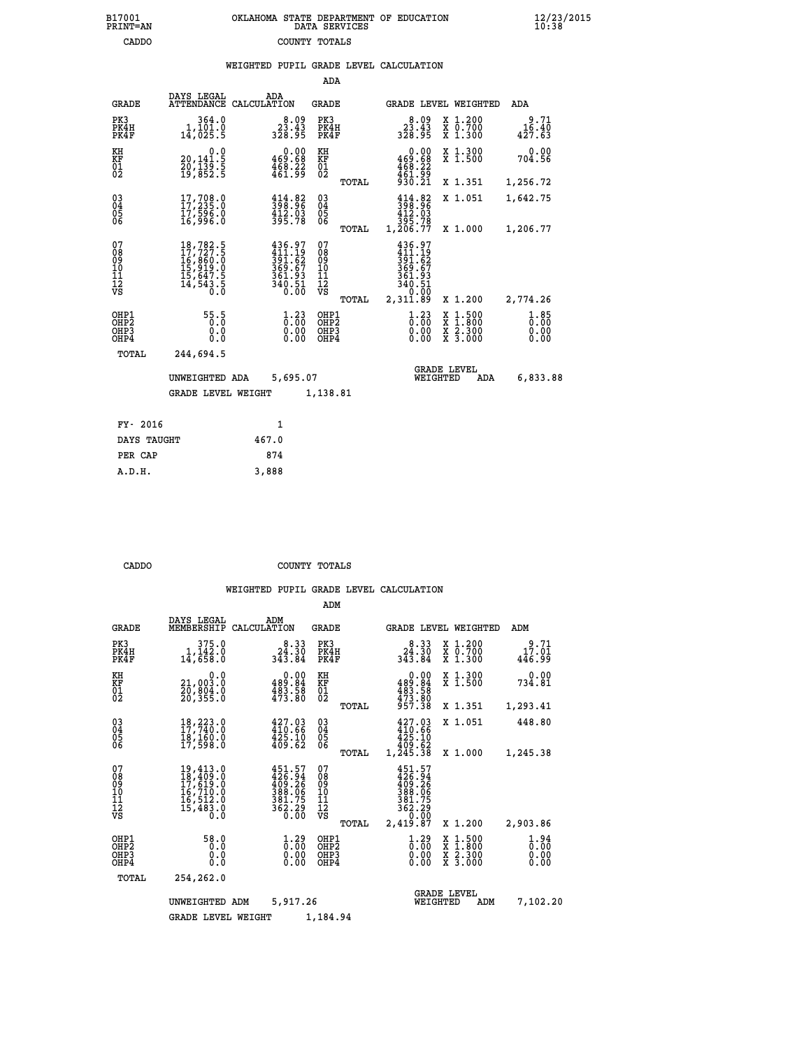B17001 OKLAHOMA STATE DEPARTMENT OF EDUCATION 12/23/2015
PRINT=AN DATA SERVICES 10:38

CADDO COUNTY TOTALS

WEIGHTED PUPIL GRADE LEVEL CALCULATION

ADA

| GRADE | DAYS LEGAL ATTENDANCE | ADA CALCULATION | GRADE | | GRADE LEVEL | WEIGHTED | ADA |
|---|---|---|---|---|---|---|---|
| PK3 | 364.0 | 8.09 | PK3 | | 8.09 | X 1.200 | 9.71 |
| PK4H | 1,101.0 | 23.43 | PK4H | | 23.43 | X 0.700 | 16.40 |
| PK4F | 14,025.5 | 328.95 | PK4F | | 328.95 | X 1.300 | 427.63 |
| KH | 0.0 | 0.00 | KH | | 0.00 | X 1.300 | 0.00 |
| KF | 20,141.5 | 469.68 | KF | | 469.68 | X 1.500 | 704.56 |
| 01 | 20,139.5 | 468.22 | 01 | | 468.22 | | |
| 02 | 19,852.5 | 461.99 | 02 | | 461.99 | | |
| | | | | TOTAL | 930.21 | X 1.351 | 1,256.72 |
| 03 | 17,708.0 | 414.82 | 03 | | 414.82 | X 1.051 | 1,642.75 |
| 04 | 17,235.0 | 398.96 | 04 | | 398.96 | | |
| 05 | 17,596.0 | 412.03 | 05 | | 412.03 | | |
| 06 | 16,996.0 | 395.78 | 06 | | 395.78 | | |
| | | | | TOTAL | 1,206.77 | X 1.000 | 1,206.77 |
| 07 | 18,782.5 | 436.97 | 07 | | 436.97 | | |
| 08 | 17,727.5 | 411.19 | 08 | | 411.19 | | |
| 09 | 16,860.0 | 391.62 | 09 | | 391.62 | | |
| 10 | 15,919.0 | 369.67 | 10 | | 369.67 | | |
| 11 | 15,647.5 | 361.93 | 11 | | 361.93 | | |
| 12 | 14,543.5 | 340.51 | 12 | | 340.51 | | |
| VS | 0.0 | 0.00 | VS | | 0.00 | | |
| | | | | TOTAL | 2,311.89 | X 1.200 | 2,774.26 |
| OHP1 | 55.5 | 1.23 | OHP1 | | 1.23 | X 1.500 | 1.85 |
| OHP2 | 0.0 | 0.00 | OHP2 | | 0.00 | X 1.800 | 0.00 |
| OHP3 | 0.0 | 0.00 | OHP3 | | 0.00 | X 2.300 | 0.00 |
| OHP4 | 0.0 | 0.00 | OHP4 | | 0.00 | X 3.000 | 0.00 |
| TOTAL | 244,694.5 | | | | | | |

UNWEIGHTED ADA 5,695.07 GRADE LEVEL WEIGHTED ADA 6,833.88

GRADE LEVEL WEIGHT 1,138.81

| FY- 2016 | 1 |
|---|---|
| DAYS TAUGHT | 467.0 |
| PER CAP | 874 |
| A.D.H. | 3,888 |

CADDO COUNTY TOTALS

WEIGHTED PUPIL GRADE LEVEL CALCULATION

ADM

| GRADE | DAYS LEGAL MEMBERSHIP | ADM CALCULATION | GRADE | | GRADE LEVEL | WEIGHTED | ADM |
|---|---|---|---|---|---|---|---|
| PK3 | 375.0 | 8.33 | PK3 | | 8.33 | X 1.200 | 9.71 |
| PK4H | 1,142.0 | 24.30 | PK4H | | 24.30 | X 0.700 | 17.01 |
| PK4F | 14,658.0 | 343.84 | PK4F | | 343.84 | X 1.300 | 446.99 |
| KH | 0.0 | 0.00 | KH | | 0.00 | X 1.300 | 0.00 |
| KF | 21,003.0 | 489.84 | KF | | 489.84 | X 1.500 | 734.81 |
| 01 | 20,804.0 | 483.58 | 01 | | 483.58 | | |
| 02 | 20,355.0 | 473.80 | 02 | | 473.80 | | |
| | | | | TOTAL | 957.38 | X 1.351 | 1,293.41 |
| 03 | 18,223.0 | 427.03 | 03 | | 427.03 | X 1.051 | 448.80 |
| 04 | 17,740.0 | 410.66 | 04 | | 410.66 | | |
| 05 | 18,160.0 | 425.10 | 05 | | 425.10 | | |
| 06 | 17,598.0 | 409.62 | 06 | | 409.62 | | |
| | | | | TOTAL | 1,245.38 | X 1.000 | 1,245.38 |
| 07 | 19,413.0 | 451.57 | 07 | | 451.57 | | |
| 08 | 18,409.0 | 426.94 | 08 | | 426.94 | | |
| 09 | 17,619.0 | 409.26 | 09 | | 409.26 | | |
| 10 | 16,710.0 | 388.06 | 10 | | 388.06 | | |
| 11 | 16,512.0 | 381.75 | 11 | | 381.75 | | |
| 12 | 15,483.0 | 362.29 | 12 | | 362.29 | | |
| VS | 0.0 | 0.00 | VS | | 0.00 | | |
| | | | | TOTAL | 2,419.87 | X 1.200 | 2,903.86 |
| OHP1 | 58.0 | 1.29 | OHP1 | | 1.29 | X 1.500 | 1.94 |
| OHP2 | 0.0 | 0.00 | OHP2 | | 0.00 | X 1.800 | 0.00 |
| OHP3 | 0.0 | 0.00 | OHP3 | | 0.00 | X 2.300 | 0.00 |
| OHP4 | 0.0 | 0.00 | OHP4 | | 0.00 | X 3.000 | 0.00 |
| TOTAL | 254,262.0 | | | | | | |

UNWEIGHTED ADM 5,917.26 GRADE LEVEL WEIGHTED ADM 7,102.20

GRADE LEVEL WEIGHT 1,184.94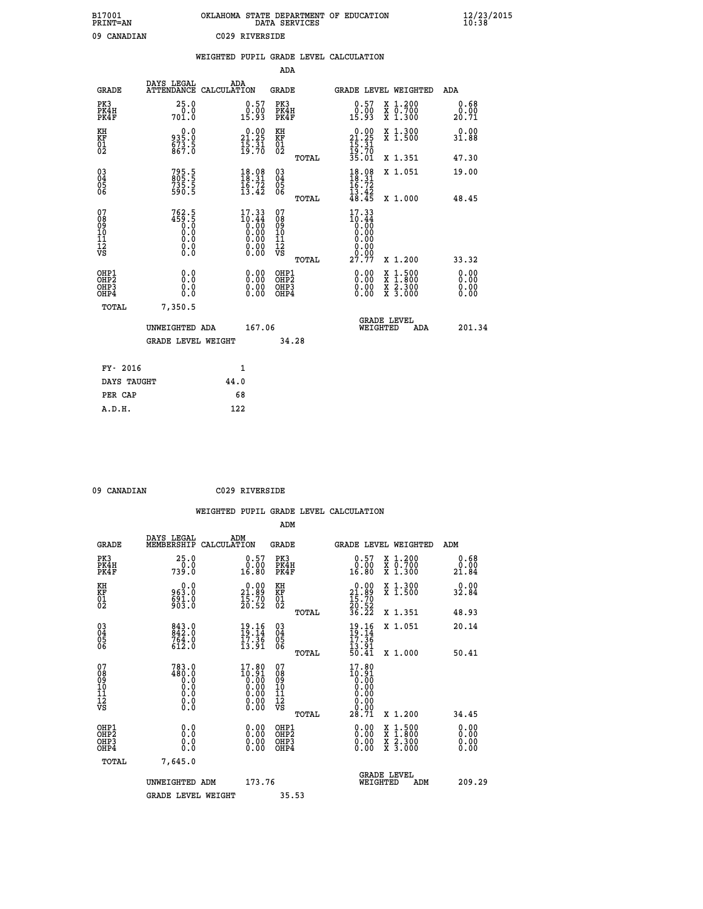B17001 OKLAHOMA STATE DEPARTMENT OF EDUCATION 12/23/2015
PRINT=AN DATA SERVICES 10:38

09 CANADIAN C029 RIVERSIDE

## WEIGHTED PUPIL GRADE LEVEL CALCULATION

### ADA

| GRADE | DAYS LEGAL ATTENDANCE | ADA CALCULATION | GRADE | GRADE LEVEL | WEIGHTED | ADA |
|---|---|---|---|---|---|---|
| PK3 | 25.0 | 0.57 | PK3 | 0.57 | X 1.200 | 0.68 |
| PK4H | 0.0 | 0.00 | PK4H | 0.00 | X 0.700 | 0.00 |
| PK4F | 701.0 | 15.93 | PK4F | 15.93 | X 1.300 | 20.71 |
| KH | 0.0 | 0.00 | KH | 0.00 | X 1.300 | 0.00 |
| KF | 935.0 | 21.25 | KF | 21.25 | X 1.500 | 31.88 |
| 01 | 673.5 | 15.31 | 01 | 15.31 | | |
| 02 | 867.0 | 19.70 | 02 | 19.70 | | |
| | | | TOTAL | 35.01 | X 1.351 | 47.30 |
| 03 | 795.5 | 18.08 | 03 | 18.08 | X 1.051 | 19.00 |
| 04 | 805.5 | 18.31 | 04 | 18.31 | | |
| 05 | 735.5 | 16.72 | 05 | 16.72 | | |
| 06 | 590.5 | 13.42 | 06 | 13.42 | | |
| | | | TOTAL | 48.45 | X 1.000 | 48.45 |
| 07 | 762.5 | 17.33 | 07 | 17.33 | | |
| 08 | 459.5 | 10.44 | 08 | 10.44 | | |
| 09 | 0.0 | 0.00 | 09 | 0.00 | | |
| 10 | 0.0 | 0.00 | 10 | 0.00 | | |
| 11 | 0.0 | 0.00 | 11 | 0.00 | | |
| 12 | 0.0 | 0.00 | 12 | 0.00 | | |
| VS | 0.0 | 0.00 | VS | 0.00 | | |
| | | | TOTAL | 27.77 | X 1.200 | 33.32 |
| OHP1 | 0.0 | 0.00 | OHP1 | 0.00 | X 1.500 | 0.00 |
| OHP2 | 0.0 | 0.00 | OHP2 | 0.00 | X 1.800 | 0.00 |
| OHP3 | 0.0 | 0.00 | OHP3 | 0.00 | X 2.300 | 0.00 |
| OHP4 | 0.0 | 0.00 | OHP4 | 0.00 | X 3.000 | 0.00 |
| TOTAL | 7,350.5 | | | | | |

UNWEIGHTED ADA 167.06 | GRADE LEVEL WEIGHTED ADA 201.34

GRADE LEVEL WEIGHT 34.28

| FY- 2016 | 1 |
|---|---|
| DAYS TAUGHT | 44.0 |
| PER CAP | 68 |
| A.D.H. | 122 |

09 CANADIAN C029 RIVERSIDE

## WEIGHTED PUPIL GRADE LEVEL CALCULATION

### ADM

| GRADE | DAYS LEGAL MEMBERSHIP | ADM CALCULATION | GRADE | GRADE LEVEL | WEIGHTED | ADM |
|---|---|---|---|---|---|---|
| PK3 | 25.0 | 0.57 | PK3 | 0.57 | X 1.200 | 0.68 |
| PK4H | 0.0 | 0.00 | PK4H | 0.00 | X 0.700 | 0.00 |
| PK4F | 739.0 | 16.80 | PK4F | 16.80 | X 1.300 | 21.84 |
| KH | 0.0 | 0.00 | KH | 0.00 | X 1.300 | 0.00 |
| KF | 963.0 | 21.89 | KF | 21.89 | X 1.500 | 32.84 |
| 01 | 691.0 | 15.70 | 01 | 15.70 | | |
| 02 | 903.0 | 20.52 | 02 | 20.52 | | |
| | | | TOTAL | 36.22 | X 1.351 | 48.93 |
| 03 | 843.0 | 19.16 | 03 | 19.16 | X 1.051 | 20.14 |
| 04 | 842.0 | 19.14 | 04 | 19.14 | | |
| 05 | 764.0 | 17.36 | 05 | 17.36 | | |
| 06 | 612.0 | 13.91 | 06 | 13.91 | | |
| | | | TOTAL | 50.41 | X 1.000 | 50.41 |
| 07 | 783.0 | 17.80 | 07 | 17.80 | | |
| 08 | 480.0 | 10.91 | 08 | 10.91 | | |
| 09 | 0.0 | 0.00 | 09 | 0.00 | | |
| 10 | 0.0 | 0.00 | 10 | 0.00 | | |
| 11 | 0.0 | 0.00 | 11 | 0.00 | | |
| 12 | 0.0 | 0.00 | 12 | 0.00 | | |
| VS | 0.0 | 0.00 | VS | 0.00 | | |
| | | | TOTAL | 28.71 | X 1.200 | 34.45 |
| OHP1 | 0.0 | 0.00 | OHP1 | 0.00 | X 1.500 | 0.00 |
| OHP2 | 0.0 | 0.00 | OHP2 | 0.00 | X 1.800 | 0.00 |
| OHP3 | 0.0 | 0.00 | OHP3 | 0.00 | X 2.300 | 0.00 |
| OHP4 | 0.0 | 0.00 | OHP4 | 0.00 | X 3.000 | 0.00 |
| TOTAL | 7,645.0 | | | | | |

UNWEIGHTED ADM 173.76 | GRADE LEVEL WEIGHTED ADM 209.29

GRADE LEVEL WEIGHT 35.53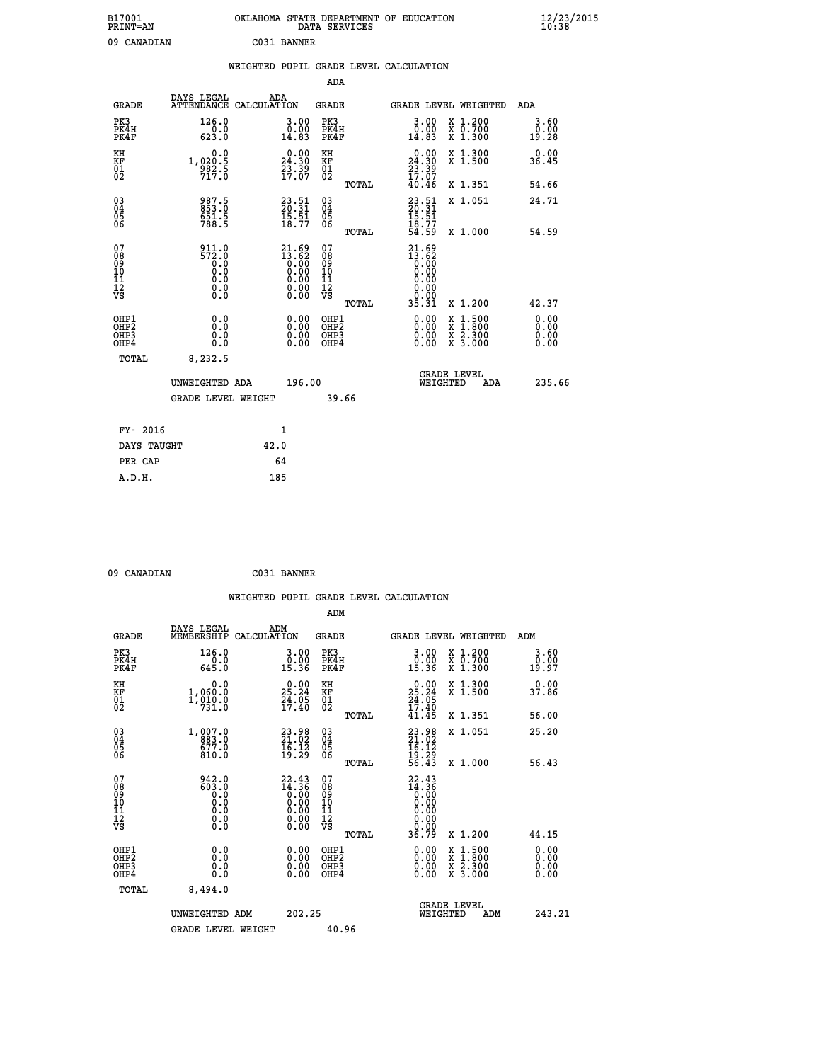B17001 OKLAHOMA STATE DEPARTMENT OF EDUCATION 12/23/2015
PRINT=AN DATA SERVICES 10:38

09 CANADIAN C031 BANNER

## WEIGHTED PUPIL GRADE LEVEL CALCULATION

### ADA

| GRADE | DAYS LEGAL ATTENDANCE | ADA CALCULATION | GRADE | GRADE LEVEL | WEIGHTED | ADA |
|---|---|---|---|---|---|---|
| PK3 | 126.0 | 3.00 | PK3 | 3.00 | X 1.200 | 3.60 |
| PK4H | 0.0 | 0.00 | PK4H | 0.00 | X 0.700 | 0.00 |
| PK4F | 623.0 | 14.83 | PK4F | 14.83 | X 1.300 | 19.28 |
| KH | 0.0 | 0.00 | KH | 0.00 | X 1.300 | 0.00 |
| KF | 1,020.5 | 24.30 | KF | 24.30 | X 1.500 | 36.45 |
| 01 | 982.5 | 23.39 | 01 | 23.39 | | |
| 02 | 717.0 | 17.07 | 02 | 17.07 | | |
| | | | TOTAL | 40.46 | X 1.351 | 54.66 |
| 03 | 987.5 | 23.51 | 03 | 23.51 | X 1.051 | 24.71 |
| 04 | 853.0 | 20.31 | 04 | 20.31 | | |
| 05 | 651.5 | 15.51 | 05 | 15.51 | | |
| 06 | 788.5 | 18.77 | 06 | 18.77 | | |
| | | | TOTAL | 54.59 | X 1.000 | 54.59 |
| 07 | 911.0 | 21.69 | 07 | 21.69 | | |
| 08 | 572.0 | 13.62 | 08 | 13.62 | | |
| 09 | 0.0 | 0.00 | 09 | 0.00 | | |
| 10 | 0.0 | 0.00 | 10 | 0.00 | | |
| 11 | 0.0 | 0.00 | 11 | 0.00 | | |
| 12 | 0.0 | 0.00 | 12 | 0.00 | | |
| VS | 0.0 | 0.00 | VS | 0.00 | | |
| | | | TOTAL | 35.31 | X 1.200 | 42.37 |
| OHP1 | 0.0 | 0.00 | OHP1 | 0.00 | X 1.500 | 0.00 |
| OHP2 | 0.0 | 0.00 | OHP2 | 0.00 | X 1.800 | 0.00 |
| OHP3 | 0.0 | 0.00 | OHP3 | 0.00 | X 2.300 | 0.00 |
| OHP4 | 0.0 | 0.00 | OHP4 | 0.00 | X 3.000 | 0.00 |
| TOTAL | 8,232.5 | | | | | |

UNWEIGHTED ADA 196.00 &nbsp;&nbsp;&nbsp; GRADE LEVEL WEIGHTED ADA 235.66

GRADE LEVEL WEIGHT 39.66

| | |
|---|---|
| FY- 2016 | 1 |
| DAYS TAUGHT | 42.0 |
| PER CAP | 64 |
| A.D.H. | 185 |

09 CANADIAN C031 BANNER

## WEIGHTED PUPIL GRADE LEVEL CALCULATION

### ADM

| GRADE | DAYS LEGAL MEMBERSHIP | ADM CALCULATION | GRADE | GRADE LEVEL | WEIGHTED | ADM |
|---|---|---|---|---|---|---|
| PK3 | 126.0 | 3.00 | PK3 | 3.00 | X 1.200 | 3.60 |
| PK4H | 0.0 | 0.00 | PK4H | 0.00 | X 0.700 | 0.00 |
| PK4F | 645.0 | 15.36 | PK4F | 15.36 | X 1.300 | 19.97 |
| KH | 0.0 | 0.00 | KH | 0.00 | X 1.300 | 0.00 |
| KF | 1,060.0 | 25.24 | KF | 25.24 | X 1.500 | 37.86 |
| 01 | 1,010.0 | 24.05 | 01 | 24.05 | | |
| 02 | 731.0 | 17.40 | 02 | 17.40 | | |
| | | | TOTAL | 41.45 | X 1.351 | 56.00 |
| 03 | 1,007.0 | 23.98 | 03 | 23.98 | X 1.051 | 25.20 |
| 04 | 883.0 | 21.02 | 04 | 21.02 | | |
| 05 | 677.0 | 16.12 | 05 | 16.12 | | |
| 06 | 810.0 | 19.29 | 06 | 19.29 | | |
| | | | TOTAL | 56.43 | X 1.000 | 56.43 |
| 07 | 942.0 | 22.43 | 07 | 22.43 | | |
| 08 | 603.0 | 14.36 | 08 | 14.36 | | |
| 09 | 0.0 | 0.00 | 09 | 0.00 | | |
| 10 | 0.0 | 0.00 | 10 | 0.00 | | |
| 11 | 0.0 | 0.00 | 11 | 0.00 | | |
| 12 | 0.0 | 0.00 | 12 | 0.00 | | |
| VS | 0.0 | 0.00 | VS | 0.00 | | |
| | | | TOTAL | 36.79 | X 1.200 | 44.15 |
| OHP1 | 0.0 | 0.00 | OHP1 | 0.00 | X 1.500 | 0.00 |
| OHP2 | 0.0 | 0.00 | OHP2 | 0.00 | X 1.800 | 0.00 |
| OHP3 | 0.0 | 0.00 | OHP3 | 0.00 | X 2.300 | 0.00 |
| OHP4 | 0.0 | 0.00 | OHP4 | 0.00 | X 3.000 | 0.00 |
| TOTAL | 8,494.0 | | | | | |

UNWEIGHTED ADM 202.25 &nbsp;&nbsp;&nbsp; GRADE LEVEL WEIGHTED ADM 243.21

GRADE LEVEL WEIGHT 40.96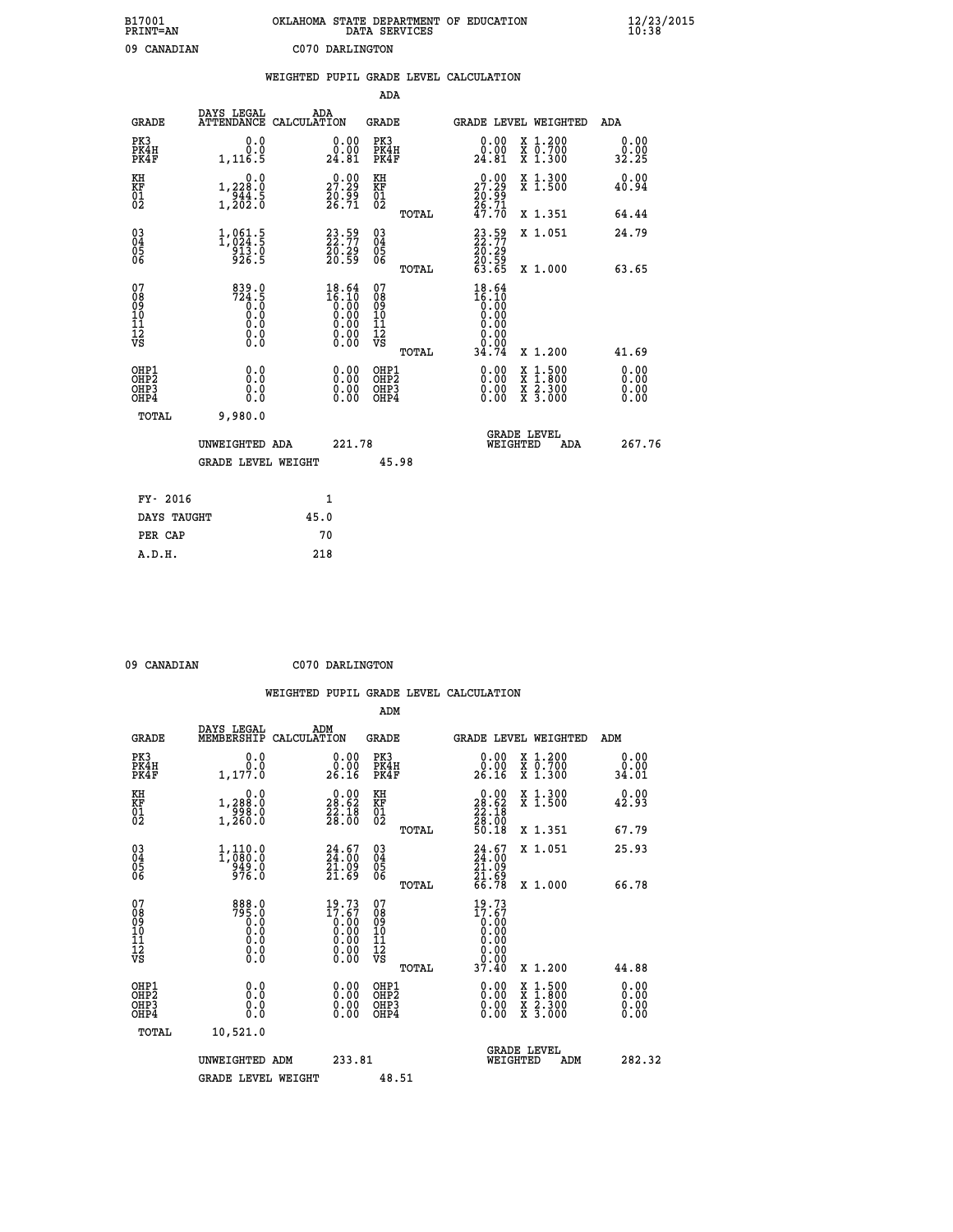B17001 OKLAHOMA STATE DEPARTMENT OF EDUCATION 12/23/2015
PRINT=AN DATA SERVICES 10:38

09 CANADIAN C070 DARLINGTON

## WEIGHTED PUPIL GRADE LEVEL CALCULATION

### ADA

| GRADE | DAYS LEGAL ATTENDANCE | ADA CALCULATION | GRADE | GRADE LEVEL | WEIGHTED | ADA |
|---|---|---|---|---|---|---|
| PK3 | 0.0 | 0.00 | PK3 | 0.00 | X 1.200 | 0.00 |
| PK4H | 0.0 | 0.00 | PK4H | 0.00 | X 0.700 | 0.00 |
| PK4F | 1,116.5 | 24.81 | PK4F | 24.81 | X 1.300 | 32.25 |
| KH | 0.0 | 0.00 | KH | 0.00 | X 1.300 | 0.00 |
| KF | 1,228.0 | 27.29 | KF | 27.29 | X 1.500 | 40.94 |
| 01 | 944.5 | 20.99 | 01 | 20.99 | | |
| 02 | 1,202.0 | 26.71 | 02 | 26.71 | | |
| | | | TOTAL | 47.70 | X 1.351 | 64.44 |
| 03 | 1,061.5 | 23.59 | 03 | 23.59 | X 1.051 | 24.79 |
| 04 | 1,024.5 | 22.77 | 04 | 22.77 | | |
| 05 | 913.0 | 20.29 | 05 | 20.29 | | |
| 06 | 926.5 | 20.59 | 06 | 20.59 | | |
| | | | TOTAL | 63.65 | X 1.000 | 63.65 |
| 07 | 839.0 | 18.64 | 07 | 18.64 | | |
| 08 | 724.5 | 16.10 | 08 | 16.10 | | |
| 09 | 0.0 | 0.00 | 09 | 0.00 | | |
| 10 | 0.0 | 0.00 | 10 | 0.00 | | |
| 11 | 0.0 | 0.00 | 11 | 0.00 | | |
| 12 | 0.0 | 0.00 | 12 | 0.00 | | |
| VS | 0.0 | 0.00 | VS | 0.00 | | |
| | | | TOTAL | 34.74 | X 1.200 | 41.69 |
| OHP1 | 0.0 | 0.00 | OHP1 | 0.00 | X 1.500 | 0.00 |
| OHP2 | 0.0 | 0.00 | OHP2 | 0.00 | X 1.800 | 0.00 |
| OHP3 | 0.0 | 0.00 | OHP3 | 0.00 | X 2.300 | 0.00 |
| OHP4 | 0.0 | 0.00 | OHP4 | 0.00 | X 3.000 | 0.00 |
| TOTAL | 9,980.0 | | | | | |

UNWEIGHTED ADA 221.78 GRADE LEVEL WEIGHTED ADA 267.76

GRADE LEVEL WEIGHT 45.98

| FY- 2016 | 1 |
|---|---|
| DAYS TAUGHT | 45.0 |
| PER CAP | 70 |
| A.D.H. | 218 |

09 CANADIAN C070 DARLINGTON

## WEIGHTED PUPIL GRADE LEVEL CALCULATION

### ADM

| GRADE | DAYS LEGAL MEMBERSHIP | ADM CALCULATION | GRADE | GRADE LEVEL | WEIGHTED | ADM |
|---|---|---|---|---|---|---|
| PK3 | 0.0 | 0.00 | PK3 | 0.00 | X 1.200 | 0.00 |
| PK4H | 0.0 | 0.00 | PK4H | 0.00 | X 0.700 | 0.00 |
| PK4F | 1,177.0 | 26.16 | PK4F | 26.16 | X 1.300 | 34.01 |
| KH | 0.0 | 0.00 | KH | 0.00 | X 1.300 | 0.00 |
| KF | 1,288.0 | 28.62 | KF | 28.62 | X 1.500 | 42.93 |
| 01 | 998.0 | 22.18 | 01 | 22.18 | | |
| 02 | 1,260.0 | 28.00 | 02 | 28.00 | | |
| | | | TOTAL | 50.18 | X 1.351 | 67.79 |
| 03 | 1,110.0 | 24.67 | 03 | 24.67 | X 1.051 | 25.93 |
| 04 | 1,080.0 | 24.00 | 04 | 24.00 | | |
| 05 | 949.0 | 21.09 | 05 | 21.09 | | |
| 06 | 976.0 | 21.69 | 06 | 21.69 | | |
| | | | TOTAL | 66.78 | X 1.000 | 66.78 |
| 07 | 888.0 | 19.73 | 07 | 19.73 | | |
| 08 | 795.0 | 17.67 | 08 | 17.67 | | |
| 09 | 0.0 | 0.00 | 09 | 0.00 | | |
| 10 | 0.0 | 0.00 | 10 | 0.00 | | |
| 11 | 0.0 | 0.00 | 11 | 0.00 | | |
| 12 | 0.0 | 0.00 | 12 | 0.00 | | |
| VS | 0.0 | 0.00 | VS | 0.00 | | |
| | | | TOTAL | 37.40 | X 1.200 | 44.88 |
| OHP1 | 0.0 | 0.00 | OHP1 | 0.00 | X 1.500 | 0.00 |
| OHP2 | 0.0 | 0.00 | OHP2 | 0.00 | X 1.800 | 0.00 |
| OHP3 | 0.0 | 0.00 | OHP3 | 0.00 | X 2.300 | 0.00 |
| OHP4 | 0.0 | 0.00 | OHP4 | 0.00 | X 3.000 | 0.00 |
| TOTAL | 10,521.0 | | | | | |

UNWEIGHTED ADM 233.81 GRADE LEVEL WEIGHTED ADM 282.32

GRADE LEVEL WEIGHT 48.51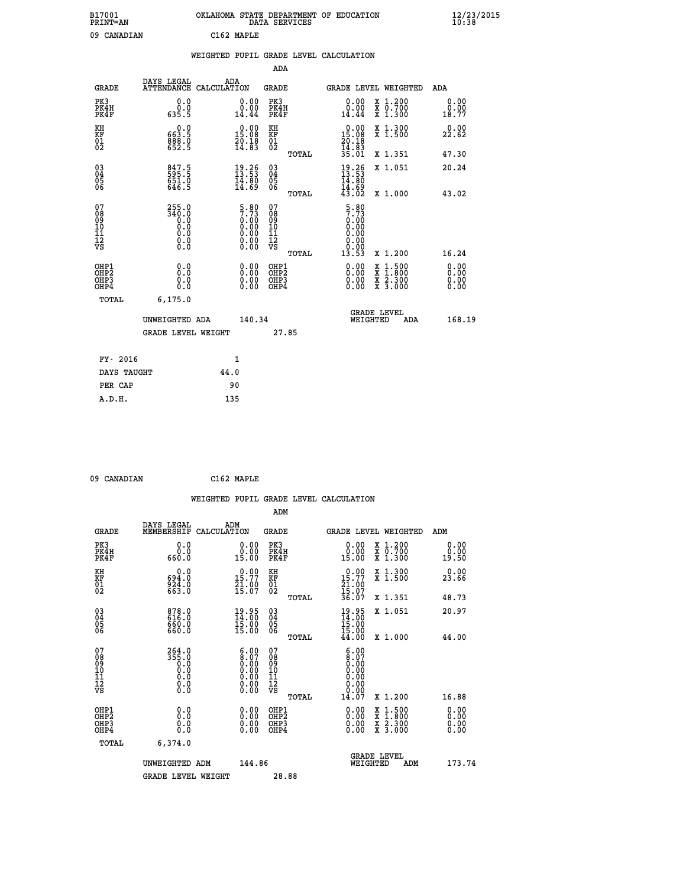B17001
PRINT=AN

OKLAHOMA STATE DEPARTMENT OF EDUCATION
DATA SERVICES

12/23/2015
10:38

09 CANADIAN          C162 MAPLE

WEIGHTED PUPIL GRADE LEVEL CALCULATION

ADA

| GRADE | DAYS LEGAL ATTENDANCE | ADA CALCULATION | GRADE | GRADE LEVEL | WEIGHTED | ADA |
|---|---|---|---|---|---|---|
| PK3 | 0.0 | 0.00 | PK3 | 0.00 | X 1.200 | 0.00 |
| PK4H | 0.0 | 0.00 | PK4H | 0.00 | X 0.700 | 0.00 |
| PK4F | 635.5 | 14.44 | PK4F | 14.44 | X 1.300 | 18.77 |
| KH | 0.0 | 0.00 | KH | 0.00 | X 1.300 | 0.00 |
| KF | 663.5 | 15.08 | KF | 15.08 | X 1.500 | 22.62 |
| 01 | 888.0 | 20.18 | 01 | 20.18 | | |
| 02 | 652.5 | 14.83 | 02 | 14.83 | | |
| | | | TOTAL | 35.01 | X 1.351 | 47.30 |
| 03 | 847.5 | 19.26 | 03 | 19.26 | X 1.051 | 20.24 |
| 04 | 595.5 | 13.53 | 04 | 13.53 | | |
| 05 | 651.0 | 14.80 | 05 | 14.80 | | |
| 06 | 646.5 | 14.69 | 06 | 14.69 | | |
| | | | TOTAL | 43.02 | X 1.000 | 43.02 |
| 07 | 255.0 | 5.80 | 07 | 5.80 | | |
| 08 | 340.0 | 7.73 | 08 | 7.73 | | |
| 09 | 0.0 | 0.00 | 09 | 0.00 | | |
| 10 | 0.0 | 0.00 | 10 | 0.00 | | |
| 11 | 0.0 | 0.00 | 11 | 0.00 | | |
| 12 | 0.0 | 0.00 | 12 | 0.00 | | |
| VS | 0.0 | 0.00 | VS | 0.00 | | |
| | | | TOTAL | 13.53 | X 1.200 | 16.24 |
| OHP1 | 0.0 | 0.00 | OHP1 | 0.00 | X 1.500 | 0.00 |
| OHP2 | 0.0 | 0.00 | OHP2 | 0.00 | X 1.800 | 0.00 |
| OHP3 | 0.0 | 0.00 | OHP3 | 0.00 | X 2.300 | 0.00 |
| OHP4 | 0.0 | 0.00 | OHP4 | 0.00 | X 3.000 | 0.00 |
| TOTAL | 6,175.0 | | | | | |

UNWEIGHTED ADA 140.34 | GRADE LEVEL WEIGHTED ADA 168.19

GRADE LEVEL WEIGHT 27.85

FY- 2016 1
DAYS TAUGHT 44.0
PER CAP 90
A.D.H. 135

09 CANADIAN          C162 MAPLE

WEIGHTED PUPIL GRADE LEVEL CALCULATION

ADM

| GRADE | DAYS LEGAL MEMBERSHIP | ADM CALCULATION | GRADE | GRADE LEVEL | WEIGHTED | ADM |
|---|---|---|---|---|---|---|
| PK3 | 0.0 | 0.00 | PK3 | 0.00 | X 1.200 | 0.00 |
| PK4H | 0.0 | 0.00 | PK4H | 0.00 | X 0.700 | 0.00 |
| PK4F | 660.0 | 15.00 | PK4F | 15.00 | X 1.300 | 19.50 |
| KH | 0.0 | 0.00 | KH | 0.00 | X 1.300 | 0.00 |
| KF | 694.0 | 15.77 | KF | 15.77 | X 1.500 | 23.66 |
| 01 | 924.0 | 21.00 | 01 | 21.00 | | |
| 02 | 663.0 | 15.07 | 02 | 15.07 | | |
| | | | TOTAL | 36.07 | X 1.351 | 48.73 |
| 03 | 878.0 | 19.95 | 03 | 19.95 | X 1.051 | 20.97 |
| 04 | 616.0 | 14.00 | 04 | 14.00 | | |
| 05 | 660.0 | 15.00 | 05 | 15.00 | | |
| 06 | 660.0 | 15.00 | 06 | 15.00 | | |
| | | | TOTAL | 44.00 | X 1.000 | 44.00 |
| 07 | 264.0 | 6.00 | 07 | 6.00 | | |
| 08 | 355.0 | 8.07 | 08 | 8.07 | | |
| 09 | 0.0 | 0.00 | 09 | 0.00 | | |
| 10 | 0.0 | 0.00 | 10 | 0.00 | | |
| 11 | 0.0 | 0.00 | 11 | 0.00 | | |
| 12 | 0.0 | 0.00 | 12 | 0.00 | | |
| VS | 0.0 | 0.00 | VS | 0.00 | | |
| | | | TOTAL | 14.07 | X 1.200 | 16.88 |
| OHP1 | 0.0 | 0.00 | OHP1 | 0.00 | X 1.500 | 0.00 |
| OHP2 | 0.0 | 0.00 | OHP2 | 0.00 | X 1.800 | 0.00 |
| OHP3 | 0.0 | 0.00 | OHP3 | 0.00 | X 2.300 | 0.00 |
| OHP4 | 0.0 | 0.00 | OHP4 | 0.00 | X 3.000 | 0.00 |
| TOTAL | 6,374.0 | | | | | |

UNWEIGHTED ADM 144.86 | GRADE LEVEL WEIGHTED ADM 173.74

GRADE LEVEL WEIGHT 28.88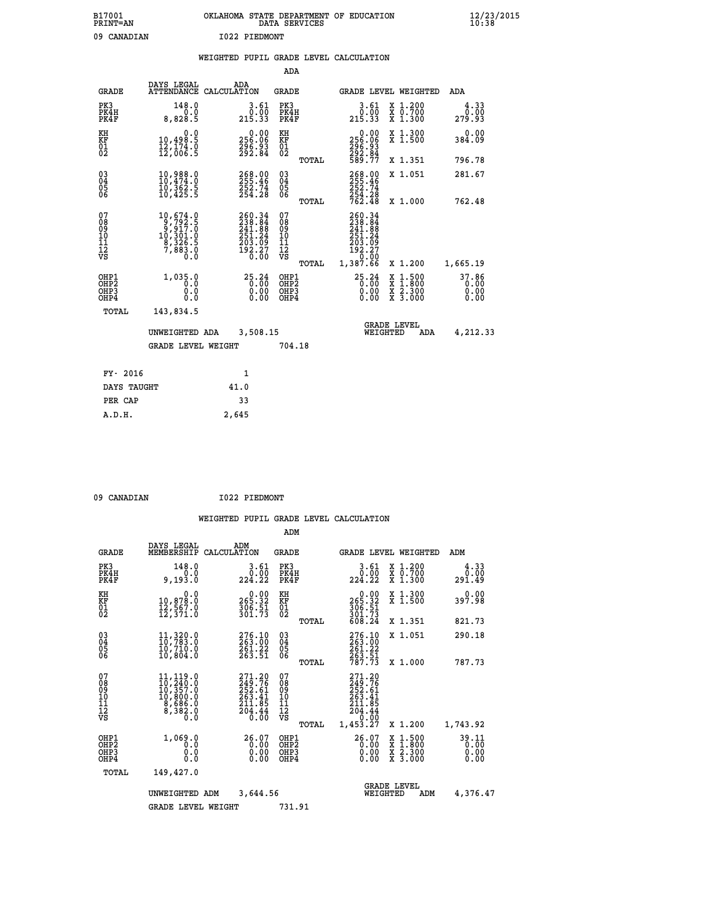B17001 OKLAHOMA STATE DEPARTMENT OF EDUCATION 12/23/2015
PRINT=AN DATA SERVICES 10:38

09 CANADIAN I022 PIEDMONT

## WEIGHTED PUPIL GRADE LEVEL CALCULATION

### ADA

| GRADE | DAYS LEGAL ATTENDANCE | ADA CALCULATION | GRADE | | GRADE LEVEL | WEIGHTED | ADA |
|---|---|---|---|---|---|---|---|
| PK3 | 148.0 | 3.61 | PK3 | | 3.61 | X 1.200 | 4.33 |
| PK4H | 0.0 | 0.00 | PK4H | | 0.00 | X 0.700 | 0.00 |
| PK4F | 8,828.5 | 215.33 | PK4F | | 215.33 | X 1.300 | 279.93 |
| KH | 0.0 | 0.00 | KH | | 0.00 | X 1.300 | 0.00 |
| KF | 10,498.5 | 256.06 | KF | | 256.06 | X 1.500 | 384.09 |
| 01 | 12,174.0 | 296.93 | 01 | | 296.93 | | |
| 02 | 12,006.5 | 292.84 | 02 | | 292.84 | | |
| | | | | TOTAL | 589.77 | X 1.351 | 796.78 |
| 03 | 10,988.0 | 268.00 | 03 | | 268.00 | X 1.051 | 281.67 |
| 04 | 10,474.0 | 255.46 | 04 | | 255.46 | | |
| 05 | 10,362.5 | 252.74 | 05 | | 252.74 | | |
| 06 | 10,425.5 | 254.28 | 06 | | 254.28 | | |
| | | | | TOTAL | 762.48 | X 1.000 | 762.48 |
| 07 | 10,674.0 | 260.34 | 07 | | 260.34 | | |
| 08 | 9,792.5 | 238.84 | 08 | | 238.84 | | |
| 09 | 9,917.0 | 241.88 | 09 | | 241.88 | | |
| 10 | 10,301.0 | 251.24 | 10 | | 251.24 | | |
| 11 | 8,326.5 | 203.09 | 11 | | 203.09 | | |
| 12 | 7,883.0 | 192.27 | 12 | | 192.27 | | |
| VS | 0.0 | 0.00 | VS | | 0.00 | | |
| | | | | TOTAL | 1,387.66 | X 1.200 | 1,665.19 |
| OHP1 | 1,035.0 | 25.24 | OHP1 | | 25.24 | X 1.500 | 37.86 |
| OHP2 | 0.0 | 0.00 | OHP2 | | 0.00 | X 1.800 | 0.00 |
| OHP3 | 0.0 | 0.00 | OHP3 | | 0.00 | X 2.300 | 0.00 |
| OHP4 | 0.0 | 0.00 | OHP4 | | 0.00 | X 3.000 | 0.00 |
| TOTAL | 143,834.5 | | | | | | |

UNWEIGHTED ADA 3,508.15 GRADE LEVEL WEIGHTED ADA 4,212.33

GRADE LEVEL WEIGHT 704.18

| FY- 2016 | 1 |
|---|---|
| DAYS TAUGHT | 41.0 |
| PER CAP | 33 |
| A.D.H. | 2,645 |

09 CANADIAN I022 PIEDMONT

## WEIGHTED PUPIL GRADE LEVEL CALCULATION

### ADM

| GRADE | DAYS LEGAL MEMBERSHIP | ADM CALCULATION | GRADE | | GRADE LEVEL | WEIGHTED | ADM |
|---|---|---|---|---|---|---|---|
| PK3 | 148.0 | 3.61 | PK3 | | 3.61 | X 1.200 | 4.33 |
| PK4H | 0.0 | 0.00 | PK4H | | 0.00 | X 0.700 | 0.00 |
| PK4F | 9,193.0 | 224.22 | PK4F | | 224.22 | X 1.300 | 291.49 |
| KH | 0.0 | 0.00 | KH | | 0.00 | X 1.300 | 0.00 |
| KF | 10,878.0 | 265.32 | KF | | 265.32 | X 1.500 | 397.98 |
| 01 | 12,567.0 | 306.51 | 01 | | 306.51 | | |
| 02 | 12,371.0 | 301.73 | 02 | | 301.73 | | |
| | | | | TOTAL | 608.24 | X 1.351 | 821.73 |
| 03 | 11,320.0 | 276.10 | 03 | | 276.10 | X 1.051 | 290.18 |
| 04 | 10,783.0 | 263.00 | 04 | | 263.00 | | |
| 05 | 10,710.0 | 261.22 | 05 | | 261.22 | | |
| 06 | 10,804.0 | 263.51 | 06 | | 263.51 | | |
| | | | | TOTAL | 787.73 | X 1.000 | 787.73 |
| 07 | 11,119.0 | 271.20 | 07 | | 271.20 | | |
| 08 | 10,240.0 | 249.76 | 08 | | 249.76 | | |
| 09 | 10,357.0 | 252.61 | 09 | | 252.61 | | |
| 10 | 10,800.0 | 263.41 | 10 | | 263.41 | | |
| 11 | 8,686.0 | 211.85 | 11 | | 211.85 | | |
| 12 | 8,382.0 | 204.44 | 12 | | 204.44 | | |
| VS | 0.0 | 0.00 | VS | | 0.00 | | |
| | | | | TOTAL | 1,453.27 | X 1.200 | 1,743.92 |
| OHP1 | 1,069.0 | 26.07 | OHP1 | | 26.07 | X 1.500 | 39.11 |
| OHP2 | 0.0 | 0.00 | OHP2 | | 0.00 | X 1.800 | 0.00 |
| OHP3 | 0.0 | 0.00 | OHP3 | | 0.00 | X 2.300 | 0.00 |
| OHP4 | 0.0 | 0.00 | OHP4 | | 0.00 | X 3.000 | 0.00 |
| TOTAL | 149,427.0 | | | | | | |

UNWEIGHTED ADM 3,644.56 GRADE LEVEL WEIGHTED ADM 4,376.47

GRADE LEVEL WEIGHT 731.91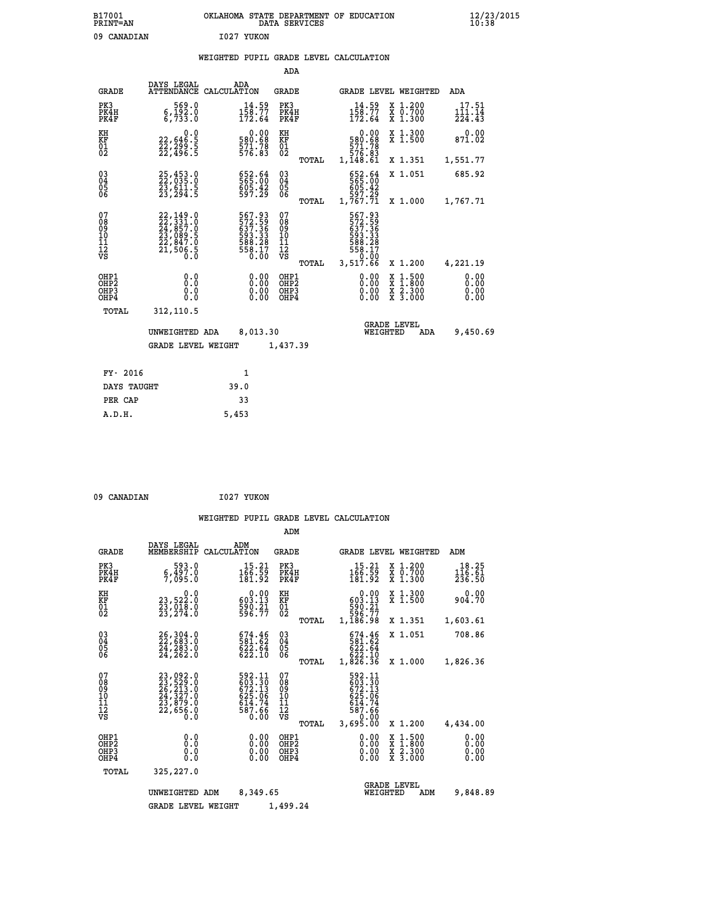B17001 OKLAHOMA STATE DEPARTMENT OF EDUCATION 12/23/2015
PRINT=AN DATA SERVICES 10:38

09 CANADIAN I027 YUKON

WEIGHTED PUPIL GRADE LEVEL CALCULATION

ADA

| GRADE | DAYS LEGAL ATTENDANCE | ADA CALCULATION | GRADE | | GRADE LEVEL | WEIGHTED | ADA |
|---|---|---|---|---|---|---|---|
| PK3 | 569.0 | 14.59 | PK3 | | 14.59 | X 1.200 | 17.51 |
| PK4H | 6,192.0 | 158.77 | PK4H | | 158.77 | X 0.700 | 111.14 |
| PK4F | 6,733.0 | 172.64 | PK4F | | 172.64 | X 1.300 | 224.43 |
| KH | 0.0 | 0.00 | KH | | 0.00 | X 1.300 | 0.00 |
| KF | 22,646.5 | 580.68 | KF | | 580.68 | X 1.500 | 871.02 |
| 01 | 22,299.5 | 571.78 | 01 | | 571.78 | | |
| 02 | 22,496.5 | 576.83 | 02 | | 576.83 | | |
| | | | | TOTAL | 1,148.61 | X 1.351 | 1,551.77 |
| 03 | 25,453.0 | 652.64 | 03 | | 652.64 | X 1.051 | 685.92 |
| 04 | 22,035.0 | 565.00 | 04 | | 565.00 | | |
| 05 | 23,611.5 | 605.42 | 05 | | 605.42 | | |
| 06 | 23,294.5 | 597.29 | 06 | | 597.29 | | |
| | | | | TOTAL | 1,767.71 | X 1.000 | 1,767.71 |
| 07 | 22,149.0 | 567.93 | 07 | | 567.93 | | |
| 08 | 22,331.0 | 572.59 | 08 | | 572.59 | | |
| 09 | 24,857.0 | 637.36 | 09 | | 637.36 | | |
| 10 | 23,089.5 | 593.33 | 10 | | 593.33 | | |
| 11 | 22,847.0 | 588.28 | 11 | | 588.28 | | |
| 12 | 21,506.5 | 558.17 | 12 | | 558.17 | | |
| VS | 0.0 | 0.00 | VS | | 0.00 | | |
| | | | | TOTAL | 3,517.66 | X 1.200 | 4,221.19 |
| OHP1 | 0.0 | 0.00 | OHP1 | | 0.00 | X 1.500 | 0.00 |
| OHP2 | 0.0 | 0.00 | OHP2 | | 0.00 | X 1.800 | 0.00 |
| OHP3 | 0.0 | 0.00 | OHP3 | | 0.00 | X 2.300 | 0.00 |
| OHP4 | 0.0 | 0.00 | OHP4 | | 0.00 | X 3.000 | 0.00 |
| TOTAL | 312,110.5 | | | | | | |

UNWEIGHTED ADA 8,013.30 GRADE LEVEL WEIGHTED ADA 9,450.69

GRADE LEVEL WEIGHT 1,437.39

| FY- 2016 | 1 |
|---|---|
| DAYS TAUGHT | 39.0 |
| PER CAP | 33 |
| A.D.H. | 5,453 |

09 CANADIAN I027 YUKON

WEIGHTED PUPIL GRADE LEVEL CALCULATION

ADM

| GRADE | DAYS LEGAL MEMBERSHIP | ADM CALCULATION | GRADE | | GRADE LEVEL | WEIGHTED | ADM |
|---|---|---|---|---|---|---|---|
| PK3 | 593.0 | 15.21 | PK3 | | 15.21 | X 1.200 | 18.25 |
| PK4H | 6,497.0 | 166.59 | PK4H | | 166.59 | X 0.700 | 116.61 |
| PK4F | 7,095.0 | 181.92 | PK4F | | 181.92 | X 1.300 | 236.50 |
| KH | 0.0 | 0.00 | KH | | 0.00 | X 1.300 | 0.00 |
| KF | 23,522.0 | 603.13 | KF | | 603.13 | X 1.500 | 904.70 |
| 01 | 23,018.0 | 590.21 | 01 | | 590.21 | | |
| 02 | 23,274.0 | 596.77 | 02 | | 596.77 | | |
| | | | | TOTAL | 1,186.98 | X 1.351 | 1,603.61 |
| 03 | 26,304.0 | 674.46 | 03 | | 674.46 | X 1.051 | 708.86 |
| 04 | 22,683.0 | 581.62 | 04 | | 581.62 | | |
| 05 | 24,283.0 | 622.64 | 05 | | 622.64 | | |
| 06 | 24,262.0 | 622.10 | 06 | | 622.10 | | |
| | | | | TOTAL | 1,826.36 | X 1.000 | 1,826.36 |
| 07 | 23,092.0 | 592.11 | 07 | | 592.11 | | |
| 08 | 23,529.0 | 603.30 | 08 | | 603.30 | | |
| 09 | 26,213.0 | 672.13 | 09 | | 672.13 | | |
| 10 | 24,327.0 | 625.06 | 10 | | 625.06 | | |
| 11 | 23,879.0 | 614.74 | 11 | | 614.74 | | |
| 12 | 22,656.0 | 587.66 | 12 | | 587.66 | | |
| VS | 0.0 | 0.00 | VS | | 0.00 | | |
| | | | | TOTAL | 3,695.00 | X 1.200 | 4,434.00 |
| OHP1 | 0.0 | 0.00 | OHP1 | | 0.00 | X 1.500 | 0.00 |
| OHP2 | 0.0 | 0.00 | OHP2 | | 0.00 | X 1.800 | 0.00 |
| OHP3 | 0.0 | 0.00 | OHP3 | | 0.00 | X 2.300 | 0.00 |
| OHP4 | 0.0 | 0.00 | OHP4 | | 0.00 | X 3.000 | 0.00 |
| TOTAL | 325,227.0 | | | | | | |

UNWEIGHTED ADM 8,349.65 GRADE LEVEL WEIGHTED ADM 9,848.89

GRADE LEVEL WEIGHT 1,499.24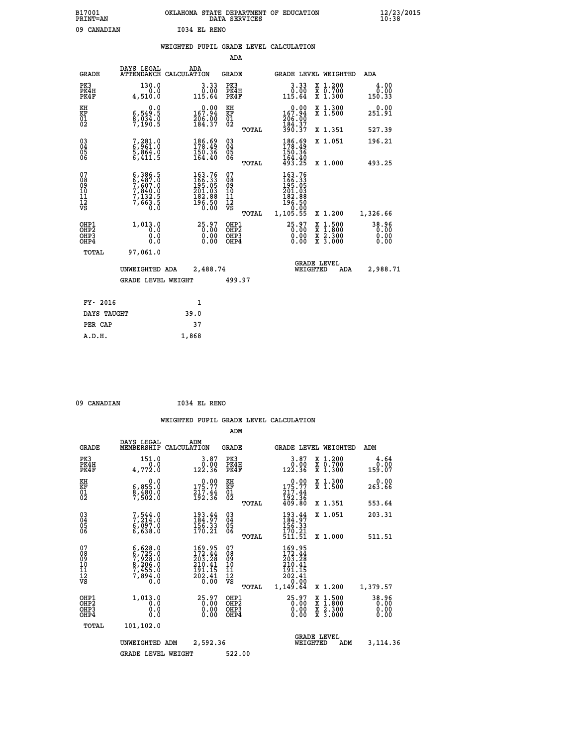B17001 OKLAHOMA STATE DEPARTMENT OF EDUCATION 12/23/2015
PRINT=AN DATA SERVICES 10:38

09 CANADIAN I034 EL RENO

## WEIGHTED PUPIL GRADE LEVEL CALCULATION

### ADA

| GRADE | DAYS LEGAL ATTENDANCE | ADA CALCULATION | GRADE | | GRADE LEVEL | WEIGHTED | ADA |
|---|---|---|---|---|---|---|---|
| PK3 | 130.0 | 3.33 | PK3 | | 3.33 | X 1.200 | 4.00 |
| PK4H | 0.0 | 0.00 | PK4H | | 0.00 | X 0.700 | 0.00 |
| PK4F | 4,510.0 | 115.64 | PK4F | | 115.64 | X 1.300 | 150.33 |
| KH | 0.0 | 0.00 | KH | | 0.00 | X 1.300 | 0.00 |
| KF | 6,549.5 | 167.94 | KF | | 167.94 | X 1.500 | 251.91 |
| 01 | 8,034.0 | 206.00 | 01 | | 206.00 | | |
| 02 | 7,190.5 | 184.37 | 02 | | 184.37 | | |
| | | | | TOTAL | 390.37 | X 1.351 | 527.39 |
| 03 | 7,281.0 | 186.69 | 03 | | 186.69 | X 1.051 | 196.21 |
| 04 | 6,961.0 | 178.49 | 04 | | 178.49 | | |
| 05 | 5,864.0 | 150.36 | 05 | | 150.36 | | |
| 06 | 6,411.5 | 164.40 | 06 | | 164.40 | | |
| | | | | TOTAL | 493.25 | X 1.000 | 493.25 |
| 07 | 6,386.5 | 163.76 | 07 | | 163.76 | | |
| 08 | 6,487.0 | 166.33 | 08 | | 166.33 | | |
| 09 | 7,607.0 | 195.05 | 09 | | 195.05 | | |
| 10 | 7,840.0 | 201.03 | 10 | | 201.03 | | |
| 11 | 7,132.5 | 182.88 | 11 | | 182.88 | | |
| 12 | 7,663.5 | 196.50 | 12 | | 196.50 | | |
| VS | 0.0 | 0.00 | VS | | 0.00 | | |
| | | | | TOTAL | 1,105.55 | X 1.200 | 1,326.66 |
| OHP1 | 1,013.0 | 25.97 | OHP1 | | 25.97 | X 1.500 | 38.96 |
| OHP2 | 0.0 | 0.00 | OHP2 | | 0.00 | X 1.800 | 0.00 |
| OHP3 | 0.0 | 0.00 | OHP3 | | 0.00 | X 2.300 | 0.00 |
| OHP4 | 0.0 | 0.00 | OHP4 | | 0.00 | X 3.000 | 0.00 |
| TOTAL | 97,061.0 | | | | | | |

UNWEIGHTED ADA 2,488.74 — GRADE LEVEL WEIGHTED ADA 2,988.71

GRADE LEVEL WEIGHT 499.97

| | |
|---|---|
| FY- 2016 | 1 |
| DAYS TAUGHT | 39.0 |
| PER CAP | 37 |
| A.D.H. | 1,868 |

09 CANADIAN I034 EL RENO

## WEIGHTED PUPIL GRADE LEVEL CALCULATION

### ADM

| GRADE | DAYS LEGAL MEMBERSHIP | ADM CALCULATION | GRADE | | GRADE LEVEL | WEIGHTED | ADM |
|---|---|---|---|---|---|---|---|
| PK3 | 151.0 | 3.87 | PK3 | | 3.87 | X 1.200 | 4.64 |
| PK4H | 0.0 | 0.00 | PK4H | | 0.00 | X 0.700 | 0.00 |
| PK4F | 4,772.0 | 122.36 | PK4F | | 122.36 | X 1.300 | 159.07 |
| KH | 0.0 | 0.00 | KH | | 0.00 | X 1.300 | 0.00 |
| KF | 6,855.0 | 175.77 | KF | | 175.77 | X 1.500 | 263.66 |
| 01 | 8,480.0 | 217.44 | 01 | | 217.44 | | |
| 02 | 7,502.0 | 192.36 | 02 | | 192.36 | | |
| | | | | TOTAL | 409.80 | X 1.351 | 553.64 |
| 03 | 7,544.0 | 193.44 | 03 | | 193.44 | X 1.051 | 203.31 |
| 04 | 7,214.0 | 184.97 | 04 | | 184.97 | | |
| 05 | 6,097.0 | 156.33 | 05 | | 156.33 | | |
| 06 | 6,638.0 | 170.21 | 06 | | 170.21 | | |
| | | | | TOTAL | 511.51 | X 1.000 | 511.51 |
| 07 | 6,628.0 | 169.95 | 07 | | 169.95 | | |
| 08 | 6,725.0 | 172.44 | 08 | | 172.44 | | |
| 09 | 7,928.0 | 203.28 | 09 | | 203.28 | | |
| 10 | 8,206.0 | 210.41 | 10 | | 210.41 | | |
| 11 | 7,455.0 | 191.15 | 11 | | 191.15 | | |
| 12 | 7,894.0 | 202.41 | 12 | | 202.41 | | |
| VS | 0.0 | 0.00 | VS | | 0.00 | | |
| | | | | TOTAL | 1,149.64 | X 1.200 | 1,379.57 |
| OHP1 | 1,013.0 | 25.97 | OHP1 | | 25.97 | X 1.500 | 38.96 |
| OHP2 | 0.0 | 0.00 | OHP2 | | 0.00 | X 1.800 | 0.00 |
| OHP3 | 0.0 | 0.00 | OHP3 | | 0.00 | X 2.300 | 0.00 |
| OHP4 | 0.0 | 0.00 | OHP4 | | 0.00 | X 3.000 | 0.00 |
| TOTAL | 101,102.0 | | | | | | |

UNWEIGHTED ADM 2,592.36 — GRADE LEVEL WEIGHTED ADM 3,114.36

GRADE LEVEL WEIGHT 522.00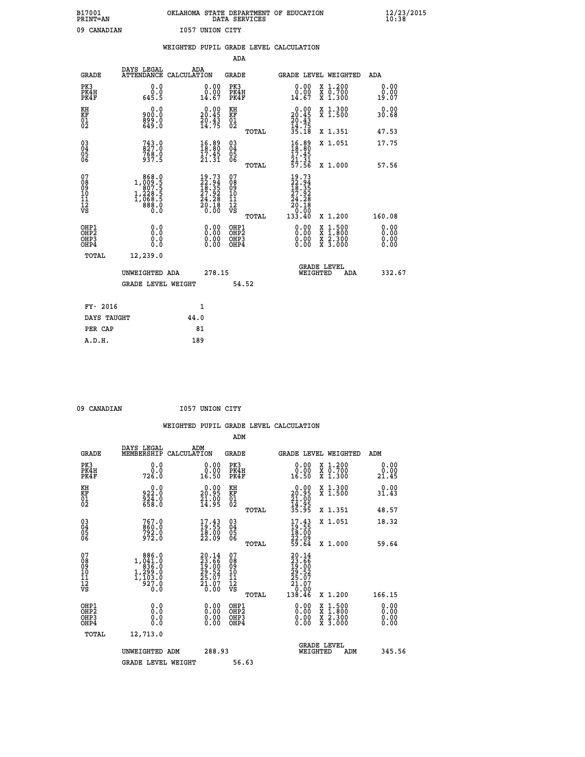B17001
PRINT=AN

OKLAHOMA STATE DEPARTMENT OF EDUCATION
DATA SERVICES

12/23/2015
10:38

09 CANADIAN    I057 UNION CITY

WEIGHTED PUPIL GRADE LEVEL CALCULATION

ADA

| GRADE | DAYS LEGAL ATTENDANCE | ADA CALCULATION | GRADE | GRADE LEVEL | WEIGHTED | ADA |
|---|---|---|---|---|---|---|
| PK3 | 0.0 | 0.00 | PK3 | 0.00 | X 1.200 | 0.00 |
| PK4H | 0.0 | 0.00 | PK4H | 0.00 | X 0.700 | 0.00 |
| PK4F | 645.5 | 14.67 | PK4F | 14.67 | X 1.300 | 19.07 |
| KH | 0.0 | 0.00 | KH | 0.00 | X 1.300 | 0.00 |
| KF | 900.0 | 20.45 | KF | 20.45 | X 1.500 | 30.68 |
| 01 | 899.0 | 20.43 | 01 | 20.43 | | |
| 02 | 649.0 | 14.75 | 02 | 14.75 | | |
| | | | TOTAL | 35.18 | X 1.351 | 47.53 |
| 03 | 743.0 | 16.89 | 03 | 16.89 | X 1.051 | 17.75 |
| 04 | 827.0 | 18.80 | 04 | 18.80 | | |
| 05 | 768.0 | 17.45 | 05 | 17.45 | | |
| 06 | 937.5 | 21.31 | 06 | 21.31 | | |
| | | | TOTAL | 57.56 | X 1.000 | 57.56 |
| 07 | 868.0 | 19.73 | 07 | 19.73 | | |
| 08 | 1,009.5 | 22.94 | 08 | 22.94 | | |
| 09 | 807.5 | 18.35 | 09 | 18.35 | | |
| 10 | 1,228.5 | 27.92 | 10 | 27.92 | | |
| 11 | 1,068.5 | 24.28 | 11 | 24.28 | | |
| 12 | 888.0 | 20.18 | 12 | 20.18 | | |
| VS | 0.0 | 0.00 | VS | 0.00 | | |
| | | | TOTAL | 133.40 | X 1.200 | 160.08 |
| OHP1 | 0.0 | 0.00 | OHP1 | 0.00 | X 1.500 | 0.00 |
| OHP2 | 0.0 | 0.00 | OHP2 | 0.00 | X 1.800 | 0.00 |
| OHP3 | 0.0 | 0.00 | OHP3 | 0.00 | X 2.300 | 0.00 |
| OHP4 | 0.0 | 0.00 | OHP4 | 0.00 | X 3.000 | 0.00 |
| TOTAL | 12,239.0 | | | | | |

UNWEIGHTED ADA 278.15    GRADE LEVEL WEIGHTED ADA 332.67

GRADE LEVEL WEIGHT 54.52

| | |
|---|---|
| FY- 2016 | 1 |
| DAYS TAUGHT | 44.0 |
| PER CAP | 81 |
| A.D.H. | 189 |

09 CANADIAN    I057 UNION CITY

WEIGHTED PUPIL GRADE LEVEL CALCULATION

ADM

| GRADE | DAYS LEGAL MEMBERSHIP | ADM CALCULATION | GRADE | GRADE LEVEL | WEIGHTED | ADM |
|---|---|---|---|---|---|---|
| PK3 | 0.0 | 0.00 | PK3 | 0.00 | X 1.200 | 0.00 |
| PK4H | 0.0 | 0.00 | PK4H | 0.00 | X 0.700 | 0.00 |
| PK4F | 726.0 | 16.50 | PK4F | 16.50 | X 1.300 | 21.45 |
| KH | 0.0 | 0.00 | KH | 0.00 | X 1.300 | 0.00 |
| KF | 922.0 | 20.95 | KF | 20.95 | X 1.500 | 31.43 |
| 01 | 924.0 | 21.00 | 01 | 21.00 | | |
| 02 | 658.0 | 14.95 | 02 | 14.95 | | |
| | | | TOTAL | 35.95 | X 1.351 | 48.57 |
| 03 | 767.0 | 17.43 | 03 | 17.43 | X 1.051 | 18.32 |
| 04 | 860.0 | 19.55 | 04 | 19.55 | | |
| 05 | 792.0 | 18.00 | 05 | 18.00 | | |
| 06 | 972.0 | 22.09 | 06 | 22.09 | | |
| | | | TOTAL | 59.64 | X 1.000 | 59.64 |
| 07 | 886.0 | 20.14 | 07 | 20.14 | | |
| 08 | 1,041.0 | 23.66 | 08 | 23.66 | | |
| 09 | 836.0 | 19.00 | 09 | 19.00 | | |
| 10 | 1,299.0 | 29.52 | 10 | 29.52 | | |
| 11 | 1,103.0 | 25.07 | 11 | 25.07 | | |
| 12 | 927.0 | 21.07 | 12 | 21.07 | | |
| VS | 0.0 | 0.00 | VS | 0.00 | | |
| | | | TOTAL | 138.46 | X 1.200 | 166.15 |
| OHP1 | 0.0 | 0.00 | OHP1 | 0.00 | X 1.500 | 0.00 |
| OHP2 | 0.0 | 0.00 | OHP2 | 0.00 | X 1.800 | 0.00 |
| OHP3 | 0.0 | 0.00 | OHP3 | 0.00 | X 2.300 | 0.00 |
| OHP4 | 0.0 | 0.00 | OHP4 | 0.00 | X 3.000 | 0.00 |
| TOTAL | 12,713.0 | | | | | |

UNWEIGHTED ADM 288.93    GRADE LEVEL WEIGHTED ADM 345.56

GRADE LEVEL WEIGHT 56.63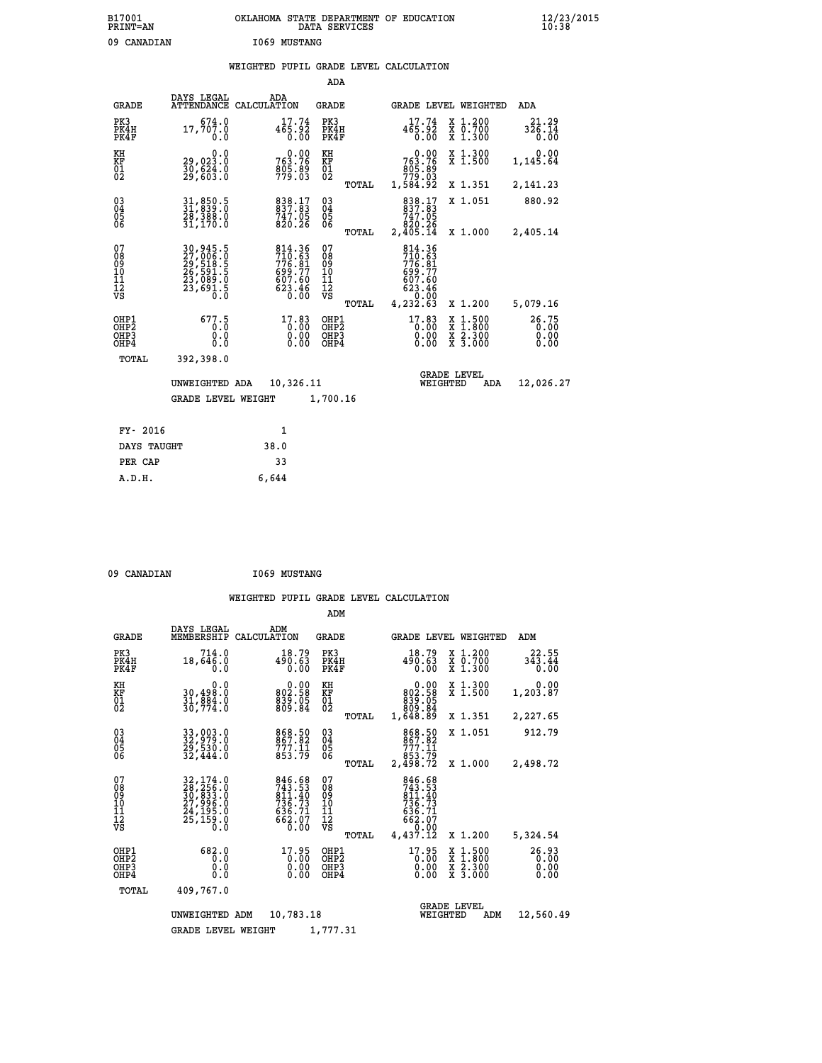B17001 OKLAHOMA STATE DEPARTMENT OF EDUCATION 12/23/2015
PRINT=AN DATA SERVICES 10:38

09 CANADIAN I069 MUSTANG

## WEIGHTED PUPIL GRADE LEVEL CALCULATION

### ADA

| GRADE | DAYS LEGAL ATTENDANCE | ADA CALCULATION | GRADE | | GRADE LEVEL | WEIGHTED | ADA |
|---|---|---|---|---|---|---|---|
| PK3 | 674.0 | 17.74 | PK3 | | 17.74 | X 1.200 | 21.29 |
| PK4H | 17,707.0 | 465.92 | PK4H | | 465.92 | X 0.700 | 326.14 |
| PK4F | 0.0 | 0.00 | PK4F | | 0.00 | X 1.300 | 0.00 |
| KH | 0.0 | 0.00 | KH | | 0.00 | X 1.300 | 0.00 |
| KF | 29,023.0 | 763.76 | KF | | 763.76 | X 1.500 | 1,145.64 |
| 01 | 30,624.0 | 805.89 | 01 | | 805.89 | | |
| 02 | 29,603.0 | 779.03 | 02 | | 779.03 | | |
| | | | | TOTAL | 1,584.92 | X 1.351 | 2,141.23 |
| 03 | 31,850.5 | 838.17 | 03 | | 838.17 | X 1.051 | 880.92 |
| 04 | 31,839.0 | 837.83 | 04 | | 837.83 | | |
| 05 | 28,388.0 | 747.05 | 05 | | 747.05 | | |
| 06 | 31,170.0 | 820.26 | 06 | | 820.26 | | |
| | | | | TOTAL | 2,405.14 | X 1.000 | 2,405.14 |
| 07 | 30,945.5 | 814.36 | 07 | | 814.36 | | |
| 08 | 27,006.0 | 710.63 | 08 | | 710.63 | | |
| 09 | 29,518.5 | 776.81 | 09 | | 776.81 | | |
| 10 | 26,591.5 | 699.77 | 10 | | 699.77 | | |
| 11 | 23,089.0 | 607.60 | 11 | | 607.60 | | |
| 12 | 23,691.5 | 623.46 | 12 | | 623.46 | | |
| VS | 0.0 | 0.00 | VS | | 0.00 | | |
| | | | | TOTAL | 4,232.63 | X 1.200 | 5,079.16 |
| OHP1 | 677.5 | 17.83 | OHP1 | | 17.83 | X 1.500 | 26.75 |
| OHP2 | 0.0 | 0.00 | OHP2 | | 0.00 | X 1.800 | 0.00 |
| OHP3 | 0.0 | 0.00 | OHP3 | | 0.00 | X 2.300 | 0.00 |
| OHP4 | 0.0 | 0.00 | OHP4 | | 0.00 | X 3.000 | 0.00 |
| TOTAL | 392,398.0 | | | | | | |

UNWEIGHTED ADA 10,326.11 GRADE LEVEL WEIGHTED ADA 12,026.27

GRADE LEVEL WEIGHT 1,700.16

| FY- 2016 | 1 |
|---|---|
| DAYS TAUGHT | 38.0 |
| PER CAP | 33 |
| A.D.H. | 6,644 |

09 CANADIAN I069 MUSTANG

## WEIGHTED PUPIL GRADE LEVEL CALCULATION

### ADM

| GRADE | DAYS LEGAL MEMBERSHIP | ADM CALCULATION | GRADE | | GRADE LEVEL | WEIGHTED | ADM |
|---|---|---|---|---|---|---|---|
| PK3 | 714.0 | 18.79 | PK3 | | 18.79 | X 1.200 | 22.55 |
| PK4H | 18,646.0 | 490.63 | PK4H | | 490.63 | X 0.700 | 343.44 |
| PK4F | 0.0 | 0.00 | PK4F | | 0.00 | X 1.300 | 0.00 |
| KH | 0.0 | 0.00 | KH | | 0.00 | X 1.300 | 0.00 |
| KF | 30,498.0 | 802.58 | KF | | 802.58 | X 1.500 | 1,203.87 |
| 01 | 31,884.0 | 839.05 | 01 | | 839.05 | | |
| 02 | 30,774.0 | 809.84 | 02 | | 809.84 | | |
| | | | | TOTAL | 1,648.89 | X 1.351 | 2,227.65 |
| 03 | 33,003.0 | 868.50 | 03 | | 868.50 | X 1.051 | 912.79 |
| 04 | 32,979.0 | 867.82 | 04 | | 867.82 | | |
| 05 | 29,530.0 | 777.11 | 05 | | 777.11 | | |
| 06 | 32,444.0 | 853.79 | 06 | | 853.79 | | |
| | | | | TOTAL | 2,498.72 | X 1.000 | 2,498.72 |
| 07 | 32,174.0 | 846.68 | 07 | | 846.68 | | |
| 08 | 28,256.0 | 743.53 | 08 | | 743.53 | | |
| 09 | 30,833.0 | 811.40 | 09 | | 811.40 | | |
| 10 | 27,996.0 | 736.73 | 10 | | 736.73 | | |
| 11 | 24,195.0 | 636.71 | 11 | | 636.71 | | |
| 12 | 25,159.0 | 662.07 | 12 | | 662.07 | | |
| VS | 0.0 | 0.00 | VS | | 0.00 | | |
| | | | | TOTAL | 4,437.12 | X 1.200 | 5,324.54 |
| OHP1 | 682.0 | 17.95 | OHP1 | | 17.95 | X 1.500 | 26.93 |
| OHP2 | 0.0 | 0.00 | OHP2 | | 0.00 | X 1.800 | 0.00 |
| OHP3 | 0.0 | 0.00 | OHP3 | | 0.00 | X 2.300 | 0.00 |
| OHP4 | 0.0 | 0.00 | OHP4 | | 0.00 | X 3.000 | 0.00 |
| TOTAL | 409,767.0 | | | | | | |

UNWEIGHTED ADM 10,783.18 GRADE LEVEL WEIGHTED ADM 12,560.49

GRADE LEVEL WEIGHT 1,777.31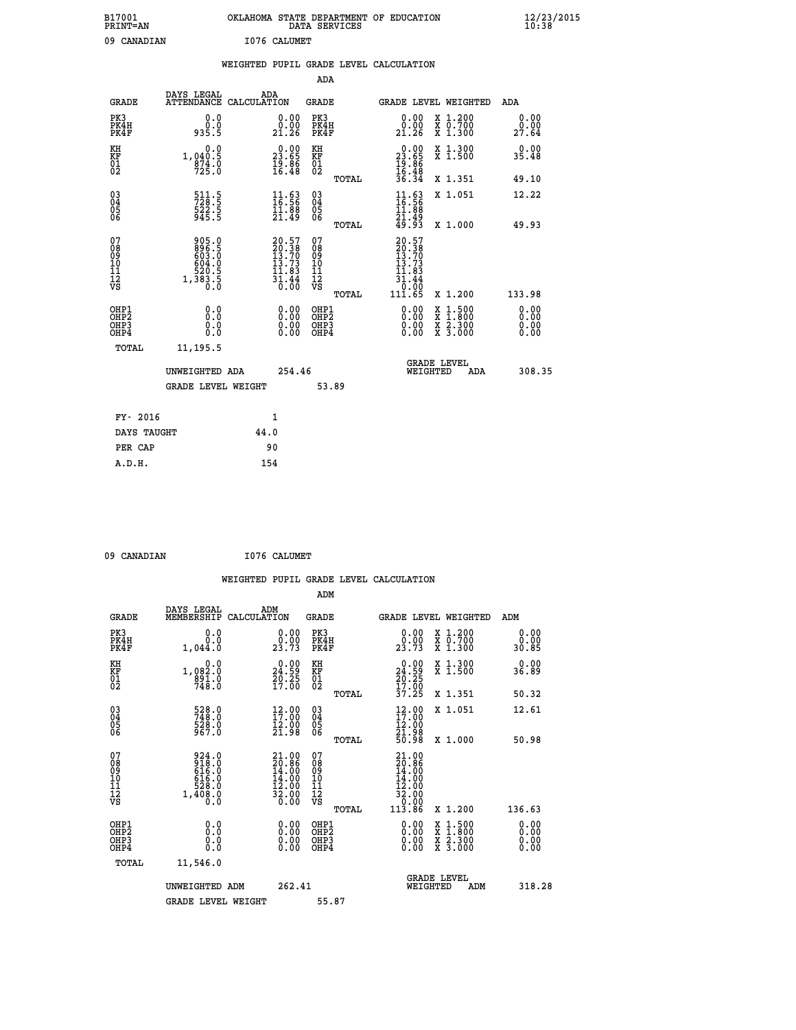B17001 OKLAHOMA STATE DEPARTMENT OF EDUCATION 12/23/2015
PRINT=AN DATA SERVICES 10:38

09 CANADIAN I076 CALUMET

WEIGHTED PUPIL GRADE LEVEL CALCULATION

ADA

| GRADE | DAYS LEGAL ATTENDANCE | ADA CALCULATION | GRADE | | GRADE LEVEL | WEIGHTED | ADA |
|---|---|---|---|---|---|---|---|
| PK3 | 0.0 | 0.00 | PK3 | | 0.00 | X 1.200 | 0.00 |
| PK4H | 0.0 | 0.00 | PK4H | | 0.00 | X 0.700 | 0.00 |
| PK4F | 935.5 | 21.26 | PK4F | | 21.26 | X 1.300 | 27.64 |
| KH | 0.0 | 0.00 | KH | | 0.00 | X 1.300 | 0.00 |
| KF | 1,040.5 | 23.65 | KF | | 23.65 | X 1.500 | 35.48 |
| 01 | 874.0 | 19.86 | 01 | | 19.86 | | |
| 02 | 725.0 | 16.48 | 02 | | 16.48 | | |
| | | | | TOTAL | 36.34 | X 1.351 | 49.10 |
| 03 | 511.5 | 11.63 | 03 | | 11.63 | X 1.051 | 12.22 |
| 04 | 728.5 | 16.56 | 04 | | 16.56 | | |
| 05 | 522.5 | 11.88 | 05 | | 11.88 | | |
| 06 | 945.5 | 21.49 | 06 | | 21.49 | | |
| | | | | TOTAL | 49.93 | X 1.000 | 49.93 |
| 07 | 905.0 | 20.57 | 07 | | 20.57 | | |
| 08 | 896.5 | 20.38 | 08 | | 20.38 | | |
| 09 | 603.0 | 13.70 | 09 | | 13.70 | | |
| 10 | 604.0 | 13.73 | 10 | | 13.73 | | |
| 11 | 520.5 | 11.83 | 11 | | 11.83 | | |
| 12 | 1,383.5 | 31.44 | 12 | | 31.44 | | |
| VS | 0.0 | 0.00 | VS | | 0.00 | | |
| | | | | TOTAL | 111.65 | X 1.200 | 133.98 |
| OHP1 | 0.0 | 0.00 | OHP1 | | 0.00 | X 1.500 | 0.00 |
| OHP2 | 0.0 | 0.00 | OHP2 | | 0.00 | X 1.800 | 0.00 |
| OHP3 | 0.0 | 0.00 | OHP3 | | 0.00 | X 2.300 | 0.00 |
| OHP4 | 0.0 | 0.00 | OHP4 | | 0.00 | X 3.000 | 0.00 |
| TOTAL | 11,195.5 | | | | | | |

UNWEIGHTED ADA 254.46 GRADE LEVEL WEIGHTED ADA 308.35

GRADE LEVEL WEIGHT 53.89

| FY- 2016 | 1 |
|---|---|
| DAYS TAUGHT | 44.0 |
| PER CAP | 90 |
| A.D.H. | 154 |

09 CANADIAN I076 CALUMET

WEIGHTED PUPIL GRADE LEVEL CALCULATION

ADM

| GRADE | DAYS LEGAL MEMBERSHIP | ADM CALCULATION | GRADE | | GRADE LEVEL | WEIGHTED | ADM |
|---|---|---|---|---|---|---|---|
| PK3 | 0.0 | 0.00 | PK3 | | 0.00 | X 1.200 | 0.00 |
| PK4H | 0.0 | 0.00 | PK4H | | 0.00 | X 0.700 | 0.00 |
| PK4F | 1,044.0 | 23.73 | PK4F | | 23.73 | X 1.300 | 30.85 |
| KH | 0.0 | 0.00 | KH | | 0.00 | X 1.300 | 0.00 |
| KF | 1,082.0 | 24.59 | KF | | 24.59 | X 1.500 | 36.89 |
| 01 | 891.0 | 20.25 | 01 | | 20.25 | | |
| 02 | 748.0 | 17.00 | 02 | | 17.00 | | |
| | | | | TOTAL | 37.25 | X 1.351 | 50.32 |
| 03 | 528.0 | 12.00 | 03 | | 12.00 | X 1.051 | 12.61 |
| 04 | 748.0 | 17.00 | 04 | | 17.00 | | |
| 05 | 528.0 | 12.00 | 05 | | 12.00 | | |
| 06 | 967.0 | 21.98 | 06 | | 21.98 | | |
| | | | | TOTAL | 50.98 | X 1.000 | 50.98 |
| 07 | 924.0 | 21.00 | 07 | | 21.00 | | |
| 08 | 918.0 | 20.86 | 08 | | 20.86 | | |
| 09 | 616.0 | 14.00 | 09 | | 14.00 | | |
| 10 | 616.0 | 14.00 | 10 | | 14.00 | | |
| 11 | 528.0 | 12.00 | 11 | | 12.00 | | |
| 12 | 1,408.0 | 32.00 | 12 | | 32.00 | | |
| VS | 0.0 | 0.00 | VS | | 0.00 | | |
| | | | | TOTAL | 113.86 | X 1.200 | 136.63 |
| OHP1 | 0.0 | 0.00 | OHP1 | | 0.00 | X 1.500 | 0.00 |
| OHP2 | 0.0 | 0.00 | OHP2 | | 0.00 | X 1.800 | 0.00 |
| OHP3 | 0.0 | 0.00 | OHP3 | | 0.00 | X 2.300 | 0.00 |
| OHP4 | 0.0 | 0.00 | OHP4 | | 0.00 | X 3.000 | 0.00 |
| TOTAL | 11,546.0 | | | | | | |

UNWEIGHTED ADM 262.41 GRADE LEVEL WEIGHTED ADM 318.28

GRADE LEVEL WEIGHT 55.87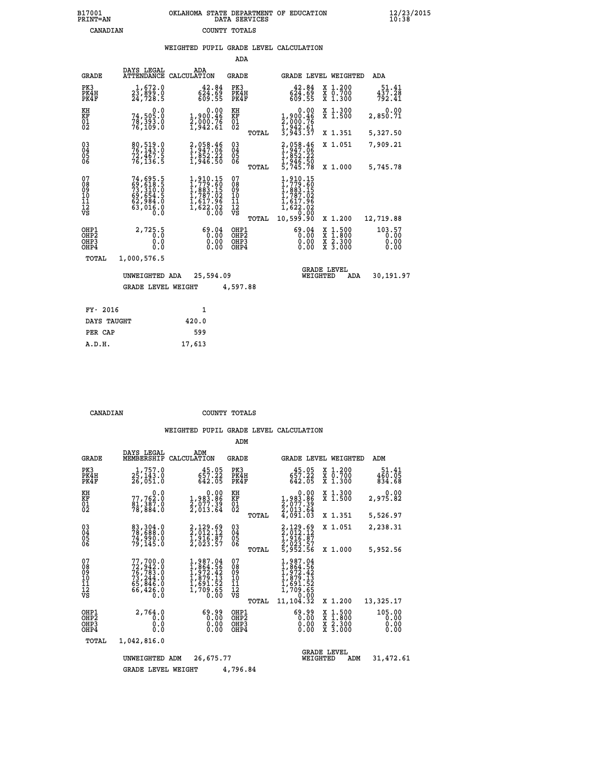B17001
PRINT=AN

OKLAHOMA STATE DEPARTMENT OF EDUCATION
DATA SERVICES

12/23/2015
10:38

CANADIAN                COUNTY TOTALS

WEIGHTED PUPIL GRADE LEVEL CALCULATION

ADA

| GRADE | DAYS LEGAL ATTENDANCE | ADA CALCULATION | GRADE | GRADE LEVEL | WEIGHTED | ADA |
|---|---|---|---|---|---|---|
| PK3 | 1,672.0 | 42.84 | PK3 | 42.84 | X 1.200 | 51.41 |
| PK4H | 23,899.0 | 624.69 | PK4H | 624.69 | X 0.700 | 437.28 |
| PK4F | 24,728.5 | 609.55 | PK4F | 609.55 | X 1.300 | 792.41 |
| KH | 0.0 | 0.00 | KH | 0.00 | X 1.300 | 0.00 |
| KF | 74,505.0 | 1,900.46 | KF | 1,900.46 | X 1.500 | 2,850.71 |
| 01 | 78,393.0 | 2,000.76 | 01 | 2,000.76 | | |
| 02 | 76,109.0 | 1,942.61 | 02 | 1,942.61 | | |
| | | | TOTAL | 3,943.37 | X 1.351 | 5,327.50 |
| 03 | 80,519.0 | 2,058.46 | 03 | 2,058.46 | X 1.051 | 7,909.21 |
| 04 | 76,143.0 | 1,947.06 | 04 | 1,947.06 | | |
| 05 | 72,467.5 | 1,852.22 | 05 | 1,852.22 | | |
| 06 | 76,136.5 | 1,946.50 | 06 | 1,946.50 | | |
| | | | TOTAL | 5,745.78 | X 1.000 | 5,745.78 |
| 07 | 74,695.5 | 1,910.15 | 07 | 1,910.15 | | |
| 08 | 69,618.5 | 1,779.60 | 08 | 1,779.60 | | |
| 09 | 73,310.0 | 1,883.15 | 09 | 1,883.15 | | |
| 10 | 69,654.5 | 1,787.02 | 10 | 1,787.02 | | |
| 11 | 62,984.0 | 1,617.96 | 11 | 1,617.96 | | |
| 12 | 63,016.0 | 1,622.02 | 12 | 1,622.02 | | |
| VS | 0.0 | 0.00 | VS | 0.00 | | |
| | | | TOTAL | 10,599.90 | X 1.200 | 12,719.88 |
| OHP1 | 2,725.5 | 69.04 | OHP1 | 69.04 | X 1.500 | 103.57 |
| OHP2 | 0.0 | 0.00 | OHP2 | 0.00 | X 1.800 | 0.00 |
| OHP3 | 0.0 | 0.00 | OHP3 | 0.00 | X 2.300 | 0.00 |
| OHP4 | 0.0 | 0.00 | OHP4 | 0.00 | X 3.000 | 0.00 |
| TOTAL | 1,000,576.5 | | | | | |

UNWEIGHTED ADA 25,594.09    GRADE LEVEL WEIGHTED ADA 30,191.97

GRADE LEVEL WEIGHT 4,597.88

| FY- 2016 | 1 |
|---|---|
| DAYS TAUGHT | 420.0 |
| PER CAP | 599 |
| A.D.H. | 17,613 |

CANADIAN                COUNTY TOTALS

WEIGHTED PUPIL GRADE LEVEL CALCULATION

ADM

| GRADE | DAYS LEGAL MEMBERSHIP | ADM CALCULATION | GRADE | GRADE LEVEL | WEIGHTED | ADM |
|---|---|---|---|---|---|---|
| PK3 | 1,757.0 | 45.05 | PK3 | 45.05 | X 1.200 | 51.41 |
| PK4H | 25,143.0 | 657.22 | PK4H | 657.22 | X 0.700 | 460.05 |
| PK4F | 26,051.0 | 642.05 | PK4F | 642.05 | X 1.300 | 834.68 |
| KH | 0.0 | 0.00 | KH | 0.00 | X 1.300 | 0.00 |
| KF | 77,762.0 | 1,983.86 | KF | 1,983.86 | X 1.500 | 2,975.82 |
| 01 | 81,387.0 | 2,077.39 | 01 | 2,077.39 | | |
| 02 | 78,884.0 | 2,013.64 | 02 | 2,013.64 | | |
| | | | TOTAL | 4,091.03 | X 1.351 | 5,526.97 |
| 03 | 83,304.0 | 2,129.69 | 03 | 2,129.69 | X 1.051 | 2,238.31 |
| 04 | 78,688.0 | 2,012.12 | 04 | 2,012.12 | | |
| 05 | 74,990.0 | 1,916.87 | 05 | 1,916.87 | | |
| 06 | 79,145.0 | 2,023.57 | 06 | 2,023.57 | | |
| | | | TOTAL | 5,952.56 | X 1.000 | 5,952.56 |
| 07 | 77,700.0 | 1,987.04 | 07 | 1,987.04 | | |
| 08 | 72,942.0 | 1,864.56 | 08 | 1,864.56 | | |
| 09 | 76,783.0 | 1,972.42 | 09 | 1,972.42 | | |
| 10 | 73,244.0 | 1,879.13 | 10 | 1,879.13 | | |
| 11 | 65,846.0 | 1,691.52 | 11 | 1,691.52 | | |
| 12 | 66,426.0 | 1,709.65 | 12 | 1,709.65 | | |
| VS | 0.0 | 0.00 | VS | 0.00 | | |
| | | | TOTAL | 11,104.32 | X 1.200 | 13,325.17 |
| OHP1 | 2,764.0 | 69.99 | OHP1 | 69.99 | X 1.500 | 105.00 |
| OHP2 | 0.0 | 0.00 | OHP2 | 0.00 | X 1.800 | 0.00 |
| OHP3 | 0.0 | 0.00 | OHP3 | 0.00 | X 2.300 | 0.00 |
| OHP4 | 0.0 | 0.00 | OHP4 | 0.00 | X 3.000 | 0.00 |
| TOTAL | 1,042,816.0 | | | | | |

UNWEIGHTED ADM 26,675.77    GRADE LEVEL WEIGHTED ADM 31,472.61

GRADE LEVEL WEIGHT 4,796.84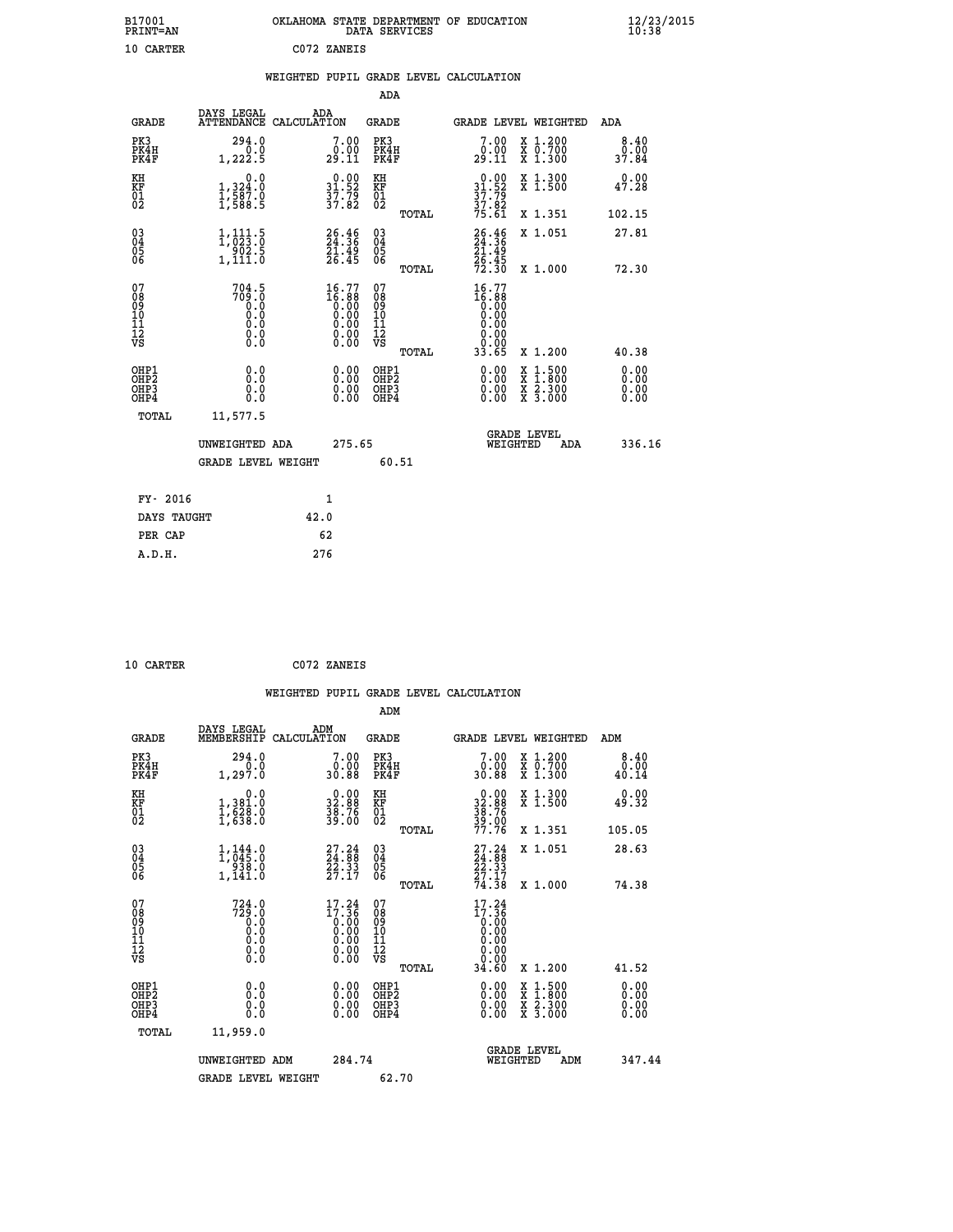B17001 OKLAHOMA STATE DEPARTMENT OF EDUCATION 12/23/2015
PRINT=AN DATA SERVICES 10:38

10 CARTER C072 ZANEIS

WEIGHTED PUPIL GRADE LEVEL CALCULATION

ADA

| GRADE | DAYS LEGAL ATTENDANCE | ADA CALCULATION | GRADE | GRADE LEVEL | WEIGHTED | ADA |
|---|---|---|---|---|---|---|
| PK3 | 294.0 | 7.00 | PK3 | 7.00 | X 1.200 | 8.40 |
| PK4H | 0.0 | 0.00 | PK4H | 0.00 | X 0.700 | 0.00 |
| PK4F | 1,222.5 | 29.11 | PK4F | 29.11 | X 1.300 | 37.84 |
| KH | 0.0 | 0.00 | KH | 0.00 | X 1.300 | 0.00 |
| KF | 1,324.0 | 31.52 | KF | 31.52 | X 1.500 | 47.28 |
| 01 | 1,587.0 | 37.79 | 01 | 37.79 | | |
| 02 | 1,588.5 | 37.82 | 02 | 37.82 | | |
| | | | TOTAL | 75.61 | X 1.351 | 102.15 |
| 03 | 1,111.5 | 26.46 | 03 | 26.46 | X 1.051 | 27.81 |
| 04 | 1,023.0 | 24.36 | 04 | 24.36 | | |
| 05 | 902.5 | 21.49 | 05 | 21.49 | | |
| 06 | 1,111.0 | 26.45 | 06 | 26.45 | | |
| | | | TOTAL | 72.30 | X 1.000 | 72.30 |
| 07 | 704.5 | 16.77 | 07 | 16.77 | | |
| 08 | 709.0 | 16.88 | 08 | 16.88 | | |
| 09 | 0.0 | 0.00 | 09 | 0.00 | | |
| 10 | 0.0 | 0.00 | 10 | 0.00 | | |
| 11 | 0.0 | 0.00 | 11 | 0.00 | | |
| 12 | 0.0 | 0.00 | 12 | 0.00 | | |
| VS | 0.0 | 0.00 | VS | 0.00 | | |
| | | | TOTAL | 33.65 | X 1.200 | 40.38 |
| OHP1 | 0.0 | 0.00 | OHP1 | 0.00 | X 1.500 | 0.00 |
| OHP2 | 0.0 | 0.00 | OHP2 | 0.00 | X 1.800 | 0.00 |
| OHP3 | 0.0 | 0.00 | OHP3 | 0.00 | X 2.300 | 0.00 |
| OHP4 | 0.0 | 0.00 | OHP4 | 0.00 | X 3.000 | 0.00 |
| TOTAL | 11,577.5 | | | | | |

UNWEIGHTED ADA 275.65 GRADE LEVEL WEIGHTED ADA 336.16

GRADE LEVEL WEIGHT 60.51

| FY- 2016 | 1 |
|---|---|
| DAYS TAUGHT | 42.0 |
| PER CAP | 62 |
| A.D.H. | 276 |

10 CARTER C072 ZANEIS

WEIGHTED PUPIL GRADE LEVEL CALCULATION

ADM

| GRADE | DAYS LEGAL MEMBERSHIP | ADM CALCULATION | GRADE | GRADE LEVEL | WEIGHTED | ADM |
|---|---|---|---|---|---|---|
| PK3 | 294.0 | 7.00 | PK3 | 7.00 | X 1.200 | 8.40 |
| PK4H | 0.0 | 0.00 | PK4H | 0.00 | X 0.700 | 0.00 |
| PK4F | 1,297.0 | 30.88 | PK4F | 30.88 | X 1.300 | 40.14 |
| KH | 0.0 | 0.00 | KH | 0.00 | X 1.300 | 0.00 |
| KF | 1,381.0 | 32.88 | KF | 32.88 | X 1.500 | 49.32 |
| 01 | 1,628.0 | 38.76 | 01 | 38.76 | | |
| 02 | 1,638.0 | 39.00 | 02 | 39.00 | | |
| | | | TOTAL | 77.76 | X 1.351 | 105.05 |
| 03 | 1,144.0 | 27.24 | 03 | 27.24 | X 1.051 | 28.63 |
| 04 | 1,045.0 | 24.88 | 04 | 24.88 | | |
| 05 | 938.0 | 22.33 | 05 | 22.33 | | |
| 06 | 1,141.0 | 27.17 | 06 | 27.17 | | |
| | | | TOTAL | 74.38 | X 1.000 | 74.38 |
| 07 | 724.0 | 17.24 | 07 | 17.24 | | |
| 08 | 729.0 | 17.36 | 08 | 17.36 | | |
| 09 | 0.0 | 0.00 | 09 | 0.00 | | |
| 10 | 0.0 | 0.00 | 10 | 0.00 | | |
| 11 | 0.0 | 0.00 | 11 | 0.00 | | |
| 12 | 0.0 | 0.00 | 12 | 0.00 | | |
| VS | 0.0 | 0.00 | VS | 0.00 | | |
| | | | TOTAL | 34.60 | X 1.200 | 41.52 |
| OHP1 | 0.0 | 0.00 | OHP1 | 0.00 | X 1.500 | 0.00 |
| OHP2 | 0.0 | 0.00 | OHP2 | 0.00 | X 1.800 | 0.00 |
| OHP3 | 0.0 | 0.00 | OHP3 | 0.00 | X 2.300 | 0.00 |
| OHP4 | 0.0 | 0.00 | OHP4 | 0.00 | X 3.000 | 0.00 |
| TOTAL | 11,959.0 | | | | | |

UNWEIGHTED ADM 284.74 GRADE LEVEL WEIGHTED ADM 347.44

GRADE LEVEL WEIGHT 62.70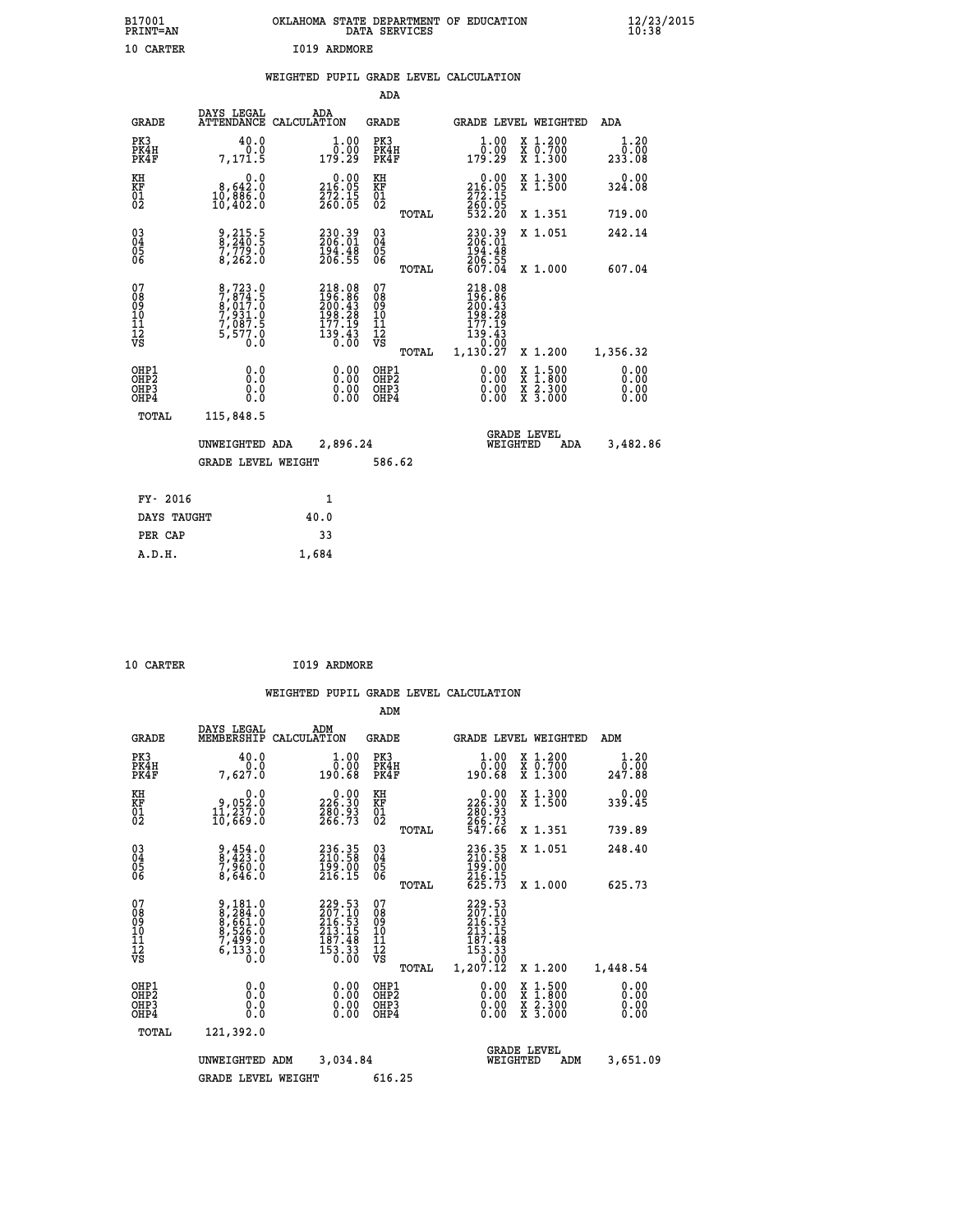B17001 OKLAHOMA STATE DEPARTMENT OF EDUCATION 12/23/2015
PRINT=AN DATA SERVICES 10:38

10 CARTER I019 ARDMORE

## WEIGHTED PUPIL GRADE LEVEL CALCULATION

### ADA

| GRADE | DAYS LEGAL ATTENDANCE | ADA CALCULATION | GRADE | GRADE LEVEL | WEIGHTED | ADA |
|---|---|---|---|---|---|---|
| PK3 | 40.0 | 1.00 | PK3 | 1.00 | X 1.200 | 1.20 |
| PK4H | 0.0 | 0.00 | PK4H | 0.00 | X 0.700 | 0.00 |
| PK4F | 7,171.5 | 179.29 | PK4F | 179.29 | X 1.300 | 233.08 |
| KH | 0.0 | 0.00 | KH | 0.00 | X 1.300 | 0.00 |
| KF | 8,642.0 | 216.05 | KF | 216.05 | X 1.500 | 324.08 |
| 01 | 10,886.0 | 272.15 | 01 | 272.15 | | |
| 02 | 10,402.0 | 260.05 | 02 | 260.05 | | |
| | | | TOTAL | 532.20 | X 1.351 | 719.00 |
| 03 | 9,215.5 | 230.39 | 03 | 230.39 | X 1.051 | 242.14 |
| 04 | 8,240.5 | 206.01 | 04 | 206.01 | | |
| 05 | 7,779.0 | 194.48 | 05 | 194.48 | | |
| 06 | 8,262.0 | 206.55 | 06 | 206.55 | | |
| | | | TOTAL | 607.04 | X 1.000 | 607.04 |
| 07 | 8,723.0 | 218.08 | 07 | 218.08 | | |
| 08 | 7,874.5 | 196.86 | 08 | 196.86 | | |
| 09 | 8,017.0 | 200.43 | 09 | 200.43 | | |
| 10 | 7,931.0 | 198.28 | 10 | 198.28 | | |
| 11 | 7,087.5 | 177.19 | 11 | 177.19 | | |
| 12 | 5,577.0 | 139.43 | 12 | 139.43 | | |
| VS | 0.0 | 0.00 | VS | 0.00 | | |
| | | | TOTAL | 1,130.27 | X 1.200 | 1,356.32 |
| OHP1 | 0.0 | 0.00 | OHP1 | 0.00 | X 1.500 | 0.00 |
| OHP2 | 0.0 | 0.00 | OHP2 | 0.00 | X 1.800 | 0.00 |
| OHP3 | 0.0 | 0.00 | OHP3 | 0.00 | X 2.300 | 0.00 |
| OHP4 | 0.0 | 0.00 | OHP4 | 0.00 | X 3.000 | 0.00 |
| TOTAL | 115,848.5 | | | | | |

UNWEIGHTED ADA 2,896.24 GRADE LEVEL WEIGHTED ADA 3,482.86

GRADE LEVEL WEIGHT 586.62

| FY- 2016 | 1 |
|---|---|
| DAYS TAUGHT | 40.0 |
| PER CAP | 33 |
| A.D.H. | 1,684 |

10 CARTER I019 ARDMORE

## WEIGHTED PUPIL GRADE LEVEL CALCULATION

### ADM

| GRADE | DAYS LEGAL MEMBERSHIP | ADM CALCULATION | GRADE | GRADE LEVEL | WEIGHTED | ADM |
|---|---|---|---|---|---|---|
| PK3 | 40.0 | 1.00 | PK3 | 1.00 | X 1.200 | 1.20 |
| PK4H | 0.0 | 0.00 | PK4H | 0.00 | X 0.700 | 0.00 |
| PK4F | 7,627.0 | 190.68 | PK4F | 190.68 | X 1.300 | 247.88 |
| KH | 0.0 | 0.00 | KH | 0.00 | X 1.300 | 0.00 |
| KF | 9,052.0 | 226.30 | KF | 226.30 | X 1.500 | 339.45 |
| 01 | 11,237.0 | 280.93 | 01 | 280.93 | | |
| 02 | 10,669.0 | 266.73 | 02 | 266.73 | | |
| | | | TOTAL | 547.66 | X 1.351 | 739.89 |
| 03 | 9,454.0 | 236.35 | 03 | 236.35 | X 1.051 | 248.40 |
| 04 | 8,423.0 | 210.58 | 04 | 210.58 | | |
| 05 | 7,960.0 | 199.00 | 05 | 199.00 | | |
| 06 | 8,646.0 | 216.15 | 06 | 216.15 | | |
| | | | TOTAL | 625.73 | X 1.000 | 625.73 |
| 07 | 9,181.0 | 229.53 | 07 | 229.53 | | |
| 08 | 8,284.0 | 207.10 | 08 | 207.10 | | |
| 09 | 8,661.0 | 216.53 | 09 | 216.53 | | |
| 10 | 8,526.0 | 213.15 | 10 | 213.15 | | |
| 11 | 7,499.0 | 187.48 | 11 | 187.48 | | |
| 12 | 6,133.0 | 153.33 | 12 | 153.33 | | |
| VS | 0.0 | 0.00 | VS | 0.00 | | |
| | | | TOTAL | 1,207.12 | X 1.200 | 1,448.54 |
| OHP1 | 0.0 | 0.00 | OHP1 | 0.00 | X 1.500 | 0.00 |
| OHP2 | 0.0 | 0.00 | OHP2 | 0.00 | X 1.800 | 0.00 |
| OHP3 | 0.0 | 0.00 | OHP3 | 0.00 | X 2.300 | 0.00 |
| OHP4 | 0.0 | 0.00 | OHP4 | 0.00 | X 3.000 | 0.00 |
| TOTAL | 121,392.0 | | | | | |

UNWEIGHTED ADM 3,034.84 GRADE LEVEL WEIGHTED ADM 3,651.09

GRADE LEVEL WEIGHT 616.25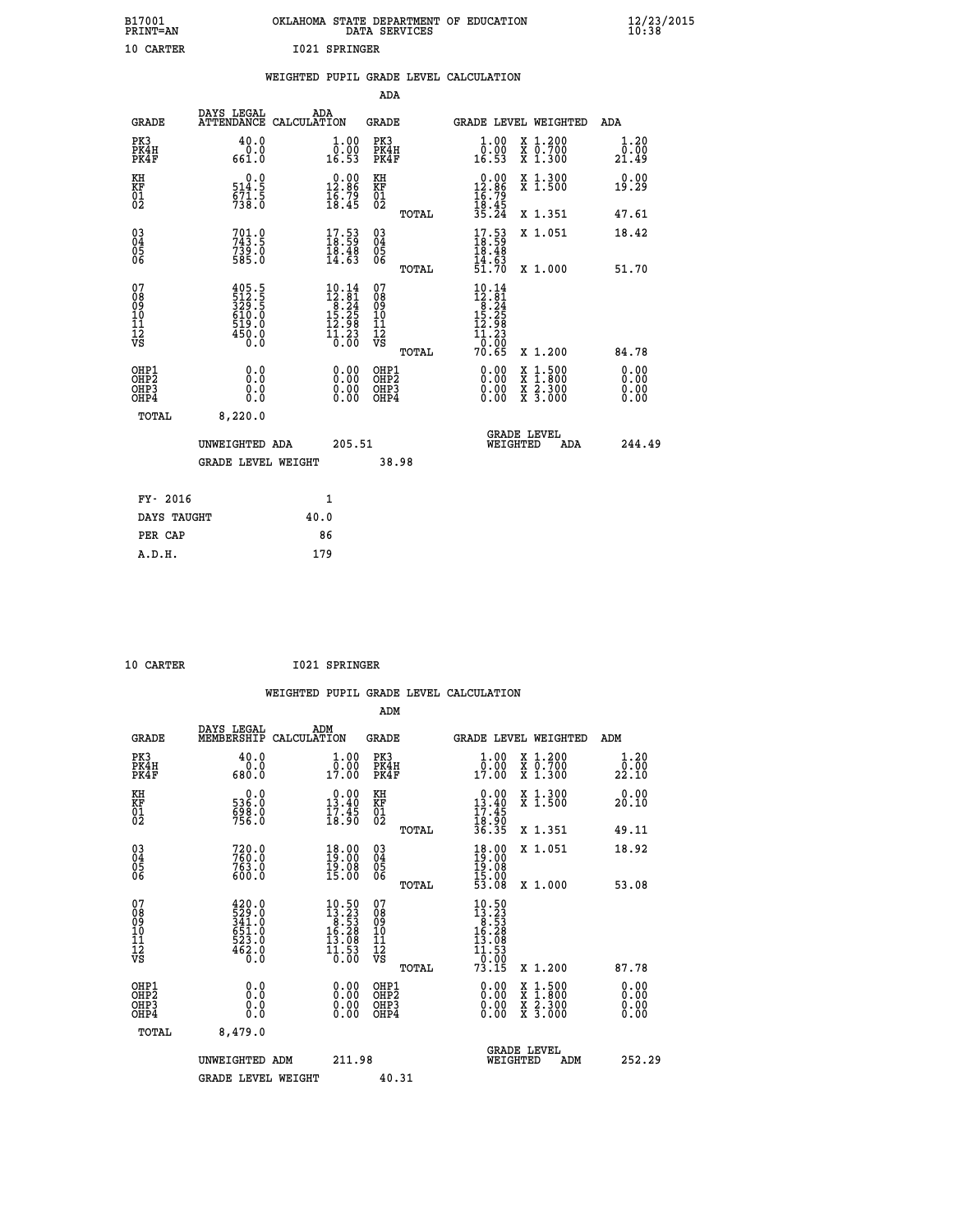B17001 OKLAHOMA STATE DEPARTMENT OF EDUCATION 12/23/2015
PRINT=AN DATA SERVICES 10:38

10 CARTER I021 SPRINGER

## WEIGHTED PUPIL GRADE LEVEL CALCULATION

### ADA

| GRADE | DAYS LEGAL ATTENDANCE | ADA CALCULATION | GRADE | GRADE LEVEL | WEIGHTED | ADA |
|---|---|---|---|---|---|---|
| PK3 | 40.0 | 1.00 | PK3 | 1.00 | X 1.200 | 1.20 |
| PK4H | 0.0 | 0.00 | PK4H | 0.00 | X 0.700 | 0.00 |
| PK4F | 661.0 | 16.53 | PK4F | 16.53 | X 1.300 | 21.49 |
| KH | 0.0 | 0.00 | KH | 0.00 | X 1.300 | 0.00 |
| KF | 514.5 | 12.86 | KF | 12.86 | X 1.500 | 19.29 |
| 01 | 671.5 | 16.79 | 01 | 16.79 | | |
| 02 | 738.0 | 18.45 | 02 | 18.45 | | |
| | | | TOTAL | 35.24 | X 1.351 | 47.61 |
| 03 | 701.0 | 17.53 | 03 | 17.53 | X 1.051 | 18.42 |
| 04 | 743.5 | 18.59 | 04 | 18.59 | | |
| 05 | 739.0 | 18.48 | 05 | 18.48 | | |
| 06 | 585.0 | 14.63 | 06 | 14.63 | | |
| | | | TOTAL | 51.70 | X 1.000 | 51.70 |
| 07 | 405.5 | 10.14 | 07 | 10.14 | | |
| 08 | 512.5 | 12.81 | 08 | 12.81 | | |
| 09 | 329.5 | 8.24 | 09 | 8.24 | | |
| 10 | 610.0 | 15.25 | 10 | 15.25 | | |
| 11 | 519.0 | 12.98 | 11 | 12.98 | | |
| 12 | 450.0 | 11.23 | 12 | 11.23 | | |
| VS | 0.0 | 0.00 | VS | 0.00 | | |
| | | | TOTAL | 70.65 | X 1.200 | 84.78 |
| OHP1 | 0.0 | 0.00 | OHP1 | 0.00 | X 1.500 | 0.00 |
| OHP2 | 0.0 | 0.00 | OHP2 | 0.00 | X 1.800 | 0.00 |
| OHP3 | 0.0 | 0.00 | OHP3 | 0.00 | X 2.300 | 0.00 |
| OHP4 | 0.0 | 0.00 | OHP4 | 0.00 | X 3.000 | 0.00 |
| TOTAL | 8,220.0 | | | | | |

UNWEIGHTED ADA 205.51 | GRADE LEVEL WEIGHTED ADA 244.49

GRADE LEVEL WEIGHT 38.98

| | |
|---|---|
| FY- 2016 | 1 |
| DAYS TAUGHT | 40.0 |
| PER CAP | 86 |
| A.D.H. | 179 |

10 CARTER I021 SPRINGER

## WEIGHTED PUPIL GRADE LEVEL CALCULATION

### ADM

| GRADE | DAYS LEGAL MEMBERSHIP | ADM CALCULATION | GRADE | GRADE LEVEL | WEIGHTED | ADM |
|---|---|---|---|---|---|---|
| PK3 | 40.0 | 1.00 | PK3 | 1.00 | X 1.200 | 1.20 |
| PK4H | 0.0 | 0.00 | PK4H | 0.00 | X 0.700 | 0.00 |
| PK4F | 680.0 | 17.00 | PK4F | 17.00 | X 1.300 | 22.10 |
| KH | 0.0 | 0.00 | KH | 0.00 | X 1.300 | 0.00 |
| KF | 536.0 | 13.40 | KF | 13.40 | X 1.500 | 20.10 |
| 01 | 698.0 | 17.45 | 01 | 17.45 | | |
| 02 | 756.0 | 18.90 | 02 | 18.90 | | |
| | | | TOTAL | 36.35 | X 1.351 | 49.11 |
| 03 | 720.0 | 18.00 | 03 | 18.00 | X 1.051 | 18.92 |
| 04 | 760.0 | 19.00 | 04 | 19.00 | | |
| 05 | 763.0 | 19.08 | 05 | 19.08 | | |
| 06 | 600.0 | 15.00 | 06 | 15.00 | | |
| | | | TOTAL | 53.08 | X 1.000 | 53.08 |
| 07 | 420.0 | 10.50 | 07 | 10.50 | | |
| 08 | 529.0 | 13.23 | 08 | 13.23 | | |
| 09 | 341.0 | 8.53 | 09 | 8.53 | | |
| 10 | 651.0 | 16.28 | 10 | 16.28 | | |
| 11 | 523.0 | 13.08 | 11 | 13.08 | | |
| 12 | 462.0 | 11.53 | 12 | 11.53 | | |
| VS | 0.0 | 0.00 | VS | 0.00 | | |
| | | | TOTAL | 73.15 | X 1.200 | 87.78 |
| OHP1 | 0.0 | 0.00 | OHP1 | 0.00 | X 1.500 | 0.00 |
| OHP2 | 0.0 | 0.00 | OHP2 | 0.00 | X 1.800 | 0.00 |
| OHP3 | 0.0 | 0.00 | OHP3 | 0.00 | X 2.300 | 0.00 |
| OHP4 | 0.0 | 0.00 | OHP4 | 0.00 | X 3.000 | 0.00 |
| TOTAL | 8,479.0 | | | | | |

UNWEIGHTED ADM 211.98 | GRADE LEVEL WEIGHTED ADM 252.29

GRADE LEVEL WEIGHT 40.31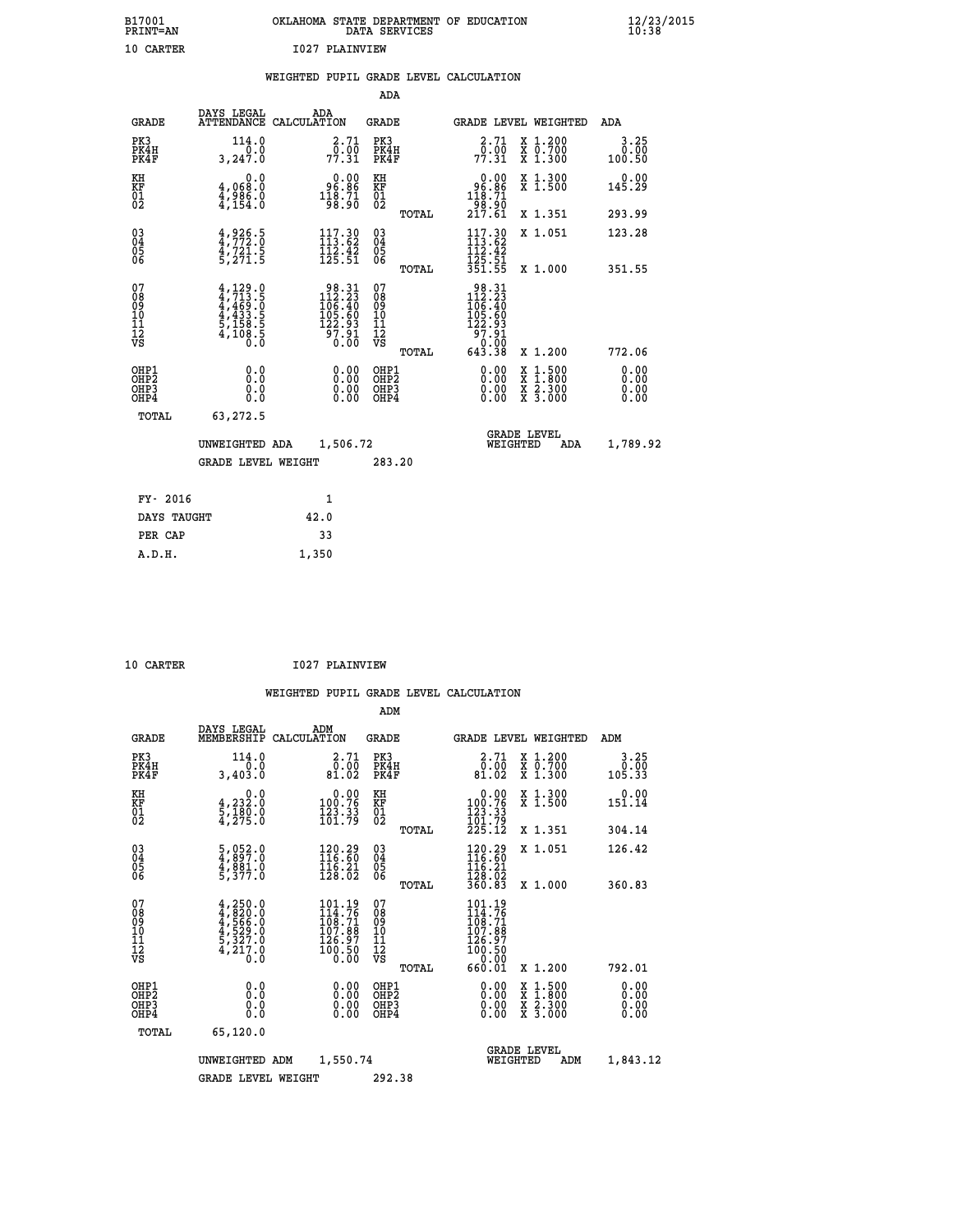B17001 OKLAHOMA STATE DEPARTMENT OF EDUCATION 12/23/2015
PRINT=AN DATA SERVICES 10:38

10 CARTER I027 PLAINVIEW

## WEIGHTED PUPIL GRADE LEVEL CALCULATION

### ADA

| GRADE | DAYS LEGAL ATTENDANCE | ADA CALCULATION | GRADE | GRADE LEVEL | WEIGHTED | ADA |
|---|---|---|---|---|---|---|
| PK3 | 114.0 | 2.71 | PK3 | 2.71 | X 1.200 | 3.25 |
| PK4H | 0.0 | 0.00 | PK4H | 0.00 | X 0.700 | 0.00 |
| PK4F | 3,247.0 | 77.31 | PK4F | 77.31 | X 1.300 | 100.50 |
| KH | 0.0 | 0.00 | KH | 0.00 | X 1.300 | 0.00 |
| KF | 4,068.0 | 96.86 | KF | 96.86 | X 1.500 | 145.29 |
| 01 | 4,986.0 | 118.71 | 01 | 118.71 | | |
| 02 | 4,154.0 | 98.90 | 02 | 98.90 | | |
| | | | TOTAL | 217.61 | X 1.351 | 293.99 |
| 03 | 4,926.5 | 117.30 | 03 | 117.30 | X 1.051 | 123.28 |
| 04 | 4,772.0 | 113.62 | 04 | 113.62 | | |
| 05 | 4,721.5 | 112.42 | 05 | 112.42 | | |
| 06 | 5,271.5 | 125.51 | 06 | 125.51 | | |
| | | | TOTAL | 351.55 | X 1.000 | 351.55 |
| 07 | 4,129.0 | 98.31 | 07 | 98.31 | | |
| 08 | 4,713.5 | 112.23 | 08 | 112.23 | | |
| 09 | 4,469.0 | 106.40 | 09 | 106.40 | | |
| 10 | 4,433.5 | 105.60 | 10 | 105.60 | | |
| 11 | 5,158.5 | 122.93 | 11 | 122.93 | | |
| 12 | 4,108.5 | 97.91 | 12 | 97.91 | | |
| VS | 0.0 | 0.00 | VS | 0.00 | | |
| | | | TOTAL | 643.38 | X 1.200 | 772.06 |
| OHP1 | 0.0 | 0.00 | OHP1 | 0.00 | X 1.500 | 0.00 |
| OHP2 | 0.0 | 0.00 | OHP2 | 0.00 | X 1.800 | 0.00 |
| OHP3 | 0.0 | 0.00 | OHP3 | 0.00 | X 2.300 | 0.00 |
| OHP4 | 0.0 | 0.00 | OHP4 | 0.00 | X 3.000 | 0.00 |
| TOTAL | 63,272.5 | | | | | |

UNWEIGHTED ADA 1,506.72 GRADE LEVEL WEIGHTED ADA 1,789.92

GRADE LEVEL WEIGHT 283.20

| FY- 2016 | 1 |
|---|---|
| DAYS TAUGHT | 42.0 |
| PER CAP | 33 |
| A.D.H. | 1,350 |

10 CARTER I027 PLAINVIEW

## WEIGHTED PUPIL GRADE LEVEL CALCULATION

### ADM

| GRADE | DAYS LEGAL MEMBERSHIP | ADM CALCULATION | GRADE | GRADE LEVEL | WEIGHTED | ADM |
|---|---|---|---|---|---|---|
| PK3 | 114.0 | 2.71 | PK3 | 2.71 | X 1.200 | 3.25 |
| PK4H | 0.0 | 0.00 | PK4H | 0.00 | X 0.700 | 0.00 |
| PK4F | 3,403.0 | 81.02 | PK4F | 81.02 | X 1.300 | 105.33 |
| KH | 0.0 | 0.00 | KH | 0.00 | X 1.300 | 0.00 |
| KF | 4,232.0 | 100.76 | KF | 100.76 | X 1.500 | 151.14 |
| 01 | 5,180.0 | 123.33 | 01 | 123.33 | | |
| 02 | 4,275.0 | 101.79 | 02 | 101.79 | | |
| | | | TOTAL | 225.12 | X 1.351 | 304.14 |
| 03 | 5,052.0 | 120.29 | 03 | 120.29 | X 1.051 | 126.42 |
| 04 | 4,897.0 | 116.60 | 04 | 116.60 | | |
| 05 | 4,881.0 | 116.21 | 05 | 116.21 | | |
| 06 | 5,377.0 | 128.02 | 06 | 128.02 | | |
| | | | TOTAL | 360.83 | X 1.000 | 360.83 |
| 07 | 4,250.0 | 101.19 | 07 | 101.19 | | |
| 08 | 4,820.0 | 114.76 | 08 | 114.76 | | |
| 09 | 4,566.0 | 108.71 | 09 | 108.71 | | |
| 10 | 4,529.0 | 107.88 | 10 | 107.88 | | |
| 11 | 5,327.0 | 126.97 | 11 | 126.97 | | |
| 12 | 4,217.0 | 100.50 | 12 | 100.50 | | |
| VS | 0.0 | 0.00 | VS | 0.00 | | |
| | | | TOTAL | 660.01 | X 1.200 | 792.01 |
| OHP1 | 0.0 | 0.00 | OHP1 | 0.00 | X 1.500 | 0.00 |
| OHP2 | 0.0 | 0.00 | OHP2 | 0.00 | X 1.800 | 0.00 |
| OHP3 | 0.0 | 0.00 | OHP3 | 0.00 | X 2.300 | 0.00 |
| OHP4 | 0.0 | 0.00 | OHP4 | 0.00 | X 3.000 | 0.00 |
| TOTAL | 65,120.0 | | | | | |

UNWEIGHTED ADM 1,550.74 GRADE LEVEL WEIGHTED ADM 1,843.12

GRADE LEVEL WEIGHT 292.38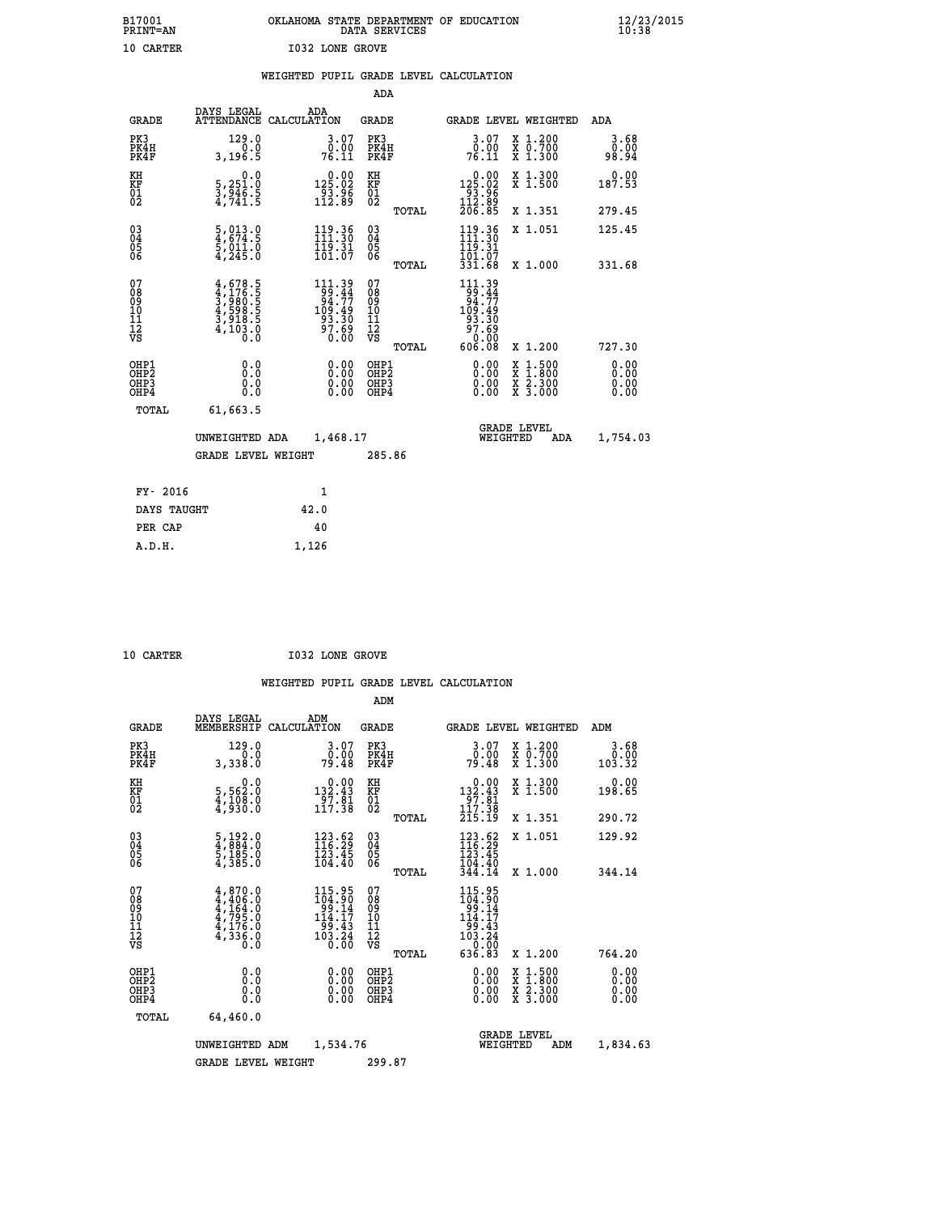B17001
PRINT=AN

OKLAHOMA STATE DEPARTMENT OF EDUCATION
DATA SERVICES

12/23/2015
10:38

10 CARTER    I032 LONE GROVE

## WEIGHTED PUPIL GRADE LEVEL CALCULATION

### ADA

| GRADE | DAYS LEGAL ATTENDANCE | ADA CALCULATION | GRADE | | GRADE LEVEL | WEIGHTED | ADA |
|---|---|---|---|---|---|---|---|
| PK3 | 129.0 | 3.07 | PK3 | | 3.07 | X 1.200 | 3.68 |
| PK4H | 0.0 | 0.00 | PK4H | | 0.00 | X 0.700 | 0.00 |
| PK4F | 3,196.5 | 76.11 | PK4F | | 76.11 | X 1.300 | 98.94 |
| KH | 0.0 | 0.00 | KH | | 0.00 | X 1.300 | 0.00 |
| KF | 5,251.0 | 125.02 | KF | | 125.02 | X 1.500 | 187.53 |
| 01 | 3,946.5 | 93.96 | 01 | | 93.96 | | |
| 02 | 4,741.5 | 112.89 | 02 | | 112.89 | | |
| | | | | TOTAL | 206.85 | X 1.351 | 279.45 |
| 03 | 5,013.0 | 119.36 | 03 | | 119.36 | X 1.051 | 125.45 |
| 04 | 4,674.5 | 111.30 | 04 | | 111.30 | | |
| 05 | 5,011.0 | 119.31 | 05 | | 119.31 | | |
| 06 | 4,245.0 | 101.07 | 06 | | 101.07 | | |
| | | | | TOTAL | 331.68 | X 1.000 | 331.68 |
| 07 | 4,678.5 | 111.39 | 07 | | 111.39 | | |
| 08 | 4,176.5 | 99.44 | 08 | | 99.44 | | |
| 09 | 3,980.5 | 94.77 | 09 | | 94.77 | | |
| 10 | 4,598.5 | 109.49 | 10 | | 109.49 | | |
| 11 | 3,918.5 | 93.30 | 11 | | 93.30 | | |
| 12 | 4,103.0 | 97.69 | 12 | | 97.69 | | |
| VS | 0.0 | 0.00 | VS | | 0.00 | | |
| | | | | TOTAL | 606.08 | X 1.200 | 727.30 |
| OHP1 | 0.0 | 0.00 | OHP1 | | 0.00 | X 1.500 | 0.00 |
| OHP2 | 0.0 | 0.00 | OHP2 | | 0.00 | X 1.800 | 0.00 |
| OHP3 | 0.0 | 0.00 | OHP3 | | 0.00 | X 2.300 | 0.00 |
| OHP4 | 0.0 | 0.00 | OHP4 | | 0.00 | X 3.000 | 0.00 |
| TOTAL | 61,663.5 | | | | | | |

UNWEIGHTED ADA 1,468.17    GRADE LEVEL WEIGHTED ADA 1,754.03

GRADE LEVEL WEIGHT 285.86

| FY- 2016 | 1 |
|---|---|
| DAYS TAUGHT | 42.0 |
| PER CAP | 40 |
| A.D.H. | 1,126 |

10 CARTER    I032 LONE GROVE

## WEIGHTED PUPIL GRADE LEVEL CALCULATION

### ADM

| GRADE | DAYS LEGAL MEMBERSHIP | ADM CALCULATION | GRADE | | GRADE LEVEL | WEIGHTED | ADM |
|---|---|---|---|---|---|---|---|
| PK3 | 129.0 | 3.07 | PK3 | | 3.07 | X 1.200 | 3.68 |
| PK4H | 0.0 | 0.00 | PK4H | | 0.00 | X 0.700 | 0.00 |
| PK4F | 3,338.0 | 79.48 | PK4F | | 79.48 | X 1.300 | 103.32 |
| KH | 0.0 | 0.00 | KH | | 0.00 | X 1.300 | 0.00 |
| KF | 5,562.0 | 132.43 | KF | | 132.43 | X 1.500 | 198.65 |
| 01 | 4,108.0 | 97.81 | 01 | | 97.81 | | |
| 02 | 4,930.0 | 117.38 | 02 | | 117.38 | | |
| | | | | TOTAL | 215.19 | X 1.351 | 290.72 |
| 03 | 5,192.0 | 123.62 | 03 | | 123.62 | X 1.051 | 129.92 |
| 04 | 4,884.0 | 116.29 | 04 | | 116.29 | | |
| 05 | 5,185.0 | 123.45 | 05 | | 123.45 | | |
| 06 | 4,385.0 | 104.40 | 06 | | 104.40 | | |
| | | | | TOTAL | 344.14 | X 1.000 | 344.14 |
| 07 | 4,870.0 | 115.95 | 07 | | 115.95 | | |
| 08 | 4,406.0 | 104.90 | 08 | | 104.90 | | |
| 09 | 4,164.0 | 99.14 | 09 | | 99.14 | | |
| 10 | 4,795.0 | 114.17 | 10 | | 114.17 | | |
| 11 | 4,176.0 | 99.43 | 11 | | 99.43 | | |
| 12 | 4,336.0 | 103.24 | 12 | | 103.24 | | |
| VS | 0.0 | 0.00 | VS | | 0.00 | | |
| | | | | TOTAL | 636.83 | X 1.200 | 764.20 |
| OHP1 | 0.0 | 0.00 | OHP1 | | 0.00 | X 1.500 | 0.00 |
| OHP2 | 0.0 | 0.00 | OHP2 | | 0.00 | X 1.800 | 0.00 |
| OHP3 | 0.0 | 0.00 | OHP3 | | 0.00 | X 2.300 | 0.00 |
| OHP4 | 0.0 | 0.00 | OHP4 | | 0.00 | X 3.000 | 0.00 |
| TOTAL | 64,460.0 | | | | | | |

UNWEIGHTED ADM 1,534.76    GRADE LEVEL WEIGHTED ADM 1,834.63

GRADE LEVEL WEIGHT 299.87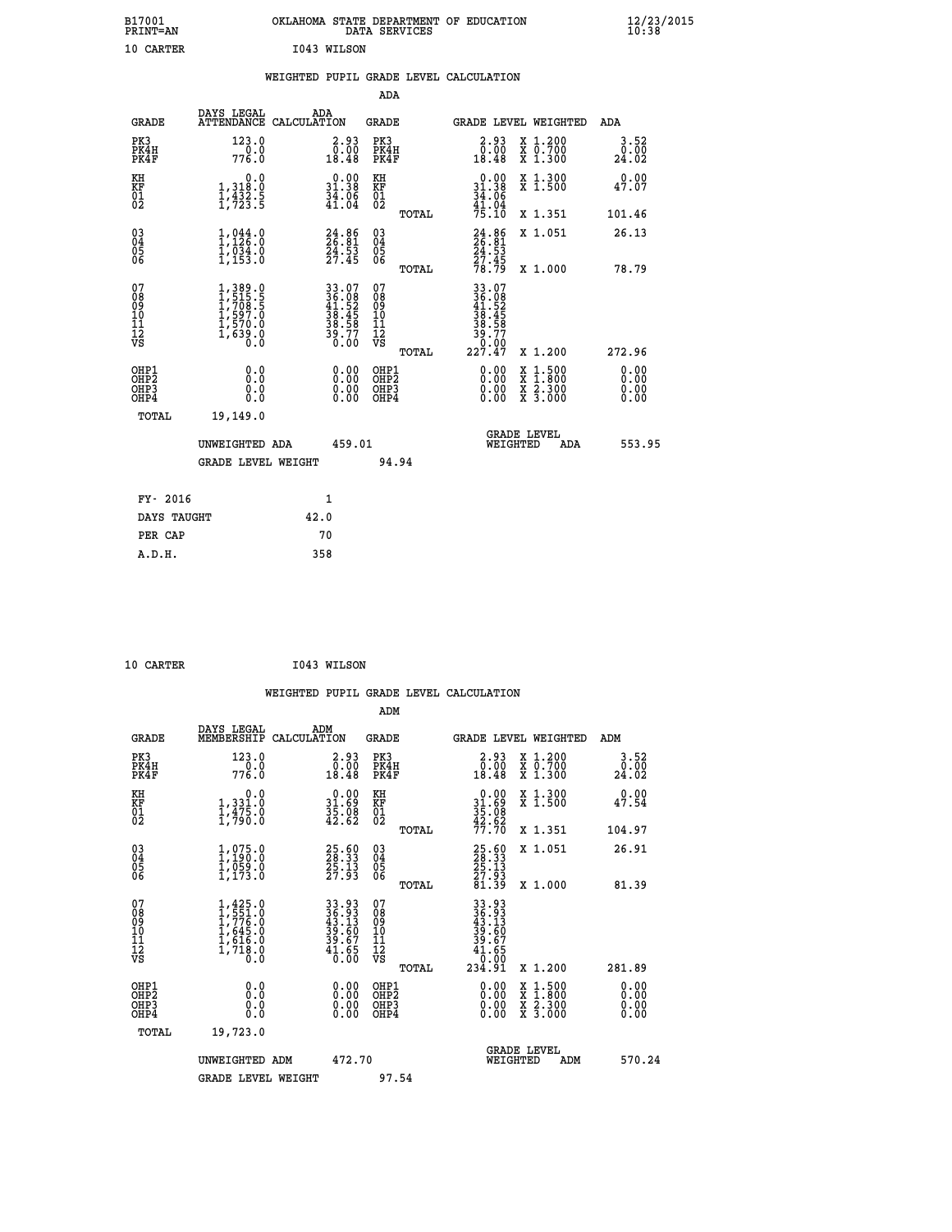B17001 OKLAHOMA STATE DEPARTMENT OF EDUCATION 12/23/2015
PRINT=AN DATA SERVICES 10:38

10 CARTER I043 WILSON

## WEIGHTED PUPIL GRADE LEVEL CALCULATION

### ADA

| GRADE | DAYS LEGAL ATTENDANCE | ADA CALCULATION | GRADE | | GRADE LEVEL | WEIGHTED | ADA |
|---|---|---|---|---|---|---|---|
| PK3 | 123.0 | 2.93 | PK3 | | 2.93 | X 1.200 | 3.52 |
| PK4H | 0.0 | 0.00 | PK4H | | 0.00 | X 0.700 | 0.00 |
| PK4F | 776.0 | 18.48 | PK4F | | 18.48 | X 1.300 | 24.02 |
| KH | 0.0 | 0.00 | KH | | 0.00 | X 1.300 | 0.00 |
| KF | 1,318.0 | 31.38 | KF | | 31.38 | X 1.500 | 47.07 |
| 01 | 1,432.5 | 34.06 | 01 | | 34.06 | | |
| 02 | 1,723.5 | 41.04 | 02 | | 41.04 | | |
| | | | | TOTAL | 75.10 | X 1.351 | 101.46 |
| 03 | 1,044.0 | 24.86 | 03 | | 24.86 | X 1.051 | 26.13 |
| 04 | 1,126.0 | 26.81 | 04 | | 26.81 | | |
| 05 | 1,034.0 | 24.53 | 05 | | 24.53 | | |
| 06 | 1,153.0 | 27.45 | 06 | | 27.45 | | |
| | | | | TOTAL | 78.79 | X 1.000 | 78.79 |
| 07 | 1,389.0 | 33.07 | 07 | | 33.07 | | |
| 08 | 1,515.5 | 36.08 | 08 | | 36.08 | | |
| 09 | 1,708.5 | 41.52 | 09 | | 41.52 | | |
| 10 | 1,597.0 | 38.45 | 10 | | 38.45 | | |
| 11 | 1,570.0 | 38.58 | 11 | | 38.58 | | |
| 12 | 1,639.0 | 39.77 | 12 | | 39.77 | | |
| VS | 0.0 | 0.00 | VS | | 0.00 | | |
| | | | | TOTAL | 227.47 | X 1.200 | 272.96 |
| OHP1 | 0.0 | 0.00 | OHP1 | | 0.00 | X 1.500 | 0.00 |
| OHP2 | 0.0 | 0.00 | OHP2 | | 0.00 | X 1.800 | 0.00 |
| OHP3 | 0.0 | 0.00 | OHP3 | | 0.00 | X 2.300 | 0.00 |
| OHP4 | 0.0 | 0.00 | OHP4 | | 0.00 | X 3.000 | 0.00 |
| TOTAL | 19,149.0 | | | | | | |

UNWEIGHTED ADA 459.01 | GRADE LEVEL WEIGHTED ADA 553.95

GRADE LEVEL WEIGHT 94.94

| | |
|---|---|
| FY- 2016 | 1 |
| DAYS TAUGHT | 42.0 |
| PER CAP | 70 |
| A.D.H. | 358 |

10 CARTER I043 WILSON

## WEIGHTED PUPIL GRADE LEVEL CALCULATION

### ADM

| GRADE | DAYS LEGAL MEMBERSHIP | ADM CALCULATION | GRADE | | GRADE LEVEL | WEIGHTED | ADM |
|---|---|---|---|---|---|---|---|
| PK3 | 123.0 | 2.93 | PK3 | | 2.93 | X 1.200 | 3.52 |
| PK4H | 0.0 | 0.00 | PK4H | | 0.00 | X 0.700 | 0.00 |
| PK4F | 776.0 | 18.48 | PK4F | | 18.48 | X 1.300 | 24.02 |
| KH | 0.0 | 0.00 | KH | | 0.00 | X 1.300 | 0.00 |
| KF | 1,331.0 | 31.69 | KF | | 31.69 | X 1.500 | 47.54 |
| 01 | 1,475.0 | 35.08 | 01 | | 35.08 | | |
| 02 | 1,790.0 | 42.62 | 02 | | 42.62 | | |
| | | | | TOTAL | 77.70 | X 1.351 | 104.97 |
| 03 | 1,075.0 | 25.60 | 03 | | 25.60 | X 1.051 | 26.91 |
| 04 | 1,190.0 | 28.33 | 04 | | 28.33 | | |
| 05 | 1,059.0 | 25.13 | 05 | | 25.13 | | |
| 06 | 1,173.0 | 27.93 | 06 | | 27.93 | | |
| | | | | TOTAL | 81.39 | X 1.000 | 81.39 |
| 07 | 1,425.0 | 33.93 | 07 | | 33.93 | | |
| 08 | 1,551.0 | 36.93 | 08 | | 36.93 | | |
| 09 | 1,776.0 | 43.13 | 09 | | 43.13 | | |
| 10 | 1,645.0 | 39.60 | 10 | | 39.60 | | |
| 11 | 1,616.0 | 39.67 | 11 | | 39.67 | | |
| 12 | 1,718.0 | 41.65 | 12 | | 41.65 | | |
| VS | 0.0 | 0.00 | VS | | 0.00 | | |
| | | | | TOTAL | 234.91 | X 1.200 | 281.89 |
| OHP1 | 0.0 | 0.00 | OHP1 | | 0.00 | X 1.500 | 0.00 |
| OHP2 | 0.0 | 0.00 | OHP2 | | 0.00 | X 1.800 | 0.00 |
| OHP3 | 0.0 | 0.00 | OHP3 | | 0.00 | X 2.300 | 0.00 |
| OHP4 | 0.0 | 0.00 | OHP4 | | 0.00 | X 3.000 | 0.00 |
| TOTAL | 19,723.0 | | | | | | |

UNWEIGHTED ADM 472.70 | GRADE LEVEL WEIGHTED ADM 570.24

GRADE LEVEL WEIGHT 97.54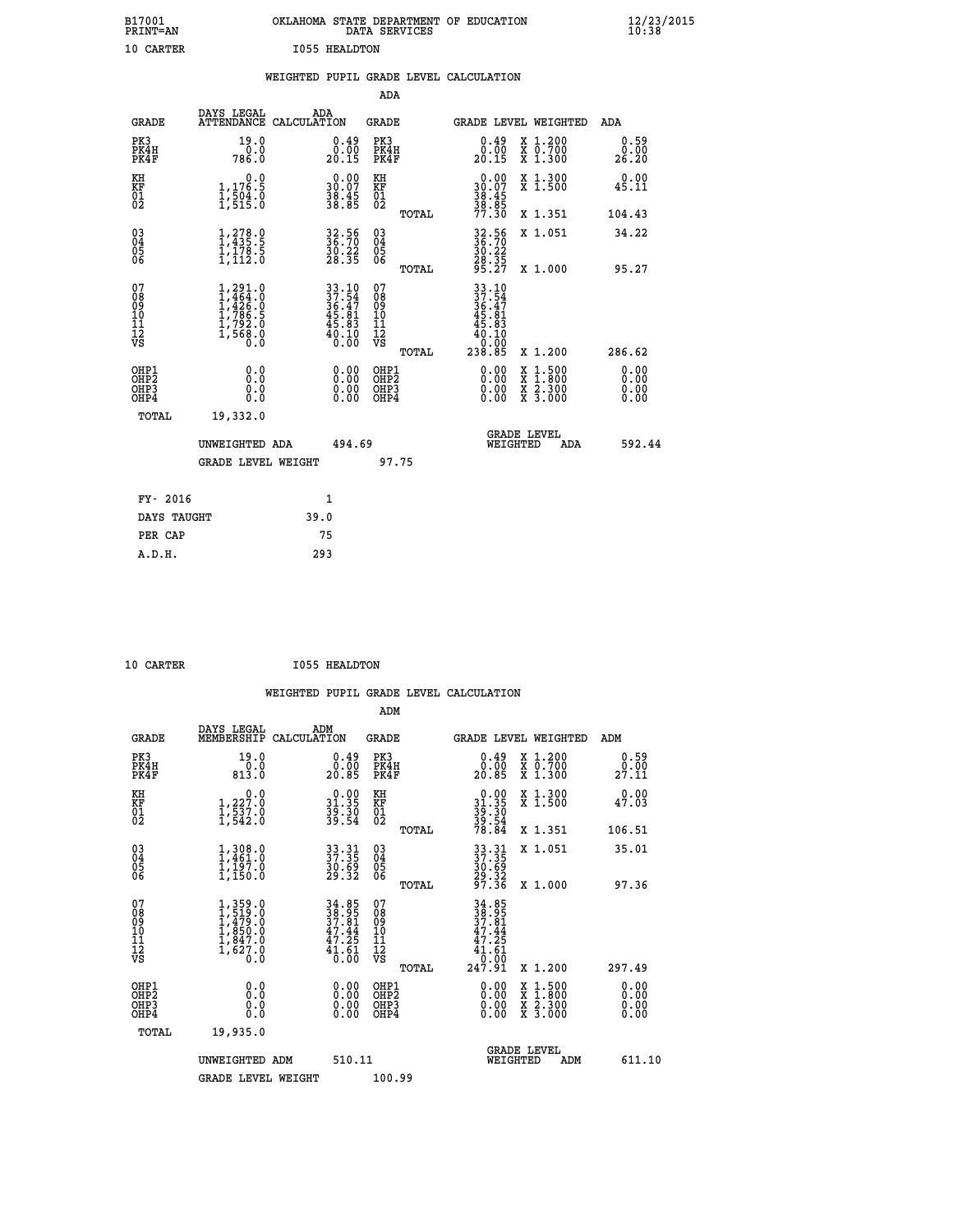B17001 OKLAHOMA STATE DEPARTMENT OF EDUCATION 12/23/2015
PRINT=AN DATA SERVICES 10:38

10 CARTER I055 HEALDTON

WEIGHTED PUPIL GRADE LEVEL CALCULATION

ADA

| GRADE | DAYS LEGAL ATTENDANCE | ADA CALCULATION | GRADE | | GRADE LEVEL | WEIGHTED | ADA |
|---|---|---|---|---|---|---|---|
| PK3 | 19.0 | 0.49 | PK3 | | 0.49 | X 1.200 | 0.59 |
| PK4H | 0.0 | 0.00 | PK4H | | 0.00 | X 0.700 | 0.00 |
| PK4F | 786.0 | 20.15 | PK4F | | 20.15 | X 1.300 | 26.20 |
| KH | 0.0 | 0.00 | KH | | 0.00 | X 1.300 | 0.00 |
| KF | 1,176.5 | 30.07 | KF | | 30.07 | X 1.500 | 45.11 |
| 01 | 1,504.0 | 38.45 | 01 | | 38.45 | | |
| 02 | 1,515.0 | 38.85 | 02 | | 38.85 | | |
| | | | | TOTAL | 77.30 | X 1.351 | 104.43 |
| 03 | 1,278.0 | 32.56 | 03 | | 32.56 | X 1.051 | 34.22 |
| 04 | 1,435.5 | 36.70 | 04 | | 36.70 | | |
| 05 | 1,178.5 | 30.22 | 05 | | 30.22 | | |
| 06 | 1,112.0 | 28.35 | 06 | | 28.35 | | |
| | | | | TOTAL | 95.27 | X 1.000 | 95.27 |
| 07 | 1,291.0 | 33.10 | 07 | | 33.10 | | |
| 08 | 1,464.0 | 37.54 | 08 | | 37.54 | | |
| 09 | 1,426.0 | 36.47 | 09 | | 36.47 | | |
| 10 | 1,786.5 | 45.81 | 10 | | 45.81 | | |
| 11 | 1,792.0 | 45.83 | 11 | | 45.83 | | |
| 12 | 1,568.0 | 40.10 | 12 | | 40.10 | | |
| VS | 0.0 | 0.00 | VS | | 0.00 | | |
| | | | | TOTAL | 238.85 | X 1.200 | 286.62 |
| OHP1 | 0.0 | 0.00 | OHP1 | | 0.00 | X 1.500 | 0.00 |
| OHP2 | 0.0 | 0.00 | OHP2 | | 0.00 | X 1.800 | 0.00 |
| OHP3 | 0.0 | 0.00 | OHP3 | | 0.00 | X 2.300 | 0.00 |
| OHP4 | 0.0 | 0.00 | OHP4 | | 0.00 | X 3.000 | 0.00 |
| TOTAL | 19,332.0 | | | | | | |

UNWEIGHTED ADA 494.69 GRADE LEVEL WEIGHTED ADA 592.44

GRADE LEVEL WEIGHT 97.75

FY- 2016 1

DAYS TAUGHT 39.0

PER CAP 75

A.D.H. 293

10 CARTER I055 HEALDTON

WEIGHTED PUPIL GRADE LEVEL CALCULATION

ADM

| GRADE | DAYS LEGAL MEMBERSHIP | ADM CALCULATION | GRADE | | GRADE LEVEL | WEIGHTED | ADM |
|---|---|---|---|---|---|---|---|
| PK3 | 19.0 | 0.49 | PK3 | | 0.49 | X 1.200 | 0.59 |
| PK4H | 0.0 | 0.00 | PK4H | | 0.00 | X 0.700 | 0.00 |
| PK4F | 813.0 | 20.85 | PK4F | | 20.85 | X 1.300 | 27.11 |
| KH | 0.0 | 0.00 | KH | | 0.00 | X 1.300 | 0.00 |
| KF | 1,227.0 | 31.35 | KF | | 31.35 | X 1.500 | 47.03 |
| 01 | 1,537.0 | 39.30 | 01 | | 39.30 | | |
| 02 | 1,542.0 | 39.54 | 02 | | 39.54 | | |
| | | | | TOTAL | 78.84 | X 1.351 | 106.51 |
| 03 | 1,308.0 | 33.31 | 03 | | 33.31 | X 1.051 | 35.01 |
| 04 | 1,461.0 | 37.35 | 04 | | 37.35 | | |
| 05 | 1,197.0 | 30.69 | 05 | | 30.69 | | |
| 06 | 1,150.0 | 29.32 | 06 | | 29.32 | | |
| | | | | TOTAL | 97.36 | X 1.000 | 97.36 |
| 07 | 1,359.0 | 34.85 | 07 | | 34.85 | | |
| 08 | 1,519.0 | 38.95 | 08 | | 38.95 | | |
| 09 | 1,479.0 | 37.81 | 09 | | 37.81 | | |
| 10 | 1,850.0 | 47.44 | 10 | | 47.44 | | |
| 11 | 1,847.0 | 47.25 | 11 | | 47.25 | | |
| 12 | 1,627.0 | 41.61 | 12 | | 41.61 | | |
| VS | 0.0 | 0.00 | VS | | 0.00 | | |
| | | | | TOTAL | 247.91 | X 1.200 | 297.49 |
| OHP1 | 0.0 | 0.00 | OHP1 | | 0.00 | X 1.500 | 0.00 |
| OHP2 | 0.0 | 0.00 | OHP2 | | 0.00 | X 1.800 | 0.00 |
| OHP3 | 0.0 | 0.00 | OHP3 | | 0.00 | X 2.300 | 0.00 |
| OHP4 | 0.0 | 0.00 | OHP4 | | 0.00 | X 3.000 | 0.00 |
| TOTAL | 19,935.0 | | | | | | |

UNWEIGHTED ADM 510.11 GRADE LEVEL WEIGHTED ADM 611.10

GRADE LEVEL WEIGHT 100.99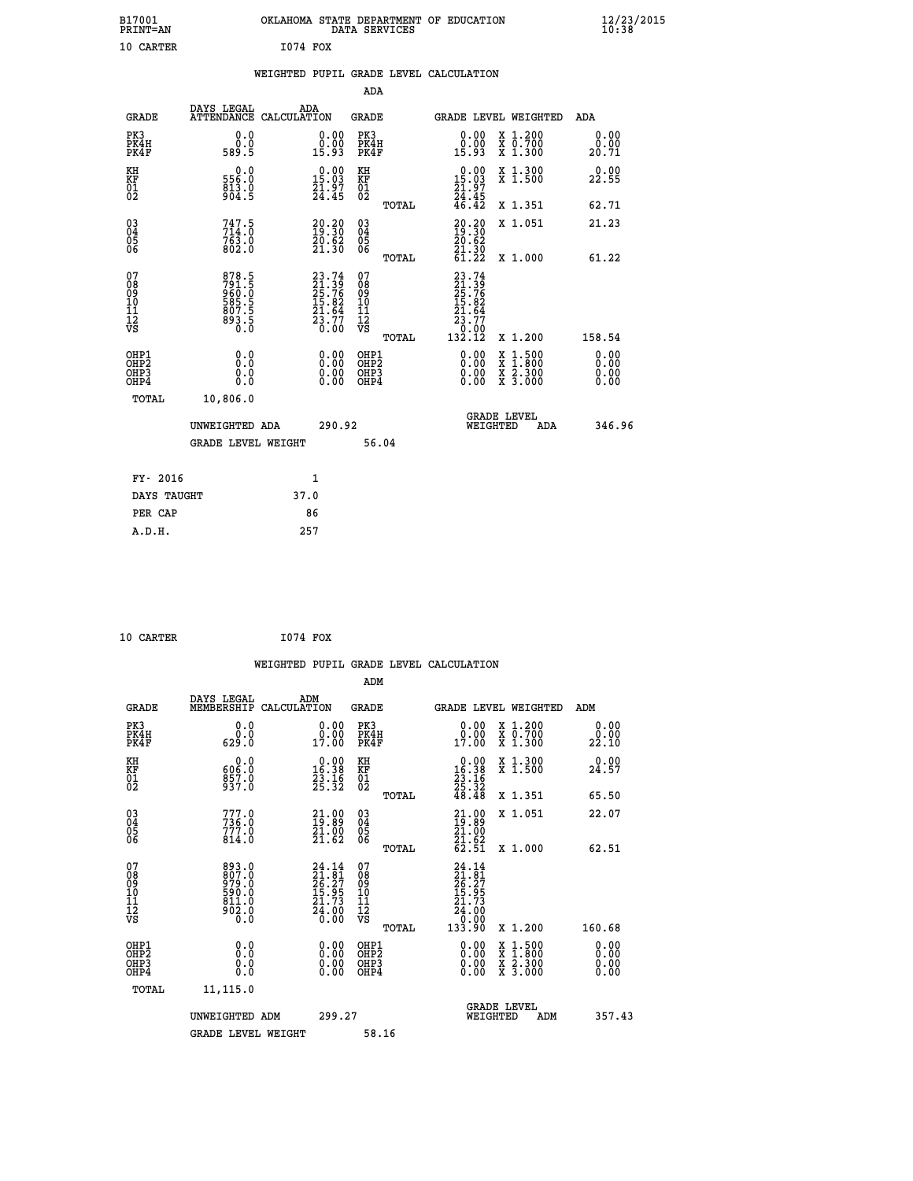B17001 OKLAHOMA STATE DEPARTMENT OF EDUCATION 12/23/2015
PRINT=AN DATA SERVICES 10:38

10 CARTER I074 FOX

WEIGHTED PUPIL GRADE LEVEL CALCULATION

ADA

| GRADE | DAYS LEGAL ATTENDANCE | ADA CALCULATION | GRADE | | GRADE LEVEL | WEIGHTED | ADA |
|---|---|---|---|---|---|---|---|
| PK3 | 0.0 | 0.00 | PK3 | | 0.00 | X 1.200 | 0.00 |
| PK4H | 0.0 | 0.00 | PK4H | | 0.00 | X 0.700 | 0.00 |
| PK4F | 589.5 | 15.93 | PK4F | | 15.93 | X 1.300 | 20.71 |
| KH | 0.0 | 0.00 | KH | | 0.00 | X 1.300 | 0.00 |
| KF | 556.0 | 15.03 | KF | | 15.03 | X 1.500 | 22.55 |
| 01 | 813.0 | 21.97 | 01 | | 21.97 | | |
| 02 | 904.5 | 24.45 | 02 | | 24.45 | | |
| | | | | TOTAL | 46.42 | X 1.351 | 62.71 |
| 03 | 747.5 | 20.20 | 03 | | 20.20 | X 1.051 | 21.23 |
| 04 | 714.0 | 19.30 | 04 | | 19.30 | | |
| 05 | 763.0 | 20.62 | 05 | | 20.62 | | |
| 06 | 802.0 | 21.30 | 06 | | 21.30 | | |
| | | | | TOTAL | 61.22 | X 1.000 | 61.22 |
| 07 | 878.5 | 23.74 | 07 | | 23.74 | | |
| 08 | 791.5 | 21.39 | 08 | | 21.39 | | |
| 09 | 960.0 | 25.76 | 09 | | 25.76 | | |
| 10 | 585.5 | 15.82 | 10 | | 15.82 | | |
| 11 | 807.5 | 21.64 | 11 | | 21.64 | | |
| 12 | 893.5 | 23.77 | 12 | | 23.77 | | |
| VS | 0.0 | 0.00 | VS | | 0.00 | | |
| | | | | TOTAL | 132.12 | X 1.200 | 158.54 |
| OHP1 | 0.0 | 0.00 | OHP1 | | 0.00 | X 1.500 | 0.00 |
| OHP2 | 0.0 | 0.00 | OHP2 | | 0.00 | X 1.800 | 0.00 |
| OHP3 | 0.0 | 0.00 | OHP3 | | 0.00 | X 2.300 | 0.00 |
| OHP4 | 0.0 | 0.00 | OHP4 | | 0.00 | X 3.000 | 0.00 |
| TOTAL | 10,806.0 | | | | | | |

UNWEIGHTED ADA 290.92 GRADE LEVEL WEIGHTED ADA 346.96

GRADE LEVEL WEIGHT 56.04

| FY- 2016 | 1 |
|---|---|
| DAYS TAUGHT | 37.0 |
| PER CAP | 86 |
| A.D.H. | 257 |

10 CARTER I074 FOX

WEIGHTED PUPIL GRADE LEVEL CALCULATION

ADM

| GRADE | DAYS LEGAL MEMBERSHIP | ADM CALCULATION | GRADE | | GRADE LEVEL | WEIGHTED | ADM |
|---|---|---|---|---|---|---|---|
| PK3 | 0.0 | 0.00 | PK3 | | 0.00 | X 1.200 | 0.00 |
| PK4H | 0.0 | 0.00 | PK4H | | 0.00 | X 0.700 | 0.00 |
| PK4F | 629.0 | 17.00 | PK4F | | 17.00 | X 1.300 | 22.10 |
| KH | 0.0 | 0.00 | KH | | 0.00 | X 1.300 | 0.00 |
| KF | 606.0 | 16.38 | KF | | 16.38 | X 1.500 | 24.57 |
| 01 | 857.0 | 23.16 | 01 | | 23.16 | | |
| 02 | 937.0 | 25.32 | 02 | | 25.32 | | |
| | | | | TOTAL | 48.48 | X 1.351 | 65.50 |
| 03 | 777.0 | 21.00 | 03 | | 21.00 | X 1.051 | 22.07 |
| 04 | 736.0 | 19.89 | 04 | | 19.89 | | |
| 05 | 777.0 | 21.00 | 05 | | 21.00 | | |
| 06 | 814.0 | 21.62 | 06 | | 21.62 | | |
| | | | | TOTAL | 62.51 | X 1.000 | 62.51 |
| 07 | 893.0 | 24.14 | 07 | | 24.14 | | |
| 08 | 807.0 | 21.81 | 08 | | 21.81 | | |
| 09 | 979.0 | 26.27 | 09 | | 26.27 | | |
| 10 | 590.0 | 15.95 | 10 | | 15.95 | | |
| 11 | 811.0 | 21.73 | 11 | | 21.73 | | |
| 12 | 902.0 | 24.00 | 12 | | 24.00 | | |
| VS | 0.0 | 0.00 | VS | | 0.00 | | |
| | | | | TOTAL | 133.90 | X 1.200 | 160.68 |
| OHP1 | 0.0 | 0.00 | OHP1 | | 0.00 | X 1.500 | 0.00 |
| OHP2 | 0.0 | 0.00 | OHP2 | | 0.00 | X 1.800 | 0.00 |
| OHP3 | 0.0 | 0.00 | OHP3 | | 0.00 | X 2.300 | 0.00 |
| OHP4 | 0.0 | 0.00 | OHP4 | | 0.00 | X 3.000 | 0.00 |
| TOTAL | 11,115.0 | | | | | | |

UNWEIGHTED ADM 299.27 GRADE LEVEL WEIGHTED ADM 357.43

GRADE LEVEL WEIGHT 58.16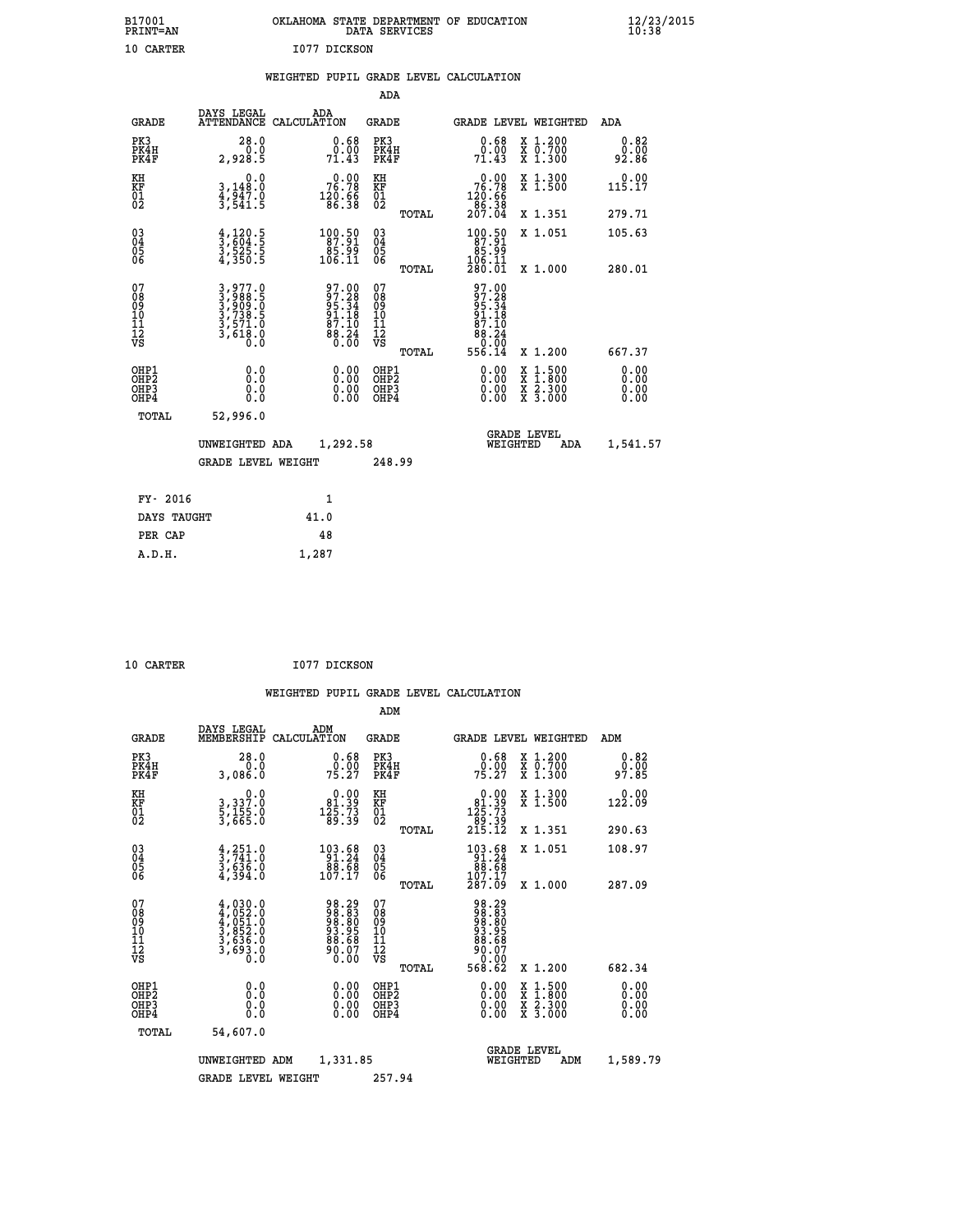B17001 OKLAHOMA STATE DEPARTMENT OF EDUCATION 12/23/2015
PRINT=AN DATA SERVICES 10:38

10 CARTER I077 DICKSON

WEIGHTED PUPIL GRADE LEVEL CALCULATION

ADA

| GRADE | DAYS LEGAL ATTENDANCE | ADA CALCULATION | GRADE | | GRADE LEVEL | WEIGHTED | ADA |
|---|---|---|---|---|---|---|---|
| PK3 | 28.0 | 0.68 | PK3 | | 0.68 | X 1.200 | 0.82 |
| PK4H | 0.0 | 0.00 | PK4H | | 0.00 | X 0.700 | 0.00 |
| PK4F | 2,928.5 | 71.43 | PK4F | | 71.43 | X 1.300 | 92.86 |
| KH | 0.0 | 0.00 | KH | | 0.00 | X 1.300 | 0.00 |
| KF | 3,148.0 | 76.78 | KF | | 76.78 | X 1.500 | 115.17 |
| 01 | 4,947.0 | 120.66 | 01 | | 120.66 | | |
| 02 | 3,541.5 | 86.38 | 02 | | 86.38 | | |
| | | | | TOTAL | 207.04 | X 1.351 | 279.71 |
| 03 | 4,120.5 | 100.50 | 03 | | 100.50 | X 1.051 | 105.63 |
| 04 | 3,604.5 | 87.91 | 04 | | 87.91 | | |
| 05 | 3,525.5 | 85.99 | 05 | | 85.99 | | |
| 06 | 4,350.5 | 106.11 | 06 | | 106.11 | | |
| | | | | TOTAL | 280.01 | X 1.000 | 280.01 |
| 07 | 3,977.0 | 97.00 | 07 | | 97.00 | | |
| 08 | 3,988.5 | 97.28 | 08 | | 97.28 | | |
| 09 | 3,909.0 | 95.34 | 09 | | 95.34 | | |
| 10 | 3,738.5 | 91.18 | 10 | | 91.18 | | |
| 11 | 3,571.0 | 87.10 | 11 | | 87.10 | | |
| 12 | 3,618.0 | 88.24 | 12 | | 88.24 | | |
| VS | 0.0 | 0.00 | VS | | 0.00 | | |
| | | | | TOTAL | 556.14 | X 1.200 | 667.37 |
| OHP1 | 0.0 | 0.00 | OHP1 | | 0.00 | X 1.500 | 0.00 |
| OHP2 | 0.0 | 0.00 | OHP2 | | 0.00 | X 1.800 | 0.00 |
| OHP3 | 0.0 | 0.00 | OHP3 | | 0.00 | X 2.300 | 0.00 |
| OHP4 | 0.0 | 0.00 | OHP4 | | 0.00 | X 3.000 | 0.00 |
| TOTAL | 52,996.0 | | | | | | |

UNWEIGHTED ADA 1,292.58 GRADE LEVEL WEIGHTED ADA 1,541.57

GRADE LEVEL WEIGHT 248.99

| FY- 2016 | 1 |
|---|---|
| DAYS TAUGHT | 41.0 |
| PER CAP | 48 |
| A.D.H. | 1,287 |

10 CARTER I077 DICKSON

WEIGHTED PUPIL GRADE LEVEL CALCULATION

ADM

| GRADE | DAYS LEGAL MEMBERSHIP | ADM CALCULATION | GRADE | | GRADE LEVEL | WEIGHTED | ADM |
|---|---|---|---|---|---|---|---|
| PK3 | 28.0 | 0.68 | PK3 | | 0.68 | X 1.200 | 0.82 |
| PK4H | 0.0 | 0.00 | PK4H | | 0.00 | X 0.700 | 0.00 |
| PK4F | 3,086.0 | 75.27 | PK4F | | 75.27 | X 1.300 | 97.85 |
| KH | 0.0 | 0.00 | KH | | 0.00 | X 1.300 | 0.00 |
| KF | 3,337.0 | 81.39 | KF | | 81.39 | X 1.500 | 122.09 |
| 01 | 5,155.0 | 125.73 | 01 | | 125.73 | | |
| 02 | 3,665.0 | 89.39 | 02 | | 89.39 | | |
| | | | | TOTAL | 215.12 | X 1.351 | 290.63 |
| 03 | 4,251.0 | 103.68 | 03 | | 103.68 | X 1.051 | 108.97 |
| 04 | 3,741.0 | 91.24 | 04 | | 91.24 | | |
| 05 | 3,636.0 | 88.68 | 05 | | 88.68 | | |
| 06 | 4,394.0 | 107.17 | 06 | | 107.17 | | |
| | | | | TOTAL | 287.09 | X 1.000 | 287.09 |
| 07 | 4,030.0 | 98.29 | 07 | | 98.29 | | |
| 08 | 4,052.0 | 98.83 | 08 | | 98.83 | | |
| 09 | 4,051.0 | 98.80 | 09 | | 98.80 | | |
| 10 | 3,852.0 | 93.95 | 10 | | 93.95 | | |
| 11 | 3,636.0 | 88.68 | 11 | | 88.68 | | |
| 12 | 3,693.0 | 90.07 | 12 | | 90.07 | | |
| VS | 0.0 | 0.00 | VS | | 0.00 | | |
| | | | | TOTAL | 568.62 | X 1.200 | 682.34 |
| OHP1 | 0.0 | 0.00 | OHP1 | | 0.00 | X 1.500 | 0.00 |
| OHP2 | 0.0 | 0.00 | OHP2 | | 0.00 | X 1.800 | 0.00 |
| OHP3 | 0.0 | 0.00 | OHP3 | | 0.00 | X 2.300 | 0.00 |
| OHP4 | 0.0 | 0.00 | OHP4 | | 0.00 | X 3.000 | 0.00 |
| TOTAL | 54,607.0 | | | | | | |

UNWEIGHTED ADM 1,331.85 GRADE LEVEL WEIGHTED ADM 1,589.79

GRADE LEVEL WEIGHT 257.94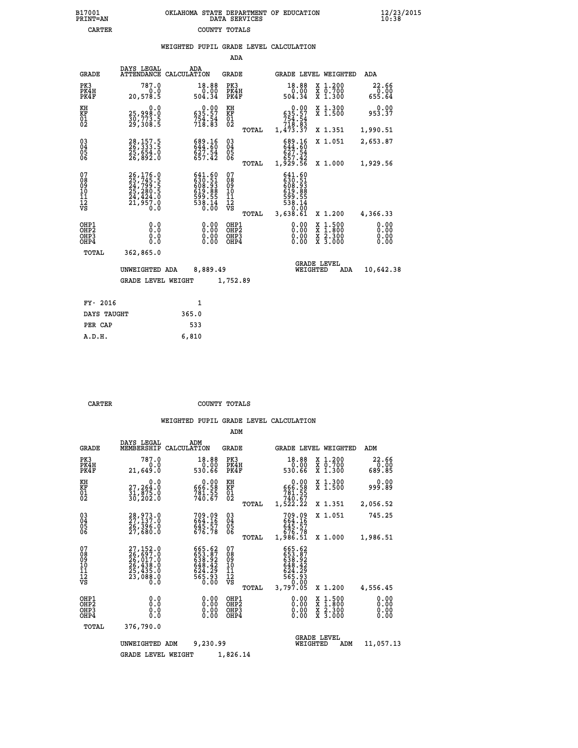B17001 PRINT=AN — OKLAHOMA STATE DEPARTMENT OF EDUCATION DATA SERVICES — 12/23/2015 10:38

CARTER — COUNTY TOTALS

## WEIGHTED PUPIL GRADE LEVEL CALCULATION

### ADA

| GRADE | DAYS LEGAL ATTENDANCE | ADA CALCULATION | GRADE | GRADE LEVEL | WEIGHTED | ADA |
|---|---|---|---|---|---|---|
| PK3 | 787.0 | 18.88 | PK3 | 18.88 | X 1.200 | 22.66 |
| PK4H | 0.0 | 0.00 | PK4H | 0.00 | X 0.700 | 0.00 |
| PK4F | 20,578.5 | 504.34 | PK4F | 504.34 | X 1.300 | 655.64 |
| KH | 0.0 | 0.00 | KH | 0.00 | X 1.300 | 0.00 |
| KF | 25,998.0 | 635.57 | KF | 635.57 | X 1.500 | 953.37 |
| 01 | 30,773.5 | 754.54 | 01 | 754.54 | | |
| 02 | 29,308.5 | 718.83 | 02 | 718.83 | | |
| | | | TOTAL | 1,473.37 | X 1.351 | 1,990.51 |
| 03 | 28,157.5 | 689.16 | 03 | 689.16 | X 1.051 | 2,653.87 |
| 04 | 26,333.5 | 644.60 | 04 | 644.60 | | |
| 05 | 25,654.0 | 627.54 | 05 | 627.54 | | |
| 06 | 26,892.0 | 657.42 | 06 | 657.42 | | |
| | | | TOTAL | 1,929.56 | X 1.000 | 1,929.56 |
| 07 | 26,176.0 | 641.60 | 07 | 641.60 | | |
| 08 | 25,745.5 | 630.51 | 08 | 630.51 | | |
| 09 | 24,799.5 | 608.93 | 09 | 608.93 | | |
| 10 | 25,280.5 | 619.88 | 10 | 619.88 | | |
| 11 | 24,424.0 | 599.55 | 11 | 599.55 | | |
| 12 | 21,957.0 | 538.14 | 12 | 538.14 | | |
| VS | 0.0 | 0.00 | VS | 0.00 | | |
| | | | TOTAL | 3,638.61 | X 1.200 | 4,366.33 |
| OHP1 | 0.0 | 0.00 | OHP1 | 0.00 | X 1.500 | 0.00 |
| OHP2 | 0.0 | 0.00 | OHP2 | 0.00 | X 1.800 | 0.00 |
| OHP3 | 0.0 | 0.00 | OHP3 | 0.00 | X 2.300 | 0.00 |
| OHP4 | 0.0 | 0.00 | OHP4 | 0.00 | X 3.000 | 0.00 |
| TOTAL | 362,865.0 | | | | | |

UNWEIGHTED ADA 8,889.49 — GRADE LEVEL WEIGHTED ADA 10,642.38

GRADE LEVEL WEIGHT 1,752.89

| FY- 2016 | 1 |
|---|---|
| DAYS TAUGHT | 365.0 |
| PER CAP | 533 |
| A.D.H. | 6,810 |

CARTER — COUNTY TOTALS

## WEIGHTED PUPIL GRADE LEVEL CALCULATION

### ADM

| GRADE | DAYS LEGAL MEMBERSHIP | ADM CALCULATION | GRADE | GRADE LEVEL | WEIGHTED | ADM |
|---|---|---|---|---|---|---|
| PK3 | 787.0 | 18.88 | PK3 | 18.88 | X 1.200 | 22.66 |
| PK4H | 0.0 | 0.00 | PK4H | 0.00 | X 0.700 | 0.00 |
| PK4F | 21,649.0 | 530.66 | PK4F | 530.66 | X 1.300 | 689.85 |
| KH | 0.0 | 0.00 | KH | 0.00 | X 1.300 | 0.00 |
| KF | 27,264.0 | 666.58 | KF | 666.58 | X 1.500 | 999.89 |
| 01 | 31,875.0 | 781.55 | 01 | 781.55 | | |
| 02 | 30,202.0 | 740.67 | 02 | 740.67 | | |
| | | | TOTAL | 1,522.22 | X 1.351 | 2,056.52 |
| 03 | 28,973.0 | 709.09 | 03 | 709.09 | X 1.051 | 745.25 |
| 04 | 27,137.0 | 664.16 | 04 | 664.16 | | |
| 05 | 26,396.0 | 645.57 | 05 | 645.57 | | |
| 06 | 27,680.0 | 676.78 | 06 | 676.78 | | |
| | | | TOTAL | 1,986.51 | X 1.000 | 1,986.51 |
| 07 | 27,152.0 | 665.62 | 07 | 665.62 | | |
| 08 | 26,697.0 | 653.87 | 08 | 653.87 | | |
| 09 | 26,017.0 | 638.92 | 09 | 638.92 | | |
| 10 | 26,438.0 | 648.42 | 10 | 648.42 | | |
| 11 | 25,435.0 | 624.29 | 11 | 624.29 | | |
| 12 | 23,088.0 | 565.93 | 12 | 565.93 | | |
| VS | 0.0 | 0.00 | VS | 0.00 | | |
| | | | TOTAL | 3,797.05 | X 1.200 | 4,556.45 |
| OHP1 | 0.0 | 0.00 | OHP1 | 0.00 | X 1.500 | 0.00 |
| OHP2 | 0.0 | 0.00 | OHP2 | 0.00 | X 1.800 | 0.00 |
| OHP3 | 0.0 | 0.00 | OHP3 | 0.00 | X 2.300 | 0.00 |
| OHP4 | 0.0 | 0.00 | OHP4 | 0.00 | X 3.000 | 0.00 |
| TOTAL | 376,790.0 | | | | | |

UNWEIGHTED ADM 9,230.99 — GRADE LEVEL WEIGHTED ADM 11,057.13

GRADE LEVEL WEIGHT 1,826.14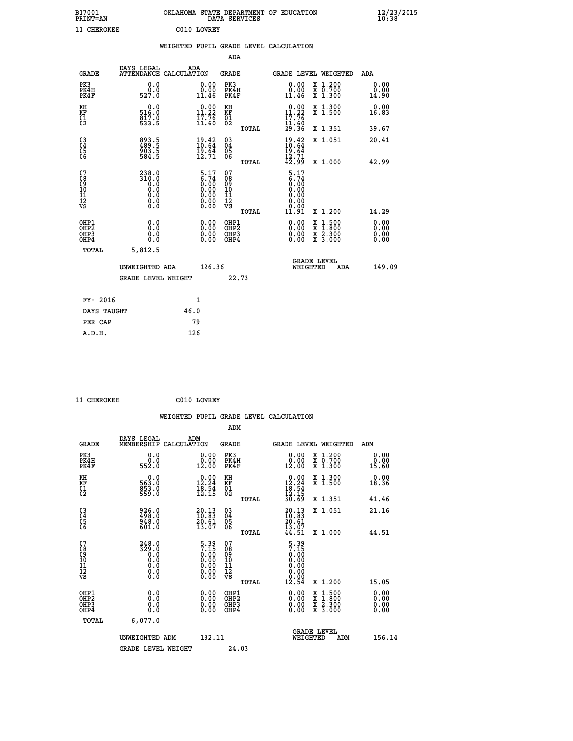B17001 OKLAHOMA STATE DEPARTMENT OF EDUCATION 12/23/2015
PRINT=AN DATA SERVICES 10:38

11 CHEROKEE C010 LOWREY

## WEIGHTED PUPIL GRADE LEVEL CALCULATION

### ADA

| GRADE | DAYS LEGAL ATTENDANCE | ADA CALCULATION | GRADE | | GRADE LEVEL | WEIGHTED | ADA |
|---|---|---|---|---|---|---|---|
| PK3 | 0.0 | 0.00 | PK3 | | 0.00 | X 1.200 | 0.00 |
| PK4H | 0.0 | 0.00 | PK4H | | 0.00 | X 0.700 | 0.00 |
| PK4F | 527.0 | 11.46 | PK4F | | 11.46 | X 1.300 | 14.90 |
| KH | 0.0 | 0.00 | KH | | 0.00 | X 1.300 | 0.00 |
| KF | 516.0 | 11.22 | KF | | 11.22 | X 1.500 | 16.83 |
| 01 | 817.0 | 17.76 | 01 | | 17.76 | | |
| 02 | 533.5 | 11.60 | 02 | | 11.60 | | |
| | | | | TOTAL | 29.36 | X 1.351 | 39.67 |
| 03 | 893.5 | 19.42 | 03 | | 19.42 | X 1.051 | 20.41 |
| 04 | 489.5 | 10.64 | 04 | | 10.64 | | |
| 05 | 903.5 | 19.64 | 05 | | 19.64 | | |
| 06 | 584.5 | 12.71 | 06 | | 12.71 | | |
| | | | | TOTAL | 42.99 | X 1.000 | 42.99 |
| 07 | 238.0 | 5.17 | 07 | | 5.17 | | |
| 08 | 310.0 | 6.74 | 08 | | 6.74 | | |
| 09 | 0.0 | 0.00 | 09 | | 0.00 | | |
| 10 | 0.0 | 0.00 | 10 | | 0.00 | | |
| 11 | 0.0 | 0.00 | 11 | | 0.00 | | |
| 12 | 0.0 | 0.00 | 12 | | 0.00 | | |
| VS | 0.0 | 0.00 | VS | | 0.00 | | |
| | | | | TOTAL | 11.91 | X 1.200 | 14.29 |
| OHP1 | 0.0 | 0.00 | OHP1 | | 0.00 | X 1.500 | 0.00 |
| OHP2 | 0.0 | 0.00 | OHP2 | | 0.00 | X 1.800 | 0.00 |
| OHP3 | 0.0 | 0.00 | OHP3 | | 0.00 | X 2.300 | 0.00 |
| OHP4 | 0.0 | 0.00 | OHP4 | | 0.00 | X 3.000 | 0.00 |
| TOTAL | 5,812.5 | | | | | | |

UNWEIGHTED ADA 126.36 | GRADE LEVEL WEIGHTED ADA 149.09

GRADE LEVEL WEIGHT 22.73

| FY- 2016 | 1 |
|---|---|
| DAYS TAUGHT | 46.0 |
| PER CAP | 79 |
| A.D.H. | 126 |

11 CHEROKEE C010 LOWREY

## WEIGHTED PUPIL GRADE LEVEL CALCULATION

### ADM

| GRADE | DAYS LEGAL MEMBERSHIP | ADM CALCULATION | GRADE | | GRADE LEVEL | WEIGHTED | ADM |
|---|---|---|---|---|---|---|---|
| PK3 | 0.0 | 0.00 | PK3 | | 0.00 | X 1.200 | 0.00 |
| PK4H | 0.0 | 0.00 | PK4H | | 0.00 | X 0.700 | 0.00 |
| PK4F | 552.0 | 12.00 | PK4F | | 12.00 | X 1.300 | 15.60 |
| KH | 0.0 | 0.00 | KH | | 0.00 | X 1.300 | 0.00 |
| KF | 563.0 | 12.24 | KF | | 12.24 | X 1.500 | 18.36 |
| 01 | 853.0 | 18.54 | 01 | | 18.54 | | |
| 02 | 559.0 | 12.15 | 02 | | 12.15 | | |
| | | | | TOTAL | 30.69 | X 1.351 | 41.46 |
| 03 | 926.0 | 20.13 | 03 | | 20.13 | X 1.051 | 21.16 |
| 04 | 498.0 | 10.83 | 04 | | 10.83 | | |
| 05 | 948.0 | 20.61 | 05 | | 20.61 | | |
| 06 | 601.0 | 13.07 | 06 | | 13.07 | | |
| | | | | TOTAL | 44.51 | X 1.000 | 44.51 |
| 07 | 248.0 | 5.39 | 07 | | 5.39 | | |
| 08 | 329.0 | 7.15 | 08 | | 7.15 | | |
| 09 | 0.0 | 0.00 | 09 | | 0.00 | | |
| 10 | 0.0 | 0.00 | 10 | | 0.00 | | |
| 11 | 0.0 | 0.00 | 11 | | 0.00 | | |
| 12 | 0.0 | 0.00 | 12 | | 0.00 | | |
| VS | 0.0 | 0.00 | VS | | 0.00 | | |
| | | | | TOTAL | 12.54 | X 1.200 | 15.05 |
| OHP1 | 0.0 | 0.00 | OHP1 | | 0.00 | X 1.500 | 0.00 |
| OHP2 | 0.0 | 0.00 | OHP2 | | 0.00 | X 1.800 | 0.00 |
| OHP3 | 0.0 | 0.00 | OHP3 | | 0.00 | X 2.300 | 0.00 |
| OHP4 | 0.0 | 0.00 | OHP4 | | 0.00 | X 3.000 | 0.00 |
| TOTAL | 6,077.0 | | | | | | |

UNWEIGHTED ADM 132.11 | GRADE LEVEL WEIGHTED ADM 156.14

GRADE LEVEL WEIGHT 24.03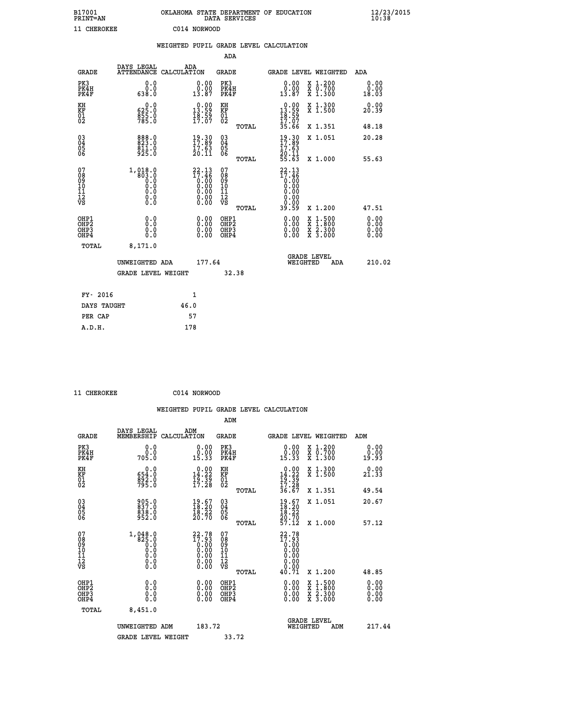B17001 OKLAHOMA STATE DEPARTMENT OF EDUCATION 12/23/2015
PRINT=AN DATA SERVICES 10:38

11 CHEROKEE C014 NORWOOD

## WEIGHTED PUPIL GRADE LEVEL CALCULATION

### ADA

| GRADE | DAYS LEGAL ATTENDANCE | ADA CALCULATION | GRADE | GRADE LEVEL | WEIGHTED | ADA |
|---|---|---|---|---|---|---|
| PK3 | 0.0 | 0.00 | PK3 | 0.00 | X 1.200 | 0.00 |
| PK4H | 0.0 | 0.00 | PK4H | 0.00 | X 0.700 | 0.00 |
| PK4F | 638.0 | 13.87 | PK4F | 13.87 | X 1.300 | 18.03 |
| KH | 0.0 | 0.00 | KH | 0.00 | X 1.300 | 0.00 |
| KF | 625.0 | 13.59 | KF | 13.59 | X 1.500 | 20.39 |
| 01 | 855.0 | 18.59 | 01 | 18.59 | | |
| 02 | 785.0 | 17.07 | 02 | 17.07 | | |
| | | | TOTAL | 35.66 | X 1.351 | 48.18 |
| 03 | 888.0 | 19.30 | 03 | 19.30 | X 1.051 | 20.28 |
| 04 | 823.0 | 17.89 | 04 | 17.89 | | |
| 05 | 811.0 | 17.63 | 05 | 17.63 | | |
| 06 | 925.0 | 20.11 | 06 | 20.11 | | |
| | | | TOTAL | 55.63 | X 1.000 | 55.63 |
| 07 | 1,018.0 | 22.13 | 07 | 22.13 | | |
| 08 | 803.0 | 17.46 | 08 | 17.46 | | |
| 09 | 0.0 | 0.00 | 09 | 0.00 | | |
| 10 | 0.0 | 0.00 | 10 | 0.00 | | |
| 11 | 0.0 | 0.00 | 11 | 0.00 | | |
| 12 | 0.0 | 0.00 | 12 | 0.00 | | |
| VS | 0.0 | 0.00 | VS | 0.00 | | |
| | | | TOTAL | 39.59 | X 1.200 | 47.51 |
| OHP1 | 0.0 | 0.00 | OHP1 | 0.00 | X 1.500 | 0.00 |
| OHP2 | 0.0 | 0.00 | OHP2 | 0.00 | X 1.800 | 0.00 |
| OHP3 | 0.0 | 0.00 | OHP3 | 0.00 | X 2.300 | 0.00 |
| OHP4 | 0.0 | 0.00 | OHP4 | 0.00 | X 3.000 | 0.00 |
| TOTAL | 8,171.0 | | | | | |

UNWEIGHTED ADA 177.64 GRADE LEVEL WEIGHTED ADA 210.02

GRADE LEVEL WEIGHT 32.38

| | |
|---|---|
| FY- 2016 | 1 |
| DAYS TAUGHT | 46.0 |
| PER CAP | 57 |
| A.D.H. | 178 |

11 CHEROKEE C014 NORWOOD

## WEIGHTED PUPIL GRADE LEVEL CALCULATION

### ADM

| GRADE | DAYS LEGAL MEMBERSHIP | ADM CALCULATION | GRADE | GRADE LEVEL | WEIGHTED | ADM |
|---|---|---|---|---|---|---|
| PK3 | 0.0 | 0.00 | PK3 | 0.00 | X 1.200 | 0.00 |
| PK4H | 0.0 | 0.00 | PK4H | 0.00 | X 0.700 | 0.00 |
| PK4F | 705.0 | 15.33 | PK4F | 15.33 | X 1.300 | 19.93 |
| KH | 0.0 | 0.00 | KH | 0.00 | X 1.300 | 0.00 |
| KF | 654.0 | 14.22 | KF | 14.22 | X 1.500 | 21.33 |
| 01 | 892.0 | 19.39 | 01 | 19.39 | | |
| 02 | 795.0 | 17.28 | 02 | 17.28 | | |
| | | | TOTAL | 36.67 | X 1.351 | 49.54 |
| 03 | 905.0 | 19.67 | 03 | 19.67 | X 1.051 | 20.67 |
| 04 | 837.0 | 18.20 | 04 | 18.20 | | |
| 05 | 838.0 | 18.22 | 05 | 18.22 | | |
| 06 | 952.0 | 20.70 | 06 | 20.70 | | |
| | | | TOTAL | 57.12 | X 1.000 | 57.12 |
| 07 | 1,048.0 | 22.78 | 07 | 22.78 | | |
| 08 | 825.0 | 17.93 | 08 | 17.93 | | |
| 09 | 0.0 | 0.00 | 09 | 0.00 | | |
| 10 | 0.0 | 0.00 | 10 | 0.00 | | |
| 11 | 0.0 | 0.00 | 11 | 0.00 | | |
| 12 | 0.0 | 0.00 | 12 | 0.00 | | |
| VS | 0.0 | 0.00 | VS | 0.00 | | |
| | | | TOTAL | 40.71 | X 1.200 | 48.85 |
| OHP1 | 0.0 | 0.00 | OHP1 | 0.00 | X 1.500 | 0.00 |
| OHP2 | 0.0 | 0.00 | OHP2 | 0.00 | X 1.800 | 0.00 |
| OHP3 | 0.0 | 0.00 | OHP3 | 0.00 | X 2.300 | 0.00 |
| OHP4 | 0.0 | 0.00 | OHP4 | 0.00 | X 3.000 | 0.00 |
| TOTAL | 8,451.0 | | | | | |

UNWEIGHTED ADM 183.72 GRADE LEVEL WEIGHTED ADM 217.44

GRADE LEVEL WEIGHT 33.72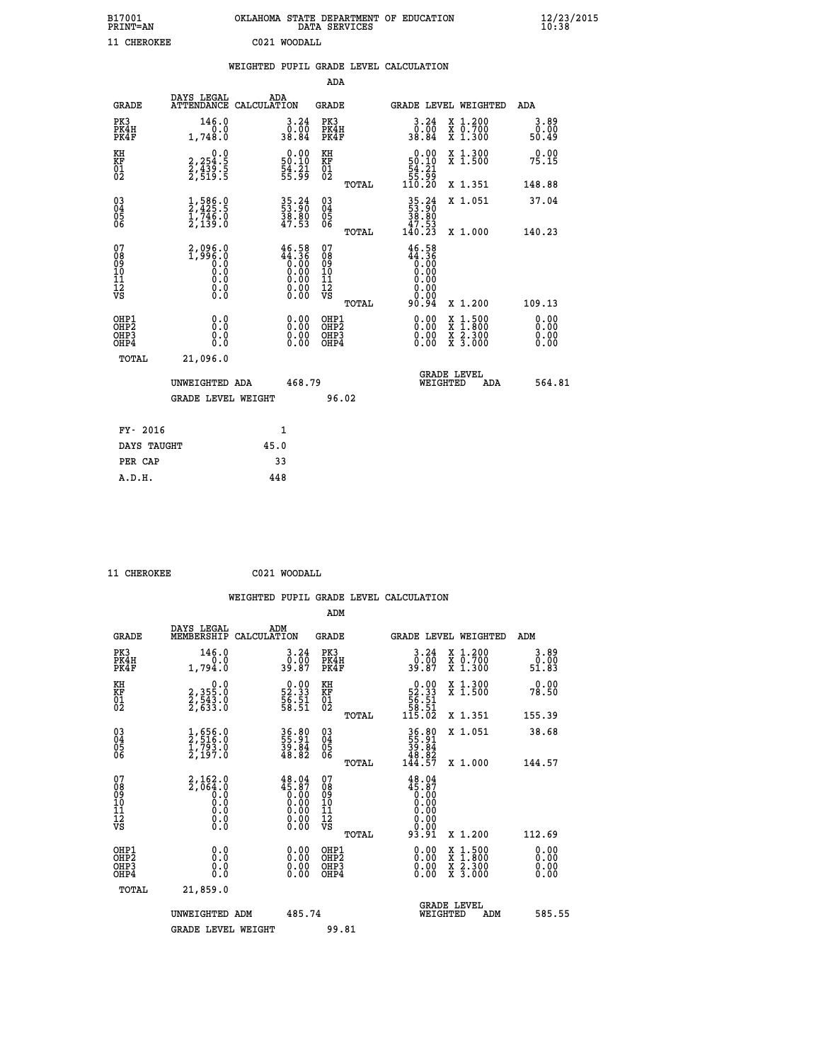B17001 OKLAHOMA STATE DEPARTMENT OF EDUCATION 12/23/2015
PRINT=AN DATA SERVICES 10:38

11 CHEROKEE C021 WOODALL

WEIGHTED PUPIL GRADE LEVEL CALCULATION

ADA

| GRADE | DAYS LEGAL ATTENDANCE | ADA CALCULATION | GRADE | | GRADE LEVEL | WEIGHTED | ADA |
|---|---|---|---|---|---|---|---|
| PK3 | 146.0 | 3.24 | PK3 | | 3.24 | X 1.200 | 3.89 |
| PK4H | 0.0 | 0.00 | PK4H | | 0.00 | X 0.700 | 0.00 |
| PK4F | 1,748.0 | 38.84 | PK4F | | 38.84 | X 1.300 | 50.49 |
| KH | 0.0 | 0.00 | KH | | 0.00 | X 1.300 | 0.00 |
| KF | 2,254.5 | 50.10 | KF | | 50.10 | X 1.500 | 75.15 |
| 01 | 2,439.5 | 54.21 | 01 | | 54.21 | | |
| 02 | 2,519.5 | 55.99 | 02 | | 55.99 | | |
| | | | | TOTAL | 110.20 | X 1.351 | 148.88 |
| 03 | 1,586.0 | 35.24 | 03 | | 35.24 | X 1.051 | 37.04 |
| 04 | 2,425.5 | 53.90 | 04 | | 53.90 | | |
| 05 | 1,746.0 | 38.80 | 05 | | 38.80 | | |
| 06 | 2,139.0 | 47.53 | 06 | | 47.53 | | |
| | | | | TOTAL | 140.23 | X 1.000 | 140.23 |
| 07 | 2,096.0 | 46.58 | 07 | | 46.58 | | |
| 08 | 1,996.0 | 44.36 | 08 | | 44.36 | | |
| 09 | 0.0 | 0.00 | 09 | | 0.00 | | |
| 10 | 0.0 | 0.00 | 10 | | 0.00 | | |
| 11 | 0.0 | 0.00 | 11 | | 0.00 | | |
| 12 | 0.0 | 0.00 | 12 | | 0.00 | | |
| VS | 0.0 | 0.00 | VS | | 0.00 | | |
| | | | | TOTAL | 90.94 | X 1.200 | 109.13 |
| OHP1 | 0.0 | 0.00 | OHP1 | | 0.00 | X 1.500 | 0.00 |
| OHP2 | 0.0 | 0.00 | OHP2 | | 0.00 | X 1.800 | 0.00 |
| OHP3 | 0.0 | 0.00 | OHP3 | | 0.00 | X 2.300 | 0.00 |
| OHP4 | 0.0 | 0.00 | OHP4 | | 0.00 | X 3.000 | 0.00 |
| TOTAL | 21,096.0 | | | | | | |

UNWEIGHTED ADA 468.79 GRADE LEVEL WEIGHTED ADA 564.81

GRADE LEVEL WEIGHT 96.02

| FY- 2016 | 1 |
|---|---|
| DAYS TAUGHT | 45.0 |
| PER CAP | 33 |
| A.D.H. | 448 |

11 CHEROKEE C021 WOODALL

WEIGHTED PUPIL GRADE LEVEL CALCULATION

ADM

| GRADE | DAYS LEGAL MEMBERSHIP | ADM CALCULATION | GRADE | | GRADE LEVEL | WEIGHTED | ADM |
|---|---|---|---|---|---|---|---|
| PK3 | 146.0 | 3.24 | PK3 | | 3.24 | X 1.200 | 3.89 |
| PK4H | 0.0 | 0.00 | PK4H | | 0.00 | X 0.700 | 0.00 |
| PK4F | 1,794.0 | 39.87 | PK4F | | 39.87 | X 1.300 | 51.83 |
| KH | 0.0 | 0.00 | KH | | 0.00 | X 1.300 | 0.00 |
| KF | 2,355.0 | 52.33 | KF | | 52.33 | X 1.500 | 78.50 |
| 01 | 2,543.0 | 56.51 | 01 | | 56.51 | | |
| 02 | 2,633.0 | 58.51 | 02 | | 58.51 | | |
| | | | | TOTAL | 115.02 | X 1.351 | 155.39 |
| 03 | 1,656.0 | 36.80 | 03 | | 36.80 | X 1.051 | 38.68 |
| 04 | 2,516.0 | 55.91 | 04 | | 55.91 | | |
| 05 | 1,793.0 | 39.84 | 05 | | 39.84 | | |
| 06 | 2,197.0 | 48.82 | 06 | | 48.82 | | |
| | | | | TOTAL | 144.57 | X 1.000 | 144.57 |
| 07 | 2,162.0 | 48.04 | 07 | | 48.04 | | |
| 08 | 2,064.0 | 45.87 | 08 | | 45.87 | | |
| 09 | 0.0 | 0.00 | 09 | | 0.00 | | |
| 10 | 0.0 | 0.00 | 10 | | 0.00 | | |
| 11 | 0.0 | 0.00 | 11 | | 0.00 | | |
| 12 | 0.0 | 0.00 | 12 | | 0.00 | | |
| VS | 0.0 | 0.00 | VS | | 0.00 | | |
| | | | | TOTAL | 93.91 | X 1.200 | 112.69 |
| OHP1 | 0.0 | 0.00 | OHP1 | | 0.00 | X 1.500 | 0.00 |
| OHP2 | 0.0 | 0.00 | OHP2 | | 0.00 | X 1.800 | 0.00 |
| OHP3 | 0.0 | 0.00 | OHP3 | | 0.00 | X 2.300 | 0.00 |
| OHP4 | 0.0 | 0.00 | OHP4 | | 0.00 | X 3.000 | 0.00 |
| TOTAL | 21,859.0 | | | | | | |

UNWEIGHTED ADM 485.74 GRADE LEVEL WEIGHTED ADM 585.55

GRADE LEVEL WEIGHT 99.81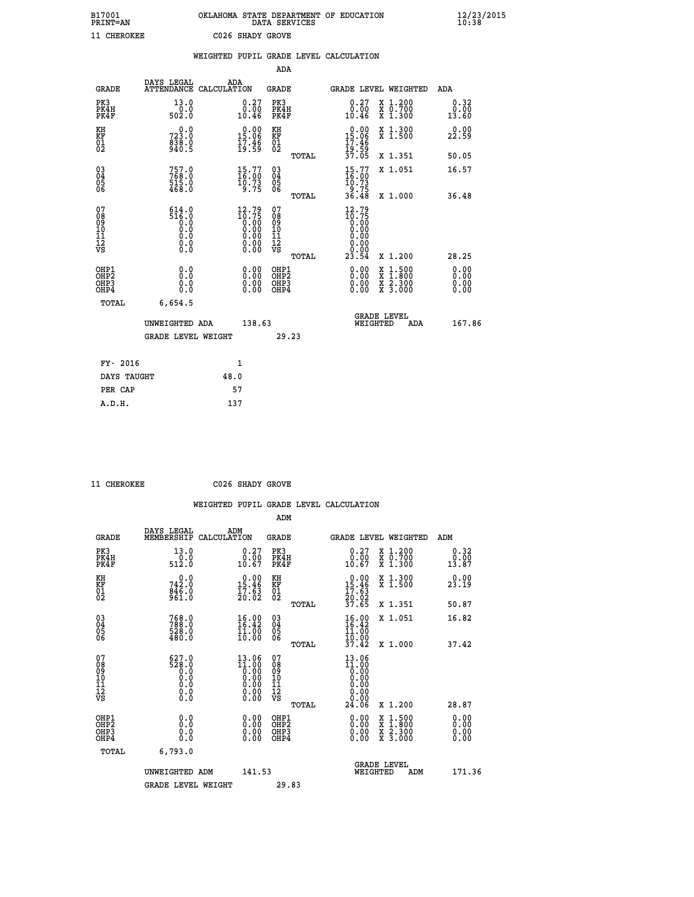B17001 OKLAHOMA STATE DEPARTMENT OF EDUCATION 12/23/2015
PRINT=AN DATA SERVICES 10:38

11 CHEROKEE C026 SHADY GROVE

WEIGHTED PUPIL GRADE LEVEL CALCULATION

ADA

| GRADE | DAYS LEGAL ATTENDANCE | ADA CALCULATION | GRADE | GRADE LEVEL | WEIGHTED | ADA |
|---|---|---|---|---|---|---|
| PK3 | 13.0 | 0.27 | PK3 | 0.27 | X 1.200 | 0.32 |
| PK4H | 0.0 | 0.00 | PK4H | 0.00 | X 0.700 | 0.00 |
| PK4F | 502.0 | 10.46 | PK4F | 10.46 | X 1.300 | 13.60 |
| KH | 0.0 | 0.00 | KH | 0.00 | X 1.300 | 0.00 |
| KF | 723.0 | 15.06 | KF | 15.06 | X 1.500 | 22.59 |
| 01 | 838.0 | 17.46 | 01 | 17.46 | | |
| 02 | 940.5 | 19.59 | 02 | 19.59 | | |
| | | | TOTAL | 37.05 | X 1.351 | 50.05 |
| 03 | 757.0 | 15.77 | 03 | 15.77 | X 1.051 | 16.57 |
| 04 | 768.0 | 16.00 | 04 | 16.00 | | |
| 05 | 515.0 | 10.73 | 05 | 10.73 | | |
| 06 | 468.0 | 9.75 | 06 | 9.75 | | |
| | | | TOTAL | 36.48 | X 1.000 | 36.48 |
| 07 | 614.0 | 12.79 | 07 | 12.79 | | |
| 08 | 516.0 | 10.75 | 08 | 10.75 | | |
| 09 | 0.0 | 0.00 | 09 | 0.00 | | |
| 10 | 0.0 | 0.00 | 10 | 0.00 | | |
| 11 | 0.0 | 0.00 | 11 | 0.00 | | |
| 12 | 0.0 | 0.00 | 12 | 0.00 | | |
| VS | 0.0 | 0.00 | VS | 0.00 | | |
| | | | TOTAL | 23.54 | X 1.200 | 28.25 |
| OHP1 | 0.0 | 0.00 | OHP1 | 0.00 | X 1.500 | 0.00 |
| OHP2 | 0.0 | 0.00 | OHP2 | 0.00 | X 1.800 | 0.00 |
| OHP3 | 0.0 | 0.00 | OHP3 | 0.00 | X 2.300 | 0.00 |
| OHP4 | 0.0 | 0.00 | OHP4 | 0.00 | X 3.000 | 0.00 |
| TOTAL | 6,654.5 | | | | | |

UNWEIGHTED ADA 138.63 | GRADE LEVEL WEIGHTED ADA 167.86

GRADE LEVEL WEIGHT 29.23

| FY- 2016 | 1 |
|---|---|
| DAYS TAUGHT | 48.0 |
| PER CAP | 57 |
| A.D.H. | 137 |

11 CHEROKEE C026 SHADY GROVE

WEIGHTED PUPIL GRADE LEVEL CALCULATION

ADM

| GRADE | DAYS LEGAL MEMBERSHIP | ADM CALCULATION | GRADE | GRADE LEVEL | WEIGHTED | ADM |
|---|---|---|---|---|---|---|
| PK3 | 13.0 | 0.27 | PK3 | 0.27 | X 1.200 | 0.32 |
| PK4H | 0.0 | 0.00 | PK4H | 0.00 | X 0.700 | 0.00 |
| PK4F | 512.0 | 10.67 | PK4F | 10.67 | X 1.300 | 13.87 |
| KH | 0.0 | 0.00 | KH | 0.00 | X 1.300 | 0.00 |
| KF | 742.0 | 15.46 | KF | 15.46 | X 1.500 | 23.19 |
| 01 | 846.0 | 17.63 | 01 | 17.63 | | |
| 02 | 961.0 | 20.02 | 02 | 20.02 | | |
| | | | TOTAL | 37.65 | X 1.351 | 50.87 |
| 03 | 768.0 | 16.00 | 03 | 16.00 | X 1.051 | 16.82 |
| 04 | 788.0 | 16.42 | 04 | 16.42 | | |
| 05 | 528.0 | 11.00 | 05 | 11.00 | | |
| 06 | 480.0 | 10.00 | 06 | 10.00 | | |
| | | | TOTAL | 37.42 | X 1.000 | 37.42 |
| 07 | 627.0 | 13.06 | 07 | 13.06 | | |
| 08 | 528.0 | 11.00 | 08 | 11.00 | | |
| 09 | 0.0 | 0.00 | 09 | 0.00 | | |
| 10 | 0.0 | 0.00 | 10 | 0.00 | | |
| 11 | 0.0 | 0.00 | 11 | 0.00 | | |
| 12 | 0.0 | 0.00 | 12 | 0.00 | | |
| VS | 0.0 | 0.00 | VS | 0.00 | | |
| | | | TOTAL | 24.06 | X 1.200 | 28.87 |
| OHP1 | 0.0 | 0.00 | OHP1 | 0.00 | X 1.500 | 0.00 |
| OHP2 | 0.0 | 0.00 | OHP2 | 0.00 | X 1.800 | 0.00 |
| OHP3 | 0.0 | 0.00 | OHP3 | 0.00 | X 2.300 | 0.00 |
| OHP4 | 0.0 | 0.00 | OHP4 | 0.00 | X 3.000 | 0.00 |
| TOTAL | 6,793.0 | | | | | |

UNWEIGHTED ADM 141.53 | GRADE LEVEL WEIGHTED ADM 171.36

GRADE LEVEL WEIGHT 29.83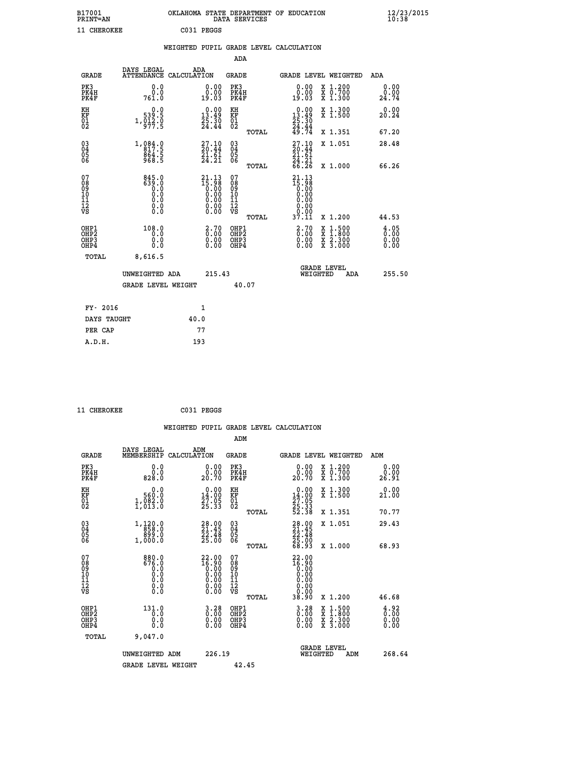B17001 OKLAHOMA STATE DEPARTMENT OF EDUCATION 12/23/2015
PRINT=AN DATA SERVICES 10:38

11 CHEROKEE C031 PEGGS

## WEIGHTED PUPIL GRADE LEVEL CALCULATION

### ADA

| GRADE | DAYS LEGAL ATTENDANCE | ADA CALCULATION | GRADE | GRADE LEVEL | WEIGHTED | ADA |
|---|---|---|---|---|---|---|
| PK3 | 0.0 | 0.00 | PK3 | 0.00 | X 1.200 | 0.00 |
| PK4H | 0.0 | 0.00 | PK4H | 0.00 | X 0.700 | 0.00 |
| PK4F | 761.0 | 19.03 | PK4F | 19.03 | X 1.300 | 24.74 |
| KH | 0.0 | 0.00 | KH | 0.00 | X 1.300 | 0.00 |
| KF | 539.5 | 13.49 | KF | 13.49 | X 1.500 | 20.24 |
| 01 | 1,012.0 | 25.30 | 01 | 25.30 | | |
| 02 | 977.5 | 24.44 | 02 | 24.44 | | |
| | | | TOTAL | 49.74 | X 1.351 | 67.20 |
| 03 | 1,084.0 | 27.10 | 03 | 27.10 | X 1.051 | 28.48 |
| 04 | 817.5 | 20.44 | 04 | 20.44 | | |
| 05 | 864.5 | 21.61 | 05 | 21.61 | | |
| 06 | 968.5 | 24.21 | 06 | 24.21 | | |
| | | | TOTAL | 66.26 | X 1.000 | 66.26 |
| 07 | 845.0 | 21.13 | 07 | 21.13 | | |
| 08 | 639.0 | 15.98 | 08 | 15.98 | | |
| 09 | 0.0 | 0.00 | 09 | 0.00 | | |
| 10 | 0.0 | 0.00 | 10 | 0.00 | | |
| 11 | 0.0 | 0.00 | 11 | 0.00 | | |
| 12 | 0.0 | 0.00 | 12 | 0.00 | | |
| VS | 0.0 | 0.00 | VS | 0.00 | | |
| | | | TOTAL | 37.11 | X 1.200 | 44.53 |
| OHP1 | 108.0 | 2.70 | OHP1 | 2.70 | X 1.500 | 4.05 |
| OHP2 | 0.0 | 0.00 | OHP2 | 0.00 | X 1.800 | 0.00 |
| OHP3 | 0.0 | 0.00 | OHP3 | 0.00 | X 2.300 | 0.00 |
| OHP4 | 0.0 | 0.00 | OHP4 | 0.00 | X 3.000 | 0.00 |
| TOTAL | 8,616.5 | | | | | |

UNWEIGHTED ADA 215.43 | GRADE LEVEL WEIGHTED ADA 255.50

GRADE LEVEL WEIGHT 40.07

| FY- 2016 | 1 |
|---|---|
| DAYS TAUGHT | 40.0 |
| PER CAP | 77 |
| A.D.H. | 193 |

11 CHEROKEE C031 PEGGS

## WEIGHTED PUPIL GRADE LEVEL CALCULATION

### ADM

| GRADE | DAYS LEGAL MEMBERSHIP | ADM CALCULATION | GRADE | GRADE LEVEL | WEIGHTED | ADM |
|---|---|---|---|---|---|---|
| PK3 | 0.0 | 0.00 | PK3 | 0.00 | X 1.200 | 0.00 |
| PK4H | 0.0 | 0.00 | PK4H | 0.00 | X 0.700 | 0.00 |
| PK4F | 828.0 | 20.70 | PK4F | 20.70 | X 1.300 | 26.91 |
| KH | 0.0 | 0.00 | KH | 0.00 | X 1.300 | 0.00 |
| KF | 560.0 | 14.00 | KF | 14.00 | X 1.500 | 21.00 |
| 01 | 1,082.0 | 27.05 | 01 | 27.05 | | |
| 02 | 1,013.0 | 25.33 | 02 | 25.33 | | |
| | | | TOTAL | 52.38 | X 1.351 | 70.77 |
| 03 | 1,120.0 | 28.00 | 03 | 28.00 | X 1.051 | 29.43 |
| 04 | 858.0 | 21.45 | 04 | 21.45 | | |
| 05 | 899.0 | 22.48 | 05 | 22.48 | | |
| 06 | 1,000.0 | 25.00 | 06 | 25.00 | | |
| | | | TOTAL | 68.93 | X 1.000 | 68.93 |
| 07 | 880.0 | 22.00 | 07 | 22.00 | | |
| 08 | 676.0 | 16.90 | 08 | 16.90 | | |
| 09 | 0.0 | 0.00 | 09 | 0.00 | | |
| 10 | 0.0 | 0.00 | 10 | 0.00 | | |
| 11 | 0.0 | 0.00 | 11 | 0.00 | | |
| 12 | 0.0 | 0.00 | 12 | 0.00 | | |
| VS | 0.0 | 0.00 | VS | 0.00 | | |
| | | | TOTAL | 38.90 | X 1.200 | 46.68 |
| OHP1 | 131.0 | 3.28 | OHP1 | 3.28 | X 1.500 | 4.92 |
| OHP2 | 0.0 | 0.00 | OHP2 | 0.00 | X 1.800 | 0.00 |
| OHP3 | 0.0 | 0.00 | OHP3 | 0.00 | X 2.300 | 0.00 |
| OHP4 | 0.0 | 0.00 | OHP4 | 0.00 | X 3.000 | 0.00 |
| TOTAL | 9,047.0 | | | | | |

UNWEIGHTED ADM 226.19 | GRADE LEVEL WEIGHTED ADM 268.64

GRADE LEVEL WEIGHT 42.45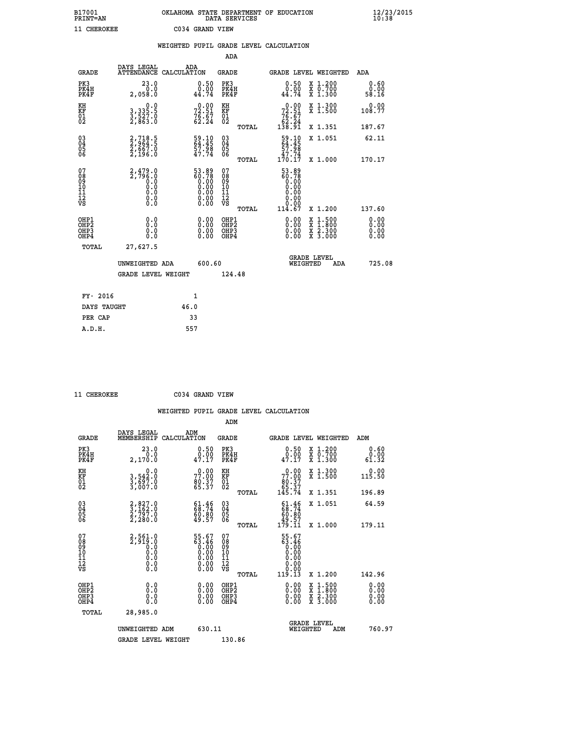B17001 OKLAHOMA STATE DEPARTMENT OF EDUCATION 12/23/2015
PRINT=AN DATA SERVICES 10:38

11 CHEROKEE C034 GRAND VIEW

## WEIGHTED PUPIL GRADE LEVEL CALCULATION

### ADA

| GRADE | DAYS LEGAL ATTENDANCE | ADA CALCULATION | GRADE | | GRADE LEVEL | WEIGHTED | ADA |
|---|---|---|---|---|---|---|---|
| PK3 | 23.0 | 0.50 | PK3 | | 0.50 | X 1.200 | 0.60 |
| PK4H | 0.0 | 0.00 | PK4H | | 0.00 | X 0.700 | 0.00 |
| PK4F | 2,058.0 | 44.74 | PK4F | | 44.74 | X 1.300 | 58.16 |
| KH | 0.0 | 0.00 | KH | | 0.00 | X 1.300 | 0.00 |
| KF | 3,335.5 | 72.51 | KF | | 72.51 | X 1.500 | 108.77 |
| 01 | 3,527.0 | 76.67 | 01 | | 76.67 | | |
| 02 | 2,863.0 | 62.24 | 02 | | 62.24 | | |
| | | | | TOTAL | 138.91 | X 1.351 | 187.67 |
| 03 | 2,718.5 | 59.10 | 03 | | 59.10 | X 1.051 | 62.11 |
| 04 | 2,964.5 | 64.45 | 04 | | 64.45 | | |
| 05 | 2,667.0 | 57.98 | 05 | | 57.98 | | |
| 06 | 2,196.0 | 47.74 | 06 | | 47.74 | | |
| | | | | TOTAL | 170.17 | X 1.000 | 170.17 |
| 07 | 2,479.0 | 53.89 | 07 | | 53.89 | | |
| 08 | 2,796.0 | 60.78 | 08 | | 60.78 | | |
| 09 | 0.0 | 0.00 | 09 | | 0.00 | | |
| 10 | 0.0 | 0.00 | 10 | | 0.00 | | |
| 11 | 0.0 | 0.00 | 11 | | 0.00 | | |
| 12 | 0.0 | 0.00 | 12 | | 0.00 | | |
| VS | 0.0 | 0.00 | VS | | 0.00 | | |
| | | | | TOTAL | 114.67 | X 1.200 | 137.60 |
| OHP1 | 0.0 | 0.00 | OHP1 | | 0.00 | X 1.500 | 0.00 |
| OHP2 | 0.0 | 0.00 | OHP2 | | 0.00 | X 1.800 | 0.00 |
| OHP3 | 0.0 | 0.00 | OHP3 | | 0.00 | X 2.300 | 0.00 |
| OHP4 | 0.0 | 0.00 | OHP4 | | 0.00 | X 3.000 | 0.00 |
| TOTAL | 27,627.5 | | | | | | |

UNWEIGHTED ADA 600.60 GRADE LEVEL WEIGHTED ADA 725.08

GRADE LEVEL WEIGHT 124.48

| FY- 2016 | 1 |
|---|---|
| DAYS TAUGHT | 46.0 |
| PER CAP | 33 |
| A.D.H. | 557 |

11 CHEROKEE C034 GRAND VIEW

## WEIGHTED PUPIL GRADE LEVEL CALCULATION

### ADM

| GRADE | DAYS LEGAL MEMBERSHIP | ADM CALCULATION | GRADE | | GRADE LEVEL | WEIGHTED | ADM |
|---|---|---|---|---|---|---|---|
| PK3 | 23.0 | 0.50 | PK3 | | 0.50 | X 1.200 | 0.60 |
| PK4H | 0.0 | 0.00 | PK4H | | 0.00 | X 0.700 | 0.00 |
| PK4F | 2,170.0 | 47.17 | PK4F | | 47.17 | X 1.300 | 61.32 |
| KH | 0.0 | 0.00 | KH | | 0.00 | X 1.300 | 0.00 |
| KF | 3,542.0 | 77.00 | KF | | 77.00 | X 1.500 | 115.50 |
| 01 | 3,697.0 | 80.37 | 01 | | 80.37 | | |
| 02 | 3,007.0 | 65.37 | 02 | | 65.37 | | |
| | | | | TOTAL | 145.74 | X 1.351 | 196.89 |
| 03 | 2,827.0 | 61.46 | 03 | | 61.46 | X 1.051 | 64.59 |
| 04 | 3,162.0 | 68.74 | 04 | | 68.74 | | |
| 05 | 2,797.0 | 60.80 | 05 | | 60.80 | | |
| 06 | 2,280.0 | 49.57 | 06 | | 49.57 | | |
| | | | | TOTAL | 179.11 | X 1.000 | 179.11 |
| 07 | 2,561.0 | 55.67 | 07 | | 55.67 | | |
| 08 | 2,919.0 | 63.46 | 08 | | 63.46 | | |
| 09 | 0.0 | 0.00 | 09 | | 0.00 | | |
| 10 | 0.0 | 0.00 | 10 | | 0.00 | | |
| 11 | 0.0 | 0.00 | 11 | | 0.00 | | |
| 12 | 0.0 | 0.00 | 12 | | 0.00 | | |
| VS | 0.0 | 0.00 | VS | | 0.00 | | |
| | | | | TOTAL | 119.13 | X 1.200 | 142.96 |
| OHP1 | 0.0 | 0.00 | OHP1 | | 0.00 | X 1.500 | 0.00 |
| OHP2 | 0.0 | 0.00 | OHP2 | | 0.00 | X 1.800 | 0.00 |
| OHP3 | 0.0 | 0.00 | OHP3 | | 0.00 | X 2.300 | 0.00 |
| OHP4 | 0.0 | 0.00 | OHP4 | | 0.00 | X 3.000 | 0.00 |
| TOTAL | 28,985.0 | | | | | | |

UNWEIGHTED ADM 630.11 GRADE LEVEL WEIGHTED ADM 760.97

GRADE LEVEL WEIGHT 130.86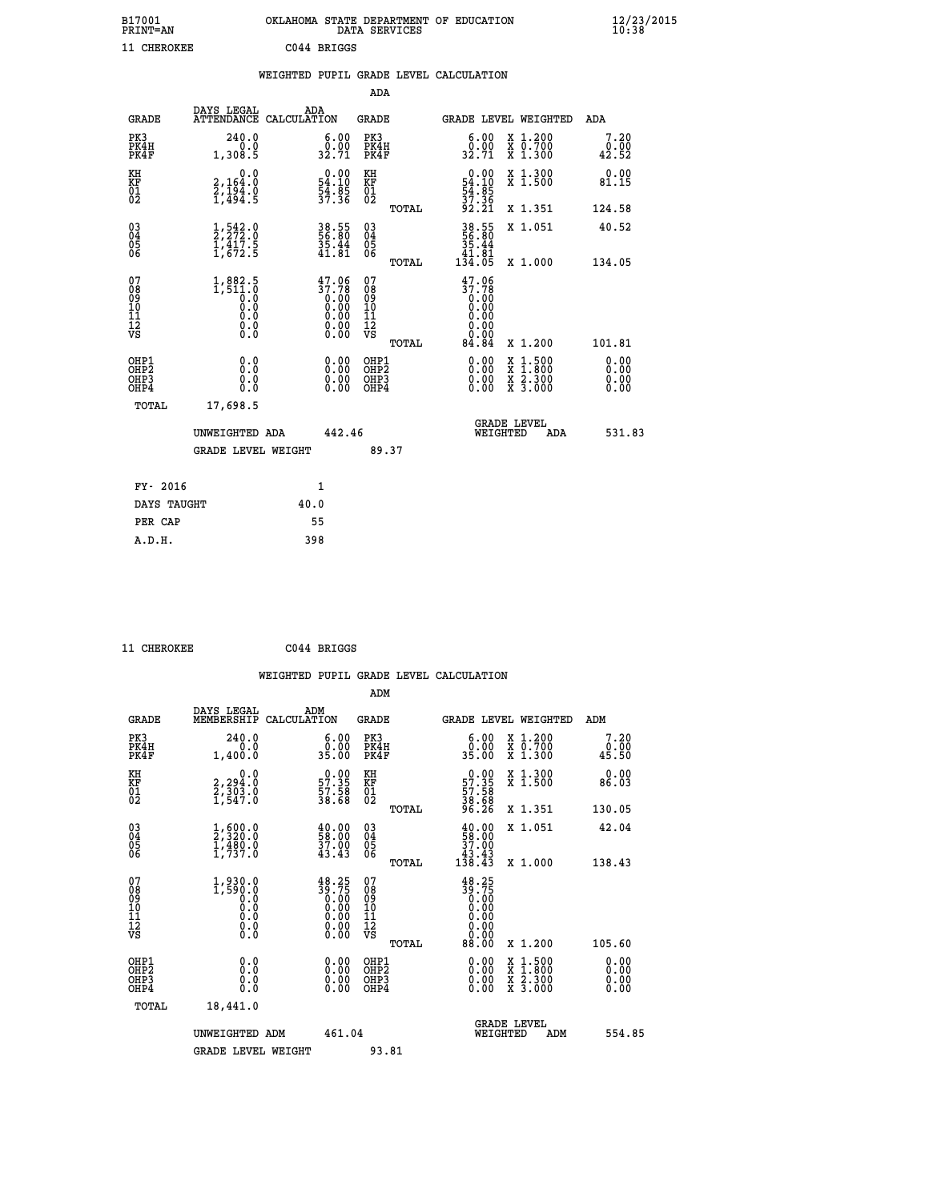B17001 OKLAHOMA STATE DEPARTMENT OF EDUCATION 12/23/2015
PRINT=AN DATA SERVICES 10:38

11 CHEROKEE C044 BRIGGS

WEIGHTED PUPIL GRADE LEVEL CALCULATION

ADA

| GRADE | DAYS LEGAL ATTENDANCE | ADA CALCULATION | GRADE | | GRADE LEVEL | WEIGHTED | ADA |
|---|---|---|---|---|---|---|---|
| PK3 | 240.0 | 6.00 | PK3 | | 6.00 | X 1.200 | 7.20 |
| PK4H | 0.0 | 0.00 | PK4H | | 0.00 | X 0.700 | 0.00 |
| PK4F | 1,308.5 | 32.71 | PK4F | | 32.71 | X 1.300 | 42.52 |
| KH | 0.0 | 0.00 | KH | | 0.00 | X 1.300 | 0.00 |
| KF | 2,164.0 | 54.10 | KF | | 54.10 | X 1.500 | 81.15 |
| 01 | 2,194.0 | 54.85 | 01 | | 54.85 | | |
| 02 | 1,494.5 | 37.36 | 02 | | 37.36 | | |
| | | | | TOTAL | 92.21 | X 1.351 | 124.58 |
| 03 | 1,542.0 | 38.55 | 03 | | 38.55 | X 1.051 | 40.52 |
| 04 | 2,272.0 | 56.80 | 04 | | 56.80 | | |
| 05 | 1,417.5 | 35.44 | 05 | | 35.44 | | |
| 06 | 1,672.5 | 41.81 | 06 | | 41.81 | | |
| | | | | TOTAL | 134.05 | X 1.000 | 134.05 |
| 07 | 1,882.5 | 47.06 | 07 | | 47.06 | | |
| 08 | 1,511.0 | 37.78 | 08 | | 37.78 | | |
| 09 | 0.0 | 0.00 | 09 | | 0.00 | | |
| 10 | 0.0 | 0.00 | 10 | | 0.00 | | |
| 11 | 0.0 | 0.00 | 11 | | 0.00 | | |
| 12 | 0.0 | 0.00 | 12 | | 0.00 | | |
| VS | 0.0 | 0.00 | VS | | 0.00 | | |
| | | | | TOTAL | 84.84 | X 1.200 | 101.81 |
| OHP1 | 0.0 | 0.00 | OHP1 | | 0.00 | X 1.500 | 0.00 |
| OHP2 | 0.0 | 0.00 | OHP2 | | 0.00 | X 1.800 | 0.00 |
| OHP3 | 0.0 | 0.00 | OHP3 | | 0.00 | X 2.300 | 0.00 |
| OHP4 | 0.0 | 0.00 | OHP4 | | 0.00 | X 3.000 | 0.00 |
| TOTAL | 17,698.5 | | | | | | |

UNWEIGHTED ADA 442.46 GRADE LEVEL WEIGHTED ADA 531.83

GRADE LEVEL WEIGHT 89.37

| FY- 2016 | 1 |
|---|---|
| DAYS TAUGHT | 40.0 |
| PER CAP | 55 |
| A.D.H. | 398 |

11 CHEROKEE C044 BRIGGS

WEIGHTED PUPIL GRADE LEVEL CALCULATION

ADM

| GRADE | DAYS LEGAL MEMBERSHIP | ADM CALCULATION | GRADE | | GRADE LEVEL | WEIGHTED | ADM |
|---|---|---|---|---|---|---|---|
| PK3 | 240.0 | 6.00 | PK3 | | 6.00 | X 1.200 | 7.20 |
| PK4H | 0.0 | 0.00 | PK4H | | 0.00 | X 0.700 | 0.00 |
| PK4F | 1,400.0 | 35.00 | PK4F | | 35.00 | X 1.300 | 45.50 |
| KH | 0.0 | 0.00 | KH | | 0.00 | X 1.300 | 0.00 |
| KF | 2,294.0 | 57.35 | KF | | 57.35 | X 1.500 | 86.03 |
| 01 | 2,303.0 | 57.58 | 01 | | 57.58 | | |
| 02 | 1,547.0 | 38.68 | 02 | | 38.68 | | |
| | | | | TOTAL | 96.26 | X 1.351 | 130.05 |
| 03 | 1,600.0 | 40.00 | 03 | | 40.00 | X 1.051 | 42.04 |
| 04 | 2,320.0 | 58.00 | 04 | | 58.00 | | |
| 05 | 1,480.0 | 37.00 | 05 | | 37.00 | | |
| 06 | 1,737.0 | 43.43 | 06 | | 43.43 | | |
| | | | | TOTAL | 138.43 | X 1.000 | 138.43 |
| 07 | 1,930.0 | 48.25 | 07 | | 48.25 | | |
| 08 | 1,590.0 | 39.75 | 08 | | 39.75 | | |
| 09 | 0.0 | 0.00 | 09 | | 0.00 | | |
| 10 | 0.0 | 0.00 | 10 | | 0.00 | | |
| 11 | 0.0 | 0.00 | 11 | | 0.00 | | |
| 12 | 0.0 | 0.00 | 12 | | 0.00 | | |
| VS | 0.0 | 0.00 | VS | | 0.00 | | |
| | | | | TOTAL | 88.00 | X 1.200 | 105.60 |
| OHP1 | 0.0 | 0.00 | OHP1 | | 0.00 | X 1.500 | 0.00 |
| OHP2 | 0.0 | 0.00 | OHP2 | | 0.00 | X 1.800 | 0.00 |
| OHP3 | 0.0 | 0.00 | OHP3 | | 0.00 | X 2.300 | 0.00 |
| OHP4 | 0.0 | 0.00 | OHP4 | | 0.00 | X 3.000 | 0.00 |
| TOTAL | 18,441.0 | | | | | | |

UNWEIGHTED ADM 461.04 GRADE LEVEL WEIGHTED ADM 554.85

GRADE LEVEL WEIGHT 93.81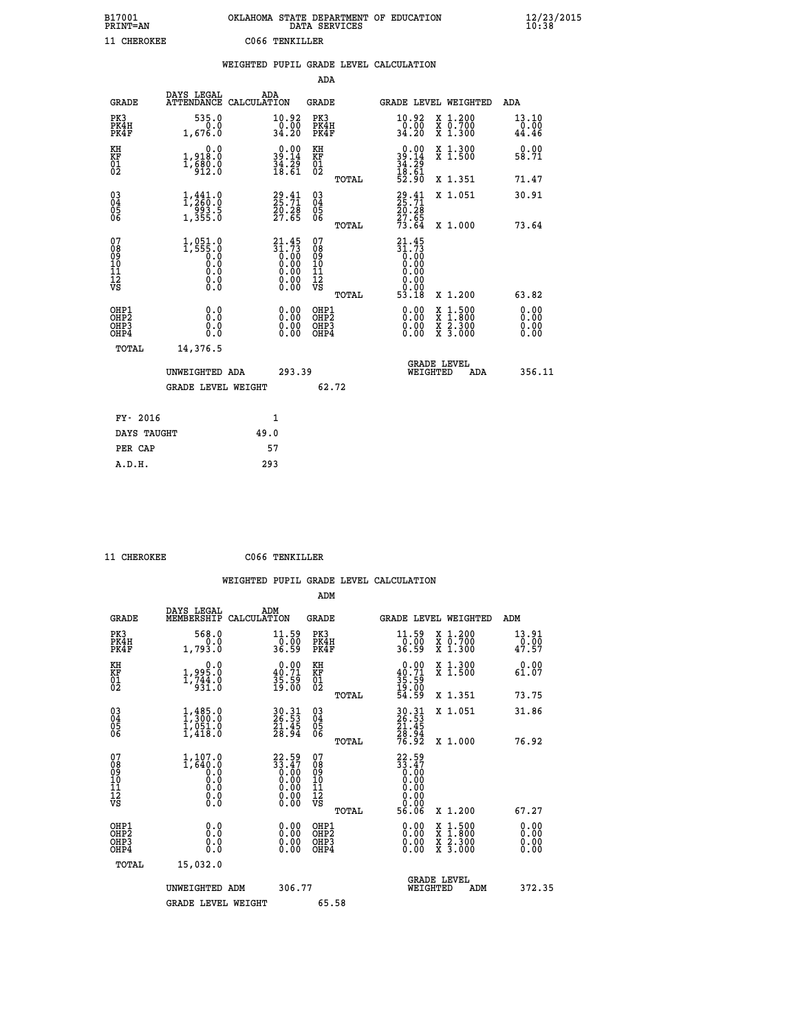B17001 OKLAHOMA STATE DEPARTMENT OF EDUCATION 12/23/2015
PRINT=AN DATA SERVICES 10:38

11 CHEROKEE C066 TENKILLER

WEIGHTED PUPIL GRADE LEVEL CALCULATION

ADA

| GRADE | DAYS LEGAL ATTENDANCE | ADA CALCULATION | GRADE | GRADE LEVEL | WEIGHTED | ADA |
|---|---|---|---|---|---|---|
| PK3 | 535.0 | 10.92 | PK3 | 10.92 | X 1.200 | 13.10 |
| PK4H | 0.0 | 0.00 | PK4H | 0.00 | X 0.700 | 0.00 |
| PK4F | 1,676.0 | 34.20 | PK4F | 34.20 | X 1.300 | 44.46 |
| KH | 0.0 | 0.00 | KH | 0.00 | X 1.300 | 0.00 |
| KF | 1,918.0 | 39.14 | KF | 39.14 | X 1.500 | 58.71 |
| 01 | 1,680.0 | 34.29 | 01 | 34.29 | | |
| 02 | 912.0 | 18.61 | 02 | 18.61 | | |
| | | | TOTAL | 52.90 | X 1.351 | 71.47 |
| 03 | 1,441.0 | 29.41 | 03 | 29.41 | X 1.051 | 30.91 |
| 04 | 1,260.0 | 25.71 | 04 | 25.71 | | |
| 05 | 993.5 | 20.28 | 05 | 20.28 | | |
| 06 | 1,355.0 | 27.65 | 06 | 27.65 | | |
| | | | TOTAL | 73.64 | X 1.000 | 73.64 |
| 07 | 1,051.0 | 21.45 | 07 | 21.45 | | |
| 08 | 1,555.0 | 31.73 | 08 | 31.73 | | |
| 09 | 0.0 | 0.00 | 09 | 0.00 | | |
| 10 | 0.0 | 0.00 | 10 | 0.00 | | |
| 11 | 0.0 | 0.00 | 11 | 0.00 | | |
| 12 | 0.0 | 0.00 | 12 | 0.00 | | |
| VS | 0.0 | 0.00 | VS | 0.00 | | |
| | | | TOTAL | 53.18 | X 1.200 | 63.82 |
| OHP1 | 0.0 | 0.00 | OHP1 | 0.00 | X 1.500 | 0.00 |
| OHP2 | 0.0 | 0.00 | OHP2 | 0.00 | X 1.800 | 0.00 |
| OHP3 | 0.0 | 0.00 | OHP3 | 0.00 | X 2.300 | 0.00 |
| OHP4 | 0.0 | 0.00 | OHP4 | 0.00 | X 3.000 | 0.00 |
| TOTAL | 14,376.5 | | | | | |

UNWEIGHTED ADA 293.39 | GRADE LEVEL WEIGHTED ADA 356.11

GRADE LEVEL WEIGHT 62.72

| | |
|---|---|
| FY- 2016 | 1 |
| DAYS TAUGHT | 49.0 |
| PER CAP | 57 |
| A.D.H. | 293 |

11 CHEROKEE C066 TENKILLER

WEIGHTED PUPIL GRADE LEVEL CALCULATION

ADM

| GRADE | DAYS LEGAL MEMBERSHIP | ADM CALCULATION | GRADE | GRADE LEVEL | WEIGHTED | ADM |
|---|---|---|---|---|---|---|
| PK3 | 568.0 | 11.59 | PK3 | 11.59 | X 1.200 | 13.91 |
| PK4H | 0.0 | 0.00 | PK4H | 0.00 | X 0.700 | 0.00 |
| PK4F | 1,793.0 | 36.59 | PK4F | 36.59 | X 1.300 | 47.57 |
| KH | 0.0 | 0.00 | KH | 0.00 | X 1.300 | 0.00 |
| KF | 1,995.0 | 40.71 | KF | 40.71 | X 1.500 | 61.07 |
| 01 | 1,744.0 | 35.59 | 01 | 35.59 | | |
| 02 | 931.0 | 19.00 | 02 | 19.00 | | |
| | | | TOTAL | 54.59 | X 1.351 | 73.75 |
| 03 | 1,485.0 | 30.31 | 03 | 30.31 | X 1.051 | 31.86 |
| 04 | 1,300.0 | 26.53 | 04 | 26.53 | | |
| 05 | 1,051.0 | 21.45 | 05 | 21.45 | | |
| 06 | 1,418.0 | 28.94 | 06 | 28.94 | | |
| | | | TOTAL | 76.92 | X 1.000 | 76.92 |
| 07 | 1,107.0 | 22.59 | 07 | 22.59 | | |
| 08 | 1,640.0 | 33.47 | 08 | 33.47 | | |
| 09 | 0.0 | 0.00 | 09 | 0.00 | | |
| 10 | 0.0 | 0.00 | 10 | 0.00 | | |
| 11 | 0.0 | 0.00 | 11 | 0.00 | | |
| 12 | 0.0 | 0.00 | 12 | 0.00 | | |
| VS | 0.0 | 0.00 | VS | 0.00 | | |
| | | | TOTAL | 56.06 | X 1.200 | 67.27 |
| OHP1 | 0.0 | 0.00 | OHP1 | 0.00 | X 1.500 | 0.00 |
| OHP2 | 0.0 | 0.00 | OHP2 | 0.00 | X 1.800 | 0.00 |
| OHP3 | 0.0 | 0.00 | OHP3 | 0.00 | X 2.300 | 0.00 |
| OHP4 | 0.0 | 0.00 | OHP4 | 0.00 | X 3.000 | 0.00 |
| TOTAL | 15,032.0 | | | | | |

UNWEIGHTED ADM 306.77 | GRADE LEVEL WEIGHTED ADM 372.35

GRADE LEVEL WEIGHT 65.58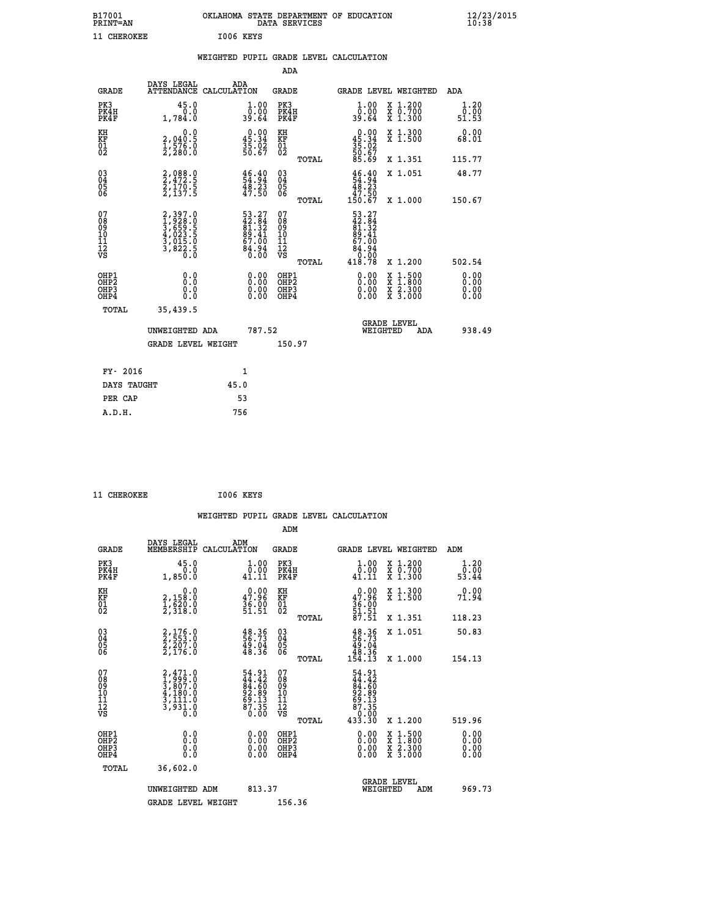B17001 OKLAHOMA STATE DEPARTMENT OF EDUCATION 12/23/2015
PRINT=AN DATA SERVICES 10:38

11 CHEROKEE I006 KEYS

## WEIGHTED PUPIL GRADE LEVEL CALCULATION

### ADA

| GRADE | DAYS LEGAL ATTENDANCE | ADA CALCULATION | GRADE | GRADE LEVEL | WEIGHTED | ADA |
|---|---|---|---|---|---|---|
| PK3 | 45.0 | 1.00 | PK3 | 1.00 | X 1.200 | 1.20 |
| PK4H | 0.0 | 0.00 | PK4H | 0.00 | X 0.700 | 0.00 |
| PK4F | 1,784.0 | 39.64 | PK4F | 39.64 | X 1.300 | 51.53 |
| KH | 0.0 | 0.00 | KH | 0.00 | X 1.300 | 0.00 |
| KF | 2,040.5 | 45.34 | KF | 45.34 | X 1.500 | 68.01 |
| 01 | 1,576.0 | 35.02 | 01 | 35.02 | | |
| 02 | 2,280.0 | 50.67 | 02 | 50.67 | | |
| | | | TOTAL | 85.69 | X 1.351 | 115.77 |
| 03 | 2,088.0 | 46.40 | 03 | 46.40 | X 1.051 | 48.77 |
| 04 | 2,472.5 | 54.94 | 04 | 54.94 | | |
| 05 | 2,170.5 | 48.23 | 05 | 48.23 | | |
| 06 | 2,137.5 | 47.50 | 06 | 47.50 | | |
| | | | TOTAL | 150.67 | X 1.000 | 150.67 |
| 07 | 2,397.0 | 53.27 | 07 | 53.27 | | |
| 08 | 1,928.0 | 42.84 | 08 | 42.84 | | |
| 09 | 3,659.5 | 81.32 | 09 | 81.32 | | |
| 10 | 4,023.5 | 89.41 | 10 | 89.41 | | |
| 11 | 3,015.0 | 67.00 | 11 | 67.00 | | |
| 12 | 3,822.5 | 84.94 | 12 | 84.94 | | |
| VS | 0.0 | 0.00 | VS | 0.00 | | |
| | | | TOTAL | 418.78 | X 1.200 | 502.54 |
| OHP1 | 0.0 | 0.00 | OHP1 | 0.00 | X 1.500 | 0.00 |
| OHP2 | 0.0 | 0.00 | OHP2 | 0.00 | X 1.800 | 0.00 |
| OHP3 | 0.0 | 0.00 | OHP3 | 0.00 | X 2.300 | 0.00 |
| OHP4 | 0.0 | 0.00 | OHP4 | 0.00 | X 3.000 | 0.00 |
| TOTAL | 35,439.5 | | | | | |

UNWEIGHTED ADA 787.52 GRADE LEVEL WEIGHTED ADA 938.49

GRADE LEVEL WEIGHT 150.97

| | |
|---|---|
| FY- 2016 | 1 |
| DAYS TAUGHT | 45.0 |
| PER CAP | 53 |
| A.D.H. | 756 |

11 CHEROKEE I006 KEYS

## WEIGHTED PUPIL GRADE LEVEL CALCULATION

### ADM

| GRADE | DAYS LEGAL MEMBERSHIP | ADM CALCULATION | GRADE | GRADE LEVEL | WEIGHTED | ADM |
|---|---|---|---|---|---|---|
| PK3 | 45.0 | 1.00 | PK3 | 1.00 | X 1.200 | 1.20 |
| PK4H | 0.0 | 0.00 | PK4H | 0.00 | X 0.700 | 0.00 |
| PK4F | 1,850.0 | 41.11 | PK4F | 41.11 | X 1.300 | 53.44 |
| KH | 0.0 | 0.00 | KH | 0.00 | X 1.300 | 0.00 |
| KF | 2,158.0 | 47.96 | KF | 47.96 | X 1.500 | 71.94 |
| 01 | 1,620.0 | 36.00 | 01 | 36.00 | | |
| 02 | 2,318.0 | 51.51 | 02 | 51.51 | | |
| | | | TOTAL | 87.51 | X 1.351 | 118.23 |
| 03 | 2,176.0 | 48.36 | 03 | 48.36 | X 1.051 | 50.83 |
| 04 | 2,553.0 | 56.73 | 04 | 56.73 | | |
| 05 | 2,207.0 | 49.04 | 05 | 49.04 | | |
| 06 | 2,176.0 | 48.36 | 06 | 48.36 | | |
| | | | TOTAL | 154.13 | X 1.000 | 154.13 |
| 07 | 2,471.0 | 54.91 | 07 | 54.91 | | |
| 08 | 1,999.0 | 44.42 | 08 | 44.42 | | |
| 09 | 3,807.0 | 84.60 | 09 | 84.60 | | |
| 10 | 4,180.0 | 92.89 | 10 | 92.89 | | |
| 11 | 3,111.0 | 69.13 | 11 | 69.13 | | |
| 12 | 3,931.0 | 87.35 | 12 | 87.35 | | |
| VS | 0.0 | 0.00 | VS | 0.00 | | |
| | | | TOTAL | 433.30 | X 1.200 | 519.96 |
| OHP1 | 0.0 | 0.00 | OHP1 | 0.00 | X 1.500 | 0.00 |
| OHP2 | 0.0 | 0.00 | OHP2 | 0.00 | X 1.800 | 0.00 |
| OHP3 | 0.0 | 0.00 | OHP3 | 0.00 | X 2.300 | 0.00 |
| OHP4 | 0.0 | 0.00 | OHP4 | 0.00 | X 3.000 | 0.00 |
| TOTAL | 36,602.0 | | | | | |

UNWEIGHTED ADM 813.37 GRADE LEVEL WEIGHTED ADM 969.73

GRADE LEVEL WEIGHT 156.36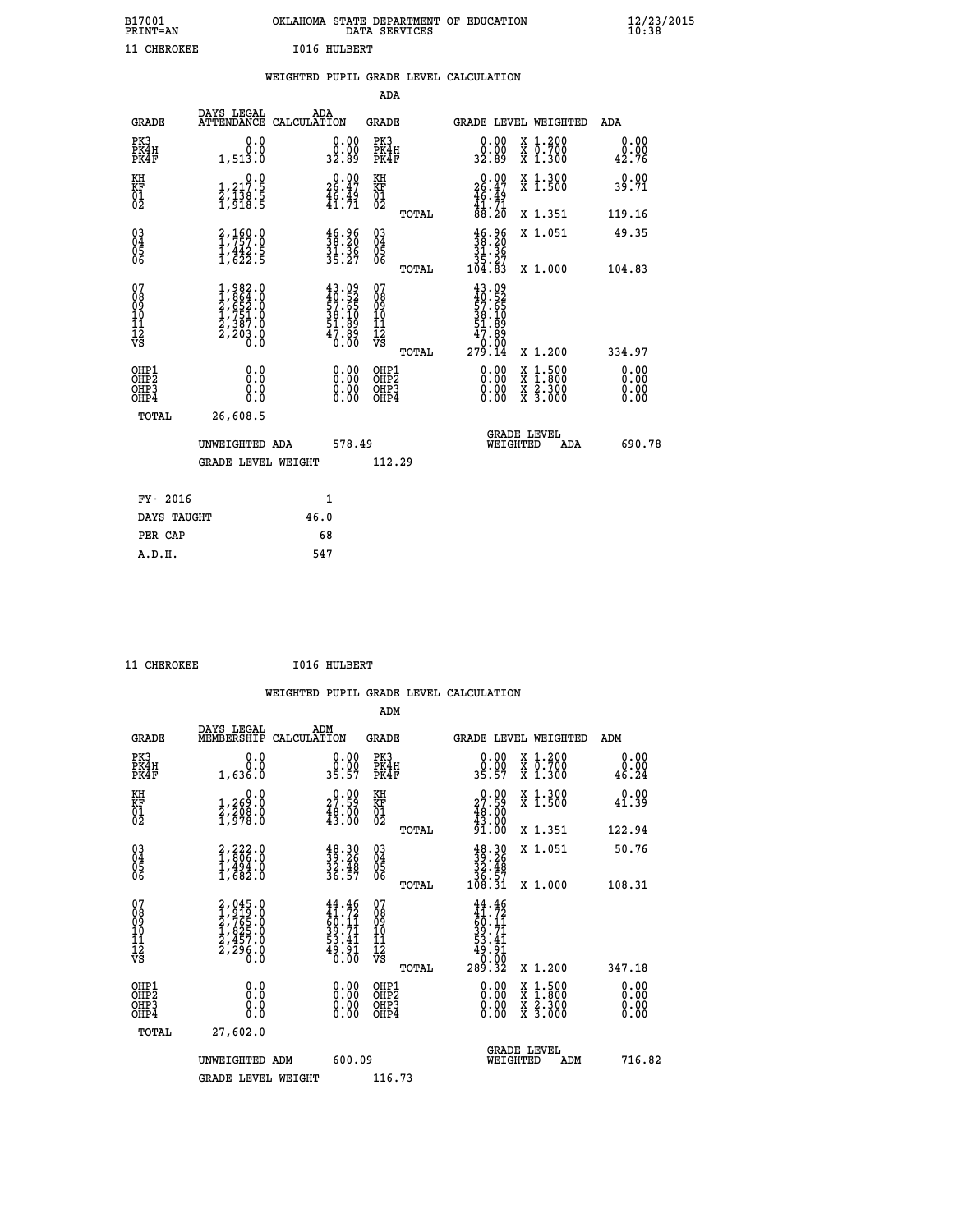B17001 OKLAHOMA STATE DEPARTMENT OF EDUCATION 12/23/2015
PRINT=AN DATA SERVICES 10:38

11 CHEROKEE I016 HULBERT

## WEIGHTED PUPIL GRADE LEVEL CALCULATION

### ADA

| GRADE | DAYS LEGAL ATTENDANCE | ADA CALCULATION | GRADE | GRADE LEVEL | WEIGHTED | ADA |
|---|---|---|---|---|---|---|
| PK3 | 0.0 | 0.00 | PK3 | 0.00 | X 1.200 | 0.00 |
| PK4H | 0.0 | 0.00 | PK4H | 0.00 | X 0.700 | 0.00 |
| PK4F | 1,513.0 | 32.89 | PK4F | 32.89 | X 1.300 | 42.76 |
| KH | 0.0 | 0.00 | KH | 0.00 | X 1.300 | 0.00 |
| KF | 1,217.5 | 26.47 | KF | 26.47 | X 1.500 | 39.71 |
| 01 | 2,138.5 | 46.49 | 01 | 46.49 | | |
| 02 | 1,918.5 | 41.71 | 02 | 41.71 | | |
| | | | TOTAL | 88.20 | X 1.351 | 119.16 |
| 03 | 2,160.0 | 46.96 | 03 | 46.96 | X 1.051 | 49.35 |
| 04 | 1,757.0 | 38.20 | 04 | 38.20 | | |
| 05 | 1,442.5 | 31.36 | 05 | 31.36 | | |
| 06 | 1,622.5 | 35.27 | 06 | 35.27 | | |
| | | | TOTAL | 104.83 | X 1.000 | 104.83 |
| 07 | 1,982.0 | 43.09 | 07 | 43.09 | | |
| 08 | 1,864.0 | 40.52 | 08 | 40.52 | | |
| 09 | 2,652.0 | 57.65 | 09 | 57.65 | | |
| 10 | 1,751.0 | 38.10 | 10 | 38.10 | | |
| 11 | 2,387.0 | 51.89 | 11 | 51.89 | | |
| 12 | 2,203.0 | 47.89 | 12 | 47.89 | | |
| VS | 0.0 | 0.00 | VS | 0.00 | | |
| | | | TOTAL | 279.14 | X 1.200 | 334.97 |
| OHP1 | 0.0 | 0.00 | OHP1 | 0.00 | X 1.500 | 0.00 |
| OHP2 | 0.0 | 0.00 | OHP2 | 0.00 | X 1.800 | 0.00 |
| OHP3 | 0.0 | 0.00 | OHP3 | 0.00 | X 2.300 | 0.00 |
| OHP4 | 0.0 | 0.00 | OHP4 | 0.00 | X 3.000 | 0.00 |
| TOTAL | 26,608.5 | | | | | |

UNWEIGHTED ADA 578.49 | GRADE LEVEL WEIGHTED ADA 690.78

GRADE LEVEL WEIGHT 112.29

| FY- 2016 | 1 |
|---|---|
| DAYS TAUGHT | 46.0 |
| PER CAP | 68 |
| A.D.H. | 547 |

11 CHEROKEE I016 HULBERT

## WEIGHTED PUPIL GRADE LEVEL CALCULATION

### ADM

| GRADE | DAYS LEGAL MEMBERSHIP | ADM CALCULATION | GRADE | GRADE LEVEL | WEIGHTED | ADM |
|---|---|---|---|---|---|---|
| PK3 | 0.0 | 0.00 | PK3 | 0.00 | X 1.200 | 0.00 |
| PK4H | 0.0 | 0.00 | PK4H | 0.00 | X 0.700 | 0.00 |
| PK4F | 1,636.0 | 35.57 | PK4F | 35.57 | X 1.300 | 46.24 |
| KH | 0.0 | 0.00 | KH | 0.00 | X 1.300 | 0.00 |
| KF | 1,269.0 | 27.59 | KF | 27.59 | X 1.500 | 41.39 |
| 01 | 2,208.0 | 48.00 | 01 | 48.00 | | |
| 02 | 1,978.0 | 43.00 | 02 | 43.00 | | |
| | | | TOTAL | 91.00 | X 1.351 | 122.94 |
| 03 | 2,222.0 | 48.30 | 03 | 48.30 | X 1.051 | 50.76 |
| 04 | 1,806.0 | 39.26 | 04 | 39.26 | | |
| 05 | 1,494.0 | 32.48 | 05 | 32.48 | | |
| 06 | 1,682.0 | 36.57 | 06 | 36.57 | | |
| | | | TOTAL | 108.31 | X 1.000 | 108.31 |
| 07 | 2,045.0 | 44.46 | 07 | 44.46 | | |
| 08 | 1,919.0 | 41.72 | 08 | 41.72 | | |
| 09 | 2,765.0 | 60.11 | 09 | 60.11 | | |
| 10 | 1,825.0 | 39.71 | 10 | 39.71 | | |
| 11 | 2,457.0 | 53.41 | 11 | 53.41 | | |
| 12 | 2,296.0 | 49.91 | 12 | 49.91 | | |
| VS | 0.0 | 0.00 | VS | 0.00 | | |
| | | | TOTAL | 289.32 | X 1.200 | 347.18 |
| OHP1 | 0.0 | 0.00 | OHP1 | 0.00 | X 1.500 | 0.00 |
| OHP2 | 0.0 | 0.00 | OHP2 | 0.00 | X 1.800 | 0.00 |
| OHP3 | 0.0 | 0.00 | OHP3 | 0.00 | X 2.300 | 0.00 |
| OHP4 | 0.0 | 0.00 | OHP4 | 0.00 | X 3.000 | 0.00 |
| TOTAL | 27,602.0 | | | | | |

UNWEIGHTED ADM 600.09 | GRADE LEVEL WEIGHTED ADM 716.82

GRADE LEVEL WEIGHT 116.73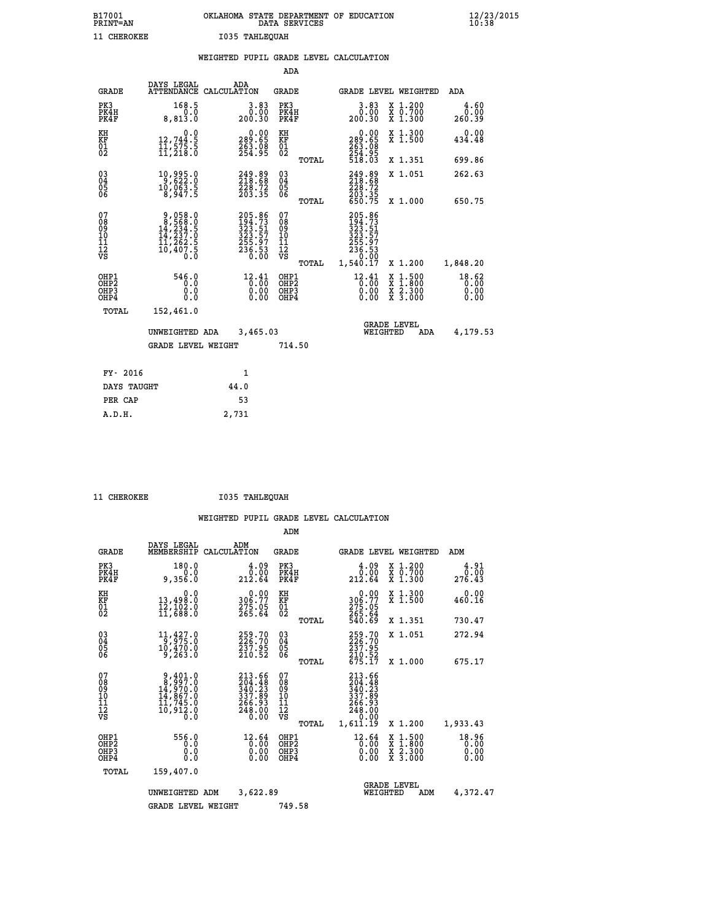B17001 OKLAHOMA STATE DEPARTMENT OF EDUCATION 12/23/2015
PRINT=AN DATA SERVICES 10:38

11 CHEROKEE I035 TAHLEQUAH

WEIGHTED PUPIL GRADE LEVEL CALCULATION

ADA

| GRADE | DAYS LEGAL ATTENDANCE | ADA CALCULATION | GRADE | | GRADE LEVEL | WEIGHTED | ADA |
|---|---|---|---|---|---|---|---|
| PK3 | 168.5 | 3.83 | PK3 | | 3.83 | X 1.200 | 4.60 |
| PK4H | 0.0 | 0.00 | PK4H | | 0.00 | X 0.700 | 0.00 |
| PK4F | 8,813.0 | 200.30 | PK4F | | 200.30 | X 1.300 | 260.39 |
| KH | 0.0 | 0.00 | KH | | 0.00 | X 1.300 | 0.00 |
| KF | 12,744.5 | 289.65 | KF | | 289.65 | X 1.500 | 434.48 |
| 01 | 11,575.5 | 263.08 | 01 | | 263.08 | | |
| 02 | 11,218.0 | 254.95 | 02 | | 254.95 | | |
| | | | | TOTAL | 518.03 | X 1.351 | 699.86 |
| 03 | 10,995.0 | 249.89 | 03 | | 249.89 | X 1.051 | 262.63 |
| 04 | 9,622.0 | 218.68 | 04 | | 218.68 | | |
| 05 | 10,063.5 | 228.72 | 05 | | 228.72 | | |
| 06 | 8,947.5 | 203.35 | 06 | | 203.35 | | |
| | | | | TOTAL | 650.75 | X 1.000 | 650.75 |
| 07 | 9,058.0 | 205.86 | 07 | | 205.86 | | |
| 08 | 8,568.0 | 194.73 | 08 | | 194.73 | | |
| 09 | 14,234.5 | 323.51 | 09 | | 323.51 | | |
| 10 | 14,237.0 | 323.57 | 10 | | 323.57 | | |
| 11 | 11,262.5 | 255.97 | 11 | | 255.97 | | |
| 12 | 10,407.5 | 236.53 | 12 | | 236.53 | | |
| VS | 0.0 | 0.00 | VS | | 0.00 | | |
| | | | | TOTAL | 1,540.17 | X 1.200 | 1,848.20 |
| OHP1 | 546.0 | 12.41 | OHP1 | | 12.41 | X 1.500 | 18.62 |
| OHP2 | 0.0 | 0.00 | OHP2 | | 0.00 | X 1.800 | 0.00 |
| OHP3 | 0.0 | 0.00 | OHP3 | | 0.00 | X 2.300 | 0.00 |
| OHP4 | 0.0 | 0.00 | OHP4 | | 0.00 | X 3.000 | 0.00 |
| TOTAL | 152,461.0 | | | | | | |

UNWEIGHTED ADA 3,465.03 GRADE LEVEL WEIGHTED ADA 4,179.53

GRADE LEVEL WEIGHT 714.50

| FY- 2016 | 1 |
|---|---|
| DAYS TAUGHT | 44.0 |
| PER CAP | 53 |
| A.D.H. | 2,731 |

11 CHEROKEE I035 TAHLEQUAH

WEIGHTED PUPIL GRADE LEVEL CALCULATION

ADM

| GRADE | DAYS LEGAL MEMBERSHIP | ADM CALCULATION | GRADE | | GRADE LEVEL | WEIGHTED | ADM |
|---|---|---|---|---|---|---|---|
| PK3 | 180.0 | 4.09 | PK3 | | 4.09 | X 1.200 | 4.91 |
| PK4H | 0.0 | 0.00 | PK4H | | 0.00 | X 0.700 | 0.00 |
| PK4F | 9,356.0 | 212.64 | PK4F | | 212.64 | X 1.300 | 276.43 |
| KH | 0.0 | 0.00 | KH | | 0.00 | X 1.300 | 0.00 |
| KF | 13,498.0 | 306.77 | KF | | 306.77 | X 1.500 | 460.16 |
| 01 | 12,102.0 | 275.05 | 01 | | 275.05 | | |
| 02 | 11,688.0 | 265.64 | 02 | | 265.64 | | |
| | | | | TOTAL | 540.69 | X 1.351 | 730.47 |
| 03 | 11,427.0 | 259.70 | 03 | | 259.70 | X 1.051 | 272.94 |
| 04 | 9,975.0 | 226.70 | 04 | | 226.70 | | |
| 05 | 10,470.0 | 237.95 | 05 | | 237.95 | | |
| 06 | 9,263.0 | 210.52 | 06 | | 210.52 | | |
| | | | | TOTAL | 675.17 | X 1.000 | 675.17 |
| 07 | 9,401.0 | 213.66 | 07 | | 213.66 | | |
| 08 | 8,997.0 | 204.48 | 08 | | 204.48 | | |
| 09 | 14,970.0 | 340.23 | 09 | | 340.23 | | |
| 10 | 14,867.0 | 337.89 | 10 | | 337.89 | | |
| 11 | 11,745.0 | 266.93 | 11 | | 266.93 | | |
| 12 | 10,912.0 | 248.00 | 12 | | 248.00 | | |
| VS | 0.0 | 0.00 | VS | | 0.00 | | |
| | | | | TOTAL | 1,611.19 | X 1.200 | 1,933.43 |
| OHP1 | 556.0 | 12.64 | OHP1 | | 12.64 | X 1.500 | 18.96 |
| OHP2 | 0.0 | 0.00 | OHP2 | | 0.00 | X 1.800 | 0.00 |
| OHP3 | 0.0 | 0.00 | OHP3 | | 0.00 | X 2.300 | 0.00 |
| OHP4 | 0.0 | 0.00 | OHP4 | | 0.00 | X 3.000 | 0.00 |
| TOTAL | 159,407.0 | | | | | | |

UNWEIGHTED ADM 3,622.89 GRADE LEVEL WEIGHTED ADM 4,372.47

GRADE LEVEL WEIGHT 749.58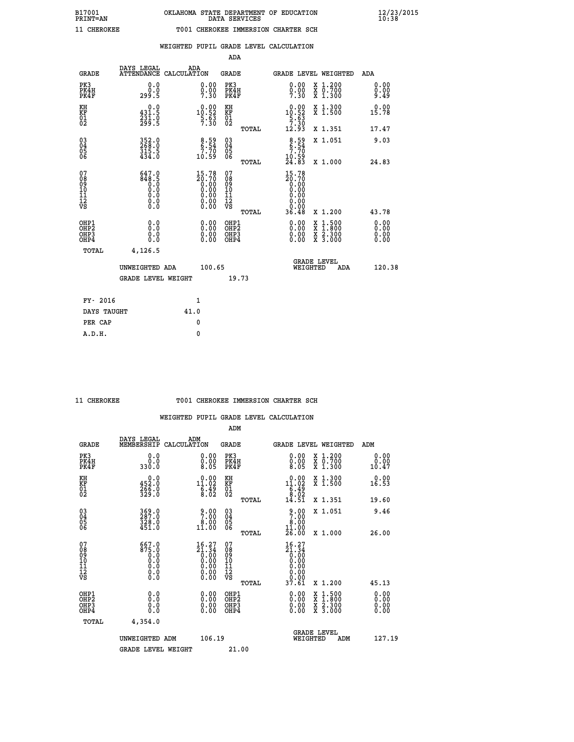B17001 OKLAHOMA STATE DEPARTMENT OF EDUCATION 12/23/2015
PRINT=AN DATA SERVICES 10:38

11 CHEROKEE T001 CHEROKEE IMMERSION CHARTER SCH

## WEIGHTED PUPIL GRADE LEVEL CALCULATION

### ADA

| GRADE | DAYS LEGAL ATTENDANCE | ADA CALCULATION | GRADE | GRADE LEVEL | WEIGHTED | ADA |
|---|---|---|---|---|---|---|
| PK3 | 0.0 | 0.00 | PK3 | 0.00 | X 1.200 | 0.00 |
| PK4H | 0.0 | 0.00 | PK4H | 0.00 | X 0.700 | 0.00 |
| PK4F | 299.5 | 7.30 | PK4F | 7.30 | X 1.300 | 9.49 |
| KH | 0.0 | 0.00 | KH | 0.00 | X 1.300 | 0.00 |
| KF | 431.5 | 10.52 | KF | 10.52 | X 1.500 | 15.78 |
| 01 | 231.0 | 5.63 | 01 | 5.63 | | |
| 02 | 299.5 | 7.30 | 02 | 7.30 | | |
| | | | TOTAL | 12.93 | X 1.351 | 17.47 |
| 03 | 352.0 | 8.59 | 03 | 8.59 | X 1.051 | 9.03 |
| 04 | 268.0 | 6.54 | 04 | 6.54 | | |
| 05 | 315.5 | 7.70 | 05 | 7.70 | | |
| 06 | 434.0 | 10.59 | 06 | 10.59 | | |
| | | | TOTAL | 24.83 | X 1.000 | 24.83 |
| 07 | 647.0 | 15.78 | 07 | 15.78 | | |
| 08 | 848.5 | 20.70 | 08 | 20.70 | | |
| 09 | 0.0 | 0.00 | 09 | 0.00 | | |
| 10 | 0.0 | 0.00 | 10 | 0.00 | | |
| 11 | 0.0 | 0.00 | 11 | 0.00 | | |
| 12 | 0.0 | 0.00 | 12 | 0.00 | | |
| VS | 0.0 | 0.00 | VS | 0.00 | | |
| | | | TOTAL | 36.48 | X 1.200 | 43.78 |
| OHP1 | 0.0 | 0.00 | OHP1 | 0.00 | X 1.500 | 0.00 |
| OHP2 | 0.0 | 0.00 | OHP2 | 0.00 | X 1.800 | 0.00 |
| OHP3 | 0.0 | 0.00 | OHP3 | 0.00 | X 2.300 | 0.00 |
| OHP4 | 0.0 | 0.00 | OHP4 | 0.00 | X 3.000 | 0.00 |
| TOTAL | 4,126.5 | | | | | |

UNWEIGHTED ADA 100.65 GRADE LEVEL WEIGHTED ADA 120.38

GRADE LEVEL WEIGHT 19.73

FY- 2016 1
DAYS TAUGHT 41.0
PER CAP 0
A.D.H. 0

11 CHEROKEE T001 CHEROKEE IMMERSION CHARTER SCH

## WEIGHTED PUPIL GRADE LEVEL CALCULATION

### ADM

| GRADE | DAYS LEGAL MEMBERSHIP | ADM CALCULATION | GRADE | GRADE LEVEL | WEIGHTED | ADM |
|---|---|---|---|---|---|---|
| PK3 | 0.0 | 0.00 | PK3 | 0.00 | X 1.200 | 0.00 |
| PK4H | 0.0 | 0.00 | PK4H | 0.00 | X 0.700 | 0.00 |
| PK4F | 330.0 | 8.05 | PK4F | 8.05 | X 1.300 | 10.47 |
| KH | 0.0 | 0.00 | KH | 0.00 | X 1.300 | 0.00 |
| KF | 452.0 | 11.02 | KF | 11.02 | X 1.500 | 16.53 |
| 01 | 266.0 | 6.49 | 01 | 6.49 | | |
| 02 | 329.0 | 8.02 | 02 | 8.02 | | |
| | | | TOTAL | 14.51 | X 1.351 | 19.60 |
| 03 | 369.0 | 9.00 | 03 | 9.00 | X 1.051 | 9.46 |
| 04 | 287.0 | 7.00 | 04 | 7.00 | | |
| 05 | 328.0 | 8.00 | 05 | 8.00 | | |
| 06 | 451.0 | 11.00 | 06 | 11.00 | | |
| | | | TOTAL | 26.00 | X 1.000 | 26.00 |
| 07 | 667.0 | 16.27 | 07 | 16.27 | | |
| 08 | 875.0 | 21.34 | 08 | 21.34 | | |
| 09 | 0.0 | 0.00 | 09 | 0.00 | | |
| 10 | 0.0 | 0.00 | 10 | 0.00 | | |
| 11 | 0.0 | 0.00 | 11 | 0.00 | | |
| 12 | 0.0 | 0.00 | 12 | 0.00 | | |
| VS | 0.0 | 0.00 | VS | 0.00 | | |
| | | | TOTAL | 37.61 | X 1.200 | 45.13 |
| OHP1 | 0.0 | 0.00 | OHP1 | 0.00 | X 1.500 | 0.00 |
| OHP2 | 0.0 | 0.00 | OHP2 | 0.00 | X 1.800 | 0.00 |
| OHP3 | 0.0 | 0.00 | OHP3 | 0.00 | X 2.300 | 0.00 |
| OHP4 | 0.0 | 0.00 | OHP4 | 0.00 | X 3.000 | 0.00 |
| TOTAL | 4,354.0 | | | | | |

UNWEIGHTED ADM 106.19 GRADE LEVEL WEIGHTED ADM 127.19

GRADE LEVEL WEIGHT 21.00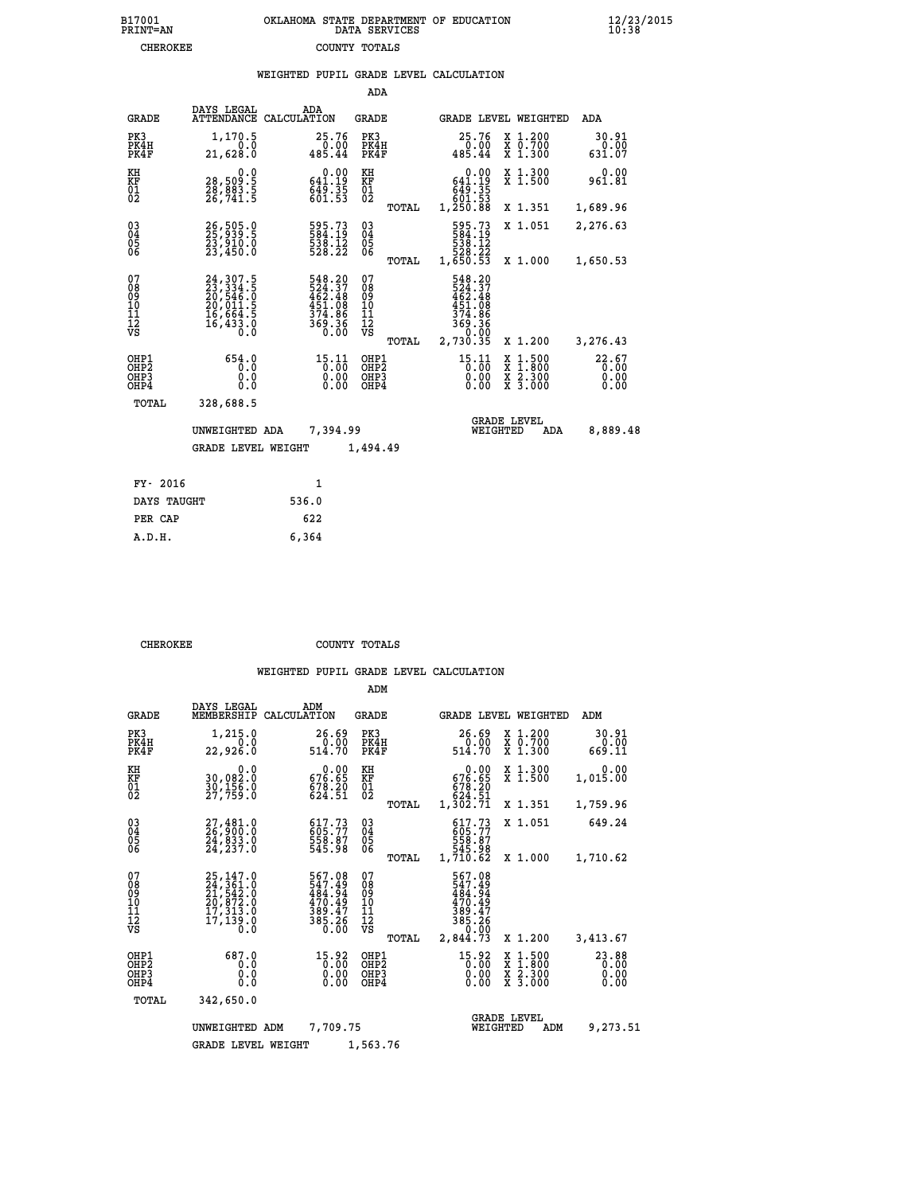B17001 OKLAHOMA STATE DEPARTMENT OF EDUCATION 12/23/2015
PRINT=AN DATA SERVICES 10:38

CHEROKEE COUNTY TOTALS

WEIGHTED PUPIL GRADE LEVEL CALCULATION

ADA

| GRADE | DAYS LEGAL ATTENDANCE | ADA CALCULATION | GRADE | | GRADE LEVEL | WEIGHTED | ADA |
|---|---|---|---|---|---|---|---|
| PK3 | 1,170.5 | 25.76 | PK3 | | 25.76 | X 1.200 | 30.91 |
| PK4H | 0.0 | 0.00 | PK4H | | 0.00 | X 0.700 | 0.00 |
| PK4F | 21,628.0 | 485.44 | PK4F | | 485.44 | X 1.300 | 631.07 |
| KH | 0.0 | 0.00 | KH | | 0.00 | X 1.300 | 0.00 |
| KF | 28,509.5 | 641.19 | KF | | 641.19 | X 1.500 | 961.81 |
| 01 | 28,883.5 | 649.35 | 01 | | 649.35 | | |
| 02 | 26,741.5 | 601.53 | 02 | | 601.53 | | |
| | | | | TOTAL | 1,250.88 | X 1.351 | 1,689.96 |
| 03 | 26,505.0 | 595.73 | 03 | | 595.73 | X 1.051 | 2,276.63 |
| 04 | 25,939.5 | 584.19 | 04 | | 584.19 | | |
| 05 | 23,910.0 | 538.12 | 05 | | 538.12 | | |
| 06 | 23,450.0 | 528.22 | 06 | | 528.22 | | |
| | | | | TOTAL | 1,650.53 | X 1.000 | 1,650.53 |
| 07 | 24,307.5 | 548.20 | 07 | | 548.20 | | |
| 08 | 23,334.5 | 524.37 | 08 | | 524.37 | | |
| 09 | 20,546.0 | 462.48 | 09 | | 462.48 | | |
| 10 | 20,011.5 | 451.08 | 10 | | 451.08 | | |
| 11 | 16,664.5 | 374.86 | 11 | | 374.86 | | |
| 12 | 16,433.0 | 369.36 | 12 | | 369.36 | | |
| VS | 0.0 | 0.00 | VS | | 0.00 | | |
| | | | | TOTAL | 2,730.35 | X 1.200 | 3,276.43 |
| OHP1 | 654.0 | 15.11 | OHP1 | | 15.11 | X 1.500 | 22.67 |
| OHP2 | 0.0 | 0.00 | OHP2 | | 0.00 | X 1.800 | 0.00 |
| OHP3 | 0.0 | 0.00 | OHP3 | | 0.00 | X 2.300 | 0.00 |
| OHP4 | 0.0 | 0.00 | OHP4 | | 0.00 | X 3.000 | 0.00 |
| TOTAL | 328,688.5 | | | | | | |

UNWEIGHTED ADA 7,394.99 GRADE LEVEL WEIGHTED ADA 8,889.48

GRADE LEVEL WEIGHT 1,494.49

| FY- 2016 | 1 |
|---|---|
| DAYS TAUGHT | 536.0 |
| PER CAP | 622 |
| A.D.H. | 6,364 |

CHEROKEE COUNTY TOTALS

WEIGHTED PUPIL GRADE LEVEL CALCULATION

ADM

| GRADE | DAYS LEGAL MEMBERSHIP | ADM CALCULATION | GRADE | | GRADE LEVEL | WEIGHTED | ADM |
|---|---|---|---|---|---|---|---|
| PK3 | 1,215.0 | 26.69 | PK3 | | 26.69 | X 1.200 | 30.91 |
| PK4H | 0.0 | 0.00 | PK4H | | 0.00 | X 0.700 | 0.00 |
| PK4F | 22,926.0 | 514.70 | PK4F | | 514.70 | X 1.300 | 669.11 |
| KH | 0.0 | 0.00 | KH | | 0.00 | X 1.300 | 0.00 |
| KF | 30,082.0 | 676.65 | KF | | 676.65 | X 1.500 | 1,015.00 |
| 01 | 30,156.0 | 678.20 | 01 | | 678.20 | | |
| 02 | 27,759.0 | 624.51 | 02 | | 624.51 | | |
| | | | | TOTAL | 1,302.71 | X 1.351 | 1,759.96 |
| 03 | 27,481.0 | 617.73 | 03 | | 617.73 | X 1.051 | 649.24 |
| 04 | 26,900.0 | 605.77 | 04 | | 605.77 | | |
| 05 | 24,833.0 | 558.87 | 05 | | 558.87 | | |
| 06 | 24,237.0 | 545.98 | 06 | | 545.98 | | |
| | | | | TOTAL | 1,710.62 | X 1.000 | 1,710.62 |
| 07 | 25,147.0 | 567.08 | 07 | | 567.08 | | |
| 08 | 24,361.0 | 547.49 | 08 | | 547.49 | | |
| 09 | 21,542.0 | 484.94 | 09 | | 484.94 | | |
| 10 | 20,872.0 | 470.49 | 10 | | 470.49 | | |
| 11 | 17,313.0 | 389.47 | 11 | | 389.47 | | |
| 12 | 17,139.0 | 385.26 | 12 | | 385.26 | | |
| VS | 0.0 | 0.00 | VS | | 0.00 | | |
| | | | | TOTAL | 2,844.73 | X 1.200 | 3,413.67 |
| OHP1 | 687.0 | 15.92 | OHP1 | | 15.92 | X 1.500 | 23.88 |
| OHP2 | 0.0 | 0.00 | OHP2 | | 0.00 | X 1.800 | 0.00 |
| OHP3 | 0.0 | 0.00 | OHP3 | | 0.00 | X 2.300 | 0.00 |
| OHP4 | 0.0 | 0.00 | OHP4 | | 0.00 | X 3.000 | 0.00 |
| TOTAL | 342,650.0 | | | | | | |

UNWEIGHTED ADM 7,709.75 GRADE LEVEL WEIGHTED ADM 9,273.51

GRADE LEVEL WEIGHT 1,563.76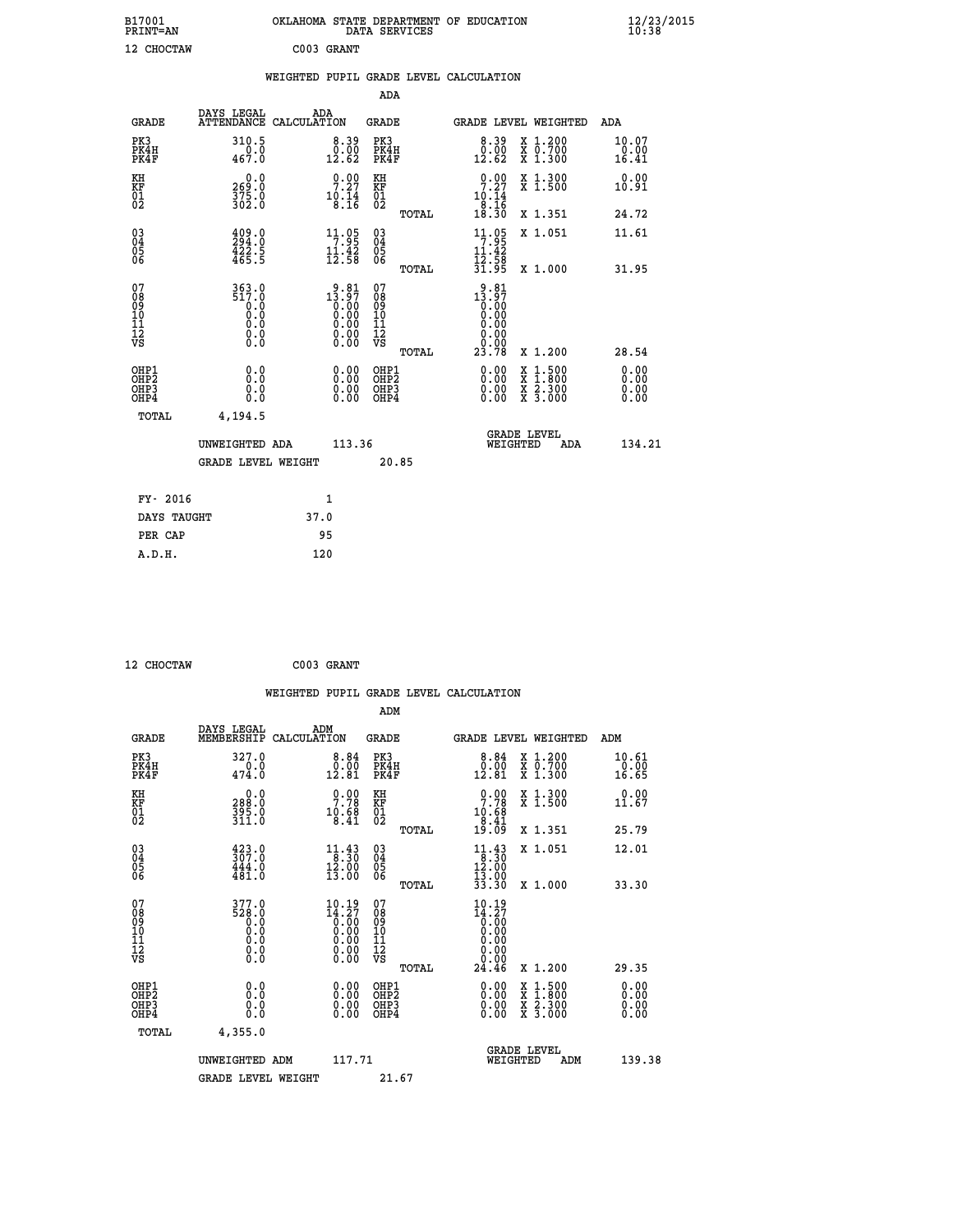B17001 OKLAHOMA STATE DEPARTMENT OF EDUCATION 12/23/2015
PRINT=AN DATA SERVICES 10:38

12 CHOCTAW C003 GRANT

## WEIGHTED PUPIL GRADE LEVEL CALCULATION

### ADA

| GRADE | DAYS LEGAL ATTENDANCE | ADA CALCULATION | GRADE | | GRADE LEVEL | WEIGHTED | ADA |
|---|---|---|---|---|---|---|---|
| PK3 | 310.5 | 8.39 | PK3 | | 8.39 | X 1.200 | 10.07 |
| PK4H | 0.0 | 0.00 | PK4H | | 0.00 | X 0.700 | 0.00 |
| PK4F | 467.0 | 12.62 | PK4F | | 12.62 | X 1.300 | 16.41 |
| KH | 0.0 | 0.00 | KH | | 0.00 | X 1.300 | 0.00 |
| KF | 269.0 | 7.27 | KF | | 7.27 | X 1.500 | 10.91 |
| 01 | 375.0 | 10.14 | 01 | | 10.14 | | |
| 02 | 302.0 | 8.16 | 02 | | 8.16 | | |
| | | | | TOTAL | 18.30 | X 1.351 | 24.72 |
| 03 | 409.0 | 11.05 | 03 | | 11.05 | X 1.051 | 11.61 |
| 04 | 294.0 | 7.95 | 04 | | 7.95 | | |
| 05 | 422.5 | 11.42 | 05 | | 11.42 | | |
| 06 | 465.5 | 12.58 | 06 | | 12.58 | | |
| | | | | TOTAL | 31.95 | X 1.000 | 31.95 |
| 07 | 363.0 | 9.81 | 07 | | 9.81 | | |
| 08 | 517.0 | 13.97 | 08 | | 13.97 | | |
| 09 | 0.0 | 0.00 | 09 | | 0.00 | | |
| 10 | 0.0 | 0.00 | 10 | | 0.00 | | |
| 11 | 0.0 | 0.00 | 11 | | 0.00 | | |
| 12 | 0.0 | 0.00 | 12 | | 0.00 | | |
| VS | 0.0 | 0.00 | VS | | 0.00 | | |
| | | | | TOTAL | 23.78 | X 1.200 | 28.54 |
| OHP1 | 0.0 | 0.00 | OHP1 | | 0.00 | X 1.500 | 0.00 |
| OHP2 | 0.0 | 0.00 | OHP2 | | 0.00 | X 1.800 | 0.00 |
| OHP3 | 0.0 | 0.00 | OHP3 | | 0.00 | X 2.300 | 0.00 |
| OHP4 | 0.0 | 0.00 | OHP4 | | 0.00 | X 3.000 | 0.00 |
| TOTAL | 4,194.5 | | | | | | |

UNWEIGHTED ADA 113.36 — GRADE LEVEL WEIGHTED ADA 134.21

GRADE LEVEL WEIGHT 20.85

| FY- 2016 | 1 |
|---|---|
| DAYS TAUGHT | 37.0 |
| PER CAP | 95 |
| A.D.H. | 120 |

12 CHOCTAW C003 GRANT

## WEIGHTED PUPIL GRADE LEVEL CALCULATION

### ADM

| GRADE | DAYS LEGAL MEMBERSHIP | ADM CALCULATION | GRADE | | GRADE LEVEL | WEIGHTED | ADM |
|---|---|---|---|---|---|---|---|
| PK3 | 327.0 | 8.84 | PK3 | | 8.84 | X 1.200 | 10.61 |
| PK4H | 0.0 | 0.00 | PK4H | | 0.00 | X 0.700 | 0.00 |
| PK4F | 474.0 | 12.81 | PK4F | | 12.81 | X 1.300 | 16.65 |
| KH | 0.0 | 0.00 | KH | | 0.00 | X 1.300 | 0.00 |
| KF | 288.0 | 7.78 | KF | | 7.78 | X 1.500 | 11.67 |
| 01 | 395.0 | 10.68 | 01 | | 10.68 | | |
| 02 | 311.0 | 8.41 | 02 | | 8.41 | | |
| | | | | TOTAL | 19.09 | X 1.351 | 25.79 |
| 03 | 423.0 | 11.43 | 03 | | 11.43 | X 1.051 | 12.01 |
| 04 | 307.0 | 8.30 | 04 | | 8.30 | | |
| 05 | 444.0 | 12.00 | 05 | | 12.00 | | |
| 06 | 481.0 | 13.00 | 06 | | 13.00 | | |
| | | | | TOTAL | 33.30 | X 1.000 | 33.30 |
| 07 | 377.0 | 10.19 | 07 | | 10.19 | | |
| 08 | 528.0 | 14.27 | 08 | | 14.27 | | |
| 09 | 0.0 | 0.00 | 09 | | 0.00 | | |
| 10 | 0.0 | 0.00 | 10 | | 0.00 | | |
| 11 | 0.0 | 0.00 | 11 | | 0.00 | | |
| 12 | 0.0 | 0.00 | 12 | | 0.00 | | |
| VS | 0.0 | 0.00 | VS | | 0.00 | | |
| | | | | TOTAL | 24.46 | X 1.200 | 29.35 |
| OHP1 | 0.0 | 0.00 | OHP1 | | 0.00 | X 1.500 | 0.00 |
| OHP2 | 0.0 | 0.00 | OHP2 | | 0.00 | X 1.800 | 0.00 |
| OHP3 | 0.0 | 0.00 | OHP3 | | 0.00 | X 2.300 | 0.00 |
| OHP4 | 0.0 | 0.00 | OHP4 | | 0.00 | X 3.000 | 0.00 |
| TOTAL | 4,355.0 | | | | | | |

UNWEIGHTED ADM 117.71 — GRADE LEVEL WEIGHTED ADM 139.38

GRADE LEVEL WEIGHT 21.67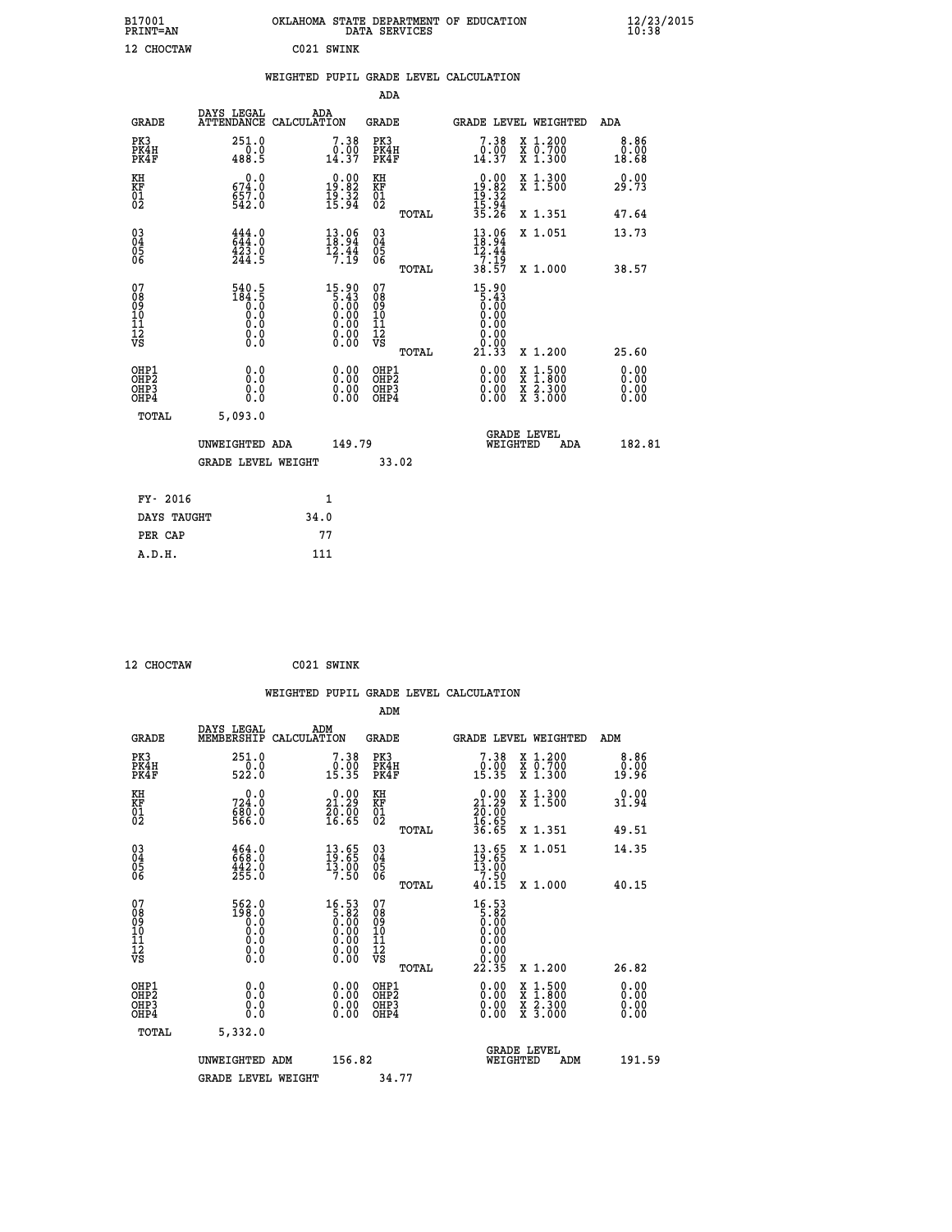B17001 OKLAHOMA STATE DEPARTMENT OF EDUCATION 12/23/2015
PRINT=AN DATA SERVICES 10:38

12 CHOCTAW C021 SWINK

## WEIGHTED PUPIL GRADE LEVEL CALCULATION

### ADA

| GRADE | DAYS LEGAL ATTENDANCE | ADA CALCULATION | GRADE | GRADE LEVEL | WEIGHTED | ADA |
|---|---|---|---|---|---|---|
| PK3 | 251.0 | 7.38 | PK3 | 7.38 | X 1.200 | 8.86 |
| PK4H | 0.0 | 0.00 | PK4H | 0.00 | X 0.700 | 0.00 |
| PK4F | 488.5 | 14.37 | PK4F | 14.37 | X 1.300 | 18.68 |
| KH | 0.0 | 0.00 | KH | 0.00 | X 1.300 | 0.00 |
| KF | 674.0 | 19.82 | KF | 19.82 | X 1.500 | 29.73 |
| 01 | 657.0 | 19.32 | 01 | 19.32 | | |
| 02 | 542.0 | 15.94 | 02 | 15.94 | | |
| | | | TOTAL | 35.26 | X 1.351 | 47.64 |
| 03 | 444.0 | 13.06 | 03 | 13.06 | X 1.051 | 13.73 |
| 04 | 644.0 | 18.94 | 04 | 18.94 | | |
| 05 | 423.0 | 12.44 | 05 | 12.44 | | |
| 06 | 244.5 | 7.19 | 06 | 7.19 | | |
| | | | TOTAL | 38.57 | X 1.000 | 38.57 |
| 07 | 540.5 | 15.90 | 07 | 15.90 | | |
| 08 | 184.5 | 5.43 | 08 | 5.43 | | |
| 09 | 0.0 | 0.00 | 09 | 0.00 | | |
| 10 | 0.0 | 0.00 | 10 | 0.00 | | |
| 11 | 0.0 | 0.00 | 11 | 0.00 | | |
| 12 | 0.0 | 0.00 | 12 | 0.00 | | |
| VS | 0.0 | 0.00 | VS | 0.00 | | |
| | | | TOTAL | 21.33 | X 1.200 | 25.60 |
| OHP1 | 0.0 | 0.00 | OHP1 | 0.00 | X 1.500 | 0.00 |
| OHP2 | 0.0 | 0.00 | OHP2 | 0.00 | X 1.800 | 0.00 |
| OHP3 | 0.0 | 0.00 | OHP3 | 0.00 | X 2.300 | 0.00 |
| OHP4 | 0.0 | 0.00 | OHP4 | 0.00 | X 3.000 | 0.00 |
| TOTAL | 5,093.0 | | | | | |

UNWEIGHTED ADA 149.79 | GRADE LEVEL WEIGHTED ADA 182.81

GRADE LEVEL WEIGHT 33.02

| FY- 2016 | 1 |
|---|---|
| DAYS TAUGHT | 34.0 |
| PER CAP | 77 |
| A.D.H. | 111 |

12 CHOCTAW C021 SWINK

## WEIGHTED PUPIL GRADE LEVEL CALCULATION

### ADM

| GRADE | DAYS LEGAL MEMBERSHIP | ADM CALCULATION | GRADE | GRADE LEVEL | WEIGHTED | ADM |
|---|---|---|---|---|---|---|
| PK3 | 251.0 | 7.38 | PK3 | 7.38 | X 1.200 | 8.86 |
| PK4H | 0.0 | 0.00 | PK4H | 0.00 | X 0.700 | 0.00 |
| PK4F | 522.0 | 15.35 | PK4F | 15.35 | X 1.300 | 19.96 |
| KH | 0.0 | 0.00 | KH | 0.00 | X 1.300 | 0.00 |
| KF | 724.0 | 21.29 | KF | 21.29 | X 1.500 | 31.94 |
| 01 | 680.0 | 20.00 | 01 | 20.00 | | |
| 02 | 566.0 | 16.65 | 02 | 16.65 | | |
| | | | TOTAL | 36.65 | X 1.351 | 49.51 |
| 03 | 464.0 | 13.65 | 03 | 13.65 | X 1.051 | 14.35 |
| 04 | 668.0 | 19.65 | 04 | 19.65 | | |
| 05 | 442.0 | 13.00 | 05 | 13.00 | | |
| 06 | 255.0 | 7.50 | 06 | 7.50 | | |
| | | | TOTAL | 40.15 | X 1.000 | 40.15 |
| 07 | 562.0 | 16.53 | 07 | 16.53 | | |
| 08 | 198.0 | 5.82 | 08 | 5.82 | | |
| 09 | 0.0 | 0.00 | 09 | 0.00 | | |
| 10 | 0.0 | 0.00 | 10 | 0.00 | | |
| 11 | 0.0 | 0.00 | 11 | 0.00 | | |
| 12 | 0.0 | 0.00 | 12 | 0.00 | | |
| VS | 0.0 | 0.00 | VS | 0.00 | | |
| | | | TOTAL | 22.35 | X 1.200 | 26.82 |
| OHP1 | 0.0 | 0.00 | OHP1 | 0.00 | X 1.500 | 0.00 |
| OHP2 | 0.0 | 0.00 | OHP2 | 0.00 | X 1.800 | 0.00 |
| OHP3 | 0.0 | 0.00 | OHP3 | 0.00 | X 2.300 | 0.00 |
| OHP4 | 0.0 | 0.00 | OHP4 | 0.00 | X 3.000 | 0.00 |
| TOTAL | 5,332.0 | | | | | |

UNWEIGHTED ADM 156.82 | GRADE LEVEL WEIGHTED ADM 191.59

GRADE LEVEL WEIGHT 34.77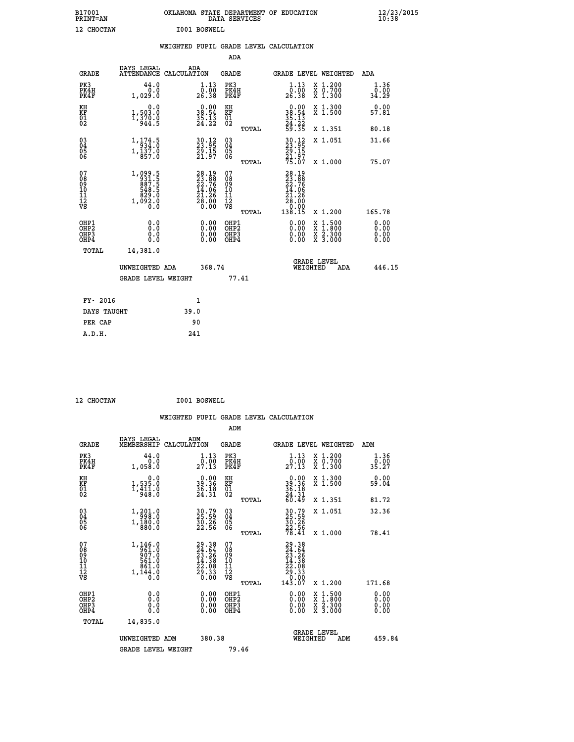B17001 OKLAHOMA STATE DEPARTMENT OF EDUCATION 12/23/2015
PRINT=AN DATA SERVICES 10:38

12 CHOCTAW I001 BOSWELL

WEIGHTED PUPIL GRADE LEVEL CALCULATION

ADA

| GRADE | DAYS LEGAL ATTENDANCE | ADA CALCULATION | GRADE | | GRADE LEVEL | WEIGHTED | ADA |
|---|---|---|---|---|---|---|---|
| PK3 | 44.0 | 1.13 | PK3 | | 1.13 | X 1.200 | 1.36 |
| PK4H | 0.0 | 0.00 | PK4H | | 0.00 | X 0.700 | 0.00 |
| PK4F | 1,029.0 | 26.38 | PK4F | | 26.38 | X 1.300 | 34.29 |
| KH | 0.0 | 0.00 | KH | | 0.00 | X 1.300 | 0.00 |
| KF | 1,503.0 | 38.54 | KF | | 38.54 | X 1.500 | 57.81 |
| 01 | 1,370.0 | 35.13 | 01 | | 35.13 | | |
| 02 | 944.5 | 24.22 | 02 | | 24.22 | | |
| | | | | TOTAL | 59.35 | X 1.351 | 80.18 |
| 03 | 1,174.5 | 30.12 | 03 | | 30.12 | X 1.051 | 31.66 |
| 04 | 934.0 | 23.95 | 04 | | 23.95 | | |
| 05 | 1,137.0 | 29.15 | 05 | | 29.15 | | |
| 06 | 857.0 | 21.97 | 06 | | 21.97 | | |
| | | | | TOTAL | 75.07 | X 1.000 | 75.07 |
| 07 | 1,099.5 | 28.19 | 07 | | 28.19 | | |
| 08 | 931.5 | 23.88 | 08 | | 23.88 | | |
| 09 | 887.5 | 22.76 | 09 | | 22.76 | | |
| 10 | 548.5 | 14.06 | 10 | | 14.06 | | |
| 11 | 829.0 | 21.26 | 11 | | 21.26 | | |
| 12 | 1,092.0 | 28.00 | 12 | | 28.00 | | |
| VS | 0.0 | 0.00 | VS | | 0.00 | | |
| | | | | TOTAL | 138.15 | X 1.200 | 165.78 |
| OHP1 | 0.0 | 0.00 | OHP1 | | 0.00 | X 1.500 | 0.00 |
| OHP2 | 0.0 | 0.00 | OHP2 | | 0.00 | X 1.800 | 0.00 |
| OHP3 | 0.0 | 0.00 | OHP3 | | 0.00 | X 2.300 | 0.00 |
| OHP4 | 0.0 | 0.00 | OHP4 | | 0.00 | X 3.000 | 0.00 |
| TOTAL | 14,381.0 | | | | | | |

UNWEIGHTED ADA 368.74 GRADE LEVEL WEIGHTED ADA 446.15

GRADE LEVEL WEIGHT 77.41

| FY- 2016 | 1 |
|---|---|
| DAYS TAUGHT | 39.0 |
| PER CAP | 90 |
| A.D.H. | 241 |

12 CHOCTAW I001 BOSWELL

WEIGHTED PUPIL GRADE LEVEL CALCULATION

ADM

| GRADE | DAYS LEGAL MEMBERSHIP | ADM CALCULATION | GRADE | | GRADE LEVEL | WEIGHTED | ADM |
|---|---|---|---|---|---|---|---|
| PK3 | 44.0 | 1.13 | PK3 | | 1.13 | X 1.200 | 1.36 |
| PK4H | 0.0 | 0.00 | PK4H | | 0.00 | X 0.700 | 0.00 |
| PK4F | 1,058.0 | 27.13 | PK4F | | 27.13 | X 1.300 | 35.27 |
| KH | 0.0 | 0.00 | KH | | 0.00 | X 1.300 | 0.00 |
| KF | 1,535.0 | 39.36 | KF | | 39.36 | X 1.500 | 59.04 |
| 01 | 1,411.0 | 36.18 | 01 | | 36.18 | | |
| 02 | 948.0 | 24.31 | 02 | | 24.31 | | |
| | | | | TOTAL | 60.49 | X 1.351 | 81.72 |
| 03 | 1,201.0 | 30.79 | 03 | | 30.79 | X 1.051 | 32.36 |
| 04 | 998.0 | 25.59 | 04 | | 25.59 | | |
| 05 | 1,180.0 | 30.26 | 05 | | 30.26 | | |
| 06 | 880.0 | 22.56 | 06 | | 22.56 | | |
| | | | | TOTAL | 78.41 | X 1.000 | 78.41 |
| 07 | 1,146.0 | 29.38 | 07 | | 29.38 | | |
| 08 | 961.0 | 24.64 | 08 | | 24.64 | | |
| 09 | 907.0 | 23.26 | 09 | | 23.26 | | |
| 10 | 561.0 | 14.38 | 10 | | 14.38 | | |
| 11 | 861.0 | 22.08 | 11 | | 22.08 | | |
| 12 | 1,144.0 | 29.33 | 12 | | 29.33 | | |
| VS | 0.0 | 0.00 | VS | | 0.00 | | |
| | | | | TOTAL | 143.07 | X 1.200 | 171.68 |
| OHP1 | 0.0 | 0.00 | OHP1 | | 0.00 | X 1.500 | 0.00 |
| OHP2 | 0.0 | 0.00 | OHP2 | | 0.00 | X 1.800 | 0.00 |
| OHP3 | 0.0 | 0.00 | OHP3 | | 0.00 | X 2.300 | 0.00 |
| OHP4 | 0.0 | 0.00 | OHP4 | | 0.00 | X 3.000 | 0.00 |
| TOTAL | 14,835.0 | | | | | | |

UNWEIGHTED ADM 380.38 GRADE LEVEL WEIGHTED ADM 459.84

GRADE LEVEL WEIGHT 79.46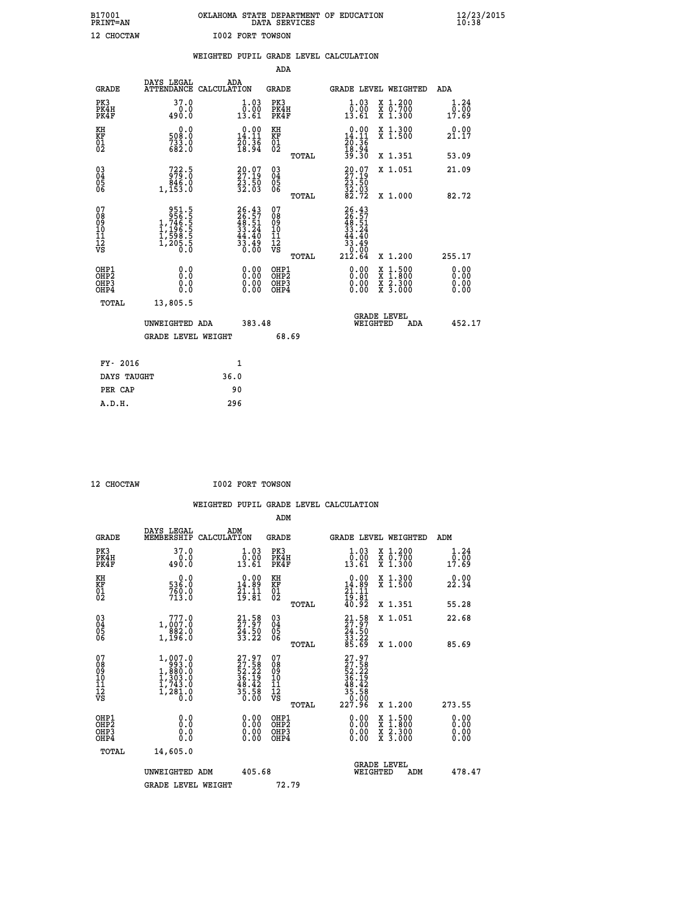B17001 OKLAHOMA STATE DEPARTMENT OF EDUCATION 12/23/2015
PRINT=AN DATA SERVICES 10:38

12 CHOCTAW I002 FORT TOWSON

WEIGHTED PUPIL GRADE LEVEL CALCULATION

ADA

| GRADE | DAYS LEGAL ATTENDANCE | ADA CALCULATION | GRADE | | GRADE LEVEL | WEIGHTED | ADA |
|---|---|---|---|---|---|---|---|
| PK3 | 37.0 | 1.03 | PK3 | | 1.03 | X 1.200 | 1.24 |
| PK4H | 0.0 | 0.00 | PK4H | | 0.00 | X 0.700 | 0.00 |
| PK4F | 490.0 | 13.61 | PK4F | | 13.61 | X 1.300 | 17.69 |
| KH | 0.0 | 0.00 | KH | | 0.00 | X 1.300 | 0.00 |
| KF | 508.0 | 14.11 | KF | | 14.11 | X 1.500 | 21.17 |
| 01 | 733.0 | 20.36 | 01 | | 20.36 | | |
| 02 | 682.0 | 18.94 | 02 | | 18.94 | | |
| | | | | TOTAL | 39.30 | X 1.351 | 53.09 |
| 03 | 722.5 | 20.07 | 03 | | 20.07 | X 1.051 | 21.09 |
| 04 | 979.0 | 27.19 | 04 | | 27.19 | | |
| 05 | 846.0 | 23.50 | 05 | | 23.50 | | |
| 06 | 1,153.0 | 32.03 | 06 | | 32.03 | | |
| | | | | TOTAL | 82.72 | X 1.000 | 82.72 |
| 07 | 951.5 | 26.43 | 07 | | 26.43 | | |
| 08 | 956.5 | 26.57 | 08 | | 26.57 | | |
| 09 | 1,746.5 | 48.51 | 09 | | 48.51 | | |
| 10 | 1,196.5 | 33.24 | 10 | | 33.24 | | |
| 11 | 1,598.5 | 44.40 | 11 | | 44.40 | | |
| 12 | 1,205.5 | 33.49 | 12 | | 33.49 | | |
| VS | 0.0 | 0.00 | VS | | 0.00 | | |
| | | | | TOTAL | 212.64 | X 1.200 | 255.17 |
| OHP1 | 0.0 | 0.00 | OHP1 | | 0.00 | X 1.500 | 0.00 |
| OHP2 | 0.0 | 0.00 | OHP2 | | 0.00 | X 1.800 | 0.00 |
| OHP3 | 0.0 | 0.00 | OHP3 | | 0.00 | X 2.300 | 0.00 |
| OHP4 | 0.0 | 0.00 | OHP4 | | 0.00 | X 3.000 | 0.00 |
| TOTAL | 13,805.5 | | | | | | |

UNWEIGHTED ADA 383.48 GRADE LEVEL WEIGHTED ADA 452.17

GRADE LEVEL WEIGHT 68.69

| FY- 2016 | 1 |
|---|---|
| DAYS TAUGHT | 36.0 |
| PER CAP | 90 |
| A.D.H. | 296 |

12 CHOCTAW I002 FORT TOWSON

WEIGHTED PUPIL GRADE LEVEL CALCULATION

ADM

| GRADE | DAYS LEGAL MEMBERSHIP | ADM CALCULATION | GRADE | | GRADE LEVEL | WEIGHTED | ADM |
|---|---|---|---|---|---|---|---|
| PK3 | 37.0 | 1.03 | PK3 | | 1.03 | X 1.200 | 1.24 |
| PK4H | 0.0 | 0.00 | PK4H | | 0.00 | X 0.700 | 0.00 |
| PK4F | 490.0 | 13.61 | PK4F | | 13.61 | X 1.300 | 17.69 |
| KH | 0.0 | 0.00 | KH | | 0.00 | X 1.300 | 0.00 |
| KF | 536.0 | 14.89 | KF | | 14.89 | X 1.500 | 22.34 |
| 01 | 760.0 | 21.11 | 01 | | 21.11 | | |
| 02 | 713.0 | 19.81 | 02 | | 19.81 | | |
| | | | | TOTAL | 40.92 | X 1.351 | 55.28 |
| 03 | 777.0 | 21.58 | 03 | | 21.58 | X 1.051 | 22.68 |
| 04 | 1,007.0 | 27.97 | 04 | | 27.97 | | |
| 05 | 882.0 | 24.50 | 05 | | 24.50 | | |
| 06 | 1,196.0 | 33.22 | 06 | | 33.22 | | |
| | | | | TOTAL | 85.69 | X 1.000 | 85.69 |
| 07 | 1,007.0 | 27.97 | 07 | | 27.97 | | |
| 08 | 993.0 | 27.58 | 08 | | 27.58 | | |
| 09 | 1,880.0 | 52.22 | 09 | | 52.22 | | |
| 10 | 1,303.0 | 36.19 | 10 | | 36.19 | | |
| 11 | 1,743.0 | 48.42 | 11 | | 48.42 | | |
| 12 | 1,281.0 | 35.58 | 12 | | 35.58 | | |
| VS | 0.0 | 0.00 | VS | | 0.00 | | |
| | | | | TOTAL | 227.96 | X 1.200 | 273.55 |
| OHP1 | 0.0 | 0.00 | OHP1 | | 0.00 | X 1.500 | 0.00 |
| OHP2 | 0.0 | 0.00 | OHP2 | | 0.00 | X 1.800 | 0.00 |
| OHP3 | 0.0 | 0.00 | OHP3 | | 0.00 | X 2.300 | 0.00 |
| OHP4 | 0.0 | 0.00 | OHP4 | | 0.00 | X 3.000 | 0.00 |
| TOTAL | 14,605.0 | | | | | | |

UNWEIGHTED ADM 405.68 GRADE LEVEL WEIGHTED ADM 478.47

GRADE LEVEL WEIGHT 72.79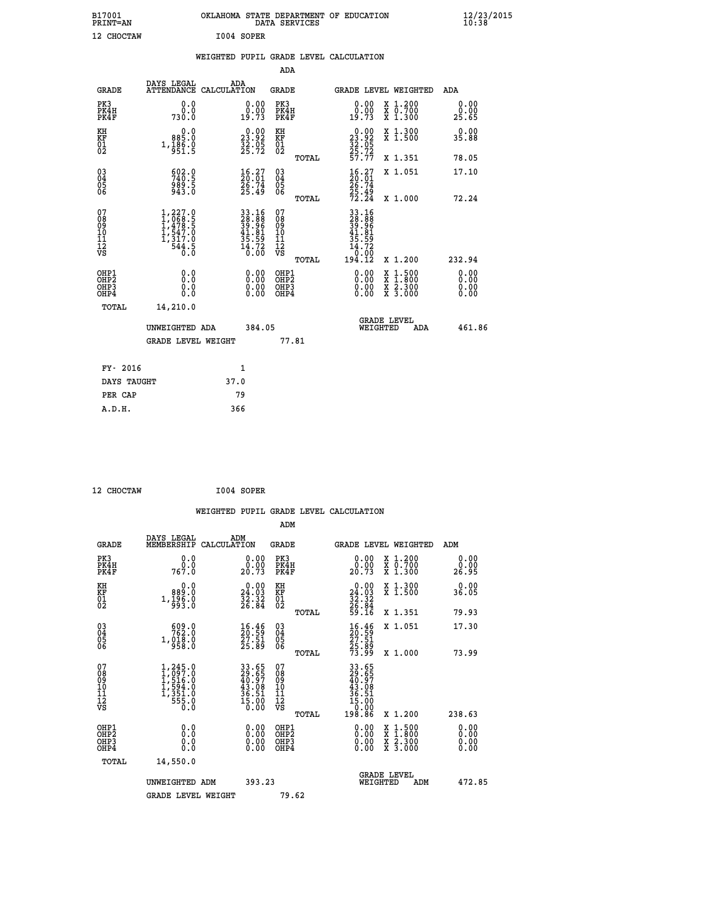B17001 OKLAHOMA STATE DEPARTMENT OF EDUCATION 12/23/2015
PRINT=AN DATA SERVICES 10:38

12 CHOCTAW I004 SOPER

WEIGHTED PUPIL GRADE LEVEL CALCULATION

ADA

| GRADE | DAYS LEGAL ATTENDANCE | ADA CALCULATION | GRADE | | GRADE LEVEL | WEIGHTED | ADA |
|---|---|---|---|---|---|---|---|
| PK3 | 0.0 | 0.00 | PK3 | | 0.00 | X 1.200 | 0.00 |
| PK4H | 0.0 | 0.00 | PK4H | | 0.00 | X 0.700 | 0.00 |
| PK4F | 730.0 | 19.73 | PK4F | | 19.73 | X 1.300 | 25.65 |
| KH | 0.0 | 0.00 | KH | | 0.00 | X 1.300 | 0.00 |
| KF | 885.0 | 23.92 | KF | | 23.92 | X 1.500 | 35.88 |
| 01 | 1,186.0 | 32.05 | 01 | | 32.05 | | |
| 02 | 951.5 | 25.72 | 02 | | 25.72 | | |
| | | | | TOTAL | 57.77 | X 1.351 | 78.05 |
| 03 | 602.0 | 16.27 | 03 | | 16.27 | X 1.051 | 17.10 |
| 04 | 740.5 | 20.01 | 04 | | 20.01 | | |
| 05 | 989.5 | 26.74 | 05 | | 26.74 | | |
| 06 | 943.0 | 25.49 | 06 | | 25.49 | | |
| | | | | TOTAL | 72.24 | X 1.000 | 72.24 |
| 07 | 1,227.0 | 33.16 | 07 | | 33.16 | | |
| 08 | 1,068.5 | 28.88 | 08 | | 28.88 | | |
| 09 | 1,478.5 | 39.96 | 09 | | 39.96 | | |
| 10 | 1,547.0 | 41.81 | 10 | | 41.81 | | |
| 11 | 1,317.0 | 35.59 | 11 | | 35.59 | | |
| 12 | 544.5 | 14.72 | 12 | | 14.72 | | |
| VS | 0.0 | 0.00 | VS | | 0.00 | | |
| | | | | TOTAL | 194.12 | X 1.200 | 232.94 |
| OHP1 | 0.0 | 0.00 | OHP1 | | 0.00 | X 1.500 | 0.00 |
| OHP2 | 0.0 | 0.00 | OHP2 | | 0.00 | X 1.800 | 0.00 |
| OHP3 | 0.0 | 0.00 | OHP3 | | 0.00 | X 2.300 | 0.00 |
| OHP4 | 0.0 | 0.00 | OHP4 | | 0.00 | X 3.000 | 0.00 |
| TOTAL | 14,210.0 | | | | | | |

UNWEIGHTED ADA 384.05 | GRADE LEVEL WEIGHTED ADA 461.86

GRADE LEVEL WEIGHT 77.81

| FY- 2016 | 1 |
|---|---|
| DAYS TAUGHT | 37.0 |
| PER CAP | 79 |
| A.D.H. | 366 |

12 CHOCTAW I004 SOPER

WEIGHTED PUPIL GRADE LEVEL CALCULATION

ADM

| GRADE | DAYS LEGAL MEMBERSHIP | ADM CALCULATION | GRADE | | GRADE LEVEL | WEIGHTED | ADM |
|---|---|---|---|---|---|---|---|
| PK3 | 0.0 | 0.00 | PK3 | | 0.00 | X 1.200 | 0.00 |
| PK4H | 0.0 | 0.00 | PK4H | | 0.00 | X 0.700 | 0.00 |
| PK4F | 767.0 | 20.73 | PK4F | | 20.73 | X 1.300 | 26.95 |
| KH | 0.0 | 0.00 | KH | | 0.00 | X 1.300 | 0.00 |
| KF | 889.0 | 24.03 | KF | | 24.03 | X 1.500 | 36.05 |
| 01 | 1,196.0 | 32.32 | 01 | | 32.32 | | |
| 02 | 993.0 | 26.84 | 02 | | 26.84 | | |
| | | | | TOTAL | 59.16 | X 1.351 | 79.93 |
| 03 | 609.0 | 16.46 | 03 | | 16.46 | X 1.051 | 17.30 |
| 04 | 762.0 | 20.59 | 04 | | 20.59 | | |
| 05 | 1,018.0 | 27.51 | 05 | | 27.51 | | |
| 06 | 958.0 | 25.89 | 06 | | 25.89 | | |
| | | | | TOTAL | 73.99 | X 1.000 | 73.99 |
| 07 | 1,245.0 | 33.65 | 07 | | 33.65 | | |
| 08 | 1,097.0 | 29.65 | 08 | | 29.65 | | |
| 09 | 1,516.0 | 40.97 | 09 | | 40.97 | | |
| 10 | 1,594.0 | 43.08 | 10 | | 43.08 | | |
| 11 | 1,351.0 | 36.51 | 11 | | 36.51 | | |
| 12 | 555.0 | 15.00 | 12 | | 15.00 | | |
| VS | 0.0 | 0.00 | VS | | 0.00 | | |
| | | | | TOTAL | 198.86 | X 1.200 | 238.63 |
| OHP1 | 0.0 | 0.00 | OHP1 | | 0.00 | X 1.500 | 0.00 |
| OHP2 | 0.0 | 0.00 | OHP2 | | 0.00 | X 1.800 | 0.00 |
| OHP3 | 0.0 | 0.00 | OHP3 | | 0.00 | X 2.300 | 0.00 |
| OHP4 | 0.0 | 0.00 | OHP4 | | 0.00 | X 3.000 | 0.00 |
| TOTAL | 14,550.0 | | | | | | |

UNWEIGHTED ADM 393.23 | GRADE LEVEL WEIGHTED ADM 472.85

GRADE LEVEL WEIGHT 79.62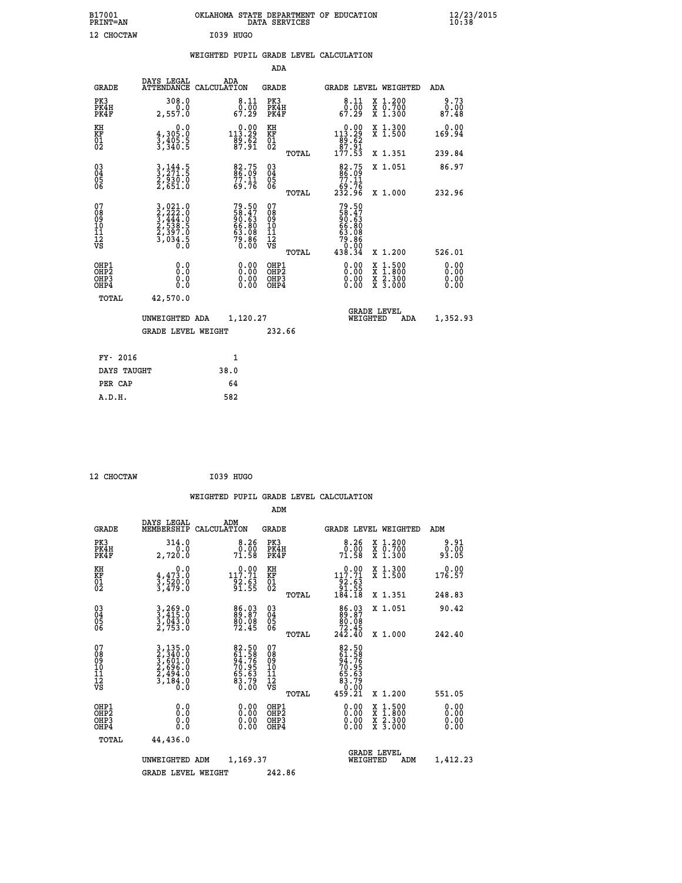B17001 OKLAHOMA STATE DEPARTMENT OF EDUCATION 12/23/2015
PRINT=AN DATA SERVICES 10:38

12 CHOCTAW I039 HUGO

WEIGHTED PUPIL GRADE LEVEL CALCULATION

ADA

| GRADE | DAYS LEGAL ATTENDANCE | ADA CALCULATION | GRADE | | GRADE LEVEL | WEIGHTED | ADA |
|---|---|---|---|---|---|---|---|
| PK3 | 308.0 | 8.11 | PK3 | | 8.11 | X 1.200 | 9.73 |
| PK4H | 0.0 | 0.00 | PK4H | | 0.00 | X 0.700 | 0.00 |
| PK4F | 2,557.0 | 67.29 | PK4F | | 67.29 | X 1.300 | 87.48 |
| KH | 0.0 | 0.00 | KH | | 0.00 | X 1.300 | 0.00 |
| KF | 4,305.0 | 113.29 | KF | | 113.29 | X 1.500 | 169.94 |
| 01 | 3,405.5 | 89.62 | 01 | | 89.62 | | |
| 02 | 3,340.5 | 87.91 | 02 | | 87.91 | | |
| | | | | TOTAL | 177.53 | X 1.351 | 239.84 |
| 03 | 3,144.5 | 82.75 | 03 | | 82.75 | X 1.051 | 86.97 |
| 04 | 3,271.5 | 86.09 | 04 | | 86.09 | | |
| 05 | 2,930.0 | 77.11 | 05 | | 77.11 | | |
| 06 | 2,651.0 | 69.76 | 06 | | 69.76 | | |
| | | | | TOTAL | 232.96 | X 1.000 | 232.96 |
| 07 | 3,021.0 | 79.50 | 07 | | 79.50 | | |
| 08 | 2,222.0 | 58.47 | 08 | | 58.47 | | |
| 09 | 3,444.0 | 90.63 | 09 | | 90.63 | | |
| 10 | 2,538.5 | 66.80 | 10 | | 66.80 | | |
| 11 | 2,397.0 | 63.08 | 11 | | 63.08 | | |
| 12 | 3,034.5 | 79.86 | 12 | | 79.86 | | |
| VS | 0.0 | 0.00 | VS | | 0.00 | | |
| | | | | TOTAL | 438.34 | X 1.200 | 526.01 |
| OHP1 | 0.0 | 0.00 | OHP1 | | 0.00 | X 1.500 | 0.00 |
| OHP2 | 0.0 | 0.00 | OHP2 | | 0.00 | X 1.800 | 0.00 |
| OHP3 | 0.0 | 0.00 | OHP3 | | 0.00 | X 2.300 | 0.00 |
| OHP4 | 0.0 | 0.00 | OHP4 | | 0.00 | X 3.000 | 0.00 |
| TOTAL | 42,570.0 | | | | | | |

UNWEIGHTED ADA 1,120.27 GRADE LEVEL WEIGHTED ADA 1,352.93

GRADE LEVEL WEIGHT 232.66

| FY- 2016 | 1 |
|---|---|
| DAYS TAUGHT | 38.0 |
| PER CAP | 64 |
| A.D.H. | 582 |

12 CHOCTAW I039 HUGO

WEIGHTED PUPIL GRADE LEVEL CALCULATION

ADM

| GRADE | DAYS LEGAL MEMBERSHIP | ADM CALCULATION | GRADE | | GRADE LEVEL | WEIGHTED | ADM |
|---|---|---|---|---|---|---|---|
| PK3 | 314.0 | 8.26 | PK3 | | 8.26 | X 1.200 | 9.91 |
| PK4H | 0.0 | 0.00 | PK4H | | 0.00 | X 0.700 | 0.00 |
| PK4F | 2,720.0 | 71.58 | PK4F | | 71.58 | X 1.300 | 93.05 |
| KH | 0.0 | 0.00 | KH | | 0.00 | X 1.300 | 0.00 |
| KF | 4,473.0 | 117.71 | KF | | 117.71 | X 1.500 | 176.57 |
| 01 | 3,520.0 | 92.63 | 01 | | 92.63 | | |
| 02 | 3,479.0 | 91.55 | 02 | | 91.55 | | |
| | | | | TOTAL | 184.18 | X 1.351 | 248.83 |
| 03 | 3,269.0 | 86.03 | 03 | | 86.03 | X 1.051 | 90.42 |
| 04 | 3,415.0 | 89.87 | 04 | | 89.87 | | |
| 05 | 3,043.0 | 80.08 | 05 | | 80.08 | | |
| 06 | 2,753.0 | 72.45 | 06 | | 72.45 | | |
| | | | | TOTAL | 242.40 | X 1.000 | 242.40 |
| 07 | 3,135.0 | 82.50 | 07 | | 82.50 | | |
| 08 | 2,340.0 | 61.58 | 08 | | 61.58 | | |
| 09 | 3,601.0 | 94.76 | 09 | | 94.76 | | |
| 10 | 2,696.0 | 70.95 | 10 | | 70.95 | | |
| 11 | 2,494.0 | 65.63 | 11 | | 65.63 | | |
| 12 | 3,184.0 | 83.79 | 12 | | 83.79 | | |
| VS | 0.0 | 0.00 | VS | | 0.00 | | |
| | | | | TOTAL | 459.21 | X 1.200 | 551.05 |
| OHP1 | 0.0 | 0.00 | OHP1 | | 0.00 | X 1.500 | 0.00 |
| OHP2 | 0.0 | 0.00 | OHP2 | | 0.00 | X 1.800 | 0.00 |
| OHP3 | 0.0 | 0.00 | OHP3 | | 0.00 | X 2.300 | 0.00 |
| OHP4 | 0.0 | 0.00 | OHP4 | | 0.00 | X 3.000 | 0.00 |
| TOTAL | 44,436.0 | | | | | | |

UNWEIGHTED ADM 1,169.37 GRADE LEVEL WEIGHTED ADM 1,412.23

GRADE LEVEL WEIGHT 242.86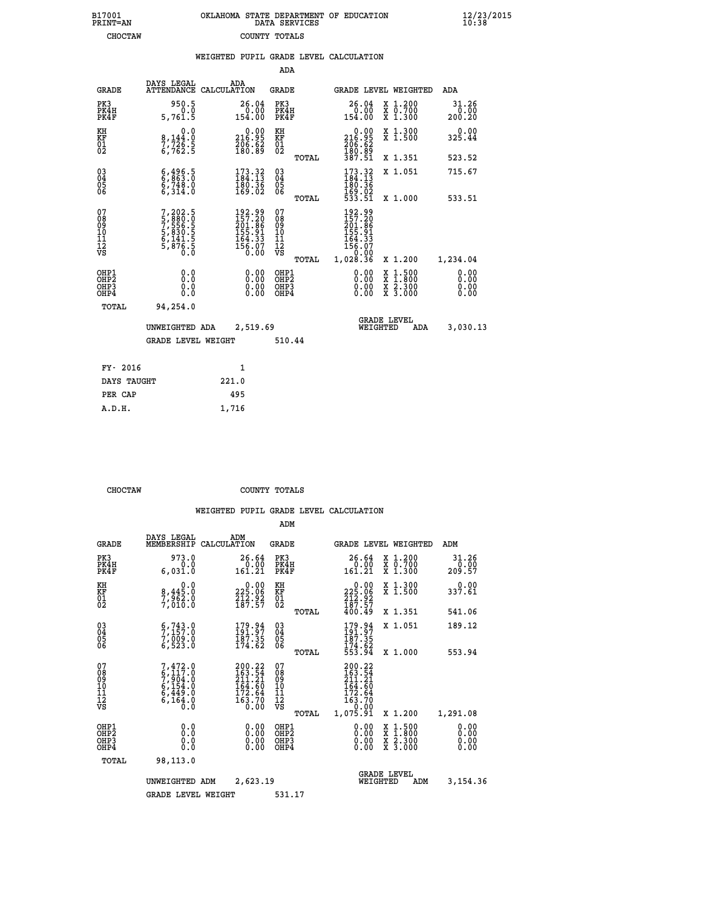B17001 OKLAHOMA STATE DEPARTMENT OF EDUCATION 12/23/2015
PRINT=AN DATA SERVICES 10:38
CHOCTAW COUNTY TOTALS

WEIGHTED PUPIL GRADE LEVEL CALCULATION

ADA

| GRADE | DAYS LEGAL ATTENDANCE | ADA CALCULATION | GRADE | | GRADE LEVEL | WEIGHTED | ADA |
|---|---|---|---|---|---|---|---|
| PK3 | 950.5 | 26.04 | PK3 | | 26.04 | X 1.200 | 31.26 |
| PK4H | 0.0 | 0.00 | PK4H | | 0.00 | X 0.700 | 0.00 |
| PK4F | 5,761.5 | 154.00 | PK4F | | 154.00 | X 1.300 | 200.20 |
| KH | 0.0 | 0.00 | KH | | 0.00 | X 1.300 | 0.00 |
| KF | 8,144.0 | 216.95 | KF | | 216.95 | X 1.500 | 325.44 |
| 01 | 7,726.5 | 206.62 | 01 | | 206.62 | | |
| 02 | 6,762.5 | 180.89 | 02 | | 180.89 | | |
| | | | | TOTAL | 387.51 | X 1.351 | 523.52 |
| 03 | 6,496.5 | 173.32 | 03 | | 173.32 | X 1.051 | 715.67 |
| 04 | 6,863.0 | 184.13 | 04 | | 184.13 | | |
| 05 | 6,748.0 | 180.36 | 05 | | 180.36 | | |
| 06 | 6,314.0 | 169.02 | 06 | | 169.02 | | |
| | | | | TOTAL | 533.51 | X 1.000 | 533.51 |
| 07 | 7,202.5 | 192.99 | 07 | | 192.99 | | |
| 08 | 5,880.0 | 157.20 | 08 | | 157.20 | | |
| 09 | 7,556.5 | 201.86 | 09 | | 201.86 | | |
| 10 | 5,830.5 | 155.91 | 10 | | 155.91 | | |
| 11 | 6,141.5 | 164.33 | 11 | | 164.33 | | |
| 12 | 5,876.5 | 156.07 | 12 | | 156.07 | | |
| VS | 0.0 | 0.00 | VS | | 0.00 | | |
| | | | | TOTAL | 1,028.36 | X 1.200 | 1,234.04 |
| OHP1 | 0.0 | 0.00 | OHP1 | | 0.00 | X 1.500 | 0.00 |
| OHP2 | 0.0 | 0.00 | OHP2 | | 0.00 | X 1.800 | 0.00 |
| OHP3 | 0.0 | 0.00 | OHP3 | | 0.00 | X 2.300 | 0.00 |
| OHP4 | 0.0 | 0.00 | OHP4 | | 0.00 | X 3.000 | 0.00 |
| TOTAL | 94,254.0 | | | | | | |

UNWEIGHTED ADA 2,519.69 GRADE LEVEL WEIGHTED ADA 3,030.13

GRADE LEVEL WEIGHT 510.44

| | |
|---|---|
| FY- 2016 | 1 |
| DAYS TAUGHT | 221.0 |
| PER CAP | 495 |
| A.D.H. | 1,716 |

CHOCTAW COUNTY TOTALS

WEIGHTED PUPIL GRADE LEVEL CALCULATION

ADM

| GRADE | DAYS LEGAL MEMBERSHIP | ADM CALCULATION | GRADE | | GRADE LEVEL | WEIGHTED | ADM |
|---|---|---|---|---|---|---|---|
| PK3 | 973.0 | 26.64 | PK3 | | 26.64 | X 1.200 | 31.26 |
| PK4H | 0.0 | 0.00 | PK4H | | 0.00 | X 0.700 | 0.00 |
| PK4F | 6,031.0 | 161.21 | PK4F | | 161.21 | X 1.300 | 209.57 |
| KH | 0.0 | 0.00 | KH | | 0.00 | X 1.300 | 0.00 |
| KF | 8,445.0 | 225.06 | KF | | 225.06 | X 1.500 | 337.61 |
| 01 | 7,962.0 | 212.92 | 01 | | 212.92 | | |
| 02 | 7,010.0 | 187.57 | 02 | | 187.57 | | |
| | | | | TOTAL | 400.49 | X 1.351 | 541.06 |
| 03 | 6,743.0 | 179.94 | 03 | | 179.94 | X 1.051 | 189.12 |
| 04 | 7,157.0 | 191.97 | 04 | | 191.97 | | |
| 05 | 7,009.0 | 187.35 | 05 | | 187.35 | | |
| 06 | 6,523.0 | 174.62 | 06 | | 174.62 | | |
| | | | | TOTAL | 553.94 | X 1.000 | 553.94 |
| 07 | 7,472.0 | 200.22 | 07 | | 200.22 | | |
| 08 | 6,117.0 | 163.54 | 08 | | 163.54 | | |
| 09 | 7,904.0 | 211.21 | 09 | | 211.21 | | |
| 10 | 6,154.0 | 164.60 | 10 | | 164.60 | | |
| 11 | 6,449.0 | 172.64 | 11 | | 172.64 | | |
| 12 | 6,164.0 | 163.70 | 12 | | 163.70 | | |
| VS | 0.0 | 0.00 | VS | | 0.00 | | |
| | | | | TOTAL | 1,075.91 | X 1.200 | 1,291.08 |
| OHP1 | 0.0 | 0.00 | OHP1 | | 0.00 | X 1.500 | 0.00 |
| OHP2 | 0.0 | 0.00 | OHP2 | | 0.00 | X 1.800 | 0.00 |
| OHP3 | 0.0 | 0.00 | OHP3 | | 0.00 | X 2.300 | 0.00 |
| OHP4 | 0.0 | 0.00 | OHP4 | | 0.00 | X 3.000 | 0.00 |
| TOTAL | 98,113.0 | | | | | | |

UNWEIGHTED ADM 2,623.19 GRADE LEVEL WEIGHTED ADM 3,154.36

GRADE LEVEL WEIGHT 531.17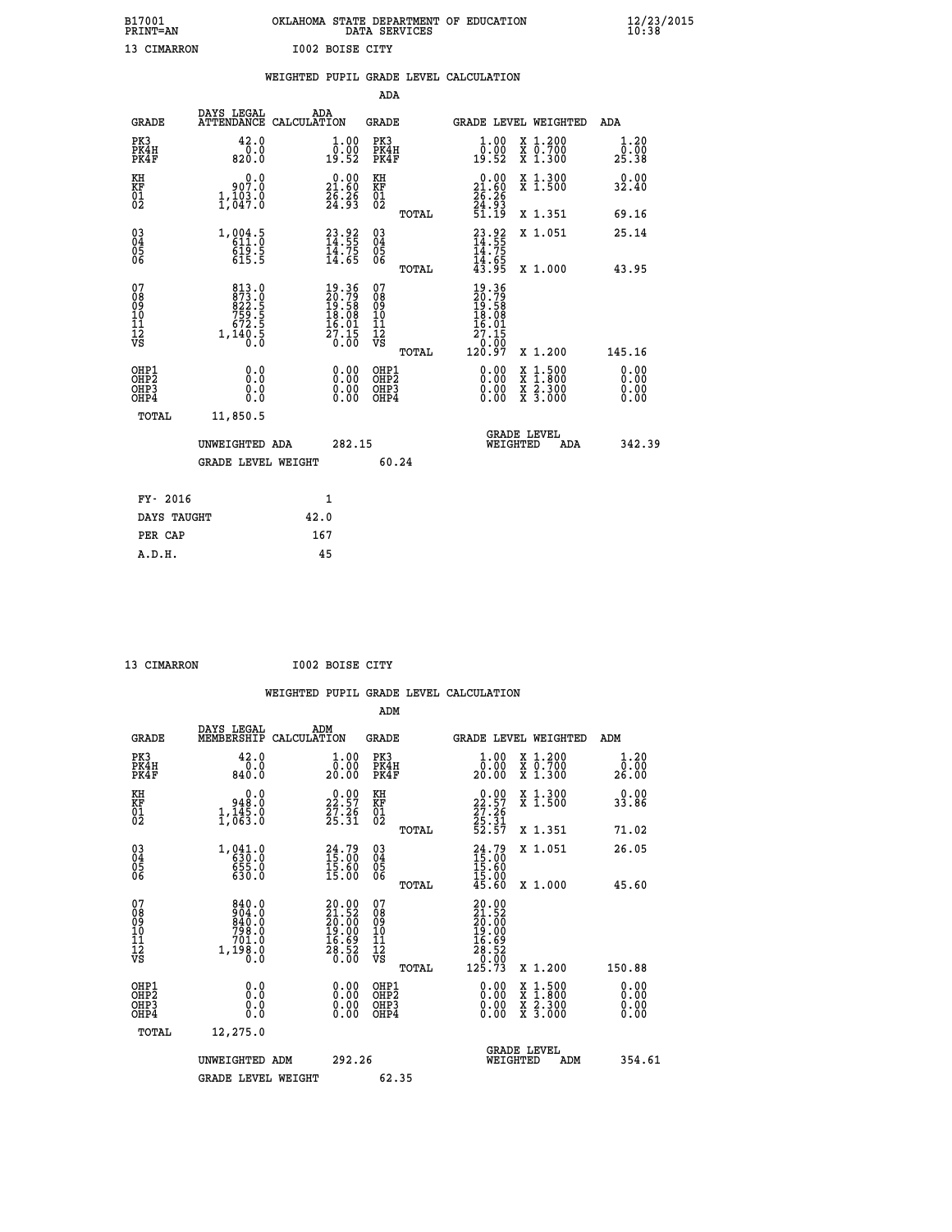B17001 OKLAHOMA STATE DEPARTMENT OF EDUCATION 12/23/2015
PRINT=AN DATA SERVICES 10:38

13 CIMARRON I002 BOISE CITY

WEIGHTED PUPIL GRADE LEVEL CALCULATION

ADA

| GRADE | DAYS LEGAL ATTENDANCE | ADA CALCULATION | GRADE | | GRADE LEVEL | WEIGHTED | ADA |
|---|---|---|---|---|---|---|---|
| PK3 | 42.0 | 1.00 | PK3 | | 1.00 | X 1.200 | 1.20 |
| PK4H | 0.0 | 0.00 | PK4H | | 0.00 | X 0.700 | 0.00 |
| PK4F | 820.0 | 19.52 | PK4F | | 19.52 | X 1.300 | 25.38 |
| KH | 0.0 | 0.00 | KH | | 0.00 | X 1.300 | 0.00 |
| KF | 907.0 | 21.60 | KF | | 21.60 | X 1.500 | 32.40 |
| 01 | 1,103.0 | 26.26 | 01 | | 26.26 | | |
| 02 | 1,047.0 | 24.93 | 02 | | 24.93 | | |
| | | | | TOTAL | 51.19 | X 1.351 | 69.16 |
| 03 | 1,004.5 | 23.92 | 03 | | 23.92 | X 1.051 | 25.14 |
| 04 | 611.0 | 14.55 | 04 | | 14.55 | | |
| 05 | 619.5 | 14.75 | 05 | | 14.75 | | |
| 06 | 615.5 | 14.65 | 06 | | 14.65 | | |
| | | | | TOTAL | 43.95 | X 1.000 | 43.95 |
| 07 | 813.0 | 19.36 | 07 | | 19.36 | | |
| 08 | 873.0 | 20.79 | 08 | | 20.79 | | |
| 09 | 822.5 | 19.58 | 09 | | 19.58 | | |
| 10 | 759.5 | 18.08 | 10 | | 18.08 | | |
| 11 | 672.5 | 16.01 | 11 | | 16.01 | | |
| 12 | 1,140.5 | 27.15 | 12 | | 27.15 | | |
| VS | 0.0 | 0.00 | VS | | 0.00 | | |
| | | | | TOTAL | 120.97 | X 1.200 | 145.16 |
| OHP1 | 0.0 | 0.00 | OHP1 | | 0.00 | X 1.500 | 0.00 |
| OHP2 | 0.0 | 0.00 | OHP2 | | 0.00 | X 1.800 | 0.00 |
| OHP3 | 0.0 | 0.00 | OHP3 | | 0.00 | X 2.300 | 0.00 |
| OHP4 | 0.0 | 0.00 | OHP4 | | 0.00 | X 3.000 | 0.00 |
| TOTAL | 11,850.5 | | | | | | |

UNWEIGHTED ADA 282.15 GRADE LEVEL WEIGHTED ADA 342.39

GRADE LEVEL WEIGHT 60.24

| FY- 2016 | 1 |
|---|---|
| DAYS TAUGHT | 42.0 |
| PER CAP | 167 |
| A.D.H. | 45 |

13 CIMARRON I002 BOISE CITY

WEIGHTED PUPIL GRADE LEVEL CALCULATION

ADM

| GRADE | DAYS LEGAL MEMBERSHIP | ADM CALCULATION | GRADE | | GRADE LEVEL | WEIGHTED | ADM |
|---|---|---|---|---|---|---|---|
| PK3 | 42.0 | 1.00 | PK3 | | 1.00 | X 1.200 | 1.20 |
| PK4H | 0.0 | 0.00 | PK4H | | 0.00 | X 0.700 | 0.00 |
| PK4F | 840.0 | 20.00 | PK4F | | 20.00 | X 1.300 | 26.00 |
| KH | 0.0 | 0.00 | KH | | 0.00 | X 1.300 | 0.00 |
| KF | 948.0 | 22.57 | KF | | 22.57 | X 1.500 | 33.86 |
| 01 | 1,145.0 | 27.26 | 01 | | 27.26 | | |
| 02 | 1,063.0 | 25.31 | 02 | | 25.31 | | |
| | | | | TOTAL | 52.57 | X 1.351 | 71.02 |
| 03 | 1,041.0 | 24.79 | 03 | | 24.79 | X 1.051 | 26.05 |
| 04 | 630.0 | 15.00 | 04 | | 15.00 | | |
| 05 | 655.0 | 15.60 | 05 | | 15.60 | | |
| 06 | 630.0 | 15.00 | 06 | | 15.00 | | |
| | | | | TOTAL | 45.60 | X 1.000 | 45.60 |
| 07 | 840.0 | 20.00 | 07 | | 20.00 | | |
| 08 | 904.0 | 21.52 | 08 | | 21.52 | | |
| 09 | 840.0 | 20.00 | 09 | | 20.00 | | |
| 10 | 798.0 | 19.00 | 10 | | 19.00 | | |
| 11 | 701.0 | 16.69 | 11 | | 16.69 | | |
| 12 | 1,198.0 | 28.52 | 12 | | 28.52 | | |
| VS | 0.0 | 0.00 | VS | | 0.00 | | |
| | | | | TOTAL | 125.73 | X 1.200 | 150.88 |
| OHP1 | 0.0 | 0.00 | OHP1 | | 0.00 | X 1.500 | 0.00 |
| OHP2 | 0.0 | 0.00 | OHP2 | | 0.00 | X 1.800 | 0.00 |
| OHP3 | 0.0 | 0.00 | OHP3 | | 0.00 | X 2.300 | 0.00 |
| OHP4 | 0.0 | 0.00 | OHP4 | | 0.00 | X 3.000 | 0.00 |
| TOTAL | 12,275.0 | | | | | | |

UNWEIGHTED ADM 292.26 GRADE LEVEL WEIGHTED ADM 354.61

GRADE LEVEL WEIGHT 62.35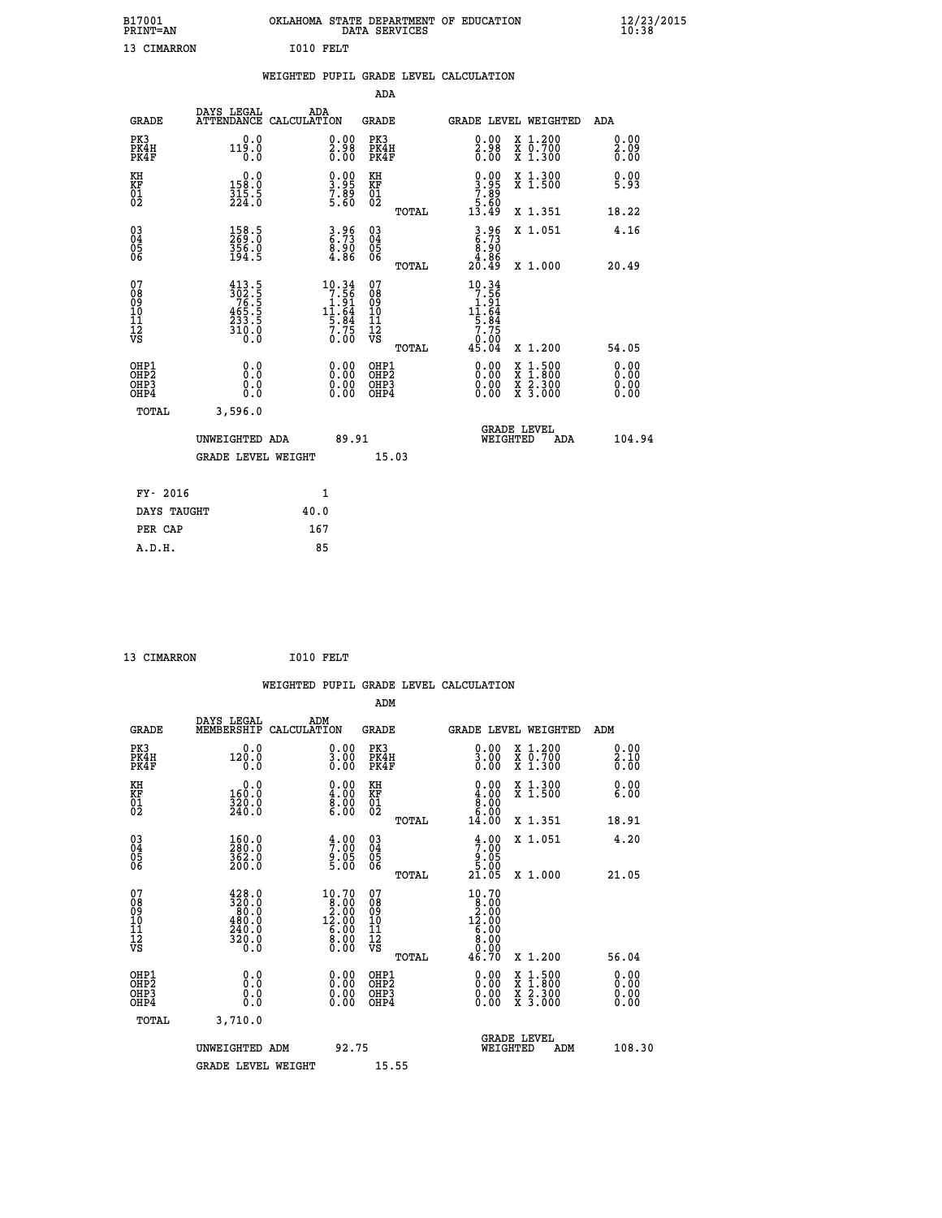B17001 OKLAHOMA STATE DEPARTMENT OF EDUCATION 12/23/2015
PRINT=AN DATA SERVICES 10:38

13 CIMARRON I010 FELT

## WEIGHTED PUPIL GRADE LEVEL CALCULATION

### ADA

| GRADE | DAYS LEGAL ATTENDANCE | ADA CALCULATION | GRADE | | GRADE LEVEL | WEIGHTED | ADA |
|---|---|---|---|---|---|---|---|
| PK3 | 0.0 | 0.00 | PK3 | | 0.00 | X 1.200 | 0.00 |
| PK4H | 119.0 | 2.98 | PK4H | | 2.98 | X 0.700 | 2.09 |
| PK4F | 0.0 | 0.00 | PK4F | | 0.00 | X 1.300 | 0.00 |
| KH | 0.0 | 0.00 | KH | | 0.00 | X 1.300 | 0.00 |
| KF | 158.0 | 3.95 | KF | | 3.95 | X 1.500 | 5.93 |
| 01 | 315.5 | 7.89 | 01 | | 7.89 | | |
| 02 | 224.0 | 5.60 | 02 | | 5.60 | | |
| | | | | TOTAL | 13.49 | X 1.351 | 18.22 |
| 03 | 158.5 | 3.96 | 03 | | 3.96 | X 1.051 | 4.16 |
| 04 | 269.0 | 6.73 | 04 | | 6.73 | | |
| 05 | 356.0 | 8.90 | 05 | | 8.90 | | |
| 06 | 194.5 | 4.86 | 06 | | 4.86 | | |
| | | | | TOTAL | 20.49 | X 1.000 | 20.49 |
| 07 | 413.5 | 10.34 | 07 | | 10.34 | | |
| 08 | 302.5 | 7.56 | 08 | | 7.56 | | |
| 09 | 76.5 | 1.91 | 09 | | 1.91 | | |
| 10 | 465.5 | 11.64 | 10 | | 11.64 | | |
| 11 | 233.5 | 5.84 | 11 | | 5.84 | | |
| 12 | 310.0 | 7.75 | 12 | | 7.75 | | |
| VS | 0.0 | 0.00 | VS | | 0.00 | | |
| | | | | TOTAL | 45.04 | X 1.200 | 54.05 |
| OHP1 | 0.0 | 0.00 | OHP1 | | 0.00 | X 1.500 | 0.00 |
| OHP2 | 0.0 | 0.00 | OHP2 | | 0.00 | X 1.800 | 0.00 |
| OHP3 | 0.0 | 0.00 | OHP3 | | 0.00 | X 2.300 | 0.00 |
| OHP4 | 0.0 | 0.00 | OHP4 | | 0.00 | X 3.000 | 0.00 |
| TOTAL | 3,596.0 | | | | | | |

UNWEIGHTED ADA 89.91 GRADE LEVEL WEIGHTED ADA 104.94

GRADE LEVEL WEIGHT 15.03

| | |
|---|---|
| FY- 2016 | 1 |
| DAYS TAUGHT | 40.0 |
| PER CAP | 167 |
| A.D.H. | 85 |

13 CIMARRON I010 FELT

## WEIGHTED PUPIL GRADE LEVEL CALCULATION

### ADM

| GRADE | DAYS LEGAL MEMBERSHIP | ADM CALCULATION | GRADE | | GRADE LEVEL | WEIGHTED | ADM |
|---|---|---|---|---|---|---|---|
| PK3 | 0.0 | 0.00 | PK3 | | 0.00 | X 1.200 | 0.00 |
| PK4H | 120.0 | 3.00 | PK4H | | 3.00 | X 0.700 | 2.10 |
| PK4F | 0.0 | 0.00 | PK4F | | 0.00 | X 1.300 | 0.00 |
| KH | 0.0 | 0.00 | KH | | 0.00 | X 1.300 | 0.00 |
| KF | 160.0 | 4.00 | KF | | 4.00 | X 1.500 | 6.00 |
| 01 | 320.0 | 8.00 | 01 | | 8.00 | | |
| 02 | 240.0 | 6.00 | 02 | | 6.00 | | |
| | | | | TOTAL | 14.00 | X 1.351 | 18.91 |
| 03 | 160.0 | 4.00 | 03 | | 4.00 | X 1.051 | 4.20 |
| 04 | 280.0 | 7.00 | 04 | | 7.00 | | |
| 05 | 362.0 | 9.05 | 05 | | 9.05 | | |
| 06 | 200.0 | 5.00 | 06 | | 5.00 | | |
| | | | | TOTAL | 21.05 | X 1.000 | 21.05 |
| 07 | 428.0 | 10.70 | 07 | | 10.70 | | |
| 08 | 320.0 | 8.00 | 08 | | 8.00 | | |
| 09 | 80.0 | 2.00 | 09 | | 2.00 | | |
| 10 | 480.0 | 12.00 | 10 | | 12.00 | | |
| 11 | 240.0 | 6.00 | 11 | | 6.00 | | |
| 12 | 320.0 | 8.00 | 12 | | 8.00 | | |
| VS | 0.0 | 0.00 | VS | | 0.00 | | |
| | | | | TOTAL | 46.70 | X 1.200 | 56.04 |
| OHP1 | 0.0 | 0.00 | OHP1 | | 0.00 | X 1.500 | 0.00 |
| OHP2 | 0.0 | 0.00 | OHP2 | | 0.00 | X 1.800 | 0.00 |
| OHP3 | 0.0 | 0.00 | OHP3 | | 0.00 | X 2.300 | 0.00 |
| OHP4 | 0.0 | 0.00 | OHP4 | | 0.00 | X 3.000 | 0.00 |
| TOTAL | 3,710.0 | | | | | | |

UNWEIGHTED ADM 92.75 GRADE LEVEL WEIGHTED ADM 108.30

GRADE LEVEL WEIGHT 15.55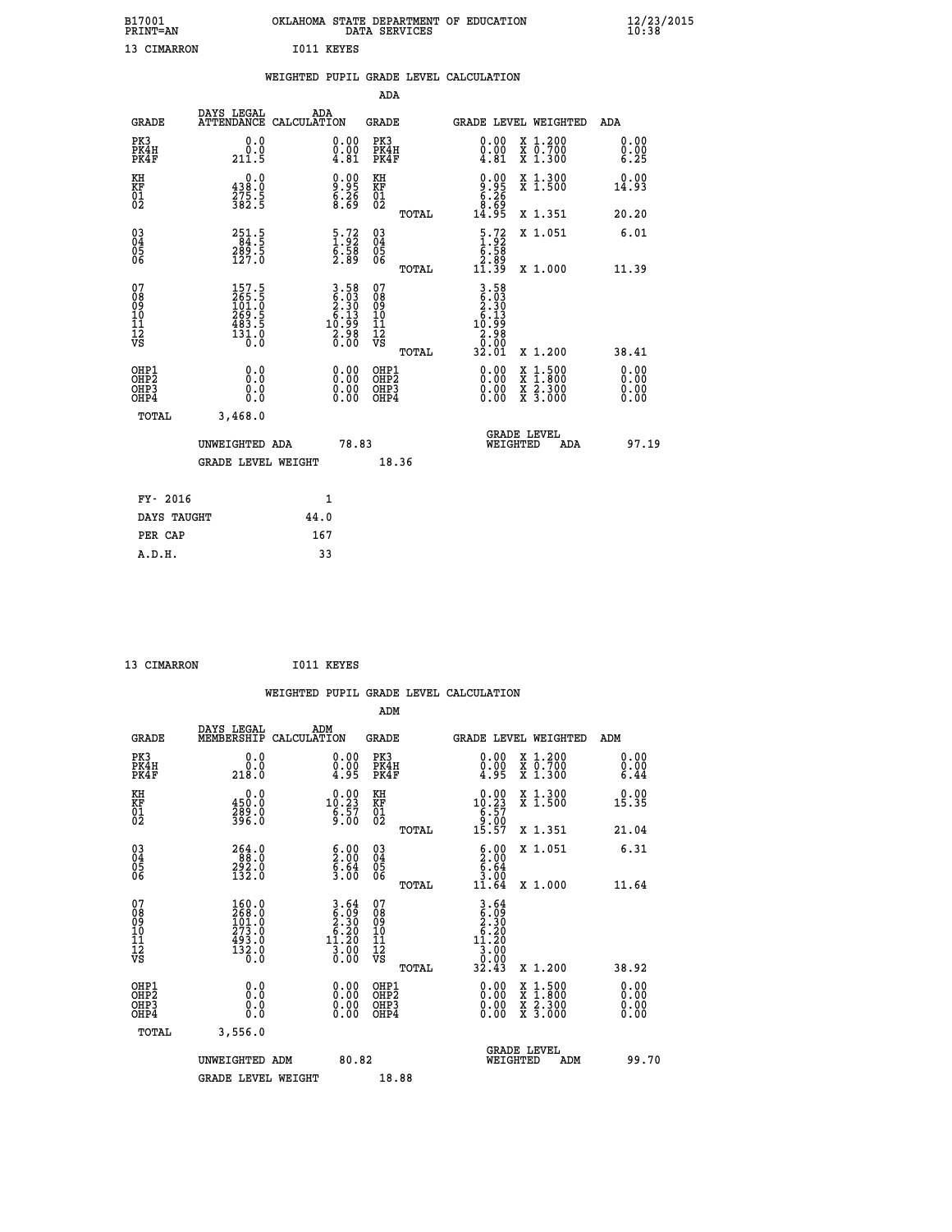B17001 OKLAHOMA STATE DEPARTMENT OF EDUCATION 12/23/2015
PRINT=AN DATA SERVICES 10:38

13 CIMARRON I011 KEYES

WEIGHTED PUPIL GRADE LEVEL CALCULATION

ADA

| GRADE | DAYS LEGAL ATTENDANCE | ADA CALCULATION | GRADE | GRADE LEVEL | WEIGHTED | ADA |
|---|---|---|---|---|---|---|
| PK3 | 0.0 | 0.00 | PK3 | 0.00 | X 1.200 | 0.00 |
| PK4H | 0.0 | 0.00 | PK4H | 0.00 | X 0.700 | 0.00 |
| PK4F | 211.5 | 4.81 | PK4F | 4.81 | X 1.300 | 6.25 |
| KH | 0.0 | 0.00 | KH | 0.00 | X 1.300 | 0.00 |
| KF | 438.0 | 9.95 | KF | 9.95 | X 1.500 | 14.93 |
| 01 | 275.5 | 6.26 | 01 | 6.26 | | |
| 02 | 382.5 | 8.69 | 02 | 8.69 | | |
| | | | TOTAL | 14.95 | X 1.351 | 20.20 |
| 03 | 251.5 | 5.72 | 03 | 5.72 | X 1.051 | 6.01 |
| 04 | 84.5 | 1.92 | 04 | 1.92 | | |
| 05 | 289.5 | 6.58 | 05 | 6.58 | | |
| 06 | 127.0 | 2.89 | 06 | 2.89 | | |
| | | | TOTAL | 11.39 | X 1.000 | 11.39 |
| 07 | 157.5 | 3.58 | 07 | 3.58 | | |
| 08 | 265.5 | 6.03 | 08 | 6.03 | | |
| 09 | 101.0 | 2.30 | 09 | 2.30 | | |
| 10 | 269.5 | 6.13 | 10 | 6.13 | | |
| 11 | 483.5 | 10.99 | 11 | 10.99 | | |
| 12 | 131.0 | 2.98 | 12 | 2.98 | | |
| VS | 0.0 | 0.00 | VS | 0.00 | | |
| | | | TOTAL | 32.01 | X 1.200 | 38.41 |
| OHP1 | 0.0 | 0.00 | OHP1 | 0.00 | X 1.500 | 0.00 |
| OHP2 | 0.0 | 0.00 | OHP2 | 0.00 | X 1.800 | 0.00 |
| OHP3 | 0.0 | 0.00 | OHP3 | 0.00 | X 2.300 | 0.00 |
| OHP4 | 0.0 | 0.00 | OHP4 | 0.00 | X 3.000 | 0.00 |
| TOTAL | 3,468.0 | | | | | |

UNWEIGHTED ADA 78.83 | GRADE LEVEL WEIGHTED ADA 97.19

GRADE LEVEL WEIGHT 18.36

| FY- 2016 | 1 |
|---|---|
| DAYS TAUGHT | 44.0 |
| PER CAP | 167 |
| A.D.H. | 33 |

13 CIMARRON I011 KEYES

WEIGHTED PUPIL GRADE LEVEL CALCULATION

ADM

| GRADE | DAYS LEGAL MEMBERSHIP | ADM CALCULATION | GRADE | GRADE LEVEL | WEIGHTED | ADM |
|---|---|---|---|---|---|---|
| PK3 | 0.0 | 0.00 | PK3 | 0.00 | X 1.200 | 0.00 |
| PK4H | 0.0 | 0.00 | PK4H | 0.00 | X 0.700 | 0.00 |
| PK4F | 218.0 | 4.95 | PK4F | 4.95 | X 1.300 | 6.44 |
| KH | 0.0 | 0.00 | KH | 0.00 | X 1.300 | 0.00 |
| KF | 450.0 | 10.23 | KF | 10.23 | X 1.500 | 15.35 |
| 01 | 289.0 | 6.57 | 01 | 6.57 | | |
| 02 | 396.0 | 9.00 | 02 | 9.00 | | |
| | | | TOTAL | 15.57 | X 1.351 | 21.04 |
| 03 | 264.0 | 6.00 | 03 | 6.00 | X 1.051 | 6.31 |
| 04 | 88.0 | 2.00 | 04 | 2.00 | | |
| 05 | 292.0 | 6.64 | 05 | 6.64 | | |
| 06 | 132.0 | 3.00 | 06 | 3.00 | | |
| | | | TOTAL | 11.64 | X 1.000 | 11.64 |
| 07 | 160.0 | 3.64 | 07 | 3.64 | | |
| 08 | 268.0 | 6.09 | 08 | 6.09 | | |
| 09 | 101.0 | 2.30 | 09 | 2.30 | | |
| 10 | 273.0 | 6.20 | 10 | 6.20 | | |
| 11 | 493.0 | 11.20 | 11 | 11.20 | | |
| 12 | 132.0 | 3.00 | 12 | 3.00 | | |
| VS | 0.0 | 0.00 | VS | 0.00 | | |
| | | | TOTAL | 32.43 | X 1.200 | 38.92 |
| OHP1 | 0.0 | 0.00 | OHP1 | 0.00 | X 1.500 | 0.00 |
| OHP2 | 0.0 | 0.00 | OHP2 | 0.00 | X 1.800 | 0.00 |
| OHP3 | 0.0 | 0.00 | OHP3 | 0.00 | X 2.300 | 0.00 |
| OHP4 | 0.0 | 0.00 | OHP4 | 0.00 | X 3.000 | 0.00 |
| TOTAL | 3,556.0 | | | | | |

UNWEIGHTED ADM 80.82 | GRADE LEVEL WEIGHTED ADM 99.70

GRADE LEVEL WEIGHT 18.88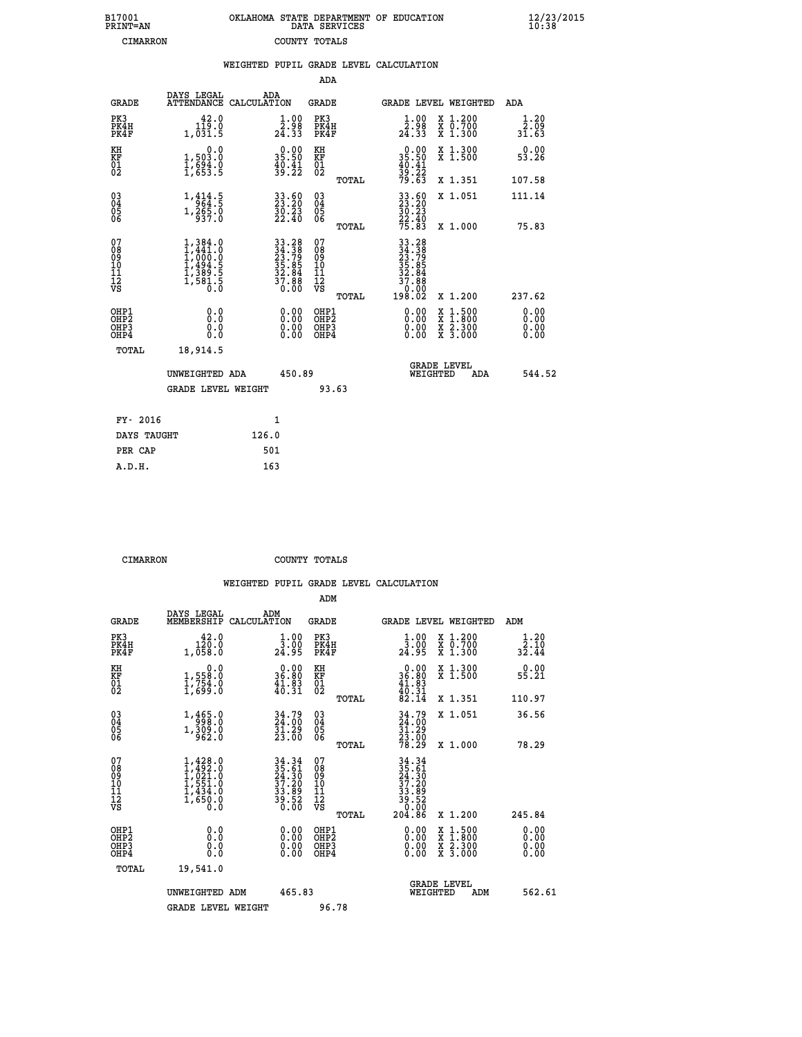B17001 OKLAHOMA STATE DEPARTMENT OF EDUCATION 12/23/2015
PRINT=AN DATA SERVICES 10:38

CIMARRON COUNTY TOTALS

WEIGHTED PUPIL GRADE LEVEL CALCULATION

ADA

| GRADE | DAYS LEGAL ATTENDANCE | ADA CALCULATION | GRADE | | GRADE LEVEL | WEIGHTED | ADA |
|---|---|---|---|---|---|---|---|
| PK3 | 42.0 | 1.00 | PK3 | | 1.00 | X 1.200 | 1.20 |
| PK4H | 119.0 | 2.98 | PK4H | | 2.98 | X 0.700 | 2.09 |
| PK4F | 1,031.5 | 24.33 | PK4F | | 24.33 | X 1.300 | 31.63 |
| KH | 0.0 | 0.00 | KH | | 0.00 | X 1.300 | 0.00 |
| KF | 1,503.0 | 35.50 | KF | | 35.50 | X 1.500 | 53.26 |
| 01 | 1,694.0 | 40.41 | 01 | | 40.41 | | |
| 02 | 1,653.5 | 39.22 | 02 | | 39.22 | | |
| | | | | TOTAL | 79.63 | X 1.351 | 107.58 |
| 03 | 1,414.5 | 33.60 | 03 | | 33.60 | X 1.051 | 111.14 |
| 04 | 964.5 | 23.20 | 04 | | 23.20 | | |
| 05 | 1,265.0 | 30.23 | 05 | | 30.23 | | |
| 06 | 937.0 | 22.40 | 06 | | 22.40 | | |
| | | | | TOTAL | 75.83 | X 1.000 | 75.83 |
| 07 | 1,384.0 | 33.28 | 07 | | 33.28 | | |
| 08 | 1,441.0 | 34.38 | 08 | | 34.38 | | |
| 09 | 1,000.0 | 23.79 | 09 | | 23.79 | | |
| 10 | 1,494.5 | 35.85 | 10 | | 35.85 | | |
| 11 | 1,389.5 | 32.84 | 11 | | 32.84 | | |
| 12 | 1,581.5 | 37.88 | 12 | | 37.88 | | |
| VS | 0.0 | 0.00 | VS | | 0.00 | | |
| | | | | TOTAL | 198.02 | X 1.200 | 237.62 |
| OHP1 | 0.0 | 0.00 | OHP1 | | 0.00 | X 1.500 | 0.00 |
| OHP2 | 0.0 | 0.00 | OHP2 | | 0.00 | X 1.800 | 0.00 |
| OHP3 | 0.0 | 0.00 | OHP3 | | 0.00 | X 2.300 | 0.00 |
| OHP4 | 0.0 | 0.00 | OHP4 | | 0.00 | X 3.000 | 0.00 |
| TOTAL | 18,914.5 | | | | | | |

UNWEIGHTED ADA 450.89 GRADE LEVEL WEIGHTED ADA 544.52

GRADE LEVEL WEIGHT 93.63

FY- 2016 1
DAYS TAUGHT 126.0
PER CAP 501
A.D.H. 163

CIMARRON COUNTY TOTALS

WEIGHTED PUPIL GRADE LEVEL CALCULATION

ADM

| GRADE | DAYS LEGAL MEMBERSHIP | ADM CALCULATION | GRADE | | GRADE LEVEL | WEIGHTED | ADM |
|---|---|---|---|---|---|---|---|
| PK3 | 42.0 | 1.00 | PK3 | | 1.00 | X 1.200 | 1.20 |
| PK4H | 120.0 | 3.00 | PK4H | | 3.00 | X 0.700 | 2.10 |
| PK4F | 1,058.0 | 24.95 | PK4F | | 24.95 | X 1.300 | 32.44 |
| KH | 0.0 | 0.00 | KH | | 0.00 | X 1.300 | 0.00 |
| KF | 1,558.0 | 36.80 | KF | | 36.80 | X 1.500 | 55.21 |
| 01 | 1,754.0 | 41.83 | 01 | | 41.83 | | |
| 02 | 1,699.0 | 40.31 | 02 | | 40.31 | | |
| | | | | TOTAL | 82.14 | X 1.351 | 110.97 |
| 03 | 1,465.0 | 34.79 | 03 | | 34.79 | X 1.051 | 36.56 |
| 04 | 998.0 | 24.00 | 04 | | 24.00 | | |
| 05 | 1,309.0 | 31.29 | 05 | | 31.29 | | |
| 06 | 962.0 | 23.00 | 06 | | 23.00 | | |
| | | | | TOTAL | 78.29 | X 1.000 | 78.29 |
| 07 | 1,428.0 | 34.34 | 07 | | 34.34 | | |
| 08 | 1,492.0 | 35.61 | 08 | | 35.61 | | |
| 09 | 1,021.0 | 24.30 | 09 | | 24.30 | | |
| 10 | 1,551.0 | 37.20 | 10 | | 37.20 | | |
| 11 | 1,434.0 | 33.89 | 11 | | 33.89 | | |
| 12 | 1,650.0 | 39.52 | 12 | | 39.52 | | |
| VS | 0.0 | 0.00 | VS | | 0.00 | | |
| | | | | TOTAL | 204.86 | X 1.200 | 245.84 |
| OHP1 | 0.0 | 0.00 | OHP1 | | 0.00 | X 1.500 | 0.00 |
| OHP2 | 0.0 | 0.00 | OHP2 | | 0.00 | X 1.800 | 0.00 |
| OHP3 | 0.0 | 0.00 | OHP3 | | 0.00 | X 2.300 | 0.00 |
| OHP4 | 0.0 | 0.00 | OHP4 | | 0.00 | X 3.000 | 0.00 |
| TOTAL | 19,541.0 | | | | | | |

UNWEIGHTED ADM 465.83 GRADE LEVEL WEIGHTED ADM 562.61

GRADE LEVEL WEIGHT 96.78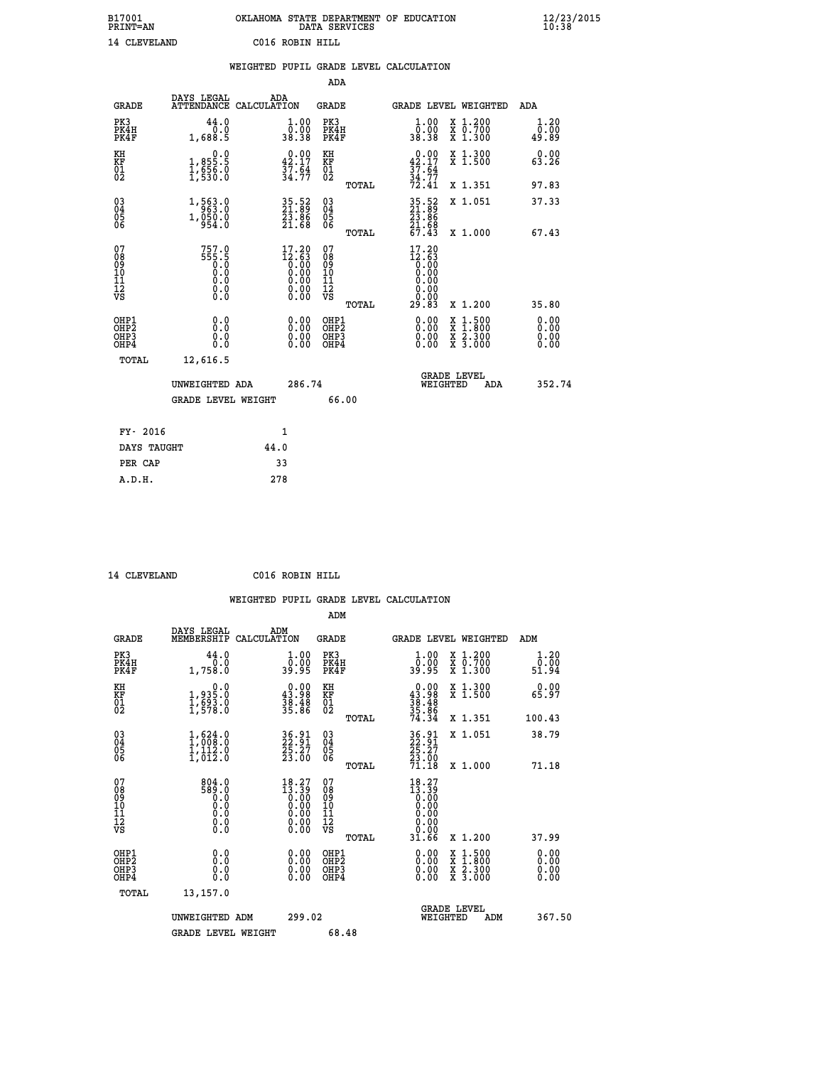B17001 OKLAHOMA STATE DEPARTMENT OF EDUCATION 12/23/2015
PRINT=AN DATA SERVICES 10:38

14 CLEVELAND C016 ROBIN HILL

## WEIGHTED PUPIL GRADE LEVEL CALCULATION

### ADA

| GRADE | DAYS LEGAL ATTENDANCE | ADA CALCULATION | GRADE | GRADE LEVEL | WEIGHTED | ADA |
|---|---|---|---|---|---|---|
| PK3 | 44.0 | 1.00 | PK3 | 1.00 | X 1.200 | 1.20 |
| PK4H | 0.0 | 0.00 | PK4H | 0.00 | X 0.700 | 0.00 |
| PK4F | 1,688.5 | 38.38 | PK4F | 38.38 | X 1.300 | 49.89 |
| KH | 0.0 | 0.00 | KH | 0.00 | X 1.300 | 0.00 |
| KF | 1,855.5 | 42.17 | KF | 42.17 | X 1.500 | 63.26 |
| 01 | 1,656.0 | 37.64 | 01 | 37.64 | | |
| 02 | 1,530.0 | 34.77 | 02 | 34.77 | | |
| | | | TOTAL | 72.41 | X 1.351 | 97.83 |
| 03 | 1,563.0 | 35.52 | 03 | 35.52 | X 1.051 | 37.33 |
| 04 | 963.0 | 21.89 | 04 | 21.89 | | |
| 05 | 1,050.0 | 23.86 | 05 | 23.86 | | |
| 06 | 954.0 | 21.68 | 06 | 21.68 | | |
| | | | TOTAL | 67.43 | X 1.000 | 67.43 |
| 07 | 757.0 | 17.20 | 07 | 17.20 | | |
| 08 | 555.5 | 12.63 | 08 | 12.63 | | |
| 09 | 0.0 | 0.00 | 09 | 0.00 | | |
| 10 | 0.0 | 0.00 | 10 | 0.00 | | |
| 11 | 0.0 | 0.00 | 11 | 0.00 | | |
| 12 | 0.0 | 0.00 | 12 | 0.00 | | |
| VS | 0.0 | 0.00 | VS | 0.00 | | |
| | | | TOTAL | 29.83 | X 1.200 | 35.80 |
| OHP1 | 0.0 | 0.00 | OHP1 | 0.00 | X 1.500 | 0.00 |
| OHP2 | 0.0 | 0.00 | OHP2 | 0.00 | X 1.800 | 0.00 |
| OHP3 | 0.0 | 0.00 | OHP3 | 0.00 | X 2.300 | 0.00 |
| OHP4 | 0.0 | 0.00 | OHP4 | 0.00 | X 3.000 | 0.00 |
| TOTAL | 12,616.5 | | | | | |

UNWEIGHTED ADA 286.74 | GRADE LEVEL WEIGHTED ADA 352.74

GRADE LEVEL WEIGHT 66.00

| | |
|---|---|
| FY- 2016 | 1 |
| DAYS TAUGHT | 44.0 |
| PER CAP | 33 |
| A.D.H. | 278 |

14 CLEVELAND C016 ROBIN HILL

## WEIGHTED PUPIL GRADE LEVEL CALCULATION

### ADM

| GRADE | DAYS LEGAL MEMBERSHIP | ADM CALCULATION | GRADE | GRADE LEVEL | WEIGHTED | ADM |
|---|---|---|---|---|---|---|
| PK3 | 44.0 | 1.00 | PK3 | 1.00 | X 1.200 | 1.20 |
| PK4H | 0.0 | 0.00 | PK4H | 0.00 | X 0.700 | 0.00 |
| PK4F | 1,758.0 | 39.95 | PK4F | 39.95 | X 1.300 | 51.94 |
| KH | 0.0 | 0.00 | KH | 0.00 | X 1.300 | 0.00 |
| KF | 1,935.0 | 43.98 | KF | 43.98 | X 1.500 | 65.97 |
| 01 | 1,693.0 | 38.48 | 01 | 38.48 | | |
| 02 | 1,578.0 | 35.86 | 02 | 35.86 | | |
| | | | TOTAL | 74.34 | X 1.351 | 100.43 |
| 03 | 1,624.0 | 36.91 | 03 | 36.91 | X 1.051 | 38.79 |
| 04 | 1,008.0 | 22.91 | 04 | 22.91 | | |
| 05 | 1,112.0 | 25.27 | 05 | 25.27 | | |
| 06 | 1,012.0 | 23.00 | 06 | 23.00 | | |
| | | | TOTAL | 71.18 | X 1.000 | 71.18 |
| 07 | 804.0 | 18.27 | 07 | 18.27 | | |
| 08 | 589.0 | 13.39 | 08 | 13.39 | | |
| 09 | 0.0 | 0.00 | 09 | 0.00 | | |
| 10 | 0.0 | 0.00 | 10 | 0.00 | | |
| 11 | 0.0 | 0.00 | 11 | 0.00 | | |
| 12 | 0.0 | 0.00 | 12 | 0.00 | | |
| VS | 0.0 | 0.00 | VS | 0.00 | | |
| | | | TOTAL | 31.66 | X 1.200 | 37.99 |
| OHP1 | 0.0 | 0.00 | OHP1 | 0.00 | X 1.500 | 0.00 |
| OHP2 | 0.0 | 0.00 | OHP2 | 0.00 | X 1.800 | 0.00 |
| OHP3 | 0.0 | 0.00 | OHP3 | 0.00 | X 2.300 | 0.00 |
| OHP4 | 0.0 | 0.00 | OHP4 | 0.00 | X 3.000 | 0.00 |
| TOTAL | 13,157.0 | | | | | |

UNWEIGHTED ADM 299.02 | GRADE LEVEL WEIGHTED ADM 367.50

GRADE LEVEL WEIGHT 68.48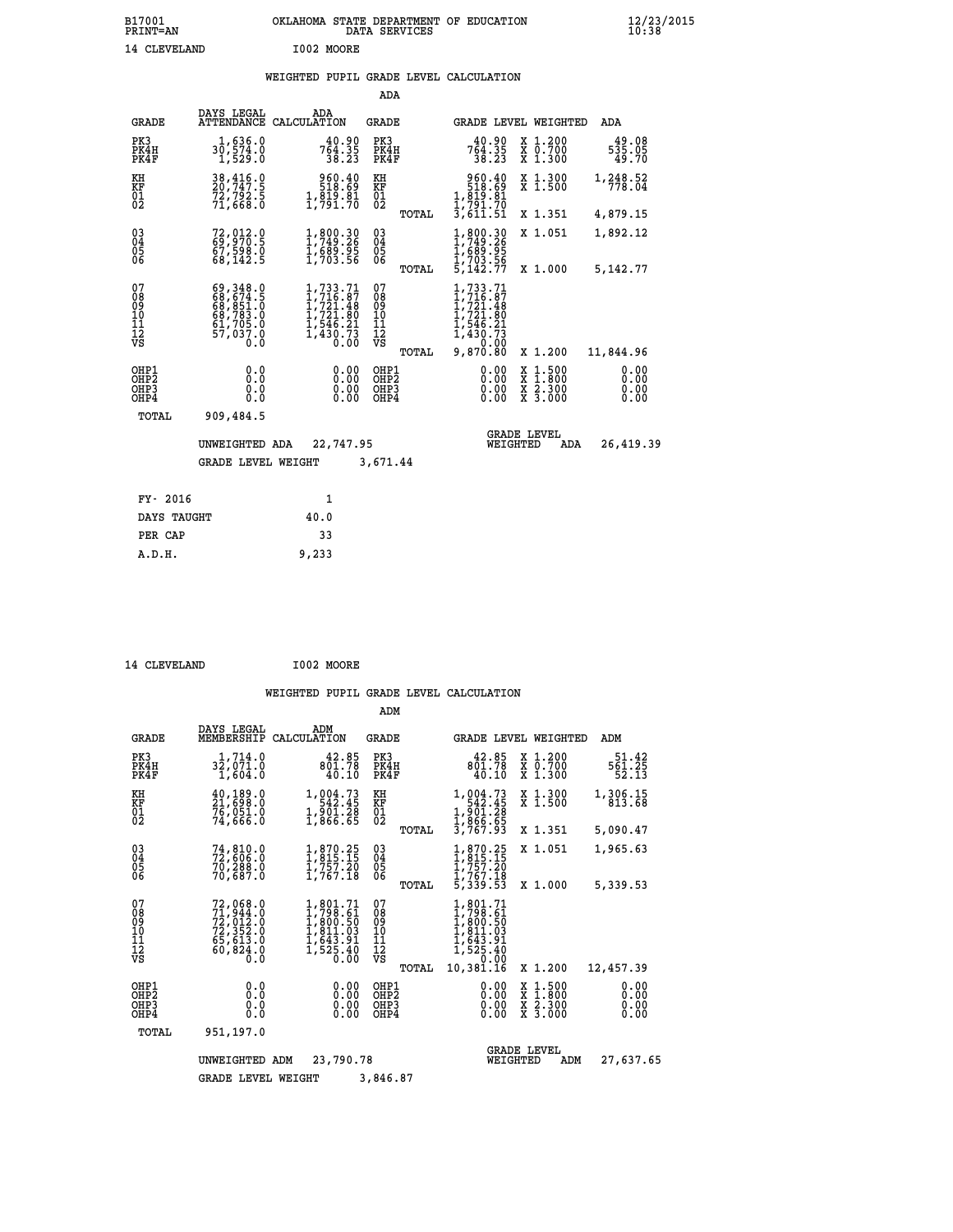B17001 OKLAHOMA STATE DEPARTMENT OF EDUCATION 12/23/2015
PRINT=AN DATA SERVICES 10:38

14 CLEVELAND I002 MOORE

## WEIGHTED PUPIL GRADE LEVEL CALCULATION

### ADA

| GRADE | DAYS LEGAL ATTENDANCE | ADA CALCULATION | GRADE | | GRADE LEVEL | WEIGHTED | ADA |
|---|---|---|---|---|---|---|---|
| PK3 | 1,636.0 | 40.90 | PK3 | | 40.90 | X 1.200 | 49.08 |
| PK4H | 30,574.0 | 764.35 | PK4H | | 764.35 | X 0.700 | 535.05 |
| PK4F | 1,529.0 | 38.23 | PK4F | | 38.23 | X 1.300 | 49.70 |
| KH | 38,416.0 | 960.40 | KH | | 960.40 | X 1.300 | 1,248.52 |
| KF | 20,747.5 | 518.69 | KF | | 518.69 | X 1.500 | 778.04 |
| 01 | 72,792.5 | 1,819.81 | 01 | | 1,819.81 | | |
| 02 | 71,668.0 | 1,791.70 | 02 | | 1,791.70 | | |
| | | | | TOTAL | 3,611.51 | X 1.351 | 4,879.15 |
| 03 | 72,012.0 | 1,800.30 | 03 | | 1,800.30 | X 1.051 | 1,892.12 |
| 04 | 69,970.5 | 1,749.26 | 04 | | 1,749.26 | | |
| 05 | 67,598.0 | 1,689.95 | 05 | | 1,689.95 | | |
| 06 | 68,142.5 | 1,703.56 | 06 | | 1,703.56 | | |
| | | | | TOTAL | 5,142.77 | X 1.000 | 5,142.77 |
| 07 | 69,348.0 | 1,733.71 | 07 | | 1,733.71 | | |
| 08 | 68,674.5 | 1,716.87 | 08 | | 1,716.87 | | |
| 09 | 68,851.0 | 1,721.48 | 09 | | 1,721.48 | | |
| 10 | 68,783.0 | 1,721.80 | 10 | | 1,721.80 | | |
| 11 | 61,705.0 | 1,546.21 | 11 | | 1,546.21 | | |
| 12 | 57,037.0 | 1,430.73 | 12 | | 1,430.73 | | |
| VS | 0.0 | 0.00 | VS | | 0.00 | | |
| | | | | TOTAL | 9,870.80 | X 1.200 | 11,844.96 |
| OHP1 | 0.0 | 0.00 | OHP1 | | 0.00 | X 1.500 | 0.00 |
| OHP2 | 0.0 | 0.00 | OHP2 | | 0.00 | X 1.800 | 0.00 |
| OHP3 | 0.0 | 0.00 | OHP3 | | 0.00 | X 2.300 | 0.00 |
| OHP4 | 0.0 | 0.00 | OHP4 | | 0.00 | X 3.000 | 0.00 |
| TOTAL | 909,484.5 | | | | | | |

UNWEIGHTED ADA 22,747.95 GRADE LEVEL WEIGHTED ADA 26,419.39

GRADE LEVEL WEIGHT 3,671.44

| FY- 2016 | 1 |
|---|---|
| DAYS TAUGHT | 40.0 |
| PER CAP | 33 |
| A.D.H. | 9,233 |

14 CLEVELAND I002 MOORE

## WEIGHTED PUPIL GRADE LEVEL CALCULATION

### ADM

| GRADE | DAYS LEGAL MEMBERSHIP | ADM CALCULATION | GRADE | | GRADE LEVEL | WEIGHTED | ADM |
|---|---|---|---|---|---|---|---|
| PK3 | 1,714.0 | 42.85 | PK3 | | 42.85 | X 1.200 | 51.42 |
| PK4H | 32,071.0 | 801.78 | PK4H | | 801.78 | X 0.700 | 561.25 |
| PK4F | 1,604.0 | 40.10 | PK4F | | 40.10 | X 1.300 | 52.13 |
| KH | 40,189.0 | 1,004.73 | KH | | 1,004.73 | X 1.300 | 1,306.15 |
| KF | 21,698.0 | 542.45 | KF | | 542.45 | X 1.500 | 813.68 |
| 01 | 76,051.0 | 1,901.28 | 01 | | 1,901.28 | | |
| 02 | 74,666.0 | 1,866.65 | 02 | | 1,866.65 | | |
| | | | | TOTAL | 3,767.93 | X 1.351 | 5,090.47 |
| 03 | 74,810.0 | 1,870.25 | 03 | | 1,870.25 | X 1.051 | 1,965.63 |
| 04 | 72,606.0 | 1,815.15 | 04 | | 1,815.15 | | |
| 05 | 70,288.0 | 1,757.20 | 05 | | 1,757.20 | | |
| 06 | 70,687.0 | 1,767.18 | 06 | | 1,767.18 | | |
| | | | | TOTAL | 5,339.53 | X 1.000 | 5,339.53 |
| 07 | 72,068.0 | 1,801.71 | 07 | | 1,801.71 | | |
| 08 | 71,944.0 | 1,798.61 | 08 | | 1,798.61 | | |
| 09 | 72,012.0 | 1,800.50 | 09 | | 1,800.50 | | |
| 10 | 72,352.0 | 1,811.03 | 10 | | 1,811.03 | | |
| 11 | 65,613.0 | 1,643.91 | 11 | | 1,643.91 | | |
| 12 | 60,824.0 | 1,525.40 | 12 | | 1,525.40 | | |
| VS | 0.0 | 0.00 | VS | | 0.00 | | |
| | | | | TOTAL | 10,381.16 | X 1.200 | 12,457.39 |
| OHP1 | 0.0 | 0.00 | OHP1 | | 0.00 | X 1.500 | 0.00 |
| OHP2 | 0.0 | 0.00 | OHP2 | | 0.00 | X 1.800 | 0.00 |
| OHP3 | 0.0 | 0.00 | OHP3 | | 0.00 | X 2.300 | 0.00 |
| OHP4 | 0.0 | 0.00 | OHP4 | | 0.00 | X 3.000 | 0.00 |
| TOTAL | 951,197.0 | | | | | | |

UNWEIGHTED ADM 23,790.78 GRADE LEVEL WEIGHTED ADM 27,637.65

GRADE LEVEL WEIGHT 3,846.87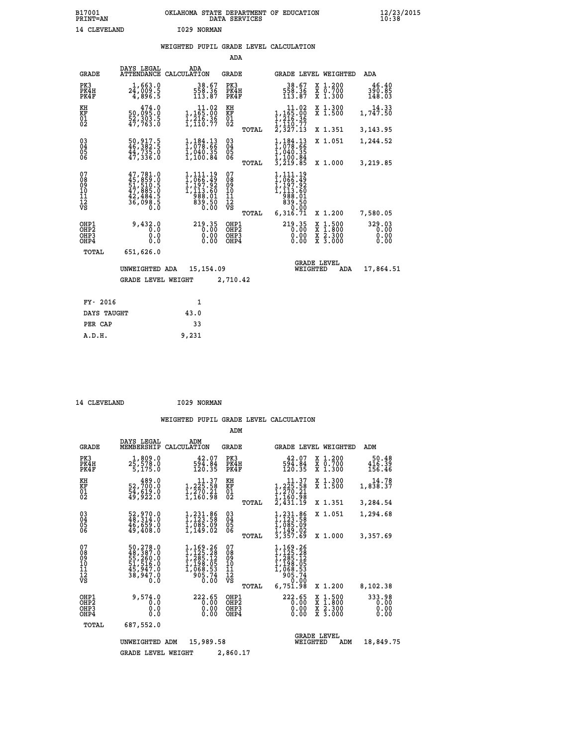B17001 OKLAHOMA STATE DEPARTMENT OF EDUCATION 12/23/2015
PRINT=AN DATA SERVICES 10:38

14 CLEVELAND I029 NORMAN

## WEIGHTED PUPIL GRADE LEVEL CALCULATION

### ADA

| GRADE | DAYS LEGAL ATTENDANCE | ADA CALCULATION | GRADE | | GRADE LEVEL | WEIGHTED | ADA |
|---|---|---|---|---|---|---|---|
| PK3 | 1,663.0 | 38.67 | PK3 | | 38.67 | X 1.200 | 46.40 |
| PK4H | 24,009.5 | 558.36 | PK4H | | 558.36 | X 0.700 | 390.85 |
| PK4F | 4,896.5 | 113.87 | PK4F | | 113.87 | X 1.300 | 148.03 |
| KH | 474.0 | 11.02 | KH | | 11.02 | X 1.300 | 14.33 |
| KF | 50,095.0 | 1,165.00 | KF | | 1,165.00 | X 1.500 | 1,747.50 |
| 01 | 52,303.5 | 1,216.36 | 01 | | 1,216.36 | | |
| 02 | 47,763.0 | 1,110.77 | 02 | | 1,110.77 | | |
| | | | | TOTAL | 2,327.13 | X 1.351 | 3,143.95 |
| 03 | 50,917.5 | 1,184.13 | 03 | | 1,184.13 | X 1.051 | 1,244.52 |
| 04 | 46,382.5 | 1,078.66 | 04 | | 1,078.66 | | |
| 05 | 44,735.0 | 1,040.35 | 05 | | 1,040.35 | | |
| 06 | 47,336.0 | 1,100.84 | 06 | | 1,100.84 | | |
| | | | | TOTAL | 3,219.85 | X 1.000 | 3,219.85 |
| 07 | 47,781.0 | 1,111.19 | 07 | | 1,111.19 | | |
| 08 | 45,859.0 | 1,066.49 | 08 | | 1,066.49 | | |
| 09 | 51,510.5 | 1,197.92 | 09 | | 1,197.92 | | |
| 10 | 47,885.0 | 1,113.60 | 10 | | 1,113.60 | | |
| 11 | 42,484.5 | 988.01 | 11 | | 988.01 | | |
| 12 | 36,098.5 | 839.50 | 12 | | 839.50 | | |
| VS | 0.0 | 0.00 | VS | | 0.00 | | |
| | | | | TOTAL | 6,316.71 | X 1.200 | 7,580.05 |
| OHP1 | 9,432.0 | 219.35 | OHP1 | | 219.35 | X 1.500 | 329.03 |
| OHP2 | 0.0 | 0.00 | OHP2 | | 0.00 | X 1.800 | 0.00 |
| OHP3 | 0.0 | 0.00 | OHP3 | | 0.00 | X 2.300 | 0.00 |
| OHP4 | 0.0 | 0.00 | OHP4 | | 0.00 | X 3.000 | 0.00 |
| TOTAL | 651,626.0 | | | | | | |

UNWEIGHTED ADA 15,154.09 GRADE LEVEL WEIGHTED ADA 17,864.51

GRADE LEVEL WEIGHT 2,710.42

| | |
|---|---|
| FY- 2016 | 1 |
| DAYS TAUGHT | 43.0 |
| PER CAP | 33 |
| A.D.H. | 9,231 |

14 CLEVELAND I029 NORMAN

## WEIGHTED PUPIL GRADE LEVEL CALCULATION

### ADM

| GRADE | DAYS LEGAL MEMBERSHIP | ADM CALCULATION | GRADE | | GRADE LEVEL | WEIGHTED | ADM |
|---|---|---|---|---|---|---|---|
| PK3 | 1,809.0 | 42.07 | PK3 | | 42.07 | X 1.200 | 50.48 |
| PK4H | 25,578.0 | 594.84 | PK4H | | 594.84 | X 0.700 | 416.39 |
| PK4F | 5,175.0 | 120.35 | PK4F | | 120.35 | X 1.300 | 156.46 |
| KH | 489.0 | 11.37 | KH | | 11.37 | X 1.300 | 14.78 |
| KF | 52,700.0 | 1,225.58 | KF | | 1,225.58 | X 1.500 | 1,838.37 |
| 01 | 54,619.0 | 1,270.21 | 01 | | 1,270.21 | | |
| 02 | 49,922.0 | 1,160.98 | 02 | | 1,160.98 | | |
| | | | | TOTAL | 2,431.19 | X 1.351 | 3,284.54 |
| 03 | 52,970.0 | 1,231.86 | 03 | | 1,231.86 | X 1.051 | 1,294.68 |
| 04 | 48,314.0 | 1,123.58 | 04 | | 1,123.58 | | |
| 05 | 46,659.0 | 1,085.09 | 05 | | 1,085.09 | | |
| 06 | 49,408.0 | 1,149.02 | 06 | | 1,149.02 | | |
| | | | | TOTAL | 3,357.69 | X 1.000 | 3,357.69 |
| 07 | 50,278.0 | 1,169.26 | 07 | | 1,169.26 | | |
| 08 | 48,387.0 | 1,125.28 | 08 | | 1,125.28 | | |
| 09 | 55,260.0 | 1,285.12 | 09 | | 1,285.12 | | |
| 10 | 51,516.0 | 1,198.05 | 10 | | 1,198.05 | | |
| 11 | 45,947.0 | 1,068.53 | 11 | | 1,068.53 | | |
| 12 | 38,947.0 | 905.74 | 12 | | 905.74 | | |
| VS | 0.0 | 0.00 | VS | | 0.00 | | |
| | | | | TOTAL | 6,751.98 | X 1.200 | 8,102.38 |
| OHP1 | 9,574.0 | 222.65 | OHP1 | | 222.65 | X 1.500 | 333.98 |
| OHP2 | 0.0 | 0.00 | OHP2 | | 0.00 | X 1.800 | 0.00 |
| OHP3 | 0.0 | 0.00 | OHP3 | | 0.00 | X 2.300 | 0.00 |
| OHP4 | 0.0 | 0.00 | OHP4 | | 0.00 | X 3.000 | 0.00 |
| TOTAL | 687,552.0 | | | | | | |

UNWEIGHTED ADM 15,989.58 GRADE LEVEL WEIGHTED ADM 18,849.75

GRADE LEVEL WEIGHT 2,860.17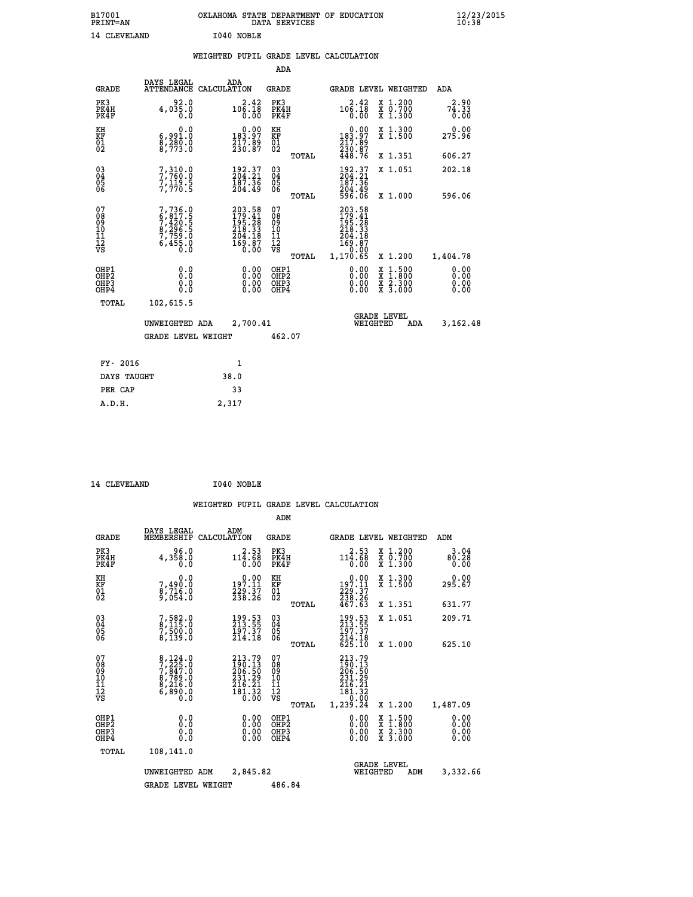B17001 OKLAHOMA STATE DEPARTMENT OF EDUCATION 12/23/2015
PRINT=AN DATA SERVICES 10:38

14 CLEVELAND I040 NOBLE

WEIGHTED PUPIL GRADE LEVEL CALCULATION

ADA

| GRADE | DAYS LEGAL ATTENDANCE | ADA CALCULATION | GRADE | GRADE LEVEL | WEIGHTED | ADA |
|---|---|---|---|---|---|---|
| PK3 | 92.0 | 2.42 | PK3 | 2.42 | X 1.200 | 2.90 |
| PK4H | 4,035.0 | 106.18 | PK4H | 106.18 | X 0.700 | 74.33 |
| PK4F | 0.0 | 0.00 | PK4F | 0.00 | X 1.300 | 0.00 |
| KH | 0.0 | 0.00 | KH | 0.00 | X 1.300 | 0.00 |
| KF | 6,991.0 | 183.97 | KF | 183.97 | X 1.500 | 275.96 |
| 01 | 8,280.0 | 217.89 | 01 | 217.89 | | |
| 02 | 8,773.0 | 230.87 | 02 | 230.87 | | |
| | | | TOTAL | 448.76 | X 1.351 | 606.27 |
| 03 | 7,310.0 | 192.37 | 03 | 192.37 | X 1.051 | 202.18 |
| 04 | 7,760.0 | 204.21 | 04 | 204.21 | | |
| 05 | 7,119.5 | 187.36 | 05 | 187.36 | | |
| 06 | 7,770.5 | 204.49 | 06 | 204.49 | | |
| | | | TOTAL | 596.06 | X 1.000 | 596.06 |
| 07 | 7,736.0 | 203.58 | 07 | 203.58 | | |
| 08 | 6,817.5 | 179.41 | 08 | 179.41 | | |
| 09 | 7,420.5 | 195.28 | 09 | 195.28 | | |
| 10 | 8,296.5 | 218.33 | 10 | 218.33 | | |
| 11 | 7,759.0 | 204.18 | 11 | 204.18 | | |
| 12 | 6,455.0 | 169.87 | 12 | 169.87 | | |
| VS | 0.0 | 0.00 | VS | 0.00 | | |
| | | | TOTAL | 1,170.65 | X 1.200 | 1,404.78 |
| OHP1 | 0.0 | 0.00 | OHP1 | 0.00 | X 1.500 | 0.00 |
| OHP2 | 0.0 | 0.00 | OHP2 | 0.00 | X 1.800 | 0.00 |
| OHP3 | 0.0 | 0.00 | OHP3 | 0.00 | X 2.300 | 0.00 |
| OHP4 | 0.0 | 0.00 | OHP4 | 0.00 | X 3.000 | 0.00 |
| TOTAL | 102,615.5 | | | | | |

UNWEIGHTED ADA 2,700.41 GRADE LEVEL WEIGHTED ADA 3,162.48

GRADE LEVEL WEIGHT 462.07

| FY- 2016 | 1 |
|---|---|
| DAYS TAUGHT | 38.0 |
| PER CAP | 33 |
| A.D.H. | 2,317 |

14 CLEVELAND I040 NOBLE

WEIGHTED PUPIL GRADE LEVEL CALCULATION

ADM

| GRADE | DAYS LEGAL MEMBERSHIP | ADM CALCULATION | GRADE | GRADE LEVEL | WEIGHTED | ADM |
|---|---|---|---|---|---|---|
| PK3 | 96.0 | 2.53 | PK3 | 2.53 | X 1.200 | 3.04 |
| PK4H | 4,358.0 | 114.68 | PK4H | 114.68 | X 0.700 | 80.28 |
| PK4F | 0.0 | 0.00 | PK4F | 0.00 | X 1.300 | 0.00 |
| KH | 0.0 | 0.00 | KH | 0.00 | X 1.300 | 0.00 |
| KF | 7,490.0 | 197.11 | KF | 197.11 | X 1.500 | 295.67 |
| 01 | 8,716.0 | 229.37 | 01 | 229.37 | | |
| 02 | 9,054.0 | 238.26 | 02 | 238.26 | | |
| | | | TOTAL | 467.63 | X 1.351 | 631.77 |
| 03 | 7,582.0 | 199.53 | 03 | 199.53 | X 1.051 | 209.71 |
| 04 | 8,115.0 | 213.55 | 04 | 213.55 | | |
| 05 | 7,500.0 | 197.37 | 05 | 197.37 | | |
| 06 | 8,139.0 | 214.18 | 06 | 214.18 | | |
| | | | TOTAL | 625.10 | X 1.000 | 625.10 |
| 07 | 8,124.0 | 213.79 | 07 | 213.79 | | |
| 08 | 7,225.0 | 190.13 | 08 | 190.13 | | |
| 09 | 7,847.0 | 206.50 | 09 | 206.50 | | |
| 10 | 8,789.0 | 231.29 | 10 | 231.29 | | |
| 11 | 8,216.0 | 216.21 | 11 | 216.21 | | |
| 12 | 6,890.0 | 181.32 | 12 | 181.32 | | |
| VS | 0.0 | 0.00 | VS | 0.00 | | |
| | | | TOTAL | 1,239.24 | X 1.200 | 1,487.09 |
| OHP1 | 0.0 | 0.00 | OHP1 | 0.00 | X 1.500 | 0.00 |
| OHP2 | 0.0 | 0.00 | OHP2 | 0.00 | X 1.800 | 0.00 |
| OHP3 | 0.0 | 0.00 | OHP3 | 0.00 | X 2.300 | 0.00 |
| OHP4 | 0.0 | 0.00 | OHP4 | 0.00 | X 3.000 | 0.00 |
| TOTAL | 108,141.0 | | | | | |

UNWEIGHTED ADM 2,845.82 GRADE LEVEL WEIGHTED ADM 3,332.66

GRADE LEVEL WEIGHT 486.84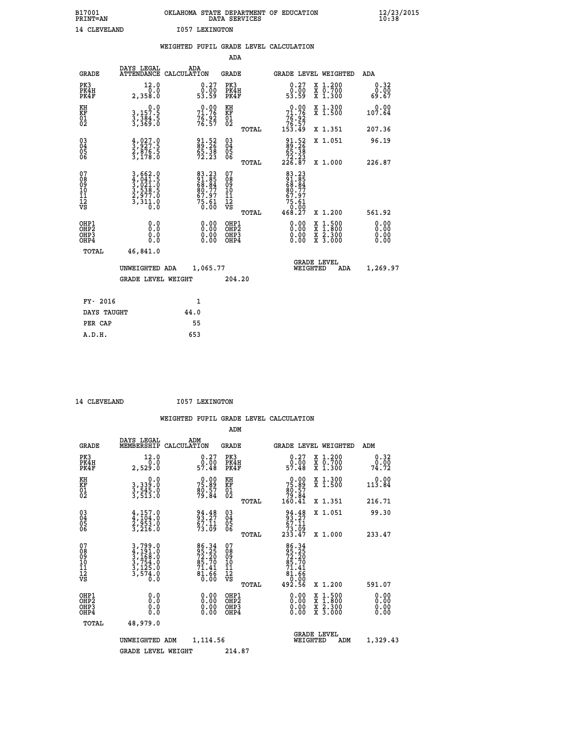B17001 OKLAHOMA STATE DEPARTMENT OF EDUCATION 12/23/2015
PRINT=AN DATA SERVICES 10:38

14 CLEVELAND I057 LEXINGTON

## WEIGHTED PUPIL GRADE LEVEL CALCULATION

### ADA

| GRADE | DAYS LEGAL ATTENDANCE | ADA CALCULATION | GRADE | | GRADE LEVEL | WEIGHTED | ADA |
|---|---|---|---|---|---|---|---|
| PK3 | 12.0 | 0.27 | PK3 | | 0.27 | X 1.200 | 0.32 |
| PK4H | 0.0 | 0.00 | PK4H | | 0.00 | X 0.700 | 0.00 |
| PK4F | 2,358.0 | 53.59 | PK4F | | 53.59 | X 1.300 | 69.67 |
| KH | 0.0 | 0.00 | KH | | 0.00 | X 1.300 | 0.00 |
| KF | 3,157.5 | 71.76 | KF | | 71.76 | X 1.500 | 107.64 |
| 01 | 3,384.5 | 76.92 | 01 | | 76.92 | | |
| 02 | 3,369.0 | 76.57 | 02 | | 76.57 | | |
| | | | | TOTAL | 153.49 | X 1.351 | 207.36 |
| 03 | 4,027.0 | 91.52 | 03 | | 91.52 | X 1.051 | 96.19 |
| 04 | 3,927.5 | 89.26 | 04 | | 89.26 | | |
| 05 | 2,876.5 | 65.38 | 05 | | 65.38 | | |
| 06 | 3,178.0 | 72.23 | 06 | | 72.23 | | |
| | | | | TOTAL | 226.87 | X 1.000 | 226.87 |
| 07 | 3,662.0 | 83.23 | 07 | | 83.23 | | |
| 08 | 4,041.5 | 91.85 | 08 | | 91.85 | | |
| 09 | 3,021.0 | 68.84 | 09 | | 68.84 | | |
| 10 | 3,538.5 | 80.77 | 10 | | 80.77 | | |
| 11 | 2,977.0 | 67.97 | 11 | | 67.97 | | |
| 12 | 3,311.0 | 75.61 | 12 | | 75.61 | | |
| VS | 0.0 | 0.00 | VS | | 0.00 | | |
| | | | | TOTAL | 468.27 | X 1.200 | 561.92 |
| OHP1 | 0.0 | 0.00 | OHP1 | | 0.00 | X 1.500 | 0.00 |
| OHP2 | 0.0 | 0.00 | OHP2 | | 0.00 | X 1.800 | 0.00 |
| OHP3 | 0.0 | 0.00 | OHP3 | | 0.00 | X 2.300 | 0.00 |
| OHP4 | 0.0 | 0.00 | OHP4 | | 0.00 | X 3.000 | 0.00 |
| TOTAL | 46,841.0 | | | | | | |

UNWEIGHTED ADA 1,065.77 — GRADE LEVEL WEIGHTED ADA 1,269.97

GRADE LEVEL WEIGHT 204.20

| | |
|---|---|
| FY- 2016 | 1 |
| DAYS TAUGHT | 44.0 |
| PER CAP | 55 |
| A.D.H. | 653 |

14 CLEVELAND I057 LEXINGTON

## WEIGHTED PUPIL GRADE LEVEL CALCULATION

### ADM

| GRADE | DAYS LEGAL MEMBERSHIP | ADM CALCULATION | GRADE | | GRADE LEVEL | WEIGHTED | ADM |
|---|---|---|---|---|---|---|---|
| PK3 | 12.0 | 0.27 | PK3 | | 0.27 | X 1.200 | 0.32 |
| PK4H | 0.0 | 0.00 | PK4H | | 0.00 | X 0.700 | 0.00 |
| PK4F | 2,529.0 | 57.48 | PK4F | | 57.48 | X 1.300 | 74.72 |
| KH | 0.0 | 0.00 | KH | | 0.00 | X 1.300 | 0.00 |
| KF | 3,339.0 | 75.89 | KF | | 75.89 | X 1.500 | 113.84 |
| 01 | 3,545.0 | 80.57 | 01 | | 80.57 | | |
| 02 | 3,513.0 | 79.84 | 02 | | 79.84 | | |
| | | | | TOTAL | 160.41 | X 1.351 | 216.71 |
| 03 | 4,157.0 | 94.48 | 03 | | 94.48 | X 1.051 | 99.30 |
| 04 | 4,104.0 | 93.27 | 04 | | 93.27 | | |
| 05 | 2,953.0 | 67.11 | 05 | | 67.11 | | |
| 06 | 3,216.0 | 73.09 | 06 | | 73.09 | | |
| | | | | TOTAL | 233.47 | X 1.000 | 233.47 |
| 07 | 3,799.0 | 86.34 | 07 | | 86.34 | | |
| 08 | 4,191.0 | 95.25 | 08 | | 95.25 | | |
| 09 | 3,168.0 | 72.20 | 09 | | 72.20 | | |
| 10 | 3,754.0 | 85.70 | 10 | | 85.70 | | |
| 11 | 3,125.0 | 71.41 | 11 | | 71.41 | | |
| 12 | 3,574.0 | 81.66 | 12 | | 81.66 | | |
| VS | 0.0 | 0.00 | VS | | 0.00 | | |
| | | | | TOTAL | 492.56 | X 1.200 | 591.07 |
| OHP1 | 0.0 | 0.00 | OHP1 | | 0.00 | X 1.500 | 0.00 |
| OHP2 | 0.0 | 0.00 | OHP2 | | 0.00 | X 1.800 | 0.00 |
| OHP3 | 0.0 | 0.00 | OHP3 | | 0.00 | X 2.300 | 0.00 |
| OHP4 | 0.0 | 0.00 | OHP4 | | 0.00 | X 3.000 | 0.00 |
| TOTAL | 48,979.0 | | | | | | |

UNWEIGHTED ADM 1,114.56 — GRADE LEVEL WEIGHTED ADM 1,329.43

GRADE LEVEL WEIGHT 214.87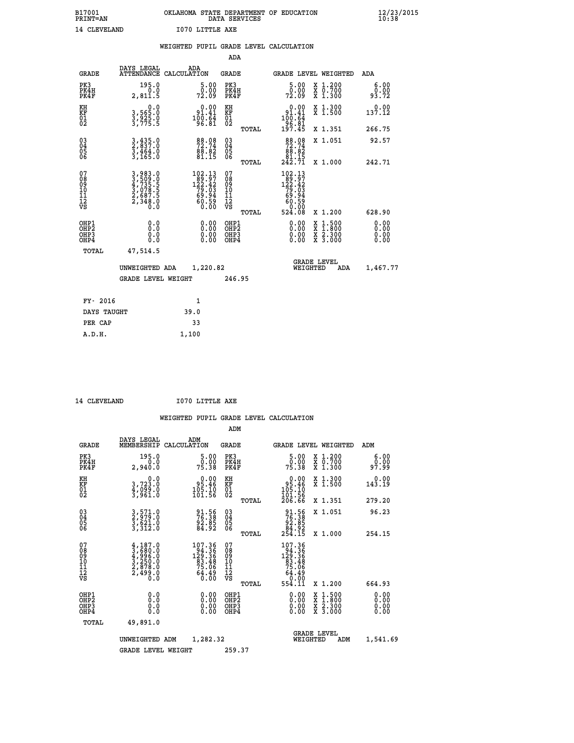B17001 OKLAHOMA STATE DEPARTMENT OF EDUCATION 12/23/2015
PRINT=AN DATA SERVICES 10:38

14 CLEVELAND I070 LITTLE AXE

## WEIGHTED PUPIL GRADE LEVEL CALCULATION

### ADA

| GRADE | DAYS LEGAL ATTENDANCE | ADA CALCULATION | GRADE | | GRADE LEVEL | WEIGHTED | ADA |
|---|---|---|---|---|---|---|---|
| PK3 | 195.0 | 5.00 | PK3 | | 5.00 | X 1.200 | 6.00 |
| PK4H | 0.0 | 0.00 | PK4H | | 0.00 | X 0.700 | 0.00 |
| PK4F | 2,811.5 | 72.09 | PK4F | | 72.09 | X 1.300 | 93.72 |
| KH | 0.0 | 0.00 | KH | | 0.00 | X 1.300 | 0.00 |
| KF | 3,565.0 | 91.41 | KF | | 91.41 | X 1.500 | 137.12 |
| 01 | 3,925.0 | 100.64 | 01 | | 100.64 | | |
| 02 | 3,775.5 | 96.81 | 02 | | 96.81 | | |
| | | | | TOTAL | 197.45 | X 1.351 | 266.75 |
| 03 | 3,435.0 | 88.08 | 03 | | 88.08 | X 1.051 | 92.57 |
| 04 | 2,837.0 | 72.74 | 04 | | 72.74 | | |
| 05 | 3,464.0 | 88.82 | 05 | | 88.82 | | |
| 06 | 3,165.0 | 81.15 | 06 | | 81.15 | | |
| | | | | TOTAL | 242.71 | X 1.000 | 242.71 |
| 07 | 3,983.0 | 102.13 | 07 | | 102.13 | | |
| 08 | 3,509.0 | 89.97 | 08 | | 89.97 | | |
| 09 | 4,735.5 | 122.42 | 09 | | 122.42 | | |
| 10 | 3,078.5 | 79.03 | 10 | | 79.03 | | |
| 11 | 2,687.5 | 69.94 | 11 | | 69.94 | | |
| 12 | 2,348.0 | 60.59 | 12 | | 60.59 | | |
| VS | 0.0 | 0.00 | VS | | 0.00 | | |
| | | | | TOTAL | 524.08 | X 1.200 | 628.90 |
| OHP1 | 0.0 | 0.00 | OHP1 | | 0.00 | X 1.500 | 0.00 |
| OHP2 | 0.0 | 0.00 | OHP2 | | 0.00 | X 1.800 | 0.00 |
| OHP3 | 0.0 | 0.00 | OHP3 | | 0.00 | X 2.300 | 0.00 |
| OHP4 | 0.0 | 0.00 | OHP4 | | 0.00 | X 3.000 | 0.00 |
| TOTAL | 47,514.5 | | | | | | |

UNWEIGHTED ADA 1,220.82 GRADE LEVEL WEIGHTED ADA 1,467.77

GRADE LEVEL WEIGHT 246.95

| FY- 2016 | 1 |
|---|---|
| DAYS TAUGHT | 39.0 |
| PER CAP | 33 |
| A.D.H. | 1,100 |

14 CLEVELAND I070 LITTLE AXE

## WEIGHTED PUPIL GRADE LEVEL CALCULATION

### ADM

| GRADE | DAYS LEGAL MEMBERSHIP | ADM CALCULATION | GRADE | | GRADE LEVEL | WEIGHTED | ADM |
|---|---|---|---|---|---|---|---|
| PK3 | 195.0 | 5.00 | PK3 | | 5.00 | X 1.200 | 6.00 |
| PK4H | 0.0 | 0.00 | PK4H | | 0.00 | X 0.700 | 0.00 |
| PK4F | 2,940.0 | 75.38 | PK4F | | 75.38 | X 1.300 | 97.99 |
| KH | 0.0 | 0.00 | KH | | 0.00 | X 1.300 | 0.00 |
| KF | 3,723.0 | 95.46 | KF | | 95.46 | X 1.500 | 143.19 |
| 01 | 4,099.0 | 105.10 | 01 | | 105.10 | | |
| 02 | 3,961.0 | 101.56 | 02 | | 101.56 | | |
| | | | | TOTAL | 206.66 | X 1.351 | 279.20 |
| 03 | 3,571.0 | 91.56 | 03 | | 91.56 | X 1.051 | 96.23 |
| 04 | 2,979.0 | 76.38 | 04 | | 76.38 | | |
| 05 | 3,621.0 | 92.85 | 05 | | 92.85 | | |
| 06 | 3,312.0 | 84.92 | 06 | | 84.92 | | |
| | | | | TOTAL | 254.15 | X 1.000 | 254.15 |
| 07 | 4,187.0 | 107.36 | 07 | | 107.36 | | |
| 08 | 3,680.0 | 94.36 | 08 | | 94.36 | | |
| 09 | 4,996.0 | 129.36 | 09 | | 129.36 | | |
| 10 | 3,250.0 | 83.48 | 10 | | 83.48 | | |
| 11 | 2,878.0 | 75.06 | 11 | | 75.06 | | |
| 12 | 2,499.0 | 64.49 | 12 | | 64.49 | | |
| VS | 0.0 | 0.00 | VS | | 0.00 | | |
| | | | | TOTAL | 554.11 | X 1.200 | 664.93 |
| OHP1 | 0.0 | 0.00 | OHP1 | | 0.00 | X 1.500 | 0.00 |
| OHP2 | 0.0 | 0.00 | OHP2 | | 0.00 | X 1.800 | 0.00 |
| OHP3 | 0.0 | 0.00 | OHP3 | | 0.00 | X 2.300 | 0.00 |
| OHP4 | 0.0 | 0.00 | OHP4 | | 0.00 | X 3.000 | 0.00 |
| TOTAL | 49,891.0 | | | | | | |

UNWEIGHTED ADM 1,282.32 GRADE LEVEL WEIGHTED ADM 1,541.69

GRADE LEVEL WEIGHT 259.37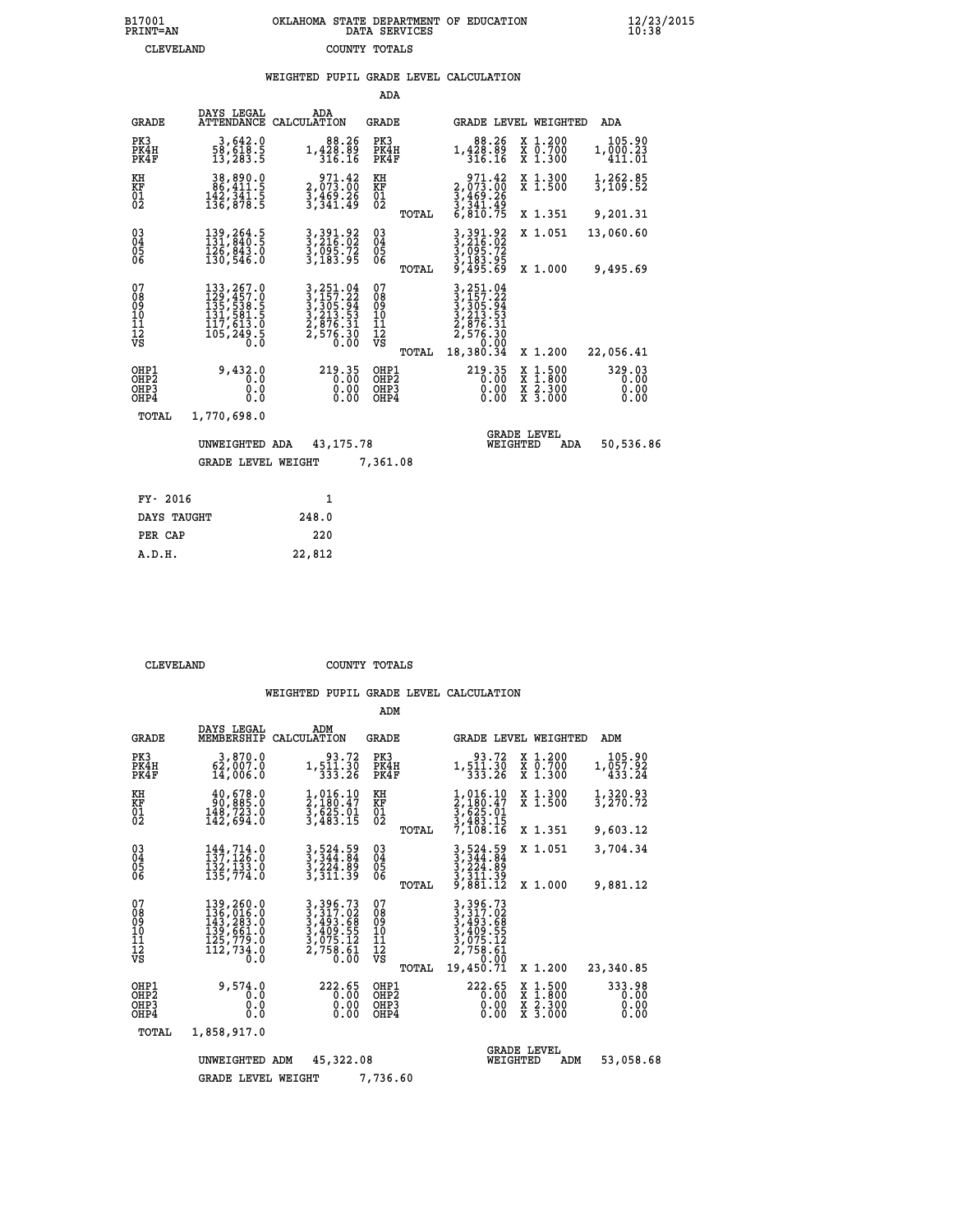B17001 OKLAHOMA STATE DEPARTMENT OF EDUCATION 12/23/2015
PRINT=AN DATA SERVICES 10:38

CLEVELAND COUNTY TOTALS

## WEIGHTED PUPIL GRADE LEVEL CALCULATION

### ADA

| GRADE | DAYS LEGAL ATTENDANCE | ADA CALCULATION | GRADE | | GRADE LEVEL | WEIGHTED | ADA |
|---|---|---|---|---|---|---|---|
| PK3 | 3,642.0 | 88.26 | PK3 | | 88.26 | X 1.200 | 105.90 |
| PK4H | 58,618.5 | 1,428.89 | PK4H | | 1,428.89 | X 0.700 | 1,000.23 |
| PK4F | 13,283.5 | 316.16 | PK4F | | 316.16 | X 1.300 | 411.01 |
| KH | 38,890.0 | 971.42 | KH | | 971.42 | X 1.300 | 1,262.85 |
| KF | 86,411.5 | 2,073.00 | KF | | 2,073.00 | X 1.500 | 3,109.52 |
| 01 | 142,341.5 | 3,469.26 | 01 | | 3,469.26 | | |
| 02 | 136,878.5 | 3,341.49 | 02 | | 3,341.49 | | |
| | | | | TOTAL | 6,810.75 | X 1.351 | 9,201.31 |
| 03 | 139,264.5 | 3,391.92 | 03 | | 3,391.92 | X 1.051 | 13,060.60 |
| 04 | 131,840.5 | 3,216.02 | 04 | | 3,216.02 | | |
| 05 | 126,843.0 | 3,095.72 | 05 | | 3,095.72 | | |
| 06 | 130,546.0 | 3,183.95 | 06 | | 3,183.95 | | |
| | | | | TOTAL | 9,495.69 | X 1.000 | 9,495.69 |
| 07 | 133,267.0 | 3,251.04 | 07 | | 3,251.04 | | |
| 08 | 129,457.0 | 3,157.22 | 08 | | 3,157.22 | | |
| 09 | 135,538.5 | 3,305.94 | 09 | | 3,305.94 | | |
| 10 | 131,581.5 | 3,213.53 | 10 | | 3,213.53 | | |
| 11 | 117,613.0 | 2,876.31 | 11 | | 2,876.31 | | |
| 12 | 105,249.5 | 2,576.30 | 12 | | 2,576.30 | | |
| VS | 0.0 | 0.00 | VS | | 0.00 | | |
| | | | | TOTAL | 18,380.34 | X 1.200 | 22,056.41 |
| OHP1 | 9,432.0 | 219.35 | OHP1 | | 219.35 | X 1.500 | 329.03 |
| OHP2 | 0.0 | 0.00 | OHP2 | | 0.00 | X 1.800 | 0.00 |
| OHP3 | 0.0 | 0.00 | OHP3 | | 0.00 | X 2.300 | 0.00 |
| OHP4 | 0.0 | 0.00 | OHP4 | | 0.00 | X 3.000 | 0.00 |
| TOTAL | 1,770,698.0 | | | | | | |

UNWEIGHTED ADA 43,175.78 GRADE LEVEL WEIGHTED ADA 50,536.86

GRADE LEVEL WEIGHT 7,361.08

| FY- 2016 | 1 |
|---|---|
| DAYS TAUGHT | 248.0 |
| PER CAP | 220 |
| A.D.H. | 22,812 |

CLEVELAND COUNTY TOTALS

## WEIGHTED PUPIL GRADE LEVEL CALCULATION

### ADM

| GRADE | DAYS LEGAL MEMBERSHIP | ADM CALCULATION | GRADE | | GRADE LEVEL | WEIGHTED | ADM |
|---|---|---|---|---|---|---|---|
| PK3 | 3,870.0 | 93.72 | PK3 | | 93.72 | X 1.200 | 105.90 |
| PK4H | 62,007.0 | 1,511.30 | PK4H | | 1,511.30 | X 0.700 | 1,057.92 |
| PK4F | 14,006.0 | 333.26 | PK4F | | 333.26 | X 1.300 | 433.24 |
| KH | 40,678.0 | 1,016.10 | KH | | 1,016.10 | X 1.300 | 1,320.93 |
| KF | 90,885.0 | 2,180.47 | KF | | 2,180.47 | X 1.500 | 3,270.72 |
| 01 | 148,723.0 | 3,625.01 | 01 | | 3,625.01 | | |
| 02 | 142,694.0 | 3,483.15 | 02 | | 3,483.15 | | |
| | | | | TOTAL | 7,108.16 | X 1.351 | 9,603.12 |
| 03 | 144,714.0 | 3,524.59 | 03 | | 3,524.59 | X 1.051 | 3,704.34 |
| 04 | 137,126.0 | 3,344.84 | 04 | | 3,344.84 | | |
| 05 | 132,133.0 | 3,224.89 | 05 | | 3,224.89 | | |
| 06 | 135,774.0 | 3,311.39 | 06 | | 3,311.39 | | |
| | | | | TOTAL | 9,881.12 | X 1.000 | 9,881.12 |
| 07 | 139,260.0 | 3,396.73 | 07 | | 3,396.73 | | |
| 08 | 136,016.0 | 3,317.02 | 08 | | 3,317.02 | | |
| 09 | 143,283.0 | 3,493.68 | 09 | | 3,493.68 | | |
| 10 | 139,661.0 | 3,409.55 | 10 | | 3,409.55 | | |
| 11 | 125,779.0 | 3,075.12 | 11 | | 3,075.12 | | |
| 12 | 112,734.0 | 2,758.61 | 12 | | 2,758.61 | | |
| VS | 0.0 | 0.00 | VS | | 0.00 | | |
| | | | | TOTAL | 19,450.71 | X 1.200 | 23,340.85 |
| OHP1 | 9,574.0 | 222.65 | OHP1 | | 222.65 | X 1.500 | 333.98 |
| OHP2 | 0.0 | 0.00 | OHP2 | | 0.00 | X 1.800 | 0.00 |
| OHP3 | 0.0 | 0.00 | OHP3 | | 0.00 | X 2.300 | 0.00 |
| OHP4 | 0.0 | 0.00 | OHP4 | | 0.00 | X 3.000 | 0.00 |
| TOTAL | 1,858,917.0 | | | | | | |

UNWEIGHTED ADM 45,322.08 GRADE LEVEL WEIGHTED ADM 53,058.68

GRADE LEVEL WEIGHT 7,736.60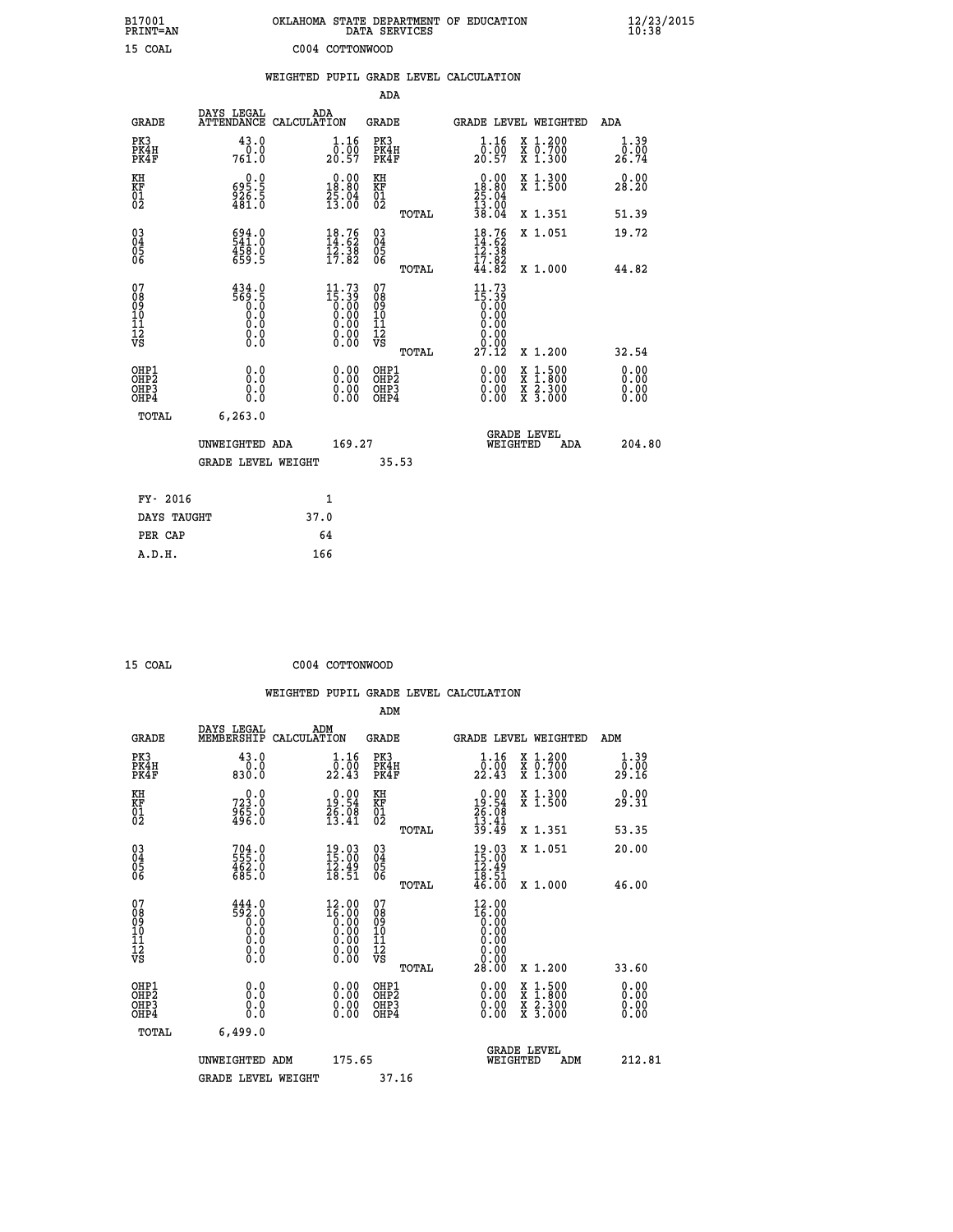B17001 OKLAHOMA STATE DEPARTMENT OF EDUCATION 12/23/2015
PRINT=AN DATA SERVICES 10:38

15 COAL C004 COTTONWOOD

## WEIGHTED PUPIL GRADE LEVEL CALCULATION

### ADA

| GRADE | DAYS LEGAL ATTENDANCE | ADA CALCULATION | GRADE | GRADE LEVEL | WEIGHTED | ADA |
|---|---|---|---|---|---|---|
| PK3 | 43.0 | 1.16 | PK3 | 1.16 | X 1.200 | 1.39 |
| PK4H | 0.0 | 0.00 | PK4H | 0.00 | X 0.700 | 0.00 |
| PK4F | 761.0 | 20.57 | PK4F | 20.57 | X 1.300 | 26.74 |
| KH | 0.0 | 0.00 | KH | 0.00 | X 1.300 | 0.00 |
| KF | 695.5 | 18.80 | KF | 18.80 | X 1.500 | 28.20 |
| 01 | 926.5 | 25.04 | 01 | 25.04 | | |
| 02 | 481.0 | 13.00 | 02 | 13.00 | | |
| | | | TOTAL | 38.04 | X 1.351 | 51.39 |
| 03 | 694.0 | 18.76 | 03 | 18.76 | X 1.051 | 19.72 |
| 04 | 541.0 | 14.62 | 04 | 14.62 | | |
| 05 | 458.0 | 12.38 | 05 | 12.38 | | |
| 06 | 659.5 | 17.82 | 06 | 17.82 | | |
| | | | TOTAL | 44.82 | X 1.000 | 44.82 |
| 07 | 434.0 | 11.73 | 07 | 11.73 | | |
| 08 | 569.5 | 15.39 | 08 | 15.39 | | |
| 09 | 0.0 | 0.00 | 09 | 0.00 | | |
| 10 | 0.0 | 0.00 | 10 | 0.00 | | |
| 11 | 0.0 | 0.00 | 11 | 0.00 | | |
| 12 | 0.0 | 0.00 | 12 | 0.00 | | |
| VS | 0.0 | 0.00 | VS | 0.00 | | |
| | | | TOTAL | 27.12 | X 1.200 | 32.54 |
| OHP1 | 0.0 | 0.00 | OHP1 | 0.00 | X 1.500 | 0.00 |
| OHP2 | 0.0 | 0.00 | OHP2 | 0.00 | X 1.800 | 0.00 |
| OHP3 | 0.0 | 0.00 | OHP3 | 0.00 | X 2.300 | 0.00 |
| OHP4 | 0.0 | 0.00 | OHP4 | 0.00 | X 3.000 | 0.00 |
| TOTAL | 6,263.0 | | | | | |

UNWEIGHTED ADA 169.27 GRADE LEVEL WEIGHTED ADA 204.80

GRADE LEVEL WEIGHT 35.53

| FY- 2016 | 1 |
|---|---|
| DAYS TAUGHT | 37.0 |
| PER CAP | 64 |
| A.D.H. | 166 |

15 COAL C004 COTTONWOOD

## WEIGHTED PUPIL GRADE LEVEL CALCULATION

### ADM

| GRADE | DAYS LEGAL MEMBERSHIP | ADM CALCULATION | GRADE | GRADE LEVEL | WEIGHTED | ADM |
|---|---|---|---|---|---|---|
| PK3 | 43.0 | 1.16 | PK3 | 1.16 | X 1.200 | 1.39 |
| PK4H | 0.0 | 0.00 | PK4H | 0.00 | X 0.700 | 0.00 |
| PK4F | 830.0 | 22.43 | PK4F | 22.43 | X 1.300 | 29.16 |
| KH | 0.0 | 0.00 | KH | 0.00 | X 1.300 | 0.00 |
| KF | 723.0 | 19.54 | KF | 19.54 | X 1.500 | 29.31 |
| 01 | 965.0 | 26.08 | 01 | 26.08 | | |
| 02 | 496.0 | 13.41 | 02 | 13.41 | | |
| | | | TOTAL | 39.49 | X 1.351 | 53.35 |
| 03 | 704.0 | 19.03 | 03 | 19.03 | X 1.051 | 20.00 |
| 04 | 555.0 | 15.00 | 04 | 15.00 | | |
| 05 | 462.0 | 12.49 | 05 | 12.49 | | |
| 06 | 685.0 | 18.51 | 06 | 18.51 | | |
| | | | TOTAL | 46.00 | X 1.000 | 46.00 |
| 07 | 444.0 | 12.00 | 07 | 12.00 | | |
| 08 | 592.0 | 16.00 | 08 | 16.00 | | |
| 09 | 0.0 | 0.00 | 09 | 0.00 | | |
| 10 | 0.0 | 0.00 | 10 | 0.00 | | |
| 11 | 0.0 | 0.00 | 11 | 0.00 | | |
| 12 | 0.0 | 0.00 | 12 | 0.00 | | |
| VS | 0.0 | 0.00 | VS | 0.00 | | |
| | | | TOTAL | 28.00 | X 1.200 | 33.60 |
| OHP1 | 0.0 | 0.00 | OHP1 | 0.00 | X 1.500 | 0.00 |
| OHP2 | 0.0 | 0.00 | OHP2 | 0.00 | X 1.800 | 0.00 |
| OHP3 | 0.0 | 0.00 | OHP3 | 0.00 | X 2.300 | 0.00 |
| OHP4 | 0.0 | 0.00 | OHP4 | 0.00 | X 3.000 | 0.00 |
| TOTAL | 6,499.0 | | | | | |

UNWEIGHTED ADM 175.65 GRADE LEVEL WEIGHTED ADM 212.81

GRADE LEVEL WEIGHT 37.16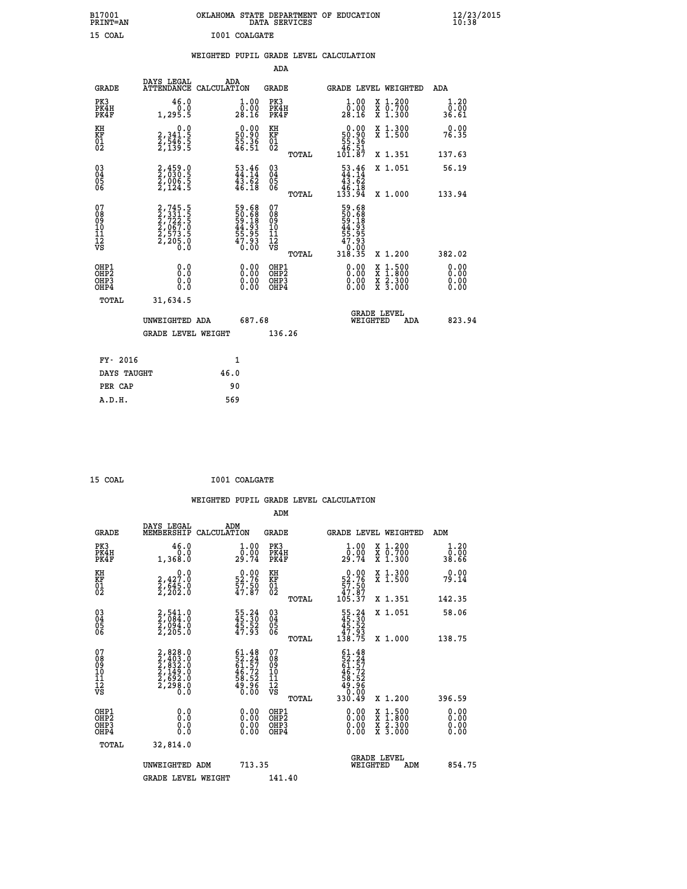B17001 OKLAHOMA STATE DEPARTMENT OF EDUCATION 12/23/2015
PRINT=AN DATA SERVICES 10:38

15 COAL I001 COALGATE

## WEIGHTED PUPIL GRADE LEVEL CALCULATION

### ADA

| GRADE | DAYS LEGAL ATTENDANCE | ADA CALCULATION | GRADE | | GRADE LEVEL | WEIGHTED | ADA |
|---|---|---|---|---|---|---|---|
| PK3 | 46.0 | 1.00 | PK3 | | 1.00 | X 1.200 | 1.20 |
| PK4H | 0.0 | 0.00 | PK4H | | 0.00 | X 0.700 | 0.00 |
| PK4F | 1,295.5 | 28.16 | PK4F | | 28.16 | X 1.300 | 36.61 |
| KH | 0.0 | 0.00 | KH | | 0.00 | X 1.300 | 0.00 |
| KF | 2,341.5 | 50.90 | KF | | 50.90 | X 1.500 | 76.35 |
| 01 | 2,546.5 | 55.36 | 01 | | 55.36 | | |
| 02 | 2,139.5 | 46.51 | 02 | | 46.51 | | |
| | | | | TOTAL | 101.87 | X 1.351 | 137.63 |
| 03 | 2,459.0 | 53.46 | 03 | | 53.46 | X 1.051 | 56.19 |
| 04 | 2,030.5 | 44.14 | 04 | | 44.14 | | |
| 05 | 2,006.5 | 43.62 | 05 | | 43.62 | | |
| 06 | 2,124.5 | 46.18 | 06 | | 46.18 | | |
| | | | | TOTAL | 133.94 | X 1.000 | 133.94 |
| 07 | 2,745.5 | 59.68 | 07 | | 59.68 | | |
| 08 | 2,331.5 | 50.68 | 08 | | 50.68 | | |
| 09 | 2,722.5 | 59.18 | 09 | | 59.18 | | |
| 10 | 2,067.0 | 44.93 | 10 | | 44.93 | | |
| 11 | 2,573.5 | 55.95 | 11 | | 55.95 | | |
| 12 | 2,205.0 | 47.93 | 12 | | 47.93 | | |
| VS | 0.0 | 0.00 | VS | | 0.00 | | |
| | | | | TOTAL | 318.35 | X 1.200 | 382.02 |
| OHP1 | 0.0 | 0.00 | OHP1 | | 0.00 | X 1.500 | 0.00 |
| OHP2 | 0.0 | 0.00 | OHP2 | | 0.00 | X 1.800 | 0.00 |
| OHP3 | 0.0 | 0.00 | OHP3 | | 0.00 | X 2.300 | 0.00 |
| OHP4 | 0.0 | 0.00 | OHP4 | | 0.00 | X 3.000 | 0.00 |
| TOTAL | 31,634.5 | | | | | | |

UNWEIGHTED ADA 687.68 — GRADE LEVEL WEIGHTED ADA 823.94

GRADE LEVEL WEIGHT 136.26

| FY- 2016 | 1 |
|---|---|
| DAYS TAUGHT | 46.0 |
| PER CAP | 90 |
| A.D.H. | 569 |

15 COAL I001 COALGATE

## WEIGHTED PUPIL GRADE LEVEL CALCULATION

### ADM

| GRADE | DAYS LEGAL MEMBERSHIP | ADM CALCULATION | GRADE | | GRADE LEVEL | WEIGHTED | ADM |
|---|---|---|---|---|---|---|---|
| PK3 | 46.0 | 1.00 | PK3 | | 1.00 | X 1.200 | 1.20 |
| PK4H | 0.0 | 0.00 | PK4H | | 0.00 | X 0.700 | 0.00 |
| PK4F | 1,368.0 | 29.74 | PK4F | | 29.74 | X 1.300 | 38.66 |
| KH | 0.0 | 0.00 | KH | | 0.00 | X 1.300 | 0.00 |
| KF | 2,427.0 | 52.76 | KF | | 52.76 | X 1.500 | 79.14 |
| 01 | 2,645.0 | 57.50 | 01 | | 57.50 | | |
| 02 | 2,202.0 | 47.87 | 02 | | 47.87 | | |
| | | | | TOTAL | 105.37 | X 1.351 | 142.35 |
| 03 | 2,541.0 | 55.24 | 03 | | 55.24 | X 1.051 | 58.06 |
| 04 | 2,084.0 | 45.30 | 04 | | 45.30 | | |
| 05 | 2,094.0 | 45.52 | 05 | | 45.52 | | |
| 06 | 2,205.0 | 47.93 | 06 | | 47.93 | | |
| | | | | TOTAL | 138.75 | X 1.000 | 138.75 |
| 07 | 2,828.0 | 61.48 | 07 | | 61.48 | | |
| 08 | 2,403.0 | 52.24 | 08 | | 52.24 | | |
| 09 | 2,832.0 | 61.57 | 09 | | 61.57 | | |
| 10 | 2,149.0 | 46.72 | 10 | | 46.72 | | |
| 11 | 2,692.0 | 58.52 | 11 | | 58.52 | | |
| 12 | 2,298.0 | 49.96 | 12 | | 49.96 | | |
| VS | 0.0 | 0.00 | VS | | 0.00 | | |
| | | | | TOTAL | 330.49 | X 1.200 | 396.59 |
| OHP1 | 0.0 | 0.00 | OHP1 | | 0.00 | X 1.500 | 0.00 |
| OHP2 | 0.0 | 0.00 | OHP2 | | 0.00 | X 1.800 | 0.00 |
| OHP3 | 0.0 | 0.00 | OHP3 | | 0.00 | X 2.300 | 0.00 |
| OHP4 | 0.0 | 0.00 | OHP4 | | 0.00 | X 3.000 | 0.00 |
| TOTAL | 32,814.0 | | | | | | |

UNWEIGHTED ADM 713.35 — GRADE LEVEL WEIGHTED ADM 854.75

GRADE LEVEL WEIGHT 141.40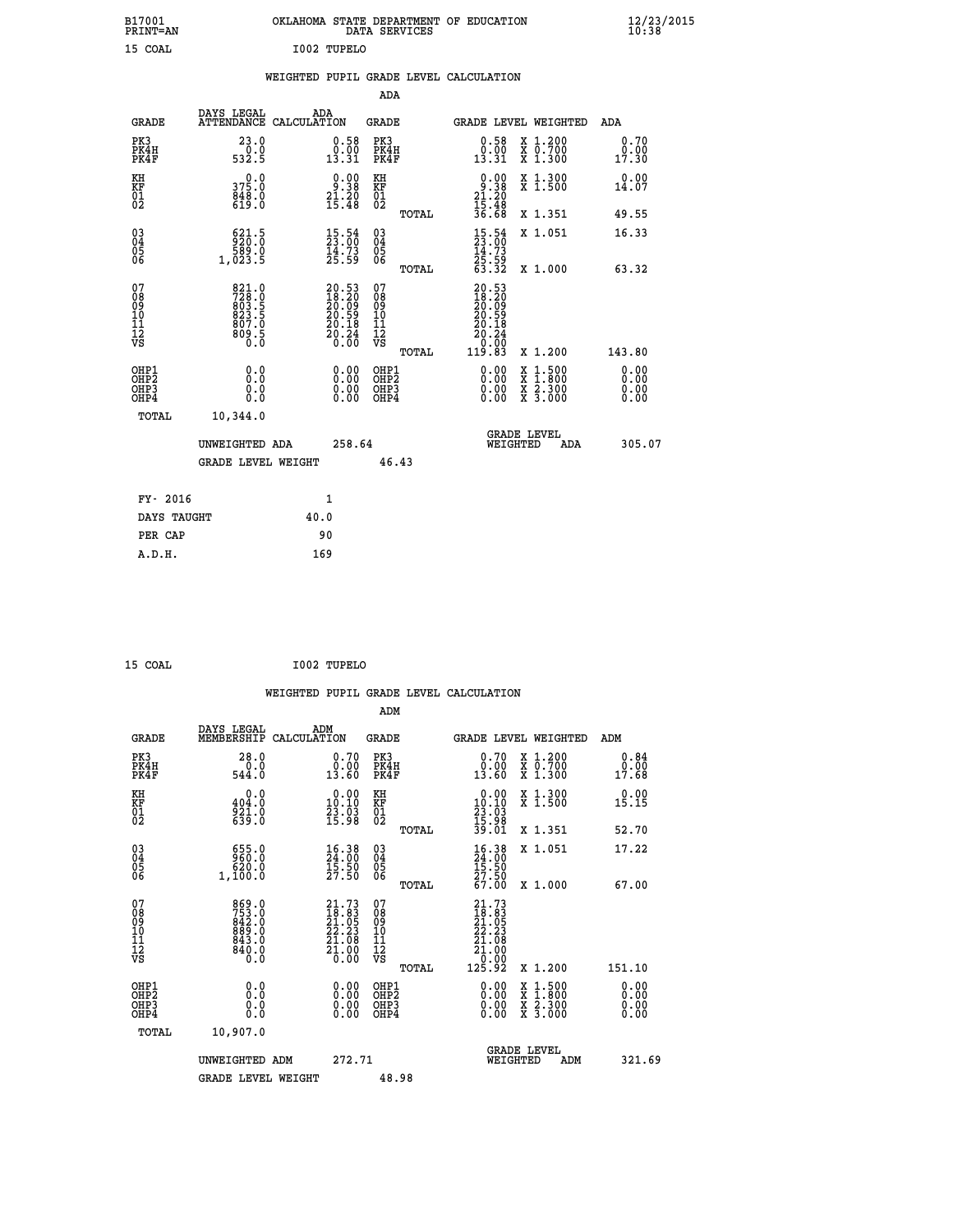B17001 OKLAHOMA STATE DEPARTMENT OF EDUCATION 12/23/2015
PRINT=AN DATA SERVICES 10:38

15 COAL I002 TUPELO

WEIGHTED PUPIL GRADE LEVEL CALCULATION

ADA

| GRADE | DAYS LEGAL ATTENDANCE | ADA CALCULATION | GRADE | | GRADE LEVEL | WEIGHTED | ADA |
|---|---|---|---|---|---|---|---|
| PK3 | 23.0 | 0.58 | PK3 | | 0.58 | X 1.200 | 0.70 |
| PK4H | 0.0 | 0.00 | PK4H | | 0.00 | X 0.700 | 0.00 |
| PK4F | 532.5 | 13.31 | PK4F | | 13.31 | X 1.300 | 17.30 |
| KH | 0.0 | 0.00 | KH | | 0.00 | X 1.300 | 0.00 |
| KF | 375.0 | 9.38 | KF | | 9.38 | X 1.500 | 14.07 |
| 01 | 848.0 | 21.20 | 01 | | 21.20 | | |
| 02 | 619.0 | 15.48 | 02 | | 15.48 | | |
| | | | | TOTAL | 36.68 | X 1.351 | 49.55 |
| 03 | 621.5 | 15.54 | 03 | | 15.54 | X 1.051 | 16.33 |
| 04 | 920.0 | 23.00 | 04 | | 23.00 | | |
| 05 | 589.0 | 14.73 | 05 | | 14.73 | | |
| 06 | 1,023.5 | 25.59 | 06 | | 25.59 | | |
| | | | | TOTAL | 63.32 | X 1.000 | 63.32 |
| 07 | 821.0 | 20.53 | 07 | | 20.53 | | |
| 08 | 728.0 | 18.20 | 08 | | 18.20 | | |
| 09 | 803.5 | 20.09 | 09 | | 20.09 | | |
| 10 | 823.5 | 20.59 | 10 | | 20.59 | | |
| 11 | 807.0 | 20.18 | 11 | | 20.18 | | |
| 12 | 809.5 | 20.24 | 12 | | 20.24 | | |
| VS | 0.0 | 0.00 | VS | | 0.00 | | |
| | | | | TOTAL | 119.83 | X 1.200 | 143.80 |
| OHP1 | 0.0 | 0.00 | OHP1 | | 0.00 | X 1.500 | 0.00 |
| OHP2 | 0.0 | 0.00 | OHP2 | | 0.00 | X 1.800 | 0.00 |
| OHP3 | 0.0 | 0.00 | OHP3 | | 0.00 | X 2.300 | 0.00 |
| OHP4 | 0.0 | 0.00 | OHP4 | | 0.00 | X 3.000 | 0.00 |
| TOTAL | 10,344.0 | | | | | | |

UNWEIGHTED ADA 258.64 GRADE LEVEL WEIGHTED ADA 305.07

GRADE LEVEL WEIGHT 46.43

| | |
|---|---|
| FY- 2016 | 1 |
| DAYS TAUGHT | 40.0 |
| PER CAP | 90 |
| A.D.H. | 169 |

15 COAL I002 TUPELO

WEIGHTED PUPIL GRADE LEVEL CALCULATION

ADM

| GRADE | DAYS LEGAL MEMBERSHIP | ADM CALCULATION | GRADE | | GRADE LEVEL | WEIGHTED | ADM |
|---|---|---|---|---|---|---|---|
| PK3 | 28.0 | 0.70 | PK3 | | 0.70 | X 1.200 | 0.84 |
| PK4H | 0.0 | 0.00 | PK4H | | 0.00 | X 0.700 | 0.00 |
| PK4F | 544.0 | 13.60 | PK4F | | 13.60 | X 1.300 | 17.68 |
| KH | 0.0 | 0.00 | KH | | 0.00 | X 1.300 | 0.00 |
| KF | 404.0 | 10.10 | KF | | 10.10 | X 1.500 | 15.15 |
| 01 | 921.0 | 23.03 | 01 | | 23.03 | | |
| 02 | 639.0 | 15.98 | 02 | | 15.98 | | |
| | | | | TOTAL | 39.01 | X 1.351 | 52.70 |
| 03 | 655.0 | 16.38 | 03 | | 16.38 | X 1.051 | 17.22 |
| 04 | 960.0 | 24.00 | 04 | | 24.00 | | |
| 05 | 620.0 | 15.50 | 05 | | 15.50 | | |
| 06 | 1,100.0 | 27.50 | 06 | | 27.50 | | |
| | | | | TOTAL | 67.00 | X 1.000 | 67.00 |
| 07 | 869.0 | 21.73 | 07 | | 21.73 | | |
| 08 | 753.0 | 18.83 | 08 | | 18.83 | | |
| 09 | 842.0 | 21.05 | 09 | | 21.05 | | |
| 10 | 889.0 | 22.23 | 10 | | 22.23 | | |
| 11 | 843.0 | 21.08 | 11 | | 21.08 | | |
| 12 | 840.0 | 21.00 | 12 | | 21.00 | | |
| VS | 0.0 | 0.00 | VS | | 0.00 | | |
| | | | | TOTAL | 125.92 | X 1.200 | 151.10 |
| OHP1 | 0.0 | 0.00 | OHP1 | | 0.00 | X 1.500 | 0.00 |
| OHP2 | 0.0 | 0.00 | OHP2 | | 0.00 | X 1.800 | 0.00 |
| OHP3 | 0.0 | 0.00 | OHP3 | | 0.00 | X 2.300 | 0.00 |
| OHP4 | 0.0 | 0.00 | OHP4 | | 0.00 | X 3.000 | 0.00 |
| TOTAL | 10,907.0 | | | | | | |

UNWEIGHTED ADM 272.71 GRADE LEVEL WEIGHTED ADM 321.69

GRADE LEVEL WEIGHT 48.98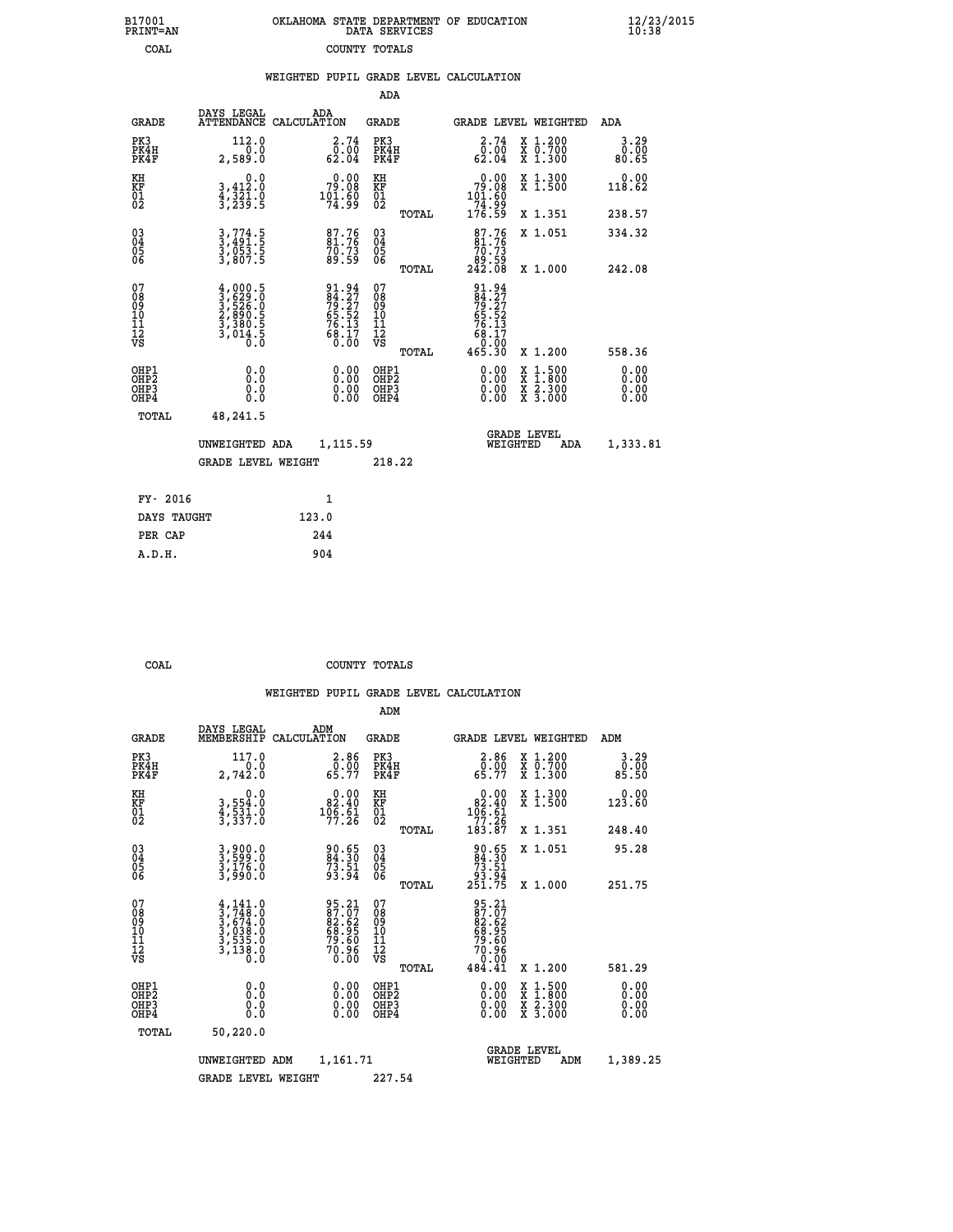B17001 PRINT=AN — OKLAHOMA STATE DEPARTMENT OF EDUCATION DATA SERVICES — 12/23/2015 10:38

COAL — COUNTY TOTALS

## WEIGHTED PUPIL GRADE LEVEL CALCULATION

### ADA

| GRADE | DAYS LEGAL ATTENDANCE | ADA CALCULATION | GRADE | GRADE LEVEL | WEIGHTED | ADA |
|---|---|---|---|---|---|---|
| PK3 | 112.0 | 2.74 | PK3 | 2.74 | X 1.200 | 3.29 |
| PK4H | 0.0 | 0.00 | PK4H | 0.00 | X 0.700 | 0.00 |
| PK4F | 2,589.0 | 62.04 | PK4F | 62.04 | X 1.300 | 80.65 |
| KH | 0.0 | 0.00 | KH | 0.00 | X 1.300 | 0.00 |
| KF | 3,412.0 | 79.08 | KF | 79.08 | X 1.500 | 118.62 |
| 01 | 4,321.0 | 101.60 | 01 | 101.60 | | |
| 02 | 3,239.5 | 74.99 | 02 | 74.99 | | |
| | | | TOTAL | 176.59 | X 1.351 | 238.57 |
| 03 | 3,774.5 | 87.76 | 03 | 87.76 | X 1.051 | 334.32 |
| 04 | 3,491.5 | 81.76 | 04 | 81.76 | | |
| 05 | 3,053.5 | 70.73 | 05 | 70.73 | | |
| 06 | 3,807.5 | 89.59 | 06 | 89.59 | | |
| | | | TOTAL | 242.08 | X 1.000 | 242.08 |
| 07 | 4,000.5 | 91.94 | 07 | 91.94 | | |
| 08 | 3,629.0 | 84.27 | 08 | 84.27 | | |
| 09 | 3,526.0 | 79.27 | 09 | 79.27 | | |
| 10 | 2,890.5 | 65.52 | 10 | 65.52 | | |
| 11 | 3,380.5 | 76.13 | 11 | 76.13 | | |
| 12 | 3,014.5 | 68.17 | 12 | 68.17 | | |
| VS | 0.0 | 0.00 | VS | 0.00 | | |
| | | | TOTAL | 465.30 | X 1.200 | 558.36 |
| OHP1 | 0.0 | 0.00 | OHP1 | 0.00 | X 1.500 | 0.00 |
| OHP2 | 0.0 | 0.00 | OHP2 | 0.00 | X 1.800 | 0.00 |
| OHP3 | 0.0 | 0.00 | OHP3 | 0.00 | X 2.300 | 0.00 |
| OHP4 | 0.0 | 0.00 | OHP4 | 0.00 | X 3.000 | 0.00 |
| TOTAL | 48,241.5 | | | | | |

UNWEIGHTED ADA 1,115.59 — GRADE LEVEL WEIGHTED ADA 1,333.81

GRADE LEVEL WEIGHT 218.22

| FY- 2016 | 1 |
|---|---|
| DAYS TAUGHT | 123.0 |
| PER CAP | 244 |
| A.D.H. | 904 |

COAL — COUNTY TOTALS

## WEIGHTED PUPIL GRADE LEVEL CALCULATION

### ADM

| GRADE | DAYS LEGAL MEMBERSHIP | ADM CALCULATION | GRADE | GRADE LEVEL | WEIGHTED | ADM |
|---|---|---|---|---|---|---|
| PK3 | 117.0 | 2.86 | PK3 | 2.86 | X 1.200 | 3.29 |
| PK4H | 0.0 | 0.00 | PK4H | 0.00 | X 0.700 | 0.00 |
| PK4F | 2,742.0 | 65.77 | PK4F | 65.77 | X 1.300 | 85.50 |
| KH | 0.0 | 0.00 | KH | 0.00 | X 1.300 | 0.00 |
| KF | 3,554.0 | 82.40 | KF | 82.40 | X 1.500 | 123.60 |
| 01 | 4,531.0 | 106.61 | 01 | 106.61 | | |
| 02 | 3,337.0 | 77.26 | 02 | 77.26 | | |
| | | | TOTAL | 183.87 | X 1.351 | 248.40 |
| 03 | 3,900.0 | 90.65 | 03 | 90.65 | X 1.051 | 95.28 |
| 04 | 3,599.0 | 84.30 | 04 | 84.30 | | |
| 05 | 3,176.0 | 73.51 | 05 | 73.51 | | |
| 06 | 3,990.0 | 93.94 | 06 | 93.94 | | |
| | | | TOTAL | 251.75 | X 1.000 | 251.75 |
| 07 | 4,141.0 | 95.21 | 07 | 95.21 | | |
| 08 | 3,748.0 | 87.07 | 08 | 87.07 | | |
| 09 | 3,674.0 | 82.62 | 09 | 82.62 | | |
| 10 | 3,038.0 | 68.95 | 10 | 68.95 | | |
| 11 | 3,535.0 | 79.60 | 11 | 79.60 | | |
| 12 | 3,138.0 | 70.96 | 12 | 70.96 | | |
| VS | 0.0 | 0.00 | VS | 0.00 | | |
| | | | TOTAL | 484.41 | X 1.200 | 581.29 |
| OHP1 | 0.0 | 0.00 | OHP1 | 0.00 | X 1.500 | 0.00 |
| OHP2 | 0.0 | 0.00 | OHP2 | 0.00 | X 1.800 | 0.00 |
| OHP3 | 0.0 | 0.00 | OHP3 | 0.00 | X 2.300 | 0.00 |
| OHP4 | 0.0 | 0.00 | OHP4 | 0.00 | X 3.000 | 0.00 |
| TOTAL | 50,220.0 | | | | | |

UNWEIGHTED ADM 1,161.71 — GRADE LEVEL WEIGHTED ADM 1,389.25

GRADE LEVEL WEIGHT 227.54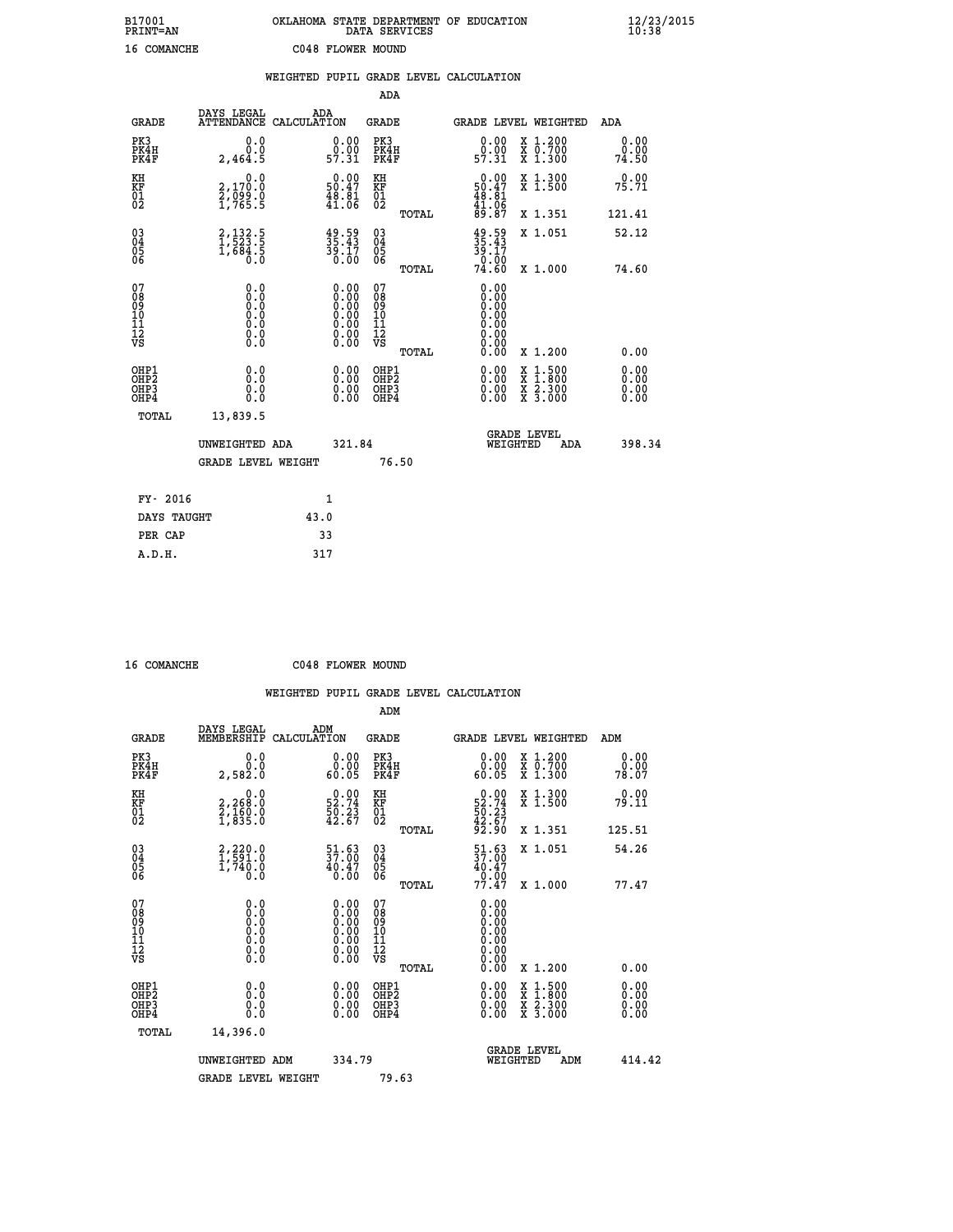B17001 OKLAHOMA STATE DEPARTMENT OF EDUCATION 12/23/2015
PRINT=AN DATA SERVICES 10:38

16 COMANCHE C048 FLOWER MOUND

## WEIGHTED PUPIL GRADE LEVEL CALCULATION

### ADA

| GRADE | DAYS LEGAL ATTENDANCE | ADA CALCULATION | GRADE | GRADE LEVEL | WEIGHTED | ADA |
|---|---|---|---|---|---|---|
| PK3 | 0.0 | 0.00 | PK3 | 0.00 | X 1.200 | 0.00 |
| PK4H | 0.0 | 0.00 | PK4H | 0.00 | X 0.700 | 0.00 |
| PK4F | 2,464.5 | 57.31 | PK4F | 57.31 | X 1.300 | 74.50 |
| KH | 0.0 | 0.00 | KH | 0.00 | X 1.300 | 0.00 |
| KF | 2,170.0 | 50.47 | KF | 50.47 | X 1.500 | 75.71 |
| 01 | 2,099.0 | 48.81 | 01 | 48.81 | | |
| 02 | 1,765.5 | 41.06 | 02 | 41.06 | | |
| | | | TOTAL | 89.87 | X 1.351 | 121.41 |
| 03 | 2,132.5 | 49.59 | 03 | 49.59 | X 1.051 | 52.12 |
| 04 | 1,523.5 | 35.43 | 04 | 35.43 | | |
| 05 | 1,684.5 | 39.17 | 05 | 39.17 | | |
| 06 | 0.0 | 0.00 | 06 | 0.00 | | |
| | | | TOTAL | 74.60 | X 1.000 | 74.60 |
| 07 | 0.0 | 0.00 | 07 | 0.00 | | |
| 08 | 0.0 | 0.00 | 08 | 0.00 | | |
| 09 | 0.0 | 0.00 | 09 | 0.00 | | |
| 10 | 0.0 | 0.00 | 10 | 0.00 | | |
| 11 | 0.0 | 0.00 | 11 | 0.00 | | |
| 12 | 0.0 | 0.00 | 12 | 0.00 | | |
| VS | 0.0 | 0.00 | VS | 0.00 | | |
| | | | TOTAL | 0.00 | X 1.200 | 0.00 |
| OHP1 | 0.0 | 0.00 | OHP1 | 0.00 | X 1.500 | 0.00 |
| OHP2 | 0.0 | 0.00 | OHP2 | 0.00 | X 1.800 | 0.00 |
| OHP3 | 0.0 | 0.00 | OHP3 | 0.00 | X 2.300 | 0.00 |
| OHP4 | 0.0 | 0.00 | OHP4 | 0.00 | X 3.000 | 0.00 |
| TOTAL | 13,839.5 | | | | | |

UNWEIGHTED ADA 321.84 &nbsp;&nbsp;&nbsp; GRADE LEVEL WEIGHTED ADA 398.34

GRADE LEVEL WEIGHT 76.50

| | |
|---|---|
| FY- 2016 | 1 |
| DAYS TAUGHT | 43.0 |
| PER CAP | 33 |
| A.D.H. | 317 |

16 COMANCHE C048 FLOWER MOUND

## WEIGHTED PUPIL GRADE LEVEL CALCULATION

### ADM

| GRADE | DAYS LEGAL MEMBERSHIP | ADM CALCULATION | GRADE | GRADE LEVEL | WEIGHTED | ADM |
|---|---|---|---|---|---|---|
| PK3 | 0.0 | 0.00 | PK3 | 0.00 | X 1.200 | 0.00 |
| PK4H | 0.0 | 0.00 | PK4H | 0.00 | X 0.700 | 0.00 |
| PK4F | 2,582.0 | 60.05 | PK4F | 60.05 | X 1.300 | 78.07 |
| KH | 0.0 | 0.00 | KH | 0.00 | X 1.300 | 0.00 |
| KF | 2,268.0 | 52.74 | KF | 52.74 | X 1.500 | 79.11 |
| 01 | 2,160.0 | 50.23 | 01 | 50.23 | | |
| 02 | 1,835.0 | 42.67 | 02 | 42.67 | | |
| | | | TOTAL | 92.90 | X 1.351 | 125.51 |
| 03 | 2,220.0 | 51.63 | 03 | 51.63 | X 1.051 | 54.26 |
| 04 | 1,591.0 | 37.00 | 04 | 37.00 | | |
| 05 | 1,740.0 | 40.47 | 05 | 40.47 | | |
| 06 | 0.0 | 0.00 | 06 | 0.00 | | |
| | | | TOTAL | 77.47 | X 1.000 | 77.47 |
| 07 | 0.0 | 0.00 | 07 | 0.00 | | |
| 08 | 0.0 | 0.00 | 08 | 0.00 | | |
| 09 | 0.0 | 0.00 | 09 | 0.00 | | |
| 10 | 0.0 | 0.00 | 10 | 0.00 | | |
| 11 | 0.0 | 0.00 | 11 | 0.00 | | |
| 12 | 0.0 | 0.00 | 12 | 0.00 | | |
| VS | 0.0 | 0.00 | VS | 0.00 | | |
| | | | TOTAL | 0.00 | X 1.200 | 0.00 |
| OHP1 | 0.0 | 0.00 | OHP1 | 0.00 | X 1.500 | 0.00 |
| OHP2 | 0.0 | 0.00 | OHP2 | 0.00 | X 1.800 | 0.00 |
| OHP3 | 0.0 | 0.00 | OHP3 | 0.00 | X 2.300 | 0.00 |
| OHP4 | 0.0 | 0.00 | OHP4 | 0.00 | X 3.000 | 0.00 |
| TOTAL | 14,396.0 | | | | | |

UNWEIGHTED ADM 334.79 &nbsp;&nbsp;&nbsp; GRADE LEVEL WEIGHTED ADM 414.42

GRADE LEVEL WEIGHT 79.63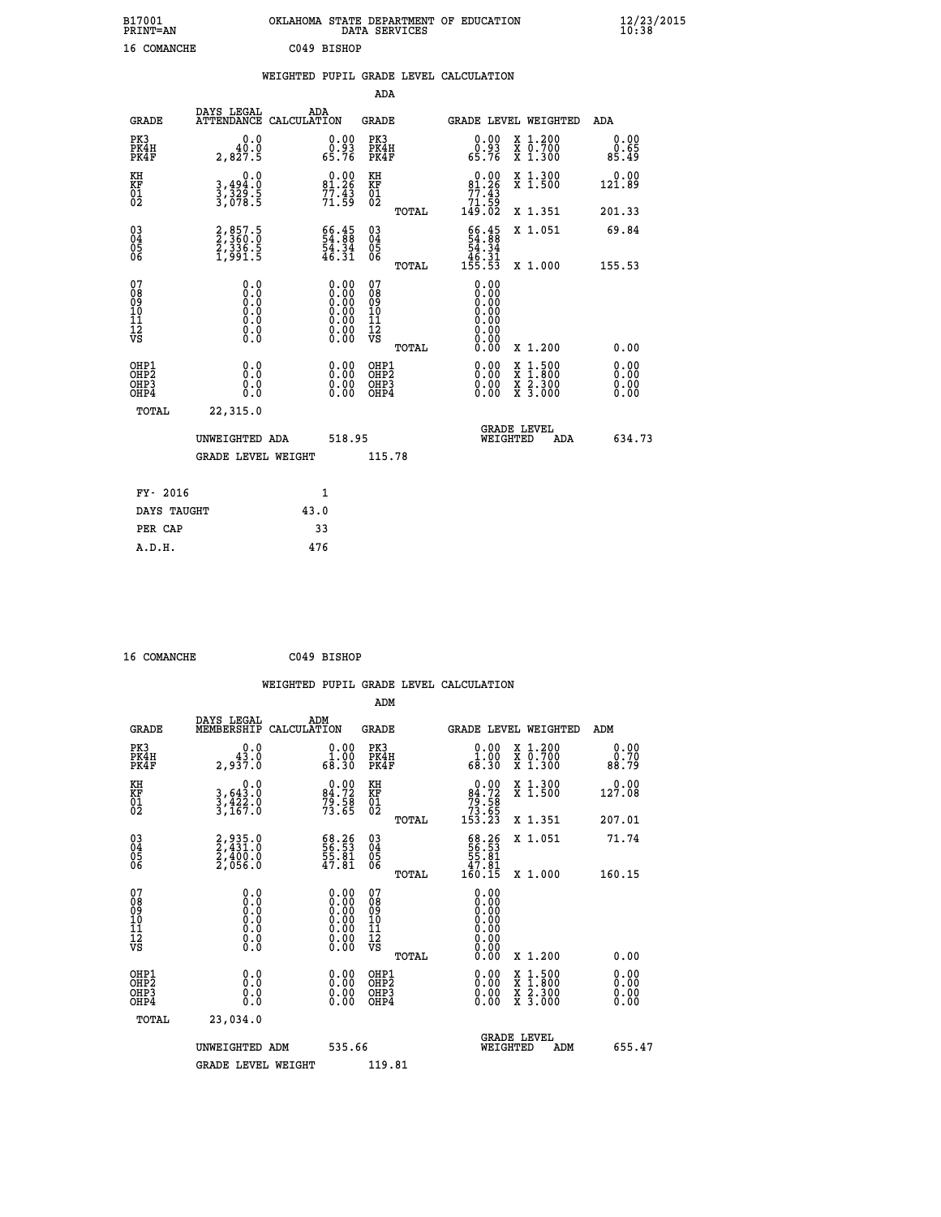B17001 OKLAHOMA STATE DEPARTMENT OF EDUCATION 12/23/2015
PRINT=AN DATA SERVICES 10:38

16 COMANCHE C049 BISHOP

## WEIGHTED PUPIL GRADE LEVEL CALCULATION

### ADA

| GRADE | DAYS LEGAL ATTENDANCE | ADA CALCULATION | GRADE | GRADE LEVEL | WEIGHTED | ADA |
|---|---|---|---|---|---|---|
| PK3 | 0.0 | 0.00 | PK3 | 0.00 | X 1.200 | 0.00 |
| PK4H | 40.0 | 0.93 | PK4H | 0.93 | X 0.700 | 0.65 |
| PK4F | 2,827.5 | 65.76 | PK4F | 65.76 | X 1.300 | 85.49 |
| KH | 0.0 | 0.00 | KH | 0.00 | X 1.300 | 0.00 |
| KF | 3,494.0 | 81.26 | KF | 81.26 | X 1.500 | 121.89 |
| 01 | 3,329.5 | 77.43 | 01 | 77.43 | | |
| 02 | 3,078.5 | 71.59 | 02 | 71.59 | | |
| | | | TOTAL | 149.02 | X 1.351 | 201.33 |
| 03 | 2,857.5 | 66.45 | 03 | 66.45 | X 1.051 | 69.84 |
| 04 | 2,360.0 | 54.88 | 04 | 54.88 | | |
| 05 | 2,336.5 | 54.34 | 05 | 54.34 | | |
| 06 | 1,991.5 | 46.31 | 06 | 46.31 | | |
| | | | TOTAL | 155.53 | X 1.000 | 155.53 |
| 07 | 0.0 | 0.00 | 07 | 0.00 | | |
| 08 | 0.0 | 0.00 | 08 | 0.00 | | |
| 09 | 0.0 | 0.00 | 09 | 0.00 | | |
| 10 | 0.0 | 0.00 | 10 | 0.00 | | |
| 11 | 0.0 | 0.00 | 11 | 0.00 | | |
| 12 | 0.0 | 0.00 | 12 | 0.00 | | |
| VS | 0.0 | 0.00 | VS | 0.00 | | |
| | | | TOTAL | 0.00 | X 1.200 | 0.00 |
| OHP1 | 0.0 | 0.00 | OHP1 | 0.00 | X 1.500 | 0.00 |
| OHP2 | 0.0 | 0.00 | OHP2 | 0.00 | X 1.800 | 0.00 |
| OHP3 | 0.0 | 0.00 | OHP3 | 0.00 | X 2.300 | 0.00 |
| OHP4 | 0.0 | 0.00 | OHP4 | 0.00 | X 3.000 | 0.00 |
| TOTAL | 22,315.0 | | | | | |

UNWEIGHTED ADA 518.95 — GRADE LEVEL WEIGHTED ADA 634.73

GRADE LEVEL WEIGHT 115.78

| | |
|---|---|
| FY- 2016 | 1 |
| DAYS TAUGHT | 43.0 |
| PER CAP | 33 |
| A.D.H. | 476 |

16 COMANCHE C049 BISHOP

## WEIGHTED PUPIL GRADE LEVEL CALCULATION

### ADM

| GRADE | DAYS LEGAL MEMBERSHIP | ADM CALCULATION | GRADE | GRADE LEVEL | WEIGHTED | ADM |
|---|---|---|---|---|---|---|
| PK3 | 0.0 | 0.00 | PK3 | 0.00 | X 1.200 | 0.00 |
| PK4H | 43.0 | 1.00 | PK4H | 1.00 | X 0.700 | 0.70 |
| PK4F | 2,937.0 | 68.30 | PK4F | 68.30 | X 1.300 | 88.79 |
| KH | 0.0 | 0.00 | KH | 0.00 | X 1.300 | 0.00 |
| KF | 3,643.0 | 84.72 | KF | 84.72 | X 1.500 | 127.08 |
| 01 | 3,422.0 | 79.58 | 01 | 79.58 | | |
| 02 | 3,167.0 | 73.65 | 02 | 73.65 | | |
| | | | TOTAL | 153.23 | X 1.351 | 207.01 |
| 03 | 2,935.0 | 68.26 | 03 | 68.26 | X 1.051 | 71.74 |
| 04 | 2,431.0 | 56.53 | 04 | 56.53 | | |
| 05 | 2,400.0 | 55.81 | 05 | 55.81 | | |
| 06 | 2,056.0 | 47.81 | 06 | 47.81 | | |
| | | | TOTAL | 160.15 | X 1.000 | 160.15 |
| 07 | 0.0 | 0.00 | 07 | 0.00 | | |
| 08 | 0.0 | 0.00 | 08 | 0.00 | | |
| 09 | 0.0 | 0.00 | 09 | 0.00 | | |
| 10 | 0.0 | 0.00 | 10 | 0.00 | | |
| 11 | 0.0 | 0.00 | 11 | 0.00 | | |
| 12 | 0.0 | 0.00 | 12 | 0.00 | | |
| VS | 0.0 | 0.00 | VS | 0.00 | | |
| | | | TOTAL | 0.00 | X 1.200 | 0.00 |
| OHP1 | 0.0 | 0.00 | OHP1 | 0.00 | X 1.500 | 0.00 |
| OHP2 | 0.0 | 0.00 | OHP2 | 0.00 | X 1.800 | 0.00 |
| OHP3 | 0.0 | 0.00 | OHP3 | 0.00 | X 2.300 | 0.00 |
| OHP4 | 0.0 | 0.00 | OHP4 | 0.00 | X 3.000 | 0.00 |
| TOTAL | 23,034.0 | | | | | |

UNWEIGHTED ADM 535.66 — GRADE LEVEL WEIGHTED ADM 655.47

GRADE LEVEL WEIGHT 119.81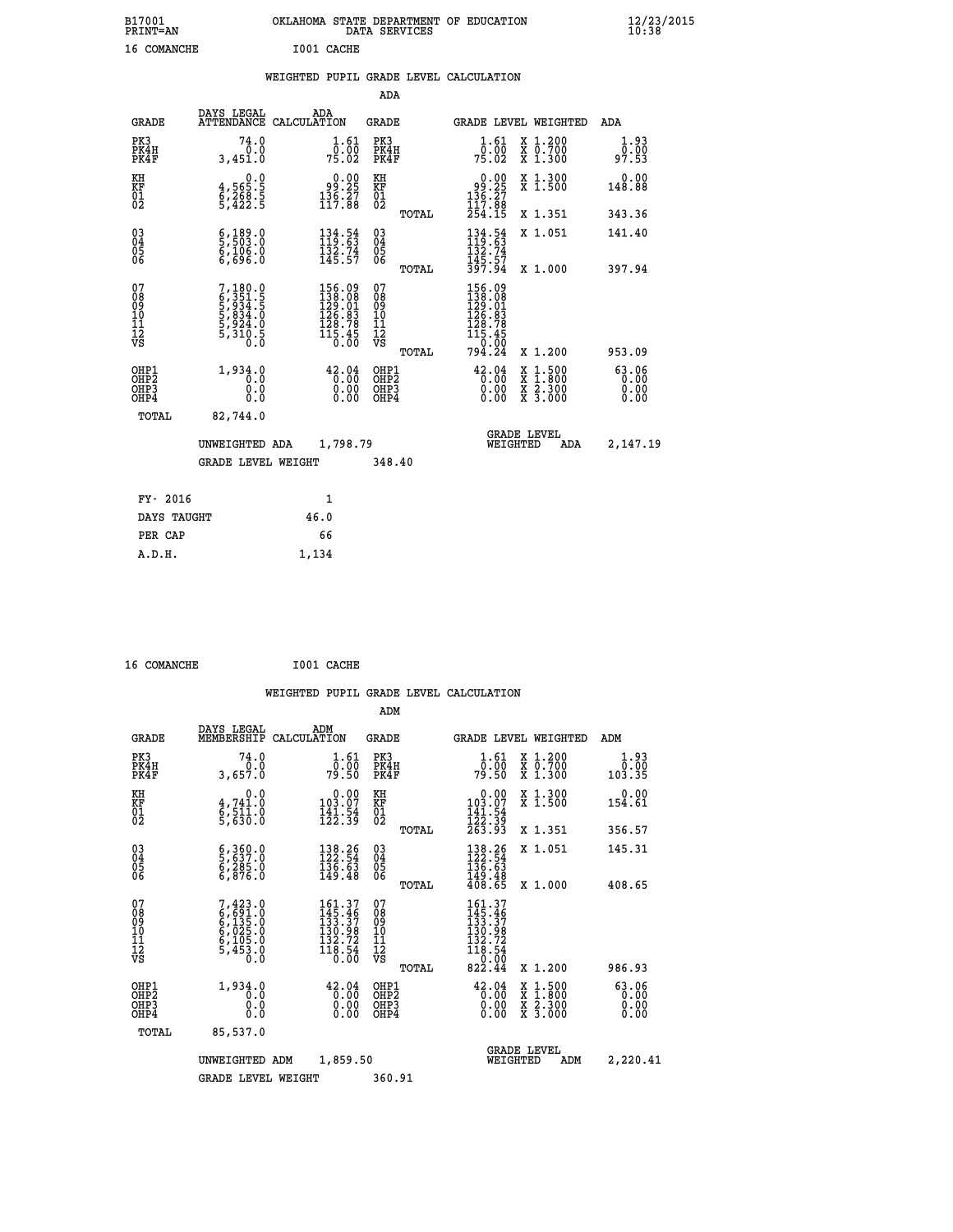B17001 OKLAHOMA STATE DEPARTMENT OF EDUCATION 12/23/2015
PRINT=AN DATA SERVICES 10:38

16 COMANCHE I001 CACHE

## WEIGHTED PUPIL GRADE LEVEL CALCULATION

### ADA

| GRADE | DAYS LEGAL ATTENDANCE | ADA CALCULATION | GRADE | | GRADE LEVEL | WEIGHTED | ADA |
|---|---|---|---|---|---|---|---|
| PK3 | 74.0 | 1.61 | PK3 | | 1.61 | X 1.200 | 1.93 |
| PK4H | 0.0 | 0.00 | PK4H | | 0.00 | X 0.700 | 0.00 |
| PK4F | 3,451.0 | 75.02 | PK4F | | 75.02 | X 1.300 | 97.53 |
| KH | 0.0 | 0.00 | KH | | 0.00 | X 1.300 | 0.00 |
| KF | 4,565.5 | 99.25 | KF | | 99.25 | X 1.500 | 148.88 |
| 01 | 6,268.5 | 136.27 | 01 | | 136.27 | | |
| 02 | 5,422.5 | 117.88 | 02 | | 117.88 | | |
| | | | | TOTAL | 254.15 | X 1.351 | 343.36 |
| 03 | 6,189.0 | 134.54 | 03 | | 134.54 | X 1.051 | 141.40 |
| 04 | 5,503.0 | 119.63 | 04 | | 119.63 | | |
| 05 | 6,106.0 | 132.74 | 05 | | 132.74 | | |
| 06 | 6,696.0 | 145.57 | 06 | | 145.57 | | |
| | | | | TOTAL | 397.94 | X 1.000 | 397.94 |
| 07 | 7,180.0 | 156.09 | 07 | | 156.09 | | |
| 08 | 6,351.5 | 138.08 | 08 | | 138.08 | | |
| 09 | 5,934.5 | 129.01 | 09 | | 129.01 | | |
| 10 | 5,834.0 | 126.83 | 10 | | 126.83 | | |
| 11 | 5,924.0 | 128.78 | 11 | | 128.78 | | |
| 12 | 5,310.5 | 115.45 | 12 | | 115.45 | | |
| VS | 0.0 | 0.00 | VS | | 0.00 | | |
| | | | | TOTAL | 794.24 | X 1.200 | 953.09 |
| OHP1 | 1,934.0 | 42.04 | OHP1 | | 42.04 | X 1.500 | 63.06 |
| OHP2 | 0.0 | 0.00 | OHP2 | | 0.00 | X 1.800 | 0.00 |
| OHP3 | 0.0 | 0.00 | OHP3 | | 0.00 | X 2.300 | 0.00 |
| OHP4 | 0.0 | 0.00 | OHP4 | | 0.00 | X 3.000 | 0.00 |
| TOTAL | 82,744.0 | | | | | | |

UNWEIGHTED ADA 1,798.79 GRADE LEVEL WEIGHTED ADA 2,147.19

GRADE LEVEL WEIGHT 348.40

| FY- 2016 | 1 |
|---|---|
| DAYS TAUGHT | 46.0 |
| PER CAP | 66 |
| A.D.H. | 1,134 |

16 COMANCHE I001 CACHE

## WEIGHTED PUPIL GRADE LEVEL CALCULATION

### ADM

| GRADE | DAYS LEGAL MEMBERSHIP | ADM CALCULATION | GRADE | | GRADE LEVEL | WEIGHTED | ADM |
|---|---|---|---|---|---|---|---|
| PK3 | 74.0 | 1.61 | PK3 | | 1.61 | X 1.200 | 1.93 |
| PK4H | 0.0 | 0.00 | PK4H | | 0.00 | X 0.700 | 0.00 |
| PK4F | 3,657.0 | 79.50 | PK4F | | 79.50 | X 1.300 | 103.35 |
| KH | 0.0 | 0.00 | KH | | 0.00 | X 1.300 | 0.00 |
| KF | 4,741.0 | 103.07 | KF | | 103.07 | X 1.500 | 154.61 |
| 01 | 6,511.0 | 141.54 | 01 | | 141.54 | | |
| 02 | 5,630.0 | 122.39 | 02 | | 122.39 | | |
| | | | | TOTAL | 263.93 | X 1.351 | 356.57 |
| 03 | 6,360.0 | 138.26 | 03 | | 138.26 | X 1.051 | 145.31 |
| 04 | 5,637.0 | 122.54 | 04 | | 122.54 | | |
| 05 | 6,285.0 | 136.63 | 05 | | 136.63 | | |
| 06 | 6,876.0 | 149.48 | 06 | | 149.48 | | |
| | | | | TOTAL | 408.65 | X 1.000 | 408.65 |
| 07 | 7,423.0 | 161.37 | 07 | | 161.37 | | |
| 08 | 6,691.0 | 145.46 | 08 | | 145.46 | | |
| 09 | 6,135.0 | 133.37 | 09 | | 133.37 | | |
| 10 | 6,025.0 | 130.98 | 10 | | 130.98 | | |
| 11 | 6,105.0 | 132.72 | 11 | | 132.72 | | |
| 12 | 5,453.0 | 118.54 | 12 | | 118.54 | | |
| VS | 0.0 | 0.00 | VS | | 0.00 | | |
| | | | | TOTAL | 822.44 | X 1.200 | 986.93 |
| OHP1 | 1,934.0 | 42.04 | OHP1 | | 42.04 | X 1.500 | 63.06 |
| OHP2 | 0.0 | 0.00 | OHP2 | | 0.00 | X 1.800 | 0.00 |
| OHP3 | 0.0 | 0.00 | OHP3 | | 0.00 | X 2.300 | 0.00 |
| OHP4 | 0.0 | 0.00 | OHP4 | | 0.00 | X 3.000 | 0.00 |
| TOTAL | 85,537.0 | | | | | | |

UNWEIGHTED ADM 1,859.50 GRADE LEVEL WEIGHTED ADM 2,220.41

GRADE LEVEL WEIGHT 360.91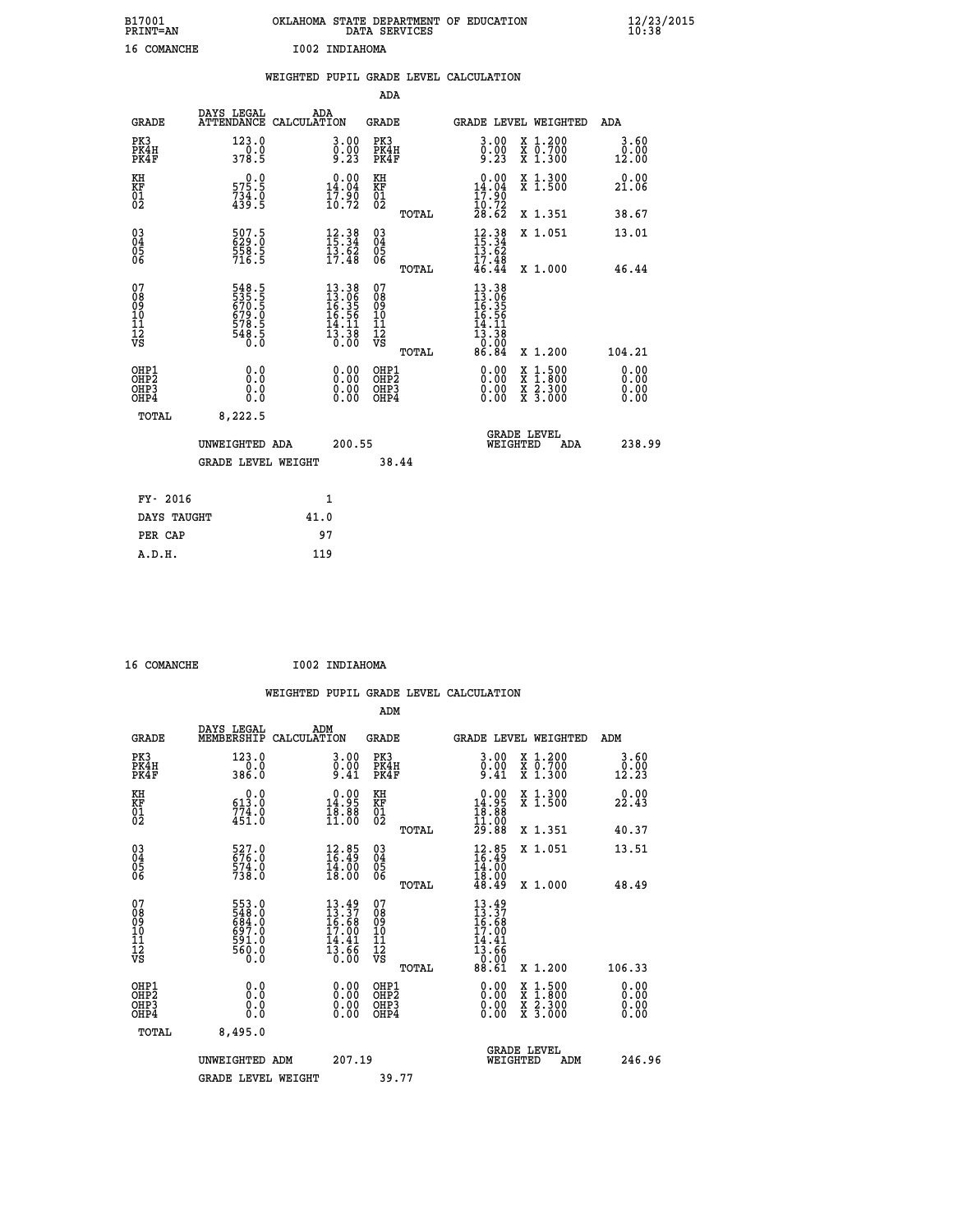B17001 OKLAHOMA STATE DEPARTMENT OF EDUCATION 12/23/2015
PRINT=AN DATA SERVICES 10:38

16 COMANCHE I002 INDIAHOMA

## WEIGHTED PUPIL GRADE LEVEL CALCULATION

### ADA

| GRADE | DAYS LEGAL ATTENDANCE | ADA CALCULATION | GRADE | GRADE LEVEL | WEIGHTED | ADA |
|---|---|---|---|---|---|---|
| PK3 | 123.0 | 3.00 | PK3 | 3.00 | X 1.200 | 3.60 |
| PK4H | 0.0 | 0.00 | PK4H | 0.00 | X 0.700 | 0.00 |
| PK4F | 378.5 | 9.23 | PK4F | 9.23 | X 1.300 | 12.00 |
| KH | 0.0 | 0.00 | KH | 0.00 | X 1.300 | 0.00 |
| KF | 575.5 | 14.04 | KF | 14.04 | X 1.500 | 21.06 |
| 01 | 734.0 | 17.90 | 01 | 17.90 | | |
| 02 | 439.5 | 10.72 | 02 | 10.72 | | |
| | | | TOTAL | 28.62 | X 1.351 | 38.67 |
| 03 | 507.5 | 12.38 | 03 | 12.38 | X 1.051 | 13.01 |
| 04 | 629.0 | 15.34 | 04 | 15.34 | | |
| 05 | 558.5 | 13.62 | 05 | 13.62 | | |
| 06 | 716.5 | 17.48 | 06 | 17.48 | | |
| | | | TOTAL | 46.44 | X 1.000 | 46.44 |
| 07 | 548.5 | 13.38 | 07 | 13.38 | | |
| 08 | 535.5 | 13.06 | 08 | 13.06 | | |
| 09 | 670.5 | 16.35 | 09 | 16.35 | | |
| 10 | 679.0 | 16.56 | 10 | 16.56 | | |
| 11 | 578.5 | 14.11 | 11 | 14.11 | | |
| 12 | 548.5 | 13.38 | 12 | 13.38 | | |
| VS | 0.0 | 0.00 | VS | 0.00 | | |
| | | | TOTAL | 86.84 | X 1.200 | 104.21 |
| OHP1 | 0.0 | 0.00 | OHP1 | 0.00 | X 1.500 | 0.00 |
| OHP2 | 0.0 | 0.00 | OHP2 | 0.00 | X 1.800 | 0.00 |
| OHP3 | 0.0 | 0.00 | OHP3 | 0.00 | X 2.300 | 0.00 |
| OHP4 | 0.0 | 0.00 | OHP4 | 0.00 | X 3.000 | 0.00 |
| TOTAL | 8,222.5 | | | | | |

UNWEIGHTED ADA 200.55 GRADE LEVEL WEIGHTED ADA 238.99

GRADE LEVEL WEIGHT 38.44

| FY- 2016 | 1 |
|---|---|
| DAYS TAUGHT | 41.0 |
| PER CAP | 97 |
| A.D.H. | 119 |

16 COMANCHE I002 INDIAHOMA

## WEIGHTED PUPIL GRADE LEVEL CALCULATION

### ADM

| GRADE | DAYS LEGAL MEMBERSHIP | ADM CALCULATION | GRADE | GRADE LEVEL | WEIGHTED | ADM |
|---|---|---|---|---|---|---|
| PK3 | 123.0 | 3.00 | PK3 | 3.00 | X 1.200 | 3.60 |
| PK4H | 0.0 | 0.00 | PK4H | 0.00 | X 0.700 | 0.00 |
| PK4F | 386.0 | 9.41 | PK4F | 9.41 | X 1.300 | 12.23 |
| KH | 0.0 | 0.00 | KH | 0.00 | X 1.300 | 0.00 |
| KF | 613.0 | 14.95 | KF | 14.95 | X 1.500 | 22.43 |
| 01 | 774.0 | 18.88 | 01 | 18.88 | | |
| 02 | 451.0 | 11.00 | 02 | 11.00 | | |
| | | | TOTAL | 29.88 | X 1.351 | 40.37 |
| 03 | 527.0 | 12.85 | 03 | 12.85 | X 1.051 | 13.51 |
| 04 | 676.0 | 16.49 | 04 | 16.49 | | |
| 05 | 574.0 | 14.00 | 05 | 14.00 | | |
| 06 | 738.0 | 18.00 | 06 | 18.00 | | |
| | | | TOTAL | 48.49 | X 1.000 | 48.49 |
| 07 | 553.0 | 13.49 | 07 | 13.49 | | |
| 08 | 548.0 | 13.37 | 08 | 13.37 | | |
| 09 | 684.0 | 16.68 | 09 | 16.68 | | |
| 10 | 697.0 | 17.00 | 10 | 17.00 | | |
| 11 | 591.0 | 14.41 | 11 | 14.41 | | |
| 12 | 560.0 | 13.66 | 12 | 13.66 | | |
| VS | 0.0 | 0.00 | VS | 0.00 | | |
| | | | TOTAL | 88.61 | X 1.200 | 106.33 |
| OHP1 | 0.0 | 0.00 | OHP1 | 0.00 | X 1.500 | 0.00 |
| OHP2 | 0.0 | 0.00 | OHP2 | 0.00 | X 1.800 | 0.00 |
| OHP3 | 0.0 | 0.00 | OHP3 | 0.00 | X 2.300 | 0.00 |
| OHP4 | 0.0 | 0.00 | OHP4 | 0.00 | X 3.000 | 0.00 |
| TOTAL | 8,495.0 | | | | | |

UNWEIGHTED ADM 207.19 GRADE LEVEL WEIGHTED ADM 246.96

GRADE LEVEL WEIGHT 39.77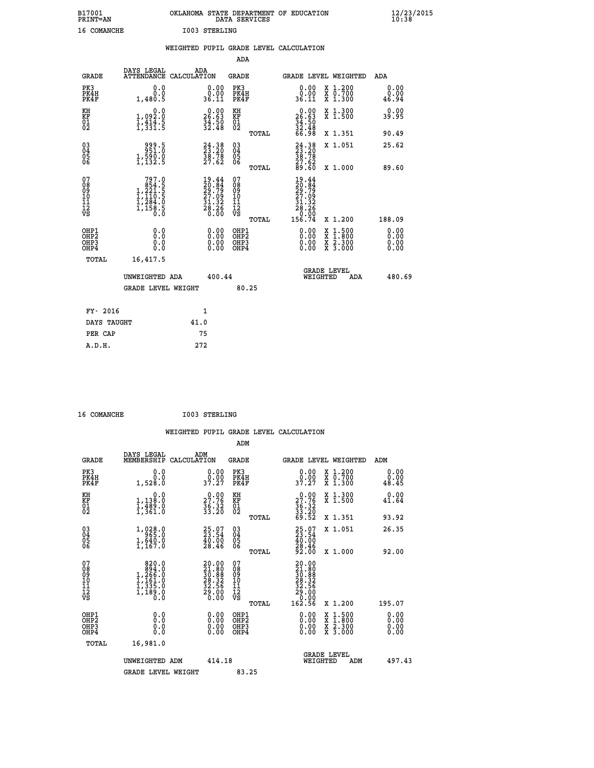B17001 OKLAHOMA STATE DEPARTMENT OF EDUCATION 12/23/2015
PRINT=AN DATA SERVICES 10:38
16 COMANCHE I003 STERLING

## WEIGHTED PUPIL GRADE LEVEL CALCULATION

### ADA

| GRADE | DAYS LEGAL ATTENDANCE | ADA CALCULATION | GRADE | | GRADE LEVEL | WEIGHTED | ADA |
|---|---|---|---|---|---|---|---|
| PK3 | 0.0 | 0.00 | PK3 | | 0.00 | X 1.200 | 0.00 |
| PK4H | 0.0 | 0.00 | PK4H | | 0.00 | X 0.700 | 0.00 |
| PK4F | 1,480.5 | 36.11 | PK4F | | 36.11 | X 1.300 | 46.94 |
| KH | 0.0 | 0.00 | KH | | 0.00 | X 1.300 | 0.00 |
| KF | 1,092.0 | 26.63 | KF | | 26.63 | X 1.500 | 39.95 |
| 01 | 1,414.5 | 34.50 | 01 | | 34.50 | | |
| 02 | 1,331.5 | 32.48 | 02 | | 32.48 | | |
| | | | | TOTAL | 66.98 | X 1.351 | 90.49 |
| 03 | 999.5 | 24.38 | 03 | | 24.38 | X 1.051 | 25.62 |
| 04 | 951.0 | 23.20 | 04 | | 23.20 | | |
| 05 | 1,590.0 | 38.78 | 05 | | 38.78 | | |
| 06 | 1,132.5 | 27.62 | 06 | | 27.62 | | |
| | | | | TOTAL | 89.60 | X 1.000 | 89.60 |
| 07 | 797.0 | 19.44 | 07 | | 19.44 | | |
| 08 | 854.5 | 20.84 | 08 | | 20.84 | | |
| 09 | 1,221.5 | 29.79 | 09 | | 29.79 | | |
| 10 | 1,110.5 | 27.09 | 10 | | 27.09 | | |
| 11 | 1,284.0 | 31.32 | 11 | | 31.32 | | |
| 12 | 1,158.5 | 28.26 | 12 | | 28.26 | | |
| VS | 0.0 | 0.00 | VS | | 0.00 | | |
| | | | | TOTAL | 156.74 | X 1.200 | 188.09 |
| OHP1 | 0.0 | 0.00 | OHP1 | | 0.00 | X 1.500 | 0.00 |
| OHP2 | 0.0 | 0.00 | OHP2 | | 0.00 | X 1.800 | 0.00 |
| OHP3 | 0.0 | 0.00 | OHP3 | | 0.00 | X 2.300 | 0.00 |
| OHP4 | 0.0 | 0.00 | OHP4 | | 0.00 | X 3.000 | 0.00 |
| TOTAL | 16,417.5 | | | | | | |

UNWEIGHTED ADA 400.44 — GRADE LEVEL WEIGHTED ADA 480.69

GRADE LEVEL WEIGHT 80.25

| | |
|---|---|
| FY- 2016 | 1 |
| DAYS TAUGHT | 41.0 |
| PER CAP | 75 |
| A.D.H. | 272 |

16 COMANCHE I003 STERLING

## WEIGHTED PUPIL GRADE LEVEL CALCULATION

### ADM

| GRADE | DAYS LEGAL MEMBERSHIP | ADM CALCULATION | GRADE | | GRADE LEVEL | WEIGHTED | ADM |
|---|---|---|---|---|---|---|---|
| PK3 | 0.0 | 0.00 | PK3 | | 0.00 | X 1.200 | 0.00 |
| PK4H | 0.0 | 0.00 | PK4H | | 0.00 | X 0.700 | 0.00 |
| PK4F | 1,528.0 | 37.27 | PK4F | | 37.27 | X 1.300 | 48.45 |
| KH | 0.0 | 0.00 | KH | | 0.00 | X 1.300 | 0.00 |
| KF | 1,138.0 | 27.76 | KF | | 27.76 | X 1.500 | 41.64 |
| 01 | 1,489.0 | 36.32 | 01 | | 36.32 | | |
| 02 | 1,361.0 | 33.20 | 02 | | 33.20 | | |
| | | | | TOTAL | 69.52 | X 1.351 | 93.92 |
| 03 | 1,028.0 | 25.07 | 03 | | 25.07 | X 1.051 | 26.35 |
| 04 | 965.0 | 23.54 | 04 | | 23.54 | | |
| 05 | 1,640.0 | 40.00 | 05 | | 40.00 | | |
| 06 | 1,167.0 | 28.46 | 06 | | 28.46 | | |
| | | | | TOTAL | 92.00 | X 1.000 | 92.00 |
| 07 | 820.0 | 20.00 | 07 | | 20.00 | | |
| 08 | 894.0 | 21.80 | 08 | | 21.80 | | |
| 09 | 1,266.0 | 30.88 | 09 | | 30.88 | | |
| 10 | 1,161.0 | 28.32 | 10 | | 28.32 | | |
| 11 | 1,335.0 | 32.56 | 11 | | 32.56 | | |
| 12 | 1,189.0 | 29.00 | 12 | | 29.00 | | |
| VS | 0.0 | 0.00 | VS | | 0.00 | | |
| | | | | TOTAL | 162.56 | X 1.200 | 195.07 |
| OHP1 | 0.0 | 0.00 | OHP1 | | 0.00 | X 1.500 | 0.00 |
| OHP2 | 0.0 | 0.00 | OHP2 | | 0.00 | X 1.800 | 0.00 |
| OHP3 | 0.0 | 0.00 | OHP3 | | 0.00 | X 2.300 | 0.00 |
| OHP4 | 0.0 | 0.00 | OHP4 | | 0.00 | X 3.000 | 0.00 |
| TOTAL | 16,981.0 | | | | | | |

UNWEIGHTED ADM 414.18 — GRADE LEVEL WEIGHTED ADM 497.43

GRADE LEVEL WEIGHT 83.25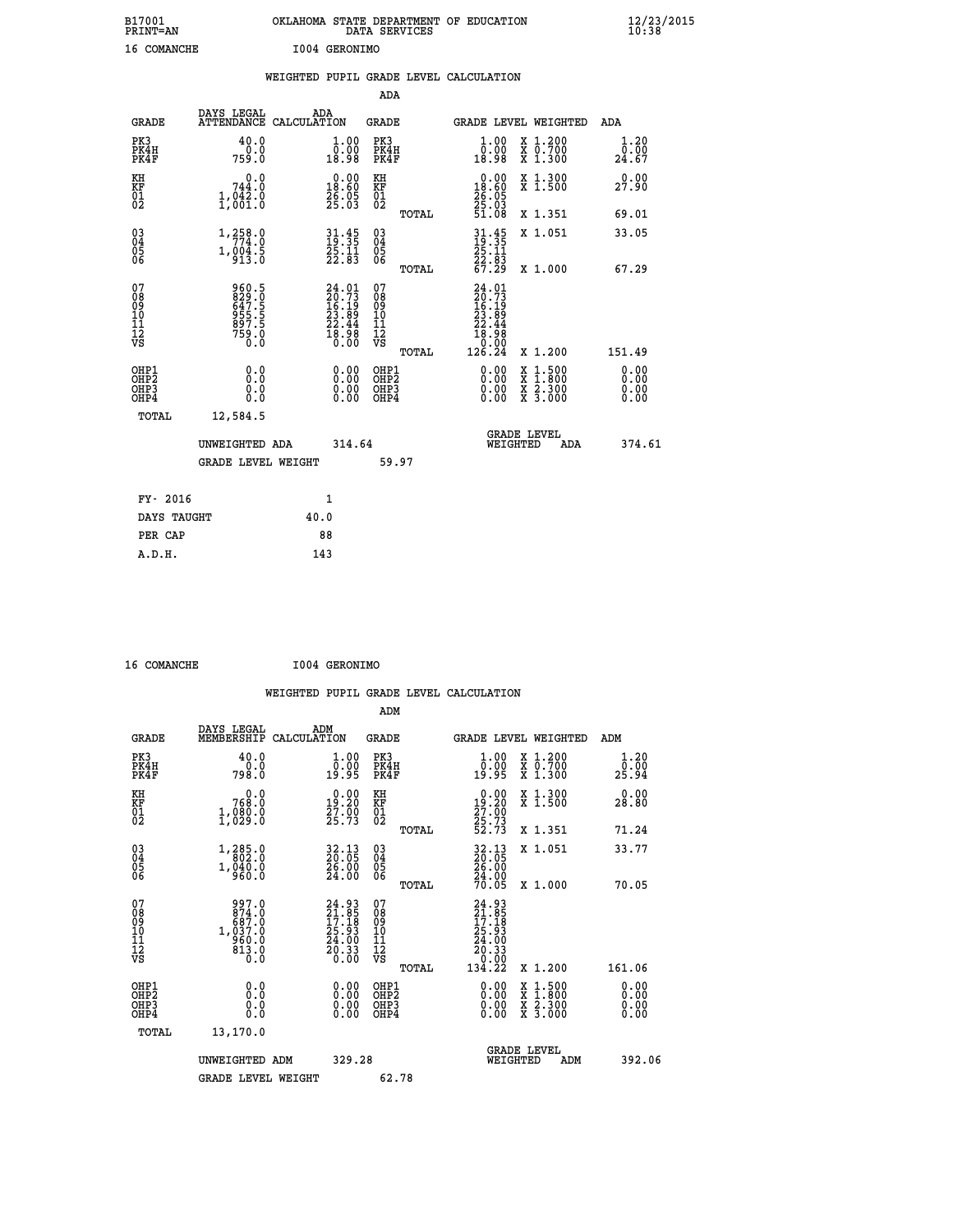B17001 OKLAHOMA STATE DEPARTMENT OF EDUCATION 12/23/2015
PRINT=AN DATA SERVICES 10:38

16 COMANCHE I004 GERONIMO

## WEIGHTED PUPIL GRADE LEVEL CALCULATION

### ADA

| GRADE | DAYS LEGAL ATTENDANCE | ADA CALCULATION | GRADE | | GRADE LEVEL | WEIGHTED | ADA |
|---|---|---|---|---|---|---|---|
| PK3 | 40.0 | 1.00 | PK3 | | 1.00 | X 1.200 | 1.20 |
| PK4H | 0.0 | 0.00 | PK4H | | 0.00 | X 0.700 | 0.00 |
| PK4F | 759.0 | 18.98 | PK4F | | 18.98 | X 1.300 | 24.67 |
| KH | 0.0 | 0.00 | KH | | 0.00 | X 1.300 | 0.00 |
| KF | 744.0 | 18.60 | KF | | 18.60 | X 1.500 | 27.90 |
| 01 | 1,042.0 | 26.05 | 01 | | 26.05 | | |
| 02 | 1,001.0 | 25.03 | 02 | | 25.03 | | |
| | | | | TOTAL | 51.08 | X 1.351 | 69.01 |
| 03 | 1,258.0 | 31.45 | 03 | | 31.45 | X 1.051 | 33.05 |
| 04 | 774.0 | 19.35 | 04 | | 19.35 | | |
| 05 | 1,004.5 | 25.11 | 05 | | 25.11 | | |
| 06 | 913.0 | 22.83 | 06 | | 22.83 | | |
| | | | | TOTAL | 67.29 | X 1.000 | 67.29 |
| 07 | 960.5 | 24.01 | 07 | | 24.01 | | |
| 08 | 829.0 | 20.73 | 08 | | 20.73 | | |
| 09 | 647.5 | 16.19 | 09 | | 16.19 | | |
| 10 | 955.5 | 23.89 | 10 | | 23.89 | | |
| 11 | 897.5 | 22.44 | 11 | | 22.44 | | |
| 12 | 759.0 | 18.98 | 12 | | 18.98 | | |
| VS | 0.0 | 0.00 | VS | | 0.00 | | |
| | | | | TOTAL | 126.24 | X 1.200 | 151.49 |
| OHP1 | 0.0 | 0.00 | OHP1 | | 0.00 | X 1.500 | 0.00 |
| OHP2 | 0.0 | 0.00 | OHP2 | | 0.00 | X 1.800 | 0.00 |
| OHP3 | 0.0 | 0.00 | OHP3 | | 0.00 | X 2.300 | 0.00 |
| OHP4 | 0.0 | 0.00 | OHP4 | | 0.00 | X 3.000 | 0.00 |
| TOTAL | 12,584.5 | | | | | | |

UNWEIGHTED ADA 314.64 GRADE LEVEL WEIGHTED ADA 374.61

GRADE LEVEL WEIGHT 59.97

| | |
|---|---|
| FY- 2016 | 1 |
| DAYS TAUGHT | 40.0 |
| PER CAP | 88 |
| A.D.H. | 143 |

16 COMANCHE I004 GERONIMO

## WEIGHTED PUPIL GRADE LEVEL CALCULATION

### ADM

| GRADE | DAYS LEGAL MEMBERSHIP | ADM CALCULATION | GRADE | | GRADE LEVEL | WEIGHTED | ADM |
|---|---|---|---|---|---|---|---|
| PK3 | 40.0 | 1.00 | PK3 | | 1.00 | X 1.200 | 1.20 |
| PK4H | 0.0 | 0.00 | PK4H | | 0.00 | X 0.700 | 0.00 |
| PK4F | 798.0 | 19.95 | PK4F | | 19.95 | X 1.300 | 25.94 |
| KH | 0.0 | 0.00 | KH | | 0.00 | X 1.300 | 0.00 |
| KF | 768.0 | 19.20 | KF | | 19.20 | X 1.500 | 28.80 |
| 01 | 1,080.0 | 27.00 | 01 | | 27.00 | | |
| 02 | 1,029.0 | 25.73 | 02 | | 25.73 | | |
| | | | | TOTAL | 52.73 | X 1.351 | 71.24 |
| 03 | 1,285.0 | 32.13 | 03 | | 32.13 | X 1.051 | 33.77 |
| 04 | 802.0 | 20.05 | 04 | | 20.05 | | |
| 05 | 1,040.0 | 26.00 | 05 | | 26.00 | | |
| 06 | 960.0 | 24.00 | 06 | | 24.00 | | |
| | | | | TOTAL | 70.05 | X 1.000 | 70.05 |
| 07 | 997.0 | 24.93 | 07 | | 24.93 | | |
| 08 | 874.0 | 21.85 | 08 | | 21.85 | | |
| 09 | 687.0 | 17.18 | 09 | | 17.18 | | |
| 10 | 1,037.0 | 25.93 | 10 | | 25.93 | | |
| 11 | 960.0 | 24.00 | 11 | | 24.00 | | |
| 12 | 813.0 | 20.33 | 12 | | 20.33 | | |
| VS | 0.0 | 0.00 | VS | | 0.00 | | |
| | | | | TOTAL | 134.22 | X 1.200 | 161.06 |
| OHP1 | 0.0 | 0.00 | OHP1 | | 0.00 | X 1.500 | 0.00 |
| OHP2 | 0.0 | 0.00 | OHP2 | | 0.00 | X 1.800 | 0.00 |
| OHP3 | 0.0 | 0.00 | OHP3 | | 0.00 | X 2.300 | 0.00 |
| OHP4 | 0.0 | 0.00 | OHP4 | | 0.00 | X 3.000 | 0.00 |
| TOTAL | 13,170.0 | | | | | | |

UNWEIGHTED ADM 329.28 GRADE LEVEL WEIGHTED ADM 392.06

GRADE LEVEL WEIGHT 62.78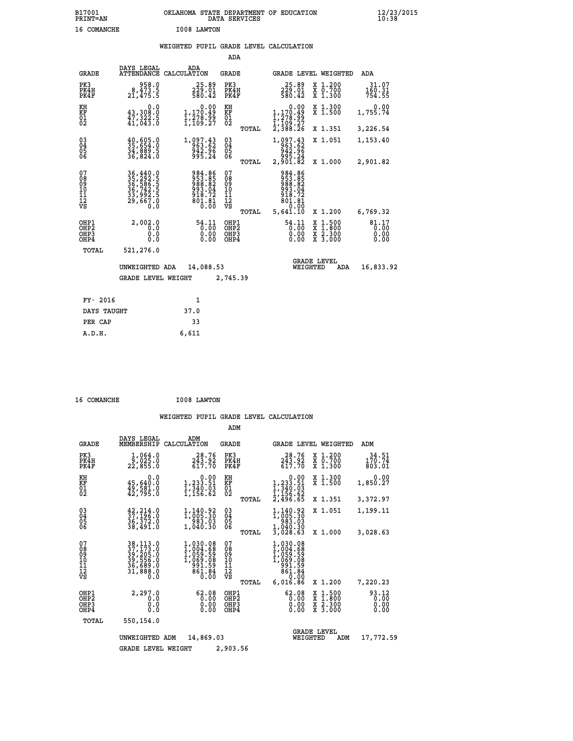B17001 OKLAHOMA STATE DEPARTMENT OF EDUCATION 12/23/2015
PRINT=AN DATA SERVICES 10:38

16 COMANCHE I008 LAWTON

## WEIGHTED PUPIL GRADE LEVEL CALCULATION

### ADA

| GRADE | DAYS LEGAL ATTENDANCE | ADA CALCULATION | GRADE | | GRADE LEVEL | WEIGHTED | ADA |
|---|---|---|---|---|---|---|---|
| PK3 | 958.0 | 25.89 | PK3 | | 25.89 | X 1.200 | 31.07 |
| PK4H | 8,473.5 | 229.01 | PK4H | | 229.01 | X 0.700 | 160.31 |
| PK4F | 21,475.5 | 580.42 | PK4F | | 580.42 | X 1.300 | 754.55 |
| KH | 0.0 | 0.00 | KH | | 0.00 | X 1.300 | 0.00 |
| KF | 43,308.0 | 1,170.49 | KF | | 1,170.49 | X 1.500 | 1,755.74 |
| 01 | 47,322.5 | 1,278.99 | 01 | | 1,278.99 | | |
| 02 | 41,043.0 | 1,109.27 | 02 | | 1,109.27 | | |
| | | | | TOTAL | 2,388.26 | X 1.351 | 3,226.54 |
| 03 | 40,605.0 | 1,097.43 | 03 | | 1,097.43 | X 1.051 | 1,153.40 |
| 04 | 35,654.0 | 963.62 | 04 | | 963.62 | | |
| 05 | 34,889.5 | 942.96 | 05 | | 942.96 | | |
| 06 | 36,824.0 | 995.24 | 06 | | 995.24 | | |
| | | | | TOTAL | 2,901.82 | X 1.000 | 2,901.82 |
| 07 | 36,440.0 | 984.86 | 07 | | 984.86 | | |
| 08 | 35,292.5 | 953.85 | 08 | | 953.85 | | |
| 09 | 36,586.5 | 988.82 | 09 | | 988.82 | | |
| 10 | 36,742.5 | 993.04 | 10 | | 993.04 | | |
| 11 | 33,992.5 | 918.72 | 11 | | 918.72 | | |
| 12 | 29,667.0 | 801.81 | 12 | | 801.81 | | |
| VS | 0.0 | 0.00 | VS | | 0.00 | | |
| | | | | TOTAL | 5,641.10 | X 1.200 | 6,769.32 |
| OHP1 | 2,002.0 | 54.11 | OHP1 | | 54.11 | X 1.500 | 81.17 |
| OHP2 | 0.0 | 0.00 | OHP2 | | 0.00 | X 1.800 | 0.00 |
| OHP3 | 0.0 | 0.00 | OHP3 | | 0.00 | X 2.300 | 0.00 |
| OHP4 | 0.0 | 0.00 | OHP4 | | 0.00 | X 3.000 | 0.00 |
| TOTAL | 521,276.0 | | | | | | |

UNWEIGHTED ADA 14,088.53 GRADE LEVEL WEIGHTED ADA 16,833.92

GRADE LEVEL WEIGHT 2,745.39

| | |
|---|---|
| FY- 2016 | 1 |
| DAYS TAUGHT | 37.0 |
| PER CAP | 33 |
| A.D.H. | 6,611 |

16 COMANCHE I008 LAWTON

## WEIGHTED PUPIL GRADE LEVEL CALCULATION

### ADM

| GRADE | DAYS LEGAL MEMBERSHIP | ADM CALCULATION | GRADE | | GRADE LEVEL | WEIGHTED | ADM |
|---|---|---|---|---|---|---|---|
| PK3 | 1,064.0 | 28.76 | PK3 | | 28.76 | X 1.200 | 34.51 |
| PK4H | 9,025.0 | 243.92 | PK4H | | 243.92 | X 0.700 | 170.74 |
| PK4F | 22,855.0 | 617.70 | PK4F | | 617.70 | X 1.300 | 803.01 |
| KH | 0.0 | 0.00 | KH | | 0.00 | X 1.300 | 0.00 |
| KF | 45,640.0 | 1,233.51 | KF | | 1,233.51 | X 1.500 | 1,850.27 |
| 01 | 49,581.0 | 1,340.03 | 01 | | 1,340.03 | | |
| 02 | 42,795.0 | 1,156.62 | 02 | | 1,156.62 | | |
| | | | | TOTAL | 2,496.65 | X 1.351 | 3,372.97 |
| 03 | 42,214.0 | 1,140.92 | 03 | | 1,140.92 | X 1.051 | 1,199.11 |
| 04 | 37,196.0 | 1,005.30 | 04 | | 1,005.30 | | |
| 05 | 36,372.0 | 983.03 | 05 | | 983.03 | | |
| 06 | 38,491.0 | 1,040.30 | 06 | | 1,040.30 | | |
| | | | | TOTAL | 3,028.63 | X 1.000 | 3,028.63 |
| 07 | 38,113.0 | 1,030.08 | 07 | | 1,030.08 | | |
| 08 | 37,173.0 | 1,004.68 | 08 | | 1,004.68 | | |
| 09 | 39,205.0 | 1,059.59 | 09 | | 1,059.59 | | |
| 10 | 39,556.0 | 1,069.08 | 10 | | 1,069.08 | | |
| 11 | 36,689.0 | 991.59 | 11 | | 991.59 | | |
| 12 | 31,888.0 | 861.84 | 12 | | 861.84 | | |
| VS | 0.0 | 0.00 | VS | | 0.00 | | |
| | | | | TOTAL | 6,016.86 | X 1.200 | 7,220.23 |
| OHP1 | 2,297.0 | 62.08 | OHP1 | | 62.08 | X 1.500 | 93.12 |
| OHP2 | 0.0 | 0.00 | OHP2 | | 0.00 | X 1.800 | 0.00 |
| OHP3 | 0.0 | 0.00 | OHP3 | | 0.00 | X 2.300 | 0.00 |
| OHP4 | 0.0 | 0.00 | OHP4 | | 0.00 | X 3.000 | 0.00 |
| TOTAL | 550,154.0 | | | | | | |

UNWEIGHTED ADM 14,869.03 GRADE LEVEL WEIGHTED ADM 17,772.59

GRADE LEVEL WEIGHT 2,903.56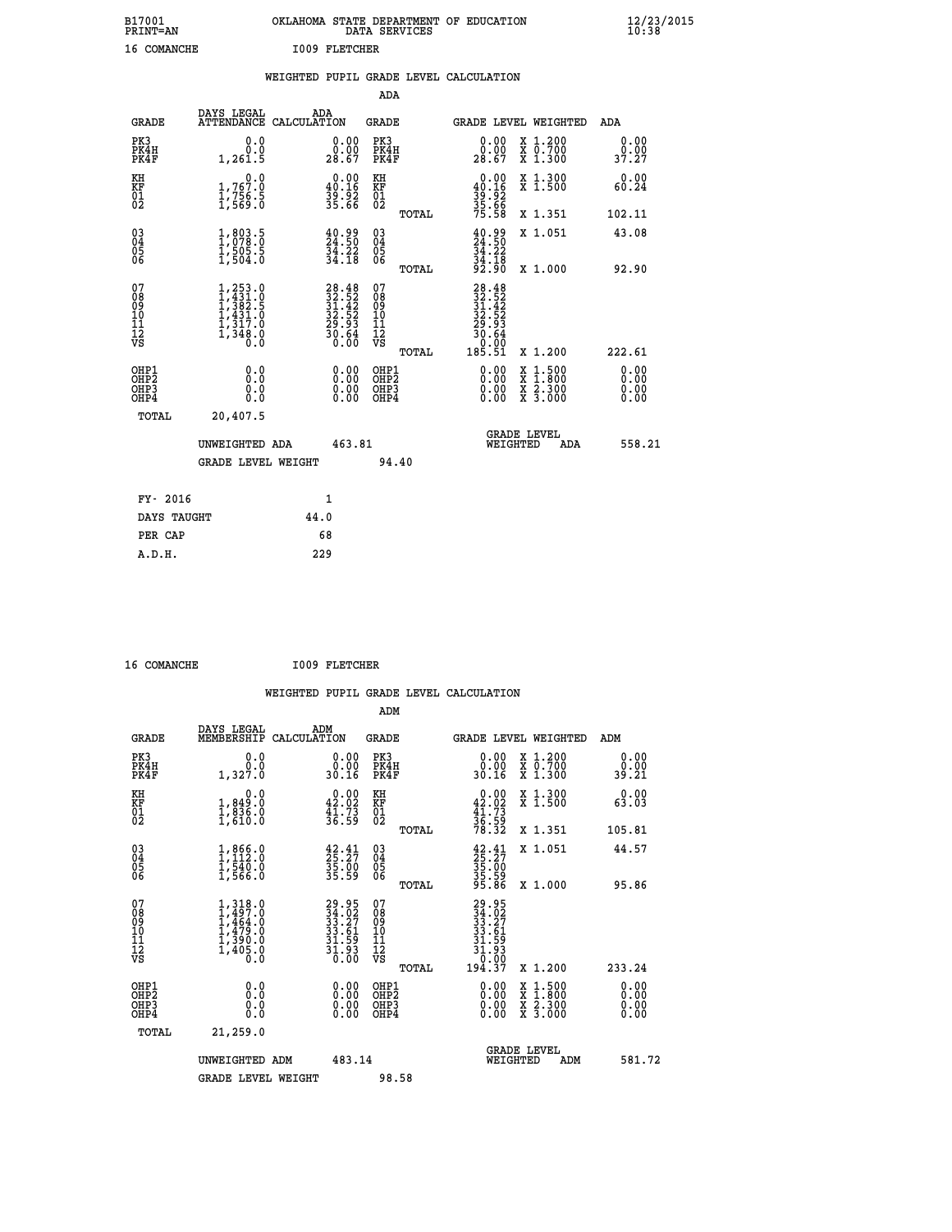B17001 OKLAHOMA STATE DEPARTMENT OF EDUCATION 12/23/2015
PRINT=AN DATA SERVICES 10:38

16 COMANCHE I009 FLETCHER

## WEIGHTED PUPIL GRADE LEVEL CALCULATION

### ADA

| GRADE | DAYS LEGAL ATTENDANCE | ADA CALCULATION | GRADE | GRADE LEVEL | WEIGHTED | ADA |
|---|---|---|---|---|---|---|
| PK3 | 0.0 | 0.00 | PK3 | 0.00 | X 1.200 | 0.00 |
| PK4H | 0.0 | 0.00 | PK4H | 0.00 | X 0.700 | 0.00 |
| PK4F | 1,261.5 | 28.67 | PK4F | 28.67 | X 1.300 | 37.27 |
| KH | 0.0 | 0.00 | KH | 0.00 | X 1.300 | 0.00 |
| KF | 1,767.0 | 40.16 | KF | 40.16 | X 1.500 | 60.24 |
| 01 | 1,756.5 | 39.92 | 01 | 39.92 | | |
| 02 | 1,569.0 | 35.66 | 02 | 35.66 | | |
| | | | TOTAL | 75.58 | X 1.351 | 102.11 |
| 03 | 1,803.5 | 40.99 | 03 | 40.99 | X 1.051 | 43.08 |
| 04 | 1,078.0 | 24.50 | 04 | 24.50 | | |
| 05 | 1,505.5 | 34.22 | 05 | 34.22 | | |
| 06 | 1,504.0 | 34.18 | 06 | 34.18 | | |
| | | | TOTAL | 92.90 | X 1.000 | 92.90 |
| 07 | 1,253.0 | 28.48 | 07 | 28.48 | | |
| 08 | 1,431.0 | 32.52 | 08 | 32.52 | | |
| 09 | 1,382.5 | 31.42 | 09 | 31.42 | | |
| 10 | 1,431.0 | 32.52 | 10 | 32.52 | | |
| 11 | 1,317.0 | 29.93 | 11 | 29.93 | | |
| 12 | 1,348.0 | 30.64 | 12 | 30.64 | | |
| VS | 0.0 | 0.00 | VS | 0.00 | | |
| | | | TOTAL | 185.51 | X 1.200 | 222.61 |
| OHP1 | 0.0 | 0.00 | OHP1 | 0.00 | X 1.500 | 0.00 |
| OHP2 | 0.0 | 0.00 | OHP2 | 0.00 | X 1.800 | 0.00 |
| OHP3 | 0.0 | 0.00 | OHP3 | 0.00 | X 2.300 | 0.00 |
| OHP4 | 0.0 | 0.00 | OHP4 | 0.00 | X 3.000 | 0.00 |
| TOTAL | 20,407.5 | | | | | |

UNWEIGHTED ADA 463.81 GRADE LEVEL WEIGHTED ADA 558.21

GRADE LEVEL WEIGHT 94.40

| FY- 2016 | 1 |
|---|---|
| DAYS TAUGHT | 44.0 |
| PER CAP | 68 |
| A.D.H. | 229 |

16 COMANCHE I009 FLETCHER

## WEIGHTED PUPIL GRADE LEVEL CALCULATION

### ADM

| GRADE | DAYS LEGAL MEMBERSHIP | ADM CALCULATION | GRADE | GRADE LEVEL | WEIGHTED | ADM |
|---|---|---|---|---|---|---|
| PK3 | 0.0 | 0.00 | PK3 | 0.00 | X 1.200 | 0.00 |
| PK4H | 0.0 | 0.00 | PK4H | 0.00 | X 0.700 | 0.00 |
| PK4F | 1,327.0 | 30.16 | PK4F | 30.16 | X 1.300 | 39.21 |
| KH | 0.0 | 0.00 | KH | 0.00 | X 1.300 | 0.00 |
| KF | 1,849.0 | 42.02 | KF | 42.02 | X 1.500 | 63.03 |
| 01 | 1,836.0 | 41.73 | 01 | 41.73 | | |
| 02 | 1,610.0 | 36.59 | 02 | 36.59 | | |
| | | | TOTAL | 78.32 | X 1.351 | 105.81 |
| 03 | 1,866.0 | 42.41 | 03 | 42.41 | X 1.051 | 44.57 |
| 04 | 1,112.0 | 25.27 | 04 | 25.27 | | |
| 05 | 1,540.0 | 35.00 | 05 | 35.00 | | |
| 06 | 1,566.0 | 35.59 | 06 | 35.59 | | |
| | | | TOTAL | 95.86 | X 1.000 | 95.86 |
| 07 | 1,318.0 | 29.95 | 07 | 29.95 | | |
| 08 | 1,497.0 | 34.02 | 08 | 34.02 | | |
| 09 | 1,464.0 | 33.27 | 09 | 33.27 | | |
| 10 | 1,479.0 | 33.61 | 10 | 33.61 | | |
| 11 | 1,390.0 | 31.59 | 11 | 31.59 | | |
| 12 | 1,405.0 | 31.93 | 12 | 31.93 | | |
| VS | 0.0 | 0.00 | VS | 0.00 | | |
| | | | TOTAL | 194.37 | X 1.200 | 233.24 |
| OHP1 | 0.0 | 0.00 | OHP1 | 0.00 | X 1.500 | 0.00 |
| OHP2 | 0.0 | 0.00 | OHP2 | 0.00 | X 1.800 | 0.00 |
| OHP3 | 0.0 | 0.00 | OHP3 | 0.00 | X 2.300 | 0.00 |
| OHP4 | 0.0 | 0.00 | OHP4 | 0.00 | X 3.000 | 0.00 |
| TOTAL | 21,259.0 | | | | | |

UNWEIGHTED ADM 483.14 GRADE LEVEL WEIGHTED ADM 581.72

GRADE LEVEL WEIGHT 98.58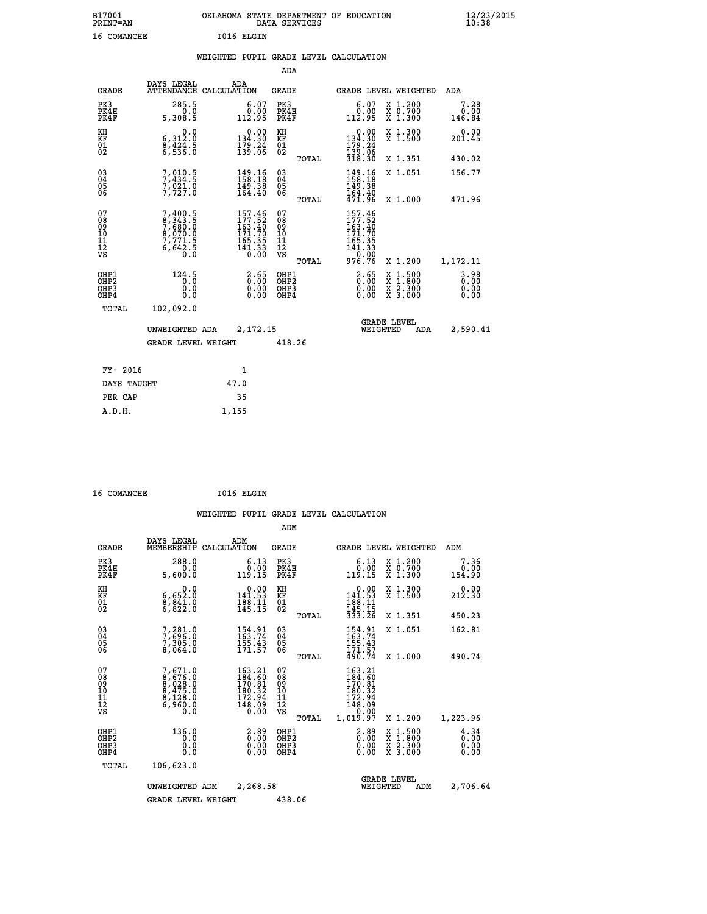B17001 OKLAHOMA STATE DEPARTMENT OF EDUCATION 12/23/2015
PRINT=AN DATA SERVICES 10:38

16 COMANCHE I016 ELGIN

WEIGHTED PUPIL GRADE LEVEL CALCULATION

ADA

| GRADE | DAYS LEGAL ATTENDANCE | ADA CALCULATION | GRADE | | GRADE LEVEL | WEIGHTED | ADA |
|---|---|---|---|---|---|---|---|
| PK3 | 285.5 | 6.07 | PK3 | | 6.07 | X 1.200 | 7.28 |
| PK4H | 0.0 | 0.00 | PK4H | | 0.00 | X 0.700 | 0.00 |
| PK4F | 5,308.5 | 112.95 | PK4F | | 112.95 | X 1.300 | 146.84 |
| KH | 0.0 | 0.00 | KH | | 0.00 | X 1.300 | 0.00 |
| KF | 6,312.0 | 134.30 | KF | | 134.30 | X 1.500 | 201.45 |
| 01 | 8,424.5 | 179.24 | 01 | | 179.24 | | |
| 02 | 6,536.0 | 139.06 | 02 | | 139.06 | | |
| | | | | TOTAL | 318.30 | X 1.351 | 430.02 |
| 03 | 7,010.5 | 149.16 | 03 | | 149.16 | X 1.051 | 156.77 |
| 04 | 7,434.5 | 158.18 | 04 | | 158.18 | | |
| 05 | 7,021.0 | 149.38 | 05 | | 149.38 | | |
| 06 | 7,727.0 | 164.40 | 06 | | 164.40 | | |
| | | | | TOTAL | 471.96 | X 1.000 | 471.96 |
| 07 | 7,400.5 | 157.46 | 07 | | 157.46 | | |
| 08 | 8,343.5 | 177.52 | 08 | | 177.52 | | |
| 09 | 7,680.0 | 163.40 | 09 | | 163.40 | | |
| 10 | 8,070.0 | 171.70 | 10 | | 171.70 | | |
| 11 | 7,771.5 | 165.35 | 11 | | 165.35 | | |
| 12 | 6,642.5 | 141.33 | 12 | | 141.33 | | |
| VS | 0.0 | 0.00 | VS | | 0.00 | | |
| | | | | TOTAL | 976.76 | X 1.200 | 1,172.11 |
| OHP1 | 124.5 | 2.65 | OHP1 | | 2.65 | X 1.500 | 3.98 |
| OHP2 | 0.0 | 0.00 | OHP2 | | 0.00 | X 1.800 | 0.00 |
| OHP3 | 0.0 | 0.00 | OHP3 | | 0.00 | X 2.300 | 0.00 |
| OHP4 | 0.0 | 0.00 | OHP4 | | 0.00 | X 3.000 | 0.00 |
| TOTAL | 102,092.0 | | | | | | |

UNWEIGHTED ADA 2,172.15 GRADE LEVEL WEIGHTED ADA 2,590.41

GRADE LEVEL WEIGHT 418.26

| FY- 2016 | 1 |
|---|---|
| DAYS TAUGHT | 47.0 |
| PER CAP | 35 |
| A.D.H. | 1,155 |

16 COMANCHE I016 ELGIN

WEIGHTED PUPIL GRADE LEVEL CALCULATION

ADM

| GRADE | DAYS LEGAL MEMBERSHIP | ADM CALCULATION | GRADE | | GRADE LEVEL | WEIGHTED | ADM |
|---|---|---|---|---|---|---|---|
| PK3 | 288.0 | 6.13 | PK3 | | 6.13 | X 1.200 | 7.36 |
| PK4H | 0.0 | 0.00 | PK4H | | 0.00 | X 0.700 | 0.00 |
| PK4F | 5,600.0 | 119.15 | PK4F | | 119.15 | X 1.300 | 154.90 |
| KH | 0.0 | 0.00 | KH | | 0.00 | X 1.300 | 0.00 |
| KF | 6,652.0 | 141.53 | KF | | 141.53 | X 1.500 | 212.30 |
| 01 | 8,841.0 | 188.11 | 01 | | 188.11 | | |
| 02 | 6,822.0 | 145.15 | 02 | | 145.15 | | |
| | | | | TOTAL | 333.26 | X 1.351 | 450.23 |
| 03 | 7,281.0 | 154.91 | 03 | | 154.91 | X 1.051 | 162.81 |
| 04 | 7,696.0 | 163.74 | 04 | | 163.74 | | |
| 05 | 7,305.0 | 155.43 | 05 | | 155.43 | | |
| 06 | 8,064.0 | 171.57 | 06 | | 171.57 | | |
| | | | | TOTAL | 490.74 | X 1.000 | 490.74 |
| 07 | 7,671.0 | 163.21 | 07 | | 163.21 | | |
| 08 | 8,676.0 | 184.60 | 08 | | 184.60 | | |
| 09 | 8,028.0 | 170.81 | 09 | | 170.81 | | |
| 10 | 8,475.0 | 180.32 | 10 | | 180.32 | | |
| 11 | 8,128.0 | 172.94 | 11 | | 172.94 | | |
| 12 | 6,960.0 | 148.09 | 12 | | 148.09 | | |
| VS | 0.0 | 0.00 | VS | | 0.00 | | |
| | | | | TOTAL | 1,019.97 | X 1.200 | 1,223.96 |
| OHP1 | 136.0 | 2.89 | OHP1 | | 2.89 | X 1.500 | 4.34 |
| OHP2 | 0.0 | 0.00 | OHP2 | | 0.00 | X 1.800 | 0.00 |
| OHP3 | 0.0 | 0.00 | OHP3 | | 0.00 | X 2.300 | 0.00 |
| OHP4 | 0.0 | 0.00 | OHP4 | | 0.00 | X 3.000 | 0.00 |
| TOTAL | 106,623.0 | | | | | | |

UNWEIGHTED ADM 2,268.58 GRADE LEVEL WEIGHTED ADM 2,706.64

GRADE LEVEL WEIGHT 438.06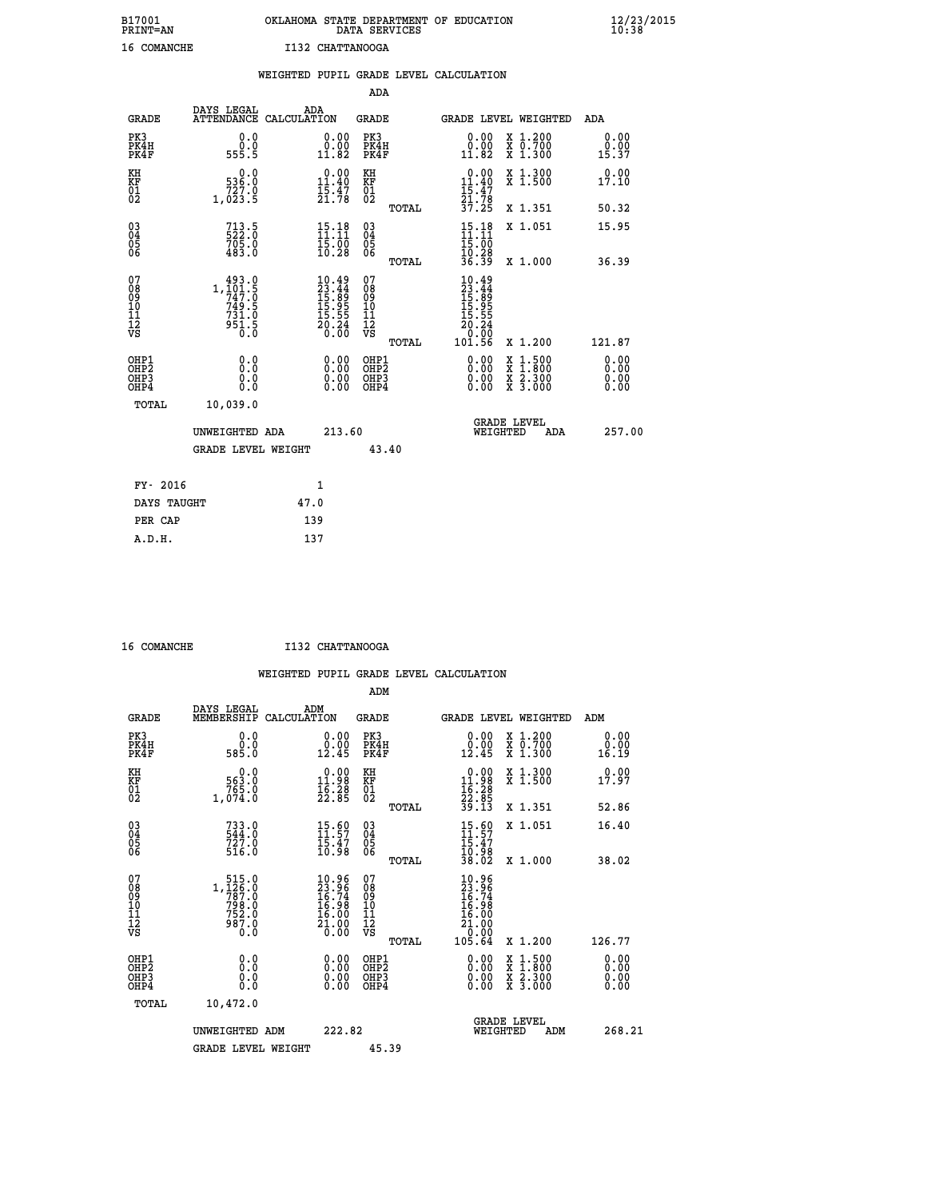B17001 OKLAHOMA STATE DEPARTMENT OF EDUCATION 12/23/2015
PRINT=AN DATA SERVICES 10:38

16 COMANCHE I132 CHATTANOOGA

WEIGHTED PUPIL GRADE LEVEL CALCULATION

ADA

| GRADE | DAYS LEGAL ATTENDANCE | ADA CALCULATION | GRADE | GRADE LEVEL | WEIGHTED | ADA |
|---|---|---|---|---|---|---|
| PK3 | 0.0 | 0.00 | PK3 | 0.00 | X 1.200 | 0.00 |
| PK4H | 0.0 | 0.00 | PK4H | 0.00 | X 0.700 | 0.00 |
| PK4F | 555.5 | 11.82 | PK4F | 11.82 | X 1.300 | 15.37 |
| KH | 0.0 | 0.00 | KH | 0.00 | X 1.300 | 0.00 |
| KF | 536.0 | 11.40 | KF | 11.40 | X 1.500 | 17.10 |
| 01 | 727.0 | 15.47 | 01 | 15.47 | | |
| 02 | 1,023.5 | 21.78 | 02 | 21.78 | | |
| | | | TOTAL | 37.25 | X 1.351 | 50.32 |
| 03 | 713.5 | 15.18 | 03 | 15.18 | X 1.051 | 15.95 |
| 04 | 522.0 | 11.11 | 04 | 11.11 | | |
| 05 | 705.0 | 15.00 | 05 | 15.00 | | |
| 06 | 483.0 | 10.28 | 06 | 10.28 | | |
| | | | TOTAL | 36.39 | X 1.000 | 36.39 |
| 07 | 493.0 | 10.49 | 07 | 10.49 | | |
| 08 | 1,101.5 | 23.44 | 08 | 23.44 | | |
| 09 | 747.0 | 15.89 | 09 | 15.89 | | |
| 10 | 749.5 | 15.95 | 10 | 15.95 | | |
| 11 | 731.0 | 15.55 | 11 | 15.55 | | |
| 12 | 951.5 | 20.24 | 12 | 20.24 | | |
| VS | 0.0 | 0.00 | VS | 0.00 | | |
| | | | TOTAL | 101.56 | X 1.200 | 121.87 |
| OHP1 | 0.0 | 0.00 | OHP1 | 0.00 | X 1.500 | 0.00 |
| OHP2 | 0.0 | 0.00 | OHP2 | 0.00 | X 1.800 | 0.00 |
| OHP3 | 0.0 | 0.00 | OHP3 | 0.00 | X 2.300 | 0.00 |
| OHP4 | 0.0 | 0.00 | OHP4 | 0.00 | X 3.000 | 0.00 |
| TOTAL | 10,039.0 | | | | | |

UNWEIGHTED ADA 213.60 | GRADE LEVEL WEIGHTED ADA 257.00

GRADE LEVEL WEIGHT 43.40

| FY- 2016 | 1 |
|---|---|
| DAYS TAUGHT | 47.0 |
| PER CAP | 139 |
| A.D.H. | 137 |

16 COMANCHE I132 CHATTANOOGA

WEIGHTED PUPIL GRADE LEVEL CALCULATION

ADM

| GRADE | DAYS LEGAL MEMBERSHIP | ADM CALCULATION | GRADE | GRADE LEVEL | WEIGHTED | ADM |
|---|---|---|---|---|---|---|
| PK3 | 0.0 | 0.00 | PK3 | 0.00 | X 1.200 | 0.00 |
| PK4H | 0.0 | 0.00 | PK4H | 0.00 | X 0.700 | 0.00 |
| PK4F | 585.0 | 12.45 | PK4F | 12.45 | X 1.300 | 16.19 |
| KH | 0.0 | 0.00 | KH | 0.00 | X 1.300 | 0.00 |
| KF | 563.0 | 11.98 | KF | 11.98 | X 1.500 | 17.97 |
| 01 | 765.0 | 16.28 | 01 | 16.28 | | |
| 02 | 1,074.0 | 22.85 | 02 | 22.85 | | |
| | | | TOTAL | 39.13 | X 1.351 | 52.86 |
| 03 | 733.0 | 15.60 | 03 | 15.60 | X 1.051 | 16.40 |
| 04 | 544.0 | 11.57 | 04 | 11.57 | | |
| 05 | 727.0 | 15.47 | 05 | 15.47 | | |
| 06 | 516.0 | 10.98 | 06 | 10.98 | | |
| | | | TOTAL | 38.02 | X 1.000 | 38.02 |
| 07 | 515.0 | 10.96 | 07 | 10.96 | | |
| 08 | 1,126.0 | 23.96 | 08 | 23.96 | | |
| 09 | 787.0 | 16.74 | 09 | 16.74 | | |
| 10 | 798.0 | 16.98 | 10 | 16.98 | | |
| 11 | 752.0 | 16.00 | 11 | 16.00 | | |
| 12 | 987.0 | 21.00 | 12 | 21.00 | | |
| VS | 0.0 | 0.00 | VS | 0.00 | | |
| | | | TOTAL | 105.64 | X 1.200 | 126.77 |
| OHP1 | 0.0 | 0.00 | OHP1 | 0.00 | X 1.500 | 0.00 |
| OHP2 | 0.0 | 0.00 | OHP2 | 0.00 | X 1.800 | 0.00 |
| OHP3 | 0.0 | 0.00 | OHP3 | 0.00 | X 2.300 | 0.00 |
| OHP4 | 0.0 | 0.00 | OHP4 | 0.00 | X 3.000 | 0.00 |
| TOTAL | 10,472.0 | | | | | |

UNWEIGHTED ADM 222.82 | GRADE LEVEL WEIGHTED ADM 268.21

GRADE LEVEL WEIGHT 45.39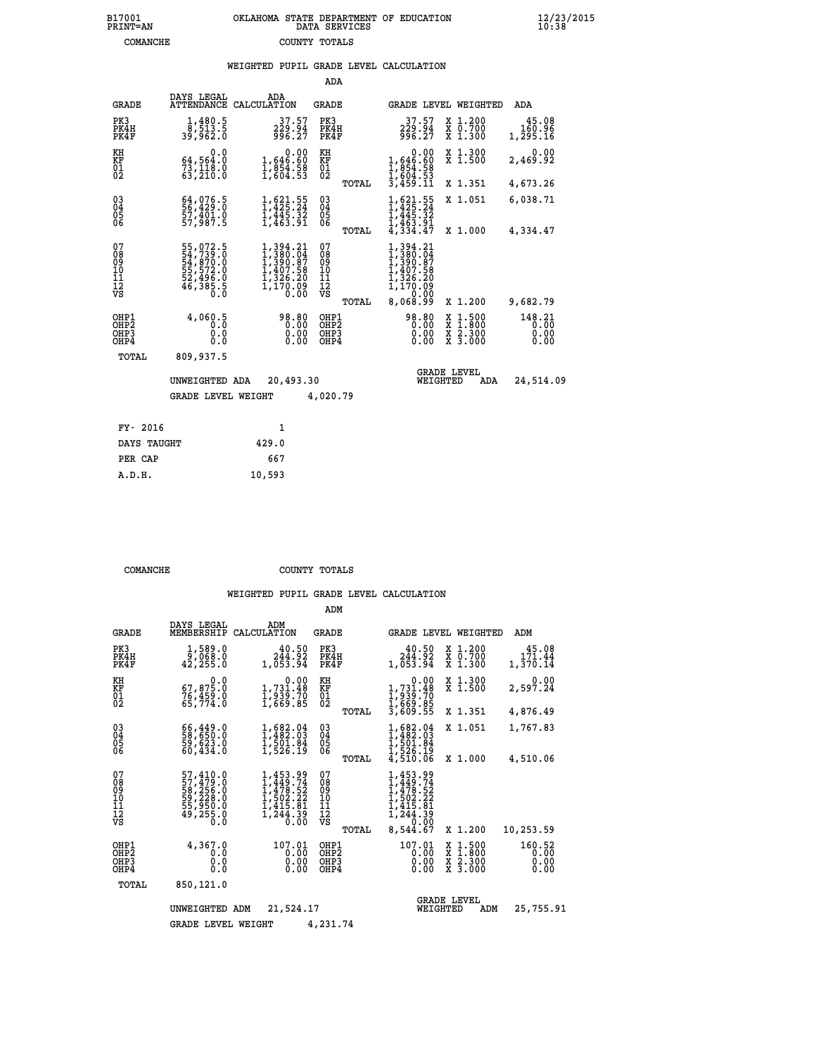B17001 OKLAHOMA STATE DEPARTMENT OF EDUCATION 12/23/2015
PRINT=AN DATA SERVICES 10:38

COMANCHE COUNTY TOTALS

## WEIGHTED PUPIL GRADE LEVEL CALCULATION

### ADA

| GRADE | DAYS LEGAL ATTENDANCE | ADA CALCULATION | GRADE | GRADE LEVEL | WEIGHTED | ADA |
|---|---|---|---|---|---|---|
| PK3 | 1,480.5 | 37.57 | PK3 | 37.57 | X 1.200 | 45.08 |
| PK4H | 8,513.5 | 229.94 | PK4H | 229.94 | X 0.700 | 160.96 |
| PK4F | 39,962.0 | 996.27 | PK4F | 996.27 | X 1.300 | 1,295.16 |
| KH | 0.0 | 0.00 | KH | 0.00 | X 1.300 | 0.00 |
| KF | 64,564.0 | 1,646.60 | KF | 1,646.60 | X 1.500 | 2,469.92 |
| 01 | 73,118.0 | 1,854.58 | 01 | 1,854.58 | | |
| 02 | 63,210.0 | 1,604.53 | 02 | 1,604.53 | | |
| | | | TOTAL | 3,459.11 | X 1.351 | 4,673.26 |
| 03 | 64,076.5 | 1,621.55 | 03 | 1,621.55 | X 1.051 | 6,038.71 |
| 04 | 56,429.0 | 1,425.24 | 04 | 1,425.24 | | |
| 05 | 57,401.0 | 1,445.32 | 05 | 1,445.32 | | |
| 06 | 57,987.5 | 1,463.91 | 06 | 1,463.91 | | |
| | | | TOTAL | 4,334.47 | X 1.000 | 4,334.47 |
| 07 | 55,072.5 | 1,394.21 | 07 | 1,394.21 | | |
| 08 | 54,739.0 | 1,380.04 | 08 | 1,380.04 | | |
| 09 | 54,870.0 | 1,390.87 | 09 | 1,390.87 | | |
| 10 | 55,572.0 | 1,407.58 | 10 | 1,407.58 | | |
| 11 | 52,496.0 | 1,326.20 | 11 | 1,326.20 | | |
| 12 | 46,385.5 | 1,170.09 | 12 | 1,170.09 | | |
| VS | 0.0 | 0.00 | VS | 0.00 | | |
| | | | TOTAL | 8,068.99 | X 1.200 | 9,682.79 |
| OHP1 | 4,060.5 | 98.80 | OHP1 | 98.80 | X 1.500 | 148.21 |
| OHP2 | 0.0 | 0.00 | OHP2 | 0.00 | X 1.800 | 0.00 |
| OHP3 | 0.0 | 0.00 | OHP3 | 0.00 | X 2.300 | 0.00 |
| OHP4 | 0.0 | 0.00 | OHP4 | 0.00 | X 3.000 | 0.00 |
| TOTAL | 809,937.5 | | | | | |

UNWEIGHTED ADA 20,493.30 GRADE LEVEL WEIGHTED ADA 24,514.09

GRADE LEVEL WEIGHT 4,020.79

| FY- 2016 | 1 |
|---|---|
| DAYS TAUGHT | 429.0 |
| PER CAP | 667 |
| A.D.H. | 10,593 |

COMANCHE COUNTY TOTALS

## WEIGHTED PUPIL GRADE LEVEL CALCULATION

### ADM

| GRADE | DAYS LEGAL MEMBERSHIP | ADM CALCULATION | GRADE | GRADE LEVEL | WEIGHTED | ADM |
|---|---|---|---|---|---|---|
| PK3 | 1,589.0 | 40.50 | PK3 | 40.50 | X 1.200 | 45.08 |
| PK4H | 9,068.0 | 244.92 | PK4H | 244.92 | X 0.700 | 171.44 |
| PK4F | 42,255.0 | 1,053.94 | PK4F | 1,053.94 | X 1.300 | 1,370.14 |
| KH | 0.0 | 0.00 | KH | 0.00 | X 1.300 | 0.00 |
| KF | 67,875.0 | 1,731.48 | KF | 1,731.48 | X 1.500 | 2,597.24 |
| 01 | 76,459.0 | 1,939.70 | 01 | 1,939.70 | | |
| 02 | 65,774.0 | 1,669.85 | 02 | 1,669.85 | | |
| | | | TOTAL | 3,609.55 | X 1.351 | 4,876.49 |
| 03 | 66,449.0 | 1,682.04 | 03 | 1,682.04 | X 1.051 | 1,767.83 |
| 04 | 58,650.0 | 1,482.03 | 04 | 1,482.03 | | |
| 05 | 59,623.0 | 1,501.84 | 05 | 1,501.84 | | |
| 06 | 60,434.0 | 1,526.19 | 06 | 1,526.19 | | |
| | | | TOTAL | 4,510.06 | X 1.000 | 4,510.06 |
| 07 | 57,410.0 | 1,453.99 | 07 | 1,453.99 | | |
| 08 | 57,479.0 | 1,449.74 | 08 | 1,449.74 | | |
| 09 | 58,256.0 | 1,478.52 | 09 | 1,478.52 | | |
| 10 | 59,228.0 | 1,502.22 | 10 | 1,502.22 | | |
| 11 | 55,950.0 | 1,415.81 | 11 | 1,415.81 | | |
| 12 | 49,255.0 | 1,244.39 | 12 | 1,244.39 | | |
| VS | 0.0 | 0.00 | VS | 0.00 | | |
| | | | TOTAL | 8,544.67 | X 1.200 | 10,253.59 |
| OHP1 | 4,367.0 | 107.01 | OHP1 | 107.01 | X 1.500 | 160.52 |
| OHP2 | 0.0 | 0.00 | OHP2 | 0.00 | X 1.800 | 0.00 |
| OHP3 | 0.0 | 0.00 | OHP3 | 0.00 | X 2.300 | 0.00 |
| OHP4 | 0.0 | 0.00 | OHP4 | 0.00 | X 3.000 | 0.00 |
| TOTAL | 850,121.0 | | | | | |

UNWEIGHTED ADM 21,524.17 GRADE LEVEL WEIGHTED ADM 25,755.91

GRADE LEVEL WEIGHT 4,231.74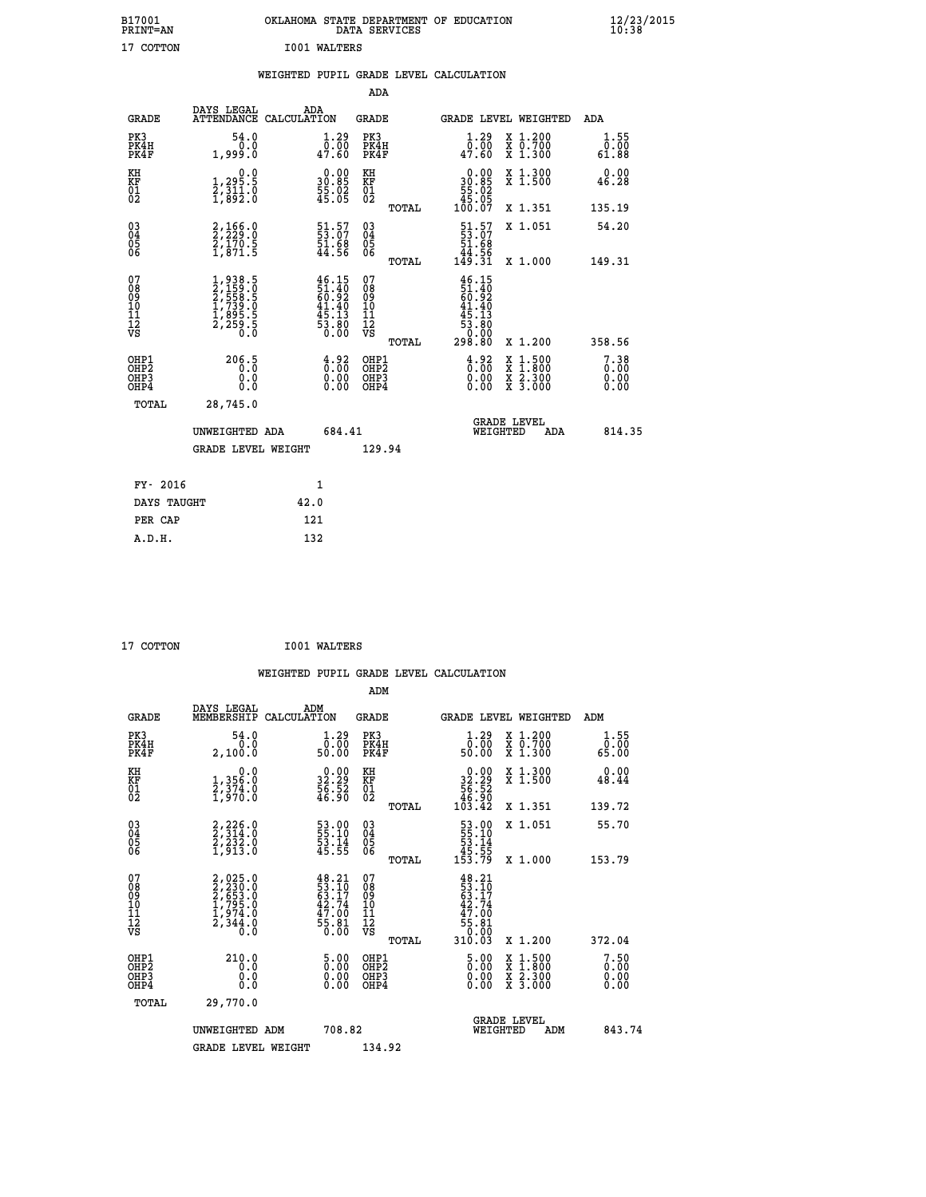B17001 OKLAHOMA STATE DEPARTMENT OF EDUCATION 12/23/2015
PRINT=AN DATA SERVICES 10:38

17 COTTON I001 WALTERS

WEIGHTED PUPIL GRADE LEVEL CALCULATION

ADA

| GRADE | DAYS LEGAL ATTENDANCE | ADA CALCULATION | GRADE | | GRADE LEVEL | WEIGHTED | ADA |
|---|---|---|---|---|---|---|---|
| PK3 | 54.0 | 1.29 | PK3 | | 1.29 | X 1.200 | 1.55 |
| PK4H | 0.0 | 0.00 | PK4H | | 0.00 | X 0.700 | 0.00 |
| PK4F | 1,999.0 | 47.60 | PK4F | | 47.60 | X 1.300 | 61.88 |
| KH | 0.0 | 0.00 | KH | | 0.00 | X 1.300 | 0.00 |
| KF | 1,295.5 | 30.85 | KF | | 30.85 | X 1.500 | 46.28 |
| 01 | 2,311.0 | 55.02 | 01 | | 55.02 | | |
| 02 | 1,892.0 | 45.05 | 02 | | 45.05 | | |
| | | | | TOTAL | 100.07 | X 1.351 | 135.19 |
| 03 | 2,166.0 | 51.57 | 03 | | 51.57 | X 1.051 | 54.20 |
| 04 | 2,229.0 | 53.07 | 04 | | 53.07 | | |
| 05 | 2,170.5 | 51.68 | 05 | | 51.68 | | |
| 06 | 1,871.5 | 44.56 | 06 | | 44.56 | | |
| | | | | TOTAL | 149.31 | X 1.000 | 149.31 |
| 07 | 1,938.5 | 46.15 | 07 | | 46.15 | | |
| 08 | 2,159.0 | 51.40 | 08 | | 51.40 | | |
| 09 | 2,558.5 | 60.92 | 09 | | 60.92 | | |
| 10 | 1,739.0 | 41.40 | 10 | | 41.40 | | |
| 11 | 1,895.5 | 45.13 | 11 | | 45.13 | | |
| 12 | 2,259.5 | 53.80 | 12 | | 53.80 | | |
| VS | 0.0 | 0.00 | VS | | 0.00 | | |
| | | | | TOTAL | 298.80 | X 1.200 | 358.56 |
| OHP1 | 206.5 | 4.92 | OHP1 | | 4.92 | X 1.500 | 7.38 |
| OHP2 | 0.0 | 0.00 | OHP2 | | 0.00 | X 1.800 | 0.00 |
| OHP3 | 0.0 | 0.00 | OHP3 | | 0.00 | X 2.300 | 0.00 |
| OHP4 | 0.0 | 0.00 | OHP4 | | 0.00 | X 3.000 | 0.00 |
| TOTAL | 28,745.0 | | | | | | |

UNWEIGHTED ADA 684.41 GRADE LEVEL WEIGHTED ADA 814.35

GRADE LEVEL WEIGHT 129.94

| FY- 2016 | 1 |
|---|---|
| DAYS TAUGHT | 42.0 |
| PER CAP | 121 |
| A.D.H. | 132 |

17 COTTON I001 WALTERS

WEIGHTED PUPIL GRADE LEVEL CALCULATION

ADM

| GRADE | DAYS LEGAL MEMBERSHIP | ADM CALCULATION | GRADE | | GRADE LEVEL | WEIGHTED | ADM |
|---|---|---|---|---|---|---|---|
| PK3 | 54.0 | 1.29 | PK3 | | 1.29 | X 1.200 | 1.55 |
| PK4H | 0.0 | 0.00 | PK4H | | 0.00 | X 0.700 | 0.00 |
| PK4F | 2,100.0 | 50.00 | PK4F | | 50.00 | X 1.300 | 65.00 |
| KH | 0.0 | 0.00 | KH | | 0.00 | X 1.300 | 0.00 |
| KF | 1,356.0 | 32.29 | KF | | 32.29 | X 1.500 | 48.44 |
| 01 | 2,374.0 | 56.52 | 01 | | 56.52 | | |
| 02 | 1,970.0 | 46.90 | 02 | | 46.90 | | |
| | | | | TOTAL | 103.42 | X 1.351 | 139.72 |
| 03 | 2,226.0 | 53.00 | 03 | | 53.00 | X 1.051 | 55.70 |
| 04 | 2,314.0 | 55.10 | 04 | | 55.10 | | |
| 05 | 2,232.0 | 53.14 | 05 | | 53.14 | | |
| 06 | 1,913.0 | 45.55 | 06 | | 45.55 | | |
| | | | | TOTAL | 153.79 | X 1.000 | 153.79 |
| 07 | 2,025.0 | 48.21 | 07 | | 48.21 | | |
| 08 | 2,230.0 | 53.10 | 08 | | 53.10 | | |
| 09 | 2,653.0 | 63.17 | 09 | | 63.17 | | |
| 10 | 1,795.0 | 42.74 | 10 | | 42.74 | | |
| 11 | 1,974.0 | 47.00 | 11 | | 47.00 | | |
| 12 | 2,344.0 | 55.81 | 12 | | 55.81 | | |
| VS | 0.0 | 0.00 | VS | | 0.00 | | |
| | | | | TOTAL | 310.03 | X 1.200 | 372.04 |
| OHP1 | 210.0 | 5.00 | OHP1 | | 5.00 | X 1.500 | 7.50 |
| OHP2 | 0.0 | 0.00 | OHP2 | | 0.00 | X 1.800 | 0.00 |
| OHP3 | 0.0 | 0.00 | OHP3 | | 0.00 | X 2.300 | 0.00 |
| OHP4 | 0.0 | 0.00 | OHP4 | | 0.00 | X 3.000 | 0.00 |
| TOTAL | 29,770.0 | | | | | | |

UNWEIGHTED ADM 708.82 GRADE LEVEL WEIGHTED ADM 843.74

GRADE LEVEL WEIGHT 134.92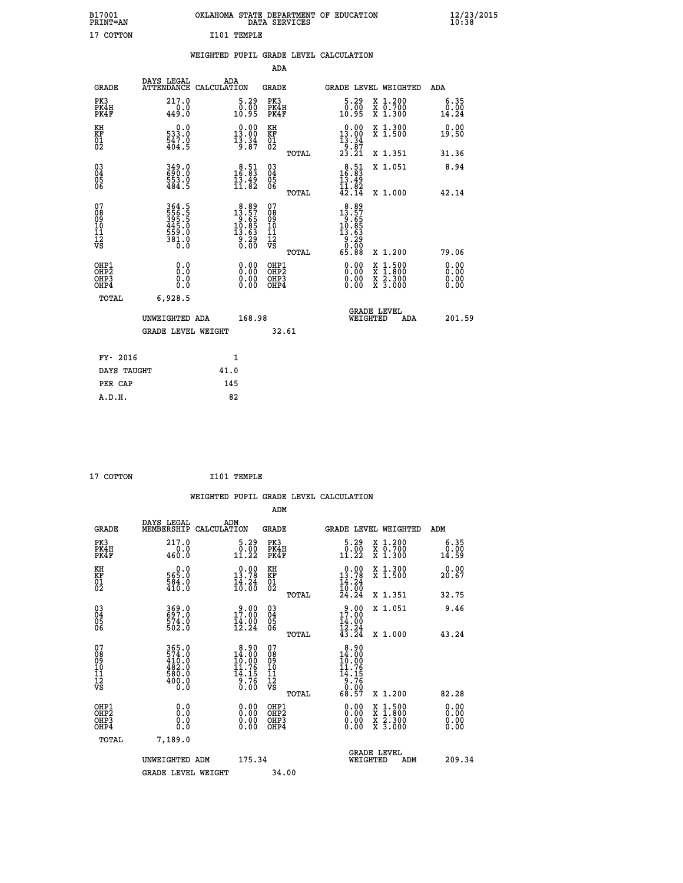B17001 OKLAHOMA STATE DEPARTMENT OF EDUCATION 12/23/2015
PRINT=AN DATA SERVICES 10:38

17 COTTON I101 TEMPLE

WEIGHTED PUPIL GRADE LEVEL CALCULATION

ADA

| GRADE | DAYS LEGAL ATTENDANCE | ADA CALCULATION | GRADE | GRADE LEVEL | WEIGHTED | ADA |
|---|---|---|---|---|---|---|
| PK3 | 217.0 | 5.29 | PK3 | 5.29 | X 1.200 | 6.35 |
| PK4H | 0.0 | 0.00 | PK4H | 0.00 | X 0.700 | 0.00 |
| PK4F | 449.0 | 10.95 | PK4F | 10.95 | X 1.300 | 14.24 |
| KH | 0.0 | 0.00 | KH | 0.00 | X 1.300 | 0.00 |
| KF | 533.0 | 13.00 | KF | 13.00 | X 1.500 | 19.50 |
| 01 | 547.0 | 13.34 | 01 | 13.34 | | |
| 02 | 404.5 | 9.87 | 02 | 9.87 | | |
| | | | TOTAL | 23.21 | X 1.351 | 31.36 |
| 03 | 349.0 | 8.51 | 03 | 8.51 | X 1.051 | 8.94 |
| 04 | 690.0 | 16.83 | 04 | 16.83 | | |
| 05 | 553.0 | 13.49 | 05 | 13.49 | | |
| 06 | 484.5 | 11.82 | 06 | 11.82 | | |
| | | | TOTAL | 42.14 | X 1.000 | 42.14 |
| 07 | 364.5 | 8.89 | 07 | 8.89 | | |
| 08 | 556.5 | 13.57 | 08 | 13.57 | | |
| 09 | 395.5 | 9.65 | 09 | 9.65 | | |
| 10 | 445.0 | 10.85 | 10 | 10.85 | | |
| 11 | 559.0 | 13.63 | 11 | 13.63 | | |
| 12 | 381.0 | 9.29 | 12 | 9.29 | | |
| VS | 0.0 | 0.00 | VS | 0.00 | | |
| | | | TOTAL | 65.88 | X 1.200 | 79.06 |
| OHP1 | 0.0 | 0.00 | OHP1 | 0.00 | X 1.500 | 0.00 |
| OHP2 | 0.0 | 0.00 | OHP2 | 0.00 | X 1.800 | 0.00 |
| OHP3 | 0.0 | 0.00 | OHP3 | 0.00 | X 2.300 | 0.00 |
| OHP4 | 0.0 | 0.00 | OHP4 | 0.00 | X 3.000 | 0.00 |
| TOTAL | 6,928.5 | | | | | |

UNWEIGHTED ADA 168.98 GRADE LEVEL WEIGHTED ADA 201.59

GRADE LEVEL WEIGHT 32.61

| FY- 2016 | 1 |
|---|---|
| DAYS TAUGHT | 41.0 |
| PER CAP | 145 |
| A.D.H. | 82 |

17 COTTON I101 TEMPLE

WEIGHTED PUPIL GRADE LEVEL CALCULATION

ADM

| GRADE | DAYS LEGAL MEMBERSHIP | ADM CALCULATION | GRADE | GRADE LEVEL | WEIGHTED | ADM |
|---|---|---|---|---|---|---|
| PK3 | 217.0 | 5.29 | PK3 | 5.29 | X 1.200 | 6.35 |
| PK4H | 0.0 | 0.00 | PK4H | 0.00 | X 0.700 | 0.00 |
| PK4F | 460.0 | 11.22 | PK4F | 11.22 | X 1.300 | 14.59 |
| KH | 0.0 | 0.00 | KH | 0.00 | X 1.300 | 0.00 |
| KF | 565.0 | 13.78 | KF | 13.78 | X 1.500 | 20.67 |
| 01 | 584.0 | 14.24 | 01 | 14.24 | | |
| 02 | 410.0 | 10.00 | 02 | 10.00 | | |
| | | | TOTAL | 24.24 | X 1.351 | 32.75 |
| 03 | 369.0 | 9.00 | 03 | 9.00 | X 1.051 | 9.46 |
| 04 | 697.0 | 17.00 | 04 | 17.00 | | |
| 05 | 574.0 | 14.00 | 05 | 14.00 | | |
| 06 | 502.0 | 12.24 | 06 | 12.24 | | |
| | | | TOTAL | 43.24 | X 1.000 | 43.24 |
| 07 | 365.0 | 8.90 | 07 | 8.90 | | |
| 08 | 574.0 | 14.00 | 08 | 14.00 | | |
| 09 | 410.0 | 10.00 | 09 | 10.00 | | |
| 10 | 482.0 | 11.76 | 10 | 11.76 | | |
| 11 | 580.0 | 14.15 | 11 | 14.15 | | |
| 12 | 400.0 | 9.76 | 12 | 9.76 | | |
| VS | 0.0 | 0.00 | VS | 0.00 | | |
| | | | TOTAL | 68.57 | X 1.200 | 82.28 |
| OHP1 | 0.0 | 0.00 | OHP1 | 0.00 | X 1.500 | 0.00 |
| OHP2 | 0.0 | 0.00 | OHP2 | 0.00 | X 1.800 | 0.00 |
| OHP3 | 0.0 | 0.00 | OHP3 | 0.00 | X 2.300 | 0.00 |
| OHP4 | 0.0 | 0.00 | OHP4 | 0.00 | X 3.000 | 0.00 |
| TOTAL | 7,189.0 | | | | | |

UNWEIGHTED ADM 175.34 GRADE LEVEL WEIGHTED ADM 209.34

GRADE LEVEL WEIGHT 34.00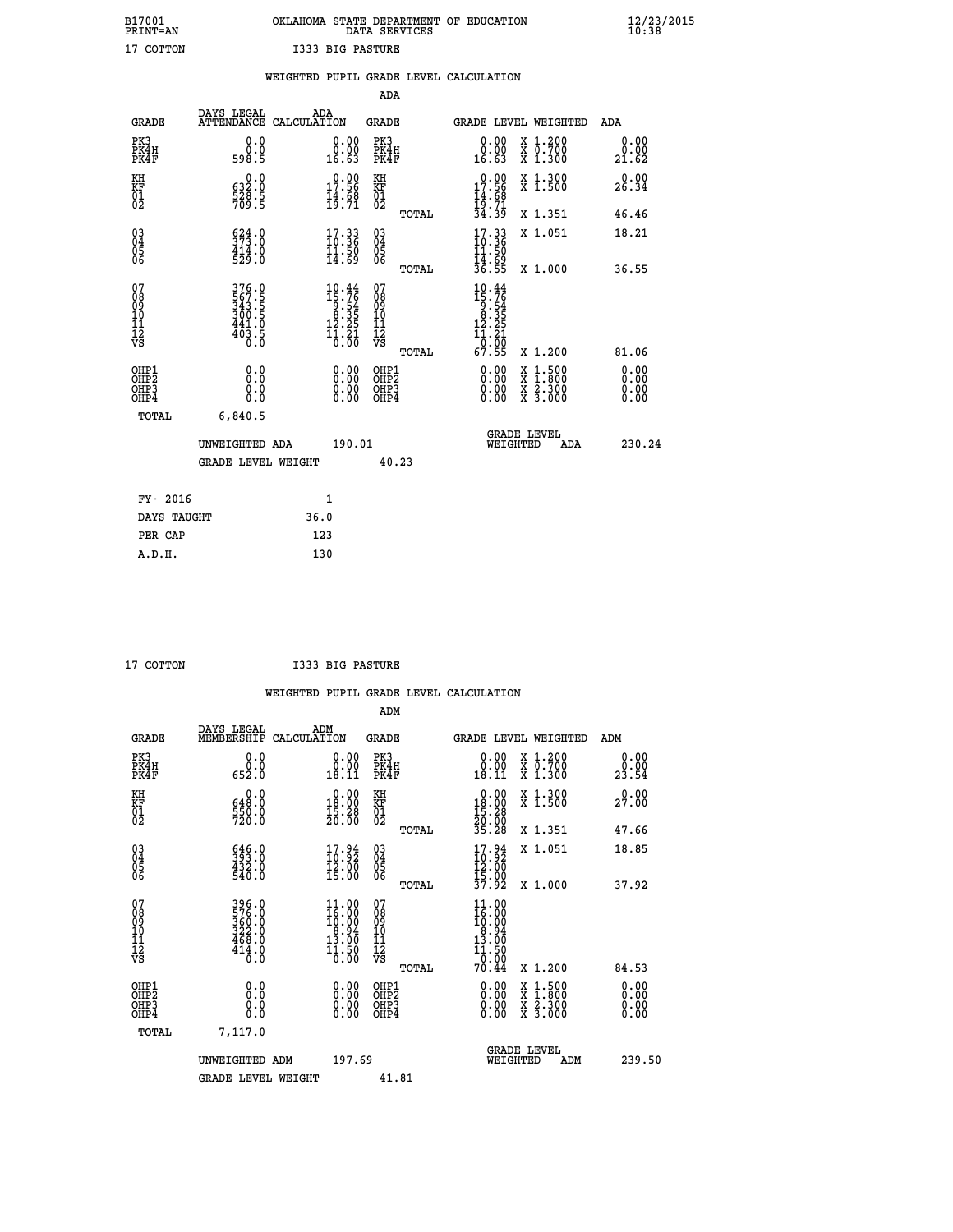B17001 OKLAHOMA STATE DEPARTMENT OF EDUCATION 12/23/2015
PRINT=AN DATA SERVICES 10:38

17 COTTON I333 BIG PASTURE

WEIGHTED PUPIL GRADE LEVEL CALCULATION

ADA

| GRADE | DAYS LEGAL ATTENDANCE | ADA CALCULATION | GRADE | GRADE LEVEL | WEIGHTED | ADA |
|---|---|---|---|---|---|---|
| PK3 | 0.0 | 0.00 | PK3 | 0.00 | X 1.200 | 0.00 |
| PK4H | 0.0 | 0.00 | PK4H | 0.00 | X 0.700 | 0.00 |
| PK4F | 598.5 | 16.63 | PK4F | 16.63 | X 1.300 | 21.62 |
| KH | 0.0 | 0.00 | KH | 0.00 | X 1.300 | 0.00 |
| KF | 632.0 | 17.56 | KF | 17.56 | X 1.500 | 26.34 |
| 01 | 528.5 | 14.68 | 01 | 14.68 | | |
| 02 | 709.5 | 19.71 | 02 | 19.71 | | |
| | | | TOTAL | 34.39 | X 1.351 | 46.46 |
| 03 | 624.0 | 17.33 | 03 | 17.33 | X 1.051 | 18.21 |
| 04 | 373.0 | 10.36 | 04 | 10.36 | | |
| 05 | 414.0 | 11.50 | 05 | 11.50 | | |
| 06 | 529.0 | 14.69 | 06 | 14.69 | | |
| | | | TOTAL | 36.55 | X 1.000 | 36.55 |
| 07 | 376.0 | 10.44 | 07 | 10.44 | | |
| 08 | 567.5 | 15.76 | 08 | 15.76 | | |
| 09 | 343.5 | 9.54 | 09 | 9.54 | | |
| 10 | 300.5 | 8.35 | 10 | 8.35 | | |
| 11 | 441.0 | 12.25 | 11 | 12.25 | | |
| 12 | 403.5 | 11.21 | 12 | 11.21 | | |
| VS | 0.0 | 0.00 | VS | 0.00 | | |
| | | | TOTAL | 67.55 | X 1.200 | 81.06 |
| OHP1 | 0.0 | 0.00 | OHP1 | 0.00 | X 1.500 | 0.00 |
| OHP2 | 0.0 | 0.00 | OHP2 | 0.00 | X 1.800 | 0.00 |
| OHP3 | 0.0 | 0.00 | OHP3 | 0.00 | X 2.300 | 0.00 |
| OHP4 | 0.0 | 0.00 | OHP4 | 0.00 | X 3.000 | 0.00 |
| TOTAL | 6,840.5 | | | | | |

UNWEIGHTED ADA 190.01 GRADE LEVEL WEIGHTED ADA 230.24

GRADE LEVEL WEIGHT 40.23

| FY- 2016 | 1 |
|---|---|
| DAYS TAUGHT | 36.0 |
| PER CAP | 123 |
| A.D.H. | 130 |

17 COTTON I333 BIG PASTURE

WEIGHTED PUPIL GRADE LEVEL CALCULATION

ADM

| GRADE | DAYS LEGAL MEMBERSHIP | ADM CALCULATION | GRADE | GRADE LEVEL | WEIGHTED | ADM |
|---|---|---|---|---|---|---|
| PK3 | 0.0 | 0.00 | PK3 | 0.00 | X 1.200 | 0.00 |
| PK4H | 0.0 | 0.00 | PK4H | 0.00 | X 0.700 | 0.00 |
| PK4F | 652.0 | 18.11 | PK4F | 18.11 | X 1.300 | 23.54 |
| KH | 0.0 | 0.00 | KH | 0.00 | X 1.300 | 0.00 |
| KF | 648.0 | 18.00 | KF | 18.00 | X 1.500 | 27.00 |
| 01 | 550.0 | 15.28 | 01 | 15.28 | | |
| 02 | 720.0 | 20.00 | 02 | 20.00 | | |
| | | | TOTAL | 35.28 | X 1.351 | 47.66 |
| 03 | 646.0 | 17.94 | 03 | 17.94 | X 1.051 | 18.85 |
| 04 | 393.0 | 10.92 | 04 | 10.92 | | |
| 05 | 432.0 | 12.00 | 05 | 12.00 | | |
| 06 | 540.0 | 15.00 | 06 | 15.00 | | |
| | | | TOTAL | 37.92 | X 1.000 | 37.92 |
| 07 | 396.0 | 11.00 | 07 | 11.00 | | |
| 08 | 576.0 | 16.00 | 08 | 16.00 | | |
| 09 | 360.0 | 10.00 | 09 | 10.00 | | |
| 10 | 322.0 | 8.94 | 10 | 8.94 | | |
| 11 | 468.0 | 13.00 | 11 | 13.00 | | |
| 12 | 414.0 | 11.50 | 12 | 11.50 | | |
| VS | 0.0 | 0.00 | VS | 0.00 | | |
| | | | TOTAL | 70.44 | X 1.200 | 84.53 |
| OHP1 | 0.0 | 0.00 | OHP1 | 0.00 | X 1.500 | 0.00 |
| OHP2 | 0.0 | 0.00 | OHP2 | 0.00 | X 1.800 | 0.00 |
| OHP3 | 0.0 | 0.00 | OHP3 | 0.00 | X 2.300 | 0.00 |
| OHP4 | 0.0 | 0.00 | OHP4 | 0.00 | X 3.000 | 0.00 |
| TOTAL | 7,117.0 | | | | | |

UNWEIGHTED ADM 197.69 GRADE LEVEL WEIGHTED ADM 239.50

GRADE LEVEL WEIGHT 41.81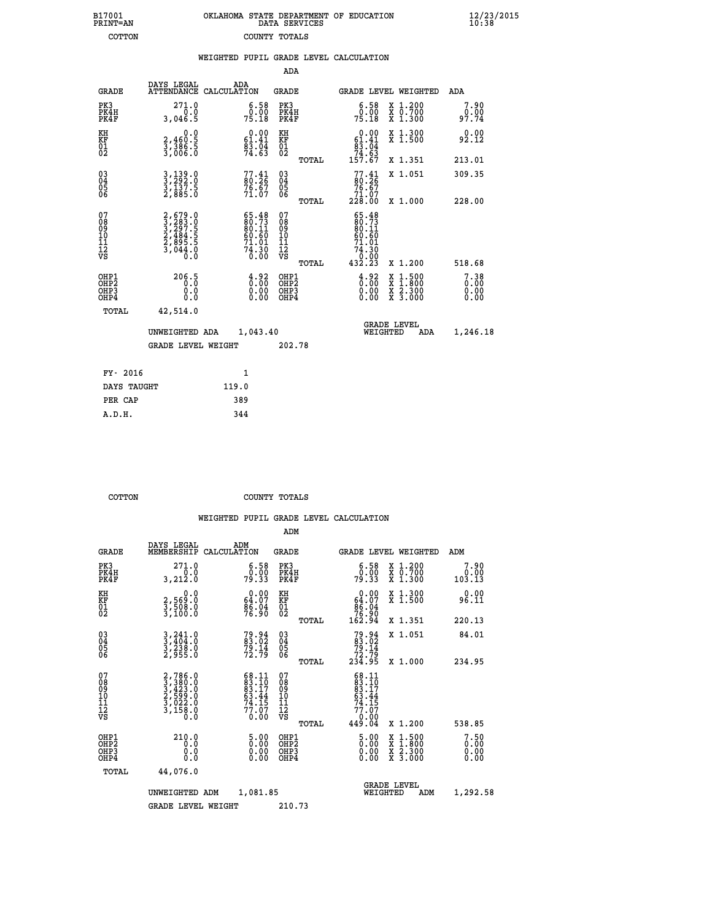B17001 OKLAHOMA STATE DEPARTMENT OF EDUCATION 12/23/2015
PRINT=AN DATA SERVICES 10:38
COTTON COUNTY TOTALS

## WEIGHTED PUPIL GRADE LEVEL CALCULATION

### ADA

| GRADE | DAYS LEGAL ATTENDANCE | ADA CALCULATION | GRADE | | GRADE LEVEL | WEIGHTED | ADA |
|---|---|---|---|---|---|---|---|
| PK3 | 271.0 | 6.58 | PK3 | | 6.58 | X 1.200 | 7.90 |
| PK4H | 0.0 | 0.00 | PK4H | | 0.00 | X 0.700 | 0.00 |
| PK4F | 3,046.5 | 75.18 | PK4F | | 75.18 | X 1.300 | 97.74 |
| KH | 0.0 | 0.00 | KH | | 0.00 | X 1.300 | 0.00 |
| KF | 2,460.5 | 61.41 | KF | | 61.41 | X 1.500 | 92.12 |
| 01 | 3,386.5 | 83.04 | 01 | | 83.04 | | |
| 02 | 3,006.0 | 74.63 | 02 | | 74.63 | | |
| | | | | TOTAL | 157.67 | X 1.351 | 213.01 |
| 03 | 3,139.0 | 77.41 | 03 | | 77.41 | X 1.051 | 309.35 |
| 04 | 3,292.0 | 80.26 | 04 | | 80.26 | | |
| 05 | 3,137.5 | 76.67 | 05 | | 76.67 | | |
| 06 | 2,885.0 | 71.07 | 06 | | 71.07 | | |
| | | | | TOTAL | 228.00 | X 1.000 | 228.00 |
| 07 | 2,679.0 | 65.48 | 07 | | 65.48 | | |
| 08 | 3,283.0 | 80.73 | 08 | | 80.73 | | |
| 09 | 3,297.5 | 80.11 | 09 | | 80.11 | | |
| 10 | 2,484.5 | 60.60 | 10 | | 60.60 | | |
| 11 | 2,895.5 | 71.01 | 11 | | 71.01 | | |
| 12 | 3,044.0 | 74.30 | 12 | | 74.30 | | |
| VS | 0.0 | 0.00 | VS | | 0.00 | | |
| | | | | TOTAL | 432.23 | X 1.200 | 518.68 |
| OHP1 | 206.5 | 4.92 | OHP1 | | 4.92 | X 1.500 | 7.38 |
| OHP2 | 0.0 | 0.00 | OHP2 | | 0.00 | X 1.800 | 0.00 |
| OHP3 | 0.0 | 0.00 | OHP3 | | 0.00 | X 2.300 | 0.00 |
| OHP4 | 0.0 | 0.00 | OHP4 | | 0.00 | X 3.000 | 0.00 |
| TOTAL | 42,514.0 | | | | | | |

UNWEIGHTED ADA 1,043.40 GRADE LEVEL WEIGHTED ADA 1,246.18

GRADE LEVEL WEIGHT 202.78

| FY- 2016 | 1 |
|---|---|
| DAYS TAUGHT | 119.0 |
| PER CAP | 389 |
| A.D.H. | 344 |

COTTON COUNTY TOTALS

## WEIGHTED PUPIL GRADE LEVEL CALCULATION

### ADM

| GRADE | DAYS LEGAL MEMBERSHIP | ADM CALCULATION | GRADE | | GRADE LEVEL | WEIGHTED | ADM |
|---|---|---|---|---|---|---|---|
| PK3 | 271.0 | 6.58 | PK3 | | 6.58 | X 1.200 | 7.90 |
| PK4H | 0.0 | 0.00 | PK4H | | 0.00 | X 0.700 | 0.00 |
| PK4F | 3,212.0 | 79.33 | PK4F | | 79.33 | X 1.300 | 103.13 |
| KH | 0.0 | 0.00 | KH | | 0.00 | X 1.300 | 0.00 |
| KF | 2,569.0 | 64.07 | KF | | 64.07 | X 1.500 | 96.11 |
| 01 | 3,508.0 | 86.04 | 01 | | 86.04 | | |
| 02 | 3,100.0 | 76.90 | 02 | | 76.90 | | |
| | | | | TOTAL | 162.94 | X 1.351 | 220.13 |
| 03 | 3,241.0 | 79.94 | 03 | | 79.94 | X 1.051 | 84.01 |
| 04 | 3,404.0 | 83.02 | 04 | | 83.02 | | |
| 05 | 3,238.0 | 79.14 | 05 | | 79.14 | | |
| 06 | 2,955.0 | 72.79 | 06 | | 72.79 | | |
| | | | | TOTAL | 234.95 | X 1.000 | 234.95 |
| 07 | 2,786.0 | 68.11 | 07 | | 68.11 | | |
| 08 | 3,380.0 | 83.10 | 08 | | 83.10 | | |
| 09 | 3,423.0 | 83.17 | 09 | | 83.17 | | |
| 10 | 2,599.0 | 63.44 | 10 | | 63.44 | | |
| 11 | 3,022.0 | 74.15 | 11 | | 74.15 | | |
| 12 | 3,158.0 | 77.07 | 12 | | 77.07 | | |
| VS | 0.0 | 0.00 | VS | | 0.00 | | |
| | | | | TOTAL | 449.04 | X 1.200 | 538.85 |
| OHP1 | 210.0 | 5.00 | OHP1 | | 5.00 | X 1.500 | 7.50 |
| OHP2 | 0.0 | 0.00 | OHP2 | | 0.00 | X 1.800 | 0.00 |
| OHP3 | 0.0 | 0.00 | OHP3 | | 0.00 | X 2.300 | 0.00 |
| OHP4 | 0.0 | 0.00 | OHP4 | | 0.00 | X 3.000 | 0.00 |
| TOTAL | 44,076.0 | | | | | | |

UNWEIGHTED ADM 1,081.85 GRADE LEVEL WEIGHTED ADM 1,292.58

GRADE LEVEL WEIGHT 210.73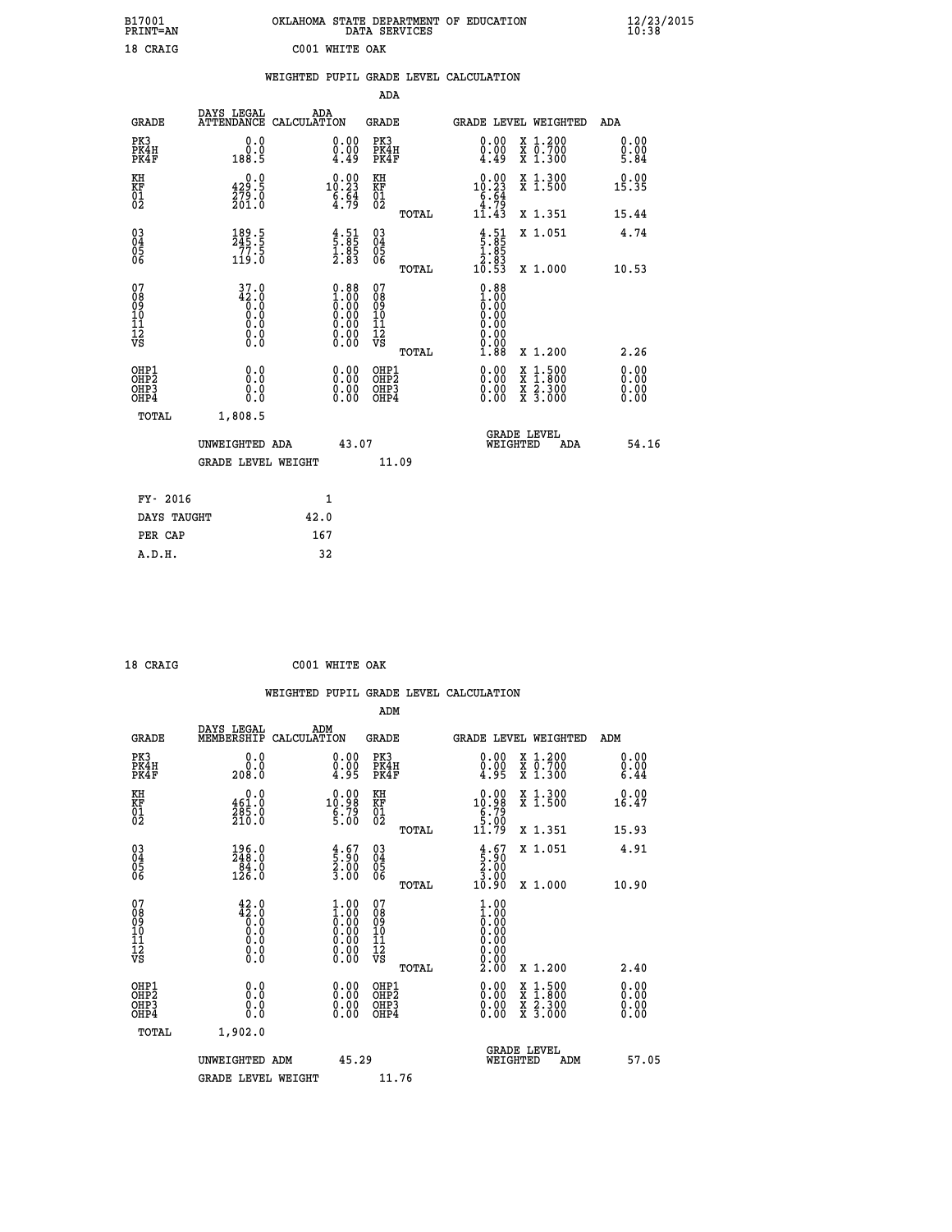B17001 PRINT=AN — OKLAHOMA STATE DEPARTMENT OF EDUCATION DATA SERVICES — 12/23/2015 10:38

18 CRAIG — C001 WHITE OAK

## WEIGHTED PUPIL GRADE LEVEL CALCULATION

### ADA

| GRADE | DAYS LEGAL ATTENDANCE | ADA CALCULATION | GRADE | | GRADE LEVEL | WEIGHTED | ADA |
|---|---|---|---|---|---|---|---|
| PK3 | 0.0 | 0.00 | PK3 | | 0.00 | X 1.200 | 0.00 |
| PK4H | 0.0 | 0.00 | PK4H | | 0.00 | X 0.700 | 0.00 |
| PK4F | 188.5 | 4.49 | PK4F | | 4.49 | X 1.300 | 5.84 |
| KH | 0.0 | 0.00 | KH | | 0.00 | X 1.300 | 0.00 |
| KF | 429.5 | 10.23 | KF | | 10.23 | X 1.500 | 15.35 |
| 01 | 279.0 | 6.64 | 01 | | 6.64 | | |
| 02 | 201.0 | 4.79 | 02 | | 4.79 | | |
| | | | | TOTAL | 11.43 | X 1.351 | 15.44 |
| 03 | 189.5 | 4.51 | 03 | | 4.51 | X 1.051 | 4.74 |
| 04 | 245.5 | 5.85 | 04 | | 5.85 | | |
| 05 | 77.5 | 1.85 | 05 | | 1.85 | | |
| 06 | 119.0 | 2.83 | 06 | | 2.83 | | |
| | | | | TOTAL | 10.53 | X 1.000 | 10.53 |
| 07 | 37.0 | 0.88 | 07 | | 0.88 | | |
| 08 | 42.0 | 1.00 | 08 | | 1.00 | | |
| 09 | 0.0 | 0.00 | 09 | | 0.00 | | |
| 10 | 0.0 | 0.00 | 10 | | 0.00 | | |
| 11 | 0.0 | 0.00 | 11 | | 0.00 | | |
| 12 | 0.0 | 0.00 | 12 | | 0.00 | | |
| VS | 0.0 | 0.00 | VS | | 0.00 | | |
| | | | | TOTAL | 1.88 | X 1.200 | 2.26 |
| OHP1 | 0.0 | 0.00 | OHP1 | | 0.00 | X 1.500 | 0.00 |
| OHP2 | 0.0 | 0.00 | OHP2 | | 0.00 | X 1.800 | 0.00 |
| OHP3 | 0.0 | 0.00 | OHP3 | | 0.00 | X 2.300 | 0.00 |
| OHP4 | 0.0 | 0.00 | OHP4 | | 0.00 | X 3.000 | 0.00 |
| TOTAL | 1,808.5 | | | | | | |

UNWEIGHTED ADA 43.07 — GRADE LEVEL WEIGHTED ADA 54.16

GRADE LEVEL WEIGHT 11.09

| | |
|---|---|
| FY- 2016 | 1 |
| DAYS TAUGHT | 42.0 |
| PER CAP | 167 |
| A.D.H. | 32 |

18 CRAIG — C001 WHITE OAK

## WEIGHTED PUPIL GRADE LEVEL CALCULATION

### ADM

| GRADE | DAYS LEGAL MEMBERSHIP | ADM CALCULATION | GRADE | | GRADE LEVEL | WEIGHTED | ADM |
|---|---|---|---|---|---|---|---|
| PK3 | 0.0 | 0.00 | PK3 | | 0.00 | X 1.200 | 0.00 |
| PK4H | 0.0 | 0.00 | PK4H | | 0.00 | X 0.700 | 0.00 |
| PK4F | 208.0 | 4.95 | PK4F | | 4.95 | X 1.300 | 6.44 |
| KH | 0.0 | 0.00 | KH | | 0.00 | X 1.300 | 0.00 |
| KF | 461.0 | 10.98 | KF | | 10.98 | X 1.500 | 16.47 |
| 01 | 285.0 | 6.79 | 01 | | 6.79 | | |
| 02 | 210.0 | 5.00 | 02 | | 5.00 | | |
| | | | | TOTAL | 11.79 | X 1.351 | 15.93 |
| 03 | 196.0 | 4.67 | 03 | | 4.67 | X 1.051 | 4.91 |
| 04 | 248.0 | 5.90 | 04 | | 5.90 | | |
| 05 | 84.0 | 2.00 | 05 | | 2.00 | | |
| 06 | 126.0 | 3.00 | 06 | | 3.00 | | |
| | | | | TOTAL | 10.90 | X 1.000 | 10.90 |
| 07 | 42.0 | 1.00 | 07 | | 1.00 | | |
| 08 | 42.0 | 1.00 | 08 | | 1.00 | | |
| 09 | 0.0 | 0.00 | 09 | | 0.00 | | |
| 10 | 0.0 | 0.00 | 10 | | 0.00 | | |
| 11 | 0.0 | 0.00 | 11 | | 0.00 | | |
| 12 | 0.0 | 0.00 | 12 | | 0.00 | | |
| VS | 0.0 | 0.00 | VS | | 0.00 | | |
| | | | | TOTAL | 2.00 | X 1.200 | 2.40 |
| OHP1 | 0.0 | 0.00 | OHP1 | | 0.00 | X 1.500 | 0.00 |
| OHP2 | 0.0 | 0.00 | OHP2 | | 0.00 | X 1.800 | 0.00 |
| OHP3 | 0.0 | 0.00 | OHP3 | | 0.00 | X 2.300 | 0.00 |
| OHP4 | 0.0 | 0.00 | OHP4 | | 0.00 | X 3.000 | 0.00 |
| TOTAL | 1,902.0 | | | | | | |

UNWEIGHTED ADM 45.29 — GRADE LEVEL WEIGHTED ADM 57.05

GRADE LEVEL WEIGHT 11.76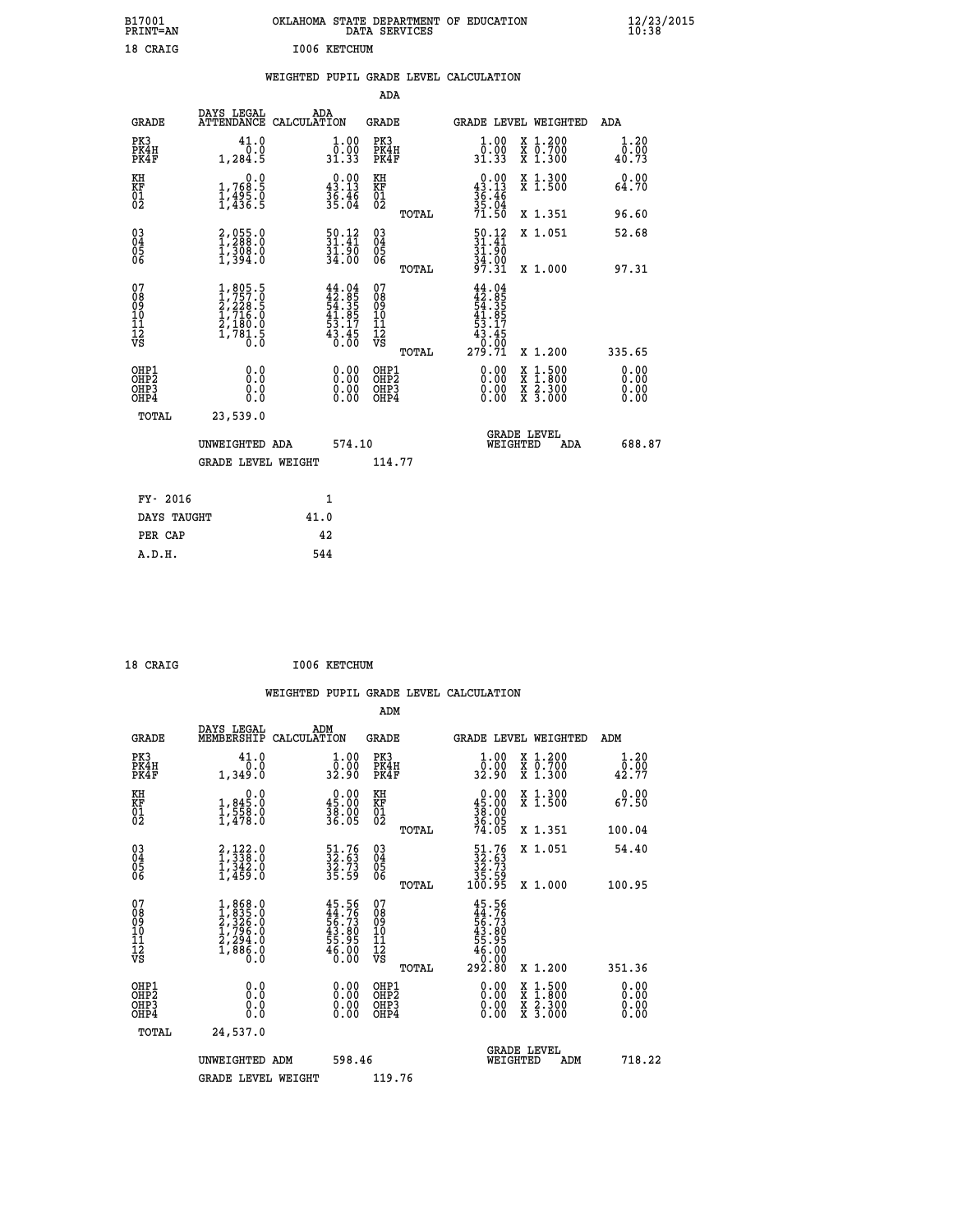B17001 PRINT=AN — OKLAHOMA STATE DEPARTMENT OF EDUCATION DATA SERVICES — 12/23/2015 10:38

18 CRAIG — I006 KETCHUM

## WEIGHTED PUPIL GRADE LEVEL CALCULATION

### ADA

| GRADE | DAYS LEGAL ATTENDANCE | ADA CALCULATION | GRADE | GRADE LEVEL | WEIGHTED | ADA |
|---|---|---|---|---|---|---|
| PK3 | 41.0 | 1.00 | PK3 | 1.00 | X 1.200 | 1.20 |
| PK4H | 0.0 | 0.00 | PK4H | 0.00 | X 0.700 | 0.00 |
| PK4F | 1,284.5 | 31.33 | PK4F | 31.33 | X 1.300 | 40.73 |
| KH | 0.0 | 0.00 | KH | 0.00 | X 1.300 | 0.00 |
| KF | 1,768.5 | 43.13 | KF | 43.13 | X 1.500 | 64.70 |
| 01 | 1,495.0 | 36.46 | 01 | 36.46 | | |
| 02 | 1,436.5 | 35.04 | 02 | 35.04 | | |
| | | | TOTAL | 71.50 | X 1.351 | 96.60 |
| 03 | 2,055.0 | 50.12 | 03 | 50.12 | X 1.051 | 52.68 |
| 04 | 1,288.0 | 31.41 | 04 | 31.41 | | |
| 05 | 1,308.0 | 31.90 | 05 | 31.90 | | |
| 06 | 1,394.0 | 34.00 | 06 | 34.00 | | |
| | | | TOTAL | 97.31 | X 1.000 | 97.31 |
| 07 | 1,805.5 | 44.04 | 07 | 44.04 | | |
| 08 | 1,757.0 | 42.85 | 08 | 42.85 | | |
| 09 | 2,228.5 | 54.35 | 09 | 54.35 | | |
| 10 | 1,716.0 | 41.85 | 10 | 41.85 | | |
| 11 | 2,180.0 | 53.17 | 11 | 53.17 | | |
| 12 | 1,781.5 | 43.45 | 12 | 43.45 | | |
| VS | 0.0 | 0.00 | VS | 0.00 | | |
| | | | TOTAL | 279.71 | X 1.200 | 335.65 |
| OHP1 | 0.0 | 0.00 | OHP1 | 0.00 | X 1.500 | 0.00 |
| OHP2 | 0.0 | 0.00 | OHP2 | 0.00 | X 1.800 | 0.00 |
| OHP3 | 0.0 | 0.00 | OHP3 | 0.00 | X 2.300 | 0.00 |
| OHP4 | 0.0 | 0.00 | OHP4 | 0.00 | X 3.000 | 0.00 |
| TOTAL | 23,539.0 | | | | | |

UNWEIGHTED ADA 574.10 — GRADE LEVEL WEIGHTED ADA 688.87

GRADE LEVEL WEIGHT 114.77

| FY- 2016 | 1 |
|---|---|
| DAYS TAUGHT | 41.0 |
| PER CAP | 42 |
| A.D.H. | 544 |

18 CRAIG — I006 KETCHUM

## WEIGHTED PUPIL GRADE LEVEL CALCULATION

### ADM

| GRADE | DAYS LEGAL MEMBERSHIP | ADM CALCULATION | GRADE | GRADE LEVEL | WEIGHTED | ADM |
|---|---|---|---|---|---|---|
| PK3 | 41.0 | 1.00 | PK3 | 1.00 | X 1.200 | 1.20 |
| PK4H | 0.0 | 0.00 | PK4H | 0.00 | X 0.700 | 0.00 |
| PK4F | 1,349.0 | 32.90 | PK4F | 32.90 | X 1.300 | 42.77 |
| KH | 0.0 | 0.00 | KH | 0.00 | X 1.300 | 0.00 |
| KF | 1,845.0 | 45.00 | KF | 45.00 | X 1.500 | 67.50 |
| 01 | 1,558.0 | 38.00 | 01 | 38.00 | | |
| 02 | 1,478.0 | 36.05 | 02 | 36.05 | | |
| | | | TOTAL | 74.05 | X 1.351 | 100.04 |
| 03 | 2,122.0 | 51.76 | 03 | 51.76 | X 1.051 | 54.40 |
| 04 | 1,338.0 | 32.63 | 04 | 32.63 | | |
| 05 | 1,342.0 | 32.73 | 05 | 32.73 | | |
| 06 | 1,459.0 | 35.59 | 06 | 35.59 | | |
| | | | TOTAL | 100.95 | X 1.000 | 100.95 |
| 07 | 1,868.0 | 45.56 | 07 | 45.56 | | |
| 08 | 1,835.0 | 44.76 | 08 | 44.76 | | |
| 09 | 2,326.0 | 56.73 | 09 | 56.73 | | |
| 10 | 1,796.0 | 43.80 | 10 | 43.80 | | |
| 11 | 2,294.0 | 55.95 | 11 | 55.95 | | |
| 12 | 1,886.0 | 46.00 | 12 | 46.00 | | |
| VS | 0.0 | 0.00 | VS | 0.00 | | |
| | | | TOTAL | 292.80 | X 1.200 | 351.36 |
| OHP1 | 0.0 | 0.00 | OHP1 | 0.00 | X 1.500 | 0.00 |
| OHP2 | 0.0 | 0.00 | OHP2 | 0.00 | X 1.800 | 0.00 |
| OHP3 | 0.0 | 0.00 | OHP3 | 0.00 | X 2.300 | 0.00 |
| OHP4 | 0.0 | 0.00 | OHP4 | 0.00 | X 3.000 | 0.00 |
| TOTAL | 24,537.0 | | | | | |

UNWEIGHTED ADM 598.46 — GRADE LEVEL WEIGHTED ADM 718.22

GRADE LEVEL WEIGHT 119.76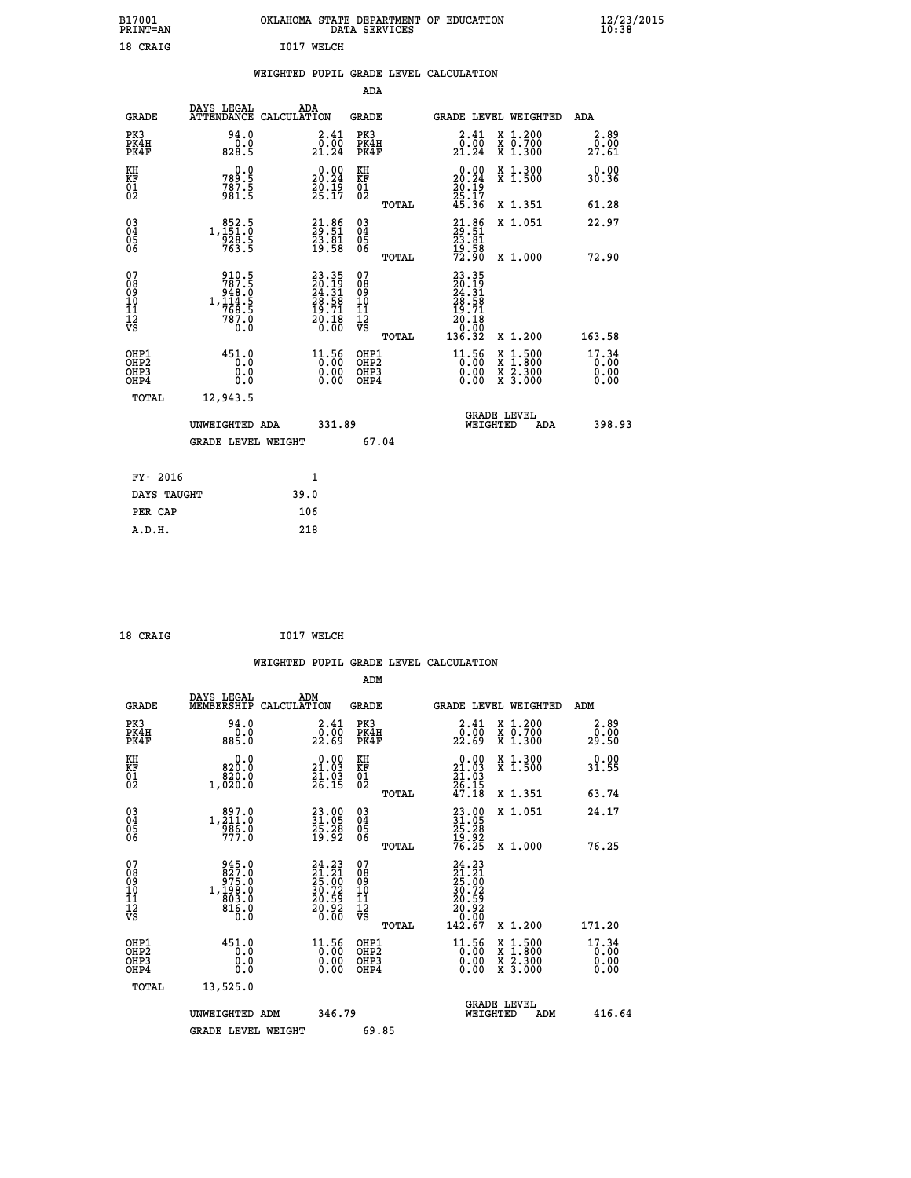B17001 PRINT=AN — OKLAHOMA STATE DEPARTMENT OF EDUCATION DATA SERVICES — 12/23/2015 10:38

18 CRAIG — I017 WELCH

## WEIGHTED PUPIL GRADE LEVEL CALCULATION

### ADA

| GRADE | DAYS LEGAL ATTENDANCE | ADA CALCULATION | GRADE | GRADE LEVEL | WEIGHTED | ADA |
|---|---|---|---|---|---|---|
| PK3 | 94.0 | 2.41 | PK3 | 2.41 | X 1.200 | 2.89 |
| PK4H | 0.0 | 0.00 | PK4H | 0.00 | X 0.700 | 0.00 |
| PK4F | 828.5 | 21.24 | PK4F | 21.24 | X 1.300 | 27.61 |
| KH | 0.0 | 0.00 | KH | 0.00 | X 1.300 | 0.00 |
| KF | 789.5 | 20.24 | KF | 20.24 | X 1.500 | 30.36 |
| 01 | 787.5 | 20.19 | 01 | 20.19 | | |
| 02 | 981.5 | 25.17 | 02 | 25.17 | | |
| | | | TOTAL | 45.36 | X 1.351 | 61.28 |
| 03 | 852.5 | 21.86 | 03 | 21.86 | X 1.051 | 22.97 |
| 04 | 1,151.0 | 29.51 | 04 | 29.51 | | |
| 05 | 928.5 | 23.81 | 05 | 23.81 | | |
| 06 | 763.5 | 19.58 | 06 | 19.58 | | |
| | | | TOTAL | 72.90 | X 1.000 | 72.90 |
| 07 | 910.5 | 23.35 | 07 | 23.35 | | |
| 08 | 787.5 | 20.19 | 08 | 20.19 | | |
| 09 | 948.0 | 24.31 | 09 | 24.31 | | |
| 10 | 1,114.5 | 28.58 | 10 | 28.58 | | |
| 11 | 768.5 | 19.71 | 11 | 19.71 | | |
| 12 | 787.0 | 20.18 | 12 | 20.18 | | |
| VS | 0.0 | 0.00 | VS | 0.00 | | |
| | | | TOTAL | 136.32 | X 1.200 | 163.58 |
| OHP1 | 451.0 | 11.56 | OHP1 | 11.56 | X 1.500 | 17.34 |
| OHP2 | 0.0 | 0.00 | OHP2 | 0.00 | X 1.800 | 0.00 |
| OHP3 | 0.0 | 0.00 | OHP3 | 0.00 | X 2.300 | 0.00 |
| OHP4 | 0.0 | 0.00 | OHP4 | 0.00 | X 3.000 | 0.00 |
| TOTAL | 12,943.5 | | | | | |

UNWEIGHTED ADA 331.89 — GRADE LEVEL WEIGHTED ADA 398.93

GRADE LEVEL WEIGHT 67.04

| | |
|---|---|
| FY- 2016 | 1 |
| DAYS TAUGHT | 39.0 |
| PER CAP | 106 |
| A.D.H. | 218 |

18 CRAIG — I017 WELCH

## WEIGHTED PUPIL GRADE LEVEL CALCULATION

### ADM

| GRADE | DAYS LEGAL MEMBERSHIP | ADM CALCULATION | GRADE | GRADE LEVEL | WEIGHTED | ADM |
|---|---|---|---|---|---|---|
| PK3 | 94.0 | 2.41 | PK3 | 2.41 | X 1.200 | 2.89 |
| PK4H | 0.0 | 0.00 | PK4H | 0.00 | X 0.700 | 0.00 |
| PK4F | 885.0 | 22.69 | PK4F | 22.69 | X 1.300 | 29.50 |
| KH | 0.0 | 0.00 | KH | 0.00 | X 1.300 | 0.00 |
| KF | 820.0 | 21.03 | KF | 21.03 | X 1.500 | 31.55 |
| 01 | 820.0 | 21.03 | 01 | 21.03 | | |
| 02 | 1,020.0 | 26.15 | 02 | 26.15 | | |
| | | | TOTAL | 47.18 | X 1.351 | 63.74 |
| 03 | 897.0 | 23.00 | 03 | 23.00 | X 1.051 | 24.17 |
| 04 | 1,211.0 | 31.05 | 04 | 31.05 | | |
| 05 | 986.0 | 25.28 | 05 | 25.28 | | |
| 06 | 777.0 | 19.92 | 06 | 19.92 | | |
| | | | TOTAL | 76.25 | X 1.000 | 76.25 |
| 07 | 945.0 | 24.23 | 07 | 24.23 | | |
| 08 | 827.0 | 21.21 | 08 | 21.21 | | |
| 09 | 975.0 | 25.00 | 09 | 25.00 | | |
| 10 | 1,198.0 | 30.72 | 10 | 30.72 | | |
| 11 | 803.0 | 20.59 | 11 | 20.59 | | |
| 12 | 816.0 | 20.92 | 12 | 20.92 | | |
| VS | 0.0 | 0.00 | VS | 0.00 | | |
| | | | TOTAL | 142.67 | X 1.200 | 171.20 |
| OHP1 | 451.0 | 11.56 | OHP1 | 11.56 | X 1.500 | 17.34 |
| OHP2 | 0.0 | 0.00 | OHP2 | 0.00 | X 1.800 | 0.00 |
| OHP3 | 0.0 | 0.00 | OHP3 | 0.00 | X 2.300 | 0.00 |
| OHP4 | 0.0 | 0.00 | OHP4 | 0.00 | X 3.000 | 0.00 |
| TOTAL | 13,525.0 | | | | | |

UNWEIGHTED ADM 346.79 — GRADE LEVEL WEIGHTED ADM 416.64

GRADE LEVEL WEIGHT 69.85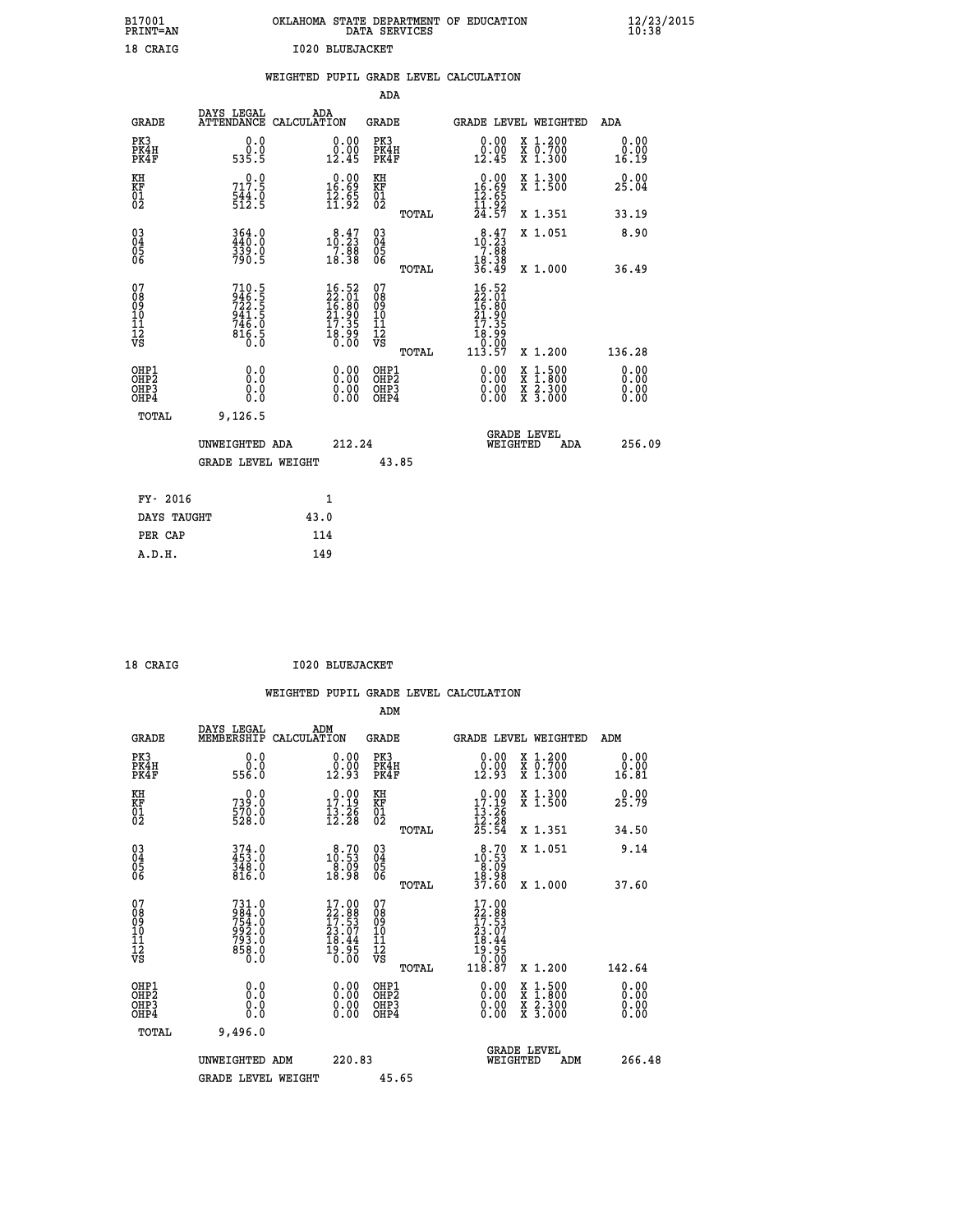B17001 PRINT=AN — OKLAHOMA STATE DEPARTMENT OF EDUCATION DATA SERVICES — 12/23/2015 10:38

18 CRAIG — I020 BLUEJACKET

## WEIGHTED PUPIL GRADE LEVEL CALCULATION

### ADA

| GRADE | DAYS LEGAL ATTENDANCE | ADA CALCULATION | GRADE | GRADE LEVEL | WEIGHTED | ADA |
|---|---|---|---|---|---|---|
| PK3 | 0.0 | 0.00 | PK3 | 0.00 | X 1.200 | 0.00 |
| PK4H | 0.0 | 0.00 | PK4H | 0.00 | X 0.700 | 0.00 |
| PK4F | 535.5 | 12.45 | PK4F | 12.45 | X 1.300 | 16.19 |
| KH | 0.0 | 0.00 | KH | 0.00 | X 1.300 | 0.00 |
| KF | 717.5 | 16.69 | KF | 16.69 | X 1.500 | 25.04 |
| 01 | 544.0 | 12.65 | 01 | 12.65 | | |
| 02 | 512.5 | 11.92 | 02 | 11.92 | | |
| | | | TOTAL | 24.57 | X 1.351 | 33.19 |
| 03 | 364.0 | 8.47 | 03 | 8.47 | X 1.051 | 8.90 |
| 04 | 440.0 | 10.23 | 04 | 10.23 | | |
| 05 | 339.0 | 7.88 | 05 | 7.88 | | |
| 06 | 790.5 | 18.38 | 06 | 18.38 | | |
| | | | TOTAL | 36.49 | X 1.000 | 36.49 |
| 07 | 710.5 | 16.52 | 07 | 16.52 | | |
| 08 | 946.5 | 22.01 | 08 | 22.01 | | |
| 09 | 722.5 | 16.80 | 09 | 16.80 | | |
| 10 | 941.5 | 21.90 | 10 | 21.90 | | |
| 11 | 746.0 | 17.35 | 11 | 17.35 | | |
| 12 | 816.5 | 18.99 | 12 | 18.99 | | |
| VS | 0.0 | 0.00 | VS | 0.00 | | |
| | | | TOTAL | 113.57 | X 1.200 | 136.28 |
| OHP1 | 0.0 | 0.00 | OHP1 | 0.00 | X 1.500 | 0.00 |
| OHP2 | 0.0 | 0.00 | OHP2 | 0.00 | X 1.800 | 0.00 |
| OHP3 | 0.0 | 0.00 | OHP3 | 0.00 | X 2.300 | 0.00 |
| OHP4 | 0.0 | 0.00 | OHP4 | 0.00 | X 3.000 | 0.00 |
| TOTAL | 9,126.5 | | | | | |

UNWEIGHTED ADA 212.24 — GRADE LEVEL WEIGHTED ADA 256.09

GRADE LEVEL WEIGHT 43.85

| FY- 2016 | 1 |
|---|---|
| DAYS TAUGHT | 43.0 |
| PER CAP | 114 |
| A.D.H. | 149 |

18 CRAIG — I020 BLUEJACKET

## WEIGHTED PUPIL GRADE LEVEL CALCULATION

### ADM

| GRADE | DAYS LEGAL MEMBERSHIP | ADM CALCULATION | GRADE | GRADE LEVEL | WEIGHTED | ADM |
|---|---|---|---|---|---|---|
| PK3 | 0.0 | 0.00 | PK3 | 0.00 | X 1.200 | 0.00 |
| PK4H | 0.0 | 0.00 | PK4H | 0.00 | X 0.700 | 0.00 |
| PK4F | 556.0 | 12.93 | PK4F | 12.93 | X 1.300 | 16.81 |
| KH | 0.0 | 0.00 | KH | 0.00 | X 1.300 | 0.00 |
| KF | 739.0 | 17.19 | KF | 17.19 | X 1.500 | 25.79 |
| 01 | 570.0 | 13.26 | 01 | 13.26 | | |
| 02 | 528.0 | 12.28 | 02 | 12.28 | | |
| | | | TOTAL | 25.54 | X 1.351 | 34.50 |
| 03 | 374.0 | 8.70 | 03 | 8.70 | X 1.051 | 9.14 |
| 04 | 453.0 | 10.53 | 04 | 10.53 | | |
| 05 | 348.0 | 8.09 | 05 | 8.09 | | |
| 06 | 816.0 | 18.98 | 06 | 18.98 | | |
| | | | TOTAL | 37.60 | X 1.000 | 37.60 |
| 07 | 731.0 | 17.00 | 07 | 17.00 | | |
| 08 | 984.0 | 22.88 | 08 | 22.88 | | |
| 09 | 754.0 | 17.53 | 09 | 17.53 | | |
| 10 | 992.0 | 23.07 | 10 | 23.07 | | |
| 11 | 793.0 | 18.44 | 11 | 18.44 | | |
| 12 | 858.0 | 19.95 | 12 | 19.95 | | |
| VS | 0.0 | 0.00 | VS | 0.00 | | |
| | | | TOTAL | 118.87 | X 1.200 | 142.64 |
| OHP1 | 0.0 | 0.00 | OHP1 | 0.00 | X 1.500 | 0.00 |
| OHP2 | 0.0 | 0.00 | OHP2 | 0.00 | X 1.800 | 0.00 |
| OHP3 | 0.0 | 0.00 | OHP3 | 0.00 | X 2.300 | 0.00 |
| OHP4 | 0.0 | 0.00 | OHP4 | 0.00 | X 3.000 | 0.00 |
| TOTAL | 9,496.0 | | | | | |

UNWEIGHTED ADM 220.83 — GRADE LEVEL WEIGHTED ADM 266.48

GRADE LEVEL WEIGHT 45.65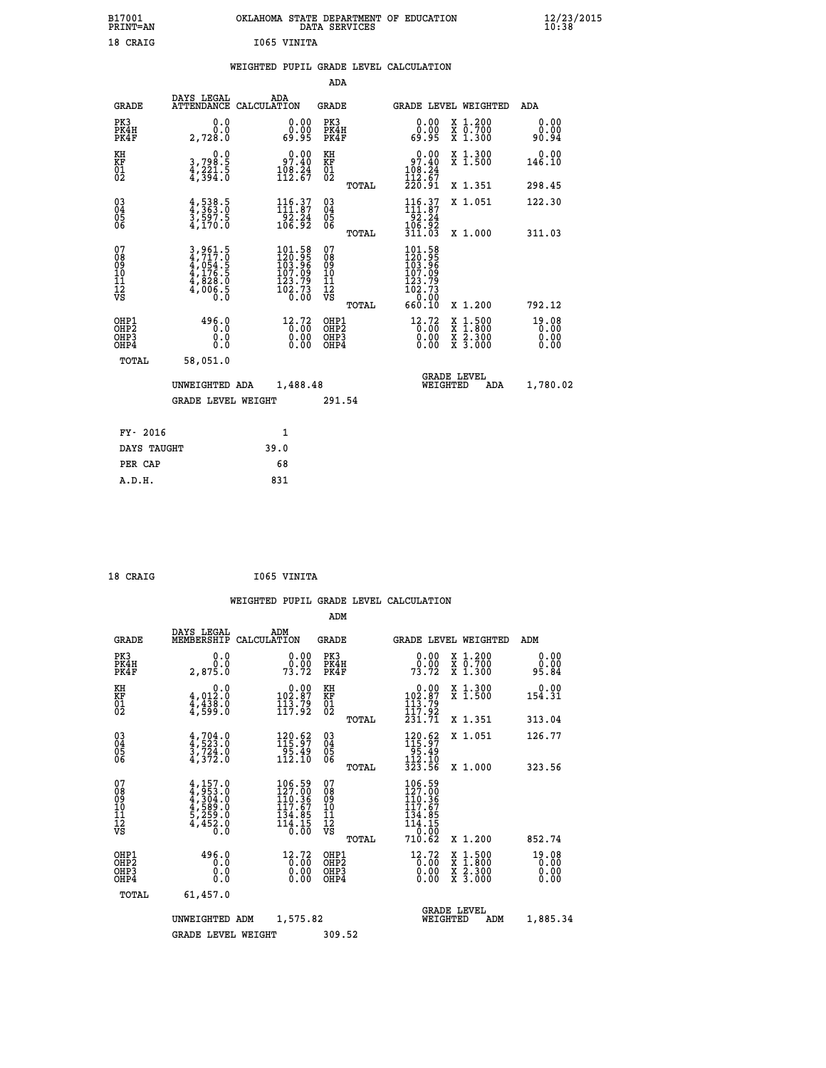B17001 OKLAHOMA STATE DEPARTMENT OF EDUCATION 12/23/2015
PRINT=AN DATA SERVICES 10:38

18 CRAIG I065 VINITA

## WEIGHTED PUPIL GRADE LEVEL CALCULATION

ADA

| GRADE | DAYS LEGAL ATTENDANCE | ADA CALCULATION | GRADE | GRADE LEVEL | WEIGHTED | ADA |
|---|---|---|---|---|---|---|
| PK3 | 0.0 | 0.00 | PK3 | 0.00 | X 1.200 | 0.00 |
| PK4H | 0.0 | 0.00 | PK4H | 0.00 | X 0.700 | 0.00 |
| PK4F | 2,728.0 | 69.95 | PK4F | 69.95 | X 1.300 | 90.94 |
| KH | 0.0 | 0.00 | KH | 0.00 | X 1.300 | 0.00 |
| KF | 3,798.5 | 97.40 | KF | 97.40 | X 1.500 | 146.10 |
| 01 | 4,221.5 | 108.24 | 01 | 108.24 | | |
| 02 | 4,394.0 | 112.67 | 02 | 112.67 | | |
| | | | TOTAL | 220.91 | X 1.351 | 298.45 |
| 03 | 4,538.5 | 116.37 | 03 | 116.37 | X 1.051 | 122.30 |
| 04 | 4,363.0 | 111.87 | 04 | 111.87 | | |
| 05 | 3,597.5 | 92.24 | 05 | 92.24 | | |
| 06 | 4,170.0 | 106.92 | 06 | 106.92 | | |
| | | | TOTAL | 311.03 | X 1.000 | 311.03 |
| 07 | 3,961.5 | 101.58 | 07 | 101.58 | | |
| 08 | 4,717.0 | 120.95 | 08 | 120.95 | | |
| 09 | 4,054.5 | 103.96 | 09 | 103.96 | | |
| 10 | 4,176.5 | 107.09 | 10 | 107.09 | | |
| 11 | 4,828.0 | 123.79 | 11 | 123.79 | | |
| 12 | 4,006.5 | 102.73 | 12 | 102.73 | | |
| VS | 0.0 | 0.00 | VS | 0.00 | | |
| | | | TOTAL | 660.10 | X 1.200 | 792.12 |
| OHP1 | 496.0 | 12.72 | OHP1 | 12.72 | X 1.500 | 19.08 |
| OHP2 | 0.0 | 0.00 | OHP2 | 0.00 | X 1.800 | 0.00 |
| OHP3 | 0.0 | 0.00 | OHP3 | 0.00 | X 2.300 | 0.00 |
| OHP4 | 0.0 | 0.00 | OHP4 | 0.00 | X 3.000 | 0.00 |
| TOTAL | 58,051.0 | | | | | |

UNWEIGHTED ADA 1,488.48 | GRADE LEVEL WEIGHTED ADA 1,780.02

GRADE LEVEL WEIGHT 291.54

| FY- 2016 | 1 |
|---|---|
| DAYS TAUGHT | 39.0 |
| PER CAP | 68 |
| A.D.H. | 831 |

18 CRAIG I065 VINITA

## WEIGHTED PUPIL GRADE LEVEL CALCULATION

ADM

| GRADE | DAYS LEGAL MEMBERSHIP | ADM CALCULATION | GRADE | GRADE LEVEL | WEIGHTED | ADM |
|---|---|---|---|---|---|---|
| PK3 | 0.0 | 0.00 | PK3 | 0.00 | X 1.200 | 0.00 |
| PK4H | 0.0 | 0.00 | PK4H | 0.00 | X 0.700 | 0.00 |
| PK4F | 2,875.0 | 73.72 | PK4F | 73.72 | X 1.300 | 95.84 |
| KH | 0.0 | 0.00 | KH | 0.00 | X 1.300 | 0.00 |
| KF | 4,012.0 | 102.87 | KF | 102.87 | X 1.500 | 154.31 |
| 01 | 4,438.0 | 113.79 | 01 | 113.79 | | |
| 02 | 4,599.0 | 117.92 | 02 | 117.92 | | |
| | | | TOTAL | 231.71 | X 1.351 | 313.04 |
| 03 | 4,704.0 | 120.62 | 03 | 120.62 | X 1.051 | 126.77 |
| 04 | 4,523.0 | 115.97 | 04 | 115.97 | | |
| 05 | 3,724.0 | 95.49 | 05 | 95.49 | | |
| 06 | 4,372.0 | 112.10 | 06 | 112.10 | | |
| | | | TOTAL | 323.56 | X 1.000 | 323.56 |
| 07 | 4,157.0 | 106.59 | 07 | 106.59 | | |
| 08 | 4,953.0 | 127.00 | 08 | 127.00 | | |
| 09 | 4,304.0 | 110.36 | 09 | 110.36 | | |
| 10 | 4,589.0 | 117.67 | 10 | 117.67 | | |
| 11 | 5,259.0 | 134.85 | 11 | 134.85 | | |
| 12 | 4,452.0 | 114.15 | 12 | 114.15 | | |
| VS | 0.0 | 0.00 | VS | 0.00 | | |
| | | | TOTAL | 710.62 | X 1.200 | 852.74 |
| OHP1 | 496.0 | 12.72 | OHP1 | 12.72 | X 1.500 | 19.08 |
| OHP2 | 0.0 | 0.00 | OHP2 | 0.00 | X 1.800 | 0.00 |
| OHP3 | 0.0 | 0.00 | OHP3 | 0.00 | X 2.300 | 0.00 |
| OHP4 | 0.0 | 0.00 | OHP4 | 0.00 | X 3.000 | 0.00 |
| TOTAL | 61,457.0 | | | | | |

UNWEIGHTED ADM 1,575.82 | GRADE LEVEL WEIGHTED ADM 1,885.34

GRADE LEVEL WEIGHT 309.52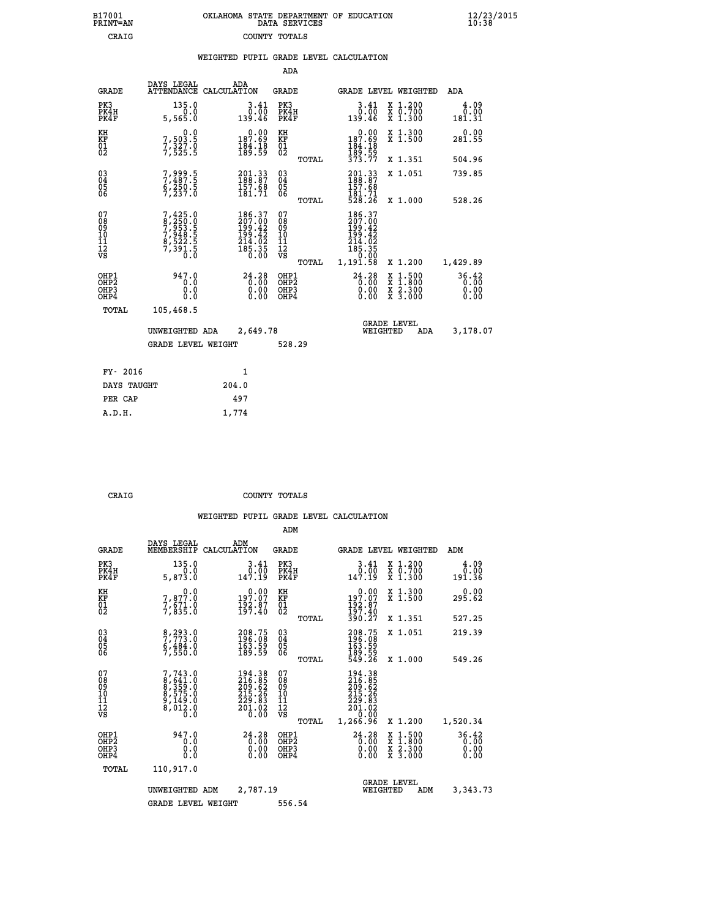B17001 OKLAHOMA STATE DEPARTMENT OF EDUCATION 12/23/2015
PRINT=AN DATA SERVICES 10:38
CRAIG COUNTY TOTALS

WEIGHTED PUPIL GRADE LEVEL CALCULATION

ADA

| GRADE | DAYS LEGAL ATTENDANCE | ADA CALCULATION | GRADE | | GRADE LEVEL | WEIGHTED | ADA |
|---|---|---|---|---|---|---|---|
| PK3 | 135.0 | 3.41 | PK3 | | 3.41 | X 1.200 | 4.09 |
| PK4H | 0.0 | 0.00 | PK4H | | 0.00 | X 0.700 | 0.00 |
| PK4F | 5,565.0 | 139.46 | PK4F | | 139.46 | X 1.300 | 181.31 |
| KH | 0.0 | 0.00 | KH | | 0.00 | X 1.300 | 0.00 |
| KF | 7,503.5 | 187.69 | KF | | 187.69 | X 1.500 | 281.55 |
| 01 | 7,327.0 | 184.18 | 01 | | 184.18 | | |
| 02 | 7,525.5 | 189.59 | 02 | | 189.59 | | |
| | | | | TOTAL | 373.77 | X 1.351 | 504.96 |
| 03 | 7,999.5 | 201.33 | 03 | | 201.33 | X 1.051 | 739.85 |
| 04 | 7,487.5 | 188.87 | 04 | | 188.87 | | |
| 05 | 6,250.5 | 157.68 | 05 | | 157.68 | | |
| 06 | 7,237.0 | 181.71 | 06 | | 181.71 | | |
| | | | | TOTAL | 528.26 | X 1.000 | 528.26 |
| 07 | 7,425.0 | 186.37 | 07 | | 186.37 | | |
| 08 | 8,250.0 | 207.00 | 08 | | 207.00 | | |
| 09 | 7,953.5 | 199.42 | 09 | | 199.42 | | |
| 10 | 7,948.5 | 199.42 | 10 | | 199.42 | | |
| 11 | 8,522.5 | 214.02 | 11 | | 214.02 | | |
| 12 | 7,391.5 | 185.35 | 12 | | 185.35 | | |
| VS | 0.0 | 0.00 | VS | | 0.00 | | |
| | | | | TOTAL | 1,191.58 | X 1.200 | 1,429.89 |
| OHP1 | 947.0 | 24.28 | OHP1 | | 24.28 | X 1.500 | 36.42 |
| OHP2 | 0.0 | 0.00 | OHP2 | | 0.00 | X 1.800 | 0.00 |
| OHP3 | 0.0 | 0.00 | OHP3 | | 0.00 | X 2.300 | 0.00 |
| OHP4 | 0.0 | 0.00 | OHP4 | | 0.00 | X 3.000 | 0.00 |
| TOTAL | 105,468.5 | | | | | | |

UNWEIGHTED ADA 2,649.78 GRADE LEVEL WEIGHTED ADA 3,178.07

GRADE LEVEL WEIGHT 528.29

| FY- 2016 | 1 |
|---|---|
| DAYS TAUGHT | 204.0 |
| PER CAP | 497 |
| A.D.H. | 1,774 |

CRAIG COUNTY TOTALS

WEIGHTED PUPIL GRADE LEVEL CALCULATION

ADM

| GRADE | DAYS LEGAL MEMBERSHIP | ADM CALCULATION | GRADE | | GRADE LEVEL | WEIGHTED | ADM |
|---|---|---|---|---|---|---|---|
| PK3 | 135.0 | 3.41 | PK3 | | 3.41 | X 1.200 | 4.09 |
| PK4H | 0.0 | 0.00 | PK4H | | 0.00 | X 0.700 | 0.00 |
| PK4F | 5,873.0 | 147.19 | PK4F | | 147.19 | X 1.300 | 191.36 |
| KH | 0.0 | 0.00 | KH | | 0.00 | X 1.300 | 0.00 |
| KF | 7,877.0 | 197.07 | KF | | 197.07 | X 1.500 | 295.62 |
| 01 | 7,671.0 | 192.87 | 01 | | 192.87 | | |
| 02 | 7,835.0 | 197.40 | 02 | | 197.40 | | |
| | | | | TOTAL | 390.27 | X 1.351 | 527.25 |
| 03 | 8,293.0 | 208.75 | 03 | | 208.75 | X 1.051 | 219.39 |
| 04 | 7,773.0 | 196.08 | 04 | | 196.08 | | |
| 05 | 6,484.0 | 163.59 | 05 | | 163.59 | | |
| 06 | 7,550.0 | 189.59 | 06 | | 189.59 | | |
| | | | | TOTAL | 549.26 | X 1.000 | 549.26 |
| 07 | 7,743.0 | 194.38 | 07 | | 194.38 | | |
| 08 | 8,641.0 | 216.85 | 08 | | 216.85 | | |
| 09 | 8,359.0 | 209.62 | 09 | | 209.62 | | |
| 10 | 8,575.0 | 215.26 | 10 | | 215.26 | | |
| 11 | 9,149.0 | 229.83 | 11 | | 229.83 | | |
| 12 | 8,012.0 | 201.02 | 12 | | 201.02 | | |
| VS | 0.0 | 0.00 | VS | | 0.00 | | |
| | | | | TOTAL | 1,266.96 | X 1.200 | 1,520.34 |
| OHP1 | 947.0 | 24.28 | OHP1 | | 24.28 | X 1.500 | 36.42 |
| OHP2 | 0.0 | 0.00 | OHP2 | | 0.00 | X 1.800 | 0.00 |
| OHP3 | 0.0 | 0.00 | OHP3 | | 0.00 | X 2.300 | 0.00 |
| OHP4 | 0.0 | 0.00 | OHP4 | | 0.00 | X 3.000 | 0.00 |
| TOTAL | 110,917.0 | | | | | | |

UNWEIGHTED ADM 2,787.19 GRADE LEVEL WEIGHTED ADM 3,343.73

GRADE LEVEL WEIGHT 556.54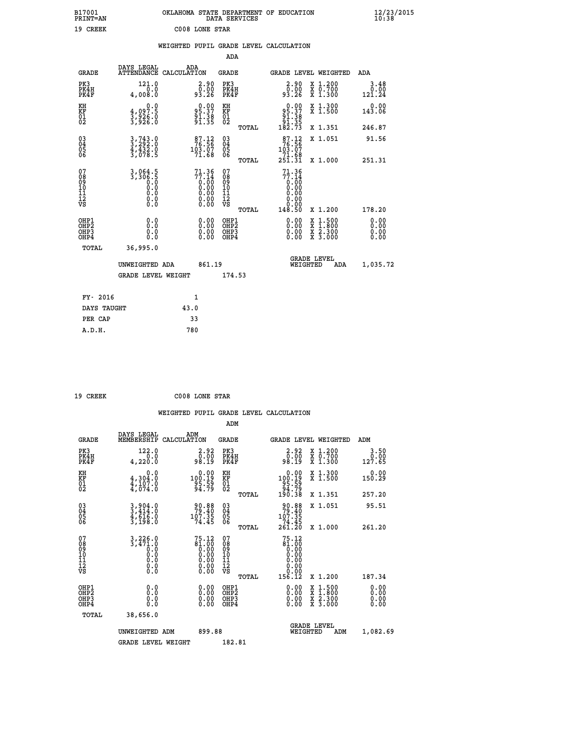B17001 OKLAHOMA STATE DEPARTMENT OF EDUCATION 12/23/2015
PRINT=AN DATA SERVICES 10:38

19 CREEK C008 LONE STAR

WEIGHTED PUPIL GRADE LEVEL CALCULATION

ADA

| GRADE | DAYS LEGAL ATTENDANCE | ADA CALCULATION | GRADE | | GRADE LEVEL | WEIGHTED | ADA |
|---|---|---|---|---|---|---|---|
| PK3 | 121.0 | 2.90 | PK3 | | 2.90 | X 1.200 | 3.48 |
| PK4H | 0.0 | 0.00 | PK4H | | 0.00 | X 0.700 | 0.00 |
| PK4F | 4,008.0 | 93.26 | PK4F | | 93.26 | X 1.300 | 121.24 |
| KH | 0.0 | 0.00 | KH | | 0.00 | X 1.300 | 0.00 |
| KF | 4,097.5 | 95.37 | KF | | 95.37 | X 1.500 | 143.06 |
| 01 | 3,926.0 | 91.38 | 01 | | 91.38 | | |
| 02 | 3,926.0 | 91.35 | 02 | | 91.35 | | |
| | | | | TOTAL | 182.73 | X 1.351 | 246.87 |
| 03 | 3,743.0 | 87.12 | 03 | | 87.12 | X 1.051 | 91.56 |
| 04 | 3,292.0 | 76.56 | 04 | | 76.56 | | |
| 05 | 4,432.0 | 103.07 | 05 | | 103.07 | | |
| 06 | 3,078.5 | 71.68 | 06 | | 71.68 | | |
| | | | | TOTAL | 251.31 | X 1.000 | 251.31 |
| 07 | 3,064.5 | 71.36 | 07 | | 71.36 | | |
| 08 | 3,306.5 | 77.14 | 08 | | 77.14 | | |
| 09 | 0.0 | 0.00 | 09 | | 0.00 | | |
| 10 | 0.0 | 0.00 | 10 | | 0.00 | | |
| 11 | 0.0 | 0.00 | 11 | | 0.00 | | |
| 12 | 0.0 | 0.00 | 12 | | 0.00 | | |
| VS | 0.0 | 0.00 | VS | | 0.00 | | |
| | | | | TOTAL | 148.50 | X 1.200 | 178.20 |
| OHP1 | 0.0 | 0.00 | OHP1 | | 0.00 | X 1.500 | 0.00 |
| OHP2 | 0.0 | 0.00 | OHP2 | | 0.00 | X 1.800 | 0.00 |
| OHP3 | 0.0 | 0.00 | OHP3 | | 0.00 | X 2.300 | 0.00 |
| OHP4 | 0.0 | 0.00 | OHP4 | | 0.00 | X 3.000 | 0.00 |
| TOTAL | 36,995.0 | | | | | | |

UNWEIGHTED ADA 861.19 — GRADE LEVEL WEIGHTED ADA 1,035.72

GRADE LEVEL WEIGHT 174.53

| FY- 2016 | 1 |
|---|---|
| DAYS TAUGHT | 43.0 |
| PER CAP | 33 |
| A.D.H. | 780 |

19 CREEK C008 LONE STAR

WEIGHTED PUPIL GRADE LEVEL CALCULATION

ADM

| GRADE | DAYS LEGAL MEMBERSHIP | ADM CALCULATION | GRADE | | GRADE LEVEL | WEIGHTED | ADM |
|---|---|---|---|---|---|---|---|
| PK3 | 122.0 | 2.92 | PK3 | | 2.92 | X 1.200 | 3.50 |
| PK4H | 0.0 | 0.00 | PK4H | | 0.00 | X 0.700 | 0.00 |
| PK4F | 4,220.0 | 98.19 | PK4F | | 98.19 | X 1.300 | 127.65 |
| KH | 0.0 | 0.00 | KH | | 0.00 | X 1.300 | 0.00 |
| KF | 4,304.0 | 100.19 | KF | | 100.19 | X 1.500 | 150.29 |
| 01 | 4,107.0 | 95.59 | 01 | | 95.59 | | |
| 02 | 4,074.0 | 94.79 | 02 | | 94.79 | | |
| | | | | TOTAL | 190.38 | X 1.351 | 257.20 |
| 03 | 3,904.0 | 90.88 | 03 | | 90.88 | X 1.051 | 95.51 |
| 04 | 3,414.0 | 79.40 | 04 | | 79.40 | | |
| 05 | 4,616.0 | 107.35 | 05 | | 107.35 | | |
| 06 | 3,198.0 | 74.45 | 06 | | 74.45 | | |
| | | | | TOTAL | 261.20 | X 1.000 | 261.20 |
| 07 | 3,226.0 | 75.12 | 07 | | 75.12 | | |
| 08 | 3,471.0 | 81.00 | 08 | | 81.00 | | |
| 09 | 0.0 | 0.00 | 09 | | 0.00 | | |
| 10 | 0.0 | 0.00 | 10 | | 0.00 | | |
| 11 | 0.0 | 0.00 | 11 | | 0.00 | | |
| 12 | 0.0 | 0.00 | 12 | | 0.00 | | |
| VS | 0.0 | 0.00 | VS | | 0.00 | | |
| | | | | TOTAL | 156.12 | X 1.200 | 187.34 |
| OHP1 | 0.0 | 0.00 | OHP1 | | 0.00 | X 1.500 | 0.00 |
| OHP2 | 0.0 | 0.00 | OHP2 | | 0.00 | X 1.800 | 0.00 |
| OHP3 | 0.0 | 0.00 | OHP3 | | 0.00 | X 2.300 | 0.00 |
| OHP4 | 0.0 | 0.00 | OHP4 | | 0.00 | X 3.000 | 0.00 |
| TOTAL | 38,656.0 | | | | | | |

UNWEIGHTED ADM 899.88 — GRADE LEVEL WEIGHTED ADM 1,082.69

GRADE LEVEL WEIGHT 182.81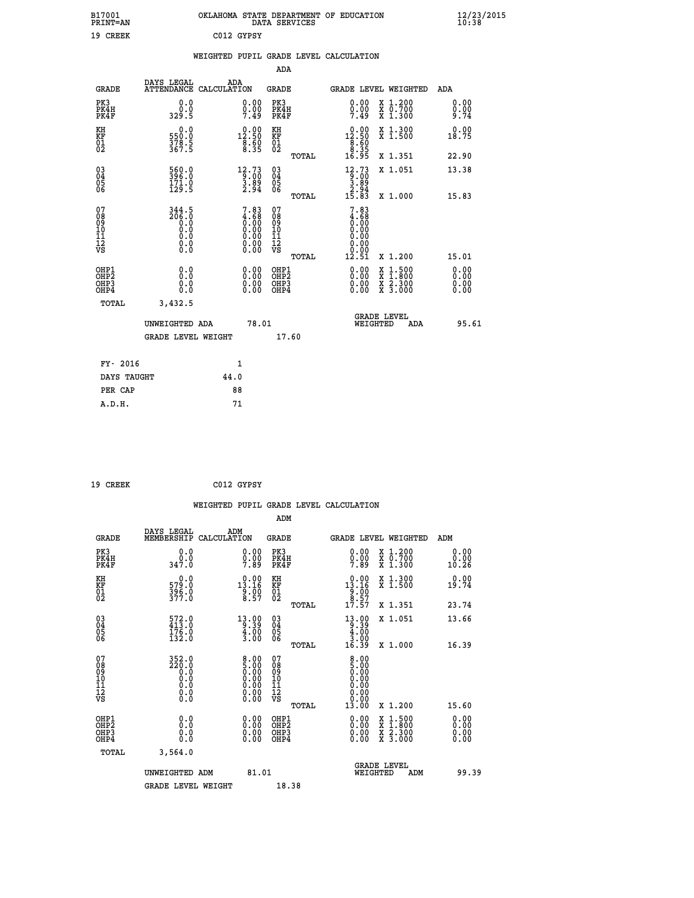B17001 PRINT=AN — OKLAHOMA STATE DEPARTMENT OF EDUCATION DATA SERVICES — 12/23/2015 10:38

19 CREEK — C012 GYPSY

## WEIGHTED PUPIL GRADE LEVEL CALCULATION

### ADA

| GRADE | DAYS LEGAL ATTENDANCE | ADA CALCULATION | GRADE | GRADE LEVEL | WEIGHTED | ADA |
|---|---|---|---|---|---|---|
| PK3 | 0.0 | 0.00 | PK3 | 0.00 | X 1.200 | 0.00 |
| PK4H | 0.0 | 0.00 | PK4H | 0.00 | X 0.700 | 0.00 |
| PK4F | 329.5 | 7.49 | PK4F | 7.49 | X 1.300 | 9.74 |
| KH | 0.0 | 0.00 | KH | 0.00 | X 1.300 | 0.00 |
| KF | 550.0 | 12.50 | KF | 12.50 | X 1.500 | 18.75 |
| 01 | 378.5 | 8.60 | 01 | 8.60 | | |
| 02 | 367.5 | 8.35 | 02 | 8.35 | | |
| | | | TOTAL | 16.95 | X 1.351 | 22.90 |
| 03 | 560.0 | 12.73 | 03 | 12.73 | X 1.051 | 13.38 |
| 04 | 396.0 | 9.00 | 04 | 9.00 | | |
| 05 | 171.0 | 3.89 | 05 | 3.89 | | |
| 06 | 129.5 | 2.94 | 06 | 2.94 | | |
| | | | TOTAL | 15.83 | X 1.000 | 15.83 |
| 07 | 344.5 | 7.83 | 07 | 7.83 | | |
| 08 | 206.0 | 4.68 | 08 | 4.68 | | |
| 09 | 0.0 | 0.00 | 09 | 0.00 | | |
| 10 | 0.0 | 0.00 | 10 | 0.00 | | |
| 11 | 0.0 | 0.00 | 11 | 0.00 | | |
| 12 | 0.0 | 0.00 | 12 | 0.00 | | |
| VS | 0.0 | 0.00 | VS | 0.00 | | |
| | | | TOTAL | 12.51 | X 1.200 | 15.01 |
| OHP1 | 0.0 | 0.00 | OHP1 | 0.00 | X 1.500 | 0.00 |
| OHP2 | 0.0 | 0.00 | OHP2 | 0.00 | X 1.800 | 0.00 |
| OHP3 | 0.0 | 0.00 | OHP3 | 0.00 | X 2.300 | 0.00 |
| OHP4 | 0.0 | 0.00 | OHP4 | 0.00 | X 3.000 | 0.00 |
| TOTAL | 3,432.5 | | | | | |

UNWEIGHTED ADA 78.01 — GRADE LEVEL WEIGHTED ADA 95.61

GRADE LEVEL WEIGHT 17.60

| | |
|---|---|
| FY- 2016 | 1 |
| DAYS TAUGHT | 44.0 |
| PER CAP | 88 |
| A.D.H. | 71 |

19 CREEK — C012 GYPSY

## WEIGHTED PUPIL GRADE LEVEL CALCULATION

### ADM

| GRADE | DAYS LEGAL MEMBERSHIP | ADM CALCULATION | GRADE | GRADE LEVEL | WEIGHTED | ADM |
|---|---|---|---|---|---|---|
| PK3 | 0.0 | 0.00 | PK3 | 0.00 | X 1.200 | 0.00 |
| PK4H | 0.0 | 0.00 | PK4H | 0.00 | X 0.700 | 0.00 |
| PK4F | 347.0 | 7.89 | PK4F | 7.89 | X 1.300 | 10.26 |
| KH | 0.0 | 0.00 | KH | 0.00 | X 1.300 | 0.00 |
| KF | 579.0 | 13.16 | KF | 13.16 | X 1.500 | 19.74 |
| 01 | 396.0 | 9.00 | 01 | 9.00 | | |
| 02 | 377.0 | 8.57 | 02 | 8.57 | | |
| | | | TOTAL | 17.57 | X 1.351 | 23.74 |
| 03 | 572.0 | 13.00 | 03 | 13.00 | X 1.051 | 13.66 |
| 04 | 413.0 | 9.39 | 04 | 9.39 | | |
| 05 | 176.0 | 4.00 | 05 | 4.00 | | |
| 06 | 132.0 | 3.00 | 06 | 3.00 | | |
| | | | TOTAL | 16.39 | X 1.000 | 16.39 |
| 07 | 352.0 | 8.00 | 07 | 8.00 | | |
| 08 | 220.0 | 5.00 | 08 | 5.00 | | |
| 09 | 0.0 | 0.00 | 09 | 0.00 | | |
| 10 | 0.0 | 0.00 | 10 | 0.00 | | |
| 11 | 0.0 | 0.00 | 11 | 0.00 | | |
| 12 | 0.0 | 0.00 | 12 | 0.00 | | |
| VS | 0.0 | 0.00 | VS | 0.00 | | |
| | | | TOTAL | 13.00 | X 1.200 | 15.60 |
| OHP1 | 0.0 | 0.00 | OHP1 | 0.00 | X 1.500 | 0.00 |
| OHP2 | 0.0 | 0.00 | OHP2 | 0.00 | X 1.800 | 0.00 |
| OHP3 | 0.0 | 0.00 | OHP3 | 0.00 | X 2.300 | 0.00 |
| OHP4 | 0.0 | 0.00 | OHP4 | 0.00 | X 3.000 | 0.00 |
| TOTAL | 3,564.0 | | | | | |

UNWEIGHTED ADM 81.01 — GRADE LEVEL WEIGHTED ADM 99.39

GRADE LEVEL WEIGHT 18.38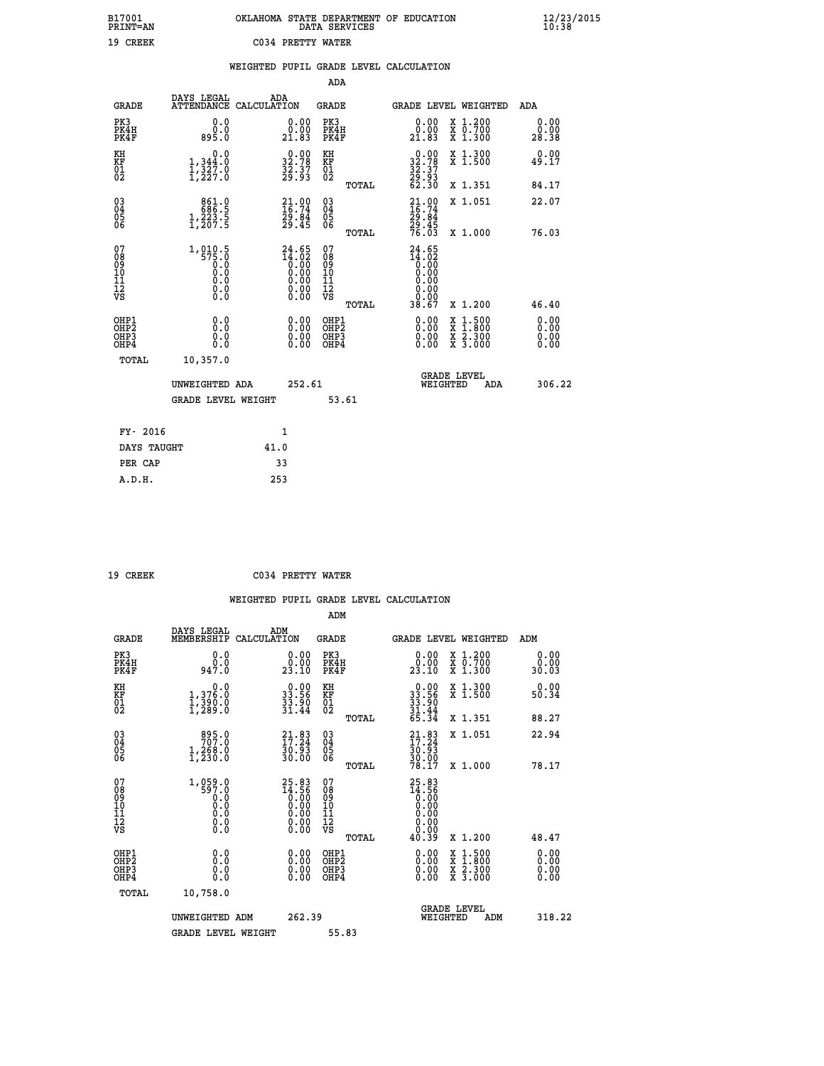B17001 OKLAHOMA STATE DEPARTMENT OF EDUCATION 12/23/2015
PRINT=AN DATA SERVICES 10:38

19 CREEK C034 PRETTY WATER

## WEIGHTED PUPIL GRADE LEVEL CALCULATION

### ADA

| GRADE | DAYS LEGAL ATTENDANCE | ADA CALCULATION | GRADE | GRADE LEVEL | WEIGHTED | ADA |
|---|---|---|---|---|---|---|
| PK3 | 0.0 | 0.00 | PK3 | 0.00 | X 1.200 | 0.00 |
| PK4H | 0.0 | 0.00 | PK4H | 0.00 | X 0.700 | 0.00 |
| PK4F | 895.0 | 21.83 | PK4F | 21.83 | X 1.300 | 28.38 |
| KH | 0.0 | 0.00 | KH | 0.00 | X 1.300 | 0.00 |
| KF | 1,344.0 | 32.78 | KF | 32.78 | X 1.500 | 49.17 |
| 01 | 1,327.0 | 32.37 | 01 | 32.37 | | |
| 02 | 1,227.0 | 29.93 | 02 | 29.93 | | |
| | | | TOTAL | 62.30 | X 1.351 | 84.17 |
| 03 | 861.0 | 21.00 | 03 | 21.00 | X 1.051 | 22.07 |
| 04 | 686.5 | 16.74 | 04 | 16.74 | | |
| 05 | 1,223.5 | 29.84 | 05 | 29.84 | | |
| 06 | 1,207.5 | 29.45 | 06 | 29.45 | | |
| | | | TOTAL | 76.03 | X 1.000 | 76.03 |
| 07 | 1,010.5 | 24.65 | 07 | 24.65 | | |
| 08 | 575.0 | 14.02 | 08 | 14.02 | | |
| 09 | 0.0 | 0.00 | 09 | 0.00 | | |
| 10 | 0.0 | 0.00 | 10 | 0.00 | | |
| 11 | 0.0 | 0.00 | 11 | 0.00 | | |
| 12 | 0.0 | 0.00 | 12 | 0.00 | | |
| VS | 0.0 | 0.00 | VS | 0.00 | | |
| | | | TOTAL | 38.67 | X 1.200 | 46.40 |
| OHP1 | 0.0 | 0.00 | OHP1 | 0.00 | X 1.500 | 0.00 |
| OHP2 | 0.0 | 0.00 | OHP2 | 0.00 | X 1.800 | 0.00 |
| OHP3 | 0.0 | 0.00 | OHP3 | 0.00 | X 2.300 | 0.00 |
| OHP4 | 0.0 | 0.00 | OHP4 | 0.00 | X 3.000 | 0.00 |
| TOTAL | 10,357.0 | | | | | |

UNWEIGHTED ADA 252.61 — GRADE LEVEL WEIGHTED ADA 306.22

GRADE LEVEL WEIGHT 53.61

| FY- 2016 | 1 |
|---|---|
| DAYS TAUGHT | 41.0 |
| PER CAP | 33 |
| A.D.H. | 253 |

19 CREEK C034 PRETTY WATER

## WEIGHTED PUPIL GRADE LEVEL CALCULATION

### ADM

| GRADE | DAYS LEGAL MEMBERSHIP | ADM CALCULATION | GRADE | GRADE LEVEL | WEIGHTED | ADM |
|---|---|---|---|---|---|---|
| PK3 | 0.0 | 0.00 | PK3 | 0.00 | X 1.200 | 0.00 |
| PK4H | 0.0 | 0.00 | PK4H | 0.00 | X 0.700 | 0.00 |
| PK4F | 947.0 | 23.10 | PK4F | 23.10 | X 1.300 | 30.03 |
| KH | 0.0 | 0.00 | KH | 0.00 | X 1.300 | 0.00 |
| KF | 1,376.0 | 33.56 | KF | 33.56 | X 1.500 | 50.34 |
| 01 | 1,390.0 | 33.90 | 01 | 33.90 | | |
| 02 | 1,289.0 | 31.44 | 02 | 31.44 | | |
| | | | TOTAL | 65.34 | X 1.351 | 88.27 |
| 03 | 895.0 | 21.83 | 03 | 21.83 | X 1.051 | 22.94 |
| 04 | 707.0 | 17.24 | 04 | 17.24 | | |
| 05 | 1,268.0 | 30.93 | 05 | 30.93 | | |
| 06 | 1,230.0 | 30.00 | 06 | 30.00 | | |
| | | | TOTAL | 78.17 | X 1.000 | 78.17 |
| 07 | 1,059.0 | 25.83 | 07 | 25.83 | | |
| 08 | 597.0 | 14.56 | 08 | 14.56 | | |
| 09 | 0.0 | 0.00 | 09 | 0.00 | | |
| 10 | 0.0 | 0.00 | 10 | 0.00 | | |
| 11 | 0.0 | 0.00 | 11 | 0.00 | | |
| 12 | 0.0 | 0.00 | 12 | 0.00 | | |
| VS | 0.0 | 0.00 | VS | 0.00 | | |
| | | | TOTAL | 40.39 | X 1.200 | 48.47 |
| OHP1 | 0.0 | 0.00 | OHP1 | 0.00 | X 1.500 | 0.00 |
| OHP2 | 0.0 | 0.00 | OHP2 | 0.00 | X 1.800 | 0.00 |
| OHP3 | 0.0 | 0.00 | OHP3 | 0.00 | X 2.300 | 0.00 |
| OHP4 | 0.0 | 0.00 | OHP4 | 0.00 | X 3.000 | 0.00 |
| TOTAL | 10,758.0 | | | | | |

UNWEIGHTED ADM 262.39 — GRADE LEVEL WEIGHTED ADM 318.22

GRADE LEVEL WEIGHT 55.83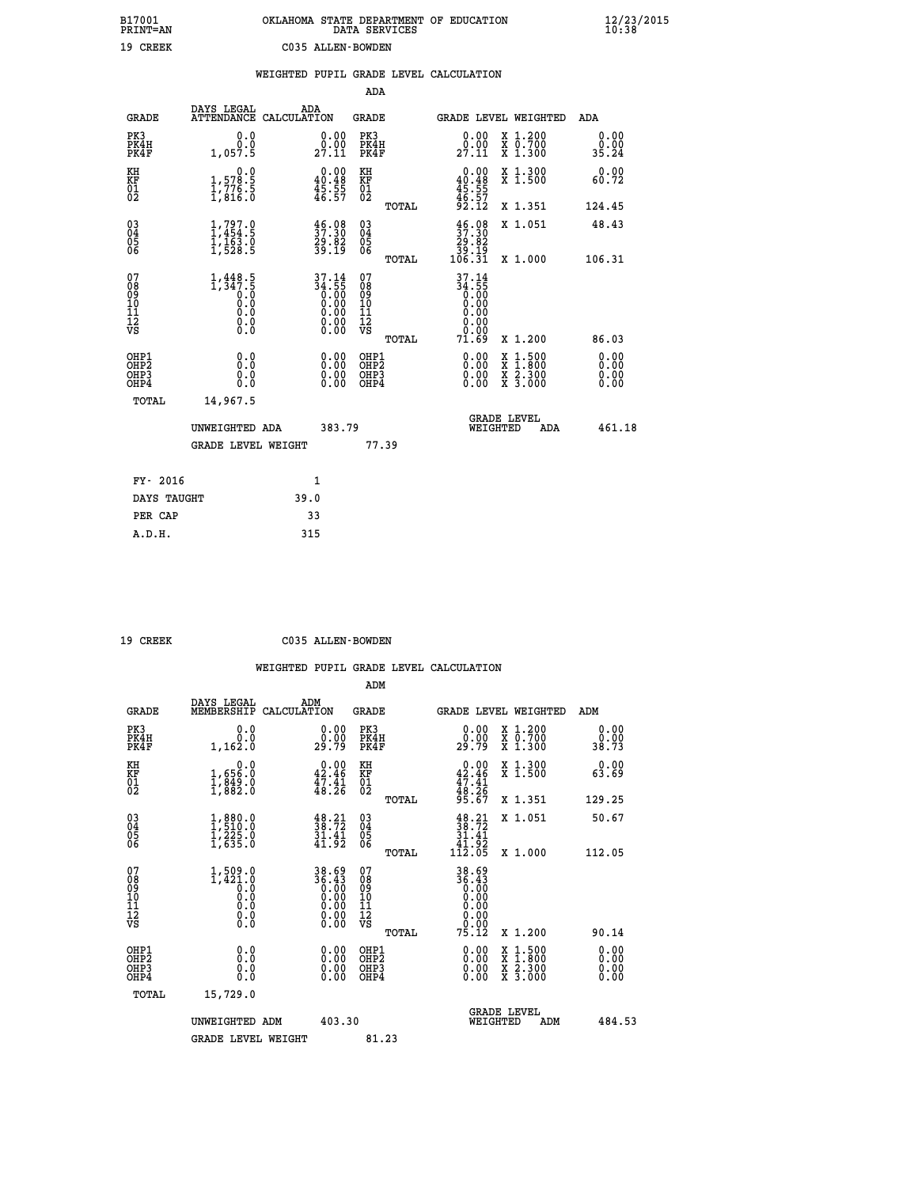B17001 OKLAHOMA STATE DEPARTMENT OF EDUCATION 12/23/2015
PRINT=AN DATA SERVICES 10:38

19 CREEK C035 ALLEN-BOWDEN

## WEIGHTED PUPIL GRADE LEVEL CALCULATION

### ADA

| GRADE | DAYS LEGAL ATTENDANCE | ADA CALCULATION | GRADE | | GRADE LEVEL | WEIGHTED | ADA |
|---|---|---|---|---|---|---|---|
| PK3 | 0.0 | 0.00 | PK3 | | 0.00 | X 1.200 | 0.00 |
| PK4H | 0.0 | 0.00 | PK4H | | 0.00 | X 0.700 | 0.00 |
| PK4F | 1,057.5 | 27.11 | PK4F | | 27.11 | X 1.300 | 35.24 |
| KH | 0.0 | 0.00 | KH | | 0.00 | X 1.300 | 0.00 |
| KF | 1,578.5 | 40.48 | KF | | 40.48 | X 1.500 | 60.72 |
| 01 | 1,776.5 | 45.55 | 01 | | 45.55 | | |
| 02 | 1,816.0 | 46.57 | 02 | | 46.57 | | |
| | | | | TOTAL | 92.12 | X 1.351 | 124.45 |
| 03 | 1,797.0 | 46.08 | 03 | | 46.08 | X 1.051 | 48.43 |
| 04 | 1,454.5 | 37.30 | 04 | | 37.30 | | |
| 05 | 1,163.0 | 29.82 | 05 | | 29.82 | | |
| 06 | 1,528.5 | 39.19 | 06 | | 39.19 | | |
| | | | | TOTAL | 106.31 | X 1.000 | 106.31 |
| 07 | 1,448.5 | 37.14 | 07 | | 37.14 | | |
| 08 | 1,347.5 | 34.55 | 08 | | 34.55 | | |
| 09 | 0.0 | 0.00 | 09 | | 0.00 | | |
| 10 | 0.0 | 0.00 | 10 | | 0.00 | | |
| 11 | 0.0 | 0.00 | 11 | | 0.00 | | |
| 12 | 0.0 | 0.00 | 12 | | 0.00 | | |
| VS | 0.0 | 0.00 | VS | | 0.00 | | |
| | | | | TOTAL | 71.69 | X 1.200 | 86.03 |
| OHP1 | 0.0 | 0.00 | OHP1 | | 0.00 | X 1.500 | 0.00 |
| OHP2 | 0.0 | 0.00 | OHP2 | | 0.00 | X 1.800 | 0.00 |
| OHP3 | 0.0 | 0.00 | OHP3 | | 0.00 | X 2.300 | 0.00 |
| OHP4 | 0.0 | 0.00 | OHP4 | | 0.00 | X 3.000 | 0.00 |
| TOTAL | 14,967.5 | | | | | | |

UNWEIGHTED ADA 383.79 — GRADE LEVEL WEIGHTED ADA 461.18

GRADE LEVEL WEIGHT 77.39

| FY- 2016 | 1 |
|---|---|
| DAYS TAUGHT | 39.0 |
| PER CAP | 33 |
| A.D.H. | 315 |

19 CREEK C035 ALLEN-BOWDEN

## WEIGHTED PUPIL GRADE LEVEL CALCULATION

### ADM

| GRADE | DAYS LEGAL MEMBERSHIP | ADM CALCULATION | GRADE | | GRADE LEVEL | WEIGHTED | ADM |
|---|---|---|---|---|---|---|---|
| PK3 | 0.0 | 0.00 | PK3 | | 0.00 | X 1.200 | 0.00 |
| PK4H | 0.0 | 0.00 | PK4H | | 0.00 | X 0.700 | 0.00 |
| PK4F | 1,162.0 | 29.79 | PK4F | | 29.79 | X 1.300 | 38.73 |
| KH | 0.0 | 0.00 | KH | | 0.00 | X 1.300 | 0.00 |
| KF | 1,656.0 | 42.46 | KF | | 42.46 | X 1.500 | 63.69 |
| 01 | 1,849.0 | 47.41 | 01 | | 47.41 | | |
| 02 | 1,882.0 | 48.26 | 02 | | 48.26 | | |
| | | | | TOTAL | 95.67 | X 1.351 | 129.25 |
| 03 | 1,880.0 | 48.21 | 03 | | 48.21 | X 1.051 | 50.67 |
| 04 | 1,510.0 | 38.72 | 04 | | 38.72 | | |
| 05 | 1,225.0 | 31.41 | 05 | | 31.41 | | |
| 06 | 1,635.0 | 41.92 | 06 | | 41.92 | | |
| | | | | TOTAL | 112.05 | X 1.000 | 112.05 |
| 07 | 1,509.0 | 38.69 | 07 | | 38.69 | | |
| 08 | 1,421.0 | 36.43 | 08 | | 36.43 | | |
| 09 | 0.0 | 0.00 | 09 | | 0.00 | | |
| 10 | 0.0 | 0.00 | 10 | | 0.00 | | |
| 11 | 0.0 | 0.00 | 11 | | 0.00 | | |
| 12 | 0.0 | 0.00 | 12 | | 0.00 | | |
| VS | 0.0 | 0.00 | VS | | 0.00 | | |
| | | | | TOTAL | 75.12 | X 1.200 | 90.14 |
| OHP1 | 0.0 | 0.00 | OHP1 | | 0.00 | X 1.500 | 0.00 |
| OHP2 | 0.0 | 0.00 | OHP2 | | 0.00 | X 1.800 | 0.00 |
| OHP3 | 0.0 | 0.00 | OHP3 | | 0.00 | X 2.300 | 0.00 |
| OHP4 | 0.0 | 0.00 | OHP4 | | 0.00 | X 3.000 | 0.00 |
| TOTAL | 15,729.0 | | | | | | |

UNWEIGHTED ADM 403.30 — GRADE LEVEL WEIGHTED ADM 484.53

GRADE LEVEL WEIGHT 81.23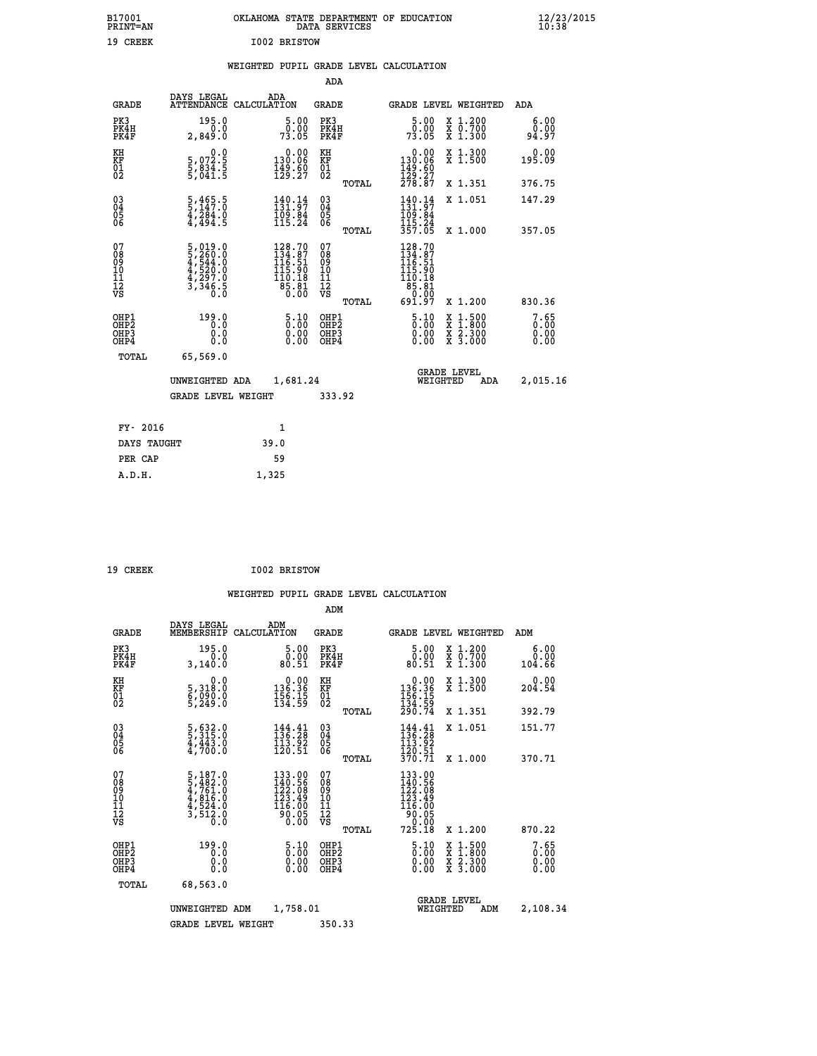B17001 OKLAHOMA STATE DEPARTMENT OF EDUCATION 12/23/2015
PRINT=AN DATA SERVICES 10:38

19 CREEK I002 BRISTOW

WEIGHTED PUPIL GRADE LEVEL CALCULATION

ADA

| GRADE | DAYS LEGAL ATTENDANCE | ADA CALCULATION | GRADE | GRADE LEVEL | WEIGHTED | ADA |
|---|---|---|---|---|---|---|
| PK3 | 195.0 | 5.00 | PK3 | 5.00 | X 1.200 | 6.00 |
| PK4H | 0.0 | 0.00 | PK4H | 0.00 | X 0.700 | 0.00 |
| PK4F | 2,849.0 | 73.05 | PK4F | 73.05 | X 1.300 | 94.97 |
| KH | 0.0 | 0.00 | KH | 0.00 | X 1.300 | 0.00 |
| KF | 5,072.5 | 130.06 | KF | 130.06 | X 1.500 | 195.09 |
| 01 | 5,834.5 | 149.60 | 01 | 149.60 | | |
| 02 | 5,041.5 | 129.27 | 02 | 129.27 | | |
| | | | TOTAL | 278.87 | X 1.351 | 376.75 |
| 03 | 5,465.5 | 140.14 | 03 | 140.14 | X 1.051 | 147.29 |
| 04 | 5,147.0 | 131.97 | 04 | 131.97 | | |
| 05 | 4,284.0 | 109.84 | 05 | 109.84 | | |
| 06 | 4,494.5 | 115.24 | 06 | 115.24 | | |
| | | | TOTAL | 357.05 | X 1.000 | 357.05 |
| 07 | 5,019.0 | 128.70 | 07 | 128.70 | | |
| 08 | 5,260.0 | 134.87 | 08 | 134.87 | | |
| 09 | 4,544.0 | 116.51 | 09 | 116.51 | | |
| 10 | 4,520.0 | 115.90 | 10 | 115.90 | | |
| 11 | 4,297.0 | 110.18 | 11 | 110.18 | | |
| 12 | 3,346.5 | 85.81 | 12 | 85.81 | | |
| VS | 0.0 | 0.00 | VS | 0.00 | | |
| | | | TOTAL | 691.97 | X 1.200 | 830.36 |
| OHP1 | 199.0 | 5.10 | OHP1 | 5.10 | X 1.500 | 7.65 |
| OHP2 | 0.0 | 0.00 | OHP2 | 0.00 | X 1.800 | 0.00 |
| OHP3 | 0.0 | 0.00 | OHP3 | 0.00 | X 2.300 | 0.00 |
| OHP4 | 0.0 | 0.00 | OHP4 | 0.00 | X 3.000 | 0.00 |
| TOTAL | 65,569.0 | | | | | |

UNWEIGHTED ADA 1,681.24 GRADE LEVEL WEIGHTED ADA 2,015.16

GRADE LEVEL WEIGHT 333.92

| FY- 2016 | 1 |
|---|---|
| DAYS TAUGHT | 39.0 |
| PER CAP | 59 |
| A.D.H. | 1,325 |

19 CREEK I002 BRISTOW

WEIGHTED PUPIL GRADE LEVEL CALCULATION

ADM

| GRADE | DAYS LEGAL MEMBERSHIP | ADM CALCULATION | GRADE | GRADE LEVEL | WEIGHTED | ADM |
|---|---|---|---|---|---|---|
| PK3 | 195.0 | 5.00 | PK3 | 5.00 | X 1.200 | 6.00 |
| PK4H | 0.0 | 0.00 | PK4H | 0.00 | X 0.700 | 0.00 |
| PK4F | 3,140.0 | 80.51 | PK4F | 80.51 | X 1.300 | 104.66 |
| KH | 0.0 | 0.00 | KH | 0.00 | X 1.300 | 0.00 |
| KF | 5,318.0 | 136.36 | KF | 136.36 | X 1.500 | 204.54 |
| 01 | 6,090.0 | 156.15 | 01 | 156.15 | | |
| 02 | 5,249.0 | 134.59 | 02 | 134.59 | | |
| | | | TOTAL | 290.74 | X 1.351 | 392.79 |
| 03 | 5,632.0 | 144.41 | 03 | 144.41 | X 1.051 | 151.77 |
| 04 | 5,315.0 | 136.28 | 04 | 136.28 | | |
| 05 | 4,443.0 | 113.92 | 05 | 113.92 | | |
| 06 | 4,700.0 | 120.51 | 06 | 120.51 | | |
| | | | TOTAL | 370.71 | X 1.000 | 370.71 |
| 07 | 5,187.0 | 133.00 | 07 | 133.00 | | |
| 08 | 5,482.0 | 140.56 | 08 | 140.56 | | |
| 09 | 4,761.0 | 122.08 | 09 | 122.08 | | |
| 10 | 4,816.0 | 123.49 | 10 | 123.49 | | |
| 11 | 4,524.0 | 116.00 | 11 | 116.00 | | |
| 12 | 3,512.0 | 90.05 | 12 | 90.05 | | |
| VS | 0.0 | 0.00 | VS | 0.00 | | |
| | | | TOTAL | 725.18 | X 1.200 | 870.22 |
| OHP1 | 199.0 | 5.10 | OHP1 | 5.10 | X 1.500 | 7.65 |
| OHP2 | 0.0 | 0.00 | OHP2 | 0.00 | X 1.800 | 0.00 |
| OHP3 | 0.0 | 0.00 | OHP3 | 0.00 | X 2.300 | 0.00 |
| OHP4 | 0.0 | 0.00 | OHP4 | 0.00 | X 3.000 | 0.00 |
| TOTAL | 68,563.0 | | | | | |

UNWEIGHTED ADM 1,758.01 GRADE LEVEL WEIGHTED ADM 2,108.34

GRADE LEVEL WEIGHT 350.33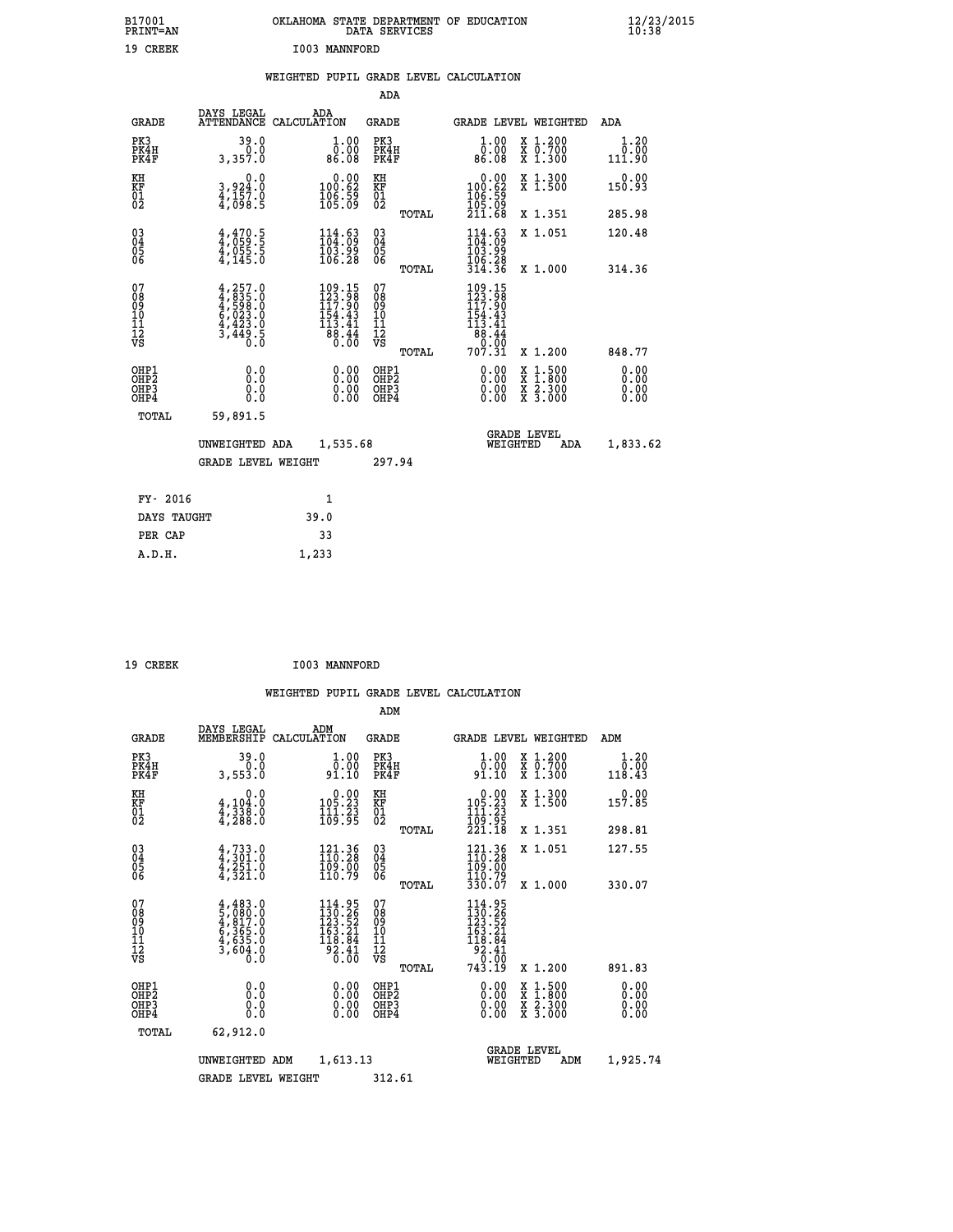B17001 OKLAHOMA STATE DEPARTMENT OF EDUCATION 12/23/2015
PRINT=AN DATA SERVICES 10:38

19 CREEK I003 MANNFORD

WEIGHTED PUPIL GRADE LEVEL CALCULATION

ADA

| GRADE | DAYS LEGAL ATTENDANCE | ADA CALCULATION | GRADE | | GRADE LEVEL | WEIGHTED | ADA |
|---|---|---|---|---|---|---|---|
| PK3 | 39.0 | 1.00 | PK3 | | 1.00 | X 1.200 | 1.20 |
| PK4H | 0.0 | 0.00 | PK4H | | 0.00 | X 0.700 | 0.00 |
| PK4F | 3,357.0 | 86.08 | PK4F | | 86.08 | X 1.300 | 111.90 |
| KH | 0.0 | 0.00 | KH | | 0.00 | X 1.300 | 0.00 |
| KF | 3,924.0 | 100.62 | KF | | 100.62 | X 1.500 | 150.93 |
| 01 | 4,157.0 | 106.59 | 01 | | 106.59 | | |
| 02 | 4,098.5 | 105.09 | 02 | | 105.09 | | |
| | | | | TOTAL | 211.68 | X 1.351 | 285.98 |
| 03 | 4,470.5 | 114.63 | 03 | | 114.63 | X 1.051 | 120.48 |
| 04 | 4,059.5 | 104.09 | 04 | | 104.09 | | |
| 05 | 4,055.5 | 103.99 | 05 | | 103.99 | | |
| 06 | 4,145.0 | 106.28 | 06 | | 106.28 | | |
| | | | | TOTAL | 314.36 | X 1.000 | 314.36 |
| 07 | 4,257.0 | 109.15 | 07 | | 109.15 | | |
| 08 | 4,835.0 | 123.98 | 08 | | 123.98 | | |
| 09 | 4,598.0 | 117.90 | 09 | | 117.90 | | |
| 10 | 6,023.0 | 154.43 | 10 | | 154.43 | | |
| 11 | 4,423.0 | 113.41 | 11 | | 113.41 | | |
| 12 | 3,449.5 | 88.44 | 12 | | 88.44 | | |
| VS | 0.0 | 0.00 | VS | | 0.00 | | |
| | | | | TOTAL | 707.31 | X 1.200 | 848.77 |
| OHP1 | 0.0 | 0.00 | OHP1 | | 0.00 | X 1.500 | 0.00 |
| OHP2 | 0.0 | 0.00 | OHP2 | | 0.00 | X 1.800 | 0.00 |
| OHP3 | 0.0 | 0.00 | OHP3 | | 0.00 | X 2.300 | 0.00 |
| OHP4 | 0.0 | 0.00 | OHP4 | | 0.00 | X 3.000 | 0.00 |
| TOTAL | 59,891.5 | | | | | | |

UNWEIGHTED ADA 1,535.68 GRADE LEVEL WEIGHTED ADA 1,833.62

GRADE LEVEL WEIGHT 297.94

| FY- 2016 | 1 |
|---|---|
| DAYS TAUGHT | 39.0 |
| PER CAP | 33 |
| A.D.H. | 1,233 |

19 CREEK I003 MANNFORD

WEIGHTED PUPIL GRADE LEVEL CALCULATION

ADM

| GRADE | DAYS LEGAL MEMBERSHIP | ADM CALCULATION | GRADE | | GRADE LEVEL | WEIGHTED | ADM |
|---|---|---|---|---|---|---|---|
| PK3 | 39.0 | 1.00 | PK3 | | 1.00 | X 1.200 | 1.20 |
| PK4H | 0.0 | 0.00 | PK4H | | 0.00 | X 0.700 | 0.00 |
| PK4F | 3,553.0 | 91.10 | PK4F | | 91.10 | X 1.300 | 118.43 |
| KH | 0.0 | 0.00 | KH | | 0.00 | X 1.300 | 0.00 |
| KF | 4,104.0 | 105.23 | KF | | 105.23 | X 1.500 | 157.85 |
| 01 | 4,338.0 | 111.23 | 01 | | 111.23 | | |
| 02 | 4,288.0 | 109.95 | 02 | | 109.95 | | |
| | | | | TOTAL | 221.18 | X 1.351 | 298.81 |
| 03 | 4,733.0 | 121.36 | 03 | | 121.36 | X 1.051 | 127.55 |
| 04 | 4,301.0 | 110.28 | 04 | | 110.28 | | |
| 05 | 4,251.0 | 109.00 | 05 | | 109.00 | | |
| 06 | 4,321.0 | 110.79 | 06 | | 110.79 | | |
| | | | | TOTAL | 330.07 | X 1.000 | 330.07 |
| 07 | 4,483.0 | 114.95 | 07 | | 114.95 | | |
| 08 | 5,080.0 | 130.26 | 08 | | 130.26 | | |
| 09 | 4,817.0 | 123.52 | 09 | | 123.52 | | |
| 10 | 6,365.0 | 163.21 | 10 | | 163.21 | | |
| 11 | 4,635.0 | 118.84 | 11 | | 118.84 | | |
| 12 | 3,604.0 | 92.41 | 12 | | 92.41 | | |
| VS | 0.0 | 0.00 | VS | | 0.00 | | |
| | | | | TOTAL | 743.19 | X 1.200 | 891.83 |
| OHP1 | 0.0 | 0.00 | OHP1 | | 0.00 | X 1.500 | 0.00 |
| OHP2 | 0.0 | 0.00 | OHP2 | | 0.00 | X 1.800 | 0.00 |
| OHP3 | 0.0 | 0.00 | OHP3 | | 0.00 | X 2.300 | 0.00 |
| OHP4 | 0.0 | 0.00 | OHP4 | | 0.00 | X 3.000 | 0.00 |
| TOTAL | 62,912.0 | | | | | | |

UNWEIGHTED ADM 1,613.13 GRADE LEVEL WEIGHTED ADM 1,925.74

GRADE LEVEL WEIGHT 312.61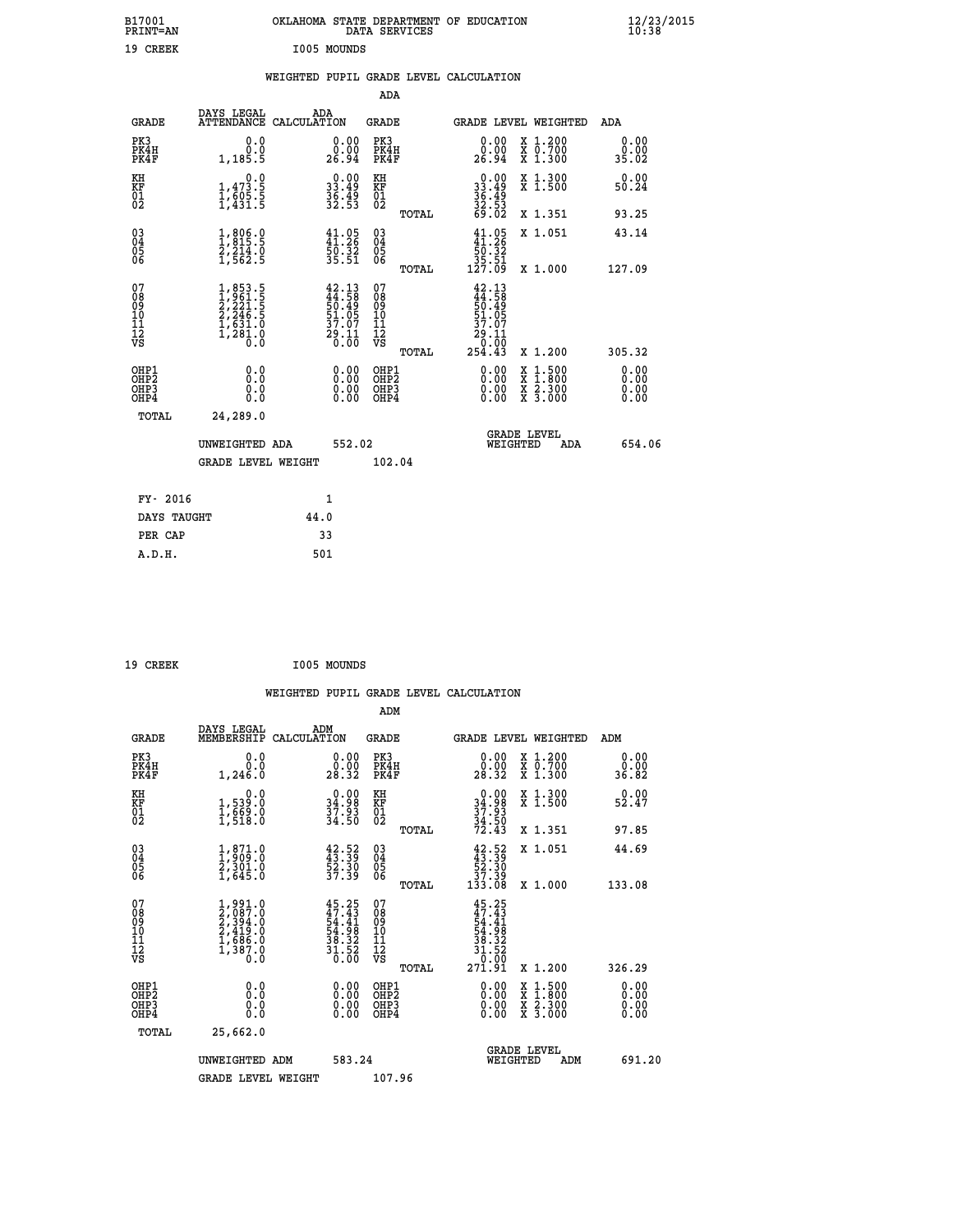B17001 OKLAHOMA STATE DEPARTMENT OF EDUCATION 12/23/2015
PRINT=AN DATA SERVICES 10:38

19 CREEK I005 MOUNDS

WEIGHTED PUPIL GRADE LEVEL CALCULATION

ADA

| GRADE | DAYS LEGAL ATTENDANCE | ADA CALCULATION | GRADE | | GRADE LEVEL | WEIGHTED | ADA |
|---|---|---|---|---|---|---|---|
| PK3 | 0.0 | 0.00 | PK3 | | 0.00 | X 1.200 | 0.00 |
| PK4H | 0.0 | 0.00 | PK4H | | 0.00 | X 0.700 | 0.00 |
| PK4F | 1,185.5 | 26.94 | PK4F | | 26.94 | X 1.300 | 35.02 |
| KH | 0.0 | 0.00 | KH | | 0.00 | X 1.300 | 0.00 |
| KF | 1,473.5 | 33.49 | KF | | 33.49 | X 1.500 | 50.24 |
| 01 | 1,605.5 | 36.49 | 01 | | 36.49 | | |
| 02 | 1,431.5 | 32.53 | 02 | | 32.53 | | |
| | | | | TOTAL | 69.02 | X 1.351 | 93.25 |
| 03 | 1,806.0 | 41.05 | 03 | | 41.05 | X 1.051 | 43.14 |
| 04 | 1,815.5 | 41.26 | 04 | | 41.26 | | |
| 05 | 2,214.0 | 50.32 | 05 | | 50.32 | | |
| 06 | 1,562.5 | 35.51 | 06 | | 35.51 | | |
| | | | | TOTAL | 127.09 | X 1.000 | 127.09 |
| 07 | 1,853.5 | 42.13 | 07 | | 42.13 | | |
| 08 | 1,961.5 | 44.58 | 08 | | 44.58 | | |
| 09 | 2,221.5 | 50.49 | 09 | | 50.49 | | |
| 10 | 2,246.5 | 51.05 | 10 | | 51.05 | | |
| 11 | 1,631.0 | 37.07 | 11 | | 37.07 | | |
| 12 | 1,281.0 | 29.11 | 12 | | 29.11 | | |
| VS | 0.0 | 0.00 | VS | | 0.00 | | |
| | | | | TOTAL | 254.43 | X 1.200 | 305.32 |
| OHP1 | 0.0 | 0.00 | OHP1 | | 0.00 | X 1.500 | 0.00 |
| OHP2 | 0.0 | 0.00 | OHP2 | | 0.00 | X 1.800 | 0.00 |
| OHP3 | 0.0 | 0.00 | OHP3 | | 0.00 | X 2.300 | 0.00 |
| OHP4 | 0.0 | 0.00 | OHP4 | | 0.00 | X 3.000 | 0.00 |
| TOTAL | 24,289.0 | | | | | | |

UNWEIGHTED ADA 552.02 GRADE LEVEL WEIGHTED ADA 654.06

GRADE LEVEL WEIGHT 102.04

| FY- 2016 | 1 |
|---|---|
| DAYS TAUGHT | 44.0 |
| PER CAP | 33 |
| A.D.H. | 501 |

19 CREEK I005 MOUNDS

WEIGHTED PUPIL GRADE LEVEL CALCULATION

ADM

| GRADE | DAYS LEGAL MEMBERSHIP | ADM CALCULATION | GRADE | | GRADE LEVEL | WEIGHTED | ADM |
|---|---|---|---|---|---|---|---|
| PK3 | 0.0 | 0.00 | PK3 | | 0.00 | X 1.200 | 0.00 |
| PK4H | 0.0 | 0.00 | PK4H | | 0.00 | X 0.700 | 0.00 |
| PK4F | 1,246.0 | 28.32 | PK4F | | 28.32 | X 1.300 | 36.82 |
| KH | 0.0 | 0.00 | KH | | 0.00 | X 1.300 | 0.00 |
| KF | 1,539.0 | 34.98 | KF | | 34.98 | X 1.500 | 52.47 |
| 01 | 1,669.0 | 37.93 | 01 | | 37.93 | | |
| 02 | 1,518.0 | 34.50 | 02 | | 34.50 | | |
| | | | | TOTAL | 72.43 | X 1.351 | 97.85 |
| 03 | 1,871.0 | 42.52 | 03 | | 42.52 | X 1.051 | 44.69 |
| 04 | 1,909.0 | 43.39 | 04 | | 43.39 | | |
| 05 | 2,301.0 | 52.30 | 05 | | 52.30 | | |
| 06 | 1,645.0 | 37.39 | 06 | | 37.39 | | |
| | | | | TOTAL | 133.08 | X 1.000 | 133.08 |
| 07 | 1,991.0 | 45.25 | 07 | | 45.25 | | |
| 08 | 2,087.0 | 47.43 | 08 | | 47.43 | | |
| 09 | 2,394.0 | 54.41 | 09 | | 54.41 | | |
| 10 | 2,419.0 | 54.98 | 10 | | 54.98 | | |
| 11 | 1,686.0 | 38.32 | 11 | | 38.32 | | |
| 12 | 1,387.0 | 31.52 | 12 | | 31.52 | | |
| VS | 0.0 | 0.00 | VS | | 0.00 | | |
| | | | | TOTAL | 271.91 | X 1.200 | 326.29 |
| OHP1 | 0.0 | 0.00 | OHP1 | | 0.00 | X 1.500 | 0.00 |
| OHP2 | 0.0 | 0.00 | OHP2 | | 0.00 | X 1.800 | 0.00 |
| OHP3 | 0.0 | 0.00 | OHP3 | | 0.00 | X 2.300 | 0.00 |
| OHP4 | 0.0 | 0.00 | OHP4 | | 0.00 | X 3.000 | 0.00 |
| TOTAL | 25,662.0 | | | | | | |

UNWEIGHTED ADM 583.24 GRADE LEVEL WEIGHTED ADM 691.20

GRADE LEVEL WEIGHT 107.96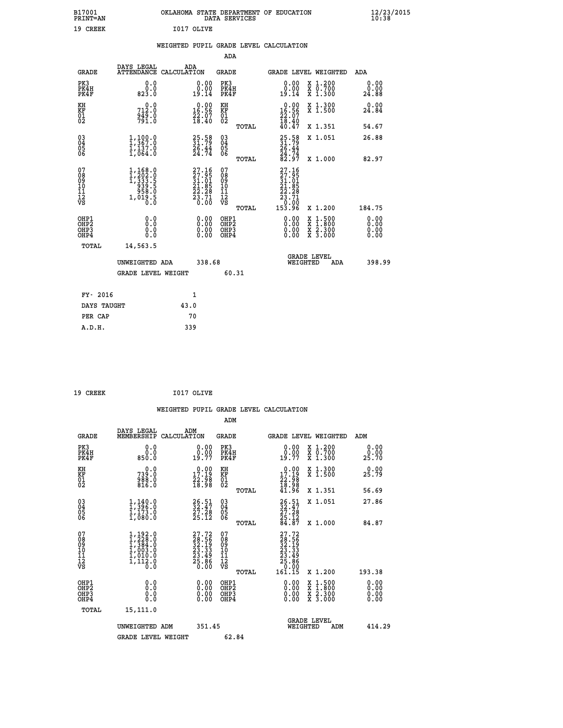B17001 PRINT=AN — OKLAHOMA STATE DEPARTMENT OF EDUCATION DATA SERVICES — 12/23/2015 10:38

19 CREEK I017 OLIVE

## WEIGHTED PUPIL GRADE LEVEL CALCULATION

### ADA

| GRADE | DAYS LEGAL ATTENDANCE | ADA CALCULATION | GRADE | GRADE LEVEL | WEIGHTED | ADA |
|---|---|---|---|---|---|---|
| PK3 | 0.0 | 0.00 | PK3 | 0.00 | X 1.200 | 0.00 |
| PK4H | 0.0 | 0.00 | PK4H | 0.00 | X 0.700 | 0.00 |
| PK4F | 823.0 | 19.14 | PK4F | 19.14 | X 1.300 | 24.88 |
| KH | 0.0 | 0.00 | KH | 0.00 | X 1.300 | 0.00 |
| KF | 712.0 | 16.56 | KF | 16.56 | X 1.500 | 24.84 |
| 01 | 949.0 | 22.07 | 01 | 22.07 | | |
| 02 | 791.0 | 18.40 | 02 | 18.40 | | |
| | | | TOTAL | 40.47 | X 1.351 | 54.67 |
| 03 | 1,100.0 | 25.58 | 03 | 25.58 | X 1.051 | 26.88 |
| 04 | 1,367.0 | 31.79 | 04 | 31.79 | | |
| 05 | 1,137.0 | 26.44 | 05 | 26.44 | | |
| 06 | 1,064.0 | 24.74 | 06 | 24.74 | | |
| | | | TOTAL | 82.97 | X 1.000 | 82.97 |
| 07 | 1,168.0 | 27.16 | 07 | 27.16 | | |
| 08 | 1,202.0 | 27.95 | 08 | 27.95 | | |
| 09 | 1,333.5 | 31.01 | 09 | 31.01 | | |
| 10 | 939.5 | 21.85 | 10 | 21.85 | | |
| 11 | 958.0 | 22.28 | 11 | 22.28 | | |
| 12 | 1,019.5 | 23.71 | 12 | 23.71 | | |
| VS | 0.0 | 0.00 | VS | 0.00 | | |
| | | | TOTAL | 153.96 | X 1.200 | 184.75 |
| OHP1 | 0.0 | 0.00 | OHP1 | 0.00 | X 1.500 | 0.00 |
| OHP2 | 0.0 | 0.00 | OHP2 | 0.00 | X 1.800 | 0.00 |
| OHP3 | 0.0 | 0.00 | OHP3 | 0.00 | X 2.300 | 0.00 |
| OHP4 | 0.0 | 0.00 | OHP4 | 0.00 | X 3.000 | 0.00 |
| TOTAL | 14,563.5 | | | | | |

UNWEIGHTED ADA 338.68 — GRADE LEVEL WEIGHTED ADA 398.99

GRADE LEVEL WEIGHT 60.31

| | |
|---|---|
| FY- 2016 | 1 |
| DAYS TAUGHT | 43.0 |
| PER CAP | 70 |
| A.D.H. | 339 |

19 CREEK I017 OLIVE

## WEIGHTED PUPIL GRADE LEVEL CALCULATION

### ADM

| GRADE | DAYS LEGAL MEMBERSHIP | ADM CALCULATION | GRADE | GRADE LEVEL | WEIGHTED | ADM |
|---|---|---|---|---|---|---|
| PK3 | 0.0 | 0.00 | PK3 | 0.00 | X 1.200 | 0.00 |
| PK4H | 0.0 | 0.00 | PK4H | 0.00 | X 0.700 | 0.00 |
| PK4F | 850.0 | 19.77 | PK4F | 19.77 | X 1.300 | 25.70 |
| KH | 0.0 | 0.00 | KH | 0.00 | X 1.300 | 0.00 |
| KF | 739.0 | 17.19 | KF | 17.19 | X 1.500 | 25.79 |
| 01 | 988.0 | 22.98 | 01 | 22.98 | | |
| 02 | 816.0 | 18.98 | 02 | 18.98 | | |
| | | | TOTAL | 41.96 | X 1.351 | 56.69 |
| 03 | 1,140.0 | 26.51 | 03 | 26.51 | X 1.051 | 27.86 |
| 04 | 1,396.0 | 32.47 | 04 | 32.47 | | |
| 05 | 1,173.0 | 27.28 | 05 | 27.28 | | |
| 06 | 1,080.0 | 25.12 | 06 | 25.12 | | |
| | | | TOTAL | 84.87 | X 1.000 | 84.87 |
| 07 | 1,192.0 | 27.72 | 07 | 27.72 | | |
| 08 | 1,228.0 | 28.56 | 08 | 28.56 | | |
| 09 | 1,384.0 | 32.19 | 09 | 32.19 | | |
| 10 | 1,003.0 | 23.33 | 10 | 23.33 | | |
| 11 | 1,010.0 | 23.49 | 11 | 23.49 | | |
| 12 | 1,112.0 | 25.86 | 12 | 25.86 | | |
| VS | 0.0 | 0.00 | VS | 0.00 | | |
| | | | TOTAL | 161.15 | X 1.200 | 193.38 |
| OHP1 | 0.0 | 0.00 | OHP1 | 0.00 | X 1.500 | 0.00 |
| OHP2 | 0.0 | 0.00 | OHP2 | 0.00 | X 1.800 | 0.00 |
| OHP3 | 0.0 | 0.00 | OHP3 | 0.00 | X 2.300 | 0.00 |
| OHP4 | 0.0 | 0.00 | OHP4 | 0.00 | X 3.000 | 0.00 |
| TOTAL | 15,111.0 | | | | | |

UNWEIGHTED ADM 351.45 — GRADE LEVEL WEIGHTED ADM 414.29

GRADE LEVEL WEIGHT 62.84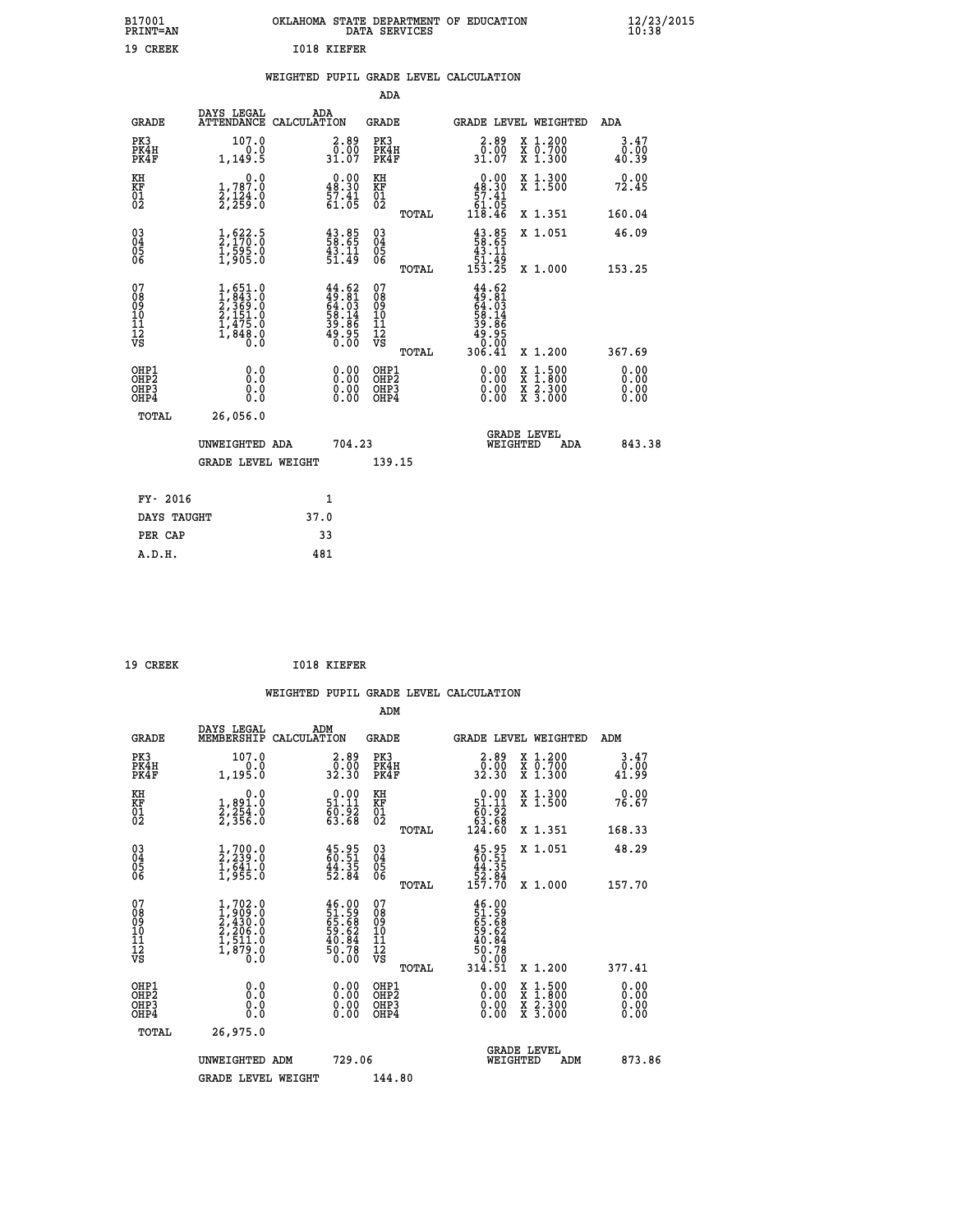B17001
PRINT=AN

OKLAHOMA STATE DEPARTMENT OF EDUCATION
DATA SERVICES

12/23/2015
10:38

19 CREEK I018 KIEFER

WEIGHTED PUPIL GRADE LEVEL CALCULATION

ADA

| GRADE | DAYS LEGAL ATTENDANCE | ADA CALCULATION | GRADE | | GRADE LEVEL | WEIGHTED | ADA |
|---|---|---|---|---|---|---|---|
| PK3 | 107.0 | 2.89 | PK3 | | 2.89 | X 1.200 | 3.47 |
| PK4H | 0.0 | 0.00 | PK4H | | 0.00 | X 0.700 | 0.00 |
| PK4F | 1,149.5 | 31.07 | PK4F | | 31.07 | X 1.300 | 40.39 |
| KH | 0.0 | 0.00 | KH | | 0.00 | X 1.300 | 0.00 |
| KF | 1,787.0 | 48.30 | KF | | 48.30 | X 1.500 | 72.45 |
| 01 | 2,124.0 | 57.41 | 01 | | 57.41 | | |
| 02 | 2,259.0 | 61.05 | 02 | | 61.05 | | |
| | | | | TOTAL | 118.46 | X 1.351 | 160.04 |
| 03 | 1,622.5 | 43.85 | 03 | | 43.85 | X 1.051 | 46.09 |
| 04 | 2,170.0 | 58.65 | 04 | | 58.65 | | |
| 05 | 1,595.0 | 43.11 | 05 | | 43.11 | | |
| 06 | 1,905.0 | 51.49 | 06 | | 51.49 | | |
| | | | | TOTAL | 153.25 | X 1.000 | 153.25 |
| 07 | 1,651.0 | 44.62 | 07 | | 44.62 | | |
| 08 | 1,843.0 | 49.81 | 08 | | 49.81 | | |
| 09 | 2,369.0 | 64.03 | 09 | | 64.03 | | |
| 10 | 2,151.0 | 58.14 | 10 | | 58.14 | | |
| 11 | 1,475.0 | 39.86 | 11 | | 39.86 | | |
| 12 | 1,848.0 | 49.95 | 12 | | 49.95 | | |
| VS | 0.0 | 0.00 | VS | | 0.00 | | |
| | | | | TOTAL | 306.41 | X 1.200 | 367.69 |
| OHP1 | 0.0 | 0.00 | OHP1 | | 0.00 | X 1.500 | 0.00 |
| OHP2 | 0.0 | 0.00 | OHP2 | | 0.00 | X 1.800 | 0.00 |
| OHP3 | 0.0 | 0.00 | OHP3 | | 0.00 | X 2.300 | 0.00 |
| OHP4 | 0.0 | 0.00 | OHP4 | | 0.00 | X 3.000 | 0.00 |
| TOTAL | 26,056.0 | | | | | | |

UNWEIGHTED ADA 704.23 GRADE LEVEL WEIGHTED ADA 843.38

GRADE LEVEL WEIGHT 139.15

| FY- 2016 | 1 |
|---|---|
| DAYS TAUGHT | 37.0 |
| PER CAP | 33 |
| A.D.H. | 481 |

19 CREEK I018 KIEFER

WEIGHTED PUPIL GRADE LEVEL CALCULATION

ADM

| GRADE | DAYS LEGAL MEMBERSHIP | ADM CALCULATION | GRADE | | GRADE LEVEL | WEIGHTED | ADM |
|---|---|---|---|---|---|---|---|
| PK3 | 107.0 | 2.89 | PK3 | | 2.89 | X 1.200 | 3.47 |
| PK4H | 0.0 | 0.00 | PK4H | | 0.00 | X 0.700 | 0.00 |
| PK4F | 1,195.0 | 32.30 | PK4F | | 32.30 | X 1.300 | 41.99 |
| KH | 0.0 | 0.00 | KH | | 0.00 | X 1.300 | 0.00 |
| KF | 1,891.0 | 51.11 | KF | | 51.11 | X 1.500 | 76.67 |
| 01 | 2,254.0 | 60.92 | 01 | | 60.92 | | |
| 02 | 2,356.0 | 63.68 | 02 | | 63.68 | | |
| | | | | TOTAL | 124.60 | X 1.351 | 168.33 |
| 03 | 1,700.0 | 45.95 | 03 | | 45.95 | X 1.051 | 48.29 |
| 04 | 2,239.0 | 60.51 | 04 | | 60.51 | | |
| 05 | 1,641.0 | 44.35 | 05 | | 44.35 | | |
| 06 | 1,955.0 | 52.84 | 06 | | 52.84 | | |
| | | | | TOTAL | 157.70 | X 1.000 | 157.70 |
| 07 | 1,702.0 | 46.00 | 07 | | 46.00 | | |
| 08 | 1,909.0 | 51.59 | 08 | | 51.59 | | |
| 09 | 2,430.0 | 65.68 | 09 | | 65.68 | | |
| 10 | 2,206.0 | 59.62 | 10 | | 59.62 | | |
| 11 | 1,511.0 | 40.84 | 11 | | 40.84 | | |
| 12 | 1,879.0 | 50.78 | 12 | | 50.78 | | |
| VS | 0.0 | 0.00 | VS | | 0.00 | | |
| | | | | TOTAL | 314.51 | X 1.200 | 377.41 |
| OHP1 | 0.0 | 0.00 | OHP1 | | 0.00 | X 1.500 | 0.00 |
| OHP2 | 0.0 | 0.00 | OHP2 | | 0.00 | X 1.800 | 0.00 |
| OHP3 | 0.0 | 0.00 | OHP3 | | 0.00 | X 2.300 | 0.00 |
| OHP4 | 0.0 | 0.00 | OHP4 | | 0.00 | X 3.000 | 0.00 |
| TOTAL | 26,975.0 | | | | | | |

UNWEIGHTED ADM 729.06 GRADE LEVEL WEIGHTED ADM 873.86

GRADE LEVEL WEIGHT 144.80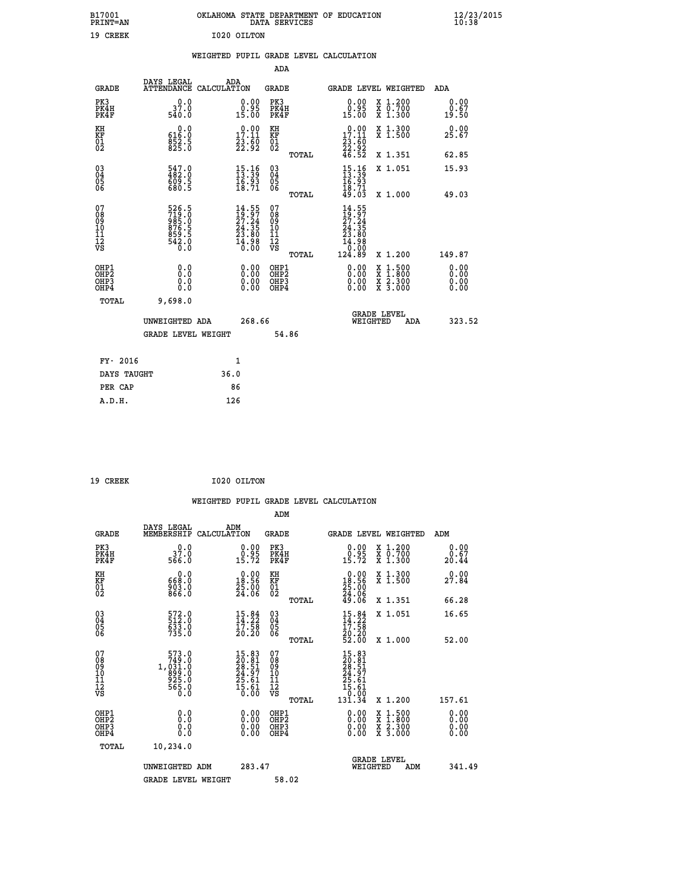B17001 OKLAHOMA STATE DEPARTMENT OF EDUCATION 12/23/2015
PRINT=AN DATA SERVICES 10:38

19 CREEK I020 OILTON

WEIGHTED PUPIL GRADE LEVEL CALCULATION

ADA

| GRADE | DAYS LEGAL ATTENDANCE | ADA CALCULATION | GRADE | GRADE LEVEL | WEIGHTED | ADA |
|---|---|---|---|---|---|---|
| PK3 | 0.0 | 0.00 | PK3 | 0.00 | X 1.200 | 0.00 |
| PK4H | 37.0 | 0.95 | PK4H | 0.95 | X 0.700 | 0.67 |
| PK4F | 540.0 | 15.00 | PK4F | 15.00 | X 1.300 | 19.50 |
| KH | 0.0 | 0.00 | KH | 0.00 | X 1.300 | 0.00 |
| KF | 616.0 | 17.11 | KF | 17.11 | X 1.500 | 25.67 |
| 01 | 852.5 | 23.60 | 01 | 23.60 | | |
| 02 | 825.0 | 22.92 | 02 | 22.92 | | |
| | | | TOTAL | 46.52 | X 1.351 | 62.85 |
| 03 | 547.0 | 15.16 | 03 | 15.16 | X 1.051 | 15.93 |
| 04 | 482.0 | 13.39 | 04 | 13.39 | | |
| 05 | 609.5 | 16.93 | 05 | 16.93 | | |
| 06 | 680.5 | 18.71 | 06 | 18.71 | | |
| | | | TOTAL | 49.03 | X 1.000 | 49.03 |
| 07 | 526.5 | 14.55 | 07 | 14.55 | | |
| 08 | 719.0 | 19.97 | 08 | 19.97 | | |
| 09 | 985.0 | 27.24 | 09 | 27.24 | | |
| 10 | 876.5 | 24.35 | 10 | 24.35 | | |
| 11 | 859.5 | 23.80 | 11 | 23.80 | | |
| 12 | 542.0 | 14.98 | 12 | 14.98 | | |
| VS | 0.0 | 0.00 | VS | 0.00 | | |
| | | | TOTAL | 124.89 | X 1.200 | 149.87 |
| OHP1 | 0.0 | 0.00 | OHP1 | 0.00 | X 1.500 | 0.00 |
| OHP2 | 0.0 | 0.00 | OHP2 | 0.00 | X 1.800 | 0.00 |
| OHP3 | 0.0 | 0.00 | OHP3 | 0.00 | X 2.300 | 0.00 |
| OHP4 | 0.0 | 0.00 | OHP4 | 0.00 | X 3.000 | 0.00 |
| TOTAL | 9,698.0 | | | | | |

UNWEIGHTED ADA 268.66 GRADE LEVEL WEIGHTED ADA 323.52

GRADE LEVEL WEIGHT 54.86

| FY- 2016 | 1 |
|---|---|
| DAYS TAUGHT | 36.0 |
| PER CAP | 86 |
| A.D.H. | 126 |

19 CREEK I020 OILTON

WEIGHTED PUPIL GRADE LEVEL CALCULATION

ADM

| GRADE | DAYS LEGAL MEMBERSHIP | ADM CALCULATION | GRADE | GRADE LEVEL | WEIGHTED | ADM |
|---|---|---|---|---|---|---|
| PK3 | 0.0 | 0.00 | PK3 | 0.00 | X 1.200 | 0.00 |
| PK4H | 37.0 | 0.95 | PK4H | 0.95 | X 0.700 | 0.67 |
| PK4F | 566.0 | 15.72 | PK4F | 15.72 | X 1.300 | 20.44 |
| KH | 0.0 | 0.00 | KH | 0.00 | X 1.300 | 0.00 |
| KF | 668.0 | 18.56 | KF | 18.56 | X 1.500 | 27.84 |
| 01 | 903.0 | 25.00 | 01 | 25.00 | | |
| 02 | 866.0 | 24.06 | 02 | 24.06 | | |
| | | | TOTAL | 49.06 | X 1.351 | 66.28 |
| 03 | 572.0 | 15.84 | 03 | 15.84 | X 1.051 | 16.65 |
| 04 | 512.0 | 14.22 | 04 | 14.22 | | |
| 05 | 633.0 | 17.58 | 05 | 17.58 | | |
| 06 | 735.0 | 20.20 | 06 | 20.20 | | |
| | | | TOTAL | 52.00 | X 1.000 | 52.00 |
| 07 | 573.0 | 15.83 | 07 | 15.83 | | |
| 08 | 749.0 | 20.81 | 08 | 20.81 | | |
| 09 | 1,031.0 | 28.51 | 09 | 28.51 | | |
| 10 | 899.0 | 24.97 | 10 | 24.97 | | |
| 11 | 925.0 | 25.61 | 11 | 25.61 | | |
| 12 | 565.0 | 15.61 | 12 | 15.61 | | |
| VS | 0.0 | 0.00 | VS | 0.00 | | |
| | | | TOTAL | 131.34 | X 1.200 | 157.61 |
| OHP1 | 0.0 | 0.00 | OHP1 | 0.00 | X 1.500 | 0.00 |
| OHP2 | 0.0 | 0.00 | OHP2 | 0.00 | X 1.800 | 0.00 |
| OHP3 | 0.0 | 0.00 | OHP3 | 0.00 | X 2.300 | 0.00 |
| OHP4 | 0.0 | 0.00 | OHP4 | 0.00 | X 3.000 | 0.00 |
| TOTAL | 10,234.0 | | | | | |

UNWEIGHTED ADM 283.47 GRADE LEVEL WEIGHTED ADM 341.49

GRADE LEVEL WEIGHT 58.02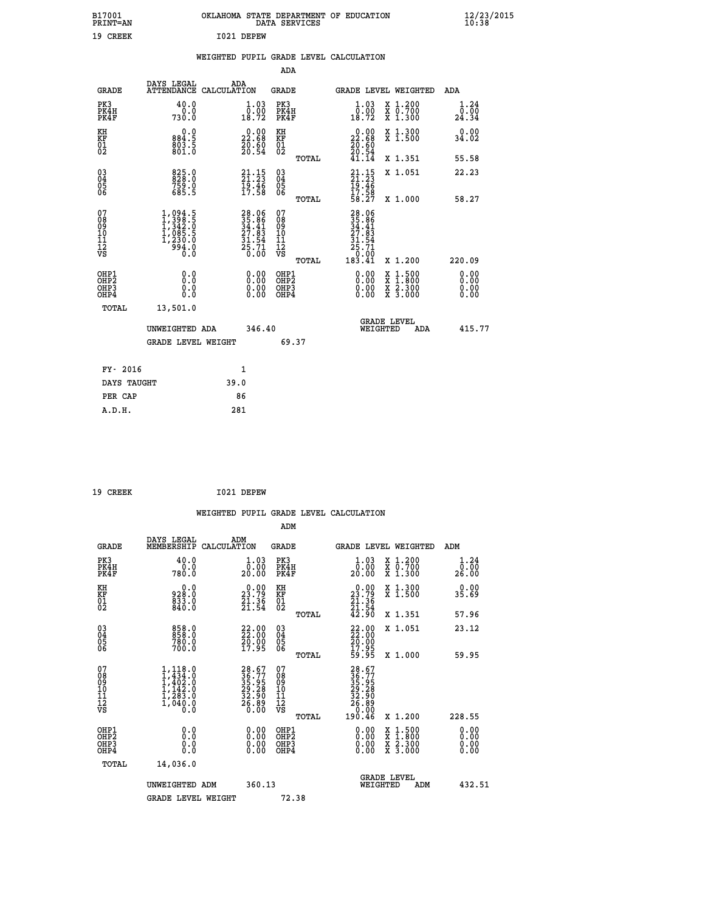B17001 OKLAHOMA STATE DEPARTMENT OF EDUCATION 12/23/2015
PRINT=AN DATA SERVICES 10:38

19 CREEK I021 DEPEW

WEIGHTED PUPIL GRADE LEVEL CALCULATION

ADA

| GRADE | DAYS LEGAL ATTENDANCE | ADA CALCULATION | GRADE | | GRADE LEVEL | WEIGHTED | ADA |
|---|---|---|---|---|---|---|---|
| PK3 | 40.0 | 1.03 | PK3 | | 1.03 | X 1.200 | 1.24 |
| PK4H | 0.0 | 0.00 | PK4H | | 0.00 | X 0.700 | 0.00 |
| PK4F | 730.0 | 18.72 | PK4F | | 18.72 | X 1.300 | 24.34 |
| KH | 0.0 | 0.00 | KH | | 0.00 | X 1.300 | 0.00 |
| KF | 884.5 | 22.68 | KF | | 22.68 | X 1.500 | 34.02 |
| 01 | 803.5 | 20.60 | 01 | | 20.60 | | |
| 02 | 801.0 | 20.54 | 02 | | 20.54 | | |
| | | | | TOTAL | 41.14 | X 1.351 | 55.58 |
| 03 | 825.0 | 21.15 | 03 | | 21.15 | X 1.051 | 22.23 |
| 04 | 828.0 | 21.23 | 04 | | 21.23 | | |
| 05 | 759.0 | 19.46 | 05 | | 19.46 | | |
| 06 | 685.5 | 17.58 | 06 | | 17.58 | | |
| | | | | TOTAL | 58.27 | X 1.000 | 58.27 |
| 07 | 1,094.5 | 28.06 | 07 | | 28.06 | | |
| 08 | 1,398.5 | 35.86 | 08 | | 35.86 | | |
| 09 | 1,342.0 | 34.41 | 09 | | 34.41 | | |
| 10 | 1,085.5 | 27.83 | 10 | | 27.83 | | |
| 11 | 1,230.0 | 31.54 | 11 | | 31.54 | | |
| 12 | 994.0 | 25.71 | 12 | | 25.71 | | |
| VS | 0.0 | 0.00 | VS | | 0.00 | | |
| | | | | TOTAL | 183.41 | X 1.200 | 220.09 |
| OHP1 | 0.0 | 0.00 | OHP1 | | 0.00 | X 1.500 | 0.00 |
| OHP2 | 0.0 | 0.00 | OHP2 | | 0.00 | X 1.800 | 0.00 |
| OHP3 | 0.0 | 0.00 | OHP3 | | 0.00 | X 2.300 | 0.00 |
| OHP4 | 0.0 | 0.00 | OHP4 | | 0.00 | X 3.000 | 0.00 |
| TOTAL | 13,501.0 | | | | | | |

UNWEIGHTED ADA 346.40 GRADE LEVEL WEIGHTED ADA 415.77

GRADE LEVEL WEIGHT 69.37

FY- 2016 1
DAYS TAUGHT 39.0
PER CAP 86
A.D.H. 281

19 CREEK I021 DEPEW

WEIGHTED PUPIL GRADE LEVEL CALCULATION

ADM

| GRADE | DAYS LEGAL MEMBERSHIP | ADM CALCULATION | GRADE | | GRADE LEVEL | WEIGHTED | ADM |
|---|---|---|---|---|---|---|---|
| PK3 | 40.0 | 1.03 | PK3 | | 1.03 | X 1.200 | 1.24 |
| PK4H | 0.0 | 0.00 | PK4H | | 0.00 | X 0.700 | 0.00 |
| PK4F | 780.0 | 20.00 | PK4F | | 20.00 | X 1.300 | 26.00 |
| KH | 0.0 | 0.00 | KH | | 0.00 | X 1.300 | 0.00 |
| KF | 928.0 | 23.79 | KF | | 23.79 | X 1.500 | 35.69 |
| 01 | 833.0 | 21.36 | 01 | | 21.36 | | |
| 02 | 840.0 | 21.54 | 02 | | 21.54 | | |
| | | | | TOTAL | 42.90 | X 1.351 | 57.96 |
| 03 | 858.0 | 22.00 | 03 | | 22.00 | X 1.051 | 23.12 |
| 04 | 858.0 | 22.00 | 04 | | 22.00 | | |
| 05 | 780.0 | 20.00 | 05 | | 20.00 | | |
| 06 | 700.0 | 17.95 | 06 | | 17.95 | | |
| | | | | TOTAL | 59.95 | X 1.000 | 59.95 |
| 07 | 1,118.0 | 28.67 | 07 | | 28.67 | | |
| 08 | 1,434.0 | 36.77 | 08 | | 36.77 | | |
| 09 | 1,402.0 | 35.95 | 09 | | 35.95 | | |
| 10 | 1,142.0 | 29.28 | 10 | | 29.28 | | |
| 11 | 1,283.0 | 32.90 | 11 | | 32.90 | | |
| 12 | 1,040.0 | 26.89 | 12 | | 26.89 | | |
| VS | 0.0 | 0.00 | VS | | 0.00 | | |
| | | | | TOTAL | 190.46 | X 1.200 | 228.55 |
| OHP1 | 0.0 | 0.00 | OHP1 | | 0.00 | X 1.500 | 0.00 |
| OHP2 | 0.0 | 0.00 | OHP2 | | 0.00 | X 1.800 | 0.00 |
| OHP3 | 0.0 | 0.00 | OHP3 | | 0.00 | X 2.300 | 0.00 |
| OHP4 | 0.0 | 0.00 | OHP4 | | 0.00 | X 3.000 | 0.00 |
| TOTAL | 14,036.0 | | | | | | |

UNWEIGHTED ADM 360.13 GRADE LEVEL WEIGHTED ADM 432.51

GRADE LEVEL WEIGHT 72.38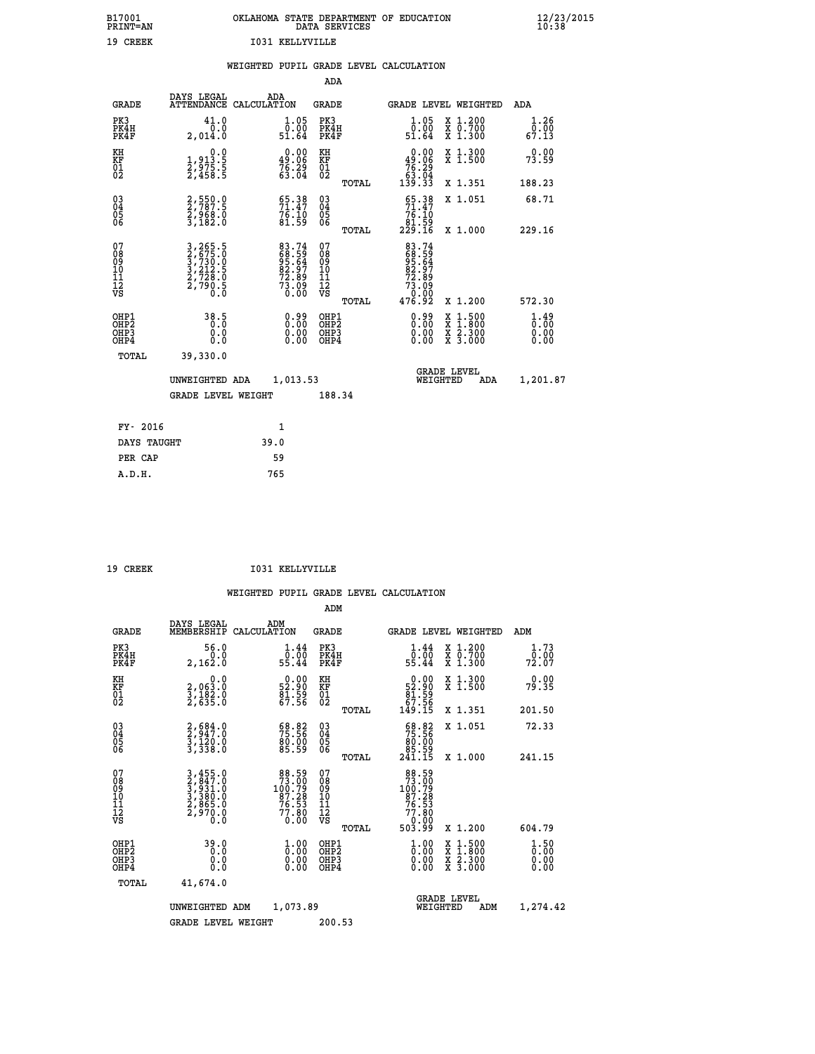B17001 OKLAHOMA STATE DEPARTMENT OF EDUCATION 12/23/2015
PRINT=AN DATA SERVICES 10:38

19 CREEK I031 KELLYVILLE

## WEIGHTED PUPIL GRADE LEVEL CALCULATION

### ADA

| GRADE | DAYS LEGAL ATTENDANCE | ADA CALCULATION | GRADE | GRADE LEVEL | WEIGHTED | ADA |
|---|---|---|---|---|---|---|
| PK3 | 41.0 | 1.05 | PK3 | 1.05 | X 1.200 | 1.26 |
| PK4H | 0.0 | 0.00 | PK4H | 0.00 | X 0.700 | 0.00 |
| PK4F | 2,014.0 | 51.64 | PK4F | 51.64 | X 1.300 | 67.13 |
| KH | 0.0 | 0.00 | KH | 0.00 | X 1.300 | 0.00 |
| KF | 1,913.5 | 49.06 | KF | 49.06 | X 1.500 | 73.59 |
| 01 | 2,975.5 | 76.29 | 01 | 76.29 | | |
| 02 | 2,458.5 | 63.04 | 02 | 63.04 | | |
| | | | TOTAL | 139.33 | X 1.351 | 188.23 |
| 03 | 2,550.0 | 65.38 | 03 | 65.38 | X 1.051 | 68.71 |
| 04 | 2,787.5 | 71.47 | 04 | 71.47 | | |
| 05 | 2,968.0 | 76.10 | 05 | 76.10 | | |
| 06 | 3,182.0 | 81.59 | 06 | 81.59 | | |
| | | | TOTAL | 229.16 | X 1.000 | 229.16 |
| 07 | 3,265.5 | 83.74 | 07 | 83.74 | | |
| 08 | 2,675.0 | 68.59 | 08 | 68.59 | | |
| 09 | 3,730.0 | 95.64 | 09 | 95.64 | | |
| 10 | 3,212.5 | 82.97 | 10 | 82.97 | | |
| 11 | 2,728.0 | 72.89 | 11 | 72.89 | | |
| 12 | 2,790.5 | 73.09 | 12 | 73.09 | | |
| VS | 0.0 | 0.00 | VS | 0.00 | | |
| | | | TOTAL | 476.92 | X 1.200 | 572.30 |
| OHP1 | 38.5 | 0.99 | OHP1 | 0.99 | X 1.500 | 1.49 |
| OHP2 | 0.0 | 0.00 | OHP2 | 0.00 | X 1.800 | 0.00 |
| OHP3 | 0.0 | 0.00 | OHP3 | 0.00 | X 2.300 | 0.00 |
| OHP4 | 0.0 | 0.00 | OHP4 | 0.00 | X 3.000 | 0.00 |
| TOTAL | 39,330.0 | | | | | |

UNWEIGHTED ADA 1,013.53 — GRADE LEVEL WEIGHTED ADA 1,201.87

GRADE LEVEL WEIGHT 188.34

| FY- 2016 | 1 |
|---|---|
| DAYS TAUGHT | 39.0 |
| PER CAP | 59 |
| A.D.H. | 765 |

19 CREEK I031 KELLYVILLE

## WEIGHTED PUPIL GRADE LEVEL CALCULATION

### ADM

| GRADE | DAYS LEGAL MEMBERSHIP | ADM CALCULATION | GRADE | GRADE LEVEL | WEIGHTED | ADM |
|---|---|---|---|---|---|---|
| PK3 | 56.0 | 1.44 | PK3 | 1.44 | X 1.200 | 1.73 |
| PK4H | 0.0 | 0.00 | PK4H | 0.00 | X 0.700 | 0.00 |
| PK4F | 2,162.0 | 55.44 | PK4F | 55.44 | X 1.300 | 72.07 |
| KH | 0.0 | 0.00 | KH | 0.00 | X 1.300 | 0.00 |
| KF | 2,063.0 | 52.90 | KF | 52.90 | X 1.500 | 79.35 |
| 01 | 3,182.0 | 81.59 | 01 | 81.59 | | |
| 02 | 2,635.0 | 67.56 | 02 | 67.56 | | |
| | | | TOTAL | 149.15 | X 1.351 | 201.50 |
| 03 | 2,684.0 | 68.82 | 03 | 68.82 | X 1.051 | 72.33 |
| 04 | 2,947.0 | 75.56 | 04 | 75.56 | | |
| 05 | 3,120.0 | 80.00 | 05 | 80.00 | | |
| 06 | 3,338.0 | 85.59 | 06 | 85.59 | | |
| | | | TOTAL | 241.15 | X 1.000 | 241.15 |
| 07 | 3,455.0 | 88.59 | 07 | 88.59 | | |
| 08 | 2,847.0 | 73.00 | 08 | 73.00 | | |
| 09 | 3,931.0 | 100.79 | 09 | 100.79 | | |
| 10 | 3,380.0 | 87.28 | 10 | 87.28 | | |
| 11 | 2,865.0 | 76.53 | 11 | 76.53 | | |
| 12 | 2,970.0 | 77.80 | 12 | 77.80 | | |
| VS | 0.0 | 0.00 | VS | 0.00 | | |
| | | | TOTAL | 503.99 | X 1.200 | 604.79 |
| OHP1 | 39.0 | 1.00 | OHP1 | 1.00 | X 1.500 | 1.50 |
| OHP2 | 0.0 | 0.00 | OHP2 | 0.00 | X 1.800 | 0.00 |
| OHP3 | 0.0 | 0.00 | OHP3 | 0.00 | X 2.300 | 0.00 |
| OHP4 | 0.0 | 0.00 | OHP4 | 0.00 | X 3.000 | 0.00 |
| TOTAL | 41,674.0 | | | | | |

UNWEIGHTED ADM 1,073.89 — GRADE LEVEL WEIGHTED ADM 1,274.42

GRADE LEVEL WEIGHT 200.53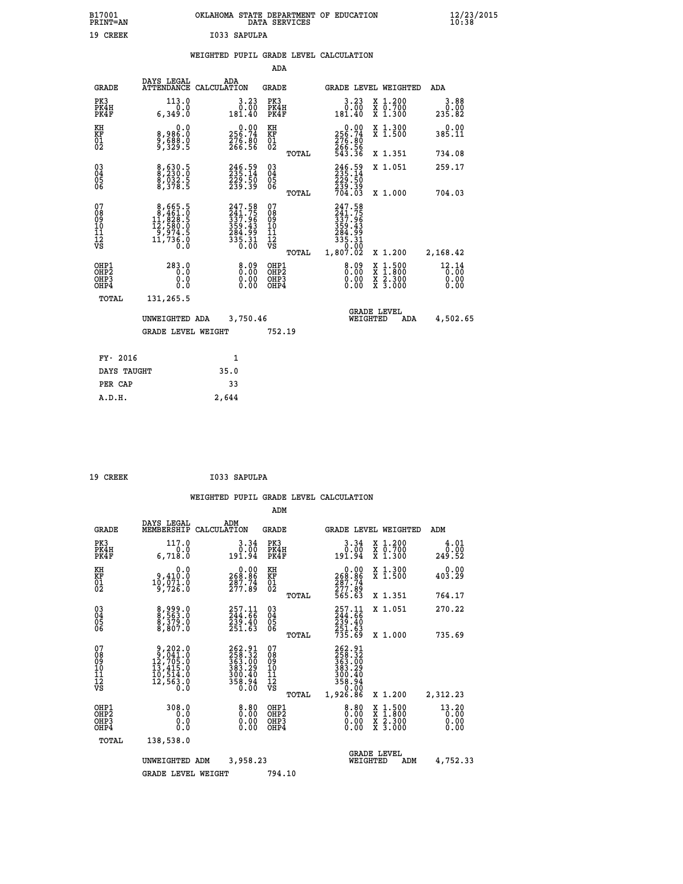B17001 PRINT=AN OKLAHOMA STATE DEPARTMENT OF EDUCATION DATA SERVICES 12/23/2015 10:38

19 CREEK I033 SAPULPA

## WEIGHTED PUPIL GRADE LEVEL CALCULATION

### ADA

| GRADE | DAYS LEGAL ATTENDANCE | ADA CALCULATION | GRADE | | GRADE LEVEL | WEIGHTED | ADA |
|---|---|---|---|---|---|---|---|
| PK3 | 113.0 | 3.23 | PK3 | | 3.23 | X 1.200 | 3.88 |
| PK4H | 0.0 | 0.00 | PK4H | | 0.00 | X 0.700 | 0.00 |
| PK4F | 6,349.0 | 181.40 | PK4F | | 181.40 | X 1.300 | 235.82 |
| KH | 0.0 | 0.00 | KH | | 0.00 | X 1.300 | 0.00 |
| KF | 8,986.0 | 256.74 | KF | | 256.74 | X 1.500 | 385.11 |
| 01 | 9,688.0 | 276.80 | 01 | | 276.80 | | |
| 02 | 9,329.5 | 266.56 | 02 | | 266.56 | | |
| | | | | TOTAL | 543.36 | X 1.351 | 734.08 |
| 03 | 8,630.5 | 246.59 | 03 | | 246.59 | X 1.051 | 259.17 |
| 04 | 8,230.0 | 235.14 | 04 | | 235.14 | | |
| 05 | 8,032.5 | 229.50 | 05 | | 229.50 | | |
| 06 | 8,378.5 | 239.39 | 06 | | 239.39 | | |
| | | | | TOTAL | 704.03 | X 1.000 | 704.03 |
| 07 | 8,665.5 | 247.58 | 07 | | 247.58 | | |
| 08 | 8,461.0 | 241.75 | 08 | | 241.75 | | |
| 09 | 11,828.5 | 337.96 | 09 | | 337.96 | | |
| 10 | 12,580.0 | 359.43 | 10 | | 359.43 | | |
| 11 | 9,974.5 | 284.99 | 11 | | 284.99 | | |
| 12 | 11,736.0 | 335.31 | 12 | | 335.31 | | |
| VS | 0.0 | 0.00 | VS | | 0.00 | | |
| | | | | TOTAL | 1,807.02 | X 1.200 | 2,168.42 |
| OHP1 | 283.0 | 8.09 | OHP1 | | 8.09 | X 1.500 | 12.14 |
| OHP2 | 0.0 | 0.00 | OHP2 | | 0.00 | X 1.800 | 0.00 |
| OHP3 | 0.0 | 0.00 | OHP3 | | 0.00 | X 2.300 | 0.00 |
| OHP4 | 0.0 | 0.00 | OHP4 | | 0.00 | X 3.000 | 0.00 |
| TOTAL | 131,265.5 | | | | | | |

UNWEIGHTED ADA 3,750.46 GRADE LEVEL WEIGHTED ADA 4,502.65

GRADE LEVEL WEIGHT 752.19

| FY- 2016 | 1 |
|---|---|
| DAYS TAUGHT | 35.0 |
| PER CAP | 33 |
| A.D.H. | 2,644 |

19 CREEK I033 SAPULPA

## WEIGHTED PUPIL GRADE LEVEL CALCULATION

### ADM

| GRADE | DAYS LEGAL MEMBERSHIP | ADM CALCULATION | GRADE | | GRADE LEVEL | WEIGHTED | ADM |
|---|---|---|---|---|---|---|---|
| PK3 | 117.0 | 3.34 | PK3 | | 3.34 | X 1.200 | 4.01 |
| PK4H | 0.0 | 0.00 | PK4H | | 0.00 | X 0.700 | 0.00 |
| PK4F | 6,718.0 | 191.94 | PK4F | | 191.94 | X 1.300 | 249.52 |
| KH | 0.0 | 0.00 | KH | | 0.00 | X 1.300 | 0.00 |
| KF | 9,410.0 | 268.86 | KF | | 268.86 | X 1.500 | 403.29 |
| 01 | 10,071.0 | 287.74 | 01 | | 287.74 | | |
| 02 | 9,726.0 | 277.89 | 02 | | 277.89 | | |
| | | | | TOTAL | 565.63 | X 1.351 | 764.17 |
| 03 | 8,999.0 | 257.11 | 03 | | 257.11 | X 1.051 | 270.22 |
| 04 | 8,563.0 | 244.66 | 04 | | 244.66 | | |
| 05 | 8,379.0 | 239.40 | 05 | | 239.40 | | |
| 06 | 8,807.0 | 251.63 | 06 | | 251.63 | | |
| | | | | TOTAL | 735.69 | X 1.000 | 735.69 |
| 07 | 9,202.0 | 262.91 | 07 | | 262.91 | | |
| 08 | 9,041.0 | 258.32 | 08 | | 258.32 | | |
| 09 | 12,705.0 | 363.00 | 09 | | 363.00 | | |
| 10 | 13,415.0 | 383.29 | 10 | | 383.29 | | |
| 11 | 10,514.0 | 300.40 | 11 | | 300.40 | | |
| 12 | 12,563.0 | 358.94 | 12 | | 358.94 | | |
| VS | 0.0 | 0.00 | VS | | 0.00 | | |
| | | | | TOTAL | 1,926.86 | X 1.200 | 2,312.23 |
| OHP1 | 308.0 | 8.80 | OHP1 | | 8.80 | X 1.500 | 13.20 |
| OHP2 | 0.0 | 0.00 | OHP2 | | 0.00 | X 1.800 | 0.00 |
| OHP3 | 0.0 | 0.00 | OHP3 | | 0.00 | X 2.300 | 0.00 |
| OHP4 | 0.0 | 0.00 | OHP4 | | 0.00 | X 3.000 | 0.00 |
| TOTAL | 138,538.0 | | | | | | |

UNWEIGHTED ADM 3,958.23 GRADE LEVEL WEIGHTED ADM 4,752.33

GRADE LEVEL WEIGHT 794.10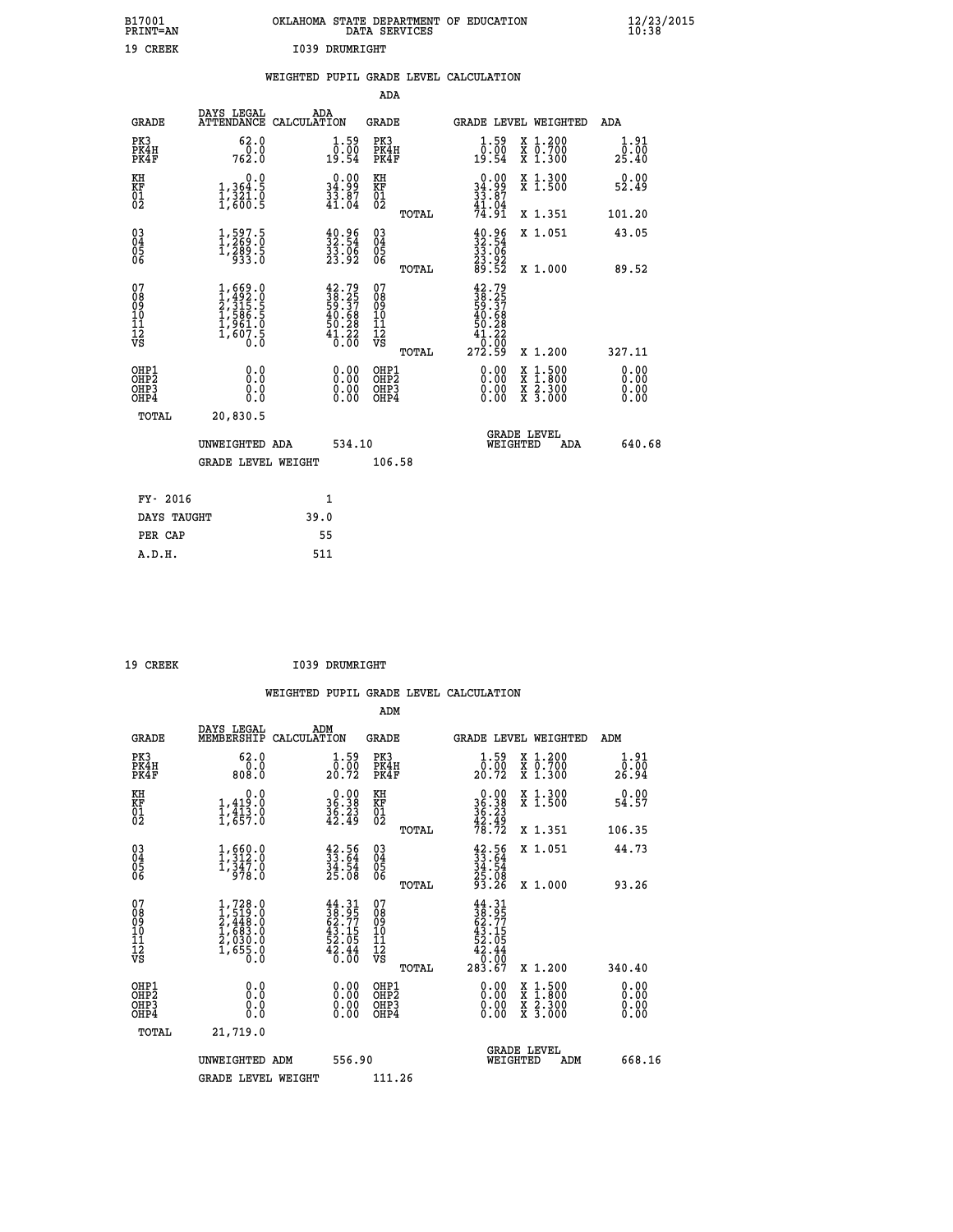B17001 OKLAHOMA STATE DEPARTMENT OF EDUCATION 12/23/2015
PRINT=AN DATA SERVICES 10:38

19 CREEK I039 DRUMRIGHT

WEIGHTED PUPIL GRADE LEVEL CALCULATION

ADA

| GRADE | DAYS LEGAL ATTENDANCE | ADA CALCULATION | GRADE | GRADE LEVEL | WEIGHTED | ADA |
|---|---|---|---|---|---|---|
| PK3 | 62.0 | 1.59 | PK3 | 1.59 | X 1.200 | 1.91 |
| PK4H | 0.0 | 0.00 | PK4H | 0.00 | X 0.700 | 0.00 |
| PK4F | 762.0 | 19.54 | PK4F | 19.54 | X 1.300 | 25.40 |
| KH | 0.0 | 0.00 | KH | 0.00 | X 1.300 | 0.00 |
| KF | 1,364.5 | 34.99 | KF | 34.99 | X 1.500 | 52.49 |
| 01 | 1,321.0 | 33.87 | 01 | 33.87 | | |
| 02 | 1,600.5 | 41.04 | 02 | 41.04 | | |
| | | | TOTAL | 74.91 | X 1.351 | 101.20 |
| 03 | 1,597.5 | 40.96 | 03 | 40.96 | X 1.051 | 43.05 |
| 04 | 1,269.0 | 32.54 | 04 | 32.54 | | |
| 05 | 1,289.5 | 33.06 | 05 | 33.06 | | |
| 06 | 933.0 | 23.92 | 06 | 23.92 | | |
| | | | TOTAL | 89.52 | X 1.000 | 89.52 |
| 07 | 1,669.0 | 42.79 | 07 | 42.79 | | |
| 08 | 1,492.0 | 38.25 | 08 | 38.25 | | |
| 09 | 2,315.5 | 59.37 | 09 | 59.37 | | |
| 10 | 1,586.5 | 40.68 | 10 | 40.68 | | |
| 11 | 1,961.0 | 50.28 | 11 | 50.28 | | |
| 12 | 1,607.5 | 41.22 | 12 | 41.22 | | |
| VS | 0.0 | 0.00 | VS | 0.00 | | |
| | | | TOTAL | 272.59 | X 1.200 | 327.11 |
| OHP1 | 0.0 | 0.00 | OHP1 | 0.00 | X 1.500 | 0.00 |
| OHP2 | 0.0 | 0.00 | OHP2 | 0.00 | X 1.800 | 0.00 |
| OHP3 | 0.0 | 0.00 | OHP3 | 0.00 | X 2.300 | 0.00 |
| OHP4 | 0.0 | 0.00 | OHP4 | 0.00 | X 3.000 | 0.00 |
| TOTAL | 20,830.5 | | | | | |

UNWEIGHTED ADA 534.10 GRADE LEVEL WEIGHTED ADA 640.68

GRADE LEVEL WEIGHT 106.58

| FY- 2016 | 1 |
|---|---|
| DAYS TAUGHT | 39.0 |
| PER CAP | 55 |
| A.D.H. | 511 |

19 CREEK I039 DRUMRIGHT

WEIGHTED PUPIL GRADE LEVEL CALCULATION

ADM

| GRADE | DAYS LEGAL MEMBERSHIP | ADM CALCULATION | GRADE | GRADE LEVEL | WEIGHTED | ADM |
|---|---|---|---|---|---|---|
| PK3 | 62.0 | 1.59 | PK3 | 1.59 | X 1.200 | 1.91 |
| PK4H | 0.0 | 0.00 | PK4H | 0.00 | X 0.700 | 0.00 |
| PK4F | 808.0 | 20.72 | PK4F | 20.72 | X 1.300 | 26.94 |
| KH | 0.0 | 0.00 | KH | 0.00 | X 1.300 | 0.00 |
| KF | 1,419.0 | 36.38 | KF | 36.38 | X 1.500 | 54.57 |
| 01 | 1,413.0 | 36.23 | 01 | 36.23 | | |
| 02 | 1,657.0 | 42.49 | 02 | 42.49 | | |
| | | | TOTAL | 78.72 | X 1.351 | 106.35 |
| 03 | 1,660.0 | 42.56 | 03 | 42.56 | X 1.051 | 44.73 |
| 04 | 1,312.0 | 33.64 | 04 | 33.64 | | |
| 05 | 1,347.0 | 34.54 | 05 | 34.54 | | |
| 06 | 978.0 | 25.08 | 06 | 25.08 | | |
| | | | TOTAL | 93.26 | X 1.000 | 93.26 |
| 07 | 1,728.0 | 44.31 | 07 | 44.31 | | |
| 08 | 1,519.0 | 38.95 | 08 | 38.95 | | |
| 09 | 2,448.0 | 62.77 | 09 | 62.77 | | |
| 10 | 1,683.0 | 43.15 | 10 | 43.15 | | |
| 11 | 2,030.0 | 52.05 | 11 | 52.05 | | |
| 12 | 1,655.0 | 42.44 | 12 | 42.44 | | |
| VS | 0.0 | 0.00 | VS | 0.00 | | |
| | | | TOTAL | 283.67 | X 1.200 | 340.40 |
| OHP1 | 0.0 | 0.00 | OHP1 | 0.00 | X 1.500 | 0.00 |
| OHP2 | 0.0 | 0.00 | OHP2 | 0.00 | X 1.800 | 0.00 |
| OHP3 | 0.0 | 0.00 | OHP3 | 0.00 | X 2.300 | 0.00 |
| OHP4 | 0.0 | 0.00 | OHP4 | 0.00 | X 3.000 | 0.00 |
| TOTAL | 21,719.0 | | | | | |

UNWEIGHTED ADM 556.90 GRADE LEVEL WEIGHTED ADM 668.16

GRADE LEVEL WEIGHT 111.26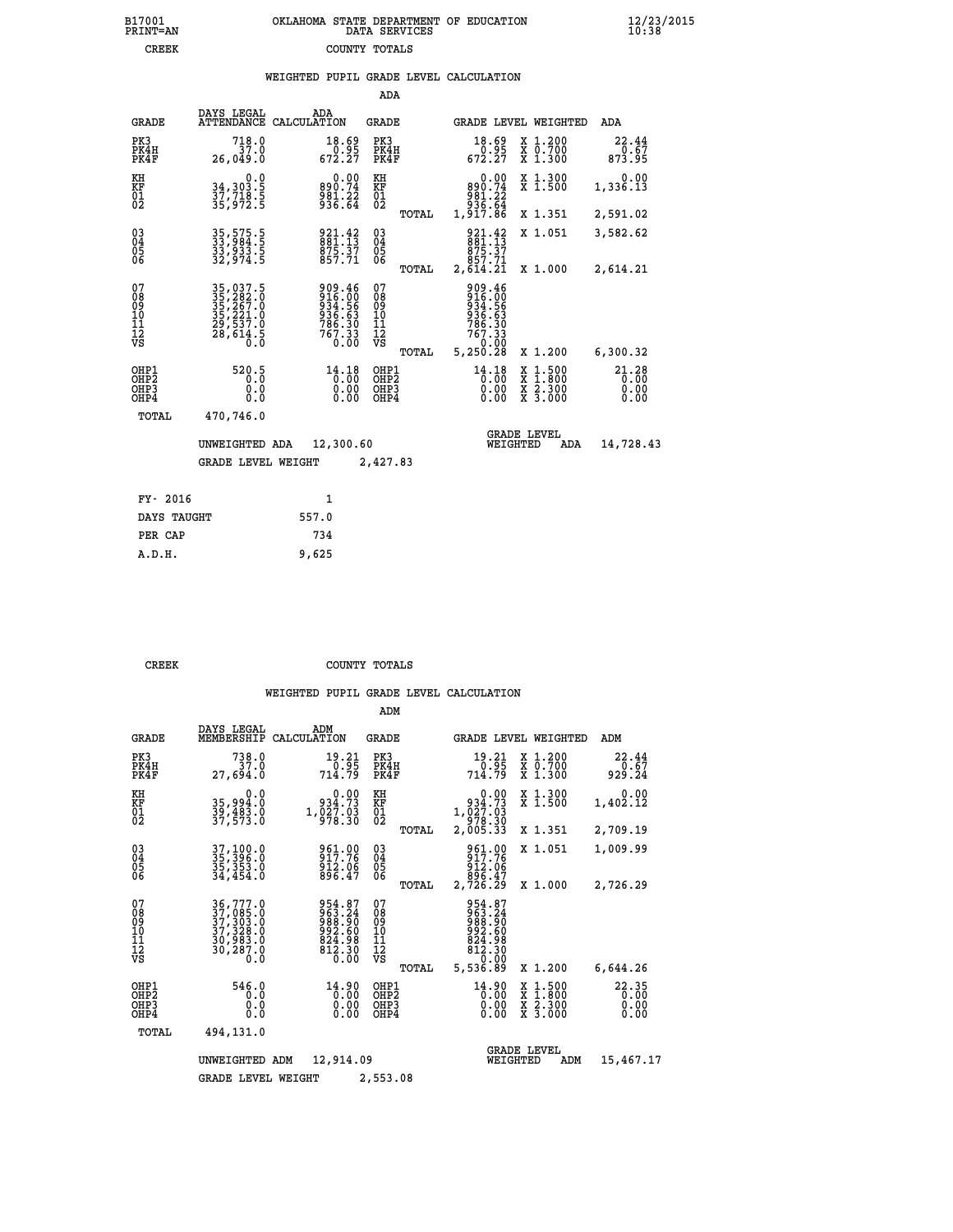B17001 OKLAHOMA STATE DEPARTMENT OF EDUCATION 12/23/2015
PRINT=AN DATA SERVICES 10:38

CREEK COUNTY TOTALS

### WEIGHTED PUPIL GRADE LEVEL CALCULATION

ADA

| GRADE | DAYS LEGAL ATTENDANCE | ADA CALCULATION | GRADE | | GRADE LEVEL | WEIGHTED | ADA |
|---|---|---|---|---|---|---|---|
| PK3 | 718.0 | 18.69 | PK3 | | 18.69 | X 1.200 | 22.44 |
| PK4H | 37.0 | 0.95 | PK4H | | 0.95 | X 0.700 | 0.67 |
| PK4F | 26,049.0 | 672.27 | PK4F | | 672.27 | X 1.300 | 873.95 |
| KH | 0.0 | 0.00 | KH | | 0.00 | X 1.300 | 0.00 |
| KF | 34,303.5 | 890.74 | KF | | 890.74 | X 1.500 | 1,336.13 |
| 01 | 37,718.5 | 981.22 | 01 | | 981.22 | | |
| 02 | 35,972.5 | 936.64 | 02 | | 936.64 | | |
| | | | | TOTAL | 1,917.86 | X 1.351 | 2,591.02 |
| 03 | 35,575.5 | 921.42 | 03 | | 921.42 | X 1.051 | 3,582.62 |
| 04 | 33,984.5 | 881.13 | 04 | | 881.13 | | |
| 05 | 33,933.5 | 875.37 | 05 | | 875.37 | | |
| 06 | 32,974.5 | 857.71 | 06 | | 857.71 | | |
| | | | | TOTAL | 2,614.21 | X 1.000 | 2,614.21 |
| 07 | 35,037.5 | 909.46 | 07 | | 909.46 | | |
| 08 | 35,282.0 | 916.00 | 08 | | 916.00 | | |
| 09 | 35,267.0 | 934.56 | 09 | | 934.56 | | |
| 10 | 35,221.0 | 936.63 | 10 | | 936.63 | | |
| 11 | 29,537.0 | 786.30 | 11 | | 786.30 | | |
| 12 | 28,614.5 | 767.33 | 12 | | 767.33 | | |
| VS | 0.0 | 0.00 | VS | | 0.00 | | |
| | | | | TOTAL | 5,250.28 | X 1.200 | 6,300.32 |
| OHP1 | 520.5 | 14.18 | OHP1 | | 14.18 | X 1.500 | 21.28 |
| OHP2 | 0.0 | 0.00 | OHP2 | | 0.00 | X 1.800 | 0.00 |
| OHP3 | 0.0 | 0.00 | OHP3 | | 0.00 | X 2.300 | 0.00 |
| OHP4 | 0.0 | 0.00 | OHP4 | | 0.00 | X 3.000 | 0.00 |
| TOTAL | 470,746.0 | | | | | | |

UNWEIGHTED ADA 12,300.60 &nbsp;&nbsp;&nbsp; GRADE LEVEL WEIGHTED ADA 14,728.43

GRADE LEVEL WEIGHT 2,427.83

| FY- 2016 | 1 |
|---|---|
| DAYS TAUGHT | 557.0 |
| PER CAP | 734 |
| A.D.H. | 9,625 |

CREEK COUNTY TOTALS

### WEIGHTED PUPIL GRADE LEVEL CALCULATION

ADM

| GRADE | DAYS LEGAL MEMBERSHIP | ADM CALCULATION | GRADE | | GRADE LEVEL | WEIGHTED | ADM |
|---|---|---|---|---|---|---|---|
| PK3 | 738.0 | 19.21 | PK3 | | 19.21 | X 1.200 | 22.44 |
| PK4H | 37.0 | 0.95 | PK4H | | 0.95 | X 0.700 | 0.67 |
| PK4F | 27,694.0 | 714.79 | PK4F | | 714.79 | X 1.300 | 929.24 |
| KH | 0.0 | 0.00 | KH | | 0.00 | X 1.300 | 0.00 |
| KF | 35,994.0 | 934.73 | KF | | 934.73 | X 1.500 | 1,402.12 |
| 01 | 39,483.0 | 1,027.03 | 01 | | 1,027.03 | | |
| 02 | 37,573.0 | 978.30 | 02 | | 978.30 | | |
| | | | | TOTAL | 2,005.33 | X 1.351 | 2,709.19 |
| 03 | 37,100.0 | 961.00 | 03 | | 961.00 | X 1.051 | 1,009.99 |
| 04 | 35,396.0 | 917.76 | 04 | | 917.76 | | |
| 05 | 35,353.0 | 912.06 | 05 | | 912.06 | | |
| 06 | 34,454.0 | 896.47 | 06 | | 896.47 | | |
| | | | | TOTAL | 2,726.29 | X 1.000 | 2,726.29 |
| 07 | 36,777.0 | 954.87 | 07 | | 954.87 | | |
| 08 | 37,085.0 | 963.24 | 08 | | 963.24 | | |
| 09 | 37,303.0 | 988.90 | 09 | | 988.90 | | |
| 10 | 37,328.0 | 992.60 | 10 | | 992.60 | | |
| 11 | 30,983.0 | 824.98 | 11 | | 824.98 | | |
| 12 | 30,287.0 | 812.30 | 12 | | 812.30 | | |
| VS | 0.0 | 0.00 | VS | | 0.00 | | |
| | | | | TOTAL | 5,536.89 | X 1.200 | 6,644.26 |
| OHP1 | 546.0 | 14.90 | OHP1 | | 14.90 | X 1.500 | 22.35 |
| OHP2 | 0.0 | 0.00 | OHP2 | | 0.00 | X 1.800 | 0.00 |
| OHP3 | 0.0 | 0.00 | OHP3 | | 0.00 | X 2.300 | 0.00 |
| OHP4 | 0.0 | 0.00 | OHP4 | | 0.00 | X 3.000 | 0.00 |
| TOTAL | 494,131.0 | | | | | | |

UNWEIGHTED ADM 12,914.09 &nbsp;&nbsp;&nbsp; GRADE LEVEL WEIGHTED ADM 15,467.17

GRADE LEVEL WEIGHT 2,553.08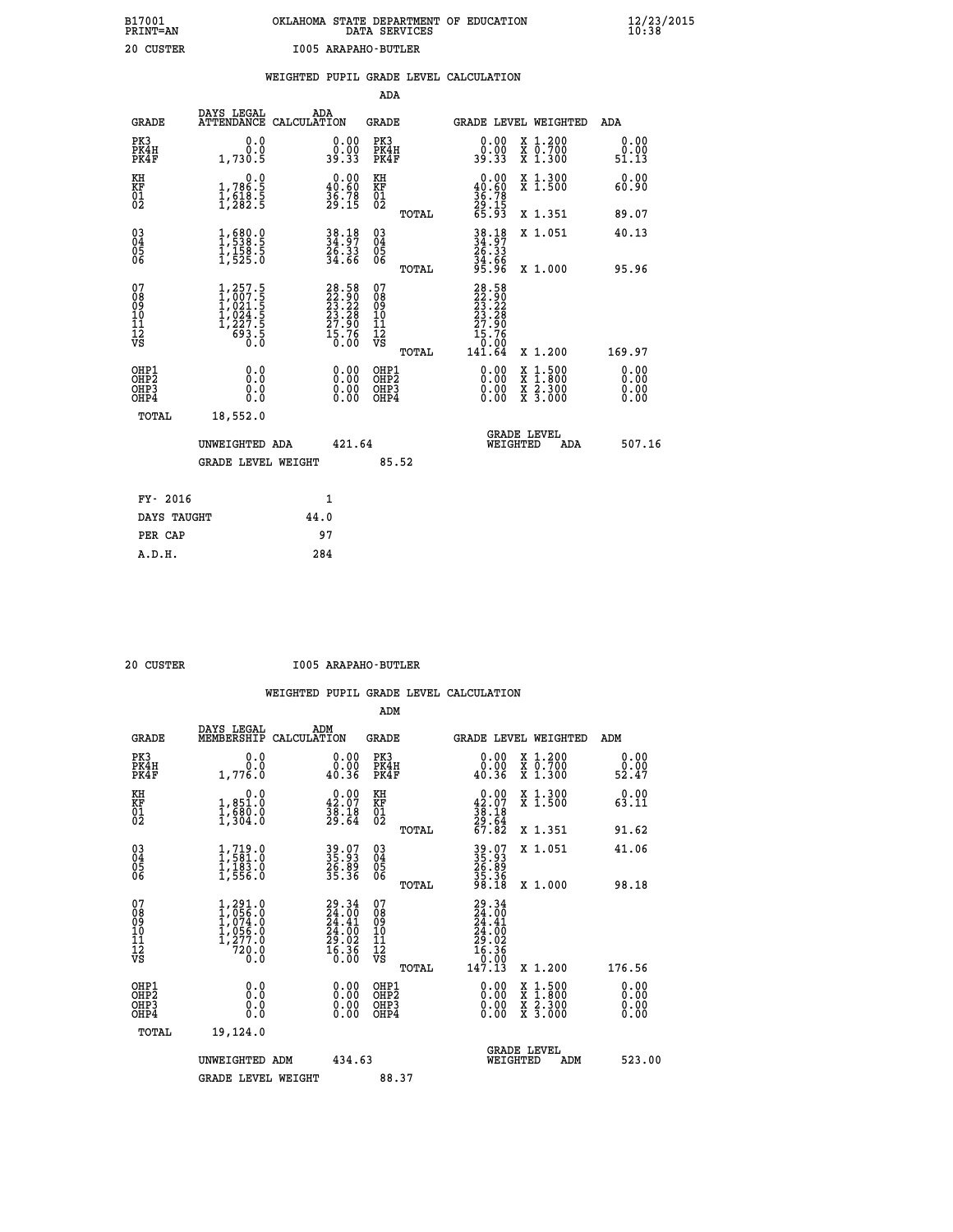B17001 OKLAHOMA STATE DEPARTMENT OF EDUCATION 12/23/2015
PRINT=AN DATA SERVICES 10:38

20 CUSTER I005 ARAPAHO-BUTLER

WEIGHTED PUPIL GRADE LEVEL CALCULATION

ADA

| GRADE | DAYS LEGAL ATTENDANCE | ADA CALCULATION | GRADE | | GRADE LEVEL | WEIGHTED | ADA |
|---|---|---|---|---|---|---|---|
| PK3 | 0.0 | 0.00 | PK3 | | 0.00 | X 1.200 | 0.00 |
| PK4H | 0.0 | 0.00 | PK4H | | 0.00 | X 0.700 | 0.00 |
| PK4F | 1,730.5 | 39.33 | PK4F | | 39.33 | X 1.300 | 51.13 |
| KH | 0.0 | 0.00 | KH | | 0.00 | X 1.300 | 0.00 |
| KF | 1,786.5 | 40.60 | KF | | 40.60 | X 1.500 | 60.90 |
| 01 | 1,618.5 | 36.78 | 01 | | 36.78 | | |
| 02 | 1,282.5 | 29.15 | 02 | | 29.15 | | |
| | | | | TOTAL | 65.93 | X 1.351 | 89.07 |
| 03 | 1,680.0 | 38.18 | 03 | | 38.18 | X 1.051 | 40.13 |
| 04 | 1,538.5 | 34.97 | 04 | | 34.97 | | |
| 05 | 1,158.5 | 26.33 | 05 | | 26.33 | | |
| 06 | 1,525.0 | 34.66 | 06 | | 34.66 | | |
| | | | | TOTAL | 95.96 | X 1.000 | 95.96 |
| 07 | 1,257.5 | 28.58 | 07 | | 28.58 | | |
| 08 | 1,007.5 | 22.90 | 08 | | 22.90 | | |
| 09 | 1,021.5 | 23.22 | 09 | | 23.22 | | |
| 10 | 1,024.5 | 23.28 | 10 | | 23.28 | | |
| 11 | 1,227.5 | 27.90 | 11 | | 27.90 | | |
| 12 | 693.5 | 15.76 | 12 | | 15.76 | | |
| VS | 0.0 | 0.00 | VS | | 0.00 | | |
| | | | | TOTAL | 141.64 | X 1.200 | 169.97 |
| OHP1 | 0.0 | 0.00 | OHP1 | | 0.00 | X 1.500 | 0.00 |
| OHP2 | 0.0 | 0.00 | OHP2 | | 0.00 | X 1.800 | 0.00 |
| OHP3 | 0.0 | 0.00 | OHP3 | | 0.00 | X 2.300 | 0.00 |
| OHP4 | 0.0 | 0.00 | OHP4 | | 0.00 | X 3.000 | 0.00 |
| TOTAL | 18,552.0 | | | | | | |

UNWEIGHTED ADA 421.64 GRADE LEVEL WEIGHTED ADA 507.16

GRADE LEVEL WEIGHT 85.52

| | |
|---|---|
| FY- 2016 | 1 |
| DAYS TAUGHT | 44.0 |
| PER CAP | 97 |
| A.D.H. | 284 |

20 CUSTER I005 ARAPAHO-BUTLER

WEIGHTED PUPIL GRADE LEVEL CALCULATION

ADM

| GRADE | DAYS LEGAL MEMBERSHIP | ADM CALCULATION | GRADE | | GRADE LEVEL | WEIGHTED | ADM |
|---|---|---|---|---|---|---|---|
| PK3 | 0.0 | 0.00 | PK3 | | 0.00 | X 1.200 | 0.00 |
| PK4H | 0.0 | 0.00 | PK4H | | 0.00 | X 0.700 | 0.00 |
| PK4F | 1,776.0 | 40.36 | PK4F | | 40.36 | X 1.300 | 52.47 |
| KH | 0.0 | 0.00 | KH | | 0.00 | X 1.300 | 0.00 |
| KF | 1,851.0 | 42.07 | KF | | 42.07 | X 1.500 | 63.11 |
| 01 | 1,680.0 | 38.18 | 01 | | 38.18 | | |
| 02 | 1,304.0 | 29.64 | 02 | | 29.64 | | |
| | | | | TOTAL | 67.82 | X 1.351 | 91.62 |
| 03 | 1,719.0 | 39.07 | 03 | | 39.07 | X 1.051 | 41.06 |
| 04 | 1,581.0 | 35.93 | 04 | | 35.93 | | |
| 05 | 1,183.0 | 26.89 | 05 | | 26.89 | | |
| 06 | 1,556.0 | 35.36 | 06 | | 35.36 | | |
| | | | | TOTAL | 98.18 | X 1.000 | 98.18 |
| 07 | 1,291.0 | 29.34 | 07 | | 29.34 | | |
| 08 | 1,056.0 | 24.00 | 08 | | 24.00 | | |
| 09 | 1,074.0 | 24.41 | 09 | | 24.41 | | |
| 10 | 1,056.0 | 24.00 | 10 | | 24.00 | | |
| 11 | 1,277.0 | 29.02 | 11 | | 29.02 | | |
| 12 | 720.0 | 16.36 | 12 | | 16.36 | | |
| VS | 0.0 | 0.00 | VS | | 0.00 | | |
| | | | | TOTAL | 147.13 | X 1.200 | 176.56 |
| OHP1 | 0.0 | 0.00 | OHP1 | | 0.00 | X 1.500 | 0.00 |
| OHP2 | 0.0 | 0.00 | OHP2 | | 0.00 | X 1.800 | 0.00 |
| OHP3 | 0.0 | 0.00 | OHP3 | | 0.00 | X 2.300 | 0.00 |
| OHP4 | 0.0 | 0.00 | OHP4 | | 0.00 | X 3.000 | 0.00 |
| TOTAL | 19,124.0 | | | | | | |

UNWEIGHTED ADM 434.63 GRADE LEVEL WEIGHTED ADM 523.00

GRADE LEVEL WEIGHT 88.37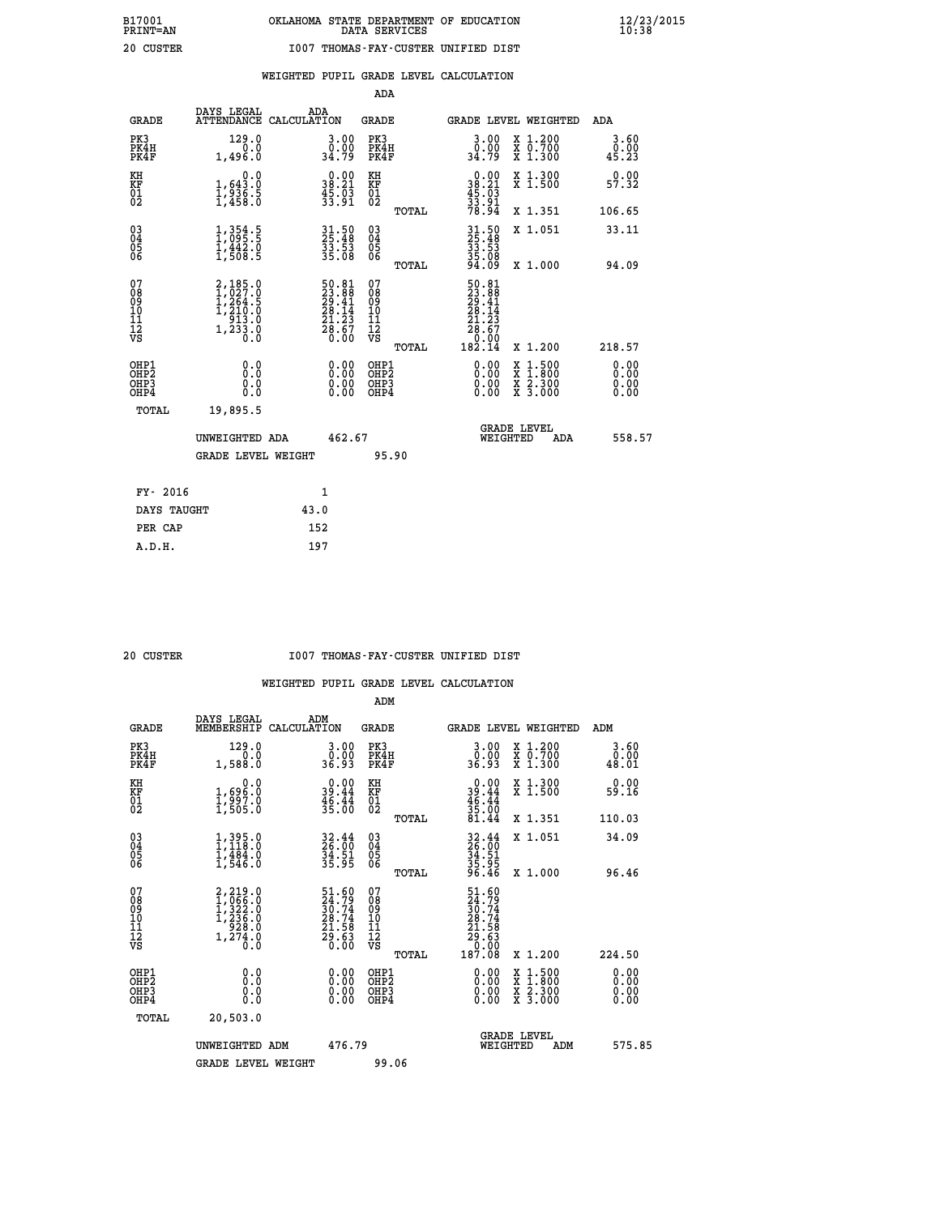B17001 PRINT=AN OKLAHOMA STATE DEPARTMENT OF EDUCATION DATA SERVICES 12/23/2015 10:38

20 CUSTER I007 THOMAS-FAY-CUSTER UNIFIED DIST

## WEIGHTED PUPIL GRADE LEVEL CALCULATION

ADA

| GRADE | DAYS LEGAL ATTENDANCE | ADA CALCULATION | GRADE | | GRADE LEVEL | WEIGHTED | ADA |
|---|---|---|---|---|---|---|---|
| PK3 | 129.0 | 3.00 | PK3 | | 3.00 | X 1.200 | 3.60 |
| PK4H | 0.0 | 0.00 | PK4H | | 0.00 | X 0.700 | 0.00 |
| PK4F | 1,496.0 | 34.79 | PK4F | | 34.79 | X 1.300 | 45.23 |
| KH | 0.0 | 0.00 | KH | | 0.00 | X 1.300 | 0.00 |
| KF | 1,643.0 | 38.21 | KF | | 38.21 | X 1.500 | 57.32 |
| 01 | 1,936.5 | 45.03 | 01 | | 45.03 | | |
| 02 | 1,458.0 | 33.91 | 02 | | 33.91 | | |
| | | | | TOTAL | 78.94 | X 1.351 | 106.65 |
| 03 | 1,354.5 | 31.50 | 03 | | 31.50 | X 1.051 | 33.11 |
| 04 | 1,095.5 | 25.48 | 04 | | 25.48 | | |
| 05 | 1,442.0 | 33.53 | 05 | | 33.53 | | |
| 06 | 1,508.5 | 35.08 | 06 | | 35.08 | | |
| | | | | TOTAL | 94.09 | X 1.000 | 94.09 |
| 07 | 2,185.0 | 50.81 | 07 | | 50.81 | | |
| 08 | 1,027.0 | 23.88 | 08 | | 23.88 | | |
| 09 | 1,264.5 | 29.41 | 09 | | 29.41 | | |
| 10 | 1,210.0 | 28.14 | 10 | | 28.14 | | |
| 11 | 913.0 | 21.23 | 11 | | 21.23 | | |
| 12 | 1,233.0 | 28.67 | 12 | | 28.67 | | |
| VS | 0.0 | 0.00 | VS | | 0.00 | | |
| | | | | TOTAL | 182.14 | X 1.200 | 218.57 |
| OHP1 | 0.0 | 0.00 | OHP1 | | 0.00 | X 1.500 | 0.00 |
| OHP2 | 0.0 | 0.00 | OHP2 | | 0.00 | X 1.800 | 0.00 |
| OHP3 | 0.0 | 0.00 | OHP3 | | 0.00 | X 2.300 | 0.00 |
| OHP4 | 0.0 | 0.00 | OHP4 | | 0.00 | X 3.000 | 0.00 |
| TOTAL | 19,895.5 | | | | | | |

UNWEIGHTED ADA 462.67 GRADE LEVEL WEIGHTED ADA 558.57

GRADE LEVEL WEIGHT 95.90

| | |
|---|---|
| FY- 2016 | 1 |
| DAYS TAUGHT | 43.0 |
| PER CAP | 152 |
| A.D.H. | 197 |

20 CUSTER I007 THOMAS-FAY-CUSTER UNIFIED DIST

## WEIGHTED PUPIL GRADE LEVEL CALCULATION

ADM

| GRADE | DAYS LEGAL MEMBERSHIP | ADM CALCULATION | GRADE | | GRADE LEVEL | WEIGHTED | ADM |
|---|---|---|---|---|---|---|---|
| PK3 | 129.0 | 3.00 | PK3 | | 3.00 | X 1.200 | 3.60 |
| PK4H | 0.0 | 0.00 | PK4H | | 0.00 | X 0.700 | 0.00 |
| PK4F | 1,588.0 | 36.93 | PK4F | | 36.93 | X 1.300 | 48.01 |
| KH | 0.0 | 0.00 | KH | | 0.00 | X 1.300 | 0.00 |
| KF | 1,696.0 | 39.44 | KF | | 39.44 | X 1.500 | 59.16 |
| 01 | 1,997.0 | 46.44 | 01 | | 46.44 | | |
| 02 | 1,505.0 | 35.00 | 02 | | 35.00 | | |
| | | | | TOTAL | 81.44 | X 1.351 | 110.03 |
| 03 | 1,395.0 | 32.44 | 03 | | 32.44 | X 1.051 | 34.09 |
| 04 | 1,118.0 | 26.00 | 04 | | 26.00 | | |
| 05 | 1,484.0 | 34.51 | 05 | | 34.51 | | |
| 06 | 1,546.0 | 35.95 | 06 | | 35.95 | | |
| | | | | TOTAL | 96.46 | X 1.000 | 96.46 |
| 07 | 2,219.0 | 51.60 | 07 | | 51.60 | | |
| 08 | 1,066.0 | 24.79 | 08 | | 24.79 | | |
| 09 | 1,322.0 | 30.74 | 09 | | 30.74 | | |
| 10 | 1,236.0 | 28.74 | 10 | | 28.74 | | |
| 11 | 928.0 | 21.58 | 11 | | 21.58 | | |
| 12 | 1,274.0 | 29.63 | 12 | | 29.63 | | |
| VS | 0.0 | 0.00 | VS | | 0.00 | | |
| | | | | TOTAL | 187.08 | X 1.200 | 224.50 |
| OHP1 | 0.0 | 0.00 | OHP1 | | 0.00 | X 1.500 | 0.00 |
| OHP2 | 0.0 | 0.00 | OHP2 | | 0.00 | X 1.800 | 0.00 |
| OHP3 | 0.0 | 0.00 | OHP3 | | 0.00 | X 2.300 | 0.00 |
| OHP4 | 0.0 | 0.00 | OHP4 | | 0.00 | X 3.000 | 0.00 |
| TOTAL | 20,503.0 | | | | | | |

UNWEIGHTED ADM 476.79 GRADE LEVEL WEIGHTED ADM 575.85

GRADE LEVEL WEIGHT 99.06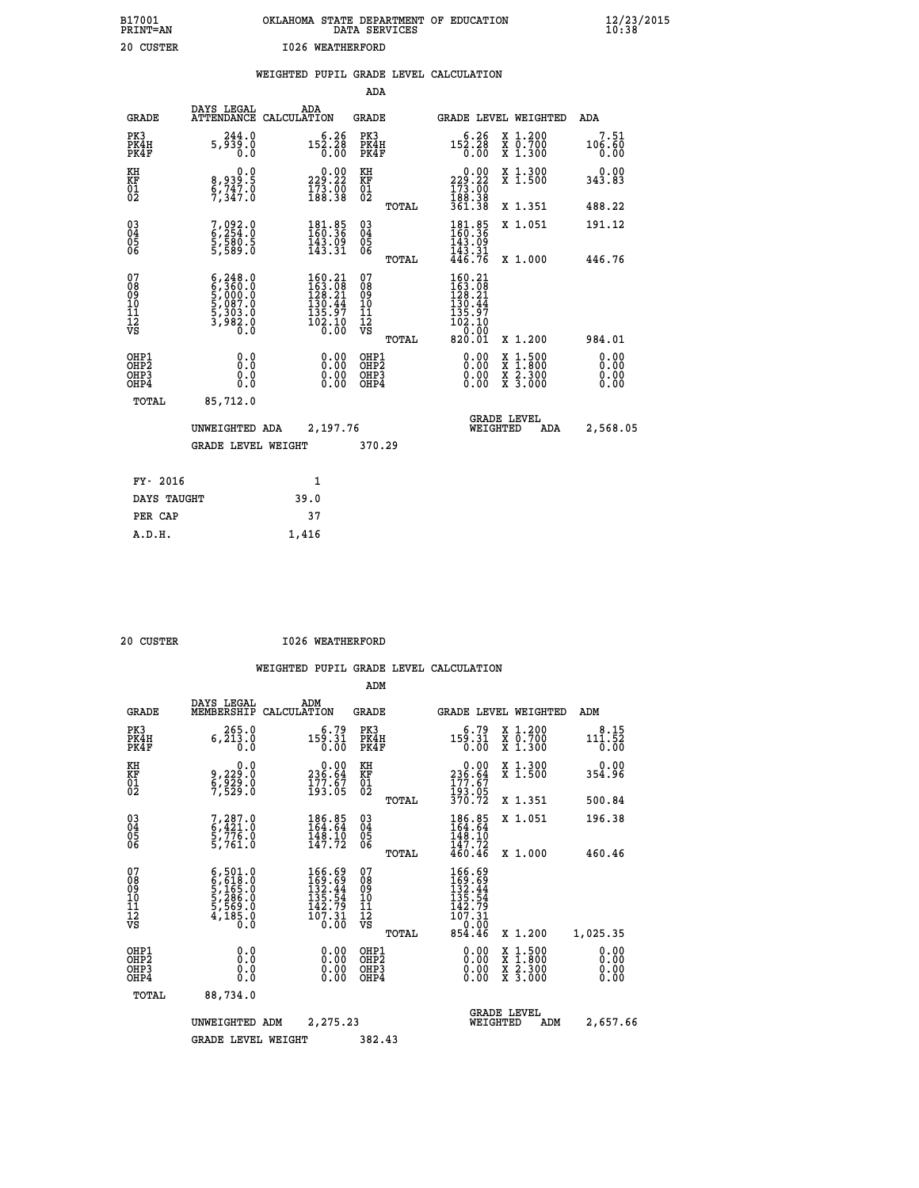B17001 OKLAHOMA STATE DEPARTMENT OF EDUCATION 12/23/2015
PRINT=AN DATA SERVICES 10:38

20 CUSTER I026 WEATHERFORD

## WEIGHTED PUPIL GRADE LEVEL CALCULATION

### ADA

| GRADE | DAYS LEGAL ATTENDANCE | ADA CALCULATION | GRADE | | GRADE LEVEL | WEIGHTED | ADA |
|---|---|---|---|---|---|---|---|
| PK3 | 244.0 | 6.26 | PK3 | | 6.26 | X 1.200 | 7.51 |
| PK4H | 5,939.0 | 152.28 | PK4H | | 152.28 | X 0.700 | 106.60 |
| PK4F | 0.0 | 0.00 | PK4F | | 0.00 | X 1.300 | 0.00 |
| KH | 0.0 | 0.00 | KH | | 0.00 | X 1.300 | 0.00 |
| KF | 8,939.5 | 229.22 | KF | | 229.22 | X 1.500 | 343.83 |
| 01 | 6,747.0 | 173.00 | 01 | | 173.00 | | |
| 02 | 7,347.0 | 188.38 | 02 | | 188.38 | | |
| | | | | TOTAL | 361.38 | X 1.351 | 488.22 |
| 03 | 7,092.0 | 181.85 | 03 | | 181.85 | X 1.051 | 191.12 |
| 04 | 6,254.0 | 160.36 | 04 | | 160.36 | | |
| 05 | 5,580.5 | 143.09 | 05 | | 143.09 | | |
| 06 | 5,589.0 | 143.31 | 06 | | 143.31 | | |
| | | | | TOTAL | 446.76 | X 1.000 | 446.76 |
| 07 | 6,248.0 | 160.21 | 07 | | 160.21 | | |
| 08 | 6,360.0 | 163.08 | 08 | | 163.08 | | |
| 09 | 5,000.0 | 128.21 | 09 | | 128.21 | | |
| 10 | 5,087.0 | 130.44 | 10 | | 130.44 | | |
| 11 | 5,303.0 | 135.97 | 11 | | 135.97 | | |
| 12 | 3,982.0 | 102.10 | 12 | | 102.10 | | |
| VS | 0.0 | 0.00 | VS | | 0.00 | | |
| | | | | TOTAL | 820.01 | X 1.200 | 984.01 |
| OHP1 | 0.0 | 0.00 | OHP1 | | 0.00 | X 1.500 | 0.00 |
| OHP2 | 0.0 | 0.00 | OHP2 | | 0.00 | X 1.800 | 0.00 |
| OHP3 | 0.0 | 0.00 | OHP3 | | 0.00 | X 2.300 | 0.00 |
| OHP4 | 0.0 | 0.00 | OHP4 | | 0.00 | X 3.000 | 0.00 |
| TOTAL | 85,712.0 | | | | | | |

UNWEIGHTED ADA 2,197.76 GRADE LEVEL WEIGHTED ADA 2,568.05

GRADE LEVEL WEIGHT 370.29

| FY- 2016 | 1 |
|---|---|
| DAYS TAUGHT | 39.0 |
| PER CAP | 37 |
| A.D.H. | 1,416 |

20 CUSTER I026 WEATHERFORD

## WEIGHTED PUPIL GRADE LEVEL CALCULATION

### ADM

| GRADE | DAYS LEGAL MEMBERSHIP | ADM CALCULATION | GRADE | | GRADE LEVEL | WEIGHTED | ADM |
|---|---|---|---|---|---|---|---|
| PK3 | 265.0 | 6.79 | PK3 | | 6.79 | X 1.200 | 8.15 |
| PK4H | 6,213.0 | 159.31 | PK4H | | 159.31 | X 0.700 | 111.52 |
| PK4F | 0.0 | 0.00 | PK4F | | 0.00 | X 1.300 | 0.00 |
| KH | 0.0 | 0.00 | KH | | 0.00 | X 1.300 | 0.00 |
| KF | 9,229.0 | 236.64 | KF | | 236.64 | X 1.500 | 354.96 |
| 01 | 6,929.0 | 177.67 | 01 | | 177.67 | | |
| 02 | 7,529.0 | 193.05 | 02 | | 193.05 | | |
| | | | | TOTAL | 370.72 | X 1.351 | 500.84 |
| 03 | 7,287.0 | 186.85 | 03 | | 186.85 | X 1.051 | 196.38 |
| 04 | 6,421.0 | 164.64 | 04 | | 164.64 | | |
| 05 | 5,776.0 | 148.10 | 05 | | 148.10 | | |
| 06 | 5,761.0 | 147.72 | 06 | | 147.72 | | |
| | | | | TOTAL | 460.46 | X 1.000 | 460.46 |
| 07 | 6,501.0 | 166.69 | 07 | | 166.69 | | |
| 08 | 6,618.0 | 169.69 | 08 | | 169.69 | | |
| 09 | 5,165.0 | 132.44 | 09 | | 132.44 | | |
| 10 | 5,286.0 | 135.54 | 10 | | 135.54 | | |
| 11 | 5,569.0 | 142.79 | 11 | | 142.79 | | |
| 12 | 4,185.0 | 107.31 | 12 | | 107.31 | | |
| VS | 0.0 | 0.00 | VS | | 0.00 | | |
| | | | | TOTAL | 854.46 | X 1.200 | 1,025.35 |
| OHP1 | 0.0 | 0.00 | OHP1 | | 0.00 | X 1.500 | 0.00 |
| OHP2 | 0.0 | 0.00 | OHP2 | | 0.00 | X 1.800 | 0.00 |
| OHP3 | 0.0 | 0.00 | OHP3 | | 0.00 | X 2.300 | 0.00 |
| OHP4 | 0.0 | 0.00 | OHP4 | | 0.00 | X 3.000 | 0.00 |
| TOTAL | 88,734.0 | | | | | | |

UNWEIGHTED ADM 2,275.23 GRADE LEVEL WEIGHTED ADM 2,657.66

GRADE LEVEL WEIGHT 382.43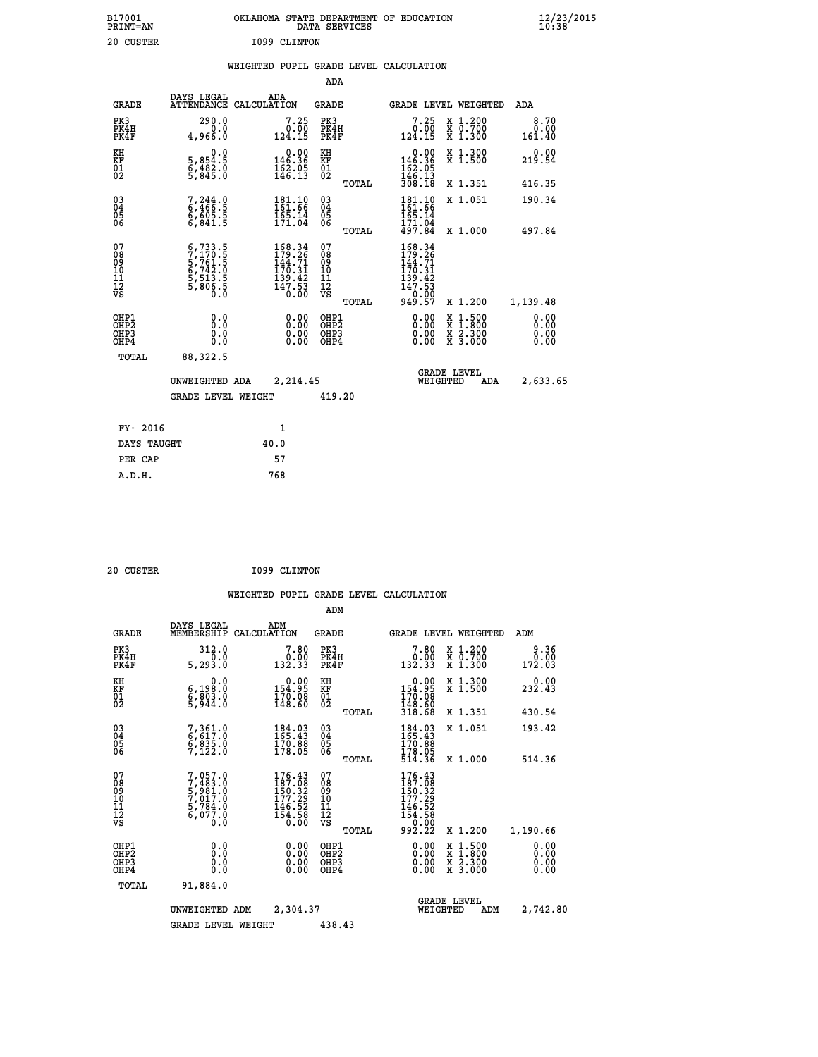B17001 OKLAHOMA STATE DEPARTMENT OF EDUCATION 12/23/2015
PRINT=AN DATA SERVICES 10:38

20 CUSTER I099 CLINTON

WEIGHTED PUPIL GRADE LEVEL CALCULATION

ADA

| GRADE | DAYS LEGAL ATTENDANCE | ADA CALCULATION | GRADE | GRADE LEVEL | WEIGHTED | ADA |
|---|---|---|---|---|---|---|
| PK3 | 290.0 | 7.25 | PK3 | 7.25 | X 1.200 | 8.70 |
| PK4H | 0.0 | 0.00 | PK4H | 0.00 | X 0.700 | 0.00 |
| PK4F | 4,966.0 | 124.15 | PK4F | 124.15 | X 1.300 | 161.40 |
| KH | 0.0 | 0.00 | KH | 0.00 | X 1.300 | 0.00 |
| KF | 5,854.5 | 146.36 | KF | 146.36 | X 1.500 | 219.54 |
| 01 | 6,482.0 | 162.05 | 01 | 162.05 | | |
| 02 | 5,845.0 | 146.13 | 02 | 146.13 | | |
| | | | TOTAL | 308.18 | X 1.351 | 416.35 |
| 03 | 7,244.0 | 181.10 | 03 | 181.10 | X 1.051 | 190.34 |
| 04 | 6,466.5 | 161.66 | 04 | 161.66 | | |
| 05 | 6,605.5 | 165.14 | 05 | 165.14 | | |
| 06 | 6,841.5 | 171.04 | 06 | 171.04 | | |
| | | | TOTAL | 497.84 | X 1.000 | 497.84 |
| 07 | 6,733.5 | 168.34 | 07 | 168.34 | | |
| 08 | 7,170.5 | 179.26 | 08 | 179.26 | | |
| 09 | 5,761.5 | 144.71 | 09 | 144.71 | | |
| 10 | 6,742.0 | 170.31 | 10 | 170.31 | | |
| 11 | 5,513.5 | 139.42 | 11 | 139.42 | | |
| 12 | 5,806.5 | 147.53 | 12 | 147.53 | | |
| VS | 0.0 | 0.00 | VS | 0.00 | | |
| | | | TOTAL | 949.57 | X 1.200 | 1,139.48 |
| OHP1 | 0.0 | 0.00 | OHP1 | 0.00 | X 1.500 | 0.00 |
| OHP2 | 0.0 | 0.00 | OHP2 | 0.00 | X 1.800 | 0.00 |
| OHP3 | 0.0 | 0.00 | OHP3 | 0.00 | X 2.300 | 0.00 |
| OHP4 | 0.0 | 0.00 | OHP4 | 0.00 | X 3.000 | 0.00 |
| TOTAL | 88,322.5 | | | | | |

UNWEIGHTED ADA 2,214.45 GRADE LEVEL WEIGHTED ADA 2,633.65

GRADE LEVEL WEIGHT 419.20

| FY- 2016 | 1 |
|---|---|
| DAYS TAUGHT | 40.0 |
| PER CAP | 57 |
| A.D.H. | 768 |

20 CUSTER I099 CLINTON

WEIGHTED PUPIL GRADE LEVEL CALCULATION

ADM

| GRADE | DAYS LEGAL MEMBERSHIP | ADM CALCULATION | GRADE | GRADE LEVEL | WEIGHTED | ADM |
|---|---|---|---|---|---|---|
| PK3 | 312.0 | 7.80 | PK3 | 7.80 | X 1.200 | 9.36 |
| PK4H | 0.0 | 0.00 | PK4H | 0.00 | X 0.700 | 0.00 |
| PK4F | 5,293.0 | 132.33 | PK4F | 132.33 | X 1.300 | 172.03 |
| KH | 0.0 | 0.00 | KH | 0.00 | X 1.300 | 0.00 |
| KF | 6,198.0 | 154.95 | KF | 154.95 | X 1.500 | 232.43 |
| 01 | 6,803.0 | 170.08 | 01 | 170.08 | | |
| 02 | 5,944.0 | 148.60 | 02 | 148.60 | | |
| | | | TOTAL | 318.68 | X 1.351 | 430.54 |
| 03 | 7,361.0 | 184.03 | 03 | 184.03 | X 1.051 | 193.42 |
| 04 | 6,617.0 | 165.43 | 04 | 165.43 | | |
| 05 | 6,835.0 | 170.88 | 05 | 170.88 | | |
| 06 | 7,122.0 | 178.05 | 06 | 178.05 | | |
| | | | TOTAL | 514.36 | X 1.000 | 514.36 |
| 07 | 7,057.0 | 176.43 | 07 | 176.43 | | |
| 08 | 7,483.0 | 187.08 | 08 | 187.08 | | |
| 09 | 5,981.0 | 150.32 | 09 | 150.32 | | |
| 10 | 7,017.0 | 177.29 | 10 | 177.29 | | |
| 11 | 5,784.0 | 146.52 | 11 | 146.52 | | |
| 12 | 6,077.0 | 154.58 | 12 | 154.58 | | |
| VS | 0.0 | 0.00 | VS | 0.00 | | |
| | | | TOTAL | 992.22 | X 1.200 | 1,190.66 |
| OHP1 | 0.0 | 0.00 | OHP1 | 0.00 | X 1.500 | 0.00 |
| OHP2 | 0.0 | 0.00 | OHP2 | 0.00 | X 1.800 | 0.00 |
| OHP3 | 0.0 | 0.00 | OHP3 | 0.00 | X 2.300 | 0.00 |
| OHP4 | 0.0 | 0.00 | OHP4 | 0.00 | X 3.000 | 0.00 |
| TOTAL | 91,884.0 | | | | | |

UNWEIGHTED ADM 2,304.37 GRADE LEVEL WEIGHTED ADM 2,742.80

GRADE LEVEL WEIGHT 438.43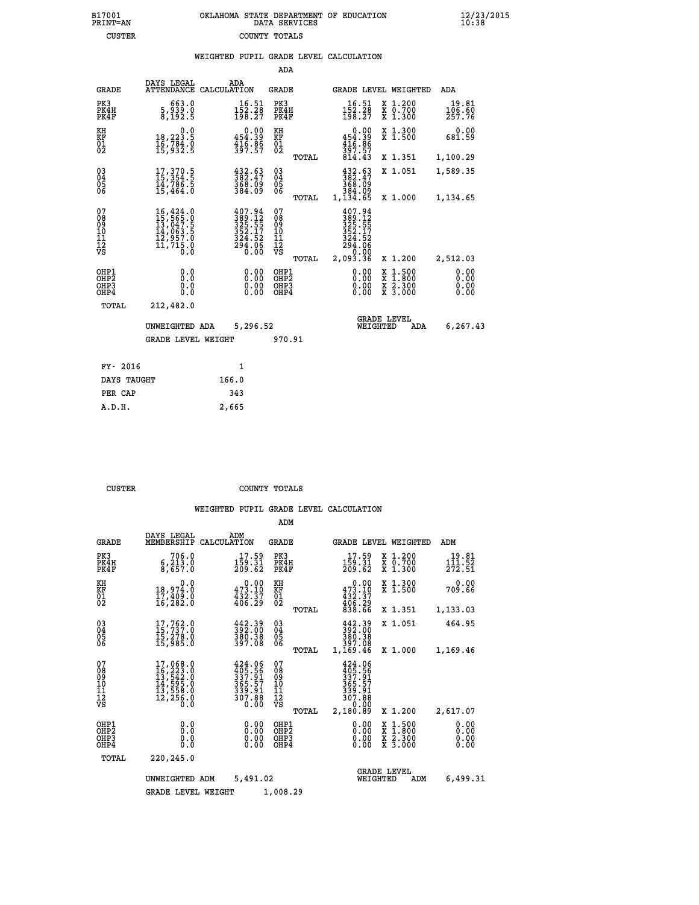B17001 OKLAHOMA STATE DEPARTMENT OF EDUCATION 12/23/2015
PRINT=AN DATA SERVICES 10:38
CUSTER COUNTY TOTALS

WEIGHTED PUPIL GRADE LEVEL CALCULATION

ADA

| GRADE | DAYS LEGAL ATTENDANCE | ADA CALCULATION | GRADE | | GRADE LEVEL | WEIGHTED | ADA |
|---|---|---|---|---|---|---|---|
| PK3 | 663.0 | 16.51 | PK3 | | 16.51 | X 1.200 | 19.81 |
| PK4H | 5,939.0 | 152.28 | PK4H | | 152.28 | X 0.700 | 106.60 |
| PK4F | 8,192.5 | 198.27 | PK4F | | 198.27 | X 1.300 | 257.76 |
| KH | 0.0 | 0.00 | KH | | 0.00 | X 1.300 | 0.00 |
| KF | 18,223.5 | 454.39 | KF | | 454.39 | X 1.500 | 681.59 |
| 01 | 16,784.0 | 416.86 | 01 | | 416.86 | | |
| 02 | 15,932.5 | 397.57 | 02 | | 397.57 | | |
| | | | | TOTAL | 814.43 | X 1.351 | 1,100.29 |
| 03 | 17,370.5 | 432.63 | 03 | | 432.63 | X 1.051 | 1,589.35 |
| 04 | 15,354.5 | 382.47 | 04 | | 382.47 | | |
| 05 | 14,786.5 | 368.09 | 05 | | 368.09 | | |
| 06 | 15,464.0 | 384.09 | 06 | | 384.09 | | |
| | | | | TOTAL | 1,134.65 | X 1.000 | 1,134.65 |
| 07 | 16,424.0 | 407.94 | 07 | | 407.94 | | |
| 08 | 15,565.0 | 389.12 | 08 | | 389.12 | | |
| 09 | 13,047.5 | 325.55 | 09 | | 325.55 | | |
| 10 | 14,063.5 | 352.17 | 10 | | 352.17 | | |
| 11 | 12,957.0 | 324.52 | 11 | | 324.52 | | |
| 12 | 11,715.0 | 294.06 | 12 | | 294.06 | | |
| VS | 0.0 | 0.00 | VS | | 0.00 | | |
| | | | | TOTAL | 2,093.36 | X 1.200 | 2,512.03 |
| OHP1 | 0.0 | 0.00 | OHP1 | | 0.00 | X 1.500 | 0.00 |
| OHP2 | 0.0 | 0.00 | OHP2 | | 0.00 | X 1.800 | 0.00 |
| OHP3 | 0.0 | 0.00 | OHP3 | | 0.00 | X 2.300 | 0.00 |
| OHP4 | 0.0 | 0.00 | OHP4 | | 0.00 | X 3.000 | 0.00 |
| TOTAL | 212,482.0 | | | | | | |

UNWEIGHTED ADA 5,296.52 — GRADE LEVEL WEIGHTED ADA 6,267.43

GRADE LEVEL WEIGHT 970.91

| FY- 2016 | 1 |
|---|---|
| DAYS TAUGHT | 166.0 |
| PER CAP | 343 |
| A.D.H. | 2,665 |

CUSTER COUNTY TOTALS

WEIGHTED PUPIL GRADE LEVEL CALCULATION

ADM

| GRADE | DAYS LEGAL MEMBERSHIP | ADM CALCULATION | GRADE | | GRADE LEVEL | WEIGHTED | ADM |
|---|---|---|---|---|---|---|---|
| PK3 | 706.0 | 17.59 | PK3 | | 17.59 | X 1.200 | 19.81 |
| PK4H | 6,213.0 | 159.31 | PK4H | | 159.31 | X 0.700 | 111.52 |
| PK4F | 8,657.0 | 209.62 | PK4F | | 209.62 | X 1.300 | 272.51 |
| KH | 0.0 | 0.00 | KH | | 0.00 | X 1.300 | 0.00 |
| KF | 18,974.0 | 473.10 | KF | | 473.10 | X 1.500 | 709.66 |
| 01 | 17,409.0 | 432.37 | 01 | | 432.37 | | |
| 02 | 16,282.0 | 406.29 | 02 | | 406.29 | | |
| | | | | TOTAL | 838.66 | X 1.351 | 1,133.03 |
| 03 | 17,762.0 | 442.39 | 03 | | 442.39 | X 1.051 | 464.95 |
| 04 | 15,737.0 | 392.00 | 04 | | 392.00 | | |
| 05 | 15,278.0 | 380.38 | 05 | | 380.38 | | |
| 06 | 15,985.0 | 397.08 | 06 | | 397.08 | | |
| | | | | TOTAL | 1,169.46 | X 1.000 | 1,169.46 |
| 07 | 17,068.0 | 424.06 | 07 | | 424.06 | | |
| 08 | 16,223.0 | 405.56 | 08 | | 405.56 | | |
| 09 | 13,542.0 | 337.91 | 09 | | 337.91 | | |
| 10 | 14,595.0 | 365.57 | 10 | | 365.57 | | |
| 11 | 13,558.0 | 339.91 | 11 | | 339.91 | | |
| 12 | 12,256.0 | 307.88 | 12 | | 307.88 | | |
| VS | 0.0 | 0.00 | VS | | 0.00 | | |
| | | | | TOTAL | 2,180.89 | X 1.200 | 2,617.07 |
| OHP1 | 0.0 | 0.00 | OHP1 | | 0.00 | X 1.500 | 0.00 |
| OHP2 | 0.0 | 0.00 | OHP2 | | 0.00 | X 1.800 | 0.00 |
| OHP3 | 0.0 | 0.00 | OHP3 | | 0.00 | X 2.300 | 0.00 |
| OHP4 | 0.0 | 0.00 | OHP4 | | 0.00 | X 3.000 | 0.00 |
| TOTAL | 220,245.0 | | | | | | |

UNWEIGHTED ADM 5,491.02 — GRADE LEVEL WEIGHTED ADM 6,499.31

GRADE LEVEL WEIGHT 1,008.29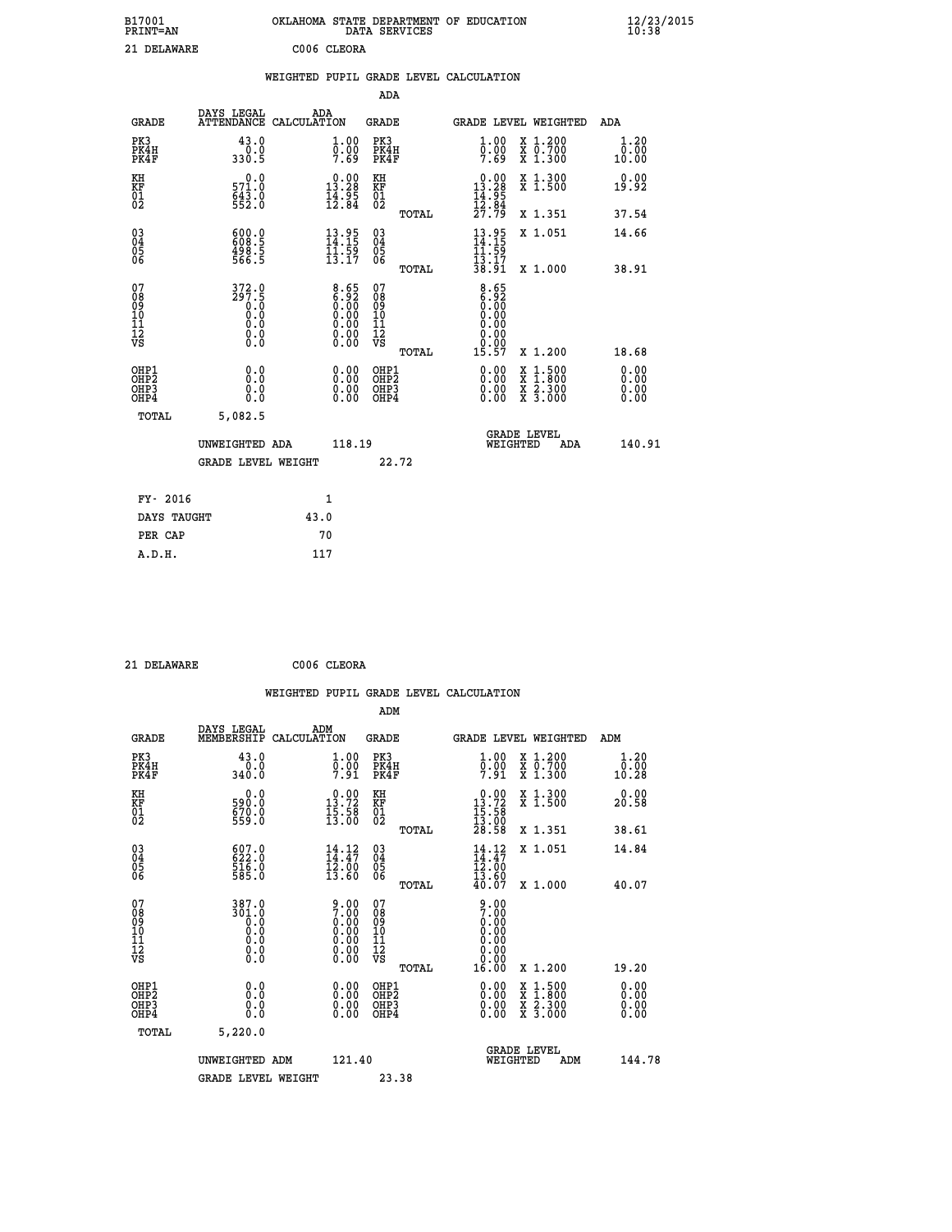B17001 OKLAHOMA STATE DEPARTMENT OF EDUCATION 12/23/2015
PRINT=AN DATA SERVICES 10:38

21 DELAWARE C006 CLEORA

WEIGHTED PUPIL GRADE LEVEL CALCULATION

ADA

| GRADE | DAYS LEGAL ATTENDANCE | ADA CALCULATION | GRADE | GRADE LEVEL | WEIGHTED | ADA |
|---|---|---|---|---|---|---|
| PK3 | 43.0 | 1.00 | PK3 | 1.00 | X 1.200 | 1.20 |
| PK4H | 0.0 | 0.00 | PK4H | 0.00 | X 0.700 | 0.00 |
| PK4F | 330.5 | 7.69 | PK4F | 7.69 | X 1.300 | 10.00 |
| KH | 0.0 | 0.00 | KH | 0.00 | X 1.300 | 0.00 |
| KF | 571.0 | 13.28 | KF | 13.28 | X 1.500 | 19.92 |
| 01 | 643.0 | 14.95 | 01 | 14.95 | | |
| 02 | 552.0 | 12.84 | 02 | 12.84 | | |
| | | | TOTAL | 27.79 | X 1.351 | 37.54 |
| 03 | 600.0 | 13.95 | 03 | 13.95 | X 1.051 | 14.66 |
| 04 | 608.5 | 14.15 | 04 | 14.15 | | |
| 05 | 498.5 | 11.59 | 05 | 11.59 | | |
| 06 | 566.5 | 13.17 | 06 | 13.17 | | |
| | | | TOTAL | 38.91 | X 1.000 | 38.91 |
| 07 | 372.0 | 8.65 | 07 | 8.65 | | |
| 08 | 297.5 | 6.92 | 08 | 6.92 | | |
| 09 | 0.0 | 0.00 | 09 | 0.00 | | |
| 10 | 0.0 | 0.00 | 10 | 0.00 | | |
| 11 | 0.0 | 0.00 | 11 | 0.00 | | |
| 12 | 0.0 | 0.00 | 12 | 0.00 | | |
| VS | 0.0 | 0.00 | VS | 0.00 | | |
| | | | TOTAL | 15.57 | X 1.200 | 18.68 |
| OHP1 | 0.0 | 0.00 | OHP1 | 0.00 | X 1.500 | 0.00 |
| OHP2 | 0.0 | 0.00 | OHP2 | 0.00 | X 1.800 | 0.00 |
| OHP3 | 0.0 | 0.00 | OHP3 | 0.00 | X 2.300 | 0.00 |
| OHP4 | 0.0 | 0.00 | OHP4 | 0.00 | X 3.000 | 0.00 |
| TOTAL | 5,082.5 | | | | | |

UNWEIGHTED ADA 118.19 GRADE LEVEL WEIGHTED ADA 140.91

GRADE LEVEL WEIGHT 22.72

| FY- 2016 | 1 |
|---|---|
| DAYS TAUGHT | 43.0 |
| PER CAP | 70 |
| A.D.H. | 117 |

21 DELAWARE C006 CLEORA

WEIGHTED PUPIL GRADE LEVEL CALCULATION

ADM

| GRADE | DAYS LEGAL MEMBERSHIP | ADM CALCULATION | GRADE | GRADE LEVEL | WEIGHTED | ADM |
|---|---|---|---|---|---|---|
| PK3 | 43.0 | 1.00 | PK3 | 1.00 | X 1.200 | 1.20 |
| PK4H | 0.0 | 0.00 | PK4H | 0.00 | X 0.700 | 0.00 |
| PK4F | 340.0 | 7.91 | PK4F | 7.91 | X 1.300 | 10.28 |
| KH | 0.0 | 0.00 | KH | 0.00 | X 1.300 | 0.00 |
| KF | 590.0 | 13.72 | KF | 13.72 | X 1.500 | 20.58 |
| 01 | 670.0 | 15.58 | 01 | 15.58 | | |
| 02 | 559.0 | 13.00 | 02 | 13.00 | | |
| | | | TOTAL | 28.58 | X 1.351 | 38.61 |
| 03 | 607.0 | 14.12 | 03 | 14.12 | X 1.051 | 14.84 |
| 04 | 622.0 | 14.47 | 04 | 14.47 | | |
| 05 | 516.0 | 12.00 | 05 | 12.00 | | |
| 06 | 585.0 | 13.60 | 06 | 13.60 | | |
| | | | TOTAL | 40.07 | X 1.000 | 40.07 |
| 07 | 387.0 | 9.00 | 07 | 9.00 | | |
| 08 | 301.0 | 7.00 | 08 | 7.00 | | |
| 09 | 0.0 | 0.00 | 09 | 0.00 | | |
| 10 | 0.0 | 0.00 | 10 | 0.00 | | |
| 11 | 0.0 | 0.00 | 11 | 0.00 | | |
| 12 | 0.0 | 0.00 | 12 | 0.00 | | |
| VS | 0.0 | 0.00 | VS | 0.00 | | |
| | | | TOTAL | 16.00 | X 1.200 | 19.20 |
| OHP1 | 0.0 | 0.00 | OHP1 | 0.00 | X 1.500 | 0.00 |
| OHP2 | 0.0 | 0.00 | OHP2 | 0.00 | X 1.800 | 0.00 |
| OHP3 | 0.0 | 0.00 | OHP3 | 0.00 | X 2.300 | 0.00 |
| OHP4 | 0.0 | 0.00 | OHP4 | 0.00 | X 3.000 | 0.00 |
| TOTAL | 5,220.0 | | | | | |

UNWEIGHTED ADM 121.40 GRADE LEVEL WEIGHTED ADM 144.78

GRADE LEVEL WEIGHT 23.38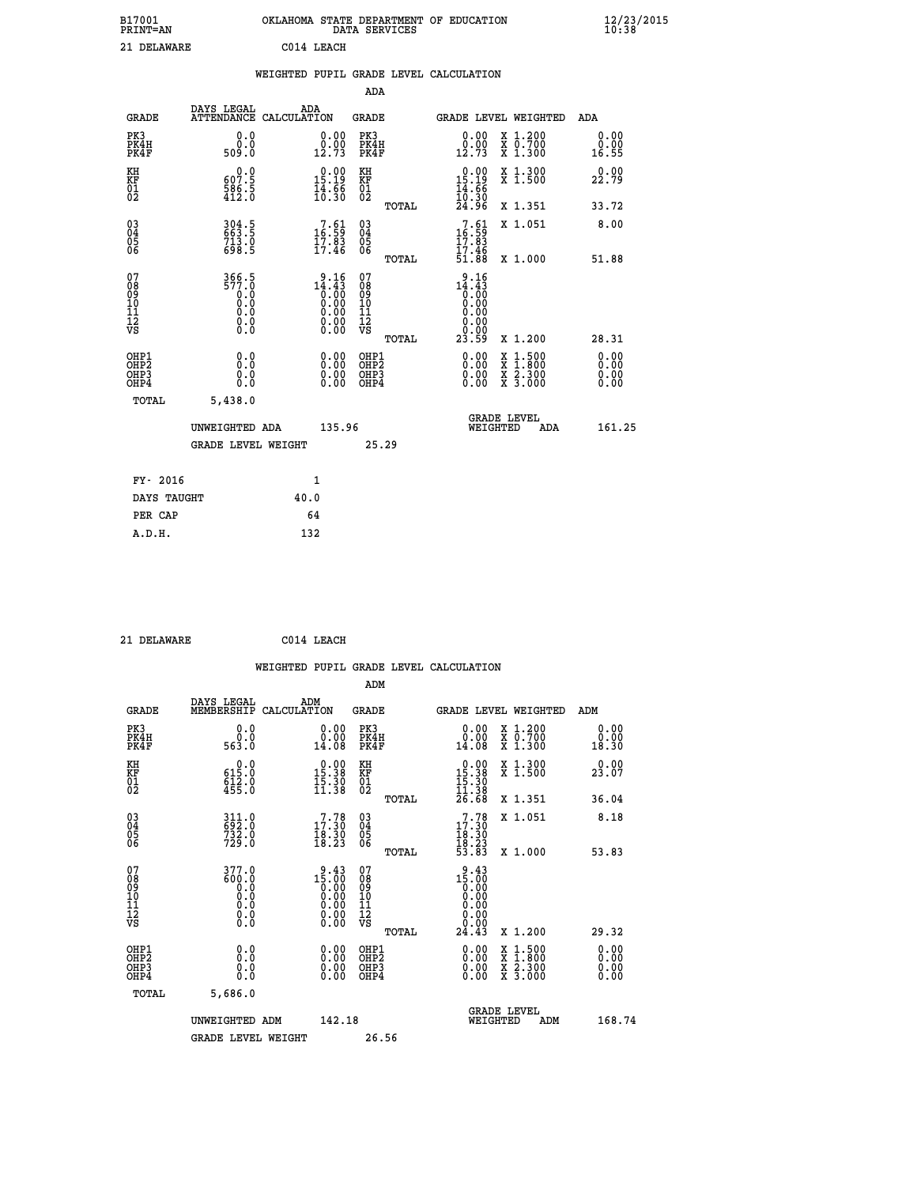B17001 OKLAHOMA STATE DEPARTMENT OF EDUCATION 12/23/2015
PRINT=AN DATA SERVICES 10:38

21 DELAWARE C014 LEACH

## WEIGHTED PUPIL GRADE LEVEL CALCULATION

### ADA

| GRADE | DAYS LEGAL ATTENDANCE | ADA CALCULATION | GRADE | GRADE LEVEL | WEIGHTED | ADA |
|---|---|---|---|---|---|---|
| PK3 | 0.0 | 0.00 | PK3 | 0.00 | X 1.200 | 0.00 |
| PK4H | 0.0 | 0.00 | PK4H | 0.00 | X 0.700 | 0.00 |
| PK4F | 509.0 | 12.73 | PK4F | 12.73 | X 1.300 | 16.55 |
| KH | 0.0 | 0.00 | KH | 0.00 | X 1.300 | 0.00 |
| KF | 607.5 | 15.19 | KF | 15.19 | X 1.500 | 22.79 |
| 01 | 586.5 | 14.66 | 01 | 14.66 | | |
| 02 | 412.0 | 10.30 | 02 | 10.30 | | |
| | | | TOTAL | 24.96 | X 1.351 | 33.72 |
| 03 | 304.5 | 7.61 | 03 | 7.61 | X 1.051 | 8.00 |
| 04 | 663.5 | 16.59 | 04 | 16.59 | | |
| 05 | 713.0 | 17.83 | 05 | 17.83 | | |
| 06 | 698.5 | 17.46 | 06 | 17.46 | | |
| | | | TOTAL | 51.88 | X 1.000 | 51.88 |
| 07 | 366.5 | 9.16 | 07 | 9.16 | | |
| 08 | 577.0 | 14.43 | 08 | 14.43 | | |
| 09 | 0.0 | 0.00 | 09 | 0.00 | | |
| 10 | 0.0 | 0.00 | 10 | 0.00 | | |
| 11 | 0.0 | 0.00 | 11 | 0.00 | | |
| 12 | 0.0 | 0.00 | 12 | 0.00 | | |
| VS | 0.0 | 0.00 | VS | 0.00 | | |
| | | | TOTAL | 23.59 | X 1.200 | 28.31 |
| OHP1 | 0.0 | 0.00 | OHP1 | 0.00 | X 1.500 | 0.00 |
| OHP2 | 0.0 | 0.00 | OHP2 | 0.00 | X 1.800 | 0.00 |
| OHP3 | 0.0 | 0.00 | OHP3 | 0.00 | X 2.300 | 0.00 |
| OHP4 | 0.0 | 0.00 | OHP4 | 0.00 | X 3.000 | 0.00 |
| TOTAL | 5,438.0 | | | | | |

UNWEIGHTED ADA 135.96 GRADE LEVEL WEIGHTED ADA 161.25

GRADE LEVEL WEIGHT 25.29

| FY- 2016 | 1 |
|---|---|
| DAYS TAUGHT | 40.0 |
| PER CAP | 64 |
| A.D.H. | 132 |

21 DELAWARE C014 LEACH

## WEIGHTED PUPIL GRADE LEVEL CALCULATION

### ADM

| GRADE | DAYS LEGAL MEMBERSHIP | ADM CALCULATION | GRADE | GRADE LEVEL | WEIGHTED | ADM |
|---|---|---|---|---|---|---|
| PK3 | 0.0 | 0.00 | PK3 | 0.00 | X 1.200 | 0.00 |
| PK4H | 0.0 | 0.00 | PK4H | 0.00 | X 0.700 | 0.00 |
| PK4F | 563.0 | 14.08 | PK4F | 14.08 | X 1.300 | 18.30 |
| KH | 0.0 | 0.00 | KH | 0.00 | X 1.300 | 0.00 |
| KF | 615.0 | 15.38 | KF | 15.38 | X 1.500 | 23.07 |
| 01 | 612.0 | 15.30 | 01 | 15.30 | | |
| 02 | 455.0 | 11.38 | 02 | 11.38 | | |
| | | | TOTAL | 26.68 | X 1.351 | 36.04 |
| 03 | 311.0 | 7.78 | 03 | 7.78 | X 1.051 | 8.18 |
| 04 | 692.0 | 17.30 | 04 | 17.30 | | |
| 05 | 732.0 | 18.30 | 05 | 18.30 | | |
| 06 | 729.0 | 18.23 | 06 | 18.23 | | |
| | | | TOTAL | 53.83 | X 1.000 | 53.83 |
| 07 | 377.0 | 9.43 | 07 | 9.43 | | |
| 08 | 600.0 | 15.00 | 08 | 15.00 | | |
| 09 | 0.0 | 0.00 | 09 | 0.00 | | |
| 10 | 0.0 | 0.00 | 10 | 0.00 | | |
| 11 | 0.0 | 0.00 | 11 | 0.00 | | |
| 12 | 0.0 | 0.00 | 12 | 0.00 | | |
| VS | 0.0 | 0.00 | VS | 0.00 | | |
| | | | TOTAL | 24.43 | X 1.200 | 29.32 |
| OHP1 | 0.0 | 0.00 | OHP1 | 0.00 | X 1.500 | 0.00 |
| OHP2 | 0.0 | 0.00 | OHP2 | 0.00 | X 1.800 | 0.00 |
| OHP3 | 0.0 | 0.00 | OHP3 | 0.00 | X 2.300 | 0.00 |
| OHP4 | 0.0 | 0.00 | OHP4 | 0.00 | X 3.000 | 0.00 |
| TOTAL | 5,686.0 | | | | | |

UNWEIGHTED ADM 142.18 GRADE LEVEL WEIGHTED ADM 168.74

GRADE LEVEL WEIGHT 26.56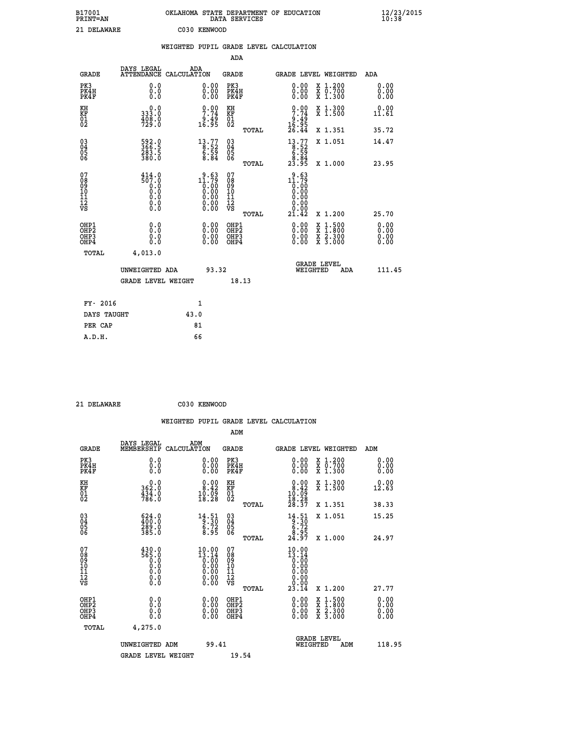B17001 OKLAHOMA STATE DEPARTMENT OF EDUCATION 12/23/2015
PRINT=AN DATA SERVICES 10:38

21 DELAWARE C030 KENWOOD

## WEIGHTED PUPIL GRADE LEVEL CALCULATION

### ADA

| GRADE | DAYS LEGAL ATTENDANCE | ADA CALCULATION | GRADE | GRADE LEVEL | WEIGHTED | ADA |
|---|---|---|---|---|---|---|
| PK3 | 0.0 | 0.00 | PK3 | 0.00 | X 1.200 | 0.00 |
| PK4H | 0.0 | 0.00 | PK4H | 0.00 | X 0.700 | 0.00 |
| PK4F | 0.0 | 0.00 | PK4F | 0.00 | X 1.300 | 0.00 |
| KH | 0.0 | 0.00 | KH | 0.00 | X 1.300 | 0.00 |
| KF | 333.0 | 7.74 | KF | 7.74 | X 1.500 | 11.61 |
| 01 | 408.0 | 9.49 | 01 | 9.49 | | |
| 02 | 729.0 | 16.95 | 02 | 16.95 | | |
| | | | TOTAL | 26.44 | X 1.351 | 35.72 |
| 03 | 592.0 | 13.77 | 03 | 13.77 | X 1.051 | 14.47 |
| 04 | 366.5 | 8.52 | 04 | 8.52 | | |
| 05 | 283.5 | 6.59 | 05 | 6.59 | | |
| 06 | 380.0 | 8.84 | 06 | 8.84 | | |
| | | | TOTAL | 23.95 | X 1.000 | 23.95 |
| 07 | 414.0 | 9.63 | 07 | 9.63 | | |
| 08 | 507.0 | 11.79 | 08 | 11.79 | | |
| 09 | 0.0 | 0.00 | 09 | 0.00 | | |
| 10 | 0.0 | 0.00 | 10 | 0.00 | | |
| 11 | 0.0 | 0.00 | 11 | 0.00 | | |
| 12 | 0.0 | 0.00 | 12 | 0.00 | | |
| VS | 0.0 | 0.00 | VS | 0.00 | | |
| | | | TOTAL | 21.42 | X 1.200 | 25.70 |
| OHP1 | 0.0 | 0.00 | OHP1 | 0.00 | X 1.500 | 0.00 |
| OHP2 | 0.0 | 0.00 | OHP2 | 0.00 | X 1.800 | 0.00 |
| OHP3 | 0.0 | 0.00 | OHP3 | 0.00 | X 2.300 | 0.00 |
| OHP4 | 0.0 | 0.00 | OHP4 | 0.00 | X 3.000 | 0.00 |
| TOTAL | 4,013.0 | | | | | |

UNWEIGHTED ADA 93.32 | GRADE LEVEL WEIGHTED ADA 111.45

GRADE LEVEL WEIGHT 18.13

| | |
|---|---|
| FY- 2016 | 1 |
| DAYS TAUGHT | 43.0 |
| PER CAP | 81 |
| A.D.H. | 66 |

21 DELAWARE C030 KENWOOD

## WEIGHTED PUPIL GRADE LEVEL CALCULATION

### ADM

| GRADE | DAYS LEGAL MEMBERSHIP | ADM CALCULATION | GRADE | GRADE LEVEL | WEIGHTED | ADM |
|---|---|---|---|---|---|---|
| PK3 | 0.0 | 0.00 | PK3 | 0.00 | X 1.200 | 0.00 |
| PK4H | 0.0 | 0.00 | PK4H | 0.00 | X 0.700 | 0.00 |
| PK4F | 0.0 | 0.00 | PK4F | 0.00 | X 1.300 | 0.00 |
| KH | 0.0 | 0.00 | KH | 0.00 | X 1.300 | 0.00 |
| KF | 362.0 | 8.42 | KF | 8.42 | X 1.500 | 12.63 |
| 01 | 434.0 | 10.09 | 01 | 10.09 | | |
| 02 | 786.0 | 18.28 | 02 | 18.28 | | |
| | | | TOTAL | 28.37 | X 1.351 | 38.33 |
| 03 | 624.0 | 14.51 | 03 | 14.51 | X 1.051 | 15.25 |
| 04 | 400.0 | 9.30 | 04 | 9.30 | | |
| 05 | 289.0 | 6.72 | 05 | 6.72 | | |
| 06 | 385.0 | 8.95 | 06 | 8.95 | | |
| | | | TOTAL | 24.97 | X 1.000 | 24.97 |
| 07 | 430.0 | 10.00 | 07 | 10.00 | | |
| 08 | 565.0 | 13.14 | 08 | 13.14 | | |
| 09 | 0.0 | 0.00 | 09 | 0.00 | | |
| 10 | 0.0 | 0.00 | 10 | 0.00 | | |
| 11 | 0.0 | 0.00 | 11 | 0.00 | | |
| 12 | 0.0 | 0.00 | 12 | 0.00 | | |
| VS | 0.0 | 0.00 | VS | 0.00 | | |
| | | | TOTAL | 23.14 | X 1.200 | 27.77 |
| OHP1 | 0.0 | 0.00 | OHP1 | 0.00 | X 1.500 | 0.00 |
| OHP2 | 0.0 | 0.00 | OHP2 | 0.00 | X 1.800 | 0.00 |
| OHP3 | 0.0 | 0.00 | OHP3 | 0.00 | X 2.300 | 0.00 |
| OHP4 | 0.0 | 0.00 | OHP4 | 0.00 | X 3.000 | 0.00 |
| TOTAL | 4,275.0 | | | | | |

UNWEIGHTED ADM 99.41 | GRADE LEVEL WEIGHTED ADM 118.95

GRADE LEVEL WEIGHT 19.54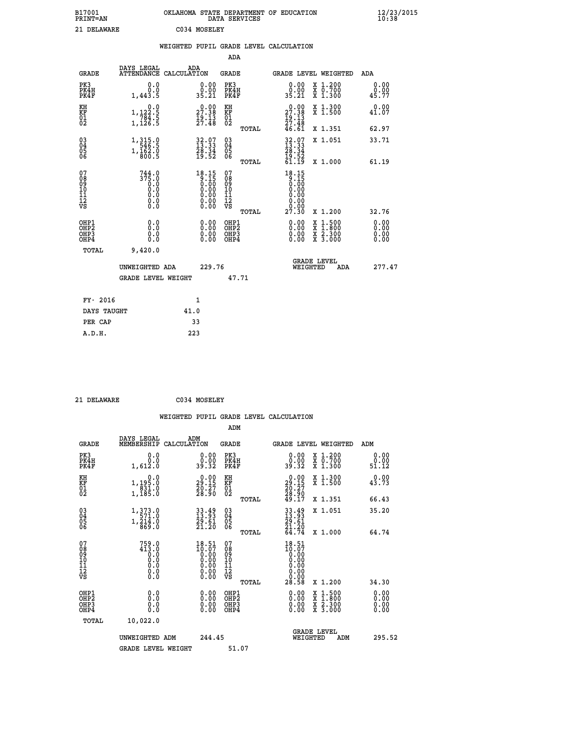B17001 OKLAHOMA STATE DEPARTMENT OF EDUCATION 12/23/2015
PRINT=AN DATA SERVICES 10:38

21 DELAWARE C034 MOSELEY

## WEIGHTED PUPIL GRADE LEVEL CALCULATION

### ADA

| GRADE | DAYS LEGAL ATTENDANCE | ADA CALCULATION | GRADE | GRADE LEVEL | WEIGHTED | ADA |
|---|---|---|---|---|---|---|
| PK3 | 0.0 | 0.00 | PK3 | 0.00 | X 1.200 | 0.00 |
| PK4H | 0.0 | 0.00 | PK4H | 0.00 | X 0.700 | 0.00 |
| PK4F | 1,443.5 | 35.21 | PK4F | 35.21 | X 1.300 | 45.77 |
| KH | 0.0 | 0.00 | KH | 0.00 | X 1.300 | 0.00 |
| KF | 1,122.5 | 27.38 | KF | 27.38 | X 1.500 | 41.07 |
| 01 | 784.5 | 19.13 | 01 | 19.13 | | |
| 02 | 1,126.5 | 27.48 | 02 | 27.48 | | |
| | | | TOTAL | 46.61 | X 1.351 | 62.97 |
| 03 | 1,315.0 | 32.07 | 03 | 32.07 | X 1.051 | 33.71 |
| 04 | 546.5 | 13.33 | 04 | 13.33 | | |
| 05 | 1,162.0 | 28.34 | 05 | 28.34 | | |
| 06 | 800.5 | 19.52 | 06 | 19.52 | | |
| | | | TOTAL | 61.19 | X 1.000 | 61.19 |
| 07 | 744.0 | 18.15 | 07 | 18.15 | | |
| 08 | 375.0 | 9.15 | 08 | 9.15 | | |
| 09 | 0.0 | 0.00 | 09 | 0.00 | | |
| 10 | 0.0 | 0.00 | 10 | 0.00 | | |
| 11 | 0.0 | 0.00 | 11 | 0.00 | | |
| 12 | 0.0 | 0.00 | 12 | 0.00 | | |
| VS | 0.0 | 0.00 | VS | 0.00 | | |
| | | | TOTAL | 27.30 | X 1.200 | 32.76 |
| OHP1 | 0.0 | 0.00 | OHP1 | 0.00 | X 1.500 | 0.00 |
| OHP2 | 0.0 | 0.00 | OHP2 | 0.00 | X 1.800 | 0.00 |
| OHP3 | 0.0 | 0.00 | OHP3 | 0.00 | X 2.300 | 0.00 |
| OHP4 | 0.0 | 0.00 | OHP4 | 0.00 | X 3.000 | 0.00 |
| TOTAL | 9,420.0 | | | | | |

UNWEIGHTED ADA 229.76 — GRADE LEVEL WEIGHTED ADA 277.47

GRADE LEVEL WEIGHT 47.71

| FY- 2016 | 1 |
|---|---|
| DAYS TAUGHT | 41.0 |
| PER CAP | 33 |
| A.D.H. | 223 |

21 DELAWARE C034 MOSELEY

## WEIGHTED PUPIL GRADE LEVEL CALCULATION

### ADM

| GRADE | DAYS LEGAL MEMBERSHIP | ADM CALCULATION | GRADE | GRADE LEVEL | WEIGHTED | ADM |
|---|---|---|---|---|---|---|
| PK3 | 0.0 | 0.00 | PK3 | 0.00 | X 1.200 | 0.00 |
| PK4H | 0.0 | 0.00 | PK4H | 0.00 | X 0.700 | 0.00 |
| PK4F | 1,612.0 | 39.32 | PK4F | 39.32 | X 1.300 | 51.12 |
| KH | 0.0 | 0.00 | KH | 0.00 | X 1.300 | 0.00 |
| KF | 1,195.0 | 29.15 | KF | 29.15 | X 1.500 | 43.73 |
| 01 | 831.0 | 20.27 | 01 | 20.27 | | |
| 02 | 1,185.0 | 28.90 | 02 | 28.90 | | |
| | | | TOTAL | 49.17 | X 1.351 | 66.43 |
| 03 | 1,373.0 | 33.49 | 03 | 33.49 | X 1.051 | 35.20 |
| 04 | 571.0 | 13.93 | 04 | 13.93 | | |
| 05 | 1,214.0 | 29.61 | 05 | 29.61 | | |
| 06 | 869.0 | 21.20 | 06 | 21.20 | | |
| | | | TOTAL | 64.74 | X 1.000 | 64.74 |
| 07 | 759.0 | 18.51 | 07 | 18.51 | | |
| 08 | 413.0 | 10.07 | 08 | 10.07 | | |
| 09 | 0.0 | 0.00 | 09 | 0.00 | | |
| 10 | 0.0 | 0.00 | 10 | 0.00 | | |
| 11 | 0.0 | 0.00 | 11 | 0.00 | | |
| 12 | 0.0 | 0.00 | 12 | 0.00 | | |
| VS | 0.0 | 0.00 | VS | 0.00 | | |
| | | | TOTAL | 28.58 | X 1.200 | 34.30 |
| OHP1 | 0.0 | 0.00 | OHP1 | 0.00 | X 1.500 | 0.00 |
| OHP2 | 0.0 | 0.00 | OHP2 | 0.00 | X 1.800 | 0.00 |
| OHP3 | 0.0 | 0.00 | OHP3 | 0.00 | X 2.300 | 0.00 |
| OHP4 | 0.0 | 0.00 | OHP4 | 0.00 | X 3.000 | 0.00 |
| TOTAL | 10,022.0 | | | | | |

UNWEIGHTED ADM 244.45 — GRADE LEVEL WEIGHTED ADM 295.52

GRADE LEVEL WEIGHT 51.07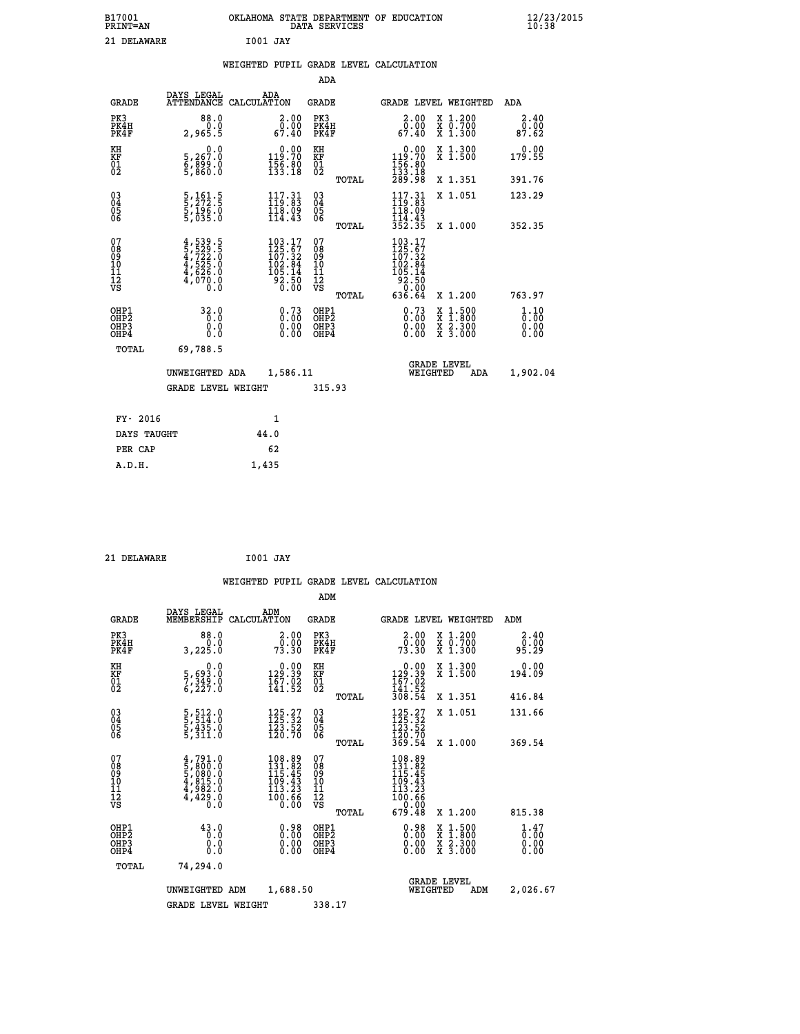B17001 OKLAHOMA STATE DEPARTMENT OF EDUCATION 12/23/2015
PRINT=AN DATA SERVICES 10:38

21 DELAWARE I001 JAY

## WEIGHTED PUPIL GRADE LEVEL CALCULATION

### ADA

| GRADE | DAYS LEGAL ATTENDANCE | ADA CALCULATION | GRADE | | GRADE LEVEL | WEIGHTED | ADA |
|---|---|---|---|---|---|---|---|
| PK3 | 88.0 | 2.00 | PK3 | | 2.00 | X 1.200 | 2.40 |
| PK4H | 0.0 | 0.00 | PK4H | | 0.00 | X 0.700 | 0.00 |
| PK4F | 2,965.5 | 67.40 | PK4F | | 67.40 | X 1.300 | 87.62 |
| KH | 0.0 | 0.00 | KH | | 0.00 | X 1.300 | 0.00 |
| KF | 5,267.0 | 119.70 | KF | | 119.70 | X 1.500 | 179.55 |
| 01 | 6,899.0 | 156.80 | 01 | | 156.80 | | |
| 02 | 5,860.0 | 133.18 | 02 | | 133.18 | | |
| | | | | TOTAL | 289.98 | X 1.351 | 391.76 |
| 03 | 5,161.5 | 117.31 | 03 | | 117.31 | X 1.051 | 123.29 |
| 04 | 5,272.5 | 119.83 | 04 | | 119.83 | | |
| 05 | 5,196.0 | 118.09 | 05 | | 118.09 | | |
| 06 | 5,035.0 | 114.43 | 06 | | 114.43 | | |
| | | | | TOTAL | 352.35 | X 1.000 | 352.35 |
| 07 | 4,539.5 | 103.17 | 07 | | 103.17 | | |
| 08 | 5,529.5 | 125.67 | 08 | | 125.67 | | |
| 09 | 4,722.0 | 107.32 | 09 | | 107.32 | | |
| 10 | 4,525.0 | 102.84 | 10 | | 102.84 | | |
| 11 | 4,626.0 | 105.14 | 11 | | 105.14 | | |
| 12 | 4,070.0 | 92.50 | 12 | | 92.50 | | |
| VS | 0.0 | 0.00 | VS | | 0.00 | | |
| | | | | TOTAL | 636.64 | X 1.200 | 763.97 |
| OHP1 | 32.0 | 0.73 | OHP1 | | 0.73 | X 1.500 | 1.10 |
| OHP2 | 0.0 | 0.00 | OHP2 | | 0.00 | X 1.800 | 0.00 |
| OHP3 | 0.0 | 0.00 | OHP3 | | 0.00 | X 2.300 | 0.00 |
| OHP4 | 0.0 | 0.00 | OHP4 | | 0.00 | X 3.000 | 0.00 |
| TOTAL | 69,788.5 | | | | | | |

UNWEIGHTED ADA 1,586.11 GRADE LEVEL WEIGHTED ADA 1,902.04

GRADE LEVEL WEIGHT 315.93

| | |
|---|---|
| FY- 2016 | 1 |
| DAYS TAUGHT | 44.0 |
| PER CAP | 62 |
| A.D.H. | 1,435 |

21 DELAWARE I001 JAY

## WEIGHTED PUPIL GRADE LEVEL CALCULATION

### ADM

| GRADE | DAYS LEGAL MEMBERSHIP | ADM CALCULATION | GRADE | | GRADE LEVEL | WEIGHTED | ADM |
|---|---|---|---|---|---|---|---|
| PK3 | 88.0 | 2.00 | PK3 | | 2.00 | X 1.200 | 2.40 |
| PK4H | 0.0 | 0.00 | PK4H | | 0.00 | X 0.700 | 0.00 |
| PK4F | 3,225.0 | 73.30 | PK4F | | 73.30 | X 1.300 | 95.29 |
| KH | 0.0 | 0.00 | KH | | 0.00 | X 1.300 | 0.00 |
| KF | 5,693.0 | 129.39 | KF | | 129.39 | X 1.500 | 194.09 |
| 01 | 7,349.0 | 167.02 | 01 | | 167.02 | | |
| 02 | 6,227.0 | 141.52 | 02 | | 141.52 | | |
| | | | | TOTAL | 308.54 | X 1.351 | 416.84 |
| 03 | 5,512.0 | 125.27 | 03 | | 125.27 | X 1.051 | 131.66 |
| 04 | 5,514.0 | 125.32 | 04 | | 125.32 | | |
| 05 | 5,435.0 | 123.52 | 05 | | 123.52 | | |
| 06 | 5,311.0 | 120.70 | 06 | | 120.70 | | |
| | | | | TOTAL | 369.54 | X 1.000 | 369.54 |
| 07 | 4,791.0 | 108.89 | 07 | | 108.89 | | |
| 08 | 5,800.0 | 131.82 | 08 | | 131.82 | | |
| 09 | 5,080.0 | 115.45 | 09 | | 115.45 | | |
| 10 | 4,815.0 | 109.43 | 10 | | 109.43 | | |
| 11 | 4,982.0 | 113.23 | 11 | | 113.23 | | |
| 12 | 4,429.0 | 100.66 | 12 | | 100.66 | | |
| VS | 0.0 | 0.00 | VS | | 0.00 | | |
| | | | | TOTAL | 679.48 | X 1.200 | 815.38 |
| OHP1 | 43.0 | 0.98 | OHP1 | | 0.98 | X 1.500 | 1.47 |
| OHP2 | 0.0 | 0.00 | OHP2 | | 0.00 | X 1.800 | 0.00 |
| OHP3 | 0.0 | 0.00 | OHP3 | | 0.00 | X 2.300 | 0.00 |
| OHP4 | 0.0 | 0.00 | OHP4 | | 0.00 | X 3.000 | 0.00 |
| TOTAL | 74,294.0 | | | | | | |

UNWEIGHTED ADM 1,688.50 GRADE LEVEL WEIGHTED ADM 2,026.67

GRADE LEVEL WEIGHT 338.17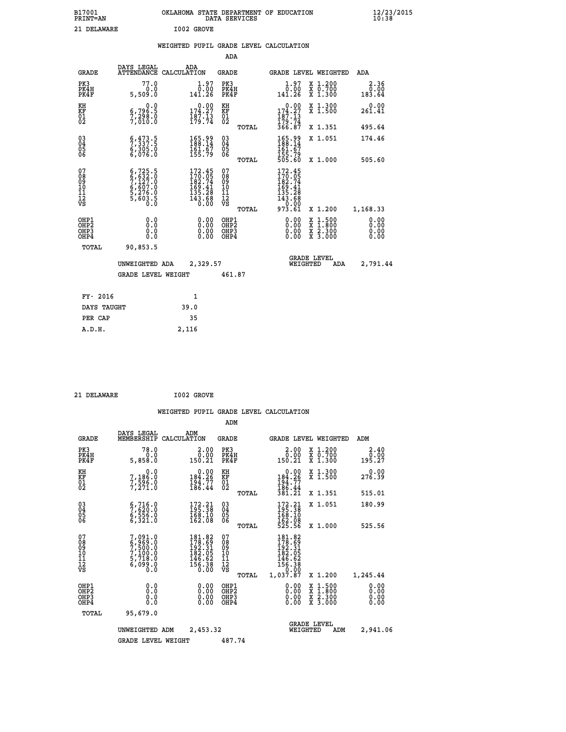B17001 OKLAHOMA STATE DEPARTMENT OF EDUCATION 12/23/2015
PRINT=AN DATA SERVICES 10:38

21 DELAWARE I002 GROVE

## WEIGHTED PUPIL GRADE LEVEL CALCULATION

### ADA

| GRADE | DAYS LEGAL ATTENDANCE | ADA CALCULATION | GRADE | GRADE LEVEL | WEIGHTED | ADA |
|---|---|---|---|---|---|---|
| PK3 | 77.0 | 1.97 | PK3 | 1.97 | X 1.200 | 2.36 |
| PK4H | 0.0 | 0.00 | PK4H | 0.00 | X 0.700 | 0.00 |
| PK4F | 5,509.0 | 141.26 | PK4F | 141.26 | X 1.300 | 183.64 |
| KH | 0.0 | 0.00 | KH | 0.00 | X 1.300 | 0.00 |
| KF | 6,796.5 | 174.27 | KF | 174.27 | X 1.500 | 261.41 |
| 01 | 7,298.0 | 187.13 | 01 | 187.13 | | |
| 02 | 7,010.0 | 179.74 | 02 | 179.74 | | |
| | | | TOTAL | 366.87 | X 1.351 | 495.64 |
| 03 | 6,473.5 | 165.99 | 03 | 165.99 | X 1.051 | 174.46 |
| 04 | 7,337.5 | 188.14 | 04 | 188.14 | | |
| 05 | 6,305.0 | 161.67 | 05 | 161.67 | | |
| 06 | 6,076.0 | 155.79 | 06 | 155.79 | | |
| | | | TOTAL | 505.60 | X 1.000 | 505.60 |
| 07 | 6,725.5 | 172.45 | 07 | 172.45 | | |
| 08 | 6,632.0 | 170.05 | 08 | 170.05 | | |
| 09 | 7,127.0 | 182.74 | 09 | 182.74 | | |
| 10 | 6,607.0 | 169.41 | 10 | 169.41 | | |
| 11 | 5,276.0 | 135.28 | 11 | 135.28 | | |
| 12 | 5,603.5 | 143.68 | 12 | 143.68 | | |
| VS | 0.0 | 0.00 | VS | 0.00 | | |
| | | | TOTAL | 973.61 | X 1.200 | 1,168.33 |
| OHP1 | 0.0 | 0.00 | OHP1 | 0.00 | X 1.500 | 0.00 |
| OHP2 | 0.0 | 0.00 | OHP2 | 0.00 | X 1.800 | 0.00 |
| OHP3 | 0.0 | 0.00 | OHP3 | 0.00 | X 2.300 | 0.00 |
| OHP4 | 0.0 | 0.00 | OHP4 | 0.00 | X 3.000 | 0.00 |
| TOTAL | 90,853.5 | | | | | |

UNWEIGHTED ADA 2,329.57 GRADE LEVEL WEIGHTED ADA 2,791.44

GRADE LEVEL WEIGHT 461.87

| FY- 2016 | 1 |
|---|---|
| DAYS TAUGHT | 39.0 |
| PER CAP | 35 |
| A.D.H. | 2,116 |

21 DELAWARE I002 GROVE

## WEIGHTED PUPIL GRADE LEVEL CALCULATION

### ADM

| GRADE | DAYS LEGAL MEMBERSHIP | ADM CALCULATION | GRADE | GRADE LEVEL | WEIGHTED | ADM |
|---|---|---|---|---|---|---|
| PK3 | 78.0 | 2.00 | PK3 | 2.00 | X 1.200 | 2.40 |
| PK4H | 0.0 | 0.00 | PK4H | 0.00 | X 0.700 | 0.00 |
| PK4F | 5,858.0 | 150.21 | PK4F | 150.21 | X 1.300 | 195.27 |
| KH | 0.0 | 0.00 | KH | 0.00 | X 1.300 | 0.00 |
| KF | 7,186.0 | 184.26 | KF | 184.26 | X 1.500 | 276.39 |
| 01 | 7,596.0 | 194.77 | 01 | 194.77 | | |
| 02 | 7,271.0 | 186.44 | 02 | 186.44 | | |
| | | | TOTAL | 381.21 | X 1.351 | 515.01 |
| 03 | 6,716.0 | 172.21 | 03 | 172.21 | X 1.051 | 180.99 |
| 04 | 7,620.0 | 195.38 | 04 | 195.38 | | |
| 05 | 6,556.0 | 168.10 | 05 | 168.10 | | |
| 06 | 6,321.0 | 162.08 | 06 | 162.08 | | |
| | | | TOTAL | 525.56 | X 1.000 | 525.56 |
| 07 | 7,091.0 | 181.82 | 07 | 181.82 | | |
| 08 | 6,969.0 | 178.69 | 08 | 178.69 | | |
| 09 | 7,500.0 | 192.31 | 09 | 192.31 | | |
| 10 | 7,100.0 | 182.05 | 10 | 182.05 | | |
| 11 | 5,718.0 | 146.62 | 11 | 146.62 | | |
| 12 | 6,099.0 | 156.38 | 12 | 156.38 | | |
| VS | 0.0 | 0.00 | VS | 0.00 | | |
| | | | TOTAL | 1,037.87 | X 1.200 | 1,245.44 |
| OHP1 | 0.0 | 0.00 | OHP1 | 0.00 | X 1.500 | 0.00 |
| OHP2 | 0.0 | 0.00 | OHP2 | 0.00 | X 1.800 | 0.00 |
| OHP3 | 0.0 | 0.00 | OHP3 | 0.00 | X 2.300 | 0.00 |
| OHP4 | 0.0 | 0.00 | OHP4 | 0.00 | X 3.000 | 0.00 |
| TOTAL | 95,679.0 | | | | | |

UNWEIGHTED ADM 2,453.32 GRADE LEVEL WEIGHTED ADM 2,941.06

GRADE LEVEL WEIGHT 487.74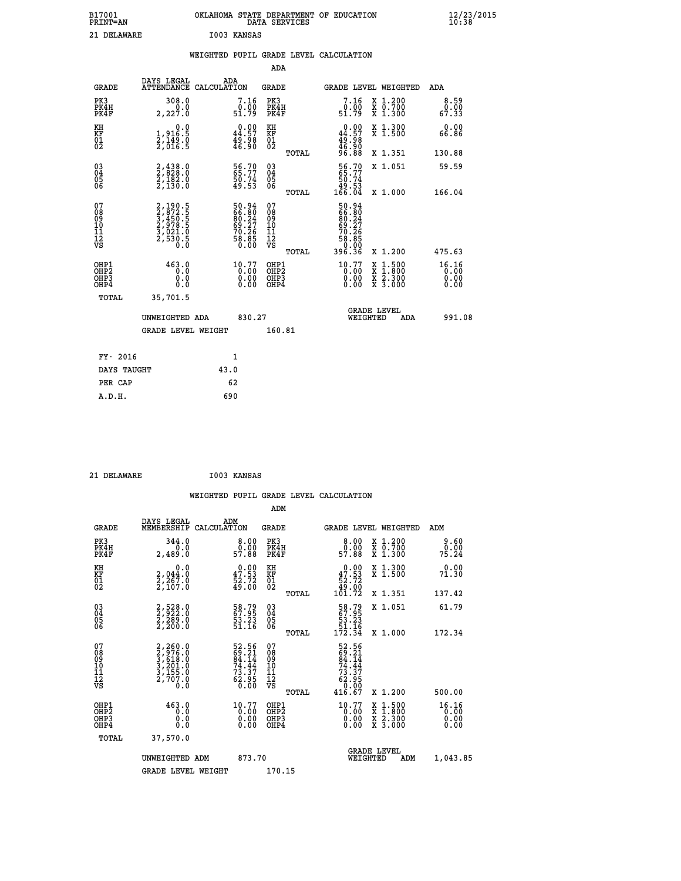B17001 OKLAHOMA STATE DEPARTMENT OF EDUCATION 12/23/2015
PRINT=AN DATA SERVICES 10:38

21 DELAWARE I003 KANSAS

## WEIGHTED PUPIL GRADE LEVEL CALCULATION

### ADA

| GRADE | DAYS LEGAL ATTENDANCE | ADA CALCULATION | GRADE | GRADE LEVEL | WEIGHTED | ADA |
|---|---|---|---|---|---|---|
| PK3 | 308.0 | 7.16 | PK3 | 7.16 | X 1.200 | 8.59 |
| PK4H | 0.0 | 0.00 | PK4H | 0.00 | X 0.700 | 0.00 |
| PK4F | 2,227.0 | 51.79 | PK4F | 51.79 | X 1.300 | 67.33 |
| KH | 0.0 | 0.00 | KH | 0.00 | X 1.300 | 0.00 |
| KF | 1,916.5 | 44.57 | KF | 44.57 | X 1.500 | 66.86 |
| 01 | 2,149.0 | 49.98 | 01 | 49.98 | | |
| 02 | 2,016.5 | 46.90 | 02 | 46.90 | | |
| | | | TOTAL | 96.88 | X 1.351 | 130.88 |
| 03 | 2,438.0 | 56.70 | 03 | 56.70 | X 1.051 | 59.59 |
| 04 | 2,828.0 | 65.77 | 04 | 65.77 | | |
| 05 | 2,182.0 | 50.74 | 05 | 50.74 | | |
| 06 | 2,130.0 | 49.53 | 06 | 49.53 | | |
| | | | TOTAL | 166.04 | X 1.000 | 166.04 |
| 07 | 2,190.5 | 50.94 | 07 | 50.94 | | |
| 08 | 2,872.5 | 66.80 | 08 | 66.80 | | |
| 09 | 3,450.5 | 80.24 | 09 | 80.24 | | |
| 10 | 2,978.5 | 69.27 | 10 | 69.27 | | |
| 11 | 3,021.0 | 70.26 | 11 | 70.26 | | |
| 12 | 2,530.5 | 58.85 | 12 | 58.85 | | |
| VS | 0.0 | 0.00 | VS | 0.00 | | |
| | | | TOTAL | 396.36 | X 1.200 | 475.63 |
| OHP1 | 463.0 | 10.77 | OHP1 | 10.77 | X 1.500 | 16.16 |
| OHP2 | 0.0 | 0.00 | OHP2 | 0.00 | X 1.800 | 0.00 |
| OHP3 | 0.0 | 0.00 | OHP3 | 0.00 | X 2.300 | 0.00 |
| OHP4 | 0.0 | 0.00 | OHP4 | 0.00 | X 3.000 | 0.00 |
| TOTAL | 35,701.5 | | | | | |

UNWEIGHTED ADA 830.27 GRADE LEVEL WEIGHTED ADA 991.08

GRADE LEVEL WEIGHT 160.81

| FY- 2016 | 1 |
|---|---|
| DAYS TAUGHT | 43.0 |
| PER CAP | 62 |
| A.D.H. | 690 |

21 DELAWARE I003 KANSAS

## WEIGHTED PUPIL GRADE LEVEL CALCULATION

### ADM

| GRADE | DAYS LEGAL MEMBERSHIP | ADM CALCULATION | GRADE | GRADE LEVEL | WEIGHTED | ADM |
|---|---|---|---|---|---|---|
| PK3 | 344.0 | 8.00 | PK3 | 8.00 | X 1.200 | 9.60 |
| PK4H | 0.0 | 0.00 | PK4H | 0.00 | X 0.700 | 0.00 |
| PK4F | 2,489.0 | 57.88 | PK4F | 57.88 | X 1.300 | 75.24 |
| KH | 0.0 | 0.00 | KH | 0.00 | X 1.300 | 0.00 |
| KF | 2,044.0 | 47.53 | KF | 47.53 | X 1.500 | 71.30 |
| 01 | 2,267.0 | 52.72 | 01 | 52.72 | | |
| 02 | 2,107.0 | 49.00 | 02 | 49.00 | | |
| | | | TOTAL | 101.72 | X 1.351 | 137.42 |
| 03 | 2,528.0 | 58.79 | 03 | 58.79 | X 1.051 | 61.79 |
| 04 | 2,922.0 | 67.95 | 04 | 67.95 | | |
| 05 | 2,289.0 | 53.23 | 05 | 53.23 | | |
| 06 | 2,200.0 | 51.16 | 06 | 51.16 | | |
| | | | TOTAL | 172.34 | X 1.000 | 172.34 |
| 07 | 2,260.0 | 52.56 | 07 | 52.56 | | |
| 08 | 2,976.0 | 69.21 | 08 | 69.21 | | |
| 09 | 3,618.0 | 84.14 | 09 | 84.14 | | |
| 10 | 3,201.0 | 74.44 | 10 | 74.44 | | |
| 11 | 3,155.0 | 73.37 | 11 | 73.37 | | |
| 12 | 2,707.0 | 62.95 | 12 | 62.95 | | |
| VS | 0.0 | 0.00 | VS | 0.00 | | |
| | | | TOTAL | 416.67 | X 1.200 | 500.00 |
| OHP1 | 463.0 | 10.77 | OHP1 | 10.77 | X 1.500 | 16.16 |
| OHP2 | 0.0 | 0.00 | OHP2 | 0.00 | X 1.800 | 0.00 |
| OHP3 | 0.0 | 0.00 | OHP3 | 0.00 | X 2.300 | 0.00 |
| OHP4 | 0.0 | 0.00 | OHP4 | 0.00 | X 3.000 | 0.00 |
| TOTAL | 37,570.0 | | | | | |

UNWEIGHTED ADM 873.70 GRADE LEVEL WEIGHTED ADM 1,043.85

GRADE LEVEL WEIGHT 170.15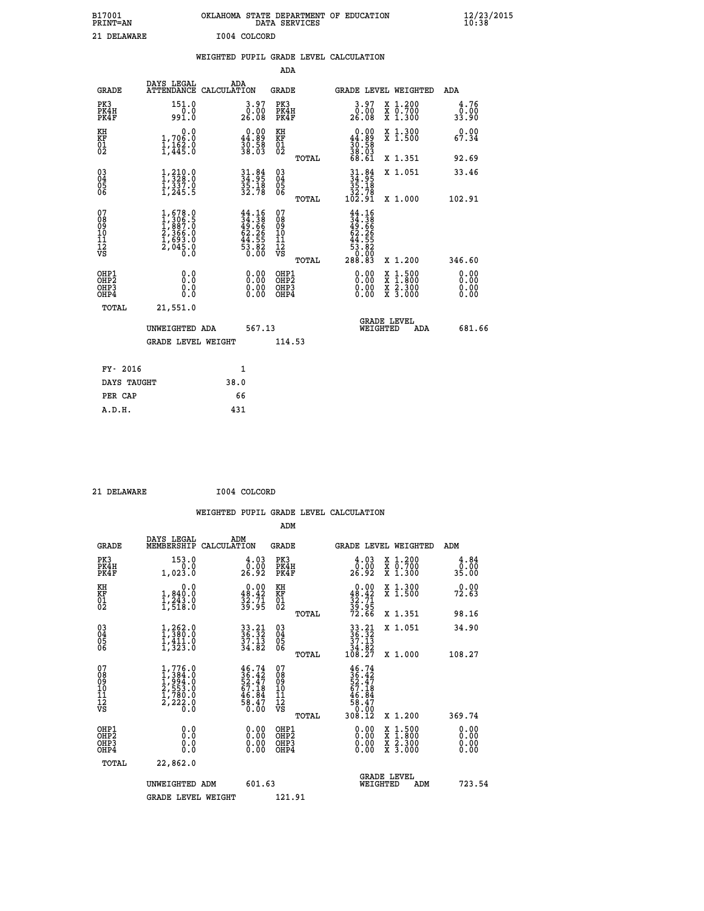B17001 OKLAHOMA STATE DEPARTMENT OF EDUCATION 12/23/2015
PRINT=AN DATA SERVICES 10:38

21 DELAWARE I004 COLCORD

## WEIGHTED PUPIL GRADE LEVEL CALCULATION

### ADA

| GRADE | DAYS LEGAL ATTENDANCE | ADA CALCULATION | GRADE | GRADE LEVEL | WEIGHTED | ADA |
|---|---|---|---|---|---|---|
| PK3 | 151.0 | 3.97 | PK3 | 3.97 | X 1.200 | 4.76 |
| PK4H | 0.0 | 0.00 | PK4H | 0.00 | X 0.700 | 0.00 |
| PK4F | 991.0 | 26.08 | PK4F | 26.08 | X 1.300 | 33.90 |
| KH | 0.0 | 0.00 | KH | 0.00 | X 1.300 | 0.00 |
| KF | 1,706.0 | 44.89 | KF | 44.89 | X 1.500 | 67.34 |
| 01 | 1,162.0 | 30.58 | 01 | 30.58 | | |
| 02 | 1,445.0 | 38.03 | 02 | 38.03 | | |
| | | | TOTAL | 68.61 | X 1.351 | 92.69 |
| 03 | 1,210.0 | 31.84 | 03 | 31.84 | X 1.051 | 33.46 |
| 04 | 1,328.0 | 34.95 | 04 | 34.95 | | |
| 05 | 1,337.0 | 35.18 | 05 | 35.18 | | |
| 06 | 1,245.5 | 32.78 | 06 | 32.78 | | |
| | | | TOTAL | 102.91 | X 1.000 | 102.91 |
| 07 | 1,678.0 | 44.16 | 07 | 44.16 | | |
| 08 | 1,306.5 | 34.38 | 08 | 34.38 | | |
| 09 | 1,887.0 | 49.66 | 09 | 49.66 | | |
| 10 | 2,366.0 | 62.26 | 10 | 62.26 | | |
| 11 | 1,693.0 | 44.55 | 11 | 44.55 | | |
| 12 | 2,045.0 | 53.82 | 12 | 53.82 | | |
| VS | 0.0 | 0.00 | VS | 0.00 | | |
| | | | TOTAL | 288.83 | X 1.200 | 346.60 |
| OHP1 | 0.0 | 0.00 | OHP1 | 0.00 | X 1.500 | 0.00 |
| OHP2 | 0.0 | 0.00 | OHP2 | 0.00 | X 1.800 | 0.00 |
| OHP3 | 0.0 | 0.00 | OHP3 | 0.00 | X 2.300 | 0.00 |
| OHP4 | 0.0 | 0.00 | OHP4 | 0.00 | X 3.000 | 0.00 |
| TOTAL | 21,551.0 | | | | | |

UNWEIGHTED ADA 567.13 GRADE LEVEL WEIGHTED ADA 681.66

GRADE LEVEL WEIGHT 114.53

| | |
|---|---|
| FY- 2016 | 1 |
| DAYS TAUGHT | 38.0 |
| PER CAP | 66 |
| A.D.H. | 431 |

21 DELAWARE I004 COLCORD

## WEIGHTED PUPIL GRADE LEVEL CALCULATION

### ADM

| GRADE | DAYS LEGAL MEMBERSHIP | ADM CALCULATION | GRADE | GRADE LEVEL | WEIGHTED | ADM |
|---|---|---|---|---|---|---|
| PK3 | 153.0 | 4.03 | PK3 | 4.03 | X 1.200 | 4.84 |
| PK4H | 0.0 | 0.00 | PK4H | 0.00 | X 0.700 | 0.00 |
| PK4F | 1,023.0 | 26.92 | PK4F | 26.92 | X 1.300 | 35.00 |
| KH | 0.0 | 0.00 | KH | 0.00 | X 1.300 | 0.00 |
| KF | 1,840.0 | 48.42 | KF | 48.42 | X 1.500 | 72.63 |
| 01 | 1,243.0 | 32.71 | 01 | 32.71 | | |
| 02 | 1,518.0 | 39.95 | 02 | 39.95 | | |
| | | | TOTAL | 72.66 | X 1.351 | 98.16 |
| 03 | 1,262.0 | 33.21 | 03 | 33.21 | X 1.051 | 34.90 |
| 04 | 1,380.0 | 36.32 | 04 | 36.32 | | |
| 05 | 1,411.0 | 37.13 | 05 | 37.13 | | |
| 06 | 1,323.0 | 34.82 | 06 | 34.82 | | |
| | | | TOTAL | 108.27 | X 1.000 | 108.27 |
| 07 | 1,776.0 | 46.74 | 07 | 46.74 | | |
| 08 | 1,384.0 | 36.42 | 08 | 36.42 | | |
| 09 | 1,994.0 | 52.47 | 09 | 52.47 | | |
| 10 | 2,553.0 | 67.18 | 10 | 67.18 | | |
| 11 | 1,780.0 | 46.84 | 11 | 46.84 | | |
| 12 | 2,222.0 | 58.47 | 12 | 58.47 | | |
| VS | 0.0 | 0.00 | VS | 0.00 | | |
| | | | TOTAL | 308.12 | X 1.200 | 369.74 |
| OHP1 | 0.0 | 0.00 | OHP1 | 0.00 | X 1.500 | 0.00 |
| OHP2 | 0.0 | 0.00 | OHP2 | 0.00 | X 1.800 | 0.00 |
| OHP3 | 0.0 | 0.00 | OHP3 | 0.00 | X 2.300 | 0.00 |
| OHP4 | 0.0 | 0.00 | OHP4 | 0.00 | X 3.000 | 0.00 |
| TOTAL | 22,862.0 | | | | | |

UNWEIGHTED ADM 601.63 GRADE LEVEL WEIGHTED ADM 723.54

GRADE LEVEL WEIGHT 121.91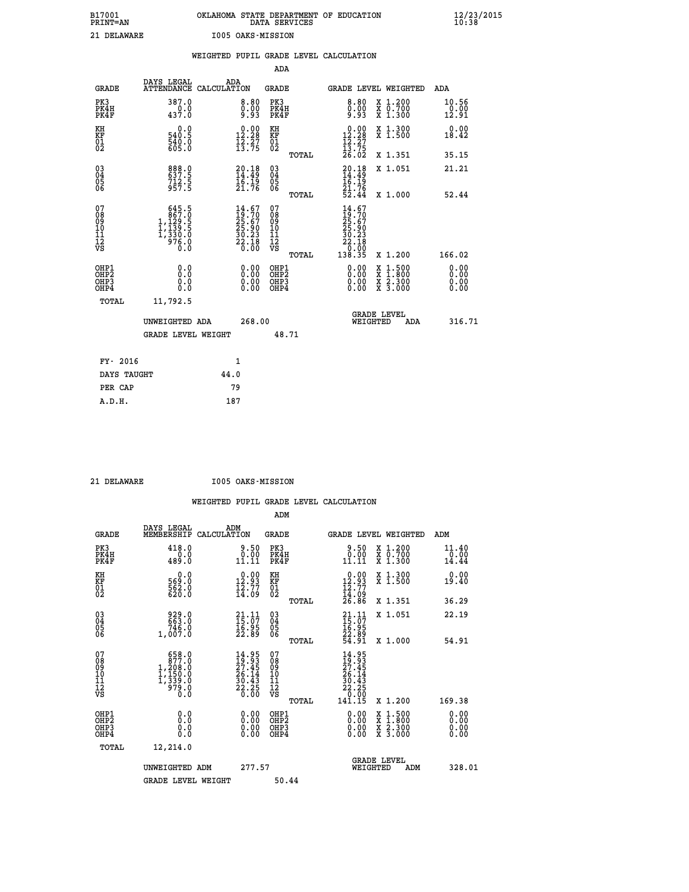B17001 OKLAHOMA STATE DEPARTMENT OF EDUCATION 12/23/2015
PRINT=AN DATA SERVICES 10:38

21 DELAWARE I005 OAKS-MISSION

WEIGHTED PUPIL GRADE LEVEL CALCULATION

ADA

| GRADE | DAYS LEGAL ATTENDANCE | ADA CALCULATION | GRADE | | GRADE LEVEL | WEIGHTED | ADA |
|---|---|---|---|---|---|---|---|
| PK3 | 387.0 | 8.80 | PK3 | | 8.80 | X 1.200 | 10.56 |
| PK4H | 0.0 | 0.00 | PK4H | | 0.00 | X 0.700 | 0.00 |
| PK4F | 437.0 | 9.93 | PK4F | | 9.93 | X 1.300 | 12.91 |
| KH | 0.0 | 0.00 | KH | | 0.00 | X 1.300 | 0.00 |
| KF | 540.5 | 12.28 | KF | | 12.28 | X 1.500 | 18.42 |
| 01 | 540.0 | 12.27 | 01 | | 12.27 | | |
| 02 | 605.0 | 13.75 | 02 | | 13.75 | | |
| | | | | TOTAL | 26.02 | X 1.351 | 35.15 |
| 03 | 888.0 | 20.18 | 03 | | 20.18 | X 1.051 | 21.21 |
| 04 | 637.5 | 14.49 | 04 | | 14.49 | | |
| 05 | 712.5 | 16.19 | 05 | | 16.19 | | |
| 06 | 957.5 | 21.76 | 06 | | 21.76 | | |
| | | | | TOTAL | 52.44 | X 1.000 | 52.44 |
| 07 | 645.5 | 14.67 | 07 | | 14.67 | | |
| 08 | 867.0 | 19.70 | 08 | | 19.70 | | |
| 09 | 1,129.5 | 25.67 | 09 | | 25.67 | | |
| 10 | 1,139.5 | 25.90 | 10 | | 25.90 | | |
| 11 | 1,330.0 | 30.23 | 11 | | 30.23 | | |
| 12 | 976.0 | 22.18 | 12 | | 22.18 | | |
| VS | 0.0 | 0.00 | VS | | 0.00 | | |
| | | | | TOTAL | 138.35 | X 1.200 | 166.02 |
| OHP1 | 0.0 | 0.00 | OHP1 | | 0.00 | X 1.500 | 0.00 |
| OHP2 | 0.0 | 0.00 | OHP2 | | 0.00 | X 1.800 | 0.00 |
| OHP3 | 0.0 | 0.00 | OHP3 | | 0.00 | X 2.300 | 0.00 |
| OHP4 | 0.0 | 0.00 | OHP4 | | 0.00 | X 3.000 | 0.00 |
| TOTAL | 11,792.5 | | | | | | |

UNWEIGHTED ADA 268.00 GRADE LEVEL WEIGHTED ADA 316.71

GRADE LEVEL WEIGHT 48.71

| FY- 2016 | 1 |
|---|---|
| DAYS TAUGHT | 44.0 |
| PER CAP | 79 |
| A.D.H. | 187 |

21 DELAWARE I005 OAKS-MISSION

WEIGHTED PUPIL GRADE LEVEL CALCULATION

ADM

| GRADE | DAYS LEGAL MEMBERSHIP | ADM CALCULATION | GRADE | | GRADE LEVEL | WEIGHTED | ADM |
|---|---|---|---|---|---|---|---|
| PK3 | 418.0 | 9.50 | PK3 | | 9.50 | X 1.200 | 11.40 |
| PK4H | 0.0 | 0.00 | PK4H | | 0.00 | X 0.700 | 0.00 |
| PK4F | 489.0 | 11.11 | PK4F | | 11.11 | X 1.300 | 14.44 |
| KH | 0.0 | 0.00 | KH | | 0.00 | X 1.300 | 0.00 |
| KF | 569.0 | 12.93 | KF | | 12.93 | X 1.500 | 19.40 |
| 01 | 562.0 | 12.77 | 01 | | 12.77 | | |
| 02 | 620.0 | 14.09 | 02 | | 14.09 | | |
| | | | | TOTAL | 26.86 | X 1.351 | 36.29 |
| 03 | 929.0 | 21.11 | 03 | | 21.11 | X 1.051 | 22.19 |
| 04 | 663.0 | 15.07 | 04 | | 15.07 | | |
| 05 | 746.0 | 16.95 | 05 | | 16.95 | | |
| 06 | 1,007.0 | 22.89 | 06 | | 22.89 | | |
| | | | | TOTAL | 54.91 | X 1.000 | 54.91 |
| 07 | 658.0 | 14.95 | 07 | | 14.95 | | |
| 08 | 877.0 | 19.93 | 08 | | 19.93 | | |
| 09 | 1,208.0 | 27.45 | 09 | | 27.45 | | |
| 10 | 1,150.0 | 26.14 | 10 | | 26.14 | | |
| 11 | 1,339.0 | 30.43 | 11 | | 30.43 | | |
| 12 | 979.0 | 22.25 | 12 | | 22.25 | | |
| VS | 0.0 | 0.00 | VS | | 0.00 | | |
| | | | | TOTAL | 141.15 | X 1.200 | 169.38 |
| OHP1 | 0.0 | 0.00 | OHP1 | | 0.00 | X 1.500 | 0.00 |
| OHP2 | 0.0 | 0.00 | OHP2 | | 0.00 | X 1.800 | 0.00 |
| OHP3 | 0.0 | 0.00 | OHP3 | | 0.00 | X 2.300 | 0.00 |
| OHP4 | 0.0 | 0.00 | OHP4 | | 0.00 | X 3.000 | 0.00 |
| TOTAL | 12,214.0 | | | | | | |

UNWEIGHTED ADM 277.57 GRADE LEVEL WEIGHTED ADM 328.01

GRADE LEVEL WEIGHT 50.44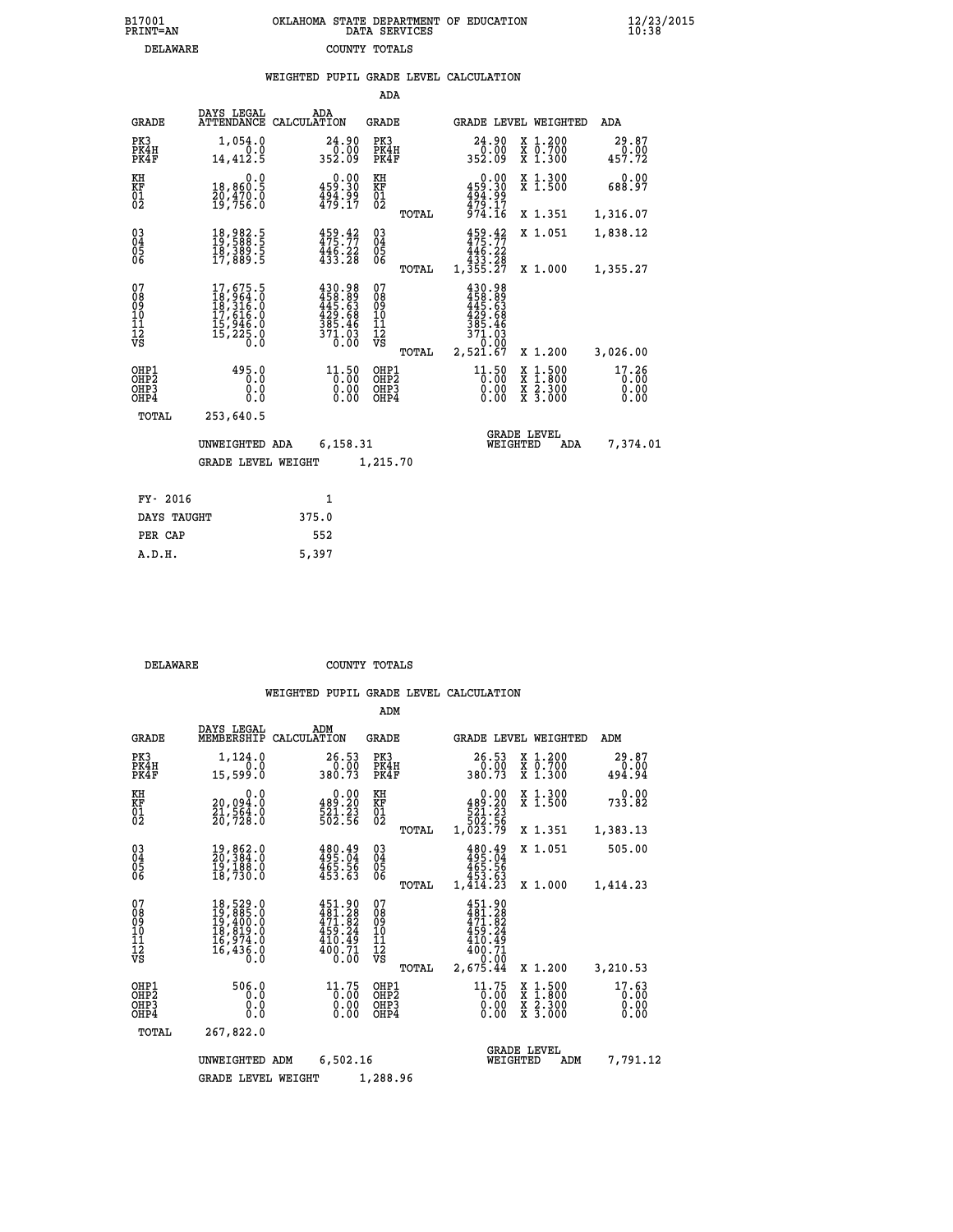B17001 OKLAHOMA STATE DEPARTMENT OF EDUCATION 12/23/2015
PRINT=AN DATA SERVICES 10:38
DELAWARE COUNTY TOTALS

## WEIGHTED PUPIL GRADE LEVEL CALCULATION

### ADA

| GRADE | DAYS LEGAL ATTENDANCE | ADA CALCULATION | GRADE | | GRADE LEVEL | WEIGHTED | ADA |
|---|---|---|---|---|---|---|---|
| PK3 | 1,054.0 | 24.90 | PK3 | | 24.90 | X 1.200 | 29.87 |
| PK4H | 0.0 | 0.00 | PK4H | | 0.00 | X 0.700 | 0.00 |
| PK4F | 14,412.5 | 352.09 | PK4F | | 352.09 | X 1.300 | 457.72 |
| KH | 0.0 | 0.00 | KH | | 0.00 | X 1.300 | 0.00 |
| KF | 18,860.5 | 459.30 | KF | | 459.30 | X 1.500 | 688.97 |
| 01 | 20,470.0 | 494.99 | 01 | | 494.99 | | |
| 02 | 19,756.0 | 479.17 | 02 | | 479.17 | | |
| | | | | TOTAL | 974.16 | X 1.351 | 1,316.07 |
| 03 | 18,982.5 | 459.42 | 03 | | 459.42 | X 1.051 | 1,838.12 |
| 04 | 19,588.5 | 475.77 | 04 | | 475.77 | | |
| 05 | 18,389.5 | 446.22 | 05 | | 446.22 | | |
| 06 | 17,889.5 | 433.28 | 06 | | 433.28 | | |
| | | | | TOTAL | 1,355.27 | X 1.000 | 1,355.27 |
| 07 | 17,675.5 | 430.98 | 07 | | 430.98 | | |
| 08 | 18,964.0 | 458.89 | 08 | | 458.89 | | |
| 09 | 18,316.0 | 445.63 | 09 | | 445.63 | | |
| 10 | 17,616.0 | 429.68 | 10 | | 429.68 | | |
| 11 | 15,946.0 | 385.46 | 11 | | 385.46 | | |
| 12 | 15,225.0 | 371.03 | 12 | | 371.03 | | |
| VS | 0.0 | 0.00 | VS | | 0.00 | | |
| | | | | TOTAL | 2,521.67 | X 1.200 | 3,026.00 |
| OHP1 | 495.0 | 11.50 | OHP1 | | 11.50 | X 1.500 | 17.26 |
| OHP2 | 0.0 | 0.00 | OHP2 | | 0.00 | X 1.800 | 0.00 |
| OHP3 | 0.0 | 0.00 | OHP3 | | 0.00 | X 2.300 | 0.00 |
| OHP4 | 0.0 | 0.00 | OHP4 | | 0.00 | X 3.000 | 0.00 |
| TOTAL | 253,640.5 | | | | | | |

UNWEIGHTED ADA 6,158.31 GRADE LEVEL WEIGHTED ADA 7,374.01

GRADE LEVEL WEIGHT 1,215.70

| FY- 2016 | 1 |
|---|---|
| DAYS TAUGHT | 375.0 |
| PER CAP | 552 |
| A.D.H. | 5,397 |

DELAWARE COUNTY TOTALS

## WEIGHTED PUPIL GRADE LEVEL CALCULATION

### ADM

| GRADE | DAYS LEGAL MEMBERSHIP | ADM CALCULATION | GRADE | | GRADE LEVEL | WEIGHTED | ADM |
|---|---|---|---|---|---|---|---|
| PK3 | 1,124.0 | 26.53 | PK3 | | 26.53 | X 1.200 | 29.87 |
| PK4H | 0.0 | 0.00 | PK4H | | 0.00 | X 0.700 | 0.00 |
| PK4F | 15,599.0 | 380.73 | PK4F | | 380.73 | X 1.300 | 494.94 |
| KH | 0.0 | 0.00 | KH | | 0.00 | X 1.300 | 0.00 |
| KF | 20,094.0 | 489.20 | KF | | 489.20 | X 1.500 | 733.82 |
| 01 | 21,564.0 | 521.23 | 01 | | 521.23 | | |
| 02 | 20,728.0 | 502.56 | 02 | | 502.56 | | |
| | | | | TOTAL | 1,023.79 | X 1.351 | 1,383.13 |
| 03 | 19,862.0 | 480.49 | 03 | | 480.49 | X 1.051 | 505.00 |
| 04 | 20,384.0 | 495.04 | 04 | | 495.04 | | |
| 05 | 19,188.0 | 465.56 | 05 | | 465.56 | | |
| 06 | 18,730.0 | 453.63 | 06 | | 453.63 | | |
| | | | | TOTAL | 1,414.23 | X 1.000 | 1,414.23 |
| 07 | 18,529.0 | 451.90 | 07 | | 451.90 | | |
| 08 | 19,885.0 | 481.28 | 08 | | 481.28 | | |
| 09 | 19,400.0 | 471.82 | 09 | | 471.82 | | |
| 10 | 18,819.0 | 459.24 | 10 | | 459.24 | | |
| 11 | 16,974.0 | 410.49 | 11 | | 410.49 | | |
| 12 | 16,436.0 | 400.71 | 12 | | 400.71 | | |
| VS | 0.0 | 0.00 | VS | | 0.00 | | |
| | | | | TOTAL | 2,675.44 | X 1.200 | 3,210.53 |
| OHP1 | 506.0 | 11.75 | OHP1 | | 11.75 | X 1.500 | 17.63 |
| OHP2 | 0.0 | 0.00 | OHP2 | | 0.00 | X 1.800 | 0.00 |
| OHP3 | 0.0 | 0.00 | OHP3 | | 0.00 | X 2.300 | 0.00 |
| OHP4 | 0.0 | 0.00 | OHP4 | | 0.00 | X 3.000 | 0.00 |
| TOTAL | 267,822.0 | | | | | | |

UNWEIGHTED ADM 6,502.16 GRADE LEVEL WEIGHTED ADM 7,791.12

GRADE LEVEL WEIGHT 1,288.96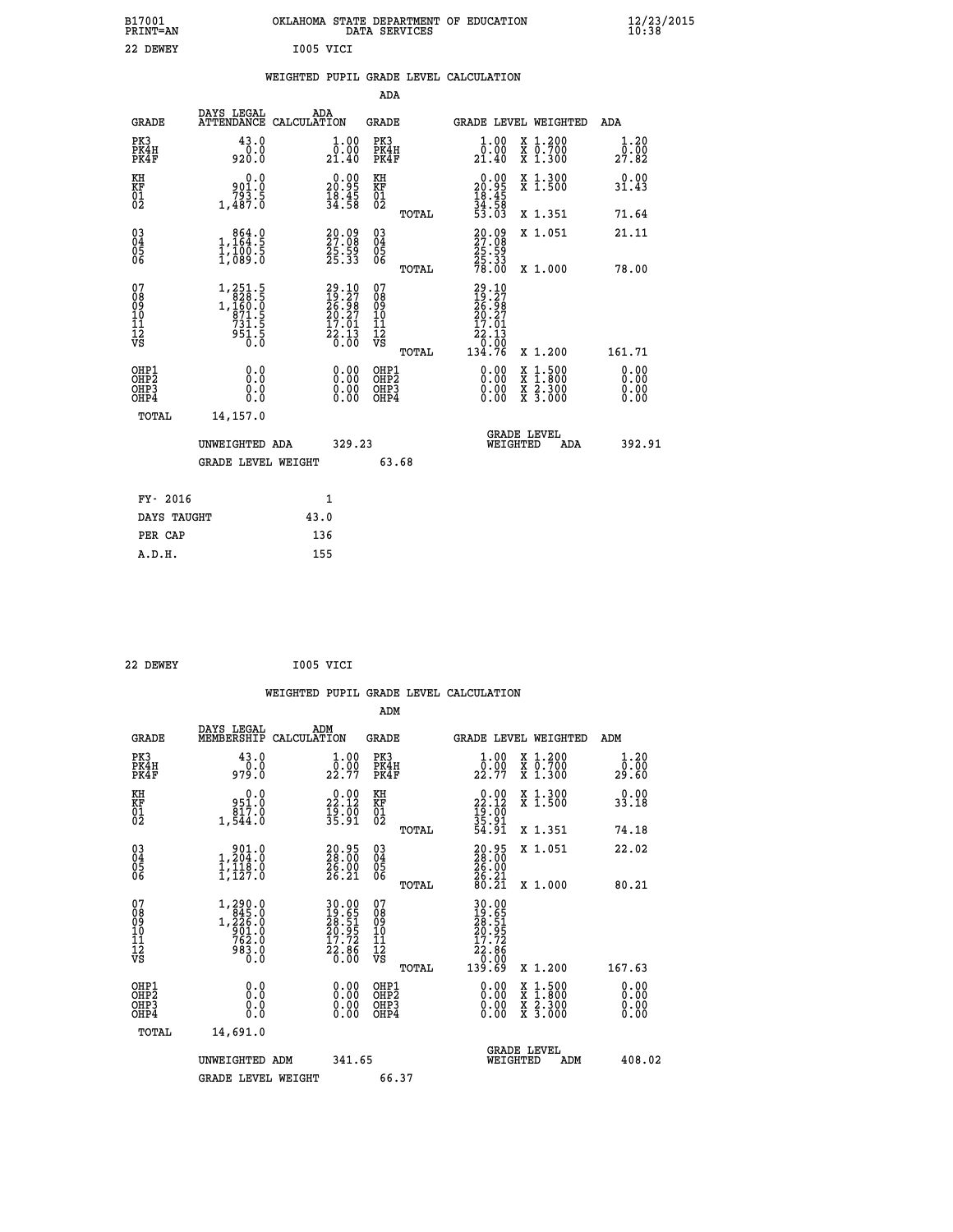B17001 OKLAHOMA STATE DEPARTMENT OF EDUCATION 12/23/2015
PRINT=AN DATA SERVICES 10:38

22 DEWEY I005 VICI

## WEIGHTED PUPIL GRADE LEVEL CALCULATION

### ADA

| GRADE | DAYS LEGAL ATTENDANCE | ADA CALCULATION | GRADE | GRADE LEVEL | WEIGHTED | ADA |
|---|---|---|---|---|---|---|
| PK3 | 43.0 | 1.00 | PK3 | 1.00 | X 1.200 | 1.20 |
| PK4H | 0.0 | 0.00 | PK4H | 0.00 | X 0.700 | 0.00 |
| PK4F | 920.0 | 21.40 | PK4F | 21.40 | X 1.300 | 27.82 |
| KH | 0.0 | 0.00 | KH | 0.00 | X 1.300 | 0.00 |
| KF | 901.0 | 20.95 | KF | 20.95 | X 1.500 | 31.43 |
| 01 | 793.5 | 18.45 | 01 | 18.45 | | |
| 02 | 1,487.0 | 34.58 | 02 | 34.58 | | |
| | | | TOTAL | 53.03 | X 1.351 | 71.64 |
| 03 | 864.0 | 20.09 | 03 | 20.09 | X 1.051 | 21.11 |
| 04 | 1,164.5 | 27.08 | 04 | 27.08 | | |
| 05 | 1,100.5 | 25.59 | 05 | 25.59 | | |
| 06 | 1,089.0 | 25.33 | 06 | 25.33 | | |
| | | | TOTAL | 78.00 | X 1.000 | 78.00 |
| 07 | 1,251.5 | 29.10 | 07 | 29.10 | | |
| 08 | 828.5 | 19.27 | 08 | 19.27 | | |
| 09 | 1,160.0 | 26.98 | 09 | 26.98 | | |
| 10 | 871.5 | 20.27 | 10 | 20.27 | | |
| 11 | 731.5 | 17.01 | 11 | 17.01 | | |
| 12 | 951.5 | 22.13 | 12 | 22.13 | | |
| VS | 0.0 | 0.00 | VS | 0.00 | | |
| | | | TOTAL | 134.76 | X 1.200 | 161.71 |
| OHP1 | 0.0 | 0.00 | OHP1 | 0.00 | X 1.500 | 0.00 |
| OHP2 | 0.0 | 0.00 | OHP2 | 0.00 | X 1.800 | 0.00 |
| OHP3 | 0.0 | 0.00 | OHP3 | 0.00 | X 2.300 | 0.00 |
| OHP4 | 0.0 | 0.00 | OHP4 | 0.00 | X 3.000 | 0.00 |
| TOTAL | 14,157.0 | | | | | |

UNWEIGHTED ADA 329.23 | GRADE LEVEL WEIGHTED ADA 392.91

GRADE LEVEL WEIGHT 63.68

| FY- 2016 | 1 |
|---|---|
| DAYS TAUGHT | 43.0 |
| PER CAP | 136 |
| A.D.H. | 155 |

22 DEWEY I005 VICI

## WEIGHTED PUPIL GRADE LEVEL CALCULATION

### ADM

| GRADE | DAYS LEGAL MEMBERSHIP | ADM CALCULATION | GRADE | GRADE LEVEL | WEIGHTED | ADM |
|---|---|---|---|---|---|---|
| PK3 | 43.0 | 1.00 | PK3 | 1.00 | X 1.200 | 1.20 |
| PK4H | 0.0 | 0.00 | PK4H | 0.00 | X 0.700 | 0.00 |
| PK4F | 979.0 | 22.77 | PK4F | 22.77 | X 1.300 | 29.60 |
| KH | 0.0 | 0.00 | KH | 0.00 | X 1.300 | 0.00 |
| KF | 951.0 | 22.12 | KF | 22.12 | X 1.500 | 33.18 |
| 01 | 817.0 | 19.00 | 01 | 19.00 | | |
| 02 | 1,544.0 | 35.91 | 02 | 35.91 | | |
| | | | TOTAL | 54.91 | X 1.351 | 74.18 |
| 03 | 901.0 | 20.95 | 03 | 20.95 | X 1.051 | 22.02 |
| 04 | 1,204.0 | 28.00 | 04 | 28.00 | | |
| 05 | 1,118.0 | 26.00 | 05 | 26.00 | | |
| 06 | 1,127.0 | 26.21 | 06 | 26.21 | | |
| | | | TOTAL | 80.21 | X 1.000 | 80.21 |
| 07 | 1,290.0 | 30.00 | 07 | 30.00 | | |
| 08 | 845.0 | 19.65 | 08 | 19.65 | | |
| 09 | 1,226.0 | 28.51 | 09 | 28.51 | | |
| 10 | 901.0 | 20.95 | 10 | 20.95 | | |
| 11 | 762.0 | 17.72 | 11 | 17.72 | | |
| 12 | 983.0 | 22.86 | 12 | 22.86 | | |
| VS | 0.0 | 0.00 | VS | 0.00 | | |
| | | | TOTAL | 139.69 | X 1.200 | 167.63 |
| OHP1 | 0.0 | 0.00 | OHP1 | 0.00 | X 1.500 | 0.00 |
| OHP2 | 0.0 | 0.00 | OHP2 | 0.00 | X 1.800 | 0.00 |
| OHP3 | 0.0 | 0.00 | OHP3 | 0.00 | X 2.300 | 0.00 |
| OHP4 | 0.0 | 0.00 | OHP4 | 0.00 | X 3.000 | 0.00 |
| TOTAL | 14,691.0 | | | | | |

UNWEIGHTED ADM 341.65 | GRADE LEVEL WEIGHTED ADM 408.02

GRADE LEVEL WEIGHT 66.37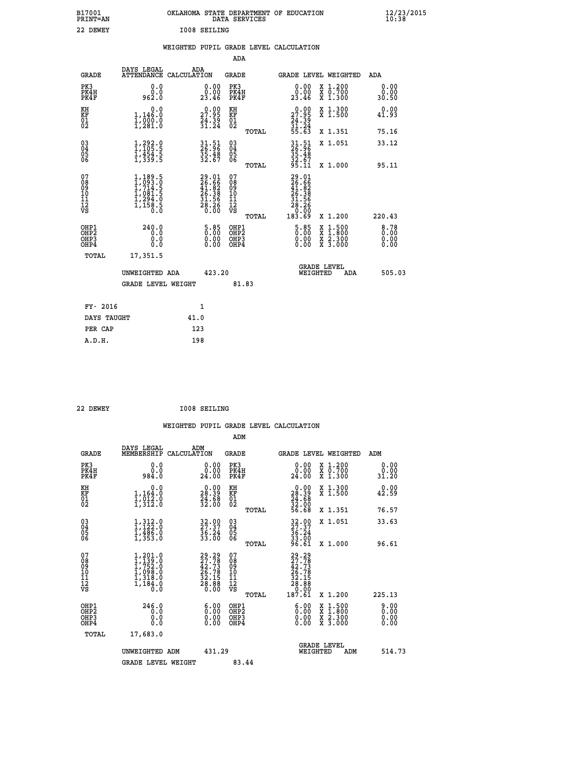B17001 OKLAHOMA STATE DEPARTMENT OF EDUCATION 12/23/2015
PRINT=AN DATA SERVICES 10:38

22 DEWEY I008 SEILING

WEIGHTED PUPIL GRADE LEVEL CALCULATION

ADA

| GRADE | DAYS LEGAL ATTENDANCE | ADA CALCULATION | GRADE | GRADE LEVEL | WEIGHTED | ADA |
|---|---|---|---|---|---|---|
| PK3 | 0.0 | 0.00 | PK3 | 0.00 | X 1.200 | 0.00 |
| PK4H | 0.0 | 0.00 | PK4H | 0.00 | X 0.700 | 0.00 |
| PK4F | 962.0 | 23.46 | PK4F | 23.46 | X 1.300 | 30.50 |
| KH | 0.0 | 0.00 | KH | 0.00 | X 1.300 | 0.00 |
| KF | 1,146.0 | 27.95 | KF | 27.95 | X 1.500 | 41.93 |
| 01 | 1,000.0 | 24.39 | 01 | 24.39 | | |
| 02 | 1,281.0 | 31.24 | 02 | 31.24 | | |
| | | | TOTAL | 55.63 | X 1.351 | 75.16 |
| 03 | 1,292.0 | 31.51 | 03 | 31.51 | X 1.051 | 33.12 |
| 04 | 1,105.5 | 26.96 | 04 | 26.96 | | |
| 05 | 1,454.5 | 35.48 | 05 | 35.48 | | |
| 06 | 1,339.5 | 32.67 | 06 | 32.67 | | |
| | | | TOTAL | 95.11 | X 1.000 | 95.11 |
| 07 | 1,189.5 | 29.01 | 07 | 29.01 | | |
| 08 | 1,093.0 | 26.66 | 08 | 26.66 | | |
| 09 | 1,714.5 | 41.82 | 09 | 41.82 | | |
| 10 | 1,081.5 | 26.38 | 10 | 26.38 | | |
| 11 | 1,294.0 | 31.56 | 11 | 31.56 | | |
| 12 | 1,158.5 | 28.26 | 12 | 28.26 | | |
| VS | 0.0 | 0.00 | VS | 0.00 | | |
| | | | TOTAL | 183.69 | X 1.200 | 220.43 |
| OHP1 | 240.0 | 5.85 | OHP1 | 5.85 | X 1.500 | 8.78 |
| OHP2 | 0.0 | 0.00 | OHP2 | 0.00 | X 1.800 | 0.00 |
| OHP3 | 0.0 | 0.00 | OHP3 | 0.00 | X 2.300 | 0.00 |
| OHP4 | 0.0 | 0.00 | OHP4 | 0.00 | X 3.000 | 0.00 |
| TOTAL | 17,351.5 | | | | | |

UNWEIGHTED ADA 423.20 GRADE LEVEL WEIGHTED ADA 505.03

GRADE LEVEL WEIGHT 81.83

| FY- 2016 | 1 |
|---|---|
| DAYS TAUGHT | 41.0 |
| PER CAP | 123 |
| A.D.H. | 198 |

22 DEWEY I008 SEILING

WEIGHTED PUPIL GRADE LEVEL CALCULATION

ADM

| GRADE | DAYS LEGAL MEMBERSHIP | ADM CALCULATION | GRADE | GRADE LEVEL | WEIGHTED | ADM |
|---|---|---|---|---|---|---|
| PK3 | 0.0 | 0.00 | PK3 | 0.00 | X 1.200 | 0.00 |
| PK4H | 0.0 | 0.00 | PK4H | 0.00 | X 0.700 | 0.00 |
| PK4F | 984.0 | 24.00 | PK4F | 24.00 | X 1.300 | 31.20 |
| KH | 0.0 | 0.00 | KH | 0.00 | X 1.300 | 0.00 |
| KF | 1,164.0 | 28.39 | KF | 28.39 | X 1.500 | 42.59 |
| 01 | 1,012.0 | 24.68 | 01 | 24.68 | | |
| 02 | 1,312.0 | 32.00 | 02 | 32.00 | | |
| | | | TOTAL | 56.68 | X 1.351 | 76.57 |
| 03 | 1,312.0 | 32.00 | 03 | 32.00 | X 1.051 | 33.63 |
| 04 | 1,122.0 | 27.37 | 04 | 27.37 | | |
| 05 | 1,486.0 | 36.24 | 05 | 36.24 | | |
| 06 | 1,353.0 | 33.00 | 06 | 33.00 | | |
| | | | TOTAL | 96.61 | X 1.000 | 96.61 |
| 07 | 1,201.0 | 29.29 | 07 | 29.29 | | |
| 08 | 1,139.0 | 27.78 | 08 | 27.78 | | |
| 09 | 1,752.0 | 42.73 | 09 | 42.73 | | |
| 10 | 1,098.0 | 26.78 | 10 | 26.78 | | |
| 11 | 1,318.0 | 32.15 | 11 | 32.15 | | |
| 12 | 1,184.0 | 28.88 | 12 | 28.88 | | |
| VS | 0.0 | 0.00 | VS | 0.00 | | |
| | | | TOTAL | 187.61 | X 1.200 | 225.13 |
| OHP1 | 246.0 | 6.00 | OHP1 | 6.00 | X 1.500 | 9.00 |
| OHP2 | 0.0 | 0.00 | OHP2 | 0.00 | X 1.800 | 0.00 |
| OHP3 | 0.0 | 0.00 | OHP3 | 0.00 | X 2.300 | 0.00 |
| OHP4 | 0.0 | 0.00 | OHP4 | 0.00 | X 3.000 | 0.00 |
| TOTAL | 17,683.0 | | | | | |

UNWEIGHTED ADM 431.29 GRADE LEVEL WEIGHTED ADM 514.73

GRADE LEVEL WEIGHT 83.44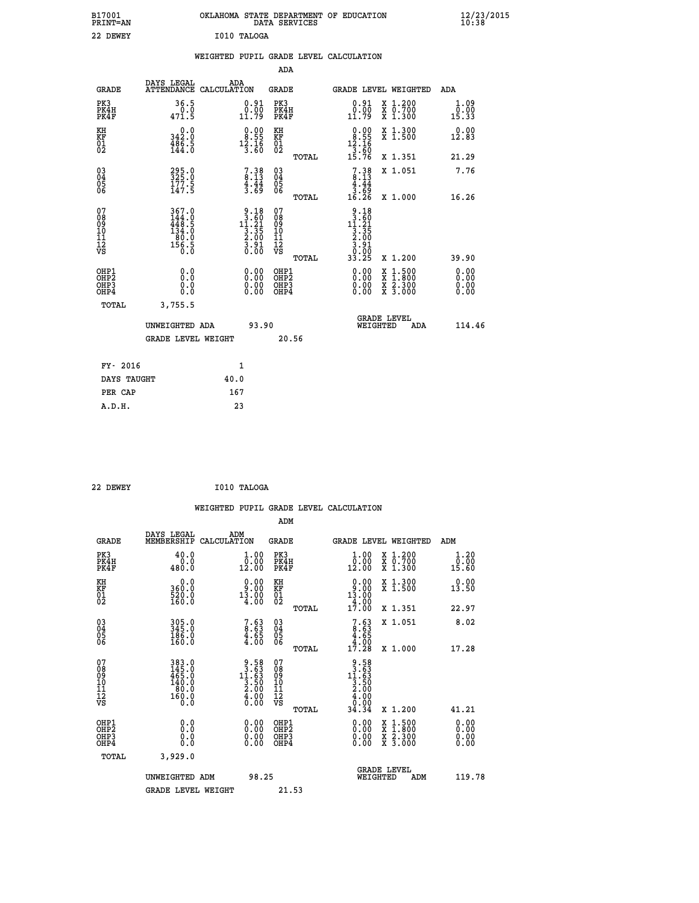B17001 OKLAHOMA STATE DEPARTMENT OF EDUCATION 12/23/2015
PRINT=AN DATA SERVICES 10:38

22 DEWEY I010 TALOGA

## WEIGHTED PUPIL GRADE LEVEL CALCULATION

### ADA

| GRADE | DAYS LEGAL ATTENDANCE | ADA CALCULATION | GRADE | GRADE LEVEL | WEIGHTED | ADA |
|---|---|---|---|---|---|---|
| PK3 | 36.5 | 0.91 | PK3 | 0.91 | X 1.200 | 1.09 |
| PK4H | 0.0 | 0.00 | PK4H | 0.00 | X 0.700 | 0.00 |
| PK4F | 471.5 | 11.79 | PK4F | 11.79 | X 1.300 | 15.33 |
| KH | 0.0 | 0.00 | KH | 0.00 | X 1.300 | 0.00 |
| KF | 342.0 | 8.55 | KF | 8.55 | X 1.500 | 12.83 |
| 01 | 486.5 | 12.16 | 01 | 12.16 | | |
| 02 | 144.0 | 3.60 | 02 | 3.60 | | |
| | | | TOTAL | 15.76 | X 1.351 | 21.29 |
| 03 | 295.0 | 7.38 | 03 | 7.38 | X 1.051 | 7.76 |
| 04 | 325.0 | 8.13 | 04 | 8.13 | | |
| 05 | 177.5 | 4.44 | 05 | 4.44 | | |
| 06 | 147.5 | 3.69 | 06 | 3.69 | | |
| | | | TOTAL | 16.26 | X 1.000 | 16.26 |
| 07 | 367.0 | 9.18 | 07 | 9.18 | | |
| 08 | 144.0 | 3.60 | 08 | 3.60 | | |
| 09 | 448.5 | 11.21 | 09 | 11.21 | | |
| 10 | 134.0 | 3.35 | 10 | 3.35 | | |
| 11 | 80.0 | 2.00 | 11 | 2.00 | | |
| 12 | 156.5 | 3.91 | 12 | 3.91 | | |
| VS | 0.0 | 0.00 | VS | 0.00 | | |
| | | | TOTAL | 33.25 | X 1.200 | 39.90 |
| OHP1 | 0.0 | 0.00 | OHP1 | 0.00 | X 1.500 | 0.00 |
| OHP2 | 0.0 | 0.00 | OHP2 | 0.00 | X 1.800 | 0.00 |
| OHP3 | 0.0 | 0.00 | OHP3 | 0.00 | X 2.300 | 0.00 |
| OHP4 | 0.0 | 0.00 | OHP4 | 0.00 | X 3.000 | 0.00 |
| TOTAL | 3,755.5 | | | | | |

UNWEIGHTED ADA 93.90 GRADE LEVEL WEIGHTED ADA 114.46

GRADE LEVEL WEIGHT 20.56

| FY- 2016 | 1 |
|---|---|
| DAYS TAUGHT | 40.0 |
| PER CAP | 167 |
| A.D.H. | 23 |

22 DEWEY I010 TALOGA

## WEIGHTED PUPIL GRADE LEVEL CALCULATION

### ADM

| GRADE | DAYS LEGAL MEMBERSHIP | ADM CALCULATION | GRADE | GRADE LEVEL | WEIGHTED | ADM |
|---|---|---|---|---|---|---|
| PK3 | 40.0 | 1.00 | PK3 | 1.00 | X 1.200 | 1.20 |
| PK4H | 0.0 | 0.00 | PK4H | 0.00 | X 0.700 | 0.00 |
| PK4F | 480.0 | 12.00 | PK4F | 12.00 | X 1.300 | 15.60 |
| KH | 0.0 | 0.00 | KH | 0.00 | X 1.300 | 0.00 |
| KF | 360.0 | 9.00 | KF | 9.00 | X 1.500 | 13.50 |
| 01 | 520.0 | 13.00 | 01 | 13.00 | | |
| 02 | 160.0 | 4.00 | 02 | 4.00 | | |
| | | | TOTAL | 17.00 | X 1.351 | 22.97 |
| 03 | 305.0 | 7.63 | 03 | 7.63 | X 1.051 | 8.02 |
| 04 | 345.0 | 8.63 | 04 | 8.63 | | |
| 05 | 186.0 | 4.65 | 05 | 4.65 | | |
| 06 | 160.0 | 4.00 | 06 | 4.00 | | |
| | | | TOTAL | 17.28 | X 1.000 | 17.28 |
| 07 | 383.0 | 9.58 | 07 | 9.58 | | |
| 08 | 145.0 | 3.63 | 08 | 3.63 | | |
| 09 | 465.0 | 11.63 | 09 | 11.63 | | |
| 10 | 140.0 | 3.50 | 10 | 3.50 | | |
| 11 | 80.0 | 2.00 | 11 | 2.00 | | |
| 12 | 160.0 | 4.00 | 12 | 4.00 | | |
| VS | 0.0 | 0.00 | VS | 0.00 | | |
| | | | TOTAL | 34.34 | X 1.200 | 41.21 |
| OHP1 | 0.0 | 0.00 | OHP1 | 0.00 | X 1.500 | 0.00 |
| OHP2 | 0.0 | 0.00 | OHP2 | 0.00 | X 1.800 | 0.00 |
| OHP3 | 0.0 | 0.00 | OHP3 | 0.00 | X 2.300 | 0.00 |
| OHP4 | 0.0 | 0.00 | OHP4 | 0.00 | X 3.000 | 0.00 |
| TOTAL | 3,929.0 | | | | | |

UNWEIGHTED ADM 98.25 GRADE LEVEL WEIGHTED ADM 119.78

GRADE LEVEL WEIGHT 21.53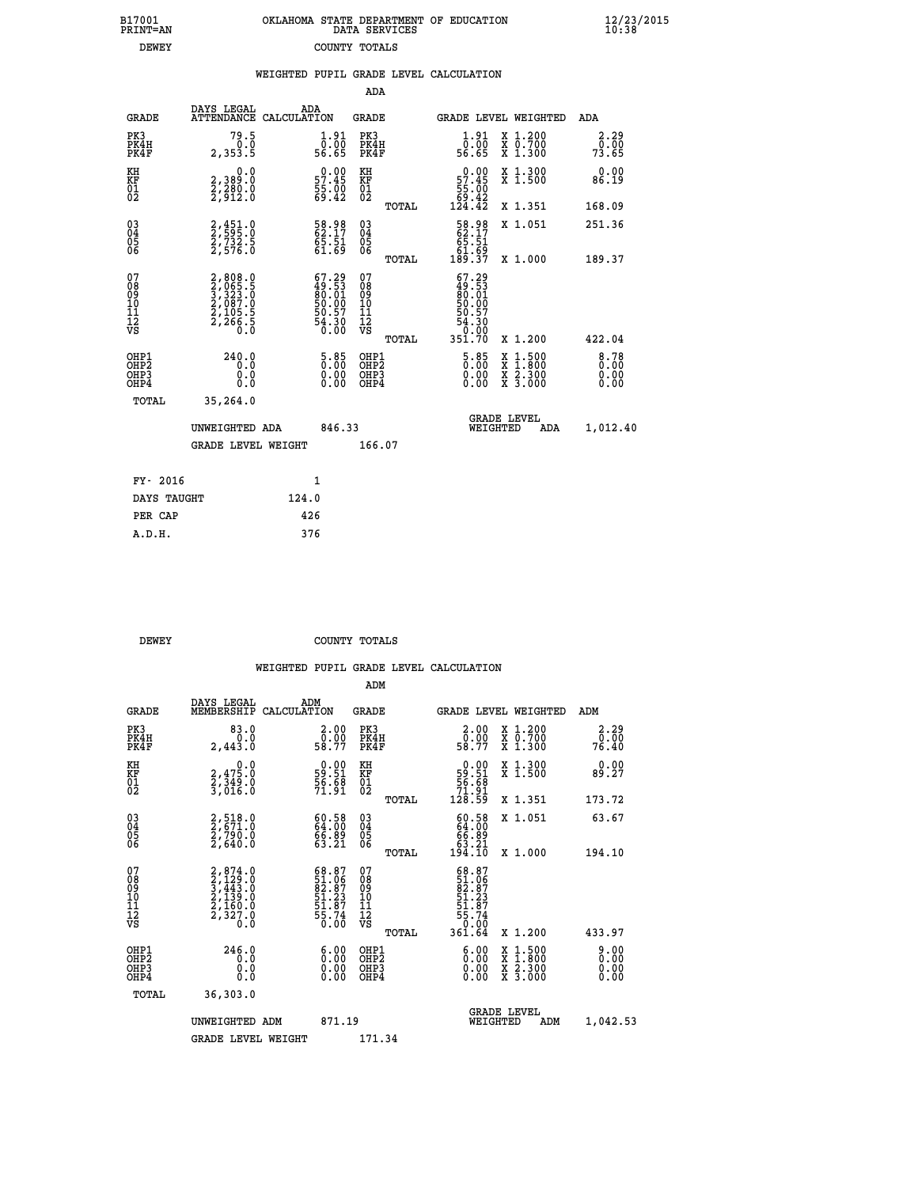B17001 PRINT=AN — OKLAHOMA STATE DEPARTMENT OF EDUCATION DATA SERVICES — 12/23/2015 10:38

DEWEY — COUNTY TOTALS

## WEIGHTED PUPIL GRADE LEVEL CALCULATION

### ADA

| GRADE | DAYS LEGAL ATTENDANCE | ADA CALCULATION | GRADE | GRADE LEVEL | WEIGHTED | ADA |
|---|---|---|---|---|---|---|
| PK3 | 79.5 | 1.91 | PK3 | 1.91 | X 1.200 | 2.29 |
| PK4H | 0.0 | 0.00 | PK4H | 0.00 | X 0.700 | 0.00 |
| PK4F | 2,353.5 | 56.65 | PK4F | 56.65 | X 1.300 | 73.65 |
| KH | 0.0 | 0.00 | KH | 0.00 | X 1.300 | 0.00 |
| KF | 2,389.0 | 57.45 | KF | 57.45 | X 1.500 | 86.19 |
| 01 | 2,280.0 | 55.00 | 01 | 55.00 | | |
| 02 | 2,912.0 | 69.42 | 02 | 69.42 | | |
| | | | TOTAL | 124.42 | X 1.351 | 168.09 |
| 03 | 2,451.0 | 58.98 | 03 | 58.98 | X 1.051 | 251.36 |
| 04 | 2,595.0 | 62.17 | 04 | 62.17 | | |
| 05 | 2,732.5 | 65.51 | 05 | 65.51 | | |
| 06 | 2,576.0 | 61.69 | 06 | 61.69 | | |
| | | | TOTAL | 189.37 | X 1.000 | 189.37 |
| 07 | 2,808.0 | 67.29 | 07 | 67.29 | | |
| 08 | 2,065.5 | 49.53 | 08 | 49.53 | | |
| 09 | 3,323.0 | 80.01 | 09 | 80.01 | | |
| 10 | 2,087.0 | 50.00 | 10 | 50.00 | | |
| 11 | 2,105.5 | 50.57 | 11 | 50.57 | | |
| 12 | 2,266.5 | 54.30 | 12 | 54.30 | | |
| VS | 0.0 | 0.00 | VS | 0.00 | | |
| | | | TOTAL | 351.70 | X 1.200 | 422.04 |
| OHP1 | 240.0 | 5.85 | OHP1 | 5.85 | X 1.500 | 8.78 |
| OHP2 | 0.0 | 0.00 | OHP2 | 0.00 | X 1.800 | 0.00 |
| OHP3 | 0.0 | 0.00 | OHP3 | 0.00 | X 2.300 | 0.00 |
| OHP4 | 0.0 | 0.00 | OHP4 | 0.00 | X 3.000 | 0.00 |
| TOTAL | 35,264.0 | | | | | |

UNWEIGHTED ADA 846.33 — GRADE LEVEL WEIGHTED ADA 1,012.40

GRADE LEVEL WEIGHT 166.07

| FY- 2016 | 1 |
|---|---|
| DAYS TAUGHT | 124.0 |
| PER CAP | 426 |
| A.D.H. | 376 |

DEWEY — COUNTY TOTALS

## WEIGHTED PUPIL GRADE LEVEL CALCULATION

### ADM

| GRADE | DAYS LEGAL MEMBERSHIP | ADM CALCULATION | GRADE | GRADE LEVEL | WEIGHTED | ADM |
|---|---|---|---|---|---|---|
| PK3 | 83.0 | 2.00 | PK3 | 2.00 | X 1.200 | 2.29 |
| PK4H | 0.0 | 0.00 | PK4H | 0.00 | X 0.700 | 0.00 |
| PK4F | 2,443.0 | 58.77 | PK4F | 58.77 | X 1.300 | 76.40 |
| KH | 0.0 | 0.00 | KH | 0.00 | X 1.300 | 0.00 |
| KF | 2,475.0 | 59.51 | KF | 59.51 | X 1.500 | 89.27 |
| 01 | 2,349.0 | 56.68 | 01 | 56.68 | | |
| 02 | 3,016.0 | 71.91 | 02 | 71.91 | | |
| | | | TOTAL | 128.59 | X 1.351 | 173.72 |
| 03 | 2,518.0 | 60.58 | 03 | 60.58 | X 1.051 | 63.67 |
| 04 | 2,671.0 | 64.00 | 04 | 64.00 | | |
| 05 | 2,790.0 | 66.89 | 05 | 66.89 | | |
| 06 | 2,640.0 | 63.21 | 06 | 63.21 | | |
| | | | TOTAL | 194.10 | X 1.000 | 194.10 |
| 07 | 2,874.0 | 68.87 | 07 | 68.87 | | |
| 08 | 2,129.0 | 51.06 | 08 | 51.06 | | |
| 09 | 3,443.0 | 82.87 | 09 | 82.87 | | |
| 10 | 2,139.0 | 51.23 | 10 | 51.23 | | |
| 11 | 2,160.0 | 51.87 | 11 | 51.87 | | |
| 12 | 2,327.0 | 55.74 | 12 | 55.74 | | |
| VS | 0.0 | 0.00 | VS | 0.00 | | |
| | | | TOTAL | 361.64 | X 1.200 | 433.97 |
| OHP1 | 246.0 | 6.00 | OHP1 | 6.00 | X 1.500 | 9.00 |
| OHP2 | 0.0 | 0.00 | OHP2 | 0.00 | X 1.800 | 0.00 |
| OHP3 | 0.0 | 0.00 | OHP3 | 0.00 | X 2.300 | 0.00 |
| OHP4 | 0.0 | 0.00 | OHP4 | 0.00 | X 3.000 | 0.00 |
| TOTAL | 36,303.0 | | | | | |

UNWEIGHTED ADM 871.19 — GRADE LEVEL WEIGHTED ADM 1,042.53

GRADE LEVEL WEIGHT 171.34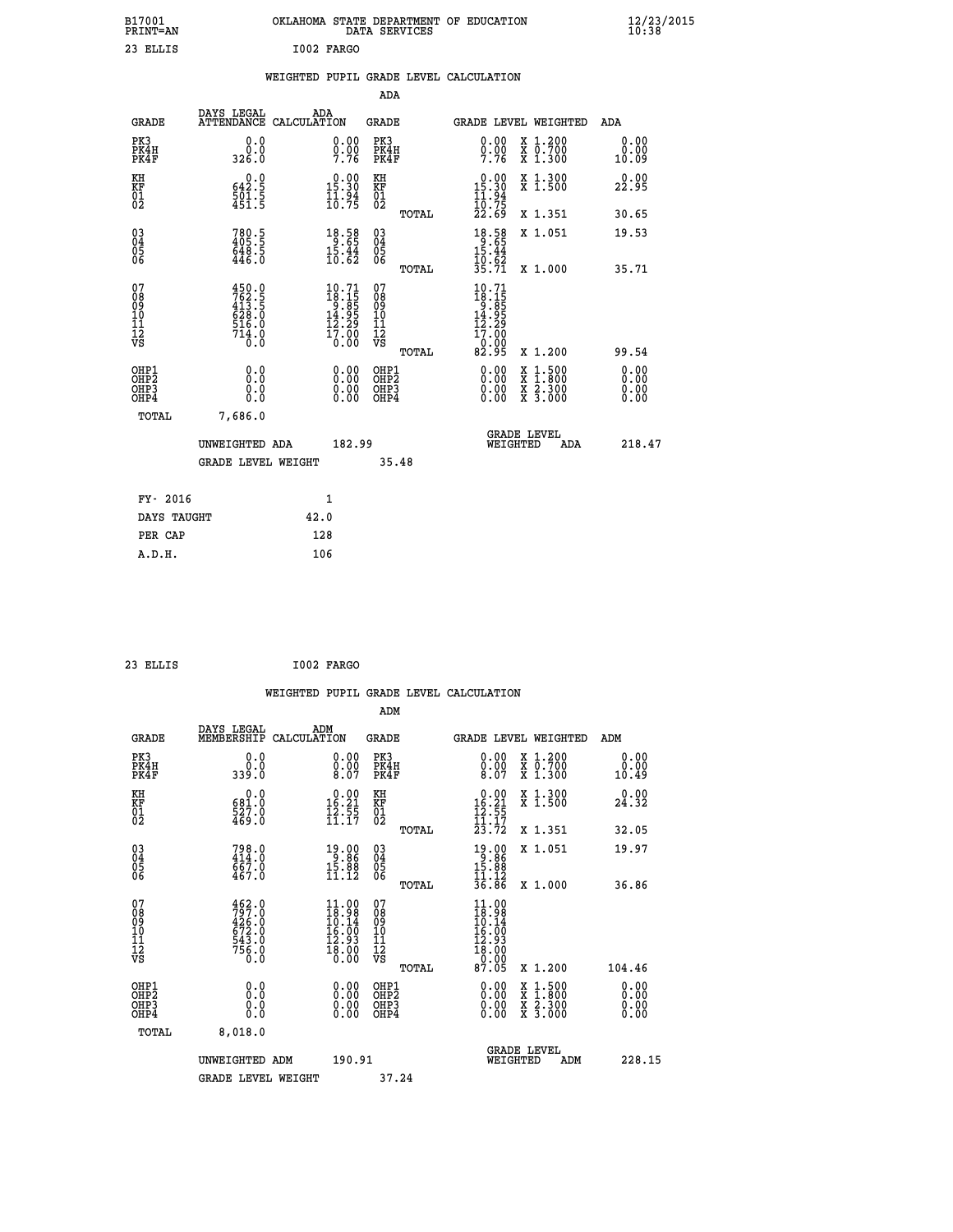B17001 PRINT=AN — OKLAHOMA STATE DEPARTMENT OF EDUCATION DATA SERVICES — 12/23/2015 10:38

23 ELLIS — I002 FARGO

## WEIGHTED PUPIL GRADE LEVEL CALCULATION

### ADA

| GRADE | DAYS LEGAL ATTENDANCE | ADA CALCULATION | GRADE | GRADE LEVEL | WEIGHTED | ADA |
|---|---|---|---|---|---|---|
| PK3 | 0.0 | 0.00 | PK3 | 0.00 | X 1.200 | 0.00 |
| PK4H | 0.0 | 0.00 | PK4H | 0.00 | X 0.700 | 0.00 |
| PK4F | 326.0 | 7.76 | PK4F | 7.76 | X 1.300 | 10.09 |
| KH | 0.0 | 0.00 | KH | 0.00 | X 1.300 | 0.00 |
| KF | 642.5 | 15.30 | KF | 15.30 | X 1.500 | 22.95 |
| 01 | 501.5 | 11.94 | 01 | 11.94 | | |
| 02 | 451.5 | 10.75 | 02 | 10.75 | | |
| | | | TOTAL | 22.69 | X 1.351 | 30.65 |
| 03 | 780.5 | 18.58 | 03 | 18.58 | X 1.051 | 19.53 |
| 04 | 405.5 | 9.65 | 04 | 9.65 | | |
| 05 | 648.5 | 15.44 | 05 | 15.44 | | |
| 06 | 446.0 | 10.62 | 06 | 10.62 | | |
| | | | TOTAL | 35.71 | X 1.000 | 35.71 |
| 07 | 450.0 | 10.71 | 07 | 10.71 | | |
| 08 | 762.5 | 18.15 | 08 | 18.15 | | |
| 09 | 413.5 | 9.85 | 09 | 9.85 | | |
| 10 | 628.0 | 14.95 | 10 | 14.95 | | |
| 11 | 516.0 | 12.29 | 11 | 12.29 | | |
| 12 | 714.0 | 17.00 | 12 | 17.00 | | |
| VS | 0.0 | 0.00 | VS | 0.00 | | |
| | | | TOTAL | 82.95 | X 1.200 | 99.54 |
| OHP1 | 0.0 | 0.00 | OHP1 | 0.00 | X 1.500 | 0.00 |
| OHP2 | 0.0 | 0.00 | OHP2 | 0.00 | X 1.800 | 0.00 |
| OHP3 | 0.0 | 0.00 | OHP3 | 0.00 | X 2.300 | 0.00 |
| OHP4 | 0.0 | 0.00 | OHP4 | 0.00 | X 3.000 | 0.00 |
| TOTAL | 7,686.0 | | | | | |

UNWEIGHTED ADA 182.99 — GRADE LEVEL WEIGHTED ADA 218.47

GRADE LEVEL WEIGHT 35.48

| | |
|---|---|
| FY- 2016 | 1 |
| DAYS TAUGHT | 42.0 |
| PER CAP | 128 |
| A.D.H. | 106 |

23 ELLIS — I002 FARGO

## WEIGHTED PUPIL GRADE LEVEL CALCULATION

### ADM

| GRADE | DAYS LEGAL MEMBERSHIP | ADM CALCULATION | GRADE | GRADE LEVEL | WEIGHTED | ADM |
|---|---|---|---|---|---|---|
| PK3 | 0.0 | 0.00 | PK3 | 0.00 | X 1.200 | 0.00 |
| PK4H | 0.0 | 0.00 | PK4H | 0.00 | X 0.700 | 0.00 |
| PK4F | 339.0 | 8.07 | PK4F | 8.07 | X 1.300 | 10.49 |
| KH | 0.0 | 0.00 | KH | 0.00 | X 1.300 | 0.00 |
| KF | 681.0 | 16.21 | KF | 16.21 | X 1.500 | 24.32 |
| 01 | 527.0 | 12.55 | 01 | 12.55 | | |
| 02 | 469.0 | 11.17 | 02 | 11.17 | | |
| | | | TOTAL | 23.72 | X 1.351 | 32.05 |
| 03 | 798.0 | 19.00 | 03 | 19.00 | X 1.051 | 19.97 |
| 04 | 414.0 | 9.86 | 04 | 9.86 | | |
| 05 | 667.0 | 15.88 | 05 | 15.88 | | |
| 06 | 467.0 | 11.12 | 06 | 11.12 | | |
| | | | TOTAL | 36.86 | X 1.000 | 36.86 |
| 07 | 462.0 | 11.00 | 07 | 11.00 | | |
| 08 | 797.0 | 18.98 | 08 | 18.98 | | |
| 09 | 426.0 | 10.14 | 09 | 10.14 | | |
| 10 | 672.0 | 16.00 | 10 | 16.00 | | |
| 11 | 543.0 | 12.93 | 11 | 12.93 | | |
| 12 | 756.0 | 18.00 | 12 | 18.00 | | |
| VS | 0.0 | 0.00 | VS | 0.00 | | |
| | | | TOTAL | 87.05 | X 1.200 | 104.46 |
| OHP1 | 0.0 | 0.00 | OHP1 | 0.00 | X 1.500 | 0.00 |
| OHP2 | 0.0 | 0.00 | OHP2 | 0.00 | X 1.800 | 0.00 |
| OHP3 | 0.0 | 0.00 | OHP3 | 0.00 | X 2.300 | 0.00 |
| OHP4 | 0.0 | 0.00 | OHP4 | 0.00 | X 3.000 | 0.00 |
| TOTAL | 8,018.0 | | | | | |

UNWEIGHTED ADM 190.91 — GRADE LEVEL WEIGHTED ADM 228.15

GRADE LEVEL WEIGHT 37.24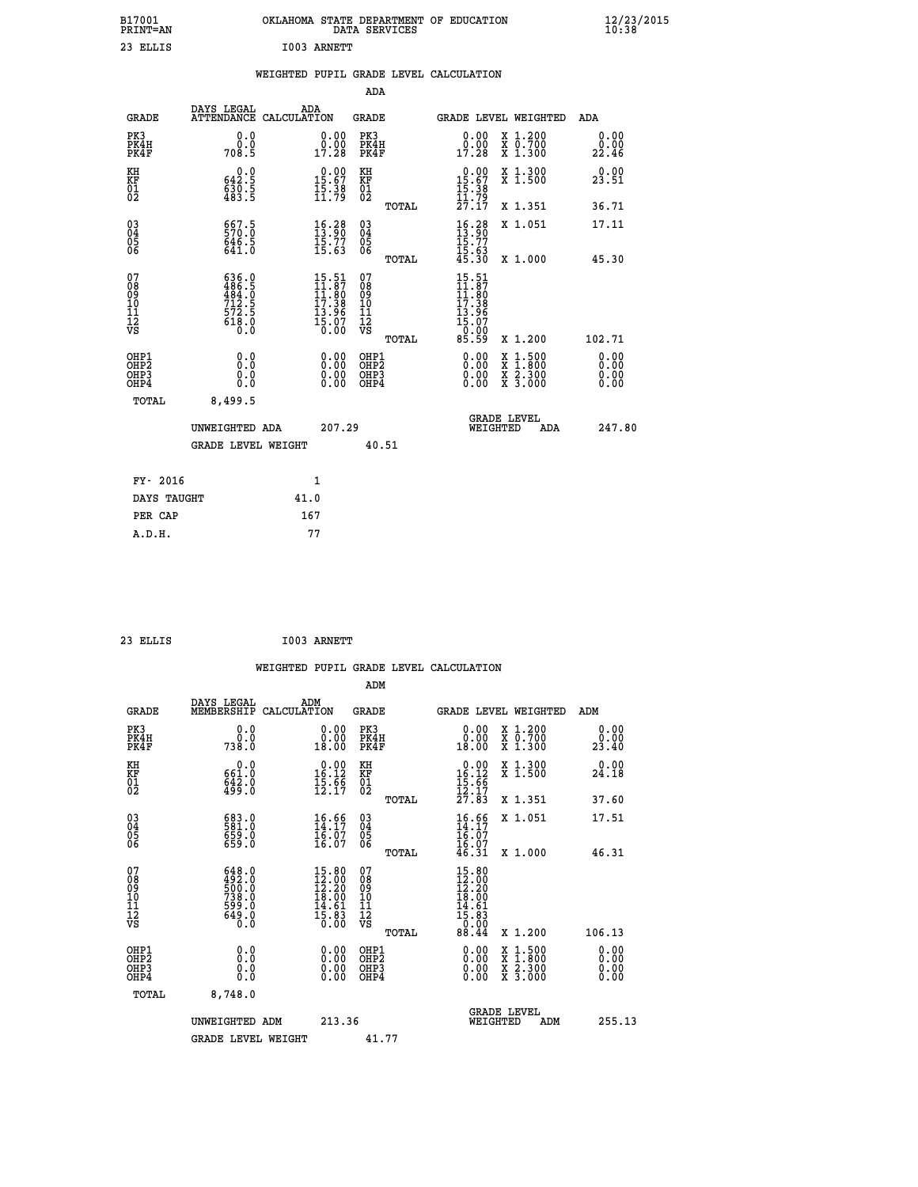B17001 OKLAHOMA STATE DEPARTMENT OF EDUCATION 12/23/2015
PRINT=AN DATA SERVICES 10:38

23 ELLIS I003 ARNETT

WEIGHTED PUPIL GRADE LEVEL CALCULATION

ADA

| GRADE | DAYS LEGAL ATTENDANCE | ADA CALCULATION | GRADE | GRADE LEVEL | WEIGHTED | ADA |
|---|---|---|---|---|---|---|
| PK3 | 0.0 | 0.00 | PK3 | 0.00 | X 1.200 | 0.00 |
| PK4H | 0.0 | 0.00 | PK4H | 0.00 | X 0.700 | 0.00 |
| PK4F | 708.5 | 17.28 | PK4F | 17.28 | X 1.300 | 22.46 |
| KH | 0.0 | 0.00 | KH | 0.00 | X 1.300 | 0.00 |
| KF | 642.5 | 15.67 | KF | 15.67 | X 1.500 | 23.51 |
| 01 | 630.5 | 15.38 | 01 | 15.38 | | |
| 02 | 483.5 | 11.79 | 02 | 11.79 | | |
| | | | TOTAL | 27.17 | X 1.351 | 36.71 |
| 03 | 667.5 | 16.28 | 03 | 16.28 | X 1.051 | 17.11 |
| 04 | 570.0 | 13.90 | 04 | 13.90 | | |
| 05 | 646.5 | 15.77 | 05 | 15.77 | | |
| 06 | 641.0 | 15.63 | 06 | 15.63 | | |
| | | | TOTAL | 45.30 | X 1.000 | 45.30 |
| 07 | 636.0 | 15.51 | 07 | 15.51 | | |
| 08 | 486.5 | 11.87 | 08 | 11.87 | | |
| 09 | 484.0 | 11.80 | 09 | 11.80 | | |
| 10 | 712.5 | 17.38 | 10 | 17.38 | | |
| 11 | 572.5 | 13.96 | 11 | 13.96 | | |
| 12 | 618.0 | 15.07 | 12 | 15.07 | | |
| VS | 0.0 | 0.00 | VS | 0.00 | | |
| | | | TOTAL | 85.59 | X 1.200 | 102.71 |
| OHP1 | 0.0 | 0.00 | OHP1 | 0.00 | X 1.500 | 0.00 |
| OHP2 | 0.0 | 0.00 | OHP2 | 0.00 | X 1.800 | 0.00 |
| OHP3 | 0.0 | 0.00 | OHP3 | 0.00 | X 2.300 | 0.00 |
| OHP4 | 0.0 | 0.00 | OHP4 | 0.00 | X 3.000 | 0.00 |
| TOTAL | 8,499.5 | | | | | |

UNWEIGHTED ADA 207.29 | GRADE LEVEL WEIGHTED ADA 247.80

GRADE LEVEL WEIGHT 40.51

| FY- 2016 | 1 |
|---|---|
| DAYS TAUGHT | 41.0 |
| PER CAP | 167 |
| A.D.H. | 77 |

23 ELLIS I003 ARNETT

WEIGHTED PUPIL GRADE LEVEL CALCULATION

ADM

| GRADE | DAYS LEGAL MEMBERSHIP | ADM CALCULATION | GRADE | GRADE LEVEL | WEIGHTED | ADM |
|---|---|---|---|---|---|---|
| PK3 | 0.0 | 0.00 | PK3 | 0.00 | X 1.200 | 0.00 |
| PK4H | 0.0 | 0.00 | PK4H | 0.00 | X 0.700 | 0.00 |
| PK4F | 738.0 | 18.00 | PK4F | 18.00 | X 1.300 | 23.40 |
| KH | 0.0 | 0.00 | KH | 0.00 | X 1.300 | 0.00 |
| KF | 661.0 | 16.12 | KF | 16.12 | X 1.500 | 24.18 |
| 01 | 642.0 | 15.66 | 01 | 15.66 | | |
| 02 | 499.0 | 12.17 | 02 | 12.17 | | |
| | | | TOTAL | 27.83 | X 1.351 | 37.60 |
| 03 | 683.0 | 16.66 | 03 | 16.66 | X 1.051 | 17.51 |
| 04 | 581.0 | 14.17 | 04 | 14.17 | | |
| 05 | 659.0 | 16.07 | 05 | 16.07 | | |
| 06 | 659.0 | 16.07 | 06 | 16.07 | | |
| | | | TOTAL | 46.31 | X 1.000 | 46.31 |
| 07 | 648.0 | 15.80 | 07 | 15.80 | | |
| 08 | 492.0 | 12.00 | 08 | 12.00 | | |
| 09 | 500.0 | 12.20 | 09 | 12.20 | | |
| 10 | 738.0 | 18.00 | 10 | 18.00 | | |
| 11 | 599.0 | 14.61 | 11 | 14.61 | | |
| 12 | 649.0 | 15.83 | 12 | 15.83 | | |
| VS | 0.0 | 0.00 | VS | 0.00 | | |
| | | | TOTAL | 88.44 | X 1.200 | 106.13 |
| OHP1 | 0.0 | 0.00 | OHP1 | 0.00 | X 1.500 | 0.00 |
| OHP2 | 0.0 | 0.00 | OHP2 | 0.00 | X 1.800 | 0.00 |
| OHP3 | 0.0 | 0.00 | OHP3 | 0.00 | X 2.300 | 0.00 |
| OHP4 | 0.0 | 0.00 | OHP4 | 0.00 | X 3.000 | 0.00 |
| TOTAL | 8,748.0 | | | | | |

UNWEIGHTED ADM 213.36 | GRADE LEVEL WEIGHTED ADM 255.13

GRADE LEVEL WEIGHT 41.77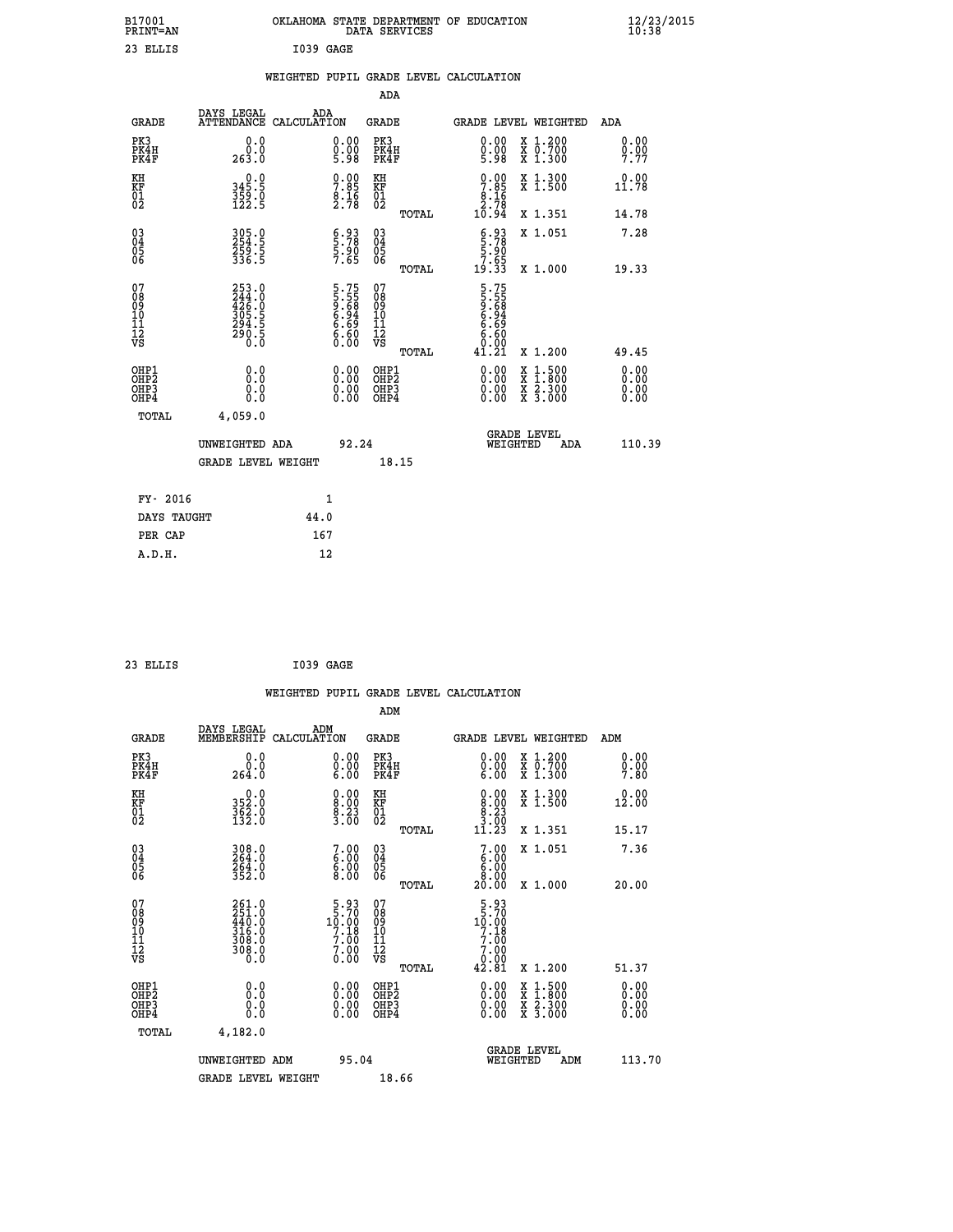B17001
PRINT=AN

OKLAHOMA STATE DEPARTMENT OF EDUCATION
DATA SERVICES

12/23/2015
10:38

23 ELLIS                I039 GAGE

## WEIGHTED PUPIL GRADE LEVEL CALCULATION

ADA

| GRADE | DAYS LEGAL ATTENDANCE | ADA CALCULATION | GRADE | GRADE LEVEL | WEIGHTED | ADA |
|---|---|---|---|---|---|---|
| PK3 | 0.0 | 0.00 | PK3 | 0.00 | X 1.200 | 0.00 |
| PK4H | 0.0 | 0.00 | PK4H | 0.00 | X 0.700 | 0.00 |
| PK4F | 263.0 | 5.98 | PK4F | 5.98 | X 1.300 | 7.77 |
| KH | 0.0 | 0.00 | KH | 0.00 | X 1.300 | 0.00 |
| KF | 345.5 | 7.85 | KF | 7.85 | X 1.500 | 11.78 |
| 01 | 359.0 | 8.16 | 01 | 8.16 | | |
| 02 | 122.5 | 2.78 | 02 | 2.78 | | |
| | | | TOTAL | 10.94 | X 1.351 | 14.78 |
| 03 | 305.0 | 6.93 | 03 | 6.93 | X 1.051 | 7.28 |
| 04 | 254.5 | 5.78 | 04 | 5.78 | | |
| 05 | 259.5 | 5.90 | 05 | 5.90 | | |
| 06 | 336.5 | 7.65 | 06 | 7.65 | | |
| | | | TOTAL | 19.33 | X 1.000 | 19.33 |
| 07 | 253.0 | 5.75 | 07 | 5.75 | | |
| 08 | 244.0 | 5.55 | 08 | 5.55 | | |
| 09 | 426.0 | 9.68 | 09 | 9.68 | | |
| 10 | 305.5 | 6.94 | 10 | 6.94 | | |
| 11 | 294.5 | 6.69 | 11 | 6.69 | | |
| 12 | 290.5 | 6.60 | 12 | 6.60 | | |
| VS | 0.0 | 0.00 | VS | 0.00 | | |
| | | | TOTAL | 41.21 | X 1.200 | 49.45 |
| OHP1 | 0.0 | 0.00 | OHP1 | 0.00 | X 1.500 | 0.00 |
| OHP2 | 0.0 | 0.00 | OHP2 | 0.00 | X 1.800 | 0.00 |
| OHP3 | 0.0 | 0.00 | OHP3 | 0.00 | X 2.300 | 0.00 |
| OHP4 | 0.0 | 0.00 | OHP4 | 0.00 | X 3.000 | 0.00 |
| TOTAL | 4,059.0 | | | | | |

UNWEIGHTED ADA 92.24 | GRADE LEVEL WEIGHTED ADA 110.39

GRADE LEVEL WEIGHT 18.15

| FY- 2016 | 1 |
|---|---|
| DAYS TAUGHT | 44.0 |
| PER CAP | 167 |
| A.D.H. | 12 |

23 ELLIS                I039 GAGE

## WEIGHTED PUPIL GRADE LEVEL CALCULATION

ADM

| GRADE | DAYS LEGAL MEMBERSHIP | ADM CALCULATION | GRADE | GRADE LEVEL | WEIGHTED | ADM |
|---|---|---|---|---|---|---|
| PK3 | 0.0 | 0.00 | PK3 | 0.00 | X 1.200 | 0.00 |
| PK4H | 0.0 | 0.00 | PK4H | 0.00 | X 0.700 | 0.00 |
| PK4F | 264.0 | 6.00 | PK4F | 6.00 | X 1.300 | 7.80 |
| KH | 0.0 | 0.00 | KH | 0.00 | X 1.300 | 0.00 |
| KF | 352.0 | 8.00 | KF | 8.00 | X 1.500 | 12.00 |
| 01 | 362.0 | 8.23 | 01 | 8.23 | | |
| 02 | 132.0 | 3.00 | 02 | 3.00 | | |
| | | | TOTAL | 11.23 | X 1.351 | 15.17 |
| 03 | 308.0 | 7.00 | 03 | 7.00 | X 1.051 | 7.36 |
| 04 | 264.0 | 6.00 | 04 | 6.00 | | |
| 05 | 264.0 | 6.00 | 05 | 6.00 | | |
| 06 | 352.0 | 8.00 | 06 | 8.00 | | |
| | | | TOTAL | 20.00 | X 1.000 | 20.00 |
| 07 | 261.0 | 5.93 | 07 | 5.93 | | |
| 08 | 251.0 | 5.70 | 08 | 5.70 | | |
| 09 | 440.0 | 10.00 | 09 | 10.00 | | |
| 10 | 316.0 | 7.18 | 10 | 7.18 | | |
| 11 | 308.0 | 7.00 | 11 | 7.00 | | |
| 12 | 308.0 | 7.00 | 12 | 7.00 | | |
| VS | 0.0 | 0.00 | VS | 0.00 | | |
| | | | TOTAL | 42.81 | X 1.200 | 51.37 |
| OHP1 | 0.0 | 0.00 | OHP1 | 0.00 | X 1.500 | 0.00 |
| OHP2 | 0.0 | 0.00 | OHP2 | 0.00 | X 1.800 | 0.00 |
| OHP3 | 0.0 | 0.00 | OHP3 | 0.00 | X 2.300 | 0.00 |
| OHP4 | 0.0 | 0.00 | OHP4 | 0.00 | X 3.000 | 0.00 |
| TOTAL | 4,182.0 | | | | | |

UNWEIGHTED ADM 95.04 | GRADE LEVEL WEIGHTED ADM 113.70

GRADE LEVEL WEIGHT 18.66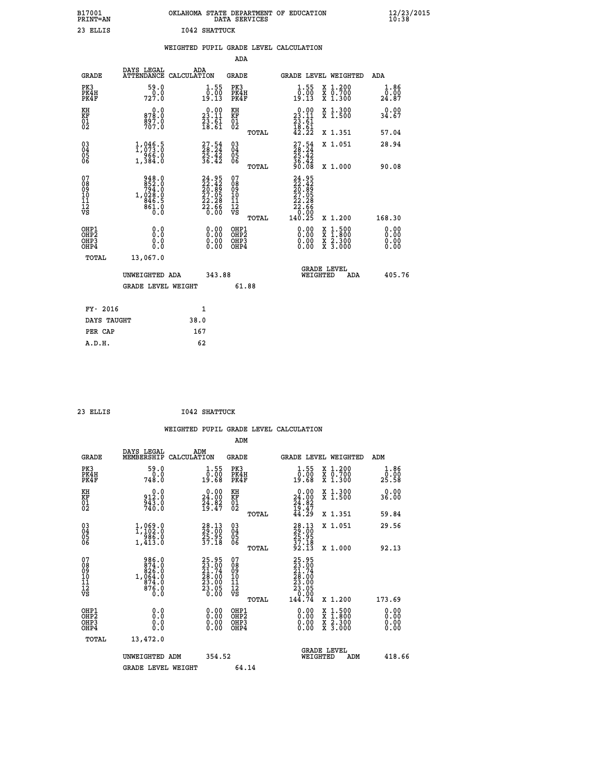B17001 OKLAHOMA STATE DEPARTMENT OF EDUCATION 12/23/2015
PRINT=AN DATA SERVICES 10:38

23 ELLIS I042 SHATTUCK

WEIGHTED PUPIL GRADE LEVEL CALCULATION

ADA

| GRADE | DAYS LEGAL ATTENDANCE | ADA CALCULATION | GRADE | | GRADE LEVEL | WEIGHTED | ADA |
|---|---|---|---|---|---|---|---|
| PK3 | 59.0 | 1.55 | PK3 | | 1.55 | X 1.200 | 1.86 |
| PK4H | 0.0 | 0.00 | PK4H | | 0.00 | X 0.700 | 0.00 |
| PK4F | 727.0 | 19.13 | PK4F | | 19.13 | X 1.300 | 24.87 |
| KH | 0.0 | 0.00 | KH | | 0.00 | X 1.300 | 0.00 |
| KF | 878.0 | 23.11 | KF | | 23.11 | X 1.500 | 34.67 |
| 01 | 897.0 | 23.61 | 01 | | 23.61 | | |
| 02 | 707.0 | 18.61 | 02 | | 18.61 | | |
| | | | | TOTAL | 42.22 | X 1.351 | 57.04 |
| 03 | 1,046.5 | 27.54 | 03 | | 27.54 | X 1.051 | 28.94 |
| 04 | 1,073.0 | 28.24 | 04 | | 28.24 | | |
| 05 | 966.0 | 25.42 | 05 | | 25.42 | | |
| 06 | 1,384.0 | 36.42 | 06 | | 36.42 | | |
| | | | | TOTAL | 90.08 | X 1.000 | 90.08 |
| 07 | 948.0 | 24.95 | 07 | | 24.95 | | |
| 08 | 852.0 | 22.42 | 08 | | 22.42 | | |
| 09 | 794.0 | 20.89 | 09 | | 20.89 | | |
| 10 | 1,028.0 | 27.05 | 10 | | 27.05 | | |
| 11 | 846.5 | 22.28 | 11 | | 22.28 | | |
| 12 | 861.0 | 22.66 | 12 | | 22.66 | | |
| VS | 0.0 | 0.00 | VS | | 0.00 | | |
| | | | | TOTAL | 140.25 | X 1.200 | 168.30 |
| OHP1 | 0.0 | 0.00 | OHP1 | | 0.00 | X 1.500 | 0.00 |
| OHP2 | 0.0 | 0.00 | OHP2 | | 0.00 | X 1.800 | 0.00 |
| OHP3 | 0.0 | 0.00 | OHP3 | | 0.00 | X 2.300 | 0.00 |
| OHP4 | 0.0 | 0.00 | OHP4 | | 0.00 | X 3.000 | 0.00 |
| TOTAL | 13,067.0 | | | | | | |

UNWEIGHTED ADA 343.88 GRADE LEVEL WEIGHTED ADA 405.76

GRADE LEVEL WEIGHT 61.88

| FY- 2016 | 1 |
|---|---|
| DAYS TAUGHT | 38.0 |
| PER CAP | 167 |
| A.D.H. | 62 |

23 ELLIS I042 SHATTUCK

WEIGHTED PUPIL GRADE LEVEL CALCULATION

ADM

| GRADE | DAYS LEGAL MEMBERSHIP | ADM CALCULATION | GRADE | | GRADE LEVEL | WEIGHTED | ADM |
|---|---|---|---|---|---|---|---|
| PK3 | 59.0 | 1.55 | PK3 | | 1.55 | X 1.200 | 1.86 |
| PK4H | 0.0 | 0.00 | PK4H | | 0.00 | X 0.700 | 0.00 |
| PK4F | 748.0 | 19.68 | PK4F | | 19.68 | X 1.300 | 25.58 |
| KH | 0.0 | 0.00 | KH | | 0.00 | X 1.300 | 0.00 |
| KF | 912.0 | 24.00 | KF | | 24.00 | X 1.500 | 36.00 |
| 01 | 943.0 | 24.82 | 01 | | 24.82 | | |
| 02 | 740.0 | 19.47 | 02 | | 19.47 | | |
| | | | | TOTAL | 44.29 | X 1.351 | 59.84 |
| 03 | 1,069.0 | 28.13 | 03 | | 28.13 | X 1.051 | 29.56 |
| 04 | 1,102.0 | 29.00 | 04 | | 29.00 | | |
| 05 | 986.0 | 25.95 | 05 | | 25.95 | | |
| 06 | 1,413.0 | 37.18 | 06 | | 37.18 | | |
| | | | | TOTAL | 92.13 | X 1.000 | 92.13 |
| 07 | 986.0 | 25.95 | 07 | | 25.95 | | |
| 08 | 874.0 | 23.00 | 08 | | 23.00 | | |
| 09 | 826.0 | 21.74 | 09 | | 21.74 | | |
| 10 | 1,064.0 | 28.00 | 10 | | 28.00 | | |
| 11 | 874.0 | 23.00 | 11 | | 23.00 | | |
| 12 | 876.0 | 23.05 | 12 | | 23.05 | | |
| VS | 0.0 | 0.00 | VS | | 0.00 | | |
| | | | | TOTAL | 144.74 | X 1.200 | 173.69 |
| OHP1 | 0.0 | 0.00 | OHP1 | | 0.00 | X 1.500 | 0.00 |
| OHP2 | 0.0 | 0.00 | OHP2 | | 0.00 | X 1.800 | 0.00 |
| OHP3 | 0.0 | 0.00 | OHP3 | | 0.00 | X 2.300 | 0.00 |
| OHP4 | 0.0 | 0.00 | OHP4 | | 0.00 | X 3.000 | 0.00 |
| TOTAL | 13,472.0 | | | | | | |

UNWEIGHTED ADM 354.52 GRADE LEVEL WEIGHTED ADM 418.66

GRADE LEVEL WEIGHT 64.14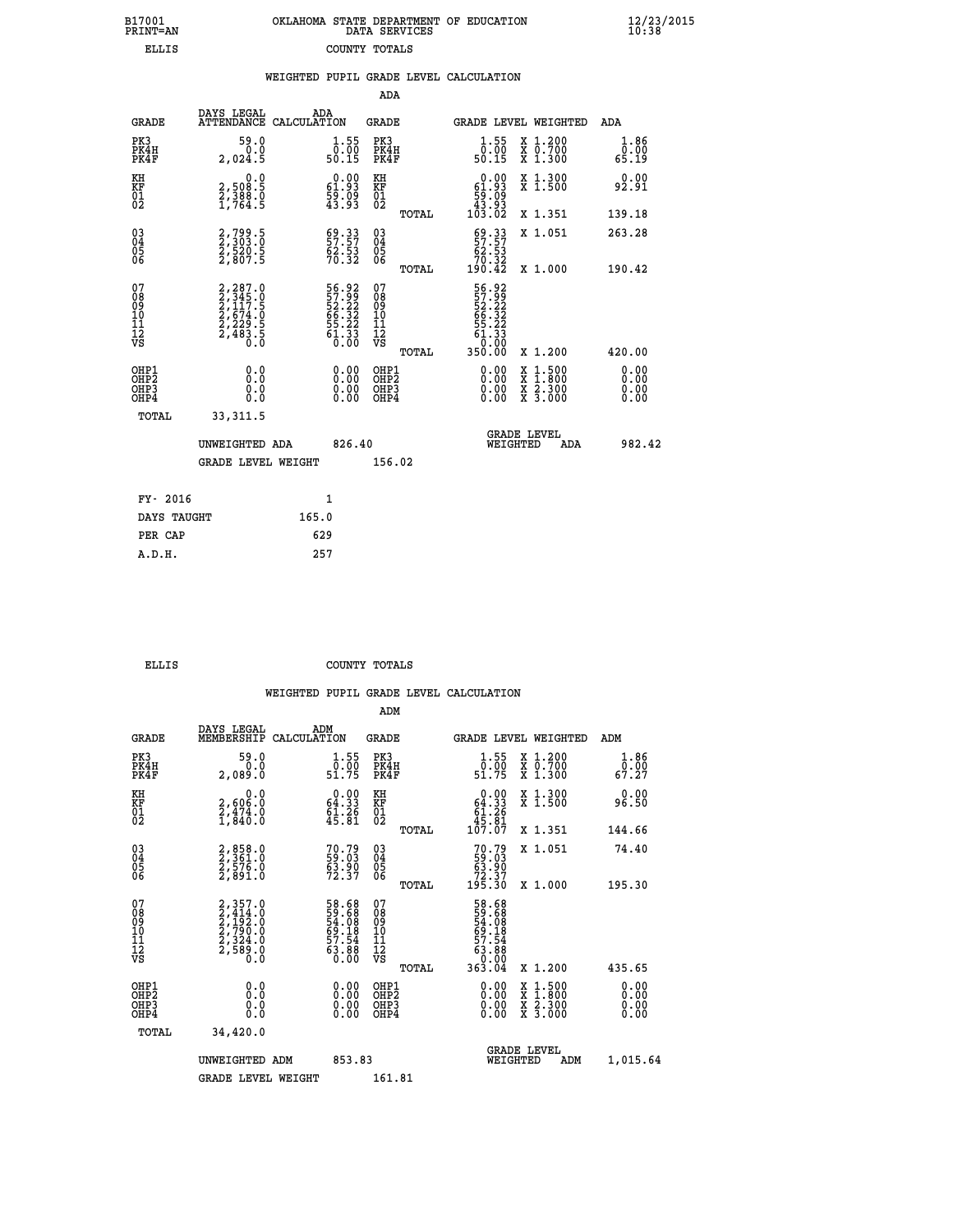B17001 OKLAHOMA STATE DEPARTMENT OF EDUCATION 12/23/2015
PRINT=AN DATA SERVICES 10:38

ELLIS COUNTY TOTALS

WEIGHTED PUPIL GRADE LEVEL CALCULATION

ADA

| GRADE | DAYS LEGAL ATTENDANCE | ADA CALCULATION | GRADE | | GRADE LEVEL | WEIGHTED | ADA |
|---|---|---|---|---|---|---|---|
| PK3 | 59.0 | 1.55 | PK3 | | 1.55 | X 1.200 | 1.86 |
| PK4H | 0.0 | 0.00 | PK4H | | 0.00 | X 0.700 | 0.00 |
| PK4F | 2,024.5 | 50.15 | PK4F | | 50.15 | X 1.300 | 65.19 |
| KH | 0.0 | 0.00 | KH | | 0.00 | X 1.300 | 0.00 |
| KF | 2,508.5 | 61.93 | KF | | 61.93 | X 1.500 | 92.91 |
| 01 | 2,388.0 | 59.09 | 01 | | 59.09 | | |
| 02 | 1,764.5 | 43.93 | 02 | | 43.93 | | |
| | | | | TOTAL | 103.02 | X 1.351 | 139.18 |
| 03 | 2,799.5 | 69.33 | 03 | | 69.33 | X 1.051 | 263.28 |
| 04 | 2,303.0 | 57.57 | 04 | | 57.57 | | |
| 05 | 2,520.5 | 62.53 | 05 | | 62.53 | | |
| 06 | 2,807.5 | 70.32 | 06 | | 70.32 | | |
| | | | | TOTAL | 190.42 | X 1.000 | 190.42 |
| 07 | 2,287.0 | 56.92 | 07 | | 56.92 | | |
| 08 | 2,345.0 | 57.99 | 08 | | 57.99 | | |
| 09 | 2,117.5 | 52.22 | 09 | | 52.22 | | |
| 10 | 2,674.0 | 66.32 | 10 | | 66.32 | | |
| 11 | 2,229.5 | 55.22 | 11 | | 55.22 | | |
| 12 | 2,483.5 | 61.33 | 12 | | 61.33 | | |
| VS | 0.0 | 0.00 | VS | | 0.00 | | |
| | | | | TOTAL | 350.00 | X 1.200 | 420.00 |
| OHP1 | 0.0 | 0.00 | OHP1 | | 0.00 | X 1.500 | 0.00 |
| OHP2 | 0.0 | 0.00 | OHP2 | | 0.00 | X 1.800 | 0.00 |
| OHP3 | 0.0 | 0.00 | OHP3 | | 0.00 | X 2.300 | 0.00 |
| OHP4 | 0.0 | 0.00 | OHP4 | | 0.00 | X 3.000 | 0.00 |
| TOTAL | 33,311.5 | | | | | | |

UNWEIGHTED ADA 826.40 GRADE LEVEL WEIGHTED ADA 982.42

GRADE LEVEL WEIGHT 156.02

| FY- 2016 | 1 |
|---|---|
| DAYS TAUGHT | 165.0 |
| PER CAP | 629 |
| A.D.H. | 257 |

ELLIS COUNTY TOTALS

WEIGHTED PUPIL GRADE LEVEL CALCULATION

ADM

| GRADE | DAYS LEGAL MEMBERSHIP | ADM CALCULATION | GRADE | | GRADE LEVEL | WEIGHTED | ADM |
|---|---|---|---|---|---|---|---|
| PK3 | 59.0 | 1.55 | PK3 | | 1.55 | X 1.200 | 1.86 |
| PK4H | 0.0 | 0.00 | PK4H | | 0.00 | X 0.700 | 0.00 |
| PK4F | 2,089.0 | 51.75 | PK4F | | 51.75 | X 1.300 | 67.27 |
| KH | 0.0 | 0.00 | KH | | 0.00 | X 1.300 | 0.00 |
| KF | 2,606.0 | 64.33 | KF | | 64.33 | X 1.500 | 96.50 |
| 01 | 2,474.0 | 61.26 | 01 | | 61.26 | | |
| 02 | 1,840.0 | 45.81 | 02 | | 45.81 | | |
| | | | | TOTAL | 107.07 | X 1.351 | 144.66 |
| 03 | 2,858.0 | 70.79 | 03 | | 70.79 | X 1.051 | 74.40 |
| 04 | 2,361.0 | 59.03 | 04 | | 59.03 | | |
| 05 | 2,576.0 | 63.90 | 05 | | 63.90 | | |
| 06 | 2,891.0 | 72.37 | 06 | | 72.37 | | |
| | | | | TOTAL | 195.30 | X 1.000 | 195.30 |
| 07 | 2,357.0 | 58.68 | 07 | | 58.68 | | |
| 08 | 2,414.0 | 59.68 | 08 | | 59.68 | | |
| 09 | 2,192.0 | 54.08 | 09 | | 54.08 | | |
| 10 | 2,790.0 | 69.18 | 10 | | 69.18 | | |
| 11 | 2,324.0 | 57.54 | 11 | | 57.54 | | |
| 12 | 2,589.0 | 63.88 | 12 | | 63.88 | | |
| VS | 0.0 | 0.00 | VS | | 0.00 | | |
| | | | | TOTAL | 363.04 | X 1.200 | 435.65 |
| OHP1 | 0.0 | 0.00 | OHP1 | | 0.00 | X 1.500 | 0.00 |
| OHP2 | 0.0 | 0.00 | OHP2 | | 0.00 | X 1.800 | 0.00 |
| OHP3 | 0.0 | 0.00 | OHP3 | | 0.00 | X 2.300 | 0.00 |
| OHP4 | 0.0 | 0.00 | OHP4 | | 0.00 | X 3.000 | 0.00 |
| TOTAL | 34,420.0 | | | | | | |

UNWEIGHTED ADM 853.83 GRADE LEVEL WEIGHTED ADM 1,015.64

GRADE LEVEL WEIGHT 161.81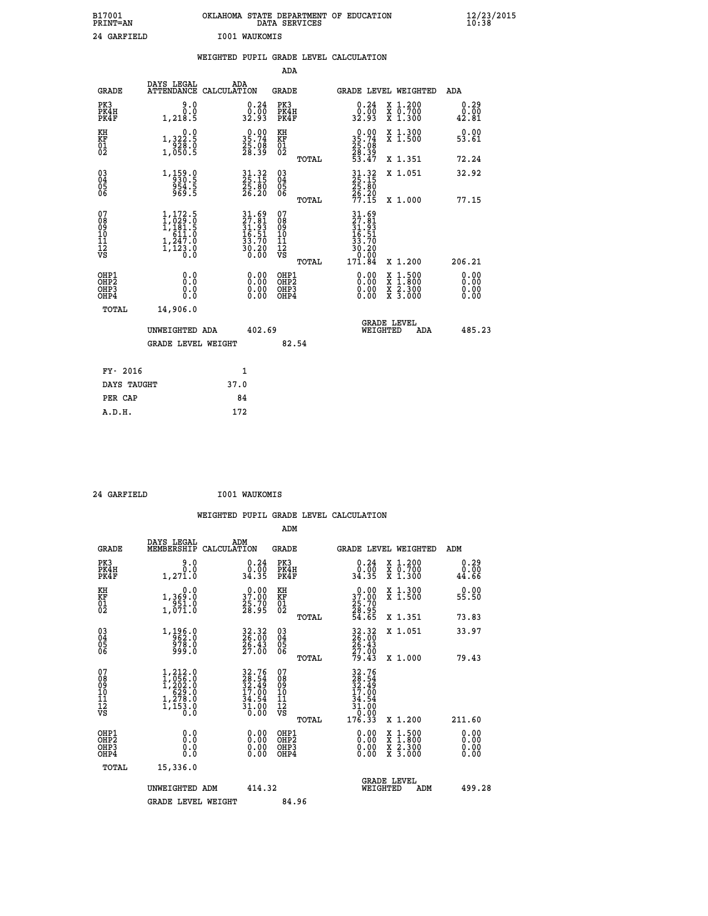B17001 OKLAHOMA STATE DEPARTMENT OF EDUCATION 12/23/2015
PRINT=AN DATA SERVICES 10:38

24 GARFIELD I001 WAUKOMIS

## WEIGHTED PUPIL GRADE LEVEL CALCULATION

### ADA

| GRADE | DAYS LEGAL ATTENDANCE | ADA CALCULATION | GRADE | | GRADE LEVEL | WEIGHTED | ADA |
|---|---|---|---|---|---|---|---|
| PK3 | 9.0 | 0.24 | PK3 | | 0.24 | X 1.200 | 0.29 |
| PK4H | 0.0 | 0.00 | PK4H | | 0.00 | X 0.700 | 0.00 |
| PK4F | 1,218.5 | 32.93 | PK4F | | 32.93 | X 1.300 | 42.81 |
| KH | 0.0 | 0.00 | KH | | 0.00 | X 1.300 | 0.00 |
| KF | 1,322.5 | 35.74 | KF | | 35.74 | X 1.500 | 53.61 |
| 01 | 928.0 | 25.08 | 01 | | 25.08 | | |
| 02 | 1,050.5 | 28.39 | 02 | | 28.39 | | |
| | | | | TOTAL | 53.47 | X 1.351 | 72.24 |
| 03 | 1,159.0 | 31.32 | 03 | | 31.32 | X 1.051 | 32.92 |
| 04 | 930.5 | 25.15 | 04 | | 25.15 | | |
| 05 | 954.5 | 25.80 | 05 | | 25.80 | | |
| 06 | 969.5 | 26.20 | 06 | | 26.20 | | |
| | | | | TOTAL | 77.15 | X 1.000 | 77.15 |
| 07 | 1,172.5 | 31.69 | 07 | | 31.69 | | |
| 08 | 1,029.0 | 27.81 | 08 | | 27.81 | | |
| 09 | 1,181.5 | 31.93 | 09 | | 31.93 | | |
| 10 | 611.0 | 16.51 | 10 | | 16.51 | | |
| 11 | 1,247.0 | 33.70 | 11 | | 33.70 | | |
| 12 | 1,123.0 | 30.20 | 12 | | 30.20 | | |
| VS | 0.0 | 0.00 | VS | | 0.00 | | |
| | | | | TOTAL | 171.84 | X 1.200 | 206.21 |
| OHP1 | 0.0 | 0.00 | OHP1 | | 0.00 | X 1.500 | 0.00 |
| OHP2 | 0.0 | 0.00 | OHP2 | | 0.00 | X 1.800 | 0.00 |
| OHP3 | 0.0 | 0.00 | OHP3 | | 0.00 | X 2.300 | 0.00 |
| OHP4 | 0.0 | 0.00 | OHP4 | | 0.00 | X 3.000 | 0.00 |
| TOTAL | 14,906.0 | | | | | | |

UNWEIGHTED ADA 402.69 GRADE LEVEL WEIGHTED ADA 485.23

GRADE LEVEL WEIGHT 82.54

| FY- 2016 | 1 |
|---|---|
| DAYS TAUGHT | 37.0 |
| PER CAP | 84 |
| A.D.H. | 172 |

24 GARFIELD I001 WAUKOMIS

## WEIGHTED PUPIL GRADE LEVEL CALCULATION

### ADM

| GRADE | DAYS LEGAL MEMBERSHIP | ADM CALCULATION | GRADE | | GRADE LEVEL | WEIGHTED | ADM |
|---|---|---|---|---|---|---|---|
| PK3 | 9.0 | 0.24 | PK3 | | 0.24 | X 1.200 | 0.29 |
| PK4H | 0.0 | 0.00 | PK4H | | 0.00 | X 0.700 | 0.00 |
| PK4F | 1,271.0 | 34.35 | PK4F | | 34.35 | X 1.300 | 44.66 |
| KH | 0.0 | 0.00 | KH | | 0.00 | X 1.300 | 0.00 |
| KF | 1,369.0 | 37.00 | KF | | 37.00 | X 1.500 | 55.50 |
| 01 | 951.0 | 25.70 | 01 | | 25.70 | | |
| 02 | 1,071.0 | 28.95 | 02 | | 28.95 | | |
| | | | | TOTAL | 54.65 | X 1.351 | 73.83 |
| 03 | 1,196.0 | 32.32 | 03 | | 32.32 | X 1.051 | 33.97 |
| 04 | 962.0 | 26.00 | 04 | | 26.00 | | |
| 05 | 978.0 | 26.43 | 05 | | 26.43 | | |
| 06 | 999.0 | 27.00 | 06 | | 27.00 | | |
| | | | | TOTAL | 79.43 | X 1.000 | 79.43 |
| 07 | 1,212.0 | 32.76 | 07 | | 32.76 | | |
| 08 | 1,056.0 | 28.54 | 08 | | 28.54 | | |
| 09 | 1,202.0 | 32.49 | 09 | | 32.49 | | |
| 10 | 629.0 | 17.00 | 10 | | 17.00 | | |
| 11 | 1,278.0 | 34.54 | 11 | | 34.54 | | |
| 12 | 1,153.0 | 31.00 | 12 | | 31.00 | | |
| VS | 0.0 | 0.00 | VS | | 0.00 | | |
| | | | | TOTAL | 176.33 | X 1.200 | 211.60 |
| OHP1 | 0.0 | 0.00 | OHP1 | | 0.00 | X 1.500 | 0.00 |
| OHP2 | 0.0 | 0.00 | OHP2 | | 0.00 | X 1.800 | 0.00 |
| OHP3 | 0.0 | 0.00 | OHP3 | | 0.00 | X 2.300 | 0.00 |
| OHP4 | 0.0 | 0.00 | OHP4 | | 0.00 | X 3.000 | 0.00 |
| TOTAL | 15,336.0 | | | | | | |

UNWEIGHTED ADM 414.32 GRADE LEVEL WEIGHTED ADM 499.28

GRADE LEVEL WEIGHT 84.96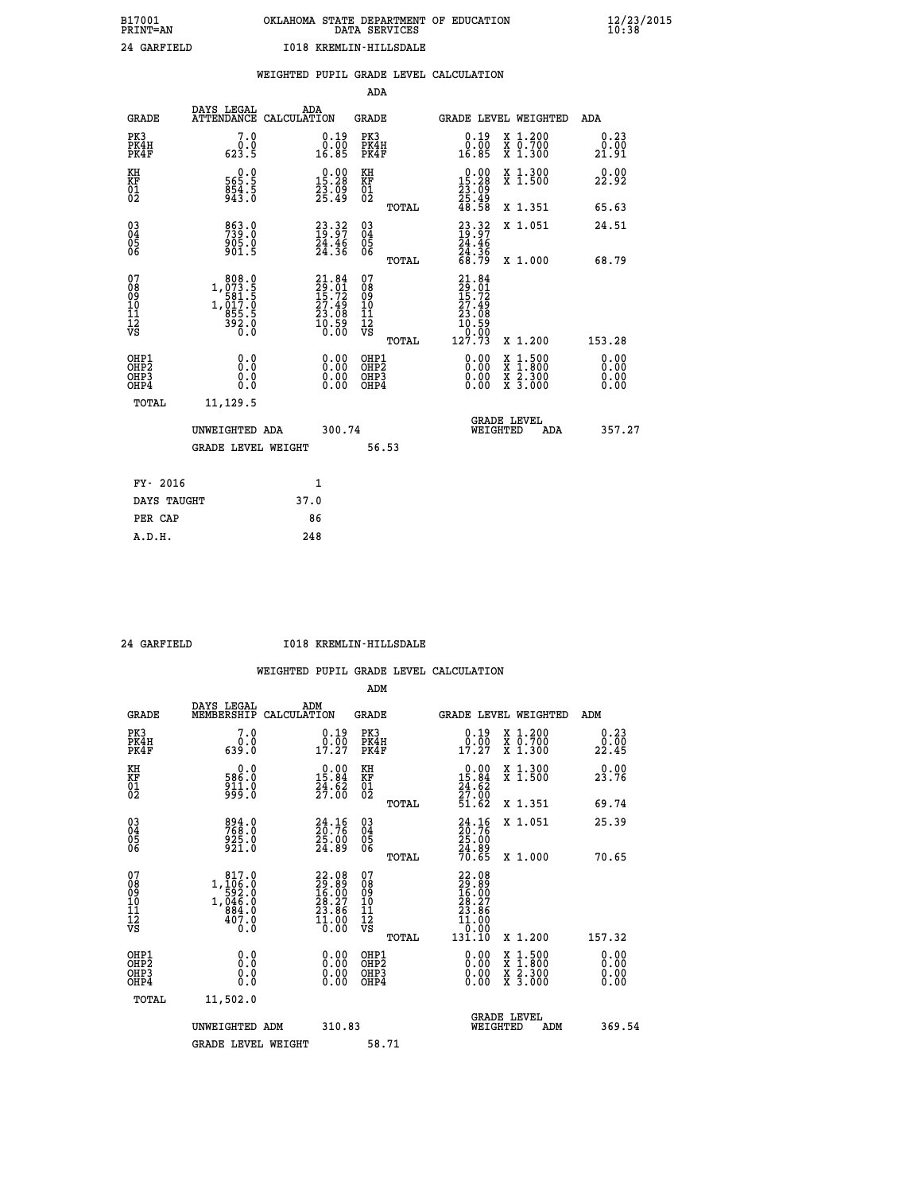B17001 OKLAHOMA STATE DEPARTMENT OF EDUCATION 12/23/2015
PRINT=AN DATA SERVICES 10:38

24 GARFIELD I018 KREMLIN-HILLSDALE

## WEIGHTED PUPIL GRADE LEVEL CALCULATION

### ADA

| GRADE | DAYS LEGAL ATTENDANCE | ADA CALCULATION | GRADE | GRADE LEVEL | WEIGHTED | ADA |
|---|---|---|---|---|---|---|
| PK3 | 7.0 | 0.19 | PK3 | 0.19 | X 1.200 | 0.23 |
| PK4H | 0.0 | 0.00 | PK4H | 0.00 | X 0.700 | 0.00 |
| PK4F | 623.5 | 16.85 | PK4F | 16.85 | X 1.300 | 21.91 |
| KH | 0.0 | 0.00 | KH | 0.00 | X 1.300 | 0.00 |
| KF | 565.5 | 15.28 | KF | 15.28 | X 1.500 | 22.92 |
| 01 | 854.5 | 23.09 | 01 | 23.09 | | |
| 02 | 943.0 | 25.49 | 02 | 25.49 | | |
| | | | TOTAL | 48.58 | X 1.351 | 65.63 |
| 03 | 863.0 | 23.32 | 03 | 23.32 | X 1.051 | 24.51 |
| 04 | 739.0 | 19.97 | 04 | 19.97 | | |
| 05 | 905.0 | 24.46 | 05 | 24.46 | | |
| 06 | 901.5 | 24.36 | 06 | 24.36 | | |
| | | | TOTAL | 68.79 | X 1.000 | 68.79 |
| 07 | 808.0 | 21.84 | 07 | 21.84 | | |
| 08 | 1,073.5 | 29.01 | 08 | 29.01 | | |
| 09 | 581.5 | 15.72 | 09 | 15.72 | | |
| 10 | 1,017.0 | 27.49 | 10 | 27.49 | | |
| 11 | 855.5 | 23.08 | 11 | 23.08 | | |
| 12 | 392.0 | 10.59 | 12 | 10.59 | | |
| VS | 0.0 | 0.00 | VS | 0.00 | | |
| | | | TOTAL | 127.73 | X 1.200 | 153.28 |
| OHP1 | 0.0 | 0.00 | OHP1 | 0.00 | X 1.500 | 0.00 |
| OHP2 | 0.0 | 0.00 | OHP2 | 0.00 | X 1.800 | 0.00 |
| OHP3 | 0.0 | 0.00 | OHP3 | 0.00 | X 2.300 | 0.00 |
| OHP4 | 0.0 | 0.00 | OHP4 | 0.00 | X 3.000 | 0.00 |
| TOTAL | 11,129.5 | | | | | |

UNWEIGHTED ADA 300.74 — GRADE LEVEL WEIGHTED ADA 357.27

GRADE LEVEL WEIGHT 56.53

| FY- 2016 | 1 |
|---|---|
| DAYS TAUGHT | 37.0 |
| PER CAP | 86 |
| A.D.H. | 248 |

24 GARFIELD I018 KREMLIN-HILLSDALE

## WEIGHTED PUPIL GRADE LEVEL CALCULATION

### ADM

| GRADE | DAYS LEGAL MEMBERSHIP | ADM CALCULATION | GRADE | GRADE LEVEL | WEIGHTED | ADM |
|---|---|---|---|---|---|---|
| PK3 | 7.0 | 0.19 | PK3 | 0.19 | X 1.200 | 0.23 |
| PK4H | 0.0 | 0.00 | PK4H | 0.00 | X 0.700 | 0.00 |
| PK4F | 639.0 | 17.27 | PK4F | 17.27 | X 1.300 | 22.45 |
| KH | 0.0 | 0.00 | KH | 0.00 | X 1.300 | 0.00 |
| KF | 586.0 | 15.84 | KF | 15.84 | X 1.500 | 23.76 |
| 01 | 911.0 | 24.62 | 01 | 24.62 | | |
| 02 | 999.0 | 27.00 | 02 | 27.00 | | |
| | | | TOTAL | 51.62 | X 1.351 | 69.74 |
| 03 | 894.0 | 24.16 | 03 | 24.16 | X 1.051 | 25.39 |
| 04 | 768.0 | 20.76 | 04 | 20.76 | | |
| 05 | 925.0 | 25.00 | 05 | 25.00 | | |
| 06 | 921.0 | 24.89 | 06 | 24.89 | | |
| | | | TOTAL | 70.65 | X 1.000 | 70.65 |
| 07 | 817.0 | 22.08 | 07 | 22.08 | | |
| 08 | 1,106.0 | 29.89 | 08 | 29.89 | | |
| 09 | 592.0 | 16.00 | 09 | 16.00 | | |
| 10 | 1,046.0 | 28.27 | 10 | 28.27 | | |
| 11 | 884.0 | 23.86 | 11 | 23.86 | | |
| 12 | 407.0 | 11.00 | 12 | 11.00 | | |
| VS | 0.0 | 0.00 | VS | 0.00 | | |
| | | | TOTAL | 131.10 | X 1.200 | 157.32 |
| OHP1 | 0.0 | 0.00 | OHP1 | 0.00 | X 1.500 | 0.00 |
| OHP2 | 0.0 | 0.00 | OHP2 | 0.00 | X 1.800 | 0.00 |
| OHP3 | 0.0 | 0.00 | OHP3 | 0.00 | X 2.300 | 0.00 |
| OHP4 | 0.0 | 0.00 | OHP4 | 0.00 | X 3.000 | 0.00 |
| TOTAL | 11,502.0 | | | | | |

UNWEIGHTED ADM 310.83 — GRADE LEVEL WEIGHTED ADM 369.54

GRADE LEVEL WEIGHT 58.71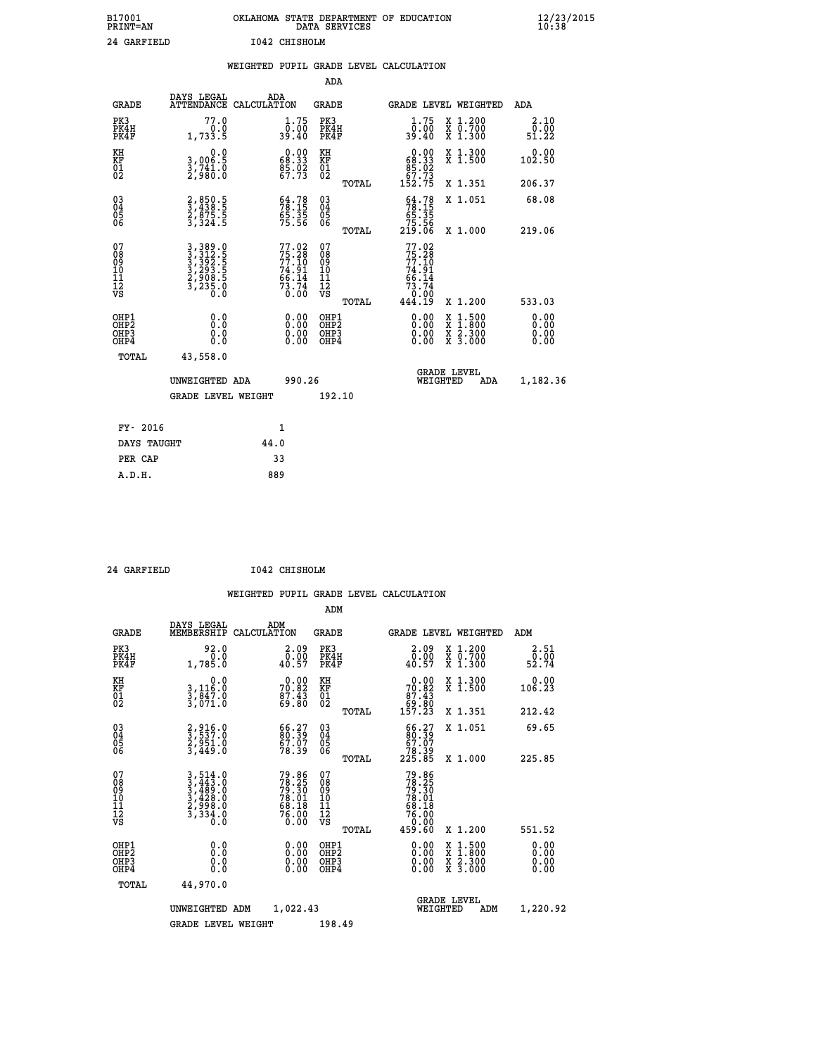B17001 OKLAHOMA STATE DEPARTMENT OF EDUCATION 12/23/2015
PRINT=AN DATA SERVICES 10:38

24 GARFIELD I042 CHISHOLM

## WEIGHTED PUPIL GRADE LEVEL CALCULATION

### ADA

| GRADE | DAYS LEGAL ATTENDANCE | ADA CALCULATION | GRADE | | GRADE LEVEL | WEIGHTED | ADA |
|---|---|---|---|---|---|---|---|
| PK3 | 77.0 | 1.75 | PK3 | | 1.75 | X 1.200 | 2.10 |
| PK4H | 0.0 | 0.00 | PK4H | | 0.00 | X 0.700 | 0.00 |
| PK4F | 1,733.5 | 39.40 | PK4F | | 39.40 | X 1.300 | 51.22 |
| KH | 0.0 | 0.00 | KH | | 0.00 | X 1.300 | 0.00 |
| KF | 3,006.5 | 68.33 | KF | | 68.33 | X 1.500 | 102.50 |
| 01 | 3,741.0 | 85.02 | 01 | | 85.02 | | |
| 02 | 2,980.0 | 67.73 | 02 | | 67.73 | | |
| | | | | TOTAL | 152.75 | X 1.351 | 206.37 |
| 03 | 2,850.5 | 64.78 | 03 | | 64.78 | X 1.051 | 68.08 |
| 04 | 3,438.5 | 78.15 | 04 | | 78.15 | | |
| 05 | 2,875.5 | 65.35 | 05 | | 65.35 | | |
| 06 | 3,324.5 | 75.56 | 06 | | 75.56 | | |
| | | | | TOTAL | 219.06 | X 1.000 | 219.06 |
| 07 | 3,389.0 | 77.02 | 07 | | 77.02 | | |
| 08 | 3,312.5 | 75.28 | 08 | | 75.28 | | |
| 09 | 3,392.5 | 77.10 | 09 | | 77.10 | | |
| 10 | 3,293.5 | 74.91 | 10 | | 74.91 | | |
| 11 | 2,908.5 | 66.14 | 11 | | 66.14 | | |
| 12 | 3,235.0 | 73.74 | 12 | | 73.74 | | |
| VS | 0.0 | 0.00 | VS | | 0.00 | | |
| | | | | TOTAL | 444.19 | X 1.200 | 533.03 |
| OHP1 | 0.0 | 0.00 | OHP1 | | 0.00 | X 1.500 | 0.00 |
| OHP2 | 0.0 | 0.00 | OHP2 | | 0.00 | X 1.800 | 0.00 |
| OHP3 | 0.0 | 0.00 | OHP3 | | 0.00 | X 2.300 | 0.00 |
| OHP4 | 0.0 | 0.00 | OHP4 | | 0.00 | X 3.000 | 0.00 |
| TOTAL | 43,558.0 | | | | | | |

UNWEIGHTED ADA 990.26 GRADE LEVEL WEIGHTED ADA 1,182.36

GRADE LEVEL WEIGHT 192.10

| | |
|---|---|
| FY- 2016 | 1 |
| DAYS TAUGHT | 44.0 |
| PER CAP | 33 |
| A.D.H. | 889 |

24 GARFIELD I042 CHISHOLM

## WEIGHTED PUPIL GRADE LEVEL CALCULATION

### ADM

| GRADE | DAYS LEGAL MEMBERSHIP | ADM CALCULATION | GRADE | | GRADE LEVEL | WEIGHTED | ADM |
|---|---|---|---|---|---|---|---|
| PK3 | 92.0 | 2.09 | PK3 | | 2.09 | X 1.200 | 2.51 |
| PK4H | 0.0 | 0.00 | PK4H | | 0.00 | X 0.700 | 0.00 |
| PK4F | 1,785.0 | 40.57 | PK4F | | 40.57 | X 1.300 | 52.74 |
| KH | 0.0 | 0.00 | KH | | 0.00 | X 1.300 | 0.00 |
| KF | 3,116.0 | 70.82 | KF | | 70.82 | X 1.500 | 106.23 |
| 01 | 3,847.0 | 87.43 | 01 | | 87.43 | | |
| 02 | 3,071.0 | 69.80 | 02 | | 69.80 | | |
| | | | | TOTAL | 157.23 | X 1.351 | 212.42 |
| 03 | 2,916.0 | 66.27 | 03 | | 66.27 | X 1.051 | 69.65 |
| 04 | 3,537.0 | 80.39 | 04 | | 80.39 | | |
| 05 | 2,951.0 | 67.07 | 05 | | 67.07 | | |
| 06 | 3,449.0 | 78.39 | 06 | | 78.39 | | |
| | | | | TOTAL | 225.85 | X 1.000 | 225.85 |
| 07 | 3,514.0 | 79.86 | 07 | | 79.86 | | |
| 08 | 3,443.0 | 78.25 | 08 | | 78.25 | | |
| 09 | 3,489.0 | 79.30 | 09 | | 79.30 | | |
| 10 | 3,428.0 | 78.01 | 10 | | 78.01 | | |
| 11 | 2,998.0 | 68.18 | 11 | | 68.18 | | |
| 12 | 3,334.0 | 76.00 | 12 | | 76.00 | | |
| VS | 0.0 | 0.00 | VS | | 0.00 | | |
| | | | | TOTAL | 459.60 | X 1.200 | 551.52 |
| OHP1 | 0.0 | 0.00 | OHP1 | | 0.00 | X 1.500 | 0.00 |
| OHP2 | 0.0 | 0.00 | OHP2 | | 0.00 | X 1.800 | 0.00 |
| OHP3 | 0.0 | 0.00 | OHP3 | | 0.00 | X 2.300 | 0.00 |
| OHP4 | 0.0 | 0.00 | OHP4 | | 0.00 | X 3.000 | 0.00 |
| TOTAL | 44,970.0 | | | | | | |

UNWEIGHTED ADM 1,022.43 GRADE LEVEL WEIGHTED ADM 1,220.92

GRADE LEVEL WEIGHT 198.49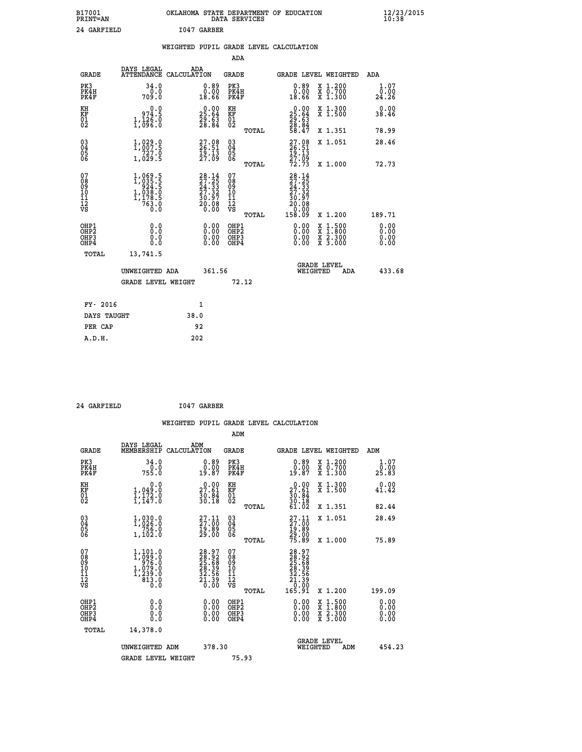B17001 OKLAHOMA STATE DEPARTMENT OF EDUCATION 12/23/2015
PRINT=AN DATA SERVICES 10:38

24 GARFIELD I047 GARBER

WEIGHTED PUPIL GRADE LEVEL CALCULATION

ADA

| GRADE | DAYS LEGAL ATTENDANCE | ADA CALCULATION | GRADE | | GRADE LEVEL | WEIGHTED | ADA |
|---|---|---|---|---|---|---|---|
| PK3 | 34.0 | 0.89 | PK3 | | 0.89 | X 1.200 | 1.07 |
| PK4H | 0.0 | 0.00 | PK4H | | 0.00 | X 0.700 | 0.00 |
| PK4F | 709.0 | 18.66 | PK4F | | 18.66 | X 1.300 | 24.26 |
| KH | 0.0 | 0.00 | KH | | 0.00 | X 1.300 | 0.00 |
| KF | 974.5 | 25.64 | KF | | 25.64 | X 1.500 | 38.46 |
| 01 | 1,126.0 | 29.63 | 01 | | 29.63 | | |
| 02 | 1,096.0 | 28.84 | 02 | | 28.84 | | |
| | | | | TOTAL | 58.47 | X 1.351 | 78.99 |
| 03 | 1,029.0 | 27.08 | 03 | | 27.08 | X 1.051 | 28.46 |
| 04 | 1,007.5 | 26.51 | 04 | | 26.51 | | |
| 05 | 727.0 | 19.13 | 05 | | 19.13 | | |
| 06 | 1,029.5 | 27.09 | 06 | | 27.09 | | |
| | | | | TOTAL | 72.73 | X 1.000 | 72.73 |
| 07 | 1,069.5 | 28.14 | 07 | | 28.14 | | |
| 08 | 1,035.5 | 27.25 | 08 | | 27.25 | | |
| 09 | 924.5 | 24.33 | 09 | | 24.33 | | |
| 10 | 1,038.0 | 27.32 | 10 | | 27.32 | | |
| 11 | 1,178.5 | 30.97 | 11 | | 30.97 | | |
| 12 | 763.0 | 20.08 | 12 | | 20.08 | | |
| VS | 0.0 | 0.00 | VS | | 0.00 | | |
| | | | | TOTAL | 158.09 | X 1.200 | 189.71 |
| OHP1 | 0.0 | 0.00 | OHP1 | | 0.00 | X 1.500 | 0.00 |
| OHP2 | 0.0 | 0.00 | OHP2 | | 0.00 | X 1.800 | 0.00 |
| OHP3 | 0.0 | 0.00 | OHP3 | | 0.00 | X 2.300 | 0.00 |
| OHP4 | 0.0 | 0.00 | OHP4 | | 0.00 | X 3.000 | 0.00 |
| TOTAL | 13,741.5 | | | | | | |

UNWEIGHTED ADA 361.56 GRADE LEVEL WEIGHTED ADA 433.68

GRADE LEVEL WEIGHT 72.12

| FY- 2016 | 1 |
|---|---|
| DAYS TAUGHT | 38.0 |
| PER CAP | 92 |
| A.D.H. | 202 |

24 GARFIELD I047 GARBER

WEIGHTED PUPIL GRADE LEVEL CALCULATION

ADM

| GRADE | DAYS LEGAL MEMBERSHIP | ADM CALCULATION | GRADE | | GRADE LEVEL | WEIGHTED | ADM |
|---|---|---|---|---|---|---|---|
| PK3 | 34.0 | 0.89 | PK3 | | 0.89 | X 1.200 | 1.07 |
| PK4H | 0.0 | 0.00 | PK4H | | 0.00 | X 0.700 | 0.00 |
| PK4F | 755.0 | 19.87 | PK4F | | 19.87 | X 1.300 | 25.83 |
| KH | 0.0 | 0.00 | KH | | 0.00 | X 1.300 | 0.00 |
| KF | 1,049.0 | 27.61 | KF | | 27.61 | X 1.500 | 41.42 |
| 01 | 1,172.0 | 30.84 | 01 | | 30.84 | | |
| 02 | 1,147.0 | 30.18 | 02 | | 30.18 | | |
| | | | | TOTAL | 61.02 | X 1.351 | 82.44 |
| 03 | 1,030.0 | 27.11 | 03 | | 27.11 | X 1.051 | 28.49 |
| 04 | 1,026.0 | 27.00 | 04 | | 27.00 | | |
| 05 | 756.0 | 19.89 | 05 | | 19.89 | | |
| 06 | 1,102.0 | 29.00 | 06 | | 29.00 | | |
| | | | | TOTAL | 75.89 | X 1.000 | 75.89 |
| 07 | 1,101.0 | 28.97 | 07 | | 28.97 | | |
| 08 | 1,099.0 | 28.92 | 08 | | 28.92 | | |
| 09 | 976.0 | 25.68 | 09 | | 25.68 | | |
| 10 | 1,079.0 | 28.39 | 10 | | 28.39 | | |
| 11 | 1,239.0 | 32.56 | 11 | | 32.56 | | |
| 12 | 813.0 | 21.39 | 12 | | 21.39 | | |
| VS | 0.0 | 0.00 | VS | | 0.00 | | |
| | | | | TOTAL | 165.91 | X 1.200 | 199.09 |
| OHP1 | 0.0 | 0.00 | OHP1 | | 0.00 | X 1.500 | 0.00 |
| OHP2 | 0.0 | 0.00 | OHP2 | | 0.00 | X 1.800 | 0.00 |
| OHP3 | 0.0 | 0.00 | OHP3 | | 0.00 | X 2.300 | 0.00 |
| OHP4 | 0.0 | 0.00 | OHP4 | | 0.00 | X 3.000 | 0.00 |
| TOTAL | 14,378.0 | | | | | | |

UNWEIGHTED ADM 378.30 GRADE LEVEL WEIGHTED ADM 454.23

GRADE LEVEL WEIGHT 75.93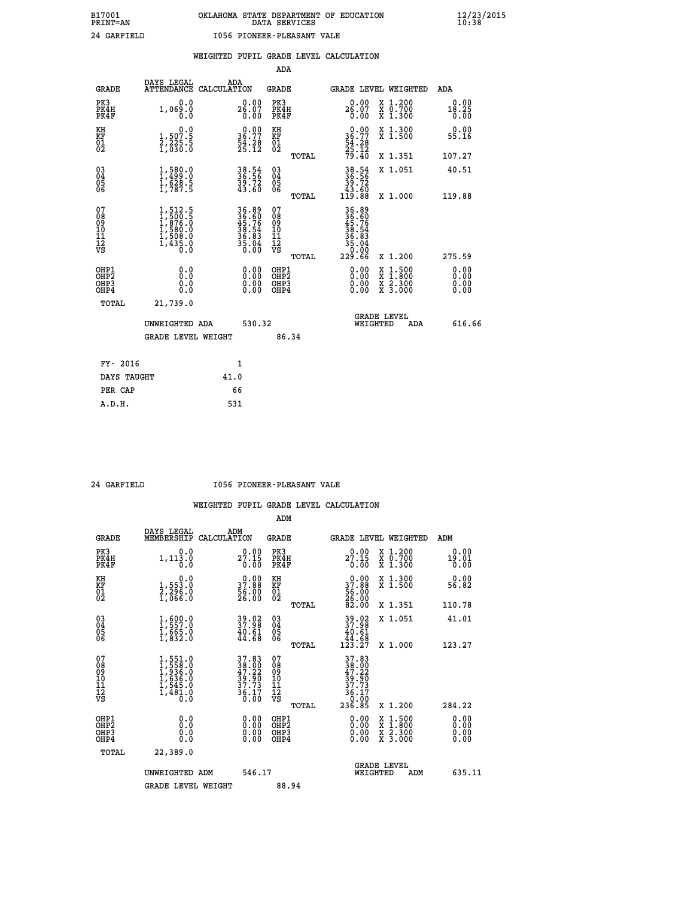B17001 OKLAHOMA STATE DEPARTMENT OF EDUCATION 12/23/2015
PRINT=AN DATA SERVICES 10:38

24 GARFIELD I056 PIONEER-PLEASANT VALE

## WEIGHTED PUPIL GRADE LEVEL CALCULATION

### ADA

| GRADE | DAYS LEGAL ATTENDANCE | ADA CALCULATION | GRADE | GRADE LEVEL | WEIGHTED | ADA |
|---|---|---|---|---|---|---|
| PK3 | 0.0 | 0.00 | PK3 | 0.00 | X 1.200 | 0.00 |
| PK4H | 1,069.0 | 26.07 | PK4H | 26.07 | X 0.700 | 18.25 |
| PK4F | 0.0 | 0.00 | PK4F | 0.00 | X 1.300 | 0.00 |
| KH | 0.0 | 0.00 | KH | 0.00 | X 1.300 | 0.00 |
| KF | 1,507.5 | 36.77 | KF | 36.77 | X 1.500 | 55.16 |
| 01 | 2,225.5 | 54.28 | 01 | 54.28 | | |
| 02 | 1,030.0 | 25.12 | 02 | 25.12 | | |
| | | | TOTAL | 79.40 | X 1.351 | 107.27 |
| 03 | 1,580.0 | 38.54 | 03 | 38.54 | X 1.051 | 40.51 |
| 04 | 1,499.0 | 36.56 | 04 | 36.56 | | |
| 05 | 1,628.5 | 39.72 | 05 | 39.72 | | |
| 06 | 1,787.5 | 43.60 | 06 | 43.60 | | |
| | | | TOTAL | 119.88 | X 1.000 | 119.88 |
| 07 | 1,512.5 | 36.89 | 07 | 36.89 | | |
| 08 | 1,500.5 | 36.60 | 08 | 36.60 | | |
| 09 | 1,876.0 | 45.76 | 09 | 45.76 | | |
| 10 | 1,580.0 | 38.54 | 10 | 38.54 | | |
| 11 | 1,508.0 | 36.83 | 11 | 36.83 | | |
| 12 | 1,435.0 | 35.04 | 12 | 35.04 | | |
| VS | 0.0 | 0.00 | VS | 0.00 | | |
| | | | TOTAL | 229.66 | X 1.200 | 275.59 |
| OHP1 | 0.0 | 0.00 | OHP1 | 0.00 | X 1.500 | 0.00 |
| OHP2 | 0.0 | 0.00 | OHP2 | 0.00 | X 1.800 | 0.00 |
| OHP3 | 0.0 | 0.00 | OHP3 | 0.00 | X 2.300 | 0.00 |
| OHP4 | 0.0 | 0.00 | OHP4 | 0.00 | X 3.000 | 0.00 |
| TOTAL | 21,739.0 | | | | | |

UNWEIGHTED ADA 530.32 GRADE LEVEL WEIGHTED ADA 616.66

GRADE LEVEL WEIGHT 86.34

| | |
|---|---|
| FY- 2016 | 1 |
| DAYS TAUGHT | 41.0 |
| PER CAP | 66 |
| A.D.H. | 531 |

24 GARFIELD I056 PIONEER-PLEASANT VALE

## WEIGHTED PUPIL GRADE LEVEL CALCULATION

### ADM

| GRADE | DAYS LEGAL MEMBERSHIP | ADM CALCULATION | GRADE | GRADE LEVEL | WEIGHTED | ADM |
|---|---|---|---|---|---|---|
| PK3 | 0.0 | 0.00 | PK3 | 0.00 | X 1.200 | 0.00 |
| PK4H | 1,113.0 | 27.15 | PK4H | 27.15 | X 0.700 | 19.01 |
| PK4F | 0.0 | 0.00 | PK4F | 0.00 | X 1.300 | 0.00 |
| KH | 0.0 | 0.00 | KH | 0.00 | X 1.300 | 0.00 |
| KF | 1,553.0 | 37.88 | KF | 37.88 | X 1.500 | 56.82 |
| 01 | 2,296.0 | 56.00 | 01 | 56.00 | | |
| 02 | 1,066.0 | 26.00 | 02 | 26.00 | | |
| | | | TOTAL | 82.00 | X 1.351 | 110.78 |
| 03 | 1,600.0 | 39.02 | 03 | 39.02 | X 1.051 | 41.01 |
| 04 | 1,557.0 | 37.98 | 04 | 37.98 | | |
| 05 | 1,665.0 | 40.61 | 05 | 40.61 | | |
| 06 | 1,832.0 | 44.68 | 06 | 44.68 | | |
| | | | TOTAL | 123.27 | X 1.000 | 123.27 |
| 07 | 1,551.0 | 37.83 | 07 | 37.83 | | |
| 08 | 1,558.0 | 38.00 | 08 | 38.00 | | |
| 09 | 1,936.0 | 47.22 | 09 | 47.22 | | |
| 10 | 1,636.0 | 39.90 | 10 | 39.90 | | |
| 11 | 1,545.0 | 37.73 | 11 | 37.73 | | |
| 12 | 1,481.0 | 36.17 | 12 | 36.17 | | |
| VS | 0.0 | 0.00 | VS | 0.00 | | |
| | | | TOTAL | 236.85 | X 1.200 | 284.22 |
| OHP1 | 0.0 | 0.00 | OHP1 | 0.00 | X 1.500 | 0.00 |
| OHP2 | 0.0 | 0.00 | OHP2 | 0.00 | X 1.800 | 0.00 |
| OHP3 | 0.0 | 0.00 | OHP3 | 0.00 | X 2.300 | 0.00 |
| OHP4 | 0.0 | 0.00 | OHP4 | 0.00 | X 3.000 | 0.00 |
| TOTAL | 22,389.0 | | | | | |

UNWEIGHTED ADM 546.17 GRADE LEVEL WEIGHTED ADM 635.11

GRADE LEVEL WEIGHT 88.94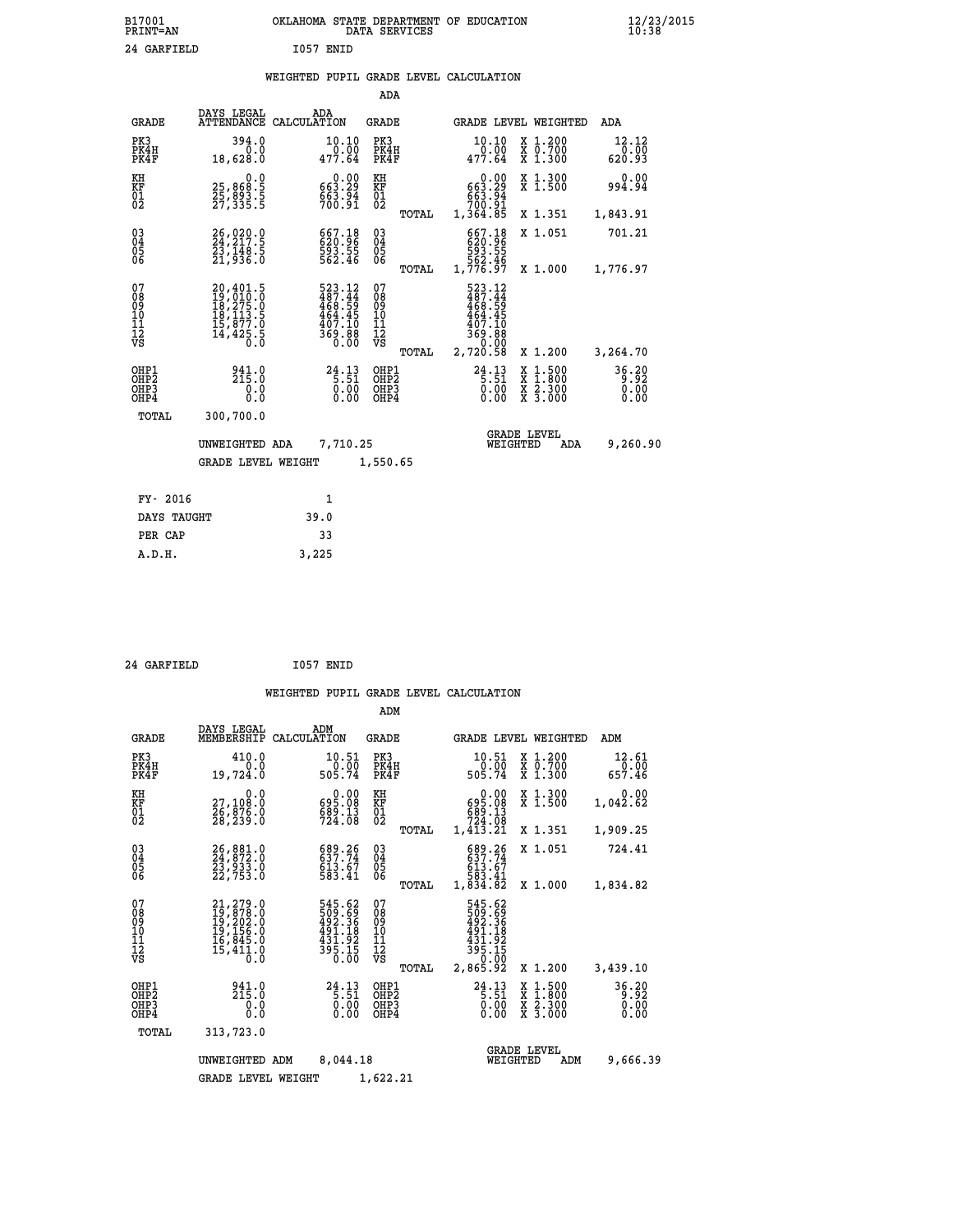B17001 OKLAHOMA STATE DEPARTMENT OF EDUCATION 12/23/2015
PRINT=AN DATA SERVICES 10:38

24 GARFIELD I057 ENID

## WEIGHTED PUPIL GRADE LEVEL CALCULATION

### ADA

| GRADE | DAYS LEGAL ATTENDANCE | ADA CALCULATION | GRADE | | GRADE LEVEL | WEIGHTED | ADA |
|---|---|---|---|---|---|---|---|
| PK3 | 394.0 | 10.10 | PK3 | | 10.10 | X 1.200 | 12.12 |
| PK4H | 0.0 | 0.00 | PK4H | | 0.00 | X 0.700 | 0.00 |
| PK4F | 18,628.0 | 477.64 | PK4F | | 477.64 | X 1.300 | 620.93 |
| KH | 0.0 | 0.00 | KH | | 0.00 | X 1.300 | 0.00 |
| KF | 25,868.5 | 663.29 | KF | | 663.29 | X 1.500 | 994.94 |
| 01 | 25,893.5 | 663.94 | 01 | | 663.94 | | |
| 02 | 27,335.5 | 700.91 | 02 | | 700.91 | | |
| | | | | TOTAL | 1,364.85 | X 1.351 | 1,843.91 |
| 03 | 26,020.0 | 667.18 | 03 | | 667.18 | X 1.051 | 701.21 |
| 04 | 24,217.5 | 620.96 | 04 | | 620.96 | | |
| 05 | 23,148.5 | 593.55 | 05 | | 593.55 | | |
| 06 | 21,936.0 | 562.46 | 06 | | 562.46 | | |
| | | | | TOTAL | 1,776.97 | X 1.000 | 1,776.97 |
| 07 | 20,401.5 | 523.12 | 07 | | 523.12 | | |
| 08 | 19,010.0 | 487.44 | 08 | | 487.44 | | |
| 09 | 18,275.0 | 468.59 | 09 | | 468.59 | | |
| 10 | 18,113.5 | 464.45 | 10 | | 464.45 | | |
| 11 | 15,877.0 | 407.10 | 11 | | 407.10 | | |
| 12 | 14,425.5 | 369.88 | 12 | | 369.88 | | |
| VS | 0.0 | 0.00 | VS | | 0.00 | | |
| | | | | TOTAL | 2,720.58 | X 1.200 | 3,264.70 |
| OHP1 | 941.0 | 24.13 | OHP1 | | 24.13 | X 1.500 | 36.20 |
| OHP2 | 215.0 | 5.51 | OHP2 | | 5.51 | X 1.800 | 9.92 |
| OHP3 | 0.0 | 0.00 | OHP3 | | 0.00 | X 2.300 | 0.00 |
| OHP4 | 0.0 | 0.00 | OHP4 | | 0.00 | X 3.000 | 0.00 |
| TOTAL | 300,700.0 | | | | | | |

UNWEIGHTED ADA 7,710.25 GRADE LEVEL WEIGHTED ADA 9,260.90

GRADE LEVEL WEIGHT 1,550.65

| FY- 2016 | 1 |
|---|---|
| DAYS TAUGHT | 39.0 |
| PER CAP | 33 |
| A.D.H. | 3,225 |

24 GARFIELD I057 ENID

## WEIGHTED PUPIL GRADE LEVEL CALCULATION

### ADM

| GRADE | DAYS LEGAL MEMBERSHIP | ADM CALCULATION | GRADE | | GRADE LEVEL | WEIGHTED | ADM |
|---|---|---|---|---|---|---|---|
| PK3 | 410.0 | 10.51 | PK3 | | 10.51 | X 1.200 | 12.61 |
| PK4H | 0.0 | 0.00 | PK4H | | 0.00 | X 0.700 | 0.00 |
| PK4F | 19,724.0 | 505.74 | PK4F | | 505.74 | X 1.300 | 657.46 |
| KH | 0.0 | 0.00 | KH | | 0.00 | X 1.300 | 0.00 |
| KF | 27,108.0 | 695.08 | KF | | 695.08 | X 1.500 | 1,042.62 |
| 01 | 26,876.0 | 689.13 | 01 | | 689.13 | | |
| 02 | 28,239.0 | 724.08 | 02 | | 724.08 | | |
| | | | | TOTAL | 1,413.21 | X 1.351 | 1,909.25 |
| 03 | 26,881.0 | 689.26 | 03 | | 689.26 | X 1.051 | 724.41 |
| 04 | 24,872.0 | 637.74 | 04 | | 637.74 | | |
| 05 | 23,933.0 | 613.67 | 05 | | 613.67 | | |
| 06 | 22,753.0 | 583.41 | 06 | | 583.41 | | |
| | | | | TOTAL | 1,834.82 | X 1.000 | 1,834.82 |
| 07 | 21,279.0 | 545.62 | 07 | | 545.62 | | |
| 08 | 19,878.0 | 509.69 | 08 | | 509.69 | | |
| 09 | 19,202.0 | 492.36 | 09 | | 492.36 | | |
| 10 | 19,156.0 | 491.18 | 10 | | 491.18 | | |
| 11 | 16,845.0 | 431.92 | 11 | | 431.92 | | |
| 12 | 15,411.0 | 395.15 | 12 | | 395.15 | | |
| VS | 0.0 | 0.00 | VS | | 0.00 | | |
| | | | | TOTAL | 2,865.92 | X 1.200 | 3,439.10 |
| OHP1 | 941.0 | 24.13 | OHP1 | | 24.13 | X 1.500 | 36.20 |
| OHP2 | 215.0 | 5.51 | OHP2 | | 5.51 | X 1.800 | 9.92 |
| OHP3 | 0.0 | 0.00 | OHP3 | | 0.00 | X 2.300 | 0.00 |
| OHP4 | 0.0 | 0.00 | OHP4 | | 0.00 | X 3.000 | 0.00 |
| TOTAL | 313,723.0 | | | | | | |

UNWEIGHTED ADM 8,044.18 GRADE LEVEL WEIGHTED ADM 9,666.39

GRADE LEVEL WEIGHT 1,622.21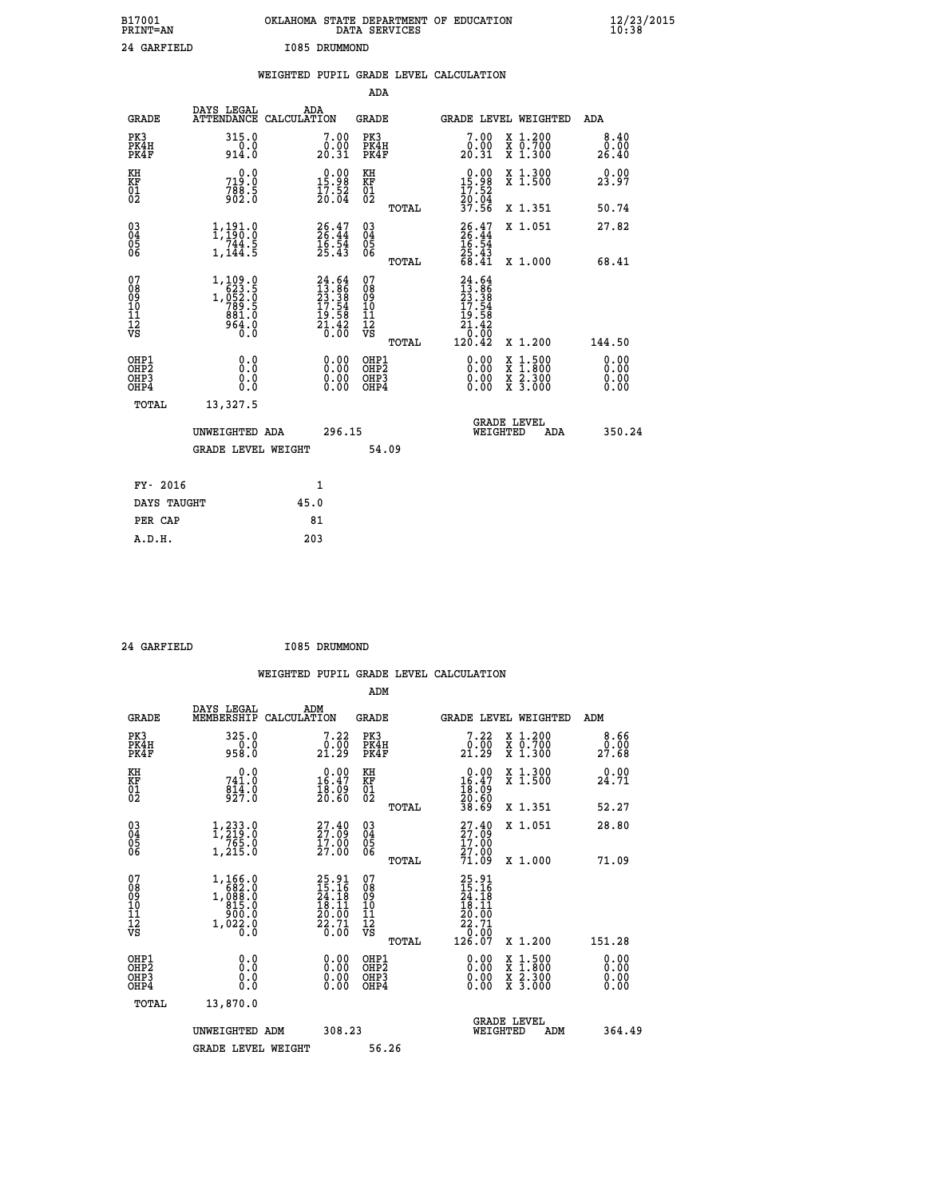B17001 OKLAHOMA STATE DEPARTMENT OF EDUCATION 12/23/2015
PRINT=AN DATA SERVICES 10:38

24 GARFIELD I085 DRUMMOND

WEIGHTED PUPIL GRADE LEVEL CALCULATION

ADA

| GRADE | DAYS LEGAL ATTENDANCE | ADA CALCULATION | GRADE | | GRADE LEVEL | WEIGHTED | ADA |
|---|---|---|---|---|---|---|---|
| PK3 | 315.0 | 7.00 | PK3 | | 7.00 | X 1.200 | 8.40 |
| PK4H | 0.0 | 0.00 | PK4H | | 0.00 | X 0.700 | 0.00 |
| PK4F | 914.0 | 20.31 | PK4F | | 20.31 | X 1.300 | 26.40 |
| KH | 0.0 | 0.00 | KH | | 0.00 | X 1.300 | 0.00 |
| KF | 719.0 | 15.98 | KF | | 15.98 | X 1.500 | 23.97 |
| 01 | 788.5 | 17.52 | 01 | | 17.52 | | |
| 02 | 902.0 | 20.04 | 02 | | 20.04 | | |
| | | | | TOTAL | 37.56 | X 1.351 | 50.74 |
| 03 | 1,191.0 | 26.47 | 03 | | 26.47 | X 1.051 | 27.82 |
| 04 | 1,190.0 | 26.44 | 04 | | 26.44 | | |
| 05 | 744.5 | 16.54 | 05 | | 16.54 | | |
| 06 | 1,144.5 | 25.43 | 06 | | 25.43 | | |
| | | | | TOTAL | 68.41 | X 1.000 | 68.41 |
| 07 | 1,109.0 | 24.64 | 07 | | 24.64 | | |
| 08 | 623.5 | 13.86 | 08 | | 13.86 | | |
| 09 | 1,052.0 | 23.38 | 09 | | 23.38 | | |
| 10 | 789.5 | 17.54 | 10 | | 17.54 | | |
| 11 | 881.0 | 19.58 | 11 | | 19.58 | | |
| 12 | 964.0 | 21.42 | 12 | | 21.42 | | |
| VS | 0.0 | 0.00 | VS | | 0.00 | | |
| | | | | TOTAL | 120.42 | X 1.200 | 144.50 |
| OHP1 | 0.0 | 0.00 | OHP1 | | 0.00 | X 1.500 | 0.00 |
| OHP2 | 0.0 | 0.00 | OHP2 | | 0.00 | X 1.800 | 0.00 |
| OHP3 | 0.0 | 0.00 | OHP3 | | 0.00 | X 2.300 | 0.00 |
| OHP4 | 0.0 | 0.00 | OHP4 | | 0.00 | X 3.000 | 0.00 |
| TOTAL | 13,327.5 | | | | | | |

UNWEIGHTED ADA 296.15 | GRADE LEVEL WEIGHTED ADA 350.24

GRADE LEVEL WEIGHT 54.09

| FY- 2016 | 1 |
|---|---|
| DAYS TAUGHT | 45.0 |
| PER CAP | 81 |
| A.D.H. | 203 |

24 GARFIELD I085 DRUMMOND

WEIGHTED PUPIL GRADE LEVEL CALCULATION

ADM

| GRADE | DAYS LEGAL MEMBERSHIP | ADM CALCULATION | GRADE | | GRADE LEVEL | WEIGHTED | ADM |
|---|---|---|---|---|---|---|---|
| PK3 | 325.0 | 7.22 | PK3 | | 7.22 | X 1.200 | 8.66 |
| PK4H | 0.0 | 0.00 | PK4H | | 0.00 | X 0.700 | 0.00 |
| PK4F | 958.0 | 21.29 | PK4F | | 21.29 | X 1.300 | 27.68 |
| KH | 0.0 | 0.00 | KH | | 0.00 | X 1.300 | 0.00 |
| KF | 741.0 | 16.47 | KF | | 16.47 | X 1.500 | 24.71 |
| 01 | 814.0 | 18.09 | 01 | | 18.09 | | |
| 02 | 927.0 | 20.60 | 02 | | 20.60 | | |
| | | | | TOTAL | 38.69 | X 1.351 | 52.27 |
| 03 | 1,233.0 | 27.40 | 03 | | 27.40 | X 1.051 | 28.80 |
| 04 | 1,219.0 | 27.09 | 04 | | 27.09 | | |
| 05 | 765.0 | 17.00 | 05 | | 17.00 | | |
| 06 | 1,215.0 | 27.00 | 06 | | 27.00 | | |
| | | | | TOTAL | 71.09 | X 1.000 | 71.09 |
| 07 | 1,166.0 | 25.91 | 07 | | 25.91 | | |
| 08 | 682.0 | 15.16 | 08 | | 15.16 | | |
| 09 | 1,088.0 | 24.18 | 09 | | 24.18 | | |
| 10 | 815.0 | 18.11 | 10 | | 18.11 | | |
| 11 | 900.0 | 20.00 | 11 | | 20.00 | | |
| 12 | 1,022.0 | 22.71 | 12 | | 22.71 | | |
| VS | 0.0 | 0.00 | VS | | 0.00 | | |
| | | | | TOTAL | 126.07 | X 1.200 | 151.28 |
| OHP1 | 0.0 | 0.00 | OHP1 | | 0.00 | X 1.500 | 0.00 |
| OHP2 | 0.0 | 0.00 | OHP2 | | 0.00 | X 1.800 | 0.00 |
| OHP3 | 0.0 | 0.00 | OHP3 | | 0.00 | X 2.300 | 0.00 |
| OHP4 | 0.0 | 0.00 | OHP4 | | 0.00 | X 3.000 | 0.00 |
| TOTAL | 13,870.0 | | | | | | |

UNWEIGHTED ADM 308.23 | GRADE LEVEL WEIGHTED ADM 364.49

GRADE LEVEL WEIGHT 56.26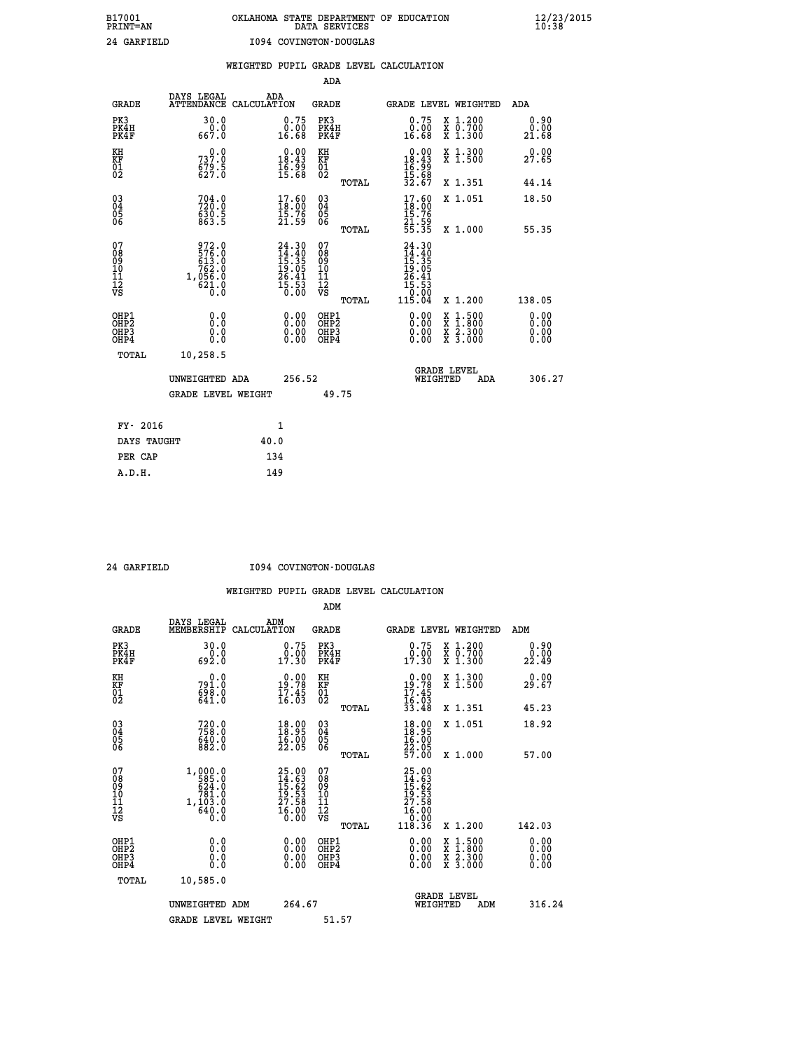B17001 OKLAHOMA STATE DEPARTMENT OF EDUCATION 12/23/2015
PRINT=AN DATA SERVICES 10:38

24 GARFIELD I094 COVINGTON-DOUGLAS

## WEIGHTED PUPIL GRADE LEVEL CALCULATION

### ADA

| GRADE | DAYS LEGAL ATTENDANCE | ADA CALCULATION | GRADE | GRADE LEVEL | WEIGHTED | ADA |
|---|---|---|---|---|---|---|
| PK3 | 30.0 | 0.75 | PK3 | 0.75 | X 1.200 | 0.90 |
| PK4H | 0.0 | 0.00 | PK4H | 0.00 | X 0.700 | 0.00 |
| PK4F | 667.0 | 16.68 | PK4F | 16.68 | X 1.300 | 21.68 |
| KH | 0.0 | 0.00 | KH | 0.00 | X 1.300 | 0.00 |
| KF | 737.0 | 18.43 | KF | 18.43 | X 1.500 | 27.65 |
| 01 | 679.5 | 16.99 | 01 | 16.99 | | |
| 02 | 627.0 | 15.68 | 02 | 15.68 | | |
| | | | TOTAL | 32.67 | X 1.351 | 44.14 |
| 03 | 704.0 | 17.60 | 03 | 17.60 | X 1.051 | 18.50 |
| 04 | 720.0 | 18.00 | 04 | 18.00 | | |
| 05 | 630.5 | 15.76 | 05 | 15.76 | | |
| 06 | 863.5 | 21.59 | 06 | 21.59 | | |
| | | | TOTAL | 55.35 | X 1.000 | 55.35 |
| 07 | 972.0 | 24.30 | 07 | 24.30 | | |
| 08 | 576.0 | 14.40 | 08 | 14.40 | | |
| 09 | 613.0 | 15.35 | 09 | 15.35 | | |
| 10 | 762.0 | 19.05 | 10 | 19.05 | | |
| 11 | 1,056.0 | 26.41 | 11 | 26.41 | | |
| 12 | 621.0 | 15.53 | 12 | 15.53 | | |
| VS | 0.0 | 0.00 | VS | 0.00 | | |
| | | | TOTAL | 115.04 | X 1.200 | 138.05 |
| OHP1 | 0.0 | 0.00 | OHP1 | 0.00 | X 1.500 | 0.00 |
| OHP2 | 0.0 | 0.00 | OHP2 | 0.00 | X 1.800 | 0.00 |
| OHP3 | 0.0 | 0.00 | OHP3 | 0.00 | X 2.300 | 0.00 |
| OHP4 | 0.0 | 0.00 | OHP4 | 0.00 | X 3.000 | 0.00 |
| TOTAL | 10,258.5 | | | | | |

UNWEIGHTED ADA 256.52 GRADE LEVEL WEIGHTED ADA 306.27

GRADE LEVEL WEIGHT 49.75

| FY- 2016 | 1 |
|---|---|
| DAYS TAUGHT | 40.0 |
| PER CAP | 134 |
| A.D.H. | 149 |

24 GARFIELD I094 COVINGTON-DOUGLAS

## WEIGHTED PUPIL GRADE LEVEL CALCULATION

### ADM

| GRADE | DAYS LEGAL MEMBERSHIP | ADM CALCULATION | GRADE | GRADE LEVEL | WEIGHTED | ADM |
|---|---|---|---|---|---|---|
| PK3 | 30.0 | 0.75 | PK3 | 0.75 | X 1.200 | 0.90 |
| PK4H | 0.0 | 0.00 | PK4H | 0.00 | X 0.700 | 0.00 |
| PK4F | 692.0 | 17.30 | PK4F | 17.30 | X 1.300 | 22.49 |
| KH | 0.0 | 0.00 | KH | 0.00 | X 1.300 | 0.00 |
| KF | 791.0 | 19.78 | KF | 19.78 | X 1.500 | 29.67 |
| 01 | 698.0 | 17.45 | 01 | 17.45 | | |
| 02 | 641.0 | 16.03 | 02 | 16.03 | | |
| | | | TOTAL | 33.48 | X 1.351 | 45.23 |
| 03 | 720.0 | 18.00 | 03 | 18.00 | X 1.051 | 18.92 |
| 04 | 758.0 | 18.95 | 04 | 18.95 | | |
| 05 | 640.0 | 16.00 | 05 | 16.00 | | |
| 06 | 882.0 | 22.05 | 06 | 22.05 | | |
| | | | TOTAL | 57.00 | X 1.000 | 57.00 |
| 07 | 1,000.0 | 25.00 | 07 | 25.00 | | |
| 08 | 585.0 | 14.63 | 08 | 14.63 | | |
| 09 | 624.0 | 15.62 | 09 | 15.62 | | |
| 10 | 781.0 | 19.53 | 10 | 19.53 | | |
| 11 | 1,103.0 | 27.58 | 11 | 27.58 | | |
| 12 | 640.0 | 16.00 | 12 | 16.00 | | |
| VS | 0.0 | 0.00 | VS | 0.00 | | |
| | | | TOTAL | 118.36 | X 1.200 | 142.03 |
| OHP1 | 0.0 | 0.00 | OHP1 | 0.00 | X 1.500 | 0.00 |
| OHP2 | 0.0 | 0.00 | OHP2 | 0.00 | X 1.800 | 0.00 |
| OHP3 | 0.0 | 0.00 | OHP3 | 0.00 | X 2.300 | 0.00 |
| OHP4 | 0.0 | 0.00 | OHP4 | 0.00 | X 3.000 | 0.00 |
| TOTAL | 10,585.0 | | | | | |

UNWEIGHTED ADM 264.67 GRADE LEVEL WEIGHTED ADM 316.24

GRADE LEVEL WEIGHT 51.57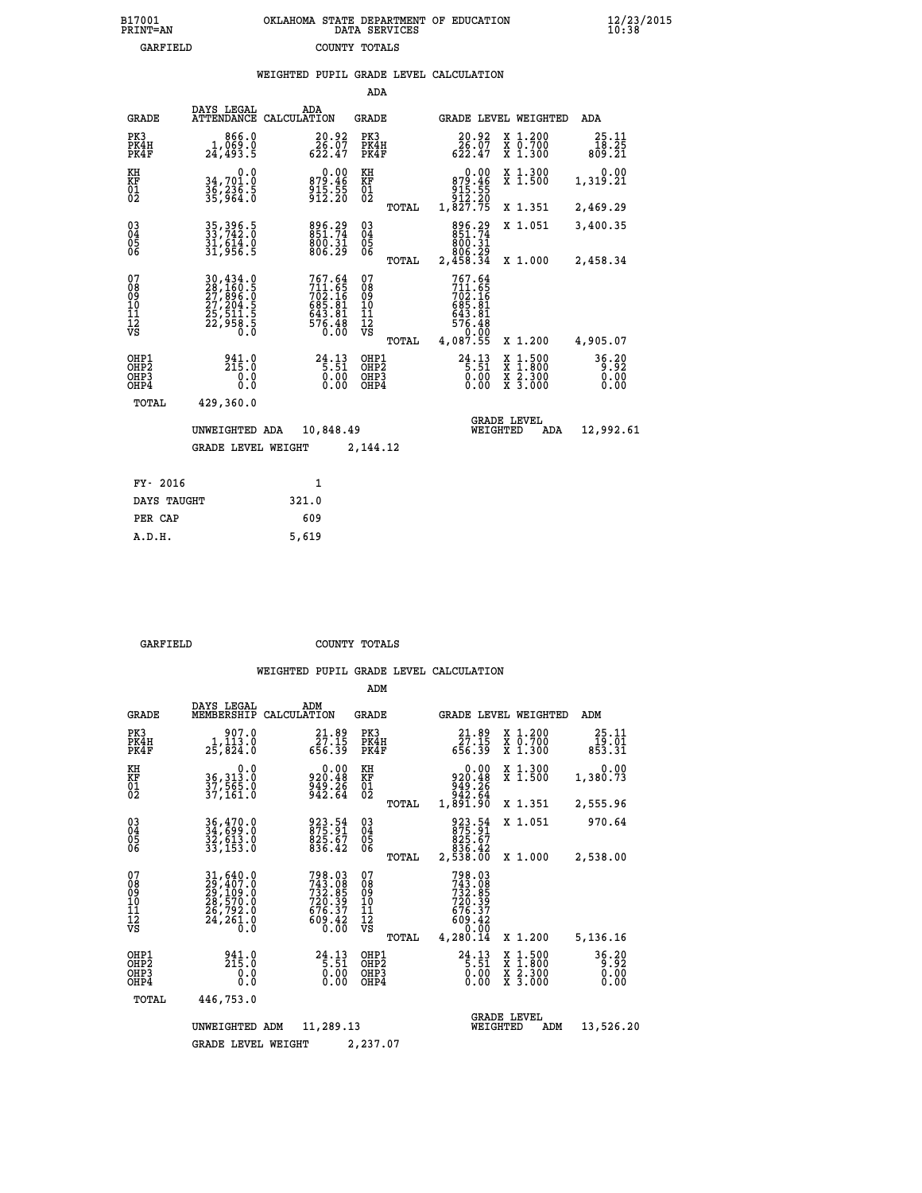B17001 PRINT=AN — OKLAHOMA STATE DEPARTMENT OF EDUCATION DATA SERVICES — 12/23/2015 10:38

GARFIELD — COUNTY TOTALS

## WEIGHTED PUPIL GRADE LEVEL CALCULATION

### ADA

| GRADE | DAYS LEGAL ATTENDANCE | ADA CALCULATION | GRADE | GRADE LEVEL | WEIGHTED | ADA |
|---|---|---|---|---|---|---|
| PK3 | 866.0 | 20.92 | PK3 | 20.92 | X 1.200 | 25.11 |
| PK4H | 1,069.0 | 26.07 | PK4H | 26.07 | X 0.700 | 18.25 |
| PK4F | 24,493.5 | 622.47 | PK4F | 622.47 | X 1.300 | 809.21 |
| KH | 0.0 | 0.00 | KH | 0.00 | X 1.300 | 0.00 |
| KF | 34,701.0 | 879.46 | KF | 879.46 | X 1.500 | 1,319.21 |
| 01 | 36,236.5 | 915.55 | 01 | 915.55 | | |
| 02 | 35,964.0 | 912.20 | 02 | 912.20 | | |
| | | | TOTAL | 1,827.75 | X 1.351 | 2,469.29 |
| 03 | 35,396.5 | 896.29 | 03 | 896.29 | X 1.051 | 3,400.35 |
| 04 | 33,742.0 | 851.74 | 04 | 851.74 | | |
| 05 | 31,614.0 | 800.31 | 05 | 800.31 | | |
| 06 | 31,956.5 | 806.29 | 06 | 806.29 | | |
| | | | TOTAL | 2,458.34 | X 1.000 | 2,458.34 |
| 07 | 30,434.0 | 767.64 | 07 | 767.64 | | |
| 08 | 28,160.5 | 711.65 | 08 | 711.65 | | |
| 09 | 27,896.0 | 702.16 | 09 | 702.16 | | |
| 10 | 27,204.5 | 685.81 | 10 | 685.81 | | |
| 11 | 25,511.5 | 643.81 | 11 | 643.81 | | |
| 12 | 22,958.5 | 576.48 | 12 | 576.48 | | |
| VS | 0.0 | 0.00 | VS | 0.00 | | |
| | | | TOTAL | 4,087.55 | X 1.200 | 4,905.07 |
| OHP1 | 941.0 | 24.13 | OHP1 | 24.13 | X 1.500 | 36.20 |
| OHP2 | 215.0 | 5.51 | OHP2 | 5.51 | X 1.800 | 9.92 |
| OHP3 | 0.0 | 0.00 | OHP3 | 0.00 | X 2.300 | 0.00 |
| OHP4 | 0.0 | 0.00 | OHP4 | 0.00 | X 3.000 | 0.00 |
| TOTAL | 429,360.0 | | | | | |

UNWEIGHTED ADA 10,848.49 — GRADE LEVEL WEIGHTED ADA 12,992.61

GRADE LEVEL WEIGHT 2,144.12

| FY- 2016 | 1 |
|---|---|
| DAYS TAUGHT | 321.0 |
| PER CAP | 609 |
| A.D.H. | 5,619 |

GARFIELD — COUNTY TOTALS

## WEIGHTED PUPIL GRADE LEVEL CALCULATION

### ADM

| GRADE | DAYS LEGAL MEMBERSHIP | ADM CALCULATION | GRADE | GRADE LEVEL | WEIGHTED | ADM |
|---|---|---|---|---|---|---|
| PK3 | 907.0 | 21.89 | PK3 | 21.89 | X 1.200 | 25.11 |
| PK4H | 1,113.0 | 27.15 | PK4H | 27.15 | X 0.700 | 19.01 |
| PK4F | 25,824.0 | 656.39 | PK4F | 656.39 | X 1.300 | 853.31 |
| KH | 0.0 | 0.00 | KH | 0.00 | X 1.300 | 0.00 |
| KF | 36,313.0 | 920.48 | KF | 920.48 | X 1.500 | 1,380.73 |
| 01 | 37,565.0 | 949.26 | 01 | 949.26 | | |
| 02 | 37,161.0 | 942.64 | 02 | 942.64 | | |
| | | | TOTAL | 1,891.90 | X 1.351 | 2,555.96 |
| 03 | 36,470.0 | 923.54 | 03 | 923.54 | X 1.051 | 970.64 |
| 04 | 34,699.0 | 875.91 | 04 | 875.91 | | |
| 05 | 32,613.0 | 825.67 | 05 | 825.67 | | |
| 06 | 33,153.0 | 836.42 | 06 | 836.42 | | |
| | | | TOTAL | 2,538.00 | X 1.000 | 2,538.00 |
| 07 | 31,640.0 | 798.03 | 07 | 798.03 | | |
| 08 | 29,407.0 | 743.08 | 08 | 743.08 | | |
| 09 | 29,109.0 | 732.85 | 09 | 732.85 | | |
| 10 | 28,570.0 | 720.39 | 10 | 720.39 | | |
| 11 | 26,792.0 | 676.37 | 11 | 676.37 | | |
| 12 | 24,261.0 | 609.42 | 12 | 609.42 | | |
| VS | 0.0 | 0.00 | VS | 0.00 | | |
| | | | TOTAL | 4,280.14 | X 1.200 | 5,136.16 |
| OHP1 | 941.0 | 24.13 | OHP1 | 24.13 | X 1.500 | 36.20 |
| OHP2 | 215.0 | 5.51 | OHP2 | 5.51 | X 1.800 | 9.92 |
| OHP3 | 0.0 | 0.00 | OHP3 | 0.00 | X 2.300 | 0.00 |
| OHP4 | 0.0 | 0.00 | OHP4 | 0.00 | X 3.000 | 0.00 |
| TOTAL | 446,753.0 | | | | | |

UNWEIGHTED ADM 11,289.13 — GRADE LEVEL WEIGHTED ADM 13,526.20

GRADE LEVEL WEIGHT 2,237.07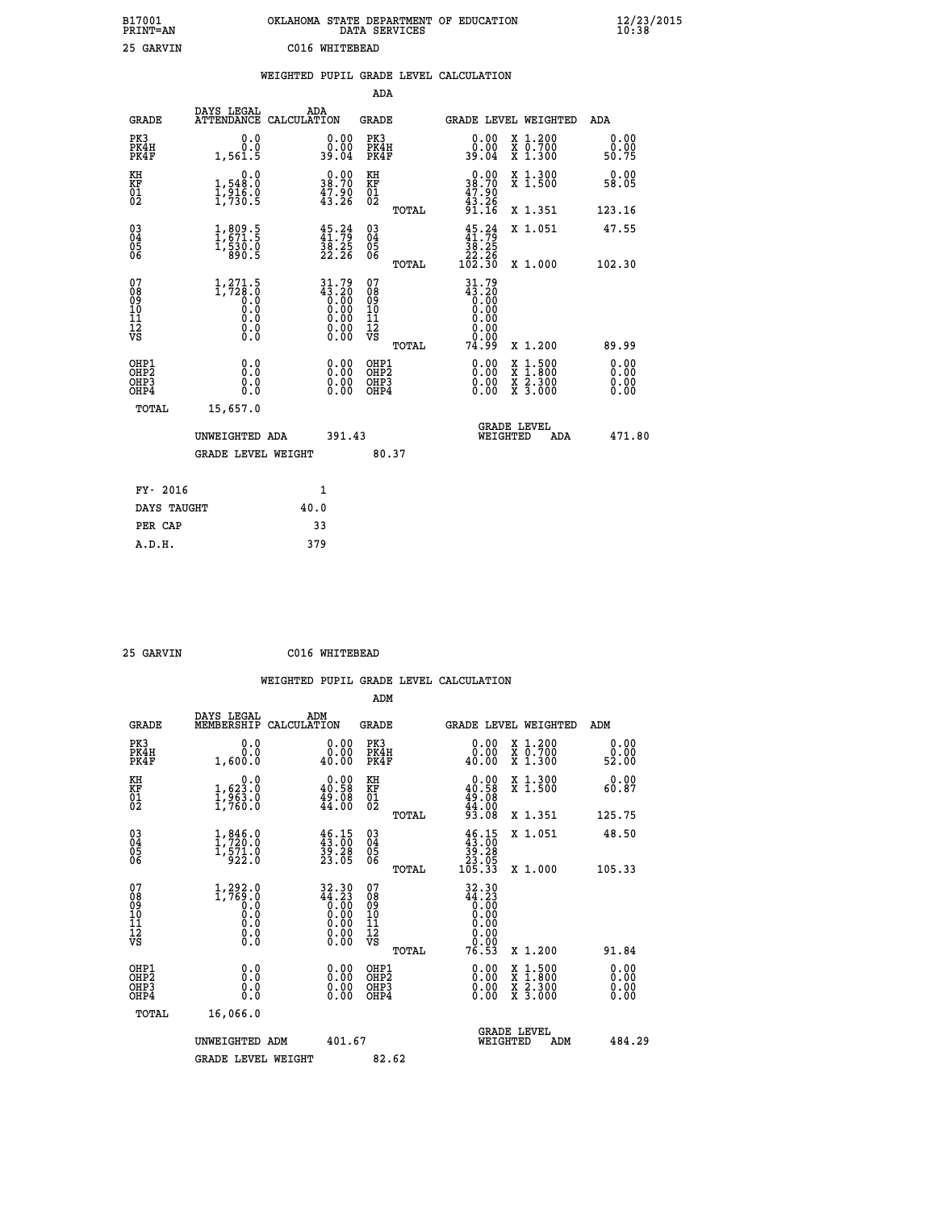B17001 OKLAHOMA STATE DEPARTMENT OF EDUCATION 12/23/2015
PRINT=AN DATA SERVICES 10:38

25 GARVIN C016 WHITEBEAD

WEIGHTED PUPIL GRADE LEVEL CALCULATION

ADA

| GRADE | DAYS LEGAL ATTENDANCE | ADA CALCULATION | GRADE | GRADE LEVEL | WEIGHTED | ADA |
|---|---|---|---|---|---|---|
| PK3 | 0.0 | 0.00 | PK3 | 0.00 | X 1.200 | 0.00 |
| PK4H | 0.0 | 0.00 | PK4H | 0.00 | X 0.700 | 0.00 |
| PK4F | 1,561.5 | 39.04 | PK4F | 39.04 | X 1.300 | 50.75 |
| KH | 0.0 | 0.00 | KH | 0.00 | X 1.300 | 0.00 |
| KF | 1,548.0 | 38.70 | KF | 38.70 | X 1.500 | 58.05 |
| 01 | 1,916.0 | 47.90 | 01 | 47.90 | | |
| 02 | 1,730.5 | 43.26 | 02 | 43.26 | | |
| | | | TOTAL | 91.16 | X 1.351 | 123.16 |
| 03 | 1,809.5 | 45.24 | 03 | 45.24 | X 1.051 | 47.55 |
| 04 | 1,671.5 | 41.79 | 04 | 41.79 | | |
| 05 | 1,530.0 | 38.25 | 05 | 38.25 | | |
| 06 | 890.5 | 22.26 | 06 | 22.26 | | |
| | | | TOTAL | 102.30 | X 1.000 | 102.30 |
| 07 | 1,271.5 | 31.79 | 07 | 31.79 | | |
| 08 | 1,728.0 | 43.20 | 08 | 43.20 | | |
| 09 | 0.0 | 0.00 | 09 | 0.00 | | |
| 10 | 0.0 | 0.00 | 10 | 0.00 | | |
| 11 | 0.0 | 0.00 | 11 | 0.00 | | |
| 12 | 0.0 | 0.00 | 12 | 0.00 | | |
| VS | 0.0 | 0.00 | VS | 0.00 | | |
| | | | TOTAL | 74.99 | X 1.200 | 89.99 |
| OHP1 | 0.0 | 0.00 | OHP1 | 0.00 | X 1.500 | 0.00 |
| OHP2 | 0.0 | 0.00 | OHP2 | 0.00 | X 1.800 | 0.00 |
| OHP3 | 0.0 | 0.00 | OHP3 | 0.00 | X 2.300 | 0.00 |
| OHP4 | 0.0 | 0.00 | OHP4 | 0.00 | X 3.000 | 0.00 |
| TOTAL | 15,657.0 | | | | | |

UNWEIGHTED ADA 391.43 GRADE LEVEL WEIGHTED ADA 471.80

GRADE LEVEL WEIGHT 80.37

| FY- 2016 | 1 |
|---|---|
| DAYS TAUGHT | 40.0 |
| PER CAP | 33 |
| A.D.H. | 379 |

25 GARVIN C016 WHITEBEAD

WEIGHTED PUPIL GRADE LEVEL CALCULATION

ADM

| GRADE | DAYS LEGAL MEMBERSHIP | ADM CALCULATION | GRADE | GRADE LEVEL | WEIGHTED | ADM |
|---|---|---|---|---|---|---|
| PK3 | 0.0 | 0.00 | PK3 | 0.00 | X 1.200 | 0.00 |
| PK4H | 0.0 | 0.00 | PK4H | 0.00 | X 0.700 | 0.00 |
| PK4F | 1,600.0 | 40.00 | PK4F | 40.00 | X 1.300 | 52.00 |
| KH | 0.0 | 0.00 | KH | 0.00 | X 1.300 | 0.00 |
| KF | 1,623.0 | 40.58 | KF | 40.58 | X 1.500 | 60.87 |
| 01 | 1,963.0 | 49.08 | 01 | 49.08 | | |
| 02 | 1,760.0 | 44.00 | 02 | 44.00 | | |
| | | | TOTAL | 93.08 | X 1.351 | 125.75 |
| 03 | 1,846.0 | 46.15 | 03 | 46.15 | X 1.051 | 48.50 |
| 04 | 1,720.0 | 43.00 | 04 | 43.00 | | |
| 05 | 1,571.0 | 39.28 | 05 | 39.28 | | |
| 06 | 922.0 | 23.05 | 06 | 23.05 | | |
| | | | TOTAL | 105.33 | X 1.000 | 105.33 |
| 07 | 1,292.0 | 32.30 | 07 | 32.30 | | |
| 08 | 1,769.0 | 44.23 | 08 | 44.23 | | |
| 09 | 0.0 | 0.00 | 09 | 0.00 | | |
| 10 | 0.0 | 0.00 | 10 | 0.00 | | |
| 11 | 0.0 | 0.00 | 11 | 0.00 | | |
| 12 | 0.0 | 0.00 | 12 | 0.00 | | |
| VS | 0.0 | 0.00 | VS | 0.00 | | |
| | | | TOTAL | 76.53 | X 1.200 | 91.84 |
| OHP1 | 0.0 | 0.00 | OHP1 | 0.00 | X 1.500 | 0.00 |
| OHP2 | 0.0 | 0.00 | OHP2 | 0.00 | X 1.800 | 0.00 |
| OHP3 | 0.0 | 0.00 | OHP3 | 0.00 | X 2.300 | 0.00 |
| OHP4 | 0.0 | 0.00 | OHP4 | 0.00 | X 3.000 | 0.00 |
| TOTAL | 16,066.0 | | | | | |

UNWEIGHTED ADM 401.67 GRADE LEVEL WEIGHTED ADM 484.29

GRADE LEVEL WEIGHT 82.62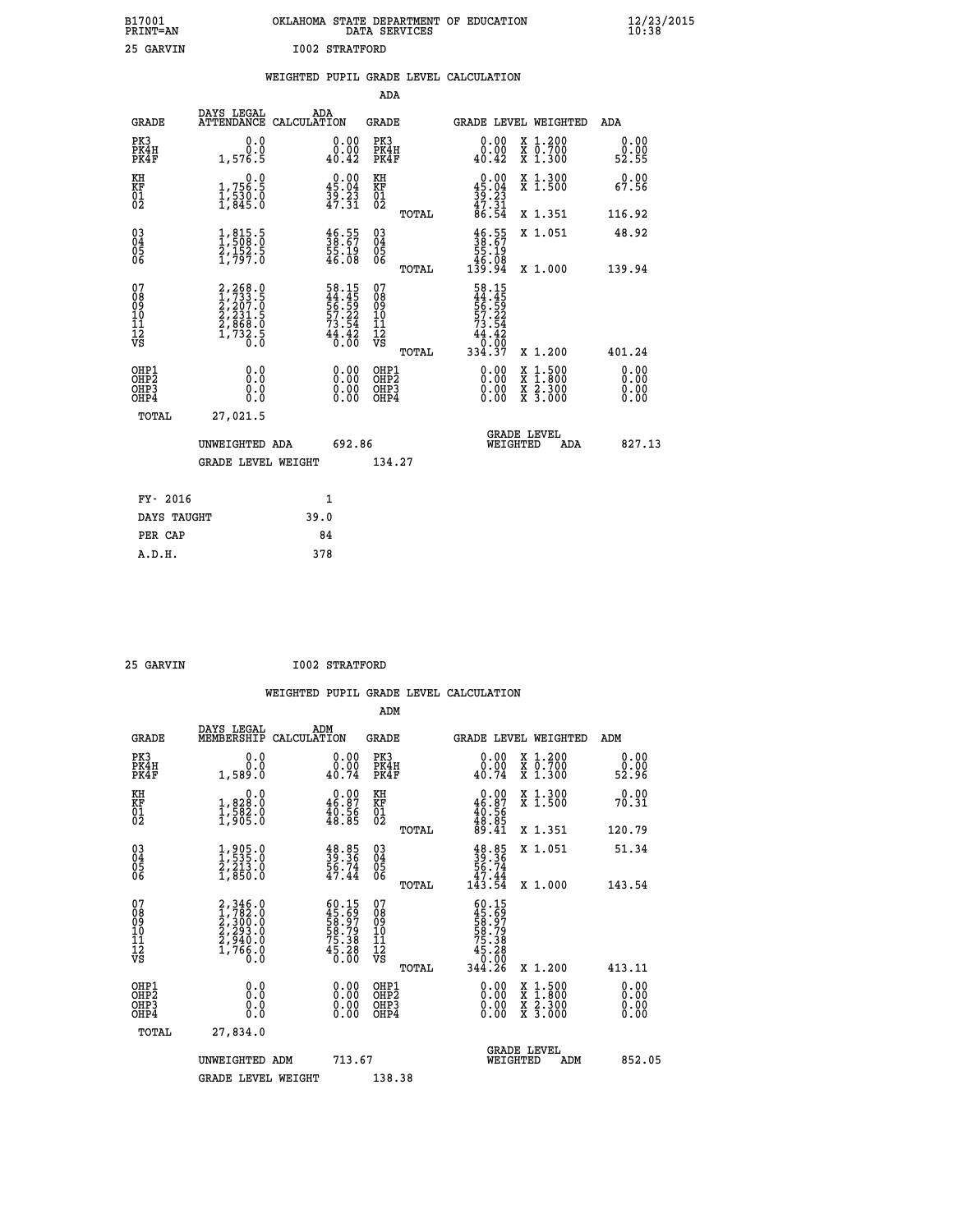B17001 OKLAHOMA STATE DEPARTMENT OF EDUCATION 12/23/2015
PRINT=AN DATA SERVICES 10:38

25 GARVIN I002 STRATFORD

## WEIGHTED PUPIL GRADE LEVEL CALCULATION

### ADA

| GRADE | DAYS LEGAL ATTENDANCE | ADA CALCULATION | GRADE | | GRADE LEVEL | WEIGHTED | ADA |
|---|---|---|---|---|---|---|---|
| PK3 | 0.0 | 0.00 | PK3 | | 0.00 | X 1.200 | 0.00 |
| PK4H | 0.0 | 0.00 | PK4H | | 0.00 | X 0.700 | 0.00 |
| PK4F | 1,576.5 | 40.42 | PK4F | | 40.42 | X 1.300 | 52.55 |
| KH | 0.0 | 0.00 | KH | | 0.00 | X 1.300 | 0.00 |
| KF | 1,756.5 | 45.04 | KF | | 45.04 | X 1.500 | 67.56 |
| 01 | 1,530.0 | 39.23 | 01 | | 39.23 | | |
| 02 | 1,845.0 | 47.31 | 02 | | 47.31 | | |
| | | | | TOTAL | 86.54 | X 1.351 | 116.92 |
| 03 | 1,815.5 | 46.55 | 03 | | 46.55 | X 1.051 | 48.92 |
| 04 | 1,508.0 | 38.67 | 04 | | 38.67 | | |
| 05 | 2,152.5 | 55.19 | 05 | | 55.19 | | |
| 06 | 1,797.0 | 46.08 | 06 | | 46.08 | | |
| | | | | TOTAL | 139.94 | X 1.000 | 139.94 |
| 07 | 2,268.0 | 58.15 | 07 | | 58.15 | | |
| 08 | 1,733.5 | 44.45 | 08 | | 44.45 | | |
| 09 | 2,207.0 | 56.59 | 09 | | 56.59 | | |
| 10 | 2,231.5 | 57.22 | 10 | | 57.22 | | |
| 11 | 2,868.0 | 73.54 | 11 | | 73.54 | | |
| 12 | 1,732.5 | 44.42 | 12 | | 44.42 | | |
| VS | 0.0 | 0.00 | VS | | 0.00 | | |
| | | | | TOTAL | 334.37 | X 1.200 | 401.24 |
| OHP1 | 0.0 | 0.00 | OHP1 | | 0.00 | X 1.500 | 0.00 |
| OHP2 | 0.0 | 0.00 | OHP2 | | 0.00 | X 1.800 | 0.00 |
| OHP3 | 0.0 | 0.00 | OHP3 | | 0.00 | X 2.300 | 0.00 |
| OHP4 | 0.0 | 0.00 | OHP4 | | 0.00 | X 3.000 | 0.00 |
| TOTAL | 27,021.5 | | | | | | |

UNWEIGHTED ADA 692.86 GRADE LEVEL WEIGHTED ADA 827.13

GRADE LEVEL WEIGHT 134.27

| | |
|---|---|
| FY- 2016 | 1 |
| DAYS TAUGHT | 39.0 |
| PER CAP | 84 |
| A.D.H. | 378 |

25 GARVIN I002 STRATFORD

## WEIGHTED PUPIL GRADE LEVEL CALCULATION

### ADM

| GRADE | DAYS LEGAL MEMBERSHIP | ADM CALCULATION | GRADE | | GRADE LEVEL | WEIGHTED | ADM |
|---|---|---|---|---|---|---|---|
| PK3 | 0.0 | 0.00 | PK3 | | 0.00 | X 1.200 | 0.00 |
| PK4H | 0.0 | 0.00 | PK4H | | 0.00 | X 0.700 | 0.00 |
| PK4F | 1,589.0 | 40.74 | PK4F | | 40.74 | X 1.300 | 52.96 |
| KH | 0.0 | 0.00 | KH | | 0.00 | X 1.300 | 0.00 |
| KF | 1,828.0 | 46.87 | KF | | 46.87 | X 1.500 | 70.31 |
| 01 | 1,582.0 | 40.56 | 01 | | 40.56 | | |
| 02 | 1,905.0 | 48.85 | 02 | | 48.85 | | |
| | | | | TOTAL | 89.41 | X 1.351 | 120.79 |
| 03 | 1,905.0 | 48.85 | 03 | | 48.85 | X 1.051 | 51.34 |
| 04 | 1,535.0 | 39.36 | 04 | | 39.36 | | |
| 05 | 2,213.0 | 56.74 | 05 | | 56.74 | | |
| 06 | 1,850.0 | 47.44 | 06 | | 47.44 | | |
| | | | | TOTAL | 143.54 | X 1.000 | 143.54 |
| 07 | 2,346.0 | 60.15 | 07 | | 60.15 | | |
| 08 | 1,782.0 | 45.69 | 08 | | 45.69 | | |
| 09 | 2,300.0 | 58.97 | 09 | | 58.97 | | |
| 10 | 2,293.0 | 58.79 | 10 | | 58.79 | | |
| 11 | 2,940.0 | 75.38 | 11 | | 75.38 | | |
| 12 | 1,766.0 | 45.28 | 12 | | 45.28 | | |
| VS | 0.0 | 0.00 | VS | | 0.00 | | |
| | | | | TOTAL | 344.26 | X 1.200 | 413.11 |
| OHP1 | 0.0 | 0.00 | OHP1 | | 0.00 | X 1.500 | 0.00 |
| OHP2 | 0.0 | 0.00 | OHP2 | | 0.00 | X 1.800 | 0.00 |
| OHP3 | 0.0 | 0.00 | OHP3 | | 0.00 | X 2.300 | 0.00 |
| OHP4 | 0.0 | 0.00 | OHP4 | | 0.00 | X 3.000 | 0.00 |
| TOTAL | 27,834.0 | | | | | | |

UNWEIGHTED ADM 713.67 GRADE LEVEL WEIGHTED ADM 852.05

GRADE LEVEL WEIGHT 138.38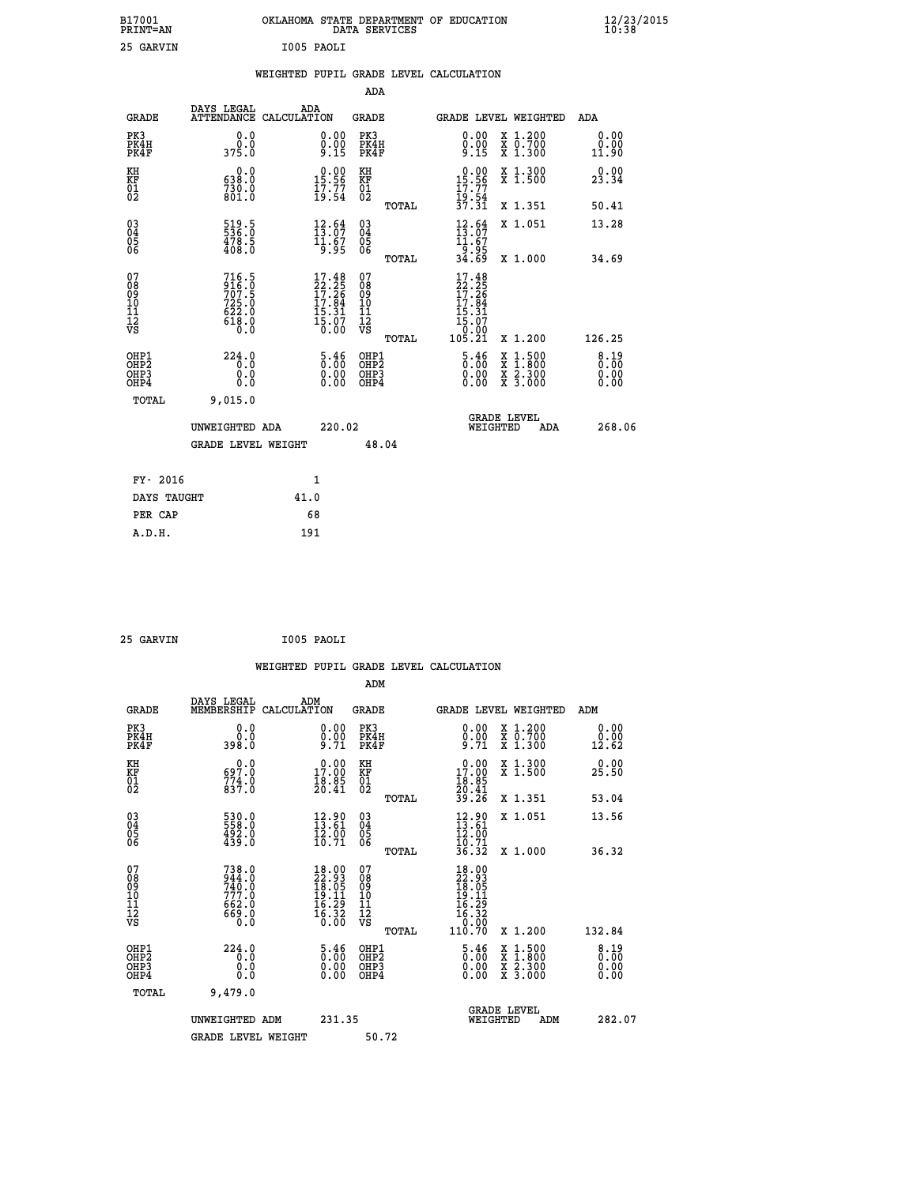B17001 OKLAHOMA STATE DEPARTMENT OF EDUCATION 12/23/2015
PRINT=AN DATA SERVICES 10:38

25 GARVIN I005 PAOLI

## WEIGHTED PUPIL GRADE LEVEL CALCULATION

### ADA

| GRADE | DAYS LEGAL ATTENDANCE | ADA CALCULATION | GRADE | | GRADE LEVEL | WEIGHTED | ADA |
|---|---|---|---|---|---|---|---|
| PK3 | 0.0 | 0.00 | PK3 | | 0.00 | X 1.200 | 0.00 |
| PK4H | 0.0 | 0.00 | PK4H | | 0.00 | X 0.700 | 0.00 |
| PK4F | 375.0 | 9.15 | PK4F | | 9.15 | X 1.300 | 11.90 |
| KH | 0.0 | 0.00 | KH | | 0.00 | X 1.300 | 0.00 |
| KF | 638.0 | 15.56 | KF | | 15.56 | X 1.500 | 23.34 |
| 01 | 730.0 | 17.77 | 01 | | 17.77 | | |
| 02 | 801.0 | 19.54 | 02 | | 19.54 | | |
| | | | | TOTAL | 37.31 | X 1.351 | 50.41 |
| 03 | 519.5 | 12.64 | 03 | | 12.64 | X 1.051 | 13.28 |
| 04 | 536.0 | 13.07 | 04 | | 13.07 | | |
| 05 | 478.5 | 11.67 | 05 | | 11.67 | | |
| 06 | 408.0 | 9.95 | 06 | | 9.95 | | |
| | | | | TOTAL | 34.69 | X 1.000 | 34.69 |
| 07 | 716.5 | 17.48 | 07 | | 17.48 | | |
| 08 | 916.0 | 22.25 | 08 | | 22.25 | | |
| 09 | 707.5 | 17.26 | 09 | | 17.26 | | |
| 10 | 725.0 | 17.84 | 10 | | 17.84 | | |
| 11 | 622.0 | 15.31 | 11 | | 15.31 | | |
| 12 | 618.0 | 15.07 | 12 | | 15.07 | | |
| VS | 0.0 | 0.00 | VS | | 0.00 | | |
| | | | | TOTAL | 105.21 | X 1.200 | 126.25 |
| OHP1 | 224.0 | 5.46 | OHP1 | | 5.46 | X 1.500 | 8.19 |
| OHP2 | 0.0 | 0.00 | OHP2 | | 0.00 | X 1.800 | 0.00 |
| OHP3 | 0.0 | 0.00 | OHP3 | | 0.00 | X 2.300 | 0.00 |
| OHP4 | 0.0 | 0.00 | OHP4 | | 0.00 | X 3.000 | 0.00 |
| TOTAL | 9,015.0 | | | | | | |

UNWEIGHTED ADA 220.02 GRADE LEVEL WEIGHTED ADA 268.06

GRADE LEVEL WEIGHT 48.04

| FY- 2016 | 1 |
|---|---|
| DAYS TAUGHT | 41.0 |
| PER CAP | 68 |
| A.D.H. | 191 |

25 GARVIN I005 PAOLI

## WEIGHTED PUPIL GRADE LEVEL CALCULATION

### ADM

| GRADE | DAYS LEGAL MEMBERSHIP | ADM CALCULATION | GRADE | | GRADE LEVEL | WEIGHTED | ADM |
|---|---|---|---|---|---|---|---|
| PK3 | 0.0 | 0.00 | PK3 | | 0.00 | X 1.200 | 0.00 |
| PK4H | 0.0 | 0.00 | PK4H | | 0.00 | X 0.700 | 0.00 |
| PK4F | 398.0 | 9.71 | PK4F | | 9.71 | X 1.300 | 12.62 |
| KH | 0.0 | 0.00 | KH | | 0.00 | X 1.300 | 0.00 |
| KF | 697.0 | 17.00 | KF | | 17.00 | X 1.500 | 25.50 |
| 01 | 774.0 | 18.85 | 01 | | 18.85 | | |
| 02 | 837.0 | 20.41 | 02 | | 20.41 | | |
| | | | | TOTAL | 39.26 | X 1.351 | 53.04 |
| 03 | 530.0 | 12.90 | 03 | | 12.90 | X 1.051 | 13.56 |
| 04 | 558.0 | 13.61 | 04 | | 13.61 | | |
| 05 | 492.0 | 12.00 | 05 | | 12.00 | | |
| 06 | 439.0 | 10.71 | 06 | | 10.71 | | |
| | | | | TOTAL | 36.32 | X 1.000 | 36.32 |
| 07 | 738.0 | 18.00 | 07 | | 18.00 | | |
| 08 | 944.0 | 22.93 | 08 | | 22.93 | | |
| 09 | 740.0 | 18.05 | 09 | | 18.05 | | |
| 10 | 777.0 | 19.11 | 10 | | 19.11 | | |
| 11 | 662.0 | 16.29 | 11 | | 16.29 | | |
| 12 | 669.0 | 16.32 | 12 | | 16.32 | | |
| VS | 0.0 | 0.00 | VS | | 0.00 | | |
| | | | | TOTAL | 110.70 | X 1.200 | 132.84 |
| OHP1 | 224.0 | 5.46 | OHP1 | | 5.46 | X 1.500 | 8.19 |
| OHP2 | 0.0 | 0.00 | OHP2 | | 0.00 | X 1.800 | 0.00 |
| OHP3 | 0.0 | 0.00 | OHP3 | | 0.00 | X 2.300 | 0.00 |
| OHP4 | 0.0 | 0.00 | OHP4 | | 0.00 | X 3.000 | 0.00 |
| TOTAL | 9,479.0 | | | | | | |

UNWEIGHTED ADM 231.35 GRADE LEVEL WEIGHTED ADM 282.07

GRADE LEVEL WEIGHT 50.72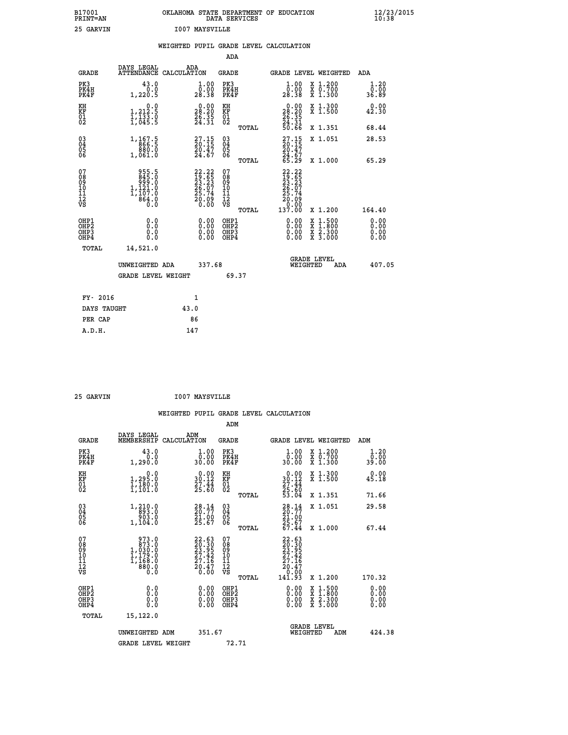B17001 OKLAHOMA STATE DEPARTMENT OF EDUCATION 12/23/2015
PRINT=AN DATA SERVICES 10:38

25 GARVIN I007 MAYSVILLE

## WEIGHTED PUPIL GRADE LEVEL CALCULATION

### ADA

| GRADE | DAYS LEGAL ATTENDANCE | ADA CALCULATION | GRADE | GRADE LEVEL | WEIGHTED | ADA |
|---|---|---|---|---|---|---|
| PK3 | 43.0 | 1.00 | PK3 | 1.00 | X 1.200 | 1.20 |
| PK4H | 0.0 | 0.00 | PK4H | 0.00 | X 0.700 | 0.00 |
| PK4F | 1,220.5 | 28.38 | PK4F | 28.38 | X 1.300 | 36.89 |
| KH | 0.0 | 0.00 | KH | 0.00 | X 1.300 | 0.00 |
| KF | 1,212.5 | 28.20 | KF | 28.20 | X 1.500 | 42.30 |
| 01 | 1,133.0 | 26.35 | 01 | 26.35 | | |
| 02 | 1,045.5 | 24.31 | 02 | 24.31 | | |
| | | | TOTAL | 50.66 | X 1.351 | 68.44 |
| 03 | 1,167.5 | 27.15 | 03 | 27.15 | X 1.051 | 28.53 |
| 04 | 866.5 | 20.15 | 04 | 20.15 | | |
| 05 | 880.0 | 20.47 | 05 | 20.47 | | |
| 06 | 1,061.0 | 24.67 | 06 | 24.67 | | |
| | | | TOTAL | 65.29 | X 1.000 | 65.29 |
| 07 | 955.5 | 22.22 | 07 | 22.22 | | |
| 08 | 845.0 | 19.65 | 08 | 19.65 | | |
| 09 | 999.0 | 23.23 | 09 | 23.23 | | |
| 10 | 1,121.0 | 26.07 | 10 | 26.07 | | |
| 11 | 1,107.0 | 25.74 | 11 | 25.74 | | |
| 12 | 864.0 | 20.09 | 12 | 20.09 | | |
| VS | 0.0 | 0.00 | VS | 0.00 | | |
| | | | TOTAL | 137.00 | X 1.200 | 164.40 |
| OHP1 | 0.0 | 0.00 | OHP1 | 0.00 | X 1.500 | 0.00 |
| OHP2 | 0.0 | 0.00 | OHP2 | 0.00 | X 1.800 | 0.00 |
| OHP3 | 0.0 | 0.00 | OHP3 | 0.00 | X 2.300 | 0.00 |
| OHP4 | 0.0 | 0.00 | OHP4 | 0.00 | X 3.000 | 0.00 |
| TOTAL | 14,521.0 | | | | | |

UNWEIGHTED ADA 337.68 GRADE LEVEL WEIGHTED ADA 407.05

GRADE LEVEL WEIGHT 69.37

| FY- 2016 | 1 |
|---|---|
| DAYS TAUGHT | 43.0 |
| PER CAP | 86 |
| A.D.H. | 147 |

25 GARVIN I007 MAYSVILLE

## WEIGHTED PUPIL GRADE LEVEL CALCULATION

### ADM

| GRADE | DAYS LEGAL MEMBERSHIP | ADM CALCULATION | GRADE | GRADE LEVEL | WEIGHTED | ADM |
|---|---|---|---|---|---|---|
| PK3 | 43.0 | 1.00 | PK3 | 1.00 | X 1.200 | 1.20 |
| PK4H | 0.0 | 0.00 | PK4H | 0.00 | X 0.700 | 0.00 |
| PK4F | 1,290.0 | 30.00 | PK4F | 30.00 | X 1.300 | 39.00 |
| KH | 0.0 | 0.00 | KH | 0.00 | X 1.300 | 0.00 |
| KF | 1,295.0 | 30.12 | KF | 30.12 | X 1.500 | 45.18 |
| 01 | 1,180.0 | 27.44 | 01 | 27.44 | | |
| 02 | 1,101.0 | 25.60 | 02 | 25.60 | | |
| | | | TOTAL | 53.04 | X 1.351 | 71.66 |
| 03 | 1,210.0 | 28.14 | 03 | 28.14 | X 1.051 | 29.58 |
| 04 | 893.0 | 20.77 | 04 | 20.77 | | |
| 05 | 903.0 | 21.00 | 05 | 21.00 | | |
| 06 | 1,104.0 | 25.67 | 06 | 25.67 | | |
| | | | TOTAL | 67.44 | X 1.000 | 67.44 |
| 07 | 973.0 | 22.63 | 07 | 22.63 | | |
| 08 | 873.0 | 20.30 | 08 | 20.30 | | |
| 09 | 1,030.0 | 23.95 | 09 | 23.95 | | |
| 10 | 1,179.0 | 27.42 | 10 | 27.42 | | |
| 11 | 1,168.0 | 27.16 | 11 | 27.16 | | |
| 12 | 880.0 | 20.47 | 12 | 20.47 | | |
| VS | 0.0 | 0.00 | VS | 0.00 | | |
| | | | TOTAL | 141.93 | X 1.200 | 170.32 |
| OHP1 | 0.0 | 0.00 | OHP1 | 0.00 | X 1.500 | 0.00 |
| OHP2 | 0.0 | 0.00 | OHP2 | 0.00 | X 1.800 | 0.00 |
| OHP3 | 0.0 | 0.00 | OHP3 | 0.00 | X 2.300 | 0.00 |
| OHP4 | 0.0 | 0.00 | OHP4 | 0.00 | X 3.000 | 0.00 |
| TOTAL | 15,122.0 | | | | | |

UNWEIGHTED ADM 351.67 GRADE LEVEL WEIGHTED ADM 424.38

GRADE LEVEL WEIGHT 72.71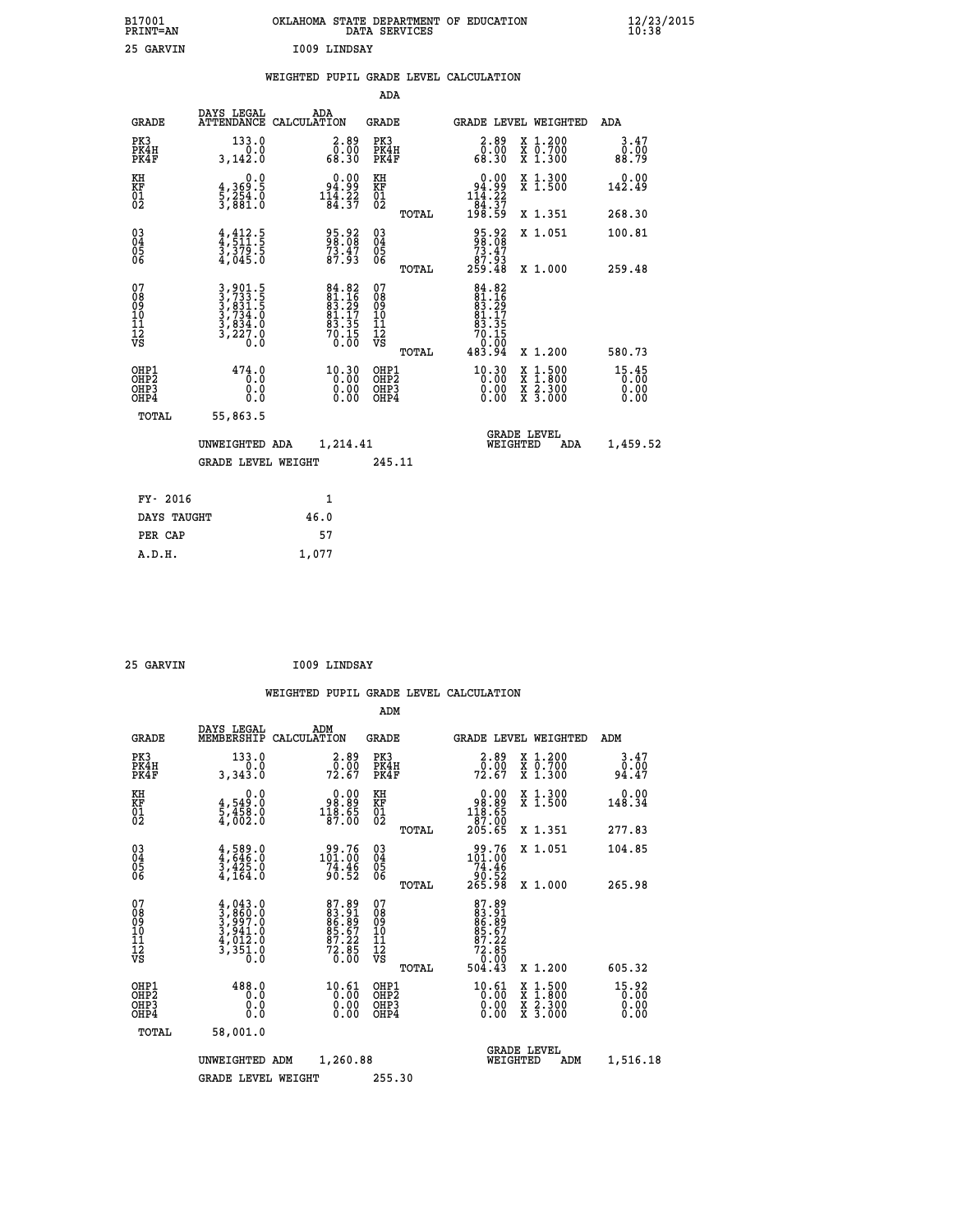B17001 OKLAHOMA STATE DEPARTMENT OF EDUCATION 12/23/2015
PRINT=AN DATA SERVICES 10:38

25 GARVIN I009 LINDSAY

## WEIGHTED PUPIL GRADE LEVEL CALCULATION

ADA

| GRADE | DAYS LEGAL ATTENDANCE | ADA CALCULATION | GRADE | | GRADE LEVEL | WEIGHTED | ADA |
|---|---|---|---|---|---|---|---|
| PK3 | 133.0 | 2.89 | PK3 | | 2.89 | X 1.200 | 3.47 |
| PK4H | 0.0 | 0.00 | PK4H | | 0.00 | X 0.700 | 0.00 |
| PK4F | 3,142.0 | 68.30 | PK4F | | 68.30 | X 1.300 | 88.79 |
| KH | 0.0 | 0.00 | KH | | 0.00 | X 1.300 | 0.00 |
| KF | 4,369.5 | 94.99 | KF | | 94.99 | X 1.500 | 142.49 |
| 01 | 5,254.0 | 114.22 | 01 | | 114.22 | | |
| 02 | 3,881.0 | 84.37 | 02 | | 84.37 | | |
| | | | | TOTAL | 198.59 | X 1.351 | 268.30 |
| 03 | 4,412.5 | 95.92 | 03 | | 95.92 | X 1.051 | 100.81 |
| 04 | 4,511.5 | 98.08 | 04 | | 98.08 | | |
| 05 | 3,379.5 | 73.47 | 05 | | 73.47 | | |
| 06 | 4,045.0 | 87.93 | 06 | | 87.93 | | |
| | | | | TOTAL | 259.48 | X 1.000 | 259.48 |
| 07 | 3,901.5 | 84.82 | 07 | | 84.82 | | |
| 08 | 3,733.5 | 81.16 | 08 | | 81.16 | | |
| 09 | 3,831.5 | 83.29 | 09 | | 83.29 | | |
| 10 | 3,734.0 | 81.17 | 10 | | 81.17 | | |
| 11 | 3,834.0 | 83.35 | 11 | | 83.35 | | |
| 12 | 3,227.0 | 70.15 | 12 | | 70.15 | | |
| VS | 0.0 | 0.00 | VS | | 0.00 | | |
| | | | | TOTAL | 483.94 | X 1.200 | 580.73 |
| OHP1 | 474.0 | 10.30 | OHP1 | | 10.30 | X 1.500 | 15.45 |
| OHP2 | 0.0 | 0.00 | OHP2 | | 0.00 | X 1.800 | 0.00 |
| OHP3 | 0.0 | 0.00 | OHP3 | | 0.00 | X 2.300 | 0.00 |
| OHP4 | 0.0 | 0.00 | OHP4 | | 0.00 | X 3.000 | 0.00 |
| TOTAL | 55,863.5 | | | | | | |

UNWEIGHTED ADA 1,214.41 GRADE LEVEL WEIGHTED ADA 1,459.52

GRADE LEVEL WEIGHT 245.11

| FY- 2016 | 1 |
|---|---|
| DAYS TAUGHT | 46.0 |
| PER CAP | 57 |
| A.D.H. | 1,077 |

25 GARVIN I009 LINDSAY

## WEIGHTED PUPIL GRADE LEVEL CALCULATION

ADM

| GRADE | DAYS LEGAL MEMBERSHIP | ADM CALCULATION | GRADE | | GRADE LEVEL | WEIGHTED | ADM |
|---|---|---|---|---|---|---|---|
| PK3 | 133.0 | 2.89 | PK3 | | 2.89 | X 1.200 | 3.47 |
| PK4H | 0.0 | 0.00 | PK4H | | 0.00 | X 0.700 | 0.00 |
| PK4F | 3,343.0 | 72.67 | PK4F | | 72.67 | X 1.300 | 94.47 |
| KH | 0.0 | 0.00 | KH | | 0.00 | X 1.300 | 0.00 |
| KF | 4,549.0 | 98.89 | KF | | 98.89 | X 1.500 | 148.34 |
| 01 | 5,458.0 | 118.65 | 01 | | 118.65 | | |
| 02 | 4,002.0 | 87.00 | 02 | | 87.00 | | |
| | | | | TOTAL | 205.65 | X 1.351 | 277.83 |
| 03 | 4,589.0 | 99.76 | 03 | | 99.76 | X 1.051 | 104.85 |
| 04 | 4,646.0 | 101.00 | 04 | | 101.00 | | |
| 05 | 3,425.0 | 74.46 | 05 | | 74.46 | | |
| 06 | 4,164.0 | 90.52 | 06 | | 90.52 | | |
| | | | | TOTAL | 265.98 | X 1.000 | 265.98 |
| 07 | 4,043.0 | 87.89 | 07 | | 87.89 | | |
| 08 | 3,860.0 | 83.91 | 08 | | 83.91 | | |
| 09 | 3,997.0 | 86.89 | 09 | | 86.89 | | |
| 10 | 3,941.0 | 85.67 | 10 | | 85.67 | | |
| 11 | 4,012.0 | 87.22 | 11 | | 87.22 | | |
| 12 | 3,351.0 | 72.85 | 12 | | 72.85 | | |
| VS | 0.0 | 0.00 | VS | | 0.00 | | |
| | | | | TOTAL | 504.43 | X 1.200 | 605.32 |
| OHP1 | 488.0 | 10.61 | OHP1 | | 10.61 | X 1.500 | 15.92 |
| OHP2 | 0.0 | 0.00 | OHP2 | | 0.00 | X 1.800 | 0.00 |
| OHP3 | 0.0 | 0.00 | OHP3 | | 0.00 | X 2.300 | 0.00 |
| OHP4 | 0.0 | 0.00 | OHP4 | | 0.00 | X 3.000 | 0.00 |
| TOTAL | 58,001.0 | | | | | | |

UNWEIGHTED ADM 1,260.88 GRADE LEVEL WEIGHTED ADM 1,516.18

GRADE LEVEL WEIGHT 255.30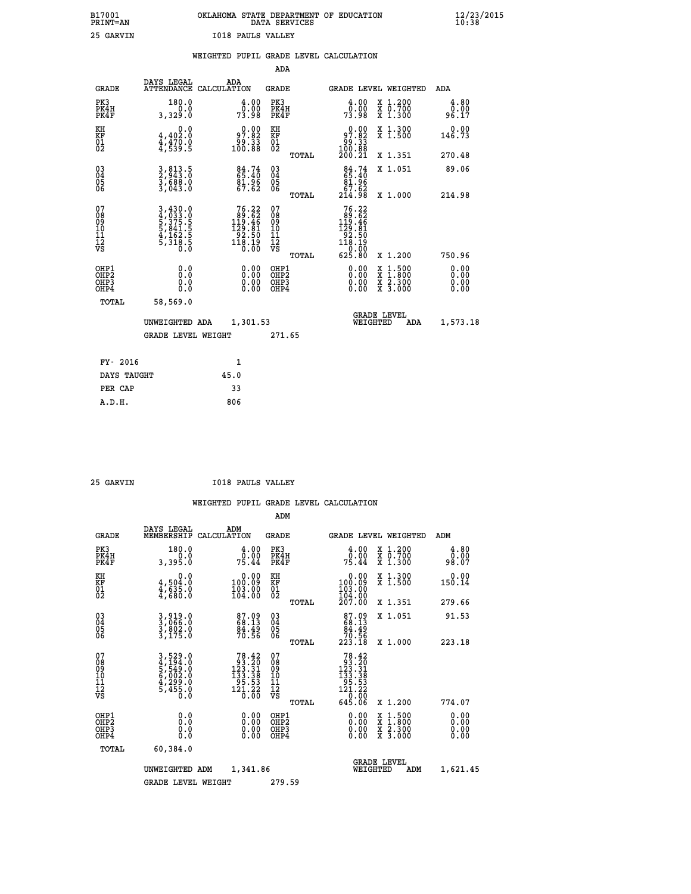B17001 PRINT=AN — OKLAHOMA STATE DEPARTMENT OF EDUCATION DATA SERVICES — 12/23/2015 10:38

25 GARVIN — I018 PAULS VALLEY

## WEIGHTED PUPIL GRADE LEVEL CALCULATION

### ADA

| GRADE | DAYS LEGAL ATTENDANCE | ADA CALCULATION | GRADE | | GRADE LEVEL | WEIGHTED | ADA |
|---|---|---|---|---|---|---|---|
| PK3 | 180.0 | 4.00 | PK3 | | 4.00 | X 1.200 | 4.80 |
| PK4H | 0.0 | 0.00 | PK4H | | 0.00 | X 0.700 | 0.00 |
| PK4F | 3,329.0 | 73.98 | PK4F | | 73.98 | X 1.300 | 96.17 |
| KH | 0.0 | 0.00 | KH | | 0.00 | X 1.300 | 0.00 |
| KF | 4,402.0 | 97.82 | KF | | 97.82 | X 1.500 | 146.73 |
| 01 | 4,470.0 | 99.33 | 01 | | 99.33 | | |
| 02 | 4,539.5 | 100.88 | 02 | | 100.88 | | |
| | | | | TOTAL | 200.21 | X 1.351 | 270.48 |
| 03 | 3,813.5 | 84.74 | 03 | | 84.74 | X 1.051 | 89.06 |
| 04 | 2,943.0 | 65.40 | 04 | | 65.40 | | |
| 05 | 3,688.0 | 81.96 | 05 | | 81.96 | | |
| 06 | 3,043.0 | 67.62 | 06 | | 67.62 | | |
| | | | | TOTAL | 214.98 | X 1.000 | 214.98 |
| 07 | 3,430.0 | 76.22 | 07 | | 76.22 | | |
| 08 | 4,033.0 | 89.62 | 08 | | 89.62 | | |
| 09 | 5,375.5 | 119.46 | 09 | | 119.46 | | |
| 10 | 5,841.5 | 129.81 | 10 | | 129.81 | | |
| 11 | 4,162.5 | 92.50 | 11 | | 92.50 | | |
| 12 | 5,318.5 | 118.19 | 12 | | 118.19 | | |
| VS | 0.0 | 0.00 | VS | | 0.00 | | |
| | | | | TOTAL | 625.80 | X 1.200 | 750.96 |
| OHP1 | 0.0 | 0.00 | OHP1 | | 0.00 | X 1.500 | 0.00 |
| OHP2 | 0.0 | 0.00 | OHP2 | | 0.00 | X 1.800 | 0.00 |
| OHP3 | 0.0 | 0.00 | OHP3 | | 0.00 | X 2.300 | 0.00 |
| OHP4 | 0.0 | 0.00 | OHP4 | | 0.00 | X 3.000 | 0.00 |
| TOTAL | 58,569.0 | | | | | | |

UNWEIGHTED ADA 1,301.53 — GRADE LEVEL WEIGHTED ADA 1,573.18

GRADE LEVEL WEIGHT 271.65

| | |
|---|---|
| FY- 2016 | 1 |
| DAYS TAUGHT | 45.0 |
| PER CAP | 33 |
| A.D.H. | 806 |

25 GARVIN — I018 PAULS VALLEY

## WEIGHTED PUPIL GRADE LEVEL CALCULATION

### ADM

| GRADE | DAYS LEGAL MEMBERSHIP | ADM CALCULATION | GRADE | | GRADE LEVEL | WEIGHTED | ADM |
|---|---|---|---|---|---|---|---|
| PK3 | 180.0 | 4.00 | PK3 | | 4.00 | X 1.200 | 4.80 |
| PK4H | 0.0 | 0.00 | PK4H | | 0.00 | X 0.700 | 0.00 |
| PK4F | 3,395.0 | 75.44 | PK4F | | 75.44 | X 1.300 | 98.07 |
| KH | 0.0 | 0.00 | KH | | 0.00 | X 1.300 | 0.00 |
| KF | 4,504.0 | 100.09 | KF | | 100.09 | X 1.500 | 150.14 |
| 01 | 4,635.0 | 103.00 | 01 | | 103.00 | | |
| 02 | 4,680.0 | 104.00 | 02 | | 104.00 | | |
| | | | | TOTAL | 207.00 | X 1.351 | 279.66 |
| 03 | 3,919.0 | 87.09 | 03 | | 87.09 | X 1.051 | 91.53 |
| 04 | 3,066.0 | 68.13 | 04 | | 68.13 | | |
| 05 | 3,802.0 | 84.49 | 05 | | 84.49 | | |
| 06 | 3,175.0 | 70.56 | 06 | | 70.56 | | |
| | | | | TOTAL | 223.18 | X 1.000 | 223.18 |
| 07 | 3,529.0 | 78.42 | 07 | | 78.42 | | |
| 08 | 4,194.0 | 93.20 | 08 | | 93.20 | | |
| 09 | 5,549.0 | 123.31 | 09 | | 123.31 | | |
| 10 | 6,002.0 | 133.38 | 10 | | 133.38 | | |
| 11 | 4,299.0 | 95.53 | 11 | | 95.53 | | |
| 12 | 5,455.0 | 121.22 | 12 | | 121.22 | | |
| VS | 0.0 | 0.00 | VS | | 0.00 | | |
| | | | | TOTAL | 645.06 | X 1.200 | 774.07 |
| OHP1 | 0.0 | 0.00 | OHP1 | | 0.00 | X 1.500 | 0.00 |
| OHP2 | 0.0 | 0.00 | OHP2 | | 0.00 | X 1.800 | 0.00 |
| OHP3 | 0.0 | 0.00 | OHP3 | | 0.00 | X 2.300 | 0.00 |
| OHP4 | 0.0 | 0.00 | OHP4 | | 0.00 | X 3.000 | 0.00 |
| TOTAL | 60,384.0 | | | | | | |

UNWEIGHTED ADM 1,341.86 — GRADE LEVEL WEIGHTED ADM 1,621.45

GRADE LEVEL WEIGHT 279.59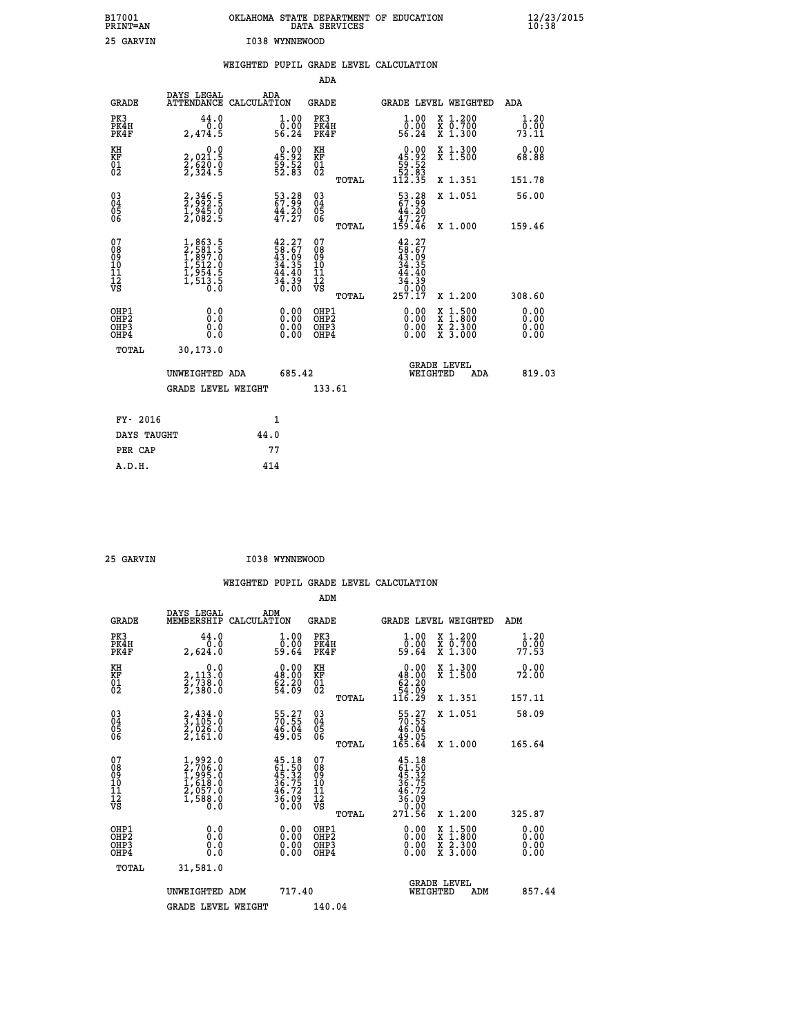B17001 OKLAHOMA STATE DEPARTMENT OF EDUCATION 12/23/2015
PRINT=AN DATA SERVICES 10:38

25 GARVIN I038 WYNNEWOOD

## WEIGHTED PUPIL GRADE LEVEL CALCULATION

### ADA

| GRADE | DAYS LEGAL ATTENDANCE | ADA CALCULATION | GRADE | | GRADE LEVEL | WEIGHTED | ADA |
|---|---|---|---|---|---|---|---|
| PK3 | 44.0 | 1.00 | PK3 | | 1.00 | X 1.200 | 1.20 |
| PK4H | 0.0 | 0.00 | PK4H | | 0.00 | X 0.700 | 0.00 |
| PK4F | 2,474.5 | 56.24 | PK4F | | 56.24 | X 1.300 | 73.11 |
| KH | 0.0 | 0.00 | KH | | 0.00 | X 1.300 | 0.00 |
| KF | 2,021.5 | 45.92 | KF | | 45.92 | X 1.500 | 68.88 |
| 01 | 2,620.0 | 59.52 | 01 | | 59.52 | | |
| 02 | 2,324.5 | 52.83 | 02 | | 52.83 | | |
| | | | | TOTAL | 112.35 | X 1.351 | 151.78 |
| 03 | 2,346.5 | 53.28 | 03 | | 53.28 | X 1.051 | 56.00 |
| 04 | 2,992.5 | 67.99 | 04 | | 67.99 | | |
| 05 | 1,945.0 | 44.20 | 05 | | 44.20 | | |
| 06 | 2,082.5 | 47.27 | 06 | | 47.27 | | |
| | | | | TOTAL | 159.46 | X 1.000 | 159.46 |
| 07 | 1,863.5 | 42.27 | 07 | | 42.27 | | |
| 08 | 2,581.5 | 58.67 | 08 | | 58.67 | | |
| 09 | 1,897.0 | 43.09 | 09 | | 43.09 | | |
| 10 | 1,512.0 | 34.35 | 10 | | 34.35 | | |
| 11 | 1,954.5 | 44.40 | 11 | | 44.40 | | |
| 12 | 1,513.5 | 34.39 | 12 | | 34.39 | | |
| VS | 0.0 | 0.00 | VS | | 0.00 | | |
| | | | | TOTAL | 257.17 | X 1.200 | 308.60 |
| OHP1 | 0.0 | 0.00 | OHP1 | | 0.00 | X 1.500 | 0.00 |
| OHP2 | 0.0 | 0.00 | OHP2 | | 0.00 | X 1.800 | 0.00 |
| OHP3 | 0.0 | 0.00 | OHP3 | | 0.00 | X 2.300 | 0.00 |
| OHP4 | 0.0 | 0.00 | OHP4 | | 0.00 | X 3.000 | 0.00 |
| TOTAL | 30,173.0 | | | | | | |

UNWEIGHTED ADA 685.42 GRADE LEVEL WEIGHTED ADA 819.03

GRADE LEVEL WEIGHT 133.61

| | |
|---|---|
| FY- 2016 | 1 |
| DAYS TAUGHT | 44.0 |
| PER CAP | 77 |
| A.D.H. | 414 |

25 GARVIN I038 WYNNEWOOD

## WEIGHTED PUPIL GRADE LEVEL CALCULATION

### ADM

| GRADE | DAYS LEGAL MEMBERSHIP | ADM CALCULATION | GRADE | | GRADE LEVEL | WEIGHTED | ADM |
|---|---|---|---|---|---|---|---|
| PK3 | 44.0 | 1.00 | PK3 | | 1.00 | X 1.200 | 1.20 |
| PK4H | 0.0 | 0.00 | PK4H | | 0.00 | X 0.700 | 0.00 |
| PK4F | 2,624.0 | 59.64 | PK4F | | 59.64 | X 1.300 | 77.53 |
| KH | 0.0 | 0.00 | KH | | 0.00 | X 1.300 | 0.00 |
| KF | 2,113.0 | 48.00 | KF | | 48.00 | X 1.500 | 72.00 |
| 01 | 2,738.0 | 62.20 | 01 | | 62.20 | | |
| 02 | 2,380.0 | 54.09 | 02 | | 54.09 | | |
| | | | | TOTAL | 116.29 | X 1.351 | 157.11 |
| 03 | 2,434.0 | 55.27 | 03 | | 55.27 | X 1.051 | 58.09 |
| 04 | 3,105.0 | 70.55 | 04 | | 70.55 | | |
| 05 | 2,026.0 | 46.04 | 05 | | 46.04 | | |
| 06 | 2,161.0 | 49.05 | 06 | | 49.05 | | |
| | | | | TOTAL | 165.64 | X 1.000 | 165.64 |
| 07 | 1,992.0 | 45.18 | 07 | | 45.18 | | |
| 08 | 2,706.0 | 61.50 | 08 | | 61.50 | | |
| 09 | 1,995.0 | 45.32 | 09 | | 45.32 | | |
| 10 | 1,618.0 | 36.75 | 10 | | 36.75 | | |
| 11 | 2,057.0 | 46.72 | 11 | | 46.72 | | |
| 12 | 1,588.0 | 36.09 | 12 | | 36.09 | | |
| VS | 0.0 | 0.00 | VS | | 0.00 | | |
| | | | | TOTAL | 271.56 | X 1.200 | 325.87 |
| OHP1 | 0.0 | 0.00 | OHP1 | | 0.00 | X 1.500 | 0.00 |
| OHP2 | 0.0 | 0.00 | OHP2 | | 0.00 | X 1.800 | 0.00 |
| OHP3 | 0.0 | 0.00 | OHP3 | | 0.00 | X 2.300 | 0.00 |
| OHP4 | 0.0 | 0.00 | OHP4 | | 0.00 | X 3.000 | 0.00 |
| TOTAL | 31,581.0 | | | | | | |

UNWEIGHTED ADM 717.40 GRADE LEVEL WEIGHTED ADM 857.44

GRADE LEVEL WEIGHT 140.04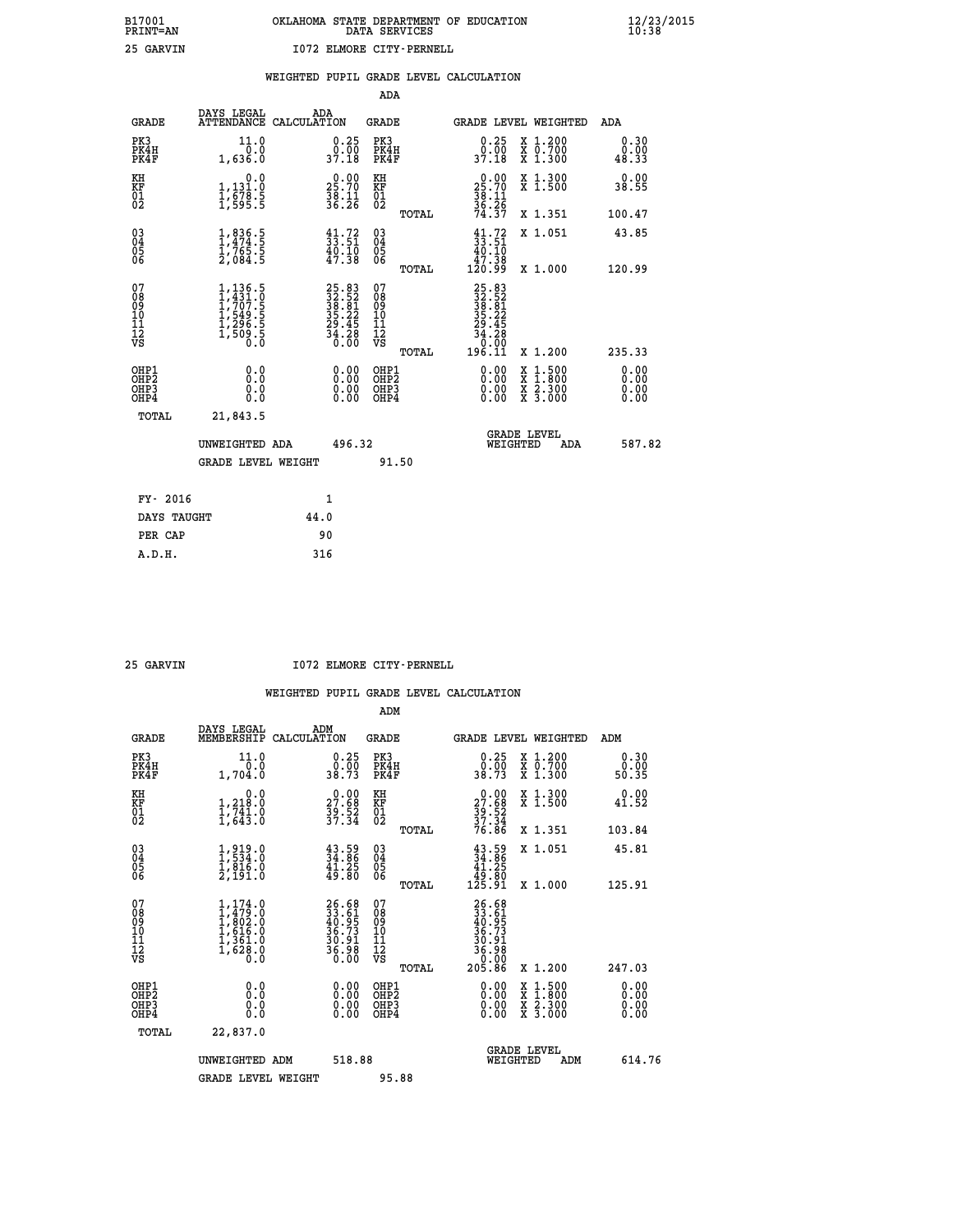B17001 OKLAHOMA STATE DEPARTMENT OF EDUCATION 12/23/2015
PRINT=AN DATA SERVICES 10:38

25 GARVIN I072 ELMORE CITY-PERNELL

WEIGHTED PUPIL GRADE LEVEL CALCULATION

ADA

| GRADE | DAYS LEGAL ATTENDANCE | ADA CALCULATION | GRADE | GRADE LEVEL | WEIGHTED | ADA |
|---|---|---|---|---|---|---|
| PK3 | 11.0 | 0.25 | PK3 | 0.25 | X 1.200 | 0.30 |
| PK4H | 0.0 | 0.00 | PK4H | 0.00 | X 0.700 | 0.00 |
| PK4F | 1,636.0 | 37.18 | PK4F | 37.18 | X 1.300 | 48.33 |
| KH | 0.0 | 0.00 | KH | 0.00 | X 1.300 | 0.00 |
| KF | 1,131.0 | 25.70 | KF | 25.70 | X 1.500 | 38.55 |
| 01 | 1,678.5 | 38.11 | 01 | 38.11 | | |
| 02 | 1,595.5 | 36.26 | 02 | 36.26 | | |
| | | | TOTAL | 74.37 | X 1.351 | 100.47 |
| 03 | 1,836.5 | 41.72 | 03 | 41.72 | X 1.051 | 43.85 |
| 04 | 1,474.5 | 33.51 | 04 | 33.51 | | |
| 05 | 1,765.5 | 40.10 | 05 | 40.10 | | |
| 06 | 2,084.5 | 47.38 | 06 | 47.38 | | |
| | | | TOTAL | 120.99 | X 1.000 | 120.99 |
| 07 | 1,136.5 | 25.83 | 07 | 25.83 | | |
| 08 | 1,431.0 | 32.52 | 08 | 32.52 | | |
| 09 | 1,707.5 | 38.81 | 09 | 38.81 | | |
| 10 | 1,549.5 | 35.22 | 10 | 35.22 | | |
| 11 | 1,296.5 | 29.45 | 11 | 29.45 | | |
| 12 | 1,509.5 | 34.28 | 12 | 34.28 | | |
| VS | 0.0 | 0.00 | VS | 0.00 | | |
| | | | TOTAL | 196.11 | X 1.200 | 235.33 |
| OHP1 | 0.0 | 0.00 | OHP1 | 0.00 | X 1.500 | 0.00 |
| OHP2 | 0.0 | 0.00 | OHP2 | 0.00 | X 1.800 | 0.00 |
| OHP3 | 0.0 | 0.00 | OHP3 | 0.00 | X 2.300 | 0.00 |
| OHP4 | 0.0 | 0.00 | OHP4 | 0.00 | X 3.000 | 0.00 |
| TOTAL | 21,843.5 | | | | | |

UNWEIGHTED ADA 496.32 | GRADE LEVEL WEIGHTED ADA 587.82

GRADE LEVEL WEIGHT 91.50

FY- 2016 1
DAYS TAUGHT 44.0
PER CAP 90
A.D.H. 316

25 GARVIN I072 ELMORE CITY-PERNELL

WEIGHTED PUPIL GRADE LEVEL CALCULATION

ADM

| GRADE | DAYS LEGAL MEMBERSHIP | ADM CALCULATION | GRADE | GRADE LEVEL | WEIGHTED | ADM |
|---|---|---|---|---|---|---|
| PK3 | 11.0 | 0.25 | PK3 | 0.25 | X 1.200 | 0.30 |
| PK4H | 0.0 | 0.00 | PK4H | 0.00 | X 0.700 | 0.00 |
| PK4F | 1,704.0 | 38.73 | PK4F | 38.73 | X 1.300 | 50.35 |
| KH | 0.0 | 0.00 | KH | 0.00 | X 1.300 | 0.00 |
| KF | 1,218.0 | 27.68 | KF | 27.68 | X 1.500 | 41.52 |
| 01 | 1,741.0 | 39.52 | 01 | 39.52 | | |
| 02 | 1,643.0 | 37.34 | 02 | 37.34 | | |
| | | | TOTAL | 76.86 | X 1.351 | 103.84 |
| 03 | 1,919.0 | 43.59 | 03 | 43.59 | X 1.051 | 45.81 |
| 04 | 1,534.0 | 34.86 | 04 | 34.86 | | |
| 05 | 1,816.0 | 41.25 | 05 | 41.25 | | |
| 06 | 2,191.0 | 49.80 | 06 | 49.80 | | |
| | | | TOTAL | 125.91 | X 1.000 | 125.91 |
| 07 | 1,174.0 | 26.68 | 07 | 26.68 | | |
| 08 | 1,479.0 | 33.61 | 08 | 33.61 | | |
| 09 | 1,802.0 | 40.95 | 09 | 40.95 | | |
| 10 | 1,616.0 | 36.73 | 10 | 36.73 | | |
| 11 | 1,361.0 | 30.91 | 11 | 30.91 | | |
| 12 | 1,628.0 | 36.98 | 12 | 36.98 | | |
| VS | 0.0 | 0.00 | VS | 0.00 | | |
| | | | TOTAL | 205.86 | X 1.200 | 247.03 |
| OHP1 | 0.0 | 0.00 | OHP1 | 0.00 | X 1.500 | 0.00 |
| OHP2 | 0.0 | 0.00 | OHP2 | 0.00 | X 1.800 | 0.00 |
| OHP3 | 0.0 | 0.00 | OHP3 | 0.00 | X 2.300 | 0.00 |
| OHP4 | 0.0 | 0.00 | OHP4 | 0.00 | X 3.000 | 0.00 |
| TOTAL | 22,837.0 | | | | | |

UNWEIGHTED ADM 518.88 | GRADE LEVEL WEIGHTED ADM 614.76

GRADE LEVEL WEIGHT 95.88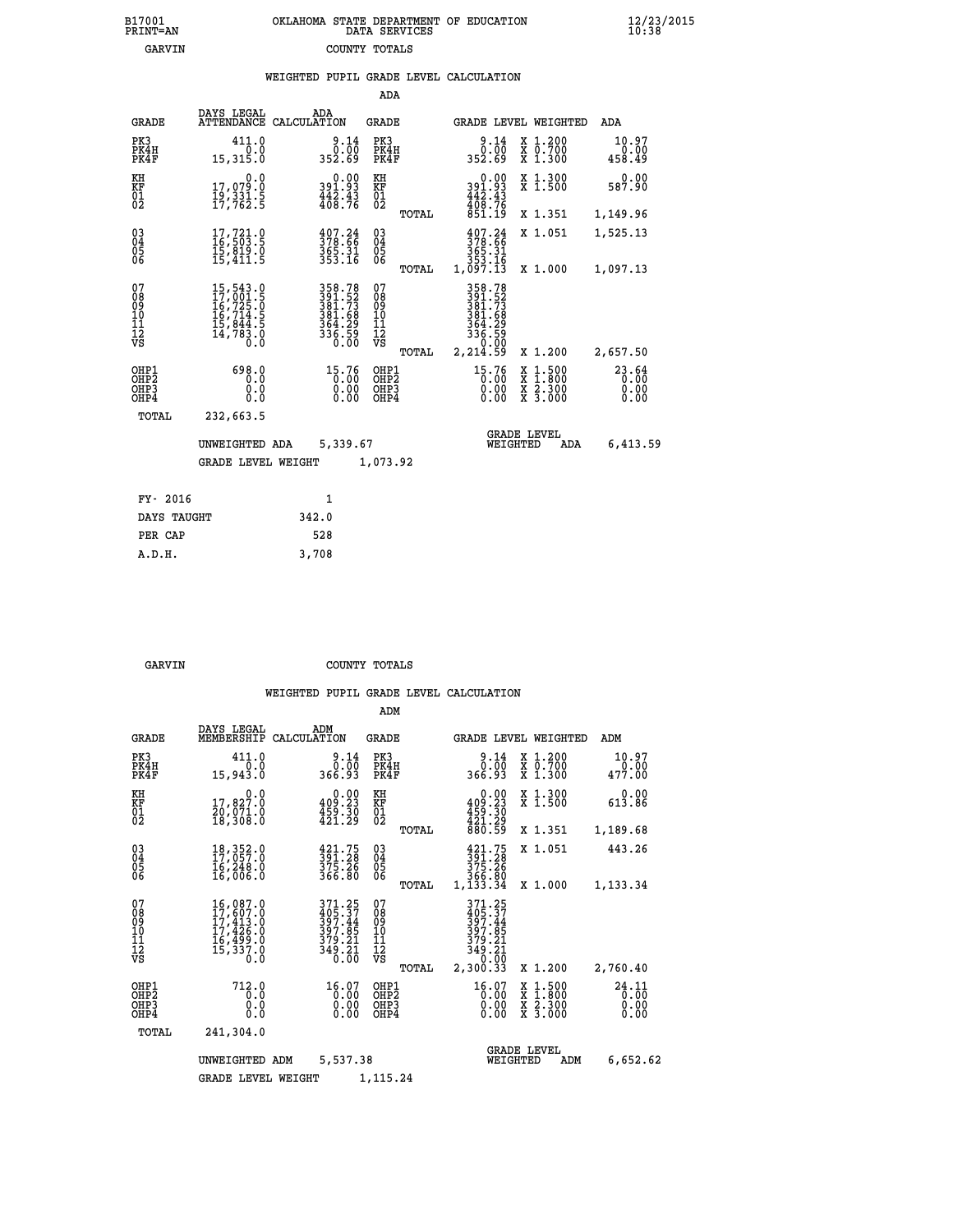B17001 OKLAHOMA STATE DEPARTMENT OF EDUCATION 12/23/2015
PRINT=AN DATA SERVICES 10:38

GARVIN COUNTY TOTALS

WEIGHTED PUPIL GRADE LEVEL CALCULATION

ADA

| GRADE | DAYS LEGAL ATTENDANCE | ADA CALCULATION | GRADE | | GRADE LEVEL | WEIGHTED | ADA |
|---|---|---|---|---|---|---|---|
| PK3 | 411.0 | 9.14 | PK3 | | 9.14 | X 1.200 | 10.97 |
| PK4H | 0.0 | 0.00 | PK4H | | 0.00 | X 0.700 | 0.00 |
| PK4F | 15,315.0 | 352.69 | PK4F | | 352.69 | X 1.300 | 458.49 |
| KH | 0.0 | 0.00 | KH | | 0.00 | X 1.300 | 0.00 |
| KF | 17,079.0 | 391.93 | KF | | 391.93 | X 1.500 | 587.90 |
| 01 | 19,331.5 | 442.43 | 01 | | 442.43 | | |
| 02 | 17,762.5 | 408.76 | 02 | | 408.76 | | |
| | | | | TOTAL | 851.19 | X 1.351 | 1,149.96 |
| 03 | 17,721.0 | 407.24 | 03 | | 407.24 | X 1.051 | 1,525.13 |
| 04 | 16,503.5 | 378.66 | 04 | | 378.66 | | |
| 05 | 15,819.0 | 365.31 | 05 | | 365.31 | | |
| 06 | 15,411.5 | 353.16 | 06 | | 353.16 | | |
| | | | | TOTAL | 1,097.13 | X 1.000 | 1,097.13 |
| 07 | 15,543.0 | 358.78 | 07 | | 358.78 | | |
| 08 | 17,001.5 | 391.52 | 08 | | 391.52 | | |
| 09 | 16,725.0 | 381.73 | 09 | | 381.73 | | |
| 10 | 16,714.5 | 381.68 | 10 | | 381.68 | | |
| 11 | 15,844.5 | 364.29 | 11 | | 364.29 | | |
| 12 | 14,783.0 | 336.59 | 12 | | 336.59 | | |
| VS | 0.0 | 0.00 | VS | | 0.00 | | |
| | | | | TOTAL | 2,214.59 | X 1.200 | 2,657.50 |
| OHP1 | 698.0 | 15.76 | OHP1 | | 15.76 | X 1.500 | 23.64 |
| OHP2 | 0.0 | 0.00 | OHP2 | | 0.00 | X 1.800 | 0.00 |
| OHP3 | 0.0 | 0.00 | OHP3 | | 0.00 | X 2.300 | 0.00 |
| OHP4 | 0.0 | 0.00 | OHP4 | | 0.00 | X 3.000 | 0.00 |
| TOTAL | 232,663.5 | | | | | | |

UNWEIGHTED ADA 5,339.67 GRADE LEVEL WEIGHTED ADA 6,413.59

GRADE LEVEL WEIGHT 1,073.92

| FY- 2016 | 1 |
|---|---|
| DAYS TAUGHT | 342.0 |
| PER CAP | 528 |
| A.D.H. | 3,708 |

GARVIN COUNTY TOTALS

WEIGHTED PUPIL GRADE LEVEL CALCULATION

ADM

| GRADE | DAYS LEGAL MEMBERSHIP | ADM CALCULATION | GRADE | | GRADE LEVEL | WEIGHTED | ADM |
|---|---|---|---|---|---|---|---|
| PK3 | 411.0 | 9.14 | PK3 | | 9.14 | X 1.200 | 10.97 |
| PK4H | 0.0 | 0.00 | PK4H | | 0.00 | X 0.700 | 0.00 |
| PK4F | 15,943.0 | 366.93 | PK4F | | 366.93 | X 1.300 | 477.00 |
| KH | 0.0 | 0.00 | KH | | 0.00 | X 1.300 | 0.00 |
| KF | 17,827.0 | 409.23 | KF | | 409.23 | X 1.500 | 613.86 |
| 01 | 20,071.0 | 459.30 | 01 | | 459.30 | | |
| 02 | 18,308.0 | 421.29 | 02 | | 421.29 | | |
| | | | | TOTAL | 880.59 | X 1.351 | 1,189.68 |
| 03 | 18,352.0 | 421.75 | 03 | | 421.75 | X 1.051 | 443.26 |
| 04 | 17,057.0 | 391.28 | 04 | | 391.28 | | |
| 05 | 16,248.0 | 375.26 | 05 | | 375.26 | | |
| 06 | 16,006.0 | 366.80 | 06 | | 366.80 | | |
| | | | | TOTAL | 1,133.34 | X 1.000 | 1,133.34 |
| 07 | 16,087.0 | 371.25 | 07 | | 371.25 | | |
| 08 | 17,607.0 | 405.37 | 08 | | 405.37 | | |
| 09 | 17,413.0 | 397.44 | 09 | | 397.44 | | |
| 10 | 17,426.0 | 397.85 | 10 | | 397.85 | | |
| 11 | 16,499.0 | 379.21 | 11 | | 379.21 | | |
| 12 | 15,337.0 | 349.21 | 12 | | 349.21 | | |
| VS | 0.0 | 0.00 | VS | | 0.00 | | |
| | | | | TOTAL | 2,300.33 | X 1.200 | 2,760.40 |
| OHP1 | 712.0 | 16.07 | OHP1 | | 16.07 | X 1.500 | 24.11 |
| OHP2 | 0.0 | 0.00 | OHP2 | | 0.00 | X 1.800 | 0.00 |
| OHP3 | 0.0 | 0.00 | OHP3 | | 0.00 | X 2.300 | 0.00 |
| OHP4 | 0.0 | 0.00 | OHP4 | | 0.00 | X 3.000 | 0.00 |
| TOTAL | 241,304.0 | | | | | | |

UNWEIGHTED ADM 5,537.38 GRADE LEVEL WEIGHTED ADM 6,652.62

GRADE LEVEL WEIGHT 1,115.24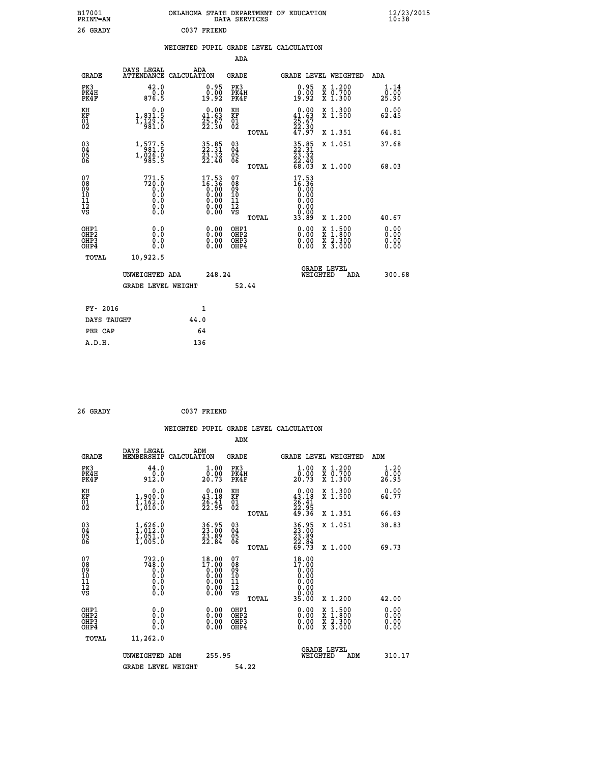B17001 OKLAHOMA STATE DEPARTMENT OF EDUCATION 12/23/2015
PRINT=AN DATA SERVICES 10:38

26 GRADY C037 FRIEND

## WEIGHTED PUPIL GRADE LEVEL CALCULATION

### ADA

| GRADE | DAYS LEGAL ATTENDANCE | ADA CALCULATION | GRADE | | GRADE LEVEL | WEIGHTED | ADA |
|---|---|---|---|---|---|---|---|
| PK3 | 42.0 | 0.95 | PK3 | | 0.95 | X 1.200 | 1.14 |
| PK4H | 0.0 | 0.00 | PK4H | | 0.00 | X 0.700 | 0.00 |
| PK4F | 876.5 | 19.92 | PK4F | | 19.92 | X 1.300 | 25.90 |
| KH | 0.0 | 0.00 | KH | | 0.00 | X 1.300 | 0.00 |
| KF | 1,831.5 | 41.63 | KF | | 41.63 | X 1.500 | 62.45 |
| 01 | 1,129.5 | 25.67 | 01 | | 25.67 | | |
| 02 | 981.0 | 22.30 | 02 | | 22.30 | | |
| | | | | TOTAL | 47.97 | X 1.351 | 64.81 |
| 03 | 1,577.5 | 35.85 | 03 | | 35.85 | X 1.051 | 37.68 |
| 04 | 981.5 | 22.31 | 04 | | 22.31 | | |
| 05 | 1,026.0 | 23.32 | 05 | | 23.32 | | |
| 06 | 985.5 | 22.40 | 06 | | 22.40 | | |
| | | | | TOTAL | 68.03 | X 1.000 | 68.03 |
| 07 | 771.5 | 17.53 | 07 | | 17.53 | | |
| 08 | 720.0 | 16.36 | 08 | | 16.36 | | |
| 09 | 0.0 | 0.00 | 09 | | 0.00 | | |
| 10 | 0.0 | 0.00 | 10 | | 0.00 | | |
| 11 | 0.0 | 0.00 | 11 | | 0.00 | | |
| 12 | 0.0 | 0.00 | 12 | | 0.00 | | |
| VS | 0.0 | 0.00 | VS | | 0.00 | | |
| | | | | TOTAL | 33.89 | X 1.200 | 40.67 |
| OHP1 | 0.0 | 0.00 | OHP1 | | 0.00 | X 1.500 | 0.00 |
| OHP2 | 0.0 | 0.00 | OHP2 | | 0.00 | X 1.800 | 0.00 |
| OHP3 | 0.0 | 0.00 | OHP3 | | 0.00 | X 2.300 | 0.00 |
| OHP4 | 0.0 | 0.00 | OHP4 | | 0.00 | X 3.000 | 0.00 |
| TOTAL | 10,922.5 | | | | | | |

UNWEIGHTED ADA 248.24 GRADE LEVEL WEIGHTED ADA 300.68

GRADE LEVEL WEIGHT 52.44

| FY- 2016 | 1 |
|---|---|
| DAYS TAUGHT | 44.0 |
| PER CAP | 64 |
| A.D.H. | 136 |

26 GRADY C037 FRIEND

## WEIGHTED PUPIL GRADE LEVEL CALCULATION

### ADM

| GRADE | DAYS LEGAL MEMBERSHIP | ADM CALCULATION | GRADE | | GRADE LEVEL | WEIGHTED | ADM |
|---|---|---|---|---|---|---|---|
| PK3 | 44.0 | 1.00 | PK3 | | 1.00 | X 1.200 | 1.20 |
| PK4H | 0.0 | 0.00 | PK4H | | 0.00 | X 0.700 | 0.00 |
| PK4F | 912.0 | 20.73 | PK4F | | 20.73 | X 1.300 | 26.95 |
| KH | 0.0 | 0.00 | KH | | 0.00 | X 1.300 | 0.00 |
| KF | 1,900.0 | 43.18 | KF | | 43.18 | X 1.500 | 64.77 |
| 01 | 1,162.0 | 26.41 | 01 | | 26.41 | | |
| 02 | 1,010.0 | 22.95 | 02 | | 22.95 | | |
| | | | | TOTAL | 49.36 | X 1.351 | 66.69 |
| 03 | 1,626.0 | 36.95 | 03 | | 36.95 | X 1.051 | 38.83 |
| 04 | 1,012.0 | 23.00 | 04 | | 23.00 | | |
| 05 | 1,051.0 | 23.89 | 05 | | 23.89 | | |
| 06 | 1,005.0 | 22.84 | 06 | | 22.84 | | |
| | | | | TOTAL | 69.73 | X 1.000 | 69.73 |
| 07 | 792.0 | 18.00 | 07 | | 18.00 | | |
| 08 | 748.0 | 17.00 | 08 | | 17.00 | | |
| 09 | 0.0 | 0.00 | 09 | | 0.00 | | |
| 10 | 0.0 | 0.00 | 10 | | 0.00 | | |
| 11 | 0.0 | 0.00 | 11 | | 0.00 | | |
| 12 | 0.0 | 0.00 | 12 | | 0.00 | | |
| VS | 0.0 | 0.00 | VS | | 0.00 | | |
| | | | | TOTAL | 35.00 | X 1.200 | 42.00 |
| OHP1 | 0.0 | 0.00 | OHP1 | | 0.00 | X 1.500 | 0.00 |
| OHP2 | 0.0 | 0.00 | OHP2 | | 0.00 | X 1.800 | 0.00 |
| OHP3 | 0.0 | 0.00 | OHP3 | | 0.00 | X 2.300 | 0.00 |
| OHP4 | 0.0 | 0.00 | OHP4 | | 0.00 | X 3.000 | 0.00 |
| TOTAL | 11,262.0 | | | | | | |

UNWEIGHTED ADM 255.95 GRADE LEVEL WEIGHTED ADM 310.17

GRADE LEVEL WEIGHT 54.22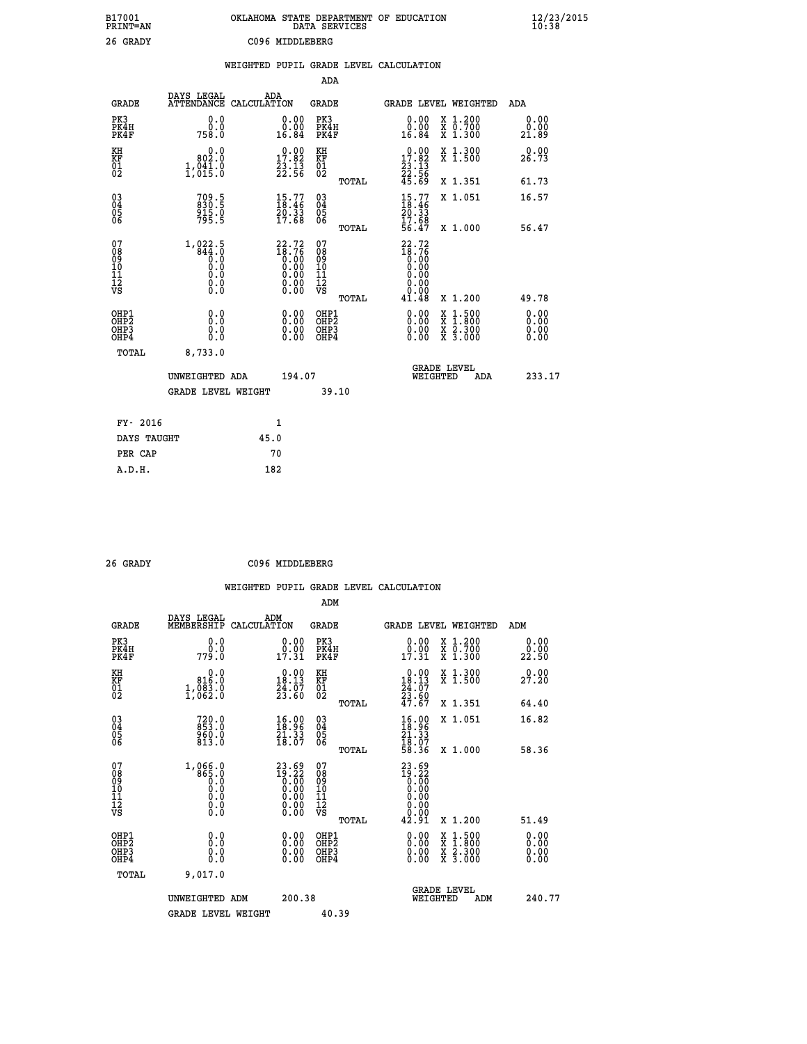B17001 OKLAHOMA STATE DEPARTMENT OF EDUCATION 12/23/2015
PRINT=AN DATA SERVICES 10:38

26 GRADY C096 MIDDLEBERG

## WEIGHTED PUPIL GRADE LEVEL CALCULATION

### ADA

| GRADE | DAYS LEGAL ATTENDANCE | ADA CALCULATION | GRADE | | GRADE LEVEL | WEIGHTED | ADA |
|---|---|---|---|---|---|---|---|
| PK3 | 0.0 | 0.00 | PK3 | | 0.00 | X 1.200 | 0.00 |
| PK4H | 0.0 | 0.00 | PK4H | | 0.00 | X 0.700 | 0.00 |
| PK4F | 758.0 | 16.84 | PK4F | | 16.84 | X 1.300 | 21.89 |
| KH | 0.0 | 0.00 | KH | | 0.00 | X 1.300 | 0.00 |
| KF | 802.0 | 17.82 | KF | | 17.82 | X 1.500 | 26.73 |
| 01 | 1,041.0 | 23.13 | 01 | | 23.13 | | |
| 02 | 1,015.0 | 22.56 | 02 | | 22.56 | | |
| | | | | TOTAL | 45.69 | X 1.351 | 61.73 |
| 03 | 709.5 | 15.77 | 03 | | 15.77 | X 1.051 | 16.57 |
| 04 | 830.5 | 18.46 | 04 | | 18.46 | | |
| 05 | 915.0 | 20.33 | 05 | | 20.33 | | |
| 06 | 795.5 | 17.68 | 06 | | 17.68 | | |
| | | | | TOTAL | 56.47 | X 1.000 | 56.47 |
| 07 | 1,022.5 | 22.72 | 07 | | 22.72 | | |
| 08 | 844.0 | 18.76 | 08 | | 18.76 | | |
| 09 | 0.0 | 0.00 | 09 | | 0.00 | | |
| 10 | 0.0 | 0.00 | 10 | | 0.00 | | |
| 11 | 0.0 | 0.00 | 11 | | 0.00 | | |
| 12 | 0.0 | 0.00 | 12 | | 0.00 | | |
| VS | 0.0 | 0.00 | VS | | 0.00 | | |
| | | | | TOTAL | 41.48 | X 1.200 | 49.78 |
| OHP1 | 0.0 | 0.00 | OHP1 | | 0.00 | X 1.500 | 0.00 |
| OHP2 | 0.0 | 0.00 | OHP2 | | 0.00 | X 1.800 | 0.00 |
| OHP3 | 0.0 | 0.00 | OHP3 | | 0.00 | X 2.300 | 0.00 |
| OHP4 | 0.0 | 0.00 | OHP4 | | 0.00 | X 3.000 | 0.00 |
| TOTAL | 8,733.0 | | | | | | |

UNWEIGHTED ADA 194.07 GRADE LEVEL WEIGHTED ADA 233.17

GRADE LEVEL WEIGHT 39.10

| FY- 2016 | 1 |
|---|---|
| DAYS TAUGHT | 45.0 |
| PER CAP | 70 |
| A.D.H. | 182 |

26 GRADY C096 MIDDLEBERG

## WEIGHTED PUPIL GRADE LEVEL CALCULATION

### ADM

| GRADE | DAYS LEGAL MEMBERSHIP | ADM CALCULATION | GRADE | | GRADE LEVEL | WEIGHTED | ADM |
|---|---|---|---|---|---|---|---|
| PK3 | 0.0 | 0.00 | PK3 | | 0.00 | X 1.200 | 0.00 |
| PK4H | 0.0 | 0.00 | PK4H | | 0.00 | X 0.700 | 0.00 |
| PK4F | 779.0 | 17.31 | PK4F | | 17.31 | X 1.300 | 22.50 |
| KH | 0.0 | 0.00 | KH | | 0.00 | X 1.300 | 0.00 |
| KF | 816.0 | 18.13 | KF | | 18.13 | X 1.500 | 27.20 |
| 01 | 1,083.0 | 24.07 | 01 | | 24.07 | | |
| 02 | 1,062.0 | 23.60 | 02 | | 23.60 | | |
| | | | | TOTAL | 47.67 | X 1.351 | 64.40 |
| 03 | 720.0 | 16.00 | 03 | | 16.00 | X 1.051 | 16.82 |
| 04 | 853.0 | 18.96 | 04 | | 18.96 | | |
| 05 | 960.0 | 21.33 | 05 | | 21.33 | | |
| 06 | 813.0 | 18.07 | 06 | | 18.07 | | |
| | | | | TOTAL | 58.36 | X 1.000 | 58.36 |
| 07 | 1,066.0 | 23.69 | 07 | | 23.69 | | |
| 08 | 865.0 | 19.22 | 08 | | 19.22 | | |
| 09 | 0.0 | 0.00 | 09 | | 0.00 | | |
| 10 | 0.0 | 0.00 | 10 | | 0.00 | | |
| 11 | 0.0 | 0.00 | 11 | | 0.00 | | |
| 12 | 0.0 | 0.00 | 12 | | 0.00 | | |
| VS | 0.0 | 0.00 | VS | | 0.00 | | |
| | | | | TOTAL | 42.91 | X 1.200 | 51.49 |
| OHP1 | 0.0 | 0.00 | OHP1 | | 0.00 | X 1.500 | 0.00 |
| OHP2 | 0.0 | 0.00 | OHP2 | | 0.00 | X 1.800 | 0.00 |
| OHP3 | 0.0 | 0.00 | OHP3 | | 0.00 | X 2.300 | 0.00 |
| OHP4 | 0.0 | 0.00 | OHP4 | | 0.00 | X 3.000 | 0.00 |
| TOTAL | 9,017.0 | | | | | | |

UNWEIGHTED ADM 200.38 GRADE LEVEL WEIGHTED ADM 240.77

GRADE LEVEL WEIGHT 40.39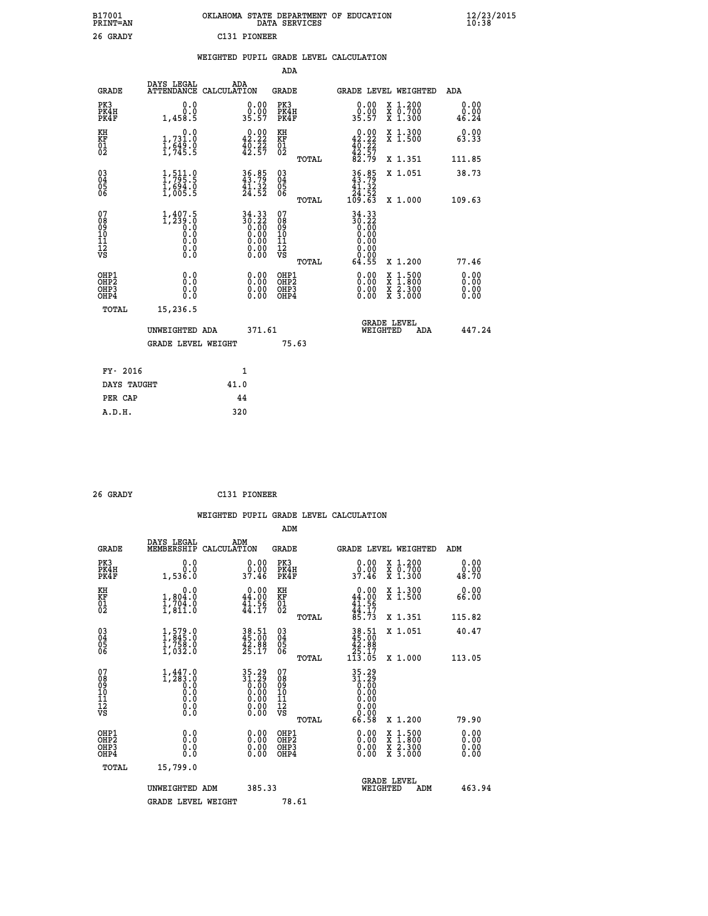B17001 PRINT=AN — OKLAHOMA STATE DEPARTMENT OF EDUCATION DATA SERVICES — 12/23/2015 10:38

26 GRADY — C131 PIONEER

## WEIGHTED PUPIL GRADE LEVEL CALCULATION

### ADA

| GRADE | DAYS LEGAL ATTENDANCE | ADA CALCULATION | GRADE | GRADE LEVEL | WEIGHTED | ADA |
|---|---|---|---|---|---|---|
| PK3 | 0.0 | 0.00 | PK3 | 0.00 | X 1.200 | 0.00 |
| PK4H | 0.0 | 0.00 | PK4H | 0.00 | X 0.700 | 0.00 |
| PK4F | 1,458.5 | 35.57 | PK4F | 35.57 | X 1.300 | 46.24 |
| KH | 0.0 | 0.00 | KH | 0.00 | X 1.300 | 0.00 |
| KF | 1,731.0 | 42.22 | KF | 42.22 | X 1.500 | 63.33 |
| 01 | 1,649.0 | 40.22 | 01 | 40.22 | | |
| 02 | 1,745.5 | 42.57 | 02 | 42.57 | | |
| | | | TOTAL | 82.79 | X 1.351 | 111.85 |
| 03 | 1,511.0 | 36.85 | 03 | 36.85 | X 1.051 | 38.73 |
| 04 | 1,795.5 | 43.79 | 04 | 43.79 | | |
| 05 | 1,694.0 | 41.32 | 05 | 41.32 | | |
| 06 | 1,005.5 | 24.52 | 06 | 24.52 | | |
| | | | TOTAL | 109.63 | X 1.000 | 109.63 |
| 07 | 1,407.5 | 34.33 | 07 | 34.33 | | |
| 08 | 1,239.0 | 30.22 | 08 | 30.22 | | |
| 09 | 0.0 | 0.00 | 09 | 0.00 | | |
| 10 | 0.0 | 0.00 | 10 | 0.00 | | |
| 11 | 0.0 | 0.00 | 11 | 0.00 | | |
| 12 | 0.0 | 0.00 | 12 | 0.00 | | |
| VS | 0.0 | 0.00 | VS | 0.00 | | |
| | | | TOTAL | 64.55 | X 1.200 | 77.46 |
| OHP1 | 0.0 | 0.00 | OHP1 | 0.00 | X 1.500 | 0.00 |
| OHP2 | 0.0 | 0.00 | OHP2 | 0.00 | X 1.800 | 0.00 |
| OHP3 | 0.0 | 0.00 | OHP3 | 0.00 | X 2.300 | 0.00 |
| OHP4 | 0.0 | 0.00 | OHP4 | 0.00 | X 3.000 | 0.00 |
| TOTAL | 15,236.5 | | | | | |

UNWEIGHTED ADA: 371.61 — GRADE LEVEL WEIGHTED ADA: 447.24

GRADE LEVEL WEIGHT: 75.63

| | |
|---|---|
| FY- 2016 | 1 |
| DAYS TAUGHT | 41.0 |
| PER CAP | 44 |
| A.D.H. | 320 |

26 GRADY — C131 PIONEER

## WEIGHTED PUPIL GRADE LEVEL CALCULATION

### ADM

| GRADE | DAYS LEGAL MEMBERSHIP | ADM CALCULATION | GRADE | GRADE LEVEL | WEIGHTED | ADM |
|---|---|---|---|---|---|---|
| PK3 | 0.0 | 0.00 | PK3 | 0.00 | X 1.200 | 0.00 |
| PK4H | 0.0 | 0.00 | PK4H | 0.00 | X 0.700 | 0.00 |
| PK4F | 1,536.0 | 37.46 | PK4F | 37.46 | X 1.300 | 48.70 |
| KH | 0.0 | 0.00 | KH | 0.00 | X 1.300 | 0.00 |
| KF | 1,804.0 | 44.00 | KF | 44.00 | X 1.500 | 66.00 |
| 01 | 1,704.0 | 41.56 | 01 | 41.56 | | |
| 02 | 1,811.0 | 44.17 | 02 | 44.17 | | |
| | | | TOTAL | 85.73 | X 1.351 | 115.82 |
| 03 | 1,579.0 | 38.51 | 03 | 38.51 | X 1.051 | 40.47 |
| 04 | 1,845.0 | 45.00 | 04 | 45.00 | | |
| 05 | 1,758.0 | 42.88 | 05 | 42.88 | | |
| 06 | 1,032.0 | 25.17 | 06 | 25.17 | | |
| | | | TOTAL | 113.05 | X 1.000 | 113.05 |
| 07 | 1,447.0 | 35.29 | 07 | 35.29 | | |
| 08 | 1,283.0 | 31.29 | 08 | 31.29 | | |
| 09 | 0.0 | 0.00 | 09 | 0.00 | | |
| 10 | 0.0 | 0.00 | 10 | 0.00 | | |
| 11 | 0.0 | 0.00 | 11 | 0.00 | | |
| 12 | 0.0 | 0.00 | 12 | 0.00 | | |
| VS | 0.0 | 0.00 | VS | 0.00 | | |
| | | | TOTAL | 66.58 | X 1.200 | 79.90 |
| OHP1 | 0.0 | 0.00 | OHP1 | 0.00 | X 1.500 | 0.00 |
| OHP2 | 0.0 | 0.00 | OHP2 | 0.00 | X 1.800 | 0.00 |
| OHP3 | 0.0 | 0.00 | OHP3 | 0.00 | X 2.300 | 0.00 |
| OHP4 | 0.0 | 0.00 | OHP4 | 0.00 | X 3.000 | 0.00 |
| TOTAL | 15,799.0 | | | | | |

UNWEIGHTED ADM: 385.33 — GRADE LEVEL WEIGHTED ADM: 463.94

GRADE LEVEL WEIGHT: 78.61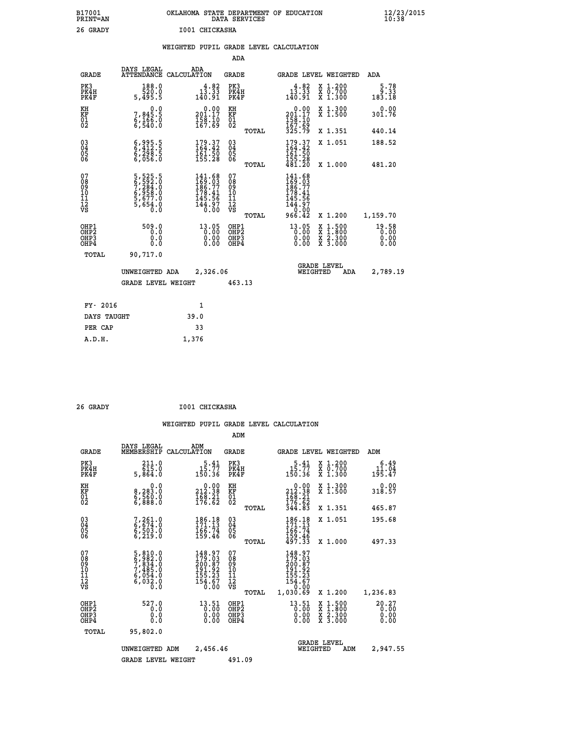B17001 OKLAHOMA STATE DEPARTMENT OF EDUCATION 12/23/2015
PRINT=AN DATA SERVICES 10:38

26 GRADY I001 CHICKASHA

## WEIGHTED PUPIL GRADE LEVEL CALCULATION

### ADA

| GRADE | DAYS LEGAL ATTENDANCE | ADA CALCULATION | GRADE | GRADE LEVEL | WEIGHTED | ADA |
|---|---|---|---|---|---|---|
| PK3 | 188.0 | 4.82 | PK3 | 4.82 | X 1.200 | 5.78 |
| PK4H | 520.0 | 13.33 | PK4H | 13.33 | X 0.700 | 9.33 |
| PK4F | 5,495.5 | 140.91 | PK4F | 140.91 | X 1.300 | 183.18 |
| KH | 0.0 | 0.00 | KH | 0.00 | X 1.300 | 0.00 |
| KF | 7,845.5 | 201.17 | KF | 201.17 | X 1.500 | 301.76 |
| 01 | 6,166.0 | 158.10 | 01 | 158.10 | | |
| 02 | 6,540.0 | 167.69 | 02 | 167.69 | | |
| | | | TOTAL | 325.79 | X 1.351 | 440.14 |
| 03 | 6,995.5 | 179.37 | 03 | 179.37 | X 1.051 | 188.52 |
| 04 | 6,412.5 | 164.42 | 04 | 164.42 | | |
| 05 | 6,298.5 | 161.50 | 05 | 161.50 | | |
| 06 | 6,056.0 | 155.28 | 06 | 155.28 | | |
| | | | TOTAL | 481.20 | X 1.000 | 481.20 |
| 07 | 5,525.5 | 141.68 | 07 | 141.68 | | |
| 08 | 6,592.0 | 169.03 | 08 | 169.03 | | |
| 09 | 7,284.0 | 186.77 | 09 | 186.77 | | |
| 10 | 6,958.0 | 178.41 | 10 | 178.41 | | |
| 11 | 5,677.0 | 145.56 | 11 | 145.56 | | |
| 12 | 5,654.0 | 144.97 | 12 | 144.97 | | |
| VS | 0.0 | 0.00 | VS | 0.00 | | |
| | | | TOTAL | 966.42 | X 1.200 | 1,159.70 |
| OHP1 | 509.0 | 13.05 | OHP1 | 13.05 | X 1.500 | 19.58 |
| OHP2 | 0.0 | 0.00 | OHP2 | 0.00 | X 1.800 | 0.00 |
| OHP3 | 0.0 | 0.00 | OHP3 | 0.00 | X 2.300 | 0.00 |
| OHP4 | 0.0 | 0.00 | OHP4 | 0.00 | X 3.000 | 0.00 |
| TOTAL | 90,717.0 | | | | | |

UNWEIGHTED ADA 2,326.06 — GRADE LEVEL WEIGHTED ADA 2,789.19

GRADE LEVEL WEIGHT 463.13

| FY- 2016 | 1 |
|---|---|
| DAYS TAUGHT | 39.0 |
| PER CAP | 33 |
| A.D.H. | 1,376 |

26 GRADY I001 CHICKASHA

## WEIGHTED PUPIL GRADE LEVEL CALCULATION

### ADM

| GRADE | DAYS LEGAL MEMBERSHIP | ADM CALCULATION | GRADE | GRADE LEVEL | WEIGHTED | ADM |
|---|---|---|---|---|---|---|
| PK3 | 211.0 | 5.41 | PK3 | 5.41 | X 1.200 | 6.49 |
| PK4H | 615.0 | 15.77 | PK4H | 15.77 | X 0.700 | 11.04 |
| PK4F | 5,864.0 | 150.36 | PK4F | 150.36 | X 1.300 | 195.47 |
| KH | 0.0 | 0.00 | KH | 0.00 | X 1.300 | 0.00 |
| KF | 8,283.0 | 212.38 | KF | 212.38 | X 1.500 | 318.57 |
| 01 | 6,560.0 | 168.21 | 01 | 168.21 | | |
| 02 | 6,888.0 | 176.62 | 02 | 176.62 | | |
| | | | TOTAL | 344.83 | X 1.351 | 465.87 |
| 03 | 7,261.0 | 186.18 | 03 | 186.18 | X 1.051 | 195.68 |
| 04 | 6,674.0 | 171.13 | 04 | 171.13 | | |
| 05 | 6,503.0 | 166.74 | 05 | 166.74 | | |
| 06 | 6,219.0 | 159.46 | 06 | 159.46 | | |
| | | | TOTAL | 497.33 | X 1.000 | 497.33 |
| 07 | 5,810.0 | 148.97 | 07 | 148.97 | | |
| 08 | 6,982.0 | 179.03 | 08 | 179.03 | | |
| 09 | 7,834.0 | 200.87 | 09 | 200.87 | | |
| 10 | 7,485.0 | 191.92 | 10 | 191.92 | | |
| 11 | 6,054.0 | 155.23 | 11 | 155.23 | | |
| 12 | 6,032.0 | 154.67 | 12 | 154.67 | | |
| VS | 0.0 | 0.00 | VS | 0.00 | | |
| | | | TOTAL | 1,030.69 | X 1.200 | 1,236.83 |
| OHP1 | 527.0 | 13.51 | OHP1 | 13.51 | X 1.500 | 20.27 |
| OHP2 | 0.0 | 0.00 | OHP2 | 0.00 | X 1.800 | 0.00 |
| OHP3 | 0.0 | 0.00 | OHP3 | 0.00 | X 2.300 | 0.00 |
| OHP4 | 0.0 | 0.00 | OHP4 | 0.00 | X 3.000 | 0.00 |
| TOTAL | 95,802.0 | | | | | |

UNWEIGHTED ADM 2,456.46 — GRADE LEVEL WEIGHTED ADM 2,947.55

GRADE LEVEL WEIGHT 491.09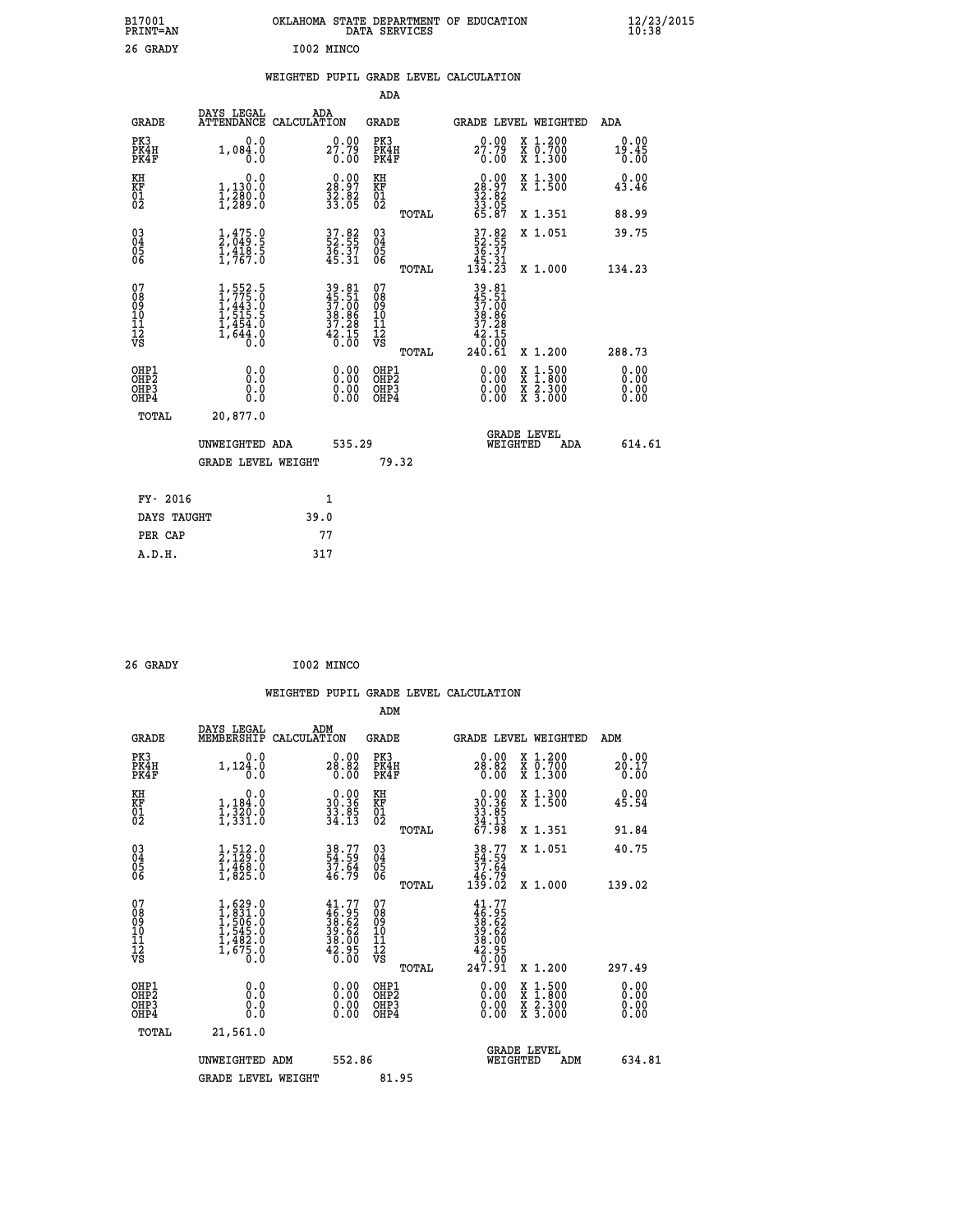B17001 OKLAHOMA STATE DEPARTMENT OF EDUCATION 12/23/2015
PRINT=AN DATA SERVICES 10:38

26 GRADY I002 MINCO

## WEIGHTED PUPIL GRADE LEVEL CALCULATION

### ADA

| GRADE | DAYS LEGAL ATTENDANCE | ADA CALCULATION | GRADE | GRADE LEVEL | WEIGHTED | ADA |
|---|---|---|---|---|---|---|
| PK3 | 0.0 | 0.00 | PK3 | 0.00 | X 1.200 | 0.00 |
| PK4H | 1,084.0 | 27.79 | PK4H | 27.79 | X 0.700 | 19.45 |
| PK4F | 0.0 | 0.00 | PK4F | 0.00 | X 1.300 | 0.00 |
| KH | 0.0 | 0.00 | KH | 0.00 | X 1.300 | 0.00 |
| KF | 1,130.0 | 28.97 | KF | 28.97 | X 1.500 | 43.46 |
| 01 | 1,280.0 | 32.82 | 01 | 32.82 | | |
| 02 | 1,289.0 | 33.05 | 02 | 33.05 | | |
| | | | TOTAL | 65.87 | X 1.351 | 88.99 |
| 03 | 1,475.0 | 37.82 | 03 | 37.82 | X 1.051 | 39.75 |
| 04 | 2,049.5 | 52.55 | 04 | 52.55 | | |
| 05 | 1,418.5 | 36.37 | 05 | 36.37 | | |
| 06 | 1,767.0 | 45.31 | 06 | 45.31 | | |
| | | | TOTAL | 134.23 | X 1.000 | 134.23 |
| 07 | 1,552.5 | 39.81 | 07 | 39.81 | | |
| 08 | 1,775.0 | 45.51 | 08 | 45.51 | | |
| 09 | 1,443.0 | 37.00 | 09 | 37.00 | | |
| 10 | 1,515.5 | 38.86 | 10 | 38.86 | | |
| 11 | 1,454.0 | 37.28 | 11 | 37.28 | | |
| 12 | 1,644.0 | 42.15 | 12 | 42.15 | | |
| VS | 0.0 | 0.00 | VS | 0.00 | | |
| | | | TOTAL | 240.61 | X 1.200 | 288.73 |
| OHP1 | 0.0 | 0.00 | OHP1 | 0.00 | X 1.500 | 0.00 |
| OHP2 | 0.0 | 0.00 | OHP2 | 0.00 | X 1.800 | 0.00 |
| OHP3 | 0.0 | 0.00 | OHP3 | 0.00 | X 2.300 | 0.00 |
| OHP4 | 0.0 | 0.00 | OHP4 | 0.00 | X 3.000 | 0.00 |
| TOTAL | 20,877.0 | | | | | |

UNWEIGHTED ADA 535.29 — GRADE LEVEL WEIGHTED ADA 614.61

GRADE LEVEL WEIGHT 79.32

| FY- 2016 | 1 |
|---|---|
| DAYS TAUGHT | 39.0 |
| PER CAP | 77 |
| A.D.H. | 317 |

26 GRADY I002 MINCO

## WEIGHTED PUPIL GRADE LEVEL CALCULATION

### ADM

| GRADE | DAYS LEGAL MEMBERSHIP | ADM CALCULATION | GRADE | GRADE LEVEL | WEIGHTED | ADM |
|---|---|---|---|---|---|---|
| PK3 | 0.0 | 0.00 | PK3 | 0.00 | X 1.200 | 0.00 |
| PK4H | 1,124.0 | 28.82 | PK4H | 28.82 | X 0.700 | 20.17 |
| PK4F | 0.0 | 0.00 | PK4F | 0.00 | X 1.300 | 0.00 |
| KH | 0.0 | 0.00 | KH | 0.00 | X 1.300 | 0.00 |
| KF | 1,184.0 | 30.36 | KF | 30.36 | X 1.500 | 45.54 |
| 01 | 1,320.0 | 33.85 | 01 | 33.85 | | |
| 02 | 1,331.0 | 34.13 | 02 | 34.13 | | |
| | | | TOTAL | 67.98 | X 1.351 | 91.84 |
| 03 | 1,512.0 | 38.77 | 03 | 38.77 | X 1.051 | 40.75 |
| 04 | 2,129.0 | 54.59 | 04 | 54.59 | | |
| 05 | 1,468.0 | 37.64 | 05 | 37.64 | | |
| 06 | 1,825.0 | 46.79 | 06 | 46.79 | | |
| | | | TOTAL | 139.02 | X 1.000 | 139.02 |
| 07 | 1,629.0 | 41.77 | 07 | 41.77 | | |
| 08 | 1,831.0 | 46.95 | 08 | 46.95 | | |
| 09 | 1,506.0 | 38.62 | 09 | 38.62 | | |
| 10 | 1,545.0 | 39.62 | 10 | 39.62 | | |
| 11 | 1,482.0 | 38.00 | 11 | 38.00 | | |
| 12 | 1,675.0 | 42.95 | 12 | 42.95 | | |
| VS | 0.0 | 0.00 | VS | 0.00 | | |
| | | | TOTAL | 247.91 | X 1.200 | 297.49 |
| OHP1 | 0.0 | 0.00 | OHP1 | 0.00 | X 1.500 | 0.00 |
| OHP2 | 0.0 | 0.00 | OHP2 | 0.00 | X 1.800 | 0.00 |
| OHP3 | 0.0 | 0.00 | OHP3 | 0.00 | X 2.300 | 0.00 |
| OHP4 | 0.0 | 0.00 | OHP4 | 0.00 | X 3.000 | 0.00 |
| TOTAL | 21,561.0 | | | | | |

UNWEIGHTED ADM 552.86 — GRADE LEVEL WEIGHTED ADM 634.81

GRADE LEVEL WEIGHT 81.95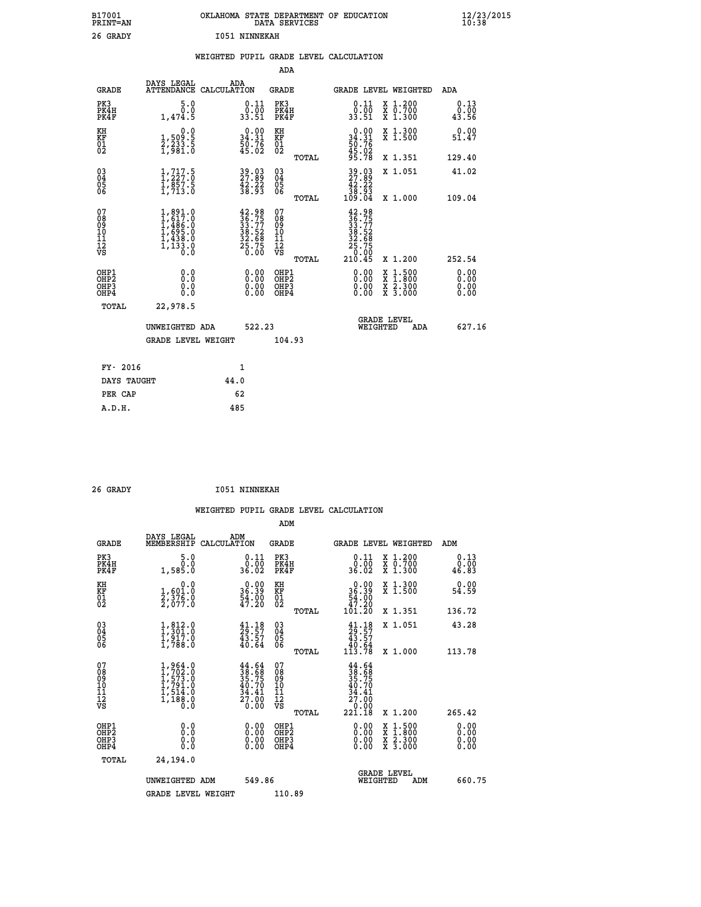B17001 OKLAHOMA STATE DEPARTMENT OF EDUCATION 12/23/2015
PRINT=AN DATA SERVICES 10:38

26 GRADY I051 NINNEKAH

## WEIGHTED PUPIL GRADE LEVEL CALCULATION

### ADA

| GRADE | DAYS LEGAL ATTENDANCE | ADA CALCULATION | GRADE | GRADE LEVEL | WEIGHTED | ADA |
|---|---|---|---|---|---|---|
| PK3 | 5.0 | 0.11 | PK3 | 0.11 | X 1.200 | 0.13 |
| PK4H | 0.0 | 0.00 | PK4H | 0.00 | X 0.700 | 0.00 |
| PK4F | 1,474.5 | 33.51 | PK4F | 33.51 | X 1.300 | 43.56 |
| KH | 0.0 | 0.00 | KH | 0.00 | X 1.300 | 0.00 |
| KF | 1,509.5 | 34.31 | KF | 34.31 | X 1.500 | 51.47 |
| 01 | 2,233.5 | 50.76 | 01 | 50.76 | | |
| 02 | 1,981.0 | 45.02 | 02 | 45.02 | | |
| | | | TOTAL | 95.78 | X 1.351 | 129.40 |
| 03 | 1,717.5 | 39.03 | 03 | 39.03 | X 1.051 | 41.02 |
| 04 | 1,227.0 | 27.89 | 04 | 27.89 | | |
| 05 | 1,857.5 | 42.22 | 05 | 42.22 | | |
| 06 | 1,713.0 | 38.93 | 06 | 38.93 | | |
| | | | TOTAL | 109.04 | X 1.000 | 109.04 |
| 07 | 1,891.0 | 42.98 | 07 | 42.98 | | |
| 08 | 1,617.0 | 36.75 | 08 | 36.75 | | |
| 09 | 1,486.0 | 33.77 | 09 | 33.77 | | |
| 10 | 1,695.0 | 38.52 | 10 | 38.52 | | |
| 11 | 1,438.0 | 32.68 | 11 | 32.68 | | |
| 12 | 1,133.0 | 25.75 | 12 | 25.75 | | |
| VS | 0.0 | 0.00 | VS | 0.00 | | |
| | | | TOTAL | 210.45 | X 1.200 | 252.54 |
| OHP1 | 0.0 | 0.00 | OHP1 | 0.00 | X 1.500 | 0.00 |
| OHP2 | 0.0 | 0.00 | OHP2 | 0.00 | X 1.800 | 0.00 |
| OHP3 | 0.0 | 0.00 | OHP3 | 0.00 | X 2.300 | 0.00 |
| OHP4 | 0.0 | 0.00 | OHP4 | 0.00 | X 3.000 | 0.00 |
| TOTAL | 22,978.5 | | | | | |

UNWEIGHTED ADA 522.23 GRADE LEVEL WEIGHTED ADA 627.16

GRADE LEVEL WEIGHT 104.93

| FY- 2016 | 1 |
|---|---|
| DAYS TAUGHT | 44.0 |
| PER CAP | 62 |
| A.D.H. | 485 |

26 GRADY I051 NINNEKAH

## WEIGHTED PUPIL GRADE LEVEL CALCULATION

### ADM

| GRADE | DAYS LEGAL MEMBERSHIP | ADM CALCULATION | GRADE | GRADE LEVEL | WEIGHTED | ADM |
|---|---|---|---|---|---|---|
| PK3 | 5.0 | 0.11 | PK3 | 0.11 | X 1.200 | 0.13 |
| PK4H | 0.0 | 0.00 | PK4H | 0.00 | X 0.700 | 0.00 |
| PK4F | 1,585.0 | 36.02 | PK4F | 36.02 | X 1.300 | 46.83 |
| KH | 0.0 | 0.00 | KH | 0.00 | X 1.300 | 0.00 |
| KF | 1,601.0 | 36.39 | KF | 36.39 | X 1.500 | 54.59 |
| 01 | 2,376.0 | 54.00 | 01 | 54.00 | | |
| 02 | 2,077.0 | 47.20 | 02 | 47.20 | | |
| | | | TOTAL | 101.20 | X 1.351 | 136.72 |
| 03 | 1,812.0 | 41.18 | 03 | 41.18 | X 1.051 | 43.28 |
| 04 | 1,301.0 | 29.57 | 04 | 29.57 | | |
| 05 | 1,917.0 | 43.57 | 05 | 43.57 | | |
| 06 | 1,788.0 | 40.64 | 06 | 40.64 | | |
| | | | TOTAL | 113.78 | X 1.000 | 113.78 |
| 07 | 1,964.0 | 44.64 | 07 | 44.64 | | |
| 08 | 1,702.0 | 38.68 | 08 | 38.68 | | |
| 09 | 1,573.0 | 35.75 | 09 | 35.75 | | |
| 10 | 1,791.0 | 40.70 | 10 | 40.70 | | |
| 11 | 1,514.0 | 34.41 | 11 | 34.41 | | |
| 12 | 1,188.0 | 27.00 | 12 | 27.00 | | |
| VS | 0.0 | 0.00 | VS | 0.00 | | |
| | | | TOTAL | 221.18 | X 1.200 | 265.42 |
| OHP1 | 0.0 | 0.00 | OHP1 | 0.00 | X 1.500 | 0.00 |
| OHP2 | 0.0 | 0.00 | OHP2 | 0.00 | X 1.800 | 0.00 |
| OHP3 | 0.0 | 0.00 | OHP3 | 0.00 | X 2.300 | 0.00 |
| OHP4 | 0.0 | 0.00 | OHP4 | 0.00 | X 3.000 | 0.00 |
| TOTAL | 24,194.0 | | | | | |

UNWEIGHTED ADM 549.86 GRADE LEVEL WEIGHTED ADM 660.75

GRADE LEVEL WEIGHT 110.89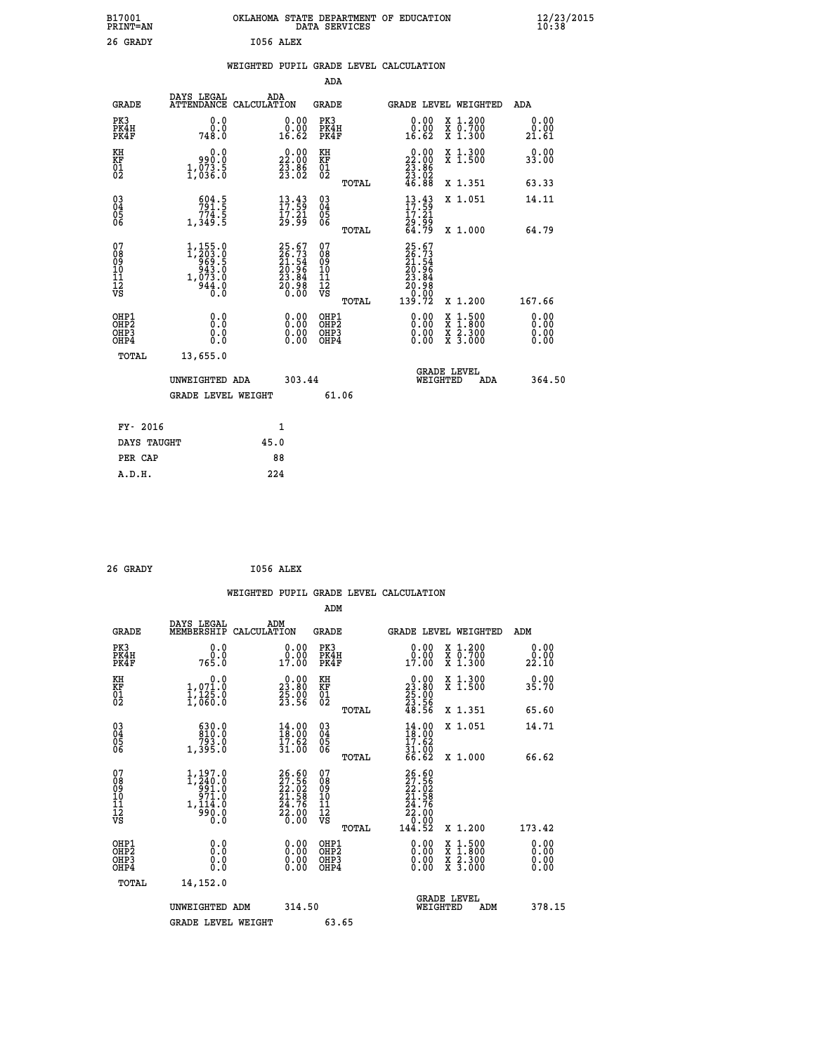B17001 OKLAHOMA STATE DEPARTMENT OF EDUCATION 12/23/2015
PRINT=AN DATA SERVICES 10:38

26 GRADY I056 ALEX

## WEIGHTED PUPIL GRADE LEVEL CALCULATION

### ADA

| GRADE | DAYS LEGAL ATTENDANCE | ADA CALCULATION | GRADE | | GRADE LEVEL | WEIGHTED | ADA |
|---|---|---|---|---|---|---|---|
| PK3 | 0.0 | 0.00 | PK3 | | 0.00 | X 1.200 | 0.00 |
| PK4H | 0.0 | 0.00 | PK4H | | 0.00 | X 0.700 | 0.00 |
| PK4F | 748.0 | 16.62 | PK4F | | 16.62 | X 1.300 | 21.61 |
| KH | 0.0 | 0.00 | KH | | 0.00 | X 1.300 | 0.00 |
| KF | 990.0 | 22.00 | KF | | 22.00 | X 1.500 | 33.00 |
| 01 | 1,073.5 | 23.86 | 01 | | 23.86 | | |
| 02 | 1,036.0 | 23.02 | 02 | | 23.02 | | |
| | | | | TOTAL | 46.88 | X 1.351 | 63.33 |
| 03 | 604.5 | 13.43 | 03 | | 13.43 | X 1.051 | 14.11 |
| 04 | 791.5 | 17.59 | 04 | | 17.59 | | |
| 05 | 774.5 | 17.21 | 05 | | 17.21 | | |
| 06 | 1,349.5 | 29.99 | 06 | | 29.99 | | |
| | | | | TOTAL | 64.79 | X 1.000 | 64.79 |
| 07 | 1,155.0 | 25.67 | 07 | | 25.67 | | |
| 08 | 1,203.0 | 26.73 | 08 | | 26.73 | | |
| 09 | 969.5 | 21.54 | 09 | | 21.54 | | |
| 10 | 943.0 | 20.96 | 10 | | 20.96 | | |
| 11 | 1,073.0 | 23.84 | 11 | | 23.84 | | |
| 12 | 944.0 | 20.98 | 12 | | 20.98 | | |
| VS | 0.0 | 0.00 | VS | | 0.00 | | |
| | | | | TOTAL | 139.72 | X 1.200 | 167.66 |
| OHP1 | 0.0 | 0.00 | OHP1 | | 0.00 | X 1.500 | 0.00 |
| OHP2 | 0.0 | 0.00 | OHP2 | | 0.00 | X 1.800 | 0.00 |
| OHP3 | 0.0 | 0.00 | OHP3 | | 0.00 | X 2.300 | 0.00 |
| OHP4 | 0.0 | 0.00 | OHP4 | | 0.00 | X 3.000 | 0.00 |
| TOTAL | 13,655.0 | | | | | | |

UNWEIGHTED ADA 303.44 GRADE LEVEL WEIGHTED ADA 364.50

GRADE LEVEL WEIGHT 61.06

| | |
|---|---|
| FY- 2016 | 1 |
| DAYS TAUGHT | 45.0 |
| PER CAP | 88 |
| A.D.H. | 224 |

26 GRADY I056 ALEX

## WEIGHTED PUPIL GRADE LEVEL CALCULATION

### ADM

| GRADE | DAYS LEGAL MEMBERSHIP | ADM CALCULATION | GRADE | | GRADE LEVEL | WEIGHTED | ADM |
|---|---|---|---|---|---|---|---|
| PK3 | 0.0 | 0.00 | PK3 | | 0.00 | X 1.200 | 0.00 |
| PK4H | 0.0 | 0.00 | PK4H | | 0.00 | X 0.700 | 0.00 |
| PK4F | 765.0 | 17.00 | PK4F | | 17.00 | X 1.300 | 22.10 |
| KH | 0.0 | 0.00 | KH | | 0.00 | X 1.300 | 0.00 |
| KF | 1,071.0 | 23.80 | KF | | 23.80 | X 1.500 | 35.70 |
| 01 | 1,125.0 | 25.00 | 01 | | 25.00 | | |
| 02 | 1,060.0 | 23.56 | 02 | | 23.56 | | |
| | | | | TOTAL | 48.56 | X 1.351 | 65.60 |
| 03 | 630.0 | 14.00 | 03 | | 14.00 | X 1.051 | 14.71 |
| 04 | 810.0 | 18.00 | 04 | | 18.00 | | |
| 05 | 793.0 | 17.62 | 05 | | 17.62 | | |
| 06 | 1,395.0 | 31.00 | 06 | | 31.00 | | |
| | | | | TOTAL | 66.62 | X 1.000 | 66.62 |
| 07 | 1,197.0 | 26.60 | 07 | | 26.60 | | |
| 08 | 1,240.0 | 27.56 | 08 | | 27.56 | | |
| 09 | 991.0 | 22.02 | 09 | | 22.02 | | |
| 10 | 971.0 | 21.58 | 10 | | 21.58 | | |
| 11 | 1,114.0 | 24.76 | 11 | | 24.76 | | |
| 12 | 990.0 | 22.00 | 12 | | 22.00 | | |
| VS | 0.0 | 0.00 | VS | | 0.00 | | |
| | | | | TOTAL | 144.52 | X 1.200 | 173.42 |
| OHP1 | 0.0 | 0.00 | OHP1 | | 0.00 | X 1.500 | 0.00 |
| OHP2 | 0.0 | 0.00 | OHP2 | | 0.00 | X 1.800 | 0.00 |
| OHP3 | 0.0 | 0.00 | OHP3 | | 0.00 | X 2.300 | 0.00 |
| OHP4 | 0.0 | 0.00 | OHP4 | | 0.00 | X 3.000 | 0.00 |
| TOTAL | 14,152.0 | | | | | | |

UNWEIGHTED ADM 314.50 GRADE LEVEL WEIGHTED ADM 378.15

GRADE LEVEL WEIGHT 63.65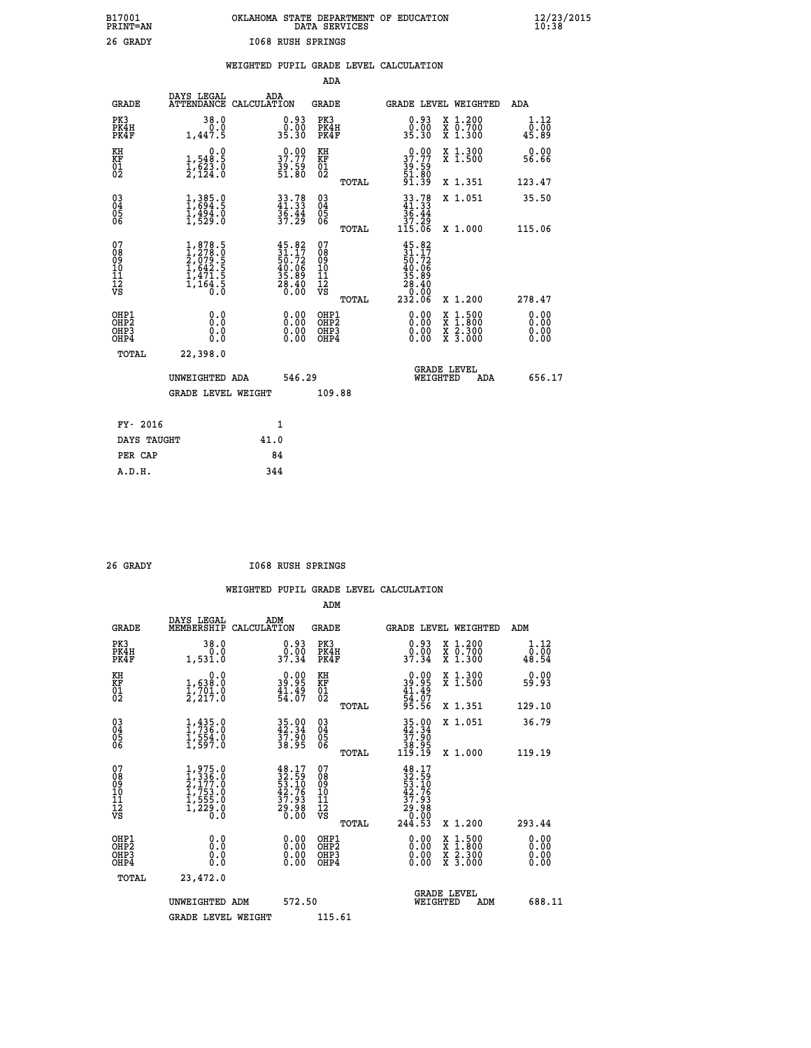B17001 OKLAHOMA STATE DEPARTMENT OF EDUCATION 12/23/2015
PRINT=AN DATA SERVICES 10:38

26 GRADY I068 RUSH SPRINGS

WEIGHTED PUPIL GRADE LEVEL CALCULATION

ADA

| GRADE | DAYS LEGAL ATTENDANCE | ADA CALCULATION | GRADE | | GRADE LEVEL | WEIGHTED | ADA |
|---|---|---|---|---|---|---|---|
| PK3 | 38.0 | 0.93 | PK3 | | 0.93 | X 1.200 | 1.12 |
| PK4H | 0.0 | 0.00 | PK4H | | 0.00 | X 0.700 | 0.00 |
| PK4F | 1,447.5 | 35.30 | PK4F | | 35.30 | X 1.300 | 45.89 |
| KH | 0.0 | 0.00 | KH | | 0.00 | X 1.300 | 0.00 |
| KF | 1,548.5 | 37.77 | KF | | 37.77 | X 1.500 | 56.66 |
| 01 | 1,623.0 | 39.59 | 01 | | 39.59 | | |
| 02 | 2,124.0 | 51.80 | 02 | | 51.80 | | |
| | | | | TOTAL | 91.39 | X 1.351 | 123.47 |
| 03 | 1,385.0 | 33.78 | 03 | | 33.78 | X 1.051 | 35.50 |
| 04 | 1,694.5 | 41.33 | 04 | | 41.33 | | |
| 05 | 1,494.0 | 36.44 | 05 | | 36.44 | | |
| 06 | 1,529.0 | 37.29 | 06 | | 37.29 | | |
| | | | | TOTAL | 115.06 | X 1.000 | 115.06 |
| 07 | 1,878.5 | 45.82 | 07 | | 45.82 | | |
| 08 | 1,278.0 | 31.17 | 08 | | 31.17 | | |
| 09 | 2,079.5 | 50.72 | 09 | | 50.72 | | |
| 10 | 1,642.5 | 40.06 | 10 | | 40.06 | | |
| 11 | 1,471.5 | 35.89 | 11 | | 35.89 | | |
| 12 | 1,164.5 | 28.40 | 12 | | 28.40 | | |
| VS | 0.0 | 0.00 | VS | | 0.00 | | |
| | | | | TOTAL | 232.06 | X 1.200 | 278.47 |
| OHP1 | 0.0 | 0.00 | OHP1 | | 0.00 | X 1.500 | 0.00 |
| OHP2 | 0.0 | 0.00 | OHP2 | | 0.00 | X 1.800 | 0.00 |
| OHP3 | 0.0 | 0.00 | OHP3 | | 0.00 | X 2.300 | 0.00 |
| OHP4 | 0.0 | 0.00 | OHP4 | | 0.00 | X 3.000 | 0.00 |
| TOTAL | 22,398.0 | | | | | | |

UNWEIGHTED ADA 546.29 — GRADE LEVEL WEIGHTED ADA 656.17

GRADE LEVEL WEIGHT 109.88

| FY- 2016 | 1 |
|---|---|
| DAYS TAUGHT | 41.0 |
| PER CAP | 84 |
| A.D.H. | 344 |

26 GRADY I068 RUSH SPRINGS

WEIGHTED PUPIL GRADE LEVEL CALCULATION

ADM

| GRADE | DAYS LEGAL MEMBERSHIP | ADM CALCULATION | GRADE | | GRADE LEVEL | WEIGHTED | ADM |
|---|---|---|---|---|---|---|---|
| PK3 | 38.0 | 0.93 | PK3 | | 0.93 | X 1.200 | 1.12 |
| PK4H | 0.0 | 0.00 | PK4H | | 0.00 | X 0.700 | 0.00 |
| PK4F | 1,531.0 | 37.34 | PK4F | | 37.34 | X 1.300 | 48.54 |
| KH | 0.0 | 0.00 | KH | | 0.00 | X 1.300 | 0.00 |
| KF | 1,638.0 | 39.95 | KF | | 39.95 | X 1.500 | 59.93 |
| 01 | 1,701.0 | 41.49 | 01 | | 41.49 | | |
| 02 | 2,217.0 | 54.07 | 02 | | 54.07 | | |
| | | | | TOTAL | 95.56 | X 1.351 | 129.10 |
| 03 | 1,435.0 | 35.00 | 03 | | 35.00 | X 1.051 | 36.79 |
| 04 | 1,736.0 | 42.34 | 04 | | 42.34 | | |
| 05 | 1,554.0 | 37.90 | 05 | | 37.90 | | |
| 06 | 1,597.0 | 38.95 | 06 | | 38.95 | | |
| | | | | TOTAL | 119.19 | X 1.000 | 119.19 |
| 07 | 1,975.0 | 48.17 | 07 | | 48.17 | | |
| 08 | 1,336.0 | 32.59 | 08 | | 32.59 | | |
| 09 | 2,177.0 | 53.10 | 09 | | 53.10 | | |
| 10 | 1,753.0 | 42.76 | 10 | | 42.76 | | |
| 11 | 1,555.0 | 37.93 | 11 | | 37.93 | | |
| 12 | 1,229.0 | 29.98 | 12 | | 29.98 | | |
| VS | 0.0 | 0.00 | VS | | 0.00 | | |
| | | | | TOTAL | 244.53 | X 1.200 | 293.44 |
| OHP1 | 0.0 | 0.00 | OHP1 | | 0.00 | X 1.500 | 0.00 |
| OHP2 | 0.0 | 0.00 | OHP2 | | 0.00 | X 1.800 | 0.00 |
| OHP3 | 0.0 | 0.00 | OHP3 | | 0.00 | X 2.300 | 0.00 |
| OHP4 | 0.0 | 0.00 | OHP4 | | 0.00 | X 3.000 | 0.00 |
| TOTAL | 23,472.0 | | | | | | |

UNWEIGHTED ADM 572.50 — GRADE LEVEL WEIGHTED ADM 688.11

GRADE LEVEL WEIGHT 115.61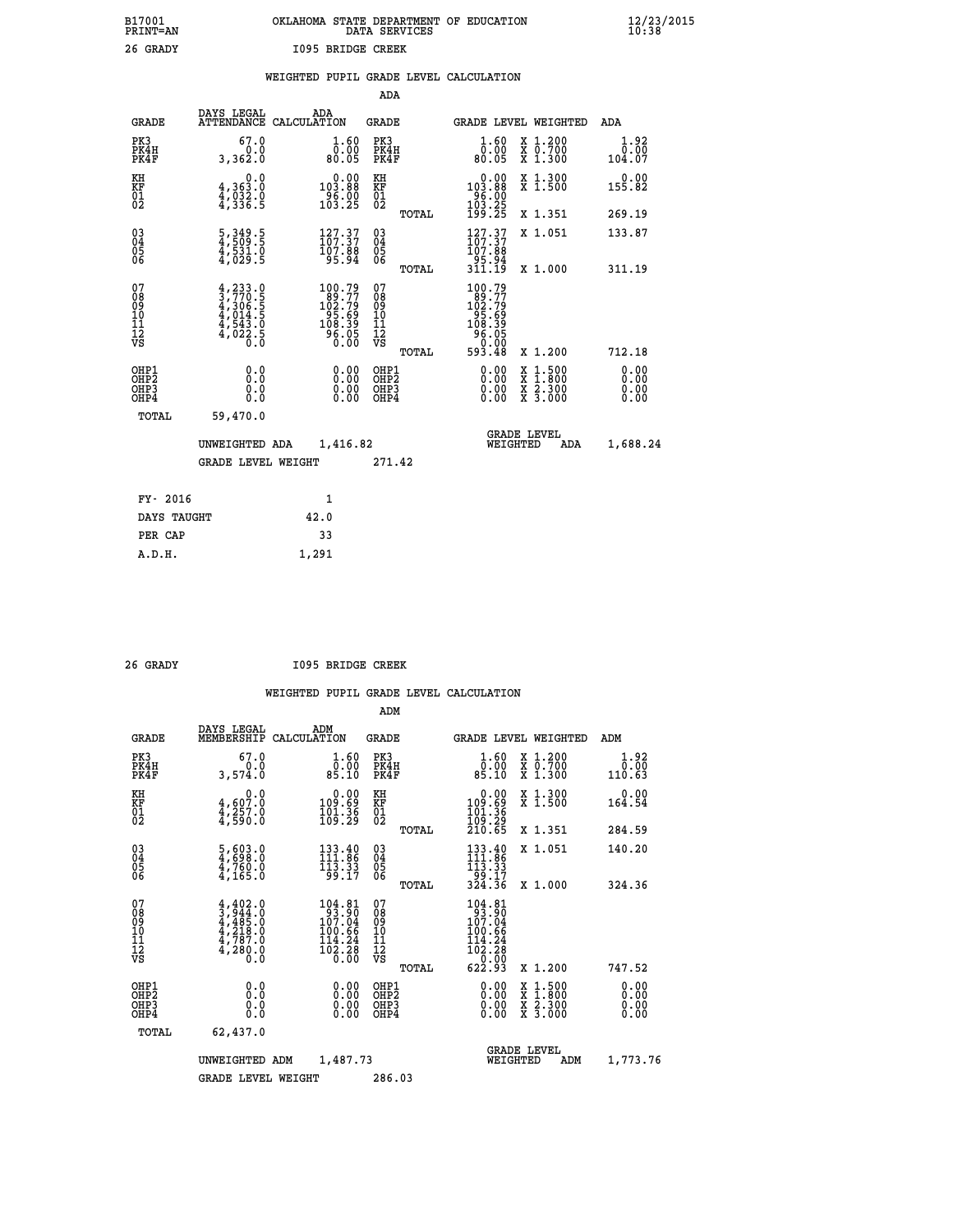B17001 OKLAHOMA STATE DEPARTMENT OF EDUCATION 12/23/2015
PRINT=AN DATA SERVICES 10:38
26 GRADY I095 BRIDGE CREEK

## WEIGHTED PUPIL GRADE LEVEL CALCULATION

### ADA

| GRADE | DAYS LEGAL ATTENDANCE | ADA CALCULATION | GRADE | | GRADE LEVEL | WEIGHTED | ADA |
|---|---|---|---|---|---|---|---|
| PK3 | 67.0 | 1.60 | PK3 | | 1.60 | X 1.200 | 1.92 |
| PK4H | 0.0 | 0.00 | PK4H | | 0.00 | X 0.700 | 0.00 |
| PK4F | 3,362.0 | 80.05 | PK4F | | 80.05 | X 1.300 | 104.07 |
| KH | 0.0 | 0.00 | KH | | 0.00 | X 1.300 | 0.00 |
| KF | 4,363.0 | 103.88 | KF | | 103.88 | X 1.500 | 155.82 |
| 01 | 4,032.0 | 96.00 | 01 | | 96.00 | | |
| 02 | 4,336.5 | 103.25 | 02 | | 103.25 | | |
| | | | | TOTAL | 199.25 | X 1.351 | 269.19 |
| 03 | 5,349.5 | 127.37 | 03 | | 127.37 | X 1.051 | 133.87 |
| 04 | 4,509.5 | 107.37 | 04 | | 107.37 | | |
| 05 | 4,531.0 | 107.88 | 05 | | 107.88 | | |
| 06 | 4,029.5 | 95.94 | 06 | | 95.94 | | |
| | | | | TOTAL | 311.19 | X 1.000 | 311.19 |
| 07 | 4,233.0 | 100.79 | 07 | | 100.79 | | |
| 08 | 3,770.5 | 89.77 | 08 | | 89.77 | | |
| 09 | 4,306.5 | 102.79 | 09 | | 102.79 | | |
| 10 | 4,014.5 | 95.69 | 10 | | 95.69 | | |
| 11 | 4,543.0 | 108.39 | 11 | | 108.39 | | |
| 12 | 4,022.5 | 96.05 | 12 | | 96.05 | | |
| VS | 0.0 | 0.00 | VS | | 0.00 | | |
| | | | | TOTAL | 593.48 | X 1.200 | 712.18 |
| OHP1 | 0.0 | 0.00 | OHP1 | | 0.00 | X 1.500 | 0.00 |
| OHP2 | 0.0 | 0.00 | OHP2 | | 0.00 | X 1.800 | 0.00 |
| OHP3 | 0.0 | 0.00 | OHP3 | | 0.00 | X 2.300 | 0.00 |
| OHP4 | 0.0 | 0.00 | OHP4 | | 0.00 | X 3.000 | 0.00 |
| TOTAL | 59,470.0 | | | | | | |

UNWEIGHTED ADA 1,416.82 — GRADE LEVEL WEIGHTED ADA 1,688.24

GRADE LEVEL WEIGHT 271.42

| FY- 2016 | 1 |
|---|---|
| DAYS TAUGHT | 42.0 |
| PER CAP | 33 |
| A.D.H. | 1,291 |

26 GRADY I095 BRIDGE CREEK

## WEIGHTED PUPIL GRADE LEVEL CALCULATION

### ADM

| GRADE | DAYS LEGAL MEMBERSHIP | ADM CALCULATION | GRADE | | GRADE LEVEL | WEIGHTED | ADM |
|---|---|---|---|---|---|---|---|
| PK3 | 67.0 | 1.60 | PK3 | | 1.60 | X 1.200 | 1.92 |
| PK4H | 0.0 | 0.00 | PK4H | | 0.00 | X 0.700 | 0.00 |
| PK4F | 3,574.0 | 85.10 | PK4F | | 85.10 | X 1.300 | 110.63 |
| KH | 0.0 | 0.00 | KH | | 0.00 | X 1.300 | 0.00 |
| KF | 4,607.0 | 109.69 | KF | | 109.69 | X 1.500 | 164.54 |
| 01 | 4,257.0 | 101.36 | 01 | | 101.36 | | |
| 02 | 4,590.0 | 109.29 | 02 | | 109.29 | | |
| | | | | TOTAL | 210.65 | X 1.351 | 284.59 |
| 03 | 5,603.0 | 133.40 | 03 | | 133.40 | X 1.051 | 140.20 |
| 04 | 4,698.0 | 111.86 | 04 | | 111.86 | | |
| 05 | 4,760.0 | 113.33 | 05 | | 113.33 | | |
| 06 | 4,165.0 | 99.17 | 06 | | 99.17 | | |
| | | | | TOTAL | 324.36 | X 1.000 | 324.36 |
| 07 | 4,402.0 | 104.81 | 07 | | 104.81 | | |
| 08 | 3,944.0 | 93.90 | 08 | | 93.90 | | |
| 09 | 4,485.0 | 107.04 | 09 | | 107.04 | | |
| 10 | 4,218.0 | 100.66 | 10 | | 100.66 | | |
| 11 | 4,787.0 | 114.24 | 11 | | 114.24 | | |
| 12 | 4,280.0 | 102.28 | 12 | | 102.28 | | |
| VS | 0.0 | 0.00 | VS | | 0.00 | | |
| | | | | TOTAL | 622.93 | X 1.200 | 747.52 |
| OHP1 | 0.0 | 0.00 | OHP1 | | 0.00 | X 1.500 | 0.00 |
| OHP2 | 0.0 | 0.00 | OHP2 | | 0.00 | X 1.800 | 0.00 |
| OHP3 | 0.0 | 0.00 | OHP3 | | 0.00 | X 2.300 | 0.00 |
| OHP4 | 0.0 | 0.00 | OHP4 | | 0.00 | X 3.000 | 0.00 |
| TOTAL | 62,437.0 | | | | | | |

UNWEIGHTED ADM 1,487.73 — GRADE LEVEL WEIGHTED ADM 1,773.76

GRADE LEVEL WEIGHT 286.03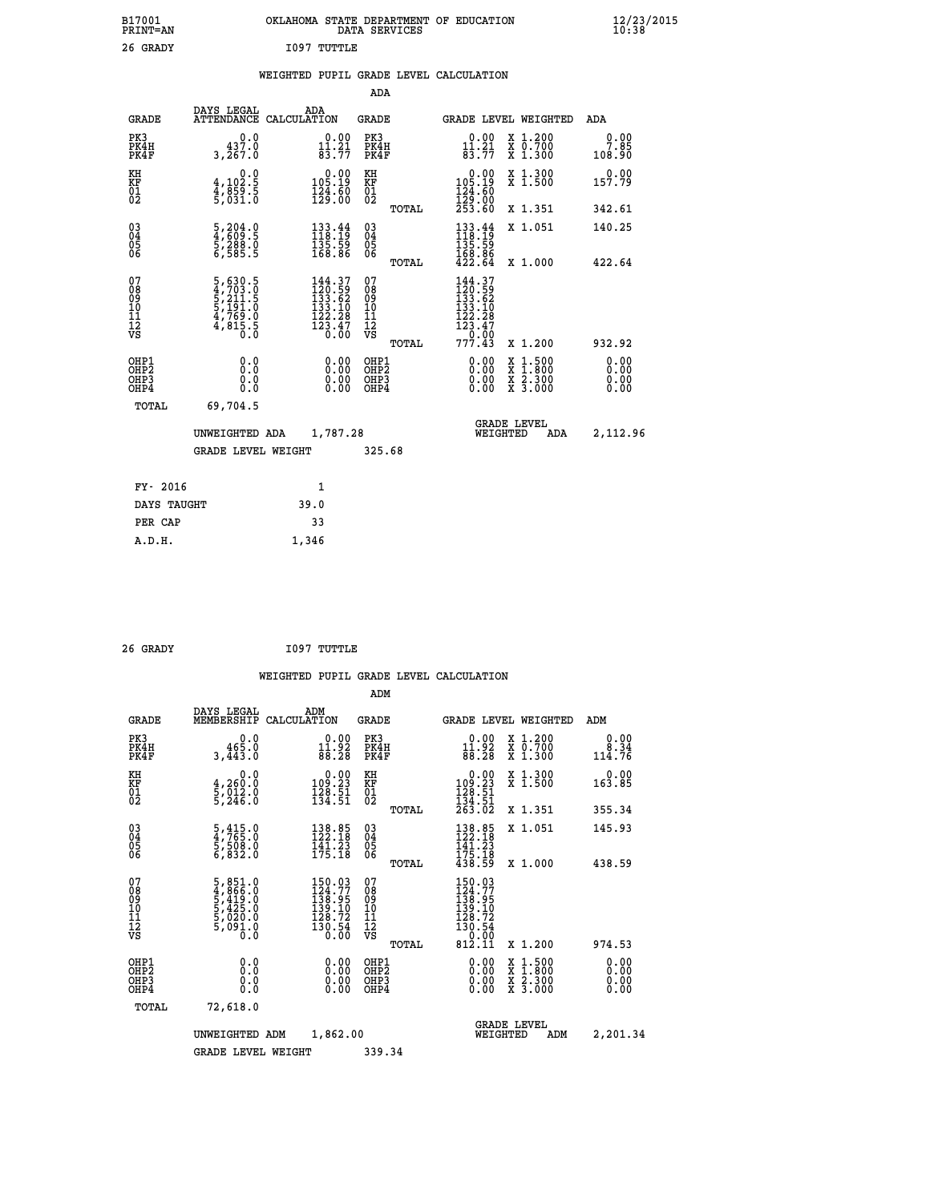B17001 PRINT=AN &nbsp;&nbsp;&nbsp; OKLAHOMA STATE DEPARTMENT OF EDUCATION DATA SERVICES &nbsp;&nbsp;&nbsp; 12/23/2015 10:38

26 GRADY &nbsp;&nbsp;&nbsp; I097 TUTTLE

WEIGHTED PUPIL GRADE LEVEL CALCULATION

ADA

| GRADE | DAYS LEGAL ATTENDANCE | ADA CALCULATION | GRADE | | GRADE LEVEL | WEIGHTED | ADA |
|---|---|---|---|---|---|---|---|
| PK3 | 0.0 | 0.00 | PK3 | | 0.00 | X 1.200 | 0.00 |
| PK4H | 437.0 | 11.21 | PK4H | | 11.21 | X 0.700 | 7.85 |
| PK4F | 3,267.0 | 83.77 | PK4F | | 83.77 | X 1.300 | 108.90 |
| KH | 0.0 | 0.00 | KH | | 0.00 | X 1.300 | 0.00 |
| KF | 4,102.5 | 105.19 | KF | | 105.19 | X 1.500 | 157.79 |
| 01 | 4,859.5 | 124.60 | 01 | | 124.60 | | |
| 02 | 5,031.0 | 129.00 | 02 | | 129.00 | | |
| | | | | TOTAL | 253.60 | X 1.351 | 342.61 |
| 03 | 5,204.0 | 133.44 | 03 | | 133.44 | X 1.051 | 140.25 |
| 04 | 4,609.5 | 118.19 | 04 | | 118.19 | | |
| 05 | 5,288.0 | 135.59 | 05 | | 135.59 | | |
| 06 | 6,585.5 | 168.86 | 06 | | 168.86 | | |
| | | | | TOTAL | 422.64 | X 1.000 | 422.64 |
| 07 | 5,630.5 | 144.37 | 07 | | 144.37 | | |
| 08 | 4,703.0 | 120.59 | 08 | | 120.59 | | |
| 09 | 5,211.5 | 133.62 | 09 | | 133.62 | | |
| 10 | 5,191.0 | 133.10 | 10 | | 133.10 | | |
| 11 | 4,769.0 | 122.28 | 11 | | 122.28 | | |
| 12 | 4,815.5 | 123.47 | 12 | | 123.47 | | |
| VS | 0.0 | 0.00 | VS | | 0.00 | | |
| | | | | TOTAL | 777.43 | X 1.200 | 932.92 |
| OHP1 | 0.0 | 0.00 | OHP1 | | 0.00 | X 1.500 | 0.00 |
| OHP2 | 0.0 | 0.00 | OHP2 | | 0.00 | X 1.800 | 0.00 |
| OHP3 | 0.0 | 0.00 | OHP3 | | 0.00 | X 2.300 | 0.00 |
| OHP4 | 0.0 | 0.00 | OHP4 | | 0.00 | X 3.000 | 0.00 |
| TOTAL | 69,704.5 | | | | | | |

UNWEIGHTED ADA 1,787.28 &nbsp;&nbsp;&nbsp; GRADE LEVEL WEIGHTED ADA 2,112.96

GRADE LEVEL WEIGHT 325.68

| FY- 2016 | 1 |
|---|---|
| DAYS TAUGHT | 39.0 |
| PER CAP | 33 |
| A.D.H. | 1,346 |

26 GRADY &nbsp;&nbsp;&nbsp; I097 TUTTLE

WEIGHTED PUPIL GRADE LEVEL CALCULATION

ADM

| GRADE | DAYS LEGAL MEMBERSHIP | ADM CALCULATION | GRADE | | GRADE LEVEL | WEIGHTED | ADM |
|---|---|---|---|---|---|---|---|
| PK3 | 0.0 | 0.00 | PK3 | | 0.00 | X 1.200 | 0.00 |
| PK4H | 465.0 | 11.92 | PK4H | | 11.92 | X 0.700 | 8.34 |
| PK4F | 3,443.0 | 88.28 | PK4F | | 88.28 | X 1.300 | 114.76 |
| KH | 0.0 | 0.00 | KH | | 0.00 | X 1.300 | 0.00 |
| KF | 4,260.0 | 109.23 | KF | | 109.23 | X 1.500 | 163.85 |
| 01 | 5,012.0 | 128.51 | 01 | | 128.51 | | |
| 02 | 5,246.0 | 134.51 | 02 | | 134.51 | | |
| | | | | TOTAL | 263.02 | X 1.351 | 355.34 |
| 03 | 5,415.0 | 138.85 | 03 | | 138.85 | X 1.051 | 145.93 |
| 04 | 4,765.0 | 122.18 | 04 | | 122.18 | | |
| 05 | 5,508.0 | 141.23 | 05 | | 141.23 | | |
| 06 | 6,832.0 | 175.18 | 06 | | 175.18 | | |
| | | | | TOTAL | 438.59 | X 1.000 | 438.59 |
| 07 | 5,851.0 | 150.03 | 07 | | 150.03 | | |
| 08 | 4,866.0 | 124.77 | 08 | | 124.77 | | |
| 09 | 5,419.0 | 138.95 | 09 | | 138.95 | | |
| 10 | 5,425.0 | 139.10 | 10 | | 139.10 | | |
| 11 | 5,020.0 | 128.72 | 11 | | 128.72 | | |
| 12 | 5,091.0 | 130.54 | 12 | | 130.54 | | |
| VS | 0.0 | 0.00 | VS | | 0.00 | | |
| | | | | TOTAL | 812.11 | X 1.200 | 974.53 |
| OHP1 | 0.0 | 0.00 | OHP1 | | 0.00 | X 1.500 | 0.00 |
| OHP2 | 0.0 | 0.00 | OHP2 | | 0.00 | X 1.800 | 0.00 |
| OHP3 | 0.0 | 0.00 | OHP3 | | 0.00 | X 2.300 | 0.00 |
| OHP4 | 0.0 | 0.00 | OHP4 | | 0.00 | X 3.000 | 0.00 |
| TOTAL | 72,618.0 | | | | | | |

UNWEIGHTED ADM 1,862.00 &nbsp;&nbsp;&nbsp; GRADE LEVEL WEIGHTED ADM 2,201.34

GRADE LEVEL WEIGHT 339.34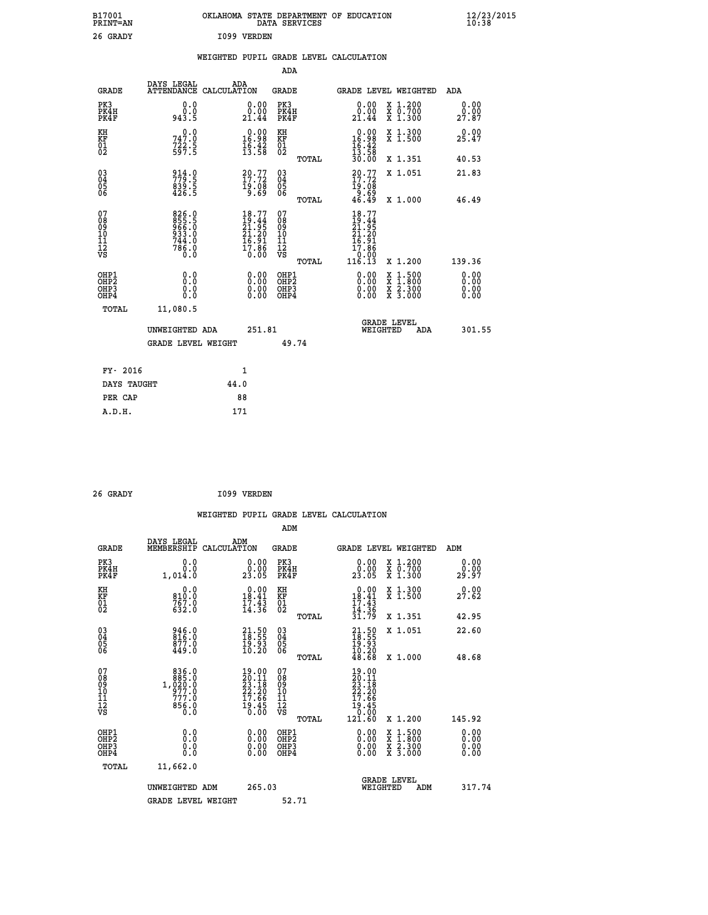B17001 OKLAHOMA STATE DEPARTMENT OF EDUCATION 12/23/2015
PRINT=AN DATA SERVICES 10:38

26 GRADY I099 VERDEN

WEIGHTED PUPIL GRADE LEVEL CALCULATION

ADA

| GRADE | DAYS LEGAL ATTENDANCE | ADA CALCULATION | GRADE | GRADE LEVEL | WEIGHTED | ADA |
|---|---|---|---|---|---|---|
| PK3 | 0.0 | 0.00 | PK3 | 0.00 | X 1.200 | 0.00 |
| PK4H | 0.0 | 0.00 | PK4H | 0.00 | X 0.700 | 0.00 |
| PK4F | 943.5 | 21.44 | PK4F | 21.44 | X 1.300 | 27.87 |
| KH | 0.0 | 0.00 | KH | 0.00 | X 1.300 | 0.00 |
| KF | 747.0 | 16.98 | KF | 16.98 | X 1.500 | 25.47 |
| 01 | 722.5 | 16.42 | 01 | 16.42 | | |
| 02 | 597.5 | 13.58 | 02 | 13.58 | | |
| | | | TOTAL | 30.00 | X 1.351 | 40.53 |
| 03 | 914.0 | 20.77 | 03 | 20.77 | X 1.051 | 21.83 |
| 04 | 779.5 | 17.72 | 04 | 17.72 | | |
| 05 | 839.5 | 19.08 | 05 | 19.08 | | |
| 06 | 426.5 | 9.69 | 06 | 9.69 | | |
| | | | TOTAL | 46.49 | X 1.000 | 46.49 |
| 07 | 826.0 | 18.77 | 07 | 18.77 | | |
| 08 | 855.5 | 19.44 | 08 | 19.44 | | |
| 09 | 966.0 | 21.95 | 09 | 21.95 | | |
| 10 | 933.0 | 21.20 | 10 | 21.20 | | |
| 11 | 744.0 | 16.91 | 11 | 16.91 | | |
| 12 | 786.0 | 17.86 | 12 | 17.86 | | |
| VS | 0.0 | 0.00 | VS | 0.00 | | |
| | | | TOTAL | 116.13 | X 1.200 | 139.36 |
| OHP1 | 0.0 | 0.00 | OHP1 | 0.00 | X 1.500 | 0.00 |
| OHP2 | 0.0 | 0.00 | OHP2 | 0.00 | X 1.800 | 0.00 |
| OHP3 | 0.0 | 0.00 | OHP3 | 0.00 | X 2.300 | 0.00 |
| OHP4 | 0.0 | 0.00 | OHP4 | 0.00 | X 3.000 | 0.00 |
| TOTAL | 11,080.5 | | | | | |

UNWEIGHTED ADA 251.81 GRADE LEVEL WEIGHTED ADA 301.55

GRADE LEVEL WEIGHT 49.74

FY- 2016 1
DAYS TAUGHT 44.0
PER CAP 88
A.D.H. 171

26 GRADY I099 VERDEN

WEIGHTED PUPIL GRADE LEVEL CALCULATION

ADM

| GRADE | DAYS LEGAL MEMBERSHIP | ADM CALCULATION | GRADE | GRADE LEVEL | WEIGHTED | ADM |
|---|---|---|---|---|---|---|
| PK3 | 0.0 | 0.00 | PK3 | 0.00 | X 1.200 | 0.00 |
| PK4H | 0.0 | 0.00 | PK4H | 0.00 | X 0.700 | 0.00 |
| PK4F | 1,014.0 | 23.05 | PK4F | 23.05 | X 1.300 | 29.97 |
| KH | 0.0 | 0.00 | KH | 0.00 | X 1.300 | 0.00 |
| KF | 810.0 | 18.41 | KF | 18.41 | X 1.500 | 27.62 |
| 01 | 767.0 | 17.43 | 01 | 17.43 | | |
| 02 | 632.0 | 14.36 | 02 | 14.36 | | |
| | | | TOTAL | 31.79 | X 1.351 | 42.95 |
| 03 | 946.0 | 21.50 | 03 | 21.50 | X 1.051 | 22.60 |
| 04 | 816.0 | 18.55 | 04 | 18.55 | | |
| 05 | 877.0 | 19.93 | 05 | 19.93 | | |
| 06 | 449.0 | 10.20 | 06 | 10.20 | | |
| | | | TOTAL | 48.68 | X 1.000 | 48.68 |
| 07 | 836.0 | 19.00 | 07 | 19.00 | | |
| 08 | 885.0 | 20.11 | 08 | 20.11 | | |
| 09 | 1,020.0 | 23.18 | 09 | 23.18 | | |
| 10 | 977.0 | 22.20 | 10 | 22.20 | | |
| 11 | 777.0 | 17.66 | 11 | 17.66 | | |
| 12 | 856.0 | 19.45 | 12 | 19.45 | | |
| VS | 0.0 | 0.00 | VS | 0.00 | | |
| | | | TOTAL | 121.60 | X 1.200 | 145.92 |
| OHP1 | 0.0 | 0.00 | OHP1 | 0.00 | X 1.500 | 0.00 |
| OHP2 | 0.0 | 0.00 | OHP2 | 0.00 | X 1.800 | 0.00 |
| OHP3 | 0.0 | 0.00 | OHP3 | 0.00 | X 2.300 | 0.00 |
| OHP4 | 0.0 | 0.00 | OHP4 | 0.00 | X 3.000 | 0.00 |
| TOTAL | 11,662.0 | | | | | |

UNWEIGHTED ADM 265.03 GRADE LEVEL WEIGHTED ADM 317.74

GRADE LEVEL WEIGHT 52.71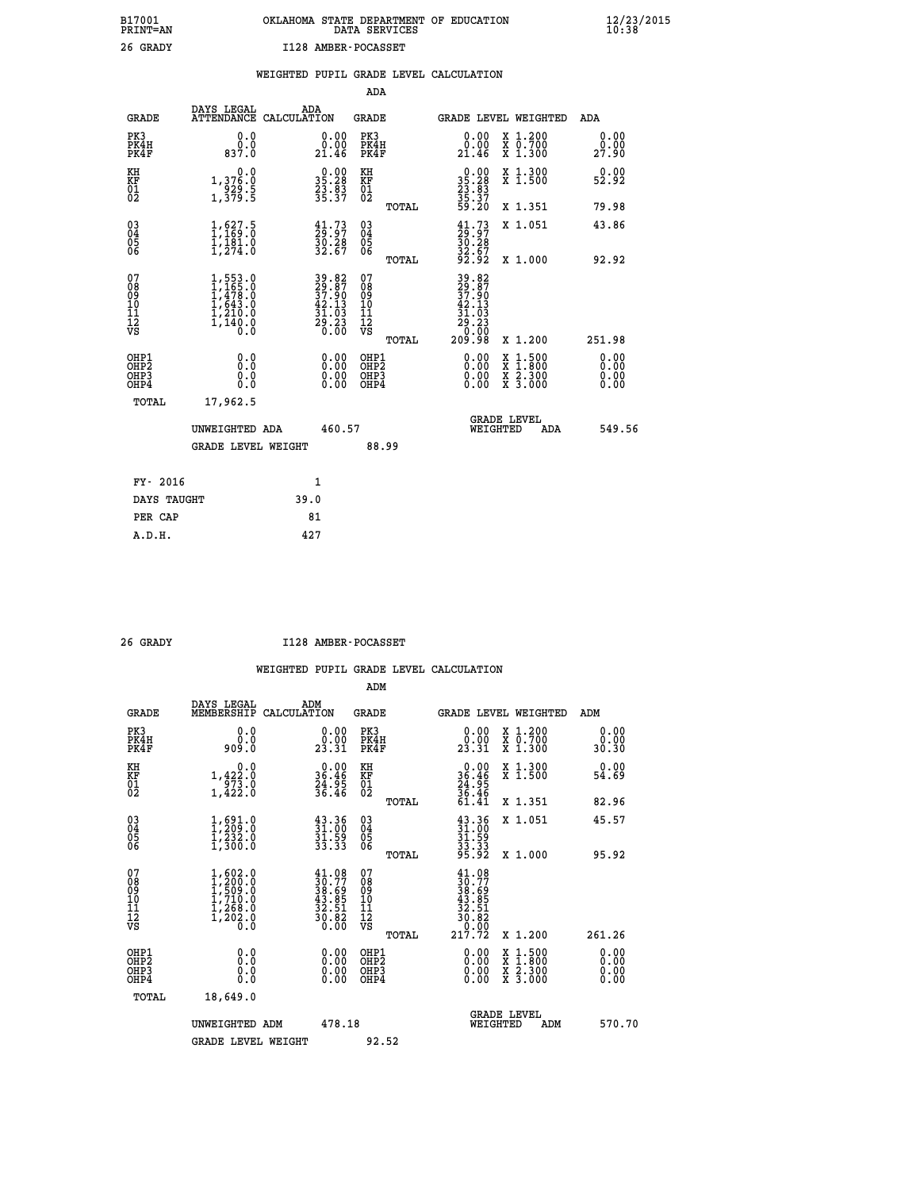B17001 OKLAHOMA STATE DEPARTMENT OF EDUCATION 12/23/2015
PRINT=AN DATA SERVICES 10:38

26 GRADY I128 AMBER-POCASSET

WEIGHTED PUPIL GRADE LEVEL CALCULATION

ADA

| GRADE | DAYS LEGAL ATTENDANCE | ADA CALCULATION | GRADE | GRADE LEVEL | WEIGHTED | ADA |
|---|---|---|---|---|---|---|
| PK3 | 0.0 | 0.00 | PK3 | 0.00 | X 1.200 | 0.00 |
| PK4H | 0.0 | 0.00 | PK4H | 0.00 | X 0.700 | 0.00 |
| PK4F | 837.0 | 21.46 | PK4F | 21.46 | X 1.300 | 27.90 |
| KH | 0.0 | 0.00 | KH | 0.00 | X 1.300 | 0.00 |
| KF | 1,376.0 | 35.28 | KF | 35.28 | X 1.500 | 52.92 |
| 01 | 929.5 | 23.83 | 01 | 23.83 | | |
| 02 | 1,379.5 | 35.37 | 02 | 35.37 | | |
| | | | TOTAL | 59.20 | X 1.351 | 79.98 |
| 03 | 1,627.5 | 41.73 | 03 | 41.73 | X 1.051 | 43.86 |
| 04 | 1,169.0 | 29.97 | 04 | 29.97 | | |
| 05 | 1,181.0 | 30.28 | 05 | 30.28 | | |
| 06 | 1,274.0 | 32.67 | 06 | 32.67 | | |
| | | | TOTAL | 92.92 | X 1.000 | 92.92 |
| 07 | 1,553.0 | 39.82 | 07 | 39.82 | | |
| 08 | 1,165.0 | 29.87 | 08 | 29.87 | | |
| 09 | 1,478.0 | 37.90 | 09 | 37.90 | | |
| 10 | 1,643.0 | 42.13 | 10 | 42.13 | | |
| 11 | 1,210.0 | 31.03 | 11 | 31.03 | | |
| 12 | 1,140.0 | 29.23 | 12 | 29.23 | | |
| VS | 0.0 | 0.00 | VS | 0.00 | | |
| | | | TOTAL | 209.98 | X 1.200 | 251.98 |
| OHP1 | 0.0 | 0.00 | OHP1 | 0.00 | X 1.500 | 0.00 |
| OHP2 | 0.0 | 0.00 | OHP2 | 0.00 | X 1.800 | 0.00 |
| OHP3 | 0.0 | 0.00 | OHP3 | 0.00 | X 2.300 | 0.00 |
| OHP4 | 0.0 | 0.00 | OHP4 | 0.00 | X 3.000 | 0.00 |
| TOTAL | 17,962.5 | | | | | |

UNWEIGHTED ADA 460.57 GRADE LEVEL WEIGHTED ADA 549.56

GRADE LEVEL WEIGHT 88.99

| FY- 2016 | 1 |
|---|---|
| DAYS TAUGHT | 39.0 |
| PER CAP | 81 |
| A.D.H. | 427 |

26 GRADY I128 AMBER-POCASSET

WEIGHTED PUPIL GRADE LEVEL CALCULATION

ADM

| GRADE | DAYS LEGAL MEMBERSHIP | ADM CALCULATION | GRADE | GRADE LEVEL | WEIGHTED | ADM |
|---|---|---|---|---|---|---|
| PK3 | 0.0 | 0.00 | PK3 | 0.00 | X 1.200 | 0.00 |
| PK4H | 0.0 | 0.00 | PK4H | 0.00 | X 0.700 | 0.00 |
| PK4F | 909.0 | 23.31 | PK4F | 23.31 | X 1.300 | 30.30 |
| KH | 0.0 | 0.00 | KH | 0.00 | X 1.300 | 0.00 |
| KF | 1,422.0 | 36.46 | KF | 36.46 | X 1.500 | 54.69 |
| 01 | 973.0 | 24.95 | 01 | 24.95 | | |
| 02 | 1,422.0 | 36.46 | 02 | 36.46 | | |
| | | | TOTAL | 61.41 | X 1.351 | 82.96 |
| 03 | 1,691.0 | 43.36 | 03 | 43.36 | X 1.051 | 45.57 |
| 04 | 1,209.0 | 31.00 | 04 | 31.00 | | |
| 05 | 1,232.0 | 31.59 | 05 | 31.59 | | |
| 06 | 1,300.0 | 33.33 | 06 | 33.33 | | |
| | | | TOTAL | 95.92 | X 1.000 | 95.92 |
| 07 | 1,602.0 | 41.08 | 07 | 41.08 | | |
| 08 | 1,200.0 | 30.77 | 08 | 30.77 | | |
| 09 | 1,509.0 | 38.69 | 09 | 38.69 | | |
| 10 | 1,710.0 | 43.85 | 10 | 43.85 | | |
| 11 | 1,268.0 | 32.51 | 11 | 32.51 | | |
| 12 | 1,202.0 | 30.82 | 12 | 30.82 | | |
| VS | 0.0 | 0.00 | VS | 0.00 | | |
| | | | TOTAL | 217.72 | X 1.200 | 261.26 |
| OHP1 | 0.0 | 0.00 | OHP1 | 0.00 | X 1.500 | 0.00 |
| OHP2 | 0.0 | 0.00 | OHP2 | 0.00 | X 1.800 | 0.00 |
| OHP3 | 0.0 | 0.00 | OHP3 | 0.00 | X 2.300 | 0.00 |
| OHP4 | 0.0 | 0.00 | OHP4 | 0.00 | X 3.000 | 0.00 |
| TOTAL | 18,649.0 | | | | | |

UNWEIGHTED ADM 478.18 GRADE LEVEL WEIGHTED ADM 570.70

GRADE LEVEL WEIGHT 92.52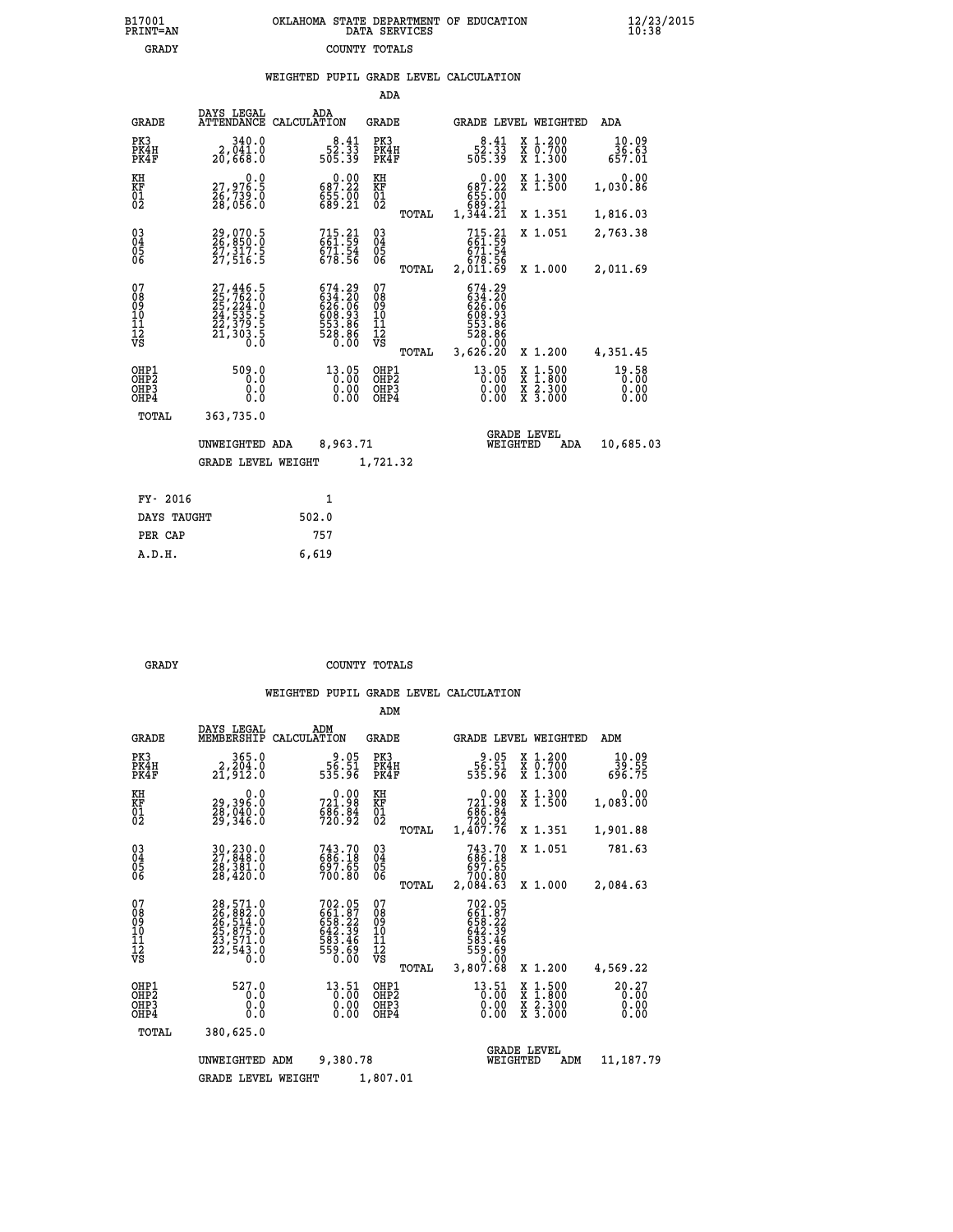B17001 OKLAHOMA STATE DEPARTMENT OF EDUCATION 12/23/2015
PRINT=AN DATA SERVICES 10:38
GRADY COUNTY TOTALS

WEIGHTED PUPIL GRADE LEVEL CALCULATION

ADA

| GRADE | DAYS LEGAL ATTENDANCE | ADA CALCULATION | GRADE | | GRADE LEVEL | WEIGHTED | ADA |
|---|---|---|---|---|---|---|---|
| PK3 | 340.0 | 8.41 | PK3 | | 8.41 | X 1.200 | 10.09 |
| PK4H | 2,041.0 | 52.33 | PK4H | | 52.33 | X 0.700 | 36.63 |
| PK4F | 20,668.0 | 505.39 | PK4F | | 505.39 | X 1.300 | 657.01 |
| KH | 0.0 | 0.00 | KH | | 0.00 | X 1.300 | 0.00 |
| KF | 27,976.5 | 687.22 | KF | | 687.22 | X 1.500 | 1,030.86 |
| 01 | 26,739.0 | 655.00 | 01 | | 655.00 | | |
| 02 | 28,056.0 | 689.21 | 02 | | 689.21 | | |
| | | | | TOTAL | 1,344.21 | X 1.351 | 1,816.03 |
| 03 | 29,070.5 | 715.21 | 03 | | 715.21 | X 1.051 | 2,763.38 |
| 04 | 26,850.0 | 661.59 | 04 | | 661.59 | | |
| 05 | 27,317.5 | 671.54 | 05 | | 671.54 | | |
| 06 | 27,516.5 | 678.56 | 06 | | 678.56 | | |
| | | | | TOTAL | 2,011.69 | X 1.000 | 2,011.69 |
| 07 | 27,446.5 | 674.29 | 07 | | 674.29 | | |
| 08 | 25,762.0 | 634.20 | 08 | | 634.20 | | |
| 09 | 25,224.0 | 626.06 | 09 | | 626.06 | | |
| 10 | 24,535.5 | 608.93 | 10 | | 608.93 | | |
| 11 | 22,379.5 | 553.86 | 11 | | 553.86 | | |
| 12 | 21,303.5 | 528.86 | 12 | | 528.86 | | |
| VS | 0.0 | 0.00 | VS | | 0.00 | | |
| | | | | TOTAL | 3,626.20 | X 1.200 | 4,351.45 |
| OHP1 | 509.0 | 13.05 | OHP1 | | 13.05 | X 1.500 | 19.58 |
| OHP2 | 0.0 | 0.00 | OHP2 | | 0.00 | X 1.800 | 0.00 |
| OHP3 | 0.0 | 0.00 | OHP3 | | 0.00 | X 2.300 | 0.00 |
| OHP4 | 0.0 | 0.00 | OHP4 | | 0.00 | X 3.000 | 0.00 |
| TOTAL | 363,735.0 | | | | | | |

UNWEIGHTED ADA 8,963.71 GRADE LEVEL WEIGHTED ADA 10,685.03

GRADE LEVEL WEIGHT 1,721.32

| FY- 2016 | 1 |
|---|---|
| DAYS TAUGHT | 502.0 |
| PER CAP | 757 |
| A.D.H. | 6,619 |

GRADY COUNTY TOTALS

WEIGHTED PUPIL GRADE LEVEL CALCULATION

ADM

| GRADE | DAYS LEGAL MEMBERSHIP | ADM CALCULATION | GRADE | | GRADE LEVEL | WEIGHTED | ADM |
|---|---|---|---|---|---|---|---|
| PK3 | 365.0 | 9.05 | PK3 | | 9.05 | X 1.200 | 10.09 |
| PK4H | 2,204.0 | 56.51 | PK4H | | 56.51 | X 0.700 | 39.55 |
| PK4F | 21,912.0 | 535.96 | PK4F | | 535.96 | X 1.300 | 696.75 |
| KH | 0.0 | 0.00 | KH | | 0.00 | X 1.300 | 0.00 |
| KF | 29,396.0 | 721.98 | KF | | 721.98 | X 1.500 | 1,083.00 |
| 01 | 28,040.0 | 686.84 | 01 | | 686.84 | | |
| 02 | 29,346.0 | 720.92 | 02 | | 720.92 | | |
| | | | | TOTAL | 1,407.76 | X 1.351 | 1,901.88 |
| 03 | 30,230.0 | 743.70 | 03 | | 743.70 | X 1.051 | 781.63 |
| 04 | 27,848.0 | 686.18 | 04 | | 686.18 | | |
| 05 | 28,381.0 | 697.65 | 05 | | 697.65 | | |
| 06 | 28,420.0 | 700.80 | 06 | | 700.80 | | |
| | | | | TOTAL | 2,084.63 | X 1.000 | 2,084.63 |
| 07 | 28,571.0 | 702.05 | 07 | | 702.05 | | |
| 08 | 26,882.0 | 661.87 | 08 | | 661.87 | | |
| 09 | 26,514.0 | 658.22 | 09 | | 658.22 | | |
| 10 | 25,875.0 | 642.39 | 10 | | 642.39 | | |
| 11 | 23,571.0 | 583.46 | 11 | | 583.46 | | |
| 12 | 22,543.0 | 559.69 | 12 | | 559.69 | | |
| VS | 0.0 | 0.00 | VS | | 0.00 | | |
| | | | | TOTAL | 3,807.68 | X 1.200 | 4,569.22 |
| OHP1 | 527.0 | 13.51 | OHP1 | | 13.51 | X 1.500 | 20.27 |
| OHP2 | 0.0 | 0.00 | OHP2 | | 0.00 | X 1.800 | 0.00 |
| OHP3 | 0.0 | 0.00 | OHP3 | | 0.00 | X 2.300 | 0.00 |
| OHP4 | 0.0 | 0.00 | OHP4 | | 0.00 | X 3.000 | 0.00 |
| TOTAL | 380,625.0 | | | | | | |

UNWEIGHTED ADM 9,380.78 GRADE LEVEL WEIGHTED ADM 11,187.79

GRADE LEVEL WEIGHT 1,807.01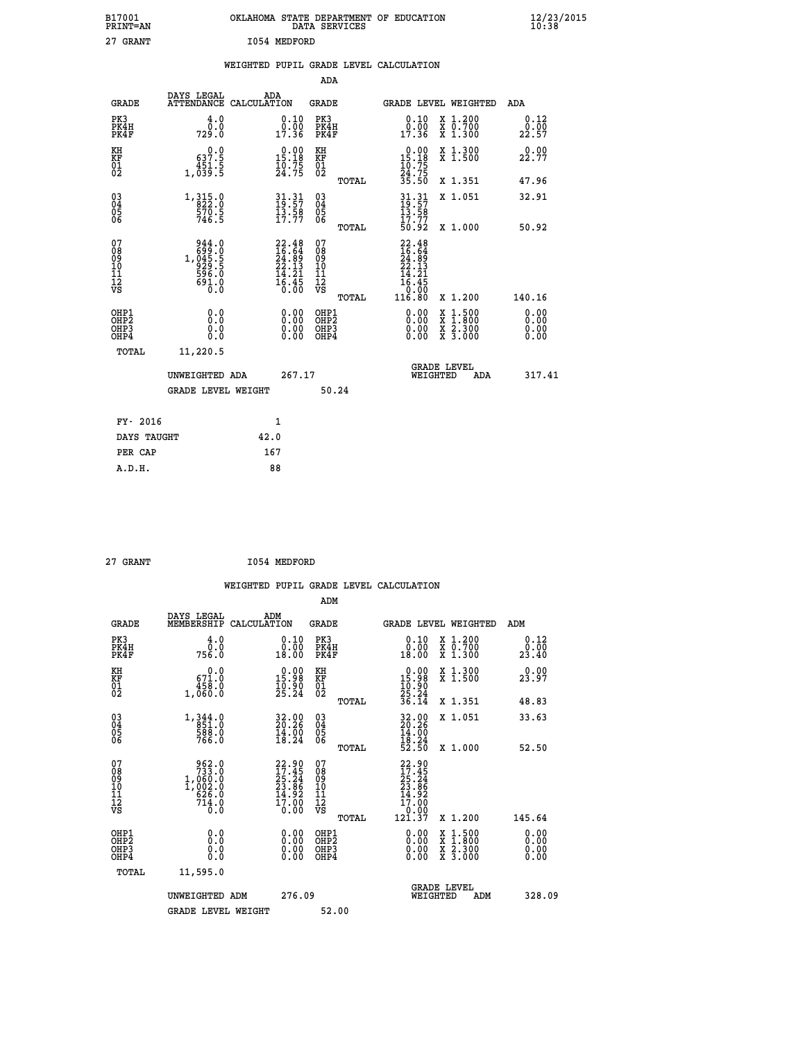B17001 OKLAHOMA STATE DEPARTMENT OF EDUCATION 12/23/2015
PRINT=AN DATA SERVICES 10:38

27 GRANT I054 MEDFORD

## WEIGHTED PUPIL GRADE LEVEL CALCULATION

### ADA

| GRADE | DAYS LEGAL ATTENDANCE | ADA CALCULATION | GRADE | GRADE LEVEL | WEIGHTED | ADA |
|---|---|---|---|---|---|---|
| PK3 | 4.0 | 0.10 | PK3 | 0.10 | X 1.200 | 0.12 |
| PK4H | 0.0 | 0.00 | PK4H | 0.00 | X 0.700 | 0.00 |
| PK4F | 729.0 | 17.36 | PK4F | 17.36 | X 1.300 | 22.57 |
| KH | 0.0 | 0.00 | KH | 0.00 | X 1.300 | 0.00 |
| KF | 637.5 | 15.18 | KF | 15.18 | X 1.500 | 22.77 |
| 01 | 451.5 | 10.75 | 01 | 10.75 | | |
| 02 | 1,039.5 | 24.75 | 02 | 24.75 | | |
| | | | TOTAL | 35.50 | X 1.351 | 47.96 |
| 03 | 1,315.0 | 31.31 | 03 | 31.31 | X 1.051 | 32.91 |
| 04 | 822.0 | 19.57 | 04 | 19.57 | | |
| 05 | 570.5 | 13.58 | 05 | 13.58 | | |
| 06 | 746.5 | 17.77 | 06 | 17.77 | | |
| | | | TOTAL | 50.92 | X 1.000 | 50.92 |
| 07 | 944.0 | 22.48 | 07 | 22.48 | | |
| 08 | 699.0 | 16.64 | 08 | 16.64 | | |
| 09 | 1,045.5 | 24.89 | 09 | 24.89 | | |
| 10 | 929.5 | 22.13 | 10 | 22.13 | | |
| 11 | 596.0 | 14.21 | 11 | 14.21 | | |
| 12 | 691.0 | 16.45 | 12 | 16.45 | | |
| VS | 0.0 | 0.00 | VS | 0.00 | | |
| | | | TOTAL | 116.80 | X 1.200 | 140.16 |
| OHP1 | 0.0 | 0.00 | OHP1 | 0.00 | X 1.500 | 0.00 |
| OHP2 | 0.0 | 0.00 | OHP2 | 0.00 | X 1.800 | 0.00 |
| OHP3 | 0.0 | 0.00 | OHP3 | 0.00 | X 2.300 | 0.00 |
| OHP4 | 0.0 | 0.00 | OHP4 | 0.00 | X 3.000 | 0.00 |
| TOTAL | 11,220.5 | | | | | |

UNWEIGHTED ADA 267.17 GRADE LEVEL WEIGHTED ADA 317.41

GRADE LEVEL WEIGHT 50.24

| | |
|---|---|
| FY- 2016 | 1 |
| DAYS TAUGHT | 42.0 |
| PER CAP | 167 |
| A.D.H. | 88 |

27 GRANT I054 MEDFORD

## WEIGHTED PUPIL GRADE LEVEL CALCULATION

### ADM

| GRADE | DAYS LEGAL MEMBERSHIP | ADM CALCULATION | GRADE | GRADE LEVEL | WEIGHTED | ADM |
|---|---|---|---|---|---|---|
| PK3 | 4.0 | 0.10 | PK3 | 0.10 | X 1.200 | 0.12 |
| PK4H | 0.0 | 0.00 | PK4H | 0.00 | X 0.700 | 0.00 |
| PK4F | 756.0 | 18.00 | PK4F | 18.00 | X 1.300 | 23.40 |
| KH | 0.0 | 0.00 | KH | 0.00 | X 1.300 | 0.00 |
| KF | 671.0 | 15.98 | KF | 15.98 | X 1.500 | 23.97 |
| 01 | 458.0 | 10.90 | 01 | 10.90 | | |
| 02 | 1,060.0 | 25.24 | 02 | 25.24 | | |
| | | | TOTAL | 36.14 | X 1.351 | 48.83 |
| 03 | 1,344.0 | 32.00 | 03 | 32.00 | X 1.051 | 33.63 |
| 04 | 851.0 | 20.26 | 04 | 20.26 | | |
| 05 | 588.0 | 14.00 | 05 | 14.00 | | |
| 06 | 766.0 | 18.24 | 06 | 18.24 | | |
| | | | TOTAL | 52.50 | X 1.000 | 52.50 |
| 07 | 962.0 | 22.90 | 07 | 22.90 | | |
| 08 | 733.0 | 17.45 | 08 | 17.45 | | |
| 09 | 1,060.0 | 25.24 | 09 | 25.24 | | |
| 10 | 1,002.0 | 23.86 | 10 | 23.86 | | |
| 11 | 626.0 | 14.92 | 11 | 14.92 | | |
| 12 | 714.0 | 17.00 | 12 | 17.00 | | |
| VS | 0.0 | 0.00 | VS | 0.00 | | |
| | | | TOTAL | 121.37 | X 1.200 | 145.64 |
| OHP1 | 0.0 | 0.00 | OHP1 | 0.00 | X 1.500 | 0.00 |
| OHP2 | 0.0 | 0.00 | OHP2 | 0.00 | X 1.800 | 0.00 |
| OHP3 | 0.0 | 0.00 | OHP3 | 0.00 | X 2.300 | 0.00 |
| OHP4 | 0.0 | 0.00 | OHP4 | 0.00 | X 3.000 | 0.00 |
| TOTAL | 11,595.0 | | | | | |

UNWEIGHTED ADM 276.09 GRADE LEVEL WEIGHTED ADM 328.09

GRADE LEVEL WEIGHT 52.00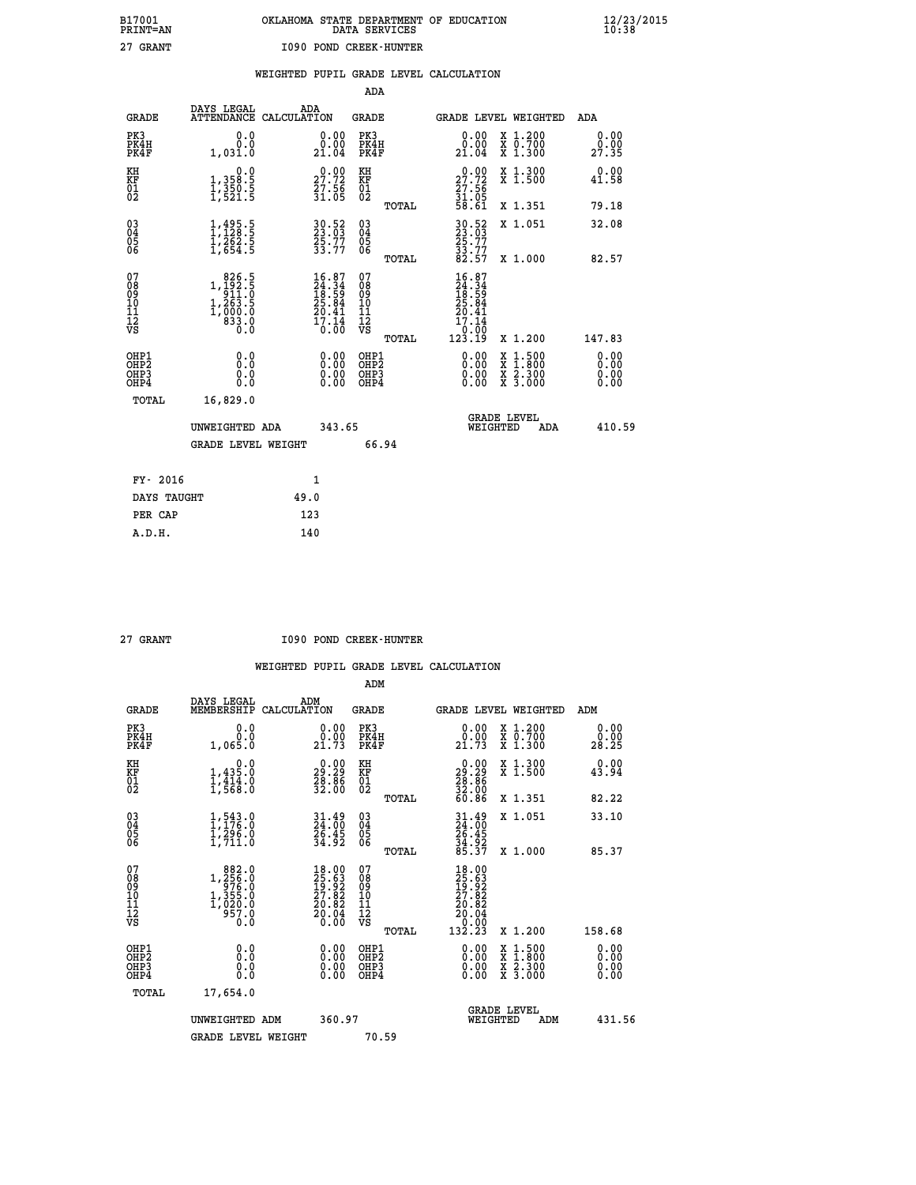B17001 OKLAHOMA STATE DEPARTMENT OF EDUCATION 12/23/2015
PRINT=AN DATA SERVICES 10:38

27 GRANT I090 POND CREEK-HUNTER

## WEIGHTED PUPIL GRADE LEVEL CALCULATION

### ADA

| GRADE | DAYS LEGAL ATTENDANCE | ADA CALCULATION | GRADE | GRADE LEVEL | WEIGHTED | ADA |
|---|---|---|---|---|---|---|
| PK3 | 0.0 | 0.00 | PK3 | 0.00 | X 1.200 | 0.00 |
| PK4H | 0.0 | 0.00 | PK4H | 0.00 | X 0.700 | 0.00 |
| PK4F | 1,031.0 | 21.04 | PK4F | 21.04 | X 1.300 | 27.35 |
| KH | 0.0 | 0.00 | KH | 0.00 | X 1.300 | 0.00 |
| KF | 1,358.5 | 27.72 | KF | 27.72 | X 1.500 | 41.58 |
| 01 | 1,350.5 | 27.56 | 01 | 27.56 | | |
| 02 | 1,521.5 | 31.05 | 02 | 31.05 | | |
| | | | TOTAL | 58.61 | X 1.351 | 79.18 |
| 03 | 1,495.5 | 30.52 | 03 | 30.52 | X 1.051 | 32.08 |
| 04 | 1,128.5 | 23.03 | 04 | 23.03 | | |
| 05 | 1,262.5 | 25.77 | 05 | 25.77 | | |
| 06 | 1,654.5 | 33.77 | 06 | 33.77 | | |
| | | | TOTAL | 82.57 | X 1.000 | 82.57 |
| 07 | 826.5 | 16.87 | 07 | 16.87 | | |
| 08 | 1,192.5 | 24.34 | 08 | 24.34 | | |
| 09 | 911.0 | 18.59 | 09 | 18.59 | | |
| 10 | 1,263.5 | 25.84 | 10 | 25.84 | | |
| 11 | 1,000.0 | 20.41 | 11 | 20.41 | | |
| 12 | 833.0 | 17.14 | 12 | 17.14 | | |
| VS | 0.0 | 0.00 | VS | 0.00 | | |
| | | | TOTAL | 123.19 | X 1.200 | 147.83 |
| OHP1 | 0.0 | 0.00 | OHP1 | 0.00 | X 1.500 | 0.00 |
| OHP2 | 0.0 | 0.00 | OHP2 | 0.00 | X 1.800 | 0.00 |
| OHP3 | 0.0 | 0.00 | OHP3 | 0.00 | X 2.300 | 0.00 |
| OHP4 | 0.0 | 0.00 | OHP4 | 0.00 | X 3.000 | 0.00 |
| TOTAL | 16,829.0 | | | | | |

UNWEIGHTED ADA 343.65 GRADE LEVEL WEIGHTED ADA 410.59

GRADE LEVEL WEIGHT 66.94

| FY- 2016 | 1 |
|---|---|
| DAYS TAUGHT | 49.0 |
| PER CAP | 123 |
| A.D.H. | 140 |

27 GRANT I090 POND CREEK-HUNTER

## WEIGHTED PUPIL GRADE LEVEL CALCULATION

### ADM

| GRADE | DAYS LEGAL MEMBERSHIP | ADM CALCULATION | GRADE | GRADE LEVEL | WEIGHTED | ADM |
|---|---|---|---|---|---|---|
| PK3 | 0.0 | 0.00 | PK3 | 0.00 | X 1.200 | 0.00 |
| PK4H | 0.0 | 0.00 | PK4H | 0.00 | X 0.700 | 0.00 |
| PK4F | 1,065.0 | 21.73 | PK4F | 21.73 | X 1.300 | 28.25 |
| KH | 0.0 | 0.00 | KH | 0.00 | X 1.300 | 0.00 |
| KF | 1,435.0 | 29.29 | KF | 29.29 | X 1.500 | 43.94 |
| 01 | 1,414.0 | 28.86 | 01 | 28.86 | | |
| 02 | 1,568.0 | 32.00 | 02 | 32.00 | | |
| | | | TOTAL | 60.86 | X 1.351 | 82.22 |
| 03 | 1,543.0 | 31.49 | 03 | 31.49 | X 1.051 | 33.10 |
| 04 | 1,176.0 | 24.00 | 04 | 24.00 | | |
| 05 | 1,296.0 | 26.45 | 05 | 26.45 | | |
| 06 | 1,711.0 | 34.92 | 06 | 34.92 | | |
| | | | TOTAL | 85.37 | X 1.000 | 85.37 |
| 07 | 882.0 | 18.00 | 07 | 18.00 | | |
| 08 | 1,256.0 | 25.63 | 08 | 25.63 | | |
| 09 | 976.0 | 19.92 | 09 | 19.92 | | |
| 10 | 1,355.0 | 27.82 | 10 | 27.82 | | |
| 11 | 1,020.0 | 20.82 | 11 | 20.82 | | |
| 12 | 957.0 | 20.04 | 12 | 20.04 | | |
| VS | 0.0 | 0.00 | VS | 0.00 | | |
| | | | TOTAL | 132.23 | X 1.200 | 158.68 |
| OHP1 | 0.0 | 0.00 | OHP1 | 0.00 | X 1.500 | 0.00 |
| OHP2 | 0.0 | 0.00 | OHP2 | 0.00 | X 1.800 | 0.00 |
| OHP3 | 0.0 | 0.00 | OHP3 | 0.00 | X 2.300 | 0.00 |
| OHP4 | 0.0 | 0.00 | OHP4 | 0.00 | X 3.000 | 0.00 |
| TOTAL | 17,654.0 | | | | | |

UNWEIGHTED ADM 360.97 GRADE LEVEL WEIGHTED ADM 431.56

GRADE LEVEL WEIGHT 70.59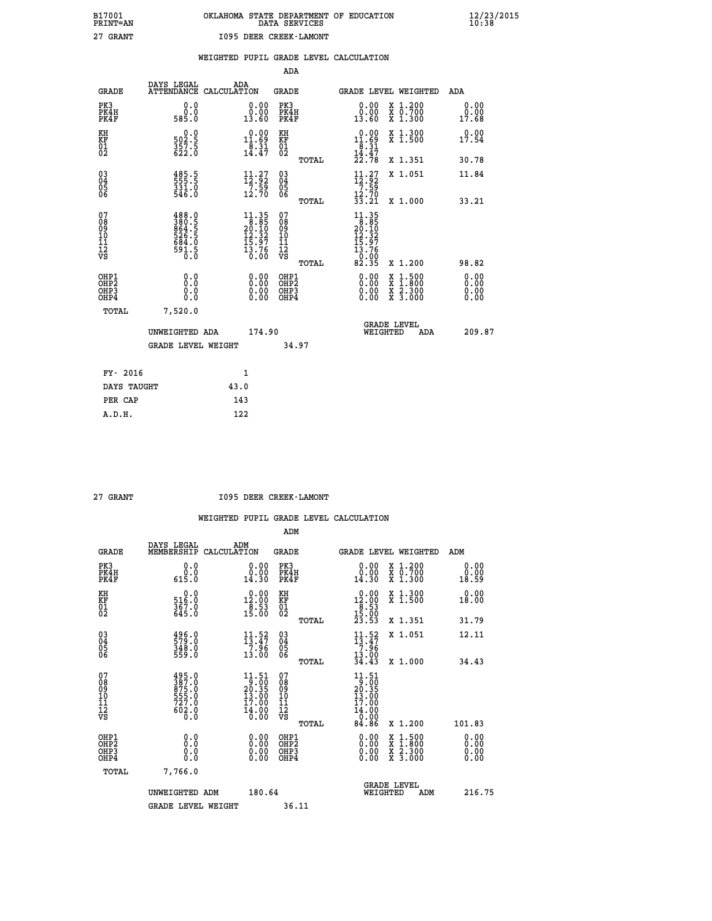B17001 OKLAHOMA STATE DEPARTMENT OF EDUCATION 12/23/2015
PRINT=AN DATA SERVICES 10:38

27 GRANT I095 DEER CREEK-LAMONT

## WEIGHTED PUPIL GRADE LEVEL CALCULATION

### ADA

| GRADE | DAYS LEGAL ATTENDANCE | ADA CALCULATION | GRADE | GRADE LEVEL | WEIGHTED | ADA |
|---|---|---|---|---|---|---|
| PK3 | 0.0 | 0.00 | PK3 | 0.00 | X 1.200 | 0.00 |
| PK4H | 0.0 | 0.00 | PK4H | 0.00 | X 0.700 | 0.00 |
| PK4F | 585.0 | 13.60 | PK4F | 13.60 | X 1.300 | 17.68 |
| KH | 0.0 | 0.00 | KH | 0.00 | X 1.300 | 0.00 |
| KF | 502.5 | 11.69 | KF | 11.69 | X 1.500 | 17.54 |
| 01 | 357.5 | 8.31 | 01 | 8.31 | | |
| 02 | 622.0 | 14.47 | 02 | 14.47 | | |
| | | | TOTAL | 22.78 | X 1.351 | 30.78 |
| 03 | 485.5 | 11.27 | 03 | 11.27 | X 1.051 | 11.84 |
| 04 | 555.5 | 12.92 | 04 | 12.92 | | |
| 05 | 331.0 | 7.59 | 05 | 7.59 | | |
| 06 | 546.0 | 12.70 | 06 | 12.70 | | |
| | | | TOTAL | 33.21 | X 1.000 | 33.21 |
| 07 | 488.0 | 11.35 | 07 | 11.35 | | |
| 08 | 380.5 | 8.85 | 08 | 8.85 | | |
| 09 | 864.5 | 20.10 | 09 | 20.10 | | |
| 10 | 526.5 | 12.32 | 10 | 12.32 | | |
| 11 | 684.0 | 15.97 | 11 | 15.97 | | |
| 12 | 591.5 | 13.76 | 12 | 13.76 | | |
| VS | 0.0 | 0.00 | VS | 0.00 | | |
| | | | TOTAL | 82.35 | X 1.200 | 98.82 |
| OHP1 | 0.0 | 0.00 | OHP1 | 0.00 | X 1.500 | 0.00 |
| OHP2 | 0.0 | 0.00 | OHP2 | 0.00 | X 1.800 | 0.00 |
| OHP3 | 0.0 | 0.00 | OHP3 | 0.00 | X 2.300 | 0.00 |
| OHP4 | 0.0 | 0.00 | OHP4 | 0.00 | X 3.000 | 0.00 |
| TOTAL | 7,520.0 | | | | | |

UNWEIGHTED ADA 174.90 GRADE LEVEL WEIGHTED ADA 209.87

GRADE LEVEL WEIGHT 34.97

| FY- 2016 | 1 |
|---|---|
| DAYS TAUGHT | 43.0 |
| PER CAP | 143 |
| A.D.H. | 122 |

27 GRANT I095 DEER CREEK-LAMONT

## WEIGHTED PUPIL GRADE LEVEL CALCULATION

### ADM

| GRADE | DAYS LEGAL MEMBERSHIP | ADM CALCULATION | GRADE | GRADE LEVEL | WEIGHTED | ADM |
|---|---|---|---|---|---|---|
| PK3 | 0.0 | 0.00 | PK3 | 0.00 | X 1.200 | 0.00 |
| PK4H | 0.0 | 0.00 | PK4H | 0.00 | X 0.700 | 0.00 |
| PK4F | 615.0 | 14.30 | PK4F | 14.30 | X 1.300 | 18.59 |
| KH | 0.0 | 0.00 | KH | 0.00 | X 1.300 | 0.00 |
| KF | 516.0 | 12.00 | KF | 12.00 | X 1.500 | 18.00 |
| 01 | 367.0 | 8.53 | 01 | 8.53 | | |
| 02 | 645.0 | 15.00 | 02 | 15.00 | | |
| | | | TOTAL | 23.53 | X 1.351 | 31.79 |
| 03 | 496.0 | 11.52 | 03 | 11.52 | X 1.051 | 12.11 |
| 04 | 579.0 | 13.47 | 04 | 13.47 | | |
| 05 | 348.0 | 7.96 | 05 | 7.96 | | |
| 06 | 559.0 | 13.00 | 06 | 13.00 | | |
| | | | TOTAL | 34.43 | X 1.000 | 34.43 |
| 07 | 495.0 | 11.51 | 07 | 11.51 | | |
| 08 | 387.0 | 9.00 | 08 | 9.00 | | |
| 09 | 875.0 | 20.35 | 09 | 20.35 | | |
| 10 | 555.0 | 13.00 | 10 | 13.00 | | |
| 11 | 727.0 | 17.00 | 11 | 17.00 | | |
| 12 | 602.0 | 14.00 | 12 | 14.00 | | |
| VS | 0.0 | 0.00 | VS | 0.00 | | |
| | | | TOTAL | 84.86 | X 1.200 | 101.83 |
| OHP1 | 0.0 | 0.00 | OHP1 | 0.00 | X 1.500 | 0.00 |
| OHP2 | 0.0 | 0.00 | OHP2 | 0.00 | X 1.800 | 0.00 |
| OHP3 | 0.0 | 0.00 | OHP3 | 0.00 | X 2.300 | 0.00 |
| OHP4 | 0.0 | 0.00 | OHP4 | 0.00 | X 3.000 | 0.00 |
| TOTAL | 7,766.0 | | | | | |

UNWEIGHTED ADM 180.64 GRADE LEVEL WEIGHTED ADM 216.75

GRADE LEVEL WEIGHT 36.11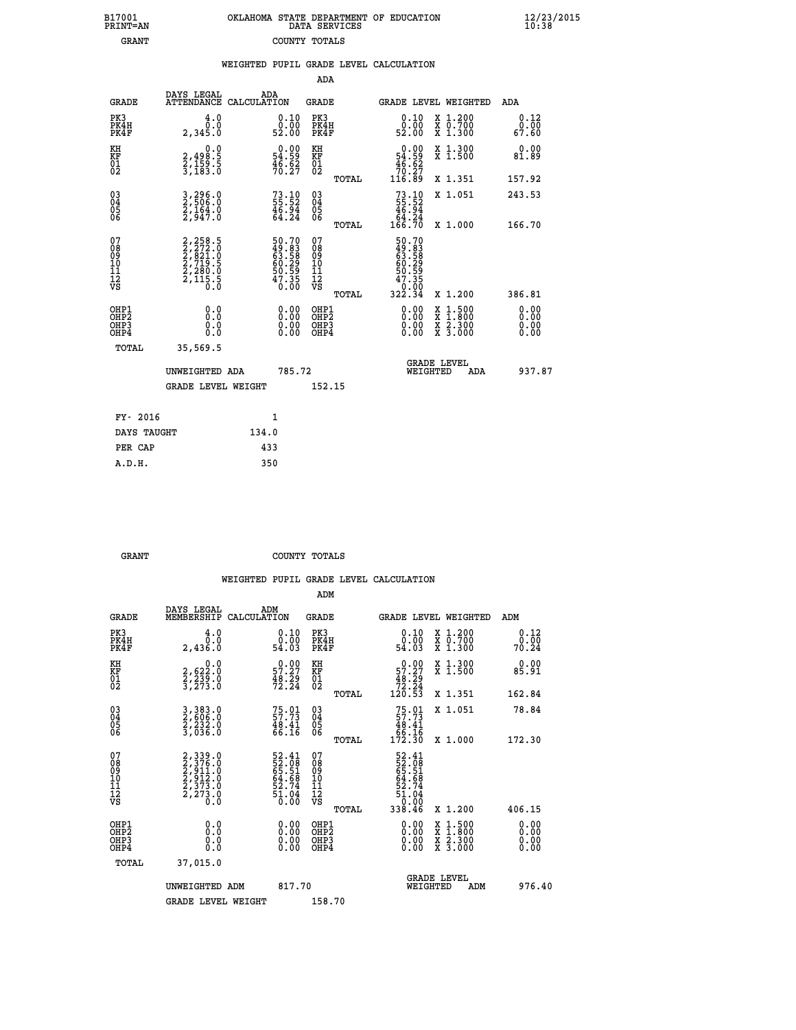B17001 PRINT=AN — OKLAHOMA STATE DEPARTMENT OF EDUCATION DATA SERVICES — 12/23/2015 10:38

GRANT — COUNTY TOTALS

WEIGHTED PUPIL GRADE LEVEL CALCULATION

ADA

| GRADE | DAYS LEGAL ATTENDANCE | ADA CALCULATION | GRADE | | GRADE LEVEL | WEIGHTED | ADA |
|---|---|---|---|---|---|---|---|
| PK3 | 4.0 | 0.10 | PK3 | | 0.10 | X 1.200 | 0.12 |
| PK4H | 0.0 | 0.00 | PK4H | | 0.00 | X 0.700 | 0.00 |
| PK4F | 2,345.0 | 52.00 | PK4F | | 52.00 | X 1.300 | 67.60 |
| KH | 0.0 | 0.00 | KH | | 0.00 | X 1.300 | 0.00 |
| KF | 2,498.5 | 54.59 | KF | | 54.59 | X 1.500 | 81.89 |
| 01 | 2,159.5 | 46.62 | 01 | | 46.62 | | |
| 02 | 3,183.0 | 70.27 | 02 | | 70.27 | | |
| | | | | TOTAL | 116.89 | X 1.351 | 157.92 |
| 03 | 3,296.0 | 73.10 | 03 | | 73.10 | X 1.051 | 243.53 |
| 04 | 2,506.0 | 55.52 | 04 | | 55.52 | | |
| 05 | 2,164.0 | 46.94 | 05 | | 46.94 | | |
| 06 | 2,947.0 | 64.24 | 06 | | 64.24 | | |
| | | | | TOTAL | 166.70 | X 1.000 | 166.70 |
| 07 | 2,258.5 | 50.70 | 07 | | 50.70 | | |
| 08 | 2,272.0 | 49.83 | 08 | | 49.83 | | |
| 09 | 2,821.0 | 63.58 | 09 | | 63.58 | | |
| 10 | 2,719.5 | 60.29 | 10 | | 60.29 | | |
| 11 | 2,280.0 | 50.59 | 11 | | 50.59 | | |
| 12 | 2,115.5 | 47.35 | 12 | | 47.35 | | |
| VS | 0.0 | 0.00 | VS | | 0.00 | | |
| | | | | TOTAL | 322.34 | X 1.200 | 386.81 |
| OHP1 | 0.0 | 0.00 | OHP1 | | 0.00 | X 1.500 | 0.00 |
| OHP2 | 0.0 | 0.00 | OHP2 | | 0.00 | X 1.800 | 0.00 |
| OHP3 | 0.0 | 0.00 | OHP3 | | 0.00 | X 2.300 | 0.00 |
| OHP4 | 0.0 | 0.00 | OHP4 | | 0.00 | X 3.000 | 0.00 |
| TOTAL | 35,569.5 | | | | | | |

UNWEIGHTED ADA 785.72 — GRADE LEVEL WEIGHTED ADA 937.87

GRADE LEVEL WEIGHT 152.15

| FY- 2016 | 1 |
|---|---|
| DAYS TAUGHT | 134.0 |
| PER CAP | 433 |
| A.D.H. | 350 |

GRANT — COUNTY TOTALS

WEIGHTED PUPIL GRADE LEVEL CALCULATION

ADM

| GRADE | DAYS LEGAL MEMBERSHIP | ADM CALCULATION | GRADE | | GRADE LEVEL | WEIGHTED | ADM |
|---|---|---|---|---|---|---|---|
| PK3 | 4.0 | 0.10 | PK3 | | 0.10 | X 1.200 | 0.12 |
| PK4H | 0.0 | 0.00 | PK4H | | 0.00 | X 0.700 | 0.00 |
| PK4F | 2,436.0 | 54.03 | PK4F | | 54.03 | X 1.300 | 70.24 |
| KH | 0.0 | 0.00 | KH | | 0.00 | X 1.300 | 0.00 |
| KF | 2,622.0 | 57.27 | KF | | 57.27 | X 1.500 | 85.91 |
| 01 | 2,239.0 | 48.29 | 01 | | 48.29 | | |
| 02 | 3,273.0 | 72.24 | 02 | | 72.24 | | |
| | | | | TOTAL | 120.53 | X 1.351 | 162.84 |
| 03 | 3,383.0 | 75.01 | 03 | | 75.01 | X 1.051 | 78.84 |
| 04 | 2,606.0 | 57.73 | 04 | | 57.73 | | |
| 05 | 2,232.0 | 48.41 | 05 | | 48.41 | | |
| 06 | 3,036.0 | 66.16 | 06 | | 66.16 | | |
| | | | | TOTAL | 172.30 | X 1.000 | 172.30 |
| 07 | 2,339.0 | 52.41 | 07 | | 52.41 | | |
| 08 | 2,376.0 | 52.08 | 08 | | 52.08 | | |
| 09 | 2,911.0 | 65.51 | 09 | | 65.51 | | |
| 10 | 2,912.0 | 64.68 | 10 | | 64.68 | | |
| 11 | 2,373.0 | 52.74 | 11 | | 52.74 | | |
| 12 | 2,273.0 | 51.04 | 12 | | 51.04 | | |
| VS | 0.0 | 0.00 | VS | | 0.00 | | |
| | | | | TOTAL | 338.46 | X 1.200 | 406.15 |
| OHP1 | 0.0 | 0.00 | OHP1 | | 0.00 | X 1.500 | 0.00 |
| OHP2 | 0.0 | 0.00 | OHP2 | | 0.00 | X 1.800 | 0.00 |
| OHP3 | 0.0 | 0.00 | OHP3 | | 0.00 | X 2.300 | 0.00 |
| OHP4 | 0.0 | 0.00 | OHP4 | | 0.00 | X 3.000 | 0.00 |
| TOTAL | 37,015.0 | | | | | | |

UNWEIGHTED ADM 817.70 — GRADE LEVEL WEIGHTED ADM 976.40

GRADE LEVEL WEIGHT 158.70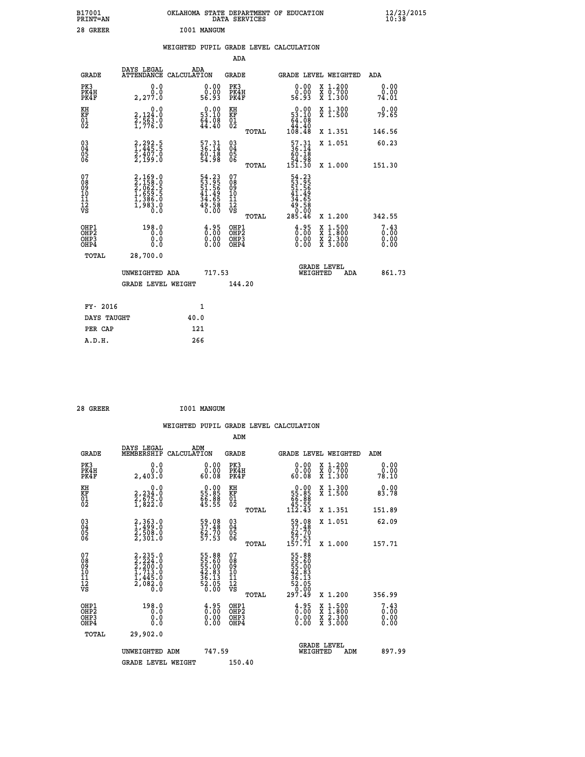B17001 OKLAHOMA STATE DEPARTMENT OF EDUCATION 12/23/2015
PRINT=AN DATA SERVICES 10:38

28 GREER I001 MANGUM

## WEIGHTED PUPIL GRADE LEVEL CALCULATION

### ADA

| GRADE | DAYS LEGAL ATTENDANCE | ADA CALCULATION | GRADE | | GRADE LEVEL | WEIGHTED | ADA |
|---|---|---|---|---|---|---|---|
| PK3 | 0.0 | 0.00 | PK3 | | 0.00 | X 1.200 | 0.00 |
| PK4H | 0.0 | 0.00 | PK4H | | 0.00 | X 0.700 | 0.00 |
| PK4F | 2,277.0 | 56.93 | PK4F | | 56.93 | X 1.300 | 74.01 |
| KH | 0.0 | 0.00 | KH | | 0.00 | X 1.300 | 0.00 |
| KF | 2,124.0 | 53.10 | KF | | 53.10 | X 1.500 | 79.65 |
| 01 | 2,563.0 | 64.08 | 01 | | 64.08 | | |
| 02 | 1,776.0 | 44.40 | 02 | | 44.40 | | |
| | | | | TOTAL | 108.48 | X 1.351 | 146.56 |
| 03 | 2,292.5 | 57.31 | 03 | | 57.31 | X 1.051 | 60.23 |
| 04 | 1,445.5 | 36.14 | 04 | | 36.14 | | |
| 05 | 2,407.0 | 60.18 | 05 | | 60.18 | | |
| 06 | 2,199.0 | 54.98 | 06 | | 54.98 | | |
| | | | | TOTAL | 151.30 | X 1.000 | 151.30 |
| 07 | 2,169.0 | 54.23 | 07 | | 54.23 | | |
| 08 | 2,158.0 | 53.95 | 08 | | 53.95 | | |
| 09 | 2,062.5 | 51.56 | 09 | | 51.56 | | |
| 10 | 1,659.5 | 41.49 | 10 | | 41.49 | | |
| 11 | 1,386.0 | 34.65 | 11 | | 34.65 | | |
| 12 | 1,983.0 | 49.58 | 12 | | 49.58 | | |
| VS | 0.0 | 0.00 | VS | | 0.00 | | |
| | | | | TOTAL | 285.46 | X 1.200 | 342.55 |
| OHP1 | 198.0 | 4.95 | OHP1 | | 4.95 | X 1.500 | 7.43 |
| OHP2 | 0.0 | 0.00 | OHP2 | | 0.00 | X 1.800 | 0.00 |
| OHP3 | 0.0 | 0.00 | OHP3 | | 0.00 | X 2.300 | 0.00 |
| OHP4 | 0.0 | 0.00 | OHP4 | | 0.00 | X 3.000 | 0.00 |
| TOTAL | 28,700.0 | | | | | | |

UNWEIGHTED ADA 717.53 GRADE LEVEL WEIGHTED ADA 861.73

GRADE LEVEL WEIGHT 144.20

| FY- 2016 | 1 |
|---|---|
| DAYS TAUGHT | 40.0 |
| PER CAP | 121 |
| A.D.H. | 266 |

28 GREER I001 MANGUM

## WEIGHTED PUPIL GRADE LEVEL CALCULATION

### ADM

| GRADE | DAYS LEGAL MEMBERSHIP | ADM CALCULATION | GRADE | | GRADE LEVEL | WEIGHTED | ADM |
|---|---|---|---|---|---|---|---|
| PK3 | 0.0 | 0.00 | PK3 | | 0.00 | X 1.200 | 0.00 |
| PK4H | 0.0 | 0.00 | PK4H | | 0.00 | X 0.700 | 0.00 |
| PK4F | 2,403.0 | 60.08 | PK4F | | 60.08 | X 1.300 | 78.10 |
| KH | 0.0 | 0.00 | KH | | 0.00 | X 1.300 | 0.00 |
| KF | 2,234.0 | 55.85 | KF | | 55.85 | X 1.500 | 83.78 |
| 01 | 2,675.0 | 66.88 | 01 | | 66.88 | | |
| 02 | 1,822.0 | 45.55 | 02 | | 45.55 | | |
| | | | | TOTAL | 112.43 | X 1.351 | 151.89 |
| 03 | 2,363.0 | 59.08 | 03 | | 59.08 | X 1.051 | 62.09 |
| 04 | 1,499.0 | 37.48 | 04 | | 37.48 | | |
| 05 | 2,508.0 | 62.70 | 05 | | 62.70 | | |
| 06 | 2,301.0 | 57.53 | 06 | | 57.53 | | |
| | | | | TOTAL | 157.71 | X 1.000 | 157.71 |
| 07 | 2,235.0 | 55.88 | 07 | | 55.88 | | |
| 08 | 2,224.0 | 55.60 | 08 | | 55.60 | | |
| 09 | 2,200.0 | 55.00 | 09 | | 55.00 | | |
| 10 | 1,713.0 | 42.83 | 10 | | 42.83 | | |
| 11 | 1,445.0 | 36.13 | 11 | | 36.13 | | |
| 12 | 2,082.0 | 52.05 | 12 | | 52.05 | | |
| VS | 0.0 | 0.00 | VS | | 0.00 | | |
| | | | | TOTAL | 297.49 | X 1.200 | 356.99 |
| OHP1 | 198.0 | 4.95 | OHP1 | | 4.95 | X 1.500 | 7.43 |
| OHP2 | 0.0 | 0.00 | OHP2 | | 0.00 | X 1.800 | 0.00 |
| OHP3 | 0.0 | 0.00 | OHP3 | | 0.00 | X 2.300 | 0.00 |
| OHP4 | 0.0 | 0.00 | OHP4 | | 0.00 | X 3.000 | 0.00 |
| TOTAL | 29,902.0 | | | | | | |

UNWEIGHTED ADM 747.59 GRADE LEVEL WEIGHTED ADM 897.99

GRADE LEVEL WEIGHT 150.40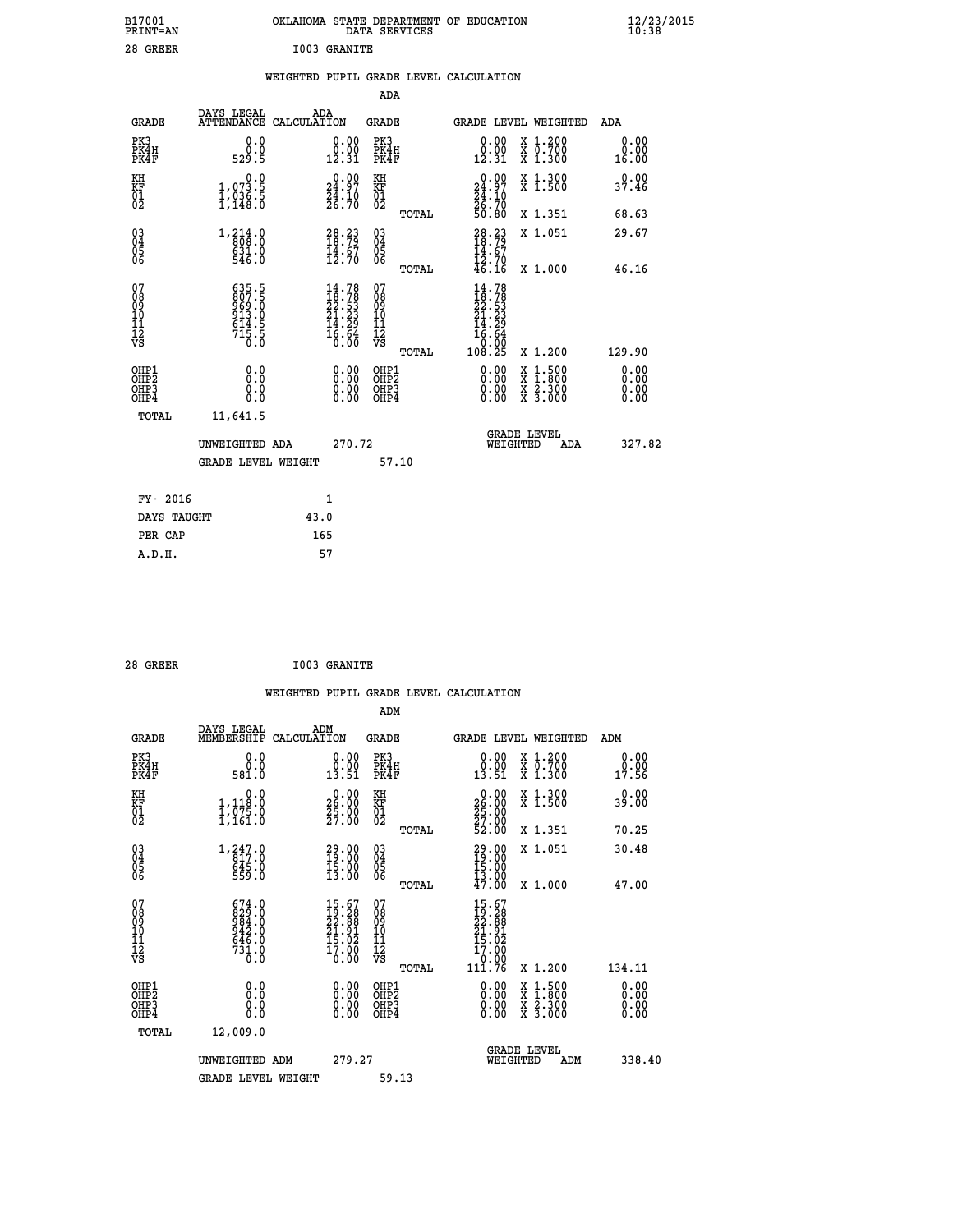B17001 PRINT=AN    OKLAHOMA STATE DEPARTMENT OF EDUCATION DATA SERVICES    12/23/2015 10:38

28 GREER    I003 GRANITE

## WEIGHTED PUPIL GRADE LEVEL CALCULATION

### ADA

| GRADE | DAYS LEGAL ATTENDANCE | ADA CALCULATION | GRADE | GRADE LEVEL | WEIGHTED | ADA |
|---|---|---|---|---|---|---|
| PK3 | 0.0 | 0.00 | PK3 | 0.00 | X 1.200 | 0.00 |
| PK4H | 0.0 | 0.00 | PK4H | 0.00 | X 0.700 | 0.00 |
| PK4F | 529.5 | 12.31 | PK4F | 12.31 | X 1.300 | 16.00 |
| KH | 0.0 | 0.00 | KH | 0.00 | X 1.300 | 0.00 |
| KF | 1,073.5 | 24.97 | KF | 24.97 | X 1.500 | 37.46 |
| 01 | 1,036.5 | 24.10 | 01 | 24.10 | | |
| 02 | 1,148.0 | 26.70 | 02 | 26.70 | | |
| | | | TOTAL | 50.80 | X 1.351 | 68.63 |
| 03 | 1,214.0 | 28.23 | 03 | 28.23 | X 1.051 | 29.67 |
| 04 | 808.0 | 18.79 | 04 | 18.79 | | |
| 05 | 631.0 | 14.67 | 05 | 14.67 | | |
| 06 | 546.0 | 12.70 | 06 | 12.70 | | |
| | | | TOTAL | 46.16 | X 1.000 | 46.16 |
| 07 | 635.5 | 14.78 | 07 | 14.78 | | |
| 08 | 807.5 | 18.78 | 08 | 18.78 | | |
| 09 | 969.0 | 22.53 | 09 | 22.53 | | |
| 10 | 913.0 | 21.23 | 10 | 21.23 | | |
| 11 | 614.5 | 14.29 | 11 | 14.29 | | |
| 12 | 715.5 | 16.64 | 12 | 16.64 | | |
| VS | 0.0 | 0.00 | VS | 0.00 | | |
| | | | TOTAL | 108.25 | X 1.200 | 129.90 |
| OHP1 | 0.0 | 0.00 | OHP1 | 0.00 | X 1.500 | 0.00 |
| OHP2 | 0.0 | 0.00 | OHP2 | 0.00 | X 1.800 | 0.00 |
| OHP3 | 0.0 | 0.00 | OHP3 | 0.00 | X 2.300 | 0.00 |
| OHP4 | 0.0 | 0.00 | OHP4 | 0.00 | X 3.000 | 0.00 |
| TOTAL | 11,641.5 | | | | | |

UNWEIGHTED ADA 270.72    GRADE LEVEL WEIGHTED ADA 327.82

GRADE LEVEL WEIGHT 57.10

| | |
|---|---|
| FY- 2016 | 1 |
| DAYS TAUGHT | 43.0 |
| PER CAP | 165 |
| A.D.H. | 57 |

28 GREER    I003 GRANITE

## WEIGHTED PUPIL GRADE LEVEL CALCULATION

### ADM

| GRADE | DAYS LEGAL MEMBERSHIP | ADM CALCULATION | GRADE | GRADE LEVEL | WEIGHTED | ADM |
|---|---|---|---|---|---|---|
| PK3 | 0.0 | 0.00 | PK3 | 0.00 | X 1.200 | 0.00 |
| PK4H | 0.0 | 0.00 | PK4H | 0.00 | X 0.700 | 0.00 |
| PK4F | 581.0 | 13.51 | PK4F | 13.51 | X 1.300 | 17.56 |
| KH | 0.0 | 0.00 | KH | 0.00 | X 1.300 | 0.00 |
| KF | 1,118.0 | 26.00 | KF | 26.00 | X 1.500 | 39.00 |
| 01 | 1,075.0 | 25.00 | 01 | 25.00 | | |
| 02 | 1,161.0 | 27.00 | 02 | 27.00 | | |
| | | | TOTAL | 52.00 | X 1.351 | 70.25 |
| 03 | 1,247.0 | 29.00 | 03 | 29.00 | X 1.051 | 30.48 |
| 04 | 817.0 | 19.00 | 04 | 19.00 | | |
| 05 | 645.0 | 15.00 | 05 | 15.00 | | |
| 06 | 559.0 | 13.00 | 06 | 13.00 | | |
| | | | TOTAL | 47.00 | X 1.000 | 47.00 |
| 07 | 674.0 | 15.67 | 07 | 15.67 | | |
| 08 | 829.0 | 19.28 | 08 | 19.28 | | |
| 09 | 984.0 | 22.88 | 09 | 22.88 | | |
| 10 | 942.0 | 21.91 | 10 | 21.91 | | |
| 11 | 646.0 | 15.02 | 11 | 15.02 | | |
| 12 | 731.0 | 17.00 | 12 | 17.00 | | |
| VS | 0.0 | 0.00 | VS | 0.00 | | |
| | | | TOTAL | 111.76 | X 1.200 | 134.11 |
| OHP1 | 0.0 | 0.00 | OHP1 | 0.00 | X 1.500 | 0.00 |
| OHP2 | 0.0 | 0.00 | OHP2 | 0.00 | X 1.800 | 0.00 |
| OHP3 | 0.0 | 0.00 | OHP3 | 0.00 | X 2.300 | 0.00 |
| OHP4 | 0.0 | 0.00 | OHP4 | 0.00 | X 3.000 | 0.00 |
| TOTAL | 12,009.0 | | | | | |

UNWEIGHTED ADM 279.27    GRADE LEVEL WEIGHTED ADM 338.40

GRADE LEVEL WEIGHT 59.13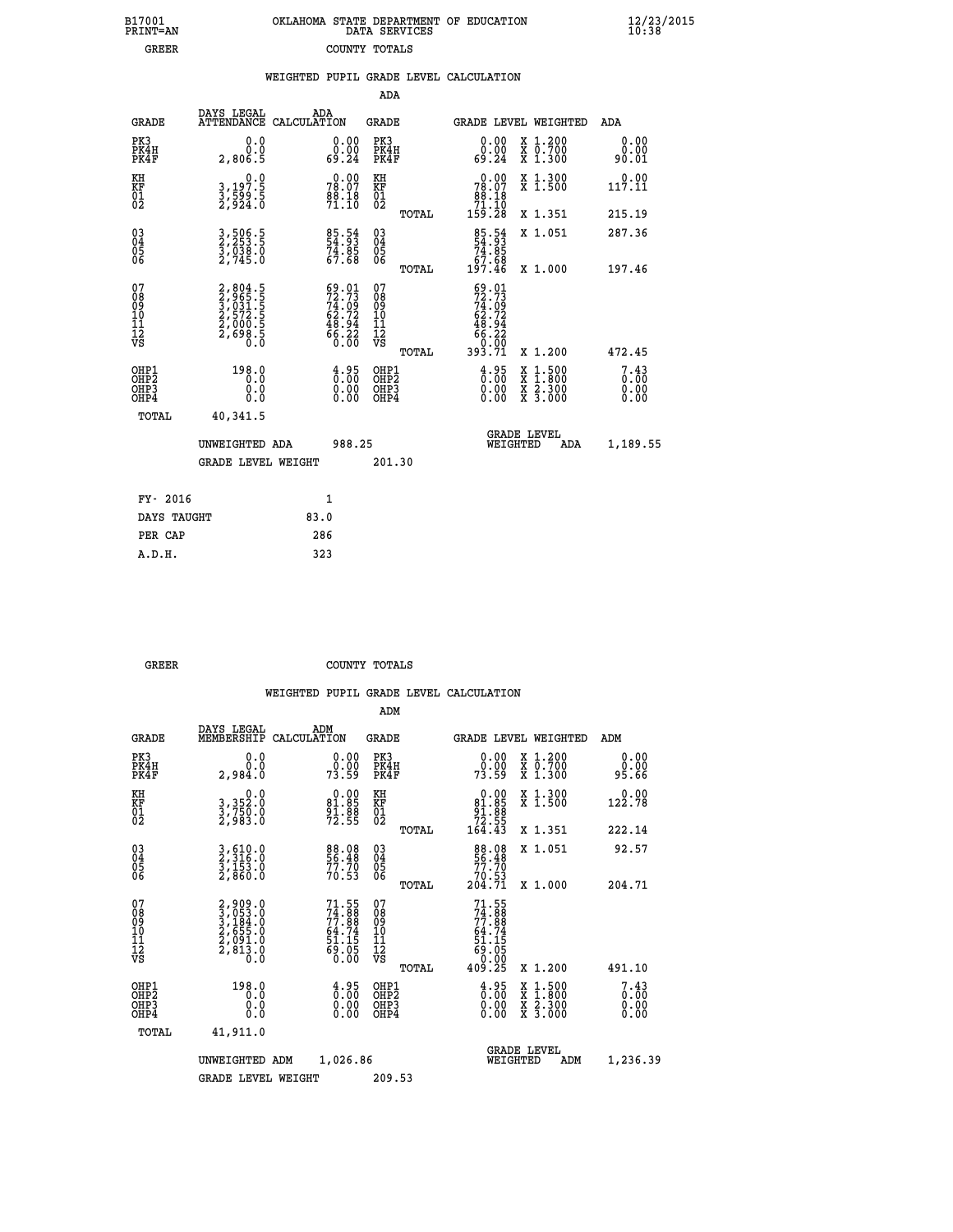B17001 PRINT=AN — OKLAHOMA STATE DEPARTMENT OF EDUCATION DATA SERVICES — 12/23/2015 10:38

GREER — COUNTY TOTALS

## WEIGHTED PUPIL GRADE LEVEL CALCULATION

### ADA

| GRADE | DAYS LEGAL ATTENDANCE | ADA CALCULATION | GRADE | GRADE LEVEL | WEIGHTED | ADA |
|---|---|---|---|---|---|---|
| PK3 | 0.0 | 0.00 | PK3 | 0.00 | X 1.200 | 0.00 |
| PK4H | 0.0 | 0.00 | PK4H | 0.00 | X 0.700 | 0.00 |
| PK4F | 2,806.5 | 69.24 | PK4F | 69.24 | X 1.300 | 90.01 |
| KH | 0.0 | 0.00 | KH | 0.00 | X 1.300 | 0.00 |
| KF | 3,197.5 | 78.07 | KF | 78.07 | X 1.500 | 117.11 |
| 01 | 3,599.5 | 88.18 | 01 | 88.18 | | |
| 02 | 2,924.0 | 71.10 | 02 | 71.10 | | |
| | | | TOTAL | 159.28 | X 1.351 | 215.19 |
| 03 | 3,506.5 | 85.54 | 03 | 85.54 | X 1.051 | 287.36 |
| 04 | 2,253.5 | 54.93 | 04 | 54.93 | | |
| 05 | 3,038.0 | 74.85 | 05 | 74.85 | | |
| 06 | 2,745.0 | 67.68 | 06 | 67.68 | | |
| | | | TOTAL | 197.46 | X 1.000 | 197.46 |
| 07 | 2,804.5 | 69.01 | 07 | 69.01 | | |
| 08 | 2,965.5 | 72.73 | 08 | 72.73 | | |
| 09 | 3,031.5 | 74.09 | 09 | 74.09 | | |
| 10 | 2,572.5 | 62.72 | 10 | 62.72 | | |
| 11 | 2,000.5 | 48.94 | 11 | 48.94 | | |
| 12 | 2,698.5 | 66.22 | 12 | 66.22 | | |
| VS | 0.0 | 0.00 | VS | 0.00 | | |
| | | | TOTAL | 393.71 | X 1.200 | 472.45 |
| OHP1 | 198.0 | 4.95 | OHP1 | 4.95 | X 1.500 | 7.43 |
| OHP2 | 0.0 | 0.00 | OHP2 | 0.00 | X 1.800 | 0.00 |
| OHP3 | 0.0 | 0.00 | OHP3 | 0.00 | X 2.300 | 0.00 |
| OHP4 | 0.0 | 0.00 | OHP4 | 0.00 | X 3.000 | 0.00 |
| TOTAL | 40,341.5 | | | | | |

UNWEIGHTED ADA 988.25 — GRADE LEVEL WEIGHTED ADA 1,189.55

GRADE LEVEL WEIGHT 201.30

| | |
|---|---|
| FY- 2016 | 1 |
| DAYS TAUGHT | 83.0 |
| PER CAP | 286 |
| A.D.H. | 323 |

GREER — COUNTY TOTALS

## WEIGHTED PUPIL GRADE LEVEL CALCULATION

### ADM

| GRADE | DAYS LEGAL MEMBERSHIP | ADM CALCULATION | GRADE | GRADE LEVEL | WEIGHTED | ADM |
|---|---|---|---|---|---|---|
| PK3 | 0.0 | 0.00 | PK3 | 0.00 | X 1.200 | 0.00 |
| PK4H | 0.0 | 0.00 | PK4H | 0.00 | X 0.700 | 0.00 |
| PK4F | 2,984.0 | 73.59 | PK4F | 73.59 | X 1.300 | 95.66 |
| KH | 0.0 | 0.00 | KH | 0.00 | X 1.300 | 0.00 |
| KF | 3,352.0 | 81.85 | KF | 81.85 | X 1.500 | 122.78 |
| 01 | 3,750.0 | 91.88 | 01 | 91.88 | | |
| 02 | 2,983.0 | 72.55 | 02 | 72.55 | | |
| | | | TOTAL | 164.43 | X 1.351 | 222.14 |
| 03 | 3,610.0 | 88.08 | 03 | 88.08 | X 1.051 | 92.57 |
| 04 | 2,316.0 | 56.48 | 04 | 56.48 | | |
| 05 | 3,153.0 | 77.70 | 05 | 77.70 | | |
| 06 | 2,860.0 | 70.53 | 06 | 70.53 | | |
| | | | TOTAL | 204.71 | X 1.000 | 204.71 |
| 07 | 2,909.0 | 71.55 | 07 | 71.55 | | |
| 08 | 3,053.0 | 74.88 | 08 | 74.88 | | |
| 09 | 3,184.0 | 77.88 | 09 | 77.88 | | |
| 10 | 2,655.0 | 64.74 | 10 | 64.74 | | |
| 11 | 2,091.0 | 51.15 | 11 | 51.15 | | |
| 12 | 2,813.0 | 69.05 | 12 | 69.05 | | |
| VS | 0.0 | 0.00 | VS | 0.00 | | |
| | | | TOTAL | 409.25 | X 1.200 | 491.10 |
| OHP1 | 198.0 | 4.95 | OHP1 | 4.95 | X 1.500 | 7.43 |
| OHP2 | 0.0 | 0.00 | OHP2 | 0.00 | X 1.800 | 0.00 |
| OHP3 | 0.0 | 0.00 | OHP3 | 0.00 | X 2.300 | 0.00 |
| OHP4 | 0.0 | 0.00 | OHP4 | 0.00 | X 3.000 | 0.00 |
| TOTAL | 41,911.0 | | | | | |

UNWEIGHTED ADM 1,026.86 — GRADE LEVEL WEIGHTED ADM 1,236.39

GRADE LEVEL WEIGHT 209.53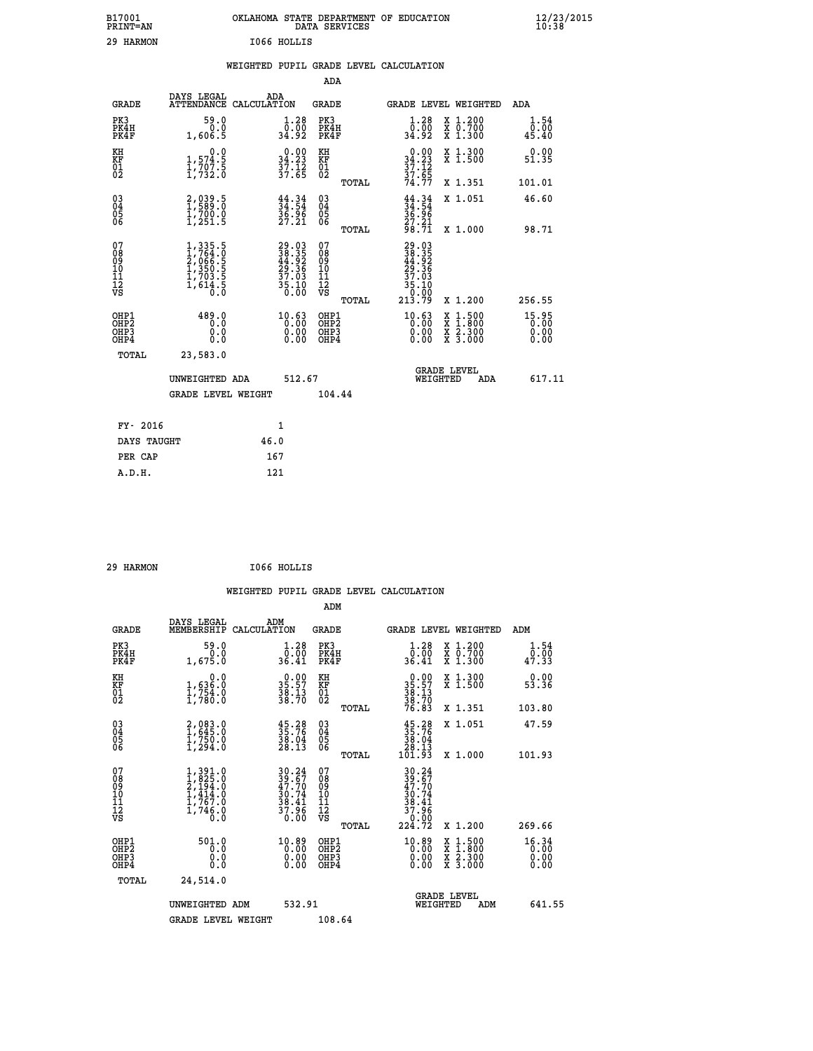B17001 OKLAHOMA STATE DEPARTMENT OF EDUCATION 12/23/2015
PRINT=AN DATA SERVICES 10:38

29 HARMON I066 HOLLIS

WEIGHTED PUPIL GRADE LEVEL CALCULATION

ADA

| GRADE | DAYS LEGAL ATTENDANCE | ADA CALCULATION | GRADE | GRADE LEVEL | WEIGHTED | ADA |
|---|---|---|---|---|---|---|
| PK3 | 59.0 | 1.28 | PK3 | 1.28 | X 1.200 | 1.54 |
| PK4H | 0.0 | 0.00 | PK4H | 0.00 | X 0.700 | 0.00 |
| PK4F | 1,606.5 | 34.92 | PK4F | 34.92 | X 1.300 | 45.40 |
| KH | 0.0 | 0.00 | KH | 0.00 | X 1.300 | 0.00 |
| KF | 1,574.5 | 34.23 | KF | 34.23 | X 1.500 | 51.35 |
| 01 | 1,707.5 | 37.12 | 01 | 37.12 | | |
| 02 | 1,732.0 | 37.65 | 02 | 37.65 | | |
| | | | TOTAL | 74.77 | X 1.351 | 101.01 |
| 03 | 2,039.5 | 44.34 | 03 | 44.34 | X 1.051 | 46.60 |
| 04 | 1,589.0 | 34.54 | 04 | 34.54 | | |
| 05 | 1,700.0 | 36.96 | 05 | 36.96 | | |
| 06 | 1,251.5 | 27.21 | 06 | 27.21 | | |
| | | | TOTAL | 98.71 | X 1.000 | 98.71 |
| 07 | 1,335.5 | 29.03 | 07 | 29.03 | | |
| 08 | 1,764.0 | 38.35 | 08 | 38.35 | | |
| 09 | 2,066.5 | 44.92 | 09 | 44.92 | | |
| 10 | 1,350.5 | 29.36 | 10 | 29.36 | | |
| 11 | 1,703.5 | 37.03 | 11 | 37.03 | | |
| 12 | 1,614.5 | 35.10 | 12 | 35.10 | | |
| VS | 0.0 | 0.00 | VS | 0.00 | | |
| | | | TOTAL | 213.79 | X 1.200 | 256.55 |
| OHP1 | 489.0 | 10.63 | OHP1 | 10.63 | X 1.500 | 15.95 |
| OHP2 | 0.0 | 0.00 | OHP2 | 0.00 | X 1.800 | 0.00 |
| OHP3 | 0.0 | 0.00 | OHP3 | 0.00 | X 2.300 | 0.00 |
| OHP4 | 0.0 | 0.00 | OHP4 | 0.00 | X 3.000 | 0.00 |
| TOTAL | 23,583.0 | | | | | |

UNWEIGHTED ADA 512.67 — GRADE LEVEL WEIGHTED ADA 617.11

GRADE LEVEL WEIGHT 104.44

| FY- 2016 | 1 |
|---|---|
| DAYS TAUGHT | 46.0 |
| PER CAP | 167 |
| A.D.H. | 121 |

29 HARMON I066 HOLLIS

WEIGHTED PUPIL GRADE LEVEL CALCULATION

ADM

| GRADE | DAYS LEGAL MEMBERSHIP | ADM CALCULATION | GRADE | GRADE LEVEL | WEIGHTED | ADM |
|---|---|---|---|---|---|---|
| PK3 | 59.0 | 1.28 | PK3 | 1.28 | X 1.200 | 1.54 |
| PK4H | 0.0 | 0.00 | PK4H | 0.00 | X 0.700 | 0.00 |
| PK4F | 1,675.0 | 36.41 | PK4F | 36.41 | X 1.300 | 47.33 |
| KH | 0.0 | 0.00 | KH | 0.00 | X 1.300 | 0.00 |
| KF | 1,636.0 | 35.57 | KF | 35.57 | X 1.500 | 53.36 |
| 01 | 1,754.0 | 38.13 | 01 | 38.13 | | |
| 02 | 1,780.0 | 38.70 | 02 | 38.70 | | |
| | | | TOTAL | 76.83 | X 1.351 | 103.80 |
| 03 | 2,083.0 | 45.28 | 03 | 45.28 | X 1.051 | 47.59 |
| 04 | 1,645.0 | 35.76 | 04 | 35.76 | | |
| 05 | 1,750.0 | 38.04 | 05 | 38.04 | | |
| 06 | 1,294.0 | 28.13 | 06 | 28.13 | | |
| | | | TOTAL | 101.93 | X 1.000 | 101.93 |
| 07 | 1,391.0 | 30.24 | 07 | 30.24 | | |
| 08 | 1,825.0 | 39.67 | 08 | 39.67 | | |
| 09 | 2,194.0 | 47.70 | 09 | 47.70 | | |
| 10 | 1,414.0 | 30.74 | 10 | 30.74 | | |
| 11 | 1,767.0 | 38.41 | 11 | 38.41 | | |
| 12 | 1,746.0 | 37.96 | 12 | 37.96 | | |
| VS | 0.0 | 0.00 | VS | 0.00 | | |
| | | | TOTAL | 224.72 | X 1.200 | 269.66 |
| OHP1 | 501.0 | 10.89 | OHP1 | 10.89 | X 1.500 | 16.34 |
| OHP2 | 0.0 | 0.00 | OHP2 | 0.00 | X 1.800 | 0.00 |
| OHP3 | 0.0 | 0.00 | OHP3 | 0.00 | X 2.300 | 0.00 |
| OHP4 | 0.0 | 0.00 | OHP4 | 0.00 | X 3.000 | 0.00 |
| TOTAL | 24,514.0 | | | | | |

UNWEIGHTED ADM 532.91 — GRADE LEVEL WEIGHTED ADM 641.55

GRADE LEVEL WEIGHT 108.64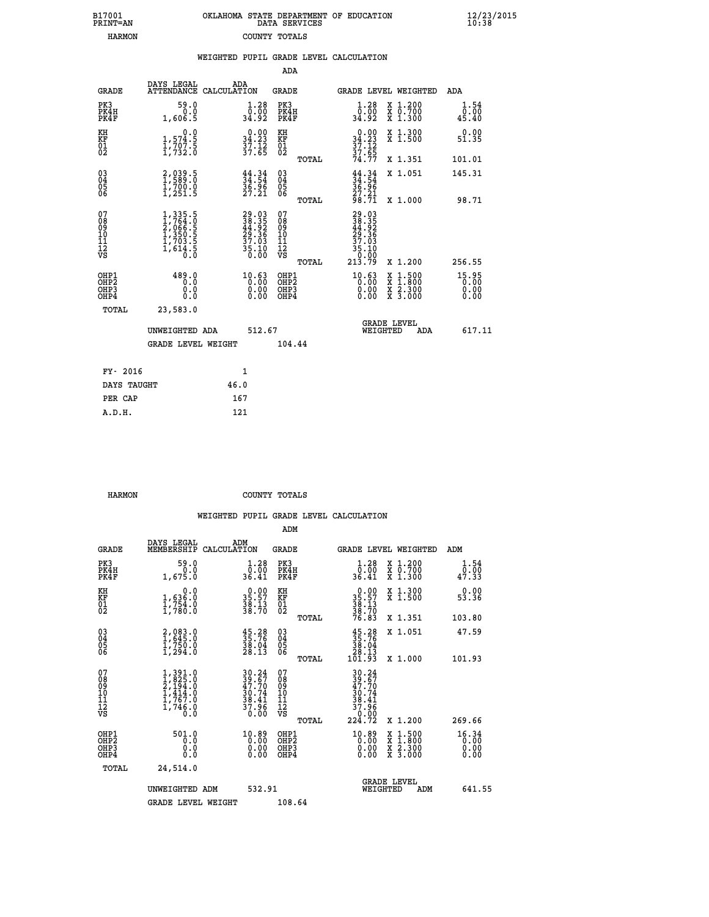B17001
PRINT=AN

OKLAHOMA STATE DEPARTMENT OF EDUCATION
DATA SERVICES

12/23/2015
10:38

HARMON COUNTY TOTALS

WEIGHTED PUPIL GRADE LEVEL CALCULATION

ADA

| GRADE | DAYS LEGAL ATTENDANCE | ADA CALCULATION | GRADE | GRADE LEVEL | WEIGHTED | ADA |
|---|---|---|---|---|---|---|
| PK3 | 59.0 | 1.28 | PK3 | 1.28 | X 1.200 | 1.54 |
| PK4H | 0.0 | 0.00 | PK4H | 0.00 | X 0.700 | 0.00 |
| PK4F | 1,606.5 | 34.92 | PK4F | 34.92 | X 1.300 | 45.40 |
| KH | 0.0 | 0.00 | KH | 0.00 | X 1.300 | 0.00 |
| KF | 1,574.5 | 34.23 | KF | 34.23 | X 1.500 | 51.35 |
| 01 | 1,707.5 | 37.12 | 01 | 37.12 | | |
| 02 | 1,732.0 | 37.65 | 02 | 37.65 | | |
| | | | TOTAL | 74.77 | X 1.351 | 101.01 |
| 03 | 2,039.5 | 44.34 | 03 | 44.34 | X 1.051 | 145.31 |
| 04 | 1,589.0 | 34.54 | 04 | 34.54 | | |
| 05 | 1,700.0 | 36.96 | 05 | 36.96 | | |
| 06 | 1,251.5 | 27.21 | 06 | 27.21 | | |
| | | | TOTAL | 98.71 | X 1.000 | 98.71 |
| 07 | 1,335.5 | 29.03 | 07 | 29.03 | | |
| 08 | 1,764.0 | 38.35 | 08 | 38.35 | | |
| 09 | 2,066.5 | 44.92 | 09 | 44.92 | | |
| 10 | 1,350.5 | 29.36 | 10 | 29.36 | | |
| 11 | 1,703.5 | 37.03 | 11 | 37.03 | | |
| 12 | 1,614.5 | 35.10 | 12 | 35.10 | | |
| VS | 0.0 | 0.00 | VS | 0.00 | | |
| | | | TOTAL | 213.79 | X 1.200 | 256.55 |
| OHP1 | 489.0 | 10.63 | OHP1 | 10.63 | X 1.500 | 15.95 |
| OHP2 | 0.0 | 0.00 | OHP2 | 0.00 | X 1.800 | 0.00 |
| OHP3 | 0.0 | 0.00 | OHP3 | 0.00 | X 2.300 | 0.00 |
| OHP4 | 0.0 | 0.00 | OHP4 | 0.00 | X 3.000 | 0.00 |
| TOTAL | 23,583.0 | | | | | |

UNWEIGHTED ADA 512.67 GRADE LEVEL WEIGHTED ADA 617.11

GRADE LEVEL WEIGHT 104.44

| FY- 2016 | 1 |
|---|---|
| DAYS TAUGHT | 46.0 |
| PER CAP | 167 |
| A.D.H. | 121 |

HARMON COUNTY TOTALS

WEIGHTED PUPIL GRADE LEVEL CALCULATION

ADM

| GRADE | DAYS LEGAL MEMBERSHIP | ADM CALCULATION | GRADE | GRADE LEVEL | WEIGHTED | ADM |
|---|---|---|---|---|---|---|
| PK3 | 59.0 | 1.28 | PK3 | 1.28 | X 1.200 | 1.54 |
| PK4H | 0.0 | 0.00 | PK4H | 0.00 | X 0.700 | 0.00 |
| PK4F | 1,675.0 | 36.41 | PK4F | 36.41 | X 1.300 | 47.33 |
| KH | 0.0 | 0.00 | KH | 0.00 | X 1.300 | 0.00 |
| KF | 1,636.0 | 35.57 | KF | 35.57 | X 1.500 | 53.36 |
| 01 | 1,754.0 | 38.13 | 01 | 38.13 | | |
| 02 | 1,780.0 | 38.70 | 02 | 38.70 | | |
| | | | TOTAL | 76.83 | X 1.351 | 103.80 |
| 03 | 2,083.0 | 45.28 | 03 | 45.28 | X 1.051 | 47.59 |
| 04 | 1,645.0 | 35.76 | 04 | 35.76 | | |
| 05 | 1,750.0 | 38.04 | 05 | 38.04 | | |
| 06 | 1,294.0 | 28.13 | 06 | 28.13 | | |
| | | | TOTAL | 101.93 | X 1.000 | 101.93 |
| 07 | 1,391.0 | 30.24 | 07 | 30.24 | | |
| 08 | 1,825.0 | 39.67 | 08 | 39.67 | | |
| 09 | 2,194.0 | 47.70 | 09 | 47.70 | | |
| 10 | 1,414.0 | 30.74 | 10 | 30.74 | | |
| 11 | 1,767.0 | 38.41 | 11 | 38.41 | | |
| 12 | 1,746.0 | 37.96 | 12 | 37.96 | | |
| VS | 0.0 | 0.00 | VS | 0.00 | | |
| | | | TOTAL | 224.72 | X 1.200 | 269.66 |
| OHP1 | 501.0 | 10.89 | OHP1 | 10.89 | X 1.500 | 16.34 |
| OHP2 | 0.0 | 0.00 | OHP2 | 0.00 | X 1.800 | 0.00 |
| OHP3 | 0.0 | 0.00 | OHP3 | 0.00 | X 2.300 | 0.00 |
| OHP4 | 0.0 | 0.00 | OHP4 | 0.00 | X 3.000 | 0.00 |
| TOTAL | 24,514.0 | | | | | |

UNWEIGHTED ADM 532.91 GRADE LEVEL WEIGHTED ADM 641.55

GRADE LEVEL WEIGHT 108.64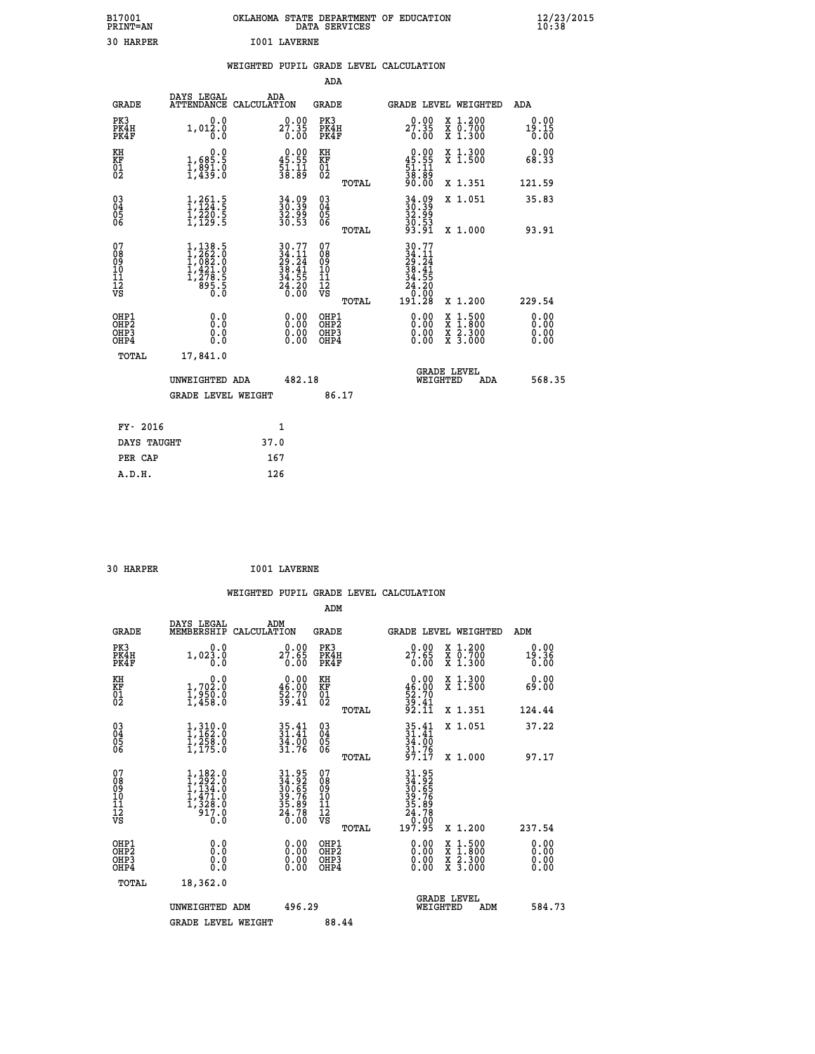B17001 OKLAHOMA STATE DEPARTMENT OF EDUCATION 12/23/2015
PRINT=AN DATA SERVICES 10:38

30 HARPER I001 LAVERNE

### WEIGHTED PUPIL GRADE LEVEL CALCULATION

ADA

| GRADE | DAYS LEGAL ATTENDANCE | ADA CALCULATION | GRADE | GRADE LEVEL | WEIGHTED | ADA |
|---|---|---|---|---|---|---|
| PK3 | 0.0 | 0.00 | PK3 | 0.00 | X 1.200 | 0.00 |
| PK4H | 1,012.0 | 27.35 | PK4H | 27.35 | X 0.700 | 19.15 |
| PK4F | 0.0 | 0.00 | PK4F | 0.00 | X 1.300 | 0.00 |
| KH | 0.0 | 0.00 | KH | 0.00 | X 1.300 | 0.00 |
| KF | 1,685.5 | 45.55 | KF | 45.55 | X 1.500 | 68.33 |
| 01 | 1,891.0 | 51.11 | 01 | 51.11 | | |
| 02 | 1,439.0 | 38.89 | 02 | 38.89 | | |
| | | | TOTAL | 90.00 | X 1.351 | 121.59 |
| 03 | 1,261.5 | 34.09 | 03 | 34.09 | X 1.051 | 35.83 |
| 04 | 1,124.5 | 30.39 | 04 | 30.39 | | |
| 05 | 1,220.5 | 32.99 | 05 | 32.99 | | |
| 06 | 1,129.5 | 30.53 | 06 | 30.53 | | |
| | | | TOTAL | 93.91 | X 1.000 | 93.91 |
| 07 | 1,138.5 | 30.77 | 07 | 30.77 | | |
| 08 | 1,262.0 | 34.11 | 08 | 34.11 | | |
| 09 | 1,082.0 | 29.24 | 09 | 29.24 | | |
| 10 | 1,421.0 | 38.41 | 10 | 38.41 | | |
| 11 | 1,278.5 | 34.55 | 11 | 34.55 | | |
| 12 | 895.5 | 24.20 | 12 | 24.20 | | |
| VS | 0.0 | 0.00 | VS | 0.00 | | |
| | | | TOTAL | 191.28 | X 1.200 | 229.54 |
| OHP1 | 0.0 | 0.00 | OHP1 | 0.00 | X 1.500 | 0.00 |
| OHP2 | 0.0 | 0.00 | OHP2 | 0.00 | X 1.800 | 0.00 |
| OHP3 | 0.0 | 0.00 | OHP3 | 0.00 | X 2.300 | 0.00 |
| OHP4 | 0.0 | 0.00 | OHP4 | 0.00 | X 3.000 | 0.00 |
| TOTAL | 17,841.0 | | | | | |

UNWEIGHTED ADA 482.18 GRADE LEVEL WEIGHTED ADA 568.35

GRADE LEVEL WEIGHT 86.17

| FY- 2016 | 1 |
|---|---|
| DAYS TAUGHT | 37.0 |
| PER CAP | 167 |
| A.D.H. | 126 |

30 HARPER I001 LAVERNE

### WEIGHTED PUPIL GRADE LEVEL CALCULATION

ADM

| GRADE | DAYS LEGAL MEMBERSHIP | ADM CALCULATION | GRADE | GRADE LEVEL | WEIGHTED | ADM |
|---|---|---|---|---|---|---|
| PK3 | 0.0 | 0.00 | PK3 | 0.00 | X 1.200 | 0.00 |
| PK4H | 1,023.0 | 27.65 | PK4H | 27.65 | X 0.700 | 19.36 |
| PK4F | 0.0 | 0.00 | PK4F | 0.00 | X 1.300 | 0.00 |
| KH | 0.0 | 0.00 | KH | 0.00 | X 1.300 | 0.00 |
| KF | 1,702.0 | 46.00 | KF | 46.00 | X 1.500 | 69.00 |
| 01 | 1,950.0 | 52.70 | 01 | 52.70 | | |
| 02 | 1,458.0 | 39.41 | 02 | 39.41 | | |
| | | | TOTAL | 92.11 | X 1.351 | 124.44 |
| 03 | 1,310.0 | 35.41 | 03 | 35.41 | X 1.051 | 37.22 |
| 04 | 1,162.0 | 31.41 | 04 | 31.41 | | |
| 05 | 1,258.0 | 34.00 | 05 | 34.00 | | |
| 06 | 1,175.0 | 31.76 | 06 | 31.76 | | |
| | | | TOTAL | 97.17 | X 1.000 | 97.17 |
| 07 | 1,182.0 | 31.95 | 07 | 31.95 | | |
| 08 | 1,292.0 | 34.92 | 08 | 34.92 | | |
| 09 | 1,134.0 | 30.65 | 09 | 30.65 | | |
| 10 | 1,471.0 | 39.76 | 10 | 39.76 | | |
| 11 | 1,328.0 | 35.89 | 11 | 35.89 | | |
| 12 | 917.0 | 24.78 | 12 | 24.78 | | |
| VS | 0.0 | 0.00 | VS | 0.00 | | |
| | | | TOTAL | 197.95 | X 1.200 | 237.54 |
| OHP1 | 0.0 | 0.00 | OHP1 | 0.00 | X 1.500 | 0.00 |
| OHP2 | 0.0 | 0.00 | OHP2 | 0.00 | X 1.800 | 0.00 |
| OHP3 | 0.0 | 0.00 | OHP3 | 0.00 | X 2.300 | 0.00 |
| OHP4 | 0.0 | 0.00 | OHP4 | 0.00 | X 3.000 | 0.00 |
| TOTAL | 18,362.0 | | | | | |

UNWEIGHTED ADM 496.29 GRADE LEVEL WEIGHTED ADM 584.73

GRADE LEVEL WEIGHT 88.44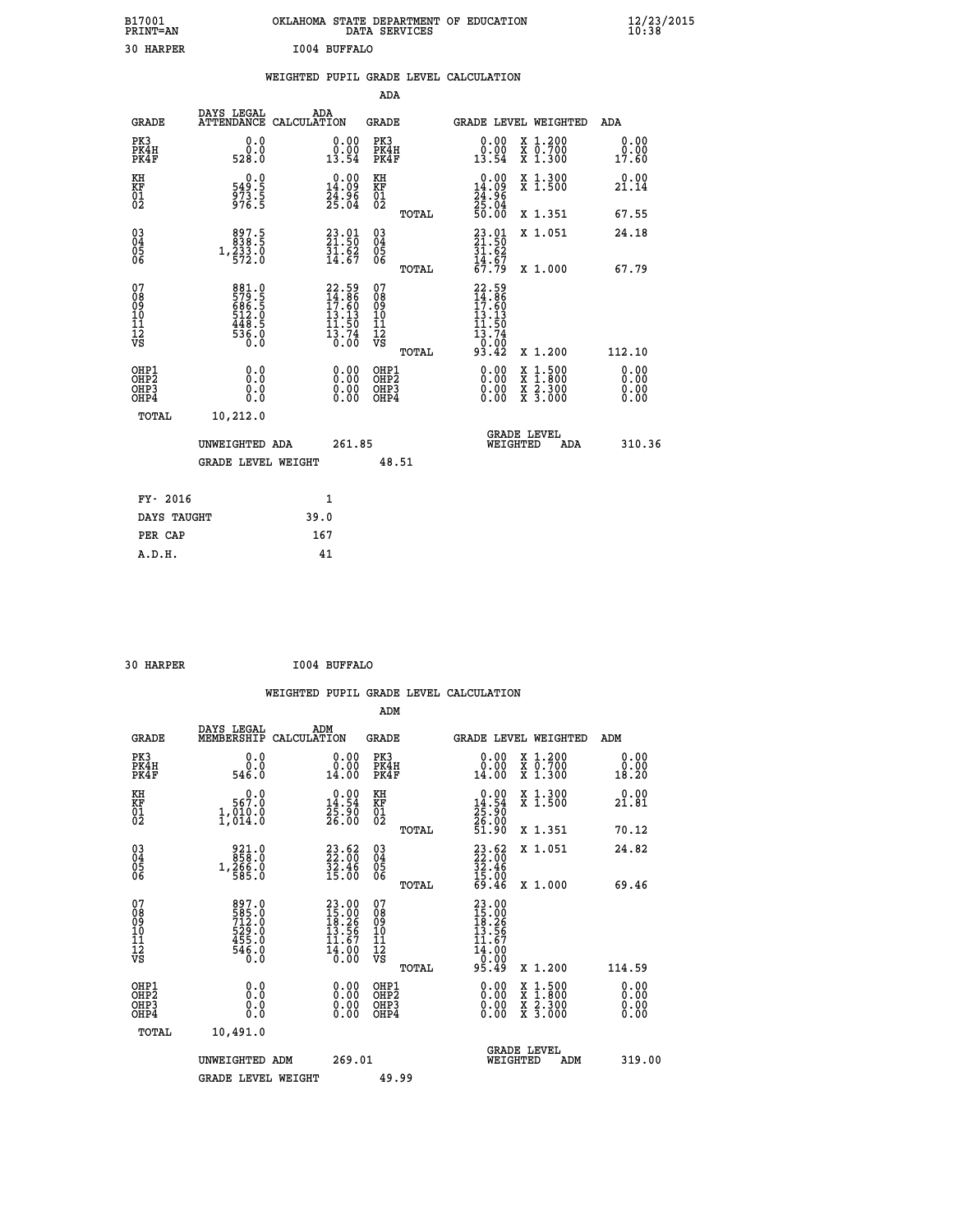B17001 OKLAHOMA STATE DEPARTMENT OF EDUCATION 12/23/2015
PRINT=AN DATA SERVICES 10:38

30 HARPER I004 BUFFALO

## WEIGHTED PUPIL GRADE LEVEL CALCULATION

### ADA

| GRADE | DAYS LEGAL ATTENDANCE | ADA CALCULATION | GRADE | | GRADE LEVEL | WEIGHTED | ADA |
|---|---|---|---|---|---|---|---|
| PK3 | 0.0 | 0.00 | PK3 | | 0.00 | X 1.200 | 0.00 |
| PK4H | 0.0 | 0.00 | PK4H | | 0.00 | X 0.700 | 0.00 |
| PK4F | 528.0 | 13.54 | PK4F | | 13.54 | X 1.300 | 17.60 |
| KH | 0.0 | 0.00 | KH | | 0.00 | X 1.300 | 0.00 |
| KF | 549.5 | 14.09 | KF | | 14.09 | X 1.500 | 21.14 |
| 01 | 973.5 | 24.96 | 01 | | 24.96 | | |
| 02 | 976.5 | 25.04 | 02 | | 25.04 | | |
| | | | | TOTAL | 50.00 | X 1.351 | 67.55 |
| 03 | 897.5 | 23.01 | 03 | | 23.01 | X 1.051 | 24.18 |
| 04 | 838.5 | 21.50 | 04 | | 21.50 | | |
| 05 | 1,233.0 | 31.62 | 05 | | 31.62 | | |
| 06 | 572.0 | 14.67 | 06 | | 14.67 | | |
| | | | | TOTAL | 67.79 | X 1.000 | 67.79 |
| 07 | 881.0 | 22.59 | 07 | | 22.59 | | |
| 08 | 579.5 | 14.86 | 08 | | 14.86 | | |
| 09 | 686.5 | 17.60 | 09 | | 17.60 | | |
| 10 | 512.0 | 13.13 | 10 | | 13.13 | | |
| 11 | 448.5 | 11.50 | 11 | | 11.50 | | |
| 12 | 536.0 | 13.74 | 12 | | 13.74 | | |
| VS | 0.0 | 0.00 | VS | | 0.00 | | |
| | | | | TOTAL | 93.42 | X 1.200 | 112.10 |
| OHP1 | 0.0 | 0.00 | OHP1 | | 0.00 | X 1.500 | 0.00 |
| OHP2 | 0.0 | 0.00 | OHP2 | | 0.00 | X 1.800 | 0.00 |
| OHP3 | 0.0 | 0.00 | OHP3 | | 0.00 | X 2.300 | 0.00 |
| OHP4 | 0.0 | 0.00 | OHP4 | | 0.00 | X 3.000 | 0.00 |
| TOTAL | 10,212.0 | | | | | | |

UNWEIGHTED ADA 261.85 GRADE LEVEL WEIGHTED ADA 310.36

GRADE LEVEL WEIGHT 48.51

| FY- 2016 | 1 |
|---|---|
| DAYS TAUGHT | 39.0 |
| PER CAP | 167 |
| A.D.H. | 41 |

30 HARPER I004 BUFFALO

## WEIGHTED PUPIL GRADE LEVEL CALCULATION

### ADM

| GRADE | DAYS LEGAL MEMBERSHIP | ADM CALCULATION | GRADE | | GRADE LEVEL | WEIGHTED | ADM |
|---|---|---|---|---|---|---|---|
| PK3 | 0.0 | 0.00 | PK3 | | 0.00 | X 1.200 | 0.00 |
| PK4H | 0.0 | 0.00 | PK4H | | 0.00 | X 0.700 | 0.00 |
| PK4F | 546.0 | 14.00 | PK4F | | 14.00 | X 1.300 | 18.20 |
| KH | 0.0 | 0.00 | KH | | 0.00 | X 1.300 | 0.00 |
| KF | 567.0 | 14.54 | KF | | 14.54 | X 1.500 | 21.81 |
| 01 | 1,010.0 | 25.90 | 01 | | 25.90 | | |
| 02 | 1,014.0 | 26.00 | 02 | | 26.00 | | |
| | | | | TOTAL | 51.90 | X 1.351 | 70.12 |
| 03 | 921.0 | 23.62 | 03 | | 23.62 | X 1.051 | 24.82 |
| 04 | 858.0 | 22.00 | 04 | | 22.00 | | |
| 05 | 1,266.0 | 32.46 | 05 | | 32.46 | | |
| 06 | 585.0 | 15.00 | 06 | | 15.00 | | |
| | | | | TOTAL | 69.46 | X 1.000 | 69.46 |
| 07 | 897.0 | 23.00 | 07 | | 23.00 | | |
| 08 | 585.0 | 15.00 | 08 | | 15.00 | | |
| 09 | 712.0 | 18.26 | 09 | | 18.26 | | |
| 10 | 529.0 | 13.56 | 10 | | 13.56 | | |
| 11 | 455.0 | 11.67 | 11 | | 11.67 | | |
| 12 | 546.0 | 14.00 | 12 | | 14.00 | | |
| VS | 0.0 | 0.00 | VS | | 0.00 | | |
| | | | | TOTAL | 95.49 | X 1.200 | 114.59 |
| OHP1 | 0.0 | 0.00 | OHP1 | | 0.00 | X 1.500 | 0.00 |
| OHP2 | 0.0 | 0.00 | OHP2 | | 0.00 | X 1.800 | 0.00 |
| OHP3 | 0.0 | 0.00 | OHP3 | | 0.00 | X 2.300 | 0.00 |
| OHP4 | 0.0 | 0.00 | OHP4 | | 0.00 | X 3.000 | 0.00 |
| TOTAL | 10,491.0 | | | | | | |

UNWEIGHTED ADM 269.01 GRADE LEVEL WEIGHTED ADM 319.00

GRADE LEVEL WEIGHT 49.99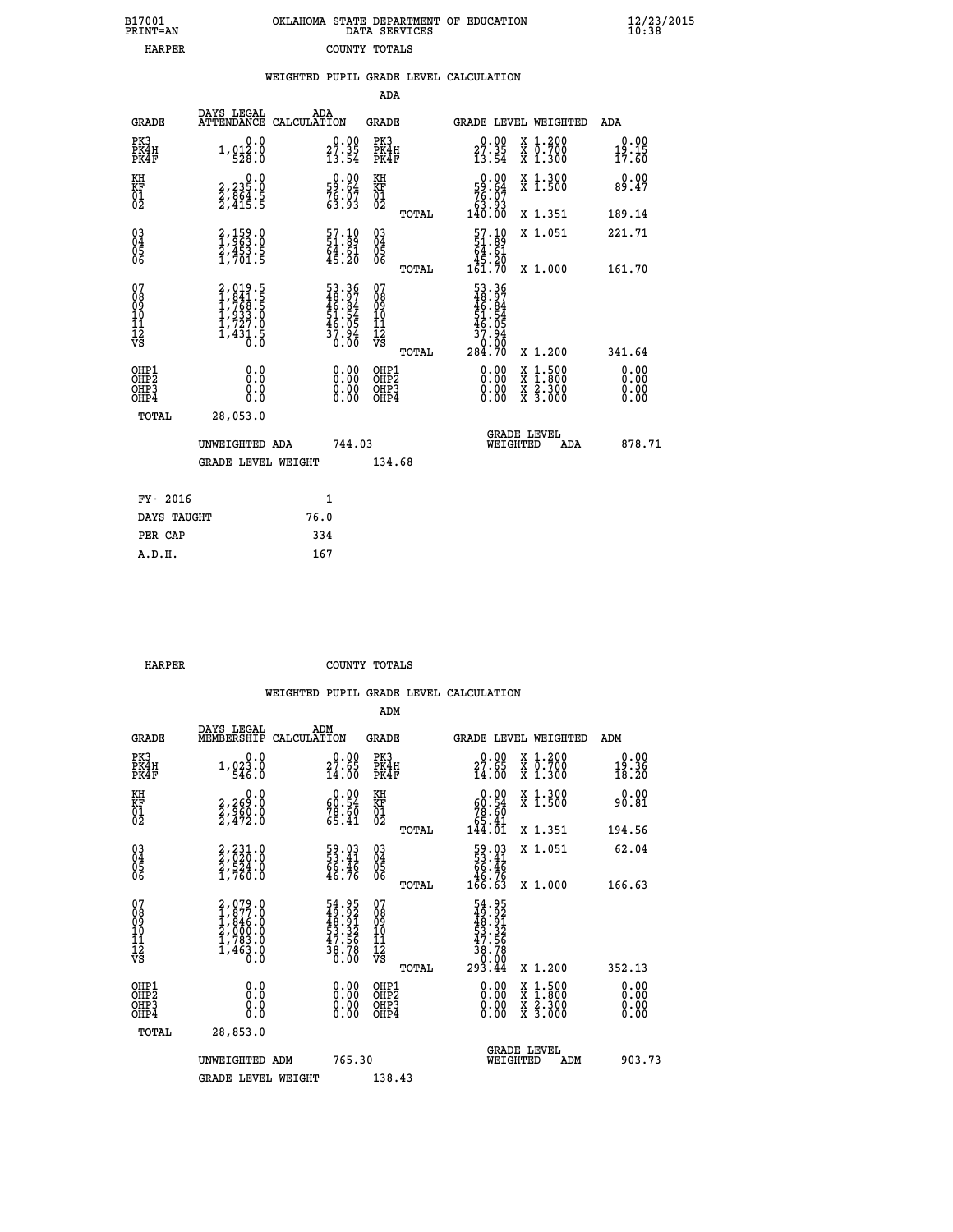B17001 PRINT=AN | OKLAHOMA STATE DEPARTMENT OF EDUCATION DATA SERVICES | 12/23/2015 10:38

HARPER | COUNTY TOTALS

WEIGHTED PUPIL GRADE LEVEL CALCULATION

ADA

| GRADE | DAYS LEGAL ATTENDANCE | ADA CALCULATION | GRADE | | GRADE LEVEL | WEIGHTED | ADA |
|---|---|---|---|---|---|---|---|
| PK3 | 0.0 | 0.00 | PK3 | | 0.00 | X 1.200 | 0.00 |
| PK4H | 1,012.0 | 27.35 | PK4H | | 27.35 | X 0.700 | 19.15 |
| PK4F | 528.0 | 13.54 | PK4F | | 13.54 | X 1.300 | 17.60 |
| KH | 0.0 | 0.00 | KH | | 0.00 | X 1.300 | 0.00 |
| KF | 2,235.0 | 59.64 | KF | | 59.64 | X 1.500 | 89.47 |
| 01 | 2,864.5 | 76.07 | 01 | | 76.07 | | |
| 02 | 2,415.5 | 63.93 | 02 | | 63.93 | | |
| | | | | TOTAL | 140.00 | X 1.351 | 189.14 |
| 03 | 2,159.0 | 57.10 | 03 | | 57.10 | X 1.051 | 221.71 |
| 04 | 1,963.0 | 51.89 | 04 | | 51.89 | | |
| 05 | 2,453.5 | 64.61 | 05 | | 64.61 | | |
| 06 | 1,701.5 | 45.20 | 06 | | 45.20 | | |
| | | | | TOTAL | 161.70 | X 1.000 | 161.70 |
| 07 | 2,019.5 | 53.36 | 07 | | 53.36 | | |
| 08 | 1,841.5 | 48.97 | 08 | | 48.97 | | |
| 09 | 1,768.5 | 46.84 | 09 | | 46.84 | | |
| 10 | 1,933.0 | 51.54 | 10 | | 51.54 | | |
| 11 | 1,727.0 | 46.05 | 11 | | 46.05 | | |
| 12 | 1,431.5 | 37.94 | 12 | | 37.94 | | |
| VS | 0.0 | 0.00 | VS | | 0.00 | | |
| | | | | TOTAL | 284.70 | X 1.200 | 341.64 |
| OHP1 | 0.0 | 0.00 | OHP1 | | 0.00 | X 1.500 | 0.00 |
| OHP2 | 0.0 | 0.00 | OHP2 | | 0.00 | X 1.800 | 0.00 |
| OHP3 | 0.0 | 0.00 | OHP3 | | 0.00 | X 2.300 | 0.00 |
| OHP4 | 0.0 | 0.00 | OHP4 | | 0.00 | X 3.000 | 0.00 |
| TOTAL | 28,053.0 | | | | | | |

UNWEIGHTED ADA 744.03 | GRADE LEVEL WEIGHTED ADA 878.71

GRADE LEVEL WEIGHT 134.68

| | |
|---|---|
| FY- 2016 | 1 |
| DAYS TAUGHT | 76.0 |
| PER CAP | 334 |
| A.D.H. | 167 |

HARPER | COUNTY TOTALS

WEIGHTED PUPIL GRADE LEVEL CALCULATION

ADM

| GRADE | DAYS LEGAL MEMBERSHIP | ADM CALCULATION | GRADE | | GRADE LEVEL | WEIGHTED | ADM |
|---|---|---|---|---|---|---|---|
| PK3 | 0.0 | 0.00 | PK3 | | 0.00 | X 1.200 | 0.00 |
| PK4H | 1,023.0 | 27.65 | PK4H | | 27.65 | X 0.700 | 19.36 |
| PK4F | 546.0 | 14.00 | PK4F | | 14.00 | X 1.300 | 18.20 |
| KH | 0.0 | 0.00 | KH | | 0.00 | X 1.300 | 0.00 |
| KF | 2,269.0 | 60.54 | KF | | 60.54 | X 1.500 | 90.81 |
| 01 | 2,960.0 | 78.60 | 01 | | 78.60 | | |
| 02 | 2,472.0 | 65.41 | 02 | | 65.41 | | |
| | | | | TOTAL | 144.01 | X 1.351 | 194.56 |
| 03 | 2,231.0 | 59.03 | 03 | | 59.03 | X 1.051 | 62.04 |
| 04 | 2,020.0 | 53.41 | 04 | | 53.41 | | |
| 05 | 2,524.0 | 66.46 | 05 | | 66.46 | | |
| 06 | 1,760.0 | 46.76 | 06 | | 46.76 | | |
| | | | | TOTAL | 166.63 | X 1.000 | 166.63 |
| 07 | 2,079.0 | 54.95 | 07 | | 54.95 | | |
| 08 | 1,877.0 | 49.92 | 08 | | 49.92 | | |
| 09 | 1,846.0 | 48.91 | 09 | | 48.91 | | |
| 10 | 2,000.0 | 53.32 | 10 | | 53.32 | | |
| 11 | 1,783.0 | 47.56 | 11 | | 47.56 | | |
| 12 | 1,463.0 | 38.78 | 12 | | 38.78 | | |
| VS | 0.0 | 0.00 | VS | | 0.00 | | |
| | | | | TOTAL | 293.44 | X 1.200 | 352.13 |
| OHP1 | 0.0 | 0.00 | OHP1 | | 0.00 | X 1.500 | 0.00 |
| OHP2 | 0.0 | 0.00 | OHP2 | | 0.00 | X 1.800 | 0.00 |
| OHP3 | 0.0 | 0.00 | OHP3 | | 0.00 | X 2.300 | 0.00 |
| OHP4 | 0.0 | 0.00 | OHP4 | | 0.00 | X 3.000 | 0.00 |
| TOTAL | 28,853.0 | | | | | | |

UNWEIGHTED ADM 765.30 | GRADE LEVEL WEIGHTED ADM 903.73

GRADE LEVEL WEIGHT 138.43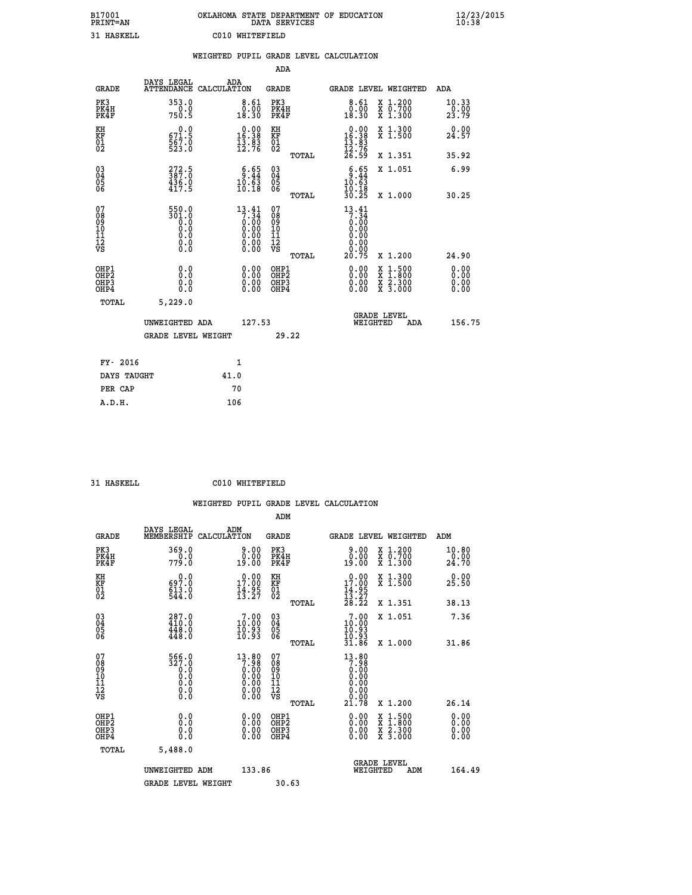B17001 OKLAHOMA STATE DEPARTMENT OF EDUCATION 12/23/2015
PRINT=AN DATA SERVICES 10:38

31 HASKELL C010 WHITEFIELD

## WEIGHTED PUPIL GRADE LEVEL CALCULATION

### ADA

| GRADE | DAYS LEGAL ATTENDANCE | ADA CALCULATION | GRADE | GRADE LEVEL | WEIGHTED | ADA |
|---|---|---|---|---|---|---|
| PK3 | 353.0 | 8.61 | PK3 | 8.61 | X 1.200 | 10.33 |
| PK4H | 0.0 | 0.00 | PK4H | 0.00 | X 0.700 | 0.00 |
| PK4F | 750.5 | 18.30 | PK4F | 18.30 | X 1.300 | 23.79 |
| KH | 0.0 | 0.00 | KH | 0.00 | X 1.300 | 0.00 |
| KF | 671.5 | 16.38 | KF | 16.38 | X 1.500 | 24.57 |
| 01 | 567.0 | 13.83 | 01 | 13.83 | | |
| 02 | 523.0 | 12.76 | 02 | 12.76 | | |
| | | | TOTAL | 26.59 | X 1.351 | 35.92 |
| 03 | 272.5 | 6.65 | 03 | 6.65 | X 1.051 | 6.99 |
| 04 | 387.0 | 9.44 | 04 | 9.44 | | |
| 05 | 436.0 | 10.63 | 05 | 10.63 | | |
| 06 | 417.5 | 10.18 | 06 | 10.18 | | |
| | | | TOTAL | 30.25 | X 1.000 | 30.25 |
| 07 | 550.0 | 13.41 | 07 | 13.41 | | |
| 08 | 301.0 | 7.34 | 08 | 7.34 | | |
| 09 | 0.0 | 0.00 | 09 | 0.00 | | |
| 10 | 0.0 | 0.00 | 10 | 0.00 | | |
| 11 | 0.0 | 0.00 | 11 | 0.00 | | |
| 12 | 0.0 | 0.00 | 12 | 0.00 | | |
| VS | 0.0 | 0.00 | VS | 0.00 | | |
| | | | TOTAL | 20.75 | X 1.200 | 24.90 |
| OHP1 | 0.0 | 0.00 | OHP1 | 0.00 | X 1.500 | 0.00 |
| OHP2 | 0.0 | 0.00 | OHP2 | 0.00 | X 1.800 | 0.00 |
| OHP3 | 0.0 | 0.00 | OHP3 | 0.00 | X 2.300 | 0.00 |
| OHP4 | 0.0 | 0.00 | OHP4 | 0.00 | X 3.000 | 0.00 |
| TOTAL | 5,229.0 | | | | | |

UNWEIGHTED ADA 127.53 — GRADE LEVEL WEIGHTED ADA 156.75

GRADE LEVEL WEIGHT 29.22

| FY- 2016 | 1 |
|---|---|
| DAYS TAUGHT | 41.0 |
| PER CAP | 70 |
| A.D.H. | 106 |

31 HASKELL C010 WHITEFIELD

## WEIGHTED PUPIL GRADE LEVEL CALCULATION

### ADM

| GRADE | DAYS LEGAL MEMBERSHIP | ADM CALCULATION | GRADE | GRADE LEVEL | WEIGHTED | ADM |
|---|---|---|---|---|---|---|
| PK3 | 369.0 | 9.00 | PK3 | 9.00 | X 1.200 | 10.80 |
| PK4H | 0.0 | 0.00 | PK4H | 0.00 | X 0.700 | 0.00 |
| PK4F | 779.0 | 19.00 | PK4F | 19.00 | X 1.300 | 24.70 |
| KH | 0.0 | 0.00 | KH | 0.00 | X 1.300 | 0.00 |
| KF | 697.0 | 17.00 | KF | 17.00 | X 1.500 | 25.50 |
| 01 | 613.0 | 14.95 | 01 | 14.95 | | |
| 02 | 544.0 | 13.27 | 02 | 13.27 | | |
| | | | TOTAL | 28.22 | X 1.351 | 38.13 |
| 03 | 287.0 | 7.00 | 03 | 7.00 | X 1.051 | 7.36 |
| 04 | 410.0 | 10.00 | 04 | 10.00 | | |
| 05 | 448.0 | 10.93 | 05 | 10.93 | | |
| 06 | 448.0 | 10.93 | 06 | 10.93 | | |
| | | | TOTAL | 31.86 | X 1.000 | 31.86 |
| 07 | 566.0 | 13.80 | 07 | 13.80 | | |
| 08 | 327.0 | 7.98 | 08 | 7.98 | | |
| 09 | 0.0 | 0.00 | 09 | 0.00 | | |
| 10 | 0.0 | 0.00 | 10 | 0.00 | | |
| 11 | 0.0 | 0.00 | 11 | 0.00 | | |
| 12 | 0.0 | 0.00 | 12 | 0.00 | | |
| VS | 0.0 | 0.00 | VS | 0.00 | | |
| | | | TOTAL | 21.78 | X 1.200 | 26.14 |
| OHP1 | 0.0 | 0.00 | OHP1 | 0.00 | X 1.500 | 0.00 |
| OHP2 | 0.0 | 0.00 | OHP2 | 0.00 | X 1.800 | 0.00 |
| OHP3 | 0.0 | 0.00 | OHP3 | 0.00 | X 2.300 | 0.00 |
| OHP4 | 0.0 | 0.00 | OHP4 | 0.00 | X 3.000 | 0.00 |
| TOTAL | 5,488.0 | | | | | |

UNWEIGHTED ADM 133.86 — GRADE LEVEL WEIGHTED ADM 164.49

GRADE LEVEL WEIGHT 30.63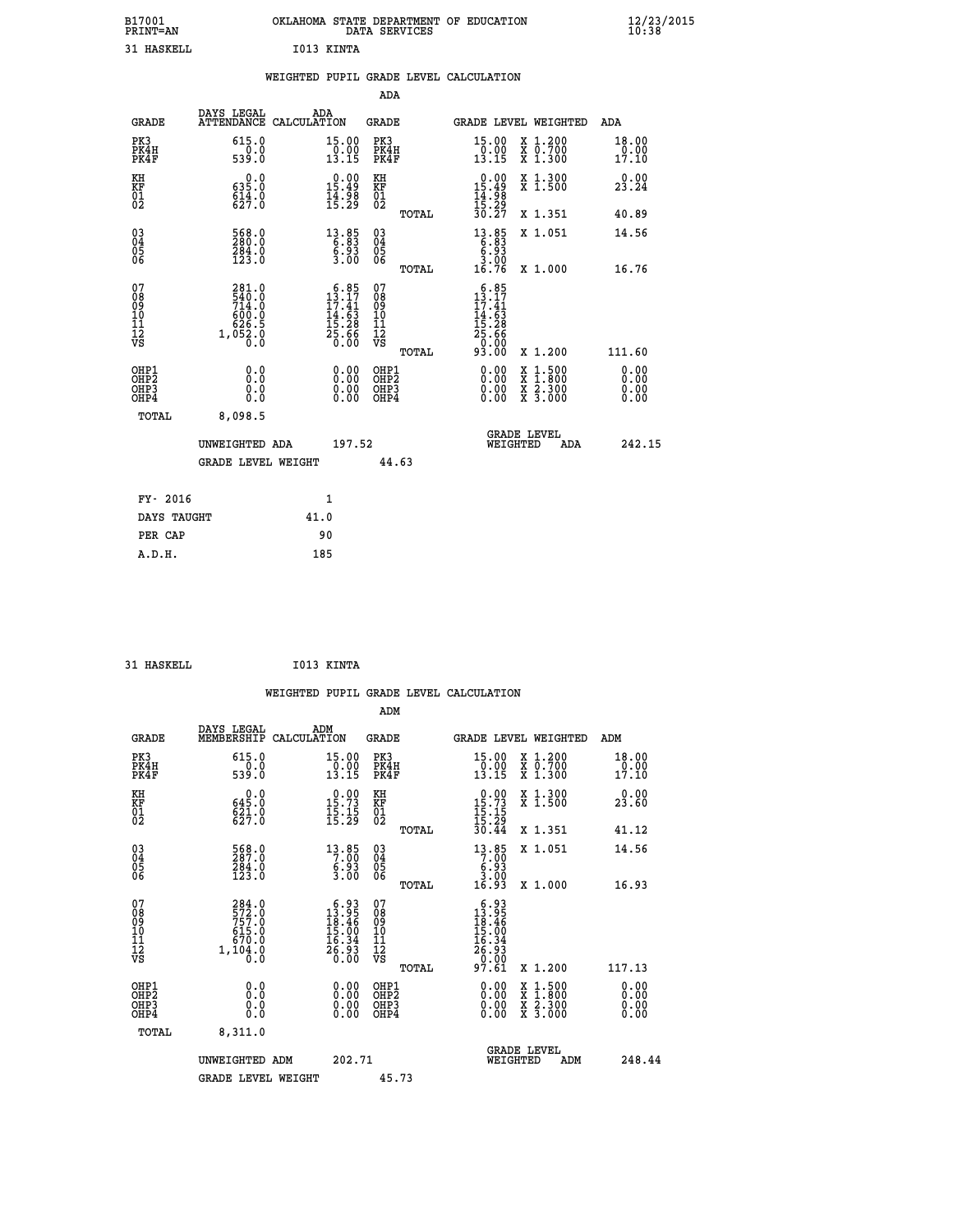B17001 OKLAHOMA STATE DEPARTMENT OF EDUCATION 12/23/2015
PRINT=AN DATA SERVICES 10:38

31 HASKELL I013 KINTA

WEIGHTED PUPIL GRADE LEVEL CALCULATION

ADA

| GRADE | DAYS LEGAL ATTENDANCE | ADA CALCULATION | GRADE | | GRADE LEVEL | WEIGHTED | ADA |
|---|---|---|---|---|---|---|---|
| PK3 | 615.0 | 15.00 | PK3 | | 15.00 | X 1.200 | 18.00 |
| PK4H | 0.0 | 0.00 | PK4H | | 0.00 | X 0.700 | 0.00 |
| PK4F | 539.0 | 13.15 | PK4F | | 13.15 | X 1.300 | 17.10 |
| KH | 0.0 | 0.00 | KH | | 0.00 | X 1.300 | 0.00 |
| KF | 635.0 | 15.49 | KF | | 15.49 | X 1.500 | 23.24 |
| 01 | 614.0 | 14.98 | 01 | | 14.98 | | |
| 02 | 627.0 | 15.29 | 02 | | 15.29 | | |
| | | | | TOTAL | 30.27 | X 1.351 | 40.89 |
| 03 | 568.0 | 13.85 | 03 | | 13.85 | X 1.051 | 14.56 |
| 04 | 280.0 | 6.83 | 04 | | 6.83 | | |
| 05 | 284.0 | 6.93 | 05 | | 6.93 | | |
| 06 | 123.0 | 3.00 | 06 | | 3.00 | | |
| | | | | TOTAL | 16.76 | X 1.000 | 16.76 |
| 07 | 281.0 | 6.85 | 07 | | 6.85 | | |
| 08 | 540.0 | 13.17 | 08 | | 13.17 | | |
| 09 | 714.0 | 17.41 | 09 | | 17.41 | | |
| 10 | 600.0 | 14.63 | 10 | | 14.63 | | |
| 11 | 626.5 | 15.28 | 11 | | 15.28 | | |
| 12 | 1,052.0 | 25.66 | 12 | | 25.66 | | |
| VS | 0.0 | 0.00 | VS | | 0.00 | | |
| | | | | TOTAL | 93.00 | X 1.200 | 111.60 |
| OHP1 | 0.0 | 0.00 | OHP1 | | 0.00 | X 1.500 | 0.00 |
| OHP2 | 0.0 | 0.00 | OHP2 | | 0.00 | X 1.800 | 0.00 |
| OHP3 | 0.0 | 0.00 | OHP3 | | 0.00 | X 2.300 | 0.00 |
| OHP4 | 0.0 | 0.00 | OHP4 | | 0.00 | X 3.000 | 0.00 |
| TOTAL | 8,098.5 | | | | | | |

UNWEIGHTED ADA 197.52 — GRADE LEVEL WEIGHTED ADA 242.15

GRADE LEVEL WEIGHT 44.63

| | |
|---|---|
| FY- 2016 | 1 |
| DAYS TAUGHT | 41.0 |
| PER CAP | 90 |
| A.D.H. | 185 |

31 HASKELL I013 KINTA

WEIGHTED PUPIL GRADE LEVEL CALCULATION

ADM

| GRADE | DAYS LEGAL MEMBERSHIP | ADM CALCULATION | GRADE | | GRADE LEVEL | WEIGHTED | ADM |
|---|---|---|---|---|---|---|---|
| PK3 | 615.0 | 15.00 | PK3 | | 15.00 | X 1.200 | 18.00 |
| PK4H | 0.0 | 0.00 | PK4H | | 0.00 | X 0.700 | 0.00 |
| PK4F | 539.0 | 13.15 | PK4F | | 13.15 | X 1.300 | 17.10 |
| KH | 0.0 | 0.00 | KH | | 0.00 | X 1.300 | 0.00 |
| KF | 645.0 | 15.73 | KF | | 15.73 | X 1.500 | 23.60 |
| 01 | 621.0 | 15.15 | 01 | | 15.15 | | |
| 02 | 627.0 | 15.29 | 02 | | 15.29 | | |
| | | | | TOTAL | 30.44 | X 1.351 | 41.12 |
| 03 | 568.0 | 13.85 | 03 | | 13.85 | X 1.051 | 14.56 |
| 04 | 287.0 | 7.00 | 04 | | 7.00 | | |
| 05 | 284.0 | 6.93 | 05 | | 6.93 | | |
| 06 | 123.0 | 3.00 | 06 | | 3.00 | | |
| | | | | TOTAL | 16.93 | X 1.000 | 16.93 |
| 07 | 284.0 | 6.93 | 07 | | 6.93 | | |
| 08 | 572.0 | 13.95 | 08 | | 13.95 | | |
| 09 | 757.0 | 18.46 | 09 | | 18.46 | | |
| 10 | 615.0 | 15.00 | 10 | | 15.00 | | |
| 11 | 670.0 | 16.34 | 11 | | 16.34 | | |
| 12 | 1,104.0 | 26.93 | 12 | | 26.93 | | |
| VS | 0.0 | 0.00 | VS | | 0.00 | | |
| | | | | TOTAL | 97.61 | X 1.200 | 117.13 |
| OHP1 | 0.0 | 0.00 | OHP1 | | 0.00 | X 1.500 | 0.00 |
| OHP2 | 0.0 | 0.00 | OHP2 | | 0.00 | X 1.800 | 0.00 |
| OHP3 | 0.0 | 0.00 | OHP3 | | 0.00 | X 2.300 | 0.00 |
| OHP4 | 0.0 | 0.00 | OHP4 | | 0.00 | X 3.000 | 0.00 |
| TOTAL | 8,311.0 | | | | | | |

UNWEIGHTED ADM 202.71 — GRADE LEVEL WEIGHTED ADM 248.44

GRADE LEVEL WEIGHT 45.73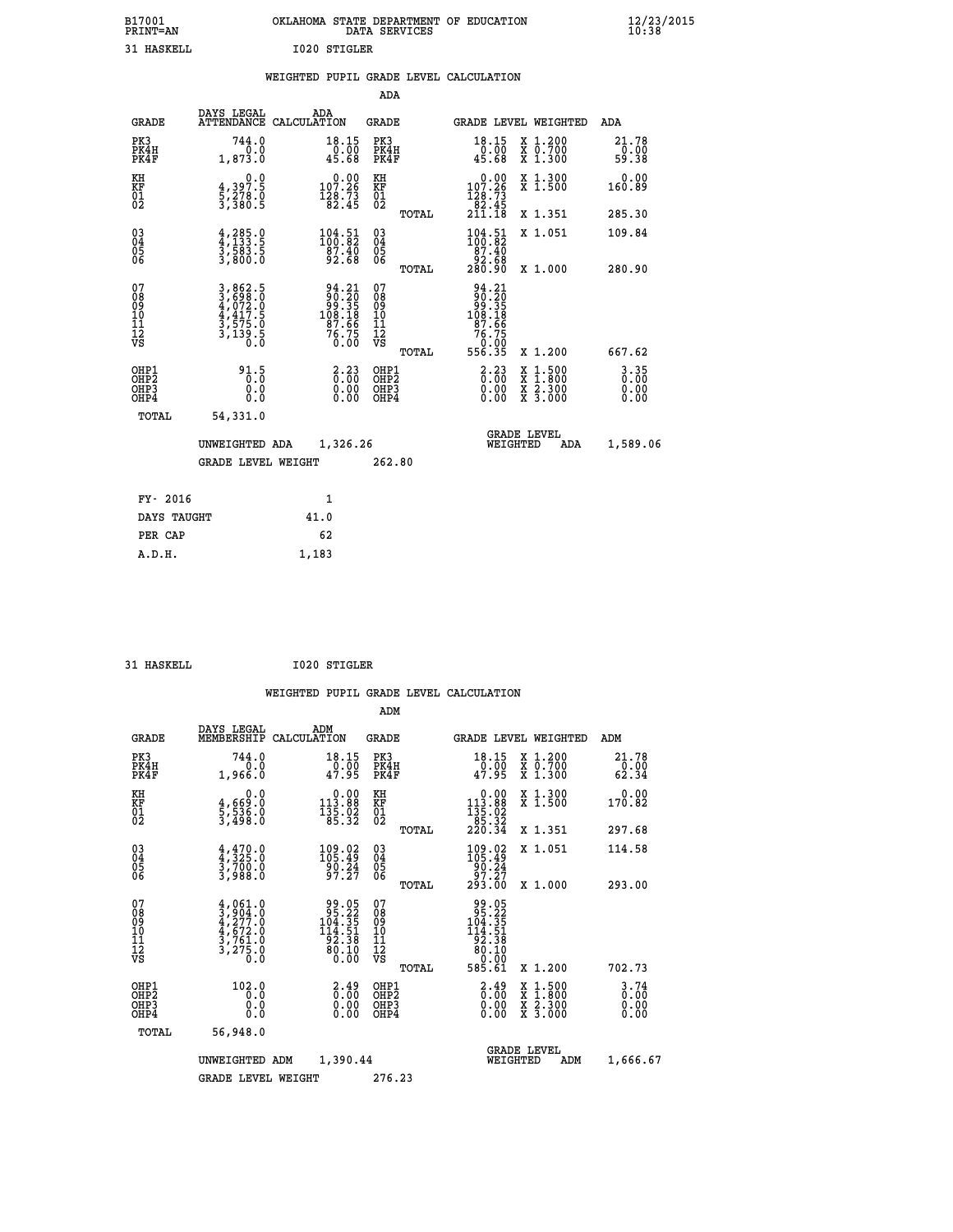B17001 OKLAHOMA STATE DEPARTMENT OF EDUCATION 12/23/2015
PRINT=AN DATA SERVICES 10:38
31 HASKELL I020 STIGLER

WEIGHTED PUPIL GRADE LEVEL CALCULATION

ADA

| GRADE | DAYS LEGAL ATTENDANCE | ADA CALCULATION | GRADE | | GRADE LEVEL | WEIGHTED | ADA |
|---|---|---|---|---|---|---|---|
| PK3 | 744.0 | 18.15 | PK3 | | 18.15 | X 1.200 | 21.78 |
| PK4H | 0.0 | 0.00 | PK4H | | 0.00 | X 0.700 | 0.00 |
| PK4F | 1,873.0 | 45.68 | PK4F | | 45.68 | X 1.300 | 59.38 |
| KH | 0.0 | 0.00 | KH | | 0.00 | X 1.300 | 0.00 |
| KF | 4,397.5 | 107.26 | KF | | 107.26 | X 1.500 | 160.89 |
| 01 | 5,278.0 | 128.73 | 01 | | 128.73 | | |
| 02 | 3,380.5 | 82.45 | 02 | | 82.45 | | |
| | | | | TOTAL | 211.18 | X 1.351 | 285.30 |
| 03 | 4,285.0 | 104.51 | 03 | | 104.51 | X 1.051 | 109.84 |
| 04 | 4,133.5 | 100.82 | 04 | | 100.82 | | |
| 05 | 3,583.5 | 87.40 | 05 | | 87.40 | | |
| 06 | 3,800.0 | 92.68 | 06 | | 92.68 | | |
| | | | | TOTAL | 280.90 | X 1.000 | 280.90 |
| 07 | 3,862.5 | 94.21 | 07 | | 94.21 | | |
| 08 | 3,698.0 | 90.20 | 08 | | 90.20 | | |
| 09 | 4,072.0 | 99.35 | 09 | | 99.35 | | |
| 10 | 4,417.5 | 108.18 | 10 | | 108.18 | | |
| 11 | 3,575.0 | 87.66 | 11 | | 87.66 | | |
| 12 | 3,139.5 | 76.75 | 12 | | 76.75 | | |
| VS | 0.0 | 0.00 | VS | | 0.00 | | |
| | | | | TOTAL | 556.35 | X 1.200 | 667.62 |
| OHP1 | 91.5 | 2.23 | OHP1 | | 2.23 | X 1.500 | 3.35 |
| OHP2 | 0.0 | 0.00 | OHP2 | | 0.00 | X 1.800 | 0.00 |
| OHP3 | 0.0 | 0.00 | OHP3 | | 0.00 | X 2.300 | 0.00 |
| OHP4 | 0.0 | 0.00 | OHP4 | | 0.00 | X 3.000 | 0.00 |
| TOTAL | 54,331.0 | | | | | | |

UNWEIGHTED ADA 1,326.26 GRADE LEVEL WEIGHTED ADA 1,589.06

GRADE LEVEL WEIGHT 262.80

| FY- 2016 | 1 |
|---|---|
| DAYS TAUGHT | 41.0 |
| PER CAP | 62 |
| A.D.H. | 1,183 |

31 HASKELL I020 STIGLER

WEIGHTED PUPIL GRADE LEVEL CALCULATION

ADM

| GRADE | DAYS LEGAL MEMBERSHIP | ADM CALCULATION | GRADE | | GRADE LEVEL | WEIGHTED | ADM |
|---|---|---|---|---|---|---|---|
| PK3 | 744.0 | 18.15 | PK3 | | 18.15 | X 1.200 | 21.78 |
| PK4H | 0.0 | 0.00 | PK4H | | 0.00 | X 0.700 | 0.00 |
| PK4F | 1,966.0 | 47.95 | PK4F | | 47.95 | X 1.300 | 62.34 |
| KH | 0.0 | 0.00 | KH | | 0.00 | X 1.300 | 0.00 |
| KF | 4,669.0 | 113.88 | KF | | 113.88 | X 1.500 | 170.82 |
| 01 | 5,536.0 | 135.02 | 01 | | 135.02 | | |
| 02 | 3,498.0 | 85.32 | 02 | | 85.32 | | |
| | | | | TOTAL | 220.34 | X 1.351 | 297.68 |
| 03 | 4,470.0 | 109.02 | 03 | | 109.02 | X 1.051 | 114.58 |
| 04 | 4,325.0 | 105.49 | 04 | | 105.49 | | |
| 05 | 3,700.0 | 90.24 | 05 | | 90.24 | | |
| 06 | 3,988.0 | 97.27 | 06 | | 97.27 | | |
| | | | | TOTAL | 293.00 | X 1.000 | 293.00 |
| 07 | 4,061.0 | 99.05 | 07 | | 99.05 | | |
| 08 | 3,904.0 | 95.22 | 08 | | 95.22 | | |
| 09 | 4,277.0 | 104.35 | 09 | | 104.35 | | |
| 10 | 4,672.0 | 114.51 | 10 | | 114.51 | | |
| 11 | 3,761.0 | 92.38 | 11 | | 92.38 | | |
| 12 | 3,275.0 | 80.10 | 12 | | 80.10 | | |
| VS | 0.0 | 0.00 | VS | | 0.00 | | |
| | | | | TOTAL | 585.61 | X 1.200 | 702.73 |
| OHP1 | 102.0 | 2.49 | OHP1 | | 2.49 | X 1.500 | 3.74 |
| OHP2 | 0.0 | 0.00 | OHP2 | | 0.00 | X 1.800 | 0.00 |
| OHP3 | 0.0 | 0.00 | OHP3 | | 0.00 | X 2.300 | 0.00 |
| OHP4 | 0.0 | 0.00 | OHP4 | | 0.00 | X 3.000 | 0.00 |
| TOTAL | 56,948.0 | | | | | | |

UNWEIGHTED ADM 1,390.44 GRADE LEVEL WEIGHTED ADM 1,666.67

GRADE LEVEL WEIGHT 276.23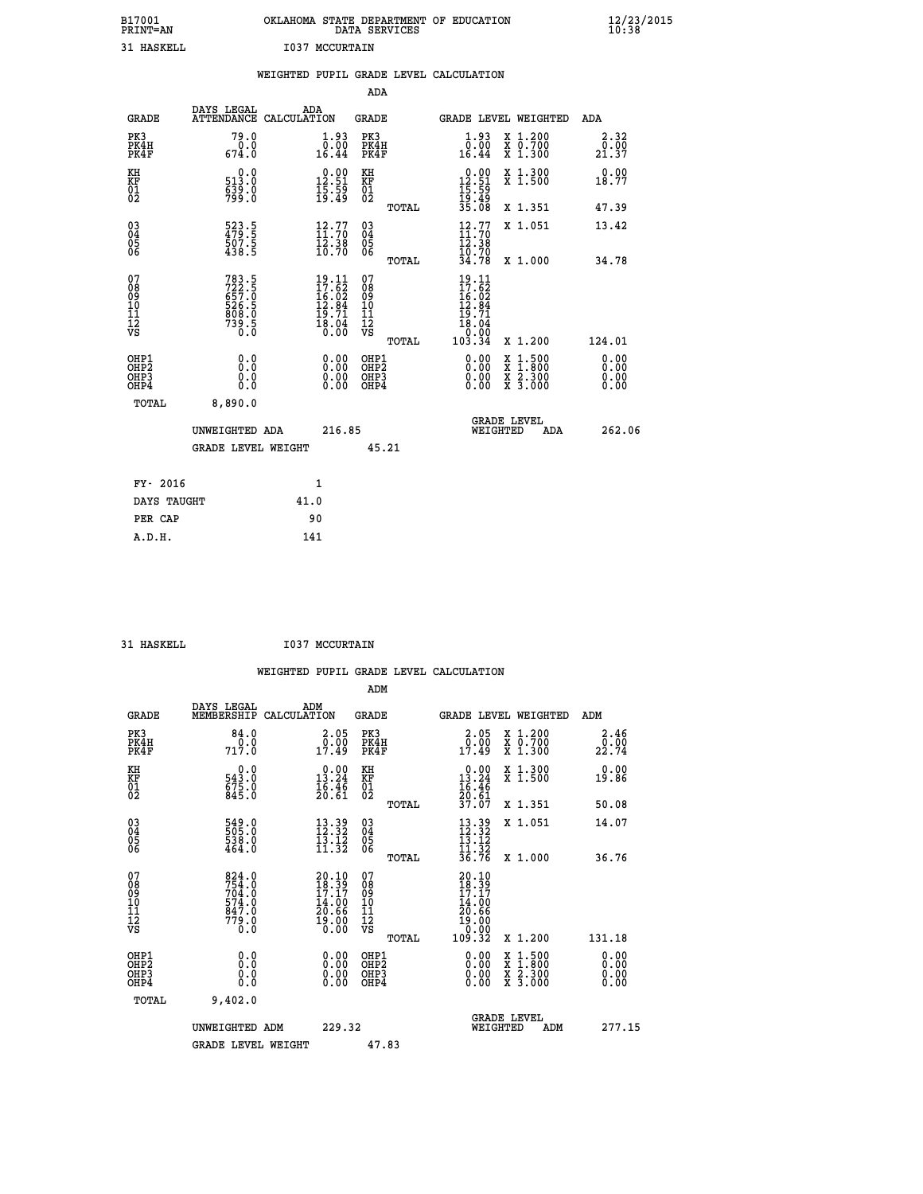B17001 OKLAHOMA STATE DEPARTMENT OF EDUCATION 12/23/2015
PRINT=AN DATA SERVICES 10:38

31 HASKELL I037 MCCURTAIN

## WEIGHTED PUPIL GRADE LEVEL CALCULATION

### ADA

| GRADE | DAYS LEGAL ATTENDANCE | ADA CALCULATION | GRADE | GRADE LEVEL | WEIGHTED | ADA |
|---|---|---|---|---|---|---|
| PK3 | 79.0 | 1.93 | PK3 | 1.93 | X 1.200 | 2.32 |
| PK4H | 0.0 | 0.00 | PK4H | 0.00 | X 0.700 | 0.00 |
| PK4F | 674.0 | 16.44 | PK4F | 16.44 | X 1.300 | 21.37 |
| KH | 0.0 | 0.00 | KH | 0.00 | X 1.300 | 0.00 |
| KF | 513.0 | 12.51 | KF | 12.51 | X 1.500 | 18.77 |
| 01 | 639.0 | 15.59 | 01 | 15.59 | | |
| 02 | 799.0 | 19.49 | 02 | 19.49 | | |
| | | | TOTAL | 35.08 | X 1.351 | 47.39 |
| 03 | 523.5 | 12.77 | 03 | 12.77 | X 1.051 | 13.42 |
| 04 | 479.5 | 11.70 | 04 | 11.70 | | |
| 05 | 507.5 | 12.38 | 05 | 12.38 | | |
| 06 | 438.5 | 10.70 | 06 | 10.70 | | |
| | | | TOTAL | 34.78 | X 1.000 | 34.78 |
| 07 | 783.5 | 19.11 | 07 | 19.11 | | |
| 08 | 722.5 | 17.62 | 08 | 17.62 | | |
| 09 | 657.0 | 16.02 | 09 | 16.02 | | |
| 10 | 526.5 | 12.84 | 10 | 12.84 | | |
| 11 | 808.0 | 19.71 | 11 | 19.71 | | |
| 12 | 739.5 | 18.04 | 12 | 18.04 | | |
| VS | 0.0 | 0.00 | VS | 0.00 | | |
| | | | TOTAL | 103.34 | X 1.200 | 124.01 |
| OHP1 | 0.0 | 0.00 | OHP1 | 0.00 | X 1.500 | 0.00 |
| OHP2 | 0.0 | 0.00 | OHP2 | 0.00 | X 1.800 | 0.00 |
| OHP3 | 0.0 | 0.00 | OHP3 | 0.00 | X 2.300 | 0.00 |
| OHP4 | 0.0 | 0.00 | OHP4 | 0.00 | X 3.000 | 0.00 |
| TOTAL | 8,890.0 | | | | | |

UNWEIGHTED ADA 216.85 GRADE LEVEL WEIGHTED ADA 262.06

GRADE LEVEL WEIGHT 45.21

| FY- 2016 | 1 |
|---|---|
| DAYS TAUGHT | 41.0 |
| PER CAP | 90 |
| A.D.H. | 141 |

31 HASKELL I037 MCCURTAIN

## WEIGHTED PUPIL GRADE LEVEL CALCULATION

### ADM

| GRADE | DAYS LEGAL MEMBERSHIP | ADM CALCULATION | GRADE | GRADE LEVEL | WEIGHTED | ADM |
|---|---|---|---|---|---|---|
| PK3 | 84.0 | 2.05 | PK3 | 2.05 | X 1.200 | 2.46 |
| PK4H | 0.0 | 0.00 | PK4H | 0.00 | X 0.700 | 0.00 |
| PK4F | 717.0 | 17.49 | PK4F | 17.49 | X 1.300 | 22.74 |
| KH | 0.0 | 0.00 | KH | 0.00 | X 1.300 | 0.00 |
| KF | 543.0 | 13.24 | KF | 13.24 | X 1.500 | 19.86 |
| 01 | 675.0 | 16.46 | 01 | 16.46 | | |
| 02 | 845.0 | 20.61 | 02 | 20.61 | | |
| | | | TOTAL | 37.07 | X 1.351 | 50.08 |
| 03 | 549.0 | 13.39 | 03 | 13.39 | X 1.051 | 14.07 |
| 04 | 505.0 | 12.32 | 04 | 12.32 | | |
| 05 | 538.0 | 13.12 | 05 | 13.12 | | |
| 06 | 464.0 | 11.32 | 06 | 11.32 | | |
| | | | TOTAL | 36.76 | X 1.000 | 36.76 |
| 07 | 824.0 | 20.10 | 07 | 20.10 | | |
| 08 | 754.0 | 18.39 | 08 | 18.39 | | |
| 09 | 704.0 | 17.17 | 09 | 17.17 | | |
| 10 | 574.0 | 14.00 | 10 | 14.00 | | |
| 11 | 847.0 | 20.66 | 11 | 20.66 | | |
| 12 | 779.0 | 19.00 | 12 | 19.00 | | |
| VS | 0.0 | 0.00 | VS | 0.00 | | |
| | | | TOTAL | 109.32 | X 1.200 | 131.18 |
| OHP1 | 0.0 | 0.00 | OHP1 | 0.00 | X 1.500 | 0.00 |
| OHP2 | 0.0 | 0.00 | OHP2 | 0.00 | X 1.800 | 0.00 |
| OHP3 | 0.0 | 0.00 | OHP3 | 0.00 | X 2.300 | 0.00 |
| OHP4 | 0.0 | 0.00 | OHP4 | 0.00 | X 3.000 | 0.00 |
| TOTAL | 9,402.0 | | | | | |

UNWEIGHTED ADM 229.32 GRADE LEVEL WEIGHTED ADM 277.15

GRADE LEVEL WEIGHT 47.83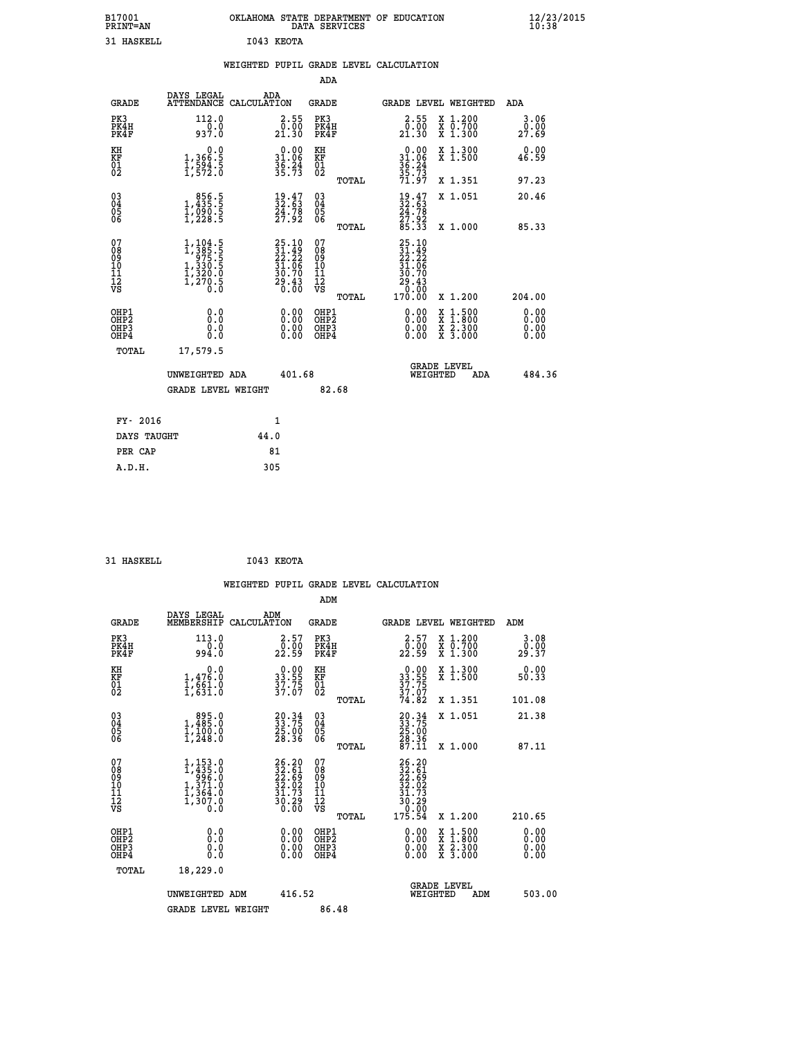B17001 OKLAHOMA STATE DEPARTMENT OF EDUCATION 12/23/2015
PRINT=AN DATA SERVICES 10:38

31 HASKELL I043 KEOTA

## WEIGHTED PUPIL GRADE LEVEL CALCULATION

### ADA

| GRADE | DAYS LEGAL ATTENDANCE | ADA CALCULATION | GRADE | GRADE LEVEL | WEIGHTED | ADA |
|---|---|---|---|---|---|---|
| PK3 | 112.0 | 2.55 | PK3 | 2.55 | X 1.200 | 3.06 |
| PK4H | 0.0 | 0.00 | PK4H | 0.00 | X 0.700 | 0.00 |
| PK4F | 937.0 | 21.30 | PK4F | 21.30 | X 1.300 | 27.69 |
| KH | 0.0 | 0.00 | KH | 0.00 | X 1.300 | 0.00 |
| KF | 1,366.5 | 31.06 | KF | 31.06 | X 1.500 | 46.59 |
| 01 | 1,594.5 | 36.24 | 01 | 36.24 | | |
| 02 | 1,572.0 | 35.73 | 02 | 35.73 | | |
| | | | TOTAL | 71.97 | X 1.351 | 97.23 |
| 03 | 856.5 | 19.47 | 03 | 19.47 | X 1.051 | 20.46 |
| 04 | 1,435.5 | 32.63 | 04 | 32.63 | | |
| 05 | 1,090.5 | 24.78 | 05 | 24.78 | | |
| 06 | 1,228.5 | 27.92 | 06 | 27.92 | | |
| | | | TOTAL | 85.33 | X 1.000 | 85.33 |
| 07 | 1,104.5 | 25.10 | 07 | 25.10 | | |
| 08 | 1,385.5 | 31.49 | 08 | 31.49 | | |
| 09 | 975.5 | 22.22 | 09 | 22.22 | | |
| 10 | 1,330.5 | 31.06 | 10 | 31.06 | | |
| 11 | 1,320.0 | 30.70 | 11 | 30.70 | | |
| 12 | 1,270.5 | 29.43 | 12 | 29.43 | | |
| VS | 0.0 | 0.00 | VS | 0.00 | | |
| | | | TOTAL | 170.00 | X 1.200 | 204.00 |
| OHP1 | 0.0 | 0.00 | OHP1 | 0.00 | X 1.500 | 0.00 |
| OHP2 | 0.0 | 0.00 | OHP2 | 0.00 | X 1.800 | 0.00 |
| OHP3 | 0.0 | 0.00 | OHP3 | 0.00 | X 2.300 | 0.00 |
| OHP4 | 0.0 | 0.00 | OHP4 | 0.00 | X 3.000 | 0.00 |
| TOTAL | 17,579.5 | | | | | |

UNWEIGHTED ADA 401.68 GRADE LEVEL WEIGHTED ADA 484.36

GRADE LEVEL WEIGHT 82.68

| FY- 2016 | 1 |
|---|---|
| DAYS TAUGHT | 44.0 |
| PER CAP | 81 |
| A.D.H. | 305 |

31 HASKELL I043 KEOTA

## WEIGHTED PUPIL GRADE LEVEL CALCULATION

### ADM

| GRADE | DAYS LEGAL MEMBERSHIP | ADM CALCULATION | GRADE | GRADE LEVEL | WEIGHTED | ADM |
|---|---|---|---|---|---|---|
| PK3 | 113.0 | 2.57 | PK3 | 2.57 | X 1.200 | 3.08 |
| PK4H | 0.0 | 0.00 | PK4H | 0.00 | X 0.700 | 0.00 |
| PK4F | 994.0 | 22.59 | PK4F | 22.59 | X 1.300 | 29.37 |
| KH | 0.0 | 0.00 | KH | 0.00 | X 1.300 | 0.00 |
| KF | 1,476.0 | 33.55 | KF | 33.55 | X 1.500 | 50.33 |
| 01 | 1,661.0 | 37.75 | 01 | 37.75 | | |
| 02 | 1,631.0 | 37.07 | 02 | 37.07 | | |
| | | | TOTAL | 74.82 | X 1.351 | 101.08 |
| 03 | 895.0 | 20.34 | 03 | 20.34 | X 1.051 | 21.38 |
| 04 | 1,485.0 | 33.75 | 04 | 33.75 | | |
| 05 | 1,100.0 | 25.00 | 05 | 25.00 | | |
| 06 | 1,248.0 | 28.36 | 06 | 28.36 | | |
| | | | TOTAL | 87.11 | X 1.000 | 87.11 |
| 07 | 1,153.0 | 26.20 | 07 | 26.20 | | |
| 08 | 1,435.0 | 32.61 | 08 | 32.61 | | |
| 09 | 996.0 | 22.69 | 09 | 22.69 | | |
| 10 | 1,371.0 | 32.02 | 10 | 32.02 | | |
| 11 | 1,364.0 | 31.73 | 11 | 31.73 | | |
| 12 | 1,307.0 | 30.29 | 12 | 30.29 | | |
| VS | 0.0 | 0.00 | VS | 0.00 | | |
| | | | TOTAL | 175.54 | X 1.200 | 210.65 |
| OHP1 | 0.0 | 0.00 | OHP1 | 0.00 | X 1.500 | 0.00 |
| OHP2 | 0.0 | 0.00 | OHP2 | 0.00 | X 1.800 | 0.00 |
| OHP3 | 0.0 | 0.00 | OHP3 | 0.00 | X 2.300 | 0.00 |
| OHP4 | 0.0 | 0.00 | OHP4 | 0.00 | X 3.000 | 0.00 |
| TOTAL | 18,229.0 | | | | | |

UNWEIGHTED ADM 416.52 GRADE LEVEL WEIGHTED ADM 503.00

GRADE LEVEL WEIGHT 86.48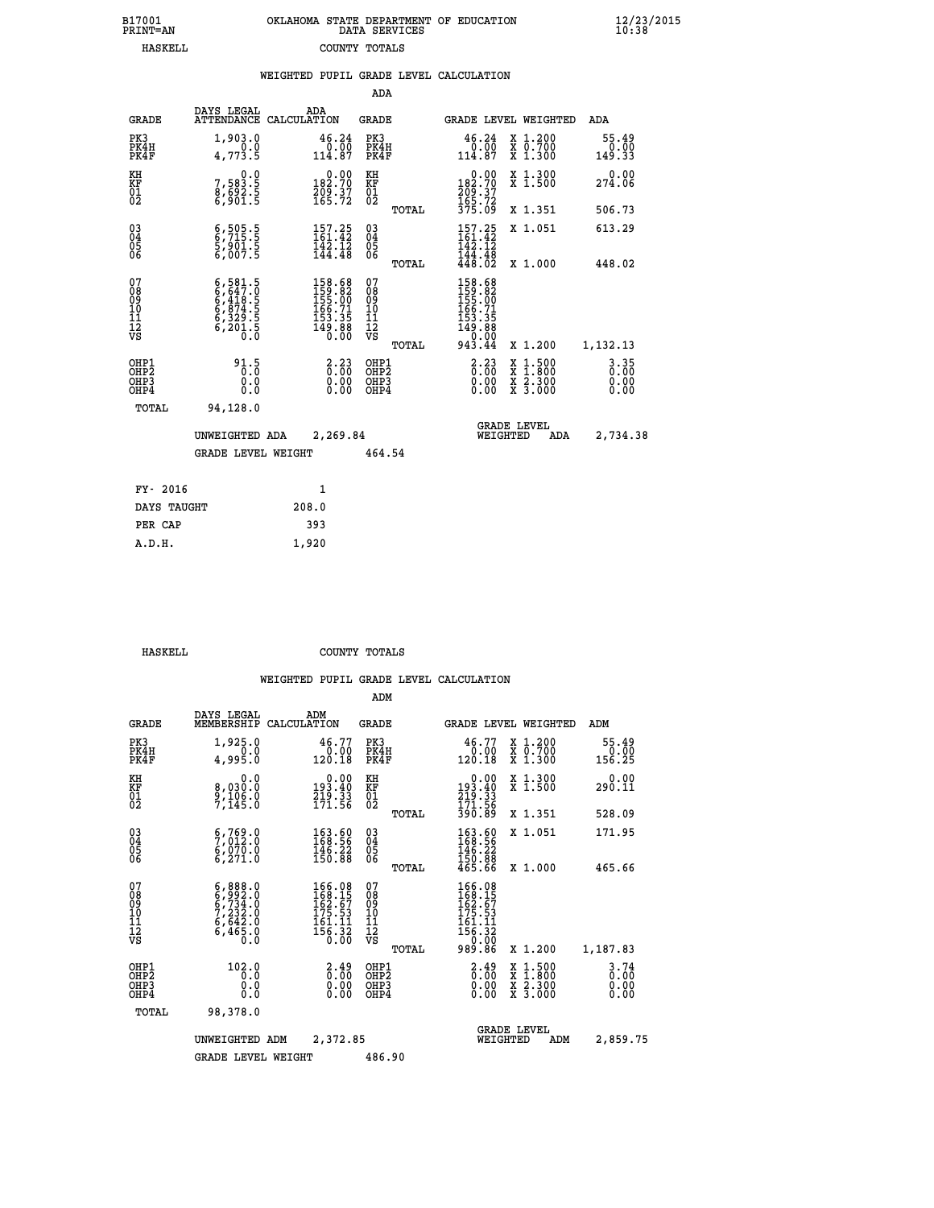B17001 OKLAHOMA STATE DEPARTMENT OF EDUCATION 12/23/2015
PRINT=AN DATA SERVICES 10:38
HASKELL COUNTY TOTALS

WEIGHTED PUPIL GRADE LEVEL CALCULATION

ADA

| GRADE | DAYS LEGAL ATTENDANCE | ADA CALCULATION | GRADE | | GRADE LEVEL | WEIGHTED | ADA |
|---|---|---|---|---|---|---|---|
| PK3 | 1,903.0 | 46.24 | PK3 | | 46.24 | X 1.200 | 55.49 |
| PK4H | 0.0 | 0.00 | PK4H | | 0.00 | X 0.700 | 0.00 |
| PK4F | 4,773.5 | 114.87 | PK4F | | 114.87 | X 1.300 | 149.33 |
| KH | 0.0 | 0.00 | KH | | 0.00 | X 1.300 | 0.00 |
| KF | 7,583.5 | 182.70 | KF | | 182.70 | X 1.500 | 274.06 |
| 01 | 8,692.5 | 209.37 | 01 | | 209.37 | | |
| 02 | 6,901.5 | 165.72 | 02 | | 165.72 | | |
| | | | | TOTAL | 375.09 | X 1.351 | 506.73 |
| 03 | 6,505.5 | 157.25 | 03 | | 157.25 | X 1.051 | 613.29 |
| 04 | 6,715.5 | 161.42 | 04 | | 161.42 | | |
| 05 | 5,901.5 | 142.12 | 05 | | 142.12 | | |
| 06 | 6,007.5 | 144.48 | 06 | | 144.48 | | |
| | | | | TOTAL | 448.02 | X 1.000 | 448.02 |
| 07 | 6,581.5 | 158.68 | 07 | | 158.68 | | |
| 08 | 6,647.0 | 159.82 | 08 | | 159.82 | | |
| 09 | 6,418.5 | 155.00 | 09 | | 155.00 | | |
| 10 | 6,874.5 | 166.71 | 10 | | 166.71 | | |
| 11 | 6,329.5 | 153.35 | 11 | | 153.35 | | |
| 12 | 6,201.5 | 149.88 | 12 | | 149.88 | | |
| VS | 0.0 | 0.00 | VS | | 0.00 | | |
| | | | | TOTAL | 943.44 | X 1.200 | 1,132.13 |
| OHP1 | 91.5 | 2.23 | OHP1 | | 2.23 | X 1.500 | 3.35 |
| OHP2 | 0.0 | 0.00 | OHP2 | | 0.00 | X 1.800 | 0.00 |
| OHP3 | 0.0 | 0.00 | OHP3 | | 0.00 | X 2.300 | 0.00 |
| OHP4 | 0.0 | 0.00 | OHP4 | | 0.00 | X 3.000 | 0.00 |
| TOTAL | 94,128.0 | | | | | | |

UNWEIGHTED ADA 2,269.84 — GRADE LEVEL WEIGHTED ADA 2,734.38

GRADE LEVEL WEIGHT 464.54

| FY- 2016 | 1 |
|---|---|
| DAYS TAUGHT | 208.0 |
| PER CAP | 393 |
| A.D.H. | 1,920 |

HASKELL COUNTY TOTALS

WEIGHTED PUPIL GRADE LEVEL CALCULATION

ADM

| GRADE | DAYS LEGAL MEMBERSHIP | ADM CALCULATION | GRADE | | GRADE LEVEL | WEIGHTED | ADM |
|---|---|---|---|---|---|---|---|
| PK3 | 1,925.0 | 46.77 | PK3 | | 46.77 | X 1.200 | 55.49 |
| PK4H | 0.0 | 0.00 | PK4H | | 0.00 | X 0.700 | 0.00 |
| PK4F | 4,995.0 | 120.18 | PK4F | | 120.18 | X 1.300 | 156.25 |
| KH | 0.0 | 0.00 | KH | | 0.00 | X 1.300 | 0.00 |
| KF | 8,030.0 | 193.40 | KF | | 193.40 | X 1.500 | 290.11 |
| 01 | 9,106.0 | 219.33 | 01 | | 219.33 | | |
| 02 | 7,145.0 | 171.56 | 02 | | 171.56 | | |
| | | | | TOTAL | 390.89 | X 1.351 | 528.09 |
| 03 | 6,769.0 | 163.60 | 03 | | 163.60 | X 1.051 | 171.95 |
| 04 | 7,012.0 | 168.56 | 04 | | 168.56 | | |
| 05 | 6,070.0 | 146.22 | 05 | | 146.22 | | |
| 06 | 6,271.0 | 150.88 | 06 | | 150.88 | | |
| | | | | TOTAL | 465.66 | X 1.000 | 465.66 |
| 07 | 6,888.0 | 166.08 | 07 | | 166.08 | | |
| 08 | 6,992.0 | 168.15 | 08 | | 168.15 | | |
| 09 | 6,734.0 | 162.67 | 09 | | 162.67 | | |
| 10 | 7,232.0 | 175.53 | 10 | | 175.53 | | |
| 11 | 6,642.0 | 161.11 | 11 | | 161.11 | | |
| 12 | 6,465.0 | 156.32 | 12 | | 156.32 | | |
| VS | 0.0 | 0.00 | VS | | 0.00 | | |
| | | | | TOTAL | 989.86 | X 1.200 | 1,187.83 |
| OHP1 | 102.0 | 2.49 | OHP1 | | 2.49 | X 1.500 | 3.74 |
| OHP2 | 0.0 | 0.00 | OHP2 | | 0.00 | X 1.800 | 0.00 |
| OHP3 | 0.0 | 0.00 | OHP3 | | 0.00 | X 2.300 | 0.00 |
| OHP4 | 0.0 | 0.00 | OHP4 | | 0.00 | X 3.000 | 0.00 |
| TOTAL | 98,378.0 | | | | | | |

UNWEIGHTED ADM 2,372.85 — GRADE LEVEL WEIGHTED ADM 2,859.75

GRADE LEVEL WEIGHT 486.90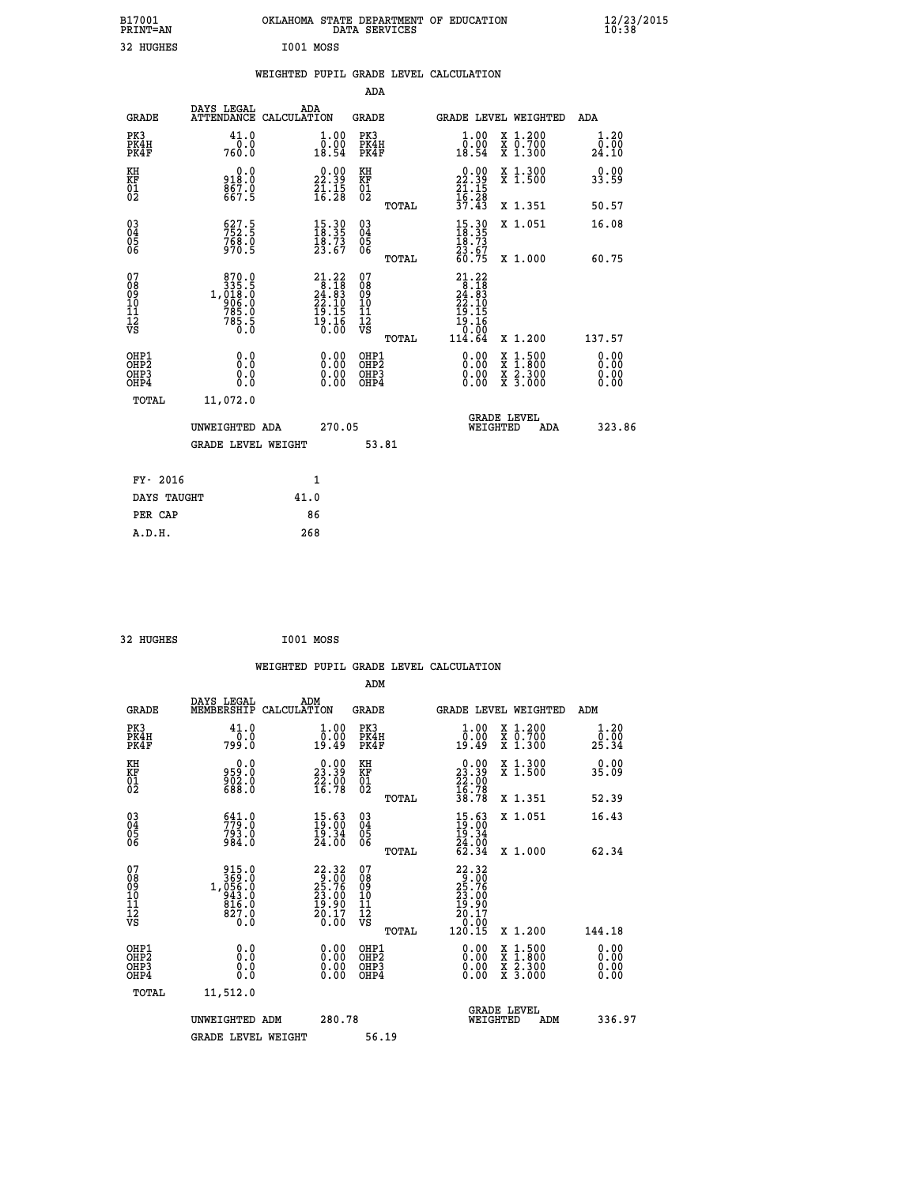B17001 OKLAHOMA STATE DEPARTMENT OF EDUCATION 12/23/2015
PRINT=AN DATA SERVICES 10:38

32 HUGHES I001 MOSS

## WEIGHTED PUPIL GRADE LEVEL CALCULATION

### ADA

| GRADE | DAYS LEGAL ATTENDANCE | ADA CALCULATION | GRADE | GRADE LEVEL | WEIGHTED | ADA |
|---|---|---|---|---|---|---|
| PK3 | 41.0 | 1.00 | PK3 | 1.00 | X 1.200 | 1.20 |
| PK4H | 0.0 | 0.00 | PK4H | 0.00 | X 0.700 | 0.00 |
| PK4F | 760.0 | 18.54 | PK4F | 18.54 | X 1.300 | 24.10 |
| KH | 0.0 | 0.00 | KH | 0.00 | X 1.300 | 0.00 |
| KF | 918.0 | 22.39 | KF | 22.39 | X 1.500 | 33.59 |
| 01 | 867.0 | 21.15 | 01 | 21.15 | | |
| 02 | 667.5 | 16.28 | 02 | 16.28 | | |
| | | | TOTAL | 37.43 | X 1.351 | 50.57 |
| 03 | 627.5 | 15.30 | 03 | 15.30 | X 1.051 | 16.08 |
| 04 | 752.5 | 18.35 | 04 | 18.35 | | |
| 05 | 768.0 | 18.73 | 05 | 18.73 | | |
| 06 | 970.5 | 23.67 | 06 | 23.67 | | |
| | | | TOTAL | 60.75 | X 1.000 | 60.75 |
| 07 | 870.0 | 21.22 | 07 | 21.22 | | |
| 08 | 335.5 | 8.18 | 08 | 8.18 | | |
| 09 | 1,018.0 | 24.83 | 09 | 24.83 | | |
| 10 | 906.0 | 22.10 | 10 | 22.10 | | |
| 11 | 785.0 | 19.15 | 11 | 19.15 | | |
| 12 | 785.5 | 19.16 | 12 | 19.16 | | |
| VS | 0.0 | 0.00 | VS | 0.00 | | |
| | | | TOTAL | 114.64 | X 1.200 | 137.57 |
| OHP1 | 0.0 | 0.00 | OHP1 | 0.00 | X 1.500 | 0.00 |
| OHP2 | 0.0 | 0.00 | OHP2 | 0.00 | X 1.800 | 0.00 |
| OHP3 | 0.0 | 0.00 | OHP3 | 0.00 | X 2.300 | 0.00 |
| OHP4 | 0.0 | 0.00 | OHP4 | 0.00 | X 3.000 | 0.00 |
| TOTAL | 11,072.0 | | | | | |

UNWEIGHTED ADA 270.05 GRADE LEVEL WEIGHTED ADA 323.86

GRADE LEVEL WEIGHT 53.81

| FY- 2016 | 1 |
|---|---|
| DAYS TAUGHT | 41.0 |
| PER CAP | 86 |
| A.D.H. | 268 |

32 HUGHES I001 MOSS

## WEIGHTED PUPIL GRADE LEVEL CALCULATION

### ADM

| GRADE | DAYS LEGAL MEMBERSHIP | ADM CALCULATION | GRADE | GRADE LEVEL | WEIGHTED | ADM |
|---|---|---|---|---|---|---|
| PK3 | 41.0 | 1.00 | PK3 | 1.00 | X 1.200 | 1.20 |
| PK4H | 0.0 | 0.00 | PK4H | 0.00 | X 0.700 | 0.00 |
| PK4F | 799.0 | 19.49 | PK4F | 19.49 | X 1.300 | 25.34 |
| KH | 0.0 | 0.00 | KH | 0.00 | X 1.300 | 0.00 |
| KF | 959.0 | 23.39 | KF | 23.39 | X 1.500 | 35.09 |
| 01 | 902.0 | 22.00 | 01 | 22.00 | | |
| 02 | 688.0 | 16.78 | 02 | 16.78 | | |
| | | | TOTAL | 38.78 | X 1.351 | 52.39 |
| 03 | 641.0 | 15.63 | 03 | 15.63 | X 1.051 | 16.43 |
| 04 | 779.0 | 19.00 | 04 | 19.00 | | |
| 05 | 793.0 | 19.34 | 05 | 19.34 | | |
| 06 | 984.0 | 24.00 | 06 | 24.00 | | |
| | | | TOTAL | 62.34 | X 1.000 | 62.34 |
| 07 | 915.0 | 22.32 | 07 | 22.32 | | |
| 08 | 369.0 | 9.00 | 08 | 9.00 | | |
| 09 | 1,056.0 | 25.76 | 09 | 25.76 | | |
| 10 | 943.0 | 23.00 | 10 | 23.00 | | |
| 11 | 816.0 | 19.90 | 11 | 19.90 | | |
| 12 | 827.0 | 20.17 | 12 | 20.17 | | |
| VS | 0.0 | 0.00 | VS | 0.00 | | |
| | | | TOTAL | 120.15 | X 1.200 | 144.18 |
| OHP1 | 0.0 | 0.00 | OHP1 | 0.00 | X 1.500 | 0.00 |
| OHP2 | 0.0 | 0.00 | OHP2 | 0.00 | X 1.800 | 0.00 |
| OHP3 | 0.0 | 0.00 | OHP3 | 0.00 | X 2.300 | 0.00 |
| OHP4 | 0.0 | 0.00 | OHP4 | 0.00 | X 3.000 | 0.00 |
| TOTAL | 11,512.0 | | | | | |

UNWEIGHTED ADM 280.78 GRADE LEVEL WEIGHTED ADM 336.97

GRADE LEVEL WEIGHT 56.19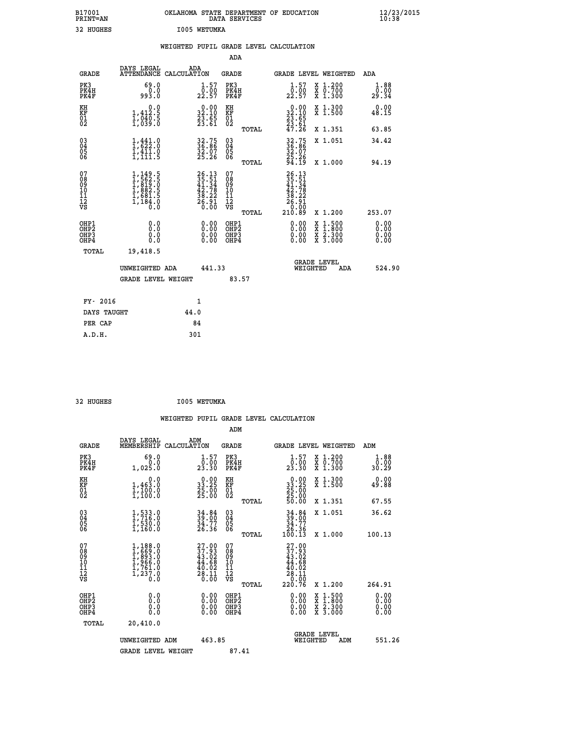B17001 OKLAHOMA STATE DEPARTMENT OF EDUCATION 12/23/2015
PRINT=AN DATA SERVICES 10:38

32 HUGHES I005 WETUMKA

## WEIGHTED PUPIL GRADE LEVEL CALCULATION

### ADA

| GRADE | DAYS LEGAL ATTENDANCE | ADA CALCULATION | GRADE | GRADE LEVEL | WEIGHTED | ADA |
|---|---|---|---|---|---|---|
| PK3 | 69.0 | 1.57 | PK3 | 1.57 | X 1.200 | 1.88 |
| PK4H | 0.0 | 0.00 | PK4H | 0.00 | X 0.700 | 0.00 |
| PK4F | 993.0 | 22.57 | PK4F | 22.57 | X 1.300 | 29.34 |
| KH | 0.0 | 0.00 | KH | 0.00 | X 1.300 | 0.00 |
| KF | 1,412.5 | 32.10 | KF | 32.10 | X 1.500 | 48.15 |
| 01 | 1,040.5 | 23.65 | 01 | 23.65 | | |
| 02 | 1,039.0 | 23.61 | 02 | 23.61 | | |
| | | | TOTAL | 47.26 | X 1.351 | 63.85 |
| 03 | 1,441.0 | 32.75 | 03 | 32.75 | X 1.051 | 34.42 |
| 04 | 1,622.0 | 36.86 | 04 | 36.86 | | |
| 05 | 1,411.0 | 32.07 | 05 | 32.07 | | |
| 06 | 1,111.5 | 25.26 | 06 | 25.26 | | |
| | | | TOTAL | 94.19 | X 1.000 | 94.19 |
| 07 | 1,149.5 | 26.13 | 07 | 26.13 | | |
| 08 | 1,562.5 | 35.51 | 08 | 35.51 | | |
| 09 | 1,819.0 | 41.34 | 09 | 41.34 | | |
| 10 | 1,882.5 | 42.78 | 10 | 42.78 | | |
| 11 | 1,681.5 | 38.22 | 11 | 38.22 | | |
| 12 | 1,184.0 | 26.91 | 12 | 26.91 | | |
| VS | 0.0 | 0.00 | VS | 0.00 | | |
| | | | TOTAL | 210.89 | X 1.200 | 253.07 |
| OHP1 | 0.0 | 0.00 | OHP1 | 0.00 | X 1.500 | 0.00 |
| OHP2 | 0.0 | 0.00 | OHP2 | 0.00 | X 1.800 | 0.00 |
| OHP3 | 0.0 | 0.00 | OHP3 | 0.00 | X 2.300 | 0.00 |
| OHP4 | 0.0 | 0.00 | OHP4 | 0.00 | X 3.000 | 0.00 |
| TOTAL | 19,418.5 | | | | | |

UNWEIGHTED ADA 441.33 — GRADE LEVEL WEIGHTED ADA 524.90

GRADE LEVEL WEIGHT 83.57

| FY- 2016 | 1 |
|---|---|
| DAYS TAUGHT | 44.0 |
| PER CAP | 84 |
| A.D.H. | 301 |

32 HUGHES I005 WETUMKA

## WEIGHTED PUPIL GRADE LEVEL CALCULATION

### ADM

| GRADE | DAYS LEGAL MEMBERSHIP | ADM CALCULATION | GRADE | GRADE LEVEL | WEIGHTED | ADM |
|---|---|---|---|---|---|---|
| PK3 | 69.0 | 1.57 | PK3 | 1.57 | X 1.200 | 1.88 |
| PK4H | 0.0 | 0.00 | PK4H | 0.00 | X 0.700 | 0.00 |
| PK4F | 1,025.0 | 23.30 | PK4F | 23.30 | X 1.300 | 30.29 |
| KH | 0.0 | 0.00 | KH | 0.00 | X 1.300 | 0.00 |
| KF | 1,463.0 | 33.25 | KF | 33.25 | X 1.500 | 49.88 |
| 01 | 1,100.0 | 25.00 | 01 | 25.00 | | |
| 02 | 1,100.0 | 25.00 | 02 | 25.00 | | |
| | | | TOTAL | 50.00 | X 1.351 | 67.55 |
| 03 | 1,533.0 | 34.84 | 03 | 34.84 | X 1.051 | 36.62 |
| 04 | 1,716.0 | 39.00 | 04 | 39.00 | | |
| 05 | 1,530.0 | 34.77 | 05 | 34.77 | | |
| 06 | 1,160.0 | 26.36 | 06 | 26.36 | | |
| | | | TOTAL | 100.13 | X 1.000 | 100.13 |
| 07 | 1,188.0 | 27.00 | 07 | 27.00 | | |
| 08 | 1,669.0 | 37.93 | 08 | 37.93 | | |
| 09 | 1,893.0 | 43.02 | 09 | 43.02 | | |
| 10 | 1,966.0 | 44.68 | 10 | 44.68 | | |
| 11 | 1,761.0 | 40.02 | 11 | 40.02 | | |
| 12 | 1,237.0 | 28.11 | 12 | 28.11 | | |
| VS | 0.0 | 0.00 | VS | 0.00 | | |
| | | | TOTAL | 220.76 | X 1.200 | 264.91 |
| OHP1 | 0.0 | 0.00 | OHP1 | 0.00 | X 1.500 | 0.00 |
| OHP2 | 0.0 | 0.00 | OHP2 | 0.00 | X 1.800 | 0.00 |
| OHP3 | 0.0 | 0.00 | OHP3 | 0.00 | X 2.300 | 0.00 |
| OHP4 | 0.0 | 0.00 | OHP4 | 0.00 | X 3.000 | 0.00 |
| TOTAL | 20,410.0 | | | | | |

UNWEIGHTED ADM 463.85 — GRADE LEVEL WEIGHTED ADM 551.26

GRADE LEVEL WEIGHT 87.41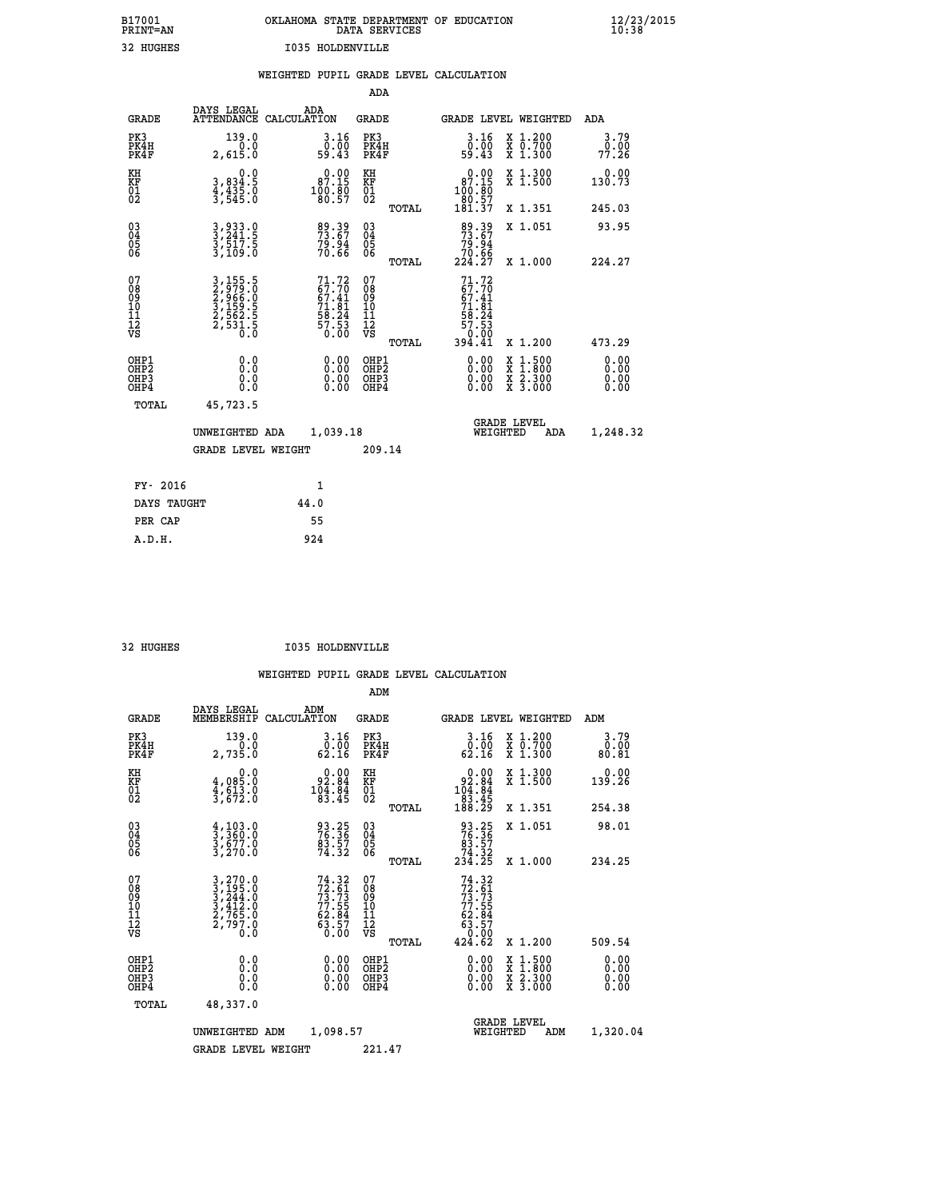B17001 OKLAHOMA STATE DEPARTMENT OF EDUCATION 12/23/2015
PRINT=AN DATA SERVICES 10:38

32 HUGHES I035 HOLDENVILLE

## WEIGHTED PUPIL GRADE LEVEL CALCULATION

### ADA

| GRADE | DAYS LEGAL ATTENDANCE | ADA CALCULATION | GRADE | | GRADE LEVEL | WEIGHTED | ADA |
|---|---|---|---|---|---|---|---|
| PK3 | 139.0 | 3.16 | PK3 | | 3.16 | X 1.200 | 3.79 |
| PK4H | 0.0 | 0.00 | PK4H | | 0.00 | X 0.700 | 0.00 |
| PK4F | 2,615.0 | 59.43 | PK4F | | 59.43 | X 1.300 | 77.26 |
| KH | 0.0 | 0.00 | KH | | 0.00 | X 1.300 | 0.00 |
| KF | 3,834.5 | 87.15 | KF | | 87.15 | X 1.500 | 130.73 |
| 01 | 4,435.0 | 100.80 | 01 | | 100.80 | | |
| 02 | 3,545.0 | 80.57 | 02 | | 80.57 | | |
| | | | | TOTAL | 181.37 | X 1.351 | 245.03 |
| 03 | 3,933.0 | 89.39 | 03 | | 89.39 | X 1.051 | 93.95 |
| 04 | 3,241.5 | 73.67 | 04 | | 73.67 | | |
| 05 | 3,517.5 | 79.94 | 05 | | 79.94 | | |
| 06 | 3,109.0 | 70.66 | 06 | | 70.66 | | |
| | | | | TOTAL | 224.27 | X 1.000 | 224.27 |
| 07 | 3,155.5 | 71.72 | 07 | | 71.72 | | |
| 08 | 2,979.0 | 67.70 | 08 | | 67.70 | | |
| 09 | 2,966.0 | 67.41 | 09 | | 67.41 | | |
| 10 | 3,159.5 | 71.81 | 10 | | 71.81 | | |
| 11 | 2,562.5 | 58.24 | 11 | | 58.24 | | |
| 12 | 2,531.5 | 57.53 | 12 | | 57.53 | | |
| VS | 0.0 | 0.00 | VS | | 0.00 | | |
| | | | | TOTAL | 394.41 | X 1.200 | 473.29 |
| OHP1 | 0.0 | 0.00 | OHP1 | | 0.00 | X 1.500 | 0.00 |
| OHP2 | 0.0 | 0.00 | OHP2 | | 0.00 | X 1.800 | 0.00 |
| OHP3 | 0.0 | 0.00 | OHP3 | | 0.00 | X 2.300 | 0.00 |
| OHP4 | 0.0 | 0.00 | OHP4 | | 0.00 | X 3.000 | 0.00 |
| TOTAL | 45,723.5 | | | | | | |

UNWEIGHTED ADA 1,039.18 | GRADE LEVEL WEIGHTED ADA 1,248.32

GRADE LEVEL WEIGHT 209.14

| FY- 2016 | 1 |
|---|---|
| DAYS TAUGHT | 44.0 |
| PER CAP | 55 |
| A.D.H. | 924 |

32 HUGHES I035 HOLDENVILLE

## WEIGHTED PUPIL GRADE LEVEL CALCULATION

### ADM

| GRADE | DAYS LEGAL MEMBERSHIP | ADM CALCULATION | GRADE | | GRADE LEVEL | WEIGHTED | ADM |
|---|---|---|---|---|---|---|---|
| PK3 | 139.0 | 3.16 | PK3 | | 3.16 | X 1.200 | 3.79 |
| PK4H | 0.0 | 0.00 | PK4H | | 0.00 | X 0.700 | 0.00 |
| PK4F | 2,735.0 | 62.16 | PK4F | | 62.16 | X 1.300 | 80.81 |
| KH | 0.0 | 0.00 | KH | | 0.00 | X 1.300 | 0.00 |
| KF | 4,085.0 | 92.84 | KF | | 92.84 | X 1.500 | 139.26 |
| 01 | 4,613.0 | 104.84 | 01 | | 104.84 | | |
| 02 | 3,672.0 | 83.45 | 02 | | 83.45 | | |
| | | | | TOTAL | 188.29 | X 1.351 | 254.38 |
| 03 | 4,103.0 | 93.25 | 03 | | 93.25 | X 1.051 | 98.01 |
| 04 | 3,360.0 | 76.36 | 04 | | 76.36 | | |
| 05 | 3,677.0 | 83.57 | 05 | | 83.57 | | |
| 06 | 3,270.0 | 74.32 | 06 | | 74.32 | | |
| | | | | TOTAL | 234.25 | X 1.000 | 234.25 |
| 07 | 3,270.0 | 74.32 | 07 | | 74.32 | | |
| 08 | 3,195.0 | 72.61 | 08 | | 72.61 | | |
| 09 | 3,244.0 | 73.73 | 09 | | 73.73 | | |
| 10 | 3,412.0 | 77.55 | 10 | | 77.55 | | |
| 11 | 2,765.0 | 62.84 | 11 | | 62.84 | | |
| 12 | 2,797.0 | 63.57 | 12 | | 63.57 | | |
| VS | 0.0 | 0.00 | VS | | 0.00 | | |
| | | | | TOTAL | 424.62 | X 1.200 | 509.54 |
| OHP1 | 0.0 | 0.00 | OHP1 | | 0.00 | X 1.500 | 0.00 |
| OHP2 | 0.0 | 0.00 | OHP2 | | 0.00 | X 1.800 | 0.00 |
| OHP3 | 0.0 | 0.00 | OHP3 | | 0.00 | X 2.300 | 0.00 |
| OHP4 | 0.0 | 0.00 | OHP4 | | 0.00 | X 3.000 | 0.00 |
| TOTAL | 48,337.0 | | | | | | |

UNWEIGHTED ADM 1,098.57 | GRADE LEVEL WEIGHTED ADM 1,320.04

GRADE LEVEL WEIGHT 221.47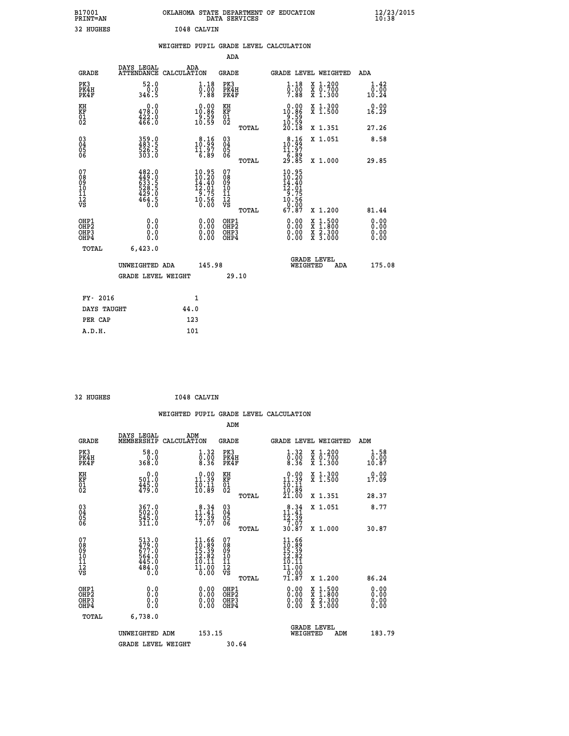B17001 OKLAHOMA STATE DEPARTMENT OF EDUCATION 12/23/2015
PRINT=AN DATA SERVICES 10:38

32 HUGHES I048 CALVIN

## WEIGHTED PUPIL GRADE LEVEL CALCULATION

### ADA

| GRADE | DAYS LEGAL ATTENDANCE | ADA CALCULATION | GRADE | GRADE LEVEL | WEIGHTED | ADA |
|---|---|---|---|---|---|---|
| PK3 | 52.0 | 1.18 | PK3 | 1.18 | X 1.200 | 1.42 |
| PK4H | 0.0 | 0.00 | PK4H | 0.00 | X 0.700 | 0.00 |
| PK4F | 346.5 | 7.88 | PK4F | 7.88 | X 1.300 | 10.24 |
| KH | 0.0 | 0.00 | KH | 0.00 | X 1.300 | 0.00 |
| KF | 478.0 | 10.86 | KF | 10.86 | X 1.500 | 16.29 |
| 01 | 422.0 | 9.59 | 01 | 9.59 | | |
| 02 | 466.0 | 10.59 | 02 | 10.59 | | |
| | | | TOTAL | 20.18 | X 1.351 | 27.26 |
| 03 | 359.0 | 8.16 | 03 | 8.16 | X 1.051 | 8.58 |
| 04 | 483.5 | 10.99 | 04 | 10.99 | | |
| 05 | 526.5 | 11.97 | 05 | 11.97 | | |
| 06 | 303.0 | 6.89 | 06 | 6.89 | | |
| | | | TOTAL | 29.85 | X 1.000 | 29.85 |
| 07 | 482.0 | 10.95 | 07 | 10.95 | | |
| 08 | 449.0 | 10.20 | 08 | 10.20 | | |
| 09 | 633.5 | 14.40 | 09 | 14.40 | | |
| 10 | 528.5 | 12.01 | 10 | 12.01 | | |
| 11 | 429.0 | 9.75 | 11 | 9.75 | | |
| 12 | 464.5 | 10.56 | 12 | 10.56 | | |
| VS | 0.0 | 0.00 | VS | 0.00 | | |
| | | | TOTAL | 67.87 | X 1.200 | 81.44 |
| OHP1 | 0.0 | 0.00 | OHP1 | 0.00 | X 1.500 | 0.00 |
| OHP2 | 0.0 | 0.00 | OHP2 | 0.00 | X 1.800 | 0.00 |
| OHP3 | 0.0 | 0.00 | OHP3 | 0.00 | X 2.300 | 0.00 |
| OHP4 | 0.0 | 0.00 | OHP4 | 0.00 | X 3.000 | 0.00 |
| TOTAL | 6,423.0 | | | | | |

UNWEIGHTED ADA 145.98 GRADE LEVEL WEIGHTED ADA 175.08

GRADE LEVEL WEIGHT 29.10

| FY- 2016 | 1 |
|---|---|
| DAYS TAUGHT | 44.0 |
| PER CAP | 123 |
| A.D.H. | 101 |

32 HUGHES I048 CALVIN

## WEIGHTED PUPIL GRADE LEVEL CALCULATION

### ADM

| GRADE | DAYS LEGAL MEMBERSHIP | ADM CALCULATION | GRADE | GRADE LEVEL | WEIGHTED | ADM |
|---|---|---|---|---|---|---|
| PK3 | 58.0 | 1.32 | PK3 | 1.32 | X 1.200 | 1.58 |
| PK4H | 0.0 | 0.00 | PK4H | 0.00 | X 0.700 | 0.00 |
| PK4F | 368.0 | 8.36 | PK4F | 8.36 | X 1.300 | 10.87 |
| KH | 0.0 | 0.00 | KH | 0.00 | X 1.300 | 0.00 |
| KF | 501.0 | 11.39 | KF | 11.39 | X 1.500 | 17.09 |
| 01 | 445.0 | 10.11 | 01 | 10.11 | | |
| 02 | 479.0 | 10.89 | 02 | 10.89 | | |
| | | | TOTAL | 21.00 | X 1.351 | 28.37 |
| 03 | 367.0 | 8.34 | 03 | 8.34 | X 1.051 | 8.77 |
| 04 | 502.0 | 11.41 | 04 | 11.41 | | |
| 05 | 545.0 | 12.39 | 05 | 12.39 | | |
| 06 | 311.0 | 7.07 | 06 | 7.07 | | |
| | | | TOTAL | 30.87 | X 1.000 | 30.87 |
| 07 | 513.0 | 11.66 | 07 | 11.66 | | |
| 08 | 479.0 | 10.89 | 08 | 10.89 | | |
| 09 | 677.0 | 15.39 | 09 | 15.39 | | |
| 10 | 564.0 | 12.82 | 10 | 12.82 | | |
| 11 | 445.0 | 10.11 | 11 | 10.11 | | |
| 12 | 484.0 | 11.00 | 12 | 11.00 | | |
| VS | 0.0 | 0.00 | VS | 0.00 | | |
| | | | TOTAL | 71.87 | X 1.200 | 86.24 |
| OHP1 | 0.0 | 0.00 | OHP1 | 0.00 | X 1.500 | 0.00 |
| OHP2 | 0.0 | 0.00 | OHP2 | 0.00 | X 1.800 | 0.00 |
| OHP3 | 0.0 | 0.00 | OHP3 | 0.00 | X 2.300 | 0.00 |
| OHP4 | 0.0 | 0.00 | OHP4 | 0.00 | X 3.000 | 0.00 |
| TOTAL | 6,738.0 | | | | | |

UNWEIGHTED ADM 153.15 GRADE LEVEL WEIGHTED ADM 183.79

GRADE LEVEL WEIGHT 30.64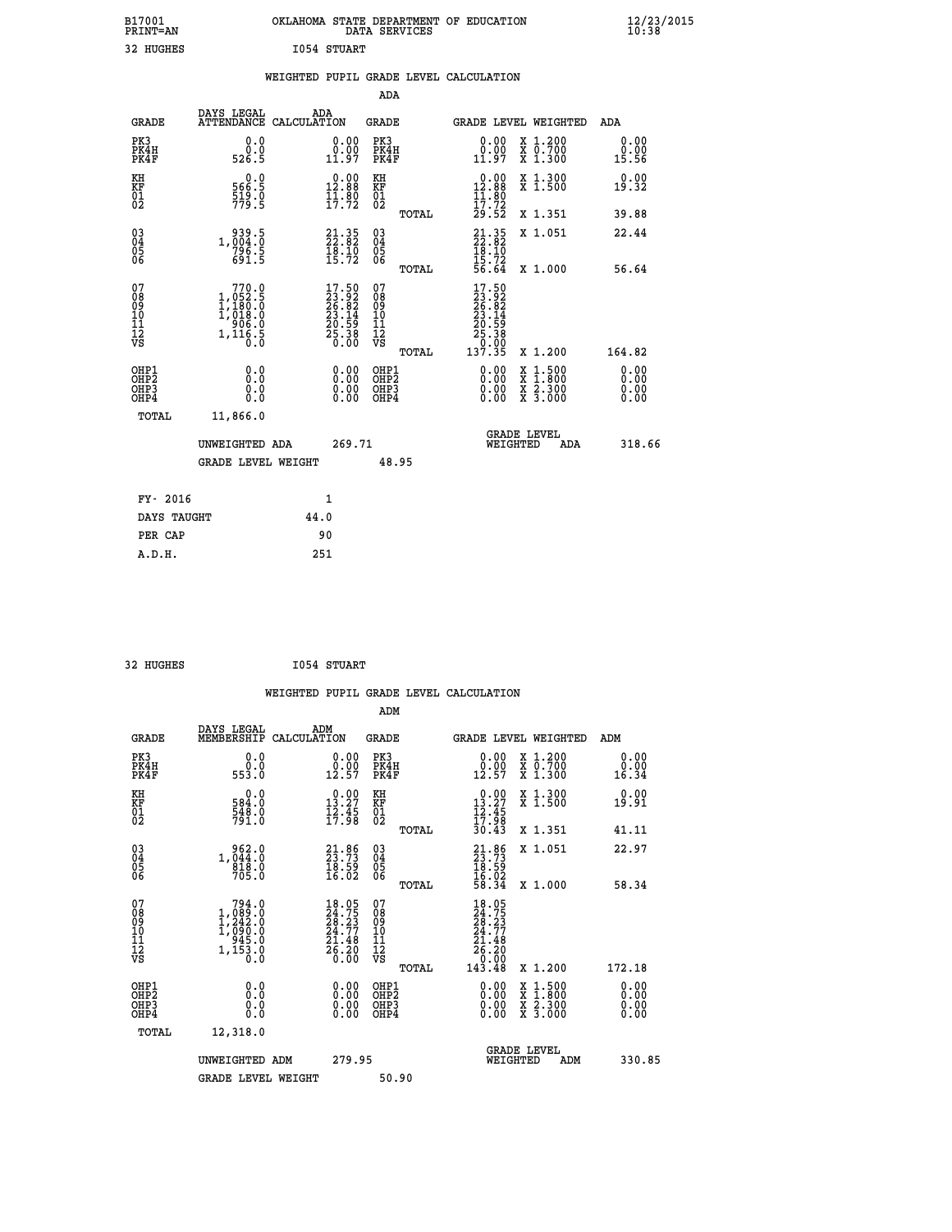B17001 OKLAHOMA STATE DEPARTMENT OF EDUCATION 12/23/2015
PRINT=AN DATA SERVICES 10:38

32 HUGHES I054 STUART

WEIGHTED PUPIL GRADE LEVEL CALCULATION

ADA

| GRADE | DAYS LEGAL ATTENDANCE | ADA CALCULATION | GRADE | GRADE LEVEL | WEIGHTED | ADA |
|---|---|---|---|---|---|---|
| PK3 | 0.0 | 0.00 | PK3 | 0.00 | X 1.200 | 0.00 |
| PK4H | 0.0 | 0.00 | PK4H | 0.00 | X 0.700 | 0.00 |
| PK4F | 526.5 | 11.97 | PK4F | 11.97 | X 1.300 | 15.56 |
| KH | 0.0 | 0.00 | KH | 0.00 | X 1.300 | 0.00 |
| KF | 566.5 | 12.88 | KF | 12.88 | X 1.500 | 19.32 |
| 01 | 519.0 | 11.80 | 01 | 11.80 | | |
| 02 | 779.5 | 17.72 | 02 | 17.72 | | |
| | | | TOTAL | 29.52 | X 1.351 | 39.88 |
| 03 | 939.5 | 21.35 | 03 | 21.35 | X 1.051 | 22.44 |
| 04 | 1,004.0 | 22.82 | 04 | 22.82 | | |
| 05 | 796.5 | 18.10 | 05 | 18.10 | | |
| 06 | 691.5 | 15.72 | 06 | 15.72 | | |
| | | | TOTAL | 56.64 | X 1.000 | 56.64 |
| 07 | 770.0 | 17.50 | 07 | 17.50 | | |
| 08 | 1,052.5 | 23.92 | 08 | 23.92 | | |
| 09 | 1,180.0 | 26.82 | 09 | 26.82 | | |
| 10 | 1,018.0 | 23.14 | 10 | 23.14 | | |
| 11 | 906.0 | 20.59 | 11 | 20.59 | | |
| 12 | 1,116.5 | 25.38 | 12 | 25.38 | | |
| VS | 0.0 | 0.00 | VS | 0.00 | | |
| | | | TOTAL | 137.35 | X 1.200 | 164.82 |
| OHP1 | 0.0 | 0.00 | OHP1 | 0.00 | X 1.500 | 0.00 |
| OHP2 | 0.0 | 0.00 | OHP2 | 0.00 | X 1.800 | 0.00 |
| OHP3 | 0.0 | 0.00 | OHP3 | 0.00 | X 2.300 | 0.00 |
| OHP4 | 0.0 | 0.00 | OHP4 | 0.00 | X 3.000 | 0.00 |
| TOTAL | 11,866.0 | | | | | |

UNWEIGHTED ADA 269.71 GRADE LEVEL WEIGHTED ADA 318.66

GRADE LEVEL WEIGHT 48.95

| FY- 2016 | 1 |
|---|---|
| DAYS TAUGHT | 44.0 |
| PER CAP | 90 |
| A.D.H. | 251 |

32 HUGHES I054 STUART

WEIGHTED PUPIL GRADE LEVEL CALCULATION

ADM

| GRADE | DAYS LEGAL MEMBERSHIP | ADM CALCULATION | GRADE | GRADE LEVEL | WEIGHTED | ADM |
|---|---|---|---|---|---|---|
| PK3 | 0.0 | 0.00 | PK3 | 0.00 | X 1.200 | 0.00 |
| PK4H | 0.0 | 0.00 | PK4H | 0.00 | X 0.700 | 0.00 |
| PK4F | 553.0 | 12.57 | PK4F | 12.57 | X 1.300 | 16.34 |
| KH | 0.0 | 0.00 | KH | 0.00 | X 1.300 | 0.00 |
| KF | 584.0 | 13.27 | KF | 13.27 | X 1.500 | 19.91 |
| 01 | 548.0 | 12.45 | 01 | 12.45 | | |
| 02 | 791.0 | 17.98 | 02 | 17.98 | | |
| | | | TOTAL | 30.43 | X 1.351 | 41.11 |
| 03 | 962.0 | 21.86 | 03 | 21.86 | X 1.051 | 22.97 |
| 04 | 1,044.0 | 23.73 | 04 | 23.73 | | |
| 05 | 818.0 | 18.59 | 05 | 18.59 | | |
| 06 | 705.0 | 16.02 | 06 | 16.02 | | |
| | | | TOTAL | 58.34 | X 1.000 | 58.34 |
| 07 | 794.0 | 18.05 | 07 | 18.05 | | |
| 08 | 1,089.0 | 24.75 | 08 | 24.75 | | |
| 09 | 1,242.0 | 28.23 | 09 | 28.23 | | |
| 10 | 1,090.0 | 24.77 | 10 | 24.77 | | |
| 11 | 945.0 | 21.48 | 11 | 21.48 | | |
| 12 | 1,153.0 | 26.20 | 12 | 26.20 | | |
| VS | 0.0 | 0.00 | VS | 0.00 | | |
| | | | TOTAL | 143.48 | X 1.200 | 172.18 |
| OHP1 | 0.0 | 0.00 | OHP1 | 0.00 | X 1.500 | 0.00 |
| OHP2 | 0.0 | 0.00 | OHP2 | 0.00 | X 1.800 | 0.00 |
| OHP3 | 0.0 | 0.00 | OHP3 | 0.00 | X 2.300 | 0.00 |
| OHP4 | 0.0 | 0.00 | OHP4 | 0.00 | X 3.000 | 0.00 |
| TOTAL | 12,318.0 | | | | | |

UNWEIGHTED ADM 279.95 GRADE LEVEL WEIGHTED ADM 330.85

GRADE LEVEL WEIGHT 50.90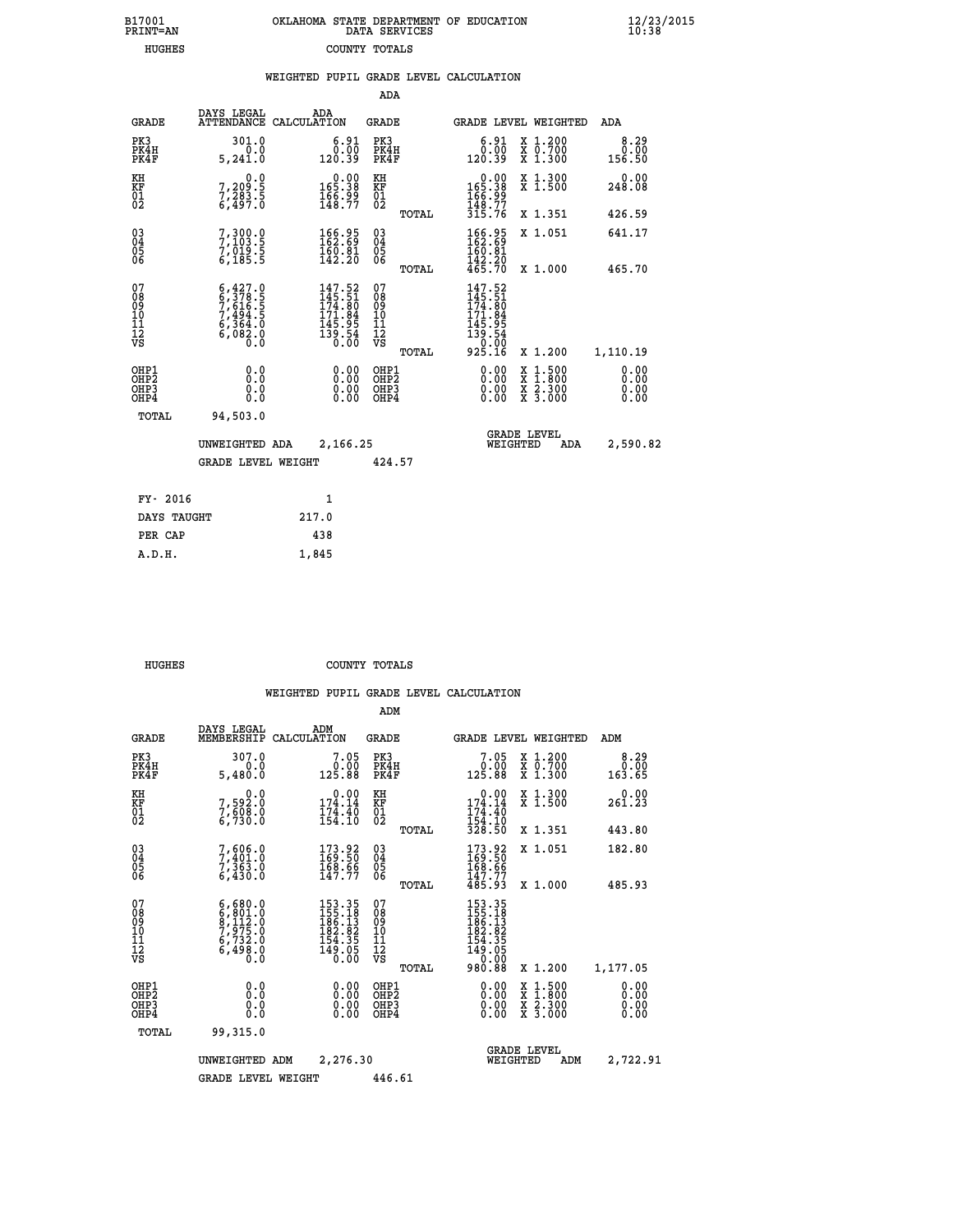B17001 PRINT=AN — OKLAHOMA STATE DEPARTMENT OF EDUCATION DATA SERVICES — 12/23/2015 10:38

HUGHES — COUNTY TOTALS

## WEIGHTED PUPIL GRADE LEVEL CALCULATION

### ADA

| GRADE | DAYS LEGAL ATTENDANCE | ADA CALCULATION | GRADE | GRADE LEVEL | WEIGHTED | ADA |
|---|---|---|---|---|---|---|
| PK3 | 301.0 | 6.91 | PK3 | 6.91 | X 1.200 | 8.29 |
| PK4H | 0.0 | 0.00 | PK4H | 0.00 | X 0.700 | 0.00 |
| PK4F | 5,241.0 | 120.39 | PK4F | 120.39 | X 1.300 | 156.50 |
| KH | 0.0 | 0.00 | KH | 0.00 | X 1.300 | 0.00 |
| KF | 7,209.5 | 165.38 | KF | 165.38 | X 1.500 | 248.08 |
| 01 | 7,283.5 | 166.99 | 01 | 166.99 | | |
| 02 | 6,497.0 | 148.77 | 02 | 148.77 | | |
| | | | TOTAL | 315.76 | X 1.351 | 426.59 |
| 03 | 7,300.0 | 166.95 | 03 | 166.95 | X 1.051 | 641.17 |
| 04 | 7,103.5 | 162.69 | 04 | 162.69 | | |
| 05 | 7,019.5 | 160.81 | 05 | 160.81 | | |
| 06 | 6,185.5 | 142.20 | 06 | 142.20 | | |
| | | | TOTAL | 465.70 | X 1.000 | 465.70 |
| 07 | 6,427.0 | 147.52 | 07 | 147.52 | | |
| 08 | 6,378.5 | 145.51 | 08 | 145.51 | | |
| 09 | 7,616.5 | 174.80 | 09 | 174.80 | | |
| 10 | 7,494.5 | 171.84 | 10 | 171.84 | | |
| 11 | 6,364.0 | 145.95 | 11 | 145.95 | | |
| 12 | 6,082.0 | 139.54 | 12 | 139.54 | | |
| VS | 0.0 | 0.00 | VS | 0.00 | | |
| | | | TOTAL | 925.16 | X 1.200 | 1,110.19 |
| OHP1 | 0.0 | 0.00 | OHP1 | 0.00 | X 1.500 | 0.00 |
| OHP2 | 0.0 | 0.00 | OHP2 | 0.00 | X 1.800 | 0.00 |
| OHP3 | 0.0 | 0.00 | OHP3 | 0.00 | X 2.300 | 0.00 |
| OHP4 | 0.0 | 0.00 | OHP4 | 0.00 | X 3.000 | 0.00 |
| TOTAL | 94,503.0 | | | | | |

UNWEIGHTED ADA 2,166.25 — GRADE LEVEL WEIGHTED ADA 2,590.82

GRADE LEVEL WEIGHT 424.57

| | |
|---|---|
| FY- 2016 | 1 |
| DAYS TAUGHT | 217.0 |
| PER CAP | 438 |
| A.D.H. | 1,845 |

HUGHES — COUNTY TOTALS

## WEIGHTED PUPIL GRADE LEVEL CALCULATION

### ADM

| GRADE | DAYS LEGAL MEMBERSHIP | ADM CALCULATION | GRADE | GRADE LEVEL | WEIGHTED | ADM |
|---|---|---|---|---|---|---|
| PK3 | 307.0 | 7.05 | PK3 | 7.05 | X 1.200 | 8.29 |
| PK4H | 0.0 | 0.00 | PK4H | 0.00 | X 0.700 | 0.00 |
| PK4F | 5,480.0 | 125.88 | PK4F | 125.88 | X 1.300 | 163.65 |
| KH | 0.0 | 0.00 | KH | 0.00 | X 1.300 | 0.00 |
| KF | 7,592.0 | 174.14 | KF | 174.14 | X 1.500 | 261.23 |
| 01 | 7,608.0 | 174.40 | 01 | 174.40 | | |
| 02 | 6,730.0 | 154.10 | 02 | 154.10 | | |
| | | | TOTAL | 328.50 | X 1.351 | 443.80 |
| 03 | 7,606.0 | 173.92 | 03 | 173.92 | X 1.051 | 182.80 |
| 04 | 7,401.0 | 169.50 | 04 | 169.50 | | |
| 05 | 7,363.0 | 168.66 | 05 | 168.66 | | |
| 06 | 6,430.0 | 147.77 | 06 | 147.77 | | |
| | | | TOTAL | 485.93 | X 1.000 | 485.93 |
| 07 | 6,680.0 | 153.35 | 07 | 153.35 | | |
| 08 | 6,801.0 | 155.18 | 08 | 155.18 | | |
| 09 | 8,112.0 | 186.13 | 09 | 186.13 | | |
| 10 | 7,975.0 | 182.82 | 10 | 182.82 | | |
| 11 | 6,732.0 | 154.35 | 11 | 154.35 | | |
| 12 | 6,498.0 | 149.05 | 12 | 149.05 | | |
| VS | 0.0 | 0.00 | VS | 0.00 | | |
| | | | TOTAL | 980.88 | X 1.200 | 1,177.05 |
| OHP1 | 0.0 | 0.00 | OHP1 | 0.00 | X 1.500 | 0.00 |
| OHP2 | 0.0 | 0.00 | OHP2 | 0.00 | X 1.800 | 0.00 |
| OHP3 | 0.0 | 0.00 | OHP3 | 0.00 | X 2.300 | 0.00 |
| OHP4 | 0.0 | 0.00 | OHP4 | 0.00 | X 3.000 | 0.00 |
| TOTAL | 99,315.0 | | | | | |

UNWEIGHTED ADM 2,276.30 — GRADE LEVEL WEIGHTED ADM 2,722.91

GRADE LEVEL WEIGHT 446.61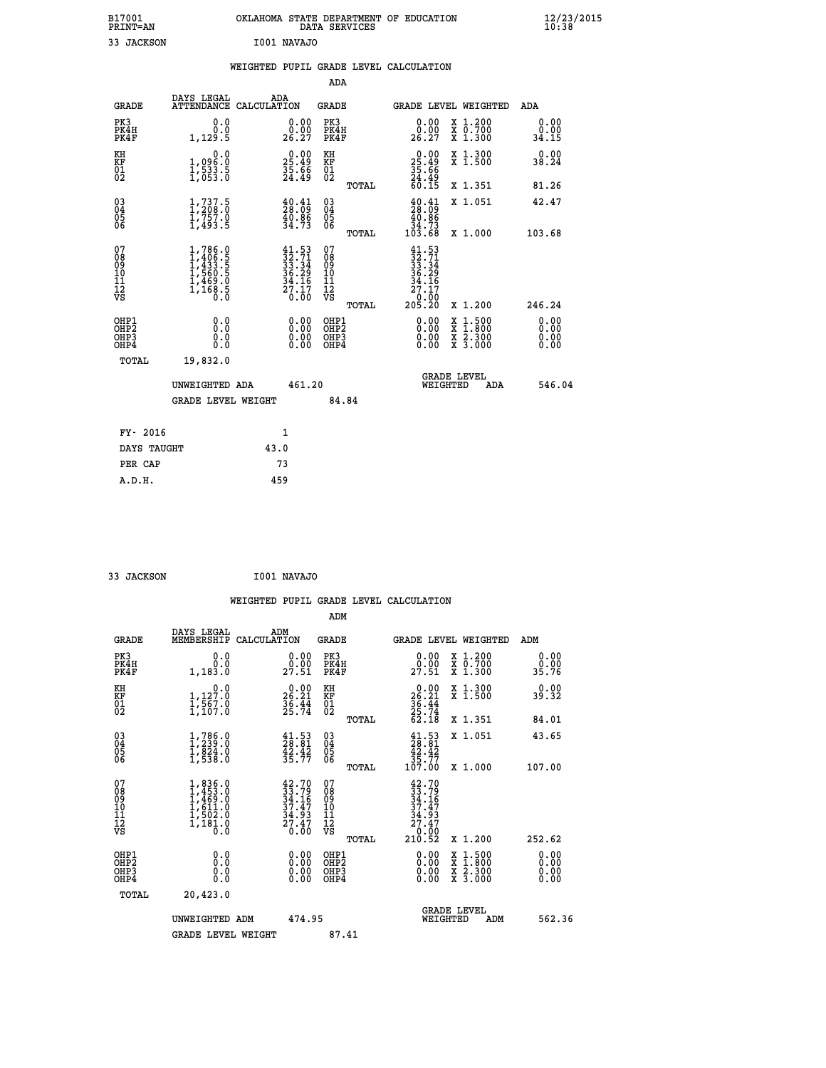B17001 OKLAHOMA STATE DEPARTMENT OF EDUCATION 12/23/2015
PRINT=AN DATA SERVICES 10:38

33 JACKSON I001 NAVAJO

## WEIGHTED PUPIL GRADE LEVEL CALCULATION

### ADA

| GRADE | DAYS LEGAL ATTENDANCE | ADA CALCULATION | GRADE | GRADE LEVEL | WEIGHTED | ADA |
|---|---|---|---|---|---|---|
| PK3 | 0.0 | 0.00 | PK3 | 0.00 | X 1.200 | 0.00 |
| PK4H | 0.0 | 0.00 | PK4H | 0.00 | X 0.700 | 0.00 |
| PK4F | 1,129.5 | 26.27 | PK4F | 26.27 | X 1.300 | 34.15 |
| KH | 0.0 | 0.00 | KH | 0.00 | X 1.300 | 0.00 |
| KF | 1,096.0 | 25.49 | KF | 25.49 | X 1.500 | 38.24 |
| 01 | 1,533.5 | 35.66 | 01 | 35.66 | | |
| 02 | 1,053.0 | 24.49 | 02 | 24.49 | | |
| | | | TOTAL | 60.15 | X 1.351 | 81.26 |
| 03 | 1,737.5 | 40.41 | 03 | 40.41 | X 1.051 | 42.47 |
| 04 | 1,208.0 | 28.09 | 04 | 28.09 | | |
| 05 | 1,757.0 | 40.86 | 05 | 40.86 | | |
| 06 | 1,493.5 | 34.73 | 06 | 34.73 | | |
| | | | TOTAL | 103.68 | X 1.000 | 103.68 |
| 07 | 1,786.0 | 41.53 | 07 | 41.53 | | |
| 08 | 1,406.5 | 32.71 | 08 | 32.71 | | |
| 09 | 1,433.5 | 33.34 | 09 | 33.34 | | |
| 10 | 1,560.5 | 36.29 | 10 | 36.29 | | |
| 11 | 1,469.0 | 34.16 | 11 | 34.16 | | |
| 12 | 1,168.5 | 27.17 | 12 | 27.17 | | |
| VS | 0.0 | 0.00 | VS | 0.00 | | |
| | | | TOTAL | 205.20 | X 1.200 | 246.24 |
| OHP1 | 0.0 | 0.00 | OHP1 | 0.00 | X 1.500 | 0.00 |
| OHP2 | 0.0 | 0.00 | OHP2 | 0.00 | X 1.800 | 0.00 |
| OHP3 | 0.0 | 0.00 | OHP3 | 0.00 | X 2.300 | 0.00 |
| OHP4 | 0.0 | 0.00 | OHP4 | 0.00 | X 3.000 | 0.00 |
| TOTAL | 19,832.0 | | | | | |

UNWEIGHTED ADA 461.20 GRADE LEVEL WEIGHTED ADA 546.04

GRADE LEVEL WEIGHT 84.84

| FY- 2016 | 1 |
|---|---|
| DAYS TAUGHT | 43.0 |
| PER CAP | 73 |
| A.D.H. | 459 |

33 JACKSON I001 NAVAJO

## WEIGHTED PUPIL GRADE LEVEL CALCULATION

### ADM

| GRADE | DAYS LEGAL MEMBERSHIP | ADM CALCULATION | GRADE | GRADE LEVEL | WEIGHTED | ADM |
|---|---|---|---|---|---|---|
| PK3 | 0.0 | 0.00 | PK3 | 0.00 | X 1.200 | 0.00 |
| PK4H | 0.0 | 0.00 | PK4H | 0.00 | X 0.700 | 0.00 |
| PK4F | 1,183.0 | 27.51 | PK4F | 27.51 | X 1.300 | 35.76 |
| KH | 0.0 | 0.00 | KH | 0.00 | X 1.300 | 0.00 |
| KF | 1,127.0 | 26.21 | KF | 26.21 | X 1.500 | 39.32 |
| 01 | 1,567.0 | 36.44 | 01 | 36.44 | | |
| 02 | 1,107.0 | 25.74 | 02 | 25.74 | | |
| | | | TOTAL | 62.18 | X 1.351 | 84.01 |
| 03 | 1,786.0 | 41.53 | 03 | 41.53 | X 1.051 | 43.65 |
| 04 | 1,239.0 | 28.81 | 04 | 28.81 | | |
| 05 | 1,824.0 | 42.42 | 05 | 42.42 | | |
| 06 | 1,538.0 | 35.77 | 06 | 35.77 | | |
| | | | TOTAL | 107.00 | X 1.000 | 107.00 |
| 07 | 1,836.0 | 42.70 | 07 | 42.70 | | |
| 08 | 1,453.0 | 33.79 | 08 | 33.79 | | |
| 09 | 1,469.0 | 34.16 | 09 | 34.16 | | |
| 10 | 1,611.0 | 37.47 | 10 | 37.47 | | |
| 11 | 1,502.0 | 34.93 | 11 | 34.93 | | |
| 12 | 1,181.0 | 27.47 | 12 | 27.47 | | |
| VS | 0.0 | 0.00 | VS | 0.00 | | |
| | | | TOTAL | 210.52 | X 1.200 | 252.62 |
| OHP1 | 0.0 | 0.00 | OHP1 | 0.00 | X 1.500 | 0.00 |
| OHP2 | 0.0 | 0.00 | OHP2 | 0.00 | X 1.800 | 0.00 |
| OHP3 | 0.0 | 0.00 | OHP3 | 0.00 | X 2.300 | 0.00 |
| OHP4 | 0.0 | 0.00 | OHP4 | 0.00 | X 3.000 | 0.00 |
| TOTAL | 20,423.0 | | | | | |

UNWEIGHTED ADM 474.95 GRADE LEVEL WEIGHTED ADM 562.36

GRADE LEVEL WEIGHT 87.41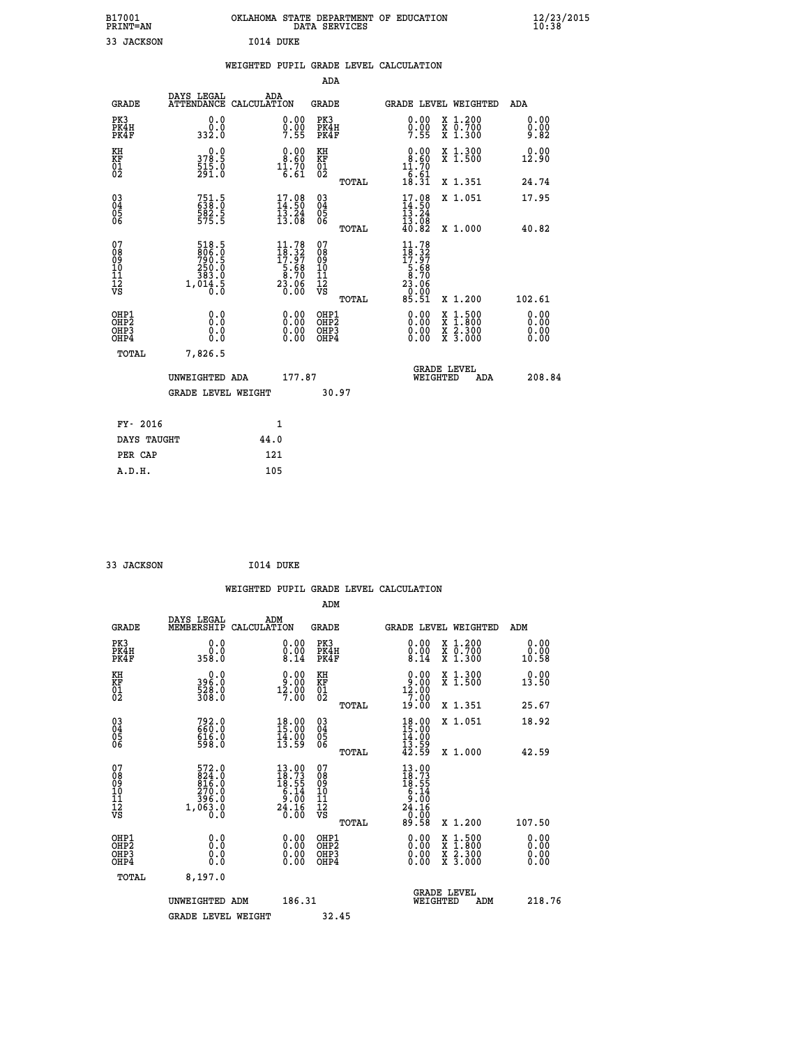B17001 OKLAHOMA STATE DEPARTMENT OF EDUCATION 12/23/2015
PRINT=AN DATA SERVICES 10:38

33 JACKSON I014 DUKE

WEIGHTED PUPIL GRADE LEVEL CALCULATION

ADA

| GRADE | DAYS LEGAL ATTENDANCE | ADA CALCULATION | GRADE | GRADE LEVEL | WEIGHTED | ADA |
|---|---|---|---|---|---|---|
| PK3 | 0.0 | 0.00 | PK3 | 0.00 | X 1.200 | 0.00 |
| PK4H | 0.0 | 0.00 | PK4H | 0.00 | X 0.700 | 0.00 |
| PK4F | 332.0 | 7.55 | PK4F | 7.55 | X 1.300 | 9.82 |
| KH | 0.0 | 0.00 | KH | 0.00 | X 1.300 | 0.00 |
| KF | 378.5 | 8.60 | KF | 8.60 | X 1.500 | 12.90 |
| 01 | 515.0 | 11.70 | 01 | 11.70 | | |
| 02 | 291.0 | 6.61 | 02 | 6.61 | | |
| | | | TOTAL | 18.31 | X 1.351 | 24.74 |
| 03 | 751.5 | 17.08 | 03 | 17.08 | X 1.051 | 17.95 |
| 04 | 638.0 | 14.50 | 04 | 14.50 | | |
| 05 | 582.5 | 13.24 | 05 | 13.24 | | |
| 06 | 575.5 | 13.08 | 06 | 13.08 | | |
| | | | TOTAL | 40.82 | X 1.000 | 40.82 |
| 07 | 518.5 | 11.78 | 07 | 11.78 | | |
| 08 | 806.0 | 18.32 | 08 | 18.32 | | |
| 09 | 790.5 | 17.97 | 09 | 17.97 | | |
| 10 | 250.0 | 5.68 | 10 | 5.68 | | |
| 11 | 383.0 | 8.70 | 11 | 8.70 | | |
| 12 | 1,014.5 | 23.06 | 12 | 23.06 | | |
| VS | 0.0 | 0.00 | VS | 0.00 | | |
| | | | TOTAL | 85.51 | X 1.200 | 102.61 |
| OHP1 | 0.0 | 0.00 | OHP1 | 0.00 | X 1.500 | 0.00 |
| OHP2 | 0.0 | 0.00 | OHP2 | 0.00 | X 1.800 | 0.00 |
| OHP3 | 0.0 | 0.00 | OHP3 | 0.00 | X 2.300 | 0.00 |
| OHP4 | 0.0 | 0.00 | OHP4 | 0.00 | X 3.000 | 0.00 |
| TOTAL | 7,826.5 | | | | | |

UNWEIGHTED ADA 177.87 GRADE LEVEL WEIGHTED ADA 208.84

GRADE LEVEL WEIGHT 30.97

| FY- 2016 | 1 |
|---|---|
| DAYS TAUGHT | 44.0 |
| PER CAP | 121 |
| A.D.H. | 105 |

33 JACKSON I014 DUKE

WEIGHTED PUPIL GRADE LEVEL CALCULATION

ADM

| GRADE | DAYS LEGAL MEMBERSHIP | ADM CALCULATION | GRADE | GRADE LEVEL | WEIGHTED | ADM |
|---|---|---|---|---|---|---|
| PK3 | 0.0 | 0.00 | PK3 | 0.00 | X 1.200 | 0.00 |
| PK4H | 0.0 | 0.00 | PK4H | 0.00 | X 0.700 | 0.00 |
| PK4F | 358.0 | 8.14 | PK4F | 8.14 | X 1.300 | 10.58 |
| KH | 0.0 | 0.00 | KH | 0.00 | X 1.300 | 0.00 |
| KF | 396.0 | 9.00 | KF | 9.00 | X 1.500 | 13.50 |
| 01 | 528.0 | 12.00 | 01 | 12.00 | | |
| 02 | 308.0 | 7.00 | 02 | 7.00 | | |
| | | | TOTAL | 19.00 | X 1.351 | 25.67 |
| 03 | 792.0 | 18.00 | 03 | 18.00 | X 1.051 | 18.92 |
| 04 | 660.0 | 15.00 | 04 | 15.00 | | |
| 05 | 616.0 | 14.00 | 05 | 14.00 | | |
| 06 | 598.0 | 13.59 | 06 | 13.59 | | |
| | | | TOTAL | 42.59 | X 1.000 | 42.59 |
| 07 | 572.0 | 13.00 | 07 | 13.00 | | |
| 08 | 824.0 | 18.73 | 08 | 18.73 | | |
| 09 | 816.0 | 18.55 | 09 | 18.55 | | |
| 10 | 270.0 | 6.14 | 10 | 6.14 | | |
| 11 | 396.0 | 9.00 | 11 | 9.00 | | |
| 12 | 1,063.0 | 24.16 | 12 | 24.16 | | |
| VS | 0.0 | 0.00 | VS | 0.00 | | |
| | | | TOTAL | 89.58 | X 1.200 | 107.50 |
| OHP1 | 0.0 | 0.00 | OHP1 | 0.00 | X 1.500 | 0.00 |
| OHP2 | 0.0 | 0.00 | OHP2 | 0.00 | X 1.800 | 0.00 |
| OHP3 | 0.0 | 0.00 | OHP3 | 0.00 | X 2.300 | 0.00 |
| OHP4 | 0.0 | 0.00 | OHP4 | 0.00 | X 3.000 | 0.00 |
| TOTAL | 8,197.0 | | | | | |

UNWEIGHTED ADM 186.31 GRADE LEVEL WEIGHTED ADM 218.76

GRADE LEVEL WEIGHT 32.45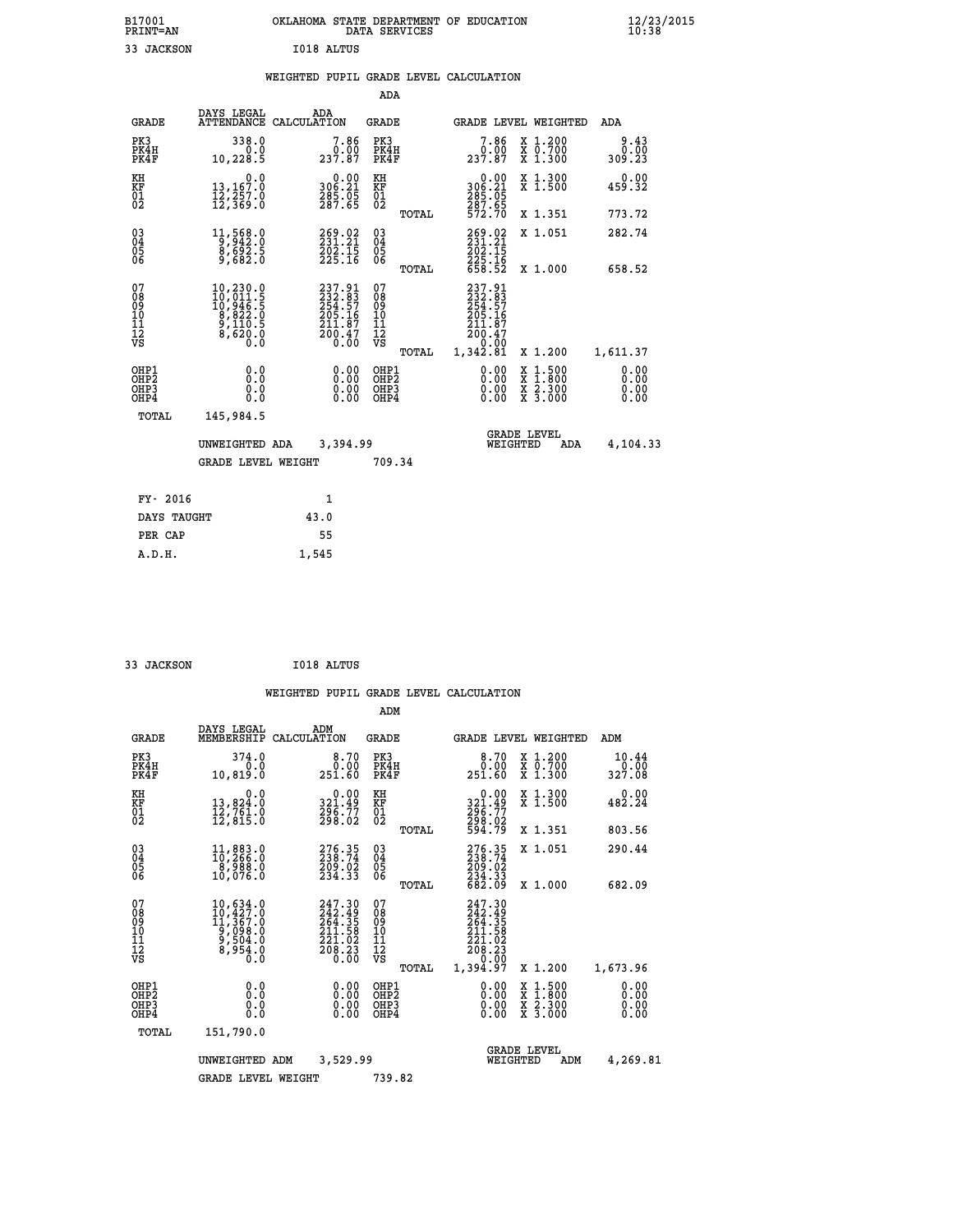B17001 OKLAHOMA STATE DEPARTMENT OF EDUCATION 12/23/2015
PRINT=AN DATA SERVICES 10:38

33 JACKSON I018 ALTUS

WEIGHTED PUPIL GRADE LEVEL CALCULATION

ADA

| GRADE | DAYS LEGAL ATTENDANCE | ADA CALCULATION | GRADE | | GRADE LEVEL | WEIGHTED | ADA |
|---|---|---|---|---|---|---|---|
| PK3 | 338.0 | 7.86 | PK3 | | 7.86 | X 1.200 | 9.43 |
| PK4H | 0.0 | 0.00 | PK4H | | 0.00 | X 0.700 | 0.00 |
| PK4F | 10,228.5 | 237.87 | PK4F | | 237.87 | X 1.300 | 309.23 |
| KH | 0.0 | 0.00 | KH | | 0.00 | X 1.300 | 0.00 |
| KF | 13,167.0 | 306.21 | KF | | 306.21 | X 1.500 | 459.32 |
| 01 | 12,257.0 | 285.05 | 01 | | 285.05 | | |
| 02 | 12,369.0 | 287.65 | 02 | | 287.65 | | |
| | | | | TOTAL | 572.70 | X 1.351 | 773.72 |
| 03 | 11,568.0 | 269.02 | 03 | | 269.02 | X 1.051 | 282.74 |
| 04 | 9,942.0 | 231.21 | 04 | | 231.21 | | |
| 05 | 8,692.5 | 202.15 | 05 | | 202.15 | | |
| 06 | 9,682.0 | 225.16 | 06 | | 225.16 | | |
| | | | | TOTAL | 658.52 | X 1.000 | 658.52 |
| 07 | 10,230.0 | 237.91 | 07 | | 237.91 | | |
| 08 | 10,011.5 | 232.83 | 08 | | 232.83 | | |
| 09 | 10,946.5 | 254.57 | 09 | | 254.57 | | |
| 10 | 8,822.0 | 205.16 | 10 | | 205.16 | | |
| 11 | 9,110.5 | 211.87 | 11 | | 211.87 | | |
| 12 | 8,620.0 | 200.47 | 12 | | 200.47 | | |
| VS | 0.0 | 0.00 | VS | | 0.00 | | |
| | | | | TOTAL | 1,342.81 | X 1.200 | 1,611.37 |
| OHP1 | 0.0 | 0.00 | OHP1 | | 0.00 | X 1.500 | 0.00 |
| OHP2 | 0.0 | 0.00 | OHP2 | | 0.00 | X 1.800 | 0.00 |
| OHP3 | 0.0 | 0.00 | OHP3 | | 0.00 | X 2.300 | 0.00 |
| OHP4 | 0.0 | 0.00 | OHP4 | | 0.00 | X 3.000 | 0.00 |
| TOTAL | 145,984.5 | | | | | | |

UNWEIGHTED ADA 3,394.99 GRADE LEVEL WEIGHTED ADA 4,104.33

GRADE LEVEL WEIGHT 709.34

| FY- 2016 | 1 |
|---|---|
| DAYS TAUGHT | 43.0 |
| PER CAP | 55 |
| A.D.H. | 1,545 |

33 JACKSON I018 ALTUS

WEIGHTED PUPIL GRADE LEVEL CALCULATION

ADM

| GRADE | DAYS LEGAL MEMBERSHIP | ADM CALCULATION | GRADE | | GRADE LEVEL | WEIGHTED | ADM |
|---|---|---|---|---|---|---|---|
| PK3 | 374.0 | 8.70 | PK3 | | 8.70 | X 1.200 | 10.44 |
| PK4H | 0.0 | 0.00 | PK4H | | 0.00 | X 0.700 | 0.00 |
| PK4F | 10,819.0 | 251.60 | PK4F | | 251.60 | X 1.300 | 327.08 |
| KH | 0.0 | 0.00 | KH | | 0.00 | X 1.300 | 0.00 |
| KF | 13,824.0 | 321.49 | KF | | 321.49 | X 1.500 | 482.24 |
| 01 | 12,761.0 | 296.77 | 01 | | 296.77 | | |
| 02 | 12,815.0 | 298.02 | 02 | | 298.02 | | |
| | | | | TOTAL | 594.79 | X 1.351 | 803.56 |
| 03 | 11,883.0 | 276.35 | 03 | | 276.35 | X 1.051 | 290.44 |
| 04 | 10,266.0 | 238.74 | 04 | | 238.74 | | |
| 05 | 8,988.0 | 209.02 | 05 | | 209.02 | | |
| 06 | 10,076.0 | 234.33 | 06 | | 234.33 | | |
| | | | | TOTAL | 682.09 | X 1.000 | 682.09 |
| 07 | 10,634.0 | 247.30 | 07 | | 247.30 | | |
| 08 | 10,427.0 | 242.49 | 08 | | 242.49 | | |
| 09 | 11,367.0 | 264.35 | 09 | | 264.35 | | |
| 10 | 9,098.0 | 211.58 | 10 | | 211.58 | | |
| 11 | 9,504.0 | 221.02 | 11 | | 221.02 | | |
| 12 | 8,954.0 | 208.23 | 12 | | 208.23 | | |
| VS | 0.0 | 0.00 | VS | | 0.00 | | |
| | | | | TOTAL | 1,394.97 | X 1.200 | 1,673.96 |
| OHP1 | 0.0 | 0.00 | OHP1 | | 0.00 | X 1.500 | 0.00 |
| OHP2 | 0.0 | 0.00 | OHP2 | | 0.00 | X 1.800 | 0.00 |
| OHP3 | 0.0 | 0.00 | OHP3 | | 0.00 | X 2.300 | 0.00 |
| OHP4 | 0.0 | 0.00 | OHP4 | | 0.00 | X 3.000 | 0.00 |
| TOTAL | 151,790.0 | | | | | | |

UNWEIGHTED ADM 3,529.99 GRADE LEVEL WEIGHTED ADM 4,269.81

GRADE LEVEL WEIGHT 739.82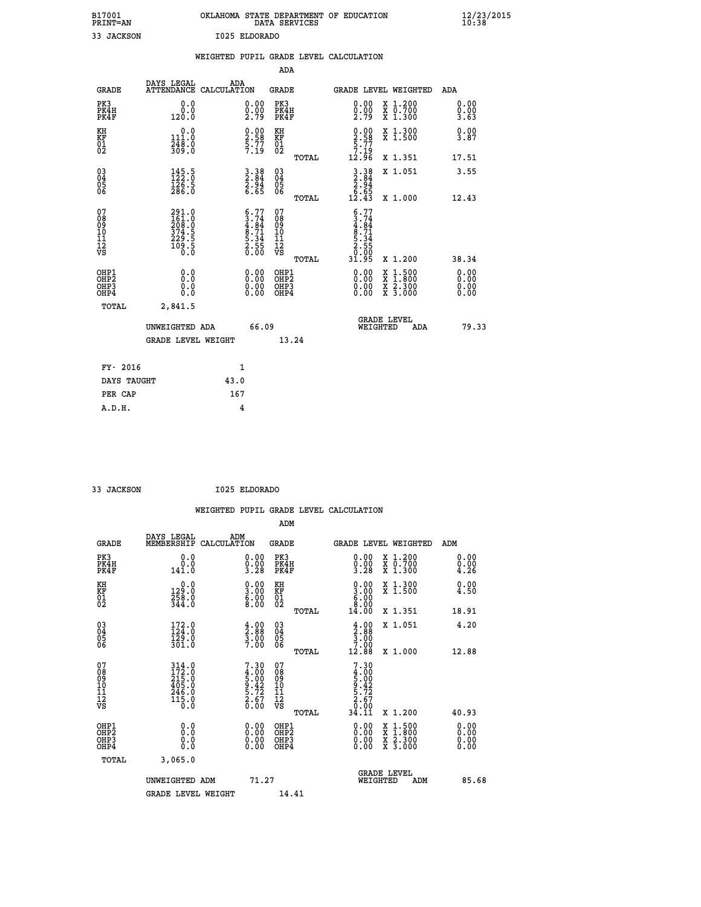B17001 OKLAHOMA STATE DEPARTMENT OF EDUCATION 12/23/2015
PRINT=AN DATA SERVICES 10:38

33 JACKSON I025 ELDORADO

## WEIGHTED PUPIL GRADE LEVEL CALCULATION

### ADA

| GRADE | DAYS LEGAL ATTENDANCE | ADA CALCULATION | GRADE | GRADE LEVEL | WEIGHTED | ADA |
|---|---|---|---|---|---|---|
| PK3 | 0.0 | 0.00 | PK3 | 0.00 | X 1.200 | 0.00 |
| PK4H | 0.0 | 0.00 | PK4H | 0.00 | X 0.700 | 0.00 |
| PK4F | 120.0 | 2.79 | PK4F | 2.79 | X 1.300 | 3.63 |
| KH | 0.0 | 0.00 | KH | 0.00 | X 1.300 | 0.00 |
| KF | 111.0 | 2.58 | KF | 2.58 | X 1.500 | 3.87 |
| 01 | 248.0 | 5.77 | 01 | 5.77 | | |
| 02 | 309.0 | 7.19 | 02 | 7.19 | | |
| | | | TOTAL | 12.96 | X 1.351 | 17.51 |
| 03 | 145.5 | 3.38 | 03 | 3.38 | X 1.051 | 3.55 |
| 04 | 122.0 | 2.84 | 04 | 2.84 | | |
| 05 | 126.5 | 2.94 | 05 | 2.94 | | |
| 06 | 286.0 | 6.65 | 06 | 6.65 | | |
| | | | TOTAL | 12.43 | X 1.000 | 12.43 |
| 07 | 291.0 | 6.77 | 07 | 6.77 | | |
| 08 | 161.0 | 3.74 | 08 | 3.74 | | |
| 09 | 208.0 | 4.84 | 09 | 4.84 | | |
| 10 | 374.5 | 8.71 | 10 | 8.71 | | |
| 11 | 229.5 | 5.34 | 11 | 5.34 | | |
| 12 | 109.5 | 2.55 | 12 | 2.55 | | |
| VS | 0.0 | 0.00 | VS | 0.00 | | |
| | | | TOTAL | 31.95 | X 1.200 | 38.34 |
| OHP1 | 0.0 | 0.00 | OHP1 | 0.00 | X 1.500 | 0.00 |
| OHP2 | 0.0 | 0.00 | OHP2 | 0.00 | X 1.800 | 0.00 |
| OHP3 | 0.0 | 0.00 | OHP3 | 0.00 | X 2.300 | 0.00 |
| OHP4 | 0.0 | 0.00 | OHP4 | 0.00 | X 3.000 | 0.00 |
| TOTAL | 2,841.5 | | | | | |

UNWEIGHTED ADA 66.09 — GRADE LEVEL WEIGHTED ADA 79.33

GRADE LEVEL WEIGHT 13.24

| FY- 2016 | 1 |
|---|---|
| DAYS TAUGHT | 43.0 |
| PER CAP | 167 |
| A.D.H. | 4 |

33 JACKSON I025 ELDORADO

## WEIGHTED PUPIL GRADE LEVEL CALCULATION

### ADM

| GRADE | DAYS LEGAL MEMBERSHIP | ADM CALCULATION | GRADE | GRADE LEVEL | WEIGHTED | ADM |
|---|---|---|---|---|---|---|
| PK3 | 0.0 | 0.00 | PK3 | 0.00 | X 1.200 | 0.00 |
| PK4H | 0.0 | 0.00 | PK4H | 0.00 | X 0.700 | 0.00 |
| PK4F | 141.0 | 3.28 | PK4F | 3.28 | X 1.300 | 4.26 |
| KH | 0.0 | 0.00 | KH | 0.00 | X 1.300 | 0.00 |
| KF | 129.0 | 3.00 | KF | 3.00 | X 1.500 | 4.50 |
| 01 | 258.0 | 6.00 | 01 | 6.00 | | |
| 02 | 344.0 | 8.00 | 02 | 8.00 | | |
| | | | TOTAL | 14.00 | X 1.351 | 18.91 |
| 03 | 172.0 | 4.00 | 03 | 4.00 | X 1.051 | 4.20 |
| 04 | 124.0 | 2.88 | 04 | 2.88 | | |
| 05 | 129.0 | 3.00 | 05 | 3.00 | | |
| 06 | 301.0 | 7.00 | 06 | 7.00 | | |
| | | | TOTAL | 12.88 | X 1.000 | 12.88 |
| 07 | 314.0 | 7.30 | 07 | 7.30 | | |
| 08 | 172.0 | 4.00 | 08 | 4.00 | | |
| 09 | 215.0 | 5.00 | 09 | 5.00 | | |
| 10 | 405.0 | 9.42 | 10 | 9.42 | | |
| 11 | 246.0 | 5.72 | 11 | 5.72 | | |
| 12 | 115.0 | 2.67 | 12 | 2.67 | | |
| VS | 0.0 | 0.00 | VS | 0.00 | | |
| | | | TOTAL | 34.11 | X 1.200 | 40.93 |
| OHP1 | 0.0 | 0.00 | OHP1 | 0.00 | X 1.500 | 0.00 |
| OHP2 | 0.0 | 0.00 | OHP2 | 0.00 | X 1.800 | 0.00 |
| OHP3 | 0.0 | 0.00 | OHP3 | 0.00 | X 2.300 | 0.00 |
| OHP4 | 0.0 | 0.00 | OHP4 | 0.00 | X 3.000 | 0.00 |
| TOTAL | 3,065.0 | | | | | |

UNWEIGHTED ADM 71.27 — GRADE LEVEL WEIGHTED ADM 85.68

GRADE LEVEL WEIGHT 14.41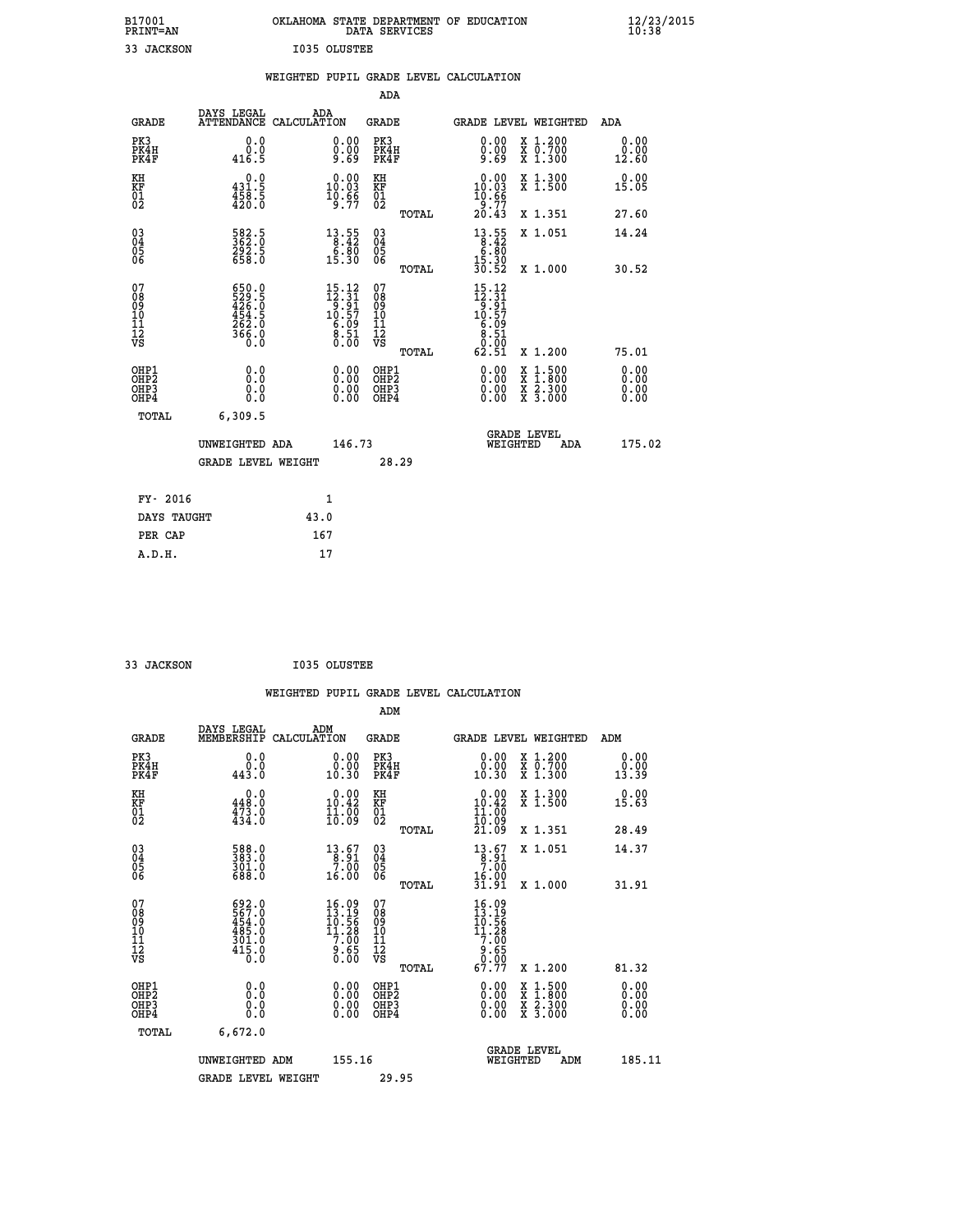B17001 OKLAHOMA STATE DEPARTMENT OF EDUCATION 12/23/2015
PRINT=AN DATA SERVICES 10:38

33 JACKSON I035 OLUSTEE

## WEIGHTED PUPIL GRADE LEVEL CALCULATION

### ADA

| GRADE | DAYS LEGAL ATTENDANCE | ADA CALCULATION | GRADE | GRADE LEVEL | WEIGHTED | ADA |
|---|---|---|---|---|---|---|
| PK3 | 0.0 | 0.00 | PK3 | 0.00 | X 1.200 | 0.00 |
| PK4H | 0.0 | 0.00 | PK4H | 0.00 | X 0.700 | 0.00 |
| PK4F | 416.5 | 9.69 | PK4F | 9.69 | X 1.300 | 12.60 |
| KH | 0.0 | 0.00 | KH | 0.00 | X 1.300 | 0.00 |
| KF | 431.5 | 10.03 | KF | 10.03 | X 1.500 | 15.05 |
| 01 | 458.5 | 10.66 | 01 | 10.66 | | |
| 02 | 420.0 | 9.77 | 02 | 9.77 | | |
| | | | TOTAL | 20.43 | X 1.351 | 27.60 |
| 03 | 582.5 | 13.55 | 03 | 13.55 | X 1.051 | 14.24 |
| 04 | 362.0 | 8.42 | 04 | 8.42 | | |
| 05 | 292.5 | 6.80 | 05 | 6.80 | | |
| 06 | 658.0 | 15.30 | 06 | 15.30 | | |
| | | | TOTAL | 30.52 | X 1.000 | 30.52 |
| 07 | 650.0 | 15.12 | 07 | 15.12 | | |
| 08 | 529.5 | 12.31 | 08 | 12.31 | | |
| 09 | 426.0 | 9.91 | 09 | 9.91 | | |
| 10 | 454.5 | 10.57 | 10 | 10.57 | | |
| 11 | 262.0 | 6.09 | 11 | 6.09 | | |
| 12 | 366.0 | 8.51 | 12 | 8.51 | | |
| VS | 0.0 | 0.00 | VS | 0.00 | | |
| | | | TOTAL | 62.51 | X 1.200 | 75.01 |
| OHP1 | 0.0 | 0.00 | OHP1 | 0.00 | X 1.500 | 0.00 |
| OHP2 | 0.0 | 0.00 | OHP2 | 0.00 | X 1.800 | 0.00 |
| OHP3 | 0.0 | 0.00 | OHP3 | 0.00 | X 2.300 | 0.00 |
| OHP4 | 0.0 | 0.00 | OHP4 | 0.00 | X 3.000 | 0.00 |
| TOTAL | 6,309.5 | | | | | |

UNWEIGHTED ADA 146.73 | GRADE LEVEL WEIGHTED ADA 175.02

GRADE LEVEL WEIGHT 28.29

| | |
|---|---|
| FY- 2016 | 1 |
| DAYS TAUGHT | 43.0 |
| PER CAP | 167 |
| A.D.H. | 17 |

33 JACKSON I035 OLUSTEE

## WEIGHTED PUPIL GRADE LEVEL CALCULATION

### ADM

| GRADE | DAYS LEGAL MEMBERSHIP | ADM CALCULATION | GRADE | GRADE LEVEL | WEIGHTED | ADM |
|---|---|---|---|---|---|---|
| PK3 | 0.0 | 0.00 | PK3 | 0.00 | X 1.200 | 0.00 |
| PK4H | 0.0 | 0.00 | PK4H | 0.00 | X 0.700 | 0.00 |
| PK4F | 443.0 | 10.30 | PK4F | 10.30 | X 1.300 | 13.39 |
| KH | 0.0 | 0.00 | KH | 0.00 | X 1.300 | 0.00 |
| KF | 448.0 | 10.42 | KF | 10.42 | X 1.500 | 15.63 |
| 01 | 473.0 | 11.00 | 01 | 11.00 | | |
| 02 | 434.0 | 10.09 | 02 | 10.09 | | |
| | | | TOTAL | 21.09 | X 1.351 | 28.49 |
| 03 | 588.0 | 13.67 | 03 | 13.67 | X 1.051 | 14.37 |
| 04 | 383.0 | 8.91 | 04 | 8.91 | | |
| 05 | 301.0 | 7.00 | 05 | 7.00 | | |
| 06 | 688.0 | 16.00 | 06 | 16.00 | | |
| | | | TOTAL | 31.91 | X 1.000 | 31.91 |
| 07 | 692.0 | 16.09 | 07 | 16.09 | | |
| 08 | 567.0 | 13.19 | 08 | 13.19 | | |
| 09 | 454.0 | 10.56 | 09 | 10.56 | | |
| 10 | 485.0 | 11.28 | 10 | 11.28 | | |
| 11 | 301.0 | 7.00 | 11 | 7.00 | | |
| 12 | 415.0 | 9.65 | 12 | 9.65 | | |
| VS | 0.0 | 0.00 | VS | 0.00 | | |
| | | | TOTAL | 67.77 | X 1.200 | 81.32 |
| OHP1 | 0.0 | 0.00 | OHP1 | 0.00 | X 1.500 | 0.00 |
| OHP2 | 0.0 | 0.00 | OHP2 | 0.00 | X 1.800 | 0.00 |
| OHP3 | 0.0 | 0.00 | OHP3 | 0.00 | X 2.300 | 0.00 |
| OHP4 | 0.0 | 0.00 | OHP4 | 0.00 | X 3.000 | 0.00 |
| TOTAL | 6,672.0 | | | | | |

UNWEIGHTED ADM 155.16 | GRADE LEVEL WEIGHTED ADM 185.11

GRADE LEVEL WEIGHT 29.95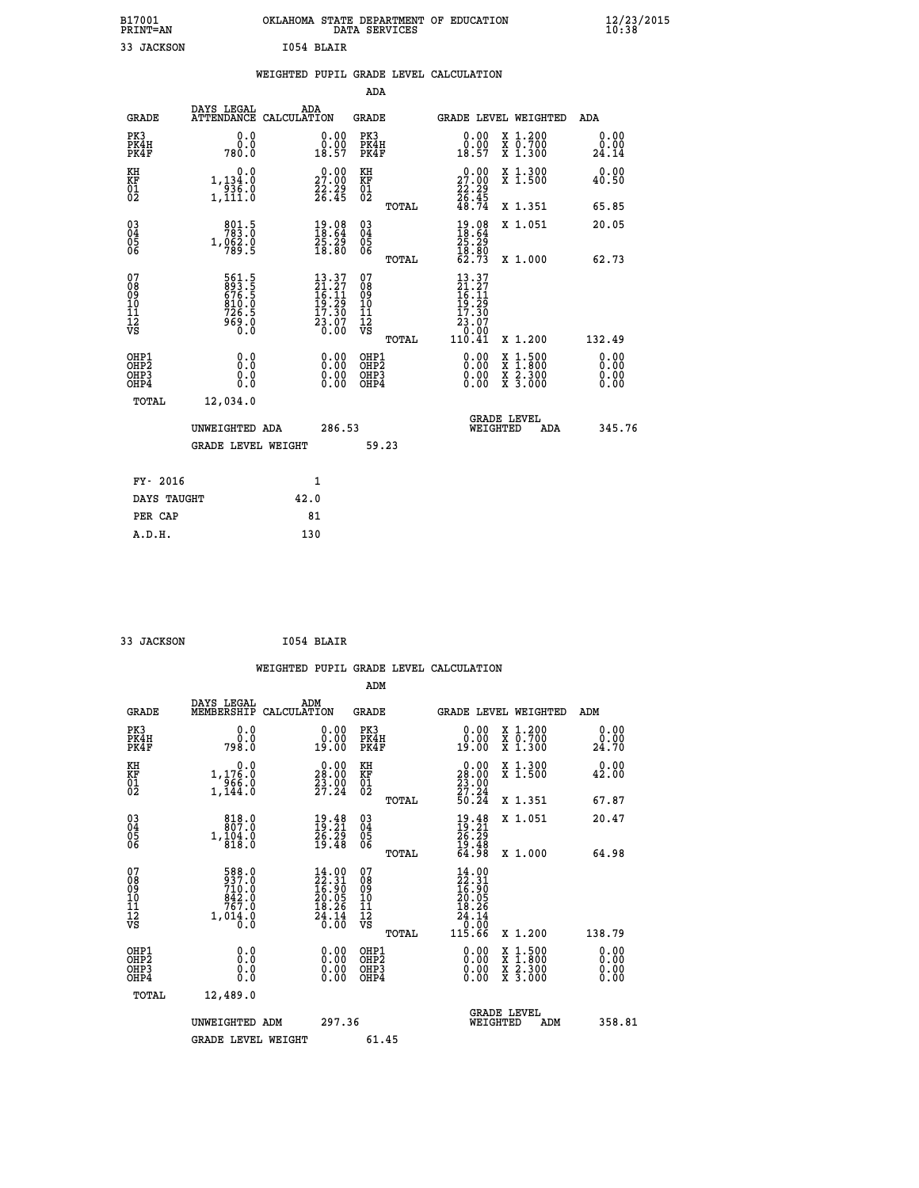B17001 OKLAHOMA STATE DEPARTMENT OF EDUCATION 12/23/2015
PRINT=AN DATA SERVICES 10:38

33 JACKSON I054 BLAIR

## WEIGHTED PUPIL GRADE LEVEL CALCULATION

### ADA

| GRADE | DAYS LEGAL ATTENDANCE | ADA CALCULATION | GRADE | GRADE LEVEL | WEIGHTED | ADA |
|---|---|---|---|---|---|---|
| PK3 | 0.0 | 0.00 | PK3 | 0.00 | X 1.200 | 0.00 |
| PK4H | 0.0 | 0.00 | PK4H | 0.00 | X 0.700 | 0.00 |
| PK4F | 780.0 | 18.57 | PK4F | 18.57 | X 1.300 | 24.14 |
| KH | 0.0 | 0.00 | KH | 0.00 | X 1.300 | 0.00 |
| KF | 1,134.0 | 27.00 | KF | 27.00 | X 1.500 | 40.50 |
| 01 | 936.0 | 22.29 | 01 | 22.29 | | |
| 02 | 1,111.0 | 26.45 | 02 | 26.45 | | |
| | | | TOTAL | 48.74 | X 1.351 | 65.85 |
| 03 | 801.5 | 19.08 | 03 | 19.08 | X 1.051 | 20.05 |
| 04 | 783.0 | 18.64 | 04 | 18.64 | | |
| 05 | 1,062.0 | 25.29 | 05 | 25.29 | | |
| 06 | 789.5 | 18.80 | 06 | 18.80 | | |
| | | | TOTAL | 62.73 | X 1.000 | 62.73 |
| 07 | 561.5 | 13.37 | 07 | 13.37 | | |
| 08 | 893.5 | 21.27 | 08 | 21.27 | | |
| 09 | 676.5 | 16.11 | 09 | 16.11 | | |
| 10 | 810.0 | 19.29 | 10 | 19.29 | | |
| 11 | 726.5 | 17.30 | 11 | 17.30 | | |
| 12 | 969.0 | 23.07 | 12 | 23.07 | | |
| VS | 0.0 | 0.00 | VS | 0.00 | | |
| | | | TOTAL | 110.41 | X 1.200 | 132.49 |
| OHP1 | 0.0 | 0.00 | OHP1 | 0.00 | X 1.500 | 0.00 |
| OHP2 | 0.0 | 0.00 | OHP2 | 0.00 | X 1.800 | 0.00 |
| OHP3 | 0.0 | 0.00 | OHP3 | 0.00 | X 2.300 | 0.00 |
| OHP4 | 0.0 | 0.00 | OHP4 | 0.00 | X 3.000 | 0.00 |
| TOTAL | 12,034.0 | | | | | |

UNWEIGHTED ADA 286.53 GRADE LEVEL WEIGHTED ADA 345.76

GRADE LEVEL WEIGHT 59.23

| FY- 2016 | 1 |
|---|---|
| DAYS TAUGHT | 42.0 |
| PER CAP | 81 |
| A.D.H. | 130 |

33 JACKSON I054 BLAIR

## WEIGHTED PUPIL GRADE LEVEL CALCULATION

### ADM

| GRADE | DAYS LEGAL MEMBERSHIP | ADM CALCULATION | GRADE | GRADE LEVEL | WEIGHTED | ADM |
|---|---|---|---|---|---|---|
| PK3 | 0.0 | 0.00 | PK3 | 0.00 | X 1.200 | 0.00 |
| PK4H | 0.0 | 0.00 | PK4H | 0.00 | X 0.700 | 0.00 |
| PK4F | 798.0 | 19.00 | PK4F | 19.00 | X 1.300 | 24.70 |
| KH | 0.0 | 0.00 | KH | 0.00 | X 1.300 | 0.00 |
| KF | 1,176.0 | 28.00 | KF | 28.00 | X 1.500 | 42.00 |
| 01 | 966.0 | 23.00 | 01 | 23.00 | | |
| 02 | 1,144.0 | 27.24 | 02 | 27.24 | | |
| | | | TOTAL | 50.24 | X 1.351 | 67.87 |
| 03 | 818.0 | 19.48 | 03 | 19.48 | X 1.051 | 20.47 |
| 04 | 807.0 | 19.21 | 04 | 19.21 | | |
| 05 | 1,104.0 | 26.29 | 05 | 26.29 | | |
| 06 | 818.0 | 19.48 | 06 | 19.48 | | |
| | | | TOTAL | 64.98 | X 1.000 | 64.98 |
| 07 | 588.0 | 14.00 | 07 | 14.00 | | |
| 08 | 937.0 | 22.31 | 08 | 22.31 | | |
| 09 | 710.0 | 16.90 | 09 | 16.90 | | |
| 10 | 842.0 | 20.05 | 10 | 20.05 | | |
| 11 | 767.0 | 18.26 | 11 | 18.26 | | |
| 12 | 1,014.0 | 24.14 | 12 | 24.14 | | |
| VS | 0.0 | 0.00 | VS | 0.00 | | |
| | | | TOTAL | 115.66 | X 1.200 | 138.79 |
| OHP1 | 0.0 | 0.00 | OHP1 | 0.00 | X 1.500 | 0.00 |
| OHP2 | 0.0 | 0.00 | OHP2 | 0.00 | X 1.800 | 0.00 |
| OHP3 | 0.0 | 0.00 | OHP3 | 0.00 | X 2.300 | 0.00 |
| OHP4 | 0.0 | 0.00 | OHP4 | 0.00 | X 3.000 | 0.00 |
| TOTAL | 12,489.0 | | | | | |

UNWEIGHTED ADM 297.36 GRADE LEVEL WEIGHTED ADM 358.81

GRADE LEVEL WEIGHT 61.45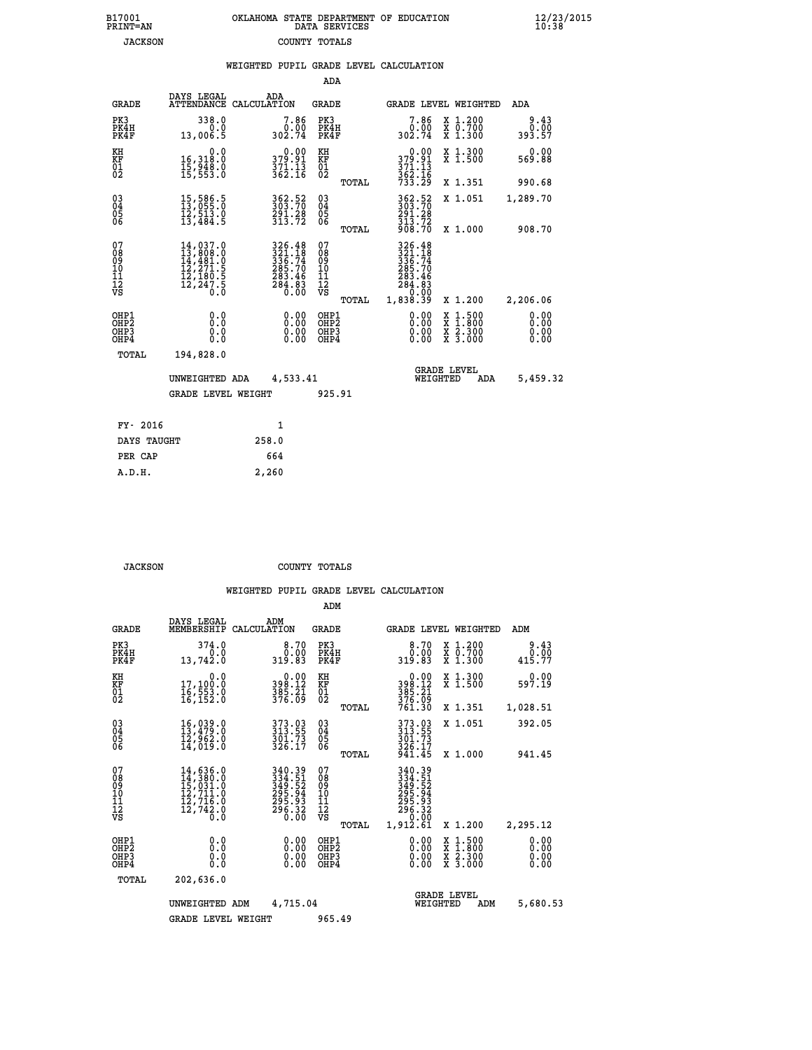B17001 OKLAHOMA STATE DEPARTMENT OF EDUCATION 12/23/2015
PRINT=AN DATA SERVICES 10:38

JACKSON COUNTY TOTALS

WEIGHTED PUPIL GRADE LEVEL CALCULATION

ADA

| GRADE | DAYS LEGAL ATTENDANCE | ADA CALCULATION | GRADE | | GRADE LEVEL | WEIGHTED | ADA |
|---|---|---|---|---|---|---|---|
| PK3 | 338.0 | 7.86 | PK3 | | 7.86 | X 1.200 | 9.43 |
| PK4H | 0.0 | 0.00 | PK4H | | 0.00 | X 0.700 | 0.00 |
| PK4F | 13,006.5 | 302.74 | PK4F | | 302.74 | X 1.300 | 393.57 |
| KH | 0.0 | 0.00 | KH | | 0.00 | X 1.300 | 0.00 |
| KF | 16,318.0 | 379.91 | KF | | 379.91 | X 1.500 | 569.88 |
| 01 | 15,948.0 | 371.13 | 01 | | 371.13 | | |
| 02 | 15,553.0 | 362.16 | 02 | | 362.16 | | |
| | | | | TOTAL | 733.29 | X 1.351 | 990.68 |
| 03 | 15,586.5 | 362.52 | 03 | | 362.52 | X 1.051 | 1,289.70 |
| 04 | 13,055.0 | 303.70 | 04 | | 303.70 | | |
| 05 | 12,513.0 | 291.28 | 05 | | 291.28 | | |
| 06 | 13,484.5 | 313.72 | 06 | | 313.72 | | |
| | | | | TOTAL | 908.70 | X 1.000 | 908.70 |
| 07 | 14,037.0 | 326.48 | 07 | | 326.48 | | |
| 08 | 13,808.0 | 321.18 | 08 | | 321.18 | | |
| 09 | 14,481.0 | 336.74 | 09 | | 336.74 | | |
| 10 | 12,271.5 | 285.70 | 10 | | 285.70 | | |
| 11 | 12,180.5 | 283.46 | 11 | | 283.46 | | |
| 12 | 12,247.5 | 284.83 | 12 | | 284.83 | | |
| VS | 0.0 | 0.00 | VS | | 0.00 | | |
| | | | | TOTAL | 1,838.39 | X 1.200 | 2,206.06 |
| OHP1 | 0.0 | 0.00 | OHP1 | | 0.00 | X 1.500 | 0.00 |
| OHP2 | 0.0 | 0.00 | OHP2 | | 0.00 | X 1.800 | 0.00 |
| OHP3 | 0.0 | 0.00 | OHP3 | | 0.00 | X 2.300 | 0.00 |
| OHP4 | 0.0 | 0.00 | OHP4 | | 0.00 | X 3.000 | 0.00 |
| TOTAL | 194,828.0 | | | | | | |

UNWEIGHTED ADA 4,533.41 GRADE LEVEL WEIGHTED ADA 5,459.32

GRADE LEVEL WEIGHT 925.91

| FY- 2016 | 1 |
|---|---|
| DAYS TAUGHT | 258.0 |
| PER CAP | 664 |
| A.D.H. | 2,260 |

JACKSON COUNTY TOTALS

WEIGHTED PUPIL GRADE LEVEL CALCULATION

ADM

| GRADE | DAYS LEGAL MEMBERSHIP | ADM CALCULATION | GRADE | | GRADE LEVEL | WEIGHTED | ADM |
|---|---|---|---|---|---|---|---|
| PK3 | 374.0 | 8.70 | PK3 | | 8.70 | X 1.200 | 9.43 |
| PK4H | 0.0 | 0.00 | PK4H | | 0.00 | X 0.700 | 0.00 |
| PK4F | 13,742.0 | 319.83 | PK4F | | 319.83 | X 1.300 | 415.77 |
| KH | 0.0 | 0.00 | KH | | 0.00 | X 1.300 | 0.00 |
| KF | 17,100.0 | 398.12 | KF | | 398.12 | X 1.500 | 597.19 |
| 01 | 16,553.0 | 385.21 | 01 | | 385.21 | | |
| 02 | 16,152.0 | 376.09 | 02 | | 376.09 | | |
| | | | | TOTAL | 761.30 | X 1.351 | 1,028.51 |
| 03 | 16,039.0 | 373.03 | 03 | | 373.03 | X 1.051 | 392.05 |
| 04 | 13,479.0 | 313.55 | 04 | | 313.55 | | |
| 05 | 12,962.0 | 301.73 | 05 | | 301.73 | | |
| 06 | 14,019.0 | 326.17 | 06 | | 326.17 | | |
| | | | | TOTAL | 941.45 | X 1.000 | 941.45 |
| 07 | 14,636.0 | 340.39 | 07 | | 340.39 | | |
| 08 | 14,380.0 | 334.51 | 08 | | 334.51 | | |
| 09 | 15,031.0 | 349.52 | 09 | | 349.52 | | |
| 10 | 12,711.0 | 295.94 | 10 | | 295.94 | | |
| 11 | 12,716.0 | 295.93 | 11 | | 295.93 | | |
| 12 | 12,742.0 | 296.32 | 12 | | 296.32 | | |
| VS | 0.0 | 0.00 | VS | | 0.00 | | |
| | | | | TOTAL | 1,912.61 | X 1.200 | 2,295.12 |
| OHP1 | 0.0 | 0.00 | OHP1 | | 0.00 | X 1.500 | 0.00 |
| OHP2 | 0.0 | 0.00 | OHP2 | | 0.00 | X 1.800 | 0.00 |
| OHP3 | 0.0 | 0.00 | OHP3 | | 0.00 | X 2.300 | 0.00 |
| OHP4 | 0.0 | 0.00 | OHP4 | | 0.00 | X 3.000 | 0.00 |
| TOTAL | 202,636.0 | | | | | | |

UNWEIGHTED ADM 4,715.04 GRADE LEVEL WEIGHTED ADM 5,680.53

GRADE LEVEL WEIGHT 965.49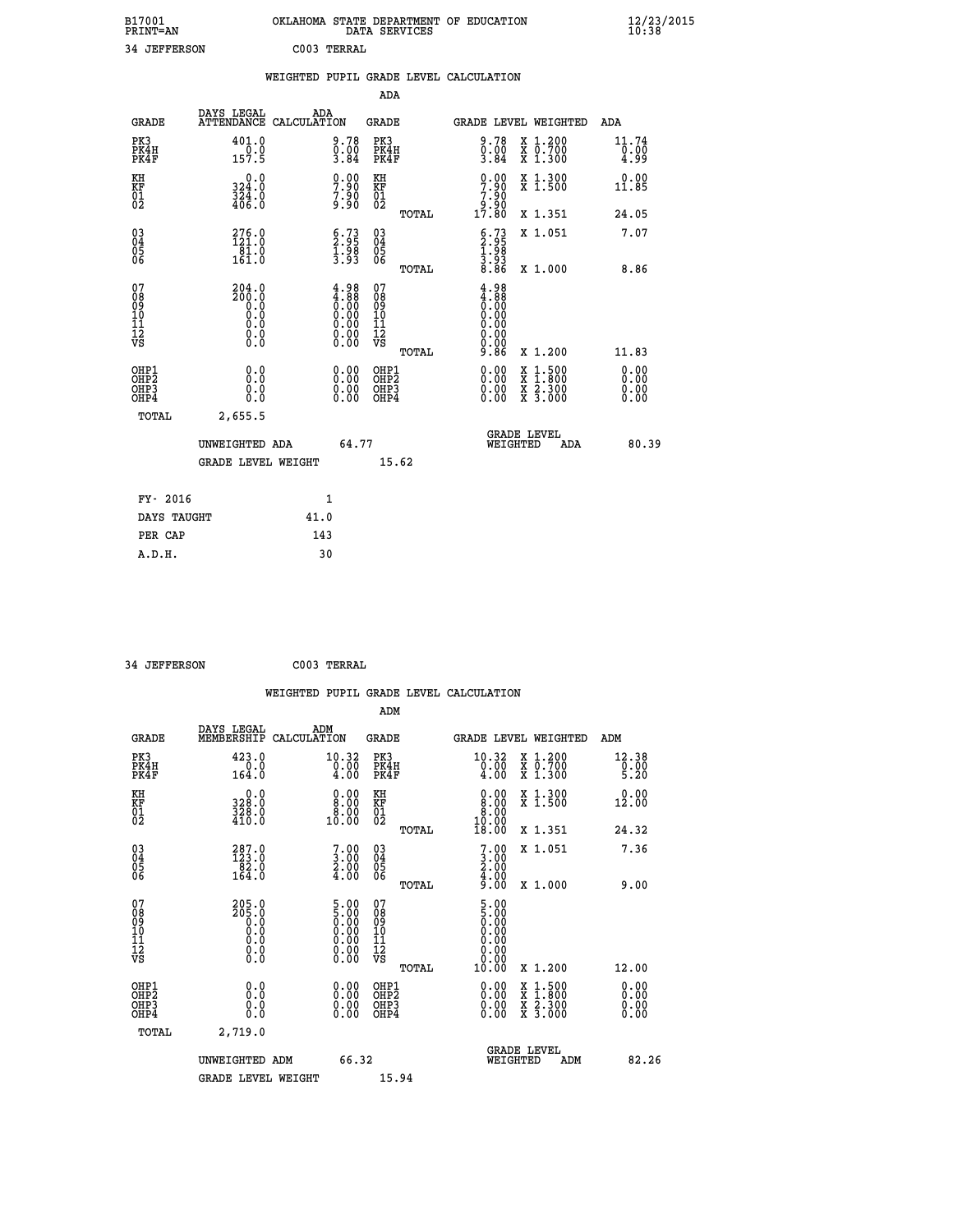B17001 OKLAHOMA STATE DEPARTMENT OF EDUCATION 12/23/2015
PRINT=AN DATA SERVICES 10:38

34 JEFFERSON C003 TERRAL

## WEIGHTED PUPIL GRADE LEVEL CALCULATION

### ADA

| GRADE | DAYS LEGAL ATTENDANCE | ADA CALCULATION | GRADE | GRADE LEVEL | WEIGHTED | ADA |
|---|---|---|---|---|---|---|
| PK3 | 401.0 | 9.78 | PK3 | 9.78 | X 1.200 | 11.74 |
| PK4H | 0.0 | 0.00 | PK4H | 0.00 | X 0.700 | 0.00 |
| PK4F | 157.5 | 3.84 | PK4F | 3.84 | X 1.300 | 4.99 |
| KH | 0.0 | 0.00 | KH | 0.00 | X 1.300 | 0.00 |
| KF | 324.0 | 7.90 | KF | 7.90 | X 1.500 | 11.85 |
| 01 | 324.0 | 7.90 | 01 | 7.90 | | |
| 02 | 406.0 | 9.90 | 02 | 9.90 | | |
| | | | TOTAL | 17.80 | X 1.351 | 24.05 |
| 03 | 276.0 | 6.73 | 03 | 6.73 | X 1.051 | 7.07 |
| 04 | 121.0 | 2.95 | 04 | 2.95 | | |
| 05 | 81.0 | 1.98 | 05 | 1.98 | | |
| 06 | 161.0 | 3.93 | 06 | 3.93 | | |
| | | | TOTAL | 8.86 | X 1.000 | 8.86 |
| 07 | 204.0 | 4.98 | 07 | 4.98 | | |
| 08 | 200.0 | 4.88 | 08 | 4.88 | | |
| 09 | 0.0 | 0.00 | 09 | 0.00 | | |
| 10 | 0.0 | 0.00 | 10 | 0.00 | | |
| 11 | 0.0 | 0.00 | 11 | 0.00 | | |
| 12 | 0.0 | 0.00 | 12 | 0.00 | | |
| VS | 0.0 | 0.00 | VS | 0.00 | | |
| | | | TOTAL | 9.86 | X 1.200 | 11.83 |
| OHP1 | 0.0 | 0.00 | OHP1 | 0.00 | X 1.500 | 0.00 |
| OHP2 | 0.0 | 0.00 | OHP2 | 0.00 | X 1.800 | 0.00 |
| OHP3 | 0.0 | 0.00 | OHP3 | 0.00 | X 2.300 | 0.00 |
| OHP4 | 0.0 | 0.00 | OHP4 | 0.00 | X 3.000 | 0.00 |
| TOTAL | 2,655.5 | | | | | |

UNWEIGHTED ADA 64.77 GRADE LEVEL WEIGHTED ADA 80.39

GRADE LEVEL WEIGHT 15.62

| FY- 2016 | 1 |
|---|---|
| DAYS TAUGHT | 41.0 |
| PER CAP | 143 |
| A.D.H. | 30 |

34 JEFFERSON C003 TERRAL

## WEIGHTED PUPIL GRADE LEVEL CALCULATION

### ADM

| GRADE | DAYS LEGAL MEMBERSHIP | ADM CALCULATION | GRADE | GRADE LEVEL | WEIGHTED | ADM |
|---|---|---|---|---|---|---|
| PK3 | 423.0 | 10.32 | PK3 | 10.32 | X 1.200 | 12.38 |
| PK4H | 0.0 | 0.00 | PK4H | 0.00 | X 0.700 | 0.00 |
| PK4F | 164.0 | 4.00 | PK4F | 4.00 | X 1.300 | 5.20 |
| KH | 0.0 | 0.00 | KH | 0.00 | X 1.300 | 0.00 |
| KF | 328.0 | 8.00 | KF | 8.00 | X 1.500 | 12.00 |
| 01 | 328.0 | 8.00 | 01 | 8.00 | | |
| 02 | 410.0 | 10.00 | 02 | 10.00 | | |
| | | | TOTAL | 18.00 | X 1.351 | 24.32 |
| 03 | 287.0 | 7.00 | 03 | 7.00 | X 1.051 | 7.36 |
| 04 | 123.0 | 3.00 | 04 | 3.00 | | |
| 05 | 82.0 | 2.00 | 05 | 2.00 | | |
| 06 | 164.0 | 4.00 | 06 | 4.00 | | |
| | | | TOTAL | 9.00 | X 1.000 | 9.00 |
| 07 | 205.0 | 5.00 | 07 | 5.00 | | |
| 08 | 205.0 | 5.00 | 08 | 5.00 | | |
| 09 | 0.0 | 0.00 | 09 | 0.00 | | |
| 10 | 0.0 | 0.00 | 10 | 0.00 | | |
| 11 | 0.0 | 0.00 | 11 | 0.00 | | |
| 12 | 0.0 | 0.00 | 12 | 0.00 | | |
| VS | 0.0 | 0.00 | VS | 0.00 | | |
| | | | TOTAL | 10.00 | X 1.200 | 12.00 |
| OHP1 | 0.0 | 0.00 | OHP1 | 0.00 | X 1.500 | 0.00 |
| OHP2 | 0.0 | 0.00 | OHP2 | 0.00 | X 1.800 | 0.00 |
| OHP3 | 0.0 | 0.00 | OHP3 | 0.00 | X 2.300 | 0.00 |
| OHP4 | 0.0 | 0.00 | OHP4 | 0.00 | X 3.000 | 0.00 |
| TOTAL | 2,719.0 | | | | | |

UNWEIGHTED ADM 66.32 GRADE LEVEL WEIGHTED ADM 82.26

GRADE LEVEL WEIGHT 15.94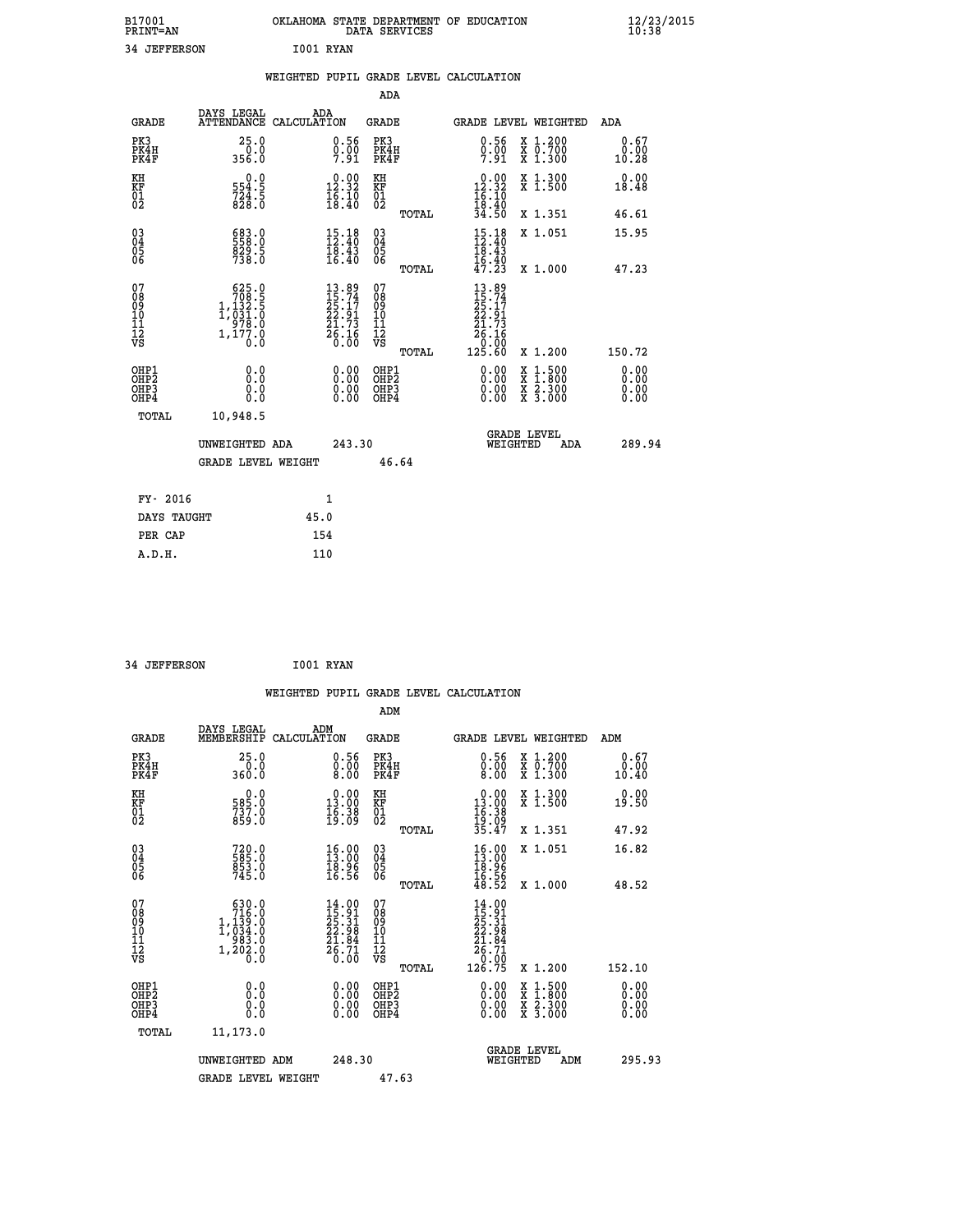B17001 OKLAHOMA STATE DEPARTMENT OF EDUCATION 12/23/2015
PRINT=AN DATA SERVICES 10:38

34 JEFFERSON I001 RYAN

## WEIGHTED PUPIL GRADE LEVEL CALCULATION

### ADA

| GRADE | DAYS LEGAL ATTENDANCE | ADA CALCULATION | GRADE | | GRADE LEVEL | WEIGHTED | ADA |
|---|---|---|---|---|---|---|---|
| PK3 | 25.0 | 0.56 | PK3 | | 0.56 | X 1.200 | 0.67 |
| PK4H | 0.0 | 0.00 | PK4H | | 0.00 | X 0.700 | 0.00 |
| PK4F | 356.0 | 7.91 | PK4F | | 7.91 | X 1.300 | 10.28 |
| KH | 0.0 | 0.00 | KH | | 0.00 | X 1.300 | 0.00 |
| KF | 554.5 | 12.32 | KF | | 12.32 | X 1.500 | 18.48 |
| 01 | 724.5 | 16.10 | 01 | | 16.10 | | |
| 02 | 828.0 | 18.40 | 02 | | 18.40 | | |
| | | | | TOTAL | 34.50 | X 1.351 | 46.61 |
| 03 | 683.0 | 15.18 | 03 | | 15.18 | X 1.051 | 15.95 |
| 04 | 558.0 | 12.40 | 04 | | 12.40 | | |
| 05 | 829.5 | 18.43 | 05 | | 18.43 | | |
| 06 | 738.0 | 16.40 | 06 | | 16.40 | | |
| | | | | TOTAL | 47.23 | X 1.000 | 47.23 |
| 07 | 625.0 | 13.89 | 07 | | 13.89 | | |
| 08 | 708.5 | 15.74 | 08 | | 15.74 | | |
| 09 | 1,132.5 | 25.17 | 09 | | 25.17 | | |
| 10 | 1,031.0 | 22.91 | 10 | | 22.91 | | |
| 11 | 978.0 | 21.73 | 11 | | 21.73 | | |
| 12 | 1,177.0 | 26.16 | 12 | | 26.16 | | |
| VS | 0.0 | 0.00 | VS | | 0.00 | | |
| | | | | TOTAL | 125.60 | X 1.200 | 150.72 |
| OHP1 | 0.0 | 0.00 | OHP1 | | 0.00 | X 1.500 | 0.00 |
| OHP2 | 0.0 | 0.00 | OHP2 | | 0.00 | X 1.800 | 0.00 |
| OHP3 | 0.0 | 0.00 | OHP3 | | 0.00 | X 2.300 | 0.00 |
| OHP4 | 0.0 | 0.00 | OHP4 | | 0.00 | X 3.000 | 0.00 |
| TOTAL | 10,948.5 | | | | | | |

UNWEIGHTED ADA 243.30 GRADE LEVEL WEIGHTED ADA 289.94

GRADE LEVEL WEIGHT 46.64

| FY- 2016 | 1 |
|---|---|
| DAYS TAUGHT | 45.0 |
| PER CAP | 154 |
| A.D.H. | 110 |

34 JEFFERSON I001 RYAN

## WEIGHTED PUPIL GRADE LEVEL CALCULATION

### ADM

| GRADE | DAYS LEGAL MEMBERSHIP | ADM CALCULATION | GRADE | | GRADE LEVEL | WEIGHTED | ADM |
|---|---|---|---|---|---|---|---|
| PK3 | 25.0 | 0.56 | PK3 | | 0.56 | X 1.200 | 0.67 |
| PK4H | 0.0 | 0.00 | PK4H | | 0.00 | X 0.700 | 0.00 |
| PK4F | 360.0 | 8.00 | PK4F | | 8.00 | X 1.300 | 10.40 |
| KH | 0.0 | 0.00 | KH | | 0.00 | X 1.300 | 0.00 |
| KF | 585.0 | 13.00 | KF | | 13.00 | X 1.500 | 19.50 |
| 01 | 737.0 | 16.38 | 01 | | 16.38 | | |
| 02 | 859.0 | 19.09 | 02 | | 19.09 | | |
| | | | | TOTAL | 35.47 | X 1.351 | 47.92 |
| 03 | 720.0 | 16.00 | 03 | | 16.00 | X 1.051 | 16.82 |
| 04 | 585.0 | 13.00 | 04 | | 13.00 | | |
| 05 | 853.0 | 18.96 | 05 | | 18.96 | | |
| 06 | 745.0 | 16.56 | 06 | | 16.56 | | |
| | | | | TOTAL | 48.52 | X 1.000 | 48.52 |
| 07 | 630.0 | 14.00 | 07 | | 14.00 | | |
| 08 | 716.0 | 15.91 | 08 | | 15.91 | | |
| 09 | 1,139.0 | 25.31 | 09 | | 25.31 | | |
| 10 | 1,034.0 | 22.98 | 10 | | 22.98 | | |
| 11 | 983.0 | 21.84 | 11 | | 21.84 | | |
| 12 | 1,202.0 | 26.71 | 12 | | 26.71 | | |
| VS | 0.0 | 0.00 | VS | | 0.00 | | |
| | | | | TOTAL | 126.75 | X 1.200 | 152.10 |
| OHP1 | 0.0 | 0.00 | OHP1 | | 0.00 | X 1.500 | 0.00 |
| OHP2 | 0.0 | 0.00 | OHP2 | | 0.00 | X 1.800 | 0.00 |
| OHP3 | 0.0 | 0.00 | OHP3 | | 0.00 | X 2.300 | 0.00 |
| OHP4 | 0.0 | 0.00 | OHP4 | | 0.00 | X 3.000 | 0.00 |
| TOTAL | 11,173.0 | | | | | | |

UNWEIGHTED ADM 248.30 GRADE LEVEL WEIGHTED ADM 295.93

GRADE LEVEL WEIGHT 47.63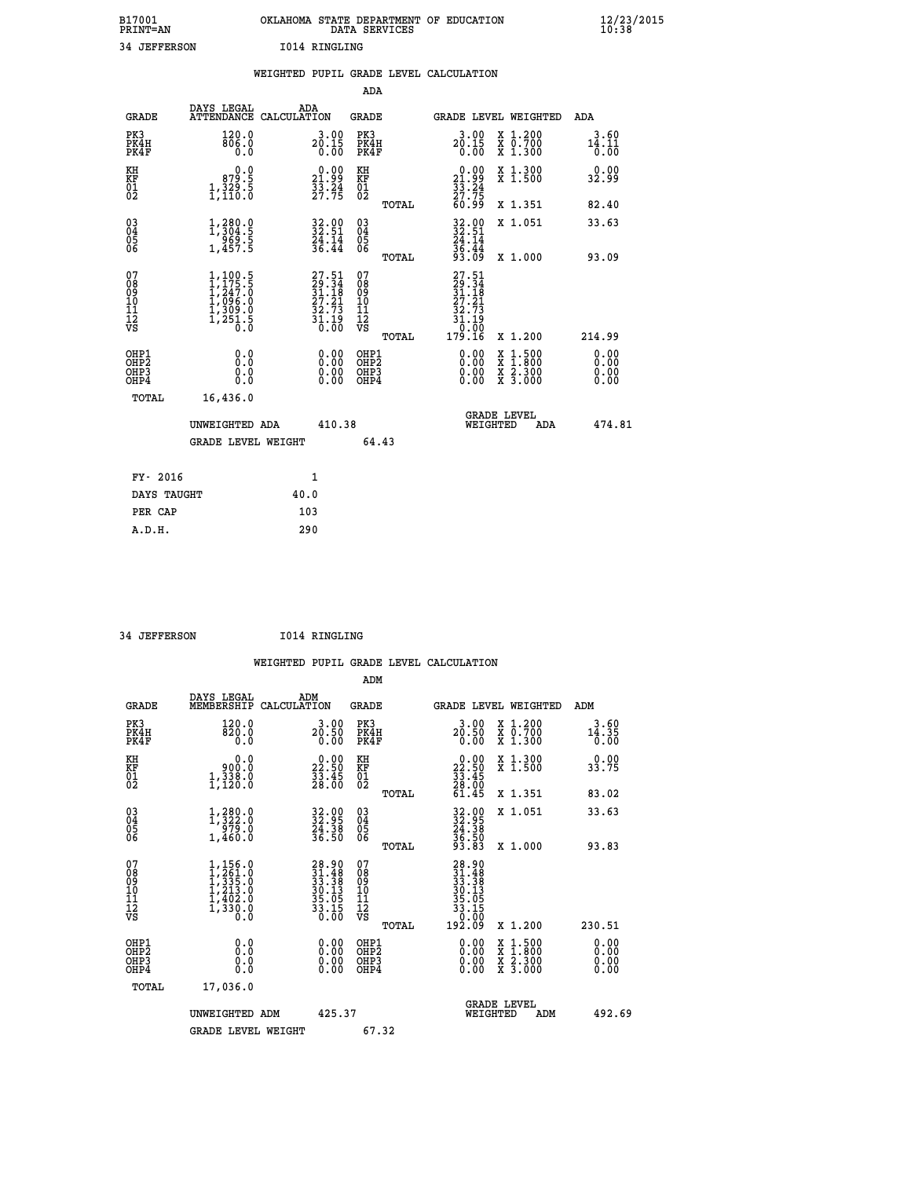B17001 OKLAHOMA STATE DEPARTMENT OF EDUCATION 12/23/2015
PRINT=AN DATA SERVICES 10:38
34 JEFFERSON I014 RINGLING

WEIGHTED PUPIL GRADE LEVEL CALCULATION

ADA

| GRADE | DAYS LEGAL ATTENDANCE | ADA CALCULATION | GRADE | | GRADE LEVEL | WEIGHTED | ADA |
|---|---|---|---|---|---|---|---|
| PK3 | 120.0 | 3.00 | PK3 | | 3.00 | X 1.200 | 3.60 |
| PK4H | 806.0 | 20.15 | PK4H | | 20.15 | X 0.700 | 14.11 |
| PK4F | 0.0 | 0.00 | PK4F | | 0.00 | X 1.300 | 0.00 |
| KH | 0.0 | 0.00 | KH | | 0.00 | X 1.300 | 0.00 |
| KF | 879.5 | 21.99 | KF | | 21.99 | X 1.500 | 32.99 |
| 01 | 1,329.5 | 33.24 | 01 | | 33.24 | | |
| 02 | 1,110.0 | 27.75 | 02 | | 27.75 | | |
| | | | | TOTAL | 60.99 | X 1.351 | 82.40 |
| 03 | 1,280.0 | 32.00 | 03 | | 32.00 | X 1.051 | 33.63 |
| 04 | 1,304.5 | 32.51 | 04 | | 32.51 | | |
| 05 | 969.5 | 24.14 | 05 | | 24.14 | | |
| 06 | 1,457.5 | 36.44 | 06 | | 36.44 | | |
| | | | | TOTAL | 93.09 | X 1.000 | 93.09 |
| 07 | 1,100.5 | 27.51 | 07 | | 27.51 | | |
| 08 | 1,175.5 | 29.34 | 08 | | 29.34 | | |
| 09 | 1,247.0 | 31.18 | 09 | | 31.18 | | |
| 10 | 1,096.0 | 27.21 | 10 | | 27.21 | | |
| 11 | 1,309.0 | 32.73 | 11 | | 32.73 | | |
| 12 | 1,251.5 | 31.19 | 12 | | 31.19 | | |
| VS | 0.0 | 0.00 | VS | | 0.00 | | |
| | | | | TOTAL | 179.16 | X 1.200 | 214.99 |
| OHP1 | 0.0 | 0.00 | OHP1 | | 0.00 | X 1.500 | 0.00 |
| OHP2 | 0.0 | 0.00 | OHP2 | | 0.00 | X 1.800 | 0.00 |
| OHP3 | 0.0 | 0.00 | OHP3 | | 0.00 | X 2.300 | 0.00 |
| OHP4 | 0.0 | 0.00 | OHP4 | | 0.00 | X 3.000 | 0.00 |
| TOTAL | 16,436.0 | | | | | | |

UNWEIGHTED ADA 410.38 GRADE LEVEL WEIGHTED ADA 474.81

GRADE LEVEL WEIGHT 64.43

| FY- 2016 | 1 |
|---|---|
| DAYS TAUGHT | 40.0 |
| PER CAP | 103 |
| A.D.H. | 290 |

34 JEFFERSON I014 RINGLING

WEIGHTED PUPIL GRADE LEVEL CALCULATION

ADM

| GRADE | DAYS LEGAL MEMBERSHIP | ADM CALCULATION | GRADE | | GRADE LEVEL | WEIGHTED | ADM |
|---|---|---|---|---|---|---|---|
| PK3 | 120.0 | 3.00 | PK3 | | 3.00 | X 1.200 | 3.60 |
| PK4H | 820.0 | 20.50 | PK4H | | 20.50 | X 0.700 | 14.35 |
| PK4F | 0.0 | 0.00 | PK4F | | 0.00 | X 1.300 | 0.00 |
| KH | 0.0 | 0.00 | KH | | 0.00 | X 1.300 | 0.00 |
| KF | 900.0 | 22.50 | KF | | 22.50 | X 1.500 | 33.75 |
| 01 | 1,338.0 | 33.45 | 01 | | 33.45 | | |
| 02 | 1,120.0 | 28.00 | 02 | | 28.00 | | |
| | | | | TOTAL | 61.45 | X 1.351 | 83.02 |
| 03 | 1,280.0 | 32.00 | 03 | | 32.00 | X 1.051 | 33.63 |
| 04 | 1,322.0 | 32.95 | 04 | | 32.95 | | |
| 05 | 979.0 | 24.38 | 05 | | 24.38 | | |
| 06 | 1,460.0 | 36.50 | 06 | | 36.50 | | |
| | | | | TOTAL | 93.83 | X 1.000 | 93.83 |
| 07 | 1,156.0 | 28.90 | 07 | | 28.90 | | |
| 08 | 1,261.0 | 31.48 | 08 | | 31.48 | | |
| 09 | 1,335.0 | 33.38 | 09 | | 33.38 | | |
| 10 | 1,213.0 | 30.13 | 10 | | 30.13 | | |
| 11 | 1,402.0 | 35.05 | 11 | | 35.05 | | |
| 12 | 1,330.0 | 33.15 | 12 | | 33.15 | | |
| VS | 0.0 | 0.00 | VS | | 0.00 | | |
| | | | | TOTAL | 192.09 | X 1.200 | 230.51 |
| OHP1 | 0.0 | 0.00 | OHP1 | | 0.00 | X 1.500 | 0.00 |
| OHP2 | 0.0 | 0.00 | OHP2 | | 0.00 | X 1.800 | 0.00 |
| OHP3 | 0.0 | 0.00 | OHP3 | | 0.00 | X 2.300 | 0.00 |
| OHP4 | 0.0 | 0.00 | OHP4 | | 0.00 | X 3.000 | 0.00 |
| TOTAL | 17,036.0 | | | | | | |

UNWEIGHTED ADM 425.37 GRADE LEVEL WEIGHTED ADM 492.69

GRADE LEVEL WEIGHT 67.32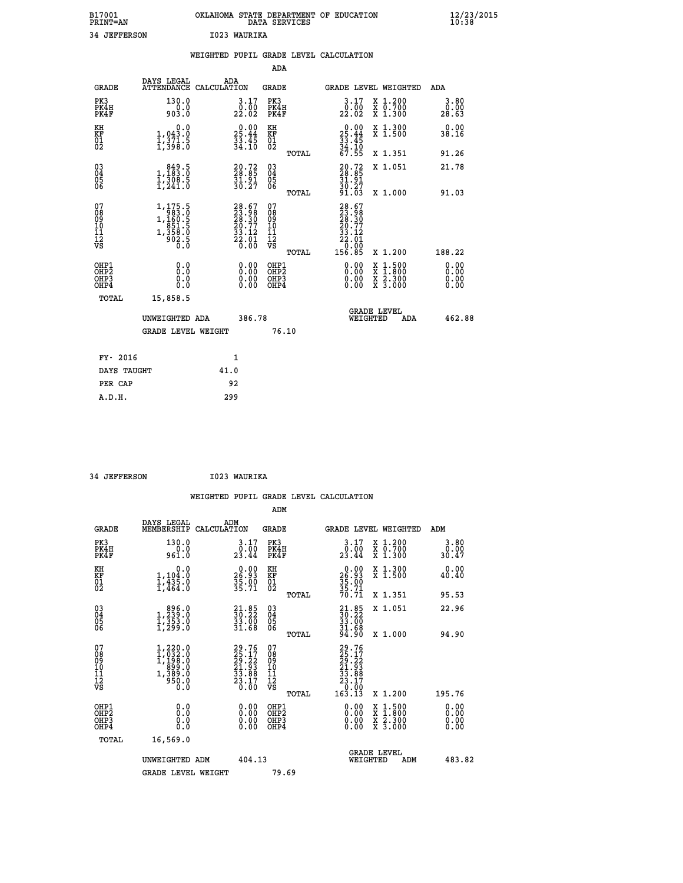B17001 OKLAHOMA STATE DEPARTMENT OF EDUCATION 12/23/2015
PRINT=AN DATA SERVICES 10:38
34 JEFFERSON I023 WAURIKA

WEIGHTED PUPIL GRADE LEVEL CALCULATION

ADA

| GRADE | DAYS LEGAL ATTENDANCE | ADA CALCULATION | GRADE | | GRADE LEVEL | WEIGHTED | ADA |
|---|---|---|---|---|---|---|---|
| PK3 | 130.0 | 3.17 | PK3 | | 3.17 | X 1.200 | 3.80 |
| PK4H | 0.0 | 0.00 | PK4H | | 0.00 | X 0.700 | 0.00 |
| PK4F | 903.0 | 22.02 | PK4F | | 22.02 | X 1.300 | 28.63 |
| KH | 0.0 | 0.00 | KH | | 0.00 | X 1.300 | 0.00 |
| KF | 1,043.0 | 25.44 | KF | | 25.44 | X 1.500 | 38.16 |
| 01 | 1,371.5 | 33.45 | 01 | | 33.45 | | |
| 02 | 1,398.0 | 34.10 | 02 | | 34.10 | | |
| | | | | TOTAL | 67.55 | X 1.351 | 91.26 |
| 03 | 849.5 | 20.72 | 03 | | 20.72 | X 1.051 | 21.78 |
| 04 | 1,183.0 | 28.85 | 04 | | 28.85 | | |
| 05 | 1,308.5 | 31.91 | 05 | | 31.91 | | |
| 06 | 1,241.0 | 30.27 | 06 | | 30.27 | | |
| | | | | TOTAL | 91.03 | X 1.000 | 91.03 |
| 07 | 1,175.5 | 28.67 | 07 | | 28.67 | | |
| 08 | 983.0 | 23.98 | 08 | | 23.98 | | |
| 09 | 1,160.5 | 28.30 | 09 | | 28.30 | | |
| 10 | 851.5 | 20.77 | 10 | | 20.77 | | |
| 11 | 1,358.0 | 33.12 | 11 | | 33.12 | | |
| 12 | 902.5 | 22.01 | 12 | | 22.01 | | |
| VS | 0.0 | 0.00 | VS | | 0.00 | | |
| | | | | TOTAL | 156.85 | X 1.200 | 188.22 |
| OHP1 | 0.0 | 0.00 | OHP1 | | 0.00 | X 1.500 | 0.00 |
| OHP2 | 0.0 | 0.00 | OHP2 | | 0.00 | X 1.800 | 0.00 |
| OHP3 | 0.0 | 0.00 | OHP3 | | 0.00 | X 2.300 | 0.00 |
| OHP4 | 0.0 | 0.00 | OHP4 | | 0.00 | X 3.000 | 0.00 |
| TOTAL | 15,858.5 | | | | | | |

UNWEIGHTED ADA 386.78 GRADE LEVEL WEIGHTED ADA 462.88

GRADE LEVEL WEIGHT 76.10

| FY- 2016 | 1 |
|---|---|
| DAYS TAUGHT | 41.0 |
| PER CAP | 92 |
| A.D.H. | 299 |

34 JEFFERSON I023 WAURIKA

WEIGHTED PUPIL GRADE LEVEL CALCULATION

ADM

| GRADE | DAYS LEGAL MEMBERSHIP | ADM CALCULATION | GRADE | | GRADE LEVEL | WEIGHTED | ADM |
|---|---|---|---|---|---|---|---|
| PK3 | 130.0 | 3.17 | PK3 | | 3.17 | X 1.200 | 3.80 |
| PK4H | 0.0 | 0.00 | PK4H | | 0.00 | X 0.700 | 0.00 |
| PK4F | 961.0 | 23.44 | PK4F | | 23.44 | X 1.300 | 30.47 |
| KH | 0.0 | 0.00 | KH | | 0.00 | X 1.300 | 0.00 |
| KF | 1,104.0 | 26.93 | KF | | 26.93 | X 1.500 | 40.40 |
| 01 | 1,435.0 | 35.00 | 01 | | 35.00 | | |
| 02 | 1,464.0 | 35.71 | 02 | | 35.71 | | |
| | | | | TOTAL | 70.71 | X 1.351 | 95.53 |
| 03 | 896.0 | 21.85 | 03 | | 21.85 | X 1.051 | 22.96 |
| 04 | 1,239.0 | 30.22 | 04 | | 30.22 | | |
| 05 | 1,353.0 | 33.00 | 05 | | 33.00 | | |
| 06 | 1,299.0 | 31.68 | 06 | | 31.68 | | |
| | | | | TOTAL | 94.90 | X 1.000 | 94.90 |
| 07 | 1,220.0 | 29.76 | 07 | | 29.76 | | |
| 08 | 1,032.0 | 25.17 | 08 | | 25.17 | | |
| 09 | 1,198.0 | 29.22 | 09 | | 29.22 | | |
| 10 | 899.0 | 21.93 | 10 | | 21.93 | | |
| 11 | 1,389.0 | 33.88 | 11 | | 33.88 | | |
| 12 | 950.0 | 23.17 | 12 | | 23.17 | | |
| VS | 0.0 | 0.00 | VS | | 0.00 | | |
| | | | | TOTAL | 163.13 | X 1.200 | 195.76 |
| OHP1 | 0.0 | 0.00 | OHP1 | | 0.00 | X 1.500 | 0.00 |
| OHP2 | 0.0 | 0.00 | OHP2 | | 0.00 | X 1.800 | 0.00 |
| OHP3 | 0.0 | 0.00 | OHP3 | | 0.00 | X 2.300 | 0.00 |
| OHP4 | 0.0 | 0.00 | OHP4 | | 0.00 | X 3.000 | 0.00 |
| TOTAL | 16,569.0 | | | | | | |

UNWEIGHTED ADM 404.13 GRADE LEVEL WEIGHTED ADM 483.82

GRADE LEVEL WEIGHT 79.69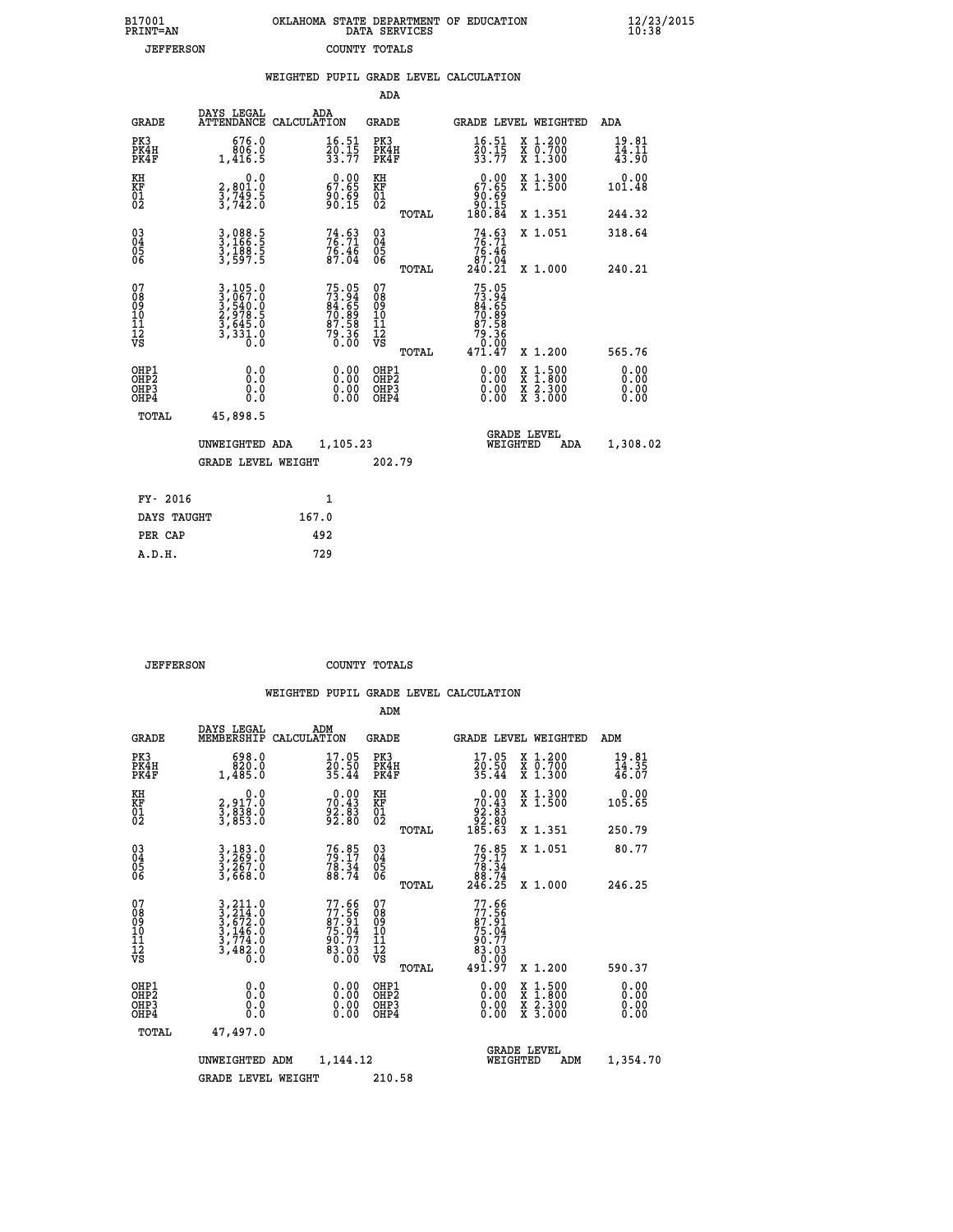B17001 OKLAHOMA STATE DEPARTMENT OF EDUCATION 12/23/2015
PRINT=AN DATA SERVICES 10:38

JEFFERSON COUNTY TOTALS

## WEIGHTED PUPIL GRADE LEVEL CALCULATION

### ADA

| GRADE | DAYS LEGAL ATTENDANCE | ADA CALCULATION | GRADE | | GRADE LEVEL | WEIGHTED | ADA |
|---|---|---|---|---|---|---|---|
| PK3 | 676.0 | 16.51 | PK3 | | 16.51 | X 1.200 | 19.81 |
| PK4H | 806.0 | 20.15 | PK4H | | 20.15 | X 0.700 | 14.11 |
| PK4F | 1,416.5 | 33.77 | PK4F | | 33.77 | X 1.300 | 43.90 |
| KH | 0.0 | 0.00 | KH | | 0.00 | X 1.300 | 0.00 |
| KF | 2,801.0 | 67.65 | KF | | 67.65 | X 1.500 | 101.48 |
| 01 | 3,749.5 | 90.69 | 01 | | 90.69 | | |
| 02 | 3,742.0 | 90.15 | 02 | | 90.15 | | |
| | | | | TOTAL | 180.84 | X 1.351 | 244.32 |
| 03 | 3,088.5 | 74.63 | 03 | | 74.63 | X 1.051 | 318.64 |
| 04 | 3,166.5 | 76.71 | 04 | | 76.71 | | |
| 05 | 3,188.5 | 76.46 | 05 | | 76.46 | | |
| 06 | 3,597.5 | 87.04 | 06 | | 87.04 | | |
| | | | | TOTAL | 240.21 | X 1.000 | 240.21 |
| 07 | 3,105.0 | 75.05 | 07 | | 75.05 | | |
| 08 | 3,067.0 | 73.94 | 08 | | 73.94 | | |
| 09 | 3,540.0 | 84.65 | 09 | | 84.65 | | |
| 10 | 2,978.5 | 70.89 | 10 | | 70.89 | | |
| 11 | 3,645.0 | 87.58 | 11 | | 87.58 | | |
| 12 | 3,331.0 | 79.36 | 12 | | 79.36 | | |
| VS | 0.0 | 0.00 | VS | | 0.00 | | |
| | | | | TOTAL | 471.47 | X 1.200 | 565.76 |
| OHP1 | 0.0 | 0.00 | OHP1 | | 0.00 | X 1.500 | 0.00 |
| OHP2 | 0.0 | 0.00 | OHP2 | | 0.00 | X 1.800 | 0.00 |
| OHP3 | 0.0 | 0.00 | OHP3 | | 0.00 | X 2.300 | 0.00 |
| OHP4 | 0.0 | 0.00 | OHP4 | | 0.00 | X 3.000 | 0.00 |
| TOTAL | 45,898.5 | | | | | | |

UNWEIGHTED ADA 1,105.23 GRADE LEVEL WEIGHTED ADA 1,308.02

GRADE LEVEL WEIGHT 202.79

| FY- 2016 | 1 |
|---|---|
| DAYS TAUGHT | 167.0 |
| PER CAP | 492 |
| A.D.H. | 729 |

JEFFERSON COUNTY TOTALS

## WEIGHTED PUPIL GRADE LEVEL CALCULATION

### ADM

| GRADE | DAYS LEGAL MEMBERSHIP | ADM CALCULATION | GRADE | | GRADE LEVEL | WEIGHTED | ADM |
|---|---|---|---|---|---|---|---|
| PK3 | 698.0 | 17.05 | PK3 | | 17.05 | X 1.200 | 19.81 |
| PK4H | 820.0 | 20.50 | PK4H | | 20.50 | X 0.700 | 14.35 |
| PK4F | 1,485.0 | 35.44 | PK4F | | 35.44 | X 1.300 | 46.07 |
| KH | 0.0 | 0.00 | KH | | 0.00 | X 1.300 | 0.00 |
| KF | 2,917.0 | 70.43 | KF | | 70.43 | X 1.500 | 105.65 |
| 01 | 3,838.0 | 92.83 | 01 | | 92.83 | | |
| 02 | 3,853.0 | 92.80 | 02 | | 92.80 | | |
| | | | | TOTAL | 185.63 | X 1.351 | 250.79 |
| 03 | 3,183.0 | 76.85 | 03 | | 76.85 | X 1.051 | 80.77 |
| 04 | 3,269.0 | 79.17 | 04 | | 79.17 | | |
| 05 | 3,267.0 | 78.34 | 05 | | 78.34 | | |
| 06 | 3,668.0 | 88.74 | 06 | | 88.74 | | |
| | | | | TOTAL | 246.25 | X 1.000 | 246.25 |
| 07 | 3,211.0 | 77.66 | 07 | | 77.66 | | |
| 08 | 3,214.0 | 77.56 | 08 | | 77.56 | | |
| 09 | 3,672.0 | 87.91 | 09 | | 87.91 | | |
| 10 | 3,146.0 | 75.04 | 10 | | 75.04 | | |
| 11 | 3,774.0 | 90.77 | 11 | | 90.77 | | |
| 12 | 3,482.0 | 83.03 | 12 | | 83.03 | | |
| VS | 0.0 | 0.00 | VS | | 0.00 | | |
| | | | | TOTAL | 491.97 | X 1.200 | 590.37 |
| OHP1 | 0.0 | 0.00 | OHP1 | | 0.00 | X 1.500 | 0.00 |
| OHP2 | 0.0 | 0.00 | OHP2 | | 0.00 | X 1.800 | 0.00 |
| OHP3 | 0.0 | 0.00 | OHP3 | | 0.00 | X 2.300 | 0.00 |
| OHP4 | 0.0 | 0.00 | OHP4 | | 0.00 | X 3.000 | 0.00 |
| TOTAL | 47,497.0 | | | | | | |

UNWEIGHTED ADM 1,144.12 GRADE LEVEL WEIGHTED ADM 1,354.70

GRADE LEVEL WEIGHT 210.58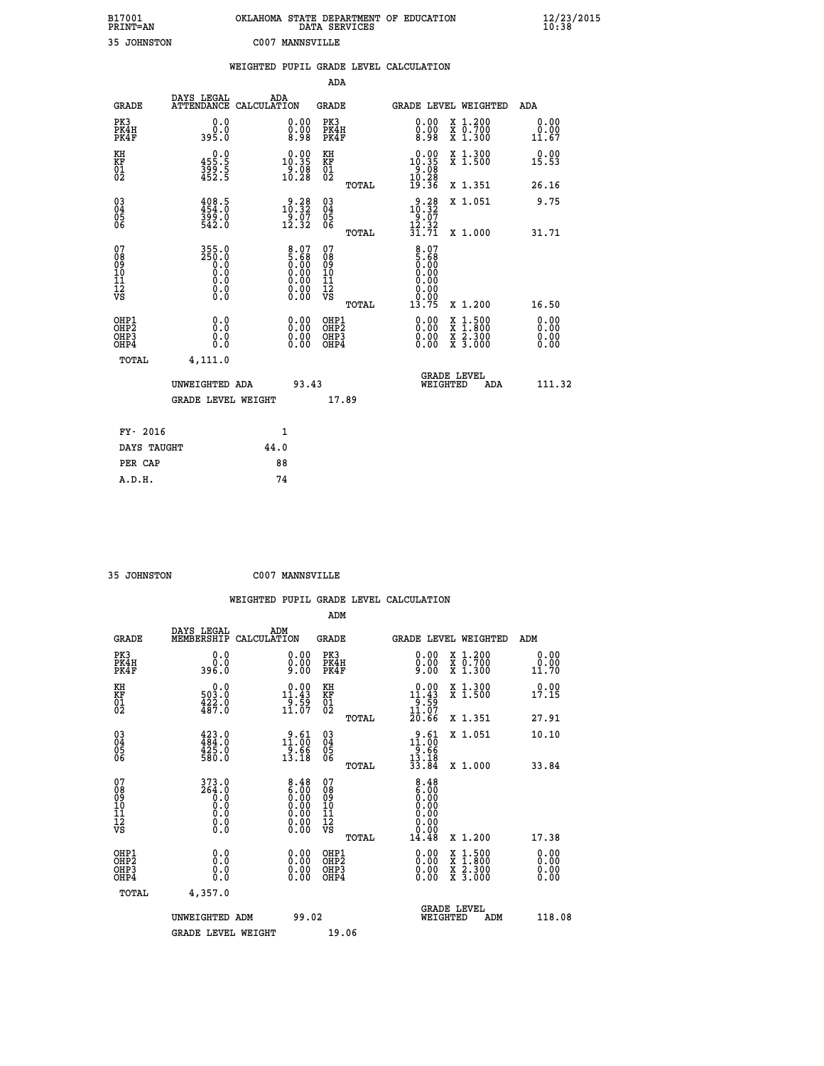B17001 OKLAHOMA STATE DEPARTMENT OF EDUCATION 12/23/2015
PRINT=AN DATA SERVICES 10:38

35 JOHNSTON C007 MANNSVILLE

## WEIGHTED PUPIL GRADE LEVEL CALCULATION

### ADA

| GRADE | DAYS LEGAL ATTENDANCE | ADA CALCULATION | GRADE | GRADE LEVEL | WEIGHTED | ADA |
|---|---|---|---|---|---|---|
| PK3 | 0.0 | 0.00 | PK3 | 0.00 | X 1.200 | 0.00 |
| PK4H | 0.0 | 0.00 | PK4H | 0.00 | X 0.700 | 0.00 |
| PK4F | 395.0 | 8.98 | PK4F | 8.98 | X 1.300 | 11.67 |
| KH | 0.0 | 0.00 | KH | 0.00 | X 1.300 | 0.00 |
| KF | 455.5 | 10.35 | KF | 10.35 | X 1.500 | 15.53 |
| 01 | 399.5 | 9.08 | 01 | 9.08 | | |
| 02 | 452.5 | 10.28 | 02 | 10.28 | | |
| | | | TOTAL | 19.36 | X 1.351 | 26.16 |
| 03 | 408.5 | 9.28 | 03 | 9.28 | X 1.051 | 9.75 |
| 04 | 454.0 | 10.32 | 04 | 10.32 | | |
| 05 | 399.0 | 9.07 | 05 | 9.07 | | |
| 06 | 542.0 | 12.32 | 06 | 12.32 | | |
| | | | TOTAL | 31.71 | X 1.000 | 31.71 |
| 07 | 355.0 | 8.07 | 07 | 8.07 | | |
| 08 | 250.0 | 5.68 | 08 | 5.68 | | |
| 09 | 0.0 | 0.00 | 09 | 0.00 | | |
| 10 | 0.0 | 0.00 | 10 | 0.00 | | |
| 11 | 0.0 | 0.00 | 11 | 0.00 | | |
| 12 | 0.0 | 0.00 | 12 | 0.00 | | |
| VS | 0.0 | 0.00 | VS | 0.00 | | |
| | | | TOTAL | 13.75 | X 1.200 | 16.50 |
| OHP1 | 0.0 | 0.00 | OHP1 | 0.00 | X 1.500 | 0.00 |
| OHP2 | 0.0 | 0.00 | OHP2 | 0.00 | X 1.800 | 0.00 |
| OHP3 | 0.0 | 0.00 | OHP3 | 0.00 | X 2.300 | 0.00 |
| OHP4 | 0.0 | 0.00 | OHP4 | 0.00 | X 3.000 | 0.00 |
| TOTAL | 4,111.0 | | | | | |

UNWEIGHTED ADA 93.43 GRADE LEVEL WEIGHTED ADA 111.32

GRADE LEVEL WEIGHT 17.89

| | |
|---|---|
| FY- 2016 | 1 |
| DAYS TAUGHT | 44.0 |
| PER CAP | 88 |
| A.D.H. | 74 |

35 JOHNSTON C007 MANNSVILLE

## WEIGHTED PUPIL GRADE LEVEL CALCULATION

### ADM

| GRADE | DAYS LEGAL MEMBERSHIP | ADM CALCULATION | GRADE | GRADE LEVEL | WEIGHTED | ADM |
|---|---|---|---|---|---|---|
| PK3 | 0.0 | 0.00 | PK3 | 0.00 | X 1.200 | 0.00 |
| PK4H | 0.0 | 0.00 | PK4H | 0.00 | X 0.700 | 0.00 |
| PK4F | 396.0 | 9.00 | PK4F | 9.00 | X 1.300 | 11.70 |
| KH | 0.0 | 0.00 | KH | 0.00 | X 1.300 | 0.00 |
| KF | 503.0 | 11.43 | KF | 11.43 | X 1.500 | 17.15 |
| 01 | 422.0 | 9.59 | 01 | 9.59 | | |
| 02 | 487.0 | 11.07 | 02 | 11.07 | | |
| | | | TOTAL | 20.66 | X 1.351 | 27.91 |
| 03 | 423.0 | 9.61 | 03 | 9.61 | X 1.051 | 10.10 |
| 04 | 484.0 | 11.00 | 04 | 11.00 | | |
| 05 | 425.0 | 9.66 | 05 | 9.66 | | |
| 06 | 580.0 | 13.18 | 06 | 13.18 | | |
| | | | TOTAL | 33.84 | X 1.000 | 33.84 |
| 07 | 373.0 | 8.48 | 07 | 8.48 | | |
| 08 | 264.0 | 6.00 | 08 | 6.00 | | |
| 09 | 0.0 | 0.00 | 09 | 0.00 | | |
| 10 | 0.0 | 0.00 | 10 | 0.00 | | |
| 11 | 0.0 | 0.00 | 11 | 0.00 | | |
| 12 | 0.0 | 0.00 | 12 | 0.00 | | |
| VS | 0.0 | 0.00 | VS | 0.00 | | |
| | | | TOTAL | 14.48 | X 1.200 | 17.38 |
| OHP1 | 0.0 | 0.00 | OHP1 | 0.00 | X 1.500 | 0.00 |
| OHP2 | 0.0 | 0.00 | OHP2 | 0.00 | X 1.800 | 0.00 |
| OHP3 | 0.0 | 0.00 | OHP3 | 0.00 | X 2.300 | 0.00 |
| OHP4 | 0.0 | 0.00 | OHP4 | 0.00 | X 3.000 | 0.00 |
| TOTAL | 4,357.0 | | | | | |

UNWEIGHTED ADM 99.02 GRADE LEVEL WEIGHTED ADM 118.08

GRADE LEVEL WEIGHT 19.06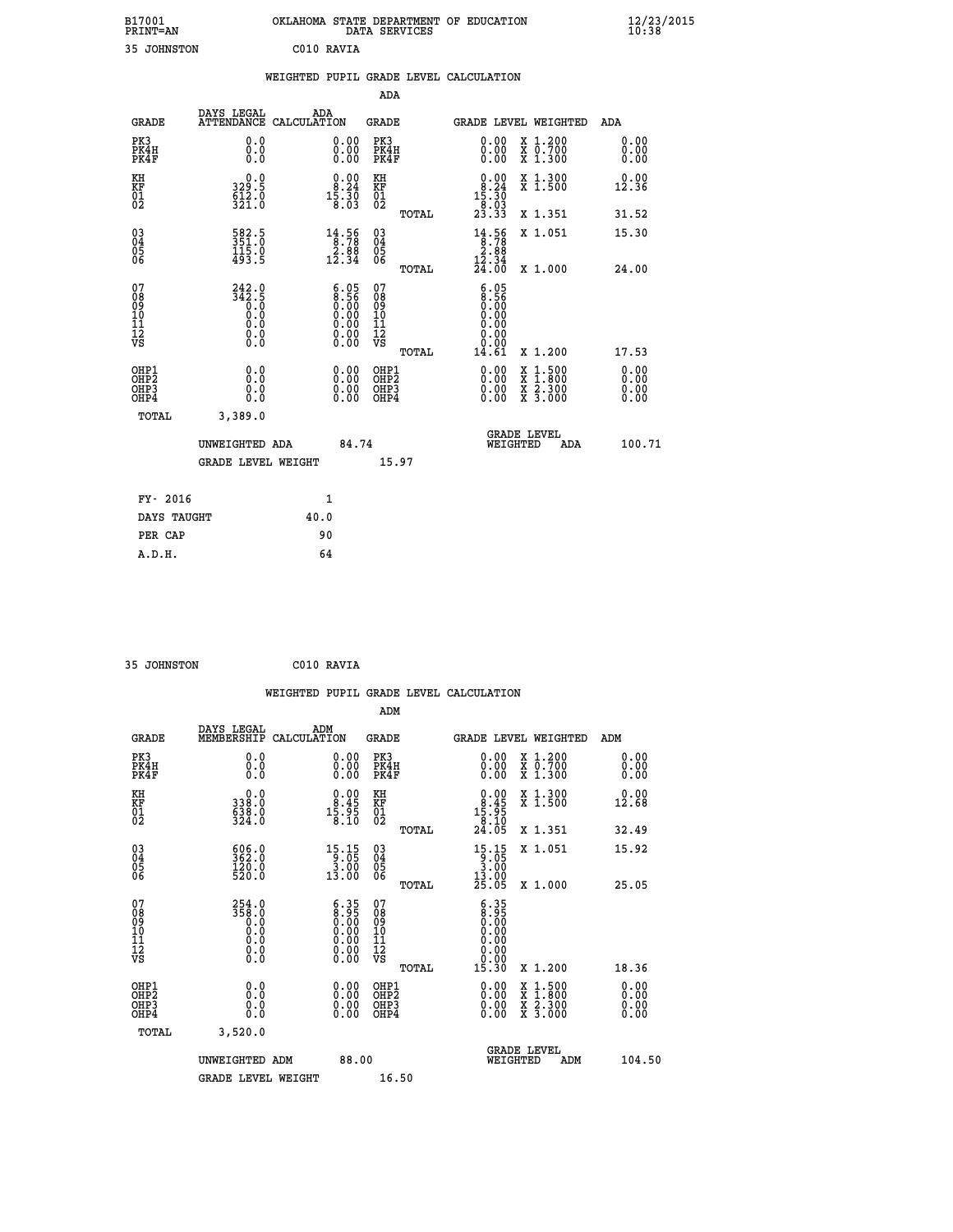B17001 OKLAHOMA STATE DEPARTMENT OF EDUCATION 12/23/2015
PRINT=AN DATA SERVICES 10:38

35 JOHNSTON C010 RAVIA

WEIGHTED PUPIL GRADE LEVEL CALCULATION

ADA

| GRADE | DAYS LEGAL ATTENDANCE | ADA CALCULATION | GRADE | GRADE LEVEL | WEIGHTED | ADA |
|---|---|---|---|---|---|---|
| PK3 | 0.0 | 0.00 | PK3 | 0.00 | X 1.200 | 0.00 |
| PK4H | 0.0 | 0.00 | PK4H | 0.00 | X 0.700 | 0.00 |
| PK4F | 0.0 | 0.00 | PK4F | 0.00 | X 1.300 | 0.00 |
| KH | 0.0 | 0.00 | KH | 0.00 | X 1.300 | 0.00 |
| KF | 329.5 | 8.24 | KF | 8.24 | X 1.500 | 12.36 |
| 01 | 612.0 | 15.30 | 01 | 15.30 | | |
| 02 | 321.0 | 8.03 | 02 | 8.03 | | |
| | | | TOTAL | 23.33 | X 1.351 | 31.52 |
| 03 | 582.5 | 14.56 | 03 | 14.56 | X 1.051 | 15.30 |
| 04 | 351.0 | 8.78 | 04 | 8.78 | | |
| 05 | 115.0 | 2.88 | 05 | 2.88 | | |
| 06 | 493.5 | 12.34 | 06 | 12.34 | | |
| | | | TOTAL | 24.00 | X 1.000 | 24.00 |
| 07 | 242.0 | 6.05 | 07 | 6.05 | | |
| 08 | 342.5 | 8.56 | 08 | 8.56 | | |
| 09 | 0.0 | 0.00 | 09 | 0.00 | | |
| 10 | 0.0 | 0.00 | 10 | 0.00 | | |
| 11 | 0.0 | 0.00 | 11 | 0.00 | | |
| 12 | 0.0 | 0.00 | 12 | 0.00 | | |
| VS | 0.0 | 0.00 | VS | 0.00 | | |
| | | | TOTAL | 14.61 | X 1.200 | 17.53 |
| OHP1 | 0.0 | 0.00 | OHP1 | 0.00 | X 1.500 | 0.00 |
| OHP2 | 0.0 | 0.00 | OHP2 | 0.00 | X 1.800 | 0.00 |
| OHP3 | 0.0 | 0.00 | OHP3 | 0.00 | X 2.300 | 0.00 |
| OHP4 | 0.0 | 0.00 | OHP4 | 0.00 | X 3.000 | 0.00 |
| TOTAL | 3,389.0 | | | | | |

UNWEIGHTED ADA 84.74 GRADE LEVEL WEIGHTED ADA 100.71

GRADE LEVEL WEIGHT 15.97

| FY- 2016 | 1 |
|---|---|
| DAYS TAUGHT | 40.0 |
| PER CAP | 90 |
| A.D.H. | 64 |

35 JOHNSTON C010 RAVIA

WEIGHTED PUPIL GRADE LEVEL CALCULATION

ADM

| GRADE | DAYS LEGAL MEMBERSHIP | ADM CALCULATION | GRADE | GRADE LEVEL | WEIGHTED | ADM |
|---|---|---|---|---|---|---|
| PK3 | 0.0 | 0.00 | PK3 | 0.00 | X 1.200 | 0.00 |
| PK4H | 0.0 | 0.00 | PK4H | 0.00 | X 0.700 | 0.00 |
| PK4F | 0.0 | 0.00 | PK4F | 0.00 | X 1.300 | 0.00 |
| KH | 0.0 | 0.00 | KH | 0.00 | X 1.300 | 0.00 |
| KF | 338.0 | 8.45 | KF | 8.45 | X 1.500 | 12.68 |
| 01 | 638.0 | 15.95 | 01 | 15.95 | | |
| 02 | 324.0 | 8.10 | 02 | 8.10 | | |
| | | | TOTAL | 24.05 | X 1.351 | 32.49 |
| 03 | 606.0 | 15.15 | 03 | 15.15 | X 1.051 | 15.92 |
| 04 | 362.0 | 9.05 | 04 | 9.05 | | |
| 05 | 120.0 | 3.00 | 05 | 3.00 | | |
| 06 | 520.0 | 13.00 | 06 | 13.00 | | |
| | | | TOTAL | 25.05 | X 1.000 | 25.05 |
| 07 | 254.0 | 6.35 | 07 | 6.35 | | |
| 08 | 358.0 | 8.95 | 08 | 8.95 | | |
| 09 | 0.0 | 0.00 | 09 | 0.00 | | |
| 10 | 0.0 | 0.00 | 10 | 0.00 | | |
| 11 | 0.0 | 0.00 | 11 | 0.00 | | |
| 12 | 0.0 | 0.00 | 12 | 0.00 | | |
| VS | 0.0 | 0.00 | VS | 0.00 | | |
| | | | TOTAL | 15.30 | X 1.200 | 18.36 |
| OHP1 | 0.0 | 0.00 | OHP1 | 0.00 | X 1.500 | 0.00 |
| OHP2 | 0.0 | 0.00 | OHP2 | 0.00 | X 1.800 | 0.00 |
| OHP3 | 0.0 | 0.00 | OHP3 | 0.00 | X 2.300 | 0.00 |
| OHP4 | 0.0 | 0.00 | OHP4 | 0.00 | X 3.000 | 0.00 |
| TOTAL | 3,520.0 | | | | | |

UNWEIGHTED ADM 88.00 GRADE LEVEL WEIGHTED ADM 104.50

GRADE LEVEL WEIGHT 16.50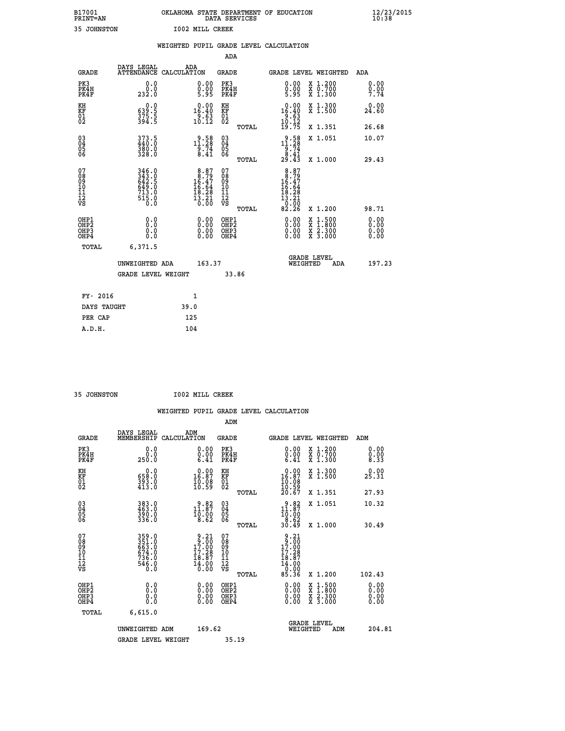B17001 OKLAHOMA STATE DEPARTMENT OF EDUCATION 12/23/2015
PRINT=AN DATA SERVICES 10:38

35 JOHNSTON I002 MILL CREEK

## WEIGHTED PUPIL GRADE LEVEL CALCULATION

### ADA

| GRADE | DAYS LEGAL ATTENDANCE | ADA CALCULATION | GRADE | GRADE LEVEL | WEIGHTED | ADA |
|---|---|---|---|---|---|---|
| PK3 | 0.0 | 0.00 | PK3 | 0.00 | X 1.200 | 0.00 |
| PK4H | 0.0 | 0.00 | PK4H | 0.00 | X 0.700 | 0.00 |
| PK4F | 232.0 | 5.95 | PK4F | 5.95 | X 1.300 | 7.74 |
| KH | 0.0 | 0.00 | KH | 0.00 | X 1.300 | 0.00 |
| KF | 639.5 | 16.40 | KF | 16.40 | X 1.500 | 24.60 |
| 01 | 375.5 | 9.63 | 01 | 9.63 | | |
| 02 | 394.5 | 10.12 | 02 | 10.12 | | |
| | | | TOTAL | 19.75 | X 1.351 | 26.68 |
| 03 | 373.5 | 9.58 | 03 | 9.58 | X 1.051 | 10.07 |
| 04 | 440.0 | 11.28 | 04 | 11.28 | | |
| 05 | 380.0 | 9.74 | 05 | 9.74 | | |
| 06 | 328.0 | 8.41 | 06 | 8.41 | | |
| | | | TOTAL | 29.43 | X 1.000 | 29.43 |
| 07 | 346.0 | 8.87 | 07 | 8.87 | | |
| 08 | 343.0 | 8.79 | 08 | 8.79 | | |
| 09 | 642.5 | 16.47 | 09 | 16.47 | | |
| 10 | 649.0 | 16.64 | 10 | 16.64 | | |
| 11 | 713.0 | 18.28 | 11 | 18.28 | | |
| 12 | 515.0 | 13.21 | 12 | 13.21 | | |
| VS | 0.0 | 0.00 | VS | 0.00 | | |
| | | | TOTAL | 82.26 | X 1.200 | 98.71 |
| OHP1 | 0.0 | 0.00 | OHP1 | 0.00 | X 1.500 | 0.00 |
| OHP2 | 0.0 | 0.00 | OHP2 | 0.00 | X 1.800 | 0.00 |
| OHP3 | 0.0 | 0.00 | OHP3 | 0.00 | X 2.300 | 0.00 |
| OHP4 | 0.0 | 0.00 | OHP4 | 0.00 | X 3.000 | 0.00 |
| TOTAL | 6,371.5 | | | | | |

UNWEIGHTED ADA 163.37 GRADE LEVEL WEIGHTED ADA 197.23

GRADE LEVEL WEIGHT 33.86

| FY- 2016 | 1 |
|---|---|
| DAYS TAUGHT | 39.0 |
| PER CAP | 125 |
| A.D.H. | 104 |

35 JOHNSTON I002 MILL CREEK

## WEIGHTED PUPIL GRADE LEVEL CALCULATION

### ADM

| GRADE | DAYS LEGAL MEMBERSHIP | ADM CALCULATION | GRADE | GRADE LEVEL | WEIGHTED | ADM |
|---|---|---|---|---|---|---|
| PK3 | 0.0 | 0.00 | PK3 | 0.00 | X 1.200 | 0.00 |
| PK4H | 0.0 | 0.00 | PK4H | 0.00 | X 0.700 | 0.00 |
| PK4F | 250.0 | 6.41 | PK4F | 6.41 | X 1.300 | 8.33 |
| KH | 0.0 | 0.00 | KH | 0.00 | X 1.300 | 0.00 |
| KF | 658.0 | 16.87 | KF | 16.87 | X 1.500 | 25.31 |
| 01 | 393.0 | 10.08 | 01 | 10.08 | | |
| 02 | 413.0 | 10.59 | 02 | 10.59 | | |
| | | | TOTAL | 20.67 | X 1.351 | 27.93 |
| 03 | 383.0 | 9.82 | 03 | 9.82 | X 1.051 | 10.32 |
| 04 | 463.0 | 11.87 | 04 | 11.87 | | |
| 05 | 390.0 | 10.00 | 05 | 10.00 | | |
| 06 | 336.0 | 8.62 | 06 | 8.62 | | |
| | | | TOTAL | 30.49 | X 1.000 | 30.49 |
| 07 | 359.0 | 9.21 | 07 | 9.21 | | |
| 08 | 351.0 | 9.00 | 08 | 9.00 | | |
| 09 | 663.0 | 17.00 | 09 | 17.00 | | |
| 10 | 674.0 | 17.28 | 10 | 17.28 | | |
| 11 | 736.0 | 18.87 | 11 | 18.87 | | |
| 12 | 546.0 | 14.00 | 12 | 14.00 | | |
| VS | 0.0 | 0.00 | VS | 0.00 | | |
| | | | TOTAL | 85.36 | X 1.200 | 102.43 |
| OHP1 | 0.0 | 0.00 | OHP1 | 0.00 | X 1.500 | 0.00 |
| OHP2 | 0.0 | 0.00 | OHP2 | 0.00 | X 1.800 | 0.00 |
| OHP3 | 0.0 | 0.00 | OHP3 | 0.00 | X 2.300 | 0.00 |
| OHP4 | 0.0 | 0.00 | OHP4 | 0.00 | X 3.000 | 0.00 |
| TOTAL | 6,615.0 | | | | | |

UNWEIGHTED ADM 169.62 GRADE LEVEL WEIGHTED ADM 204.81

GRADE LEVEL WEIGHT 35.19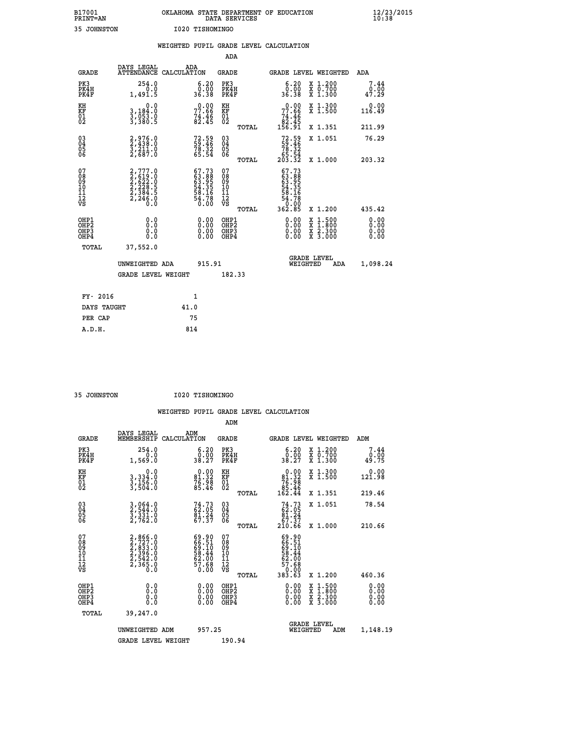B17001 OKLAHOMA STATE DEPARTMENT OF EDUCATION 12/23/2015
PRINT=AN DATA SERVICES 10:38

35 JOHNSTON I020 TISHOMINGO

## WEIGHTED PUPIL GRADE LEVEL CALCULATION

### ADA

| GRADE | DAYS LEGAL ATTENDANCE | ADA CALCULATION | GRADE | GRADE LEVEL | WEIGHTED | ADA |
|---|---|---|---|---|---|---|
| PK3 | 254.0 | 6.20 | PK3 | 6.20 | X 1.200 | 7.44 |
| PK4H | 0.0 | 0.00 | PK4H | 0.00 | X 0.700 | 0.00 |
| PK4F | 1,491.5 | 36.38 | PK4F | 36.38 | X 1.300 | 47.29 |
| KH | 0.0 | 0.00 | KH | 0.00 | X 1.300 | 0.00 |
| KF | 3,184.0 | 77.66 | KF | 77.66 | X 1.500 | 116.49 |
| 01 | 3,053.0 | 74.46 | 01 | 74.46 | | |
| 02 | 3,380.5 | 82.45 | 02 | 82.45 | | |
| | | | TOTAL | 156.91 | X 1.351 | 211.99 |
| 03 | 2,976.0 | 72.59 | 03 | 72.59 | X 1.051 | 76.29 |
| 04 | 2,438.0 | 59.46 | 04 | 59.46 | | |
| 05 | 3,211.0 | 78.32 | 05 | 78.32 | | |
| 06 | 2,687.0 | 65.54 | 06 | 65.54 | | |
| | | | TOTAL | 203.32 | X 1.000 | 203.32 |
| 07 | 2,777.0 | 67.73 | 07 | 67.73 | | |
| 08 | 2,619.0 | 63.88 | 08 | 63.88 | | |
| 09 | 2,622.0 | 63.95 | 09 | 63.95 | | |
| 10 | 2,228.5 | 54.35 | 10 | 54.35 | | |
| 11 | 2,384.5 | 58.16 | 11 | 58.16 | | |
| 12 | 2,246.0 | 54.78 | 12 | 54.78 | | |
| VS | 0.0 | 0.00 | VS | 0.00 | | |
| | | | TOTAL | 362.85 | X 1.200 | 435.42 |
| OHP1 | 0.0 | 0.00 | OHP1 | 0.00 | X 1.500 | 0.00 |
| OHP2 | 0.0 | 0.00 | OHP2 | 0.00 | X 1.800 | 0.00 |
| OHP3 | 0.0 | 0.00 | OHP3 | 0.00 | X 2.300 | 0.00 |
| OHP4 | 0.0 | 0.00 | OHP4 | 0.00 | X 3.000 | 0.00 |
| TOTAL | 37,552.0 | | | | | |

UNWEIGHTED ADA 915.91 GRADE LEVEL WEIGHTED ADA 1,098.24

GRADE LEVEL WEIGHT 182.33

| | |
|---|---|
| FY- 2016 | 1 |
| DAYS TAUGHT | 41.0 |
| PER CAP | 75 |
| A.D.H. | 814 |

35 JOHNSTON I020 TISHOMINGO

## WEIGHTED PUPIL GRADE LEVEL CALCULATION

### ADM

| GRADE | DAYS LEGAL MEMBERSHIP | ADM CALCULATION | GRADE | GRADE LEVEL | WEIGHTED | ADM |
|---|---|---|---|---|---|---|
| PK3 | 254.0 | 6.20 | PK3 | 6.20 | X 1.200 | 7.44 |
| PK4H | 0.0 | 0.00 | PK4H | 0.00 | X 0.700 | 0.00 |
| PK4F | 1,569.0 | 38.27 | PK4F | 38.27 | X 1.300 | 49.75 |
| KH | 0.0 | 0.00 | KH | 0.00 | X 1.300 | 0.00 |
| KF | 3,334.0 | 81.32 | KF | 81.32 | X 1.500 | 121.98 |
| 01 | 3,156.0 | 76.98 | 01 | 76.98 | | |
| 02 | 3,504.0 | 85.46 | 02 | 85.46 | | |
| | | | TOTAL | 162.44 | X 1.351 | 219.46 |
| 03 | 3,064.0 | 74.73 | 03 | 74.73 | X 1.051 | 78.54 |
| 04 | 2,544.0 | 62.05 | 04 | 62.05 | | |
| 05 | 3,331.0 | 81.24 | 05 | 81.24 | | |
| 06 | 2,762.0 | 67.37 | 06 | 67.37 | | |
| | | | TOTAL | 210.66 | X 1.000 | 210.66 |
| 07 | 2,866.0 | 69.90 | 07 | 69.90 | | |
| 08 | 2,727.0 | 66.51 | 08 | 66.51 | | |
| 09 | 2,833.0 | 69.10 | 09 | 69.10 | | |
| 10 | 2,396.0 | 58.44 | 10 | 58.44 | | |
| 11 | 2,542.0 | 62.00 | 11 | 62.00 | | |
| 12 | 2,365.0 | 57.68 | 12 | 57.68 | | |
| VS | 0.0 | 0.00 | VS | 0.00 | | |
| | | | TOTAL | 383.63 | X 1.200 | 460.36 |
| OHP1 | 0.0 | 0.00 | OHP1 | 0.00 | X 1.500 | 0.00 |
| OHP2 | 0.0 | 0.00 | OHP2 | 0.00 | X 1.800 | 0.00 |
| OHP3 | 0.0 | 0.00 | OHP3 | 0.00 | X 2.300 | 0.00 |
| OHP4 | 0.0 | 0.00 | OHP4 | 0.00 | X 3.000 | 0.00 |
| TOTAL | 39,247.0 | | | | | |

UNWEIGHTED ADM 957.25 GRADE LEVEL WEIGHTED ADM 1,148.19

GRADE LEVEL WEIGHT 190.94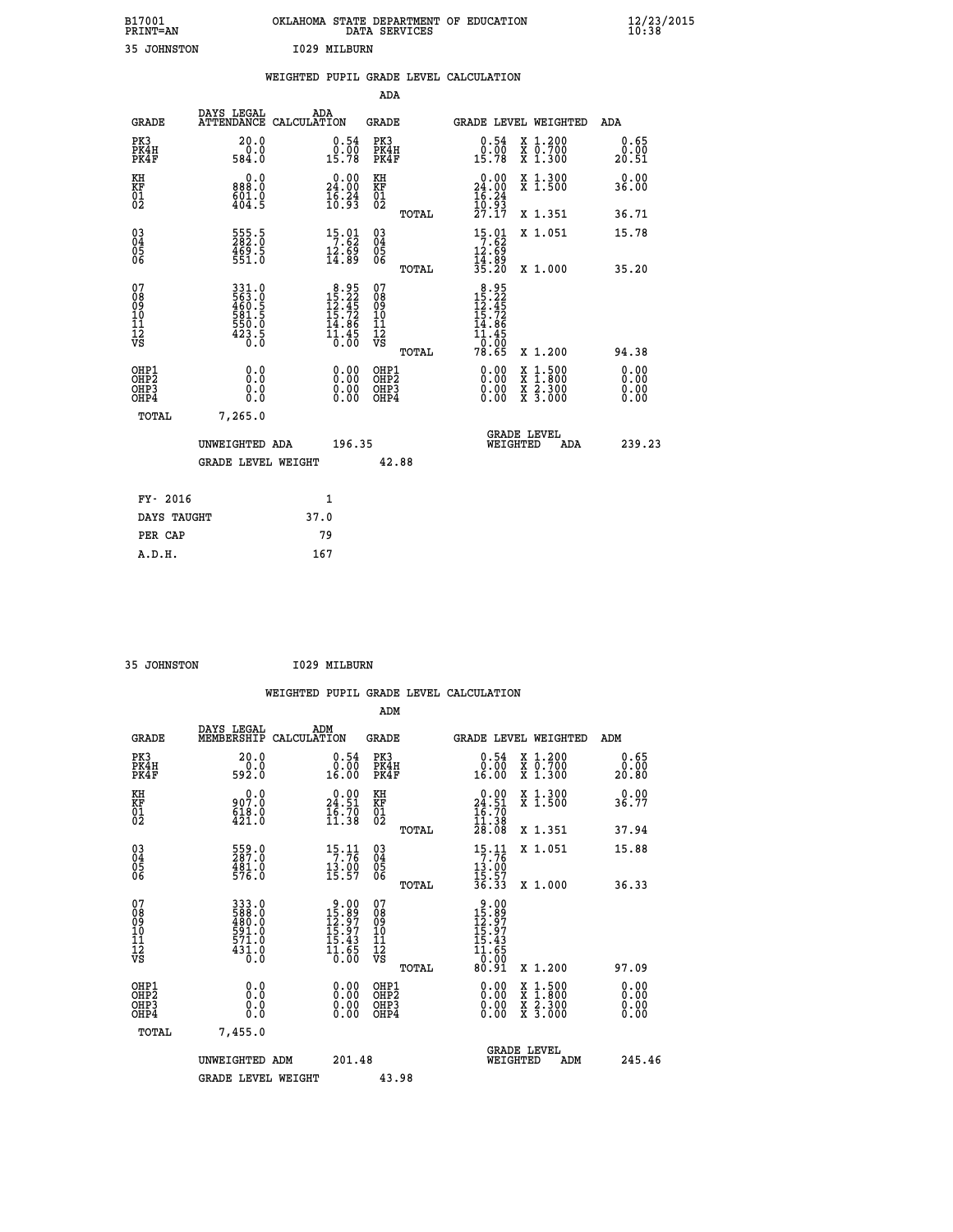B17001 OKLAHOMA STATE DEPARTMENT OF EDUCATION 12/23/2015
PRINT=AN DATA SERVICES 10:38

35 JOHNSTON I029 MILBURN

WEIGHTED PUPIL GRADE LEVEL CALCULATION

ADA

| GRADE | DAYS LEGAL ATTENDANCE | ADA CALCULATION | GRADE | GRADE LEVEL | WEIGHTED | ADA |
|---|---|---|---|---|---|---|
| PK3 | 20.0 | 0.54 | PK3 | 0.54 | X 1.200 | 0.65 |
| PK4H | 0.0 | 0.00 | PK4H | 0.00 | X 0.700 | 0.00 |
| PK4F | 584.0 | 15.78 | PK4F | 15.78 | X 1.300 | 20.51 |
| KH | 0.0 | 0.00 | KH | 0.00 | X 1.300 | 0.00 |
| KF | 888.0 | 24.00 | KF | 24.00 | X 1.500 | 36.00 |
| 01 | 601.0 | 16.24 | 01 | 16.24 | | |
| 02 | 404.5 | 10.93 | 02 | 10.93 | | |
| | | | TOTAL | 27.17 | X 1.351 | 36.71 |
| 03 | 555.5 | 15.01 | 03 | 15.01 | X 1.051 | 15.78 |
| 04 | 282.0 | 7.62 | 04 | 7.62 | | |
| 05 | 469.5 | 12.69 | 05 | 12.69 | | |
| 06 | 551.0 | 14.89 | 06 | 14.89 | | |
| | | | TOTAL | 35.20 | X 1.000 | 35.20 |
| 07 | 331.0 | 8.95 | 07 | 8.95 | | |
| 08 | 563.0 | 15.22 | 08 | 15.22 | | |
| 09 | 460.5 | 12.45 | 09 | 12.45 | | |
| 10 | 581.5 | 15.72 | 10 | 15.72 | | |
| 11 | 550.0 | 14.86 | 11 | 14.86 | | |
| 12 | 423.5 | 11.45 | 12 | 11.45 | | |
| VS | 0.0 | 0.00 | VS | 0.00 | | |
| | | | TOTAL | 78.65 | X 1.200 | 94.38 |
| OHP1 | 0.0 | 0.00 | OHP1 | 0.00 | X 1.500 | 0.00 |
| OHP2 | 0.0 | 0.00 | OHP2 | 0.00 | X 1.800 | 0.00 |
| OHP3 | 0.0 | 0.00 | OHP3 | 0.00 | X 2.300 | 0.00 |
| OHP4 | 0.0 | 0.00 | OHP4 | 0.00 | X 3.000 | 0.00 |
| TOTAL | 7,265.0 | | | | | |

UNWEIGHTED ADA 196.35 GRADE LEVEL WEIGHTED ADA 239.23

GRADE LEVEL WEIGHT 42.88

| FY- 2016 | 1 |
|---|---|
| DAYS TAUGHT | 37.0 |
| PER CAP | 79 |
| A.D.H. | 167 |

35 JOHNSTON I029 MILBURN

WEIGHTED PUPIL GRADE LEVEL CALCULATION

ADM

| GRADE | DAYS LEGAL MEMBERSHIP | ADM CALCULATION | GRADE | GRADE LEVEL | WEIGHTED | ADM |
|---|---|---|---|---|---|---|
| PK3 | 20.0 | 0.54 | PK3 | 0.54 | X 1.200 | 0.65 |
| PK4H | 0.0 | 0.00 | PK4H | 0.00 | X 0.700 | 0.00 |
| PK4F | 592.0 | 16.00 | PK4F | 16.00 | X 1.300 | 20.80 |
| KH | 0.0 | 0.00 | KH | 0.00 | X 1.300 | 0.00 |
| KF | 907.0 | 24.51 | KF | 24.51 | X 1.500 | 36.77 |
| 01 | 618.0 | 16.70 | 01 | 16.70 | | |
| 02 | 421.0 | 11.38 | 02 | 11.38 | | |
| | | | TOTAL | 28.08 | X 1.351 | 37.94 |
| 03 | 559.0 | 15.11 | 03 | 15.11 | X 1.051 | 15.88 |
| 04 | 287.0 | 7.76 | 04 | 7.76 | | |
| 05 | 481.0 | 13.00 | 05 | 13.00 | | |
| 06 | 576.0 | 15.57 | 06 | 15.57 | | |
| | | | TOTAL | 36.33 | X 1.000 | 36.33 |
| 07 | 333.0 | 9.00 | 07 | 9.00 | | |
| 08 | 588.0 | 15.89 | 08 | 15.89 | | |
| 09 | 480.0 | 12.97 | 09 | 12.97 | | |
| 10 | 591.0 | 15.97 | 10 | 15.97 | | |
| 11 | 571.0 | 15.43 | 11 | 15.43 | | |
| 12 | 431.0 | 11.65 | 12 | 11.65 | | |
| VS | 0.0 | 0.00 | VS | 0.00 | | |
| | | | TOTAL | 80.91 | X 1.200 | 97.09 |
| OHP1 | 0.0 | 0.00 | OHP1 | 0.00 | X 1.500 | 0.00 |
| OHP2 | 0.0 | 0.00 | OHP2 | 0.00 | X 1.800 | 0.00 |
| OHP3 | 0.0 | 0.00 | OHP3 | 0.00 | X 2.300 | 0.00 |
| OHP4 | 0.0 | 0.00 | OHP4 | 0.00 | X 3.000 | 0.00 |
| TOTAL | 7,455.0 | | | | | |

UNWEIGHTED ADM 201.48 GRADE LEVEL WEIGHTED ADM 245.46

GRADE LEVEL WEIGHT 43.98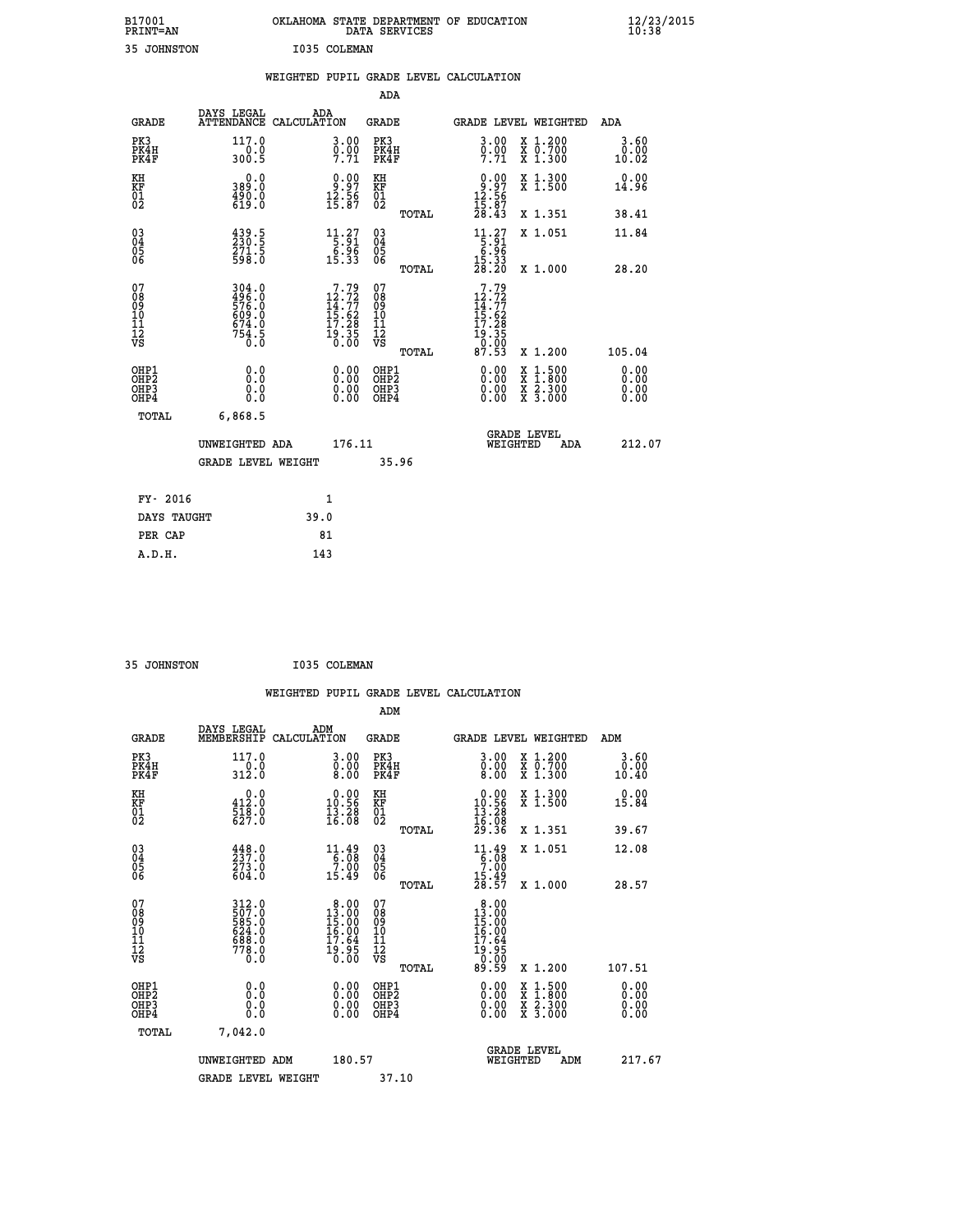B17001 OKLAHOMA STATE DEPARTMENT OF EDUCATION 12/23/2015
PRINT=AN DATA SERVICES 10:38

35 JOHNSTON I035 COLEMAN

## WEIGHTED PUPIL GRADE LEVEL CALCULATION

### ADA

| GRADE | DAYS LEGAL ATTENDANCE | ADA CALCULATION | GRADE | GRADE LEVEL | WEIGHTED | ADA |
|---|---|---|---|---|---|---|
| PK3 | 117.0 | 3.00 | PK3 | 3.00 | X 1.200 | 3.60 |
| PK4H | 0.0 | 0.00 | PK4H | 0.00 | X 0.700 | 0.00 |
| PK4F | 300.5 | 7.71 | PK4F | 7.71 | X 1.300 | 10.02 |
| KH | 0.0 | 0.00 | KH | 0.00 | X 1.300 | 0.00 |
| KF | 389.0 | 9.97 | KF | 9.97 | X 1.500 | 14.96 |
| 01 | 490.0 | 12.56 | 01 | 12.56 | | |
| 02 | 619.0 | 15.87 | 02 | 15.87 | | |
| | | | TOTAL | 28.43 | X 1.351 | 38.41 |
| 03 | 439.5 | 11.27 | 03 | 11.27 | X 1.051 | 11.84 |
| 04 | 230.5 | 5.91 | 04 | 5.91 | | |
| 05 | 271.5 | 6.96 | 05 | 6.96 | | |
| 06 | 598.0 | 15.33 | 06 | 15.33 | | |
| | | | TOTAL | 28.20 | X 1.000 | 28.20 |
| 07 | 304.0 | 7.79 | 07 | 7.79 | | |
| 08 | 496.0 | 12.72 | 08 | 12.72 | | |
| 09 | 576.0 | 14.77 | 09 | 14.77 | | |
| 10 | 609.0 | 15.62 | 10 | 15.62 | | |
| 11 | 674.0 | 17.28 | 11 | 17.28 | | |
| 12 | 754.5 | 19.35 | 12 | 19.35 | | |
| VS | 0.0 | 0.00 | VS | 0.00 | | |
| | | | TOTAL | 87.53 | X 1.200 | 105.04 |
| OHP1 | 0.0 | 0.00 | OHP1 | 0.00 | X 1.500 | 0.00 |
| OHP2 | 0.0 | 0.00 | OHP2 | 0.00 | X 1.800 | 0.00 |
| OHP3 | 0.0 | 0.00 | OHP3 | 0.00 | X 2.300 | 0.00 |
| OHP4 | 0.0 | 0.00 | OHP4 | 0.00 | X 3.000 | 0.00 |
| TOTAL | 6,868.5 | | | | | |

UNWEIGHTED ADA 176.11 GRADE LEVEL WEIGHTED ADA 212.07

GRADE LEVEL WEIGHT 35.96

| FY- 2016 | 1 |
|---|---|
| DAYS TAUGHT | 39.0 |
| PER CAP | 81 |
| A.D.H. | 143 |

35 JOHNSTON I035 COLEMAN

## WEIGHTED PUPIL GRADE LEVEL CALCULATION

### ADM

| GRADE | DAYS LEGAL MEMBERSHIP | ADM CALCULATION | GRADE | GRADE LEVEL | WEIGHTED | ADM |
|---|---|---|---|---|---|---|
| PK3 | 117.0 | 3.00 | PK3 | 3.00 | X 1.200 | 3.60 |
| PK4H | 0.0 | 0.00 | PK4H | 0.00 | X 0.700 | 0.00 |
| PK4F | 312.0 | 8.00 | PK4F | 8.00 | X 1.300 | 10.40 |
| KH | 0.0 | 0.00 | KH | 0.00 | X 1.300 | 0.00 |
| KF | 412.0 | 10.56 | KF | 10.56 | X 1.500 | 15.84 |
| 01 | 518.0 | 13.28 | 01 | 13.28 | | |
| 02 | 627.0 | 16.08 | 02 | 16.08 | | |
| | | | TOTAL | 29.36 | X 1.351 | 39.67 |
| 03 | 448.0 | 11.49 | 03 | 11.49 | X 1.051 | 12.08 |
| 04 | 237.0 | 6.08 | 04 | 6.08 | | |
| 05 | 273.0 | 7.00 | 05 | 7.00 | | |
| 06 | 604.0 | 15.49 | 06 | 15.49 | | |
| | | | TOTAL | 28.57 | X 1.000 | 28.57 |
| 07 | 312.0 | 8.00 | 07 | 8.00 | | |
| 08 | 507.0 | 13.00 | 08 | 13.00 | | |
| 09 | 585.0 | 15.00 | 09 | 15.00 | | |
| 10 | 624.0 | 16.00 | 10 | 16.00 | | |
| 11 | 688.0 | 17.64 | 11 | 17.64 | | |
| 12 | 778.0 | 19.95 | 12 | 19.95 | | |
| VS | 0.0 | 0.00 | VS | 0.00 | | |
| | | | TOTAL | 89.59 | X 1.200 | 107.51 |
| OHP1 | 0.0 | 0.00 | OHP1 | 0.00 | X 1.500 | 0.00 |
| OHP2 | 0.0 | 0.00 | OHP2 | 0.00 | X 1.800 | 0.00 |
| OHP3 | 0.0 | 0.00 | OHP3 | 0.00 | X 2.300 | 0.00 |
| OHP4 | 0.0 | 0.00 | OHP4 | 0.00 | X 3.000 | 0.00 |
| TOTAL | 7,042.0 | | | | | |

UNWEIGHTED ADM 180.57 GRADE LEVEL WEIGHTED ADM 217.67

GRADE LEVEL WEIGHT 37.10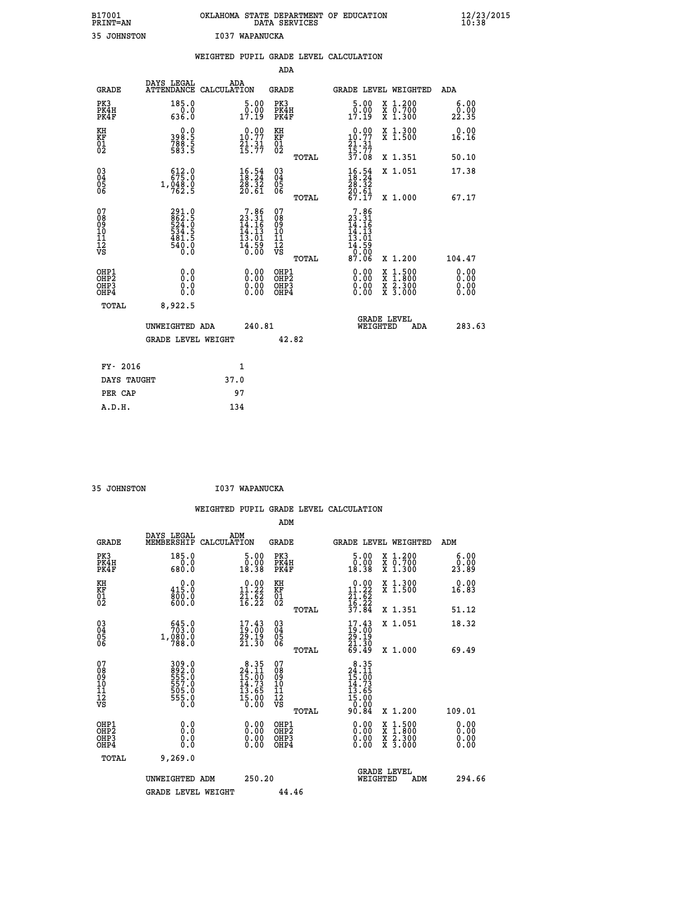B17001 OKLAHOMA STATE DEPARTMENT OF EDUCATION 12/23/2015
PRINT=AN DATA SERVICES 10:38

35 JOHNSTON I037 WAPANUCKA

WEIGHTED PUPIL GRADE LEVEL CALCULATION

ADA

| GRADE | DAYS LEGAL ATTENDANCE | ADA CALCULATION | GRADE | | GRADE LEVEL | WEIGHTED | ADA |
|---|---|---|---|---|---|---|---|
| PK3 | 185.0 | 5.00 | PK3 | | 5.00 | X 1.200 | 6.00 |
| PK4H | 0.0 | 0.00 | PK4H | | 0.00 | X 0.700 | 0.00 |
| PK4F | 636.0 | 17.19 | PK4F | | 17.19 | X 1.300 | 22.35 |
| KH | 0.0 | 0.00 | KH | | 0.00 | X 1.300 | 0.00 |
| KF | 398.5 | 10.77 | KF | | 10.77 | X 1.500 | 16.16 |
| 01 | 788.5 | 21.31 | 01 | | 21.31 | | |
| 02 | 583.5 | 15.77 | 02 | | 15.77 | | |
| | | | | TOTAL | 37.08 | X 1.351 | 50.10 |
| 03 | 612.0 | 16.54 | 03 | | 16.54 | X 1.051 | 17.38 |
| 04 | 675.0 | 18.24 | 04 | | 18.24 | | |
| 05 | 1,048.0 | 28.32 | 05 | | 28.32 | | |
| 06 | 762.5 | 20.61 | 06 | | 20.61 | | |
| | | | | TOTAL | 67.17 | X 1.000 | 67.17 |
| 07 | 291.0 | 7.86 | 07 | | 7.86 | | |
| 08 | 862.5 | 23.31 | 08 | | 23.31 | | |
| 09 | 524.0 | 14.16 | 09 | | 14.16 | | |
| 10 | 534.5 | 14.13 | 10 | | 14.13 | | |
| 11 | 481.5 | 13.01 | 11 | | 13.01 | | |
| 12 | 540.0 | 14.59 | 12 | | 14.59 | | |
| VS | 0.0 | 0.00 | VS | | 0.00 | | |
| | | | | TOTAL | 87.06 | X 1.200 | 104.47 |
| OHP1 | 0.0 | 0.00 | OHP1 | | 0.00 | X 1.500 | 0.00 |
| OHP2 | 0.0 | 0.00 | OHP2 | | 0.00 | X 1.800 | 0.00 |
| OHP3 | 0.0 | 0.00 | OHP3 | | 0.00 | X 2.300 | 0.00 |
| OHP4 | 0.0 | 0.00 | OHP4 | | 0.00 | X 3.000 | 0.00 |
| TOTAL | 8,922.5 | | | | | | |

UNWEIGHTED ADA 240.81 GRADE LEVEL WEIGHTED ADA 283.63

GRADE LEVEL WEIGHT 42.82

| FY- 2016 | 1 |
|---|---|
| DAYS TAUGHT | 37.0 |
| PER CAP | 97 |
| A.D.H. | 134 |

35 JOHNSTON I037 WAPANUCKA

WEIGHTED PUPIL GRADE LEVEL CALCULATION

ADM

| GRADE | DAYS LEGAL MEMBERSHIP | ADM CALCULATION | GRADE | | GRADE LEVEL | WEIGHTED | ADM |
|---|---|---|---|---|---|---|---|
| PK3 | 185.0 | 5.00 | PK3 | | 5.00 | X 1.200 | 6.00 |
| PK4H | 0.0 | 0.00 | PK4H | | 0.00 | X 0.700 | 0.00 |
| PK4F | 680.0 | 18.38 | PK4F | | 18.38 | X 1.300 | 23.89 |
| KH | 0.0 | 0.00 | KH | | 0.00 | X 1.300 | 0.00 |
| KF | 415.0 | 11.22 | KF | | 11.22 | X 1.500 | 16.83 |
| 01 | 800.0 | 21.62 | 01 | | 21.62 | | |
| 02 | 600.0 | 16.22 | 02 | | 16.22 | | |
| | | | | TOTAL | 37.84 | X 1.351 | 51.12 |
| 03 | 645.0 | 17.43 | 03 | | 17.43 | X 1.051 | 18.32 |
| 04 | 703.0 | 19.00 | 04 | | 19.00 | | |
| 05 | 1,080.0 | 29.19 | 05 | | 29.19 | | |
| 06 | 788.0 | 21.30 | 06 | | 21.30 | | |
| | | | | TOTAL | 69.49 | X 1.000 | 69.49 |
| 07 | 309.0 | 8.35 | 07 | | 8.35 | | |
| 08 | 892.0 | 24.11 | 08 | | 24.11 | | |
| 09 | 555.0 | 15.00 | 09 | | 15.00 | | |
| 10 | 557.0 | 14.73 | 10 | | 14.73 | | |
| 11 | 505.0 | 13.65 | 11 | | 13.65 | | |
| 12 | 555.0 | 15.00 | 12 | | 15.00 | | |
| VS | 0.0 | 0.00 | VS | | 0.00 | | |
| | | | | TOTAL | 90.84 | X 1.200 | 109.01 |
| OHP1 | 0.0 | 0.00 | OHP1 | | 0.00 | X 1.500 | 0.00 |
| OHP2 | 0.0 | 0.00 | OHP2 | | 0.00 | X 1.800 | 0.00 |
| OHP3 | 0.0 | 0.00 | OHP3 | | 0.00 | X 2.300 | 0.00 |
| OHP4 | 0.0 | 0.00 | OHP4 | | 0.00 | X 3.000 | 0.00 |
| TOTAL | 9,269.0 | | | | | | |

UNWEIGHTED ADM 250.20 GRADE LEVEL WEIGHTED ADM 294.66

GRADE LEVEL WEIGHT 44.46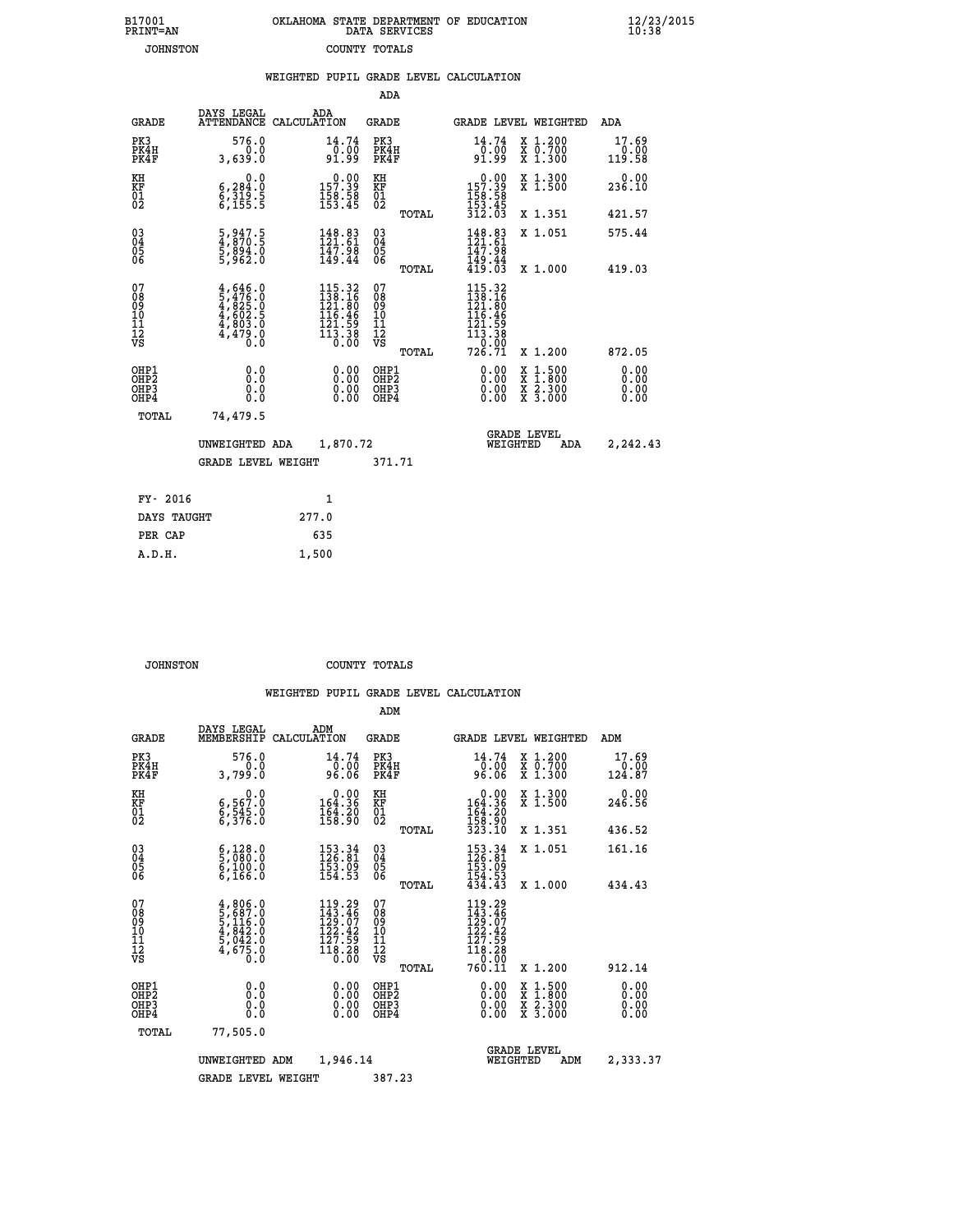B17001 OKLAHOMA STATE DEPARTMENT OF EDUCATION 12/23/2015
PRINT=AN DATA SERVICES 10:38

JOHNSTON COUNTY TOTALS

## WEIGHTED PUPIL GRADE LEVEL CALCULATION

ADA

| GRADE | DAYS LEGAL ATTENDANCE | ADA CALCULATION | GRADE | | GRADE LEVEL | WEIGHTED | ADA |
|---|---|---|---|---|---|---|---|
| PK3 | 576.0 | 14.74 | PK3 | | 14.74 | X 1.200 | 17.69 |
| PK4H | 0.0 | 0.00 | PK4H | | 0.00 | X 0.700 | 0.00 |
| PK4F | 3,639.0 | 91.99 | PK4F | | 91.99 | X 1.300 | 119.58 |
| KH | 0.0 | 0.00 | KH | | 0.00 | X 1.300 | 0.00 |
| KF | 6,284.0 | 157.39 | KF | | 157.39 | X 1.500 | 236.10 |
| 01 | 6,319.5 | 158.58 | 01 | | 158.58 | | |
| 02 | 6,155.5 | 153.45 | 02 | | 153.45 | | |
| | | | | TOTAL | 312.03 | X 1.351 | 421.57 |
| 03 | 5,947.5 | 148.83 | 03 | | 148.83 | X 1.051 | 575.44 |
| 04 | 4,870.5 | 121.61 | 04 | | 121.61 | | |
| 05 | 5,894.0 | 147.98 | 05 | | 147.98 | | |
| 06 | 5,962.0 | 149.44 | 06 | | 149.44 | | |
| | | | | TOTAL | 419.03 | X 1.000 | 419.03 |
| 07 | 4,646.0 | 115.32 | 07 | | 115.32 | | |
| 08 | 5,476.0 | 138.16 | 08 | | 138.16 | | |
| 09 | 4,825.0 | 121.80 | 09 | | 121.80 | | |
| 10 | 4,602.5 | 116.46 | 10 | | 116.46 | | |
| 11 | 4,803.0 | 121.59 | 11 | | 121.59 | | |
| 12 | 4,479.0 | 113.38 | 12 | | 113.38 | | |
| VS | 0.0 | 0.00 | VS | | 0.00 | | |
| | | | | TOTAL | 726.71 | X 1.200 | 872.05 |
| OHP1 | 0.0 | 0.00 | OHP1 | | 0.00 | X 1.500 | 0.00 |
| OHP2 | 0.0 | 0.00 | OHP2 | | 0.00 | X 1.800 | 0.00 |
| OHP3 | 0.0 | 0.00 | OHP3 | | 0.00 | X 2.300 | 0.00 |
| OHP4 | 0.0 | 0.00 | OHP4 | | 0.00 | X 3.000 | 0.00 |
| TOTAL | 74,479.5 | | | | | | |

UNWEIGHTED ADA 1,870.72 GRADE LEVEL WEIGHTED ADA 2,242.43

GRADE LEVEL WEIGHT 371.71

| FY- 2016 | 1 |
|---|---|
| DAYS TAUGHT | 277.0 |
| PER CAP | 635 |
| A.D.H. | 1,500 |

JOHNSTON COUNTY TOTALS

## WEIGHTED PUPIL GRADE LEVEL CALCULATION

ADM

| GRADE | DAYS LEGAL MEMBERSHIP | ADM CALCULATION | GRADE | | GRADE LEVEL | WEIGHTED | ADM |
|---|---|---|---|---|---|---|---|
| PK3 | 576.0 | 14.74 | PK3 | | 14.74 | X 1.200 | 17.69 |
| PK4H | 0.0 | 0.00 | PK4H | | 0.00 | X 0.700 | 0.00 |
| PK4F | 3,799.0 | 96.06 | PK4F | | 96.06 | X 1.300 | 124.87 |
| KH | 0.0 | 0.00 | KH | | 0.00 | X 1.300 | 0.00 |
| KF | 6,567.0 | 164.36 | KF | | 164.36 | X 1.500 | 246.56 |
| 01 | 6,545.0 | 164.20 | 01 | | 164.20 | | |
| 02 | 6,376.0 | 158.90 | 02 | | 158.90 | | |
| | | | | TOTAL | 323.10 | X 1.351 | 436.52 |
| 03 | 6,128.0 | 153.34 | 03 | | 153.34 | X 1.051 | 161.16 |
| 04 | 5,080.0 | 126.81 | 04 | | 126.81 | | |
| 05 | 6,100.0 | 153.09 | 05 | | 153.09 | | |
| 06 | 6,166.0 | 154.53 | 06 | | 154.53 | | |
| | | | | TOTAL | 434.43 | X 1.000 | 434.43 |
| 07 | 4,806.0 | 119.29 | 07 | | 119.29 | | |
| 08 | 5,687.0 | 143.46 | 08 | | 143.46 | | |
| 09 | 5,116.0 | 129.07 | 09 | | 129.07 | | |
| 10 | 4,842.0 | 122.42 | 10 | | 122.42 | | |
| 11 | 5,042.0 | 127.59 | 11 | | 127.59 | | |
| 12 | 4,675.0 | 118.28 | 12 | | 118.28 | | |
| VS | 0.0 | 0.00 | VS | | 0.00 | | |
| | | | | TOTAL | 760.11 | X 1.200 | 912.14 |
| OHP1 | 0.0 | 0.00 | OHP1 | | 0.00 | X 1.500 | 0.00 |
| OHP2 | 0.0 | 0.00 | OHP2 | | 0.00 | X 1.800 | 0.00 |
| OHP3 | 0.0 | 0.00 | OHP3 | | 0.00 | X 2.300 | 0.00 |
| OHP4 | 0.0 | 0.00 | OHP4 | | 0.00 | X 3.000 | 0.00 |
| TOTAL | 77,505.0 | | | | | | |

UNWEIGHTED ADM 1,946.14 GRADE LEVEL WEIGHTED ADM 2,333.37

GRADE LEVEL WEIGHT 387.23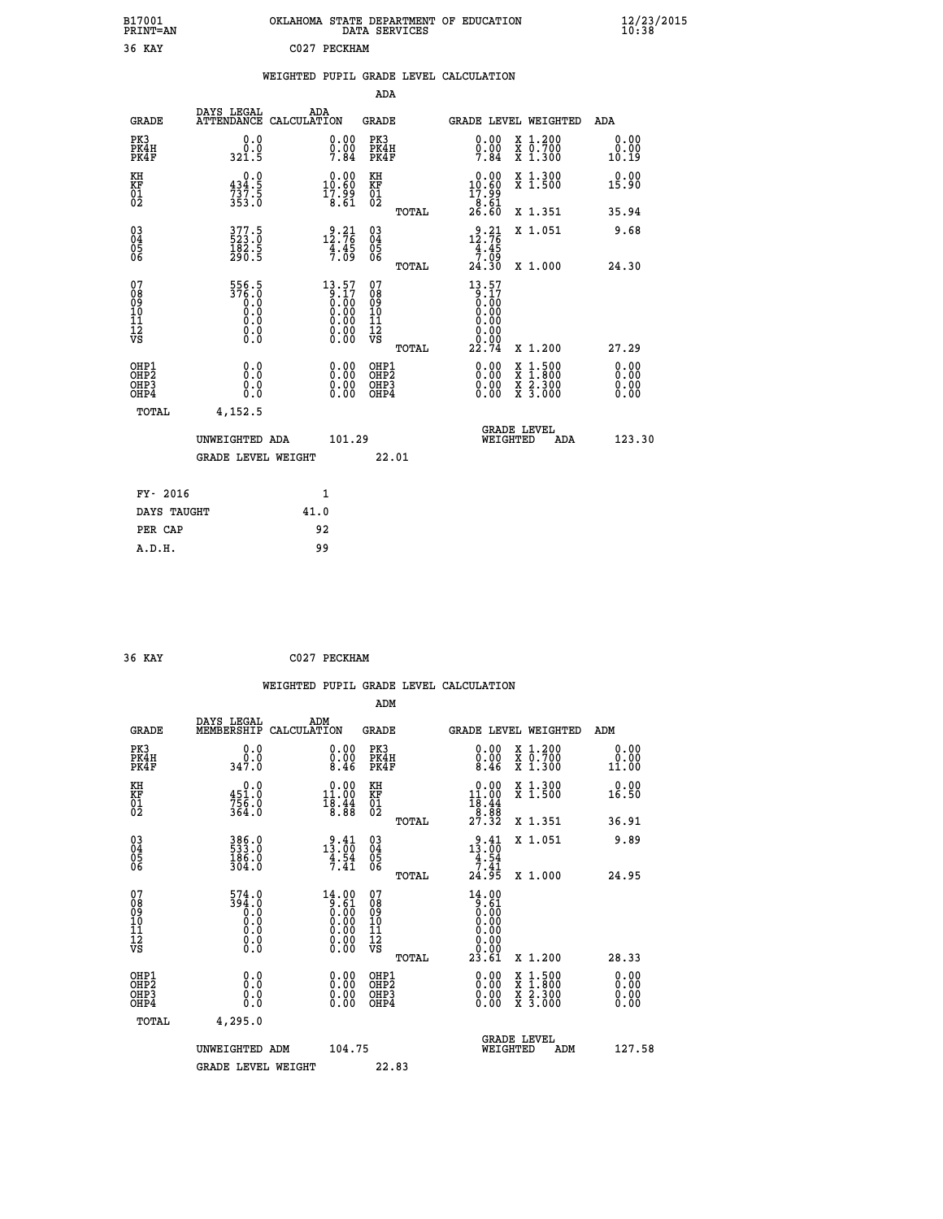B17001 OKLAHOMA STATE DEPARTMENT OF EDUCATION 12/23/2015
PRINT=AN DATA SERVICES 10:38

36 KAY C027 PECKHAM

## WEIGHTED PUPIL GRADE LEVEL CALCULATION

### ADA

| GRADE | DAYS LEGAL ATTENDANCE | ADA CALCULATION | GRADE | GRADE LEVEL | WEIGHTED | ADA |
|---|---|---|---|---|---|---|
| PK3 | 0.0 | 0.00 | PK3 | 0.00 | X 1.200 | 0.00 |
| PK4H | 0.0 | 0.00 | PK4H | 0.00 | X 0.700 | 0.00 |
| PK4F | 321.5 | 7.84 | PK4F | 7.84 | X 1.300 | 10.19 |
| KH | 0.0 | 0.00 | KH | 0.00 | X 1.300 | 0.00 |
| KF | 434.5 | 10.60 | KF | 10.60 | X 1.500 | 15.90 |
| 01 | 737.5 | 17.99 | 01 | 17.99 | | |
| 02 | 353.0 | 8.61 | 02 | 8.61 | | |
| | | | TOTAL | 26.60 | X 1.351 | 35.94 |
| 03 | 377.5 | 9.21 | 03 | 9.21 | X 1.051 | 9.68 |
| 04 | 523.0 | 12.76 | 04 | 12.76 | | |
| 05 | 182.5 | 4.45 | 05 | 4.45 | | |
| 06 | 290.5 | 7.09 | 06 | 7.09 | | |
| | | | TOTAL | 24.30 | X 1.000 | 24.30 |
| 07 | 556.5 | 13.57 | 07 | 13.57 | | |
| 08 | 376.0 | 9.17 | 08 | 9.17 | | |
| 09 | 0.0 | 0.00 | 09 | 0.00 | | |
| 10 | 0.0 | 0.00 | 10 | 0.00 | | |
| 11 | 0.0 | 0.00 | 11 | 0.00 | | |
| 12 | 0.0 | 0.00 | 12 | 0.00 | | |
| VS | 0.0 | 0.00 | VS | 0.00 | | |
| | | | TOTAL | 22.74 | X 1.200 | 27.29 |
| OHP1 | 0.0 | 0.00 | OHP1 | 0.00 | X 1.500 | 0.00 |
| OHP2 | 0.0 | 0.00 | OHP2 | 0.00 | X 1.800 | 0.00 |
| OHP3 | 0.0 | 0.00 | OHP3 | 0.00 | X 2.300 | 0.00 |
| OHP4 | 0.0 | 0.00 | OHP4 | 0.00 | X 3.000 | 0.00 |
| TOTAL | 4,152.5 | | | | | |

UNWEIGHTED ADA 101.29 | GRADE LEVEL WEIGHTED ADA 123.30

GRADE LEVEL WEIGHT 22.01

| | |
|---|---|
| FY- 2016 | 1 |
| DAYS TAUGHT | 41.0 |
| PER CAP | 92 |
| A.D.H. | 99 |

36 KAY C027 PECKHAM

## WEIGHTED PUPIL GRADE LEVEL CALCULATION

### ADM

| GRADE | DAYS LEGAL MEMBERSHIP | ADM CALCULATION | GRADE | GRADE LEVEL | WEIGHTED | ADM |
|---|---|---|---|---|---|---|
| PK3 | 0.0 | 0.00 | PK3 | 0.00 | X 1.200 | 0.00 |
| PK4H | 0.0 | 0.00 | PK4H | 0.00 | X 0.700 | 0.00 |
| PK4F | 347.0 | 8.46 | PK4F | 8.46 | X 1.300 | 11.00 |
| KH | 0.0 | 0.00 | KH | 0.00 | X 1.300 | 0.00 |
| KF | 451.0 | 11.00 | KF | 11.00 | X 1.500 | 16.50 |
| 01 | 756.0 | 18.44 | 01 | 18.44 | | |
| 02 | 364.0 | 8.88 | 02 | 8.88 | | |
| | | | TOTAL | 27.32 | X 1.351 | 36.91 |
| 03 | 386.0 | 9.41 | 03 | 9.41 | X 1.051 | 9.89 |
| 04 | 533.0 | 13.00 | 04 | 13.00 | | |
| 05 | 186.0 | 4.54 | 05 | 4.54 | | |
| 06 | 304.0 | 7.41 | 06 | 7.41 | | |
| | | | TOTAL | 24.95 | X 1.000 | 24.95 |
| 07 | 574.0 | 14.00 | 07 | 14.00 | | |
| 08 | 394.0 | 9.61 | 08 | 9.61 | | |
| 09 | 0.0 | 0.00 | 09 | 0.00 | | |
| 10 | 0.0 | 0.00 | 10 | 0.00 | | |
| 11 | 0.0 | 0.00 | 11 | 0.00 | | |
| 12 | 0.0 | 0.00 | 12 | 0.00 | | |
| VS | 0.0 | 0.00 | VS | 0.00 | | |
| | | | TOTAL | 23.61 | X 1.200 | 28.33 |
| OHP1 | 0.0 | 0.00 | OHP1 | 0.00 | X 1.500 | 0.00 |
| OHP2 | 0.0 | 0.00 | OHP2 | 0.00 | X 1.800 | 0.00 |
| OHP3 | 0.0 | 0.00 | OHP3 | 0.00 | X 2.300 | 0.00 |
| OHP4 | 0.0 | 0.00 | OHP4 | 0.00 | X 3.000 | 0.00 |
| TOTAL | 4,295.0 | | | | | |

UNWEIGHTED ADM 104.75 | GRADE LEVEL WEIGHTED ADM 127.58

GRADE LEVEL WEIGHT 22.83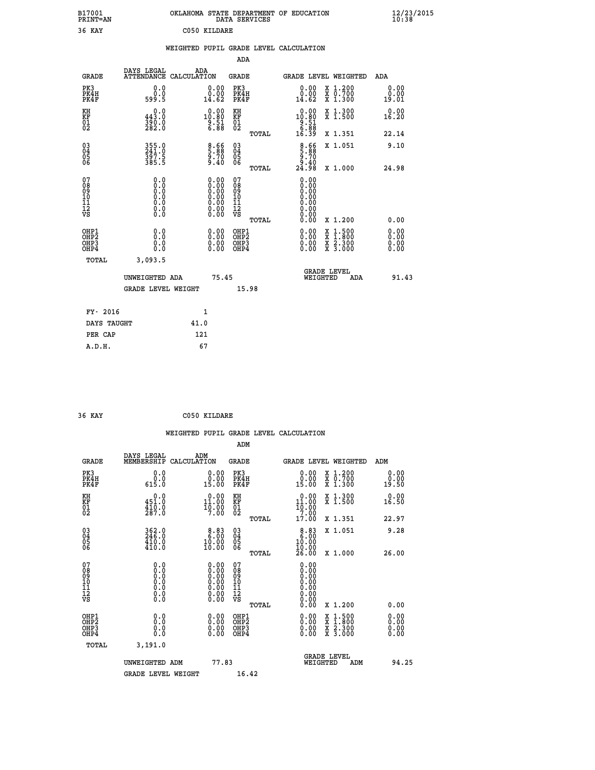B17001 OKLAHOMA STATE DEPARTMENT OF EDUCATION 12/23/2015
PRINT=AN DATA SERVICES 10:38

36 KAY C050 KILDARE

## WEIGHTED PUPIL GRADE LEVEL CALCULATION

### ADA

| GRADE | DAYS LEGAL ATTENDANCE | ADA CALCULATION | GRADE | GRADE LEVEL | WEIGHTED | ADA |
|---|---|---|---|---|---|---|
| PK3 | 0.0 | 0.00 | PK3 | 0.00 | X 1.200 | 0.00 |
| PK4H | 0.0 | 0.00 | PK4H | 0.00 | X 0.700 | 0.00 |
| PK4F | 599.5 | 14.62 | PK4F | 14.62 | X 1.300 | 19.01 |
| KH | 0.0 | 0.00 | KH | 0.00 | X 1.300 | 0.00 |
| KF | 443.0 | 10.80 | KF | 10.80 | X 1.500 | 16.20 |
| 01 | 390.0 | 9.51 | 01 | 9.51 | | |
| 02 | 282.0 | 6.88 | 02 | 6.88 | | |
| | | | TOTAL | 16.39 | X 1.351 | 22.14 |
| 03 | 355.0 | 8.66 | 03 | 8.66 | X 1.051 | 9.10 |
| 04 | 241.0 | 5.88 | 04 | 5.88 | | |
| 05 | 397.5 | 9.70 | 05 | 9.70 | | |
| 06 | 385.5 | 9.40 | 06 | 9.40 | | |
| | | | TOTAL | 24.98 | X 1.000 | 24.98 |
| 07 | 0.0 | 0.00 | 07 | 0.00 | | |
| 08 | 0.0 | 0.00 | 08 | 0.00 | | |
| 09 | 0.0 | 0.00 | 09 | 0.00 | | |
| 10 | 0.0 | 0.00 | 10 | 0.00 | | |
| 11 | 0.0 | 0.00 | 11 | 0.00 | | |
| 12 | 0.0 | 0.00 | 12 | 0.00 | | |
| VS | 0.0 | 0.00 | VS | 0.00 | | |
| | | | TOTAL | 0.00 | X 1.200 | 0.00 |
| OHP1 | 0.0 | 0.00 | OHP1 | 0.00 | X 1.500 | 0.00 |
| OHP2 | 0.0 | 0.00 | OHP2 | 0.00 | X 1.800 | 0.00 |
| OHP3 | 0.0 | 0.00 | OHP3 | 0.00 | X 2.300 | 0.00 |
| OHP4 | 0.0 | 0.00 | OHP4 | 0.00 | X 3.000 | 0.00 |
| TOTAL | 3,093.5 | | | | | |

UNWEIGHTED ADA 75.45 | GRADE LEVEL WEIGHTED ADA 91.43

GRADE LEVEL WEIGHT 15.98

| | |
|---|---|
| FY- 2016 | 1 |
| DAYS TAUGHT | 41.0 |
| PER CAP | 121 |
| A.D.H. | 67 |

36 KAY C050 KILDARE

## WEIGHTED PUPIL GRADE LEVEL CALCULATION

### ADM

| GRADE | DAYS LEGAL MEMBERSHIP | ADM CALCULATION | GRADE | GRADE LEVEL | WEIGHTED | ADM |
|---|---|---|---|---|---|---|
| PK3 | 0.0 | 0.00 | PK3 | 0.00 | X 1.200 | 0.00 |
| PK4H | 0.0 | 0.00 | PK4H | 0.00 | X 0.700 | 0.00 |
| PK4F | 615.0 | 15.00 | PK4F | 15.00 | X 1.300 | 19.50 |
| KH | 0.0 | 0.00 | KH | 0.00 | X 1.300 | 0.00 |
| KF | 451.0 | 11.00 | KF | 11.00 | X 1.500 | 16.50 |
| 01 | 410.0 | 10.00 | 01 | 10.00 | | |
| 02 | 287.0 | 7.00 | 02 | 7.00 | | |
| | | | TOTAL | 17.00 | X 1.351 | 22.97 |
| 03 | 362.0 | 8.83 | 03 | 8.83 | X 1.051 | 9.28 |
| 04 | 246.0 | 6.00 | 04 | 6.00 | | |
| 05 | 410.0 | 10.00 | 05 | 10.00 | | |
| 06 | 410.0 | 10.00 | 06 | 10.00 | | |
| | | | TOTAL | 26.00 | X 1.000 | 26.00 |
| 07 | 0.0 | 0.00 | 07 | 0.00 | | |
| 08 | 0.0 | 0.00 | 08 | 0.00 | | |
| 09 | 0.0 | 0.00 | 09 | 0.00 | | |
| 10 | 0.0 | 0.00 | 10 | 0.00 | | |
| 11 | 0.0 | 0.00 | 11 | 0.00 | | |
| 12 | 0.0 | 0.00 | 12 | 0.00 | | |
| VS | 0.0 | 0.00 | VS | 0.00 | | |
| | | | TOTAL | 0.00 | X 1.200 | 0.00 |
| OHP1 | 0.0 | 0.00 | OHP1 | 0.00 | X 1.500 | 0.00 |
| OHP2 | 0.0 | 0.00 | OHP2 | 0.00 | X 1.800 | 0.00 |
| OHP3 | 0.0 | 0.00 | OHP3 | 0.00 | X 2.300 | 0.00 |
| OHP4 | 0.0 | 0.00 | OHP4 | 0.00 | X 3.000 | 0.00 |
| TOTAL | 3,191.0 | | | | | |

UNWEIGHTED ADM 77.83 | GRADE LEVEL WEIGHTED ADM 94.25

GRADE LEVEL WEIGHT 16.42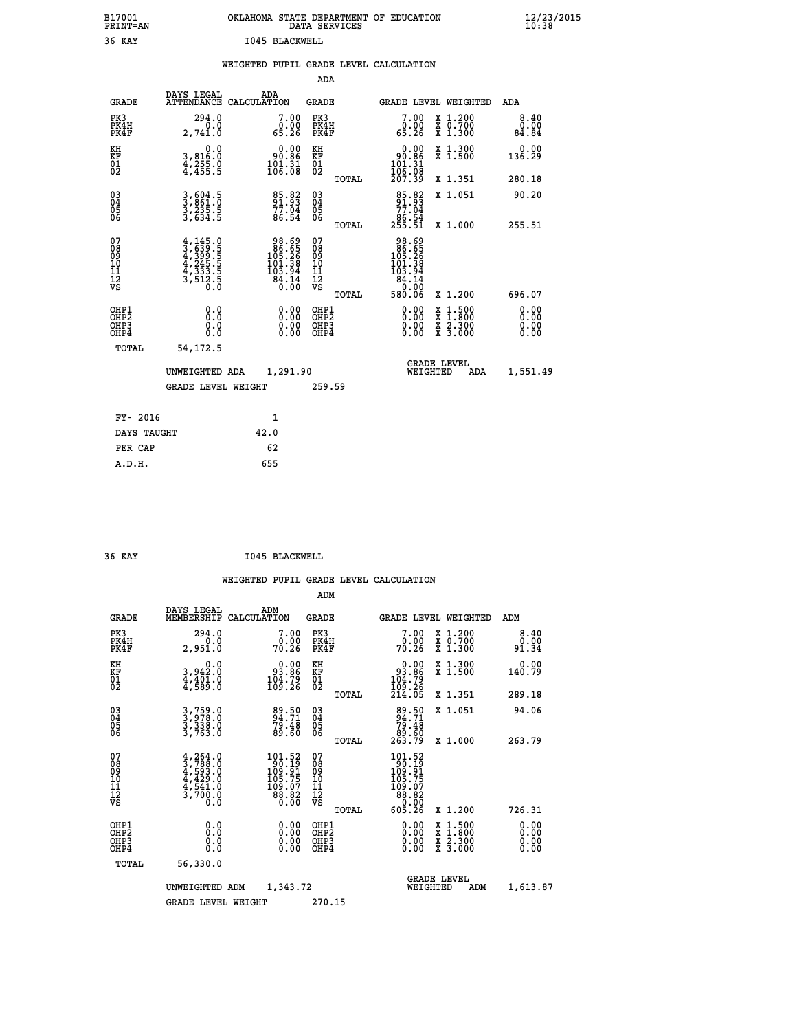B17001 OKLAHOMA STATE DEPARTMENT OF EDUCATION 12/23/2015
PRINT=AN DATA SERVICES 10:38

36 KAY I045 BLACKWELL

WEIGHTED PUPIL GRADE LEVEL CALCULATION

ADA

| GRADE | DAYS LEGAL ATTENDANCE | ADA CALCULATION | GRADE | GRADE LEVEL | WEIGHTED | ADA |
|---|---|---|---|---|---|---|
| PK3 | 294.0 | 7.00 | PK3 | 7.00 | X 1.200 | 8.40 |
| PK4H | 0.0 | 0.00 | PK4H | 0.00 | X 0.700 | 0.00 |
| PK4F | 2,741.0 | 65.26 | PK4F | 65.26 | X 1.300 | 84.84 |
| KH | 0.0 | 0.00 | KH | 0.00 | X 1.300 | 0.00 |
| KF | 3,816.0 | 90.86 | KF | 90.86 | X 1.500 | 136.29 |
| 01 | 4,255.0 | 101.31 | 01 | 101.31 | | |
| 02 | 4,455.5 | 106.08 | 02 | 106.08 | | |
| | | | TOTAL | 207.39 | X 1.351 | 280.18 |
| 03 | 3,604.5 | 85.82 | 03 | 85.82 | X 1.051 | 90.20 |
| 04 | 3,861.0 | 91.93 | 04 | 91.93 | | |
| 05 | 3,235.5 | 77.04 | 05 | 77.04 | | |
| 06 | 3,634.5 | 86.54 | 06 | 86.54 | | |
| | | | TOTAL | 255.51 | X 1.000 | 255.51 |
| 07 | 4,145.0 | 98.69 | 07 | 98.69 | | |
| 08 | 3,639.5 | 86.65 | 08 | 86.65 | | |
| 09 | 4,399.5 | 105.26 | 09 | 105.26 | | |
| 10 | 4,245.5 | 101.38 | 10 | 101.38 | | |
| 11 | 4,333.5 | 103.94 | 11 | 103.94 | | |
| 12 | 3,512.5 | 84.14 | 12 | 84.14 | | |
| VS | 0.0 | 0.00 | VS | 0.00 | | |
| | | | TOTAL | 580.06 | X 1.200 | 696.07 |
| OHP1 | 0.0 | 0.00 | OHP1 | 0.00 | X 1.500 | 0.00 |
| OHP2 | 0.0 | 0.00 | OHP2 | 0.00 | X 1.800 | 0.00 |
| OHP3 | 0.0 | 0.00 | OHP3 | 0.00 | X 2.300 | 0.00 |
| OHP4 | 0.0 | 0.00 | OHP4 | 0.00 | X 3.000 | 0.00 |
| TOTAL | 54,172.5 | | | | | |

UNWEIGHTED ADA 1,291.90 GRADE LEVEL WEIGHTED ADA 1,551.49

GRADE LEVEL WEIGHT 259.59

| FY- 2016 | 1 |
|---|---|
| DAYS TAUGHT | 42.0 |
| PER CAP | 62 |
| A.D.H. | 655 |

36 KAY I045 BLACKWELL

WEIGHTED PUPIL GRADE LEVEL CALCULATION

ADM

| GRADE | DAYS LEGAL MEMBERSHIP | ADM CALCULATION | GRADE | GRADE LEVEL | WEIGHTED | ADM |
|---|---|---|---|---|---|---|
| PK3 | 294.0 | 7.00 | PK3 | 7.00 | X 1.200 | 8.40 |
| PK4H | 0.0 | 0.00 | PK4H | 0.00 | X 0.700 | 0.00 |
| PK4F | 2,951.0 | 70.26 | PK4F | 70.26 | X 1.300 | 91.34 |
| KH | 0.0 | 0.00 | KH | 0.00 | X 1.300 | 0.00 |
| KF | 3,942.0 | 93.86 | KF | 93.86 | X 1.500 | 140.79 |
| 01 | 4,401.0 | 104.79 | 01 | 104.79 | | |
| 02 | 4,589.0 | 109.26 | 02 | 109.26 | | |
| | | | TOTAL | 214.05 | X 1.351 | 289.18 |
| 03 | 3,759.0 | 89.50 | 03 | 89.50 | X 1.051 | 94.06 |
| 04 | 3,978.0 | 94.71 | 04 | 94.71 | | |
| 05 | 3,338.0 | 79.48 | 05 | 79.48 | | |
| 06 | 3,763.0 | 89.60 | 06 | 89.60 | | |
| | | | TOTAL | 263.79 | X 1.000 | 263.79 |
| 07 | 4,264.0 | 101.52 | 07 | 101.52 | | |
| 08 | 3,788.0 | 90.19 | 08 | 90.19 | | |
| 09 | 4,593.0 | 109.91 | 09 | 109.91 | | |
| 10 | 4,429.0 | 105.75 | 10 | 105.75 | | |
| 11 | 4,541.0 | 109.07 | 11 | 109.07 | | |
| 12 | 3,700.0 | 88.82 | 12 | 88.82 | | |
| VS | 0.0 | 0.00 | VS | 0.00 | | |
| | | | TOTAL | 605.26 | X 1.200 | 726.31 |
| OHP1 | 0.0 | 0.00 | OHP1 | 0.00 | X 1.500 | 0.00 |
| OHP2 | 0.0 | 0.00 | OHP2 | 0.00 | X 1.800 | 0.00 |
| OHP3 | 0.0 | 0.00 | OHP3 | 0.00 | X 2.300 | 0.00 |
| OHP4 | 0.0 | 0.00 | OHP4 | 0.00 | X 3.000 | 0.00 |
| TOTAL | 56,330.0 | | | | | |

UNWEIGHTED ADM 1,343.72 GRADE LEVEL WEIGHTED ADM 1,613.87

GRADE LEVEL WEIGHT 270.15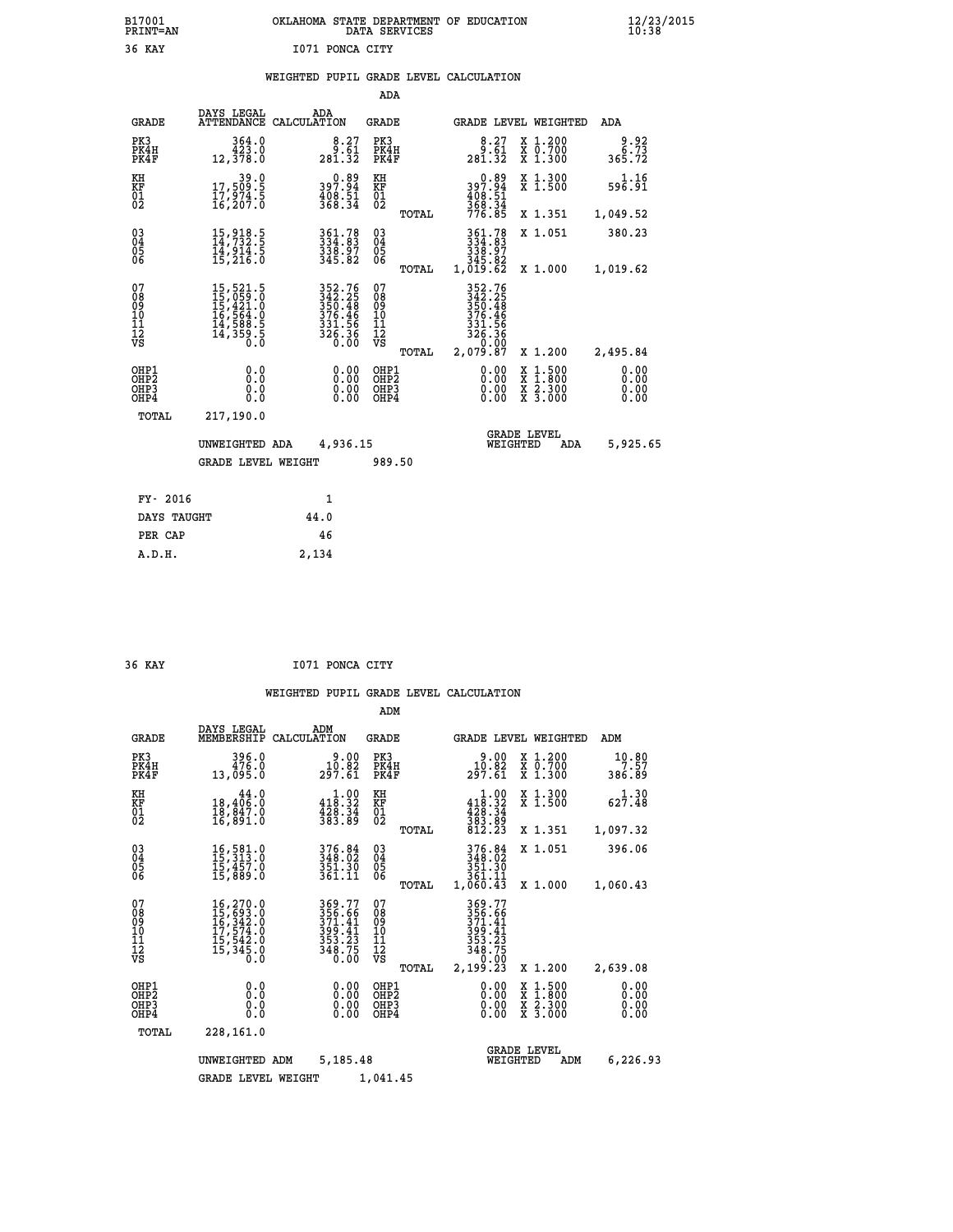B17001 OKLAHOMA STATE DEPARTMENT OF EDUCATION 12/23/2015
PRINT=AN DATA SERVICES 10:38

36 KAY I071 PONCA CITY

WEIGHTED PUPIL GRADE LEVEL CALCULATION

ADA

| GRADE | DAYS LEGAL ATTENDANCE | ADA CALCULATION | GRADE | | GRADE LEVEL | WEIGHTED | ADA |
|---|---|---|---|---|---|---|---|
| PK3 | 364.0 | 8.27 | PK3 | | 8.27 | X 1.200 | 9.92 |
| PK4H | 423.0 | 9.61 | PK4H | | 9.61 | X 0.700 | 6.73 |
| PK4F | 12,378.0 | 281.32 | PK4F | | 281.32 | X 1.300 | 365.72 |
| KH | 39.0 | 0.89 | KH | | 0.89 | X 1.300 | 1.16 |
| KF | 17,509.5 | 397.94 | KF | | 397.94 | X 1.500 | 596.91 |
| 01 | 17,974.5 | 408.51 | 01 | | 408.51 | | |
| 02 | 16,207.0 | 368.34 | 02 | | 368.34 | | |
| | | | | TOTAL | 776.85 | X 1.351 | 1,049.52 |
| 03 | 15,918.5 | 361.78 | 03 | | 361.78 | X 1.051 | 380.23 |
| 04 | 14,732.5 | 334.83 | 04 | | 334.83 | | |
| 05 | 14,914.5 | 338.97 | 05 | | 338.97 | | |
| 06 | 15,216.0 | 345.82 | 06 | | 345.82 | | |
| | | | | TOTAL | 1,019.62 | X 1.000 | 1,019.62 |
| 07 | 15,521.5 | 352.76 | 07 | | 352.76 | | |
| 08 | 15,059.0 | 342.25 | 08 | | 342.25 | | |
| 09 | 15,421.0 | 350.48 | 09 | | 350.48 | | |
| 10 | 16,564.0 | 376.46 | 10 | | 376.46 | | |
| 11 | 14,588.5 | 331.56 | 11 | | 331.56 | | |
| 12 | 14,359.5 | 326.36 | 12 | | 326.36 | | |
| VS | 0.0 | 0.00 | VS | | 0.00 | | |
| | | | | TOTAL | 2,079.87 | X 1.200 | 2,495.84 |
| OHP1 | 0.0 | 0.00 | OHP1 | | 0.00 | X 1.500 | 0.00 |
| OHP2 | 0.0 | 0.00 | OHP2 | | 0.00 | X 1.800 | 0.00 |
| OHP3 | 0.0 | 0.00 | OHP3 | | 0.00 | X 2.300 | 0.00 |
| OHP4 | 0.0 | 0.00 | OHP4 | | 0.00 | X 3.000 | 0.00 |
| TOTAL | 217,190.0 | | | | | | |

UNWEIGHTED ADA 4,936.15 GRADE LEVEL WEIGHTED ADA 5,925.65

GRADE LEVEL WEIGHT 989.50

| FY- 2016 | 1 |
|---|---|
| DAYS TAUGHT | 44.0 |
| PER CAP | 46 |
| A.D.H. | 2,134 |

36 KAY I071 PONCA CITY

WEIGHTED PUPIL GRADE LEVEL CALCULATION

ADM

| GRADE | DAYS LEGAL MEMBERSHIP | ADM CALCULATION | GRADE | | GRADE LEVEL | WEIGHTED | ADM |
|---|---|---|---|---|---|---|---|
| PK3 | 396.0 | 9.00 | PK3 | | 9.00 | X 1.200 | 10.80 |
| PK4H | 476.0 | 10.82 | PK4H | | 10.82 | X 0.700 | 7.57 |
| PK4F | 13,095.0 | 297.61 | PK4F | | 297.61 | X 1.300 | 386.89 |
| KH | 44.0 | 1.00 | KH | | 1.00 | X 1.300 | 1.30 |
| KF | 18,406.0 | 418.32 | KF | | 418.32 | X 1.500 | 627.48 |
| 01 | 18,847.0 | 428.34 | 01 | | 428.34 | | |
| 02 | 16,891.0 | 383.89 | 02 | | 383.89 | | |
| | | | | TOTAL | 812.23 | X 1.351 | 1,097.32 |
| 03 | 16,581.0 | 376.84 | 03 | | 376.84 | X 1.051 | 396.06 |
| 04 | 15,313.0 | 348.02 | 04 | | 348.02 | | |
| 05 | 15,457.0 | 351.30 | 05 | | 351.30 | | |
| 06 | 15,889.0 | 361.11 | 06 | | 361.11 | | |
| | | | | TOTAL | 1,060.43 | X 1.000 | 1,060.43 |
| 07 | 16,270.0 | 369.77 | 07 | | 369.77 | | |
| 08 | 15,693.0 | 356.66 | 08 | | 356.66 | | |
| 09 | 16,342.0 | 371.41 | 09 | | 371.41 | | |
| 10 | 17,574.0 | 399.41 | 10 | | 399.41 | | |
| 11 | 15,542.0 | 353.23 | 11 | | 353.23 | | |
| 12 | 15,345.0 | 348.75 | 12 | | 348.75 | | |
| VS | 0.0 | 0.00 | VS | | 0.00 | | |
| | | | | TOTAL | 2,199.23 | X 1.200 | 2,639.08 |
| OHP1 | 0.0 | 0.00 | OHP1 | | 0.00 | X 1.500 | 0.00 |
| OHP2 | 0.0 | 0.00 | OHP2 | | 0.00 | X 1.800 | 0.00 |
| OHP3 | 0.0 | 0.00 | OHP3 | | 0.00 | X 2.300 | 0.00 |
| OHP4 | 0.0 | 0.00 | OHP4 | | 0.00 | X 3.000 | 0.00 |
| TOTAL | 228,161.0 | | | | | | |

UNWEIGHTED ADM 5,185.48 GRADE LEVEL WEIGHTED ADM 6,226.93

GRADE LEVEL WEIGHT 1,041.45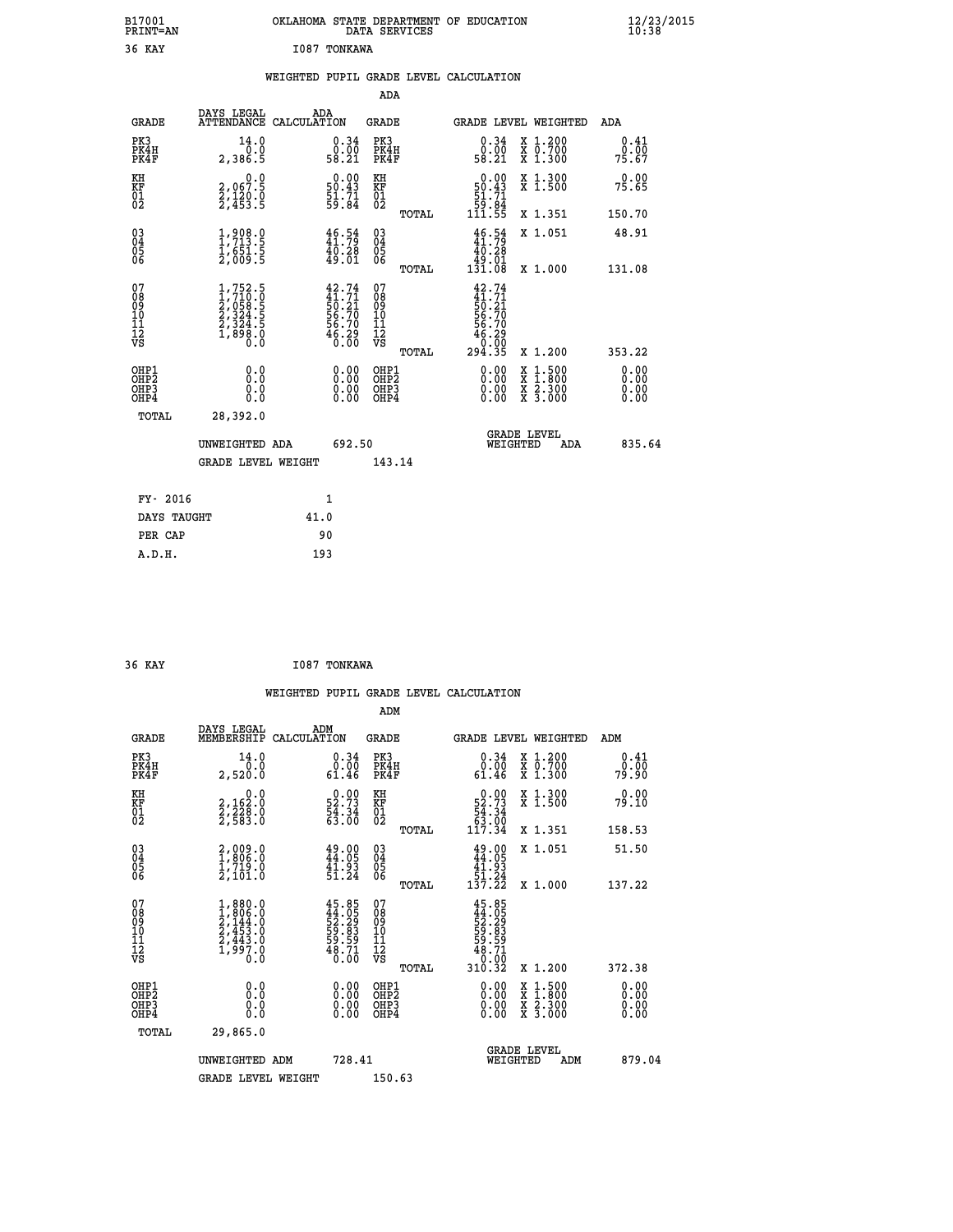B17001 OKLAHOMA STATE DEPARTMENT OF EDUCATION 12/23/2015
PRINT=AN DATA SERVICES 10:38

36 KAY I087 TONKAWA

WEIGHTED PUPIL GRADE LEVEL CALCULATION

ADA

| GRADE | DAYS LEGAL ATTENDANCE | ADA CALCULATION | GRADE | | GRADE LEVEL | WEIGHTED | ADA |
|---|---|---|---|---|---|---|---|
| PK3 | 14.0 | 0.34 | PK3 | | 0.34 | X 1.200 | 0.41 |
| PK4H | 0.0 | 0.00 | PK4H | | 0.00 | X 0.700 | 0.00 |
| PK4F | 2,386.5 | 58.21 | PK4F | | 58.21 | X 1.300 | 75.67 |
| KH | 0.0 | 0.00 | KH | | 0.00 | X 1.300 | 0.00 |
| KF | 2,067.5 | 50.43 | KF | | 50.43 | X 1.500 | 75.65 |
| 01 | 2,120.0 | 51.71 | 01 | | 51.71 | | |
| 02 | 2,453.5 | 59.84 | 02 | | 59.84 | | |
| | | | | TOTAL | 111.55 | X 1.351 | 150.70 |
| 03 | 1,908.0 | 46.54 | 03 | | 46.54 | X 1.051 | 48.91 |
| 04 | 1,713.5 | 41.79 | 04 | | 41.79 | | |
| 05 | 1,651.5 | 40.28 | 05 | | 40.28 | | |
| 06 | 2,009.5 | 49.01 | 06 | | 49.01 | | |
| | | | | TOTAL | 131.08 | X 1.000 | 131.08 |
| 07 | 1,752.5 | 42.74 | 07 | | 42.74 | | |
| 08 | 1,710.0 | 41.71 | 08 | | 41.71 | | |
| 09 | 2,058.5 | 50.21 | 09 | | 50.21 | | |
| 10 | 2,324.5 | 56.70 | 10 | | 56.70 | | |
| 11 | 2,324.5 | 56.70 | 11 | | 56.70 | | |
| 12 | 1,898.0 | 46.29 | 12 | | 46.29 | | |
| VS | 0.0 | 0.00 | VS | | 0.00 | | |
| | | | | TOTAL | 294.35 | X 1.200 | 353.22 |
| OHP1 | 0.0 | 0.00 | OHP1 | | 0.00 | X 1.500 | 0.00 |
| OHP2 | 0.0 | 0.00 | OHP2 | | 0.00 | X 1.800 | 0.00 |
| OHP3 | 0.0 | 0.00 | OHP3 | | 0.00 | X 2.300 | 0.00 |
| OHP4 | 0.0 | 0.00 | OHP4 | | 0.00 | X 3.000 | 0.00 |
| TOTAL | 28,392.0 | | | | | | |

UNWEIGHTED ADA 692.50 GRADE LEVEL WEIGHTED ADA 835.64

GRADE LEVEL WEIGHT 143.14

| FY- 2016 | 1 |
|---|---|
| DAYS TAUGHT | 41.0 |
| PER CAP | 90 |
| A.D.H. | 193 |

36 KAY I087 TONKAWA

WEIGHTED PUPIL GRADE LEVEL CALCULATION

ADM

| GRADE | DAYS LEGAL MEMBERSHIP | ADM CALCULATION | GRADE | | GRADE LEVEL | WEIGHTED | ADM |
|---|---|---|---|---|---|---|---|
| PK3 | 14.0 | 0.34 | PK3 | | 0.34 | X 1.200 | 0.41 |
| PK4H | 0.0 | 0.00 | PK4H | | 0.00 | X 0.700 | 0.00 |
| PK4F | 2,520.0 | 61.46 | PK4F | | 61.46 | X 1.300 | 79.90 |
| KH | 0.0 | 0.00 | KH | | 0.00 | X 1.300 | 0.00 |
| KF | 2,162.0 | 52.73 | KF | | 52.73 | X 1.500 | 79.10 |
| 01 | 2,228.0 | 54.34 | 01 | | 54.34 | | |
| 02 | 2,583.0 | 63.00 | 02 | | 63.00 | | |
| | | | | TOTAL | 117.34 | X 1.351 | 158.53 |
| 03 | 2,009.0 | 49.00 | 03 | | 49.00 | X 1.051 | 51.50 |
| 04 | 1,806.0 | 44.05 | 04 | | 44.05 | | |
| 05 | 1,719.0 | 41.93 | 05 | | 41.93 | | |
| 06 | 2,101.0 | 51.24 | 06 | | 51.24 | | |
| | | | | TOTAL | 137.22 | X 1.000 | 137.22 |
| 07 | 1,880.0 | 45.85 | 07 | | 45.85 | | |
| 08 | 1,806.0 | 44.05 | 08 | | 44.05 | | |
| 09 | 2,144.0 | 52.29 | 09 | | 52.29 | | |
| 10 | 2,453.0 | 59.83 | 10 | | 59.83 | | |
| 11 | 2,443.0 | 59.59 | 11 | | 59.59 | | |
| 12 | 1,997.0 | 48.71 | 12 | | 48.71 | | |
| VS | 0.0 | 0.00 | VS | | 0.00 | | |
| | | | | TOTAL | 310.32 | X 1.200 | 372.38 |
| OHP1 | 0.0 | 0.00 | OHP1 | | 0.00 | X 1.500 | 0.00 |
| OHP2 | 0.0 | 0.00 | OHP2 | | 0.00 | X 1.800 | 0.00 |
| OHP3 | 0.0 | 0.00 | OHP3 | | 0.00 | X 2.300 | 0.00 |
| OHP4 | 0.0 | 0.00 | OHP4 | | 0.00 | X 3.000 | 0.00 |
| TOTAL | 29,865.0 | | | | | | |

UNWEIGHTED ADM 728.41 GRADE LEVEL WEIGHTED ADM 879.04

GRADE LEVEL WEIGHT 150.63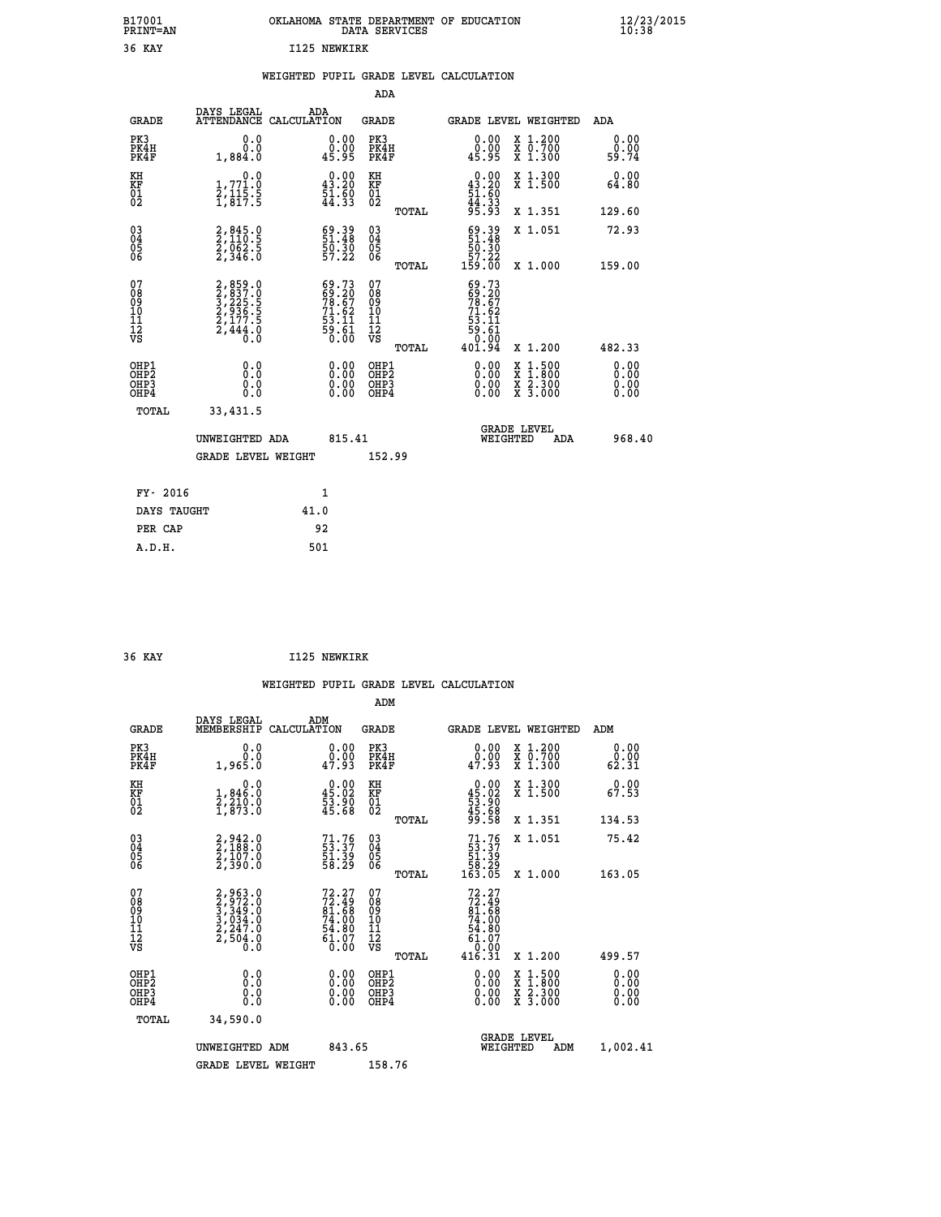B17001 OKLAHOMA STATE DEPARTMENT OF EDUCATION 12/23/2015
PRINT=AN DATA SERVICES 10:38

36 KAY I125 NEWKIRK

## WEIGHTED PUPIL GRADE LEVEL CALCULATION

### ADA

| GRADE | DAYS LEGAL ATTENDANCE | ADA CALCULATION | GRADE | GRADE LEVEL | WEIGHTED | ADA |
|---|---|---|---|---|---|---|
| PK3 | 0.0 | 0.00 | PK3 | 0.00 | X 1.200 | 0.00 |
| PK4H | 0.0 | 0.00 | PK4H | 0.00 | X 0.700 | 0.00 |
| PK4F | 1,884.0 | 45.95 | PK4F | 45.95 | X 1.300 | 59.74 |
| KH | 0.0 | 0.00 | KH | 0.00 | X 1.300 | 0.00 |
| KF | 1,771.0 | 43.20 | KF | 43.20 | X 1.500 | 64.80 |
| 01 | 2,115.5 | 51.60 | 01 | 51.60 | | |
| 02 | 1,817.5 | 44.33 | 02 | 44.33 | | |
| | | | TOTAL | 95.93 | X 1.351 | 129.60 |
| 03 | 2,845.0 | 69.39 | 03 | 69.39 | X 1.051 | 72.93 |
| 04 | 2,110.5 | 51.48 | 04 | 51.48 | | |
| 05 | 2,062.5 | 50.30 | 05 | 50.30 | | |
| 06 | 2,346.0 | 57.22 | 06 | 57.22 | | |
| | | | TOTAL | 159.00 | X 1.000 | 159.00 |
| 07 | 2,859.0 | 69.73 | 07 | 69.73 | | |
| 08 | 2,837.0 | 69.20 | 08 | 69.20 | | |
| 09 | 3,225.5 | 78.67 | 09 | 78.67 | | |
| 10 | 2,936.5 | 71.62 | 10 | 71.62 | | |
| 11 | 2,177.5 | 53.11 | 11 | 53.11 | | |
| 12 | 2,444.0 | 59.61 | 12 | 59.61 | | |
| VS | 0.0 | 0.00 | VS | 0.00 | | |
| | | | TOTAL | 401.94 | X 1.200 | 482.33 |
| OHP1 | 0.0 | 0.00 | OHP1 | 0.00 | X 1.500 | 0.00 |
| OHP2 | 0.0 | 0.00 | OHP2 | 0.00 | X 1.800 | 0.00 |
| OHP3 | 0.0 | 0.00 | OHP3 | 0.00 | X 2.300 | 0.00 |
| OHP4 | 0.0 | 0.00 | OHP4 | 0.00 | X 3.000 | 0.00 |
| TOTAL | 33,431.5 | | | | | |

UNWEIGHTED ADA 815.41 GRADE LEVEL WEIGHTED ADA 968.40

GRADE LEVEL WEIGHT 152.99

| FY- 2016 | 1 |
|---|---|
| DAYS TAUGHT | 41.0 |
| PER CAP | 92 |
| A.D.H. | 501 |

36 KAY I125 NEWKIRK

## WEIGHTED PUPIL GRADE LEVEL CALCULATION

### ADM

| GRADE | DAYS LEGAL MEMBERSHIP | ADM CALCULATION | GRADE | GRADE LEVEL | WEIGHTED | ADM |
|---|---|---|---|---|---|---|
| PK3 | 0.0 | 0.00 | PK3 | 0.00 | X 1.200 | 0.00 |
| PK4H | 0.0 | 0.00 | PK4H | 0.00 | X 0.700 | 0.00 |
| PK4F | 1,965.0 | 47.93 | PK4F | 47.93 | X 1.300 | 62.31 |
| KH | 0.0 | 0.00 | KH | 0.00 | X 1.300 | 0.00 |
| KF | 1,846.0 | 45.02 | KF | 45.02 | X 1.500 | 67.53 |
| 01 | 2,210.0 | 53.90 | 01 | 53.90 | | |
| 02 | 1,873.0 | 45.68 | 02 | 45.68 | | |
| | | | TOTAL | 99.58 | X 1.351 | 134.53 |
| 03 | 2,942.0 | 71.76 | 03 | 71.76 | X 1.051 | 75.42 |
| 04 | 2,188.0 | 53.37 | 04 | 53.37 | | |
| 05 | 2,107.0 | 51.39 | 05 | 51.39 | | |
| 06 | 2,390.0 | 58.29 | 06 | 58.29 | | |
| | | | TOTAL | 163.05 | X 1.000 | 163.05 |
| 07 | 2,963.0 | 72.27 | 07 | 72.27 | | |
| 08 | 2,972.0 | 72.49 | 08 | 72.49 | | |
| 09 | 3,349.0 | 81.68 | 09 | 81.68 | | |
| 10 | 3,034.0 | 74.00 | 10 | 74.00 | | |
| 11 | 2,247.0 | 54.80 | 11 | 54.80 | | |
| 12 | 2,504.0 | 61.07 | 12 | 61.07 | | |
| VS | 0.0 | 0.00 | VS | 0.00 | | |
| | | | TOTAL | 416.31 | X 1.200 | 499.57 |
| OHP1 | 0.0 | 0.00 | OHP1 | 0.00 | X 1.500 | 0.00 |
| OHP2 | 0.0 | 0.00 | OHP2 | 0.00 | X 1.800 | 0.00 |
| OHP3 | 0.0 | 0.00 | OHP3 | 0.00 | X 2.300 | 0.00 |
| OHP4 | 0.0 | 0.00 | OHP4 | 0.00 | X 3.000 | 0.00 |
| TOTAL | 34,590.0 | | | | | |

UNWEIGHTED ADM 843.65 GRADE LEVEL WEIGHTED ADM 1,002.41

GRADE LEVEL WEIGHT 158.76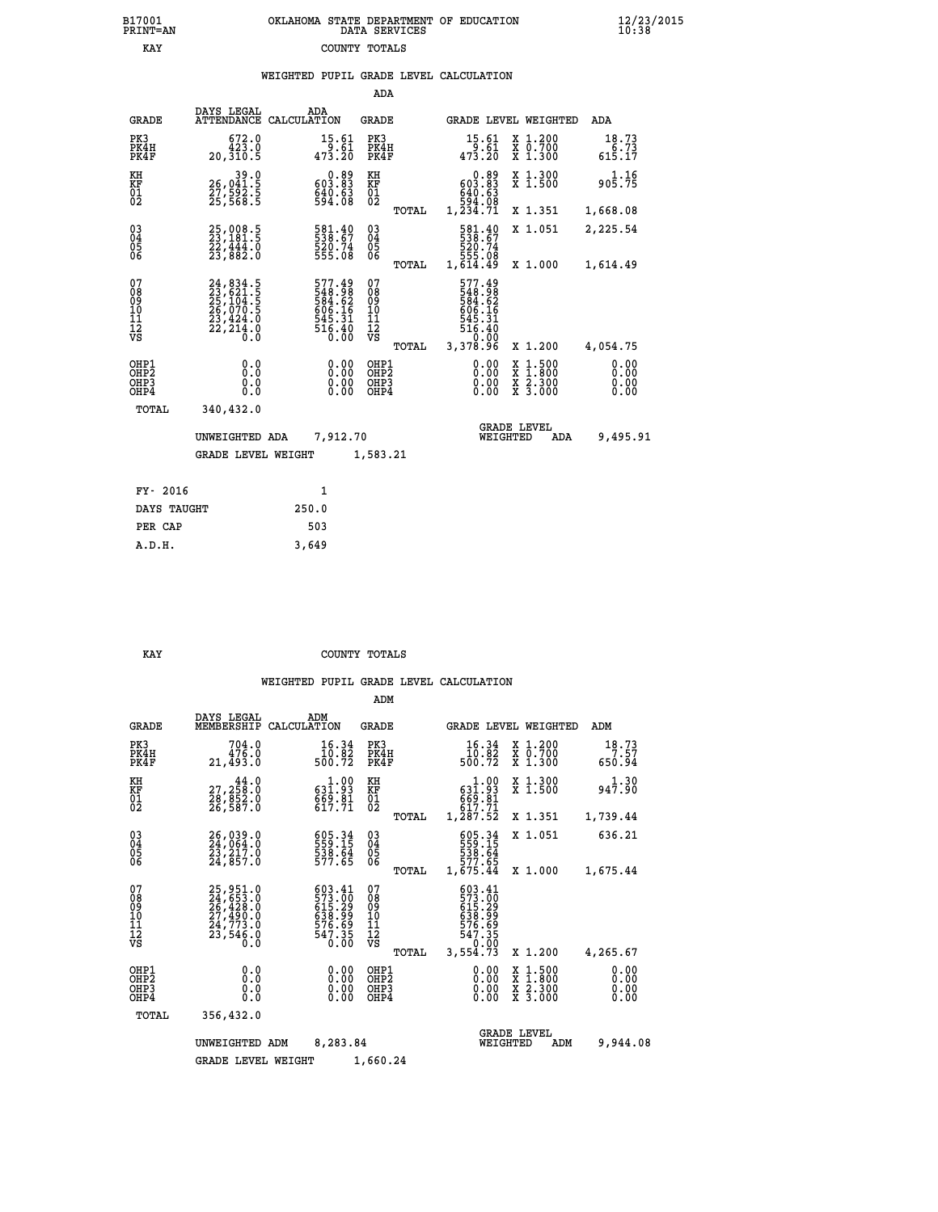B17001 PRINT=AN — OKLAHOMA STATE DEPARTMENT OF EDUCATION DATA SERVICES — 12/23/2015 10:38

KAY — COUNTY TOTALS

## WEIGHTED PUPIL GRADE LEVEL CALCULATION

### ADA

| GRADE | DAYS LEGAL ATTENDANCE | ADA CALCULATION | GRADE | GRADE LEVEL | WEIGHTED | ADA |
|---|---|---|---|---|---|---|
| PK3 | 672.0 | 15.61 | PK3 | 15.61 | X 1.200 | 18.73 |
| PK4H | 423.0 | 9.61 | PK4H | 9.61 | X 0.700 | 6.73 |
| PK4F | 20,310.5 | 473.20 | PK4F | 473.20 | X 1.300 | 615.17 |
| KH | 39.0 | 0.89 | KH | 0.89 | X 1.300 | 1.16 |
| KF | 26,041.5 | 603.83 | KF | 603.83 | X 1.500 | 905.75 |
| 01 | 27,592.5 | 640.63 | 01 | 640.63 | | |
| 02 | 25,568.5 | 594.08 | 02 | 594.08 | | |
| | | | TOTAL | 1,234.71 | X 1.351 | 1,668.08 |
| 03 | 25,008.5 | 581.40 | 03 | 581.40 | X 1.051 | 2,225.54 |
| 04 | 23,181.5 | 538.67 | 04 | 538.67 | | |
| 05 | 22,444.0 | 520.74 | 05 | 520.74 | | |
| 06 | 23,882.0 | 555.08 | 06 | 555.08 | | |
| | | | TOTAL | 1,614.49 | X 1.000 | 1,614.49 |
| 07 | 24,834.5 | 577.49 | 07 | 577.49 | | |
| 08 | 23,621.5 | 548.98 | 08 | 548.98 | | |
| 09 | 25,104.5 | 584.62 | 09 | 584.62 | | |
| 10 | 26,070.5 | 606.16 | 10 | 606.16 | | |
| 11 | 23,424.0 | 545.31 | 11 | 545.31 | | |
| 12 | 22,214.0 | 516.40 | 12 | 516.40 | | |
| VS | 0.0 | 0.00 | VS | 0.00 | | |
| | | | TOTAL | 3,378.96 | X 1.200 | 4,054.75 |
| OHP1 | 0.0 | 0.00 | OHP1 | 0.00 | X 1.500 | 0.00 |
| OHP2 | 0.0 | 0.00 | OHP2 | 0.00 | X 1.800 | 0.00 |
| OHP3 | 0.0 | 0.00 | OHP3 | 0.00 | X 2.300 | 0.00 |
| OHP4 | 0.0 | 0.00 | OHP4 | 0.00 | X 3.000 | 0.00 |
| TOTAL | 340,432.0 | | | | | |

UNWEIGHTED ADA 7,912.70 — GRADE LEVEL WEIGHTED ADA 9,495.91

GRADE LEVEL WEIGHT 1,583.21

| FY- 2016 | 1 |
|---|---|
| DAYS TAUGHT | 250.0 |
| PER CAP | 503 |
| A.D.H. | 3,649 |

KAY — COUNTY TOTALS

## WEIGHTED PUPIL GRADE LEVEL CALCULATION

### ADM

| GRADE | DAYS LEGAL MEMBERSHIP | ADM CALCULATION | GRADE | GRADE LEVEL | WEIGHTED | ADM |
|---|---|---|---|---|---|---|
| PK3 | 704.0 | 16.34 | PK3 | 16.34 | X 1.200 | 18.73 |
| PK4H | 476.0 | 10.82 | PK4H | 10.82 | X 0.700 | 7.57 |
| PK4F | 21,493.0 | 500.72 | PK4F | 500.72 | X 1.300 | 650.94 |
| KH | 44.0 | 1.00 | KH | 1.00 | X 1.300 | 1.30 |
| KF | 27,258.0 | 631.93 | KF | 631.93 | X 1.500 | 947.90 |
| 01 | 28,852.0 | 669.81 | 01 | 669.81 | | |
| 02 | 26,587.0 | 617.71 | 02 | 617.71 | | |
| | | | TOTAL | 1,287.52 | X 1.351 | 1,739.44 |
| 03 | 26,039.0 | 605.34 | 03 | 605.34 | X 1.051 | 636.21 |
| 04 | 24,064.0 | 559.15 | 04 | 559.15 | | |
| 05 | 23,217.0 | 538.64 | 05 | 538.64 | | |
| 06 | 24,857.0 | 577.65 | 06 | 577.65 | | |
| | | | TOTAL | 1,675.44 | X 1.000 | 1,675.44 |
| 07 | 25,951.0 | 603.41 | 07 | 603.41 | | |
| 08 | 24,653.0 | 573.00 | 08 | 573.00 | | |
| 09 | 26,428.0 | 615.29 | 09 | 615.29 | | |
| 10 | 27,490.0 | 638.99 | 10 | 638.99 | | |
| 11 | 24,773.0 | 576.69 | 11 | 576.69 | | |
| 12 | 23,546.0 | 547.35 | 12 | 547.35 | | |
| VS | 0.0 | 0.00 | VS | 0.00 | | |
| | | | TOTAL | 3,554.73 | X 1.200 | 4,265.67 |
| OHP1 | 0.0 | 0.00 | OHP1 | 0.00 | X 1.500 | 0.00 |
| OHP2 | 0.0 | 0.00 | OHP2 | 0.00 | X 1.800 | 0.00 |
| OHP3 | 0.0 | 0.00 | OHP3 | 0.00 | X 2.300 | 0.00 |
| OHP4 | 0.0 | 0.00 | OHP4 | 0.00 | X 3.000 | 0.00 |
| TOTAL | 356,432.0 | | | | | |

UNWEIGHTED ADM 8,283.84 — GRADE LEVEL WEIGHTED ADM 9,944.08

GRADE LEVEL WEIGHT 1,660.24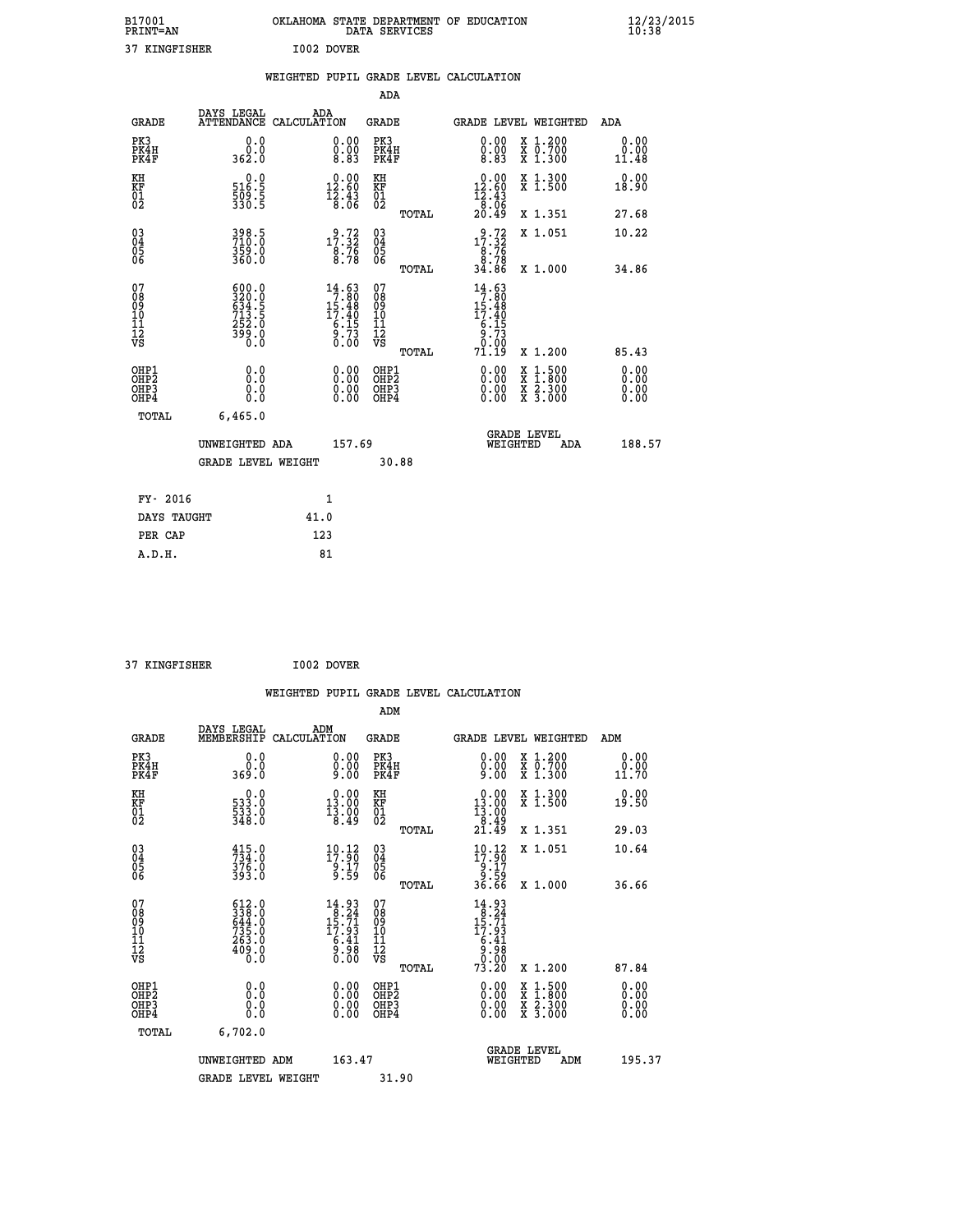B17001 OKLAHOMA STATE DEPARTMENT OF EDUCATION 12/23/2015
PRINT=AN DATA SERVICES 10:38

37 KINGFISHER I002 DOVER

## WEIGHTED PUPIL GRADE LEVEL CALCULATION

### ADA

| GRADE | DAYS LEGAL ATTENDANCE | ADA CALCULATION | GRADE | GRADE LEVEL | WEIGHTED | ADA |
|---|---|---|---|---|---|---|
| PK3 | 0.0 | 0.00 | PK3 | 0.00 | X 1.200 | 0.00 |
| PK4H | 0.0 | 0.00 | PK4H | 0.00 | X 0.700 | 0.00 |
| PK4F | 362.0 | 8.83 | PK4F | 8.83 | X 1.300 | 11.48 |
| KH | 0.0 | 0.00 | KH | 0.00 | X 1.300 | 0.00 |
| KF | 516.5 | 12.60 | KF | 12.60 | X 1.500 | 18.90 |
| 01 | 509.5 | 12.43 | 01 | 12.43 | | |
| 02 | 330.5 | 8.06 | 02 | 8.06 | | |
| | | | TOTAL | 20.49 | X 1.351 | 27.68 |
| 03 | 398.5 | 9.72 | 03 | 9.72 | X 1.051 | 10.22 |
| 04 | 710.0 | 17.32 | 04 | 17.32 | | |
| 05 | 359.0 | 8.76 | 05 | 8.76 | | |
| 06 | 360.0 | 8.78 | 06 | 8.78 | | |
| | | | TOTAL | 34.86 | X 1.000 | 34.86 |
| 07 | 600.0 | 14.63 | 07 | 14.63 | | |
| 08 | 320.0 | 7.80 | 08 | 7.80 | | |
| 09 | 634.5 | 15.48 | 09 | 15.48 | | |
| 10 | 713.5 | 17.40 | 10 | 17.40 | | |
| 11 | 252.0 | 6.15 | 11 | 6.15 | | |
| 12 | 399.0 | 9.73 | 12 | 9.73 | | |
| VS | 0.0 | 0.00 | VS | 0.00 | | |
| | | | TOTAL | 71.19 | X 1.200 | 85.43 |
| OHP1 | 0.0 | 0.00 | OHP1 | 0.00 | X 1.500 | 0.00 |
| OHP2 | 0.0 | 0.00 | OHP2 | 0.00 | X 1.800 | 0.00 |
| OHP3 | 0.0 | 0.00 | OHP3 | 0.00 | X 2.300 | 0.00 |
| OHP4 | 0.0 | 0.00 | OHP4 | 0.00 | X 3.000 | 0.00 |
| TOTAL | 6,465.0 | | | | | |

UNWEIGHTED ADA 157.69 GRADE LEVEL WEIGHTED ADA 188.57

GRADE LEVEL WEIGHT 30.88

| FY- 2016 | 1 |
|---|---|
| DAYS TAUGHT | 41.0 |
| PER CAP | 123 |
| A.D.H. | 81 |

37 KINGFISHER I002 DOVER

## WEIGHTED PUPIL GRADE LEVEL CALCULATION

### ADM

| GRADE | DAYS LEGAL MEMBERSHIP | ADM CALCULATION | GRADE | GRADE LEVEL | WEIGHTED | ADM |
|---|---|---|---|---|---|---|
| PK3 | 0.0 | 0.00 | PK3 | 0.00 | X 1.200 | 0.00 |
| PK4H | 0.0 | 0.00 | PK4H | 0.00 | X 0.700 | 0.00 |
| PK4F | 369.0 | 9.00 | PK4F | 9.00 | X 1.300 | 11.70 |
| KH | 0.0 | 0.00 | KH | 0.00 | X 1.300 | 0.00 |
| KF | 533.0 | 13.00 | KF | 13.00 | X 1.500 | 19.50 |
| 01 | 533.0 | 13.00 | 01 | 13.00 | | |
| 02 | 348.0 | 8.49 | 02 | 8.49 | | |
| | | | TOTAL | 21.49 | X 1.351 | 29.03 |
| 03 | 415.0 | 10.12 | 03 | 10.12 | X 1.051 | 10.64 |
| 04 | 734.0 | 17.90 | 04 | 17.90 | | |
| 05 | 376.0 | 9.17 | 05 | 9.17 | | |
| 06 | 393.0 | 9.59 | 06 | 9.59 | | |
| | | | TOTAL | 36.66 | X 1.000 | 36.66 |
| 07 | 612.0 | 14.93 | 07 | 14.93 | | |
| 08 | 338.0 | 8.24 | 08 | 8.24 | | |
| 09 | 644.0 | 15.71 | 09 | 15.71 | | |
| 10 | 735.0 | 17.93 | 10 | 17.93 | | |
| 11 | 263.0 | 6.41 | 11 | 6.41 | | |
| 12 | 409.0 | 9.98 | 12 | 9.98 | | |
| VS | 0.0 | 0.00 | VS | 0.00 | | |
| | | | TOTAL | 73.20 | X 1.200 | 87.84 |
| OHP1 | 0.0 | 0.00 | OHP1 | 0.00 | X 1.500 | 0.00 |
| OHP2 | 0.0 | 0.00 | OHP2 | 0.00 | X 1.800 | 0.00 |
| OHP3 | 0.0 | 0.00 | OHP3 | 0.00 | X 2.300 | 0.00 |
| OHP4 | 0.0 | 0.00 | OHP4 | 0.00 | X 3.000 | 0.00 |
| TOTAL | 6,702.0 | | | | | |

UNWEIGHTED ADM 163.47 GRADE LEVEL WEIGHTED ADM 195.37

GRADE LEVEL WEIGHT 31.90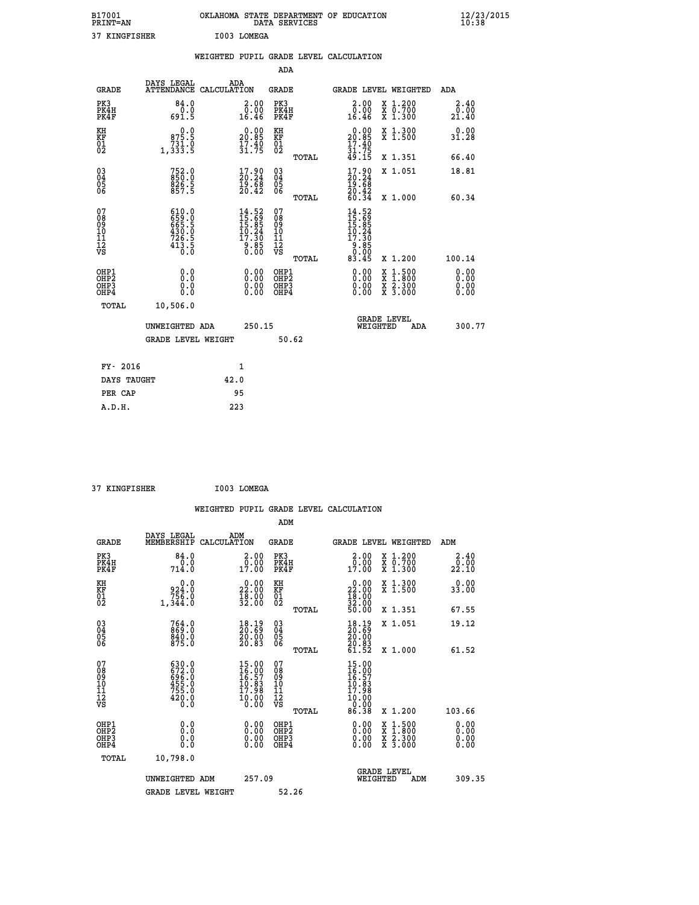B17001 OKLAHOMA STATE DEPARTMENT OF EDUCATION 12/23/2015
PRINT=AN DATA SERVICES 10:38

37 KINGFISHER I003 LOMEGA

## WEIGHTED PUPIL GRADE LEVEL CALCULATION

### ADA

| GRADE | DAYS LEGAL ATTENDANCE | ADA CALCULATION | GRADE | GRADE LEVEL | WEIGHTED | ADA |
|---|---|---|---|---|---|---|
| PK3 | 84.0 | 2.00 | PK3 | 2.00 | X 1.200 | 2.40 |
| PK4H | 0.0 | 0.00 | PK4H | 0.00 | X 0.700 | 0.00 |
| PK4F | 691.5 | 16.46 | PK4F | 16.46 | X 1.300 | 21.40 |
| KH | 0.0 | 0.00 | KH | 0.00 | X 1.300 | 0.00 |
| KF | 875.5 | 20.85 | KF | 20.85 | X 1.500 | 31.28 |
| 01 | 731.0 | 17.40 | 01 | 17.40 | | |
| 02 | 1,333.5 | 31.75 | 02 | 31.75 | | |
| | | | TOTAL | 49.15 | X 1.351 | 66.40 |
| 03 | 752.0 | 17.90 | 03 | 17.90 | X 1.051 | 18.81 |
| 04 | 850.0 | 20.24 | 04 | 20.24 | | |
| 05 | 826.5 | 19.68 | 05 | 19.68 | | |
| 06 | 857.5 | 20.42 | 06 | 20.42 | | |
| | | | TOTAL | 60.34 | X 1.000 | 60.34 |
| 07 | 610.0 | 14.52 | 07 | 14.52 | | |
| 08 | 659.0 | 15.69 | 08 | 15.69 | | |
| 09 | 665.5 | 15.85 | 09 | 15.85 | | |
| 10 | 430.0 | 10.24 | 10 | 10.24 | | |
| 11 | 726.5 | 17.30 | 11 | 17.30 | | |
| 12 | 413.5 | 9.85 | 12 | 9.85 | | |
| VS | 0.0 | 0.00 | VS | 0.00 | | |
| | | | TOTAL | 83.45 | X 1.200 | 100.14 |
| OHP1 | 0.0 | 0.00 | OHP1 | 0.00 | X 1.500 | 0.00 |
| OHP2 | 0.0 | 0.00 | OHP2 | 0.00 | X 1.800 | 0.00 |
| OHP3 | 0.0 | 0.00 | OHP3 | 0.00 | X 2.300 | 0.00 |
| OHP4 | 0.0 | 0.00 | OHP4 | 0.00 | X 3.000 | 0.00 |
| TOTAL | 10,506.0 | | | | | |

UNWEIGHTED ADA 250.15 GRADE LEVEL WEIGHTED ADA 300.77

GRADE LEVEL WEIGHT 50.62

| | |
|---|---|
| FY- 2016 | 1 |
| DAYS TAUGHT | 42.0 |
| PER CAP | 95 |
| A.D.H. | 223 |

37 KINGFISHER I003 LOMEGA

## WEIGHTED PUPIL GRADE LEVEL CALCULATION

### ADM

| GRADE | DAYS LEGAL MEMBERSHIP | ADM CALCULATION | GRADE | GRADE LEVEL | WEIGHTED | ADM |
|---|---|---|---|---|---|---|
| PK3 | 84.0 | 2.00 | PK3 | 2.00 | X 1.200 | 2.40 |
| PK4H | 0.0 | 0.00 | PK4H | 0.00 | X 0.700 | 0.00 |
| PK4F | 714.0 | 17.00 | PK4F | 17.00 | X 1.300 | 22.10 |
| KH | 0.0 | 0.00 | KH | 0.00 | X 1.300 | 0.00 |
| KF | 924.0 | 22.00 | KF | 22.00 | X 1.500 | 33.00 |
| 01 | 756.0 | 18.00 | 01 | 18.00 | | |
| 02 | 1,344.0 | 32.00 | 02 | 32.00 | | |
| | | | TOTAL | 50.00 | X 1.351 | 67.55 |
| 03 | 764.0 | 18.19 | 03 | 18.19 | X 1.051 | 19.12 |
| 04 | 869.0 | 20.69 | 04 | 20.69 | | |
| 05 | 840.0 | 20.00 | 05 | 20.00 | | |
| 06 | 875.0 | 20.83 | 06 | 20.83 | | |
| | | | TOTAL | 61.52 | X 1.000 | 61.52 |
| 07 | 630.0 | 15.00 | 07 | 15.00 | | |
| 08 | 672.0 | 16.00 | 08 | 16.00 | | |
| 09 | 696.0 | 16.57 | 09 | 16.57 | | |
| 10 | 455.0 | 10.83 | 10 | 10.83 | | |
| 11 | 755.0 | 17.98 | 11 | 17.98 | | |
| 12 | 420.0 | 10.00 | 12 | 10.00 | | |
| VS | 0.0 | 0.00 | VS | 0.00 | | |
| | | | TOTAL | 86.38 | X 1.200 | 103.66 |
| OHP1 | 0.0 | 0.00 | OHP1 | 0.00 | X 1.500 | 0.00 |
| OHP2 | 0.0 | 0.00 | OHP2 | 0.00 | X 1.800 | 0.00 |
| OHP3 | 0.0 | 0.00 | OHP3 | 0.00 | X 2.300 | 0.00 |
| OHP4 | 0.0 | 0.00 | OHP4 | 0.00 | X 3.000 | 0.00 |
| TOTAL | 10,798.0 | | | | | |

UNWEIGHTED ADM 257.09 GRADE LEVEL WEIGHTED ADM 309.35

GRADE LEVEL WEIGHT 52.26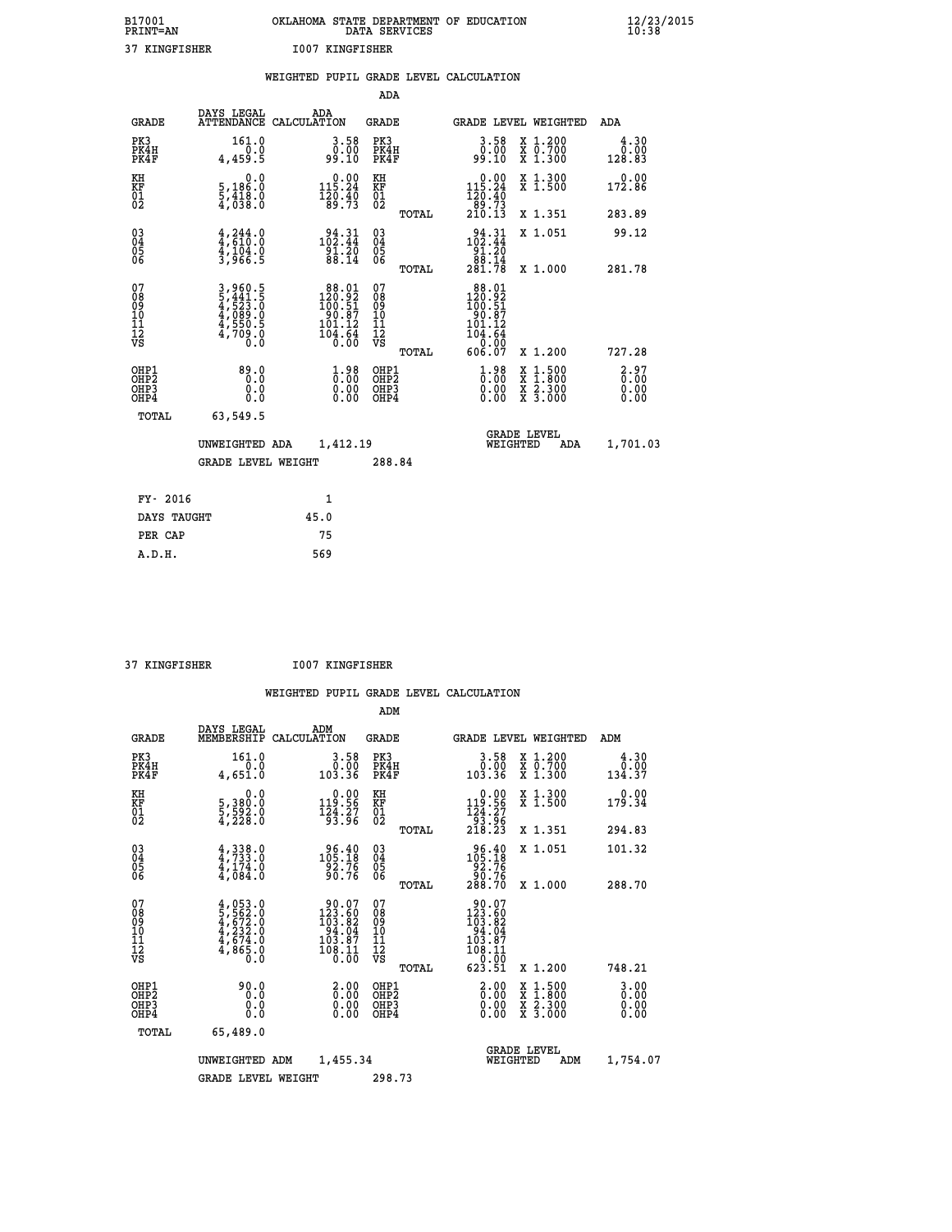B17001 OKLAHOMA STATE DEPARTMENT OF EDUCATION 12/23/2015
PRINT=AN DATA SERVICES 10:38

37 KINGFISHER I007 KINGFISHER

## WEIGHTED PUPIL GRADE LEVEL CALCULATION

### ADA

| GRADE | DAYS LEGAL ATTENDANCE | ADA CALCULATION | GRADE | | GRADE LEVEL | WEIGHTED | ADA |
|---|---|---|---|---|---|---|---|
| PK3 | 161.0 | 3.58 | PK3 | | 3.58 | X 1.200 | 4.30 |
| PK4H | 0.0 | 0.00 | PK4H | | 0.00 | X 0.700 | 0.00 |
| PK4F | 4,459.5 | 99.10 | PK4F | | 99.10 | X 1.300 | 128.83 |
| KH | 0.0 | 0.00 | KH | | 0.00 | X 1.300 | 0.00 |
| KF | 5,186.0 | 115.24 | KF | | 115.24 | X 1.500 | 172.86 |
| 01 | 5,418.0 | 120.40 | 01 | | 120.40 | | |
| 02 | 4,038.0 | 89.73 | 02 | | 89.73 | | |
| | | | | TOTAL | 210.13 | X 1.351 | 283.89 |
| 03 | 4,244.0 | 94.31 | 03 | | 94.31 | X 1.051 | 99.12 |
| 04 | 4,610.0 | 102.44 | 04 | | 102.44 | | |
| 05 | 4,104.0 | 91.20 | 05 | | 91.20 | | |
| 06 | 3,966.5 | 88.14 | 06 | | 88.14 | | |
| | | | | TOTAL | 281.78 | X 1.000 | 281.78 |
| 07 | 3,960.5 | 88.01 | 07 | | 88.01 | | |
| 08 | 5,441.5 | 120.92 | 08 | | 120.92 | | |
| 09 | 4,523.0 | 100.51 | 09 | | 100.51 | | |
| 10 | 4,089.0 | 90.87 | 10 | | 90.87 | | |
| 11 | 4,550.5 | 101.12 | 11 | | 101.12 | | |
| 12 | 4,709.0 | 104.64 | 12 | | 104.64 | | |
| VS | 0.0 | 0.00 | VS | | 0.00 | | |
| | | | | TOTAL | 606.07 | X 1.200 | 727.28 |
| OHP1 | 89.0 | 1.98 | OHP1 | | 1.98 | X 1.500 | 2.97 |
| OHP2 | 0.0 | 0.00 | OHP2 | | 0.00 | X 1.800 | 0.00 |
| OHP3 | 0.0 | 0.00 | OHP3 | | 0.00 | X 2.300 | 0.00 |
| OHP4 | 0.0 | 0.00 | OHP4 | | 0.00 | X 3.000 | 0.00 |
| TOTAL | 63,549.5 | | | | | | |

UNWEIGHTED ADA 1,412.19 — GRADE LEVEL WEIGHTED ADA 1,701.03

GRADE LEVEL WEIGHT 288.84

| | |
|---|---|
| FY- 2016 | 1 |
| DAYS TAUGHT | 45.0 |
| PER CAP | 75 |
| A.D.H. | 569 |

37 KINGFISHER I007 KINGFISHER

## WEIGHTED PUPIL GRADE LEVEL CALCULATION

### ADM

| GRADE | DAYS LEGAL MEMBERSHIP | ADM CALCULATION | GRADE | | GRADE LEVEL | WEIGHTED | ADM |
|---|---|---|---|---|---|---|---|
| PK3 | 161.0 | 3.58 | PK3 | | 3.58 | X 1.200 | 4.30 |
| PK4H | 0.0 | 0.00 | PK4H | | 0.00 | X 0.700 | 0.00 |
| PK4F | 4,651.0 | 103.36 | PK4F | | 103.36 | X 1.300 | 134.37 |
| KH | 0.0 | 0.00 | KH | | 0.00 | X 1.300 | 0.00 |
| KF | 5,380.0 | 119.56 | KF | | 119.56 | X 1.500 | 179.34 |
| 01 | 5,592.0 | 124.27 | 01 | | 124.27 | | |
| 02 | 4,228.0 | 93.96 | 02 | | 93.96 | | |
| | | | | TOTAL | 218.23 | X 1.351 | 294.83 |
| 03 | 4,338.0 | 96.40 | 03 | | 96.40 | X 1.051 | 101.32 |
| 04 | 4,733.0 | 105.18 | 04 | | 105.18 | | |
| 05 | 4,174.0 | 92.76 | 05 | | 92.76 | | |
| 06 | 4,084.0 | 90.76 | 06 | | 90.76 | | |
| | | | | TOTAL | 288.70 | X 1.000 | 288.70 |
| 07 | 4,053.0 | 90.07 | 07 | | 90.07 | | |
| 08 | 5,562.0 | 123.60 | 08 | | 123.60 | | |
| 09 | 4,672.0 | 103.82 | 09 | | 103.82 | | |
| 10 | 4,232.0 | 94.04 | 10 | | 94.04 | | |
| 11 | 4,674.0 | 103.87 | 11 | | 103.87 | | |
| 12 | 4,865.0 | 108.11 | 12 | | 108.11 | | |
| VS | 0.0 | 0.00 | VS | | 0.00 | | |
| | | | | TOTAL | 623.51 | X 1.200 | 748.21 |
| OHP1 | 90.0 | 2.00 | OHP1 | | 2.00 | X 1.500 | 3.00 |
| OHP2 | 0.0 | 0.00 | OHP2 | | 0.00 | X 1.800 | 0.00 |
| OHP3 | 0.0 | 0.00 | OHP3 | | 0.00 | X 2.300 | 0.00 |
| OHP4 | 0.0 | 0.00 | OHP4 | | 0.00 | X 3.000 | 0.00 |
| TOTAL | 65,489.0 | | | | | | |

UNWEIGHTED ADM 1,455.34 — GRADE LEVEL WEIGHTED ADM 1,754.07

GRADE LEVEL WEIGHT 298.73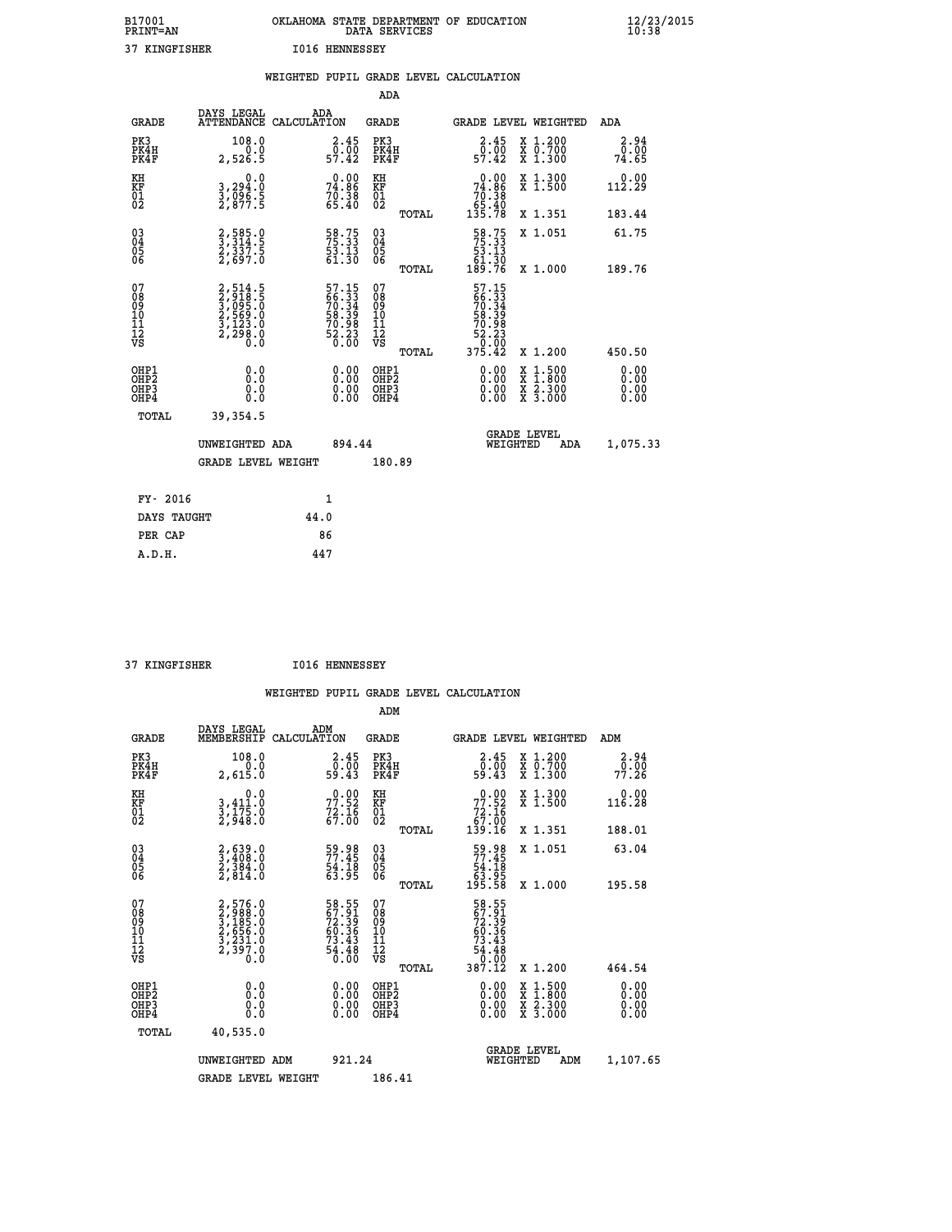B17001 OKLAHOMA STATE DEPARTMENT OF EDUCATION 12/23/2015
PRINT=AN DATA SERVICES 10:38

37 KINGFISHER I016 HENNESSEY

## WEIGHTED PUPIL GRADE LEVEL CALCULATION

### ADA

| GRADE | DAYS LEGAL ATTENDANCE | ADA CALCULATION | GRADE | | GRADE LEVEL | WEIGHTED | ADA |
|---|---|---|---|---|---|---|---|
| PK3 | 108.0 | 2.45 | PK3 | | 2.45 | X 1.200 | 2.94 |
| PK4H | 0.0 | 0.00 | PK4H | | 0.00 | X 0.700 | 0.00 |
| PK4F | 2,526.5 | 57.42 | PK4F | | 57.42 | X 1.300 | 74.65 |
| KH | 0.0 | 0.00 | KH | | 0.00 | X 1.300 | 0.00 |
| KF | 3,294.0 | 74.86 | KF | | 74.86 | X 1.500 | 112.29 |
| 01 | 3,096.5 | 70.38 | 01 | | 70.38 | | |
| 02 | 2,877.5 | 65.40 | 02 | | 65.40 | | |
| | | | | TOTAL | 135.78 | X 1.351 | 183.44 |
| 03 | 2,585.0 | 58.75 | 03 | | 58.75 | X 1.051 | 61.75 |
| 04 | 3,314.5 | 75.33 | 04 | | 75.33 | | |
| 05 | 2,337.5 | 53.13 | 05 | | 53.13 | | |
| 06 | 2,697.0 | 61.30 | 06 | | 61.30 | | |
| | | | | TOTAL | 189.76 | X 1.000 | 189.76 |
| 07 | 2,514.5 | 57.15 | 07 | | 57.15 | | |
| 08 | 2,918.5 | 66.33 | 08 | | 66.33 | | |
| 09 | 3,095.0 | 70.34 | 09 | | 70.34 | | |
| 10 | 2,569.0 | 58.39 | 10 | | 58.39 | | |
| 11 | 3,123.0 | 70.98 | 11 | | 70.98 | | |
| 12 | 2,298.0 | 52.23 | 12 | | 52.23 | | |
| VS | 0.0 | 0.00 | VS | | 0.00 | | |
| | | | | TOTAL | 375.42 | X 1.200 | 450.50 |
| OHP1 | 0.0 | 0.00 | OHP1 | | 0.00 | X 1.500 | 0.00 |
| OHP2 | 0.0 | 0.00 | OHP2 | | 0.00 | X 1.800 | 0.00 |
| OHP3 | 0.0 | 0.00 | OHP3 | | 0.00 | X 2.300 | 0.00 |
| OHP4 | 0.0 | 0.00 | OHP4 | | 0.00 | X 3.000 | 0.00 |
| TOTAL | 39,354.5 | | | | | | |

UNWEIGHTED ADA 894.44 GRADE LEVEL WEIGHTED ADA 1,075.33

GRADE LEVEL WEIGHT 180.89

| | |
|---|---|
| FY- 2016 | 1 |
| DAYS TAUGHT | 44.0 |
| PER CAP | 86 |
| A.D.H. | 447 |

37 KINGFISHER I016 HENNESSEY

## WEIGHTED PUPIL GRADE LEVEL CALCULATION

### ADM

| GRADE | DAYS LEGAL MEMBERSHIP | ADM CALCULATION | GRADE | | GRADE LEVEL | WEIGHTED | ADM |
|---|---|---|---|---|---|---|---|
| PK3 | 108.0 | 2.45 | PK3 | | 2.45 | X 1.200 | 2.94 |
| PK4H | 0.0 | 0.00 | PK4H | | 0.00 | X 0.700 | 0.00 |
| PK4F | 2,615.0 | 59.43 | PK4F | | 59.43 | X 1.300 | 77.26 |
| KH | 0.0 | 0.00 | KH | | 0.00 | X 1.300 | 0.00 |
| KF | 3,411.0 | 77.52 | KF | | 77.52 | X 1.500 | 116.28 |
| 01 | 3,175.0 | 72.16 | 01 | | 72.16 | | |
| 02 | 2,948.0 | 67.00 | 02 | | 67.00 | | |
| | | | | TOTAL | 139.16 | X 1.351 | 188.01 |
| 03 | 2,639.0 | 59.98 | 03 | | 59.98 | X 1.051 | 63.04 |
| 04 | 3,408.0 | 77.45 | 04 | | 77.45 | | |
| 05 | 2,384.0 | 54.18 | 05 | | 54.18 | | |
| 06 | 2,814.0 | 63.95 | 06 | | 63.95 | | |
| | | | | TOTAL | 195.58 | X 1.000 | 195.58 |
| 07 | 2,576.0 | 58.55 | 07 | | 58.55 | | |
| 08 | 2,988.0 | 67.91 | 08 | | 67.91 | | |
| 09 | 3,185.0 | 72.39 | 09 | | 72.39 | | |
| 10 | 2,656.0 | 60.36 | 10 | | 60.36 | | |
| 11 | 3,231.0 | 73.43 | 11 | | 73.43 | | |
| 12 | 2,397.0 | 54.48 | 12 | | 54.48 | | |
| VS | 0.0 | 0.00 | VS | | 0.00 | | |
| | | | | TOTAL | 387.12 | X 1.200 | 464.54 |
| OHP1 | 0.0 | 0.00 | OHP1 | | 0.00 | X 1.500 | 0.00 |
| OHP2 | 0.0 | 0.00 | OHP2 | | 0.00 | X 1.800 | 0.00 |
| OHP3 | 0.0 | 0.00 | OHP3 | | 0.00 | X 2.300 | 0.00 |
| OHP4 | 0.0 | 0.00 | OHP4 | | 0.00 | X 3.000 | 0.00 |
| TOTAL | 40,535.0 | | | | | | |

UNWEIGHTED ADM 921.24 GRADE LEVEL WEIGHTED ADM 1,107.65

GRADE LEVEL WEIGHT 186.41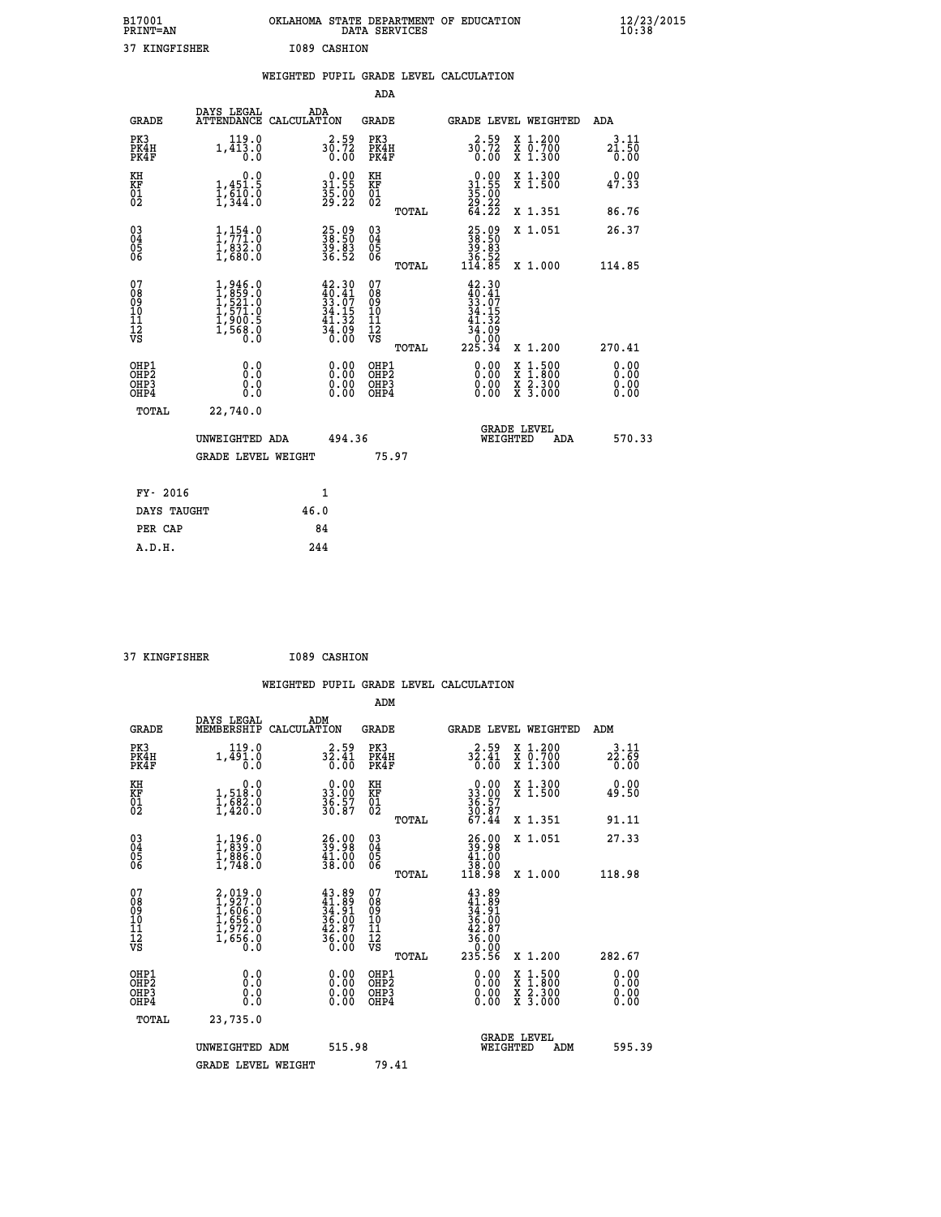B17001 OKLAHOMA STATE DEPARTMENT OF EDUCATION 12/23/2015
PRINT=AN DATA SERVICES 10:38

37 KINGFISHER I089 CASHION

WEIGHTED PUPIL GRADE LEVEL CALCULATION

ADA

| GRADE | DAYS LEGAL ATTENDANCE | ADA CALCULATION | GRADE | | GRADE LEVEL | WEIGHTED | ADA |
|---|---|---|---|---|---|---|---|
| PK3 | 119.0 | 2.59 | PK3 | | 2.59 | X 1.200 | 3.11 |
| PK4H | 1,413.0 | 30.72 | PK4H | | 30.72 | X 0.700 | 21.50 |
| PK4F | 0.0 | 0.00 | PK4F | | 0.00 | X 1.300 | 0.00 |
| KH | 0.0 | 0.00 | KH | | 0.00 | X 1.300 | 0.00 |
| KF | 1,451.5 | 31.55 | KF | | 31.55 | X 1.500 | 47.33 |
| 01 | 1,610.0 | 35.00 | 01 | | 35.00 | | |
| 02 | 1,344.0 | 29.22 | 02 | | 29.22 | | |
| | | | | TOTAL | 64.22 | X 1.351 | 86.76 |
| 03 | 1,154.0 | 25.09 | 03 | | 25.09 | X 1.051 | 26.37 |
| 04 | 1,771.0 | 38.50 | 04 | | 38.50 | | |
| 05 | 1,832.0 | 39.83 | 05 | | 39.83 | | |
| 06 | 1,680.0 | 36.52 | 06 | | 36.52 | | |
| | | | | TOTAL | 114.85 | X 1.000 | 114.85 |
| 07 | 1,946.0 | 42.30 | 07 | | 42.30 | | |
| 08 | 1,859.0 | 40.41 | 08 | | 40.41 | | |
| 09 | 1,521.0 | 33.07 | 09 | | 33.07 | | |
| 10 | 1,571.0 | 34.15 | 10 | | 34.15 | | |
| 11 | 1,900.5 | 41.32 | 11 | | 41.32 | | |
| 12 | 1,568.0 | 34.09 | 12 | | 34.09 | | |
| VS | 0.0 | 0.00 | VS | | 0.00 | | |
| | | | | TOTAL | 225.34 | X 1.200 | 270.41 |
| OHP1 | 0.0 | 0.00 | OHP1 | | 0.00 | X 1.500 | 0.00 |
| OHP2 | 0.0 | 0.00 | OHP2 | | 0.00 | X 1.800 | 0.00 |
| OHP3 | 0.0 | 0.00 | OHP3 | | 0.00 | X 2.300 | 0.00 |
| OHP4 | 0.0 | 0.00 | OHP4 | | 0.00 | X 3.000 | 0.00 |
| TOTAL | 22,740.0 | | | | | | |

UNWEIGHTED ADA 494.36 GRADE LEVEL WEIGHTED ADA 570.33

GRADE LEVEL WEIGHT 75.97

| FY- 2016 | 1 |
|---|---|
| DAYS TAUGHT | 46.0 |
| PER CAP | 84 |
| A.D.H. | 244 |

37 KINGFISHER I089 CASHION

WEIGHTED PUPIL GRADE LEVEL CALCULATION

ADM

| GRADE | DAYS LEGAL MEMBERSHIP | ADM CALCULATION | GRADE | | GRADE LEVEL | WEIGHTED | ADM |
|---|---|---|---|---|---|---|---|
| PK3 | 119.0 | 2.59 | PK3 | | 2.59 | X 1.200 | 3.11 |
| PK4H | 1,491.0 | 32.41 | PK4H | | 32.41 | X 0.700 | 22.69 |
| PK4F | 0.0 | 0.00 | PK4F | | 0.00 | X 1.300 | 0.00 |
| KH | 0.0 | 0.00 | KH | | 0.00 | X 1.300 | 0.00 |
| KF | 1,518.0 | 33.00 | KF | | 33.00 | X 1.500 | 49.50 |
| 01 | 1,682.0 | 36.57 | 01 | | 36.57 | | |
| 02 | 1,420.0 | 30.87 | 02 | | 30.87 | | |
| | | | | TOTAL | 67.44 | X 1.351 | 91.11 |
| 03 | 1,196.0 | 26.00 | 03 | | 26.00 | X 1.051 | 27.33 |
| 04 | 1,839.0 | 39.98 | 04 | | 39.98 | | |
| 05 | 1,886.0 | 41.00 | 05 | | 41.00 | | |
| 06 | 1,748.0 | 38.00 | 06 | | 38.00 | | |
| | | | | TOTAL | 118.98 | X 1.000 | 118.98 |
| 07 | 2,019.0 | 43.89 | 07 | | 43.89 | | |
| 08 | 1,927.0 | 41.89 | 08 | | 41.89 | | |
| 09 | 1,606.0 | 34.91 | 09 | | 34.91 | | |
| 10 | 1,656.0 | 36.00 | 10 | | 36.00 | | |
| 11 | 1,972.0 | 42.87 | 11 | | 42.87 | | |
| 12 | 1,656.0 | 36.00 | 12 | | 36.00 | | |
| VS | 0.0 | 0.00 | VS | | 0.00 | | |
| | | | | TOTAL | 235.56 | X 1.200 | 282.67 |
| OHP1 | 0.0 | 0.00 | OHP1 | | 0.00 | X 1.500 | 0.00 |
| OHP2 | 0.0 | 0.00 | OHP2 | | 0.00 | X 1.800 | 0.00 |
| OHP3 | 0.0 | 0.00 | OHP3 | | 0.00 | X 2.300 | 0.00 |
| OHP4 | 0.0 | 0.00 | OHP4 | | 0.00 | X 3.000 | 0.00 |
| TOTAL | 23,735.0 | | | | | | |

UNWEIGHTED ADM 515.98 GRADE LEVEL WEIGHTED ADM 595.39

GRADE LEVEL WEIGHT 79.41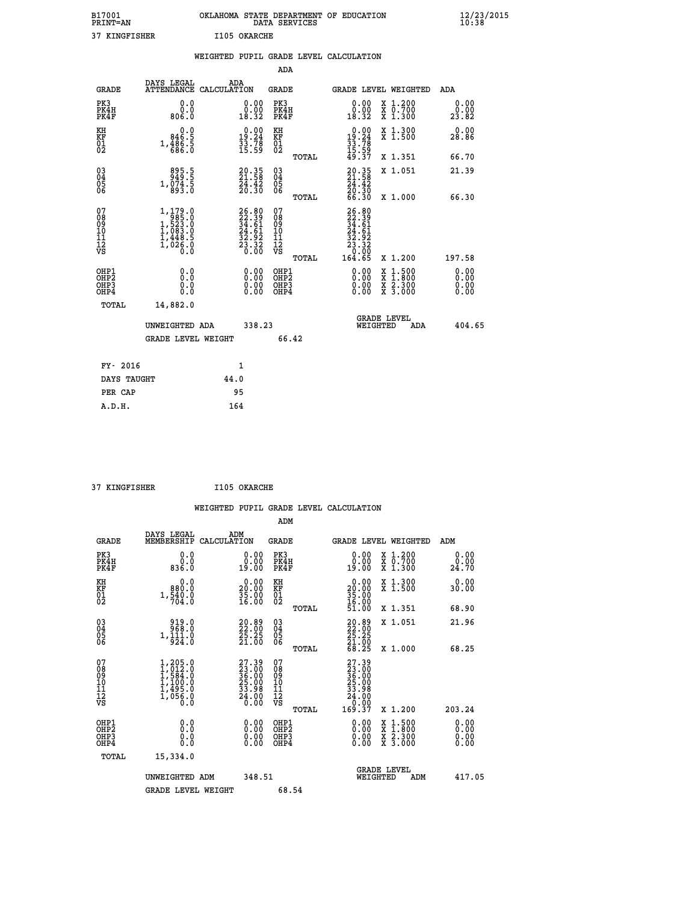B17001 OKLAHOMA STATE DEPARTMENT OF EDUCATION 12/23/2015
PRINT=AN DATA SERVICES 10:38

37 KINGFISHER I105 OKARCHE

WEIGHTED PUPIL GRADE LEVEL CALCULATION

ADA

| GRADE | DAYS LEGAL ATTENDANCE | ADA CALCULATION | GRADE | | GRADE LEVEL | WEIGHTED | ADA |
|---|---|---|---|---|---|---|---|
| PK3 | 0.0 | 0.00 | PK3 | | 0.00 | X 1.200 | 0.00 |
| PK4H | 0.0 | 0.00 | PK4H | | 0.00 | X 0.700 | 0.00 |
| PK4F | 806.0 | 18.32 | PK4F | | 18.32 | X 1.300 | 23.82 |
| KH | 0.0 | 0.00 | KH | | 0.00 | X 1.300 | 0.00 |
| KF | 846.5 | 19.24 | KF | | 19.24 | X 1.500 | 28.86 |
| 01 | 1,486.5 | 33.78 | 01 | | 33.78 | | |
| 02 | 686.0 | 15.59 | 02 | | 15.59 | | |
| | | | | TOTAL | 49.37 | X 1.351 | 66.70 |
| 03 | 895.5 | 20.35 | 03 | | 20.35 | X 1.051 | 21.39 |
| 04 | 949.5 | 21.58 | 04 | | 21.58 | | |
| 05 | 1,074.5 | 24.42 | 05 | | 24.42 | | |
| 06 | 893.0 | 20.30 | 06 | | 20.30 | | |
| | | | | TOTAL | 66.30 | X 1.000 | 66.30 |
| 07 | 1,179.0 | 26.80 | 07 | | 26.80 | | |
| 08 | 985.0 | 22.39 | 08 | | 22.39 | | |
| 09 | 1,523.0 | 34.61 | 09 | | 34.61 | | |
| 10 | 1,083.0 | 24.61 | 10 | | 24.61 | | |
| 11 | 1,448.5 | 32.92 | 11 | | 32.92 | | |
| 12 | 1,026.0 | 23.32 | 12 | | 23.32 | | |
| VS | 0.0 | 0.00 | VS | | 0.00 | | |
| | | | | TOTAL | 164.65 | X 1.200 | 197.58 |
| OHP1 | 0.0 | 0.00 | OHP1 | | 0.00 | X 1.500 | 0.00 |
| OHP2 | 0.0 | 0.00 | OHP2 | | 0.00 | X 1.800 | 0.00 |
| OHP3 | 0.0 | 0.00 | OHP3 | | 0.00 | X 2.300 | 0.00 |
| OHP4 | 0.0 | 0.00 | OHP4 | | 0.00 | X 3.000 | 0.00 |
| TOTAL | 14,882.0 | | | | | | |

UNWEIGHTED ADA 338.23 GRADE LEVEL WEIGHTED ADA 404.65

GRADE LEVEL WEIGHT 66.42

| FY- 2016 | 1 |
|---|---|
| DAYS TAUGHT | 44.0 |
| PER CAP | 95 |
| A.D.H. | 164 |

37 KINGFISHER I105 OKARCHE

WEIGHTED PUPIL GRADE LEVEL CALCULATION

ADM

| GRADE | DAYS LEGAL MEMBERSHIP | ADM CALCULATION | GRADE | | GRADE LEVEL | WEIGHTED | ADM |
|---|---|---|---|---|---|---|---|
| PK3 | 0.0 | 0.00 | PK3 | | 0.00 | X 1.200 | 0.00 |
| PK4H | 0.0 | 0.00 | PK4H | | 0.00 | X 0.700 | 0.00 |
| PK4F | 836.0 | 19.00 | PK4F | | 19.00 | X 1.300 | 24.70 |
| KH | 0.0 | 0.00 | KH | | 0.00 | X 1.300 | 0.00 |
| KF | 880.0 | 20.00 | KF | | 20.00 | X 1.500 | 30.00 |
| 01 | 1,540.0 | 35.00 | 01 | | 35.00 | | |
| 02 | 704.0 | 16.00 | 02 | | 16.00 | | |
| | | | | TOTAL | 51.00 | X 1.351 | 68.90 |
| 03 | 919.0 | 20.89 | 03 | | 20.89 | X 1.051 | 21.96 |
| 04 | 968.0 | 22.00 | 04 | | 22.00 | | |
| 05 | 1,111.0 | 25.25 | 05 | | 25.25 | | |
| 06 | 924.0 | 21.00 | 06 | | 21.00 | | |
| | | | | TOTAL | 68.25 | X 1.000 | 68.25 |
| 07 | 1,205.0 | 27.39 | 07 | | 27.39 | | |
| 08 | 1,012.0 | 23.00 | 08 | | 23.00 | | |
| 09 | 1,584.0 | 36.00 | 09 | | 36.00 | | |
| 10 | 1,100.0 | 25.00 | 10 | | 25.00 | | |
| 11 | 1,495.0 | 33.98 | 11 | | 33.98 | | |
| 12 | 1,056.0 | 24.00 | 12 | | 24.00 | | |
| VS | 0.0 | 0.00 | VS | | 0.00 | | |
| | | | | TOTAL | 169.37 | X 1.200 | 203.24 |
| OHP1 | 0.0 | 0.00 | OHP1 | | 0.00 | X 1.500 | 0.00 |
| OHP2 | 0.0 | 0.00 | OHP2 | | 0.00 | X 1.800 | 0.00 |
| OHP3 | 0.0 | 0.00 | OHP3 | | 0.00 | X 2.300 | 0.00 |
| OHP4 | 0.0 | 0.00 | OHP4 | | 0.00 | X 3.000 | 0.00 |
| TOTAL | 15,334.0 | | | | | | |

UNWEIGHTED ADM 348.51 GRADE LEVEL WEIGHTED ADM 417.05

GRADE LEVEL WEIGHT 68.54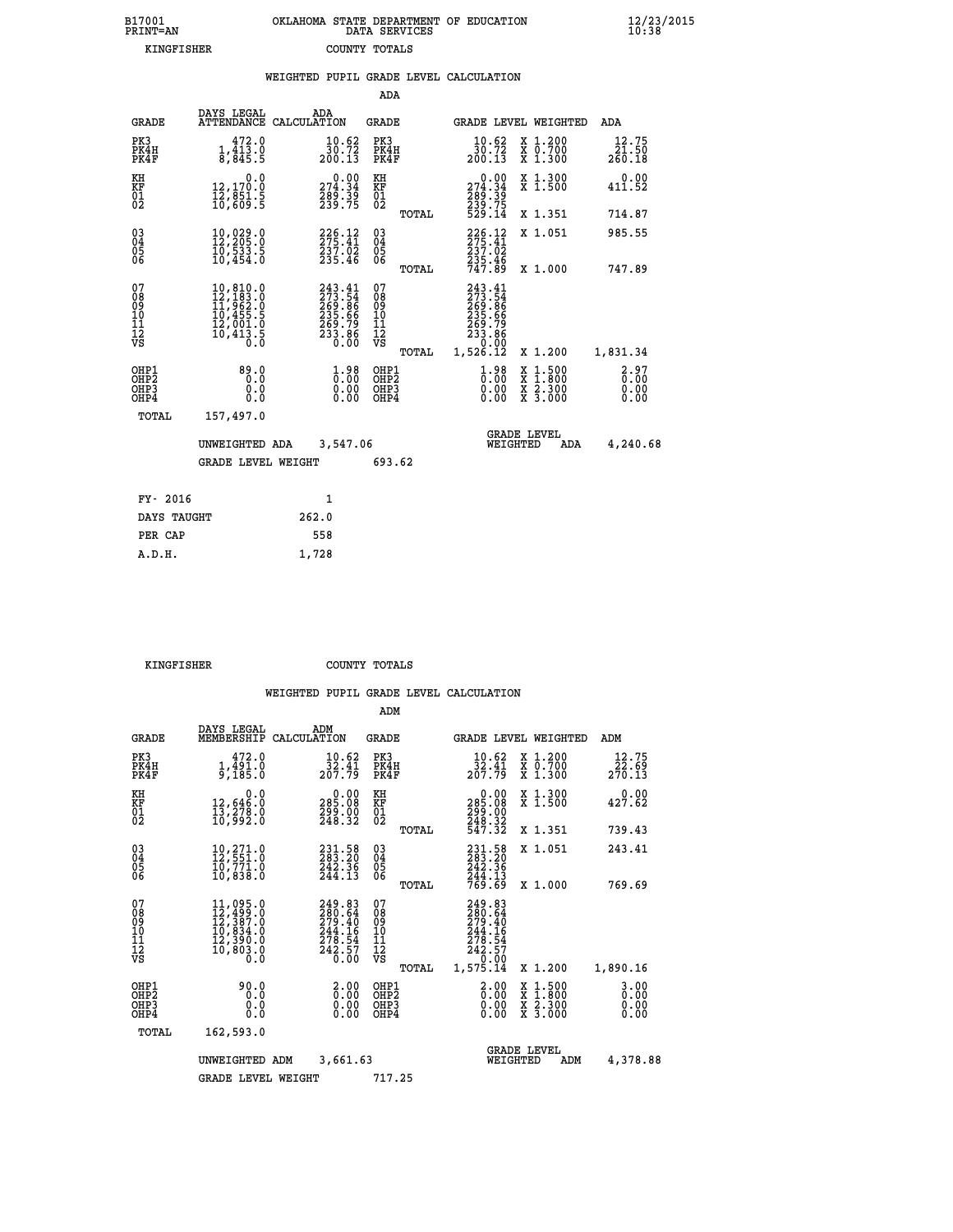B17001 OKLAHOMA STATE DEPARTMENT OF EDUCATION 12/23/2015
PRINT=AN DATA SERVICES 10:38
KINGFISHER COUNTY TOTALS

WEIGHTED PUPIL GRADE LEVEL CALCULATION

ADA

| GRADE | DAYS LEGAL ATTENDANCE | ADA CALCULATION | GRADE | | GRADE LEVEL | WEIGHTED | ADA |
|---|---|---|---|---|---|---|---|
| PK3 | 472.0 | 10.62 | PK3 | | 10.62 | X 1.200 | 12.75 |
| PK4H | 1,413.0 | 30.72 | PK4H | | 30.72 | X 0.700 | 21.50 |
| PK4F | 8,845.5 | 200.13 | PK4F | | 200.13 | X 1.300 | 260.18 |
| KH | 0.0 | 0.00 | KH | | 0.00 | X 1.300 | 0.00 |
| KF | 12,170.0 | 274.34 | KF | | 274.34 | X 1.500 | 411.52 |
| 01 | 12,851.5 | 289.39 | 01 | | 289.39 | | |
| 02 | 10,609.5 | 239.75 | 02 | | 239.75 | | |
| | | | | TOTAL | 529.14 | X 1.351 | 714.87 |
| 03 | 10,029.0 | 226.12 | 03 | | 226.12 | X 1.051 | 985.55 |
| 04 | 12,205.0 | 275.41 | 04 | | 275.41 | | |
| 05 | 10,533.5 | 237.02 | 05 | | 237.02 | | |
| 06 | 10,454.0 | 235.46 | 06 | | 235.46 | | |
| | | | | TOTAL | 747.89 | X 1.000 | 747.89 |
| 07 | 10,810.0 | 243.41 | 07 | | 243.41 | | |
| 08 | 12,183.0 | 273.54 | 08 | | 273.54 | | |
| 09 | 11,962.0 | 269.86 | 09 | | 269.86 | | |
| 10 | 10,455.5 | 235.66 | 10 | | 235.66 | | |
| 11 | 12,001.0 | 269.79 | 11 | | 269.79 | | |
| 12 | 10,413.5 | 233.86 | 12 | | 233.86 | | |
| VS | 0.0 | 0.00 | VS | | 0.00 | | |
| | | | | TOTAL | 1,526.12 | X 1.200 | 1,831.34 |
| OHP1 | 89.0 | 1.98 | OHP1 | | 1.98 | X 1.500 | 2.97 |
| OHP2 | 0.0 | 0.00 | OHP2 | | 0.00 | X 1.800 | 0.00 |
| OHP3 | 0.0 | 0.00 | OHP3 | | 0.00 | X 2.300 | 0.00 |
| OHP4 | 0.0 | 0.00 | OHP4 | | 0.00 | X 3.000 | 0.00 |
| TOTAL | 157,497.0 | | | | | | |

UNWEIGHTED ADA 3,547.06 GRADE LEVEL WEIGHTED ADA 4,240.68

GRADE LEVEL WEIGHT 693.62

| FY- 2016 | 1 |
|---|---|
| DAYS TAUGHT | 262.0 |
| PER CAP | 558 |
| A.D.H. | 1,728 |

KINGFISHER COUNTY TOTALS

WEIGHTED PUPIL GRADE LEVEL CALCULATION

ADM

| GRADE | DAYS LEGAL MEMBERSHIP | ADM CALCULATION | GRADE | | GRADE LEVEL | WEIGHTED | ADM |
|---|---|---|---|---|---|---|---|
| PK3 | 472.0 | 10.62 | PK3 | | 10.62 | X 1.200 | 12.75 |
| PK4H | 1,491.0 | 32.41 | PK4H | | 32.41 | X 0.700 | 22.69 |
| PK4F | 9,185.0 | 207.79 | PK4F | | 207.79 | X 1.300 | 270.13 |
| KH | 0.0 | 0.00 | KH | | 0.00 | X 1.300 | 0.00 |
| KF | 12,646.0 | 285.08 | KF | | 285.08 | X 1.500 | 427.62 |
| 01 | 13,278.0 | 299.00 | 01 | | 299.00 | | |
| 02 | 10,992.0 | 248.32 | 02 | | 248.32 | | |
| | | | | TOTAL | 547.32 | X 1.351 | 739.43 |
| 03 | 10,271.0 | 231.58 | 03 | | 231.58 | X 1.051 | 243.41 |
| 04 | 12,551.0 | 283.20 | 04 | | 283.20 | | |
| 05 | 10,771.0 | 242.36 | 05 | | 242.36 | | |
| 06 | 10,838.0 | 244.13 | 06 | | 244.13 | | |
| | | | | TOTAL | 769.69 | X 1.000 | 769.69 |
| 07 | 11,095.0 | 249.83 | 07 | | 249.83 | | |
| 08 | 12,499.0 | 280.64 | 08 | | 280.64 | | |
| 09 | 12,387.0 | 279.40 | 09 | | 279.40 | | |
| 10 | 10,834.0 | 244.16 | 10 | | 244.16 | | |
| 11 | 12,390.0 | 278.54 | 11 | | 278.54 | | |
| 12 | 10,803.0 | 242.57 | 12 | | 242.57 | | |
| VS | 0.0 | 0.00 | VS | | 0.00 | | |
| | | | | TOTAL | 1,575.14 | X 1.200 | 1,890.16 |
| OHP1 | 90.0 | 2.00 | OHP1 | | 2.00 | X 1.500 | 3.00 |
| OHP2 | 0.0 | 0.00 | OHP2 | | 0.00 | X 1.800 | 0.00 |
| OHP3 | 0.0 | 0.00 | OHP3 | | 0.00 | X 2.300 | 0.00 |
| OHP4 | 0.0 | 0.00 | OHP4 | | 0.00 | X 3.000 | 0.00 |
| TOTAL | 162,593.0 | | | | | | |

UNWEIGHTED ADM 3,661.63 GRADE LEVEL WEIGHTED ADM 4,378.88

GRADE LEVEL WEIGHT 717.25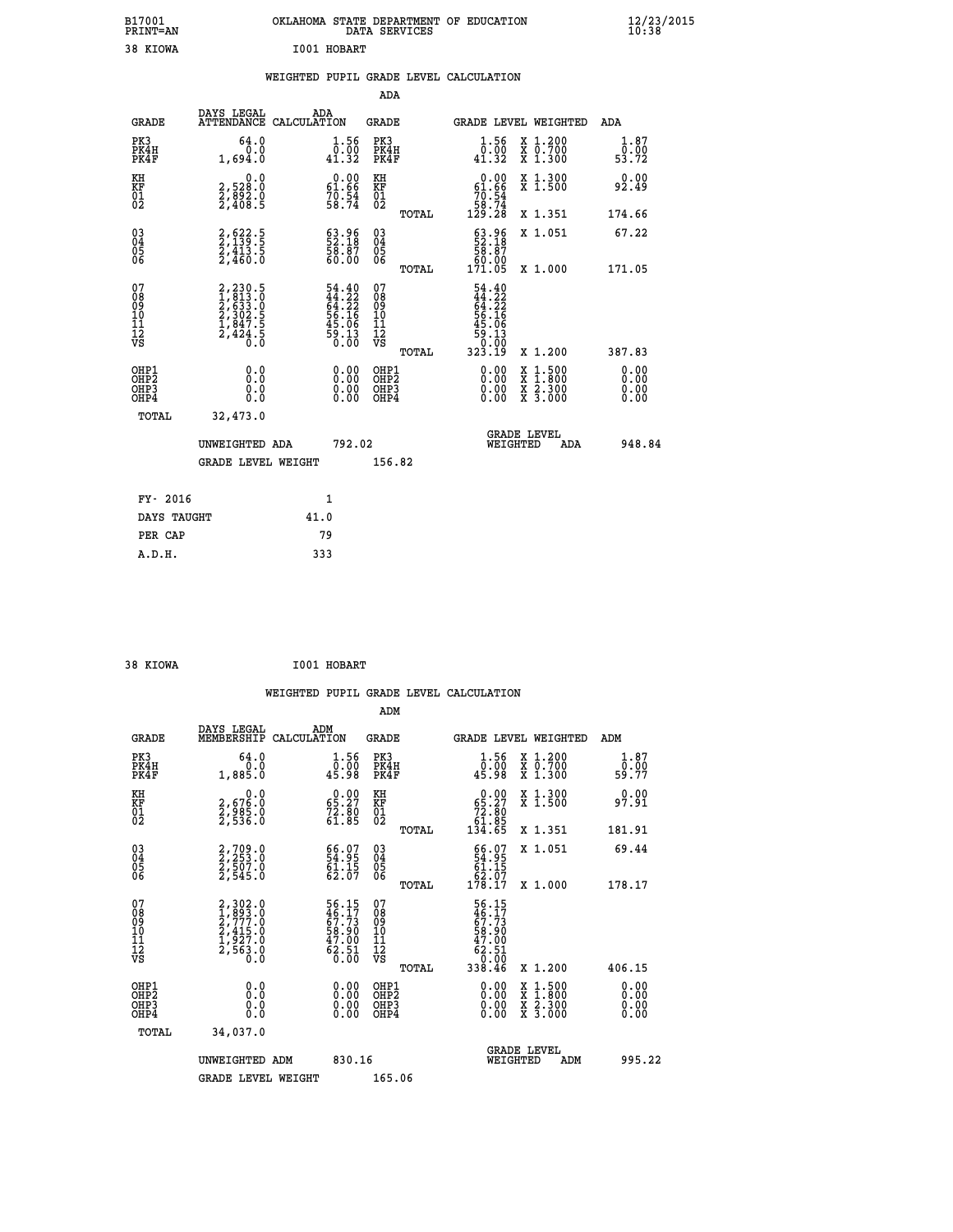B17001 OKLAHOMA STATE DEPARTMENT OF EDUCATION 12/23/2015
PRINT=AN DATA SERVICES 10:38

38 KIOWA I001 HOBART

WEIGHTED PUPIL GRADE LEVEL CALCULATION

ADA

| GRADE | DAYS LEGAL ATTENDANCE | ADA CALCULATION | GRADE | | GRADE LEVEL | WEIGHTED | ADA |
|---|---|---|---|---|---|---|---|
| PK3 | 64.0 | 1.56 | PK3 | | 1.56 | X 1.200 | 1.87 |
| PK4H | 0.0 | 0.00 | PK4H | | 0.00 | X 0.700 | 0.00 |
| PK4F | 1,694.0 | 41.32 | PK4F | | 41.32 | X 1.300 | 53.72 |
| KH | 0.0 | 0.00 | KH | | 0.00 | X 1.300 | 0.00 |
| KF | 2,528.0 | 61.66 | KF | | 61.66 | X 1.500 | 92.49 |
| 01 | 2,892.0 | 70.54 | 01 | | 70.54 | | |
| 02 | 2,408.5 | 58.74 | 02 | | 58.74 | | |
| | | | | TOTAL | 129.28 | X 1.351 | 174.66 |
| 03 | 2,622.5 | 63.96 | 03 | | 63.96 | X 1.051 | 67.22 |
| 04 | 2,139.5 | 52.18 | 04 | | 52.18 | | |
| 05 | 2,413.5 | 58.87 | 05 | | 58.87 | | |
| 06 | 2,460.0 | 60.00 | 06 | | 60.00 | | |
| | | | | TOTAL | 171.05 | X 1.000 | 171.05 |
| 07 | 2,230.5 | 54.40 | 07 | | 54.40 | | |
| 08 | 1,813.0 | 44.22 | 08 | | 44.22 | | |
| 09 | 2,633.0 | 64.22 | 09 | | 64.22 | | |
| 10 | 2,302.5 | 56.16 | 10 | | 56.16 | | |
| 11 | 1,847.5 | 45.06 | 11 | | 45.06 | | |
| 12 | 2,424.5 | 59.13 | 12 | | 59.13 | | |
| VS | 0.0 | 0.00 | VS | | 0.00 | | |
| | | | | TOTAL | 323.19 | X 1.200 | 387.83 |
| OHP1 | 0.0 | 0.00 | OHP1 | | 0.00 | X 1.500 | 0.00 |
| OHP2 | 0.0 | 0.00 | OHP2 | | 0.00 | X 1.800 | 0.00 |
| OHP3 | 0.0 | 0.00 | OHP3 | | 0.00 | X 2.300 | 0.00 |
| OHP4 | 0.0 | 0.00 | OHP4 | | 0.00 | X 3.000 | 0.00 |
| TOTAL | 32,473.0 | | | | | | |

UNWEIGHTED ADA 792.02 GRADE LEVEL WEIGHTED ADA 948.84

GRADE LEVEL WEIGHT 156.82

| | |
|---|---|
| FY- 2016 | 1 |
| DAYS TAUGHT | 41.0 |
| PER CAP | 79 |
| A.D.H. | 333 |

38 KIOWA I001 HOBART

WEIGHTED PUPIL GRADE LEVEL CALCULATION

ADM

| GRADE | DAYS LEGAL MEMBERSHIP | ADM CALCULATION | GRADE | | GRADE LEVEL | WEIGHTED | ADM |
|---|---|---|---|---|---|---|---|
| PK3 | 64.0 | 1.56 | PK3 | | 1.56 | X 1.200 | 1.87 |
| PK4H | 0.0 | 0.00 | PK4H | | 0.00 | X 0.700 | 0.00 |
| PK4F | 1,885.0 | 45.98 | PK4F | | 45.98 | X 1.300 | 59.77 |
| KH | 0.0 | 0.00 | KH | | 0.00 | X 1.300 | 0.00 |
| KF | 2,676.0 | 65.27 | KF | | 65.27 | X 1.500 | 97.91 |
| 01 | 2,985.0 | 72.80 | 01 | | 72.80 | | |
| 02 | 2,536.0 | 61.85 | 02 | | 61.85 | | |
| | | | | TOTAL | 134.65 | X 1.351 | 181.91 |
| 03 | 2,709.0 | 66.07 | 03 | | 66.07 | X 1.051 | 69.44 |
| 04 | 2,253.0 | 54.95 | 04 | | 54.95 | | |
| 05 | 2,507.0 | 61.15 | 05 | | 61.15 | | |
| 06 | 2,545.0 | 62.07 | 06 | | 62.07 | | |
| | | | | TOTAL | 178.17 | X 1.000 | 178.17 |
| 07 | 2,302.0 | 56.15 | 07 | | 56.15 | | |
| 08 | 1,893.0 | 46.17 | 08 | | 46.17 | | |
| 09 | 2,777.0 | 67.73 | 09 | | 67.73 | | |
| 10 | 2,415.0 | 58.90 | 10 | | 58.90 | | |
| 11 | 1,927.0 | 47.00 | 11 | | 47.00 | | |
| 12 | 2,563.0 | 62.51 | 12 | | 62.51 | | |
| VS | 0.0 | 0.00 | VS | | 0.00 | | |
| | | | | TOTAL | 338.46 | X 1.200 | 406.15 |
| OHP1 | 0.0 | 0.00 | OHP1 | | 0.00 | X 1.500 | 0.00 |
| OHP2 | 0.0 | 0.00 | OHP2 | | 0.00 | X 1.800 | 0.00 |
| OHP3 | 0.0 | 0.00 | OHP3 | | 0.00 | X 2.300 | 0.00 |
| OHP4 | 0.0 | 0.00 | OHP4 | | 0.00 | X 3.000 | 0.00 |
| TOTAL | 34,037.0 | | | | | | |

UNWEIGHTED ADM 830.16 GRADE LEVEL WEIGHTED ADM 995.22

GRADE LEVEL WEIGHT 165.06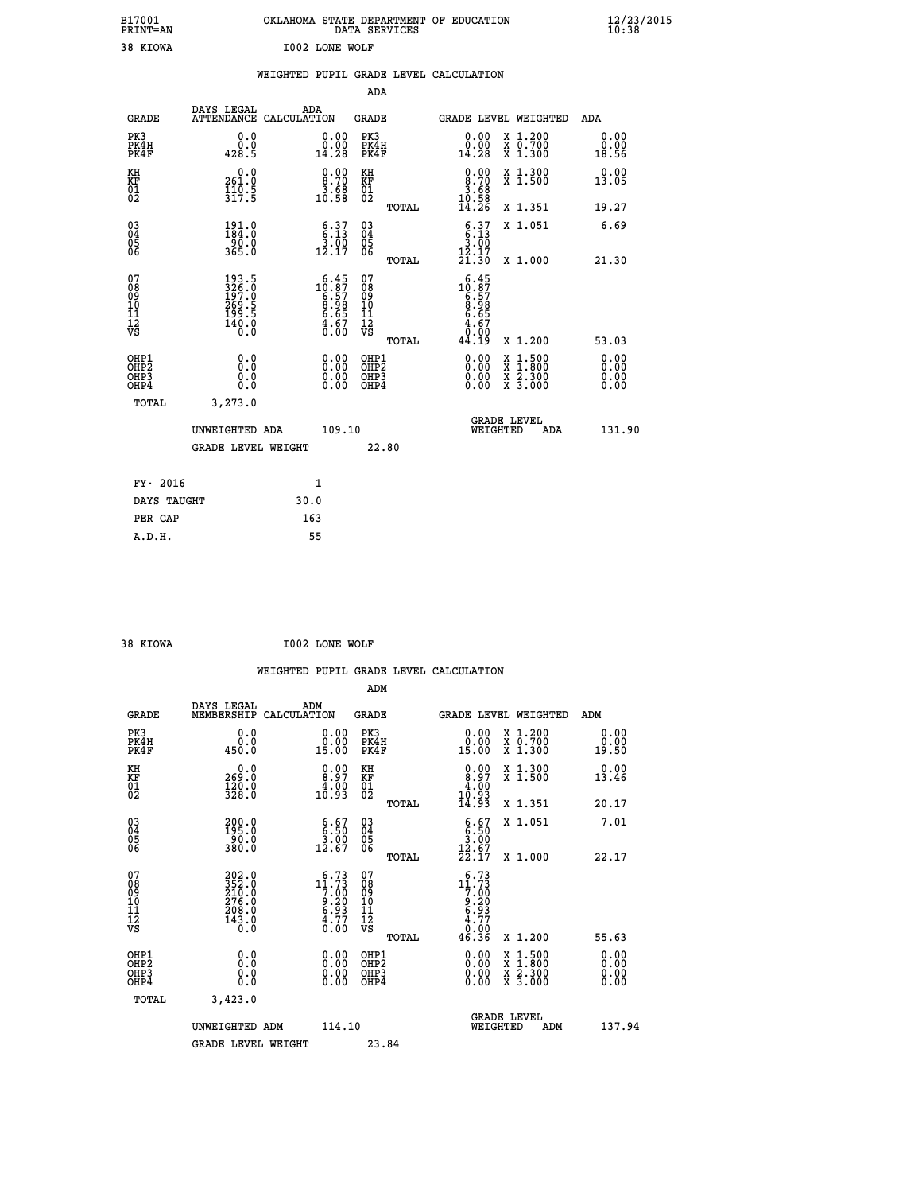B17001 OKLAHOMA STATE DEPARTMENT OF EDUCATION 12/23/2015
PRINT=AN DATA SERVICES 10:38

38 KIOWA I002 LONE WOLF

WEIGHTED PUPIL GRADE LEVEL CALCULATION

ADA

| GRADE | DAYS LEGAL ATTENDANCE | ADA CALCULATION | GRADE | | GRADE LEVEL | WEIGHTED | ADA |
|---|---|---|---|---|---|---|---|
| PK3 | 0.0 | 0.00 | PK3 | | 0.00 | X 1.200 | 0.00 |
| PK4H | 0.0 | 0.00 | PK4H | | 0.00 | X 0.700 | 0.00 |
| PK4F | 428.5 | 14.28 | PK4F | | 14.28 | X 1.300 | 18.56 |
| KH | 0.0 | 0.00 | KH | | 0.00 | X 1.300 | 0.00 |
| KF | 261.0 | 8.70 | KF | | 8.70 | X 1.500 | 13.05 |
| 01 | 110.5 | 3.68 | 01 | | 3.68 | | |
| 02 | 317.5 | 10.58 | 02 | | 10.58 | | |
| | | | | TOTAL | 14.26 | X 1.351 | 19.27 |
| 03 | 191.0 | 6.37 | 03 | | 6.37 | X 1.051 | 6.69 |
| 04 | 184.0 | 6.13 | 04 | | 6.13 | | |
| 05 | 90.0 | 3.00 | 05 | | 3.00 | | |
| 06 | 365.0 | 12.17 | 06 | | 12.17 | | |
| | | | | TOTAL | 21.30 | X 1.000 | 21.30 |
| 07 | 193.5 | 6.45 | 07 | | 6.45 | | |
| 08 | 326.0 | 10.87 | 08 | | 10.87 | | |
| 09 | 197.0 | 6.57 | 09 | | 6.57 | | |
| 10 | 269.5 | 8.98 | 10 | | 8.98 | | |
| 11 | 199.5 | 6.65 | 11 | | 6.65 | | |
| 12 | 140.0 | 4.67 | 12 | | 4.67 | | |
| VS | 0.0 | 0.00 | VS | | 0.00 | | |
| | | | | TOTAL | 44.19 | X 1.200 | 53.03 |
| OHP1 | 0.0 | 0.00 | OHP1 | | 0.00 | X 1.500 | 0.00 |
| OHP2 | 0.0 | 0.00 | OHP2 | | 0.00 | X 1.800 | 0.00 |
| OHP3 | 0.0 | 0.00 | OHP3 | | 0.00 | X 2.300 | 0.00 |
| OHP4 | 0.0 | 0.00 | OHP4 | | 0.00 | X 3.000 | 0.00 |
| TOTAL | 3,273.0 | | | | | | |

UNWEIGHTED ADA 109.10 GRADE LEVEL WEIGHTED ADA 131.90

GRADE LEVEL WEIGHT 22.80

| FY- 2016 | 1 |
|---|---|
| DAYS TAUGHT | 30.0 |
| PER CAP | 163 |
| A.D.H. | 55 |

38 KIOWA I002 LONE WOLF

WEIGHTED PUPIL GRADE LEVEL CALCULATION

ADM

| GRADE | DAYS LEGAL MEMBERSHIP | ADM CALCULATION | GRADE | | GRADE LEVEL | WEIGHTED | ADM |
|---|---|---|---|---|---|---|---|
| PK3 | 0.0 | 0.00 | PK3 | | 0.00 | X 1.200 | 0.00 |
| PK4H | 0.0 | 0.00 | PK4H | | 0.00 | X 0.700 | 0.00 |
| PK4F | 450.0 | 15.00 | PK4F | | 15.00 | X 1.300 | 19.50 |
| KH | 0.0 | 0.00 | KH | | 0.00 | X 1.300 | 0.00 |
| KF | 269.0 | 8.97 | KF | | 8.97 | X 1.500 | 13.46 |
| 01 | 120.0 | 4.00 | 01 | | 4.00 | | |
| 02 | 328.0 | 10.93 | 02 | | 10.93 | | |
| | | | | TOTAL | 14.93 | X 1.351 | 20.17 |
| 03 | 200.0 | 6.67 | 03 | | 6.67 | X 1.051 | 7.01 |
| 04 | 195.0 | 6.50 | 04 | | 6.50 | | |
| 05 | 90.0 | 3.00 | 05 | | 3.00 | | |
| 06 | 380.0 | 12.67 | 06 | | 12.67 | | |
| | | | | TOTAL | 22.17 | X 1.000 | 22.17 |
| 07 | 202.0 | 6.73 | 07 | | 6.73 | | |
| 08 | 352.0 | 11.73 | 08 | | 11.73 | | |
| 09 | 210.0 | 7.00 | 09 | | 7.00 | | |
| 10 | 276.0 | 9.20 | 10 | | 9.20 | | |
| 11 | 208.0 | 6.93 | 11 | | 6.93 | | |
| 12 | 143.0 | 4.77 | 12 | | 4.77 | | |
| VS | 0.0 | 0.00 | VS | | 0.00 | | |
| | | | | TOTAL | 46.36 | X 1.200 | 55.63 |
| OHP1 | 0.0 | 0.00 | OHP1 | | 0.00 | X 1.500 | 0.00 |
| OHP2 | 0.0 | 0.00 | OHP2 | | 0.00 | X 1.800 | 0.00 |
| OHP3 | 0.0 | 0.00 | OHP3 | | 0.00 | X 2.300 | 0.00 |
| OHP4 | 0.0 | 0.00 | OHP4 | | 0.00 | X 3.000 | 0.00 |
| TOTAL | 3,423.0 | | | | | | |

UNWEIGHTED ADM 114.10 GRADE LEVEL WEIGHTED ADM 137.94

GRADE LEVEL WEIGHT 23.84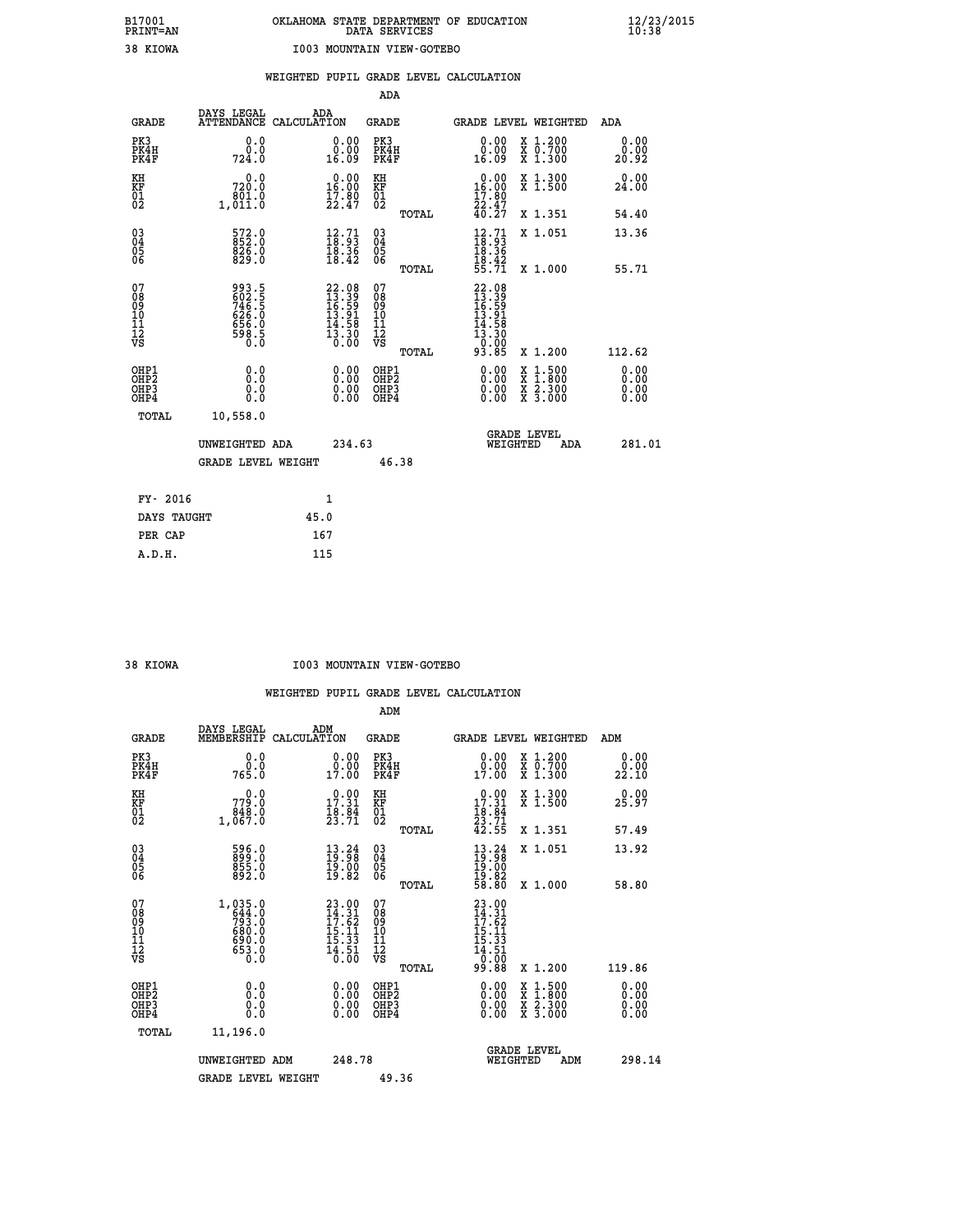B17001 OKLAHOMA STATE DEPARTMENT OF EDUCATION 12/23/2015
PRINT=AN DATA SERVICES 10:38

38 KIOWA I003 MOUNTAIN VIEW-GOTEBO

## WEIGHTED PUPIL GRADE LEVEL CALCULATION

### ADA

| GRADE | DAYS LEGAL ATTENDANCE | ADA CALCULATION | GRADE | GRADE LEVEL | WEIGHTED | ADA |
|---|---|---|---|---|---|---|
| PK3 | 0.0 | 0.00 | PK3 | 0.00 | X 1.200 | 0.00 |
| PK4H | 0.0 | 0.00 | PK4H | 0.00 | X 0.700 | 0.00 |
| PK4F | 724.0 | 16.09 | PK4F | 16.09 | X 1.300 | 20.92 |
| KH | 0.0 | 0.00 | KH | 0.00 | X 1.300 | 0.00 |
| KF | 720.0 | 16.00 | KF | 16.00 | X 1.500 | 24.00 |
| 01 | 801.0 | 17.80 | 01 | 17.80 | | |
| 02 | 1,011.0 | 22.47 | 02 | 22.47 | | |
| | | | TOTAL | 40.27 | X 1.351 | 54.40 |
| 03 | 572.0 | 12.71 | 03 | 12.71 | X 1.051 | 13.36 |
| 04 | 852.0 | 18.93 | 04 | 18.93 | | |
| 05 | 826.0 | 18.36 | 05 | 18.36 | | |
| 06 | 829.0 | 18.42 | 06 | 18.42 | | |
| | | | TOTAL | 55.71 | X 1.000 | 55.71 |
| 07 | 993.5 | 22.08 | 07 | 22.08 | | |
| 08 | 602.5 | 13.39 | 08 | 13.39 | | |
| 09 | 746.5 | 16.59 | 09 | 16.59 | | |
| 10 | 626.0 | 13.91 | 10 | 13.91 | | |
| 11 | 656.0 | 14.58 | 11 | 14.58 | | |
| 12 | 598.5 | 13.30 | 12 | 13.30 | | |
| VS | 0.0 | 0.00 | VS | 0.00 | | |
| | | | TOTAL | 93.85 | X 1.200 | 112.62 |
| OHP1 | 0.0 | 0.00 | OHP1 | 0.00 | X 1.500 | 0.00 |
| OHP2 | 0.0 | 0.00 | OHP2 | 0.00 | X 1.800 | 0.00 |
| OHP3 | 0.0 | 0.00 | OHP3 | 0.00 | X 2.300 | 0.00 |
| OHP4 | 0.0 | 0.00 | OHP4 | 0.00 | X 3.000 | 0.00 |
| TOTAL | 10,558.0 | | | | | |

UNWEIGHTED ADA 234.63 &nbsp;&nbsp;&nbsp; GRADE LEVEL WEIGHTED ADA 281.01

GRADE LEVEL WEIGHT 46.38

| FY- 2016 | 1 |
|---|---|
| DAYS TAUGHT | 45.0 |
| PER CAP | 167 |
| A.D.H. | 115 |

38 KIOWA I003 MOUNTAIN VIEW-GOTEBO

## WEIGHTED PUPIL GRADE LEVEL CALCULATION

### ADM

| GRADE | DAYS LEGAL MEMBERSHIP | ADM CALCULATION | GRADE | GRADE LEVEL | WEIGHTED | ADM |
|---|---|---|---|---|---|---|
| PK3 | 0.0 | 0.00 | PK3 | 0.00 | X 1.200 | 0.00 |
| PK4H | 0.0 | 0.00 | PK4H | 0.00 | X 0.700 | 0.00 |
| PK4F | 765.0 | 17.00 | PK4F | 17.00 | X 1.300 | 22.10 |
| KH | 0.0 | 0.00 | KH | 0.00 | X 1.300 | 0.00 |
| KF | 779.0 | 17.31 | KF | 17.31 | X 1.500 | 25.97 |
| 01 | 848.0 | 18.84 | 01 | 18.84 | | |
| 02 | 1,067.0 | 23.71 | 02 | 23.71 | | |
| | | | TOTAL | 42.55 | X 1.351 | 57.49 |
| 03 | 596.0 | 13.24 | 03 | 13.24 | X 1.051 | 13.92 |
| 04 | 899.0 | 19.98 | 04 | 19.98 | | |
| 05 | 855.0 | 19.00 | 05 | 19.00 | | |
| 06 | 892.0 | 19.82 | 06 | 19.82 | | |
| | | | TOTAL | 58.80 | X 1.000 | 58.80 |
| 07 | 1,035.0 | 23.00 | 07 | 23.00 | | |
| 08 | 644.0 | 14.31 | 08 | 14.31 | | |
| 09 | 793.0 | 17.62 | 09 | 17.62 | | |
| 10 | 680.0 | 15.11 | 10 | 15.11 | | |
| 11 | 690.0 | 15.33 | 11 | 15.33 | | |
| 12 | 653.0 | 14.51 | 12 | 14.51 | | |
| VS | 0.0 | 0.00 | VS | 0.00 | | |
| | | | TOTAL | 99.88 | X 1.200 | 119.86 |
| OHP1 | 0.0 | 0.00 | OHP1 | 0.00 | X 1.500 | 0.00 |
| OHP2 | 0.0 | 0.00 | OHP2 | 0.00 | X 1.800 | 0.00 |
| OHP3 | 0.0 | 0.00 | OHP3 | 0.00 | X 2.300 | 0.00 |
| OHP4 | 0.0 | 0.00 | OHP4 | 0.00 | X 3.000 | 0.00 |
| TOTAL | 11,196.0 | | | | | |

UNWEIGHTED ADM 248.78 &nbsp;&nbsp;&nbsp; GRADE LEVEL WEIGHTED ADM 298.14

GRADE LEVEL WEIGHT 49.36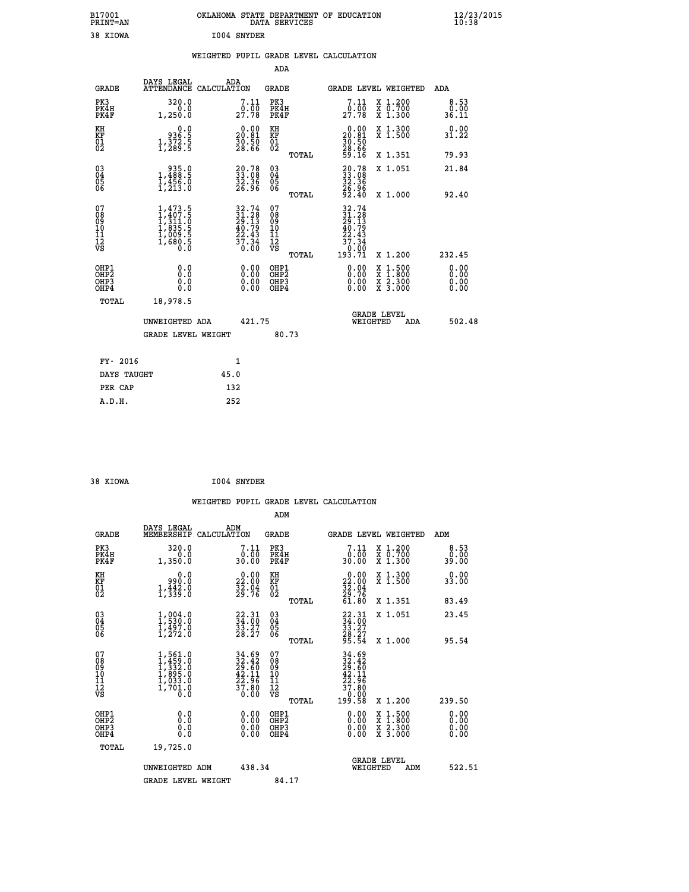B17001 PRINT=AN — OKLAHOMA STATE DEPARTMENT OF EDUCATION DATA SERVICES — 12/23/2015 10:38

38 KIOWA — I004 SNYDER

## WEIGHTED PUPIL GRADE LEVEL CALCULATION

### ADA

| GRADE | DAYS LEGAL ATTENDANCE | ADA CALCULATION | GRADE | GRADE LEVEL | WEIGHTED | ADA |
|---|---|---|---|---|---|---|
| PK3 | 320.0 | 7.11 | PK3 | 7.11 | X 1.200 | 8.53 |
| PK4H | 0.0 | 0.00 | PK4H | 0.00 | X 0.700 | 0.00 |
| PK4F | 1,250.0 | 27.78 | PK4F | 27.78 | X 1.300 | 36.11 |
| KH | 0.0 | 0.00 | KH | 0.00 | X 1.300 | 0.00 |
| KF | 936.5 | 20.81 | KF | 20.81 | X 1.500 | 31.22 |
| 01 | 1,372.5 | 30.50 | 01 | 30.50 | | |
| 02 | 1,289.5 | 28.66 | 02 | 28.66 | | |
| | | | TOTAL | 59.16 | X 1.351 | 79.93 |
| 03 | 935.0 | 20.78 | 03 | 20.78 | X 1.051 | 21.84 |
| 04 | 1,488.5 | 33.08 | 04 | 33.08 | | |
| 05 | 1,456.0 | 32.36 | 05 | 32.36 | | |
| 06 | 1,213.0 | 26.96 | 06 | 26.96 | | |
| | | | TOTAL | 92.40 | X 1.000 | 92.40 |
| 07 | 1,473.5 | 32.74 | 07 | 32.74 | | |
| 08 | 1,407.5 | 31.28 | 08 | 31.28 | | |
| 09 | 1,311.0 | 29.13 | 09 | 29.13 | | |
| 10 | 1,835.5 | 40.79 | 10 | 40.79 | | |
| 11 | 1,009.5 | 22.43 | 11 | 22.43 | | |
| 12 | 1,680.5 | 37.34 | 12 | 37.34 | | |
| VS | 0.0 | 0.00 | VS | 0.00 | | |
| | | | TOTAL | 193.71 | X 1.200 | 232.45 |
| OHP1 | 0.0 | 0.00 | OHP1 | 0.00 | X 1.500 | 0.00 |
| OHP2 | 0.0 | 0.00 | OHP2 | 0.00 | X 1.800 | 0.00 |
| OHP3 | 0.0 | 0.00 | OHP3 | 0.00 | X 2.300 | 0.00 |
| OHP4 | 0.0 | 0.00 | OHP4 | 0.00 | X 3.000 | 0.00 |
| TOTAL | 18,978.5 | | | | | |

UNWEIGHTED ADA 421.75 — GRADE LEVEL WEIGHTED ADA 502.48

GRADE LEVEL WEIGHT 80.73

| FY- 2016 | 1 |
|---|---|
| DAYS TAUGHT | 45.0 |
| PER CAP | 132 |
| A.D.H. | 252 |

38 KIOWA — I004 SNYDER

## WEIGHTED PUPIL GRADE LEVEL CALCULATION

### ADM

| GRADE | DAYS LEGAL MEMBERSHIP | ADM CALCULATION | GRADE | GRADE LEVEL | WEIGHTED | ADM |
|---|---|---|---|---|---|---|
| PK3 | 320.0 | 7.11 | PK3 | 7.11 | X 1.200 | 8.53 |
| PK4H | 0.0 | 0.00 | PK4H | 0.00 | X 0.700 | 0.00 |
| PK4F | 1,350.0 | 30.00 | PK4F | 30.00 | X 1.300 | 39.00 |
| KH | 0.0 | 0.00 | KH | 0.00 | X 1.300 | 0.00 |
| KF | 990.0 | 22.00 | KF | 22.00 | X 1.500 | 33.00 |
| 01 | 1,442.0 | 32.04 | 01 | 32.04 | | |
| 02 | 1,339.0 | 29.76 | 02 | 29.76 | | |
| | | | TOTAL | 61.80 | X 1.351 | 83.49 |
| 03 | 1,004.0 | 22.31 | 03 | 22.31 | X 1.051 | 23.45 |
| 04 | 1,530.0 | 34.00 | 04 | 34.00 | | |
| 05 | 1,497.0 | 33.27 | 05 | 33.27 | | |
| 06 | 1,272.0 | 28.27 | 06 | 28.27 | | |
| | | | TOTAL | 95.54 | X 1.000 | 95.54 |
| 07 | 1,561.0 | 34.69 | 07 | 34.69 | | |
| 08 | 1,459.0 | 32.42 | 08 | 32.42 | | |
| 09 | 1,332.0 | 29.60 | 09 | 29.60 | | |
| 10 | 1,895.0 | 42.11 | 10 | 42.11 | | |
| 11 | 1,033.0 | 22.96 | 11 | 22.96 | | |
| 12 | 1,701.0 | 37.80 | 12 | 37.80 | | |
| VS | 0.0 | 0.00 | VS | 0.00 | | |
| | | | TOTAL | 199.58 | X 1.200 | 239.50 |
| OHP1 | 0.0 | 0.00 | OHP1 | 0.00 | X 1.500 | 0.00 |
| OHP2 | 0.0 | 0.00 | OHP2 | 0.00 | X 1.800 | 0.00 |
| OHP3 | 0.0 | 0.00 | OHP3 | 0.00 | X 2.300 | 0.00 |
| OHP4 | 0.0 | 0.00 | OHP4 | 0.00 | X 3.000 | 0.00 |
| TOTAL | 19,725.0 | | | | | |

UNWEIGHTED ADM 438.34 — GRADE LEVEL WEIGHTED ADM 522.51

GRADE LEVEL WEIGHT 84.17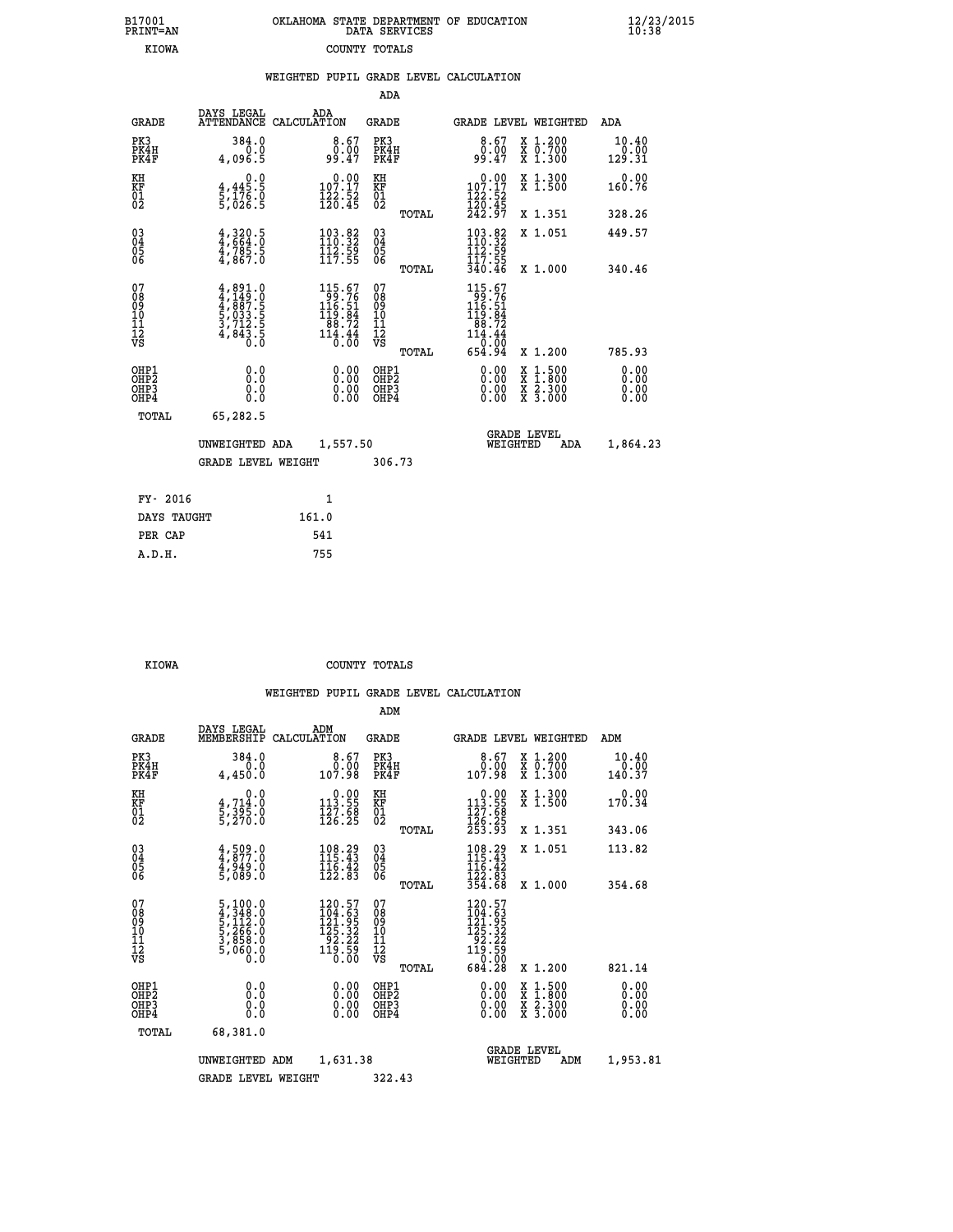B17001 PRINT=AN — OKLAHOMA STATE DEPARTMENT OF EDUCATION DATA SERVICES — 12/23/2015 10:38

KIOWA — COUNTY TOTALS

## WEIGHTED PUPIL GRADE LEVEL CALCULATION

### ADA

| GRADE | DAYS LEGAL ATTENDANCE | ADA CALCULATION | GRADE | GRADE LEVEL | WEIGHTED | ADA |
|---|---|---|---|---|---|---|
| PK3 | 384.0 | 8.67 | PK3 | 8.67 | X 1.200 | 10.40 |
| PK4H | 0.0 | 0.00 | PK4H | 0.00 | X 0.700 | 0.00 |
| PK4F | 4,096.5 | 99.47 | PK4F | 99.47 | X 1.300 | 129.31 |
| KH | 0.0 | 0.00 | KH | 0.00 | X 1.300 | 0.00 |
| KF | 4,445.5 | 107.17 | KF | 107.17 | X 1.500 | 160.76 |
| 01 | 5,176.0 | 122.52 | 01 | 122.52 | | |
| 02 | 5,026.5 | 120.45 | 02 | 120.45 | | |
| | | | TOTAL | 242.97 | X 1.351 | 328.26 |
| 03 | 4,320.5 | 103.82 | 03 | 103.82 | X 1.051 | 449.57 |
| 04 | 4,664.0 | 110.32 | 04 | 110.32 | | |
| 05 | 4,785.5 | 112.59 | 05 | 112.59 | | |
| 06 | 4,867.0 | 117.55 | 06 | 117.55 | | |
| | | | TOTAL | 340.46 | X 1.000 | 340.46 |
| 07 | 4,891.0 | 115.67 | 07 | 115.67 | | |
| 08 | 4,149.0 | 99.76 | 08 | 99.76 | | |
| 09 | 4,887.5 | 116.51 | 09 | 116.51 | | |
| 10 | 5,033.5 | 119.84 | 10 | 119.84 | | |
| 11 | 3,712.5 | 88.72 | 11 | 88.72 | | |
| 12 | 4,843.5 | 114.44 | 12 | 114.44 | | |
| VS | 0.0 | 0.00 | VS | 0.00 | | |
| | | | TOTAL | 654.94 | X 1.200 | 785.93 |
| OHP1 | 0.0 | 0.00 | OHP1 | 0.00 | X 1.500 | 0.00 |
| OHP2 | 0.0 | 0.00 | OHP2 | 0.00 | X 1.800 | 0.00 |
| OHP3 | 0.0 | 0.00 | OHP3 | 0.00 | X 2.300 | 0.00 |
| OHP4 | 0.0 | 0.00 | OHP4 | 0.00 | X 3.000 | 0.00 |
| TOTAL | 65,282.5 | | | | | |

UNWEIGHTED ADA 1,557.50 — GRADE LEVEL WEIGHTED ADA 1,864.23

GRADE LEVEL WEIGHT 306.73

| | |
|---|---|
| FY- 2016 | 1 |
| DAYS TAUGHT | 161.0 |
| PER CAP | 541 |
| A.D.H. | 755 |

KIOWA — COUNTY TOTALS

## WEIGHTED PUPIL GRADE LEVEL CALCULATION

### ADM

| GRADE | DAYS LEGAL MEMBERSHIP | ADM CALCULATION | GRADE | GRADE LEVEL | WEIGHTED | ADM |
|---|---|---|---|---|---|---|
| PK3 | 384.0 | 8.67 | PK3 | 8.67 | X 1.200 | 10.40 |
| PK4H | 0.0 | 0.00 | PK4H | 0.00 | X 0.700 | 0.00 |
| PK4F | 4,450.0 | 107.98 | PK4F | 107.98 | X 1.300 | 140.37 |
| KH | 0.0 | 0.00 | KH | 0.00 | X 1.300 | 0.00 |
| KF | 4,714.0 | 113.55 | KF | 113.55 | X 1.500 | 170.34 |
| 01 | 5,395.0 | 127.68 | 01 | 127.68 | | |
| 02 | 5,270.0 | 126.25 | 02 | 126.25 | | |
| | | | TOTAL | 253.93 | X 1.351 | 343.06 |
| 03 | 4,509.0 | 108.29 | 03 | 108.29 | X 1.051 | 113.82 |
| 04 | 4,877.0 | 115.43 | 04 | 115.43 | | |
| 05 | 4,949.0 | 116.42 | 05 | 116.42 | | |
| 06 | 5,089.0 | 122.83 | 06 | 122.83 | | |
| | | | TOTAL | 354.68 | X 1.000 | 354.68 |
| 07 | 5,100.0 | 120.57 | 07 | 120.57 | | |
| 08 | 4,348.0 | 104.63 | 08 | 104.63 | | |
| 09 | 5,112.0 | 121.95 | 09 | 121.95 | | |
| 10 | 5,266.0 | 125.32 | 10 | 125.32 | | |
| 11 | 3,858.0 | 92.22 | 11 | 92.22 | | |
| 12 | 5,060.0 | 119.59 | 12 | 119.59 | | |
| VS | 0.0 | 0.00 | VS | 0.00 | | |
| | | | TOTAL | 684.28 | X 1.200 | 821.14 |
| OHP1 | 0.0 | 0.00 | OHP1 | 0.00 | X 1.500 | 0.00 |
| OHP2 | 0.0 | 0.00 | OHP2 | 0.00 | X 1.800 | 0.00 |
| OHP3 | 0.0 | 0.00 | OHP3 | 0.00 | X 2.300 | 0.00 |
| OHP4 | 0.0 | 0.00 | OHP4 | 0.00 | X 3.000 | 0.00 |
| TOTAL | 68,381.0 | | | | | |

UNWEIGHTED ADM 1,631.38 — GRADE LEVEL WEIGHTED ADM 1,953.81

GRADE LEVEL WEIGHT 322.43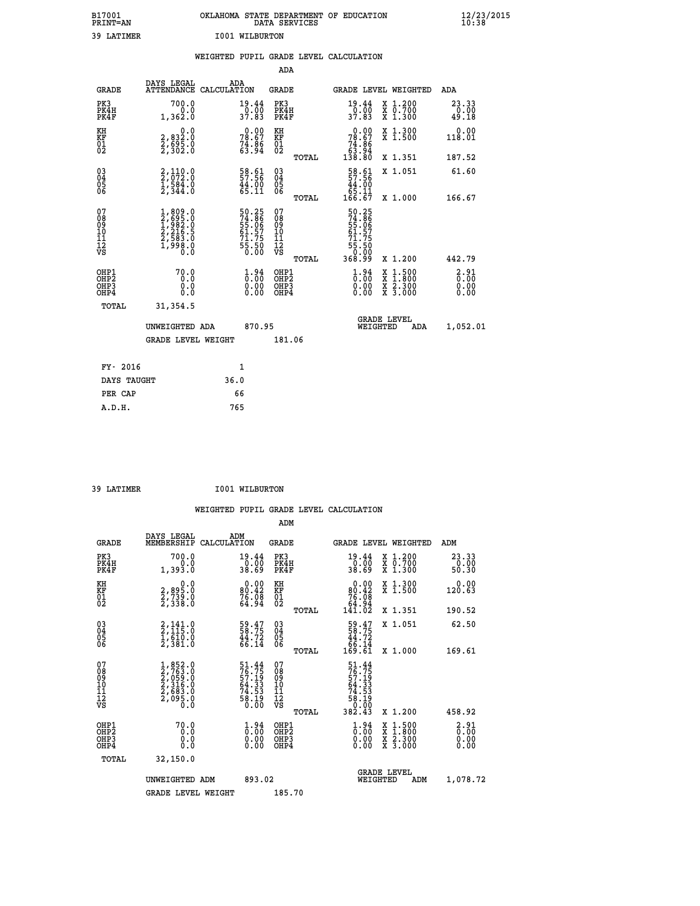B17001 OKLAHOMA STATE DEPARTMENT OF EDUCATION 12/23/2015
PRINT=AN DATA SERVICES 10:38

39 LATIMER I001 WILBURTON

WEIGHTED PUPIL GRADE LEVEL CALCULATION

ADA

| GRADE | DAYS LEGAL ATTENDANCE | ADA CALCULATION | GRADE | | GRADE LEVEL | WEIGHTED | ADA |
|---|---|---|---|---|---|---|---|
| PK3 | 700.0 | 19.44 | PK3 | | 19.44 | X 1.200 | 23.33 |
| PK4H | 0.0 | 0.00 | PK4H | | 0.00 | X 0.700 | 0.00 |
| PK4F | 1,362.0 | 37.83 | PK4F | | 37.83 | X 1.300 | 49.18 |
| KH | 0.0 | 0.00 | KH | | 0.00 | X 1.300 | 0.00 |
| KF | 2,832.0 | 78.67 | KF | | 78.67 | X 1.500 | 118.01 |
| 01 | 2,695.0 | 74.86 | 01 | | 74.86 | | |
| 02 | 2,302.0 | 63.94 | 02 | | 63.94 | | |
| | | | | TOTAL | 138.80 | X 1.351 | 187.52 |
| 03 | 2,110.0 | 58.61 | 03 | | 58.61 | X 1.051 | 61.60 |
| 04 | 2,072.0 | 57.56 | 04 | | 57.56 | | |
| 05 | 1,584.0 | 44.00 | 05 | | 44.00 | | |
| 06 | 2,344.0 | 65.11 | 06 | | 65.11 | | |
| | | | | TOTAL | 166.67 | X 1.000 | 166.67 |
| 07 | 1,809.0 | 50.25 | 07 | | 50.25 | | |
| 08 | 2,695.0 | 74.86 | 08 | | 74.86 | | |
| 09 | 1,982.0 | 55.06 | 09 | | 55.06 | | |
| 10 | 2,216.5 | 61.57 | 10 | | 61.57 | | |
| 11 | 2,583.0 | 71.75 | 11 | | 71.75 | | |
| 12 | 1,998.0 | 55.50 | 12 | | 55.50 | | |
| VS | 0.0 | 0.00 | VS | | 0.00 | | |
| | | | | TOTAL | 368.99 | X 1.200 | 442.79 |
| OHP1 | 70.0 | 1.94 | OHP1 | | 1.94 | X 1.500 | 2.91 |
| OHP2 | 0.0 | 0.00 | OHP2 | | 0.00 | X 1.800 | 0.00 |
| OHP3 | 0.0 | 0.00 | OHP3 | | 0.00 | X 2.300 | 0.00 |
| OHP4 | 0.0 | 0.00 | OHP4 | | 0.00 | X 3.000 | 0.00 |
| TOTAL | 31,354.5 | | | | | | |

UNWEIGHTED ADA 870.95 GRADE LEVEL WEIGHTED ADA 1,052.01

GRADE LEVEL WEIGHT 181.06

| FY- 2016 | 1 |
|---|---|
| DAYS TAUGHT | 36.0 |
| PER CAP | 66 |
| A.D.H. | 765 |

39 LATIMER I001 WILBURTON

WEIGHTED PUPIL GRADE LEVEL CALCULATION

ADM

| GRADE | DAYS LEGAL MEMBERSHIP | ADM CALCULATION | GRADE | | GRADE LEVEL | WEIGHTED | ADM |
|---|---|---|---|---|---|---|---|
| PK3 | 700.0 | 19.44 | PK3 | | 19.44 | X 1.200 | 23.33 |
| PK4H | 0.0 | 0.00 | PK4H | | 0.00 | X 0.700 | 0.00 |
| PK4F | 1,393.0 | 38.69 | PK4F | | 38.69 | X 1.300 | 50.30 |
| KH | 0.0 | 0.00 | KH | | 0.00 | X 1.300 | 0.00 |
| KF | 2,895.0 | 80.42 | KF | | 80.42 | X 1.500 | 120.63 |
| 01 | 2,739.0 | 76.08 | 01 | | 76.08 | | |
| 02 | 2,338.0 | 64.94 | 02 | | 64.94 | | |
| | | | | TOTAL | 141.02 | X 1.351 | 190.52 |
| 03 | 2,141.0 | 59.47 | 03 | | 59.47 | X 1.051 | 62.50 |
| 04 | 2,115.0 | 58.75 | 04 | | 58.75 | | |
| 05 | 1,610.0 | 44.72 | 05 | | 44.72 | | |
| 06 | 2,381.0 | 66.14 | 06 | | 66.14 | | |
| | | | | TOTAL | 169.61 | X 1.000 | 169.61 |
| 07 | 1,852.0 | 51.44 | 07 | | 51.44 | | |
| 08 | 2,763.0 | 76.75 | 08 | | 76.75 | | |
| 09 | 2,059.0 | 57.19 | 09 | | 57.19 | | |
| 10 | 2,316.0 | 64.33 | 10 | | 64.33 | | |
| 11 | 2,683.0 | 74.53 | 11 | | 74.53 | | |
| 12 | 2,095.0 | 58.19 | 12 | | 58.19 | | |
| VS | 0.0 | 0.00 | VS | | 0.00 | | |
| | | | | TOTAL | 382.43 | X 1.200 | 458.92 |
| OHP1 | 70.0 | 1.94 | OHP1 | | 1.94 | X 1.500 | 2.91 |
| OHP2 | 0.0 | 0.00 | OHP2 | | 0.00 | X 1.800 | 0.00 |
| OHP3 | 0.0 | 0.00 | OHP3 | | 0.00 | X 2.300 | 0.00 |
| OHP4 | 0.0 | 0.00 | OHP4 | | 0.00 | X 3.000 | 0.00 |
| TOTAL | 32,150.0 | | | | | | |

UNWEIGHTED ADM 893.02 GRADE LEVEL WEIGHTED ADM 1,078.72

GRADE LEVEL WEIGHT 185.70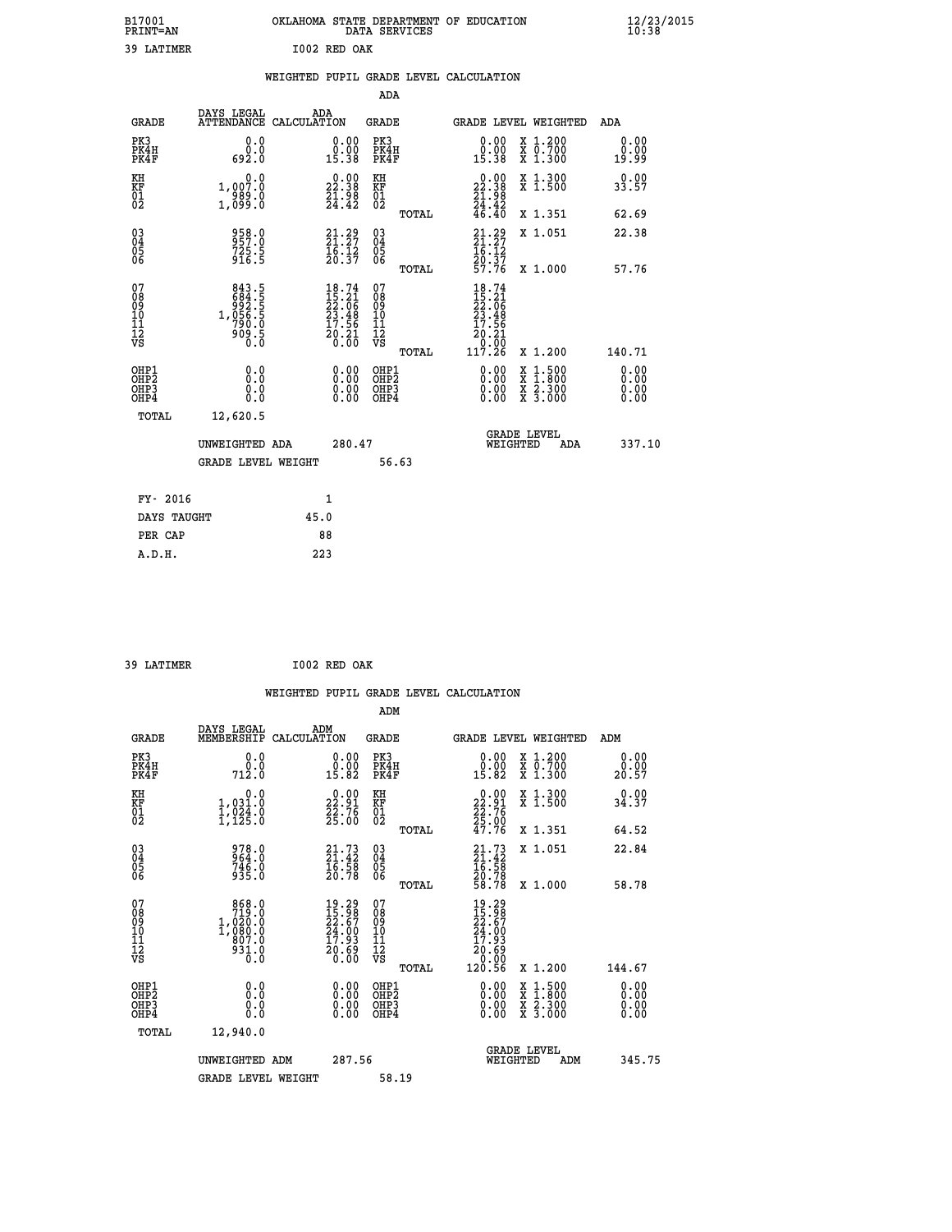B17001 OKLAHOMA STATE DEPARTMENT OF EDUCATION 12/23/2015
PRINT=AN DATA SERVICES 10:38

39 LATIMER I002 RED OAK

## WEIGHTED PUPIL GRADE LEVEL CALCULATION

### ADA

| GRADE | DAYS LEGAL ATTENDANCE | ADA CALCULATION | GRADE | GRADE LEVEL | WEIGHTED | ADA |
|---|---|---|---|---|---|---|
| PK3 | 0.0 | 0.00 | PK3 | 0.00 | X 1.200 | 0.00 |
| PK4H | 0.0 | 0.00 | PK4H | 0.00 | X 0.700 | 0.00 |
| PK4F | 692.0 | 15.38 | PK4F | 15.38 | X 1.300 | 19.99 |
| KH | 0.0 | 0.00 | KH | 0.00 | X 1.300 | 0.00 |
| KF | 1,007.0 | 22.38 | KF | 22.38 | X 1.500 | 33.57 |
| 01 | 989.0 | 21.98 | 01 | 21.98 | | |
| 02 | 1,099.0 | 24.42 | 02 | 24.42 | | |
| | | | TOTAL | 46.40 | X 1.351 | 62.69 |
| 03 | 958.0 | 21.29 | 03 | 21.29 | X 1.051 | 22.38 |
| 04 | 957.0 | 21.27 | 04 | 21.27 | | |
| 05 | 725.5 | 16.12 | 05 | 16.12 | | |
| 06 | 916.5 | 20.37 | 06 | 20.37 | | |
| | | | TOTAL | 57.76 | X 1.000 | 57.76 |
| 07 | 843.5 | 18.74 | 07 | 18.74 | | |
| 08 | 684.5 | 15.21 | 08 | 15.21 | | |
| 09 | 992.5 | 22.06 | 09 | 22.06 | | |
| 10 | 1,056.5 | 23.48 | 10 | 23.48 | | |
| 11 | 790.0 | 17.56 | 11 | 17.56 | | |
| 12 | 909.5 | 20.21 | 12 | 20.21 | | |
| VS | 0.0 | 0.00 | VS | 0.00 | | |
| | | | TOTAL | 117.26 | X 1.200 | 140.71 |
| OHP1 | 0.0 | 0.00 | OHP1 | 0.00 | X 1.500 | 0.00 |
| OHP2 | 0.0 | 0.00 | OHP2 | 0.00 | X 1.800 | 0.00 |
| OHP3 | 0.0 | 0.00 | OHP3 | 0.00 | X 2.300 | 0.00 |
| OHP4 | 0.0 | 0.00 | OHP4 | 0.00 | X 3.000 | 0.00 |
| TOTAL | 12,620.5 | | | | | |

UNWEIGHTED ADA 280.47 &nbsp;&nbsp; GRADE LEVEL WEIGHTED ADA 337.10

GRADE LEVEL WEIGHT 56.63

| | |
|---|---|
| FY- 2016 | 1 |
| DAYS TAUGHT | 45.0 |
| PER CAP | 88 |
| A.D.H. | 223 |

39 LATIMER I002 RED OAK

## WEIGHTED PUPIL GRADE LEVEL CALCULATION

### ADM

| GRADE | DAYS LEGAL MEMBERSHIP | ADM CALCULATION | GRADE | GRADE LEVEL | WEIGHTED | ADM |
|---|---|---|---|---|---|---|
| PK3 | 0.0 | 0.00 | PK3 | 0.00 | X 1.200 | 0.00 |
| PK4H | 0.0 | 0.00 | PK4H | 0.00 | X 0.700 | 0.00 |
| PK4F | 712.0 | 15.82 | PK4F | 15.82 | X 1.300 | 20.57 |
| KH | 0.0 | 0.00 | KH | 0.00 | X 1.300 | 0.00 |
| KF | 1,031.0 | 22.91 | KF | 22.91 | X 1.500 | 34.37 |
| 01 | 1,024.0 | 22.76 | 01 | 22.76 | | |
| 02 | 1,125.0 | 25.00 | 02 | 25.00 | | |
| | | | TOTAL | 47.76 | X 1.351 | 64.52 |
| 03 | 978.0 | 21.73 | 03 | 21.73 | X 1.051 | 22.84 |
| 04 | 964.0 | 21.42 | 04 | 21.42 | | |
| 05 | 746.0 | 16.58 | 05 | 16.58 | | |
| 06 | 935.0 | 20.78 | 06 | 20.78 | | |
| | | | TOTAL | 58.78 | X 1.000 | 58.78 |
| 07 | 868.0 | 19.29 | 07 | 19.29 | | |
| 08 | 719.0 | 15.98 | 08 | 15.98 | | |
| 09 | 1,020.0 | 22.67 | 09 | 22.67 | | |
| 10 | 1,080.0 | 24.00 | 10 | 24.00 | | |
| 11 | 807.0 | 17.93 | 11 | 17.93 | | |
| 12 | 931.0 | 20.69 | 12 | 20.69 | | |
| VS | 0.0 | 0.00 | VS | 0.00 | | |
| | | | TOTAL | 120.56 | X 1.200 | 144.67 |
| OHP1 | 0.0 | 0.00 | OHP1 | 0.00 | X 1.500 | 0.00 |
| OHP2 | 0.0 | 0.00 | OHP2 | 0.00 | X 1.800 | 0.00 |
| OHP3 | 0.0 | 0.00 | OHP3 | 0.00 | X 2.300 | 0.00 |
| OHP4 | 0.0 | 0.00 | OHP4 | 0.00 | X 3.000 | 0.00 |
| TOTAL | 12,940.0 | | | | | |

UNWEIGHTED ADM 287.56 &nbsp;&nbsp; GRADE LEVEL WEIGHTED ADM 345.75

GRADE LEVEL WEIGHT 58.19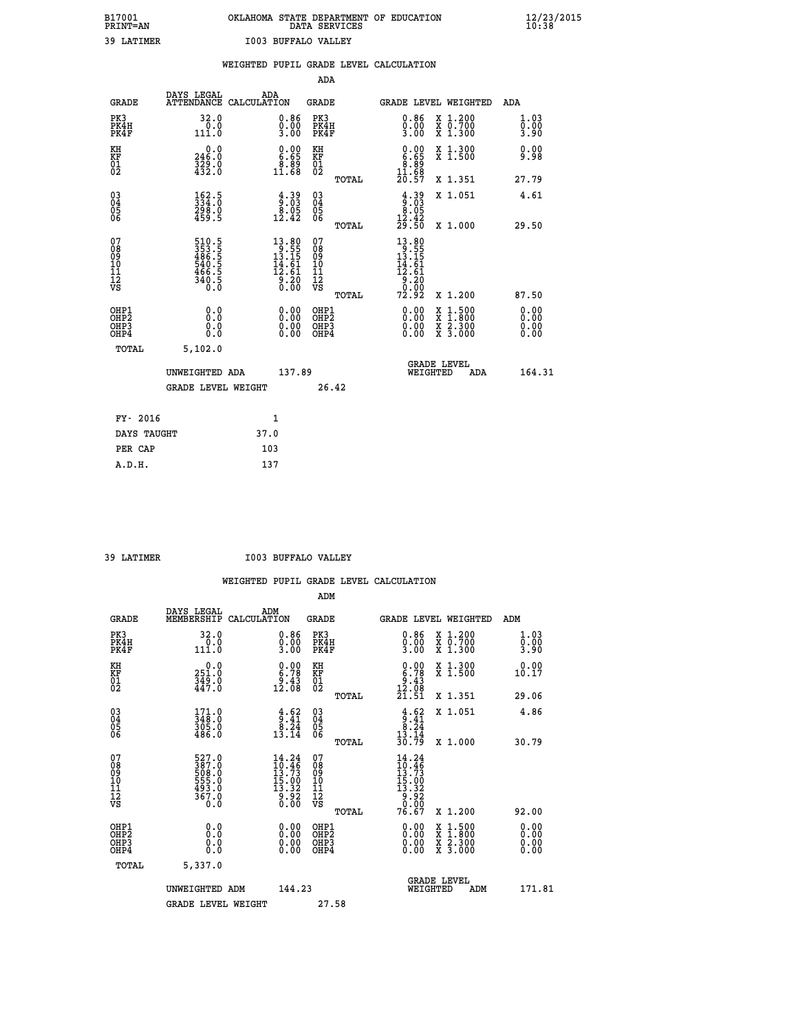B17001 OKLAHOMA STATE DEPARTMENT OF EDUCATION 12/23/2015
PRINT=AN DATA SERVICES 10:38

39 LATIMER I003 BUFFALO VALLEY

WEIGHTED PUPIL GRADE LEVEL CALCULATION

ADA

| GRADE | DAYS LEGAL ATTENDANCE | ADA CALCULATION | GRADE | GRADE LEVEL | WEIGHTED | ADA |
|---|---|---|---|---|---|---|
| PK3 | 32.0 | 0.86 | PK3 | 0.86 | X 1.200 | 1.03 |
| PK4H | 0.0 | 0.00 | PK4H | 0.00 | X 0.700 | 0.00 |
| PK4F | 111.0 | 3.00 | PK4F | 3.00 | X 1.300 | 3.90 |
| KH | 0.0 | 0.00 | KH | 0.00 | X 1.300 | 0.00 |
| KF | 246.0 | 6.65 | KF | 6.65 | X 1.500 | 9.98 |
| 01 | 329.0 | 8.89 | 01 | 8.89 | | |
| 02 | 432.0 | 11.68 | 02 | 11.68 | | |
| | | | TOTAL | 20.57 | X 1.351 | 27.79 |
| 03 | 162.5 | 4.39 | 03 | 4.39 | X 1.051 | 4.61 |
| 04 | 334.0 | 9.03 | 04 | 9.03 | | |
| 05 | 298.0 | 8.05 | 05 | 8.05 | | |
| 06 | 459.5 | 12.42 | 06 | 12.42 | | |
| | | | TOTAL | 29.50 | X 1.000 | 29.50 |
| 07 | 510.5 | 13.80 | 07 | 13.80 | | |
| 08 | 353.5 | 9.55 | 08 | 9.55 | | |
| 09 | 486.5 | 13.15 | 09 | 13.15 | | |
| 10 | 540.5 | 14.61 | 10 | 14.61 | | |
| 11 | 466.5 | 12.61 | 11 | 12.61 | | |
| 12 | 340.5 | 9.20 | 12 | 9.20 | | |
| VS | 0.0 | 0.00 | VS | 0.00 | | |
| | | | TOTAL | 72.92 | X 1.200 | 87.50 |
| OHP1 | 0.0 | 0.00 | OHP1 | 0.00 | X 1.500 | 0.00 |
| OHP2 | 0.0 | 0.00 | OHP2 | 0.00 | X 1.800 | 0.00 |
| OHP3 | 0.0 | 0.00 | OHP3 | 0.00 | X 2.300 | 0.00 |
| OHP4 | 0.0 | 0.00 | OHP4 | 0.00 | X 3.000 | 0.00 |
| TOTAL | 5,102.0 | | | | | |

UNWEIGHTED ADA 137.89 GRADE LEVEL WEIGHTED ADA 164.31

GRADE LEVEL WEIGHT 26.42

| FY- 2016 | 1 |
|---|---|
| DAYS TAUGHT | 37.0 |
| PER CAP | 103 |
| A.D.H. | 137 |

39 LATIMER I003 BUFFALO VALLEY

WEIGHTED PUPIL GRADE LEVEL CALCULATION

ADM

| GRADE | DAYS LEGAL MEMBERSHIP | ADM CALCULATION | GRADE | GRADE LEVEL | WEIGHTED | ADM |
|---|---|---|---|---|---|---|
| PK3 | 32.0 | 0.86 | PK3 | 0.86 | X 1.200 | 1.03 |
| PK4H | 0.0 | 0.00 | PK4H | 0.00 | X 0.700 | 0.00 |
| PK4F | 111.0 | 3.00 | PK4F | 3.00 | X 1.300 | 3.90 |
| KH | 0.0 | 0.00 | KH | 0.00 | X 1.300 | 0.00 |
| KF | 251.0 | 6.78 | KF | 6.78 | X 1.500 | 10.17 |
| 01 | 349.0 | 9.43 | 01 | 9.43 | | |
| 02 | 447.0 | 12.08 | 02 | 12.08 | | |
| | | | TOTAL | 21.51 | X 1.351 | 29.06 |
| 03 | 171.0 | 4.62 | 03 | 4.62 | X 1.051 | 4.86 |
| 04 | 348.0 | 9.41 | 04 | 9.41 | | |
| 05 | 305.0 | 8.24 | 05 | 8.24 | | |
| 06 | 486.0 | 13.14 | 06 | 13.14 | | |
| | | | TOTAL | 30.79 | X 1.000 | 30.79 |
| 07 | 527.0 | 14.24 | 07 | 14.24 | | |
| 08 | 387.0 | 10.46 | 08 | 10.46 | | |
| 09 | 508.0 | 13.73 | 09 | 13.73 | | |
| 10 | 555.0 | 15.00 | 10 | 15.00 | | |
| 11 | 493.0 | 13.32 | 11 | 13.32 | | |
| 12 | 367.0 | 9.92 | 12 | 9.92 | | |
| VS | 0.0 | 0.00 | VS | 0.00 | | |
| | | | TOTAL | 76.67 | X 1.200 | 92.00 |
| OHP1 | 0.0 | 0.00 | OHP1 | 0.00 | X 1.500 | 0.00 |
| OHP2 | 0.0 | 0.00 | OHP2 | 0.00 | X 1.800 | 0.00 |
| OHP3 | 0.0 | 0.00 | OHP3 | 0.00 | X 2.300 | 0.00 |
| OHP4 | 0.0 | 0.00 | OHP4 | 0.00 | X 3.000 | 0.00 |
| TOTAL | 5,337.0 | | | | | |

UNWEIGHTED ADM 144.23 GRADE LEVEL WEIGHTED ADM 171.81

GRADE LEVEL WEIGHT 27.58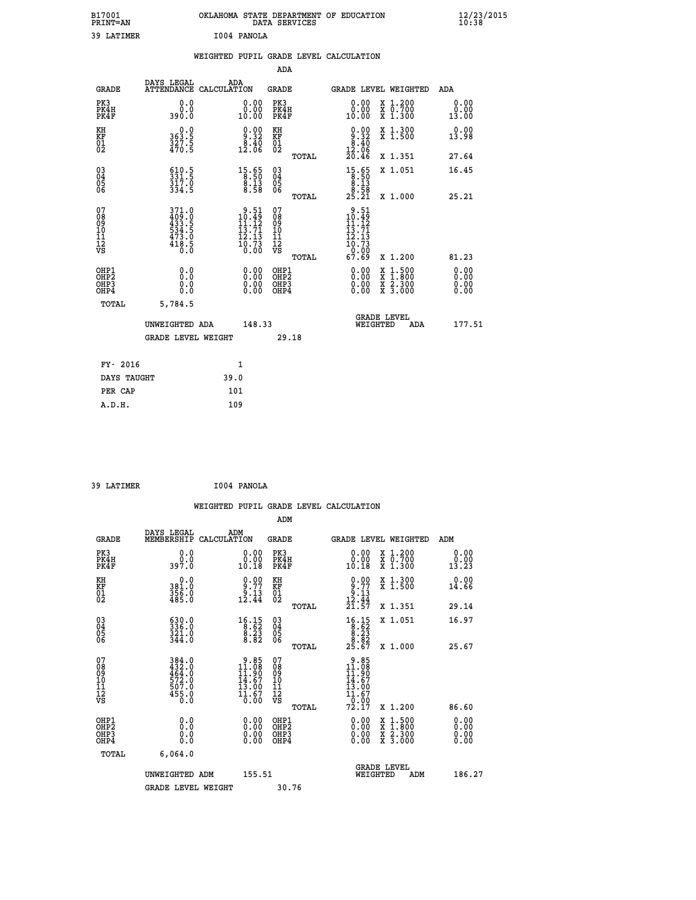B17001 OKLAHOMA STATE DEPARTMENT OF EDUCATION 12/23/2015
PRINT=AN DATA SERVICES 10:38

39 LATIMER I004 PANOLA

WEIGHTED PUPIL GRADE LEVEL CALCULATION

ADA

| GRADE | DAYS LEGAL ATTENDANCE | ADA CALCULATION | GRADE | | GRADE LEVEL | WEIGHTED | ADA |
|---|---|---|---|---|---|---|---|
| PK3 | 0.0 | 0.00 | PK3 | | 0.00 | X 1.200 | 0.00 |
| PK4H | 0.0 | 0.00 | PK4H | | 0.00 | X 0.700 | 0.00 |
| PK4F | 390.0 | 10.00 | PK4F | | 10.00 | X 1.300 | 13.00 |
| KH | 0.0 | 0.00 | KH | | 0.00 | X 1.300 | 0.00 |
| KF | 363.5 | 9.32 | KF | | 9.32 | X 1.500 | 13.98 |
| 01 | 327.5 | 8.40 | 01 | | 8.40 | | |
| 02 | 470.5 | 12.06 | 02 | | 12.06 | | |
| | | | | TOTAL | 20.46 | X 1.351 | 27.64 |
| 03 | 610.5 | 15.65 | 03 | | 15.65 | X 1.051 | 16.45 |
| 04 | 331.5 | 8.50 | 04 | | 8.50 | | |
| 05 | 317.0 | 8.13 | 05 | | 8.13 | | |
| 06 | 334.5 | 8.58 | 06 | | 8.58 | | |
| | | | | TOTAL | 25.21 | X 1.000 | 25.21 |
| 07 | 371.0 | 9.51 | 07 | | 9.51 | | |
| 08 | 409.0 | 10.49 | 08 | | 10.49 | | |
| 09 | 433.5 | 11.12 | 09 | | 11.12 | | |
| 10 | 534.5 | 13.71 | 10 | | 13.71 | | |
| 11 | 473.0 | 12.13 | 11 | | 12.13 | | |
| 12 | 418.5 | 10.73 | 12 | | 10.73 | | |
| VS | 0.0 | 0.00 | VS | | 0.00 | | |
| | | | | TOTAL | 67.69 | X 1.200 | 81.23 |
| OHP1 | 0.0 | 0.00 | OHP1 | | 0.00 | X 1.500 | 0.00 |
| OHP2 | 0.0 | 0.00 | OHP2 | | 0.00 | X 1.800 | 0.00 |
| OHP3 | 0.0 | 0.00 | OHP3 | | 0.00 | X 2.300 | 0.00 |
| OHP4 | 0.0 | 0.00 | OHP4 | | 0.00 | X 3.000 | 0.00 |
| TOTAL | 5,784.5 | | | | | | |

UNWEIGHTED ADA 148.33 GRADE LEVEL WEIGHTED ADA 177.51

GRADE LEVEL WEIGHT 29.18

| FY- 2016 | 1 |
|---|---|
| DAYS TAUGHT | 39.0 |
| PER CAP | 101 |
| A.D.H. | 109 |

39 LATIMER I004 PANOLA

WEIGHTED PUPIL GRADE LEVEL CALCULATION

ADM

| GRADE | DAYS LEGAL MEMBERSHIP | ADM CALCULATION | GRADE | | GRADE LEVEL | WEIGHTED | ADM |
|---|---|---|---|---|---|---|---|
| PK3 | 0.0 | 0.00 | PK3 | | 0.00 | X 1.200 | 0.00 |
| PK4H | 0.0 | 0.00 | PK4H | | 0.00 | X 0.700 | 0.00 |
| PK4F | 397.0 | 10.18 | PK4F | | 10.18 | X 1.300 | 13.23 |
| KH | 0.0 | 0.00 | KH | | 0.00 | X 1.300 | 0.00 |
| KF | 381.0 | 9.77 | KF | | 9.77 | X 1.500 | 14.66 |
| 01 | 356.0 | 9.13 | 01 | | 9.13 | | |
| 02 | 485.0 | 12.44 | 02 | | 12.44 | | |
| | | | | TOTAL | 21.57 | X 1.351 | 29.14 |
| 03 | 630.0 | 16.15 | 03 | | 16.15 | X 1.051 | 16.97 |
| 04 | 336.0 | 8.62 | 04 | | 8.62 | | |
| 05 | 321.0 | 8.23 | 05 | | 8.23 | | |
| 06 | 344.0 | 8.82 | 06 | | 8.82 | | |
| | | | | TOTAL | 25.67 | X 1.000 | 25.67 |
| 07 | 384.0 | 9.85 | 07 | | 9.85 | | |
| 08 | 432.0 | 11.08 | 08 | | 11.08 | | |
| 09 | 464.0 | 11.90 | 09 | | 11.90 | | |
| 10 | 572.0 | 14.67 | 10 | | 14.67 | | |
| 11 | 507.0 | 13.00 | 11 | | 13.00 | | |
| 12 | 455.0 | 11.67 | 12 | | 11.67 | | |
| VS | 0.0 | 0.00 | VS | | 0.00 | | |
| | | | | TOTAL | 72.17 | X 1.200 | 86.60 |
| OHP1 | 0.0 | 0.00 | OHP1 | | 0.00 | X 1.500 | 0.00 |
| OHP2 | 0.0 | 0.00 | OHP2 | | 0.00 | X 1.800 | 0.00 |
| OHP3 | 0.0 | 0.00 | OHP3 | | 0.00 | X 2.300 | 0.00 |
| OHP4 | 0.0 | 0.00 | OHP4 | | 0.00 | X 3.000 | 0.00 |
| TOTAL | 6,064.0 | | | | | | |

UNWEIGHTED ADM 155.51 GRADE LEVEL WEIGHTED ADM 186.27

GRADE LEVEL WEIGHT 30.76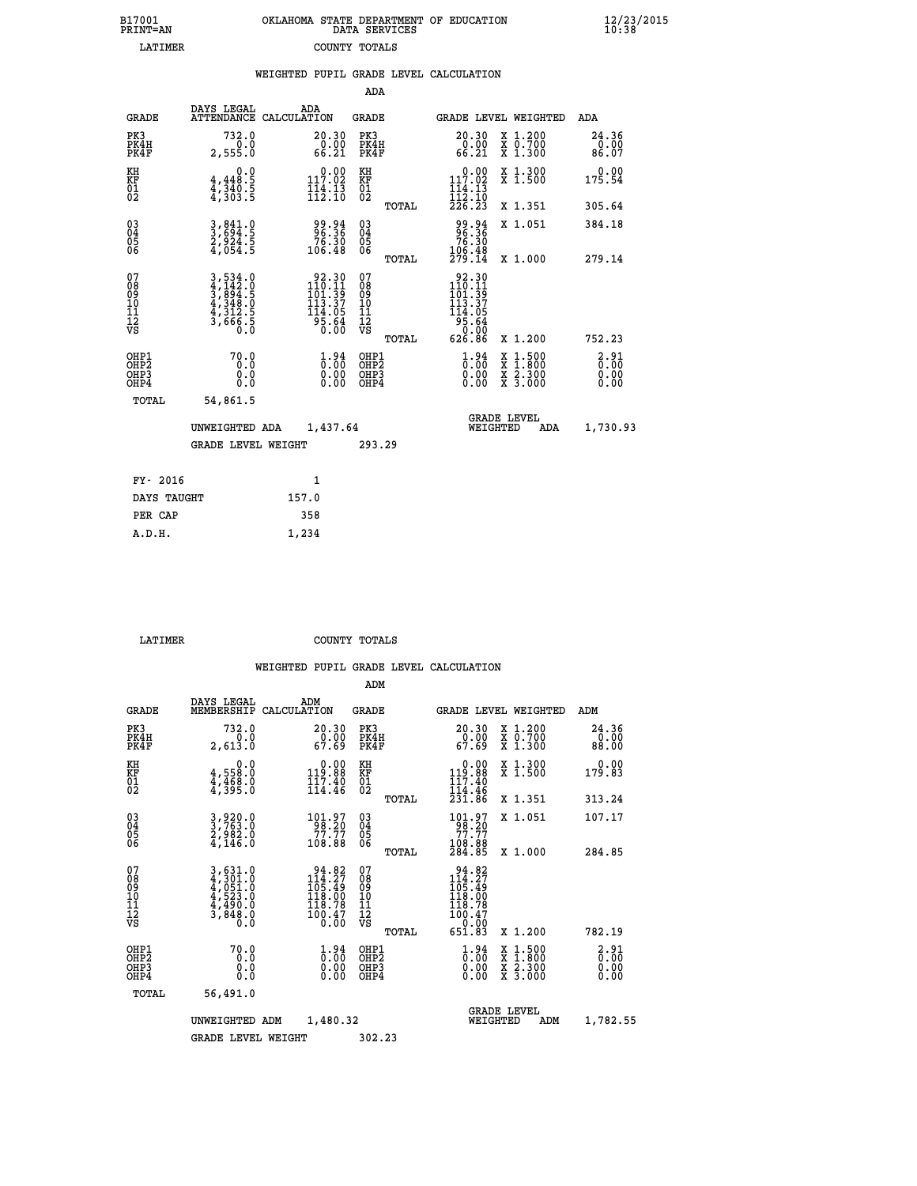B17001 PRINT=AN — OKLAHOMA STATE DEPARTMENT OF EDUCATION DATA SERVICES — 12/23/2015 10:38

LATIMER — COUNTY TOTALS

## WEIGHTED PUPIL GRADE LEVEL CALCULATION

### ADA

| GRADE | DAYS LEGAL ATTENDANCE | ADA CALCULATION | GRADE | GRADE LEVEL | WEIGHTED | ADA |
|---|---|---|---|---|---|---|
| PK3 | 732.0 | 20.30 | PK3 | 20.30 | X 1.200 | 24.36 |
| PK4H | 0.0 | 0.00 | PK4H | 0.00 | X 0.700 | 0.00 |
| PK4F | 2,555.0 | 66.21 | PK4F | 66.21 | X 1.300 | 86.07 |
| KH | 0.0 | 0.00 | KH | 0.00 | X 1.300 | 0.00 |
| KF | 4,448.5 | 117.02 | KF | 117.02 | X 1.500 | 175.54 |
| 01 | 4,340.5 | 114.13 | 01 | 114.13 | | |
| 02 | 4,303.5 | 112.10 | 02 | 112.10 | | |
| | | | TOTAL | 226.23 | X 1.351 | 305.64 |
| 03 | 3,841.0 | 99.94 | 03 | 99.94 | X 1.051 | 384.18 |
| 04 | 3,694.5 | 96.36 | 04 | 96.36 | | |
| 05 | 2,924.5 | 76.30 | 05 | 76.30 | | |
| 06 | 4,054.5 | 106.48 | 06 | 106.48 | | |
| | | | TOTAL | 279.14 | X 1.000 | 279.14 |
| 07 | 3,534.0 | 92.30 | 07 | 92.30 | | |
| 08 | 4,142.0 | 110.11 | 08 | 110.11 | | |
| 09 | 3,894.5 | 101.39 | 09 | 101.39 | | |
| 10 | 4,348.0 | 113.37 | 10 | 113.37 | | |
| 11 | 4,312.5 | 114.05 | 11 | 114.05 | | |
| 12 | 3,666.5 | 95.64 | 12 | 95.64 | | |
| VS | 0.0 | 0.00 | VS | 0.00 | | |
| | | | TOTAL | 626.86 | X 1.200 | 752.23 |
| OHP1 | 70.0 | 1.94 | OHP1 | 1.94 | X 1.500 | 2.91 |
| OHP2 | 0.0 | 0.00 | OHP2 | 0.00 | X 1.800 | 0.00 |
| OHP3 | 0.0 | 0.00 | OHP3 | 0.00 | X 2.300 | 0.00 |
| OHP4 | 0.0 | 0.00 | OHP4 | 0.00 | X 3.000 | 0.00 |
| TOTAL | 54,861.5 | | | | | |

UNWEIGHTED ADA 1,437.64 — GRADE LEVEL WEIGHTED ADA 1,730.93

GRADE LEVEL WEIGHT 293.29

| FY- 2016 | 1 |
|---|---|
| DAYS TAUGHT | 157.0 |
| PER CAP | 358 |
| A.D.H. | 1,234 |

LATIMER — COUNTY TOTALS

## WEIGHTED PUPIL GRADE LEVEL CALCULATION

### ADM

| GRADE | DAYS LEGAL MEMBERSHIP | ADM CALCULATION | GRADE | GRADE LEVEL | WEIGHTED | ADM |
|---|---|---|---|---|---|---|
| PK3 | 732.0 | 20.30 | PK3 | 20.30 | X 1.200 | 24.36 |
| PK4H | 0.0 | 0.00 | PK4H | 0.00 | X 0.700 | 0.00 |
| PK4F | 2,613.0 | 67.69 | PK4F | 67.69 | X 1.300 | 88.00 |
| KH | 0.0 | 0.00 | KH | 0.00 | X 1.300 | 0.00 |
| KF | 4,558.0 | 119.88 | KF | 119.88 | X 1.500 | 179.83 |
| 01 | 4,468.0 | 117.40 | 01 | 117.40 | | |
| 02 | 4,395.0 | 114.46 | 02 | 114.46 | | |
| | | | TOTAL | 231.86 | X 1.351 | 313.24 |
| 03 | 3,920.0 | 101.97 | 03 | 101.97 | X 1.051 | 107.17 |
| 04 | 3,763.0 | 98.20 | 04 | 98.20 | | |
| 05 | 2,982.0 | 77.77 | 05 | 77.77 | | |
| 06 | 4,146.0 | 108.88 | 06 | 108.88 | | |
| | | | TOTAL | 284.85 | X 1.000 | 284.85 |
| 07 | 3,631.0 | 94.82 | 07 | 94.82 | | |
| 08 | 4,301.0 | 114.27 | 08 | 114.27 | | |
| 09 | 4,051.0 | 105.49 | 09 | 105.49 | | |
| 10 | 4,523.0 | 118.00 | 10 | 118.00 | | |
| 11 | 4,490.0 | 118.78 | 11 | 118.78 | | |
| 12 | 3,848.0 | 100.47 | 12 | 100.47 | | |
| VS | 0.0 | 0.00 | VS | 0.00 | | |
| | | | TOTAL | 651.83 | X 1.200 | 782.19 |
| OHP1 | 70.0 | 1.94 | OHP1 | 1.94 | X 1.500 | 2.91 |
| OHP2 | 0.0 | 0.00 | OHP2 | 0.00 | X 1.800 | 0.00 |
| OHP3 | 0.0 | 0.00 | OHP3 | 0.00 | X 2.300 | 0.00 |
| OHP4 | 0.0 | 0.00 | OHP4 | 0.00 | X 3.000 | 0.00 |
| TOTAL | 56,491.0 | | | | | |

UNWEIGHTED ADM 1,480.32 — GRADE LEVEL WEIGHTED ADM 1,782.55

GRADE LEVEL WEIGHT 302.23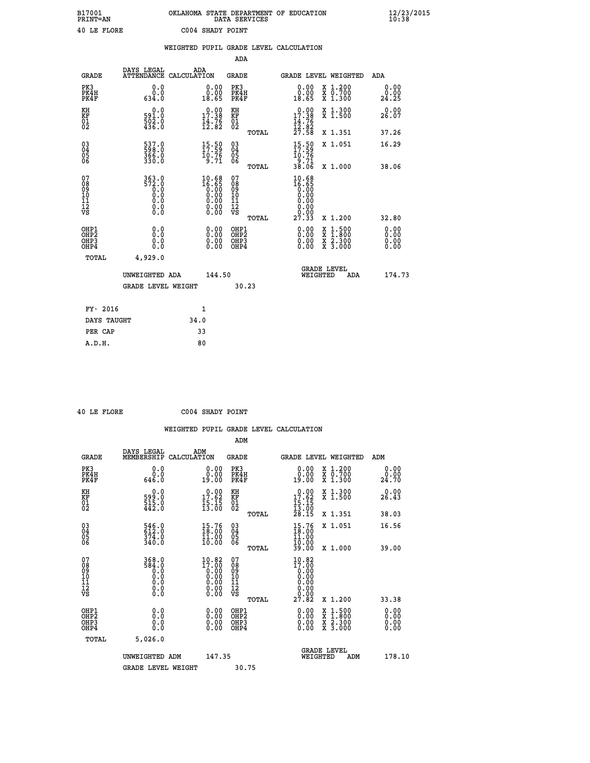B17001 OKLAHOMA STATE DEPARTMENT OF EDUCATION 12/23/2015
PRINT=AN DATA SERVICES 10:38

40 LE FLORE C004 SHADY POINT

## WEIGHTED PUPIL GRADE LEVEL CALCULATION

### ADA

| GRADE | DAYS LEGAL ATTENDANCE | ADA CALCULATION | GRADE | GRADE LEVEL | WEIGHTED | ADA |
|---|---|---|---|---|---|---|
| PK3 | 0.0 | 0.00 | PK3 | 0.00 | X 1.200 | 0.00 |
| PK4H | 0.0 | 0.00 | PK4H | 0.00 | X 0.700 | 0.00 |
| PK4F | 634.0 | 18.65 | PK4F | 18.65 | X 1.300 | 24.25 |
| KH | 0.0 | 0.00 | KH | 0.00 | X 1.300 | 0.00 |
| KF | 591.0 | 17.38 | KF | 17.38 | X 1.500 | 26.07 |
| 01 | 502.0 | 14.76 | 01 | 14.76 | | |
| 02 | 436.0 | 12.82 | 02 | 12.82 | | |
| | | | TOTAL | 27.58 | X 1.351 | 37.26 |
| 03 | 537.0 | 15.50 | 03 | 15.50 | X 1.051 | 16.29 |
| 04 | 598.0 | 17.59 | 04 | 17.59 | | |
| 05 | 366.0 | 10.76 | 05 | 10.76 | | |
| 06 | 330.0 | 9.71 | 06 | 9.71 | | |
| | | | TOTAL | 38.06 | X 1.000 | 38.06 |
| 07 | 363.0 | 10.68 | 07 | 10.68 | | |
| 08 | 572.0 | 16.65 | 08 | 16.65 | | |
| 09 | 0.0 | 0.00 | 09 | 0.00 | | |
| 10 | 0.0 | 0.00 | 10 | 0.00 | | |
| 11 | 0.0 | 0.00 | 11 | 0.00 | | |
| 12 | 0.0 | 0.00 | 12 | 0.00 | | |
| VS | 0.0 | 0.00 | VS | 0.00 | | |
| | | | TOTAL | 27.33 | X 1.200 | 32.80 |
| OHP1 | 0.0 | 0.00 | OHP1 | 0.00 | X 1.500 | 0.00 |
| OHP2 | 0.0 | 0.00 | OHP2 | 0.00 | X 1.800 | 0.00 |
| OHP3 | 0.0 | 0.00 | OHP3 | 0.00 | X 2.300 | 0.00 |
| OHP4 | 0.0 | 0.00 | OHP4 | 0.00 | X 3.000 | 0.00 |
| TOTAL | 4,929.0 | | | | | |

UNWEIGHTED ADA 144.50 GRADE LEVEL WEIGHTED ADA 174.73

GRADE LEVEL WEIGHT 30.23

| FY- 2016 | 1 |
|---|---|
| DAYS TAUGHT | 34.0 |
| PER CAP | 33 |
| A.D.H. | 80 |

40 LE FLORE C004 SHADY POINT

## WEIGHTED PUPIL GRADE LEVEL CALCULATION

### ADM

| GRADE | DAYS LEGAL MEMBERSHIP | ADM CALCULATION | GRADE | GRADE LEVEL | WEIGHTED | ADM |
|---|---|---|---|---|---|---|
| PK3 | 0.0 | 0.00 | PK3 | 0.00 | X 1.200 | 0.00 |
| PK4H | 0.0 | 0.00 | PK4H | 0.00 | X 0.700 | 0.00 |
| PK4F | 646.0 | 19.00 | PK4F | 19.00 | X 1.300 | 24.70 |
| KH | 0.0 | 0.00 | KH | 0.00 | X 1.300 | 0.00 |
| KF | 599.0 | 17.62 | KF | 17.62 | X 1.500 | 26.43 |
| 01 | 515.0 | 15.15 | 01 | 15.15 | | |
| 02 | 442.0 | 13.00 | 02 | 13.00 | | |
| | | | TOTAL | 28.15 | X 1.351 | 38.03 |
| 03 | 546.0 | 15.76 | 03 | 15.76 | X 1.051 | 16.56 |
| 04 | 612.0 | 18.00 | 04 | 18.00 | | |
| 05 | 374.0 | 11.00 | 05 | 11.00 | | |
| 06 | 340.0 | 10.00 | 06 | 10.00 | | |
| | | | TOTAL | 39.00 | X 1.000 | 39.00 |
| 07 | 368.0 | 10.82 | 07 | 10.82 | | |
| 08 | 584.0 | 17.00 | 08 | 17.00 | | |
| 09 | 0.0 | 0.00 | 09 | 0.00 | | |
| 10 | 0.0 | 0.00 | 10 | 0.00 | | |
| 11 | 0.0 | 0.00 | 11 | 0.00 | | |
| 12 | 0.0 | 0.00 | 12 | 0.00 | | |
| VS | 0.0 | 0.00 | VS | 0.00 | | |
| | | | TOTAL | 27.82 | X 1.200 | 33.38 |
| OHP1 | 0.0 | 0.00 | OHP1 | 0.00 | X 1.500 | 0.00 |
| OHP2 | 0.0 | 0.00 | OHP2 | 0.00 | X 1.800 | 0.00 |
| OHP3 | 0.0 | 0.00 | OHP3 | 0.00 | X 2.300 | 0.00 |
| OHP4 | 0.0 | 0.00 | OHP4 | 0.00 | X 3.000 | 0.00 |
| TOTAL | 5,026.0 | | | | | |

UNWEIGHTED ADM 147.35 GRADE LEVEL WEIGHTED ADM 178.10

GRADE LEVEL WEIGHT 30.75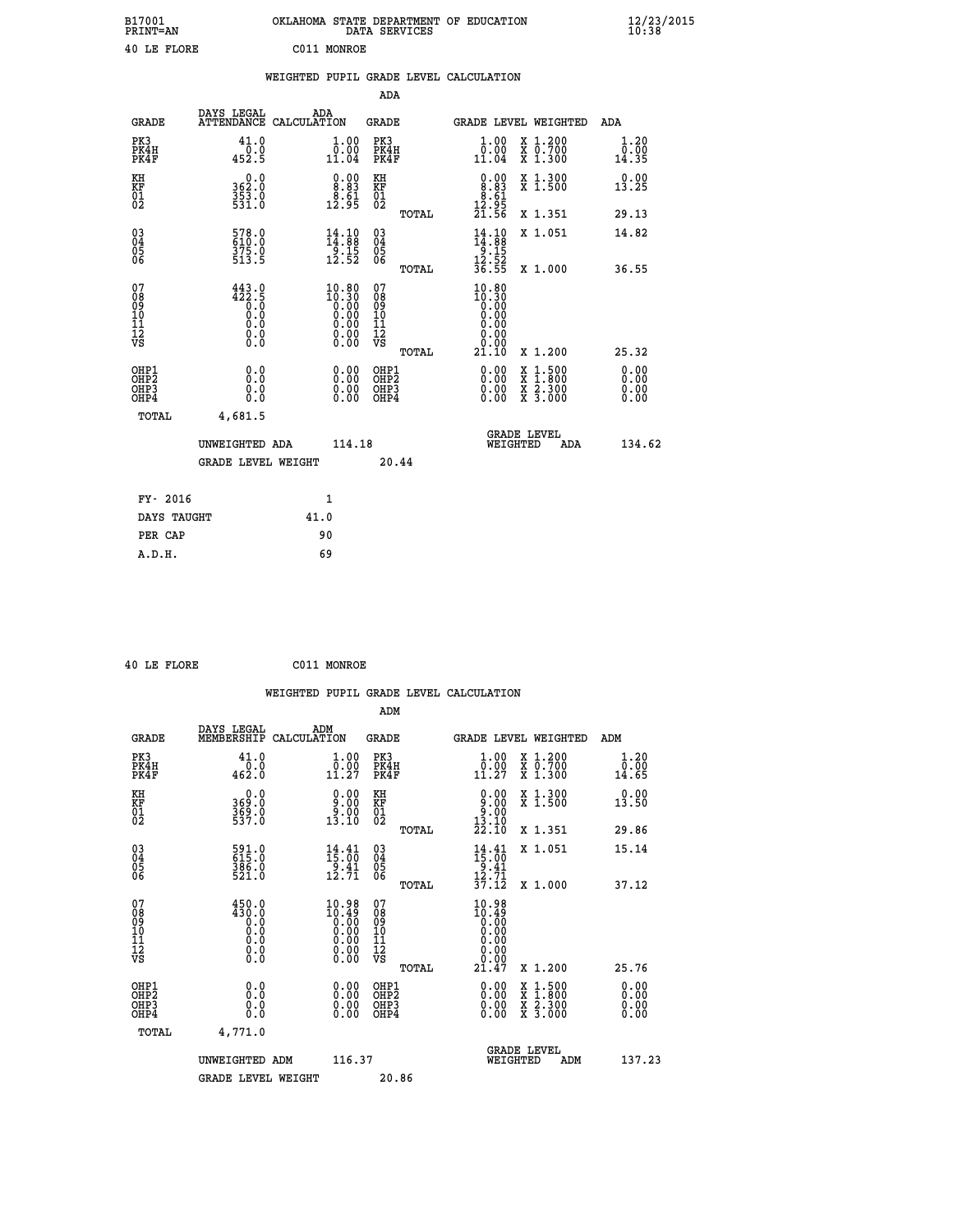B17001 OKLAHOMA STATE DEPARTMENT OF EDUCATION 12/23/2015
PRINT=AN DATA SERVICES 10:38

40 LE FLORE C011 MONROE

## WEIGHTED PUPIL GRADE LEVEL CALCULATION

### ADA

| GRADE | DAYS LEGAL ATTENDANCE | ADA CALCULATION | GRADE | GRADE LEVEL | WEIGHTED | ADA |
|---|---|---|---|---|---|---|
| PK3 | 41.0 | 1.00 | PK3 | 1.00 | X 1.200 | 1.20 |
| PK4H | 0.0 | 0.00 | PK4H | 0.00 | X 0.700 | 0.00 |
| PK4F | 452.5 | 11.04 | PK4F | 11.04 | X 1.300 | 14.35 |
| KH | 0.0 | 0.00 | KH | 0.00 | X 1.300 | 0.00 |
| KF | 362.0 | 8.83 | KF | 8.83 | X 1.500 | 13.25 |
| 01 | 353.0 | 8.61 | 01 | 8.61 | | |
| 02 | 531.0 | 12.95 | 02 | 12.95 | | |
| | | | TOTAL | 21.56 | X 1.351 | 29.13 |
| 03 | 578.0 | 14.10 | 03 | 14.10 | X 1.051 | 14.82 |
| 04 | 610.0 | 14.88 | 04 | 14.88 | | |
| 05 | 375.0 | 9.15 | 05 | 9.15 | | |
| 06 | 513.5 | 12.52 | 06 | 12.52 | | |
| | | | TOTAL | 36.55 | X 1.000 | 36.55 |
| 07 | 443.0 | 10.80 | 07 | 10.80 | | |
| 08 | 422.5 | 10.30 | 08 | 10.30 | | |
| 09 | 0.0 | 0.00 | 09 | 0.00 | | |
| 10 | 0.0 | 0.00 | 10 | 0.00 | | |
| 11 | 0.0 | 0.00 | 11 | 0.00 | | |
| 12 | 0.0 | 0.00 | 12 | 0.00 | | |
| VS | 0.0 | 0.00 | VS | 0.00 | | |
| | | | TOTAL | 21.10 | X 1.200 | 25.32 |
| OHP1 | 0.0 | 0.00 | OHP1 | 0.00 | X 1.500 | 0.00 |
| OHP2 | 0.0 | 0.00 | OHP2 | 0.00 | X 1.800 | 0.00 |
| OHP3 | 0.0 | 0.00 | OHP3 | 0.00 | X 2.300 | 0.00 |
| OHP4 | 0.0 | 0.00 | OHP4 | 0.00 | X 3.000 | 0.00 |
| TOTAL | 4,681.5 | | | | | |

UNWEIGHTED ADA 114.18 GRADE LEVEL WEIGHTED ADA 134.62

GRADE LEVEL WEIGHT 20.44

| FY- 2016 | 1 |
|---|---|
| DAYS TAUGHT | 41.0 |
| PER CAP | 90 |
| A.D.H. | 69 |

40 LE FLORE C011 MONROE

## WEIGHTED PUPIL GRADE LEVEL CALCULATION

### ADM

| GRADE | DAYS LEGAL MEMBERSHIP | ADM CALCULATION | GRADE | GRADE LEVEL | WEIGHTED | ADM |
|---|---|---|---|---|---|---|
| PK3 | 41.0 | 1.00 | PK3 | 1.00 | X 1.200 | 1.20 |
| PK4H | 0.0 | 0.00 | PK4H | 0.00 | X 0.700 | 0.00 |
| PK4F | 462.0 | 11.27 | PK4F | 11.27 | X 1.300 | 14.65 |
| KH | 0.0 | 0.00 | KH | 0.00 | X 1.300 | 0.00 |
| KF | 369.0 | 9.00 | KF | 9.00 | X 1.500 | 13.50 |
| 01 | 369.0 | 9.00 | 01 | 9.00 | | |
| 02 | 537.0 | 13.10 | 02 | 13.10 | | |
| | | | TOTAL | 22.10 | X 1.351 | 29.86 |
| 03 | 591.0 | 14.41 | 03 | 14.41 | X 1.051 | 15.14 |
| 04 | 615.0 | 15.00 | 04 | 15.00 | | |
| 05 | 386.0 | 9.41 | 05 | 9.41 | | |
| 06 | 521.0 | 12.71 | 06 | 12.71 | | |
| | | | TOTAL | 37.12 | X 1.000 | 37.12 |
| 07 | 450.0 | 10.98 | 07 | 10.98 | | |
| 08 | 430.0 | 10.49 | 08 | 10.49 | | |
| 09 | 0.0 | 0.00 | 09 | 0.00 | | |
| 10 | 0.0 | 0.00 | 10 | 0.00 | | |
| 11 | 0.0 | 0.00 | 11 | 0.00 | | |
| 12 | 0.0 | 0.00 | 12 | 0.00 | | |
| VS | 0.0 | 0.00 | VS | 0.00 | | |
| | | | TOTAL | 21.47 | X 1.200 | 25.76 |
| OHP1 | 0.0 | 0.00 | OHP1 | 0.00 | X 1.500 | 0.00 |
| OHP2 | 0.0 | 0.00 | OHP2 | 0.00 | X 1.800 | 0.00 |
| OHP3 | 0.0 | 0.00 | OHP3 | 0.00 | X 2.300 | 0.00 |
| OHP4 | 0.0 | 0.00 | OHP4 | 0.00 | X 3.000 | 0.00 |
| TOTAL | 4,771.0 | | | | | |

UNWEIGHTED ADM 116.37 GRADE LEVEL WEIGHTED ADM 137.23

GRADE LEVEL WEIGHT 20.86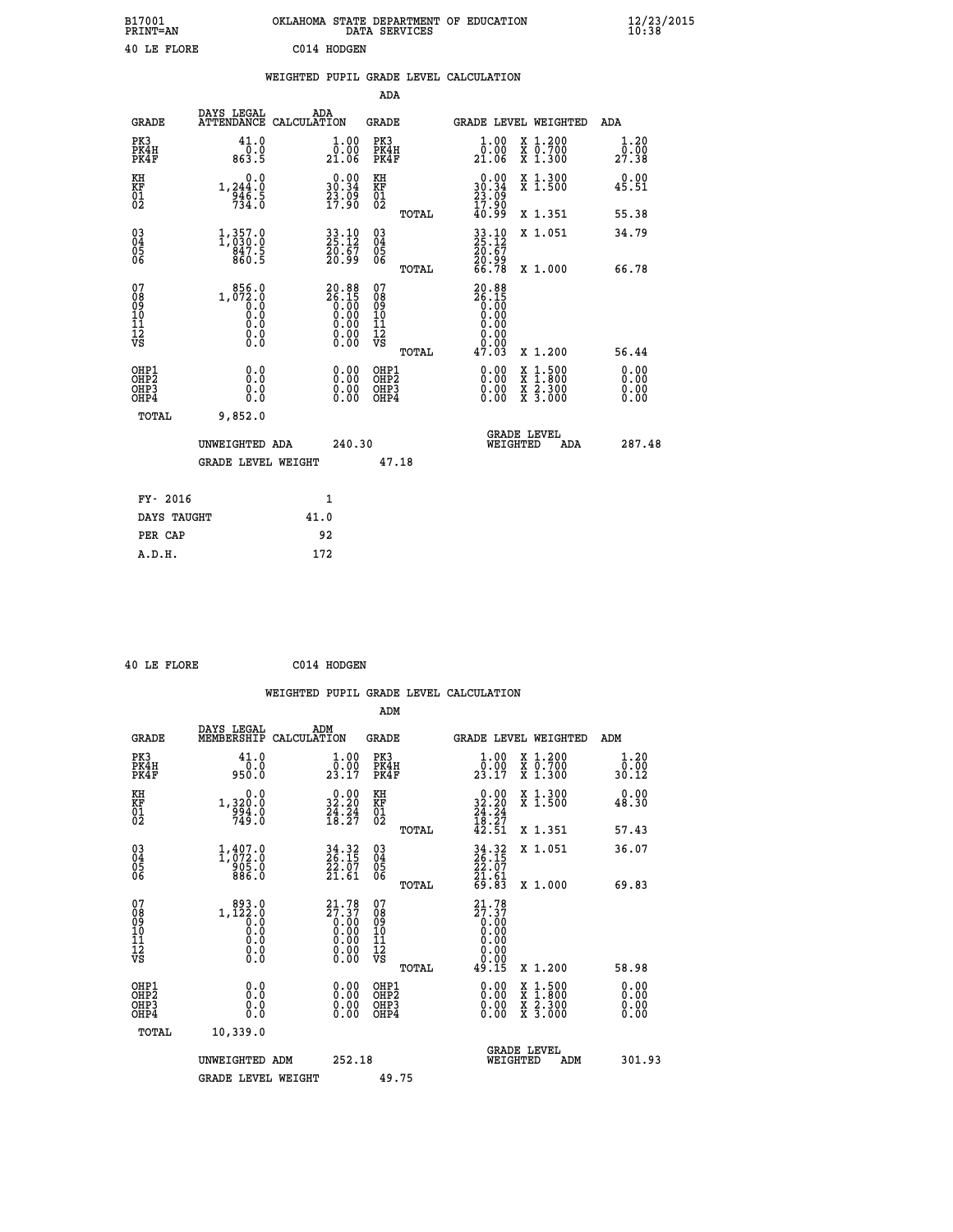B17001 OKLAHOMA STATE DEPARTMENT OF EDUCATION 12/23/2015
PRINT=AN DATA SERVICES 10:38

40 LE FLORE C014 HODGEN

WEIGHTED PUPIL GRADE LEVEL CALCULATION

ADA

| GRADE | DAYS LEGAL ATTENDANCE | ADA CALCULATION | GRADE | GRADE LEVEL | WEIGHTED | ADA |
|---|---|---|---|---|---|---|
| PK3 | 41.0 | 1.00 | PK3 | 1.00 | X 1.200 | 1.20 |
| PK4H | 0.0 | 0.00 | PK4H | 0.00 | X 0.700 | 0.00 |
| PK4F | 863.5 | 21.06 | PK4F | 21.06 | X 1.300 | 27.38 |
| KH | 0.0 | 0.00 | KH | 0.00 | X 1.300 | 0.00 |
| KF | 1,244.0 | 30.34 | KF | 30.34 | X 1.500 | 45.51 |
| 01 | 946.5 | 23.09 | 01 | 23.09 | | |
| 02 | 734.0 | 17.90 | 02 | 17.90 | | |
| | | | TOTAL | 40.99 | X 1.351 | 55.38 |
| 03 | 1,357.0 | 33.10 | 03 | 33.10 | X 1.051 | 34.79 |
| 04 | 1,030.0 | 25.12 | 04 | 25.12 | | |
| 05 | 847.5 | 20.67 | 05 | 20.67 | | |
| 06 | 860.5 | 20.99 | 06 | 20.99 | | |
| | | | TOTAL | 66.78 | X 1.000 | 66.78 |
| 07 | 856.0 | 20.88 | 07 | 20.88 | | |
| 08 | 1,072.0 | 26.15 | 08 | 26.15 | | |
| 09 | 0.0 | 0.00 | 09 | 0.00 | | |
| 10 | 0.0 | 0.00 | 10 | 0.00 | | |
| 11 | 0.0 | 0.00 | 11 | 0.00 | | |
| 12 | 0.0 | 0.00 | 12 | 0.00 | | |
| VS | 0.0 | 0.00 | VS | 0.00 | | |
| | | | TOTAL | 47.03 | X 1.200 | 56.44 |
| OHP1 | 0.0 | 0.00 | OHP1 | 0.00 | X 1.500 | 0.00 |
| OHP2 | 0.0 | 0.00 | OHP2 | 0.00 | X 1.800 | 0.00 |
| OHP3 | 0.0 | 0.00 | OHP3 | 0.00 | X 2.300 | 0.00 |
| OHP4 | 0.0 | 0.00 | OHP4 | 0.00 | X 3.000 | 0.00 |
| TOTAL | 9,852.0 | | | | | |

UNWEIGHTED ADA 240.30 GRADE LEVEL WEIGHTED ADA 287.48

GRADE LEVEL WEIGHT 47.18

| FY- 2016 | 1 |
|---|---|
| DAYS TAUGHT | 41.0 |
| PER CAP | 92 |
| A.D.H. | 172 |

40 LE FLORE C014 HODGEN

WEIGHTED PUPIL GRADE LEVEL CALCULATION

ADM

| GRADE | DAYS LEGAL MEMBERSHIP | ADM CALCULATION | GRADE | GRADE LEVEL | WEIGHTED | ADM |
|---|---|---|---|---|---|---|
| PK3 | 41.0 | 1.00 | PK3 | 1.00 | X 1.200 | 1.20 |
| PK4H | 0.0 | 0.00 | PK4H | 0.00 | X 0.700 | 0.00 |
| PK4F | 950.0 | 23.17 | PK4F | 23.17 | X 1.300 | 30.12 |
| KH | 0.0 | 0.00 | KH | 0.00 | X 1.300 | 0.00 |
| KF | 1,320.0 | 32.20 | KF | 32.20 | X 1.500 | 48.30 |
| 01 | 994.0 | 24.24 | 01 | 24.24 | | |
| 02 | 749.0 | 18.27 | 02 | 18.27 | | |
| | | | TOTAL | 42.51 | X 1.351 | 57.43 |
| 03 | 1,407.0 | 34.32 | 03 | 34.32 | X 1.051 | 36.07 |
| 04 | 1,072.0 | 26.15 | 04 | 26.15 | | |
| 05 | 905.0 | 22.07 | 05 | 22.07 | | |
| 06 | 886.0 | 21.61 | 06 | 21.61 | | |
| | | | TOTAL | 69.83 | X 1.000 | 69.83 |
| 07 | 893.0 | 21.78 | 07 | 21.78 | | |
| 08 | 1,122.0 | 27.37 | 08 | 27.37 | | |
| 09 | 0.0 | 0.00 | 09 | 0.00 | | |
| 10 | 0.0 | 0.00 | 10 | 0.00 | | |
| 11 | 0.0 | 0.00 | 11 | 0.00 | | |
| 12 | 0.0 | 0.00 | 12 | 0.00 | | |
| VS | 0.0 | 0.00 | VS | 0.00 | | |
| | | | TOTAL | 49.15 | X 1.200 | 58.98 |
| OHP1 | 0.0 | 0.00 | OHP1 | 0.00 | X 1.500 | 0.00 |
| OHP2 | 0.0 | 0.00 | OHP2 | 0.00 | X 1.800 | 0.00 |
| OHP3 | 0.0 | 0.00 | OHP3 | 0.00 | X 2.300 | 0.00 |
| OHP4 | 0.0 | 0.00 | OHP4 | 0.00 | X 3.000 | 0.00 |
| TOTAL | 10,339.0 | | | | | |

UNWEIGHTED ADM 252.18 GRADE LEVEL WEIGHTED ADM 301.93

GRADE LEVEL WEIGHT 49.75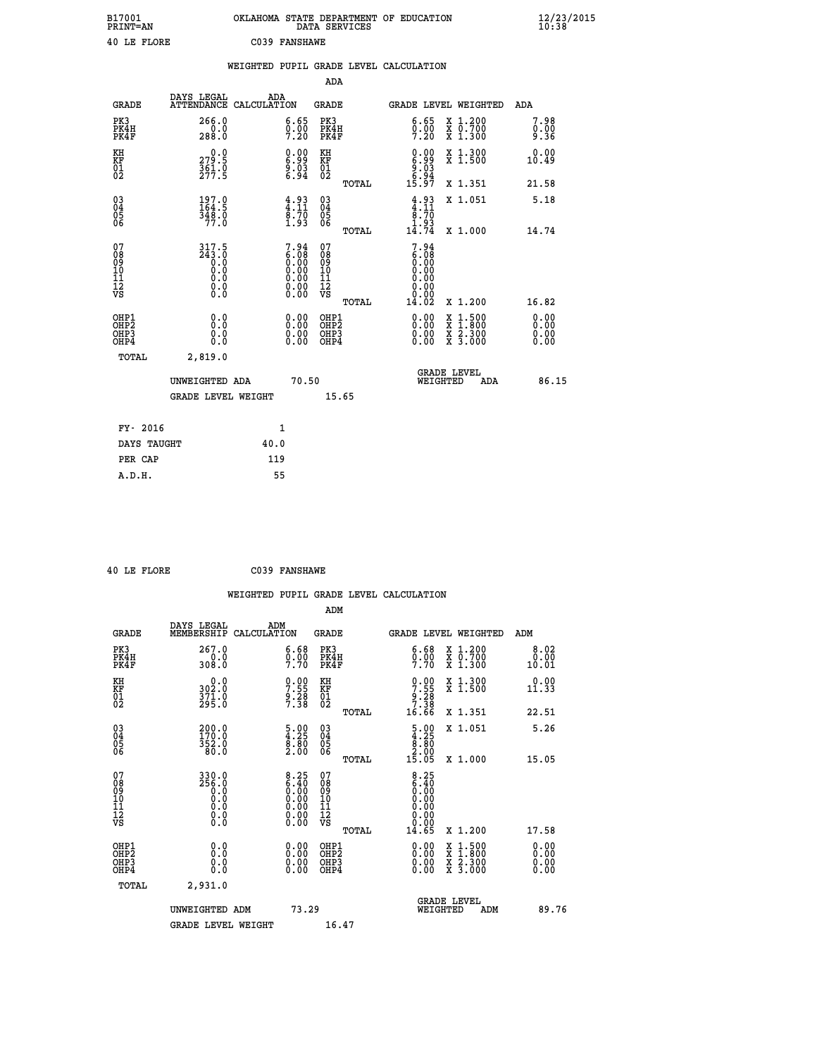B17001 OKLAHOMA STATE DEPARTMENT OF EDUCATION 12/23/2015
PRINT=AN DATA SERVICES 10:38

40 LE FLORE C039 FANSHAWE

## WEIGHTED PUPIL GRADE LEVEL CALCULATION

ADA

| GRADE | DAYS LEGAL ATTENDANCE | ADA CALCULATION | GRADE | | GRADE LEVEL | WEIGHTED | ADA |
|---|---|---|---|---|---|---|---|
| PK3 | 266.0 | 6.65 | PK3 | | 6.65 | X 1.200 | 7.98 |
| PK4H | 0.0 | 0.00 | PK4H | | 0.00 | X 0.700 | 0.00 |
| PK4F | 288.0 | 7.20 | PK4F | | 7.20 | X 1.300 | 9.36 |
| KH | 0.0 | 0.00 | KH | | 0.00 | X 1.300 | 0.00 |
| KF | 279.5 | 6.99 | KF | | 6.99 | X 1.500 | 10.49 |
| 01 | 361.0 | 9.03 | 01 | | 9.03 | | |
| 02 | 277.5 | 6.94 | 02 | | 6.94 | | |
| | | | | TOTAL | 15.97 | X 1.351 | 21.58 |
| 03 | 197.0 | 4.93 | 03 | | 4.93 | X 1.051 | 5.18 |
| 04 | 164.5 | 4.11 | 04 | | 4.11 | | |
| 05 | 348.0 | 8.70 | 05 | | 8.70 | | |
| 06 | 77.0 | 1.93 | 06 | | 1.93 | | |
| | | | | TOTAL | 14.74 | X 1.000 | 14.74 |
| 07 | 317.5 | 7.94 | 07 | | 7.94 | | |
| 08 | 243.0 | 6.08 | 08 | | 6.08 | | |
| 09 | 0.0 | 0.00 | 09 | | 0.00 | | |
| 10 | 0.0 | 0.00 | 10 | | 0.00 | | |
| 11 | 0.0 | 0.00 | 11 | | 0.00 | | |
| 12 | 0.0 | 0.00 | 12 | | 0.00 | | |
| VS | 0.0 | 0.00 | VS | | 0.00 | | |
| | | | | TOTAL | 14.02 | X 1.200 | 16.82 |
| OHP1 | 0.0 | 0.00 | OHP1 | | 0.00 | X 1.500 | 0.00 |
| OHP2 | 0.0 | 0.00 | OHP2 | | 0.00 | X 1.800 | 0.00 |
| OHP3 | 0.0 | 0.00 | OHP3 | | 0.00 | X 2.300 | 0.00 |
| OHP4 | 0.0 | 0.00 | OHP4 | | 0.00 | X 3.000 | 0.00 |
| TOTAL | 2,819.0 | | | | | | |

UNWEIGHTED ADA 70.50 GRADE LEVEL WEIGHTED ADA 86.15

GRADE LEVEL WEIGHT 15.65

| FY- 2016 | 1 |
|---|---|
| DAYS TAUGHT | 40.0 |
| PER CAP | 119 |
| A.D.H. | 55 |

40 LE FLORE C039 FANSHAWE

## WEIGHTED PUPIL GRADE LEVEL CALCULATION

ADM

| GRADE | DAYS LEGAL MEMBERSHIP | ADM CALCULATION | GRADE | | GRADE LEVEL | WEIGHTED | ADM |
|---|---|---|---|---|---|---|---|
| PK3 | 267.0 | 6.68 | PK3 | | 6.68 | X 1.200 | 8.02 |
| PK4H | 0.0 | 0.00 | PK4H | | 0.00 | X 0.700 | 0.00 |
| PK4F | 308.0 | 7.70 | PK4F | | 7.70 | X 1.300 | 10.01 |
| KH | 0.0 | 0.00 | KH | | 0.00 | X 1.300 | 0.00 |
| KF | 302.0 | 7.55 | KF | | 7.55 | X 1.500 | 11.33 |
| 01 | 371.0 | 9.28 | 01 | | 9.28 | | |
| 02 | 295.0 | 7.38 | 02 | | 7.38 | | |
| | | | | TOTAL | 16.66 | X 1.351 | 22.51 |
| 03 | 200.0 | 5.00 | 03 | | 5.00 | X 1.051 | 5.26 |
| 04 | 170.0 | 4.25 | 04 | | 4.25 | | |
| 05 | 352.0 | 8.80 | 05 | | 8.80 | | |
| 06 | 80.0 | 2.00 | 06 | | 2.00 | | |
| | | | | TOTAL | 15.05 | X 1.000 | 15.05 |
| 07 | 330.0 | 8.25 | 07 | | 8.25 | | |
| 08 | 256.0 | 6.40 | 08 | | 6.40 | | |
| 09 | 0.0 | 0.00 | 09 | | 0.00 | | |
| 10 | 0.0 | 0.00 | 10 | | 0.00 | | |
| 11 | 0.0 | 0.00 | 11 | | 0.00 | | |
| 12 | 0.0 | 0.00 | 12 | | 0.00 | | |
| VS | 0.0 | 0.00 | VS | | 0.00 | | |
| | | | | TOTAL | 14.65 | X 1.200 | 17.58 |
| OHP1 | 0.0 | 0.00 | OHP1 | | 0.00 | X 1.500 | 0.00 |
| OHP2 | 0.0 | 0.00 | OHP2 | | 0.00 | X 1.800 | 0.00 |
| OHP3 | 0.0 | 0.00 | OHP3 | | 0.00 | X 2.300 | 0.00 |
| OHP4 | 0.0 | 0.00 | OHP4 | | 0.00 | X 3.000 | 0.00 |
| TOTAL | 2,931.0 | | | | | | |

UNWEIGHTED ADM 73.29 GRADE LEVEL WEIGHTED ADM 89.76

GRADE LEVEL WEIGHT 16.47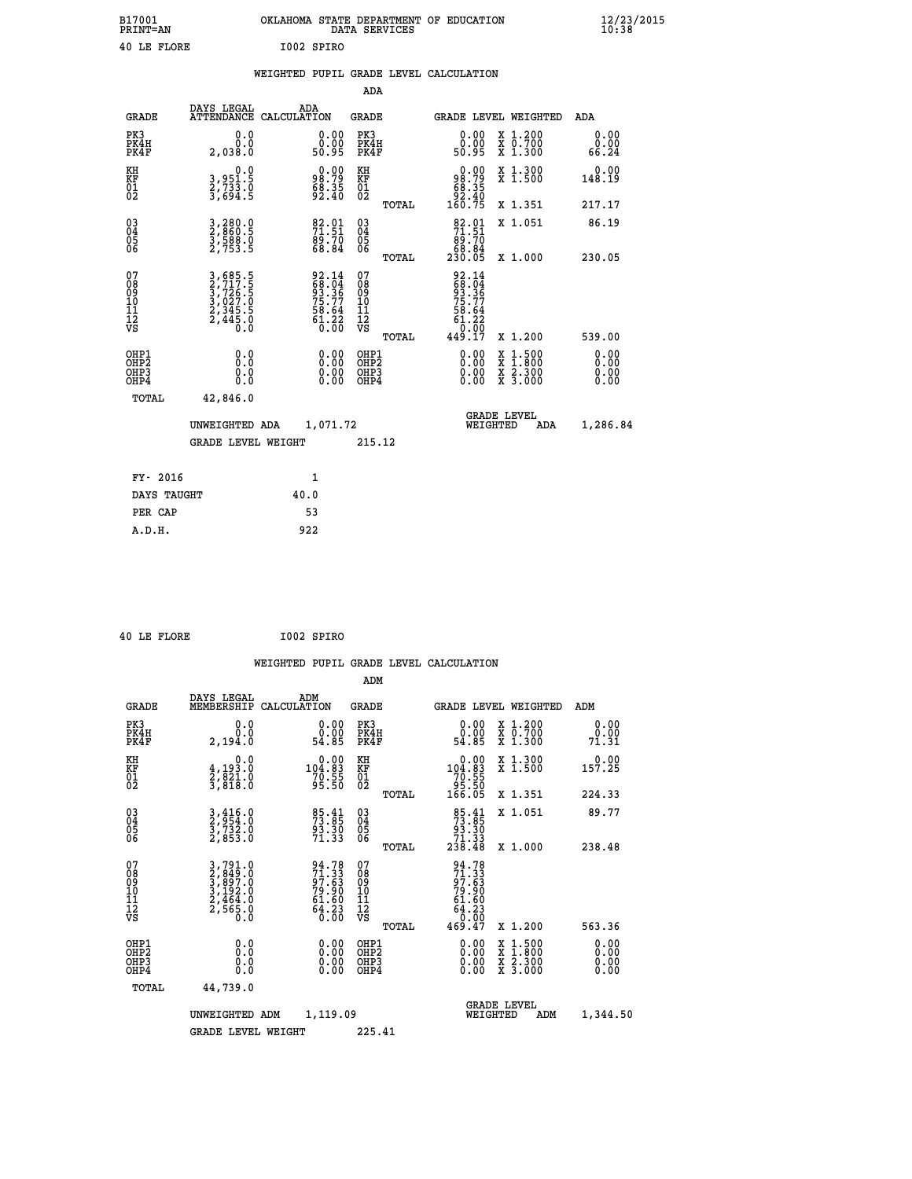B17001 OKLAHOMA STATE DEPARTMENT OF EDUCATION 12/23/2015
PRINT=AN DATA SERVICES 10:38

40 LE FLORE I002 SPIRO

## WEIGHTED PUPIL GRADE LEVEL CALCULATION

### ADA

| GRADE | DAYS LEGAL ATTENDANCE | ADA CALCULATION | GRADE | | GRADE LEVEL | WEIGHTED | ADA |
|---|---|---|---|---|---|---|---|
| PK3 | 0.0 | 0.00 | PK3 | | 0.00 | X 1.200 | 0.00 |
| PK4H | 0.0 | 0.00 | PK4H | | 0.00 | X 0.700 | 0.00 |
| PK4F | 2,038.0 | 50.95 | PK4F | | 50.95 | X 1.300 | 66.24 |
| KH | 0.0 | 0.00 | KH | | 0.00 | X 1.300 | 0.00 |
| KF | 3,951.5 | 98.79 | KF | | 98.79 | X 1.500 | 148.19 |
| 01 | 2,733.0 | 68.35 | 01 | | 68.35 | | |
| 02 | 3,694.5 | 92.40 | 02 | | 92.40 | | |
| | | | | TOTAL | 160.75 | X 1.351 | 217.17 |
| 03 | 3,280.0 | 82.01 | 03 | | 82.01 | X 1.051 | 86.19 |
| 04 | 2,860.5 | 71.51 | 04 | | 71.51 | | |
| 05 | 3,588.0 | 89.70 | 05 | | 89.70 | | |
| 06 | 2,753.5 | 68.84 | 06 | | 68.84 | | |
| | | | | TOTAL | 230.05 | X 1.000 | 230.05 |
| 07 | 3,685.5 | 92.14 | 07 | | 92.14 | | |
| 08 | 2,717.5 | 68.04 | 08 | | 68.04 | | |
| 09 | 3,726.5 | 93.36 | 09 | | 93.36 | | |
| 10 | 3,027.0 | 75.77 | 10 | | 75.77 | | |
| 11 | 2,345.5 | 58.64 | 11 | | 58.64 | | |
| 12 | 2,445.0 | 61.22 | 12 | | 61.22 | | |
| VS | 0.0 | 0.00 | VS | | 0.00 | | |
| | | | | TOTAL | 449.17 | X 1.200 | 539.00 |
| OHP1 | 0.0 | 0.00 | OHP1 | | 0.00 | X 1.500 | 0.00 |
| OHP2 | 0.0 | 0.00 | OHP2 | | 0.00 | X 1.800 | 0.00 |
| OHP3 | 0.0 | 0.00 | OHP3 | | 0.00 | X 2.300 | 0.00 |
| OHP4 | 0.0 | 0.00 | OHP4 | | 0.00 | X 3.000 | 0.00 |
| TOTAL | 42,846.0 | | | | | | |

UNWEIGHTED ADA 1,071.72 GRADE LEVEL WEIGHTED ADA 1,286.84

GRADE LEVEL WEIGHT 215.12

| FY- 2016 | 1 |
|---|---|
| DAYS TAUGHT | 40.0 |
| PER CAP | 53 |
| A.D.H. | 922 |

40 LE FLORE I002 SPIRO

## WEIGHTED PUPIL GRADE LEVEL CALCULATION

### ADM

| GRADE | DAYS LEGAL MEMBERSHIP | ADM CALCULATION | GRADE | | GRADE LEVEL | WEIGHTED | ADM |
|---|---|---|---|---|---|---|---|
| PK3 | 0.0 | 0.00 | PK3 | | 0.00 | X 1.200 | 0.00 |
| PK4H | 0.0 | 0.00 | PK4H | | 0.00 | X 0.700 | 0.00 |
| PK4F | 2,194.0 | 54.85 | PK4F | | 54.85 | X 1.300 | 71.31 |
| KH | 0.0 | 0.00 | KH | | 0.00 | X 1.300 | 0.00 |
| KF | 4,193.0 | 104.83 | KF | | 104.83 | X 1.500 | 157.25 |
| 01 | 2,821.0 | 70.55 | 01 | | 70.55 | | |
| 02 | 3,818.0 | 95.50 | 02 | | 95.50 | | |
| | | | | TOTAL | 166.05 | X 1.351 | 224.33 |
| 03 | 3,416.0 | 85.41 | 03 | | 85.41 | X 1.051 | 89.77 |
| 04 | 2,954.0 | 73.85 | 04 | | 73.85 | | |
| 05 | 3,732.0 | 93.30 | 05 | | 93.30 | | |
| 06 | 2,853.0 | 71.33 | 06 | | 71.33 | | |
| | | | | TOTAL | 238.48 | X 1.000 | 238.48 |
| 07 | 3,791.0 | 94.78 | 07 | | 94.78 | | |
| 08 | 2,849.0 | 71.33 | 08 | | 71.33 | | |
| 09 | 3,897.0 | 97.63 | 09 | | 97.63 | | |
| 10 | 3,192.0 | 79.90 | 10 | | 79.90 | | |
| 11 | 2,464.0 | 61.60 | 11 | | 61.60 | | |
| 12 | 2,565.0 | 64.23 | 12 | | 64.23 | | |
| VS | 0.0 | 0.00 | VS | | 0.00 | | |
| | | | | TOTAL | 469.47 | X 1.200 | 563.36 |
| OHP1 | 0.0 | 0.00 | OHP1 | | 0.00 | X 1.500 | 0.00 |
| OHP2 | 0.0 | 0.00 | OHP2 | | 0.00 | X 1.800 | 0.00 |
| OHP3 | 0.0 | 0.00 | OHP3 | | 0.00 | X 2.300 | 0.00 |
| OHP4 | 0.0 | 0.00 | OHP4 | | 0.00 | X 3.000 | 0.00 |
| TOTAL | 44,739.0 | | | | | | |

UNWEIGHTED ADM 1,119.09 GRADE LEVEL WEIGHTED ADM 1,344.50

GRADE LEVEL WEIGHT 225.41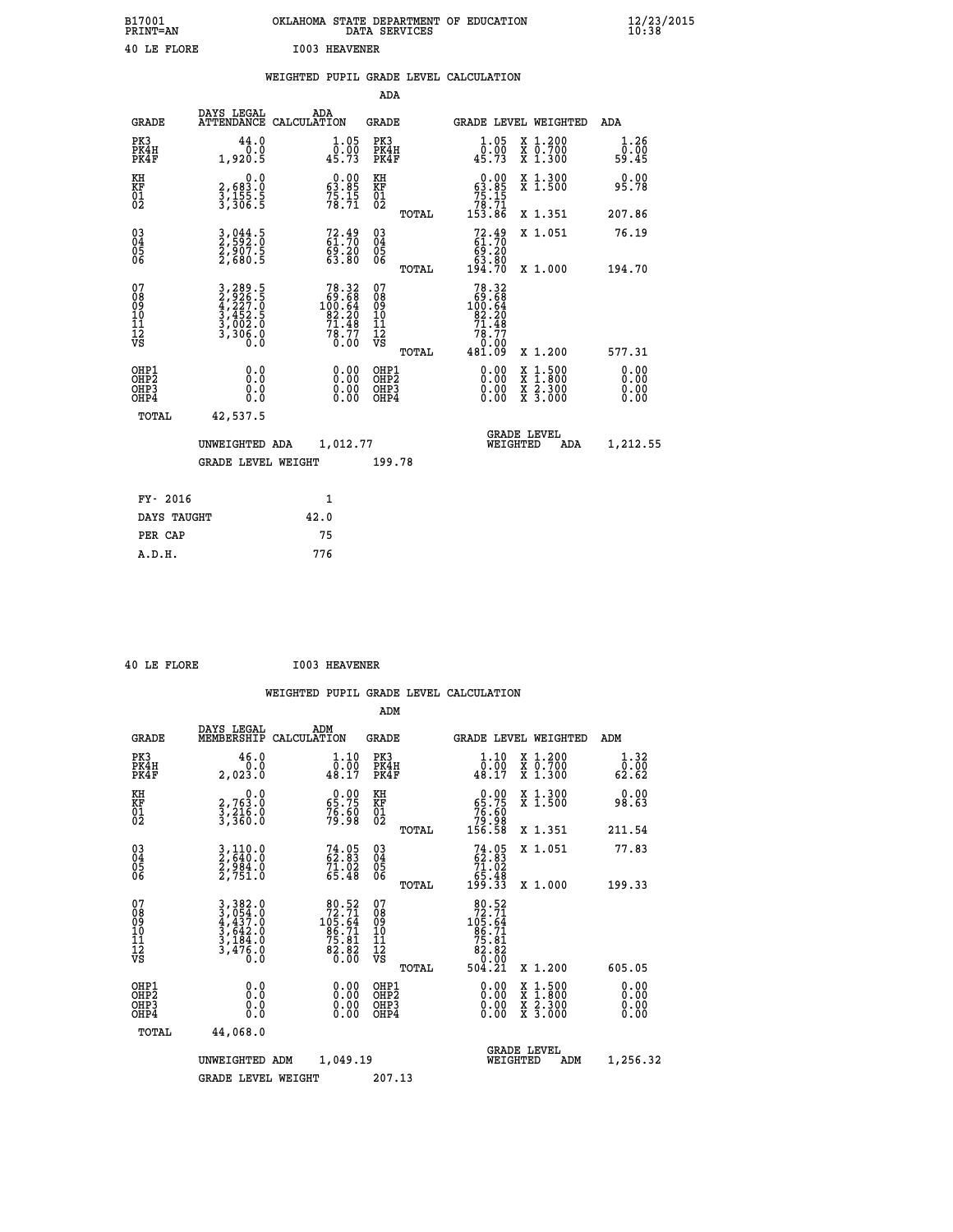B17001 OKLAHOMA STATE DEPARTMENT OF EDUCATION 12/23/2015
PRINT=AN DATA SERVICES 10:38

40 LE FLORE I003 HEAVENER

## WEIGHTED PUPIL GRADE LEVEL CALCULATION

### ADA

| GRADE | DAYS LEGAL ATTENDANCE | ADA CALCULATION | GRADE | | GRADE LEVEL | WEIGHTED | ADA |
|---|---|---|---|---|---|---|---|
| PK3 | 44.0 | 1.05 | PK3 | | 1.05 | X 1.200 | 1.26 |
| PK4H | 0.0 | 0.00 | PK4H | | 0.00 | X 0.700 | 0.00 |
| PK4F | 1,920.5 | 45.73 | PK4F | | 45.73 | X 1.300 | 59.45 |
| KH | 0.0 | 0.00 | KH | | 0.00 | X 1.300 | 0.00 |
| KF | 2,683.0 | 63.85 | KF | | 63.85 | X 1.500 | 95.78 |
| 01 | 3,155.5 | 75.15 | 01 | | 75.15 | | |
| 02 | 3,306.5 | 78.71 | 02 | | 78.71 | | |
| | | | | TOTAL | 153.86 | X 1.351 | 207.86 |
| 03 | 3,044.5 | 72.49 | 03 | | 72.49 | X 1.051 | 76.19 |
| 04 | 2,592.0 | 61.70 | 04 | | 61.70 | | |
| 05 | 2,907.5 | 69.20 | 05 | | 69.20 | | |
| 06 | 2,680.5 | 63.80 | 06 | | 63.80 | | |
| | | | | TOTAL | 194.70 | X 1.000 | 194.70 |
| 07 | 3,289.5 | 78.32 | 07 | | 78.32 | | |
| 08 | 2,926.5 | 69.68 | 08 | | 69.68 | | |
| 09 | 4,227.0 | 100.64 | 09 | | 100.64 | | |
| 10 | 3,452.5 | 82.20 | 10 | | 82.20 | | |
| 11 | 3,002.0 | 71.48 | 11 | | 71.48 | | |
| 12 | 3,306.0 | 78.77 | 12 | | 78.77 | | |
| VS | 0.0 | 0.00 | VS | | 0.00 | | |
| | | | | TOTAL | 481.09 | X 1.200 | 577.31 |
| OHP1 | 0.0 | 0.00 | OHP1 | | 0.00 | X 1.500 | 0.00 |
| OHP2 | 0.0 | 0.00 | OHP2 | | 0.00 | X 1.800 | 0.00 |
| OHP3 | 0.0 | 0.00 | OHP3 | | 0.00 | X 2.300 | 0.00 |
| OHP4 | 0.0 | 0.00 | OHP4 | | 0.00 | X 3.000 | 0.00 |
| TOTAL | 42,537.5 | | | | | | |

UNWEIGHTED ADA 1,012.77 GRADE LEVEL WEIGHTED ADA 1,212.55

GRADE LEVEL WEIGHT 199.78

| FY- 2016 | 1 |
|---|---|
| DAYS TAUGHT | 42.0 |
| PER CAP | 75 |
| A.D.H. | 776 |

40 LE FLORE I003 HEAVENER

## WEIGHTED PUPIL GRADE LEVEL CALCULATION

### ADM

| GRADE | DAYS LEGAL MEMBERSHIP | ADM CALCULATION | GRADE | | GRADE LEVEL | WEIGHTED | ADM |
|---|---|---|---|---|---|---|---|
| PK3 | 46.0 | 1.10 | PK3 | | 1.10 | X 1.200 | 1.32 |
| PK4H | 0.0 | 0.00 | PK4H | | 0.00 | X 0.700 | 0.00 |
| PK4F | 2,023.0 | 48.17 | PK4F | | 48.17 | X 1.300 | 62.62 |
| KH | 0.0 | 0.00 | KH | | 0.00 | X 1.300 | 0.00 |
| KF | 2,763.0 | 65.75 | KF | | 65.75 | X 1.500 | 98.63 |
| 01 | 3,216.0 | 76.60 | 01 | | 76.60 | | |
| 02 | 3,360.0 | 79.98 | 02 | | 79.98 | | |
| | | | | TOTAL | 156.58 | X 1.351 | 211.54 |
| 03 | 3,110.0 | 74.05 | 03 | | 74.05 | X 1.051 | 77.83 |
| 04 | 2,640.0 | 62.83 | 04 | | 62.83 | | |
| 05 | 2,984.0 | 71.02 | 05 | | 71.02 | | |
| 06 | 2,751.0 | 65.48 | 06 | | 65.48 | | |
| | | | | TOTAL | 199.33 | X 1.000 | 199.33 |
| 07 | 3,382.0 | 80.52 | 07 | | 80.52 | | |
| 08 | 3,054.0 | 72.71 | 08 | | 72.71 | | |
| 09 | 4,437.0 | 105.64 | 09 | | 105.64 | | |
| 10 | 3,642.0 | 86.71 | 10 | | 86.71 | | |
| 11 | 3,184.0 | 75.81 | 11 | | 75.81 | | |
| 12 | 3,476.0 | 82.82 | 12 | | 82.82 | | |
| VS | 0.0 | 0.00 | VS | | 0.00 | | |
| | | | | TOTAL | 504.21 | X 1.200 | 605.05 |
| OHP1 | 0.0 | 0.00 | OHP1 | | 0.00 | X 1.500 | 0.00 |
| OHP2 | 0.0 | 0.00 | OHP2 | | 0.00 | X 1.800 | 0.00 |
| OHP3 | 0.0 | 0.00 | OHP3 | | 0.00 | X 2.300 | 0.00 |
| OHP4 | 0.0 | 0.00 | OHP4 | | 0.00 | X 3.000 | 0.00 |
| TOTAL | 44,068.0 | | | | | | |

UNWEIGHTED ADM 1,049.19 GRADE LEVEL WEIGHTED ADM 1,256.32

GRADE LEVEL WEIGHT 207.13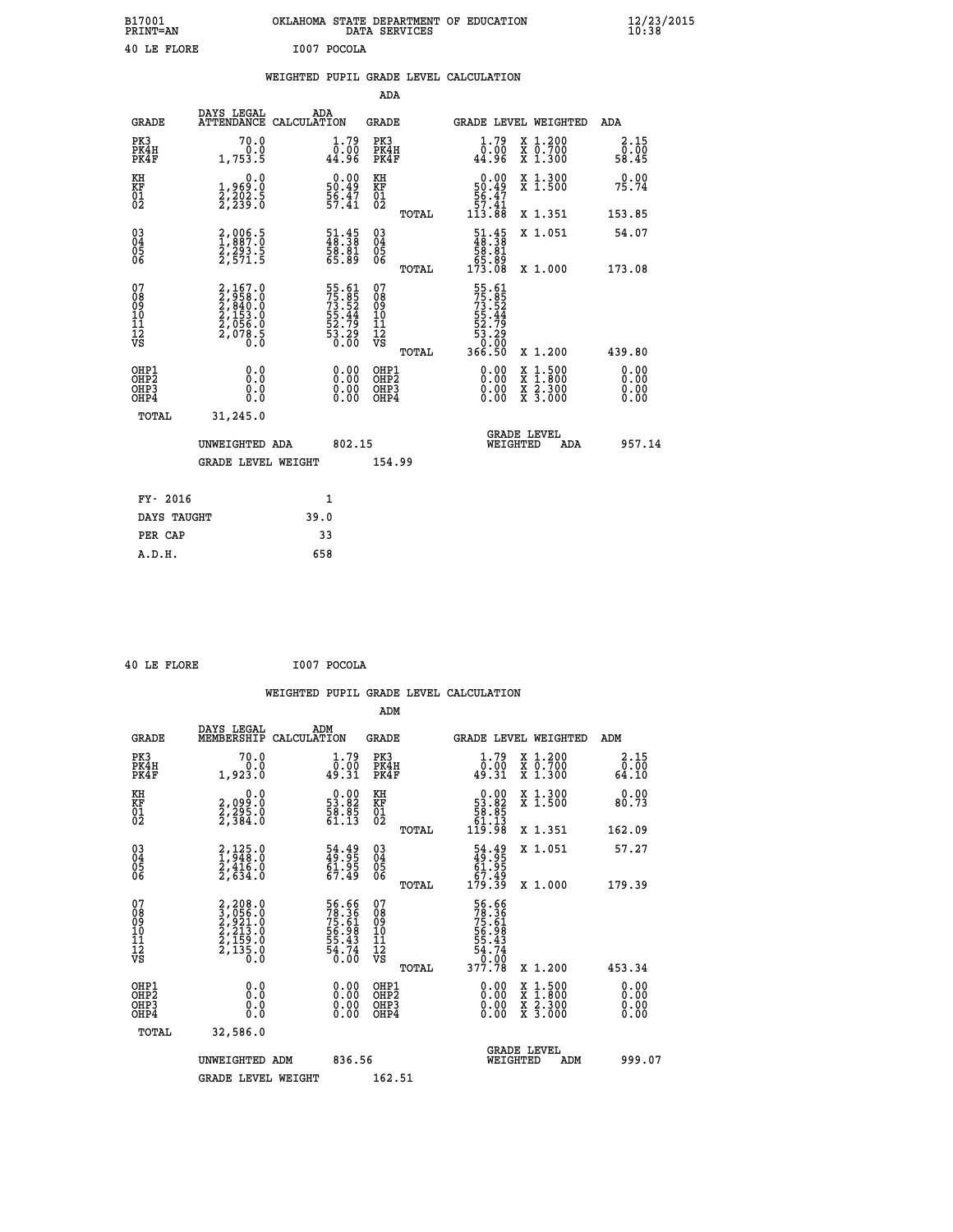B17001 OKLAHOMA STATE DEPARTMENT OF EDUCATION 12/23/2015
PRINT=AN DATA SERVICES 10:38

40 LE FLORE I007 POCOLA

WEIGHTED PUPIL GRADE LEVEL CALCULATION

ADA

| GRADE | DAYS LEGAL ATTENDANCE | ADA CALCULATION | GRADE | | GRADE LEVEL | WEIGHTED | ADA |
|---|---|---|---|---|---|---|---|
| PK3 | 70.0 | 1.79 | PK3 | | 1.79 | X 1.200 | 2.15 |
| PK4H | 0.0 | 0.00 | PK4H | | 0.00 | X 0.700 | 0.00 |
| PK4F | 1,753.5 | 44.96 | PK4F | | 44.96 | X 1.300 | 58.45 |
| KH | 0.0 | 0.00 | KH | | 0.00 | X 1.300 | 0.00 |
| KF | 1,969.0 | 50.49 | KF | | 50.49 | X 1.500 | 75.74 |
| 01 | 2,202.5 | 56.47 | 01 | | 56.47 | | |
| 02 | 2,239.0 | 57.41 | 02 | | 57.41 | | |
| | | | | TOTAL | 113.88 | X 1.351 | 153.85 |
| 03 | 2,006.5 | 51.45 | 03 | | 51.45 | X 1.051 | 54.07 |
| 04 | 1,887.0 | 48.38 | 04 | | 48.38 | | |
| 05 | 2,293.5 | 58.81 | 05 | | 58.81 | | |
| 06 | 2,571.5 | 65.89 | 06 | | 65.89 | | |
| | | | | TOTAL | 173.08 | X 1.000 | 173.08 |
| 07 | 2,167.0 | 55.61 | 07 | | 55.61 | | |
| 08 | 2,958.0 | 75.85 | 08 | | 75.85 | | |
| 09 | 2,840.0 | 73.52 | 09 | | 73.52 | | |
| 10 | 2,153.0 | 55.44 | 10 | | 55.44 | | |
| 11 | 2,056.0 | 52.79 | 11 | | 52.79 | | |
| 12 | 2,078.5 | 53.29 | 12 | | 53.29 | | |
| VS | 0.0 | 0.00 | VS | | 0.00 | | |
| | | | | TOTAL | 366.50 | X 1.200 | 439.80 |
| OHP1 | 0.0 | 0.00 | OHP1 | | 0.00 | X 1.500 | 0.00 |
| OHP2 | 0.0 | 0.00 | OHP2 | | 0.00 | X 1.800 | 0.00 |
| OHP3 | 0.0 | 0.00 | OHP3 | | 0.00 | X 2.300 | 0.00 |
| OHP4 | 0.0 | 0.00 | OHP4 | | 0.00 | X 3.000 | 0.00 |
| TOTAL | 31,245.0 | | | | | | |

UNWEIGHTED ADA 802.15 GRADE LEVEL WEIGHTED ADA 957.14

GRADE LEVEL WEIGHT 154.99

| | |
|---|---|
| FY- 2016 | 1 |
| DAYS TAUGHT | 39.0 |
| PER CAP | 33 |
| A.D.H. | 658 |

40 LE FLORE I007 POCOLA

WEIGHTED PUPIL GRADE LEVEL CALCULATION

ADM

| GRADE | DAYS LEGAL MEMBERSHIP | ADM CALCULATION | GRADE | | GRADE LEVEL | WEIGHTED | ADM |
|---|---|---|---|---|---|---|---|
| PK3 | 70.0 | 1.79 | PK3 | | 1.79 | X 1.200 | 2.15 |
| PK4H | 0.0 | 0.00 | PK4H | | 0.00 | X 0.700 | 0.00 |
| PK4F | 1,923.0 | 49.31 | PK4F | | 49.31 | X 1.300 | 64.10 |
| KH | 0.0 | 0.00 | KH | | 0.00 | X 1.300 | 0.00 |
| KF | 2,099.0 | 53.82 | KF | | 53.82 | X 1.500 | 80.73 |
| 01 | 2,295.0 | 58.85 | 01 | | 58.85 | | |
| 02 | 2,384.0 | 61.13 | 02 | | 61.13 | | |
| | | | | TOTAL | 119.98 | X 1.351 | 162.09 |
| 03 | 2,125.0 | 54.49 | 03 | | 54.49 | X 1.051 | 57.27 |
| 04 | 1,948.0 | 49.95 | 04 | | 49.95 | | |
| 05 | 2,416.0 | 61.95 | 05 | | 61.95 | | |
| 06 | 2,634.0 | 67.49 | 06 | | 67.49 | | |
| | | | | TOTAL | 179.39 | X 1.000 | 179.39 |
| 07 | 2,208.0 | 56.66 | 07 | | 56.66 | | |
| 08 | 3,056.0 | 78.36 | 08 | | 78.36 | | |
| 09 | 2,921.0 | 75.61 | 09 | | 75.61 | | |
| 10 | 2,213.0 | 56.98 | 10 | | 56.98 | | |
| 11 | 2,159.0 | 55.43 | 11 | | 55.43 | | |
| 12 | 2,135.0 | 54.74 | 12 | | 54.74 | | |
| VS | 0.0 | 0.00 | VS | | 0.00 | | |
| | | | | TOTAL | 377.78 | X 1.200 | 453.34 |
| OHP1 | 0.0 | 0.00 | OHP1 | | 0.00 | X 1.500 | 0.00 |
| OHP2 | 0.0 | 0.00 | OHP2 | | 0.00 | X 1.800 | 0.00 |
| OHP3 | 0.0 | 0.00 | OHP3 | | 0.00 | X 2.300 | 0.00 |
| OHP4 | 0.0 | 0.00 | OHP4 | | 0.00 | X 3.000 | 0.00 |
| TOTAL | 32,586.0 | | | | | | |

UNWEIGHTED ADM 836.56 GRADE LEVEL WEIGHTED ADM 999.07

GRADE LEVEL WEIGHT 162.51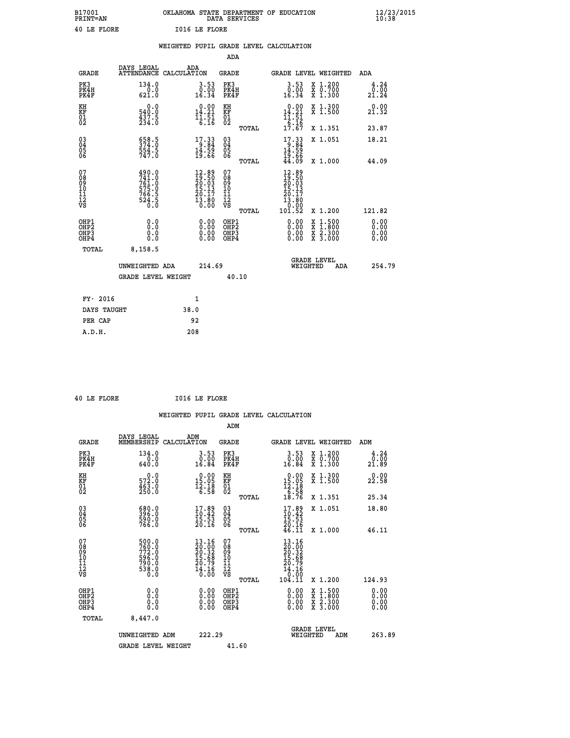B17001 OKLAHOMA STATE DEPARTMENT OF EDUCATION 12/23/2015
PRINT=AN DATA SERVICES 10:38

40 LE FLORE I016 LE FLORE

## WEIGHTED PUPIL GRADE LEVEL CALCULATION

### ADA

| GRADE | DAYS LEGAL ATTENDANCE | ADA CALCULATION | GRADE | GRADE LEVEL | WEIGHTED | ADA |
|---|---|---|---|---|---|---|
| PK3 | 134.0 | 3.53 | PK3 | 3.53 | X 1.200 | 4.24 |
| PK4H | 0.0 | 0.00 | PK4H | 0.00 | X 0.700 | 0.00 |
| PK4F | 621.0 | 16.34 | PK4F | 16.34 | X 1.300 | 21.24 |
| KH | 0.0 | 0.00 | KH | 0.00 | X 1.300 | 0.00 |
| KF | 540.0 | 14.21 | KF | 14.21 | X 1.500 | 21.32 |
| 01 | 437.5 | 11.51 | 01 | 11.51 | | |
| 02 | 234.0 | 6.16 | 02 | 6.16 | | |
| | | | TOTAL | 17.67 | X 1.351 | 23.87 |
| 03 | 658.5 | 17.33 | 03 | 17.33 | X 1.051 | 18.21 |
| 04 | 374.0 | 9.84 | 04 | 9.84 | | |
| 05 | 554.5 | 14.59 | 05 | 14.59 | | |
| 06 | 747.0 | 19.66 | 06 | 19.66 | | |
| | | | TOTAL | 44.09 | X 1.000 | 44.09 |
| 07 | 490.0 | 12.89 | 07 | 12.89 | | |
| 08 | 741.0 | 19.50 | 08 | 19.50 | | |
| 09 | 761.0 | 20.03 | 09 | 20.03 | | |
| 10 | 575.0 | 15.13 | 10 | 15.13 | | |
| 11 | 766.5 | 20.17 | 11 | 20.17 | | |
| 12 | 524.5 | 13.80 | 12 | 13.80 | | |
| VS | 0.0 | 0.00 | VS | 0.00 | | |
| | | | TOTAL | 101.52 | X 1.200 | 121.82 |
| OHP1 | 0.0 | 0.00 | OHP1 | 0.00 | X 1.500 | 0.00 |
| OHP2 | 0.0 | 0.00 | OHP2 | 0.00 | X 1.800 | 0.00 |
| OHP3 | 0.0 | 0.00 | OHP3 | 0.00 | X 2.300 | 0.00 |
| OHP4 | 0.0 | 0.00 | OHP4 | 0.00 | X 3.000 | 0.00 |
| TOTAL | 8,158.5 | | | | | |

UNWEIGHTED ADA 214.69 GRADE LEVEL WEIGHTED ADA 254.79

GRADE LEVEL WEIGHT 40.10

| FY- 2016 | 1 |
|---|---|
| DAYS TAUGHT | 38.0 |
| PER CAP | 92 |
| A.D.H. | 208 |

40 LE FLORE I016 LE FLORE

## WEIGHTED PUPIL GRADE LEVEL CALCULATION

### ADM

| GRADE | DAYS LEGAL MEMBERSHIP | ADM CALCULATION | GRADE | GRADE LEVEL | WEIGHTED | ADM |
|---|---|---|---|---|---|---|
| PK3 | 134.0 | 3.53 | PK3 | 3.53 | X 1.200 | 4.24 |
| PK4H | 0.0 | 0.00 | PK4H | 0.00 | X 0.700 | 0.00 |
| PK4F | 640.0 | 16.84 | PK4F | 16.84 | X 1.300 | 21.89 |
| KH | 0.0 | 0.00 | KH | 0.00 | X 1.300 | 0.00 |
| KF | 572.0 | 15.05 | KF | 15.05 | X 1.500 | 22.58 |
| 01 | 463.0 | 12.18 | 01 | 12.18 | | |
| 02 | 250.0 | 6.58 | 02 | 6.58 | | |
| | | | TOTAL | 18.76 | X 1.351 | 25.34 |
| 03 | 680.0 | 17.89 | 03 | 17.89 | X 1.051 | 18.80 |
| 04 | 396.0 | 10.42 | 04 | 10.42 | | |
| 05 | 590.0 | 15.53 | 05 | 15.53 | | |
| 06 | 766.0 | 20.16 | 06 | 20.16 | | |
| | | | TOTAL | 46.11 | X 1.000 | 46.11 |
| 07 | 500.0 | 13.16 | 07 | 13.16 | | |
| 08 | 760.0 | 20.00 | 08 | 20.00 | | |
| 09 | 772.0 | 20.32 | 09 | 20.32 | | |
| 10 | 596.0 | 15.68 | 10 | 15.68 | | |
| 11 | 790.0 | 20.79 | 11 | 20.79 | | |
| 12 | 538.0 | 14.16 | 12 | 14.16 | | |
| VS | 0.0 | 0.00 | VS | 0.00 | | |
| | | | TOTAL | 104.11 | X 1.200 | 124.93 |
| OHP1 | 0.0 | 0.00 | OHP1 | 0.00 | X 1.500 | 0.00 |
| OHP2 | 0.0 | 0.00 | OHP2 | 0.00 | X 1.800 | 0.00 |
| OHP3 | 0.0 | 0.00 | OHP3 | 0.00 | X 2.300 | 0.00 |
| OHP4 | 0.0 | 0.00 | OHP4 | 0.00 | X 3.000 | 0.00 |
| TOTAL | 8,447.0 | | | | | |

UNWEIGHTED ADM 222.29 GRADE LEVEL WEIGHTED ADM 263.89

GRADE LEVEL WEIGHT 41.60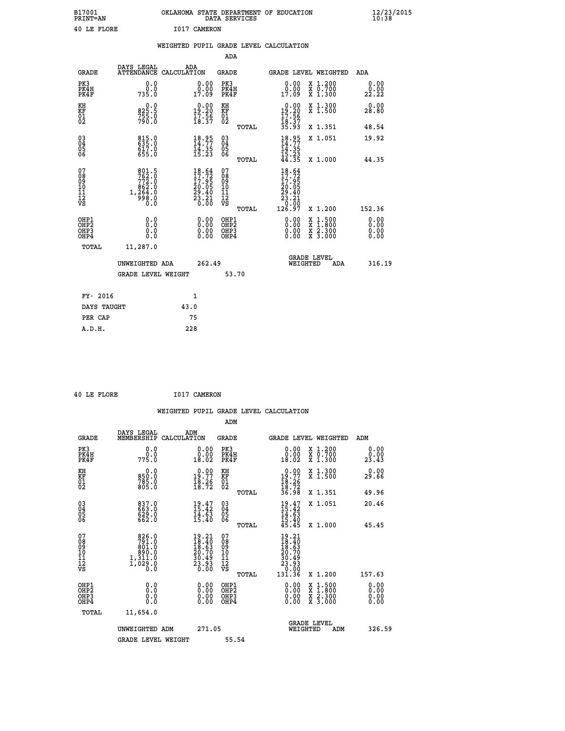B17001 OKLAHOMA STATE DEPARTMENT OF EDUCATION 12/23/2015
PRINT=AN DATA SERVICES 10:38

40 LE FLORE I017 CAMERON

WEIGHTED PUPIL GRADE LEVEL CALCULATION

ADA

| GRADE | DAYS LEGAL ATTENDANCE | ADA CALCULATION | GRADE | GRADE LEVEL | WEIGHTED | ADA |
|---|---|---|---|---|---|---|
| PK3 | 0.0 | 0.00 | PK3 | 0.00 | X 1.200 | 0.00 |
| PK4H | 0.0 | 0.00 | PK4H | 0.00 | X 0.700 | 0.00 |
| PK4F | 735.0 | 17.09 | PK4F | 17.09 | X 1.300 | 22.22 |
| KH | 0.0 | 0.00 | KH | 0.00 | X 1.300 | 0.00 |
| KF | 825.5 | 19.20 | KF | 19.20 | X 1.500 | 28.80 |
| 01 | 755.0 | 17.56 | 01 | 17.56 | | |
| 02 | 790.0 | 18.37 | 02 | 18.37 | | |
| | | | TOTAL | 35.93 | X 1.351 | 48.54 |
| 03 | 815.0 | 18.95 | 03 | 18.95 | X 1.051 | 19.92 |
| 04 | 635.0 | 14.77 | 04 | 14.77 | | |
| 05 | 617.0 | 14.35 | 05 | 14.35 | | |
| 06 | 655.0 | 15.23 | 06 | 15.23 | | |
| | | | TOTAL | 44.35 | X 1.000 | 44.35 |
| 07 | 801.5 | 18.64 | 07 | 18.64 | | |
| 08 | 762.0 | 17.72 | 08 | 17.72 | | |
| 09 | 772.0 | 17.95 | 09 | 17.95 | | |
| 10 | 862.0 | 20.05 | 10 | 20.05 | | |
| 11 | 1,264.0 | 29.40 | 11 | 29.40 | | |
| 12 | 998.0 | 23.21 | 12 | 23.21 | | |
| VS | 0.0 | 0.00 | VS | 0.00 | | |
| | | | TOTAL | 126.97 | X 1.200 | 152.36 |
| OHP1 | 0.0 | 0.00 | OHP1 | 0.00 | X 1.500 | 0.00 |
| OHP2 | 0.0 | 0.00 | OHP2 | 0.00 | X 1.800 | 0.00 |
| OHP3 | 0.0 | 0.00 | OHP3 | 0.00 | X 2.300 | 0.00 |
| OHP4 | 0.0 | 0.00 | OHP4 | 0.00 | X 3.000 | 0.00 |
| TOTAL | 11,287.0 | | | | | |

UNWEIGHTED ADA 262.49 | GRADE LEVEL WEIGHTED ADA 316.19

GRADE LEVEL WEIGHT 53.70

| FY- 2016 | 1 |
|---|---|
| DAYS TAUGHT | 43.0 |
| PER CAP | 75 |
| A.D.H. | 228 |

40 LE FLORE I017 CAMERON

WEIGHTED PUPIL GRADE LEVEL CALCULATION

ADM

| GRADE | DAYS LEGAL MEMBERSHIP | ADM CALCULATION | GRADE | GRADE LEVEL | WEIGHTED | ADM |
|---|---|---|---|---|---|---|
| PK3 | 0.0 | 0.00 | PK3 | 0.00 | X 1.200 | 0.00 |
| PK4H | 0.0 | 0.00 | PK4H | 0.00 | X 0.700 | 0.00 |
| PK4F | 775.0 | 18.02 | PK4F | 18.02 | X 1.300 | 23.43 |
| KH | 0.0 | 0.00 | KH | 0.00 | X 1.300 | 0.00 |
| KF | 850.0 | 19.77 | KF | 19.77 | X 1.500 | 29.66 |
| 01 | 785.0 | 18.26 | 01 | 18.26 | | |
| 02 | 805.0 | 18.72 | 02 | 18.72 | | |
| | | | TOTAL | 36.98 | X 1.351 | 49.96 |
| 03 | 837.0 | 19.47 | 03 | 19.47 | X 1.051 | 20.46 |
| 04 | 663.0 | 15.42 | 04 | 15.42 | | |
| 05 | 629.0 | 14.63 | 05 | 14.63 | | |
| 06 | 662.0 | 15.40 | 06 | 15.40 | | |
| | | | TOTAL | 45.45 | X 1.000 | 45.45 |
| 07 | 826.0 | 19.21 | 07 | 19.21 | | |
| 08 | 791.0 | 18.40 | 08 | 18.40 | | |
| 09 | 801.0 | 18.63 | 09 | 18.63 | | |
| 10 | 890.0 | 20.70 | 10 | 20.70 | | |
| 11 | 1,311.0 | 30.49 | 11 | 30.49 | | |
| 12 | 1,029.0 | 23.93 | 12 | 23.93 | | |
| VS | 0.0 | 0.00 | VS | 0.00 | | |
| | | | TOTAL | 131.36 | X 1.200 | 157.63 |
| OHP1 | 0.0 | 0.00 | OHP1 | 0.00 | X 1.500 | 0.00 |
| OHP2 | 0.0 | 0.00 | OHP2 | 0.00 | X 1.800 | 0.00 |
| OHP3 | 0.0 | 0.00 | OHP3 | 0.00 | X 2.300 | 0.00 |
| OHP4 | 0.0 | 0.00 | OHP4 | 0.00 | X 3.000 | 0.00 |
| TOTAL | 11,654.0 | | | | | |

UNWEIGHTED ADM 271.05 | GRADE LEVEL WEIGHTED ADM 326.59

GRADE LEVEL WEIGHT 55.54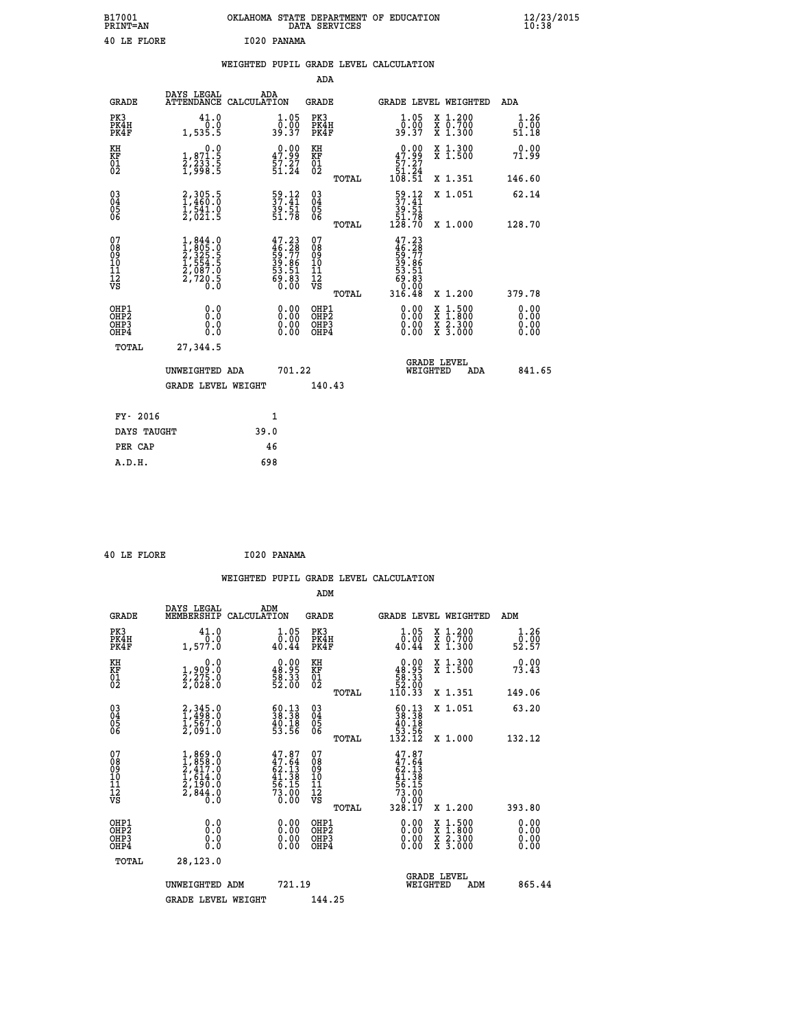B17001 OKLAHOMA STATE DEPARTMENT OF EDUCATION 12/23/2015
PRINT=AN DATA SERVICES 10:38

40 LE FLORE I020 PANAMA

## WEIGHTED PUPIL GRADE LEVEL CALCULATION

### ADA

| GRADE | DAYS LEGAL ATTENDANCE | ADA CALCULATION | GRADE | GRADE LEVEL | WEIGHTED | ADA |
|---|---|---|---|---|---|---|
| PK3 | 41.0 | 1.05 | PK3 | 1.05 | X 1.200 | 1.26 |
| PK4H | 0.0 | 0.00 | PK4H | 0.00 | X 0.700 | 0.00 |
| PK4F | 1,535.5 | 39.37 | PK4F | 39.37 | X 1.300 | 51.18 |
| KH | 0.0 | 0.00 | KH | 0.00 | X 1.300 | 0.00 |
| KF | 1,871.5 | 47.99 | KF | 47.99 | X 1.500 | 71.99 |
| 01 | 2,233.5 | 57.27 | 01 | 57.27 | | |
| 02 | 1,998.5 | 51.24 | 02 | 51.24 | | |
| | | | TOTAL | 108.51 | X 1.351 | 146.60 |
| 03 | 2,305.5 | 59.12 | 03 | 59.12 | X 1.051 | 62.14 |
| 04 | 1,460.0 | 37.41 | 04 | 37.41 | | |
| 05 | 1,541.0 | 39.51 | 05 | 39.51 | | |
| 06 | 2,021.5 | 51.78 | 06 | 51.78 | | |
| | | | TOTAL | 128.70 | X 1.000 | 128.70 |
| 07 | 1,844.0 | 47.23 | 07 | 47.23 | | |
| 08 | 1,805.0 | 46.28 | 08 | 46.28 | | |
| 09 | 2,325.5 | 59.77 | 09 | 59.77 | | |
| 10 | 1,554.5 | 39.86 | 10 | 39.86 | | |
| 11 | 2,087.0 | 53.51 | 11 | 53.51 | | |
| 12 | 2,720.5 | 69.83 | 12 | 69.83 | | |
| VS | 0.0 | 0.00 | VS | 0.00 | | |
| | | | TOTAL | 316.48 | X 1.200 | 379.78 |
| OHP1 | 0.0 | 0.00 | OHP1 | 0.00 | X 1.500 | 0.00 |
| OHP2 | 0.0 | 0.00 | OHP2 | 0.00 | X 1.800 | 0.00 |
| OHP3 | 0.0 | 0.00 | OHP3 | 0.00 | X 2.300 | 0.00 |
| OHP4 | 0.0 | 0.00 | OHP4 | 0.00 | X 3.000 | 0.00 |
| TOTAL | 27,344.5 | | | | | |

UNWEIGHTED ADA 701.22 GRADE LEVEL WEIGHTED ADA 841.65

GRADE LEVEL WEIGHT 140.43

FY- 2016 1

DAYS TAUGHT 39.0

PER CAP 46

A.D.H. 698

40 LE FLORE I020 PANAMA

## WEIGHTED PUPIL GRADE LEVEL CALCULATION

### ADM

| GRADE | DAYS LEGAL MEMBERSHIP | ADM CALCULATION | GRADE | GRADE LEVEL | WEIGHTED | ADM |
|---|---|---|---|---|---|---|
| PK3 | 41.0 | 1.05 | PK3 | 1.05 | X 1.200 | 1.26 |
| PK4H | 0.0 | 0.00 | PK4H | 0.00 | X 0.700 | 0.00 |
| PK4F | 1,577.0 | 40.44 | PK4F | 40.44 | X 1.300 | 52.57 |
| KH | 0.0 | 0.00 | KH | 0.00 | X 1.300 | 0.00 |
| KF | 1,909.0 | 48.95 | KF | 48.95 | X 1.500 | 73.43 |
| 01 | 2,275.0 | 58.33 | 01 | 58.33 | | |
| 02 | 2,028.0 | 52.00 | 02 | 52.00 | | |
| | | | TOTAL | 110.33 | X 1.351 | 149.06 |
| 03 | 2,345.0 | 60.13 | 03 | 60.13 | X 1.051 | 63.20 |
| 04 | 1,498.0 | 38.38 | 04 | 38.38 | | |
| 05 | 1,567.0 | 40.18 | 05 | 40.18 | | |
| 06 | 2,091.0 | 53.56 | 06 | 53.56 | | |
| | | | TOTAL | 132.12 | X 1.000 | 132.12 |
| 07 | 1,869.0 | 47.87 | 07 | 47.87 | | |
| 08 | 1,858.0 | 47.64 | 08 | 47.64 | | |
| 09 | 2,417.0 | 62.13 | 09 | 62.13 | | |
| 10 | 1,614.0 | 41.38 | 10 | 41.38 | | |
| 11 | 2,190.0 | 56.15 | 11 | 56.15 | | |
| 12 | 2,844.0 | 73.00 | 12 | 73.00 | | |
| VS | 0.0 | 0.00 | VS | 0.00 | | |
| | | | TOTAL | 328.17 | X 1.200 | 393.80 |
| OHP1 | 0.0 | 0.00 | OHP1 | 0.00 | X 1.500 | 0.00 |
| OHP2 | 0.0 | 0.00 | OHP2 | 0.00 | X 1.800 | 0.00 |
| OHP3 | 0.0 | 0.00 | OHP3 | 0.00 | X 2.300 | 0.00 |
| OHP4 | 0.0 | 0.00 | OHP4 | 0.00 | X 3.000 | 0.00 |
| TOTAL | 28,123.0 | | | | | |

UNWEIGHTED ADM 721.19 GRADE LEVEL WEIGHTED ADM 865.44

GRADE LEVEL WEIGHT 144.25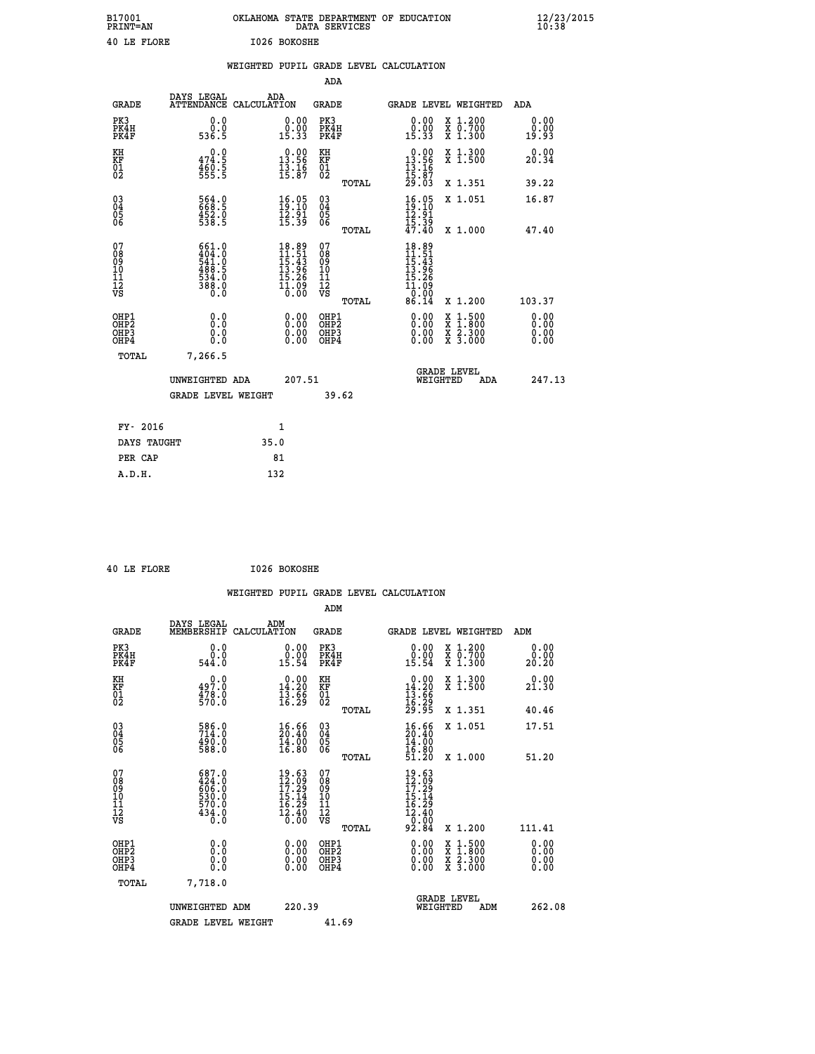B17001 OKLAHOMA STATE DEPARTMENT OF EDUCATION 12/23/2015
PRINT=AN DATA SERVICES 10:38

40 LE FLORE I026 BOKOSHE

## WEIGHTED PUPIL GRADE LEVEL CALCULATION

### ADA

| GRADE | DAYS LEGAL ATTENDANCE | ADA CALCULATION | GRADE | | GRADE LEVEL | WEIGHTED | ADA |
|---|---|---|---|---|---|---|---|
| PK3 | 0.0 | 0.00 | PK3 | | 0.00 | X 1.200 | 0.00 |
| PK4H | 0.0 | 0.00 | PK4H | | 0.00 | X 0.700 | 0.00 |
| PK4F | 536.5 | 15.33 | PK4F | | 15.33 | X 1.300 | 19.93 |
| KH | 0.0 | 0.00 | KH | | 0.00 | X 1.300 | 0.00 |
| KF | 474.5 | 13.56 | KF | | 13.56 | X 1.500 | 20.34 |
| 01 | 460.5 | 13.16 | 01 | | 13.16 | | |
| 02 | 555.5 | 15.87 | 02 | | 15.87 | | |
| | | | | TOTAL | 29.03 | X 1.351 | 39.22 |
| 03 | 564.0 | 16.05 | 03 | | 16.05 | X 1.051 | 16.87 |
| 04 | 668.5 | 19.10 | 04 | | 19.10 | | |
| 05 | 452.0 | 12.91 | 05 | | 12.91 | | |
| 06 | 538.5 | 15.39 | 06 | | 15.39 | | |
| | | | | TOTAL | 47.40 | X 1.000 | 47.40 |
| 07 | 661.0 | 18.89 | 07 | | 18.89 | | |
| 08 | 404.0 | 11.51 | 08 | | 11.51 | | |
| 09 | 541.0 | 15.43 | 09 | | 15.43 | | |
| 10 | 488.5 | 13.96 | 10 | | 13.96 | | |
| 11 | 534.0 | 15.26 | 11 | | 15.26 | | |
| 12 | 388.0 | 11.09 | 12 | | 11.09 | | |
| VS | 0.0 | 0.00 | VS | | 0.00 | | |
| | | | | TOTAL | 86.14 | X 1.200 | 103.37 |
| OHP1 | 0.0 | 0.00 | OHP1 | | 0.00 | X 1.500 | 0.00 |
| OHP2 | 0.0 | 0.00 | OHP2 | | 0.00 | X 1.800 | 0.00 |
| OHP3 | 0.0 | 0.00 | OHP3 | | 0.00 | X 2.300 | 0.00 |
| OHP4 | 0.0 | 0.00 | OHP4 | | 0.00 | X 3.000 | 0.00 |
| TOTAL | 7,266.5 | | | | | | |

UNWEIGHTED ADA 207.51 — GRADE LEVEL WEIGHTED ADA 247.13

GRADE LEVEL WEIGHT 39.62

| FY- 2016 | 1 |
|---|---|
| DAYS TAUGHT | 35.0 |
| PER CAP | 81 |
| A.D.H. | 132 |

40 LE FLORE I026 BOKOSHE

## WEIGHTED PUPIL GRADE LEVEL CALCULATION

### ADM

| GRADE | DAYS LEGAL MEMBERSHIP | ADM CALCULATION | GRADE | | GRADE LEVEL | WEIGHTED | ADM |
|---|---|---|---|---|---|---|---|
| PK3 | 0.0 | 0.00 | PK3 | | 0.00 | X 1.200 | 0.00 |
| PK4H | 0.0 | 0.00 | PK4H | | 0.00 | X 0.700 | 0.00 |
| PK4F | 544.0 | 15.54 | PK4F | | 15.54 | X 1.300 | 20.20 |
| KH | 0.0 | 0.00 | KH | | 0.00 | X 1.300 | 0.00 |
| KF | 497.0 | 14.20 | KF | | 14.20 | X 1.500 | 21.30 |
| 01 | 478.0 | 13.66 | 01 | | 13.66 | | |
| 02 | 570.0 | 16.29 | 02 | | 16.29 | | |
| | | | | TOTAL | 29.95 | X 1.351 | 40.46 |
| 03 | 586.0 | 16.66 | 03 | | 16.66 | X 1.051 | 17.51 |
| 04 | 714.0 | 20.40 | 04 | | 20.40 | | |
| 05 | 490.0 | 14.00 | 05 | | 14.00 | | |
| 06 | 588.0 | 16.80 | 06 | | 16.80 | | |
| | | | | TOTAL | 51.20 | X 1.000 | 51.20 |
| 07 | 687.0 | 19.63 | 07 | | 19.63 | | |
| 08 | 424.0 | 12.09 | 08 | | 12.09 | | |
| 09 | 606.0 | 17.29 | 09 | | 17.29 | | |
| 10 | 530.0 | 15.14 | 10 | | 15.14 | | |
| 11 | 570.0 | 16.29 | 11 | | 16.29 | | |
| 12 | 434.0 | 12.40 | 12 | | 12.40 | | |
| VS | 0.0 | 0.00 | VS | | 0.00 | | |
| | | | | TOTAL | 92.84 | X 1.200 | 111.41 |
| OHP1 | 0.0 | 0.00 | OHP1 | | 0.00 | X 1.500 | 0.00 |
| OHP2 | 0.0 | 0.00 | OHP2 | | 0.00 | X 1.800 | 0.00 |
| OHP3 | 0.0 | 0.00 | OHP3 | | 0.00 | X 2.300 | 0.00 |
| OHP4 | 0.0 | 0.00 | OHP4 | | 0.00 | X 3.000 | 0.00 |
| TOTAL | 7,718.0 | | | | | | |

UNWEIGHTED ADM 220.39 — GRADE LEVEL WEIGHTED ADM 262.08

GRADE LEVEL WEIGHT 41.69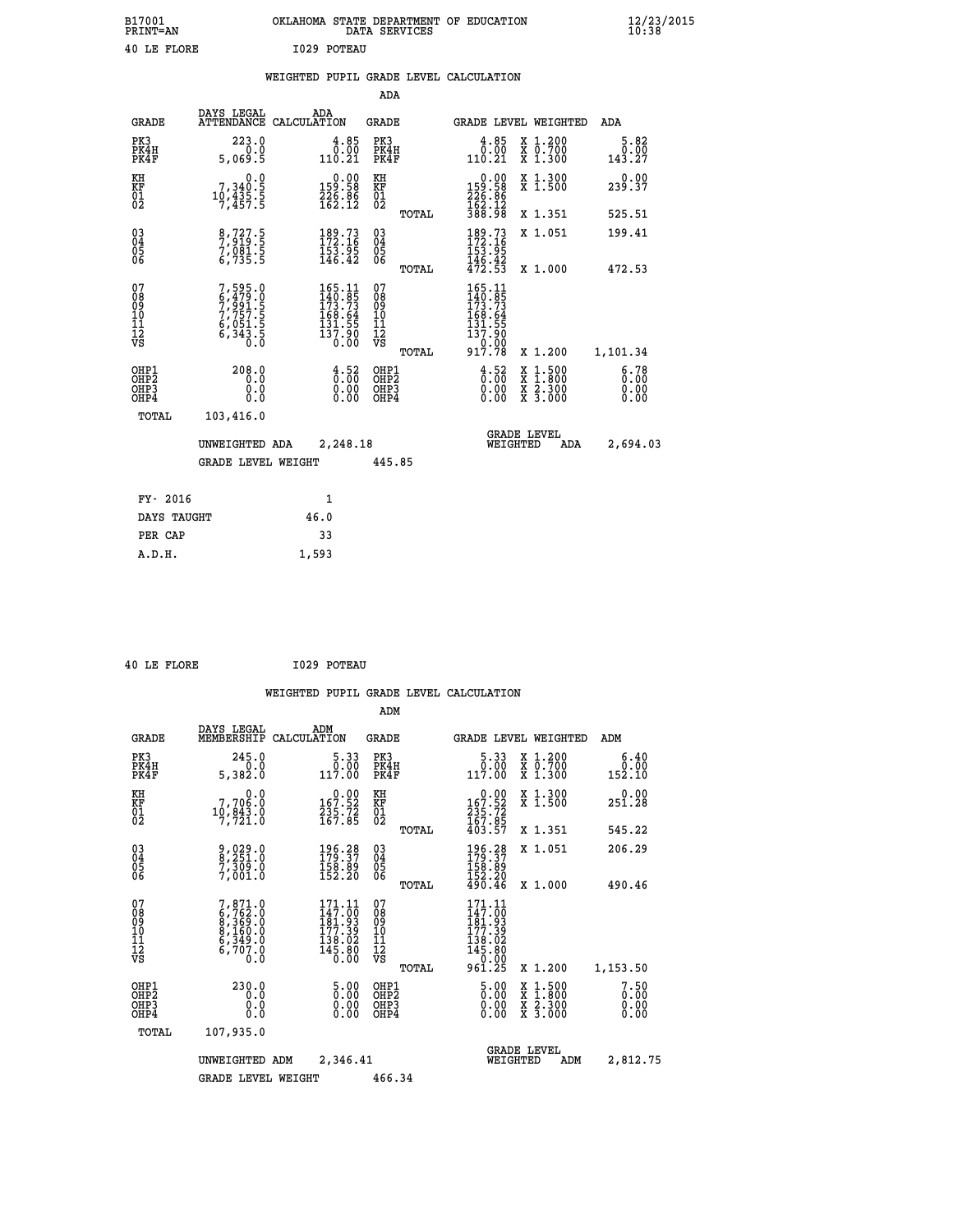B17001 OKLAHOMA STATE DEPARTMENT OF EDUCATION 12/23/2015
PRINT=AN DATA SERVICES 10:38

40 LE FLORE I029 POTEAU

## WEIGHTED PUPIL GRADE LEVEL CALCULATION

### ADA

| GRADE | DAYS LEGAL ATTENDANCE | ADA CALCULATION | GRADE | GRADE LEVEL | WEIGHTED | ADA |
|---|---|---|---|---|---|---|
| PK3 | 223.0 | 4.85 | PK3 | 4.85 | X 1.200 | 5.82 |
| PK4H | 0.0 | 0.00 | PK4H | 0.00 | X 0.700 | 0.00 |
| PK4F | 5,069.5 | 110.21 | PK4F | 110.21 | X 1.300 | 143.27 |
| KH | 0.0 | 0.00 | KH | 0.00 | X 1.300 | 0.00 |
| KF | 7,340.5 | 159.58 | KF | 159.58 | X 1.500 | 239.37 |
| 01 | 10,435.5 | 226.86 | 01 | 226.86 | | |
| 02 | 7,457.5 | 162.12 | 02 | 162.12 | | |
| | | | TOTAL | 388.98 | X 1.351 | 525.51 |
| 03 | 8,727.5 | 189.73 | 03 | 189.73 | X 1.051 | 199.41 |
| 04 | 7,919.5 | 172.16 | 04 | 172.16 | | |
| 05 | 7,081.5 | 153.95 | 05 | 153.95 | | |
| 06 | 6,735.5 | 146.42 | 06 | 146.42 | | |
| | | | TOTAL | 472.53 | X 1.000 | 472.53 |
| 07 | 7,595.0 | 165.11 | 07 | 165.11 | | |
| 08 | 6,479.0 | 140.85 | 08 | 140.85 | | |
| 09 | 7,991.5 | 173.73 | 09 | 173.73 | | |
| 10 | 7,757.5 | 168.64 | 10 | 168.64 | | |
| 11 | 6,051.5 | 131.55 | 11 | 131.55 | | |
| 12 | 6,343.5 | 137.90 | 12 | 137.90 | | |
| VS | 0.0 | 0.00 | VS | 0.00 | | |
| | | | TOTAL | 917.78 | X 1.200 | 1,101.34 |
| OHP1 | 208.0 | 4.52 | OHP1 | 4.52 | X 1.500 | 6.78 |
| OHP2 | 0.0 | 0.00 | OHP2 | 0.00 | X 1.800 | 0.00 |
| OHP3 | 0.0 | 0.00 | OHP3 | 0.00 | X 2.300 | 0.00 |
| OHP4 | 0.0 | 0.00 | OHP4 | 0.00 | X 3.000 | 0.00 |
| TOTAL | 103,416.0 | | | | | |

UNWEIGHTED ADA 2,248.18 GRADE LEVEL WEIGHTED ADA 2,694.03

GRADE LEVEL WEIGHT 445.85

| FY- 2016 | 1 |
|---|---|
| DAYS TAUGHT | 46.0 |
| PER CAP | 33 |
| A.D.H. | 1,593 |

40 LE FLORE I029 POTEAU

## WEIGHTED PUPIL GRADE LEVEL CALCULATION

### ADM

| GRADE | DAYS LEGAL MEMBERSHIP | ADM CALCULATION | GRADE | GRADE LEVEL | WEIGHTED | ADM |
|---|---|---|---|---|---|---|
| PK3 | 245.0 | 5.33 | PK3 | 5.33 | X 1.200 | 6.40 |
| PK4H | 0.0 | 0.00 | PK4H | 0.00 | X 0.700 | 0.00 |
| PK4F | 5,382.0 | 117.00 | PK4F | 117.00 | X 1.300 | 152.10 |
| KH | 0.0 | 0.00 | KH | 0.00 | X 1.300 | 0.00 |
| KF | 7,706.0 | 167.52 | KF | 167.52 | X 1.500 | 251.28 |
| 01 | 10,843.0 | 235.72 | 01 | 235.72 | | |
| 02 | 7,721.0 | 167.85 | 02 | 167.85 | | |
| | | | TOTAL | 403.57 | X 1.351 | 545.22 |
| 03 | 9,029.0 | 196.28 | 03 | 196.28 | X 1.051 | 206.29 |
| 04 | 8,251.0 | 179.37 | 04 | 179.37 | | |
| 05 | 7,309.0 | 158.89 | 05 | 158.89 | | |
| 06 | 7,001.0 | 152.20 | 06 | 152.20 | | |
| | | | TOTAL | 490.46 | X 1.000 | 490.46 |
| 07 | 7,871.0 | 171.11 | 07 | 171.11 | | |
| 08 | 6,762.0 | 147.00 | 08 | 147.00 | | |
| 09 | 8,369.0 | 181.93 | 09 | 181.93 | | |
| 10 | 8,160.0 | 177.39 | 10 | 177.39 | | |
| 11 | 6,349.0 | 138.02 | 11 | 138.02 | | |
| 12 | 6,707.0 | 145.80 | 12 | 145.80 | | |
| VS | 0.0 | 0.00 | VS | 0.00 | | |
| | | | TOTAL | 961.25 | X 1.200 | 1,153.50 |
| OHP1 | 230.0 | 5.00 | OHP1 | 5.00 | X 1.500 | 7.50 |
| OHP2 | 0.0 | 0.00 | OHP2 | 0.00 | X 1.800 | 0.00 |
| OHP3 | 0.0 | 0.00 | OHP3 | 0.00 | X 2.300 | 0.00 |
| OHP4 | 0.0 | 0.00 | OHP4 | 0.00 | X 3.000 | 0.00 |
| TOTAL | 107,935.0 | | | | | |

UNWEIGHTED ADM 2,346.41 GRADE LEVEL WEIGHTED ADM 2,812.75

GRADE LEVEL WEIGHT 466.34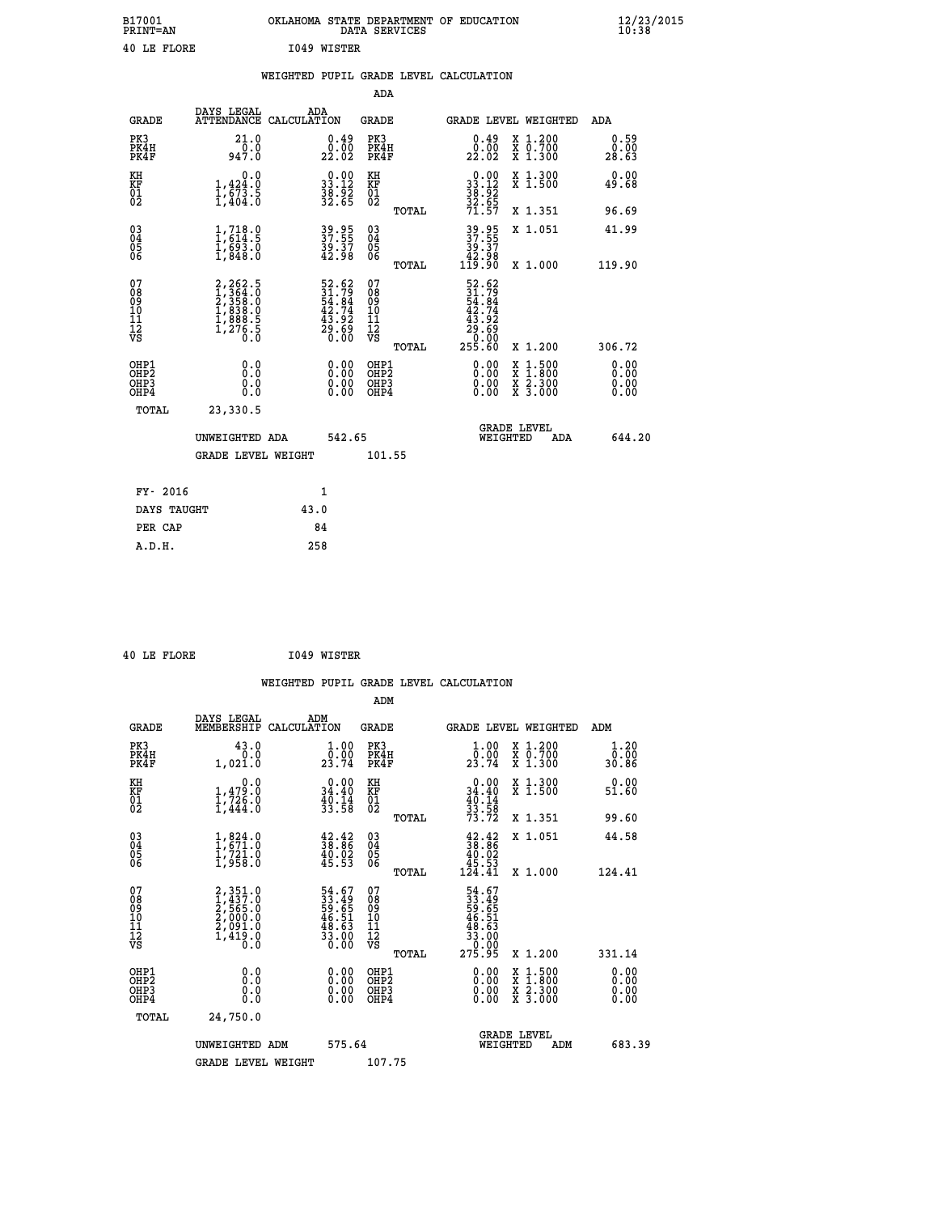B17001 OKLAHOMA STATE DEPARTMENT OF EDUCATION 12/23/2015
PRINT=AN DATA SERVICES 10:38

40 LE FLORE I049 WISTER

## WEIGHTED PUPIL GRADE LEVEL CALCULATION

### ADA

| GRADE | DAYS LEGAL ATTENDANCE | ADA CALCULATION | GRADE | | GRADE LEVEL | WEIGHTED | ADA |
|---|---|---|---|---|---|---|---|
| PK3 | 21.0 | 0.49 | PK3 | | 0.49 | X 1.200 | 0.59 |
| PK4H | 0.0 | 0.00 | PK4H | | 0.00 | X 0.700 | 0.00 |
| PK4F | 947.0 | 22.02 | PK4F | | 22.02 | X 1.300 | 28.63 |
| KH | 0.0 | 0.00 | KH | | 0.00 | X 1.300 | 0.00 |
| KF | 1,424.0 | 33.12 | KF | | 33.12 | X 1.500 | 49.68 |
| 01 | 1,673.5 | 38.92 | 01 | | 38.92 | | |
| 02 | 1,404.0 | 32.65 | 02 | | 32.65 | | |
| | | | | TOTAL | 71.57 | X 1.351 | 96.69 |
| 03 | 1,718.0 | 39.95 | 03 | | 39.95 | X 1.051 | 41.99 |
| 04 | 1,614.5 | 37.55 | 04 | | 37.55 | | |
| 05 | 1,693.0 | 39.37 | 05 | | 39.37 | | |
| 06 | 1,848.0 | 42.98 | 06 | | 42.98 | | |
| | | | | TOTAL | 119.90 | X 1.000 | 119.90 |
| 07 | 2,262.5 | 52.62 | 07 | | 52.62 | | |
| 08 | 1,364.0 | 31.79 | 08 | | 31.79 | | |
| 09 | 2,358.0 | 54.84 | 09 | | 54.84 | | |
| 10 | 1,838.0 | 42.74 | 10 | | 42.74 | | |
| 11 | 1,888.5 | 43.92 | 11 | | 43.92 | | |
| 12 | 1,276.5 | 29.69 | 12 | | 29.69 | | |
| VS | 0.0 | 0.00 | VS | | 0.00 | | |
| | | | | TOTAL | 255.60 | X 1.200 | 306.72 |
| OHP1 | 0.0 | 0.00 | OHP1 | | 0.00 | X 1.500 | 0.00 |
| OHP2 | 0.0 | 0.00 | OHP2 | | 0.00 | X 1.800 | 0.00 |
| OHP3 | 0.0 | 0.00 | OHP3 | | 0.00 | X 2.300 | 0.00 |
| OHP4 | 0.0 | 0.00 | OHP4 | | 0.00 | X 3.000 | 0.00 |
| TOTAL | 23,330.5 | | | | | | |

UNWEIGHTED ADA 542.65 GRADE LEVEL WEIGHTED ADA 644.20

GRADE LEVEL WEIGHT 101.55

| FY- 2016 | 1 |
|---|---|
| DAYS TAUGHT | 43.0 |
| PER CAP | 84 |
| A.D.H. | 258 |

40 LE FLORE I049 WISTER

## WEIGHTED PUPIL GRADE LEVEL CALCULATION

### ADM

| GRADE | DAYS LEGAL MEMBERSHIP | ADM CALCULATION | GRADE | | GRADE LEVEL | WEIGHTED | ADM |
|---|---|---|---|---|---|---|---|
| PK3 | 43.0 | 1.00 | PK3 | | 1.00 | X 1.200 | 1.20 |
| PK4H | 0.0 | 0.00 | PK4H | | 0.00 | X 0.700 | 0.00 |
| PK4F | 1,021.0 | 23.74 | PK4F | | 23.74 | X 1.300 | 30.86 |
| KH | 0.0 | 0.00 | KH | | 0.00 | X 1.300 | 0.00 |
| KF | 1,479.0 | 34.40 | KF | | 34.40 | X 1.500 | 51.60 |
| 01 | 1,726.0 | 40.14 | 01 | | 40.14 | | |
| 02 | 1,444.0 | 33.58 | 02 | | 33.58 | | |
| | | | | TOTAL | 73.72 | X 1.351 | 99.60 |
| 03 | 1,824.0 | 42.42 | 03 | | 42.42 | X 1.051 | 44.58 |
| 04 | 1,671.0 | 38.86 | 04 | | 38.86 | | |
| 05 | 1,721.0 | 40.02 | 05 | | 40.02 | | |
| 06 | 1,958.0 | 45.53 | 06 | | 45.53 | | |
| | | | | TOTAL | 124.41 | X 1.000 | 124.41 |
| 07 | 2,351.0 | 54.67 | 07 | | 54.67 | | |
| 08 | 1,437.0 | 33.49 | 08 | | 33.49 | | |
| 09 | 2,565.0 | 59.65 | 09 | | 59.65 | | |
| 10 | 2,000.0 | 46.51 | 10 | | 46.51 | | |
| 11 | 2,091.0 | 48.63 | 11 | | 48.63 | | |
| 12 | 1,419.0 | 33.00 | 12 | | 33.00 | | |
| VS | 0.0 | 0.00 | VS | | 0.00 | | |
| | | | | TOTAL | 275.95 | X 1.200 | 331.14 |
| OHP1 | 0.0 | 0.00 | OHP1 | | 0.00 | X 1.500 | 0.00 |
| OHP2 | 0.0 | 0.00 | OHP2 | | 0.00 | X 1.800 | 0.00 |
| OHP3 | 0.0 | 0.00 | OHP3 | | 0.00 | X 2.300 | 0.00 |
| OHP4 | 0.0 | 0.00 | OHP4 | | 0.00 | X 3.000 | 0.00 |
| TOTAL | 24,750.0 | | | | | | |

UNWEIGHTED ADM 575.64 GRADE LEVEL WEIGHTED ADM 683.39

GRADE LEVEL WEIGHT 107.75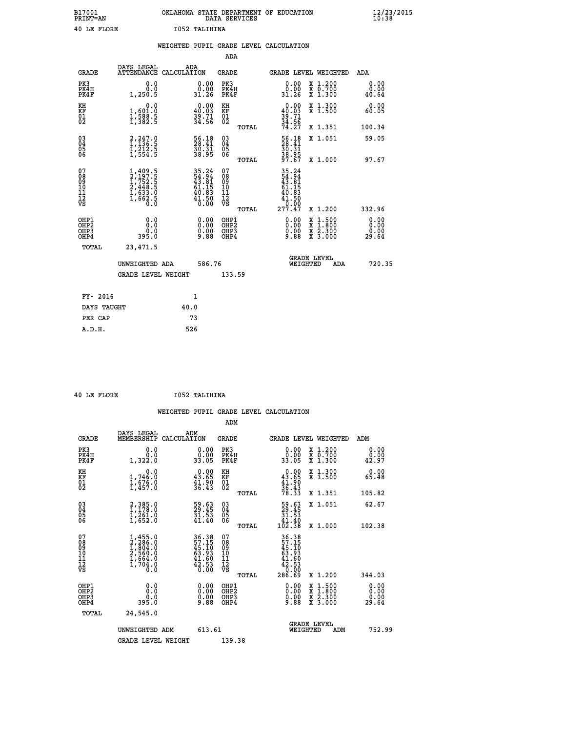B17001 OKLAHOMA STATE DEPARTMENT OF EDUCATION 12/23/2015
PRINT=AN DATA SERVICES 10:38

40 LE FLORE I052 TALIHINA

WEIGHTED PUPIL GRADE LEVEL CALCULATION

ADA

| GRADE | DAYS LEGAL ATTENDANCE | ADA CALCULATION | GRADE | | GRADE LEVEL | WEIGHTED | ADA |
|---|---|---|---|---|---|---|---|
| PK3 | 0.0 | 0.00 | PK3 | | 0.00 | X 1.200 | 0.00 |
| PK4H | 0.0 | 0.00 | PK4H | | 0.00 | X 0.700 | 0.00 |
| PK4F | 1,250.5 | 31.26 | PK4F | | 31.26 | X 1.300 | 40.64 |
| KH | 0.0 | 0.00 | KH | | 0.00 | X 1.300 | 0.00 |
| KF | 1,601.0 | 40.03 | KF | | 40.03 | X 1.500 | 60.05 |
| 01 | 1,588.5 | 39.71 | 01 | | 39.71 | | |
| 02 | 1,382.5 | 34.56 | 02 | | 34.56 | | |
| | | | | TOTAL | 74.27 | X 1.351 | 100.34 |
| 03 | 2,247.0 | 56.18 | 03 | | 56.18 | X 1.051 | 59.05 |
| 04 | 1,136.5 | 28.41 | 04 | | 28.41 | | |
| 05 | 1,212.5 | 30.31 | 05 | | 30.31 | | |
| 06 | 1,554.5 | 38.95 | 06 | | 38.95 | | |
| | | | | TOTAL | 97.67 | X 1.000 | 97.67 |
| 07 | 1,409.5 | 35.24 | 07 | | 35.24 | | |
| 08 | 2,197.5 | 54.94 | 08 | | 54.94 | | |
| 09 | 1,752.5 | 43.81 | 09 | | 43.81 | | |
| 10 | 2,448.5 | 61.15 | 10 | | 61.15 | | |
| 11 | 1,633.0 | 40.83 | 11 | | 40.83 | | |
| 12 | 1,662.5 | 41.50 | 12 | | 41.50 | | |
| VS | 0.0 | 0.00 | VS | | 0.00 | | |
| | | | | TOTAL | 277.47 | X 1.200 | 332.96 |
| OHP1 | 0.0 | 0.00 | OHP1 | | 0.00 | X 1.500 | 0.00 |
| OHP2 | 0.0 | 0.00 | OHP2 | | 0.00 | X 1.800 | 0.00 |
| OHP3 | 0.0 | 0.00 | OHP3 | | 0.00 | X 2.300 | 0.00 |
| OHP4 | 395.0 | 9.88 | OHP4 | | 9.88 | X 3.000 | 29.64 |
| TOTAL | 23,471.5 | | | | | | |

UNWEIGHTED ADA 586.76 GRADE LEVEL WEIGHTED ADA 720.35

GRADE LEVEL WEIGHT 133.59

| FY- 2016 | 1 |
|---|---|
| DAYS TAUGHT | 40.0 |
| PER CAP | 73 |
| A.D.H. | 526 |

40 LE FLORE I052 TALIHINA

WEIGHTED PUPIL GRADE LEVEL CALCULATION

ADM

| GRADE | DAYS LEGAL MEMBERSHIP | ADM CALCULATION | GRADE | | GRADE LEVEL | WEIGHTED | ADM |
|---|---|---|---|---|---|---|---|
| PK3 | 0.0 | 0.00 | PK3 | | 0.00 | X 1.200 | 0.00 |
| PK4H | 0.0 | 0.00 | PK4H | | 0.00 | X 0.700 | 0.00 |
| PK4F | 1,322.0 | 33.05 | PK4F | | 33.05 | X 1.300 | 42.97 |
| KH | 0.0 | 0.00 | KH | | 0.00 | X 1.300 | 0.00 |
| KF | 1,746.0 | 43.65 | KF | | 43.65 | X 1.500 | 65.48 |
| 01 | 1,676.0 | 41.90 | 01 | | 41.90 | | |
| 02 | 1,457.0 | 36.43 | 02 | | 36.43 | | |
| | | | | TOTAL | 78.33 | X 1.351 | 105.82 |
| 03 | 2,385.0 | 59.63 | 03 | | 59.63 | X 1.051 | 62.67 |
| 04 | 1,178.0 | 29.45 | 04 | | 29.45 | | |
| 05 | 1,261.0 | 31.53 | 05 | | 31.53 | | |
| 06 | 1,652.0 | 41.40 | 06 | | 41.40 | | |
| | | | | TOTAL | 102.38 | X 1.000 | 102.38 |
| 07 | 1,455.0 | 36.38 | 07 | | 36.38 | | |
| 08 | 2,286.0 | 57.15 | 08 | | 57.15 | | |
| 09 | 1,804.0 | 45.10 | 09 | | 45.10 | | |
| 10 | 2,560.0 | 63.93 | 10 | | 63.93 | | |
| 11 | 1,664.0 | 41.60 | 11 | | 41.60 | | |
| 12 | 1,704.0 | 42.53 | 12 | | 42.53 | | |
| VS | 0.0 | 0.00 | VS | | 0.00 | | |
| | | | | TOTAL | 286.69 | X 1.200 | 344.03 |
| OHP1 | 0.0 | 0.00 | OHP1 | | 0.00 | X 1.500 | 0.00 |
| OHP2 | 0.0 | 0.00 | OHP2 | | 0.00 | X 1.800 | 0.00 |
| OHP3 | 0.0 | 0.00 | OHP3 | | 0.00 | X 2.300 | 0.00 |
| OHP4 | 395.0 | 9.88 | OHP4 | | 9.88 | X 3.000 | 29.64 |
| TOTAL | 24,545.0 | | | | | | |

UNWEIGHTED ADM 613.61 GRADE LEVEL WEIGHTED ADM 752.99

GRADE LEVEL WEIGHT 139.38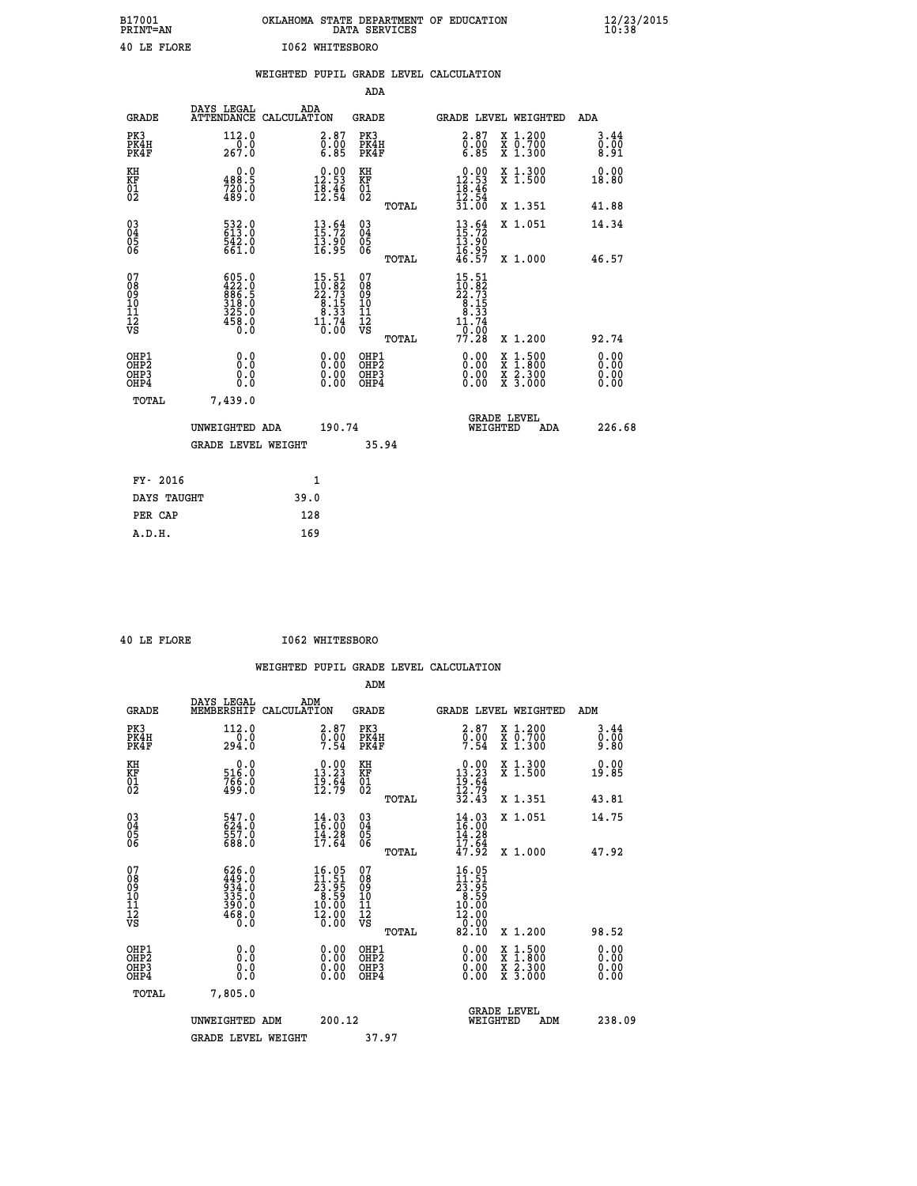B17001 OKLAHOMA STATE DEPARTMENT OF EDUCATION 12/23/2015
PRINT=AN DATA SERVICES 10:38

40 LE FLORE I062 WHITESBORO

## WEIGHTED PUPIL GRADE LEVEL CALCULATION

### ADA

| GRADE | DAYS LEGAL ATTENDANCE | ADA CALCULATION | GRADE | GRADE LEVEL | WEIGHTED | ADA |
|---|---|---|---|---|---|---|
| PK3 | 112.0 | 2.87 | PK3 | 2.87 | X 1.200 | 3.44 |
| PK4H | 0.0 | 0.00 | PK4H | 0.00 | X 0.700 | 0.00 |
| PK4F | 267.0 | 6.85 | PK4F | 6.85 | X 1.300 | 8.91 |
| KH | 0.0 | 0.00 | KH | 0.00 | X 1.300 | 0.00 |
| KF | 488.5 | 12.53 | KF | 12.53 | X 1.500 | 18.80 |
| 01 | 720.0 | 18.46 | 01 | 18.46 | | |
| 02 | 489.0 | 12.54 | 02 | 12.54 | | |
| | | | TOTAL | 31.00 | X 1.351 | 41.88 |
| 03 | 532.0 | 13.64 | 03 | 13.64 | X 1.051 | 14.34 |
| 04 | 613.0 | 15.72 | 04 | 15.72 | | |
| 05 | 542.0 | 13.90 | 05 | 13.90 | | |
| 06 | 661.0 | 16.95 | 06 | 16.95 | | |
| | | | TOTAL | 46.57 | X 1.000 | 46.57 |
| 07 | 605.0 | 15.51 | 07 | 15.51 | | |
| 08 | 422.0 | 10.82 | 08 | 10.82 | | |
| 09 | 886.5 | 22.73 | 09 | 22.73 | | |
| 10 | 318.0 | 8.15 | 10 | 8.15 | | |
| 11 | 325.0 | 8.33 | 11 | 8.33 | | |
| 12 | 458.0 | 11.74 | 12 | 11.74 | | |
| VS | 0.0 | 0.00 | VS | 0.00 | | |
| | | | TOTAL | 77.28 | X 1.200 | 92.74 |
| OHP1 | 0.0 | 0.00 | OHP1 | 0.00 | X 1.500 | 0.00 |
| OHP2 | 0.0 | 0.00 | OHP2 | 0.00 | X 1.800 | 0.00 |
| OHP3 | 0.0 | 0.00 | OHP3 | 0.00 | X 2.300 | 0.00 |
| OHP4 | 0.0 | 0.00 | OHP4 | 0.00 | X 3.000 | 0.00 |
| TOTAL | 7,439.0 | | | | | |

UNWEIGHTED ADA 190.74 — GRADE LEVEL WEIGHTED ADA 226.68

GRADE LEVEL WEIGHT 35.94

| FY- 2016 | 1 |
|---|---|
| DAYS TAUGHT | 39.0 |
| PER CAP | 128 |
| A.D.H. | 169 |

40 LE FLORE I062 WHITESBORO

## WEIGHTED PUPIL GRADE LEVEL CALCULATION

### ADM

| GRADE | DAYS LEGAL MEMBERSHIP | ADM CALCULATION | GRADE | GRADE LEVEL | WEIGHTED | ADM |
|---|---|---|---|---|---|---|
| PK3 | 112.0 | 2.87 | PK3 | 2.87 | X 1.200 | 3.44 |
| PK4H | 0.0 | 0.00 | PK4H | 0.00 | X 0.700 | 0.00 |
| PK4F | 294.0 | 7.54 | PK4F | 7.54 | X 1.300 | 9.80 |
| KH | 0.0 | 0.00 | KH | 0.00 | X 1.300 | 0.00 |
| KF | 516.0 | 13.23 | KF | 13.23 | X 1.500 | 19.85 |
| 01 | 766.0 | 19.64 | 01 | 19.64 | | |
| 02 | 499.0 | 12.79 | 02 | 12.79 | | |
| | | | TOTAL | 32.43 | X 1.351 | 43.81 |
| 03 | 547.0 | 14.03 | 03 | 14.03 | X 1.051 | 14.75 |
| 04 | 624.0 | 16.00 | 04 | 16.00 | | |
| 05 | 557.0 | 14.28 | 05 | 14.28 | | |
| 06 | 688.0 | 17.64 | 06 | 17.64 | | |
| | | | TOTAL | 47.92 | X 1.000 | 47.92 |
| 07 | 626.0 | 16.05 | 07 | 16.05 | | |
| 08 | 449.0 | 11.51 | 08 | 11.51 | | |
| 09 | 934.0 | 23.95 | 09 | 23.95 | | |
| 10 | 335.0 | 8.59 | 10 | 8.59 | | |
| 11 | 390.0 | 10.00 | 11 | 10.00 | | |
| 12 | 468.0 | 12.00 | 12 | 12.00 | | |
| VS | 0.0 | 0.00 | VS | 0.00 | | |
| | | | TOTAL | 82.10 | X 1.200 | 98.52 |
| OHP1 | 0.0 | 0.00 | OHP1 | 0.00 | X 1.500 | 0.00 |
| OHP2 | 0.0 | 0.00 | OHP2 | 0.00 | X 1.800 | 0.00 |
| OHP3 | 0.0 | 0.00 | OHP3 | 0.00 | X 2.300 | 0.00 |
| OHP4 | 0.0 | 0.00 | OHP4 | 0.00 | X 3.000 | 0.00 |
| TOTAL | 7,805.0 | | | | | |

UNWEIGHTED ADM 200.12 — GRADE LEVEL WEIGHTED ADM 238.09

GRADE LEVEL WEIGHT 37.97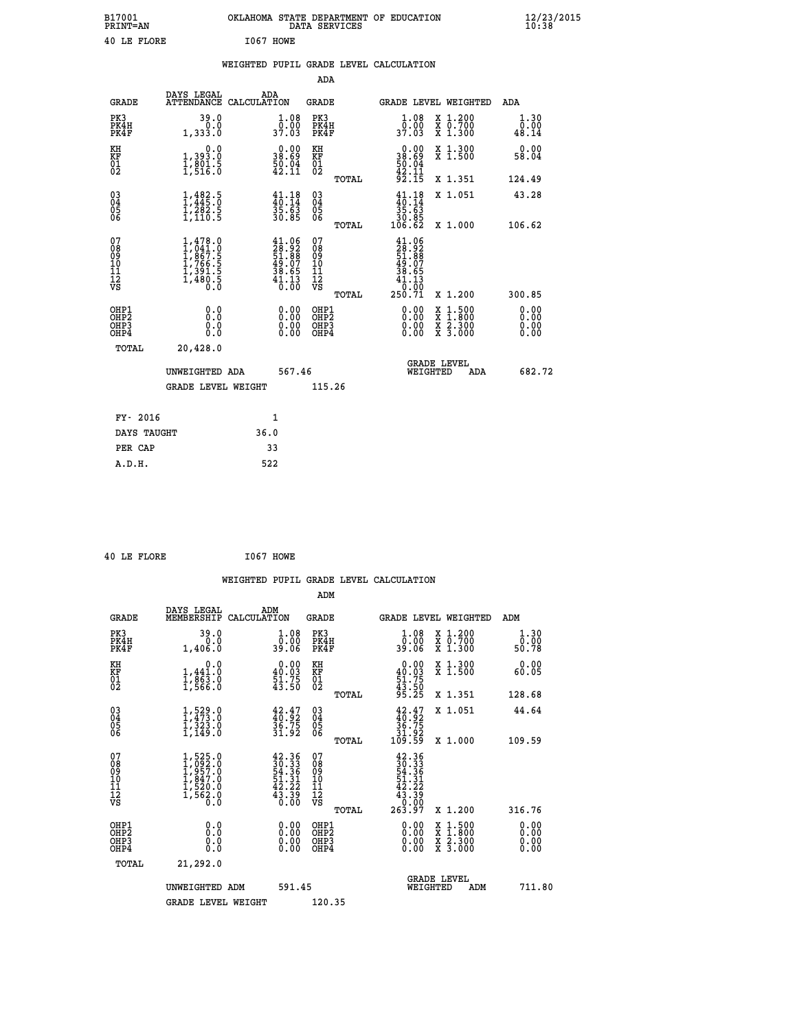B17001 OKLAHOMA STATE DEPARTMENT OF EDUCATION 12/23/2015
PRINT=AN DATA SERVICES 10:38

40 LE FLORE I067 HOWE

## WEIGHTED PUPIL GRADE LEVEL CALCULATION

### ADA

| GRADE | DAYS LEGAL ATTENDANCE | ADA CALCULATION | GRADE | | GRADE LEVEL | WEIGHTED | ADA |
|---|---|---|---|---|---|---|---|
| PK3 | 39.0 | 1.08 | PK3 | | 1.08 | X 1.200 | 1.30 |
| PK4H | 0.0 | 0.00 | PK4H | | 0.00 | X 0.700 | 0.00 |
| PK4F | 1,333.0 | 37.03 | PK4F | | 37.03 | X 1.300 | 48.14 |
| KH | 0.0 | 0.00 | KH | | 0.00 | X 1.300 | 0.00 |
| KF | 1,393.0 | 38.69 | KF | | 38.69 | X 1.500 | 58.04 |
| 01 | 1,801.5 | 50.04 | 01 | | 50.04 | | |
| 02 | 1,516.0 | 42.11 | 02 | | 42.11 | | |
| | | | | TOTAL | 92.15 | X 1.351 | 124.49 |
| 03 | 1,482.5 | 41.18 | 03 | | 41.18 | X 1.051 | 43.28 |
| 04 | 1,445.0 | 40.14 | 04 | | 40.14 | | |
| 05 | 1,282.5 | 35.63 | 05 | | 35.63 | | |
| 06 | 1,110.5 | 30.85 | 06 | | 30.85 | | |
| | | | | TOTAL | 106.62 | X 1.000 | 106.62 |
| 07 | 1,478.0 | 41.06 | 07 | | 41.06 | | |
| 08 | 1,041.0 | 28.92 | 08 | | 28.92 | | |
| 09 | 1,867.5 | 51.88 | 09 | | 51.88 | | |
| 10 | 1,766.5 | 49.07 | 10 | | 49.07 | | |
| 11 | 1,391.5 | 38.65 | 11 | | 38.65 | | |
| 12 | 1,480.5 | 41.13 | 12 | | 41.13 | | |
| VS | 0.0 | 0.00 | VS | | 0.00 | | |
| | | | | TOTAL | 250.71 | X 1.200 | 300.85 |
| OHP1 | 0.0 | 0.00 | OHP1 | | 0.00 | X 1.500 | 0.00 |
| OHP2 | 0.0 | 0.00 | OHP2 | | 0.00 | X 1.800 | 0.00 |
| OHP3 | 0.0 | 0.00 | OHP3 | | 0.00 | X 2.300 | 0.00 |
| OHP4 | 0.0 | 0.00 | OHP4 | | 0.00 | X 3.000 | 0.00 |
| TOTAL | 20,428.0 | | | | | | |

UNWEIGHTED ADA 567.46 GRADE LEVEL WEIGHTED ADA 682.72

GRADE LEVEL WEIGHT 115.26

| FY- 2016 | 1 |
|---|---|
| DAYS TAUGHT | 36.0 |
| PER CAP | 33 |
| A.D.H. | 522 |

40 LE FLORE I067 HOWE

## WEIGHTED PUPIL GRADE LEVEL CALCULATION

### ADM

| GRADE | DAYS LEGAL MEMBERSHIP | ADM CALCULATION | GRADE | | GRADE LEVEL | WEIGHTED | ADM |
|---|---|---|---|---|---|---|---|
| PK3 | 39.0 | 1.08 | PK3 | | 1.08 | X 1.200 | 1.30 |
| PK4H | 0.0 | 0.00 | PK4H | | 0.00 | X 0.700 | 0.00 |
| PK4F | 1,406.0 | 39.06 | PK4F | | 39.06 | X 1.300 | 50.78 |
| KH | 0.0 | 0.00 | KH | | 0.00 | X 1.300 | 0.00 |
| KF | 1,441.0 | 40.03 | KF | | 40.03 | X 1.500 | 60.05 |
| 01 | 1,863.0 | 51.75 | 01 | | 51.75 | | |
| 02 | 1,566.0 | 43.50 | 02 | | 43.50 | | |
| | | | | TOTAL | 95.25 | X 1.351 | 128.68 |
| 03 | 1,529.0 | 42.47 | 03 | | 42.47 | X 1.051 | 44.64 |
| 04 | 1,473.0 | 40.92 | 04 | | 40.92 | | |
| 05 | 1,323.0 | 36.75 | 05 | | 36.75 | | |
| 06 | 1,149.0 | 31.92 | 06 | | 31.92 | | |
| | | | | TOTAL | 109.59 | X 1.000 | 109.59 |
| 07 | 1,525.0 | 42.36 | 07 | | 42.36 | | |
| 08 | 1,092.0 | 30.33 | 08 | | 30.33 | | |
| 09 | 1,957.0 | 54.36 | 09 | | 54.36 | | |
| 10 | 1,847.0 | 51.31 | 10 | | 51.31 | | |
| 11 | 1,520.0 | 42.22 | 11 | | 42.22 | | |
| 12 | 1,562.0 | 43.39 | 12 | | 43.39 | | |
| VS | 0.0 | 0.00 | VS | | 0.00 | | |
| | | | | TOTAL | 263.97 | X 1.200 | 316.76 |
| OHP1 | 0.0 | 0.00 | OHP1 | | 0.00 | X 1.500 | 0.00 |
| OHP2 | 0.0 | 0.00 | OHP2 | | 0.00 | X 1.800 | 0.00 |
| OHP3 | 0.0 | 0.00 | OHP3 | | 0.00 | X 2.300 | 0.00 |
| OHP4 | 0.0 | 0.00 | OHP4 | | 0.00 | X 3.000 | 0.00 |
| TOTAL | 21,292.0 | | | | | | |

UNWEIGHTED ADM 591.45 GRADE LEVEL WEIGHTED ADM 711.80

GRADE LEVEL WEIGHT 120.35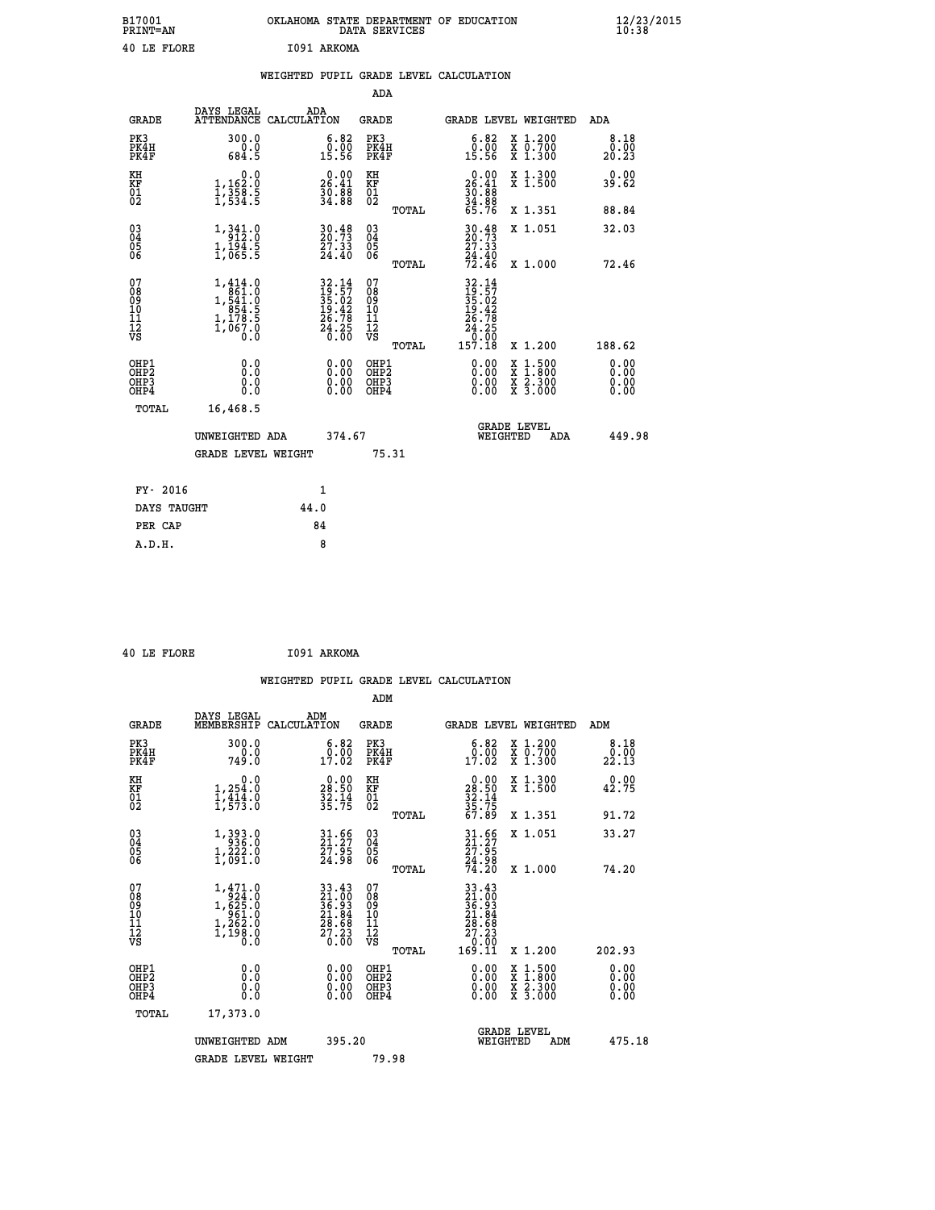B17001 OKLAHOMA STATE DEPARTMENT OF EDUCATION 12/23/2015
PRINT=AN DATA SERVICES 10:38

40 LE FLORE I091 ARKOMA

WEIGHTED PUPIL GRADE LEVEL CALCULATION

ADA

| GRADE | DAYS LEGAL ATTENDANCE | ADA CALCULATION | GRADE | GRADE LEVEL | WEIGHTED | ADA |
|---|---|---|---|---|---|---|
| PK3 | 300.0 | 6.82 | PK3 | 6.82 | X 1.200 | 8.18 |
| PK4H | 0.0 | 0.00 | PK4H | 0.00 | X 0.700 | 0.00 |
| PK4F | 684.5 | 15.56 | PK4F | 15.56 | X 1.300 | 20.23 |
| KH | 0.0 | 0.00 | KH | 0.00 | X 1.300 | 0.00 |
| KF | 1,162.0 | 26.41 | KF | 26.41 | X 1.500 | 39.62 |
| 01 | 1,358.5 | 30.88 | 01 | 30.88 | | |
| 02 | 1,534.5 | 34.88 | 02 | 34.88 | | |
| | | | TOTAL | 65.76 | X 1.351 | 88.84 |
| 03 | 1,341.0 | 30.48 | 03 | 30.48 | X 1.051 | 32.03 |
| 04 | 912.0 | 20.73 | 04 | 20.73 | | |
| 05 | 1,194.5 | 27.33 | 05 | 27.33 | | |
| 06 | 1,065.5 | 24.40 | 06 | 24.40 | | |
| | | | TOTAL | 72.46 | X 1.000 | 72.46 |
| 07 | 1,414.0 | 32.14 | 07 | 32.14 | | |
| 08 | 861.0 | 19.57 | 08 | 19.57 | | |
| 09 | 1,541.0 | 35.02 | 09 | 35.02 | | |
| 10 | 854.5 | 19.42 | 10 | 19.42 | | |
| 11 | 1,178.5 | 26.78 | 11 | 26.78 | | |
| 12 | 1,067.0 | 24.25 | 12 | 24.25 | | |
| VS | 0.0 | 0.00 | VS | 0.00 | | |
| | | | TOTAL | 157.18 | X 1.200 | 188.62 |
| OHP1 | 0.0 | 0.00 | OHP1 | 0.00 | X 1.500 | 0.00 |
| OHP2 | 0.0 | 0.00 | OHP2 | 0.00 | X 1.800 | 0.00 |
| OHP3 | 0.0 | 0.00 | OHP3 | 0.00 | X 2.300 | 0.00 |
| OHP4 | 0.0 | 0.00 | OHP4 | 0.00 | X 3.000 | 0.00 |
| TOTAL | 16,468.5 | | | | | |

UNWEIGHTED ADA 374.67 GRADE LEVEL WEIGHTED ADA 449.98

GRADE LEVEL WEIGHT 75.31

| FY- 2016 | 1 |
|---|---|
| DAYS TAUGHT | 44.0 |
| PER CAP | 84 |
| A.D.H. | 8 |

40 LE FLORE I091 ARKOMA

WEIGHTED PUPIL GRADE LEVEL CALCULATION

ADM

| GRADE | DAYS LEGAL MEMBERSHIP | ADM CALCULATION | GRADE | GRADE LEVEL | WEIGHTED | ADM |
|---|---|---|---|---|---|---|
| PK3 | 300.0 | 6.82 | PK3 | 6.82 | X 1.200 | 8.18 |
| PK4H | 0.0 | 0.00 | PK4H | 0.00 | X 0.700 | 0.00 |
| PK4F | 749.0 | 17.02 | PK4F | 17.02 | X 1.300 | 22.13 |
| KH | 0.0 | 0.00 | KH | 0.00 | X 1.300 | 0.00 |
| KF | 1,254.0 | 28.50 | KF | 28.50 | X 1.500 | 42.75 |
| 01 | 1,414.0 | 32.14 | 01 | 32.14 | | |
| 02 | 1,573.0 | 35.75 | 02 | 35.75 | | |
| | | | TOTAL | 67.89 | X 1.351 | 91.72 |
| 03 | 1,393.0 | 31.66 | 03 | 31.66 | X 1.051 | 33.27 |
| 04 | 936.0 | 21.27 | 04 | 21.27 | | |
| 05 | 1,222.0 | 27.95 | 05 | 27.95 | | |
| 06 | 1,091.0 | 24.98 | 06 | 24.98 | | |
| | | | TOTAL | 74.20 | X 1.000 | 74.20 |
| 07 | 1,471.0 | 33.43 | 07 | 33.43 | | |
| 08 | 924.0 | 21.00 | 08 | 21.00 | | |
| 09 | 1,625.0 | 36.93 | 09 | 36.93 | | |
| 10 | 961.0 | 21.84 | 10 | 21.84 | | |
| 11 | 1,262.0 | 28.68 | 11 | 28.68 | | |
| 12 | 1,198.0 | 27.23 | 12 | 27.23 | | |
| VS | 0.0 | 0.00 | VS | 0.00 | | |
| | | | TOTAL | 169.11 | X 1.200 | 202.93 |
| OHP1 | 0.0 | 0.00 | OHP1 | 0.00 | X 1.500 | 0.00 |
| OHP2 | 0.0 | 0.00 | OHP2 | 0.00 | X 1.800 | 0.00 |
| OHP3 | 0.0 | 0.00 | OHP3 | 0.00 | X 2.300 | 0.00 |
| OHP4 | 0.0 | 0.00 | OHP4 | 0.00 | X 3.000 | 0.00 |
| TOTAL | 17,373.0 | | | | | |

UNWEIGHTED ADM 395.20 GRADE LEVEL WEIGHTED ADM 475.18

GRADE LEVEL WEIGHT 79.98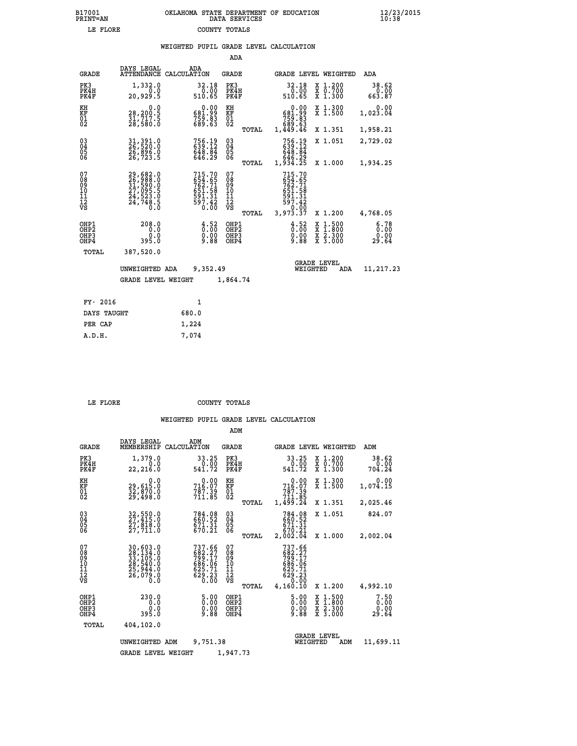B17001 OKLAHOMA STATE DEPARTMENT OF EDUCATION 12/23/2015
PRINT=AN DATA SERVICES 10:38
LE FLORE COUNTY TOTALS

## WEIGHTED PUPIL GRADE LEVEL CALCULATION

ADA

| GRADE | DAYS LEGAL ATTENDANCE | ADA CALCULATION | GRADE | | GRADE LEVEL | WEIGHTED | ADA |
|---|---|---|---|---|---|---|---|
| PK3 | 1,332.0 | 32.18 | PK3 | | 32.18 | X 1.200 | 38.62 |
| PK4H | 0.0 | 0.00 | PK4H | | 0.00 | X 0.700 | 0.00 |
| PK4F | 20,929.5 | 510.65 | PK4F | | 510.65 | X 1.300 | 663.87 |
| KH | 0.0 | 0.00 | KH | | 0.00 | X 1.300 | 0.00 |
| KF | 28,200.5 | 681.99 | KF | | 681.99 | X 1.500 | 1,023.04 |
| 01 | 31,717.5 | 759.83 | 01 | | 759.83 | | |
| 02 | 28,580.0 | 689.63 | 02 | | 689.63 | | |
| | | | | TOTAL | 1,449.46 | X 1.351 | 1,958.21 |
| 03 | 31,391.0 | 756.19 | 03 | | 756.19 | X 1.051 | 2,729.02 |
| 04 | 26,520.0 | 639.12 | 04 | | 639.12 | | |
| 05 | 26,896.0 | 648.84 | 05 | | 648.84 | | |
| 06 | 26,723.5 | 646.29 | 06 | | 646.29 | | |
| | | | | TOTAL | 1,934.25 | X 1.000 | 1,934.25 |
| 07 | 29,682.0 | 715.70 | 07 | | 715.70 | | |
| 08 | 26,988.0 | 654.65 | 08 | | 654.65 | | |
| 09 | 31,590.0 | 762.71 | 09 | | 762.71 | | |
| 10 | 27,095.5 | 651.58 | 10 | | 651.58 | | |
| 11 | 24,523.0 | 591.31 | 11 | | 591.31 | | |
| 12 | 24,748.5 | 597.42 | 12 | | 597.42 | | |
| VS | 0.0 | 0.00 | VS | | 0.00 | | |
| | | | | TOTAL | 3,973.37 | X 1.200 | 4,768.05 |
| OHP1 | 208.0 | 4.52 | OHP1 | | 4.52 | X 1.500 | 6.78 |
| OHP2 | 0.0 | 0.00 | OHP2 | | 0.00 | X 1.800 | 0.00 |
| OHP3 | 0.0 | 0.00 | OHP3 | | 0.00 | X 2.300 | 0.00 |
| OHP4 | 395.0 | 9.88 | OHP4 | | 9.88 | X 3.000 | 29.64 |
| TOTAL | 387,520.0 | | | | | | |

UNWEIGHTED ADA 9,352.49 | GRADE LEVEL WEIGHTED ADA 11,217.23

GRADE LEVEL WEIGHT 1,864.74

| FY- 2016 | 1 |
|---|---|
| DAYS TAUGHT | 680.0 |
| PER CAP | 1,224 |
| A.D.H. | 7,074 |

LE FLORE COUNTY TOTALS

## WEIGHTED PUPIL GRADE LEVEL CALCULATION

ADM

| GRADE | DAYS LEGAL MEMBERSHIP | ADM CALCULATION | GRADE | | GRADE LEVEL | WEIGHTED | ADM |
|---|---|---|---|---|---|---|---|
| PK3 | 1,379.0 | 33.25 | PK3 | | 33.25 | X 1.200 | 38.62 |
| PK4H | 0.0 | 0.00 | PK4H | | 0.00 | X 0.700 | 0.00 |
| PK4F | 22,216.0 | 541.72 | PK4F | | 541.72 | X 1.300 | 704.24 |
| KH | 0.0 | 0.00 | KH | | 0.00 | X 1.300 | 0.00 |
| KF | 29,615.0 | 716.07 | KF | | 716.07 | X 1.500 | 1,074.15 |
| 01 | 32,870.0 | 787.39 | 01 | | 787.39 | | |
| 02 | 29,498.0 | 711.85 | 02 | | 711.85 | | |
| | | | | TOTAL | 1,499.24 | X 1.351 | 2,025.46 |
| 03 | 32,550.0 | 784.08 | 03 | | 784.08 | X 1.051 | 824.07 |
| 04 | 27,415.0 | 660.52 | 04 | | 660.52 | | |
| 05 | 27,818.0 | 671.31 | 05 | | 671.31 | | |
| 06 | 27,711.0 | 670.21 | 06 | | 670.21 | | |
| | | | | TOTAL | 2,002.04 | X 1.000 | 2,002.04 |
| 07 | 30,603.0 | 737.66 | 07 | | 737.66 | | |
| 08 | 28,134.0 | 682.27 | 08 | | 682.27 | | |
| 09 | 33,105.0 | 799.17 | 09 | | 799.17 | | |
| 10 | 28,540.0 | 686.06 | 10 | | 686.06 | | |
| 11 | 25,944.0 | 625.71 | 11 | | 625.71 | | |
| 12 | 26,079.0 | 629.23 | 12 | | 629.23 | | |
| VS | 0.0 | 0.00 | VS | | 0.00 | | |
| | | | | TOTAL | 4,160.10 | X 1.200 | 4,992.10 |
| OHP1 | 230.0 | 5.00 | OHP1 | | 5.00 | X 1.500 | 7.50 |
| OHP2 | 0.0 | 0.00 | OHP2 | | 0.00 | X 1.800 | 0.00 |
| OHP3 | 0.0 | 0.00 | OHP3 | | 0.00 | X 2.300 | 0.00 |
| OHP4 | 395.0 | 9.88 | OHP4 | | 9.88 | X 3.000 | 29.64 |
| TOTAL | 404,102.0 | | | | | | |

UNWEIGHTED ADM 9,751.38 | GRADE LEVEL WEIGHTED ADM 11,699.11

GRADE LEVEL WEIGHT 1,947.73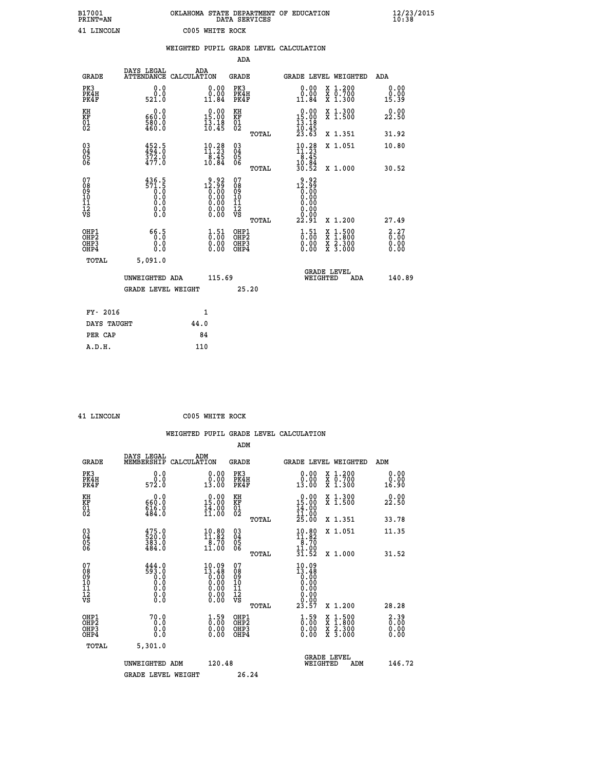B17001 OKLAHOMA STATE DEPARTMENT OF EDUCATION 12/23/2015
PRINT=AN DATA SERVICES 10:38

41 LINCOLN C005 WHITE ROCK

WEIGHTED PUPIL GRADE LEVEL CALCULATION

ADA

| GRADE | DAYS LEGAL ATTENDANCE | ADA CALCULATION | GRADE | GRADE LEVEL | WEIGHTED | ADA |
|---|---|---|---|---|---|---|
| PK3 | 0.0 | 0.00 | PK3 | 0.00 | X 1.200 | 0.00 |
| PK4H | 0.0 | 0.00 | PK4H | 0.00 | X 0.700 | 0.00 |
| PK4F | 521.0 | 11.84 | PK4F | 11.84 | X 1.300 | 15.39 |
| KH | 0.0 | 0.00 | KH | 0.00 | X 1.300 | 0.00 |
| KF | 660.0 | 15.00 | KF | 15.00 | X 1.500 | 22.50 |
| 01 | 580.0 | 13.18 | 01 | 13.18 | | |
| 02 | 460.0 | 10.45 | 02 | 10.45 | | |
| | | | TOTAL | 23.63 | X 1.351 | 31.92 |
| 03 | 452.5 | 10.28 | 03 | 10.28 | X 1.051 | 10.80 |
| 04 | 494.0 | 11.23 | 04 | 11.23 | | |
| 05 | 372.0 | 8.45 | 05 | 8.45 | | |
| 06 | 477.0 | 10.84 | 06 | 10.84 | | |
| | | | TOTAL | 30.52 | X 1.000 | 30.52 |
| 07 | 436.5 | 9.92 | 07 | 9.92 | | |
| 08 | 571.5 | 12.99 | 08 | 12.99 | | |
| 09 | 0.0 | 0.00 | 09 | 0.00 | | |
| 10 | 0.0 | 0.00 | 10 | 0.00 | | |
| 11 | 0.0 | 0.00 | 11 | 0.00 | | |
| 12 | 0.0 | 0.00 | 12 | 0.00 | | |
| VS | 0.0 | 0.00 | VS | 0.00 | | |
| | | | TOTAL | 22.91 | X 1.200 | 27.49 |
| OHP1 | 66.5 | 1.51 | OHP1 | 1.51 | X 1.500 | 2.27 |
| OHP2 | 0.0 | 0.00 | OHP2 | 0.00 | X 1.800 | 0.00 |
| OHP3 | 0.0 | 0.00 | OHP3 | 0.00 | X 2.300 | 0.00 |
| OHP4 | 0.0 | 0.00 | OHP4 | 0.00 | X 3.000 | 0.00 |
| TOTAL | 5,091.0 | | | | | |

UNWEIGHTED ADA 115.69 | GRADE LEVEL WEIGHTED ADA 140.89

GRADE LEVEL WEIGHT 25.20

| | |
|---|---|
| FY- 2016 | 1 |
| DAYS TAUGHT | 44.0 |
| PER CAP | 84 |
| A.D.H. | 110 |

41 LINCOLN C005 WHITE ROCK

WEIGHTED PUPIL GRADE LEVEL CALCULATION

ADM

| GRADE | DAYS LEGAL MEMBERSHIP | ADM CALCULATION | GRADE | GRADE LEVEL | WEIGHTED | ADM |
|---|---|---|---|---|---|---|
| PK3 | 0.0 | 0.00 | PK3 | 0.00 | X 1.200 | 0.00 |
| PK4H | 0.0 | 0.00 | PK4H | 0.00 | X 0.700 | 0.00 |
| PK4F | 572.0 | 13.00 | PK4F | 13.00 | X 1.300 | 16.90 |
| KH | 0.0 | 0.00 | KH | 0.00 | X 1.300 | 0.00 |
| KF | 660.0 | 15.00 | KF | 15.00 | X 1.500 | 22.50 |
| 01 | 616.0 | 14.00 | 01 | 14.00 | | |
| 02 | 484.0 | 11.00 | 02 | 11.00 | | |
| | | | TOTAL | 25.00 | X 1.351 | 33.78 |
| 03 | 475.0 | 10.80 | 03 | 10.80 | X 1.051 | 11.35 |
| 04 | 520.0 | 11.82 | 04 | 11.82 | | |
| 05 | 383.0 | 8.70 | 05 | 8.70 | | |
| 06 | 484.0 | 11.00 | 06 | 11.00 | | |
| | | | TOTAL | 31.52 | X 1.000 | 31.52 |
| 07 | 444.0 | 10.09 | 07 | 10.09 | | |
| 08 | 593.0 | 13.48 | 08 | 13.48 | | |
| 09 | 0.0 | 0.00 | 09 | 0.00 | | |
| 10 | 0.0 | 0.00 | 10 | 0.00 | | |
| 11 | 0.0 | 0.00 | 11 | 0.00 | | |
| 12 | 0.0 | 0.00 | 12 | 0.00 | | |
| VS | 0.0 | 0.00 | VS | 0.00 | | |
| | | | TOTAL | 23.57 | X 1.200 | 28.28 |
| OHP1 | 70.0 | 1.59 | OHP1 | 1.59 | X 1.500 | 2.39 |
| OHP2 | 0.0 | 0.00 | OHP2 | 0.00 | X 1.800 | 0.00 |
| OHP3 | 0.0 | 0.00 | OHP3 | 0.00 | X 2.300 | 0.00 |
| OHP4 | 0.0 | 0.00 | OHP4 | 0.00 | X 3.000 | 0.00 |
| TOTAL | 5,301.0 | | | | | |

UNWEIGHTED ADM 120.48 | GRADE LEVEL WEIGHTED ADM 146.72

GRADE LEVEL WEIGHT 26.24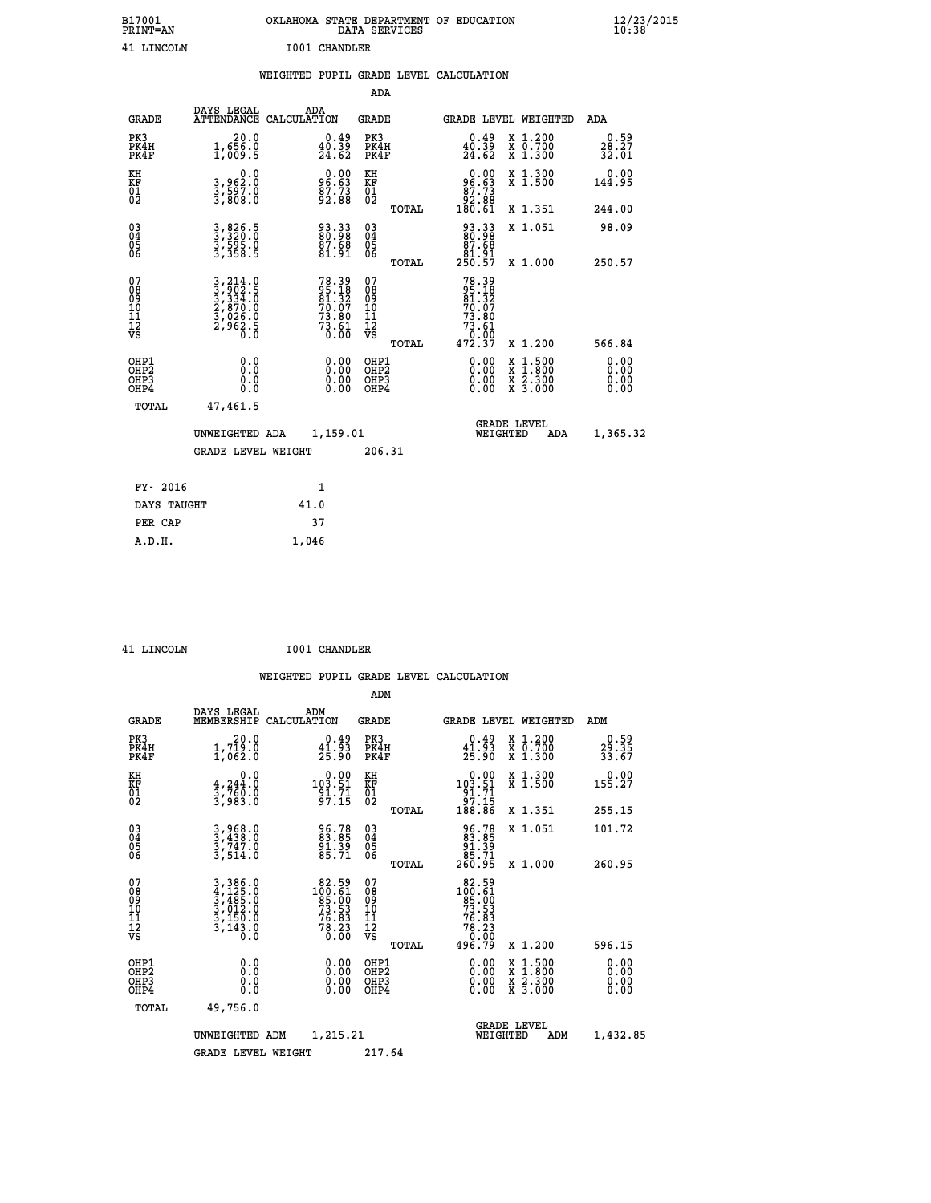B17001 OKLAHOMA STATE DEPARTMENT OF EDUCATION 12/23/2015
PRINT=AN DATA SERVICES 10:38

41 LINCOLN I001 CHANDLER

WEIGHTED PUPIL GRADE LEVEL CALCULATION

ADA

| GRADE | DAYS LEGAL ATTENDANCE | ADA CALCULATION | GRADE | | GRADE LEVEL | WEIGHTED | ADA |
|---|---|---|---|---|---|---|---|
| PK3 | 20.0 | 0.49 | PK3 | | 0.49 | X 1.200 | 0.59 |
| PK4H | 1,656.0 | 40.39 | PK4H | | 40.39 | X 0.700 | 28.27 |
| PK4F | 1,009.5 | 24.62 | PK4F | | 24.62 | X 1.300 | 32.01 |
| KH | 0.0 | 0.00 | KH | | 0.00 | X 1.300 | 0.00 |
| KF | 3,962.0 | 96.63 | KF | | 96.63 | X 1.500 | 144.95 |
| 01 | 3,597.0 | 87.73 | 01 | | 87.73 | | |
| 02 | 3,808.0 | 92.88 | 02 | | 92.88 | | |
| | | | | TOTAL | 180.61 | X 1.351 | 244.00 |
| 03 | 3,826.5 | 93.33 | 03 | | 93.33 | X 1.051 | 98.09 |
| 04 | 3,320.0 | 80.98 | 04 | | 80.98 | | |
| 05 | 3,595.0 | 87.68 | 05 | | 87.68 | | |
| 06 | 3,358.5 | 81.91 | 06 | | 81.91 | | |
| | | | | TOTAL | 250.57 | X 1.000 | 250.57 |
| 07 | 3,214.0 | 78.39 | 07 | | 78.39 | | |
| 08 | 3,902.5 | 95.18 | 08 | | 95.18 | | |
| 09 | 3,334.0 | 81.32 | 09 | | 81.32 | | |
| 10 | 2,870.0 | 70.07 | 10 | | 70.07 | | |
| 11 | 3,026.0 | 73.80 | 11 | | 73.80 | | |
| 12 | 2,962.5 | 73.61 | 12 | | 73.61 | | |
| VS | 0.0 | 0.00 | VS | | 0.00 | | |
| | | | | TOTAL | 472.37 | X 1.200 | 566.84 |
| OHP1 | 0.0 | 0.00 | OHP1 | | 0.00 | X 1.500 | 0.00 |
| OHP2 | 0.0 | 0.00 | OHP2 | | 0.00 | X 1.800 | 0.00 |
| OHP3 | 0.0 | 0.00 | OHP3 | | 0.00 | X 2.300 | 0.00 |
| OHP4 | 0.0 | 0.00 | OHP4 | | 0.00 | X 3.000 | 0.00 |
| TOTAL | 47,461.5 | | | | | | |

UNWEIGHTED ADA 1,159.01 GRADE LEVEL WEIGHTED ADA 1,365.32

GRADE LEVEL WEIGHT 206.31

| FY- 2016 | 1 |
|---|---|
| DAYS TAUGHT | 41.0 |
| PER CAP | 37 |
| A.D.H. | 1,046 |

41 LINCOLN I001 CHANDLER

WEIGHTED PUPIL GRADE LEVEL CALCULATION

ADM

| GRADE | DAYS LEGAL MEMBERSHIP | ADM CALCULATION | GRADE | | GRADE LEVEL | WEIGHTED | ADM |
|---|---|---|---|---|---|---|---|
| PK3 | 20.0 | 0.49 | PK3 | | 0.49 | X 1.200 | 0.59 |
| PK4H | 1,719.0 | 41.93 | PK4H | | 41.93 | X 0.700 | 29.35 |
| PK4F | 1,062.0 | 25.90 | PK4F | | 25.90 | X 1.300 | 33.67 |
| KH | 0.0 | 0.00 | KH | | 0.00 | X 1.300 | 0.00 |
| KF | 4,244.0 | 103.51 | KF | | 103.51 | X 1.500 | 155.27 |
| 01 | 3,760.0 | 91.71 | 01 | | 91.71 | | |
| 02 | 3,983.0 | 97.15 | 02 | | 97.15 | | |
| | | | | TOTAL | 188.86 | X 1.351 | 255.15 |
| 03 | 3,968.0 | 96.78 | 03 | | 96.78 | X 1.051 | 101.72 |
| 04 | 3,438.0 | 83.85 | 04 | | 83.85 | | |
| 05 | 3,747.0 | 91.39 | 05 | | 91.39 | | |
| 06 | 3,514.0 | 85.71 | 06 | | 85.71 | | |
| | | | | TOTAL | 260.95 | X 1.000 | 260.95 |
| 07 | 3,386.0 | 82.59 | 07 | | 82.59 | | |
| 08 | 4,125.0 | 100.61 | 08 | | 100.61 | | |
| 09 | 3,485.0 | 85.00 | 09 | | 85.00 | | |
| 10 | 3,012.0 | 73.53 | 10 | | 73.53 | | |
| 11 | 3,150.0 | 76.83 | 11 | | 76.83 | | |
| 12 | 3,143.0 | 78.23 | 12 | | 78.23 | | |
| VS | 0.0 | 0.00 | VS | | 0.00 | | |
| | | | | TOTAL | 496.79 | X 1.200 | 596.15 |
| OHP1 | 0.0 | 0.00 | OHP1 | | 0.00 | X 1.500 | 0.00 |
| OHP2 | 0.0 | 0.00 | OHP2 | | 0.00 | X 1.800 | 0.00 |
| OHP3 | 0.0 | 0.00 | OHP3 | | 0.00 | X 2.300 | 0.00 |
| OHP4 | 0.0 | 0.00 | OHP4 | | 0.00 | X 3.000 | 0.00 |
| TOTAL | 49,756.0 | | | | | | |

UNWEIGHTED ADM 1,215.21 GRADE LEVEL WEIGHTED ADM 1,432.85

GRADE LEVEL WEIGHT 217.64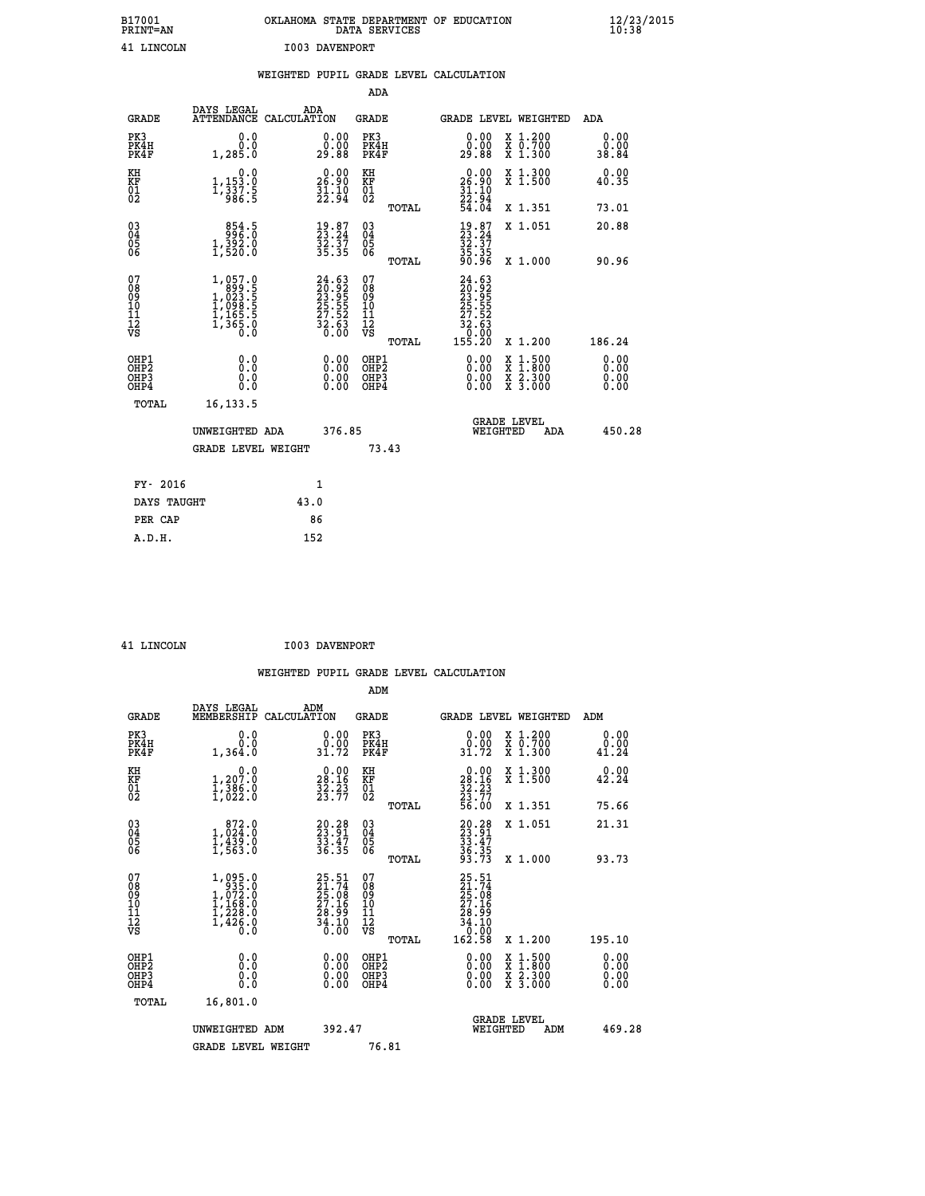B17001 OKLAHOMA STATE DEPARTMENT OF EDUCATION 12/23/2015
PRINT=AN DATA SERVICES 10:38

41 LINCOLN I003 DAVENPORT

## WEIGHTED PUPIL GRADE LEVEL CALCULATION

### ADA

| GRADE | DAYS LEGAL ATTENDANCE | ADA CALCULATION | GRADE | GRADE LEVEL | WEIGHTED | ADA |
|---|---|---|---|---|---|---|
| PK3 | 0.0 | 0.00 | PK3 | 0.00 | X 1.200 | 0.00 |
| PK4H | 0.0 | 0.00 | PK4H | 0.00 | X 0.700 | 0.00 |
| PK4F | 1,285.0 | 29.88 | PK4F | 29.88 | X 1.300 | 38.84 |
| KH | 0.0 | 0.00 | KH | 0.00 | X 1.300 | 0.00 |
| KF | 1,153.0 | 26.90 | KF | 26.90 | X 1.500 | 40.35 |
| 01 | 1,337.5 | 31.10 | 01 | 31.10 | | |
| 02 | 986.5 | 22.94 | 02 | 22.94 | | |
| | | | TOTAL | 54.04 | X 1.351 | 73.01 |
| 03 | 854.5 | 19.87 | 03 | 19.87 | X 1.051 | 20.88 |
| 04 | 996.0 | 23.24 | 04 | 23.24 | | |
| 05 | 1,392.0 | 32.37 | 05 | 32.37 | | |
| 06 | 1,520.0 | 35.35 | 06 | 35.35 | | |
| | | | TOTAL | 90.96 | X 1.000 | 90.96 |
| 07 | 1,057.0 | 24.63 | 07 | 24.63 | | |
| 08 | 899.5 | 20.92 | 08 | 20.92 | | |
| 09 | 1,023.5 | 23.95 | 09 | 23.95 | | |
| 10 | 1,098.5 | 25.55 | 10 | 25.55 | | |
| 11 | 1,165.5 | 27.52 | 11 | 27.52 | | |
| 12 | 1,365.0 | 32.63 | 12 | 32.63 | | |
| VS | 0.0 | 0.00 | VS | 0.00 | | |
| | | | TOTAL | 155.20 | X 1.200 | 186.24 |
| OHP1 | 0.0 | 0.00 | OHP1 | 0.00 | X 1.500 | 0.00 |
| OHP2 | 0.0 | 0.00 | OHP2 | 0.00 | X 1.800 | 0.00 |
| OHP3 | 0.0 | 0.00 | OHP3 | 0.00 | X 2.300 | 0.00 |
| OHP4 | 0.0 | 0.00 | OHP4 | 0.00 | X 3.000 | 0.00 |
| TOTAL | 16,133.5 | | | | | |

UNWEIGHTED ADA 376.85 GRADE LEVEL WEIGHTED ADA 450.28

GRADE LEVEL WEIGHT 73.43

| FY- 2016 | 1 |
|---|---|
| DAYS TAUGHT | 43.0 |
| PER CAP | 86 |
| A.D.H. | 152 |

41 LINCOLN I003 DAVENPORT

## WEIGHTED PUPIL GRADE LEVEL CALCULATION

### ADM

| GRADE | DAYS LEGAL MEMBERSHIP | ADM CALCULATION | GRADE | GRADE LEVEL | WEIGHTED | ADM |
|---|---|---|---|---|---|---|
| PK3 | 0.0 | 0.00 | PK3 | 0.00 | X 1.200 | 0.00 |
| PK4H | 0.0 | 0.00 | PK4H | 0.00 | X 0.700 | 0.00 |
| PK4F | 1,364.0 | 31.72 | PK4F | 31.72 | X 1.300 | 41.24 |
| KH | 0.0 | 0.00 | KH | 0.00 | X 1.300 | 0.00 |
| KF | 1,207.0 | 28.16 | KF | 28.16 | X 1.500 | 42.24 |
| 01 | 1,386.0 | 32.23 | 01 | 32.23 | | |
| 02 | 1,022.0 | 23.77 | 02 | 23.77 | | |
| | | | TOTAL | 56.00 | X 1.351 | 75.66 |
| 03 | 872.0 | 20.28 | 03 | 20.28 | X 1.051 | 21.31 |
| 04 | 1,024.0 | 23.91 | 04 | 23.91 | | |
| 05 | 1,439.0 | 33.47 | 05 | 33.47 | | |
| 06 | 1,563.0 | 36.35 | 06 | 36.35 | | |
| | | | TOTAL | 93.73 | X 1.000 | 93.73 |
| 07 | 1,095.0 | 25.51 | 07 | 25.51 | | |
| 08 | 935.0 | 21.74 | 08 | 21.74 | | |
| 09 | 1,072.0 | 25.08 | 09 | 25.08 | | |
| 10 | 1,168.0 | 27.16 | 10 | 27.16 | | |
| 11 | 1,228.0 | 28.99 | 11 | 28.99 | | |
| 12 | 1,426.0 | 34.10 | 12 | 34.10 | | |
| VS | 0.0 | 0.00 | VS | 0.00 | | |
| | | | TOTAL | 162.58 | X 1.200 | 195.10 |
| OHP1 | 0.0 | 0.00 | OHP1 | 0.00 | X 1.500 | 0.00 |
| OHP2 | 0.0 | 0.00 | OHP2 | 0.00 | X 1.800 | 0.00 |
| OHP3 | 0.0 | 0.00 | OHP3 | 0.00 | X 2.300 | 0.00 |
| OHP4 | 0.0 | 0.00 | OHP4 | 0.00 | X 3.000 | 0.00 |
| TOTAL | 16,801.0 | | | | | |

UNWEIGHTED ADM 392.47 GRADE LEVEL WEIGHTED ADM 469.28

GRADE LEVEL WEIGHT 76.81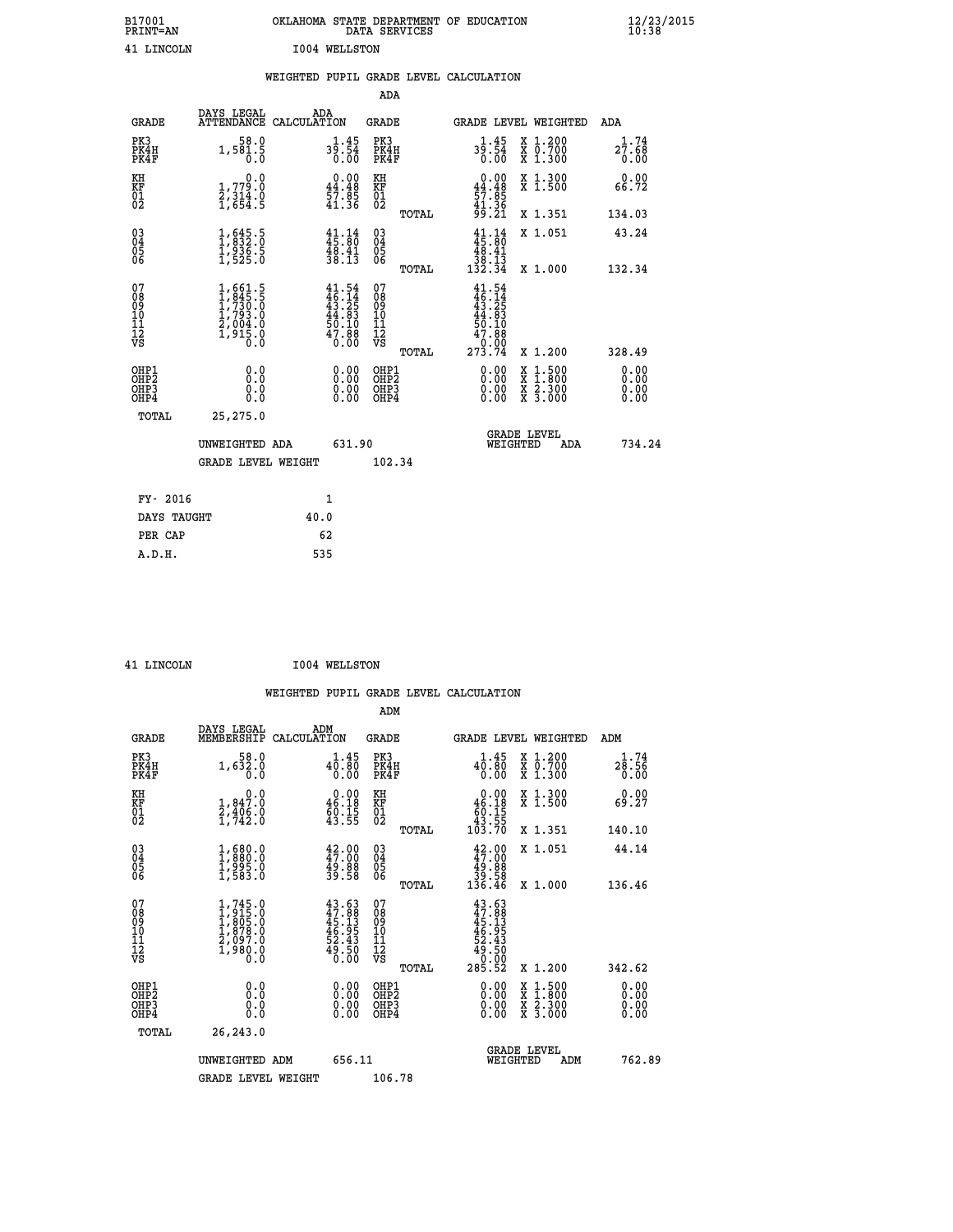B17001 OKLAHOMA STATE DEPARTMENT OF EDUCATION 12/23/2015
PRINT=AN DATA SERVICES 10:38

41 LINCOLN I004 WELLSTON

WEIGHTED PUPIL GRADE LEVEL CALCULATION

ADA

| GRADE | DAYS LEGAL ATTENDANCE | ADA CALCULATION | GRADE | | GRADE LEVEL | WEIGHTED | ADA |
|---|---|---|---|---|---|---|---|
| PK3 | 58.0 | 1.45 | PK3 | | 1.45 | X 1.200 | 1.74 |
| PK4H | 1,581.5 | 39.54 | PK4H | | 39.54 | X 0.700 | 27.68 |
| PK4F | 0.0 | 0.00 | PK4F | | 0.00 | X 1.300 | 0.00 |
| KH | 0.0 | 0.00 | KH | | 0.00 | X 1.300 | 0.00 |
| KF | 1,779.0 | 44.48 | KF | | 44.48 | X 1.500 | 66.72 |
| 01 | 2,314.0 | 57.85 | 01 | | 57.85 | | |
| 02 | 1,654.5 | 41.36 | 02 | | 41.36 | | |
| | | | | TOTAL | 99.21 | X 1.351 | 134.03 |
| 03 | 1,645.5 | 41.14 | 03 | | 41.14 | X 1.051 | 43.24 |
| 04 | 1,832.0 | 45.80 | 04 | | 45.80 | | |
| 05 | 1,936.5 | 48.41 | 05 | | 48.41 | | |
| 06 | 1,525.0 | 38.13 | 06 | | 38.13 | | |
| | | | | TOTAL | 132.34 | X 1.000 | 132.34 |
| 07 | 1,661.5 | 41.54 | 07 | | 41.54 | | |
| 08 | 1,845.5 | 46.14 | 08 | | 46.14 | | |
| 09 | 1,730.0 | 43.25 | 09 | | 43.25 | | |
| 10 | 1,793.0 | 44.83 | 10 | | 44.83 | | |
| 11 | 2,004.0 | 50.10 | 11 | | 50.10 | | |
| 12 | 1,915.0 | 47.88 | 12 | | 47.88 | | |
| VS | 0.0 | 0.00 | VS | | 0.00 | | |
| | | | | TOTAL | 273.74 | X 1.200 | 328.49 |
| OHP1 | 0.0 | 0.00 | OHP1 | | 0.00 | X 1.500 | 0.00 |
| OHP2 | 0.0 | 0.00 | OHP2 | | 0.00 | X 1.800 | 0.00 |
| OHP3 | 0.0 | 0.00 | OHP3 | | 0.00 | X 2.300 | 0.00 |
| OHP4 | 0.0 | 0.00 | OHP4 | | 0.00 | X 3.000 | 0.00 |
| TOTAL | 25,275.0 | | | | | | |

UNWEIGHTED ADA 631.90 GRADE LEVEL WEIGHTED ADA 734.24

GRADE LEVEL WEIGHT 102.34

| | |
|---|---|
| FY- 2016 | 1 |
| DAYS TAUGHT | 40.0 |
| PER CAP | 62 |
| A.D.H. | 535 |

41 LINCOLN I004 WELLSTON

WEIGHTED PUPIL GRADE LEVEL CALCULATION

ADM

| GRADE | DAYS LEGAL MEMBERSHIP | ADM CALCULATION | GRADE | | GRADE LEVEL | WEIGHTED | ADM |
|---|---|---|---|---|---|---|---|
| PK3 | 58.0 | 1.45 | PK3 | | 1.45 | X 1.200 | 1.74 |
| PK4H | 1,632.0 | 40.80 | PK4H | | 40.80 | X 0.700 | 28.56 |
| PK4F | 0.0 | 0.00 | PK4F | | 0.00 | X 1.300 | 0.00 |
| KH | 0.0 | 0.00 | KH | | 0.00 | X 1.300 | 0.00 |
| KF | 1,847.0 | 46.18 | KF | | 46.18 | X 1.500 | 69.27 |
| 01 | 2,406.0 | 60.15 | 01 | | 60.15 | | |
| 02 | 1,742.0 | 43.55 | 02 | | 43.55 | | |
| | | | | TOTAL | 103.70 | X 1.351 | 140.10 |
| 03 | 1,680.0 | 42.00 | 03 | | 42.00 | X 1.051 | 44.14 |
| 04 | 1,880.0 | 47.00 | 04 | | 47.00 | | |
| 05 | 1,995.0 | 49.88 | 05 | | 49.88 | | |
| 06 | 1,583.0 | 39.58 | 06 | | 39.58 | | |
| | | | | TOTAL | 136.46 | X 1.000 | 136.46 |
| 07 | 1,745.0 | 43.63 | 07 | | 43.63 | | |
| 08 | 1,915.0 | 47.88 | 08 | | 47.88 | | |
| 09 | 1,805.0 | 45.13 | 09 | | 45.13 | | |
| 10 | 1,878.0 | 46.95 | 10 | | 46.95 | | |
| 11 | 2,097.0 | 52.43 | 11 | | 52.43 | | |
| 12 | 1,980.0 | 49.50 | 12 | | 49.50 | | |
| VS | 0.0 | 0.00 | VS | | 0.00 | | |
| | | | | TOTAL | 285.52 | X 1.200 | 342.62 |
| OHP1 | 0.0 | 0.00 | OHP1 | | 0.00 | X 1.500 | 0.00 |
| OHP2 | 0.0 | 0.00 | OHP2 | | 0.00 | X 1.800 | 0.00 |
| OHP3 | 0.0 | 0.00 | OHP3 | | 0.00 | X 2.300 | 0.00 |
| OHP4 | 0.0 | 0.00 | OHP4 | | 0.00 | X 3.000 | 0.00 |
| TOTAL | 26,243.0 | | | | | | |

UNWEIGHTED ADM 656.11 GRADE LEVEL WEIGHTED ADM 762.89

GRADE LEVEL WEIGHT 106.78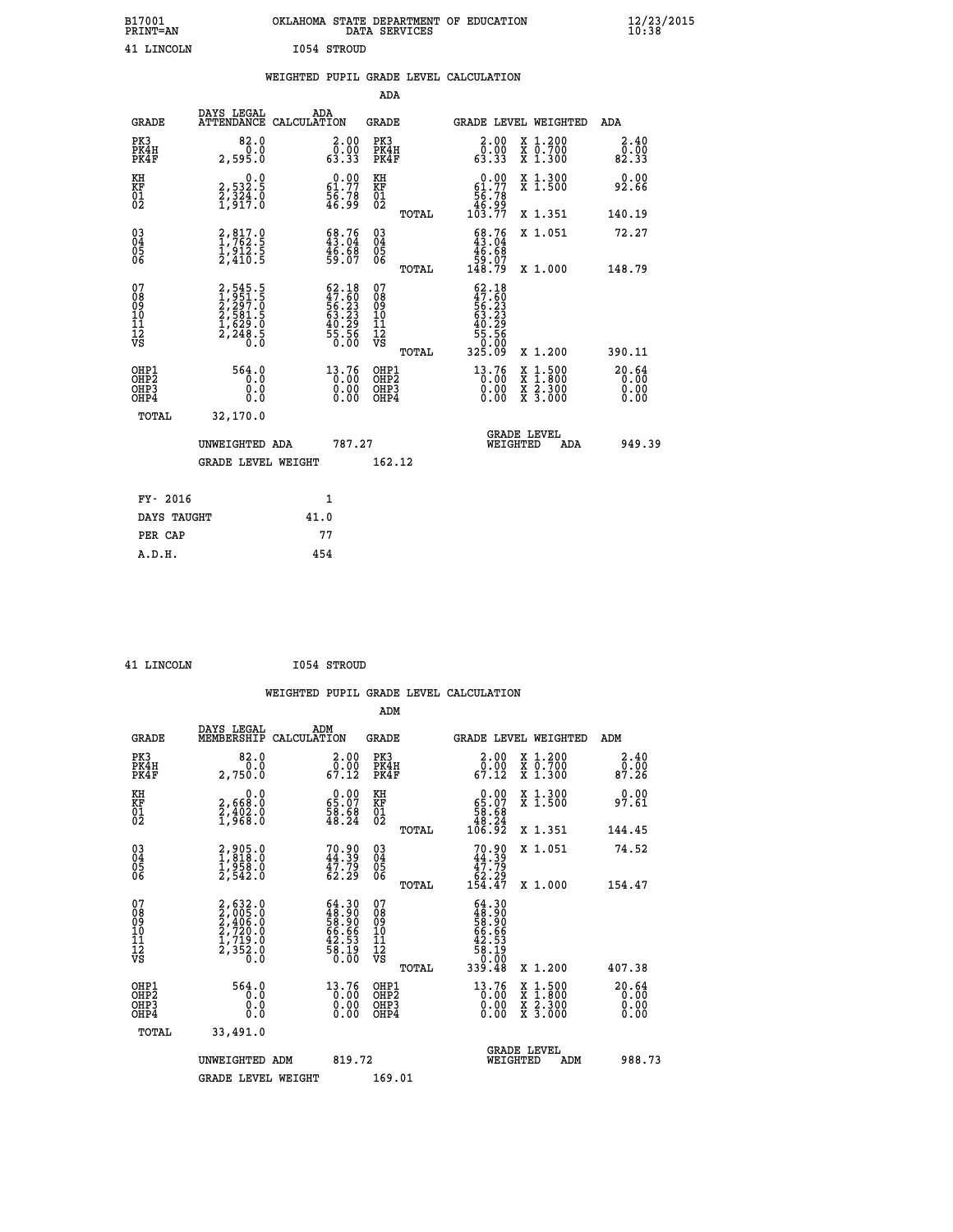B17001 OKLAHOMA STATE DEPARTMENT OF EDUCATION 12/23/2015
PRINT=AN DATA SERVICES 10:38

41 LINCOLN I054 STROUD

WEIGHTED PUPIL GRADE LEVEL CALCULATION

ADA

| GRADE | DAYS LEGAL ATTENDANCE | ADA CALCULATION | GRADE | | GRADE LEVEL | WEIGHTED | ADA |
|---|---|---|---|---|---|---|---|
| PK3 | 82.0 | 2.00 | PK3 | | 2.00 | X 1.200 | 2.40 |
| PK4H | 0.0 | 0.00 | PK4H | | 0.00 | X 0.700 | 0.00 |
| PK4F | 2,595.0 | 63.33 | PK4F | | 63.33 | X 1.300 | 82.33 |
| KH | 0.0 | 0.00 | KH | | 0.00 | X 1.300 | 0.00 |
| KF | 2,532.5 | 61.77 | KF | | 61.77 | X 1.500 | 92.66 |
| 01 | 2,324.0 | 56.78 | 01 | | 56.78 | | |
| 02 | 1,917.0 | 46.99 | 02 | | 46.99 | | |
| | | | | TOTAL | 103.77 | X 1.351 | 140.19 |
| 03 | 2,817.0 | 68.76 | 03 | | 68.76 | X 1.051 | 72.27 |
| 04 | 1,762.5 | 43.04 | 04 | | 43.04 | | |
| 05 | 1,912.5 | 46.68 | 05 | | 46.68 | | |
| 06 | 2,410.5 | 59.07 | 06 | | 59.07 | | |
| | | | | TOTAL | 148.79 | X 1.000 | 148.79 |
| 07 | 2,545.5 | 62.18 | 07 | | 62.18 | | |
| 08 | 1,951.5 | 47.60 | 08 | | 47.60 | | |
| 09 | 2,297.0 | 56.23 | 09 | | 56.23 | | |
| 10 | 2,581.5 | 63.23 | 10 | | 63.23 | | |
| 11 | 1,629.0 | 40.29 | 11 | | 40.29 | | |
| 12 | 2,248.5 | 55.56 | 12 | | 55.56 | | |
| VS | 0.0 | 0.00 | VS | | 0.00 | | |
| | | | | TOTAL | 325.09 | X 1.200 | 390.11 |
| OHP1 | 564.0 | 13.76 | OHP1 | | 13.76 | X 1.500 | 20.64 |
| OHP2 | 0.0 | 0.00 | OHP2 | | 0.00 | X 1.800 | 0.00 |
| OHP3 | 0.0 | 0.00 | OHP3 | | 0.00 | X 2.300 | 0.00 |
| OHP4 | 0.0 | 0.00 | OHP4 | | 0.00 | X 3.000 | 0.00 |
| TOTAL | 32,170.0 | | | | | | |

UNWEIGHTED ADA 787.27 GRADE LEVEL WEIGHTED ADA 949.39

GRADE LEVEL WEIGHT 162.12

| FY- 2016 | 1 |
|---|---|
| DAYS TAUGHT | 41.0 |
| PER CAP | 77 |
| A.D.H. | 454 |

41 LINCOLN I054 STROUD

WEIGHTED PUPIL GRADE LEVEL CALCULATION

ADM

| GRADE | DAYS LEGAL MEMBERSHIP | ADM CALCULATION | GRADE | | GRADE LEVEL | WEIGHTED | ADM |
|---|---|---|---|---|---|---|---|
| PK3 | 82.0 | 2.00 | PK3 | | 2.00 | X 1.200 | 2.40 |
| PK4H | 0.0 | 0.00 | PK4H | | 0.00 | X 0.700 | 0.00 |
| PK4F | 2,750.0 | 67.12 | PK4F | | 67.12 | X 1.300 | 87.26 |
| KH | 0.0 | 0.00 | KH | | 0.00 | X 1.300 | 0.00 |
| KF | 2,668.0 | 65.07 | KF | | 65.07 | X 1.500 | 97.61 |
| 01 | 2,402.0 | 58.68 | 01 | | 58.68 | | |
| 02 | 1,968.0 | 48.24 | 02 | | 48.24 | | |
| | | | | TOTAL | 106.92 | X 1.351 | 144.45 |
| 03 | 2,905.0 | 70.90 | 03 | | 70.90 | X 1.051 | 74.52 |
| 04 | 1,818.0 | 44.39 | 04 | | 44.39 | | |
| 05 | 1,958.0 | 47.79 | 05 | | 47.79 | | |
| 06 | 2,542.0 | 62.29 | 06 | | 62.29 | | |
| | | | | TOTAL | 154.47 | X 1.000 | 154.47 |
| 07 | 2,632.0 | 64.30 | 07 | | 64.30 | | |
| 08 | 2,005.0 | 48.90 | 08 | | 48.90 | | |
| 09 | 2,406.0 | 58.90 | 09 | | 58.90 | | |
| 10 | 2,720.0 | 66.66 | 10 | | 66.66 | | |
| 11 | 1,719.0 | 42.53 | 11 | | 42.53 | | |
| 12 | 2,352.0 | 58.19 | 12 | | 58.19 | | |
| VS | 0.0 | 0.00 | VS | | 0.00 | | |
| | | | | TOTAL | 339.48 | X 1.200 | 407.38 |
| OHP1 | 564.0 | 13.76 | OHP1 | | 13.76 | X 1.500 | 20.64 |
| OHP2 | 0.0 | 0.00 | OHP2 | | 0.00 | X 1.800 | 0.00 |
| OHP3 | 0.0 | 0.00 | OHP3 | | 0.00 | X 2.300 | 0.00 |
| OHP4 | 0.0 | 0.00 | OHP4 | | 0.00 | X 3.000 | 0.00 |
| TOTAL | 33,491.0 | | | | | | |

UNWEIGHTED ADM 819.72 GRADE LEVEL WEIGHTED ADM 988.73

GRADE LEVEL WEIGHT 169.01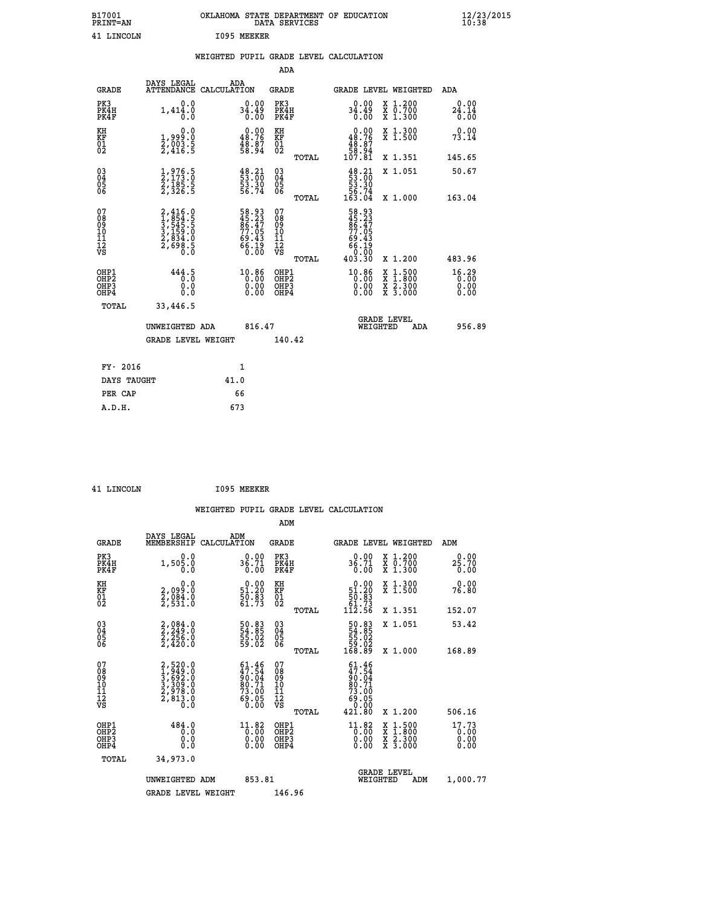B17001 OKLAHOMA STATE DEPARTMENT OF EDUCATION 12/23/2015
PRINT=AN DATA SERVICES 10:38

41 LINCOLN I095 MEEKER

## WEIGHTED PUPIL GRADE LEVEL CALCULATION

### ADA

| GRADE | DAYS LEGAL ATTENDANCE | ADA CALCULATION | GRADE | | GRADE LEVEL | WEIGHTED | ADA |
|---|---|---|---|---|---|---|---|
| PK3 | 0.0 | 0.00 | PK3 | | 0.00 | X 1.200 | 0.00 |
| PK4H | 1,414.0 | 34.49 | PK4H | | 34.49 | X 0.700 | 24.14 |
| PK4F | 0.0 | 0.00 | PK4F | | 0.00 | X 1.300 | 0.00 |
| KH | 0.0 | 0.00 | KH | | 0.00 | X 1.300 | 0.00 |
| KF | 1,999.0 | 48.76 | KF | | 48.76 | X 1.500 | 73.14 |
| 01 | 2,003.5 | 48.87 | 01 | | 48.87 | | |
| 02 | 2,416.5 | 58.94 | 02 | | 58.94 | | |
| | | | | TOTAL | 107.81 | X 1.351 | 145.65 |
| 03 | 1,976.5 | 48.21 | 03 | | 48.21 | X 1.051 | 50.67 |
| 04 | 2,173.0 | 53.00 | 04 | | 53.00 | | |
| 05 | 2,185.5 | 53.30 | 05 | | 53.30 | | |
| 06 | 2,326.5 | 56.74 | 06 | | 56.74 | | |
| | | | | TOTAL | 163.04 | X 1.000 | 163.04 |
| 07 | 2,416.0 | 58.93 | 07 | | 58.93 | | |
| 08 | 1,854.5 | 45.23 | 08 | | 45.23 | | |
| 09 | 3,545.5 | 86.47 | 09 | | 86.47 | | |
| 10 | 3,159.0 | 77.05 | 10 | | 77.05 | | |
| 11 | 2,834.0 | 69.43 | 11 | | 69.43 | | |
| 12 | 2,698.5 | 66.19 | 12 | | 66.19 | | |
| VS | 0.0 | 0.00 | VS | | 0.00 | | |
| | | | | TOTAL | 403.30 | X 1.200 | 483.96 |
| OHP1 | 444.5 | 10.86 | OHP1 | | 10.86 | X 1.500 | 16.29 |
| OHP2 | 0.0 | 0.00 | OHP2 | | 0.00 | X 1.800 | 0.00 |
| OHP3 | 0.0 | 0.00 | OHP3 | | 0.00 | X 2.300 | 0.00 |
| OHP4 | 0.0 | 0.00 | OHP4 | | 0.00 | X 3.000 | 0.00 |
| TOTAL | 33,446.5 | | | | | | |

UNWEIGHTED ADA 816.47 GRADE LEVEL WEIGHTED ADA 956.89

GRADE LEVEL WEIGHT 140.42

| | |
|---|---|
| FY- 2016 | 1 |
| DAYS TAUGHT | 41.0 |
| PER CAP | 66 |
| A.D.H. | 673 |

41 LINCOLN I095 MEEKER

## WEIGHTED PUPIL GRADE LEVEL CALCULATION

### ADM

| GRADE | DAYS LEGAL MEMBERSHIP | ADM CALCULATION | GRADE | | GRADE LEVEL | WEIGHTED | ADM |
|---|---|---|---|---|---|---|---|
| PK3 | 0.0 | 0.00 | PK3 | | 0.00 | X 1.200 | 0.00 |
| PK4H | 1,505.0 | 36.71 | PK4H | | 36.71 | X 0.700 | 25.70 |
| PK4F | 0.0 | 0.00 | PK4F | | 0.00 | X 1.300 | 0.00 |
| KH | 0.0 | 0.00 | KH | | 0.00 | X 1.300 | 0.00 |
| KF | 2,099.0 | 51.20 | KF | | 51.20 | X 1.500 | 76.80 |
| 01 | 2,084.0 | 50.83 | 01 | | 50.83 | | |
| 02 | 2,531.0 | 61.73 | 02 | | 61.73 | | |
| | | | | TOTAL | 112.56 | X 1.351 | 152.07 |
| 03 | 2,084.0 | 50.83 | 03 | | 50.83 | X 1.051 | 53.42 |
| 04 | 2,249.0 | 54.85 | 04 | | 54.85 | | |
| 05 | 2,256.0 | 55.02 | 05 | | 55.02 | | |
| 06 | 2,420.0 | 59.02 | 06 | | 59.02 | | |
| | | | | TOTAL | 168.89 | X 1.000 | 168.89 |
| 07 | 2,520.0 | 61.46 | 07 | | 61.46 | | |
| 08 | 1,949.0 | 47.54 | 08 | | 47.54 | | |
| 09 | 3,692.0 | 90.04 | 09 | | 90.04 | | |
| 10 | 3,309.0 | 80.71 | 10 | | 80.71 | | |
| 11 | 2,978.0 | 73.00 | 11 | | 73.00 | | |
| 12 | 2,813.0 | 69.05 | 12 | | 69.05 | | |
| VS | 0.0 | 0.00 | VS | | 0.00 | | |
| | | | | TOTAL | 421.80 | X 1.200 | 506.16 |
| OHP1 | 484.0 | 11.82 | OHP1 | | 11.82 | X 1.500 | 17.73 |
| OHP2 | 0.0 | 0.00 | OHP2 | | 0.00 | X 1.800 | 0.00 |
| OHP3 | 0.0 | 0.00 | OHP3 | | 0.00 | X 2.300 | 0.00 |
| OHP4 | 0.0 | 0.00 | OHP4 | | 0.00 | X 3.000 | 0.00 |
| TOTAL | 34,973.0 | | | | | | |

UNWEIGHTED ADM 853.81 GRADE LEVEL WEIGHTED ADM 1,000.77

GRADE LEVEL WEIGHT 146.96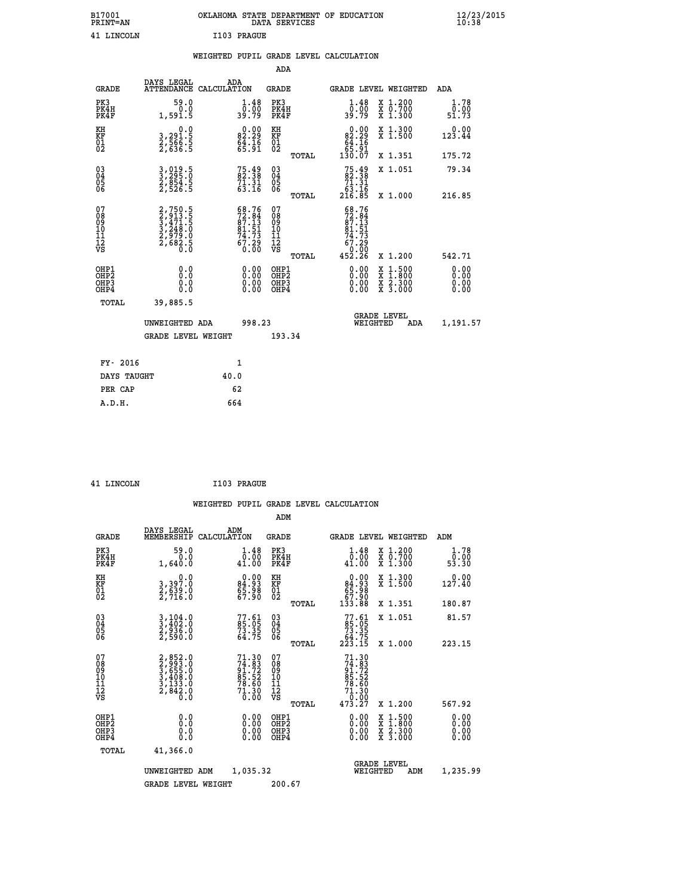B17001 OKLAHOMA STATE DEPARTMENT OF EDUCATION 12/23/2015
PRINT=AN DATA SERVICES 10:38

41 LINCOLN I103 PRAGUE

## WEIGHTED PUPIL GRADE LEVEL CALCULATION

### ADA

| GRADE | DAYS LEGAL ATTENDANCE | ADA CALCULATION | GRADE | | GRADE LEVEL | WEIGHTED | ADA |
|---|---|---|---|---|---|---|---|
| PK3 | 59.0 | 1.48 | PK3 | | 1.48 | X 1.200 | 1.78 |
| PK4H | 0.0 | 0.00 | PK4H | | 0.00 | X 0.700 | 0.00 |
| PK4F | 1,591.5 | 39.79 | PK4F | | 39.79 | X 1.300 | 51.73 |
| KH | 0.0 | 0.00 | KH | | 0.00 | X 1.300 | 0.00 |
| KF | 3,291.5 | 82.29 | KF | | 82.29 | X 1.500 | 123.44 |
| 01 | 2,566.5 | 64.16 | 01 | | 64.16 | | |
| 02 | 2,636.5 | 65.91 | 02 | | 65.91 | | |
| | | | | TOTAL | 130.07 | X 1.351 | 175.72 |
| 03 | 3,019.5 | 75.49 | 03 | | 75.49 | X 1.051 | 79.34 |
| 04 | 3,295.0 | 82.38 | 04 | | 82.38 | | |
| 05 | 2,854.5 | 71.31 | 05 | | 71.31 | | |
| 06 | 2,526.5 | 63.16 | 06 | | 63.16 | | |
| | | | | TOTAL | 216.85 | X 1.000 | 216.85 |
| 07 | 2,750.5 | 68.76 | 07 | | 68.76 | | |
| 08 | 2,913.5 | 72.84 | 08 | | 72.84 | | |
| 09 | 3,471.5 | 87.13 | 09 | | 87.13 | | |
| 10 | 3,248.0 | 81.51 | 10 | | 81.51 | | |
| 11 | 2,979.0 | 74.73 | 11 | | 74.73 | | |
| 12 | 2,682.5 | 67.29 | 12 | | 67.29 | | |
| VS | 0.0 | 0.00 | VS | | 0.00 | | |
| | | | | TOTAL | 452.26 | X 1.200 | 542.71 |
| OHP1 | 0.0 | 0.00 | OHP1 | | 0.00 | X 1.500 | 0.00 |
| OHP2 | 0.0 | 0.00 | OHP2 | | 0.00 | X 1.800 | 0.00 |
| OHP3 | 0.0 | 0.00 | OHP3 | | 0.00 | X 2.300 | 0.00 |
| OHP4 | 0.0 | 0.00 | OHP4 | | 0.00 | X 3.000 | 0.00 |
| TOTAL | 39,885.5 | | | | | | |

UNWEIGHTED ADA 998.23 GRADE LEVEL WEIGHTED ADA 1,191.57

GRADE LEVEL WEIGHT 193.34

| FY- 2016 | 1 |
|---|---|
| DAYS TAUGHT | 40.0 |
| PER CAP | 62 |
| A.D.H. | 664 |

41 LINCOLN I103 PRAGUE

## WEIGHTED PUPIL GRADE LEVEL CALCULATION

### ADM

| GRADE | DAYS LEGAL MEMBERSHIP | ADM CALCULATION | GRADE | | GRADE LEVEL | WEIGHTED | ADM |
|---|---|---|---|---|---|---|---|
| PK3 | 59.0 | 1.48 | PK3 | | 1.48 | X 1.200 | 1.78 |
| PK4H | 0.0 | 0.00 | PK4H | | 0.00 | X 0.700 | 0.00 |
| PK4F | 1,640.0 | 41.00 | PK4F | | 41.00 | X 1.300 | 53.30 |
| KH | 0.0 | 0.00 | KH | | 0.00 | X 1.300 | 0.00 |
| KF | 3,397.0 | 84.93 | KF | | 84.93 | X 1.500 | 127.40 |
| 01 | 2,639.0 | 65.98 | 01 | | 65.98 | | |
| 02 | 2,716.0 | 67.90 | 02 | | 67.90 | | |
| | | | | TOTAL | 133.88 | X 1.351 | 180.87 |
| 03 | 3,104.0 | 77.61 | 03 | | 77.61 | X 1.051 | 81.57 |
| 04 | 3,402.0 | 85.05 | 04 | | 85.05 | | |
| 05 | 2,936.0 | 73.35 | 05 | | 73.35 | | |
| 06 | 2,590.0 | 64.75 | 06 | | 64.75 | | |
| | | | | TOTAL | 223.15 | X 1.000 | 223.15 |
| 07 | 2,852.0 | 71.30 | 07 | | 71.30 | | |
| 08 | 2,993.0 | 74.83 | 08 | | 74.83 | | |
| 09 | 3,655.0 | 91.72 | 09 | | 91.72 | | |
| 10 | 3,408.0 | 85.52 | 10 | | 85.52 | | |
| 11 | 3,133.0 | 78.60 | 11 | | 78.60 | | |
| 12 | 2,842.0 | 71.30 | 12 | | 71.30 | | |
| VS | 0.0 | 0.00 | VS | | 0.00 | | |
| | | | | TOTAL | 473.27 | X 1.200 | 567.92 |
| OHP1 | 0.0 | 0.00 | OHP1 | | 0.00 | X 1.500 | 0.00 |
| OHP2 | 0.0 | 0.00 | OHP2 | | 0.00 | X 1.800 | 0.00 |
| OHP3 | 0.0 | 0.00 | OHP3 | | 0.00 | X 2.300 | 0.00 |
| OHP4 | 0.0 | 0.00 | OHP4 | | 0.00 | X 3.000 | 0.00 |
| TOTAL | 41,366.0 | | | | | | |

UNWEIGHTED ADM 1,035.32 GRADE LEVEL WEIGHTED ADM 1,235.99

GRADE LEVEL WEIGHT 200.67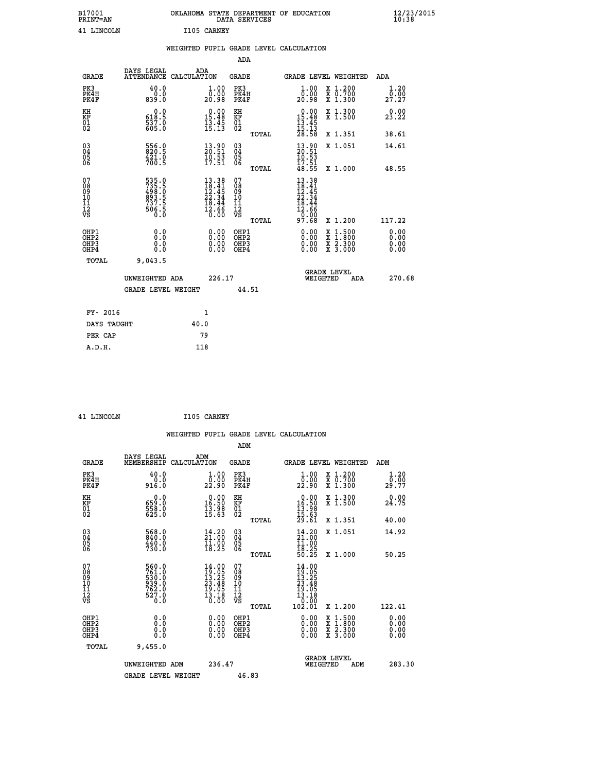B17001 PRINT=AN OKLAHOMA STATE DEPARTMENT OF EDUCATION DATA SERVICES 12/23/2015 10:38

41 LINCOLN I105 CARNEY

## WEIGHTED PUPIL GRADE LEVEL CALCULATION

### ADA

| GRADE | DAYS LEGAL ATTENDANCE | ADA CALCULATION | GRADE | GRADE LEVEL | WEIGHTED | ADA |
|---|---|---|---|---|---|---|
| PK3 | 40.0 | 1.00 | PK3 | 1.00 | X 1.200 | 1.20 |
| PK4H | 0.0 | 0.00 | PK4H | 0.00 | X 0.700 | 0.00 |
| PK4F | 839.0 | 20.98 | PK4F | 20.98 | X 1.300 | 27.27 |
| KH | 0.0 | 0.00 | KH | 0.00 | X 1.300 | 0.00 |
| KF | 618.5 | 15.48 | KF | 15.48 | X 1.500 | 23.22 |
| 01 | 537.0 | 13.45 | 01 | 13.45 | | |
| 02 | 605.0 | 15.13 | 02 | 15.13 | | |
| | | | TOTAL | 28.58 | X 1.351 | 38.61 |
| 03 | 556.0 | 13.90 | 03 | 13.90 | X 1.051 | 14.61 |
| 04 | 820.5 | 20.51 | 04 | 20.51 | | |
| 05 | 421.0 | 10.53 | 05 | 10.53 | | |
| 06 | 700.5 | 17.51 | 06 | 17.51 | | |
| | | | TOTAL | 48.55 | X 1.000 | 48.55 |
| 07 | 535.0 | 13.38 | 07 | 13.38 | | |
| 08 | 735.5 | 18.41 | 08 | 18.41 | | |
| 09 | 498.0 | 12.45 | 09 | 12.45 | | |
| 10 | 893.5 | 22.34 | 10 | 22.34 | | |
| 11 | 737.5 | 18.44 | 11 | 18.44 | | |
| 12 | 506.5 | 12.66 | 12 | 12.66 | | |
| VS | 0.0 | 0.00 | VS | 0.00 | | |
| | | | TOTAL | 97.68 | X 1.200 | 117.22 |
| OHP1 | 0.0 | 0.00 | OHP1 | 0.00 | X 1.500 | 0.00 |
| OHP2 | 0.0 | 0.00 | OHP2 | 0.00 | X 1.800 | 0.00 |
| OHP3 | 0.0 | 0.00 | OHP3 | 0.00 | X 2.300 | 0.00 |
| OHP4 | 0.0 | 0.00 | OHP4 | 0.00 | X 3.000 | 0.00 |
| TOTAL | 9,043.5 | | | | | |

UNWEIGHTED ADA 226.17 GRADE LEVEL WEIGHTED ADA 270.68

GRADE LEVEL WEIGHT 44.51

| FY- 2016 | 1 |
|---|---|
| DAYS TAUGHT | 40.0 |
| PER CAP | 79 |
| A.D.H. | 118 |

41 LINCOLN I105 CARNEY

## WEIGHTED PUPIL GRADE LEVEL CALCULATION

### ADM

| GRADE | DAYS LEGAL MEMBERSHIP | ADM CALCULATION | GRADE | GRADE LEVEL | WEIGHTED | ADM |
|---|---|---|---|---|---|---|
| PK3 | 40.0 | 1.00 | PK3 | 1.00 | X 1.200 | 1.20 |
| PK4H | 0.0 | 0.00 | PK4H | 0.00 | X 0.700 | 0.00 |
| PK4F | 916.0 | 22.90 | PK4F | 22.90 | X 1.300 | 29.77 |
| KH | 0.0 | 0.00 | KH | 0.00 | X 1.300 | 0.00 |
| KF | 659.0 | 16.50 | KF | 16.50 | X 1.500 | 24.75 |
| 01 | 558.0 | 13.98 | 01 | 13.98 | | |
| 02 | 625.0 | 15.63 | 02 | 15.63 | | |
| | | | TOTAL | 29.61 | X 1.351 | 40.00 |
| 03 | 568.0 | 14.20 | 03 | 14.20 | X 1.051 | 14.92 |
| 04 | 840.0 | 21.00 | 04 | 21.00 | | |
| 05 | 440.0 | 11.00 | 05 | 11.00 | | |
| 06 | 730.0 | 18.25 | 06 | 18.25 | | |
| | | | TOTAL | 50.25 | X 1.000 | 50.25 |
| 07 | 560.0 | 14.00 | 07 | 14.00 | | |
| 08 | 761.0 | 19.05 | 08 | 19.05 | | |
| 09 | 530.0 | 13.25 | 09 | 13.25 | | |
| 10 | 939.0 | 23.48 | 10 | 23.48 | | |
| 11 | 762.0 | 19.05 | 11 | 19.05 | | |
| 12 | 527.0 | 13.18 | 12 | 13.18 | | |
| VS | 0.0 | 0.00 | VS | 0.00 | | |
| | | | TOTAL | 102.01 | X 1.200 | 122.41 |
| OHP1 | 0.0 | 0.00 | OHP1 | 0.00 | X 1.500 | 0.00 |
| OHP2 | 0.0 | 0.00 | OHP2 | 0.00 | X 1.800 | 0.00 |
| OHP3 | 0.0 | 0.00 | OHP3 | 0.00 | X 2.300 | 0.00 |
| OHP4 | 0.0 | 0.00 | OHP4 | 0.00 | X 3.000 | 0.00 |
| TOTAL | 9,455.0 | | | | | |

UNWEIGHTED ADM 236.47 GRADE LEVEL WEIGHTED ADM 283.30

GRADE LEVEL WEIGHT 46.83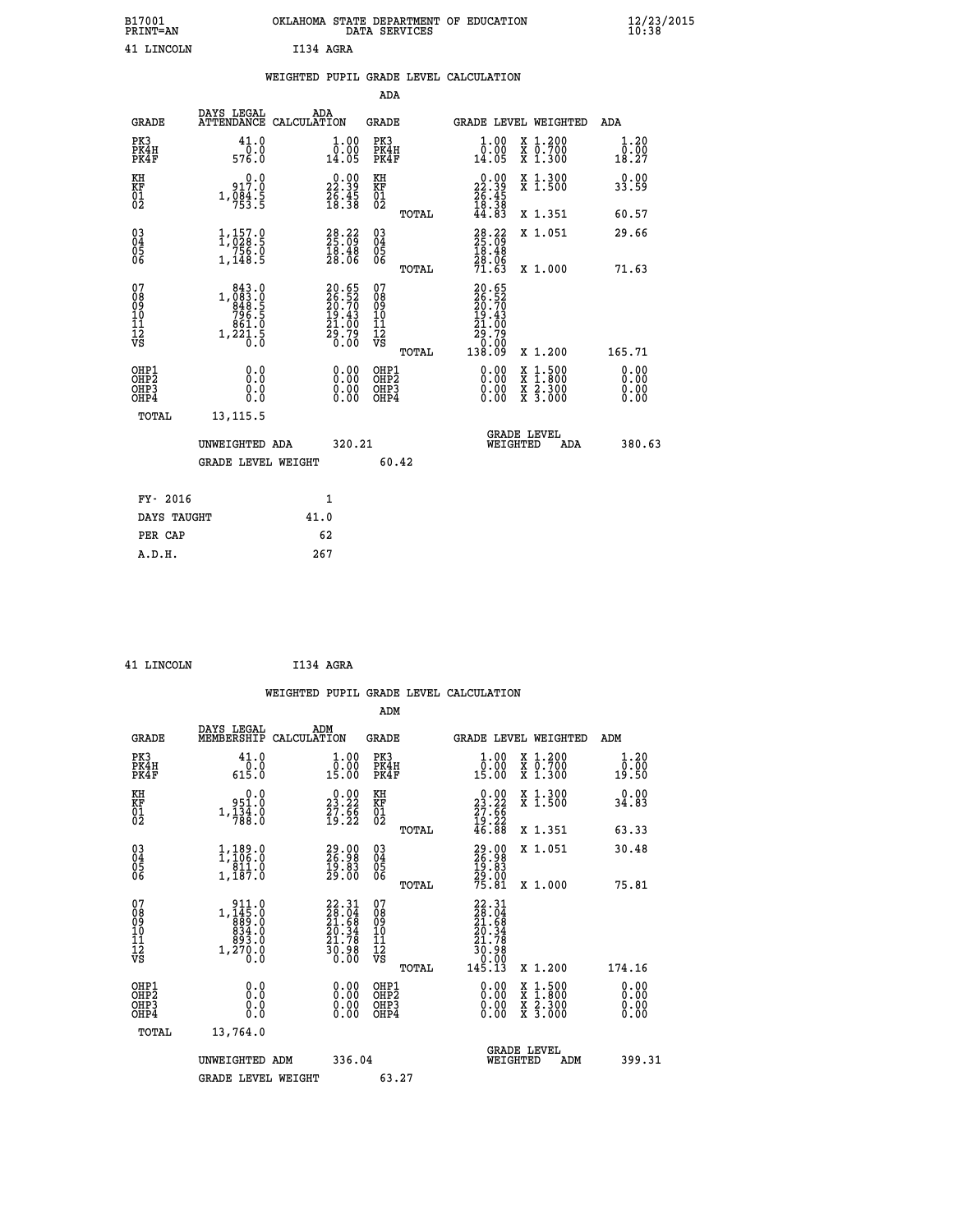B17001 OKLAHOMA STATE DEPARTMENT OF EDUCATION 12/23/2015
PRINT=AN DATA SERVICES 10:38

41 LINCOLN I134 AGRA

WEIGHTED PUPIL GRADE LEVEL CALCULATION

ADA

| GRADE | DAYS LEGAL ATTENDANCE | ADA CALCULATION | GRADE | | GRADE LEVEL | WEIGHTED | ADA |
|---|---|---|---|---|---|---|---|
| PK3 | 41.0 | 1.00 | PK3 | | 1.00 | X 1.200 | 1.20 |
| PK4H | 0.0 | 0.00 | PK4H | | 0.00 | X 0.700 | 0.00 |
| PK4F | 576.0 | 14.05 | PK4F | | 14.05 | X 1.300 | 18.27 |
| KH | 0.0 | 0.00 | KH | | 0.00 | X 1.300 | 0.00 |
| KF | 917.0 | 22.39 | KF | | 22.39 | X 1.500 | 33.59 |
| 01 | 1,084.5 | 26.45 | 01 | | 26.45 | | |
| 02 | 753.5 | 18.38 | 02 | | 18.38 | | |
| | | | | TOTAL | 44.83 | X 1.351 | 60.57 |
| 03 | 1,157.0 | 28.22 | 03 | | 28.22 | X 1.051 | 29.66 |
| 04 | 1,028.5 | 25.09 | 04 | | 25.09 | | |
| 05 | 756.0 | 18.48 | 05 | | 18.48 | | |
| 06 | 1,148.5 | 28.06 | 06 | | 28.06 | | |
| | | | | TOTAL | 71.63 | X 1.000 | 71.63 |
| 07 | 843.0 | 20.65 | 07 | | 20.65 | | |
| 08 | 1,083.0 | 26.52 | 08 | | 26.52 | | |
| 09 | 848.5 | 20.70 | 09 | | 20.70 | | |
| 10 | 796.5 | 19.43 | 10 | | 19.43 | | |
| 11 | 861.0 | 21.00 | 11 | | 21.00 | | |
| 12 | 1,221.5 | 29.79 | 12 | | 29.79 | | |
| VS | 0.0 | 0.00 | VS | | 0.00 | | |
| | | | | TOTAL | 138.09 | X 1.200 | 165.71 |
| OHP1 | 0.0 | 0.00 | OHP1 | | 0.00 | X 1.500 | 0.00 |
| OHP2 | 0.0 | 0.00 | OHP2 | | 0.00 | X 1.800 | 0.00 |
| OHP3 | 0.0 | 0.00 | OHP3 | | 0.00 | X 2.300 | 0.00 |
| OHP4 | 0.0 | 0.00 | OHP4 | | 0.00 | X 3.000 | 0.00 |
| TOTAL | 13,115.5 | | | | | | |

UNWEIGHTED ADA 320.21 GRADE LEVEL WEIGHTED ADA 380.63

GRADE LEVEL WEIGHT 60.42

| FY- 2016 | 1 |
|---|---|
| DAYS TAUGHT | 41.0 |
| PER CAP | 62 |
| A.D.H. | 267 |

41 LINCOLN I134 AGRA

WEIGHTED PUPIL GRADE LEVEL CALCULATION

ADM

| GRADE | DAYS LEGAL MEMBERSHIP | ADM CALCULATION | GRADE | | GRADE LEVEL | WEIGHTED | ADM |
|---|---|---|---|---|---|---|---|
| PK3 | 41.0 | 1.00 | PK3 | | 1.00 | X 1.200 | 1.20 |
| PK4H | 0.0 | 0.00 | PK4H | | 0.00 | X 0.700 | 0.00 |
| PK4F | 615.0 | 15.00 | PK4F | | 15.00 | X 1.300 | 19.50 |
| KH | 0.0 | 0.00 | KH | | 0.00 | X 1.300 | 0.00 |
| KF | 951.0 | 23.22 | KF | | 23.22 | X 1.500 | 34.83 |
| 01 | 1,134.0 | 27.66 | 01 | | 27.66 | | |
| 02 | 788.0 | 19.22 | 02 | | 19.22 | | |
| | | | | TOTAL | 46.88 | X 1.351 | 63.33 |
| 03 | 1,189.0 | 29.00 | 03 | | 29.00 | X 1.051 | 30.48 |
| 04 | 1,106.0 | 26.98 | 04 | | 26.98 | | |
| 05 | 811.0 | 19.83 | 05 | | 19.83 | | |
| 06 | 1,187.0 | 29.00 | 06 | | 29.00 | | |
| | | | | TOTAL | 75.81 | X 1.000 | 75.81 |
| 07 | 911.0 | 22.31 | 07 | | 22.31 | | |
| 08 | 1,145.0 | 28.04 | 08 | | 28.04 | | |
| 09 | 889.0 | 21.68 | 09 | | 21.68 | | |
| 10 | 834.0 | 20.34 | 10 | | 20.34 | | |
| 11 | 893.0 | 21.78 | 11 | | 21.78 | | |
| 12 | 1,270.0 | 30.98 | 12 | | 30.98 | | |
| VS | 0.0 | 0.00 | VS | | 0.00 | | |
| | | | | TOTAL | 145.13 | X 1.200 | 174.16 |
| OHP1 | 0.0 | 0.00 | OHP1 | | 0.00 | X 1.500 | 0.00 |
| OHP2 | 0.0 | 0.00 | OHP2 | | 0.00 | X 1.800 | 0.00 |
| OHP3 | 0.0 | 0.00 | OHP3 | | 0.00 | X 2.300 | 0.00 |
| OHP4 | 0.0 | 0.00 | OHP4 | | 0.00 | X 3.000 | 0.00 |
| TOTAL | 13,764.0 | | | | | | |

UNWEIGHTED ADM 336.04 GRADE LEVEL WEIGHTED ADM 399.31

GRADE LEVEL WEIGHT 63.27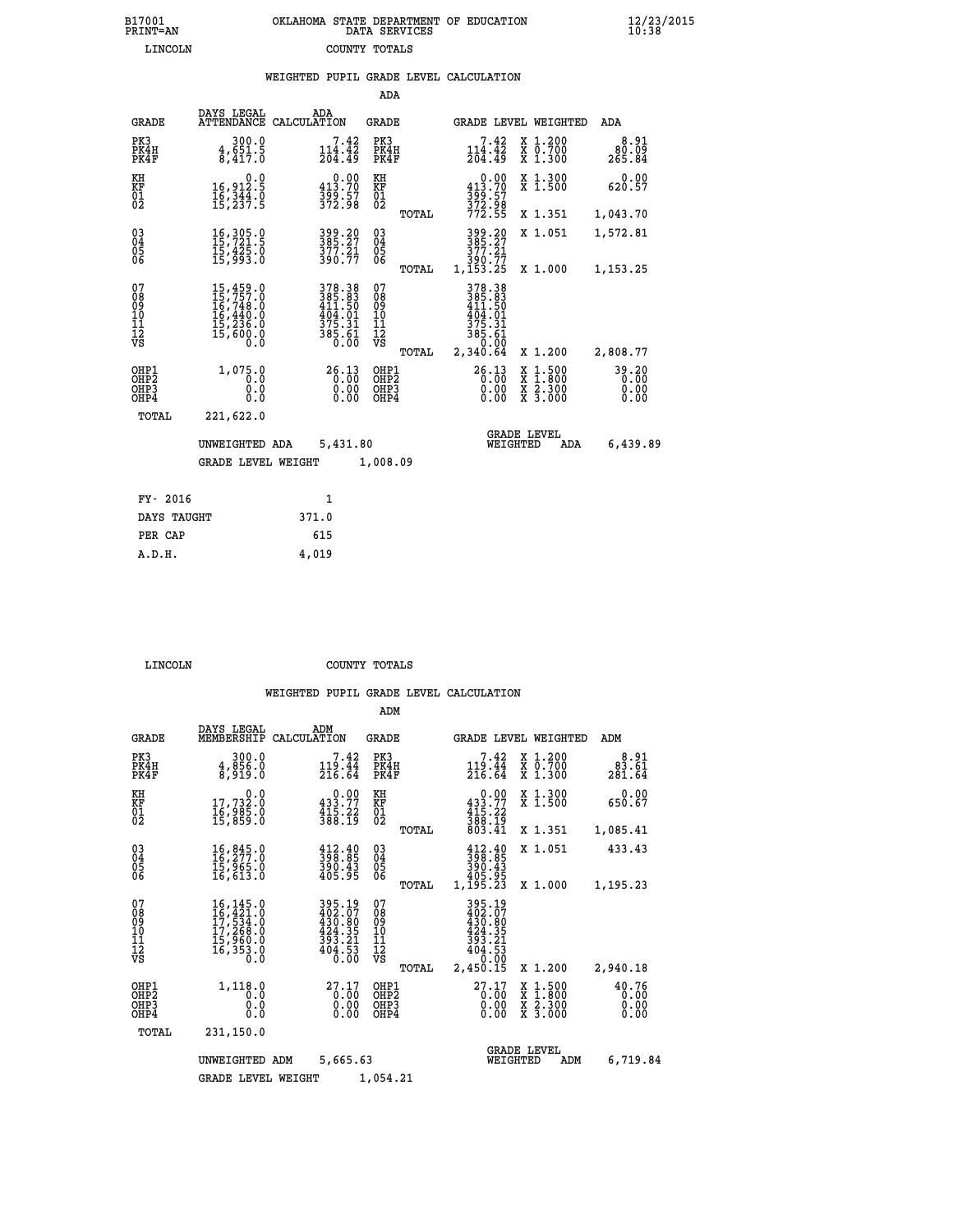B17001 OKLAHOMA STATE DEPARTMENT OF EDUCATION 12/23/2015
PRINT=AN DATA SERVICES 10:38
LINCOLN COUNTY TOTALS

WEIGHTED PUPIL GRADE LEVEL CALCULATION

ADA

| GRADE | DAYS LEGAL ATTENDANCE | ADA CALCULATION | GRADE | | GRADE LEVEL | WEIGHTED | ADA |
|---|---|---|---|---|---|---|---|
| PK3 | 300.0 | 7.42 | PK3 | | 7.42 | X 1.200 | 8.91 |
| PK4H | 4,651.5 | 114.42 | PK4H | | 114.42 | X 0.700 | 80.09 |
| PK4F | 8,417.0 | 204.49 | PK4F | | 204.49 | X 1.300 | 265.84 |
| KH | 0.0 | 0.00 | KH | | 0.00 | X 1.300 | 0.00 |
| KF | 16,912.5 | 413.70 | KF | | 413.70 | X 1.500 | 620.57 |
| 01 | 16,344.0 | 399.57 | 01 | | 399.57 | | |
| 02 | 15,237.5 | 372.98 | 02 | | 372.98 | | |
| | | | | TOTAL | 772.55 | X 1.351 | 1,043.70 |
| 03 | 16,305.0 | 399.20 | 03 | | 399.20 | X 1.051 | 1,572.81 |
| 04 | 15,721.5 | 385.27 | 04 | | 385.27 | | |
| 05 | 15,425.0 | 377.21 | 05 | | 377.21 | | |
| 06 | 15,993.0 | 390.77 | 06 | | 390.77 | | |
| | | | | TOTAL | 1,153.25 | X 1.000 | 1,153.25 |
| 07 | 15,459.0 | 378.38 | 07 | | 378.38 | | |
| 08 | 15,757.0 | 385.83 | 08 | | 385.83 | | |
| 09 | 16,748.0 | 411.50 | 09 | | 411.50 | | |
| 10 | 16,440.0 | 404.01 | 10 | | 404.01 | | |
| 11 | 15,236.0 | 375.31 | 11 | | 375.31 | | |
| 12 | 15,600.0 | 385.61 | 12 | | 385.61 | | |
| VS | 0.0 | 0.00 | VS | | 0.00 | | |
| | | | | TOTAL | 2,340.64 | X 1.200 | 2,808.77 |
| OHP1 | 1,075.0 | 26.13 | OHP1 | | 26.13 | X 1.500 | 39.20 |
| OHP2 | 0.0 | 0.00 | OHP2 | | 0.00 | X 1.800 | 0.00 |
| OHP3 | 0.0 | 0.00 | OHP3 | | 0.00 | X 2.300 | 0.00 |
| OHP4 | 0.0 | 0.00 | OHP4 | | 0.00 | X 3.000 | 0.00 |
| TOTAL | 221,622.0 | | | | | | |

UNWEIGHTED ADA 5,431.80 | GRADE LEVEL WEIGHTED ADA 6,439.89

GRADE LEVEL WEIGHT 1,008.09

| FY- 2016 | 1 |
|---|---|
| DAYS TAUGHT | 371.0 |
| PER CAP | 615 |
| A.D.H. | 4,019 |

LINCOLN COUNTY TOTALS

WEIGHTED PUPIL GRADE LEVEL CALCULATION

ADM

| GRADE | DAYS LEGAL MEMBERSHIP | ADM CALCULATION | GRADE | | GRADE LEVEL | WEIGHTED | ADM |
|---|---|---|---|---|---|---|---|
| PK3 | 300.0 | 7.42 | PK3 | | 7.42 | X 1.200 | 8.91 |
| PK4H | 4,856.0 | 119.44 | PK4H | | 119.44 | X 0.700 | 83.61 |
| PK4F | 8,919.0 | 216.64 | PK4F | | 216.64 | X 1.300 | 281.64 |
| KH | 0.0 | 0.00 | KH | | 0.00 | X 1.300 | 0.00 |
| KF | 17,732.0 | 433.77 | KF | | 433.77 | X 1.500 | 650.67 |
| 01 | 16,985.0 | 415.22 | 01 | | 415.22 | | |
| 02 | 15,859.0 | 388.19 | 02 | | 388.19 | | |
| | | | | TOTAL | 803.41 | X 1.351 | 1,085.41 |
| 03 | 16,845.0 | 412.40 | 03 | | 412.40 | X 1.051 | 433.43 |
| 04 | 16,277.0 | 398.85 | 04 | | 398.85 | | |
| 05 | 15,965.0 | 390.43 | 05 | | 390.43 | | |
| 06 | 16,613.0 | 405.95 | 06 | | 405.95 | | |
| | | | | TOTAL | 1,195.23 | X 1.000 | 1,195.23 |
| 07 | 16,145.0 | 395.19 | 07 | | 395.19 | | |
| 08 | 16,421.0 | 402.07 | 08 | | 402.07 | | |
| 09 | 17,534.0 | 430.80 | 09 | | 430.80 | | |
| 10 | 17,268.0 | 424.35 | 10 | | 424.35 | | |
| 11 | 15,960.0 | 393.21 | 11 | | 393.21 | | |
| 12 | 16,353.0 | 404.53 | 12 | | 404.53 | | |
| VS | 0.0 | 0.00 | VS | | 0.00 | | |
| | | | | TOTAL | 2,450.15 | X 1.200 | 2,940.18 |
| OHP1 | 1,118.0 | 27.17 | OHP1 | | 27.17 | X 1.500 | 40.76 |
| OHP2 | 0.0 | 0.00 | OHP2 | | 0.00 | X 1.800 | 0.00 |
| OHP3 | 0.0 | 0.00 | OHP3 | | 0.00 | X 2.300 | 0.00 |
| OHP4 | 0.0 | 0.00 | OHP4 | | 0.00 | X 3.000 | 0.00 |
| TOTAL | 231,150.0 | | | | | | |

UNWEIGHTED ADM 5,665.63 | GRADE LEVEL WEIGHTED ADM 6,719.84

GRADE LEVEL WEIGHT 1,054.21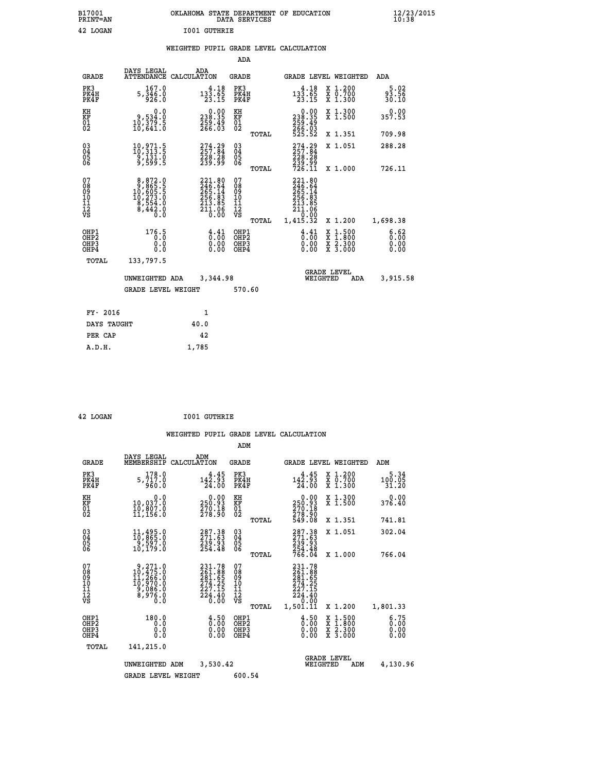B17001 OKLAHOMA STATE DEPARTMENT OF EDUCATION 12/23/2015
PRINT=AN DATA SERVICES 10:38

42 LOGAN I001 GUTHRIE

WEIGHTED PUPIL GRADE LEVEL CALCULATION

ADA

| GRADE | DAYS LEGAL ATTENDANCE | ADA CALCULATION | GRADE | GRADE LEVEL | WEIGHTED | ADA |
|---|---|---|---|---|---|---|
| PK3 | 167.0 | 4.18 | PK3 | 4.18 | X 1.200 | 5.02 |
| PK4H | 5,346.0 | 133.65 | PK4H | 133.65 | X 0.700 | 93.56 |
| PK4F | 926.0 | 23.15 | PK4F | 23.15 | X 1.300 | 30.10 |
| KH | 0.0 | 0.00 | KH | 0.00 | X 1.300 | 0.00 |
| KF | 9,534.0 | 238.35 | KF | 238.35 | X 1.500 | 357.53 |
| 01 | 10,379.5 | 259.49 | 01 | 259.49 | | |
| 02 | 10,641.0 | 266.03 | 02 | 266.03 | | |
| | | | TOTAL | 525.52 | X 1.351 | 709.98 |
| 03 | 10,971.5 | 274.29 | 03 | 274.29 | X 1.051 | 288.28 |
| 04 | 10,313.5 | 257.84 | 04 | 257.84 | | |
| 05 | 9,131.0 | 228.28 | 05 | 228.28 | | |
| 06 | 9,599.5 | 239.99 | 06 | 239.99 | | |
| | | | TOTAL | 726.11 | X 1.000 | 726.11 |
| 07 | 8,872.0 | 221.80 | 07 | 221.80 | | |
| 08 | 9,865.5 | 246.64 | 08 | 246.64 | | |
| 09 | 10,605.5 | 265.14 | 09 | 265.14 | | |
| 10 | 10,273.0 | 256.83 | 10 | 256.83 | | |
| 11 | 8,554.0 | 213.85 | 11 | 213.85 | | |
| 12 | 8,442.0 | 211.06 | 12 | 211.06 | | |
| VS | 0.0 | 0.00 | VS | 0.00 | | |
| | | | TOTAL | 1,415.32 | X 1.200 | 1,698.38 |
| OHP1 | 176.5 | 4.41 | OHP1 | 4.41 | X 1.500 | 6.62 |
| OHP2 | 0.0 | 0.00 | OHP2 | 0.00 | X 1.800 | 0.00 |
| OHP3 | 0.0 | 0.00 | OHP3 | 0.00 | X 2.300 | 0.00 |
| OHP4 | 0.0 | 0.00 | OHP4 | 0.00 | X 3.000 | 0.00 |
| TOTAL | 133,797.5 | | | | | |

UNWEIGHTED ADA 3,344.98 GRADE LEVEL WEIGHTED ADA 3,915.58

GRADE LEVEL WEIGHT 570.60

| FY- 2016 | 1 |
|---|---|
| DAYS TAUGHT | 40.0 |
| PER CAP | 42 |
| A.D.H. | 1,785 |

42 LOGAN I001 GUTHRIE

WEIGHTED PUPIL GRADE LEVEL CALCULATION

ADM

| GRADE | DAYS LEGAL MEMBERSHIP | ADM CALCULATION | GRADE | GRADE LEVEL | WEIGHTED | ADM |
|---|---|---|---|---|---|---|
| PK3 | 178.0 | 4.45 | PK3 | 4.45 | X 1.200 | 5.34 |
| PK4H | 5,717.0 | 142.93 | PK4H | 142.93 | X 0.700 | 100.05 |
| PK4F | 960.0 | 24.00 | PK4F | 24.00 | X 1.300 | 31.20 |
| KH | 0.0 | 0.00 | KH | 0.00 | X 1.300 | 0.00 |
| KF | 10,037.0 | 250.93 | KF | 250.93 | X 1.500 | 376.40 |
| 01 | 10,807.0 | 270.18 | 01 | 270.18 | | |
| 02 | 11,156.0 | 278.90 | 02 | 278.90 | | |
| | | | TOTAL | 549.08 | X 1.351 | 741.81 |
| 03 | 11,495.0 | 287.38 | 03 | 287.38 | X 1.051 | 302.04 |
| 04 | 10,865.0 | 271.63 | 04 | 271.63 | | |
| 05 | 9,597.0 | 239.93 | 05 | 239.93 | | |
| 06 | 10,179.0 | 254.48 | 06 | 254.48 | | |
| | | | TOTAL | 766.04 | X 1.000 | 766.04 |
| 07 | 9,271.0 | 231.78 | 07 | 231.78 | | |
| 08 | 10,475.0 | 261.88 | 08 | 261.88 | | |
| 09 | 11,266.0 | 281.65 | 09 | 281.65 | | |
| 10 | 10,970.0 | 274.25 | 10 | 274.25 | | |
| 11 | 9,086.0 | 227.15 | 11 | 227.15 | | |
| 12 | 8,976.0 | 224.40 | 12 | 224.40 | | |
| VS | 0.0 | 0.00 | VS | 0.00 | | |
| | | | TOTAL | 1,501.11 | X 1.200 | 1,801.33 |
| OHP1 | 180.0 | 4.50 | OHP1 | 4.50 | X 1.500 | 6.75 |
| OHP2 | 0.0 | 0.00 | OHP2 | 0.00 | X 1.800 | 0.00 |
| OHP3 | 0.0 | 0.00 | OHP3 | 0.00 | X 2.300 | 0.00 |
| OHP4 | 0.0 | 0.00 | OHP4 | 0.00 | X 3.000 | 0.00 |
| TOTAL | 141,215.0 | | | | | |

UNWEIGHTED ADM 3,530.42 GRADE LEVEL WEIGHTED ADM 4,130.96

GRADE LEVEL WEIGHT 600.54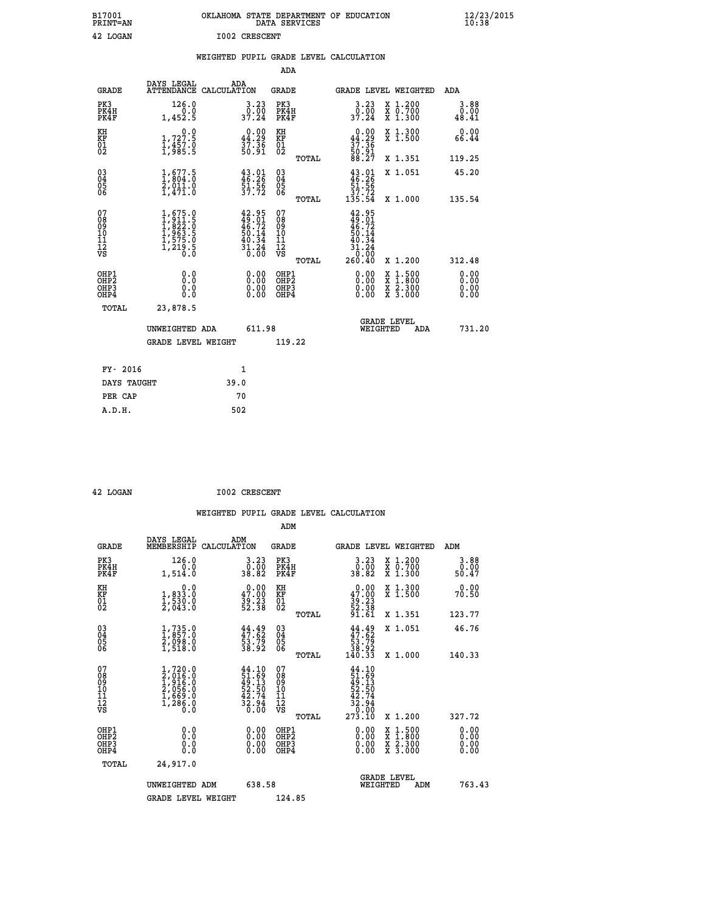B17001 OKLAHOMA STATE DEPARTMENT OF EDUCATION 12/23/2015
PRINT=AN DATA SERVICES 10:38

42 LOGAN I002 CRESCENT

WEIGHTED PUPIL GRADE LEVEL CALCULATION

ADA

| GRADE | DAYS LEGAL ATTENDANCE | ADA CALCULATION | GRADE | GRADE LEVEL | WEIGHTED | ADA |
|---|---|---|---|---|---|---|
| PK3 | 126.0 | 3.23 | PK3 | 3.23 | X 1.200 | 3.88 |
| PK4H | 0.0 | 0.00 | PK4H | 0.00 | X 0.700 | 0.00 |
| PK4F | 1,452.5 | 37.24 | PK4F | 37.24 | X 1.300 | 48.41 |
| KH | 0.0 | 0.00 | KH | 0.00 | X 1.300 | 0.00 |
| KF | 1,727.5 | 44.29 | KF | 44.29 | X 1.500 | 66.44 |
| 01 | 1,457.0 | 37.36 | 01 | 37.36 | | |
| 02 | 1,985.5 | 50.91 | 02 | 50.91 | | |
| | | | TOTAL | 88.27 | X 1.351 | 119.25 |
| 03 | 1,677.5 | 43.01 | 03 | 43.01 | X 1.051 | 45.20 |
| 04 | 1,804.0 | 46.26 | 04 | 46.26 | | |
| 05 | 2,011.0 | 51.56 | 05 | 51.56 | | |
| 06 | 1,471.0 | 37.72 | 06 | 37.72 | | |
| | | | TOTAL | 135.54 | X 1.000 | 135.54 |
| 07 | 1,675.0 | 42.95 | 07 | 42.95 | | |
| 08 | 1,911.5 | 49.01 | 08 | 49.01 | | |
| 09 | 1,822.0 | 46.72 | 09 | 46.72 | | |
| 10 | 1,963.5 | 50.14 | 10 | 50.14 | | |
| 11 | 1,575.0 | 40.34 | 11 | 40.34 | | |
| 12 | 1,219.5 | 31.24 | 12 | 31.24 | | |
| VS | 0.0 | 0.00 | VS | 0.00 | | |
| | | | TOTAL | 260.40 | X 1.200 | 312.48 |
| OHP1 | 0.0 | 0.00 | OHP1 | 0.00 | X 1.500 | 0.00 |
| OHP2 | 0.0 | 0.00 | OHP2 | 0.00 | X 1.800 | 0.00 |
| OHP3 | 0.0 | 0.00 | OHP3 | 0.00 | X 2.300 | 0.00 |
| OHP4 | 0.0 | 0.00 | OHP4 | 0.00 | X 3.000 | 0.00 |
| TOTAL | 23,878.5 | | | | | |

UNWEIGHTED ADA 611.98 GRADE LEVEL WEIGHTED ADA 731.20

GRADE LEVEL WEIGHT 119.22

| FY- 2016 | 1 |
|---|---|
| DAYS TAUGHT | 39.0 |
| PER CAP | 70 |
| A.D.H. | 502 |

42 LOGAN I002 CRESCENT

WEIGHTED PUPIL GRADE LEVEL CALCULATION

ADM

| GRADE | DAYS LEGAL MEMBERSHIP | ADM CALCULATION | GRADE | GRADE LEVEL | WEIGHTED | ADM |
|---|---|---|---|---|---|---|
| PK3 | 126.0 | 3.23 | PK3 | 3.23 | X 1.200 | 3.88 |
| PK4H | 0.0 | 0.00 | PK4H | 0.00 | X 0.700 | 0.00 |
| PK4F | 1,514.0 | 38.82 | PK4F | 38.82 | X 1.300 | 50.47 |
| KH | 0.0 | 0.00 | KH | 0.00 | X 1.300 | 0.00 |
| KF | 1,833.0 | 47.00 | KF | 47.00 | X 1.500 | 70.50 |
| 01 | 1,530.0 | 39.23 | 01 | 39.23 | | |
| 02 | 2,043.0 | 52.38 | 02 | 52.38 | | |
| | | | TOTAL | 91.61 | X 1.351 | 123.77 |
| 03 | 1,735.0 | 44.49 | 03 | 44.49 | X 1.051 | 46.76 |
| 04 | 1,857.0 | 47.62 | 04 | 47.62 | | |
| 05 | 2,098.0 | 53.79 | 05 | 53.79 | | |
| 06 | 1,518.0 | 38.92 | 06 | 38.92 | | |
| | | | TOTAL | 140.33 | X 1.000 | 140.33 |
| 07 | 1,720.0 | 44.10 | 07 | 44.10 | | |
| 08 | 2,016.0 | 51.69 | 08 | 51.69 | | |
| 09 | 1,916.0 | 49.13 | 09 | 49.13 | | |
| 10 | 2,056.0 | 52.50 | 10 | 52.50 | | |
| 11 | 1,669.0 | 42.74 | 11 | 42.74 | | |
| 12 | 1,286.0 | 32.94 | 12 | 32.94 | | |
| VS | 0.0 | 0.00 | VS | 0.00 | | |
| | | | TOTAL | 273.10 | X 1.200 | 327.72 |
| OHP1 | 0.0 | 0.00 | OHP1 | 0.00 | X 1.500 | 0.00 |
| OHP2 | 0.0 | 0.00 | OHP2 | 0.00 | X 1.800 | 0.00 |
| OHP3 | 0.0 | 0.00 | OHP3 | 0.00 | X 2.300 | 0.00 |
| OHP4 | 0.0 | 0.00 | OHP4 | 0.00 | X 3.000 | 0.00 |
| TOTAL | 24,917.0 | | | | | |

UNWEIGHTED ADM 638.58 GRADE LEVEL WEIGHTED ADM 763.43

GRADE LEVEL WEIGHT 124.85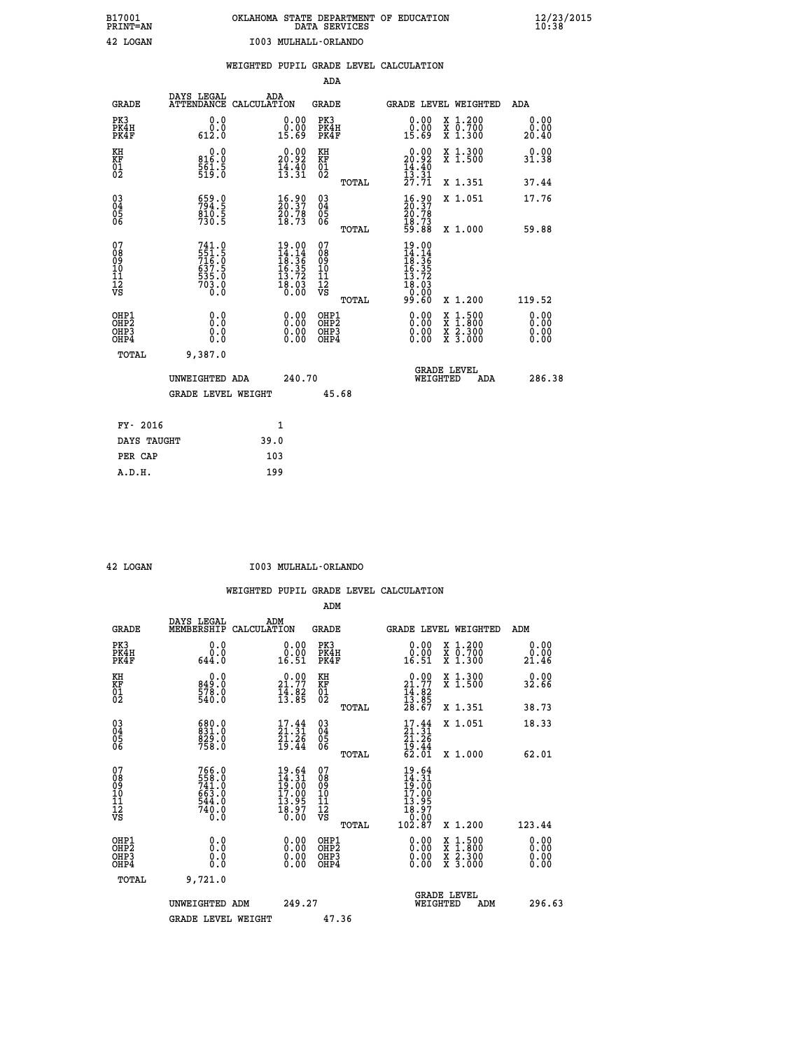B17001 OKLAHOMA STATE DEPARTMENT OF EDUCATION 12/23/2015
PRINT=AN DATA SERVICES 10:38

42 LOGAN I003 MULHALL-ORLANDO

WEIGHTED PUPIL GRADE LEVEL CALCULATION

ADA

| GRADE | DAYS LEGAL ATTENDANCE | ADA CALCULATION | GRADE | GRADE LEVEL | WEIGHTED | ADA |
|---|---|---|---|---|---|---|
| PK3 | 0.0 | 0.00 | PK3 | 0.00 | X 1.200 | 0.00 |
| PK4H | 0.0 | 0.00 | PK4H | 0.00 | X 0.700 | 0.00 |
| PK4F | 612.0 | 15.69 | PK4F | 15.69 | X 1.300 | 20.40 |
| KH | 0.0 | 0.00 | KH | 0.00 | X 1.300 | 0.00 |
| KF | 816.0 | 20.92 | KF | 20.92 | X 1.500 | 31.38 |
| 01 | 561.5 | 14.40 | 01 | 14.40 | | |
| 02 | 519.0 | 13.31 | 02 | 13.31 | | |
| | | | TOTAL | 27.71 | X 1.351 | 37.44 |
| 03 | 659.0 | 16.90 | 03 | 16.90 | X 1.051 | 17.76 |
| 04 | 794.5 | 20.37 | 04 | 20.37 | | |
| 05 | 810.5 | 20.78 | 05 | 20.78 | | |
| 06 | 730.5 | 18.73 | 06 | 18.73 | | |
| | | | TOTAL | 59.88 | X 1.000 | 59.88 |
| 07 | 741.0 | 19.00 | 07 | 19.00 | | |
| 08 | 551.5 | 14.14 | 08 | 14.14 | | |
| 09 | 716.0 | 18.36 | 09 | 18.36 | | |
| 10 | 637.5 | 16.35 | 10 | 16.35 | | |
| 11 | 535.0 | 13.72 | 11 | 13.72 | | |
| 12 | 703.0 | 18.03 | 12 | 18.03 | | |
| VS | 0.0 | 0.00 | VS | 0.00 | | |
| | | | TOTAL | 99.60 | X 1.200 | 119.52 |
| OHP1 | 0.0 | 0.00 | OHP1 | 0.00 | X 1.500 | 0.00 |
| OHP2 | 0.0 | 0.00 | OHP2 | 0.00 | X 1.800 | 0.00 |
| OHP3 | 0.0 | 0.00 | OHP3 | 0.00 | X 2.300 | 0.00 |
| OHP4 | 0.0 | 0.00 | OHP4 | 0.00 | X 3.000 | 0.00 |
| TOTAL | 9,387.0 | | | | | |

UNWEIGHTED ADA 240.70 GRADE LEVEL WEIGHTED ADA 286.38

GRADE LEVEL WEIGHT 45.68

| FY- 2016 | 1 |
|---|---|
| DAYS TAUGHT | 39.0 |
| PER CAP | 103 |
| A.D.H. | 199 |

42 LOGAN I003 MULHALL-ORLANDO

WEIGHTED PUPIL GRADE LEVEL CALCULATION

ADM

| GRADE | DAYS LEGAL MEMBERSHIP | ADM CALCULATION | GRADE | GRADE LEVEL | WEIGHTED | ADM |
|---|---|---|---|---|---|---|
| PK3 | 0.0 | 0.00 | PK3 | 0.00 | X 1.200 | 0.00 |
| PK4H | 0.0 | 0.00 | PK4H | 0.00 | X 0.700 | 0.00 |
| PK4F | 644.0 | 16.51 | PK4F | 16.51 | X 1.300 | 21.46 |
| KH | 0.0 | 0.00 | KH | 0.00 | X 1.300 | 0.00 |
| KF | 849.0 | 21.77 | KF | 21.77 | X 1.500 | 32.66 |
| 01 | 578.0 | 14.82 | 01 | 14.82 | | |
| 02 | 540.0 | 13.85 | 02 | 13.85 | | |
| | | | TOTAL | 28.67 | X 1.351 | 38.73 |
| 03 | 680.0 | 17.44 | 03 | 17.44 | X 1.051 | 18.33 |
| 04 | 831.0 | 21.31 | 04 | 21.31 | | |
| 05 | 829.0 | 21.26 | 05 | 21.26 | | |
| 06 | 758.0 | 19.44 | 06 | 19.44 | | |
| | | | TOTAL | 62.01 | X 1.000 | 62.01 |
| 07 | 766.0 | 19.64 | 07 | 19.64 | | |
| 08 | 558.0 | 14.31 | 08 | 14.31 | | |
| 09 | 741.0 | 19.00 | 09 | 19.00 | | |
| 10 | 663.0 | 17.00 | 10 | 17.00 | | |
| 11 | 544.0 | 13.95 | 11 | 13.95 | | |
| 12 | 740.0 | 18.97 | 12 | 18.97 | | |
| VS | 0.0 | 0.00 | VS | 0.00 | | |
| | | | TOTAL | 102.87 | X 1.200 | 123.44 |
| OHP1 | 0.0 | 0.00 | OHP1 | 0.00 | X 1.500 | 0.00 |
| OHP2 | 0.0 | 0.00 | OHP2 | 0.00 | X 1.800 | 0.00 |
| OHP3 | 0.0 | 0.00 | OHP3 | 0.00 | X 2.300 | 0.00 |
| OHP4 | 0.0 | 0.00 | OHP4 | 0.00 | X 3.000 | 0.00 |
| TOTAL | 9,721.0 | | | | | |

UNWEIGHTED ADM 249.27 GRADE LEVEL WEIGHTED ADM 296.63

GRADE LEVEL WEIGHT 47.36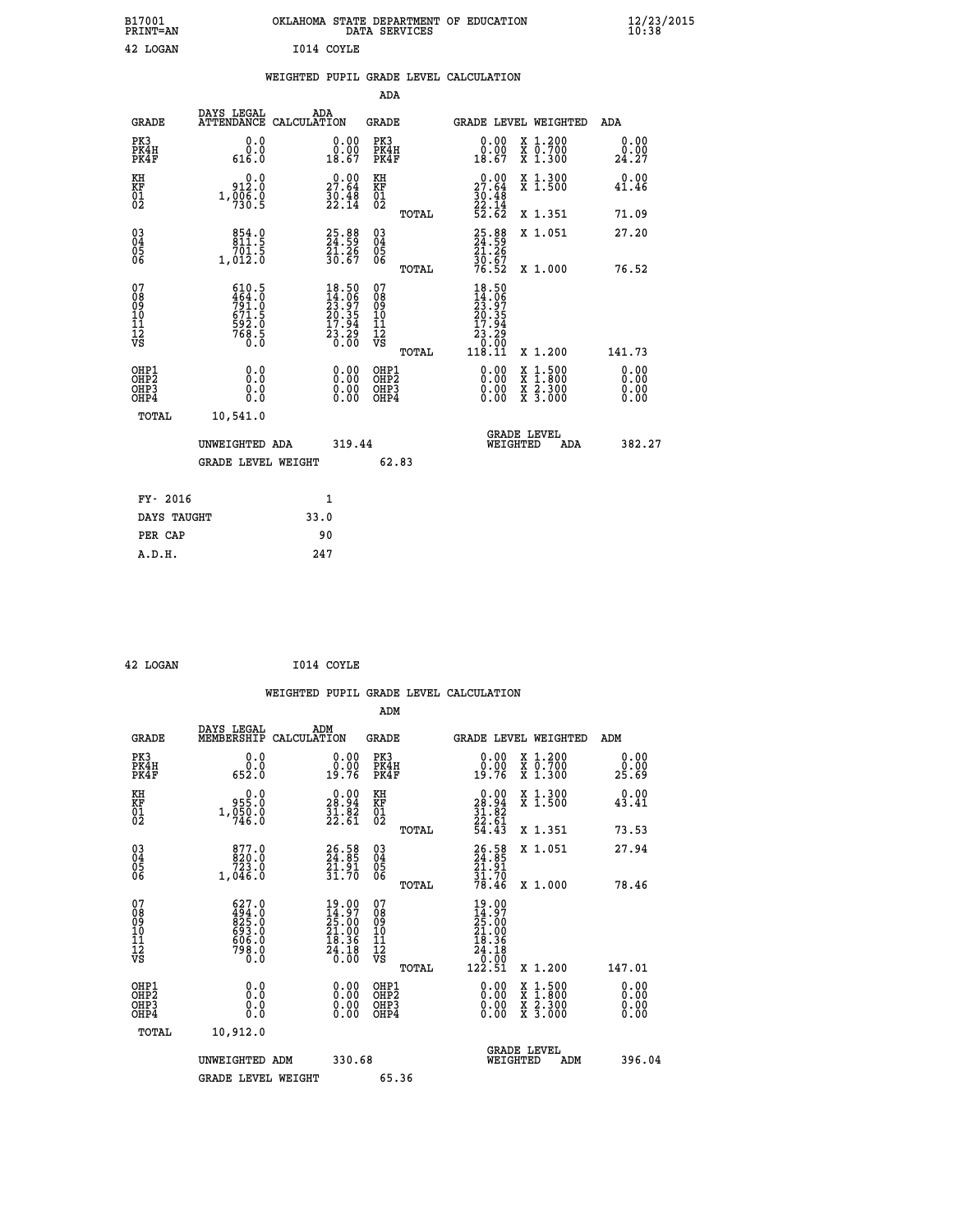B17001 OKLAHOMA STATE DEPARTMENT OF EDUCATION 12/23/2015
PRINT=AN DATA SERVICES 10:38

42 LOGAN I014 COYLE

## WEIGHTED PUPIL GRADE LEVEL CALCULATION

### ADA

| GRADE | DAYS LEGAL ATTENDANCE | ADA CALCULATION | GRADE | GRADE LEVEL | WEIGHTED | ADA |
|---|---|---|---|---|---|---|
| PK3 | 0.0 | 0.00 | PK3 | 0.00 | X 1.200 | 0.00 |
| PK4H | 0.0 | 0.00 | PK4H | 0.00 | X 0.700 | 0.00 |
| PK4F | 616.0 | 18.67 | PK4F | 18.67 | X 1.300 | 24.27 |
| KH | 0.0 | 0.00 | KH | 0.00 | X 1.300 | 0.00 |
| KF | 912.0 | 27.64 | KF | 27.64 | X 1.500 | 41.46 |
| 01 | 1,006.0 | 30.48 | 01 | 30.48 | | |
| 02 | 730.5 | 22.14 | 02 | 22.14 | | |
| | | | TOTAL | 52.62 | X 1.351 | 71.09 |
| 03 | 854.0 | 25.88 | 03 | 25.88 | X 1.051 | 27.20 |
| 04 | 811.5 | 24.59 | 04 | 24.59 | | |
| 05 | 701.5 | 21.26 | 05 | 21.26 | | |
| 06 | 1,012.0 | 30.67 | 06 | 30.67 | | |
| | | | TOTAL | 76.52 | X 1.000 | 76.52 |
| 07 | 610.5 | 18.50 | 07 | 18.50 | | |
| 08 | 464.0 | 14.06 | 08 | 14.06 | | |
| 09 | 791.0 | 23.97 | 09 | 23.97 | | |
| 10 | 671.5 | 20.35 | 10 | 20.35 | | |
| 11 | 592.0 | 17.94 | 11 | 17.94 | | |
| 12 | 768.5 | 23.29 | 12 | 23.29 | | |
| VS | 0.0 | 0.00 | VS | 0.00 | | |
| | | | TOTAL | 118.11 | X 1.200 | 141.73 |
| OHP1 | 0.0 | 0.00 | OHP1 | 0.00 | X 1.500 | 0.00 |
| OHP2 | 0.0 | 0.00 | OHP2 | 0.00 | X 1.800 | 0.00 |
| OHP3 | 0.0 | 0.00 | OHP3 | 0.00 | X 2.300 | 0.00 |
| OHP4 | 0.0 | 0.00 | OHP4 | 0.00 | X 3.000 | 0.00 |
| TOTAL | 10,541.0 | | | | | |

UNWEIGHTED ADA 319.44 | GRADE LEVEL WEIGHTED ADA 382.27

GRADE LEVEL WEIGHT 62.83

| FY- 2016 | 1 |
|---|---|
| DAYS TAUGHT | 33.0 |
| PER CAP | 90 |
| A.D.H. | 247 |

42 LOGAN I014 COYLE

## WEIGHTED PUPIL GRADE LEVEL CALCULATION

### ADM

| GRADE | DAYS LEGAL MEMBERSHIP | ADM CALCULATION | GRADE | GRADE LEVEL | WEIGHTED | ADM |
|---|---|---|---|---|---|---|
| PK3 | 0.0 | 0.00 | PK3 | 0.00 | X 1.200 | 0.00 |
| PK4H | 0.0 | 0.00 | PK4H | 0.00 | X 0.700 | 0.00 |
| PK4F | 652.0 | 19.76 | PK4F | 19.76 | X 1.300 | 25.69 |
| KH | 0.0 | 0.00 | KH | 0.00 | X 1.300 | 0.00 |
| KF | 955.0 | 28.94 | KF | 28.94 | X 1.500 | 43.41 |
| 01 | 1,050.0 | 31.82 | 01 | 31.82 | | |
| 02 | 746.0 | 22.61 | 02 | 22.61 | | |
| | | | TOTAL | 54.43 | X 1.351 | 73.53 |
| 03 | 877.0 | 26.58 | 03 | 26.58 | X 1.051 | 27.94 |
| 04 | 820.0 | 24.85 | 04 | 24.85 | | |
| 05 | 723.0 | 21.91 | 05 | 21.91 | | |
| 06 | 1,046.0 | 31.70 | 06 | 31.70 | | |
| | | | TOTAL | 78.46 | X 1.000 | 78.46 |
| 07 | 627.0 | 19.00 | 07 | 19.00 | | |
| 08 | 494.0 | 14.97 | 08 | 14.97 | | |
| 09 | 825.0 | 25.00 | 09 | 25.00 | | |
| 10 | 693.0 | 21.00 | 10 | 21.00 | | |
| 11 | 606.0 | 18.36 | 11 | 18.36 | | |
| 12 | 798.0 | 24.18 | 12 | 24.18 | | |
| VS | 0.0 | 0.00 | VS | 0.00 | | |
| | | | TOTAL | 122.51 | X 1.200 | 147.01 |
| OHP1 | 0.0 | 0.00 | OHP1 | 0.00 | X 1.500 | 0.00 |
| OHP2 | 0.0 | 0.00 | OHP2 | 0.00 | X 1.800 | 0.00 |
| OHP3 | 0.0 | 0.00 | OHP3 | 0.00 | X 2.300 | 0.00 |
| OHP4 | 0.0 | 0.00 | OHP4 | 0.00 | X 3.000 | 0.00 |
| TOTAL | 10,912.0 | | | | | |

UNWEIGHTED ADM 330.68 | GRADE LEVEL WEIGHTED ADM 396.04

GRADE LEVEL WEIGHT 65.36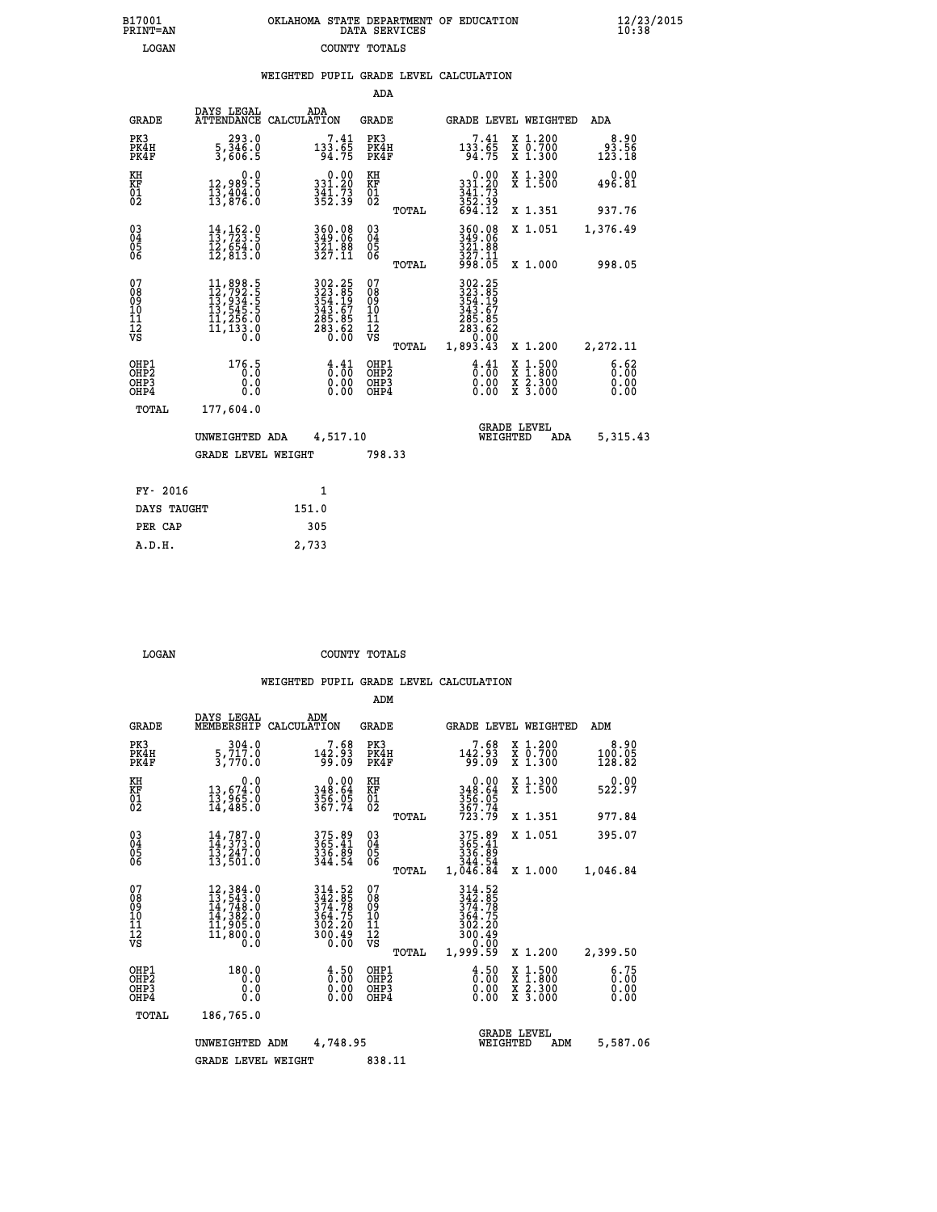B17001 PRINT=AN — OKLAHOMA STATE DEPARTMENT OF EDUCATION DATA SERVICES — 12/23/2015 10:38

LOGAN — COUNTY TOTALS

## WEIGHTED PUPIL GRADE LEVEL CALCULATION

### ADA

| GRADE | DAYS LEGAL ATTENDANCE | ADA CALCULATION | GRADE | GRADE LEVEL | WEIGHTED | ADA |
|---|---|---|---|---|---|---|
| PK3 | 293.0 | 7.41 | PK3 | 7.41 | X 1.200 | 8.90 |
| PK4H | 5,346.0 | 133.65 | PK4H | 133.65 | X 0.700 | 93.56 |
| PK4F | 3,606.5 | 94.75 | PK4F | 94.75 | X 1.300 | 123.18 |
| KH | 0.0 | 0.00 | KH | 0.00 | X 1.300 | 0.00 |
| KF | 12,989.5 | 331.20 | KF | 331.20 | X 1.500 | 496.81 |
| 01 | 13,404.0 | 341.73 | 01 | 341.73 | | |
| 02 | 13,876.0 | 352.39 | 02 | 352.39 | | |
| | | | TOTAL | 694.12 | X 1.351 | 937.76 |
| 03 | 14,162.0 | 360.08 | 03 | 360.08 | X 1.051 | 1,376.49 |
| 04 | 13,723.5 | 349.06 | 04 | 349.06 | | |
| 05 | 12,654.0 | 321.88 | 05 | 321.88 | | |
| 06 | 12,813.0 | 327.11 | 06 | 327.11 | | |
| | | | TOTAL | 998.05 | X 1.000 | 998.05 |
| 07 | 11,898.5 | 302.25 | 07 | 302.25 | | |
| 08 | 12,792.5 | 323.85 | 08 | 323.85 | | |
| 09 | 13,934.5 | 354.19 | 09 | 354.19 | | |
| 10 | 13,545.5 | 343.67 | 10 | 343.67 | | |
| 11 | 11,256.0 | 285.85 | 11 | 285.85 | | |
| 12 | 11,133.0 | 283.62 | 12 | 283.62 | | |
| VS | 0.0 | 0.00 | VS | 0.00 | | |
| | | | TOTAL | 1,893.43 | X 1.200 | 2,272.11 |
| OHP1 | 176.5 | 4.41 | OHP1 | 4.41 | X 1.500 | 6.62 |
| OHP2 | 0.0 | 0.00 | OHP2 | 0.00 | X 1.800 | 0.00 |
| OHP3 | 0.0 | 0.00 | OHP3 | 0.00 | X 2.300 | 0.00 |
| OHP4 | 0.0 | 0.00 | OHP4 | 0.00 | X 3.000 | 0.00 |
| TOTAL | 177,604.0 | | | | | |

UNWEIGHTED ADA 4,517.10 — GRADE LEVEL WEIGHTED ADA 5,315.43

GRADE LEVEL WEIGHT 798.33

| FY- 2016 | 1 |
|---|---|
| DAYS TAUGHT | 151.0 |
| PER CAP | 305 |
| A.D.H. | 2,733 |

LOGAN — COUNTY TOTALS

## WEIGHTED PUPIL GRADE LEVEL CALCULATION

### ADM

| GRADE | DAYS LEGAL MEMBERSHIP | ADM CALCULATION | GRADE | GRADE LEVEL | WEIGHTED | ADM |
|---|---|---|---|---|---|---|
| PK3 | 304.0 | 7.68 | PK3 | 7.68 | X 1.200 | 8.90 |
| PK4H | 5,717.0 | 142.93 | PK4H | 142.93 | X 0.700 | 100.05 |
| PK4F | 3,770.0 | 99.09 | PK4F | 99.09 | X 1.300 | 128.82 |
| KH | 0.0 | 0.00 | KH | 0.00 | X 1.300 | 0.00 |
| KF | 13,674.0 | 348.64 | KF | 348.64 | X 1.500 | 522.97 |
| 01 | 13,965.0 | 356.05 | 01 | 356.05 | | |
| 02 | 14,485.0 | 367.74 | 02 | 367.74 | | |
| | | | TOTAL | 723.79 | X 1.351 | 977.84 |
| 03 | 14,787.0 | 375.89 | 03 | 375.89 | X 1.051 | 395.07 |
| 04 | 14,373.0 | 365.41 | 04 | 365.41 | | |
| 05 | 13,247.0 | 336.89 | 05 | 336.89 | | |
| 06 | 13,501.0 | 344.54 | 06 | 344.54 | | |
| | | | TOTAL | 1,046.84 | X 1.000 | 1,046.84 |
| 07 | 12,384.0 | 314.52 | 07 | 314.52 | | |
| 08 | 13,543.0 | 342.85 | 08 | 342.85 | | |
| 09 | 14,748.0 | 374.78 | 09 | 374.78 | | |
| 10 | 14,382.0 | 364.75 | 10 | 364.75 | | |
| 11 | 11,905.0 | 302.20 | 11 | 302.20 | | |
| 12 | 11,800.0 | 300.49 | 12 | 300.49 | | |
| VS | 0.0 | 0.00 | VS | 0.00 | | |
| | | | TOTAL | 1,999.59 | X 1.200 | 2,399.50 |
| OHP1 | 180.0 | 4.50 | OHP1 | 4.50 | X 1.500 | 6.75 |
| OHP2 | 0.0 | 0.00 | OHP2 | 0.00 | X 1.800 | 0.00 |
| OHP3 | 0.0 | 0.00 | OHP3 | 0.00 | X 2.300 | 0.00 |
| OHP4 | 0.0 | 0.00 | OHP4 | 0.00 | X 3.000 | 0.00 |
| TOTAL | 186,765.0 | | | | | |

UNWEIGHTED ADM 4,748.95 — GRADE LEVEL WEIGHTED ADM 5,587.06

GRADE LEVEL WEIGHT 838.11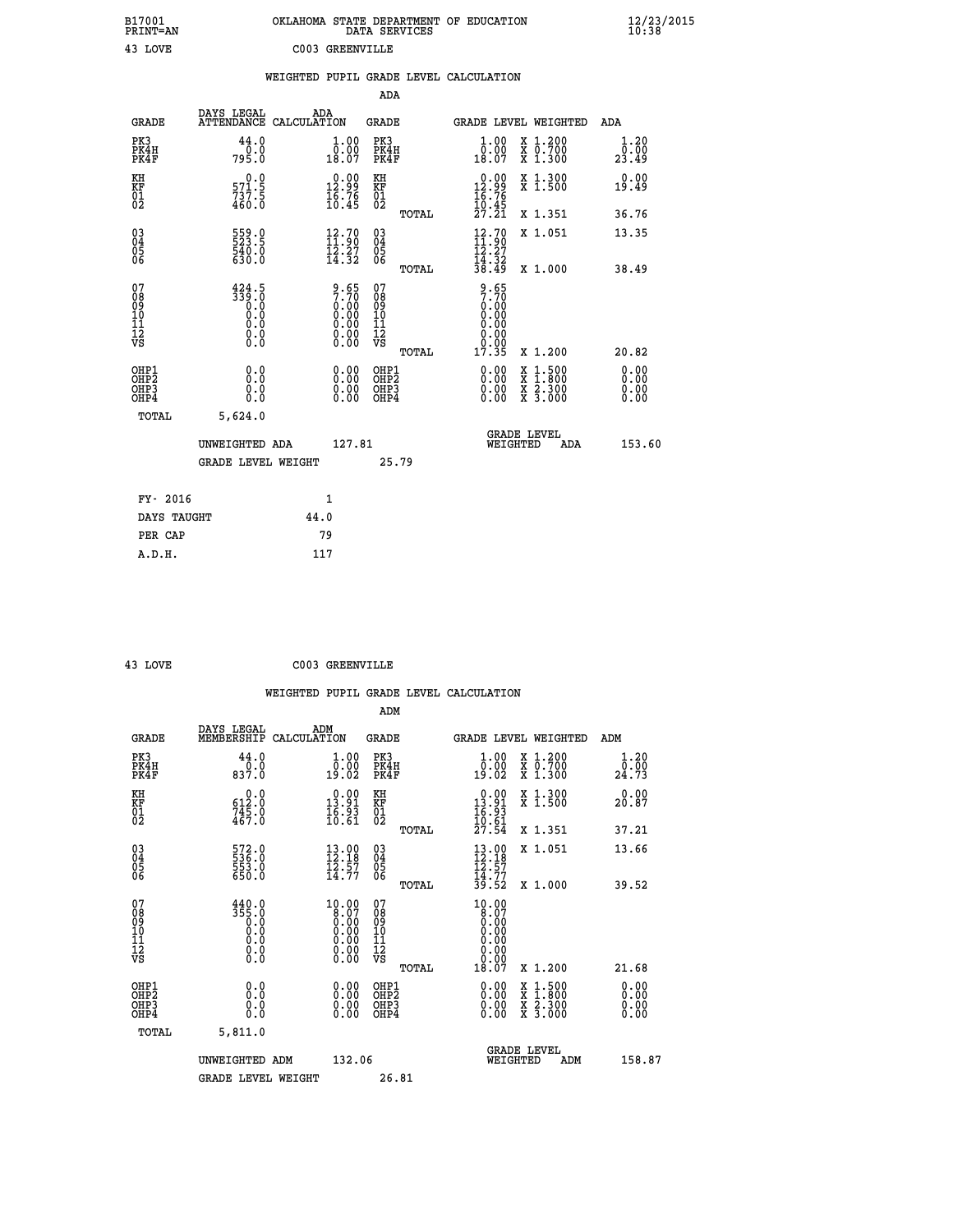B17001 OKLAHOMA STATE DEPARTMENT OF EDUCATION 12/23/2015
PRINT=AN DATA SERVICES 10:38

43 LOVE C003 GREENVILLE

## WEIGHTED PUPIL GRADE LEVEL CALCULATION

### ADA

| GRADE | DAYS LEGAL ATTENDANCE | ADA CALCULATION | GRADE | GRADE LEVEL | WEIGHTED | ADA |
|---|---|---|---|---|---|---|
| PK3 | 44.0 | 1.00 | PK3 | 1.00 | X 1.200 | 1.20 |
| PK4H | 0.0 | 0.00 | PK4H | 0.00 | X 0.700 | 0.00 |
| PK4F | 795.0 | 18.07 | PK4F | 18.07 | X 1.300 | 23.49 |
| KH | 0.0 | 0.00 | KH | 0.00 | X 1.300 | 0.00 |
| KF | 571.5 | 12.99 | KF | 12.99 | X 1.500 | 19.49 |
| 01 | 737.5 | 16.76 | 01 | 16.76 | | |
| 02 | 460.0 | 10.45 | 02 | 10.45 | | |
| | | | TOTAL | 27.21 | X 1.351 | 36.76 |
| 03 | 559.0 | 12.70 | 03 | 12.70 | X 1.051 | 13.35 |
| 04 | 523.5 | 11.90 | 04 | 11.90 | | |
| 05 | 540.0 | 12.27 | 05 | 12.27 | | |
| 06 | 630.0 | 14.32 | 06 | 14.32 | | |
| | | | TOTAL | 38.49 | X 1.000 | 38.49 |
| 07 | 424.5 | 9.65 | 07 | 9.65 | | |
| 08 | 339.0 | 7.70 | 08 | 7.70 | | |
| 09 | 0.0 | 0.00 | 09 | 0.00 | | |
| 10 | 0.0 | 0.00 | 10 | 0.00 | | |
| 11 | 0.0 | 0.00 | 11 | 0.00 | | |
| 12 | 0.0 | 0.00 | 12 | 0.00 | | |
| VS | 0.0 | 0.00 | VS | 0.00 | | |
| | | | TOTAL | 17.35 | X 1.200 | 20.82 |
| OHP1 | 0.0 | 0.00 | OHP1 | 0.00 | X 1.500 | 0.00 |
| OHP2 | 0.0 | 0.00 | OHP2 | 0.00 | X 1.800 | 0.00 |
| OHP3 | 0.0 | 0.00 | OHP3 | 0.00 | X 2.300 | 0.00 |
| OHP4 | 0.0 | 0.00 | OHP4 | 0.00 | X 3.000 | 0.00 |
| TOTAL | 5,624.0 | | | | | |

UNWEIGHTED ADA 127.81 GRADE LEVEL WEIGHTED ADA 153.60

GRADE LEVEL WEIGHT 25.79

| | |
|---|---|
| FY- 2016 | 1 |
| DAYS TAUGHT | 44.0 |
| PER CAP | 79 |
| A.D.H. | 117 |

43 LOVE C003 GREENVILLE

## WEIGHTED PUPIL GRADE LEVEL CALCULATION

### ADM

| GRADE | DAYS LEGAL MEMBERSHIP | ADM CALCULATION | GRADE | GRADE LEVEL | WEIGHTED | ADM |
|---|---|---|---|---|---|---|
| PK3 | 44.0 | 1.00 | PK3 | 1.00 | X 1.200 | 1.20 |
| PK4H | 0.0 | 0.00 | PK4H | 0.00 | X 0.700 | 0.00 |
| PK4F | 837.0 | 19.02 | PK4F | 19.02 | X 1.300 | 24.73 |
| KH | 0.0 | 0.00 | KH | 0.00 | X 1.300 | 0.00 |
| KF | 612.0 | 13.91 | KF | 13.91 | X 1.500 | 20.87 |
| 01 | 745.0 | 16.93 | 01 | 16.93 | | |
| 02 | 467.0 | 10.61 | 02 | 10.61 | | |
| | | | TOTAL | 27.54 | X 1.351 | 37.21 |
| 03 | 572.0 | 13.00 | 03 | 13.00 | X 1.051 | 13.66 |
| 04 | 536.0 | 12.18 | 04 | 12.18 | | |
| 05 | 553.0 | 12.57 | 05 | 12.57 | | |
| 06 | 650.0 | 14.77 | 06 | 14.77 | | |
| | | | TOTAL | 39.52 | X 1.000 | 39.52 |
| 07 | 440.0 | 10.00 | 07 | 10.00 | | |
| 08 | 355.0 | 8.07 | 08 | 8.07 | | |
| 09 | 0.0 | 0.00 | 09 | 0.00 | | |
| 10 | 0.0 | 0.00 | 10 | 0.00 | | |
| 11 | 0.0 | 0.00 | 11 | 0.00 | | |
| 12 | 0.0 | 0.00 | 12 | 0.00 | | |
| VS | 0.0 | 0.00 | VS | 0.00 | | |
| | | | TOTAL | 18.07 | X 1.200 | 21.68 |
| OHP1 | 0.0 | 0.00 | OHP1 | 0.00 | X 1.500 | 0.00 |
| OHP2 | 0.0 | 0.00 | OHP2 | 0.00 | X 1.800 | 0.00 |
| OHP3 | 0.0 | 0.00 | OHP3 | 0.00 | X 2.300 | 0.00 |
| OHP4 | 0.0 | 0.00 | OHP4 | 0.00 | X 3.000 | 0.00 |
| TOTAL | 5,811.0 | | | | | |

UNWEIGHTED ADM 132.06 GRADE LEVEL WEIGHTED ADM 158.87

GRADE LEVEL WEIGHT 26.81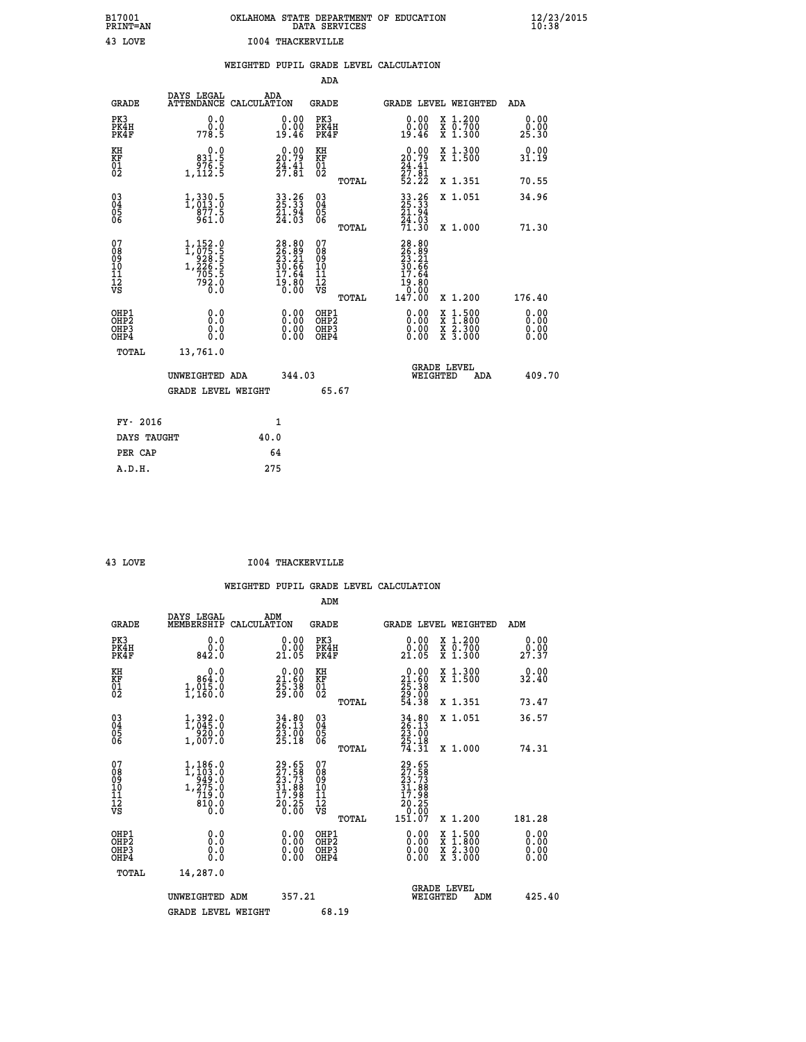B17001 OKLAHOMA STATE DEPARTMENT OF EDUCATION 12/23/2015
PRINT=AN DATA SERVICES 10:38

43 LOVE I004 THACKERVILLE

## WEIGHTED PUPIL GRADE LEVEL CALCULATION

### ADA

| GRADE | DAYS LEGAL ATTENDANCE | ADA CALCULATION | GRADE | GRADE LEVEL | WEIGHTED | ADA |
|---|---|---|---|---|---|---|
| PK3 | 0.0 | 0.00 | PK3 | 0.00 | X 1.200 | 0.00 |
| PK4H | 0.0 | 0.00 | PK4H | 0.00 | X 0.700 | 0.00 |
| PK4F | 778.5 | 19.46 | PK4F | 19.46 | X 1.300 | 25.30 |
| KH | 0.0 | 0.00 | KH | 0.00 | X 1.300 | 0.00 |
| KF | 831.5 | 20.79 | KF | 20.79 | X 1.500 | 31.19 |
| 01 | 976.5 | 24.41 | 01 | 24.41 | | |
| 02 | 1,112.5 | 27.81 | 02 | 27.81 | | |
| | | | TOTAL | 52.22 | X 1.351 | 70.55 |
| 03 | 1,330.5 | 33.26 | 03 | 33.26 | X 1.051 | 34.96 |
| 04 | 1,013.0 | 25.33 | 04 | 25.33 | | |
| 05 | 877.5 | 21.94 | 05 | 21.94 | | |
| 06 | 961.0 | 24.03 | 06 | 24.03 | | |
| | | | TOTAL | 71.30 | X 1.000 | 71.30 |
| 07 | 1,152.0 | 28.80 | 07 | 28.80 | | |
| 08 | 1,075.5 | 26.89 | 08 | 26.89 | | |
| 09 | 928.5 | 23.21 | 09 | 23.21 | | |
| 10 | 1,226.5 | 30.66 | 10 | 30.66 | | |
| 11 | 705.5 | 17.64 | 11 | 17.64 | | |
| 12 | 792.0 | 19.80 | 12 | 19.80 | | |
| VS | 0.0 | 0.00 | VS | 0.00 | | |
| | | | TOTAL | 147.00 | X 1.200 | 176.40 |
| OHP1 | 0.0 | 0.00 | OHP1 | 0.00 | X 1.500 | 0.00 |
| OHP2 | 0.0 | 0.00 | OHP2 | 0.00 | X 1.800 | 0.00 |
| OHP3 | 0.0 | 0.00 | OHP3 | 0.00 | X 2.300 | 0.00 |
| OHP4 | 0.0 | 0.00 | OHP4 | 0.00 | X 3.000 | 0.00 |
| TOTAL | 13,761.0 | | | | | |

UNWEIGHTED ADA 344.03 | GRADE LEVEL WEIGHTED ADA 409.70

GRADE LEVEL WEIGHT 65.67

| | |
|---|---|
| FY- 2016 | 1 |
| DAYS TAUGHT | 40.0 |
| PER CAP | 64 |
| A.D.H. | 275 |

43 LOVE I004 THACKERVILLE

## WEIGHTED PUPIL GRADE LEVEL CALCULATION

### ADM

| GRADE | DAYS LEGAL MEMBERSHIP | ADM CALCULATION | GRADE | GRADE LEVEL | WEIGHTED | ADM |
|---|---|---|---|---|---|---|
| PK3 | 0.0 | 0.00 | PK3 | 0.00 | X 1.200 | 0.00 |
| PK4H | 0.0 | 0.00 | PK4H | 0.00 | X 0.700 | 0.00 |
| PK4F | 842.0 | 21.05 | PK4F | 21.05 | X 1.300 | 27.37 |
| KH | 0.0 | 0.00 | KH | 0.00 | X 1.300 | 0.00 |
| KF | 864.0 | 21.60 | KF | 21.60 | X 1.500 | 32.40 |
| 01 | 1,015.0 | 25.38 | 01 | 25.38 | | |
| 02 | 1,160.0 | 29.00 | 02 | 29.00 | | |
| | | | TOTAL | 54.38 | X 1.351 | 73.47 |
| 03 | 1,392.0 | 34.80 | 03 | 34.80 | X 1.051 | 36.57 |
| 04 | 1,045.0 | 26.13 | 04 | 26.13 | | |
| 05 | 920.0 | 23.00 | 05 | 23.00 | | |
| 06 | 1,007.0 | 25.18 | 06 | 25.18 | | |
| | | | TOTAL | 74.31 | X 1.000 | 74.31 |
| 07 | 1,186.0 | 29.65 | 07 | 29.65 | | |
| 08 | 1,103.0 | 27.58 | 08 | 27.58 | | |
| 09 | 949.0 | 23.73 | 09 | 23.73 | | |
| 10 | 1,275.0 | 31.88 | 10 | 31.88 | | |
| 11 | 719.0 | 17.98 | 11 | 17.98 | | |
| 12 | 810.0 | 20.25 | 12 | 20.25 | | |
| VS | 0.0 | 0.00 | VS | 0.00 | | |
| | | | TOTAL | 151.07 | X 1.200 | 181.28 |
| OHP1 | 0.0 | 0.00 | OHP1 | 0.00 | X 1.500 | 0.00 |
| OHP2 | 0.0 | 0.00 | OHP2 | 0.00 | X 1.800 | 0.00 |
| OHP3 | 0.0 | 0.00 | OHP3 | 0.00 | X 2.300 | 0.00 |
| OHP4 | 0.0 | 0.00 | OHP4 | 0.00 | X 3.000 | 0.00 |
| TOTAL | 14,287.0 | | | | | |

UNWEIGHTED ADM 357.21 | GRADE LEVEL WEIGHTED ADM 425.40

GRADE LEVEL WEIGHT 68.19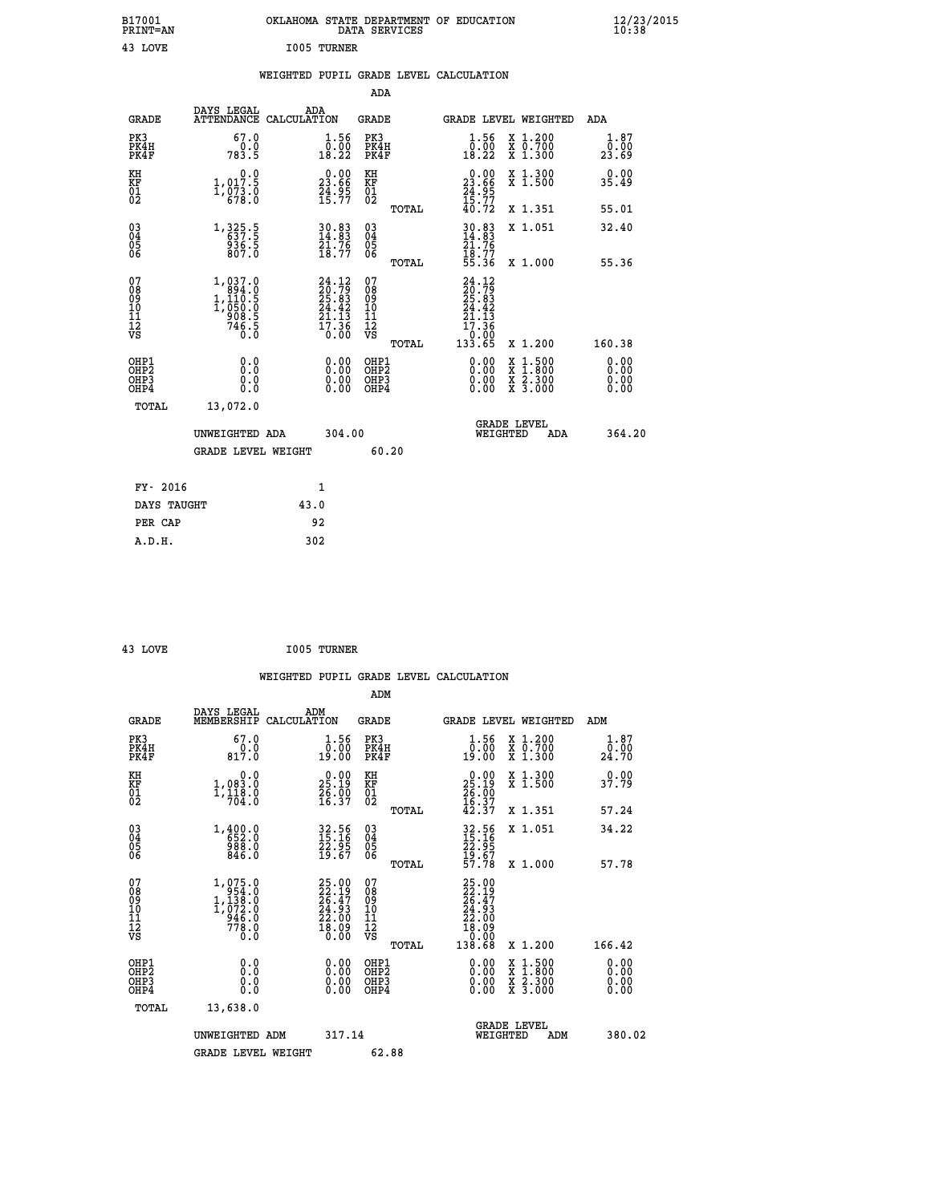B17001 OKLAHOMA STATE DEPARTMENT OF EDUCATION 12/23/2015
PRINT=AN DATA SERVICES 10:38

43 LOVE I005 TURNER

## WEIGHTED PUPIL GRADE LEVEL CALCULATION

### ADA

| GRADE | DAYS LEGAL ATTENDANCE | ADA CALCULATION | GRADE | | GRADE LEVEL | WEIGHTED | ADA |
|---|---|---|---|---|---|---|---|
| PK3 | 67.0 | 1.56 | PK3 | | 1.56 | X 1.200 | 1.87 |
| PK4H | 0.0 | 0.00 | PK4H | | 0.00 | X 0.700 | 0.00 |
| PK4F | 783.5 | 18.22 | PK4F | | 18.22 | X 1.300 | 23.69 |
| KH | 0.0 | 0.00 | KH | | 0.00 | X 1.300 | 0.00 |
| KF | 1,017.5 | 23.66 | KF | | 23.66 | X 1.500 | 35.49 |
| 01 | 1,073.0 | 24.95 | 01 | | 24.95 | | |
| 02 | 678.0 | 15.77 | 02 | | 15.77 | | |
| | | | | TOTAL | 40.72 | X 1.351 | 55.01 |
| 03 | 1,325.5 | 30.83 | 03 | | 30.83 | X 1.051 | 32.40 |
| 04 | 637.5 | 14.83 | 04 | | 14.83 | | |
| 05 | 936.5 | 21.76 | 05 | | 21.76 | | |
| 06 | 807.0 | 18.77 | 06 | | 18.77 | | |
| | | | | TOTAL | 55.36 | X 1.000 | 55.36 |
| 07 | 1,037.0 | 24.12 | 07 | | 24.12 | | |
| 08 | 894.0 | 20.79 | 08 | | 20.79 | | |
| 09 | 1,110.5 | 25.83 | 09 | | 25.83 | | |
| 10 | 1,050.0 | 24.42 | 10 | | 24.42 | | |
| 11 | 908.5 | 21.13 | 11 | | 21.13 | | |
| 12 | 746.5 | 17.36 | 12 | | 17.36 | | |
| VS | 0.0 | 0.00 | VS | | 0.00 | | |
| | | | | TOTAL | 133.65 | X 1.200 | 160.38 |
| OHP1 | 0.0 | 0.00 | OHP1 | | 0.00 | X 1.500 | 0.00 |
| OHP2 | 0.0 | 0.00 | OHP2 | | 0.00 | X 1.800 | 0.00 |
| OHP3 | 0.0 | 0.00 | OHP3 | | 0.00 | X 2.300 | 0.00 |
| OHP4 | 0.0 | 0.00 | OHP4 | | 0.00 | X 3.000 | 0.00 |
| TOTAL | 13,072.0 | | | | | | |

UNWEIGHTED ADA 304.00 | GRADE LEVEL WEIGHTED ADA 364.20

GRADE LEVEL WEIGHT 60.20

| FY- 2016 | 1 |
|---|---|
| DAYS TAUGHT | 43.0 |
| PER CAP | 92 |
| A.D.H. | 302 |

43 LOVE I005 TURNER

## WEIGHTED PUPIL GRADE LEVEL CALCULATION

### ADM

| GRADE | DAYS LEGAL MEMBERSHIP | ADM CALCULATION | GRADE | | GRADE LEVEL | WEIGHTED | ADM |
|---|---|---|---|---|---|---|---|
| PK3 | 67.0 | 1.56 | PK3 | | 1.56 | X 1.200 | 1.87 |
| PK4H | 0.0 | 0.00 | PK4H | | 0.00 | X 0.700 | 0.00 |
| PK4F | 817.0 | 19.00 | PK4F | | 19.00 | X 1.300 | 24.70 |
| KH | 0.0 | 0.00 | KH | | 0.00 | X 1.300 | 0.00 |
| KF | 1,083.0 | 25.19 | KF | | 25.19 | X 1.500 | 37.79 |
| 01 | 1,118.0 | 26.00 | 01 | | 26.00 | | |
| 02 | 704.0 | 16.37 | 02 | | 16.37 | | |
| | | | | TOTAL | 42.37 | X 1.351 | 57.24 |
| 03 | 1,400.0 | 32.56 | 03 | | 32.56 | X 1.051 | 34.22 |
| 04 | 652.0 | 15.16 | 04 | | 15.16 | | |
| 05 | 988.0 | 22.95 | 05 | | 22.95 | | |
| 06 | 846.0 | 19.67 | 06 | | 19.67 | | |
| | | | | TOTAL | 57.78 | X 1.000 | 57.78 |
| 07 | 1,075.0 | 25.00 | 07 | | 25.00 | | |
| 08 | 954.0 | 22.19 | 08 | | 22.19 | | |
| 09 | 1,138.0 | 26.47 | 09 | | 26.47 | | |
| 10 | 1,072.0 | 24.93 | 10 | | 24.93 | | |
| 11 | 946.0 | 22.00 | 11 | | 22.00 | | |
| 12 | 778.0 | 18.09 | 12 | | 18.09 | | |
| VS | 0.0 | 0.00 | VS | | 0.00 | | |
| | | | | TOTAL | 138.68 | X 1.200 | 166.42 |
| OHP1 | 0.0 | 0.00 | OHP1 | | 0.00 | X 1.500 | 0.00 |
| OHP2 | 0.0 | 0.00 | OHP2 | | 0.00 | X 1.800 | 0.00 |
| OHP3 | 0.0 | 0.00 | OHP3 | | 0.00 | X 2.300 | 0.00 |
| OHP4 | 0.0 | 0.00 | OHP4 | | 0.00 | X 3.000 | 0.00 |
| TOTAL | 13,638.0 | | | | | | |

UNWEIGHTED ADM 317.14 | GRADE LEVEL WEIGHTED ADM 380.02

GRADE LEVEL WEIGHT 62.88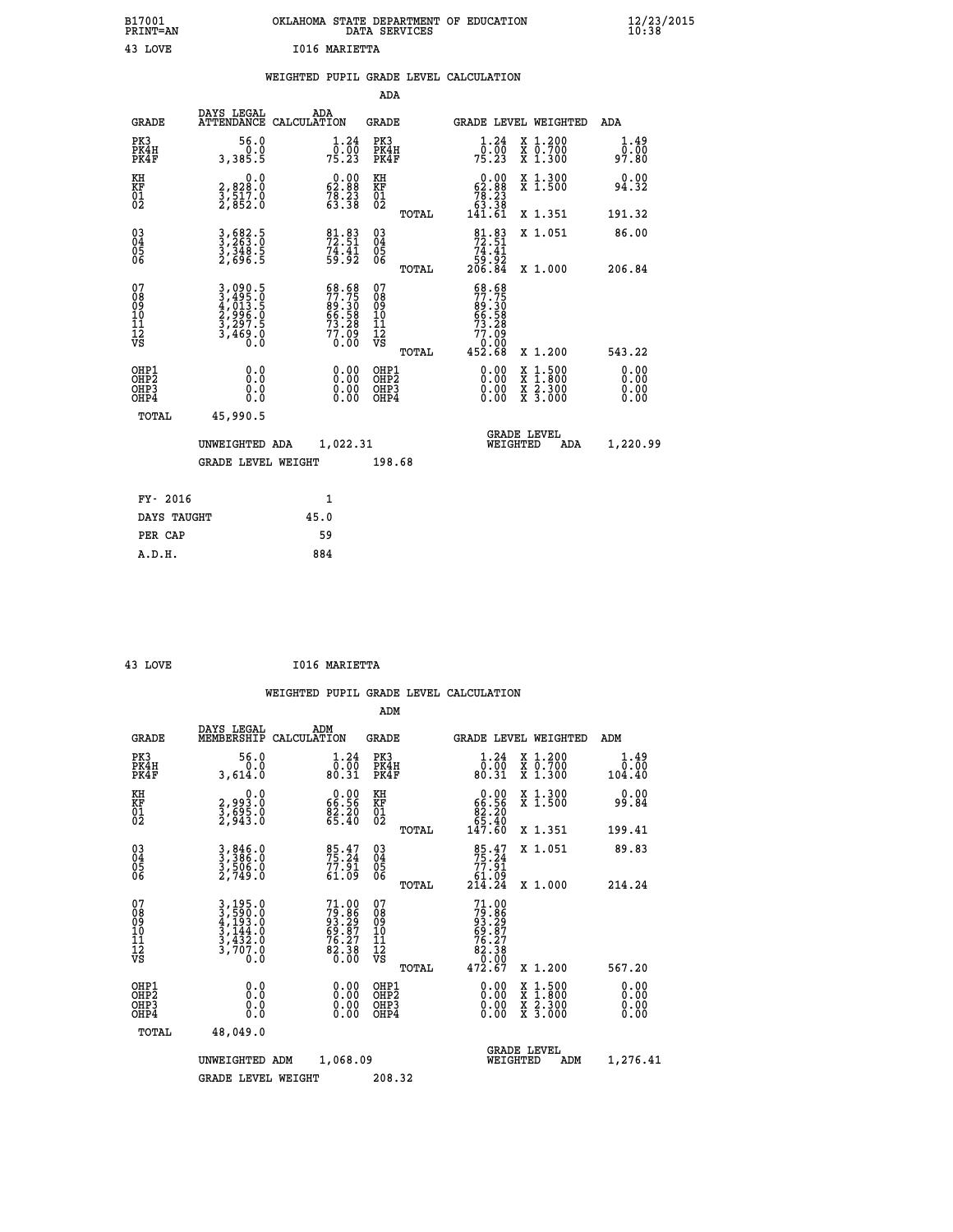B17001 OKLAHOMA STATE DEPARTMENT OF EDUCATION 12/23/2015
PRINT=AN DATA SERVICES 10:38

43 LOVE I016 MARIETTA

## WEIGHTED PUPIL GRADE LEVEL CALCULATION

### ADA

| GRADE | DAYS LEGAL ATTENDANCE | ADA CALCULATION | GRADE | GRADE LEVEL | WEIGHTED | ADA |
|---|---|---|---|---|---|---|
| PK3 | 56.0 | 1.24 | PK3 | 1.24 | X 1.200 | 1.49 |
| PK4H | 0.0 | 0.00 | PK4H | 0.00 | X 0.700 | 0.00 |
| PK4F | 3,385.5 | 75.23 | PK4F | 75.23 | X 1.300 | 97.80 |
| KH | 0.0 | 0.00 | KH | 0.00 | X 1.300 | 0.00 |
| KF | 2,828.0 | 62.88 | KF | 62.88 | X 1.500 | 94.32 |
| 01 | 3,517.0 | 78.23 | 01 | 78.23 | | |
| 02 | 2,852.0 | 63.38 | 02 | 63.38 | | |
| | | | TOTAL | 141.61 | X 1.351 | 191.32 |
| 03 | 3,682.5 | 81.83 | 03 | 81.83 | X 1.051 | 86.00 |
| 04 | 3,263.0 | 72.51 | 04 | 72.51 | | |
| 05 | 3,348.5 | 74.41 | 05 | 74.41 | | |
| 06 | 2,696.5 | 59.92 | 06 | 59.92 | | |
| | | | TOTAL | 206.84 | X 1.000 | 206.84 |
| 07 | 3,090.5 | 68.68 | 07 | 68.68 | | |
| 08 | 3,495.0 | 77.75 | 08 | 77.75 | | |
| 09 | 4,013.5 | 89.30 | 09 | 89.30 | | |
| 10 | 2,996.0 | 66.58 | 10 | 66.58 | | |
| 11 | 3,297.5 | 73.28 | 11 | 73.28 | | |
| 12 | 3,469.0 | 77.09 | 12 | 77.09 | | |
| VS | 0.0 | 0.00 | VS | 0.00 | | |
| | | | TOTAL | 452.68 | X 1.200 | 543.22 |
| OHP1 | 0.0 | 0.00 | OHP1 | 0.00 | X 1.500 | 0.00 |
| OHP2 | 0.0 | 0.00 | OHP2 | 0.00 | X 1.800 | 0.00 |
| OHP3 | 0.0 | 0.00 | OHP3 | 0.00 | X 2.300 | 0.00 |
| OHP4 | 0.0 | 0.00 | OHP4 | 0.00 | X 3.000 | 0.00 |
| TOTAL | 45,990.5 | | | | | |

UNWEIGHTED ADA 1,022.31 GRADE LEVEL WEIGHTED ADA 1,220.99

GRADE LEVEL WEIGHT 198.68

| FY- 2016 | 1 |
|---|---|
| DAYS TAUGHT | 45.0 |
| PER CAP | 59 |
| A.D.H. | 884 |

43 LOVE I016 MARIETTA

## WEIGHTED PUPIL GRADE LEVEL CALCULATION

### ADM

| GRADE | DAYS LEGAL MEMBERSHIP | ADM CALCULATION | GRADE | GRADE LEVEL | WEIGHTED | ADM |
|---|---|---|---|---|---|---|
| PK3 | 56.0 | 1.24 | PK3 | 1.24 | X 1.200 | 1.49 |
| PK4H | 0.0 | 0.00 | PK4H | 0.00 | X 0.700 | 0.00 |
| PK4F | 3,614.0 | 80.31 | PK4F | 80.31 | X 1.300 | 104.40 |
| KH | 0.0 | 0.00 | KH | 0.00 | X 1.300 | 0.00 |
| KF | 2,993.0 | 66.56 | KF | 66.56 | X 1.500 | 99.84 |
| 01 | 3,695.0 | 82.20 | 01 | 82.20 | | |
| 02 | 2,943.0 | 65.40 | 02 | 65.40 | | |
| | | | TOTAL | 147.60 | X 1.351 | 199.41 |
| 03 | 3,846.0 | 85.47 | 03 | 85.47 | X 1.051 | 89.83 |
| 04 | 3,386.0 | 75.24 | 04 | 75.24 | | |
| 05 | 3,506.0 | 77.91 | 05 | 77.91 | | |
| 06 | 2,749.0 | 61.09 | 06 | 61.09 | | |
| | | | TOTAL | 214.24 | X 1.000 | 214.24 |
| 07 | 3,195.0 | 71.00 | 07 | 71.00 | | |
| 08 | 3,590.0 | 79.86 | 08 | 79.86 | | |
| 09 | 4,193.0 | 93.29 | 09 | 93.29 | | |
| 10 | 3,144.0 | 69.87 | 10 | 69.87 | | |
| 11 | 3,432.0 | 76.27 | 11 | 76.27 | | |
| 12 | 3,707.0 | 82.38 | 12 | 82.38 | | |
| VS | 0.0 | 0.00 | VS | 0.00 | | |
| | | | TOTAL | 472.67 | X 1.200 | 567.20 |
| OHP1 | 0.0 | 0.00 | OHP1 | 0.00 | X 1.500 | 0.00 |
| OHP2 | 0.0 | 0.00 | OHP2 | 0.00 | X 1.800 | 0.00 |
| OHP3 | 0.0 | 0.00 | OHP3 | 0.00 | X 2.300 | 0.00 |
| OHP4 | 0.0 | 0.00 | OHP4 | 0.00 | X 3.000 | 0.00 |
| TOTAL | 48,049.0 | | | | | |

UNWEIGHTED ADM 1,068.09 GRADE LEVEL WEIGHTED ADM 1,276.41

GRADE LEVEL WEIGHT 208.32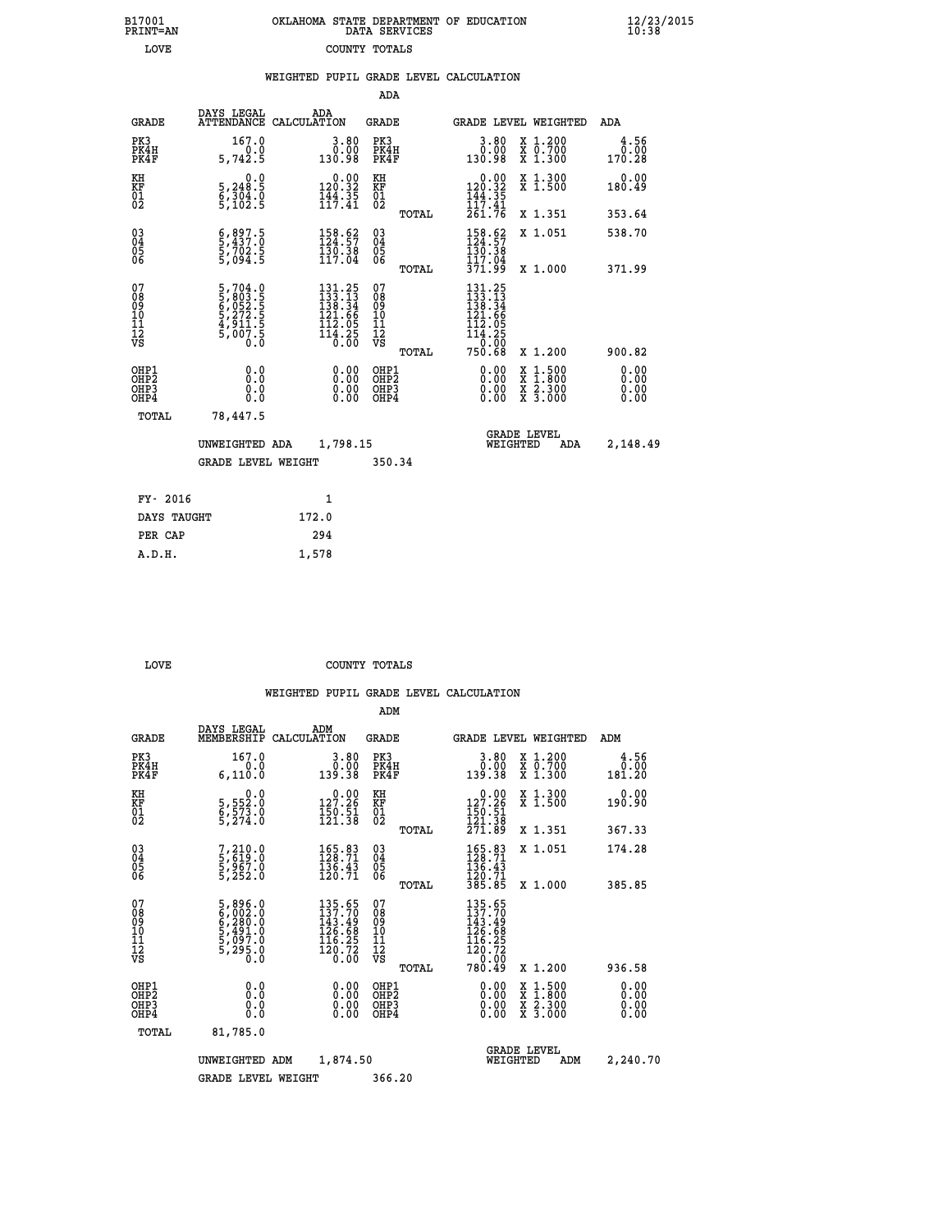B17001 PRINT=AN · OKLAHOMA STATE DEPARTMENT OF EDUCATION · DATA SERVICES · 12/23/2015 10:38

LOVE · COUNTY TOTALS

## WEIGHTED PUPIL GRADE LEVEL CALCULATION

### ADA

| GRADE | DAYS LEGAL ATTENDANCE | ADA CALCULATION | GRADE | GRADE LEVEL | WEIGHTED | ADA |
|---|---|---|---|---|---|---|
| PK3 | 167.0 | 3.80 | PK3 | 3.80 | X 1.200 | 4.56 |
| PK4H | 0.0 | 0.00 | PK4H | 0.00 | X 0.700 | 0.00 |
| PK4F | 5,742.5 | 130.98 | PK4F | 130.98 | X 1.300 | 170.28 |
| KH | 0.0 | 0.00 | KH | 0.00 | X 1.300 | 0.00 |
| KF | 5,248.5 | 120.32 | KF | 120.32 | X 1.500 | 180.49 |
| 01 | 6,304.0 | 144.35 | 01 | 144.35 | | |
| 02 | 5,102.5 | 117.41 | 02 | 117.41 | | |
| | | | TOTAL | 261.76 | X 1.351 | 353.64 |
| 03 | 6,897.5 | 158.62 | 03 | 158.62 | X 1.051 | 538.70 |
| 04 | 5,437.0 | 124.57 | 04 | 124.57 | | |
| 05 | 5,702.5 | 130.38 | 05 | 130.38 | | |
| 06 | 5,094.5 | 117.04 | 06 | 117.04 | | |
| | | | TOTAL | 371.99 | X 1.000 | 371.99 |
| 07 | 5,704.0 | 131.25 | 07 | 131.25 | | |
| 08 | 5,803.5 | 133.13 | 08 | 133.13 | | |
| 09 | 6,052.5 | 138.34 | 09 | 138.34 | | |
| 10 | 5,272.5 | 121.66 | 10 | 121.66 | | |
| 11 | 4,911.5 | 112.05 | 11 | 112.05 | | |
| 12 | 5,007.5 | 114.25 | 12 | 114.25 | | |
| VS | 0.0 | 0.00 | VS | 0.00 | | |
| | | | TOTAL | 750.68 | X 1.200 | 900.82 |
| OHP1 | 0.0 | 0.00 | OHP1 | 0.00 | X 1.500 | 0.00 |
| OHP2 | 0.0 | 0.00 | OHP2 | 0.00 | X 1.800 | 0.00 |
| OHP3 | 0.0 | 0.00 | OHP3 | 0.00 | X 2.300 | 0.00 |
| OHP4 | 0.0 | 0.00 | OHP4 | 0.00 | X 3.000 | 0.00 |
| TOTAL | 78,447.5 | | | | | |

UNWEIGHTED ADA 1,798.15 · GRADE LEVEL WEIGHTED ADA 2,148.49

GRADE LEVEL WEIGHT 350.34

| FY- 2016 | 1 |
|---|---|
| DAYS TAUGHT | 172.0 |
| PER CAP | 294 |
| A.D.H. | 1,578 |

LOVE · COUNTY TOTALS

## WEIGHTED PUPIL GRADE LEVEL CALCULATION

### ADM

| GRADE | DAYS LEGAL MEMBERSHIP | ADM CALCULATION | GRADE | GRADE LEVEL | WEIGHTED | ADM |
|---|---|---|---|---|---|---|
| PK3 | 167.0 | 3.80 | PK3 | 3.80 | X 1.200 | 4.56 |
| PK4H | 0.0 | 0.00 | PK4H | 0.00 | X 0.700 | 0.00 |
| PK4F | 6,110.0 | 139.38 | PK4F | 139.38 | X 1.300 | 181.20 |
| KH | 0.0 | 0.00 | KH | 0.00 | X 1.300 | 0.00 |
| KF | 5,552.0 | 127.26 | KF | 127.26 | X 1.500 | 190.90 |
| 01 | 6,573.0 | 150.51 | 01 | 150.51 | | |
| 02 | 5,274.0 | 121.38 | 02 | 121.38 | | |
| | | | TOTAL | 271.89 | X 1.351 | 367.33 |
| 03 | 7,210.0 | 165.83 | 03 | 165.83 | X 1.051 | 174.28 |
| 04 | 5,619.0 | 128.71 | 04 | 128.71 | | |
| 05 | 5,967.0 | 136.43 | 05 | 136.43 | | |
| 06 | 5,252.0 | 120.71 | 06 | 120.71 | | |
| | | | TOTAL | 385.85 | X 1.000 | 385.85 |
| 07 | 5,896.0 | 135.65 | 07 | 135.65 | | |
| 08 | 6,002.0 | 137.70 | 08 | 137.70 | | |
| 09 | 6,280.0 | 143.49 | 09 | 143.49 | | |
| 10 | 5,491.0 | 126.68 | 10 | 126.68 | | |
| 11 | 5,097.0 | 116.25 | 11 | 116.25 | | |
| 12 | 5,295.0 | 120.72 | 12 | 120.72 | | |
| VS | 0.0 | 0.00 | VS | 0.00 | | |
| | | | TOTAL | 780.49 | X 1.200 | 936.58 |
| OHP1 | 0.0 | 0.00 | OHP1 | 0.00 | X 1.500 | 0.00 |
| OHP2 | 0.0 | 0.00 | OHP2 | 0.00 | X 1.800 | 0.00 |
| OHP3 | 0.0 | 0.00 | OHP3 | 0.00 | X 2.300 | 0.00 |
| OHP4 | 0.0 | 0.00 | OHP4 | 0.00 | X 3.000 | 0.00 |
| TOTAL | 81,785.0 | | | | | |

UNWEIGHTED ADM 1,874.50 · GRADE LEVEL WEIGHTED ADM 2,240.70

GRADE LEVEL WEIGHT 366.20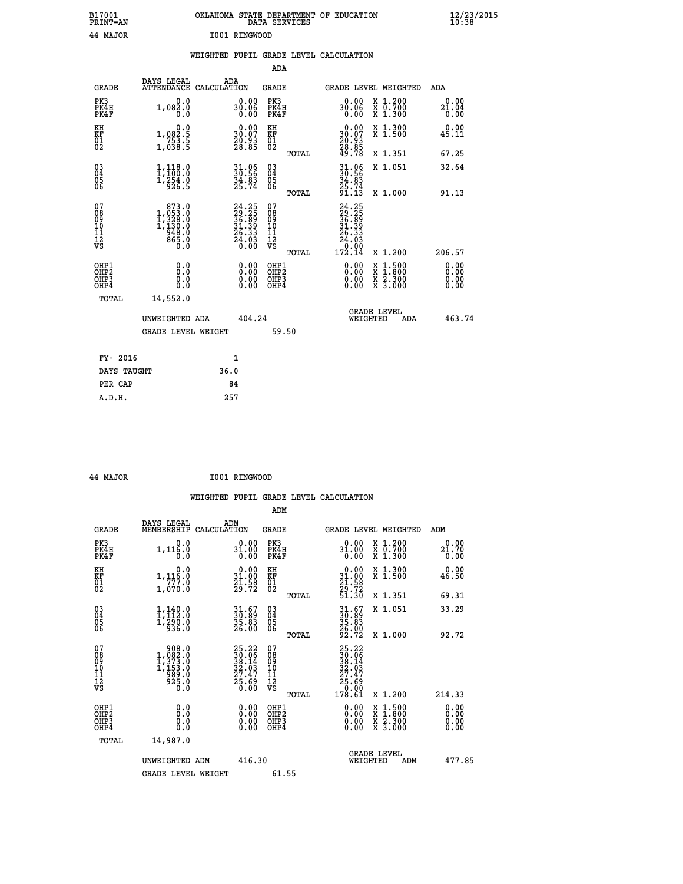B17001 OKLAHOMA STATE DEPARTMENT OF EDUCATION 12/23/2015
PRINT=AN DATA SERVICES 10:38

44 MAJOR I001 RINGWOOD

WEIGHTED PUPIL GRADE LEVEL CALCULATION

ADA

| GRADE | DAYS LEGAL ATTENDANCE | ADA CALCULATION | GRADE | | GRADE LEVEL | WEIGHTED | ADA |
|---|---|---|---|---|---|---|---|
| PK3 | 0.0 | 0.00 | PK3 | | 0.00 | X 1.200 | 0.00 |
| PK4H | 1,082.0 | 30.06 | PK4H | | 30.06 | X 0.700 | 21.04 |
| PK4F | 0.0 | 0.00 | PK4F | | 0.00 | X 1.300 | 0.00 |
| KH | 0.0 | 0.00 | KH | | 0.00 | X 1.300 | 0.00 |
| KF | 1,082.5 | 30.07 | KF | | 30.07 | X 1.500 | 45.11 |
| 01 | 753.5 | 20.93 | 01 | | 20.93 | | |
| 02 | 1,038.5 | 28.85 | 02 | | 28.85 | | |
| | | | | TOTAL | 49.78 | X 1.351 | 67.25 |
| 03 | 1,118.0 | 31.06 | 03 | | 31.06 | X 1.051 | 32.64 |
| 04 | 1,100.0 | 30.56 | 04 | | 30.56 | | |
| 05 | 1,254.0 | 34.83 | 05 | | 34.83 | | |
| 06 | 926.5 | 25.74 | 06 | | 25.74 | | |
| | | | | TOTAL | 91.13 | X 1.000 | 91.13 |
| 07 | 873.0 | 24.25 | 07 | | 24.25 | | |
| 08 | 1,053.0 | 29.25 | 08 | | 29.25 | | |
| 09 | 1,328.0 | 36.89 | 09 | | 36.89 | | |
| 10 | 1,130.0 | 31.39 | 10 | | 31.39 | | |
| 11 | 948.0 | 26.33 | 11 | | 26.33 | | |
| 12 | 865.0 | 24.03 | 12 | | 24.03 | | |
| VS | 0.0 | 0.00 | VS | | 0.00 | | |
| | | | | TOTAL | 172.14 | X 1.200 | 206.57 |
| OHP1 | 0.0 | 0.00 | OHP1 | | 0.00 | X 1.500 | 0.00 |
| OHP2 | 0.0 | 0.00 | OHP2 | | 0.00 | X 1.800 | 0.00 |
| OHP3 | 0.0 | 0.00 | OHP3 | | 0.00 | X 2.300 | 0.00 |
| OHP4 | 0.0 | 0.00 | OHP4 | | 0.00 | X 3.000 | 0.00 |
| TOTAL | 14,552.0 | | | | | | |

UNWEIGHTED ADA 404.24 GRADE LEVEL WEIGHTED ADA 463.74

GRADE LEVEL WEIGHT 59.50

| | |
|---|---|
| FY- 2016 | 1 |
| DAYS TAUGHT | 36.0 |
| PER CAP | 84 |
| A.D.H. | 257 |

44 MAJOR I001 RINGWOOD

WEIGHTED PUPIL GRADE LEVEL CALCULATION

ADM

| GRADE | DAYS LEGAL MEMBERSHIP | ADM CALCULATION | GRADE | | GRADE LEVEL | WEIGHTED | ADM |
|---|---|---|---|---|---|---|---|
| PK3 | 0.0 | 0.00 | PK3 | | 0.00 | X 1.200 | 0.00 |
| PK4H | 1,116.0 | 31.00 | PK4H | | 31.00 | X 0.700 | 21.70 |
| PK4F | 0.0 | 0.00 | PK4F | | 0.00 | X 1.300 | 0.00 |
| KH | 0.0 | 0.00 | KH | | 0.00 | X 1.300 | 0.00 |
| KF | 1,116.0 | 31.00 | KF | | 31.00 | X 1.500 | 46.50 |
| 01 | 777.0 | 21.58 | 01 | | 21.58 | | |
| 02 | 1,070.0 | 29.72 | 02 | | 29.72 | | |
| | | | | TOTAL | 51.30 | X 1.351 | 69.31 |
| 03 | 1,140.0 | 31.67 | 03 | | 31.67 | X 1.051 | 33.29 |
| 04 | 1,112.0 | 30.89 | 04 | | 30.89 | | |
| 05 | 1,290.0 | 35.83 | 05 | | 35.83 | | |
| 06 | 936.0 | 26.00 | 06 | | 26.00 | | |
| | | | | TOTAL | 92.72 | X 1.000 | 92.72 |
| 07 | 908.0 | 25.22 | 07 | | 25.22 | | |
| 08 | 1,082.0 | 30.06 | 08 | | 30.06 | | |
| 09 | 1,373.0 | 38.14 | 09 | | 38.14 | | |
| 10 | 1,153.0 | 32.03 | 10 | | 32.03 | | |
| 11 | 989.0 | 27.47 | 11 | | 27.47 | | |
| 12 | 925.0 | 25.69 | 12 | | 25.69 | | |
| VS | 0.0 | 0.00 | VS | | 0.00 | | |
| | | | | TOTAL | 178.61 | X 1.200 | 214.33 |
| OHP1 | 0.0 | 0.00 | OHP1 | | 0.00 | X 1.500 | 0.00 |
| OHP2 | 0.0 | 0.00 | OHP2 | | 0.00 | X 1.800 | 0.00 |
| OHP3 | 0.0 | 0.00 | OHP3 | | 0.00 | X 2.300 | 0.00 |
| OHP4 | 0.0 | 0.00 | OHP4 | | 0.00 | X 3.000 | 0.00 |
| TOTAL | 14,987.0 | | | | | | |

UNWEIGHTED ADM 416.30 GRADE LEVEL WEIGHTED ADM 477.85

GRADE LEVEL WEIGHT 61.55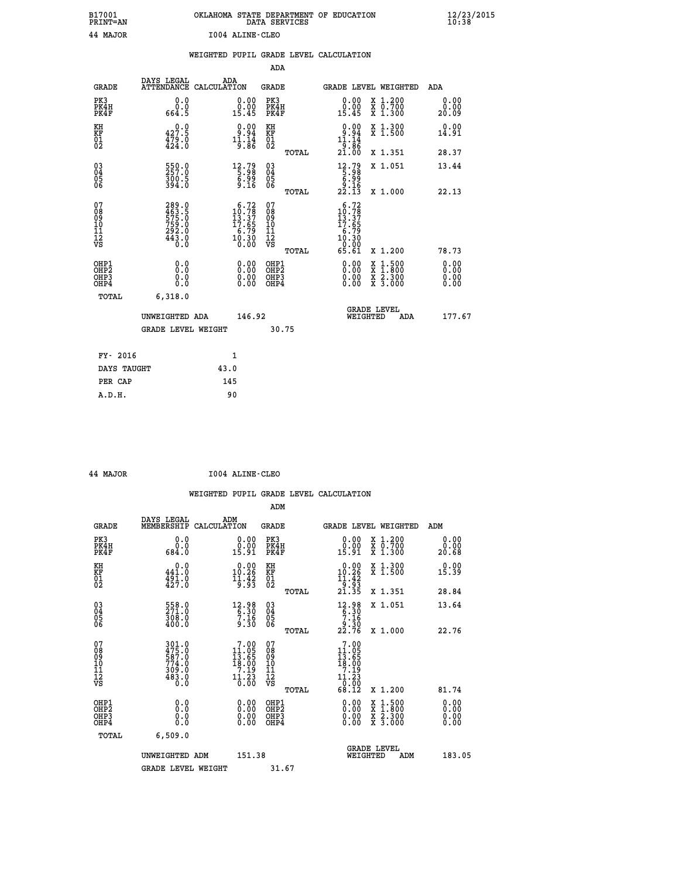B17001 OKLAHOMA STATE DEPARTMENT OF EDUCATION 12/23/2015
PRINT=AN DATA SERVICES 10:38

44 MAJOR I004 ALINE-CLEO

## WEIGHTED PUPIL GRADE LEVEL CALCULATION

### ADA

| GRADE | DAYS LEGAL ATTENDANCE | ADA CALCULATION | GRADE | GRADE LEVEL | WEIGHTED | ADA |
|---|---|---|---|---|---|---|
| PK3 | 0.0 | 0.00 | PK3 | 0.00 | X 1.200 | 0.00 |
| PK4H | 0.0 | 0.00 | PK4H | 0.00 | X 0.700 | 0.00 |
| PK4F | 664.5 | 15.45 | PK4F | 15.45 | X 1.300 | 20.09 |
| KH | 0.0 | 0.00 | KH | 0.00 | X 1.300 | 0.00 |
| KF | 427.5 | 9.94 | KF | 9.94 | X 1.500 | 14.91 |
| 01 | 479.0 | 11.14 | 01 | 11.14 | | |
| 02 | 424.0 | 9.86 | 02 | 9.86 | | |
| | | | TOTAL | 21.00 | X 1.351 | 28.37 |
| 03 | 550.0 | 12.79 | 03 | 12.79 | X 1.051 | 13.44 |
| 04 | 257.0 | 5.98 | 04 | 5.98 | | |
| 05 | 300.5 | 6.99 | 05 | 6.99 | | |
| 06 | 394.0 | 9.16 | 06 | 9.16 | | |
| | | | TOTAL | 22.13 | X 1.000 | 22.13 |
| 07 | 289.0 | 6.72 | 07 | 6.72 | | |
| 08 | 463.5 | 10.78 | 08 | 10.78 | | |
| 09 | 575.0 | 13.37 | 09 | 13.37 | | |
| 10 | 759.0 | 17.65 | 10 | 17.65 | | |
| 11 | 292.0 | 6.79 | 11 | 6.79 | | |
| 12 | 443.0 | 10.30 | 12 | 10.30 | | |
| VS | 0.0 | 0.00 | VS | 0.00 | | |
| | | | TOTAL | 65.61 | X 1.200 | 78.73 |
| OHP1 | 0.0 | 0.00 | OHP1 | 0.00 | X 1.500 | 0.00 |
| OHP2 | 0.0 | 0.00 | OHP2 | 0.00 | X 1.800 | 0.00 |
| OHP3 | 0.0 | 0.00 | OHP3 | 0.00 | X 2.300 | 0.00 |
| OHP4 | 0.0 | 0.00 | OHP4 | 0.00 | X 3.000 | 0.00 |
| TOTAL | 6,318.0 | | | | | |

UNWEIGHTED ADA 146.92 GRADE LEVEL WEIGHTED ADA 177.67

GRADE LEVEL WEIGHT 30.75

| FY- 2016 | 1 |
|---|---|
| DAYS TAUGHT | 43.0 |
| PER CAP | 145 |
| A.D.H. | 90 |

44 MAJOR I004 ALINE-CLEO

## WEIGHTED PUPIL GRADE LEVEL CALCULATION

### ADM

| GRADE | DAYS LEGAL MEMBERSHIP | ADM CALCULATION | GRADE | GRADE LEVEL | WEIGHTED | ADM |
|---|---|---|---|---|---|---|
| PK3 | 0.0 | 0.00 | PK3 | 0.00 | X 1.200 | 0.00 |
| PK4H | 0.0 | 0.00 | PK4H | 0.00 | X 0.700 | 0.00 |
| PK4F | 684.0 | 15.91 | PK4F | 15.91 | X 1.300 | 20.68 |
| KH | 0.0 | 0.00 | KH | 0.00 | X 1.300 | 0.00 |
| KF | 441.0 | 10.26 | KF | 10.26 | X 1.500 | 15.39 |
| 01 | 491.0 | 11.42 | 01 | 11.42 | | |
| 02 | 427.0 | 9.93 | 02 | 9.93 | | |
| | | | TOTAL | 21.35 | X 1.351 | 28.84 |
| 03 | 558.0 | 12.98 | 03 | 12.98 | X 1.051 | 13.64 |
| 04 | 271.0 | 6.30 | 04 | 6.30 | | |
| 05 | 308.0 | 7.16 | 05 | 7.16 | | |
| 06 | 400.0 | 9.30 | 06 | 9.30 | | |
| | | | TOTAL | 22.76 | X 1.000 | 22.76 |
| 07 | 301.0 | 7.00 | 07 | 7.00 | | |
| 08 | 475.0 | 11.05 | 08 | 11.05 | | |
| 09 | 587.0 | 13.65 | 09 | 13.65 | | |
| 10 | 774.0 | 18.00 | 10 | 18.00 | | |
| 11 | 309.0 | 7.19 | 11 | 7.19 | | |
| 12 | 483.0 | 11.23 | 12 | 11.23 | | |
| VS | 0.0 | 0.00 | VS | 0.00 | | |
| | | | TOTAL | 68.12 | X 1.200 | 81.74 |
| OHP1 | 0.0 | 0.00 | OHP1 | 0.00 | X 1.500 | 0.00 |
| OHP2 | 0.0 | 0.00 | OHP2 | 0.00 | X 1.800 | 0.00 |
| OHP3 | 0.0 | 0.00 | OHP3 | 0.00 | X 2.300 | 0.00 |
| OHP4 | 0.0 | 0.00 | OHP4 | 0.00 | X 3.000 | 0.00 |
| TOTAL | 6,509.0 | | | | | |

UNWEIGHTED ADM 151.38 GRADE LEVEL WEIGHTED ADM 183.05

GRADE LEVEL WEIGHT 31.67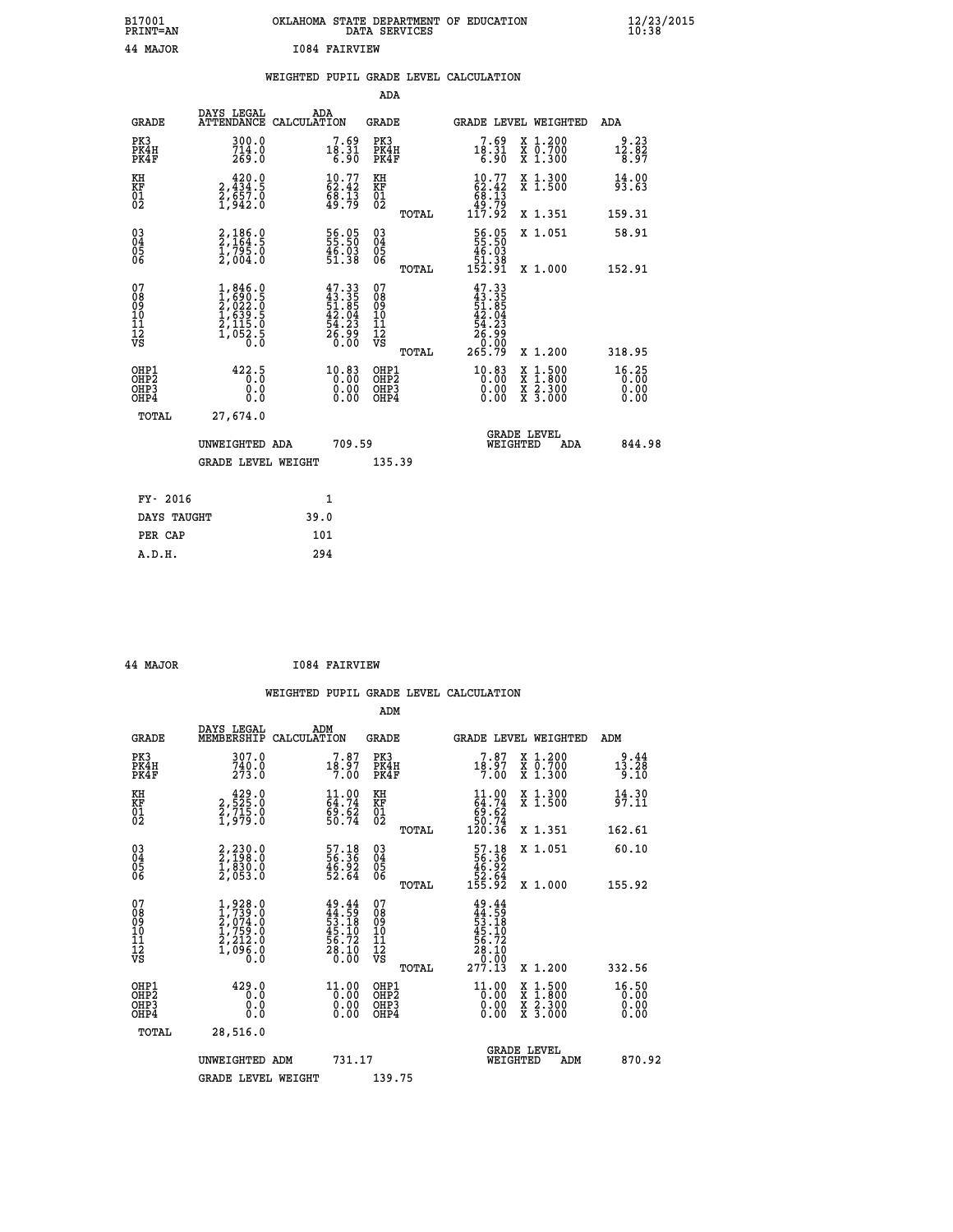B17001 PRINT=AN — OKLAHOMA STATE DEPARTMENT OF EDUCATION DATA SERVICES — 12/23/2015 10:38

44 MAJOR — I084 FAIRVIEW

## WEIGHTED PUPIL GRADE LEVEL CALCULATION

### ADA

| GRADE | DAYS LEGAL ATTENDANCE | ADA CALCULATION | GRADE | GRADE LEVEL | WEIGHTED | ADA |
|---|---|---|---|---|---|---|
| PK3 | 300.0 | 7.69 | PK3 | 7.69 | X 1.200 | 9.23 |
| PK4H | 714.0 | 18.31 | PK4H | 18.31 | X 0.700 | 12.82 |
| PK4F | 269.0 | 6.90 | PK4F | 6.90 | X 1.300 | 8.97 |
| KH | 420.0 | 10.77 | KH | 10.77 | X 1.300 | 14.00 |
| KF | 2,434.5 | 62.42 | KF | 62.42 | X 1.500 | 93.63 |
| 01 | 2,657.0 | 68.13 | 01 | 68.13 | | |
| 02 | 1,942.0 | 49.79 | 02 | 49.79 | | |
| | | | TOTAL | 117.92 | X 1.351 | 159.31 |
| 03 | 2,186.0 | 56.05 | 03 | 56.05 | X 1.051 | 58.91 |
| 04 | 2,164.5 | 55.50 | 04 | 55.50 | | |
| 05 | 1,795.0 | 46.03 | 05 | 46.03 | | |
| 06 | 2,004.0 | 51.38 | 06 | 51.38 | | |
| | | | TOTAL | 152.91 | X 1.000 | 152.91 |
| 07 | 1,846.0 | 47.33 | 07 | 47.33 | | |
| 08 | 1,690.5 | 43.35 | 08 | 43.35 | | |
| 09 | 2,022.0 | 51.85 | 09 | 51.85 | | |
| 10 | 1,639.5 | 42.04 | 10 | 42.04 | | |
| 11 | 2,115.0 | 54.23 | 11 | 54.23 | | |
| 12 | 1,052.5 | 26.99 | 12 | 26.99 | | |
| VS | 0.0 | 0.00 | VS | 0.00 | | |
| | | | TOTAL | 265.79 | X 1.200 | 318.95 |
| OHP1 | 422.5 | 10.83 | OHP1 | 10.83 | X 1.500 | 16.25 |
| OHP2 | 0.0 | 0.00 | OHP2 | 0.00 | X 1.800 | 0.00 |
| OHP3 | 0.0 | 0.00 | OHP3 | 0.00 | X 2.300 | 0.00 |
| OHP4 | 0.0 | 0.00 | OHP4 | 0.00 | X 3.000 | 0.00 |
| TOTAL | 27,674.0 | | | | | |

UNWEIGHTED ADA 709.59 — GRADE LEVEL WEIGHTED ADA 844.98

GRADE LEVEL WEIGHT 135.39

| | |
|---|---|
| FY- 2016 | 1 |
| DAYS TAUGHT | 39.0 |
| PER CAP | 101 |
| A.D.H. | 294 |

44 MAJOR — I084 FAIRVIEW

## WEIGHTED PUPIL GRADE LEVEL CALCULATION

### ADM

| GRADE | DAYS LEGAL MEMBERSHIP | ADM CALCULATION | GRADE | GRADE LEVEL | WEIGHTED | ADM |
|---|---|---|---|---|---|---|
| PK3 | 307.0 | 7.87 | PK3 | 7.87 | X 1.200 | 9.44 |
| PK4H | 740.0 | 18.97 | PK4H | 18.97 | X 0.700 | 13.28 |
| PK4F | 273.0 | 7.00 | PK4F | 7.00 | X 1.300 | 9.10 |
| KH | 429.0 | 11.00 | KH | 11.00 | X 1.300 | 14.30 |
| KF | 2,525.0 | 64.74 | KF | 64.74 | X 1.500 | 97.11 |
| 01 | 2,715.0 | 69.62 | 01 | 69.62 | | |
| 02 | 1,979.0 | 50.74 | 02 | 50.74 | | |
| | | | TOTAL | 120.36 | X 1.351 | 162.61 |
| 03 | 2,230.0 | 57.18 | 03 | 57.18 | X 1.051 | 60.10 |
| 04 | 2,198.0 | 56.36 | 04 | 56.36 | | |
| 05 | 1,830.0 | 46.92 | 05 | 46.92 | | |
| 06 | 2,053.0 | 52.64 | 06 | 52.64 | | |
| | | | TOTAL | 155.92 | X 1.000 | 155.92 |
| 07 | 1,928.0 | 49.44 | 07 | 49.44 | | |
| 08 | 1,739.0 | 44.59 | 08 | 44.59 | | |
| 09 | 2,074.0 | 53.18 | 09 | 53.18 | | |
| 10 | 1,759.0 | 45.10 | 10 | 45.10 | | |
| 11 | 2,212.0 | 56.72 | 11 | 56.72 | | |
| 12 | 1,096.0 | 28.10 | 12 | 28.10 | | |
| VS | 0.0 | 0.00 | VS | 0.00 | | |
| | | | TOTAL | 277.13 | X 1.200 | 332.56 |
| OHP1 | 429.0 | 11.00 | OHP1 | 11.00 | X 1.500 | 16.50 |
| OHP2 | 0.0 | 0.00 | OHP2 | 0.00 | X 1.800 | 0.00 |
| OHP3 | 0.0 | 0.00 | OHP3 | 0.00 | X 2.300 | 0.00 |
| OHP4 | 0.0 | 0.00 | OHP4 | 0.00 | X 3.000 | 0.00 |
| TOTAL | 28,516.0 | | | | | |

UNWEIGHTED ADM 731.17 — GRADE LEVEL WEIGHTED ADM 870.92

GRADE LEVEL WEIGHT 139.75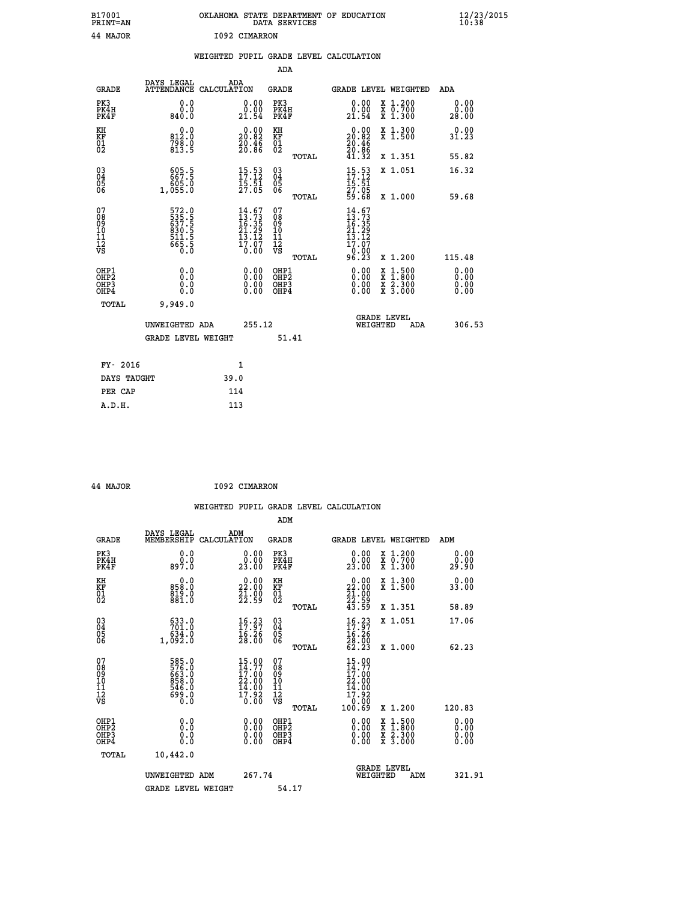B17001 OKLAHOMA STATE DEPARTMENT OF EDUCATION 12/23/2015
PRINT=AN DATA SERVICES 10:38

44 MAJOR I092 CIMARRON

## WEIGHTED PUPIL GRADE LEVEL CALCULATION

### ADA

| GRADE | DAYS LEGAL ATTENDANCE | ADA CALCULATION | GRADE | GRADE LEVEL | WEIGHTED | ADA |
|---|---|---|---|---|---|---|
| PK3 | 0.0 | 0.00 | PK3 | 0.00 | X 1.200 | 0.00 |
| PK4H | 0.0 | 0.00 | PK4H | 0.00 | X 0.700 | 0.00 |
| PK4F | 840.0 | 21.54 | PK4F | 21.54 | X 1.300 | 28.00 |
| KH | 0.0 | 0.00 | KH | 0.00 | X 1.300 | 0.00 |
| KF | 812.0 | 20.82 | KF | 20.82 | X 1.500 | 31.23 |
| 01 | 798.0 | 20.46 | 01 | 20.46 | | |
| 02 | 813.5 | 20.86 | 02 | 20.86 | | |
| | | | TOTAL | 41.32 | X 1.351 | 55.82 |
| 03 | 605.5 | 15.53 | 03 | 15.53 | X 1.051 | 16.32 |
| 04 | 667.5 | 17.12 | 04 | 17.12 | | |
| 05 | 605.0 | 15.51 | 05 | 15.51 | | |
| 06 | 1,055.0 | 27.05 | 06 | 27.05 | | |
| | | | TOTAL | 59.68 | X 1.000 | 59.68 |
| 07 | 572.0 | 14.67 | 07 | 14.67 | | |
| 08 | 535.5 | 13.73 | 08 | 13.73 | | |
| 09 | 637.5 | 16.35 | 09 | 16.35 | | |
| 10 | 830.5 | 21.29 | 10 | 21.29 | | |
| 11 | 511.5 | 13.12 | 11 | 13.12 | | |
| 12 | 665.5 | 17.07 | 12 | 17.07 | | |
| VS | 0.0 | 0.00 | VS | 0.00 | | |
| | | | TOTAL | 96.23 | X 1.200 | 115.48 |
| OHP1 | 0.0 | 0.00 | OHP1 | 0.00 | X 1.500 | 0.00 |
| OHP2 | 0.0 | 0.00 | OHP2 | 0.00 | X 1.800 | 0.00 |
| OHP3 | 0.0 | 0.00 | OHP3 | 0.00 | X 2.300 | 0.00 |
| OHP4 | 0.0 | 0.00 | OHP4 | 0.00 | X 3.000 | 0.00 |
| TOTAL | 9,949.0 | | | | | |

UNWEIGHTED ADA 255.12 GRADE LEVEL WEIGHTED ADA 306.53

GRADE LEVEL WEIGHT 51.41

| FY- 2016 | 1 |
|---|---|
| DAYS TAUGHT | 39.0 |
| PER CAP | 114 |
| A.D.H. | 113 |

44 MAJOR I092 CIMARRON

## WEIGHTED PUPIL GRADE LEVEL CALCULATION

### ADM

| GRADE | DAYS LEGAL MEMBERSHIP | ADM CALCULATION | GRADE | GRADE LEVEL | WEIGHTED | ADM |
|---|---|---|---|---|---|---|
| PK3 | 0.0 | 0.00 | PK3 | 0.00 | X 1.200 | 0.00 |
| PK4H | 0.0 | 0.00 | PK4H | 0.00 | X 0.700 | 0.00 |
| PK4F | 897.0 | 23.00 | PK4F | 23.00 | X 1.300 | 29.90 |
| KH | 0.0 | 0.00 | KH | 0.00 | X 1.300 | 0.00 |
| KF | 858.0 | 22.00 | KF | 22.00 | X 1.500 | 33.00 |
| 01 | 819.0 | 21.00 | 01 | 21.00 | | |
| 02 | 881.0 | 22.59 | 02 | 22.59 | | |
| | | | TOTAL | 43.59 | X 1.351 | 58.89 |
| 03 | 633.0 | 16.23 | 03 | 16.23 | X 1.051 | 17.06 |
| 04 | 701.0 | 17.97 | 04 | 17.97 | | |
| 05 | 634.0 | 16.26 | 05 | 16.26 | | |
| 06 | 1,092.0 | 28.00 | 06 | 28.00 | | |
| | | | TOTAL | 62.23 | X 1.000 | 62.23 |
| 07 | 585.0 | 15.00 | 07 | 15.00 | | |
| 08 | 576.0 | 14.77 | 08 | 14.77 | | |
| 09 | 663.0 | 17.00 | 09 | 17.00 | | |
| 10 | 858.0 | 22.00 | 10 | 22.00 | | |
| 11 | 546.0 | 14.00 | 11 | 14.00 | | |
| 12 | 699.0 | 17.92 | 12 | 17.92 | | |
| VS | 0.0 | 0.00 | VS | 0.00 | | |
| | | | TOTAL | 100.69 | X 1.200 | 120.83 |
| OHP1 | 0.0 | 0.00 | OHP1 | 0.00 | X 1.500 | 0.00 |
| OHP2 | 0.0 | 0.00 | OHP2 | 0.00 | X 1.800 | 0.00 |
| OHP3 | 0.0 | 0.00 | OHP3 | 0.00 | X 2.300 | 0.00 |
| OHP4 | 0.0 | 0.00 | OHP4 | 0.00 | X 3.000 | 0.00 |
| TOTAL | 10,442.0 | | | | | |

UNWEIGHTED ADM 267.74 GRADE LEVEL WEIGHTED ADM 321.91

GRADE LEVEL WEIGHT 54.17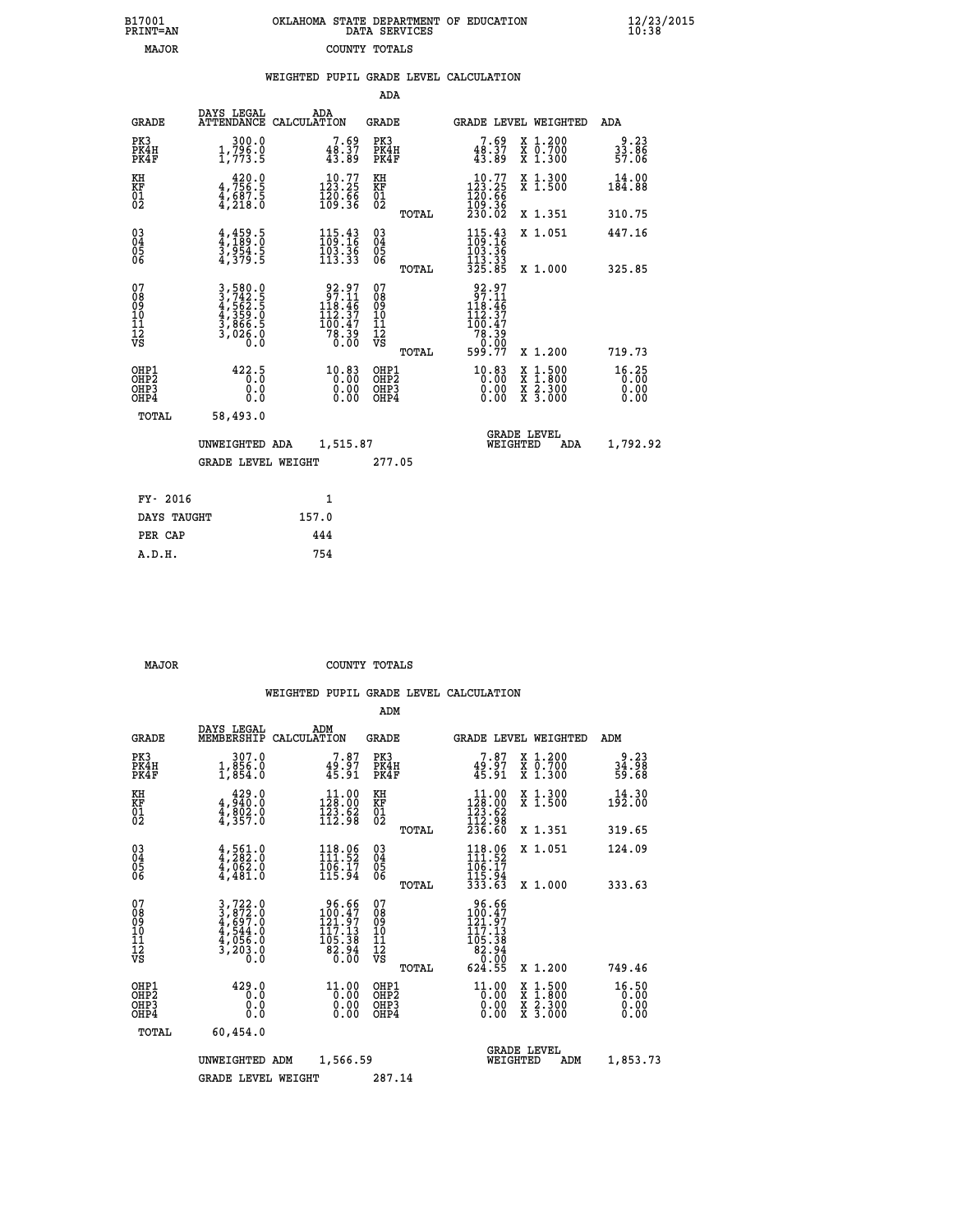B17001 PRINT=AN OKLAHOMA STATE DEPARTMENT OF EDUCATION DATA SERVICES 12/23/2015 10:38

MAJOR COUNTY TOTALS

WEIGHTED PUPIL GRADE LEVEL CALCULATION

ADA

| GRADE | DAYS LEGAL ATTENDANCE | ADA CALCULATION | GRADE | GRADE LEVEL | WEIGHTED | ADA |
|---|---|---|---|---|---|---|
| PK3 | 300.0 | 7.69 | PK3 | 7.69 | X 1.200 | 9.23 |
| PK4H | 1,796.0 | 48.37 | PK4H | 48.37 | X 0.700 | 33.86 |
| PK4F | 1,773.5 | 43.89 | PK4F | 43.89 | X 1.300 | 57.06 |
| KH | 420.0 | 10.77 | KH | 10.77 | X 1.300 | 14.00 |
| KF | 4,756.5 | 123.25 | KF | 123.25 | X 1.500 | 184.88 |
| 01 | 4,687.5 | 120.66 | 01 | 120.66 | | |
| 02 | 4,218.0 | 109.36 | 02 | 109.36 | | |
| | | | TOTAL | 230.02 | X 1.351 | 310.75 |
| 03 | 4,459.5 | 115.43 | 03 | 115.43 | X 1.051 | 447.16 |
| 04 | 4,189.0 | 109.16 | 04 | 109.16 | | |
| 05 | 3,954.5 | 103.36 | 05 | 103.36 | | |
| 06 | 4,379.5 | 113.33 | 06 | 113.33 | | |
| | | | TOTAL | 325.85 | X 1.000 | 325.85 |
| 07 | 3,580.0 | 92.97 | 07 | 92.97 | | |
| 08 | 3,742.5 | 97.11 | 08 | 97.11 | | |
| 09 | 4,562.5 | 118.46 | 09 | 118.46 | | |
| 10 | 4,359.0 | 112.37 | 10 | 112.37 | | |
| 11 | 3,866.5 | 100.47 | 11 | 100.47 | | |
| 12 | 3,026.0 | 78.39 | 12 | 78.39 | | |
| VS | 0.0 | 0.00 | VS | 0.00 | | |
| | | | TOTAL | 599.77 | X 1.200 | 719.73 |
| OHP1 | 422.5 | 10.83 | OHP1 | 10.83 | X 1.500 | 16.25 |
| OHP2 | 0.0 | 0.00 | OHP2 | 0.00 | X 1.800 | 0.00 |
| OHP3 | 0.0 | 0.00 | OHP3 | 0.00 | X 2.300 | 0.00 |
| OHP4 | 0.0 | 0.00 | OHP4 | 0.00 | X 3.000 | 0.00 |
| TOTAL | 58,493.0 | | | | | |

UNWEIGHTED ADA 1,515.87 GRADE LEVEL WEIGHTED ADA 1,792.92

GRADE LEVEL WEIGHT 277.05

| FY- 2016 | 1 |
|---|---|
| DAYS TAUGHT | 157.0 |
| PER CAP | 444 |
| A.D.H. | 754 |

MAJOR COUNTY TOTALS

WEIGHTED PUPIL GRADE LEVEL CALCULATION

ADM

| GRADE | DAYS LEGAL MEMBERSHIP | ADM CALCULATION | GRADE | GRADE LEVEL | WEIGHTED | ADM |
|---|---|---|---|---|---|---|
| PK3 | 307.0 | 7.87 | PK3 | 7.87 | X 1.200 | 9.23 |
| PK4H | 1,856.0 | 49.97 | PK4H | 49.97 | X 0.700 | 34.98 |
| PK4F | 1,854.0 | 45.91 | PK4F | 45.91 | X 1.300 | 59.68 |
| KH | 429.0 | 11.00 | KH | 11.00 | X 1.300 | 14.30 |
| KF | 4,940.0 | 128.00 | KF | 128.00 | X 1.500 | 192.00 |
| 01 | 4,802.0 | 123.62 | 01 | 123.62 | | |
| 02 | 4,357.0 | 112.98 | 02 | 112.98 | | |
| | | | TOTAL | 236.60 | X 1.351 | 319.65 |
| 03 | 4,561.0 | 118.06 | 03 | 118.06 | X 1.051 | 124.09 |
| 04 | 4,282.0 | 111.52 | 04 | 111.52 | | |
| 05 | 4,062.0 | 106.17 | 05 | 106.17 | | |
| 06 | 4,481.0 | 115.94 | 06 | 115.94 | | |
| | | | TOTAL | 333.63 | X 1.000 | 333.63 |
| 07 | 3,722.0 | 96.66 | 07 | 96.66 | | |
| 08 | 3,872.0 | 100.47 | 08 | 100.47 | | |
| 09 | 4,697.0 | 121.97 | 09 | 121.97 | | |
| 10 | 4,544.0 | 117.13 | 10 | 117.13 | | |
| 11 | 4,056.0 | 105.38 | 11 | 105.38 | | |
| 12 | 3,203.0 | 82.94 | 12 | 82.94 | | |
| VS | 0.0 | 0.00 | VS | 0.00 | | |
| | | | TOTAL | 624.55 | X 1.200 | 749.46 |
| OHP1 | 429.0 | 11.00 | OHP1 | 11.00 | X 1.500 | 16.50 |
| OHP2 | 0.0 | 0.00 | OHP2 | 0.00 | X 1.800 | 0.00 |
| OHP3 | 0.0 | 0.00 | OHP3 | 0.00 | X 2.300 | 0.00 |
| OHP4 | 0.0 | 0.00 | OHP4 | 0.00 | X 3.000 | 0.00 |
| TOTAL | 60,454.0 | | | | | |

UNWEIGHTED ADM 1,566.59 GRADE LEVEL WEIGHTED ADM 1,853.73

GRADE LEVEL WEIGHT 287.14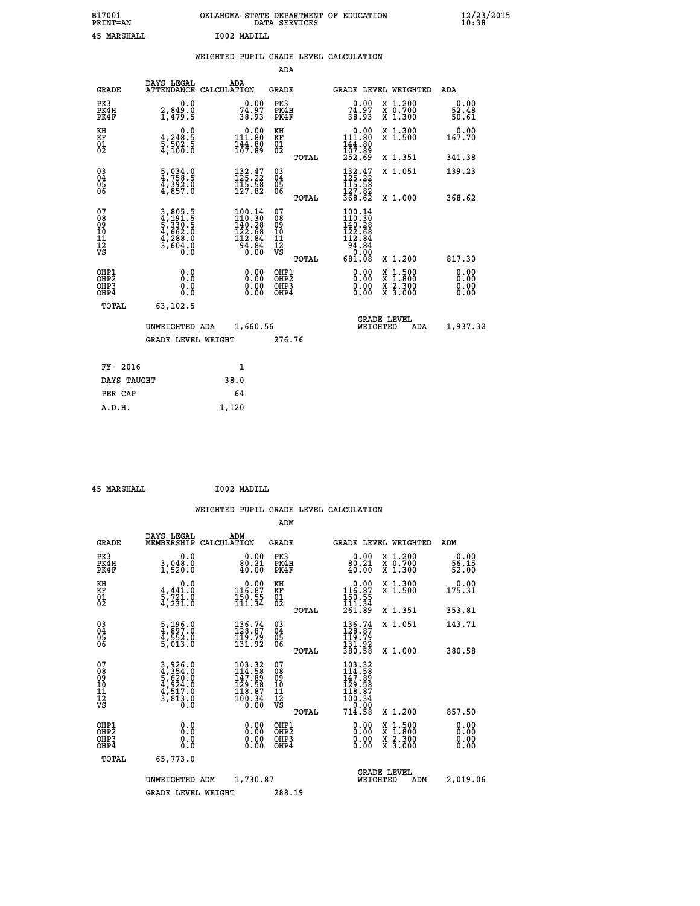B17001 OKLAHOMA STATE DEPARTMENT OF EDUCATION 12/23/2015
PRINT=AN DATA SERVICES 10:38

45 MARSHALL I002 MADILL

WEIGHTED PUPIL GRADE LEVEL CALCULATION

ADA

| GRADE | DAYS LEGAL ATTENDANCE | ADA CALCULATION | GRADE | | GRADE LEVEL | WEIGHTED | ADA |
|---|---|---|---|---|---|---|---|
| PK3 | 0.0 | 0.00 | PK3 | | 0.00 | X 1.200 | 0.00 |
| PK4H | 2,849.0 | 74.97 | PK4H | | 74.97 | X 0.700 | 52.48 |
| PK4F | 1,479.5 | 38.93 | PK4F | | 38.93 | X 1.300 | 50.61 |
| KH | 0.0 | 0.00 | KH | | 0.00 | X 1.300 | 0.00 |
| KF | 4,248.5 | 111.80 | KF | | 111.80 | X 1.500 | 167.70 |
| 01 | 5,502.5 | 144.80 | 01 | | 144.80 | | |
| 02 | 4,100.0 | 107.89 | 02 | | 107.89 | | |
| | | | | TOTAL | 252.69 | X 1.351 | 341.38 |
| 03 | 5,034.0 | 132.47 | 03 | | 132.47 | X 1.051 | 139.23 |
| 04 | 4,758.5 | 125.22 | 04 | | 125.22 | | |
| 05 | 4,392.0 | 115.58 | 05 | | 115.58 | | |
| 06 | 4,857.0 | 127.82 | 06 | | 127.82 | | |
| | | | | TOTAL | 368.62 | X 1.000 | 368.62 |
| 07 | 3,805.5 | 100.14 | 07 | | 100.14 | | |
| 08 | 4,191.5 | 110.30 | 08 | | 110.30 | | |
| 09 | 5,330.5 | 140.28 | 09 | | 140.28 | | |
| 10 | 4,662.0 | 122.68 | 10 | | 122.68 | | |
| 11 | 4,288.0 | 112.84 | 11 | | 112.84 | | |
| 12 | 3,604.0 | 94.84 | 12 | | 94.84 | | |
| VS | 0.0 | 0.00 | VS | | 0.00 | | |
| | | | | TOTAL | 681.08 | X 1.200 | 817.30 |
| OHP1 | 0.0 | 0.00 | OHP1 | | 0.00 | X 1.500 | 0.00 |
| OHP2 | 0.0 | 0.00 | OHP2 | | 0.00 | X 1.800 | 0.00 |
| OHP3 | 0.0 | 0.00 | OHP3 | | 0.00 | X 2.300 | 0.00 |
| OHP4 | 0.0 | 0.00 | OHP4 | | 0.00 | X 3.000 | 0.00 |
| TOTAL | 63,102.5 | | | | | | |

UNWEIGHTED ADA 1,660.56 GRADE LEVEL WEIGHTED ADA 1,937.32

GRADE LEVEL WEIGHT 276.76

| FY- 2016 | 1 |
|---|---|
| DAYS TAUGHT | 38.0 |
| PER CAP | 64 |
| A.D.H. | 1,120 |

45 MARSHALL I002 MADILL

WEIGHTED PUPIL GRADE LEVEL CALCULATION

ADM

| GRADE | DAYS LEGAL MEMBERSHIP | ADM CALCULATION | GRADE | | GRADE LEVEL | WEIGHTED | ADM |
|---|---|---|---|---|---|---|---|
| PK3 | 0.0 | 0.00 | PK3 | | 0.00 | X 1.200 | 0.00 |
| PK4H | 3,048.0 | 80.21 | PK4H | | 80.21 | X 0.700 | 56.15 |
| PK4F | 1,520.0 | 40.00 | PK4F | | 40.00 | X 1.300 | 52.00 |
| KH | 0.0 | 0.00 | KH | | 0.00 | X 1.300 | 0.00 |
| KF | 4,441.0 | 116.87 | KF | | 116.87 | X 1.500 | 175.31 |
| 01 | 5,721.0 | 150.55 | 01 | | 150.55 | | |
| 02 | 4,231.0 | 111.34 | 02 | | 111.34 | | |
| | | | | TOTAL | 261.89 | X 1.351 | 353.81 |
| 03 | 5,196.0 | 136.74 | 03 | | 136.74 | X 1.051 | 143.71 |
| 04 | 4,897.0 | 128.87 | 04 | | 128.87 | | |
| 05 | 4,552.0 | 119.79 | 05 | | 119.79 | | |
| 06 | 5,013.0 | 131.92 | 06 | | 131.92 | | |
| | | | | TOTAL | 380.58 | X 1.000 | 380.58 |
| 07 | 3,926.0 | 103.32 | 07 | | 103.32 | | |
| 08 | 4,354.0 | 114.58 | 08 | | 114.58 | | |
| 09 | 5,620.0 | 147.89 | 09 | | 147.89 | | |
| 10 | 4,924.0 | 129.58 | 10 | | 129.58 | | |
| 11 | 4,517.0 | 118.87 | 11 | | 118.87 | | |
| 12 | 3,813.0 | 100.34 | 12 | | 100.34 | | |
| VS | 0.0 | 0.00 | VS | | 0.00 | | |
| | | | | TOTAL | 714.58 | X 1.200 | 857.50 |
| OHP1 | 0.0 | 0.00 | OHP1 | | 0.00 | X 1.500 | 0.00 |
| OHP2 | 0.0 | 0.00 | OHP2 | | 0.00 | X 1.800 | 0.00 |
| OHP3 | 0.0 | 0.00 | OHP3 | | 0.00 | X 2.300 | 0.00 |
| OHP4 | 0.0 | 0.00 | OHP4 | | 0.00 | X 3.000 | 0.00 |
| TOTAL | 65,773.0 | | | | | | |

UNWEIGHTED ADM 1,730.87 GRADE LEVEL WEIGHTED ADM 2,019.06

GRADE LEVEL WEIGHT 288.19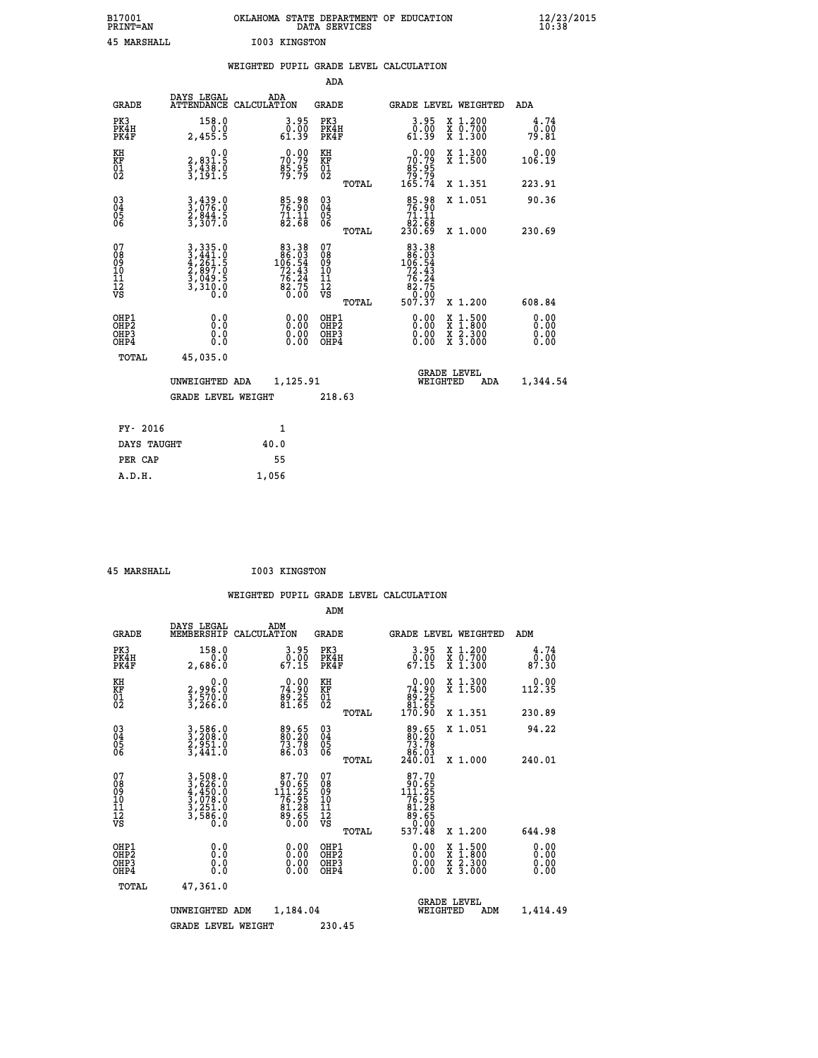B17001 OKLAHOMA STATE DEPARTMENT OF EDUCATION 12/23/2015
PRINT=AN DATA SERVICES 10:38

45 MARSHALL I003 KINGSTON

## WEIGHTED PUPIL GRADE LEVEL CALCULATION

### ADA

| GRADE | DAYS LEGAL ATTENDANCE | ADA CALCULATION | GRADE | | GRADE LEVEL | WEIGHTED | ADA |
|---|---|---|---|---|---|---|---|
| PK3 | 158.0 | 3.95 | PK3 | | 3.95 | X 1.200 | 4.74 |
| PK4H | 0.0 | 0.00 | PK4H | | 0.00 | X 0.700 | 0.00 |
| PK4F | 2,455.5 | 61.39 | PK4F | | 61.39 | X 1.300 | 79.81 |
| KH | 0.0 | 0.00 | KH | | 0.00 | X 1.300 | 0.00 |
| KF | 2,831.5 | 70.79 | KF | | 70.79 | X 1.500 | 106.19 |
| 01 | 3,438.0 | 85.95 | 01 | | 85.95 | | |
| 02 | 3,191.5 | 79.79 | 02 | | 79.79 | | |
| | | | | TOTAL | 165.74 | X 1.351 | 223.91 |
| 03 | 3,439.0 | 85.98 | 03 | | 85.98 | X 1.051 | 90.36 |
| 04 | 3,076.0 | 76.90 | 04 | | 76.90 | | |
| 05 | 2,844.5 | 71.11 | 05 | | 71.11 | | |
| 06 | 3,307.0 | 82.68 | 06 | | 82.68 | | |
| | | | | TOTAL | 230.69 | X 1.000 | 230.69 |
| 07 | 3,335.0 | 83.38 | 07 | | 83.38 | | |
| 08 | 3,441.0 | 86.03 | 08 | | 86.03 | | |
| 09 | 4,261.5 | 106.54 | 09 | | 106.54 | | |
| 10 | 2,897.0 | 72.43 | 10 | | 72.43 | | |
| 11 | 3,049.5 | 76.24 | 11 | | 76.24 | | |
| 12 | 3,310.0 | 82.75 | 12 | | 82.75 | | |
| VS | 0.0 | 0.00 | VS | | 0.00 | | |
| | | | | TOTAL | 507.37 | X 1.200 | 608.84 |
| OHP1 | 0.0 | 0.00 | OHP1 | | 0.00 | X 1.500 | 0.00 |
| OHP2 | 0.0 | 0.00 | OHP2 | | 0.00 | X 1.800 | 0.00 |
| OHP3 | 0.0 | 0.00 | OHP3 | | 0.00 | X 2.300 | 0.00 |
| OHP4 | 0.0 | 0.00 | OHP4 | | 0.00 | X 3.000 | 0.00 |
| TOTAL | 45,035.0 | | | | | | |

UNWEIGHTED ADA 1,125.91 GRADE LEVEL WEIGHTED ADA 1,344.54

GRADE LEVEL WEIGHT 218.63

| | |
|---|---|
| FY- 2016 | 1 |
| DAYS TAUGHT | 40.0 |
| PER CAP | 55 |
| A.D.H. | 1,056 |

45 MARSHALL I003 KINGSTON

## WEIGHTED PUPIL GRADE LEVEL CALCULATION

### ADM

| GRADE | DAYS LEGAL MEMBERSHIP | ADM CALCULATION | GRADE | | GRADE LEVEL | WEIGHTED | ADM |
|---|---|---|---|---|---|---|---|
| PK3 | 158.0 | 3.95 | PK3 | | 3.95 | X 1.200 | 4.74 |
| PK4H | 0.0 | 0.00 | PK4H | | 0.00 | X 0.700 | 0.00 |
| PK4F | 2,686.0 | 67.15 | PK4F | | 67.15 | X 1.300 | 87.30 |
| KH | 0.0 | 0.00 | KH | | 0.00 | X 1.300 | 0.00 |
| KF | 2,996.0 | 74.90 | KF | | 74.90 | X 1.500 | 112.35 |
| 01 | 3,570.0 | 89.25 | 01 | | 89.25 | | |
| 02 | 3,266.0 | 81.65 | 02 | | 81.65 | | |
| | | | | TOTAL | 170.90 | X 1.351 | 230.89 |
| 03 | 3,586.0 | 89.65 | 03 | | 89.65 | X 1.051 | 94.22 |
| 04 | 3,208.0 | 80.20 | 04 | | 80.20 | | |
| 05 | 2,951.0 | 73.78 | 05 | | 73.78 | | |
| 06 | 3,441.0 | 86.03 | 06 | | 86.03 | | |
| | | | | TOTAL | 240.01 | X 1.000 | 240.01 |
| 07 | 3,508.0 | 87.70 | 07 | | 87.70 | | |
| 08 | 3,626.0 | 90.65 | 08 | | 90.65 | | |
| 09 | 4,450.0 | 111.25 | 09 | | 111.25 | | |
| 10 | 3,078.0 | 76.95 | 10 | | 76.95 | | |
| 11 | 3,251.0 | 81.28 | 11 | | 81.28 | | |
| 12 | 3,586.0 | 89.65 | 12 | | 89.65 | | |
| VS | 0.0 | 0.00 | VS | | 0.00 | | |
| | | | | TOTAL | 537.48 | X 1.200 | 644.98 |
| OHP1 | 0.0 | 0.00 | OHP1 | | 0.00 | X 1.500 | 0.00 |
| OHP2 | 0.0 | 0.00 | OHP2 | | 0.00 | X 1.800 | 0.00 |
| OHP3 | 0.0 | 0.00 | OHP3 | | 0.00 | X 2.300 | 0.00 |
| OHP4 | 0.0 | 0.00 | OHP4 | | 0.00 | X 3.000 | 0.00 |
| TOTAL | 47,361.0 | | | | | | |

UNWEIGHTED ADM 1,184.04 GRADE LEVEL WEIGHTED ADM 1,414.49

GRADE LEVEL WEIGHT 230.45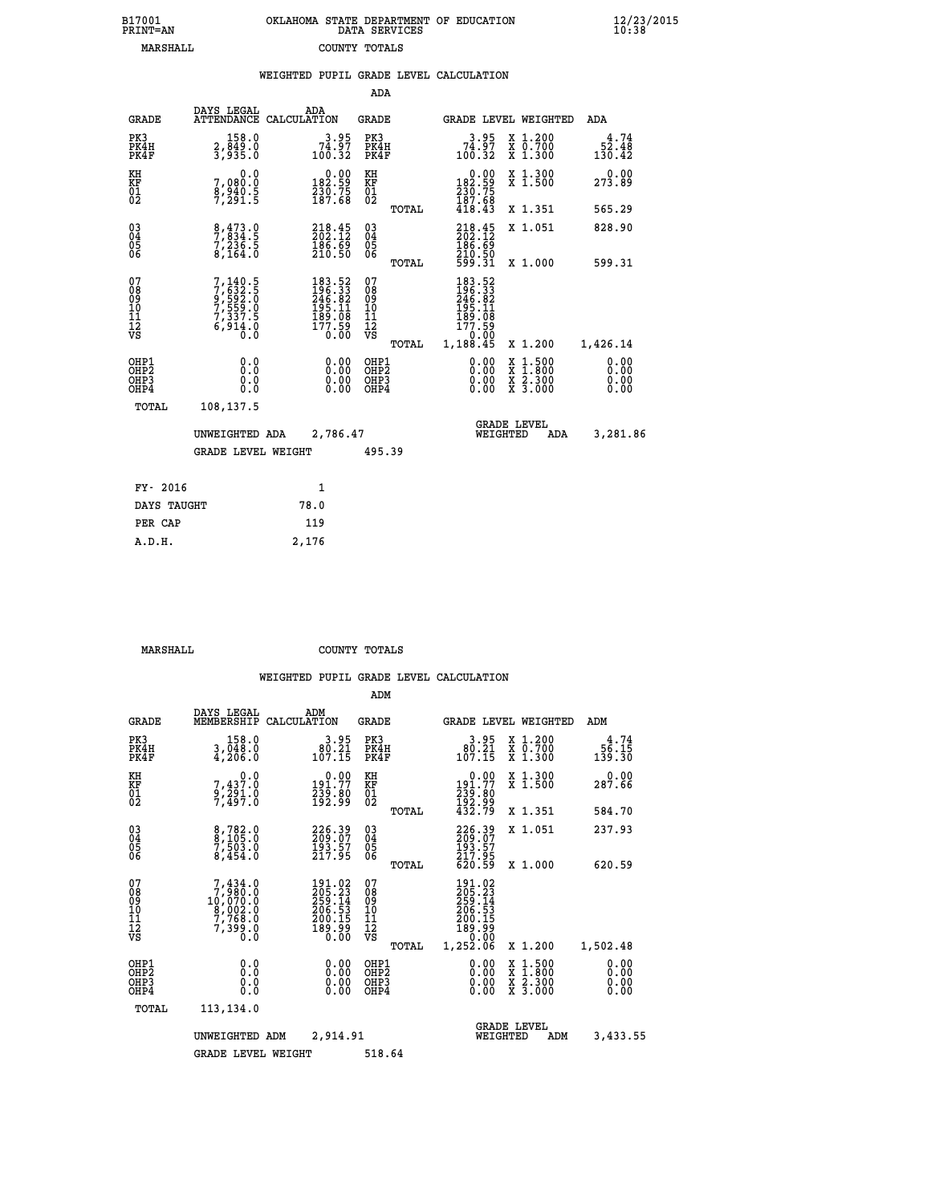B17001 OKLAHOMA STATE DEPARTMENT OF EDUCATION 12/23/2015
PRINT=AN DATA SERVICES 10:38

MARSHALL COUNTY TOTALS

WEIGHTED PUPIL GRADE LEVEL CALCULATION

ADA

| GRADE | DAYS LEGAL ATTENDANCE | ADA CALCULATION | GRADE | GRADE LEVEL | WEIGHTED | ADA |
|---|---|---|---|---|---|---|
| PK3 | 158.0 | 3.95 | PK3 | 3.95 | X 1.200 | 4.74 |
| PK4H | 2,849.0 | 74.97 | PK4H | 74.97 | X 0.700 | 52.48 |
| PK4F | 3,935.0 | 100.32 | PK4F | 100.32 | X 1.300 | 130.42 |
| KH | 0.0 | 0.00 | KH | 0.00 | X 1.300 | 0.00 |
| KF | 7,080.0 | 182.59 | KF | 182.59 | X 1.500 | 273.89 |
| 01 | 8,940.5 | 230.75 | 01 | 230.75 | | |
| 02 | 7,291.5 | 187.68 | 02 | 187.68 | | |
| | | | TOTAL | 418.43 | X 1.351 | 565.29 |
| 03 | 8,473.0 | 218.45 | 03 | 218.45 | X 1.051 | 828.90 |
| 04 | 7,834.5 | 202.12 | 04 | 202.12 | | |
| 05 | 7,236.5 | 186.69 | 05 | 186.69 | | |
| 06 | 8,164.0 | 210.50 | 06 | 210.50 | | |
| | | | TOTAL | 599.31 | X 1.000 | 599.31 |
| 07 | 7,140.5 | 183.52 | 07 | 183.52 | | |
| 08 | 7,632.5 | 196.33 | 08 | 196.33 | | |
| 09 | 9,592.0 | 246.82 | 09 | 246.82 | | |
| 10 | 7,559.0 | 195.11 | 10 | 195.11 | | |
| 11 | 7,337.5 | 189.08 | 11 | 189.08 | | |
| 12 | 6,914.0 | 177.59 | 12 | 177.59 | | |
| VS | 0.0 | 0.00 | VS | 0.00 | | |
| | | | TOTAL | 1,188.45 | X 1.200 | 1,426.14 |
| OHP1 | 0.0 | 0.00 | OHP1 | 0.00 | X 1.500 | 0.00 |
| OHP2 | 0.0 | 0.00 | OHP2 | 0.00 | X 1.800 | 0.00 |
| OHP3 | 0.0 | 0.00 | OHP3 | 0.00 | X 2.300 | 0.00 |
| OHP4 | 0.0 | 0.00 | OHP4 | 0.00 | X 3.000 | 0.00 |
| TOTAL | 108,137.5 | | | | | |

UNWEIGHTED ADA 2,786.47 GRADE LEVEL WEIGHTED ADA 3,281.86

GRADE LEVEL WEIGHT 495.39

| FY- 2016 | 1 |
|---|---|
| DAYS TAUGHT | 78.0 |
| PER CAP | 119 |
| A.D.H. | 2,176 |

MARSHALL COUNTY TOTALS

WEIGHTED PUPIL GRADE LEVEL CALCULATION

ADM

| GRADE | DAYS LEGAL MEMBERSHIP | ADM CALCULATION | GRADE | GRADE LEVEL | WEIGHTED | ADM |
|---|---|---|---|---|---|---|
| PK3 | 158.0 | 3.95 | PK3 | 3.95 | X 1.200 | 4.74 |
| PK4H | 3,048.0 | 80.21 | PK4H | 80.21 | X 0.700 | 56.15 |
| PK4F | 4,206.0 | 107.15 | PK4F | 107.15 | X 1.300 | 139.30 |
| KH | 0.0 | 0.00 | KH | 0.00 | X 1.300 | 0.00 |
| KF | 7,437.0 | 191.77 | KF | 191.77 | X 1.500 | 287.66 |
| 01 | 9,291.0 | 239.80 | 01 | 239.80 | | |
| 02 | 7,497.0 | 192.99 | 02 | 192.99 | | |
| | | | TOTAL | 432.79 | X 1.351 | 584.70 |
| 03 | 8,782.0 | 226.39 | 03 | 226.39 | X 1.051 | 237.93 |
| 04 | 8,105.0 | 209.07 | 04 | 209.07 | | |
| 05 | 7,503.0 | 193.57 | 05 | 193.57 | | |
| 06 | 8,454.0 | 217.95 | 06 | 217.95 | | |
| | | | TOTAL | 620.59 | X 1.000 | 620.59 |
| 07 | 7,434.0 | 191.02 | 07 | 191.02 | | |
| 08 | 7,980.0 | 205.23 | 08 | 205.23 | | |
| 09 | 10,070.0 | 259.14 | 09 | 259.14 | | |
| 10 | 8,002.0 | 206.53 | 10 | 206.53 | | |
| 11 | 7,768.0 | 200.15 | 11 | 200.15 | | |
| 12 | 7,399.0 | 189.99 | 12 | 189.99 | | |
| VS | 0.0 | 0.00 | VS | 0.00 | | |
| | | | TOTAL | 1,252.06 | X 1.200 | 1,502.48 |
| OHP1 | 0.0 | 0.00 | OHP1 | 0.00 | X 1.500 | 0.00 |
| OHP2 | 0.0 | 0.00 | OHP2 | 0.00 | X 1.800 | 0.00 |
| OHP3 | 0.0 | 0.00 | OHP3 | 0.00 | X 2.300 | 0.00 |
| OHP4 | 0.0 | 0.00 | OHP4 | 0.00 | X 3.000 | 0.00 |
| TOTAL | 113,134.0 | | | | | |

UNWEIGHTED ADM 2,914.91 GRADE LEVEL WEIGHTED ADM 3,433.55

GRADE LEVEL WEIGHT 518.64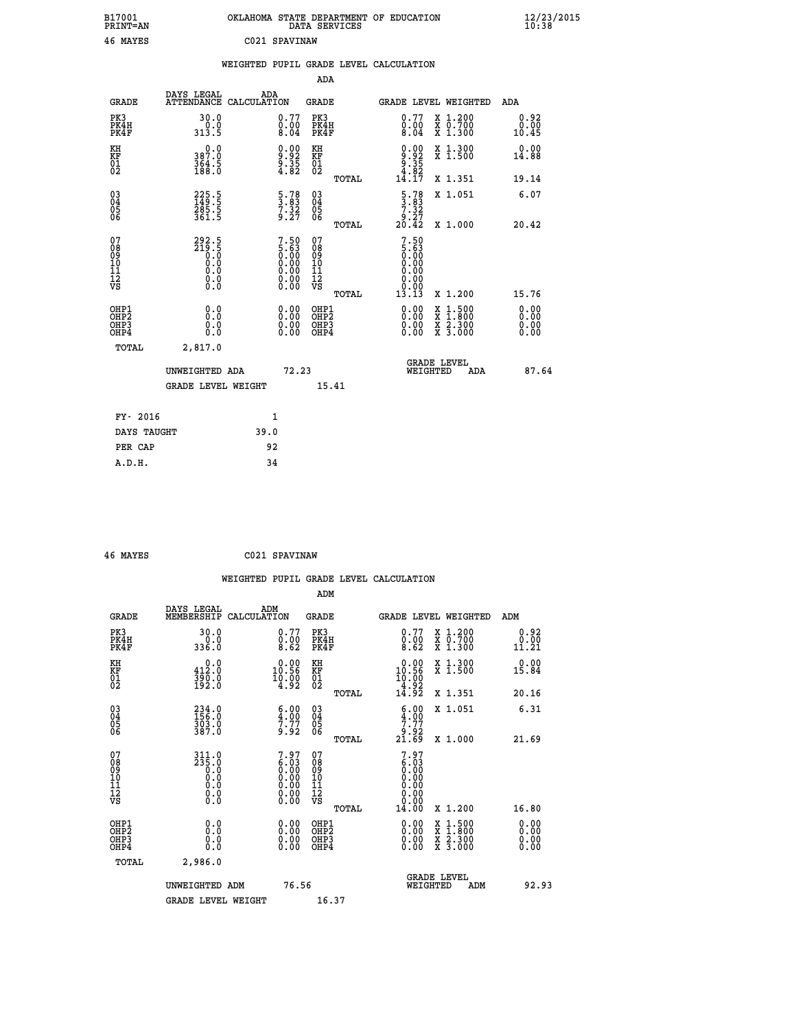B17001 OKLAHOMA STATE DEPARTMENT OF EDUCATION 12/23/2015
PRINT=AN DATA SERVICES 10:38

46 MAYES C021 SPAVINAW

## WEIGHTED PUPIL GRADE LEVEL CALCULATION

### ADA

| GRADE | DAYS LEGAL ATTENDANCE | ADA CALCULATION | GRADE | GRADE LEVEL | WEIGHTED | ADA |
|---|---|---|---|---|---|---|
| PK3 | 30.0 | 0.77 | PK3 | 0.77 | X 1.200 | 0.92 |
| PK4H | 0.0 | 0.00 | PK4H | 0.00 | X 0.700 | 0.00 |
| PK4F | 313.5 | 8.04 | PK4F | 8.04 | X 1.300 | 10.45 |
| KH | 0.0 | 0.00 | KH | 0.00 | X 1.300 | 0.00 |
| KF | 387.0 | 9.92 | KF | 9.92 | X 1.500 | 14.88 |
| 01 | 364.5 | 9.35 | 01 | 9.35 | | |
| 02 | 188.0 | 4.82 | 02 | 4.82 | | |
| | | | TOTAL | 14.17 | X 1.351 | 19.14 |
| 03 | 225.5 | 5.78 | 03 | 5.78 | X 1.051 | 6.07 |
| 04 | 149.5 | 3.83 | 04 | 3.83 | | |
| 05 | 285.5 | 7.32 | 05 | 7.32 | | |
| 06 | 361.5 | 9.27 | 06 | 9.27 | | |
| | | | TOTAL | 20.42 | X 1.000 | 20.42 |
| 07 | 292.5 | 7.50 | 07 | 7.50 | | |
| 08 | 219.5 | 5.63 | 08 | 5.63 | | |
| 09 | 0.0 | 0.00 | 09 | 0.00 | | |
| 10 | 0.0 | 0.00 | 10 | 0.00 | | |
| 11 | 0.0 | 0.00 | 11 | 0.00 | | |
| 12 | 0.0 | 0.00 | 12 | 0.00 | | |
| VS | 0.0 | 0.00 | VS | 0.00 | | |
| | | | TOTAL | 13.13 | X 1.200 | 15.76 |
| OHP1 | 0.0 | 0.00 | OHP1 | 0.00 | X 1.500 | 0.00 |
| OHP2 | 0.0 | 0.00 | OHP2 | 0.00 | X 1.800 | 0.00 |
| OHP3 | 0.0 | 0.00 | OHP3 | 0.00 | X 2.300 | 0.00 |
| OHP4 | 0.0 | 0.00 | OHP4 | 0.00 | X 3.000 | 0.00 |
| TOTAL | 2,817.0 | | | | | |

UNWEIGHTED ADA 72.23 GRADE LEVEL WEIGHTED ADA 87.64

GRADE LEVEL WEIGHT 15.41

| FY- 2016 | 1 |
|---|---|
| DAYS TAUGHT | 39.0 |
| PER CAP | 92 |
| A.D.H. | 34 |

46 MAYES C021 SPAVINAW

## WEIGHTED PUPIL GRADE LEVEL CALCULATION

### ADM

| GRADE | DAYS LEGAL MEMBERSHIP | ADM CALCULATION | GRADE | GRADE LEVEL | WEIGHTED | ADM |
|---|---|---|---|---|---|---|
| PK3 | 30.0 | 0.77 | PK3 | 0.77 | X 1.200 | 0.92 |
| PK4H | 0.0 | 0.00 | PK4H | 0.00 | X 0.700 | 0.00 |
| PK4F | 336.0 | 8.62 | PK4F | 8.62 | X 1.300 | 11.21 |
| KH | 0.0 | 0.00 | KH | 0.00 | X 1.300 | 0.00 |
| KF | 412.0 | 10.56 | KF | 10.56 | X 1.500 | 15.84 |
| 01 | 390.0 | 10.00 | 01 | 10.00 | | |
| 02 | 192.0 | 4.92 | 02 | 4.92 | | |
| | | | TOTAL | 14.92 | X 1.351 | 20.16 |
| 03 | 234.0 | 6.00 | 03 | 6.00 | X 1.051 | 6.31 |
| 04 | 156.0 | 4.00 | 04 | 4.00 | | |
| 05 | 303.0 | 7.77 | 05 | 7.77 | | |
| 06 | 387.0 | 9.92 | 06 | 9.92 | | |
| | | | TOTAL | 21.69 | X 1.000 | 21.69 |
| 07 | 311.0 | 7.97 | 07 | 7.97 | | |
| 08 | 235.0 | 6.03 | 08 | 6.03 | | |
| 09 | 0.0 | 0.00 | 09 | 0.00 | | |
| 10 | 0.0 | 0.00 | 10 | 0.00 | | |
| 11 | 0.0 | 0.00 | 11 | 0.00 | | |
| 12 | 0.0 | 0.00 | 12 | 0.00 | | |
| VS | 0.0 | 0.00 | VS | 0.00 | | |
| | | | TOTAL | 14.00 | X 1.200 | 16.80 |
| OHP1 | 0.0 | 0.00 | OHP1 | 0.00 | X 1.500 | 0.00 |
| OHP2 | 0.0 | 0.00 | OHP2 | 0.00 | X 1.800 | 0.00 |
| OHP3 | 0.0 | 0.00 | OHP3 | 0.00 | X 2.300 | 0.00 |
| OHP4 | 0.0 | 0.00 | OHP4 | 0.00 | X 3.000 | 0.00 |
| TOTAL | 2,986.0 | | | | | |

UNWEIGHTED ADM 76.56 GRADE LEVEL WEIGHTED ADM 92.93

GRADE LEVEL WEIGHT 16.37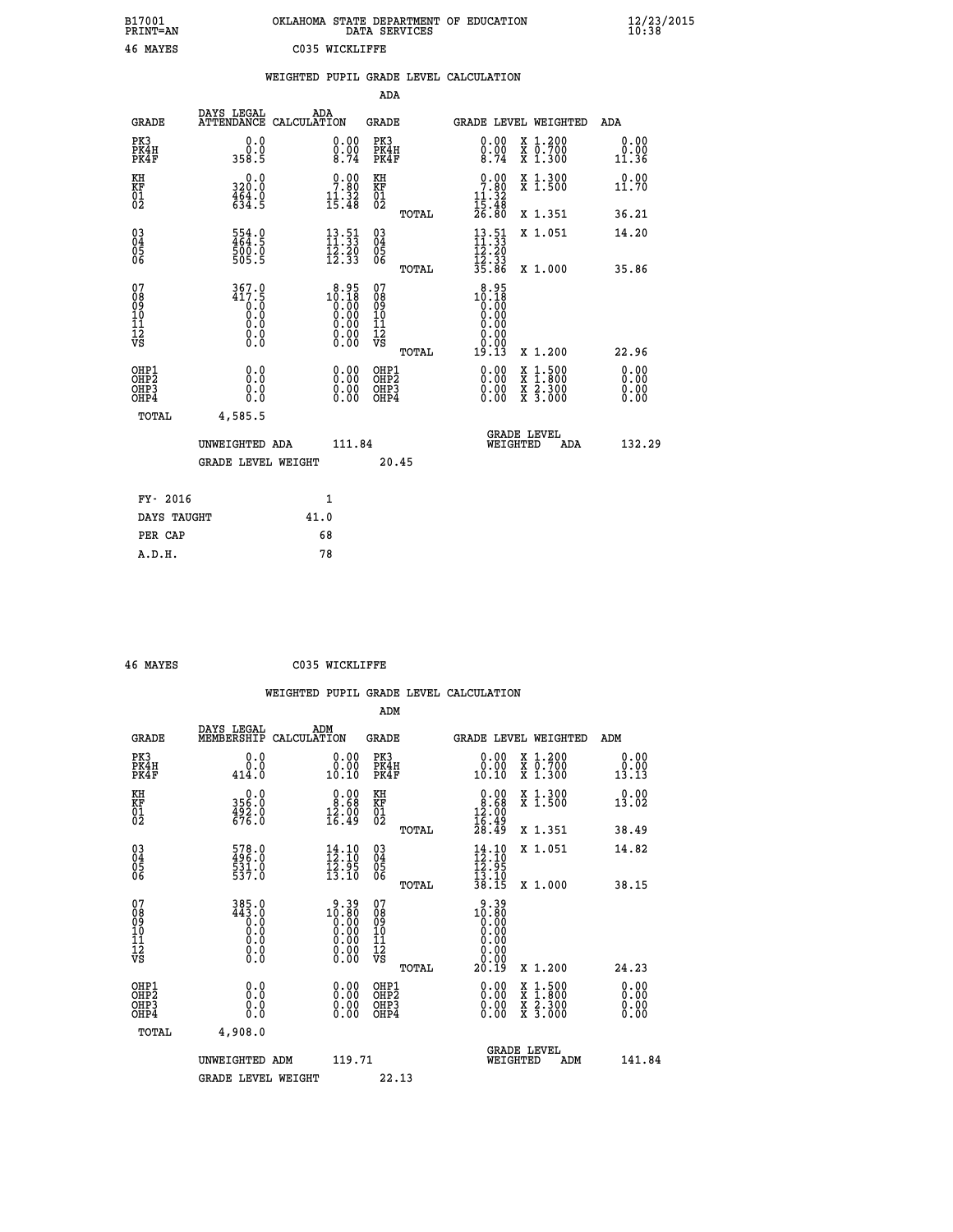B17001 OKLAHOMA STATE DEPARTMENT OF EDUCATION 12/23/2015
PRINT=AN DATA SERVICES 10:38

46 MAYES C035 WICKLIFFE

## WEIGHTED PUPIL GRADE LEVEL CALCULATION

### ADA

| GRADE | DAYS LEGAL ATTENDANCE | ADA CALCULATION | GRADE | GRADE LEVEL | WEIGHTED | ADA |
|---|---|---|---|---|---|---|
| PK3 | 0.0 | 0.00 | PK3 | 0.00 | X 1.200 | 0.00 |
| PK4H | 0.0 | 0.00 | PK4H | 0.00 | X 0.700 | 0.00 |
| PK4F | 358.5 | 8.74 | PK4F | 8.74 | X 1.300 | 11.36 |
| KH | 0.0 | 0.00 | KH | 0.00 | X 1.300 | 0.00 |
| KF | 320.0 | 7.80 | KF | 7.80 | X 1.500 | 11.70 |
| 01 | 464.0 | 11.32 | 01 | 11.32 | | |
| 02 | 634.5 | 15.48 | 02 | 15.48 | | |
| | | | TOTAL | 26.80 | X 1.351 | 36.21 |
| 03 | 554.0 | 13.51 | 03 | 13.51 | X 1.051 | 14.20 |
| 04 | 464.5 | 11.33 | 04 | 11.33 | | |
| 05 | 500.0 | 12.20 | 05 | 12.20 | | |
| 06 | 505.5 | 12.33 | 06 | 12.33 | | |
| | | | TOTAL | 35.86 | X 1.000 | 35.86 |
| 07 | 367.0 | 8.95 | 07 | 8.95 | | |
| 08 | 417.5 | 10.18 | 08 | 10.18 | | |
| 09 | 0.0 | 0.00 | 09 | 0.00 | | |
| 10 | 0.0 | 0.00 | 10 | 0.00 | | |
| 11 | 0.0 | 0.00 | 11 | 0.00 | | |
| 12 | 0.0 | 0.00 | 12 | 0.00 | | |
| VS | 0.0 | 0.00 | VS | 0.00 | | |
| | | | TOTAL | 19.13 | X 1.200 | 22.96 |
| OHP1 | 0.0 | 0.00 | OHP1 | 0.00 | X 1.500 | 0.00 |
| OHP2 | 0.0 | 0.00 | OHP2 | 0.00 | X 1.800 | 0.00 |
| OHP3 | 0.0 | 0.00 | OHP3 | 0.00 | X 2.300 | 0.00 |
| OHP4 | 0.0 | 0.00 | OHP4 | 0.00 | X 3.000 | 0.00 |
| TOTAL | 4,585.5 | | | | | |

UNWEIGHTED ADA 111.84 GRADE LEVEL WEIGHTED ADA 132.29

GRADE LEVEL WEIGHT 20.45

| | |
|---|---|
| FY- 2016 | 1 |
| DAYS TAUGHT | 41.0 |
| PER CAP | 68 |
| A.D.H. | 78 |

46 MAYES C035 WICKLIFFE

## WEIGHTED PUPIL GRADE LEVEL CALCULATION

### ADM

| GRADE | DAYS LEGAL MEMBERSHIP | ADM CALCULATION | GRADE | GRADE LEVEL | WEIGHTED | ADM |
|---|---|---|---|---|---|---|
| PK3 | 0.0 | 0.00 | PK3 | 0.00 | X 1.200 | 0.00 |
| PK4H | 0.0 | 0.00 | PK4H | 0.00 | X 0.700 | 0.00 |
| PK4F | 414.0 | 10.10 | PK4F | 10.10 | X 1.300 | 13.13 |
| KH | 0.0 | 0.00 | KH | 0.00 | X 1.300 | 0.00 |
| KF | 356.0 | 8.68 | KF | 8.68 | X 1.500 | 13.02 |
| 01 | 492.0 | 12.00 | 01 | 12.00 | | |
| 02 | 676.0 | 16.49 | 02 | 16.49 | | |
| | | | TOTAL | 28.49 | X 1.351 | 38.49 |
| 03 | 578.0 | 14.10 | 03 | 14.10 | X 1.051 | 14.82 |
| 04 | 496.0 | 12.10 | 04 | 12.10 | | |
| 05 | 531.0 | 12.95 | 05 | 12.95 | | |
| 06 | 537.0 | 13.10 | 06 | 13.10 | | |
| | | | TOTAL | 38.15 | X 1.000 | 38.15 |
| 07 | 385.0 | 9.39 | 07 | 9.39 | | |
| 08 | 443.0 | 10.80 | 08 | 10.80 | | |
| 09 | 0.0 | 0.00 | 09 | 0.00 | | |
| 10 | 0.0 | 0.00 | 10 | 0.00 | | |
| 11 | 0.0 | 0.00 | 11 | 0.00 | | |
| 12 | 0.0 | 0.00 | 12 | 0.00 | | |
| VS | 0.0 | 0.00 | VS | 0.00 | | |
| | | | TOTAL | 20.19 | X 1.200 | 24.23 |
| OHP1 | 0.0 | 0.00 | OHP1 | 0.00 | X 1.500 | 0.00 |
| OHP2 | 0.0 | 0.00 | OHP2 | 0.00 | X 1.800 | 0.00 |
| OHP3 | 0.0 | 0.00 | OHP3 | 0.00 | X 2.300 | 0.00 |
| OHP4 | 0.0 | 0.00 | OHP4 | 0.00 | X 3.000 | 0.00 |
| TOTAL | 4,908.0 | | | | | |

UNWEIGHTED ADM 119.71 GRADE LEVEL WEIGHTED ADM 141.84

GRADE LEVEL WEIGHT 22.13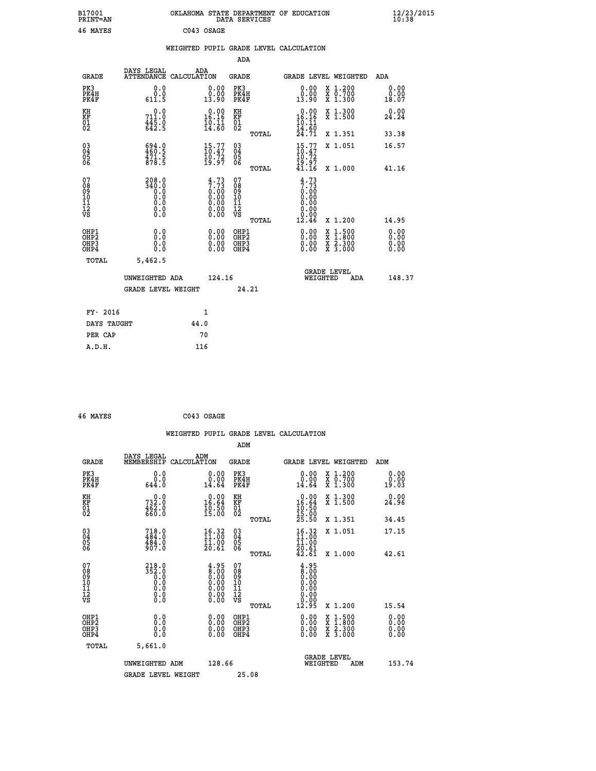B17001 OKLAHOMA STATE DEPARTMENT OF EDUCATION 12/23/2015
PRINT=AN DATA SERVICES 10:38

46 MAYES C043 OSAGE

WEIGHTED PUPIL GRADE LEVEL CALCULATION

ADA

| GRADE | DAYS LEGAL ATTENDANCE | ADA CALCULATION | GRADE | GRADE LEVEL | WEIGHTED | ADA |
|---|---|---|---|---|---|---|
| PK3 | 0.0 | 0.00 | PK3 | 0.00 | X 1.200 | 0.00 |
| PK4H | 0.0 | 0.00 | PK4H | 0.00 | X 0.700 | 0.00 |
| PK4F | 611.5 | 13.90 | PK4F | 13.90 | X 1.300 | 18.07 |
| KH | 0.0 | 0.00 | KH | 0.00 | X 1.300 | 0.00 |
| KF | 711.0 | 16.16 | KF | 16.16 | X 1.500 | 24.24 |
| 01 | 445.0 | 10.11 | 01 | 10.11 | | |
| 02 | 642.5 | 14.60 | 02 | 14.60 | | |
| | | | TOTAL | 24.71 | X 1.351 | 33.38 |
| 03 | 694.0 | 15.77 | 03 | 15.77 | X 1.051 | 16.57 |
| 04 | 460.5 | 10.47 | 04 | 10.47 | | |
| 05 | 471.5 | 10.72 | 05 | 10.72 | | |
| 06 | 878.5 | 19.97 | 06 | 19.97 | | |
| | | | TOTAL | 41.16 | X 1.000 | 41.16 |
| 07 | 208.0 | 4.73 | 07 | 4.73 | | |
| 08 | 340.0 | 7.73 | 08 | 7.73 | | |
| 09 | 0.0 | 0.00 | 09 | 0.00 | | |
| 10 | 0.0 | 0.00 | 10 | 0.00 | | |
| 11 | 0.0 | 0.00 | 11 | 0.00 | | |
| 12 | 0.0 | 0.00 | 12 | 0.00 | | |
| VS | 0.0 | 0.00 | VS | 0.00 | | |
| | | | TOTAL | 12.46 | X 1.200 | 14.95 |
| OHP1 | 0.0 | 0.00 | OHP1 | 0.00 | X 1.500 | 0.00 |
| OHP2 | 0.0 | 0.00 | OHP2 | 0.00 | X 1.800 | 0.00 |
| OHP3 | 0.0 | 0.00 | OHP3 | 0.00 | X 2.300 | 0.00 |
| OHP4 | 0.0 | 0.00 | OHP4 | 0.00 | X 3.000 | 0.00 |
| TOTAL | 5,462.5 | | | | | |

UNWEIGHTED ADA 124.16 GRADE LEVEL WEIGHTED ADA 148.37

GRADE LEVEL WEIGHT 24.21

| FY- 2016 | 1 |
|---|---|
| DAYS TAUGHT | 44.0 |
| PER CAP | 70 |
| A.D.H. | 116 |

46 MAYES C043 OSAGE

WEIGHTED PUPIL GRADE LEVEL CALCULATION

ADM

| GRADE | DAYS LEGAL MEMBERSHIP | ADM CALCULATION | GRADE | GRADE LEVEL | WEIGHTED | ADM |
|---|---|---|---|---|---|---|
| PK3 | 0.0 | 0.00 | PK3 | 0.00 | X 1.200 | 0.00 |
| PK4H | 0.0 | 0.00 | PK4H | 0.00 | X 0.700 | 0.00 |
| PK4F | 644.0 | 14.64 | PK4F | 14.64 | X 1.300 | 19.03 |
| KH | 0.0 | 0.00 | KH | 0.00 | X 1.300 | 0.00 |
| KF | 732.0 | 16.64 | KF | 16.64 | X 1.500 | 24.96 |
| 01 | 462.0 | 10.50 | 01 | 10.50 | | |
| 02 | 660.0 | 15.00 | 02 | 15.00 | | |
| | | | TOTAL | 25.50 | X 1.351 | 34.45 |
| 03 | 718.0 | 16.32 | 03 | 16.32 | X 1.051 | 17.15 |
| 04 | 484.0 | 11.00 | 04 | 11.00 | | |
| 05 | 484.0 | 11.00 | 05 | 11.00 | | |
| 06 | 907.0 | 20.61 | 06 | 20.61 | | |
| | | | TOTAL | 42.61 | X 1.000 | 42.61 |
| 07 | 218.0 | 4.95 | 07 | 4.95 | | |
| 08 | 352.0 | 8.00 | 08 | 8.00 | | |
| 09 | 0.0 | 0.00 | 09 | 0.00 | | |
| 10 | 0.0 | 0.00 | 10 | 0.00 | | |
| 11 | 0.0 | 0.00 | 11 | 0.00 | | |
| 12 | 0.0 | 0.00 | 12 | 0.00 | | |
| VS | 0.0 | 0.00 | VS | 0.00 | | |
| | | | TOTAL | 12.95 | X 1.200 | 15.54 |
| OHP1 | 0.0 | 0.00 | OHP1 | 0.00 | X 1.500 | 0.00 |
| OHP2 | 0.0 | 0.00 | OHP2 | 0.00 | X 1.800 | 0.00 |
| OHP3 | 0.0 | 0.00 | OHP3 | 0.00 | X 2.300 | 0.00 |
| OHP4 | 0.0 | 0.00 | OHP4 | 0.00 | X 3.000 | 0.00 |
| TOTAL | 5,661.0 | | | | | |

UNWEIGHTED ADM 128.66 GRADE LEVEL WEIGHTED ADM 153.74

GRADE LEVEL WEIGHT 25.08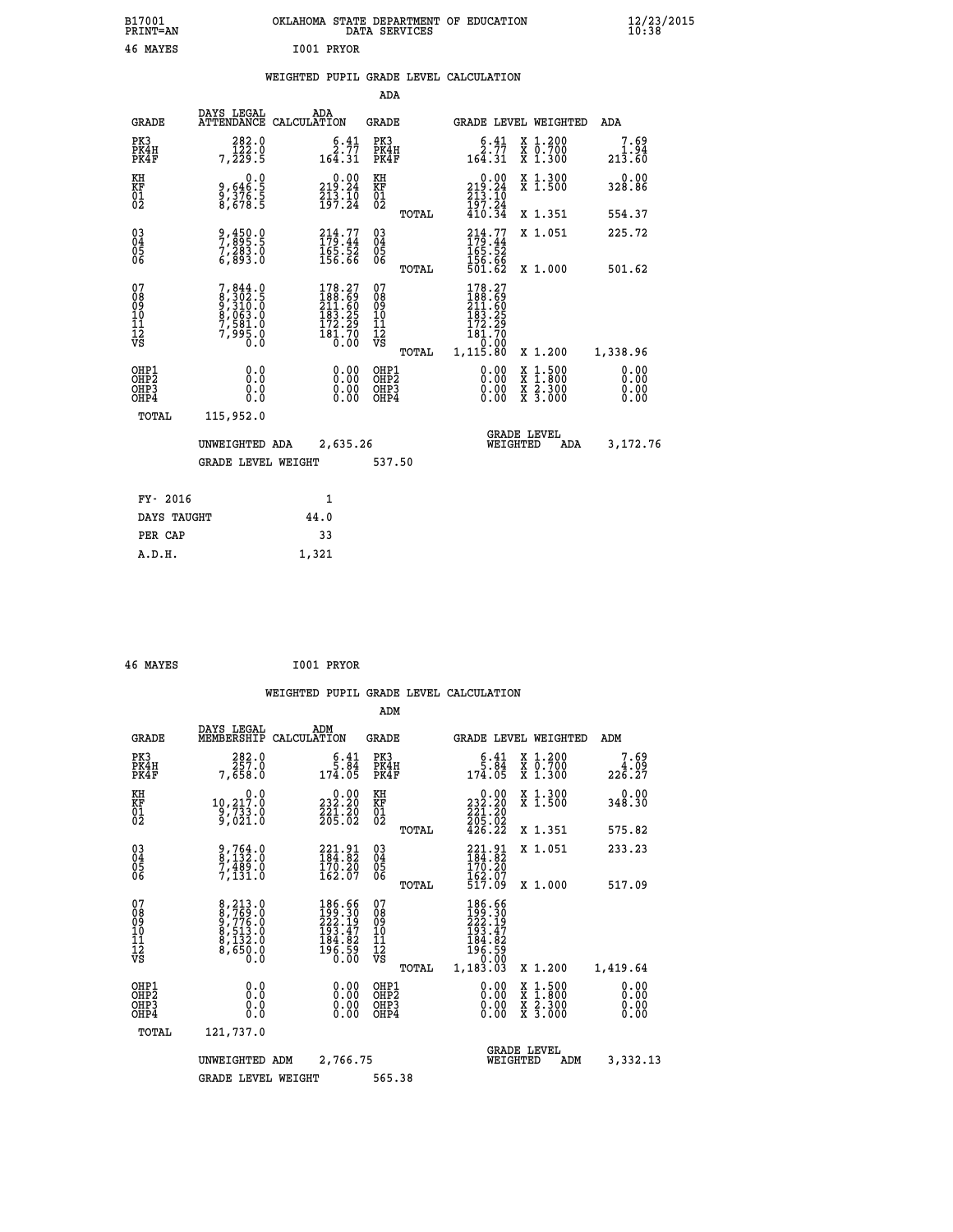B17001 OKLAHOMA STATE DEPARTMENT OF EDUCATION 12/23/2015
PRINT=AN DATA SERVICES 10:38

46 MAYES I001 PRYOR

WEIGHTED PUPIL GRADE LEVEL CALCULATION

ADA

| GRADE | DAYS LEGAL ATTENDANCE | ADA CALCULATION | GRADE | | GRADE LEVEL | WEIGHTED | ADA |
|---|---|---|---|---|---|---|---|
| PK3 | 282.0 | 6.41 | PK3 | | 6.41 | X 1.200 | 7.69 |
| PK4H | 122.0 | 2.77 | PK4H | | 2.77 | X 0.700 | 1.94 |
| PK4F | 7,229.5 | 164.31 | PK4F | | 164.31 | X 1.300 | 213.60 |
| KH | 0.0 | 0.00 | KH | | 0.00 | X 1.300 | 0.00 |
| KF | 9,646.5 | 219.24 | KF | | 219.24 | X 1.500 | 328.86 |
| 01 | 9,376.5 | 213.10 | 01 | | 213.10 | | |
| 02 | 8,678.5 | 197.24 | 02 | | 197.24 | | |
| | | | | TOTAL | 410.34 | X 1.351 | 554.37 |
| 03 | 9,450.0 | 214.77 | 03 | | 214.77 | X 1.051 | 225.72 |
| 04 | 7,895.5 | 179.44 | 04 | | 179.44 | | |
| 05 | 7,283.0 | 165.52 | 05 | | 165.52 | | |
| 06 | 6,893.0 | 156.66 | 06 | | 156.66 | | |
| | | | | TOTAL | 501.62 | X 1.000 | 501.62 |
| 07 | 7,844.0 | 178.27 | 07 | | 178.27 | | |
| 08 | 8,302.5 | 188.69 | 08 | | 188.69 | | |
| 09 | 9,310.0 | 211.60 | 09 | | 211.60 | | |
| 10 | 8,063.0 | 183.25 | 10 | | 183.25 | | |
| 11 | 7,581.0 | 172.29 | 11 | | 172.29 | | |
| 12 | 7,995.0 | 181.70 | 12 | | 181.70 | | |
| VS | 0.0 | 0.00 | VS | | 0.00 | | |
| | | | | TOTAL | 1,115.80 | X 1.200 | 1,338.96 |
| OHP1 | 0.0 | 0.00 | OHP1 | | 0.00 | X 1.500 | 0.00 |
| OHP2 | 0.0 | 0.00 | OHP2 | | 0.00 | X 1.800 | 0.00 |
| OHP3 | 0.0 | 0.00 | OHP3 | | 0.00 | X 2.300 | 0.00 |
| OHP4 | 0.0 | 0.00 | OHP4 | | 0.00 | X 3.000 | 0.00 |
| TOTAL | 115,952.0 | | | | | | |

UNWEIGHTED ADA 2,635.26 GRADE LEVEL WEIGHTED ADA 3,172.76

GRADE LEVEL WEIGHT 537.50

| FY- 2016 | 1 |
|---|---|
| DAYS TAUGHT | 44.0 |
| PER CAP | 33 |
| A.D.H. | 1,321 |

46 MAYES I001 PRYOR

WEIGHTED PUPIL GRADE LEVEL CALCULATION

ADM

| GRADE | DAYS LEGAL MEMBERSHIP | ADM CALCULATION | GRADE | | GRADE LEVEL | WEIGHTED | ADM |
|---|---|---|---|---|---|---|---|
| PK3 | 282.0 | 6.41 | PK3 | | 6.41 | X 1.200 | 7.69 |
| PK4H | 257.0 | 5.84 | PK4H | | 5.84 | X 0.700 | 4.09 |
| PK4F | 7,658.0 | 174.05 | PK4F | | 174.05 | X 1.300 | 226.27 |
| KH | 0.0 | 0.00 | KH | | 0.00 | X 1.300 | 0.00 |
| KF | 10,217.0 | 232.20 | KF | | 232.20 | X 1.500 | 348.30 |
| 01 | 9,733.0 | 221.20 | 01 | | 221.20 | | |
| 02 | 9,021.0 | 205.02 | 02 | | 205.02 | | |
| | | | | TOTAL | 426.22 | X 1.351 | 575.82 |
| 03 | 9,764.0 | 221.91 | 03 | | 221.91 | X 1.051 | 233.23 |
| 04 | 8,132.0 | 184.82 | 04 | | 184.82 | | |
| 05 | 7,489.0 | 170.20 | 05 | | 170.20 | | |
| 06 | 7,131.0 | 162.07 | 06 | | 162.07 | | |
| | | | | TOTAL | 517.09 | X 1.000 | 517.09 |
| 07 | 8,213.0 | 186.66 | 07 | | 186.66 | | |
| 08 | 8,769.0 | 199.30 | 08 | | 199.30 | | |
| 09 | 9,776.0 | 222.19 | 09 | | 222.19 | | |
| 10 | 8,513.0 | 193.47 | 10 | | 193.47 | | |
| 11 | 8,132.0 | 184.82 | 11 | | 184.82 | | |
| 12 | 8,650.0 | 196.59 | 12 | | 196.59 | | |
| VS | 0.0 | 0.00 | VS | | 0.00 | | |
| | | | | TOTAL | 1,183.03 | X 1.200 | 1,419.64 |
| OHP1 | 0.0 | 0.00 | OHP1 | | 0.00 | X 1.500 | 0.00 |
| OHP2 | 0.0 | 0.00 | OHP2 | | 0.00 | X 1.800 | 0.00 |
| OHP3 | 0.0 | 0.00 | OHP3 | | 0.00 | X 2.300 | 0.00 |
| OHP4 | 0.0 | 0.00 | OHP4 | | 0.00 | X 3.000 | 0.00 |
| TOTAL | 121,737.0 | | | | | | |

UNWEIGHTED ADM 2,766.75 GRADE LEVEL WEIGHTED ADM 3,332.13

GRADE LEVEL WEIGHT 565.38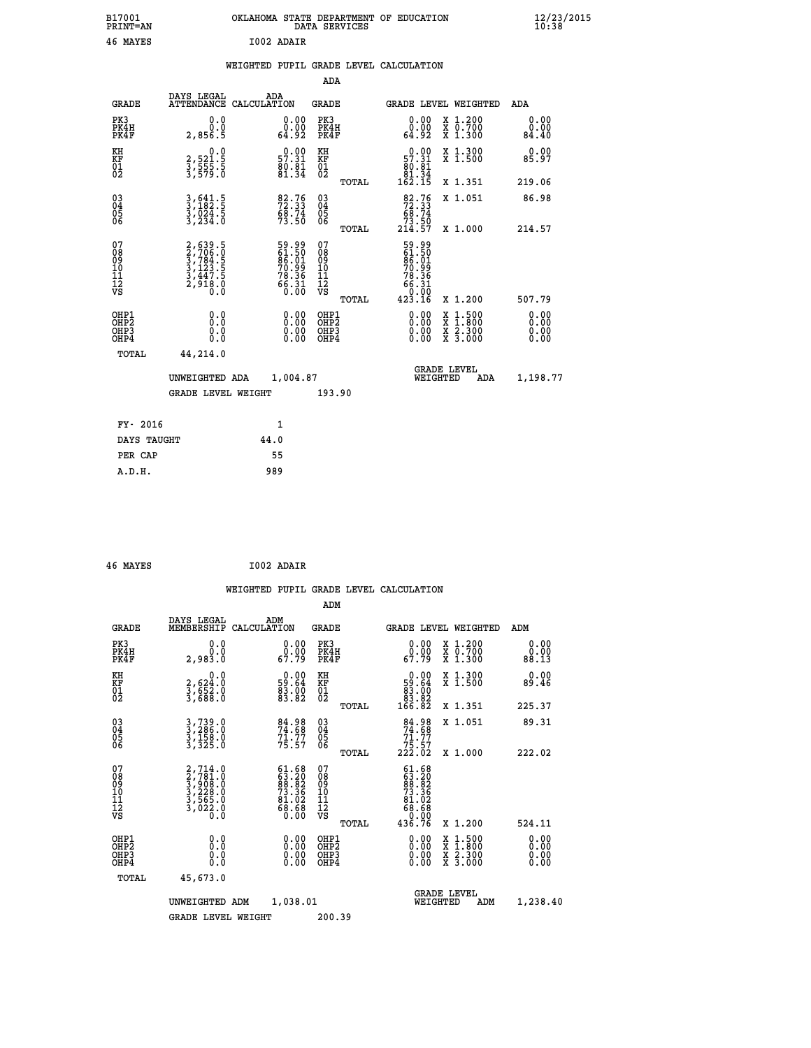B17001 OKLAHOMA STATE DEPARTMENT OF EDUCATION 12/23/2015
PRINT=AN DATA SERVICES 10:38

46 MAYES I002 ADAIR

## WEIGHTED PUPIL GRADE LEVEL CALCULATION

### ADA

| GRADE | DAYS LEGAL ATTENDANCE | ADA CALCULATION | GRADE | | GRADE LEVEL | WEIGHTED | ADA |
|---|---|---|---|---|---|---|---|
| PK3 | 0.0 | 0.00 | PK3 | | 0.00 | X 1.200 | 0.00 |
| PK4H | 0.0 | 0.00 | PK4H | | 0.00 | X 0.700 | 0.00 |
| PK4F | 2,856.5 | 64.92 | PK4F | | 64.92 | X 1.300 | 84.40 |
| KH | 0.0 | 0.00 | KH | | 0.00 | X 1.300 | 0.00 |
| KF | 2,521.5 | 57.31 | KF | | 57.31 | X 1.500 | 85.97 |
| 01 | 3,555.5 | 80.81 | 01 | | 80.81 | | |
| 02 | 3,579.0 | 81.34 | 02 | | 81.34 | | |
| | | | | TOTAL | 162.15 | X 1.351 | 219.06 |
| 03 | 3,641.5 | 82.76 | 03 | | 82.76 | X 1.051 | 86.98 |
| 04 | 3,182.5 | 72.33 | 04 | | 72.33 | | |
| 05 | 3,024.5 | 68.74 | 05 | | 68.74 | | |
| 06 | 3,234.0 | 73.50 | 06 | | 73.50 | | |
| | | | | TOTAL | 214.57 | X 1.000 | 214.57 |
| 07 | 2,639.5 | 59.99 | 07 | | 59.99 | | |
| 08 | 2,706.0 | 61.50 | 08 | | 61.50 | | |
| 09 | 3,784.5 | 86.01 | 09 | | 86.01 | | |
| 10 | 3,123.5 | 70.99 | 10 | | 70.99 | | |
| 11 | 3,447.5 | 78.36 | 11 | | 78.36 | | |
| 12 | 2,918.0 | 66.31 | 12 | | 66.31 | | |
| VS | 0.0 | 0.00 | VS | | 0.00 | | |
| | | | | TOTAL | 423.16 | X 1.200 | 507.79 |
| OHP1 | 0.0 | 0.00 | OHP1 | | 0.00 | X 1.500 | 0.00 |
| OHP2 | 0.0 | 0.00 | OHP2 | | 0.00 | X 1.800 | 0.00 |
| OHP3 | 0.0 | 0.00 | OHP3 | | 0.00 | X 2.300 | 0.00 |
| OHP4 | 0.0 | 0.00 | OHP4 | | 0.00 | X 3.000 | 0.00 |
| TOTAL | 44,214.0 | | | | | | |

UNWEIGHTED ADA 1,004.87 — GRADE LEVEL WEIGHTED ADA 1,198.77

GRADE LEVEL WEIGHT 193.90

| | |
|---|---|
| FY- 2016 | 1 |
| DAYS TAUGHT | 44.0 |
| PER CAP | 55 |
| A.D.H. | 989 |

46 MAYES I002 ADAIR

## WEIGHTED PUPIL GRADE LEVEL CALCULATION

### ADM

| GRADE | DAYS LEGAL MEMBERSHIP | ADM CALCULATION | GRADE | | GRADE LEVEL | WEIGHTED | ADM |
|---|---|---|---|---|---|---|---|
| PK3 | 0.0 | 0.00 | PK3 | | 0.00 | X 1.200 | 0.00 |
| PK4H | 0.0 | 0.00 | PK4H | | 0.00 | X 0.700 | 0.00 |
| PK4F | 2,983.0 | 67.79 | PK4F | | 67.79 | X 1.300 | 88.13 |
| KH | 0.0 | 0.00 | KH | | 0.00 | X 1.300 | 0.00 |
| KF | 2,624.0 | 59.64 | KF | | 59.64 | X 1.500 | 89.46 |
| 01 | 3,652.0 | 83.00 | 01 | | 83.00 | | |
| 02 | 3,688.0 | 83.82 | 02 | | 83.82 | | |
| | | | | TOTAL | 166.82 | X 1.351 | 225.37 |
| 03 | 3,739.0 | 84.98 | 03 | | 84.98 | X 1.051 | 89.31 |
| 04 | 3,286.0 | 74.68 | 04 | | 74.68 | | |
| 05 | 3,158.0 | 71.77 | 05 | | 71.77 | | |
| 06 | 3,325.0 | 75.57 | 06 | | 75.57 | | |
| | | | | TOTAL | 222.02 | X 1.000 | 222.02 |
| 07 | 2,714.0 | 61.68 | 07 | | 61.68 | | |
| 08 | 2,781.0 | 63.20 | 08 | | 63.20 | | |
| 09 | 3,908.0 | 88.82 | 09 | | 88.82 | | |
| 10 | 3,228.0 | 73.36 | 10 | | 73.36 | | |
| 11 | 3,565.0 | 81.02 | 11 | | 81.02 | | |
| 12 | 3,022.0 | 68.68 | 12 | | 68.68 | | |
| VS | 0.0 | 0.00 | VS | | 0.00 | | |
| | | | | TOTAL | 436.76 | X 1.200 | 524.11 |
| OHP1 | 0.0 | 0.00 | OHP1 | | 0.00 | X 1.500 | 0.00 |
| OHP2 | 0.0 | 0.00 | OHP2 | | 0.00 | X 1.800 | 0.00 |
| OHP3 | 0.0 | 0.00 | OHP3 | | 0.00 | X 2.300 | 0.00 |
| OHP4 | 0.0 | 0.00 | OHP4 | | 0.00 | X 3.000 | 0.00 |
| TOTAL | 45,673.0 | | | | | | |

UNWEIGHTED ADM 1,038.01 — GRADE LEVEL WEIGHTED ADM 1,238.40

GRADE LEVEL WEIGHT 200.39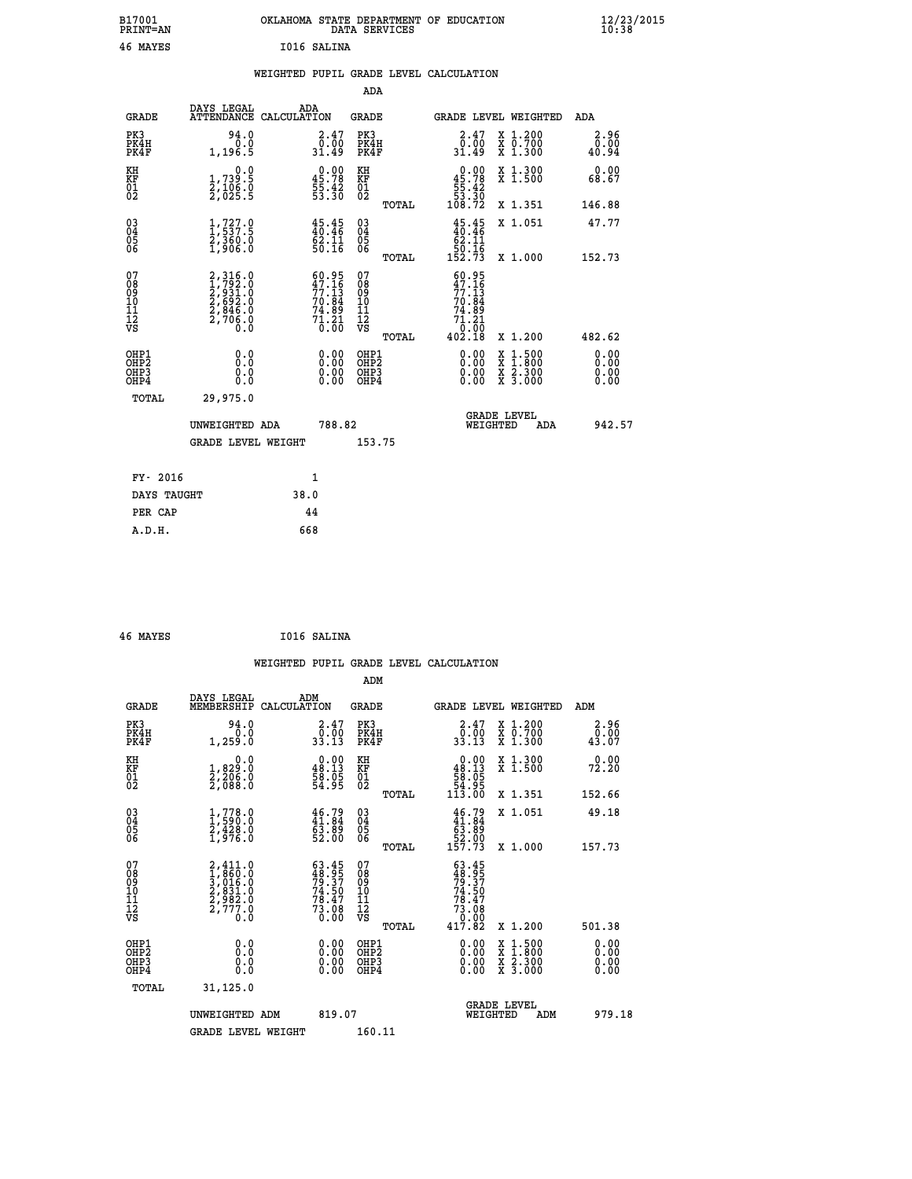B17001 OKLAHOMA STATE DEPARTMENT OF EDUCATION 12/23/2015
PRINT=AN DATA SERVICES 10:38

46 MAYES I016 SALINA

## WEIGHTED PUPIL GRADE LEVEL CALCULATION

### ADA

| GRADE | DAYS LEGAL ATTENDANCE | ADA CALCULATION | GRADE | | GRADE LEVEL | WEIGHTED | ADA |
|---|---|---|---|---|---|---|---|
| PK3 | 94.0 | 2.47 | PK3 | | 2.47 | X 1.200 | 2.96 |
| PK4H | 0.0 | 0.00 | PK4H | | 0.00 | X 0.700 | 0.00 |
| PK4F | 1,196.5 | 31.49 | PK4F | | 31.49 | X 1.300 | 40.94 |
| KH | 0.0 | 0.00 | KH | | 0.00 | X 1.300 | 0.00 |
| KF | 1,739.5 | 45.78 | KF | | 45.78 | X 1.500 | 68.67 |
| 01 | 2,106.0 | 55.42 | 01 | | 55.42 | | |
| 02 | 2,025.5 | 53.30 | 02 | | 53.30 | | |
| | | | | TOTAL | 108.72 | X 1.351 | 146.88 |
| 03 | 1,727.0 | 45.45 | 03 | | 45.45 | X 1.051 | 47.77 |
| 04 | 1,537.5 | 40.46 | 04 | | 40.46 | | |
| 05 | 2,360.0 | 62.11 | 05 | | 62.11 | | |
| 06 | 1,906.0 | 50.16 | 06 | | 50.16 | | |
| | | | | TOTAL | 152.73 | X 1.000 | 152.73 |
| 07 | 2,316.0 | 60.95 | 07 | | 60.95 | | |
| 08 | 1,792.0 | 47.16 | 08 | | 47.16 | | |
| 09 | 2,931.0 | 77.13 | 09 | | 77.13 | | |
| 10 | 2,692.0 | 70.84 | 10 | | 70.84 | | |
| 11 | 2,846.0 | 74.89 | 11 | | 74.89 | | |
| 12 | 2,706.0 | 71.21 | 12 | | 71.21 | | |
| VS | 0.0 | 0.00 | VS | | 0.00 | | |
| | | | | TOTAL | 402.18 | X 1.200 | 482.62 |
| OHP1 | 0.0 | 0.00 | OHP1 | | 0.00 | X 1.500 | 0.00 |
| OHP2 | 0.0 | 0.00 | OHP2 | | 0.00 | X 1.800 | 0.00 |
| OHP3 | 0.0 | 0.00 | OHP3 | | 0.00 | X 2.300 | 0.00 |
| OHP4 | 0.0 | 0.00 | OHP4 | | 0.00 | X 3.000 | 0.00 |
| TOTAL | 29,975.0 | | | | | | |

UNWEIGHTED ADA 788.82 GRADE LEVEL WEIGHTED ADA 942.57

GRADE LEVEL WEIGHT 153.75

| FY- 2016 | 1 |
|---|---|
| DAYS TAUGHT | 38.0 |
| PER CAP | 44 |
| A.D.H. | 668 |

46 MAYES I016 SALINA

## WEIGHTED PUPIL GRADE LEVEL CALCULATION

### ADM

| GRADE | DAYS LEGAL MEMBERSHIP | ADM CALCULATION | GRADE | | GRADE LEVEL | WEIGHTED | ADM |
|---|---|---|---|---|---|---|---|
| PK3 | 94.0 | 2.47 | PK3 | | 2.47 | X 1.200 | 2.96 |
| PK4H | 0.0 | 0.00 | PK4H | | 0.00 | X 0.700 | 0.00 |
| PK4F | 1,259.0 | 33.13 | PK4F | | 33.13 | X 1.300 | 43.07 |
| KH | 0.0 | 0.00 | KH | | 0.00 | X 1.300 | 0.00 |
| KF | 1,829.0 | 48.13 | KF | | 48.13 | X 1.500 | 72.20 |
| 01 | 2,206.0 | 58.05 | 01 | | 58.05 | | |
| 02 | 2,088.0 | 54.95 | 02 | | 54.95 | | |
| | | | | TOTAL | 113.00 | X 1.351 | 152.66 |
| 03 | 1,778.0 | 46.79 | 03 | | 46.79 | X 1.051 | 49.18 |
| 04 | 1,590.0 | 41.84 | 04 | | 41.84 | | |
| 05 | 2,428.0 | 63.89 | 05 | | 63.89 | | |
| 06 | 1,976.0 | 52.00 | 06 | | 52.00 | | |
| | | | | TOTAL | 157.73 | X 1.000 | 157.73 |
| 07 | 2,411.0 | 63.45 | 07 | | 63.45 | | |
| 08 | 1,860.0 | 48.95 | 08 | | 48.95 | | |
| 09 | 3,016.0 | 79.37 | 09 | | 79.37 | | |
| 10 | 2,831.0 | 74.50 | 10 | | 74.50 | | |
| 11 | 2,982.0 | 78.47 | 11 | | 78.47 | | |
| 12 | 2,777.0 | 73.08 | 12 | | 73.08 | | |
| VS | 0.0 | 0.00 | VS | | 0.00 | | |
| | | | | TOTAL | 417.82 | X 1.200 | 501.38 |
| OHP1 | 0.0 | 0.00 | OHP1 | | 0.00 | X 1.500 | 0.00 |
| OHP2 | 0.0 | 0.00 | OHP2 | | 0.00 | X 1.800 | 0.00 |
| OHP3 | 0.0 | 0.00 | OHP3 | | 0.00 | X 2.300 | 0.00 |
| OHP4 | 0.0 | 0.00 | OHP4 | | 0.00 | X 3.000 | 0.00 |
| TOTAL | 31,125.0 | | | | | | |

UNWEIGHTED ADM 819.07 GRADE LEVEL WEIGHTED ADM 979.18

GRADE LEVEL WEIGHT 160.11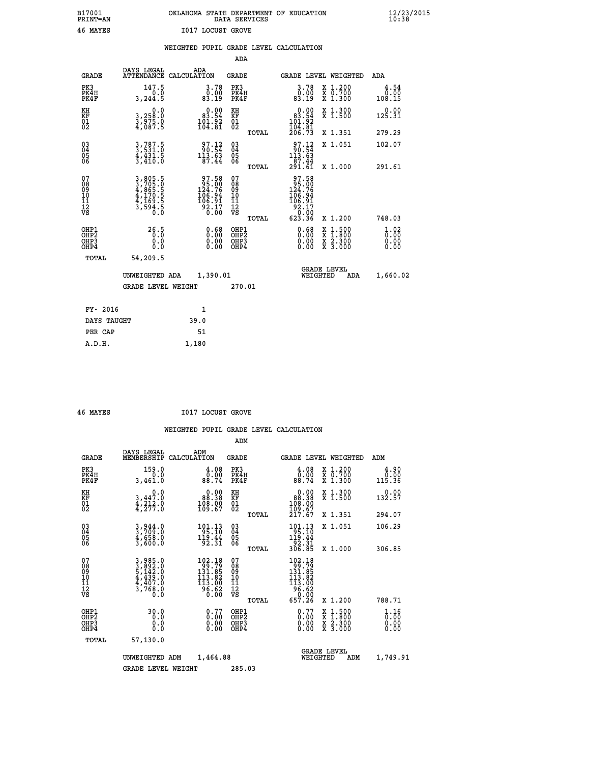B17001 OKLAHOMA STATE DEPARTMENT OF EDUCATION 12/23/2015
PRINT=AN DATA SERVICES 10:38

46 MAYES I017 LOCUST GROVE

## WEIGHTED PUPIL GRADE LEVEL CALCULATION

### ADA

| GRADE | DAYS LEGAL ATTENDANCE | ADA CALCULATION | GRADE | | GRADE LEVEL | WEIGHTED | ADA |
|---|---|---|---|---|---|---|---|
| PK3 | 147.5 | 3.78 | PK3 | | 3.78 | X 1.200 | 4.54 |
| PK4H | 0.0 | 0.00 | PK4H | | 0.00 | X 0.700 | 0.00 |
| PK4F | 3,244.5 | 83.19 | PK4F | | 83.19 | X 1.300 | 108.15 |
| KH | 0.0 | 0.00 | KH | | 0.00 | X 1.300 | 0.00 |
| KF | 3,258.0 | 83.54 | KF | | 83.54 | X 1.500 | 125.31 |
| 01 | 3,975.0 | 101.92 | 01 | | 101.92 | | |
| 02 | 4,087.5 | 104.81 | 02 | | 104.81 | | |
| | | | | TOTAL | 206.73 | X 1.351 | 279.29 |
| 03 | 3,787.5 | 97.12 | 03 | | 97.12 | X 1.051 | 102.07 |
| 04 | 3,531.0 | 90.54 | 04 | | 90.54 | | |
| 05 | 4,431.5 | 113.63 | 05 | | 113.63 | | |
| 06 | 3,410.0 | 87.44 | 06 | | 87.44 | | |
| | | | | TOTAL | 291.61 | X 1.000 | 291.61 |
| 07 | 3,805.5 | 97.58 | 07 | | 97.58 | | |
| 08 | 3,705.0 | 95.00 | 08 | | 95.00 | | |
| 09 | 4,865.5 | 124.76 | 09 | | 124.76 | | |
| 10 | 4,170.5 | 106.94 | 10 | | 106.94 | | |
| 11 | 4,169.5 | 106.91 | 11 | | 106.91 | | |
| 12 | 3,594.5 | 92.17 | 12 | | 92.17 | | |
| VS | 0.0 | 0.00 | VS | | 0.00 | | |
| | | | | TOTAL | 623.36 | X 1.200 | 748.03 |
| OHP1 | 26.5 | 0.68 | OHP1 | | 0.68 | X 1.500 | 1.02 |
| OHP2 | 0.0 | 0.00 | OHP2 | | 0.00 | X 1.800 | 0.00 |
| OHP3 | 0.0 | 0.00 | OHP3 | | 0.00 | X 2.300 | 0.00 |
| OHP4 | 0.0 | 0.00 | OHP4 | | 0.00 | X 3.000 | 0.00 |
| TOTAL | 54,209.5 | | | | | | |

UNWEIGHTED ADA 1,390.01 — GRADE LEVEL WEIGHTED ADA 1,660.02

GRADE LEVEL WEIGHT 270.01

| FY- 2016 | 1 |
|---|---|
| DAYS TAUGHT | 39.0 |
| PER CAP | 51 |
| A.D.H. | 1,180 |

46 MAYES I017 LOCUST GROVE

## WEIGHTED PUPIL GRADE LEVEL CALCULATION

### ADM

| GRADE | DAYS LEGAL MEMBERSHIP | ADM CALCULATION | GRADE | | GRADE LEVEL | WEIGHTED | ADM |
|---|---|---|---|---|---|---|---|
| PK3 | 159.0 | 4.08 | PK3 | | 4.08 | X 1.200 | 4.90 |
| PK4H | 0.0 | 0.00 | PK4H | | 0.00 | X 0.700 | 0.00 |
| PK4F | 3,461.0 | 88.74 | PK4F | | 88.74 | X 1.300 | 115.36 |
| KH | 0.0 | 0.00 | KH | | 0.00 | X 1.300 | 0.00 |
| KF | 3,447.0 | 88.38 | KF | | 88.38 | X 1.500 | 132.57 |
| 01 | 4,212.0 | 108.00 | 01 | | 108.00 | | |
| 02 | 4,277.0 | 109.67 | 02 | | 109.67 | | |
| | | | | TOTAL | 217.67 | X 1.351 | 294.07 |
| 03 | 3,944.0 | 101.13 | 03 | | 101.13 | X 1.051 | 106.29 |
| 04 | 3,709.0 | 95.10 | 04 | | 95.10 | | |
| 05 | 4,658.0 | 119.44 | 05 | | 119.44 | | |
| 06 | 3,600.0 | 92.31 | 06 | | 92.31 | | |
| | | | | TOTAL | 306.85 | X 1.000 | 306.85 |
| 07 | 3,985.0 | 102.18 | 07 | | 102.18 | | |
| 08 | 3,892.0 | 99.79 | 08 | | 99.79 | | |
| 09 | 5,142.0 | 131.85 | 09 | | 131.85 | | |
| 10 | 4,439.0 | 113.82 | 10 | | 113.82 | | |
| 11 | 4,407.0 | 113.00 | 11 | | 113.00 | | |
| 12 | 3,768.0 | 96.62 | 12 | | 96.62 | | |
| VS | 0.0 | 0.00 | VS | | 0.00 | | |
| | | | | TOTAL | 657.26 | X 1.200 | 788.71 |
| OHP1 | 30.0 | 0.77 | OHP1 | | 0.77 | X 1.500 | 1.16 |
| OHP2 | 0.0 | 0.00 | OHP2 | | 0.00 | X 1.800 | 0.00 |
| OHP3 | 0.0 | 0.00 | OHP3 | | 0.00 | X 2.300 | 0.00 |
| OHP4 | 0.0 | 0.00 | OHP4 | | 0.00 | X 3.000 | 0.00 |
| TOTAL | 57,130.0 | | | | | | |

UNWEIGHTED ADM 1,464.88 — GRADE LEVEL WEIGHTED ADM 1,749.91

GRADE LEVEL WEIGHT 285.03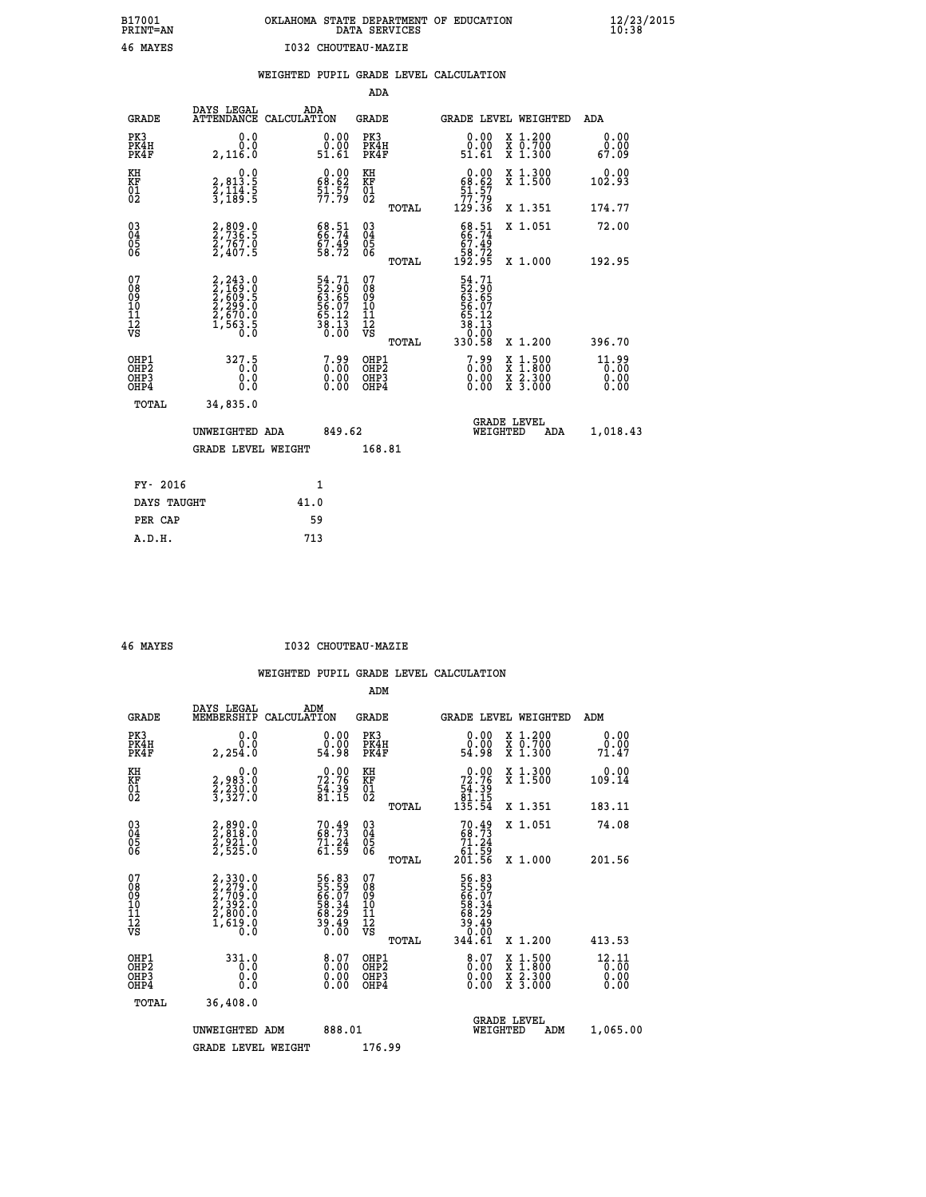B17001 OKLAHOMA STATE DEPARTMENT OF EDUCATION 12/23/2015
PRINT=AN DATA SERVICES 10:38

46 MAYES I032 CHOUTEAU-MAZIE

WEIGHTED PUPIL GRADE LEVEL CALCULATION

ADA

| GRADE | DAYS LEGAL ATTENDANCE | ADA CALCULATION | GRADE | GRADE LEVEL | WEIGHTED | ADA |
|---|---|---|---|---|---|---|
| PK3 | 0.0 | 0.00 | PK3 | 0.00 | X 1.200 | 0.00 |
| PK4H | 0.0 | 0.00 | PK4H | 0.00 | X 0.700 | 0.00 |
| PK4F | 2,116.0 | 51.61 | PK4F | 51.61 | X 1.300 | 67.09 |
| KH | 0.0 | 0.00 | KH | 0.00 | X 1.300 | 0.00 |
| KF | 2,813.5 | 68.62 | KF | 68.62 | X 1.500 | 102.93 |
| 01 | 2,114.5 | 51.57 | 01 | 51.57 | | |
| 02 | 3,189.5 | 77.79 | 02 | 77.79 | | |
| | | | TOTAL | 129.36 | X 1.351 | 174.77 |
| 03 | 2,809.0 | 68.51 | 03 | 68.51 | X 1.051 | 72.00 |
| 04 | 2,736.5 | 66.74 | 04 | 66.74 | | |
| 05 | 2,767.0 | 67.49 | 05 | 67.49 | | |
| 06 | 2,407.5 | 58.72 | 06 | 58.72 | | |
| | | | TOTAL | 192.95 | X 1.000 | 192.95 |
| 07 | 2,243.0 | 54.71 | 07 | 54.71 | | |
| 08 | 2,169.0 | 52.90 | 08 | 52.90 | | |
| 09 | 2,609.5 | 63.65 | 09 | 63.65 | | |
| 10 | 2,299.0 | 56.07 | 10 | 56.07 | | |
| 11 | 2,670.0 | 65.12 | 11 | 65.12 | | |
| 12 | 1,563.5 | 38.13 | 12 | 38.13 | | |
| VS | 0.0 | 0.00 | VS | 0.00 | | |
| | | | TOTAL | 330.58 | X 1.200 | 396.70 |
| OHP1 | 327.5 | 7.99 | OHP1 | 7.99 | X 1.500 | 11.99 |
| OHP2 | 0.0 | 0.00 | OHP2 | 0.00 | X 1.800 | 0.00 |
| OHP3 | 0.0 | 0.00 | OHP3 | 0.00 | X 2.300 | 0.00 |
| OHP4 | 0.0 | 0.00 | OHP4 | 0.00 | X 3.000 | 0.00 |
| TOTAL | 34,835.0 | | | | | |

UNWEIGHTED ADA 849.62 GRADE LEVEL WEIGHTED ADA 1,018.43

GRADE LEVEL WEIGHT 168.81

| FY- 2016 | 1 |
|---|---|
| DAYS TAUGHT | 41.0 |
| PER CAP | 59 |
| A.D.H. | 713 |

46 MAYES I032 CHOUTEAU-MAZIE

WEIGHTED PUPIL GRADE LEVEL CALCULATION

ADM

| GRADE | DAYS LEGAL MEMBERSHIP | ADM CALCULATION | GRADE | GRADE LEVEL | WEIGHTED | ADM |
|---|---|---|---|---|---|---|
| PK3 | 0.0 | 0.00 | PK3 | 0.00 | X 1.200 | 0.00 |
| PK4H | 0.0 | 0.00 | PK4H | 0.00 | X 0.700 | 0.00 |
| PK4F | 2,254.0 | 54.98 | PK4F | 54.98 | X 1.300 | 71.47 |
| KH | 0.0 | 0.00 | KH | 0.00 | X 1.300 | 0.00 |
| KF | 2,983.0 | 72.76 | KF | 72.76 | X 1.500 | 109.14 |
| 01 | 2,230.0 | 54.39 | 01 | 54.39 | | |
| 02 | 3,327.0 | 81.15 | 02 | 81.15 | | |
| | | | TOTAL | 135.54 | X 1.351 | 183.11 |
| 03 | 2,890.0 | 70.49 | 03 | 70.49 | X 1.051 | 74.08 |
| 04 | 2,818.0 | 68.73 | 04 | 68.73 | | |
| 05 | 2,921.0 | 71.24 | 05 | 71.24 | | |
| 06 | 2,525.0 | 61.59 | 06 | 61.59 | | |
| | | | TOTAL | 201.56 | X 1.000 | 201.56 |
| 07 | 2,330.0 | 56.83 | 07 | 56.83 | | |
| 08 | 2,279.0 | 55.59 | 08 | 55.59 | | |
| 09 | 2,709.0 | 66.07 | 09 | 66.07 | | |
| 10 | 2,392.0 | 58.34 | 10 | 58.34 | | |
| 11 | 2,800.0 | 68.29 | 11 | 68.29 | | |
| 12 | 1,619.0 | 39.49 | 12 | 39.49 | | |
| VS | 0.0 | 0.00 | VS | 0.00 | | |
| | | | TOTAL | 344.61 | X 1.200 | 413.53 |
| OHP1 | 331.0 | 8.07 | OHP1 | 8.07 | X 1.500 | 12.11 |
| OHP2 | 0.0 | 0.00 | OHP2 | 0.00 | X 1.800 | 0.00 |
| OHP3 | 0.0 | 0.00 | OHP3 | 0.00 | X 2.300 | 0.00 |
| OHP4 | 0.0 | 0.00 | OHP4 | 0.00 | X 3.000 | 0.00 |
| TOTAL | 36,408.0 | | | | | |

UNWEIGHTED ADM 888.01 GRADE LEVEL WEIGHTED ADM 1,065.00

GRADE LEVEL WEIGHT 176.99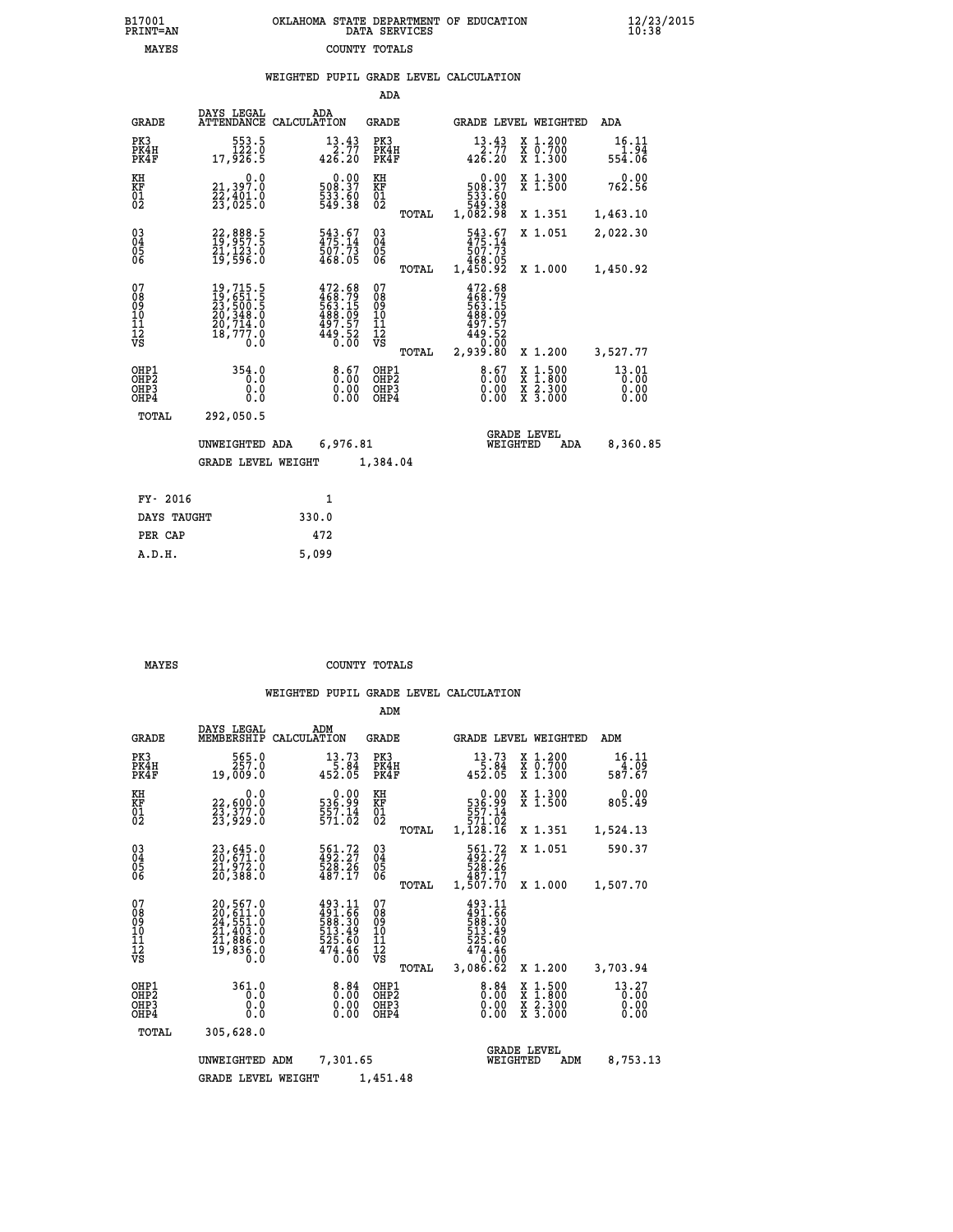B17001 OKLAHOMA STATE DEPARTMENT OF EDUCATION 12/23/2015
PRINT=AN DATA SERVICES 10:38

MAYES COUNTY TOTALS

### WEIGHTED PUPIL GRADE LEVEL CALCULATION

ADA

| GRADE | DAYS LEGAL ATTENDANCE | ADA CALCULATION | GRADE | | GRADE LEVEL | WEIGHTED | ADA |
|---|---|---|---|---|---|---|---|
| PK3 | 553.5 | 13.43 | PK3 | | 13.43 | X 1.200 | 16.11 |
| PK4H | 122.0 | 2.77 | PK4H | | 2.77 | X 0.700 | 1.94 |
| PK4F | 17,926.5 | 426.20 | PK4F | | 426.20 | X 1.300 | 554.06 |
| KH | 0.0 | 0.00 | KH | | 0.00 | X 1.300 | 0.00 |
| KF | 21,397.0 | 508.37 | KF | | 508.37 | X 1.500 | 762.56 |
| 01 | 22,401.0 | 533.60 | 01 | | 533.60 | | |
| 02 | 23,025.0 | 549.38 | 02 | | 549.38 | | |
| | | | | TOTAL | 1,082.98 | X 1.351 | 1,463.10 |
| 03 | 22,888.5 | 543.67 | 03 | | 543.67 | X 1.051 | 2,022.30 |
| 04 | 19,957.5 | 475.14 | 04 | | 475.14 | | |
| 05 | 21,123.0 | 507.73 | 05 | | 507.73 | | |
| 06 | 19,596.0 | 468.05 | 06 | | 468.05 | | |
| | | | | TOTAL | 1,450.92 | X 1.000 | 1,450.92 |
| 07 | 19,715.5 | 472.68 | 07 | | 472.68 | | |
| 08 | 19,651.5 | 468.79 | 08 | | 468.79 | | |
| 09 | 23,500.5 | 563.15 | 09 | | 563.15 | | |
| 10 | 20,348.0 | 488.09 | 10 | | 488.09 | | |
| 11 | 20,714.0 | 497.57 | 11 | | 497.57 | | |
| 12 | 18,777.0 | 449.52 | 12 | | 449.52 | | |
| VS | 0.0 | 0.00 | VS | | 0.00 | | |
| | | | | TOTAL | 2,939.80 | X 1.200 | 3,527.77 |
| OHP1 | 354.0 | 8.67 | OHP1 | | 8.67 | X 1.500 | 13.01 |
| OHP2 | 0.0 | 0.00 | OHP2 | | 0.00 | X 1.800 | 0.00 |
| OHP3 | 0.0 | 0.00 | OHP3 | | 0.00 | X 2.300 | 0.00 |
| OHP4 | 0.0 | 0.00 | OHP4 | | 0.00 | X 3.000 | 0.00 |
| TOTAL | 292,050.5 | | | | | | |

UNWEIGHTED ADA 6,976.81 GRADE LEVEL WEIGHTED ADA 8,360.85

GRADE LEVEL WEIGHT 1,384.04

| FY- 2016 | 1 |
|---|---|
| DAYS TAUGHT | 330.0 |
| PER CAP | 472 |
| A.D.H. | 5,099 |

MAYES COUNTY TOTALS

### WEIGHTED PUPIL GRADE LEVEL CALCULATION

ADM

| GRADE | DAYS LEGAL MEMBERSHIP | ADM CALCULATION | GRADE | | GRADE LEVEL | WEIGHTED | ADM |
|---|---|---|---|---|---|---|---|
| PK3 | 565.0 | 13.73 | PK3 | | 13.73 | X 1.200 | 16.11 |
| PK4H | 257.0 | 5.84 | PK4H | | 5.84 | X 0.700 | 4.09 |
| PK4F | 19,009.0 | 452.05 | PK4F | | 452.05 | X 1.300 | 587.67 |
| KH | 0.0 | 0.00 | KH | | 0.00 | X 1.300 | 0.00 |
| KF | 22,600.0 | 536.99 | KF | | 536.99 | X 1.500 | 805.49 |
| 01 | 23,377.0 | 557.14 | 01 | | 557.14 | | |
| 02 | 23,929.0 | 571.02 | 02 | | 571.02 | | |
| | | | | TOTAL | 1,128.16 | X 1.351 | 1,524.13 |
| 03 | 23,645.0 | 561.72 | 03 | | 561.72 | X 1.051 | 590.37 |
| 04 | 20,671.0 | 492.27 | 04 | | 492.27 | | |
| 05 | 21,972.0 | 528.26 | 05 | | 528.26 | | |
| 06 | 20,388.0 | 487.17 | 06 | | 487.17 | | |
| | | | | TOTAL | 1,507.70 | X 1.000 | 1,507.70 |
| 07 | 20,567.0 | 493.11 | 07 | | 493.11 | | |
| 08 | 20,611.0 | 491.66 | 08 | | 491.66 | | |
| 09 | 24,551.0 | 588.30 | 09 | | 588.30 | | |
| 10 | 21,403.0 | 513.49 | 10 | | 513.49 | | |
| 11 | 21,886.0 | 525.60 | 11 | | 525.60 | | |
| 12 | 19,836.0 | 474.46 | 12 | | 474.46 | | |
| VS | 0.0 | 0.00 | VS | | 0.00 | | |
| | | | | TOTAL | 3,086.62 | X 1.200 | 3,703.94 |
| OHP1 | 361.0 | 8.84 | OHP1 | | 8.84 | X 1.500 | 13.27 |
| OHP2 | 0.0 | 0.00 | OHP2 | | 0.00 | X 1.800 | 0.00 |
| OHP3 | 0.0 | 0.00 | OHP3 | | 0.00 | X 2.300 | 0.00 |
| OHP4 | 0.0 | 0.00 | OHP4 | | 0.00 | X 3.000 | 0.00 |
| TOTAL | 305,628.0 | | | | | | |

UNWEIGHTED ADM 7,301.65 GRADE LEVEL WEIGHTED ADM 8,753.13

GRADE LEVEL WEIGHT 1,451.48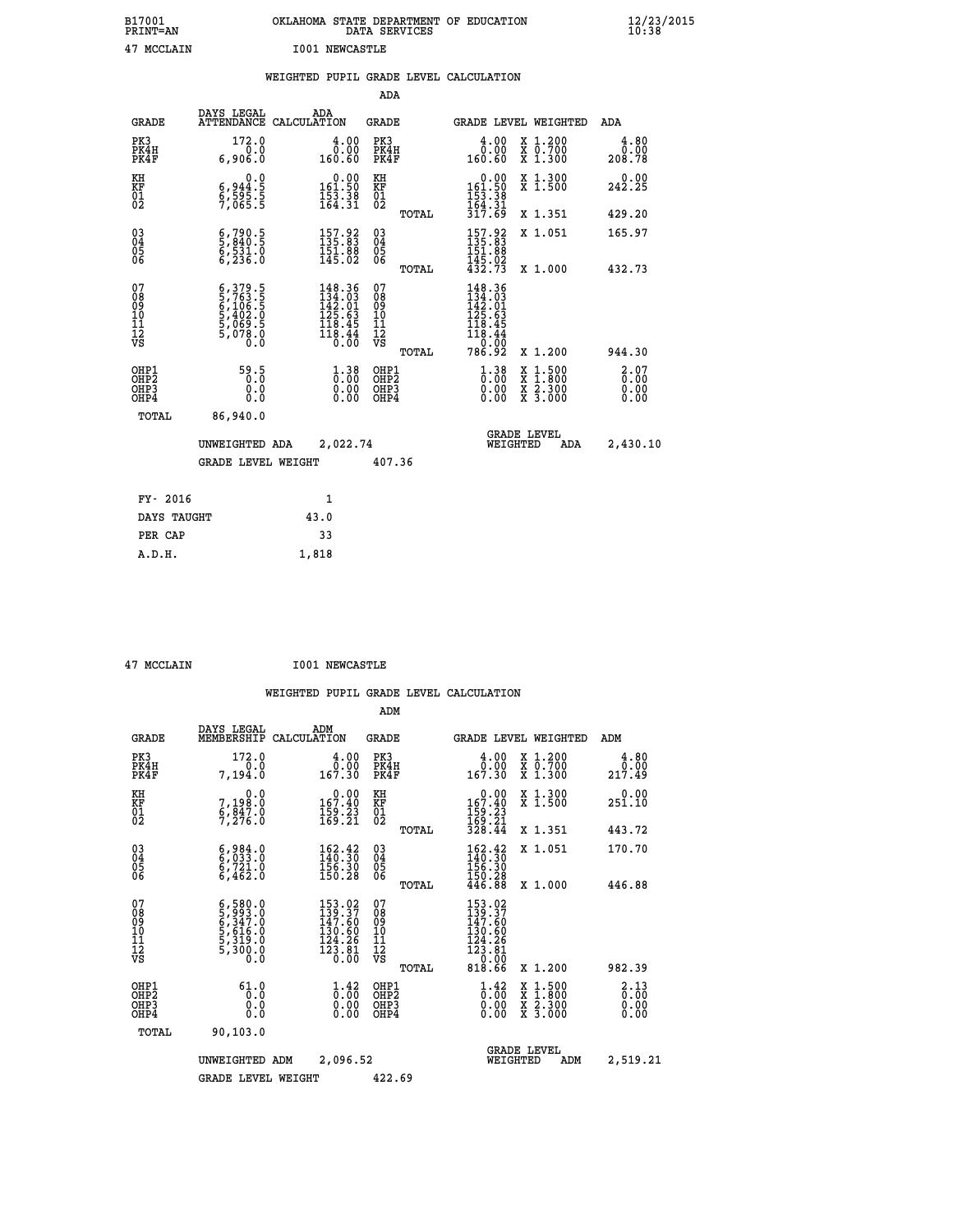B17001 OKLAHOMA STATE DEPARTMENT OF EDUCATION 12/23/2015
PRINT=AN DATA SERVICES 10:38

47 MCCLAIN I001 NEWCASTLE

## WEIGHTED PUPIL GRADE LEVEL CALCULATION

### ADA

| GRADE | DAYS LEGAL ATTENDANCE | ADA CALCULATION | GRADE | GRADE LEVEL | WEIGHTED | ADA |
|---|---|---|---|---|---|---|
| PK3 | 172.0 | 4.00 | PK3 | 4.00 | X 1.200 | 4.80 |
| PK4H | 0.0 | 0.00 | PK4H | 0.00 | X 0.700 | 0.00 |
| PK4F | 6,906.0 | 160.60 | PK4F | 160.60 | X 1.300 | 208.78 |
| KH | 0.0 | 0.00 | KH | 0.00 | X 1.300 | 0.00 |
| KF | 6,944.5 | 161.50 | KF | 161.50 | X 1.500 | 242.25 |
| 01 | 6,595.5 | 153.38 | 01 | 153.38 | | |
| 02 | 7,065.5 | 164.31 | 02 | 164.31 | | |
| | | | TOTAL | 317.69 | X 1.351 | 429.20 |
| 03 | 6,790.5 | 157.92 | 03 | 157.92 | X 1.051 | 165.97 |
| 04 | 5,840.5 | 135.83 | 04 | 135.83 | | |
| 05 | 6,531.0 | 151.88 | 05 | 151.88 | | |
| 06 | 6,236.0 | 145.02 | 06 | 145.02 | | |
| | | | TOTAL | 432.73 | X 1.000 | 432.73 |
| 07 | 6,379.5 | 148.36 | 07 | 148.36 | | |
| 08 | 5,763.5 | 134.03 | 08 | 134.03 | | |
| 09 | 6,106.5 | 142.01 | 09 | 142.01 | | |
| 10 | 5,402.0 | 125.63 | 10 | 125.63 | | |
| 11 | 5,069.5 | 118.45 | 11 | 118.45 | | |
| 12 | 5,078.0 | 118.44 | 12 | 118.44 | | |
| VS | 0.0 | 0.00 | VS | 0.00 | | |
| | | | TOTAL | 786.92 | X 1.200 | 944.30 |
| OHP1 | 59.5 | 1.38 | OHP1 | 1.38 | X 1.500 | 2.07 |
| OHP2 | 0.0 | 0.00 | OHP2 | 0.00 | X 1.800 | 0.00 |
| OHP3 | 0.0 | 0.00 | OHP3 | 0.00 | X 2.300 | 0.00 |
| OHP4 | 0.0 | 0.00 | OHP4 | 0.00 | X 3.000 | 0.00 |
| TOTAL | 86,940.0 | | | | | |

UNWEIGHTED ADA 2,022.74 — GRADE LEVEL WEIGHTED ADA 2,430.10

GRADE LEVEL WEIGHT 407.36

| FY- 2016 | 1 |
|---|---|
| DAYS TAUGHT | 43.0 |
| PER CAP | 33 |
| A.D.H. | 1,818 |

47 MCCLAIN I001 NEWCASTLE

## WEIGHTED PUPIL GRADE LEVEL CALCULATION

### ADM

| GRADE | DAYS LEGAL MEMBERSHIP | ADM CALCULATION | GRADE | GRADE LEVEL | WEIGHTED | ADM |
|---|---|---|---|---|---|---|
| PK3 | 172.0 | 4.00 | PK3 | 4.00 | X 1.200 | 4.80 |
| PK4H | 0.0 | 0.00 | PK4H | 0.00 | X 0.700 | 0.00 |
| PK4F | 7,194.0 | 167.30 | PK4F | 167.30 | X 1.300 | 217.49 |
| KH | 0.0 | 0.00 | KH | 0.00 | X 1.300 | 0.00 |
| KF | 7,198.0 | 167.40 | KF | 167.40 | X 1.500 | 251.10 |
| 01 | 6,847.0 | 159.23 | 01 | 159.23 | | |
| 02 | 7,276.0 | 169.21 | 02 | 169.21 | | |
| | | | TOTAL | 328.44 | X 1.351 | 443.72 |
| 03 | 6,984.0 | 162.42 | 03 | 162.42 | X 1.051 | 170.70 |
| 04 | 6,033.0 | 140.30 | 04 | 140.30 | | |
| 05 | 6,721.0 | 156.30 | 05 | 156.30 | | |
| 06 | 6,462.0 | 150.28 | 06 | 150.28 | | |
| | | | TOTAL | 446.88 | X 1.000 | 446.88 |
| 07 | 6,580.0 | 153.02 | 07 | 153.02 | | |
| 08 | 5,993.0 | 139.37 | 08 | 139.37 | | |
| 09 | 6,347.0 | 147.60 | 09 | 147.60 | | |
| 10 | 5,616.0 | 130.60 | 10 | 130.60 | | |
| 11 | 5,319.0 | 124.26 | 11 | 124.26 | | |
| 12 | 5,300.0 | 123.81 | 12 | 123.81 | | |
| VS | 0.0 | 0.00 | VS | 0.00 | | |
| | | | TOTAL | 818.66 | X 1.200 | 982.39 |
| OHP1 | 61.0 | 1.42 | OHP1 | 1.42 | X 1.500 | 2.13 |
| OHP2 | 0.0 | 0.00 | OHP2 | 0.00 | X 1.800 | 0.00 |
| OHP3 | 0.0 | 0.00 | OHP3 | 0.00 | X 2.300 | 0.00 |
| OHP4 | 0.0 | 0.00 | OHP4 | 0.00 | X 3.000 | 0.00 |
| TOTAL | 90,103.0 | | | | | |

UNWEIGHTED ADM 2,096.52 — GRADE LEVEL WEIGHTED ADM 2,519.21

GRADE LEVEL WEIGHT 422.69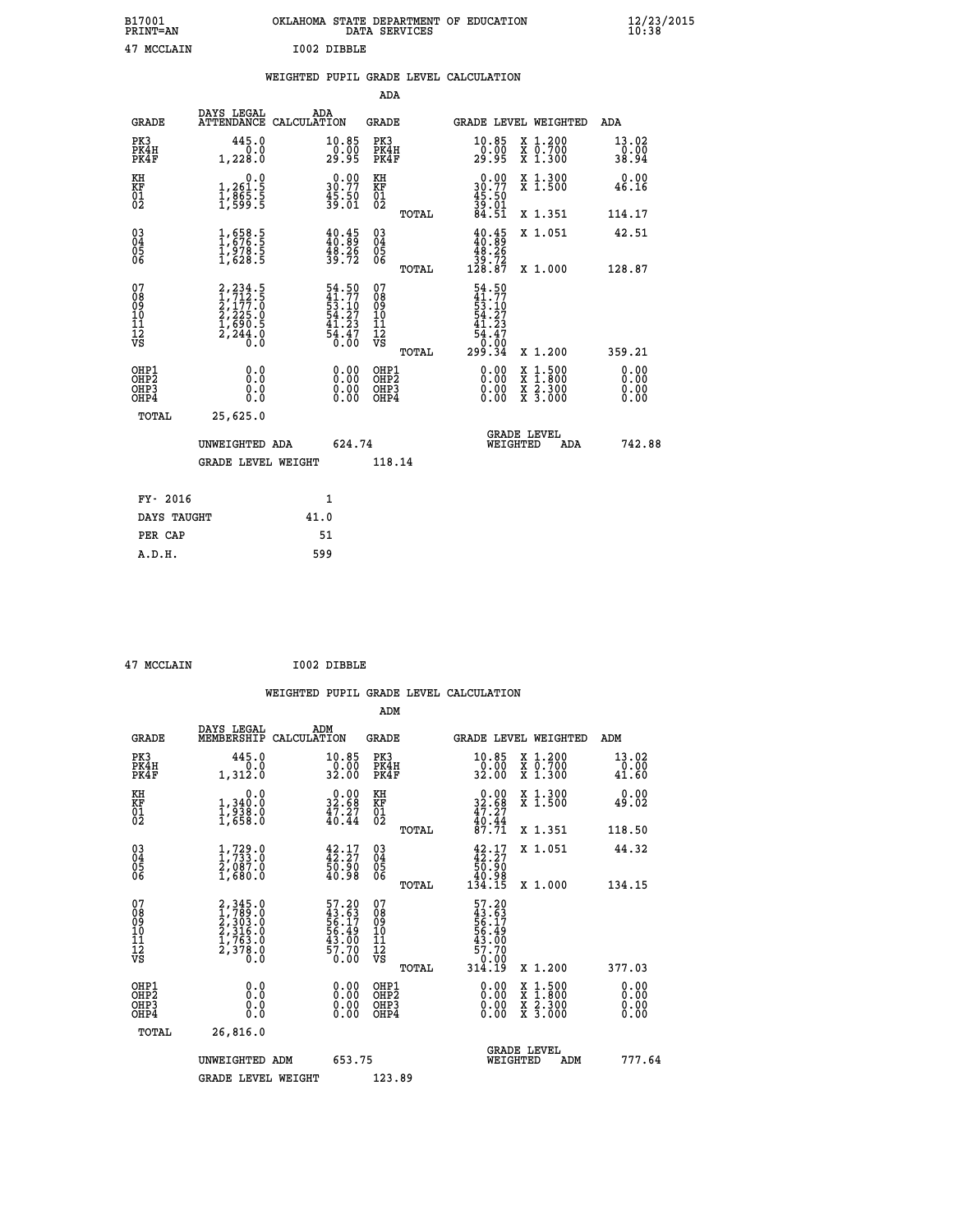B17001 OKLAHOMA STATE DEPARTMENT OF EDUCATION 12/23/2015
PRINT=AN DATA SERVICES 10:38

47 MCCLAIN I002 DIBBLE

WEIGHTED PUPIL GRADE LEVEL CALCULATION

ADA

| GRADE | DAYS LEGAL ATTENDANCE | ADA CALCULATION | GRADE | | GRADE LEVEL | WEIGHTED | ADA |
|---|---|---|---|---|---|---|---|
| PK3 | 445.0 | 10.85 | PK3 | | 10.85 | X 1.200 | 13.02 |
| PK4H | 0.0 | 0.00 | PK4H | | 0.00 | X 0.700 | 0.00 |
| PK4F | 1,228.0 | 29.95 | PK4F | | 29.95 | X 1.300 | 38.94 |
| KH | 0.0 | 0.00 | KH | | 0.00 | X 1.300 | 0.00 |
| KF | 1,261.5 | 30.77 | KF | | 30.77 | X 1.500 | 46.16 |
| 01 | 1,865.5 | 45.50 | 01 | | 45.50 | | |
| 02 | 1,599.5 | 39.01 | 02 | | 39.01 | | |
| | | | | TOTAL | 84.51 | X 1.351 | 114.17 |
| 03 | 1,658.5 | 40.45 | 03 | | 40.45 | X 1.051 | 42.51 |
| 04 | 1,676.5 | 40.89 | 04 | | 40.89 | | |
| 05 | 1,978.5 | 48.26 | 05 | | 48.26 | | |
| 06 | 1,628.5 | 39.72 | 06 | | 39.72 | | |
| | | | | TOTAL | 128.87 | X 1.000 | 128.87 |
| 07 | 2,234.5 | 54.50 | 07 | | 54.50 | | |
| 08 | 1,712.5 | 41.77 | 08 | | 41.77 | | |
| 09 | 2,177.0 | 53.10 | 09 | | 53.10 | | |
| 10 | 2,225.0 | 54.27 | 10 | | 54.27 | | |
| 11 | 1,690.5 | 41.23 | 11 | | 41.23 | | |
| 12 | 2,244.0 | 54.47 | 12 | | 54.47 | | |
| VS | 0.0 | 0.00 | VS | | 0.00 | | |
| | | | | TOTAL | 299.34 | X 1.200 | 359.21 |
| OHP1 | 0.0 | 0.00 | OHP1 | | 0.00 | X 1.500 | 0.00 |
| OHP2 | 0.0 | 0.00 | OHP2 | | 0.00 | X 1.800 | 0.00 |
| OHP3 | 0.0 | 0.00 | OHP3 | | 0.00 | X 2.300 | 0.00 |
| OHP4 | 0.0 | 0.00 | OHP4 | | 0.00 | X 3.000 | 0.00 |
| TOTAL | 25,625.0 | | | | | | |

UNWEIGHTED ADA 624.74 GRADE LEVEL WEIGHTED ADA 742.88

GRADE LEVEL WEIGHT 118.14

| FY- 2016 | 1 |
|---|---|
| DAYS TAUGHT | 41.0 |
| PER CAP | 51 |
| A.D.H. | 599 |

47 MCCLAIN I002 DIBBLE

WEIGHTED PUPIL GRADE LEVEL CALCULATION

ADM

| GRADE | DAYS LEGAL MEMBERSHIP | ADM CALCULATION | GRADE | | GRADE LEVEL | WEIGHTED | ADM |
|---|---|---|---|---|---|---|---|
| PK3 | 445.0 | 10.85 | PK3 | | 10.85 | X 1.200 | 13.02 |
| PK4H | 0.0 | 0.00 | PK4H | | 0.00 | X 0.700 | 0.00 |
| PK4F | 1,312.0 | 32.00 | PK4F | | 32.00 | X 1.300 | 41.60 |
| KH | 0.0 | 0.00 | KH | | 0.00 | X 1.300 | 0.00 |
| KF | 1,340.0 | 32.68 | KF | | 32.68 | X 1.500 | 49.02 |
| 01 | 1,938.0 | 47.27 | 01 | | 47.27 | | |
| 02 | 1,658.0 | 40.44 | 02 | | 40.44 | | |
| | | | | TOTAL | 87.71 | X 1.351 | 118.50 |
| 03 | 1,729.0 | 42.17 | 03 | | 42.17 | X 1.051 | 44.32 |
| 04 | 1,733.0 | 42.27 | 04 | | 42.27 | | |
| 05 | 2,087.0 | 50.90 | 05 | | 50.90 | | |
| 06 | 1,680.0 | 40.98 | 06 | | 40.98 | | |
| | | | | TOTAL | 134.15 | X 1.000 | 134.15 |
| 07 | 2,345.0 | 57.20 | 07 | | 57.20 | | |
| 08 | 1,789.0 | 43.63 | 08 | | 43.63 | | |
| 09 | 2,303.0 | 56.17 | 09 | | 56.17 | | |
| 10 | 2,316.0 | 56.49 | 10 | | 56.49 | | |
| 11 | 1,763.0 | 43.00 | 11 | | 43.00 | | |
| 12 | 2,378.0 | 57.70 | 12 | | 57.70 | | |
| VS | 0.0 | 0.00 | VS | | 0.00 | | |
| | | | | TOTAL | 314.19 | X 1.200 | 377.03 |
| OHP1 | 0.0 | 0.00 | OHP1 | | 0.00 | X 1.500 | 0.00 |
| OHP2 | 0.0 | 0.00 | OHP2 | | 0.00 | X 1.800 | 0.00 |
| OHP3 | 0.0 | 0.00 | OHP3 | | 0.00 | X 2.300 | 0.00 |
| OHP4 | 0.0 | 0.00 | OHP4 | | 0.00 | X 3.000 | 0.00 |
| TOTAL | 26,816.0 | | | | | | |

UNWEIGHTED ADM 653.75 GRADE LEVEL WEIGHTED ADM 777.64

GRADE LEVEL WEIGHT 123.89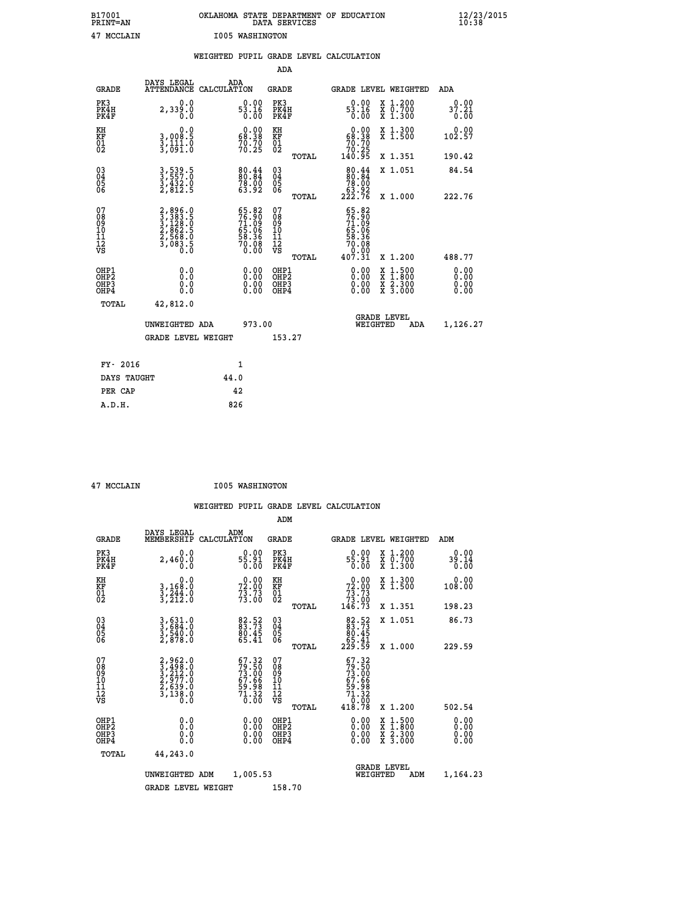B17001 OKLAHOMA STATE DEPARTMENT OF EDUCATION 12/23/2015
PRINT=AN DATA SERVICES 10:38

47 MCCLAIN I005 WASHINGTON

WEIGHTED PUPIL GRADE LEVEL CALCULATION

ADA

| GRADE | DAYS LEGAL ATTENDANCE | ADA CALCULATION | GRADE | GRADE LEVEL | WEIGHTED | ADA |
|---|---|---|---|---|---|---|
| PK3 | 0.0 | 0.00 | PK3 | 0.00 | X 1.200 | 0.00 |
| PK4H | 2,339.0 | 53.16 | PK4H | 53.16 | X 0.700 | 37.21 |
| PK4F | 0.0 | 0.00 | PK4F | 0.00 | X 1.300 | 0.00 |
| KH | 0.0 | 0.00 | KH | 0.00 | X 1.300 | 0.00 |
| KF | 3,008.5 | 68.38 | KF | 68.38 | X 1.500 | 102.57 |
| 01 | 3,111.0 | 70.70 | 01 | 70.70 | | |
| 02 | 3,091.0 | 70.25 | 02 | 70.25 | | |
| | | | TOTAL | 140.95 | X 1.351 | 190.42 |
| 03 | 3,539.5 | 80.44 | 03 | 80.44 | X 1.051 | 84.54 |
| 04 | 3,557.0 | 80.84 | 04 | 80.84 | | |
| 05 | 3,432.0 | 78.00 | 05 | 78.00 | | |
| 06 | 2,812.5 | 63.92 | 06 | 63.92 | | |
| | | | TOTAL | 222.76 | X 1.000 | 222.76 |
| 07 | 2,896.0 | 65.82 | 07 | 65.82 | | |
| 08 | 3,383.5 | 76.90 | 08 | 76.90 | | |
| 09 | 3,128.0 | 71.09 | 09 | 71.09 | | |
| 10 | 2,862.5 | 65.06 | 10 | 65.06 | | |
| 11 | 2,568.0 | 58.36 | 11 | 58.36 | | |
| 12 | 3,083.5 | 70.08 | 12 | 70.08 | | |
| VS | 0.0 | 0.00 | VS | 0.00 | | |
| | | | TOTAL | 407.31 | X 1.200 | 488.77 |
| OHP1 | 0.0 | 0.00 | OHP1 | 0.00 | X 1.500 | 0.00 |
| OHP2 | 0.0 | 0.00 | OHP2 | 0.00 | X 1.800 | 0.00 |
| OHP3 | 0.0 | 0.00 | OHP3 | 0.00 | X 2.300 | 0.00 |
| OHP4 | 0.0 | 0.00 | OHP4 | 0.00 | X 3.000 | 0.00 |
| TOTAL | 42,812.0 | | | | | |

UNWEIGHTED ADA 973.00 GRADE LEVEL WEIGHTED ADA 1,126.27

GRADE LEVEL WEIGHT 153.27

| FY- 2016 | 1 |
|---|---|
| DAYS TAUGHT | 44.0 |
| PER CAP | 42 |
| A.D.H. | 826 |

47 MCCLAIN I005 WASHINGTON

WEIGHTED PUPIL GRADE LEVEL CALCULATION

ADM

| GRADE | DAYS LEGAL MEMBERSHIP | ADM CALCULATION | GRADE | GRADE LEVEL | WEIGHTED | ADM |
|---|---|---|---|---|---|---|
| PK3 | 0.0 | 0.00 | PK3 | 0.00 | X 1.200 | 0.00 |
| PK4H | 2,460.0 | 55.91 | PK4H | 55.91 | X 0.700 | 39.14 |
| PK4F | 0.0 | 0.00 | PK4F | 0.00 | X 1.300 | 0.00 |
| KH | 0.0 | 0.00 | KH | 0.00 | X 1.300 | 0.00 |
| KF | 3,168.0 | 72.00 | KF | 72.00 | X 1.500 | 108.00 |
| 01 | 3,244.0 | 73.73 | 01 | 73.73 | | |
| 02 | 3,212.0 | 73.00 | 02 | 73.00 | | |
| | | | TOTAL | 146.73 | X 1.351 | 198.23 |
| 03 | 3,631.0 | 82.52 | 03 | 82.52 | X 1.051 | 86.73 |
| 04 | 3,684.0 | 83.73 | 04 | 83.73 | | |
| 05 | 3,540.0 | 80.45 | 05 | 80.45 | | |
| 06 | 2,878.0 | 65.41 | 06 | 65.41 | | |
| | | | TOTAL | 229.59 | X 1.000 | 229.59 |
| 07 | 2,962.0 | 67.32 | 07 | 67.32 | | |
| 08 | 3,498.0 | 79.50 | 08 | 79.50 | | |
| 09 | 3,212.0 | 73.00 | 09 | 73.00 | | |
| 10 | 2,977.0 | 67.66 | 10 | 67.66 | | |
| 11 | 2,639.0 | 59.98 | 11 | 59.98 | | |
| 12 | 3,138.0 | 71.32 | 12 | 71.32 | | |
| VS | 0.0 | 0.00 | VS | 0.00 | | |
| | | | TOTAL | 418.78 | X 1.200 | 502.54 |
| OHP1 | 0.0 | 0.00 | OHP1 | 0.00 | X 1.500 | 0.00 |
| OHP2 | 0.0 | 0.00 | OHP2 | 0.00 | X 1.800 | 0.00 |
| OHP3 | 0.0 | 0.00 | OHP3 | 0.00 | X 2.300 | 0.00 |
| OHP4 | 0.0 | 0.00 | OHP4 | 0.00 | X 3.000 | 0.00 |
| TOTAL | 44,243.0 | | | | | |

UNWEIGHTED ADM 1,005.53 GRADE LEVEL WEIGHTED ADM 1,164.23

GRADE LEVEL WEIGHT 158.70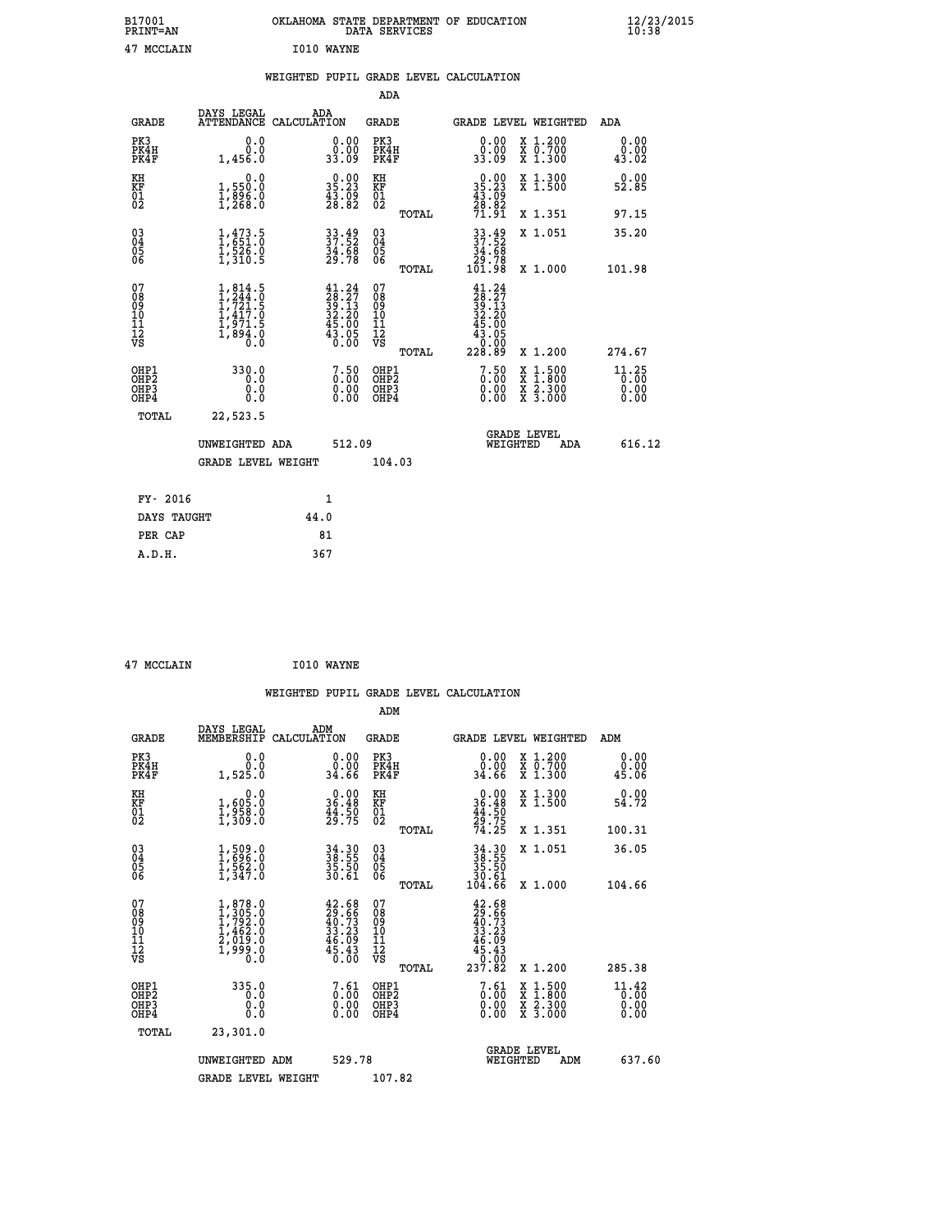B17001 OKLAHOMA STATE DEPARTMENT OF EDUCATION 12/23/2015
PRINT=AN DATA SERVICES 10:38

47 MCCLAIN I010 WAYNE

## WEIGHTED PUPIL GRADE LEVEL CALCULATION

### ADA

| GRADE | DAYS LEGAL ATTENDANCE | ADA CALCULATION | GRADE | GRADE LEVEL | WEIGHTED | ADA |
|---|---|---|---|---|---|---|
| PK3 | 0.0 | 0.00 | PK3 | 0.00 | X 1.200 | 0.00 |
| PK4H | 0.0 | 0.00 | PK4H | 0.00 | X 0.700 | 0.00 |
| PK4F | 1,456.0 | 33.09 | PK4F | 33.09 | X 1.300 | 43.02 |
| KH | 0.0 | 0.00 | KH | 0.00 | X 1.300 | 0.00 |
| KF | 1,550.0 | 35.23 | KF | 35.23 | X 1.500 | 52.85 |
| 01 | 1,896.0 | 43.09 | 01 | 43.09 | | |
| 02 | 1,268.0 | 28.82 | 02 | 28.82 | | |
| | | | TOTAL | 71.91 | X 1.351 | 97.15 |
| 03 | 1,473.5 | 33.49 | 03 | 33.49 | X 1.051 | 35.20 |
| 04 | 1,651.0 | 37.52 | 04 | 37.52 | | |
| 05 | 1,526.0 | 34.68 | 05 | 34.68 | | |
| 06 | 1,310.5 | 29.78 | 06 | 29.78 | | |
| | | | TOTAL | 101.98 | X 1.000 | 101.98 |
| 07 | 1,814.5 | 41.24 | 07 | 41.24 | | |
| 08 | 1,244.0 | 28.27 | 08 | 28.27 | | |
| 09 | 1,721.5 | 39.13 | 09 | 39.13 | | |
| 10 | 1,417.0 | 32.20 | 10 | 32.20 | | |
| 11 | 1,971.5 | 45.00 | 11 | 45.00 | | |
| 12 | 1,894.0 | 43.05 | 12 | 43.05 | | |
| VS | 0.0 | 0.00 | VS | 0.00 | | |
| | | | TOTAL | 228.89 | X 1.200 | 274.67 |
| OHP1 | 330.0 | 7.50 | OHP1 | 7.50 | X 1.500 | 11.25 |
| OHP2 | 0.0 | 0.00 | OHP2 | 0.00 | X 1.800 | 0.00 |
| OHP3 | 0.0 | 0.00 | OHP3 | 0.00 | X 2.300 | 0.00 |
| OHP4 | 0.0 | 0.00 | OHP4 | 0.00 | X 3.000 | 0.00 |
| TOTAL | 22,523.5 | | | | | |

UNWEIGHTED ADA 512.09 GRADE LEVEL WEIGHTED ADA 616.12

GRADE LEVEL WEIGHT 104.03

| FY- 2016 | 1 |
|---|---|
| DAYS TAUGHT | 44.0 |
| PER CAP | 81 |
| A.D.H. | 367 |

47 MCCLAIN I010 WAYNE

## WEIGHTED PUPIL GRADE LEVEL CALCULATION

### ADM

| GRADE | DAYS LEGAL MEMBERSHIP | ADM CALCULATION | GRADE | GRADE LEVEL | WEIGHTED | ADM |
|---|---|---|---|---|---|---|
| PK3 | 0.0 | 0.00 | PK3 | 0.00 | X 1.200 | 0.00 |
| PK4H | 0.0 | 0.00 | PK4H | 0.00 | X 0.700 | 0.00 |
| PK4F | 1,525.0 | 34.66 | PK4F | 34.66 | X 1.300 | 45.06 |
| KH | 0.0 | 0.00 | KH | 0.00 | X 1.300 | 0.00 |
| KF | 1,605.0 | 36.48 | KF | 36.48 | X 1.500 | 54.72 |
| 01 | 1,958.0 | 44.50 | 01 | 44.50 | | |
| 02 | 1,309.0 | 29.75 | 02 | 29.75 | | |
| | | | TOTAL | 74.25 | X 1.351 | 100.31 |
| 03 | 1,509.0 | 34.30 | 03 | 34.30 | X 1.051 | 36.05 |
| 04 | 1,696.0 | 38.55 | 04 | 38.55 | | |
| 05 | 1,562.0 | 35.50 | 05 | 35.50 | | |
| 06 | 1,347.0 | 30.61 | 06 | 30.61 | | |
| | | | TOTAL | 104.66 | X 1.000 | 104.66 |
| 07 | 1,878.0 | 42.68 | 07 | 42.68 | | |
| 08 | 1,305.0 | 29.66 | 08 | 29.66 | | |
| 09 | 1,792.0 | 40.73 | 09 | 40.73 | | |
| 10 | 1,462.0 | 33.23 | 10 | 33.23 | | |
| 11 | 2,019.0 | 46.09 | 11 | 46.09 | | |
| 12 | 1,999.0 | 45.43 | 12 | 45.43 | | |
| VS | 0.0 | 0.00 | VS | 0.00 | | |
| | | | TOTAL | 237.82 | X 1.200 | 285.38 |
| OHP1 | 335.0 | 7.61 | OHP1 | 7.61 | X 1.500 | 11.42 |
| OHP2 | 0.0 | 0.00 | OHP2 | 0.00 | X 1.800 | 0.00 |
| OHP3 | 0.0 | 0.00 | OHP3 | 0.00 | X 2.300 | 0.00 |
| OHP4 | 0.0 | 0.00 | OHP4 | 0.00 | X 3.000 | 0.00 |
| TOTAL | 23,301.0 | | | | | |

UNWEIGHTED ADM 529.78 GRADE LEVEL WEIGHTED ADM 637.60

GRADE LEVEL WEIGHT 107.82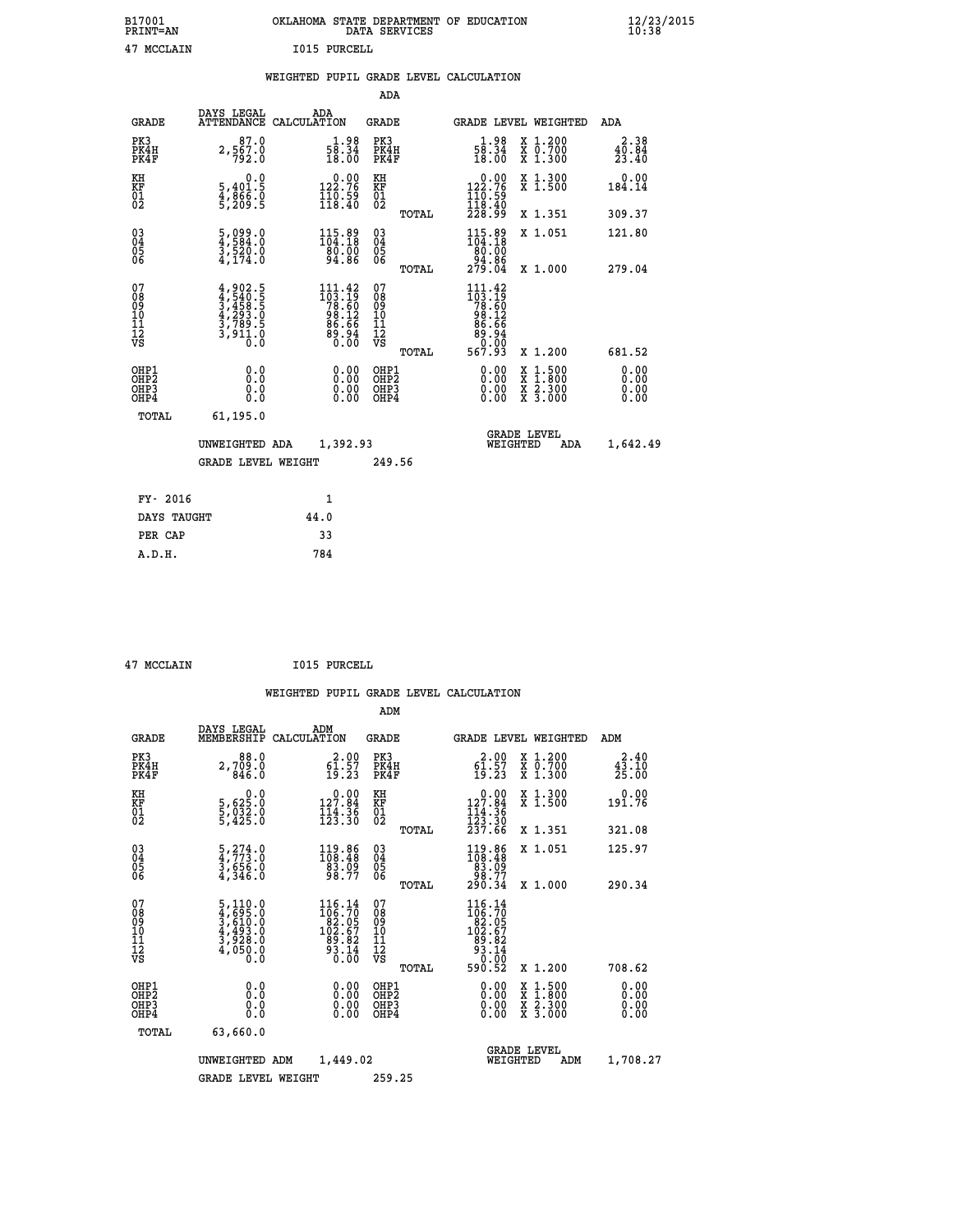B17001 OKLAHOMA STATE DEPARTMENT OF EDUCATION 12/23/2015
PRINT=AN DATA SERVICES 10:38
47 MCCLAIN I015 PURCELL

## WEIGHTED PUPIL GRADE LEVEL CALCULATION

### ADA

| GRADE | DAYS LEGAL ATTENDANCE | ADA CALCULATION | GRADE | | GRADE LEVEL | WEIGHTED | ADA |
|---|---|---|---|---|---|---|---|
| PK3 | 87.0 | 1.98 | PK3 | | 1.98 | X 1.200 | 2.38 |
| PK4H | 2,567.0 | 58.34 | PK4H | | 58.34 | X 0.700 | 40.84 |
| PK4F | 792.0 | 18.00 | PK4F | | 18.00 | X 1.300 | 23.40 |
| KH | 0.0 | 0.00 | KH | | 0.00 | X 1.300 | 0.00 |
| KF | 5,401.5 | 122.76 | KF | | 122.76 | X 1.500 | 184.14 |
| 01 | 4,866.0 | 110.59 | 01 | | 110.59 | | |
| 02 | 5,209.5 | 118.40 | 02 | | 118.40 | | |
| | | | | TOTAL | 228.99 | X 1.351 | 309.37 |
| 03 | 5,099.0 | 115.89 | 03 | | 115.89 | X 1.051 | 121.80 |
| 04 | 4,584.0 | 104.18 | 04 | | 104.18 | | |
| 05 | 3,520.0 | 80.00 | 05 | | 80.00 | | |
| 06 | 4,174.0 | 94.86 | 06 | | 94.86 | | |
| | | | | TOTAL | 279.04 | X 1.000 | 279.04 |
| 07 | 4,902.5 | 111.42 | 07 | | 111.42 | | |
| 08 | 4,540.5 | 103.19 | 08 | | 103.19 | | |
| 09 | 3,458.5 | 78.60 | 09 | | 78.60 | | |
| 10 | 4,293.0 | 98.12 | 10 | | 98.12 | | |
| 11 | 3,789.5 | 86.66 | 11 | | 86.66 | | |
| 12 | 3,911.0 | 89.94 | 12 | | 89.94 | | |
| VS | 0.0 | 0.00 | VS | | 0.00 | | |
| | | | | TOTAL | 567.93 | X 1.200 | 681.52 |
| OHP1 | 0.0 | 0.00 | OHP1 | | 0.00 | X 1.500 | 0.00 |
| OHP2 | 0.0 | 0.00 | OHP2 | | 0.00 | X 1.800 | 0.00 |
| OHP3 | 0.0 | 0.00 | OHP3 | | 0.00 | X 2.300 | 0.00 |
| OHP4 | 0.0 | 0.00 | OHP4 | | 0.00 | X 3.000 | 0.00 |
| TOTAL | 61,195.0 | | | | | | |

UNWEIGHTED ADA 1,392.93 GRADE LEVEL WEIGHTED ADA 1,642.49

GRADE LEVEL WEIGHT 249.56

| FY- 2016 | 1 |
|---|---|
| DAYS TAUGHT | 44.0 |
| PER CAP | 33 |
| A.D.H. | 784 |

47 MCCLAIN I015 PURCELL

## WEIGHTED PUPIL GRADE LEVEL CALCULATION

### ADM

| GRADE | DAYS LEGAL MEMBERSHIP | ADM CALCULATION | GRADE | | GRADE LEVEL | WEIGHTED | ADM |
|---|---|---|---|---|---|---|---|
| PK3 | 88.0 | 2.00 | PK3 | | 2.00 | X 1.200 | 2.40 |
| PK4H | 2,709.0 | 61.57 | PK4H | | 61.57 | X 0.700 | 43.10 |
| PK4F | 846.0 | 19.23 | PK4F | | 19.23 | X 1.300 | 25.00 |
| KH | 0.0 | 0.00 | KH | | 0.00 | X 1.300 | 0.00 |
| KF | 5,625.0 | 127.84 | KF | | 127.84 | X 1.500 | 191.76 |
| 01 | 5,032.0 | 114.36 | 01 | | 114.36 | | |
| 02 | 5,425.0 | 123.30 | 02 | | 123.30 | | |
| | | | | TOTAL | 237.66 | X 1.351 | 321.08 |
| 03 | 5,274.0 | 119.86 | 03 | | 119.86 | X 1.051 | 125.97 |
| 04 | 4,773.0 | 108.48 | 04 | | 108.48 | | |
| 05 | 3,656.0 | 83.09 | 05 | | 83.09 | | |
| 06 | 4,346.0 | 98.77 | 06 | | 98.77 | | |
| | | | | TOTAL | 290.34 | X 1.000 | 290.34 |
| 07 | 5,110.0 | 116.14 | 07 | | 116.14 | | |
| 08 | 4,695.0 | 106.70 | 08 | | 106.70 | | |
| 09 | 3,610.0 | 82.05 | 09 | | 82.05 | | |
| 10 | 4,493.0 | 102.67 | 10 | | 102.67 | | |
| 11 | 3,928.0 | 89.82 | 11 | | 89.82 | | |
| 12 | 4,050.0 | 93.14 | 12 | | 93.14 | | |
| VS | 0.0 | 0.00 | VS | | 0.00 | | |
| | | | | TOTAL | 590.52 | X 1.200 | 708.62 |
| OHP1 | 0.0 | 0.00 | OHP1 | | 0.00 | X 1.500 | 0.00 |
| OHP2 | 0.0 | 0.00 | OHP2 | | 0.00 | X 1.800 | 0.00 |
| OHP3 | 0.0 | 0.00 | OHP3 | | 0.00 | X 2.300 | 0.00 |
| OHP4 | 0.0 | 0.00 | OHP4 | | 0.00 | X 3.000 | 0.00 |
| TOTAL | 63,660.0 | | | | | | |

UNWEIGHTED ADM 1,449.02 GRADE LEVEL WEIGHTED ADM 1,708.27

GRADE LEVEL WEIGHT 259.25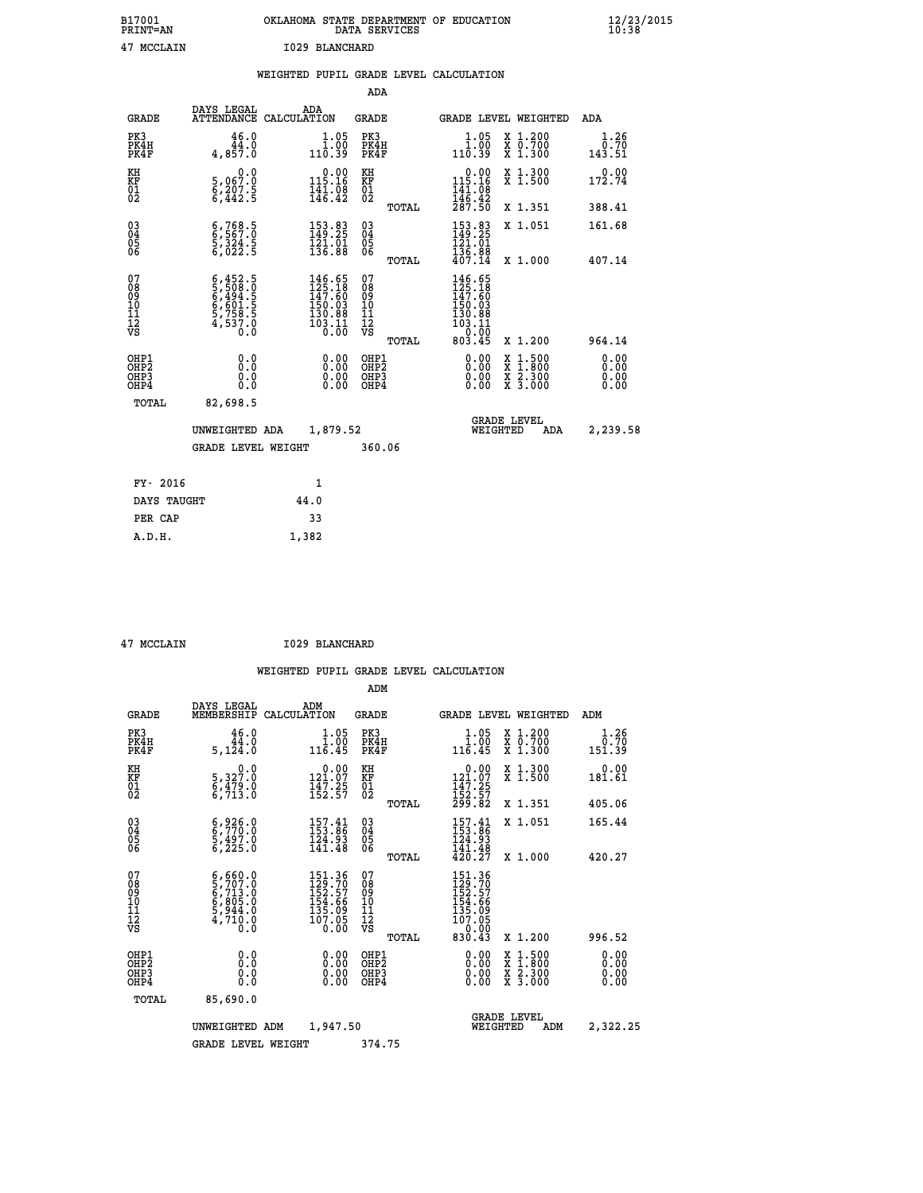B17001 OKLAHOMA STATE DEPARTMENT OF EDUCATION 12/23/2015
PRINT=AN DATA SERVICES 10:38

47 MCCLAIN I029 BLANCHARD

WEIGHTED PUPIL GRADE LEVEL CALCULATION

ADA

| GRADE | DAYS LEGAL ATTENDANCE | ADA CALCULATION | GRADE | GRADE LEVEL | WEIGHTED | ADA |
|---|---|---|---|---|---|---|
| PK3 | 46.0 | 1.05 | PK3 | 1.05 | X 1.200 | 1.26 |
| PK4H | 44.0 | 1.00 | PK4H | 1.00 | X 0.700 | 0.70 |
| PK4F | 4,857.0 | 110.39 | PK4F | 110.39 | X 1.300 | 143.51 |
| KH | 0.0 | 0.00 | KH | 0.00 | X 1.300 | 0.00 |
| KF | 5,067.0 | 115.16 | KF | 115.16 | X 1.500 | 172.74 |
| 01 | 6,207.5 | 141.08 | 01 | 141.08 | | |
| 02 | 6,442.5 | 146.42 | 02 | 146.42 | | |
| | | | TOTAL | 287.50 | X 1.351 | 388.41 |
| 03 | 6,768.5 | 153.83 | 03 | 153.83 | X 1.051 | 161.68 |
| 04 | 6,567.0 | 149.25 | 04 | 149.25 | | |
| 05 | 5,324.5 | 121.01 | 05 | 121.01 | | |
| 06 | 6,022.5 | 136.88 | 06 | 136.88 | | |
| | | | TOTAL | 407.14 | X 1.000 | 407.14 |
| 07 | 6,452.5 | 146.65 | 07 | 146.65 | | |
| 08 | 5,508.0 | 125.18 | 08 | 125.18 | | |
| 09 | 6,494.5 | 147.60 | 09 | 147.60 | | |
| 10 | 6,601.5 | 150.03 | 10 | 150.03 | | |
| 11 | 5,758.5 | 130.88 | 11 | 130.88 | | |
| 12 | 4,537.0 | 103.11 | 12 | 103.11 | | |
| VS | 0.0 | 0.00 | VS | 0.00 | | |
| | | | TOTAL | 803.45 | X 1.200 | 964.14 |
| OHP1 | 0.0 | 0.00 | OHP1 | 0.00 | X 1.500 | 0.00 |
| OHP2 | 0.0 | 0.00 | OHP2 | 0.00 | X 1.800 | 0.00 |
| OHP3 | 0.0 | 0.00 | OHP3 | 0.00 | X 2.300 | 0.00 |
| OHP4 | 0.0 | 0.00 | OHP4 | 0.00 | X 3.000 | 0.00 |
| TOTAL | 82,698.5 | | | | | |

UNWEIGHTED ADA 1,879.52 GRADE LEVEL WEIGHTED ADA 2,239.58

GRADE LEVEL WEIGHT 360.06

| FY- 2016 | 1 |
|---|---|
| DAYS TAUGHT | 44.0 |
| PER CAP | 33 |
| A.D.H. | 1,382 |

47 MCCLAIN I029 BLANCHARD

WEIGHTED PUPIL GRADE LEVEL CALCULATION

ADM

| GRADE | DAYS LEGAL MEMBERSHIP | ADM CALCULATION | GRADE | GRADE LEVEL | WEIGHTED | ADM |
|---|---|---|---|---|---|---|
| PK3 | 46.0 | 1.05 | PK3 | 1.05 | X 1.200 | 1.26 |
| PK4H | 44.0 | 1.00 | PK4H | 1.00 | X 0.700 | 0.70 |
| PK4F | 5,124.0 | 116.45 | PK4F | 116.45 | X 1.300 | 151.39 |
| KH | 0.0 | 0.00 | KH | 0.00 | X 1.300 | 0.00 |
| KF | 5,327.0 | 121.07 | KF | 121.07 | X 1.500 | 181.61 |
| 01 | 6,479.0 | 147.25 | 01 | 147.25 | | |
| 02 | 6,713.0 | 152.57 | 02 | 152.57 | | |
| | | | TOTAL | 299.82 | X 1.351 | 405.06 |
| 03 | 6,926.0 | 157.41 | 03 | 157.41 | X 1.051 | 165.44 |
| 04 | 6,770.0 | 153.86 | 04 | 153.86 | | |
| 05 | 5,497.0 | 124.93 | 05 | 124.93 | | |
| 06 | 6,225.0 | 141.48 | 06 | 141.48 | | |
| | | | TOTAL | 420.27 | X 1.000 | 420.27 |
| 07 | 6,660.0 | 151.36 | 07 | 151.36 | | |
| 08 | 5,707.0 | 129.70 | 08 | 129.70 | | |
| 09 | 6,713.0 | 152.57 | 09 | 152.57 | | |
| 10 | 6,805.0 | 154.66 | 10 | 154.66 | | |
| 11 | 5,944.0 | 135.09 | 11 | 135.09 | | |
| 12 | 4,710.0 | 107.05 | 12 | 107.05 | | |
| VS | 0.0 | 0.00 | VS | 0.00 | | |
| | | | TOTAL | 830.43 | X 1.200 | 996.52 |
| OHP1 | 0.0 | 0.00 | OHP1 | 0.00 | X 1.500 | 0.00 |
| OHP2 | 0.0 | 0.00 | OHP2 | 0.00 | X 1.800 | 0.00 |
| OHP3 | 0.0 | 0.00 | OHP3 | 0.00 | X 2.300 | 0.00 |
| OHP4 | 0.0 | 0.00 | OHP4 | 0.00 | X 3.000 | 0.00 |
| TOTAL | 85,690.0 | | | | | |

UNWEIGHTED ADM 1,947.50 GRADE LEVEL WEIGHTED ADM 2,322.25

GRADE LEVEL WEIGHT 374.75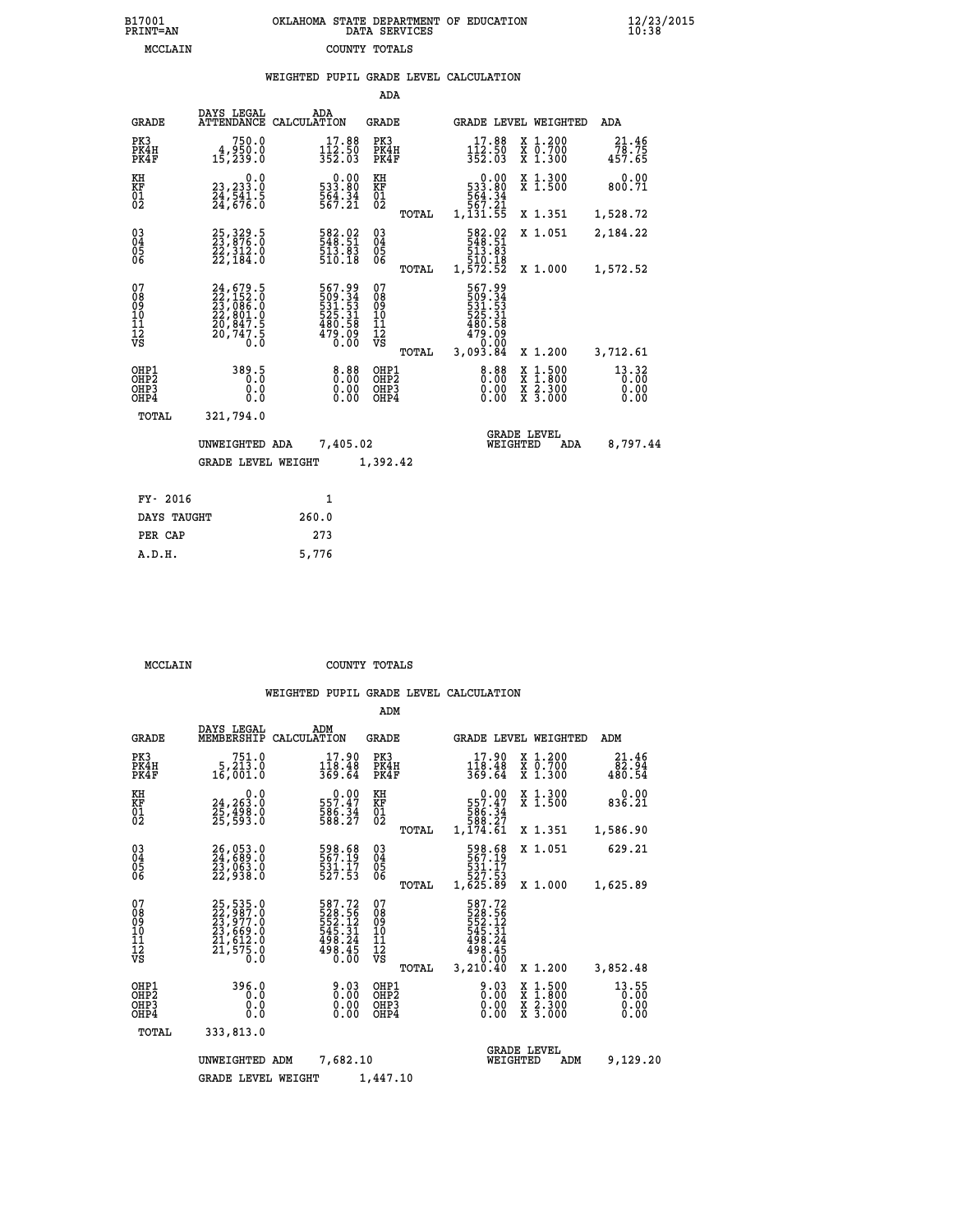B17001 OKLAHOMA STATE DEPARTMENT OF EDUCATION 12/23/2015
PRINT=AN DATA SERVICES 10:38
MCCLAIN COUNTY TOTALS

WEIGHTED PUPIL GRADE LEVEL CALCULATION

ADA

| GRADE | DAYS LEGAL ATTENDANCE | ADA CALCULATION | GRADE | | GRADE LEVEL | WEIGHTED | ADA |
|---|---|---|---|---|---|---|---|
| PK3 | 750.0 | 17.88 | PK3 | | 17.88 | X 1.200 | 21.46 |
| PK4H | 4,950.0 | 112.50 | PK4H | | 112.50 | X 0.700 | 78.75 |
| PK4F | 15,239.0 | 352.03 | PK4F | | 352.03 | X 1.300 | 457.65 |
| KH | 0.0 | 0.00 | KH | | 0.00 | X 1.300 | 0.00 |
| KF | 23,233.0 | 533.80 | KF | | 533.80 | X 1.500 | 800.71 |
| 01 | 24,541.5 | 564.34 | 01 | | 564.34 | | |
| 02 | 24,676.0 | 567.21 | 02 | | 567.21 | | |
| | | | | TOTAL | 1,131.55 | X 1.351 | 1,528.72 |
| 03 | 25,329.5 | 582.02 | 03 | | 582.02 | X 1.051 | 2,184.22 |
| 04 | 23,876.0 | 548.51 | 04 | | 548.51 | | |
| 05 | 22,312.0 | 513.83 | 05 | | 513.83 | | |
| 06 | 22,184.0 | 510.18 | 06 | | 510.18 | | |
| | | | | TOTAL | 1,572.52 | X 1.000 | 1,572.52 |
| 07 | 24,679.5 | 567.99 | 07 | | 567.99 | | |
| 08 | 22,152.0 | 509.34 | 08 | | 509.34 | | |
| 09 | 23,086.0 | 531.53 | 09 | | 531.53 | | |
| 10 | 22,801.0 | 525.31 | 10 | | 525.31 | | |
| 11 | 20,847.5 | 480.58 | 11 | | 480.58 | | |
| 12 | 20,747.5 | 479.09 | 12 | | 479.09 | | |
| VS | 0.0 | 0.00 | VS | | 0.00 | | |
| | | | | TOTAL | 3,093.84 | X 1.200 | 3,712.61 |
| OHP1 | 389.5 | 8.88 | OHP1 | | 8.88 | X 1.500 | 13.32 |
| OHP2 | 0.0 | 0.00 | OHP2 | | 0.00 | X 1.800 | 0.00 |
| OHP3 | 0.0 | 0.00 | OHP3 | | 0.00 | X 2.300 | 0.00 |
| OHP4 | 0.0 | 0.00 | OHP4 | | 0.00 | X 3.000 | 0.00 |
| TOTAL | 321,794.0 | | | | | | |

UNWEIGHTED ADA 7,405.02 — GRADE LEVEL WEIGHTED ADA 8,797.44

GRADE LEVEL WEIGHT 1,392.42

| FY- 2016 | 1 |
|---|---|
| DAYS TAUGHT | 260.0 |
| PER CAP | 273 |
| A.D.H. | 5,776 |

MCCLAIN COUNTY TOTALS

WEIGHTED PUPIL GRADE LEVEL CALCULATION

ADM

| GRADE | DAYS LEGAL MEMBERSHIP | ADM CALCULATION | GRADE | | GRADE LEVEL | WEIGHTED | ADM |
|---|---|---|---|---|---|---|---|
| PK3 | 751.0 | 17.90 | PK3 | | 17.90 | X 1.200 | 21.46 |
| PK4H | 5,213.0 | 118.48 | PK4H | | 118.48 | X 0.700 | 82.94 |
| PK4F | 16,001.0 | 369.64 | PK4F | | 369.64 | X 1.300 | 480.54 |
| KH | 0.0 | 0.00 | KH | | 0.00 | X 1.300 | 0.00 |
| KF | 24,263.0 | 557.47 | KF | | 557.47 | X 1.500 | 836.21 |
| 01 | 25,498.0 | 586.34 | 01 | | 586.34 | | |
| 02 | 25,593.0 | 588.27 | 02 | | 588.27 | | |
| | | | | TOTAL | 1,174.61 | X 1.351 | 1,586.90 |
| 03 | 26,053.0 | 598.68 | 03 | | 598.68 | X 1.051 | 629.21 |
| 04 | 24,689.0 | 567.19 | 04 | | 567.19 | | |
| 05 | 23,063.0 | 531.17 | 05 | | 531.17 | | |
| 06 | 22,938.0 | 527.53 | 06 | | 527.53 | | |
| | | | | TOTAL | 1,625.89 | X 1.000 | 1,625.89 |
| 07 | 25,535.0 | 587.72 | 07 | | 587.72 | | |
| 08 | 22,987.0 | 528.56 | 08 | | 528.56 | | |
| 09 | 23,977.0 | 552.12 | 09 | | 552.12 | | |
| 10 | 23,669.0 | 545.31 | 10 | | 545.31 | | |
| 11 | 21,612.0 | 498.24 | 11 | | 498.24 | | |
| 12 | 21,575.0 | 498.45 | 12 | | 498.45 | | |
| VS | 0.0 | 0.00 | VS | | 0.00 | | |
| | | | | TOTAL | 3,210.40 | X 1.200 | 3,852.48 |
| OHP1 | 396.0 | 9.03 | OHP1 | | 9.03 | X 1.500 | 13.55 |
| OHP2 | 0.0 | 0.00 | OHP2 | | 0.00 | X 1.800 | 0.00 |
| OHP3 | 0.0 | 0.00 | OHP3 | | 0.00 | X 2.300 | 0.00 |
| OHP4 | 0.0 | 0.00 | OHP4 | | 0.00 | X 3.000 | 0.00 |
| TOTAL | 333,813.0 | | | | | | |

UNWEIGHTED ADM 7,682.10 — GRADE LEVEL WEIGHTED ADM 9,129.20

GRADE LEVEL WEIGHT 1,447.10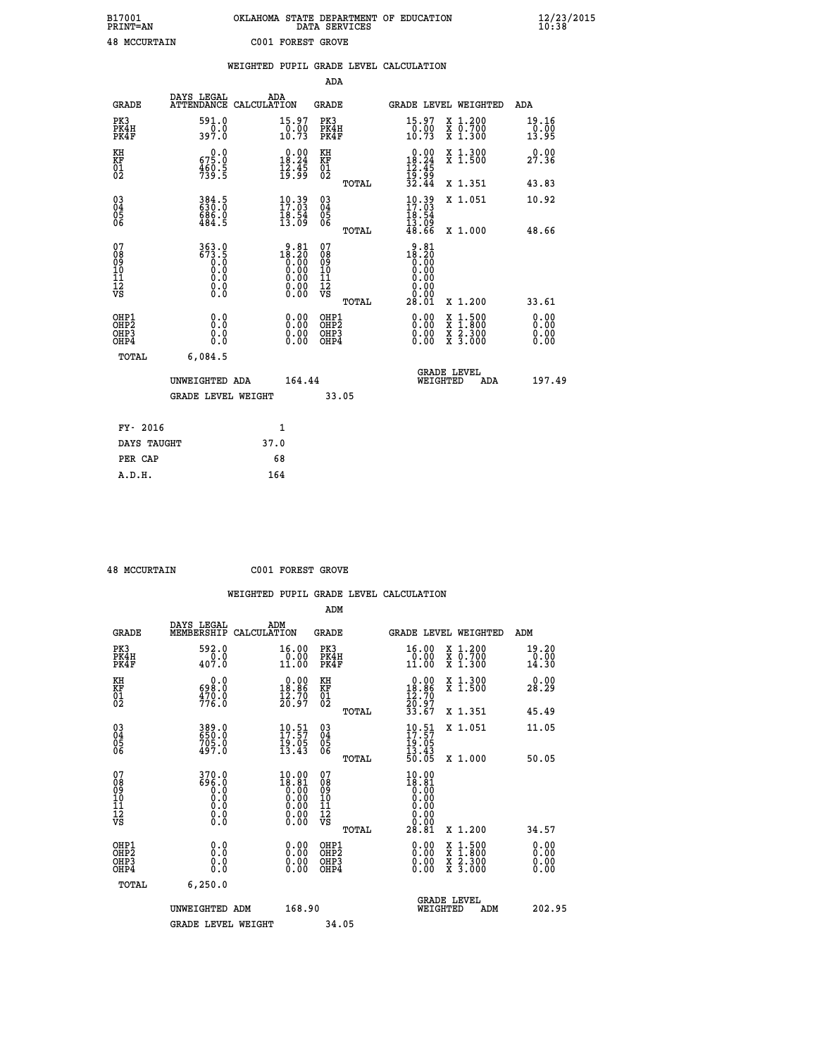B17001 OKLAHOMA STATE DEPARTMENT OF EDUCATION 12/23/2015
PRINT=AN DATA SERVICES 10:38

48 MCCURTAIN C001 FOREST GROVE

## WEIGHTED PUPIL GRADE LEVEL CALCULATION

### ADA

| GRADE | DAYS LEGAL ATTENDANCE | ADA CALCULATION | GRADE | GRADE LEVEL | WEIGHTED | ADA |
|---|---|---|---|---|---|---|
| PK3 | 591.0 | 15.97 | PK3 | 15.97 | X 1.200 | 19.16 |
| PK4H | 0.0 | 0.00 | PK4H | 0.00 | X 0.700 | 0.00 |
| PK4F | 397.0 | 10.73 | PK4F | 10.73 | X 1.300 | 13.95 |
| KH | 0.0 | 0.00 | KH | 0.00 | X 1.300 | 0.00 |
| KF | 675.0 | 18.24 | KF | 18.24 | X 1.500 | 27.36 |
| 01 | 460.5 | 12.45 | 01 | 12.45 | | |
| 02 | 739.5 | 19.99 | 02 | 19.99 | | |
| | | | TOTAL | 32.44 | X 1.351 | 43.83 |
| 03 | 384.5 | 10.39 | 03 | 10.39 | X 1.051 | 10.92 |
| 04 | 630.0 | 17.03 | 04 | 17.03 | | |
| 05 | 686.0 | 18.54 | 05 | 18.54 | | |
| 06 | 484.5 | 13.09 | 06 | 13.09 | | |
| | | | TOTAL | 48.66 | X 1.000 | 48.66 |
| 07 | 363.0 | 9.81 | 07 | 9.81 | | |
| 08 | 673.5 | 18.20 | 08 | 18.20 | | |
| 09 | 0.0 | 0.00 | 09 | 0.00 | | |
| 10 | 0.0 | 0.00 | 10 | 0.00 | | |
| 11 | 0.0 | 0.00 | 11 | 0.00 | | |
| 12 | 0.0 | 0.00 | 12 | 0.00 | | |
| VS | 0.0 | 0.00 | VS | 0.00 | | |
| | | | TOTAL | 28.01 | X 1.200 | 33.61 |
| OHP1 | 0.0 | 0.00 | OHP1 | 0.00 | X 1.500 | 0.00 |
| OHP2 | 0.0 | 0.00 | OHP2 | 0.00 | X 1.800 | 0.00 |
| OHP3 | 0.0 | 0.00 | OHP3 | 0.00 | X 2.300 | 0.00 |
| OHP4 | 0.0 | 0.00 | OHP4 | 0.00 | X 3.000 | 0.00 |
| TOTAL | 6,084.5 | | | | | |

UNWEIGHTED ADA 164.44 GRADE LEVEL WEIGHTED ADA 197.49

GRADE LEVEL WEIGHT 33.05

| FY- 2016 | 1 |
|---|---|
| DAYS TAUGHT | 37.0 |
| PER CAP | 68 |
| A.D.H. | 164 |

48 MCCURTAIN C001 FOREST GROVE

## WEIGHTED PUPIL GRADE LEVEL CALCULATION

### ADM

| GRADE | DAYS LEGAL MEMBERSHIP | ADM CALCULATION | GRADE | GRADE LEVEL | WEIGHTED | ADM |
|---|---|---|---|---|---|---|
| PK3 | 592.0 | 16.00 | PK3 | 16.00 | X 1.200 | 19.20 |
| PK4H | 0.0 | 0.00 | PK4H | 0.00 | X 0.700 | 0.00 |
| PK4F | 407.0 | 11.00 | PK4F | 11.00 | X 1.300 | 14.30 |
| KH | 0.0 | 0.00 | KH | 0.00 | X 1.300 | 0.00 |
| KF | 698.0 | 18.86 | KF | 18.86 | X 1.500 | 28.29 |
| 01 | 470.0 | 12.70 | 01 | 12.70 | | |
| 02 | 776.0 | 20.97 | 02 | 20.97 | | |
| | | | TOTAL | 33.67 | X 1.351 | 45.49 |
| 03 | 389.0 | 10.51 | 03 | 10.51 | X 1.051 | 11.05 |
| 04 | 650.0 | 17.57 | 04 | 17.57 | | |
| 05 | 705.0 | 19.05 | 05 | 19.05 | | |
| 06 | 497.0 | 13.43 | 06 | 13.43 | | |
| | | | TOTAL | 50.05 | X 1.000 | 50.05 |
| 07 | 370.0 | 10.00 | 07 | 10.00 | | |
| 08 | 696.0 | 18.81 | 08 | 18.81 | | |
| 09 | 0.0 | 0.00 | 09 | 0.00 | | |
| 10 | 0.0 | 0.00 | 10 | 0.00 | | |
| 11 | 0.0 | 0.00 | 11 | 0.00 | | |
| 12 | 0.0 | 0.00 | 12 | 0.00 | | |
| VS | 0.0 | 0.00 | VS | 0.00 | | |
| | | | TOTAL | 28.81 | X 1.200 | 34.57 |
| OHP1 | 0.0 | 0.00 | OHP1 | 0.00 | X 1.500 | 0.00 |
| OHP2 | 0.0 | 0.00 | OHP2 | 0.00 | X 1.800 | 0.00 |
| OHP3 | 0.0 | 0.00 | OHP3 | 0.00 | X 2.300 | 0.00 |
| OHP4 | 0.0 | 0.00 | OHP4 | 0.00 | X 3.000 | 0.00 |
| TOTAL | 6,250.0 | | | | | |

UNWEIGHTED ADM 168.90 GRADE LEVEL WEIGHTED ADM 202.95

GRADE LEVEL WEIGHT 34.05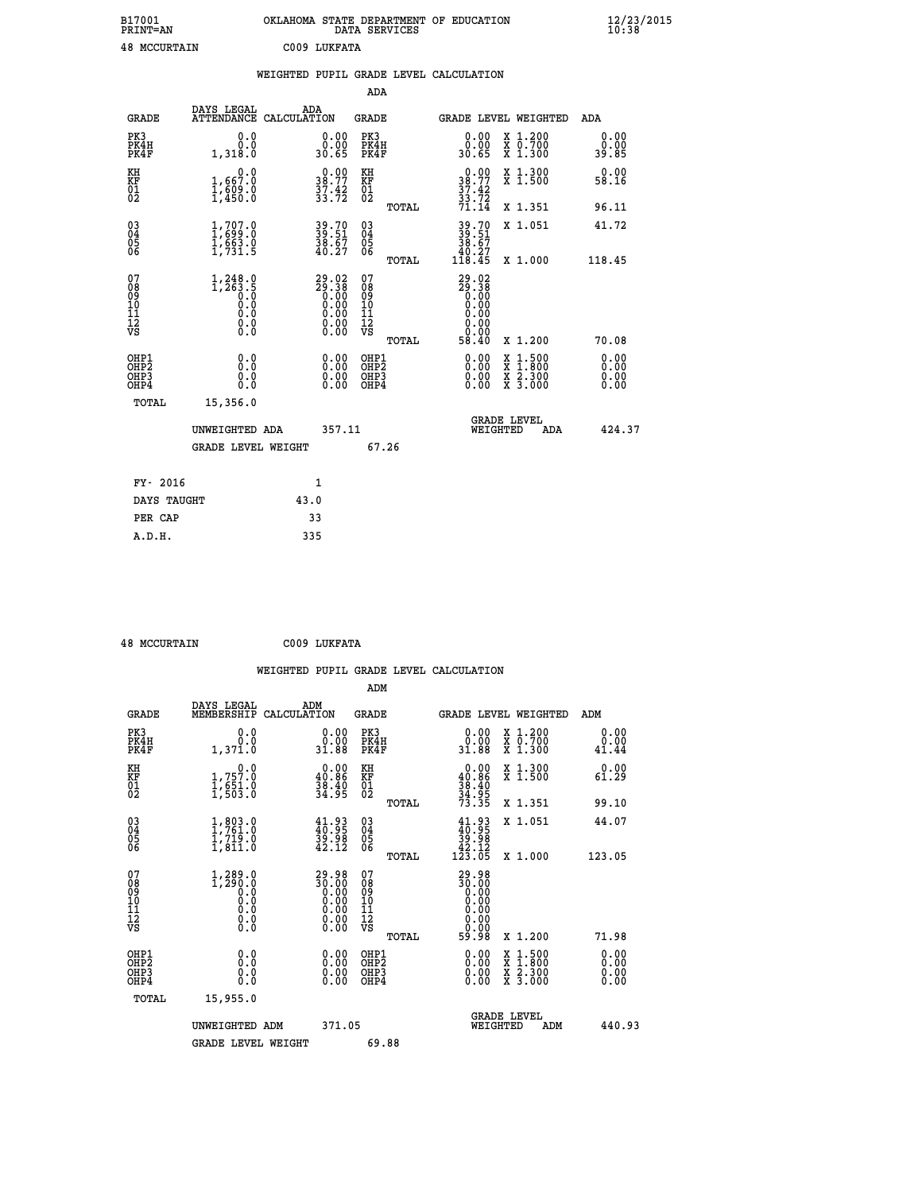B17001 OKLAHOMA STATE DEPARTMENT OF EDUCATION 12/23/2015
PRINT=AN DATA SERVICES 10:38

48 MCCURTAIN C009 LUKFATA

## WEIGHTED PUPIL GRADE LEVEL CALCULATION

### ADA

| GRADE | DAYS LEGAL ATTENDANCE | ADA CALCULATION | GRADE | GRADE LEVEL | WEIGHTED | ADA |
|---|---|---|---|---|---|---|
| PK3 | 0.0 | 0.00 | PK3 | 0.00 | X 1.200 | 0.00 |
| PK4H | 0.0 | 0.00 | PK4H | 0.00 | X 0.700 | 0.00 |
| PK4F | 1,318.0 | 30.65 | PK4F | 30.65 | X 1.300 | 39.85 |
| KH | 0.0 | 0.00 | KH | 0.00 | X 1.300 | 0.00 |
| KF | 1,667.0 | 38.77 | KF | 38.77 | X 1.500 | 58.16 |
| 01 | 1,609.0 | 37.42 | 01 | 37.42 | | |
| 02 | 1,450.0 | 33.72 | 02 | 33.72 | | |
| | | | TOTAL | 71.14 | X 1.351 | 96.11 |
| 03 | 1,707.0 | 39.70 | 03 | 39.70 | X 1.051 | 41.72 |
| 04 | 1,699.0 | 39.51 | 04 | 39.51 | | |
| 05 | 1,663.0 | 38.67 | 05 | 38.67 | | |
| 06 | 1,731.5 | 40.27 | 06 | 40.27 | | |
| | | | TOTAL | 118.45 | X 1.000 | 118.45 |
| 07 | 1,248.0 | 29.02 | 07 | 29.02 | | |
| 08 | 1,263.5 | 29.38 | 08 | 29.38 | | |
| 09 | 0.0 | 0.00 | 09 | 0.00 | | |
| 10 | 0.0 | 0.00 | 10 | 0.00 | | |
| 11 | 0.0 | 0.00 | 11 | 0.00 | | |
| 12 | 0.0 | 0.00 | 12 | 0.00 | | |
| VS | 0.0 | 0.00 | VS | 0.00 | | |
| | | | TOTAL | 58.40 | X 1.200 | 70.08 |
| OHP1 | 0.0 | 0.00 | OHP1 | 0.00 | X 1.500 | 0.00 |
| OHP2 | 0.0 | 0.00 | OHP2 | 0.00 | X 1.800 | 0.00 |
| OHP3 | 0.0 | 0.00 | OHP3 | 0.00 | X 2.300 | 0.00 |
| OHP4 | 0.0 | 0.00 | OHP4 | 0.00 | X 3.000 | 0.00 |
| TOTAL | 15,356.0 | | | | | |

UNWEIGHTED ADA 357.11 GRADE LEVEL WEIGHTED ADA 424.37

GRADE LEVEL WEIGHT 67.26

| FY- 2016 | 1 |
|---|---|
| DAYS TAUGHT | 43.0 |
| PER CAP | 33 |
| A.D.H. | 335 |

48 MCCURTAIN C009 LUKFATA

## WEIGHTED PUPIL GRADE LEVEL CALCULATION

### ADM

| GRADE | DAYS LEGAL MEMBERSHIP | ADM CALCULATION | GRADE | GRADE LEVEL | WEIGHTED | ADM |
|---|---|---|---|---|---|---|
| PK3 | 0.0 | 0.00 | PK3 | 0.00 | X 1.200 | 0.00 |
| PK4H | 0.0 | 0.00 | PK4H | 0.00 | X 0.700 | 0.00 |
| PK4F | 1,371.0 | 31.88 | PK4F | 31.88 | X 1.300 | 41.44 |
| KH | 0.0 | 0.00 | KH | 0.00 | X 1.300 | 0.00 |
| KF | 1,757.0 | 40.86 | KF | 40.86 | X 1.500 | 61.29 |
| 01 | 1,651.0 | 38.40 | 01 | 38.40 | | |
| 02 | 1,503.0 | 34.95 | 02 | 34.95 | | |
| | | | TOTAL | 73.35 | X 1.351 | 99.10 |
| 03 | 1,803.0 | 41.93 | 03 | 41.93 | X 1.051 | 44.07 |
| 04 | 1,761.0 | 40.95 | 04 | 40.95 | | |
| 05 | 1,719.0 | 39.98 | 05 | 39.98 | | |
| 06 | 1,811.0 | 42.12 | 06 | 42.12 | | |
| | | | TOTAL | 123.05 | X 1.000 | 123.05 |
| 07 | 1,289.0 | 29.98 | 07 | 29.98 | | |
| 08 | 1,290.0 | 30.00 | 08 | 30.00 | | |
| 09 | 0.0 | 0.00 | 09 | 0.00 | | |
| 10 | 0.0 | 0.00 | 10 | 0.00 | | |
| 11 | 0.0 | 0.00 | 11 | 0.00 | | |
| 12 | 0.0 | 0.00 | 12 | 0.00 | | |
| VS | 0.0 | 0.00 | VS | 0.00 | | |
| | | | TOTAL | 59.98 | X 1.200 | 71.98 |
| OHP1 | 0.0 | 0.00 | OHP1 | 0.00 | X 1.500 | 0.00 |
| OHP2 | 0.0 | 0.00 | OHP2 | 0.00 | X 1.800 | 0.00 |
| OHP3 | 0.0 | 0.00 | OHP3 | 0.00 | X 2.300 | 0.00 |
| OHP4 | 0.0 | 0.00 | OHP4 | 0.00 | X 3.000 | 0.00 |
| TOTAL | 15,955.0 | | | | | |

UNWEIGHTED ADM 371.05 GRADE LEVEL WEIGHTED ADM 440.93

GRADE LEVEL WEIGHT 69.88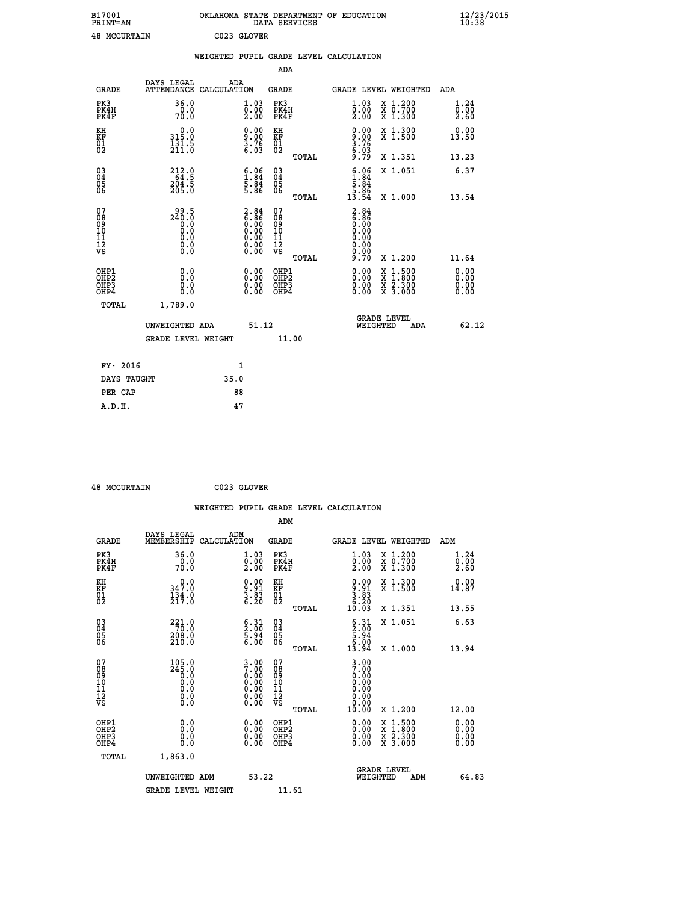B17001 OKLAHOMA STATE DEPARTMENT OF EDUCATION 12/23/2015
PRINT=AN DATA SERVICES 10:38

48 MCCURTAIN C023 GLOVER

## WEIGHTED PUPIL GRADE LEVEL CALCULATION

### ADA

| GRADE | DAYS LEGAL ATTENDANCE | ADA CALCULATION | GRADE | GRADE LEVEL | WEIGHTED | ADA |
|---|---|---|---|---|---|---|
| PK3 | 36.0 | 1.03 | PK3 | 1.03 | X 1.200 | 1.24 |
| PK4H | 0.0 | 0.00 | PK4H | 0.00 | X 0.700 | 0.00 |
| PK4F | 70.0 | 2.00 | PK4F | 2.00 | X 1.300 | 2.60 |
| KH | 0.0 | 0.00 | KH | 0.00 | X 1.300 | 0.00 |
| KF | 315.0 | 9.00 | KF | 9.00 | X 1.500 | 13.50 |
| 01 | 131.5 | 3.76 | 01 | 3.76 | | |
| 02 | 211.0 | 6.03 | 02 | 6.03 | | |
| | | | TOTAL | 9.79 | X 1.351 | 13.23 |
| 03 | 212.0 | 6.06 | 03 | 6.06 | X 1.051 | 6.37 |
| 04 | 64.5 | 1.84 | 04 | 1.84 | | |
| 05 | 204.5 | 5.84 | 05 | 5.84 | | |
| 06 | 205.0 | 5.86 | 06 | 5.86 | | |
| | | | TOTAL | 13.54 | X 1.000 | 13.54 |
| 07 | 99.5 | 2.84 | 07 | 2.84 | | |
| 08 | 240.0 | 6.86 | 08 | 6.86 | | |
| 09 | 0.0 | 0.00 | 09 | 0.00 | | |
| 10 | 0.0 | 0.00 | 10 | 0.00 | | |
| 11 | 0.0 | 0.00 | 11 | 0.00 | | |
| 12 | 0.0 | 0.00 | 12 | 0.00 | | |
| VS | 0.0 | 0.00 | VS | 0.00 | | |
| | | | TOTAL | 9.70 | X 1.200 | 11.64 |
| OHP1 | 0.0 | 0.00 | OHP1 | 0.00 | X 1.500 | 0.00 |
| OHP2 | 0.0 | 0.00 | OHP2 | 0.00 | X 1.800 | 0.00 |
| OHP3 | 0.0 | 0.00 | OHP3 | 0.00 | X 2.300 | 0.00 |
| OHP4 | 0.0 | 0.00 | OHP4 | 0.00 | X 3.000 | 0.00 |
| TOTAL | 1,789.0 | | | | | |

UNWEIGHTED ADA 51.12 | GRADE LEVEL WEIGHTED ADA 62.12

GRADE LEVEL WEIGHT 11.00

| | |
|---|---|
| FY- 2016 | 1 |
| DAYS TAUGHT | 35.0 |
| PER CAP | 88 |
| A.D.H. | 47 |

48 MCCURTAIN C023 GLOVER

## WEIGHTED PUPIL GRADE LEVEL CALCULATION

### ADM

| GRADE | DAYS LEGAL MEMBERSHIP | ADM CALCULATION | GRADE | GRADE LEVEL | WEIGHTED | ADM |
|---|---|---|---|---|---|---|
| PK3 | 36.0 | 1.03 | PK3 | 1.03 | X 1.200 | 1.24 |
| PK4H | 0.0 | 0.00 | PK4H | 0.00 | X 0.700 | 0.00 |
| PK4F | 70.0 | 2.00 | PK4F | 2.00 | X 1.300 | 2.60 |
| KH | 0.0 | 0.00 | KH | 0.00 | X 1.300 | 0.00 |
| KF | 347.0 | 9.91 | KF | 9.91 | X 1.500 | 14.87 |
| 01 | 134.0 | 3.83 | 01 | 3.83 | | |
| 02 | 217.0 | 6.20 | 02 | 6.20 | | |
| | | | TOTAL | 10.03 | X 1.351 | 13.55 |
| 03 | 221.0 | 6.31 | 03 | 6.31 | X 1.051 | 6.63 |
| 04 | 70.0 | 2.00 | 04 | 2.00 | | |
| 05 | 208.0 | 5.94 | 05 | 5.94 | | |
| 06 | 210.0 | 6.00 | 06 | 6.00 | | |
| | | | TOTAL | 13.94 | X 1.000 | 13.94 |
| 07 | 105.0 | 3.00 | 07 | 3.00 | | |
| 08 | 245.0 | 7.00 | 08 | 7.00 | | |
| 09 | 0.0 | 0.00 | 09 | 0.00 | | |
| 10 | 0.0 | 0.00 | 10 | 0.00 | | |
| 11 | 0.0 | 0.00 | 11 | 0.00 | | |
| 12 | 0.0 | 0.00 | 12 | 0.00 | | |
| VS | 0.0 | 0.00 | VS | 0.00 | | |
| | | | TOTAL | 10.00 | X 1.200 | 12.00 |
| OHP1 | 0.0 | 0.00 | OHP1 | 0.00 | X 1.500 | 0.00 |
| OHP2 | 0.0 | 0.00 | OHP2 | 0.00 | X 1.800 | 0.00 |
| OHP3 | 0.0 | 0.00 | OHP3 | 0.00 | X 2.300 | 0.00 |
| OHP4 | 0.0 | 0.00 | OHP4 | 0.00 | X 3.000 | 0.00 |
| TOTAL | 1,863.0 | | | | | |

UNWEIGHTED ADM 53.22 | GRADE LEVEL WEIGHTED ADM 64.83

GRADE LEVEL WEIGHT 11.61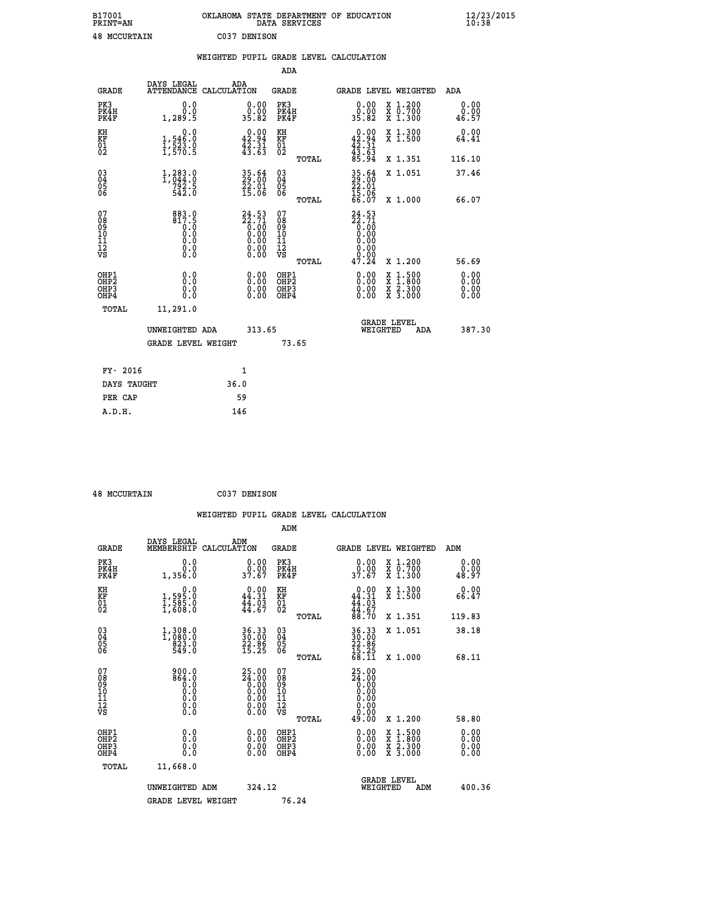B17001 OKLAHOMA STATE DEPARTMENT OF EDUCATION 12/23/2015
PRINT=AN DATA SERVICES 10:38

48 MCCURTAIN C037 DENISON

WEIGHTED PUPIL GRADE LEVEL CALCULATION

ADA

| GRADE | DAYS LEGAL ATTENDANCE | ADA CALCULATION | GRADE | | GRADE LEVEL | WEIGHTED | ADA |
|---|---|---|---|---|---|---|---|
| PK3 | 0.0 | 0.00 | PK3 | | 0.00 | X 1.200 | 0.00 |
| PK4H | 0.0 | 0.00 | PK4H | | 0.00 | X 0.700 | 0.00 |
| PK4F | 1,289.5 | 35.82 | PK4F | | 35.82 | X 1.300 | 46.57 |
| KH | 0.0 | 0.00 | KH | | 0.00 | X 1.300 | 0.00 |
| KF | 1,546.0 | 42.94 | KF | | 42.94 | X 1.500 | 64.41 |
| 01 | 1,523.0 | 42.31 | 01 | | 42.31 | | |
| 02 | 1,570.5 | 43.63 | 02 | | 43.63 | | |
| | | | | TOTAL | 85.94 | X 1.351 | 116.10 |
| 03 | 1,283.0 | 35.64 | 03 | | 35.64 | X 1.051 | 37.46 |
| 04 | 1,044.0 | 29.00 | 04 | | 29.00 | | |
| 05 | 792.5 | 22.01 | 05 | | 22.01 | | |
| 06 | 542.0 | 15.06 | 06 | | 15.06 | | |
| | | | | TOTAL | 66.07 | X 1.000 | 66.07 |
| 07 | 883.0 | 24.53 | 07 | | 24.53 | | |
| 08 | 817.5 | 22.71 | 08 | | 22.71 | | |
| 09 | 0.0 | 0.00 | 09 | | 0.00 | | |
| 10 | 0.0 | 0.00 | 10 | | 0.00 | | |
| 11 | 0.0 | 0.00 | 11 | | 0.00 | | |
| 12 | 0.0 | 0.00 | 12 | | 0.00 | | |
| VS | 0.0 | 0.00 | VS | | 0.00 | | |
| | | | | TOTAL | 47.24 | X 1.200 | 56.69 |
| OHP1 | 0.0 | 0.00 | OHP1 | | 0.00 | X 1.500 | 0.00 |
| OHP2 | 0.0 | 0.00 | OHP2 | | 0.00 | X 1.800 | 0.00 |
| OHP3 | 0.0 | 0.00 | OHP3 | | 0.00 | X 2.300 | 0.00 |
| OHP4 | 0.0 | 0.00 | OHP4 | | 0.00 | X 3.000 | 0.00 |
| TOTAL | 11,291.0 | | | | | | |

UNWEIGHTED ADA 313.65 GRADE LEVEL WEIGHTED ADA 387.30

GRADE LEVEL WEIGHT 73.65

| | |
|---|---|
| FY- 2016 | 1 |
| DAYS TAUGHT | 36.0 |
| PER CAP | 59 |
| A.D.H. | 146 |

48 MCCURTAIN C037 DENISON

WEIGHTED PUPIL GRADE LEVEL CALCULATION

ADM

| GRADE | DAYS LEGAL MEMBERSHIP | ADM CALCULATION | GRADE | | GRADE LEVEL | WEIGHTED | ADM |
|---|---|---|---|---|---|---|---|
| PK3 | 0.0 | 0.00 | PK3 | | 0.00 | X 1.200 | 0.00 |
| PK4H | 0.0 | 0.00 | PK4H | | 0.00 | X 0.700 | 0.00 |
| PK4F | 1,356.0 | 37.67 | PK4F | | 37.67 | X 1.300 | 48.97 |
| KH | 0.0 | 0.00 | KH | | 0.00 | X 1.300 | 0.00 |
| KF | 1,595.0 | 44.31 | KF | | 44.31 | X 1.500 | 66.47 |
| 01 | 1,585.0 | 44.03 | 01 | | 44.03 | | |
| 02 | 1,608.0 | 44.67 | 02 | | 44.67 | | |
| | | | | TOTAL | 88.70 | X 1.351 | 119.83 |
| 03 | 1,308.0 | 36.33 | 03 | | 36.33 | X 1.051 | 38.18 |
| 04 | 1,080.0 | 30.00 | 04 | | 30.00 | | |
| 05 | 823.0 | 22.86 | 05 | | 22.86 | | |
| 06 | 549.0 | 15.25 | 06 | | 15.25 | | |
| | | | | TOTAL | 68.11 | X 1.000 | 68.11 |
| 07 | 900.0 | 25.00 | 07 | | 25.00 | | |
| 08 | 864.0 | 24.00 | 08 | | 24.00 | | |
| 09 | 0.0 | 0.00 | 09 | | 0.00 | | |
| 10 | 0.0 | 0.00 | 10 | | 0.00 | | |
| 11 | 0.0 | 0.00 | 11 | | 0.00 | | |
| 12 | 0.0 | 0.00 | 12 | | 0.00 | | |
| VS | 0.0 | 0.00 | VS | | 0.00 | | |
| | | | | TOTAL | 49.00 | X 1.200 | 58.80 |
| OHP1 | 0.0 | 0.00 | OHP1 | | 0.00 | X 1.500 | 0.00 |
| OHP2 | 0.0 | 0.00 | OHP2 | | 0.00 | X 1.800 | 0.00 |
| OHP3 | 0.0 | 0.00 | OHP3 | | 0.00 | X 2.300 | 0.00 |
| OHP4 | 0.0 | 0.00 | OHP4 | | 0.00 | X 3.000 | 0.00 |
| TOTAL | 11,668.0 | | | | | | |

UNWEIGHTED ADM 324.12 GRADE LEVEL WEIGHTED ADM 400.36

GRADE LEVEL WEIGHT 76.24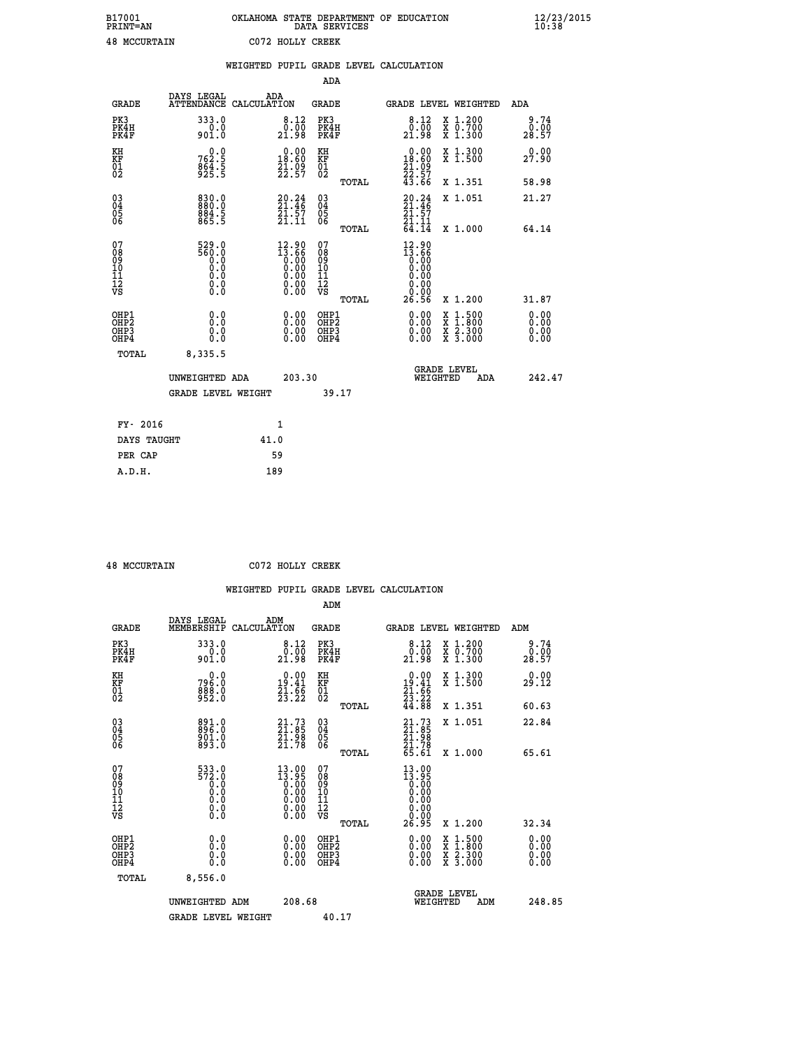B17001 OKLAHOMA STATE DEPARTMENT OF EDUCATION 12/23/2015
PRINT=AN DATA SERVICES 10:38

48 MCCURTAIN C072 HOLLY CREEK

## WEIGHTED PUPIL GRADE LEVEL CALCULATION

### ADA

| GRADE | DAYS LEGAL ATTENDANCE | ADA CALCULATION | GRADE | GRADE LEVEL | WEIGHTED | ADA |
|---|---|---|---|---|---|---|
| PK3 | 333.0 | 8.12 | PK3 | 8.12 | X 1.200 | 9.74 |
| PK4H | 0.0 | 0.00 | PK4H | 0.00 | X 0.700 | 0.00 |
| PK4F | 901.0 | 21.98 | PK4F | 21.98 | X 1.300 | 28.57 |
| KH | 0.0 | 0.00 | KH | 0.00 | X 1.300 | 0.00 |
| KF | 762.5 | 18.60 | KF | 18.60 | X 1.500 | 27.90 |
| 01 | 864.5 | 21.09 | 01 | 21.09 | | |
| 02 | 925.5 | 22.57 | 02 | 22.57 | | |
| | | | TOTAL | 43.66 | X 1.351 | 58.98 |
| 03 | 830.0 | 20.24 | 03 | 20.24 | X 1.051 | 21.27 |
| 04 | 880.0 | 21.46 | 04 | 21.46 | | |
| 05 | 884.5 | 21.57 | 05 | 21.57 | | |
| 06 | 865.5 | 21.11 | 06 | 21.11 | | |
| | | | TOTAL | 64.14 | X 1.000 | 64.14 |
| 07 | 529.0 | 12.90 | 07 | 12.90 | | |
| 08 | 560.0 | 13.66 | 08 | 13.66 | | |
| 09 | 0.0 | 0.00 | 09 | 0.00 | | |
| 10 | 0.0 | 0.00 | 10 | 0.00 | | |
| 11 | 0.0 | 0.00 | 11 | 0.00 | | |
| 12 | 0.0 | 0.00 | 12 | 0.00 | | |
| VS | 0.0 | 0.00 | VS | 0.00 | | |
| | | | TOTAL | 26.56 | X 1.200 | 31.87 |
| OHP1 | 0.0 | 0.00 | OHP1 | 0.00 | X 1.500 | 0.00 |
| OHP2 | 0.0 | 0.00 | OHP2 | 0.00 | X 1.800 | 0.00 |
| OHP3 | 0.0 | 0.00 | OHP3 | 0.00 | X 2.300 | 0.00 |
| OHP4 | 0.0 | 0.00 | OHP4 | 0.00 | X 3.000 | 0.00 |
| TOTAL | 8,335.5 | | | | | |

UNWEIGHTED ADA 203.30 | GRADE LEVEL WEIGHTED ADA 242.47

GRADE LEVEL WEIGHT 39.17

| | |
|---|---|
| FY- 2016 | 1 |
| DAYS TAUGHT | 41.0 |
| PER CAP | 59 |
| A.D.H. | 189 |

48 MCCURTAIN C072 HOLLY CREEK

## WEIGHTED PUPIL GRADE LEVEL CALCULATION

### ADM

| GRADE | DAYS LEGAL MEMBERSHIP | ADM CALCULATION | GRADE | GRADE LEVEL | WEIGHTED | ADM |
|---|---|---|---|---|---|---|
| PK3 | 333.0 | 8.12 | PK3 | 8.12 | X 1.200 | 9.74 |
| PK4H | 0.0 | 0.00 | PK4H | 0.00 | X 0.700 | 0.00 |
| PK4F | 901.0 | 21.98 | PK4F | 21.98 | X 1.300 | 28.57 |
| KH | 0.0 | 0.00 | KH | 0.00 | X 1.300 | 0.00 |
| KF | 796.0 | 19.41 | KF | 19.41 | X 1.500 | 29.12 |
| 01 | 888.0 | 21.66 | 01 | 21.66 | | |
| 02 | 952.0 | 23.22 | 02 | 23.22 | | |
| | | | TOTAL | 44.88 | X 1.351 | 60.63 |
| 03 | 891.0 | 21.73 | 03 | 21.73 | X 1.051 | 22.84 |
| 04 | 896.0 | 21.85 | 04 | 21.85 | | |
| 05 | 901.0 | 21.98 | 05 | 21.98 | | |
| 06 | 893.0 | 21.78 | 06 | 21.78 | | |
| | | | TOTAL | 65.61 | X 1.000 | 65.61 |
| 07 | 533.0 | 13.00 | 07 | 13.00 | | |
| 08 | 572.0 | 13.95 | 08 | 13.95 | | |
| 09 | 0.0 | 0.00 | 09 | 0.00 | | |
| 10 | 0.0 | 0.00 | 10 | 0.00 | | |
| 11 | 0.0 | 0.00 | 11 | 0.00 | | |
| 12 | 0.0 | 0.00 | 12 | 0.00 | | |
| VS | 0.0 | 0.00 | VS | 0.00 | | |
| | | | TOTAL | 26.95 | X 1.200 | 32.34 |
| OHP1 | 0.0 | 0.00 | OHP1 | 0.00 | X 1.500 | 0.00 |
| OHP2 | 0.0 | 0.00 | OHP2 | 0.00 | X 1.800 | 0.00 |
| OHP3 | 0.0 | 0.00 | OHP3 | 0.00 | X 2.300 | 0.00 |
| OHP4 | 0.0 | 0.00 | OHP4 | 0.00 | X 3.000 | 0.00 |
| TOTAL | 8,556.0 | | | | | |

UNWEIGHTED ADM 208.68 | GRADE LEVEL WEIGHTED ADM 248.85

GRADE LEVEL WEIGHT 40.17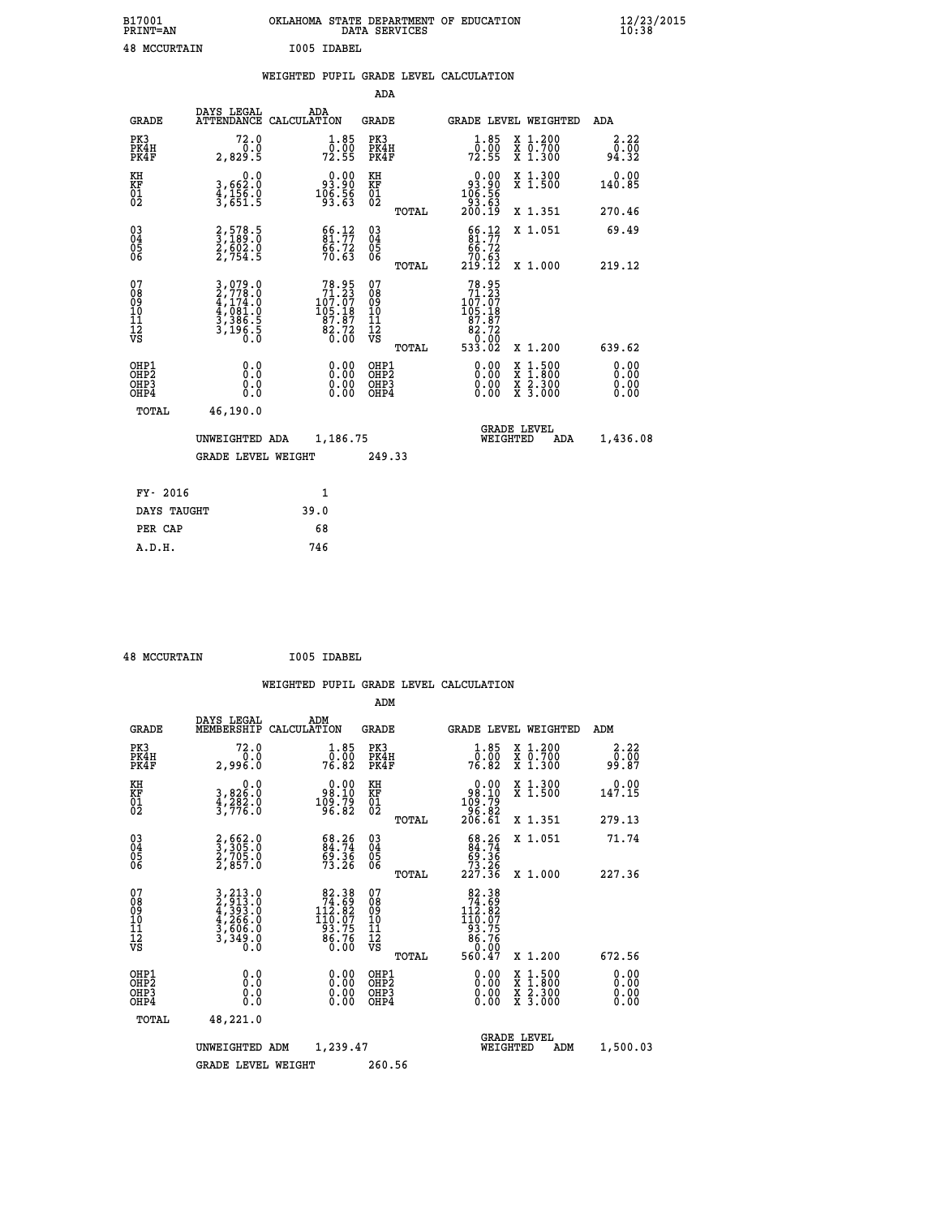B17001 OKLAHOMA STATE DEPARTMENT OF EDUCATION 12/23/2015
PRINT=AN DATA SERVICES 10:38

48 MCCURTAIN I005 IDABEL

WEIGHTED PUPIL GRADE LEVEL CALCULATION

ADA

| GRADE | DAYS LEGAL ATTENDANCE | ADA CALCULATION | GRADE | | GRADE LEVEL | WEIGHTED | ADA |
|---|---|---|---|---|---|---|---|
| PK3 | 72.0 | 1.85 | PK3 | | 1.85 | X 1.200 | 2.22 |
| PK4H | 0.0 | 0.00 | PK4H | | 0.00 | X 0.700 | 0.00 |
| PK4F | 2,829.5 | 72.55 | PK4F | | 72.55 | X 1.300 | 94.32 |
| KH | 0.0 | 0.00 | KH | | 0.00 | X 1.300 | 0.00 |
| KF | 3,662.0 | 93.90 | KF | | 93.90 | X 1.500 | 140.85 |
| 01 | 4,156.0 | 106.56 | 01 | | 106.56 | | |
| 02 | 3,651.5 | 93.63 | 02 | | 93.63 | | |
| | | | | TOTAL | 200.19 | X 1.351 | 270.46 |
| 03 | 2,578.5 | 66.12 | 03 | | 66.12 | X 1.051 | 69.49 |
| 04 | 3,189.0 | 81.77 | 04 | | 81.77 | | |
| 05 | 2,602.0 | 66.72 | 05 | | 66.72 | | |
| 06 | 2,754.5 | 70.63 | 06 | | 70.63 | | |
| | | | | TOTAL | 219.12 | X 1.000 | 219.12 |
| 07 | 3,079.0 | 78.95 | 07 | | 78.95 | | |
| 08 | 2,778.0 | 71.23 | 08 | | 71.23 | | |
| 09 | 4,174.0 | 107.07 | 09 | | 107.07 | | |
| 10 | 4,081.0 | 105.18 | 10 | | 105.18 | | |
| 11 | 3,386.5 | 87.87 | 11 | | 87.87 | | |
| 12 | 3,196.5 | 82.72 | 12 | | 82.72 | | |
| VS | 0.0 | 0.00 | VS | | 0.00 | | |
| | | | | TOTAL | 533.02 | X 1.200 | 639.62 |
| OHP1 | 0.0 | 0.00 | OHP1 | | 0.00 | X 1.500 | 0.00 |
| OHP2 | 0.0 | 0.00 | OHP2 | | 0.00 | X 1.800 | 0.00 |
| OHP3 | 0.0 | 0.00 | OHP3 | | 0.00 | X 2.300 | 0.00 |
| OHP4 | 0.0 | 0.00 | OHP4 | | 0.00 | X 3.000 | 0.00 |
| TOTAL | 46,190.0 | | | | | | |

UNWEIGHTED ADA 1,186.75 GRADE LEVEL WEIGHTED ADA 1,436.08

GRADE LEVEL WEIGHT 249.33

| FY- 2016 | 1 |
|---|---|
| DAYS TAUGHT | 39.0 |
| PER CAP | 68 |
| A.D.H. | 746 |

48 MCCURTAIN I005 IDABEL

WEIGHTED PUPIL GRADE LEVEL CALCULATION

ADM

| GRADE | DAYS LEGAL MEMBERSHIP | ADM CALCULATION | GRADE | | GRADE LEVEL | WEIGHTED | ADM |
|---|---|---|---|---|---|---|---|
| PK3 | 72.0 | 1.85 | PK3 | | 1.85 | X 1.200 | 2.22 |
| PK4H | 0.0 | 0.00 | PK4H | | 0.00 | X 0.700 | 0.00 |
| PK4F | 2,996.0 | 76.82 | PK4F | | 76.82 | X 1.300 | 99.87 |
| KH | 0.0 | 0.00 | KH | | 0.00 | X 1.300 | 0.00 |
| KF | 3,826.0 | 98.10 | KF | | 98.10 | X 1.500 | 147.15 |
| 01 | 4,282.0 | 109.79 | 01 | | 109.79 | | |
| 02 | 3,776.0 | 96.82 | 02 | | 96.82 | | |
| | | | | TOTAL | 206.61 | X 1.351 | 279.13 |
| 03 | 2,662.0 | 68.26 | 03 | | 68.26 | X 1.051 | 71.74 |
| 04 | 3,305.0 | 84.74 | 04 | | 84.74 | | |
| 05 | 2,705.0 | 69.36 | 05 | | 69.36 | | |
| 06 | 2,857.0 | 73.26 | 06 | | 73.26 | | |
| | | | | TOTAL | 227.36 | X 1.000 | 227.36 |
| 07 | 3,213.0 | 82.38 | 07 | | 82.38 | | |
| 08 | 2,913.0 | 74.69 | 08 | | 74.69 | | |
| 09 | 4,393.0 | 112.82 | 09 | | 112.82 | | |
| 10 | 4,266.0 | 110.07 | 10 | | 110.07 | | |
| 11 | 3,606.0 | 93.75 | 11 | | 93.75 | | |
| 12 | 3,349.0 | 86.76 | 12 | | 86.76 | | |
| VS | 0.0 | 0.00 | VS | | 0.00 | | |
| | | | | TOTAL | 560.47 | X 1.200 | 672.56 |
| OHP1 | 0.0 | 0.00 | OHP1 | | 0.00 | X 1.500 | 0.00 |
| OHP2 | 0.0 | 0.00 | OHP2 | | 0.00 | X 1.800 | 0.00 |
| OHP3 | 0.0 | 0.00 | OHP3 | | 0.00 | X 2.300 | 0.00 |
| OHP4 | 0.0 | 0.00 | OHP4 | | 0.00 | X 3.000 | 0.00 |
| TOTAL | 48,221.0 | | | | | | |

UNWEIGHTED ADM 1,239.47 GRADE LEVEL WEIGHTED ADM 1,500.03

GRADE LEVEL WEIGHT 260.56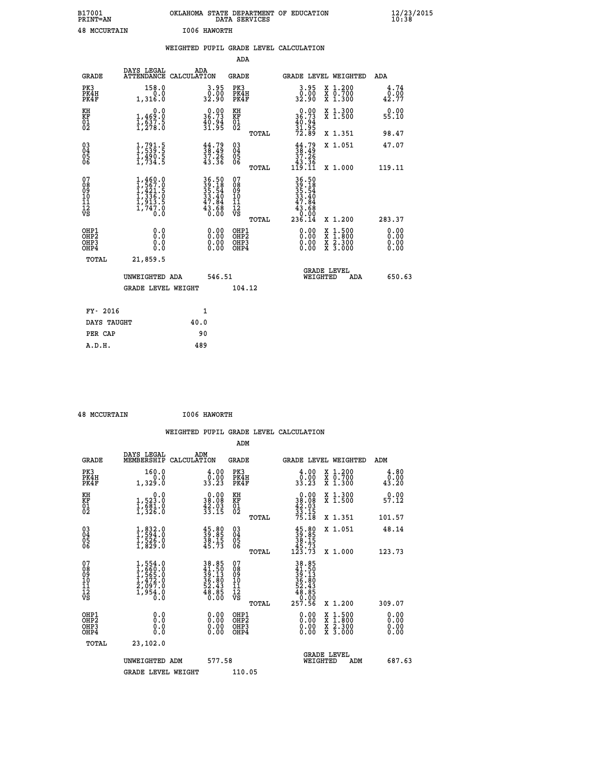B17001 OKLAHOMA STATE DEPARTMENT OF EDUCATION 12/23/2015
PRINT=AN DATA SERVICES 10:38

48 MCCURTAIN I006 HAWORTH

## WEIGHTED PUPIL GRADE LEVEL CALCULATION

### ADA

| GRADE | DAYS LEGAL ATTENDANCE | ADA CALCULATION | GRADE | GRADE LEVEL | WEIGHTED | ADA |
|---|---|---|---|---|---|---|
| PK3 | 158.0 | 3.95 | PK3 | 3.95 | X 1.200 | 4.74 |
| PK4H | 0.0 | 0.00 | PK4H | 0.00 | X 0.700 | 0.00 |
| PK4F | 1,316.0 | 32.90 | PK4F | 32.90 | X 1.300 | 42.77 |
| KH | 0.0 | 0.00 | KH | 0.00 | X 1.300 | 0.00 |
| KF | 1,469.0 | 36.73 | KF | 36.73 | X 1.500 | 55.10 |
| 01 | 1,637.5 | 40.94 | 01 | 40.94 | | |
| 02 | 1,278.0 | 31.95 | 02 | 31.95 | | |
| | | | TOTAL | 72.89 | X 1.351 | 98.47 |
| 03 | 1,791.5 | 44.79 | 03 | 44.79 | X 1.051 | 47.07 |
| 04 | 1,539.5 | 38.49 | 04 | 38.49 | | |
| 05 | 1,490.5 | 37.26 | 05 | 37.26 | | |
| 06 | 1,734.5 | 43.36 | 06 | 43.36 | | |
| | | | TOTAL | 119.11 | X 1.000 | 119.11 |
| 07 | 1,460.0 | 36.50 | 07 | 36.50 | | |
| 08 | 1,567.0 | 39.18 | 08 | 39.18 | | |
| 09 | 1,421.5 | 35.54 | 09 | 35.54 | | |
| 10 | 1,336.0 | 33.40 | 10 | 33.40 | | |
| 11 | 1,913.5 | 47.84 | 11 | 47.84 | | |
| 12 | 1,747.0 | 43.68 | 12 | 43.68 | | |
| VS | 0.0 | 0.00 | VS | 0.00 | | |
| | | | TOTAL | 236.14 | X 1.200 | 283.37 |
| OHP1 | 0.0 | 0.00 | OHP1 | 0.00 | X 1.500 | 0.00 |
| OHP2 | 0.0 | 0.00 | OHP2 | 0.00 | X 1.800 | 0.00 |
| OHP3 | 0.0 | 0.00 | OHP3 | 0.00 | X 2.300 | 0.00 |
| OHP4 | 0.0 | 0.00 | OHP4 | 0.00 | X 3.000 | 0.00 |
| TOTAL | 21,859.5 | | | | | |

UNWEIGHTED ADA 546.51 GRADE LEVEL WEIGHTED ADA 650.63

GRADE LEVEL WEIGHT 104.12

| | |
|---|---|
| FY- 2016 | 1 |
| DAYS TAUGHT | 40.0 |
| PER CAP | 90 |
| A.D.H. | 489 |

48 MCCURTAIN I006 HAWORTH

## WEIGHTED PUPIL GRADE LEVEL CALCULATION

### ADM

| GRADE | DAYS LEGAL MEMBERSHIP | ADM CALCULATION | GRADE | GRADE LEVEL | WEIGHTED | ADM |
|---|---|---|---|---|---|---|
| PK3 | 160.0 | 4.00 | PK3 | 4.00 | X 1.200 | 4.80 |
| PK4H | 0.0 | 0.00 | PK4H | 0.00 | X 0.700 | 0.00 |
| PK4F | 1,329.0 | 33.23 | PK4F | 33.23 | X 1.300 | 43.20 |
| KH | 0.0 | 0.00 | KH | 0.00 | X 1.300 | 0.00 |
| KF | 1,523.0 | 38.08 | KF | 38.08 | X 1.500 | 57.12 |
| 01 | 1,681.0 | 42.03 | 01 | 42.03 | | |
| 02 | 1,326.0 | 33.15 | 02 | 33.15 | | |
| | | | TOTAL | 75.18 | X 1.351 | 101.57 |
| 03 | 1,832.0 | 45.80 | 03 | 45.80 | X 1.051 | 48.14 |
| 04 | 1,594.0 | 39.85 | 04 | 39.85 | | |
| 05 | 1,526.0 | 38.15 | 05 | 38.15 | | |
| 06 | 1,829.0 | 45.73 | 06 | 45.73 | | |
| | | | TOTAL | 123.73 | X 1.000 | 123.73 |
| 07 | 1,554.0 | 38.85 | 07 | 38.85 | | |
| 08 | 1,660.0 | 41.50 | 08 | 41.50 | | |
| 09 | 1,565.0 | 39.13 | 09 | 39.13 | | |
| 10 | 1,472.0 | 36.80 | 10 | 36.80 | | |
| 11 | 2,097.0 | 52.43 | 11 | 52.43 | | |
| 12 | 1,954.0 | 48.85 | 12 | 48.85 | | |
| VS | 0.0 | 0.00 | VS | 0.00 | | |
| | | | TOTAL | 257.56 | X 1.200 | 309.07 |
| OHP1 | 0.0 | 0.00 | OHP1 | 0.00 | X 1.500 | 0.00 |
| OHP2 | 0.0 | 0.00 | OHP2 | 0.00 | X 1.800 | 0.00 |
| OHP3 | 0.0 | 0.00 | OHP3 | 0.00 | X 2.300 | 0.00 |
| OHP4 | 0.0 | 0.00 | OHP4 | 0.00 | X 3.000 | 0.00 |
| TOTAL | 23,102.0 | | | | | |

UNWEIGHTED ADM 577.58 GRADE LEVEL WEIGHTED ADM 687.63

GRADE LEVEL WEIGHT 110.05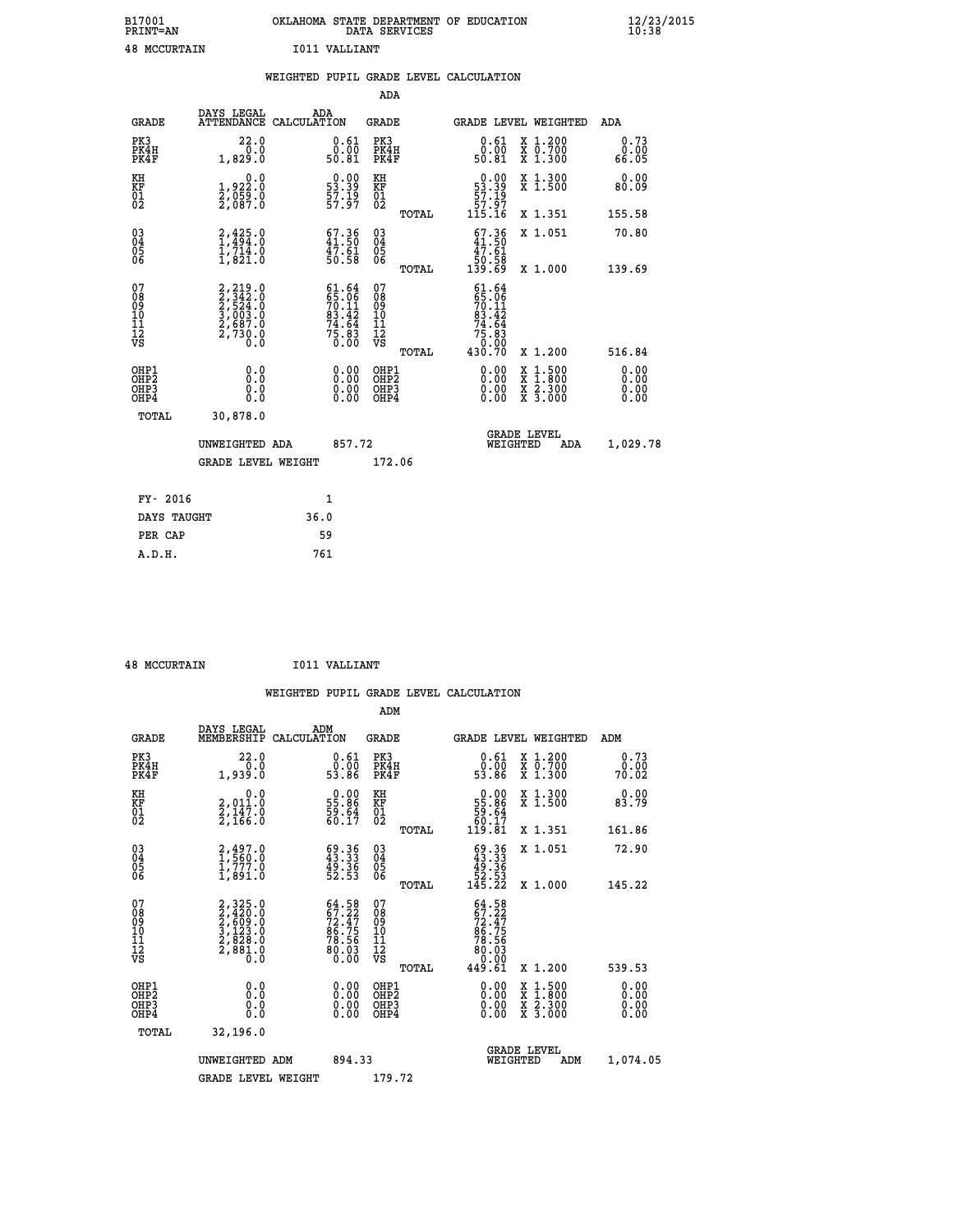B17001 OKLAHOMA STATE DEPARTMENT OF EDUCATION 12/23/2015
PRINT=AN DATA SERVICES 10:38

48 MCCURTAIN I011 VALLIANT

WEIGHTED PUPIL GRADE LEVEL CALCULATION

ADA

| GRADE | DAYS LEGAL ATTENDANCE | ADA CALCULATION | GRADE | | GRADE LEVEL | WEIGHTED | ADA |
|---|---|---|---|---|---|---|---|
| PK3 | 22.0 | 0.61 | PK3 | | 0.61 | X 1.200 | 0.73 |
| PK4H | 0.0 | 0.00 | PK4H | | 0.00 | X 0.700 | 0.00 |
| PK4F | 1,829.0 | 50.81 | PK4F | | 50.81 | X 1.300 | 66.05 |
| KH | 0.0 | 0.00 | KH | | 0.00 | X 1.300 | 0.00 |
| KF | 1,922.0 | 53.39 | KF | | 53.39 | X 1.500 | 80.09 |
| 01 | 2,059.0 | 57.19 | 01 | | 57.19 | | |
| 02 | 2,087.0 | 57.97 | 02 | | 57.97 | | |
| | | | | TOTAL | 115.16 | X 1.351 | 155.58 |
| 03 | 2,425.0 | 67.36 | 03 | | 67.36 | X 1.051 | 70.80 |
| 04 | 1,494.0 | 41.50 | 04 | | 41.50 | | |
| 05 | 1,714.0 | 47.61 | 05 | | 47.61 | | |
| 06 | 1,821.0 | 50.58 | 06 | | 50.58 | | |
| | | | | TOTAL | 139.69 | X 1.000 | 139.69 |
| 07 | 2,219.0 | 61.64 | 07 | | 61.64 | | |
| 08 | 2,342.0 | 65.06 | 08 | | 65.06 | | |
| 09 | 2,524.0 | 70.11 | 09 | | 70.11 | | |
| 10 | 3,003.0 | 83.42 | 10 | | 83.42 | | |
| 11 | 2,687.0 | 74.64 | 11 | | 74.64 | | |
| 12 | 2,730.0 | 75.83 | 12 | | 75.83 | | |
| VS | 0.0 | 0.00 | VS | | 0.00 | | |
| | | | | TOTAL | 430.70 | X 1.200 | 516.84 |
| OHP1 | 0.0 | 0.00 | OHP1 | | 0.00 | X 1.500 | 0.00 |
| OHP2 | 0.0 | 0.00 | OHP2 | | 0.00 | X 1.800 | 0.00 |
| OHP3 | 0.0 | 0.00 | OHP3 | | 0.00 | X 2.300 | 0.00 |
| OHP4 | 0.0 | 0.00 | OHP4 | | 0.00 | X 3.000 | 0.00 |
| TOTAL | 30,878.0 | | | | | | |

UNWEIGHTED ADA 857.72 GRADE LEVEL WEIGHTED ADA 1,029.78

GRADE LEVEL WEIGHT 172.06

| FY- 2016 | 1 |
|---|---|
| DAYS TAUGHT | 36.0 |
| PER CAP | 59 |
| A.D.H. | 761 |

48 MCCURTAIN I011 VALLIANT

WEIGHTED PUPIL GRADE LEVEL CALCULATION

ADM

| GRADE | DAYS LEGAL MEMBERSHIP | ADM CALCULATION | GRADE | | GRADE LEVEL | WEIGHTED | ADM |
|---|---|---|---|---|---|---|---|
| PK3 | 22.0 | 0.61 | PK3 | | 0.61 | X 1.200 | 0.73 |
| PK4H | 0.0 | 0.00 | PK4H | | 0.00 | X 0.700 | 0.00 |
| PK4F | 1,939.0 | 53.86 | PK4F | | 53.86 | X 1.300 | 70.02 |
| KH | 0.0 | 0.00 | KH | | 0.00 | X 1.300 | 0.00 |
| KF | 2,011.0 | 55.86 | KF | | 55.86 | X 1.500 | 83.79 |
| 01 | 2,147.0 | 59.64 | 01 | | 59.64 | | |
| 02 | 2,166.0 | 60.17 | 02 | | 60.17 | | |
| | | | | TOTAL | 119.81 | X 1.351 | 161.86 |
| 03 | 2,497.0 | 69.36 | 03 | | 69.36 | X 1.051 | 72.90 |
| 04 | 1,560.0 | 43.33 | 04 | | 43.33 | | |
| 05 | 1,777.0 | 49.36 | 05 | | 49.36 | | |
| 06 | 1,891.0 | 52.53 | 06 | | 52.53 | | |
| | | | | TOTAL | 145.22 | X 1.000 | 145.22 |
| 07 | 2,325.0 | 64.58 | 07 | | 64.58 | | |
| 08 | 2,420.0 | 67.22 | 08 | | 67.22 | | |
| 09 | 2,609.0 | 72.47 | 09 | | 72.47 | | |
| 10 | 3,123.0 | 86.75 | 10 | | 86.75 | | |
| 11 | 2,828.0 | 78.56 | 11 | | 78.56 | | |
| 12 | 2,881.0 | 80.03 | 12 | | 80.03 | | |
| VS | 0.0 | 0.00 | VS | | 0.00 | | |
| | | | | TOTAL | 449.61 | X 1.200 | 539.53 |
| OHP1 | 0.0 | 0.00 | OHP1 | | 0.00 | X 1.500 | 0.00 |
| OHP2 | 0.0 | 0.00 | OHP2 | | 0.00 | X 1.800 | 0.00 |
| OHP3 | 0.0 | 0.00 | OHP3 | | 0.00 | X 2.300 | 0.00 |
| OHP4 | 0.0 | 0.00 | OHP4 | | 0.00 | X 3.000 | 0.00 |
| TOTAL | 32,196.0 | | | | | | |

UNWEIGHTED ADM 894.33 GRADE LEVEL WEIGHTED ADM 1,074.05

GRADE LEVEL WEIGHT 179.72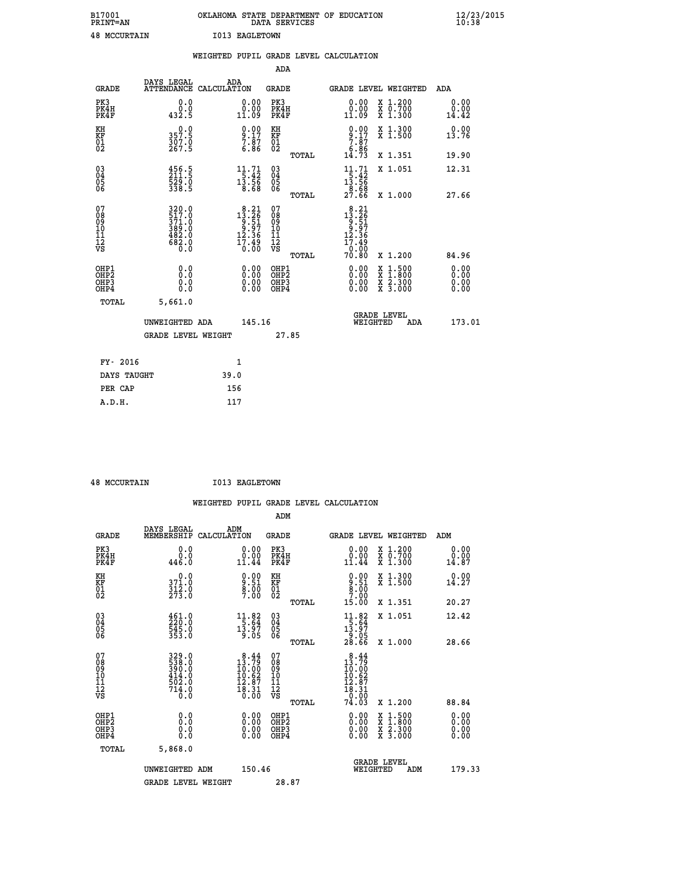B17001 OKLAHOMA STATE DEPARTMENT OF EDUCATION 12/23/2015
PRINT=AN DATA SERVICES 10:38

48 MCCURTAIN I013 EAGLETOWN

## WEIGHTED PUPIL GRADE LEVEL CALCULATION

### ADA

| GRADE | DAYS LEGAL ATTENDANCE | ADA CALCULATION | GRADE | GRADE LEVEL | WEIGHTED | ADA |
|---|---|---|---|---|---|---|
| PK3 | 0.0 | 0.00 | PK3 | 0.00 | X 1.200 | 0.00 |
| PK4H | 0.0 | 0.00 | PK4H | 0.00 | X 0.700 | 0.00 |
| PK4F | 432.5 | 11.09 | PK4F | 11.09 | X 1.300 | 14.42 |
| KH | 0.0 | 0.00 | KH | 0.00 | X 1.300 | 0.00 |
| KF | 357.5 | 9.17 | KF | 9.17 | X 1.500 | 13.76 |
| 01 | 307.0 | 7.87 | 01 | 7.87 | | |
| 02 | 267.5 | 6.86 | 02 | 6.86 | | |
| | | | TOTAL | 14.73 | X 1.351 | 19.90 |
| 03 | 456.5 | 11.71 | 03 | 11.71 | X 1.051 | 12.31 |
| 04 | 211.5 | 5.42 | 04 | 5.42 | | |
| 05 | 529.0 | 13.56 | 05 | 13.56 | | |
| 06 | 338.5 | 8.68 | 06 | 8.68 | | |
| | | | TOTAL | 27.66 | X 1.000 | 27.66 |
| 07 | 320.0 | 8.21 | 07 | 8.21 | | |
| 08 | 517.0 | 13.26 | 08 | 13.26 | | |
| 09 | 371.0 | 9.51 | 09 | 9.51 | | |
| 10 | 389.0 | 9.97 | 10 | 9.97 | | |
| 11 | 482.0 | 12.36 | 11 | 12.36 | | |
| 12 | 682.0 | 17.49 | 12 | 17.49 | | |
| VS | 0.0 | 0.00 | VS | 0.00 | | |
| | | | TOTAL | 70.80 | X 1.200 | 84.96 |
| OHP1 | 0.0 | 0.00 | OHP1 | 0.00 | X 1.500 | 0.00 |
| OHP2 | 0.0 | 0.00 | OHP2 | 0.00 | X 1.800 | 0.00 |
| OHP3 | 0.0 | 0.00 | OHP3 | 0.00 | X 2.300 | 0.00 |
| OHP4 | 0.0 | 0.00 | OHP4 | 0.00 | X 3.000 | 0.00 |
| TOTAL | 5,661.0 | | | | | |

UNWEIGHTED ADA 145.16 GRADE LEVEL WEIGHTED ADA 173.01

GRADE LEVEL WEIGHT 27.85

| FY- 2016 | 1 |
|---|---|
| DAYS TAUGHT | 39.0 |
| PER CAP | 156 |
| A.D.H. | 117 |

48 MCCURTAIN I013 EAGLETOWN

## WEIGHTED PUPIL GRADE LEVEL CALCULATION

### ADM

| GRADE | DAYS LEGAL MEMBERSHIP | ADM CALCULATION | GRADE | GRADE LEVEL | WEIGHTED | ADM |
|---|---|---|---|---|---|---|
| PK3 | 0.0 | 0.00 | PK3 | 0.00 | X 1.200 | 0.00 |
| PK4H | 0.0 | 0.00 | PK4H | 0.00 | X 0.700 | 0.00 |
| PK4F | 446.0 | 11.44 | PK4F | 11.44 | X 1.300 | 14.87 |
| KH | 0.0 | 0.00 | KH | 0.00 | X 1.300 | 0.00 |
| KF | 371.0 | 9.51 | KF | 9.51 | X 1.500 | 14.27 |
| 01 | 312.0 | 8.00 | 01 | 8.00 | | |
| 02 | 273.0 | 7.00 | 02 | 7.00 | | |
| | | | TOTAL | 15.00 | X 1.351 | 20.27 |
| 03 | 461.0 | 11.82 | 03 | 11.82 | X 1.051 | 12.42 |
| 04 | 220.0 | 5.64 | 04 | 5.64 | | |
| 05 | 545.0 | 13.97 | 05 | 13.97 | | |
| 06 | 353.0 | 9.05 | 06 | 9.05 | | |
| | | | TOTAL | 28.66 | X 1.000 | 28.66 |
| 07 | 329.0 | 8.44 | 07 | 8.44 | | |
| 08 | 538.0 | 13.79 | 08 | 13.79 | | |
| 09 | 390.0 | 10.00 | 09 | 10.00 | | |
| 10 | 414.0 | 10.62 | 10 | 10.62 | | |
| 11 | 502.0 | 12.87 | 11 | 12.87 | | |
| 12 | 714.0 | 18.31 | 12 | 18.31 | | |
| VS | 0.0 | 0.00 | VS | 0.00 | | |
| | | | TOTAL | 74.03 | X 1.200 | 88.84 |
| OHP1 | 0.0 | 0.00 | OHP1 | 0.00 | X 1.500 | 0.00 |
| OHP2 | 0.0 | 0.00 | OHP2 | 0.00 | X 1.800 | 0.00 |
| OHP3 | 0.0 | 0.00 | OHP3 | 0.00 | X 2.300 | 0.00 |
| OHP4 | 0.0 | 0.00 | OHP4 | 0.00 | X 3.000 | 0.00 |
| TOTAL | 5,868.0 | | | | | |

UNWEIGHTED ADM 150.46 GRADE LEVEL WEIGHTED ADM 179.33

GRADE LEVEL WEIGHT 28.87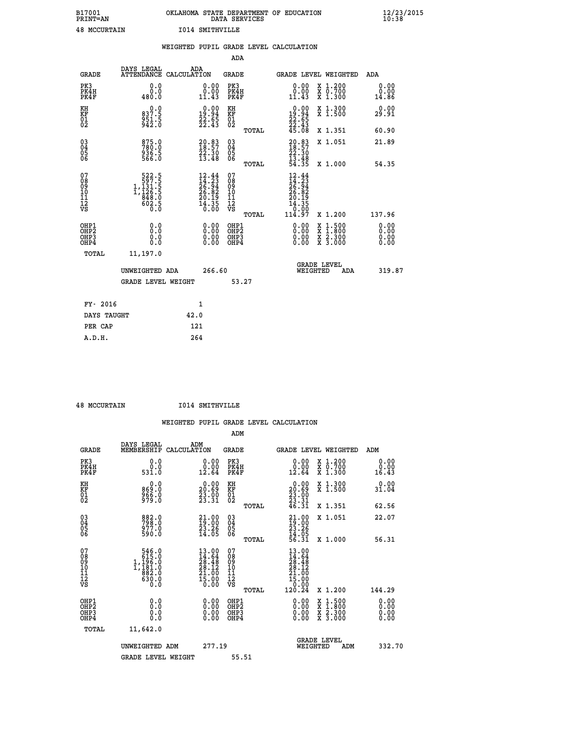B17001 OKLAHOMA STATE DEPARTMENT OF EDUCATION 12/23/2015
PRINT=AN DATA SERVICES 10:38

48 MCCURTAIN I014 SMITHVILLE

WEIGHTED PUPIL GRADE LEVEL CALCULATION

ADA

| GRADE | DAYS LEGAL ATTENDANCE | ADA CALCULATION | GRADE | GRADE LEVEL | WEIGHTED | ADA |
|---|---|---|---|---|---|---|
| PK3 | 0.0 | 0.00 | PK3 | 0.00 | X 1.200 | 0.00 |
| PK4H | 0.0 | 0.00 | PK4H | 0.00 | X 0.700 | 0.00 |
| PK4F | 480.0 | 11.43 | PK4F | 11.43 | X 1.300 | 14.86 |
| KH | 0.0 | 0.00 | KH | 0.00 | X 1.300 | 0.00 |
| KF | 837.5 | 19.94 | KF | 19.94 | X 1.500 | 29.91 |
| 01 | 951.5 | 22.65 | 01 | 22.65 | | |
| 02 | 942.0 | 22.43 | 02 | 22.43 | | |
| | | | TOTAL | 45.08 | X 1.351 | 60.90 |
| 03 | 875.0 | 20.83 | 03 | 20.83 | X 1.051 | 21.89 |
| 04 | 780.0 | 18.57 | 04 | 18.57 | | |
| 05 | 936.5 | 22.30 | 05 | 22.30 | | |
| 06 | 566.0 | 13.48 | 06 | 13.48 | | |
| | | | TOTAL | 54.35 | X 1.000 | 54.35 |
| 07 | 522.5 | 12.44 | 07 | 12.44 | | |
| 08 | 597.5 | 14.23 | 08 | 14.23 | | |
| 09 | 1,131.5 | 26.94 | 09 | 26.94 | | |
| 10 | 1,126.5 | 26.82 | 10 | 26.82 | | |
| 11 | 848.0 | 20.19 | 11 | 20.19 | | |
| 12 | 602.5 | 14.35 | 12 | 14.35 | | |
| VS | 0.0 | 0.00 | VS | 0.00 | | |
| | | | TOTAL | 114.97 | X 1.200 | 137.96 |
| OHP1 | 0.0 | 0.00 | OHP1 | 0.00 | X 1.500 | 0.00 |
| OHP2 | 0.0 | 0.00 | OHP2 | 0.00 | X 1.800 | 0.00 |
| OHP3 | 0.0 | 0.00 | OHP3 | 0.00 | X 2.300 | 0.00 |
| OHP4 | 0.0 | 0.00 | OHP4 | 0.00 | X 3.000 | 0.00 |
| TOTAL | 11,197.0 | | | | | |

UNWEIGHTED ADA 266.60 GRADE LEVEL WEIGHTED ADA 319.87

GRADE LEVEL WEIGHT 53.27

| FY- 2016 | 1 |
|---|---|
| DAYS TAUGHT | 42.0 |
| PER CAP | 121 |
| A.D.H. | 264 |

48 MCCURTAIN I014 SMITHVILLE

WEIGHTED PUPIL GRADE LEVEL CALCULATION

ADM

| GRADE | DAYS LEGAL MEMBERSHIP | ADM CALCULATION | GRADE | GRADE LEVEL | WEIGHTED | ADM |
|---|---|---|---|---|---|---|
| PK3 | 0.0 | 0.00 | PK3 | 0.00 | X 1.200 | 0.00 |
| PK4H | 0.0 | 0.00 | PK4H | 0.00 | X 0.700 | 0.00 |
| PK4F | 531.0 | 12.64 | PK4F | 12.64 | X 1.300 | 16.43 |
| KH | 0.0 | 0.00 | KH | 0.00 | X 1.300 | 0.00 |
| KF | 869.0 | 20.69 | KF | 20.69 | X 1.500 | 31.04 |
| 01 | 966.0 | 23.00 | 01 | 23.00 | | |
| 02 | 979.0 | 23.31 | 02 | 23.31 | | |
| | | | TOTAL | 46.31 | X 1.351 | 62.56 |
| 03 | 882.0 | 21.00 | 03 | 21.00 | X 1.051 | 22.07 |
| 04 | 798.0 | 19.00 | 04 | 19.00 | | |
| 05 | 977.0 | 23.26 | 05 | 23.26 | | |
| 06 | 590.0 | 14.05 | 06 | 14.05 | | |
| | | | TOTAL | 56.31 | X 1.000 | 56.31 |
| 07 | 546.0 | 13.00 | 07 | 13.00 | | |
| 08 | 615.0 | 14.64 | 08 | 14.64 | | |
| 09 | 1,196.0 | 28.48 | 09 | 28.48 | | |
| 10 | 1,181.0 | 28.12 | 10 | 28.12 | | |
| 11 | 882.0 | 21.00 | 11 | 21.00 | | |
| 12 | 630.0 | 15.00 | 12 | 15.00 | | |
| VS | 0.0 | 0.00 | VS | 0.00 | | |
| | | | TOTAL | 120.24 | X 1.200 | 144.29 |
| OHP1 | 0.0 | 0.00 | OHP1 | 0.00 | X 1.500 | 0.00 |
| OHP2 | 0.0 | 0.00 | OHP2 | 0.00 | X 1.800 | 0.00 |
| OHP3 | 0.0 | 0.00 | OHP3 | 0.00 | X 2.300 | 0.00 |
| OHP4 | 0.0 | 0.00 | OHP4 | 0.00 | X 3.000 | 0.00 |
| TOTAL | 11,642.0 | | | | | |

UNWEIGHTED ADM 277.19 GRADE LEVEL WEIGHTED ADM 332.70

GRADE LEVEL WEIGHT 55.51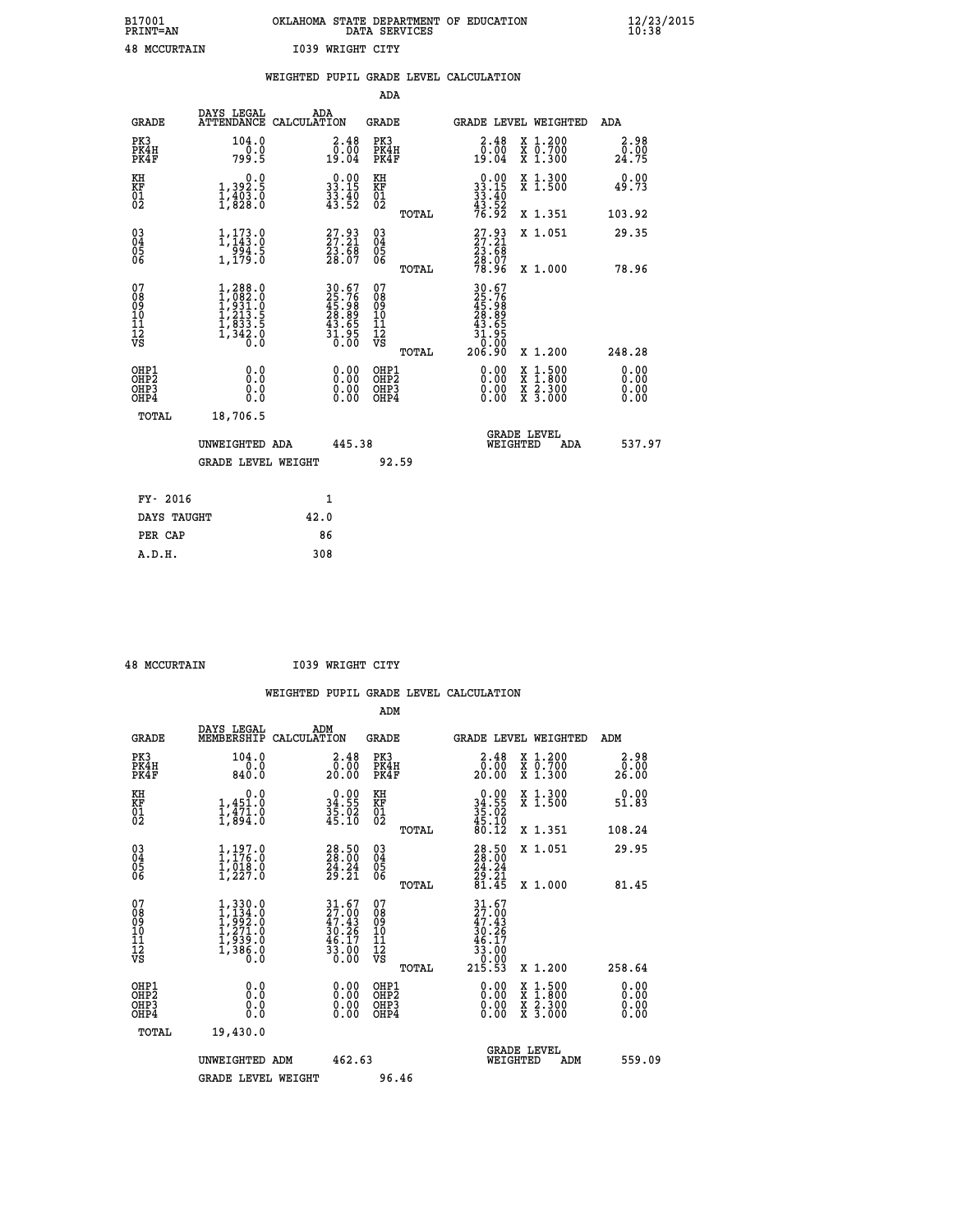B17001 OKLAHOMA STATE DEPARTMENT OF EDUCATION 12/23/2015
PRINT=AN DATA SERVICES 10:38

48 MCCURTAIN I039 WRIGHT CITY

## WEIGHTED PUPIL GRADE LEVEL CALCULATION

### ADA

| GRADE | DAYS LEGAL ATTENDANCE | ADA CALCULATION | GRADE | GRADE LEVEL | WEIGHTED | ADA |
|---|---|---|---|---|---|---|
| PK3 | 104.0 | 2.48 | PK3 | 2.48 | X 1.200 | 2.98 |
| PK4H | 0.0 | 0.00 | PK4H | 0.00 | X 0.700 | 0.00 |
| PK4F | 799.5 | 19.04 | PK4F | 19.04 | X 1.300 | 24.75 |
| KH | 0.0 | 0.00 | KH | 0.00 | X 1.300 | 0.00 |
| KF | 1,392.5 | 33.15 | KF | 33.15 | X 1.500 | 49.73 |
| 01 | 1,403.0 | 33.40 | 01 | 33.40 | | |
| 02 | 1,828.0 | 43.52 | 02 | 43.52 | | |
| | | | TOTAL | 76.92 | X 1.351 | 103.92 |
| 03 | 1,173.0 | 27.93 | 03 | 27.93 | X 1.051 | 29.35 |
| 04 | 1,143.0 | 27.21 | 04 | 27.21 | | |
| 05 | 994.5 | 23.68 | 05 | 23.68 | | |
| 06 | 1,179.0 | 28.07 | 06 | 28.07 | | |
| | | | TOTAL | 78.96 | X 1.000 | 78.96 |
| 07 | 1,288.0 | 30.67 | 07 | 30.67 | | |
| 08 | 1,082.0 | 25.76 | 08 | 25.76 | | |
| 09 | 1,931.0 | 45.98 | 09 | 45.98 | | |
| 10 | 1,213.5 | 28.89 | 10 | 28.89 | | |
| 11 | 1,833.5 | 43.65 | 11 | 43.65 | | |
| 12 | 1,342.0 | 31.95 | 12 | 31.95 | | |
| VS | 0.0 | 0.00 | VS | 0.00 | | |
| | | | TOTAL | 206.90 | X 1.200 | 248.28 |
| OHP1 | 0.0 | 0.00 | OHP1 | 0.00 | X 1.500 | 0.00 |
| OHP2 | 0.0 | 0.00 | OHP2 | 0.00 | X 1.800 | 0.00 |
| OHP3 | 0.0 | 0.00 | OHP3 | 0.00 | X 2.300 | 0.00 |
| OHP4 | 0.0 | 0.00 | OHP4 | 0.00 | X 3.000 | 0.00 |
| TOTAL | 18,706.5 | | | | | |

UNWEIGHTED ADA 445.38 GRADE LEVEL WEIGHTED ADA 537.97

GRADE LEVEL WEIGHT 92.59

| FY- 2016 | 1 |
|---|---|
| DAYS TAUGHT | 42.0 |
| PER CAP | 86 |
| A.D.H. | 308 |

48 MCCURTAIN I039 WRIGHT CITY

## WEIGHTED PUPIL GRADE LEVEL CALCULATION

### ADM

| GRADE | DAYS LEGAL MEMBERSHIP | ADM CALCULATION | GRADE | GRADE LEVEL | WEIGHTED | ADM |
|---|---|---|---|---|---|---|
| PK3 | 104.0 | 2.48 | PK3 | 2.48 | X 1.200 | 2.98 |
| PK4H | 0.0 | 0.00 | PK4H | 0.00 | X 0.700 | 0.00 |
| PK4F | 840.0 | 20.00 | PK4F | 20.00 | X 1.300 | 26.00 |
| KH | 0.0 | 0.00 | KH | 0.00 | X 1.300 | 0.00 |
| KF | 1,451.0 | 34.55 | KF | 34.55 | X 1.500 | 51.83 |
| 01 | 1,471.0 | 35.02 | 01 | 35.02 | | |
| 02 | 1,894.0 | 45.10 | 02 | 45.10 | | |
| | | | TOTAL | 80.12 | X 1.351 | 108.24 |
| 03 | 1,197.0 | 28.50 | 03 | 28.50 | X 1.051 | 29.95 |
| 04 | 1,176.0 | 28.00 | 04 | 28.00 | | |
| 05 | 1,018.0 | 24.24 | 05 | 24.24 | | |
| 06 | 1,227.0 | 29.21 | 06 | 29.21 | | |
| | | | TOTAL | 81.45 | X 1.000 | 81.45 |
| 07 | 1,330.0 | 31.67 | 07 | 31.67 | | |
| 08 | 1,134.0 | 27.00 | 08 | 27.00 | | |
| 09 | 1,992.0 | 47.43 | 09 | 47.43 | | |
| 10 | 1,271.0 | 30.26 | 10 | 30.26 | | |
| 11 | 1,939.0 | 46.17 | 11 | 46.17 | | |
| 12 | 1,386.0 | 33.00 | 12 | 33.00 | | |
| VS | 0.0 | 0.00 | VS | 0.00 | | |
| | | | TOTAL | 215.53 | X 1.200 | 258.64 |
| OHP1 | 0.0 | 0.00 | OHP1 | 0.00 | X 1.500 | 0.00 |
| OHP2 | 0.0 | 0.00 | OHP2 | 0.00 | X 1.800 | 0.00 |
| OHP3 | 0.0 | 0.00 | OHP3 | 0.00 | X 2.300 | 0.00 |
| OHP4 | 0.0 | 0.00 | OHP4 | 0.00 | X 3.000 | 0.00 |
| TOTAL | 19,430.0 | | | | | |

UNWEIGHTED ADM 462.63 GRADE LEVEL WEIGHTED ADM 559.09

GRADE LEVEL WEIGHT 96.46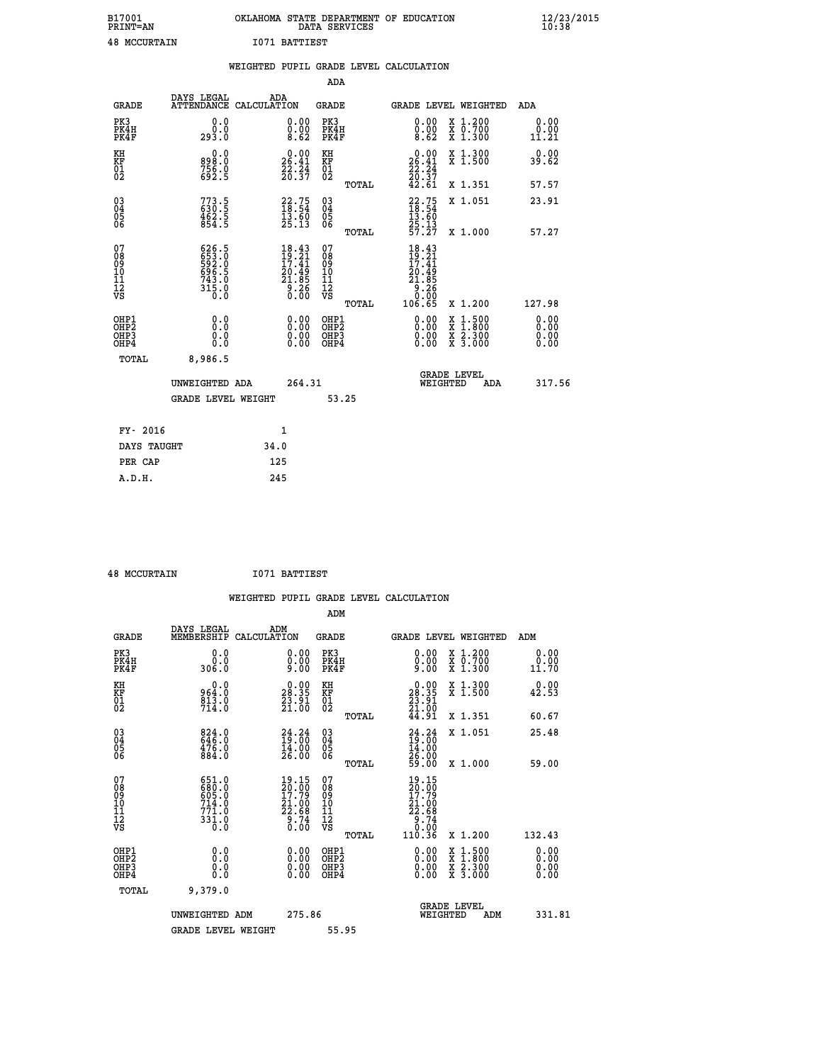B17001 OKLAHOMA STATE DEPARTMENT OF EDUCATION 12/23/2015
PRINT=AN DATA SERVICES 10:38

48 MCCURTAIN I071 BATTIEST

## WEIGHTED PUPIL GRADE LEVEL CALCULATION

### ADA

| GRADE | DAYS LEGAL ATTENDANCE | ADA CALCULATION | GRADE | GRADE LEVEL | WEIGHTED | ADA |
|---|---|---|---|---|---|---|
| PK3 | 0.0 | 0.00 | PK3 | 0.00 | X 1.200 | 0.00 |
| PK4H | 0.0 | 0.00 | PK4H | 0.00 | X 0.700 | 0.00 |
| PK4F | 293.0 | 8.62 | PK4F | 8.62 | X 1.300 | 11.21 |
| KH | 0.0 | 0.00 | KH | 0.00 | X 1.300 | 0.00 |
| KF | 898.0 | 26.41 | KF | 26.41 | X 1.500 | 39.62 |
| 01 | 756.0 | 22.24 | 01 | 22.24 | | |
| 02 | 692.5 | 20.37 | 02 | 20.37 | | |
| | | | TOTAL | 42.61 | X 1.351 | 57.57 |
| 03 | 773.5 | 22.75 | 03 | 22.75 | X 1.051 | 23.91 |
| 04 | 630.5 | 18.54 | 04 | 18.54 | | |
| 05 | 462.5 | 13.60 | 05 | 13.60 | | |
| 06 | 854.5 | 25.13 | 06 | 25.13 | | |
| | | | TOTAL | 57.27 | X 1.000 | 57.27 |
| 07 | 626.5 | 18.43 | 07 | 18.43 | | |
| 08 | 653.0 | 19.21 | 08 | 19.21 | | |
| 09 | 592.0 | 17.41 | 09 | 17.41 | | |
| 10 | 696.5 | 20.49 | 10 | 20.49 | | |
| 11 | 743.0 | 21.85 | 11 | 21.85 | | |
| 12 | 315.0 | 9.26 | 12 | 9.26 | | |
| VS | 0.0 | 0.00 | VS | 0.00 | | |
| | | | TOTAL | 106.65 | X 1.200 | 127.98 |
| OHP1 | 0.0 | 0.00 | OHP1 | 0.00 | X 1.500 | 0.00 |
| OHP2 | 0.0 | 0.00 | OHP2 | 0.00 | X 1.800 | 0.00 |
| OHP3 | 0.0 | 0.00 | OHP3 | 0.00 | X 2.300 | 0.00 |
| OHP4 | 0.0 | 0.00 | OHP4 | 0.00 | X 3.000 | 0.00 |
| TOTAL | 8,986.5 | | | | | |

UNWEIGHTED ADA 264.31 | GRADE LEVEL WEIGHTED ADA 317.56

GRADE LEVEL WEIGHT 53.25

| | |
|---|---|
| FY- 2016 | 1 |
| DAYS TAUGHT | 34.0 |
| PER CAP | 125 |
| A.D.H. | 245 |

48 MCCURTAIN I071 BATTIEST

## WEIGHTED PUPIL GRADE LEVEL CALCULATION

### ADM

| GRADE | DAYS LEGAL MEMBERSHIP | ADM CALCULATION | GRADE | GRADE LEVEL | WEIGHTED | ADM |
|---|---|---|---|---|---|---|
| PK3 | 0.0 | 0.00 | PK3 | 0.00 | X 1.200 | 0.00 |
| PK4H | 0.0 | 0.00 | PK4H | 0.00 | X 0.700 | 0.00 |
| PK4F | 306.0 | 9.00 | PK4F | 9.00 | X 1.300 | 11.70 |
| KH | 0.0 | 0.00 | KH | 0.00 | X 1.300 | 0.00 |
| KF | 964.0 | 28.35 | KF | 28.35 | X 1.500 | 42.53 |
| 01 | 813.0 | 23.91 | 01 | 23.91 | | |
| 02 | 714.0 | 21.00 | 02 | 21.00 | | |
| | | | TOTAL | 44.91 | X 1.351 | 60.67 |
| 03 | 824.0 | 24.24 | 03 | 24.24 | X 1.051 | 25.48 |
| 04 | 646.0 | 19.00 | 04 | 19.00 | | |
| 05 | 476.0 | 14.00 | 05 | 14.00 | | |
| 06 | 884.0 | 26.00 | 06 | 26.00 | | |
| | | | TOTAL | 59.00 | X 1.000 | 59.00 |
| 07 | 651.0 | 19.15 | 07 | 19.15 | | |
| 08 | 680.0 | 20.00 | 08 | 20.00 | | |
| 09 | 605.0 | 17.79 | 09 | 17.79 | | |
| 10 | 714.0 | 21.00 | 10 | 21.00 | | |
| 11 | 771.0 | 22.68 | 11 | 22.68 | | |
| 12 | 331.0 | 9.74 | 12 | 9.74 | | |
| VS | 0.0 | 0.00 | VS | 0.00 | | |
| | | | TOTAL | 110.36 | X 1.200 | 132.43 |
| OHP1 | 0.0 | 0.00 | OHP1 | 0.00 | X 1.500 | 0.00 |
| OHP2 | 0.0 | 0.00 | OHP2 | 0.00 | X 1.800 | 0.00 |
| OHP3 | 0.0 | 0.00 | OHP3 | 0.00 | X 2.300 | 0.00 |
| OHP4 | 0.0 | 0.00 | OHP4 | 0.00 | X 3.000 | 0.00 |
| TOTAL | 9,379.0 | | | | | |

UNWEIGHTED ADM 275.86 | GRADE LEVEL WEIGHTED ADM 331.81

GRADE LEVEL WEIGHT 55.95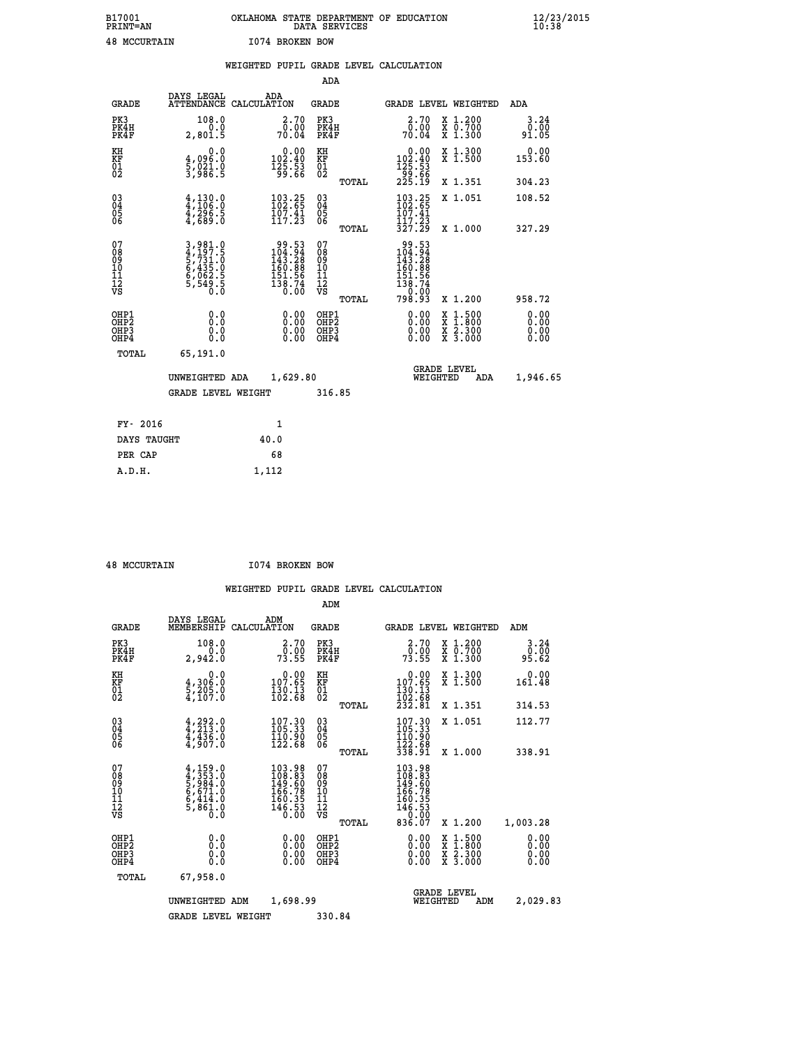B17001 OKLAHOMA STATE DEPARTMENT OF EDUCATION 12/23/2015
PRINT=AN DATA SERVICES 10:38

48 MCCURTAIN I074 BROKEN BOW

## WEIGHTED PUPIL GRADE LEVEL CALCULATION

### ADA

| GRADE | DAYS LEGAL ATTENDANCE | ADA CALCULATION | GRADE | | GRADE LEVEL | WEIGHTED | ADA |
|---|---|---|---|---|---|---|---|
| PK3 | 108.0 | 2.70 | PK3 | | 2.70 | X 1.200 | 3.24 |
| PK4H | 0.0 | 0.00 | PK4H | | 0.00 | X 0.700 | 0.00 |
| PK4F | 2,801.5 | 70.04 | PK4F | | 70.04 | X 1.300 | 91.05 |
| KH | 0.0 | 0.00 | KH | | 0.00 | X 1.300 | 0.00 |
| KF | 4,096.0 | 102.40 | KF | | 102.40 | X 1.500 | 153.60 |
| 01 | 5,021.0 | 125.53 | 01 | | 125.53 | | |
| 02 | 3,986.5 | 99.66 | 02 | | 99.66 | | |
| | | | | TOTAL | 225.19 | X 1.351 | 304.23 |
| 03 | 4,130.0 | 103.25 | 03 | | 103.25 | X 1.051 | 108.52 |
| 04 | 4,106.0 | 102.65 | 04 | | 102.65 | | |
| 05 | 4,296.5 | 107.41 | 05 | | 107.41 | | |
| 06 | 4,689.0 | 117.23 | 06 | | 117.23 | | |
| | | | | TOTAL | 327.29 | X 1.000 | 327.29 |
| 07 | 3,981.0 | 99.53 | 07 | | 99.53 | | |
| 08 | 4,197.5 | 104.94 | 08 | | 104.94 | | |
| 09 | 5,731.0 | 143.28 | 09 | | 143.28 | | |
| 10 | 6,435.0 | 160.88 | 10 | | 160.88 | | |
| 11 | 6,062.5 | 151.56 | 11 | | 151.56 | | |
| 12 | 5,549.5 | 138.74 | 12 | | 138.74 | | |
| VS | 0.0 | 0.00 | VS | | 0.00 | | |
| | | | | TOTAL | 798.93 | X 1.200 | 958.72 |
| OHP1 | 0.0 | 0.00 | OHP1 | | 0.00 | X 1.500 | 0.00 |
| OHP2 | 0.0 | 0.00 | OHP2 | | 0.00 | X 1.800 | 0.00 |
| OHP3 | 0.0 | 0.00 | OHP3 | | 0.00 | X 2.300 | 0.00 |
| OHP4 | 0.0 | 0.00 | OHP4 | | 0.00 | X 3.000 | 0.00 |
| TOTAL | 65,191.0 | | | | | | |

UNWEIGHTED ADA 1,629.80 GRADE LEVEL WEIGHTED ADA 1,946.65

GRADE LEVEL WEIGHT 316.85

| FY- 2016 | 1 |
|---|---|
| DAYS TAUGHT | 40.0 |
| PER CAP | 68 |
| A.D.H. | 1,112 |

48 MCCURTAIN I074 BROKEN BOW

## WEIGHTED PUPIL GRADE LEVEL CALCULATION

### ADM

| GRADE | DAYS LEGAL MEMBERSHIP | ADM CALCULATION | GRADE | | GRADE LEVEL | WEIGHTED | ADM |
|---|---|---|---|---|---|---|---|
| PK3 | 108.0 | 2.70 | PK3 | | 2.70 | X 1.200 | 3.24 |
| PK4H | 0.0 | 0.00 | PK4H | | 0.00 | X 0.700 | 0.00 |
| PK4F | 2,942.0 | 73.55 | PK4F | | 73.55 | X 1.300 | 95.62 |
| KH | 0.0 | 0.00 | KH | | 0.00 | X 1.300 | 0.00 |
| KF | 4,306.0 | 107.65 | KF | | 107.65 | X 1.500 | 161.48 |
| 01 | 5,205.0 | 130.13 | 01 | | 130.13 | | |
| 02 | 4,107.0 | 102.68 | 02 | | 102.68 | | |
| | | | | TOTAL | 232.81 | X 1.351 | 314.53 |
| 03 | 4,292.0 | 107.30 | 03 | | 107.30 | X 1.051 | 112.77 |
| 04 | 4,213.0 | 105.33 | 04 | | 105.33 | | |
| 05 | 4,436.0 | 110.90 | 05 | | 110.90 | | |
| 06 | 4,907.0 | 122.68 | 06 | | 122.68 | | |
| | | | | TOTAL | 338.91 | X 1.000 | 338.91 |
| 07 | 4,159.0 | 103.98 | 07 | | 103.98 | | |
| 08 | 4,353.0 | 108.83 | 08 | | 108.83 | | |
| 09 | 5,984.0 | 149.60 | 09 | | 149.60 | | |
| 10 | 6,671.0 | 166.78 | 10 | | 166.78 | | |
| 11 | 6,414.0 | 160.35 | 11 | | 160.35 | | |
| 12 | 5,861.0 | 146.53 | 12 | | 146.53 | | |
| VS | 0.0 | 0.00 | VS | | 0.00 | | |
| | | | | TOTAL | 836.07 | X 1.200 | 1,003.28 |
| OHP1 | 0.0 | 0.00 | OHP1 | | 0.00 | X 1.500 | 0.00 |
| OHP2 | 0.0 | 0.00 | OHP2 | | 0.00 | X 1.800 | 0.00 |
| OHP3 | 0.0 | 0.00 | OHP3 | | 0.00 | X 2.300 | 0.00 |
| OHP4 | 0.0 | 0.00 | OHP4 | | 0.00 | X 3.000 | 0.00 |
| TOTAL | 67,958.0 | | | | | | |

UNWEIGHTED ADM 1,698.99 GRADE LEVEL WEIGHTED ADM 2,029.83

GRADE LEVEL WEIGHT 330.84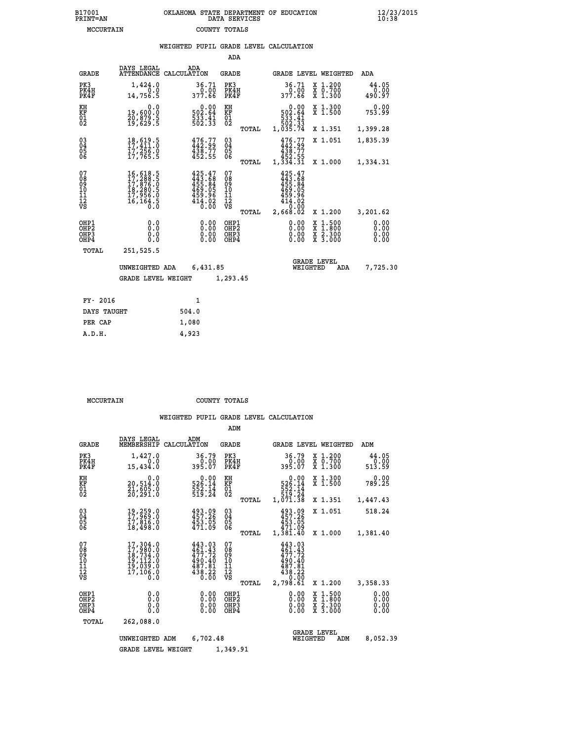B17001 OKLAHOMA STATE DEPARTMENT OF EDUCATION 12/23/2015
PRINT=AN DATA SERVICES 10:38

MCCURTAIN COUNTY TOTALS

## WEIGHTED PUPIL GRADE LEVEL CALCULATION

### ADA

| GRADE | DAYS LEGAL ATTENDANCE | ADA CALCULATION | GRADE | | GRADE LEVEL | WEIGHTED | ADA |
|---|---|---|---|---|---|---|---|
| PK3 | 1,424.0 | 36.71 | PK3 | | 36.71 | X 1.200 | 44.05 |
| PK4H | 0.0 | 0.00 | PK4H | | 0.00 | X 0.700 | 0.00 |
| PK4F | 14,756.5 | 377.66 | PK4F | | 377.66 | X 1.300 | 490.97 |
| KH | 0.0 | 0.00 | KH | | 0.00 | X 1.300 | 0.00 |
| KF | 19,600.0 | 502.64 | KF | | 502.64 | X 1.500 | 753.99 |
| 01 | 20,879.5 | 533.41 | 01 | | 533.41 | | |
| 02 | 19,629.5 | 502.33 | 02 | | 502.33 | | |
| | | | | TOTAL | 1,035.74 | X 1.351 | 1,399.28 |
| 03 | 18,619.5 | 476.77 | 03 | | 476.77 | X 1.051 | 1,835.39 |
| 04 | 17,411.0 | 442.99 | 04 | | 442.99 | | |
| 05 | 17,256.0 | 438.77 | 05 | | 438.77 | | |
| 06 | 17,765.5 | 452.55 | 06 | | 452.55 | | |
| | | | | TOTAL | 1,334.31 | X 1.000 | 1,334.31 |
| 07 | 16,618.5 | 425.47 | 07 | | 425.47 | | |
| 08 | 17,288.5 | 443.68 | 08 | | 443.68 | | |
| 09 | 17,876.0 | 455.84 | 09 | | 455.84 | | |
| 10 | 18,280.5 | 469.05 | 10 | | 469.05 | | |
| 11 | 17,956.0 | 459.96 | 11 | | 459.96 | | |
| 12 | 16,164.5 | 414.02 | 12 | | 414.02 | | |
| VS | 0.0 | 0.00 | VS | | 0.00 | | |
| | | | | TOTAL | 2,668.02 | X 1.200 | 3,201.62 |
| OHP1 | 0.0 | 0.00 | OHP1 | | 0.00 | X 1.500 | 0.00 |
| OHP2 | 0.0 | 0.00 | OHP2 | | 0.00 | X 1.800 | 0.00 |
| OHP3 | 0.0 | 0.00 | OHP3 | | 0.00 | X 2.300 | 0.00 |
| OHP4 | 0.0 | 0.00 | OHP4 | | 0.00 | X 3.000 | 0.00 |
| TOTAL | 251,525.5 | | | | | | |

UNWEIGHTED ADA 6,431.85 | GRADE LEVEL WEIGHTED ADA 7,725.30

GRADE LEVEL WEIGHT 1,293.45

| FY- 2016 | 1 |
|---|---|
| DAYS TAUGHT | 504.0 |
| PER CAP | 1,080 |
| A.D.H. | 4,923 |

MCCURTAIN COUNTY TOTALS

## WEIGHTED PUPIL GRADE LEVEL CALCULATION

### ADM

| GRADE | DAYS LEGAL MEMBERSHIP | ADM CALCULATION | GRADE | | GRADE LEVEL | WEIGHTED | ADM |
|---|---|---|---|---|---|---|---|
| PK3 | 1,427.0 | 36.79 | PK3 | | 36.79 | X 1.200 | 44.05 |
| PK4H | 0.0 | 0.00 | PK4H | | 0.00 | X 0.700 | 0.00 |
| PK4F | 15,434.0 | 395.07 | PK4F | | 395.07 | X 1.300 | 513.59 |
| KH | 0.0 | 0.00 | KH | | 0.00 | X 1.300 | 0.00 |
| KF | 20,514.0 | 526.14 | KF | | 526.14 | X 1.500 | 789.25 |
| 01 | 21,605.0 | 552.14 | 01 | | 552.14 | | |
| 02 | 20,291.0 | 519.24 | 02 | | 519.24 | | |
| | | | | TOTAL | 1,071.38 | X 1.351 | 1,447.43 |
| 03 | 19,259.0 | 493.09 | 03 | | 493.09 | X 1.051 | 518.24 |
| 04 | 17,969.0 | 457.26 | 04 | | 457.26 | | |
| 05 | 17,816.0 | 453.05 | 05 | | 453.05 | | |
| 06 | 18,498.0 | 471.09 | 06 | | 471.09 | | |
| | | | | TOTAL | 1,381.40 | X 1.000 | 1,381.40 |
| 07 | 17,304.0 | 443.03 | 07 | | 443.03 | | |
| 08 | 17,980.0 | 461.43 | 08 | | 461.43 | | |
| 09 | 18,734.0 | 477.72 | 09 | | 477.72 | | |
| 10 | 19,112.0 | 490.40 | 10 | | 490.40 | | |
| 11 | 19,039.0 | 487.81 | 11 | | 487.81 | | |
| 12 | 17,106.0 | 438.22 | 12 | | 438.22 | | |
| VS | 0.0 | 0.00 | VS | | 0.00 | | |
| | | | | TOTAL | 2,798.61 | X 1.200 | 3,358.33 |
| OHP1 | 0.0 | 0.00 | OHP1 | | 0.00 | X 1.500 | 0.00 |
| OHP2 | 0.0 | 0.00 | OHP2 | | 0.00 | X 1.800 | 0.00 |
| OHP3 | 0.0 | 0.00 | OHP3 | | 0.00 | X 2.300 | 0.00 |
| OHP4 | 0.0 | 0.00 | OHP4 | | 0.00 | X 3.000 | 0.00 |
| TOTAL | 262,088.0 | | | | | | |

UNWEIGHTED ADM 6,702.48 | GRADE LEVEL WEIGHTED ADM 8,052.39

GRADE LEVEL WEIGHT 1,349.91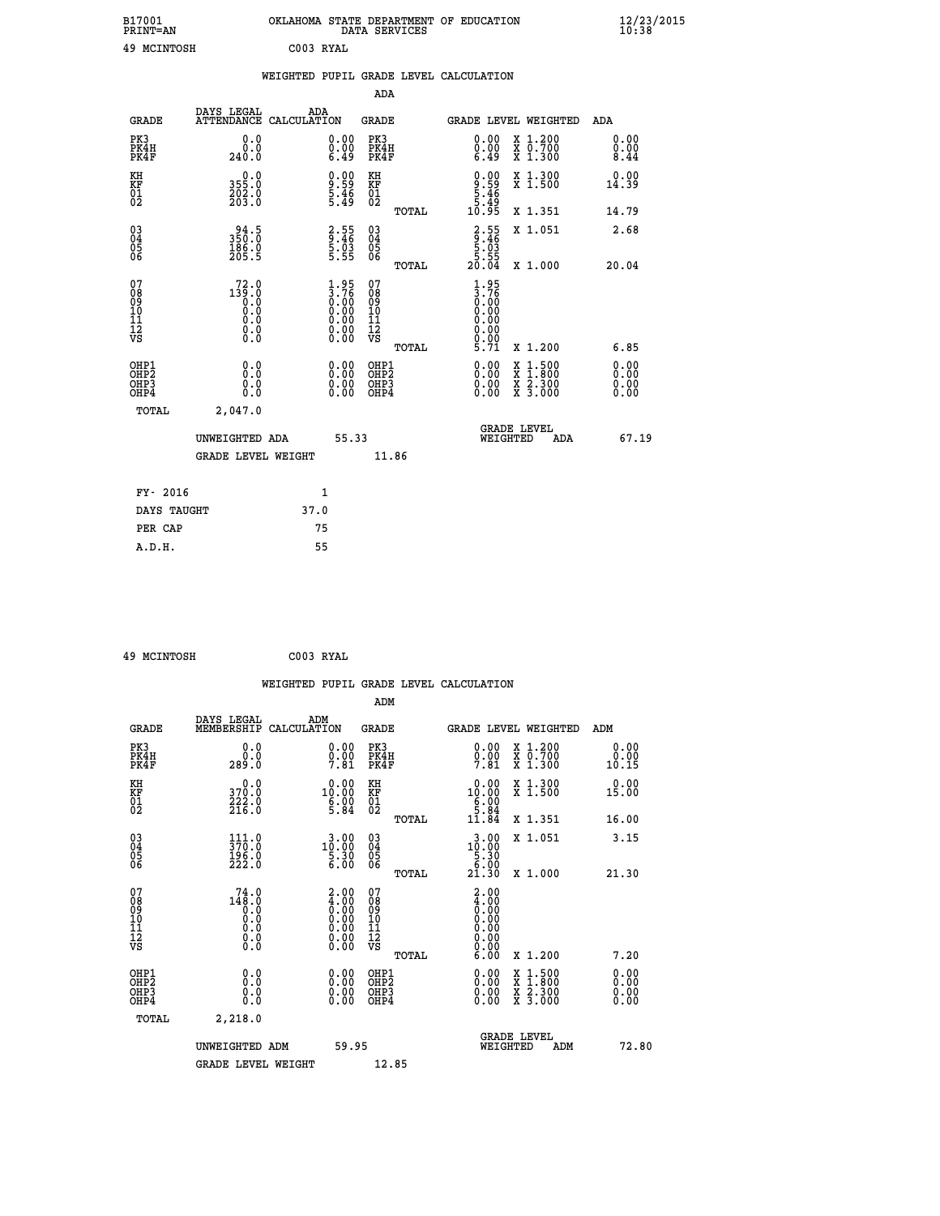B17001 PRINT=AN — OKLAHOMA STATE DEPARTMENT OF EDUCATION DATA SERVICES — 12/23/2015 10:38

49 MCINTOSH C003 RYAL

## WEIGHTED PUPIL GRADE LEVEL CALCULATION

### ADA

| GRADE | DAYS LEGAL ATTENDANCE | ADA CALCULATION | GRADE | GRADE LEVEL | WEIGHTED | ADA |
|---|---|---|---|---|---|---|
| PK3 | 0.0 | 0.00 | PK3 | 0.00 | X 1.200 | 0.00 |
| PK4H | 0.0 | 0.00 | PK4H | 0.00 | X 0.700 | 0.00 |
| PK4F | 240.0 | 6.49 | PK4F | 6.49 | X 1.300 | 8.44 |
| KH | 0.0 | 0.00 | KH | 0.00 | X 1.300 | 0.00 |
| KF | 355.0 | 9.59 | KF | 9.59 | X 1.500 | 14.39 |
| 01 | 202.0 | 5.46 | 01 | 5.46 | | |
| 02 | 203.0 | 5.49 | 02 | 5.49 | | |
| | | | TOTAL | 10.95 | X 1.351 | 14.79 |
| 03 | 94.5 | 2.55 | 03 | 2.55 | X 1.051 | 2.68 |
| 04 | 350.0 | 9.46 | 04 | 9.46 | | |
| 05 | 186.0 | 5.03 | 05 | 5.03 | | |
| 06 | 205.5 | 5.55 | 06 | 5.55 | | |
| | | | TOTAL | 20.04 | X 1.000 | 20.04 |
| 07 | 72.0 | 1.95 | 07 | 1.95 | | |
| 08 | 139.0 | 3.76 | 08 | 3.76 | | |
| 09 | 0.0 | 0.00 | 09 | 0.00 | | |
| 10 | 0.0 | 0.00 | 10 | 0.00 | | |
| 11 | 0.0 | 0.00 | 11 | 0.00 | | |
| 12 | 0.0 | 0.00 | 12 | 0.00 | | |
| VS | 0.0 | 0.00 | VS | 0.00 | | |
| | | | TOTAL | 5.71 | X 1.200 | 6.85 |
| OHP1 | 0.0 | 0.00 | OHP1 | 0.00 | X 1.500 | 0.00 |
| OHP2 | 0.0 | 0.00 | OHP2 | 0.00 | X 1.800 | 0.00 |
| OHP3 | 0.0 | 0.00 | OHP3 | 0.00 | X 2.300 | 0.00 |
| OHP4 | 0.0 | 0.00 | OHP4 | 0.00 | X 3.000 | 0.00 |
| TOTAL | 2,047.0 | | | | | |

UNWEIGHTED ADA 55.33 — GRADE LEVEL WEIGHTED ADA 67.19

GRADE LEVEL WEIGHT 11.86

| | |
|---|---|
| FY- 2016 | 1 |
| DAYS TAUGHT | 37.0 |
| PER CAP | 75 |
| A.D.H. | 55 |

49 MCINTOSH C003 RYAL

## WEIGHTED PUPIL GRADE LEVEL CALCULATION

### ADM

| GRADE | DAYS LEGAL MEMBERSHIP | ADM CALCULATION | GRADE | GRADE LEVEL | WEIGHTED | ADM |
|---|---|---|---|---|---|---|
| PK3 | 0.0 | 0.00 | PK3 | 0.00 | X 1.200 | 0.00 |
| PK4H | 0.0 | 0.00 | PK4H | 0.00 | X 0.700 | 0.00 |
| PK4F | 289.0 | 7.81 | PK4F | 7.81 | X 1.300 | 10.15 |
| KH | 0.0 | 0.00 | KH | 0.00 | X 1.300 | 0.00 |
| KF | 370.0 | 10.00 | KF | 10.00 | X 1.500 | 15.00 |
| 01 | 222.0 | 6.00 | 01 | 6.00 | | |
| 02 | 216.0 | 5.84 | 02 | 5.84 | | |
| | | | TOTAL | 11.84 | X 1.351 | 16.00 |
| 03 | 111.0 | 3.00 | 03 | 3.00 | X 1.051 | 3.15 |
| 04 | 370.0 | 10.00 | 04 | 10.00 | | |
| 05 | 196.0 | 5.30 | 05 | 5.30 | | |
| 06 | 222.0 | 6.00 | 06 | 6.00 | | |
| | | | TOTAL | 21.30 | X 1.000 | 21.30 |
| 07 | 74.0 | 2.00 | 07 | 2.00 | | |
| 08 | 148.0 | 4.00 | 08 | 4.00 | | |
| 09 | 0.0 | 0.00 | 09 | 0.00 | | |
| 10 | 0.0 | 0.00 | 10 | 0.00 | | |
| 11 | 0.0 | 0.00 | 11 | 0.00 | | |
| 12 | 0.0 | 0.00 | 12 | 0.00 | | |
| VS | 0.0 | 0.00 | VS | 0.00 | | |
| | | | TOTAL | 6.00 | X 1.200 | 7.20 |
| OHP1 | 0.0 | 0.00 | OHP1 | 0.00 | X 1.500 | 0.00 |
| OHP2 | 0.0 | 0.00 | OHP2 | 0.00 | X 1.800 | 0.00 |
| OHP3 | 0.0 | 0.00 | OHP3 | 0.00 | X 2.300 | 0.00 |
| OHP4 | 0.0 | 0.00 | OHP4 | 0.00 | X 3.000 | 0.00 |
| TOTAL | 2,218.0 | | | | | |

UNWEIGHTED ADM 59.95 — GRADE LEVEL WEIGHTED ADM 72.80

GRADE LEVEL WEIGHT 12.85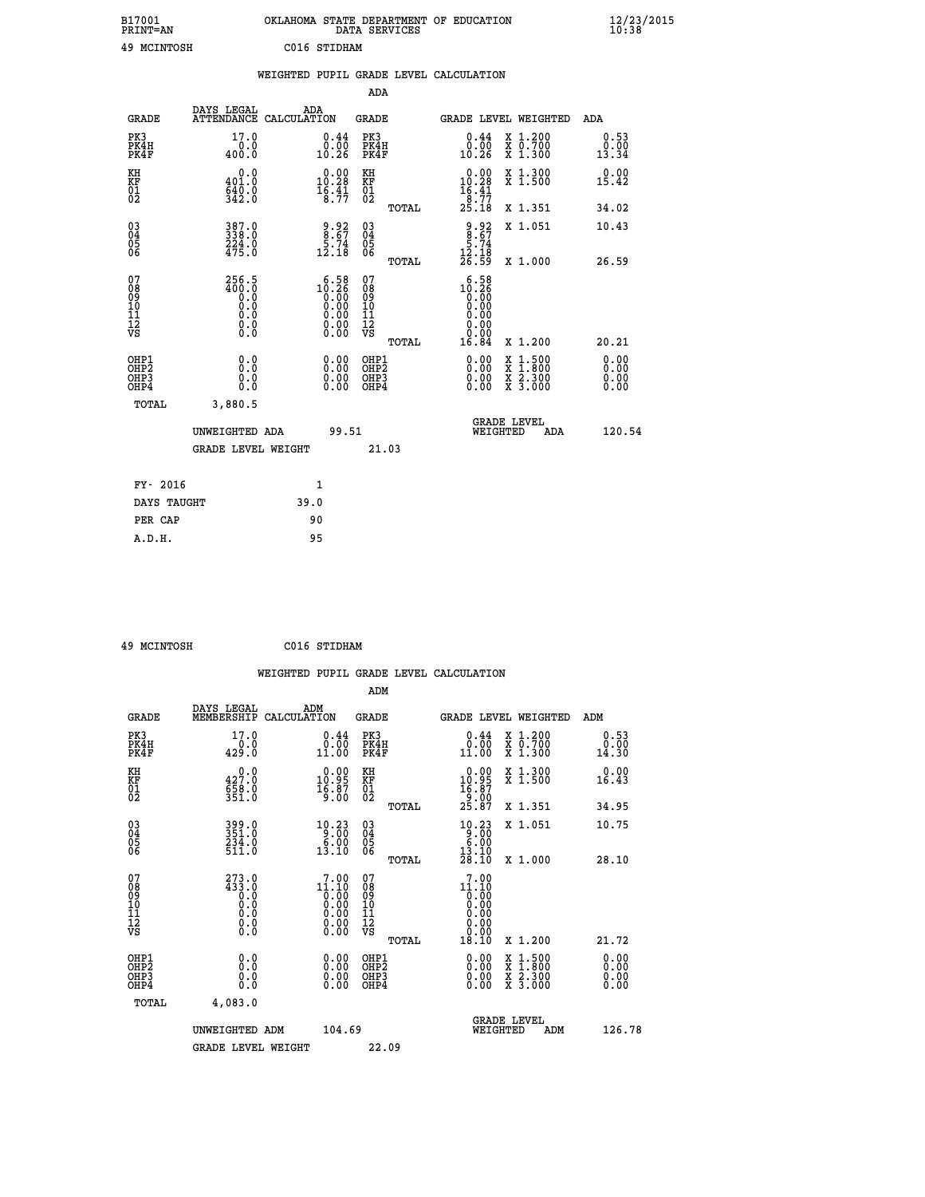B17001 OKLAHOMA STATE DEPARTMENT OF EDUCATION 12/23/2015
PRINT=AN DATA SERVICES 10:38

49 MCINTOSH C016 STIDHAM

## WEIGHTED PUPIL GRADE LEVEL CALCULATION

### ADA

| GRADE | DAYS LEGAL ATTENDANCE | ADA CALCULATION | GRADE | GRADE LEVEL | WEIGHTED | ADA |
|---|---|---|---|---|---|---|
| PK3 | 17.0 | 0.44 | PK3 | 0.44 | X 1.200 | 0.53 |
| PK4H | 0.0 | 0.00 | PK4H | 0.00 | X 0.700 | 0.00 |
| PK4F | 400.0 | 10.26 | PK4F | 10.26 | X 1.300 | 13.34 |
| KH | 0.0 | 0.00 | KH | 0.00 | X 1.300 | 0.00 |
| KF | 401.0 | 10.28 | KF | 10.28 | X 1.500 | 15.42 |
| 01 | 640.0 | 16.41 | 01 | 16.41 | | |
| 02 | 342.0 | 8.77 | 02 | 8.77 | | |
| | | | TOTAL | 25.18 | X 1.351 | 34.02 |
| 03 | 387.0 | 9.92 | 03 | 9.92 | X 1.051 | 10.43 |
| 04 | 338.0 | 8.67 | 04 | 8.67 | | |
| 05 | 224.0 | 5.74 | 05 | 5.74 | | |
| 06 | 475.0 | 12.18 | 06 | 12.18 | | |
| | | | TOTAL | 26.59 | X 1.000 | 26.59 |
| 07 | 256.5 | 6.58 | 07 | 6.58 | | |
| 08 | 400.0 | 10.26 | 08 | 10.26 | | |
| 09 | 0.0 | 0.00 | 09 | 0.00 | | |
| 10 | 0.0 | 0.00 | 10 | 0.00 | | |
| 11 | 0.0 | 0.00 | 11 | 0.00 | | |
| 12 | 0.0 | 0.00 | 12 | 0.00 | | |
| VS | 0.0 | 0.00 | VS | 0.00 | | |
| | | | TOTAL | 16.84 | X 1.200 | 20.21 |
| OHP1 | 0.0 | 0.00 | OHP1 | 0.00 | X 1.500 | 0.00 |
| OHP2 | 0.0 | 0.00 | OHP2 | 0.00 | X 1.800 | 0.00 |
| OHP3 | 0.0 | 0.00 | OHP3 | 0.00 | X 2.300 | 0.00 |
| OHP4 | 0.0 | 0.00 | OHP4 | 0.00 | X 3.000 | 0.00 |
| TOTAL | 3,880.5 | | | | | |

UNWEIGHTED ADA 99.51 — GRADE LEVEL WEIGHTED ADA 120.54

GRADE LEVEL WEIGHT 21.03

| FY- 2016 | 1 |
|---|---|
| DAYS TAUGHT | 39.0 |
| PER CAP | 90 |
| A.D.H. | 95 |

49 MCINTOSH C016 STIDHAM

## WEIGHTED PUPIL GRADE LEVEL CALCULATION

### ADM

| GRADE | DAYS LEGAL MEMBERSHIP | ADM CALCULATION | GRADE | GRADE LEVEL | WEIGHTED | ADM |
|---|---|---|---|---|---|---|
| PK3 | 17.0 | 0.44 | PK3 | 0.44 | X 1.200 | 0.53 |
| PK4H | 0.0 | 0.00 | PK4H | 0.00 | X 0.700 | 0.00 |
| PK4F | 429.0 | 11.00 | PK4F | 11.00 | X 1.300 | 14.30 |
| KH | 0.0 | 0.00 | KH | 0.00 | X 1.300 | 0.00 |
| KF | 427.0 | 10.95 | KF | 10.95 | X 1.500 | 16.43 |
| 01 | 658.0 | 16.87 | 01 | 16.87 | | |
| 02 | 351.0 | 9.00 | 02 | 9.00 | | |
| | | | TOTAL | 25.87 | X 1.351 | 34.95 |
| 03 | 399.0 | 10.23 | 03 | 10.23 | X 1.051 | 10.75 |
| 04 | 351.0 | 9.00 | 04 | 9.00 | | |
| 05 | 234.0 | 6.00 | 05 | 6.00 | | |
| 06 | 511.0 | 13.10 | 06 | 13.10 | | |
| | | | TOTAL | 28.10 | X 1.000 | 28.10 |
| 07 | 273.0 | 7.00 | 07 | 7.00 | | |
| 08 | 433.0 | 11.10 | 08 | 11.10 | | |
| 09 | 0.0 | 0.00 | 09 | 0.00 | | |
| 10 | 0.0 | 0.00 | 10 | 0.00 | | |
| 11 | 0.0 | 0.00 | 11 | 0.00 | | |
| 12 | 0.0 | 0.00 | 12 | 0.00 | | |
| VS | 0.0 | 0.00 | VS | 0.00 | | |
| | | | TOTAL | 18.10 | X 1.200 | 21.72 |
| OHP1 | 0.0 | 0.00 | OHP1 | 0.00 | X 1.500 | 0.00 |
| OHP2 | 0.0 | 0.00 | OHP2 | 0.00 | X 1.800 | 0.00 |
| OHP3 | 0.0 | 0.00 | OHP3 | 0.00 | X 2.300 | 0.00 |
| OHP4 | 0.0 | 0.00 | OHP4 | 0.00 | X 3.000 | 0.00 |
| TOTAL | 4,083.0 | | | | | |

UNWEIGHTED ADM 104.69 — GRADE LEVEL WEIGHTED ADM 126.78

GRADE LEVEL WEIGHT 22.09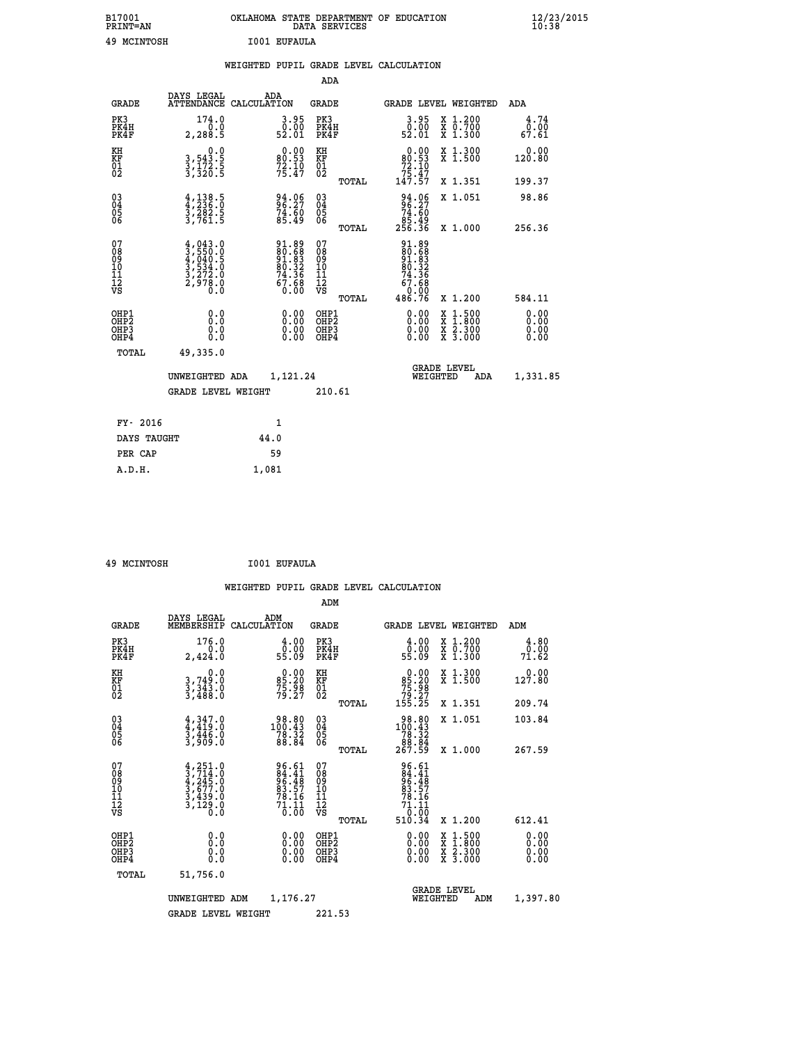B17001
PRINT=AN

OKLAHOMA STATE DEPARTMENT OF EDUCATION
DATA SERVICES

12/23/2015
10:38

49 MCINTOSH    I001 EUFAULA

## WEIGHTED PUPIL GRADE LEVEL CALCULATION

### ADA

| GRADE | DAYS LEGAL ATTENDANCE | ADA CALCULATION | GRADE | | GRADE LEVEL | WEIGHTED | ADA |
|---|---|---|---|---|---|---|---|
| PK3 | 174.0 | 3.95 | PK3 | | 3.95 | X 1.200 | 4.74 |
| PK4H | 0.0 | 0.00 | PK4H | | 0.00 | X 0.700 | 0.00 |
| PK4F | 2,288.5 | 52.01 | PK4F | | 52.01 | X 1.300 | 67.61 |
| KH | 0.0 | 0.00 | KH | | 0.00 | X 1.300 | 0.00 |
| KF | 3,543.5 | 80.53 | KF | | 80.53 | X 1.500 | 120.80 |
| 01 | 3,172.5 | 72.10 | 01 | | 72.10 | | |
| 02 | 3,320.5 | 75.47 | 02 | | 75.47 | | |
| | | | | TOTAL | 147.57 | X 1.351 | 199.37 |
| 03 | 4,138.5 | 94.06 | 03 | | 94.06 | X 1.051 | 98.86 |
| 04 | 4,236.0 | 96.27 | 04 | | 96.27 | | |
| 05 | 3,282.5 | 74.60 | 05 | | 74.60 | | |
| 06 | 3,761.5 | 85.49 | 06 | | 85.49 | | |
| | | | | TOTAL | 256.36 | X 1.000 | 256.36 |
| 07 | 4,043.0 | 91.89 | 07 | | 91.89 | | |
| 08 | 3,550.0 | 80.68 | 08 | | 80.68 | | |
| 09 | 4,040.5 | 91.83 | 09 | | 91.83 | | |
| 10 | 3,534.0 | 80.32 | 10 | | 80.32 | | |
| 11 | 3,272.0 | 74.36 | 11 | | 74.36 | | |
| 12 | 2,978.0 | 67.68 | 12 | | 67.68 | | |
| VS | 0.0 | 0.00 | VS | | 0.00 | | |
| | | | | TOTAL | 486.76 | X 1.200 | 584.11 |
| OHP1 | 0.0 | 0.00 | OHP1 | | 0.00 | X 1.500 | 0.00 |
| OHP2 | 0.0 | 0.00 | OHP2 | | 0.00 | X 1.800 | 0.00 |
| OHP3 | 0.0 | 0.00 | OHP3 | | 0.00 | X 2.300 | 0.00 |
| OHP4 | 0.0 | 0.00 | OHP4 | | 0.00 | X 3.000 | 0.00 |
| TOTAL | 49,335.0 | | | | | | |

UNWEIGHTED ADA 1,121.24    GRADE LEVEL WEIGHTED ADA 1,331.85

GRADE LEVEL WEIGHT 210.61

| | |
|---|---|
| FY- 2016 | 1 |
| DAYS TAUGHT | 44.0 |
| PER CAP | 59 |
| A.D.H. | 1,081 |

49 MCINTOSH    I001 EUFAULA

## WEIGHTED PUPIL GRADE LEVEL CALCULATION

### ADM

| GRADE | DAYS LEGAL MEMBERSHIP | ADM CALCULATION | GRADE | | GRADE LEVEL | WEIGHTED | ADM |
|---|---|---|---|---|---|---|---|
| PK3 | 176.0 | 4.00 | PK3 | | 4.00 | X 1.200 | 4.80 |
| PK4H | 0.0 | 0.00 | PK4H | | 0.00 | X 0.700 | 0.00 |
| PK4F | 2,424.0 | 55.09 | PK4F | | 55.09 | X 1.300 | 71.62 |
| KH | 0.0 | 0.00 | KH | | 0.00 | X 1.300 | 0.00 |
| KF | 3,749.0 | 85.20 | KF | | 85.20 | X 1.500 | 127.80 |
| 01 | 3,343.0 | 75.98 | 01 | | 75.98 | | |
| 02 | 3,488.0 | 79.27 | 02 | | 79.27 | | |
| | | | | TOTAL | 155.25 | X 1.351 | 209.74 |
| 03 | 4,347.0 | 98.80 | 03 | | 98.80 | X 1.051 | 103.84 |
| 04 | 4,419.0 | 100.43 | 04 | | 100.43 | | |
| 05 | 3,446.0 | 78.32 | 05 | | 78.32 | | |
| 06 | 3,909.0 | 88.84 | 06 | | 88.84 | | |
| | | | | TOTAL | 267.59 | X 1.000 | 267.59 |
| 07 | 4,251.0 | 96.61 | 07 | | 96.61 | | |
| 08 | 3,714.0 | 84.41 | 08 | | 84.41 | | |
| 09 | 4,245.0 | 96.48 | 09 | | 96.48 | | |
| 10 | 3,677.0 | 83.57 | 10 | | 83.57 | | |
| 11 | 3,439.0 | 78.16 | 11 | | 78.16 | | |
| 12 | 3,129.0 | 71.11 | 12 | | 71.11 | | |
| VS | 0.0 | 0.00 | VS | | 0.00 | | |
| | | | | TOTAL | 510.34 | X 1.200 | 612.41 |
| OHP1 | 0.0 | 0.00 | OHP1 | | 0.00 | X 1.500 | 0.00 |
| OHP2 | 0.0 | 0.00 | OHP2 | | 0.00 | X 1.800 | 0.00 |
| OHP3 | 0.0 | 0.00 | OHP3 | | 0.00 | X 2.300 | 0.00 |
| OHP4 | 0.0 | 0.00 | OHP4 | | 0.00 | X 3.000 | 0.00 |
| TOTAL | 51,756.0 | | | | | | |

UNWEIGHTED ADM 1,176.27    GRADE LEVEL WEIGHTED ADM 1,397.80

GRADE LEVEL WEIGHT 221.53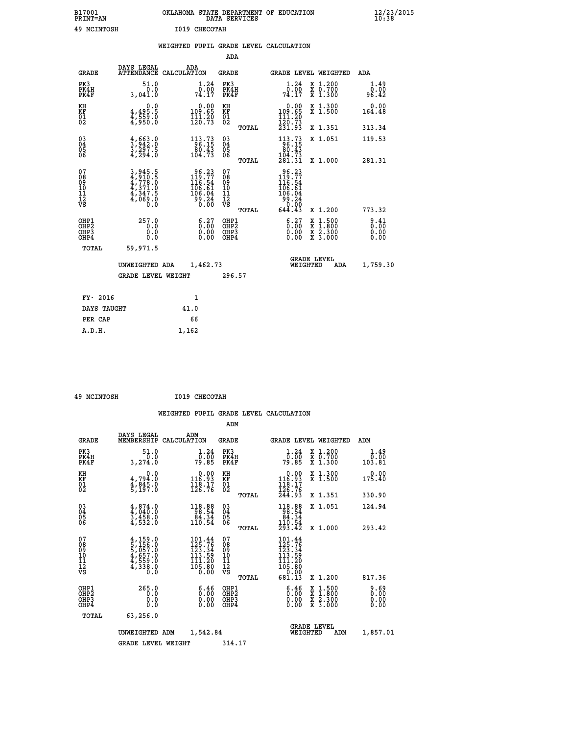B17001 OKLAHOMA STATE DEPARTMENT OF EDUCATION 12/23/2015
PRINT=AN DATA SERVICES 10:38

49 MCINTOSH I019 CHECOTAH

WEIGHTED PUPIL GRADE LEVEL CALCULATION

ADA

| GRADE | DAYS LEGAL ATTENDANCE | ADA CALCULATION | GRADE | | GRADE LEVEL | WEIGHTED | ADA |
|---|---|---|---|---|---|---|---|
| PK3 | 51.0 | 1.24 | PK3 | | 1.24 | X 1.200 | 1.49 |
| PK4H | 0.0 | 0.00 | PK4H | | 0.00 | X 0.700 | 0.00 |
| PK4F | 3,041.0 | 74.17 | PK4F | | 74.17 | X 1.300 | 96.42 |
| KH | 0.0 | 0.00 | KH | | 0.00 | X 1.300 | 0.00 |
| KF | 4,495.5 | 109.65 | KF | | 109.65 | X 1.500 | 164.48 |
| 01 | 4,559.0 | 111.20 | 01 | | 111.20 | | |
| 02 | 4,950.0 | 120.73 | 02 | | 120.73 | | |
| | | | | TOTAL | 231.93 | X 1.351 | 313.34 |
| 03 | 4,663.0 | 113.73 | 03 | | 113.73 | X 1.051 | 119.53 |
| 04 | 3,942.0 | 96.15 | 04 | | 96.15 | | |
| 05 | 3,297.5 | 80.43 | 05 | | 80.43 | | |
| 06 | 4,294.0 | 104.73 | 06 | | 104.73 | | |
| | | | | TOTAL | 281.31 | X 1.000 | 281.31 |
| 07 | 3,945.5 | 96.23 | 07 | | 96.23 | | |
| 08 | 4,910.5 | 119.77 | 08 | | 119.77 | | |
| 09 | 4,778.0 | 116.54 | 09 | | 116.54 | | |
| 10 | 4,371.0 | 106.61 | 10 | | 106.61 | | |
| 11 | 4,347.5 | 106.04 | 11 | | 106.04 | | |
| 12 | 4,069.0 | 99.24 | 12 | | 99.24 | | |
| VS | 0.0 | 0.00 | VS | | 0.00 | | |
| | | | | TOTAL | 644.43 | X 1.200 | 773.32 |
| OHP1 | 257.0 | 6.27 | OHP1 | | 6.27 | X 1.500 | 9.41 |
| OHP2 | 0.0 | 0.00 | OHP2 | | 0.00 | X 1.800 | 0.00 |
| OHP3 | 0.0 | 0.00 | OHP3 | | 0.00 | X 2.300 | 0.00 |
| OHP4 | 0.0 | 0.00 | OHP4 | | 0.00 | X 3.000 | 0.00 |
| TOTAL | 59,971.5 | | | | | | |

UNWEIGHTED ADA 1,462.73 GRADE LEVEL WEIGHTED ADA 1,759.30

GRADE LEVEL WEIGHT 296.57

| FY- 2016 | 1 |
|---|---|
| DAYS TAUGHT | 41.0 |
| PER CAP | 66 |
| A.D.H. | 1,162 |

49 MCINTOSH I019 CHECOTAH

WEIGHTED PUPIL GRADE LEVEL CALCULATION

ADM

| GRADE | DAYS LEGAL MEMBERSHIP | ADM CALCULATION | GRADE | | GRADE LEVEL | WEIGHTED | ADM |
|---|---|---|---|---|---|---|---|
| PK3 | 51.0 | 1.24 | PK3 | | 1.24 | X 1.200 | 1.49 |
| PK4H | 0.0 | 0.00 | PK4H | | 0.00 | X 0.700 | 0.00 |
| PK4F | 3,274.0 | 79.85 | PK4F | | 79.85 | X 1.300 | 103.81 |
| KH | 0.0 | 0.00 | KH | | 0.00 | X 1.300 | 0.00 |
| KF | 4,794.0 | 116.93 | KF | | 116.93 | X 1.500 | 175.40 |
| 01 | 4,845.0 | 118.17 | 01 | | 118.17 | | |
| 02 | 5,197.0 | 126.76 | 02 | | 126.76 | | |
| | | | | TOTAL | 244.93 | X 1.351 | 330.90 |
| 03 | 4,874.0 | 118.88 | 03 | | 118.88 | X 1.051 | 124.94 |
| 04 | 4,040.0 | 98.54 | 04 | | 98.54 | | |
| 05 | 3,458.0 | 84.34 | 05 | | 84.34 | | |
| 06 | 4,532.0 | 110.54 | 06 | | 110.54 | | |
| | | | | TOTAL | 293.42 | X 1.000 | 293.42 |
| 07 | 4,159.0 | 101.44 | 07 | | 101.44 | | |
| 08 | 5,156.0 | 125.76 | 08 | | 125.76 | | |
| 09 | 5,057.0 | 123.34 | 09 | | 123.34 | | |
| 10 | 4,657.0 | 113.59 | 10 | | 113.59 | | |
| 11 | 4,559.0 | 111.20 | 11 | | 111.20 | | |
| 12 | 4,338.0 | 105.80 | 12 | | 105.80 | | |
| VS | 0.0 | 0.00 | VS | | 0.00 | | |
| | | | | TOTAL | 681.13 | X 1.200 | 817.36 |
| OHP1 | 265.0 | 6.46 | OHP1 | | 6.46 | X 1.500 | 9.69 |
| OHP2 | 0.0 | 0.00 | OHP2 | | 0.00 | X 1.800 | 0.00 |
| OHP3 | 0.0 | 0.00 | OHP3 | | 0.00 | X 2.300 | 0.00 |
| OHP4 | 0.0 | 0.00 | OHP4 | | 0.00 | X 3.000 | 0.00 |
| TOTAL | 63,256.0 | | | | | | |

UNWEIGHTED ADM 1,542.84 GRADE LEVEL WEIGHTED ADM 1,857.01

GRADE LEVEL WEIGHT 314.17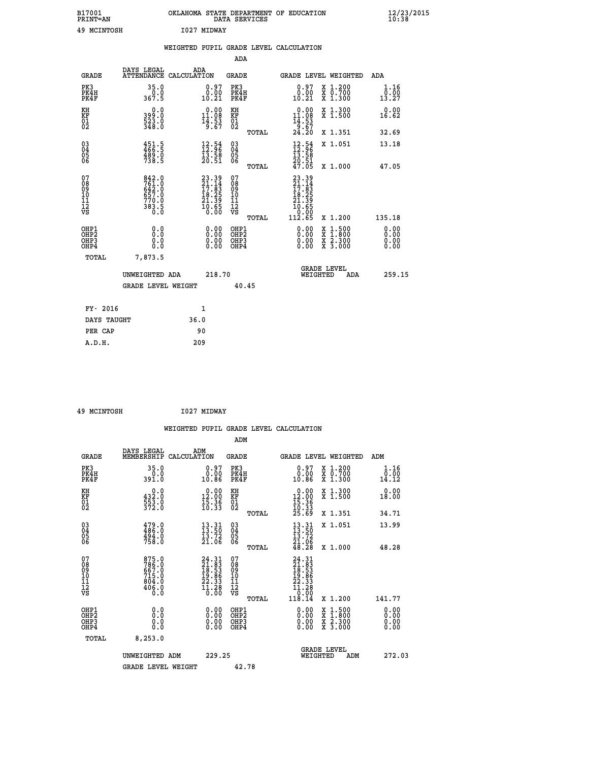B17001 OKLAHOMA STATE DEPARTMENT OF EDUCATION 12/23/2015
PRINT=AN DATA SERVICES 10:38

49 MCINTOSH I027 MIDWAY

## WEIGHTED PUPIL GRADE LEVEL CALCULATION

### ADA

| GRADE | DAYS LEGAL ATTENDANCE | ADA CALCULATION | GRADE | GRADE LEVEL | WEIGHTED | ADA |
|---|---|---|---|---|---|---|
| PK3 | 35.0 | 0.97 | PK3 | 0.97 | X 1.200 | 1.16 |
| PK4H | 0.0 | 0.00 | PK4H | 0.00 | X 0.700 | 0.00 |
| PK4F | 367.5 | 10.21 | PK4F | 10.21 | X 1.300 | 13.27 |
| KH | 0.0 | 0.00 | KH | 0.00 | X 1.300 | 0.00 |
| KF | 399.0 | 11.08 | KF | 11.08 | X 1.500 | 16.62 |
| 01 | 523.0 | 14.53 | 01 | 14.53 | | |
| 02 | 348.0 | 9.67 | 02 | 9.67 | | |
| | | | TOTAL | 24.20 | X 1.351 | 32.69 |
| 03 | 451.5 | 12.54 | 03 | 12.54 | X 1.051 | 13.18 |
| 04 | 466.5 | 12.96 | 04 | 12.96 | | |
| 05 | 489.0 | 13.58 | 05 | 13.58 | | |
| 06 | 738.5 | 20.51 | 06 | 20.51 | | |
| | | | TOTAL | 47.05 | X 1.000 | 47.05 |
| 07 | 842.0 | 23.39 | 07 | 23.39 | | |
| 08 | 761.0 | 21.14 | 08 | 21.14 | | |
| 09 | 642.0 | 17.83 | 09 | 17.83 | | |
| 10 | 657.0 | 18.25 | 10 | 18.25 | | |
| 11 | 770.0 | 21.39 | 11 | 21.39 | | |
| 12 | 383.5 | 10.65 | 12 | 10.65 | | |
| VS | 0.0 | 0.00 | VS | 0.00 | | |
| | | | TOTAL | 112.65 | X 1.200 | 135.18 |
| OHP1 | 0.0 | 0.00 | OHP1 | 0.00 | X 1.500 | 0.00 |
| OHP2 | 0.0 | 0.00 | OHP2 | 0.00 | X 1.800 | 0.00 |
| OHP3 | 0.0 | 0.00 | OHP3 | 0.00 | X 2.300 | 0.00 |
| OHP4 | 0.0 | 0.00 | OHP4 | 0.00 | X 3.000 | 0.00 |
| TOTAL | 7,873.5 | | | | | |

UNWEIGHTED ADA 218.70 GRADE LEVEL WEIGHTED ADA 259.15

GRADE LEVEL WEIGHT 40.45

| FY- 2016 | 1 |
|---|---|
| DAYS TAUGHT | 36.0 |
| PER CAP | 90 |
| A.D.H. | 209 |

49 MCINTOSH I027 MIDWAY

## WEIGHTED PUPIL GRADE LEVEL CALCULATION

### ADM

| GRADE | DAYS LEGAL MEMBERSHIP | ADM CALCULATION | GRADE | GRADE LEVEL | WEIGHTED | ADM |
|---|---|---|---|---|---|---|
| PK3 | 35.0 | 0.97 | PK3 | 0.97 | X 1.200 | 1.16 |
| PK4H | 0.0 | 0.00 | PK4H | 0.00 | X 0.700 | 0.00 |
| PK4F | 391.0 | 10.86 | PK4F | 10.86 | X 1.300 | 14.12 |
| KH | 0.0 | 0.00 | KH | 0.00 | X 1.300 | 0.00 |
| KF | 432.0 | 12.00 | KF | 12.00 | X 1.500 | 18.00 |
| 01 | 553.0 | 15.36 | 01 | 15.36 | | |
| 02 | 372.0 | 10.33 | 02 | 10.33 | | |
| | | | TOTAL | 25.69 | X 1.351 | 34.71 |
| 03 | 479.0 | 13.31 | 03 | 13.31 | X 1.051 | 13.99 |
| 04 | 486.0 | 13.50 | 04 | 13.50 | | |
| 05 | 494.0 | 13.72 | 05 | 13.72 | | |
| 06 | 758.0 | 21.06 | 06 | 21.06 | | |
| | | | TOTAL | 48.28 | X 1.000 | 48.28 |
| 07 | 875.0 | 24.31 | 07 | 24.31 | | |
| 08 | 786.0 | 21.83 | 08 | 21.83 | | |
| 09 | 667.0 | 18.53 | 09 | 18.53 | | |
| 10 | 715.0 | 19.86 | 10 | 19.86 | | |
| 11 | 804.0 | 22.33 | 11 | 22.33 | | |
| 12 | 406.0 | 11.28 | 12 | 11.28 | | |
| VS | 0.0 | 0.00 | VS | 0.00 | | |
| | | | TOTAL | 118.14 | X 1.200 | 141.77 |
| OHP1 | 0.0 | 0.00 | OHP1 | 0.00 | X 1.500 | 0.00 |
| OHP2 | 0.0 | 0.00 | OHP2 | 0.00 | X 1.800 | 0.00 |
| OHP3 | 0.0 | 0.00 | OHP3 | 0.00 | X 2.300 | 0.00 |
| OHP4 | 0.0 | 0.00 | OHP4 | 0.00 | X 3.000 | 0.00 |
| TOTAL | 8,253.0 | | | | | |

UNWEIGHTED ADM 229.25 GRADE LEVEL WEIGHTED ADM 272.03

GRADE LEVEL WEIGHT 42.78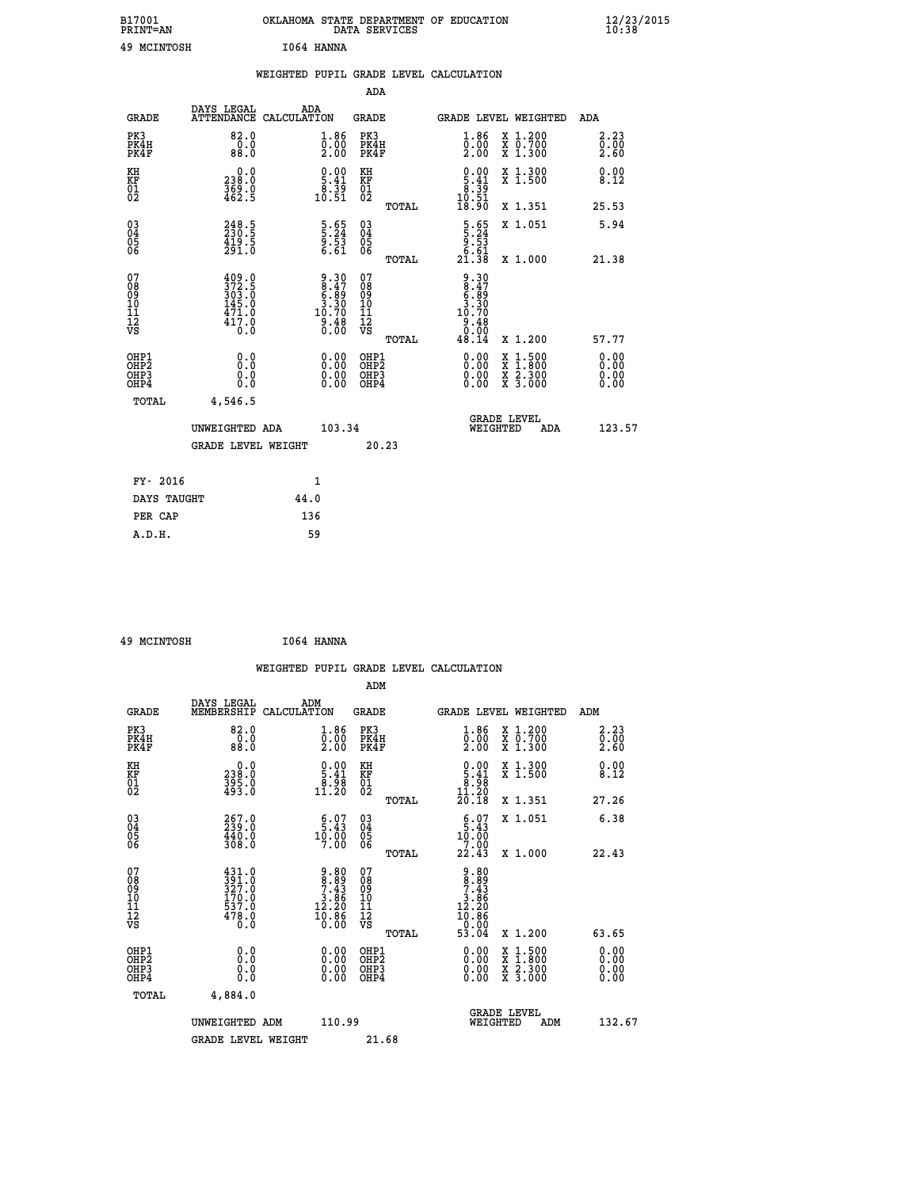B17001 OKLAHOMA STATE DEPARTMENT OF EDUCATION 12/23/2015
PRINT=AN DATA SERVICES 10:38

49 MCINTOSH I064 HANNA

## WEIGHTED PUPIL GRADE LEVEL CALCULATION

### ADA

| GRADE | DAYS LEGAL ATTENDANCE | ADA CALCULATION | GRADE | GRADE LEVEL | WEIGHTED | ADA |
|---|---|---|---|---|---|---|
| PK3 | 82.0 | 1.86 | PK3 | 1.86 | X 1.200 | 2.23 |
| PK4H | 0.0 | 0.00 | PK4H | 0.00 | X 0.700 | 0.00 |
| PK4F | 88.0 | 2.00 | PK4F | 2.00 | X 1.300 | 2.60 |
| KH | 0.0 | 0.00 | KH | 0.00 | X 1.300 | 0.00 |
| KF | 238.0 | 5.41 | KF | 5.41 | X 1.500 | 8.12 |
| 01 | 369.0 | 8.39 | 01 | 8.39 | | |
| 02 | 462.5 | 10.51 | 02 | 10.51 | | |
| | | | TOTAL | 18.90 | X 1.351 | 25.53 |
| 03 | 248.5 | 5.65 | 03 | 5.65 | X 1.051 | 5.94 |
| 04 | 230.5 | 5.24 | 04 | 5.24 | | |
| 05 | 419.5 | 9.53 | 05 | 9.53 | | |
| 06 | 291.0 | 6.61 | 06 | 6.61 | | |
| | | | TOTAL | 21.38 | X 1.000 | 21.38 |
| 07 | 409.0 | 9.30 | 07 | 9.30 | | |
| 08 | 372.5 | 8.47 | 08 | 8.47 | | |
| 09 | 303.0 | 6.89 | 09 | 6.89 | | |
| 10 | 145.0 | 3.30 | 10 | 3.30 | | |
| 11 | 471.0 | 10.70 | 11 | 10.70 | | |
| 12 | 417.0 | 9.48 | 12 | 9.48 | | |
| VS | 0.0 | 0.00 | VS | 0.00 | | |
| | | | TOTAL | 48.14 | X 1.200 | 57.77 |
| OHP1 | 0.0 | 0.00 | OHP1 | 0.00 | X 1.500 | 0.00 |
| OHP2 | 0.0 | 0.00 | OHP2 | 0.00 | X 1.800 | 0.00 |
| OHP3 | 0.0 | 0.00 | OHP3 | 0.00 | X 2.300 | 0.00 |
| OHP4 | 0.0 | 0.00 | OHP4 | 0.00 | X 3.000 | 0.00 |
| TOTAL | 4,546.5 | | | | | |

UNWEIGHTED ADA 103.34 GRADE LEVEL WEIGHTED ADA 123.57

GRADE LEVEL WEIGHT 20.23

| FY- 2016 | 1 |
|---|---|
| DAYS TAUGHT | 44.0 |
| PER CAP | 136 |
| A.D.H. | 59 |

49 MCINTOSH I064 HANNA

## WEIGHTED PUPIL GRADE LEVEL CALCULATION

### ADM

| GRADE | DAYS LEGAL MEMBERSHIP | ADM CALCULATION | GRADE | GRADE LEVEL | WEIGHTED | ADM |
|---|---|---|---|---|---|---|
| PK3 | 82.0 | 1.86 | PK3 | 1.86 | X 1.200 | 2.23 |
| PK4H | 0.0 | 0.00 | PK4H | 0.00 | X 0.700 | 0.00 |
| PK4F | 88.0 | 2.00 | PK4F | 2.00 | X 1.300 | 2.60 |
| KH | 0.0 | 0.00 | KH | 0.00 | X 1.300 | 0.00 |
| KF | 238.0 | 5.41 | KF | 5.41 | X 1.500 | 8.12 |
| 01 | 395.0 | 8.98 | 01 | 8.98 | | |
| 02 | 493.0 | 11.20 | 02 | 11.20 | | |
| | | | TOTAL | 20.18 | X 1.351 | 27.26 |
| 03 | 267.0 | 6.07 | 03 | 6.07 | X 1.051 | 6.38 |
| 04 | 239.0 | 5.43 | 04 | 5.43 | | |
| 05 | 440.0 | 10.00 | 05 | 10.00 | | |
| 06 | 308.0 | 7.00 | 06 | 7.00 | | |
| | | | TOTAL | 22.43 | X 1.000 | 22.43 |
| 07 | 431.0 | 9.80 | 07 | 9.80 | | |
| 08 | 391.0 | 8.89 | 08 | 8.89 | | |
| 09 | 327.0 | 7.43 | 09 | 7.43 | | |
| 10 | 170.0 | 3.86 | 10 | 3.86 | | |
| 11 | 537.0 | 12.20 | 11 | 12.20 | | |
| 12 | 478.0 | 10.86 | 12 | 10.86 | | |
| VS | 0.0 | 0.00 | VS | 0.00 | | |
| | | | TOTAL | 53.04 | X 1.200 | 63.65 |
| OHP1 | 0.0 | 0.00 | OHP1 | 0.00 | X 1.500 | 0.00 |
| OHP2 | 0.0 | 0.00 | OHP2 | 0.00 | X 1.800 | 0.00 |
| OHP3 | 0.0 | 0.00 | OHP3 | 0.00 | X 2.300 | 0.00 |
| OHP4 | 0.0 | 0.00 | OHP4 | 0.00 | X 3.000 | 0.00 |
| TOTAL | 4,884.0 | | | | | |

UNWEIGHTED ADM 110.99 GRADE LEVEL WEIGHTED ADM 132.67

GRADE LEVEL WEIGHT 21.68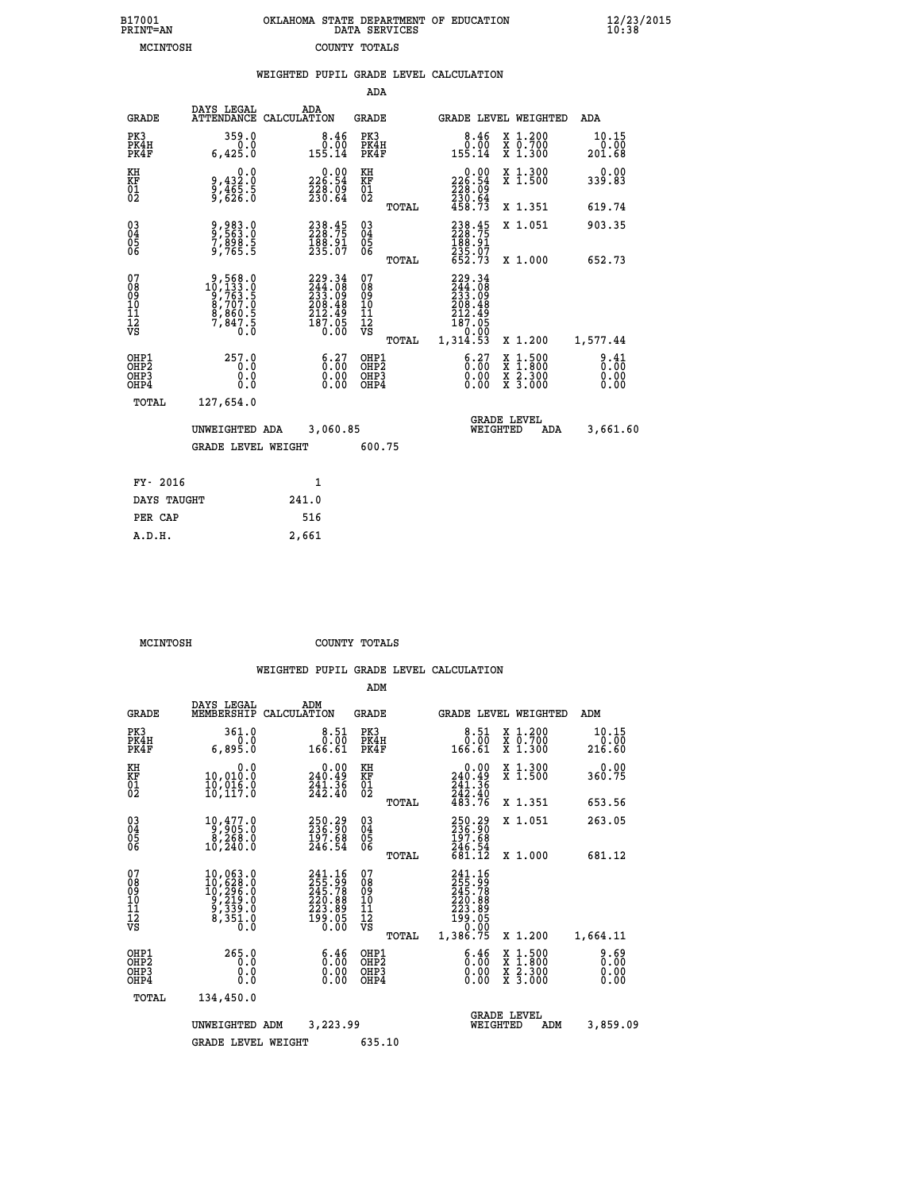B17001 OKLAHOMA STATE DEPARTMENT OF EDUCATION 12/23/2015
PRINT=AN DATA SERVICES 10:38

MCINTOSH COUNTY TOTALS

## WEIGHTED PUPIL GRADE LEVEL CALCULATION

### ADA

| GRADE | DAYS LEGAL ATTENDANCE | ADA CALCULATION | GRADE | GRADE LEVEL | WEIGHTED | ADA |
|---|---|---|---|---|---|---|
| PK3 | 359.0 | 8.46 | PK3 | 8.46 | X 1.200 | 10.15 |
| PK4H | 0.0 | 0.00 | PK4H | 0.00 | X 0.700 | 0.00 |
| PK4F | 6,425.0 | 155.14 | PK4F | 155.14 | X 1.300 | 201.68 |
| KH | 0.0 | 0.00 | KH | 0.00 | X 1.300 | 0.00 |
| KF | 9,432.0 | 226.54 | KF | 226.54 | X 1.500 | 339.83 |
| 01 | 9,465.5 | 228.09 | 01 | 228.09 | | |
| 02 | 9,626.0 | 230.64 | 02 | 230.64 | | |
| | | | TOTAL | 458.73 | X 1.351 | 619.74 |
| 03 | 9,983.0 | 238.45 | 03 | 238.45 | X 1.051 | 903.35 |
| 04 | 9,563.0 | 228.75 | 04 | 228.75 | | |
| 05 | 7,898.5 | 188.91 | 05 | 188.91 | | |
| 06 | 9,765.5 | 235.07 | 06 | 235.07 | | |
| | | | TOTAL | 652.73 | X 1.000 | 652.73 |
| 07 | 9,568.0 | 229.34 | 07 | 229.34 | | |
| 08 | 10,133.0 | 244.08 | 08 | 244.08 | | |
| 09 | 9,763.5 | 233.09 | 09 | 233.09 | | |
| 10 | 8,707.0 | 208.48 | 10 | 208.48 | | |
| 11 | 8,860.5 | 212.49 | 11 | 212.49 | | |
| 12 | 7,847.5 | 187.05 | 12 | 187.05 | | |
| VS | 0.0 | 0.00 | VS | 0.00 | | |
| | | | TOTAL | 1,314.53 | X 1.200 | 1,577.44 |
| OHP1 | 257.0 | 6.27 | OHP1 | 6.27 | X 1.500 | 9.41 |
| OHP2 | 0.0 | 0.00 | OHP2 | 0.00 | X 1.800 | 0.00 |
| OHP3 | 0.0 | 0.00 | OHP3 | 0.00 | X 2.300 | 0.00 |
| OHP4 | 0.0 | 0.00 | OHP4 | 0.00 | X 3.000 | 0.00 |
| TOTAL | 127,654.0 | | | | | |

UNWEIGHTED ADA 3,060.85 — GRADE LEVEL WEIGHTED ADA 3,661.60

GRADE LEVEL WEIGHT 600.75

| | |
|---|---|
| FY- 2016 | 1 |
| DAYS TAUGHT | 241.0 |
| PER CAP | 516 |
| A.D.H. | 2,661 |

MCINTOSH COUNTY TOTALS

## WEIGHTED PUPIL GRADE LEVEL CALCULATION

### ADM

| GRADE | DAYS LEGAL MEMBERSHIP | ADM CALCULATION | GRADE | GRADE LEVEL | WEIGHTED | ADM |
|---|---|---|---|---|---|---|
| PK3 | 361.0 | 8.51 | PK3 | 8.51 | X 1.200 | 10.15 |
| PK4H | 0.0 | 0.00 | PK4H | 0.00 | X 0.700 | 0.00 |
| PK4F | 6,895.0 | 166.61 | PK4F | 166.61 | X 1.300 | 216.60 |
| KH | 0.0 | 0.00 | KH | 0.00 | X 1.300 | 0.00 |
| KF | 10,010.0 | 240.49 | KF | 240.49 | X 1.500 | 360.75 |
| 01 | 10,016.0 | 241.36 | 01 | 241.36 | | |
| 02 | 10,117.0 | 242.40 | 02 | 242.40 | | |
| | | | TOTAL | 483.76 | X 1.351 | 653.56 |
| 03 | 10,477.0 | 250.29 | 03 | 250.29 | X 1.051 | 263.05 |
| 04 | 9,905.0 | 236.90 | 04 | 236.90 | | |
| 05 | 8,268.0 | 197.68 | 05 | 197.68 | | |
| 06 | 10,240.0 | 246.54 | 06 | 246.54 | | |
| | | | TOTAL | 681.12 | X 1.000 | 681.12 |
| 07 | 10,063.0 | 241.16 | 07 | 241.16 | | |
| 08 | 10,628.0 | 255.99 | 08 | 255.99 | | |
| 09 | 10,296.0 | 245.78 | 09 | 245.78 | | |
| 10 | 9,219.0 | 220.88 | 10 | 220.88 | | |
| 11 | 9,339.0 | 223.89 | 11 | 223.89 | | |
| 12 | 8,351.0 | 199.05 | 12 | 199.05 | | |
| VS | 0.0 | 0.00 | VS | 0.00 | | |
| | | | TOTAL | 1,386.75 | X 1.200 | 1,664.11 |
| OHP1 | 265.0 | 6.46 | OHP1 | 6.46 | X 1.500 | 9.69 |
| OHP2 | 0.0 | 0.00 | OHP2 | 0.00 | X 1.800 | 0.00 |
| OHP3 | 0.0 | 0.00 | OHP3 | 0.00 | X 2.300 | 0.00 |
| OHP4 | 0.0 | 0.00 | OHP4 | 0.00 | X 3.000 | 0.00 |
| TOTAL | 134,450.0 | | | | | |

UNWEIGHTED ADM 3,223.99 — GRADE LEVEL WEIGHTED ADM 3,859.09

GRADE LEVEL WEIGHT 635.10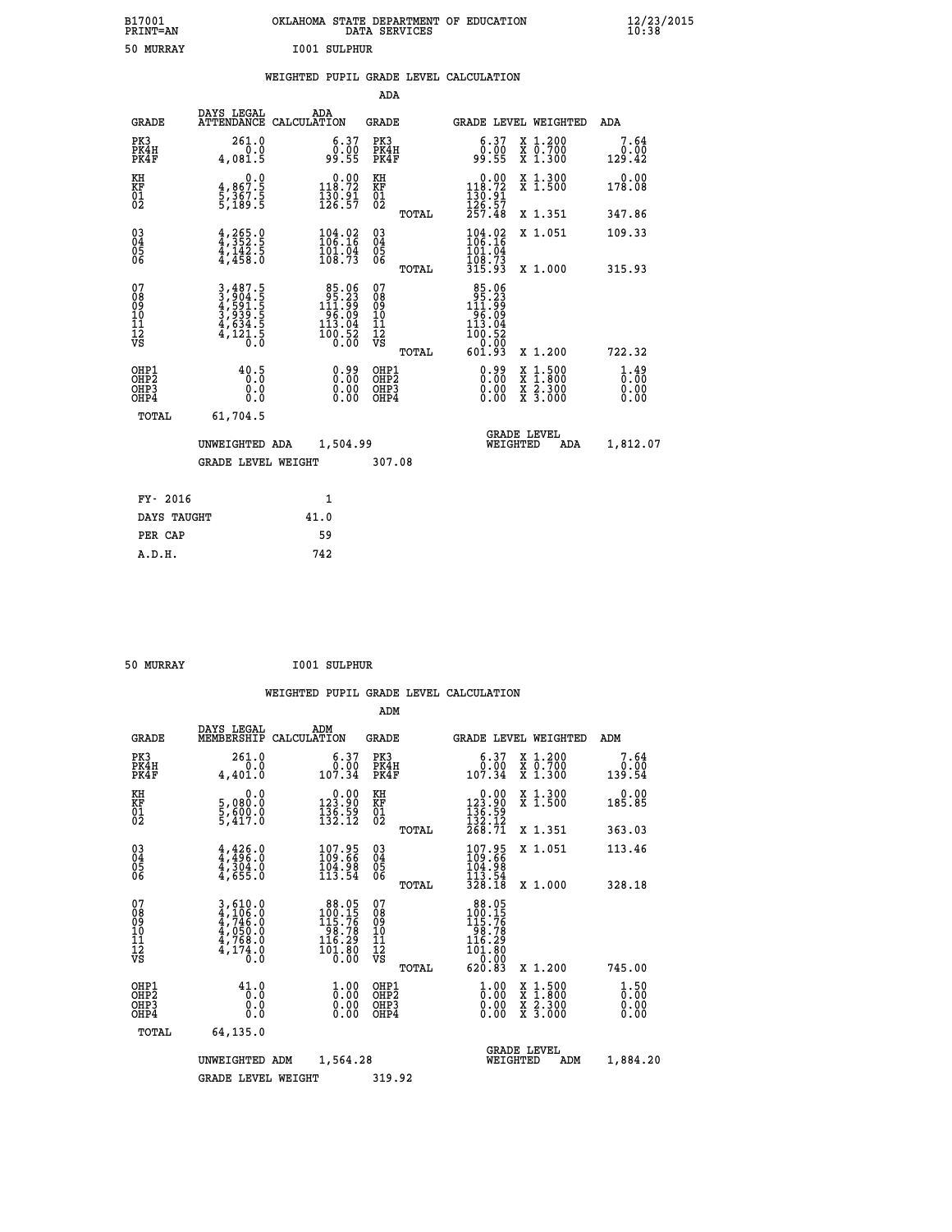B17001 OKLAHOMA STATE DEPARTMENT OF EDUCATION 12/23/2015
PRINT=AN DATA SERVICES 10:38

50 MURRAY I001 SULPHUR

## WEIGHTED PUPIL GRADE LEVEL CALCULATION

### ADA

| GRADE | DAYS LEGAL ATTENDANCE | ADA CALCULATION | GRADE | GRADE LEVEL | WEIGHTED | ADA |
|---|---|---|---|---|---|---|
| PK3 | 261.0 | 6.37 | PK3 | 6.37 | X 1.200 | 7.64 |
| PK4H | 0.0 | 0.00 | PK4H | 0.00 | X 0.700 | 0.00 |
| PK4F | 4,081.5 | 99.55 | PK4F | 99.55 | X 1.300 | 129.42 |
| KH | 0.0 | 0.00 | KH | 0.00 | X 1.300 | 0.00 |
| KF | 4,867.5 | 118.72 | KF | 118.72 | X 1.500 | 178.08 |
| 01 | 5,367.5 | 130.91 | 01 | 130.91 | | |
| 02 | 5,189.5 | 126.57 | 02 | 126.57 | | |
| | | | TOTAL | 257.48 | X 1.351 | 347.86 |
| 03 | 4,265.0 | 104.02 | 03 | 104.02 | X 1.051 | 109.33 |
| 04 | 4,352.5 | 106.16 | 04 | 106.16 | | |
| 05 | 4,142.5 | 101.04 | 05 | 101.04 | | |
| 06 | 4,458.0 | 108.73 | 06 | 108.73 | | |
| | | | TOTAL | 315.93 | X 1.000 | 315.93 |
| 07 | 3,487.5 | 85.06 | 07 | 85.06 | | |
| 08 | 3,904.5 | 95.23 | 08 | 95.23 | | |
| 09 | 4,591.5 | 111.99 | 09 | 111.99 | | |
| 10 | 3,939.5 | 96.09 | 10 | 96.09 | | |
| 11 | 4,634.5 | 113.04 | 11 | 113.04 | | |
| 12 | 4,121.5 | 100.52 | 12 | 100.52 | | |
| VS | 0.0 | 0.00 | VS | 0.00 | | |
| | | | TOTAL | 601.93 | X 1.200 | 722.32 |
| OHP1 | 40.5 | 0.99 | OHP1 | 0.99 | X 1.500 | 1.49 |
| OHP2 | 0.0 | 0.00 | OHP2 | 0.00 | X 1.800 | 0.00 |
| OHP3 | 0.0 | 0.00 | OHP3 | 0.00 | X 2.300 | 0.00 |
| OHP4 | 0.0 | 0.00 | OHP4 | 0.00 | X 3.000 | 0.00 |
| TOTAL | 61,704.5 | | | | | |

UNWEIGHTED ADA 1,504.99 GRADE LEVEL WEIGHTED ADA 1,812.07

GRADE LEVEL WEIGHT 307.08

| FY- 2016 | 1 |
|---|---|
| DAYS TAUGHT | 41.0 |
| PER CAP | 59 |
| A.D.H. | 742 |

50 MURRAY I001 SULPHUR

## WEIGHTED PUPIL GRADE LEVEL CALCULATION

### ADM

| GRADE | DAYS LEGAL MEMBERSHIP | ADM CALCULATION | GRADE | GRADE LEVEL | WEIGHTED | ADM |
|---|---|---|---|---|---|---|
| PK3 | 261.0 | 6.37 | PK3 | 6.37 | X 1.200 | 7.64 |
| PK4H | 0.0 | 0.00 | PK4H | 0.00 | X 0.700 | 0.00 |
| PK4F | 4,401.0 | 107.34 | PK4F | 107.34 | X 1.300 | 139.54 |
| KH | 0.0 | 0.00 | KH | 0.00 | X 1.300 | 0.00 |
| KF | 5,080.0 | 123.90 | KF | 123.90 | X 1.500 | 185.85 |
| 01 | 5,600.0 | 136.59 | 01 | 136.59 | | |
| 02 | 5,417.0 | 132.12 | 02 | 132.12 | | |
| | | | TOTAL | 268.71 | X 1.351 | 363.03 |
| 03 | 4,426.0 | 107.95 | 03 | 107.95 | X 1.051 | 113.46 |
| 04 | 4,496.0 | 109.66 | 04 | 109.66 | | |
| 05 | 4,304.0 | 104.98 | 05 | 104.98 | | |
| 06 | 4,655.0 | 113.54 | 06 | 113.54 | | |
| | | | TOTAL | 328.18 | X 1.000 | 328.18 |
| 07 | 3,610.0 | 88.05 | 07 | 88.05 | | |
| 08 | 4,106.0 | 100.15 | 08 | 100.15 | | |
| 09 | 4,746.0 | 115.76 | 09 | 115.76 | | |
| 10 | 4,050.0 | 98.78 | 10 | 98.78 | | |
| 11 | 4,768.0 | 116.29 | 11 | 116.29 | | |
| 12 | 4,174.0 | 101.80 | 12 | 101.80 | | |
| VS | 0.0 | 0.00 | VS | 0.00 | | |
| | | | TOTAL | 620.83 | X 1.200 | 745.00 |
| OHP1 | 41.0 | 1.00 | OHP1 | 1.00 | X 1.500 | 1.50 |
| OHP2 | 0.0 | 0.00 | OHP2 | 0.00 | X 1.800 | 0.00 |
| OHP3 | 0.0 | 0.00 | OHP3 | 0.00 | X 2.300 | 0.00 |
| OHP4 | 0.0 | 0.00 | OHP4 | 0.00 | X 3.000 | 0.00 |
| TOTAL | 64,135.0 | | | | | |

UNWEIGHTED ADM 1,564.28 GRADE LEVEL WEIGHTED ADM 1,884.20

GRADE LEVEL WEIGHT 319.92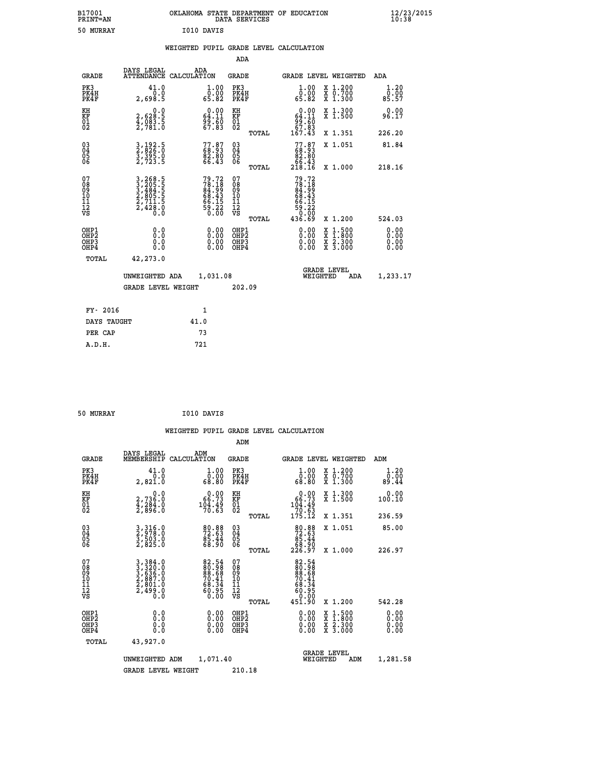B17001 OKLAHOMA STATE DEPARTMENT OF EDUCATION 12/23/2015
PRINT=AN DATA SERVICES 10:38

50 MURRAY I010 DAVIS

## WEIGHTED PUPIL GRADE LEVEL CALCULATION

### ADA

| GRADE | DAYS LEGAL ATTENDANCE | ADA CALCULATION | GRADE | | GRADE LEVEL | WEIGHTED | ADA |
|---|---|---|---|---|---|---|---|
| PK3 | 41.0 | 1.00 | PK3 | | 1.00 | X 1.200 | 1.20 |
| PK4H | 0.0 | 0.00 | PK4H | | 0.00 | X 0.700 | 0.00 |
| PK4F | 2,698.5 | 65.82 | PK4F | | 65.82 | X 1.300 | 85.57 |
| KH | 0.0 | 0.00 | KH | | 0.00 | X 1.300 | 0.00 |
| KF | 2,628.5 | 64.11 | KF | | 64.11 | X 1.500 | 96.17 |
| 01 | 4,083.5 | 99.60 | 01 | | 99.60 | | |
| 02 | 2,781.0 | 67.83 | 02 | | 67.83 | | |
| | | | | TOTAL | 167.43 | X 1.351 | 226.20 |
| 03 | 3,192.5 | 77.87 | 03 | | 77.87 | X 1.051 | 81.84 |
| 04 | 2,826.0 | 68.93 | 04 | | 68.93 | | |
| 05 | 3,395.0 | 82.80 | 05 | | 82.80 | | |
| 06 | 2,723.5 | 66.43 | 06 | | 66.43 | | |
| | | | | TOTAL | 218.16 | X 1.000 | 218.16 |
| 07 | 3,268.5 | 79.72 | 07 | | 79.72 | | |
| 08 | 3,205.5 | 78.18 | 08 | | 78.18 | | |
| 09 | 3,484.5 | 84.99 | 09 | | 84.99 | | |
| 10 | 2,805.5 | 68.43 | 10 | | 68.43 | | |
| 11 | 2,711.5 | 66.15 | 11 | | 66.15 | | |
| 12 | 2,428.0 | 59.22 | 12 | | 59.22 | | |
| VS | 0.0 | 0.00 | VS | | 0.00 | | |
| | | | | TOTAL | 436.69 | X 1.200 | 524.03 |
| OHP1 | 0.0 | 0.00 | OHP1 | | 0.00 | X 1.500 | 0.00 |
| OHP2 | 0.0 | 0.00 | OHP2 | | 0.00 | X 1.800 | 0.00 |
| OHP3 | 0.0 | 0.00 | OHP3 | | 0.00 | X 2.300 | 0.00 |
| OHP4 | 0.0 | 0.00 | OHP4 | | 0.00 | X 3.000 | 0.00 |
| TOTAL | 42,273.0 | | | | | | |

UNWEIGHTED ADA 1,031.08 GRADE LEVEL WEIGHTED ADA 1,233.17

GRADE LEVEL WEIGHT 202.09

| FY- 2016 | 1 |
|---|---|
| DAYS TAUGHT | 41.0 |
| PER CAP | 73 |
| A.D.H. | 721 |

50 MURRAY I010 DAVIS

## WEIGHTED PUPIL GRADE LEVEL CALCULATION

### ADM

| GRADE | DAYS LEGAL MEMBERSHIP | ADM CALCULATION | GRADE | | GRADE LEVEL | WEIGHTED | ADM |
|---|---|---|---|---|---|---|---|
| PK3 | 41.0 | 1.00 | PK3 | | 1.00 | X 1.200 | 1.20 |
| PK4H | 0.0 | 0.00 | PK4H | | 0.00 | X 0.700 | 0.00 |
| PK4F | 2,821.0 | 68.80 | PK4F | | 68.80 | X 1.300 | 89.44 |
| KH | 0.0 | 0.00 | KH | | 0.00 | X 1.300 | 0.00 |
| KF | 2,736.0 | 66.73 | KF | | 66.73 | X 1.500 | 100.10 |
| 01 | 4,284.0 | 104.49 | 01 | | 104.49 | | |
| 02 | 2,896.0 | 70.63 | 02 | | 70.63 | | |
| | | | | TOTAL | 175.12 | X 1.351 | 236.59 |
| 03 | 3,316.0 | 80.88 | 03 | | 80.88 | X 1.051 | 85.00 |
| 04 | 2,978.0 | 72.63 | 04 | | 72.63 | | |
| 05 | 3,503.0 | 85.44 | 05 | | 85.44 | | |
| 06 | 2,825.0 | 68.90 | 06 | | 68.90 | | |
| | | | | TOTAL | 226.97 | X 1.000 | 226.97 |
| 07 | 3,384.0 | 82.54 | 07 | | 82.54 | | |
| 08 | 3,320.0 | 80.98 | 08 | | 80.98 | | |
| 09 | 3,636.0 | 88.68 | 09 | | 88.68 | | |
| 10 | 2,887.0 | 70.41 | 10 | | 70.41 | | |
| 11 | 2,801.0 | 68.34 | 11 | | 68.34 | | |
| 12 | 2,499.0 | 60.95 | 12 | | 60.95 | | |
| VS | 0.0 | 0.00 | VS | | 0.00 | | |
| | | | | TOTAL | 451.90 | X 1.200 | 542.28 |
| OHP1 | 0.0 | 0.00 | OHP1 | | 0.00 | X 1.500 | 0.00 |
| OHP2 | 0.0 | 0.00 | OHP2 | | 0.00 | X 1.800 | 0.00 |
| OHP3 | 0.0 | 0.00 | OHP3 | | 0.00 | X 2.300 | 0.00 |
| OHP4 | 0.0 | 0.00 | OHP4 | | 0.00 | X 3.000 | 0.00 |
| TOTAL | 43,927.0 | | | | | | |

UNWEIGHTED ADM 1,071.40 GRADE LEVEL WEIGHTED ADM 1,281.58

GRADE LEVEL WEIGHT 210.18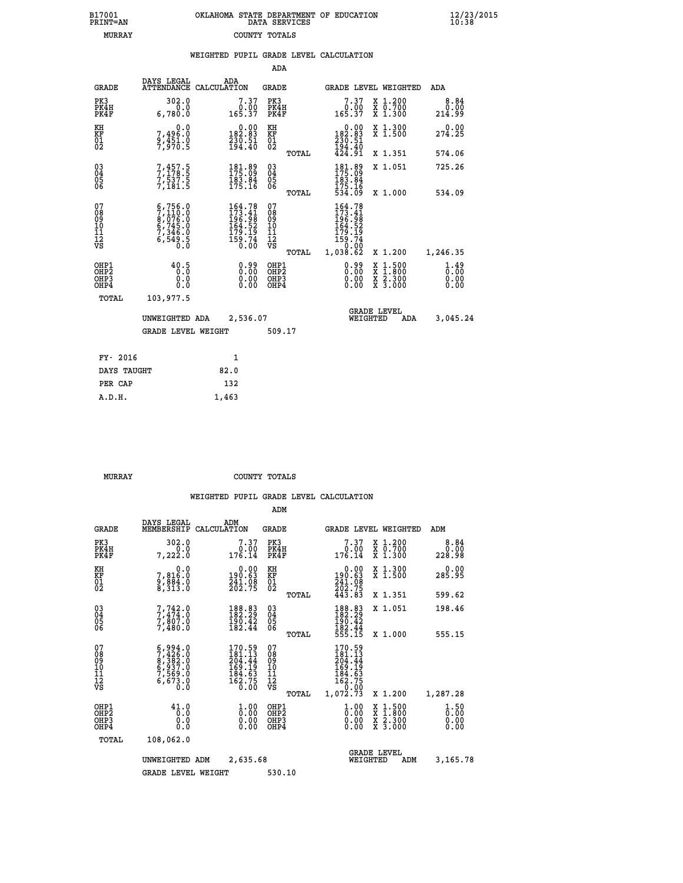B17001 OKLAHOMA STATE DEPARTMENT OF EDUCATION 12/23/2015
PRINT=AN DATA SERVICES 10:38

MURRAY COUNTY TOTALS

WEIGHTED PUPIL GRADE LEVEL CALCULATION

ADA

| GRADE | DAYS LEGAL ATTENDANCE | ADA CALCULATION | GRADE | | GRADE LEVEL | WEIGHTED | ADA |
|---|---|---|---|---|---|---|---|
| PK3 | 302.0 | 7.37 | PK3 | | 7.37 | X 1.200 | 8.84 |
| PK4H | 0.0 | 0.00 | PK4H | | 0.00 | X 0.700 | 0.00 |
| PK4F | 6,780.0 | 165.37 | PK4F | | 165.37 | X 1.300 | 214.99 |
| KH | 0.0 | 0.00 | KH | | 0.00 | X 1.300 | 0.00 |
| KF | 7,496.0 | 182.83 | KF | | 182.83 | X 1.500 | 274.25 |
| 01 | 9,451.0 | 230.51 | 01 | | 230.51 | | |
| 02 | 7,970.5 | 194.40 | 02 | | 194.40 | | |
| | | | | TOTAL | 424.91 | X 1.351 | 574.06 |
| 03 | 7,457.5 | 181.89 | 03 | | 181.89 | X 1.051 | 725.26 |
| 04 | 7,178.5 | 175.09 | 04 | | 175.09 | | |
| 05 | 7,537.5 | 183.84 | 05 | | 183.84 | | |
| 06 | 7,181.5 | 175.16 | 06 | | 175.16 | | |
| | | | | TOTAL | 534.09 | X 1.000 | 534.09 |
| 07 | 6,756.0 | 164.78 | 07 | | 164.78 | | |
| 08 | 7,110.0 | 173.41 | 08 | | 173.41 | | |
| 09 | 8,076.0 | 196.98 | 09 | | 196.98 | | |
| 10 | 6,745.0 | 164.52 | 10 | | 164.52 | | |
| 11 | 7,346.0 | 179.19 | 11 | | 179.19 | | |
| 12 | 6,549.5 | 159.74 | 12 | | 159.74 | | |
| VS | 0.0 | 0.00 | VS | | 0.00 | | |
| | | | | TOTAL | 1,038.62 | X 1.200 | 1,246.35 |
| OHP1 | 40.5 | 0.99 | OHP1 | | 0.99 | X 1.500 | 1.49 |
| OHP2 | 0.0 | 0.00 | OHP2 | | 0.00 | X 1.800 | 0.00 |
| OHP3 | 0.0 | 0.00 | OHP3 | | 0.00 | X 2.300 | 0.00 |
| OHP4 | 0.0 | 0.00 | OHP4 | | 0.00 | X 3.000 | 0.00 |
| TOTAL | 103,977.5 | | | | | | |

UNWEIGHTED ADA 2,536.07 GRADE LEVEL WEIGHTED ADA 3,045.24

GRADE LEVEL WEIGHT 509.17

| FY- 2016 | 1 |
|---|---|
| DAYS TAUGHT | 82.0 |
| PER CAP | 132 |
| A.D.H. | 1,463 |

MURRAY COUNTY TOTALS

WEIGHTED PUPIL GRADE LEVEL CALCULATION

ADM

| GRADE | DAYS LEGAL MEMBERSHIP | ADM CALCULATION | GRADE | | GRADE LEVEL | WEIGHTED | ADM |
|---|---|---|---|---|---|---|---|
| PK3 | 302.0 | 7.37 | PK3 | | 7.37 | X 1.200 | 8.84 |
| PK4H | 0.0 | 0.00 | PK4H | | 0.00 | X 0.700 | 0.00 |
| PK4F | 7,222.0 | 176.14 | PK4F | | 176.14 | X 1.300 | 228.98 |
| KH | 0.0 | 0.00 | KH | | 0.00 | X 1.300 | 0.00 |
| KF | 7,816.0 | 190.63 | KF | | 190.63 | X 1.500 | 285.95 |
| 01 | 9,884.0 | 241.08 | 01 | | 241.08 | | |
| 02 | 8,313.0 | 202.75 | 02 | | 202.75 | | |
| | | | | TOTAL | 443.83 | X 1.351 | 599.62 |
| 03 | 7,742.0 | 188.83 | 03 | | 188.83 | X 1.051 | 198.46 |
| 04 | 7,474.0 | 182.29 | 04 | | 182.29 | | |
| 05 | 7,807.0 | 190.42 | 05 | | 190.42 | | |
| 06 | 7,480.0 | 182.44 | 06 | | 182.44 | | |
| | | | | TOTAL | 555.15 | X 1.000 | 555.15 |
| 07 | 6,994.0 | 170.59 | 07 | | 170.59 | | |
| 08 | 7,426.0 | 181.13 | 08 | | 181.13 | | |
| 09 | 8,382.0 | 204.44 | 09 | | 204.44 | | |
| 10 | 6,937.0 | 169.19 | 10 | | 169.19 | | |
| 11 | 7,569.0 | 184.63 | 11 | | 184.63 | | |
| 12 | 6,673.0 | 162.75 | 12 | | 162.75 | | |
| VS | 0.0 | 0.00 | VS | | 0.00 | | |
| | | | | TOTAL | 1,072.73 | X 1.200 | 1,287.28 |
| OHP1 | 41.0 | 1.00 | OHP1 | | 1.00 | X 1.500 | 1.50 |
| OHP2 | 0.0 | 0.00 | OHP2 | | 0.00 | X 1.800 | 0.00 |
| OHP3 | 0.0 | 0.00 | OHP3 | | 0.00 | X 2.300 | 0.00 |
| OHP4 | 0.0 | 0.00 | OHP4 | | 0.00 | X 3.000 | 0.00 |
| TOTAL | 108,062.0 | | | | | | |

UNWEIGHTED ADM 2,635.68 GRADE LEVEL WEIGHTED ADM 3,165.78

GRADE LEVEL WEIGHT 530.10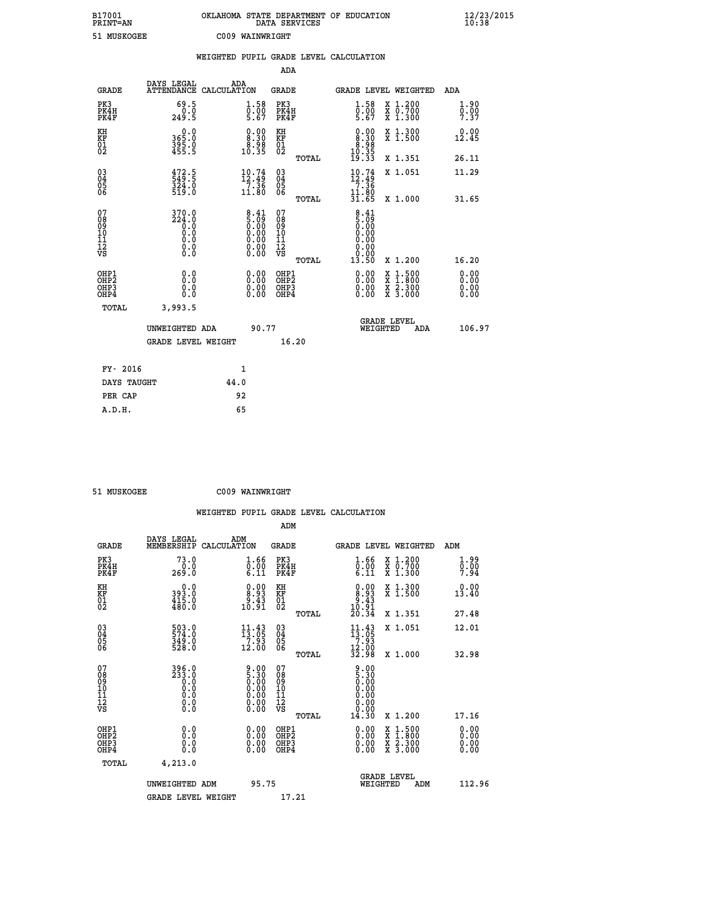B17001 OKLAHOMA STATE DEPARTMENT OF EDUCATION 12/23/2015
PRINT=AN DATA SERVICES 10:38

51 MUSKOGEE C009 WAINWRIGHT

## WEIGHTED PUPIL GRADE LEVEL CALCULATION

### ADA

| GRADE | DAYS LEGAL ATTENDANCE | ADA CALCULATION | GRADE | GRADE LEVEL | WEIGHTED | ADA |
|---|---|---|---|---|---|---|
| PK3 | 69.5 | 1.58 | PK3 | 1.58 | X 1.200 | 1.90 |
| PK4H | 0.0 | 0.00 | PK4H | 0.00 | X 0.700 | 0.00 |
| PK4F | 249.5 | 5.67 | PK4F | 5.67 | X 1.300 | 7.37 |
| KH | 0.0 | 0.00 | KH | 0.00 | X 1.300 | 0.00 |
| KF | 365.0 | 8.30 | KF | 8.30 | X 1.500 | 12.45 |
| 01 | 395.0 | 8.98 | 01 | 8.98 | | |
| 02 | 455.5 | 10.35 | 02 | 10.35 | | |
| | | | TOTAL | 19.33 | X 1.351 | 26.11 |
| 03 | 472.5 | 10.74 | 03 | 10.74 | X 1.051 | 11.29 |
| 04 | 549.5 | 12.49 | 04 | 12.49 | | |
| 05 | 324.0 | 7.36 | 05 | 7.36 | | |
| 06 | 519.0 | 11.80 | 06 | 11.80 | | |
| | | | TOTAL | 31.65 | X 1.000 | 31.65 |
| 07 | 370.0 | 8.41 | 07 | 8.41 | | |
| 08 | 224.0 | 5.09 | 08 | 5.09 | | |
| 09 | 0.0 | 0.00 | 09 | 0.00 | | |
| 10 | 0.0 | 0.00 | 10 | 0.00 | | |
| 11 | 0.0 | 0.00 | 11 | 0.00 | | |
| 12 | 0.0 | 0.00 | 12 | 0.00 | | |
| VS | 0.0 | 0.00 | VS | 0.00 | | |
| | | | TOTAL | 13.50 | X 1.200 | 16.20 |
| OHP1 | 0.0 | 0.00 | OHP1 | 0.00 | X 1.500 | 0.00 |
| OHP2 | 0.0 | 0.00 | OHP2 | 0.00 | X 1.800 | 0.00 |
| OHP3 | 0.0 | 0.00 | OHP3 | 0.00 | X 2.300 | 0.00 |
| OHP4 | 0.0 | 0.00 | OHP4 | 0.00 | X 3.000 | 0.00 |
| TOTAL | 3,993.5 | | | | | |

UNWEIGHTED ADA 90.77 GRADE LEVEL WEIGHTED ADA 106.97

GRADE LEVEL WEIGHT 16.20

| FY- 2016 | 1 |
|---|---|
| DAYS TAUGHT | 44.0 |
| PER CAP | 92 |
| A.D.H. | 65 |

51 MUSKOGEE C009 WAINWRIGHT

## WEIGHTED PUPIL GRADE LEVEL CALCULATION

### ADM

| GRADE | DAYS LEGAL MEMBERSHIP | ADM CALCULATION | GRADE | GRADE LEVEL | WEIGHTED | ADM |
|---|---|---|---|---|---|---|
| PK3 | 73.0 | 1.66 | PK3 | 1.66 | X 1.200 | 1.99 |
| PK4H | 0.0 | 0.00 | PK4H | 0.00 | X 0.700 | 0.00 |
| PK4F | 269.0 | 6.11 | PK4F | 6.11 | X 1.300 | 7.94 |
| KH | 0.0 | 0.00 | KH | 0.00 | X 1.300 | 0.00 |
| KF | 393.0 | 8.93 | KF | 8.93 | X 1.500 | 13.40 |
| 01 | 415.0 | 9.43 | 01 | 9.43 | | |
| 02 | 480.0 | 10.91 | 02 | 10.91 | | |
| | | | TOTAL | 20.34 | X 1.351 | 27.48 |
| 03 | 503.0 | 11.43 | 03 | 11.43 | X 1.051 | 12.01 |
| 04 | 574.0 | 13.05 | 04 | 13.05 | | |
| 05 | 349.0 | 7.93 | 05 | 7.93 | | |
| 06 | 528.0 | 12.00 | 06 | 12.00 | | |
| | | | TOTAL | 32.98 | X 1.000 | 32.98 |
| 07 | 396.0 | 9.00 | 07 | 9.00 | | |
| 08 | 233.0 | 5.30 | 08 | 5.30 | | |
| 09 | 0.0 | 0.00 | 09 | 0.00 | | |
| 10 | 0.0 | 0.00 | 10 | 0.00 | | |
| 11 | 0.0 | 0.00 | 11 | 0.00 | | |
| 12 | 0.0 | 0.00 | 12 | 0.00 | | |
| VS | 0.0 | 0.00 | VS | 0.00 | | |
| | | | TOTAL | 14.30 | X 1.200 | 17.16 |
| OHP1 | 0.0 | 0.00 | OHP1 | 0.00 | X 1.500 | 0.00 |
| OHP2 | 0.0 | 0.00 | OHP2 | 0.00 | X 1.800 | 0.00 |
| OHP3 | 0.0 | 0.00 | OHP3 | 0.00 | X 2.300 | 0.00 |
| OHP4 | 0.0 | 0.00 | OHP4 | 0.00 | X 3.000 | 0.00 |
| TOTAL | 4,213.0 | | | | | |

UNWEIGHTED ADM 95.75 GRADE LEVEL WEIGHTED ADM 112.96

GRADE LEVEL WEIGHT 17.21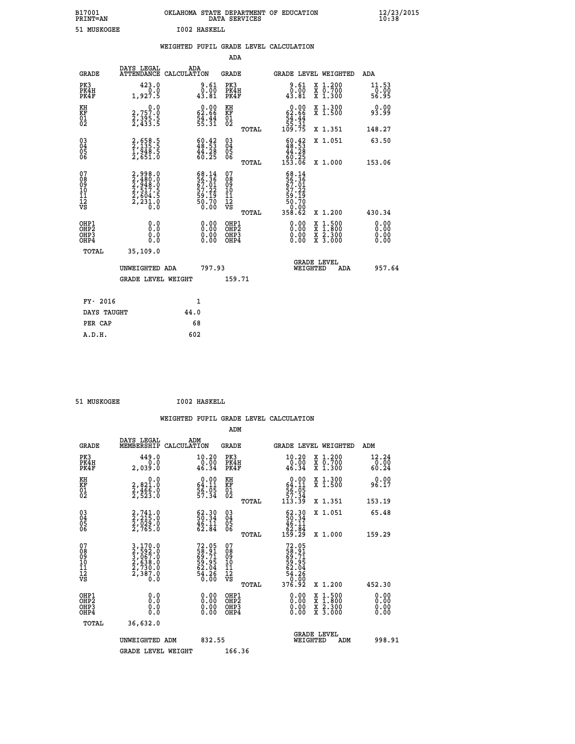B17001 OKLAHOMA STATE DEPARTMENT OF EDUCATION 12/23/2015
PRINT=AN DATA SERVICES 10:38

51 MUSKOGEE I002 HASKELL

## WEIGHTED PUPIL GRADE LEVEL CALCULATION

### ADA

| GRADE | DAYS LEGAL ATTENDANCE | ADA CALCULATION | GRADE | GRADE LEVEL | WEIGHTED | ADA |
|---|---|---|---|---|---|---|
| PK3 | 423.0 | 9.61 | PK3 | 9.61 | X 1.200 | 11.53 |
| PK4H | 0.0 | 0.00 | PK4H | 0.00 | X 0.700 | 0.00 |
| PK4F | 1,927.5 | 43.81 | PK4F | 43.81 | X 1.300 | 56.95 |
| KH | 0.0 | 0.00 | KH | 0.00 | X 1.300 | 0.00 |
| KF | 2,757.0 | 62.66 | KF | 62.66 | X 1.500 | 93.99 |
| 01 | 2,395.5 | 54.44 | 01 | 54.44 | | |
| 02 | 2,433.5 | 55.31 | 02 | 55.31 | | |
| | | | TOTAL | 109.75 | X 1.351 | 148.27 |
| 03 | 2,658.5 | 60.42 | 03 | 60.42 | X 1.051 | 63.50 |
| 04 | 2,135.5 | 48.53 | 04 | 48.53 | | |
| 05 | 1,948.5 | 44.28 | 05 | 44.28 | | |
| 06 | 2,651.0 | 60.25 | 06 | 60.25 | | |
| | | | TOTAL | 153.06 | X 1.000 | 153.06 |
| 07 | 2,998.0 | 68.14 | 07 | 68.14 | | |
| 08 | 2,480.0 | 56.36 | 08 | 56.36 | | |
| 09 | 2,948.0 | 67.01 | 09 | 67.01 | | |
| 10 | 2,517.5 | 57.22 | 10 | 57.22 | | |
| 11 | 2,604.5 | 59.19 | 11 | 59.19 | | |
| 12 | 2,231.0 | 50.70 | 12 | 50.70 | | |
| VS | 0.0 | 0.00 | VS | 0.00 | | |
| | | | TOTAL | 358.62 | X 1.200 | 430.34 |
| OHP1 | 0.0 | 0.00 | OHP1 | 0.00 | X 1.500 | 0.00 |
| OHP2 | 0.0 | 0.00 | OHP2 | 0.00 | X 1.800 | 0.00 |
| OHP3 | 0.0 | 0.00 | OHP3 | 0.00 | X 2.300 | 0.00 |
| OHP4 | 0.0 | 0.00 | OHP4 | 0.00 | X 3.000 | 0.00 |
| TOTAL | 35,109.0 | | | | | |

UNWEIGHTED ADA 797.93 | GRADE LEVEL WEIGHTED ADA 957.64

GRADE LEVEL WEIGHT 159.71

| | |
|---|---|
| FY- 2016 | 1 |
| DAYS TAUGHT | 44.0 |
| PER CAP | 68 |
| A.D.H. | 602 |

51 MUSKOGEE I002 HASKELL

## WEIGHTED PUPIL GRADE LEVEL CALCULATION

### ADM

| GRADE | DAYS LEGAL MEMBERSHIP | ADM CALCULATION | GRADE | GRADE LEVEL | WEIGHTED | ADM |
|---|---|---|---|---|---|---|
| PK3 | 449.0 | 10.20 | PK3 | 10.20 | X 1.200 | 12.24 |
| PK4H | 0.0 | 0.00 | PK4H | 0.00 | X 0.700 | 0.00 |
| PK4F | 2,039.0 | 46.34 | PK4F | 46.34 | X 1.300 | 60.24 |
| KH | 0.0 | 0.00 | KH | 0.00 | X 1.300 | 0.00 |
| KF | 2,821.0 | 64.11 | KF | 64.11 | X 1.500 | 96.17 |
| 01 | 2,466.0 | 56.05 | 01 | 56.05 | | |
| 02 | 2,523.0 | 57.34 | 02 | 57.34 | | |
| | | | TOTAL | 113.39 | X 1.351 | 153.19 |
| 03 | 2,741.0 | 62.30 | 03 | 62.30 | X 1.051 | 65.48 |
| 04 | 2,215.0 | 50.34 | 04 | 50.34 | | |
| 05 | 2,029.0 | 46.11 | 05 | 46.11 | | |
| 06 | 2,765.0 | 62.84 | 06 | 62.84 | | |
| | | | TOTAL | 159.29 | X 1.000 | 159.29 |
| 07 | 3,170.0 | 72.05 | 07 | 72.05 | | |
| 08 | 2,592.0 | 58.91 | 08 | 58.91 | | |
| 09 | 3,067.0 | 69.71 | 09 | 69.71 | | |
| 10 | 2,638.0 | 59.95 | 10 | 59.95 | | |
| 11 | 2,730.0 | 62.04 | 11 | 62.04 | | |
| 12 | 2,387.0 | 54.26 | 12 | 54.26 | | |
| VS | 0.0 | 0.00 | VS | 0.00 | | |
| | | | TOTAL | 376.92 | X 1.200 | 452.30 |
| OHP1 | 0.0 | 0.00 | OHP1 | 0.00 | X 1.500 | 0.00 |
| OHP2 | 0.0 | 0.00 | OHP2 | 0.00 | X 1.800 | 0.00 |
| OHP3 | 0.0 | 0.00 | OHP3 | 0.00 | X 2.300 | 0.00 |
| OHP4 | 0.0 | 0.00 | OHP4 | 0.00 | X 3.000 | 0.00 |
| TOTAL | 36,632.0 | | | | | |

UNWEIGHTED ADM 832.55 | GRADE LEVEL WEIGHTED ADM 998.91

GRADE LEVEL WEIGHT 166.36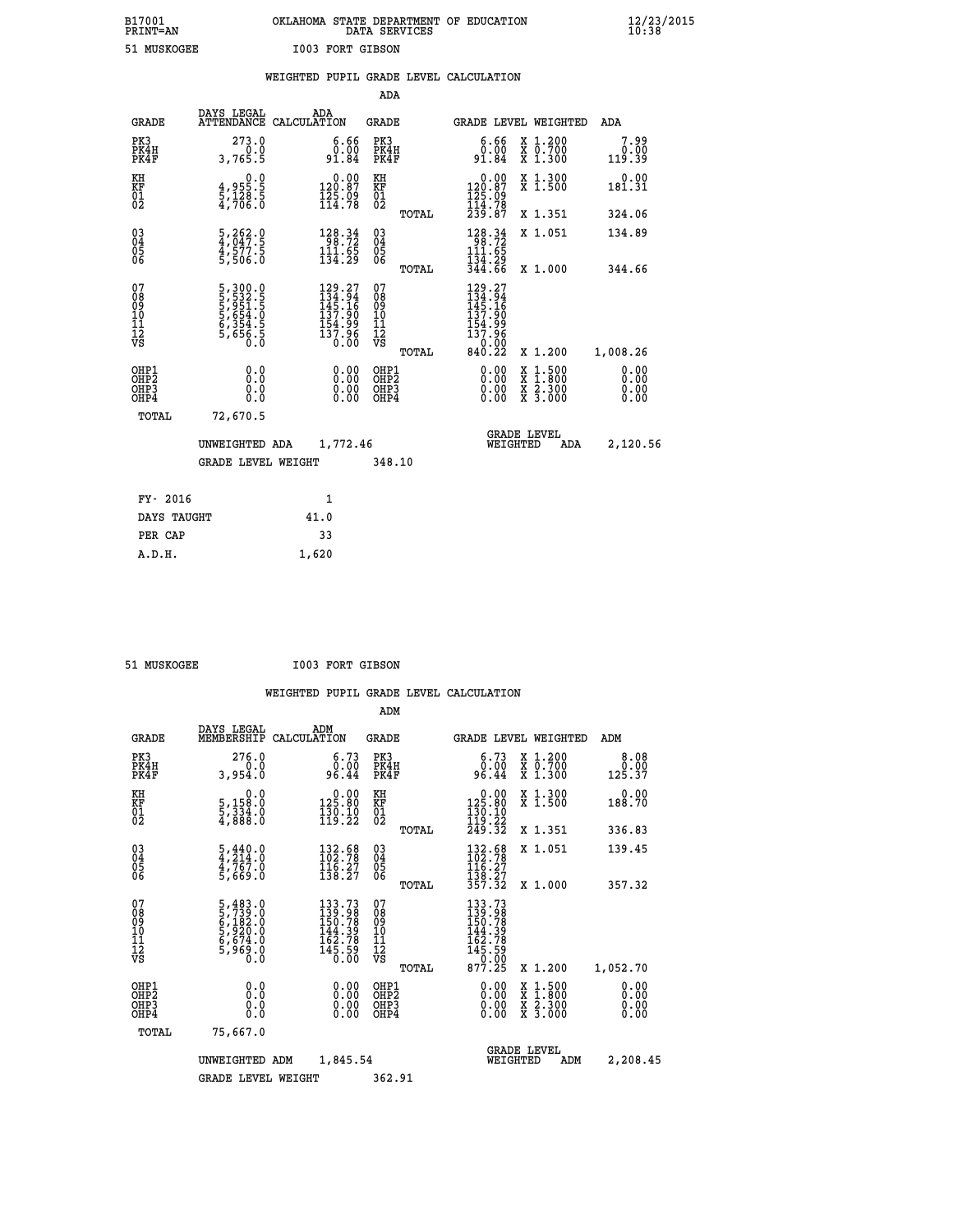B17001 OKLAHOMA STATE DEPARTMENT OF EDUCATION 12/23/2015
PRINT=AN DATA SERVICES 10:38

51 MUSKOGEE I003 FORT GIBSON

## WEIGHTED PUPIL GRADE LEVEL CALCULATION

### ADA

| GRADE | DAYS LEGAL ATTENDANCE | ADA CALCULATION | GRADE | GRADE LEVEL | WEIGHTED | ADA |
|---|---|---|---|---|---|---|
| PK3 | 273.0 | 6.66 | PK3 | 6.66 | X 1.200 | 7.99 |
| PK4H | 0.0 | 0.00 | PK4H | 0.00 | X 0.700 | 0.00 |
| PK4F | 3,765.5 | 91.84 | PK4F | 91.84 | X 1.300 | 119.39 |
| KH | 0.0 | 0.00 | KH | 0.00 | X 1.300 | 0.00 |
| KF | 4,955.5 | 120.87 | KF | 120.87 | X 1.500 | 181.31 |
| 01 | 5,128.5 | 125.09 | 01 | 125.09 | | |
| 02 | 4,706.0 | 114.78 | 02 | 114.78 | | |
| | | | TOTAL | 239.87 | X 1.351 | 324.06 |
| 03 | 5,262.0 | 128.34 | 03 | 128.34 | X 1.051 | 134.89 |
| 04 | 4,047.5 | 98.72 | 04 | 98.72 | | |
| 05 | 4,577.5 | 111.65 | 05 | 111.65 | | |
| 06 | 5,506.0 | 134.29 | 06 | 134.29 | | |
| | | | TOTAL | 344.66 | X 1.000 | 344.66 |
| 07 | 5,300.0 | 129.27 | 07 | 129.27 | | |
| 08 | 5,532.5 | 134.94 | 08 | 134.94 | | |
| 09 | 5,951.5 | 145.16 | 09 | 145.16 | | |
| 10 | 5,654.0 | 137.90 | 10 | 137.90 | | |
| 11 | 6,354.5 | 154.99 | 11 | 154.99 | | |
| 12 | 5,656.5 | 137.96 | 12 | 137.96 | | |
| VS | 0.0 | 0.00 | VS | 0.00 | | |
| | | | TOTAL | 840.22 | X 1.200 | 1,008.26 |
| OHP1 | 0.0 | 0.00 | OHP1 | 0.00 | X 1.500 | 0.00 |
| OHP2 | 0.0 | 0.00 | OHP2 | 0.00 | X 1.800 | 0.00 |
| OHP3 | 0.0 | 0.00 | OHP3 | 0.00 | X 2.300 | 0.00 |
| OHP4 | 0.0 | 0.00 | OHP4 | 0.00 | X 3.000 | 0.00 |
| TOTAL | 72,670.5 | | | | | |

UNWEIGHTED ADA 1,772.46 — GRADE LEVEL WEIGHTED ADA 2,120.56

GRADE LEVEL WEIGHT 348.10

| FY- 2016 | 1 |
|---|---|
| DAYS TAUGHT | 41.0 |
| PER CAP | 33 |
| A.D.H. | 1,620 |

51 MUSKOGEE I003 FORT GIBSON

## WEIGHTED PUPIL GRADE LEVEL CALCULATION

### ADM

| GRADE | DAYS LEGAL MEMBERSHIP | ADM CALCULATION | GRADE | GRADE LEVEL | WEIGHTED | ADM |
|---|---|---|---|---|---|---|
| PK3 | 276.0 | 6.73 | PK3 | 6.73 | X 1.200 | 8.08 |
| PK4H | 0.0 | 0.00 | PK4H | 0.00 | X 0.700 | 0.00 |
| PK4F | 3,954.0 | 96.44 | PK4F | 96.44 | X 1.300 | 125.37 |
| KH | 0.0 | 0.00 | KH | 0.00 | X 1.300 | 0.00 |
| KF | 5,158.0 | 125.80 | KF | 125.80 | X 1.500 | 188.70 |
| 01 | 5,334.0 | 130.10 | 01 | 130.10 | | |
| 02 | 4,888.0 | 119.22 | 02 | 119.22 | | |
| | | | TOTAL | 249.32 | X 1.351 | 336.83 |
| 03 | 5,440.0 | 132.68 | 03 | 132.68 | X 1.051 | 139.45 |
| 04 | 4,214.0 | 102.78 | 04 | 102.78 | | |
| 05 | 4,767.0 | 116.27 | 05 | 116.27 | | |
| 06 | 5,669.0 | 138.27 | 06 | 138.27 | | |
| | | | TOTAL | 357.32 | X 1.000 | 357.32 |
| 07 | 5,483.0 | 133.73 | 07 | 133.73 | | |
| 08 | 5,739.0 | 139.98 | 08 | 139.98 | | |
| 09 | 6,182.0 | 150.78 | 09 | 150.78 | | |
| 10 | 5,920.0 | 144.39 | 10 | 144.39 | | |
| 11 | 6,674.0 | 162.78 | 11 | 162.78 | | |
| 12 | 5,969.0 | 145.59 | 12 | 145.59 | | |
| VS | 0.0 | 0.00 | VS | 0.00 | | |
| | | | TOTAL | 877.25 | X 1.200 | 1,052.70 |
| OHP1 | 0.0 | 0.00 | OHP1 | 0.00 | X 1.500 | 0.00 |
| OHP2 | 0.0 | 0.00 | OHP2 | 0.00 | X 1.800 | 0.00 |
| OHP3 | 0.0 | 0.00 | OHP3 | 0.00 | X 2.300 | 0.00 |
| OHP4 | 0.0 | 0.00 | OHP4 | 0.00 | X 3.000 | 0.00 |
| TOTAL | 75,667.0 | | | | | |

UNWEIGHTED ADM 1,845.54 — GRADE LEVEL WEIGHTED ADM 2,208.45

GRADE LEVEL WEIGHT 362.91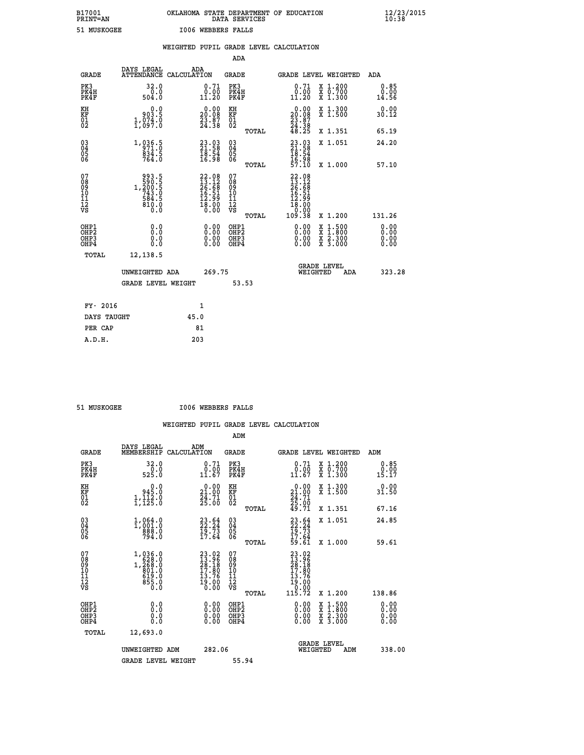B17001 OKLAHOMA STATE DEPARTMENT OF EDUCATION 12/23/2015
PRINT=AN DATA SERVICES 10:38

51 MUSKOGEE I006 WEBBERS FALLS

WEIGHTED PUPIL GRADE LEVEL CALCULATION

ADA

| GRADE | DAYS LEGAL ATTENDANCE | ADA CALCULATION | GRADE | | GRADE LEVEL | WEIGHTED | ADA |
|---|---|---|---|---|---|---|---|
| PK3 | 32.0 | 0.71 | PK3 | | 0.71 | X 1.200 | 0.85 |
| PK4H | 0.0 | 0.00 | PK4H | | 0.00 | X 0.700 | 0.00 |
| PK4F | 504.0 | 11.20 | PK4F | | 11.20 | X 1.300 | 14.56 |
| KH | 0.0 | 0.00 | KH | | 0.00 | X 1.300 | 0.00 |
| KF | 903.5 | 20.08 | KF | | 20.08 | X 1.500 | 30.12 |
| 01 | 1,074.0 | 23.87 | 01 | | 23.87 | | |
| 02 | 1,097.0 | 24.38 | 02 | | 24.38 | | |
| | | | | TOTAL | 48.25 | X 1.351 | 65.19 |
| 03 | 1,036.5 | 23.03 | 03 | | 23.03 | X 1.051 | 24.20 |
| 04 | 971.0 | 21.58 | 04 | | 21.58 | | |
| 05 | 834.5 | 18.54 | 05 | | 18.54 | | |
| 06 | 764.0 | 16.98 | 06 | | 16.98 | | |
| | | | | TOTAL | 57.10 | X 1.000 | 57.10 |
| 07 | 993.5 | 22.08 | 07 | | 22.08 | | |
| 08 | 590.5 | 13.12 | 08 | | 13.12 | | |
| 09 | 1,200.5 | 26.68 | 09 | | 26.68 | | |
| 10 | 743.0 | 16.51 | 10 | | 16.51 | | |
| 11 | 584.5 | 12.99 | 11 | | 12.99 | | |
| 12 | 810.0 | 18.00 | 12 | | 18.00 | | |
| VS | 0.0 | 0.00 | VS | | 0.00 | | |
| | | | | TOTAL | 109.38 | X 1.200 | 131.26 |
| OHP1 | 0.0 | 0.00 | OHP1 | | 0.00 | X 1.500 | 0.00 |
| OHP2 | 0.0 | 0.00 | OHP2 | | 0.00 | X 1.800 | 0.00 |
| OHP3 | 0.0 | 0.00 | OHP3 | | 0.00 | X 2.300 | 0.00 |
| OHP4 | 0.0 | 0.00 | OHP4 | | 0.00 | X 3.000 | 0.00 |
| TOTAL | 12,138.5 | | | | | | |

UNWEIGHTED ADA 269.75 GRADE LEVEL WEIGHTED ADA 323.28

GRADE LEVEL WEIGHT 53.53

| FY- 2016 | 1 |
|---|---|
| DAYS TAUGHT | 45.0 |
| PER CAP | 81 |
| A.D.H. | 203 |

51 MUSKOGEE I006 WEBBERS FALLS

WEIGHTED PUPIL GRADE LEVEL CALCULATION

ADM

| GRADE | DAYS LEGAL MEMBERSHIP | ADM CALCULATION | GRADE | | GRADE LEVEL | WEIGHTED | ADM |
|---|---|---|---|---|---|---|---|
| PK3 | 32.0 | 0.71 | PK3 | | 0.71 | X 1.200 | 0.85 |
| PK4H | 0.0 | 0.00 | PK4H | | 0.00 | X 0.700 | 0.00 |
| PK4F | 525.0 | 11.67 | PK4F | | 11.67 | X 1.300 | 15.17 |
| KH | 0.0 | 0.00 | KH | | 0.00 | X 1.300 | 0.00 |
| KF | 945.0 | 21.00 | KF | | 21.00 | X 1.500 | 31.50 |
| 01 | 1,112.0 | 24.71 | 01 | | 24.71 | | |
| 02 | 1,125.0 | 25.00 | 02 | | 25.00 | | |
| | | | | TOTAL | 49.71 | X 1.351 | 67.16 |
| 03 | 1,064.0 | 23.64 | 03 | | 23.64 | X 1.051 | 24.85 |
| 04 | 1,001.0 | 22.24 | 04 | | 22.24 | | |
| 05 | 888.0 | 19.73 | 05 | | 19.73 | | |
| 06 | 794.0 | 17.64 | 06 | | 17.64 | | |
| | | | | TOTAL | 59.61 | X 1.000 | 59.61 |
| 07 | 1,036.0 | 23.02 | 07 | | 23.02 | | |
| 08 | 628.0 | 13.96 | 08 | | 13.96 | | |
| 09 | 1,268.0 | 28.18 | 09 | | 28.18 | | |
| 10 | 801.0 | 17.80 | 10 | | 17.80 | | |
| 11 | 619.0 | 13.76 | 11 | | 13.76 | | |
| 12 | 855.0 | 19.00 | 12 | | 19.00 | | |
| VS | 0.0 | 0.00 | VS | | 0.00 | | |
| | | | | TOTAL | 115.72 | X 1.200 | 138.86 |
| OHP1 | 0.0 | 0.00 | OHP1 | | 0.00 | X 1.500 | 0.00 |
| OHP2 | 0.0 | 0.00 | OHP2 | | 0.00 | X 1.800 | 0.00 |
| OHP3 | 0.0 | 0.00 | OHP3 | | 0.00 | X 2.300 | 0.00 |
| OHP4 | 0.0 | 0.00 | OHP4 | | 0.00 | X 3.000 | 0.00 |
| TOTAL | 12,693.0 | | | | | | |

UNWEIGHTED ADM 282.06 GRADE LEVEL WEIGHTED ADM 338.00

GRADE LEVEL WEIGHT 55.94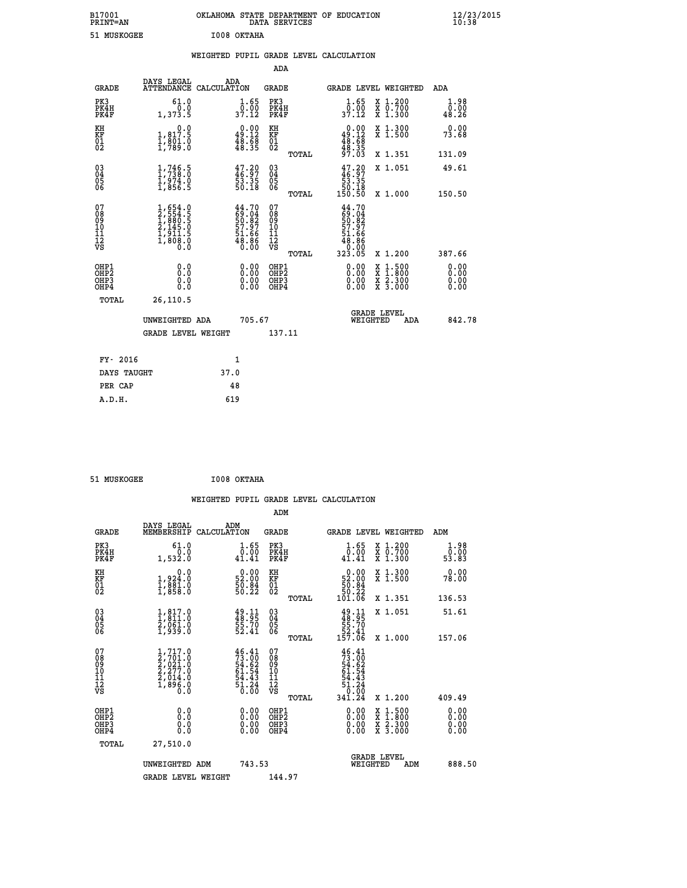B17001 OKLAHOMA STATE DEPARTMENT OF EDUCATION 12/23/2015
PRINT=AN DATA SERVICES 10:38

51 MUSKOGEE I008 OKTAHA

## WEIGHTED PUPIL GRADE LEVEL CALCULATION

### ADA

| GRADE | DAYS LEGAL ATTENDANCE | ADA CALCULATION | GRADE | | GRADE LEVEL | WEIGHTED | ADA |
|---|---|---|---|---|---|---|---|
| PK3 | 61.0 | 1.65 | PK3 | | 1.65 | X 1.200 | 1.98 |
| PK4H | 0.0 | 0.00 | PK4H | | 0.00 | X 0.700 | 0.00 |
| PK4F | 1,373.5 | 37.12 | PK4F | | 37.12 | X 1.300 | 48.26 |
| KH | 0.0 | 0.00 | KH | | 0.00 | X 1.300 | 0.00 |
| KF | 1,817.5 | 49.12 | KF | | 49.12 | X 1.500 | 73.68 |
| 01 | 1,801.0 | 48.68 | 01 | | 48.68 | | |
| 02 | 1,789.0 | 48.35 | 02 | | 48.35 | | |
| | | | | TOTAL | 97.03 | X 1.351 | 131.09 |
| 03 | 1,746.5 | 47.20 | 03 | | 47.20 | X 1.051 | 49.61 |
| 04 | 1,738.0 | 46.97 | 04 | | 46.97 | | |
| 05 | 1,974.0 | 53.35 | 05 | | 53.35 | | |
| 06 | 1,856.5 | 50.18 | 06 | | 50.18 | | |
| | | | | TOTAL | 150.50 | X 1.000 | 150.50 |
| 07 | 1,654.0 | 44.70 | 07 | | 44.70 | | |
| 08 | 2,554.5 | 69.04 | 08 | | 69.04 | | |
| 09 | 1,880.5 | 50.82 | 09 | | 50.82 | | |
| 10 | 2,145.0 | 57.97 | 10 | | 57.97 | | |
| 11 | 1,911.5 | 51.66 | 11 | | 51.66 | | |
| 12 | 1,808.0 | 48.86 | 12 | | 48.86 | | |
| VS | 0.0 | 0.00 | VS | | 0.00 | | |
| | | | | TOTAL | 323.05 | X 1.200 | 387.66 |
| OHP1 | 0.0 | 0.00 | OHP1 | | 0.00 | X 1.500 | 0.00 |
| OHP2 | 0.0 | 0.00 | OHP2 | | 0.00 | X 1.800 | 0.00 |
| OHP3 | 0.0 | 0.00 | OHP3 | | 0.00 | X 2.300 | 0.00 |
| OHP4 | 0.0 | 0.00 | OHP4 | | 0.00 | X 3.000 | 0.00 |
| TOTAL | 26,110.5 | | | | | | |

UNWEIGHTED ADA 705.67 GRADE LEVEL WEIGHTED ADA 842.78

GRADE LEVEL WEIGHT 137.11

| | |
|---|---|
| FY- 2016 | 1 |
| DAYS TAUGHT | 37.0 |
| PER CAP | 48 |
| A.D.H. | 619 |

51 MUSKOGEE I008 OKTAHA

## WEIGHTED PUPIL GRADE LEVEL CALCULATION

### ADM

| GRADE | DAYS LEGAL MEMBERSHIP | ADM CALCULATION | GRADE | | GRADE LEVEL | WEIGHTED | ADM |
|---|---|---|---|---|---|---|---|
| PK3 | 61.0 | 1.65 | PK3 | | 1.65 | X 1.200 | 1.98 |
| PK4H | 0.0 | 0.00 | PK4H | | 0.00 | X 0.700 | 0.00 |
| PK4F | 1,532.0 | 41.41 | PK4F | | 41.41 | X 1.300 | 53.83 |
| KH | 0.0 | 0.00 | KH | | 0.00 | X 1.300 | 0.00 |
| KF | 1,924.0 | 52.00 | KF | | 52.00 | X 1.500 | 78.00 |
| 01 | 1,881.0 | 50.84 | 01 | | 50.84 | | |
| 02 | 1,858.0 | 50.22 | 02 | | 50.22 | | |
| | | | | TOTAL | 101.06 | X 1.351 | 136.53 |
| 03 | 1,817.0 | 49.11 | 03 | | 49.11 | X 1.051 | 51.61 |
| 04 | 1,811.0 | 48.95 | 04 | | 48.95 | | |
| 05 | 2,061.0 | 55.70 | 05 | | 55.70 | | |
| 06 | 1,939.0 | 52.41 | 06 | | 52.41 | | |
| | | | | TOTAL | 157.06 | X 1.000 | 157.06 |
| 07 | 1,717.0 | 46.41 | 07 | | 46.41 | | |
| 08 | 2,701.0 | 73.00 | 08 | | 73.00 | | |
| 09 | 2,021.0 | 54.62 | 09 | | 54.62 | | |
| 10 | 2,277.0 | 61.54 | 10 | | 61.54 | | |
| 11 | 2,014.0 | 54.43 | 11 | | 54.43 | | |
| 12 | 1,896.0 | 51.24 | 12 | | 51.24 | | |
| VS | 0.0 | 0.00 | VS | | 0.00 | | |
| | | | | TOTAL | 341.24 | X 1.200 | 409.49 |
| OHP1 | 0.0 | 0.00 | OHP1 | | 0.00 | X 1.500 | 0.00 |
| OHP2 | 0.0 | 0.00 | OHP2 | | 0.00 | X 1.800 | 0.00 |
| OHP3 | 0.0 | 0.00 | OHP3 | | 0.00 | X 2.300 | 0.00 |
| OHP4 | 0.0 | 0.00 | OHP4 | | 0.00 | X 3.000 | 0.00 |
| TOTAL | 27,510.0 | | | | | | |

UNWEIGHTED ADM 743.53 GRADE LEVEL WEIGHTED ADM 888.50

GRADE LEVEL WEIGHT 144.97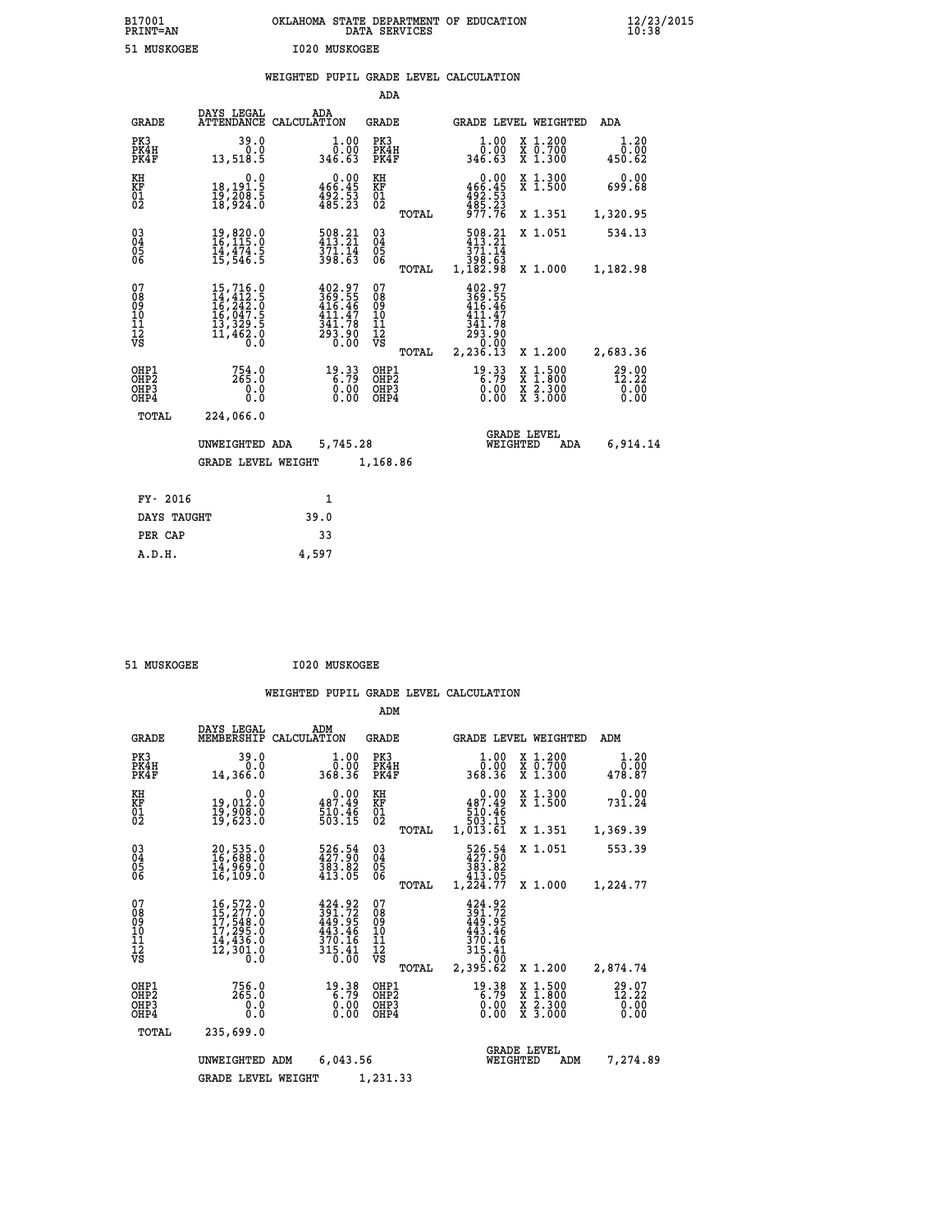B17001 OKLAHOMA STATE DEPARTMENT OF EDUCATION 12/23/2015
PRINT=AN DATA SERVICES 10:38

51 MUSKOGEE I020 MUSKOGEE

## WEIGHTED PUPIL GRADE LEVEL CALCULATION

### ADA

| GRADE | DAYS LEGAL ATTENDANCE | ADA CALCULATION | GRADE | | GRADE LEVEL | WEIGHTED | ADA |
|---|---|---|---|---|---|---|---|
| PK3 | 39.0 | 1.00 | PK3 | | 1.00 | X 1.200 | 1.20 |
| PK4H | 0.0 | 0.00 | PK4H | | 0.00 | X 0.700 | 0.00 |
| PK4F | 13,518.5 | 346.63 | PK4F | | 346.63 | X 1.300 | 450.62 |
| KH | 0.0 | 0.00 | KH | | 0.00 | X 1.300 | 0.00 |
| KF | 18,191.5 | 466.45 | KF | | 466.45 | X 1.500 | 699.68 |
| 01 | 19,208.5 | 492.53 | 01 | | 492.53 | | |
| 02 | 18,924.0 | 485.23 | 02 | | 485.23 | | |
| | | | | TOTAL | 977.76 | X 1.351 | 1,320.95 |
| 03 | 19,820.0 | 508.21 | 03 | | 508.21 | X 1.051 | 534.13 |
| 04 | 16,115.0 | 413.21 | 04 | | 413.21 | | |
| 05 | 14,474.5 | 371.14 | 05 | | 371.14 | | |
| 06 | 15,546.5 | 398.63 | 06 | | 398.63 | | |
| | | | | TOTAL | 1,182.98 | X 1.000 | 1,182.98 |
| 07 | 15,716.0 | 402.97 | 07 | | 402.97 | | |
| 08 | 14,412.5 | 369.55 | 08 | | 369.55 | | |
| 09 | 16,242.0 | 416.46 | 09 | | 416.46 | | |
| 10 | 16,047.5 | 411.47 | 10 | | 411.47 | | |
| 11 | 13,329.5 | 341.78 | 11 | | 341.78 | | |
| 12 | 11,462.0 | 293.90 | 12 | | 293.90 | | |
| VS | 0.0 | 0.00 | VS | | 0.00 | | |
| | | | | TOTAL | 2,236.13 | X 1.200 | 2,683.36 |
| OHP1 | 754.0 | 19.33 | OHP1 | | 19.33 | X 1.500 | 29.00 |
| OHP2 | 265.0 | 6.79 | OHP2 | | 6.79 | X 1.800 | 12.22 |
| OHP3 | 0.0 | 0.00 | OHP3 | | 0.00 | X 2.300 | 0.00 |
| OHP4 | 0.0 | 0.00 | OHP4 | | 0.00 | X 3.000 | 0.00 |
| TOTAL | 224,066.0 | | | | | | |

UNWEIGHTED ADA 5,745.28 — GRADE LEVEL WEIGHTED ADA 6,914.14

GRADE LEVEL WEIGHT 1,168.86

| | |
|---|---|
| FY- 2016 | 1 |
| DAYS TAUGHT | 39.0 |
| PER CAP | 33 |
| A.D.H. | 4,597 |

51 MUSKOGEE I020 MUSKOGEE

## WEIGHTED PUPIL GRADE LEVEL CALCULATION

### ADM

| GRADE | DAYS LEGAL MEMBERSHIP | ADM CALCULATION | GRADE | | GRADE LEVEL | WEIGHTED | ADM |
|---|---|---|---|---|---|---|---|
| PK3 | 39.0 | 1.00 | PK3 | | 1.00 | X 1.200 | 1.20 |
| PK4H | 0.0 | 0.00 | PK4H | | 0.00 | X 0.700 | 0.00 |
| PK4F | 14,366.0 | 368.36 | PK4F | | 368.36 | X 1.300 | 478.87 |
| KH | 0.0 | 0.00 | KH | | 0.00 | X 1.300 | 0.00 |
| KF | 19,012.0 | 487.49 | KF | | 487.49 | X 1.500 | 731.24 |
| 01 | 19,908.0 | 510.46 | 01 | | 510.46 | | |
| 02 | 19,623.0 | 503.15 | 02 | | 503.15 | | |
| | | | | TOTAL | 1,013.61 | X 1.351 | 1,369.39 |
| 03 | 20,535.0 | 526.54 | 03 | | 526.54 | X 1.051 | 553.39 |
| 04 | 16,688.0 | 427.90 | 04 | | 427.90 | | |
| 05 | 14,969.0 | 383.82 | 05 | | 383.82 | | |
| 06 | 16,109.0 | 413.05 | 06 | | 413.05 | | |
| | | | | TOTAL | 1,224.77 | X 1.000 | 1,224.77 |
| 07 | 16,572.0 | 424.92 | 07 | | 424.92 | | |
| 08 | 15,277.0 | 391.72 | 08 | | 391.72 | | |
| 09 | 17,548.0 | 449.95 | 09 | | 449.95 | | |
| 10 | 17,295.0 | 443.46 | 10 | | 443.46 | | |
| 11 | 14,436.0 | 370.16 | 11 | | 370.16 | | |
| 12 | 12,301.0 | 315.41 | 12 | | 315.41 | | |
| VS | 0.0 | 0.00 | VS | | 0.00 | | |
| | | | | TOTAL | 2,395.62 | X 1.200 | 2,874.74 |
| OHP1 | 756.0 | 19.38 | OHP1 | | 19.38 | X 1.500 | 29.07 |
| OHP2 | 265.0 | 6.79 | OHP2 | | 6.79 | X 1.800 | 12.22 |
| OHP3 | 0.0 | 0.00 | OHP3 | | 0.00 | X 2.300 | 0.00 |
| OHP4 | 0.0 | 0.00 | OHP4 | | 0.00 | X 3.000 | 0.00 |
| TOTAL | 235,699.0 | | | | | | |

UNWEIGHTED ADM 6,043.56 — GRADE LEVEL WEIGHTED ADM 7,274.89

GRADE LEVEL WEIGHT 1,231.33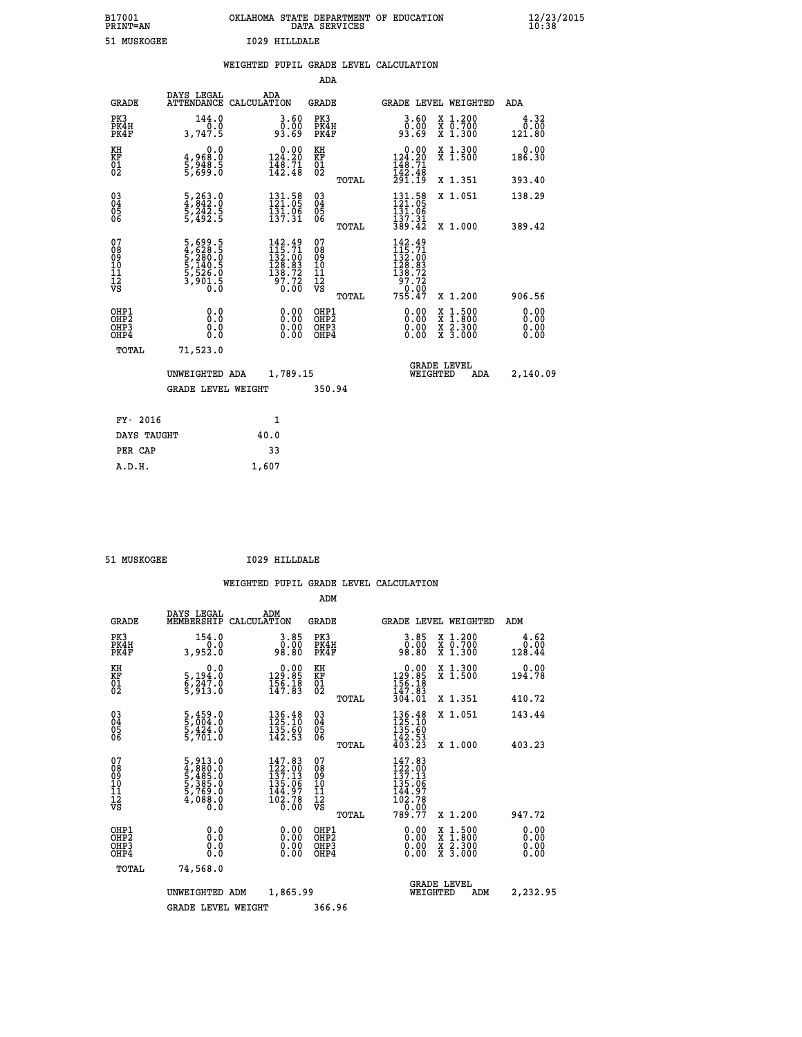B17001 OKLAHOMA STATE DEPARTMENT OF EDUCATION 12/23/2015
PRINT=AN DATA SERVICES 10:38

51 MUSKOGEE I029 HILLDALE

WEIGHTED PUPIL GRADE LEVEL CALCULATION

ADA

| GRADE | DAYS LEGAL ATTENDANCE | ADA CALCULATION | GRADE | | GRADE LEVEL | WEIGHTED | ADA |
|---|---|---|---|---|---|---|---|
| PK3 | 144.0 | 3.60 | PK3 | | 3.60 | X 1.200 | 4.32 |
| PK4H | 0.0 | 0.00 | PK4H | | 0.00 | X 0.700 | 0.00 |
| PK4F | 3,747.5 | 93.69 | PK4F | | 93.69 | X 1.300 | 121.80 |
| KH | 0.0 | 0.00 | KH | | 0.00 | X 1.300 | 0.00 |
| KF | 4,968.0 | 124.20 | KF | | 124.20 | X 1.500 | 186.30 |
| 01 | 5,948.5 | 148.71 | 01 | | 148.71 | | |
| 02 | 5,699.0 | 142.48 | 02 | | 142.48 | | |
| | | | | TOTAL | 291.19 | X 1.351 | 393.40 |
| 03 | 5,263.0 | 131.58 | 03 | | 131.58 | X 1.051 | 138.29 |
| 04 | 4,842.0 | 121.05 | 04 | | 121.05 | | |
| 05 | 5,242.5 | 131.06 | 05 | | 131.06 | | |
| 06 | 5,492.5 | 137.31 | 06 | | 137.31 | | |
| | | | | TOTAL | 389.42 | X 1.000 | 389.42 |
| 07 | 5,699.5 | 142.49 | 07 | | 142.49 | | |
| 08 | 4,628.5 | 115.71 | 08 | | 115.71 | | |
| 09 | 5,280.0 | 132.00 | 09 | | 132.00 | | |
| 10 | 5,140.5 | 128.83 | 10 | | 128.83 | | |
| 11 | 5,526.0 | 138.72 | 11 | | 138.72 | | |
| 12 | 3,901.5 | 97.72 | 12 | | 97.72 | | |
| VS | 0.0 | 0.00 | VS | | 0.00 | | |
| | | | | TOTAL | 755.47 | X 1.200 | 906.56 |
| OHP1 | 0.0 | 0.00 | OHP1 | | 0.00 | X 1.500 | 0.00 |
| OHP2 | 0.0 | 0.00 | OHP2 | | 0.00 | X 1.800 | 0.00 |
| OHP3 | 0.0 | 0.00 | OHP3 | | 0.00 | X 2.300 | 0.00 |
| OHP4 | 0.0 | 0.00 | OHP4 | | 0.00 | X 3.000 | 0.00 |
| TOTAL | 71,523.0 | | | | | | |

UNWEIGHTED ADA 1,789.15 GRADE LEVEL WEIGHTED ADA 2,140.09

GRADE LEVEL WEIGHT 350.94

| FY- 2016 | 1 |
|---|---|
| DAYS TAUGHT | 40.0 |
| PER CAP | 33 |
| A.D.H. | 1,607 |

51 MUSKOGEE I029 HILLDALE

WEIGHTED PUPIL GRADE LEVEL CALCULATION

ADM

| GRADE | DAYS LEGAL MEMBERSHIP | ADM CALCULATION | GRADE | | GRADE LEVEL | WEIGHTED | ADM |
|---|---|---|---|---|---|---|---|
| PK3 | 154.0 | 3.85 | PK3 | | 3.85 | X 1.200 | 4.62 |
| PK4H | 0.0 | 0.00 | PK4H | | 0.00 | X 0.700 | 0.00 |
| PK4F | 3,952.0 | 98.80 | PK4F | | 98.80 | X 1.300 | 128.44 |
| KH | 0.0 | 0.00 | KH | | 0.00 | X 1.300 | 0.00 |
| KF | 5,194.0 | 129.85 | KF | | 129.85 | X 1.500 | 194.78 |
| 01 | 6,247.0 | 156.18 | 01 | | 156.18 | | |
| 02 | 5,913.0 | 147.83 | 02 | | 147.83 | | |
| | | | | TOTAL | 304.01 | X 1.351 | 410.72 |
| 03 | 5,459.0 | 136.48 | 03 | | 136.48 | X 1.051 | 143.44 |
| 04 | 5,004.0 | 125.10 | 04 | | 125.10 | | |
| 05 | 5,424.0 | 135.60 | 05 | | 135.60 | | |
| 06 | 5,701.0 | 142.53 | 06 | | 142.53 | | |
| | | | | TOTAL | 403.23 | X 1.000 | 403.23 |
| 07 | 5,913.0 | 147.83 | 07 | | 147.83 | | |
| 08 | 4,880.0 | 122.00 | 08 | | 122.00 | | |
| 09 | 5,485.0 | 137.13 | 09 | | 137.13 | | |
| 10 | 5,385.0 | 135.06 | 10 | | 135.06 | | |
| 11 | 5,769.0 | 144.97 | 11 | | 144.97 | | |
| 12 | 4,088.0 | 102.78 | 12 | | 102.78 | | |
| VS | 0.0 | 0.00 | VS | | 0.00 | | |
| | | | | TOTAL | 789.77 | X 1.200 | 947.72 |
| OHP1 | 0.0 | 0.00 | OHP1 | | 0.00 | X 1.500 | 0.00 |
| OHP2 | 0.0 | 0.00 | OHP2 | | 0.00 | X 1.800 | 0.00 |
| OHP3 | 0.0 | 0.00 | OHP3 | | 0.00 | X 2.300 | 0.00 |
| OHP4 | 0.0 | 0.00 | OHP4 | | 0.00 | X 3.000 | 0.00 |
| TOTAL | 74,568.0 | | | | | | |

UNWEIGHTED ADM 1,865.99 GRADE LEVEL WEIGHTED ADM 2,232.95

GRADE LEVEL WEIGHT 366.96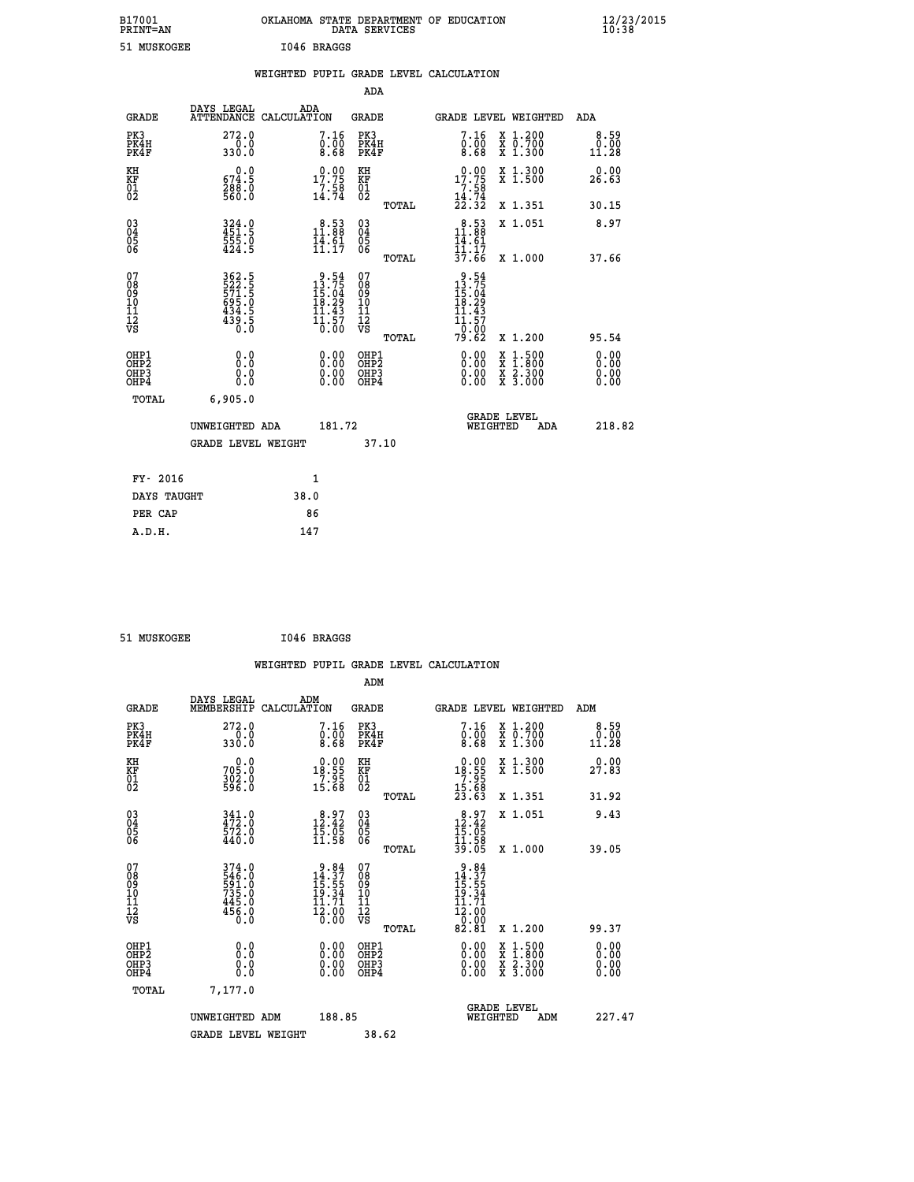B17001 OKLAHOMA STATE DEPARTMENT OF EDUCATION 12/23/2015
PRINT=AN DATA SERVICES 10:38

51 MUSKOGEE I046 BRAGGS

WEIGHTED PUPIL GRADE LEVEL CALCULATION

ADA

| GRADE | DAYS LEGAL ATTENDANCE | ADA CALCULATION | GRADE | GRADE LEVEL | WEIGHTED | ADA |
|---|---|---|---|---|---|---|
| PK3 | 272.0 | 7.16 | PK3 | 7.16 | X 1.200 | 8.59 |
| PK4H | 0.0 | 0.00 | PK4H | 0.00 | X 0.700 | 0.00 |
| PK4F | 330.0 | 8.68 | PK4F | 8.68 | X 1.300 | 11.28 |
| KH | 0.0 | 0.00 | KH | 0.00 | X 1.300 | 0.00 |
| KF | 674.5 | 17.75 | KF | 17.75 | X 1.500 | 26.63 |
| 01 | 288.0 | 7.58 | 01 | 7.58 | | |
| 02 | 560.0 | 14.74 | 02 | 14.74 | | |
| | | | TOTAL | 22.32 | X 1.351 | 30.15 |
| 03 | 324.0 | 8.53 | 03 | 8.53 | X 1.051 | 8.97 |
| 04 | 451.5 | 11.88 | 04 | 11.88 | | |
| 05 | 555.0 | 14.61 | 05 | 14.61 | | |
| 06 | 424.5 | 11.17 | 06 | 11.17 | | |
| | | | TOTAL | 37.66 | X 1.000 | 37.66 |
| 07 | 362.5 | 9.54 | 07 | 9.54 | | |
| 08 | 522.5 | 13.75 | 08 | 13.75 | | |
| 09 | 571.5 | 15.04 | 09 | 15.04 | | |
| 10 | 695.0 | 18.29 | 10 | 18.29 | | |
| 11 | 434.5 | 11.43 | 11 | 11.43 | | |
| 12 | 439.5 | 11.57 | 12 | 11.57 | | |
| VS | 0.0 | 0.00 | VS | 0.00 | | |
| | | | TOTAL | 79.62 | X 1.200 | 95.54 |
| OHP1 | 0.0 | 0.00 | OHP1 | 0.00 | X 1.500 | 0.00 |
| OHP2 | 0.0 | 0.00 | OHP2 | 0.00 | X 1.800 | 0.00 |
| OHP3 | 0.0 | 0.00 | OHP3 | 0.00 | X 2.300 | 0.00 |
| OHP4 | 0.0 | 0.00 | OHP4 | 0.00 | X 3.000 | 0.00 |
| TOTAL | 6,905.0 | | | | | |

UNWEIGHTED ADA 181.72 GRADE LEVEL WEIGHTED ADA 218.82

GRADE LEVEL WEIGHT 37.10

| FY- 2016 | 1 |
|---|---|
| DAYS TAUGHT | 38.0 |
| PER CAP | 86 |
| A.D.H. | 147 |

51 MUSKOGEE I046 BRAGGS

WEIGHTED PUPIL GRADE LEVEL CALCULATION

ADM

| GRADE | DAYS LEGAL MEMBERSHIP | ADM CALCULATION | GRADE | GRADE LEVEL | WEIGHTED | ADM |
|---|---|---|---|---|---|---|
| PK3 | 272.0 | 7.16 | PK3 | 7.16 | X 1.200 | 8.59 |
| PK4H | 0.0 | 0.00 | PK4H | 0.00 | X 0.700 | 0.00 |
| PK4F | 330.0 | 8.68 | PK4F | 8.68 | X 1.300 | 11.28 |
| KH | 0.0 | 0.00 | KH | 0.00 | X 1.300 | 0.00 |
| KF | 705.0 | 18.55 | KF | 18.55 | X 1.500 | 27.83 |
| 01 | 302.0 | 7.95 | 01 | 7.95 | | |
| 02 | 596.0 | 15.68 | 02 | 15.68 | | |
| | | | TOTAL | 23.63 | X 1.351 | 31.92 |
| 03 | 341.0 | 8.97 | 03 | 8.97 | X 1.051 | 9.43 |
| 04 | 472.0 | 12.42 | 04 | 12.42 | | |
| 05 | 572.0 | 15.05 | 05 | 15.05 | | |
| 06 | 440.0 | 11.58 | 06 | 11.58 | | |
| | | | TOTAL | 39.05 | X 1.000 | 39.05 |
| 07 | 374.0 | 9.84 | 07 | 9.84 | | |
| 08 | 546.0 | 14.37 | 08 | 14.37 | | |
| 09 | 591.0 | 15.55 | 09 | 15.55 | | |
| 10 | 735.0 | 19.34 | 10 | 19.34 | | |
| 11 | 445.0 | 11.71 | 11 | 11.71 | | |
| 12 | 456.0 | 12.00 | 12 | 12.00 | | |
| VS | 0.0 | 0.00 | VS | 0.00 | | |
| | | | TOTAL | 82.81 | X 1.200 | 99.37 |
| OHP1 | 0.0 | 0.00 | OHP1 | 0.00 | X 1.500 | 0.00 |
| OHP2 | 0.0 | 0.00 | OHP2 | 0.00 | X 1.800 | 0.00 |
| OHP3 | 0.0 | 0.00 | OHP3 | 0.00 | X 2.300 | 0.00 |
| OHP4 | 0.0 | 0.00 | OHP4 | 0.00 | X 3.000 | 0.00 |
| TOTAL | 7,177.0 | | | | | |

UNWEIGHTED ADM 188.85 GRADE LEVEL WEIGHTED ADM 227.47

GRADE LEVEL WEIGHT 38.62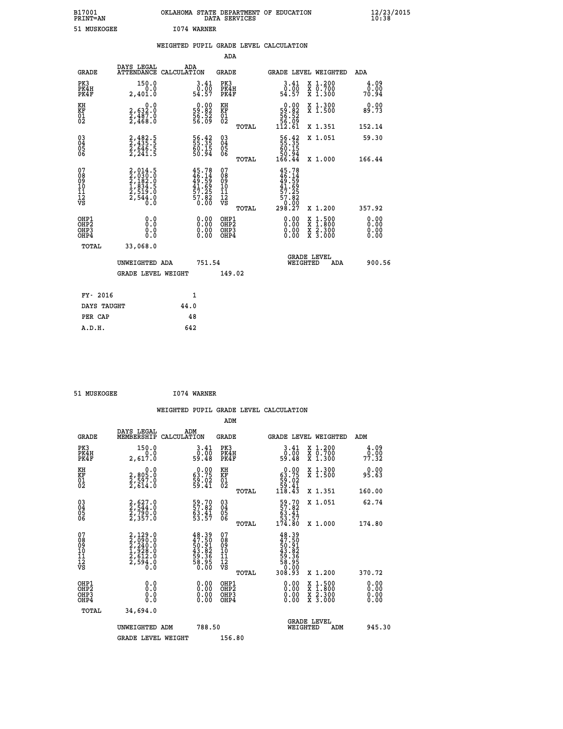B17001 OKLAHOMA STATE DEPARTMENT OF EDUCATION 12/23/2015
PRINT=AN DATA SERVICES 10:38

51 MUSKOGEE I074 WARNER

WEIGHTED PUPIL GRADE LEVEL CALCULATION

ADA

| GRADE | DAYS LEGAL ATTENDANCE | ADA CALCULATION | GRADE | GRADE LEVEL | WEIGHTED | ADA |
|---|---|---|---|---|---|---|
| PK3 | 150.0 | 3.41 | PK3 | 3.41 | X 1.200 | 4.09 |
| PK4H | 0.0 | 0.00 | PK4H | 0.00 | X 0.700 | 0.00 |
| PK4F | 2,401.0 | 54.57 | PK4F | 54.57 | X 1.300 | 70.94 |
| KH | 0.0 | 0.00 | KH | 0.00 | X 1.300 | 0.00 |
| KF | 2,632.0 | 59.82 | KF | 59.82 | X 1.500 | 89.73 |
| 01 | 2,487.0 | 56.52 | 01 | 56.52 | | |
| 02 | 2,468.0 | 56.09 | 02 | 56.09 | | |
| | | | TOTAL | 112.61 | X 1.351 | 152.14 |
| 03 | 2,482.5 | 56.42 | 03 | 56.42 | X 1.051 | 59.30 |
| 04 | 2,435.5 | 55.35 | 04 | 55.35 | | |
| 05 | 2,646.5 | 60.15 | 05 | 60.15 | | |
| 06 | 2,241.5 | 50.94 | 06 | 50.94 | | |
| | | | TOTAL | 166.44 | X 1.000 | 166.44 |
| 07 | 2,014.5 | 45.78 | 07 | 45.78 | | |
| 08 | 2,030.0 | 46.14 | 08 | 46.14 | | |
| 09 | 2,182.0 | 49.59 | 09 | 49.59 | | |
| 10 | 1,834.5 | 41.69 | 10 | 41.69 | | |
| 11 | 2,519.0 | 57.25 | 11 | 57.25 | | |
| 12 | 2,544.0 | 57.82 | 12 | 57.82 | | |
| VS | 0.0 | 0.00 | VS | 0.00 | | |
| | | | TOTAL | 298.27 | X 1.200 | 357.92 |
| OHP1 | 0.0 | 0.00 | OHP1 | 0.00 | X 1.500 | 0.00 |
| OHP2 | 0.0 | 0.00 | OHP2 | 0.00 | X 1.800 | 0.00 |
| OHP3 | 0.0 | 0.00 | OHP3 | 0.00 | X 2.300 | 0.00 |
| OHP4 | 0.0 | 0.00 | OHP4 | 0.00 | X 3.000 | 0.00 |
| TOTAL | 33,068.0 | | | | | |

UNWEIGHTED ADA 751.54 GRADE LEVEL WEIGHTED ADA 900.56

GRADE LEVEL WEIGHT 149.02

| FY- 2016 | 1 |
|---|---|
| DAYS TAUGHT | 44.0 |
| PER CAP | 48 |
| A.D.H. | 642 |

51 MUSKOGEE I074 WARNER

WEIGHTED PUPIL GRADE LEVEL CALCULATION

ADM

| GRADE | DAYS LEGAL MEMBERSHIP | ADM CALCULATION | GRADE | GRADE LEVEL | WEIGHTED | ADM |
|---|---|---|---|---|---|---|
| PK3 | 150.0 | 3.41 | PK3 | 3.41 | X 1.200 | 4.09 |
| PK4H | 0.0 | 0.00 | PK4H | 0.00 | X 0.700 | 0.00 |
| PK4F | 2,617.0 | 59.48 | PK4F | 59.48 | X 1.300 | 77.32 |
| KH | 0.0 | 0.00 | KH | 0.00 | X 1.300 | 0.00 |
| KF | 2,805.0 | 63.75 | KF | 63.75 | X 1.500 | 95.63 |
| 01 | 2,597.0 | 59.02 | 01 | 59.02 | | |
| 02 | 2,614.0 | 59.41 | 02 | 59.41 | | |
| | | | TOTAL | 118.43 | X 1.351 | 160.00 |
| 03 | 2,627.0 | 59.70 | 03 | 59.70 | X 1.051 | 62.74 |
| 04 | 2,544.0 | 57.82 | 04 | 57.82 | | |
| 05 | 2,790.0 | 63.41 | 05 | 63.41 | | |
| 06 | 2,357.0 | 53.57 | 06 | 53.57 | | |
| | | | TOTAL | 174.80 | X 1.000 | 174.80 |
| 07 | 2,129.0 | 48.39 | 07 | 48.39 | | |
| 08 | 2,090.0 | 47.50 | 08 | 47.50 | | |
| 09 | 2,240.0 | 50.91 | 09 | 50.91 | | |
| 10 | 1,928.0 | 43.82 | 10 | 43.82 | | |
| 11 | 2,612.0 | 59.36 | 11 | 59.36 | | |
| 12 | 2,594.0 | 58.95 | 12 | 58.95 | | |
| VS | 0.0 | 0.00 | VS | 0.00 | | |
| | | | TOTAL | 308.93 | X 1.200 | 370.72 |
| OHP1 | 0.0 | 0.00 | OHP1 | 0.00 | X 1.500 | 0.00 |
| OHP2 | 0.0 | 0.00 | OHP2 | 0.00 | X 1.800 | 0.00 |
| OHP3 | 0.0 | 0.00 | OHP3 | 0.00 | X 2.300 | 0.00 |
| OHP4 | 0.0 | 0.00 | OHP4 | 0.00 | X 3.000 | 0.00 |
| TOTAL | 34,694.0 | | | | | |

UNWEIGHTED ADM 788.50 GRADE LEVEL WEIGHTED ADM 945.30

GRADE LEVEL WEIGHT 156.80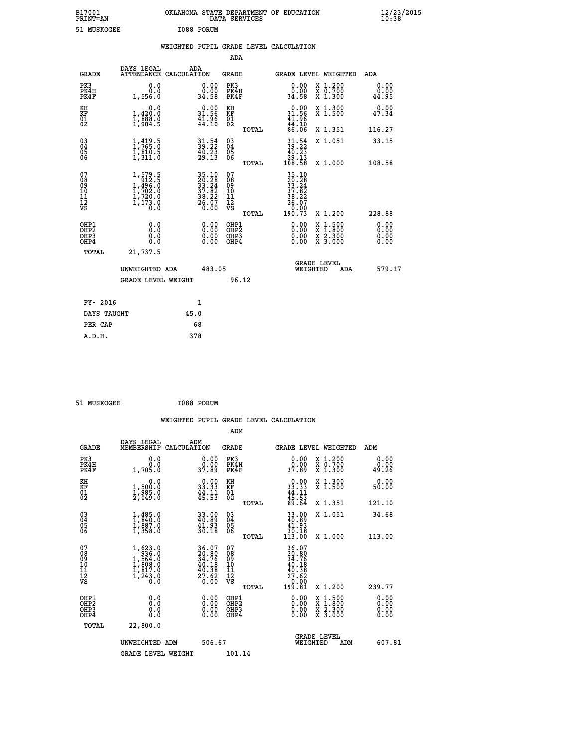B17001 OKLAHOMA STATE DEPARTMENT OF EDUCATION 12/23/2015
PRINT=AN DATA SERVICES 10:38

51 MUSKOGEE I088 PORUM

WEIGHTED PUPIL GRADE LEVEL CALCULATION

ADA

| GRADE | DAYS LEGAL ATTENDANCE | ADA CALCULATION | GRADE | GRADE LEVEL | WEIGHTED | ADA |
|---|---|---|---|---|---|---|
| PK3 | 0.0 | 0.00 | PK3 | 0.00 | X 1.200 | 0.00 |
| PK4H | 0.0 | 0.00 | PK4H | 0.00 | X 0.700 | 0.00 |
| PK4F | 1,556.0 | 34.58 | PK4F | 34.58 | X 1.300 | 44.95 |
| KH | 0.0 | 0.00 | KH | 0.00 | X 1.300 | 0.00 |
| KF | 1,420.0 | 31.56 | KF | 31.56 | X 1.500 | 47.34 |
| 01 | 1,888.0 | 41.96 | 01 | 41.96 | | |
| 02 | 1,984.5 | 44.10 | 02 | 44.10 | | |
| | | | TOTAL | 86.06 | X 1.351 | 116.27 |
| 03 | 1,419.5 | 31.54 | 03 | 31.54 | X 1.051 | 33.15 |
| 04 | 1,765.0 | 39.22 | 04 | 39.22 | | |
| 05 | 1,810.5 | 40.23 | 05 | 40.23 | | |
| 06 | 1,311.0 | 29.13 | 06 | 29.13 | | |
| | | | TOTAL | 108.58 | X 1.000 | 108.58 |
| 07 | 1,579.5 | 35.10 | 07 | 35.10 | | |
| 08 | 912.5 | 20.28 | 08 | 20.28 | | |
| 09 | 1,496.0 | 33.24 | 09 | 33.24 | | |
| 10 | 1,702.0 | 37.82 | 10 | 37.82 | | |
| 11 | 1,720.0 | 38.22 | 11 | 38.22 | | |
| 12 | 1,173.0 | 26.07 | 12 | 26.07 | | |
| VS | 0.0 | 0.00 | VS | 0.00 | | |
| | | | TOTAL | 190.73 | X 1.200 | 228.88 |
| OHP1 | 0.0 | 0.00 | OHP1 | 0.00 | X 1.500 | 0.00 |
| OHP2 | 0.0 | 0.00 | OHP2 | 0.00 | X 1.800 | 0.00 |
| OHP3 | 0.0 | 0.00 | OHP3 | 0.00 | X 2.300 | 0.00 |
| OHP4 | 0.0 | 0.00 | OHP4 | 0.00 | X 3.000 | 0.00 |
| TOTAL | 21,737.5 | | | | | |

UNWEIGHTED ADA 483.05 GRADE LEVEL WEIGHTED ADA 579.17

GRADE LEVEL WEIGHT 96.12

FY- 2016 1
DAYS TAUGHT 45.0
PER CAP 68
A.D.H. 378

51 MUSKOGEE I088 PORUM

WEIGHTED PUPIL GRADE LEVEL CALCULATION

ADM

| GRADE | DAYS LEGAL MEMBERSHIP | ADM CALCULATION | GRADE | GRADE LEVEL | WEIGHTED | ADM |
|---|---|---|---|---|---|---|
| PK3 | 0.0 | 0.00 | PK3 | 0.00 | X 1.200 | 0.00 |
| PK4H | 0.0 | 0.00 | PK4H | 0.00 | X 0.700 | 0.00 |
| PK4F | 1,705.0 | 37.89 | PK4F | 37.89 | X 1.300 | 49.26 |
| KH | 0.0 | 0.00 | KH | 0.00 | X 1.300 | 0.00 |
| KF | 1,500.0 | 33.33 | KF | 33.33 | X 1.500 | 50.00 |
| 01 | 1,985.0 | 44.11 | 01 | 44.11 | | |
| 02 | 2,049.0 | 45.53 | 02 | 45.53 | | |
| | | | TOTAL | 89.64 | X 1.351 | 121.10 |
| 03 | 1,485.0 | 33.00 | 03 | 33.00 | X 1.051 | 34.68 |
| 04 | 1,840.0 | 40.89 | 04 | 40.89 | | |
| 05 | 1,887.0 | 41.93 | 05 | 41.93 | | |
| 06 | 1,358.0 | 30.18 | 06 | 30.18 | | |
| | | | TOTAL | 113.00 | X 1.000 | 113.00 |
| 07 | 1,623.0 | 36.07 | 07 | 36.07 | | |
| 08 | 936.0 | 20.80 | 08 | 20.80 | | |
| 09 | 1,564.0 | 34.76 | 09 | 34.76 | | |
| 10 | 1,808.0 | 40.18 | 10 | 40.18 | | |
| 11 | 1,817.0 | 40.38 | 11 | 40.38 | | |
| 12 | 1,243.0 | 27.62 | 12 | 27.62 | | |
| VS | 0.0 | 0.00 | VS | 0.00 | | |
| | | | TOTAL | 199.81 | X 1.200 | 239.77 |
| OHP1 | 0.0 | 0.00 | OHP1 | 0.00 | X 1.500 | 0.00 |
| OHP2 | 0.0 | 0.00 | OHP2 | 0.00 | X 1.800 | 0.00 |
| OHP3 | 0.0 | 0.00 | OHP3 | 0.00 | X 2.300 | 0.00 |
| OHP4 | 0.0 | 0.00 | OHP4 | 0.00 | X 3.000 | 0.00 |
| TOTAL | 22,800.0 | | | | | |

UNWEIGHTED ADM 506.67 GRADE LEVEL WEIGHTED ADM 607.81

GRADE LEVEL WEIGHT 101.14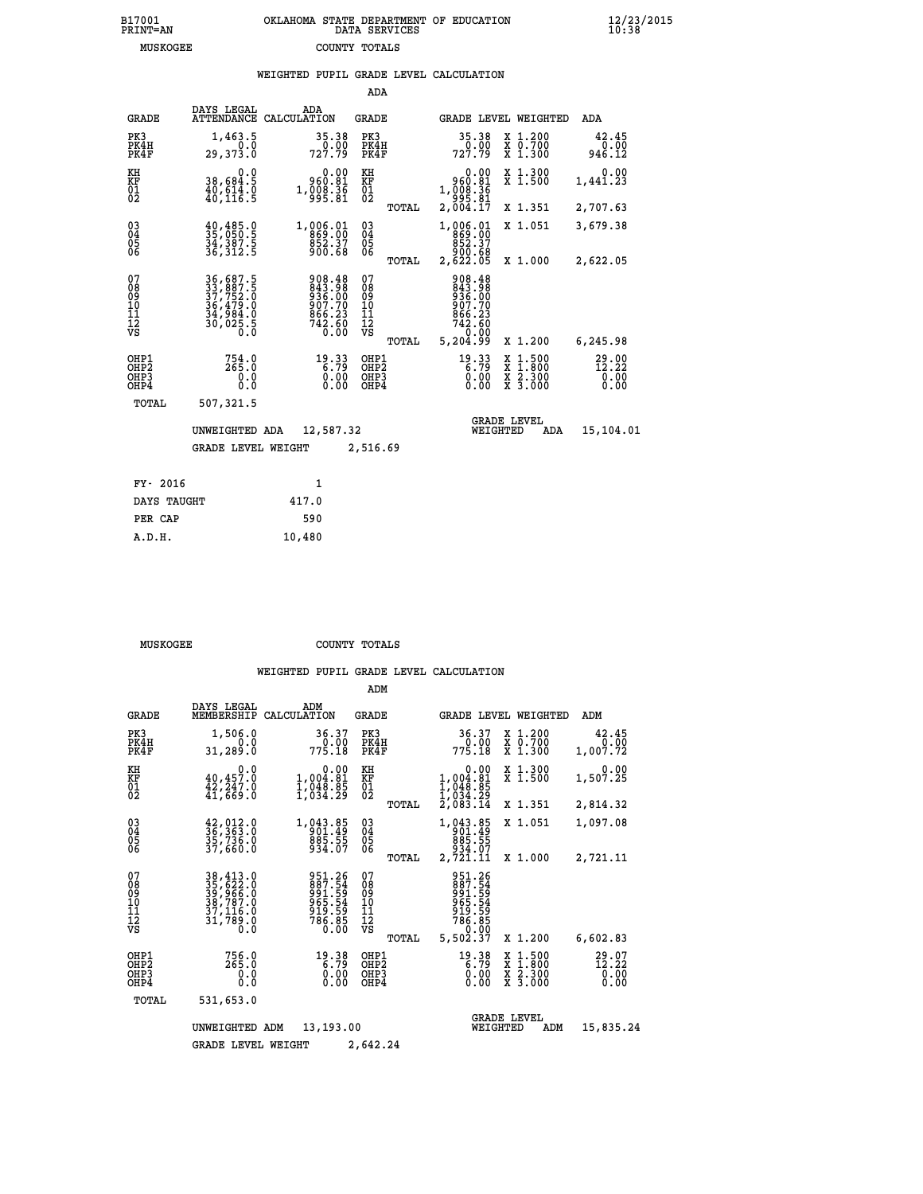B17001 OKLAHOMA STATE DEPARTMENT OF EDUCATION 12/23/2015
PRINT=AN DATA SERVICES 10:38

MUSKOGEE COUNTY TOTALS

## WEIGHTED PUPIL GRADE LEVEL CALCULATION

### ADA

| GRADE | DAYS LEGAL ATTENDANCE | ADA CALCULATION | GRADE | | GRADE LEVEL | WEIGHTED | ADA |
|---|---|---|---|---|---|---|---|
| PK3 | 1,463.5 | 35.38 | PK3 | | 35.38 | X 1.200 | 42.45 |
| PK4H | 0.0 | 0.00 | PK4H | | 0.00 | X 0.700 | 0.00 |
| PK4F | 29,373.0 | 727.79 | PK4F | | 727.79 | X 1.300 | 946.12 |
| KH | 0.0 | 0.00 | KH | | 0.00 | X 1.300 | 0.00 |
| KF | 38,684.5 | 960.81 | KF | | 960.81 | X 1.500 | 1,441.23 |
| 01 | 40,614.0 | 1,008.36 | 01 | | 1,008.36 | | |
| 02 | 40,116.5 | 995.81 | 02 | | 995.81 | | |
| | | | | TOTAL | 2,004.17 | X 1.351 | 2,707.63 |
| 03 | 40,485.0 | 1,006.01 | 03 | | 1,006.01 | X 1.051 | 3,679.38 |
| 04 | 35,050.5 | 869.00 | 04 | | 869.00 | | |
| 05 | 34,387.5 | 852.37 | 05 | | 852.37 | | |
| 06 | 36,312.5 | 900.68 | 06 | | 900.68 | | |
| | | | | TOTAL | 2,622.05 | X 1.000 | 2,622.05 |
| 07 | 36,687.5 | 908.48 | 07 | | 908.48 | | |
| 08 | 33,887.5 | 843.98 | 08 | | 843.98 | | |
| 09 | 37,752.0 | 936.00 | 09 | | 936.00 | | |
| 10 | 36,479.0 | 907.70 | 10 | | 907.70 | | |
| 11 | 34,984.0 | 866.23 | 11 | | 866.23 | | |
| 12 | 30,025.5 | 742.60 | 12 | | 742.60 | | |
| VS | 0.0 | 0.00 | VS | | 0.00 | | |
| | | | | TOTAL | 5,204.99 | X 1.200 | 6,245.98 |
| OHP1 | 754.0 | 19.33 | OHP1 | | 19.33 | X 1.500 | 29.00 |
| OHP2 | 265.0 | 6.79 | OHP2 | | 6.79 | X 1.800 | 12.22 |
| OHP3 | 0.0 | 0.00 | OHP3 | | 0.00 | X 2.300 | 0.00 |
| OHP4 | 0.0 | 0.00 | OHP4 | | 0.00 | X 3.000 | 0.00 |
| TOTAL | 507,321.5 | | | | | | |

UNWEIGHTED ADA 12,587.32 GRADE LEVEL WEIGHTED ADA 15,104.01

GRADE LEVEL WEIGHT 2,516.69

| FY- 2016 | 1 |
|---|---|
| DAYS TAUGHT | 417.0 |
| PER CAP | 590 |
| A.D.H. | 10,480 |

MUSKOGEE COUNTY TOTALS

## WEIGHTED PUPIL GRADE LEVEL CALCULATION

### ADM

| GRADE | DAYS LEGAL MEMBERSHIP | ADM CALCULATION | GRADE | | GRADE LEVEL | WEIGHTED | ADM |
|---|---|---|---|---|---|---|---|
| PK3 | 1,506.0 | 36.37 | PK3 | | 36.37 | X 1.200 | 42.45 |
| PK4H | 0.0 | 0.00 | PK4H | | 0.00 | X 0.700 | 0.00 |
| PK4F | 31,289.0 | 775.18 | PK4F | | 775.18 | X 1.300 | 1,007.72 |
| KH | 0.0 | 0.00 | KH | | 0.00 | X 1.300 | 0.00 |
| KF | 40,457.0 | 1,004.81 | KF | | 1,004.81 | X 1.500 | 1,507.25 |
| 01 | 42,247.0 | 1,048.85 | 01 | | 1,048.85 | | |
| 02 | 41,669.0 | 1,034.29 | 02 | | 1,034.29 | | |
| | | | | TOTAL | 2,083.14 | X 1.351 | 2,814.32 |
| 03 | 42,012.0 | 1,043.85 | 03 | | 1,043.85 | X 1.051 | 1,097.08 |
| 04 | 36,363.0 | 901.49 | 04 | | 901.49 | | |
| 05 | 35,736.0 | 885.55 | 05 | | 885.55 | | |
| 06 | 37,660.0 | 934.07 | 06 | | 934.07 | | |
| | | | | TOTAL | 2,721.11 | X 1.000 | 2,721.11 |
| 07 | 38,413.0 | 951.26 | 07 | | 951.26 | | |
| 08 | 35,622.0 | 887.54 | 08 | | 887.54 | | |
| 09 | 39,966.0 | 991.59 | 09 | | 991.59 | | |
| 10 | 38,787.0 | 965.54 | 10 | | 965.54 | | |
| 11 | 37,116.0 | 919.59 | 11 | | 919.59 | | |
| 12 | 31,789.0 | 786.85 | 12 | | 786.85 | | |
| VS | 0.0 | 0.00 | VS | | 0.00 | | |
| | | | | TOTAL | 5,502.37 | X 1.200 | 6,602.83 |
| OHP1 | 756.0 | 19.38 | OHP1 | | 19.38 | X 1.500 | 29.07 |
| OHP2 | 265.0 | 6.79 | OHP2 | | 6.79 | X 1.800 | 12.22 |
| OHP3 | 0.0 | 0.00 | OHP3 | | 0.00 | X 2.300 | 0.00 |
| OHP4 | 0.0 | 0.00 | OHP4 | | 0.00 | X 3.000 | 0.00 |
| TOTAL | 531,653.0 | | | | | | |

UNWEIGHTED ADM 13,193.00 GRADE LEVEL WEIGHTED ADM 15,835.24

GRADE LEVEL WEIGHT 2,642.24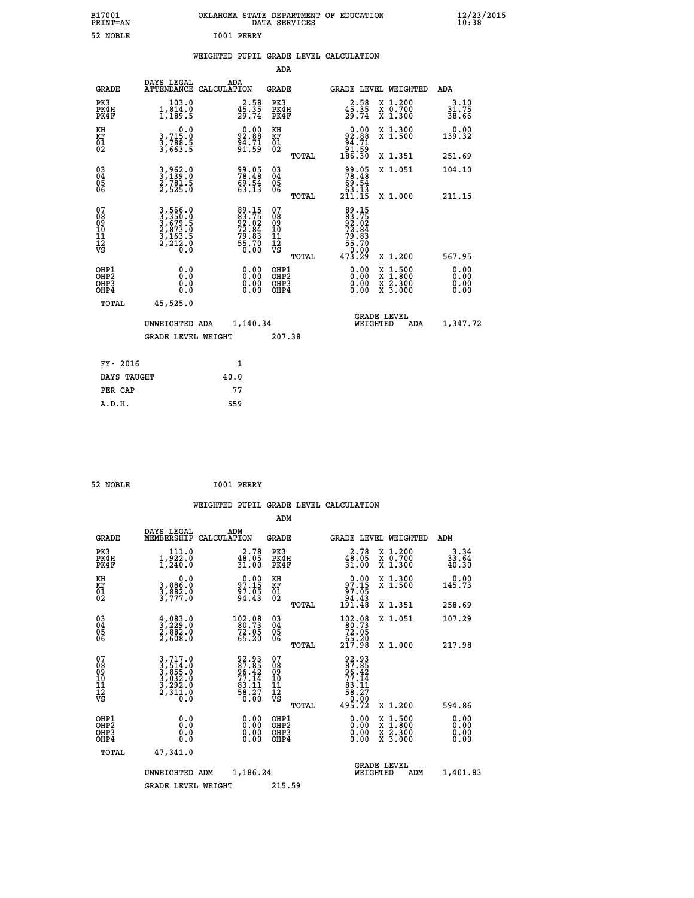B17001 OKLAHOMA STATE DEPARTMENT OF EDUCATION 12/23/2015
PRINT=AN DATA SERVICES 10:38

52 NOBLE I001 PERRY

WEIGHTED PUPIL GRADE LEVEL CALCULATION

ADA

| GRADE | DAYS LEGAL ATTENDANCE | ADA CALCULATION | GRADE | | GRADE LEVEL | WEIGHTED | ADA |
|---|---|---|---|---|---|---|---|
| PK3 | 103.0 | 2.58 | PK3 | | 2.58 | X 1.200 | 3.10 |
| PK4H | 1,814.0 | 45.35 | PK4H | | 45.35 | X 0.700 | 31.75 |
| PK4F | 1,189.5 | 29.74 | PK4F | | 29.74 | X 1.300 | 38.66 |
| KH | 0.0 | 0.00 | KH | | 0.00 | X 1.300 | 0.00 |
| KF | 3,715.0 | 92.88 | KF | | 92.88 | X 1.500 | 139.32 |
| 01 | 3,788.5 | 94.71 | 01 | | 94.71 | | |
| 02 | 3,663.5 | 91.59 | 02 | | 91.59 | | |
| | | | | TOTAL | 186.30 | X 1.351 | 251.69 |
| 03 | 3,962.0 | 99.05 | 03 | | 99.05 | X 1.051 | 104.10 |
| 04 | 3,139.0 | 78.48 | 04 | | 78.48 | | |
| 05 | 2,781.5 | 69.54 | 05 | | 69.54 | | |
| 06 | 2,525.0 | 63.13 | 06 | | 63.13 | | |
| | | | | TOTAL | 211.15 | X 1.000 | 211.15 |
| 07 | 3,566.0 | 89.15 | 07 | | 89.15 | | |
| 08 | 3,350.0 | 83.75 | 08 | | 83.75 | | |
| 09 | 3,679.5 | 92.02 | 09 | | 92.02 | | |
| 10 | 2,873.0 | 72.84 | 10 | | 72.84 | | |
| 11 | 3,163.5 | 79.83 | 11 | | 79.83 | | |
| 12 | 2,212.0 | 55.70 | 12 | | 55.70 | | |
| VS | 0.0 | 0.00 | VS | | 0.00 | | |
| | | | | TOTAL | 473.29 | X 1.200 | 567.95 |
| OHP1 | 0.0 | 0.00 | OHP1 | | 0.00 | X 1.500 | 0.00 |
| OHP2 | 0.0 | 0.00 | OHP2 | | 0.00 | X 1.800 | 0.00 |
| OHP3 | 0.0 | 0.00 | OHP3 | | 0.00 | X 2.300 | 0.00 |
| OHP4 | 0.0 | 0.00 | OHP4 | | 0.00 | X 3.000 | 0.00 |
| TOTAL | 45,525.0 | | | | | | |

UNWEIGHTED ADA 1,140.34 GRADE LEVEL WEIGHTED ADA 1,347.72

GRADE LEVEL WEIGHT 207.38

| FY- 2016 | 1 |
|---|---|
| DAYS TAUGHT | 40.0 |
| PER CAP | 77 |
| A.D.H. | 559 |

52 NOBLE I001 PERRY

WEIGHTED PUPIL GRADE LEVEL CALCULATION

ADM

| GRADE | DAYS LEGAL MEMBERSHIP | ADM CALCULATION | GRADE | | GRADE LEVEL | WEIGHTED | ADM |
|---|---|---|---|---|---|---|---|
| PK3 | 111.0 | 2.78 | PK3 | | 2.78 | X 1.200 | 3.34 |
| PK4H | 1,922.0 | 48.05 | PK4H | | 48.05 | X 0.700 | 33.64 |
| PK4F | 1,240.0 | 31.00 | PK4F | | 31.00 | X 1.300 | 40.30 |
| KH | 0.0 | 0.00 | KH | | 0.00 | X 1.300 | 0.00 |
| KF | 3,886.0 | 97.15 | KF | | 97.15 | X 1.500 | 145.73 |
| 01 | 3,882.0 | 97.05 | 01 | | 97.05 | | |
| 02 | 3,777.0 | 94.43 | 02 | | 94.43 | | |
| | | | | TOTAL | 191.48 | X 1.351 | 258.69 |
| 03 | 4,083.0 | 102.08 | 03 | | 102.08 | X 1.051 | 107.29 |
| 04 | 3,229.0 | 80.73 | 04 | | 80.73 | | |
| 05 | 2,882.0 | 72.05 | 05 | | 72.05 | | |
| 06 | 2,608.0 | 65.20 | 06 | | 65.20 | | |
| | | | | TOTAL | 217.98 | X 1.000 | 217.98 |
| 07 | 3,717.0 | 92.93 | 07 | | 92.93 | | |
| 08 | 3,514.0 | 87.85 | 08 | | 87.85 | | |
| 09 | 3,855.0 | 96.42 | 09 | | 96.42 | | |
| 10 | 3,032.0 | 77.14 | 10 | | 77.14 | | |
| 11 | 3,292.0 | 83.11 | 11 | | 83.11 | | |
| 12 | 2,311.0 | 58.27 | 12 | | 58.27 | | |
| VS | 0.0 | 0.00 | VS | | 0.00 | | |
| | | | | TOTAL | 495.72 | X 1.200 | 594.86 |
| OHP1 | 0.0 | 0.00 | OHP1 | | 0.00 | X 1.500 | 0.00 |
| OHP2 | 0.0 | 0.00 | OHP2 | | 0.00 | X 1.800 | 0.00 |
| OHP3 | 0.0 | 0.00 | OHP3 | | 0.00 | X 2.300 | 0.00 |
| OHP4 | 0.0 | 0.00 | OHP4 | | 0.00 | X 3.000 | 0.00 |
| TOTAL | 47,341.0 | | | | | | |

UNWEIGHTED ADM 1,186.24 GRADE LEVEL WEIGHTED ADM 1,401.83

GRADE LEVEL WEIGHT 215.59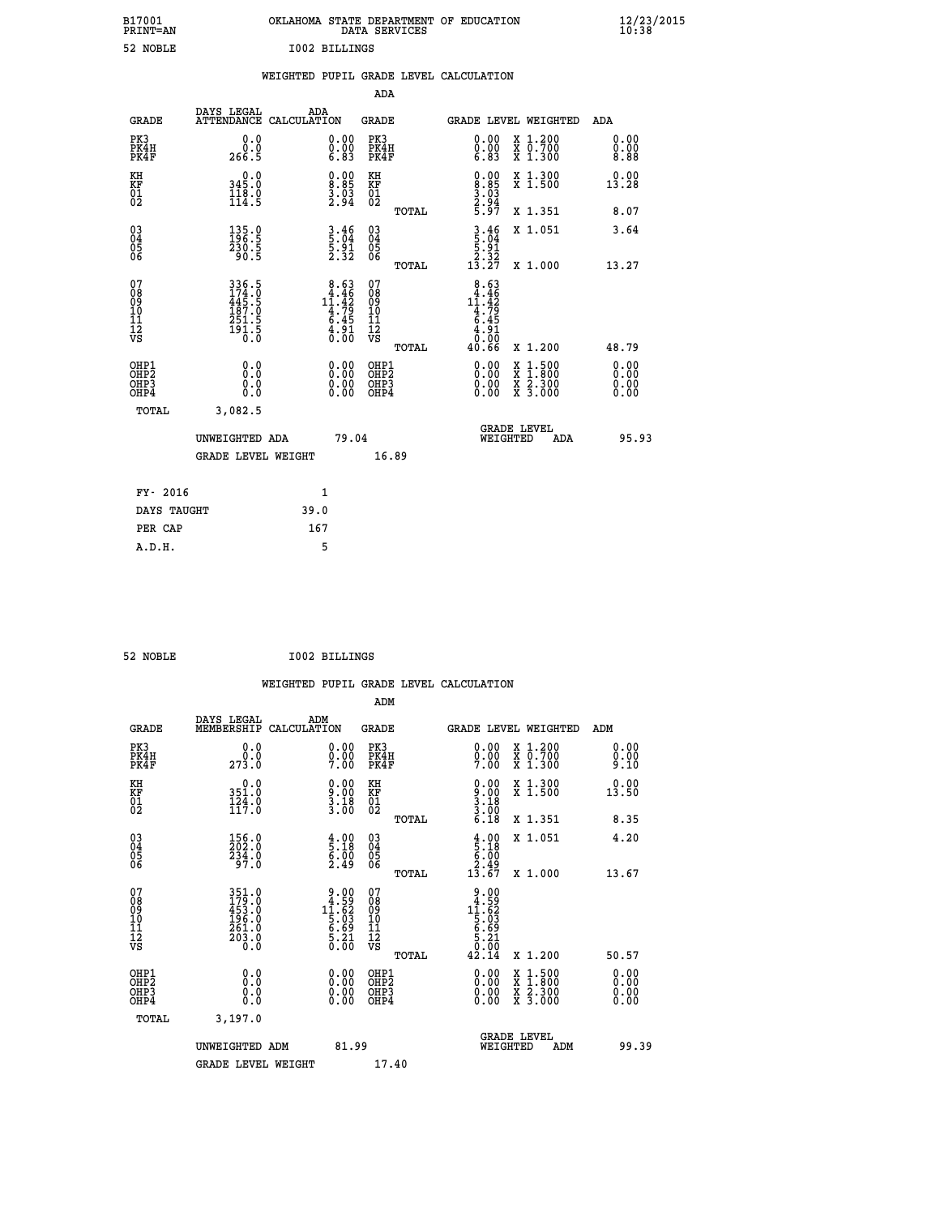B17001 OKLAHOMA STATE DEPARTMENT OF EDUCATION 12/23/2015
PRINT=AN DATA SERVICES 10:38

52 NOBLE I002 BILLINGS

WEIGHTED PUPIL GRADE LEVEL CALCULATION

ADA

| GRADE | DAYS LEGAL ATTENDANCE | ADA CALCULATION | GRADE | | GRADE LEVEL | WEIGHTED | ADA |
|---|---|---|---|---|---|---|---|
| PK3 | 0.0 | 0.00 | PK3 | | 0.00 | X 1.200 | 0.00 |
| PK4H | 0.0 | 0.00 | PK4H | | 0.00 | X 0.700 | 0.00 |
| PK4F | 266.5 | 6.83 | PK4F | | 6.83 | X 1.300 | 8.88 |
| KH | 0.0 | 0.00 | KH | | 0.00 | X 1.300 | 0.00 |
| KF | 345.0 | 8.85 | KF | | 8.85 | X 1.500 | 13.28 |
| 01 | 118.0 | 3.03 | 01 | | 3.03 | | |
| 02 | 114.5 | 2.94 | 02 | | 2.94 | | |
| | | | | TOTAL | 5.97 | X 1.351 | 8.07 |
| 03 | 135.0 | 3.46 | 03 | | 3.46 | X 1.051 | 3.64 |
| 04 | 196.5 | 5.04 | 04 | | 5.04 | | |
| 05 | 230.5 | 5.91 | 05 | | 5.91 | | |
| 06 | 90.5 | 2.32 | 06 | | 2.32 | | |
| | | | | TOTAL | 13.27 | X 1.000 | 13.27 |
| 07 | 336.5 | 8.63 | 07 | | 8.63 | | |
| 08 | 174.0 | 4.46 | 08 | | 4.46 | | |
| 09 | 445.5 | 11.42 | 09 | | 11.42 | | |
| 10 | 187.0 | 4.79 | 10 | | 4.79 | | |
| 11 | 251.5 | 6.45 | 11 | | 6.45 | | |
| 12 | 191.5 | 4.91 | 12 | | 4.91 | | |
| VS | 0.0 | 0.00 | VS | | 0.00 | | |
| | | | | TOTAL | 40.66 | X 1.200 | 48.79 |
| OHP1 | 0.0 | 0.00 | OHP1 | | 0.00 | X 1.500 | 0.00 |
| OHP2 | 0.0 | 0.00 | OHP2 | | 0.00 | X 1.800 | 0.00 |
| OHP3 | 0.0 | 0.00 | OHP3 | | 0.00 | X 2.300 | 0.00 |
| OHP4 | 0.0 | 0.00 | OHP4 | | 0.00 | X 3.000 | 0.00 |
| TOTAL | 3,082.5 | | | | | | |

UNWEIGHTED ADA 79.04 GRADE LEVEL WEIGHTED ADA 95.93

GRADE LEVEL WEIGHT 16.89

| FY- 2016 | 1 |
|---|---|
| DAYS TAUGHT | 39.0 |
| PER CAP | 167 |
| A.D.H. | 5 |

52 NOBLE I002 BILLINGS

WEIGHTED PUPIL GRADE LEVEL CALCULATION

ADM

| GRADE | DAYS LEGAL MEMBERSHIP | ADM CALCULATION | GRADE | | GRADE LEVEL | WEIGHTED | ADM |
|---|---|---|---|---|---|---|---|
| PK3 | 0.0 | 0.00 | PK3 | | 0.00 | X 1.200 | 0.00 |
| PK4H | 0.0 | 0.00 | PK4H | | 0.00 | X 0.700 | 0.00 |
| PK4F | 273.0 | 7.00 | PK4F | | 7.00 | X 1.300 | 9.10 |
| KH | 0.0 | 0.00 | KH | | 0.00 | X 1.300 | 0.00 |
| KF | 351.0 | 9.00 | KF | | 9.00 | X 1.500 | 13.50 |
| 01 | 124.0 | 3.18 | 01 | | 3.18 | | |
| 02 | 117.0 | 3.00 | 02 | | 3.00 | | |
| | | | | TOTAL | 6.18 | X 1.351 | 8.35 |
| 03 | 156.0 | 4.00 | 03 | | 4.00 | X 1.051 | 4.20 |
| 04 | 202.0 | 5.18 | 04 | | 5.18 | | |
| 05 | 234.0 | 6.00 | 05 | | 6.00 | | |
| 06 | 97.0 | 2.49 | 06 | | 2.49 | | |
| | | | | TOTAL | 13.67 | X 1.000 | 13.67 |
| 07 | 351.0 | 9.00 | 07 | | 9.00 | | |
| 08 | 179.0 | 4.59 | 08 | | 4.59 | | |
| 09 | 453.0 | 11.62 | 09 | | 11.62 | | |
| 10 | 196.0 | 5.03 | 10 | | 5.03 | | |
| 11 | 261.0 | 6.69 | 11 | | 6.69 | | |
| 12 | 203.0 | 5.21 | 12 | | 5.21 | | |
| VS | 0.0 | 0.00 | VS | | 0.00 | | |
| | | | | TOTAL | 42.14 | X 1.200 | 50.57 |
| OHP1 | 0.0 | 0.00 | OHP1 | | 0.00 | X 1.500 | 0.00 |
| OHP2 | 0.0 | 0.00 | OHP2 | | 0.00 | X 1.800 | 0.00 |
| OHP3 | 0.0 | 0.00 | OHP3 | | 0.00 | X 2.300 | 0.00 |
| OHP4 | 0.0 | 0.00 | OHP4 | | 0.00 | X 3.000 | 0.00 |
| TOTAL | 3,197.0 | | | | | | |

UNWEIGHTED ADM 81.99 GRADE LEVEL WEIGHTED ADM 99.39

GRADE LEVEL WEIGHT 17.40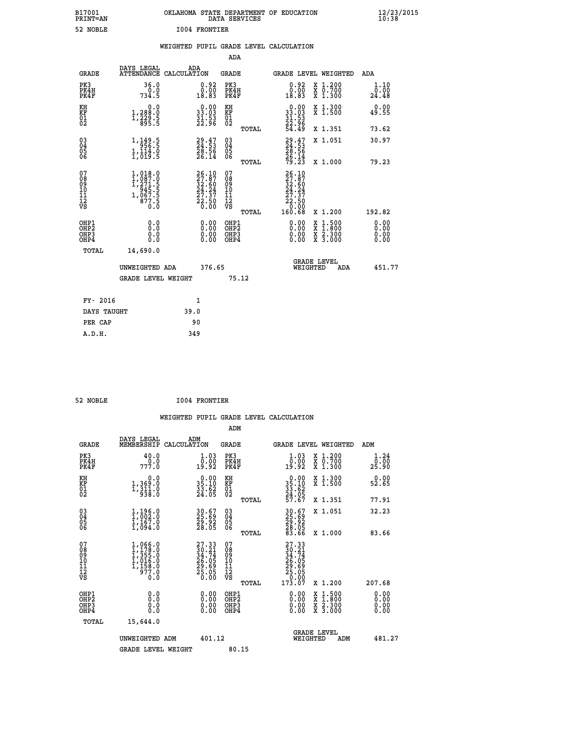B17001 OKLAHOMA STATE DEPARTMENT OF EDUCATION 12/23/2015
PRINT=AN DATA SERVICES 10:38

52 NOBLE I004 FRONTIER

## WEIGHTED PUPIL GRADE LEVEL CALCULATION

### ADA

| GRADE | DAYS LEGAL ATTENDANCE | ADA CALCULATION | GRADE | GRADE LEVEL | WEIGHTED | ADA |
|---|---|---|---|---|---|---|
| PK3 | 36.0 | 0.92 | PK3 | 0.92 | X 1.200 | 1.10 |
| PK4H | 0.0 | 0.00 | PK4H | 0.00 | X 0.700 | 0.00 |
| PK4F | 734.5 | 18.83 | PK4F | 18.83 | X 1.300 | 24.48 |
| KH | 0.0 | 0.00 | KH | 0.00 | X 1.300 | 0.00 |
| KF | 1,288.0 | 33.03 | KF | 33.03 | X 1.500 | 49.55 |
| 01 | 1,229.5 | 31.53 | 01 | 31.53 | | |
| 02 | 895.5 | 22.96 | 02 | 22.96 | | |
| | | | TOTAL | 54.49 | X 1.351 | 73.62 |
| 03 | 1,149.5 | 29.47 | 03 | 29.47 | X 1.051 | 30.97 |
| 04 | 956.5 | 24.53 | 04 | 24.53 | | |
| 05 | 1,114.0 | 28.56 | 05 | 28.56 | | |
| 06 | 1,019.5 | 26.14 | 06 | 26.14 | | |
| | | | TOTAL | 79.23 | X 1.000 | 79.23 |
| 07 | 1,018.0 | 26.10 | 07 | 26.10 | | |
| 08 | 1,087.0 | 27.87 | 08 | 27.87 | | |
| 09 | 1,271.5 | 32.60 | 09 | 32.60 | | |
| 10 | 945.5 | 24.24 | 10 | 24.24 | | |
| 11 | 1,067.5 | 27.37 | 11 | 27.37 | | |
| 12 | 877.5 | 22.50 | 12 | 22.50 | | |
| VS | 0.0 | 0.00 | VS | 0.00 | | |
| | | | TOTAL | 160.68 | X 1.200 | 192.82 |
| OHP1 | 0.0 | 0.00 | OHP1 | 0.00 | X 1.500 | 0.00 |
| OHP2 | 0.0 | 0.00 | OHP2 | 0.00 | X 1.800 | 0.00 |
| OHP3 | 0.0 | 0.00 | OHP3 | 0.00 | X 2.300 | 0.00 |
| OHP4 | 0.0 | 0.00 | OHP4 | 0.00 | X 3.000 | 0.00 |
| TOTAL | 14,690.0 | | | | | |

UNWEIGHTED ADA 376.65 — GRADE LEVEL WEIGHTED ADA 451.77

GRADE LEVEL WEIGHT 75.12

| FY- 2016 | 1 |
|---|---|
| DAYS TAUGHT | 39.0 |
| PER CAP | 90 |
| A.D.H. | 349 |

52 NOBLE I004 FRONTIER

## WEIGHTED PUPIL GRADE LEVEL CALCULATION

### ADM

| GRADE | DAYS LEGAL MEMBERSHIP | ADM CALCULATION | GRADE | GRADE LEVEL | WEIGHTED | ADM |
|---|---|---|---|---|---|---|
| PK3 | 40.0 | 1.03 | PK3 | 1.03 | X 1.200 | 1.24 |
| PK4H | 0.0 | 0.00 | PK4H | 0.00 | X 0.700 | 0.00 |
| PK4F | 777.0 | 19.92 | PK4F | 19.92 | X 1.300 | 25.90 |
| KH | 0.0 | 0.00 | KH | 0.00 | X 1.300 | 0.00 |
| KF | 1,369.0 | 35.10 | KF | 35.10 | X 1.500 | 52.65 |
| 01 | 1,311.0 | 33.62 | 01 | 33.62 | | |
| 02 | 938.0 | 24.05 | 02 | 24.05 | | |
| | | | TOTAL | 57.67 | X 1.351 | 77.91 |
| 03 | 1,196.0 | 30.67 | 03 | 30.67 | X 1.051 | 32.23 |
| 04 | 1,002.0 | 25.69 | 04 | 25.69 | | |
| 05 | 1,167.0 | 29.92 | 05 | 29.92 | | |
| 06 | 1,094.0 | 28.05 | 06 | 28.05 | | |
| | | | TOTAL | 83.66 | X 1.000 | 83.66 |
| 07 | 1,066.0 | 27.33 | 07 | 27.33 | | |
| 08 | 1,178.0 | 30.21 | 08 | 30.21 | | |
| 09 | 1,355.0 | 34.74 | 09 | 34.74 | | |
| 10 | 1,016.0 | 26.05 | 10 | 26.05 | | |
| 11 | 1,158.0 | 29.69 | 11 | 29.69 | | |
| 12 | 977.0 | 25.05 | 12 | 25.05 | | |
| VS | 0.0 | 0.00 | VS | 0.00 | | |
| | | | TOTAL | 173.07 | X 1.200 | 207.68 |
| OHP1 | 0.0 | 0.00 | OHP1 | 0.00 | X 1.500 | 0.00 |
| OHP2 | 0.0 | 0.00 | OHP2 | 0.00 | X 1.800 | 0.00 |
| OHP3 | 0.0 | 0.00 | OHP3 | 0.00 | X 2.300 | 0.00 |
| OHP4 | 0.0 | 0.00 | OHP4 | 0.00 | X 3.000 | 0.00 |
| TOTAL | 15,644.0 | | | | | |

UNWEIGHTED ADM 401.12 — GRADE LEVEL WEIGHTED ADM 481.27

GRADE LEVEL WEIGHT 80.15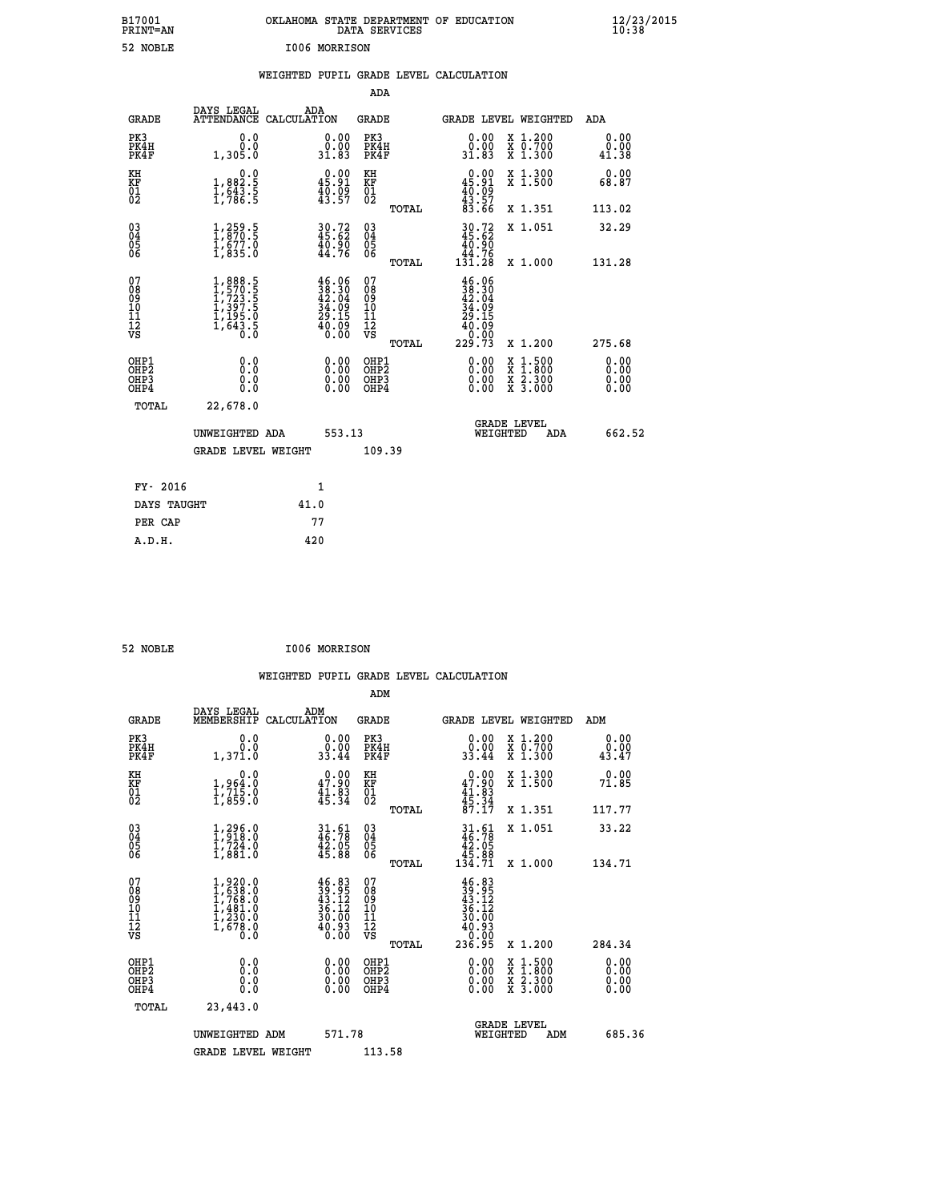B17001 OKLAHOMA STATE DEPARTMENT OF EDUCATION 12/23/2015
PRINT=AN DATA SERVICES 10:38

52 NOBLE I006 MORRISON

WEIGHTED PUPIL GRADE LEVEL CALCULATION

ADA

| GRADE | DAYS LEGAL ATTENDANCE | ADA CALCULATION | GRADE | GRADE LEVEL | WEIGHTED | ADA |
|---|---|---|---|---|---|---|
| PK3 | 0.0 | 0.00 | PK3 | 0.00 | X 1.200 | 0.00 |
| PK4H | 0.0 | 0.00 | PK4H | 0.00 | X 0.700 | 0.00 |
| PK4F | 1,305.0 | 31.83 | PK4F | 31.83 | X 1.300 | 41.38 |
| KH | 0.0 | 0.00 | KH | 0.00 | X 1.300 | 0.00 |
| KF | 1,882.5 | 45.91 | KF | 45.91 | X 1.500 | 68.87 |
| 01 | 1,643.5 | 40.09 | 01 | 40.09 | | |
| 02 | 1,786.5 | 43.57 | 02 | 43.57 | | |
| | | | TOTAL | 83.66 | X 1.351 | 113.02 |
| 03 | 1,259.5 | 30.72 | 03 | 30.72 | X 1.051 | 32.29 |
| 04 | 1,870.5 | 45.62 | 04 | 45.62 | | |
| 05 | 1,677.0 | 40.90 | 05 | 40.90 | | |
| 06 | 1,835.0 | 44.76 | 06 | 44.76 | | |
| | | | TOTAL | 131.28 | X 1.000 | 131.28 |
| 07 | 1,888.5 | 46.06 | 07 | 46.06 | | |
| 08 | 1,570.5 | 38.30 | 08 | 38.30 | | |
| 09 | 1,723.5 | 42.04 | 09 | 42.04 | | |
| 10 | 1,397.5 | 34.09 | 10 | 34.09 | | |
| 11 | 1,195.0 | 29.15 | 11 | 29.15 | | |
| 12 | 1,643.5 | 40.09 | 12 | 40.09 | | |
| VS | 0.0 | 0.00 | VS | 0.00 | | |
| | | | TOTAL | 229.73 | X 1.200 | 275.68 |
| OHP1 | 0.0 | 0.00 | OHP1 | 0.00 | X 1.500 | 0.00 |
| OHP2 | 0.0 | 0.00 | OHP2 | 0.00 | X 1.800 | 0.00 |
| OHP3 | 0.0 | 0.00 | OHP3 | 0.00 | X 2.300 | 0.00 |
| OHP4 | 0.0 | 0.00 | OHP4 | 0.00 | X 3.000 | 0.00 |
| TOTAL | 22,678.0 | | | | | |

UNWEIGHTED ADA 553.13 GRADE LEVEL WEIGHTED ADA 662.52

GRADE LEVEL WEIGHT 109.39

| FY- 2016 | 1 |
|---|---|
| DAYS TAUGHT | 41.0 |
| PER CAP | 77 |
| A.D.H. | 420 |

52 NOBLE I006 MORRISON

WEIGHTED PUPIL GRADE LEVEL CALCULATION

ADM

| GRADE | DAYS LEGAL MEMBERSHIP | ADM CALCULATION | GRADE | GRADE LEVEL | WEIGHTED | ADM |
|---|---|---|---|---|---|---|
| PK3 | 0.0 | 0.00 | PK3 | 0.00 | X 1.200 | 0.00 |
| PK4H | 0.0 | 0.00 | PK4H | 0.00 | X 0.700 | 0.00 |
| PK4F | 1,371.0 | 33.44 | PK4F | 33.44 | X 1.300 | 43.47 |
| KH | 0.0 | 0.00 | KH | 0.00 | X 1.300 | 0.00 |
| KF | 1,964.0 | 47.90 | KF | 47.90 | X 1.500 | 71.85 |
| 01 | 1,715.0 | 41.83 | 01 | 41.83 | | |
| 02 | 1,859.0 | 45.34 | 02 | 45.34 | | |
| | | | TOTAL | 87.17 | X 1.351 | 117.77 |
| 03 | 1,296.0 | 31.61 | 03 | 31.61 | X 1.051 | 33.22 |
| 04 | 1,918.0 | 46.78 | 04 | 46.78 | | |
| 05 | 1,724.0 | 42.05 | 05 | 42.05 | | |
| 06 | 1,881.0 | 45.88 | 06 | 45.88 | | |
| | | | TOTAL | 134.71 | X 1.000 | 134.71 |
| 07 | 1,920.0 | 46.83 | 07 | 46.83 | | |
| 08 | 1,638.0 | 39.95 | 08 | 39.95 | | |
| 09 | 1,768.0 | 43.12 | 09 | 43.12 | | |
| 10 | 1,481.0 | 36.12 | 10 | 36.12 | | |
| 11 | 1,230.0 | 30.00 | 11 | 30.00 | | |
| 12 | 1,678.0 | 40.93 | 12 | 40.93 | | |
| VS | 0.0 | 0.00 | VS | 0.00 | | |
| | | | TOTAL | 236.95 | X 1.200 | 284.34 |
| OHP1 | 0.0 | 0.00 | OHP1 | 0.00 | X 1.500 | 0.00 |
| OHP2 | 0.0 | 0.00 | OHP2 | 0.00 | X 1.800 | 0.00 |
| OHP3 | 0.0 | 0.00 | OHP3 | 0.00 | X 2.300 | 0.00 |
| OHP4 | 0.0 | 0.00 | OHP4 | 0.00 | X 3.000 | 0.00 |
| TOTAL | 23,443.0 | | | | | |

UNWEIGHTED ADM 571.78 GRADE LEVEL WEIGHTED ADM 685.36

GRADE LEVEL WEIGHT 113.58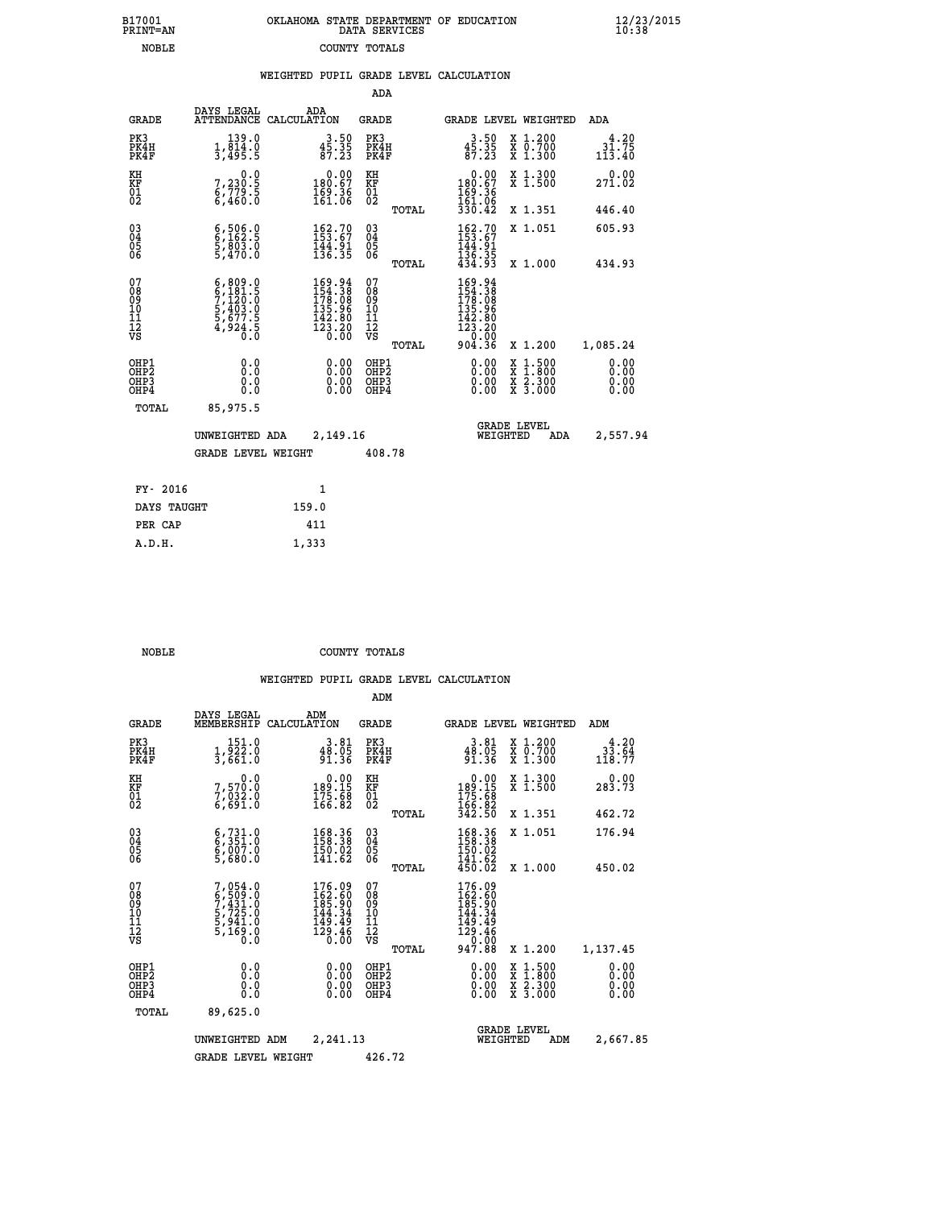B17001 OKLAHOMA STATE DEPARTMENT OF EDUCATION 12/23/2015
PRINT=AN DATA SERVICES 10:38
NOBLE COUNTY TOTALS

## WEIGHTED PUPIL GRADE LEVEL CALCULATION

### ADA

| GRADE | DAYS LEGAL ATTENDANCE | ADA CALCULATION | GRADE | | GRADE LEVEL | WEIGHTED | ADA |
|---|---|---|---|---|---|---|---|
| PK3 | 139.0 | 3.50 | PK3 | | 3.50 | X 1.200 | 4.20 |
| PK4H | 1,814.0 | 45.35 | PK4H | | 45.35 | X 0.700 | 31.75 |
| PK4F | 3,495.5 | 87.23 | PK4F | | 87.23 | X 1.300 | 113.40 |
| KH | 0.0 | 0.00 | KH | | 0.00 | X 1.300 | 0.00 |
| KF | 7,230.5 | 180.67 | KF | | 180.67 | X 1.500 | 271.02 |
| 01 | 6,779.5 | 169.36 | 01 | | 169.36 | | |
| 02 | 6,460.0 | 161.06 | 02 | | 161.06 | | |
| | | | | TOTAL | 330.42 | X 1.351 | 446.40 |
| 03 | 6,506.0 | 162.70 | 03 | | 162.70 | X 1.051 | 605.93 |
| 04 | 6,162.5 | 153.67 | 04 | | 153.67 | | |
| 05 | 5,803.0 | 144.91 | 05 | | 144.91 | | |
| 06 | 5,470.0 | 136.35 | 06 | | 136.35 | | |
| | | | | TOTAL | 434.93 | X 1.000 | 434.93 |
| 07 | 6,809.0 | 169.94 | 07 | | 169.94 | | |
| 08 | 6,181.5 | 154.38 | 08 | | 154.38 | | |
| 09 | 7,120.0 | 178.08 | 09 | | 178.08 | | |
| 10 | 5,403.0 | 135.96 | 10 | | 135.96 | | |
| 11 | 5,677.5 | 142.80 | 11 | | 142.80 | | |
| 12 | 4,924.5 | 123.20 | 12 | | 123.20 | | |
| VS | 0.0 | 0.00 | VS | | 0.00 | | |
| | | | | TOTAL | 904.36 | X 1.200 | 1,085.24 |
| OHP1 | 0.0 | 0.00 | OHP1 | | 0.00 | X 1.500 | 0.00 |
| OHP2 | 0.0 | 0.00 | OHP2 | | 0.00 | X 1.800 | 0.00 |
| OHP3 | 0.0 | 0.00 | OHP3 | | 0.00 | X 2.300 | 0.00 |
| OHP4 | 0.0 | 0.00 | OHP4 | | 0.00 | X 3.000 | 0.00 |
| TOTAL | 85,975.5 | | | | | | |

UNWEIGHTED ADA 2,149.16 GRADE LEVEL WEIGHTED ADA 2,557.94

GRADE LEVEL WEIGHT 408.78

| FY- 2016 | 1 |
|---|---|
| DAYS TAUGHT | 159.0 |
| PER CAP | 411 |
| A.D.H. | 1,333 |

NOBLE COUNTY TOTALS

## WEIGHTED PUPIL GRADE LEVEL CALCULATION

### ADM

| GRADE | DAYS LEGAL MEMBERSHIP | ADM CALCULATION | GRADE | | GRADE LEVEL | WEIGHTED | ADM |
|---|---|---|---|---|---|---|---|
| PK3 | 151.0 | 3.81 | PK3 | | 3.81 | X 1.200 | 4.20 |
| PK4H | 1,922.0 | 48.05 | PK4H | | 48.05 | X 0.700 | 33.64 |
| PK4F | 3,661.0 | 91.36 | PK4F | | 91.36 | X 1.300 | 118.77 |
| KH | 0.0 | 0.00 | KH | | 0.00 | X 1.300 | 0.00 |
| KF | 7,570.0 | 189.15 | KF | | 189.15 | X 1.500 | 283.73 |
| 01 | 7,032.0 | 175.68 | 01 | | 175.68 | | |
| 02 | 6,691.0 | 166.82 | 02 | | 166.82 | | |
| | | | | TOTAL | 342.50 | X 1.351 | 462.72 |
| 03 | 6,731.0 | 168.36 | 03 | | 168.36 | X 1.051 | 176.94 |
| 04 | 6,351.0 | 158.38 | 04 | | 158.38 | | |
| 05 | 6,007.0 | 150.02 | 05 | | 150.02 | | |
| 06 | 5,680.0 | 141.62 | 06 | | 141.62 | | |
| | | | | TOTAL | 450.02 | X 1.000 | 450.02 |
| 07 | 7,054.0 | 176.09 | 07 | | 176.09 | | |
| 08 | 6,509.0 | 162.60 | 08 | | 162.60 | | |
| 09 | 7,431.0 | 185.90 | 09 | | 185.90 | | |
| 10 | 5,725.0 | 144.34 | 10 | | 144.34 | | |
| 11 | 5,941.0 | 149.49 | 11 | | 149.49 | | |
| 12 | 5,169.0 | 129.46 | 12 | | 129.46 | | |
| VS | 0.0 | 0.00 | VS | | 0.00 | | |
| | | | | TOTAL | 947.88 | X 1.200 | 1,137.45 |
| OHP1 | 0.0 | 0.00 | OHP1 | | 0.00 | X 1.500 | 0.00 |
| OHP2 | 0.0 | 0.00 | OHP2 | | 0.00 | X 1.800 | 0.00 |
| OHP3 | 0.0 | 0.00 | OHP3 | | 0.00 | X 2.300 | 0.00 |
| OHP4 | 0.0 | 0.00 | OHP4 | | 0.00 | X 3.000 | 0.00 |
| TOTAL | 89,625.0 | | | | | | |

UNWEIGHTED ADM 2,241.13 GRADE LEVEL WEIGHTED ADM 2,667.85

GRADE LEVEL WEIGHT 426.72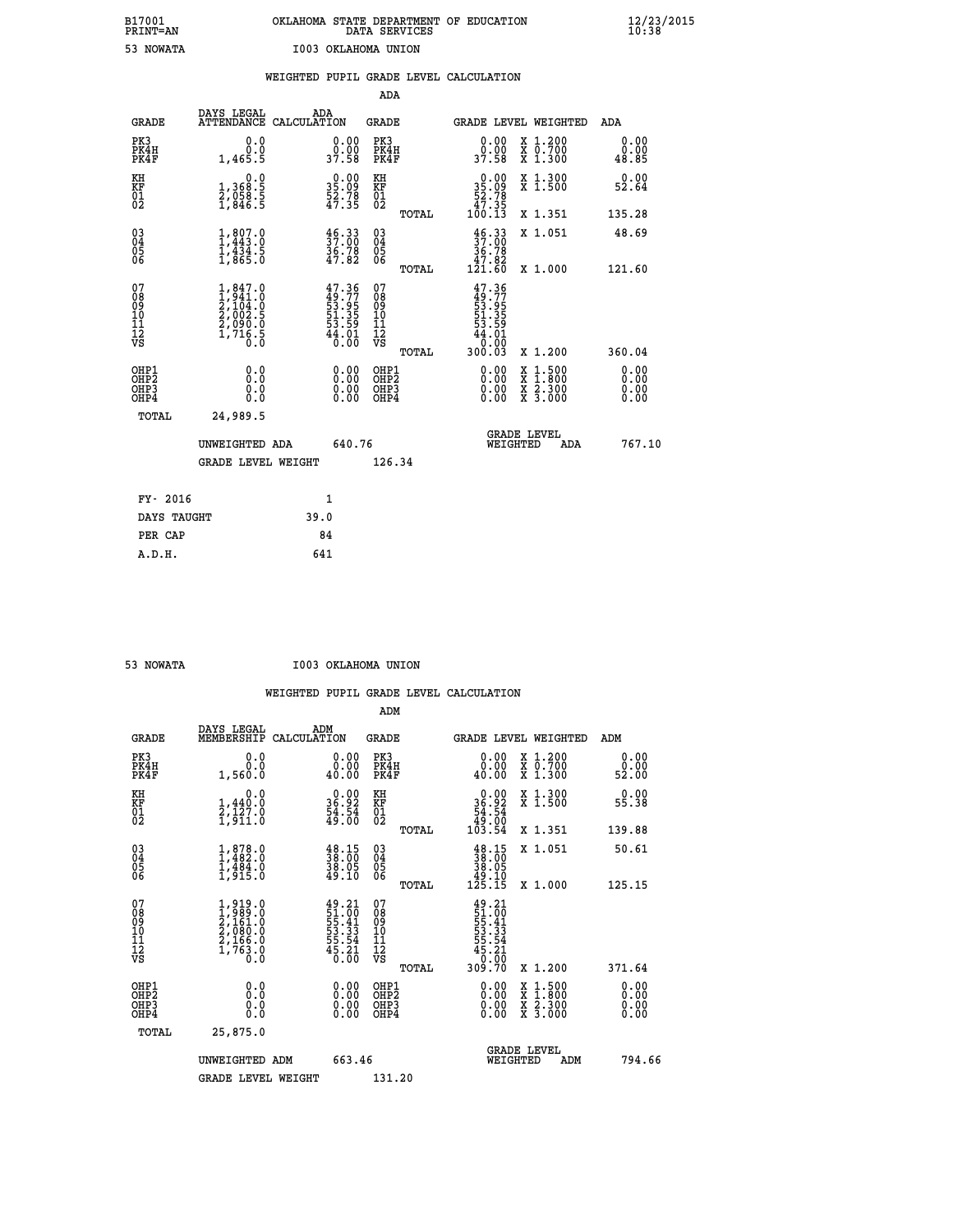B17001 OKLAHOMA STATE DEPARTMENT OF EDUCATION 12/23/2015
PRINT=AN DATA SERVICES 10:38

53 NOWATA I003 OKLAHOMA UNION

## WEIGHTED PUPIL GRADE LEVEL CALCULATION

### ADA

| GRADE | DAYS LEGAL ATTENDANCE | ADA CALCULATION | GRADE | GRADE LEVEL | WEIGHTED | ADA |
|---|---|---|---|---|---|---|
| PK3 | 0.0 | 0.00 | PK3 | 0.00 | X 1.200 | 0.00 |
| PK4H | 0.0 | 0.00 | PK4H | 0.00 | X 0.700 | 0.00 |
| PK4F | 1,465.5 | 37.58 | PK4F | 37.58 | X 1.300 | 48.85 |
| KH | 0.0 | 0.00 | KH | 0.00 | X 1.300 | 0.00 |
| KF | 1,368.5 | 35.09 | KF | 35.09 | X 1.500 | 52.64 |
| 01 | 2,058.5 | 52.78 | 01 | 52.78 | | |
| 02 | 1,846.5 | 47.35 | 02 | 47.35 | | |
| | | | TOTAL | 100.13 | X 1.351 | 135.28 |
| 03 | 1,807.0 | 46.33 | 03 | 46.33 | X 1.051 | 48.69 |
| 04 | 1,443.0 | 37.00 | 04 | 37.00 | | |
| 05 | 1,434.5 | 36.78 | 05 | 36.78 | | |
| 06 | 1,865.0 | 47.82 | 06 | 47.82 | | |
| | | | TOTAL | 121.60 | X 1.000 | 121.60 |
| 07 | 1,847.0 | 47.36 | 07 | 47.36 | | |
| 08 | 1,941.0 | 49.77 | 08 | 49.77 | | |
| 09 | 2,104.0 | 53.95 | 09 | 53.95 | | |
| 10 | 2,002.5 | 51.35 | 10 | 51.35 | | |
| 11 | 2,090.0 | 53.59 | 11 | 53.59 | | |
| 12 | 1,716.5 | 44.01 | 12 | 44.01 | | |
| VS | 0.0 | 0.00 | VS | 0.00 | | |
| | | | TOTAL | 300.03 | X 1.200 | 360.04 |
| OHP1 | 0.0 | 0.00 | OHP1 | 0.00 | X 1.500 | 0.00 |
| OHP2 | 0.0 | 0.00 | OHP2 | 0.00 | X 1.800 | 0.00 |
| OHP3 | 0.0 | 0.00 | OHP3 | 0.00 | X 2.300 | 0.00 |
| OHP4 | 0.0 | 0.00 | OHP4 | 0.00 | X 3.000 | 0.00 |
| TOTAL | 24,989.5 | | | | | |

UNWEIGHTED ADA 640.76 GRADE LEVEL WEIGHTED ADA 767.10

GRADE LEVEL WEIGHT 126.34

| | |
|---|---|
| FY- 2016 | 1 |
| DAYS TAUGHT | 39.0 |
| PER CAP | 84 |
| A.D.H. | 641 |

53 NOWATA I003 OKLAHOMA UNION

## WEIGHTED PUPIL GRADE LEVEL CALCULATION

### ADM

| GRADE | DAYS LEGAL MEMBERSHIP | ADM CALCULATION | GRADE | GRADE LEVEL | WEIGHTED | ADM |
|---|---|---|---|---|---|---|
| PK3 | 0.0 | 0.00 | PK3 | 0.00 | X 1.200 | 0.00 |
| PK4H | 0.0 | 0.00 | PK4H | 0.00 | X 0.700 | 0.00 |
| PK4F | 1,560.0 | 40.00 | PK4F | 40.00 | X 1.300 | 52.00 |
| KH | 0.0 | 0.00 | KH | 0.00 | X 1.300 | 0.00 |
| KF | 1,440.0 | 36.92 | KF | 36.92 | X 1.500 | 55.38 |
| 01 | 2,127.0 | 54.54 | 01 | 54.54 | | |
| 02 | 1,911.0 | 49.00 | 02 | 49.00 | | |
| | | | TOTAL | 103.54 | X 1.351 | 139.88 |
| 03 | 1,878.0 | 48.15 | 03 | 48.15 | X 1.051 | 50.61 |
| 04 | 1,482.0 | 38.00 | 04 | 38.00 | | |
| 05 | 1,484.0 | 38.05 | 05 | 38.05 | | |
| 06 | 1,915.0 | 49.10 | 06 | 49.10 | | |
| | | | TOTAL | 125.15 | X 1.000 | 125.15 |
| 07 | 1,919.0 | 49.21 | 07 | 49.21 | | |
| 08 | 1,989.0 | 51.00 | 08 | 51.00 | | |
| 09 | 2,161.0 | 55.41 | 09 | 55.41 | | |
| 10 | 2,080.0 | 53.33 | 10 | 53.33 | | |
| 11 | 2,166.0 | 55.54 | 11 | 55.54 | | |
| 12 | 1,763.0 | 45.21 | 12 | 45.21 | | |
| VS | 0.0 | 0.00 | VS | 0.00 | | |
| | | | TOTAL | 309.70 | X 1.200 | 371.64 |
| OHP1 | 0.0 | 0.00 | OHP1 | 0.00 | X 1.500 | 0.00 |
| OHP2 | 0.0 | 0.00 | OHP2 | 0.00 | X 1.800 | 0.00 |
| OHP3 | 0.0 | 0.00 | OHP3 | 0.00 | X 2.300 | 0.00 |
| OHP4 | 0.0 | 0.00 | OHP4 | 0.00 | X 3.000 | 0.00 |
| TOTAL | 25,875.0 | | | | | |

UNWEIGHTED ADM 663.46 GRADE LEVEL WEIGHTED ADM 794.66

GRADE LEVEL WEIGHT 131.20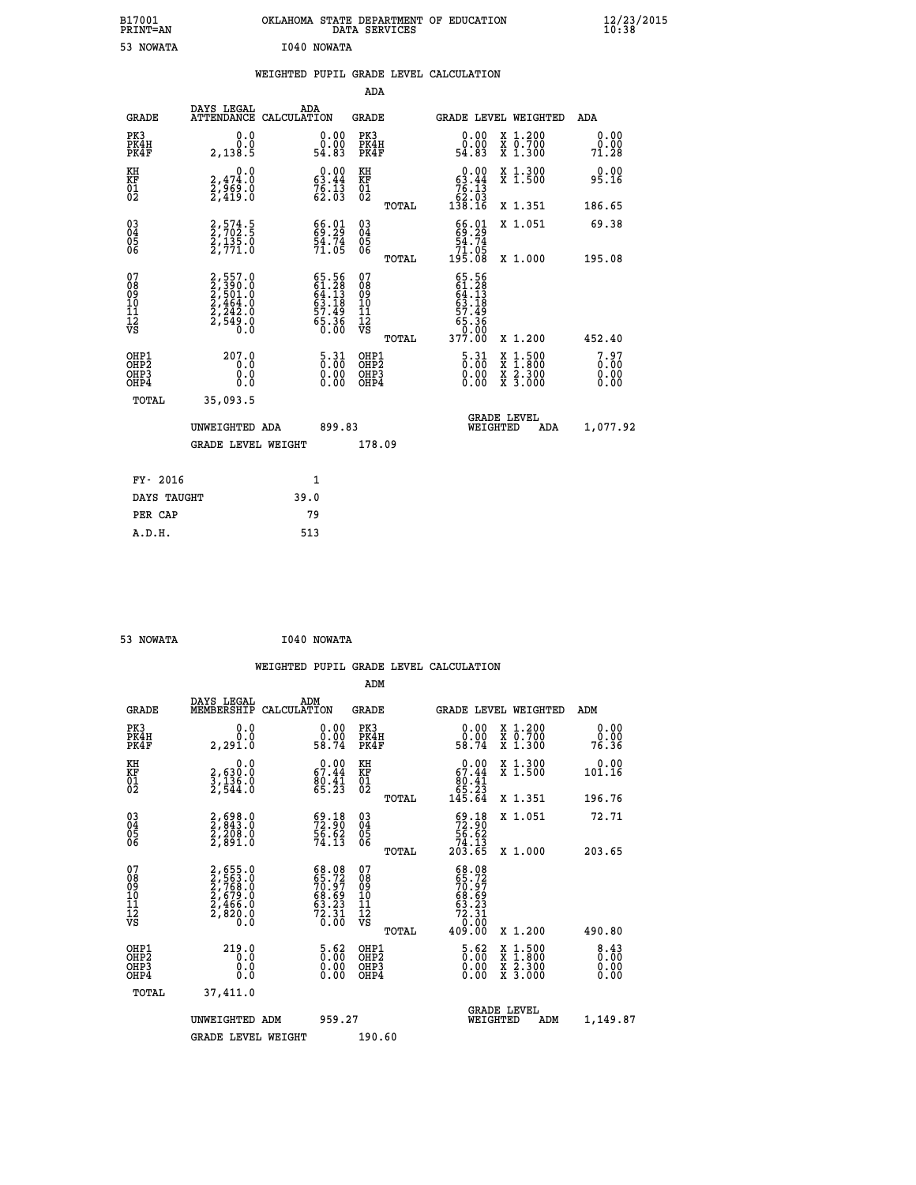B17001 OKLAHOMA STATE DEPARTMENT OF EDUCATION 12/23/2015
PRINT=AN DATA SERVICES 10:38

53 NOWATA I040 NOWATA

WEIGHTED PUPIL GRADE LEVEL CALCULATION

ADA

| GRADE | DAYS LEGAL ATTENDANCE | ADA CALCULATION | GRADE | | GRADE LEVEL | WEIGHTED | ADA |
|---|---|---|---|---|---|---|---|
| PK3 | 0.0 | 0.00 | PK3 | | 0.00 | X 1.200 | 0.00 |
| PK4H | 0.0 | 0.00 | PK4H | | 0.00 | X 0.700 | 0.00 |
| PK4F | 2,138.5 | 54.83 | PK4F | | 54.83 | X 1.300 | 71.28 |
| KH | 0.0 | 0.00 | KH | | 0.00 | X 1.300 | 0.00 |
| KF | 2,474.0 | 63.44 | KF | | 63.44 | X 1.500 | 95.16 |
| 01 | 2,969.0 | 76.13 | 01 | | 76.13 | | |
| 02 | 2,419.0 | 62.03 | 02 | | 62.03 | | |
| | | | | TOTAL | 138.16 | X 1.351 | 186.65 |
| 03 | 2,574.5 | 66.01 | 03 | | 66.01 | X 1.051 | 69.38 |
| 04 | 2,702.5 | 69.29 | 04 | | 69.29 | | |
| 05 | 2,135.0 | 54.74 | 05 | | 54.74 | | |
| 06 | 2,771.0 | 71.05 | 06 | | 71.05 | | |
| | | | | TOTAL | 195.08 | X 1.000 | 195.08 |
| 07 | 2,557.0 | 65.56 | 07 | | 65.56 | | |
| 08 | 2,390.0 | 61.28 | 08 | | 61.28 | | |
| 09 | 2,501.0 | 64.13 | 09 | | 64.13 | | |
| 10 | 2,464.0 | 63.18 | 10 | | 63.18 | | |
| 11 | 2,242.0 | 57.49 | 11 | | 57.49 | | |
| 12 | 2,549.0 | 65.36 | 12 | | 65.36 | | |
| VS | 0.0 | 0.00 | VS | | 0.00 | | |
| | | | | TOTAL | 377.00 | X 1.200 | 452.40 |
| OHP1 | 207.0 | 5.31 | OHP1 | | 5.31 | X 1.500 | 7.97 |
| OHP2 | 0.0 | 0.00 | OHP2 | | 0.00 | X 1.800 | 0.00 |
| OHP3 | 0.0 | 0.00 | OHP3 | | 0.00 | X 2.300 | 0.00 |
| OHP4 | 0.0 | 0.00 | OHP4 | | 0.00 | X 3.000 | 0.00 |
| TOTAL | 35,093.5 | | | | | | |

UNWEIGHTED ADA 899.83 GRADE LEVEL WEIGHTED ADA 1,077.92

GRADE LEVEL WEIGHT 178.09

| | |
|---|---|
| FY- 2016 | 1 |
| DAYS TAUGHT | 39.0 |
| PER CAP | 79 |
| A.D.H. | 513 |

53 NOWATA I040 NOWATA

WEIGHTED PUPIL GRADE LEVEL CALCULATION

ADM

| GRADE | DAYS LEGAL MEMBERSHIP | ADM CALCULATION | GRADE | | GRADE LEVEL | WEIGHTED | ADM |
|---|---|---|---|---|---|---|---|
| PK3 | 0.0 | 0.00 | PK3 | | 0.00 | X 1.200 | 0.00 |
| PK4H | 0.0 | 0.00 | PK4H | | 0.00 | X 0.700 | 0.00 |
| PK4F | 2,291.0 | 58.74 | PK4F | | 58.74 | X 1.300 | 76.36 |
| KH | 0.0 | 0.00 | KH | | 0.00 | X 1.300 | 0.00 |
| KF | 2,630.0 | 67.44 | KF | | 67.44 | X 1.500 | 101.16 |
| 01 | 3,136.0 | 80.41 | 01 | | 80.41 | | |
| 02 | 2,544.0 | 65.23 | 02 | | 65.23 | | |
| | | | | TOTAL | 145.64 | X 1.351 | 196.76 |
| 03 | 2,698.0 | 69.18 | 03 | | 69.18 | X 1.051 | 72.71 |
| 04 | 2,843.0 | 72.90 | 04 | | 72.90 | | |
| 05 | 2,208.0 | 56.62 | 05 | | 56.62 | | |
| 06 | 2,891.0 | 74.13 | 06 | | 74.13 | | |
| | | | | TOTAL | 203.65 | X 1.000 | 203.65 |
| 07 | 2,655.0 | 68.08 | 07 | | 68.08 | | |
| 08 | 2,563.0 | 65.72 | 08 | | 65.72 | | |
| 09 | 2,768.0 | 70.97 | 09 | | 70.97 | | |
| 10 | 2,679.0 | 68.69 | 10 | | 68.69 | | |
| 11 | 2,466.0 | 63.23 | 11 | | 63.23 | | |
| 12 | 2,820.0 | 72.31 | 12 | | 72.31 | | |
| VS | 0.0 | 0.00 | VS | | 0.00 | | |
| | | | | TOTAL | 409.00 | X 1.200 | 490.80 |
| OHP1 | 219.0 | 5.62 | OHP1 | | 5.62 | X 1.500 | 8.43 |
| OHP2 | 0.0 | 0.00 | OHP2 | | 0.00 | X 1.800 | 0.00 |
| OHP3 | 0.0 | 0.00 | OHP3 | | 0.00 | X 2.300 | 0.00 |
| OHP4 | 0.0 | 0.00 | OHP4 | | 0.00 | X 3.000 | 0.00 |
| TOTAL | 37,411.0 | | | | | | |

UNWEIGHTED ADM 959.27 GRADE LEVEL WEIGHTED ADM 1,149.87

GRADE LEVEL WEIGHT 190.60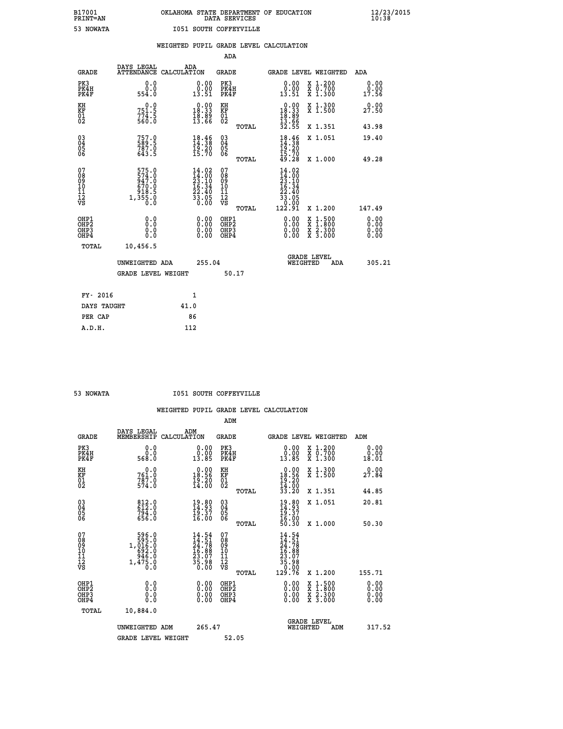B17001 OKLAHOMA STATE DEPARTMENT OF EDUCATION 12/23/2015
PRINT=AN DATA SERVICES 10:38

53 NOWATA I051 SOUTH COFFEYVILLE

WEIGHTED PUPIL GRADE LEVEL CALCULATION

ADA

| GRADE | DAYS LEGAL ATTENDANCE | ADA CALCULATION | GRADE | GRADE LEVEL | WEIGHTED | ADA |
|---|---|---|---|---|---|---|
| PK3 | 0.0 | 0.00 | PK3 | 0.00 | X 1.200 | 0.00 |
| PK4H | 0.0 | 0.00 | PK4H | 0.00 | X 0.700 | 0.00 |
| PK4F | 554.0 | 13.51 | PK4F | 13.51 | X 1.300 | 17.56 |
| KH | 0.0 | 0.00 | KH | 0.00 | X 1.300 | 0.00 |
| KF | 751.5 | 18.33 | KF | 18.33 | X 1.500 | 27.50 |
| 01 | 774.5 | 18.89 | 01 | 18.89 | | |
| 02 | 560.0 | 13.66 | 02 | 13.66 | | |
| | | | TOTAL | 32.55 | X 1.351 | 43.98 |
| 03 | 757.0 | 18.46 | 03 | 18.46 | X 1.051 | 19.40 |
| 04 | 589.5 | 14.38 | 04 | 14.38 | | |
| 05 | 787.0 | 19.20 | 05 | 19.20 | | |
| 06 | 643.5 | 15.70 | 06 | 15.70 | | |
| | | | TOTAL | 49.28 | X 1.000 | 49.28 |
| 07 | 575.0 | 14.02 | 07 | 14.02 | | |
| 08 | 574.0 | 14.00 | 08 | 14.00 | | |
| 09 | 947.0 | 23.10 | 09 | 23.10 | | |
| 10 | 670.0 | 16.34 | 10 | 16.34 | | |
| 11 | 918.5 | 22.40 | 11 | 22.40 | | |
| 12 | 1,355.0 | 33.05 | 12 | 33.05 | | |
| VS | 0.0 | 0.00 | VS | 0.00 | | |
| | | | TOTAL | 122.91 | X 1.200 | 147.49 |
| OHP1 | 0.0 | 0.00 | OHP1 | 0.00 | X 1.500 | 0.00 |
| OHP2 | 0.0 | 0.00 | OHP2 | 0.00 | X 1.800 | 0.00 |
| OHP3 | 0.0 | 0.00 | OHP3 | 0.00 | X 2.300 | 0.00 |
| OHP4 | 0.0 | 0.00 | OHP4 | 0.00 | X 3.000 | 0.00 |
| TOTAL | 10,456.5 | | | | | |

UNWEIGHTED ADA 255.04 GRADE LEVEL WEIGHTED ADA 305.21

GRADE LEVEL WEIGHT 50.17

| FY- 2016 | 1 |
|---|---|
| DAYS TAUGHT | 41.0 |
| PER CAP | 86 |
| A.D.H. | 112 |

53 NOWATA I051 SOUTH COFFEYVILLE

WEIGHTED PUPIL GRADE LEVEL CALCULATION

ADM

| GRADE | DAYS LEGAL MEMBERSHIP | ADM CALCULATION | GRADE | GRADE LEVEL | WEIGHTED | ADM |
|---|---|---|---|---|---|---|
| PK3 | 0.0 | 0.00 | PK3 | 0.00 | X 1.200 | 0.00 |
| PK4H | 0.0 | 0.00 | PK4H | 0.00 | X 0.700 | 0.00 |
| PK4F | 568.0 | 13.85 | PK4F | 13.85 | X 1.300 | 18.01 |
| KH | 0.0 | 0.00 | KH | 0.00 | X 1.300 | 0.00 |
| KF | 761.0 | 18.56 | KF | 18.56 | X 1.500 | 27.84 |
| 01 | 787.0 | 19.20 | 01 | 19.20 | | |
| 02 | 574.0 | 14.00 | 02 | 14.00 | | |
| | | | TOTAL | 33.20 | X 1.351 | 44.85 |
| 03 | 812.0 | 19.80 | 03 | 19.80 | X 1.051 | 20.81 |
| 04 | 612.0 | 14.93 | 04 | 14.93 | | |
| 05 | 794.0 | 19.37 | 05 | 19.37 | | |
| 06 | 656.0 | 16.00 | 06 | 16.00 | | |
| | | | TOTAL | 50.30 | X 1.000 | 50.30 |
| 07 | 596.0 | 14.54 | 07 | 14.54 | | |
| 08 | 595.0 | 14.51 | 08 | 14.51 | | |
| 09 | 1,016.0 | 24.78 | 09 | 24.78 | | |
| 10 | 692.0 | 16.88 | 10 | 16.88 | | |
| 11 | 946.0 | 23.07 | 11 | 23.07 | | |
| 12 | 1,475.0 | 35.98 | 12 | 35.98 | | |
| VS | 0.0 | 0.00 | VS | 0.00 | | |
| | | | TOTAL | 129.76 | X 1.200 | 155.71 |
| OHP1 | 0.0 | 0.00 | OHP1 | 0.00 | X 1.500 | 0.00 |
| OHP2 | 0.0 | 0.00 | OHP2 | 0.00 | X 1.800 | 0.00 |
| OHP3 | 0.0 | 0.00 | OHP3 | 0.00 | X 2.300 | 0.00 |
| OHP4 | 0.0 | 0.00 | OHP4 | 0.00 | X 3.000 | 0.00 |
| TOTAL | 10,884.0 | | | | | |

UNWEIGHTED ADM 265.47 GRADE LEVEL WEIGHTED ADM 317.52

GRADE LEVEL WEIGHT 52.05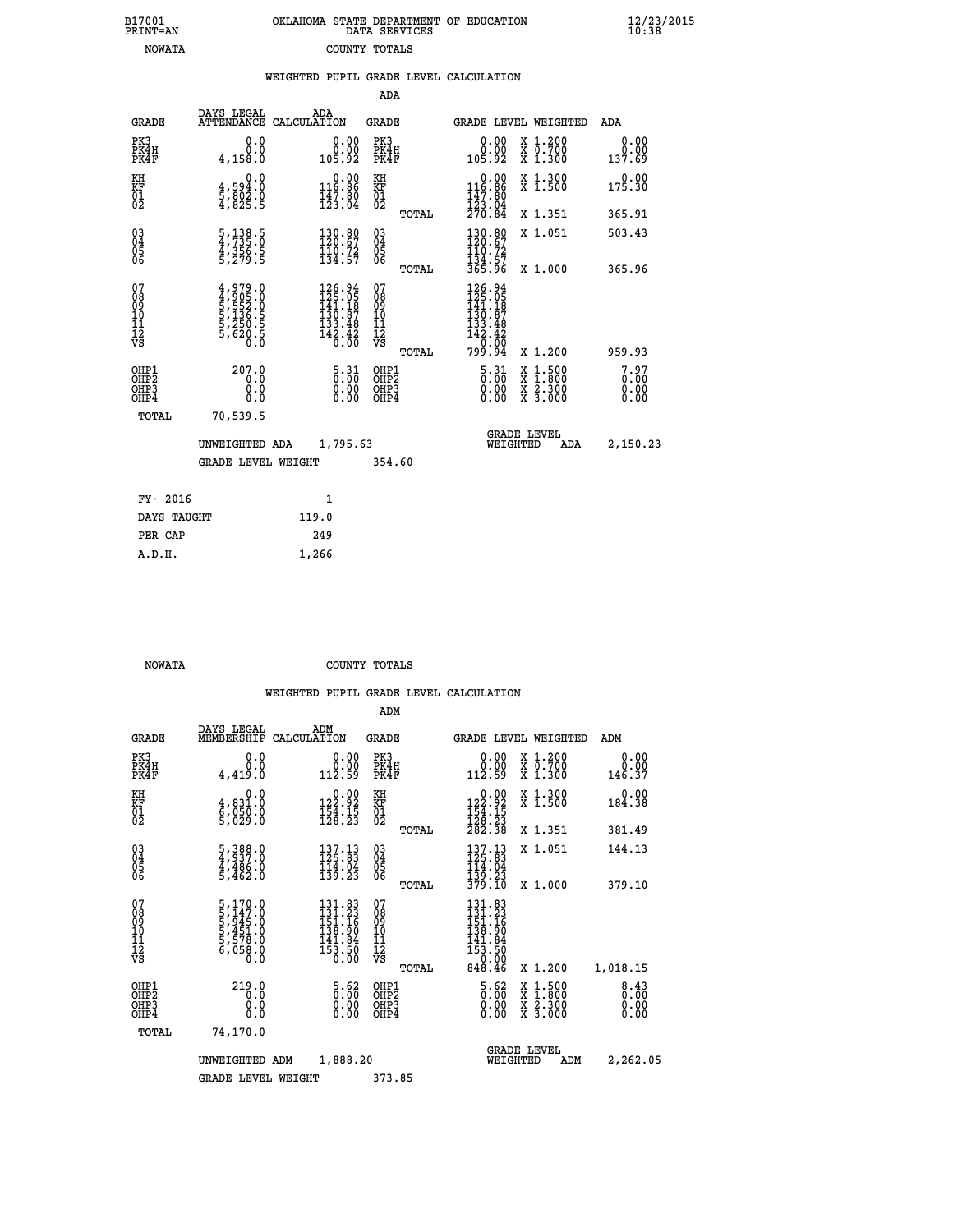B17001 OKLAHOMA STATE DEPARTMENT OF EDUCATION 12/23/2015
PRINT=AN DATA SERVICES 10:38
NOWATA COUNTY TOTALS

## WEIGHTED PUPIL GRADE LEVEL CALCULATION

ADA

| GRADE | DAYS LEGAL ATTENDANCE | ADA CALCULATION | GRADE | GRADE LEVEL | WEIGHTED | ADA |
|---|---|---|---|---|---|---|
| PK3 | 0.0 | 0.00 | PK3 | 0.00 | X 1.200 | 0.00 |
| PK4H | 0.0 | 0.00 | PK4H | 0.00 | X 0.700 | 0.00 |
| PK4F | 4,158.0 | 105.92 | PK4F | 105.92 | X 1.300 | 137.69 |
| KH | 0.0 | 0.00 | KH | 0.00 | X 1.300 | 0.00 |
| KF | 4,594.0 | 116.86 | KF | 116.86 | X 1.500 | 175.30 |
| 01 | 5,802.0 | 147.80 | 01 | 147.80 | | |
| 02 | 4,825.5 | 123.04 | 02 | 123.04 | | |
| | | | TOTAL | 270.84 | X 1.351 | 365.91 |
| 03 | 5,138.5 | 130.80 | 03 | 130.80 | X 1.051 | 503.43 |
| 04 | 4,735.0 | 120.67 | 04 | 120.67 | | |
| 05 | 4,356.5 | 110.72 | 05 | 110.72 | | |
| 06 | 5,279.5 | 134.57 | 06 | 134.57 | | |
| | | | TOTAL | 365.96 | X 1.000 | 365.96 |
| 07 | 4,979.0 | 126.94 | 07 | 126.94 | | |
| 08 | 4,905.0 | 125.05 | 08 | 125.05 | | |
| 09 | 5,552.0 | 141.18 | 09 | 141.18 | | |
| 10 | 5,136.5 | 130.87 | 10 | 130.87 | | |
| 11 | 5,250.5 | 133.48 | 11 | 133.48 | | |
| 12 | 5,620.5 | 142.42 | 12 | 142.42 | | |
| VS | 0.0 | 0.00 | VS | 0.00 | | |
| | | | TOTAL | 799.94 | X 1.200 | 959.93 |
| OHP1 | 207.0 | 5.31 | OHP1 | 5.31 | X 1.500 | 7.97 |
| OHP2 | 0.0 | 0.00 | OHP2 | 0.00 | X 1.800 | 0.00 |
| OHP3 | 0.0 | 0.00 | OHP3 | 0.00 | X 2.300 | 0.00 |
| OHP4 | 0.0 | 0.00 | OHP4 | 0.00 | X 3.000 | 0.00 |
| TOTAL | 70,539.5 | | | | | |

UNWEIGHTED ADA 1,795.63 GRADE LEVEL WEIGHTED ADA 2,150.23

GRADE LEVEL WEIGHT 354.60

| FY- 2016 | 1 |
|---|---|
| DAYS TAUGHT | 119.0 |
| PER CAP | 249 |
| A.D.H. | 1,266 |

NOWATA COUNTY TOTALS

## WEIGHTED PUPIL GRADE LEVEL CALCULATION

ADM

| GRADE | DAYS LEGAL MEMBERSHIP | ADM CALCULATION | GRADE | GRADE LEVEL | WEIGHTED | ADM |
|---|---|---|---|---|---|---|
| PK3 | 0.0 | 0.00 | PK3 | 0.00 | X 1.200 | 0.00 |
| PK4H | 0.0 | 0.00 | PK4H | 0.00 | X 0.700 | 0.00 |
| PK4F | 4,419.0 | 112.59 | PK4F | 112.59 | X 1.300 | 146.37 |
| KH | 0.0 | 0.00 | KH | 0.00 | X 1.300 | 0.00 |
| KF | 4,831.0 | 122.92 | KF | 122.92 | X 1.500 | 184.38 |
| 01 | 6,050.0 | 154.15 | 01 | 154.15 | | |
| 02 | 5,029.0 | 128.23 | 02 | 128.23 | | |
| | | | TOTAL | 282.38 | X 1.351 | 381.49 |
| 03 | 5,388.0 | 137.13 | 03 | 137.13 | X 1.051 | 144.13 |
| 04 | 4,937.0 | 125.83 | 04 | 125.83 | | |
| 05 | 4,486.0 | 114.04 | 05 | 114.04 | | |
| 06 | 5,462.0 | 139.23 | 06 | 139.23 | | |
| | | | TOTAL | 379.10 | X 1.000 | 379.10 |
| 07 | 5,170.0 | 131.83 | 07 | 131.83 | | |
| 08 | 5,147.0 | 131.23 | 08 | 131.23 | | |
| 09 | 5,945.0 | 151.16 | 09 | 151.16 | | |
| 10 | 5,451.0 | 138.90 | 10 | 138.90 | | |
| 11 | 5,578.0 | 141.84 | 11 | 141.84 | | |
| 12 | 6,058.0 | 153.50 | 12 | 153.50 | | |
| VS | 0.0 | 0.00 | VS | 0.00 | | |
| | | | TOTAL | 848.46 | X 1.200 | 1,018.15 |
| OHP1 | 219.0 | 5.62 | OHP1 | 5.62 | X 1.500 | 8.43 |
| OHP2 | 0.0 | 0.00 | OHP2 | 0.00 | X 1.800 | 0.00 |
| OHP3 | 0.0 | 0.00 | OHP3 | 0.00 | X 2.300 | 0.00 |
| OHP4 | 0.0 | 0.00 | OHP4 | 0.00 | X 3.000 | 0.00 |
| TOTAL | 74,170.0 | | | | | |

UNWEIGHTED ADM 1,888.20 GRADE LEVEL WEIGHTED ADM 2,262.05

GRADE LEVEL WEIGHT 373.85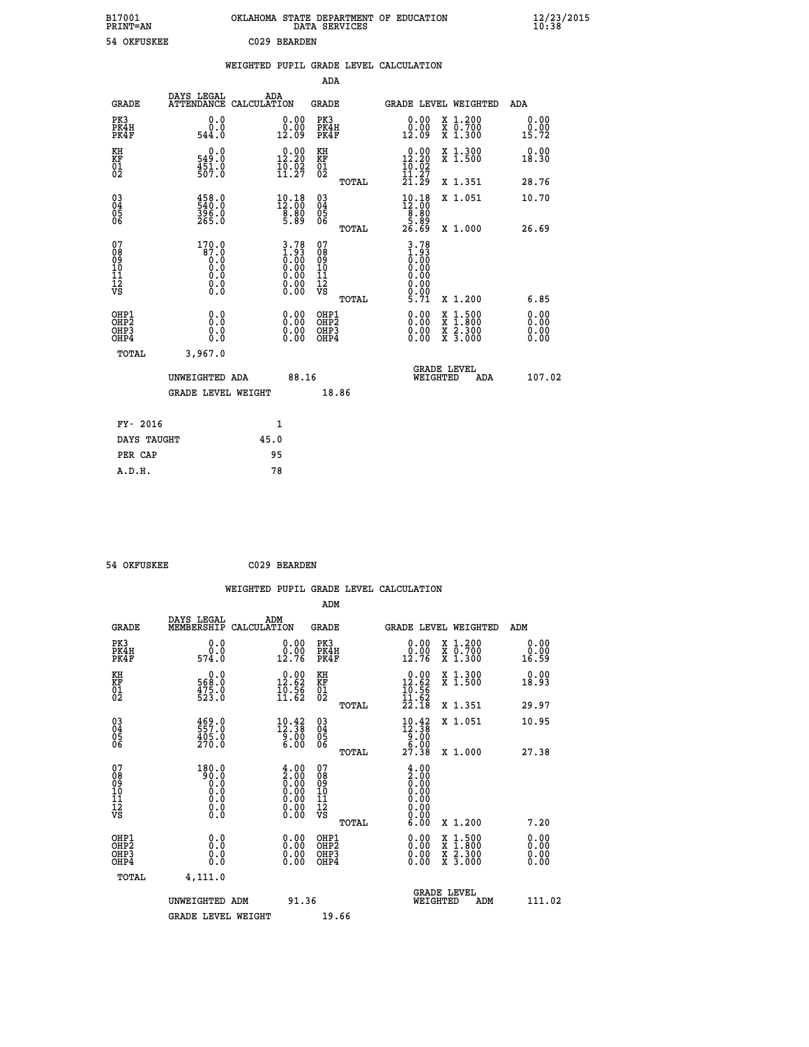B17001 OKLAHOMA STATE DEPARTMENT OF EDUCATION 12/23/2015
PRINT=AN DATA SERVICES 10:38

54 OKFUSKEE C029 BEARDEN

WEIGHTED PUPIL GRADE LEVEL CALCULATION

ADA

| GRADE | DAYS LEGAL ATTENDANCE | ADA CALCULATION | GRADE | GRADE LEVEL | WEIGHTED | ADA |
|---|---|---|---|---|---|---|
| PK3 | 0.0 | 0.00 | PK3 | 0.00 | X 1.200 | 0.00 |
| PK4H | 0.0 | 0.00 | PK4H | 0.00 | X 0.700 | 0.00 |
| PK4F | 544.0 | 12.09 | PK4F | 12.09 | X 1.300 | 15.72 |
| KH | 0.0 | 0.00 | KH | 0.00 | X 1.300 | 0.00 |
| KF | 549.0 | 12.20 | KF | 12.20 | X 1.500 | 18.30 |
| 01 | 451.0 | 10.02 | 01 | 10.02 | | |
| 02 | 507.0 | 11.27 | 02 | 11.27 | | |
| | | | TOTAL | 21.29 | X 1.351 | 28.76 |
| 03 | 458.0 | 10.18 | 03 | 10.18 | X 1.051 | 10.70 |
| 04 | 540.0 | 12.00 | 04 | 12.00 | | |
| 05 | 396.0 | 8.80 | 05 | 8.80 | | |
| 06 | 265.0 | 5.89 | 06 | 5.89 | | |
| | | | TOTAL | 26.69 | X 1.000 | 26.69 |
| 07 | 170.0 | 3.78 | 07 | 3.78 | | |
| 08 | 87.0 | 1.93 | 08 | 1.93 | | |
| 09 | 0.0 | 0.00 | 09 | 0.00 | | |
| 10 | 0.0 | 0.00 | 10 | 0.00 | | |
| 11 | 0.0 | 0.00 | 11 | 0.00 | | |
| 12 | 0.0 | 0.00 | 12 | 0.00 | | |
| VS | 0.0 | 0.00 | VS | 0.00 | | |
| | | | TOTAL | 5.71 | X 1.200 | 6.85 |
| OHP1 | 0.0 | 0.00 | OHP1 | 0.00 | X 1.500 | 0.00 |
| OHP2 | 0.0 | 0.00 | OHP2 | 0.00 | X 1.800 | 0.00 |
| OHP3 | 0.0 | 0.00 | OHP3 | 0.00 | X 2.300 | 0.00 |
| OHP4 | 0.0 | 0.00 | OHP4 | 0.00 | X 3.000 | 0.00 |
| TOTAL | 3,967.0 | | | | | |

UNWEIGHTED ADA 88.16 GRADE LEVEL WEIGHTED ADA 107.02

GRADE LEVEL WEIGHT 18.86

| FY- 2016 | 1 |
|---|---|
| DAYS TAUGHT | 45.0 |
| PER CAP | 95 |
| A.D.H. | 78 |

54 OKFUSKEE C029 BEARDEN

WEIGHTED PUPIL GRADE LEVEL CALCULATION

ADM

| GRADE | DAYS LEGAL MEMBERSHIP | ADM CALCULATION | GRADE | GRADE LEVEL | WEIGHTED | ADM |
|---|---|---|---|---|---|---|
| PK3 | 0.0 | 0.00 | PK3 | 0.00 | X 1.200 | 0.00 |
| PK4H | 0.0 | 0.00 | PK4H | 0.00 | X 0.700 | 0.00 |
| PK4F | 574.0 | 12.76 | PK4F | 12.76 | X 1.300 | 16.59 |
| KH | 0.0 | 0.00 | KH | 0.00 | X 1.300 | 0.00 |
| KF | 568.0 | 12.62 | KF | 12.62 | X 1.500 | 18.93 |
| 01 | 475.0 | 10.56 | 01 | 10.56 | | |
| 02 | 523.0 | 11.62 | 02 | 11.62 | | |
| | | | TOTAL | 22.18 | X 1.351 | 29.97 |
| 03 | 469.0 | 10.42 | 03 | 10.42 | X 1.051 | 10.95 |
| 04 | 557.0 | 12.38 | 04 | 12.38 | | |
| 05 | 405.0 | 9.00 | 05 | 9.00 | | |
| 06 | 270.0 | 6.00 | 06 | 6.00 | | |
| | | | TOTAL | 27.38 | X 1.000 | 27.38 |
| 07 | 180.0 | 4.00 | 07 | 4.00 | | |
| 08 | 90.0 | 2.00 | 08 | 2.00 | | |
| 09 | 0.0 | 0.00 | 09 | 0.00 | | |
| 10 | 0.0 | 0.00 | 10 | 0.00 | | |
| 11 | 0.0 | 0.00 | 11 | 0.00 | | |
| 12 | 0.0 | 0.00 | 12 | 0.00 | | |
| VS | 0.0 | 0.00 | VS | 0.00 | | |
| | | | TOTAL | 6.00 | X 1.200 | 7.20 |
| OHP1 | 0.0 | 0.00 | OHP1 | 0.00 | X 1.500 | 0.00 |
| OHP2 | 0.0 | 0.00 | OHP2 | 0.00 | X 1.800 | 0.00 |
| OHP3 | 0.0 | 0.00 | OHP3 | 0.00 | X 2.300 | 0.00 |
| OHP4 | 0.0 | 0.00 | OHP4 | 0.00 | X 3.000 | 0.00 |
| TOTAL | 4,111.0 | | | | | |

UNWEIGHTED ADM 91.36 GRADE LEVEL WEIGHTED ADM 111.02

GRADE LEVEL WEIGHT 19.66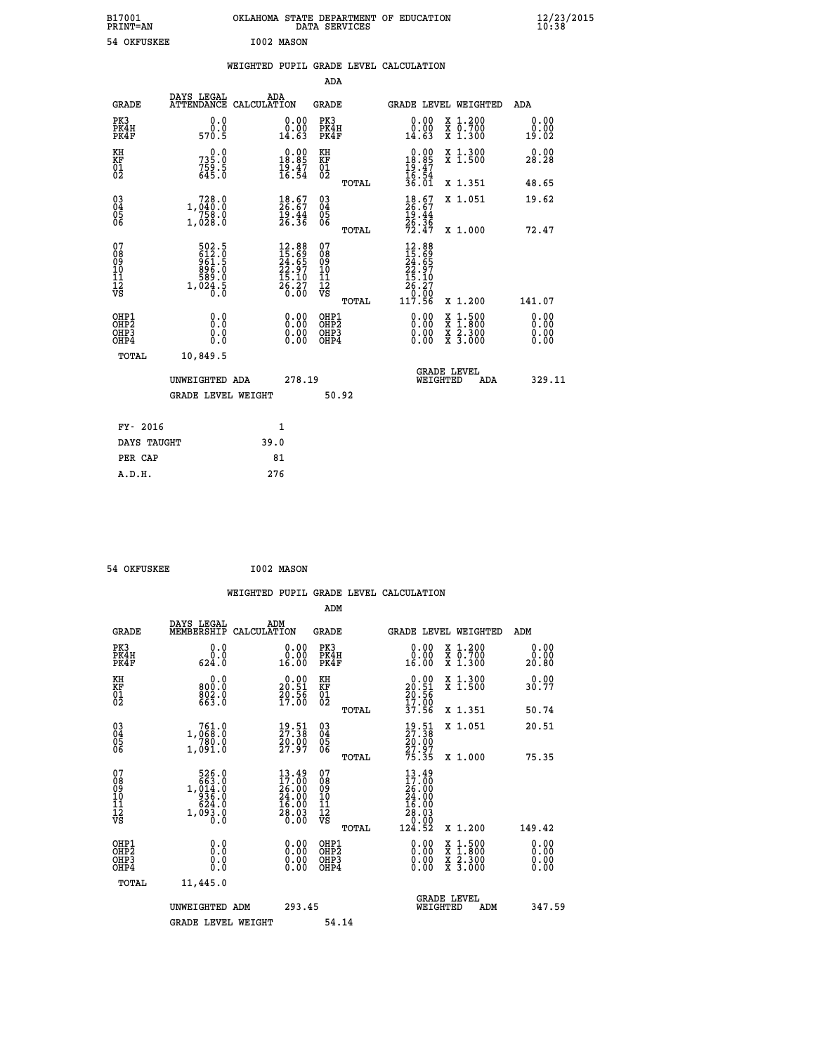B17001 OKLAHOMA STATE DEPARTMENT OF EDUCATION 12/23/2015
PRINT=AN DATA SERVICES 10:38

54 OKFUSKEE I002 MASON

WEIGHTED PUPIL GRADE LEVEL CALCULATION

ADA

| GRADE | DAYS LEGAL ATTENDANCE | ADA CALCULATION | GRADE | | GRADE LEVEL | WEIGHTED | ADA |
|---|---|---|---|---|---|---|---|
| PK3 | 0.0 | 0.00 | PK3 | | 0.00 | X 1.200 | 0.00 |
| PK4H | 0.0 | 0.00 | PK4H | | 0.00 | X 0.700 | 0.00 |
| PK4F | 570.5 | 14.63 | PK4F | | 14.63 | X 1.300 | 19.02 |
| KH | 0.0 | 0.00 | KH | | 0.00 | X 1.300 | 0.00 |
| KF | 735.0 | 18.85 | KF | | 18.85 | X 1.500 | 28.28 |
| 01 | 759.5 | 19.47 | 01 | | 19.47 | | |
| 02 | 645.0 | 16.54 | 02 | | 16.54 | | |
| | | | | TOTAL | 36.01 | X 1.351 | 48.65 |
| 03 | 728.0 | 18.67 | 03 | | 18.67 | X 1.051 | 19.62 |
| 04 | 1,040.0 | 26.67 | 04 | | 26.67 | | |
| 05 | 758.0 | 19.44 | 05 | | 19.44 | | |
| 06 | 1,028.0 | 26.36 | 06 | | 26.36 | | |
| | | | | TOTAL | 72.47 | X 1.000 | 72.47 |
| 07 | 502.5 | 12.88 | 07 | | 12.88 | | |
| 08 | 612.0 | 15.69 | 08 | | 15.69 | | |
| 09 | 961.5 | 24.65 | 09 | | 24.65 | | |
| 10 | 896.0 | 22.97 | 10 | | 22.97 | | |
| 11 | 589.0 | 15.10 | 11 | | 15.10 | | |
| 12 | 1,024.5 | 26.27 | 12 | | 26.27 | | |
| VS | 0.0 | 0.00 | VS | | 0.00 | | |
| | | | | TOTAL | 117.56 | X 1.200 | 141.07 |
| OHP1 | 0.0 | 0.00 | OHP1 | | 0.00 | X 1.500 | 0.00 |
| OHP2 | 0.0 | 0.00 | OHP2 | | 0.00 | X 1.800 | 0.00 |
| OHP3 | 0.0 | 0.00 | OHP3 | | 0.00 | X 2.300 | 0.00 |
| OHP4 | 0.0 | 0.00 | OHP4 | | 0.00 | X 3.000 | 0.00 |
| TOTAL | 10,849.5 | | | | | | |

UNWEIGHTED ADA 278.19 GRADE LEVEL WEIGHTED ADA 329.11

GRADE LEVEL WEIGHT 50.92

| FY- 2016 | 1 |
|---|---|
| DAYS TAUGHT | 39.0 |
| PER CAP | 81 |
| A.D.H. | 276 |

54 OKFUSKEE I002 MASON

WEIGHTED PUPIL GRADE LEVEL CALCULATION

ADM

| GRADE | DAYS LEGAL MEMBERSHIP | ADM CALCULATION | GRADE | | GRADE LEVEL | WEIGHTED | ADM |
|---|---|---|---|---|---|---|---|
| PK3 | 0.0 | 0.00 | PK3 | | 0.00 | X 1.200 | 0.00 |
| PK4H | 0.0 | 0.00 | PK4H | | 0.00 | X 0.700 | 0.00 |
| PK4F | 624.0 | 16.00 | PK4F | | 16.00 | X 1.300 | 20.80 |
| KH | 0.0 | 0.00 | KH | | 0.00 | X 1.300 | 0.00 |
| KF | 800.0 | 20.51 | KF | | 20.51 | X 1.500 | 30.77 |
| 01 | 802.0 | 20.56 | 01 | | 20.56 | | |
| 02 | 663.0 | 17.00 | 02 | | 17.00 | | |
| | | | | TOTAL | 37.56 | X 1.351 | 50.74 |
| 03 | 761.0 | 19.51 | 03 | | 19.51 | X 1.051 | 20.51 |
| 04 | 1,068.0 | 27.38 | 04 | | 27.38 | | |
| 05 | 780.0 | 20.00 | 05 | | 20.00 | | |
| 06 | 1,091.0 | 27.97 | 06 | | 27.97 | | |
| | | | | TOTAL | 75.35 | X 1.000 | 75.35 |
| 07 | 526.0 | 13.49 | 07 | | 13.49 | | |
| 08 | 663.0 | 17.00 | 08 | | 17.00 | | |
| 09 | 1,014.0 | 26.00 | 09 | | 26.00 | | |
| 10 | 936.0 | 24.00 | 10 | | 24.00 | | |
| 11 | 624.0 | 16.00 | 11 | | 16.00 | | |
| 12 | 1,093.0 | 28.03 | 12 | | 28.03 | | |
| VS | 0.0 | 0.00 | VS | | 0.00 | | |
| | | | | TOTAL | 124.52 | X 1.200 | 149.42 |
| OHP1 | 0.0 | 0.00 | OHP1 | | 0.00 | X 1.500 | 0.00 |
| OHP2 | 0.0 | 0.00 | OHP2 | | 0.00 | X 1.800 | 0.00 |
| OHP3 | 0.0 | 0.00 | OHP3 | | 0.00 | X 2.300 | 0.00 |
| OHP4 | 0.0 | 0.00 | OHP4 | | 0.00 | X 3.000 | 0.00 |
| TOTAL | 11,445.0 | | | | | | |

UNWEIGHTED ADM 293.45 GRADE LEVEL WEIGHTED ADM 347.59

GRADE LEVEL WEIGHT 54.14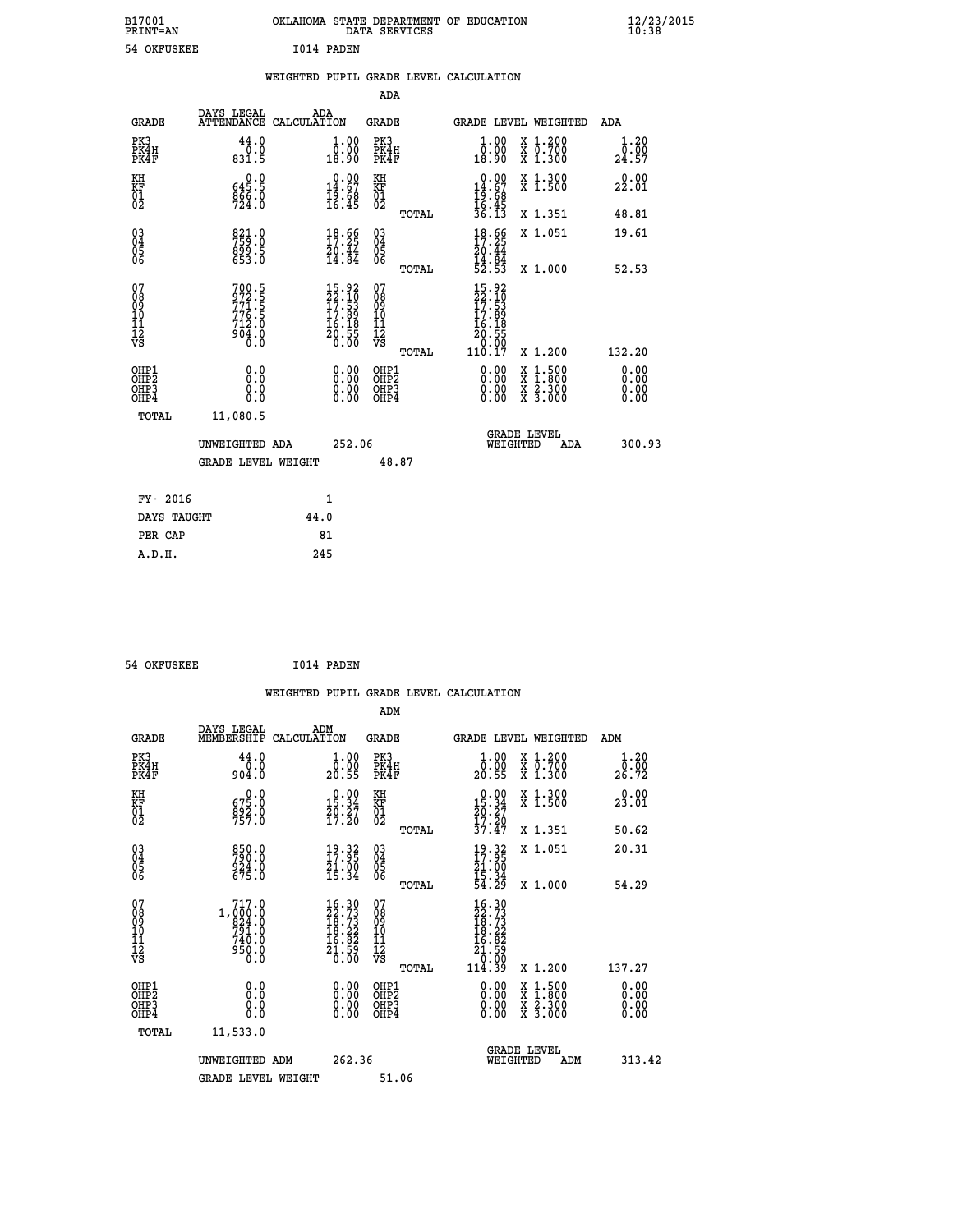B17001 PRINT=AN — OKLAHOMA STATE DEPARTMENT OF EDUCATION DATA SERVICES — 12/23/2015 10:38

54 OKFUSKEE　　　　I014 PADEN

## WEIGHTED PUPIL GRADE LEVEL CALCULATION

### ADA

| GRADE | DAYS LEGAL ATTENDANCE | ADA CALCULATION | GRADE | GRADE LEVEL | WEIGHTED | ADA |
|---|---|---|---|---|---|---|
| PK3 | 44.0 | 1.00 | PK3 | 1.00 | X 1.200 | 1.20 |
| PK4H | 0.0 | 0.00 | PK4H | 0.00 | X 0.700 | 0.00 |
| PK4F | 831.5 | 18.90 | PK4F | 18.90 | X 1.300 | 24.57 |
| KH | 0.0 | 0.00 | KH | 0.00 | X 1.300 | 0.00 |
| KF | 645.5 | 14.67 | KF | 14.67 | X 1.500 | 22.01 |
| 01 | 866.0 | 19.68 | 01 | 19.68 | | |
| 02 | 724.0 | 16.45 | 02 | 16.45 | | |
| | | | TOTAL | 36.13 | X 1.351 | 48.81 |
| 03 | 821.0 | 18.66 | 03 | 18.66 | X 1.051 | 19.61 |
| 04 | 759.0 | 17.25 | 04 | 17.25 | | |
| 05 | 899.5 | 20.44 | 05 | 20.44 | | |
| 06 | 653.0 | 14.84 | 06 | 14.84 | | |
| | | | TOTAL | 52.53 | X 1.000 | 52.53 |
| 07 | 700.5 | 15.92 | 07 | 15.92 | | |
| 08 | 972.5 | 22.10 | 08 | 22.10 | | |
| 09 | 771.5 | 17.53 | 09 | 17.53 | | |
| 10 | 776.5 | 17.89 | 10 | 17.89 | | |
| 11 | 712.0 | 16.18 | 11 | 16.18 | | |
| 12 | 904.0 | 20.55 | 12 | 20.55 | | |
| VS | 0.0 | 0.00 | VS | 0.00 | | |
| | | | TOTAL | 110.17 | X 1.200 | 132.20 |
| OHP1 | 0.0 | 0.00 | OHP1 | 0.00 | X 1.500 | 0.00 |
| OHP2 | 0.0 | 0.00 | OHP2 | 0.00 | X 1.800 | 0.00 |
| OHP3 | 0.0 | 0.00 | OHP3 | 0.00 | X 2.300 | 0.00 |
| OHP4 | 0.0 | 0.00 | OHP4 | 0.00 | X 3.000 | 0.00 |
| TOTAL | 11,080.5 | | | | | |

UNWEIGHTED ADA　252.06　　　GRADE LEVEL WEIGHTED ADA　300.93

GRADE LEVEL WEIGHT　48.87

| FY- 2016 | 1 |
|---|---|
| DAYS TAUGHT | 44.0 |
| PER CAP | 81 |
| A.D.H. | 245 |

54 OKFUSKEE　　　　I014 PADEN

## WEIGHTED PUPIL GRADE LEVEL CALCULATION

### ADM

| GRADE | DAYS LEGAL MEMBERSHIP | ADM CALCULATION | GRADE | GRADE LEVEL | WEIGHTED | ADM |
|---|---|---|---|---|---|---|
| PK3 | 44.0 | 1.00 | PK3 | 1.00 | X 1.200 | 1.20 |
| PK4H | 0.0 | 0.00 | PK4H | 0.00 | X 0.700 | 0.00 |
| PK4F | 904.0 | 20.55 | PK4F | 20.55 | X 1.300 | 26.72 |
| KH | 0.0 | 0.00 | KH | 0.00 | X 1.300 | 0.00 |
| KF | 675.0 | 15.34 | KF | 15.34 | X 1.500 | 23.01 |
| 01 | 892.0 | 20.27 | 01 | 20.27 | | |
| 02 | 757.0 | 17.20 | 02 | 17.20 | | |
| | | | TOTAL | 37.47 | X 1.351 | 50.62 |
| 03 | 850.0 | 19.32 | 03 | 19.32 | X 1.051 | 20.31 |
| 04 | 790.0 | 17.95 | 04 | 17.95 | | |
| 05 | 924.0 | 21.00 | 05 | 21.00 | | |
| 06 | 675.0 | 15.34 | 06 | 15.34 | | |
| | | | TOTAL | 54.29 | X 1.000 | 54.29 |
| 07 | 717.0 | 16.30 | 07 | 16.30 | | |
| 08 | 1,000.0 | 22.73 | 08 | 22.73 | | |
| 09 | 824.0 | 18.73 | 09 | 18.73 | | |
| 10 | 791.0 | 18.22 | 10 | 18.22 | | |
| 11 | 740.0 | 16.82 | 11 | 16.82 | | |
| 12 | 950.0 | 21.59 | 12 | 21.59 | | |
| VS | 0.0 | 0.00 | VS | 0.00 | | |
| | | | TOTAL | 114.39 | X 1.200 | 137.27 |
| OHP1 | 0.0 | 0.00 | OHP1 | 0.00 | X 1.500 | 0.00 |
| OHP2 | 0.0 | 0.00 | OHP2 | 0.00 | X 1.800 | 0.00 |
| OHP3 | 0.0 | 0.00 | OHP3 | 0.00 | X 2.300 | 0.00 |
| OHP4 | 0.0 | 0.00 | OHP4 | 0.00 | X 3.000 | 0.00 |
| TOTAL | 11,533.0 | | | | | |

UNWEIGHTED ADM　262.36　　　GRADE LEVEL WEIGHTED ADM　313.42

GRADE LEVEL WEIGHT　51.06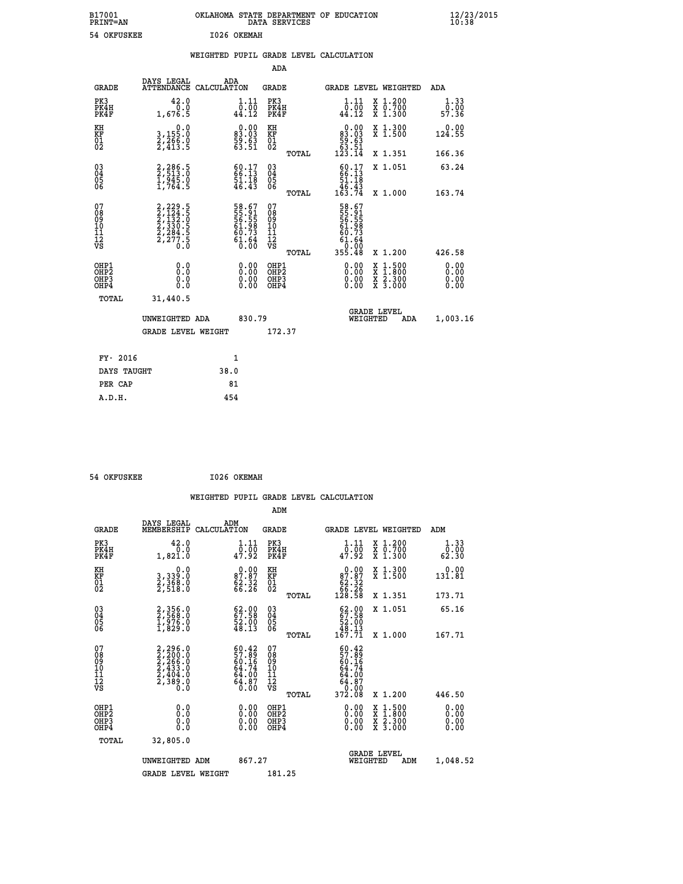B17001 OKLAHOMA STATE DEPARTMENT OF EDUCATION 12/23/2015
PRINT=AN DATA SERVICES 10:38

54 OKFUSKEE I026 OKEMAH

## WEIGHTED PUPIL GRADE LEVEL CALCULATION

### ADA

| GRADE | DAYS LEGAL ATTENDANCE | ADA CALCULATION | GRADE | GRADE LEVEL | WEIGHTED | ADA |
|---|---|---|---|---|---|---|
| PK3 | 42.0 | 1.11 | PK3 | 1.11 | X 1.200 | 1.33 |
| PK4H | 0.0 | 0.00 | PK4H | 0.00 | X 0.700 | 0.00 |
| PK4F | 1,676.5 | 44.12 | PK4F | 44.12 | X 1.300 | 57.36 |
| KH | 0.0 | 0.00 | KH | 0.00 | X 1.300 | 0.00 |
| KF | 3,155.0 | 83.03 | KF | 83.03 | X 1.500 | 124.55 |
| 01 | 2,266.0 | 59.63 | 01 | 59.63 | | |
| 02 | 2,413.5 | 63.51 | 02 | 63.51 | | |
| | | | TOTAL | 123.14 | X 1.351 | 166.36 |
| 03 | 2,286.5 | 60.17 | 03 | 60.17 | X 1.051 | 63.24 |
| 04 | 2,513.0 | 66.13 | 04 | 66.13 | | |
| 05 | 1,945.0 | 51.18 | 05 | 51.18 | | |
| 06 | 1,764.5 | 46.43 | 06 | 46.43 | | |
| | | | TOTAL | 163.74 | X 1.000 | 163.74 |
| 07 | 2,229.5 | 58.67 | 07 | 58.67 | | |
| 08 | 2,124.5 | 55.91 | 08 | 55.91 | | |
| 09 | 2,132.0 | 56.55 | 09 | 56.55 | | |
| 10 | 2,330.5 | 61.98 | 10 | 61.98 | | |
| 11 | 2,284.5 | 60.73 | 11 | 60.73 | | |
| 12 | 2,277.5 | 61.64 | 12 | 61.64 | | |
| VS | 0.0 | 0.00 | VS | 0.00 | | |
| | | | TOTAL | 355.48 | X 1.200 | 426.58 |
| OHP1 | 0.0 | 0.00 | OHP1 | 0.00 | X 1.500 | 0.00 |
| OHP2 | 0.0 | 0.00 | OHP2 | 0.00 | X 1.800 | 0.00 |
| OHP3 | 0.0 | 0.00 | OHP3 | 0.00 | X 2.300 | 0.00 |
| OHP4 | 0.0 | 0.00 | OHP4 | 0.00 | X 3.000 | 0.00 |
| TOTAL | 31,440.5 | | | | | |

UNWEIGHTED ADA 830.79 GRADE LEVEL WEIGHTED ADA 1,003.16

GRADE LEVEL WEIGHT 172.37

| FY- 2016 | 1 |
|---|---|
| DAYS TAUGHT | 38.0 |
| PER CAP | 81 |
| A.D.H. | 454 |

54 OKFUSKEE I026 OKEMAH

## WEIGHTED PUPIL GRADE LEVEL CALCULATION

### ADM

| GRADE | DAYS LEGAL MEMBERSHIP | ADM CALCULATION | GRADE | GRADE LEVEL | WEIGHTED | ADM |
|---|---|---|---|---|---|---|
| PK3 | 42.0 | 1.11 | PK3 | 1.11 | X 1.200 | 1.33 |
| PK4H | 0.0 | 0.00 | PK4H | 0.00 | X 0.700 | 0.00 |
| PK4F | 1,821.0 | 47.92 | PK4F | 47.92 | X 1.300 | 62.30 |
| KH | 0.0 | 0.00 | KH | 0.00 | X 1.300 | 0.00 |
| KF | 3,339.0 | 87.87 | KF | 87.87 | X 1.500 | 131.81 |
| 01 | 2,368.0 | 62.32 | 01 | 62.32 | | |
| 02 | 2,518.0 | 66.26 | 02 | 66.26 | | |
| | | | TOTAL | 128.58 | X 1.351 | 173.71 |
| 03 | 2,356.0 | 62.00 | 03 | 62.00 | X 1.051 | 65.16 |
| 04 | 2,568.0 | 67.58 | 04 | 67.58 | | |
| 05 | 1,976.0 | 52.00 | 05 | 52.00 | | |
| 06 | 1,829.0 | 48.13 | 06 | 48.13 | | |
| | | | TOTAL | 167.71 | X 1.000 | 167.71 |
| 07 | 2,296.0 | 60.42 | 07 | 60.42 | | |
| 08 | 2,200.0 | 57.89 | 08 | 57.89 | | |
| 09 | 2,266.0 | 60.16 | 09 | 60.16 | | |
| 10 | 2,433.0 | 64.74 | 10 | 64.74 | | |
| 11 | 2,404.0 | 64.00 | 11 | 64.00 | | |
| 12 | 2,389.0 | 64.87 | 12 | 64.87 | | |
| VS | 0.0 | 0.00 | VS | 0.00 | | |
| | | | TOTAL | 372.08 | X 1.200 | 446.50 |
| OHP1 | 0.0 | 0.00 | OHP1 | 0.00 | X 1.500 | 0.00 |
| OHP2 | 0.0 | 0.00 | OHP2 | 0.00 | X 1.800 | 0.00 |
| OHP3 | 0.0 | 0.00 | OHP3 | 0.00 | X 2.300 | 0.00 |
| OHP4 | 0.0 | 0.00 | OHP4 | 0.00 | X 3.000 | 0.00 |
| TOTAL | 32,805.0 | | | | | |

UNWEIGHTED ADM 867.27 GRADE LEVEL WEIGHTED ADM 1,048.52

GRADE LEVEL WEIGHT 181.25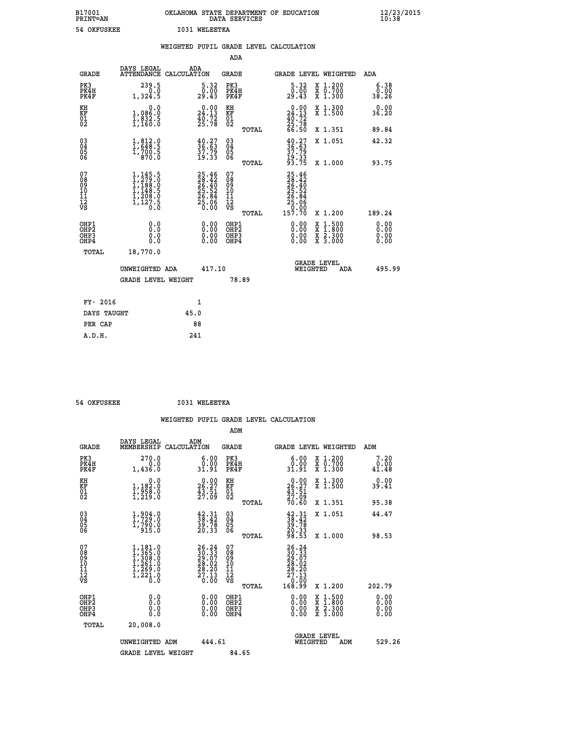B17001 OKLAHOMA STATE DEPARTMENT OF EDUCATION 12/23/2015
PRINT=AN DATA SERVICES 10:38

54 OKFUSKEE I031 WELEETKA

## WEIGHTED PUPIL GRADE LEVEL CALCULATION

### ADA

| GRADE | DAYS LEGAL ATTENDANCE | ADA CALCULATION | GRADE | GRADE LEVEL | WEIGHTED | ADA |
|---|---|---|---|---|---|---|
| PK3 | 239.5 | 5.32 | PK3 | 5.32 | X 1.200 | 6.38 |
| PK4H | 0.0 | 0.00 | PK4H | 0.00 | X 0.700 | 0.00 |
| PK4F | 1,324.5 | 29.43 | PK4F | 29.43 | X 1.300 | 38.26 |
| KH | 0.0 | 0.00 | KH | 0.00 | X 1.300 | 0.00 |
| KF | 1,086.0 | 24.13 | KF | 24.13 | X 1.500 | 36.20 |
| 01 | 1,832.5 | 40.72 | 01 | 40.72 | | |
| 02 | 1,160.0 | 25.78 | 02 | 25.78 | | |
| | | | TOTAL | 66.50 | X 1.351 | 89.84 |
| 03 | 1,812.0 | 40.27 | 03 | 40.27 | X 1.051 | 42.32 |
| 04 | 1,648.5 | 36.63 | 04 | 36.63 | | |
| 05 | 1,700.5 | 37.79 | 05 | 37.79 | | |
| 06 | 870.0 | 19.33 | 06 | 19.33 | | |
| | | | TOTAL | 93.75 | X 1.000 | 93.75 |
| 07 | 1,145.5 | 25.46 | 07 | 25.46 | | |
| 08 | 1,279.0 | 28.42 | 08 | 28.42 | | |
| 09 | 1,188.0 | 26.40 | 09 | 26.40 | | |
| 10 | 1,148.5 | 25.52 | 10 | 25.52 | | |
| 11 | 1,208.0 | 26.84 | 11 | 26.84 | | |
| 12 | 1,127.5 | 25.06 | 12 | 25.06 | | |
| VS | 0.0 | 0.00 | VS | 0.00 | | |
| | | | TOTAL | 157.70 | X 1.200 | 189.24 |
| OHP1 | 0.0 | 0.00 | OHP1 | 0.00 | X 1.500 | 0.00 |
| OHP2 | 0.0 | 0.00 | OHP2 | 0.00 | X 1.800 | 0.00 |
| OHP3 | 0.0 | 0.00 | OHP3 | 0.00 | X 2.300 | 0.00 |
| OHP4 | 0.0 | 0.00 | OHP4 | 0.00 | X 3.000 | 0.00 |
| TOTAL | 18,770.0 | | | | | |

UNWEIGHTED ADA 417.10 GRADE LEVEL WEIGHTED ADA 495.99

GRADE LEVEL WEIGHT 78.89

| FY- 2016 | 1 |
|---|---|
| DAYS TAUGHT | 45.0 |
| PER CAP | 88 |
| A.D.H. | 241 |

54 OKFUSKEE I031 WELEETKA

## WEIGHTED PUPIL GRADE LEVEL CALCULATION

### ADM

| GRADE | DAYS LEGAL MEMBERSHIP | ADM CALCULATION | GRADE | GRADE LEVEL | WEIGHTED | ADM |
|---|---|---|---|---|---|---|
| PK3 | 270.0 | 6.00 | PK3 | 6.00 | X 1.200 | 7.20 |
| PK4H | 0.0 | 0.00 | PK4H | 0.00 | X 0.700 | 0.00 |
| PK4F | 1,436.0 | 31.91 | PK4F | 31.91 | X 1.300 | 41.48 |
| KH | 0.0 | 0.00 | KH | 0.00 | X 1.300 | 0.00 |
| KF | 1,182.0 | 26.27 | KF | 26.27 | X 1.500 | 39.41 |
| 01 | 1,958.0 | 43.51 | 01 | 43.51 | | |
| 02 | 1,219.0 | 27.09 | 02 | 27.09 | | |
| | | | TOTAL | 70.60 | X 1.351 | 95.38 |
| 03 | 1,904.0 | 42.31 | 03 | 42.31 | X 1.051 | 44.47 |
| 04 | 1,729.0 | 38.42 | 04 | 38.42 | | |
| 05 | 1,790.0 | 39.78 | 05 | 39.78 | | |
| 06 | 915.0 | 20.33 | 06 | 20.33 | | |
| | | | TOTAL | 98.53 | X 1.000 | 98.53 |
| 07 | 1,181.0 | 26.24 | 07 | 26.24 | | |
| 08 | 1,365.0 | 30.33 | 08 | 30.33 | | |
| 09 | 1,308.0 | 29.07 | 09 | 29.07 | | |
| 10 | 1,261.0 | 28.02 | 10 | 28.02 | | |
| 11 | 1,269.0 | 28.20 | 11 | 28.20 | | |
| 12 | 1,221.0 | 27.13 | 12 | 27.13 | | |
| VS | 0.0 | 0.00 | VS | 0.00 | | |
| | | | TOTAL | 168.99 | X 1.200 | 202.79 |
| OHP1 | 0.0 | 0.00 | OHP1 | 0.00 | X 1.500 | 0.00 |
| OHP2 | 0.0 | 0.00 | OHP2 | 0.00 | X 1.800 | 0.00 |
| OHP3 | 0.0 | 0.00 | OHP3 | 0.00 | X 2.300 | 0.00 |
| OHP4 | 0.0 | 0.00 | OHP4 | 0.00 | X 3.000 | 0.00 |
| TOTAL | 20,008.0 | | | | | |

UNWEIGHTED ADM 444.61 GRADE LEVEL WEIGHTED ADM 529.26

GRADE LEVEL WEIGHT 84.65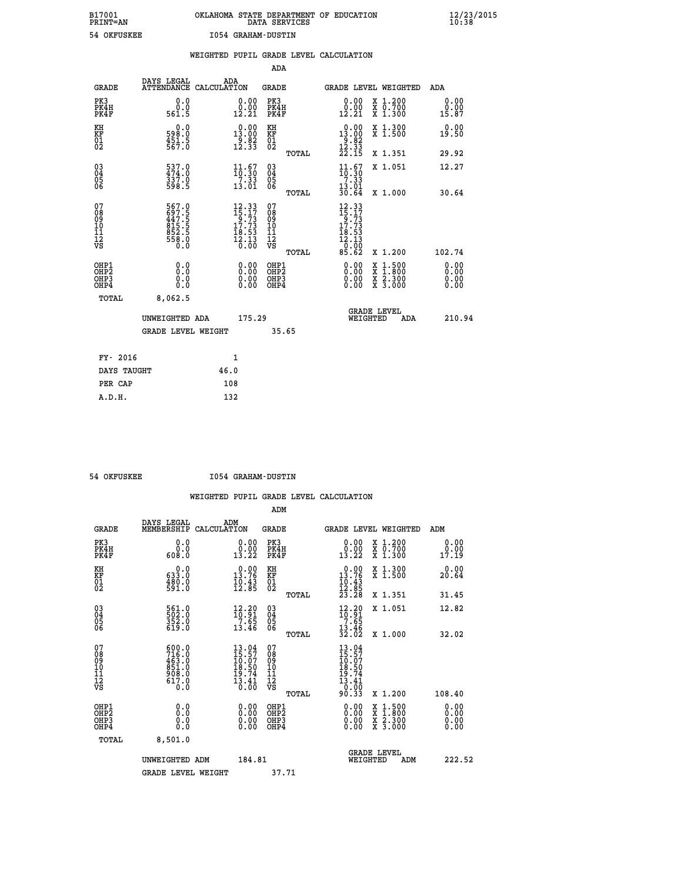B17001 OKLAHOMA STATE DEPARTMENT OF EDUCATION 12/23/2015
PRINT=AN DATA SERVICES 10:38

54 OKFUSKEE I054 GRAHAM-DUSTIN

## WEIGHTED PUPIL GRADE LEVEL CALCULATION

### ADA

| GRADE | DAYS LEGAL ATTENDANCE | ADA CALCULATION | GRADE | GRADE LEVEL | WEIGHTED | ADA |
|---|---|---|---|---|---|---|
| PK3 | 0.0 | 0.00 | PK3 | 0.00 | X 1.200 | 0.00 |
| PK4H | 0.0 | 0.00 | PK4H | 0.00 | X 0.700 | 0.00 |
| PK4F | 561.5 | 12.21 | PK4F | 12.21 | X 1.300 | 15.87 |
| KH | 0.0 | 0.00 | KH | 0.00 | X 1.300 | 0.00 |
| KF | 598.0 | 13.00 | KF | 13.00 | X 1.500 | 19.50 |
| 01 | 451.5 | 9.82 | 01 | 9.82 | | |
| 02 | 567.0 | 12.33 | 02 | 12.33 | | |
| | | | TOTAL | 22.15 | X 1.351 | 29.92 |
| 03 | 537.0 | 11.67 | 03 | 11.67 | X 1.051 | 12.27 |
| 04 | 474.0 | 10.30 | 04 | 10.30 | | |
| 05 | 337.0 | 7.33 | 05 | 7.33 | | |
| 06 | 598.5 | 13.01 | 06 | 13.01 | | |
| | | | TOTAL | 30.64 | X 1.000 | 30.64 |
| 07 | 567.0 | 12.33 | 07 | 12.33 | | |
| 08 | 697.5 | 15.17 | 08 | 15.17 | | |
| 09 | 447.5 | 9.73 | 09 | 9.73 | | |
| 10 | 815.5 | 17.73 | 10 | 17.73 | | |
| 11 | 852.5 | 18.53 | 11 | 18.53 | | |
| 12 | 558.0 | 12.13 | 12 | 12.13 | | |
| VS | 0.0 | 0.00 | VS | 0.00 | | |
| | | | TOTAL | 85.62 | X 1.200 | 102.74 |
| OHP1 | 0.0 | 0.00 | OHP1 | 0.00 | X 1.500 | 0.00 |
| OHP2 | 0.0 | 0.00 | OHP2 | 0.00 | X 1.800 | 0.00 |
| OHP3 | 0.0 | 0.00 | OHP3 | 0.00 | X 2.300 | 0.00 |
| OHP4 | 0.0 | 0.00 | OHP4 | 0.00 | X 3.000 | 0.00 |
| TOTAL | 8,062.5 | | | | | |

UNWEIGHTED ADA 175.29 | GRADE LEVEL WEIGHTED ADA 210.94

GRADE LEVEL WEIGHT 35.65

| | |
|---|---|
| FY- 2016 | 1 |
| DAYS TAUGHT | 46.0 |
| PER CAP | 108 |
| A.D.H. | 132 |

54 OKFUSKEE I054 GRAHAM-DUSTIN

## WEIGHTED PUPIL GRADE LEVEL CALCULATION

### ADM

| GRADE | DAYS LEGAL MEMBERSHIP | ADM CALCULATION | GRADE | GRADE LEVEL | WEIGHTED | ADM |
|---|---|---|---|---|---|---|
| PK3 | 0.0 | 0.00 | PK3 | 0.00 | X 1.200 | 0.00 |
| PK4H | 0.0 | 0.00 | PK4H | 0.00 | X 0.700 | 0.00 |
| PK4F | 608.0 | 13.22 | PK4F | 13.22 | X 1.300 | 17.19 |
| KH | 0.0 | 0.00 | KH | 0.00 | X 1.300 | 0.00 |
| KF | 633.0 | 13.76 | KF | 13.76 | X 1.500 | 20.64 |
| 01 | 480.0 | 10.43 | 01 | 10.43 | | |
| 02 | 591.0 | 12.85 | 02 | 12.85 | | |
| | | | TOTAL | 23.28 | X 1.351 | 31.45 |
| 03 | 561.0 | 12.20 | 03 | 12.20 | X 1.051 | 12.82 |
| 04 | 502.0 | 10.91 | 04 | 10.91 | | |
| 05 | 352.0 | 7.65 | 05 | 7.65 | | |
| 06 | 619.0 | 13.46 | 06 | 13.46 | | |
| | | | TOTAL | 32.02 | X 1.000 | 32.02 |
| 07 | 600.0 | 13.04 | 07 | 13.04 | | |
| 08 | 716.0 | 15.57 | 08 | 15.57 | | |
| 09 | 463.0 | 10.07 | 09 | 10.07 | | |
| 10 | 851.0 | 18.50 | 10 | 18.50 | | |
| 11 | 908.0 | 19.74 | 11 | 19.74 | | |
| 12 | 617.0 | 13.41 | 12 | 13.41 | | |
| VS | 0.0 | 0.00 | VS | 0.00 | | |
| | | | TOTAL | 90.33 | X 1.200 | 108.40 |
| OHP1 | 0.0 | 0.00 | OHP1 | 0.00 | X 1.500 | 0.00 |
| OHP2 | 0.0 | 0.00 | OHP2 | 0.00 | X 1.800 | 0.00 |
| OHP3 | 0.0 | 0.00 | OHP3 | 0.00 | X 2.300 | 0.00 |
| OHP4 | 0.0 | 0.00 | OHP4 | 0.00 | X 3.000 | 0.00 |
| TOTAL | 8,501.0 | | | | | |

UNWEIGHTED ADM 184.81 | GRADE LEVEL WEIGHTED ADM 222.52

GRADE LEVEL WEIGHT 37.71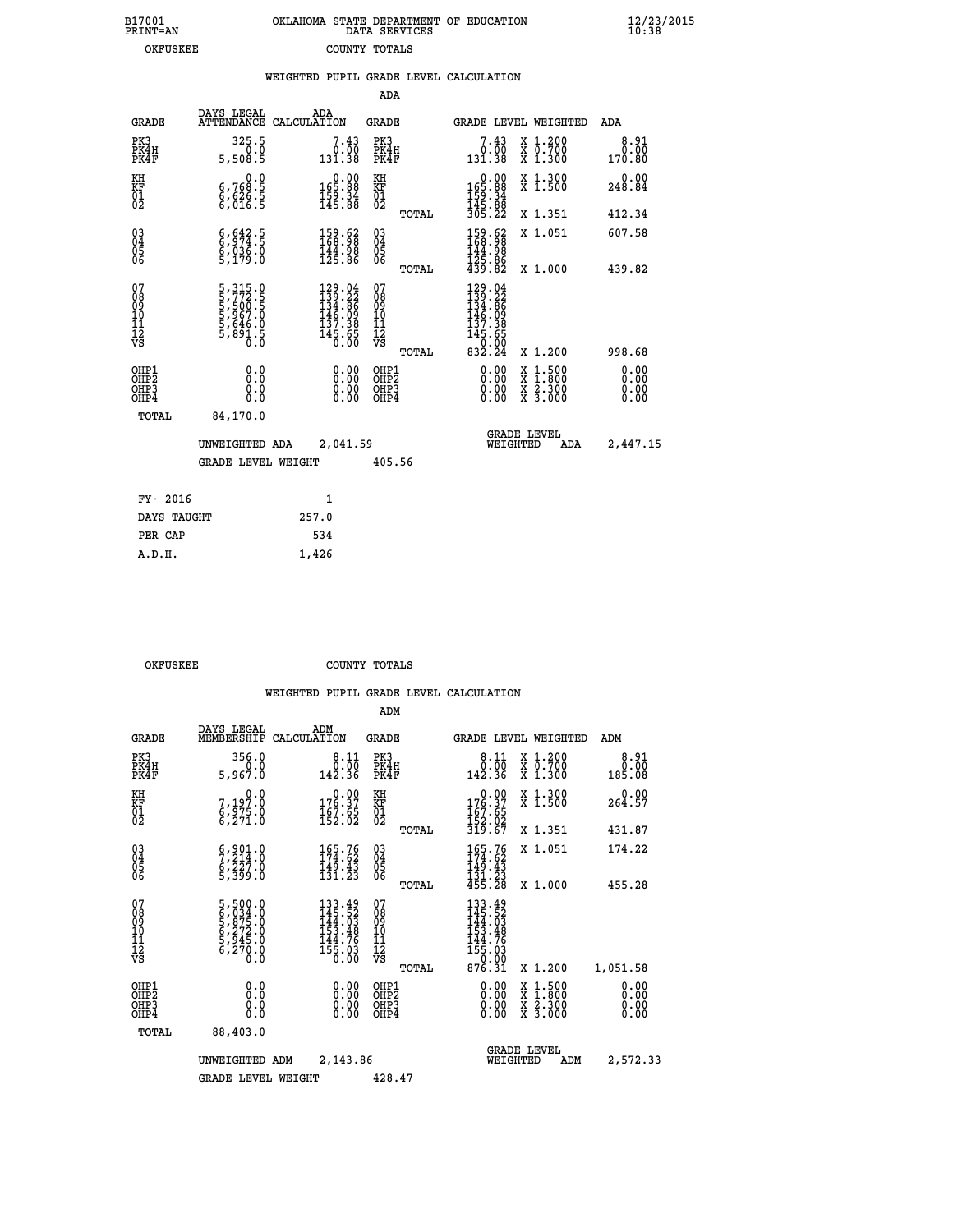B17001 PRINT=AN OKLAHOMA STATE DEPARTMENT OF EDUCATION DATA SERVICES 12/23/2015 10:38

OKFUSKEE COUNTY TOTALS

## WEIGHTED PUPIL GRADE LEVEL CALCULATION

### ADA

| GRADE | DAYS LEGAL ATTENDANCE | ADA CALCULATION | GRADE | | GRADE LEVEL | WEIGHTED | ADA |
|---|---|---|---|---|---|---|---|
| PK3 | 325.5 | 7.43 | PK3 | | 7.43 | X 1.200 | 8.91 |
| PK4H | 0.0 | 0.00 | PK4H | | 0.00 | X 0.700 | 0.00 |
| PK4F | 5,508.5 | 131.38 | PK4F | | 131.38 | X 1.300 | 170.80 |
| KH | 0.0 | 0.00 | KH | | 0.00 | X 1.300 | 0.00 |
| KF | 6,768.5 | 165.88 | KF | | 165.88 | X 1.500 | 248.84 |
| 01 | 6,626.5 | 159.34 | 01 | | 159.34 | | |
| 02 | 6,016.5 | 145.88 | 02 | | 145.88 | | |
| | | | | TOTAL | 305.22 | X 1.351 | 412.34 |
| 03 | 6,642.5 | 159.62 | 03 | | 159.62 | X 1.051 | 607.58 |
| 04 | 6,974.5 | 168.98 | 04 | | 168.98 | | |
| 05 | 6,036.0 | 144.98 | 05 | | 144.98 | | |
| 06 | 5,179.0 | 125.86 | 06 | | 125.86 | | |
| | | | | TOTAL | 439.82 | X 1.000 | 439.82 |
| 07 | 5,315.0 | 129.04 | 07 | | 129.04 | | |
| 08 | 5,772.5 | 139.22 | 08 | | 139.22 | | |
| 09 | 5,500.5 | 134.86 | 09 | | 134.86 | | |
| 10 | 5,967.0 | 146.09 | 10 | | 146.09 | | |
| 11 | 5,646.0 | 137.38 | 11 | | 137.38 | | |
| 12 | 5,891.5 | 145.65 | 12 | | 145.65 | | |
| VS | 0.0 | 0.00 | VS | | 0.00 | | |
| | | | | TOTAL | 832.24 | X 1.200 | 998.68 |
| OHP1 | 0.0 | 0.00 | OHP1 | | 0.00 | X 1.500 | 0.00 |
| OHP2 | 0.0 | 0.00 | OHP2 | | 0.00 | X 1.800 | 0.00 |
| OHP3 | 0.0 | 0.00 | OHP3 | | 0.00 | X 2.300 | 0.00 |
| OHP4 | 0.0 | 0.00 | OHP4 | | 0.00 | X 3.000 | 0.00 |
| TOTAL | 84,170.0 | | | | | | |

UNWEIGHTED ADA 2,041.59 GRADE LEVEL WEIGHTED ADA 2,447.15

GRADE LEVEL WEIGHT 405.56

| FY- 2016 | 1 |
|---|---|
| DAYS TAUGHT | 257.0 |
| PER CAP | 534 |
| A.D.H. | 1,426 |

OKFUSKEE COUNTY TOTALS

## WEIGHTED PUPIL GRADE LEVEL CALCULATION

### ADM

| GRADE | DAYS LEGAL MEMBERSHIP | ADM CALCULATION | GRADE | | GRADE LEVEL | WEIGHTED | ADM |
|---|---|---|---|---|---|---|---|
| PK3 | 356.0 | 8.11 | PK3 | | 8.11 | X 1.200 | 8.91 |
| PK4H | 0.0 | 0.00 | PK4H | | 0.00 | X 0.700 | 0.00 |
| PK4F | 5,967.0 | 142.36 | PK4F | | 142.36 | X 1.300 | 185.08 |
| KH | 0.0 | 0.00 | KH | | 0.00 | X 1.300 | 0.00 |
| KF | 7,197.0 | 176.37 | KF | | 176.37 | X 1.500 | 264.57 |
| 01 | 6,975.0 | 167.65 | 01 | | 167.65 | | |
| 02 | 6,271.0 | 152.02 | 02 | | 152.02 | | |
| | | | | TOTAL | 319.67 | X 1.351 | 431.87 |
| 03 | 6,901.0 | 165.76 | 03 | | 165.76 | X 1.051 | 174.22 |
| 04 | 7,214.0 | 174.62 | 04 | | 174.62 | | |
| 05 | 6,227.0 | 149.43 | 05 | | 149.43 | | |
| 06 | 5,399.0 | 131.23 | 06 | | 131.23 | | |
| | | | | TOTAL | 455.28 | X 1.000 | 455.28 |
| 07 | 5,500.0 | 133.49 | 07 | | 133.49 | | |
| 08 | 6,034.0 | 145.52 | 08 | | 145.52 | | |
| 09 | 5,875.0 | 144.03 | 09 | | 144.03 | | |
| 10 | 6,272.0 | 153.48 | 10 | | 153.48 | | |
| 11 | 5,945.0 | 144.76 | 11 | | 144.76 | | |
| 12 | 6,270.0 | 155.03 | 12 | | 155.03 | | |
| VS | 0.0 | 0.00 | VS | | 0.00 | | |
| | | | | TOTAL | 876.31 | X 1.200 | 1,051.58 |
| OHP1 | 0.0 | 0.00 | OHP1 | | 0.00 | X 1.500 | 0.00 |
| OHP2 | 0.0 | 0.00 | OHP2 | | 0.00 | X 1.800 | 0.00 |
| OHP3 | 0.0 | 0.00 | OHP3 | | 0.00 | X 2.300 | 0.00 |
| OHP4 | 0.0 | 0.00 | OHP4 | | 0.00 | X 3.000 | 0.00 |
| TOTAL | 88,403.0 | | | | | | |

UNWEIGHTED ADM 2,143.86 GRADE LEVEL WEIGHTED ADM 2,572.33

GRADE LEVEL WEIGHT 428.47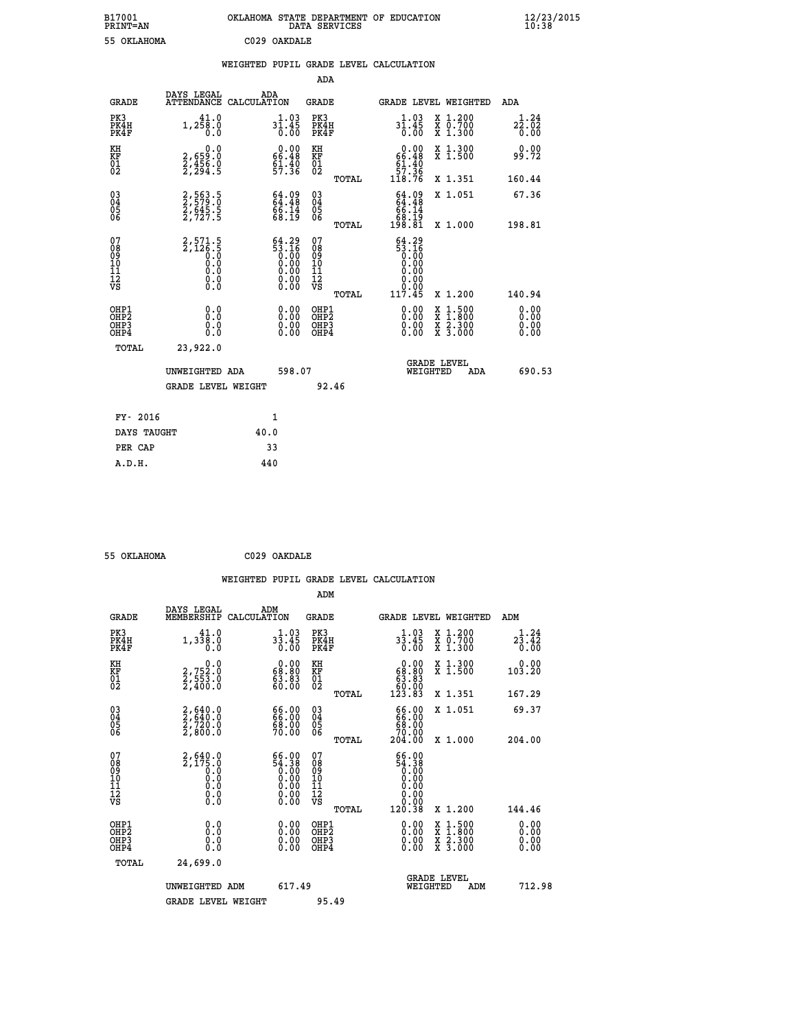B17001 OKLAHOMA STATE DEPARTMENT OF EDUCATION 12/23/2015
PRINT=AN DATA SERVICES 10:38

55 OKLAHOMA C029 OAKDALE

## WEIGHTED PUPIL GRADE LEVEL CALCULATION

### ADA

| GRADE | DAYS LEGAL ATTENDANCE | ADA CALCULATION | GRADE | GRADE LEVEL | WEIGHTED | ADA |
|---|---|---|---|---|---|---|
| PK3 | 41.0 | 1.03 | PK3 | 1.03 | X 1.200 | 1.24 |
| PK4H | 1,258.0 | 31.45 | PK4H | 31.45 | X 0.700 | 22.02 |
| PK4F | 0.0 | 0.00 | PK4F | 0.00 | X 1.300 | 0.00 |
| KH | 0.0 | 0.00 | KH | 0.00 | X 1.300 | 0.00 |
| KF | 2,659.0 | 66.48 | KF | 66.48 | X 1.500 | 99.72 |
| 01 | 2,456.0 | 61.40 | 01 | 61.40 | | |
| 02 | 2,294.5 | 57.36 | 02 | 57.36 | | |
| | | | TOTAL | 118.76 | X 1.351 | 160.44 |
| 03 | 2,563.5 | 64.09 | 03 | 64.09 | X 1.051 | 67.36 |
| 04 | 2,579.0 | 64.48 | 04 | 64.48 | | |
| 05 | 2,645.5 | 66.14 | 05 | 66.14 | | |
| 06 | 2,727.5 | 68.19 | 06 | 68.19 | | |
| | | | TOTAL | 198.81 | X 1.000 | 198.81 |
| 07 | 2,571.5 | 64.29 | 07 | 64.29 | | |
| 08 | 2,126.5 | 53.16 | 08 | 53.16 | | |
| 09 | 0.0 | 0.00 | 09 | 0.00 | | |
| 10 | 0.0 | 0.00 | 10 | 0.00 | | |
| 11 | 0.0 | 0.00 | 11 | 0.00 | | |
| 12 | 0.0 | 0.00 | 12 | 0.00 | | |
| VS | 0.0 | 0.00 | VS | 0.00 | | |
| | | | TOTAL | 117.45 | X 1.200 | 140.94 |
| OHP1 | 0.0 | 0.00 | OHP1 | 0.00 | X 1.500 | 0.00 |
| OHP2 | 0.0 | 0.00 | OHP2 | 0.00 | X 1.800 | 0.00 |
| OHP3 | 0.0 | 0.00 | OHP3 | 0.00 | X 2.300 | 0.00 |
| OHP4 | 0.0 | 0.00 | OHP4 | 0.00 | X 3.000 | 0.00 |
| TOTAL | 23,922.0 | | | | | |

UNWEIGHTED ADA 598.07 — GRADE LEVEL WEIGHTED ADA 690.53

GRADE LEVEL WEIGHT 92.46

| FY- 2016 | 1 |
|---|---|
| DAYS TAUGHT | 40.0 |
| PER CAP | 33 |
| A.D.H. | 440 |

55 OKLAHOMA C029 OAKDALE

## WEIGHTED PUPIL GRADE LEVEL CALCULATION

### ADM

| GRADE | DAYS LEGAL MEMBERSHIP | ADM CALCULATION | GRADE | GRADE LEVEL | WEIGHTED | ADM |
|---|---|---|---|---|---|---|
| PK3 | 41.0 | 1.03 | PK3 | 1.03 | X 1.200 | 1.24 |
| PK4H | 1,338.0 | 33.45 | PK4H | 33.45 | X 0.700 | 23.42 |
| PK4F | 0.0 | 0.00 | PK4F | 0.00 | X 1.300 | 0.00 |
| KH | 0.0 | 0.00 | KH | 0.00 | X 1.300 | 0.00 |
| KF | 2,752.0 | 68.80 | KF | 68.80 | X 1.500 | 103.20 |
| 01 | 2,553.0 | 63.83 | 01 | 63.83 | | |
| 02 | 2,400.0 | 60.00 | 02 | 60.00 | | |
| | | | TOTAL | 123.83 | X 1.351 | 167.29 |
| 03 | 2,640.0 | 66.00 | 03 | 66.00 | X 1.051 | 69.37 |
| 04 | 2,640.0 | 66.00 | 04 | 66.00 | | |
| 05 | 2,720.0 | 68.00 | 05 | 68.00 | | |
| 06 | 2,800.0 | 70.00 | 06 | 70.00 | | |
| | | | TOTAL | 204.00 | X 1.000 | 204.00 |
| 07 | 2,640.0 | 66.00 | 07 | 66.00 | | |
| 08 | 2,175.0 | 54.38 | 08 | 54.38 | | |
| 09 | 0.0 | 0.00 | 09 | 0.00 | | |
| 10 | 0.0 | 0.00 | 10 | 0.00 | | |
| 11 | 0.0 | 0.00 | 11 | 0.00 | | |
| 12 | 0.0 | 0.00 | 12 | 0.00 | | |
| VS | 0.0 | 0.00 | VS | 0.00 | | |
| | | | TOTAL | 120.38 | X 1.200 | 144.46 |
| OHP1 | 0.0 | 0.00 | OHP1 | 0.00 | X 1.500 | 0.00 |
| OHP2 | 0.0 | 0.00 | OHP2 | 0.00 | X 1.800 | 0.00 |
| OHP3 | 0.0 | 0.00 | OHP3 | 0.00 | X 2.300 | 0.00 |
| OHP4 | 0.0 | 0.00 | OHP4 | 0.00 | X 3.000 | 0.00 |
| TOTAL | 24,699.0 | | | | | |

UNWEIGHTED ADM 617.49 — GRADE LEVEL WEIGHTED ADM 712.98

GRADE LEVEL WEIGHT 95.49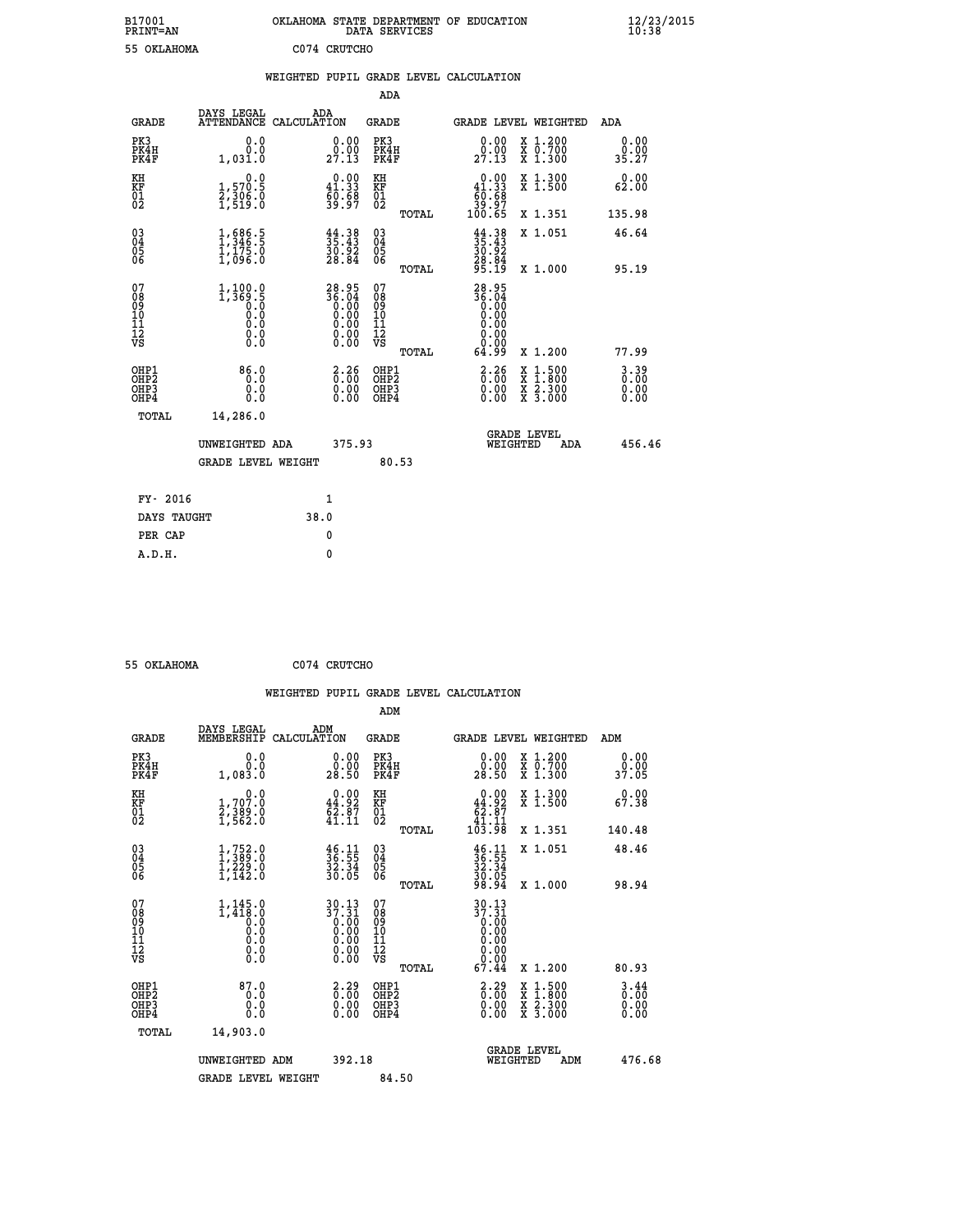B17001 OKLAHOMA STATE DEPARTMENT OF EDUCATION 12/23/2015
PRINT=AN DATA SERVICES 10:38

55 OKLAHOMA C074 CRUTCHO

## WEIGHTED PUPIL GRADE LEVEL CALCULATION

### ADA

| GRADE | DAYS LEGAL ATTENDANCE | ADA CALCULATION | GRADE | GRADE LEVEL | WEIGHTED | ADA |
|---|---|---|---|---|---|---|
| PK3 | 0.0 | 0.00 | PK3 | 0.00 | X 1.200 | 0.00 |
| PK4H | 0.0 | 0.00 | PK4H | 0.00 | X 0.700 | 0.00 |
| PK4F | 1,031.0 | 27.13 | PK4F | 27.13 | X 1.300 | 35.27 |
| KH | 0.0 | 0.00 | KH | 0.00 | X 1.300 | 0.00 |
| KF | 1,570.5 | 41.33 | KF | 41.33 | X 1.500 | 62.00 |
| 01 | 2,306.0 | 60.68 | 01 | 60.68 | | |
| 02 | 1,519.0 | 39.97 | 02 | 39.97 | | |
| | | | TOTAL | 100.65 | X 1.351 | 135.98 |
| 03 | 1,686.5 | 44.38 | 03 | 44.38 | X 1.051 | 46.64 |
| 04 | 1,346.5 | 35.43 | 04 | 35.43 | | |
| 05 | 1,175.0 | 30.92 | 05 | 30.92 | | |
| 06 | 1,096.0 | 28.84 | 06 | 28.84 | | |
| | | | TOTAL | 95.19 | X 1.000 | 95.19 |
| 07 | 1,100.0 | 28.95 | 07 | 28.95 | | |
| 08 | 1,369.5 | 36.04 | 08 | 36.04 | | |
| 09 | 0.0 | 0.00 | 09 | 0.00 | | |
| 10 | 0.0 | 0.00 | 10 | 0.00 | | |
| 11 | 0.0 | 0.00 | 11 | 0.00 | | |
| 12 | 0.0 | 0.00 | 12 | 0.00 | | |
| VS | 0.0 | 0.00 | VS | 0.00 | | |
| | | | TOTAL | 64.99 | X 1.200 | 77.99 |
| OHP1 | 86.0 | 2.26 | OHP1 | 2.26 | X 1.500 | 3.39 |
| OHP2 | 0.0 | 0.00 | OHP2 | 0.00 | X 1.800 | 0.00 |
| OHP3 | 0.0 | 0.00 | OHP3 | 0.00 | X 2.300 | 0.00 |
| OHP4 | 0.0 | 0.00 | OHP4 | 0.00 | X 3.000 | 0.00 |
| TOTAL | 14,286.0 | | | | | |

UNWEIGHTED ADA 375.93 GRADE LEVEL WEIGHTED ADA 456.46

GRADE LEVEL WEIGHT 80.53

| FY- 2016 | 1 |
|---|---|
| DAYS TAUGHT | 38.0 |
| PER CAP | 0 |
| A.D.H. | 0 |

55 OKLAHOMA C074 CRUTCHO

## WEIGHTED PUPIL GRADE LEVEL CALCULATION

### ADM

| GRADE | DAYS LEGAL MEMBERSHIP | ADM CALCULATION | GRADE | GRADE LEVEL | WEIGHTED | ADM |
|---|---|---|---|---|---|---|
| PK3 | 0.0 | 0.00 | PK3 | 0.00 | X 1.200 | 0.00 |
| PK4H | 0.0 | 0.00 | PK4H | 0.00 | X 0.700 | 0.00 |
| PK4F | 1,083.0 | 28.50 | PK4F | 28.50 | X 1.300 | 37.05 |
| KH | 0.0 | 0.00 | KH | 0.00 | X 1.300 | 0.00 |
| KF | 1,707.0 | 44.92 | KF | 44.92 | X 1.500 | 67.38 |
| 01 | 2,389.0 | 62.87 | 01 | 62.87 | | |
| 02 | 1,562.0 | 41.11 | 02 | 41.11 | | |
| | | | TOTAL | 103.98 | X 1.351 | 140.48 |
| 03 | 1,752.0 | 46.11 | 03 | 46.11 | X 1.051 | 48.46 |
| 04 | 1,389.0 | 36.55 | 04 | 36.55 | | |
| 05 | 1,229.0 | 32.34 | 05 | 32.34 | | |
| 06 | 1,142.0 | 30.05 | 06 | 30.05 | | |
| | | | TOTAL | 98.94 | X 1.000 | 98.94 |
| 07 | 1,145.0 | 30.13 | 07 | 30.13 | | |
| 08 | 1,418.0 | 37.31 | 08 | 37.31 | | |
| 09 | 0.0 | 0.00 | 09 | 0.00 | | |
| 10 | 0.0 | 0.00 | 10 | 0.00 | | |
| 11 | 0.0 | 0.00 | 11 | 0.00 | | |
| 12 | 0.0 | 0.00 | 12 | 0.00 | | |
| VS | 0.0 | 0.00 | VS | 0.00 | | |
| | | | TOTAL | 67.44 | X 1.200 | 80.93 |
| OHP1 | 87.0 | 2.29 | OHP1 | 2.29 | X 1.500 | 3.44 |
| OHP2 | 0.0 | 0.00 | OHP2 | 0.00 | X 1.800 | 0.00 |
| OHP3 | 0.0 | 0.00 | OHP3 | 0.00 | X 2.300 | 0.00 |
| OHP4 | 0.0 | 0.00 | OHP4 | 0.00 | X 3.000 | 0.00 |
| TOTAL | 14,903.0 | | | | | |

UNWEIGHTED ADM 392.18 GRADE LEVEL WEIGHTED ADM 476.68

GRADE LEVEL WEIGHT 84.50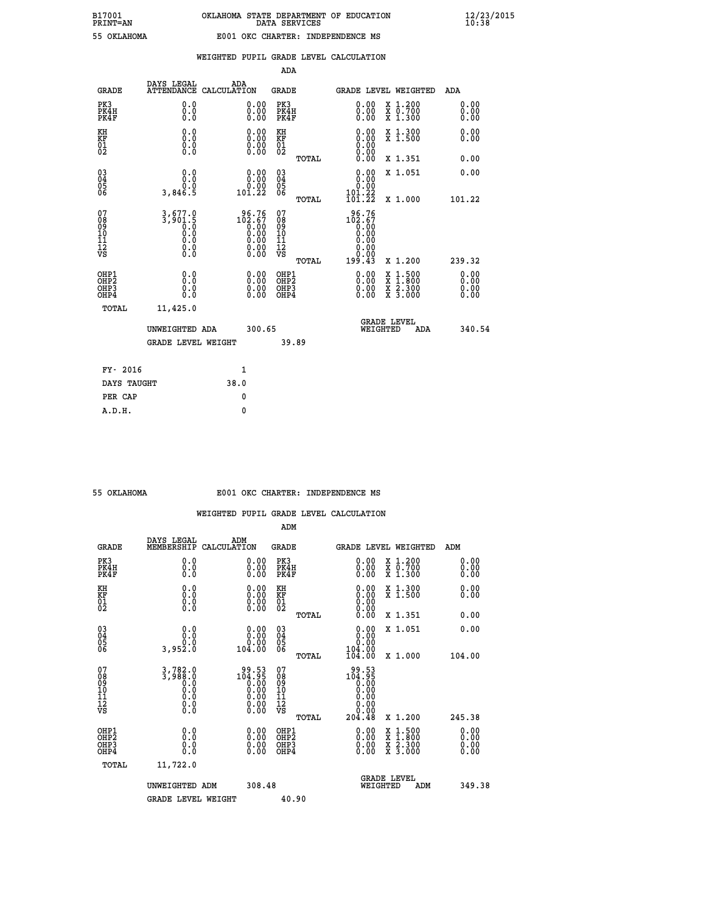B17001 OKLAHOMA STATE DEPARTMENT OF EDUCATION 12/23/2015
PRINT=AN DATA SERVICES 10:38

55 OKLAHOMA E001 OKC CHARTER: INDEPENDENCE MS

## WEIGHTED PUPIL GRADE LEVEL CALCULATION

ADA

| GRADE | DAYS LEGAL ATTENDANCE | ADA CALCULATION | GRADE | | GRADE LEVEL | WEIGHTED | ADA |
|---|---|---|---|---|---|---|---|
| PK3 | 0.0 | 0.00 | PK3 | | 0.00 | X 1.200 | 0.00 |
| PK4H | 0.0 | 0.00 | PK4H | | 0.00 | X 0.700 | 0.00 |
| PK4F | 0.0 | 0.00 | PK4F | | 0.00 | X 1.300 | 0.00 |
| KH | 0.0 | 0.00 | KH | | 0.00 | X 1.300 | 0.00 |
| KF | 0.0 | 0.00 | KF | | 0.00 | X 1.500 | 0.00 |
| 01 | 0.0 | 0.00 | 01 | | 0.00 | | |
| 02 | 0.0 | 0.00 | 02 | | 0.00 | | |
| | | | | TOTAL | 0.00 | X 1.351 | 0.00 |
| 03 | 0.0 | 0.00 | 03 | | 0.00 | X 1.051 | 0.00 |
| 04 | 0.0 | 0.00 | 04 | | 0.00 | | |
| 05 | 0.0 | 0.00 | 05 | | 0.00 | | |
| 06 | 3,846.5 | 101.22 | 06 | | 101.22 | | |
| | | | | TOTAL | 101.22 | X 1.000 | 101.22 |
| 07 | 3,677.0 | 96.76 | 07 | | 96.76 | | |
| 08 | 3,901.5 | 102.67 | 08 | | 102.67 | | |
| 09 | 0.0 | 0.00 | 09 | | 0.00 | | |
| 10 | 0.0 | 0.00 | 10 | | 0.00 | | |
| 11 | 0.0 | 0.00 | 11 | | 0.00 | | |
| 12 | 0.0 | 0.00 | 12 | | 0.00 | | |
| VS | 0.0 | 0.00 | VS | | 0.00 | | |
| | | | | TOTAL | 199.43 | X 1.200 | 239.32 |
| OHP1 | 0.0 | 0.00 | OHP1 | | 0.00 | X 1.500 | 0.00 |
| OHP2 | 0.0 | 0.00 | OHP2 | | 0.00 | X 1.800 | 0.00 |
| OHP3 | 0.0 | 0.00 | OHP3 | | 0.00 | X 2.300 | 0.00 |
| OHP4 | 0.0 | 0.00 | OHP4 | | 0.00 | X 3.000 | 0.00 |
| TOTAL | 11,425.0 | | | | | | |

UNWEIGHTED ADA 300.65 — GRADE LEVEL WEIGHTED ADA 340.54

GRADE LEVEL WEIGHT 39.89

| | |
|---|---|
| FY- 2016 | 1 |
| DAYS TAUGHT | 38.0 |
| PER CAP | 0 |
| A.D.H. | 0 |

55 OKLAHOMA E001 OKC CHARTER: INDEPENDENCE MS

## WEIGHTED PUPIL GRADE LEVEL CALCULATION

ADM

| GRADE | DAYS LEGAL MEMBERSHIP | ADM CALCULATION | GRADE | | GRADE LEVEL | WEIGHTED | ADM |
|---|---|---|---|---|---|---|---|
| PK3 | 0.0 | 0.00 | PK3 | | 0.00 | X 1.200 | 0.00 |
| PK4H | 0.0 | 0.00 | PK4H | | 0.00 | X 0.700 | 0.00 |
| PK4F | 0.0 | 0.00 | PK4F | | 0.00 | X 1.300 | 0.00 |
| KH | 0.0 | 0.00 | KH | | 0.00 | X 1.300 | 0.00 |
| KF | 0.0 | 0.00 | KF | | 0.00 | X 1.500 | 0.00 |
| 01 | 0.0 | 0.00 | 01 | | 0.00 | | |
| 02 | 0.0 | 0.00 | 02 | | 0.00 | | |
| | | | | TOTAL | 0.00 | X 1.351 | 0.00 |
| 03 | 0.0 | 0.00 | 03 | | 0.00 | X 1.051 | 0.00 |
| 04 | 0.0 | 0.00 | 04 | | 0.00 | | |
| 05 | 0.0 | 0.00 | 05 | | 0.00 | | |
| 06 | 3,952.0 | 104.00 | 06 | | 104.00 | | |
| | | | | TOTAL | 104.00 | X 1.000 | 104.00 |
| 07 | 3,782.0 | 99.53 | 07 | | 99.53 | | |
| 08 | 3,988.0 | 104.95 | 08 | | 104.95 | | |
| 09 | 0.0 | 0.00 | 09 | | 0.00 | | |
| 10 | 0.0 | 0.00 | 10 | | 0.00 | | |
| 11 | 0.0 | 0.00 | 11 | | 0.00 | | |
| 12 | 0.0 | 0.00 | 12 | | 0.00 | | |
| VS | 0.0 | 0.00 | VS | | 0.00 | | |
| | | | | TOTAL | 204.48 | X 1.200 | 245.38 |
| OHP1 | 0.0 | 0.00 | OHP1 | | 0.00 | X 1.500 | 0.00 |
| OHP2 | 0.0 | 0.00 | OHP2 | | 0.00 | X 1.800 | 0.00 |
| OHP3 | 0.0 | 0.00 | OHP3 | | 0.00 | X 2.300 | 0.00 |
| OHP4 | 0.0 | 0.00 | OHP4 | | 0.00 | X 3.000 | 0.00 |
| TOTAL | 11,722.0 | | | | | | |

UNWEIGHTED ADM 308.48 — GRADE LEVEL WEIGHTED ADM 349.38

GRADE LEVEL WEIGHT 40.90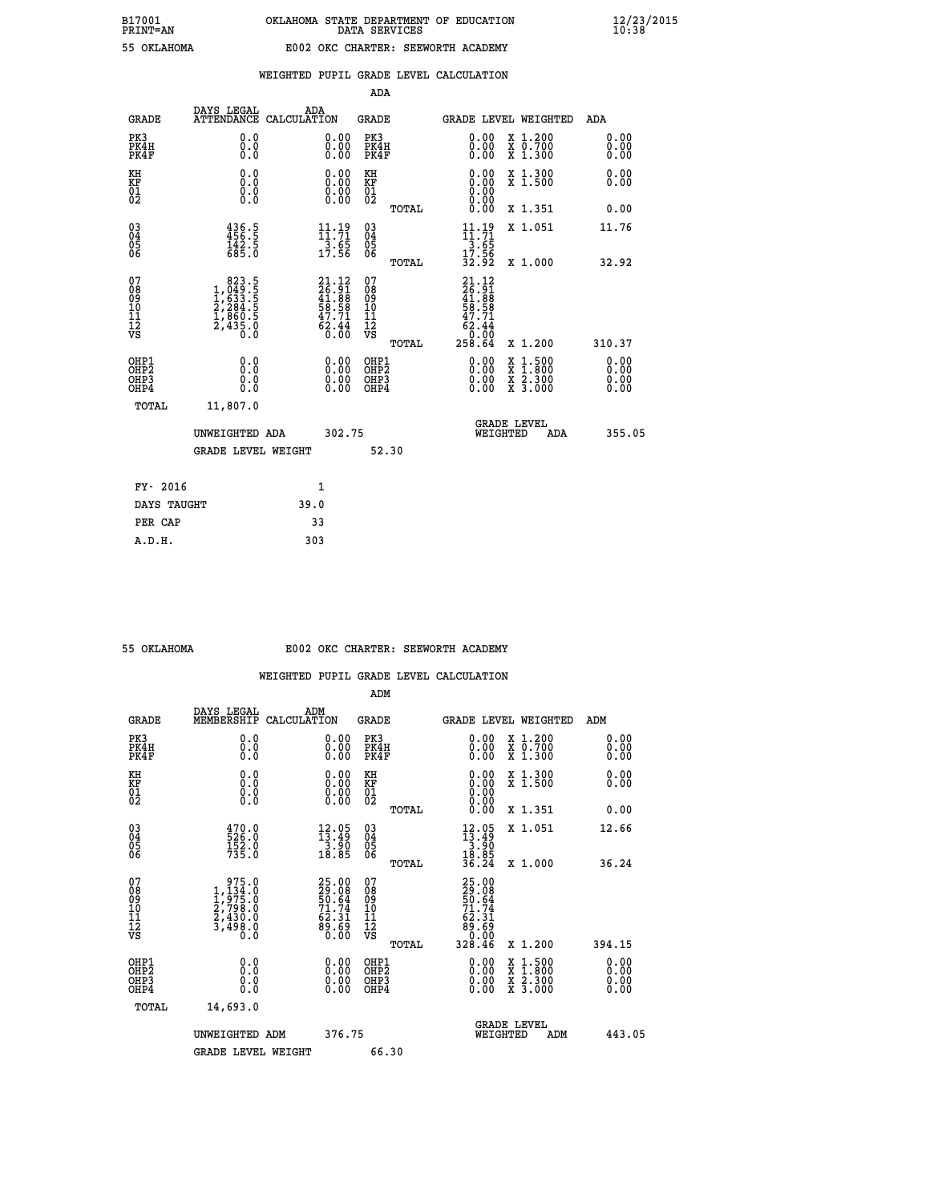B17001 PRINT=AN — OKLAHOMA STATE DEPARTMENT OF EDUCATION DATA SERVICES — 12/23/2015 10:38

55 OKLAHOMA — E002 OKC CHARTER: SEEWORTH ACADEMY

## WEIGHTED PUPIL GRADE LEVEL CALCULATION

### ADA

| GRADE | DAYS LEGAL ATTENDANCE | ADA CALCULATION | GRADE | GRADE LEVEL | WEIGHTED | ADA |
|---|---|---|---|---|---|---|
| PK3 | 0.0 | 0.00 | PK3 | 0.00 | X 1.200 | 0.00 |
| PK4H | 0.0 | 0.00 | PK4H | 0.00 | X 0.700 | 0.00 |
| PK4F | 0.0 | 0.00 | PK4F | 0.00 | X 1.300 | 0.00 |
| KH | 0.0 | 0.00 | KH | 0.00 | X 1.300 | 0.00 |
| KF | 0.0 | 0.00 | KF | 0.00 | X 1.500 | 0.00 |
| 01 | 0.0 | 0.00 | 01 | 0.00 | | |
| 02 | 0.0 | 0.00 | 02 | 0.00 | | |
| | | | TOTAL | 0.00 | X 1.351 | 0.00 |
| 03 | 436.5 | 11.19 | 03 | 11.19 | X 1.051 | 11.76 |
| 04 | 456.5 | 11.71 | 04 | 11.71 | | |
| 05 | 142.5 | 3.65 | 05 | 3.65 | | |
| 06 | 685.0 | 17.56 | 06 | 17.56 | | |
| | | | TOTAL | 32.92 | X 1.000 | 32.92 |
| 07 | 823.5 | 21.12 | 07 | 21.12 | | |
| 08 | 1,049.5 | 26.91 | 08 | 26.91 | | |
| 09 | 1,633.5 | 41.88 | 09 | 41.88 | | |
| 10 | 2,284.5 | 58.58 | 10 | 58.58 | | |
| 11 | 1,860.5 | 47.71 | 11 | 47.71 | | |
| 12 | 2,435.0 | 62.44 | 12 | 62.44 | | |
| VS | 0.0 | 0.00 | VS | 0.00 | | |
| | | | TOTAL | 258.64 | X 1.200 | 310.37 |
| OHP1 | 0.0 | 0.00 | OHP1 | 0.00 | X 1.500 | 0.00 |
| OHP2 | 0.0 | 0.00 | OHP2 | 0.00 | X 1.800 | 0.00 |
| OHP3 | 0.0 | 0.00 | OHP3 | 0.00 | X 2.300 | 0.00 |
| OHP4 | 0.0 | 0.00 | OHP4 | 0.00 | X 3.000 | 0.00 |
| TOTAL | 11,807.0 | | | | | |

UNWEIGHTED ADA 302.75 — GRADE LEVEL WEIGHTED ADA 355.05

GRADE LEVEL WEIGHT 52.30

| | |
|---|---|
| FY- 2016 | 1 |
| DAYS TAUGHT | 39.0 |
| PER CAP | 33 |
| A.D.H. | 303 |

55 OKLAHOMA — E002 OKC CHARTER: SEEWORTH ACADEMY

## WEIGHTED PUPIL GRADE LEVEL CALCULATION

### ADM

| GRADE | DAYS LEGAL MEMBERSHIP | ADM CALCULATION | GRADE | GRADE LEVEL | WEIGHTED | ADM |
|---|---|---|---|---|---|---|
| PK3 | 0.0 | 0.00 | PK3 | 0.00 | X 1.200 | 0.00 |
| PK4H | 0.0 | 0.00 | PK4H | 0.00 | X 0.700 | 0.00 |
| PK4F | 0.0 | 0.00 | PK4F | 0.00 | X 1.300 | 0.00 |
| KH | 0.0 | 0.00 | KH | 0.00 | X 1.300 | 0.00 |
| KF | 0.0 | 0.00 | KF | 0.00 | X 1.500 | 0.00 |
| 01 | 0.0 | 0.00 | 01 | 0.00 | | |
| 02 | 0.0 | 0.00 | 02 | 0.00 | | |
| | | | TOTAL | 0.00 | X 1.351 | 0.00 |
| 03 | 470.0 | 12.05 | 03 | 12.05 | X 1.051 | 12.66 |
| 04 | 526.0 | 13.49 | 04 | 13.49 | | |
| 05 | 152.0 | 3.90 | 05 | 3.90 | | |
| 06 | 735.0 | 18.85 | 06 | 18.85 | | |
| | | | TOTAL | 36.24 | X 1.000 | 36.24 |
| 07 | 975.0 | 25.00 | 07 | 25.00 | | |
| 08 | 1,134.0 | 29.08 | 08 | 29.08 | | |
| 09 | 1,975.0 | 50.64 | 09 | 50.64 | | |
| 10 | 2,798.0 | 71.74 | 10 | 71.74 | | |
| 11 | 2,430.0 | 62.31 | 11 | 62.31 | | |
| 12 | 3,498.0 | 89.69 | 12 | 89.69 | | |
| VS | 0.0 | 0.00 | VS | 0.00 | | |
| | | | TOTAL | 328.46 | X 1.200 | 394.15 |
| OHP1 | 0.0 | 0.00 | OHP1 | 0.00 | X 1.500 | 0.00 |
| OHP2 | 0.0 | 0.00 | OHP2 | 0.00 | X 1.800 | 0.00 |
| OHP3 | 0.0 | 0.00 | OHP3 | 0.00 | X 2.300 | 0.00 |
| OHP4 | 0.0 | 0.00 | OHP4 | 0.00 | X 3.000 | 0.00 |
| TOTAL | 14,693.0 | | | | | |

UNWEIGHTED ADM 376.75 — GRADE LEVEL WEIGHTED ADM 443.05

GRADE LEVEL WEIGHT 66.30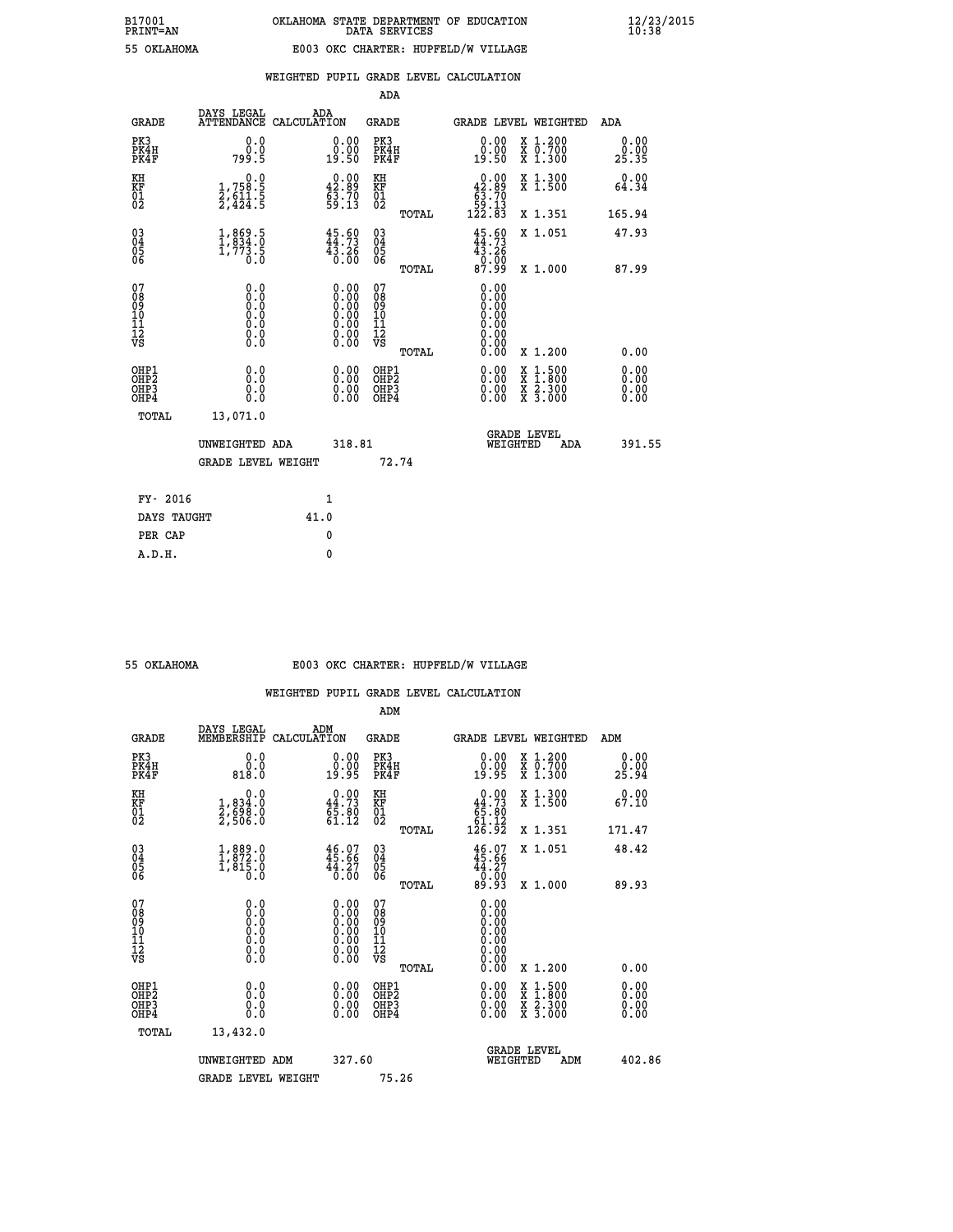B17001 OKLAHOMA STATE DEPARTMENT OF EDUCATION 12/23/2015
PRINT=AN DATA SERVICES 10:38

55 OKLAHOMA E003 OKC CHARTER: HUPFELD/W VILLAGE

## WEIGHTED PUPIL GRADE LEVEL CALCULATION

### ADA

| GRADE | DAYS LEGAL ATTENDANCE | ADA CALCULATION | GRADE | | GRADE LEVEL | WEIGHTED | ADA |
|---|---|---|---|---|---|---|---|
| PK3 | 0.0 | 0.00 | PK3 | | 0.00 | X 1.200 | 0.00 |
| PK4H | 0.0 | 0.00 | PK4H | | 0.00 | X 0.700 | 0.00 |
| PK4F | 799.5 | 19.50 | PK4F | | 19.50 | X 1.300 | 25.35 |
| KH | 0.0 | 0.00 | KH | | 0.00 | X 1.300 | 0.00 |
| KF | 1,758.5 | 42.89 | KF | | 42.89 | X 1.500 | 64.34 |
| 01 | 2,611.5 | 63.70 | 01 | | 63.70 | | |
| 02 | 2,424.5 | 59.13 | 02 | | 59.13 | | |
| | | | | TOTAL | 122.83 | X 1.351 | 165.94 |
| 03 | 1,869.5 | 45.60 | 03 | | 45.60 | X 1.051 | 47.93 |
| 04 | 1,834.0 | 44.73 | 04 | | 44.73 | | |
| 05 | 1,773.5 | 43.26 | 05 | | 43.26 | | |
| 06 | 0.0 | 0.00 | 06 | | 0.00 | | |
| | | | | TOTAL | 87.99 | X 1.000 | 87.99 |
| 07 | 0.0 | 0.00 | 07 | | 0.00 | | |
| 08 | 0.0 | 0.00 | 08 | | 0.00 | | |
| 09 | 0.0 | 0.00 | 09 | | 0.00 | | |
| 10 | 0.0 | 0.00 | 10 | | 0.00 | | |
| 11 | 0.0 | 0.00 | 11 | | 0.00 | | |
| 12 | 0.0 | 0.00 | 12 | | 0.00 | | |
| VS | 0.0 | 0.00 | VS | | 0.00 | | |
| | | | | TOTAL | 0.00 | X 1.200 | 0.00 |
| OHP1 | 0.0 | 0.00 | OHP1 | | 0.00 | X 1.500 | 0.00 |
| OHP2 | 0.0 | 0.00 | OHP2 | | 0.00 | X 1.800 | 0.00 |
| OHP3 | 0.0 | 0.00 | OHP3 | | 0.00 | X 2.300 | 0.00 |
| OHP4 | 0.0 | 0.00 | OHP4 | | 0.00 | X 3.000 | 0.00 |
| TOTAL | 13,071.0 | | | | | | |

UNWEIGHTED ADA 318.81 | GRADE LEVEL WEIGHTED ADA 391.55

GRADE LEVEL WEIGHT 72.74

| | |
|---|---|
| FY- 2016 | 1 |
| DAYS TAUGHT | 41.0 |
| PER CAP | 0 |
| A.D.H. | 0 |

55 OKLAHOMA E003 OKC CHARTER: HUPFELD/W VILLAGE

## WEIGHTED PUPIL GRADE LEVEL CALCULATION

### ADM

| GRADE | DAYS LEGAL MEMBERSHIP | ADM CALCULATION | GRADE | | GRADE LEVEL | WEIGHTED | ADM |
|---|---|---|---|---|---|---|---|
| PK3 | 0.0 | 0.00 | PK3 | | 0.00 | X 1.200 | 0.00 |
| PK4H | 0.0 | 0.00 | PK4H | | 0.00 | X 0.700 | 0.00 |
| PK4F | 818.0 | 19.95 | PK4F | | 19.95 | X 1.300 | 25.94 |
| KH | 0.0 | 0.00 | KH | | 0.00 | X 1.300 | 0.00 |
| KF | 1,834.0 | 44.73 | KF | | 44.73 | X 1.500 | 67.10 |
| 01 | 2,698.0 | 65.80 | 01 | | 65.80 | | |
| 02 | 2,506.0 | 61.12 | 02 | | 61.12 | | |
| | | | | TOTAL | 126.92 | X 1.351 | 171.47 |
| 03 | 1,889.0 | 46.07 | 03 | | 46.07 | X 1.051 | 48.42 |
| 04 | 1,872.0 | 45.66 | 04 | | 45.66 | | |
| 05 | 1,815.0 | 44.27 | 05 | | 44.27 | | |
| 06 | 0.0 | 0.00 | 06 | | 0.00 | | |
| | | | | TOTAL | 89.93 | X 1.000 | 89.93 |
| 07 | 0.0 | 0.00 | 07 | | 0.00 | | |
| 08 | 0.0 | 0.00 | 08 | | 0.00 | | |
| 09 | 0.0 | 0.00 | 09 | | 0.00 | | |
| 10 | 0.0 | 0.00 | 10 | | 0.00 | | |
| 11 | 0.0 | 0.00 | 11 | | 0.00 | | |
| 12 | 0.0 | 0.00 | 12 | | 0.00 | | |
| VS | 0.0 | 0.00 | VS | | 0.00 | | |
| | | | | TOTAL | 0.00 | X 1.200 | 0.00 |
| OHP1 | 0.0 | 0.00 | OHP1 | | 0.00 | X 1.500 | 0.00 |
| OHP2 | 0.0 | 0.00 | OHP2 | | 0.00 | X 1.800 | 0.00 |
| OHP3 | 0.0 | 0.00 | OHP3 | | 0.00 | X 2.300 | 0.00 |
| OHP4 | 0.0 | 0.00 | OHP4 | | 0.00 | X 3.000 | 0.00 |
| TOTAL | 13,432.0 | | | | | | |

UNWEIGHTED ADM 327.60 | GRADE LEVEL WEIGHTED ADM 402.86

GRADE LEVEL WEIGHT 75.26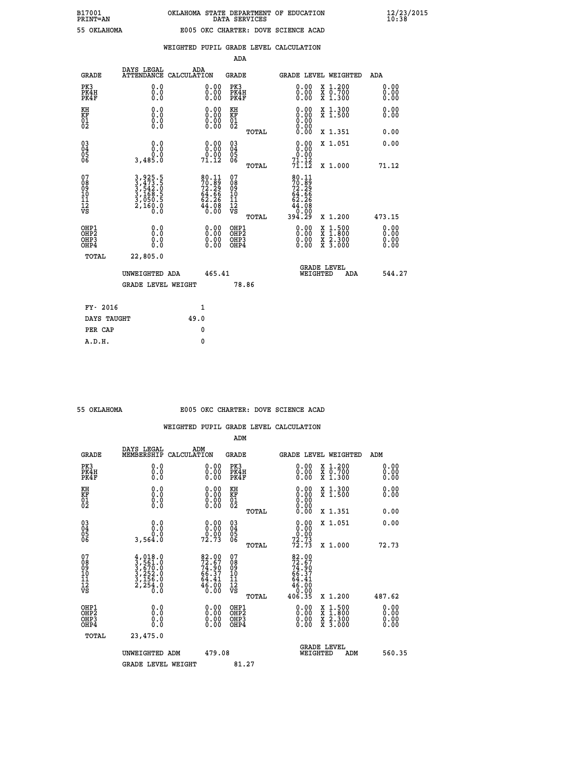B17001 OKLAHOMA STATE DEPARTMENT OF EDUCATION 12/23/2015
PRINT=AN DATA SERVICES 10:38

55 OKLAHOMA E005 OKC CHARTER: DOVE SCIENCE ACAD

## WEIGHTED PUPIL GRADE LEVEL CALCULATION

### ADA

| GRADE | DAYS LEGAL ATTENDANCE | ADA CALCULATION | GRADE | GRADE LEVEL | WEIGHTED | ADA |
|---|---|---|---|---|---|---|
| PK3 | 0.0 | 0.00 | PK3 | 0.00 | X 1.200 | 0.00 |
| PK4H | 0.0 | 0.00 | PK4H | 0.00 | X 0.700 | 0.00 |
| PK4F | 0.0 | 0.00 | PK4F | 0.00 | X 1.300 | 0.00 |
| KH | 0.0 | 0.00 | KH | 0.00 | X 1.300 | 0.00 |
| KF | 0.0 | 0.00 | KF | 0.00 | X 1.500 | 0.00 |
| 01 | 0.0 | 0.00 | 01 | 0.00 | | |
| 02 | 0.0 | 0.00 | 02 | 0.00 | | |
| | | | TOTAL | 0.00 | X 1.351 | 0.00 |
| 03 | 0.0 | 0.00 | 03 | 0.00 | X 1.051 | 0.00 |
| 04 | 0.0 | 0.00 | 04 | 0.00 | | |
| 05 | 0.0 | 0.00 | 05 | 0.00 | | |
| 06 | 3,485.0 | 71.12 | 06 | 71.12 | | |
| | | | TOTAL | 71.12 | X 1.000 | 71.12 |
| 07 | 3,925.5 | 80.11 | 07 | 80.11 | | |
| 08 | 3,473.5 | 70.89 | 08 | 70.89 | | |
| 09 | 3,542.0 | 72.29 | 09 | 72.29 | | |
| 10 | 3,168.5 | 64.66 | 10 | 64.66 | | |
| 11 | 3,050.5 | 62.26 | 11 | 62.26 | | |
| 12 | 2,160.0 | 44.08 | 12 | 44.08 | | |
| VS | 0.0 | 0.00 | VS | 0.00 | | |
| | | | TOTAL | 394.29 | X 1.200 | 473.15 |
| OHP1 | 0.0 | 0.00 | OHP1 | 0.00 | X 1.500 | 0.00 |
| OHP2 | 0.0 | 0.00 | OHP2 | 0.00 | X 1.800 | 0.00 |
| OHP3 | 0.0 | 0.00 | OHP3 | 0.00 | X 2.300 | 0.00 |
| OHP4 | 0.0 | 0.00 | OHP4 | 0.00 | X 3.000 | 0.00 |
| TOTAL | 22,805.0 | | | | | |

UNWEIGHTED ADA 465.41 GRADE LEVEL WEIGHTED ADA 544.27

GRADE LEVEL WEIGHT 78.86

FY- 2016 1

DAYS TAUGHT 49.0

PER CAP 0

A.D.H. 0

55 OKLAHOMA E005 OKC CHARTER: DOVE SCIENCE ACAD

## WEIGHTED PUPIL GRADE LEVEL CALCULATION

### ADM

| GRADE | DAYS LEGAL MEMBERSHIP | ADM CALCULATION | GRADE | GRADE LEVEL | WEIGHTED | ADM |
|---|---|---|---|---|---|---|
| PK3 | 0.0 | 0.00 | PK3 | 0.00 | X 1.200 | 0.00 |
| PK4H | 0.0 | 0.00 | PK4H | 0.00 | X 0.700 | 0.00 |
| PK4F | 0.0 | 0.00 | PK4F | 0.00 | X 1.300 | 0.00 |
| KH | 0.0 | 0.00 | KH | 0.00 | X 1.300 | 0.00 |
| KF | 0.0 | 0.00 | KF | 0.00 | X 1.500 | 0.00 |
| 01 | 0.0 | 0.00 | 01 | 0.00 | | |
| 02 | 0.0 | 0.00 | 02 | 0.00 | | |
| | | | TOTAL | 0.00 | X 1.351 | 0.00 |
| 03 | 0.0 | 0.00 | 03 | 0.00 | X 1.051 | 0.00 |
| 04 | 0.0 | 0.00 | 04 | 0.00 | | |
| 05 | 0.0 | 0.00 | 05 | 0.00 | | |
| 06 | 3,564.0 | 72.73 | 06 | 72.73 | | |
| | | | TOTAL | 72.73 | X 1.000 | 72.73 |
| 07 | 4,018.0 | 82.00 | 07 | 82.00 | | |
| 08 | 3,561.0 | 72.67 | 08 | 72.67 | | |
| 09 | 3,670.0 | 74.90 | 09 | 74.90 | | |
| 10 | 3,252.0 | 66.37 | 10 | 66.37 | | |
| 11 | 3,156.0 | 64.41 | 11 | 64.41 | | |
| 12 | 2,254.0 | 46.00 | 12 | 46.00 | | |
| VS | 0.0 | 0.00 | VS | 0.00 | | |
| | | | TOTAL | 406.35 | X 1.200 | 487.62 |
| OHP1 | 0.0 | 0.00 | OHP1 | 0.00 | X 1.500 | 0.00 |
| OHP2 | 0.0 | 0.00 | OHP2 | 0.00 | X 1.800 | 0.00 |
| OHP3 | 0.0 | 0.00 | OHP3 | 0.00 | X 2.300 | 0.00 |
| OHP4 | 0.0 | 0.00 | OHP4 | 0.00 | X 3.000 | 0.00 |
| TOTAL | 23,475.0 | | | | | |

UNWEIGHTED ADM 479.08 GRADE LEVEL WEIGHTED ADM 560.35

GRADE LEVEL WEIGHT 81.27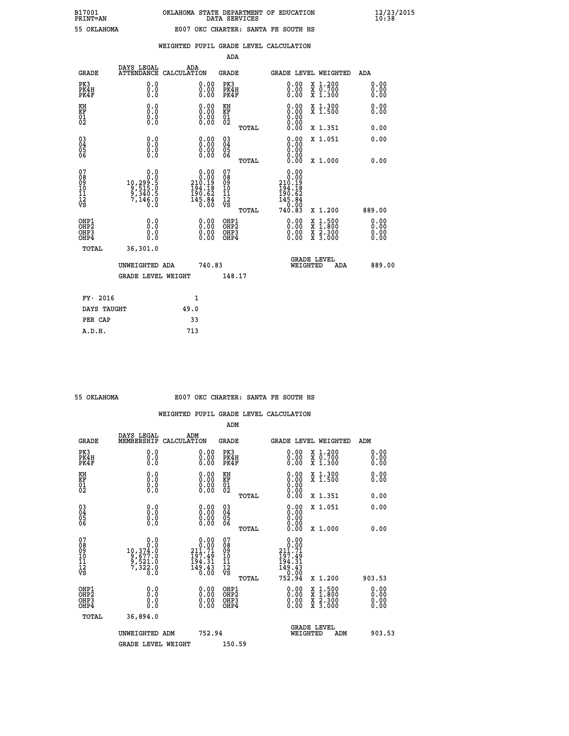B17001 OKLAHOMA STATE DEPARTMENT OF EDUCATION 12/23/2015
PRINT=AN DATA SERVICES 10:38

55 OKLAHOMA E007 OKC CHARTER: SANTA FE SOUTH HS

WEIGHTED PUPIL GRADE LEVEL CALCULATION

ADA

| GRADE | DAYS LEGAL ATTENDANCE | ADA CALCULATION | GRADE | | GRADE LEVEL | WEIGHTED | ADA |
|---|---|---|---|---|---|---|---|
| PK3 | 0.0 | 0.00 | PK3 | | 0.00 | X 1.200 | 0.00 |
| PK4H | 0.0 | 0.00 | PK4H | | 0.00 | X 0.700 | 0.00 |
| PK4F | 0.0 | 0.00 | PK4F | | 0.00 | X 1.300 | 0.00 |
| KH | 0.0 | 0.00 | KH | | 0.00 | X 1.300 | 0.00 |
| KF | 0.0 | 0.00 | KF | | 0.00 | X 1.500 | 0.00 |
| 01 | 0.0 | 0.00 | 01 | | 0.00 | | |
| 02 | 0.0 | 0.00 | 02 | | 0.00 | | |
| | | | | TOTAL | 0.00 | X 1.351 | 0.00 |
| 03 | 0.0 | 0.00 | 03 | | 0.00 | X 1.051 | 0.00 |
| 04 | 0.0 | 0.00 | 04 | | 0.00 | | |
| 05 | 0.0 | 0.00 | 05 | | 0.00 | | |
| 06 | 0.0 | 0.00 | 06 | | 0.00 | | |
| | | | | TOTAL | 0.00 | X 1.000 | 0.00 |
| 07 | 0.0 | 0.00 | 07 | | 0.00 | | |
| 08 | 0.0 | 0.00 | 08 | | 0.00 | | |
| 09 | 10,299.5 | 210.19 | 09 | | 210.19 | | |
| 10 | 9,515.0 | 194.18 | 10 | | 194.18 | | |
| 11 | 9,340.5 | 190.62 | 11 | | 190.62 | | |
| 12 | 7,146.0 | 145.84 | 12 | | 145.84 | | |
| VS | 0.0 | 0.00 | VS | | 0.00 | | |
| | | | | TOTAL | 740.83 | X 1.200 | 889.00 |
| OHP1 | 0.0 | 0.00 | OHP1 | | 0.00 | X 1.500 | 0.00 |
| OHP2 | 0.0 | 0.00 | OHP2 | | 0.00 | X 1.800 | 0.00 |
| OHP3 | 0.0 | 0.00 | OHP3 | | 0.00 | X 2.300 | 0.00 |
| OHP4 | 0.0 | 0.00 | OHP4 | | 0.00 | X 3.000 | 0.00 |
| TOTAL | 36,301.0 | | | | | | |

UNWEIGHTED ADA 740.83 GRADE LEVEL WEIGHTED ADA 889.00

GRADE LEVEL WEIGHT 148.17

| | |
|---|---|
| FY- 2016 | 1 |
| DAYS TAUGHT | 49.0 |
| PER CAP | 33 |
| A.D.H. | 713 |

55 OKLAHOMA E007 OKC CHARTER: SANTA FE SOUTH HS

WEIGHTED PUPIL GRADE LEVEL CALCULATION

ADM

| GRADE | DAYS LEGAL MEMBERSHIP | ADM CALCULATION | GRADE | | GRADE LEVEL | WEIGHTED | ADM |
|---|---|---|---|---|---|---|---|
| PK3 | 0.0 | 0.00 | PK3 | | 0.00 | X 1.200 | 0.00 |
| PK4H | 0.0 | 0.00 | PK4H | | 0.00 | X 0.700 | 0.00 |
| PK4F | 0.0 | 0.00 | PK4F | | 0.00 | X 1.300 | 0.00 |
| KH | 0.0 | 0.00 | KH | | 0.00 | X 1.300 | 0.00 |
| KF | 0.0 | 0.00 | KF | | 0.00 | X 1.500 | 0.00 |
| 01 | 0.0 | 0.00 | 01 | | 0.00 | | |
| 02 | 0.0 | 0.00 | 02 | | 0.00 | | |
| | | | | TOTAL | 0.00 | X 1.351 | 0.00 |
| 03 | 0.0 | 0.00 | 03 | | 0.00 | X 1.051 | 0.00 |
| 04 | 0.0 | 0.00 | 04 | | 0.00 | | |
| 05 | 0.0 | 0.00 | 05 | | 0.00 | | |
| 06 | 0.0 | 0.00 | 06 | | 0.00 | | |
| | | | | TOTAL | 0.00 | X 1.000 | 0.00 |
| 07 | 0.0 | 0.00 | 07 | | 0.00 | | |
| 08 | 0.0 | 0.00 | 08 | | 0.00 | | |
| 09 | 10,374.0 | 211.71 | 09 | | 211.71 | | |
| 10 | 9,677.0 | 197.49 | 10 | | 197.49 | | |
| 11 | 9,521.0 | 194.31 | 11 | | 194.31 | | |
| 12 | 7,322.0 | 149.43 | 12 | | 149.43 | | |
| VS | 0.0 | 0.00 | VS | | 0.00 | | |
| | | | | TOTAL | 752.94 | X 1.200 | 903.53 |
| OHP1 | 0.0 | 0.00 | OHP1 | | 0.00 | X 1.500 | 0.00 |
| OHP2 | 0.0 | 0.00 | OHP2 | | 0.00 | X 1.800 | 0.00 |
| OHP3 | 0.0 | 0.00 | OHP3 | | 0.00 | X 2.300 | 0.00 |
| OHP4 | 0.0 | 0.00 | OHP4 | | 0.00 | X 3.000 | 0.00 |
| TOTAL | 36,894.0 | | | | | | |

UNWEIGHTED ADM 752.94 GRADE LEVEL WEIGHTED ADM 903.53

GRADE LEVEL WEIGHT 150.59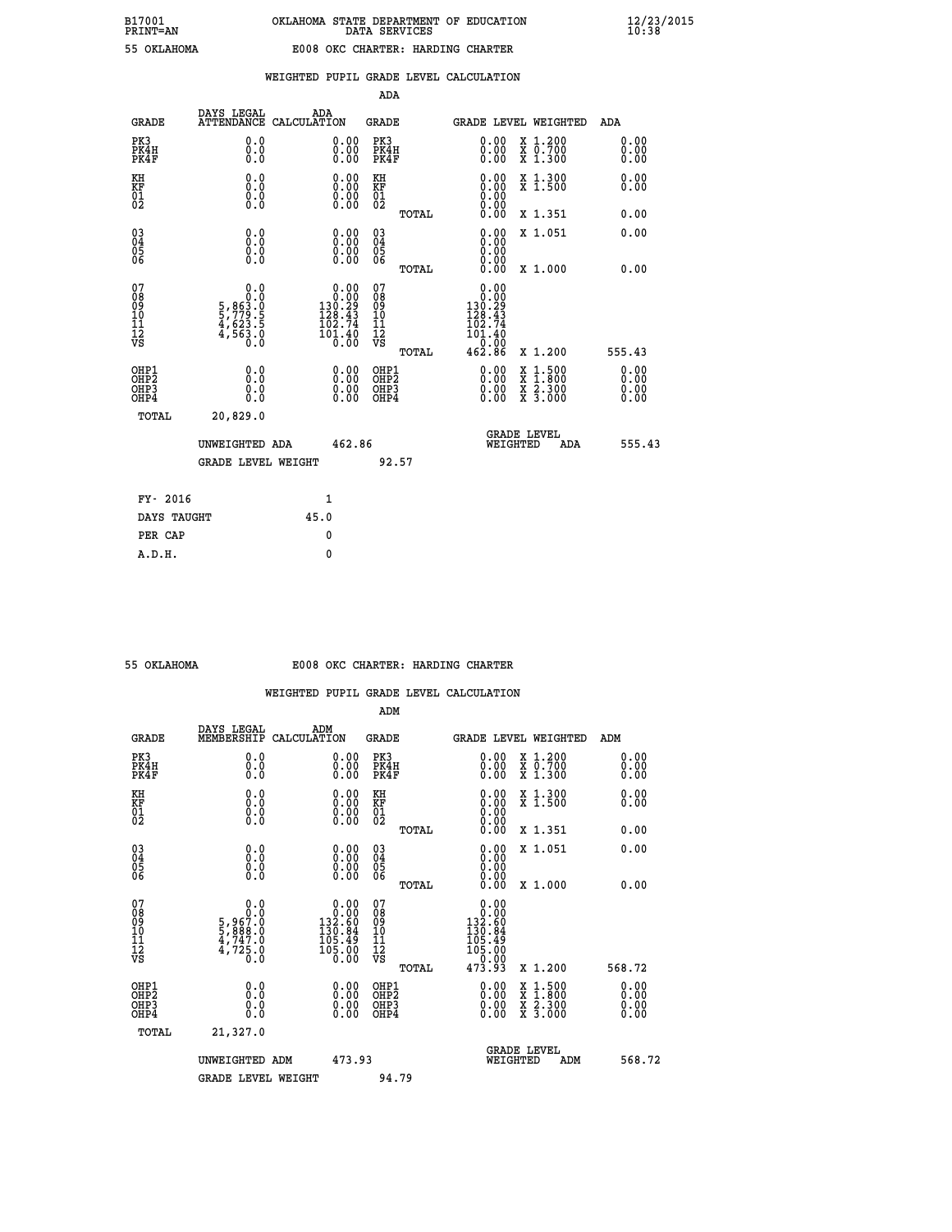B17001 OKLAHOMA STATE DEPARTMENT OF EDUCATION 12/23/2015
PRINT=AN DATA SERVICES 10:38

55 OKLAHOMA E008 OKC CHARTER: HARDING CHARTER

## WEIGHTED PUPIL GRADE LEVEL CALCULATION

### ADA

| GRADE | DAYS LEGAL ATTENDANCE | ADA CALCULATION | GRADE | GRADE LEVEL | WEIGHTED | ADA |
|---|---|---|---|---|---|---|
| PK3 | 0.0 | 0.00 | PK3 | 0.00 | X 1.200 | 0.00 |
| PK4H | 0.0 | 0.00 | PK4H | 0.00 | X 0.700 | 0.00 |
| PK4F | 0.0 | 0.00 | PK4F | 0.00 | X 1.300 | 0.00 |
| KH | 0.0 | 0.00 | KH | 0.00 | X 1.300 | 0.00 |
| KF | 0.0 | 0.00 | KF | 0.00 | X 1.500 | 0.00 |
| 01 | 0.0 | 0.00 | 01 | 0.00 | | |
| 02 | 0.0 | 0.00 | 02 | 0.00 | | |
| | | | TOTAL | 0.00 | X 1.351 | 0.00 |
| 03 | 0.0 | 0.00 | 03 | 0.00 | X 1.051 | 0.00 |
| 04 | 0.0 | 0.00 | 04 | 0.00 | | |
| 05 | 0.0 | 0.00 | 05 | 0.00 | | |
| 06 | 0.0 | 0.00 | 06 | 0.00 | | |
| | | | TOTAL | 0.00 | X 1.000 | 0.00 |
| 07 | 0.0 | 0.00 | 07 | 0.00 | | |
| 08 | 0.0 | 0.00 | 08 | 0.00 | | |
| 09 | 5,863.0 | 130.29 | 09 | 130.29 | | |
| 10 | 5,779.5 | 128.43 | 10 | 128.43 | | |
| 11 | 4,623.5 | 102.74 | 11 | 102.74 | | |
| 12 | 4,563.0 | 101.40 | 12 | 101.40 | | |
| VS | 0.0 | 0.00 | VS | 0.00 | | |
| | | | TOTAL | 462.86 | X 1.200 | 555.43 |
| OHP1 | 0.0 | 0.00 | OHP1 | 0.00 | X 1.500 | 0.00 |
| OHP2 | 0.0 | 0.00 | OHP2 | 0.00 | X 1.800 | 0.00 |
| OHP3 | 0.0 | 0.00 | OHP3 | 0.00 | X 2.300 | 0.00 |
| OHP4 | 0.0 | 0.00 | OHP4 | 0.00 | X 3.000 | 0.00 |
| TOTAL | 20,829.0 | | | | | |

UNWEIGHTED ADA 462.86 — GRADE LEVEL WEIGHTED ADA 555.43

GRADE LEVEL WEIGHT 92.57

| FY- 2016 | 1 |
|---|---|
| DAYS TAUGHT | 45.0 |
| PER CAP | 0 |
| A.D.H. | 0 |

55 OKLAHOMA E008 OKC CHARTER: HARDING CHARTER

## WEIGHTED PUPIL GRADE LEVEL CALCULATION

### ADM

| GRADE | DAYS LEGAL MEMBERSHIP | ADM CALCULATION | GRADE | GRADE LEVEL | WEIGHTED | ADM |
|---|---|---|---|---|---|---|
| PK3 | 0.0 | 0.00 | PK3 | 0.00 | X 1.200 | 0.00 |
| PK4H | 0.0 | 0.00 | PK4H | 0.00 | X 0.700 | 0.00 |
| PK4F | 0.0 | 0.00 | PK4F | 0.00 | X 1.300 | 0.00 |
| KH | 0.0 | 0.00 | KH | 0.00 | X 1.300 | 0.00 |
| KF | 0.0 | 0.00 | KF | 0.00 | X 1.500 | 0.00 |
| 01 | 0.0 | 0.00 | 01 | 0.00 | | |
| 02 | 0.0 | 0.00 | 02 | 0.00 | | |
| | | | TOTAL | 0.00 | X 1.351 | 0.00 |
| 03 | 0.0 | 0.00 | 03 | 0.00 | X 1.051 | 0.00 |
| 04 | 0.0 | 0.00 | 04 | 0.00 | | |
| 05 | 0.0 | 0.00 | 05 | 0.00 | | |
| 06 | 0.0 | 0.00 | 06 | 0.00 | | |
| | | | TOTAL | 0.00 | X 1.000 | 0.00 |
| 07 | 0.0 | 0.00 | 07 | 0.00 | | |
| 08 | 0.0 | 0.00 | 08 | 0.00 | | |
| 09 | 5,967.0 | 132.60 | 09 | 132.60 | | |
| 10 | 5,888.0 | 130.84 | 10 | 130.84 | | |
| 11 | 4,747.0 | 105.49 | 11 | 105.49 | | |
| 12 | 4,725.0 | 105.00 | 12 | 105.00 | | |
| VS | 0.0 | 0.00 | VS | 0.00 | | |
| | | | TOTAL | 473.93 | X 1.200 | 568.72 |
| OHP1 | 0.0 | 0.00 | OHP1 | 0.00 | X 1.500 | 0.00 |
| OHP2 | 0.0 | 0.00 | OHP2 | 0.00 | X 1.800 | 0.00 |
| OHP3 | 0.0 | 0.00 | OHP3 | 0.00 | X 2.300 | 0.00 |
| OHP4 | 0.0 | 0.00 | OHP4 | 0.00 | X 3.000 | 0.00 |
| TOTAL | 21,327.0 | | | | | |

UNWEIGHTED ADM 473.93 — GRADE LEVEL WEIGHTED ADM 568.72

GRADE LEVEL WEIGHT 94.79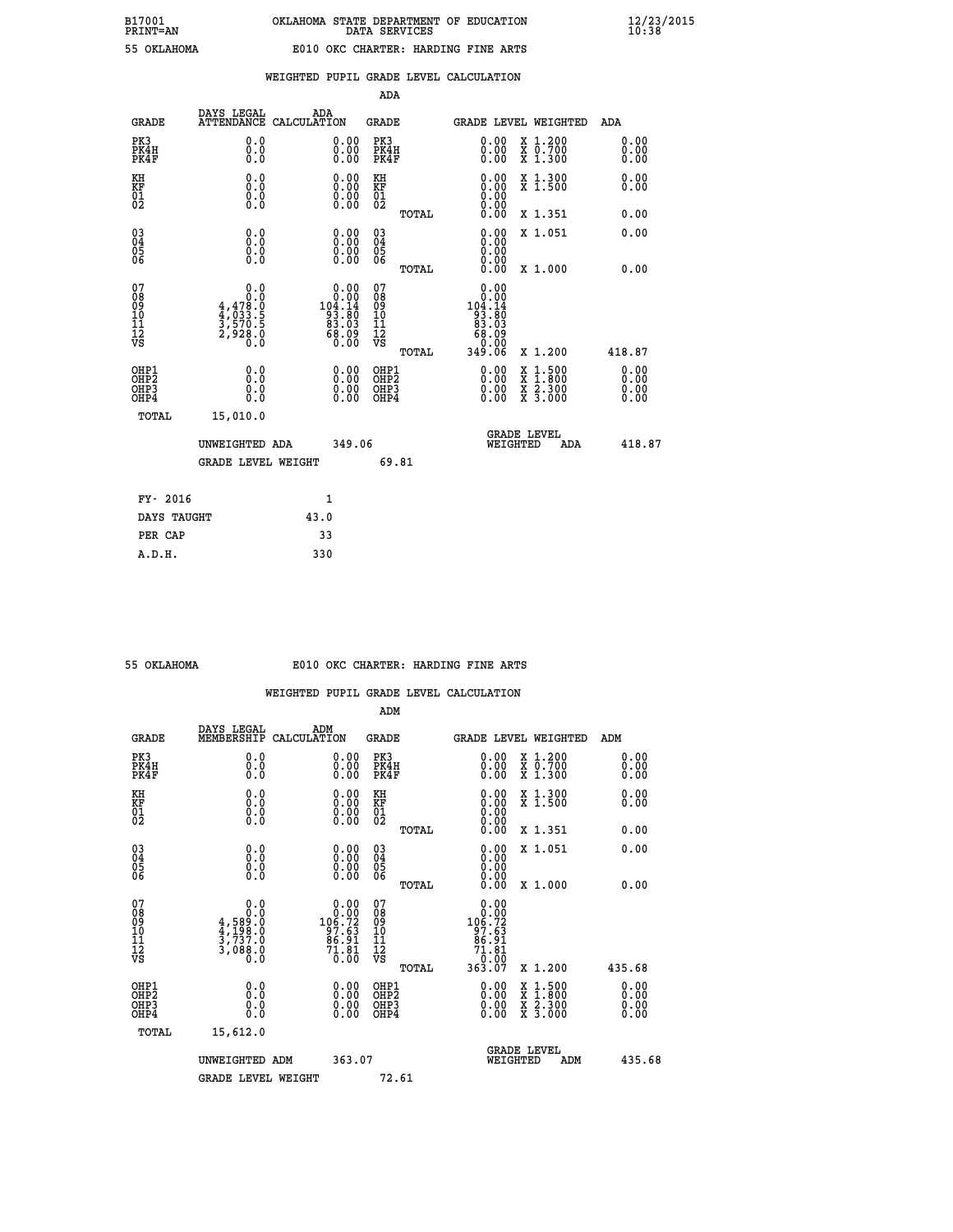B17001 OKLAHOMA STATE DEPARTMENT OF EDUCATION 12/23/2015
PRINT=AN DATA SERVICES 10:38

55 OKLAHOMA E010 OKC CHARTER: HARDING FINE ARTS

## WEIGHTED PUPIL GRADE LEVEL CALCULATION

### ADA

| GRADE | DAYS LEGAL ATTENDANCE | ADA CALCULATION | GRADE | GRADE LEVEL | WEIGHTED | ADA |
|---|---|---|---|---|---|---|
| PK3 | 0.0 | 0.00 | PK3 | 0.00 | X 1.200 | 0.00 |
| PK4H | 0.0 | 0.00 | PK4H | 0.00 | X 0.700 | 0.00 |
| PK4F | 0.0 | 0.00 | PK4F | 0.00 | X 1.300 | 0.00 |
| KH | 0.0 | 0.00 | KH | 0.00 | X 1.300 | 0.00 |
| KF | 0.0 | 0.00 | KF | 0.00 | X 1.500 | 0.00 |
| 01 | 0.0 | 0.00 | 01 | 0.00 | | |
| 02 | 0.0 | 0.00 | 02 | 0.00 | | |
| | | | TOTAL | 0.00 | X 1.351 | 0.00 |
| 03 | 0.0 | 0.00 | 03 | 0.00 | X 1.051 | 0.00 |
| 04 | 0.0 | 0.00 | 04 | 0.00 | | |
| 05 | 0.0 | 0.00 | 05 | 0.00 | | |
| 06 | 0.0 | 0.00 | 06 | 0.00 | | |
| | | | TOTAL | 0.00 | X 1.000 | 0.00 |
| 07 | 0.0 | 0.00 | 07 | 0.00 | | |
| 08 | 0.0 | 0.00 | 08 | 0.00 | | |
| 09 | 4,478.0 | 104.14 | 09 | 104.14 | | |
| 10 | 4,033.5 | 93.80 | 10 | 93.80 | | |
| 11 | 3,570.5 | 83.03 | 11 | 83.03 | | |
| 12 | 2,928.0 | 68.09 | 12 | 68.09 | | |
| VS | 0.0 | 0.00 | VS | 0.00 | | |
| | | | TOTAL | 349.06 | X 1.200 | 418.87 |
| OHP1 | 0.0 | 0.00 | OHP1 | 0.00 | X 1.500 | 0.00 |
| OHP2 | 0.0 | 0.00 | OHP2 | 0.00 | X 1.800 | 0.00 |
| OHP3 | 0.0 | 0.00 | OHP3 | 0.00 | X 2.300 | 0.00 |
| OHP4 | 0.0 | 0.00 | OHP4 | 0.00 | X 3.000 | 0.00 |
| TOTAL | 15,010.0 | | | | | |

UNWEIGHTED ADA 349.06 GRADE LEVEL WEIGHTED ADA 418.87

GRADE LEVEL WEIGHT 69.81

| FY- 2016 | 1 |
|---|---|
| DAYS TAUGHT | 43.0 |
| PER CAP | 33 |
| A.D.H. | 330 |

55 OKLAHOMA E010 OKC CHARTER: HARDING FINE ARTS

## WEIGHTED PUPIL GRADE LEVEL CALCULATION

### ADM

| GRADE | DAYS LEGAL MEMBERSHIP | ADM CALCULATION | GRADE | GRADE LEVEL | WEIGHTED | ADM |
|---|---|---|---|---|---|---|
| PK3 | 0.0 | 0.00 | PK3 | 0.00 | X 1.200 | 0.00 |
| PK4H | 0.0 | 0.00 | PK4H | 0.00 | X 0.700 | 0.00 |
| PK4F | 0.0 | 0.00 | PK4F | 0.00 | X 1.300 | 0.00 |
| KH | 0.0 | 0.00 | KH | 0.00 | X 1.300 | 0.00 |
| KF | 0.0 | 0.00 | KF | 0.00 | X 1.500 | 0.00 |
| 01 | 0.0 | 0.00 | 01 | 0.00 | | |
| 02 | 0.0 | 0.00 | 02 | 0.00 | | |
| | | | TOTAL | 0.00 | X 1.351 | 0.00 |
| 03 | 0.0 | 0.00 | 03 | 0.00 | X 1.051 | 0.00 |
| 04 | 0.0 | 0.00 | 04 | 0.00 | | |
| 05 | 0.0 | 0.00 | 05 | 0.00 | | |
| 06 | 0.0 | 0.00 | 06 | 0.00 | | |
| | | | TOTAL | 0.00 | X 1.000 | 0.00 |
| 07 | 0.0 | 0.00 | 07 | 0.00 | | |
| 08 | 0.0 | 0.00 | 08 | 0.00 | | |
| 09 | 4,589.0 | 106.72 | 09 | 106.72 | | |
| 10 | 4,198.0 | 97.63 | 10 | 97.63 | | |
| 11 | 3,737.0 | 86.91 | 11 | 86.91 | | |
| 12 | 3,088.0 | 71.81 | 12 | 71.81 | | |
| VS | 0.0 | 0.00 | VS | 0.00 | | |
| | | | TOTAL | 363.07 | X 1.200 | 435.68 |
| OHP1 | 0.0 | 0.00 | OHP1 | 0.00 | X 1.500 | 0.00 |
| OHP2 | 0.0 | 0.00 | OHP2 | 0.00 | X 1.800 | 0.00 |
| OHP3 | 0.0 | 0.00 | OHP3 | 0.00 | X 2.300 | 0.00 |
| OHP4 | 0.0 | 0.00 | OHP4 | 0.00 | X 3.000 | 0.00 |
| TOTAL | 15,612.0 | | | | | |

UNWEIGHTED ADM 363.07 GRADE LEVEL WEIGHTED ADM 435.68

GRADE LEVEL WEIGHT 72.61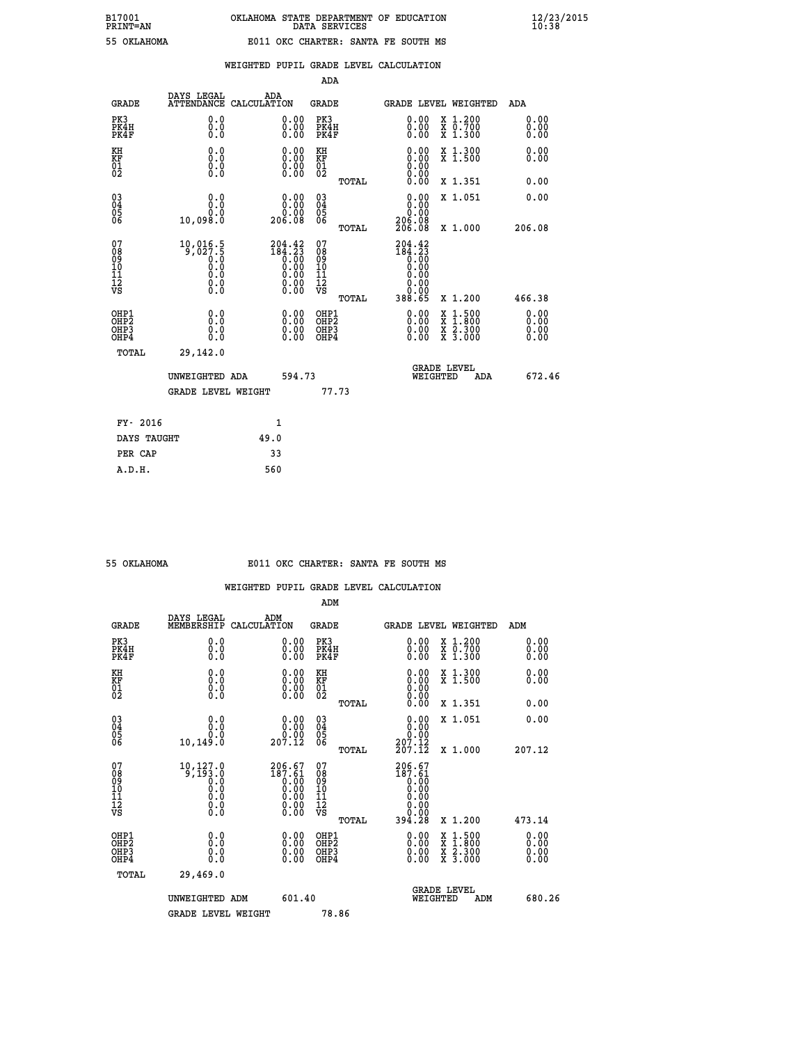B17001 OKLAHOMA STATE DEPARTMENT OF EDUCATION 12/23/2015
PRINT=AN DATA SERVICES 10:38

55 OKLAHOMA E011 OKC CHARTER: SANTA FE SOUTH MS

## WEIGHTED PUPIL GRADE LEVEL CALCULATION

### ADA

| GRADE | DAYS LEGAL ATTENDANCE | ADA CALCULATION | GRADE | GRADE LEVEL | WEIGHTED | ADA |
|---|---|---|---|---|---|---|
| PK3 | 0.0 | 0.00 | PK3 | 0.00 | X 1.200 | 0.00 |
| PK4H | 0.0 | 0.00 | PK4H | 0.00 | X 0.700 | 0.00 |
| PK4F | 0.0 | 0.00 | PK4F | 0.00 | X 1.300 | 0.00 |
| KH | 0.0 | 0.00 | KH | 0.00 | X 1.300 | 0.00 |
| KF | 0.0 | 0.00 | KF | 0.00 | X 1.500 | 0.00 |
| 01 | 0.0 | 0.00 | 01 | 0.00 | | |
| 02 | 0.0 | 0.00 | 02 | 0.00 | | |
| | | | TOTAL | 0.00 | X 1.351 | 0.00 |
| 03 | 0.0 | 0.00 | 03 | 0.00 | X 1.051 | 0.00 |
| 04 | 0.0 | 0.00 | 04 | 0.00 | | |
| 05 | 0.0 | 0.00 | 05 | 0.00 | | |
| 06 | 10,098.0 | 206.08 | 06 | 206.08 | | |
| | | | TOTAL | 206.08 | X 1.000 | 206.08 |
| 07 | 10,016.5 | 204.42 | 07 | 204.42 | | |
| 08 | 9,027.5 | 184.23 | 08 | 184.23 | | |
| 09 | 0.0 | 0.00 | 09 | 0.00 | | |
| 10 | 0.0 | 0.00 | 10 | 0.00 | | |
| 11 | 0.0 | 0.00 | 11 | 0.00 | | |
| 12 | 0.0 | 0.00 | 12 | 0.00 | | |
| VS | 0.0 | 0.00 | VS | 0.00 | | |
| | | | TOTAL | 388.65 | X 1.200 | 466.38 |
| OHP1 | 0.0 | 0.00 | OHP1 | 0.00 | X 1.500 | 0.00 |
| OHP2 | 0.0 | 0.00 | OHP2 | 0.00 | X 1.800 | 0.00 |
| OHP3 | 0.0 | 0.00 | OHP3 | 0.00 | X 2.300 | 0.00 |
| OHP4 | 0.0 | 0.00 | OHP4 | 0.00 | X 3.000 | 0.00 |
| TOTAL | 29,142.0 | | | | | |

UNWEIGHTED ADA 594.73 GRADE LEVEL WEIGHTED ADA 672.46

GRADE LEVEL WEIGHT 77.73

| | |
|---|---|
| FY- 2016 | 1 |
| DAYS TAUGHT | 49.0 |
| PER CAP | 33 |
| A.D.H. | 560 |

55 OKLAHOMA E011 OKC CHARTER: SANTA FE SOUTH MS

## WEIGHTED PUPIL GRADE LEVEL CALCULATION

### ADM

| GRADE | DAYS LEGAL MEMBERSHIP | ADM CALCULATION | GRADE | GRADE LEVEL | WEIGHTED | ADM |
|---|---|---|---|---|---|---|
| PK3 | 0.0 | 0.00 | PK3 | 0.00 | X 1.200 | 0.00 |
| PK4H | 0.0 | 0.00 | PK4H | 0.00 | X 0.700 | 0.00 |
| PK4F | 0.0 | 0.00 | PK4F | 0.00 | X 1.300 | 0.00 |
| KH | 0.0 | 0.00 | KH | 0.00 | X 1.300 | 0.00 |
| KF | 0.0 | 0.00 | KF | 0.00 | X 1.500 | 0.00 |
| 01 | 0.0 | 0.00 | 01 | 0.00 | | |
| 02 | 0.0 | 0.00 | 02 | 0.00 | | |
| | | | TOTAL | 0.00 | X 1.351 | 0.00 |
| 03 | 0.0 | 0.00 | 03 | 0.00 | X 1.051 | 0.00 |
| 04 | 0.0 | 0.00 | 04 | 0.00 | | |
| 05 | 0.0 | 0.00 | 05 | 0.00 | | |
| 06 | 10,149.0 | 207.12 | 06 | 207.12 | | |
| | | | TOTAL | 207.12 | X 1.000 | 207.12 |
| 07 | 10,127.0 | 206.67 | 07 | 206.67 | | |
| 08 | 9,193.0 | 187.61 | 08 | 187.61 | | |
| 09 | 0.0 | 0.00 | 09 | 0.00 | | |
| 10 | 0.0 | 0.00 | 10 | 0.00 | | |
| 11 | 0.0 | 0.00 | 11 | 0.00 | | |
| 12 | 0.0 | 0.00 | 12 | 0.00 | | |
| VS | 0.0 | 0.00 | VS | 0.00 | | |
| | | | TOTAL | 394.28 | X 1.200 | 473.14 |
| OHP1 | 0.0 | 0.00 | OHP1 | 0.00 | X 1.500 | 0.00 |
| OHP2 | 0.0 | 0.00 | OHP2 | 0.00 | X 1.800 | 0.00 |
| OHP3 | 0.0 | 0.00 | OHP3 | 0.00 | X 2.300 | 0.00 |
| OHP4 | 0.0 | 0.00 | OHP4 | 0.00 | X 3.000 | 0.00 |
| TOTAL | 29,469.0 | | | | | |

UNWEIGHTED ADM 601.40 GRADE LEVEL WEIGHTED ADM 680.26

GRADE LEVEL WEIGHT 78.86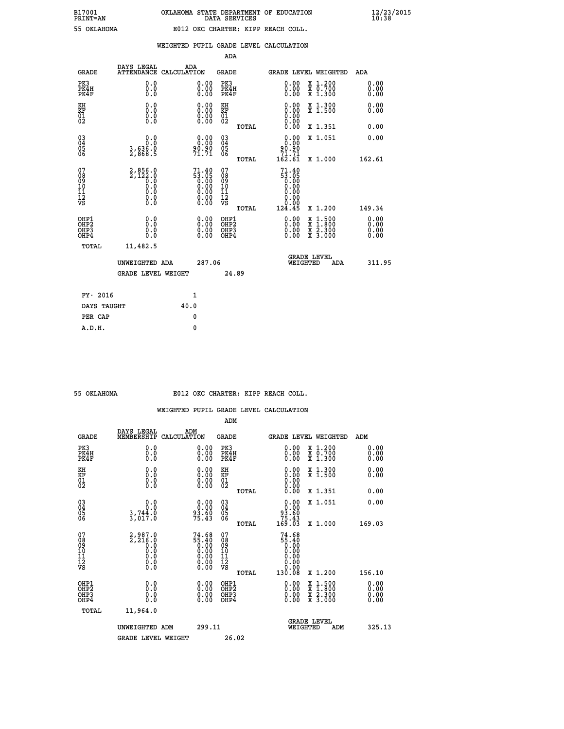B17001 PRINT=AN — OKLAHOMA STATE DEPARTMENT OF EDUCATION DATA SERVICES — 12/23/2015 10:38

55 OKLAHOMA — E012 OKC CHARTER: KIPP REACH COLL.

## WEIGHTED PUPIL GRADE LEVEL CALCULATION

### ADA

| GRADE | DAYS LEGAL ATTENDANCE | ADA CALCULATION | GRADE | GRADE LEVEL | WEIGHTED | ADA |
|---|---|---|---|---|---|---|
| PK3 | 0.0 | 0.00 | PK3 | 0.00 | X 1.200 | 0.00 |
| PK4H | 0.0 | 0.00 | PK4H | 0.00 | X 0.700 | 0.00 |
| PK4F | 0.0 | 0.00 | PK4F | 0.00 | X 1.300 | 0.00 |
| KH | 0.0 | 0.00 | KH | 0.00 | X 1.300 | 0.00 |
| KF | 0.0 | 0.00 | KF | 0.00 | X 1.500 | 0.00 |
| 01 | 0.0 | 0.00 | 01 | 0.00 | | |
| 02 | 0.0 | 0.00 | 02 | 0.00 | | |
| | | | TOTAL | 0.00 | X 1.351 | 0.00 |
| 03 | 0.0 | 0.00 | 03 | 0.00 | X 1.051 | 0.00 |
| 04 | 0.0 | 0.00 | 04 | 0.00 | | |
| 05 | 3,636.0 | 90.90 | 05 | 90.90 | | |
| 06 | 2,868.5 | 71.71 | 06 | 71.71 | | |
| | | | TOTAL | 162.61 | X 1.000 | 162.61 |
| 07 | 2,856.0 | 71.40 | 07 | 71.40 | | |
| 08 | 2,122.0 | 53.05 | 08 | 53.05 | | |
| 09 | 0.0 | 0.00 | 09 | 0.00 | | |
| 10 | 0.0 | 0.00 | 10 | 0.00 | | |
| 11 | 0.0 | 0.00 | 11 | 0.00 | | |
| 12 | 0.0 | 0.00 | 12 | 0.00 | | |
| VS | 0.0 | 0.00 | VS | 0.00 | | |
| | | | TOTAL | 124.45 | X 1.200 | 149.34 |
| OHP1 | 0.0 | 0.00 | OHP1 | 0.00 | X 1.500 | 0.00 |
| OHP2 | 0.0 | 0.00 | OHP2 | 0.00 | X 1.800 | 0.00 |
| OHP3 | 0.0 | 0.00 | OHP3 | 0.00 | X 2.300 | 0.00 |
| OHP4 | 0.0 | 0.00 | OHP4 | 0.00 | X 3.000 | 0.00 |
| TOTAL | 11,482.5 | | | | | |

UNWEIGHTED ADA 287.06 — GRADE LEVEL WEIGHTED ADA 311.95

GRADE LEVEL WEIGHT 24.89

| | |
|---|---|
| FY- 2016 | 1 |
| DAYS TAUGHT | 40.0 |
| PER CAP | 0 |
| A.D.H. | 0 |

55 OKLAHOMA — E012 OKC CHARTER: KIPP REACH COLL.

## WEIGHTED PUPIL GRADE LEVEL CALCULATION

### ADM

| GRADE | DAYS LEGAL MEMBERSHIP | ADM CALCULATION | GRADE | GRADE LEVEL | WEIGHTED | ADM |
|---|---|---|---|---|---|---|
| PK3 | 0.0 | 0.00 | PK3 | 0.00 | X 1.200 | 0.00 |
| PK4H | 0.0 | 0.00 | PK4H | 0.00 | X 0.700 | 0.00 |
| PK4F | 0.0 | 0.00 | PK4F | 0.00 | X 1.300 | 0.00 |
| KH | 0.0 | 0.00 | KH | 0.00 | X 1.300 | 0.00 |
| KF | 0.0 | 0.00 | KF | 0.00 | X 1.500 | 0.00 |
| 01 | 0.0 | 0.00 | 01 | 0.00 | | |
| 02 | 0.0 | 0.00 | 02 | 0.00 | | |
| | | | TOTAL | 0.00 | X 1.351 | 0.00 |
| 03 | 0.0 | 0.00 | 03 | 0.00 | X 1.051 | 0.00 |
| 04 | 0.0 | 0.00 | 04 | 0.00 | | |
| 05 | 3,744.0 | 93.60 | 05 | 93.60 | | |
| 06 | 3,017.0 | 75.43 | 06 | 75.43 | | |
| | | | TOTAL | 169.03 | X 1.000 | 169.03 |
| 07 | 2,987.0 | 74.68 | 07 | 74.68 | | |
| 08 | 2,216.0 | 55.40 | 08 | 55.40 | | |
| 09 | 0.0 | 0.00 | 09 | 0.00 | | |
| 10 | 0.0 | 0.00 | 10 | 0.00 | | |
| 11 | 0.0 | 0.00 | 11 | 0.00 | | |
| 12 | 0.0 | 0.00 | 12 | 0.00 | | |
| VS | 0.0 | 0.00 | VS | 0.00 | | |
| | | | TOTAL | 130.08 | X 1.200 | 156.10 |
| OHP1 | 0.0 | 0.00 | OHP1 | 0.00 | X 1.500 | 0.00 |
| OHP2 | 0.0 | 0.00 | OHP2 | 0.00 | X 1.800 | 0.00 |
| OHP3 | 0.0 | 0.00 | OHP3 | 0.00 | X 2.300 | 0.00 |
| OHP4 | 0.0 | 0.00 | OHP4 | 0.00 | X 3.000 | 0.00 |
| TOTAL | 11,964.0 | | | | | |

UNWEIGHTED ADM 299.11 — GRADE LEVEL WEIGHTED ADM 325.13

GRADE LEVEL WEIGHT 26.02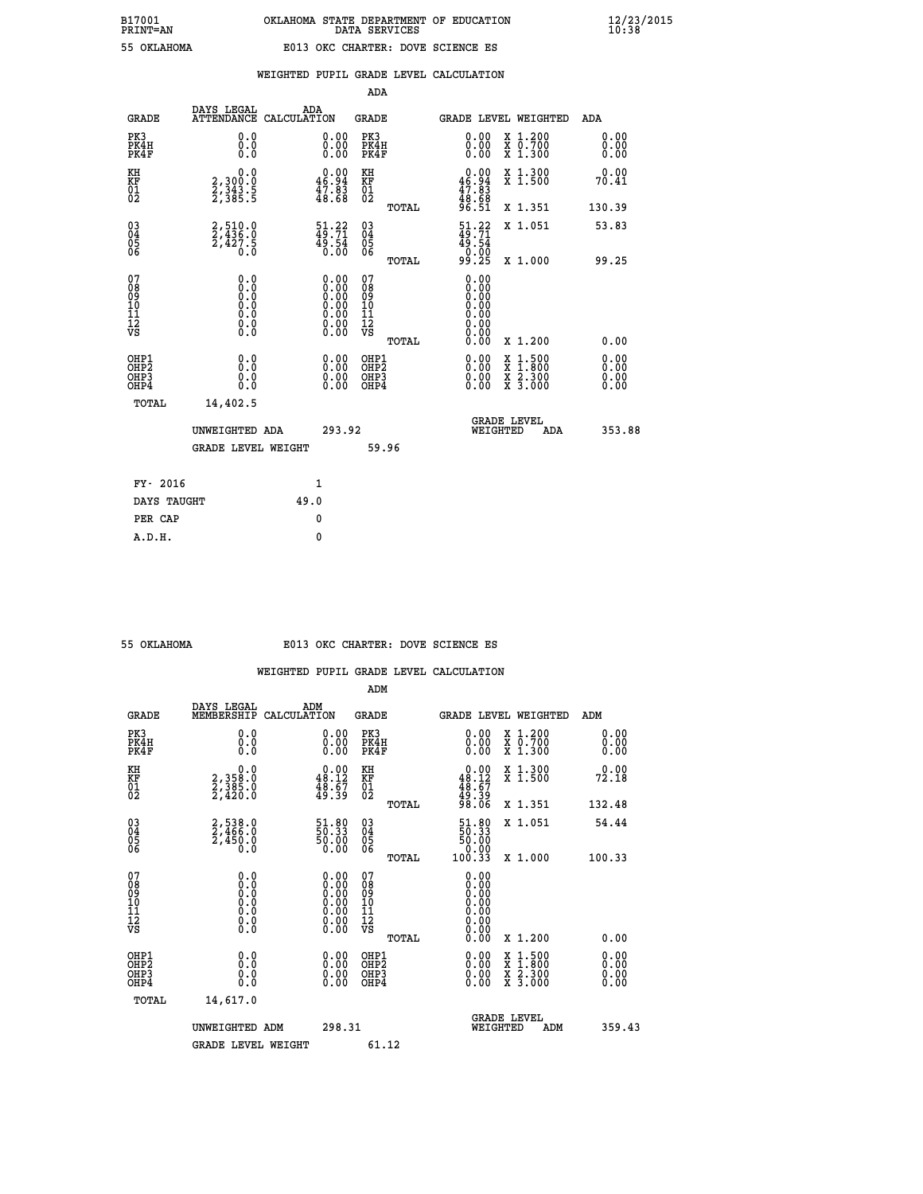B17001 OKLAHOMA STATE DEPARTMENT OF EDUCATION 12/23/2015
PRINT=AN DATA SERVICES 10:38

55 OKLAHOMA E013 OKC CHARTER: DOVE SCIENCE ES

WEIGHTED PUPIL GRADE LEVEL CALCULATION

ADA

| GRADE | DAYS LEGAL ATTENDANCE | ADA CALCULATION | GRADE | GRADE LEVEL | WEIGHTED | ADA |
|---|---|---|---|---|---|---|
| PK3 | 0.0 | 0.00 | PK3 | 0.00 | X 1.200 | 0.00 |
| PK4H | 0.0 | 0.00 | PK4H | 0.00 | X 0.700 | 0.00 |
| PK4F | 0.0 | 0.00 | PK4F | 0.00 | X 1.300 | 0.00 |
| KH | 0.0 | 0.00 | KH | 0.00 | X 1.300 | 0.00 |
| KF | 2,300.0 | 46.94 | KF | 46.94 | X 1.500 | 70.41 |
| 01 | 2,343.5 | 47.83 | 01 | 47.83 | | |
| 02 | 2,385.5 | 48.68 | 02 | 48.68 | | |
| | | | TOTAL | 96.51 | X 1.351 | 130.39 |
| 03 | 2,510.0 | 51.22 | 03 | 51.22 | X 1.051 | 53.83 |
| 04 | 2,436.0 | 49.71 | 04 | 49.71 | | |
| 05 | 2,427.5 | 49.54 | 05 | 49.54 | | |
| 06 | 0.0 | 0.00 | 06 | 0.00 | | |
| | | | TOTAL | 99.25 | X 1.000 | 99.25 |
| 07 | 0.0 | 0.00 | 07 | 0.00 | | |
| 08 | 0.0 | 0.00 | 08 | 0.00 | | |
| 09 | 0.0 | 0.00 | 09 | 0.00 | | |
| 10 | 0.0 | 0.00 | 10 | 0.00 | | |
| 11 | 0.0 | 0.00 | 11 | 0.00 | | |
| 12 | 0.0 | 0.00 | 12 | 0.00 | | |
| VS | 0.0 | 0.00 | VS | 0.00 | | |
| | | | TOTAL | 0.00 | X 1.200 | 0.00 |
| OHP1 | 0.0 | 0.00 | OHP1 | 0.00 | X 1.500 | 0.00 |
| OHP2 | 0.0 | 0.00 | OHP2 | 0.00 | X 1.800 | 0.00 |
| OHP3 | 0.0 | 0.00 | OHP3 | 0.00 | X 2.300 | 0.00 |
| OHP4 | 0.0 | 0.00 | OHP4 | 0.00 | X 3.000 | 0.00 |
| TOTAL | 14,402.5 | | | | | |

UNWEIGHTED ADA 293.92 | GRADE LEVEL WEIGHTED ADA 353.88

GRADE LEVEL WEIGHT 59.96

| | |
|---|---|
| FY- 2016 | 1 |
| DAYS TAUGHT | 49.0 |
| PER CAP | 0 |
| A.D.H. | 0 |

55 OKLAHOMA E013 OKC CHARTER: DOVE SCIENCE ES

WEIGHTED PUPIL GRADE LEVEL CALCULATION

ADM

| GRADE | DAYS LEGAL MEMBERSHIP | ADM CALCULATION | GRADE | GRADE LEVEL | WEIGHTED | ADM |
|---|---|---|---|---|---|---|
| PK3 | 0.0 | 0.00 | PK3 | 0.00 | X 1.200 | 0.00 |
| PK4H | 0.0 | 0.00 | PK4H | 0.00 | X 0.700 | 0.00 |
| PK4F | 0.0 | 0.00 | PK4F | 0.00 | X 1.300 | 0.00 |
| KH | 0.0 | 0.00 | KH | 0.00 | X 1.300 | 0.00 |
| KF | 2,358.0 | 48.12 | KF | 48.12 | X 1.500 | 72.18 |
| 01 | 2,385.0 | 48.67 | 01 | 48.67 | | |
| 02 | 2,420.0 | 49.39 | 02 | 49.39 | | |
| | | | TOTAL | 98.06 | X 1.351 | 132.48 |
| 03 | 2,538.0 | 51.80 | 03 | 51.80 | X 1.051 | 54.44 |
| 04 | 2,466.0 | 50.33 | 04 | 50.33 | | |
| 05 | 2,450.0 | 50.00 | 05 | 50.00 | | |
| 06 | 0.0 | 0.00 | 06 | 0.00 | | |
| | | | TOTAL | 100.33 | X 1.000 | 100.33 |
| 07 | 0.0 | 0.00 | 07 | 0.00 | | |
| 08 | 0.0 | 0.00 | 08 | 0.00 | | |
| 09 | 0.0 | 0.00 | 09 | 0.00 | | |
| 10 | 0.0 | 0.00 | 10 | 0.00 | | |
| 11 | 0.0 | 0.00 | 11 | 0.00 | | |
| 12 | 0.0 | 0.00 | 12 | 0.00 | | |
| VS | 0.0 | 0.00 | VS | 0.00 | | |
| | | | TOTAL | 0.00 | X 1.200 | 0.00 |
| OHP1 | 0.0 | 0.00 | OHP1 | 0.00 | X 1.500 | 0.00 |
| OHP2 | 0.0 | 0.00 | OHP2 | 0.00 | X 1.800 | 0.00 |
| OHP3 | 0.0 | 0.00 | OHP3 | 0.00 | X 2.300 | 0.00 |
| OHP4 | 0.0 | 0.00 | OHP4 | 0.00 | X 3.000 | 0.00 |
| TOTAL | 14,617.0 | | | | | |

UNWEIGHTED ADM 298.31 | GRADE LEVEL WEIGHTED ADM 359.43

GRADE LEVEL WEIGHT 61.12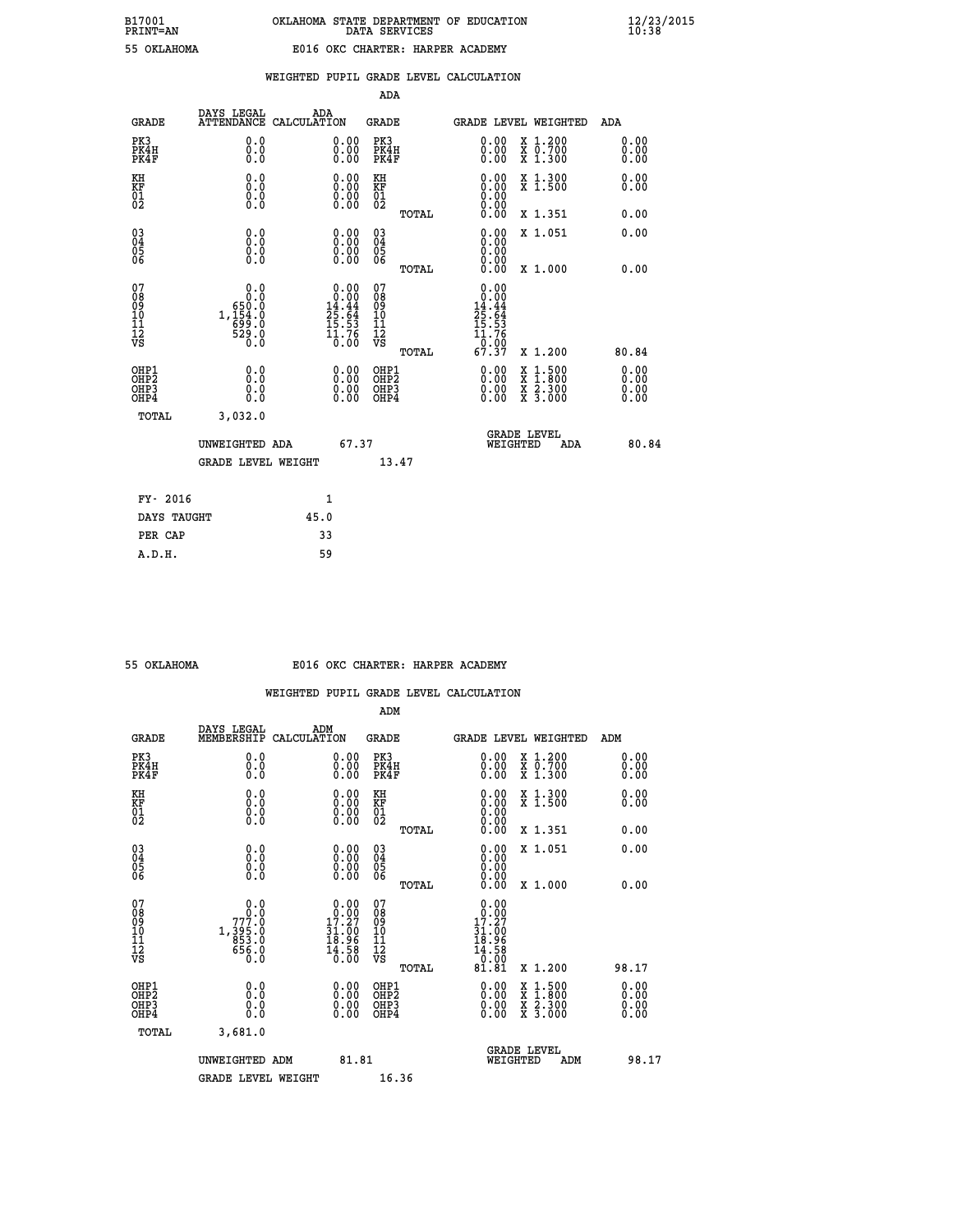B17001 OKLAHOMA STATE DEPARTMENT OF EDUCATION 12/23/2015
PRINT=AN DATA SERVICES 10:38

55 OKLAHOMA E016 OKC CHARTER: HARPER ACADEMY

WEIGHTED PUPIL GRADE LEVEL CALCULATION

ADA

| GRADE | DAYS LEGAL ATTENDANCE | ADA CALCULATION | GRADE | GRADE LEVEL | WEIGHTED | ADA |
|---|---|---|---|---|---|---|
| PK3 | 0.0 | 0.00 | PK3 | 0.00 | X 1.200 | 0.00 |
| PK4H | 0.0 | 0.00 | PK4H | 0.00 | X 0.700 | 0.00 |
| PK4F | 0.0 | 0.00 | PK4F | 0.00 | X 1.300 | 0.00 |
| KH | 0.0 | 0.00 | KH | 0.00 | X 1.300 | 0.00 |
| KF | 0.0 | 0.00 | KF | 0.00 | X 1.500 | 0.00 |
| 01 | 0.0 | 0.00 | 01 | 0.00 | | |
| 02 | 0.0 | 0.00 | 02 | 0.00 | | |
| | | | TOTAL | 0.00 | X 1.351 | 0.00 |
| 03 | 0.0 | 0.00 | 03 | 0.00 | X 1.051 | 0.00 |
| 04 | 0.0 | 0.00 | 04 | 0.00 | | |
| 05 | 0.0 | 0.00 | 05 | 0.00 | | |
| 06 | 0.0 | 0.00 | 06 | 0.00 | | |
| | | | TOTAL | 0.00 | X 1.000 | 0.00 |
| 07 | 0.0 | 0.00 | 07 | 0.00 | | |
| 08 | 0.0 | 0.00 | 08 | 0.00 | | |
| 09 | 650.0 | 14.44 | 09 | 14.44 | | |
| 10 | 1,154.0 | 25.64 | 10 | 25.64 | | |
| 11 | 699.0 | 15.53 | 11 | 15.53 | | |
| 12 | 529.0 | 11.76 | 12 | 11.76 | | |
| VS | 0.0 | 0.00 | VS | 0.00 | | |
| | | | TOTAL | 67.37 | X 1.200 | 80.84 |
| OHP1 | 0.0 | 0.00 | OHP1 | 0.00 | X 1.500 | 0.00 |
| OHP2 | 0.0 | 0.00 | OHP2 | 0.00 | X 1.800 | 0.00 |
| OHP3 | 0.0 | 0.00 | OHP3 | 0.00 | X 2.300 | 0.00 |
| OHP4 | 0.0 | 0.00 | OHP4 | 0.00 | X 3.000 | 0.00 |
| TOTAL | 3,032.0 | | | | | |

UNWEIGHTED ADA 67.37 — GRADE LEVEL WEIGHTED ADA 80.84

GRADE LEVEL WEIGHT 13.47

| FY- 2016 | 1 |
|---|---|
| DAYS TAUGHT | 45.0 |
| PER CAP | 33 |
| A.D.H. | 59 |

55 OKLAHOMA E016 OKC CHARTER: HARPER ACADEMY

WEIGHTED PUPIL GRADE LEVEL CALCULATION

ADM

| GRADE | DAYS LEGAL MEMBERSHIP | ADM CALCULATION | GRADE | GRADE LEVEL | WEIGHTED | ADM |
|---|---|---|---|---|---|---|
| PK3 | 0.0 | 0.00 | PK3 | 0.00 | X 1.200 | 0.00 |
| PK4H | 0.0 | 0.00 | PK4H | 0.00 | X 0.700 | 0.00 |
| PK4F | 0.0 | 0.00 | PK4F | 0.00 | X 1.300 | 0.00 |
| KH | 0.0 | 0.00 | KH | 0.00 | X 1.300 | 0.00 |
| KF | 0.0 | 0.00 | KF | 0.00 | X 1.500 | 0.00 |
| 01 | 0.0 | 0.00 | 01 | 0.00 | | |
| 02 | 0.0 | 0.00 | 02 | 0.00 | | |
| | | | TOTAL | 0.00 | X 1.351 | 0.00 |
| 03 | 0.0 | 0.00 | 03 | 0.00 | X 1.051 | 0.00 |
| 04 | 0.0 | 0.00 | 04 | 0.00 | | |
| 05 | 0.0 | 0.00 | 05 | 0.00 | | |
| 06 | 0.0 | 0.00 | 06 | 0.00 | | |
| | | | TOTAL | 0.00 | X 1.000 | 0.00 |
| 07 | 0.0 | 0.00 | 07 | 0.00 | | |
| 08 | 0.0 | 0.00 | 08 | 0.00 | | |
| 09 | 777.0 | 17.27 | 09 | 17.27 | | |
| 10 | 1,395.0 | 31.00 | 10 | 31.00 | | |
| 11 | 853.0 | 18.96 | 11 | 18.96 | | |
| 12 | 656.0 | 14.58 | 12 | 14.58 | | |
| VS | 0.0 | 0.00 | VS | 0.00 | | |
| | | | TOTAL | 81.81 | X 1.200 | 98.17 |
| OHP1 | 0.0 | 0.00 | OHP1 | 0.00 | X 1.500 | 0.00 |
| OHP2 | 0.0 | 0.00 | OHP2 | 0.00 | X 1.800 | 0.00 |
| OHP3 | 0.0 | 0.00 | OHP3 | 0.00 | X 2.300 | 0.00 |
| OHP4 | 0.0 | 0.00 | OHP4 | 0.00 | X 3.000 | 0.00 |
| TOTAL | 3,681.0 | | | | | |

UNWEIGHTED ADM 81.81 — GRADE LEVEL WEIGHTED ADM 98.17

GRADE LEVEL WEIGHT 16.36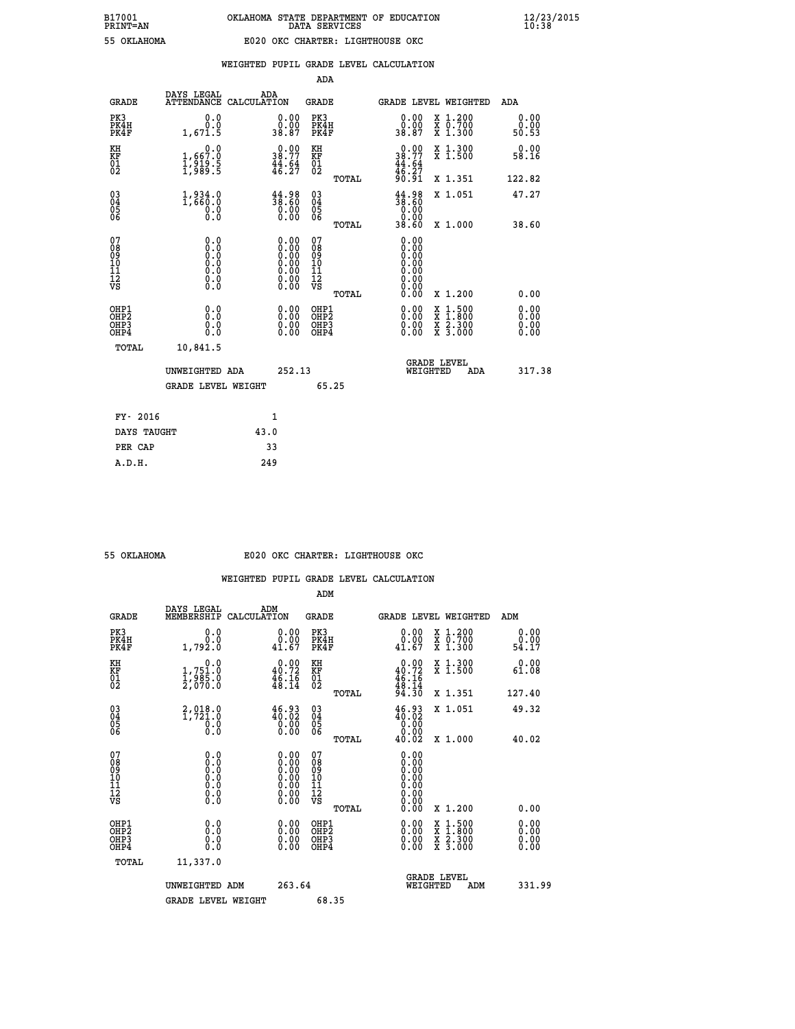B17001 OKLAHOMA STATE DEPARTMENT OF EDUCATION 12/23/2015
PRINT=AN DATA SERVICES 10:38

55 OKLAHOMA E020 OKC CHARTER: LIGHTHOUSE OKC

WEIGHTED PUPIL GRADE LEVEL CALCULATION

ADA

| GRADE | DAYS LEGAL ATTENDANCE | ADA CALCULATION | GRADE | GRADE LEVEL | WEIGHTED | ADA |
|---|---|---|---|---|---|---|
| PK3 | 0.0 | 0.00 | PK3 | 0.00 | X 1.200 | 0.00 |
| PK4H | 0.0 | 0.00 | PK4H | 0.00 | X 0.700 | 0.00 |
| PK4F | 1,671.5 | 38.87 | PK4F | 38.87 | X 1.300 | 50.53 |
| KH | 0.0 | 0.00 | KH | 0.00 | X 1.300 | 0.00 |
| KF | 1,667.0 | 38.77 | KF | 38.77 | X 1.500 | 58.16 |
| 01 | 1,919.5 | 44.64 | 01 | 44.64 | | |
| 02 | 1,989.5 | 46.27 | 02 | 46.27 | | |
| | | | TOTAL | 90.91 | X 1.351 | 122.82 |
| 03 | 1,934.0 | 44.98 | 03 | 44.98 | X 1.051 | 47.27 |
| 04 | 1,660.0 | 38.60 | 04 | 38.60 | | |
| 05 | 0.0 | 0.00 | 05 | 0.00 | | |
| 06 | 0.0 | 0.00 | 06 | 0.00 | | |
| | | | TOTAL | 38.60 | X 1.000 | 38.60 |
| 07 | 0.0 | 0.00 | 07 | 0.00 | | |
| 08 | 0.0 | 0.00 | 08 | 0.00 | | |
| 09 | 0.0 | 0.00 | 09 | 0.00 | | |
| 10 | 0.0 | 0.00 | 10 | 0.00 | | |
| 11 | 0.0 | 0.00 | 11 | 0.00 | | |
| 12 | 0.0 | 0.00 | 12 | 0.00 | | |
| VS | 0.0 | 0.00 | VS | 0.00 | | |
| | | | TOTAL | 0.00 | X 1.200 | 0.00 |
| OHP1 | 0.0 | 0.00 | OHP1 | 0.00 | X 1.500 | 0.00 |
| OHP2 | 0.0 | 0.00 | OHP2 | 0.00 | X 1.800 | 0.00 |
| OHP3 | 0.0 | 0.00 | OHP3 | 0.00 | X 2.300 | 0.00 |
| OHP4 | 0.0 | 0.00 | OHP4 | 0.00 | X 3.000 | 0.00 |
| TOTAL | 10,841.5 | | | | | |

UNWEIGHTED ADA 252.13 GRADE LEVEL WEIGHTED ADA 317.38

GRADE LEVEL WEIGHT 65.25

| FY- 2016 | 1 |
|---|---|
| DAYS TAUGHT | 43.0 |
| PER CAP | 33 |
| A.D.H. | 249 |

55 OKLAHOMA E020 OKC CHARTER: LIGHTHOUSE OKC

WEIGHTED PUPIL GRADE LEVEL CALCULATION

ADM

| GRADE | DAYS LEGAL MEMBERSHIP | ADM CALCULATION | GRADE | GRADE LEVEL | WEIGHTED | ADM |
|---|---|---|---|---|---|---|
| PK3 | 0.0 | 0.00 | PK3 | 0.00 | X 1.200 | 0.00 |
| PK4H | 0.0 | 0.00 | PK4H | 0.00 | X 0.700 | 0.00 |
| PK4F | 1,792.0 | 41.67 | PK4F | 41.67 | X 1.300 | 54.17 |
| KH | 0.0 | 0.00 | KH | 0.00 | X 1.300 | 0.00 |
| KF | 1,751.0 | 40.72 | KF | 40.72 | X 1.500 | 61.08 |
| 01 | 1,985.0 | 46.16 | 01 | 46.16 | | |
| 02 | 2,070.0 | 48.14 | 02 | 48.14 | | |
| | | | TOTAL | 94.30 | X 1.351 | 127.40 |
| 03 | 2,018.0 | 46.93 | 03 | 46.93 | X 1.051 | 49.32 |
| 04 | 1,721.0 | 40.02 | 04 | 40.02 | | |
| 05 | 0.0 | 0.00 | 05 | 0.00 | | |
| 06 | 0.0 | 0.00 | 06 | 0.00 | | |
| | | | TOTAL | 40.02 | X 1.000 | 40.02 |
| 07 | 0.0 | 0.00 | 07 | 0.00 | | |
| 08 | 0.0 | 0.00 | 08 | 0.00 | | |
| 09 | 0.0 | 0.00 | 09 | 0.00 | | |
| 10 | 0.0 | 0.00 | 10 | 0.00 | | |
| 11 | 0.0 | 0.00 | 11 | 0.00 | | |
| 12 | 0.0 | 0.00 | 12 | 0.00 | | |
| VS | 0.0 | 0.00 | VS | 0.00 | | |
| | | | TOTAL | 0.00 | X 1.200 | 0.00 |
| OHP1 | 0.0 | 0.00 | OHP1 | 0.00 | X 1.500 | 0.00 |
| OHP2 | 0.0 | 0.00 | OHP2 | 0.00 | X 1.800 | 0.00 |
| OHP3 | 0.0 | 0.00 | OHP3 | 0.00 | X 2.300 | 0.00 |
| OHP4 | 0.0 | 0.00 | OHP4 | 0.00 | X 3.000 | 0.00 |
| TOTAL | 11,337.0 | | | | | |

UNWEIGHTED ADM 263.64 GRADE LEVEL WEIGHTED ADM 331.99

GRADE LEVEL WEIGHT 68.35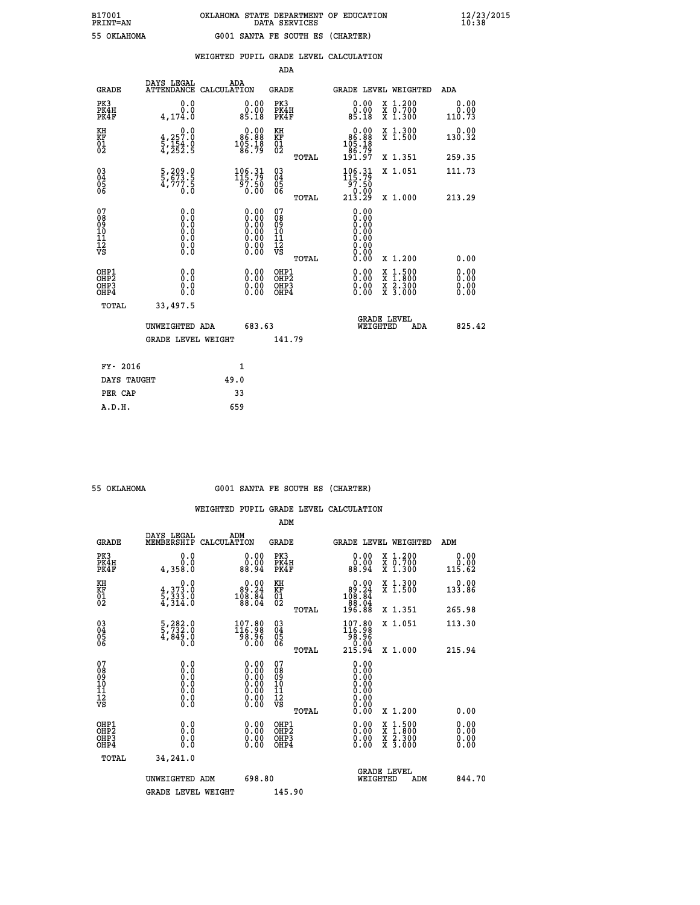B17001 OKLAHOMA STATE DEPARTMENT OF EDUCATION 12/23/2015
PRINT=AN DATA SERVICES 10:38

55 OKLAHOMA G001 SANTA FE SOUTH ES (CHARTER)

## WEIGHTED PUPIL GRADE LEVEL CALCULATION

### ADA

| GRADE | DAYS LEGAL ATTENDANCE | ADA CALCULATION | GRADE | | GRADE LEVEL | WEIGHTED | ADA |
|---|---|---|---|---|---|---|---|
| PK3 | 0.0 | 0.00 | PK3 | | 0.00 | X 1.200 | 0.00 |
| PK4H | 0.0 | 0.00 | PK4H | | 0.00 | X 0.700 | 0.00 |
| PK4F | 4,174.0 | 85.18 | PK4F | | 85.18 | X 1.300 | 110.73 |
| KH | 0.0 | 0.00 | KH | | 0.00 | X 1.300 | 0.00 |
| KF | 4,257.0 | 86.88 | KF | | 86.88 | X 1.500 | 130.32 |
| 01 | 5,154.0 | 105.18 | 01 | | 105.18 | | |
| 02 | 4,252.5 | 86.79 | 02 | | 86.79 | | |
| | | | | TOTAL | 191.97 | X 1.351 | 259.35 |
| 03 | 5,209.0 | 106.31 | 03 | | 106.31 | X 1.051 | 111.73 |
| 04 | 5,673.5 | 115.79 | 04 | | 115.79 | | |
| 05 | 4,777.5 | 97.50 | 05 | | 97.50 | | |
| 06 | 0.0 | 0.00 | 06 | | 0.00 | | |
| | | | | TOTAL | 213.29 | X 1.000 | 213.29 |
| 07 | 0.0 | 0.00 | 07 | | 0.00 | | |
| 08 | 0.0 | 0.00 | 08 | | 0.00 | | |
| 09 | 0.0 | 0.00 | 09 | | 0.00 | | |
| 10 | 0.0 | 0.00 | 10 | | 0.00 | | |
| 11 | 0.0 | 0.00 | 11 | | 0.00 | | |
| 12 | 0.0 | 0.00 | 12 | | 0.00 | | |
| VS | 0.0 | 0.00 | VS | | 0.00 | | |
| | | | | TOTAL | 0.00 | X 1.200 | 0.00 |
| OHP1 | 0.0 | 0.00 | OHP1 | | 0.00 | X 1.500 | 0.00 |
| OHP2 | 0.0 | 0.00 | OHP2 | | 0.00 | X 1.800 | 0.00 |
| OHP3 | 0.0 | 0.00 | OHP3 | | 0.00 | X 2.300 | 0.00 |
| OHP4 | 0.0 | 0.00 | OHP4 | | 0.00 | X 3.000 | 0.00 |
| TOTAL | 33,497.5 | | | | | | |

UNWEIGHTED ADA 683.63 GRADE LEVEL WEIGHTED ADA 825.42

GRADE LEVEL WEIGHT 141.79

| FY- 2016 | 1 |
|---|---|
| DAYS TAUGHT | 49.0 |
| PER CAP | 33 |
| A.D.H. | 659 |

55 OKLAHOMA G001 SANTA FE SOUTH ES (CHARTER)

## WEIGHTED PUPIL GRADE LEVEL CALCULATION

### ADM

| GRADE | DAYS LEGAL MEMBERSHIP | ADM CALCULATION | GRADE | | GRADE LEVEL | WEIGHTED | ADM |
|---|---|---|---|---|---|---|---|
| PK3 | 0.0 | 0.00 | PK3 | | 0.00 | X 1.200 | 0.00 |
| PK4H | 0.0 | 0.00 | PK4H | | 0.00 | X 0.700 | 0.00 |
| PK4F | 4,358.0 | 88.94 | PK4F | | 88.94 | X 1.300 | 115.62 |
| KH | 0.0 | 0.00 | KH | | 0.00 | X 1.300 | 0.00 |
| KF | 4,373.0 | 89.24 | KF | | 89.24 | X 1.500 | 133.86 |
| 01 | 5,333.0 | 108.84 | 01 | | 108.84 | | |
| 02 | 4,314.0 | 88.04 | 02 | | 88.04 | | |
| | | | | TOTAL | 196.88 | X 1.351 | 265.98 |
| 03 | 5,282.0 | 107.80 | 03 | | 107.80 | X 1.051 | 113.30 |
| 04 | 5,732.0 | 116.98 | 04 | | 116.98 | | |
| 05 | 4,849.0 | 98.96 | 05 | | 98.96 | | |
| 06 | 0.0 | 0.00 | 06 | | 0.00 | | |
| | | | | TOTAL | 215.94 | X 1.000 | 215.94 |
| 07 | 0.0 | 0.00 | 07 | | 0.00 | | |
| 08 | 0.0 | 0.00 | 08 | | 0.00 | | |
| 09 | 0.0 | 0.00 | 09 | | 0.00 | | |
| 10 | 0.0 | 0.00 | 10 | | 0.00 | | |
| 11 | 0.0 | 0.00 | 11 | | 0.00 | | |
| 12 | 0.0 | 0.00 | 12 | | 0.00 | | |
| VS | 0.0 | 0.00 | VS | | 0.00 | | |
| | | | | TOTAL | 0.00 | X 1.200 | 0.00 |
| OHP1 | 0.0 | 0.00 | OHP1 | | 0.00 | X 1.500 | 0.00 |
| OHP2 | 0.0 | 0.00 | OHP2 | | 0.00 | X 1.800 | 0.00 |
| OHP3 | 0.0 | 0.00 | OHP3 | | 0.00 | X 2.300 | 0.00 |
| OHP4 | 0.0 | 0.00 | OHP4 | | 0.00 | X 3.000 | 0.00 |
| TOTAL | 34,241.0 | | | | | | |

UNWEIGHTED ADM 698.80 GRADE LEVEL WEIGHTED ADM 844.70

GRADE LEVEL WEIGHT 145.90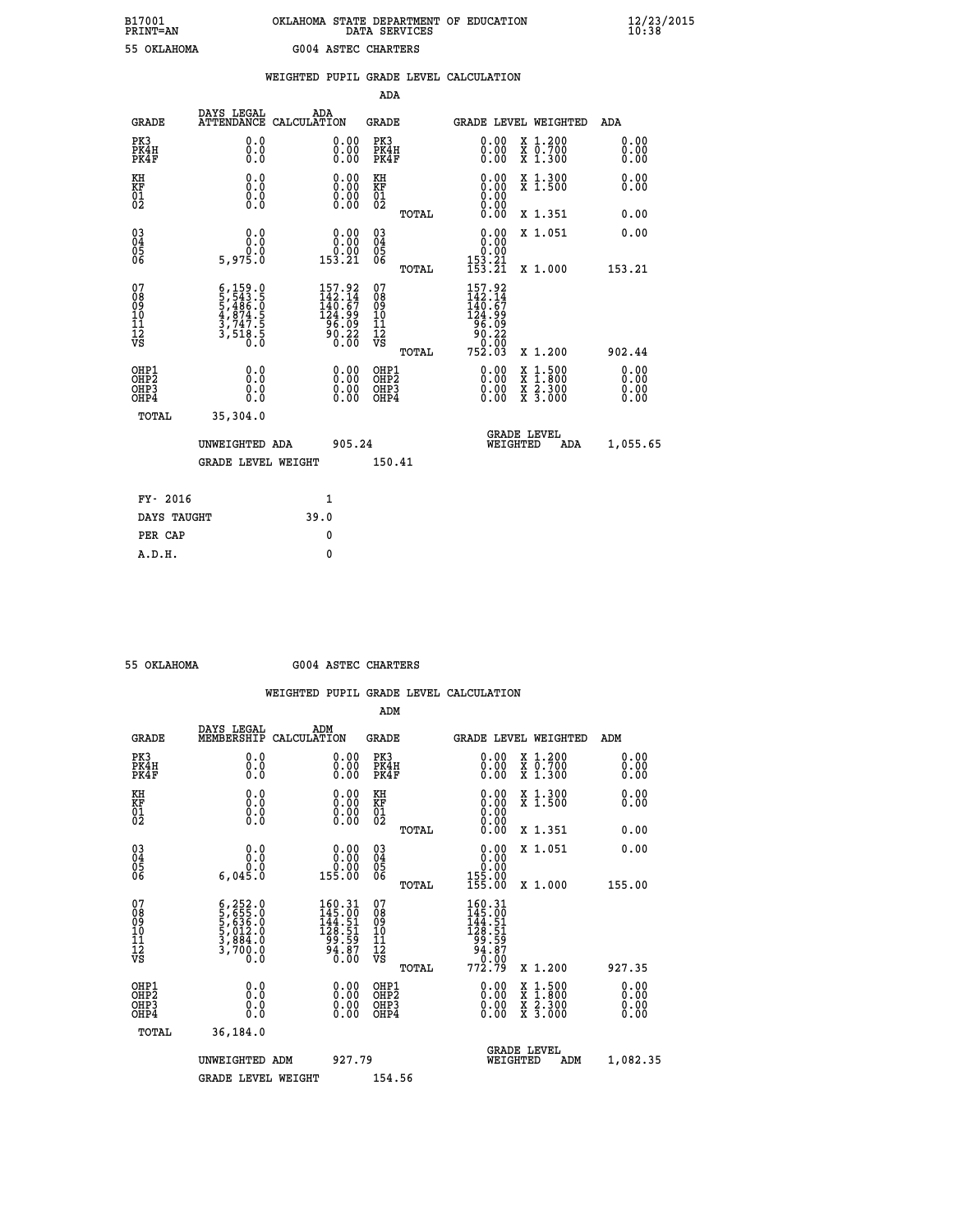B17001 OKLAHOMA STATE DEPARTMENT OF EDUCATION 12/23/2015
PRINT=AN DATA SERVICES 10:38

55 OKLAHOMA G004 ASTEC CHARTERS

WEIGHTED PUPIL GRADE LEVEL CALCULATION

ADA

| GRADE | DAYS LEGAL ATTENDANCE | ADA CALCULATION | GRADE | GRADE LEVEL | WEIGHTED | ADA |
|---|---|---|---|---|---|---|
| PK3 | 0.0 | 0.00 | PK3 | 0.00 | X 1.200 | 0.00 |
| PK4H | 0.0 | 0.00 | PK4H | 0.00 | X 0.700 | 0.00 |
| PK4F | 0.0 | 0.00 | PK4F | 0.00 | X 1.300 | 0.00 |
| KH | 0.0 | 0.00 | KH | 0.00 | X 1.300 | 0.00 |
| KF | 0.0 | 0.00 | KF | 0.00 | X 1.500 | 0.00 |
| 01 | 0.0 | 0.00 | 01 | 0.00 | | |
| 02 | 0.0 | 0.00 | 02 | 0.00 | | |
| | | | TOTAL | 0.00 | X 1.351 | 0.00 |
| 03 | 0.0 | 0.00 | 03 | 0.00 | X 1.051 | 0.00 |
| 04 | 0.0 | 0.00 | 04 | 0.00 | | |
| 05 | 0.0 | 0.00 | 05 | 0.00 | | |
| 06 | 5,975.0 | 153.21 | 06 | 153.21 | | |
| | | | TOTAL | 153.21 | X 1.000 | 153.21 |
| 07 | 6,159.0 | 157.92 | 07 | 157.92 | | |
| 08 | 5,543.5 | 142.14 | 08 | 142.14 | | |
| 09 | 5,486.0 | 140.67 | 09 | 140.67 | | |
| 10 | 4,874.5 | 124.99 | 10 | 124.99 | | |
| 11 | 3,747.5 | 96.09 | 11 | 96.09 | | |
| 12 | 3,518.5 | 90.22 | 12 | 90.22 | | |
| VS | 0.0 | 0.00 | VS | 0.00 | | |
| | | | TOTAL | 752.03 | X 1.200 | 902.44 |
| OHP1 | 0.0 | 0.00 | OHP1 | 0.00 | X 1.500 | 0.00 |
| OHP2 | 0.0 | 0.00 | OHP2 | 0.00 | X 1.800 | 0.00 |
| OHP3 | 0.0 | 0.00 | OHP3 | 0.00 | X 2.300 | 0.00 |
| OHP4 | 0.0 | 0.00 | OHP4 | 0.00 | X 3.000 | 0.00 |
| TOTAL | 35,304.0 | | | | | |

UNWEIGHTED ADA 905.24 GRADE LEVEL WEIGHTED ADA 1,055.65

GRADE LEVEL WEIGHT 150.41

FY- 2016 1

DAYS TAUGHT 39.0

PER CAP 0

A.D.H. 0

55 OKLAHOMA G004 ASTEC CHARTERS

WEIGHTED PUPIL GRADE LEVEL CALCULATION

ADM

| GRADE | DAYS LEGAL MEMBERSHIP | ADM CALCULATION | GRADE | GRADE LEVEL | WEIGHTED | ADM |
|---|---|---|---|---|---|---|
| PK3 | 0.0 | 0.00 | PK3 | 0.00 | X 1.200 | 0.00 |
| PK4H | 0.0 | 0.00 | PK4H | 0.00 | X 0.700 | 0.00 |
| PK4F | 0.0 | 0.00 | PK4F | 0.00 | X 1.300 | 0.00 |
| KH | 0.0 | 0.00 | KH | 0.00 | X 1.300 | 0.00 |
| KF | 0.0 | 0.00 | KF | 0.00 | X 1.500 | 0.00 |
| 01 | 0.0 | 0.00 | 01 | 0.00 | | |
| 02 | 0.0 | 0.00 | 02 | 0.00 | | |
| | | | TOTAL | 0.00 | X 1.351 | 0.00 |
| 03 | 0.0 | 0.00 | 03 | 0.00 | X 1.051 | 0.00 |
| 04 | 0.0 | 0.00 | 04 | 0.00 | | |
| 05 | 0.0 | 0.00 | 05 | 0.00 | | |
| 06 | 6,045.0 | 155.00 | 06 | 155.00 | | |
| | | | TOTAL | 155.00 | X 1.000 | 155.00 |
| 07 | 6,252.0 | 160.31 | 07 | 160.31 | | |
| 08 | 5,655.0 | 145.00 | 08 | 145.00 | | |
| 09 | 5,636.0 | 144.51 | 09 | 144.51 | | |
| 10 | 5,012.0 | 128.51 | 10 | 128.51 | | |
| 11 | 3,884.0 | 99.59 | 11 | 99.59 | | |
| 12 | 3,700.0 | 94.87 | 12 | 94.87 | | |
| VS | 0.0 | 0.00 | VS | 0.00 | | |
| | | | TOTAL | 772.79 | X 1.200 | 927.35 |
| OHP1 | 0.0 | 0.00 | OHP1 | 0.00 | X 1.500 | 0.00 |
| OHP2 | 0.0 | 0.00 | OHP2 | 0.00 | X 1.800 | 0.00 |
| OHP3 | 0.0 | 0.00 | OHP3 | 0.00 | X 2.300 | 0.00 |
| OHP4 | 0.0 | 0.00 | OHP4 | 0.00 | X 3.000 | 0.00 |
| TOTAL | 36,184.0 | | | | | |

UNWEIGHTED ADM 927.79 GRADE LEVEL WEIGHTED ADM 1,082.35

GRADE LEVEL WEIGHT 154.56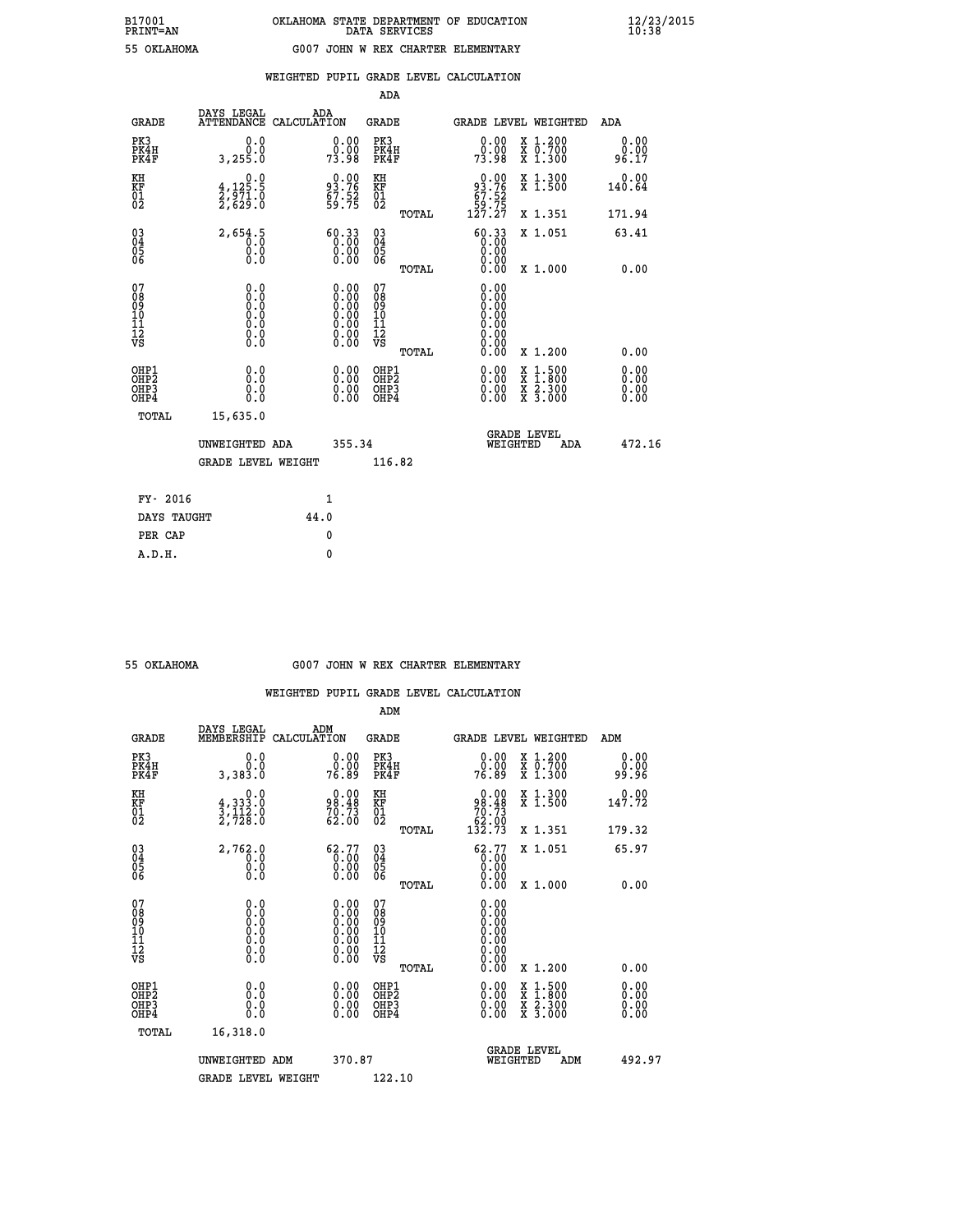B17001 OKLAHOMA STATE DEPARTMENT OF EDUCATION 12/23/2015
PRINT=AN DATA SERVICES 10:38

55 OKLAHOMA G007 JOHN W REX CHARTER ELEMENTARY

WEIGHTED PUPIL GRADE LEVEL CALCULATION

ADA

| GRADE | DAYS LEGAL ATTENDANCE | ADA CALCULATION | GRADE | | GRADE LEVEL | WEIGHTED | ADA |
|---|---|---|---|---|---|---|---|
| PK3 | 0.0 | 0.00 | PK3 | | 0.00 | X 1.200 | 0.00 |
| PK4H | 0.0 | 0.00 | PK4H | | 0.00 | X 0.700 | 0.00 |
| PK4F | 3,255.0 | 73.98 | PK4F | | 73.98 | X 1.300 | 96.17 |
| KH | 0.0 | 0.00 | KH | | 0.00 | X 1.300 | 0.00 |
| KF | 4,125.5 | 93.76 | KF | | 93.76 | X 1.500 | 140.64 |
| 01 | 2,971.0 | 67.52 | 01 | | 67.52 | | |
| 02 | 2,629.0 | 59.75 | 02 | | 59.75 | | |
| | | | | TOTAL | 127.27 | X 1.351 | 171.94 |
| 03 | 2,654.5 | 60.33 | 03 | | 60.33 | X 1.051 | 63.41 |
| 04 | 0.0 | 0.00 | 04 | | 0.00 | | |
| 05 | 0.0 | 0.00 | 05 | | 0.00 | | |
| 06 | 0.0 | 0.00 | 06 | | 0.00 | | |
| | | | | TOTAL | 0.00 | X 1.000 | 0.00 |
| 07 | 0.0 | 0.00 | 07 | | 0.00 | | |
| 08 | 0.0 | 0.00 | 08 | | 0.00 | | |
| 09 | 0.0 | 0.00 | 09 | | 0.00 | | |
| 10 | 0.0 | 0.00 | 10 | | 0.00 | | |
| 11 | 0.0 | 0.00 | 11 | | 0.00 | | |
| 12 | 0.0 | 0.00 | 12 | | 0.00 | | |
| VS | 0.0 | 0.00 | VS | | 0.00 | | |
| | | | | TOTAL | 0.00 | X 1.200 | 0.00 |
| OHP1 | 0.0 | 0.00 | OHP1 | | 0.00 | X 1.500 | 0.00 |
| OHP2 | 0.0 | 0.00 | OHP2 | | 0.00 | X 1.800 | 0.00 |
| OHP3 | 0.0 | 0.00 | OHP3 | | 0.00 | X 2.300 | 0.00 |
| OHP4 | 0.0 | 0.00 | OHP4 | | 0.00 | X 3.000 | 0.00 |
| TOTAL | 15,635.0 | | | | | | |

UNWEIGHTED ADA 355.34 GRADE LEVEL WEIGHTED ADA 472.16

GRADE LEVEL WEIGHT 116.82

| FY- 2016 | 1 |
|---|---|
| DAYS TAUGHT | 44.0 |
| PER CAP | 0 |
| A.D.H. | 0 |

55 OKLAHOMA G007 JOHN W REX CHARTER ELEMENTARY

WEIGHTED PUPIL GRADE LEVEL CALCULATION

ADM

| GRADE | DAYS LEGAL MEMBERSHIP | ADM CALCULATION | GRADE | | GRADE LEVEL | WEIGHTED | ADM |
|---|---|---|---|---|---|---|---|
| PK3 | 0.0 | 0.00 | PK3 | | 0.00 | X 1.200 | 0.00 |
| PK4H | 0.0 | 0.00 | PK4H | | 0.00 | X 0.700 | 0.00 |
| PK4F | 3,383.0 | 76.89 | PK4F | | 76.89 | X 1.300 | 99.96 |
| KH | 0.0 | 0.00 | KH | | 0.00 | X 1.300 | 0.00 |
| KF | 4,333.0 | 98.48 | KF | | 98.48 | X 1.500 | 147.72 |
| 01 | 3,112.0 | 70.73 | 01 | | 70.73 | | |
| 02 | 2,728.0 | 62.00 | 02 | | 62.00 | | |
| | | | | TOTAL | 132.73 | X 1.351 | 179.32 |
| 03 | 2,762.0 | 62.77 | 03 | | 62.77 | X 1.051 | 65.97 |
| 04 | 0.0 | 0.00 | 04 | | 0.00 | | |
| 05 | 0.0 | 0.00 | 05 | | 0.00 | | |
| 06 | 0.0 | 0.00 | 06 | | 0.00 | | |
| | | | | TOTAL | 0.00 | X 1.000 | 0.00 |
| 07 | 0.0 | 0.00 | 07 | | 0.00 | | |
| 08 | 0.0 | 0.00 | 08 | | 0.00 | | |
| 09 | 0.0 | 0.00 | 09 | | 0.00 | | |
| 10 | 0.0 | 0.00 | 10 | | 0.00 | | |
| 11 | 0.0 | 0.00 | 11 | | 0.00 | | |
| 12 | 0.0 | 0.00 | 12 | | 0.00 | | |
| VS | 0.0 | 0.00 | VS | | 0.00 | | |
| | | | | TOTAL | 0.00 | X 1.200 | 0.00 |
| OHP1 | 0.0 | 0.00 | OHP1 | | 0.00 | X 1.500 | 0.00 |
| OHP2 | 0.0 | 0.00 | OHP2 | | 0.00 | X 1.800 | 0.00 |
| OHP3 | 0.0 | 0.00 | OHP3 | | 0.00 | X 2.300 | 0.00 |
| OHP4 | 0.0 | 0.00 | OHP4 | | 0.00 | X 3.000 | 0.00 |
| TOTAL | 16,318.0 | | | | | | |

UNWEIGHTED ADM 370.87 GRADE LEVEL WEIGHTED ADM 492.97

GRADE LEVEL WEIGHT 122.10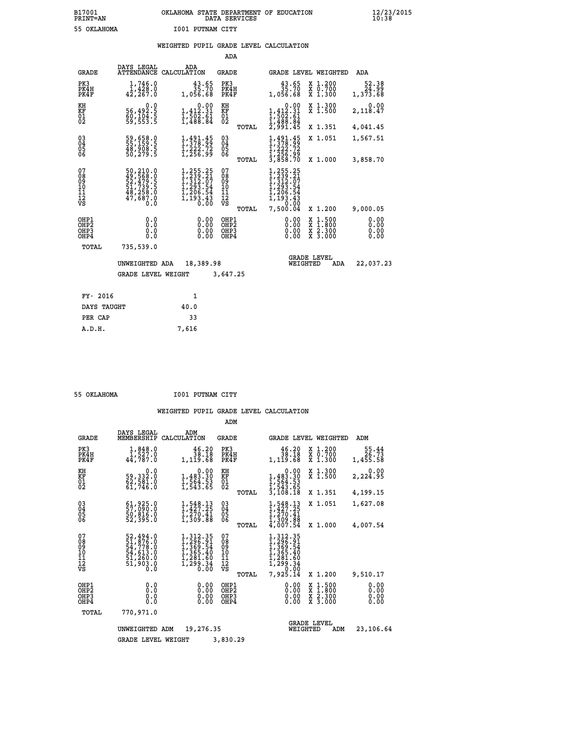B17001 OKLAHOMA STATE DEPARTMENT OF EDUCATION 12/23/2015
PRINT=AN DATA SERVICES 10:38

55 OKLAHOMA I001 PUTNAM CITY

## WEIGHTED PUPIL GRADE LEVEL CALCULATION

### ADA

| GRADE | DAYS LEGAL ATTENDANCE | ADA CALCULATION | GRADE | GRADE LEVEL | WEIGHTED | ADA |
|---|---|---|---|---|---|---|
| PK3 | 1,746.0 | 43.65 | PK3 | 43.65 | X 1.200 | 52.38 |
| PK4H | 1,428.0 | 35.70 | PK4H | 35.70 | X 0.700 | 24.99 |
| PK4F | 42,267.0 | 1,056.68 | PK4F | 1,056.68 | X 1.300 | 1,373.68 |
| KH | 0.0 | 0.00 | KH | 0.00 | X 1.300 | 0.00 |
| KF | 56,492.5 | 1,412.31 | KF | 1,412.31 | X 1.500 | 2,118.47 |
| 01 | 60,104.5 | 1,502.61 | 01 | 1,502.61 | | |
| 02 | 59,553.5 | 1,488.84 | 02 | 1,488.84 | | |
| | | | TOTAL | 2,991.45 | X 1.351 | 4,041.45 |
| 03 | 59,658.0 | 1,491.45 | 03 | 1,491.45 | X 1.051 | 1,567.51 |
| 04 | 55,159.5 | 1,378.99 | 04 | 1,378.99 | | |
| 05 | 48,908.5 | 1,222.72 | 05 | 1,222.72 | | |
| 06 | 50,279.5 | 1,256.99 | 06 | 1,256.99 | | |
| | | | TOTAL | 3,858.70 | X 1.000 | 3,858.70 |
| 07 | 50,210.0 | 1,255.25 | 07 | 1,255.25 | | |
| 08 | 49,568.0 | 1,239.21 | 08 | 1,239.21 | | |
| 09 | 52,479.5 | 1,312.07 | 09 | 1,312.07 | | |
| 10 | 51,739.5 | 1,293.54 | 10 | 1,293.54 | | |
| 11 | 48,258.0 | 1,206.54 | 11 | 1,206.54 | | |
| 12 | 47,687.0 | 1,193.43 | 12 | 1,193.43 | | |
| VS | 0.0 | 0.00 | VS | 0.00 | | |
| | | | TOTAL | 7,500.04 | X 1.200 | 9,000.05 |
| OHP1 | 0.0 | 0.00 | OHP1 | 0.00 | X 1.500 | 0.00 |
| OHP2 | 0.0 | 0.00 | OHP2 | 0.00 | X 1.800 | 0.00 |
| OHP3 | 0.0 | 0.00 | OHP3 | 0.00 | X 2.300 | 0.00 |
| OHP4 | 0.0 | 0.00 | OHP4 | 0.00 | X 3.000 | 0.00 |
| TOTAL | 735,539.0 | | | | | |

UNWEIGHTED ADA 18,389.98 | GRADE LEVEL WEIGHTED ADA 22,037.23

GRADE LEVEL WEIGHT 3,647.25

| FY- 2016 | 1 |
|---|---|
| DAYS TAUGHT | 40.0 |
| PER CAP | 33 |
| A.D.H. | 7,616 |

55 OKLAHOMA I001 PUTNAM CITY

## WEIGHTED PUPIL GRADE LEVEL CALCULATION

### ADM

| GRADE | DAYS LEGAL MEMBERSHIP | ADM CALCULATION | GRADE | GRADE LEVEL | WEIGHTED | ADM |
|---|---|---|---|---|---|---|
| PK3 | 1,848.0 | 46.20 | PK3 | 46.20 | X 1.200 | 55.44 |
| PK4H | 1,527.0 | 38.18 | PK4H | 38.18 | X 0.700 | 26.73 |
| PK4F | 44,787.0 | 1,119.68 | PK4F | 1,119.68 | X 1.300 | 1,455.58 |
| KH | 0.0 | 0.00 | KH | 0.00 | X 1.300 | 0.00 |
| KF | 59,332.0 | 1,483.30 | KF | 1,483.30 | X 1.500 | 2,224.95 |
| 01 | 62,581.0 | 1,564.53 | 01 | 1,564.53 | | |
| 02 | 61,746.0 | 1,543.65 | 02 | 1,543.65 | | |
| | | | TOTAL | 3,108.18 | X 1.351 | 4,199.15 |
| 03 | 61,925.0 | 1,548.13 | 03 | 1,548.13 | X 1.051 | 1,627.08 |
| 04 | 57,090.0 | 1,427.25 | 04 | 1,427.25 | | |
| 05 | 50,816.0 | 1,270.41 | 05 | 1,270.41 | | |
| 06 | 52,395.0 | 1,309.88 | 06 | 1,309.88 | | |
| | | | TOTAL | 4,007.54 | X 1.000 | 4,007.54 |
| 07 | 52,494.0 | 1,312.35 | 07 | 1,312.35 | | |
| 08 | 51,876.0 | 1,296.91 | 08 | 1,296.91 | | |
| 09 | 54,778.0 | 1,369.54 | 09 | 1,369.54 | | |
| 10 | 54,613.0 | 1,365.40 | 10 | 1,365.40 | | |
| 11 | 51,260.0 | 1,281.60 | 11 | 1,281.60 | | |
| 12 | 51,903.0 | 1,299.34 | 12 | 1,299.34 | | |
| VS | 0.0 | 0.00 | VS | 0.00 | | |
| | | | TOTAL | 7,925.14 | X 1.200 | 9,510.17 |
| OHP1 | 0.0 | 0.00 | OHP1 | 0.00 | X 1.500 | 0.00 |
| OHP2 | 0.0 | 0.00 | OHP2 | 0.00 | X 1.800 | 0.00 |
| OHP3 | 0.0 | 0.00 | OHP3 | 0.00 | X 2.300 | 0.00 |
| OHP4 | 0.0 | 0.00 | OHP4 | 0.00 | X 3.000 | 0.00 |
| TOTAL | 770,971.0 | | | | | |

UNWEIGHTED ADM 19,276.35 | GRADE LEVEL WEIGHTED ADM 23,106.64

GRADE LEVEL WEIGHT 3,830.29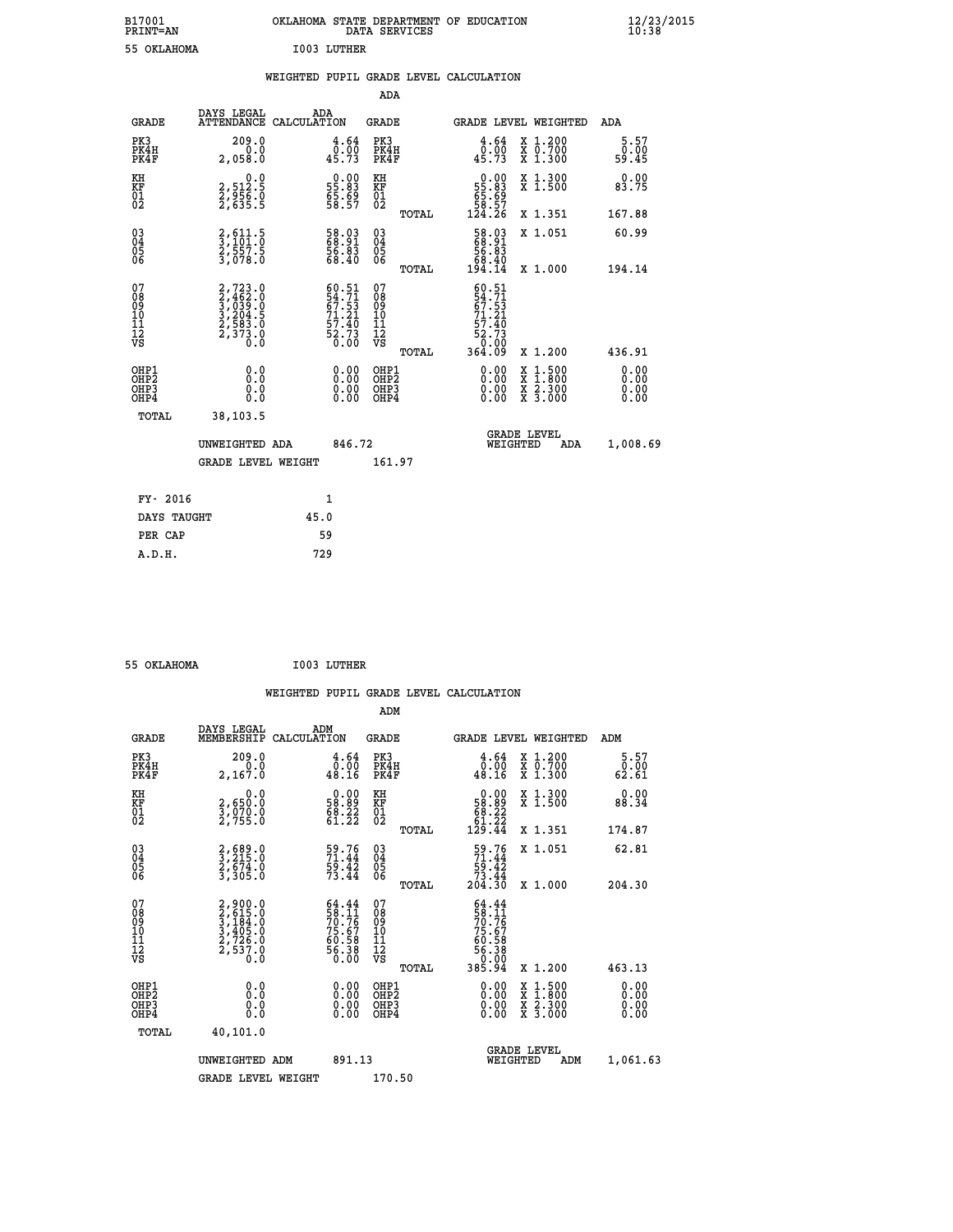B17001 OKLAHOMA STATE DEPARTMENT OF EDUCATION 12/23/2015
PRINT=AN DATA SERVICES 10:38

55 OKLAHOMA I003 LUTHER

WEIGHTED PUPIL GRADE LEVEL CALCULATION

ADA

| GRADE | DAYS LEGAL ATTENDANCE | ADA CALCULATION | GRADE | | GRADE LEVEL | WEIGHTED | ADA |
|---|---|---|---|---|---|---|---|
| PK3 | 209.0 | 4.64 | PK3 | | 4.64 | X 1.200 | 5.57 |
| PK4H | 0.0 | 0.00 | PK4H | | 0.00 | X 0.700 | 0.00 |
| PK4F | 2,058.0 | 45.73 | PK4F | | 45.73 | X 1.300 | 59.45 |
| KH | 0.0 | 0.00 | KH | | 0.00 | X 1.300 | 0.00 |
| KF | 2,512.5 | 55.83 | KF | | 55.83 | X 1.500 | 83.75 |
| 01 | 2,956.0 | 65.69 | 01 | | 65.69 | | |
| 02 | 2,635.5 | 58.57 | 02 | | 58.57 | | |
| | | | | TOTAL | 124.26 | X 1.351 | 167.88 |
| 03 | 2,611.5 | 58.03 | 03 | | 58.03 | X 1.051 | 60.99 |
| 04 | 3,101.0 | 68.91 | 04 | | 68.91 | | |
| 05 | 2,557.5 | 56.83 | 05 | | 56.83 | | |
| 06 | 3,078.0 | 68.40 | 06 | | 68.40 | | |
| | | | | TOTAL | 194.14 | X 1.000 | 194.14 |
| 07 | 2,723.0 | 60.51 | 07 | | 60.51 | | |
| 08 | 2,462.0 | 54.71 | 08 | | 54.71 | | |
| 09 | 3,039.0 | 67.53 | 09 | | 67.53 | | |
| 10 | 3,204.5 | 71.21 | 10 | | 71.21 | | |
| 11 | 2,583.0 | 57.40 | 11 | | 57.40 | | |
| 12 | 2,373.0 | 52.73 | 12 | | 52.73 | | |
| VS | 0.0 | 0.00 | VS | | 0.00 | | |
| | | | | TOTAL | 364.09 | X 1.200 | 436.91 |
| OHP1 | 0.0 | 0.00 | OHP1 | | 0.00 | X 1.500 | 0.00 |
| OHP2 | 0.0 | 0.00 | OHP2 | | 0.00 | X 1.800 | 0.00 |
| OHP3 | 0.0 | 0.00 | OHP3 | | 0.00 | X 2.300 | 0.00 |
| OHP4 | 0.0 | 0.00 | OHP4 | | 0.00 | X 3.000 | 0.00 |
| TOTAL | 38,103.5 | | | | | | |

UNWEIGHTED ADA 846.72 — GRADE LEVEL WEIGHTED ADA 1,008.69

GRADE LEVEL WEIGHT 161.97

| FY- 2016 | 1 |
|---|---|
| DAYS TAUGHT | 45.0 |
| PER CAP | 59 |
| A.D.H. | 729 |

55 OKLAHOMA I003 LUTHER

WEIGHTED PUPIL GRADE LEVEL CALCULATION

ADM

| GRADE | DAYS LEGAL MEMBERSHIP | ADM CALCULATION | GRADE | | GRADE LEVEL | WEIGHTED | ADM |
|---|---|---|---|---|---|---|---|
| PK3 | 209.0 | 4.64 | PK3 | | 4.64 | X 1.200 | 5.57 |
| PK4H | 0.0 | 0.00 | PK4H | | 0.00 | X 0.700 | 0.00 |
| PK4F | 2,167.0 | 48.16 | PK4F | | 48.16 | X 1.300 | 62.61 |
| KH | 0.0 | 0.00 | KH | | 0.00 | X 1.300 | 0.00 |
| KF | 2,650.0 | 58.89 | KF | | 58.89 | X 1.500 | 88.34 |
| 01 | 3,070.0 | 68.22 | 01 | | 68.22 | | |
| 02 | 2,755.0 | 61.22 | 02 | | 61.22 | | |
| | | | | TOTAL | 129.44 | X 1.351 | 174.87 |
| 03 | 2,689.0 | 59.76 | 03 | | 59.76 | X 1.051 | 62.81 |
| 04 | 3,215.0 | 71.44 | 04 | | 71.44 | | |
| 05 | 2,674.0 | 59.42 | 05 | | 59.42 | | |
| 06 | 3,305.0 | 73.44 | 06 | | 73.44 | | |
| | | | | TOTAL | 204.30 | X 1.000 | 204.30 |
| 07 | 2,900.0 | 64.44 | 07 | | 64.44 | | |
| 08 | 2,615.0 | 58.11 | 08 | | 58.11 | | |
| 09 | 3,184.0 | 70.76 | 09 | | 70.76 | | |
| 10 | 3,405.0 | 75.67 | 10 | | 75.67 | | |
| 11 | 2,726.0 | 60.58 | 11 | | 60.58 | | |
| 12 | 2,537.0 | 56.38 | 12 | | 56.38 | | |
| VS | 0.0 | 0.00 | VS | | 0.00 | | |
| | | | | TOTAL | 385.94 | X 1.200 | 463.13 |
| OHP1 | 0.0 | 0.00 | OHP1 | | 0.00 | X 1.500 | 0.00 |
| OHP2 | 0.0 | 0.00 | OHP2 | | 0.00 | X 1.800 | 0.00 |
| OHP3 | 0.0 | 0.00 | OHP3 | | 0.00 | X 2.300 | 0.00 |
| OHP4 | 0.0 | 0.00 | OHP4 | | 0.00 | X 3.000 | 0.00 |
| TOTAL | 40,101.0 | | | | | | |

UNWEIGHTED ADM 891.13 — GRADE LEVEL WEIGHTED ADM 1,061.63

GRADE LEVEL WEIGHT 170.50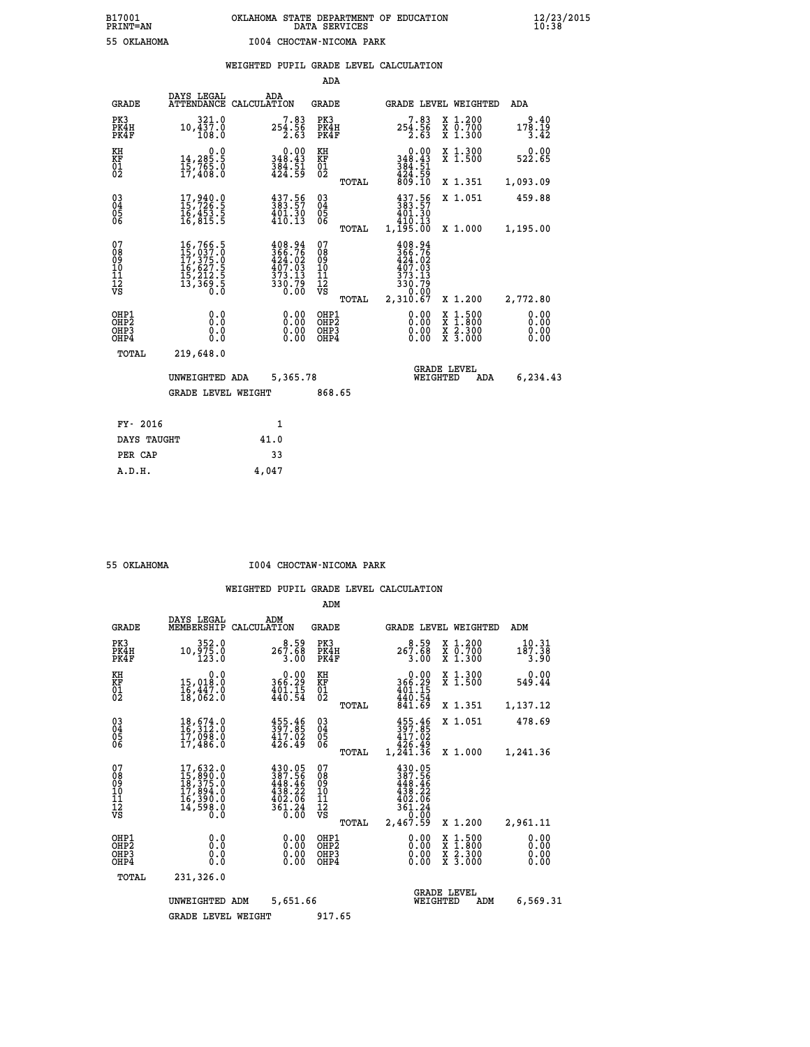B17001 OKLAHOMA STATE DEPARTMENT OF EDUCATION 12/23/2015
PRINT=AN DATA SERVICES 10:38

55 OKLAHOMA I004 CHOCTAW-NICOMA PARK

WEIGHTED PUPIL GRADE LEVEL CALCULATION

ADA

| GRADE | DAYS LEGAL ATTENDANCE | ADA CALCULATION | GRADE | | GRADE LEVEL | WEIGHTED | ADA |
|---|---|---|---|---|---|---|---|
| PK3 | 321.0 | 7.83 | PK3 | | 7.83 | X 1.200 | 9.40 |
| PK4H | 10,437.0 | 254.56 | PK4H | | 254.56 | X 0.700 | 178.19 |
| PK4F | 108.0 | 2.63 | PK4F | | 2.63 | X 1.300 | 3.42 |
| KH | 0.0 | 0.00 | KH | | 0.00 | X 1.300 | 0.00 |
| KF | 14,285.5 | 348.43 | KF | | 348.43 | X 1.500 | 522.65 |
| 01 | 15,765.0 | 384.51 | 01 | | 384.51 | | |
| 02 | 17,408.0 | 424.59 | 02 | | 424.59 | | |
| | | | | TOTAL | 809.10 | X 1.351 | 1,093.09 |
| 03 | 17,940.0 | 437.56 | 03 | | 437.56 | X 1.051 | 459.88 |
| 04 | 15,726.5 | 383.57 | 04 | | 383.57 | | |
| 05 | 16,453.5 | 401.30 | 05 | | 401.30 | | |
| 06 | 16,815.5 | 410.13 | 06 | | 410.13 | | |
| | | | | TOTAL | 1,195.00 | X 1.000 | 1,195.00 |
| 07 | 16,766.5 | 408.94 | 07 | | 408.94 | | |
| 08 | 15,037.0 | 366.76 | 08 | | 366.76 | | |
| 09 | 17,375.0 | 424.02 | 09 | | 424.02 | | |
| 10 | 16,627.5 | 407.03 | 10 | | 407.03 | | |
| 11 | 15,212.5 | 373.13 | 11 | | 373.13 | | |
| 12 | 13,369.5 | 330.79 | 12 | | 330.79 | | |
| VS | 0.0 | 0.00 | VS | | 0.00 | | |
| | | | | TOTAL | 2,310.67 | X 1.200 | 2,772.80 |
| OHP1 | 0.0 | 0.00 | OHP1 | | 0.00 | X 1.500 | 0.00 |
| OHP2 | 0.0 | 0.00 | OHP2 | | 0.00 | X 1.800 | 0.00 |
| OHP3 | 0.0 | 0.00 | OHP3 | | 0.00 | X 2.300 | 0.00 |
| OHP4 | 0.0 | 0.00 | OHP4 | | 0.00 | X 3.000 | 0.00 |
| TOTAL | 219,648.0 | | | | | | |

UNWEIGHTED ADA 5,365.78 GRADE LEVEL WEIGHTED ADA 6,234.43

GRADE LEVEL WEIGHT 868.65

| FY- 2016 | 1 |
|---|---|
| DAYS TAUGHT | 41.0 |
| PER CAP | 33 |
| A.D.H. | 4,047 |

55 OKLAHOMA I004 CHOCTAW-NICOMA PARK

WEIGHTED PUPIL GRADE LEVEL CALCULATION

ADM

| GRADE | DAYS LEGAL MEMBERSHIP | ADM CALCULATION | GRADE | | GRADE LEVEL | WEIGHTED | ADM |
|---|---|---|---|---|---|---|---|
| PK3 | 352.0 | 8.59 | PK3 | | 8.59 | X 1.200 | 10.31 |
| PK4H | 10,975.0 | 267.68 | PK4H | | 267.68 | X 0.700 | 187.38 |
| PK4F | 123.0 | 3.00 | PK4F | | 3.00 | X 1.300 | 3.90 |
| KH | 0.0 | 0.00 | KH | | 0.00 | X 1.300 | 0.00 |
| KF | 15,018.0 | 366.29 | KF | | 366.29 | X 1.500 | 549.44 |
| 01 | 16,447.0 | 401.15 | 01 | | 401.15 | | |
| 02 | 18,062.0 | 440.54 | 02 | | 440.54 | | |
| | | | | TOTAL | 841.69 | X 1.351 | 1,137.12 |
| 03 | 18,674.0 | 455.46 | 03 | | 455.46 | X 1.051 | 478.69 |
| 04 | 16,312.0 | 397.85 | 04 | | 397.85 | | |
| 05 | 17,098.0 | 417.02 | 05 | | 417.02 | | |
| 06 | 17,486.0 | 426.49 | 06 | | 426.49 | | |
| | | | | TOTAL | 1,241.36 | X 1.000 | 1,241.36 |
| 07 | 17,632.0 | 430.05 | 07 | | 430.05 | | |
| 08 | 15,890.0 | 387.56 | 08 | | 387.56 | | |
| 09 | 18,375.0 | 448.46 | 09 | | 448.46 | | |
| 10 | 17,894.0 | 438.22 | 10 | | 438.22 | | |
| 11 | 16,390.0 | 402.06 | 11 | | 402.06 | | |
| 12 | 14,598.0 | 361.24 | 12 | | 361.24 | | |
| VS | 0.0 | 0.00 | VS | | 0.00 | | |
| | | | | TOTAL | 2,467.59 | X 1.200 | 2,961.11 |
| OHP1 | 0.0 | 0.00 | OHP1 | | 0.00 | X 1.500 | 0.00 |
| OHP2 | 0.0 | 0.00 | OHP2 | | 0.00 | X 1.800 | 0.00 |
| OHP3 | 0.0 | 0.00 | OHP3 | | 0.00 | X 2.300 | 0.00 |
| OHP4 | 0.0 | 0.00 | OHP4 | | 0.00 | X 3.000 | 0.00 |
| TOTAL | 231,326.0 | | | | | | |

UNWEIGHTED ADM 5,651.66 GRADE LEVEL WEIGHTED ADM 6,569.31

GRADE LEVEL WEIGHT 917.65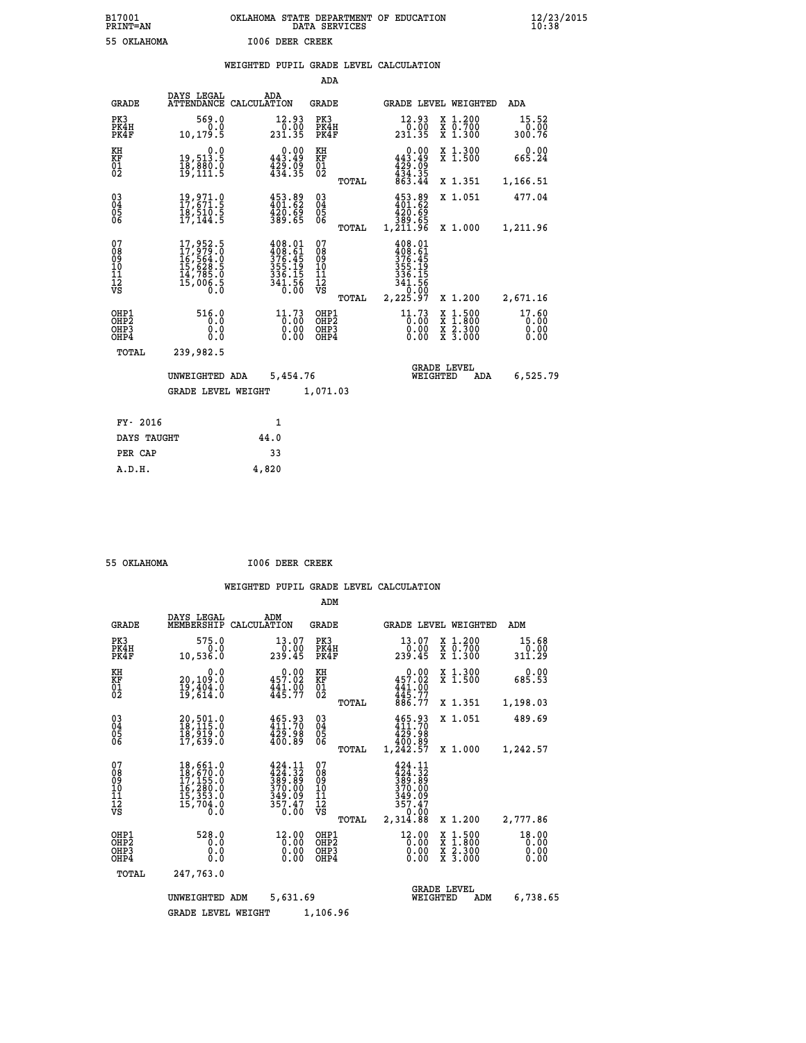B17001 OKLAHOMA STATE DEPARTMENT OF EDUCATION 12/23/2015
PRINT=AN DATA SERVICES 10:38

55 OKLAHOMA I006 DEER CREEK

## WEIGHTED PUPIL GRADE LEVEL CALCULATION

### ADA

| GRADE | DAYS LEGAL ATTENDANCE | ADA CALCULATION | GRADE | | GRADE LEVEL | WEIGHTED | ADA |
|---|---|---|---|---|---|---|---|
| PK3 | 569.0 | 12.93 | PK3 | | 12.93 | X 1.200 | 15.52 |
| PK4H | 0.0 | 0.00 | PK4H | | 0.00 | X 0.700 | 0.00 |
| PK4F | 10,179.5 | 231.35 | PK4F | | 231.35 | X 1.300 | 300.76 |
| KH | 0.0 | 0.00 | KH | | 0.00 | X 1.300 | 0.00 |
| KF | 19,513.5 | 443.49 | KF | | 443.49 | X 1.500 | 665.24 |
| 01 | 18,880.0 | 429.09 | 01 | | 429.09 | | |
| 02 | 19,111.5 | 434.35 | 02 | | 434.35 | | |
| | | | | TOTAL | 863.44 | X 1.351 | 1,166.51 |
| 03 | 19,971.0 | 453.89 | 03 | | 453.89 | X 1.051 | 477.04 |
| 04 | 17,671.5 | 401.62 | 04 | | 401.62 | | |
| 05 | 18,510.5 | 420.69 | 05 | | 420.69 | | |
| 06 | 17,144.5 | 389.65 | 06 | | 389.65 | | |
| | | | | TOTAL | 1,211.96 | X 1.000 | 1,211.96 |
| 07 | 17,952.5 | 408.01 | 07 | | 408.01 | | |
| 08 | 17,979.0 | 408.61 | 08 | | 408.61 | | |
| 09 | 16,564.0 | 376.45 | 09 | | 376.45 | | |
| 10 | 15,628.5 | 355.19 | 10 | | 355.19 | | |
| 11 | 14,785.0 | 336.15 | 11 | | 336.15 | | |
| 12 | 15,006.5 | 341.56 | 12 | | 341.56 | | |
| VS | 0.0 | 0.00 | VS | | 0.00 | | |
| | | | | TOTAL | 2,225.97 | X 1.200 | 2,671.16 |
| OHP1 | 516.0 | 11.73 | OHP1 | | 11.73 | X 1.500 | 17.60 |
| OHP2 | 0.0 | 0.00 | OHP2 | | 0.00 | X 1.800 | 0.00 |
| OHP3 | 0.0 | 0.00 | OHP3 | | 0.00 | X 2.300 | 0.00 |
| OHP4 | 0.0 | 0.00 | OHP4 | | 0.00 | X 3.000 | 0.00 |
| TOTAL | 239,982.5 | | | | | | |

UNWEIGHTED ADA 5,454.76 — GRADE LEVEL WEIGHTED ADA 6,525.79

GRADE LEVEL WEIGHT 1,071.03

| FY- 2016 | 1 |
|---|---|
| DAYS TAUGHT | 44.0 |
| PER CAP | 33 |
| A.D.H. | 4,820 |

55 OKLAHOMA I006 DEER CREEK

## WEIGHTED PUPIL GRADE LEVEL CALCULATION

### ADM

| GRADE | DAYS LEGAL MEMBERSHIP | ADM CALCULATION | GRADE | | GRADE LEVEL | WEIGHTED | ADM |
|---|---|---|---|---|---|---|---|
| PK3 | 575.0 | 13.07 | PK3 | | 13.07 | X 1.200 | 15.68 |
| PK4H | 0.0 | 0.00 | PK4H | | 0.00 | X 0.700 | 0.00 |
| PK4F | 10,536.0 | 239.45 | PK4F | | 239.45 | X 1.300 | 311.29 |
| KH | 0.0 | 0.00 | KH | | 0.00 | X 1.300 | 0.00 |
| KF | 20,109.0 | 457.02 | KF | | 457.02 | X 1.500 | 685.53 |
| 01 | 19,404.0 | 441.00 | 01 | | 441.00 | | |
| 02 | 19,614.0 | 445.77 | 02 | | 445.77 | | |
| | | | | TOTAL | 886.77 | X 1.351 | 1,198.03 |
| 03 | 20,501.0 | 465.93 | 03 | | 465.93 | X 1.051 | 489.69 |
| 04 | 18,115.0 | 411.70 | 04 | | 411.70 | | |
| 05 | 18,919.0 | 429.98 | 05 | | 429.98 | | |
| 06 | 17,639.0 | 400.89 | 06 | | 400.89 | | |
| | | | | TOTAL | 1,242.57 | X 1.000 | 1,242.57 |
| 07 | 18,661.0 | 424.11 | 07 | | 424.11 | | |
| 08 | 18,670.0 | 424.32 | 08 | | 424.32 | | |
| 09 | 17,155.0 | 389.89 | 09 | | 389.89 | | |
| 10 | 16,280.0 | 370.00 | 10 | | 370.00 | | |
| 11 | 15,353.0 | 349.09 | 11 | | 349.09 | | |
| 12 | 15,704.0 | 357.47 | 12 | | 357.47 | | |
| VS | 0.0 | 0.00 | VS | | 0.00 | | |
| | | | | TOTAL | 2,314.88 | X 1.200 | 2,777.86 |
| OHP1 | 528.0 | 12.00 | OHP1 | | 12.00 | X 1.500 | 18.00 |
| OHP2 | 0.0 | 0.00 | OHP2 | | 0.00 | X 1.800 | 0.00 |
| OHP3 | 0.0 | 0.00 | OHP3 | | 0.00 | X 2.300 | 0.00 |
| OHP4 | 0.0 | 0.00 | OHP4 | | 0.00 | X 3.000 | 0.00 |
| TOTAL | 247,763.0 | | | | | | |

UNWEIGHTED ADM 5,631.69 — GRADE LEVEL WEIGHTED ADM 6,738.65

GRADE LEVEL WEIGHT 1,106.96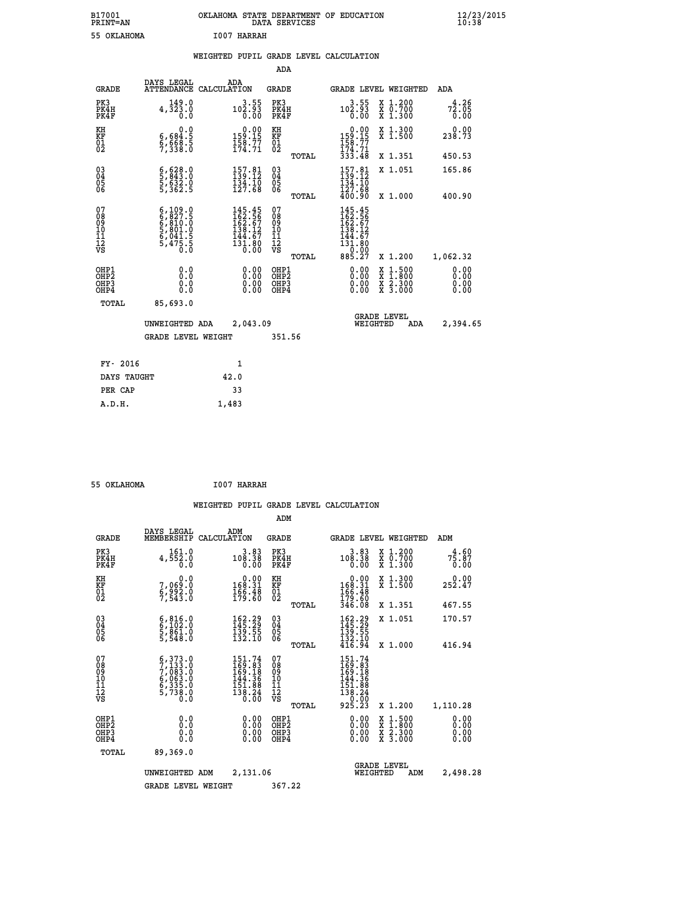B17001 OKLAHOMA STATE DEPARTMENT OF EDUCATION 12/23/2015
PRINT=AN DATA SERVICES 10:38

55 OKLAHOMA I007 HARRAH

## WEIGHTED PUPIL GRADE LEVEL CALCULATION

### ADA

| GRADE | DAYS LEGAL ATTENDANCE | ADA CALCULATION | GRADE | GRADE LEVEL | WEIGHTED | ADA |
|---|---|---|---|---|---|---|
| PK3 | 149.0 | 3.55 | PK3 | 3.55 | X 1.200 | 4.26 |
| PK4H | 4,323.0 | 102.93 | PK4H | 102.93 | X 0.700 | 72.05 |
| PK4F | 0.0 | 0.00 | PK4F | 0.00 | X 1.300 | 0.00 |
| KH | 0.0 | 0.00 | KH | 0.00 | X 1.300 | 0.00 |
| KF | 6,684.5 | 159.15 | KF | 159.15 | X 1.500 | 238.73 |
| 01 | 6,668.5 | 158.77 | 01 | 158.77 | | |
| 02 | 7,338.0 | 174.71 | 02 | 174.71 | | |
| | | | TOTAL | 333.48 | X 1.351 | 450.53 |
| 03 | 6,628.0 | 157.81 | 03 | 157.81 | X 1.051 | 165.86 |
| 04 | 5,843.0 | 139.12 | 04 | 139.12 | | |
| 05 | 5,632.0 | 134.10 | 05 | 134.10 | | |
| 06 | 5,362.5 | 127.68 | 06 | 127.68 | | |
| | | | TOTAL | 400.90 | X 1.000 | 400.90 |
| 07 | 6,109.0 | 145.45 | 07 | 145.45 | | |
| 08 | 6,827.5 | 162.56 | 08 | 162.56 | | |
| 09 | 6,810.0 | 162.67 | 09 | 162.67 | | |
| 10 | 5,801.0 | 138.12 | 10 | 138.12 | | |
| 11 | 6,041.5 | 144.67 | 11 | 144.67 | | |
| 12 | 5,475.5 | 131.80 | 12 | 131.80 | | |
| VS | 0.0 | 0.00 | VS | 0.00 | | |
| | | | TOTAL | 885.27 | X 1.200 | 1,062.32 |
| OHP1 | 0.0 | 0.00 | OHP1 | 0.00 | X 1.500 | 0.00 |
| OHP2 | 0.0 | 0.00 | OHP2 | 0.00 | X 1.800 | 0.00 |
| OHP3 | 0.0 | 0.00 | OHP3 | 0.00 | X 2.300 | 0.00 |
| OHP4 | 0.0 | 0.00 | OHP4 | 0.00 | X 3.000 | 0.00 |
| TOTAL | 85,693.0 | | | | | |

UNWEIGHTED ADA 2,043.09 GRADE LEVEL WEIGHTED ADA 2,394.65

GRADE LEVEL WEIGHT 351.56

| FY- 2016 | 1 |
|---|---|
| DAYS TAUGHT | 42.0 |
| PER CAP | 33 |
| A.D.H. | 1,483 |

55 OKLAHOMA I007 HARRAH

## WEIGHTED PUPIL GRADE LEVEL CALCULATION

### ADM

| GRADE | DAYS LEGAL MEMBERSHIP | ADM CALCULATION | GRADE | GRADE LEVEL | WEIGHTED | ADM |
|---|---|---|---|---|---|---|
| PK3 | 161.0 | 3.83 | PK3 | 3.83 | X 1.200 | 4.60 |
| PK4H | 4,552.0 | 108.38 | PK4H | 108.38 | X 0.700 | 75.87 |
| PK4F | 0.0 | 0.00 | PK4F | 0.00 | X 1.300 | 0.00 |
| KH | 0.0 | 0.00 | KH | 0.00 | X 1.300 | 0.00 |
| KF | 7,069.0 | 168.31 | KF | 168.31 | X 1.500 | 252.47 |
| 01 | 6,992.0 | 166.48 | 01 | 166.48 | | |
| 02 | 7,543.0 | 179.60 | 02 | 179.60 | | |
| | | | TOTAL | 346.08 | X 1.351 | 467.55 |
| 03 | 6,816.0 | 162.29 | 03 | 162.29 | X 1.051 | 170.57 |
| 04 | 6,102.0 | 145.29 | 04 | 145.29 | | |
| 05 | 5,861.0 | 139.55 | 05 | 139.55 | | |
| 06 | 5,548.0 | 132.10 | 06 | 132.10 | | |
| | | | TOTAL | 416.94 | X 1.000 | 416.94 |
| 07 | 6,373.0 | 151.74 | 07 | 151.74 | | |
| 08 | 7,133.0 | 169.83 | 08 | 169.83 | | |
| 09 | 7,083.0 | 169.18 | 09 | 169.18 | | |
| 10 | 6,063.0 | 144.36 | 10 | 144.36 | | |
| 11 | 6,335.0 | 151.88 | 11 | 151.88 | | |
| 12 | 5,738.0 | 138.24 | 12 | 138.24 | | |
| VS | 0.0 | 0.00 | VS | 0.00 | | |
| | | | TOTAL | 925.23 | X 1.200 | 1,110.28 |
| OHP1 | 0.0 | 0.00 | OHP1 | 0.00 | X 1.500 | 0.00 |
| OHP2 | 0.0 | 0.00 | OHP2 | 0.00 | X 1.800 | 0.00 |
| OHP3 | 0.0 | 0.00 | OHP3 | 0.00 | X 2.300 | 0.00 |
| OHP4 | 0.0 | 0.00 | OHP4 | 0.00 | X 3.000 | 0.00 |
| TOTAL | 89,369.0 | | | | | |

UNWEIGHTED ADM 2,131.06 GRADE LEVEL WEIGHTED ADM 2,498.28

GRADE LEVEL WEIGHT 367.22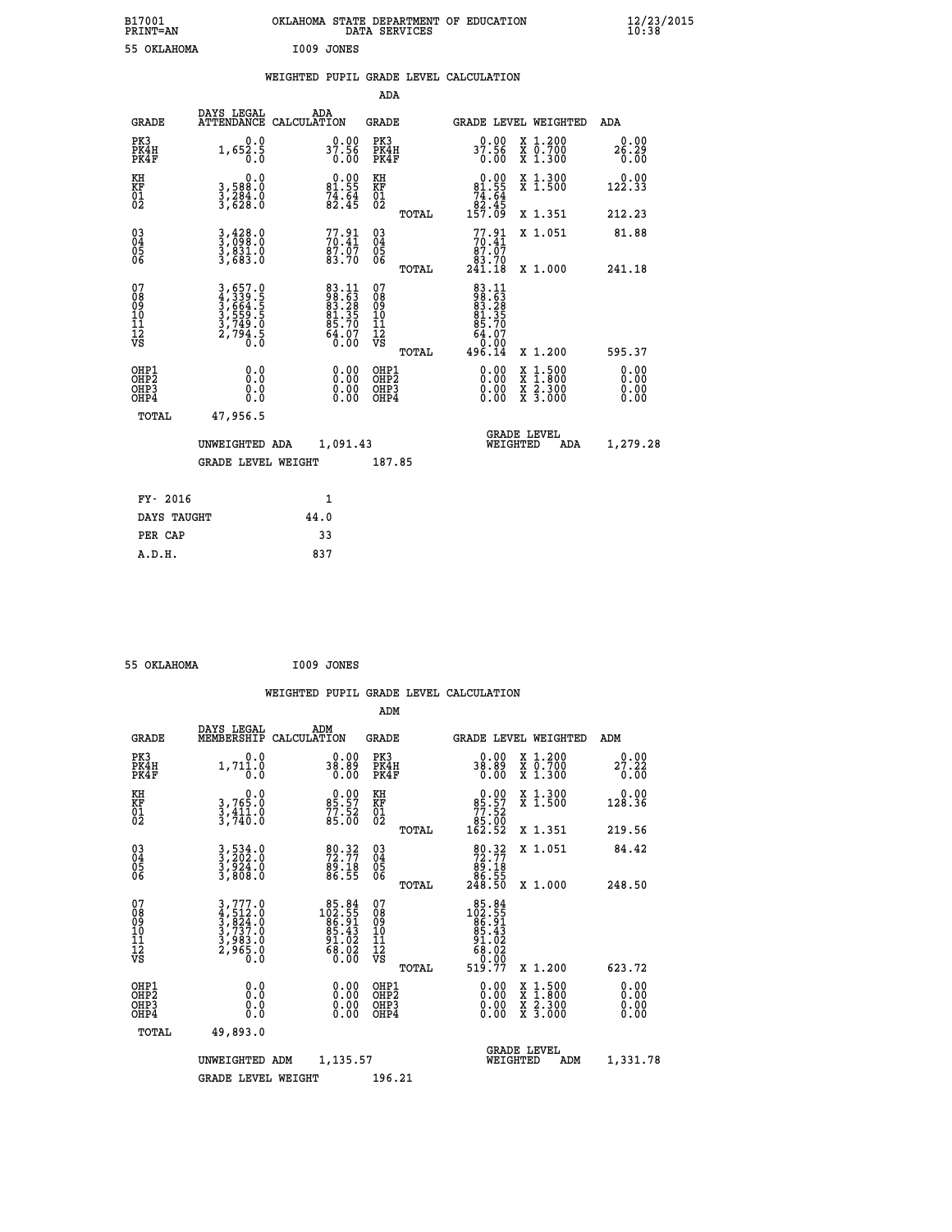B17001 OKLAHOMA STATE DEPARTMENT OF EDUCATION 12/23/2015
PRINT=AN DATA SERVICES 10:38

55 OKLAHOMA I009 JONES

## WEIGHTED PUPIL GRADE LEVEL CALCULATION

### ADA

| GRADE | DAYS LEGAL ATTENDANCE | ADA CALCULATION | GRADE | GRADE LEVEL | WEIGHTED | ADA |
|---|---|---|---|---|---|---|
| PK3 | 0.0 | 0.00 | PK3 | 0.00 | X 1.200 | 0.00 |
| PK4H | 1,652.5 | 37.56 | PK4H | 37.56 | X 0.700 | 26.29 |
| PK4F | 0.0 | 0.00 | PK4F | 0.00 | X 1.300 | 0.00 |
| KH | 0.0 | 0.00 | KH | 0.00 | X 1.300 | 0.00 |
| KF | 3,588.0 | 81.55 | KF | 81.55 | X 1.500 | 122.33 |
| 01 | 3,284.0 | 74.64 | 01 | 74.64 | | |
| 02 | 3,628.0 | 82.45 | 02 | 82.45 | | |
| | | | TOTAL | 157.09 | X 1.351 | 212.23 |
| 03 | 3,428.0 | 77.91 | 03 | 77.91 | X 1.051 | 81.88 |
| 04 | 3,098.0 | 70.41 | 04 | 70.41 | | |
| 05 | 3,831.0 | 87.07 | 05 | 87.07 | | |
| 06 | 3,683.0 | 83.70 | 06 | 83.70 | | |
| | | | TOTAL | 241.18 | X 1.000 | 241.18 |
| 07 | 3,657.0 | 83.11 | 07 | 83.11 | | |
| 08 | 4,339.5 | 98.63 | 08 | 98.63 | | |
| 09 | 3,664.5 | 83.28 | 09 | 83.28 | | |
| 10 | 3,559.5 | 81.35 | 10 | 81.35 | | |
| 11 | 3,749.0 | 85.70 | 11 | 85.70 | | |
| 12 | 2,794.5 | 64.07 | 12 | 64.07 | | |
| VS | 0.0 | 0.00 | VS | 0.00 | | |
| | | | TOTAL | 496.14 | X 1.200 | 595.37 |
| OHP1 | 0.0 | 0.00 | OHP1 | 0.00 | X 1.500 | 0.00 |
| OHP2 | 0.0 | 0.00 | OHP2 | 0.00 | X 1.800 | 0.00 |
| OHP3 | 0.0 | 0.00 | OHP3 | 0.00 | X 2.300 | 0.00 |
| OHP4 | 0.0 | 0.00 | OHP4 | 0.00 | X 3.000 | 0.00 |
| TOTAL | 47,956.5 | | | | | |

UNWEIGHTED ADA 1,091.43 GRADE LEVEL WEIGHTED ADA 1,279.28

GRADE LEVEL WEIGHT 187.85

| FY- 2016 | 1 |
|---|---|
| DAYS TAUGHT | 44.0 |
| PER CAP | 33 |
| A.D.H. | 837 |

55 OKLAHOMA I009 JONES

## WEIGHTED PUPIL GRADE LEVEL CALCULATION

### ADM

| GRADE | DAYS LEGAL MEMBERSHIP | ADM CALCULATION | GRADE | GRADE LEVEL | WEIGHTED | ADM |
|---|---|---|---|---|---|---|
| PK3 | 0.0 | 0.00 | PK3 | 0.00 | X 1.200 | 0.00 |
| PK4H | 1,711.0 | 38.89 | PK4H | 38.89 | X 0.700 | 27.22 |
| PK4F | 0.0 | 0.00 | PK4F | 0.00 | X 1.300 | 0.00 |
| KH | 0.0 | 0.00 | KH | 0.00 | X 1.300 | 0.00 |
| KF | 3,765.0 | 85.57 | KF | 85.57 | X 1.500 | 128.36 |
| 01 | 3,411.0 | 77.52 | 01 | 77.52 | | |
| 02 | 3,740.0 | 85.00 | 02 | 85.00 | | |
| | | | TOTAL | 162.52 | X 1.351 | 219.56 |
| 03 | 3,534.0 | 80.32 | 03 | 80.32 | X 1.051 | 84.42 |
| 04 | 3,202.0 | 72.77 | 04 | 72.77 | | |
| 05 | 3,924.0 | 89.18 | 05 | 89.18 | | |
| 06 | 3,808.0 | 86.55 | 06 | 86.55 | | |
| | | | TOTAL | 248.50 | X 1.000 | 248.50 |
| 07 | 3,777.0 | 85.84 | 07 | 85.84 | | |
| 08 | 4,512.0 | 102.55 | 08 | 102.55 | | |
| 09 | 3,824.0 | 86.91 | 09 | 86.91 | | |
| 10 | 3,737.0 | 85.43 | 10 | 85.43 | | |
| 11 | 3,983.0 | 91.02 | 11 | 91.02 | | |
| 12 | 2,965.0 | 68.02 | 12 | 68.02 | | |
| VS | 0.0 | 0.00 | VS | 0.00 | | |
| | | | TOTAL | 519.77 | X 1.200 | 623.72 |
| OHP1 | 0.0 | 0.00 | OHP1 | 0.00 | X 1.500 | 0.00 |
| OHP2 | 0.0 | 0.00 | OHP2 | 0.00 | X 1.800 | 0.00 |
| OHP3 | 0.0 | 0.00 | OHP3 | 0.00 | X 2.300 | 0.00 |
| OHP4 | 0.0 | 0.00 | OHP4 | 0.00 | X 3.000 | 0.00 |
| TOTAL | 49,893.0 | | | | | |

UNWEIGHTED ADM 1,135.57 GRADE LEVEL WEIGHTED ADM 1,331.78

GRADE LEVEL WEIGHT 196.21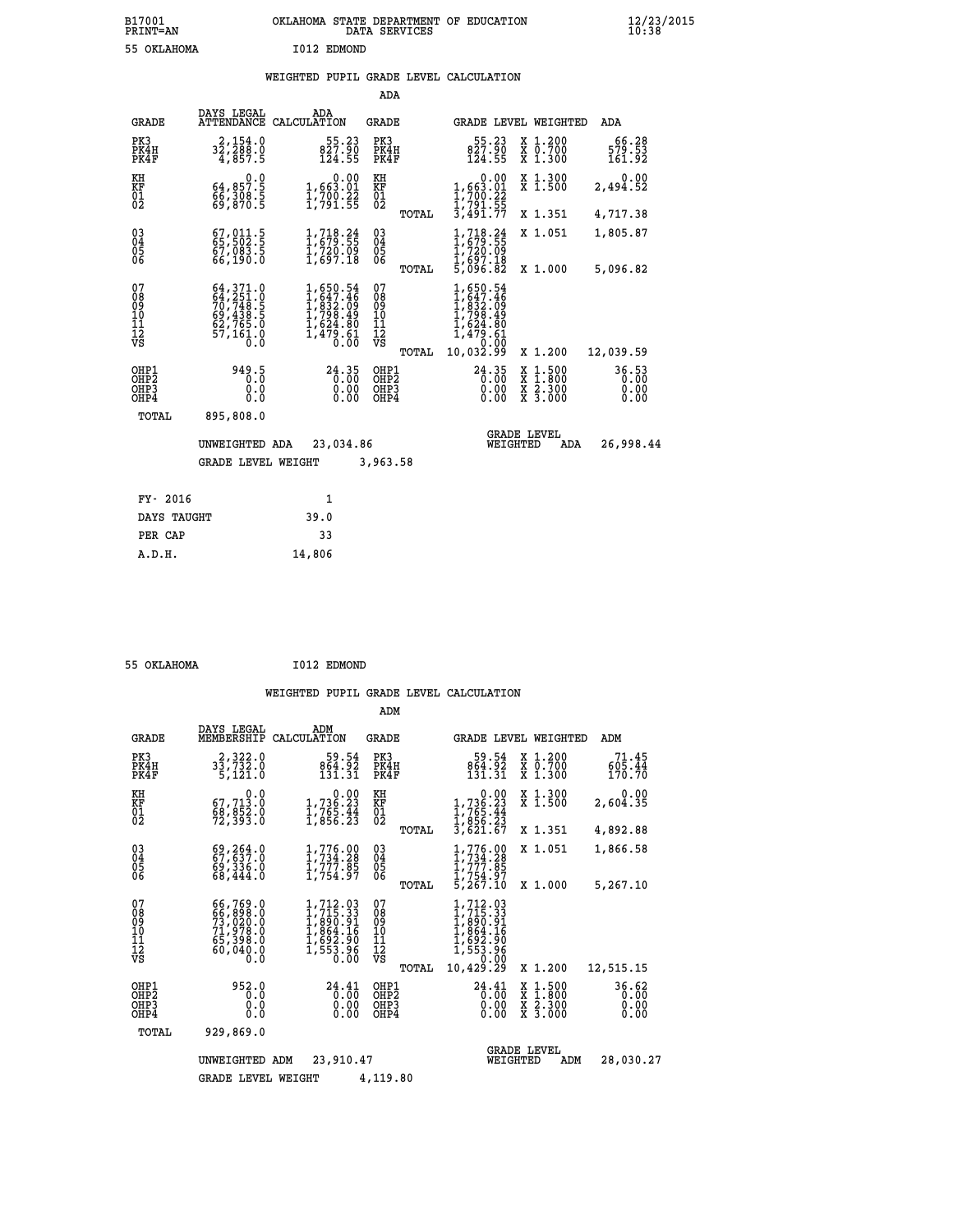B17001 OKLAHOMA STATE DEPARTMENT OF EDUCATION 12/23/2015
PRINT=AN DATA SERVICES 10:38

55 OKLAHOMA I012 EDMOND

## WEIGHTED PUPIL GRADE LEVEL CALCULATION

### ADA

| GRADE | DAYS LEGAL ATTENDANCE | ADA CALCULATION | GRADE | GRADE LEVEL | WEIGHTED | ADA |
|---|---|---|---|---|---|---|
| PK3 | 2,154.0 | 55.23 | PK3 | 55.23 | X 1.200 | 66.28 |
| PK4H | 32,288.0 | 827.90 | PK4H | 827.90 | X 0.700 | 579.53 |
| PK4F | 4,857.5 | 124.55 | PK4F | 124.55 | X 1.300 | 161.92 |
| KH | 0.0 | 0.00 | KH | 0.00 | X 1.300 | 0.00 |
| KF | 64,857.5 | 1,663.01 | KF | 1,663.01 | X 1.500 | 2,494.52 |
| 01 | 66,308.5 | 1,700.22 | 01 | 1,700.22 | | |
| 02 | 69,870.5 | 1,791.55 | 02 | 1,791.55 | | |
| | | | TOTAL | 3,491.77 | X 1.351 | 4,717.38 |
| 03 | 67,011.5 | 1,718.24 | 03 | 1,718.24 | X 1.051 | 1,805.87 |
| 04 | 65,502.5 | 1,679.55 | 04 | 1,679.55 | | |
| 05 | 67,083.5 | 1,720.09 | 05 | 1,720.09 | | |
| 06 | 66,190.0 | 1,697.18 | 06 | 1,697.18 | | |
| | | | TOTAL | 5,096.82 | X 1.000 | 5,096.82 |
| 07 | 64,371.0 | 1,650.54 | 07 | 1,650.54 | | |
| 08 | 64,251.0 | 1,647.46 | 08 | 1,647.46 | | |
| 09 | 70,748.5 | 1,832.09 | 09 | 1,832.09 | | |
| 10 | 69,438.5 | 1,798.49 | 10 | 1,798.49 | | |
| 11 | 62,765.0 | 1,624.80 | 11 | 1,624.80 | | |
| 12 | 57,161.0 | 1,479.61 | 12 | 1,479.61 | | |
| VS | 0.0 | 0.00 | VS | 0.00 | | |
| | | | TOTAL | 10,032.99 | X 1.200 | 12,039.59 |
| OHP1 | 949.5 | 24.35 | OHP1 | 24.35 | X 1.500 | 36.53 |
| OHP2 | 0.0 | 0.00 | OHP2 | 0.00 | X 1.800 | 0.00 |
| OHP3 | 0.0 | 0.00 | OHP3 | 0.00 | X 2.300 | 0.00 |
| OHP4 | 0.0 | 0.00 | OHP4 | 0.00 | X 3.000 | 0.00 |
| TOTAL | 895,808.0 | | | | | |

UNWEIGHTED ADA 23,034.86 GRADE LEVEL WEIGHTED ADA 26,998.44

GRADE LEVEL WEIGHT 3,963.58

| FY- 2016 | 1 |
|---|---|
| DAYS TAUGHT | 39.0 |
| PER CAP | 33 |
| A.D.H. | 14,806 |

55 OKLAHOMA I012 EDMOND

## WEIGHTED PUPIL GRADE LEVEL CALCULATION

### ADM

| GRADE | DAYS LEGAL MEMBERSHIP | ADM CALCULATION | GRADE | GRADE LEVEL | WEIGHTED | ADM |
|---|---|---|---|---|---|---|
| PK3 | 2,322.0 | 59.54 | PK3 | 59.54 | X 1.200 | 71.45 |
| PK4H | 33,732.0 | 864.92 | PK4H | 864.92 | X 0.700 | 605.44 |
| PK4F | 5,121.0 | 131.31 | PK4F | 131.31 | X 1.300 | 170.70 |
| KH | 0.0 | 0.00 | KH | 0.00 | X 1.300 | 0.00 |
| KF | 67,713.0 | 1,736.23 | KF | 1,736.23 | X 1.500 | 2,604.35 |
| 01 | 68,852.0 | 1,765.44 | 01 | 1,765.44 | | |
| 02 | 72,393.0 | 1,856.23 | 02 | 1,856.23 | | |
| | | | TOTAL | 3,621.67 | X 1.351 | 4,892.88 |
| 03 | 69,264.0 | 1,776.00 | 03 | 1,776.00 | X 1.051 | 1,866.58 |
| 04 | 67,637.0 | 1,734.28 | 04 | 1,734.28 | | |
| 05 | 69,336.0 | 1,777.85 | 05 | 1,777.85 | | |
| 06 | 68,444.0 | 1,754.97 | 06 | 1,754.97 | | |
| | | | TOTAL | 5,267.10 | X 1.000 | 5,267.10 |
| 07 | 66,769.0 | 1,712.03 | 07 | 1,712.03 | | |
| 08 | 66,898.0 | 1,715.33 | 08 | 1,715.33 | | |
| 09 | 73,020.0 | 1,890.91 | 09 | 1,890.91 | | |
| 10 | 71,978.0 | 1,864.16 | 10 | 1,864.16 | | |
| 11 | 65,398.0 | 1,692.90 | 11 | 1,692.90 | | |
| 12 | 60,040.0 | 1,553.96 | 12 | 1,553.96 | | |
| VS | 0.0 | 0.00 | VS | 0.00 | | |
| | | | TOTAL | 10,429.29 | X 1.200 | 12,515.15 |
| OHP1 | 952.0 | 24.41 | OHP1 | 24.41 | X 1.500 | 36.62 |
| OHP2 | 0.0 | 0.00 | OHP2 | 0.00 | X 1.800 | 0.00 |
| OHP3 | 0.0 | 0.00 | OHP3 | 0.00 | X 2.300 | 0.00 |
| OHP4 | 0.0 | 0.00 | OHP4 | 0.00 | X 3.000 | 0.00 |
| TOTAL | 929,869.0 | | | | | |

UNWEIGHTED ADM 23,910.47 GRADE LEVEL WEIGHTED ADM 28,030.27

GRADE LEVEL WEIGHT 4,119.80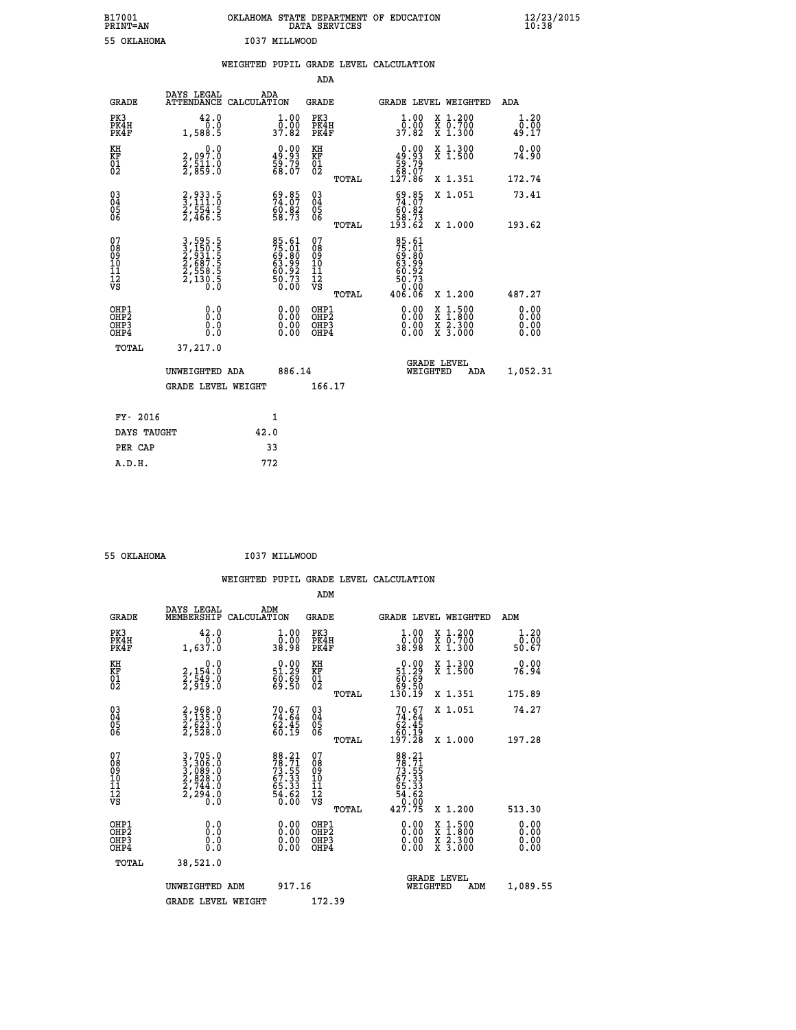B17001 OKLAHOMA STATE DEPARTMENT OF EDUCATION 12/23/2015
PRINT=AN DATA SERVICES 10:38

55 OKLAHOMA I037 MILLWOOD

## WEIGHTED PUPIL GRADE LEVEL CALCULATION

### ADA

| GRADE | DAYS LEGAL ATTENDANCE | ADA CALCULATION | GRADE | GRADE LEVEL | WEIGHTED | ADA |
|---|---|---|---|---|---|---|
| PK3 | 42.0 | 1.00 | PK3 | 1.00 | X 1.200 | 1.20 |
| PK4H | 0.0 | 0.00 | PK4H | 0.00 | X 0.700 | 0.00 |
| PK4F | 1,588.5 | 37.82 | PK4F | 37.82 | X 1.300 | 49.17 |
| KH | 0.0 | 0.00 | KH | 0.00 | X 1.300 | 0.00 |
| KF | 2,097.0 | 49.93 | KF | 49.93 | X 1.500 | 74.90 |
| 01 | 2,511.0 | 59.79 | 01 | 59.79 | | |
| 02 | 2,859.0 | 68.07 | 02 | 68.07 | | |
| | | | TOTAL | 127.86 | X 1.351 | 172.74 |
| 03 | 2,933.5 | 69.85 | 03 | 69.85 | X 1.051 | 73.41 |
| 04 | 3,111.0 | 74.07 | 04 | 74.07 | | |
| 05 | 2,554.5 | 60.82 | 05 | 60.82 | | |
| 06 | 2,466.5 | 58.73 | 06 | 58.73 | | |
| | | | TOTAL | 193.62 | X 1.000 | 193.62 |
| 07 | 3,595.5 | 85.61 | 07 | 85.61 | | |
| 08 | 3,150.5 | 75.01 | 08 | 75.01 | | |
| 09 | 2,931.5 | 69.80 | 09 | 69.80 | | |
| 10 | 2,687.5 | 63.99 | 10 | 63.99 | | |
| 11 | 2,558.5 | 60.92 | 11 | 60.92 | | |
| 12 | 2,130.5 | 50.73 | 12 | 50.73 | | |
| VS | 0.0 | 0.00 | VS | 0.00 | | |
| | | | TOTAL | 406.06 | X 1.200 | 487.27 |
| OHP1 | 0.0 | 0.00 | OHP1 | 0.00 | X 1.500 | 0.00 |
| OHP2 | 0.0 | 0.00 | OHP2 | 0.00 | X 1.800 | 0.00 |
| OHP3 | 0.0 | 0.00 | OHP3 | 0.00 | X 2.300 | 0.00 |
| OHP4 | 0.0 | 0.00 | OHP4 | 0.00 | X 3.000 | 0.00 |
| TOTAL | 37,217.0 | | | | | |

UNWEIGHTED ADA 886.14 GRADE LEVEL WEIGHTED ADA 1,052.31

GRADE LEVEL WEIGHT 166.17

| | |
|---|---|
| FY- 2016 | 1 |
| DAYS TAUGHT | 42.0 |
| PER CAP | 33 |
| A.D.H. | 772 |

55 OKLAHOMA I037 MILLWOOD

## WEIGHTED PUPIL GRADE LEVEL CALCULATION

### ADM

| GRADE | DAYS LEGAL MEMBERSHIP | ADM CALCULATION | GRADE | GRADE LEVEL | WEIGHTED | ADM |
|---|---|---|---|---|---|---|
| PK3 | 42.0 | 1.00 | PK3 | 1.00 | X 1.200 | 1.20 |
| PK4H | 0.0 | 0.00 | PK4H | 0.00 | X 0.700 | 0.00 |
| PK4F | 1,637.0 | 38.98 | PK4F | 38.98 | X 1.300 | 50.67 |
| KH | 0.0 | 0.00 | KH | 0.00 | X 1.300 | 0.00 |
| KF | 2,154.0 | 51.29 | KF | 51.29 | X 1.500 | 76.94 |
| 01 | 2,549.0 | 60.69 | 01 | 60.69 | | |
| 02 | 2,919.0 | 69.50 | 02 | 69.50 | | |
| | | | TOTAL | 130.19 | X 1.351 | 175.89 |
| 03 | 2,968.0 | 70.67 | 03 | 70.67 | X 1.051 | 74.27 |
| 04 | 3,135.0 | 74.64 | 04 | 74.64 | | |
| 05 | 2,623.0 | 62.45 | 05 | 62.45 | | |
| 06 | 2,528.0 | 60.19 | 06 | 60.19 | | |
| | | | TOTAL | 197.28 | X 1.000 | 197.28 |
| 07 | 3,705.0 | 88.21 | 07 | 88.21 | | |
| 08 | 3,306.0 | 78.71 | 08 | 78.71 | | |
| 09 | 3,089.0 | 73.55 | 09 | 73.55 | | |
| 10 | 2,828.0 | 67.33 | 10 | 67.33 | | |
| 11 | 2,744.0 | 65.33 | 11 | 65.33 | | |
| 12 | 2,294.0 | 54.62 | 12 | 54.62 | | |
| VS | 0.0 | 0.00 | VS | 0.00 | | |
| | | | TOTAL | 427.75 | X 1.200 | 513.30 |
| OHP1 | 0.0 | 0.00 | OHP1 | 0.00 | X 1.500 | 0.00 |
| OHP2 | 0.0 | 0.00 | OHP2 | 0.00 | X 1.800 | 0.00 |
| OHP3 | 0.0 | 0.00 | OHP3 | 0.00 | X 2.300 | 0.00 |
| OHP4 | 0.0 | 0.00 | OHP4 | 0.00 | X 3.000 | 0.00 |
| TOTAL | 38,521.0 | | | | | |

UNWEIGHTED ADM 917.16 GRADE LEVEL WEIGHTED ADM 1,089.55

GRADE LEVEL WEIGHT 172.39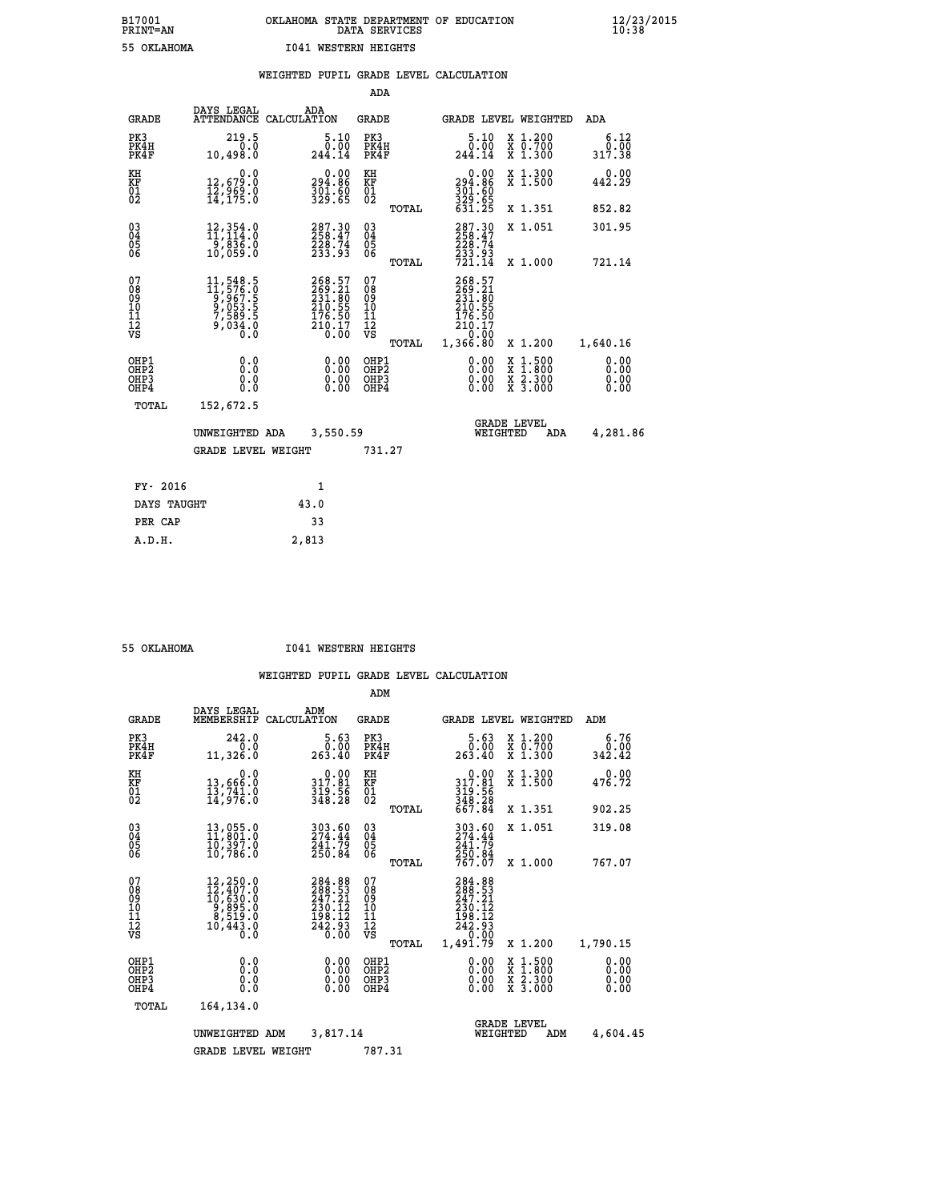B17001 OKLAHOMA STATE DEPARTMENT OF EDUCATION 12/23/2015
PRINT=AN DATA SERVICES 10:38

55 OKLAHOMA I041 WESTERN HEIGHTS

WEIGHTED PUPIL GRADE LEVEL CALCULATION

ADA

| GRADE | DAYS LEGAL ATTENDANCE | ADA CALCULATION | GRADE | GRADE LEVEL | WEIGHTED | ADA |
|---|---|---|---|---|---|---|
| PK3 | 219.5 | 5.10 | PK3 | 5.10 | X 1.200 | 6.12 |
| PK4H | 0.0 | 0.00 | PK4H | 0.00 | X 0.700 | 0.00 |
| PK4F | 10,498.0 | 244.14 | PK4F | 244.14 | X 1.300 | 317.38 |
| KH | 0.0 | 0.00 | KH | 0.00 | X 1.300 | 0.00 |
| KF | 12,679.0 | 294.86 | KF | 294.86 | X 1.500 | 442.29 |
| 01 | 12,969.0 | 301.60 | 01 | 301.60 | | |
| 02 | 14,175.0 | 329.65 | 02 | 329.65 | | |
| | | | TOTAL | 631.25 | X 1.351 | 852.82 |
| 03 | 12,354.0 | 287.30 | 03 | 287.30 | X 1.051 | 301.95 |
| 04 | 11,114.0 | 258.47 | 04 | 258.47 | | |
| 05 | 9,836.0 | 228.74 | 05 | 228.74 | | |
| 06 | 10,059.0 | 233.93 | 06 | 233.93 | | |
| | | | TOTAL | 721.14 | X 1.000 | 721.14 |
| 07 | 11,548.5 | 268.57 | 07 | 268.57 | | |
| 08 | 11,576.0 | 269.21 | 08 | 269.21 | | |
| 09 | 9,967.5 | 231.80 | 09 | 231.80 | | |
| 10 | 9,053.5 | 210.55 | 10 | 210.55 | | |
| 11 | 7,589.5 | 176.50 | 11 | 176.50 | | |
| 12 | 9,034.0 | 210.17 | 12 | 210.17 | | |
| VS | 0.0 | 0.00 | VS | 0.00 | | |
| | | | TOTAL | 1,366.80 | X 1.200 | 1,640.16 |
| OHP1 | 0.0 | 0.00 | OHP1 | 0.00 | X 1.500 | 0.00 |
| OHP2 | 0.0 | 0.00 | OHP2 | 0.00 | X 1.800 | 0.00 |
| OHP3 | 0.0 | 0.00 | OHP3 | 0.00 | X 2.300 | 0.00 |
| OHP4 | 0.0 | 0.00 | OHP4 | 0.00 | X 3.000 | 0.00 |
| TOTAL | 152,672.5 | | | | | |

UNWEIGHTED ADA 3,550.59 GRADE LEVEL WEIGHTED ADA 4,281.86

GRADE LEVEL WEIGHT 731.27

| FY- 2016 | 1 |
|---|---|
| DAYS TAUGHT | 43.0 |
| PER CAP | 33 |
| A.D.H. | 2,813 |

55 OKLAHOMA I041 WESTERN HEIGHTS

WEIGHTED PUPIL GRADE LEVEL CALCULATION

ADM

| GRADE | DAYS LEGAL MEMBERSHIP | ADM CALCULATION | GRADE | GRADE LEVEL | WEIGHTED | ADM |
|---|---|---|---|---|---|---|
| PK3 | 242.0 | 5.63 | PK3 | 5.63 | X 1.200 | 6.76 |
| PK4H | 0.0 | 0.00 | PK4H | 0.00 | X 0.700 | 0.00 |
| PK4F | 11,326.0 | 263.40 | PK4F | 263.40 | X 1.300 | 342.42 |
| KH | 0.0 | 0.00 | KH | 0.00 | X 1.300 | 0.00 |
| KF | 13,666.0 | 317.81 | KF | 317.81 | X 1.500 | 476.72 |
| 01 | 13,741.0 | 319.56 | 01 | 319.56 | | |
| 02 | 14,976.0 | 348.28 | 02 | 348.28 | | |
| | | | TOTAL | 667.84 | X 1.351 | 902.25 |
| 03 | 13,055.0 | 303.60 | 03 | 303.60 | X 1.051 | 319.08 |
| 04 | 11,801.0 | 274.44 | 04 | 274.44 | | |
| 05 | 10,397.0 | 241.79 | 05 | 241.79 | | |
| 06 | 10,786.0 | 250.84 | 06 | 250.84 | | |
| | | | TOTAL | 767.07 | X 1.000 | 767.07 |
| 07 | 12,250.0 | 284.88 | 07 | 284.88 | | |
| 08 | 12,407.0 | 288.53 | 08 | 288.53 | | |
| 09 | 10,630.0 | 247.21 | 09 | 247.21 | | |
| 10 | 9,895.0 | 230.12 | 10 | 230.12 | | |
| 11 | 8,519.0 | 198.12 | 11 | 198.12 | | |
| 12 | 10,443.0 | 242.93 | 12 | 242.93 | | |
| VS | 0.0 | 0.00 | VS | 0.00 | | |
| | | | TOTAL | 1,491.79 | X 1.200 | 1,790.15 |
| OHP1 | 0.0 | 0.00 | OHP1 | 0.00 | X 1.500 | 0.00 |
| OHP2 | 0.0 | 0.00 | OHP2 | 0.00 | X 1.800 | 0.00 |
| OHP3 | 0.0 | 0.00 | OHP3 | 0.00 | X 2.300 | 0.00 |
| OHP4 | 0.0 | 0.00 | OHP4 | 0.00 | X 3.000 | 0.00 |
| TOTAL | 164,134.0 | | | | | |

UNWEIGHTED ADM 3,817.14 GRADE LEVEL WEIGHTED ADM 4,604.45

GRADE LEVEL WEIGHT 787.31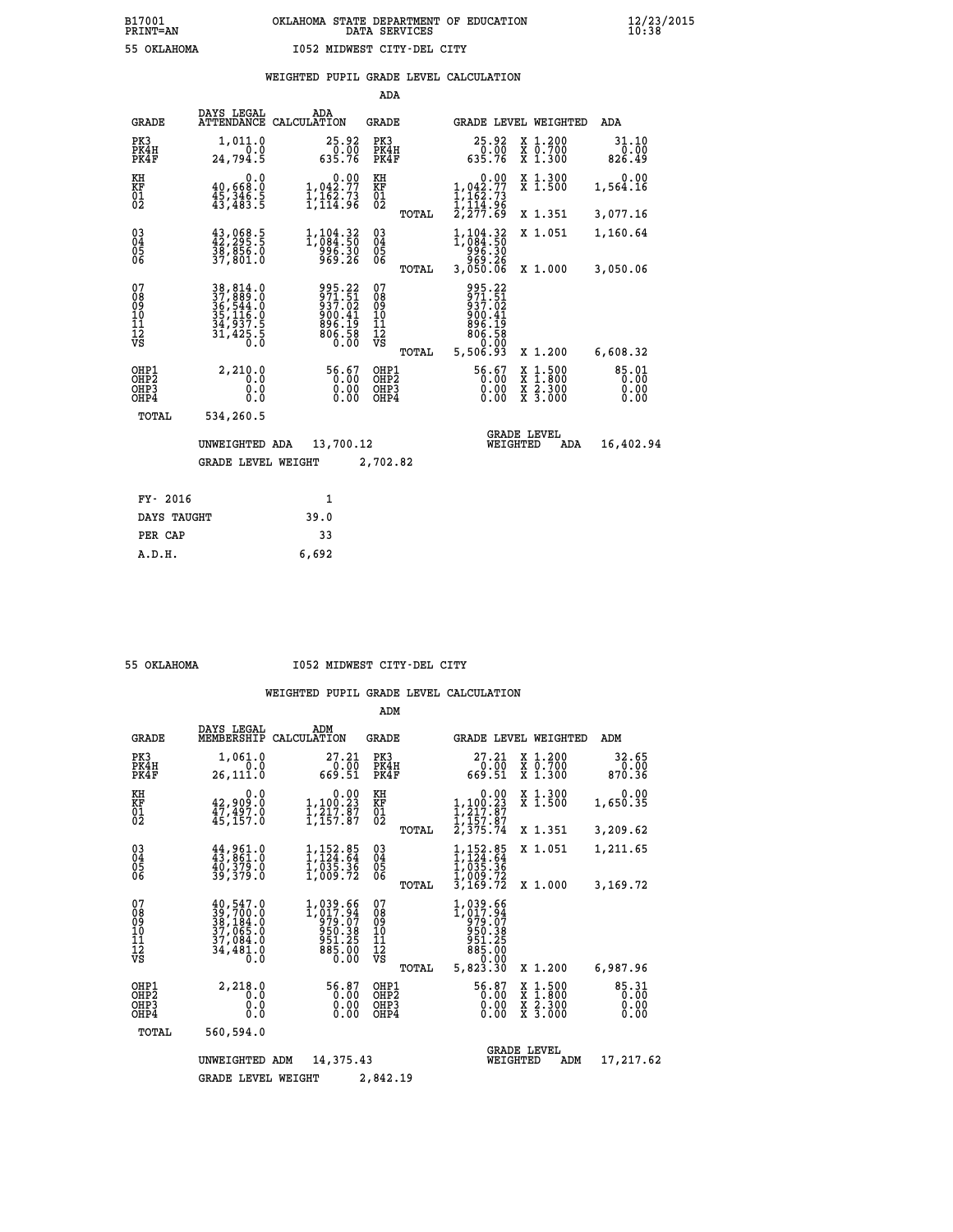B17001 OKLAHOMA STATE DEPARTMENT OF EDUCATION 12/23/2015
PRINT=AN DATA SERVICES 10:38

55 OKLAHOMA I052 MIDWEST CITY-DEL CITY

## WEIGHTED PUPIL GRADE LEVEL CALCULATION

### ADA

| GRADE | DAYS LEGAL ATTENDANCE | ADA CALCULATION | GRADE | GRADE LEVEL | WEIGHTED | ADA |
|---|---|---|---|---|---|---|
| PK3 | 1,011.0 | 25.92 | PK3 | 25.92 | X 1.200 | 31.10 |
| PK4H | 0.0 | 0.00 | PK4H | 0.00 | X 0.700 | 0.00 |
| PK4F | 24,794.5 | 635.76 | PK4F | 635.76 | X 1.300 | 826.49 |
| KH | 0.0 | 0.00 | KH | 0.00 | X 1.300 | 0.00 |
| KF | 40,668.0 | 1,042.77 | KF | 1,042.77 | X 1.500 | 1,564.16 |
| 01 | 45,346.5 | 1,162.73 | 01 | 1,162.73 | | |
| 02 | 43,483.5 | 1,114.96 | 02 | 1,114.96 | | |
| | | | TOTAL | 2,277.69 | X 1.351 | 3,077.16 |
| 03 | 43,068.5 | 1,104.32 | 03 | 1,104.32 | X 1.051 | 1,160.64 |
| 04 | 42,295.5 | 1,084.50 | 04 | 1,084.50 | | |
| 05 | 38,856.0 | 996.30 | 05 | 996.30 | | |
| 06 | 37,801.0 | 969.26 | 06 | 969.26 | | |
| | | | TOTAL | 3,050.06 | X 1.000 | 3,050.06 |
| 07 | 38,814.0 | 995.22 | 07 | 995.22 | | |
| 08 | 37,889.0 | 971.51 | 08 | 971.51 | | |
| 09 | 36,544.0 | 937.02 | 09 | 937.02 | | |
| 10 | 35,116.0 | 900.41 | 10 | 900.41 | | |
| 11 | 34,937.5 | 896.19 | 11 | 896.19 | | |
| 12 | 31,425.5 | 806.58 | 12 | 806.58 | | |
| VS | 0.0 | 0.00 | VS | 0.00 | | |
| | | | TOTAL | 5,506.93 | X 1.200 | 6,608.32 |
| OHP1 | 2,210.0 | 56.67 | OHP1 | 56.67 | X 1.500 | 85.01 |
| OHP2 | 0.0 | 0.00 | OHP2 | 0.00 | X 1.800 | 0.00 |
| OHP3 | 0.0 | 0.00 | OHP3 | 0.00 | X 2.300 | 0.00 |
| OHP4 | 0.0 | 0.00 | OHP4 | 0.00 | X 3.000 | 0.00 |
| TOTAL | 534,260.5 | | | | | |

UNWEIGHTED ADA 13,700.12 — GRADE LEVEL WEIGHTED ADA 16,402.94

GRADE LEVEL WEIGHT 2,702.82

| FY- 2016 | 1 |
|---|---|
| DAYS TAUGHT | 39.0 |
| PER CAP | 33 |
| A.D.H. | 6,692 |

55 OKLAHOMA I052 MIDWEST CITY-DEL CITY

## WEIGHTED PUPIL GRADE LEVEL CALCULATION

### ADM

| GRADE | DAYS LEGAL MEMBERSHIP | ADM CALCULATION | GRADE | GRADE LEVEL | WEIGHTED | ADM |
|---|---|---|---|---|---|---|
| PK3 | 1,061.0 | 27.21 | PK3 | 27.21 | X 1.200 | 32.65 |
| PK4H | 0.0 | 0.00 | PK4H | 0.00 | X 0.700 | 0.00 |
| PK4F | 26,111.0 | 669.51 | PK4F | 669.51 | X 1.300 | 870.36 |
| KH | 0.0 | 0.00 | KH | 0.00 | X 1.300 | 0.00 |
| KF | 42,909.0 | 1,100.23 | KF | 1,100.23 | X 1.500 | 1,650.35 |
| 01 | 47,497.0 | 1,217.87 | 01 | 1,217.87 | | |
| 02 | 45,157.0 | 1,157.87 | 02 | 1,157.87 | | |
| | | | TOTAL | 2,375.74 | X 1.351 | 3,209.62 |
| 03 | 44,961.0 | 1,152.85 | 03 | 1,152.85 | X 1.051 | 1,211.65 |
| 04 | 43,861.0 | 1,124.64 | 04 | 1,124.64 | | |
| 05 | 40,379.0 | 1,035.36 | 05 | 1,035.36 | | |
| 06 | 39,379.0 | 1,009.72 | 06 | 1,009.72 | | |
| | | | TOTAL | 3,169.72 | X 1.000 | 3,169.72 |
| 07 | 40,547.0 | 1,039.66 | 07 | 1,039.66 | | |
| 08 | 39,700.0 | 1,017.94 | 08 | 1,017.94 | | |
| 09 | 38,184.0 | 979.07 | 09 | 979.07 | | |
| 10 | 37,065.0 | 950.38 | 10 | 950.38 | | |
| 11 | 37,084.0 | 951.25 | 11 | 951.25 | | |
| 12 | 34,481.0 | 885.00 | 12 | 885.00 | | |
| VS | 0.0 | 0.00 | VS | 0.00 | | |
| | | | TOTAL | 5,823.30 | X 1.200 | 6,987.96 |
| OHP1 | 2,218.0 | 56.87 | OHP1 | 56.87 | X 1.500 | 85.31 |
| OHP2 | 0.0 | 0.00 | OHP2 | 0.00 | X 1.800 | 0.00 |
| OHP3 | 0.0 | 0.00 | OHP3 | 0.00 | X 2.300 | 0.00 |
| OHP4 | 0.0 | 0.00 | OHP4 | 0.00 | X 3.000 | 0.00 |
| TOTAL | 560,594.0 | | | | | |

UNWEIGHTED ADM 14,375.43 — GRADE LEVEL WEIGHTED ADM 17,217.62

GRADE LEVEL WEIGHT 2,842.19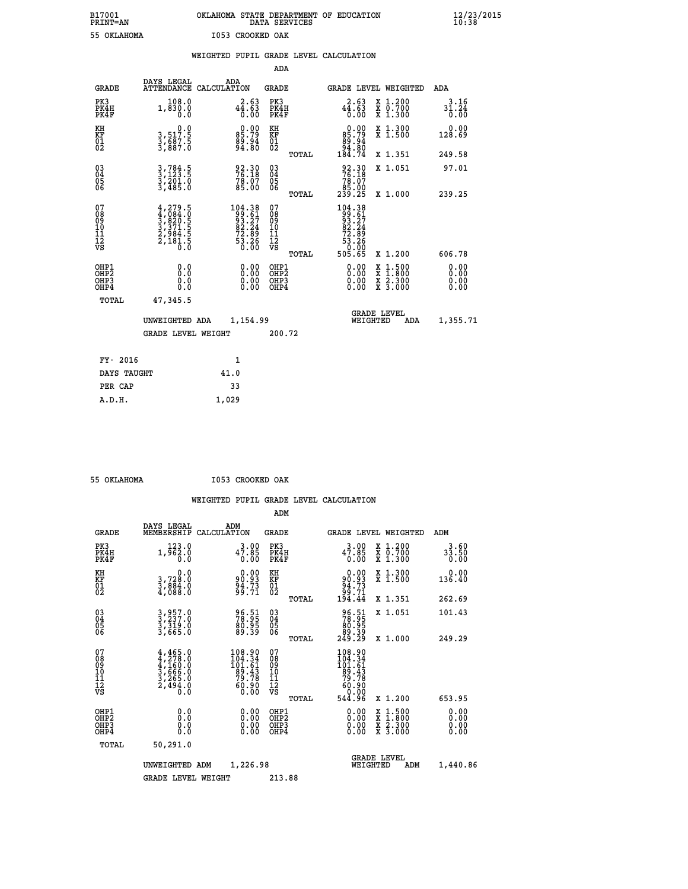B17001 OKLAHOMA STATE DEPARTMENT OF EDUCATION 12/23/2015
PRINT=AN DATA SERVICES 10:38

55 OKLAHOMA I053 CROOKED OAK

## WEIGHTED PUPIL GRADE LEVEL CALCULATION

### ADA

| GRADE | DAYS LEGAL ATTENDANCE | ADA CALCULATION | GRADE | GRADE LEVEL | WEIGHTED | ADA |
|---|---|---|---|---|---|---|
| PK3 | 108.0 | 2.63 | PK3 | 2.63 | X 1.200 | 3.16 |
| PK4H | 1,830.0 | 44.63 | PK4H | 44.63 | X 0.700 | 31.24 |
| PK4F | 0.0 | 0.00 | PK4F | 0.00 | X 1.300 | 0.00 |
| KH | 0.0 | 0.00 | KH | 0.00 | X 1.300 | 0.00 |
| KF | 3,517.5 | 85.79 | KF | 85.79 | X 1.500 | 128.69 |
| 01 | 3,687.5 | 89.94 | 01 | 89.94 | | |
| 02 | 3,887.0 | 94.80 | 02 | 94.80 | | |
| | | | TOTAL | 184.74 | X 1.351 | 249.58 |
| 03 | 3,784.5 | 92.30 | 03 | 92.30 | X 1.051 | 97.01 |
| 04 | 3,123.5 | 76.18 | 04 | 76.18 | | |
| 05 | 3,201.0 | 78.07 | 05 | 78.07 | | |
| 06 | 3,485.0 | 85.00 | 06 | 85.00 | | |
| | | | TOTAL | 239.25 | X 1.000 | 239.25 |
| 07 | 4,279.5 | 104.38 | 07 | 104.38 | | |
| 08 | 4,084.0 | 99.61 | 08 | 99.61 | | |
| 09 | 3,820.5 | 93.27 | 09 | 93.27 | | |
| 10 | 3,371.5 | 82.24 | 10 | 82.24 | | |
| 11 | 2,984.5 | 72.89 | 11 | 72.89 | | |
| 12 | 2,181.5 | 53.26 | 12 | 53.26 | | |
| VS | 0.0 | 0.00 | VS | 0.00 | | |
| | | | TOTAL | 505.65 | X 1.200 | 606.78 |
| OHP1 | 0.0 | 0.00 | OHP1 | 0.00 | X 1.500 | 0.00 |
| OHP2 | 0.0 | 0.00 | OHP2 | 0.00 | X 1.800 | 0.00 |
| OHP3 | 0.0 | 0.00 | OHP3 | 0.00 | X 2.300 | 0.00 |
| OHP4 | 0.0 | 0.00 | OHP4 | 0.00 | X 3.000 | 0.00 |
| TOTAL | 47,345.5 | | | | | |

UNWEIGHTED ADA 1,154.99 | GRADE LEVEL WEIGHTED ADA 1,355.71

GRADE LEVEL WEIGHT 200.72

| | |
|---|---|
| FY- 2016 | 1 |
| DAYS TAUGHT | 41.0 |
| PER CAP | 33 |
| A.D.H. | 1,029 |

55 OKLAHOMA I053 CROOKED OAK

## WEIGHTED PUPIL GRADE LEVEL CALCULATION

### ADM

| GRADE | DAYS LEGAL MEMBERSHIP | ADM CALCULATION | GRADE | GRADE LEVEL | WEIGHTED | ADM |
|---|---|---|---|---|---|---|
| PK3 | 123.0 | 3.00 | PK3 | 3.00 | X 1.200 | 3.60 |
| PK4H | 1,962.0 | 47.85 | PK4H | 47.85 | X 0.700 | 33.50 |
| PK4F | 0.0 | 0.00 | PK4F | 0.00 | X 1.300 | 0.00 |
| KH | 0.0 | 0.00 | KH | 0.00 | X 1.300 | 0.00 |
| KF | 3,728.0 | 90.93 | KF | 90.93 | X 1.500 | 136.40 |
| 01 | 3,884.0 | 94.73 | 01 | 94.73 | | |
| 02 | 4,088.0 | 99.71 | 02 | 99.71 | | |
| | | | TOTAL | 194.44 | X 1.351 | 262.69 |
| 03 | 3,957.0 | 96.51 | 03 | 96.51 | X 1.051 | 101.43 |
| 04 | 3,237.0 | 78.95 | 04 | 78.95 | | |
| 05 | 3,319.0 | 80.95 | 05 | 80.95 | | |
| 06 | 3,665.0 | 89.39 | 06 | 89.39 | | |
| | | | TOTAL | 249.29 | X 1.000 | 249.29 |
| 07 | 4,465.0 | 108.90 | 07 | 108.90 | | |
| 08 | 4,278.0 | 104.34 | 08 | 104.34 | | |
| 09 | 4,160.0 | 101.61 | 09 | 101.61 | | |
| 10 | 3,666.0 | 89.43 | 10 | 89.43 | | |
| 11 | 3,265.0 | 79.78 | 11 | 79.78 | | |
| 12 | 2,494.0 | 60.90 | 12 | 60.90 | | |
| VS | 0.0 | 0.00 | VS | 0.00 | | |
| | | | TOTAL | 544.96 | X 1.200 | 653.95 |
| OHP1 | 0.0 | 0.00 | OHP1 | 0.00 | X 1.500 | 0.00 |
| OHP2 | 0.0 | 0.00 | OHP2 | 0.00 | X 1.800 | 0.00 |
| OHP3 | 0.0 | 0.00 | OHP3 | 0.00 | X 2.300 | 0.00 |
| OHP4 | 0.0 | 0.00 | OHP4 | 0.00 | X 3.000 | 0.00 |
| TOTAL | 50,291.0 | | | | | |

UNWEIGHTED ADM 1,226.98 | GRADE LEVEL WEIGHTED ADM 1,440.86

GRADE LEVEL WEIGHT 213.88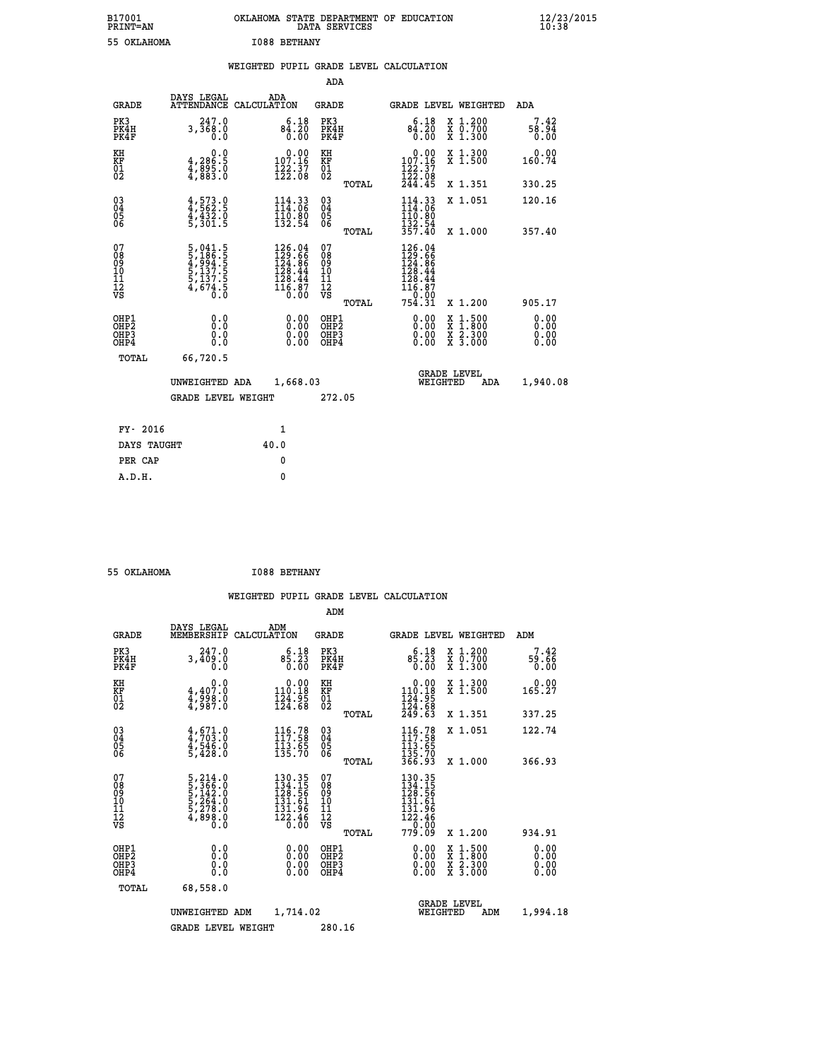B17001 OKLAHOMA STATE DEPARTMENT OF EDUCATION 12/23/2015
PRINT=AN DATA SERVICES 10:38

55 OKLAHOMA I088 BETHANY

## WEIGHTED PUPIL GRADE LEVEL CALCULATION

### ADA

| GRADE | DAYS LEGAL ATTENDANCE | ADA CALCULATION | GRADE | | GRADE LEVEL | WEIGHTED | ADA |
|---|---|---|---|---|---|---|---|
| PK3 | 247.0 | 6.18 | PK3 | | 6.18 | X 1.200 | 7.42 |
| PK4H | 3,368.0 | 84.20 | PK4H | | 84.20 | X 0.700 | 58.94 |
| PK4F | 0.0 | 0.00 | PK4F | | 0.00 | X 1.300 | 0.00 |
| KH | 0.0 | 0.00 | KH | | 0.00 | X 1.300 | 0.00 |
| KF | 4,286.5 | 107.16 | KF | | 107.16 | X 1.500 | 160.74 |
| 01 | 4,895.0 | 122.37 | 01 | | 122.37 | | |
| 02 | 4,883.0 | 122.08 | 02 | | 122.08 | | |
| | | | | TOTAL | 244.45 | X 1.351 | 330.25 |
| 03 | 4,573.0 | 114.33 | 03 | | 114.33 | X 1.051 | 120.16 |
| 04 | 4,562.5 | 114.06 | 04 | | 114.06 | | |
| 05 | 4,432.0 | 110.80 | 05 | | 110.80 | | |
| 06 | 5,301.5 | 132.54 | 06 | | 132.54 | | |
| | | | | TOTAL | 357.40 | X 1.000 | 357.40 |
| 07 | 5,041.5 | 126.04 | 07 | | 126.04 | | |
| 08 | 5,186.5 | 129.66 | 08 | | 129.66 | | |
| 09 | 4,994.5 | 124.86 | 09 | | 124.86 | | |
| 10 | 5,137.5 | 128.44 | 10 | | 128.44 | | |
| 11 | 5,137.5 | 128.44 | 11 | | 128.44 | | |
| 12 | 4,674.5 | 116.87 | 12 | | 116.87 | | |
| VS | 0.0 | 0.00 | VS | | 0.00 | | |
| | | | | TOTAL | 754.31 | X 1.200 | 905.17 |
| OHP1 | 0.0 | 0.00 | OHP1 | | 0.00 | X 1.500 | 0.00 |
| OHP2 | 0.0 | 0.00 | OHP2 | | 0.00 | X 1.800 | 0.00 |
| OHP3 | 0.0 | 0.00 | OHP3 | | 0.00 | X 2.300 | 0.00 |
| OHP4 | 0.0 | 0.00 | OHP4 | | 0.00 | X 3.000 | 0.00 |
| TOTAL | 66,720.5 | | | | | | |

UNWEIGHTED ADA 1,668.03 GRADE LEVEL WEIGHTED ADA 1,940.08

GRADE LEVEL WEIGHT 272.05

| FY- 2016 | 1 |
|---|---|
| DAYS TAUGHT | 40.0 |
| PER CAP | 0 |
| A.D.H. | 0 |

55 OKLAHOMA I088 BETHANY

## WEIGHTED PUPIL GRADE LEVEL CALCULATION

### ADM

| GRADE | DAYS LEGAL MEMBERSHIP | ADM CALCULATION | GRADE | | GRADE LEVEL | WEIGHTED | ADM |
|---|---|---|---|---|---|---|---|
| PK3 | 247.0 | 6.18 | PK3 | | 6.18 | X 1.200 | 7.42 |
| PK4H | 3,409.0 | 85.23 | PK4H | | 85.23 | X 0.700 | 59.66 |
| PK4F | 0.0 | 0.00 | PK4F | | 0.00 | X 1.300 | 0.00 |
| KH | 0.0 | 0.00 | KH | | 0.00 | X 1.300 | 0.00 |
| KF | 4,407.0 | 110.18 | KF | | 110.18 | X 1.500 | 165.27 |
| 01 | 4,998.0 | 124.95 | 01 | | 124.95 | | |
| 02 | 4,987.0 | 124.68 | 02 | | 124.68 | | |
| | | | | TOTAL | 249.63 | X 1.351 | 337.25 |
| 03 | 4,671.0 | 116.78 | 03 | | 116.78 | X 1.051 | 122.74 |
| 04 | 4,703.0 | 117.58 | 04 | | 117.58 | | |
| 05 | 4,546.0 | 113.65 | 05 | | 113.65 | | |
| 06 | 5,428.0 | 135.70 | 06 | | 135.70 | | |
| | | | | TOTAL | 366.93 | X 1.000 | 366.93 |
| 07 | 5,214.0 | 130.35 | 07 | | 130.35 | | |
| 08 | 5,366.0 | 134.15 | 08 | | 134.15 | | |
| 09 | 5,142.0 | 128.56 | 09 | | 128.56 | | |
| 10 | 5,264.0 | 131.61 | 10 | | 131.61 | | |
| 11 | 5,278.0 | 131.96 | 11 | | 131.96 | | |
| 12 | 4,898.0 | 122.46 | 12 | | 122.46 | | |
| VS | 0.0 | 0.00 | VS | | 0.00 | | |
| | | | | TOTAL | 779.09 | X 1.200 | 934.91 |
| OHP1 | 0.0 | 0.00 | OHP1 | | 0.00 | X 1.500 | 0.00 |
| OHP2 | 0.0 | 0.00 | OHP2 | | 0.00 | X 1.800 | 0.00 |
| OHP3 | 0.0 | 0.00 | OHP3 | | 0.00 | X 2.300 | 0.00 |
| OHP4 | 0.0 | 0.00 | OHP4 | | 0.00 | X 3.000 | 0.00 |
| TOTAL | 68,558.0 | | | | | | |

UNWEIGHTED ADM 1,714.02 GRADE LEVEL WEIGHTED ADM 1,994.18

GRADE LEVEL WEIGHT 280.16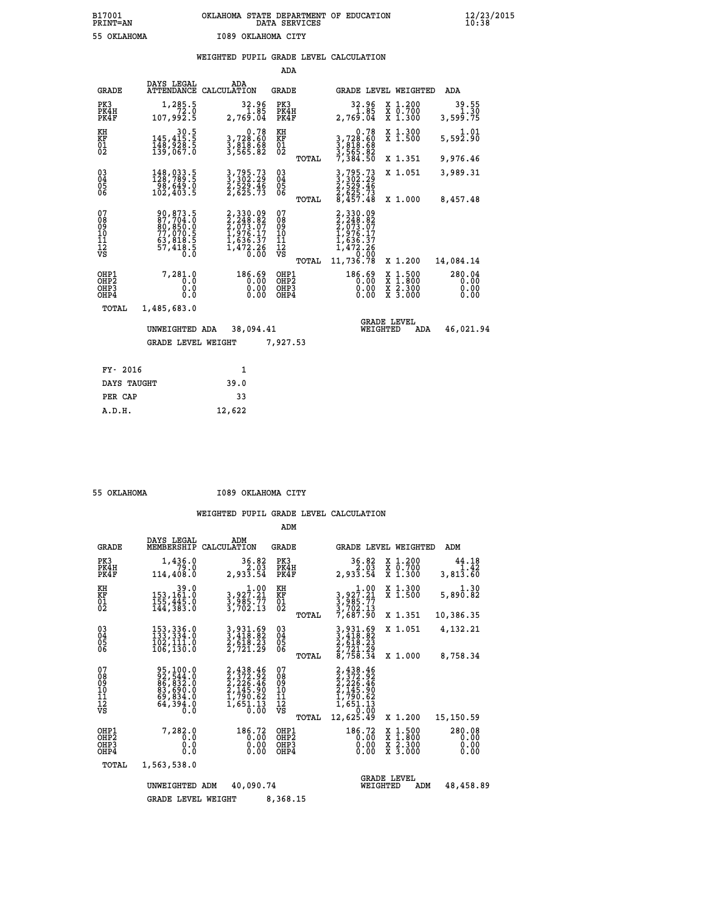B17001 OKLAHOMA STATE DEPARTMENT OF EDUCATION 12/23/2015
PRINT=AN DATA SERVICES 10:38
55 OKLAHOMA I089 OKLAHOMA CITY

WEIGHTED PUPIL GRADE LEVEL CALCULATION

ADA

| GRADE | DAYS LEGAL ATTENDANCE | ADA CALCULATION | GRADE | | GRADE LEVEL | WEIGHTED | ADA |
|---|---|---|---|---|---|---|---|
| PK3 | 1,285.5 | 32.96 | PK3 | | 32.96 | X 1.200 | 39.55 |
| PK4H | 72.0 | 1.85 | PK4H | | 1.85 | X 0.700 | 1.30 |
| PK4F | 107,992.5 | 2,769.04 | PK4F | | 2,769.04 | X 1.300 | 3,599.75 |
| KH | 30.5 | 0.78 | KH | | 0.78 | X 1.300 | 1.01 |
| KF | 145,415.5 | 3,728.60 | KF | | 3,728.60 | X 1.500 | 5,592.90 |
| 01 | 148,928.5 | 3,818.68 | 01 | | 3,818.68 | | |
| 02 | 139,067.0 | 3,565.82 | 02 | | 3,565.82 | | |
| | | | | TOTAL | 7,384.50 | X 1.351 | 9,976.46 |
| 03 | 148,033.5 | 3,795.73 | 03 | | 3,795.73 | X 1.051 | 3,989.31 |
| 04 | 128,789.5 | 3,302.29 | 04 | | 3,302.29 | | |
| 05 | 98,649.0 | 2,529.46 | 05 | | 2,529.46 | | |
| 06 | 102,403.5 | 2,625.73 | 06 | | 2,625.73 | | |
| | | | | TOTAL | 8,457.48 | X 1.000 | 8,457.48 |
| 07 | 90,873.5 | 2,330.09 | 07 | | 2,330.09 | | |
| 08 | 87,704.0 | 2,248.82 | 08 | | 2,248.82 | | |
| 09 | 80,850.0 | 2,073.07 | 09 | | 2,073.07 | | |
| 10 | 77,070.5 | 1,976.17 | 10 | | 1,976.17 | | |
| 11 | 63,818.5 | 1,636.37 | 11 | | 1,636.37 | | |
| 12 | 57,418.5 | 1,472.26 | 12 | | 1,472.26 | | |
| VS | 0.0 | 0.00 | VS | | 0.00 | | |
| | | | | TOTAL | 11,736.78 | X 1.200 | 14,084.14 |
| OHP1 | 7,281.0 | 186.69 | OHP1 | | 186.69 | X 1.500 | 280.04 |
| OHP2 | 0.0 | 0.00 | OHP2 | | 0.00 | X 1.800 | 0.00 |
| OHP3 | 0.0 | 0.00 | OHP3 | | 0.00 | X 2.300 | 0.00 |
| OHP4 | 0.0 | 0.00 | OHP4 | | 0.00 | X 3.000 | 0.00 |
| TOTAL | 1,485,683.0 | | | | | | |

UNWEIGHTED ADA 38,094.41 GRADE LEVEL WEIGHTED ADA 46,021.94

GRADE LEVEL WEIGHT 7,927.53

| FY- 2016 | 1 |
|---|---|
| DAYS TAUGHT | 39.0 |
| PER CAP | 33 |
| A.D.H. | 12,622 |

55 OKLAHOMA I089 OKLAHOMA CITY

WEIGHTED PUPIL GRADE LEVEL CALCULATION

ADM

| GRADE | DAYS LEGAL MEMBERSHIP | ADM CALCULATION | GRADE | | GRADE LEVEL | WEIGHTED | ADM |
|---|---|---|---|---|---|---|---|
| PK3 | 1,436.0 | 36.82 | PK3 | | 36.82 | X 1.200 | 44.18 |
| PK4H | 79.0 | 2.03 | PK4H | | 2.03 | X 0.700 | 1.42 |
| PK4F | 114,408.0 | 2,933.54 | PK4F | | 2,933.54 | X 1.300 | 3,813.60 |
| KH | 39.0 | 1.00 | KH | | 1.00 | X 1.300 | 1.30 |
| KF | 153,161.0 | 3,927.21 | KF | | 3,927.21 | X 1.500 | 5,890.82 |
| 01 | 155,445.0 | 3,985.77 | 01 | | 3,985.77 | | |
| 02 | 144,383.0 | 3,702.13 | 02 | | 3,702.13 | | |
| | | | | TOTAL | 7,687.90 | X 1.351 | 10,386.35 |
| 03 | 153,336.0 | 3,931.69 | 03 | | 3,931.69 | X 1.051 | 4,132.21 |
| 04 | 133,334.0 | 3,418.82 | 04 | | 3,418.82 | | |
| 05 | 102,111.0 | 2,618.23 | 05 | | 2,618.23 | | |
| 06 | 106,130.0 | 2,721.29 | 06 | | 2,721.29 | | |
| | | | | TOTAL | 8,758.34 | X 1.000 | 8,758.34 |
| 07 | 95,100.0 | 2,438.46 | 07 | | 2,438.46 | | |
| 08 | 92,544.0 | 2,372.92 | 08 | | 2,372.92 | | |
| 09 | 86,832.0 | 2,226.46 | 09 | | 2,226.46 | | |
| 10 | 83,690.0 | 2,145.90 | 10 | | 2,145.90 | | |
| 11 | 69,834.0 | 1,790.62 | 11 | | 1,790.62 | | |
| 12 | 64,394.0 | 1,651.13 | 12 | | 1,651.13 | | |
| VS | 0.0 | 0.00 | VS | | 0.00 | | |
| | | | | TOTAL | 12,625.49 | X 1.200 | 15,150.59 |
| OHP1 | 7,282.0 | 186.72 | OHP1 | | 186.72 | X 1.500 | 280.08 |
| OHP2 | 0.0 | 0.00 | OHP2 | | 0.00 | X 1.800 | 0.00 |
| OHP3 | 0.0 | 0.00 | OHP3 | | 0.00 | X 2.300 | 0.00 |
| OHP4 | 0.0 | 0.00 | OHP4 | | 0.00 | X 3.000 | 0.00 |
| TOTAL | 1,563,538.0 | | | | | | |

UNWEIGHTED ADM 40,090.74 GRADE LEVEL WEIGHTED ADM 48,458.89

GRADE LEVEL WEIGHT 8,368.15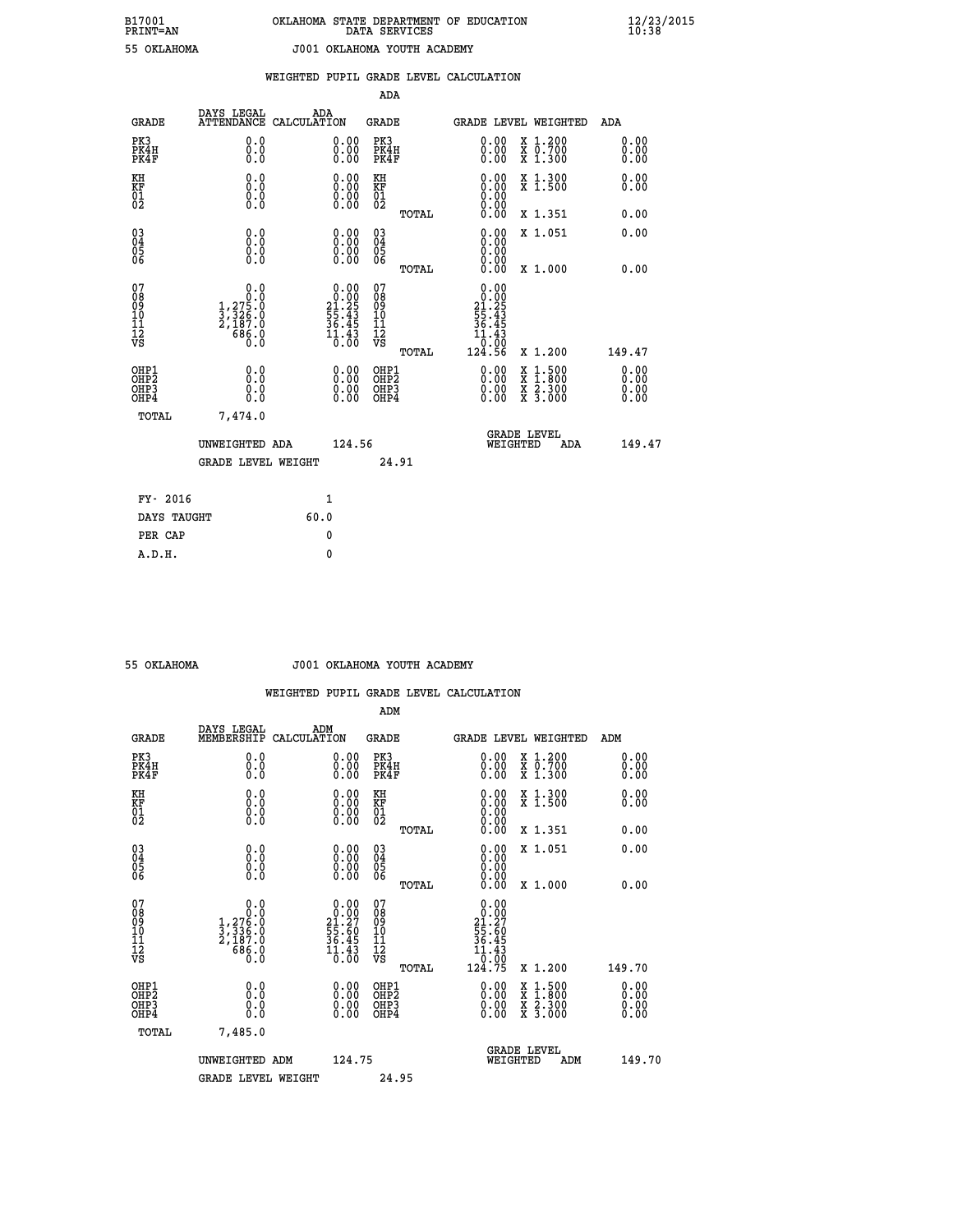B17001 OKLAHOMA STATE DEPARTMENT OF EDUCATION 12/23/2015
PRINT=AN DATA SERVICES 10:38

55 OKLAHOMA J001 OKLAHOMA YOUTH ACADEMY

WEIGHTED PUPIL GRADE LEVEL CALCULATION

ADA

| GRADE | DAYS LEGAL ATTENDANCE | ADA CALCULATION | GRADE | GRADE LEVEL | WEIGHTED | ADA |
|---|---|---|---|---|---|---|
| PK3 | 0.0 | 0.00 | PK3 | 0.00 | X 1.200 | 0.00 |
| PK4H | 0.0 | 0.00 | PK4H | 0.00 | X 0.700 | 0.00 |
| PK4F | 0.0 | 0.00 | PK4F | 0.00 | X 1.300 | 0.00 |
| KH | 0.0 | 0.00 | KH | 0.00 | X 1.300 | 0.00 |
| KF | 0.0 | 0.00 | KF | 0.00 | X 1.500 | 0.00 |
| 01 | 0.0 | 0.00 | 01 | 0.00 | | |
| 02 | 0.0 | 0.00 | 02 | 0.00 | | |
| | | | TOTAL | 0.00 | X 1.351 | 0.00 |
| 03 | 0.0 | 0.00 | 03 | 0.00 | X 1.051 | 0.00 |
| 04 | 0.0 | 0.00 | 04 | 0.00 | | |
| 05 | 0.0 | 0.00 | 05 | 0.00 | | |
| 06 | 0.0 | 0.00 | 06 | 0.00 | | |
| | | | TOTAL | 0.00 | X 1.000 | 0.00 |
| 07 | 0.0 | 0.00 | 07 | 0.00 | | |
| 08 | 0.0 | 0.00 | 08 | 0.00 | | |
| 09 | 1,275.0 | 21.25 | 09 | 21.25 | | |
| 10 | 3,326.0 | 55.43 | 10 | 55.43 | | |
| 11 | 2,187.0 | 36.45 | 11 | 36.45 | | |
| 12 | 686.0 | 11.43 | 12 | 11.43 | | |
| VS | 0.0 | 0.00 | VS | 0.00 | | |
| | | | TOTAL | 124.56 | X 1.200 | 149.47 |
| OHP1 | 0.0 | 0.00 | OHP1 | 0.00 | X 1.500 | 0.00 |
| OHP2 | 0.0 | 0.00 | OHP2 | 0.00 | X 1.800 | 0.00 |
| OHP3 | 0.0 | 0.00 | OHP3 | 0.00 | X 2.300 | 0.00 |
| OHP4 | 0.0 | 0.00 | OHP4 | 0.00 | X 3.000 | 0.00 |
| TOTAL | 7,474.0 | | | | | |

UNWEIGHTED ADA 124.56 GRADE LEVEL WEIGHTED ADA 149.47

GRADE LEVEL WEIGHT 24.91

FY- 2016 1
DAYS TAUGHT 60.0
PER CAP 0
A.D.H. 0

55 OKLAHOMA J001 OKLAHOMA YOUTH ACADEMY

WEIGHTED PUPIL GRADE LEVEL CALCULATION

ADM

| GRADE | DAYS LEGAL MEMBERSHIP | ADM CALCULATION | GRADE | GRADE LEVEL | WEIGHTED | ADM |
|---|---|---|---|---|---|---|
| PK3 | 0.0 | 0.00 | PK3 | 0.00 | X 1.200 | 0.00 |
| PK4H | 0.0 | 0.00 | PK4H | 0.00 | X 0.700 | 0.00 |
| PK4F | 0.0 | 0.00 | PK4F | 0.00 | X 1.300 | 0.00 |
| KH | 0.0 | 0.00 | KH | 0.00 | X 1.300 | 0.00 |
| KF | 0.0 | 0.00 | KF | 0.00 | X 1.500 | 0.00 |
| 01 | 0.0 | 0.00 | 01 | 0.00 | | |
| 02 | 0.0 | 0.00 | 02 | 0.00 | | |
| | | | TOTAL | 0.00 | X 1.351 | 0.00 |
| 03 | 0.0 | 0.00 | 03 | 0.00 | X 1.051 | 0.00 |
| 04 | 0.0 | 0.00 | 04 | 0.00 | | |
| 05 | 0.0 | 0.00 | 05 | 0.00 | | |
| 06 | 0.0 | 0.00 | 06 | 0.00 | | |
| | | | TOTAL | 0.00 | X 1.000 | 0.00 |
| 07 | 0.0 | 0.00 | 07 | 0.00 | | |
| 08 | 0.0 | 0.00 | 08 | 0.00 | | |
| 09 | 1,276.0 | 21.27 | 09 | 21.27 | | |
| 10 | 3,336.0 | 55.60 | 10 | 55.60 | | |
| 11 | 2,187.0 | 36.45 | 11 | 36.45 | | |
| 12 | 686.0 | 11.43 | 12 | 11.43 | | |
| VS | 0.0 | 0.00 | VS | 0.00 | | |
| | | | TOTAL | 124.75 | X 1.200 | 149.70 |
| OHP1 | 0.0 | 0.00 | OHP1 | 0.00 | X 1.500 | 0.00 |
| OHP2 | 0.0 | 0.00 | OHP2 | 0.00 | X 1.800 | 0.00 |
| OHP3 | 0.0 | 0.00 | OHP3 | 0.00 | X 2.300 | 0.00 |
| OHP4 | 0.0 | 0.00 | OHP4 | 0.00 | X 3.000 | 0.00 |
| TOTAL | 7,485.0 | | | | | |

UNWEIGHTED ADM 124.75 GRADE LEVEL WEIGHTED ADM 149.70

GRADE LEVEL WEIGHT 24.95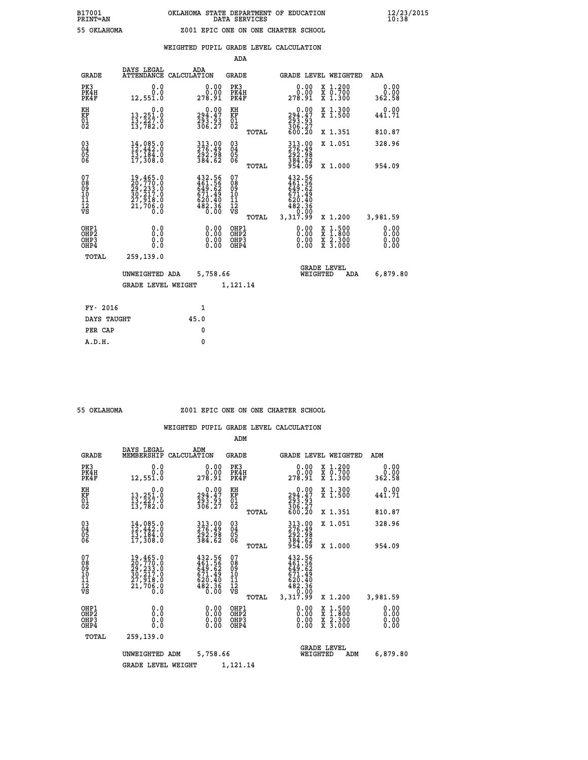B17001 OKLAHOMA STATE DEPARTMENT OF EDUCATION 12/23/2015
PRINT=AN DATA SERVICES 10:38

55 OKLAHOMA Z001 EPIC ONE ON ONE CHARTER SCHOOL

WEIGHTED PUPIL GRADE LEVEL CALCULATION

ADA

| GRADE | DAYS LEGAL ATTENDANCE | ADA CALCULATION | GRADE | | GRADE LEVEL | WEIGHTED | ADA |
|---|---|---|---|---|---|---|---|
| PK3 | 0.0 | 0.00 | PK3 | | 0.00 | X 1.200 | 0.00 |
| PK4H | 0.0 | 0.00 | PK4H | | 0.00 | X 0.700 | 0.00 |
| PK4F | 12,551.0 | 278.91 | PK4F | | 278.91 | X 1.300 | 362.58 |
| KH | 0.0 | 0.00 | KH | | 0.00 | X 1.300 | 0.00 |
| KF | 13,251.0 | 294.47 | KF | | 294.47 | X 1.500 | 441.71 |
| 01 | 13,227.0 | 293.93 | 01 | | 293.93 | | |
| 02 | 13,782.0 | 306.27 | 02 | | 306.27 | | |
| | | | | TOTAL | 600.20 | X 1.351 | 810.87 |
| 03 | 14,085.0 | 313.00 | 03 | | 313.00 | X 1.051 | 328.96 |
| 04 | 12,442.0 | 276.49 | 04 | | 276.49 | | |
| 05 | 13,184.0 | 292.98 | 05 | | 292.98 | | |
| 06 | 17,308.0 | 384.62 | 06 | | 384.62 | | |
| | | | | TOTAL | 954.09 | X 1.000 | 954.09 |
| 07 | 19,465.0 | 432.56 | 07 | | 432.56 | | |
| 08 | 20,770.0 | 461.56 | 08 | | 461.56 | | |
| 09 | 29,233.0 | 649.62 | 09 | | 649.62 | | |
| 10 | 30,217.0 | 671.49 | 10 | | 671.49 | | |
| 11 | 27,918.0 | 620.40 | 11 | | 620.40 | | |
| 12 | 21,706.0 | 482.36 | 12 | | 482.36 | | |
| VS | 0.0 | 0.00 | VS | | 0.00 | | |
| | | | | TOTAL | 3,317.99 | X 1.200 | 3,981.59 |
| OHP1 | 0.0 | 0.00 | OHP1 | | 0.00 | X 1.500 | 0.00 |
| OHP2 | 0.0 | 0.00 | OHP2 | | 0.00 | X 1.800 | 0.00 |
| OHP3 | 0.0 | 0.00 | OHP3 | | 0.00 | X 2.300 | 0.00 |
| OHP4 | 0.0 | 0.00 | OHP4 | | 0.00 | X 3.000 | 0.00 |
| TOTAL | 259,139.0 | | | | | | |

UNWEIGHTED ADA 5,758.66 GRADE LEVEL WEIGHTED ADA 6,879.80

GRADE LEVEL WEIGHT 1,121.14

| FY- 2016 | 1 |
|---|---|
| DAYS TAUGHT | 45.0 |
| PER CAP | 0 |
| A.D.H. | 0 |

55 OKLAHOMA Z001 EPIC ONE ON ONE CHARTER SCHOOL

WEIGHTED PUPIL GRADE LEVEL CALCULATION

ADM

| GRADE | DAYS LEGAL MEMBERSHIP | ADM CALCULATION | GRADE | | GRADE LEVEL | WEIGHTED | ADM |
|---|---|---|---|---|---|---|---|
| PK3 | 0.0 | 0.00 | PK3 | | 0.00 | X 1.200 | 0.00 |
| PK4H | 0.0 | 0.00 | PK4H | | 0.00 | X 0.700 | 0.00 |
| PK4F | 12,551.0 | 278.91 | PK4F | | 278.91 | X 1.300 | 362.58 |
| KH | 0.0 | 0.00 | KH | | 0.00 | X 1.300 | 0.00 |
| KF | 13,251.0 | 294.47 | KF | | 294.47 | X 1.500 | 441.71 |
| 01 | 13,227.0 | 293.93 | 01 | | 293.93 | | |
| 02 | 13,782.0 | 306.27 | 02 | | 306.27 | | |
| | | | | TOTAL | 600.20 | X 1.351 | 810.87 |
| 03 | 14,085.0 | 313.00 | 03 | | 313.00 | X 1.051 | 328.96 |
| 04 | 12,442.0 | 276.49 | 04 | | 276.49 | | |
| 05 | 13,184.0 | 292.98 | 05 | | 292.98 | | |
| 06 | 17,308.0 | 384.62 | 06 | | 384.62 | | |
| | | | | TOTAL | 954.09 | X 1.000 | 954.09 |
| 07 | 19,465.0 | 432.56 | 07 | | 432.56 | | |
| 08 | 20,770.0 | 461.56 | 08 | | 461.56 | | |
| 09 | 29,233.0 | 649.62 | 09 | | 649.62 | | |
| 10 | 30,217.0 | 671.49 | 10 | | 671.49 | | |
| 11 | 27,918.0 | 620.40 | 11 | | 620.40 | | |
| 12 | 21,706.0 | 482.36 | 12 | | 482.36 | | |
| VS | 0.0 | 0.00 | VS | | 0.00 | | |
| | | | | TOTAL | 3,317.99 | X 1.200 | 3,981.59 |
| OHP1 | 0.0 | 0.00 | OHP1 | | 0.00 | X 1.500 | 0.00 |
| OHP2 | 0.0 | 0.00 | OHP2 | | 0.00 | X 1.800 | 0.00 |
| OHP3 | 0.0 | 0.00 | OHP3 | | 0.00 | X 2.300 | 0.00 |
| OHP4 | 0.0 | 0.00 | OHP4 | | 0.00 | X 3.000 | 0.00 |
| TOTAL | 259,139.0 | | | | | | |

UNWEIGHTED ADM 5,758.66 GRADE LEVEL WEIGHTED ADM 6,879.80

GRADE LEVEL WEIGHT 1,121.14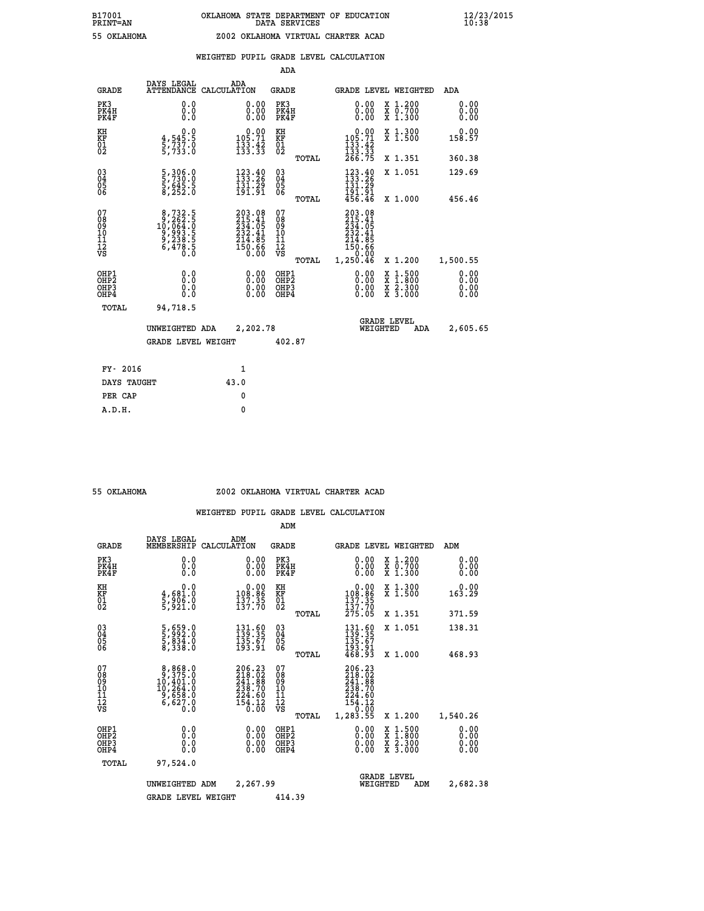B17001 OKLAHOMA STATE DEPARTMENT OF EDUCATION 12/23/2015
PRINT=AN DATA SERVICES 10:38

55 OKLAHOMA Z002 OKLAHOMA VIRTUAL CHARTER ACAD

WEIGHTED PUPIL GRADE LEVEL CALCULATION

ADA

| GRADE | DAYS LEGAL ATTENDANCE | ADA CALCULATION | GRADE | | GRADE LEVEL | WEIGHTED | ADA |
|---|---|---|---|---|---|---|---|
| PK3 | 0.0 | 0.00 | PK3 | | 0.00 | X 1.200 | 0.00 |
| PK4H | 0.0 | 0.00 | PK4H | | 0.00 | X 0.700 | 0.00 |
| PK4F | 0.0 | 0.00 | PK4F | | 0.00 | X 1.300 | 0.00 |
| KH | 0.0 | 0.00 | KH | | 0.00 | X 1.300 | 0.00 |
| KF | 4,545.5 | 105.71 | KF | | 105.71 | X 1.500 | 158.57 |
| 01 | 5,737.0 | 133.42 | 01 | | 133.42 | | |
| 02 | 5,733.0 | 133.33 | 02 | | 133.33 | | |
| | | | | TOTAL | 266.75 | X 1.351 | 360.38 |
| 03 | 5,306.0 | 123.40 | 03 | | 123.40 | X 1.051 | 129.69 |
| 04 | 5,730.0 | 133.26 | 04 | | 133.26 | | |
| 05 | 5,645.5 | 131.29 | 05 | | 131.29 | | |
| 06 | 8,252.0 | 191.91 | 06 | | 191.91 | | |
| | | | | TOTAL | 456.46 | X 1.000 | 456.46 |
| 07 | 8,732.5 | 203.08 | 07 | | 203.08 | | |
| 08 | 9,262.5 | 215.41 | 08 | | 215.41 | | |
| 09 | 10,064.0 | 234.05 | 09 | | 234.05 | | |
| 10 | 9,993.5 | 232.41 | 10 | | 232.41 | | |
| 11 | 9,238.5 | 214.85 | 11 | | 214.85 | | |
| 12 | 6,478.5 | 150.66 | 12 | | 150.66 | | |
| VS | 0.0 | 0.00 | VS | | 0.00 | | |
| | | | | TOTAL | 1,250.46 | X 1.200 | 1,500.55 |
| OHP1 | 0.0 | 0.00 | OHP1 | | 0.00 | X 1.500 | 0.00 |
| OHP2 | 0.0 | 0.00 | OHP2 | | 0.00 | X 1.800 | 0.00 |
| OHP3 | 0.0 | 0.00 | OHP3 | | 0.00 | X 2.300 | 0.00 |
| OHP4 | 0.0 | 0.00 | OHP4 | | 0.00 | X 3.000 | 0.00 |
| TOTAL | 94,718.5 | | | | | | |

UNWEIGHTED ADA 2,202.78 GRADE LEVEL WEIGHTED ADA 2,605.65

GRADE LEVEL WEIGHT 402.87

| | |
|---|---|
| FY- 2016 | 1 |
| DAYS TAUGHT | 43.0 |
| PER CAP | 0 |
| A.D.H. | 0 |

55 OKLAHOMA Z002 OKLAHOMA VIRTUAL CHARTER ACAD

WEIGHTED PUPIL GRADE LEVEL CALCULATION

ADM

| GRADE | DAYS LEGAL MEMBERSHIP | ADM CALCULATION | GRADE | | GRADE LEVEL | WEIGHTED | ADM |
|---|---|---|---|---|---|---|---|
| PK3 | 0.0 | 0.00 | PK3 | | 0.00 | X 1.200 | 0.00 |
| PK4H | 0.0 | 0.00 | PK4H | | 0.00 | X 0.700 | 0.00 |
| PK4F | 0.0 | 0.00 | PK4F | | 0.00 | X 1.300 | 0.00 |
| KH | 0.0 | 0.00 | KH | | 0.00 | X 1.300 | 0.00 |
| KF | 4,681.0 | 108.86 | KF | | 108.86 | X 1.500 | 163.29 |
| 01 | 5,906.0 | 137.35 | 01 | | 137.35 | | |
| 02 | 5,921.0 | 137.70 | 02 | | 137.70 | | |
| | | | | TOTAL | 275.05 | X 1.351 | 371.59 |
| 03 | 5,659.0 | 131.60 | 03 | | 131.60 | X 1.051 | 138.31 |
| 04 | 5,992.0 | 139.35 | 04 | | 139.35 | | |
| 05 | 5,834.0 | 135.67 | 05 | | 135.67 | | |
| 06 | 8,338.0 | 193.91 | 06 | | 193.91 | | |
| | | | | TOTAL | 468.93 | X 1.000 | 468.93 |
| 07 | 8,868.0 | 206.23 | 07 | | 206.23 | | |
| 08 | 9,375.0 | 218.02 | 08 | | 218.02 | | |
| 09 | 10,401.0 | 241.88 | 09 | | 241.88 | | |
| 10 | 10,264.0 | 238.70 | 10 | | 238.70 | | |
| 11 | 9,658.0 | 224.60 | 11 | | 224.60 | | |
| 12 | 6,627.0 | 154.12 | 12 | | 154.12 | | |
| VS | 0.0 | 0.00 | VS | | 0.00 | | |
| | | | | TOTAL | 1,283.55 | X 1.200 | 1,540.26 |
| OHP1 | 0.0 | 0.00 | OHP1 | | 0.00 | X 1.500 | 0.00 |
| OHP2 | 0.0 | 0.00 | OHP2 | | 0.00 | X 1.800 | 0.00 |
| OHP3 | 0.0 | 0.00 | OHP3 | | 0.00 | X 2.300 | 0.00 |
| OHP4 | 0.0 | 0.00 | OHP4 | | 0.00 | X 3.000 | 0.00 |
| TOTAL | 97,524.0 | | | | | | |

UNWEIGHTED ADM 2,267.99 GRADE LEVEL WEIGHTED ADM 2,682.38

GRADE LEVEL WEIGHT 414.39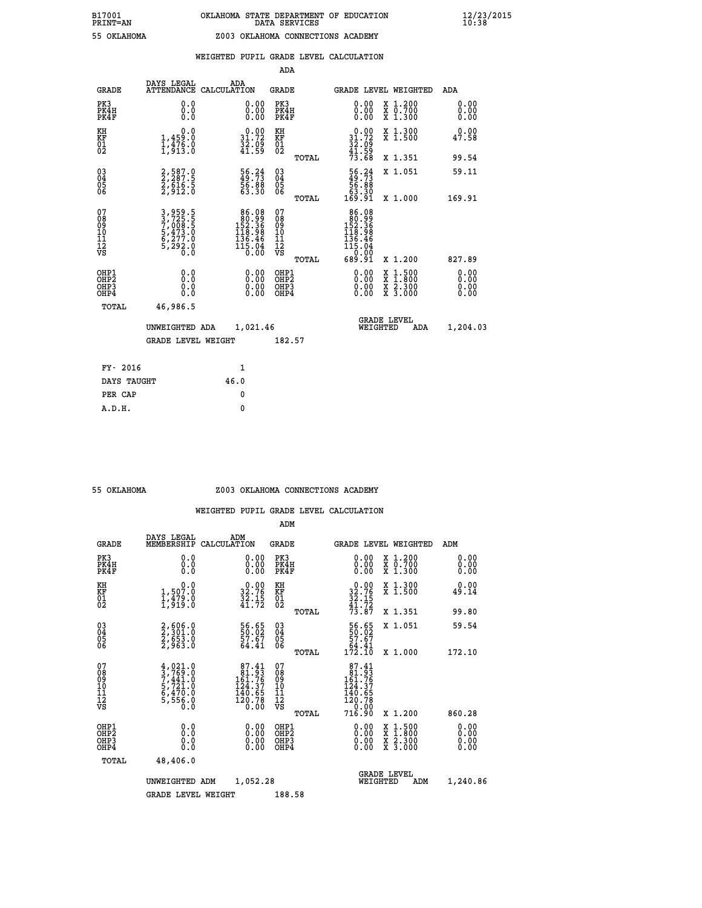B17001 OKLAHOMA STATE DEPARTMENT OF EDUCATION 12/23/2015
PRINT=AN DATA SERVICES 10:38

55 OKLAHOMA Z003 OKLAHOMA CONNECTIONS ACADEMY

WEIGHTED PUPIL GRADE LEVEL CALCULATION

ADA

| GRADE | DAYS LEGAL ATTENDANCE | ADA CALCULATION | GRADE | | GRADE LEVEL | WEIGHTED | ADA |
|---|---|---|---|---|---|---|---|
| PK3 | 0.0 | 0.00 | PK3 | | 0.00 | X 1.200 | 0.00 |
| PK4H | 0.0 | 0.00 | PK4H | | 0.00 | X 0.700 | 0.00 |
| PK4F | 0.0 | 0.00 | PK4F | | 0.00 | X 1.300 | 0.00 |
| KH | 0.0 | 0.00 | KH | | 0.00 | X 1.300 | 0.00 |
| KF | 1,459.0 | 31.72 | KF | | 31.72 | X 1.500 | 47.58 |
| 01 | 1,476.0 | 32.09 | 01 | | 32.09 | | |
| 02 | 1,913.0 | 41.59 | 02 | | 41.59 | | |
| | | | | TOTAL | 73.68 | X 1.351 | 99.54 |
| 03 | 2,587.0 | 56.24 | 03 | | 56.24 | X 1.051 | 59.11 |
| 04 | 2,287.5 | 49.73 | 04 | | 49.73 | | |
| 05 | 2,616.5 | 56.88 | 05 | | 56.88 | | |
| 06 | 2,912.0 | 63.30 | 06 | | 63.30 | | |
| | | | | TOTAL | 169.91 | X 1.000 | 169.91 |
| 07 | 3,959.5 | 86.08 | 07 | | 86.08 | | |
| 08 | 3,725.5 | 80.99 | 08 | | 80.99 | | |
| 09 | 7,008.5 | 152.36 | 09 | | 152.36 | | |
| 10 | 5,473.0 | 118.98 | 10 | | 118.98 | | |
| 11 | 6,277.0 | 136.46 | 11 | | 136.46 | | |
| 12 | 5,292.0 | 115.04 | 12 | | 115.04 | | |
| VS | 0.0 | 0.00 | VS | | 0.00 | | |
| | | | | TOTAL | 689.91 | X 1.200 | 827.89 |
| OHP1 | 0.0 | 0.00 | OHP1 | | 0.00 | X 1.500 | 0.00 |
| OHP2 | 0.0 | 0.00 | OHP2 | | 0.00 | X 1.800 | 0.00 |
| OHP3 | 0.0 | 0.00 | OHP3 | | 0.00 | X 2.300 | 0.00 |
| OHP4 | 0.0 | 0.00 | OHP4 | | 0.00 | X 3.000 | 0.00 |
| TOTAL | 46,986.5 | | | | | | |

UNWEIGHTED ADA 1,021.46 — GRADE LEVEL WEIGHTED ADA 1,204.03

GRADE LEVEL WEIGHT 182.57

| FY- 2016 | 1 |
|---|---|
| DAYS TAUGHT | 46.0 |
| PER CAP | 0 |
| A.D.H. | 0 |

55 OKLAHOMA Z003 OKLAHOMA CONNECTIONS ACADEMY

WEIGHTED PUPIL GRADE LEVEL CALCULATION

ADM

| GRADE | DAYS LEGAL MEMBERSHIP | ADM CALCULATION | GRADE | | GRADE LEVEL | WEIGHTED | ADM |
|---|---|---|---|---|---|---|---|
| PK3 | 0.0 | 0.00 | PK3 | | 0.00 | X 1.200 | 0.00 |
| PK4H | 0.0 | 0.00 | PK4H | | 0.00 | X 0.700 | 0.00 |
| PK4F | 0.0 | 0.00 | PK4F | | 0.00 | X 1.300 | 0.00 |
| KH | 0.0 | 0.00 | KH | | 0.00 | X 1.300 | 0.00 |
| KF | 1,507.0 | 32.76 | KF | | 32.76 | X 1.500 | 49.14 |
| 01 | 1,479.0 | 32.15 | 01 | | 32.15 | | |
| 02 | 1,919.0 | 41.72 | 02 | | 41.72 | | |
| | | | | TOTAL | 73.87 | X 1.351 | 99.80 |
| 03 | 2,606.0 | 56.65 | 03 | | 56.65 | X 1.051 | 59.54 |
| 04 | 2,301.0 | 50.02 | 04 | | 50.02 | | |
| 05 | 2,653.0 | 57.67 | 05 | | 57.67 | | |
| 06 | 2,963.0 | 64.41 | 06 | | 64.41 | | |
| | | | | TOTAL | 172.10 | X 1.000 | 172.10 |
| 07 | 4,021.0 | 87.41 | 07 | | 87.41 | | |
| 08 | 3,769.0 | 81.93 | 08 | | 81.93 | | |
| 09 | 7,441.0 | 161.76 | 09 | | 161.76 | | |
| 10 | 5,721.0 | 124.37 | 10 | | 124.37 | | |
| 11 | 6,470.0 | 140.65 | 11 | | 140.65 | | |
| 12 | 5,556.0 | 120.78 | 12 | | 120.78 | | |
| VS | 0.0 | 0.00 | VS | | 0.00 | | |
| | | | | TOTAL | 716.90 | X 1.200 | 860.28 |
| OHP1 | 0.0 | 0.00 | OHP1 | | 0.00 | X 1.500 | 0.00 |
| OHP2 | 0.0 | 0.00 | OHP2 | | 0.00 | X 1.800 | 0.00 |
| OHP3 | 0.0 | 0.00 | OHP3 | | 0.00 | X 2.300 | 0.00 |
| OHP4 | 0.0 | 0.00 | OHP4 | | 0.00 | X 3.000 | 0.00 |
| TOTAL | 48,406.0 | | | | | | |

UNWEIGHTED ADM 1,052.28 — GRADE LEVEL WEIGHTED ADM 1,240.86

GRADE LEVEL WEIGHT 188.58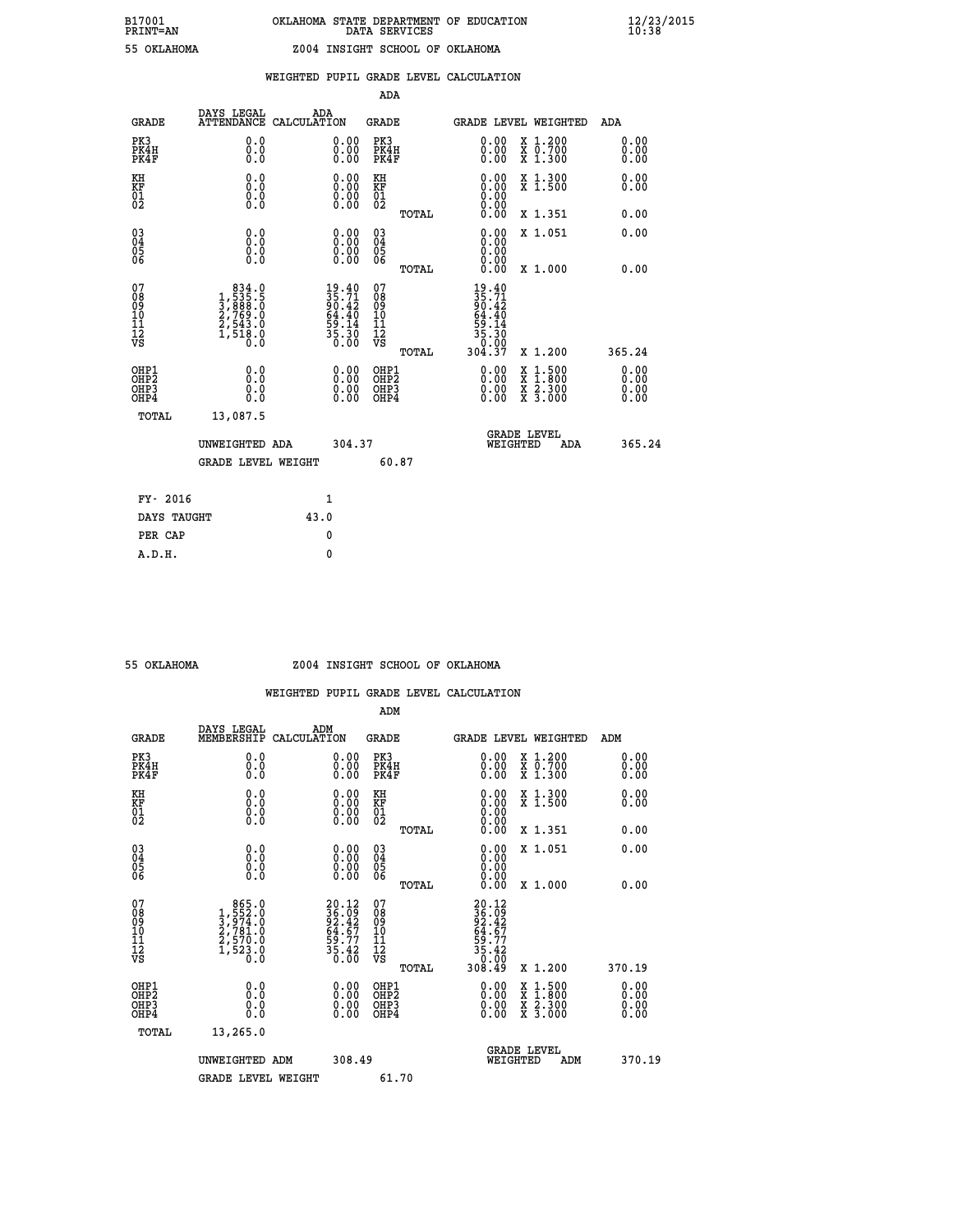B17001 OKLAHOMA STATE DEPARTMENT OF EDUCATION 12/23/2015
PRINT=AN DATA SERVICES 10:38

55 OKLAHOMA Z004 INSIGHT SCHOOL OF OKLAHOMA

## WEIGHTED PUPIL GRADE LEVEL CALCULATION

### ADA

| GRADE | DAYS LEGAL ATTENDANCE | ADA CALCULATION | GRADE | GRADE LEVEL | WEIGHTED | ADA |
|---|---|---|---|---|---|---|
| PK3 | 0.0 | 0.00 | PK3 | 0.00 | X 1.200 | 0.00 |
| PK4H | 0.0 | 0.00 | PK4H | 0.00 | X 0.700 | 0.00 |
| PK4F | 0.0 | 0.00 | PK4F | 0.00 | X 1.300 | 0.00 |
| KH | 0.0 | 0.00 | KH | 0.00 | X 1.300 | 0.00 |
| KF | 0.0 | 0.00 | KF | 0.00 | X 1.500 | 0.00 |
| 01 | 0.0 | 0.00 | 01 | 0.00 | | |
| 02 | 0.0 | 0.00 | 02 | 0.00 | | |
| | | | TOTAL | 0.00 | X 1.351 | 0.00 |
| 03 | 0.0 | 0.00 | 03 | 0.00 | X 1.051 | 0.00 |
| 04 | 0.0 | 0.00 | 04 | 0.00 | | |
| 05 | 0.0 | 0.00 | 05 | 0.00 | | |
| 06 | 0.0 | 0.00 | 06 | 0.00 | | |
| | | | TOTAL | 0.00 | X 1.000 | 0.00 |
| 07 | 834.0 | 19.40 | 07 | 19.40 | | |
| 08 | 1,535.5 | 35.71 | 08 | 35.71 | | |
| 09 | 3,888.0 | 90.42 | 09 | 90.42 | | |
| 10 | 2,769.0 | 64.40 | 10 | 64.40 | | |
| 11 | 2,543.0 | 59.14 | 11 | 59.14 | | |
| 12 | 1,518.0 | 35.30 | 12 | 35.30 | | |
| VS | 0.0 | 0.00 | VS | 0.00 | | |
| | | | TOTAL | 304.37 | X 1.200 | 365.24 |
| OHP1 | 0.0 | 0.00 | OHP1 | 0.00 | X 1.500 | 0.00 |
| OHP2 | 0.0 | 0.00 | OHP2 | 0.00 | X 1.800 | 0.00 |
| OHP3 | 0.0 | 0.00 | OHP3 | 0.00 | X 2.300 | 0.00 |
| OHP4 | 0.0 | 0.00 | OHP4 | 0.00 | X 3.000 | 0.00 |
| TOTAL | 13,087.5 | | | | | |

UNWEIGHTED ADA 304.37 GRADE LEVEL WEIGHTED ADA 365.24

GRADE LEVEL WEIGHT 60.87

FY- 2016 1
DAYS TAUGHT 43.0
PER CAP 0
A.D.H. 0

55 OKLAHOMA Z004 INSIGHT SCHOOL OF OKLAHOMA

## WEIGHTED PUPIL GRADE LEVEL CALCULATION

### ADM

| GRADE | DAYS LEGAL MEMBERSHIP | ADM CALCULATION | GRADE | GRADE LEVEL | WEIGHTED | ADM |
|---|---|---|---|---|---|---|
| PK3 | 0.0 | 0.00 | PK3 | 0.00 | X 1.200 | 0.00 |
| PK4H | 0.0 | 0.00 | PK4H | 0.00 | X 0.700 | 0.00 |
| PK4F | 0.0 | 0.00 | PK4F | 0.00 | X 1.300 | 0.00 |
| KH | 0.0 | 0.00 | KH | 0.00 | X 1.300 | 0.00 |
| KF | 0.0 | 0.00 | KF | 0.00 | X 1.500 | 0.00 |
| 01 | 0.0 | 0.00 | 01 | 0.00 | | |
| 02 | 0.0 | 0.00 | 02 | 0.00 | | |
| | | | TOTAL | 0.00 | X 1.351 | 0.00 |
| 03 | 0.0 | 0.00 | 03 | 0.00 | X 1.051 | 0.00 |
| 04 | 0.0 | 0.00 | 04 | 0.00 | | |
| 05 | 0.0 | 0.00 | 05 | 0.00 | | |
| 06 | 0.0 | 0.00 | 06 | 0.00 | | |
| | | | TOTAL | 0.00 | X 1.000 | 0.00 |
| 07 | 865.0 | 20.12 | 07 | 20.12 | | |
| 08 | 1,552.0 | 36.09 | 08 | 36.09 | | |
| 09 | 3,974.0 | 92.42 | 09 | 92.42 | | |
| 10 | 2,781.0 | 64.67 | 10 | 64.67 | | |
| 11 | 2,570.0 | 59.77 | 11 | 59.77 | | |
| 12 | 1,523.0 | 35.42 | 12 | 35.42 | | |
| VS | 0.0 | 0.00 | VS | 0.00 | | |
| | | | TOTAL | 308.49 | X 1.200 | 370.19 |
| OHP1 | 0.0 | 0.00 | OHP1 | 0.00 | X 1.500 | 0.00 |
| OHP2 | 0.0 | 0.00 | OHP2 | 0.00 | X 1.800 | 0.00 |
| OHP3 | 0.0 | 0.00 | OHP3 | 0.00 | X 2.300 | 0.00 |
| OHP4 | 0.0 | 0.00 | OHP4 | 0.00 | X 3.000 | 0.00 |
| TOTAL | 13,265.0 | | | | | |

UNWEIGHTED ADM 308.49 GRADE LEVEL WEIGHTED ADM 370.19

GRADE LEVEL WEIGHT 61.70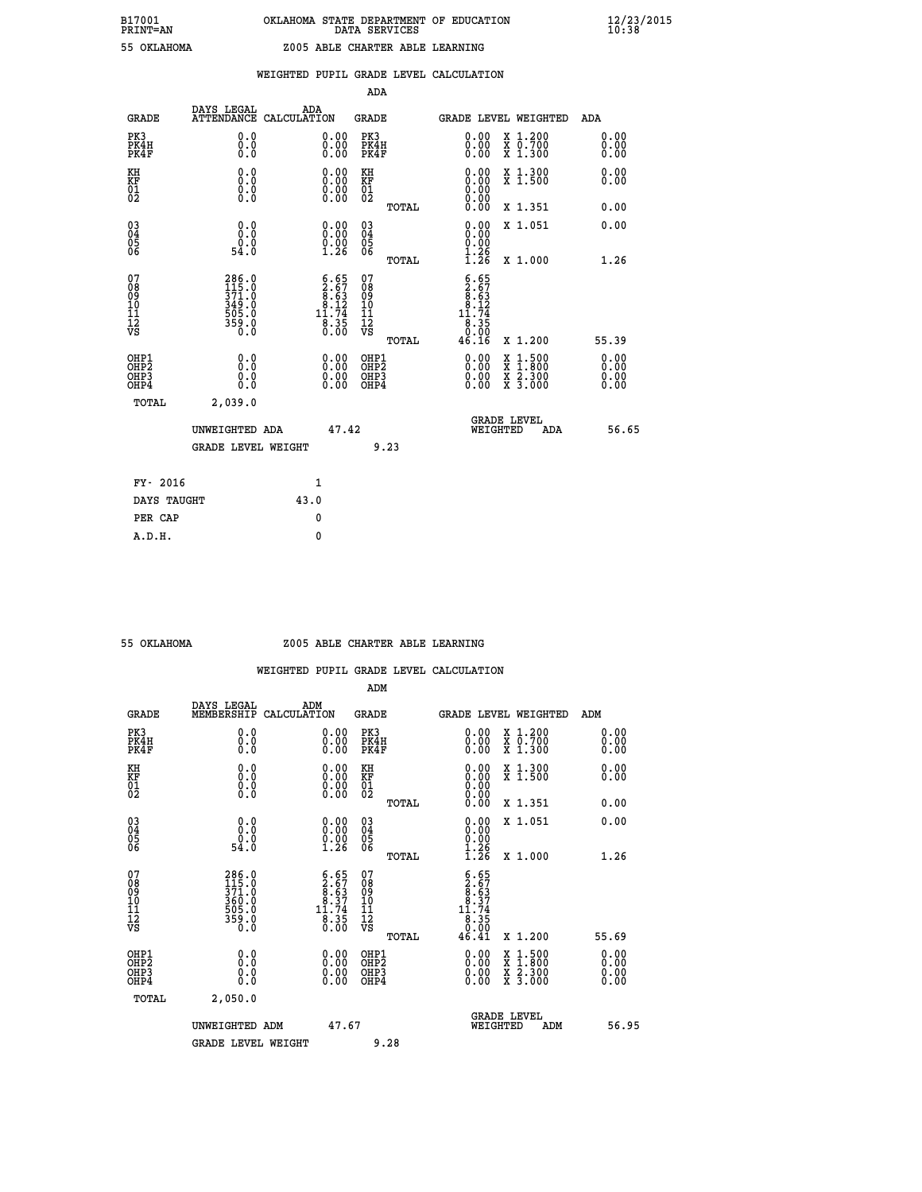B17001 OKLAHOMA STATE DEPARTMENT OF EDUCATION 12/23/2015
PRINT=AN DATA SERVICES 10:38

55 OKLAHOMA Z005 ABLE CHARTER ABLE LEARNING

## WEIGHTED PUPIL GRADE LEVEL CALCULATION

### ADA

| GRADE | DAYS LEGAL ATTENDANCE | ADA CALCULATION | GRADE | GRADE LEVEL | WEIGHTED | ADA |
|---|---|---|---|---|---|---|
| PK3 | 0.0 | 0.00 | PK3 | 0.00 | X 1.200 | 0.00 |
| PK4H | 0.0 | 0.00 | PK4H | 0.00 | X 0.700 | 0.00 |
| PK4F | 0.0 | 0.00 | PK4F | 0.00 | X 1.300 | 0.00 |
| KH | 0.0 | 0.00 | KH | 0.00 | X 1.300 | 0.00 |
| KF | 0.0 | 0.00 | KF | 0.00 | X 1.500 | 0.00 |
| 01 | 0.0 | 0.00 | 01 | 0.00 | | |
| 02 | 0.0 | 0.00 | 02 | 0.00 | | |
| | | | TOTAL | 0.00 | X 1.351 | 0.00 |
| 03 | 0.0 | 0.00 | 03 | 0.00 | X 1.051 | 0.00 |
| 04 | 0.0 | 0.00 | 04 | 0.00 | | |
| 05 | 0.0 | 0.00 | 05 | 0.00 | | |
| 06 | 54.0 | 1.26 | 06 | 1.26 | | |
| | | | TOTAL | 1.26 | X 1.000 | 1.26 |
| 07 | 286.0 | 6.65 | 07 | 6.65 | | |
| 08 | 115.0 | 2.67 | 08 | 2.67 | | |
| 09 | 371.0 | 8.63 | 09 | 8.63 | | |
| 10 | 349.0 | 8.12 | 10 | 8.12 | | |
| 11 | 505.0 | 11.74 | 11 | 11.74 | | |
| 12 | 359.0 | 8.35 | 12 | 8.35 | | |
| VS | 0.0 | 0.00 | VS | 0.00 | | |
| | | | TOTAL | 46.16 | X 1.200 | 55.39 |
| OHP1 | 0.0 | 0.00 | OHP1 | 0.00 | X 1.500 | 0.00 |
| OHP2 | 0.0 | 0.00 | OHP2 | 0.00 | X 1.800 | 0.00 |
| OHP3 | 0.0 | 0.00 | OHP3 | 0.00 | X 2.300 | 0.00 |
| OHP4 | 0.0 | 0.00 | OHP4 | 0.00 | X 3.000 | 0.00 |
| TOTAL | 2,039.0 | | | | | |

UNWEIGHTED ADA 47.42 GRADE LEVEL WEIGHTED ADA 56.65

GRADE LEVEL WEIGHT 9.23

| FY- 2016 | 1 |
|---|---|
| DAYS TAUGHT | 43.0 |
| PER CAP | 0 |
| A.D.H. | 0 |

55 OKLAHOMA Z005 ABLE CHARTER ABLE LEARNING

## WEIGHTED PUPIL GRADE LEVEL CALCULATION

### ADM

| GRADE | DAYS LEGAL MEMBERSHIP | ADM CALCULATION | GRADE | GRADE LEVEL | WEIGHTED | ADM |
|---|---|---|---|---|---|---|
| PK3 | 0.0 | 0.00 | PK3 | 0.00 | X 1.200 | 0.00 |
| PK4H | 0.0 | 0.00 | PK4H | 0.00 | X 0.700 | 0.00 |
| PK4F | 0.0 | 0.00 | PK4F | 0.00 | X 1.300 | 0.00 |
| KH | 0.0 | 0.00 | KH | 0.00 | X 1.300 | 0.00 |
| KF | 0.0 | 0.00 | KF | 0.00 | X 1.500 | 0.00 |
| 01 | 0.0 | 0.00 | 01 | 0.00 | | |
| 02 | 0.0 | 0.00 | 02 | 0.00 | | |
| | | | TOTAL | 0.00 | X 1.351 | 0.00 |
| 03 | 0.0 | 0.00 | 03 | 0.00 | X 1.051 | 0.00 |
| 04 | 0.0 | 0.00 | 04 | 0.00 | | |
| 05 | 0.0 | 0.00 | 05 | 0.00 | | |
| 06 | 54.0 | 1.26 | 06 | 1.26 | | |
| | | | TOTAL | 1.26 | X 1.000 | 1.26 |
| 07 | 286.0 | 6.65 | 07 | 6.65 | | |
| 08 | 115.0 | 2.67 | 08 | 2.67 | | |
| 09 | 371.0 | 8.63 | 09 | 8.63 | | |
| 10 | 360.0 | 8.37 | 10 | 8.37 | | |
| 11 | 505.0 | 11.74 | 11 | 11.74 | | |
| 12 | 359.0 | 8.35 | 12 | 8.35 | | |
| VS | 0.0 | 0.00 | VS | 0.00 | | |
| | | | TOTAL | 46.41 | X 1.200 | 55.69 |
| OHP1 | 0.0 | 0.00 | OHP1 | 0.00 | X 1.500 | 0.00 |
| OHP2 | 0.0 | 0.00 | OHP2 | 0.00 | X 1.800 | 0.00 |
| OHP3 | 0.0 | 0.00 | OHP3 | 0.00 | X 2.300 | 0.00 |
| OHP4 | 0.0 | 0.00 | OHP4 | 0.00 | X 3.000 | 0.00 |
| TOTAL | 2,050.0 | | | | | |

UNWEIGHTED ADM 47.67 GRADE LEVEL WEIGHTED ADM 56.95

GRADE LEVEL WEIGHT 9.28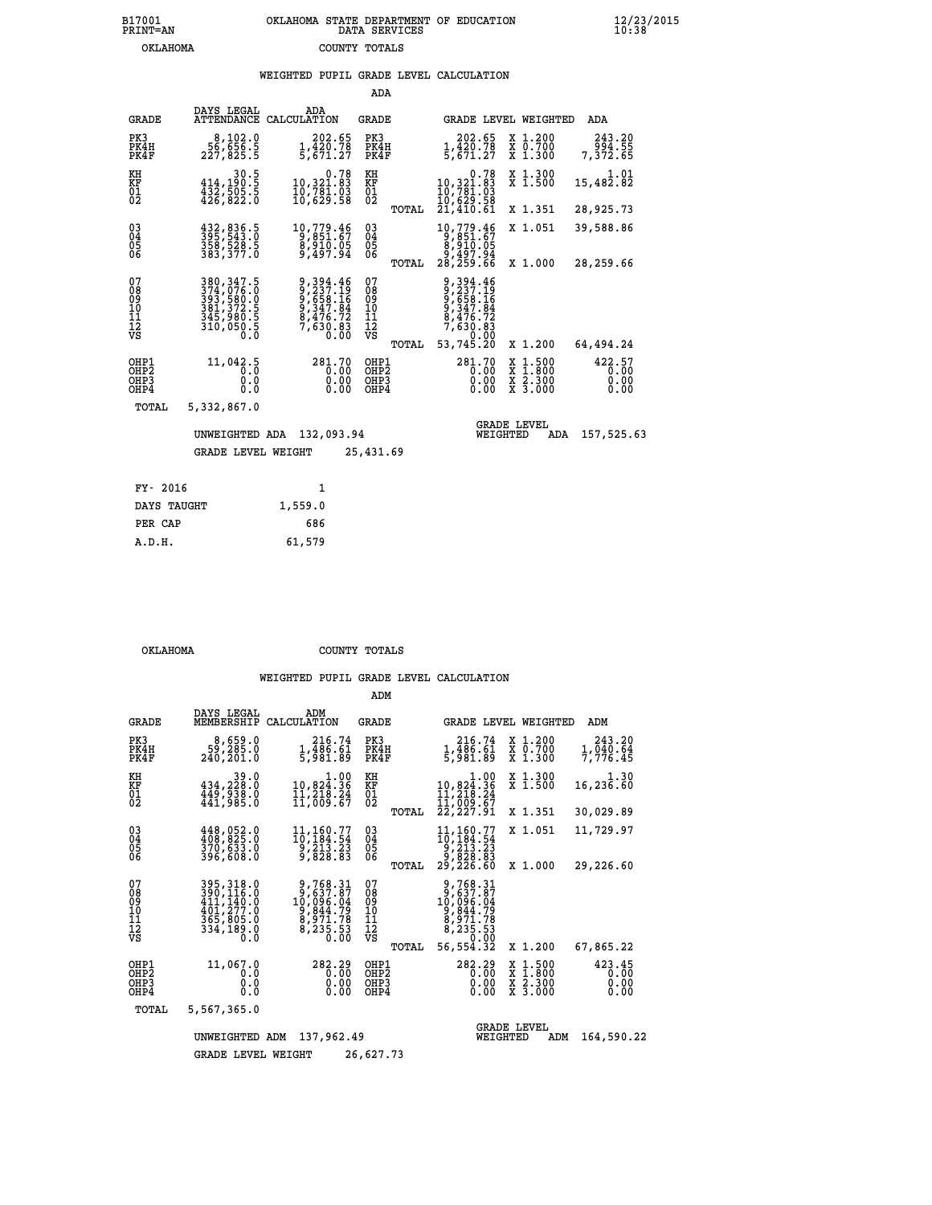B17001 OKLAHOMA STATE DEPARTMENT OF EDUCATION 12/23/2015
PRINT=AN DATA SERVICES 10:38
OKLAHOMA COUNTY TOTALS

### WEIGHTED PUPIL GRADE LEVEL CALCULATION

ADA

| GRADE | DAYS LEGAL ATTENDANCE | ADA CALCULATION | GRADE | | GRADE LEVEL | WEIGHTED | ADA |
|---|---|---|---|---|---|---|---|
| PK3 | 8,102.0 | 202.65 | PK3 | | 202.65 | X 1.200 | 243.20 |
| PK4H | 56,656.5 | 1,420.78 | PK4H | | 1,420.78 | X 0.700 | 994.55 |
| PK4F | 227,825.5 | 5,671.27 | PK4F | | 5,671.27 | X 1.300 | 7,372.65 |
| KH | 30.5 | 0.78 | KH | | 0.78 | X 1.300 | 1.01 |
| KF | 414,190.5 | 10,321.83 | KF | | 10,321.83 | X 1.500 | 15,482.82 |
| 01 | 432,505.5 | 10,781.03 | 01 | | 10,781.03 | | |
| 02 | 426,822.0 | 10,629.58 | 02 | | 10,629.58 | | |
| | | | | TOTAL | 21,410.61 | X 1.351 | 28,925.73 |
| 03 | 432,836.5 | 10,779.46 | 03 | | 10,779.46 | X 1.051 | 39,588.86 |
| 04 | 395,543.0 | 9,851.67 | 04 | | 9,851.67 | | |
| 05 | 358,528.5 | 8,910.05 | 05 | | 8,910.05 | | |
| 06 | 383,377.0 | 9,497.94 | 06 | | 9,497.94 | | |
| | | | | TOTAL | 28,259.66 | X 1.000 | 28,259.66 |
| 07 | 380,347.5 | 9,394.46 | 07 | | 9,394.46 | | |
| 08 | 374,076.0 | 9,237.19 | 08 | | 9,237.19 | | |
| 09 | 393,580.0 | 9,658.16 | 09 | | 9,658.16 | | |
| 10 | 381,372.5 | 9,347.84 | 10 | | 9,347.84 | | |
| 11 | 345,980.5 | 8,476.72 | 11 | | 8,476.72 | | |
| 12 | 310,050.5 | 7,630.83 | 12 | | 7,630.83 | | |
| VS | 0.0 | 0.00 | VS | | 0.00 | | |
| | | | | TOTAL | 53,745.20 | X 1.200 | 64,494.24 |
| OHP1 | 11,042.5 | 281.70 | OHP1 | | 281.70 | X 1.500 | 422.57 |
| OHP2 | 0.0 | 0.00 | OHP2 | | 0.00 | X 1.800 | 0.00 |
| OHP3 | 0.0 | 0.00 | OHP3 | | 0.00 | X 2.300 | 0.00 |
| OHP4 | 0.0 | 0.00 | OHP4 | | 0.00 | X 3.000 | 0.00 |
| TOTAL | 5,332,867.0 | | | | | | |

UNWEIGHTED ADA 132,093.94 — GRADE LEVEL WEIGHTED ADA 157,525.63

GRADE LEVEL WEIGHT 25,431.69

| FY- 2016 | 1 |
|---|---|
| DAYS TAUGHT | 1,559.0 |
| PER CAP | 686 |
| A.D.H. | 61,579 |

OKLAHOMA COUNTY TOTALS

### WEIGHTED PUPIL GRADE LEVEL CALCULATION

ADM

| GRADE | DAYS LEGAL MEMBERSHIP | ADM CALCULATION | GRADE | | GRADE LEVEL | WEIGHTED | ADM |
|---|---|---|---|---|---|---|---|
| PK3 | 8,659.0 | 216.74 | PK3 | | 216.74 | X 1.200 | 243.20 |
| PK4H | 59,285.0 | 1,486.61 | PK4H | | 1,486.61 | X 0.700 | 1,040.64 |
| PK4F | 240,201.0 | 5,981.89 | PK4F | | 5,981.89 | X 1.300 | 7,776.45 |
| KH | 39.0 | 1.00 | KH | | 1.00 | X 1.300 | 1.30 |
| KF | 434,228.0 | 10,824.36 | KF | | 10,824.36 | X 1.500 | 16,236.60 |
| 01 | 449,938.0 | 11,218.24 | 01 | | 11,218.24 | | |
| 02 | 441,985.0 | 11,009.67 | 02 | | 11,009.67 | | |
| | | | | TOTAL | 22,227.91 | X 1.351 | 30,029.89 |
| 03 | 448,052.0 | 11,160.77 | 03 | | 11,160.77 | X 1.051 | 11,729.97 |
| 04 | 408,825.0 | 10,184.54 | 04 | | 10,184.54 | | |
| 05 | 370,633.0 | 9,213.23 | 05 | | 9,213.23 | | |
| 06 | 396,608.0 | 9,828.83 | 06 | | 9,828.83 | | |
| | | | | TOTAL | 29,226.60 | X 1.000 | 29,226.60 |
| 07 | 395,318.0 | 9,768.31 | 07 | | 9,768.31 | | |
| 08 | 390,116.0 | 9,637.87 | 08 | | 9,637.87 | | |
| 09 | 411,140.0 | 10,096.04 | 09 | | 10,096.04 | | |
| 10 | 401,277.0 | 9,844.79 | 10 | | 9,844.79 | | |
| 11 | 365,805.0 | 8,971.78 | 11 | | 8,971.78 | | |
| 12 | 334,189.0 | 8,235.53 | 12 | | 8,235.53 | | |
| VS | 0.0 | 0.00 | VS | | 0.00 | | |
| | | | | TOTAL | 56,554.32 | X 1.200 | 67,865.22 |
| OHP1 | 11,067.0 | 282.29 | OHP1 | | 282.29 | X 1.500 | 423.45 |
| OHP2 | 0.0 | 0.00 | OHP2 | | 0.00 | X 1.800 | 0.00 |
| OHP3 | 0.0 | 0.00 | OHP3 | | 0.00 | X 2.300 | 0.00 |
| OHP4 | 0.0 | 0.00 | OHP4 | | 0.00 | X 3.000 | 0.00 |
| TOTAL | 5,567,365.0 | | | | | | |

UNWEIGHTED ADM 137,962.49 — GRADE LEVEL WEIGHTED ADM 164,590.22

GRADE LEVEL WEIGHT 26,627.73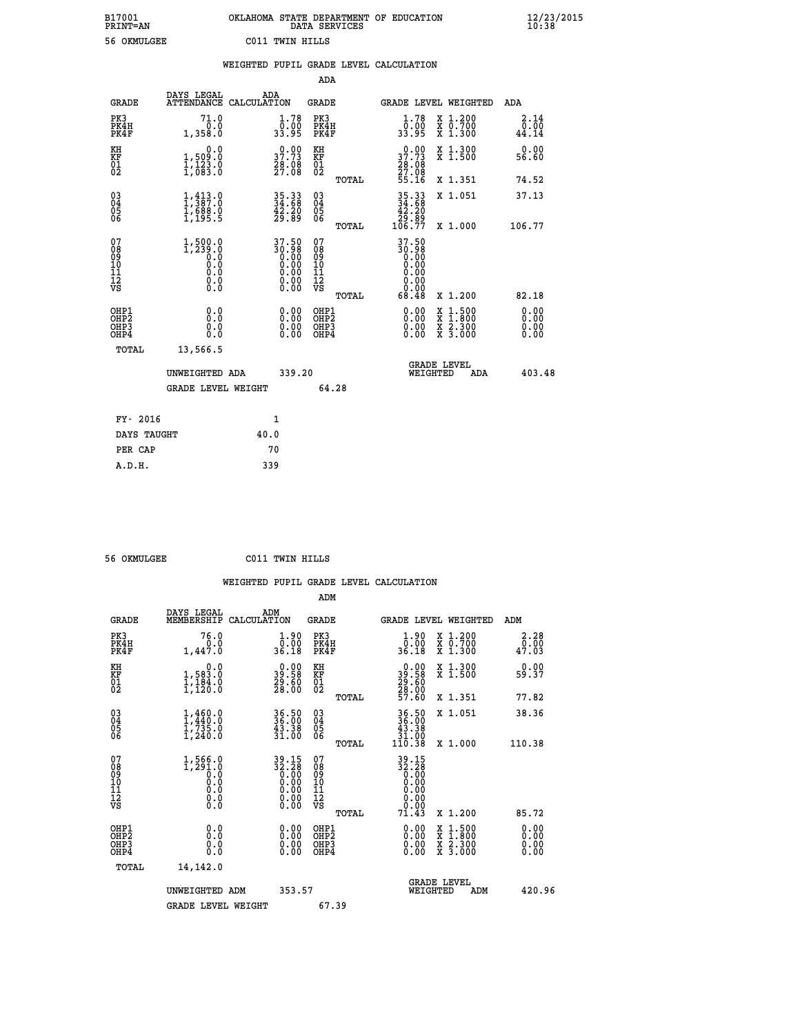B17001 OKLAHOMA STATE DEPARTMENT OF EDUCATION 12/23/2015
PRINT=AN DATA SERVICES 10:38

56 OKMULGEE C011 TWIN HILLS

## WEIGHTED PUPIL GRADE LEVEL CALCULATION

### ADA

| GRADE | DAYS LEGAL ATTENDANCE | ADA CALCULATION | GRADE | GRADE LEVEL | WEIGHTED | ADA |
|---|---|---|---|---|---|---|
| PK3 | 71.0 | 1.78 | PK3 | 1.78 | X 1.200 | 2.14 |
| PK4H | 0.0 | 0.00 | PK4H | 0.00 | X 0.700 | 0.00 |
| PK4F | 1,358.0 | 33.95 | PK4F | 33.95 | X 1.300 | 44.14 |
| KH | 0.0 | 0.00 | KH | 0.00 | X 1.300 | 0.00 |
| KF | 1,509.0 | 37.73 | KF | 37.73 | X 1.500 | 56.60 |
| 01 | 1,123.0 | 28.08 | 01 | 28.08 | | |
| 02 | 1,083.0 | 27.08 | 02 | 27.08 | | |
| | | | TOTAL | 55.16 | X 1.351 | 74.52 |
| 03 | 1,413.0 | 35.33 | 03 | 35.33 | X 1.051 | 37.13 |
| 04 | 1,387.0 | 34.68 | 04 | 34.68 | | |
| 05 | 1,688.0 | 42.20 | 05 | 42.20 | | |
| 06 | 1,195.5 | 29.89 | 06 | 29.89 | | |
| | | | TOTAL | 106.77 | X 1.000 | 106.77 |
| 07 | 1,500.0 | 37.50 | 07 | 37.50 | | |
| 08 | 1,239.0 | 30.98 | 08 | 30.98 | | |
| 09 | 0.0 | 0.00 | 09 | 0.00 | | |
| 10 | 0.0 | 0.00 | 10 | 0.00 | | |
| 11 | 0.0 | 0.00 | 11 | 0.00 | | |
| 12 | 0.0 | 0.00 | 12 | 0.00 | | |
| VS | 0.0 | 0.00 | VS | 0.00 | | |
| | | | TOTAL | 68.48 | X 1.200 | 82.18 |
| OHP1 | 0.0 | 0.00 | OHP1 | 0.00 | X 1.500 | 0.00 |
| OHP2 | 0.0 | 0.00 | OHP2 | 0.00 | X 1.800 | 0.00 |
| OHP3 | 0.0 | 0.00 | OHP3 | 0.00 | X 2.300 | 0.00 |
| OHP4 | 0.0 | 0.00 | OHP4 | 0.00 | X 3.000 | 0.00 |
| TOTAL | 13,566.5 | | | | | |

UNWEIGHTED ADA 339.20 — GRADE LEVEL WEIGHTED ADA 403.48

GRADE LEVEL WEIGHT 64.28

| FY- 2016 | 1 |
|---|---|
| DAYS TAUGHT | 40.0 |
| PER CAP | 70 |
| A.D.H. | 339 |

56 OKMULGEE C011 TWIN HILLS

## WEIGHTED PUPIL GRADE LEVEL CALCULATION

### ADM

| GRADE | DAYS LEGAL MEMBERSHIP | ADM CALCULATION | GRADE | GRADE LEVEL | WEIGHTED | ADM |
|---|---|---|---|---|---|---|
| PK3 | 76.0 | 1.90 | PK3 | 1.90 | X 1.200 | 2.28 |
| PK4H | 0.0 | 0.00 | PK4H | 0.00 | X 0.700 | 0.00 |
| PK4F | 1,447.0 | 36.18 | PK4F | 36.18 | X 1.300 | 47.03 |
| KH | 0.0 | 0.00 | KH | 0.00 | X 1.300 | 0.00 |
| KF | 1,583.0 | 39.58 | KF | 39.58 | X 1.500 | 59.37 |
| 01 | 1,184.0 | 29.60 | 01 | 29.60 | | |
| 02 | 1,120.0 | 28.00 | 02 | 28.00 | | |
| | | | TOTAL | 57.60 | X 1.351 | 77.82 |
| 03 | 1,460.0 | 36.50 | 03 | 36.50 | X 1.051 | 38.36 |
| 04 | 1,440.0 | 36.00 | 04 | 36.00 | | |
| 05 | 1,735.0 | 43.38 | 05 | 43.38 | | |
| 06 | 1,240.0 | 31.00 | 06 | 31.00 | | |
| | | | TOTAL | 110.38 | X 1.000 | 110.38 |
| 07 | 1,566.0 | 39.15 | 07 | 39.15 | | |
| 08 | 1,291.0 | 32.28 | 08 | 32.28 | | |
| 09 | 0.0 | 0.00 | 09 | 0.00 | | |
| 10 | 0.0 | 0.00 | 10 | 0.00 | | |
| 11 | 0.0 | 0.00 | 11 | 0.00 | | |
| 12 | 0.0 | 0.00 | 12 | 0.00 | | |
| VS | 0.0 | 0.00 | VS | 0.00 | | |
| | | | TOTAL | 71.43 | X 1.200 | 85.72 |
| OHP1 | 0.0 | 0.00 | OHP1 | 0.00 | X 1.500 | 0.00 |
| OHP2 | 0.0 | 0.00 | OHP2 | 0.00 | X 1.800 | 0.00 |
| OHP3 | 0.0 | 0.00 | OHP3 | 0.00 | X 2.300 | 0.00 |
| OHP4 | 0.0 | 0.00 | OHP4 | 0.00 | X 3.000 | 0.00 |
| TOTAL | 14,142.0 | | | | | |

UNWEIGHTED ADM 353.57 — GRADE LEVEL WEIGHTED ADM 420.96

GRADE LEVEL WEIGHT 67.39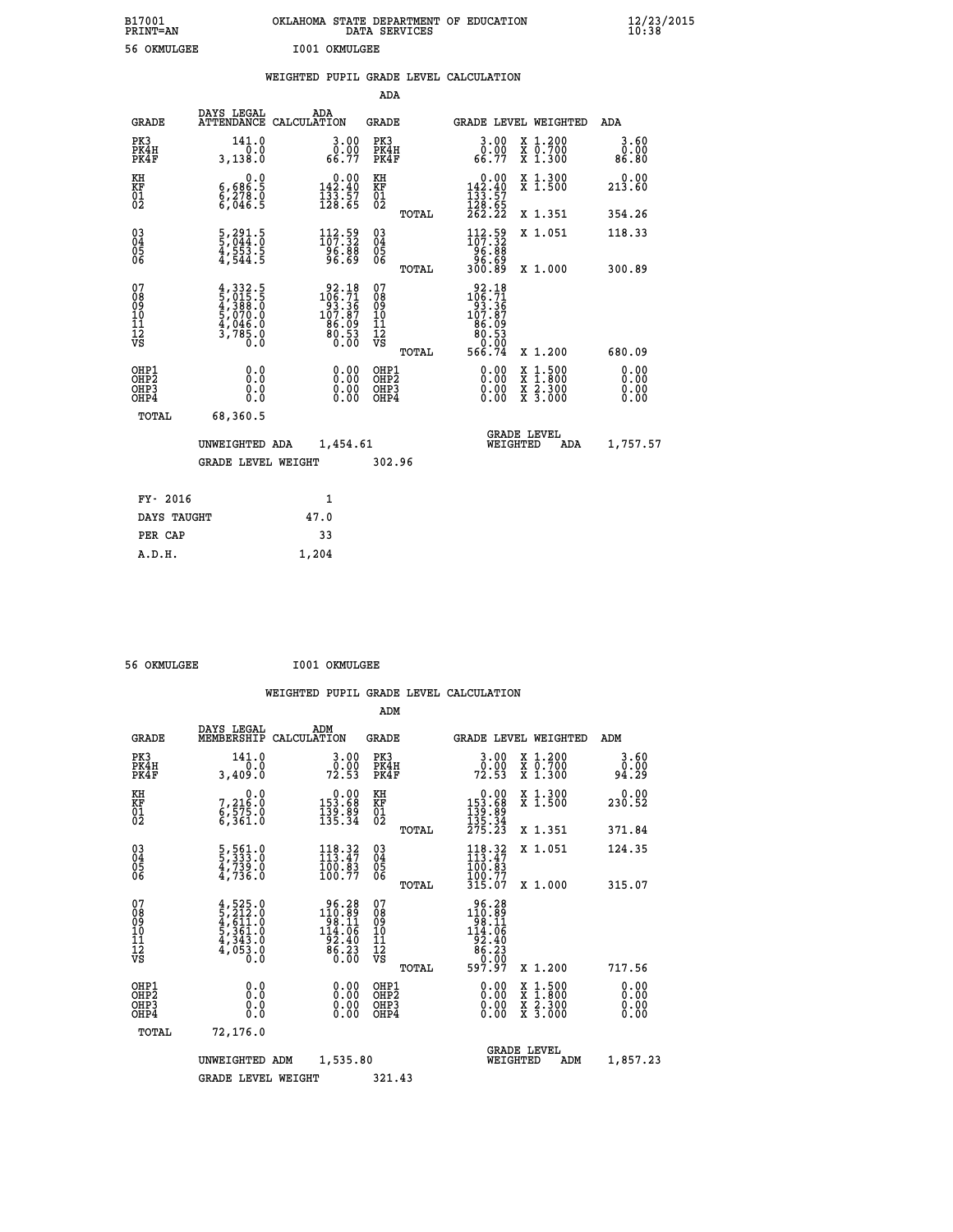B17001 OKLAHOMA STATE DEPARTMENT OF EDUCATION 12/23/2015
PRINT=AN DATA SERVICES 10:38

56 OKMULGEE I001 OKMULGEE

WEIGHTED PUPIL GRADE LEVEL CALCULATION

ADA

| GRADE | DAYS LEGAL ATTENDANCE | ADA CALCULATION | GRADE | GRADE LEVEL | WEIGHTED | ADA |
|---|---|---|---|---|---|---|
| PK3 | 141.0 | 3.00 | PK3 | 3.00 | X 1.200 | 3.60 |
| PK4H | 0.0 | 0.00 | PK4H | 0.00 | X 0.700 | 0.00 |
| PK4F | 3,138.0 | 66.77 | PK4F | 66.77 | X 1.300 | 86.80 |
| KH | 0.0 | 0.00 | KH | 0.00 | X 1.300 | 0.00 |
| KF | 6,686.5 | 142.40 | KF | 142.40 | X 1.500 | 213.60 |
| 01 | 6,278.0 | 133.57 | 01 | 133.57 | | |
| 02 | 6,046.5 | 128.65 | 02 | 128.65 | | |
| | | | TOTAL | 262.22 | X 1.351 | 354.26 |
| 03 | 5,291.5 | 112.59 | 03 | 112.59 | X 1.051 | 118.33 |
| 04 | 5,044.0 | 107.32 | 04 | 107.32 | | |
| 05 | 4,553.5 | 96.88 | 05 | 96.88 | | |
| 06 | 4,544.5 | 96.69 | 06 | 96.69 | | |
| | | | TOTAL | 300.89 | X 1.000 | 300.89 |
| 07 | 4,332.5 | 92.18 | 07 | 92.18 | | |
| 08 | 5,015.5 | 106.71 | 08 | 106.71 | | |
| 09 | 4,388.0 | 93.36 | 09 | 93.36 | | |
| 10 | 5,070.0 | 107.87 | 10 | 107.87 | | |
| 11 | 4,046.0 | 86.09 | 11 | 86.09 | | |
| 12 | 3,785.0 | 80.53 | 12 | 80.53 | | |
| VS | 0.0 | 0.00 | VS | 0.00 | | |
| | | | TOTAL | 566.74 | X 1.200 | 680.09 |
| OHP1 | 0.0 | 0.00 | OHP1 | 0.00 | X 1.500 | 0.00 |
| OHP2 | 0.0 | 0.00 | OHP2 | 0.00 | X 1.800 | 0.00 |
| OHP3 | 0.0 | 0.00 | OHP3 | 0.00 | X 2.300 | 0.00 |
| OHP4 | 0.0 | 0.00 | OHP4 | 0.00 | X 3.000 | 0.00 |
| TOTAL | 68,360.5 | | | | | |

UNWEIGHTED ADA 1,454.61 GRADE LEVEL WEIGHTED ADA 1,757.57

GRADE LEVEL WEIGHT 302.96

| FY- 2016 | 1 |
|---|---|
| DAYS TAUGHT | 47.0 |
| PER CAP | 33 |
| A.D.H. | 1,204 |

56 OKMULGEE I001 OKMULGEE

WEIGHTED PUPIL GRADE LEVEL CALCULATION

ADM

| GRADE | DAYS LEGAL MEMBERSHIP | ADM CALCULATION | GRADE | GRADE LEVEL | WEIGHTED | ADM |
|---|---|---|---|---|---|---|
| PK3 | 141.0 | 3.00 | PK3 | 3.00 | X 1.200 | 3.60 |
| PK4H | 0.0 | 0.00 | PK4H | 0.00 | X 0.700 | 0.00 |
| PK4F | 3,409.0 | 72.53 | PK4F | 72.53 | X 1.300 | 94.29 |
| KH | 0.0 | 0.00 | KH | 0.00 | X 1.300 | 0.00 |
| KF | 7,216.0 | 153.68 | KF | 153.68 | X 1.500 | 230.52 |
| 01 | 6,575.0 | 139.89 | 01 | 139.89 | | |
| 02 | 6,361.0 | 135.34 | 02 | 135.34 | | |
| | | | TOTAL | 275.23 | X 1.351 | 371.84 |
| 03 | 5,561.0 | 118.32 | 03 | 118.32 | X 1.051 | 124.35 |
| 04 | 5,333.0 | 113.47 | 04 | 113.47 | | |
| 05 | 4,739.0 | 100.83 | 05 | 100.83 | | |
| 06 | 4,736.0 | 100.77 | 06 | 100.77 | | |
| | | | TOTAL | 315.07 | X 1.000 | 315.07 |
| 07 | 4,525.0 | 96.28 | 07 | 96.28 | | |
| 08 | 5,212.0 | 110.89 | 08 | 110.89 | | |
| 09 | 4,611.0 | 98.11 | 09 | 98.11 | | |
| 10 | 5,361.0 | 114.06 | 10 | 114.06 | | |
| 11 | 4,343.0 | 92.40 | 11 | 92.40 | | |
| 12 | 4,053.0 | 86.23 | 12 | 86.23 | | |
| VS | 0.0 | 0.00 | VS | 0.00 | | |
| | | | TOTAL | 597.97 | X 1.200 | 717.56 |
| OHP1 | 0.0 | 0.00 | OHP1 | 0.00 | X 1.500 | 0.00 |
| OHP2 | 0.0 | 0.00 | OHP2 | 0.00 | X 1.800 | 0.00 |
| OHP3 | 0.0 | 0.00 | OHP3 | 0.00 | X 2.300 | 0.00 |
| OHP4 | 0.0 | 0.00 | OHP4 | 0.00 | X 3.000 | 0.00 |
| TOTAL | 72,176.0 | | | | | |

UNWEIGHTED ADM 1,535.80 GRADE LEVEL WEIGHTED ADM 1,857.23

GRADE LEVEL WEIGHT 321.43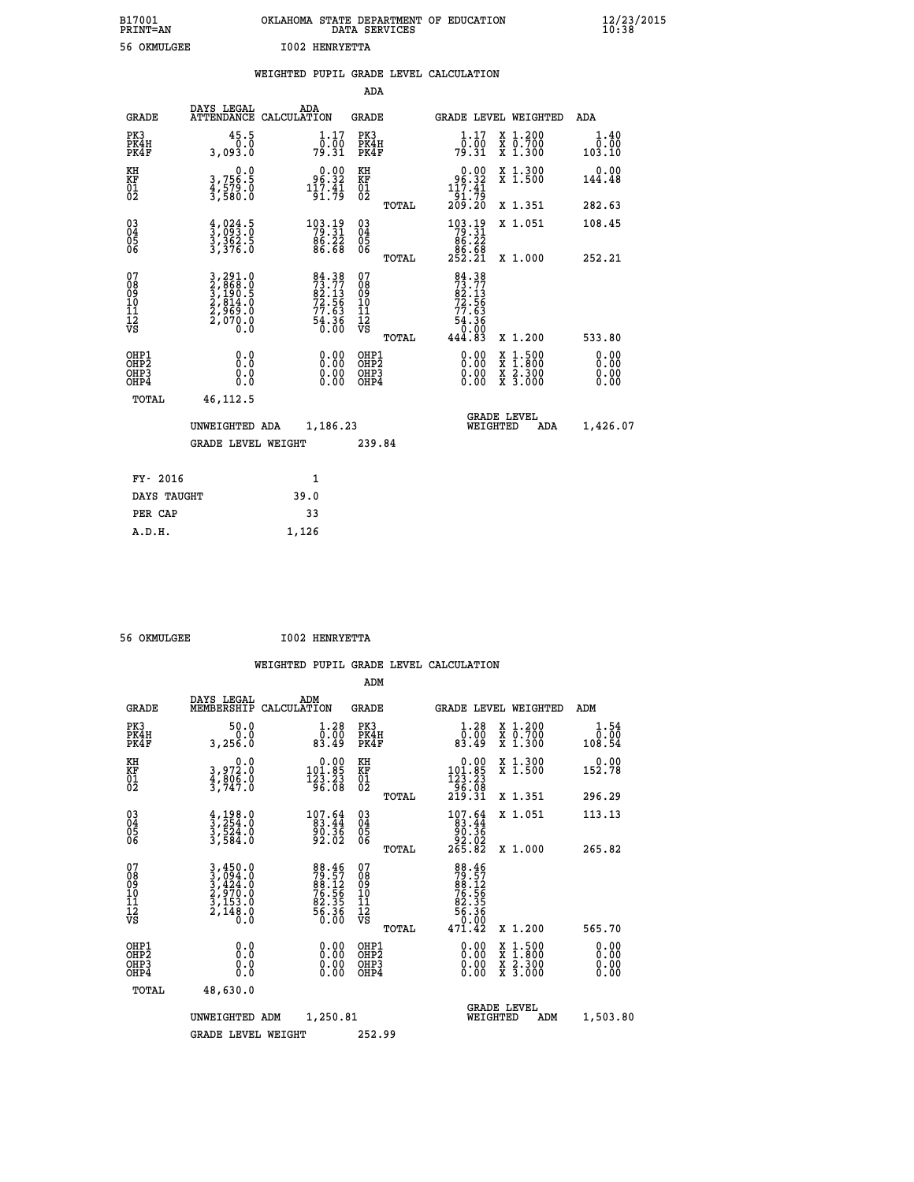B17001 OKLAHOMA STATE DEPARTMENT OF EDUCATION 12/23/2015
PRINT=AN DATA SERVICES 10:38
56 OKMULGEE I002 HENRYETTA

WEIGHTED PUPIL GRADE LEVEL CALCULATION

ADA

| GRADE | DAYS LEGAL ATTENDANCE | ADA CALCULATION | GRADE | GRADE LEVEL | WEIGHTED | ADA |
|---|---|---|---|---|---|---|
| PK3 | 45.5 | 1.17 | PK3 | 1.17 | X 1.200 | 1.40 |
| PK4H | 0.0 | 0.00 | PK4H | 0.00 | X 0.700 | 0.00 |
| PK4F | 3,093.0 | 79.31 | PK4F | 79.31 | X 1.300 | 103.10 |
| KH | 0.0 | 0.00 | KH | 0.00 | X 1.300 | 0.00 |
| KF | 3,756.5 | 96.32 | KF | 96.32 | X 1.500 | 144.48 |
| 01 | 4,579.0 | 117.41 | 01 | 117.41 | | |
| 02 | 3,580.0 | 91.79 | 02 | 91.79 | | |
| | | | TOTAL | 209.20 | X 1.351 | 282.63 |
| 03 | 4,024.5 | 103.19 | 03 | 103.19 | X 1.051 | 108.45 |
| 04 | 3,093.0 | 79.31 | 04 | 79.31 | | |
| 05 | 3,362.5 | 86.22 | 05 | 86.22 | | |
| 06 | 3,376.0 | 86.68 | 06 | 86.68 | | |
| | | | TOTAL | 252.21 | X 1.000 | 252.21 |
| 07 | 3,291.0 | 84.38 | 07 | 84.38 | | |
| 08 | 2,868.0 | 73.77 | 08 | 73.77 | | |
| 09 | 3,190.5 | 82.13 | 09 | 82.13 | | |
| 10 | 2,814.0 | 72.56 | 10 | 72.56 | | |
| 11 | 2,969.0 | 77.63 | 11 | 77.63 | | |
| 12 | 2,070.0 | 54.36 | 12 | 54.36 | | |
| VS | 0.0 | 0.00 | VS | 0.00 | | |
| | | | TOTAL | 444.83 | X 1.200 | 533.80 |
| OHP1 | 0.0 | 0.00 | OHP1 | 0.00 | X 1.500 | 0.00 |
| OHP2 | 0.0 | 0.00 | OHP2 | 0.00 | X 1.800 | 0.00 |
| OHP3 | 0.0 | 0.00 | OHP3 | 0.00 | X 2.300 | 0.00 |
| OHP4 | 0.0 | 0.00 | OHP4 | 0.00 | X 3.000 | 0.00 |
| TOTAL | 46,112.5 | | | | | |

UNWEIGHTED ADA 1,186.23 GRADE LEVEL WEIGHTED ADA 1,426.07

GRADE LEVEL WEIGHT 239.84

| FY- 2016 | 1 |
|---|---|
| DAYS TAUGHT | 39.0 |
| PER CAP | 33 |
| A.D.H. | 1,126 |

56 OKMULGEE I002 HENRYETTA

WEIGHTED PUPIL GRADE LEVEL CALCULATION

ADM

| GRADE | DAYS LEGAL MEMBERSHIP | ADM CALCULATION | GRADE | GRADE LEVEL | WEIGHTED | ADM |
|---|---|---|---|---|---|---|
| PK3 | 50.0 | 1.28 | PK3 | 1.28 | X 1.200 | 1.54 |
| PK4H | 0.0 | 0.00 | PK4H | 0.00 | X 0.700 | 0.00 |
| PK4F | 3,256.0 | 83.49 | PK4F | 83.49 | X 1.300 | 108.54 |
| KH | 0.0 | 0.00 | KH | 0.00 | X 1.300 | 0.00 |
| KF | 3,972.0 | 101.85 | KF | 101.85 | X 1.500 | 152.78 |
| 01 | 4,806.0 | 123.23 | 01 | 123.23 | | |
| 02 | 3,747.0 | 96.08 | 02 | 96.08 | | |
| | | | TOTAL | 219.31 | X 1.351 | 296.29 |
| 03 | 4,198.0 | 107.64 | 03 | 107.64 | X 1.051 | 113.13 |
| 04 | 3,254.0 | 83.44 | 04 | 83.44 | | |
| 05 | 3,524.0 | 90.36 | 05 | 90.36 | | |
| 06 | 3,584.0 | 92.02 | 06 | 92.02 | | |
| | | | TOTAL | 265.82 | X 1.000 | 265.82 |
| 07 | 3,450.0 | 88.46 | 07 | 88.46 | | |
| 08 | 3,094.0 | 79.57 | 08 | 79.57 | | |
| 09 | 3,424.0 | 88.12 | 09 | 88.12 | | |
| 10 | 2,970.0 | 76.56 | 10 | 76.56 | | |
| 11 | 3,153.0 | 82.35 | 11 | 82.35 | | |
| 12 | 2,148.0 | 56.36 | 12 | 56.36 | | |
| VS | 0.0 | 0.00 | VS | 0.00 | | |
| | | | TOTAL | 471.42 | X 1.200 | 565.70 |
| OHP1 | 0.0 | 0.00 | OHP1 | 0.00 | X 1.500 | 0.00 |
| OHP2 | 0.0 | 0.00 | OHP2 | 0.00 | X 1.800 | 0.00 |
| OHP3 | 0.0 | 0.00 | OHP3 | 0.00 | X 2.300 | 0.00 |
| OHP4 | 0.0 | 0.00 | OHP4 | 0.00 | X 3.000 | 0.00 |
| TOTAL | 48,630.0 | | | | | |

UNWEIGHTED ADM 1,250.81 GRADE LEVEL WEIGHTED ADM 1,503.80

GRADE LEVEL WEIGHT 252.99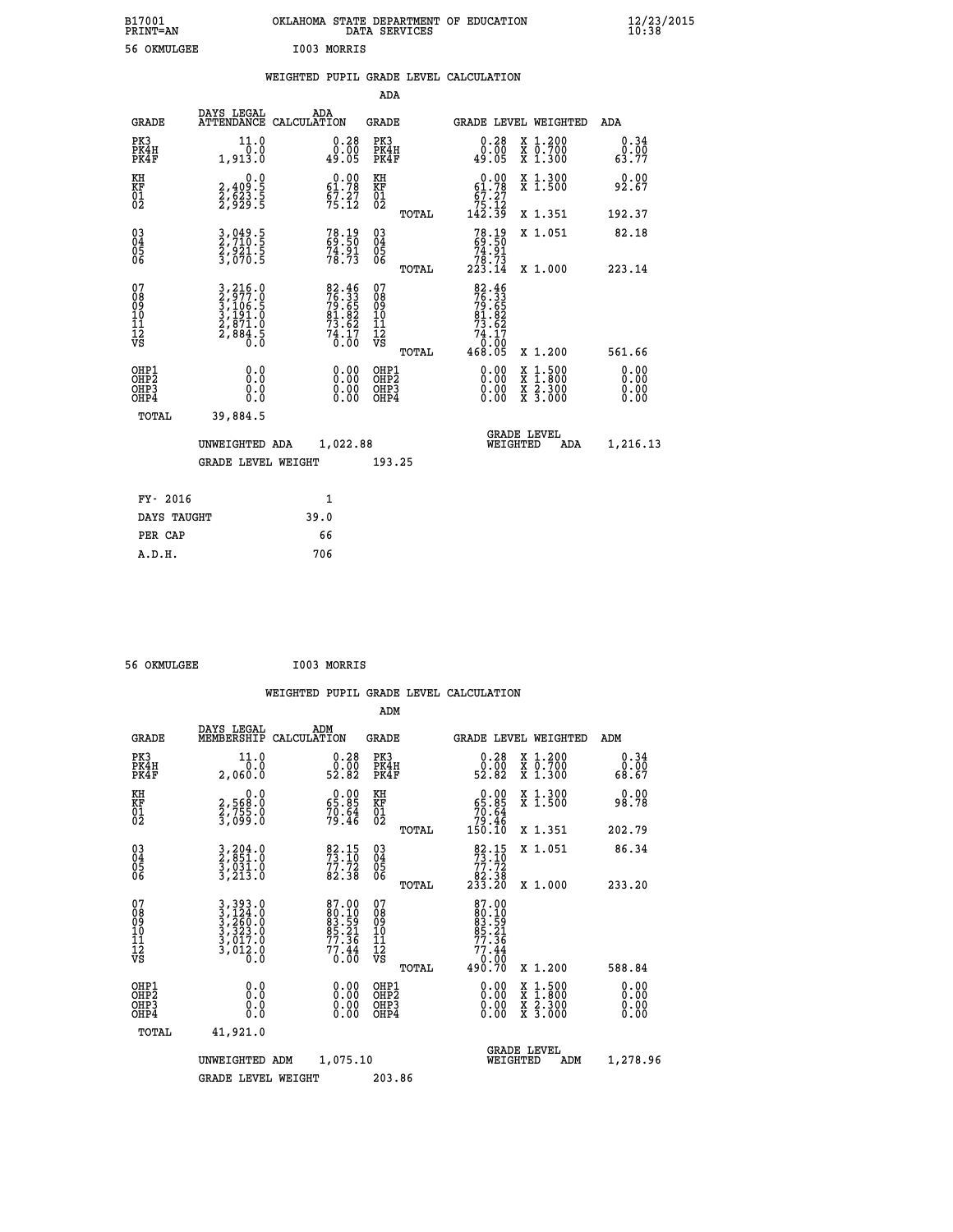B17001 OKLAHOMA STATE DEPARTMENT OF EDUCATION 12/23/2015
PRINT=AN DATA SERVICES 10:38

56 OKMULGEE I003 MORRIS

## WEIGHTED PUPIL GRADE LEVEL CALCULATION

### ADA

| GRADE | DAYS LEGAL ATTENDANCE | ADA CALCULATION | GRADE | GRADE LEVEL | WEIGHTED | ADA |
|---|---|---|---|---|---|---|
| PK3 | 11.0 | 0.28 | PK3 | 0.28 | X 1.200 | 0.34 |
| PK4H | 0.0 | 0.00 | PK4H | 0.00 | X 0.700 | 0.00 |
| PK4F | 1,913.0 | 49.05 | PK4F | 49.05 | X 1.300 | 63.77 |
| KH | 0.0 | 0.00 | KH | 0.00 | X 1.300 | 0.00 |
| KF | 2,409.5 | 61.78 | KF | 61.78 | X 1.500 | 92.67 |
| 01 | 2,623.5 | 67.27 | 01 | 67.27 | | |
| 02 | 2,929.5 | 75.12 | 02 | 75.12 | | |
| | | | TOTAL | 142.39 | X 1.351 | 192.37 |
| 03 | 3,049.5 | 78.19 | 03 | 78.19 | X 1.051 | 82.18 |
| 04 | 2,710.5 | 69.50 | 04 | 69.50 | | |
| 05 | 2,921.5 | 74.91 | 05 | 74.91 | | |
| 06 | 3,070.5 | 78.73 | 06 | 78.73 | | |
| | | | TOTAL | 223.14 | X 1.000 | 223.14 |
| 07 | 3,216.0 | 82.46 | 07 | 82.46 | | |
| 08 | 2,977.0 | 76.33 | 08 | 76.33 | | |
| 09 | 3,106.5 | 79.65 | 09 | 79.65 | | |
| 10 | 3,191.0 | 81.82 | 10 | 81.82 | | |
| 11 | 2,871.0 | 73.62 | 11 | 73.62 | | |
| 12 | 2,884.5 | 74.17 | 12 | 74.17 | | |
| VS | 0.0 | 0.00 | VS | 0.00 | | |
| | | | TOTAL | 468.05 | X 1.200 | 561.66 |
| OHP1 | 0.0 | 0.00 | OHP1 | 0.00 | X 1.500 | 0.00 |
| OHP2 | 0.0 | 0.00 | OHP2 | 0.00 | X 1.800 | 0.00 |
| OHP3 | 0.0 | 0.00 | OHP3 | 0.00 | X 2.300 | 0.00 |
| OHP4 | 0.0 | 0.00 | OHP4 | 0.00 | X 3.000 | 0.00 |
| TOTAL | 39,884.5 | | | | | |

UNWEIGHTED ADA 1,022.88 GRADE LEVEL WEIGHTED ADA 1,216.13

GRADE LEVEL WEIGHT 193.25

| FY- 2016 | 1 |
|---|---|
| DAYS TAUGHT | 39.0 |
| PER CAP | 66 |
| A.D.H. | 706 |

56 OKMULGEE I003 MORRIS

## WEIGHTED PUPIL GRADE LEVEL CALCULATION

### ADM

| GRADE | DAYS LEGAL MEMBERSHIP | ADM CALCULATION | GRADE | GRADE LEVEL | WEIGHTED | ADM |
|---|---|---|---|---|---|---|
| PK3 | 11.0 | 0.28 | PK3 | 0.28 | X 1.200 | 0.34 |
| PK4H | 0.0 | 0.00 | PK4H | 0.00 | X 0.700 | 0.00 |
| PK4F | 2,060.0 | 52.82 | PK4F | 52.82 | X 1.300 | 68.67 |
| KH | 0.0 | 0.00 | KH | 0.00 | X 1.300 | 0.00 |
| KF | 2,568.0 | 65.85 | KF | 65.85 | X 1.500 | 98.78 |
| 01 | 2,755.0 | 70.64 | 01 | 70.64 | | |
| 02 | 3,099.0 | 79.46 | 02 | 79.46 | | |
| | | | TOTAL | 150.10 | X 1.351 | 202.79 |
| 03 | 3,204.0 | 82.15 | 03 | 82.15 | X 1.051 | 86.34 |
| 04 | 2,851.0 | 73.10 | 04 | 73.10 | | |
| 05 | 3,031.0 | 77.72 | 05 | 77.72 | | |
| 06 | 3,213.0 | 82.38 | 06 | 82.38 | | |
| | | | TOTAL | 233.20 | X 1.000 | 233.20 |
| 07 | 3,393.0 | 87.00 | 07 | 87.00 | | |
| 08 | 3,124.0 | 80.10 | 08 | 80.10 | | |
| 09 | 3,260.0 | 83.59 | 09 | 83.59 | | |
| 10 | 3,323.0 | 85.21 | 10 | 85.21 | | |
| 11 | 3,017.0 | 77.36 | 11 | 77.36 | | |
| 12 | 3,012.0 | 77.44 | 12 | 77.44 | | |
| VS | 0.0 | 0.00 | VS | 0.00 | | |
| | | | TOTAL | 490.70 | X 1.200 | 588.84 |
| OHP1 | 0.0 | 0.00 | OHP1 | 0.00 | X 1.500 | 0.00 |
| OHP2 | 0.0 | 0.00 | OHP2 | 0.00 | X 1.800 | 0.00 |
| OHP3 | 0.0 | 0.00 | OHP3 | 0.00 | X 2.300 | 0.00 |
| OHP4 | 0.0 | 0.00 | OHP4 | 0.00 | X 3.000 | 0.00 |
| TOTAL | 41,921.0 | | | | | |

UNWEIGHTED ADM 1,075.10 GRADE LEVEL WEIGHTED ADM 1,278.96

GRADE LEVEL WEIGHT 203.86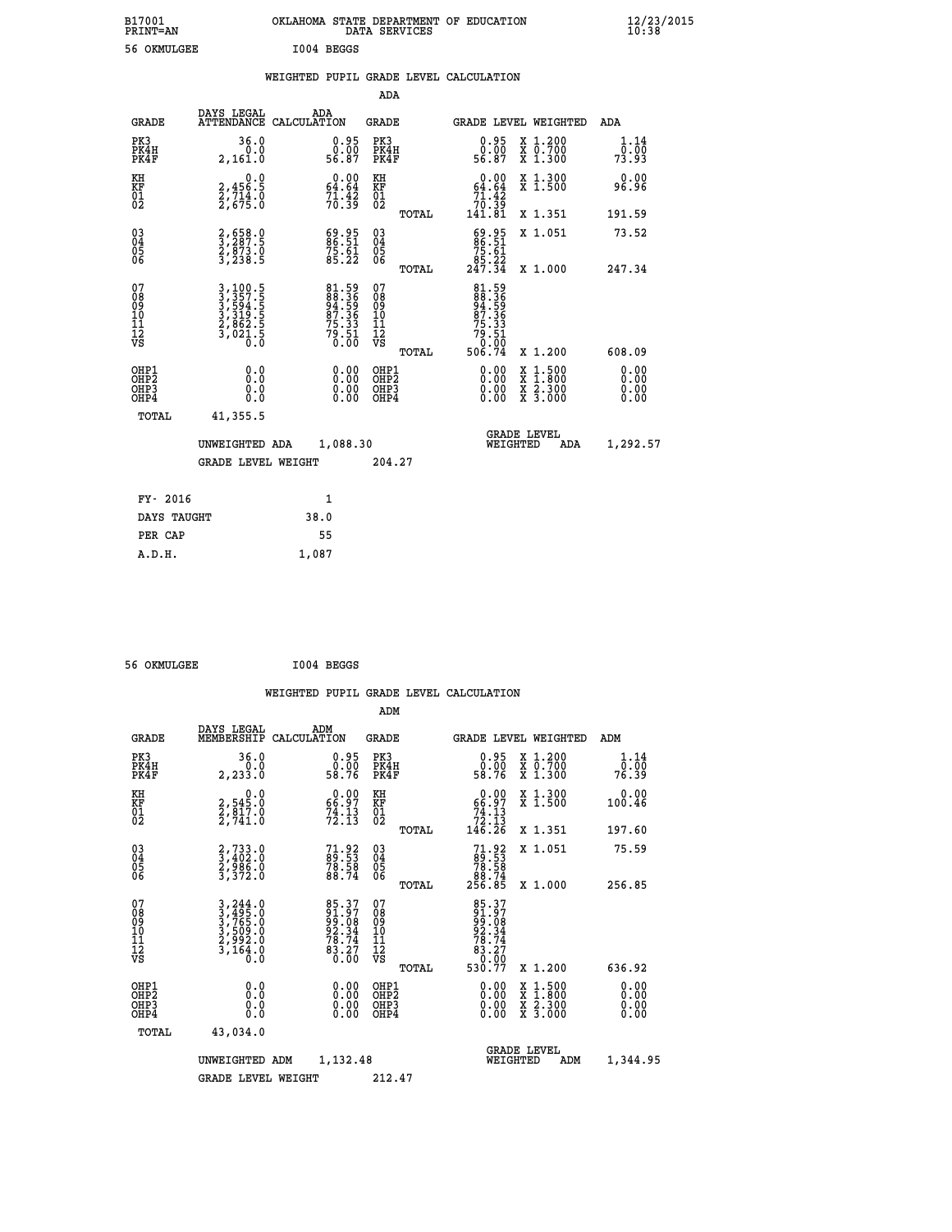B17001 OKLAHOMA STATE DEPARTMENT OF EDUCATION 12/23/2015
PRINT=AN DATA SERVICES 10:38

56 OKMULGEE I004 BEGGS

WEIGHTED PUPIL GRADE LEVEL CALCULATION

ADA

| GRADE | DAYS LEGAL ATTENDANCE | ADA CALCULATION | GRADE | GRADE LEVEL | WEIGHTED | ADA |
|---|---|---|---|---|---|---|
| PK3 | 36.0 | 0.95 | PK3 | 0.95 | X 1.200 | 1.14 |
| PK4H | 0.0 | 0.00 | PK4H | 0.00 | X 0.700 | 0.00 |
| PK4F | 2,161.0 | 56.87 | PK4F | 56.87 | X 1.300 | 73.93 |
| KH | 0.0 | 0.00 | KH | 0.00 | X 1.300 | 0.00 |
| KF | 2,456.5 | 64.64 | KF | 64.64 | X 1.500 | 96.96 |
| 01 | 2,714.0 | 71.42 | 01 | 71.42 | | |
| 02 | 2,675.0 | 70.39 | 02 | 70.39 | | |
| | | | TOTAL | 141.81 | X 1.351 | 191.59 |
| 03 | 2,658.0 | 69.95 | 03 | 69.95 | X 1.051 | 73.52 |
| 04 | 3,287.5 | 86.51 | 04 | 86.51 | | |
| 05 | 2,873.0 | 75.61 | 05 | 75.61 | | |
| 06 | 3,238.5 | 85.22 | 06 | 85.22 | | |
| | | | TOTAL | 247.34 | X 1.000 | 247.34 |
| 07 | 3,100.5 | 81.59 | 07 | 81.59 | | |
| 08 | 3,357.5 | 88.36 | 08 | 88.36 | | |
| 09 | 3,594.5 | 94.59 | 09 | 94.59 | | |
| 10 | 3,319.5 | 87.36 | 10 | 87.36 | | |
| 11 | 2,862.5 | 75.33 | 11 | 75.33 | | |
| 12 | 3,021.5 | 79.51 | 12 | 79.51 | | |
| VS | 0.0 | 0.00 | VS | 0.00 | | |
| | | | TOTAL | 506.74 | X 1.200 | 608.09 |
| OHP1 | 0.0 | 0.00 | OHP1 | 0.00 | X 1.500 | 0.00 |
| OHP2 | 0.0 | 0.00 | OHP2 | 0.00 | X 1.800 | 0.00 |
| OHP3 | 0.0 | 0.00 | OHP3 | 0.00 | X 2.300 | 0.00 |
| OHP4 | 0.0 | 0.00 | OHP4 | 0.00 | X 3.000 | 0.00 |
| TOTAL | 41,355.5 | | | | | |

UNWEIGHTED ADA 1,088.30 GRADE LEVEL WEIGHTED ADA 1,292.57

GRADE LEVEL WEIGHT 204.27

| FY- 2016 | 1 |
|---|---|
| DAYS TAUGHT | 38.0 |
| PER CAP | 55 |
| A.D.H. | 1,087 |

56 OKMULGEE I004 BEGGS

WEIGHTED PUPIL GRADE LEVEL CALCULATION

ADM

| GRADE | DAYS LEGAL MEMBERSHIP | ADM CALCULATION | GRADE | GRADE LEVEL | WEIGHTED | ADM |
|---|---|---|---|---|---|---|
| PK3 | 36.0 | 0.95 | PK3 | 0.95 | X 1.200 | 1.14 |
| PK4H | 0.0 | 0.00 | PK4H | 0.00 | X 0.700 | 0.00 |
| PK4F | 2,233.0 | 58.76 | PK4F | 58.76 | X 1.300 | 76.39 |
| KH | 0.0 | 0.00 | KH | 0.00 | X 1.300 | 0.00 |
| KF | 2,545.0 | 66.97 | KF | 66.97 | X 1.500 | 100.46 |
| 01 | 2,817.0 | 74.13 | 01 | 74.13 | | |
| 02 | 2,741.0 | 72.13 | 02 | 72.13 | | |
| | | | TOTAL | 146.26 | X 1.351 | 197.60 |
| 03 | 2,733.0 | 71.92 | 03 | 71.92 | X 1.051 | 75.59 |
| 04 | 3,402.0 | 89.53 | 04 | 89.53 | | |
| 05 | 2,986.0 | 78.58 | 05 | 78.58 | | |
| 06 | 3,372.0 | 88.74 | 06 | 88.74 | | |
| | | | TOTAL | 256.85 | X 1.000 | 256.85 |
| 07 | 3,244.0 | 85.37 | 07 | 85.37 | | |
| 08 | 3,495.0 | 91.97 | 08 | 91.97 | | |
| 09 | 3,765.0 | 99.08 | 09 | 99.08 | | |
| 10 | 3,509.0 | 92.34 | 10 | 92.34 | | |
| 11 | 2,992.0 | 78.74 | 11 | 78.74 | | |
| 12 | 3,164.0 | 83.27 | 12 | 83.27 | | |
| VS | 0.0 | 0.00 | VS | 0.00 | | |
| | | | TOTAL | 530.77 | X 1.200 | 636.92 |
| OHP1 | 0.0 | 0.00 | OHP1 | 0.00 | X 1.500 | 0.00 |
| OHP2 | 0.0 | 0.00 | OHP2 | 0.00 | X 1.800 | 0.00 |
| OHP3 | 0.0 | 0.00 | OHP3 | 0.00 | X 2.300 | 0.00 |
| OHP4 | 0.0 | 0.00 | OHP4 | 0.00 | X 3.000 | 0.00 |
| TOTAL | 43,034.0 | | | | | |

UNWEIGHTED ADM 1,132.48 GRADE LEVEL WEIGHTED ADM 1,344.95

GRADE LEVEL WEIGHT 212.47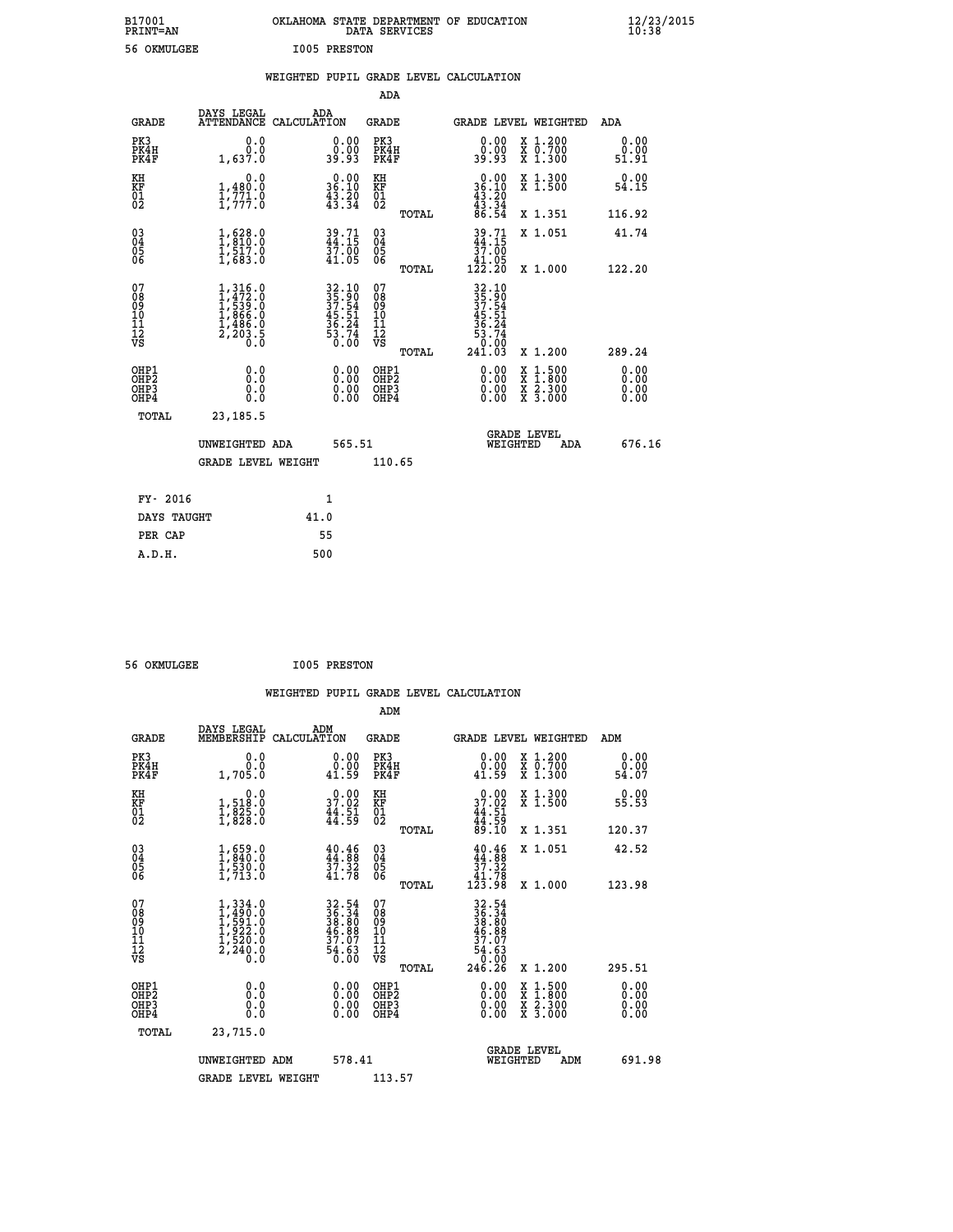B17001 OKLAHOMA STATE DEPARTMENT OF EDUCATION 12/23/2015
PRINT=AN DATA SERVICES 10:38

56 OKMULGEE I005 PRESTON

WEIGHTED PUPIL GRADE LEVEL CALCULATION

ADA

| GRADE | DAYS LEGAL ATTENDANCE | ADA CALCULATION | GRADE | | GRADE LEVEL | WEIGHTED | ADA |
|---|---|---|---|---|---|---|---|
| PK3 | 0.0 | 0.00 | PK3 | | 0.00 | X 1.200 | 0.00 |
| PK4H | 0.0 | 0.00 | PK4H | | 0.00 | X 0.700 | 0.00 |
| PK4F | 1,637.0 | 39.93 | PK4F | | 39.93 | X 1.300 | 51.91 |
| KH | 0.0 | 0.00 | KH | | 0.00 | X 1.300 | 0.00 |
| KF | 1,480.0 | 36.10 | KF | | 36.10 | X 1.500 | 54.15 |
| 01 | 1,771.0 | 43.20 | 01 | | 43.20 | | |
| 02 | 1,777.0 | 43.34 | 02 | | 43.34 | | |
| | | | | TOTAL | 86.54 | X 1.351 | 116.92 |
| 03 | 1,628.0 | 39.71 | 03 | | 39.71 | X 1.051 | 41.74 |
| 04 | 1,810.0 | 44.15 | 04 | | 44.15 | | |
| 05 | 1,517.0 | 37.00 | 05 | | 37.00 | | |
| 06 | 1,683.0 | 41.05 | 06 | | 41.05 | | |
| | | | | TOTAL | 122.20 | X 1.000 | 122.20 |
| 07 | 1,316.0 | 32.10 | 07 | | 32.10 | | |
| 08 | 1,472.0 | 35.90 | 08 | | 35.90 | | |
| 09 | 1,539.0 | 37.54 | 09 | | 37.54 | | |
| 10 | 1,866.0 | 45.51 | 10 | | 45.51 | | |
| 11 | 1,486.0 | 36.24 | 11 | | 36.24 | | |
| 12 | 2,203.5 | 53.74 | 12 | | 53.74 | | |
| VS | 0.0 | 0.00 | VS | | 0.00 | | |
| | | | | TOTAL | 241.03 | X 1.200 | 289.24 |
| OHP1 | 0.0 | 0.00 | OHP1 | | 0.00 | X 1.500 | 0.00 |
| OHP2 | 0.0 | 0.00 | OHP2 | | 0.00 | X 1.800 | 0.00 |
| OHP3 | 0.0 | 0.00 | OHP3 | | 0.00 | X 2.300 | 0.00 |
| OHP4 | 0.0 | 0.00 | OHP4 | | 0.00 | X 3.000 | 0.00 |
| TOTAL | 23,185.5 | | | | | | |

UNWEIGHTED ADA 565.51 GRADE LEVEL WEIGHTED ADA 676.16

GRADE LEVEL WEIGHT 110.65

| FY- 2016 | 1 |
|---|---|
| DAYS TAUGHT | 41.0 |
| PER CAP | 55 |
| A.D.H. | 500 |

56 OKMULGEE I005 PRESTON

WEIGHTED PUPIL GRADE LEVEL CALCULATION

ADM

| GRADE | DAYS LEGAL MEMBERSHIP | ADM CALCULATION | GRADE | | GRADE LEVEL | WEIGHTED | ADM |
|---|---|---|---|---|---|---|---|
| PK3 | 0.0 | 0.00 | PK3 | | 0.00 | X 1.200 | 0.00 |
| PK4H | 0.0 | 0.00 | PK4H | | 0.00 | X 0.700 | 0.00 |
| PK4F | 1,705.0 | 41.59 | PK4F | | 41.59 | X 1.300 | 54.07 |
| KH | 0.0 | 0.00 | KH | | 0.00 | X 1.300 | 0.00 |
| KF | 1,518.0 | 37.02 | KF | | 37.02 | X 1.500 | 55.53 |
| 01 | 1,825.0 | 44.51 | 01 | | 44.51 | | |
| 02 | 1,828.0 | 44.59 | 02 | | 44.59 | | |
| | | | | TOTAL | 89.10 | X 1.351 | 120.37 |
| 03 | 1,659.0 | 40.46 | 03 | | 40.46 | X 1.051 | 42.52 |
| 04 | 1,840.0 | 44.88 | 04 | | 44.88 | | |
| 05 | 1,530.0 | 37.32 | 05 | | 37.32 | | |
| 06 | 1,713.0 | 41.78 | 06 | | 41.78 | | |
| | | | | TOTAL | 123.98 | X 1.000 | 123.98 |
| 07 | 1,334.0 | 32.54 | 07 | | 32.54 | | |
| 08 | 1,490.0 | 36.34 | 08 | | 36.34 | | |
| 09 | 1,591.0 | 38.80 | 09 | | 38.80 | | |
| 10 | 1,922.0 | 46.88 | 10 | | 46.88 | | |
| 11 | 1,520.0 | 37.07 | 11 | | 37.07 | | |
| 12 | 2,240.0 | 54.63 | 12 | | 54.63 | | |
| VS | 0.0 | 0.00 | VS | | 0.00 | | |
| | | | | TOTAL | 246.26 | X 1.200 | 295.51 |
| OHP1 | 0.0 | 0.00 | OHP1 | | 0.00 | X 1.500 | 0.00 |
| OHP2 | 0.0 | 0.00 | OHP2 | | 0.00 | X 1.800 | 0.00 |
| OHP3 | 0.0 | 0.00 | OHP3 | | 0.00 | X 2.300 | 0.00 |
| OHP4 | 0.0 | 0.00 | OHP4 | | 0.00 | X 3.000 | 0.00 |
| TOTAL | 23,715.0 | | | | | | |

UNWEIGHTED ADM 578.41 GRADE LEVEL WEIGHTED ADM 691.98

GRADE LEVEL WEIGHT 113.57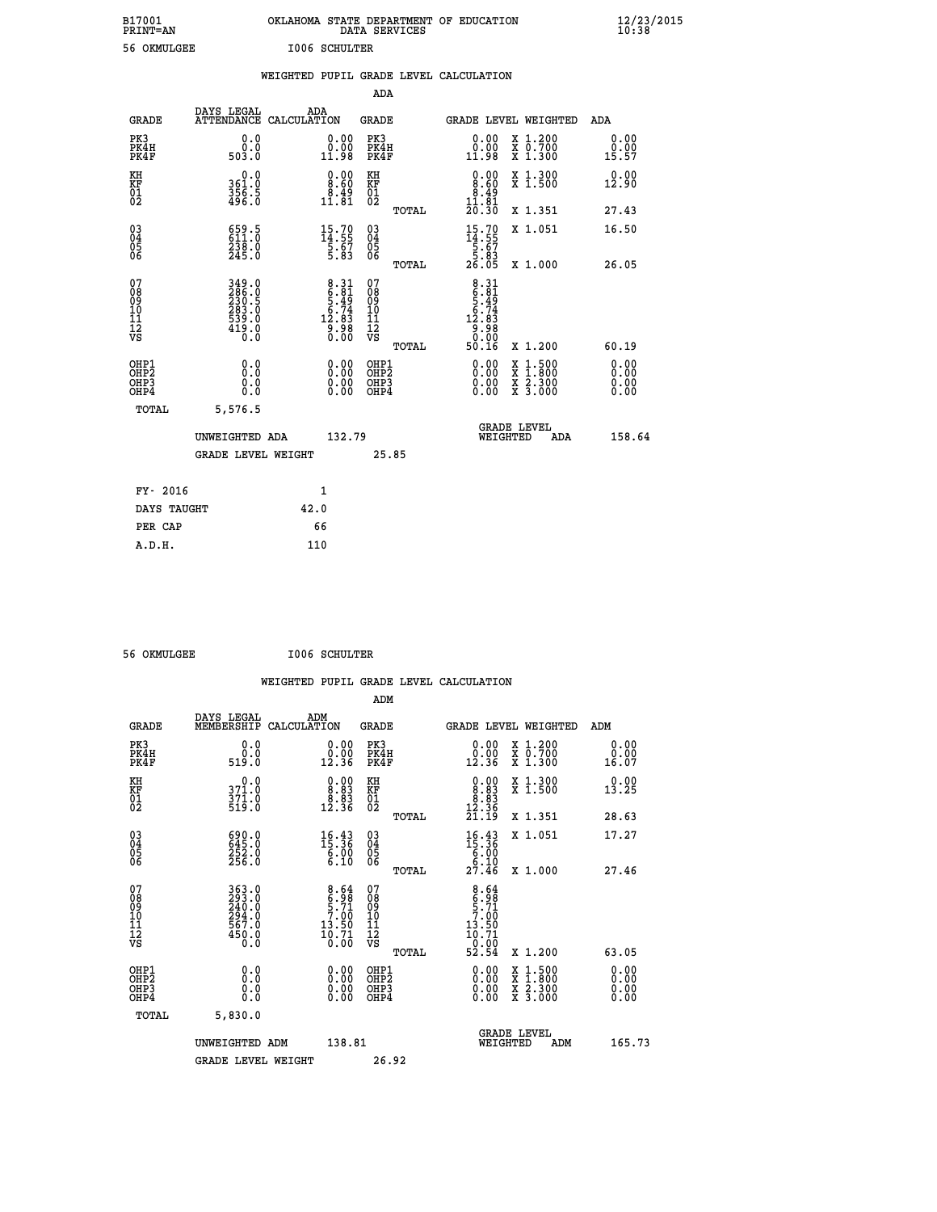B17001 OKLAHOMA STATE DEPARTMENT OF EDUCATION 12/23/2015
PRINT=AN DATA SERVICES 10:38

56 OKMULGEE I006 SCHULTER

WEIGHTED PUPIL GRADE LEVEL CALCULATION

ADA

| GRADE | DAYS LEGAL ATTENDANCE | ADA CALCULATION | GRADE | | GRADE LEVEL | WEIGHTED | ADA |
|---|---|---|---|---|---|---|---|
| PK3 | 0.0 | 0.00 | PK3 | | 0.00 | X 1.200 | 0.00 |
| PK4H | 0.0 | 0.00 | PK4H | | 0.00 | X 0.700 | 0.00 |
| PK4F | 503.0 | 11.98 | PK4F | | 11.98 | X 1.300 | 15.57 |
| KH | 0.0 | 0.00 | KH | | 0.00 | X 1.300 | 0.00 |
| KF | 361.0 | 8.60 | KF | | 8.60 | X 1.500 | 12.90 |
| 01 | 356.5 | 8.49 | 01 | | 8.49 | | |
| 02 | 496.0 | 11.81 | 02 | | 11.81 | | |
| | | | | TOTAL | 20.30 | X 1.351 | 27.43 |
| 03 | 659.5 | 15.70 | 03 | | 15.70 | X 1.051 | 16.50 |
| 04 | 611.0 | 14.55 | 04 | | 14.55 | | |
| 05 | 238.0 | 5.67 | 05 | | 5.67 | | |
| 06 | 245.0 | 5.83 | 06 | | 5.83 | | |
| | | | | TOTAL | 26.05 | X 1.000 | 26.05 |
| 07 | 349.0 | 8.31 | 07 | | 8.31 | | |
| 08 | 286.0 | 6.81 | 08 | | 6.81 | | |
| 09 | 230.5 | 5.49 | 09 | | 5.49 | | |
| 10 | 283.0 | 6.74 | 10 | | 6.74 | | |
| 11 | 539.0 | 12.83 | 11 | | 12.83 | | |
| 12 | 419.0 | 9.98 | 12 | | 9.98 | | |
| VS | 0.0 | 0.00 | VS | | 0.00 | | |
| | | | | TOTAL | 50.16 | X 1.200 | 60.19 |
| OHP1 | 0.0 | 0.00 | OHP1 | | 0.00 | X 1.500 | 0.00 |
| OHP2 | 0.0 | 0.00 | OHP2 | | 0.00 | X 1.800 | 0.00 |
| OHP3 | 0.0 | 0.00 | OHP3 | | 0.00 | X 2.300 | 0.00 |
| OHP4 | 0.0 | 0.00 | OHP4 | | 0.00 | X 3.000 | 0.00 |
| TOTAL | 5,576.5 | | | | | | |

UNWEIGHTED ADA 132.79 GRADE LEVEL WEIGHTED ADA 158.64

GRADE LEVEL WEIGHT 25.85

| FY- 2016 | 1 |
|---|---|
| DAYS TAUGHT | 42.0 |
| PER CAP | 66 |
| A.D.H. | 110 |

56 OKMULGEE I006 SCHULTER

WEIGHTED PUPIL GRADE LEVEL CALCULATION

ADM

| GRADE | DAYS LEGAL MEMBERSHIP | ADM CALCULATION | GRADE | | GRADE LEVEL | WEIGHTED | ADM |
|---|---|---|---|---|---|---|---|
| PK3 | 0.0 | 0.00 | PK3 | | 0.00 | X 1.200 | 0.00 |
| PK4H | 0.0 | 0.00 | PK4H | | 0.00 | X 0.700 | 0.00 |
| PK4F | 519.0 | 12.36 | PK4F | | 12.36 | X 1.300 | 16.07 |
| KH | 0.0 | 0.00 | KH | | 0.00 | X 1.300 | 0.00 |
| KF | 371.0 | 8.83 | KF | | 8.83 | X 1.500 | 13.25 |
| 01 | 371.0 | 8.83 | 01 | | 8.83 | | |
| 02 | 519.0 | 12.36 | 02 | | 12.36 | | |
| | | | | TOTAL | 21.19 | X 1.351 | 28.63 |
| 03 | 690.0 | 16.43 | 03 | | 16.43 | X 1.051 | 17.27 |
| 04 | 645.0 | 15.36 | 04 | | 15.36 | | |
| 05 | 252.0 | 6.00 | 05 | | 6.00 | | |
| 06 | 256.0 | 6.10 | 06 | | 6.10 | | |
| | | | | TOTAL | 27.46 | X 1.000 | 27.46 |
| 07 | 363.0 | 8.64 | 07 | | 8.64 | | |
| 08 | 293.0 | 6.98 | 08 | | 6.98 | | |
| 09 | 240.0 | 5.71 | 09 | | 5.71 | | |
| 10 | 294.0 | 7.00 | 10 | | 7.00 | | |
| 11 | 567.0 | 13.50 | 11 | | 13.50 | | |
| 12 | 450.0 | 10.71 | 12 | | 10.71 | | |
| VS | 0.0 | 0.00 | VS | | 0.00 | | |
| | | | | TOTAL | 52.54 | X 1.200 | 63.05 |
| OHP1 | 0.0 | 0.00 | OHP1 | | 0.00 | X 1.500 | 0.00 |
| OHP2 | 0.0 | 0.00 | OHP2 | | 0.00 | X 1.800 | 0.00 |
| OHP3 | 0.0 | 0.00 | OHP3 | | 0.00 | X 2.300 | 0.00 |
| OHP4 | 0.0 | 0.00 | OHP4 | | 0.00 | X 3.000 | 0.00 |
| TOTAL | 5,830.0 | | | | | | |

UNWEIGHTED ADM 138.81 GRADE LEVEL WEIGHTED ADM 165.73

GRADE LEVEL WEIGHT 26.92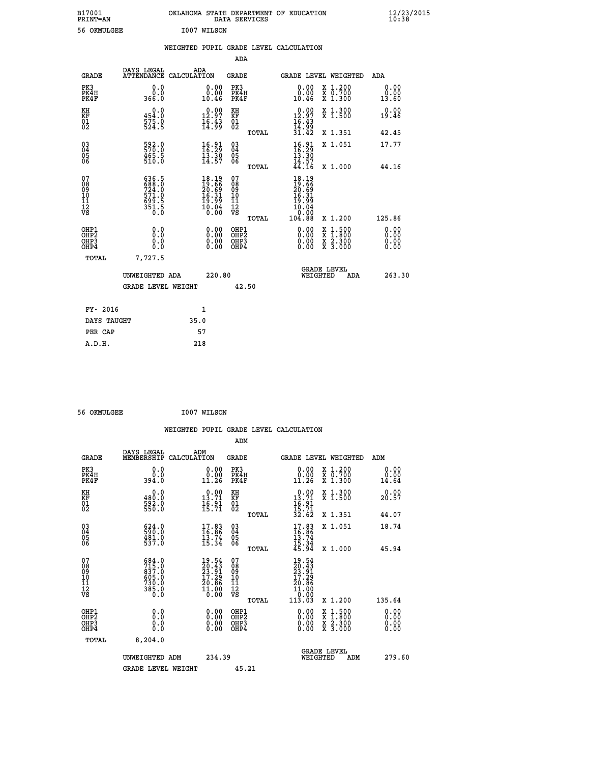B17001 OKLAHOMA STATE DEPARTMENT OF EDUCATION 12/23/2015
PRINT=AN DATA SERVICES 10:38

56 OKMULGEE I007 WILSON

## WEIGHTED PUPIL GRADE LEVEL CALCULATION

### ADA

| GRADE | DAYS LEGAL ATTENDANCE | ADA CALCULATION | GRADE | GRADE LEVEL | WEIGHTED | ADA |
|---|---|---|---|---|---|---|
| PK3 | 0.0 | 0.00 | PK3 | 0.00 | X 1.200 | 0.00 |
| PK4H | 0.0 | 0.00 | PK4H | 0.00 | X 0.700 | 0.00 |
| PK4F | 366.0 | 10.46 | PK4F | 10.46 | X 1.300 | 13.60 |
| KH | 0.0 | 0.00 | KH | 0.00 | X 1.300 | 0.00 |
| KF | 454.0 | 12.97 | KF | 12.97 | X 1.500 | 19.46 |
| 01 | 575.0 | 16.43 | 01 | 16.43 | | |
| 02 | 524.5 | 14.99 | 02 | 14.99 | | |
| | | | TOTAL | 31.42 | X 1.351 | 42.45 |
| 03 | 592.0 | 16.91 | 03 | 16.91 | X 1.051 | 17.77 |
| 04 | 570.0 | 16.29 | 04 | 16.29 | | |
| 05 | 465.5 | 13.30 | 05 | 13.30 | | |
| 06 | 510.0 | 14.57 | 06 | 14.57 | | |
| | | | TOTAL | 44.16 | X 1.000 | 44.16 |
| 07 | 636.5 | 18.19 | 07 | 18.19 | | |
| 08 | 688.0 | 19.66 | 08 | 19.66 | | |
| 09 | 724.0 | 20.69 | 09 | 20.69 | | |
| 10 | 571.0 | 16.31 | 10 | 16.31 | | |
| 11 | 699.5 | 19.99 | 11 | 19.99 | | |
| 12 | 351.5 | 10.04 | 12 | 10.04 | | |
| VS | 0.0 | 0.00 | VS | 0.00 | | |
| | | | TOTAL | 104.88 | X 1.200 | 125.86 |
| OHP1 | 0.0 | 0.00 | OHP1 | 0.00 | X 1.500 | 0.00 |
| OHP2 | 0.0 | 0.00 | OHP2 | 0.00 | X 1.800 | 0.00 |
| OHP3 | 0.0 | 0.00 | OHP3 | 0.00 | X 2.300 | 0.00 |
| OHP4 | 0.0 | 0.00 | OHP4 | 0.00 | X 3.000 | 0.00 |
| TOTAL | 7,727.5 | | | | | |

UNWEIGHTED ADA 220.80 GRADE LEVEL WEIGHTED ADA 263.30

GRADE LEVEL WEIGHT 42.50

| FY- 2016 | 1 |
|---|---|
| DAYS TAUGHT | 35.0 |
| PER CAP | 57 |
| A.D.H. | 218 |

56 OKMULGEE I007 WILSON

## WEIGHTED PUPIL GRADE LEVEL CALCULATION

### ADM

| GRADE | DAYS LEGAL MEMBERSHIP | ADM CALCULATION | GRADE | GRADE LEVEL | WEIGHTED | ADM |
|---|---|---|---|---|---|---|
| PK3 | 0.0 | 0.00 | PK3 | 0.00 | X 1.200 | 0.00 |
| PK4H | 0.0 | 0.00 | PK4H | 0.00 | X 0.700 | 0.00 |
| PK4F | 394.0 | 11.26 | PK4F | 11.26 | X 1.300 | 14.64 |
| KH | 0.0 | 0.00 | KH | 0.00 | X 1.300 | 0.00 |
| KF | 480.0 | 13.71 | KF | 13.71 | X 1.500 | 20.57 |
| 01 | 592.0 | 16.91 | 01 | 16.91 | | |
| 02 | 550.0 | 15.71 | 02 | 15.71 | | |
| | | | TOTAL | 32.62 | X 1.351 | 44.07 |
| 03 | 624.0 | 17.83 | 03 | 17.83 | X 1.051 | 18.74 |
| 04 | 590.0 | 16.86 | 04 | 16.86 | | |
| 05 | 481.0 | 13.74 | 05 | 13.74 | | |
| 06 | 537.0 | 15.34 | 06 | 15.34 | | |
| | | | TOTAL | 45.94 | X 1.000 | 45.94 |
| 07 | 684.0 | 19.54 | 07 | 19.54 | | |
| 08 | 715.0 | 20.43 | 08 | 20.43 | | |
| 09 | 837.0 | 23.91 | 09 | 23.91 | | |
| 10 | 605.0 | 17.29 | 10 | 17.29 | | |
| 11 | 730.0 | 20.86 | 11 | 20.86 | | |
| 12 | 385.0 | 11.00 | 12 | 11.00 | | |
| VS | 0.0 | 0.00 | VS | 0.00 | | |
| | | | TOTAL | 113.03 | X 1.200 | 135.64 |
| OHP1 | 0.0 | 0.00 | OHP1 | 0.00 | X 1.500 | 0.00 |
| OHP2 | 0.0 | 0.00 | OHP2 | 0.00 | X 1.800 | 0.00 |
| OHP3 | 0.0 | 0.00 | OHP3 | 0.00 | X 2.300 | 0.00 |
| OHP4 | 0.0 | 0.00 | OHP4 | 0.00 | X 3.000 | 0.00 |
| TOTAL | 8,204.0 | | | | | |

UNWEIGHTED ADM 234.39 GRADE LEVEL WEIGHTED ADM 279.60

GRADE LEVEL WEIGHT 45.21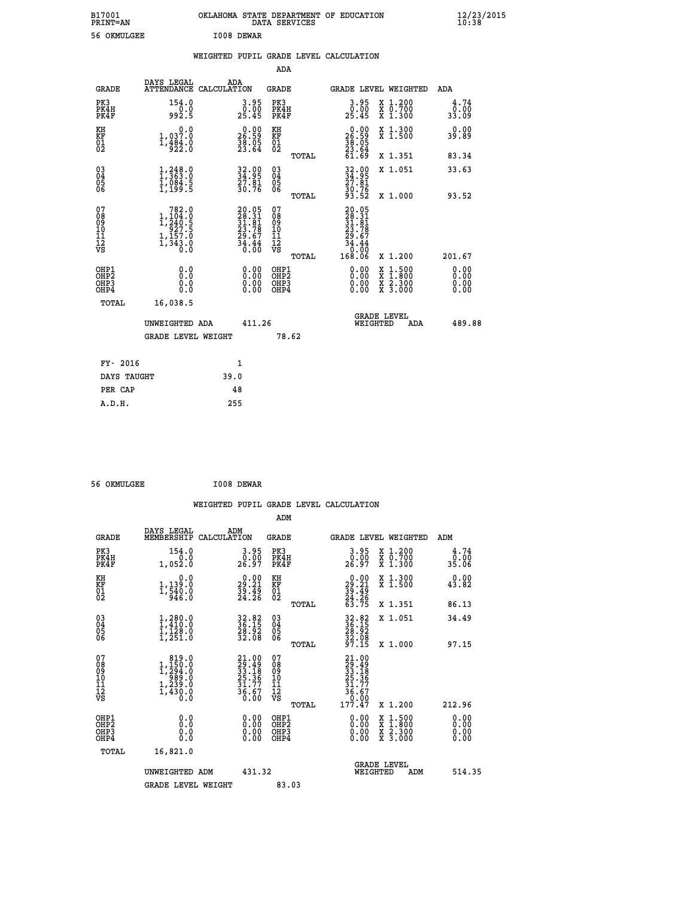B17001 OKLAHOMA STATE DEPARTMENT OF EDUCATION 12/23/2015
PRINT=AN DATA SERVICES 10:38

56 OKMULGEE I008 DEWAR

## WEIGHTED PUPIL GRADE LEVEL CALCULATION

### ADA

| GRADE | DAYS LEGAL ATTENDANCE | ADA CALCULATION | GRADE | GRADE LEVEL | WEIGHTED | ADA |
|---|---|---|---|---|---|---|
| PK3 | 154.0 | 3.95 | PK3 | 3.95 | X 1.200 | 4.74 |
| PK4H | 0.0 | 0.00 | PK4H | 0.00 | X 0.700 | 0.00 |
| PK4F | 992.5 | 25.45 | PK4F | 25.45 | X 1.300 | 33.09 |
| KH | 0.0 | 0.00 | KH | 0.00 | X 1.300 | 0.00 |
| KF | 1,037.0 | 26.59 | KF | 26.59 | X 1.500 | 39.89 |
| 01 | 1,484.0 | 38.05 | 01 | 38.05 | | |
| 02 | 922.0 | 23.64 | 02 | 23.64 | | |
| | | | TOTAL | 61.69 | X 1.351 | 83.34 |
| 03 | 1,248.0 | 32.00 | 03 | 32.00 | X 1.051 | 33.63 |
| 04 | 1,363.0 | 34.95 | 04 | 34.95 | | |
| 05 | 1,084.5 | 27.81 | 05 | 27.81 | | |
| 06 | 1,199.5 | 30.76 | 06 | 30.76 | | |
| | | | TOTAL | 93.52 | X 1.000 | 93.52 |
| 07 | 782.0 | 20.05 | 07 | 20.05 | | |
| 08 | 1,104.0 | 28.31 | 08 | 28.31 | | |
| 09 | 1,240.5 | 31.81 | 09 | 31.81 | | |
| 10 | 927.5 | 23.78 | 10 | 23.78 | | |
| 11 | 1,157.0 | 29.67 | 11 | 29.67 | | |
| 12 | 1,343.0 | 34.44 | 12 | 34.44 | | |
| VS | 0.0 | 0.00 | VS | 0.00 | | |
| | | | TOTAL | 168.06 | X 1.200 | 201.67 |
| OHP1 | 0.0 | 0.00 | OHP1 | 0.00 | X 1.500 | 0.00 |
| OHP2 | 0.0 | 0.00 | OHP2 | 0.00 | X 1.800 | 0.00 |
| OHP3 | 0.0 | 0.00 | OHP3 | 0.00 | X 2.300 | 0.00 |
| OHP4 | 0.0 | 0.00 | OHP4 | 0.00 | X 3.000 | 0.00 |
| TOTAL | 16,038.5 | | | | | |

UNWEIGHTED ADA 411.26 | GRADE LEVEL WEIGHTED ADA 489.88

GRADE LEVEL WEIGHT 78.62

| | |
|---|---|
| FY- 2016 | 1 |
| DAYS TAUGHT | 39.0 |
| PER CAP | 48 |
| A.D.H. | 255 |

56 OKMULGEE I008 DEWAR

## WEIGHTED PUPIL GRADE LEVEL CALCULATION

### ADM

| GRADE | DAYS LEGAL MEMBERSHIP | ADM CALCULATION | GRADE | GRADE LEVEL | WEIGHTED | ADM |
|---|---|---|---|---|---|---|
| PK3 | 154.0 | 3.95 | PK3 | 3.95 | X 1.200 | 4.74 |
| PK4H | 0.0 | 0.00 | PK4H | 0.00 | X 0.700 | 0.00 |
| PK4F | 1,052.0 | 26.97 | PK4F | 26.97 | X 1.300 | 35.06 |
| KH | 0.0 | 0.00 | KH | 0.00 | X 1.300 | 0.00 |
| KF | 1,139.0 | 29.21 | KF | 29.21 | X 1.500 | 43.82 |
| 01 | 1,540.0 | 39.49 | 01 | 39.49 | | |
| 02 | 946.0 | 24.26 | 02 | 24.26 | | |
| | | | TOTAL | 63.75 | X 1.351 | 86.13 |
| 03 | 1,280.0 | 32.82 | 03 | 32.82 | X 1.051 | 34.49 |
| 04 | 1,410.0 | 36.15 | 04 | 36.15 | | |
| 05 | 1,128.0 | 28.92 | 05 | 28.92 | | |
| 06 | 1,251.0 | 32.08 | 06 | 32.08 | | |
| | | | TOTAL | 97.15 | X 1.000 | 97.15 |
| 07 | 819.0 | 21.00 | 07 | 21.00 | | |
| 08 | 1,150.0 | 29.49 | 08 | 29.49 | | |
| 09 | 1,294.0 | 33.18 | 09 | 33.18 | | |
| 10 | 989.0 | 25.36 | 10 | 25.36 | | |
| 11 | 1,239.0 | 31.77 | 11 | 31.77 | | |
| 12 | 1,430.0 | 36.67 | 12 | 36.67 | | |
| VS | 0.0 | 0.00 | VS | 0.00 | | |
| | | | TOTAL | 177.47 | X 1.200 | 212.96 |
| OHP1 | 0.0 | 0.00 | OHP1 | 0.00 | X 1.500 | 0.00 |
| OHP2 | 0.0 | 0.00 | OHP2 | 0.00 | X 1.800 | 0.00 |
| OHP3 | 0.0 | 0.00 | OHP3 | 0.00 | X 2.300 | 0.00 |
| OHP4 | 0.0 | 0.00 | OHP4 | 0.00 | X 3.000 | 0.00 |
| TOTAL | 16,821.0 | | | | | |

UNWEIGHTED ADM 431.32 | GRADE LEVEL WEIGHTED ADM 514.35

GRADE LEVEL WEIGHT 83.03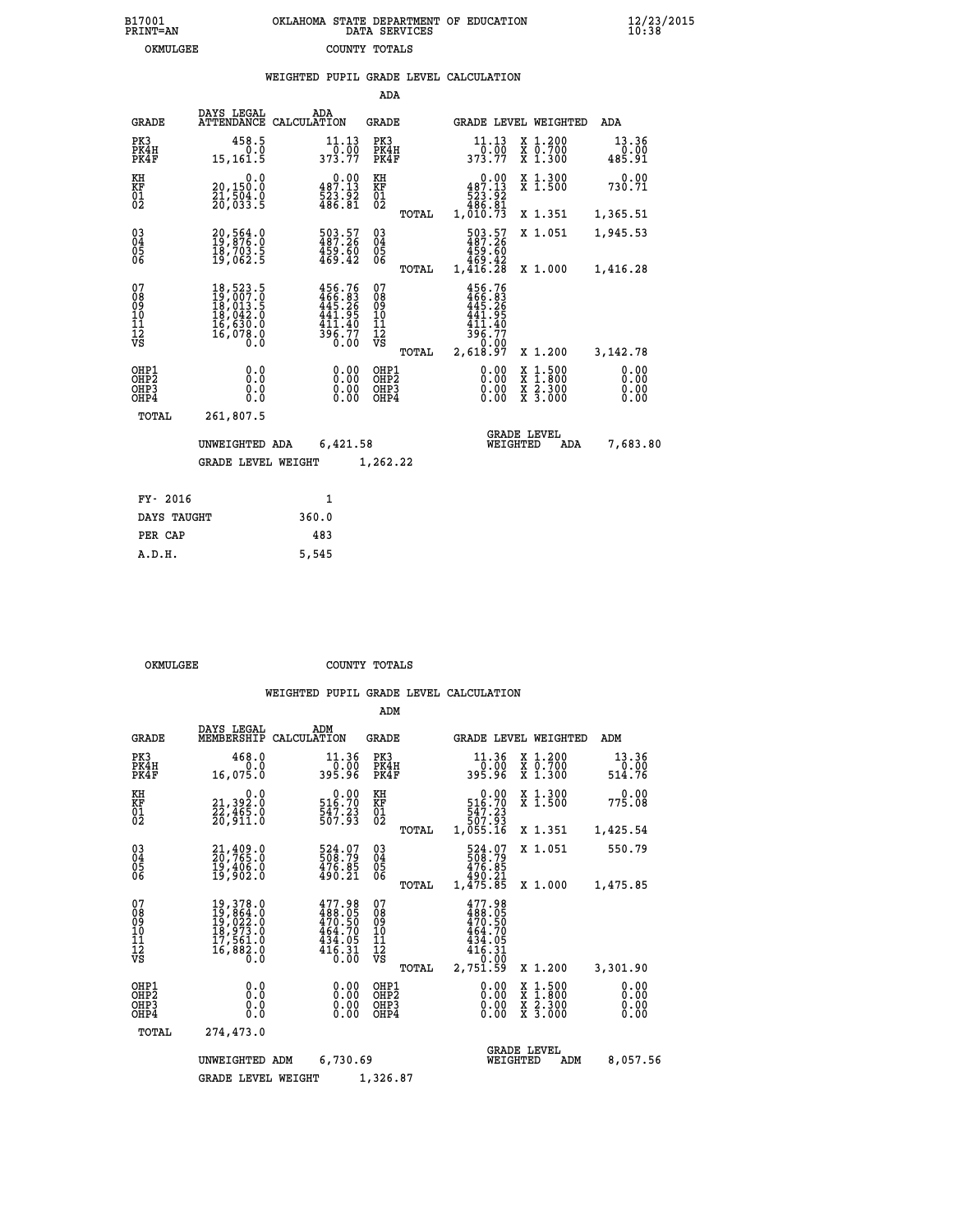B17001 OKLAHOMA STATE DEPARTMENT OF EDUCATION 12/23/2015
PRINT=AN DATA SERVICES 10:38
OKMULGEE COUNTY TOTALS

### WEIGHTED PUPIL GRADE LEVEL CALCULATION

ADA

| GRADE | DAYS LEGAL ATTENDANCE | ADA CALCULATION | GRADE | | GRADE LEVEL | WEIGHTED | ADA |
|---|---|---|---|---|---|---|---|
| PK3 | 458.5 | 11.13 | PK3 | | 11.13 | X 1.200 | 13.36 |
| PK4H | 0.0 | 0.00 | PK4H | | 0.00 | X 0.700 | 0.00 |
| PK4F | 15,161.5 | 373.77 | PK4F | | 373.77 | X 1.300 | 485.91 |
| KH | 0.0 | 0.00 | KH | | 0.00 | X 1.300 | 0.00 |
| KF | 20,150.0 | 487.13 | KF | | 487.13 | X 1.500 | 730.71 |
| 01 | 21,504.0 | 523.92 | 01 | | 523.92 | | |
| 02 | 20,033.5 | 486.81 | 02 | | 486.81 | | |
| | | | | TOTAL | 1,010.73 | X 1.351 | 1,365.51 |
| 03 | 20,564.0 | 503.57 | 03 | | 503.57 | X 1.051 | 1,945.53 |
| 04 | 19,876.0 | 487.26 | 04 | | 487.26 | | |
| 05 | 18,703.5 | 459.60 | 05 | | 459.60 | | |
| 06 | 19,062.5 | 469.42 | 06 | | 469.42 | | |
| | | | | TOTAL | 1,416.28 | X 1.000 | 1,416.28 |
| 07 | 18,523.5 | 456.76 | 07 | | 456.76 | | |
| 08 | 19,007.0 | 466.83 | 08 | | 466.83 | | |
| 09 | 18,013.5 | 445.26 | 09 | | 445.26 | | |
| 10 | 18,042.0 | 441.95 | 10 | | 441.95 | | |
| 11 | 16,630.0 | 411.40 | 11 | | 411.40 | | |
| 12 | 16,078.0 | 396.77 | 12 | | 396.77 | | |
| VS | 0.0 | 0.00 | VS | | 0.00 | | |
| | | | | TOTAL | 2,618.97 | X 1.200 | 3,142.78 |
| OHP1 | 0.0 | 0.00 | OHP1 | | 0.00 | X 1.500 | 0.00 |
| OHP2 | 0.0 | 0.00 | OHP2 | | 0.00 | X 1.800 | 0.00 |
| OHP3 | 0.0 | 0.00 | OHP3 | | 0.00 | X 2.300 | 0.00 |
| OHP4 | 0.0 | 0.00 | OHP4 | | 0.00 | X 3.000 | 0.00 |
| TOTAL | 261,807.5 | | | | | | |

UNWEIGHTED ADA 6,421.58 | GRADE LEVEL WEIGHTED ADA 7,683.80

GRADE LEVEL WEIGHT 1,262.22

| FY- 2016 | 1 |
|---|---|
| DAYS TAUGHT | 360.0 |
| PER CAP | 483 |
| A.D.H. | 5,545 |

OKMULGEE COUNTY TOTALS

### WEIGHTED PUPIL GRADE LEVEL CALCULATION

ADM

| GRADE | DAYS LEGAL MEMBERSHIP | ADM CALCULATION | GRADE | | GRADE LEVEL | WEIGHTED | ADM |
|---|---|---|---|---|---|---|---|
| PK3 | 468.0 | 11.36 | PK3 | | 11.36 | X 1.200 | 13.36 |
| PK4H | 0.0 | 0.00 | PK4H | | 0.00 | X 0.700 | 0.00 |
| PK4F | 16,075.0 | 395.96 | PK4F | | 395.96 | X 1.300 | 514.76 |
| KH | 0.0 | 0.00 | KH | | 0.00 | X 1.300 | 0.00 |
| KF | 21,392.0 | 516.70 | KF | | 516.70 | X 1.500 | 775.08 |
| 01 | 22,465.0 | 547.23 | 01 | | 547.23 | | |
| 02 | 20,911.0 | 507.93 | 02 | | 507.93 | | |
| | | | | TOTAL | 1,055.16 | X 1.351 | 1,425.54 |
| 03 | 21,409.0 | 524.07 | 03 | | 524.07 | X 1.051 | 550.79 |
| 04 | 20,765.0 | 508.79 | 04 | | 508.79 | | |
| 05 | 19,406.0 | 476.85 | 05 | | 476.85 | | |
| 06 | 19,902.0 | 490.21 | 06 | | 490.21 | | |
| | | | | TOTAL | 1,475.85 | X 1.000 | 1,475.85 |
| 07 | 19,378.0 | 477.98 | 07 | | 477.98 | | |
| 08 | 19,864.0 | 488.05 | 08 | | 488.05 | | |
| 09 | 19,022.0 | 470.50 | 09 | | 470.50 | | |
| 10 | 18,973.0 | 464.70 | 10 | | 464.70 | | |
| 11 | 17,561.0 | 434.05 | 11 | | 434.05 | | |
| 12 | 16,882.0 | 416.31 | 12 | | 416.31 | | |
| VS | 0.0 | 0.00 | VS | | 0.00 | | |
| | | | | TOTAL | 2,751.59 | X 1.200 | 3,301.90 |
| OHP1 | 0.0 | 0.00 | OHP1 | | 0.00 | X 1.500 | 0.00 |
| OHP2 | 0.0 | 0.00 | OHP2 | | 0.00 | X 1.800 | 0.00 |
| OHP3 | 0.0 | 0.00 | OHP3 | | 0.00 | X 2.300 | 0.00 |
| OHP4 | 0.0 | 0.00 | OHP4 | | 0.00 | X 3.000 | 0.00 |
| TOTAL | 274,473.0 | | | | | | |

UNWEIGHTED ADM 6,730.69 | GRADE LEVEL WEIGHTED ADM 8,057.56

GRADE LEVEL WEIGHT 1,326.87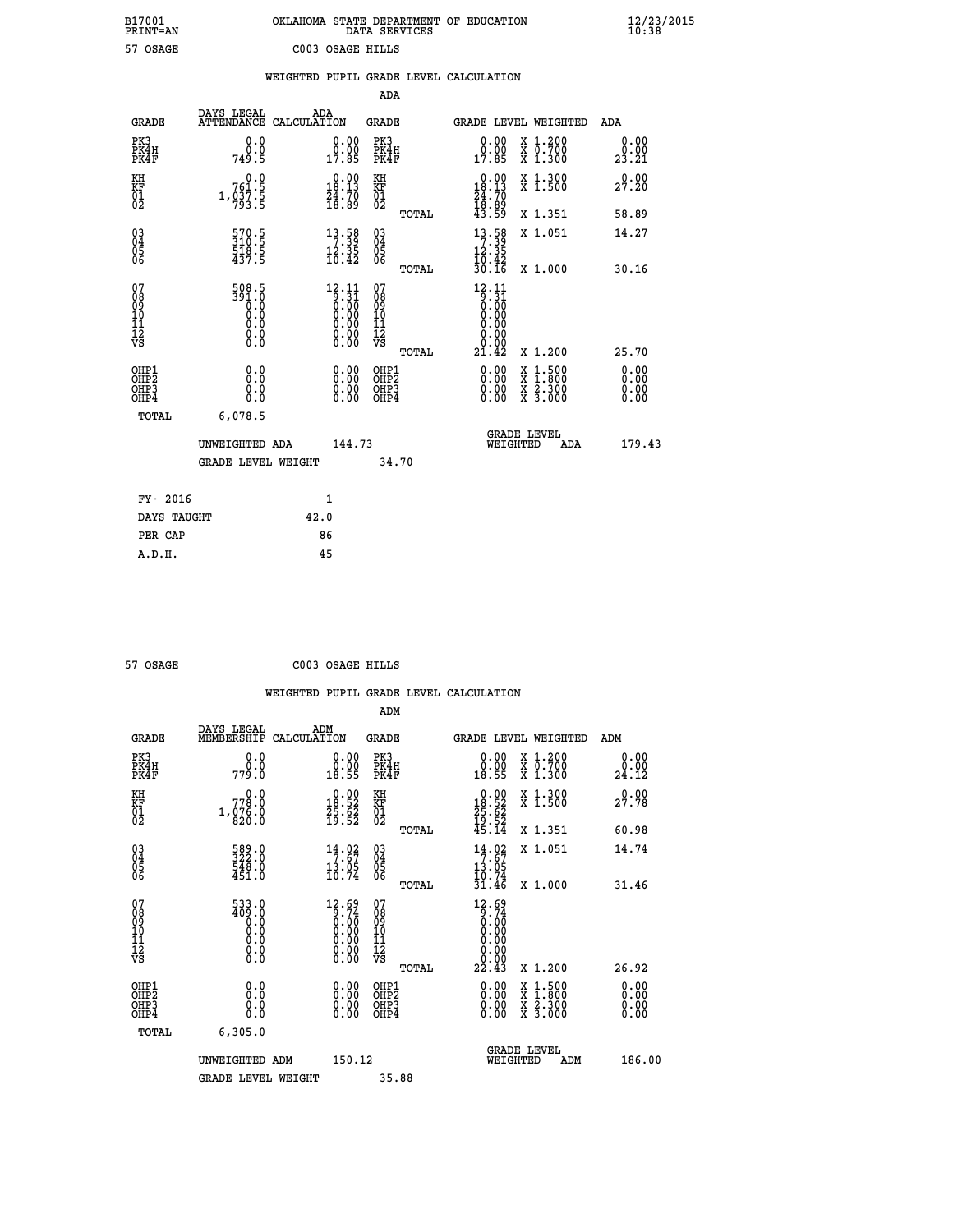B17001 OKLAHOMA STATE DEPARTMENT OF EDUCATION 12/23/2015
PRINT=AN DATA SERVICES 10:38
57 OSAGE C003 OSAGE HILLS

WEIGHTED PUPIL GRADE LEVEL CALCULATION

ADA

| GRADE | DAYS LEGAL ATTENDANCE | ADA CALCULATION | GRADE | GRADE LEVEL | WEIGHTED | ADA |
|---|---|---|---|---|---|---|
| PK3 | 0.0 | 0.00 | PK3 | 0.00 | X 1.200 | 0.00 |
| PK4H | 0.0 | 0.00 | PK4H | 0.00 | X 0.700 | 0.00 |
| PK4F | 749.5 | 17.85 | PK4F | 17.85 | X 1.300 | 23.21 |
| KH | 0.0 | 0.00 | KH | 0.00 | X 1.300 | 0.00 |
| KF | 761.5 | 18.13 | KF | 18.13 | X 1.500 | 27.20 |
| 01 | 1,037.5 | 24.70 | 01 | 24.70 | | |
| 02 | 793.5 | 18.89 | 02 | 18.89 | | |
| | | | TOTAL | 43.59 | X 1.351 | 58.89 |
| 03 | 570.5 | 13.58 | 03 | 13.58 | X 1.051 | 14.27 |
| 04 | 310.5 | 7.39 | 04 | 7.39 | | |
| 05 | 518.5 | 12.35 | 05 | 12.35 | | |
| 06 | 437.5 | 10.42 | 06 | 10.42 | | |
| | | | TOTAL | 30.16 | X 1.000 | 30.16 |
| 07 | 508.5 | 12.11 | 07 | 12.11 | | |
| 08 | 391.0 | 9.31 | 08 | 9.31 | | |
| 09 | 0.0 | 0.00 | 09 | 0.00 | | |
| 10 | 0.0 | 0.00 | 10 | 0.00 | | |
| 11 | 0.0 | 0.00 | 11 | 0.00 | | |
| 12 | 0.0 | 0.00 | 12 | 0.00 | | |
| VS | 0.0 | 0.00 | VS | 0.00 | | |
| | | | TOTAL | 21.42 | X 1.200 | 25.70 |
| OHP1 | 0.0 | 0.00 | OHP1 | 0.00 | X 1.500 | 0.00 |
| OHP2 | 0.0 | 0.00 | OHP2 | 0.00 | X 1.800 | 0.00 |
| OHP3 | 0.0 | 0.00 | OHP3 | 0.00 | X 2.300 | 0.00 |
| OHP4 | 0.0 | 0.00 | OHP4 | 0.00 | X 3.000 | 0.00 |
| TOTAL | 6,078.5 | | | | | |

UNWEIGHTED ADA 144.73 — GRADE LEVEL WEIGHTED ADA 179.43

GRADE LEVEL WEIGHT 34.70

| | |
|---|---|
| FY- 2016 | 1 |
| DAYS TAUGHT | 42.0 |
| PER CAP | 86 |
| A.D.H. | 45 |

57 OSAGE C003 OSAGE HILLS

WEIGHTED PUPIL GRADE LEVEL CALCULATION

ADM

| GRADE | DAYS LEGAL MEMBERSHIP | ADM CALCULATION | GRADE | GRADE LEVEL | WEIGHTED | ADM |
|---|---|---|---|---|---|---|
| PK3 | 0.0 | 0.00 | PK3 | 0.00 | X 1.200 | 0.00 |
| PK4H | 0.0 | 0.00 | PK4H | 0.00 | X 0.700 | 0.00 |
| PK4F | 779.0 | 18.55 | PK4F | 18.55 | X 1.300 | 24.12 |
| KH | 0.0 | 0.00 | KH | 0.00 | X 1.300 | 0.00 |
| KF | 778.0 | 18.52 | KF | 18.52 | X 1.500 | 27.78 |
| 01 | 1,076.0 | 25.62 | 01 | 25.62 | | |
| 02 | 820.0 | 19.52 | 02 | 19.52 | | |
| | | | TOTAL | 45.14 | X 1.351 | 60.98 |
| 03 | 589.0 | 14.02 | 03 | 14.02 | X 1.051 | 14.74 |
| 04 | 322.0 | 7.67 | 04 | 7.67 | | |
| 05 | 548.0 | 13.05 | 05 | 13.05 | | |
| 06 | 451.0 | 10.74 | 06 | 10.74 | | |
| | | | TOTAL | 31.46 | X 1.000 | 31.46 |
| 07 | 533.0 | 12.69 | 07 | 12.69 | | |
| 08 | 409.0 | 9.74 | 08 | 9.74 | | |
| 09 | 0.0 | 0.00 | 09 | 0.00 | | |
| 10 | 0.0 | 0.00 | 10 | 0.00 | | |
| 11 | 0.0 | 0.00 | 11 | 0.00 | | |
| 12 | 0.0 | 0.00 | 12 | 0.00 | | |
| VS | 0.0 | 0.00 | VS | 0.00 | | |
| | | | TOTAL | 22.43 | X 1.200 | 26.92 |
| OHP1 | 0.0 | 0.00 | OHP1 | 0.00 | X 1.500 | 0.00 |
| OHP2 | 0.0 | 0.00 | OHP2 | 0.00 | X 1.800 | 0.00 |
| OHP3 | 0.0 | 0.00 | OHP3 | 0.00 | X 2.300 | 0.00 |
| OHP4 | 0.0 | 0.00 | OHP4 | 0.00 | X 3.000 | 0.00 |
| TOTAL | 6,305.0 | | | | | |

UNWEIGHTED ADM 150.12 — GRADE LEVEL WEIGHTED ADM 186.00

GRADE LEVEL WEIGHT 35.88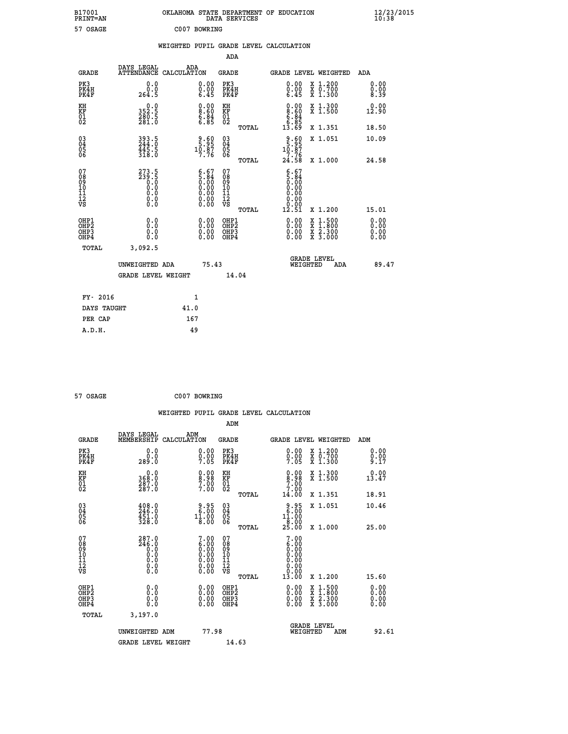B17001 PRINT=AN — OKLAHOMA STATE DEPARTMENT OF EDUCATION DATA SERVICES — 12/23/2015 10:38

57 OSAGE — C007 BOWRING

## WEIGHTED PUPIL GRADE LEVEL CALCULATION

### ADA

| GRADE | DAYS LEGAL ATTENDANCE | ADA CALCULATION | GRADE | GRADE LEVEL | WEIGHTED | ADA |
|---|---|---|---|---|---|---|
| PK3 | 0.0 | 0.00 | PK3 | 0.00 | X 1.200 | 0.00 |
| PK4H | 0.0 | 0.00 | PK4H | 0.00 | X 0.700 | 0.00 |
| PK4F | 264.5 | 6.45 | PK4F | 6.45 | X 1.300 | 8.39 |
| KH | 0.0 | 0.00 | KH | 0.00 | X 1.300 | 0.00 |
| KF | 352.5 | 8.60 | KF | 8.60 | X 1.500 | 12.90 |
| 01 | 280.5 | 6.84 | 01 | 6.84 | | |
| 02 | 281.0 | 6.85 | 02 | 6.85 | | |
| | | | TOTAL | 13.69 | X 1.351 | 18.50 |
| 03 | 393.5 | 9.60 | 03 | 9.60 | X 1.051 | 10.09 |
| 04 | 244.0 | 5.95 | 04 | 5.95 | | |
| 05 | 445.5 | 10.87 | 05 | 10.87 | | |
| 06 | 318.0 | 7.76 | 06 | 7.76 | | |
| | | | TOTAL | 24.58 | X 1.000 | 24.58 |
| 07 | 273.5 | 6.67 | 07 | 6.67 | | |
| 08 | 239.5 | 5.84 | 08 | 5.84 | | |
| 09 | 0.0 | 0.00 | 09 | 0.00 | | |
| 10 | 0.0 | 0.00 | 10 | 0.00 | | |
| 11 | 0.0 | 0.00 | 11 | 0.00 | | |
| 12 | 0.0 | 0.00 | 12 | 0.00 | | |
| VS | 0.0 | 0.00 | VS | 0.00 | | |
| | | | TOTAL | 12.51 | X 1.200 | 15.01 |
| OHP1 | 0.0 | 0.00 | OHP1 | 0.00 | X 1.500 | 0.00 |
| OHP2 | 0.0 | 0.00 | OHP2 | 0.00 | X 1.800 | 0.00 |
| OHP3 | 0.0 | 0.00 | OHP3 | 0.00 | X 2.300 | 0.00 |
| OHP4 | 0.0 | 0.00 | OHP4 | 0.00 | X 3.000 | 0.00 |
| TOTAL | 3,092.5 | | | | | |

UNWEIGHTED ADA 75.43 — GRADE LEVEL WEIGHTED ADA 89.47

GRADE LEVEL WEIGHT 14.04

| | |
|---|---|
| FY- 2016 | 1 |
| DAYS TAUGHT | 41.0 |
| PER CAP | 167 |
| A.D.H. | 49 |

57 OSAGE — C007 BOWRING

## WEIGHTED PUPIL GRADE LEVEL CALCULATION

### ADM

| GRADE | DAYS LEGAL MEMBERSHIP | ADM CALCULATION | GRADE | GRADE LEVEL | WEIGHTED | ADM |
|---|---|---|---|---|---|---|
| PK3 | 0.0 | 0.00 | PK3 | 0.00 | X 1.200 | 0.00 |
| PK4H | 0.0 | 0.00 | PK4H | 0.00 | X 0.700 | 0.00 |
| PK4F | 289.0 | 7.05 | PK4F | 7.05 | X 1.300 | 9.17 |
| KH | 0.0 | 0.00 | KH | 0.00 | X 1.300 | 0.00 |
| KF | 368.0 | 8.98 | KF | 8.98 | X 1.500 | 13.47 |
| 01 | 287.0 | 7.00 | 01 | 7.00 | | |
| 02 | 287.0 | 7.00 | 02 | 7.00 | | |
| | | | TOTAL | 14.00 | X 1.351 | 18.91 |
| 03 | 408.0 | 9.95 | 03 | 9.95 | X 1.051 | 10.46 |
| 04 | 246.0 | 6.00 | 04 | 6.00 | | |
| 05 | 451.0 | 11.00 | 05 | 11.00 | | |
| 06 | 328.0 | 8.00 | 06 | 8.00 | | |
| | | | TOTAL | 25.00 | X 1.000 | 25.00 |
| 07 | 287.0 | 7.00 | 07 | 7.00 | | |
| 08 | 246.0 | 6.00 | 08 | 6.00 | | |
| 09 | 0.0 | 0.00 | 09 | 0.00 | | |
| 10 | 0.0 | 0.00 | 10 | 0.00 | | |
| 11 | 0.0 | 0.00 | 11 | 0.00 | | |
| 12 | 0.0 | 0.00 | 12 | 0.00 | | |
| VS | 0.0 | 0.00 | VS | 0.00 | | |
| | | | TOTAL | 13.00 | X 1.200 | 15.60 |
| OHP1 | 0.0 | 0.00 | OHP1 | 0.00 | X 1.500 | 0.00 |
| OHP2 | 0.0 | 0.00 | OHP2 | 0.00 | X 1.800 | 0.00 |
| OHP3 | 0.0 | 0.00 | OHP3 | 0.00 | X 2.300 | 0.00 |
| OHP4 | 0.0 | 0.00 | OHP4 | 0.00 | X 3.000 | 0.00 |
| TOTAL | 3,197.0 | | | | | |

UNWEIGHTED ADM 77.98 — GRADE LEVEL WEIGHTED ADM 92.61

GRADE LEVEL WEIGHT 14.63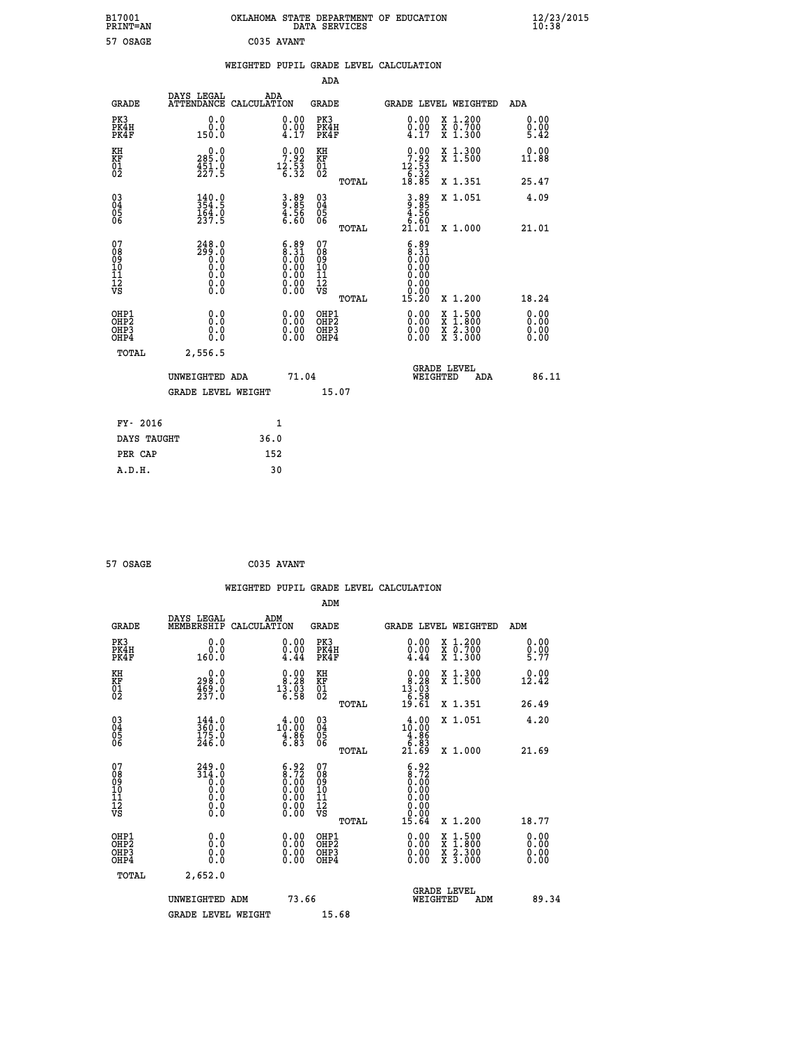B17001 OKLAHOMA STATE DEPARTMENT OF EDUCATION 12/23/2015
PRINT=AN DATA SERVICES 10:38

57 OSAGE C035 AVANT

WEIGHTED PUPIL GRADE LEVEL CALCULATION

ADA

| GRADE | DAYS LEGAL ATTENDANCE | ADA CALCULATION | GRADE | GRADE LEVEL | WEIGHTED | ADA |
|---|---|---|---|---|---|---|
| PK3 | 0.0 | 0.00 | PK3 | 0.00 | X 1.200 | 0.00 |
| PK4H | 0.0 | 0.00 | PK4H | 0.00 | X 0.700 | 0.00 |
| PK4F | 150.0 | 4.17 | PK4F | 4.17 | X 1.300 | 5.42 |
| KH | 0.0 | 0.00 | KH | 0.00 | X 1.300 | 0.00 |
| KF | 285.0 | 7.92 | KF | 7.92 | X 1.500 | 11.88 |
| 01 | 451.0 | 12.53 | 01 | 12.53 | | |
| 02 | 227.5 | 6.32 | 02 | 6.32 | | |
| | | | TOTAL | 18.85 | X 1.351 | 25.47 |
| 03 | 140.0 | 3.89 | 03 | 3.89 | X 1.051 | 4.09 |
| 04 | 354.5 | 9.85 | 04 | 9.85 | | |
| 05 | 164.0 | 4.56 | 05 | 4.56 | | |
| 06 | 237.5 | 6.60 | 06 | 6.60 | | |
| | | | TOTAL | 21.01 | X 1.000 | 21.01 |
| 07 | 248.0 | 6.89 | 07 | 6.89 | | |
| 08 | 299.0 | 8.31 | 08 | 8.31 | | |
| 09 | 0.0 | 0.00 | 09 | 0.00 | | |
| 10 | 0.0 | 0.00 | 10 | 0.00 | | |
| 11 | 0.0 | 0.00 | 11 | 0.00 | | |
| 12 | 0.0 | 0.00 | 12 | 0.00 | | |
| VS | 0.0 | 0.00 | VS | 0.00 | | |
| | | | TOTAL | 15.20 | X 1.200 | 18.24 |
| OHP1 | 0.0 | 0.00 | OHP1 | 0.00 | X 1.500 | 0.00 |
| OHP2 | 0.0 | 0.00 | OHP2 | 0.00 | X 1.800 | 0.00 |
| OHP3 | 0.0 | 0.00 | OHP3 | 0.00 | X 2.300 | 0.00 |
| OHP4 | 0.0 | 0.00 | OHP4 | 0.00 | X 3.000 | 0.00 |
| TOTAL | 2,556.5 | | | | | |

UNWEIGHTED ADA 71.04 GRADE LEVEL WEIGHTED ADA 86.11

GRADE LEVEL WEIGHT 15.07

| FY- 2016 | 1 |
|---|---|
| DAYS TAUGHT | 36.0 |
| PER CAP | 152 |
| A.D.H. | 30 |

57 OSAGE C035 AVANT

WEIGHTED PUPIL GRADE LEVEL CALCULATION

ADM

| GRADE | DAYS LEGAL MEMBERSHIP | ADM CALCULATION | GRADE | GRADE LEVEL | WEIGHTED | ADM |
|---|---|---|---|---|---|---|
| PK3 | 0.0 | 0.00 | PK3 | 0.00 | X 1.200 | 0.00 |
| PK4H | 0.0 | 0.00 | PK4H | 0.00 | X 0.700 | 0.00 |
| PK4F | 160.0 | 4.44 | PK4F | 4.44 | X 1.300 | 5.77 |
| KH | 0.0 | 0.00 | KH | 0.00 | X 1.300 | 0.00 |
| KF | 298.0 | 8.28 | KF | 8.28 | X 1.500 | 12.42 |
| 01 | 469.0 | 13.03 | 01 | 13.03 | | |
| 02 | 237.0 | 6.58 | 02 | 6.58 | | |
| | | | TOTAL | 19.61 | X 1.351 | 26.49 |
| 03 | 144.0 | 4.00 | 03 | 4.00 | X 1.051 | 4.20 |
| 04 | 360.0 | 10.00 | 04 | 10.00 | | |
| 05 | 175.0 | 4.86 | 05 | 4.86 | | |
| 06 | 246.0 | 6.83 | 06 | 6.83 | | |
| | | | TOTAL | 21.69 | X 1.000 | 21.69 |
| 07 | 249.0 | 6.92 | 07 | 6.92 | | |
| 08 | 314.0 | 8.72 | 08 | 8.72 | | |
| 09 | 0.0 | 0.00 | 09 | 0.00 | | |
| 10 | 0.0 | 0.00 | 10 | 0.00 | | |
| 11 | 0.0 | 0.00 | 11 | 0.00 | | |
| 12 | 0.0 | 0.00 | 12 | 0.00 | | |
| VS | 0.0 | 0.00 | VS | 0.00 | | |
| | | | TOTAL | 15.64 | X 1.200 | 18.77 |
| OHP1 | 0.0 | 0.00 | OHP1 | 0.00 | X 1.500 | 0.00 |
| OHP2 | 0.0 | 0.00 | OHP2 | 0.00 | X 1.800 | 0.00 |
| OHP3 | 0.0 | 0.00 | OHP3 | 0.00 | X 2.300 | 0.00 |
| OHP4 | 0.0 | 0.00 | OHP4 | 0.00 | X 3.000 | 0.00 |
| TOTAL | 2,652.0 | | | | | |

UNWEIGHTED ADM 73.66 GRADE LEVEL WEIGHTED ADM 89.34

GRADE LEVEL WEIGHT 15.68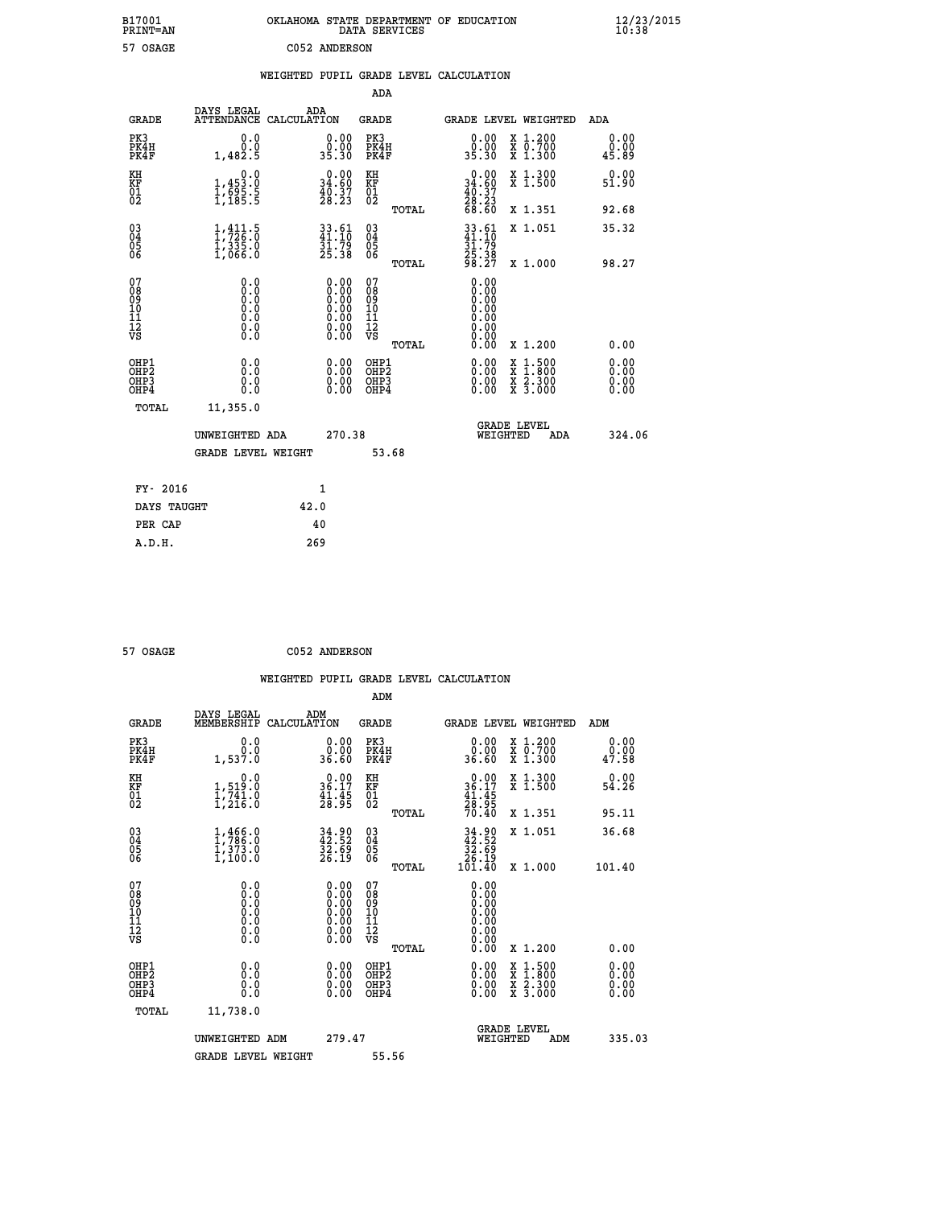B17001 OKLAHOMA STATE DEPARTMENT OF EDUCATION 12/23/2015
PRINT=AN DATA SERVICES 10:38

57 OSAGE C052 ANDERSON

## WEIGHTED PUPIL GRADE LEVEL CALCULATION

### ADA

| GRADE | DAYS LEGAL ATTENDANCE | ADA CALCULATION | GRADE | GRADE LEVEL | WEIGHTED | ADA |
|---|---|---|---|---|---|---|
| PK3 | 0.0 | 0.00 | PK3 | 0.00 | X 1.200 | 0.00 |
| PK4H | 0.0 | 0.00 | PK4H | 0.00 | X 0.700 | 0.00 |
| PK4F | 1,482.5 | 35.30 | PK4F | 35.30 | X 1.300 | 45.89 |
| KH | 0.0 | 0.00 | KH | 0.00 | X 1.300 | 0.00 |
| KF | 1,453.0 | 34.60 | KF | 34.60 | X 1.500 | 51.90 |
| 01 | 1,695.5 | 40.37 | 01 | 40.37 | | |
| 02 | 1,185.5 | 28.23 | 02 | 28.23 | | |
| | | | TOTAL | 68.60 | X 1.351 | 92.68 |
| 03 | 1,411.5 | 33.61 | 03 | 33.61 | X 1.051 | 35.32 |
| 04 | 1,726.0 | 41.10 | 04 | 41.10 | | |
| 05 | 1,335.0 | 31.79 | 05 | 31.79 | | |
| 06 | 1,066.0 | 25.38 | 06 | 25.38 | | |
| | | | TOTAL | 98.27 | X 1.000 | 98.27 |
| 07 | 0.0 | 0.00 | 07 | 0.00 | | |
| 08 | 0.0 | 0.00 | 08 | 0.00 | | |
| 09 | 0.0 | 0.00 | 09 | 0.00 | | |
| 10 | 0.0 | 0.00 | 10 | 0.00 | | |
| 11 | 0.0 | 0.00 | 11 | 0.00 | | |
| 12 | 0.0 | 0.00 | 12 | 0.00 | | |
| VS | 0.0 | 0.00 | VS | 0.00 | | |
| | | | TOTAL | 0.00 | X 1.200 | 0.00 |
| OHP1 | 0.0 | 0.00 | OHP1 | 0.00 | X 1.500 | 0.00 |
| OHP2 | 0.0 | 0.00 | OHP2 | 0.00 | X 1.800 | 0.00 |
| OHP3 | 0.0 | 0.00 | OHP3 | 0.00 | X 2.300 | 0.00 |
| OHP4 | 0.0 | 0.00 | OHP4 | 0.00 | X 3.000 | 0.00 |
| TOTAL | 11,355.0 | | | | | |

UNWEIGHTED ADA 270.38 | GRADE LEVEL WEIGHTED ADA 324.06

GRADE LEVEL WEIGHT 53.68

| FY- 2016 | 1 |
|---|---|
| DAYS TAUGHT | 42.0 |
| PER CAP | 40 |
| A.D.H. | 269 |

57 OSAGE C052 ANDERSON

## WEIGHTED PUPIL GRADE LEVEL CALCULATION

### ADM

| GRADE | DAYS LEGAL MEMBERSHIP | ADM CALCULATION | GRADE | GRADE LEVEL | WEIGHTED | ADM |
|---|---|---|---|---|---|---|
| PK3 | 0.0 | 0.00 | PK3 | 0.00 | X 1.200 | 0.00 |
| PK4H | 0.0 | 0.00 | PK4H | 0.00 | X 0.700 | 0.00 |
| PK4F | 1,537.0 | 36.60 | PK4F | 36.60 | X 1.300 | 47.58 |
| KH | 0.0 | 0.00 | KH | 0.00 | X 1.300 | 0.00 |
| KF | 1,519.0 | 36.17 | KF | 36.17 | X 1.500 | 54.26 |
| 01 | 1,741.0 | 41.45 | 01 | 41.45 | | |
| 02 | 1,216.0 | 28.95 | 02 | 28.95 | | |
| | | | TOTAL | 70.40 | X 1.351 | 95.11 |
| 03 | 1,466.0 | 34.90 | 03 | 34.90 | X 1.051 | 36.68 |
| 04 | 1,786.0 | 42.52 | 04 | 42.52 | | |
| 05 | 1,373.0 | 32.69 | 05 | 32.69 | | |
| 06 | 1,100.0 | 26.19 | 06 | 26.19 | | |
| | | | TOTAL | 101.40 | X 1.000 | 101.40 |
| 07 | 0.0 | 0.00 | 07 | 0.00 | | |
| 08 | 0.0 | 0.00 | 08 | 0.00 | | |
| 09 | 0.0 | 0.00 | 09 | 0.00 | | |
| 10 | 0.0 | 0.00 | 10 | 0.00 | | |
| 11 | 0.0 | 0.00 | 11 | 0.00 | | |
| 12 | 0.0 | 0.00 | 12 | 0.00 | | |
| VS | 0.0 | 0.00 | VS | 0.00 | | |
| | | | TOTAL | 0.00 | X 1.200 | 0.00 |
| OHP1 | 0.0 | 0.00 | OHP1 | 0.00 | X 1.500 | 0.00 |
| OHP2 | 0.0 | 0.00 | OHP2 | 0.00 | X 1.800 | 0.00 |
| OHP3 | 0.0 | 0.00 | OHP3 | 0.00 | X 2.300 | 0.00 |
| OHP4 | 0.0 | 0.00 | OHP4 | 0.00 | X 3.000 | 0.00 |
| TOTAL | 11,738.0 | | | | | |

UNWEIGHTED ADM 279.47 | GRADE LEVEL WEIGHTED ADM 335.03

GRADE LEVEL WEIGHT 55.56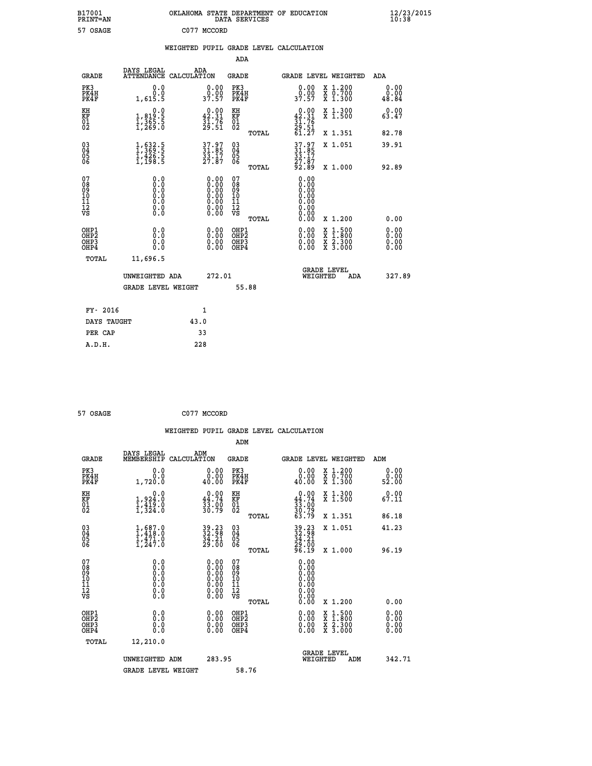B17001 OKLAHOMA STATE DEPARTMENT OF EDUCATION 12/23/2015
PRINT=AN DATA SERVICES 10:38

57 OSAGE C077 MCCORD

## WEIGHTED PUPIL GRADE LEVEL CALCULATION

### ADA

| GRADE | DAYS LEGAL ATTENDANCE | ADA CALCULATION | GRADE | GRADE LEVEL | WEIGHTED | ADA |
|---|---|---|---|---|---|---|
| PK3 | 0.0 | 0.00 | PK3 | 0.00 | X 1.200 | 0.00 |
| PK4H | 0.0 | 0.00 | PK4H | 0.00 | X 0.700 | 0.00 |
| PK4F | 1,615.5 | 37.57 | PK4F | 37.57 | X 1.300 | 48.84 |
| KH | 0.0 | 0.00 | KH | 0.00 | X 1.300 | 0.00 |
| KF | 1,819.5 | 42.31 | KF | 42.31 | X 1.500 | 63.47 |
| 01 | 1,365.5 | 31.76 | 01 | 31.76 | | |
| 02 | 1,269.0 | 29.51 | 02 | 29.51 | | |
| | | | TOTAL | 61.27 | X 1.351 | 82.78 |
| 03 | 1,632.5 | 37.97 | 03 | 37.97 | X 1.051 | 39.91 |
| 04 | 1,369.5 | 31.85 | 04 | 31.85 | | |
| 05 | 1,426.5 | 33.17 | 05 | 33.17 | | |
| 06 | 1,198.5 | 27.87 | 06 | 27.87 | | |
| | | | TOTAL | 92.89 | X 1.000 | 92.89 |
| 07 | 0.0 | 0.00 | 07 | 0.00 | | |
| 08 | 0.0 | 0.00 | 08 | 0.00 | | |
| 09 | 0.0 | 0.00 | 09 | 0.00 | | |
| 10 | 0.0 | 0.00 | 10 | 0.00 | | |
| 11 | 0.0 | 0.00 | 11 | 0.00 | | |
| 12 | 0.0 | 0.00 | 12 | 0.00 | | |
| VS | 0.0 | 0.00 | VS | 0.00 | | |
| | | | TOTAL | 0.00 | X 1.200 | 0.00 |
| OHP1 | 0.0 | 0.00 | OHP1 | 0.00 | X 1.500 | 0.00 |
| OHP2 | 0.0 | 0.00 | OHP2 | 0.00 | X 1.800 | 0.00 |
| OHP3 | 0.0 | 0.00 | OHP3 | 0.00 | X 2.300 | 0.00 |
| OHP4 | 0.0 | 0.00 | OHP4 | 0.00 | X 3.000 | 0.00 |
| TOTAL | 11,696.5 | | | | | |

UNWEIGHTED ADA 272.01 GRADE LEVEL WEIGHTED ADA 327.89

GRADE LEVEL WEIGHT 55.88

| | |
|---|---|
| FY- 2016 | 1 |
| DAYS TAUGHT | 43.0 |
| PER CAP | 33 |
| A.D.H. | 228 |

57 OSAGE C077 MCCORD

## WEIGHTED PUPIL GRADE LEVEL CALCULATION

### ADM

| GRADE | DAYS LEGAL MEMBERSHIP | ADM CALCULATION | GRADE | GRADE LEVEL | WEIGHTED | ADM |
|---|---|---|---|---|---|---|
| PK3 | 0.0 | 0.00 | PK3 | 0.00 | X 1.200 | 0.00 |
| PK4H | 0.0 | 0.00 | PK4H | 0.00 | X 0.700 | 0.00 |
| PK4F | 1,720.0 | 40.00 | PK4F | 40.00 | X 1.300 | 52.00 |
| KH | 0.0 | 0.00 | KH | 0.00 | X 1.300 | 0.00 |
| KF | 1,924.0 | 44.74 | KF | 44.74 | X 1.500 | 67.11 |
| 01 | 1,419.0 | 33.00 | 01 | 33.00 | | |
| 02 | 1,324.0 | 30.79 | 02 | 30.79 | | |
| | | | TOTAL | 63.79 | X 1.351 | 86.18 |
| 03 | 1,687.0 | 39.23 | 03 | 39.23 | X 1.051 | 41.23 |
| 04 | 1,418.0 | 32.98 | 04 | 32.98 | | |
| 05 | 1,471.0 | 34.21 | 05 | 34.21 | | |
| 06 | 1,247.0 | 29.00 | 06 | 29.00 | | |
| | | | TOTAL | 96.19 | X 1.000 | 96.19 |
| 07 | 0.0 | 0.00 | 07 | 0.00 | | |
| 08 | 0.0 | 0.00 | 08 | 0.00 | | |
| 09 | 0.0 | 0.00 | 09 | 0.00 | | |
| 10 | 0.0 | 0.00 | 10 | 0.00 | | |
| 11 | 0.0 | 0.00 | 11 | 0.00 | | |
| 12 | 0.0 | 0.00 | 12 | 0.00 | | |
| VS | 0.0 | 0.00 | VS | 0.00 | | |
| | | | TOTAL | 0.00 | X 1.200 | 0.00 |
| OHP1 | 0.0 | 0.00 | OHP1 | 0.00 | X 1.500 | 0.00 |
| OHP2 | 0.0 | 0.00 | OHP2 | 0.00 | X 1.800 | 0.00 |
| OHP3 | 0.0 | 0.00 | OHP3 | 0.00 | X 2.300 | 0.00 |
| OHP4 | 0.0 | 0.00 | OHP4 | 0.00 | X 3.000 | 0.00 |
| TOTAL | 12,210.0 | | | | | |

UNWEIGHTED ADM 283.95 GRADE LEVEL WEIGHTED ADM 342.71

GRADE LEVEL WEIGHT 58.76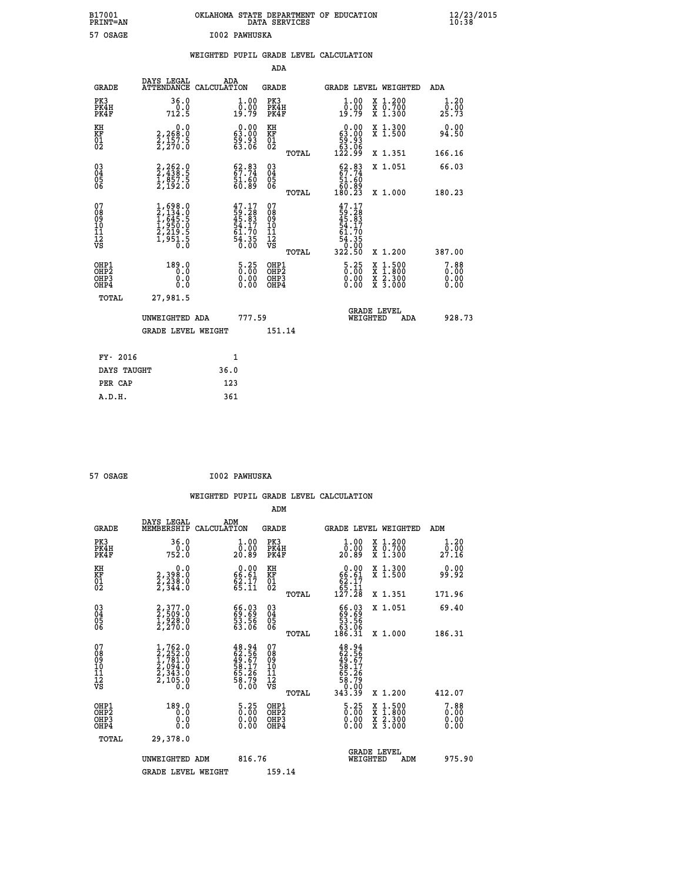B17001 OKLAHOMA STATE DEPARTMENT OF EDUCATION 12/23/2015
PRINT=AN DATA SERVICES 10:38
57 OSAGE I002 PAWHUSKA

WEIGHTED PUPIL GRADE LEVEL CALCULATION

ADA

| GRADE | DAYS LEGAL ATTENDANCE | ADA CALCULATION | GRADE | | GRADE LEVEL | WEIGHTED | ADA |
|---|---|---|---|---|---|---|---|
| PK3 | 36.0 | 1.00 | PK3 | | 1.00 | X 1.200 | 1.20 |
| PK4H | 0.0 | 0.00 | PK4H | | 0.00 | X 0.700 | 0.00 |
| PK4F | 712.5 | 19.79 | PK4F | | 19.79 | X 1.300 | 25.73 |
| KH | 0.0 | 0.00 | KH | | 0.00 | X 1.300 | 0.00 |
| KF | 2,268.0 | 63.00 | KF | | 63.00 | X 1.500 | 94.50 |
| 01 | 2,157.5 | 59.93 | 01 | | 59.93 | | |
| 02 | 2,270.0 | 63.06 | 02 | | 63.06 | | |
| | | | | TOTAL | 122.99 | X 1.351 | 166.16 |
| 03 | 2,262.0 | 62.83 | 03 | | 62.83 | X 1.051 | 66.03 |
| 04 | 2,438.5 | 67.74 | 04 | | 67.74 | | |
| 05 | 1,857.5 | 51.60 | 05 | | 51.60 | | |
| 06 | 2,192.0 | 60.89 | 06 | | 60.89 | | |
| | | | | TOTAL | 180.23 | X 1.000 | 180.23 |
| 07 | 1,698.0 | 47.17 | 07 | | 47.17 | | |
| 08 | 2,134.0 | 59.28 | 08 | | 59.28 | | |
| 09 | 1,645.5 | 45.83 | 09 | | 45.83 | | |
| 10 | 1,950.0 | 54.17 | 10 | | 54.17 | | |
| 11 | 2,219.5 | 61.70 | 11 | | 61.70 | | |
| 12 | 1,951.5 | 54.35 | 12 | | 54.35 | | |
| VS | 0.0 | 0.00 | VS | | 0.00 | | |
| | | | | TOTAL | 322.50 | X 1.200 | 387.00 |
| OHP1 | 189.0 | 5.25 | OHP1 | | 5.25 | X 1.500 | 7.88 |
| OHP2 | 0.0 | 0.00 | OHP2 | | 0.00 | X 1.800 | 0.00 |
| OHP3 | 0.0 | 0.00 | OHP3 | | 0.00 | X 2.300 | 0.00 |
| OHP4 | 0.0 | 0.00 | OHP4 | | 0.00 | X 3.000 | 0.00 |
| TOTAL | 27,981.5 | | | | | | |

UNWEIGHTED ADA 777.59 | GRADE LEVEL WEIGHTED ADA 928.73

GRADE LEVEL WEIGHT 151.14

| FY- 2016 | 1 |
|---|---|
| DAYS TAUGHT | 36.0 |
| PER CAP | 123 |
| A.D.H. | 361 |

57 OSAGE I002 PAWHUSKA

WEIGHTED PUPIL GRADE LEVEL CALCULATION

ADM

| GRADE | DAYS LEGAL MEMBERSHIP | ADM CALCULATION | GRADE | | GRADE LEVEL | WEIGHTED | ADM |
|---|---|---|---|---|---|---|---|
| PK3 | 36.0 | 1.00 | PK3 | | 1.00 | X 1.200 | 1.20 |
| PK4H | 0.0 | 0.00 | PK4H | | 0.00 | X 0.700 | 0.00 |
| PK4F | 752.0 | 20.89 | PK4F | | 20.89 | X 1.300 | 27.16 |
| KH | 0.0 | 0.00 | KH | | 0.00 | X 1.300 | 0.00 |
| KF | 2,398.0 | 66.61 | KF | | 66.61 | X 1.500 | 99.92 |
| 01 | 2,238.0 | 62.17 | 01 | | 62.17 | | |
| 02 | 2,344.0 | 65.11 | 02 | | 65.11 | | |
| | | | | TOTAL | 127.28 | X 1.351 | 171.96 |
| 03 | 2,377.0 | 66.03 | 03 | | 66.03 | X 1.051 | 69.40 |
| 04 | 2,509.0 | 69.69 | 04 | | 69.69 | | |
| 05 | 1,928.0 | 53.56 | 05 | | 53.56 | | |
| 06 | 2,270.0 | 63.06 | 06 | | 63.06 | | |
| | | | | TOTAL | 186.31 | X 1.000 | 186.31 |
| 07 | 1,762.0 | 48.94 | 07 | | 48.94 | | |
| 08 | 2,252.0 | 62.56 | 08 | | 62.56 | | |
| 09 | 1,781.0 | 49.67 | 09 | | 49.67 | | |
| 10 | 2,094.0 | 58.17 | 10 | | 58.17 | | |
| 11 | 2,343.0 | 65.26 | 11 | | 65.26 | | |
| 12 | 2,105.0 | 58.79 | 12 | | 58.79 | | |
| VS | 0.0 | 0.00 | VS | | 0.00 | | |
| | | | | TOTAL | 343.39 | X 1.200 | 412.07 |
| OHP1 | 189.0 | 5.25 | OHP1 | | 5.25 | X 1.500 | 7.88 |
| OHP2 | 0.0 | 0.00 | OHP2 | | 0.00 | X 1.800 | 0.00 |
| OHP3 | 0.0 | 0.00 | OHP3 | | 0.00 | X 2.300 | 0.00 |
| OHP4 | 0.0 | 0.00 | OHP4 | | 0.00 | X 3.000 | 0.00 |
| TOTAL | 29,378.0 | | | | | | |

UNWEIGHTED ADM 816.76 | GRADE LEVEL WEIGHTED ADM 975.90

GRADE LEVEL WEIGHT 159.14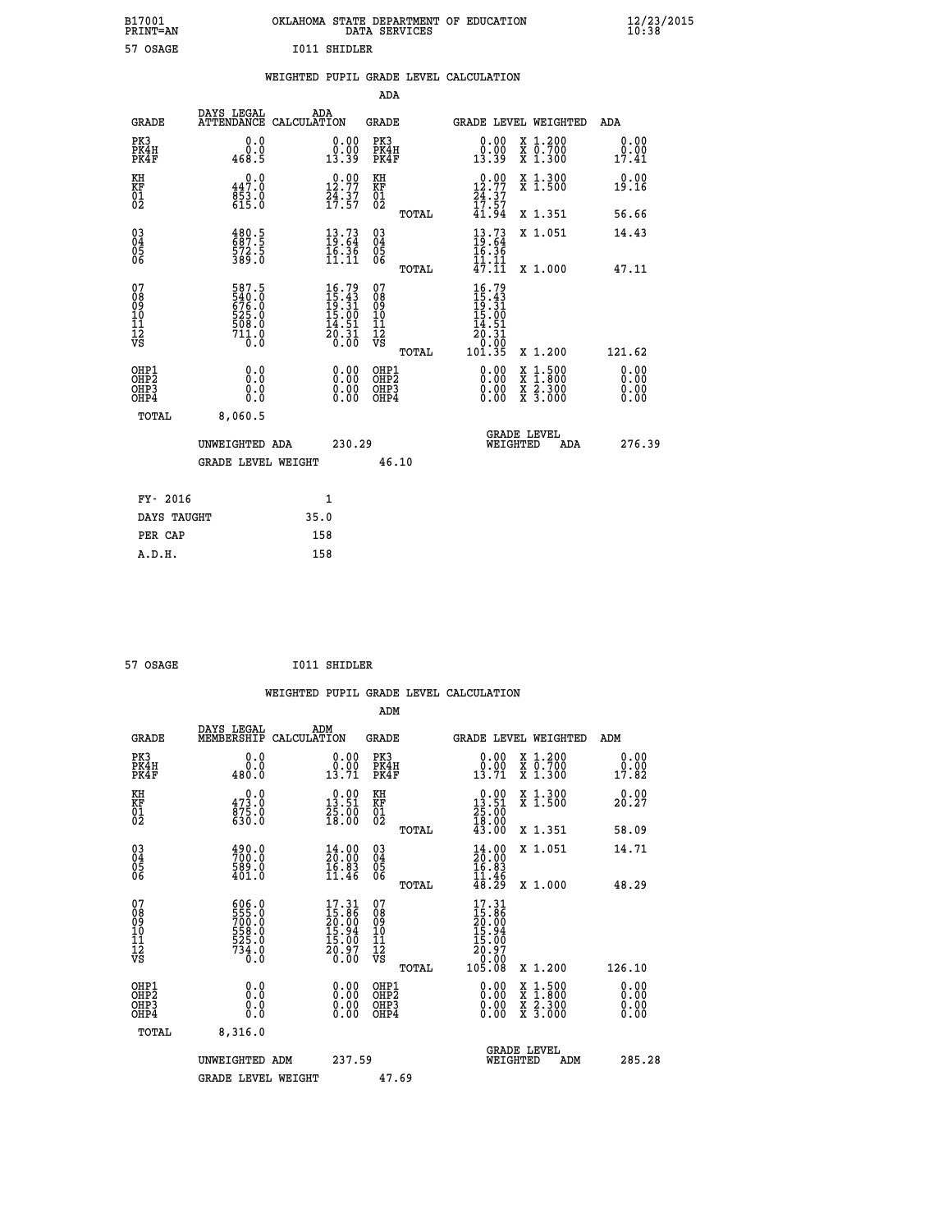B17001 OKLAHOMA STATE DEPARTMENT OF EDUCATION 12/23/2015
PRINT=AN DATA SERVICES 10:38

57 OSAGE I011 SHIDLER

## WEIGHTED PUPIL GRADE LEVEL CALCULATION

### ADA

| GRADE | DAYS LEGAL ATTENDANCE | ADA CALCULATION | GRADE | GRADE LEVEL | WEIGHTED | ADA |
|---|---|---|---|---|---|---|
| PK3 | 0.0 | 0.00 | PK3 | 0.00 | X 1.200 | 0.00 |
| PK4H | 0.0 | 0.00 | PK4H | 0.00 | X 0.700 | 0.00 |
| PK4F | 468.5 | 13.39 | PK4F | 13.39 | X 1.300 | 17.41 |
| KH | 0.0 | 0.00 | KH | 0.00 | X 1.300 | 0.00 |
| KF | 447.0 | 12.77 | KF | 12.77 | X 1.500 | 19.16 |
| 01 | 853.0 | 24.37 | 01 | 24.37 | | |
| 02 | 615.0 | 17.57 | 02 | 17.57 | | |
| | | | TOTAL | 41.94 | X 1.351 | 56.66 |
| 03 | 480.5 | 13.73 | 03 | 13.73 | X 1.051 | 14.43 |
| 04 | 687.5 | 19.64 | 04 | 19.64 | | |
| 05 | 572.5 | 16.36 | 05 | 16.36 | | |
| 06 | 389.0 | 11.11 | 06 | 11.11 | | |
| | | | TOTAL | 47.11 | X 1.000 | 47.11 |
| 07 | 587.5 | 16.79 | 07 | 16.79 | | |
| 08 | 540.0 | 15.43 | 08 | 15.43 | | |
| 09 | 676.0 | 19.31 | 09 | 19.31 | | |
| 10 | 525.0 | 15.00 | 10 | 15.00 | | |
| 11 | 508.0 | 14.51 | 11 | 14.51 | | |
| 12 | 711.0 | 20.31 | 12 | 20.31 | | |
| VS | 0.0 | 0.00 | VS | 0.00 | | |
| | | | TOTAL | 101.35 | X 1.200 | 121.62 |
| OHP1 | 0.0 | 0.00 | OHP1 | 0.00 | X 1.500 | 0.00 |
| OHP2 | 0.0 | 0.00 | OHP2 | 0.00 | X 1.800 | 0.00 |
| OHP3 | 0.0 | 0.00 | OHP3 | 0.00 | X 2.300 | 0.00 |
| OHP4 | 0.0 | 0.00 | OHP4 | 0.00 | X 3.000 | 0.00 |
| TOTAL | 8,060.5 | | | | | |

UNWEIGHTED ADA 230.29 GRADE LEVEL WEIGHTED ADA 276.39

GRADE LEVEL WEIGHT 46.10

| FY- 2016 | 1 |
|---|---|
| DAYS TAUGHT | 35.0 |
| PER CAP | 158 |
| A.D.H. | 158 |

57 OSAGE I011 SHIDLER

## WEIGHTED PUPIL GRADE LEVEL CALCULATION

### ADM

| GRADE | DAYS LEGAL MEMBERSHIP | ADM CALCULATION | GRADE | GRADE LEVEL | WEIGHTED | ADM |
|---|---|---|---|---|---|---|
| PK3 | 0.0 | 0.00 | PK3 | 0.00 | X 1.200 | 0.00 |
| PK4H | 0.0 | 0.00 | PK4H | 0.00 | X 0.700 | 0.00 |
| PK4F | 480.0 | 13.71 | PK4F | 13.71 | X 1.300 | 17.82 |
| KH | 0.0 | 0.00 | KH | 0.00 | X 1.300 | 0.00 |
| KF | 473.0 | 13.51 | KF | 13.51 | X 1.500 | 20.27 |
| 01 | 875.0 | 25.00 | 01 | 25.00 | | |
| 02 | 630.0 | 18.00 | 02 | 18.00 | | |
| | | | TOTAL | 43.00 | X 1.351 | 58.09 |
| 03 | 490.0 | 14.00 | 03 | 14.00 | X 1.051 | 14.71 |
| 04 | 700.0 | 20.00 | 04 | 20.00 | | |
| 05 | 589.0 | 16.83 | 05 | 16.83 | | |
| 06 | 401.0 | 11.46 | 06 | 11.46 | | |
| | | | TOTAL | 48.29 | X 1.000 | 48.29 |
| 07 | 606.0 | 17.31 | 07 | 17.31 | | |
| 08 | 555.0 | 15.86 | 08 | 15.86 | | |
| 09 | 700.0 | 20.00 | 09 | 20.00 | | |
| 10 | 558.0 | 15.94 | 10 | 15.94 | | |
| 11 | 525.0 | 15.00 | 11 | 15.00 | | |
| 12 | 734.0 | 20.97 | 12 | 20.97 | | |
| VS | 0.0 | 0.00 | VS | 0.00 | | |
| | | | TOTAL | 105.08 | X 1.200 | 126.10 |
| OHP1 | 0.0 | 0.00 | OHP1 | 0.00 | X 1.500 | 0.00 |
| OHP2 | 0.0 | 0.00 | OHP2 | 0.00 | X 1.800 | 0.00 |
| OHP3 | 0.0 | 0.00 | OHP3 | 0.00 | X 2.300 | 0.00 |
| OHP4 | 0.0 | 0.00 | OHP4 | 0.00 | X 3.000 | 0.00 |
| TOTAL | 8,316.0 | | | | | |

UNWEIGHTED ADM 237.59 GRADE LEVEL WEIGHTED ADM 285.28

GRADE LEVEL WEIGHT 47.69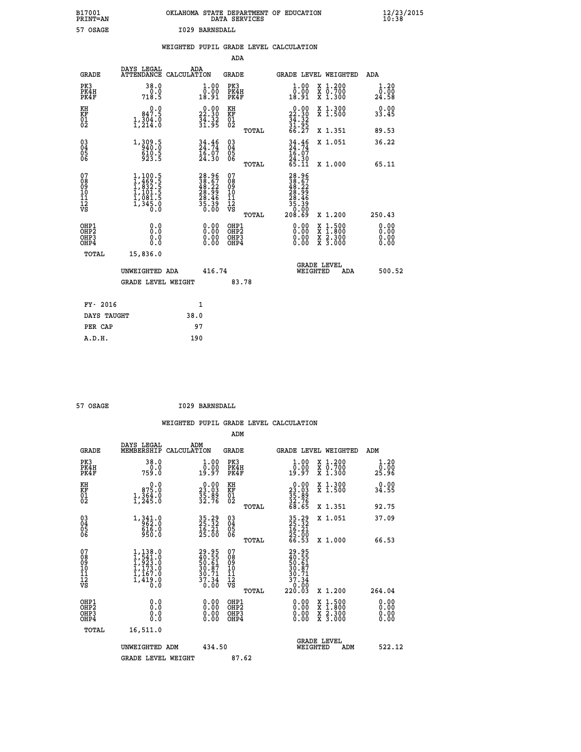B17001 OKLAHOMA STATE DEPARTMENT OF EDUCATION 12/23/2015
PRINT=AN DATA SERVICES 10:38

57 OSAGE I029 BARNSDALL

WEIGHTED PUPIL GRADE LEVEL CALCULATION

ADA

| GRADE | DAYS LEGAL ATTENDANCE | ADA CALCULATION | GRADE | GRADE LEVEL | WEIGHTED | ADA |
|---|---|---|---|---|---|---|
| PK3 | 38.0 | 1.00 | PK3 | 1.00 | X 1.200 | 1.20 |
| PK4H | 0.0 | 0.00 | PK4H | 0.00 | X 0.700 | 0.00 |
| PK4F | 718.5 | 18.91 | PK4F | 18.91 | X 1.300 | 24.58 |
| KH | 0.0 | 0.00 | KH | 0.00 | X 1.300 | 0.00 |
| KF | 847.5 | 22.30 | KF | 22.30 | X 1.500 | 33.45 |
| 01 | 1,304.0 | 34.32 | 01 | 34.32 | | |
| 02 | 1,214.0 | 31.95 | 02 | 31.95 | | |
| | | | TOTAL | 66.27 | X 1.351 | 89.53 |
| 03 | 1,309.5 | 34.46 | 03 | 34.46 | X 1.051 | 36.22 |
| 04 | 940.0 | 24.74 | 04 | 24.74 | | |
| 05 | 610.5 | 16.07 | 05 | 16.07 | | |
| 06 | 923.5 | 24.30 | 06 | 24.30 | | |
| | | | TOTAL | 65.11 | X 1.000 | 65.11 |
| 07 | 1,100.5 | 28.96 | 07 | 28.96 | | |
| 08 | 1,469.5 | 38.67 | 08 | 38.67 | | |
| 09 | 1,832.5 | 48.22 | 09 | 48.22 | | |
| 10 | 1,101.5 | 28.99 | 10 | 28.99 | | |
| 11 | 1,081.5 | 28.46 | 11 | 28.46 | | |
| 12 | 1,345.0 | 35.39 | 12 | 35.39 | | |
| VS | 0.0 | 0.00 | VS | 0.00 | | |
| | | | TOTAL | 208.69 | X 1.200 | 250.43 |
| OHP1 | 0.0 | 0.00 | OHP1 | 0.00 | X 1.500 | 0.00 |
| OHP2 | 0.0 | 0.00 | OHP2 | 0.00 | X 1.800 | 0.00 |
| OHP3 | 0.0 | 0.00 | OHP3 | 0.00 | X 2.300 | 0.00 |
| OHP4 | 0.0 | 0.00 | OHP4 | 0.00 | X 3.000 | 0.00 |
| TOTAL | 15,836.0 | | | | | |

UNWEIGHTED ADA 416.74 GRADE LEVEL WEIGHTED ADA 500.52

GRADE LEVEL WEIGHT 83.78

| FY- 2016 | 1 |
|---|---|
| DAYS TAUGHT | 38.0 |
| PER CAP | 97 |
| A.D.H. | 190 |

57 OSAGE I029 BARNSDALL

WEIGHTED PUPIL GRADE LEVEL CALCULATION

ADM

| GRADE | DAYS LEGAL MEMBERSHIP | ADM CALCULATION | GRADE | GRADE LEVEL | WEIGHTED | ADM |
|---|---|---|---|---|---|---|
| PK3 | 38.0 | 1.00 | PK3 | 1.00 | X 1.200 | 1.20 |
| PK4H | 0.0 | 0.00 | PK4H | 0.00 | X 0.700 | 0.00 |
| PK4F | 759.0 | 19.97 | PK4F | 19.97 | X 1.300 | 25.96 |
| KH | 0.0 | 0.00 | KH | 0.00 | X 1.300 | 0.00 |
| KF | 875.0 | 23.03 | KF | 23.03 | X 1.500 | 34.55 |
| 01 | 1,364.0 | 35.89 | 01 | 35.89 | | |
| 02 | 1,245.0 | 32.76 | 02 | 32.76 | | |
| | | | TOTAL | 68.65 | X 1.351 | 92.75 |
| 03 | 1,341.0 | 35.29 | 03 | 35.29 | X 1.051 | 37.09 |
| 04 | 962.0 | 25.32 | 04 | 25.32 | | |
| 05 | 616.0 | 16.21 | 05 | 16.21 | | |
| 06 | 950.0 | 25.00 | 06 | 25.00 | | |
| | | | TOTAL | 66.53 | X 1.000 | 66.53 |
| 07 | 1,138.0 | 29.95 | 07 | 29.95 | | |
| 08 | 1,541.0 | 40.55 | 08 | 40.55 | | |
| 09 | 1,923.0 | 50.61 | 09 | 50.61 | | |
| 10 | 1,173.0 | 30.87 | 10 | 30.87 | | |
| 11 | 1,167.0 | 30.71 | 11 | 30.71 | | |
| 12 | 1,419.0 | 37.34 | 12 | 37.34 | | |
| VS | 0.0 | 0.00 | VS | 0.00 | | |
| | | | TOTAL | 220.03 | X 1.200 | 264.04 |
| OHP1 | 0.0 | 0.00 | OHP1 | 0.00 | X 1.500 | 0.00 |
| OHP2 | 0.0 | 0.00 | OHP2 | 0.00 | X 1.800 | 0.00 |
| OHP3 | 0.0 | 0.00 | OHP3 | 0.00 | X 2.300 | 0.00 |
| OHP4 | 0.0 | 0.00 | OHP4 | 0.00 | X 3.000 | 0.00 |
| TOTAL | 16,511.0 | | | | | |

UNWEIGHTED ADM 434.50 GRADE LEVEL WEIGHTED ADM 522.12

GRADE LEVEL WEIGHT 87.62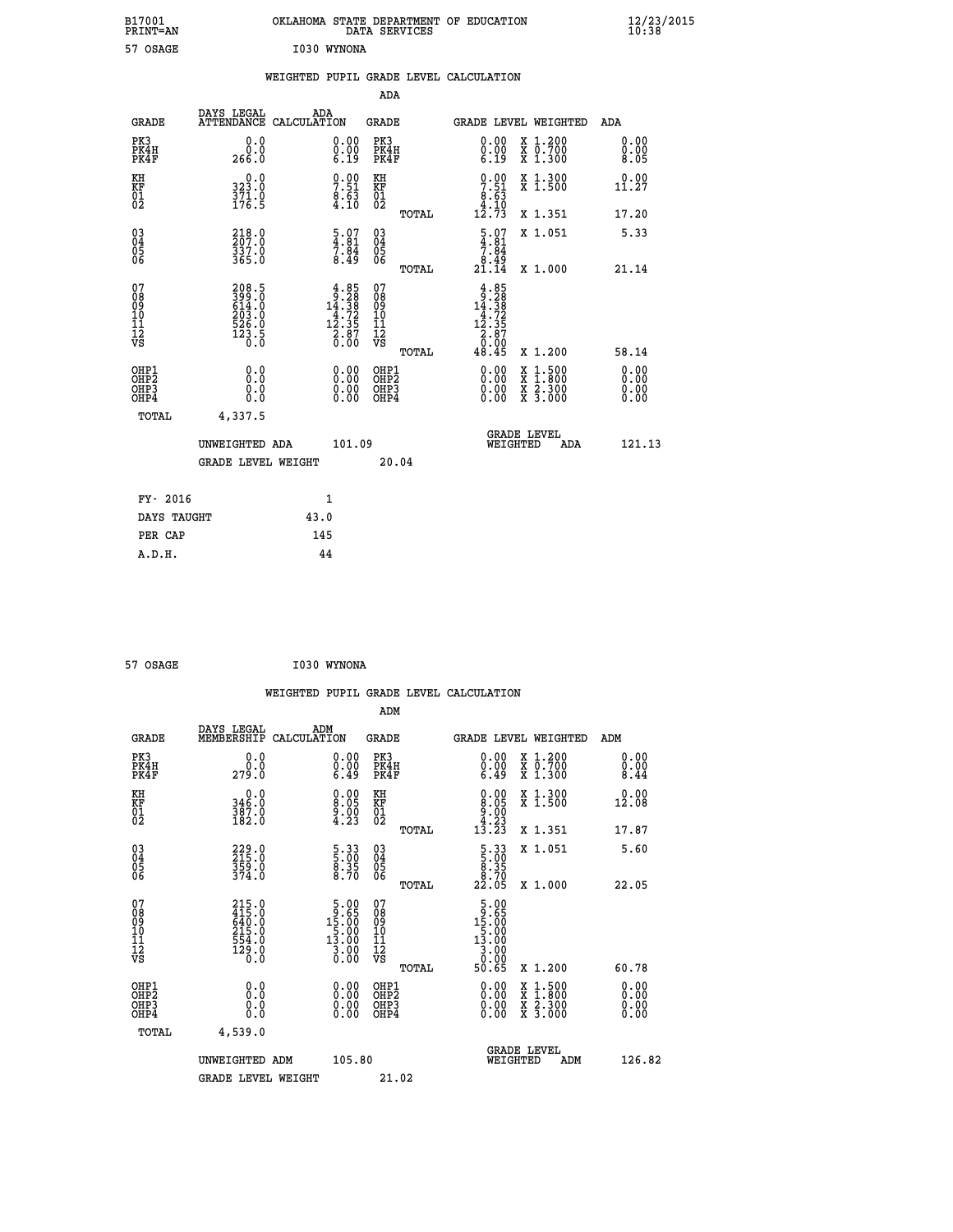B17001 OKLAHOMA STATE DEPARTMENT OF EDUCATION 12/23/2015
PRINT=AN DATA SERVICES 10:38

57 OSAGE I030 WYNONA

## WEIGHTED PUPIL GRADE LEVEL CALCULATION

### ADA

| GRADE | DAYS LEGAL ATTENDANCE | ADA CALCULATION | GRADE | | GRADE LEVEL | WEIGHTED | ADA |
|---|---|---|---|---|---|---|---|
| PK3 | 0.0 | 0.00 | PK3 | | 0.00 | X 1.200 | 0.00 |
| PK4H | 0.0 | 0.00 | PK4H | | 0.00 | X 0.700 | 0.00 |
| PK4F | 266.0 | 6.19 | PK4F | | 6.19 | X 1.300 | 8.05 |
| KH | 0.0 | 0.00 | KH | | 0.00 | X 1.300 | 0.00 |
| KF | 323.0 | 7.51 | KF | | 7.51 | X 1.500 | 11.27 |
| 01 | 371.0 | 8.63 | 01 | | 8.63 | | |
| 02 | 176.5 | 4.10 | 02 | | 4.10 | | |
| | | | | TOTAL | 12.73 | X 1.351 | 17.20 |
| 03 | 218.0 | 5.07 | 03 | | 5.07 | X 1.051 | 5.33 |
| 04 | 207.0 | 4.81 | 04 | | 4.81 | | |
| 05 | 337.0 | 7.84 | 05 | | 7.84 | | |
| 06 | 365.0 | 8.49 | 06 | | 8.49 | | |
| | | | | TOTAL | 21.14 | X 1.000 | 21.14 |
| 07 | 208.5 | 4.85 | 07 | | 4.85 | | |
| 08 | 399.0 | 9.28 | 08 | | 9.28 | | |
| 09 | 614.0 | 14.38 | 09 | | 14.38 | | |
| 10 | 203.0 | 4.72 | 10 | | 4.72 | | |
| 11 | 526.0 | 12.35 | 11 | | 12.35 | | |
| 12 | 123.5 | 2.87 | 12 | | 2.87 | | |
| VS | 0.0 | 0.00 | VS | | 0.00 | | |
| | | | | TOTAL | 48.45 | X 1.200 | 58.14 |
| OHP1 | 0.0 | 0.00 | OHP1 | | 0.00 | X 1.500 | 0.00 |
| OHP2 | 0.0 | 0.00 | OHP2 | | 0.00 | X 1.800 | 0.00 |
| OHP3 | 0.0 | 0.00 | OHP3 | | 0.00 | X 2.300 | 0.00 |
| OHP4 | 0.0 | 0.00 | OHP4 | | 0.00 | X 3.000 | 0.00 |
| TOTAL | 4,337.5 | | | | | | |

UNWEIGHTED ADA 101.09 — GRADE LEVEL WEIGHTED ADA 121.13

GRADE LEVEL WEIGHT 20.04

| FY- 2016 | 1 |
|---|---|
| DAYS TAUGHT | 43.0 |
| PER CAP | 145 |
| A.D.H. | 44 |

57 OSAGE I030 WYNONA

## WEIGHTED PUPIL GRADE LEVEL CALCULATION

### ADM

| GRADE | DAYS LEGAL MEMBERSHIP | ADM CALCULATION | GRADE | | GRADE LEVEL | WEIGHTED | ADM |
|---|---|---|---|---|---|---|---|
| PK3 | 0.0 | 0.00 | PK3 | | 0.00 | X 1.200 | 0.00 |
| PK4H | 0.0 | 0.00 | PK4H | | 0.00 | X 0.700 | 0.00 |
| PK4F | 279.0 | 6.49 | PK4F | | 6.49 | X 1.300 | 8.44 |
| KH | 0.0 | 0.00 | KH | | 0.00 | X 1.300 | 0.00 |
| KF | 346.0 | 8.05 | KF | | 8.05 | X 1.500 | 12.08 |
| 01 | 387.0 | 9.00 | 01 | | 9.00 | | |
| 02 | 182.0 | 4.23 | 02 | | 4.23 | | |
| | | | | TOTAL | 13.23 | X 1.351 | 17.87 |
| 03 | 229.0 | 5.33 | 03 | | 5.33 | X 1.051 | 5.60 |
| 04 | 215.0 | 5.00 | 04 | | 5.00 | | |
| 05 | 359.0 | 8.35 | 05 | | 8.35 | | |
| 06 | 374.0 | 8.70 | 06 | | 8.70 | | |
| | | | | TOTAL | 22.05 | X 1.000 | 22.05 |
| 07 | 215.0 | 5.00 | 07 | | 5.00 | | |
| 08 | 415.0 | 9.65 | 08 | | 9.65 | | |
| 09 | 640.0 | 15.00 | 09 | | 15.00 | | |
| 10 | 215.0 | 5.00 | 10 | | 5.00 | | |
| 11 | 554.0 | 13.00 | 11 | | 13.00 | | |
| 12 | 129.0 | 3.00 | 12 | | 3.00 | | |
| VS | 0.0 | 0.00 | VS | | 0.00 | | |
| | | | | TOTAL | 50.65 | X 1.200 | 60.78 |
| OHP1 | 0.0 | 0.00 | OHP1 | | 0.00 | X 1.500 | 0.00 |
| OHP2 | 0.0 | 0.00 | OHP2 | | 0.00 | X 1.800 | 0.00 |
| OHP3 | 0.0 | 0.00 | OHP3 | | 0.00 | X 2.300 | 0.00 |
| OHP4 | 0.0 | 0.00 | OHP4 | | 0.00 | X 3.000 | 0.00 |
| TOTAL | 4,539.0 | | | | | | |

UNWEIGHTED ADM 105.80 — GRADE LEVEL WEIGHTED ADM 126.82

GRADE LEVEL WEIGHT 21.02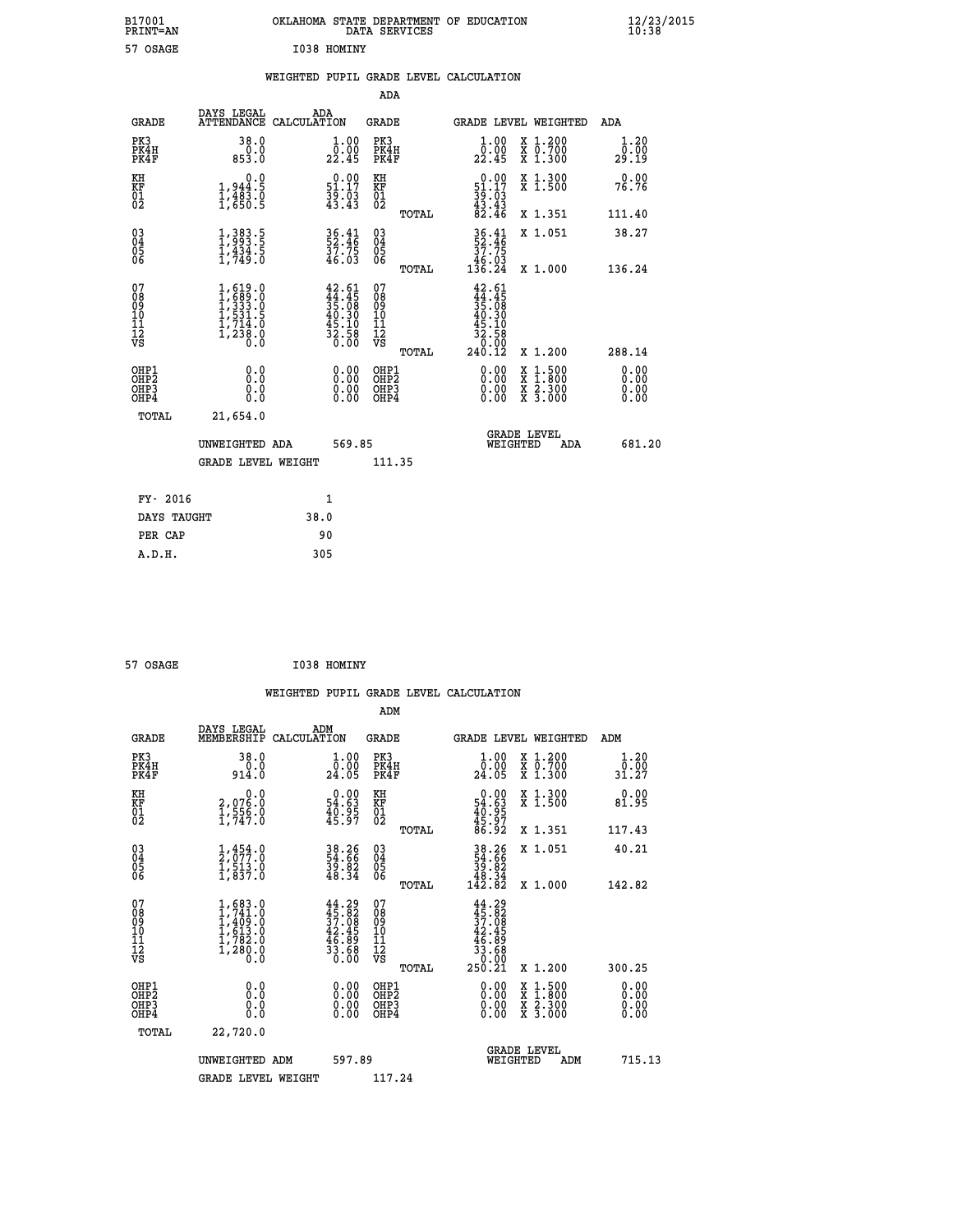B17001 OKLAHOMA STATE DEPARTMENT OF EDUCATION 12/23/2015
PRINT=AN DATA SERVICES 10:38

57 OSAGE I038 HOMINY

## WEIGHTED PUPIL GRADE LEVEL CALCULATION

### ADA

| GRADE | DAYS LEGAL ATTENDANCE | ADA CALCULATION | GRADE | | GRADE LEVEL | WEIGHTED | ADA |
|---|---|---|---|---|---|---|---|
| PK3 | 38.0 | 1.00 | PK3 | | 1.00 | X 1.200 | 1.20 |
| PK4H | 0.0 | 0.00 | PK4H | | 0.00 | X 0.700 | 0.00 |
| PK4F | 853.0 | 22.45 | PK4F | | 22.45 | X 1.300 | 29.19 |
| KH | 0.0 | 0.00 | KH | | 0.00 | X 1.300 | 0.00 |
| KF | 1,944.5 | 51.17 | KF | | 51.17 | X 1.500 | 76.76 |
| 01 | 1,483.0 | 39.03 | 01 | | 39.03 | | |
| 02 | 1,650.5 | 43.43 | 02 | | 43.43 | | |
| | | | | TOTAL | 82.46 | X 1.351 | 111.40 |
| 03 | 1,383.5 | 36.41 | 03 | | 36.41 | X 1.051 | 38.27 |
| 04 | 1,993.5 | 52.46 | 04 | | 52.46 | | |
| 05 | 1,434.5 | 37.75 | 05 | | 37.75 | | |
| 06 | 1,749.0 | 46.03 | 06 | | 46.03 | | |
| | | | | TOTAL | 136.24 | X 1.000 | 136.24 |
| 07 | 1,619.0 | 42.61 | 07 | | 42.61 | | |
| 08 | 1,689.0 | 44.45 | 08 | | 44.45 | | |
| 09 | 1,333.0 | 35.08 | 09 | | 35.08 | | |
| 10 | 1,531.5 | 40.30 | 10 | | 40.30 | | |
| 11 | 1,714.0 | 45.10 | 11 | | 45.10 | | |
| 12 | 1,238.0 | 32.58 | 12 | | 32.58 | | |
| VS | 0.0 | 0.00 | VS | | 0.00 | | |
| | | | | TOTAL | 240.12 | X 1.200 | 288.14 |
| OHP1 | 0.0 | 0.00 | OHP1 | | 0.00 | X 1.500 | 0.00 |
| OHP2 | 0.0 | 0.00 | OHP2 | | 0.00 | X 1.800 | 0.00 |
| OHP3 | 0.0 | 0.00 | OHP3 | | 0.00 | X 2.300 | 0.00 |
| OHP4 | 0.0 | 0.00 | OHP4 | | 0.00 | X 3.000 | 0.00 |
| TOTAL | 21,654.0 | | | | | | |

UNWEIGHTED ADA 569.85 | GRADE LEVEL WEIGHTED ADA 681.20

GRADE LEVEL WEIGHT 111.35

| FY- 2016 | 1 |
|---|---|
| DAYS TAUGHT | 38.0 |
| PER CAP | 90 |
| A.D.H. | 305 |

57 OSAGE I038 HOMINY

## WEIGHTED PUPIL GRADE LEVEL CALCULATION

### ADM

| GRADE | DAYS LEGAL MEMBERSHIP | ADM CALCULATION | GRADE | | GRADE LEVEL | WEIGHTED | ADM |
|---|---|---|---|---|---|---|---|
| PK3 | 38.0 | 1.00 | PK3 | | 1.00 | X 1.200 | 1.20 |
| PK4H | 0.0 | 0.00 | PK4H | | 0.00 | X 0.700 | 0.00 |
| PK4F | 914.0 | 24.05 | PK4F | | 24.05 | X 1.300 | 31.27 |
| KH | 0.0 | 0.00 | KH | | 0.00 | X 1.300 | 0.00 |
| KF | 2,076.0 | 54.63 | KF | | 54.63 | X 1.500 | 81.95 |
| 01 | 1,556.0 | 40.95 | 01 | | 40.95 | | |
| 02 | 1,747.0 | 45.97 | 02 | | 45.97 | | |
| | | | | TOTAL | 86.92 | X 1.351 | 117.43 |
| 03 | 1,454.0 | 38.26 | 03 | | 38.26 | X 1.051 | 40.21 |
| 04 | 2,077.0 | 54.66 | 04 | | 54.66 | | |
| 05 | 1,513.0 | 39.82 | 05 | | 39.82 | | |
| 06 | 1,837.0 | 48.34 | 06 | | 48.34 | | |
| | | | | TOTAL | 142.82 | X 1.000 | 142.82 |
| 07 | 1,683.0 | 44.29 | 07 | | 44.29 | | |
| 08 | 1,741.0 | 45.82 | 08 | | 45.82 | | |
| 09 | 1,409.0 | 37.08 | 09 | | 37.08 | | |
| 10 | 1,613.0 | 42.45 | 10 | | 42.45 | | |
| 11 | 1,782.0 | 46.89 | 11 | | 46.89 | | |
| 12 | 1,280.0 | 33.68 | 12 | | 33.68 | | |
| VS | 0.0 | 0.00 | VS | | 0.00 | | |
| | | | | TOTAL | 250.21 | X 1.200 | 300.25 |
| OHP1 | 0.0 | 0.00 | OHP1 | | 0.00 | X 1.500 | 0.00 |
| OHP2 | 0.0 | 0.00 | OHP2 | | 0.00 | X 1.800 | 0.00 |
| OHP3 | 0.0 | 0.00 | OHP3 | | 0.00 | X 2.300 | 0.00 |
| OHP4 | 0.0 | 0.00 | OHP4 | | 0.00 | X 3.000 | 0.00 |
| TOTAL | 22,720.0 | | | | | | |

UNWEIGHTED ADM 597.89 | GRADE LEVEL WEIGHTED ADM 715.13

GRADE LEVEL WEIGHT 117.24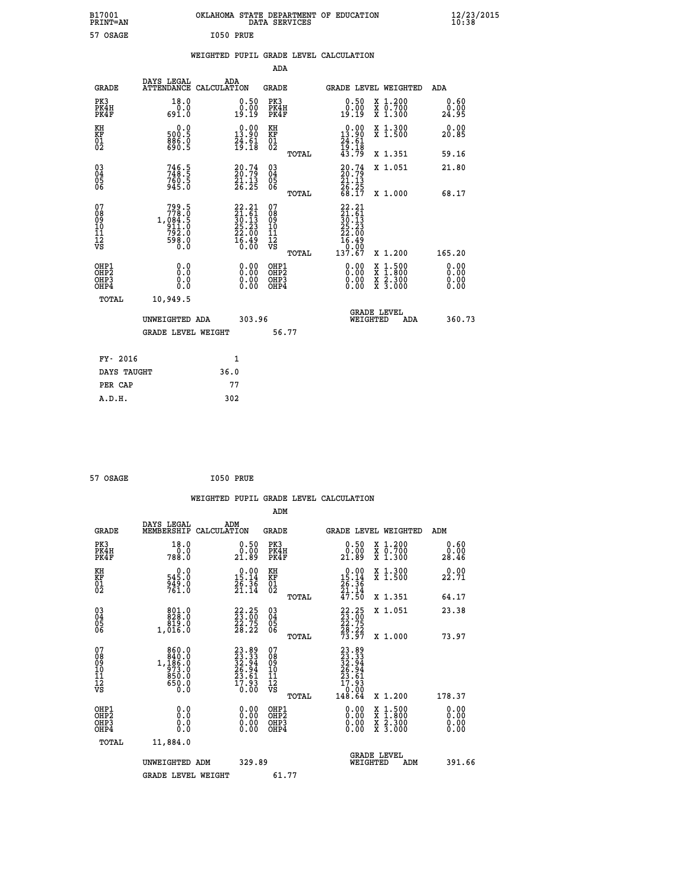B17001 PRINT=AN — OKLAHOMA STATE DEPARTMENT OF EDUCATION DATA SERVICES — 12/23/2015 10:38

57 OSAGE — I050 PRUE

## WEIGHTED PUPIL GRADE LEVEL CALCULATION

### ADA

| GRADE | DAYS LEGAL ATTENDANCE | ADA CALCULATION | GRADE | GRADE LEVEL | WEIGHTED | ADA |
|---|---|---|---|---|---|---|
| PK3 | 18.0 | 0.50 | PK3 | 0.50 | X 1.200 | 0.60 |
| PK4H | 0.0 | 0.00 | PK4H | 0.00 | X 0.700 | 0.00 |
| PK4F | 691.0 | 19.19 | PK4F | 19.19 | X 1.300 | 24.95 |
| KH | 0.0 | 0.00 | KH | 0.00 | X 1.300 | 0.00 |
| KF | 500.5 | 13.90 | KF | 13.90 | X 1.500 | 20.85 |
| 01 | 886.0 | 24.61 | 01 | 24.61 | | |
| 02 | 690.5 | 19.18 | 02 | 19.18 | | |
| | | | TOTAL | 43.79 | X 1.351 | 59.16 |
| 03 | 746.5 | 20.74 | 03 | 20.74 | X 1.051 | 21.80 |
| 04 | 748.5 | 20.79 | 04 | 20.79 | | |
| 05 | 760.5 | 21.13 | 05 | 21.13 | | |
| 06 | 945.0 | 26.25 | 06 | 26.25 | | |
| | | | TOTAL | 68.17 | X 1.000 | 68.17 |
| 07 | 799.5 | 22.21 | 07 | 22.21 | | |
| 08 | 778.0 | 21.61 | 08 | 21.61 | | |
| 09 | 1,084.5 | 30.13 | 09 | 30.13 | | |
| 10 | 911.0 | 25.23 | 10 | 25.23 | | |
| 11 | 792.0 | 22.00 | 11 | 22.00 | | |
| 12 | 598.0 | 16.49 | 12 | 16.49 | | |
| VS | 0.0 | 0.00 | VS | 0.00 | | |
| | | | TOTAL | 137.67 | X 1.200 | 165.20 |
| OHP1 | 0.0 | 0.00 | OHP1 | 0.00 | X 1.500 | 0.00 |
| OHP2 | 0.0 | 0.00 | OHP2 | 0.00 | X 1.800 | 0.00 |
| OHP3 | 0.0 | 0.00 | OHP3 | 0.00 | X 2.300 | 0.00 |
| OHP4 | 0.0 | 0.00 | OHP4 | 0.00 | X 3.000 | 0.00 |
| TOTAL | 10,949.5 | | | | | |

UNWEIGHTED ADA 303.96 — GRADE LEVEL WEIGHTED ADA 360.73

GRADE LEVEL WEIGHT 56.77

| FY- 2016 | 1 |
|---|---|
| DAYS TAUGHT | 36.0 |
| PER CAP | 77 |
| A.D.H. | 302 |

57 OSAGE — I050 PRUE

## WEIGHTED PUPIL GRADE LEVEL CALCULATION

### ADM

| GRADE | DAYS LEGAL MEMBERSHIP | ADM CALCULATION | GRADE | GRADE LEVEL | WEIGHTED | ADM |
|---|---|---|---|---|---|---|
| PK3 | 18.0 | 0.50 | PK3 | 0.50 | X 1.200 | 0.60 |
| PK4H | 0.0 | 0.00 | PK4H | 0.00 | X 0.700 | 0.00 |
| PK4F | 788.0 | 21.89 | PK4F | 21.89 | X 1.300 | 28.46 |
| KH | 0.0 | 0.00 | KH | 0.00 | X 1.300 | 0.00 |
| KF | 545.0 | 15.14 | KF | 15.14 | X 1.500 | 22.71 |
| 01 | 949.0 | 26.36 | 01 | 26.36 | | |
| 02 | 761.0 | 21.14 | 02 | 21.14 | | |
| | | | TOTAL | 47.50 | X 1.351 | 64.17 |
| 03 | 801.0 | 22.25 | 03 | 22.25 | X 1.051 | 23.38 |
| 04 | 828.0 | 23.00 | 04 | 23.00 | | |
| 05 | 819.0 | 22.75 | 05 | 22.75 | | |
| 06 | 1,016.0 | 28.22 | 06 | 28.22 | | |
| | | | TOTAL | 73.97 | X 1.000 | 73.97 |
| 07 | 860.0 | 23.89 | 07 | 23.89 | | |
| 08 | 840.0 | 23.33 | 08 | 23.33 | | |
| 09 | 1,186.0 | 32.94 | 09 | 32.94 | | |
| 10 | 973.0 | 26.94 | 10 | 26.94 | | |
| 11 | 850.0 | 23.61 | 11 | 23.61 | | |
| 12 | 650.0 | 17.93 | 12 | 17.93 | | |
| VS | 0.0 | 0.00 | VS | 0.00 | | |
| | | | TOTAL | 148.64 | X 1.200 | 178.37 |
| OHP1 | 0.0 | 0.00 | OHP1 | 0.00 | X 1.500 | 0.00 |
| OHP2 | 0.0 | 0.00 | OHP2 | 0.00 | X 1.800 | 0.00 |
| OHP3 | 0.0 | 0.00 | OHP3 | 0.00 | X 2.300 | 0.00 |
| OHP4 | 0.0 | 0.00 | OHP4 | 0.00 | X 3.000 | 0.00 |
| TOTAL | 11,884.0 | | | | | |

UNWEIGHTED ADM 329.89 — GRADE LEVEL WEIGHTED ADM 391.66

GRADE LEVEL WEIGHT 61.77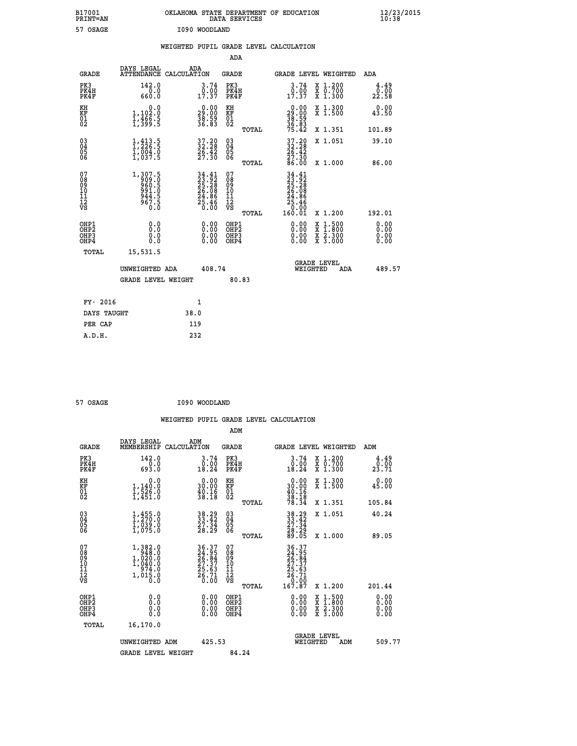B17001 PRINT=AN — OKLAHOMA STATE DEPARTMENT OF EDUCATION DATA SERVICES — 12/23/2015 10:38

57 OSAGE — I090 WOODLAND

## WEIGHTED PUPIL GRADE LEVEL CALCULATION

### ADA

| GRADE | DAYS LEGAL ATTENDANCE | ADA CALCULATION | GRADE | GRADE LEVEL | WEIGHTED | ADA |
|---|---|---|---|---|---|---|
| PK3 | 142.0 | 3.74 | PK3 | 3.74 | X 1.200 | 4.49 |
| PK4H | 0.0 | 0.00 | PK4H | 0.00 | X 0.700 | 0.00 |
| PK4F | 660.0 | 17.37 | PK4F | 17.37 | X 1.300 | 22.58 |
| KH | 0.0 | 0.00 | KH | 0.00 | X 1.300 | 0.00 |
| KF | 1,102.0 | 29.00 | KF | 29.00 | X 1.500 | 43.50 |
| 01 | 1,466.5 | 38.59 | 01 | 38.59 | | |
| 02 | 1,399.5 | 36.83 | 02 | 36.83 | | |
| | | | TOTAL | 75.42 | X 1.351 | 101.89 |
| 03 | 1,413.5 | 37.20 | 03 | 37.20 | X 1.051 | 39.10 |
| 04 | 1,226.5 | 32.28 | 04 | 32.28 | | |
| 05 | 1,004.0 | 26.42 | 05 | 26.42 | | |
| 06 | 1,037.5 | 27.30 | 06 | 27.30 | | |
| | | | TOTAL | 86.00 | X 1.000 | 86.00 |
| 07 | 1,307.5 | 34.41 | 07 | 34.41 | | |
| 08 | 909.0 | 23.92 | 08 | 23.92 | | |
| 09 | 960.5 | 25.28 | 09 | 25.28 | | |
| 10 | 991.0 | 26.08 | 10 | 26.08 | | |
| 11 | 944.5 | 24.86 | 11 | 24.86 | | |
| 12 | 967.5 | 25.46 | 12 | 25.46 | | |
| VS | 0.0 | 0.00 | VS | 0.00 | | |
| | | | TOTAL | 160.01 | X 1.200 | 192.01 |
| OHP1 | 0.0 | 0.00 | OHP1 | 0.00 | X 1.500 | 0.00 |
| OHP2 | 0.0 | 0.00 | OHP2 | 0.00 | X 1.800 | 0.00 |
| OHP3 | 0.0 | 0.00 | OHP3 | 0.00 | X 2.300 | 0.00 |
| OHP4 | 0.0 | 0.00 | OHP4 | 0.00 | X 3.000 | 0.00 |
| TOTAL | 15,531.5 | | | | | |

UNWEIGHTED ADA 408.74 — GRADE LEVEL WEIGHTED ADA 489.57

GRADE LEVEL WEIGHT 80.83

| | |
|---|---|
| FY- 2016 | 1 |
| DAYS TAUGHT | 38.0 |
| PER CAP | 119 |
| A.D.H. | 232 |

57 OSAGE — I090 WOODLAND

## WEIGHTED PUPIL GRADE LEVEL CALCULATION

### ADM

| GRADE | DAYS LEGAL MEMBERSHIP | ADM CALCULATION | GRADE | GRADE LEVEL | WEIGHTED | ADM |
|---|---|---|---|---|---|---|
| PK3 | 142.0 | 3.74 | PK3 | 3.74 | X 1.200 | 4.49 |
| PK4H | 0.0 | 0.00 | PK4H | 0.00 | X 0.700 | 0.00 |
| PK4F | 693.0 | 18.24 | PK4F | 18.24 | X 1.300 | 23.71 |
| KH | 0.0 | 0.00 | KH | 0.00 | X 1.300 | 0.00 |
| KF | 1,140.0 | 30.00 | KF | 30.00 | X 1.500 | 45.00 |
| 01 | 1,526.0 | 40.16 | 01 | 40.16 | | |
| 02 | 1,451.0 | 38.18 | 02 | 38.18 | | |
| | | | TOTAL | 78.34 | X 1.351 | 105.84 |
| 03 | 1,455.0 | 38.29 | 03 | 38.29 | X 1.051 | 40.24 |
| 04 | 1,270.0 | 33.42 | 04 | 33.42 | | |
| 05 | 1,039.0 | 27.34 | 05 | 27.34 | | |
| 06 | 1,075.0 | 28.29 | 06 | 28.29 | | |
| | | | TOTAL | 89.05 | X 1.000 | 89.05 |
| 07 | 1,382.0 | 36.37 | 07 | 36.37 | | |
| 08 | 948.0 | 24.95 | 08 | 24.95 | | |
| 09 | 1,020.0 | 26.84 | 09 | 26.84 | | |
| 10 | 1,040.0 | 27.37 | 10 | 27.37 | | |
| 11 | 974.0 | 25.63 | 11 | 25.63 | | |
| 12 | 1,015.0 | 26.71 | 12 | 26.71 | | |
| VS | 0.0 | 0.00 | VS | 0.00 | | |
| | | | TOTAL | 167.87 | X 1.200 | 201.44 |
| OHP1 | 0.0 | 0.00 | OHP1 | 0.00 | X 1.500 | 0.00 |
| OHP2 | 0.0 | 0.00 | OHP2 | 0.00 | X 1.800 | 0.00 |
| OHP3 | 0.0 | 0.00 | OHP3 | 0.00 | X 2.300 | 0.00 |
| OHP4 | 0.0 | 0.00 | OHP4 | 0.00 | X 3.000 | 0.00 |
| TOTAL | 16,170.0 | | | | | |

UNWEIGHTED ADM 425.53 — GRADE LEVEL WEIGHTED ADM 509.77

GRADE LEVEL WEIGHT 84.24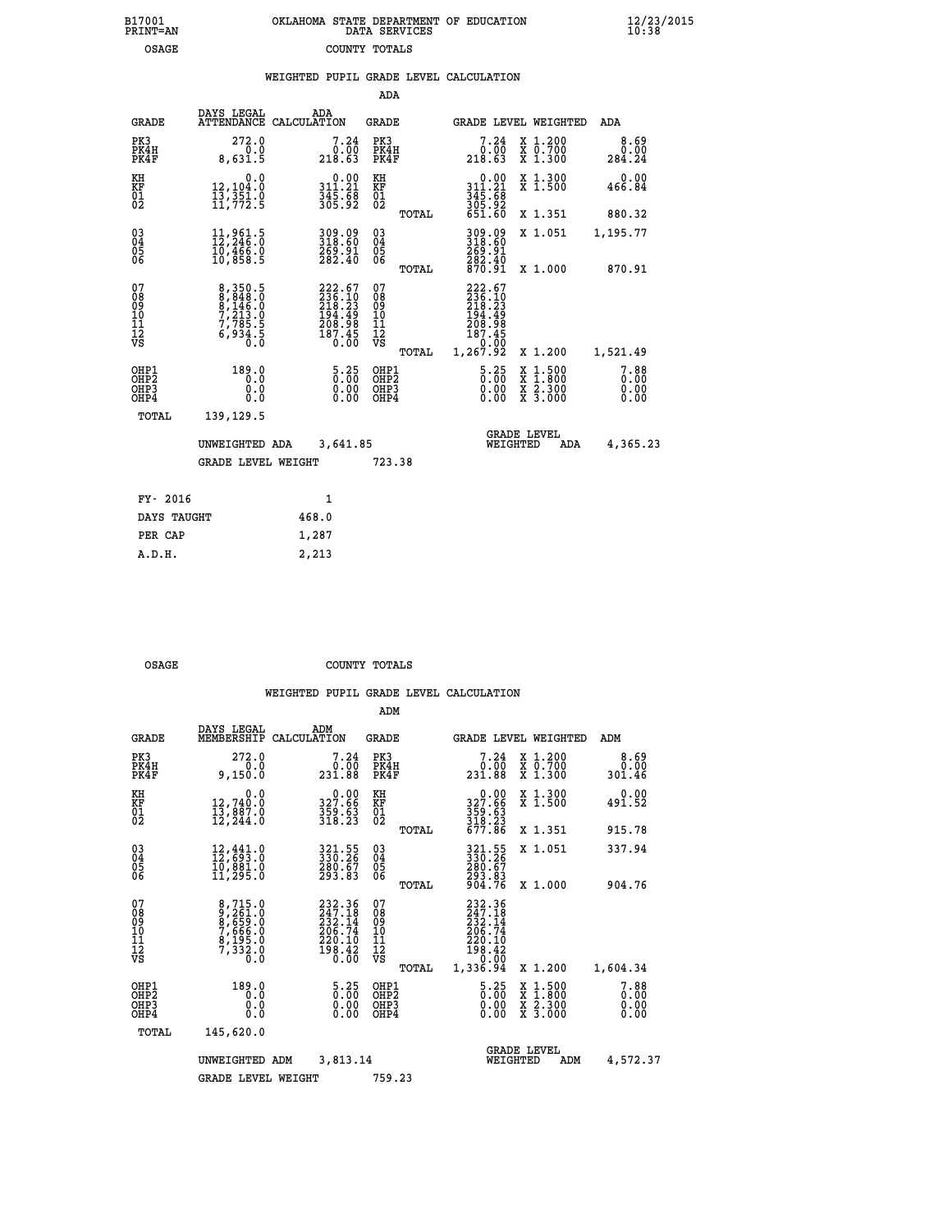B17001 PRINT=AN — OKLAHOMA STATE DEPARTMENT OF EDUCATION DATA SERVICES — 12/23/2015 10:38

OSAGE — COUNTY TOTALS

WEIGHTED PUPIL GRADE LEVEL CALCULATION

ADA

| GRADE | DAYS LEGAL ATTENDANCE | ADA CALCULATION | GRADE | GRADE LEVEL | WEIGHTED | ADA |
|---|---|---|---|---|---|---|
| PK3 | 272.0 | 7.24 | PK3 | 7.24 | X 1.200 | 8.69 |
| PK4H | 0.0 | 0.00 | PK4H | 0.00 | X 0.700 | 0.00 |
| PK4F | 8,631.5 | 218.63 | PK4F | 218.63 | X 1.300 | 284.24 |
| KH | 0.0 | 0.00 | KH | 0.00 | X 1.300 | 0.00 |
| KF | 12,104.0 | 311.21 | KF | 311.21 | X 1.500 | 466.84 |
| 01 | 13,351.0 | 345.68 | 01 | 345.68 | | |
| 02 | 11,772.5 | 305.92 | 02 | 305.92 | | |
| | | | TOTAL | 651.60 | X 1.351 | 880.32 |
| 03 | 11,961.5 | 309.09 | 03 | 309.09 | X 1.051 | 1,195.77 |
| 04 | 12,246.0 | 318.60 | 04 | 318.60 | | |
| 05 | 10,466.0 | 269.91 | 05 | 269.91 | | |
| 06 | 10,858.5 | 282.40 | 06 | 282.40 | | |
| | | | TOTAL | 870.91 | X 1.000 | 870.91 |
| 07 | 8,350.5 | 222.67 | 07 | 222.67 | | |
| 08 | 8,848.0 | 236.10 | 08 | 236.10 | | |
| 09 | 8,146.0 | 218.23 | 09 | 218.23 | | |
| 10 | 7,213.0 | 194.49 | 10 | 194.49 | | |
| 11 | 7,785.5 | 208.98 | 11 | 208.98 | | |
| 12 | 6,934.5 | 187.45 | 12 | 187.45 | | |
| VS | 0.0 | 0.00 | VS | 0.00 | | |
| | | | TOTAL | 1,267.92 | X 1.200 | 1,521.49 |
| OHP1 | 189.0 | 5.25 | OHP1 | 5.25 | X 1.500 | 7.88 |
| OHP2 | 0.0 | 0.00 | OHP2 | 0.00 | X 1.800 | 0.00 |
| OHP3 | 0.0 | 0.00 | OHP3 | 0.00 | X 2.300 | 0.00 |
| OHP4 | 0.0 | 0.00 | OHP4 | 0.00 | X 3.000 | 0.00 |
| TOTAL | 139,129.5 | | | | | |

UNWEIGHTED ADA 3,641.85 — GRADE LEVEL WEIGHTED ADA 4,365.23

GRADE LEVEL WEIGHT 723.38

| FY- 2016 | 1 |
|---|---|
| DAYS TAUGHT | 468.0 |
| PER CAP | 1,287 |
| A.D.H. | 2,213 |

OSAGE — COUNTY TOTALS

WEIGHTED PUPIL GRADE LEVEL CALCULATION

ADM

| GRADE | DAYS LEGAL MEMBERSHIP | ADM CALCULATION | GRADE | GRADE LEVEL | WEIGHTED | ADM |
|---|---|---|---|---|---|---|
| PK3 | 272.0 | 7.24 | PK3 | 7.24 | X 1.200 | 8.69 |
| PK4H | 0.0 | 0.00 | PK4H | 0.00 | X 0.700 | 0.00 |
| PK4F | 9,150.0 | 231.88 | PK4F | 231.88 | X 1.300 | 301.46 |
| KH | 0.0 | 0.00 | KH | 0.00 | X 1.300 | 0.00 |
| KF | 12,740.0 | 327.66 | KF | 327.66 | X 1.500 | 491.52 |
| 01 | 13,887.0 | 359.63 | 01 | 359.63 | | |
| 02 | 12,244.0 | 318.23 | 02 | 318.23 | | |
| | | | TOTAL | 677.86 | X 1.351 | 915.78 |
| 03 | 12,441.0 | 321.55 | 03 | 321.55 | X 1.051 | 337.94 |
| 04 | 12,693.0 | 330.26 | 04 | 330.26 | | |
| 05 | 10,881.0 | 280.67 | 05 | 280.67 | | |
| 06 | 11,295.0 | 293.83 | 06 | 293.83 | | |
| | | | TOTAL | 904.76 | X 1.000 | 904.76 |
| 07 | 8,715.0 | 232.36 | 07 | 232.36 | | |
| 08 | 9,261.0 | 247.18 | 08 | 247.18 | | |
| 09 | 8,659.0 | 232.14 | 09 | 232.14 | | |
| 10 | 7,666.0 | 206.74 | 10 | 206.74 | | |
| 11 | 8,195.0 | 220.10 | 11 | 220.10 | | |
| 12 | 7,332.0 | 198.42 | 12 | 198.42 | | |
| VS | 0.0 | 0.00 | VS | 0.00 | | |
| | | | TOTAL | 1,336.94 | X 1.200 | 1,604.34 |
| OHP1 | 189.0 | 5.25 | OHP1 | 5.25 | X 1.500 | 7.88 |
| OHP2 | 0.0 | 0.00 | OHP2 | 0.00 | X 1.800 | 0.00 |
| OHP3 | 0.0 | 0.00 | OHP3 | 0.00 | X 2.300 | 0.00 |
| OHP4 | 0.0 | 0.00 | OHP4 | 0.00 | X 3.000 | 0.00 |
| TOTAL | 145,620.0 | | | | | |

UNWEIGHTED ADM 3,813.14 — GRADE LEVEL WEIGHTED ADM 4,572.37

GRADE LEVEL WEIGHT 759.23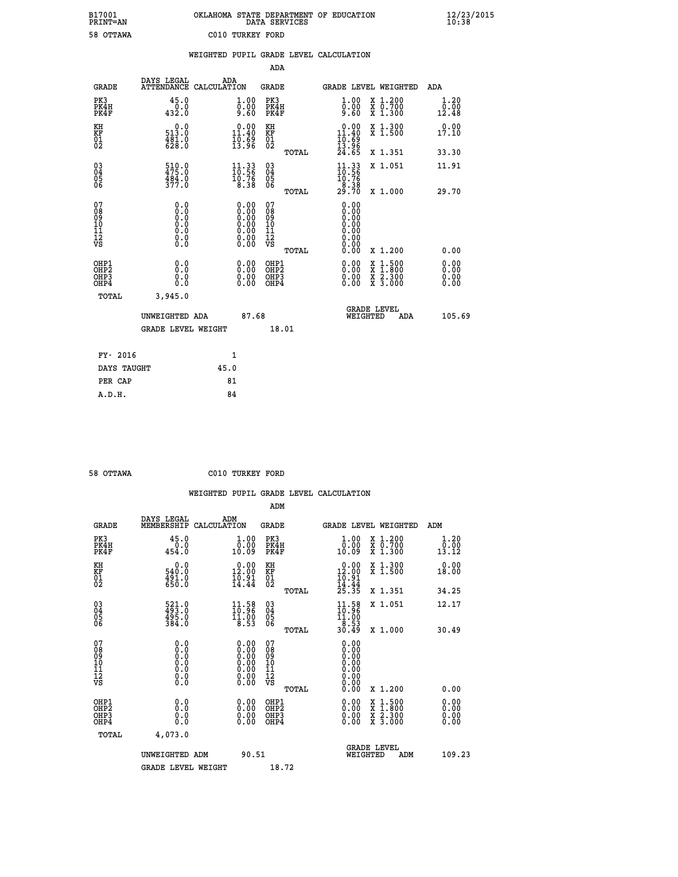B17001 OKLAHOMA STATE DEPARTMENT OF EDUCATION 12/23/2015
PRINT=AN DATA SERVICES 10:38

58 OTTAWA C010 TURKEY FORD

WEIGHTED PUPIL GRADE LEVEL CALCULATION

ADA

| GRADE | DAYS LEGAL ATTENDANCE | ADA CALCULATION | GRADE | GRADE LEVEL | WEIGHTED | ADA |
|---|---|---|---|---|---|---|
| PK3 | 45.0 | 1.00 | PK3 | 1.00 | X 1.200 | 1.20 |
| PK4H | 0.0 | 0.00 | PK4H | 0.00 | X 0.700 | 0.00 |
| PK4F | 432.0 | 9.60 | PK4F | 9.60 | X 1.300 | 12.48 |
| KH | 0.0 | 0.00 | KH | 0.00 | X 1.300 | 0.00 |
| KF | 513.0 | 11.40 | KF | 11.40 | X 1.500 | 17.10 |
| 01 | 481.0 | 10.69 | 01 | 10.69 | | |
| 02 | 628.0 | 13.96 | 02 | 13.96 | | |
| | | | TOTAL | 24.65 | X 1.351 | 33.30 |
| 03 | 510.0 | 11.33 | 03 | 11.33 | X 1.051 | 11.91 |
| 04 | 475.0 | 10.56 | 04 | 10.56 | | |
| 05 | 484.0 | 10.76 | 05 | 10.76 | | |
| 06 | 377.0 | 8.38 | 06 | 8.38 | | |
| | | | TOTAL | 29.70 | X 1.000 | 29.70 |
| 07 | 0.0 | 0.00 | 07 | 0.00 | | |
| 08 | 0.0 | 0.00 | 08 | 0.00 | | |
| 09 | 0.0 | 0.00 | 09 | 0.00 | | |
| 10 | 0.0 | 0.00 | 10 | 0.00 | | |
| 11 | 0.0 | 0.00 | 11 | 0.00 | | |
| 12 | 0.0 | 0.00 | 12 | 0.00 | | |
| VS | 0.0 | 0.00 | VS | 0.00 | | |
| | | | TOTAL | 0.00 | X 1.200 | 0.00 |
| OHP1 | 0.0 | 0.00 | OHP1 | 0.00 | X 1.500 | 0.00 |
| OHP2 | 0.0 | 0.00 | OHP2 | 0.00 | X 1.800 | 0.00 |
| OHP3 | 0.0 | 0.00 | OHP3 | 0.00 | X 2.300 | 0.00 |
| OHP4 | 0.0 | 0.00 | OHP4 | 0.00 | X 3.000 | 0.00 |
| TOTAL | 3,945.0 | | | | | |

UNWEIGHTED ADA 87.68 GRADE LEVEL WEIGHTED ADA 105.69

GRADE LEVEL WEIGHT 18.01

| FY- 2016 | 1 |
|---|---|
| DAYS TAUGHT | 45.0 |
| PER CAP | 81 |
| A.D.H. | 84 |

58 OTTAWA C010 TURKEY FORD

WEIGHTED PUPIL GRADE LEVEL CALCULATION

ADM

| GRADE | DAYS LEGAL MEMBERSHIP | ADM CALCULATION | GRADE | GRADE LEVEL | WEIGHTED | ADM |
|---|---|---|---|---|---|---|
| PK3 | 45.0 | 1.00 | PK3 | 1.00 | X 1.200 | 1.20 |
| PK4H | 0.0 | 0.00 | PK4H | 0.00 | X 0.700 | 0.00 |
| PK4F | 454.0 | 10.09 | PK4F | 10.09 | X 1.300 | 13.12 |
| KH | 0.0 | 0.00 | KH | 0.00 | X 1.300 | 0.00 |
| KF | 540.0 | 12.00 | KF | 12.00 | X 1.500 | 18.00 |
| 01 | 491.0 | 10.91 | 01 | 10.91 | | |
| 02 | 650.0 | 14.44 | 02 | 14.44 | | |
| | | | TOTAL | 25.35 | X 1.351 | 34.25 |
| 03 | 521.0 | 11.58 | 03 | 11.58 | X 1.051 | 12.17 |
| 04 | 493.0 | 10.96 | 04 | 10.96 | | |
| 05 | 495.0 | 11.00 | 05 | 11.00 | | |
| 06 | 384.0 | 8.53 | 06 | 8.53 | | |
| | | | TOTAL | 30.49 | X 1.000 | 30.49 |
| 07 | 0.0 | 0.00 | 07 | 0.00 | | |
| 08 | 0.0 | 0.00 | 08 | 0.00 | | |
| 09 | 0.0 | 0.00 | 09 | 0.00 | | |
| 10 | 0.0 | 0.00 | 10 | 0.00 | | |
| 11 | 0.0 | 0.00 | 11 | 0.00 | | |
| 12 | 0.0 | 0.00 | 12 | 0.00 | | |
| VS | 0.0 | 0.00 | VS | 0.00 | | |
| | | | TOTAL | 0.00 | X 1.200 | 0.00 |
| OHP1 | 0.0 | 0.00 | OHP1 | 0.00 | X 1.500 | 0.00 |
| OHP2 | 0.0 | 0.00 | OHP2 | 0.00 | X 1.800 | 0.00 |
| OHP3 | 0.0 | 0.00 | OHP3 | 0.00 | X 2.300 | 0.00 |
| OHP4 | 0.0 | 0.00 | OHP4 | 0.00 | X 3.000 | 0.00 |
| TOTAL | 4,073.0 | | | | | |

UNWEIGHTED ADM 90.51 GRADE LEVEL WEIGHTED ADM 109.23

GRADE LEVEL WEIGHT 18.72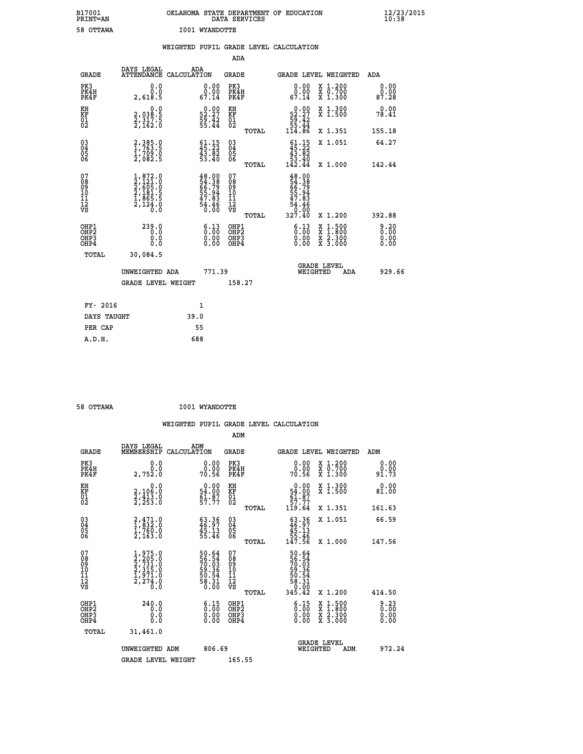B17001 OKLAHOMA STATE DEPARTMENT OF EDUCATION 12/23/2015
PRINT=AN DATA SERVICES 10:38

58 OTTAWA I001 WYANDOTTE

WEIGHTED PUPIL GRADE LEVEL CALCULATION

ADA

| GRADE | DAYS LEGAL ATTENDANCE | ADA CALCULATION | GRADE | GRADE LEVEL | WEIGHTED | ADA |
|---|---|---|---|---|---|---|
| PK3 | 0.0 | 0.00 | PK3 | 0.00 | X 1.200 | 0.00 |
| PK4H | 0.0 | 0.00 | PK4H | 0.00 | X 0.700 | 0.00 |
| PK4F | 2,618.5 | 67.14 | PK4F | 67.14 | X 1.300 | 87.28 |
| KH | 0.0 | 0.00 | KH | 0.00 | X 1.300 | 0.00 |
| KF | 2,038.5 | 52.27 | KF | 52.27 | X 1.500 | 78.41 |
| 01 | 2,317.5 | 59.42 | 01 | 59.42 | | |
| 02 | 2,162.0 | 55.44 | 02 | 55.44 | | |
| | | | TOTAL | 114.86 | X 1.351 | 155.18 |
| 03 | 2,385.0 | 61.15 | 03 | 61.15 | X 1.051 | 64.27 |
| 04 | 1,763.5 | 45.22 | 04 | 45.22 | | |
| 05 | 1,709.0 | 43.82 | 05 | 43.82 | | |
| 06 | 2,082.5 | 53.40 | 06 | 53.40 | | |
| | | | TOTAL | 142.44 | X 1.000 | 142.44 |
| 07 | 1,872.0 | 48.00 | 07 | 48.00 | | |
| 08 | 2,121.0 | 54.38 | 08 | 54.38 | | |
| 09 | 2,605.0 | 66.79 | 09 | 66.79 | | |
| 10 | 2,181.5 | 55.94 | 10 | 55.94 | | |
| 11 | 1,865.5 | 47.83 | 11 | 47.83 | | |
| 12 | 2,124.0 | 54.46 | 12 | 54.46 | | |
| VS | 0.0 | 0.00 | VS | 0.00 | | |
| | | | TOTAL | 327.40 | X 1.200 | 392.88 |
| OHP1 | 239.0 | 6.13 | OHP1 | 6.13 | X 1.500 | 9.20 |
| OHP2 | 0.0 | 0.00 | OHP2 | 0.00 | X 1.800 | 0.00 |
| OHP3 | 0.0 | 0.00 | OHP3 | 0.00 | X 2.300 | 0.00 |
| OHP4 | 0.0 | 0.00 | OHP4 | 0.00 | X 3.000 | 0.00 |
| TOTAL | 30,084.5 | | | | | |

UNWEIGHTED ADA 771.39 | GRADE LEVEL WEIGHTED ADA 929.66

GRADE LEVEL WEIGHT 158.27

| | |
|---|---|
| FY- 2016 | 1 |
| DAYS TAUGHT | 39.0 |
| PER CAP | 55 |
| A.D.H. | 688 |

58 OTTAWA I001 WYANDOTTE

WEIGHTED PUPIL GRADE LEVEL CALCULATION

ADM

| GRADE | DAYS LEGAL MEMBERSHIP | ADM CALCULATION | GRADE | GRADE LEVEL | WEIGHTED | ADM |
|---|---|---|---|---|---|---|
| PK3 | 0.0 | 0.00 | PK3 | 0.00 | X 1.200 | 0.00 |
| PK4H | 0.0 | 0.00 | PK4H | 0.00 | X 0.700 | 0.00 |
| PK4F | 2,752.0 | 70.56 | PK4F | 70.56 | X 1.300 | 91.73 |
| KH | 0.0 | 0.00 | KH | 0.00 | X 1.300 | 0.00 |
| KF | 2,106.0 | 54.00 | KF | 54.00 | X 1.500 | 81.00 |
| 01 | 2,413.0 | 61.87 | 01 | 61.87 | | |
| 02 | 2,253.0 | 57.77 | 02 | 57.77 | | |
| | | | TOTAL | 119.64 | X 1.351 | 161.63 |
| 03 | 2,471.0 | 63.36 | 03 | 63.36 | X 1.051 | 66.59 |
| 04 | 1,832.0 | 46.97 | 04 | 46.97 | | |
| 05 | 1,760.0 | 45.13 | 05 | 45.13 | | |
| 06 | 2,163.0 | 55.46 | 06 | 55.46 | | |
| | | | TOTAL | 147.56 | X 1.000 | 147.56 |
| 07 | 1,975.0 | 50.64 | 07 | 50.64 | | |
| 08 | 2,205.0 | 56.54 | 08 | 56.54 | | |
| 09 | 2,731.0 | 70.03 | 09 | 70.03 | | |
| 10 | 2,315.0 | 59.36 | 10 | 59.36 | | |
| 11 | 1,971.0 | 50.54 | 11 | 50.54 | | |
| 12 | 2,274.0 | 58.31 | 12 | 58.31 | | |
| VS | 0.0 | 0.00 | VS | 0.00 | | |
| | | | TOTAL | 345.42 | X 1.200 | 414.50 |
| OHP1 | 240.0 | 6.15 | OHP1 | 6.15 | X 1.500 | 9.23 |
| OHP2 | 0.0 | 0.00 | OHP2 | 0.00 | X 1.800 | 0.00 |
| OHP3 | 0.0 | 0.00 | OHP3 | 0.00 | X 2.300 | 0.00 |
| OHP4 | 0.0 | 0.00 | OHP4 | 0.00 | X 3.000 | 0.00 |
| TOTAL | 31,461.0 | | | | | |

UNWEIGHTED ADM 806.69 | GRADE LEVEL WEIGHTED ADM 972.24

GRADE LEVEL WEIGHT 165.55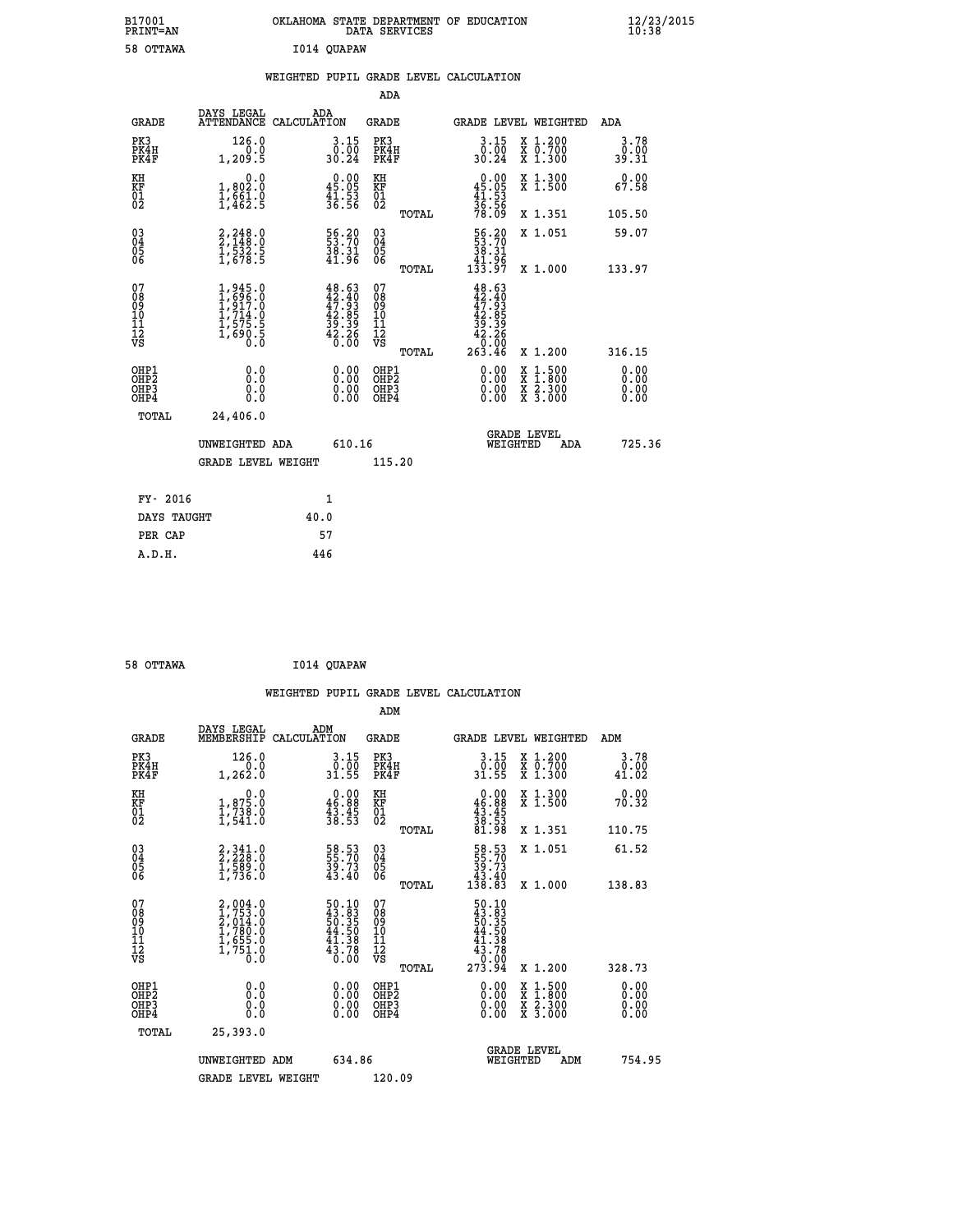B17001 OKLAHOMA STATE DEPARTMENT OF EDUCATION 12/23/2015
PRINT=AN DATA SERVICES 10:38

58 OTTAWA I014 QUAPAW

## WEIGHTED PUPIL GRADE LEVEL CALCULATION

### ADA

| GRADE | DAYS LEGAL ATTENDANCE | ADA CALCULATION | GRADE | GRADE LEVEL | WEIGHTED | ADA |
|---|---|---|---|---|---|---|
| PK3 | 126.0 | 3.15 | PK3 | 3.15 | X 1.200 | 3.78 |
| PK4H | 0.0 | 0.00 | PK4H | 0.00 | X 0.700 | 0.00 |
| PK4F | 1,209.5 | 30.24 | PK4F | 30.24 | X 1.300 | 39.31 |
| KH | 0.0 | 0.00 | KH | 0.00 | X 1.300 | 0.00 |
| KF | 1,802.0 | 45.05 | KF | 45.05 | X 1.500 | 67.58 |
| 01 | 1,661.0 | 41.53 | 01 | 41.53 | | |
| 02 | 1,462.5 | 36.56 | 02 | 36.56 | | |
| | | | TOTAL | 78.09 | X 1.351 | 105.50 |
| 03 | 2,248.0 | 56.20 | 03 | 56.20 | X 1.051 | 59.07 |
| 04 | 2,148.0 | 53.70 | 04 | 53.70 | | |
| 05 | 1,532.5 | 38.31 | 05 | 38.31 | | |
| 06 | 1,678.5 | 41.96 | 06 | 41.96 | | |
| | | | TOTAL | 133.97 | X 1.000 | 133.97 |
| 07 | 1,945.0 | 48.63 | 07 | 48.63 | | |
| 08 | 1,696.0 | 42.40 | 08 | 42.40 | | |
| 09 | 1,917.0 | 47.93 | 09 | 47.93 | | |
| 10 | 1,714.0 | 42.85 | 10 | 42.85 | | |
| 11 | 1,575.5 | 39.39 | 11 | 39.39 | | |
| 12 | 1,690.5 | 42.26 | 12 | 42.26 | | |
| VS | 0.0 | 0.00 | VS | 0.00 | | |
| | | | TOTAL | 263.46 | X 1.200 | 316.15 |
| OHP1 | 0.0 | 0.00 | OHP1 | 0.00 | X 1.500 | 0.00 |
| OHP2 | 0.0 | 0.00 | OHP2 | 0.00 | X 1.800 | 0.00 |
| OHP3 | 0.0 | 0.00 | OHP3 | 0.00 | X 2.300 | 0.00 |
| OHP4 | 0.0 | 0.00 | OHP4 | 0.00 | X 3.000 | 0.00 |
| TOTAL | 24,406.0 | | | | | |

UNWEIGHTED ADA 610.16 — GRADE LEVEL WEIGHTED ADA 725.36

GRADE LEVEL WEIGHT 115.20

| FY- 2016 | 1 |
|---|---|
| DAYS TAUGHT | 40.0 |
| PER CAP | 57 |
| A.D.H. | 446 |

58 OTTAWA I014 QUAPAW

## WEIGHTED PUPIL GRADE LEVEL CALCULATION

### ADM

| GRADE | DAYS LEGAL MEMBERSHIP | ADM CALCULATION | GRADE | GRADE LEVEL | WEIGHTED | ADM |
|---|---|---|---|---|---|---|
| PK3 | 126.0 | 3.15 | PK3 | 3.15 | X 1.200 | 3.78 |
| PK4H | 0.0 | 0.00 | PK4H | 0.00 | X 0.700 | 0.00 |
| PK4F | 1,262.0 | 31.55 | PK4F | 31.55 | X 1.300 | 41.02 |
| KH | 0.0 | 0.00 | KH | 0.00 | X 1.300 | 0.00 |
| KF | 1,875.0 | 46.88 | KF | 46.88 | X 1.500 | 70.32 |
| 01 | 1,738.0 | 43.45 | 01 | 43.45 | | |
| 02 | 1,541.0 | 38.53 | 02 | 38.53 | | |
| | | | TOTAL | 81.98 | X 1.351 | 110.75 |
| 03 | 2,341.0 | 58.53 | 03 | 58.53 | X 1.051 | 61.52 |
| 04 | 2,228.0 | 55.70 | 04 | 55.70 | | |
| 05 | 1,589.0 | 39.73 | 05 | 39.73 | | |
| 06 | 1,736.0 | 43.40 | 06 | 43.40 | | |
| | | | TOTAL | 138.83 | X 1.000 | 138.83 |
| 07 | 2,004.0 | 50.10 | 07 | 50.10 | | |
| 08 | 1,753.0 | 43.83 | 08 | 43.83 | | |
| 09 | 2,014.0 | 50.35 | 09 | 50.35 | | |
| 10 | 1,780.0 | 44.50 | 10 | 44.50 | | |
| 11 | 1,655.0 | 41.38 | 11 | 41.38 | | |
| 12 | 1,751.0 | 43.78 | 12 | 43.78 | | |
| VS | 0.0 | 0.00 | VS | 0.00 | | |
| | | | TOTAL | 273.94 | X 1.200 | 328.73 |
| OHP1 | 0.0 | 0.00 | OHP1 | 0.00 | X 1.500 | 0.00 |
| OHP2 | 0.0 | 0.00 | OHP2 | 0.00 | X 1.800 | 0.00 |
| OHP3 | 0.0 | 0.00 | OHP3 | 0.00 | X 2.300 | 0.00 |
| OHP4 | 0.0 | 0.00 | OHP4 | 0.00 | X 3.000 | 0.00 |
| TOTAL | 25,393.0 | | | | | |

UNWEIGHTED ADM 634.86 — GRADE LEVEL WEIGHTED ADM 754.95

GRADE LEVEL WEIGHT 120.09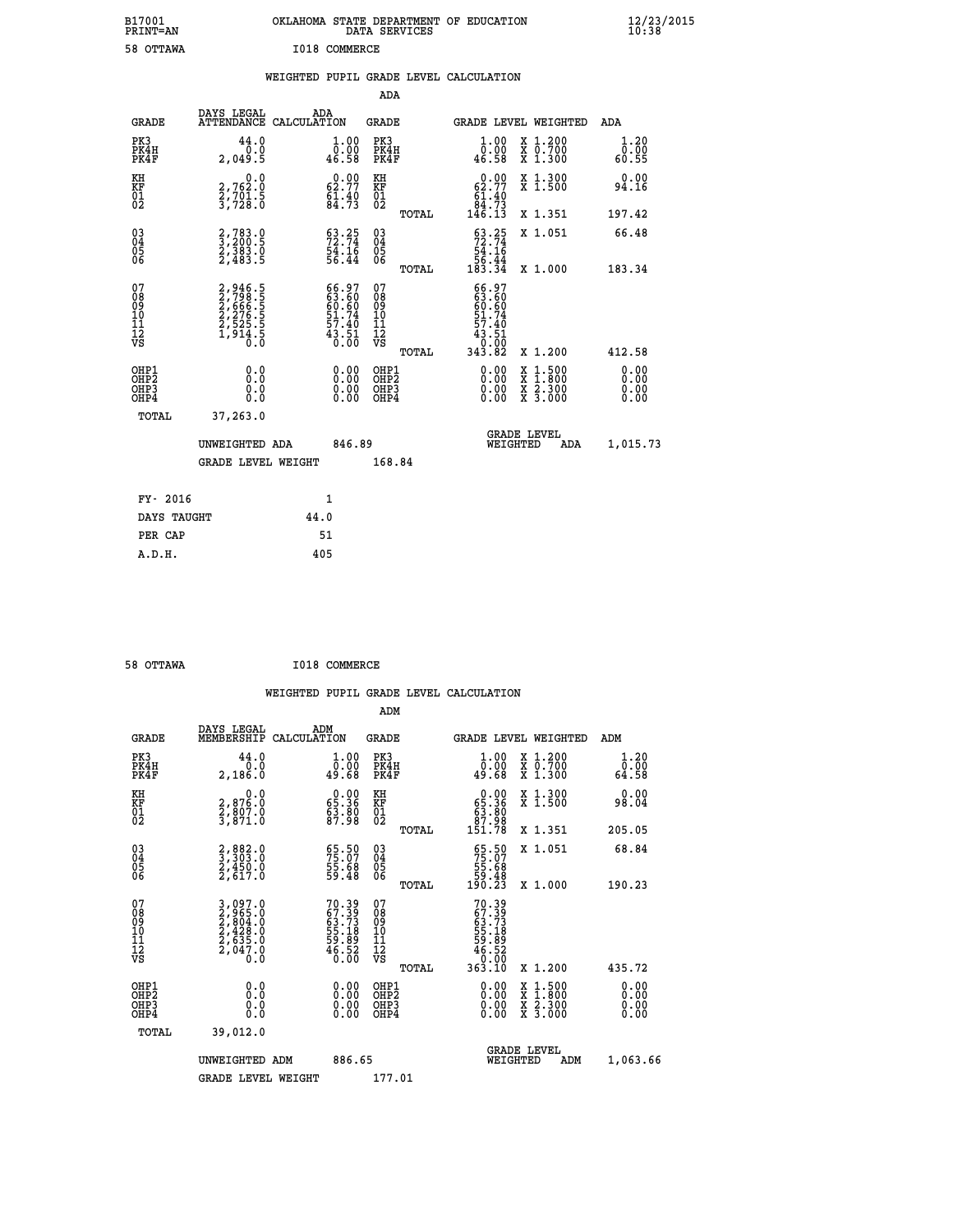B17001 OKLAHOMA STATE DEPARTMENT OF EDUCATION 12/23/2015
PRINT=AN DATA SERVICES 10:38

58 OTTAWA I018 COMMERCE

## WEIGHTED PUPIL GRADE LEVEL CALCULATION

ADA

| GRADE | DAYS LEGAL ATTENDANCE | ADA CALCULATION | GRADE | | GRADE LEVEL | WEIGHTED | ADA |
|---|---|---|---|---|---|---|---|
| PK3 | 44.0 | 1.00 | PK3 | | 1.00 | X 1.200 | 1.20 |
| PK4H | 0.0 | 0.00 | PK4H | | 0.00 | X 0.700 | 0.00 |
| PK4F | 2,049.5 | 46.58 | PK4F | | 46.58 | X 1.300 | 60.55 |
| KH | 0.0 | 0.00 | KH | | 0.00 | X 1.300 | 0.00 |
| KF | 2,762.0 | 62.77 | KF | | 62.77 | X 1.500 | 94.16 |
| 01 | 2,701.5 | 61.40 | 01 | | 61.40 | | |
| 02 | 3,728.0 | 84.73 | 02 | | 84.73 | | |
| | | | | TOTAL | 146.13 | X 1.351 | 197.42 |
| 03 | 2,783.0 | 63.25 | 03 | | 63.25 | X 1.051 | 66.48 |
| 04 | 3,200.5 | 72.74 | 04 | | 72.74 | | |
| 05 | 2,383.0 | 54.16 | 05 | | 54.16 | | |
| 06 | 2,483.5 | 56.44 | 06 | | 56.44 | | |
| | | | | TOTAL | 183.34 | X 1.000 | 183.34 |
| 07 | 2,946.5 | 66.97 | 07 | | 66.97 | | |
| 08 | 2,798.5 | 63.60 | 08 | | 63.60 | | |
| 09 | 2,666.5 | 60.60 | 09 | | 60.60 | | |
| 10 | 2,276.5 | 51.74 | 10 | | 51.74 | | |
| 11 | 2,525.5 | 57.40 | 11 | | 57.40 | | |
| 12 | 1,914.5 | 43.51 | 12 | | 43.51 | | |
| VS | 0.0 | 0.00 | VS | | 0.00 | | |
| | | | | TOTAL | 343.82 | X 1.200 | 412.58 |
| OHP1 | 0.0 | 0.00 | OHP1 | | 0.00 | X 1.500 | 0.00 |
| OHP2 | 0.0 | 0.00 | OHP2 | | 0.00 | X 1.800 | 0.00 |
| OHP3 | 0.0 | 0.00 | OHP3 | | 0.00 | X 2.300 | 0.00 |
| OHP4 | 0.0 | 0.00 | OHP4 | | 0.00 | X 3.000 | 0.00 |
| TOTAL | 37,263.0 | | | | | | |

UNWEIGHTED ADA 846.89 — GRADE LEVEL WEIGHTED ADA 1,015.73

GRADE LEVEL WEIGHT 168.84

| FY- 2016 | 1 |
|---|---|
| DAYS TAUGHT | 44.0 |
| PER CAP | 51 |
| A.D.H. | 405 |

58 OTTAWA I018 COMMERCE

## WEIGHTED PUPIL GRADE LEVEL CALCULATION

ADM

| GRADE | DAYS LEGAL MEMBERSHIP | ADM CALCULATION | GRADE | | GRADE LEVEL | WEIGHTED | ADM |
|---|---|---|---|---|---|---|---|
| PK3 | 44.0 | 1.00 | PK3 | | 1.00 | X 1.200 | 1.20 |
| PK4H | 0.0 | 0.00 | PK4H | | 0.00 | X 0.700 | 0.00 |
| PK4F | 2,186.0 | 49.68 | PK4F | | 49.68 | X 1.300 | 64.58 |
| KH | 0.0 | 0.00 | KH | | 0.00 | X 1.300 | 0.00 |
| KF | 2,876.0 | 65.36 | KF | | 65.36 | X 1.500 | 98.04 |
| 01 | 2,807.0 | 63.80 | 01 | | 63.80 | | |
| 02 | 3,871.0 | 87.98 | 02 | | 87.98 | | |
| | | | | TOTAL | 151.78 | X 1.351 | 205.05 |
| 03 | 2,882.0 | 65.50 | 03 | | 65.50 | X 1.051 | 68.84 |
| 04 | 3,303.0 | 75.07 | 04 | | 75.07 | | |
| 05 | 2,450.0 | 55.68 | 05 | | 55.68 | | |
| 06 | 2,617.0 | 59.48 | 06 | | 59.48 | | |
| | | | | TOTAL | 190.23 | X 1.000 | 190.23 |
| 07 | 3,097.0 | 70.39 | 07 | | 70.39 | | |
| 08 | 2,965.0 | 67.39 | 08 | | 67.39 | | |
| 09 | 2,804.0 | 63.73 | 09 | | 63.73 | | |
| 10 | 2,428.0 | 55.18 | 10 | | 55.18 | | |
| 11 | 2,635.0 | 59.89 | 11 | | 59.89 | | |
| 12 | 2,047.0 | 46.52 | 12 | | 46.52 | | |
| VS | 0.0 | 0.00 | VS | | 0.00 | | |
| | | | | TOTAL | 363.10 | X 1.200 | 435.72 |
| OHP1 | 0.0 | 0.00 | OHP1 | | 0.00 | X 1.500 | 0.00 |
| OHP2 | 0.0 | 0.00 | OHP2 | | 0.00 | X 1.800 | 0.00 |
| OHP3 | 0.0 | 0.00 | OHP3 | | 0.00 | X 2.300 | 0.00 |
| OHP4 | 0.0 | 0.00 | OHP4 | | 0.00 | X 3.000 | 0.00 |
| TOTAL | 39,012.0 | | | | | | |

UNWEIGHTED ADM 886.65 — GRADE LEVEL WEIGHTED ADM 1,063.66

GRADE LEVEL WEIGHT 177.01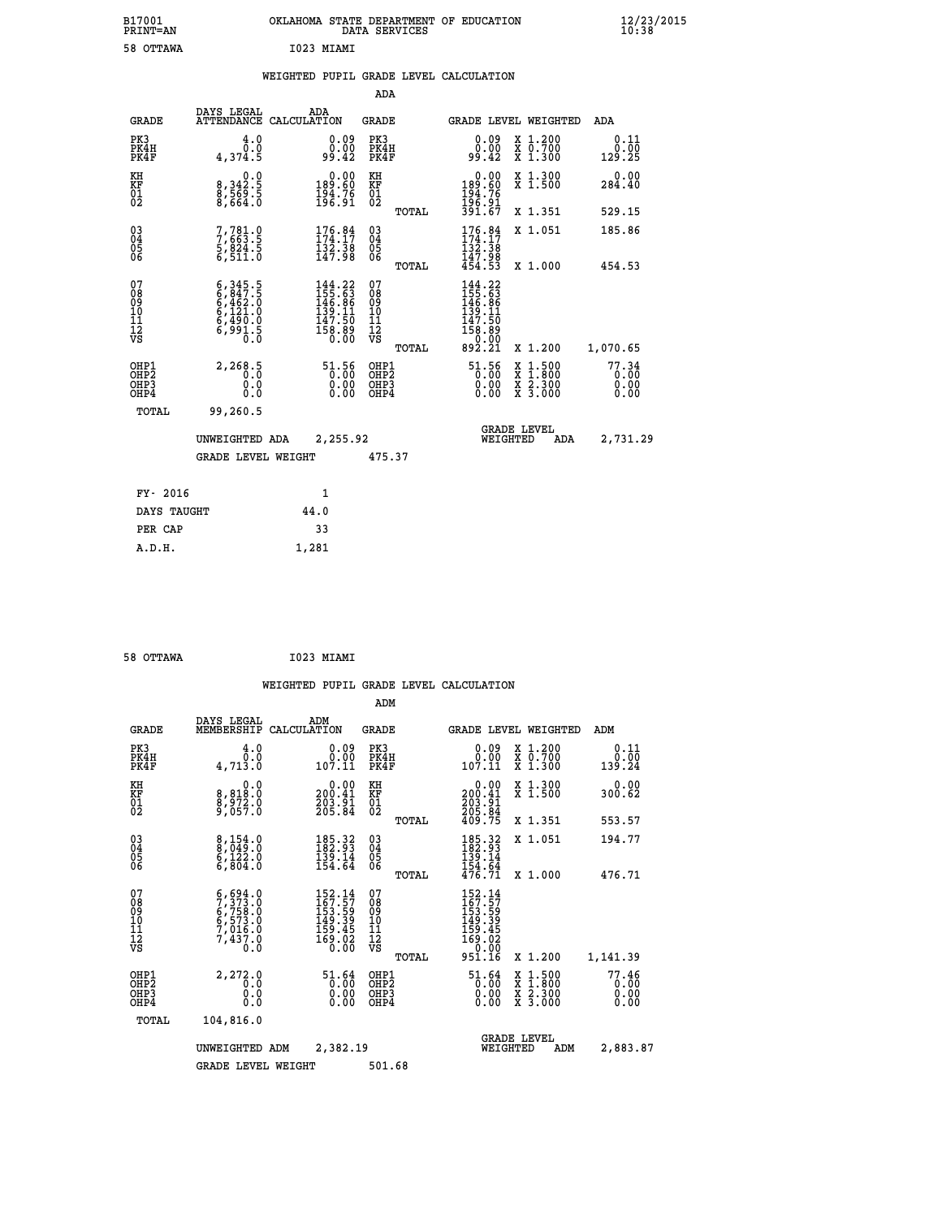B17001 OKLAHOMA STATE DEPARTMENT OF EDUCATION 12/23/2015
PRINT=AN DATA SERVICES 10:38

58 OTTAWA I023 MIAMI

## WEIGHTED PUPIL GRADE LEVEL CALCULATION

### ADA

| GRADE | DAYS LEGAL ATTENDANCE | ADA CALCULATION | GRADE | GRADE LEVEL | WEIGHTED | ADA |
|---|---|---|---|---|---|---|
| PK3 | 4.0 | 0.09 | PK3 | 0.09 | X 1.200 | 0.11 |
| PK4H | 0.0 | 0.00 | PK4H | 0.00 | X 0.700 | 0.00 |
| PK4F | 4,374.5 | 99.42 | PK4F | 99.42 | X 1.300 | 129.25 |
| KH | 0.0 | 0.00 | KH | 0.00 | X 1.300 | 0.00 |
| KF | 8,342.5 | 189.60 | KF | 189.60 | X 1.500 | 284.40 |
| 01 | 8,569.5 | 194.76 | 01 | 194.76 | | |
| 02 | 8,664.0 | 196.91 | 02 | 196.91 | | |
| | | | TOTAL | 391.67 | X 1.351 | 529.15 |
| 03 | 7,781.0 | 176.84 | 03 | 176.84 | X 1.051 | 185.86 |
| 04 | 7,663.5 | 174.17 | 04 | 174.17 | | |
| 05 | 5,824.5 | 132.38 | 05 | 132.38 | | |
| 06 | 6,511.0 | 147.98 | 06 | 147.98 | | |
| | | | TOTAL | 454.53 | X 1.000 | 454.53 |
| 07 | 6,345.5 | 144.22 | 07 | 144.22 | | |
| 08 | 6,847.5 | 155.63 | 08 | 155.63 | | |
| 09 | 6,462.0 | 146.86 | 09 | 146.86 | | |
| 10 | 6,121.0 | 139.11 | 10 | 139.11 | | |
| 11 | 6,490.0 | 147.50 | 11 | 147.50 | | |
| 12 | 6,991.5 | 158.89 | 12 | 158.89 | | |
| VS | 0.0 | 0.00 | VS | 0.00 | | |
| | | | TOTAL | 892.21 | X 1.200 | 1,070.65 |
| OHP1 | 2,268.5 | 51.56 | OHP1 | 51.56 | X 1.500 | 77.34 |
| OHP2 | 0.0 | 0.00 | OHP2 | 0.00 | X 1.800 | 0.00 |
| OHP3 | 0.0 | 0.00 | OHP3 | 0.00 | X 2.300 | 0.00 |
| OHP4 | 0.0 | 0.00 | OHP4 | 0.00 | X 3.000 | 0.00 |
| TOTAL | 99,260.5 | | | | | |

UNWEIGHTED ADA 2,255.92 | GRADE LEVEL WEIGHTED ADA 2,731.29

GRADE LEVEL WEIGHT 475.37

| | |
|---|---|
| FY- 2016 | 1 |
| DAYS TAUGHT | 44.0 |
| PER CAP | 33 |
| A.D.H. | 1,281 |

58 OTTAWA I023 MIAMI

## WEIGHTED PUPIL GRADE LEVEL CALCULATION

### ADM

| GRADE | DAYS LEGAL MEMBERSHIP | ADM CALCULATION | GRADE | GRADE LEVEL | WEIGHTED | ADM |
|---|---|---|---|---|---|---|
| PK3 | 4.0 | 0.09 | PK3 | 0.09 | X 1.200 | 0.11 |
| PK4H | 0.0 | 0.00 | PK4H | 0.00 | X 0.700 | 0.00 |
| PK4F | 4,713.0 | 107.11 | PK4F | 107.11 | X 1.300 | 139.24 |
| KH | 0.0 | 0.00 | KH | 0.00 | X 1.300 | 0.00 |
| KF | 8,818.0 | 200.41 | KF | 200.41 | X 1.500 | 300.62 |
| 01 | 8,972.0 | 203.91 | 01 | 203.91 | | |
| 02 | 9,057.0 | 205.84 | 02 | 205.84 | | |
| | | | TOTAL | 409.75 | X 1.351 | 553.57 |
| 03 | 8,154.0 | 185.32 | 03 | 185.32 | X 1.051 | 194.77 |
| 04 | 8,049.0 | 182.93 | 04 | 182.93 | | |
| 05 | 6,122.0 | 139.14 | 05 | 139.14 | | |
| 06 | 6,804.0 | 154.64 | 06 | 154.64 | | |
| | | | TOTAL | 476.71 | X 1.000 | 476.71 |
| 07 | 6,694.0 | 152.14 | 07 | 152.14 | | |
| 08 | 7,373.0 | 167.57 | 08 | 167.57 | | |
| 09 | 6,758.0 | 153.59 | 09 | 153.59 | | |
| 10 | 6,573.0 | 149.39 | 10 | 149.39 | | |
| 11 | 7,016.0 | 159.45 | 11 | 159.45 | | |
| 12 | 7,437.0 | 169.02 | 12 | 169.02 | | |
| VS | 0.0 | 0.00 | VS | 0.00 | | |
| | | | TOTAL | 951.16 | X 1.200 | 1,141.39 |
| OHP1 | 2,272.0 | 51.64 | OHP1 | 51.64 | X 1.500 | 77.46 |
| OHP2 | 0.0 | 0.00 | OHP2 | 0.00 | X 1.800 | 0.00 |
| OHP3 | 0.0 | 0.00 | OHP3 | 0.00 | X 2.300 | 0.00 |
| OHP4 | 0.0 | 0.00 | OHP4 | 0.00 | X 3.000 | 0.00 |
| TOTAL | 104,816.0 | | | | | |

UNWEIGHTED ADM 2,382.19 | GRADE LEVEL WEIGHTED ADM 2,883.87

GRADE LEVEL WEIGHT 501.68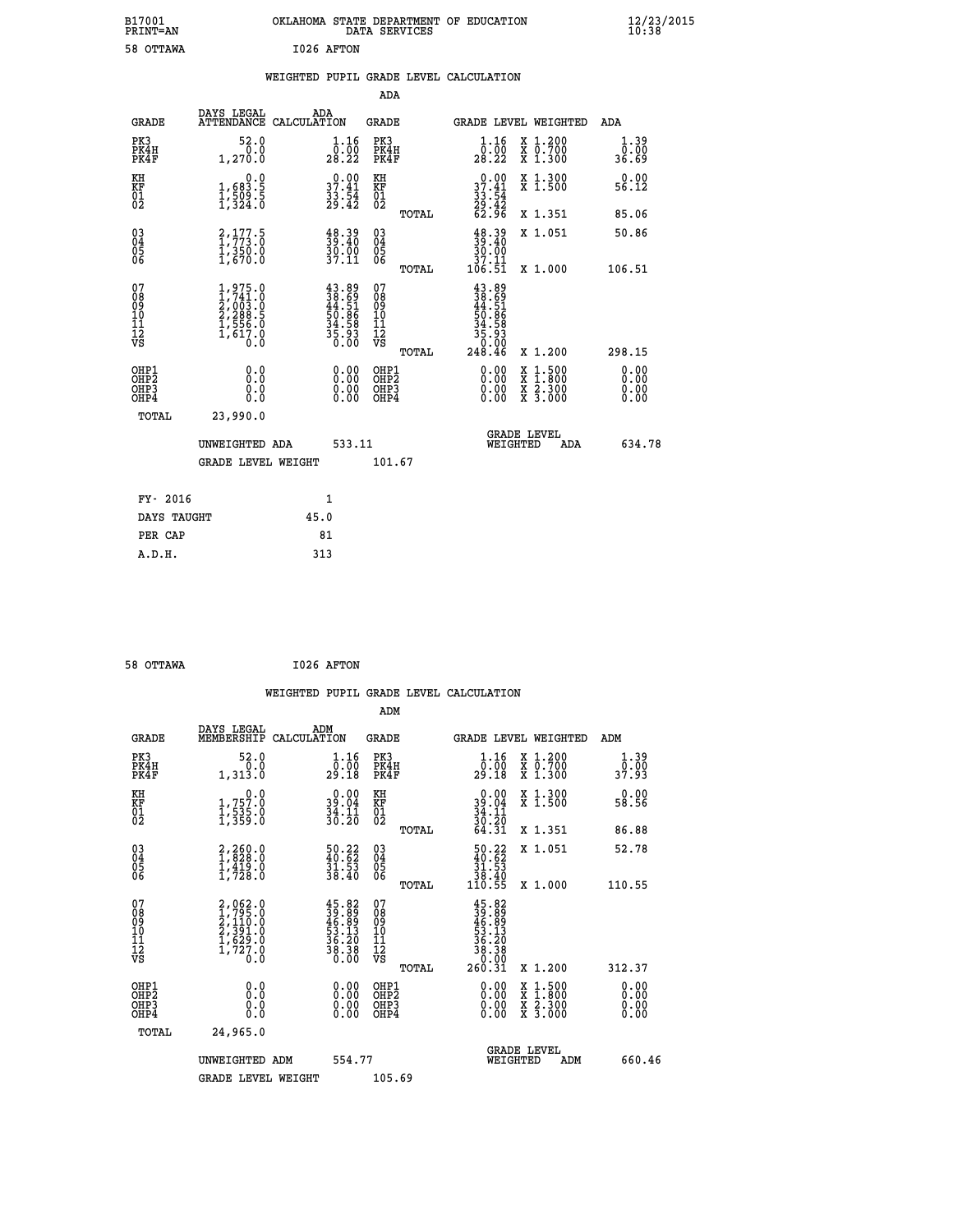B17001 OKLAHOMA STATE DEPARTMENT OF EDUCATION 12/23/2015
PRINT=AN DATA SERVICES 10:38

58 OTTAWA I026 AFTON

## WEIGHTED PUPIL GRADE LEVEL CALCULATION

### ADA

| GRADE | DAYS LEGAL ATTENDANCE | ADA CALCULATION | GRADE | | GRADE LEVEL | WEIGHTED | ADA |
|---|---|---|---|---|---|---|---|
| PK3 | 52.0 | 1.16 | PK3 | | 1.16 | X 1.200 | 1.39 |
| PK4H | 0.0 | 0.00 | PK4H | | 0.00 | X 0.700 | 0.00 |
| PK4F | 1,270.0 | 28.22 | PK4F | | 28.22 | X 1.300 | 36.69 |
| KH | 0.0 | 0.00 | KH | | 0.00 | X 1.300 | 0.00 |
| KF | 1,683.5 | 37.41 | KF | | 37.41 | X 1.500 | 56.12 |
| 01 | 1,509.5 | 33.54 | 01 | | 33.54 | | |
| 02 | 1,324.0 | 29.42 | 02 | | 29.42 | | |
| | | | | TOTAL | 62.96 | X 1.351 | 85.06 |
| 03 | 2,177.5 | 48.39 | 03 | | 48.39 | X 1.051 | 50.86 |
| 04 | 1,773.0 | 39.40 | 04 | | 39.40 | | |
| 05 | 1,350.0 | 30.00 | 05 | | 30.00 | | |
| 06 | 1,670.0 | 37.11 | 06 | | 37.11 | | |
| | | | | TOTAL | 106.51 | X 1.000 | 106.51 |
| 07 | 1,975.0 | 43.89 | 07 | | 43.89 | | |
| 08 | 1,741.0 | 38.69 | 08 | | 38.69 | | |
| 09 | 2,003.0 | 44.51 | 09 | | 44.51 | | |
| 10 | 2,288.5 | 50.86 | 10 | | 50.86 | | |
| 11 | 1,556.0 | 34.58 | 11 | | 34.58 | | |
| 12 | 1,617.0 | 35.93 | 12 | | 35.93 | | |
| VS | 0.0 | 0.00 | VS | | 0.00 | | |
| | | | | TOTAL | 248.46 | X 1.200 | 298.15 |
| OHP1 | 0.0 | 0.00 | OHP1 | | 0.00 | X 1.500 | 0.00 |
| OHP2 | 0.0 | 0.00 | OHP2 | | 0.00 | X 1.800 | 0.00 |
| OHP3 | 0.0 | 0.00 | OHP3 | | 0.00 | X 2.300 | 0.00 |
| OHP4 | 0.0 | 0.00 | OHP4 | | 0.00 | X 3.000 | 0.00 |
| TOTAL | 23,990.0 | | | | | | |

UNWEIGHTED ADA 533.11 GRADE LEVEL WEIGHTED ADA 634.78

GRADE LEVEL WEIGHT 101.67

| FY- 2016 | 1 |
|---|---|
| DAYS TAUGHT | 45.0 |
| PER CAP | 81 |
| A.D.H. | 313 |

58 OTTAWA I026 AFTON

## WEIGHTED PUPIL GRADE LEVEL CALCULATION

### ADM

| GRADE | DAYS LEGAL MEMBERSHIP | ADM CALCULATION | GRADE | | GRADE LEVEL | WEIGHTED | ADM |
|---|---|---|---|---|---|---|---|
| PK3 | 52.0 | 1.16 | PK3 | | 1.16 | X 1.200 | 1.39 |
| PK4H | 0.0 | 0.00 | PK4H | | 0.00 | X 0.700 | 0.00 |
| PK4F | 1,313.0 | 29.18 | PK4F | | 29.18 | X 1.300 | 37.93 |
| KH | 0.0 | 0.00 | KH | | 0.00 | X 1.300 | 0.00 |
| KF | 1,757.0 | 39.04 | KF | | 39.04 | X 1.500 | 58.56 |
| 01 | 1,535.0 | 34.11 | 01 | | 34.11 | | |
| 02 | 1,359.0 | 30.20 | 02 | | 30.20 | | |
| | | | | TOTAL | 64.31 | X 1.351 | 86.88 |
| 03 | 2,260.0 | 50.22 | 03 | | 50.22 | X 1.051 | 52.78 |
| 04 | 1,828.0 | 40.62 | 04 | | 40.62 | | |
| 05 | 1,419.0 | 31.53 | 05 | | 31.53 | | |
| 06 | 1,728.0 | 38.40 | 06 | | 38.40 | | |
| | | | | TOTAL | 110.55 | X 1.000 | 110.55 |
| 07 | 2,062.0 | 45.82 | 07 | | 45.82 | | |
| 08 | 1,795.0 | 39.89 | 08 | | 39.89 | | |
| 09 | 2,110.0 | 46.89 | 09 | | 46.89 | | |
| 10 | 2,391.0 | 53.13 | 10 | | 53.13 | | |
| 11 | 1,629.0 | 36.20 | 11 | | 36.20 | | |
| 12 | 1,727.0 | 38.38 | 12 | | 38.38 | | |
| VS | 0.0 | 0.00 | VS | | 0.00 | | |
| | | | | TOTAL | 260.31 | X 1.200 | 312.37 |
| OHP1 | 0.0 | 0.00 | OHP1 | | 0.00 | X 1.500 | 0.00 |
| OHP2 | 0.0 | 0.00 | OHP2 | | 0.00 | X 1.800 | 0.00 |
| OHP3 | 0.0 | 0.00 | OHP3 | | 0.00 | X 2.300 | 0.00 |
| OHP4 | 0.0 | 0.00 | OHP4 | | 0.00 | X 3.000 | 0.00 |
| TOTAL | 24,965.0 | | | | | | |

UNWEIGHTED ADM 554.77 GRADE LEVEL WEIGHTED ADM 660.46

GRADE LEVEL WEIGHT 105.69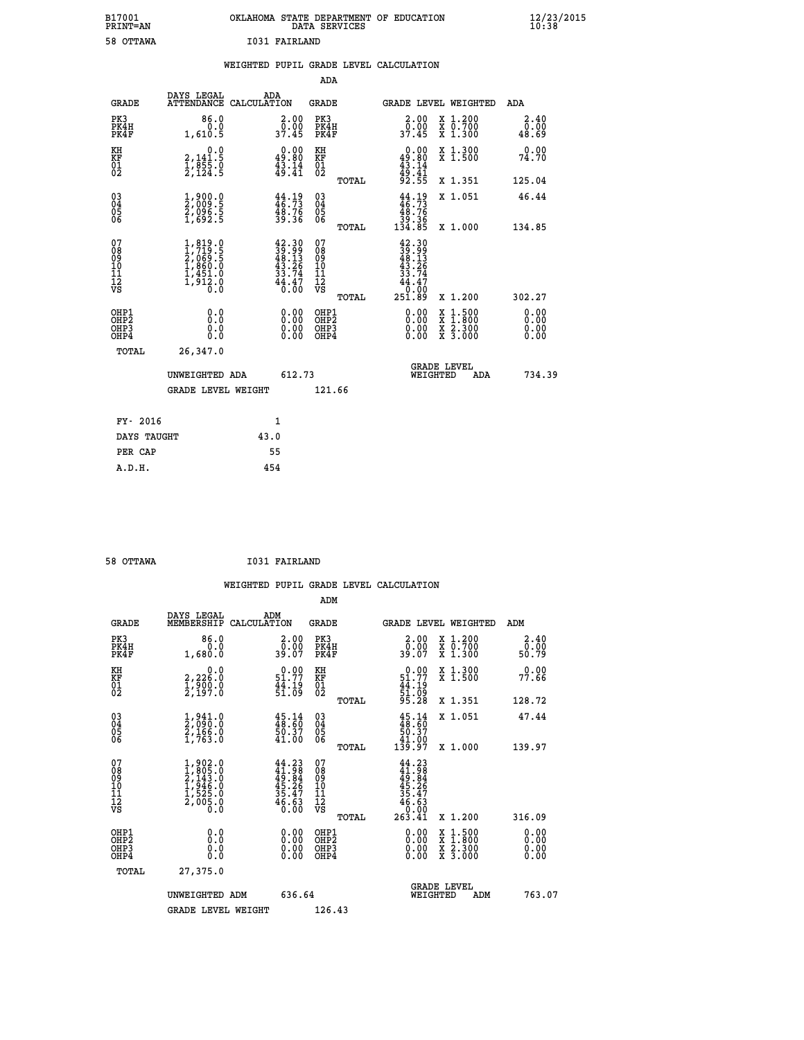B17001 OKLAHOMA STATE DEPARTMENT OF EDUCATION 12/23/2015
PRINT=AN DATA SERVICES 10:38

58 OTTAWA I031 FAIRLAND

WEIGHTED PUPIL GRADE LEVEL CALCULATION

ADA

| GRADE | DAYS LEGAL ATTENDANCE | ADA CALCULATION | GRADE | | GRADE LEVEL | WEIGHTED | ADA |
|---|---|---|---|---|---|---|---|
| PK3 | 86.0 | 2.00 | PK3 | | 2.00 | X 1.200 | 2.40 |
| PK4H | 0.0 | 0.00 | PK4H | | 0.00 | X 0.700 | 0.00 |
| PK4F | 1,610.5 | 37.45 | PK4F | | 37.45 | X 1.300 | 48.69 |
| KH | 0.0 | 0.00 | KH | | 0.00 | X 1.300 | 0.00 |
| KF | 2,141.5 | 49.80 | KF | | 49.80 | X 1.500 | 74.70 |
| 01 | 1,855.0 | 43.14 | 01 | | 43.14 | | |
| 02 | 2,124.5 | 49.41 | 02 | | 49.41 | | |
| | | | | TOTAL | 92.55 | X 1.351 | 125.04 |
| 03 | 1,900.0 | 44.19 | 03 | | 44.19 | X 1.051 | 46.44 |
| 04 | 2,009.5 | 46.73 | 04 | | 46.73 | | |
| 05 | 2,096.5 | 48.76 | 05 | | 48.76 | | |
| 06 | 1,692.5 | 39.36 | 06 | | 39.36 | | |
| | | | | TOTAL | 134.85 | X 1.000 | 134.85 |
| 07 | 1,819.0 | 42.30 | 07 | | 42.30 | | |
| 08 | 1,719.5 | 39.99 | 08 | | 39.99 | | |
| 09 | 2,069.5 | 48.13 | 09 | | 48.13 | | |
| 10 | 1,860.0 | 43.26 | 10 | | 43.26 | | |
| 11 | 1,451.0 | 33.74 | 11 | | 33.74 | | |
| 12 | 1,912.0 | 44.47 | 12 | | 44.47 | | |
| VS | 0.0 | 0.00 | VS | | 0.00 | | |
| | | | | TOTAL | 251.89 | X 1.200 | 302.27 |
| OHP1 | 0.0 | 0.00 | OHP1 | | 0.00 | X 1.500 | 0.00 |
| OHP2 | 0.0 | 0.00 | OHP2 | | 0.00 | X 1.800 | 0.00 |
| OHP3 | 0.0 | 0.00 | OHP3 | | 0.00 | X 2.300 | 0.00 |
| OHP4 | 0.0 | 0.00 | OHP4 | | 0.00 | X 3.000 | 0.00 |
| TOTAL | 26,347.0 | | | | | | |

UNWEIGHTED ADA 612.73 GRADE LEVEL WEIGHTED ADA 734.39

GRADE LEVEL WEIGHT 121.66

| FY- 2016 | 1 |
|---|---|
| DAYS TAUGHT | 43.0 |
| PER CAP | 55 |
| A.D.H. | 454 |

58 OTTAWA I031 FAIRLAND

WEIGHTED PUPIL GRADE LEVEL CALCULATION

ADM

| GRADE | DAYS LEGAL MEMBERSHIP | ADM CALCULATION | GRADE | | GRADE LEVEL | WEIGHTED | ADM |
|---|---|---|---|---|---|---|---|
| PK3 | 86.0 | 2.00 | PK3 | | 2.00 | X 1.200 | 2.40 |
| PK4H | 0.0 | 0.00 | PK4H | | 0.00 | X 0.700 | 0.00 |
| PK4F | 1,680.0 | 39.07 | PK4F | | 39.07 | X 1.300 | 50.79 |
| KH | 0.0 | 0.00 | KH | | 0.00 | X 1.300 | 0.00 |
| KF | 2,226.0 | 51.77 | KF | | 51.77 | X 1.500 | 77.66 |
| 01 | 1,900.0 | 44.19 | 01 | | 44.19 | | |
| 02 | 2,197.0 | 51.09 | 02 | | 51.09 | | |
| | | | | TOTAL | 95.28 | X 1.351 | 128.72 |
| 03 | 1,941.0 | 45.14 | 03 | | 45.14 | X 1.051 | 47.44 |
| 04 | 2,090.0 | 48.60 | 04 | | 48.60 | | |
| 05 | 2,166.0 | 50.37 | 05 | | 50.37 | | |
| 06 | 1,763.0 | 41.00 | 06 | | 41.00 | | |
| | | | | TOTAL | 139.97 | X 1.000 | 139.97 |
| 07 | 1,902.0 | 44.23 | 07 | | 44.23 | | |
| 08 | 1,805.0 | 41.98 | 08 | | 41.98 | | |
| 09 | 2,143.0 | 49.84 | 09 | | 49.84 | | |
| 10 | 1,946.0 | 45.26 | 10 | | 45.26 | | |
| 11 | 1,525.0 | 35.47 | 11 | | 35.47 | | |
| 12 | 2,005.0 | 46.63 | 12 | | 46.63 | | |
| VS | 0.0 | 0.00 | VS | | 0.00 | | |
| | | | | TOTAL | 263.41 | X 1.200 | 316.09 |
| OHP1 | 0.0 | 0.00 | OHP1 | | 0.00 | X 1.500 | 0.00 |
| OHP2 | 0.0 | 0.00 | OHP2 | | 0.00 | X 1.800 | 0.00 |
| OHP3 | 0.0 | 0.00 | OHP3 | | 0.00 | X 2.300 | 0.00 |
| OHP4 | 0.0 | 0.00 | OHP4 | | 0.00 | X 3.000 | 0.00 |
| TOTAL | 27,375.0 | | | | | | |

UNWEIGHTED ADM 636.64 GRADE LEVEL WEIGHTED ADM 763.07

GRADE LEVEL WEIGHT 126.43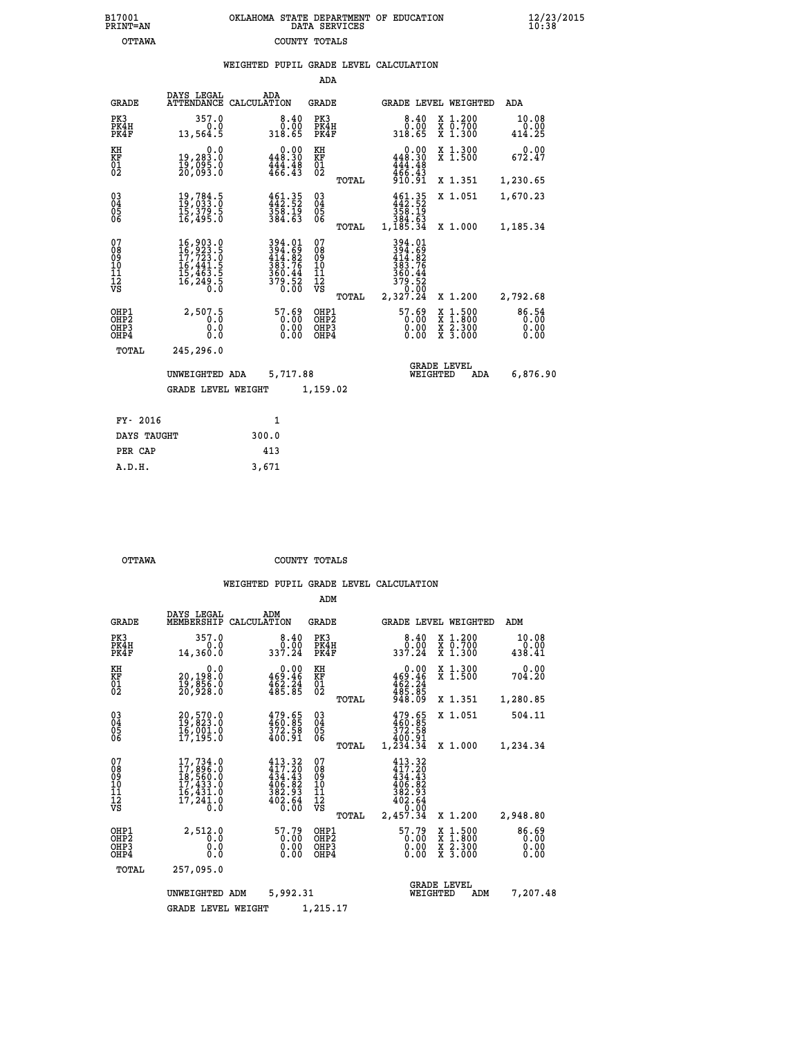B17001 PRINT=AN — OKLAHOMA STATE DEPARTMENT OF EDUCATION DATA SERVICES — 12/23/2015 10:38

OTTAWA — COUNTY TOTALS

## WEIGHTED PUPIL GRADE LEVEL CALCULATION

### ADA

| GRADE | DAYS LEGAL ATTENDANCE | ADA CALCULATION | GRADE | | GRADE LEVEL | WEIGHTED | ADA |
|---|---|---|---|---|---|---|---|
| PK3 | 357.0 | 8.40 | PK3 | | 8.40 | X 1.200 | 10.08 |
| PK4H | 0.0 | 0.00 | PK4H | | 0.00 | X 0.700 | 0.00 |
| PK4F | 13,564.5 | 318.65 | PK4F | | 318.65 | X 1.300 | 414.25 |
| KH | 0.0 | 0.00 | KH | | 0.00 | X 1.300 | 0.00 |
| KF | 19,283.0 | 448.30 | KF | | 448.30 | X 1.500 | 672.47 |
| 01 | 19,095.0 | 444.48 | 01 | | 444.48 | | |
| 02 | 20,093.0 | 466.43 | 02 | | 466.43 | | |
| | | | | TOTAL | 910.91 | X 1.351 | 1,230.65 |
| 03 | 19,784.5 | 461.35 | 03 | | 461.35 | X 1.051 | 1,670.23 |
| 04 | 19,033.0 | 442.52 | 04 | | 442.52 | | |
| 05 | 15,379.5 | 358.19 | 05 | | 358.19 | | |
| 06 | 16,495.0 | 384.63 | 06 | | 384.63 | | |
| | | | | TOTAL | 1,185.34 | X 1.000 | 1,185.34 |
| 07 | 16,903.0 | 394.01 | 07 | | 394.01 | | |
| 08 | 16,923.5 | 394.69 | 08 | | 394.69 | | |
| 09 | 17,723.0 | 414.82 | 09 | | 414.82 | | |
| 10 | 16,441.5 | 383.76 | 10 | | 383.76 | | |
| 11 | 15,463.5 | 360.44 | 11 | | 360.44 | | |
| 12 | 16,249.5 | 379.52 | 12 | | 379.52 | | |
| VS | 0.0 | 0.00 | VS | | 0.00 | | |
| | | | | TOTAL | 2,327.24 | X 1.200 | 2,792.68 |
| OHP1 | 2,507.5 | 57.69 | OHP1 | | 57.69 | X 1.500 | 86.54 |
| OHP2 | 0.0 | 0.00 | OHP2 | | 0.00 | X 1.800 | 0.00 |
| OHP3 | 0.0 | 0.00 | OHP3 | | 0.00 | X 2.300 | 0.00 |
| OHP4 | 0.0 | 0.00 | OHP4 | | 0.00 | X 3.000 | 0.00 |
| TOTAL | 245,296.0 | | | | | | |

UNWEIGHTED ADA 5,717.88 — GRADE LEVEL WEIGHTED ADA 6,876.90

GRADE LEVEL WEIGHT 1,159.02

| FY- 2016 | 1 |
|---|---|
| DAYS TAUGHT | 300.0 |
| PER CAP | 413 |
| A.D.H. | 3,671 |

OTTAWA — COUNTY TOTALS

## WEIGHTED PUPIL GRADE LEVEL CALCULATION

### ADM

| GRADE | DAYS LEGAL MEMBERSHIP | ADM CALCULATION | GRADE | | GRADE LEVEL | WEIGHTED | ADM |
|---|---|---|---|---|---|---|---|
| PK3 | 357.0 | 8.40 | PK3 | | 8.40 | X 1.200 | 10.08 |
| PK4H | 0.0 | 0.00 | PK4H | | 0.00 | X 0.700 | 0.00 |
| PK4F | 14,360.0 | 337.24 | PK4F | | 337.24 | X 1.300 | 438.41 |
| KH | 0.0 | 0.00 | KH | | 0.00 | X 1.300 | 0.00 |
| KF | 20,198.0 | 469.46 | KF | | 469.46 | X 1.500 | 704.20 |
| 01 | 19,856.0 | 462.24 | 01 | | 462.24 | | |
| 02 | 20,928.0 | 485.85 | 02 | | 485.85 | | |
| | | | | TOTAL | 948.09 | X 1.351 | 1,280.85 |
| 03 | 20,570.0 | 479.65 | 03 | | 479.65 | X 1.051 | 504.11 |
| 04 | 19,823.0 | 460.85 | 04 | | 460.85 | | |
| 05 | 16,001.0 | 372.58 | 05 | | 372.58 | | |
| 06 | 17,195.0 | 400.91 | 06 | | 400.91 | | |
| | | | | TOTAL | 1,234.34 | X 1.000 | 1,234.34 |
| 07 | 17,734.0 | 413.32 | 07 | | 413.32 | | |
| 08 | 17,896.0 | 417.20 | 08 | | 417.20 | | |
| 09 | 18,560.0 | 434.43 | 09 | | 434.43 | | |
| 10 | 17,433.0 | 406.82 | 10 | | 406.82 | | |
| 11 | 16,431.0 | 382.93 | 11 | | 382.93 | | |
| 12 | 17,241.0 | 402.64 | 12 | | 402.64 | | |
| VS | 0.0 | 0.00 | VS | | 0.00 | | |
| | | | | TOTAL | 2,457.34 | X 1.200 | 2,948.80 |
| OHP1 | 2,512.0 | 57.79 | OHP1 | | 57.79 | X 1.500 | 86.69 |
| OHP2 | 0.0 | 0.00 | OHP2 | | 0.00 | X 1.800 | 0.00 |
| OHP3 | 0.0 | 0.00 | OHP3 | | 0.00 | X 2.300 | 0.00 |
| OHP4 | 0.0 | 0.00 | OHP4 | | 0.00 | X 3.000 | 0.00 |
| TOTAL | 257,095.0 | | | | | | |

UNWEIGHTED ADM 5,992.31 — GRADE LEVEL WEIGHTED ADM 7,207.48

GRADE LEVEL WEIGHT 1,215.17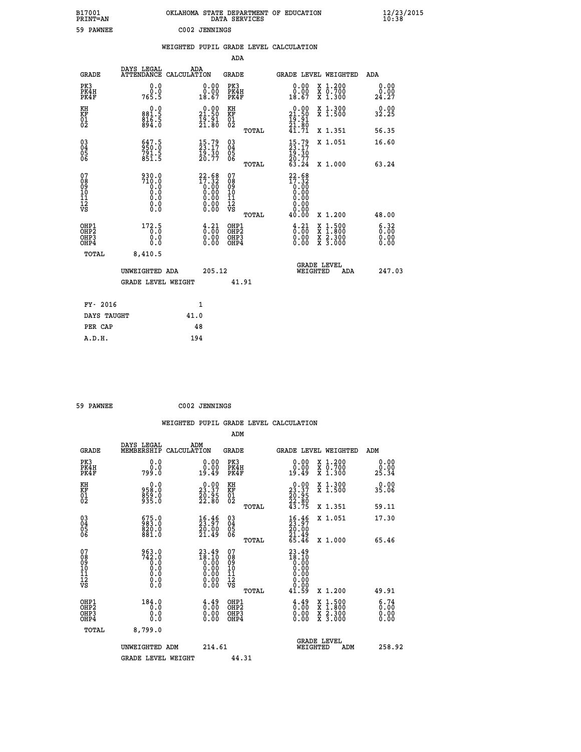B17001 OKLAHOMA STATE DEPARTMENT OF EDUCATION 12/23/2015
PRINT=AN DATA SERVICES 10:38

59 PAWNEE C002 JENNINGS

## WEIGHTED PUPIL GRADE LEVEL CALCULATION

### ADA

| GRADE | DAYS LEGAL ATTENDANCE | ADA CALCULATION | GRADE | GRADE LEVEL | WEIGHTED | ADA |
|---|---|---|---|---|---|---|
| PK3 | 0.0 | 0.00 | PK3 | 0.00 | X 1.200 | 0.00 |
| PK4H | 0.0 | 0.00 | PK4H | 0.00 | X 0.700 | 0.00 |
| PK4F | 765.5 | 18.67 | PK4F | 18.67 | X 1.300 | 24.27 |
| KH | 0.0 | 0.00 | KH | 0.00 | X 1.300 | 0.00 |
| KF | 881.5 | 21.50 | KF | 21.50 | X 1.500 | 32.25 |
| 01 | 816.5 | 19.91 | 01 | 19.91 | | |
| 02 | 894.0 | 21.80 | 02 | 21.80 | | |
| | | | TOTAL | 41.71 | X 1.351 | 56.35 |
| 03 | 647.5 | 15.79 | 03 | 15.79 | X 1.051 | 16.60 |
| 04 | 950.0 | 23.17 | 04 | 23.17 | | |
| 05 | 791.5 | 19.30 | 05 | 19.30 | | |
| 06 | 851.5 | 20.77 | 06 | 20.77 | | |
| | | | TOTAL | 63.24 | X 1.000 | 63.24 |
| 07 | 930.0 | 22.68 | 07 | 22.68 | | |
| 08 | 710.0 | 17.32 | 08 | 17.32 | | |
| 09 | 0.0 | 0.00 | 09 | 0.00 | | |
| 10 | 0.0 | 0.00 | 10 | 0.00 | | |
| 11 | 0.0 | 0.00 | 11 | 0.00 | | |
| 12 | 0.0 | 0.00 | 12 | 0.00 | | |
| VS | 0.0 | 0.00 | VS | 0.00 | | |
| | | | TOTAL | 40.00 | X 1.200 | 48.00 |
| OHP1 | 172.5 | 4.21 | OHP1 | 4.21 | X 1.500 | 6.32 |
| OHP2 | 0.0 | 0.00 | OHP2 | 0.00 | X 1.800 | 0.00 |
| OHP3 | 0.0 | 0.00 | OHP3 | 0.00 | X 2.300 | 0.00 |
| OHP4 | 0.0 | 0.00 | OHP4 | 0.00 | X 3.000 | 0.00 |
| TOTAL | 8,410.5 | | | | | |

UNWEIGHTED ADA 205.12 | GRADE LEVEL WEIGHTED ADA 247.03

GRADE LEVEL WEIGHT 41.91

| FY- 2016 | 1 |
|---|---|
| DAYS TAUGHT | 41.0 |
| PER CAP | 48 |
| A.D.H. | 194 |

59 PAWNEE C002 JENNINGS

## WEIGHTED PUPIL GRADE LEVEL CALCULATION

### ADM

| GRADE | DAYS LEGAL MEMBERSHIP | ADM CALCULATION | GRADE | GRADE LEVEL | WEIGHTED | ADM |
|---|---|---|---|---|---|---|
| PK3 | 0.0 | 0.00 | PK3 | 0.00 | X 1.200 | 0.00 |
| PK4H | 0.0 | 0.00 | PK4H | 0.00 | X 0.700 | 0.00 |
| PK4F | 799.0 | 19.49 | PK4F | 19.49 | X 1.300 | 25.34 |
| KH | 0.0 | 0.00 | KH | 0.00 | X 1.300 | 0.00 |
| KF | 958.0 | 23.37 | KF | 23.37 | X 1.500 | 35.06 |
| 01 | 859.0 | 20.95 | 01 | 20.95 | | |
| 02 | 935.0 | 22.80 | 02 | 22.80 | | |
| | | | TOTAL | 43.75 | X 1.351 | 59.11 |
| 03 | 675.0 | 16.46 | 03 | 16.46 | X 1.051 | 17.30 |
| 04 | 983.0 | 23.97 | 04 | 23.97 | | |
| 05 | 820.0 | 20.00 | 05 | 20.00 | | |
| 06 | 881.0 | 21.49 | 06 | 21.49 | | |
| | | | TOTAL | 65.46 | X 1.000 | 65.46 |
| 07 | 963.0 | 23.49 | 07 | 23.49 | | |
| 08 | 742.0 | 18.10 | 08 | 18.10 | | |
| 09 | 0.0 | 0.00 | 09 | 0.00 | | |
| 10 | 0.0 | 0.00 | 10 | 0.00 | | |
| 11 | 0.0 | 0.00 | 11 | 0.00 | | |
| 12 | 0.0 | 0.00 | 12 | 0.00 | | |
| VS | 0.0 | 0.00 | VS | 0.00 | | |
| | | | TOTAL | 41.59 | X 1.200 | 49.91 |
| OHP1 | 184.0 | 4.49 | OHP1 | 4.49 | X 1.500 | 6.74 |
| OHP2 | 0.0 | 0.00 | OHP2 | 0.00 | X 1.800 | 0.00 |
| OHP3 | 0.0 | 0.00 | OHP3 | 0.00 | X 2.300 | 0.00 |
| OHP4 | 0.0 | 0.00 | OHP4 | 0.00 | X 3.000 | 0.00 |
| TOTAL | 8,799.0 | | | | | |

UNWEIGHTED ADM 214.61 | GRADE LEVEL WEIGHTED ADM 258.92

GRADE LEVEL WEIGHT 44.31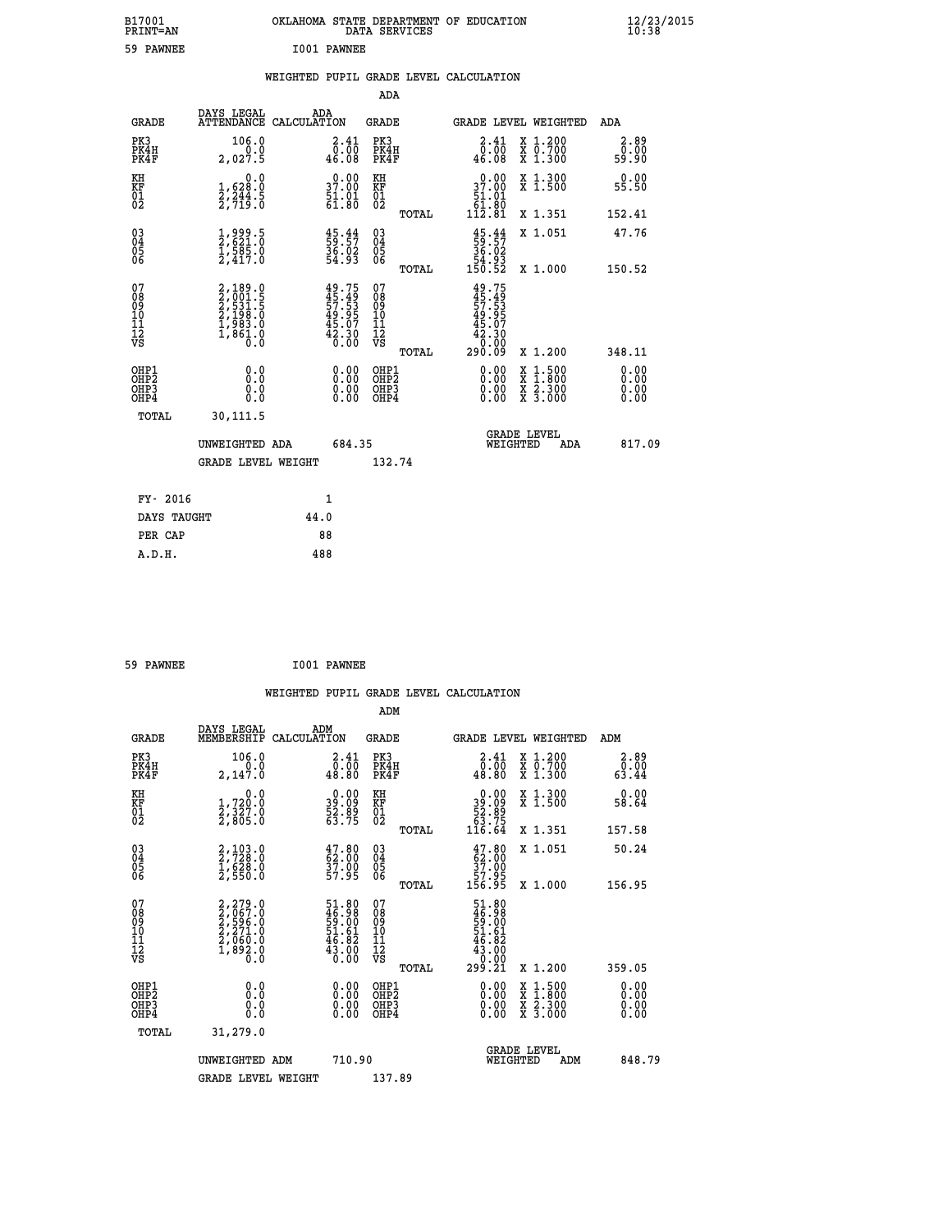B17001 OKLAHOMA STATE DEPARTMENT OF EDUCATION 12/23/2015
PRINT=AN DATA SERVICES 10:38

59 PAWNEE I001 PAWNEE

## WEIGHTED PUPIL GRADE LEVEL CALCULATION

### ADA

| GRADE | DAYS LEGAL ATTENDANCE | ADA CALCULATION | GRADE | | GRADE LEVEL | WEIGHTED | ADA |
|---|---|---|---|---|---|---|---|
| PK3 | 106.0 | 2.41 | PK3 | | 2.41 | X 1.200 | 2.89 |
| PK4H | 0.0 | 0.00 | PK4H | | 0.00 | X 0.700 | 0.00 |
| PK4F | 2,027.5 | 46.08 | PK4F | | 46.08 | X 1.300 | 59.90 |
| KH | 0.0 | 0.00 | KH | | 0.00 | X 1.300 | 0.00 |
| KF | 1,628.0 | 37.00 | KF | | 37.00 | X 1.500 | 55.50 |
| 01 | 2,244.5 | 51.01 | 01 | | 51.01 | | |
| 02 | 2,719.0 | 61.80 | 02 | | 61.80 | | |
| | | | | TOTAL | 112.81 | X 1.351 | 152.41 |
| 03 | 1,999.5 | 45.44 | 03 | | 45.44 | X 1.051 | 47.76 |
| 04 | 2,621.0 | 59.57 | 04 | | 59.57 | | |
| 05 | 1,585.0 | 36.02 | 05 | | 36.02 | | |
| 06 | 2,417.0 | 54.93 | 06 | | 54.93 | | |
| | | | | TOTAL | 150.52 | X 1.000 | 150.52 |
| 07 | 2,189.0 | 49.75 | 07 | | 49.75 | | |
| 08 | 2,001.5 | 45.49 | 08 | | 45.49 | | |
| 09 | 2,531.5 | 57.53 | 09 | | 57.53 | | |
| 10 | 2,198.0 | 49.95 | 10 | | 49.95 | | |
| 11 | 1,983.0 | 45.07 | 11 | | 45.07 | | |
| 12 | 1,861.0 | 42.30 | 12 | | 42.30 | | |
| VS | 0.0 | 0.00 | VS | | 0.00 | | |
| | | | | TOTAL | 290.09 | X 1.200 | 348.11 |
| OHP1 | 0.0 | 0.00 | OHP1 | | 0.00 | X 1.500 | 0.00 |
| OHP2 | 0.0 | 0.00 | OHP2 | | 0.00 | X 1.800 | 0.00 |
| OHP3 | 0.0 | 0.00 | OHP3 | | 0.00 | X 2.300 | 0.00 |
| OHP4 | 0.0 | 0.00 | OHP4 | | 0.00 | X 3.000 | 0.00 |
| TOTAL | 30,111.5 | | | | | | |

UNWEIGHTED ADA 684.35 — GRADE LEVEL WEIGHTED ADA 817.09

GRADE LEVEL WEIGHT 132.74

| | |
|---|---|
| FY- 2016 | 1 |
| DAYS TAUGHT | 44.0 |
| PER CAP | 88 |
| A.D.H. | 488 |

59 PAWNEE I001 PAWNEE

## WEIGHTED PUPIL GRADE LEVEL CALCULATION

### ADM

| GRADE | DAYS LEGAL MEMBERSHIP | ADM CALCULATION | GRADE | | GRADE LEVEL | WEIGHTED | ADM |
|---|---|---|---|---|---|---|---|
| PK3 | 106.0 | 2.41 | PK3 | | 2.41 | X 1.200 | 2.89 |
| PK4H | 0.0 | 0.00 | PK4H | | 0.00 | X 0.700 | 0.00 |
| PK4F | 2,147.0 | 48.80 | PK4F | | 48.80 | X 1.300 | 63.44 |
| KH | 0.0 | 0.00 | KH | | 0.00 | X 1.300 | 0.00 |
| KF | 1,720.0 | 39.09 | KF | | 39.09 | X 1.500 | 58.64 |
| 01 | 2,327.0 | 52.89 | 01 | | 52.89 | | |
| 02 | 2,805.0 | 63.75 | 02 | | 63.75 | | |
| | | | | TOTAL | 116.64 | X 1.351 | 157.58 |
| 03 | 2,103.0 | 47.80 | 03 | | 47.80 | X 1.051 | 50.24 |
| 04 | 2,728.0 | 62.00 | 04 | | 62.00 | | |
| 05 | 1,628.0 | 37.00 | 05 | | 37.00 | | |
| 06 | 2,550.0 | 57.95 | 06 | | 57.95 | | |
| | | | | TOTAL | 156.95 | X 1.000 | 156.95 |
| 07 | 2,279.0 | 51.80 | 07 | | 51.80 | | |
| 08 | 2,067.0 | 46.98 | 08 | | 46.98 | | |
| 09 | 2,596.0 | 59.00 | 09 | | 59.00 | | |
| 10 | 2,271.0 | 51.61 | 10 | | 51.61 | | |
| 11 | 2,060.0 | 46.82 | 11 | | 46.82 | | |
| 12 | 1,892.0 | 43.00 | 12 | | 43.00 | | |
| VS | 0.0 | 0.00 | VS | | 0.00 | | |
| | | | | TOTAL | 299.21 | X 1.200 | 359.05 |
| OHP1 | 0.0 | 0.00 | OHP1 | | 0.00 | X 1.500 | 0.00 |
| OHP2 | 0.0 | 0.00 | OHP2 | | 0.00 | X 1.800 | 0.00 |
| OHP3 | 0.0 | 0.00 | OHP3 | | 0.00 | X 2.300 | 0.00 |
| OHP4 | 0.0 | 0.00 | OHP4 | | 0.00 | X 3.000 | 0.00 |
| TOTAL | 31,279.0 | | | | | | |

UNWEIGHTED ADM 710.90 — GRADE LEVEL WEIGHTED ADM 848.79

GRADE LEVEL WEIGHT 137.89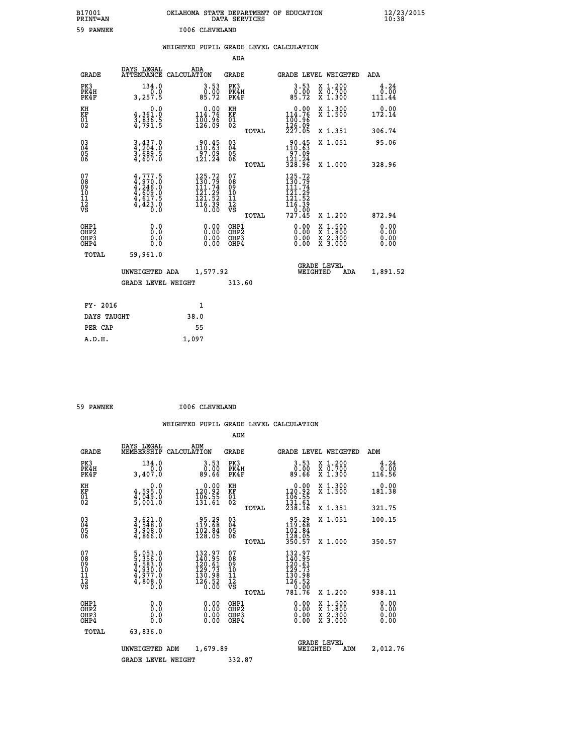B17001 OKLAHOMA STATE DEPARTMENT OF EDUCATION 12/23/2015
PRINT=AN DATA SERVICES 10:38

59 PAWNEE I006 CLEVELAND

## WEIGHTED PUPIL GRADE LEVEL CALCULATION

### ADA

| GRADE | DAYS LEGAL ATTENDANCE | ADA CALCULATION | GRADE | | GRADE LEVEL | WEIGHTED | ADA |
|---|---|---|---|---|---|---|---|
| PK3 | 134.0 | 3.53 | PK3 | | 3.53 | X 1.200 | 4.24 |
| PK4H | 0.0 | 0.00 | PK4H | | 0.00 | X 0.700 | 0.00 |
| PK4F | 3,257.5 | 85.72 | PK4F | | 85.72 | X 1.300 | 111.44 |
| KH | 0.0 | 0.00 | KH | | 0.00 | X 1.300 | 0.00 |
| KF | 4,361.0 | 114.76 | KF | | 114.76 | X 1.500 | 172.14 |
| 01 | 3,836.5 | 100.96 | 01 | | 100.96 | | |
| 02 | 4,791.5 | 126.09 | 02 | | 126.09 | | |
| | | | | TOTAL | 227.05 | X 1.351 | 306.74 |
| 03 | 3,437.0 | 90.45 | 03 | | 90.45 | X 1.051 | 95.06 |
| 04 | 4,204.0 | 110.63 | 04 | | 110.63 | | |
| 05 | 3,689.5 | 97.09 | 05 | | 97.09 | | |
| 06 | 4,607.0 | 121.24 | 06 | | 121.24 | | |
| | | | | TOTAL | 328.96 | X 1.000 | 328.96 |
| 07 | 4,777.5 | 125.72 | 07 | | 125.72 | | |
| 08 | 4,970.0 | 130.79 | 08 | | 130.79 | | |
| 09 | 4,246.0 | 111.74 | 09 | | 111.74 | | |
| 10 | 4,609.0 | 121.29 | 10 | | 121.29 | | |
| 11 | 4,617.5 | 121.52 | 11 | | 121.52 | | |
| 12 | 4,423.0 | 116.39 | 12 | | 116.39 | | |
| VS | 0.0 | 0.00 | VS | | 0.00 | | |
| | | | | TOTAL | 727.45 | X 1.200 | 872.94 |
| OHP1 | 0.0 | 0.00 | OHP1 | | 0.00 | X 1.500 | 0.00 |
| OHP2 | 0.0 | 0.00 | OHP2 | | 0.00 | X 1.800 | 0.00 |
| OHP3 | 0.0 | 0.00 | OHP3 | | 0.00 | X 2.300 | 0.00 |
| OHP4 | 0.0 | 0.00 | OHP4 | | 0.00 | X 3.000 | 0.00 |
| TOTAL | 59,961.0 | | | | | | |

UNWEIGHTED ADA 1,577.92 GRADE LEVEL WEIGHTED ADA 1,891.52

GRADE LEVEL WEIGHT 313.60

| FY- 2016 | 1 |
|---|---|
| DAYS TAUGHT | 38.0 |
| PER CAP | 55 |
| A.D.H. | 1,097 |

59 PAWNEE I006 CLEVELAND

## WEIGHTED PUPIL GRADE LEVEL CALCULATION

### ADM

| GRADE | DAYS LEGAL MEMBERSHIP | ADM CALCULATION | GRADE | | GRADE LEVEL | WEIGHTED | ADM |
|---|---|---|---|---|---|---|---|
| PK3 | 134.0 | 3.53 | PK3 | | 3.53 | X 1.200 | 4.24 |
| PK4H | 0.0 | 0.00 | PK4H | | 0.00 | X 0.700 | 0.00 |
| PK4F | 3,407.0 | 89.66 | PK4F | | 89.66 | X 1.300 | 116.56 |
| KH | 0.0 | 0.00 | KH | | 0.00 | X 1.300 | 0.00 |
| KF | 4,595.0 | 120.92 | KF | | 120.92 | X 1.500 | 181.38 |
| 01 | 4,049.0 | 106.55 | 01 | | 106.55 | | |
| 02 | 5,001.0 | 131.61 | 02 | | 131.61 | | |
| | | | | TOTAL | 238.16 | X 1.351 | 321.75 |
| 03 | 3,621.0 | 95.29 | 03 | | 95.29 | X 1.051 | 100.15 |
| 04 | 4,548.0 | 119.68 | 04 | | 119.68 | | |
| 05 | 3,908.0 | 102.84 | 05 | | 102.84 | | |
| 06 | 4,866.0 | 128.05 | 06 | | 128.05 | | |
| | | | | TOTAL | 350.57 | X 1.000 | 350.57 |
| 07 | 5,053.0 | 132.97 | 07 | | 132.97 | | |
| 08 | 5,356.0 | 140.95 | 08 | | 140.95 | | |
| 09 | 4,583.0 | 120.61 | 09 | | 120.61 | | |
| 10 | 4,930.0 | 129.73 | 10 | | 129.73 | | |
| 11 | 4,977.0 | 130.98 | 11 | | 130.98 | | |
| 12 | 4,808.0 | 126.52 | 12 | | 126.52 | | |
| VS | 0.0 | 0.00 | VS | | 0.00 | | |
| | | | | TOTAL | 781.76 | X 1.200 | 938.11 |
| OHP1 | 0.0 | 0.00 | OHP1 | | 0.00 | X 1.500 | 0.00 |
| OHP2 | 0.0 | 0.00 | OHP2 | | 0.00 | X 1.800 | 0.00 |
| OHP3 | 0.0 | 0.00 | OHP3 | | 0.00 | X 2.300 | 0.00 |
| OHP4 | 0.0 | 0.00 | OHP4 | | 0.00 | X 3.000 | 0.00 |
| TOTAL | 63,836.0 | | | | | | |

UNWEIGHTED ADM 1,679.89 GRADE LEVEL WEIGHTED ADM 2,012.76

GRADE LEVEL WEIGHT 332.87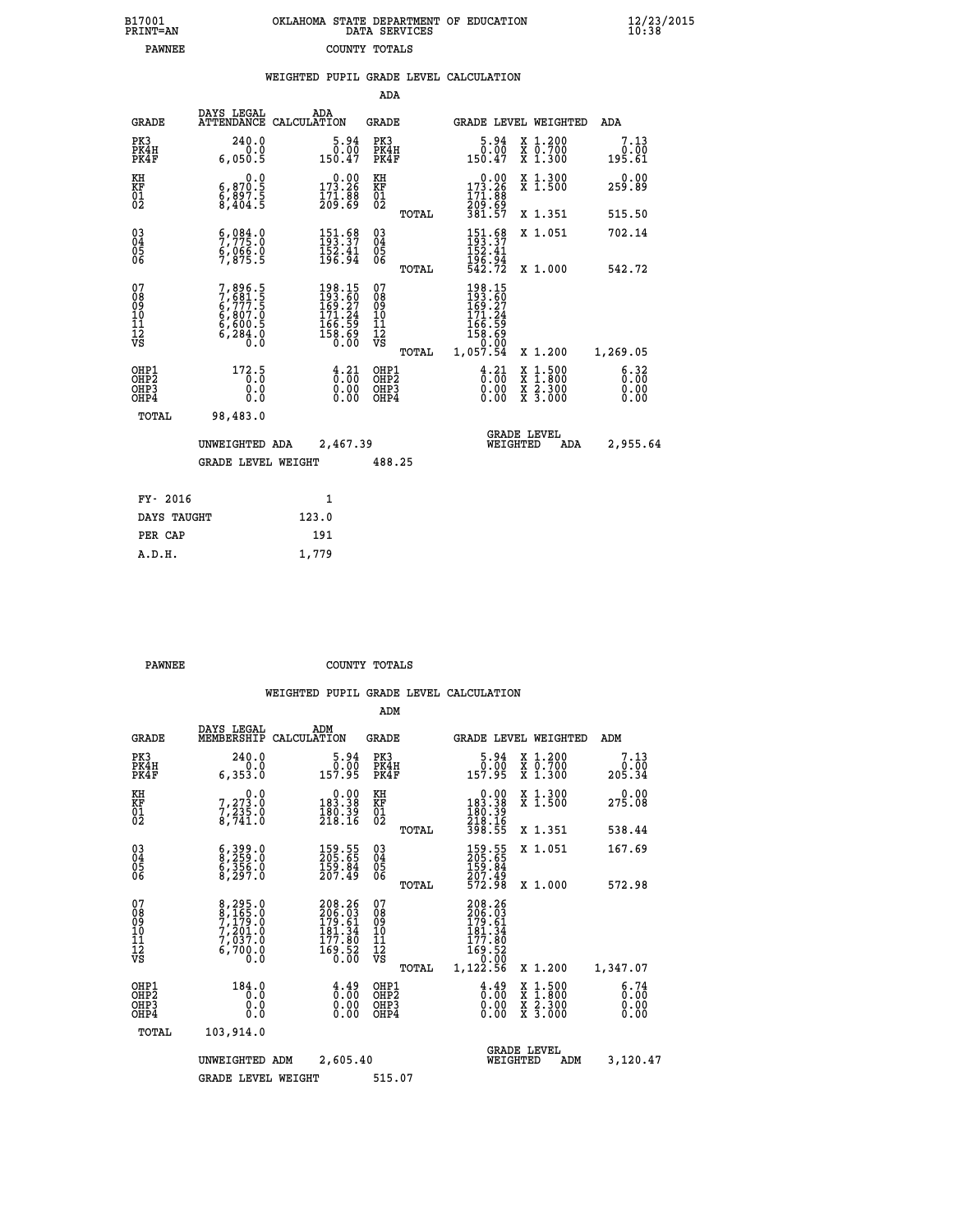B17001 OKLAHOMA STATE DEPARTMENT OF EDUCATION 12/23/2015
PRINT=AN DATA SERVICES 10:38
PAWNEE COUNTY TOTALS

WEIGHTED PUPIL GRADE LEVEL CALCULATION

ADA

| GRADE | DAYS LEGAL ATTENDANCE | ADA CALCULATION | GRADE | | GRADE LEVEL | WEIGHTED | ADA |
|---|---|---|---|---|---|---|---|
| PK3 | 240.0 | 5.94 | PK3 | | 5.94 | X 1.200 | 7.13 |
| PK4H | 0.0 | 0.00 | PK4H | | 0.00 | X 0.700 | 0.00 |
| PK4F | 6,050.5 | 150.47 | PK4F | | 150.47 | X 1.300 | 195.61 |
| KH | 0.0 | 0.00 | KH | | 0.00 | X 1.300 | 0.00 |
| KF | 6,870.5 | 173.26 | KF | | 173.26 | X 1.500 | 259.89 |
| 01 | 6,897.5 | 171.88 | 01 | | 171.88 | | |
| 02 | 8,404.5 | 209.69 | 02 | | 209.69 | | |
| | | | | TOTAL | 381.57 | X 1.351 | 515.50 |
| 03 | 6,084.0 | 151.68 | 03 | | 151.68 | X 1.051 | 702.14 |
| 04 | 7,775.0 | 193.37 | 04 | | 193.37 | | |
| 05 | 6,066.0 | 152.41 | 05 | | 152.41 | | |
| 06 | 7,875.5 | 196.94 | 06 | | 196.94 | | |
| | | | | TOTAL | 542.72 | X 1.000 | 542.72 |
| 07 | 7,896.5 | 198.15 | 07 | | 198.15 | | |
| 08 | 7,681.5 | 193.60 | 08 | | 193.60 | | |
| 09 | 6,777.5 | 169.27 | 09 | | 169.27 | | |
| 10 | 6,807.0 | 171.24 | 10 | | 171.24 | | |
| 11 | 6,600.5 | 166.59 | 11 | | 166.59 | | |
| 12 | 6,284.0 | 158.69 | 12 | | 158.69 | | |
| VS | 0.0 | 0.00 | VS | | 0.00 | | |
| | | | | TOTAL | 1,057.54 | X 1.200 | 1,269.05 |
| OHP1 | 172.5 | 4.21 | OHP1 | | 4.21 | X 1.500 | 6.32 |
| OHP2 | 0.0 | 0.00 | OHP2 | | 0.00 | X 1.800 | 0.00 |
| OHP3 | 0.0 | 0.00 | OHP3 | | 0.00 | X 2.300 | 0.00 |
| OHP4 | 0.0 | 0.00 | OHP4 | | 0.00 | X 3.000 | 0.00 |
| TOTAL | 98,483.0 | | | | | | |

UNWEIGHTED ADA 2,467.39 GRADE LEVEL WEIGHTED ADA 2,955.64

GRADE LEVEL WEIGHT 488.25

| FY- 2016 | 1 |
|---|---|
| DAYS TAUGHT | 123.0 |
| PER CAP | 191 |
| A.D.H. | 1,779 |

PAWNEE COUNTY TOTALS

WEIGHTED PUPIL GRADE LEVEL CALCULATION

ADM

| GRADE | DAYS LEGAL MEMBERSHIP | ADM CALCULATION | GRADE | | GRADE LEVEL | WEIGHTED | ADM |
|---|---|---|---|---|---|---|---|
| PK3 | 240.0 | 5.94 | PK3 | | 5.94 | X 1.200 | 7.13 |
| PK4H | 0.0 | 0.00 | PK4H | | 0.00 | X 0.700 | 0.00 |
| PK4F | 6,353.0 | 157.95 | PK4F | | 157.95 | X 1.300 | 205.34 |
| KH | 0.0 | 0.00 | KH | | 0.00 | X 1.300 | 0.00 |
| KF | 7,273.0 | 183.38 | KF | | 183.38 | X 1.500 | 275.08 |
| 01 | 7,235.0 | 180.39 | 01 | | 180.39 | | |
| 02 | 8,741.0 | 218.16 | 02 | | 218.16 | | |
| | | | | TOTAL | 398.55 | X 1.351 | 538.44 |
| 03 | 6,399.0 | 159.55 | 03 | | 159.55 | X 1.051 | 167.69 |
| 04 | 8,259.0 | 205.65 | 04 | | 205.65 | | |
| 05 | 6,356.0 | 159.84 | 05 | | 159.84 | | |
| 06 | 8,297.0 | 207.49 | 06 | | 207.49 | | |
| | | | | TOTAL | 572.98 | X 1.000 | 572.98 |
| 07 | 8,295.0 | 208.26 | 07 | | 208.26 | | |
| 08 | 8,165.0 | 206.03 | 08 | | 206.03 | | |
| 09 | 7,179.0 | 179.61 | 09 | | 179.61 | | |
| 10 | 7,201.0 | 181.34 | 10 | | 181.34 | | |
| 11 | 7,037.0 | 177.80 | 11 | | 177.80 | | |
| 12 | 6,700.0 | 169.52 | 12 | | 169.52 | | |
| VS | 0.0 | 0.00 | VS | | 0.00 | | |
| | | | | TOTAL | 1,122.56 | X 1.200 | 1,347.07 |
| OHP1 | 184.0 | 4.49 | OHP1 | | 4.49 | X 1.500 | 6.74 |
| OHP2 | 0.0 | 0.00 | OHP2 | | 0.00 | X 1.800 | 0.00 |
| OHP3 | 0.0 | 0.00 | OHP3 | | 0.00 | X 2.300 | 0.00 |
| OHP4 | 0.0 | 0.00 | OHP4 | | 0.00 | X 3.000 | 0.00 |
| TOTAL | 103,914.0 | | | | | | |

UNWEIGHTED ADM 2,605.40 GRADE LEVEL WEIGHTED ADM 3,120.47

GRADE LEVEL WEIGHT 515.07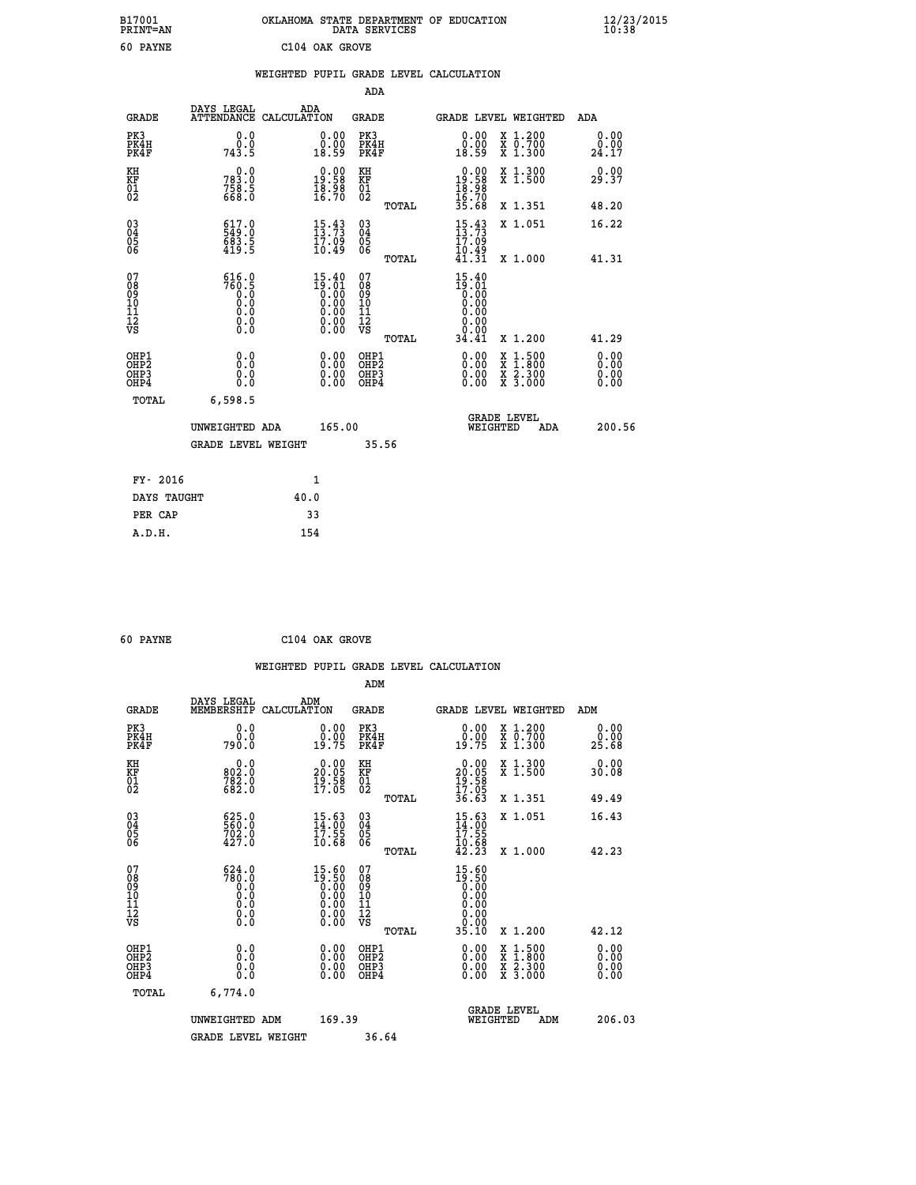B17001 OKLAHOMA STATE DEPARTMENT OF EDUCATION 12/23/2015
PRINT=AN DATA SERVICES 10:38

60 PAYNE C104 OAK GROVE

WEIGHTED PUPIL GRADE LEVEL CALCULATION

ADA

| GRADE | DAYS LEGAL ATTENDANCE | ADA CALCULATION | GRADE | | GRADE LEVEL | WEIGHTED | ADA |
|---|---|---|---|---|---|---|---|
| PK3 | 0.0 | 0.00 | PK3 | | 0.00 | X 1.200 | 0.00 |
| PK4H | 0.0 | 0.00 | PK4H | | 0.00 | X 0.700 | 0.00 |
| PK4F | 743.5 | 18.59 | PK4F | | 18.59 | X 1.300 | 24.17 |
| KH | 0.0 | 0.00 | KH | | 0.00 | X 1.300 | 0.00 |
| KF | 783.0 | 19.58 | KF | | 19.58 | X 1.500 | 29.37 |
| 01 | 758.5 | 18.98 | 01 | | 18.98 | | |
| 02 | 668.0 | 16.70 | 02 | | 16.70 | | |
| | | | | TOTAL | 35.68 | X 1.351 | 48.20 |
| 03 | 617.0 | 15.43 | 03 | | 15.43 | X 1.051 | 16.22 |
| 04 | 549.0 | 13.73 | 04 | | 13.73 | | |
| 05 | 683.5 | 17.09 | 05 | | 17.09 | | |
| 06 | 419.5 | 10.49 | 06 | | 10.49 | | |
| | | | | TOTAL | 41.31 | X 1.000 | 41.31 |
| 07 | 616.0 | 15.40 | 07 | | 15.40 | | |
| 08 | 760.5 | 19.01 | 08 | | 19.01 | | |
| 09 | 0.0 | 0.00 | 09 | | 0.00 | | |
| 10 | 0.0 | 0.00 | 10 | | 0.00 | | |
| 11 | 0.0 | 0.00 | 11 | | 0.00 | | |
| 12 | 0.0 | 0.00 | 12 | | 0.00 | | |
| VS | 0.0 | 0.00 | VS | | 0.00 | | |
| | | | | TOTAL | 34.41 | X 1.200 | 41.29 |
| OHP1 | 0.0 | 0.00 | OHP1 | | 0.00 | X 1.500 | 0.00 |
| OHP2 | 0.0 | 0.00 | OHP2 | | 0.00 | X 1.800 | 0.00 |
| OHP3 | 0.0 | 0.00 | OHP3 | | 0.00 | X 2.300 | 0.00 |
| OHP4 | 0.0 | 0.00 | OHP4 | | 0.00 | X 3.000 | 0.00 |
| TOTAL | 6,598.5 | | | | | | |

UNWEIGHTED ADA 165.00 GRADE LEVEL WEIGHTED ADA 200.56

GRADE LEVEL WEIGHT 35.56

| FY- 2016 | 1 |
|---|---|
| DAYS TAUGHT | 40.0 |
| PER CAP | 33 |
| A.D.H. | 154 |

60 PAYNE C104 OAK GROVE

WEIGHTED PUPIL GRADE LEVEL CALCULATION

ADM

| GRADE | DAYS LEGAL MEMBERSHIP | ADM CALCULATION | GRADE | | GRADE LEVEL | WEIGHTED | ADM |
|---|---|---|---|---|---|---|---|
| PK3 | 0.0 | 0.00 | PK3 | | 0.00 | X 1.200 | 0.00 |
| PK4H | 0.0 | 0.00 | PK4H | | 0.00 | X 0.700 | 0.00 |
| PK4F | 790.0 | 19.75 | PK4F | | 19.75 | X 1.300 | 25.68 |
| KH | 0.0 | 0.00 | KH | | 0.00 | X 1.300 | 0.00 |
| KF | 802.0 | 20.05 | KF | | 20.05 | X 1.500 | 30.08 |
| 01 | 782.0 | 19.58 | 01 | | 19.58 | | |
| 02 | 682.0 | 17.05 | 02 | | 17.05 | | |
| | | | | TOTAL | 36.63 | X 1.351 | 49.49 |
| 03 | 625.0 | 15.63 | 03 | | 15.63 | X 1.051 | 16.43 |
| 04 | 560.0 | 14.00 | 04 | | 14.00 | | |
| 05 | 702.0 | 17.55 | 05 | | 17.55 | | |
| 06 | 427.0 | 10.68 | 06 | | 10.68 | | |
| | | | | TOTAL | 42.23 | X 1.000 | 42.23 |
| 07 | 624.0 | 15.60 | 07 | | 15.60 | | |
| 08 | 780.0 | 19.50 | 08 | | 19.50 | | |
| 09 | 0.0 | 0.00 | 09 | | 0.00 | | |
| 10 | 0.0 | 0.00 | 10 | | 0.00 | | |
| 11 | 0.0 | 0.00 | 11 | | 0.00 | | |
| 12 | 0.0 | 0.00 | 12 | | 0.00 | | |
| VS | 0.0 | 0.00 | VS | | 0.00 | | |
| | | | | TOTAL | 35.10 | X 1.200 | 42.12 |
| OHP1 | 0.0 | 0.00 | OHP1 | | 0.00 | X 1.500 | 0.00 |
| OHP2 | 0.0 | 0.00 | OHP2 | | 0.00 | X 1.800 | 0.00 |
| OHP3 | 0.0 | 0.00 | OHP3 | | 0.00 | X 2.300 | 0.00 |
| OHP4 | 0.0 | 0.00 | OHP4 | | 0.00 | X 3.000 | 0.00 |
| TOTAL | 6,774.0 | | | | | | |

UNWEIGHTED ADM 169.39 GRADE LEVEL WEIGHTED ADM 206.03

GRADE LEVEL WEIGHT 36.64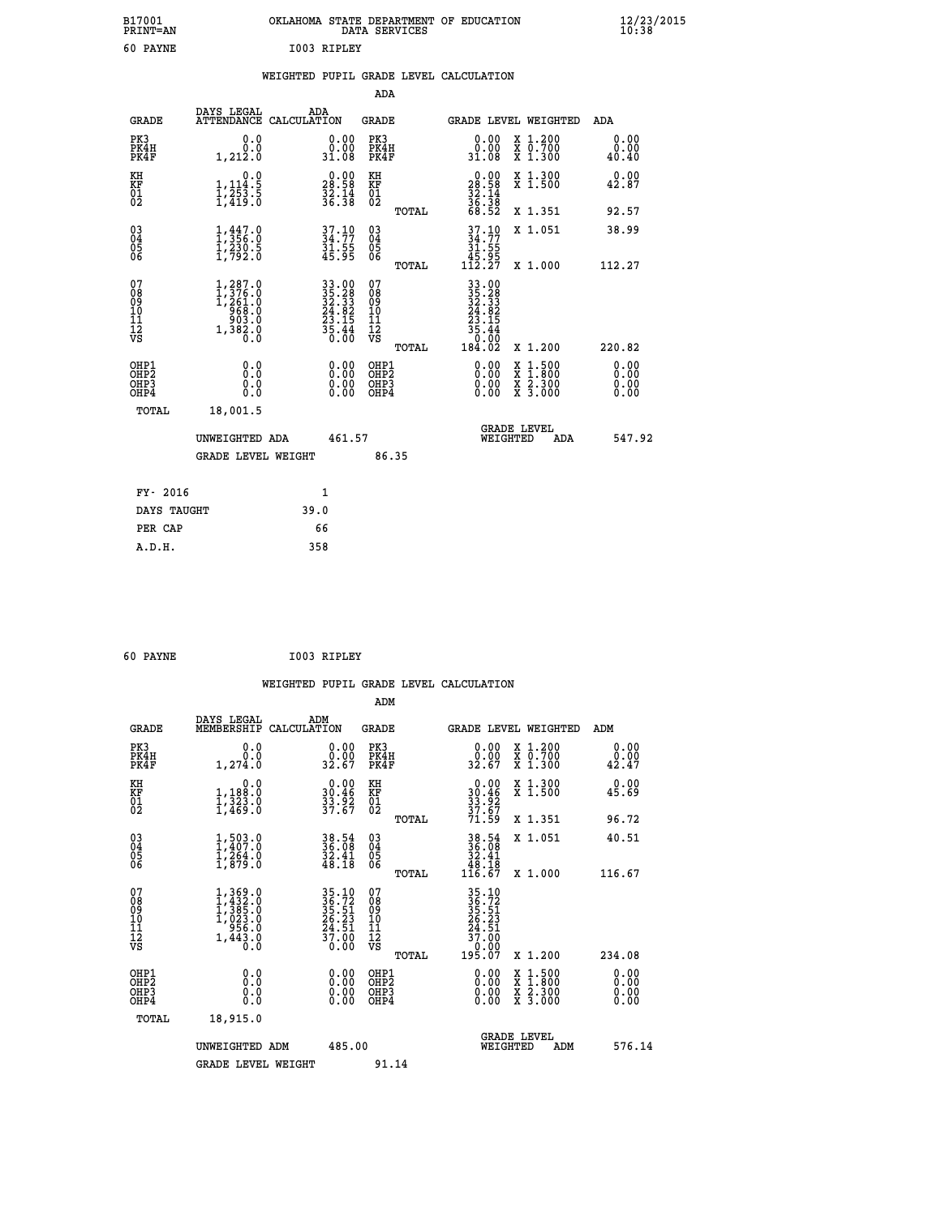B17001 OKLAHOMA STATE DEPARTMENT OF EDUCATION 12/23/2015
PRINT=AN DATA SERVICES 10:38

60 PAYNE I003 RIPLEY

## WEIGHTED PUPIL GRADE LEVEL CALCULATION

### ADA

| GRADE | DAYS LEGAL ATTENDANCE | ADA CALCULATION | GRADE | GRADE LEVEL | WEIGHTED | ADA |
|---|---|---|---|---|---|---|
| PK3 | 0.0 | 0.00 | PK3 | 0.00 | X 1.200 | 0.00 |
| PK4H | 0.0 | 0.00 | PK4H | 0.00 | X 0.700 | 0.00 |
| PK4F | 1,212.0 | 31.08 | PK4F | 31.08 | X 1.300 | 40.40 |
| KH | 0.0 | 0.00 | KH | 0.00 | X 1.300 | 0.00 |
| KF | 1,114.5 | 28.58 | KF | 28.58 | X 1.500 | 42.87 |
| 01 | 1,253.5 | 32.14 | 01 | 32.14 | | |
| 02 | 1,419.0 | 36.38 | 02 | 36.38 | | |
| | | | TOTAL | 68.52 | X 1.351 | 92.57 |
| 03 | 1,447.0 | 37.10 | 03 | 37.10 | X 1.051 | 38.99 |
| 04 | 1,356.0 | 34.77 | 04 | 34.77 | | |
| 05 | 1,230.5 | 31.55 | 05 | 31.55 | | |
| 06 | 1,792.0 | 45.95 | 06 | 45.95 | | |
| | | | TOTAL | 112.27 | X 1.000 | 112.27 |
| 07 | 1,287.0 | 33.00 | 07 | 33.00 | | |
| 08 | 1,376.0 | 35.28 | 08 | 35.28 | | |
| 09 | 1,261.0 | 32.33 | 09 | 32.33 | | |
| 10 | 968.0 | 24.82 | 10 | 24.82 | | |
| 11 | 903.0 | 23.15 | 11 | 23.15 | | |
| 12 | 1,382.0 | 35.44 | 12 | 35.44 | | |
| VS | 0.0 | 0.00 | VS | 0.00 | | |
| | | | TOTAL | 184.02 | X 1.200 | 220.82 |
| OHP1 | 0.0 | 0.00 | OHP1 | 0.00 | X 1.500 | 0.00 |
| OHP2 | 0.0 | 0.00 | OHP2 | 0.00 | X 1.800 | 0.00 |
| OHP3 | 0.0 | 0.00 | OHP3 | 0.00 | X 2.300 | 0.00 |
| OHP4 | 0.0 | 0.00 | OHP4 | 0.00 | X 3.000 | 0.00 |
| TOTAL | 18,001.5 | | | | | |

UNWEIGHTED ADA 461.57 GRADE LEVEL WEIGHTED ADA 547.92

GRADE LEVEL WEIGHT 86.35

| FY- 2016 | 1 |
|---|---|
| DAYS TAUGHT | 39.0 |
| PER CAP | 66 |
| A.D.H. | 358 |

60 PAYNE I003 RIPLEY

## WEIGHTED PUPIL GRADE LEVEL CALCULATION

### ADM

| GRADE | DAYS LEGAL MEMBERSHIP | ADM CALCULATION | GRADE | GRADE LEVEL | WEIGHTED | ADM |
|---|---|---|---|---|---|---|
| PK3 | 0.0 | 0.00 | PK3 | 0.00 | X 1.200 | 0.00 |
| PK4H | 0.0 | 0.00 | PK4H | 0.00 | X 0.700 | 0.00 |
| PK4F | 1,274.0 | 32.67 | PK4F | 32.67 | X 1.300 | 42.47 |
| KH | 0.0 | 0.00 | KH | 0.00 | X 1.300 | 0.00 |
| KF | 1,188.0 | 30.46 | KF | 30.46 | X 1.500 | 45.69 |
| 01 | 1,323.0 | 33.92 | 01 | 33.92 | | |
| 02 | 1,469.0 | 37.67 | 02 | 37.67 | | |
| | | | TOTAL | 71.59 | X 1.351 | 96.72 |
| 03 | 1,503.0 | 38.54 | 03 | 38.54 | X 1.051 | 40.51 |
| 04 | 1,407.0 | 36.08 | 04 | 36.08 | | |
| 05 | 1,264.0 | 32.41 | 05 | 32.41 | | |
| 06 | 1,879.0 | 48.18 | 06 | 48.18 | | |
| | | | TOTAL | 116.67 | X 1.000 | 116.67 |
| 07 | 1,369.0 | 35.10 | 07 | 35.10 | | |
| 08 | 1,432.0 | 36.72 | 08 | 36.72 | | |
| 09 | 1,385.0 | 35.51 | 09 | 35.51 | | |
| 10 | 1,023.0 | 26.23 | 10 | 26.23 | | |
| 11 | 956.0 | 24.51 | 11 | 24.51 | | |
| 12 | 1,443.0 | 37.00 | 12 | 37.00 | | |
| VS | 0.0 | 0.00 | VS | 0.00 | | |
| | | | TOTAL | 195.07 | X 1.200 | 234.08 |
| OHP1 | 0.0 | 0.00 | OHP1 | 0.00 | X 1.500 | 0.00 |
| OHP2 | 0.0 | 0.00 | OHP2 | 0.00 | X 1.800 | 0.00 |
| OHP3 | 0.0 | 0.00 | OHP3 | 0.00 | X 2.300 | 0.00 |
| OHP4 | 0.0 | 0.00 | OHP4 | 0.00 | X 3.000 | 0.00 |
| TOTAL | 18,915.0 | | | | | |

UNWEIGHTED ADM 485.00 GRADE LEVEL WEIGHTED ADM 576.14

GRADE LEVEL WEIGHT 91.14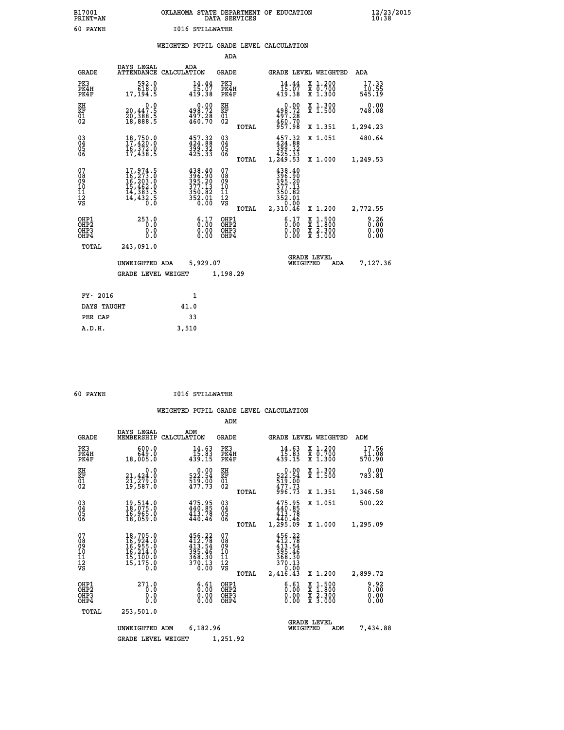B17001 OKLAHOMA STATE DEPARTMENT OF EDUCATION 12/23/2015
PRINT=AN DATA SERVICES 10:38
60 PAYNE I016 STILLWATER

## WEIGHTED PUPIL GRADE LEVEL CALCULATION

### ADA

| GRADE | DAYS LEGAL ATTENDANCE | ADA CALCULATION | GRADE | GRADE LEVEL | WEIGHTED | ADA |
|---|---|---|---|---|---|---|
| PK3 | 592.0 | 14.44 | PK3 | 14.44 | X 1.200 | 17.33 |
| PK4H | 618.0 | 15.07 | PK4H | 15.07 | X 0.700 | 10.55 |
| PK4F | 17,194.5 | 419.38 | PK4F | 419.38 | X 1.300 | 545.19 |
| KH | 0.0 | 0.00 | KH | 0.00 | X 1.300 | 0.00 |
| KF | 20,447.5 | 498.72 | KF | 498.72 | X 1.500 | 748.08 |
| 01 | 20,388.5 | 497.28 | 01 | 497.28 | | |
| 02 | 18,888.5 | 460.70 | 02 | 460.70 | | |
| | | | TOTAL | 957.98 | X 1.351 | 1,294.23 |
| 03 | 18,750.0 | 457.32 | 03 | 457.32 | X 1.051 | 480.64 |
| 04 | 17,420.0 | 424.88 | 04 | 424.88 | | |
| 05 | 16,372.0 | 399.32 | 05 | 399.32 | | |
| 06 | 17,438.5 | 425.33 | 06 | 425.33 | | |
| | | | TOTAL | 1,249.53 | X 1.000 | 1,249.53 |
| 07 | 17,974.5 | 438.40 | 07 | 438.40 | | |
| 08 | 16,273.0 | 396.90 | 08 | 396.90 | | |
| 09 | 16,203.0 | 395.20 | 09 | 395.20 | | |
| 10 | 15,462.0 | 377.13 | 10 | 377.13 | | |
| 11 | 14,383.5 | 350.82 | 11 | 350.82 | | |
| 12 | 14,432.5 | 352.01 | 12 | 352.01 | | |
| VS | 0.0 | 0.00 | VS | 0.00 | | |
| | | | TOTAL | 2,310.46 | X 1.200 | 2,772.55 |
| OHP1 | 253.0 | 6.17 | OHP1 | 6.17 | X 1.500 | 9.26 |
| OHP2 | 0.0 | 0.00 | OHP2 | 0.00 | X 1.800 | 0.00 |
| OHP3 | 0.0 | 0.00 | OHP3 | 0.00 | X 2.300 | 0.00 |
| OHP4 | 0.0 | 0.00 | OHP4 | 0.00 | X 3.000 | 0.00 |
| TOTAL | 243,091.0 | | | | | |

UNWEIGHTED ADA 5,929.07 GRADE LEVEL WEIGHTED ADA 7,127.36

GRADE LEVEL WEIGHT 1,198.29

| FY- 2016 | 1 |
|---|---|
| DAYS TAUGHT | 41.0 |
| PER CAP | 33 |
| A.D.H. | 3,510 |

60 PAYNE I016 STILLWATER

## WEIGHTED PUPIL GRADE LEVEL CALCULATION

### ADM

| GRADE | DAYS LEGAL MEMBERSHIP | ADM CALCULATION | GRADE | GRADE LEVEL | WEIGHTED | ADM |
|---|---|---|---|---|---|---|
| PK3 | 600.0 | 14.63 | PK3 | 14.63 | X 1.200 | 17.56 |
| PK4H | 649.0 | 15.83 | PK4H | 15.83 | X 0.700 | 11.08 |
| PK4F | 18,005.0 | 439.15 | PK4F | 439.15 | X 1.300 | 570.90 |
| KH | 0.0 | 0.00 | KH | 0.00 | X 1.300 | 0.00 |
| KF | 21,424.0 | 522.54 | KF | 522.54 | X 1.500 | 783.81 |
| 01 | 21,279.0 | 519.00 | 01 | 519.00 | | |
| 02 | 19,587.0 | 477.73 | 02 | 477.73 | | |
| | | | TOTAL | 996.73 | X 1.351 | 1,346.58 |
| 03 | 19,514.0 | 475.95 | 03 | 475.95 | X 1.051 | 500.22 |
| 04 | 18,075.0 | 440.85 | 04 | 440.85 | | |
| 05 | 16,965.0 | 413.78 | 05 | 413.78 | | |
| 06 | 18,059.0 | 440.46 | 06 | 440.46 | | |
| | | | TOTAL | 1,295.09 | X 1.000 | 1,295.09 |
| 07 | 18,705.0 | 456.22 | 07 | 456.22 | | |
| 08 | 16,924.0 | 412.78 | 08 | 412.78 | | |
| 09 | 16,955.0 | 413.54 | 09 | 413.54 | | |
| 10 | 16,214.0 | 395.46 | 10 | 395.46 | | |
| 11 | 15,100.0 | 368.30 | 11 | 368.30 | | |
| 12 | 15,175.0 | 370.13 | 12 | 370.13 | | |
| VS | 0.0 | 0.00 | VS | 0.00 | | |
| | | | TOTAL | 2,416.43 | X 1.200 | 2,899.72 |
| OHP1 | 271.0 | 6.61 | OHP1 | 6.61 | X 1.500 | 9.92 |
| OHP2 | 0.0 | 0.00 | OHP2 | 0.00 | X 1.800 | 0.00 |
| OHP3 | 0.0 | 0.00 | OHP3 | 0.00 | X 2.300 | 0.00 |
| OHP4 | 0.0 | 0.00 | OHP4 | 0.00 | X 3.000 | 0.00 |
| TOTAL | 253,501.0 | | | | | |

UNWEIGHTED ADM 6,182.96 GRADE LEVEL WEIGHTED ADM 7,434.88

GRADE LEVEL WEIGHT 1,251.92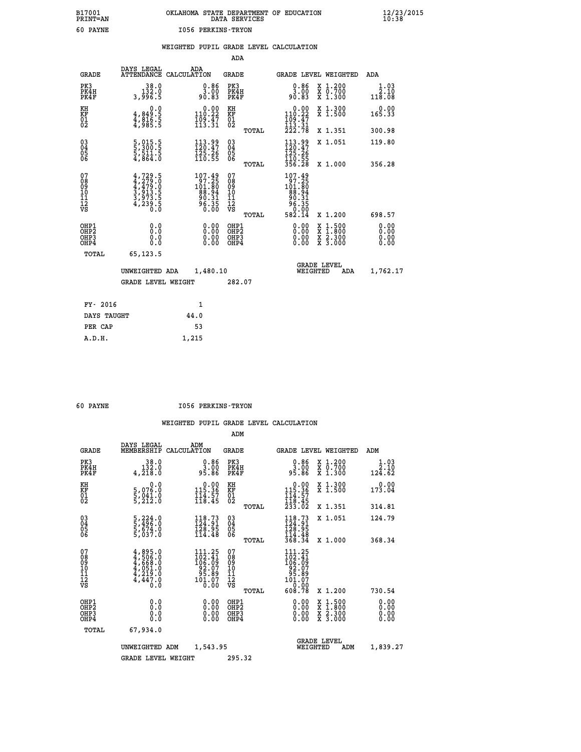B17001 OKLAHOMA STATE DEPARTMENT OF EDUCATION 12/23/2015
PRINT=AN DATA SERVICES 10:38
60 PAYNE I056 PERKINS-TRYON

WEIGHTED PUPIL GRADE LEVEL CALCULATION

ADA

| GRADE | DAYS LEGAL ATTENDANCE | ADA CALCULATION | GRADE | GRADE LEVEL | WEIGHTED | ADA |
|---|---|---|---|---|---|---|
| PK3 | 38.0 | 0.86 | PK3 | 0.86 | X 1.200 | 1.03 |
| PK4H | 132.0 | 3.00 | PK4H | 3.00 | X 0.700 | 2.10 |
| PK4F | 3,996.5 | 90.83 | PK4F | 90.83 | X 1.300 | 118.08 |
| KH | 0.0 | 0.00 | KH | 0.00 | X 1.300 | 0.00 |
| KF | 4,849.5 | 110.22 | KF | 110.22 | X 1.500 | 165.33 |
| 01 | 4,816.5 | 109.47 | 01 | 109.47 | | |
| 02 | 4,985.5 | 113.31 | 02 | 113.31 | | |
| | | | TOTAL | 222.78 | X 1.351 | 300.98 |
| 03 | 5,015.5 | 113.99 | 03 | 113.99 | X 1.051 | 119.80 |
| 04 | 5,300.5 | 120.47 | 04 | 120.47 | | |
| 05 | 5,511.5 | 125.26 | 05 | 125.26 | | |
| 06 | 4,864.0 | 110.55 | 06 | 110.55 | | |
| | | | TOTAL | 356.28 | X 1.000 | 356.28 |
| 07 | 4,729.5 | 107.49 | 07 | 107.49 | | |
| 08 | 4,279.0 | 97.25 | 08 | 97.25 | | |
| 09 | 4,479.0 | 101.80 | 09 | 101.80 | | |
| 10 | 3,913.5 | 88.94 | 10 | 88.94 | | |
| 11 | 3,973.5 | 90.31 | 11 | 90.31 | | |
| 12 | 4,239.5 | 96.35 | 12 | 96.35 | | |
| VS | 0.0 | 0.00 | VS | 0.00 | | |
| | | | TOTAL | 582.14 | X 1.200 | 698.57 |
| OHP1 | 0.0 | 0.00 | OHP1 | 0.00 | X 1.500 | 0.00 |
| OHP2 | 0.0 | 0.00 | OHP2 | 0.00 | X 1.800 | 0.00 |
| OHP3 | 0.0 | 0.00 | OHP3 | 0.00 | X 2.300 | 0.00 |
| OHP4 | 0.0 | 0.00 | OHP4 | 0.00 | X 3.000 | 0.00 |
| TOTAL | 65,123.5 | | | | | |

UNWEIGHTED ADA 1,480.10 GRADE LEVEL WEIGHTED ADA 1,762.17

GRADE LEVEL WEIGHT 282.07

| FY- 2016 | 1 |
|---|---|
| DAYS TAUGHT | 44.0 |
| PER CAP | 53 |
| A.D.H. | 1,215 |

60 PAYNE I056 PERKINS-TRYON

WEIGHTED PUPIL GRADE LEVEL CALCULATION

ADM

| GRADE | DAYS LEGAL MEMBERSHIP | ADM CALCULATION | GRADE | GRADE LEVEL | WEIGHTED | ADM |
|---|---|---|---|---|---|---|
| PK3 | 38.0 | 0.86 | PK3 | 0.86 | X 1.200 | 1.03 |
| PK4H | 132.0 | 3.00 | PK4H | 3.00 | X 0.700 | 2.10 |
| PK4F | 4,218.0 | 95.86 | PK4F | 95.86 | X 1.300 | 124.62 |
| KH | 0.0 | 0.00 | KH | 0.00 | X 1.300 | 0.00 |
| KF | 5,076.0 | 115.36 | KF | 115.36 | X 1.500 | 173.04 |
| 01 | 5,041.0 | 114.57 | 01 | 114.57 | | |
| 02 | 5,212.0 | 118.45 | 02 | 118.45 | | |
| | | | TOTAL | 233.02 | X 1.351 | 314.81 |
| 03 | 5,224.0 | 118.73 | 03 | 118.73 | X 1.051 | 124.79 |
| 04 | 5,496.0 | 124.91 | 04 | 124.91 | | |
| 05 | 5,674.0 | 128.95 | 05 | 128.95 | | |
| 06 | 5,037.0 | 114.48 | 06 | 114.48 | | |
| | | | TOTAL | 368.34 | X 1.000 | 368.34 |
| 07 | 4,895.0 | 111.25 | 07 | 111.25 | | |
| 08 | 4,506.0 | 102.41 | 08 | 102.41 | | |
| 09 | 4,668.0 | 106.09 | 09 | 106.09 | | |
| 10 | 4,051.0 | 92.07 | 10 | 92.07 | | |
| 11 | 4,219.0 | 95.89 | 11 | 95.89 | | |
| 12 | 4,447.0 | 101.07 | 12 | 101.07 | | |
| VS | 0.0 | 0.00 | VS | 0.00 | | |
| | | | TOTAL | 608.78 | X 1.200 | 730.54 |
| OHP1 | 0.0 | 0.00 | OHP1 | 0.00 | X 1.500 | 0.00 |
| OHP2 | 0.0 | 0.00 | OHP2 | 0.00 | X 1.800 | 0.00 |
| OHP3 | 0.0 | 0.00 | OHP3 | 0.00 | X 2.300 | 0.00 |
| OHP4 | 0.0 | 0.00 | OHP4 | 0.00 | X 3.000 | 0.00 |
| TOTAL | 67,934.0 | | | | | |

UNWEIGHTED ADM 1,543.95 GRADE LEVEL WEIGHTED ADM 1,839.27

GRADE LEVEL WEIGHT 295.32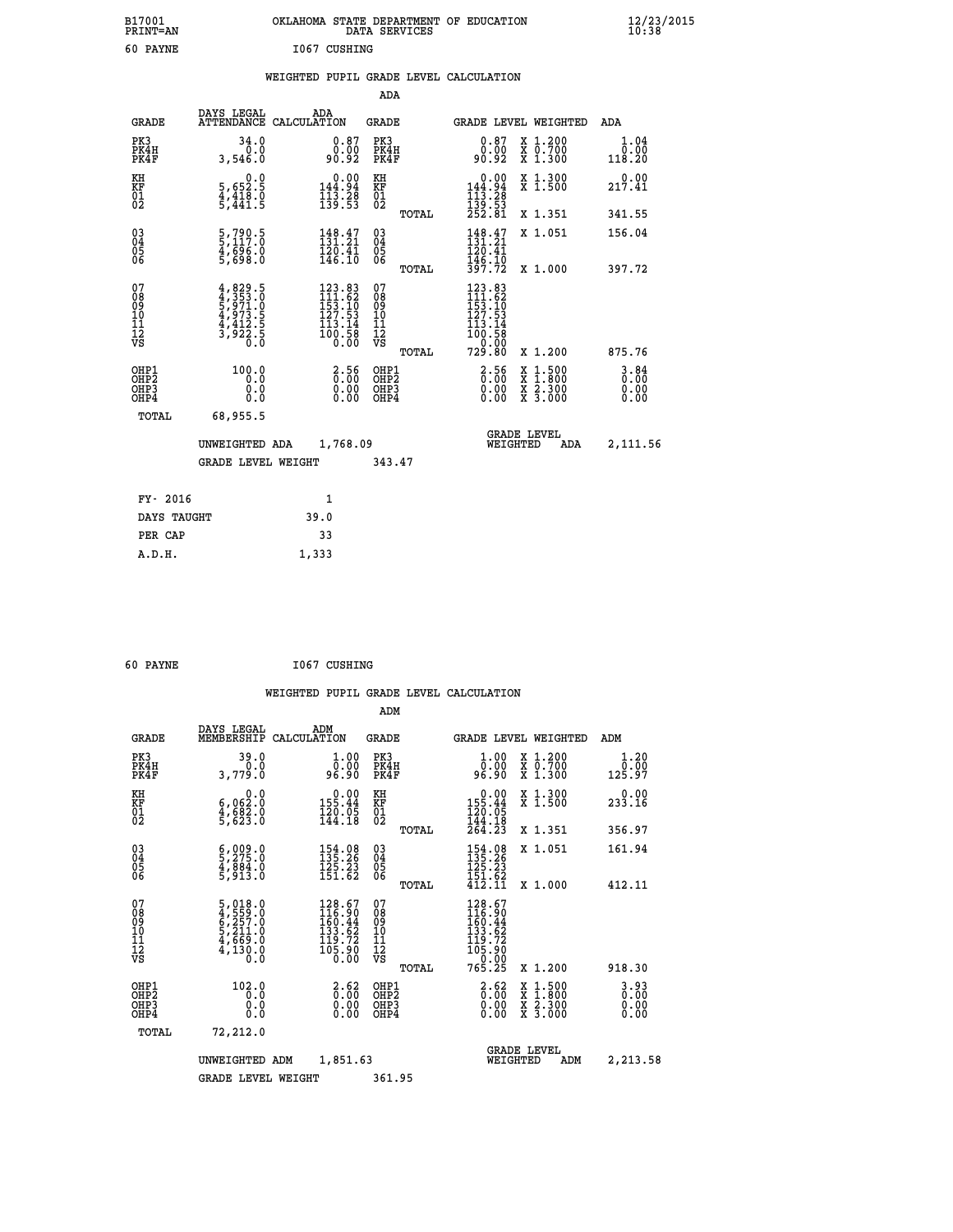B17001 OKLAHOMA STATE DEPARTMENT OF EDUCATION 12/23/2015
PRINT=AN DATA SERVICES 10:38

60 PAYNE I067 CUSHING

WEIGHTED PUPIL GRADE LEVEL CALCULATION

ADA

| GRADE | DAYS LEGAL ATTENDANCE | ADA CALCULATION | GRADE | GRADE LEVEL | WEIGHTED | ADA |
|---|---|---|---|---|---|---|
| PK3 | 34.0 | 0.87 | PK3 | 0.87 | X 1.200 | 1.04 |
| PK4H | 0.0 | 0.00 | PK4H | 0.00 | X 0.700 | 0.00 |
| PK4F | 3,546.0 | 90.92 | PK4F | 90.92 | X 1.300 | 118.20 |
| KH | 0.0 | 0.00 | KH | 0.00 | X 1.300 | 0.00 |
| KF | 5,652.5 | 144.94 | KF | 144.94 | X 1.500 | 217.41 |
| 01 | 4,418.0 | 113.28 | 01 | 113.28 | | |
| 02 | 5,441.5 | 139.53 | 02 | 139.53 | | |
| | | | TOTAL | 252.81 | X 1.351 | 341.55 |
| 03 | 5,790.5 | 148.47 | 03 | 148.47 | X 1.051 | 156.04 |
| 04 | 5,117.0 | 131.21 | 04 | 131.21 | | |
| 05 | 4,696.0 | 120.41 | 05 | 120.41 | | |
| 06 | 5,698.0 | 146.10 | 06 | 146.10 | | |
| | | | TOTAL | 397.72 | X 1.000 | 397.72 |
| 07 | 4,829.5 | 123.83 | 07 | 123.83 | | |
| 08 | 4,353.0 | 111.62 | 08 | 111.62 | | |
| 09 | 5,971.0 | 153.10 | 09 | 153.10 | | |
| 10 | 4,973.5 | 127.53 | 10 | 127.53 | | |
| 11 | 4,412.5 | 113.14 | 11 | 113.14 | | |
| 12 | 3,922.5 | 100.58 | 12 | 100.58 | | |
| VS | 0.0 | 0.00 | VS | 0.00 | | |
| | | | TOTAL | 729.80 | X 1.200 | 875.76 |
| OHP1 | 100.0 | 2.56 | OHP1 | 2.56 | X 1.500 | 3.84 |
| OHP2 | 0.0 | 0.00 | OHP2 | 0.00 | X 1.800 | 0.00 |
| OHP3 | 0.0 | 0.00 | OHP3 | 0.00 | X 2.300 | 0.00 |
| OHP4 | 0.0 | 0.00 | OHP4 | 0.00 | X 3.000 | 0.00 |
| TOTAL | 68,955.5 | | | | | |

UNWEIGHTED ADA 1,768.09 GRADE LEVEL WEIGHTED ADA 2,111.56

GRADE LEVEL WEIGHT 343.47

| FY- 2016 | 1 |
|---|---|
| DAYS TAUGHT | 39.0 |
| PER CAP | 33 |
| A.D.H. | 1,333 |

60 PAYNE I067 CUSHING

WEIGHTED PUPIL GRADE LEVEL CALCULATION

ADM

| GRADE | DAYS LEGAL MEMBERSHIP | ADM CALCULATION | GRADE | GRADE LEVEL | WEIGHTED | ADM |
|---|---|---|---|---|---|---|
| PK3 | 39.0 | 1.00 | PK3 | 1.00 | X 1.200 | 1.20 |
| PK4H | 0.0 | 0.00 | PK4H | 0.00 | X 0.700 | 0.00 |
| PK4F | 3,779.0 | 96.90 | PK4F | 96.90 | X 1.300 | 125.97 |
| KH | 0.0 | 0.00 | KH | 0.00 | X 1.300 | 0.00 |
| KF | 6,062.0 | 155.44 | KF | 155.44 | X 1.500 | 233.16 |
| 01 | 4,682.0 | 120.05 | 01 | 120.05 | | |
| 02 | 5,623.0 | 144.18 | 02 | 144.18 | | |
| | | | TOTAL | 264.23 | X 1.351 | 356.97 |
| 03 | 6,009.0 | 154.08 | 03 | 154.08 | X 1.051 | 161.94 |
| 04 | 5,275.0 | 135.26 | 04 | 135.26 | | |
| 05 | 4,884.0 | 125.23 | 05 | 125.23 | | |
| 06 | 5,913.0 | 151.62 | 06 | 151.62 | | |
| | | | TOTAL | 412.11 | X 1.000 | 412.11 |
| 07 | 5,018.0 | 128.67 | 07 | 128.67 | | |
| 08 | 4,559.0 | 116.90 | 08 | 116.90 | | |
| 09 | 6,257.0 | 160.44 | 09 | 160.44 | | |
| 10 | 5,211.0 | 133.62 | 10 | 133.62 | | |
| 11 | 4,669.0 | 119.72 | 11 | 119.72 | | |
| 12 | 4,130.0 | 105.90 | 12 | 105.90 | | |
| VS | 0.0 | 0.00 | VS | 0.00 | | |
| | | | TOTAL | 765.25 | X 1.200 | 918.30 |
| OHP1 | 102.0 | 2.62 | OHP1 | 2.62 | X 1.500 | 3.93 |
| OHP2 | 0.0 | 0.00 | OHP2 | 0.00 | X 1.800 | 0.00 |
| OHP3 | 0.0 | 0.00 | OHP3 | 0.00 | X 2.300 | 0.00 |
| OHP4 | 0.0 | 0.00 | OHP4 | 0.00 | X 3.000 | 0.00 |
| TOTAL | 72,212.0 | | | | | |

UNWEIGHTED ADM 1,851.63 GRADE LEVEL WEIGHTED ADM 2,213.58

GRADE LEVEL WEIGHT 361.95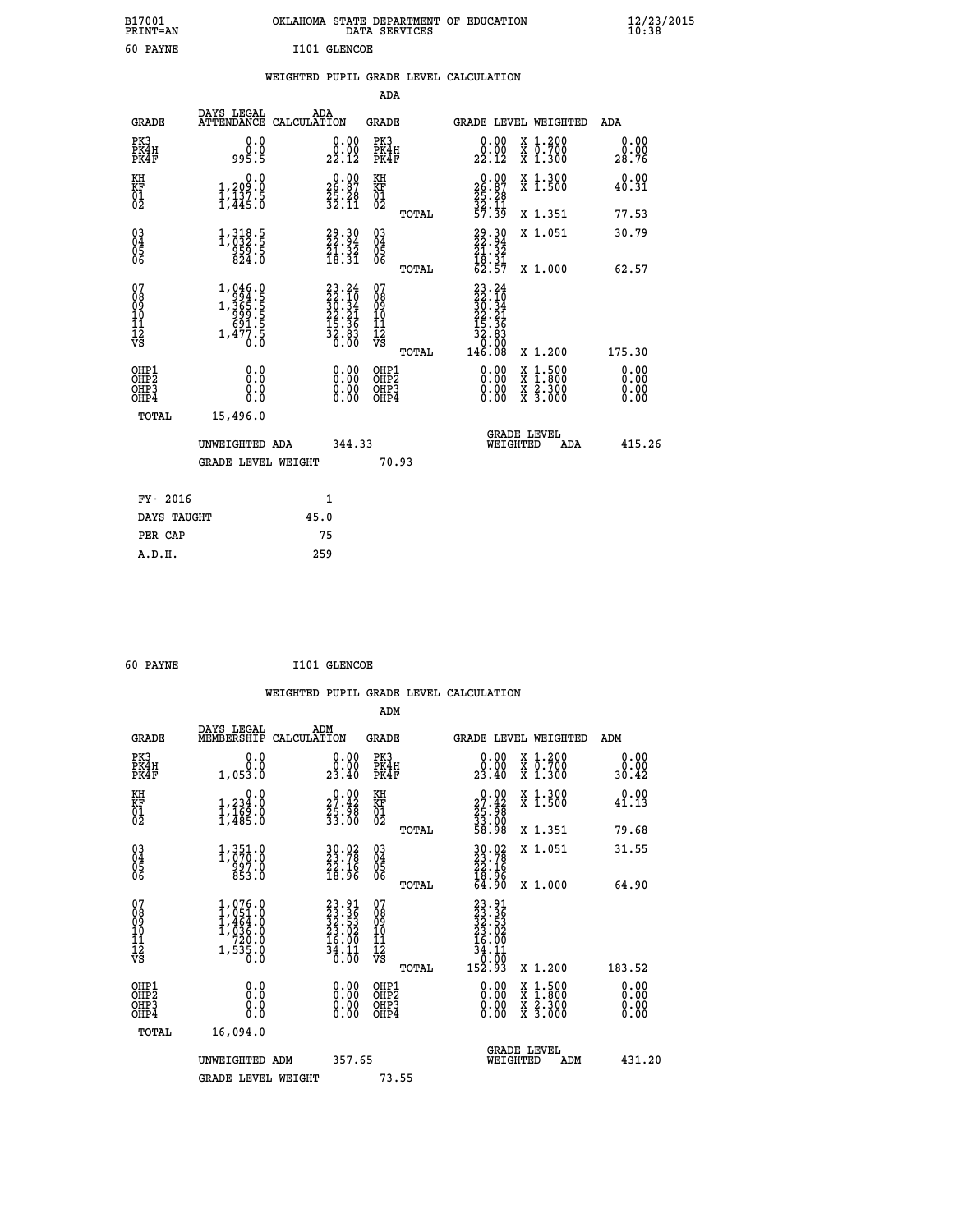B17001 OKLAHOMA STATE DEPARTMENT OF EDUCATION 12/23/2015
PRINT=AN DATA SERVICES 10:38

60 PAYNE I101 GLENCOE

## WEIGHTED PUPIL GRADE LEVEL CALCULATION

ADA

| GRADE | DAYS LEGAL ATTENDANCE | ADA CALCULATION | GRADE | GRADE LEVEL | WEIGHTED | ADA |
|---|---|---|---|---|---|---|
| PK3 | 0.0 | 0.00 | PK3 | 0.00 | X 1.200 | 0.00 |
| PK4H | 0.0 | 0.00 | PK4H | 0.00 | X 0.700 | 0.00 |
| PK4F | 995.5 | 22.12 | PK4F | 22.12 | X 1.300 | 28.76 |
| KH | 0.0 | 0.00 | KH | 0.00 | X 1.300 | 0.00 |
| KF | 1,209.0 | 26.87 | KF | 26.87 | X 1.500 | 40.31 |
| 01 | 1,137.5 | 25.28 | 01 | 25.28 | | |
| 02 | 1,445.0 | 32.11 | 02 | 32.11 | | |
| | | | TOTAL | 57.39 | X 1.351 | 77.53 |
| 03 | 1,318.5 | 29.30 | 03 | 29.30 | X 1.051 | 30.79 |
| 04 | 1,032.5 | 22.94 | 04 | 22.94 | | |
| 05 | 959.5 | 21.32 | 05 | 21.32 | | |
| 06 | 824.0 | 18.31 | 06 | 18.31 | | |
| | | | TOTAL | 62.57 | X 1.000 | 62.57 |
| 07 | 1,046.0 | 23.24 | 07 | 23.24 | | |
| 08 | 994.5 | 22.10 | 08 | 22.10 | | |
| 09 | 1,365.5 | 30.34 | 09 | 30.34 | | |
| 10 | 999.5 | 22.21 | 10 | 22.21 | | |
| 11 | 691.5 | 15.36 | 11 | 15.36 | | |
| 12 | 1,477.5 | 32.83 | 12 | 32.83 | | |
| VS | 0.0 | 0.00 | VS | 0.00 | | |
| | | | TOTAL | 146.08 | X 1.200 | 175.30 |
| OHP1 | 0.0 | 0.00 | OHP1 | 0.00 | X 1.500 | 0.00 |
| OHP2 | 0.0 | 0.00 | OHP2 | 0.00 | X 1.800 | 0.00 |
| OHP3 | 0.0 | 0.00 | OHP3 | 0.00 | X 2.300 | 0.00 |
| OHP4 | 0.0 | 0.00 | OHP4 | 0.00 | X 3.000 | 0.00 |
| TOTAL | 15,496.0 | | | | | |

UNWEIGHTED ADA 344.33 GRADE LEVEL WEIGHTED ADA 415.26

GRADE LEVEL WEIGHT 70.93

| FY- 2016 | 1 |
|---|---|
| DAYS TAUGHT | 45.0 |
| PER CAP | 75 |
| A.D.H. | 259 |

60 PAYNE I101 GLENCOE

## WEIGHTED PUPIL GRADE LEVEL CALCULATION

ADM

| GRADE | DAYS LEGAL MEMBERSHIP | ADM CALCULATION | GRADE | GRADE LEVEL | WEIGHTED | ADM |
|---|---|---|---|---|---|---|
| PK3 | 0.0 | 0.00 | PK3 | 0.00 | X 1.200 | 0.00 |
| PK4H | 0.0 | 0.00 | PK4H | 0.00 | X 0.700 | 0.00 |
| PK4F | 1,053.0 | 23.40 | PK4F | 23.40 | X 1.300 | 30.42 |
| KH | 0.0 | 0.00 | KH | 0.00 | X 1.300 | 0.00 |
| KF | 1,234.0 | 27.42 | KF | 27.42 | X 1.500 | 41.13 |
| 01 | 1,169.0 | 25.98 | 01 | 25.98 | | |
| 02 | 1,485.0 | 33.00 | 02 | 33.00 | | |
| | | | TOTAL | 58.98 | X 1.351 | 79.68 |
| 03 | 1,351.0 | 30.02 | 03 | 30.02 | X 1.051 | 31.55 |
| 04 | 1,070.0 | 23.78 | 04 | 23.78 | | |
| 05 | 997.0 | 22.16 | 05 | 22.16 | | |
| 06 | 853.0 | 18.96 | 06 | 18.96 | | |
| | | | TOTAL | 64.90 | X 1.000 | 64.90 |
| 07 | 1,076.0 | 23.91 | 07 | 23.91 | | |
| 08 | 1,051.0 | 23.36 | 08 | 23.36 | | |
| 09 | 1,464.0 | 32.53 | 09 | 32.53 | | |
| 10 | 1,036.0 | 23.02 | 10 | 23.02 | | |
| 11 | 720.0 | 16.00 | 11 | 16.00 | | |
| 12 | 1,535.0 | 34.11 | 12 | 34.11 | | |
| VS | 0.0 | 0.00 | VS | 0.00 | | |
| | | | TOTAL | 152.93 | X 1.200 | 183.52 |
| OHP1 | 0.0 | 0.00 | OHP1 | 0.00 | X 1.500 | 0.00 |
| OHP2 | 0.0 | 0.00 | OHP2 | 0.00 | X 1.800 | 0.00 |
| OHP3 | 0.0 | 0.00 | OHP3 | 0.00 | X 2.300 | 0.00 |
| OHP4 | 0.0 | 0.00 | OHP4 | 0.00 | X 3.000 | 0.00 |
| TOTAL | 16,094.0 | | | | | |

UNWEIGHTED ADM 357.65 GRADE LEVEL WEIGHTED ADM 431.20

GRADE LEVEL WEIGHT 73.55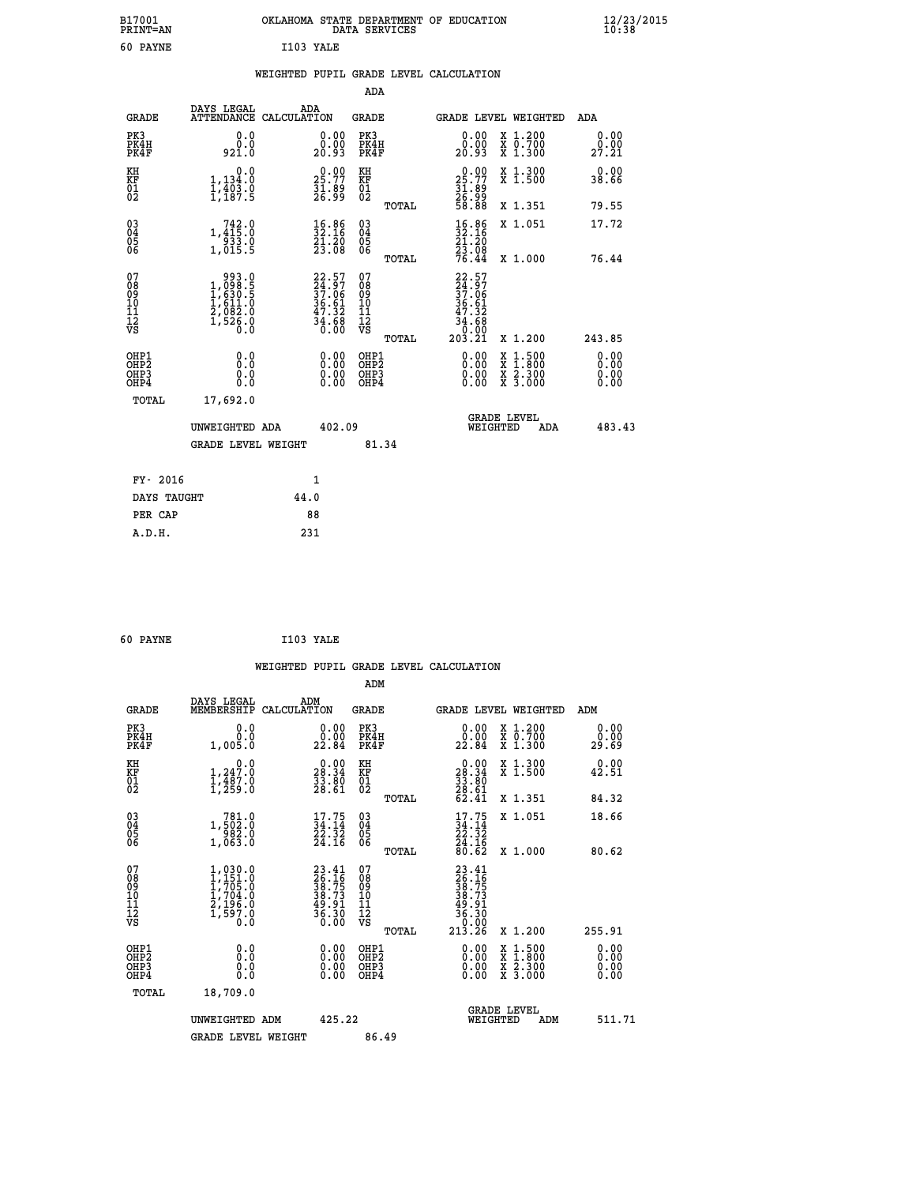B17001
PRINT=AN

OKLAHOMA STATE DEPARTMENT OF EDUCATION
DATA SERVICES

12/23/2015
10:38

60 PAYNE    I103 YALE

WEIGHTED PUPIL GRADE LEVEL CALCULATION

ADA

| GRADE | DAYS LEGAL ATTENDANCE | ADA CALCULATION | GRADE | | GRADE LEVEL | WEIGHTED | ADA |
|---|---|---|---|---|---|---|---|
| PK3 | 0.0 | 0.00 | PK3 | | 0.00 | X 1.200 | 0.00 |
| PK4H | 0.0 | 0.00 | PK4H | | 0.00 | X 0.700 | 0.00 |
| PK4F | 921.0 | 20.93 | PK4F | | 20.93 | X 1.300 | 27.21 |
| KH | 0.0 | 0.00 | KH | | 0.00 | X 1.300 | 0.00 |
| KF | 1,134.0 | 25.77 | KF | | 25.77 | X 1.500 | 38.66 |
| 01 | 1,403.0 | 31.89 | 01 | | 31.89 | | |
| 02 | 1,187.5 | 26.99 | 02 | | 26.99 | | |
| | | | | TOTAL | 58.88 | X 1.351 | 79.55 |
| 03 | 742.0 | 16.86 | 03 | | 16.86 | X 1.051 | 17.72 |
| 04 | 1,415.0 | 32.16 | 04 | | 32.16 | | |
| 05 | 933.0 | 21.20 | 05 | | 21.20 | | |
| 06 | 1,015.5 | 23.08 | 06 | | 23.08 | | |
| | | | | TOTAL | 76.44 | X 1.000 | 76.44 |
| 07 | 993.0 | 22.57 | 07 | | 22.57 | | |
| 08 | 1,098.5 | 24.97 | 08 | | 24.97 | | |
| 09 | 1,630.5 | 37.06 | 09 | | 37.06 | | |
| 10 | 1,611.0 | 36.61 | 10 | | 36.61 | | |
| 11 | 2,082.0 | 47.32 | 11 | | 47.32 | | |
| 12 | 1,526.0 | 34.68 | 12 | | 34.68 | | |
| VS | 0.0 | 0.00 | VS | | 0.00 | | |
| | | | | TOTAL | 203.21 | X 1.200 | 243.85 |
| OHP1 | 0.0 | 0.00 | OHP1 | | 0.00 | X 1.500 | 0.00 |
| OHP2 | 0.0 | 0.00 | OHP2 | | 0.00 | X 1.800 | 0.00 |
| OHP3 | 0.0 | 0.00 | OHP3 | | 0.00 | X 2.300 | 0.00 |
| OHP4 | 0.0 | 0.00 | OHP4 | | 0.00 | X 3.000 | 0.00 |
| TOTAL | 17,692.0 | | | | | | |

UNWEIGHTED ADA    402.09    GRADE LEVEL WEIGHTED ADA    483.43

GRADE LEVEL WEIGHT    81.34

| FY- 2016 | 1 |
|---|---|
| DAYS TAUGHT | 44.0 |
| PER CAP | 88 |
| A.D.H. | 231 |

60 PAYNE    I103 YALE

WEIGHTED PUPIL GRADE LEVEL CALCULATION

ADM

| GRADE | DAYS LEGAL MEMBERSHIP | ADM CALCULATION | GRADE | | GRADE LEVEL | WEIGHTED | ADM |
|---|---|---|---|---|---|---|---|
| PK3 | 0.0 | 0.00 | PK3 | | 0.00 | X 1.200 | 0.00 |
| PK4H | 0.0 | 0.00 | PK4H | | 0.00 | X 0.700 | 0.00 |
| PK4F | 1,005.0 | 22.84 | PK4F | | 22.84 | X 1.300 | 29.69 |
| KH | 0.0 | 0.00 | KH | | 0.00 | X 1.300 | 0.00 |
| KF | 1,247.0 | 28.34 | KF | | 28.34 | X 1.500 | 42.51 |
| 01 | 1,487.0 | 33.80 | 01 | | 33.80 | | |
| 02 | 1,259.0 | 28.61 | 02 | | 28.61 | | |
| | | | | TOTAL | 62.41 | X 1.351 | 84.32 |
| 03 | 781.0 | 17.75 | 03 | | 17.75 | X 1.051 | 18.66 |
| 04 | 1,502.0 | 34.14 | 04 | | 34.14 | | |
| 05 | 982.0 | 22.32 | 05 | | 22.32 | | |
| 06 | 1,063.0 | 24.16 | 06 | | 24.16 | | |
| | | | | TOTAL | 80.62 | X 1.000 | 80.62 |
| 07 | 1,030.0 | 23.41 | 07 | | 23.41 | | |
| 08 | 1,151.0 | 26.16 | 08 | | 26.16 | | |
| 09 | 1,705.0 | 38.75 | 09 | | 38.75 | | |
| 10 | 1,704.0 | 38.73 | 10 | | 38.73 | | |
| 11 | 2,196.0 | 49.91 | 11 | | 49.91 | | |
| 12 | 1,597.0 | 36.30 | 12 | | 36.30 | | |
| VS | 0.0 | 0.00 | VS | | 0.00 | | |
| | | | | TOTAL | 213.26 | X 1.200 | 255.91 |
| OHP1 | 0.0 | 0.00 | OHP1 | | 0.00 | X 1.500 | 0.00 |
| OHP2 | 0.0 | 0.00 | OHP2 | | 0.00 | X 1.800 | 0.00 |
| OHP3 | 0.0 | 0.00 | OHP3 | | 0.00 | X 2.300 | 0.00 |
| OHP4 | 0.0 | 0.00 | OHP4 | | 0.00 | X 3.000 | 0.00 |
| TOTAL | 18,709.0 | | | | | | |

UNWEIGHTED ADM    425.22    GRADE LEVEL WEIGHTED ADM    511.71

GRADE LEVEL WEIGHT    86.49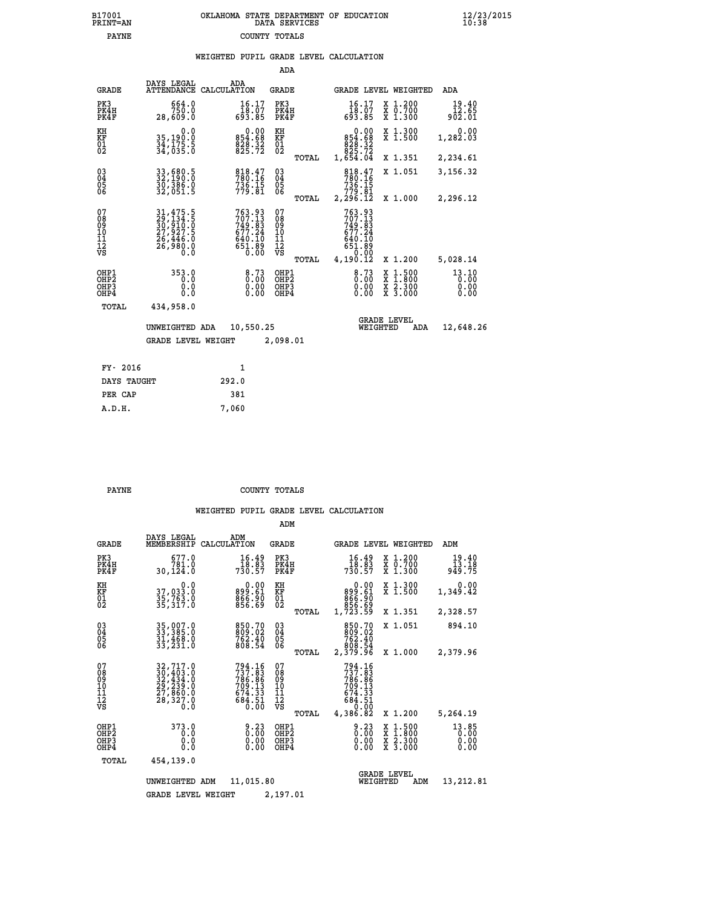B17001 PRINT=AN OKLAHOMA STATE DEPARTMENT OF EDUCATION DATA SERVICES 12/23/2015 10:38

PAYNE COUNTY TOTALS

## WEIGHTED PUPIL GRADE LEVEL CALCULATION

### ADA

| GRADE | DAYS LEGAL ATTENDANCE | ADA CALCULATION | GRADE | | GRADE LEVEL | WEIGHTED | ADA |
|---|---|---|---|---|---|---|---|
| PK3 | 664.0 | 16.17 | PK3 | | 16.17 | X 1.200 | 19.40 |
| PK4H | 750.0 | 18.07 | PK4H | | 18.07 | X 0.700 | 12.65 |
| PK4F | 28,609.0 | 693.85 | PK4F | | 693.85 | X 1.300 | 902.01 |
| KH | 0.0 | 0.00 | KH | | 0.00 | X 1.300 | 0.00 |
| KF | 35,190.0 | 854.68 | KF | | 854.68 | X 1.500 | 1,282.03 |
| 01 | 34,175.5 | 828.32 | 01 | | 828.32 | | |
| 02 | 34,035.0 | 825.72 | 02 | | 825.72 | | |
| | | | | TOTAL | 1,654.04 | X 1.351 | 2,234.61 |
| 03 | 33,680.5 | 818.47 | 03 | | 818.47 | X 1.051 | 3,156.32 |
| 04 | 32,190.0 | 780.16 | 04 | | 780.16 | | |
| 05 | 30,386.0 | 736.15 | 05 | | 736.15 | | |
| 06 | 32,051.5 | 779.81 | 06 | | 779.81 | | |
| | | | | TOTAL | 2,296.12 | X 1.000 | 2,296.12 |
| 07 | 31,475.5 | 763.93 | 07 | | 763.93 | | |
| 08 | 29,134.5 | 707.13 | 08 | | 707.13 | | |
| 09 | 30,910.0 | 749.83 | 09 | | 749.83 | | |
| 10 | 27,927.5 | 677.24 | 10 | | 677.24 | | |
| 11 | 26,446.0 | 640.10 | 11 | | 640.10 | | |
| 12 | 26,980.0 | 651.89 | 12 | | 651.89 | | |
| VS | 0.0 | 0.00 | VS | | 0.00 | | |
| | | | | TOTAL | 4,190.12 | X 1.200 | 5,028.14 |
| OHP1 | 353.0 | 8.73 | OHP1 | | 8.73 | X 1.500 | 13.10 |
| OHP2 | 0.0 | 0.00 | OHP2 | | 0.00 | X 1.800 | 0.00 |
| OHP3 | 0.0 | 0.00 | OHP3 | | 0.00 | X 2.300 | 0.00 |
| OHP4 | 0.0 | 0.00 | OHP4 | | 0.00 | X 3.000 | 0.00 |
| TOTAL | 434,958.0 | | | | | | |

UNWEIGHTED ADA 10,550.25 GRADE LEVEL WEIGHTED ADA 12,648.26

GRADE LEVEL WEIGHT 2,098.01

| FY- 2016 | 1 |
|---|---|
| DAYS TAUGHT | 292.0 |
| PER CAP | 381 |
| A.D.H. | 7,060 |

PAYNE COUNTY TOTALS

## WEIGHTED PUPIL GRADE LEVEL CALCULATION

### ADM

| GRADE | DAYS LEGAL MEMBERSHIP | ADM CALCULATION | GRADE | | GRADE LEVEL | WEIGHTED | ADM |
|---|---|---|---|---|---|---|---|
| PK3 | 677.0 | 16.49 | PK3 | | 16.49 | X 1.200 | 19.40 |
| PK4H | 781.0 | 18.83 | PK4H | | 18.83 | X 0.700 | 13.18 |
| PK4F | 30,124.0 | 730.57 | PK4F | | 730.57 | X 1.300 | 949.75 |
| KH | 0.0 | 0.00 | KH | | 0.00 | X 1.300 | 0.00 |
| KF | 37,033.0 | 899.61 | KF | | 899.61 | X 1.500 | 1,349.42 |
| 01 | 35,763.0 | 866.90 | 01 | | 866.90 | | |
| 02 | 35,317.0 | 856.69 | 02 | | 856.69 | | |
| | | | | TOTAL | 1,723.59 | X 1.351 | 2,328.57 |
| 03 | 35,007.0 | 850.70 | 03 | | 850.70 | X 1.051 | 894.10 |
| 04 | 33,385.0 | 809.02 | 04 | | 809.02 | | |
| 05 | 31,468.0 | 762.40 | 05 | | 762.40 | | |
| 06 | 33,231.0 | 808.54 | 06 | | 808.54 | | |
| | | | | TOTAL | 2,379.96 | X 1.000 | 2,379.96 |
| 07 | 32,717.0 | 794.16 | 07 | | 794.16 | | |
| 08 | 30,403.0 | 737.83 | 08 | | 737.83 | | |
| 09 | 32,434.0 | 786.86 | 09 | | 786.86 | | |
| 10 | 29,239.0 | 709.13 | 10 | | 709.13 | | |
| 11 | 27,860.0 | 674.33 | 11 | | 674.33 | | |
| 12 | 28,327.0 | 684.51 | 12 | | 684.51 | | |
| VS | 0.0 | 0.00 | VS | | 0.00 | | |
| | | | | TOTAL | 4,386.82 | X 1.200 | 5,264.19 |
| OHP1 | 373.0 | 9.23 | OHP1 | | 9.23 | X 1.500 | 13.85 |
| OHP2 | 0.0 | 0.00 | OHP2 | | 0.00 | X 1.800 | 0.00 |
| OHP3 | 0.0 | 0.00 | OHP3 | | 0.00 | X 2.300 | 0.00 |
| OHP4 | 0.0 | 0.00 | OHP4 | | 0.00 | X 3.000 | 0.00 |
| TOTAL | 454,139.0 | | | | | | |

UNWEIGHTED ADM 11,015.80 GRADE LEVEL WEIGHTED ADM 13,212.81

GRADE LEVEL WEIGHT 2,197.01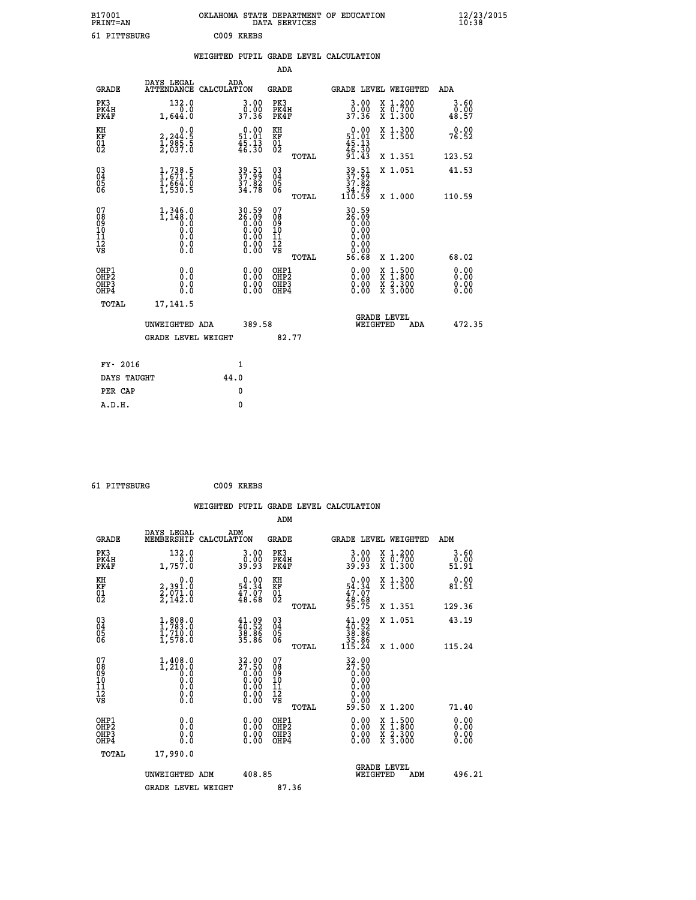B17001 OKLAHOMA STATE DEPARTMENT OF EDUCATION 12/23/2015
PRINT=AN DATA SERVICES 10:38

61 PITTSBURG C009 KREBS

## WEIGHTED PUPIL GRADE LEVEL CALCULATION

### ADA

| GRADE | DAYS LEGAL ATTENDANCE | ADA CALCULATION | GRADE | | GRADE LEVEL | WEIGHTED | ADA |
|---|---|---|---|---|---|---|---|
| PK3 | 132.0 | 3.00 | PK3 | | 3.00 | X 1.200 | 3.60 |
| PK4H | 0.0 | 0.00 | PK4H | | 0.00 | X 0.700 | 0.00 |
| PK4F | 1,644.0 | 37.36 | PK4F | | 37.36 | X 1.300 | 48.57 |
| KH | 0.0 | 0.00 | KH | | 0.00 | X 1.300 | 0.00 |
| KF | 2,244.5 | 51.01 | KF | | 51.01 | X 1.500 | 76.52 |
| 01 | 1,985.5 | 45.13 | 01 | | 45.13 | | |
| 02 | 2,037.0 | 46.30 | 02 | | 46.30 | | |
| | | | | TOTAL | 91.43 | X 1.351 | 123.52 |
| 03 | 1,738.5 | 39.51 | 03 | | 39.51 | X 1.051 | 41.53 |
| 04 | 1,671.5 | 37.99 | 04 | | 37.99 | | |
| 05 | 1,664.0 | 37.82 | 05 | | 37.82 | | |
| 06 | 1,530.5 | 34.78 | 06 | | 34.78 | | |
| | | | | TOTAL | 110.59 | X 1.000 | 110.59 |
| 07 | 1,346.0 | 30.59 | 07 | | 30.59 | | |
| 08 | 1,148.0 | 26.09 | 08 | | 26.09 | | |
| 09 | 0.0 | 0.00 | 09 | | 0.00 | | |
| 10 | 0.0 | 0.00 | 10 | | 0.00 | | |
| 11 | 0.0 | 0.00 | 11 | | 0.00 | | |
| 12 | 0.0 | 0.00 | 12 | | 0.00 | | |
| VS | 0.0 | 0.00 | VS | | 0.00 | | |
| | | | | TOTAL | 56.68 | X 1.200 | 68.02 |
| OHP1 | 0.0 | 0.00 | OHP1 | | 0.00 | X 1.500 | 0.00 |
| OHP2 | 0.0 | 0.00 | OHP2 | | 0.00 | X 1.800 | 0.00 |
| OHP3 | 0.0 | 0.00 | OHP3 | | 0.00 | X 2.300 | 0.00 |
| OHP4 | 0.0 | 0.00 | OHP4 | | 0.00 | X 3.000 | 0.00 |
| TOTAL | 17,141.5 | | | | | | |

UNWEIGHTED ADA 389.58 GRADE LEVEL WEIGHTED ADA 472.35

GRADE LEVEL WEIGHT 82.77

FY- 2016 1
DAYS TAUGHT 44.0
PER CAP 0
A.D.H. 0

61 PITTSBURG C009 KREBS

## WEIGHTED PUPIL GRADE LEVEL CALCULATION

### ADM

| GRADE | DAYS LEGAL MEMBERSHIP | ADM CALCULATION | GRADE | | GRADE LEVEL | WEIGHTED | ADM |
|---|---|---|---|---|---|---|---|
| PK3 | 132.0 | 3.00 | PK3 | | 3.00 | X 1.200 | 3.60 |
| PK4H | 0.0 | 0.00 | PK4H | | 0.00 | X 0.700 | 0.00 |
| PK4F | 1,757.0 | 39.93 | PK4F | | 39.93 | X 1.300 | 51.91 |
| KH | 0.0 | 0.00 | KH | | 0.00 | X 1.300 | 0.00 |
| KF | 2,391.0 | 54.34 | KF | | 54.34 | X 1.500 | 81.51 |
| 01 | 2,071.0 | 47.07 | 01 | | 47.07 | | |
| 02 | 2,142.0 | 48.68 | 02 | | 48.68 | | |
| | | | | TOTAL | 95.75 | X 1.351 | 129.36 |
| 03 | 1,808.0 | 41.09 | 03 | | 41.09 | X 1.051 | 43.19 |
| 04 | 1,783.0 | 40.52 | 04 | | 40.52 | | |
| 05 | 1,710.0 | 38.86 | 05 | | 38.86 | | |
| 06 | 1,578.0 | 35.86 | 06 | | 35.86 | | |
| | | | | TOTAL | 115.24 | X 1.000 | 115.24 |
| 07 | 1,408.0 | 32.00 | 07 | | 32.00 | | |
| 08 | 1,210.0 | 27.50 | 08 | | 27.50 | | |
| 09 | 0.0 | 0.00 | 09 | | 0.00 | | |
| 10 | 0.0 | 0.00 | 10 | | 0.00 | | |
| 11 | 0.0 | 0.00 | 11 | | 0.00 | | |
| 12 | 0.0 | 0.00 | 12 | | 0.00 | | |
| VS | 0.0 | 0.00 | VS | | 0.00 | | |
| | | | | TOTAL | 59.50 | X 1.200 | 71.40 |
| OHP1 | 0.0 | 0.00 | OHP1 | | 0.00 | X 1.500 | 0.00 |
| OHP2 | 0.0 | 0.00 | OHP2 | | 0.00 | X 1.800 | 0.00 |
| OHP3 | 0.0 | 0.00 | OHP3 | | 0.00 | X 2.300 | 0.00 |
| OHP4 | 0.0 | 0.00 | OHP4 | | 0.00 | X 3.000 | 0.00 |
| TOTAL | 17,990.0 | | | | | | |

UNWEIGHTED ADM 408.85 GRADE LEVEL WEIGHTED ADM 496.21

GRADE LEVEL WEIGHT 87.36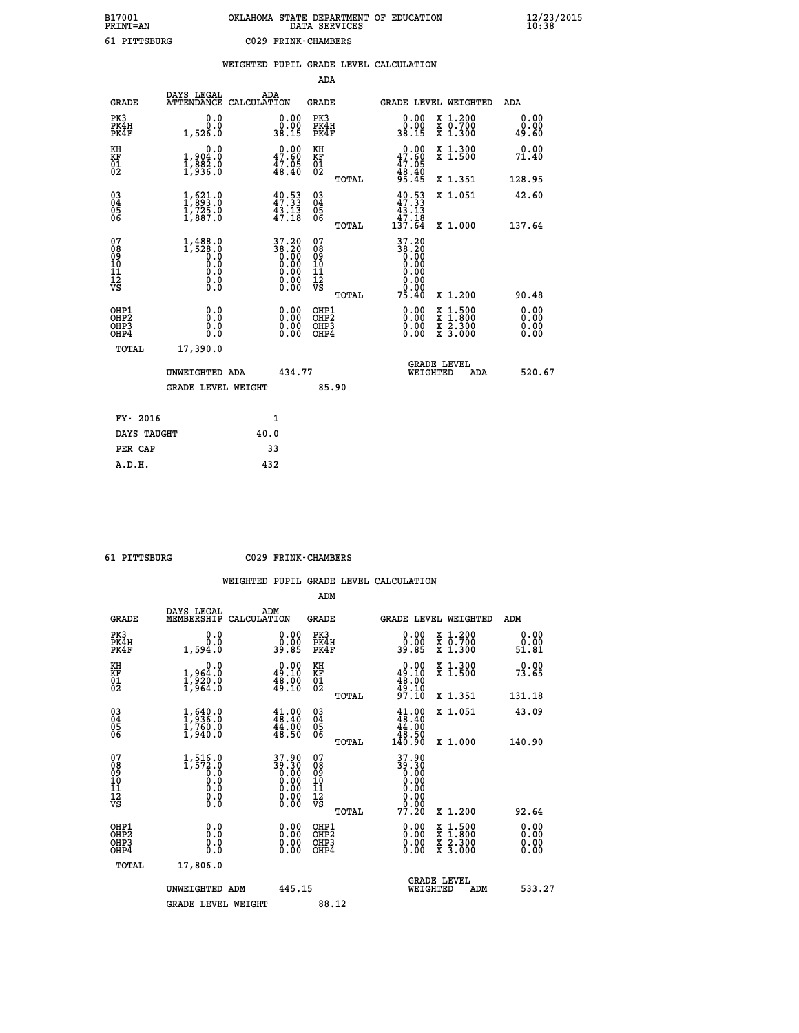B17001 OKLAHOMA STATE DEPARTMENT OF EDUCATION 12/23/2015
PRINT=AN DATA SERVICES 10:38

61 PITTSBURG C029 FRINK-CHAMBERS

## WEIGHTED PUPIL GRADE LEVEL CALCULATION

### ADA

| GRADE | DAYS LEGAL ATTENDANCE | ADA CALCULATION | GRADE | GRADE LEVEL | WEIGHTED | ADA |
|---|---|---|---|---|---|---|
| PK3 | 0.0 | 0.00 | PK3 | 0.00 | X 1.200 | 0.00 |
| PK4H | 0.0 | 0.00 | PK4H | 0.00 | X 0.700 | 0.00 |
| PK4F | 1,526.0 | 38.15 | PK4F | 38.15 | X 1.300 | 49.60 |
| KH | 0.0 | 0.00 | KH | 0.00 | X 1.300 | 0.00 |
| KF | 1,904.0 | 47.60 | KF | 47.60 | X 1.500 | 71.40 |
| 01 | 1,882.0 | 47.05 | 01 | 47.05 | | |
| 02 | 1,936.0 | 48.40 | 02 | 48.40 | | |
| | | | TOTAL | 95.45 | X 1.351 | 128.95 |
| 03 | 1,621.0 | 40.53 | 03 | 40.53 | X 1.051 | 42.60 |
| 04 | 1,893.0 | 47.33 | 04 | 47.33 | | |
| 05 | 1,725.0 | 43.13 | 05 | 43.13 | | |
| 06 | 1,887.0 | 47.18 | 06 | 47.18 | | |
| | | | TOTAL | 137.64 | X 1.000 | 137.64 |
| 07 | 1,488.0 | 37.20 | 07 | 37.20 | | |
| 08 | 1,528.0 | 38.20 | 08 | 38.20 | | |
| 09 | 0.0 | 0.00 | 09 | 0.00 | | |
| 10 | 0.0 | 0.00 | 10 | 0.00 | | |
| 11 | 0.0 | 0.00 | 11 | 0.00 | | |
| 12 | 0.0 | 0.00 | 12 | 0.00 | | |
| VS | 0.0 | 0.00 | VS | 0.00 | | |
| | | | TOTAL | 75.40 | X 1.200 | 90.48 |
| OHP1 | 0.0 | 0.00 | OHP1 | 0.00 | X 1.500 | 0.00 |
| OHP2 | 0.0 | 0.00 | OHP2 | 0.00 | X 1.800 | 0.00 |
| OHP3 | 0.0 | 0.00 | OHP3 | 0.00 | X 2.300 | 0.00 |
| OHP4 | 0.0 | 0.00 | OHP4 | 0.00 | X 3.000 | 0.00 |
| TOTAL | 17,390.0 | | | | | |

UNWEIGHTED ADA 434.77 | GRADE LEVEL WEIGHTED ADA 520.67

GRADE LEVEL WEIGHT 85.90

| FY- 2016 | 1 |
|---|---|
| DAYS TAUGHT | 40.0 |
| PER CAP | 33 |
| A.D.H. | 432 |

61 PITTSBURG C029 FRINK-CHAMBERS

## WEIGHTED PUPIL GRADE LEVEL CALCULATION

### ADM

| GRADE | DAYS LEGAL MEMBERSHIP | ADM CALCULATION | GRADE | GRADE LEVEL | WEIGHTED | ADM |
|---|---|---|---|---|---|---|
| PK3 | 0.0 | 0.00 | PK3 | 0.00 | X 1.200 | 0.00 |
| PK4H | 0.0 | 0.00 | PK4H | 0.00 | X 0.700 | 0.00 |
| PK4F | 1,594.0 | 39.85 | PK4F | 39.85 | X 1.300 | 51.81 |
| KH | 0.0 | 0.00 | KH | 0.00 | X 1.300 | 0.00 |
| KF | 1,964.0 | 49.10 | KF | 49.10 | X 1.500 | 73.65 |
| 01 | 1,920.0 | 48.00 | 01 | 48.00 | | |
| 02 | 1,964.0 | 49.10 | 02 | 49.10 | | |
| | | | TOTAL | 97.10 | X 1.351 | 131.18 |
| 03 | 1,640.0 | 41.00 | 03 | 41.00 | X 1.051 | 43.09 |
| 04 | 1,936.0 | 48.40 | 04 | 48.40 | | |
| 05 | 1,760.0 | 44.00 | 05 | 44.00 | | |
| 06 | 1,940.0 | 48.50 | 06 | 48.50 | | |
| | | | TOTAL | 140.90 | X 1.000 | 140.90 |
| 07 | 1,516.0 | 37.90 | 07 | 37.90 | | |
| 08 | 1,572.0 | 39.30 | 08 | 39.30 | | |
| 09 | 0.0 | 0.00 | 09 | 0.00 | | |
| 10 | 0.0 | 0.00 | 10 | 0.00 | | |
| 11 | 0.0 | 0.00 | 11 | 0.00 | | |
| 12 | 0.0 | 0.00 | 12 | 0.00 | | |
| VS | 0.0 | 0.00 | VS | 0.00 | | |
| | | | TOTAL | 77.20 | X 1.200 | 92.64 |
| OHP1 | 0.0 | 0.00 | OHP1 | 0.00 | X 1.500 | 0.00 |
| OHP2 | 0.0 | 0.00 | OHP2 | 0.00 | X 1.800 | 0.00 |
| OHP3 | 0.0 | 0.00 | OHP3 | 0.00 | X 2.300 | 0.00 |
| OHP4 | 0.0 | 0.00 | OHP4 | 0.00 | X 3.000 | 0.00 |
| TOTAL | 17,806.0 | | | | | |

UNWEIGHTED ADM 445.15 | GRADE LEVEL WEIGHTED ADM 533.27

GRADE LEVEL WEIGHT 88.12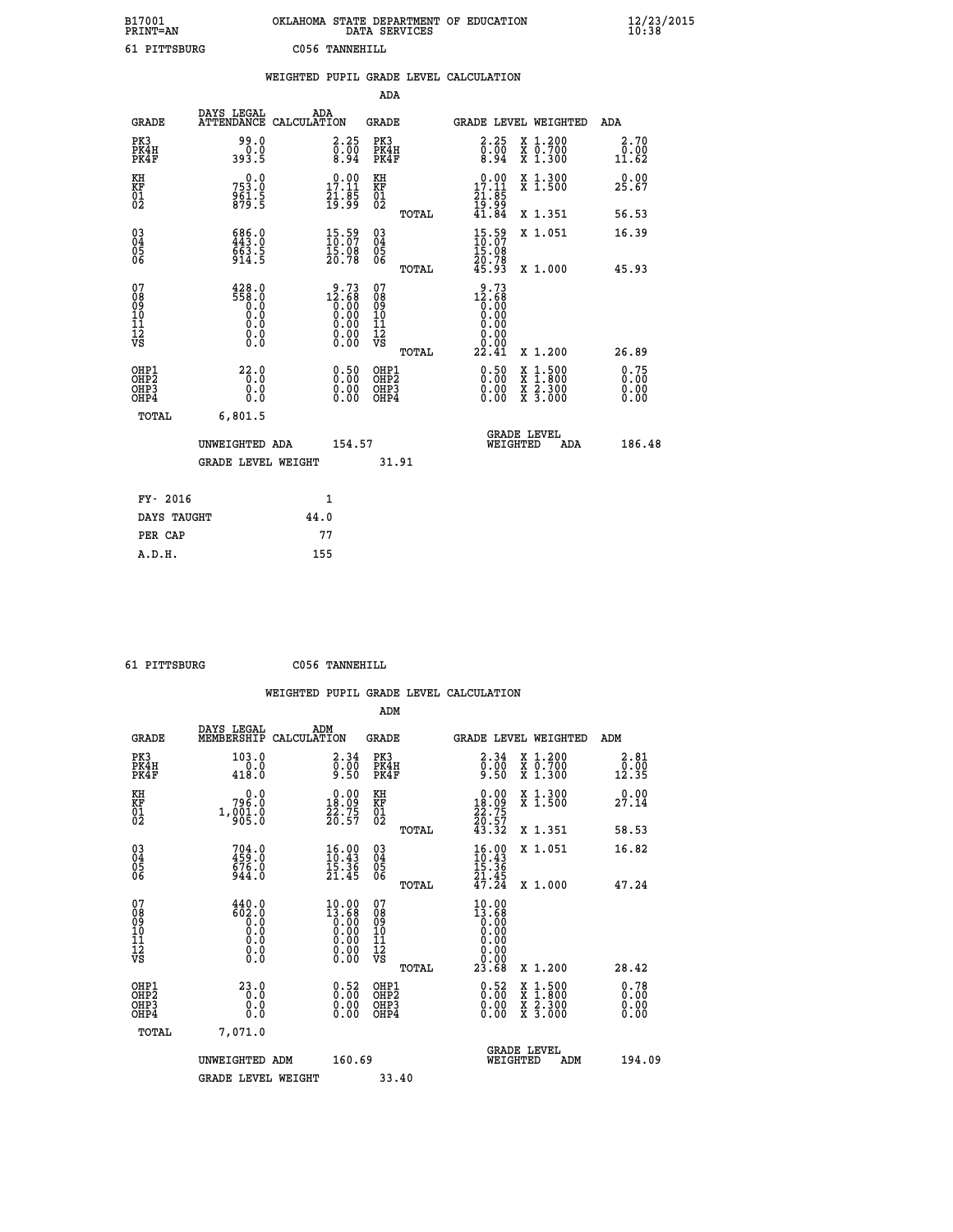B17001 OKLAHOMA STATE DEPARTMENT OF EDUCATION 12/23/2015
PRINT=AN DATA SERVICES 10:38

61 PITTSBURG C056 TANNEHILL

WEIGHTED PUPIL GRADE LEVEL CALCULATION

ADA

| GRADE | DAYS LEGAL ATTENDANCE | ADA CALCULATION | GRADE | | GRADE LEVEL | WEIGHTED | ADA |
|---|---|---|---|---|---|---|---|
| PK3 | 99.0 | 2.25 | PK3 | | 2.25 | X 1.200 | 2.70 |
| PK4H | 0.0 | 0.00 | PK4H | | 0.00 | X 0.700 | 0.00 |
| PK4F | 393.5 | 8.94 | PK4F | | 8.94 | X 1.300 | 11.62 |
| KH | 0.0 | 0.00 | KH | | 0.00 | X 1.300 | 0.00 |
| KF | 753.0 | 17.11 | KF | | 17.11 | X 1.500 | 25.67 |
| 01 | 961.5 | 21.85 | 01 | | 21.85 | | |
| 02 | 879.5 | 19.99 | 02 | | 19.99 | | |
| | | | | TOTAL | 41.84 | X 1.351 | 56.53 |
| 03 | 686.0 | 15.59 | 03 | | 15.59 | X 1.051 | 16.39 |
| 04 | 443.0 | 10.07 | 04 | | 10.07 | | |
| 05 | 663.5 | 15.08 | 05 | | 15.08 | | |
| 06 | 914.5 | 20.78 | 06 | | 20.78 | | |
| | | | | TOTAL | 45.93 | X 1.000 | 45.93 |
| 07 | 428.0 | 9.73 | 07 | | 9.73 | | |
| 08 | 558.0 | 12.68 | 08 | | 12.68 | | |
| 09 | 0.0 | 0.00 | 09 | | 0.00 | | |
| 10 | 0.0 | 0.00 | 10 | | 0.00 | | |
| 11 | 0.0 | 0.00 | 11 | | 0.00 | | |
| 12 | 0.0 | 0.00 | 12 | | 0.00 | | |
| VS | 0.0 | 0.00 | VS | | 0.00 | | |
| | | | | TOTAL | 22.41 | X 1.200 | 26.89 |
| OHP1 | 22.0 | 0.50 | OHP1 | | 0.50 | X 1.500 | 0.75 |
| OHP2 | 0.0 | 0.00 | OHP2 | | 0.00 | X 1.800 | 0.00 |
| OHP3 | 0.0 | 0.00 | OHP3 | | 0.00 | X 2.300 | 0.00 |
| OHP4 | 0.0 | 0.00 | OHP4 | | 0.00 | X 3.000 | 0.00 |
| TOTAL | 6,801.5 | | | | | | |

UNWEIGHTED ADA 154.57 GRADE LEVEL WEIGHTED ADA 186.48

GRADE LEVEL WEIGHT 31.91

FY- 2016 1
DAYS TAUGHT 44.0
PER CAP 77
A.D.H. 155

61 PITTSBURG C056 TANNEHILL

WEIGHTED PUPIL GRADE LEVEL CALCULATION

ADM

| GRADE | DAYS LEGAL MEMBERSHIP | ADM CALCULATION | GRADE | | GRADE LEVEL | WEIGHTED | ADM |
|---|---|---|---|---|---|---|---|
| PK3 | 103.0 | 2.34 | PK3 | | 2.34 | X 1.200 | 2.81 |
| PK4H | 0.0 | 0.00 | PK4H | | 0.00 | X 0.700 | 0.00 |
| PK4F | 418.0 | 9.50 | PK4F | | 9.50 | X 1.300 | 12.35 |
| KH | 0.0 | 0.00 | KH | | 0.00 | X 1.300 | 0.00 |
| KF | 796.0 | 18.09 | KF | | 18.09 | X 1.500 | 27.14 |
| 01 | 1,001.0 | 22.75 | 01 | | 22.75 | | |
| 02 | 905.0 | 20.57 | 02 | | 20.57 | | |
| | | | | TOTAL | 43.32 | X 1.351 | 58.53 |
| 03 | 704.0 | 16.00 | 03 | | 16.00 | X 1.051 | 16.82 |
| 04 | 459.0 | 10.43 | 04 | | 10.43 | | |
| 05 | 676.0 | 15.36 | 05 | | 15.36 | | |
| 06 | 944.0 | 21.45 | 06 | | 21.45 | | |
| | | | | TOTAL | 47.24 | X 1.000 | 47.24 |
| 07 | 440.0 | 10.00 | 07 | | 10.00 | | |
| 08 | 602.0 | 13.68 | 08 | | 13.68 | | |
| 09 | 0.0 | 0.00 | 09 | | 0.00 | | |
| 10 | 0.0 | 0.00 | 10 | | 0.00 | | |
| 11 | 0.0 | 0.00 | 11 | | 0.00 | | |
| 12 | 0.0 | 0.00 | 12 | | 0.00 | | |
| VS | 0.0 | 0.00 | VS | | 0.00 | | |
| | | | | TOTAL | 23.68 | X 1.200 | 28.42 |
| OHP1 | 23.0 | 0.52 | OHP1 | | 0.52 | X 1.500 | 0.78 |
| OHP2 | 0.0 | 0.00 | OHP2 | | 0.00 | X 1.800 | 0.00 |
| OHP3 | 0.0 | 0.00 | OHP3 | | 0.00 | X 2.300 | 0.00 |
| OHP4 | 0.0 | 0.00 | OHP4 | | 0.00 | X 3.000 | 0.00 |
| TOTAL | 7,071.0 | | | | | | |

UNWEIGHTED ADM 160.69 GRADE LEVEL WEIGHTED ADM 194.09

GRADE LEVEL WEIGHT 33.40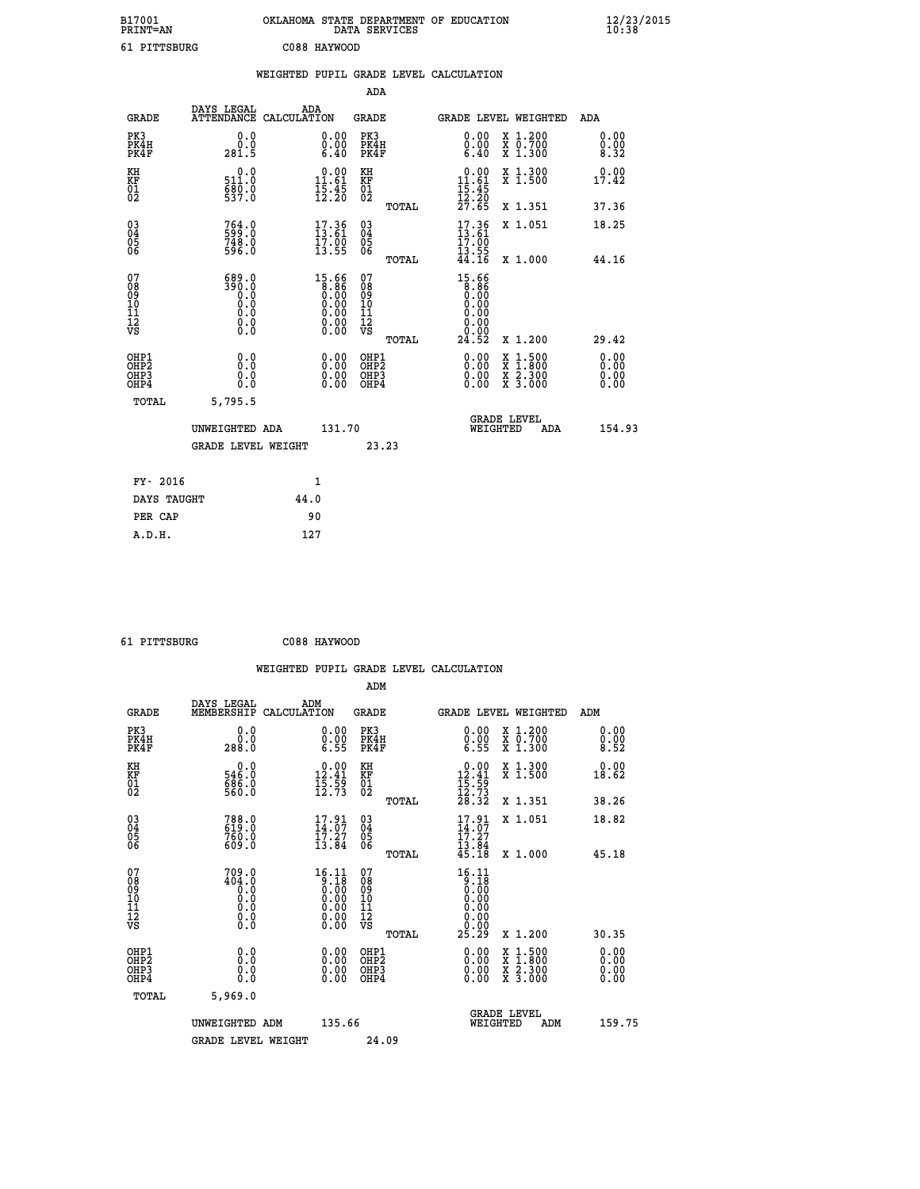B17001 OKLAHOMA STATE DEPARTMENT OF EDUCATION 12/23/2015
PRINT=AN DATA SERVICES 10:38

61 PITTSBURG C088 HAYWOOD

## WEIGHTED PUPIL GRADE LEVEL CALCULATION

### ADA

| GRADE | DAYS LEGAL ATTENDANCE | ADA CALCULATION | GRADE | GRADE LEVEL | WEIGHTED | ADA |
|---|---|---|---|---|---|---|
| PK3 | 0.0 | 0.00 | PK3 | 0.00 | X 1.200 | 0.00 |
| PK4H | 0.0 | 0.00 | PK4H | 0.00 | X 0.700 | 0.00 |
| PK4F | 281.5 | 6.40 | PK4F | 6.40 | X 1.300 | 8.32 |
| KH | 0.0 | 0.00 | KH | 0.00 | X 1.300 | 0.00 |
| KF | 511.0 | 11.61 | KF | 11.61 | X 1.500 | 17.42 |
| 01 | 680.0 | 15.45 | 01 | 15.45 | | |
| 02 | 537.0 | 12.20 | 02 | 12.20 | | |
| | | | TOTAL | 27.65 | X 1.351 | 37.36 |
| 03 | 764.0 | 17.36 | 03 | 17.36 | X 1.051 | 18.25 |
| 04 | 599.0 | 13.61 | 04 | 13.61 | | |
| 05 | 748.0 | 17.00 | 05 | 17.00 | | |
| 06 | 596.0 | 13.55 | 06 | 13.55 | | |
| | | | TOTAL | 44.16 | X 1.000 | 44.16 |
| 07 | 689.0 | 15.66 | 07 | 15.66 | | |
| 08 | 390.0 | 8.86 | 08 | 8.86 | | |
| 09 | 0.0 | 0.00 | 09 | 0.00 | | |
| 10 | 0.0 | 0.00 | 10 | 0.00 | | |
| 11 | 0.0 | 0.00 | 11 | 0.00 | | |
| 12 | 0.0 | 0.00 | 12 | 0.00 | | |
| VS | 0.0 | 0.00 | VS | 0.00 | | |
| | | | TOTAL | 24.52 | X 1.200 | 29.42 |
| OHP1 | 0.0 | 0.00 | OHP1 | 0.00 | X 1.500 | 0.00 |
| OHP2 | 0.0 | 0.00 | OHP2 | 0.00 | X 1.800 | 0.00 |
| OHP3 | 0.0 | 0.00 | OHP3 | 0.00 | X 2.300 | 0.00 |
| OHP4 | 0.0 | 0.00 | OHP4 | 0.00 | X 3.000 | 0.00 |
| TOTAL | 5,795.5 | | | | | |

UNWEIGHTED ADA 131.70 | GRADE LEVEL WEIGHTED ADA 154.93

GRADE LEVEL WEIGHT 23.23

| FY- 2016 | 1 |
|---|---|
| DAYS TAUGHT | 44.0 |
| PER CAP | 90 |
| A.D.H. | 127 |

61 PITTSBURG C088 HAYWOOD

## WEIGHTED PUPIL GRADE LEVEL CALCULATION

### ADM

| GRADE | DAYS LEGAL MEMBERSHIP | ADM CALCULATION | GRADE | GRADE LEVEL | WEIGHTED | ADM |
|---|---|---|---|---|---|---|
| PK3 | 0.0 | 0.00 | PK3 | 0.00 | X 1.200 | 0.00 |
| PK4H | 0.0 | 0.00 | PK4H | 0.00 | X 0.700 | 0.00 |
| PK4F | 288.0 | 6.55 | PK4F | 6.55 | X 1.300 | 8.52 |
| KH | 0.0 | 0.00 | KH | 0.00 | X 1.300 | 0.00 |
| KF | 546.0 | 12.41 | KF | 12.41 | X 1.500 | 18.62 |
| 01 | 686.0 | 15.59 | 01 | 15.59 | | |
| 02 | 560.0 | 12.73 | 02 | 12.73 | | |
| | | | TOTAL | 28.32 | X 1.351 | 38.26 |
| 03 | 788.0 | 17.91 | 03 | 17.91 | X 1.051 | 18.82 |
| 04 | 619.0 | 14.07 | 04 | 14.07 | | |
| 05 | 760.0 | 17.27 | 05 | 17.27 | | |
| 06 | 609.0 | 13.84 | 06 | 13.84 | | |
| | | | TOTAL | 45.18 | X 1.000 | 45.18 |
| 07 | 709.0 | 16.11 | 07 | 16.11 | | |
| 08 | 404.0 | 9.18 | 08 | 9.18 | | |
| 09 | 0.0 | 0.00 | 09 | 0.00 | | |
| 10 | 0.0 | 0.00 | 10 | 0.00 | | |
| 11 | 0.0 | 0.00 | 11 | 0.00 | | |
| 12 | 0.0 | 0.00 | 12 | 0.00 | | |
| VS | 0.0 | 0.00 | VS | 0.00 | | |
| | | | TOTAL | 25.29 | X 1.200 | 30.35 |
| OHP1 | 0.0 | 0.00 | OHP1 | 0.00 | X 1.500 | 0.00 |
| OHP2 | 0.0 | 0.00 | OHP2 | 0.00 | X 1.800 | 0.00 |
| OHP3 | 0.0 | 0.00 | OHP3 | 0.00 | X 2.300 | 0.00 |
| OHP4 | 0.0 | 0.00 | OHP4 | 0.00 | X 3.000 | 0.00 |
| TOTAL | 5,969.0 | | | | | |

UNWEIGHTED ADM 135.66 | GRADE LEVEL WEIGHTED ADM 159.75

GRADE LEVEL WEIGHT 24.09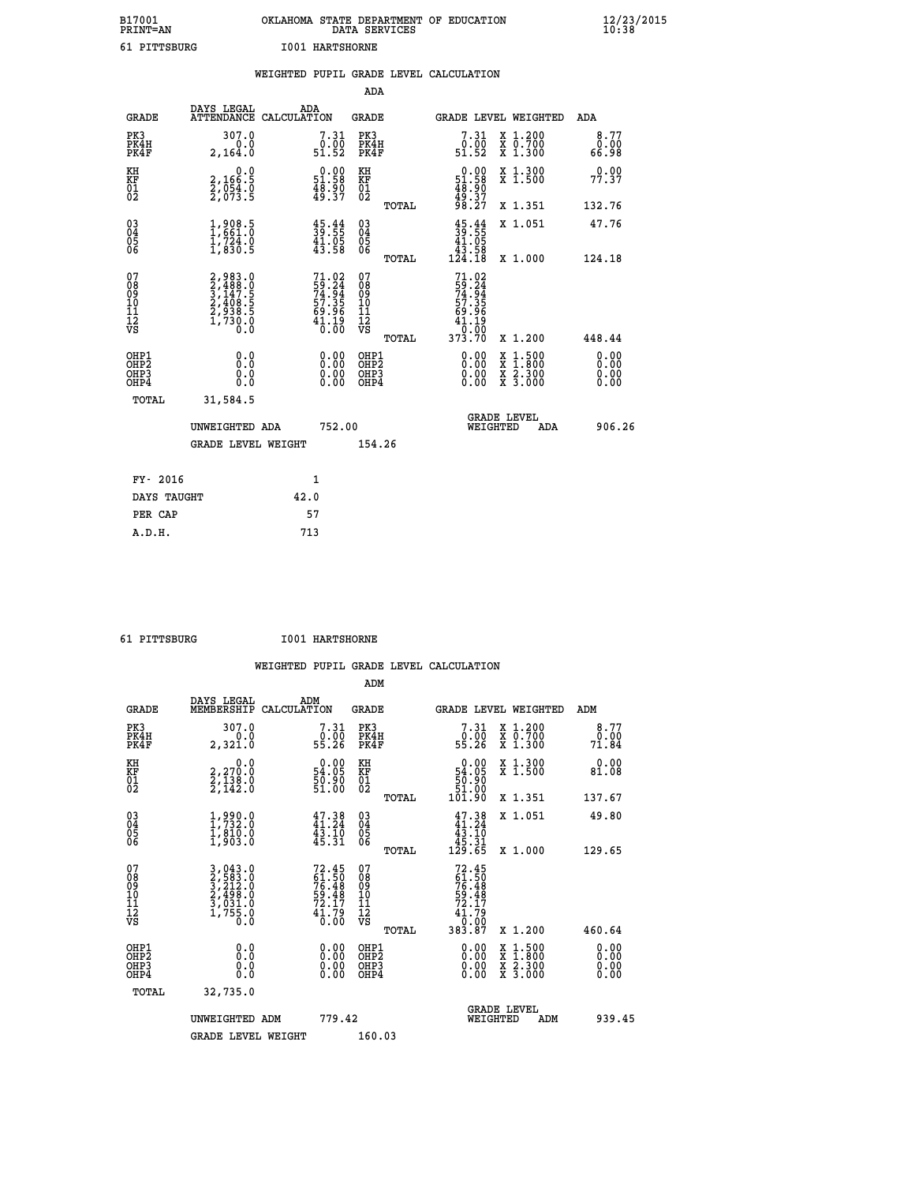B17001 OKLAHOMA STATE DEPARTMENT OF EDUCATION 12/23/2015
PRINT=AN DATA SERVICES 10:38
61 PITTSBURG I001 HARTSHORNE

## WEIGHTED PUPIL GRADE LEVEL CALCULATION

### ADA

| GRADE | DAYS LEGAL ATTENDANCE | ADA CALCULATION | GRADE | | GRADE LEVEL | WEIGHTED | ADA |
|---|---|---|---|---|---|---|---|
| PK3 | 307.0 | 7.31 | PK3 | | 7.31 | X 1.200 | 8.77 |
| PK4H | 0.0 | 0.00 | PK4H | | 0.00 | X 0.700 | 0.00 |
| PK4F | 2,164.0 | 51.52 | PK4F | | 51.52 | X 1.300 | 66.98 |
| KH | 0.0 | 0.00 | KH | | 0.00 | X 1.300 | 0.00 |
| KF | 2,166.5 | 51.58 | KF | | 51.58 | X 1.500 | 77.37 |
| 01 | 2,054.0 | 48.90 | 01 | | 48.90 | | |
| 02 | 2,073.5 | 49.37 | 02 | | 49.37 | | |
| | | | | TOTAL | 98.27 | X 1.351 | 132.76 |
| 03 | 1,908.5 | 45.44 | 03 | | 45.44 | X 1.051 | 47.76 |
| 04 | 1,661.0 | 39.55 | 04 | | 39.55 | | |
| 05 | 1,724.0 | 41.05 | 05 | | 41.05 | | |
| 06 | 1,830.5 | 43.58 | 06 | | 43.58 | | |
| | | | | TOTAL | 124.18 | X 1.000 | 124.18 |
| 07 | 2,983.0 | 71.02 | 07 | | 71.02 | | |
| 08 | 2,488.0 | 59.24 | 08 | | 59.24 | | |
| 09 | 3,147.5 | 74.94 | 09 | | 74.94 | | |
| 10 | 2,408.5 | 57.35 | 10 | | 57.35 | | |
| 11 | 2,938.5 | 69.96 | 11 | | 69.96 | | |
| 12 | 1,730.0 | 41.19 | 12 | | 41.19 | | |
| VS | 0.0 | 0.00 | VS | | 0.00 | | |
| | | | | TOTAL | 373.70 | X 1.200 | 448.44 |
| OHP1 | 0.0 | 0.00 | OHP1 | | 0.00 | X 1.500 | 0.00 |
| OHP2 | 0.0 | 0.00 | OHP2 | | 0.00 | X 1.800 | 0.00 |
| OHP3 | 0.0 | 0.00 | OHP3 | | 0.00 | X 2.300 | 0.00 |
| OHP4 | 0.0 | 0.00 | OHP4 | | 0.00 | X 3.000 | 0.00 |
| TOTAL | 31,584.5 | | | | | | |

UNWEIGHTED ADA 752.00 — GRADE LEVEL WEIGHTED ADA 906.26

GRADE LEVEL WEIGHT 154.26

| FY- 2016 | 1 |
|---|---|
| DAYS TAUGHT | 42.0 |
| PER CAP | 57 |
| A.D.H. | 713 |

61 PITTSBURG I001 HARTSHORNE

## WEIGHTED PUPIL GRADE LEVEL CALCULATION

### ADM

| GRADE | DAYS LEGAL MEMBERSHIP | ADM CALCULATION | GRADE | | GRADE LEVEL | WEIGHTED | ADM |
|---|---|---|---|---|---|---|---|
| PK3 | 307.0 | 7.31 | PK3 | | 7.31 | X 1.200 | 8.77 |
| PK4H | 0.0 | 0.00 | PK4H | | 0.00 | X 0.700 | 0.00 |
| PK4F | 2,321.0 | 55.26 | PK4F | | 55.26 | X 1.300 | 71.84 |
| KH | 0.0 | 0.00 | KH | | 0.00 | X 1.300 | 0.00 |
| KF | 2,270.0 | 54.05 | KF | | 54.05 | X 1.500 | 81.08 |
| 01 | 2,138.0 | 50.90 | 01 | | 50.90 | | |
| 02 | 2,142.0 | 51.00 | 02 | | 51.00 | | |
| | | | | TOTAL | 101.90 | X 1.351 | 137.67 |
| 03 | 1,990.0 | 47.38 | 03 | | 47.38 | X 1.051 | 49.80 |
| 04 | 1,732.0 | 41.24 | 04 | | 41.24 | | |
| 05 | 1,810.0 | 43.10 | 05 | | 43.10 | | |
| 06 | 1,903.0 | 45.31 | 06 | | 45.31 | | |
| | | | | TOTAL | 129.65 | X 1.000 | 129.65 |
| 07 | 3,043.0 | 72.45 | 07 | | 72.45 | | |
| 08 | 2,583.0 | 61.50 | 08 | | 61.50 | | |
| 09 | 3,212.0 | 76.48 | 09 | | 76.48 | | |
| 10 | 2,498.0 | 59.48 | 10 | | 59.48 | | |
| 11 | 3,031.0 | 72.17 | 11 | | 72.17 | | |
| 12 | 1,755.0 | 41.79 | 12 | | 41.79 | | |
| VS | 0.0 | 0.00 | VS | | 0.00 | | |
| | | | | TOTAL | 383.87 | X 1.200 | 460.64 |
| OHP1 | 0.0 | 0.00 | OHP1 | | 0.00 | X 1.500 | 0.00 |
| OHP2 | 0.0 | 0.00 | OHP2 | | 0.00 | X 1.800 | 0.00 |
| OHP3 | 0.0 | 0.00 | OHP3 | | 0.00 | X 2.300 | 0.00 |
| OHP4 | 0.0 | 0.00 | OHP4 | | 0.00 | X 3.000 | 0.00 |
| TOTAL | 32,735.0 | | | | | | |

UNWEIGHTED ADM 779.42 — GRADE LEVEL WEIGHTED ADM 939.45

GRADE LEVEL WEIGHT 160.03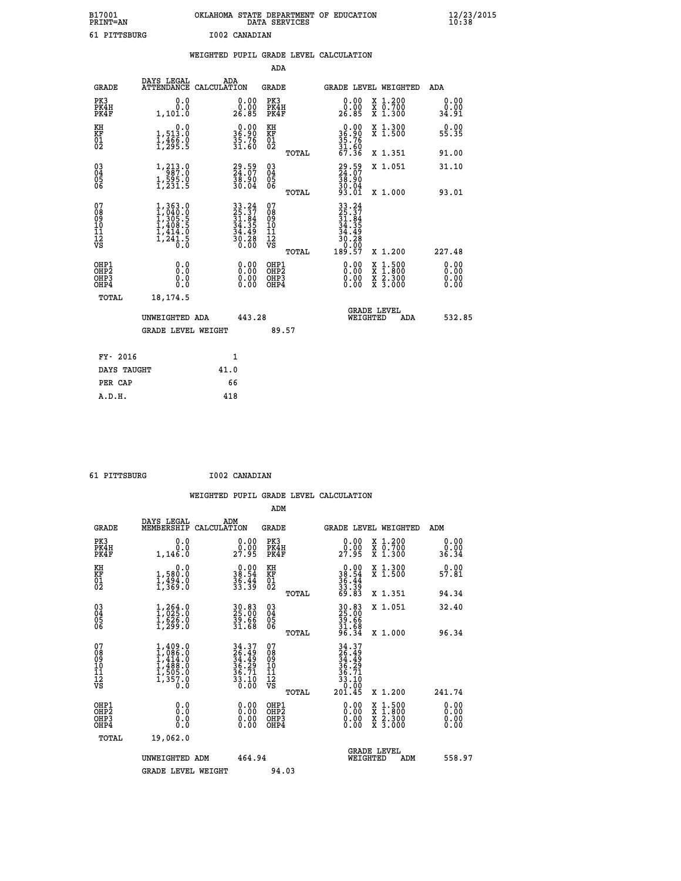B17001 OKLAHOMA STATE DEPARTMENT OF EDUCATION 12/23/2015
PRINT=AN DATA SERVICES 10:38

61 PITTSBURG I002 CANADIAN

## WEIGHTED PUPIL GRADE LEVEL CALCULATION

### ADA

| GRADE | DAYS LEGAL ATTENDANCE | ADA CALCULATION | GRADE | GRADE LEVEL | WEIGHTED | ADA |
|---|---|---|---|---|---|---|
| PK3 | 0.0 | 0.00 | PK3 | 0.00 | X 1.200 | 0.00 |
| PK4H | 0.0 | 0.00 | PK4H | 0.00 | X 0.700 | 0.00 |
| PK4F | 1,101.0 | 26.85 | PK4F | 26.85 | X 1.300 | 34.91 |
| KH | 0.0 | 0.00 | KH | 0.00 | X 1.300 | 0.00 |
| KF | 1,513.0 | 36.90 | KF | 36.90 | X 1.500 | 55.35 |
| 01 | 1,466.0 | 35.76 | 01 | 35.76 | | |
| 02 | 1,295.5 | 31.60 | 02 | 31.60 | | |
| | | | TOTAL | 67.36 | X 1.351 | 91.00 |
| 03 | 1,213.0 | 29.59 | 03 | 29.59 | X 1.051 | 31.10 |
| 04 | 987.0 | 24.07 | 04 | 24.07 | | |
| 05 | 1,595.0 | 38.90 | 05 | 38.90 | | |
| 06 | 1,231.5 | 30.04 | 06 | 30.04 | | |
| | | | TOTAL | 93.01 | X 1.000 | 93.01 |
| 07 | 1,363.0 | 33.24 | 07 | 33.24 | | |
| 08 | 1,040.0 | 25.37 | 08 | 25.37 | | |
| 09 | 1,305.5 | 31.84 | 09 | 31.84 | | |
| 10 | 1,408.5 | 34.35 | 10 | 34.35 | | |
| 11 | 1,414.0 | 34.49 | 11 | 34.49 | | |
| 12 | 1,241.5 | 30.28 | 12 | 30.28 | | |
| VS | 0.0 | 0.00 | VS | 0.00 | | |
| | | | TOTAL | 189.57 | X 1.200 | 227.48 |
| OHP1 | 0.0 | 0.00 | OHP1 | 0.00 | X 1.500 | 0.00 |
| OHP2 | 0.0 | 0.00 | OHP2 | 0.00 | X 1.800 | 0.00 |
| OHP3 | 0.0 | 0.00 | OHP3 | 0.00 | X 2.300 | 0.00 |
| OHP4 | 0.0 | 0.00 | OHP4 | 0.00 | X 3.000 | 0.00 |
| TOTAL | 18,174.5 | | | | | |

UNWEIGHTED ADA 443.28 GRADE LEVEL WEIGHTED ADA 532.85

GRADE LEVEL WEIGHT 89.57

| FY- 2016 | 1 |
|---|---|
| DAYS TAUGHT | 41.0 |
| PER CAP | 66 |
| A.D.H. | 418 |

61 PITTSBURG I002 CANADIAN

## WEIGHTED PUPIL GRADE LEVEL CALCULATION

### ADM

| GRADE | DAYS LEGAL MEMBERSHIP | ADM CALCULATION | GRADE | GRADE LEVEL | WEIGHTED | ADM |
|---|---|---|---|---|---|---|
| PK3 | 0.0 | 0.00 | PK3 | 0.00 | X 1.200 | 0.00 |
| PK4H | 0.0 | 0.00 | PK4H | 0.00 | X 0.700 | 0.00 |
| PK4F | 1,146.0 | 27.95 | PK4F | 27.95 | X 1.300 | 36.34 |
| KH | 0.0 | 0.00 | KH | 0.00 | X 1.300 | 0.00 |
| KF | 1,580.0 | 38.54 | KF | 38.54 | X 1.500 | 57.81 |
| 01 | 1,494.0 | 36.44 | 01 | 36.44 | | |
| 02 | 1,369.0 | 33.39 | 02 | 33.39 | | |
| | | | TOTAL | 69.83 | X 1.351 | 94.34 |
| 03 | 1,264.0 | 30.83 | 03 | 30.83 | X 1.051 | 32.40 |
| 04 | 1,025.0 | 25.00 | 04 | 25.00 | | |
| 05 | 1,626.0 | 39.66 | 05 | 39.66 | | |
| 06 | 1,299.0 | 31.68 | 06 | 31.68 | | |
| | | | TOTAL | 96.34 | X 1.000 | 96.34 |
| 07 | 1,409.0 | 34.37 | 07 | 34.37 | | |
| 08 | 1,086.0 | 26.49 | 08 | 26.49 | | |
| 09 | 1,414.0 | 34.49 | 09 | 34.49 | | |
| 10 | 1,488.0 | 36.29 | 10 | 36.29 | | |
| 11 | 1,505.0 | 36.71 | 11 | 36.71 | | |
| 12 | 1,357.0 | 33.10 | 12 | 33.10 | | |
| VS | 0.0 | 0.00 | VS | 0.00 | | |
| | | | TOTAL | 201.45 | X 1.200 | 241.74 |
| OHP1 | 0.0 | 0.00 | OHP1 | 0.00 | X 1.500 | 0.00 |
| OHP2 | 0.0 | 0.00 | OHP2 | 0.00 | X 1.800 | 0.00 |
| OHP3 | 0.0 | 0.00 | OHP3 | 0.00 | X 2.300 | 0.00 |
| OHP4 | 0.0 | 0.00 | OHP4 | 0.00 | X 3.000 | 0.00 |
| TOTAL | 19,062.0 | | | | | |

UNWEIGHTED ADM 464.94 GRADE LEVEL WEIGHTED ADM 558.97

GRADE LEVEL WEIGHT 94.03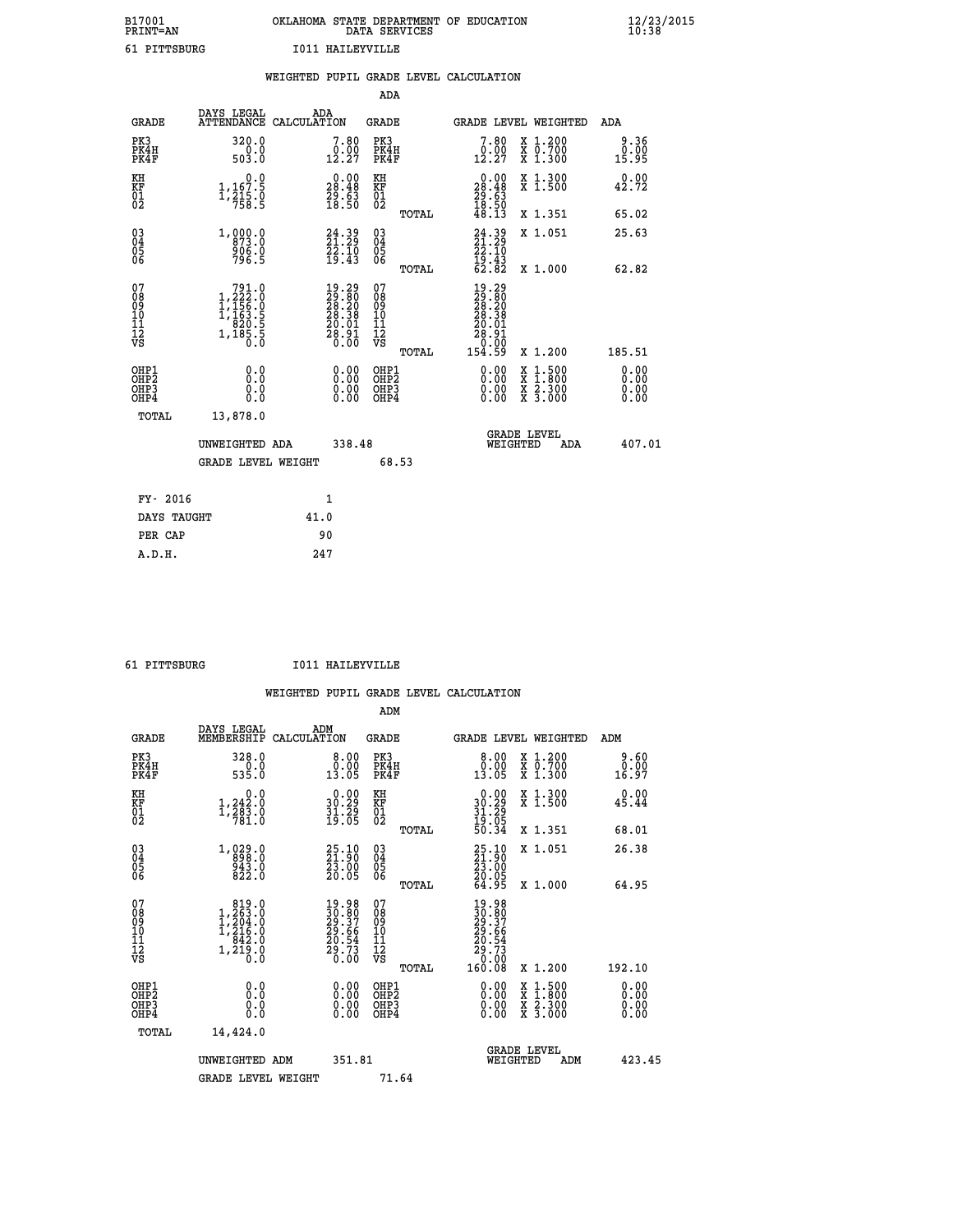B17001 OKLAHOMA STATE DEPARTMENT OF EDUCATION 12/23/2015
PRINT=AN DATA SERVICES 10:38
61 PITTSBURG I011 HAILEYVILLE

## WEIGHTED PUPIL GRADE LEVEL CALCULATION

### ADA

| GRADE | DAYS LEGAL ATTENDANCE | ADA CALCULATION | GRADE | GRADE LEVEL | WEIGHTED | ADA |
|---|---|---|---|---|---|---|
| PK3 | 320.0 | 7.80 | PK3 | 7.80 | X 1.200 | 9.36 |
| PK4H | 0.0 | 0.00 | PK4H | 0.00 | X 0.700 | 0.00 |
| PK4F | 503.0 | 12.27 | PK4F | 12.27 | X 1.300 | 15.95 |
| KH | 0.0 | 0.00 | KH | 0.00 | X 1.300 | 0.00 |
| KF | 1,167.5 | 28.48 | KF | 28.48 | X 1.500 | 42.72 |
| 01 | 1,215.0 | 29.63 | 01 | 29.63 | | |
| 02 | 758.5 | 18.50 | 02 | 18.50 | | |
| | | | TOTAL | 48.13 | X 1.351 | 65.02 |
| 03 | 1,000.0 | 24.39 | 03 | 24.39 | X 1.051 | 25.63 |
| 04 | 873.0 | 21.29 | 04 | 21.29 | | |
| 05 | 906.0 | 22.10 | 05 | 22.10 | | |
| 06 | 796.5 | 19.43 | 06 | 19.43 | | |
| | | | TOTAL | 62.82 | X 1.000 | 62.82 |
| 07 | 791.0 | 19.29 | 07 | 19.29 | | |
| 08 | 1,222.0 | 29.80 | 08 | 29.80 | | |
| 09 | 1,156.0 | 28.20 | 09 | 28.20 | | |
| 10 | 1,163.5 | 28.38 | 10 | 28.38 | | |
| 11 | 820.5 | 20.01 | 11 | 20.01 | | |
| 12 | 1,185.5 | 28.91 | 12 | 28.91 | | |
| VS | 0.0 | 0.00 | VS | 0.00 | | |
| | | | TOTAL | 154.59 | X 1.200 | 185.51 |
| OHP1 | 0.0 | 0.00 | OHP1 | 0.00 | X 1.500 | 0.00 |
| OHP2 | 0.0 | 0.00 | OHP2 | 0.00 | X 1.800 | 0.00 |
| OHP3 | 0.0 | 0.00 | OHP3 | 0.00 | X 2.300 | 0.00 |
| OHP4 | 0.0 | 0.00 | OHP4 | 0.00 | X 3.000 | 0.00 |
| TOTAL | 13,878.0 | | | | | |

UNWEIGHTED ADA 338.48 GRADE LEVEL WEIGHTED ADA 407.01

GRADE LEVEL WEIGHT 68.53

| | |
|---|---|
| FY- 2016 | 1 |
| DAYS TAUGHT | 41.0 |
| PER CAP | 90 |
| A.D.H. | 247 |

61 PITTSBURG I011 HAILEYVILLE

## WEIGHTED PUPIL GRADE LEVEL CALCULATION

### ADM

| GRADE | DAYS LEGAL MEMBERSHIP | ADM CALCULATION | GRADE | GRADE LEVEL | WEIGHTED | ADM |
|---|---|---|---|---|---|---|
| PK3 | 328.0 | 8.00 | PK3 | 8.00 | X 1.200 | 9.60 |
| PK4H | 0.0 | 0.00 | PK4H | 0.00 | X 0.700 | 0.00 |
| PK4F | 535.0 | 13.05 | PK4F | 13.05 | X 1.300 | 16.97 |
| KH | 0.0 | 0.00 | KH | 0.00 | X 1.300 | 0.00 |
| KF | 1,242.0 | 30.29 | KF | 30.29 | X 1.500 | 45.44 |
| 01 | 1,283.0 | 31.29 | 01 | 31.29 | | |
| 02 | 781.0 | 19.05 | 02 | 19.05 | | |
| | | | TOTAL | 50.34 | X 1.351 | 68.01 |
| 03 | 1,029.0 | 25.10 | 03 | 25.10 | X 1.051 | 26.38 |
| 04 | 898.0 | 21.90 | 04 | 21.90 | | |
| 05 | 943.0 | 23.00 | 05 | 23.00 | | |
| 06 | 822.0 | 20.05 | 06 | 20.05 | | |
| | | | TOTAL | 64.95 | X 1.000 | 64.95 |
| 07 | 819.0 | 19.98 | 07 | 19.98 | | |
| 08 | 1,263.0 | 30.80 | 08 | 30.80 | | |
| 09 | 1,204.0 | 29.37 | 09 | 29.37 | | |
| 10 | 1,216.0 | 29.66 | 10 | 29.66 | | |
| 11 | 842.0 | 20.54 | 11 | 20.54 | | |
| 12 | 1,219.0 | 29.73 | 12 | 29.73 | | |
| VS | 0.0 | 0.00 | VS | 0.00 | | |
| | | | TOTAL | 160.08 | X 1.200 | 192.10 |
| OHP1 | 0.0 | 0.00 | OHP1 | 0.00 | X 1.500 | 0.00 |
| OHP2 | 0.0 | 0.00 | OHP2 | 0.00 | X 1.800 | 0.00 |
| OHP3 | 0.0 | 0.00 | OHP3 | 0.00 | X 2.300 | 0.00 |
| OHP4 | 0.0 | 0.00 | OHP4 | 0.00 | X 3.000 | 0.00 |
| TOTAL | 14,424.0 | | | | | |

UNWEIGHTED ADM 351.81 GRADE LEVEL WEIGHTED ADM 423.45

GRADE LEVEL WEIGHT 71.64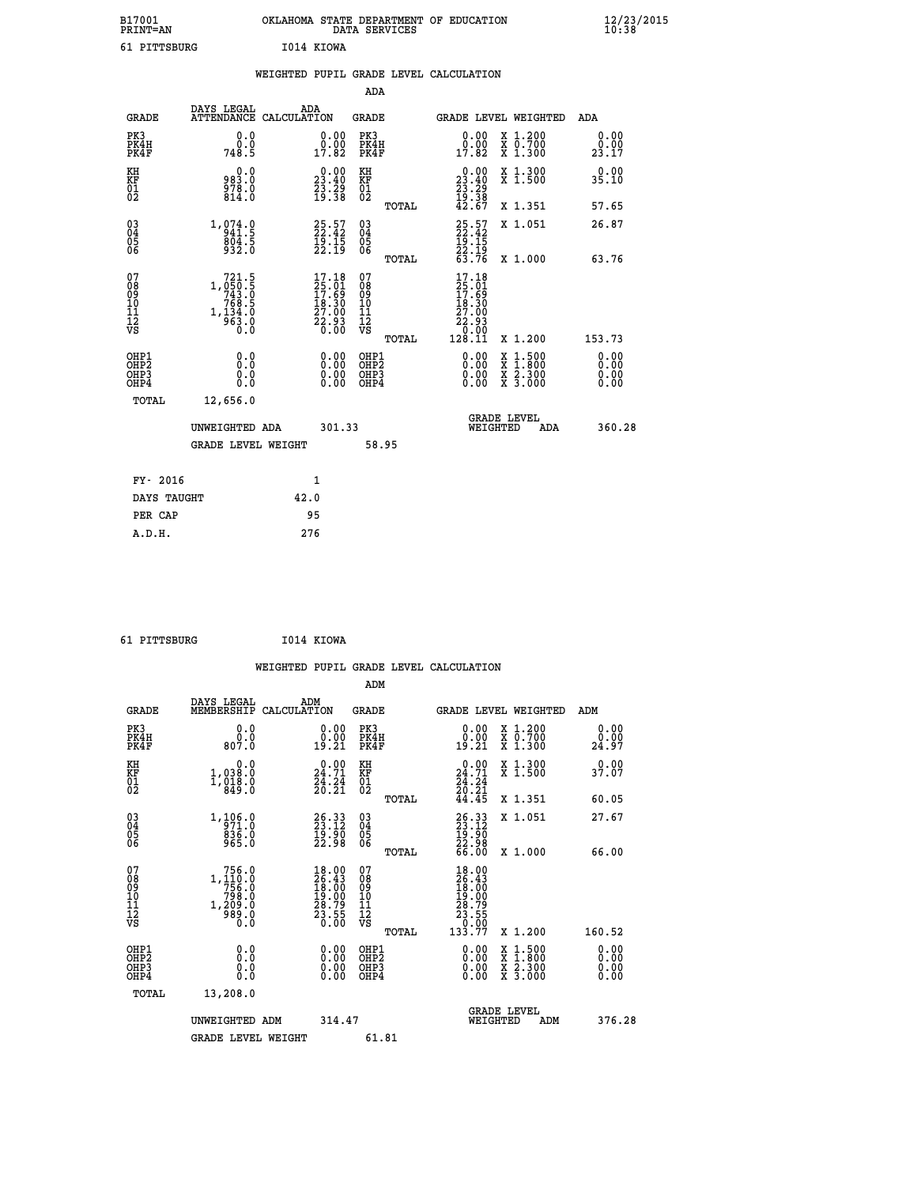B17001 OKLAHOMA STATE DEPARTMENT OF EDUCATION 12/23/2015
PRINT=AN DATA SERVICES 10:38

61 PITTSBURG I014 KIOWA

WEIGHTED PUPIL GRADE LEVEL CALCULATION

ADA

| GRADE | DAYS LEGAL ATTENDANCE | ADA CALCULATION | GRADE | | GRADE LEVEL | WEIGHTED | ADA |
|---|---|---|---|---|---|---|---|
| PK3 | 0.0 | 0.00 | PK3 | | 0.00 | X 1.200 | 0.00 |
| PK4H | 0.0 | 0.00 | PK4H | | 0.00 | X 0.700 | 0.00 |
| PK4F | 748.5 | 17.82 | PK4F | | 17.82 | X 1.300 | 23.17 |
| KH | 0.0 | 0.00 | KH | | 0.00 | X 1.300 | 0.00 |
| KF | 983.0 | 23.40 | KF | | 23.40 | X 1.500 | 35.10 |
| 01 | 978.0 | 23.29 | 01 | | 23.29 | | |
| 02 | 814.0 | 19.38 | 02 | | 19.38 | | |
| | | | | TOTAL | 42.67 | X 1.351 | 57.65 |
| 03 | 1,074.0 | 25.57 | 03 | | 25.57 | X 1.051 | 26.87 |
| 04 | 941.5 | 22.42 | 04 | | 22.42 | | |
| 05 | 804.5 | 19.15 | 05 | | 19.15 | | |
| 06 | 932.0 | 22.19 | 06 | | 22.19 | | |
| | | | | TOTAL | 63.76 | X 1.000 | 63.76 |
| 07 | 721.5 | 17.18 | 07 | | 17.18 | | |
| 08 | 1,050.5 | 25.01 | 08 | | 25.01 | | |
| 09 | 743.0 | 17.69 | 09 | | 17.69 | | |
| 10 | 768.5 | 18.30 | 10 | | 18.30 | | |
| 11 | 1,134.0 | 27.00 | 11 | | 27.00 | | |
| 12 | 963.0 | 22.93 | 12 | | 22.93 | | |
| VS | 0.0 | 0.00 | VS | | 0.00 | | |
| | | | | TOTAL | 128.11 | X 1.200 | 153.73 |
| OHP1 | 0.0 | 0.00 | OHP1 | | 0.00 | X 1.500 | 0.00 |
| OHP2 | 0.0 | 0.00 | OHP2 | | 0.00 | X 1.800 | 0.00 |
| OHP3 | 0.0 | 0.00 | OHP3 | | 0.00 | X 2.300 | 0.00 |
| OHP4 | 0.0 | 0.00 | OHP4 | | 0.00 | X 3.000 | 0.00 |
| TOTAL | 12,656.0 | | | | | | |

UNWEIGHTED ADA 301.33 GRADE LEVEL WEIGHTED ADA 360.28

GRADE LEVEL WEIGHT 58.95

| | |
|---|---|
| FY- 2016 | 1 |
| DAYS TAUGHT | 42.0 |
| PER CAP | 95 |
| A.D.H. | 276 |

61 PITTSBURG I014 KIOWA

WEIGHTED PUPIL GRADE LEVEL CALCULATION

ADM

| GRADE | DAYS LEGAL MEMBERSHIP | ADM CALCULATION | GRADE | | GRADE LEVEL | WEIGHTED | ADM |
|---|---|---|---|---|---|---|---|
| PK3 | 0.0 | 0.00 | PK3 | | 0.00 | X 1.200 | 0.00 |
| PK4H | 0.0 | 0.00 | PK4H | | 0.00 | X 0.700 | 0.00 |
| PK4F | 807.0 | 19.21 | PK4F | | 19.21 | X 1.300 | 24.97 |
| KH | 0.0 | 0.00 | KH | | 0.00 | X 1.300 | 0.00 |
| KF | 1,038.0 | 24.71 | KF | | 24.71 | X 1.500 | 37.07 |
| 01 | 1,018.0 | 24.24 | 01 | | 24.24 | | |
| 02 | 849.0 | 20.21 | 02 | | 20.21 | | |
| | | | | TOTAL | 44.45 | X 1.351 | 60.05 |
| 03 | 1,106.0 | 26.33 | 03 | | 26.33 | X 1.051 | 27.67 |
| 04 | 971.0 | 23.12 | 04 | | 23.12 | | |
| 05 | 836.0 | 19.90 | 05 | | 19.90 | | |
| 06 | 965.0 | 22.98 | 06 | | 22.98 | | |
| | | | | TOTAL | 66.00 | X 1.000 | 66.00 |
| 07 | 756.0 | 18.00 | 07 | | 18.00 | | |
| 08 | 1,110.0 | 26.43 | 08 | | 26.43 | | |
| 09 | 756.0 | 18.00 | 09 | | 18.00 | | |
| 10 | 798.0 | 19.00 | 10 | | 19.00 | | |
| 11 | 1,209.0 | 28.79 | 11 | | 28.79 | | |
| 12 | 989.0 | 23.55 | 12 | | 23.55 | | |
| VS | 0.0 | 0.00 | VS | | 0.00 | | |
| | | | | TOTAL | 133.77 | X 1.200 | 160.52 |
| OHP1 | 0.0 | 0.00 | OHP1 | | 0.00 | X 1.500 | 0.00 |
| OHP2 | 0.0 | 0.00 | OHP2 | | 0.00 | X 1.800 | 0.00 |
| OHP3 | 0.0 | 0.00 | OHP3 | | 0.00 | X 2.300 | 0.00 |
| OHP4 | 0.0 | 0.00 | OHP4 | | 0.00 | X 3.000 | 0.00 |
| TOTAL | 13,208.0 | | | | | | |

UNWEIGHTED ADM 314.47 GRADE LEVEL WEIGHTED ADM 376.28

GRADE LEVEL WEIGHT 61.81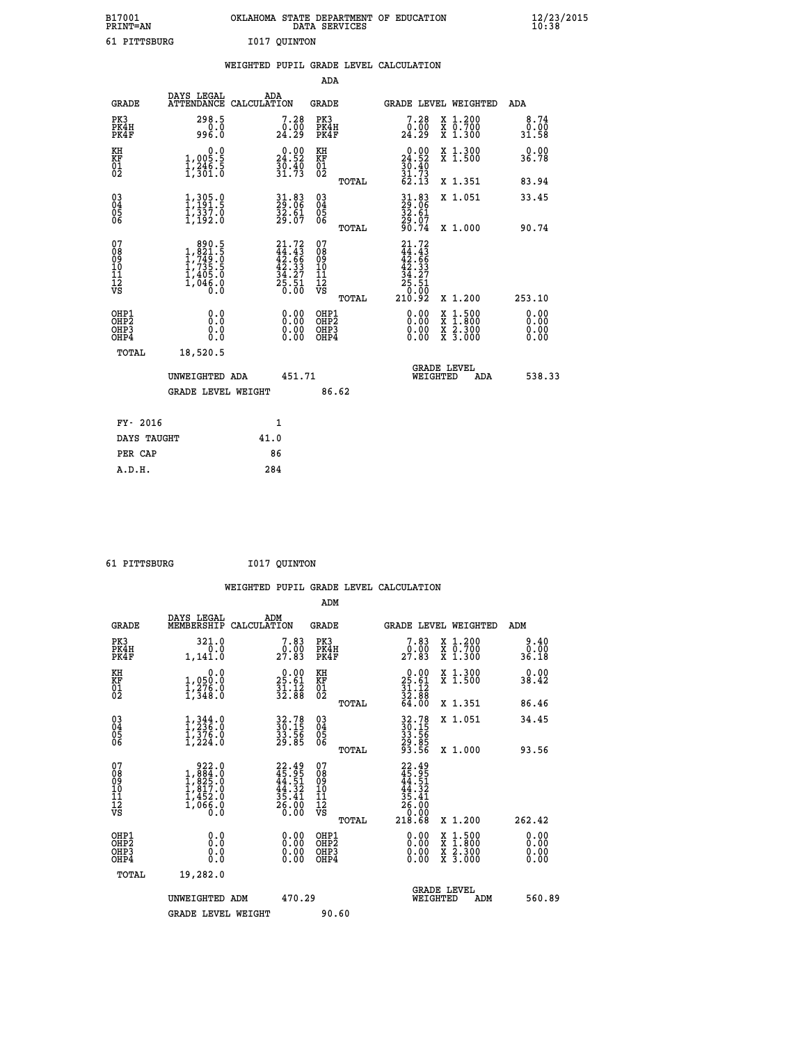B17001 OKLAHOMA STATE DEPARTMENT OF EDUCATION 12/23/2015
PRINT=AN DATA SERVICES 10:38

61 PITTSBURG I017 QUINTON

WEIGHTED PUPIL GRADE LEVEL CALCULATION

ADA

| GRADE | DAYS LEGAL ATTENDANCE | ADA CALCULATION | GRADE | | GRADE LEVEL | WEIGHTED | ADA |
|---|---|---|---|---|---|---|---|
| PK3 | 298.5 | 7.28 | PK3 | | 7.28 | X 1.200 | 8.74 |
| PK4H | 0.0 | 0.00 | PK4H | | 0.00 | X 0.700 | 0.00 |
| PK4F | 996.0 | 24.29 | PK4F | | 24.29 | X 1.300 | 31.58 |
| KH | 0.0 | 0.00 | KH | | 0.00 | X 1.300 | 0.00 |
| KF | 1,005.5 | 24.52 | KF | | 24.52 | X 1.500 | 36.78 |
| 01 | 1,246.5 | 30.40 | 01 | | 30.40 | | |
| 02 | 1,301.0 | 31.73 | 02 | | 31.73 | | |
| | | | | TOTAL | 62.13 | X 1.351 | 83.94 |
| 03 | 1,305.0 | 31.83 | 03 | | 31.83 | X 1.051 | 33.45 |
| 04 | 1,191.5 | 29.06 | 04 | | 29.06 | | |
| 05 | 1,337.0 | 32.61 | 05 | | 32.61 | | |
| 06 | 1,192.0 | 29.07 | 06 | | 29.07 | | |
| | | | | TOTAL | 90.74 | X 1.000 | 90.74 |
| 07 | 890.5 | 21.72 | 07 | | 21.72 | | |
| 08 | 1,821.5 | 44.43 | 08 | | 44.43 | | |
| 09 | 1,749.0 | 42.66 | 09 | | 42.66 | | |
| 10 | 1,735.5 | 42.33 | 10 | | 42.33 | | |
| 11 | 1,405.0 | 34.27 | 11 | | 34.27 | | |
| 12 | 1,046.0 | 25.51 | 12 | | 25.51 | | |
| VS | 0.0 | 0.00 | VS | | 0.00 | | |
| | | | | TOTAL | 210.92 | X 1.200 | 253.10 |
| OHP1 | 0.0 | 0.00 | OHP1 | | 0.00 | X 1.500 | 0.00 |
| OHP2 | 0.0 | 0.00 | OHP2 | | 0.00 | X 1.800 | 0.00 |
| OHP3 | 0.0 | 0.00 | OHP3 | | 0.00 | X 2.300 | 0.00 |
| OHP4 | 0.0 | 0.00 | OHP4 | | 0.00 | X 3.000 | 0.00 |
| TOTAL | 18,520.5 | | | | | | |

UNWEIGHTED ADA 451.71 GRADE LEVEL WEIGHTED ADA 538.33

GRADE LEVEL WEIGHT 86.62

| | |
|---|---|
| FY- 2016 | 1 |
| DAYS TAUGHT | 41.0 |
| PER CAP | 86 |
| A.D.H. | 284 |

61 PITTSBURG I017 QUINTON

WEIGHTED PUPIL GRADE LEVEL CALCULATION

ADM

| GRADE | DAYS LEGAL MEMBERSHIP | ADM CALCULATION | GRADE | | GRADE LEVEL | WEIGHTED | ADM |
|---|---|---|---|---|---|---|---|
| PK3 | 321.0 | 7.83 | PK3 | | 7.83 | X 1.200 | 9.40 |
| PK4H | 0.0 | 0.00 | PK4H | | 0.00 | X 0.700 | 0.00 |
| PK4F | 1,141.0 | 27.83 | PK4F | | 27.83 | X 1.300 | 36.18 |
| KH | 0.0 | 0.00 | KH | | 0.00 | X 1.300 | 0.00 |
| KF | 1,050.0 | 25.61 | KF | | 25.61 | X 1.500 | 38.42 |
| 01 | 1,276.0 | 31.12 | 01 | | 31.12 | | |
| 02 | 1,348.0 | 32.88 | 02 | | 32.88 | | |
| | | | | TOTAL | 64.00 | X 1.351 | 86.46 |
| 03 | 1,344.0 | 32.78 | 03 | | 32.78 | X 1.051 | 34.45 |
| 04 | 1,236.0 | 30.15 | 04 | | 30.15 | | |
| 05 | 1,376.0 | 33.56 | 05 | | 33.56 | | |
| 06 | 1,224.0 | 29.85 | 06 | | 29.85 | | |
| | | | | TOTAL | 93.56 | X 1.000 | 93.56 |
| 07 | 922.0 | 22.49 | 07 | | 22.49 | | |
| 08 | 1,884.0 | 45.95 | 08 | | 45.95 | | |
| 09 | 1,825.0 | 44.51 | 09 | | 44.51 | | |
| 10 | 1,817.0 | 44.32 | 10 | | 44.32 | | |
| 11 | 1,452.0 | 35.41 | 11 | | 35.41 | | |
| 12 | 1,066.0 | 26.00 | 12 | | 26.00 | | |
| VS | 0.0 | 0.00 | VS | | 0.00 | | |
| | | | | TOTAL | 218.68 | X 1.200 | 262.42 |
| OHP1 | 0.0 | 0.00 | OHP1 | | 0.00 | X 1.500 | 0.00 |
| OHP2 | 0.0 | 0.00 | OHP2 | | 0.00 | X 1.800 | 0.00 |
| OHP3 | 0.0 | 0.00 | OHP3 | | 0.00 | X 2.300 | 0.00 |
| OHP4 | 0.0 | 0.00 | OHP4 | | 0.00 | X 3.000 | 0.00 |
| TOTAL | 19,282.0 | | | | | | |

UNWEIGHTED ADM 470.29 GRADE LEVEL WEIGHTED ADM 560.89

GRADE LEVEL WEIGHT 90.60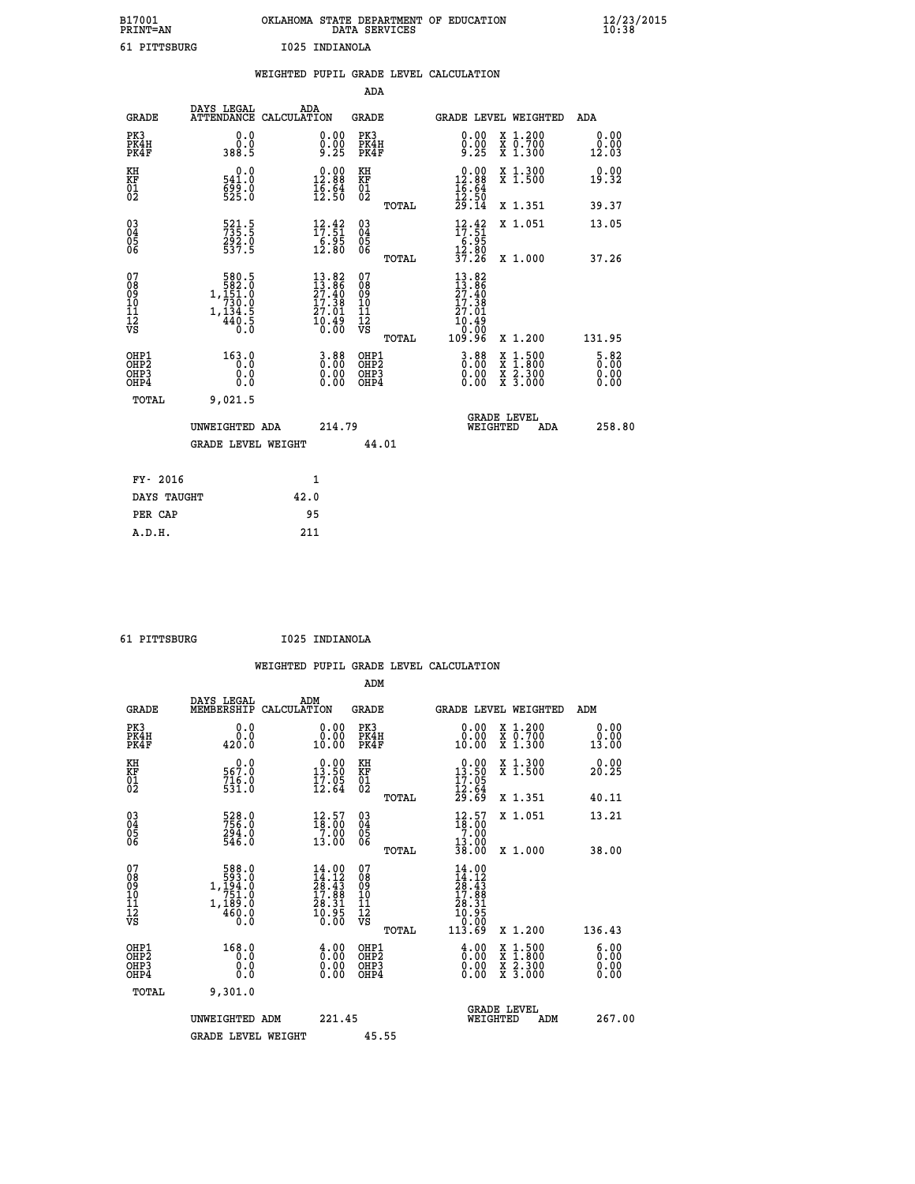B17001 OKLAHOMA STATE DEPARTMENT OF EDUCATION 12/23/2015
PRINT=AN DATA SERVICES 10:38
61 PITTSBURG I025 INDIANOLA

WEIGHTED PUPIL GRADE LEVEL CALCULATION

ADA

| GRADE | DAYS LEGAL ATTENDANCE | ADA CALCULATION | GRADE | GRADE LEVEL | WEIGHTED | ADA |
|---|---|---|---|---|---|---|
| PK3 | 0.0 | 0.00 | PK3 | 0.00 | X 1.200 | 0.00 |
| PK4H | 0.0 | 0.00 | PK4H | 0.00 | X 0.700 | 0.00 |
| PK4F | 388.5 | 9.25 | PK4F | 9.25 | X 1.300 | 12.03 |
| KH | 0.0 | 0.00 | KH | 0.00 | X 1.300 | 0.00 |
| KF | 541.0 | 12.88 | KF | 12.88 | X 1.500 | 19.32 |
| 01 | 699.0 | 16.64 | 01 | 16.64 | | |
| 02 | 525.0 | 12.50 | 02 | 12.50 | | |
| | | | TOTAL | 29.14 | X 1.351 | 39.37 |
| 03 | 521.5 | 12.42 | 03 | 12.42 | X 1.051 | 13.05 |
| 04 | 735.5 | 17.51 | 04 | 17.51 | | |
| 05 | 292.0 | 6.95 | 05 | 6.95 | | |
| 06 | 537.5 | 12.80 | 06 | 12.80 | | |
| | | | TOTAL | 37.26 | X 1.000 | 37.26 |
| 07 | 580.5 | 13.82 | 07 | 13.82 | | |
| 08 | 582.0 | 13.86 | 08 | 13.86 | | |
| 09 | 1,151.0 | 27.40 | 09 | 27.40 | | |
| 10 | 730.0 | 17.38 | 10 | 17.38 | | |
| 11 | 1,134.5 | 27.01 | 11 | 27.01 | | |
| 12 | 440.5 | 10.49 | 12 | 10.49 | | |
| VS | 0.0 | 0.00 | VS | 0.00 | | |
| | | | TOTAL | 109.96 | X 1.200 | 131.95 |
| OHP1 | 163.0 | 3.88 | OHP1 | 3.88 | X 1.500 | 5.82 |
| OHP2 | 0.0 | 0.00 | OHP2 | 0.00 | X 1.800 | 0.00 |
| OHP3 | 0.0 | 0.00 | OHP3 | 0.00 | X 2.300 | 0.00 |
| OHP4 | 0.0 | 0.00 | OHP4 | 0.00 | X 3.000 | 0.00 |
| TOTAL | 9,021.5 | | | | | |

UNWEIGHTED ADA 214.79 GRADE LEVEL WEIGHTED ADA 258.80

GRADE LEVEL WEIGHT 44.01

| FY- 2016 | 1 |
|---|---|
| DAYS TAUGHT | 42.0 |
| PER CAP | 95 |
| A.D.H. | 211 |

61 PITTSBURG I025 INDIANOLA

WEIGHTED PUPIL GRADE LEVEL CALCULATION

ADM

| GRADE | DAYS LEGAL MEMBERSHIP | ADM CALCULATION | GRADE | GRADE LEVEL | WEIGHTED | ADM |
|---|---|---|---|---|---|---|
| PK3 | 0.0 | 0.00 | PK3 | 0.00 | X 1.200 | 0.00 |
| PK4H | 0.0 | 0.00 | PK4H | 0.00 | X 0.700 | 0.00 |
| PK4F | 420.0 | 10.00 | PK4F | 10.00 | X 1.300 | 13.00 |
| KH | 0.0 | 0.00 | KH | 0.00 | X 1.300 | 0.00 |
| KF | 567.0 | 13.50 | KF | 13.50 | X 1.500 | 20.25 |
| 01 | 716.0 | 17.05 | 01 | 17.05 | | |
| 02 | 531.0 | 12.64 | 02 | 12.64 | | |
| | | | TOTAL | 29.69 | X 1.351 | 40.11 |
| 03 | 528.0 | 12.57 | 03 | 12.57 | X 1.051 | 13.21 |
| 04 | 756.0 | 18.00 | 04 | 18.00 | | |
| 05 | 294.0 | 7.00 | 05 | 7.00 | | |
| 06 | 546.0 | 13.00 | 06 | 13.00 | | |
| | | | TOTAL | 38.00 | X 1.000 | 38.00 |
| 07 | 588.0 | 14.00 | 07 | 14.00 | | |
| 08 | 593.0 | 14.12 | 08 | 14.12 | | |
| 09 | 1,194.0 | 28.43 | 09 | 28.43 | | |
| 10 | 751.0 | 17.88 | 10 | 17.88 | | |
| 11 | 1,189.0 | 28.31 | 11 | 28.31 | | |
| 12 | 460.0 | 10.95 | 12 | 10.95 | | |
| VS | 0.0 | 0.00 | VS | 0.00 | | |
| | | | TOTAL | 113.69 | X 1.200 | 136.43 |
| OHP1 | 168.0 | 4.00 | OHP1 | 4.00 | X 1.500 | 6.00 |
| OHP2 | 0.0 | 0.00 | OHP2 | 0.00 | X 1.800 | 0.00 |
| OHP3 | 0.0 | 0.00 | OHP3 | 0.00 | X 2.300 | 0.00 |
| OHP4 | 0.0 | 0.00 | OHP4 | 0.00 | X 3.000 | 0.00 |
| TOTAL | 9,301.0 | | | | | |

UNWEIGHTED ADM 221.45 GRADE LEVEL WEIGHTED ADM 267.00

GRADE LEVEL WEIGHT 45.55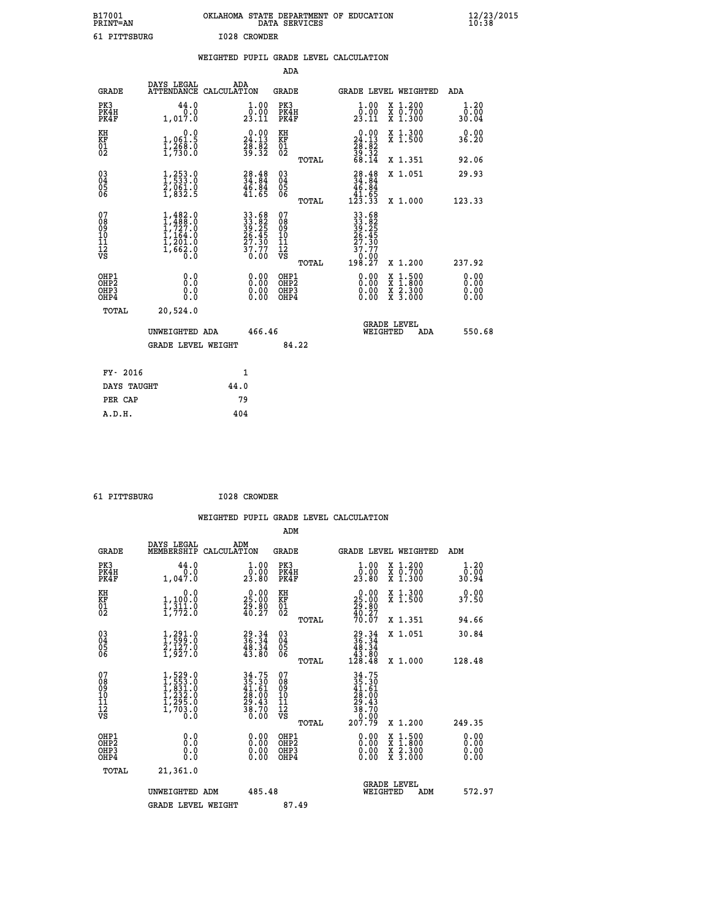B17001 OKLAHOMA STATE DEPARTMENT OF EDUCATION 12/23/2015
PRINT=AN DATA SERVICES 10:38

61 PITTSBURG I028 CROWDER

## WEIGHTED PUPIL GRADE LEVEL CALCULATION

### ADA

| GRADE | DAYS LEGAL ATTENDANCE | ADA CALCULATION | GRADE | | GRADE LEVEL | WEIGHTED | ADA |
|---|---|---|---|---|---|---|---|
| PK3 | 44.0 | 1.00 | PK3 | | 1.00 | X 1.200 | 1.20 |
| PK4H | 0.0 | 0.00 | PK4H | | 0.00 | X 0.700 | 0.00 |
| PK4F | 1,017.0 | 23.11 | PK4F | | 23.11 | X 1.300 | 30.04 |
| KH | 0.0 | 0.00 | KH | | 0.00 | X 1.300 | 0.00 |
| KF | 1,061.5 | 24.13 | KF | | 24.13 | X 1.500 | 36.20 |
| 01 | 1,268.0 | 28.82 | 01 | | 28.82 | | |
| 02 | 1,730.0 | 39.32 | 02 | | 39.32 | | |
| | | | | TOTAL | 68.14 | X 1.351 | 92.06 |
| 03 | 1,253.0 | 28.48 | 03 | | 28.48 | X 1.051 | 29.93 |
| 04 | 1,533.0 | 34.84 | 04 | | 34.84 | | |
| 05 | 2,061.0 | 46.84 | 05 | | 46.84 | | |
| 06 | 1,832.5 | 41.65 | 06 | | 41.65 | | |
| | | | | TOTAL | 123.33 | X 1.000 | 123.33 |
| 07 | 1,482.0 | 33.68 | 07 | | 33.68 | | |
| 08 | 1,488.0 | 33.82 | 08 | | 33.82 | | |
| 09 | 1,727.0 | 39.25 | 09 | | 39.25 | | |
| 10 | 1,164.0 | 26.45 | 10 | | 26.45 | | |
| 11 | 1,201.0 | 27.30 | 11 | | 27.30 | | |
| 12 | 1,662.0 | 37.77 | 12 | | 37.77 | | |
| VS | 0.0 | 0.00 | VS | | 0.00 | | |
| | | | | TOTAL | 198.27 | X 1.200 | 237.92 |
| OHP1 | 0.0 | 0.00 | OHP1 | | 0.00 | X 1.500 | 0.00 |
| OHP2 | 0.0 | 0.00 | OHP2 | | 0.00 | X 1.800 | 0.00 |
| OHP3 | 0.0 | 0.00 | OHP3 | | 0.00 | X 2.300 | 0.00 |
| OHP4 | 0.0 | 0.00 | OHP4 | | 0.00 | X 3.000 | 0.00 |
| TOTAL | 20,524.0 | | | | | | |

UNWEIGHTED ADA 466.46 GRADE LEVEL WEIGHTED ADA 550.68

GRADE LEVEL WEIGHT 84.22

| FY- 2016 | 1 |
|---|---|
| DAYS TAUGHT | 44.0 |
| PER CAP | 79 |
| A.D.H. | 404 |

61 PITTSBURG I028 CROWDER

## WEIGHTED PUPIL GRADE LEVEL CALCULATION

### ADM

| GRADE | DAYS LEGAL MEMBERSHIP | ADM CALCULATION | GRADE | | GRADE LEVEL | WEIGHTED | ADM |
|---|---|---|---|---|---|---|---|
| PK3 | 44.0 | 1.00 | PK3 | | 1.00 | X 1.200 | 1.20 |
| PK4H | 0.0 | 0.00 | PK4H | | 0.00 | X 0.700 | 0.00 |
| PK4F | 1,047.0 | 23.80 | PK4F | | 23.80 | X 1.300 | 30.94 |
| KH | 0.0 | 0.00 | KH | | 0.00 | X 1.300 | 0.00 |
| KF | 1,100.0 | 25.00 | KF | | 25.00 | X 1.500 | 37.50 |
| 01 | 1,311.0 | 29.80 | 01 | | 29.80 | | |
| 02 | 1,772.0 | 40.27 | 02 | | 40.27 | | |
| | | | | TOTAL | 70.07 | X 1.351 | 94.66 |
| 03 | 1,291.0 | 29.34 | 03 | | 29.34 | X 1.051 | 30.84 |
| 04 | 1,599.0 | 36.34 | 04 | | 36.34 | | |
| 05 | 2,127.0 | 48.34 | 05 | | 48.34 | | |
| 06 | 1,927.0 | 43.80 | 06 | | 43.80 | | |
| | | | | TOTAL | 128.48 | X 1.000 | 128.48 |
| 07 | 1,529.0 | 34.75 | 07 | | 34.75 | | |
| 08 | 1,553.0 | 35.30 | 08 | | 35.30 | | |
| 09 | 1,831.0 | 41.61 | 09 | | 41.61 | | |
| 10 | 1,232.0 | 28.00 | 10 | | 28.00 | | |
| 11 | 1,295.0 | 29.43 | 11 | | 29.43 | | |
| 12 | 1,703.0 | 38.70 | 12 | | 38.70 | | |
| VS | 0.0 | 0.00 | VS | | 0.00 | | |
| | | | | TOTAL | 207.79 | X 1.200 | 249.35 |
| OHP1 | 0.0 | 0.00 | OHP1 | | 0.00 | X 1.500 | 0.00 |
| OHP2 | 0.0 | 0.00 | OHP2 | | 0.00 | X 1.800 | 0.00 |
| OHP3 | 0.0 | 0.00 | OHP3 | | 0.00 | X 2.300 | 0.00 |
| OHP4 | 0.0 | 0.00 | OHP4 | | 0.00 | X 3.000 | 0.00 |
| TOTAL | 21,361.0 | | | | | | |

UNWEIGHTED ADM 485.48 GRADE LEVEL WEIGHTED ADM 572.97

GRADE LEVEL WEIGHT 87.49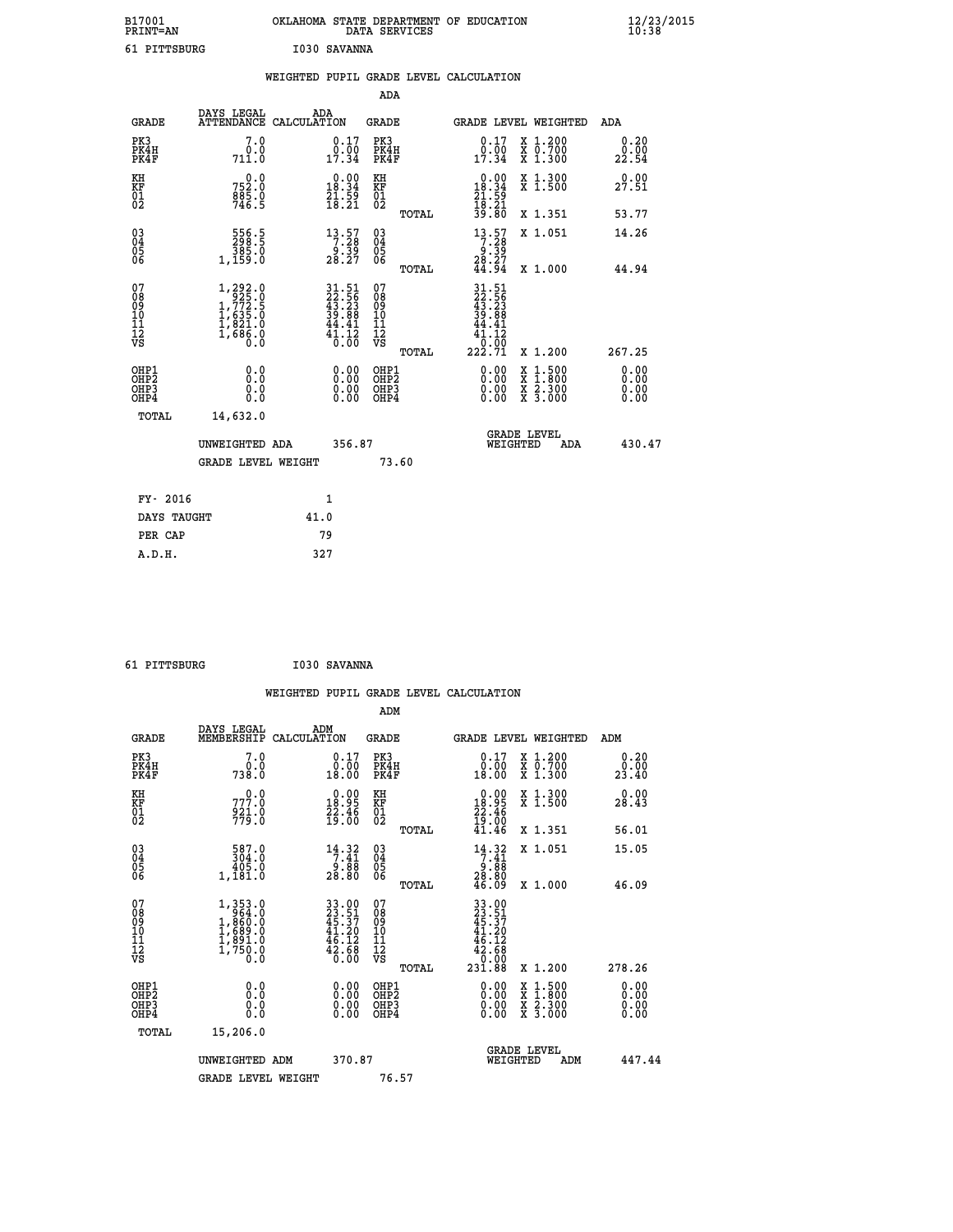B17001 OKLAHOMA STATE DEPARTMENT OF EDUCATION 12/23/2015
PRINT=AN DATA SERVICES 10:38

61 PITTSBURG I030 SAVANNA

## WEIGHTED PUPIL GRADE LEVEL CALCULATION

### ADA

| GRADE | DAYS LEGAL ATTENDANCE | ADA CALCULATION | GRADE | GRADE LEVEL | WEIGHTED | ADA |
|---|---|---|---|---|---|---|
| PK3 | 7.0 | 0.17 | PK3 | 0.17 | X 1.200 | 0.20 |
| PK4H | 0.0 | 0.00 | PK4H | 0.00 | X 0.700 | 0.00 |
| PK4F | 711.0 | 17.34 | PK4F | 17.34 | X 1.300 | 22.54 |
| KH | 0.0 | 0.00 | KH | 0.00 | X 1.300 | 0.00 |
| KF | 752.0 | 18.34 | KF | 18.34 | X 1.500 | 27.51 |
| 01 | 885.0 | 21.59 | 01 | 21.59 | | |
| 02 | 746.5 | 18.21 | 02 | 18.21 | | |
| | | | TOTAL | 39.80 | X 1.351 | 53.77 |
| 03 | 556.5 | 13.57 | 03 | 13.57 | X 1.051 | 14.26 |
| 04 | 298.5 | 7.28 | 04 | 7.28 | | |
| 05 | 385.0 | 9.39 | 05 | 9.39 | | |
| 06 | 1,159.0 | 28.27 | 06 | 28.27 | | |
| | | | TOTAL | 44.94 | X 1.000 | 44.94 |
| 07 | 1,292.0 | 31.51 | 07 | 31.51 | | |
| 08 | 925.0 | 22.56 | 08 | 22.56 | | |
| 09 | 1,772.5 | 43.23 | 09 | 43.23 | | |
| 10 | 1,635.0 | 39.88 | 10 | 39.88 | | |
| 11 | 1,821.0 | 44.41 | 11 | 44.41 | | |
| 12 | 1,686.0 | 41.12 | 12 | 41.12 | | |
| VS | 0.0 | 0.00 | VS | 0.00 | | |
| | | | TOTAL | 222.71 | X 1.200 | 267.25 |
| OHP1 | 0.0 | 0.00 | OHP1 | 0.00 | X 1.500 | 0.00 |
| OHP2 | 0.0 | 0.00 | OHP2 | 0.00 | X 1.800 | 0.00 |
| OHP3 | 0.0 | 0.00 | OHP3 | 0.00 | X 2.300 | 0.00 |
| OHP4 | 0.0 | 0.00 | OHP4 | 0.00 | X 3.000 | 0.00 |
| TOTAL | 14,632.0 | | | | | |

UNWEIGHTED ADA 356.87 GRADE LEVEL WEIGHTED ADA 430.47

GRADE LEVEL WEIGHT 73.60

| FY- 2016 | 1 |
|---|---|
| DAYS TAUGHT | 41.0 |
| PER CAP | 79 |
| A.D.H. | 327 |

61 PITTSBURG I030 SAVANNA

## WEIGHTED PUPIL GRADE LEVEL CALCULATION

### ADM

| GRADE | DAYS LEGAL MEMBERSHIP | ADM CALCULATION | GRADE | GRADE LEVEL | WEIGHTED | ADM |
|---|---|---|---|---|---|---|
| PK3 | 7.0 | 0.17 | PK3 | 0.17 | X 1.200 | 0.20 |
| PK4H | 0.0 | 0.00 | PK4H | 0.00 | X 0.700 | 0.00 |
| PK4F | 738.0 | 18.00 | PK4F | 18.00 | X 1.300 | 23.40 |
| KH | 0.0 | 0.00 | KH | 0.00 | X 1.300 | 0.00 |
| KF | 777.0 | 18.95 | KF | 18.95 | X 1.500 | 28.43 |
| 01 | 921.0 | 22.46 | 01 | 22.46 | | |
| 02 | 779.0 | 19.00 | 02 | 19.00 | | |
| | | | TOTAL | 41.46 | X 1.351 | 56.01 |
| 03 | 587.0 | 14.32 | 03 | 14.32 | X 1.051 | 15.05 |
| 04 | 304.0 | 7.41 | 04 | 7.41 | | |
| 05 | 405.0 | 9.88 | 05 | 9.88 | | |
| 06 | 1,181.0 | 28.80 | 06 | 28.80 | | |
| | | | TOTAL | 46.09 | X 1.000 | 46.09 |
| 07 | 1,353.0 | 33.00 | 07 | 33.00 | | |
| 08 | 964.0 | 23.51 | 08 | 23.51 | | |
| 09 | 1,860.0 | 45.37 | 09 | 45.37 | | |
| 10 | 1,689.0 | 41.20 | 10 | 41.20 | | |
| 11 | 1,891.0 | 46.12 | 11 | 46.12 | | |
| 12 | 1,750.0 | 42.68 | 12 | 42.68 | | |
| VS | 0.0 | 0.00 | VS | 0.00 | | |
| | | | TOTAL | 231.88 | X 1.200 | 278.26 |
| OHP1 | 0.0 | 0.00 | OHP1 | 0.00 | X 1.500 | 0.00 |
| OHP2 | 0.0 | 0.00 | OHP2 | 0.00 | X 1.800 | 0.00 |
| OHP3 | 0.0 | 0.00 | OHP3 | 0.00 | X 2.300 | 0.00 |
| OHP4 | 0.0 | 0.00 | OHP4 | 0.00 | X 3.000 | 0.00 |
| TOTAL | 15,206.0 | | | | | |

UNWEIGHTED ADM 370.87 GRADE LEVEL WEIGHTED ADM 447.44

GRADE LEVEL WEIGHT 76.57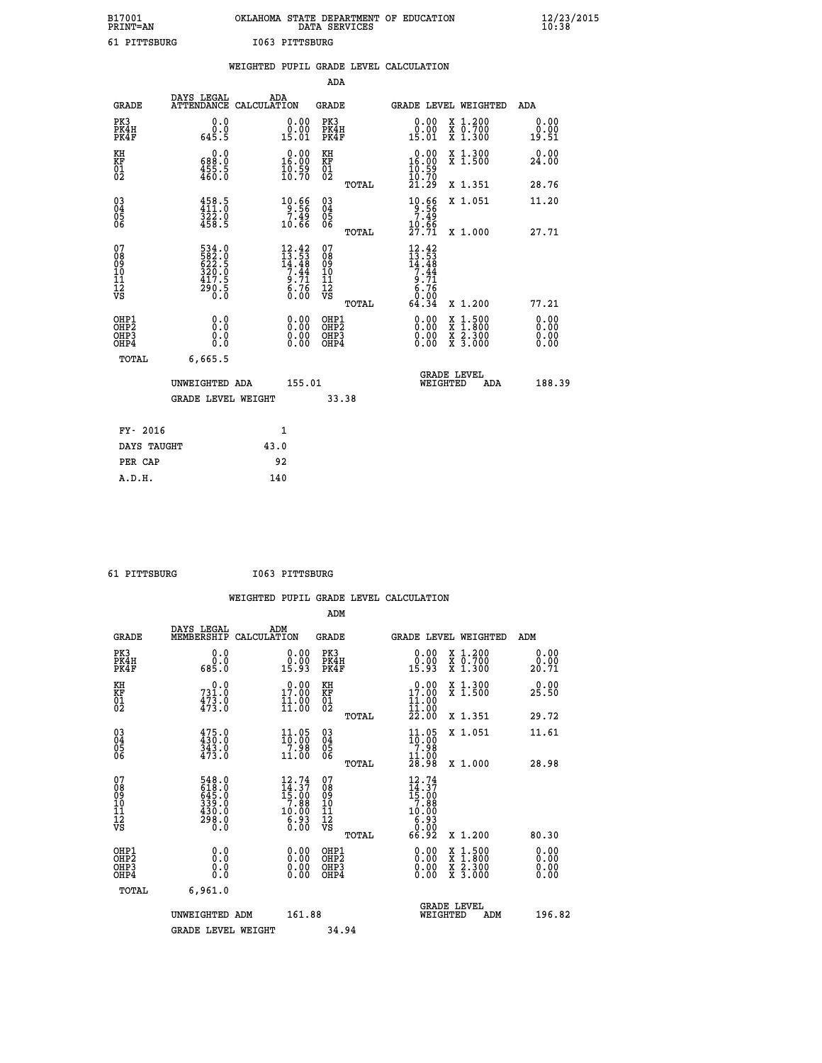B17001 OKLAHOMA STATE DEPARTMENT OF EDUCATION 12/23/2015
PRINT=AN DATA SERVICES 10:38

61 PITTSBURG I063 PITTSBURG

WEIGHTED PUPIL GRADE LEVEL CALCULATION

ADA

| GRADE | DAYS LEGAL ATTENDANCE | ADA CALCULATION | GRADE | | GRADE LEVEL | WEIGHTED | ADA |
|---|---|---|---|---|---|---|---|
| PK3 | 0.0 | 0.00 | PK3 | | 0.00 | X 1.200 | 0.00 |
| PK4H | 0.0 | 0.00 | PK4H | | 0.00 | X 0.700 | 0.00 |
| PK4F | 645.5 | 15.01 | PK4F | | 15.01 | X 1.300 | 19.51 |
| KH | 0.0 | 0.00 | KH | | 0.00 | X 1.300 | 0.00 |
| KF | 688.0 | 16.00 | KF | | 16.00 | X 1.500 | 24.00 |
| 01 | 455.5 | 10.59 | 01 | | 10.59 | | |
| 02 | 460.0 | 10.70 | 02 | | 10.70 | | |
| | | | | TOTAL | 21.29 | X 1.351 | 28.76 |
| 03 | 458.5 | 10.66 | 03 | | 10.66 | X 1.051 | 11.20 |
| 04 | 411.0 | 9.56 | 04 | | 9.56 | | |
| 05 | 322.0 | 7.49 | 05 | | 7.49 | | |
| 06 | 458.5 | 10.66 | 06 | | 10.66 | | |
| | | | | TOTAL | 27.71 | X 1.000 | 27.71 |
| 07 | 534.0 | 12.42 | 07 | | 12.42 | | |
| 08 | 582.0 | 13.53 | 08 | | 13.53 | | |
| 09 | 622.5 | 14.48 | 09 | | 14.48 | | |
| 10 | 320.0 | 7.44 | 10 | | 7.44 | | |
| 11 | 417.5 | 9.71 | 11 | | 9.71 | | |
| 12 | 290.5 | 6.76 | 12 | | 6.76 | | |
| VS | 0.0 | 0.00 | VS | | 0.00 | | |
| | | | | TOTAL | 64.34 | X 1.200 | 77.21 |
| OHP1 | 0.0 | 0.00 | OHP1 | | 0.00 | X 1.500 | 0.00 |
| OHP2 | 0.0 | 0.00 | OHP2 | | 0.00 | X 1.800 | 0.00 |
| OHP3 | 0.0 | 0.00 | OHP3 | | 0.00 | X 2.300 | 0.00 |
| OHP4 | 0.0 | 0.00 | OHP4 | | 0.00 | X 3.000 | 0.00 |
| TOTAL | 6,665.5 | | | | | | |

UNWEIGHTED ADA 155.01 | GRADE LEVEL WEIGHTED ADA 188.39

GRADE LEVEL WEIGHT 33.38

| FY- 2016 | 1 |
|---|---|
| DAYS TAUGHT | 43.0 |
| PER CAP | 92 |
| A.D.H. | 140 |

61 PITTSBURG I063 PITTSBURG

WEIGHTED PUPIL GRADE LEVEL CALCULATION

ADM

| GRADE | DAYS LEGAL MEMBERSHIP | ADM CALCULATION | GRADE | | GRADE LEVEL | WEIGHTED | ADM |
|---|---|---|---|---|---|---|---|
| PK3 | 0.0 | 0.00 | PK3 | | 0.00 | X 1.200 | 0.00 |
| PK4H | 0.0 | 0.00 | PK4H | | 0.00 | X 0.700 | 0.00 |
| PK4F | 685.0 | 15.93 | PK4F | | 15.93 | X 1.300 | 20.71 |
| KH | 0.0 | 0.00 | KH | | 0.00 | X 1.300 | 0.00 |
| KF | 731.0 | 17.00 | KF | | 17.00 | X 1.500 | 25.50 |
| 01 | 473.0 | 11.00 | 01 | | 11.00 | | |
| 02 | 473.0 | 11.00 | 02 | | 11.00 | | |
| | | | | TOTAL | 22.00 | X 1.351 | 29.72 |
| 03 | 475.0 | 11.05 | 03 | | 11.05 | X 1.051 | 11.61 |
| 04 | 430.0 | 10.00 | 04 | | 10.00 | | |
| 05 | 343.0 | 7.98 | 05 | | 7.98 | | |
| 06 | 473.0 | 11.00 | 06 | | 11.00 | | |
| | | | | TOTAL | 28.98 | X 1.000 | 28.98 |
| 07 | 548.0 | 12.74 | 07 | | 12.74 | | |
| 08 | 618.0 | 14.37 | 08 | | 14.37 | | |
| 09 | 645.0 | 15.00 | 09 | | 15.00 | | |
| 10 | 339.0 | 7.88 | 10 | | 7.88 | | |
| 11 | 430.0 | 10.00 | 11 | | 10.00 | | |
| 12 | 298.0 | 6.93 | 12 | | 6.93 | | |
| VS | 0.0 | 0.00 | VS | | 0.00 | | |
| | | | | TOTAL | 66.92 | X 1.200 | 80.30 |
| OHP1 | 0.0 | 0.00 | OHP1 | | 0.00 | X 1.500 | 0.00 |
| OHP2 | 0.0 | 0.00 | OHP2 | | 0.00 | X 1.800 | 0.00 |
| OHP3 | 0.0 | 0.00 | OHP3 | | 0.00 | X 2.300 | 0.00 |
| OHP4 | 0.0 | 0.00 | OHP4 | | 0.00 | X 3.000 | 0.00 |
| TOTAL | 6,961.0 | | | | | | |

UNWEIGHTED ADM 161.88 | GRADE LEVEL WEIGHTED ADM 196.82

GRADE LEVEL WEIGHT 34.94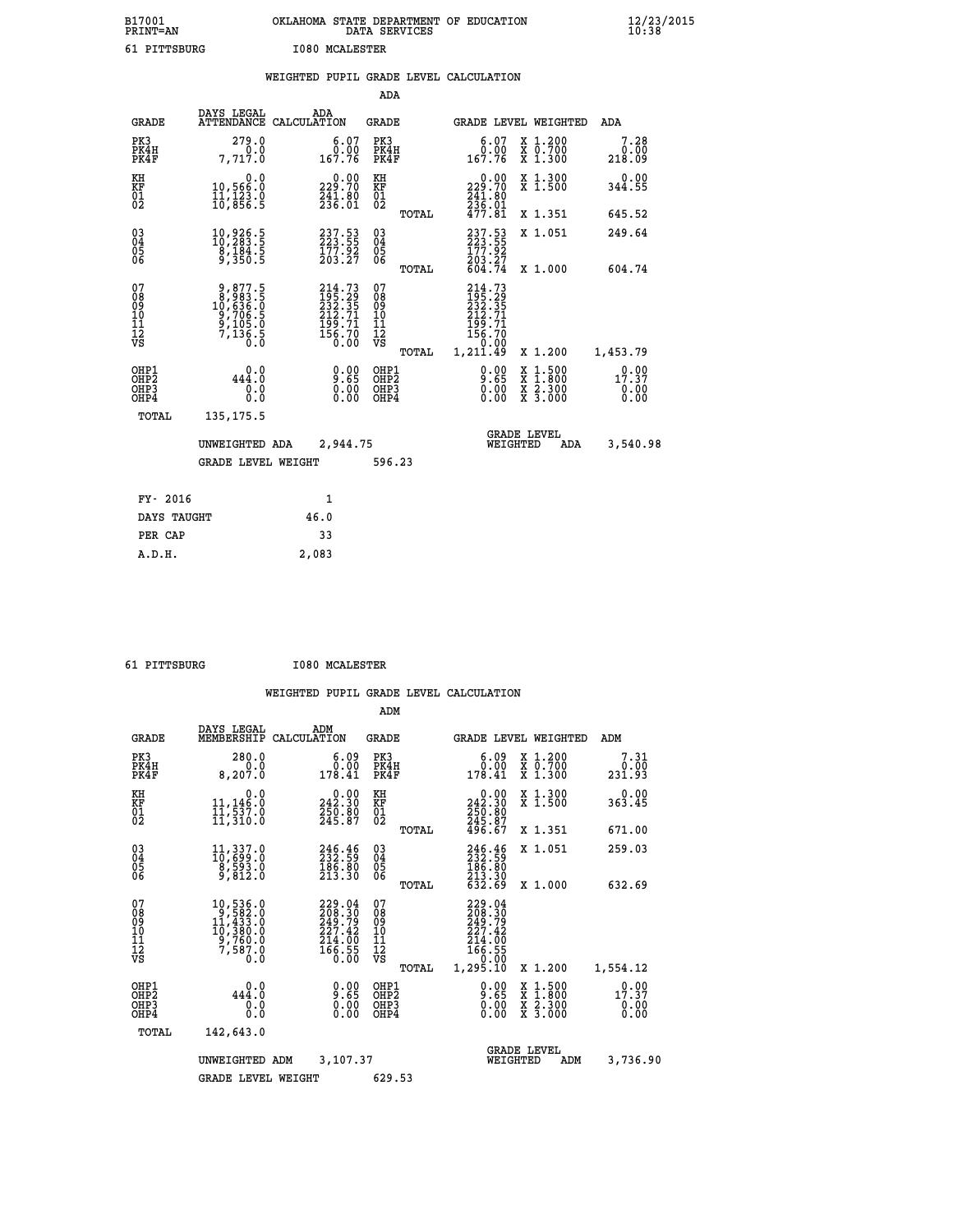B17001 OKLAHOMA STATE DEPARTMENT OF EDUCATION 12/23/2015
PRINT=AN DATA SERVICES 10:38

61 PITTSBURG I080 MCALESTER

## WEIGHTED PUPIL GRADE LEVEL CALCULATION

### ADA

| GRADE | DAYS LEGAL ATTENDANCE | ADA CALCULATION | GRADE | GRADE LEVEL | WEIGHTED | ADA |
|---|---|---|---|---|---|---|
| PK3 | 279.0 | 6.07 | PK3 | 6.07 | X 1.200 | 7.28 |
| PK4H | 0.0 | 0.00 | PK4H | 0.00 | X 0.700 | 0.00 |
| PK4F | 7,717.0 | 167.76 | PK4F | 167.76 | X 1.300 | 218.09 |
| KH | 0.0 | 0.00 | KH | 0.00 | X 1.300 | 0.00 |
| KF | 10,566.0 | 229.70 | KF | 229.70 | X 1.500 | 344.55 |
| 01 | 11,123.0 | 241.80 | 01 | 241.80 | | |
| 02 | 10,856.5 | 236.01 | 02 | 236.01 | | |
| | | | TOTAL | 477.81 | X 1.351 | 645.52 |
| 03 | 10,926.5 | 237.53 | 03 | 237.53 | X 1.051 | 249.64 |
| 04 | 10,283.5 | 223.55 | 04 | 223.55 | | |
| 05 | 8,184.5 | 177.92 | 05 | 177.92 | | |
| 06 | 9,350.5 | 203.27 | 06 | 203.27 | | |
| | | | TOTAL | 604.74 | X 1.000 | 604.74 |
| 07 | 9,877.5 | 214.73 | 07 | 214.73 | | |
| 08 | 8,983.5 | 195.29 | 08 | 195.29 | | |
| 09 | 10,636.0 | 232.35 | 09 | 232.35 | | |
| 10 | 9,706.5 | 212.71 | 10 | 212.71 | | |
| 11 | 9,105.0 | 199.71 | 11 | 199.71 | | |
| 12 | 7,136.5 | 156.70 | 12 | 156.70 | | |
| VS | 0.0 | 0.00 | VS | 0.00 | | |
| | | | TOTAL | 1,211.49 | X 1.200 | 1,453.79 |
| OHP1 | 0.0 | 0.00 | OHP1 | 0.00 | X 1.500 | 0.00 |
| OHP2 | 444.0 | 9.65 | OHP2 | 9.65 | X 1.800 | 17.37 |
| OHP3 | 0.0 | 0.00 | OHP3 | 0.00 | X 2.300 | 0.00 |
| OHP4 | 0.0 | 0.00 | OHP4 | 0.00 | X 3.000 | 0.00 |
| TOTAL | 135,175.5 | | | | | |

UNWEIGHTED ADA 2,944.75 GRADE LEVEL WEIGHTED ADA 3,540.98

GRADE LEVEL WEIGHT 596.23

| FY- 2016 | 1 |
|---|---|
| DAYS TAUGHT | 46.0 |
| PER CAP | 33 |
| A.D.H. | 2,083 |

61 PITTSBURG I080 MCALESTER

## WEIGHTED PUPIL GRADE LEVEL CALCULATION

### ADM

| GRADE | DAYS LEGAL MEMBERSHIP | ADM CALCULATION | GRADE | GRADE LEVEL | WEIGHTED | ADM |
|---|---|---|---|---|---|---|
| PK3 | 280.0 | 6.09 | PK3 | 6.09 | X 1.200 | 7.31 |
| PK4H | 0.0 | 0.00 | PK4H | 0.00 | X 0.700 | 0.00 |
| PK4F | 8,207.0 | 178.41 | PK4F | 178.41 | X 1.300 | 231.93 |
| KH | 0.0 | 0.00 | KH | 0.00 | X 1.300 | 0.00 |
| KF | 11,146.0 | 242.30 | KF | 242.30 | X 1.500 | 363.45 |
| 01 | 11,537.0 | 250.80 | 01 | 250.80 | | |
| 02 | 11,310.0 | 245.87 | 02 | 245.87 | | |
| | | | TOTAL | 496.67 | X 1.351 | 671.00 |
| 03 | 11,337.0 | 246.46 | 03 | 246.46 | X 1.051 | 259.03 |
| 04 | 10,699.0 | 232.59 | 04 | 232.59 | | |
| 05 | 8,593.0 | 186.80 | 05 | 186.80 | | |
| 06 | 9,812.0 | 213.30 | 06 | 213.30 | | |
| | | | TOTAL | 632.69 | X 1.000 | 632.69 |
| 07 | 10,536.0 | 229.04 | 07 | 229.04 | | |
| 08 | 9,582.0 | 208.30 | 08 | 208.30 | | |
| 09 | 11,433.0 | 249.79 | 09 | 249.79 | | |
| 10 | 10,380.0 | 227.42 | 10 | 227.42 | | |
| 11 | 9,760.0 | 214.00 | 11 | 214.00 | | |
| 12 | 7,587.0 | 166.55 | 12 | 166.55 | | |
| VS | 0.0 | 0.00 | VS | 0.00 | | |
| | | | TOTAL | 1,295.10 | X 1.200 | 1,554.12 |
| OHP1 | 0.0 | 0.00 | OHP1 | 0.00 | X 1.500 | 0.00 |
| OHP2 | 444.0 | 9.65 | OHP2 | 9.65 | X 1.800 | 17.37 |
| OHP3 | 0.0 | 0.00 | OHP3 | 0.00 | X 2.300 | 0.00 |
| OHP4 | 0.0 | 0.00 | OHP4 | 0.00 | X 3.000 | 0.00 |
| TOTAL | 142,643.0 | | | | | |

UNWEIGHTED ADM 3,107.37 GRADE LEVEL WEIGHTED ADM 3,736.90

GRADE LEVEL WEIGHT 629.53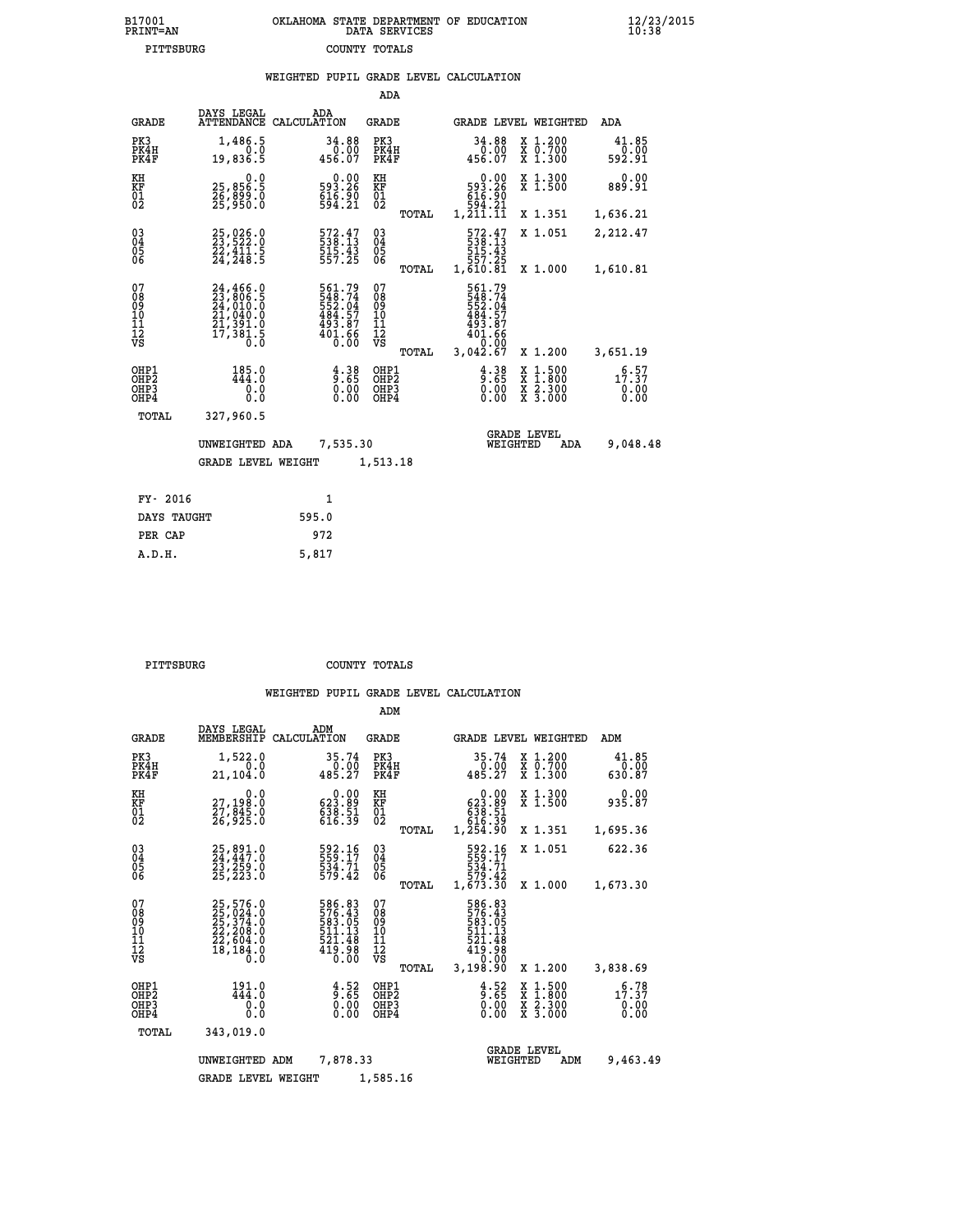B17001 OKLAHOMA STATE DEPARTMENT OF EDUCATION 12/23/2015
PRINT=AN DATA SERVICES 10:38
PITTSBURG COUNTY TOTALS

## WEIGHTED PUPIL GRADE LEVEL CALCULATION

ADA

| GRADE | DAYS LEGAL ATTENDANCE | ADA CALCULATION | GRADE | | GRADE LEVEL | WEIGHTED | ADA |
|---|---|---|---|---|---|---|---|
| PK3 | 1,486.5 | 34.88 | PK3 | | 34.88 | X 1.200 | 41.85 |
| PK4H | 0.0 | 0.00 | PK4H | | 0.00 | X 0.700 | 0.00 |
| PK4F | 19,836.5 | 456.07 | PK4F | | 456.07 | X 1.300 | 592.91 |
| KH | 0.0 | 0.00 | KH | | 0.00 | X 1.300 | 0.00 |
| KF | 25,856.5 | 593.26 | KF | | 593.26 | X 1.500 | 889.91 |
| 01 | 26,899.0 | 616.90 | 01 | | 616.90 | | |
| 02 | 25,950.0 | 594.21 | 02 | | 594.21 | | |
| | | | | TOTAL | 1,211.11 | X 1.351 | 1,636.21 |
| 03 | 25,026.0 | 572.47 | 03 | | 572.47 | X 1.051 | 2,212.47 |
| 04 | 23,522.0 | 538.13 | 04 | | 538.13 | | |
| 05 | 22,411.5 | 515.43 | 05 | | 515.43 | | |
| 06 | 24,248.5 | 557.25 | 06 | | 557.25 | | |
| | | | | TOTAL | 1,610.81 | X 1.000 | 1,610.81 |
| 07 | 24,466.0 | 561.79 | 07 | | 561.79 | | |
| 08 | 23,806.5 | 548.74 | 08 | | 548.74 | | |
| 09 | 24,010.0 | 552.04 | 09 | | 552.04 | | |
| 10 | 21,040.0 | 484.57 | 10 | | 484.57 | | |
| 11 | 21,391.0 | 493.87 | 11 | | 493.87 | | |
| 12 | 17,381.5 | 401.66 | 12 | | 401.66 | | |
| VS | 0.0 | 0.00 | VS | | 0.00 | | |
| | | | | TOTAL | 3,042.67 | X 1.200 | 3,651.19 |
| OHP1 | 185.0 | 4.38 | OHP1 | | 4.38 | X 1.500 | 6.57 |
| OHP2 | 444.0 | 9.65 | OHP2 | | 9.65 | X 1.800 | 17.37 |
| OHP3 | 0.0 | 0.00 | OHP3 | | 0.00 | X 2.300 | 0.00 |
| OHP4 | 0.0 | 0.00 | OHP4 | | 0.00 | X 3.000 | 0.00 |
| TOTAL | 327,960.5 | | | | | | |

UNWEIGHTED ADA 7,535.30 GRADE LEVEL WEIGHTED ADA 9,048.48

GRADE LEVEL WEIGHT 1,513.18

| FY- 2016 | 1 |
|---|---|
| DAYS TAUGHT | 595.0 |
| PER CAP | 972 |
| A.D.H. | 5,817 |

PITTSBURG COUNTY TOTALS

## WEIGHTED PUPIL GRADE LEVEL CALCULATION

ADM

| GRADE | DAYS LEGAL MEMBERSHIP | ADM CALCULATION | GRADE | | GRADE LEVEL | WEIGHTED | ADM |
|---|---|---|---|---|---|---|---|
| PK3 | 1,522.0 | 35.74 | PK3 | | 35.74 | X 1.200 | 41.85 |
| PK4H | 0.0 | 0.00 | PK4H | | 0.00 | X 0.700 | 0.00 |
| PK4F | 21,104.0 | 485.27 | PK4F | | 485.27 | X 1.300 | 630.87 |
| KH | 0.0 | 0.00 | KH | | 0.00 | X 1.300 | 0.00 |
| KF | 27,198.0 | 623.89 | KF | | 623.89 | X 1.500 | 935.87 |
| 01 | 27,845.0 | 638.51 | 01 | | 638.51 | | |
| 02 | 26,925.0 | 616.39 | 02 | | 616.39 | | |
| | | | | TOTAL | 1,254.90 | X 1.351 | 1,695.36 |
| 03 | 25,891.0 | 592.16 | 03 | | 592.16 | X 1.051 | 622.36 |
| 04 | 24,447.0 | 559.17 | 04 | | 559.17 | | |
| 05 | 23,259.0 | 534.71 | 05 | | 534.71 | | |
| 06 | 25,223.0 | 579.42 | 06 | | 579.42 | | |
| | | | | TOTAL | 1,673.30 | X 1.000 | 1,673.30 |
| 07 | 25,576.0 | 586.83 | 07 | | 586.83 | | |
| 08 | 25,024.0 | 576.43 | 08 | | 576.43 | | |
| 09 | 25,374.0 | 583.05 | 09 | | 583.05 | | |
| 10 | 22,208.0 | 511.13 | 10 | | 511.13 | | |
| 11 | 22,604.0 | 521.48 | 11 | | 521.48 | | |
| 12 | 18,184.0 | 419.98 | 12 | | 419.98 | | |
| VS | 0.0 | 0.00 | VS | | 0.00 | | |
| | | | | TOTAL | 3,198.90 | X 1.200 | 3,838.69 |
| OHP1 | 191.0 | 4.52 | OHP1 | | 4.52 | X 1.500 | 6.78 |
| OHP2 | 444.0 | 9.65 | OHP2 | | 9.65 | X 1.800 | 17.37 |
| OHP3 | 0.0 | 0.00 | OHP3 | | 0.00 | X 2.300 | 0.00 |
| OHP4 | 0.0 | 0.00 | OHP4 | | 0.00 | X 3.000 | 0.00 |
| TOTAL | 343,019.0 | | | | | | |

UNWEIGHTED ADM 7,878.33 GRADE LEVEL WEIGHTED ADM 9,463.49

GRADE LEVEL WEIGHT 1,585.16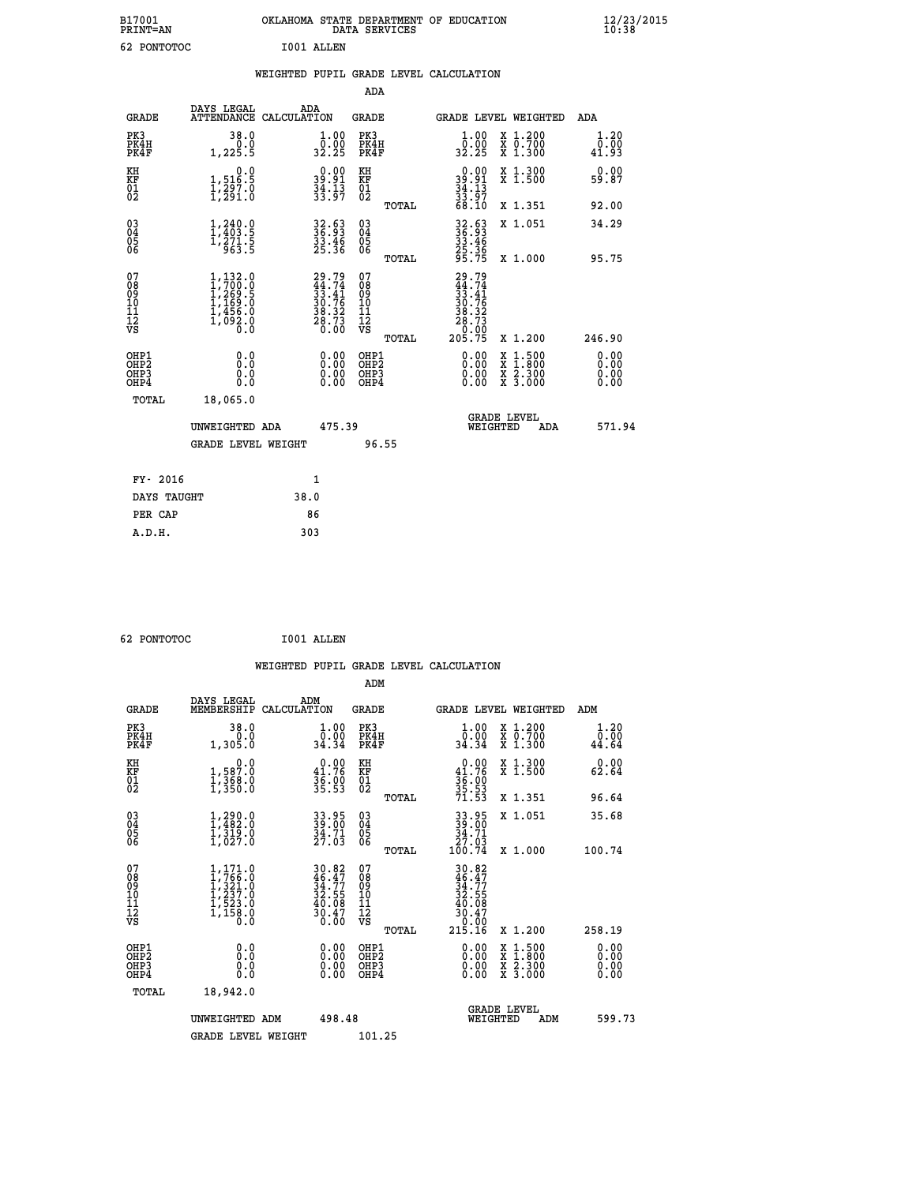B17001 OKLAHOMA STATE DEPARTMENT OF EDUCATION 12/23/2015
PRINT=AN DATA SERVICES 10:38

62 PONTOTOC I001 ALLEN

## WEIGHTED PUPIL GRADE LEVEL CALCULATION

### ADA

| GRADE | DAYS LEGAL ATTENDANCE | ADA CALCULATION | GRADE | | GRADE LEVEL | WEIGHTED | ADA |
|---|---|---|---|---|---|---|---|
| PK3 | 38.0 | 1.00 | PK3 | | 1.00 | X 1.200 | 1.20 |
| PK4H | 0.0 | 0.00 | PK4H | | 0.00 | X 0.700 | 0.00 |
| PK4F | 1,225.5 | 32.25 | PK4F | | 32.25 | X 1.300 | 41.93 |
| KH | 0.0 | 0.00 | KH | | 0.00 | X 1.300 | 0.00 |
| KF | 1,516.5 | 39.91 | KF | | 39.91 | X 1.500 | 59.87 |
| 01 | 1,297.0 | 34.13 | 01 | | 34.13 | | |
| 02 | 1,291.0 | 33.97 | 02 | | 33.97 | | |
| | | | | TOTAL | 68.10 | X 1.351 | 92.00 |
| 03 | 1,240.0 | 32.63 | 03 | | 32.63 | X 1.051 | 34.29 |
| 04 | 1,403.5 | 36.93 | 04 | | 36.93 | | |
| 05 | 1,271.5 | 33.46 | 05 | | 33.46 | | |
| 06 | 963.5 | 25.36 | 06 | | 25.36 | | |
| | | | | TOTAL | 95.75 | X 1.000 | 95.75 |
| 07 | 1,132.0 | 29.79 | 07 | | 29.79 | | |
| 08 | 1,700.0 | 44.74 | 08 | | 44.74 | | |
| 09 | 1,269.5 | 33.41 | 09 | | 33.41 | | |
| 10 | 1,169.0 | 30.76 | 10 | | 30.76 | | |
| 11 | 1,456.0 | 38.32 | 11 | | 38.32 | | |
| 12 | 1,092.0 | 28.73 | 12 | | 28.73 | | |
| VS | 0.0 | 0.00 | VS | | 0.00 | | |
| | | | | TOTAL | 205.75 | X 1.200 | 246.90 |
| OHP1 | 0.0 | 0.00 | OHP1 | | 0.00 | X 1.500 | 0.00 |
| OHP2 | 0.0 | 0.00 | OHP2 | | 0.00 | X 1.800 | 0.00 |
| OHP3 | 0.0 | 0.00 | OHP3 | | 0.00 | X 2.300 | 0.00 |
| OHP4 | 0.0 | 0.00 | OHP4 | | 0.00 | X 3.000 | 0.00 |
| TOTAL | 18,065.0 | | | | | | |

UNWEIGHTED ADA 475.39 | GRADE LEVEL WEIGHTED ADA 571.94

GRADE LEVEL WEIGHT 96.55

| FY- 2016 | 1 |
|---|---|
| DAYS TAUGHT | 38.0 |
| PER CAP | 86 |
| A.D.H. | 303 |

62 PONTOTOC I001 ALLEN

## WEIGHTED PUPIL GRADE LEVEL CALCULATION

### ADM

| GRADE | DAYS LEGAL MEMBERSHIP | ADM CALCULATION | GRADE | | GRADE LEVEL | WEIGHTED | ADM |
|---|---|---|---|---|---|---|---|
| PK3 | 38.0 | 1.00 | PK3 | | 1.00 | X 1.200 | 1.20 |
| PK4H | 0.0 | 0.00 | PK4H | | 0.00 | X 0.700 | 0.00 |
| PK4F | 1,305.0 | 34.34 | PK4F | | 34.34 | X 1.300 | 44.64 |
| KH | 0.0 | 0.00 | KH | | 0.00 | X 1.300 | 0.00 |
| KF | 1,587.0 | 41.76 | KF | | 41.76 | X 1.500 | 62.64 |
| 01 | 1,368.0 | 36.00 | 01 | | 36.00 | | |
| 02 | 1,350.0 | 35.53 | 02 | | 35.53 | | |
| | | | | TOTAL | 71.53 | X 1.351 | 96.64 |
| 03 | 1,290.0 | 33.95 | 03 | | 33.95 | X 1.051 | 35.68 |
| 04 | 1,482.0 | 39.00 | 04 | | 39.00 | | |
| 05 | 1,319.0 | 34.71 | 05 | | 34.71 | | |
| 06 | 1,027.0 | 27.03 | 06 | | 27.03 | | |
| | | | | TOTAL | 100.74 | X 1.000 | 100.74 |
| 07 | 1,171.0 | 30.82 | 07 | | 30.82 | | |
| 08 | 1,766.0 | 46.47 | 08 | | 46.47 | | |
| 09 | 1,321.0 | 34.77 | 09 | | 34.77 | | |
| 10 | 1,237.0 | 32.55 | 10 | | 32.55 | | |
| 11 | 1,523.0 | 40.08 | 11 | | 40.08 | | |
| 12 | 1,158.0 | 30.47 | 12 | | 30.47 | | |
| VS | 0.0 | 0.00 | VS | | 0.00 | | |
| | | | | TOTAL | 215.16 | X 1.200 | 258.19 |
| OHP1 | 0.0 | 0.00 | OHP1 | | 0.00 | X 1.500 | 0.00 |
| OHP2 | 0.0 | 0.00 | OHP2 | | 0.00 | X 1.800 | 0.00 |
| OHP3 | 0.0 | 0.00 | OHP3 | | 0.00 | X 2.300 | 0.00 |
| OHP4 | 0.0 | 0.00 | OHP4 | | 0.00 | X 3.000 | 0.00 |
| TOTAL | 18,942.0 | | | | | | |

UNWEIGHTED ADM 498.48 | GRADE LEVEL WEIGHTED ADM 599.73

GRADE LEVEL WEIGHT 101.25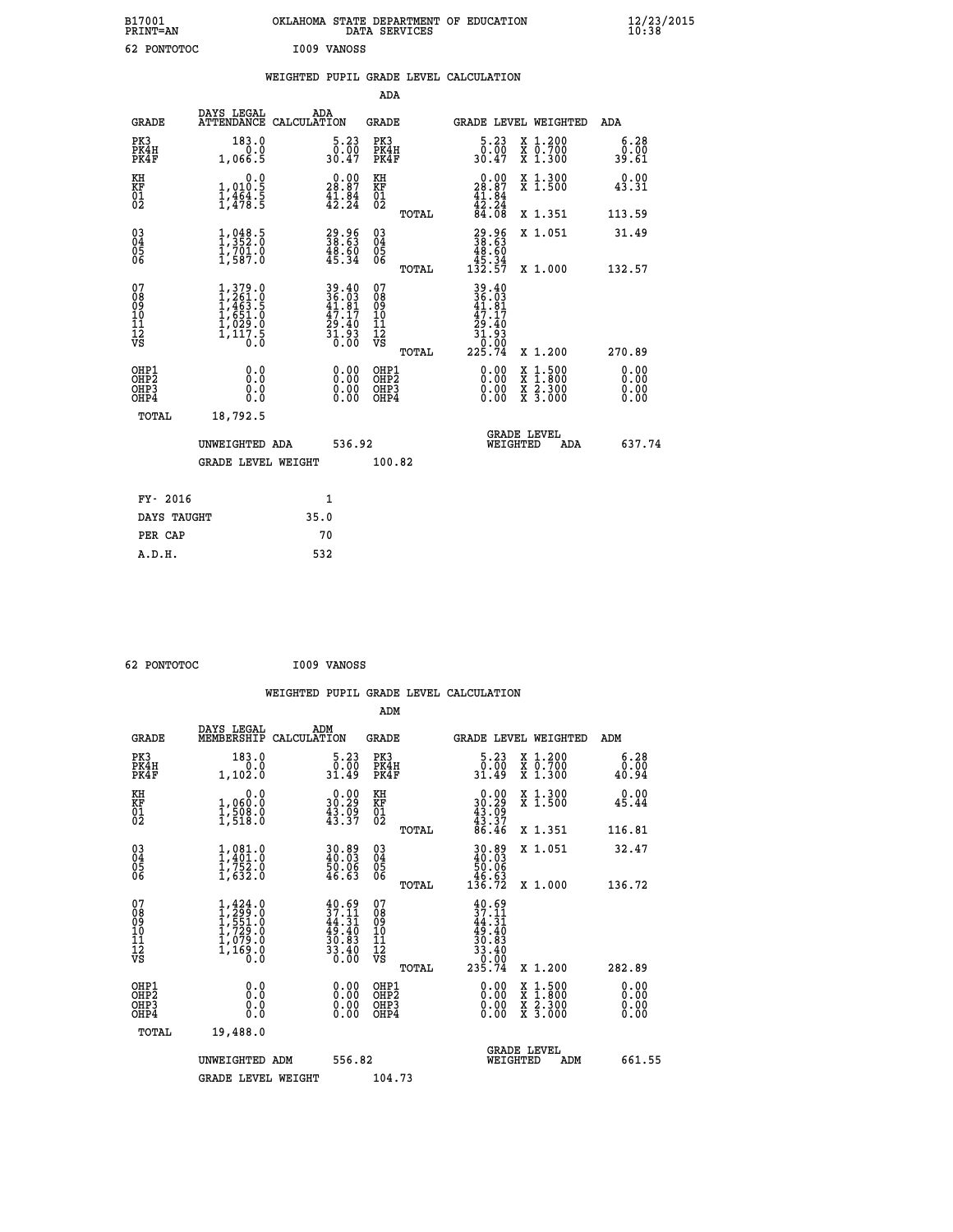B17001 OKLAHOMA STATE DEPARTMENT OF EDUCATION 12/23/2015
PRINT=AN DATA SERVICES 10:38

62 PONTOTOC I009 VANOSS

## WEIGHTED PUPIL GRADE LEVEL CALCULATION

### ADA

| GRADE | DAYS LEGAL ATTENDANCE | ADA CALCULATION | GRADE | GRADE LEVEL | WEIGHTED | ADA |
|---|---|---|---|---|---|---|
| PK3 | 183.0 | 5.23 | PK3 | 5.23 | X 1.200 | 6.28 |
| PK4H | 0.0 | 0.00 | PK4H | 0.00 | X 0.700 | 0.00 |
| PK4F | 1,066.5 | 30.47 | PK4F | 30.47 | X 1.300 | 39.61 |
| KH | 0.0 | 0.00 | KH | 0.00 | X 1.300 | 0.00 |
| KF | 1,010.5 | 28.87 | KF | 28.87 | X 1.500 | 43.31 |
| 01 | 1,464.5 | 41.84 | 01 | 41.84 | | |
| 02 | 1,478.5 | 42.24 | 02 | 42.24 | | |
| | | | TOTAL | 84.08 | X 1.351 | 113.59 |
| 03 | 1,048.5 | 29.96 | 03 | 29.96 | X 1.051 | 31.49 |
| 04 | 1,352.0 | 38.63 | 04 | 38.63 | | |
| 05 | 1,701.0 | 48.60 | 05 | 48.60 | | |
| 06 | 1,587.0 | 45.34 | 06 | 45.34 | | |
| | | | TOTAL | 132.57 | X 1.000 | 132.57 |
| 07 | 1,379.0 | 39.40 | 07 | 39.40 | | |
| 08 | 1,261.0 | 36.03 | 08 | 36.03 | | |
| 09 | 1,463.5 | 41.81 | 09 | 41.81 | | |
| 10 | 1,651.0 | 47.17 | 10 | 47.17 | | |
| 11 | 1,029.0 | 29.40 | 11 | 29.40 | | |
| 12 | 1,117.5 | 31.93 | 12 | 31.93 | | |
| VS | 0.0 | 0.00 | VS | 0.00 | | |
| | | | TOTAL | 225.74 | X 1.200 | 270.89 |
| OHP1 | 0.0 | 0.00 | OHP1 | 0.00 | X 1.500 | 0.00 |
| OHP2 | 0.0 | 0.00 | OHP2 | 0.00 | X 1.800 | 0.00 |
| OHP3 | 0.0 | 0.00 | OHP3 | 0.00 | X 2.300 | 0.00 |
| OHP4 | 0.0 | 0.00 | OHP4 | 0.00 | X 3.000 | 0.00 |
| TOTAL | 18,792.5 | | | | | |

UNWEIGHTED ADA 536.92 GRADE LEVEL WEIGHTED ADA 637.74

GRADE LEVEL WEIGHT 100.82

| FY- 2016 | 1 |
|---|---|
| DAYS TAUGHT | 35.0 |
| PER CAP | 70 |
| A.D.H. | 532 |

62 PONTOTOC I009 VANOSS

## WEIGHTED PUPIL GRADE LEVEL CALCULATION

### ADM

| GRADE | DAYS LEGAL MEMBERSHIP | ADM CALCULATION | GRADE | GRADE LEVEL | WEIGHTED | ADM |
|---|---|---|---|---|---|---|
| PK3 | 183.0 | 5.23 | PK3 | 5.23 | X 1.200 | 6.28 |
| PK4H | 0.0 | 0.00 | PK4H | 0.00 | X 0.700 | 0.00 |
| PK4F | 1,102.0 | 31.49 | PK4F | 31.49 | X 1.300 | 40.94 |
| KH | 0.0 | 0.00 | KH | 0.00 | X 1.300 | 0.00 |
| KF | 1,060.0 | 30.29 | KF | 30.29 | X 1.500 | 45.44 |
| 01 | 1,508.0 | 43.09 | 01 | 43.09 | | |
| 02 | 1,518.0 | 43.37 | 02 | 43.37 | | |
| | | | TOTAL | 86.46 | X 1.351 | 116.81 |
| 03 | 1,081.0 | 30.89 | 03 | 30.89 | X 1.051 | 32.47 |
| 04 | 1,401.0 | 40.03 | 04 | 40.03 | | |
| 05 | 1,752.0 | 50.06 | 05 | 50.06 | | |
| 06 | 1,632.0 | 46.63 | 06 | 46.63 | | |
| | | | TOTAL | 136.72 | X 1.000 | 136.72 |
| 07 | 1,424.0 | 40.69 | 07 | 40.69 | | |
| 08 | 1,299.0 | 37.11 | 08 | 37.11 | | |
| 09 | 1,551.0 | 44.31 | 09 | 44.31 | | |
| 10 | 1,729.0 | 49.40 | 10 | 49.40 | | |
| 11 | 1,079.0 | 30.83 | 11 | 30.83 | | |
| 12 | 1,169.0 | 33.40 | 12 | 33.40 | | |
| VS | 0.0 | 0.00 | VS | 0.00 | | |
| | | | TOTAL | 235.74 | X 1.200 | 282.89 |
| OHP1 | 0.0 | 0.00 | OHP1 | 0.00 | X 1.500 | 0.00 |
| OHP2 | 0.0 | 0.00 | OHP2 | 0.00 | X 1.800 | 0.00 |
| OHP3 | 0.0 | 0.00 | OHP3 | 0.00 | X 2.300 | 0.00 |
| OHP4 | 0.0 | 0.00 | OHP4 | 0.00 | X 3.000 | 0.00 |
| TOTAL | 19,488.0 | | | | | |

UNWEIGHTED ADM 556.82 GRADE LEVEL WEIGHTED ADM 661.55

GRADE LEVEL WEIGHT 104.73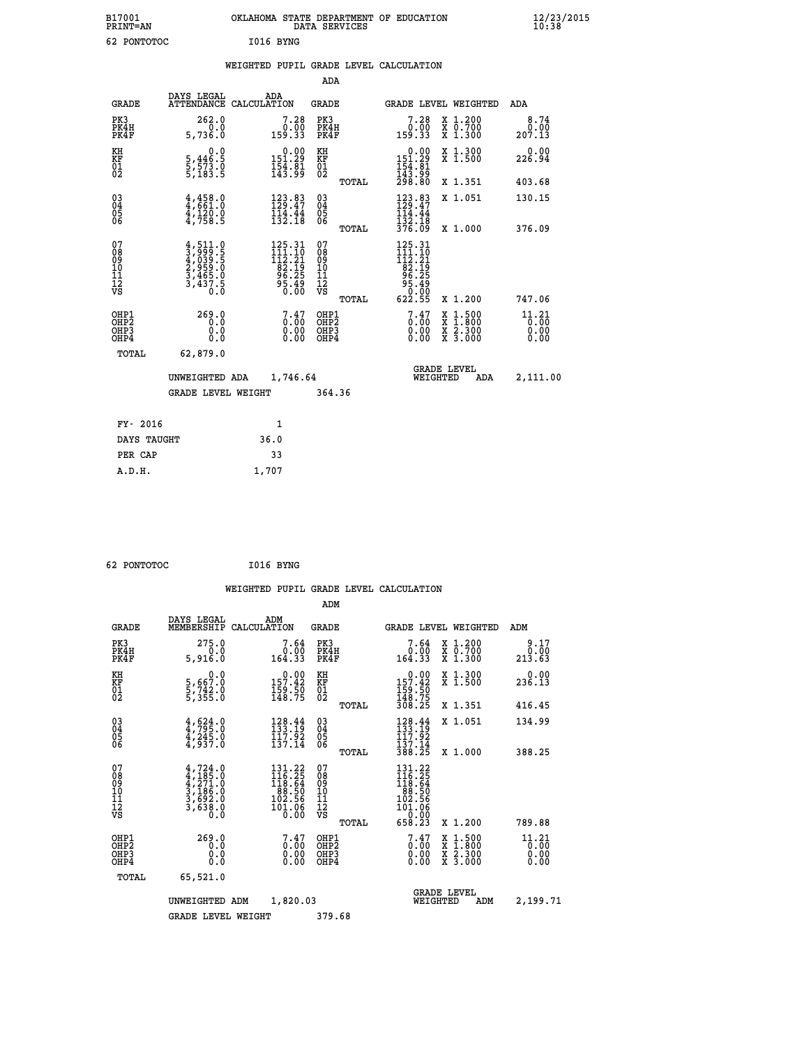B17001 OKLAHOMA STATE DEPARTMENT OF EDUCATION 12/23/2015
PRINT=AN DATA SERVICES 10:38

62 PONTOTOC I016 BYNG

WEIGHTED PUPIL GRADE LEVEL CALCULATION

ADA

| GRADE | DAYS LEGAL ATTENDANCE | ADA CALCULATION | GRADE | | GRADE LEVEL | WEIGHTED | ADA |
|---|---|---|---|---|---|---|---|
| PK3 | 262.0 | 7.28 | PK3 | | 7.28 | X 1.200 | 8.74 |
| PK4H | 0.0 | 0.00 | PK4H | | 0.00 | X 0.700 | 0.00 |
| PK4F | 5,736.0 | 159.33 | PK4F | | 159.33 | X 1.300 | 207.13 |
| KH | 0.0 | 0.00 | KH | | 0.00 | X 1.300 | 0.00 |
| KF | 5,446.5 | 151.29 | KF | | 151.29 | X 1.500 | 226.94 |
| 01 | 5,573.0 | 154.81 | 01 | | 154.81 | | |
| 02 | 5,183.5 | 143.99 | 02 | | 143.99 | | |
| | | | | TOTAL | 298.80 | X 1.351 | 403.68 |
| 03 | 4,458.0 | 123.83 | 03 | | 123.83 | X 1.051 | 130.15 |
| 04 | 4,661.0 | 129.47 | 04 | | 129.47 | | |
| 05 | 4,120.0 | 114.44 | 05 | | 114.44 | | |
| 06 | 4,758.5 | 132.18 | 06 | | 132.18 | | |
| | | | | TOTAL | 376.09 | X 1.000 | 376.09 |
| 07 | 4,511.0 | 125.31 | 07 | | 125.31 | | |
| 08 | 3,999.5 | 111.10 | 08 | | 111.10 | | |
| 09 | 4,039.5 | 112.21 | 09 | | 112.21 | | |
| 10 | 2,959.0 | 82.19 | 10 | | 82.19 | | |
| 11 | 3,465.0 | 96.25 | 11 | | 96.25 | | |
| 12 | 3,437.5 | 95.49 | 12 | | 95.49 | | |
| VS | 0.0 | 0.00 | VS | | 0.00 | | |
| | | | | TOTAL | 622.55 | X 1.200 | 747.06 |
| OHP1 | 269.0 | 7.47 | OHP1 | | 7.47 | X 1.500 | 11.21 |
| OHP2 | 0.0 | 0.00 | OHP2 | | 0.00 | X 1.800 | 0.00 |
| OHP3 | 0.0 | 0.00 | OHP3 | | 0.00 | X 2.300 | 0.00 |
| OHP4 | 0.0 | 0.00 | OHP4 | | 0.00 | X 3.000 | 0.00 |
| TOTAL | 62,879.0 | | | | | | |

UNWEIGHTED ADA 1,746.64 GRADE LEVEL WEIGHTED ADA 2,111.00

GRADE LEVEL WEIGHT 364.36

| FY- 2016 | 1 |
|---|---|
| DAYS TAUGHT | 36.0 |
| PER CAP | 33 |
| A.D.H. | 1,707 |

62 PONTOTOC I016 BYNG

WEIGHTED PUPIL GRADE LEVEL CALCULATION

ADM

| GRADE | DAYS LEGAL MEMBERSHIP | ADM CALCULATION | GRADE | | GRADE LEVEL | WEIGHTED | ADM |
|---|---|---|---|---|---|---|---|
| PK3 | 275.0 | 7.64 | PK3 | | 7.64 | X 1.200 | 9.17 |
| PK4H | 0.0 | 0.00 | PK4H | | 0.00 | X 0.700 | 0.00 |
| PK4F | 5,916.0 | 164.33 | PK4F | | 164.33 | X 1.300 | 213.63 |
| KH | 0.0 | 0.00 | KH | | 0.00 | X 1.300 | 0.00 |
| KF | 5,667.0 | 157.42 | KF | | 157.42 | X 1.500 | 236.13 |
| 01 | 5,742.0 | 159.50 | 01 | | 159.50 | | |
| 02 | 5,355.0 | 148.75 | 02 | | 148.75 | | |
| | | | | TOTAL | 308.25 | X 1.351 | 416.45 |
| 03 | 4,624.0 | 128.44 | 03 | | 128.44 | X 1.051 | 134.99 |
| 04 | 4,795.0 | 133.19 | 04 | | 133.19 | | |
| 05 | 4,245.0 | 117.92 | 05 | | 117.92 | | |
| 06 | 4,937.0 | 137.14 | 06 | | 137.14 | | |
| | | | | TOTAL | 388.25 | X 1.000 | 388.25 |
| 07 | 4,724.0 | 131.22 | 07 | | 131.22 | | |
| 08 | 4,185.0 | 116.25 | 08 | | 116.25 | | |
| 09 | 4,271.0 | 118.64 | 09 | | 118.64 | | |
| 10 | 3,186.0 | 88.50 | 10 | | 88.50 | | |
| 11 | 3,692.0 | 102.56 | 11 | | 102.56 | | |
| 12 | 3,638.0 | 101.06 | 12 | | 101.06 | | |
| VS | 0.0 | 0.00 | VS | | 0.00 | | |
| | | | | TOTAL | 658.23 | X 1.200 | 789.88 |
| OHP1 | 269.0 | 7.47 | OHP1 | | 7.47 | X 1.500 | 11.21 |
| OHP2 | 0.0 | 0.00 | OHP2 | | 0.00 | X 1.800 | 0.00 |
| OHP3 | 0.0 | 0.00 | OHP3 | | 0.00 | X 2.300 | 0.00 |
| OHP4 | 0.0 | 0.00 | OHP4 | | 0.00 | X 3.000 | 0.00 |
| TOTAL | 65,521.0 | | | | | | |

UNWEIGHTED ADM 1,820.03 GRADE LEVEL WEIGHTED ADM 2,199.71

GRADE LEVEL WEIGHT 379.68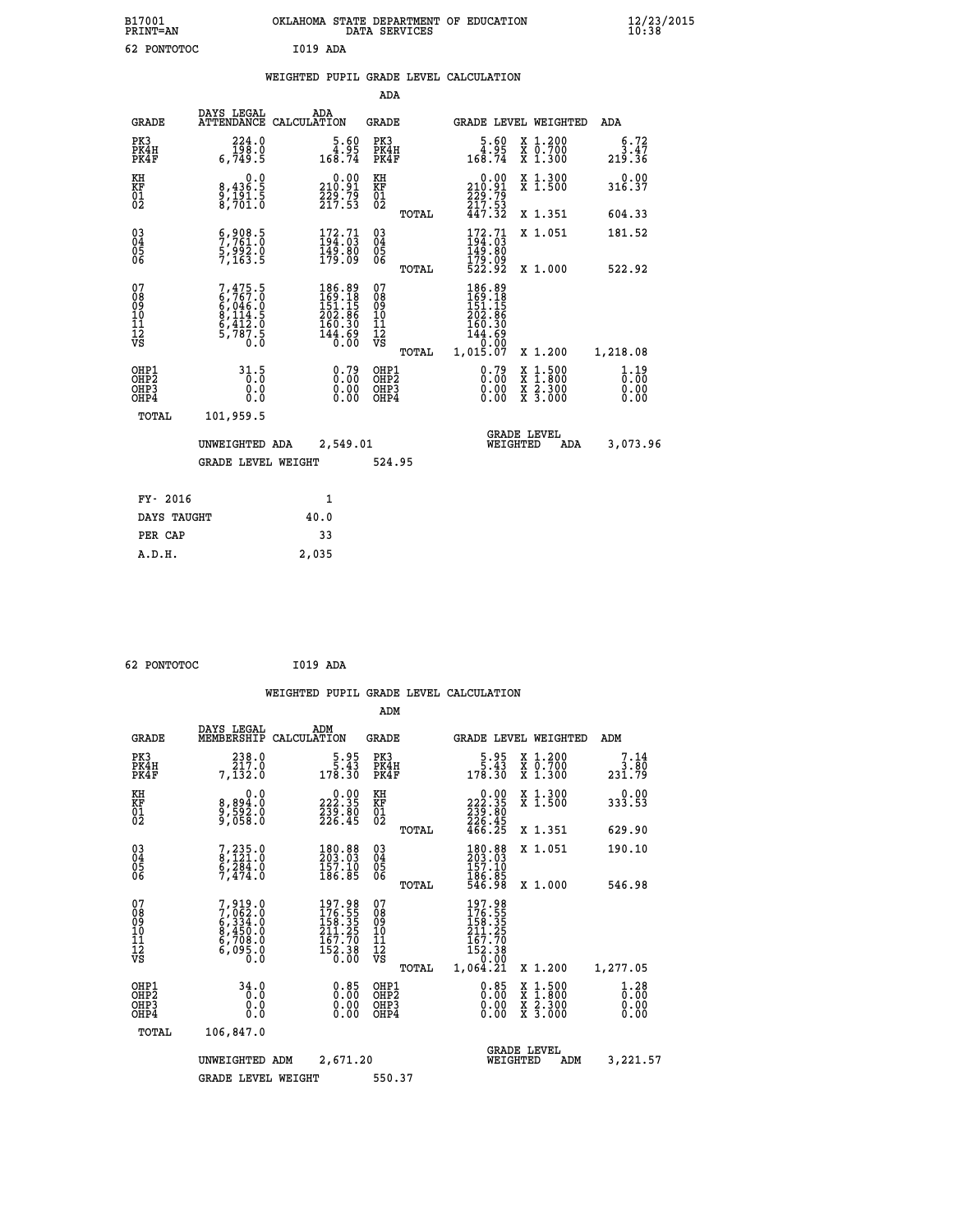B17001 OKLAHOMA STATE DEPARTMENT OF EDUCATION 12/23/2015
PRINT=AN DATA SERVICES 10:38

62 PONTOTOC I019 ADA

WEIGHTED PUPIL GRADE LEVEL CALCULATION

ADA

| GRADE | DAYS LEGAL ATTENDANCE | ADA CALCULATION | GRADE | | GRADE LEVEL | WEIGHTED | ADA |
|---|---|---|---|---|---|---|---|
| PK3 | 224.0 | 5.60 | PK3 | | 5.60 | X 1.200 | 6.72 |
| PK4H | 198.0 | 4.95 | PK4H | | 4.95 | X 0.700 | 3.47 |
| PK4F | 6,749.5 | 168.74 | PK4F | | 168.74 | X 1.300 | 219.36 |
| KH | 0.0 | 0.00 | KH | | 0.00 | X 1.300 | 0.00 |
| KF | 8,436.5 | 210.91 | KF | | 210.91 | X 1.500 | 316.37 |
| 01 | 9,191.5 | 229.79 | 01 | | 229.79 | | |
| 02 | 8,701.0 | 217.53 | 02 | | 217.53 | | |
| | | | | TOTAL | 447.32 | X 1.351 | 604.33 |
| 03 | 6,908.5 | 172.71 | 03 | | 172.71 | X 1.051 | 181.52 |
| 04 | 7,761.0 | 194.03 | 04 | | 194.03 | | |
| 05 | 5,992.0 | 149.80 | 05 | | 149.80 | | |
| 06 | 7,163.5 | 179.09 | 06 | | 179.09 | | |
| | | | | TOTAL | 522.92 | X 1.000 | 522.92 |
| 07 | 7,475.5 | 186.89 | 07 | | 186.89 | | |
| 08 | 6,767.0 | 169.18 | 08 | | 169.18 | | |
| 09 | 6,046.0 | 151.15 | 09 | | 151.15 | | |
| 10 | 8,114.5 | 202.86 | 10 | | 202.86 | | |
| 11 | 6,412.0 | 160.30 | 11 | | 160.30 | | |
| 12 | 5,787.5 | 144.69 | 12 | | 144.69 | | |
| VS | 0.0 | 0.00 | VS | | 0.00 | | |
| | | | | TOTAL | 1,015.07 | X 1.200 | 1,218.08 |
| OHP1 | 31.5 | 0.79 | OHP1 | | 0.79 | X 1.500 | 1.19 |
| OHP2 | 0.0 | 0.00 | OHP2 | | 0.00 | X 1.800 | 0.00 |
| OHP3 | 0.0 | 0.00 | OHP3 | | 0.00 | X 2.300 | 0.00 |
| OHP4 | 0.0 | 0.00 | OHP4 | | 0.00 | X 3.000 | 0.00 |
| TOTAL | 101,959.5 | | | | | | |

UNWEIGHTED ADA 2,549.01 GRADE LEVEL WEIGHTED ADA 3,073.96

GRADE LEVEL WEIGHT 524.95

| FY- 2016 | 1 |
|---|---|
| DAYS TAUGHT | 40.0 |
| PER CAP | 33 |
| A.D.H. | 2,035 |

62 PONTOTOC I019 ADA

WEIGHTED PUPIL GRADE LEVEL CALCULATION

ADM

| GRADE | DAYS LEGAL MEMBERSHIP | ADM CALCULATION | GRADE | | GRADE LEVEL | WEIGHTED | ADM |
|---|---|---|---|---|---|---|---|
| PK3 | 238.0 | 5.95 | PK3 | | 5.95 | X 1.200 | 7.14 |
| PK4H | 217.0 | 5.43 | PK4H | | 5.43 | X 0.700 | 3.80 |
| PK4F | 7,132.0 | 178.30 | PK4F | | 178.30 | X 1.300 | 231.79 |
| KH | 0.0 | 0.00 | KH | | 0.00 | X 1.300 | 0.00 |
| KF | 8,894.0 | 222.35 | KF | | 222.35 | X 1.500 | 333.53 |
| 01 | 9,592.0 | 239.80 | 01 | | 239.80 | | |
| 02 | 9,058.0 | 226.45 | 02 | | 226.45 | | |
| | | | | TOTAL | 466.25 | X 1.351 | 629.90 |
| 03 | 7,235.0 | 180.88 | 03 | | 180.88 | X 1.051 | 190.10 |
| 04 | 8,121.0 | 203.03 | 04 | | 203.03 | | |
| 05 | 6,284.0 | 157.10 | 05 | | 157.10 | | |
| 06 | 7,474.0 | 186.85 | 06 | | 186.85 | | |
| | | | | TOTAL | 546.98 | X 1.000 | 546.98 |
| 07 | 7,919.0 | 197.98 | 07 | | 197.98 | | |
| 08 | 7,062.0 | 176.55 | 08 | | 176.55 | | |
| 09 | 6,334.0 | 158.35 | 09 | | 158.35 | | |
| 10 | 8,450.0 | 211.25 | 10 | | 211.25 | | |
| 11 | 6,708.0 | 167.70 | 11 | | 167.70 | | |
| 12 | 6,095.0 | 152.38 | 12 | | 152.38 | | |
| VS | 0.0 | 0.00 | VS | | 0.00 | | |
| | | | | TOTAL | 1,064.21 | X 1.200 | 1,277.05 |
| OHP1 | 34.0 | 0.85 | OHP1 | | 0.85 | X 1.500 | 1.28 |
| OHP2 | 0.0 | 0.00 | OHP2 | | 0.00 | X 1.800 | 0.00 |
| OHP3 | 0.0 | 0.00 | OHP3 | | 0.00 | X 2.300 | 0.00 |
| OHP4 | 0.0 | 0.00 | OHP4 | | 0.00 | X 3.000 | 0.00 |
| TOTAL | 106,847.0 | | | | | | |

UNWEIGHTED ADM 2,671.20 GRADE LEVEL WEIGHTED ADM 3,221.57

GRADE LEVEL WEIGHT 550.37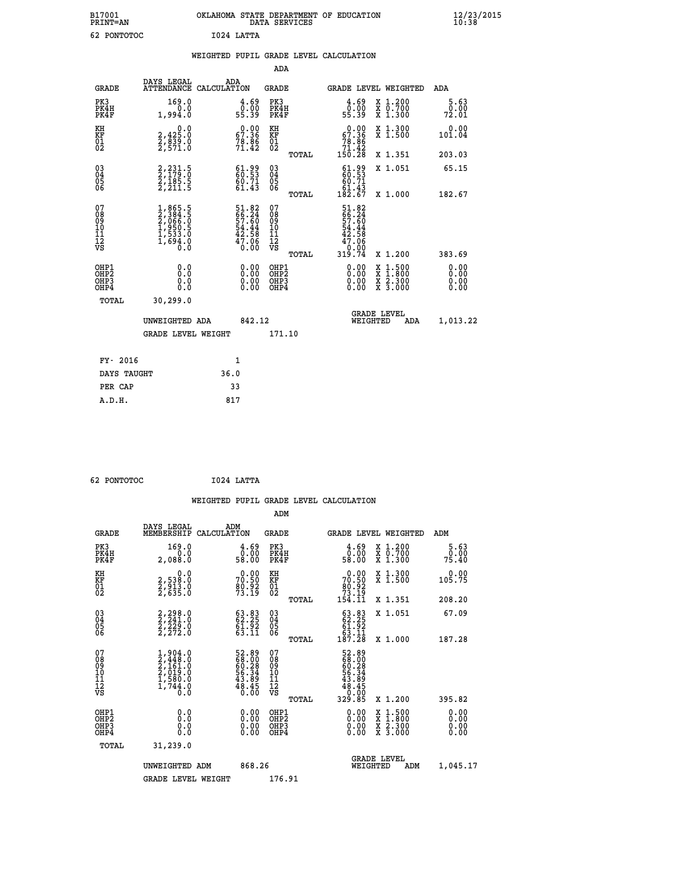B17001 OKLAHOMA STATE DEPARTMENT OF EDUCATION 12/23/2015
PRINT=AN DATA SERVICES 10:38
62 PONTOTOC I024 LATTA

## WEIGHTED PUPIL GRADE LEVEL CALCULATION

ADA

| GRADE | DAYS LEGAL ATTENDANCE | ADA CALCULATION | GRADE | | GRADE LEVEL | WEIGHTED | ADA |
|---|---|---|---|---|---|---|---|
| PK3 | 169.0 | 4.69 | PK3 | | 4.69 | X 1.200 | 5.63 |
| PK4H | 0.0 | 0.00 | PK4H | | 0.00 | X 0.700 | 0.00 |
| PK4F | 1,994.0 | 55.39 | PK4F | | 55.39 | X 1.300 | 72.01 |
| KH | 0.0 | 0.00 | KH | | 0.00 | X 1.300 | 0.00 |
| KF | 2,425.0 | 67.36 | KF | | 67.36 | X 1.500 | 101.04 |
| 01 | 2,839.0 | 78.86 | 01 | | 78.86 | | |
| 02 | 2,571.0 | 71.42 | 02 | | 71.42 | | |
| | | | | TOTAL | 150.28 | X 1.351 | 203.03 |
| 03 | 2,231.5 | 61.99 | 03 | | 61.99 | X 1.051 | 65.15 |
| 04 | 2,179.0 | 60.53 | 04 | | 60.53 | | |
| 05 | 2,185.5 | 60.71 | 05 | | 60.71 | | |
| 06 | 2,211.5 | 61.43 | 06 | | 61.43 | | |
| | | | | TOTAL | 182.67 | X 1.000 | 182.67 |
| 07 | 1,865.5 | 51.82 | 07 | | 51.82 | | |
| 08 | 2,384.5 | 66.24 | 08 | | 66.24 | | |
| 09 | 2,066.0 | 57.60 | 09 | | 57.60 | | |
| 10 | 1,950.5 | 54.44 | 10 | | 54.44 | | |
| 11 | 1,533.0 | 42.58 | 11 | | 42.58 | | |
| 12 | 1,694.0 | 47.06 | 12 | | 47.06 | | |
| VS | 0.0 | 0.00 | VS | | 0.00 | | |
| | | | | TOTAL | 319.74 | X 1.200 | 383.69 |
| OHP1 | 0.0 | 0.00 | OHP1 | | 0.00 | X 1.500 | 0.00 |
| OHP2 | 0.0 | 0.00 | OHP2 | | 0.00 | X 1.800 | 0.00 |
| OHP3 | 0.0 | 0.00 | OHP3 | | 0.00 | X 2.300 | 0.00 |
| OHP4 | 0.0 | 0.00 | OHP4 | | 0.00 | X 3.000 | 0.00 |
| TOTAL | 30,299.0 | | | | | | |

UNWEIGHTED ADA 842.12 GRADE LEVEL WEIGHTED ADA 1,013.22

GRADE LEVEL WEIGHT 171.10

| | |
|---|---|
| FY- 2016 | 1 |
| DAYS TAUGHT | 36.0 |
| PER CAP | 33 |
| A.D.H. | 817 |

62 PONTOTOC I024 LATTA

## WEIGHTED PUPIL GRADE LEVEL CALCULATION

ADM

| GRADE | DAYS LEGAL MEMBERSHIP | ADM CALCULATION | GRADE | | GRADE LEVEL | WEIGHTED | ADM |
|---|---|---|---|---|---|---|---|
| PK3 | 169.0 | 4.69 | PK3 | | 4.69 | X 1.200 | 5.63 |
| PK4H | 0.0 | 0.00 | PK4H | | 0.00 | X 0.700 | 0.00 |
| PK4F | 2,088.0 | 58.00 | PK4F | | 58.00 | X 1.300 | 75.40 |
| KH | 0.0 | 0.00 | KH | | 0.00 | X 1.300 | 0.00 |
| KF | 2,538.0 | 70.50 | KF | | 70.50 | X 1.500 | 105.75 |
| 01 | 2,913.0 | 80.92 | 01 | | 80.92 | | |
| 02 | 2,635.0 | 73.19 | 02 | | 73.19 | | |
| | | | | TOTAL | 154.11 | X 1.351 | 208.20 |
| 03 | 2,298.0 | 63.83 | 03 | | 63.83 | X 1.051 | 67.09 |
| 04 | 2,241.0 | 62.25 | 04 | | 62.25 | | |
| 05 | 2,229.0 | 61.92 | 05 | | 61.92 | | |
| 06 | 2,272.0 | 63.11 | 06 | | 63.11 | | |
| | | | | TOTAL | 187.28 | X 1.000 | 187.28 |
| 07 | 1,904.0 | 52.89 | 07 | | 52.89 | | |
| 08 | 2,448.0 | 68.00 | 08 | | 68.00 | | |
| 09 | 2,161.0 | 60.28 | 09 | | 60.28 | | |
| 10 | 2,019.0 | 56.34 | 10 | | 56.34 | | |
| 11 | 1,580.0 | 43.89 | 11 | | 43.89 | | |
| 12 | 1,744.0 | 48.45 | 12 | | 48.45 | | |
| VS | 0.0 | 0.00 | VS | | 0.00 | | |
| | | | | TOTAL | 329.85 | X 1.200 | 395.82 |
| OHP1 | 0.0 | 0.00 | OHP1 | | 0.00 | X 1.500 | 0.00 |
| OHP2 | 0.0 | 0.00 | OHP2 | | 0.00 | X 1.800 | 0.00 |
| OHP3 | 0.0 | 0.00 | OHP3 | | 0.00 | X 2.300 | 0.00 |
| OHP4 | 0.0 | 0.00 | OHP4 | | 0.00 | X 3.000 | 0.00 |
| TOTAL | 31,239.0 | | | | | | |

UNWEIGHTED ADM 868.26 GRADE LEVEL WEIGHTED ADM 1,045.17

GRADE LEVEL WEIGHT 176.91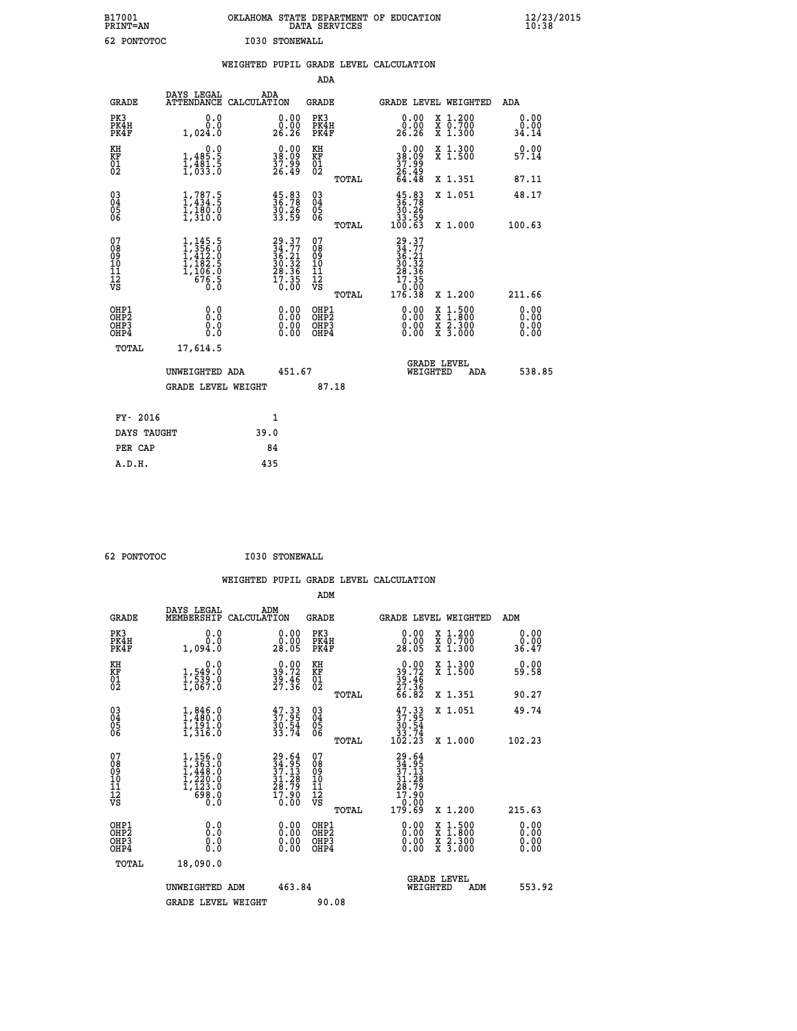B17001 OKLAHOMA STATE DEPARTMENT OF EDUCATION 12/23/2015
PRINT=AN DATA SERVICES 10:38

62 PONTOTOC I030 STONEWALL

## WEIGHTED PUPIL GRADE LEVEL CALCULATION

### ADA

| GRADE | DAYS LEGAL ATTENDANCE | ADA CALCULATION | GRADE | GRADE LEVEL | WEIGHTED | ADA |
|---|---|---|---|---|---|---|
| PK3 | 0.0 | 0.00 | PK3 | 0.00 | X 1.200 | 0.00 |
| PK4H | 0.0 | 0.00 | PK4H | 0.00 | X 0.700 | 0.00 |
| PK4F | 1,024.0 | 26.26 | PK4F | 26.26 | X 1.300 | 34.14 |
| KH | 0.0 | 0.00 | KH | 0.00 | X 1.300 | 0.00 |
| KF | 1,485.5 | 38.09 | KF | 38.09 | X 1.500 | 57.14 |
| 01 | 1,481.5 | 37.99 | 01 | 37.99 | | |
| 02 | 1,033.0 | 26.49 | 02 | 26.49 | | |
| | | | TOTAL | 64.48 | X 1.351 | 87.11 |
| 03 | 1,787.5 | 45.83 | 03 | 45.83 | X 1.051 | 48.17 |
| 04 | 1,434.5 | 36.78 | 04 | 36.78 | | |
| 05 | 1,180.0 | 30.26 | 05 | 30.26 | | |
| 06 | 1,310.0 | 33.59 | 06 | 33.59 | | |
| | | | TOTAL | 100.63 | X 1.000 | 100.63 |
| 07 | 1,145.5 | 29.37 | 07 | 29.37 | | |
| 08 | 1,356.0 | 34.77 | 08 | 34.77 | | |
| 09 | 1,412.0 | 36.21 | 09 | 36.21 | | |
| 10 | 1,182.5 | 30.32 | 10 | 30.32 | | |
| 11 | 1,106.0 | 28.36 | 11 | 28.36 | | |
| 12 | 676.5 | 17.35 | 12 | 17.35 | | |
| VS | 0.0 | 0.00 | VS | 0.00 | | |
| | | | TOTAL | 176.38 | X 1.200 | 211.66 |
| OHP1 | 0.0 | 0.00 | OHP1 | 0.00 | X 1.500 | 0.00 |
| OHP2 | 0.0 | 0.00 | OHP2 | 0.00 | X 1.800 | 0.00 |
| OHP3 | 0.0 | 0.00 | OHP3 | 0.00 | X 2.300 | 0.00 |
| OHP4 | 0.0 | 0.00 | OHP4 | 0.00 | X 3.000 | 0.00 |
| TOTAL | 17,614.5 | | | | | |

UNWEIGHTED ADA 451.67 GRADE LEVEL WEIGHTED ADA 538.85

GRADE LEVEL WEIGHT 87.18

| | |
|---|---|
| FY- 2016 | 1 |
| DAYS TAUGHT | 39.0 |
| PER CAP | 84 |
| A.D.H. | 435 |

62 PONTOTOC I030 STONEWALL

## WEIGHTED PUPIL GRADE LEVEL CALCULATION

### ADM

| GRADE | DAYS LEGAL MEMBERSHIP | ADM CALCULATION | GRADE | GRADE LEVEL | WEIGHTED | ADM |
|---|---|---|---|---|---|---|
| PK3 | 0.0 | 0.00 | PK3 | 0.00 | X 1.200 | 0.00 |
| PK4H | 0.0 | 0.00 | PK4H | 0.00 | X 0.700 | 0.00 |
| PK4F | 1,094.0 | 28.05 | PK4F | 28.05 | X 1.300 | 36.47 |
| KH | 0.0 | 0.00 | KH | 0.00 | X 1.300 | 0.00 |
| KF | 1,549.0 | 39.72 | KF | 39.72 | X 1.500 | 59.58 |
| 01 | 1,539.0 | 39.46 | 01 | 39.46 | | |
| 02 | 1,067.0 | 27.36 | 02 | 27.36 | | |
| | | | TOTAL | 66.82 | X 1.351 | 90.27 |
| 03 | 1,846.0 | 47.33 | 03 | 47.33 | X 1.051 | 49.74 |
| 04 | 1,480.0 | 37.95 | 04 | 37.95 | | |
| 05 | 1,191.0 | 30.54 | 05 | 30.54 | | |
| 06 | 1,316.0 | 33.74 | 06 | 33.74 | | |
| | | | TOTAL | 102.23 | X 1.000 | 102.23 |
| 07 | 1,156.0 | 29.64 | 07 | 29.64 | | |
| 08 | 1,363.0 | 34.95 | 08 | 34.95 | | |
| 09 | 1,448.0 | 37.13 | 09 | 37.13 | | |
| 10 | 1,220.0 | 31.28 | 10 | 31.28 | | |
| 11 | 1,123.0 | 28.79 | 11 | 28.79 | | |
| 12 | 698.0 | 17.90 | 12 | 17.90 | | |
| VS | 0.0 | 0.00 | VS | 0.00 | | |
| | | | TOTAL | 179.69 | X 1.200 | 215.63 |
| OHP1 | 0.0 | 0.00 | OHP1 | 0.00 | X 1.500 | 0.00 |
| OHP2 | 0.0 | 0.00 | OHP2 | 0.00 | X 1.800 | 0.00 |
| OHP3 | 0.0 | 0.00 | OHP3 | 0.00 | X 2.300 | 0.00 |
| OHP4 | 0.0 | 0.00 | OHP4 | 0.00 | X 3.000 | 0.00 |
| TOTAL | 18,090.0 | | | | | |

UNWEIGHTED ADM 463.84 GRADE LEVEL WEIGHTED ADM 553.92

GRADE LEVEL WEIGHT 90.08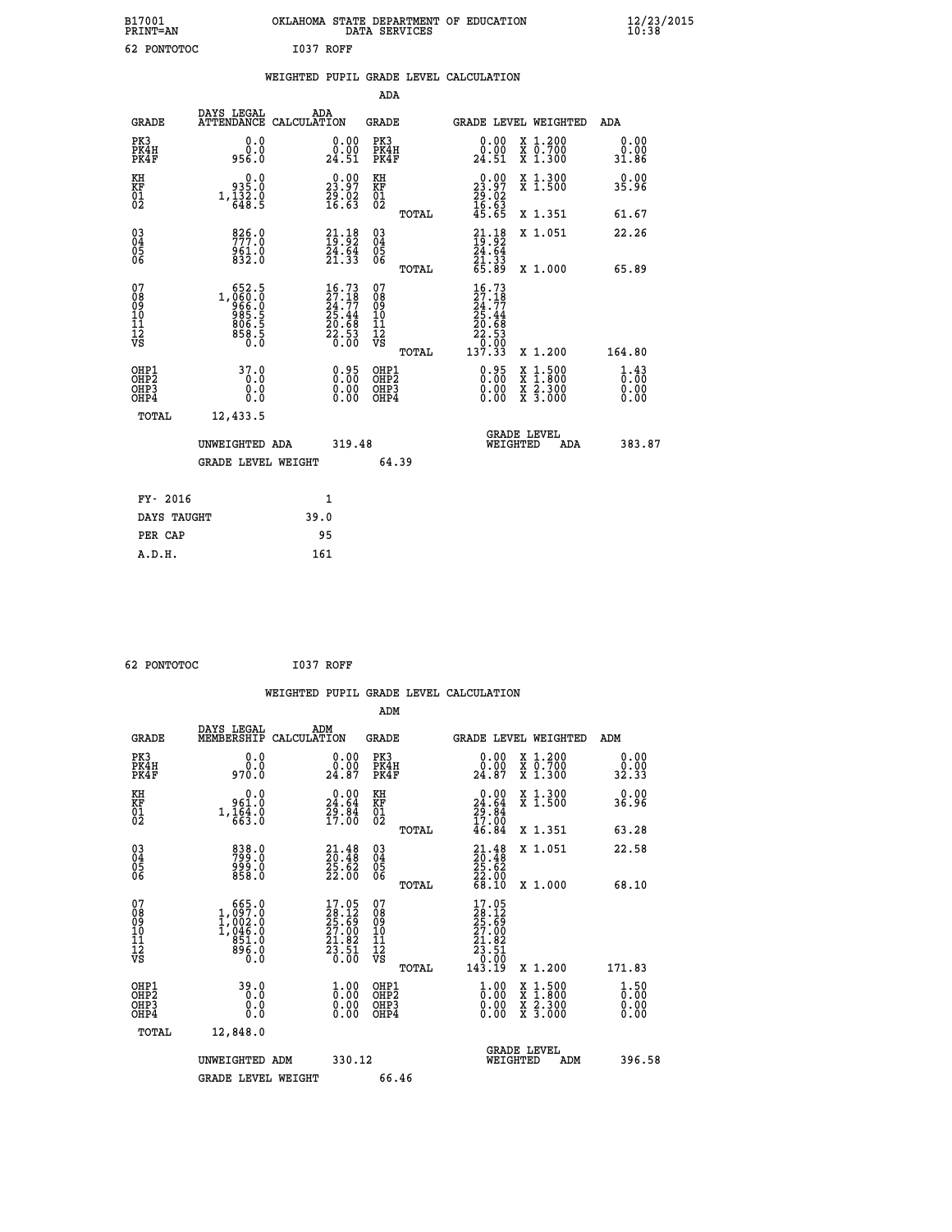B17001 OKLAHOMA STATE DEPARTMENT OF EDUCATION 12/23/2015
PRINT=AN DATA SERVICES 10:38

62 PONTOTOC I037 ROFF

## WEIGHTED PUPIL GRADE LEVEL CALCULATION

### ADA

| GRADE | DAYS LEGAL ATTENDANCE | ADA CALCULATION | GRADE | | GRADE LEVEL | WEIGHTED | ADA |
|---|---|---|---|---|---|---|---|
| PK3 | 0.0 | 0.00 | PK3 | | 0.00 | X 1.200 | 0.00 |
| PK4H | 0.0 | 0.00 | PK4H | | 0.00 | X 0.700 | 0.00 |
| PK4F | 956.0 | 24.51 | PK4F | | 24.51 | X 1.300 | 31.86 |
| KH | 0.0 | 0.00 | KH | | 0.00 | X 1.300 | 0.00 |
| KF | 935.0 | 23.97 | KF | | 23.97 | X 1.500 | 35.96 |
| 01 | 1,132.0 | 29.02 | 01 | | 29.02 | | |
| 02 | 648.5 | 16.63 | 02 | | 16.63 | | |
| | | | | TOTAL | 45.65 | X 1.351 | 61.67 |
| 03 | 826.0 | 21.18 | 03 | | 21.18 | X 1.051 | 22.26 |
| 04 | 777.0 | 19.92 | 04 | | 19.92 | | |
| 05 | 961.0 | 24.64 | 05 | | 24.64 | | |
| 06 | 832.0 | 21.33 | 06 | | 21.33 | | |
| | | | | TOTAL | 65.89 | X 1.000 | 65.89 |
| 07 | 652.5 | 16.73 | 07 | | 16.73 | | |
| 08 | 1,060.0 | 27.18 | 08 | | 27.18 | | |
| 09 | 966.0 | 24.77 | 09 | | 24.77 | | |
| 10 | 985.5 | 25.44 | 10 | | 25.44 | | |
| 11 | 806.5 | 20.68 | 11 | | 20.68 | | |
| 12 | 858.5 | 22.53 | 12 | | 22.53 | | |
| VS | 0.0 | 0.00 | VS | | 0.00 | | |
| | | | | TOTAL | 137.33 | X 1.200 | 164.80 |
| OHP1 | 37.0 | 0.95 | OHP1 | | 0.95 | X 1.500 | 1.43 |
| OHP2 | 0.0 | 0.00 | OHP2 | | 0.00 | X 1.800 | 0.00 |
| OHP3 | 0.0 | 0.00 | OHP3 | | 0.00 | X 2.300 | 0.00 |
| OHP4 | 0.0 | 0.00 | OHP4 | | 0.00 | X 3.000 | 0.00 |
| TOTAL | 12,433.5 | | | | | | |

UNWEIGHTED ADA 319.48 GRADE LEVEL WEIGHTED ADA 383.87

GRADE LEVEL WEIGHT 64.39

| | |
|---|---|
| FY- 2016 | 1 |
| DAYS TAUGHT | 39.0 |
| PER CAP | 95 |
| A.D.H. | 161 |

62 PONTOTOC I037 ROFF

## WEIGHTED PUPIL GRADE LEVEL CALCULATION

### ADM

| GRADE | DAYS LEGAL MEMBERSHIP | ADM CALCULATION | GRADE | | GRADE LEVEL | WEIGHTED | ADM |
|---|---|---|---|---|---|---|---|
| PK3 | 0.0 | 0.00 | PK3 | | 0.00 | X 1.200 | 0.00 |
| PK4H | 0.0 | 0.00 | PK4H | | 0.00 | X 0.700 | 0.00 |
| PK4F | 970.0 | 24.87 | PK4F | | 24.87 | X 1.300 | 32.33 |
| KH | 0.0 | 0.00 | KH | | 0.00 | X 1.300 | 0.00 |
| KF | 961.0 | 24.64 | KF | | 24.64 | X 1.500 | 36.96 |
| 01 | 1,164.0 | 29.84 | 01 | | 29.84 | | |
| 02 | 663.0 | 17.00 | 02 | | 17.00 | | |
| | | | | TOTAL | 46.84 | X 1.351 | 63.28 |
| 03 | 838.0 | 21.48 | 03 | | 21.48 | X 1.051 | 22.58 |
| 04 | 799.0 | 20.48 | 04 | | 20.48 | | |
| 05 | 999.0 | 25.62 | 05 | | 25.62 | | |
| 06 | 858.0 | 22.00 | 06 | | 22.00 | | |
| | | | | TOTAL | 68.10 | X 1.000 | 68.10 |
| 07 | 665.0 | 17.05 | 07 | | 17.05 | | |
| 08 | 1,097.0 | 28.12 | 08 | | 28.12 | | |
| 09 | 1,002.0 | 25.69 | 09 | | 25.69 | | |
| 10 | 1,046.0 | 27.00 | 10 | | 27.00 | | |
| 11 | 851.0 | 21.82 | 11 | | 21.82 | | |
| 12 | 896.0 | 23.51 | 12 | | 23.51 | | |
| VS | 0.0 | 0.00 | VS | | 0.00 | | |
| | | | | TOTAL | 143.19 | X 1.200 | 171.83 |
| OHP1 | 39.0 | 1.00 | OHP1 | | 1.00 | X 1.500 | 1.50 |
| OHP2 | 0.0 | 0.00 | OHP2 | | 0.00 | X 1.800 | 0.00 |
| OHP3 | 0.0 | 0.00 | OHP3 | | 0.00 | X 2.300 | 0.00 |
| OHP4 | 0.0 | 0.00 | OHP4 | | 0.00 | X 3.000 | 0.00 |
| TOTAL | 12,848.0 | | | | | | |

UNWEIGHTED ADM 330.12 GRADE LEVEL WEIGHTED ADM 396.58

GRADE LEVEL WEIGHT 66.46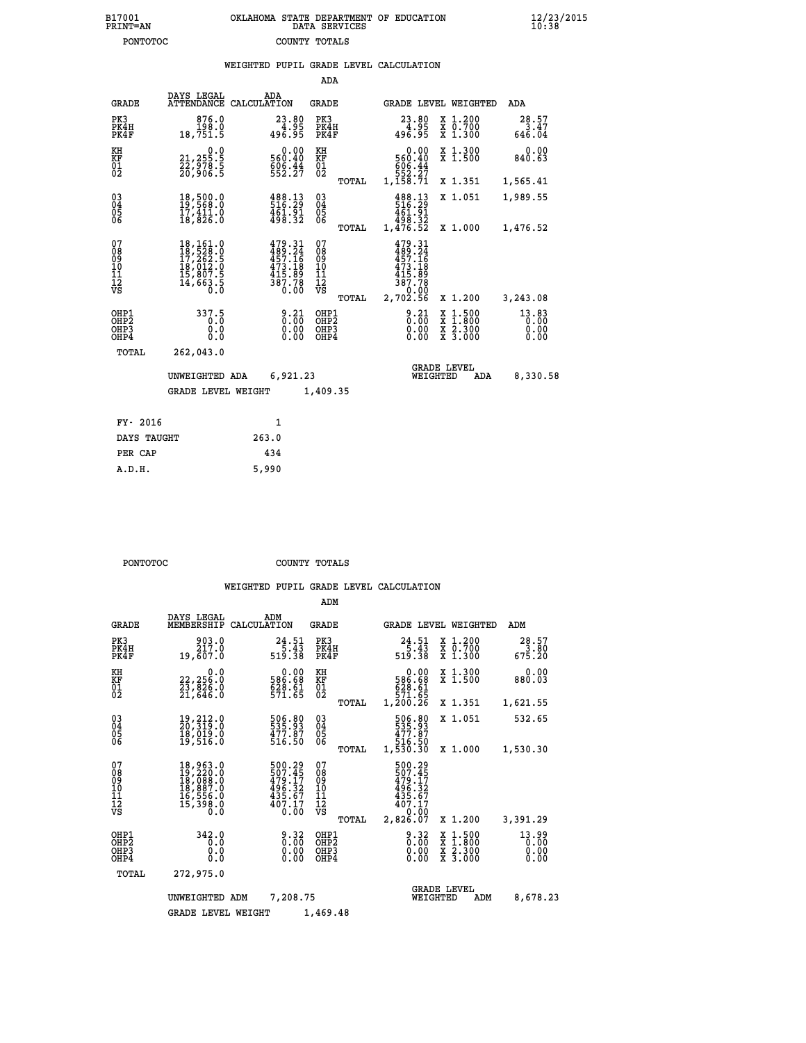B17001 OKLAHOMA STATE DEPARTMENT OF EDUCATION 12/23/2015
PRINT=AN DATA SERVICES 10:38
PONTOTOC COUNTY TOTALS

WEIGHTED PUPIL GRADE LEVEL CALCULATION

ADA

| GRADE | DAYS LEGAL ATTENDANCE | ADA CALCULATION | GRADE | | GRADE LEVEL | WEIGHTED | ADA |
|---|---|---|---|---|---|---|---|
| PK3 | 876.0 | 23.80 | PK3 | | 23.80 | X 1.200 | 28.57 |
| PK4H | 198.0 | 4.95 | PK4H | | 4.95 | X 0.700 | 3.47 |
| PK4F | 18,751.5 | 496.95 | PK4F | | 496.95 | X 1.300 | 646.04 |
| KH | 0.0 | 0.00 | KH | | 0.00 | X 1.300 | 0.00 |
| KF | 21,255.5 | 560.40 | KF | | 560.40 | X 1.500 | 840.63 |
| 01 | 22,978.5 | 606.44 | 01 | | 606.44 | | |
| 02 | 20,906.5 | 552.27 | 02 | | 552.27 | | |
| | | | | TOTAL | 1,158.71 | X 1.351 | 1,565.41 |
| 03 | 18,500.0 | 488.13 | 03 | | 488.13 | X 1.051 | 1,989.55 |
| 04 | 19,568.0 | 516.29 | 04 | | 516.29 | | |
| 05 | 17,411.0 | 461.91 | 05 | | 461.91 | | |
| 06 | 18,826.0 | 498.32 | 06 | | 498.32 | | |
| | | | | TOTAL | 1,476.52 | X 1.000 | 1,476.52 |
| 07 | 18,161.0 | 479.31 | 07 | | 479.31 | | |
| 08 | 18,528.0 | 489.24 | 08 | | 489.24 | | |
| 09 | 17,262.5 | 457.16 | 09 | | 457.16 | | |
| 10 | 18,012.0 | 473.18 | 10 | | 473.18 | | |
| 11 | 15,807.5 | 415.89 | 11 | | 415.89 | | |
| 12 | 14,663.5 | 387.78 | 12 | | 387.78 | | |
| VS | 0.0 | 0.00 | VS | | 0.00 | | |
| | | | | TOTAL | 2,702.56 | X 1.200 | 3,243.08 |
| OHP1 | 337.5 | 9.21 | OHP1 | | 9.21 | X 1.500 | 13.83 |
| OHP2 | 0.0 | 0.00 | OHP2 | | 0.00 | X 1.800 | 0.00 |
| OHP3 | 0.0 | 0.00 | OHP3 | | 0.00 | X 2.300 | 0.00 |
| OHP4 | 0.0 | 0.00 | OHP4 | | 0.00 | X 3.000 | 0.00 |
| TOTAL | 262,043.0 | | | | | | |

UNWEIGHTED ADA 6,921.23 GRADE LEVEL WEIGHTED ADA 8,330.58

GRADE LEVEL WEIGHT 1,409.35

| | |
|---|---|
| FY- 2016 | 1 |
| DAYS TAUGHT | 263.0 |
| PER CAP | 434 |
| A.D.H. | 5,990 |

PONTOTOC COUNTY TOTALS

WEIGHTED PUPIL GRADE LEVEL CALCULATION

ADM

| GRADE | DAYS LEGAL MEMBERSHIP | ADM CALCULATION | GRADE | | GRADE LEVEL | WEIGHTED | ADM |
|---|---|---|---|---|---|---|---|
| PK3 | 903.0 | 24.51 | PK3 | | 24.51 | X 1.200 | 28.57 |
| PK4H | 217.0 | 5.43 | PK4H | | 5.43 | X 0.700 | 3.80 |
| PK4F | 19,607.0 | 519.38 | PK4F | | 519.38 | X 1.300 | 675.20 |
| KH | 0.0 | 0.00 | KH | | 0.00 | X 1.300 | 0.00 |
| KF | 22,256.0 | 586.68 | KF | | 586.68 | X 1.500 | 880.03 |
| 01 | 23,826.0 | 628.61 | 01 | | 628.61 | | |
| 02 | 21,646.0 | 571.65 | 02 | | 571.65 | | |
| | | | | TOTAL | 1,200.26 | X 1.351 | 1,621.55 |
| 03 | 19,212.0 | 506.80 | 03 | | 506.80 | X 1.051 | 532.65 |
| 04 | 20,319.0 | 535.93 | 04 | | 535.93 | | |
| 05 | 18,019.0 | 477.87 | 05 | | 477.87 | | |
| 06 | 19,516.0 | 516.50 | 06 | | 516.50 | | |
| | | | | TOTAL | 1,530.30 | X 1.000 | 1,530.30 |
| 07 | 18,963.0 | 500.29 | 07 | | 500.29 | | |
| 08 | 19,220.0 | 507.45 | 08 | | 507.45 | | |
| 09 | 18,088.0 | 479.17 | 09 | | 479.17 | | |
| 10 | 18,887.0 | 496.32 | 10 | | 496.32 | | |
| 11 | 16,556.0 | 435.67 | 11 | | 435.67 | | |
| 12 | 15,398.0 | 407.17 | 12 | | 407.17 | | |
| VS | 0.0 | 0.00 | VS | | 0.00 | | |
| | | | | TOTAL | 2,826.07 | X 1.200 | 3,391.29 |
| OHP1 | 342.0 | 9.32 | OHP1 | | 9.32 | X 1.500 | 13.99 |
| OHP2 | 0.0 | 0.00 | OHP2 | | 0.00 | X 1.800 | 0.00 |
| OHP3 | 0.0 | 0.00 | OHP3 | | 0.00 | X 2.300 | 0.00 |
| OHP4 | 0.0 | 0.00 | OHP4 | | 0.00 | X 3.000 | 0.00 |
| TOTAL | 272,975.0 | | | | | | |

UNWEIGHTED ADM 7,208.75 GRADE LEVEL WEIGHTED ADM 8,678.23

GRADE LEVEL WEIGHT 1,469.48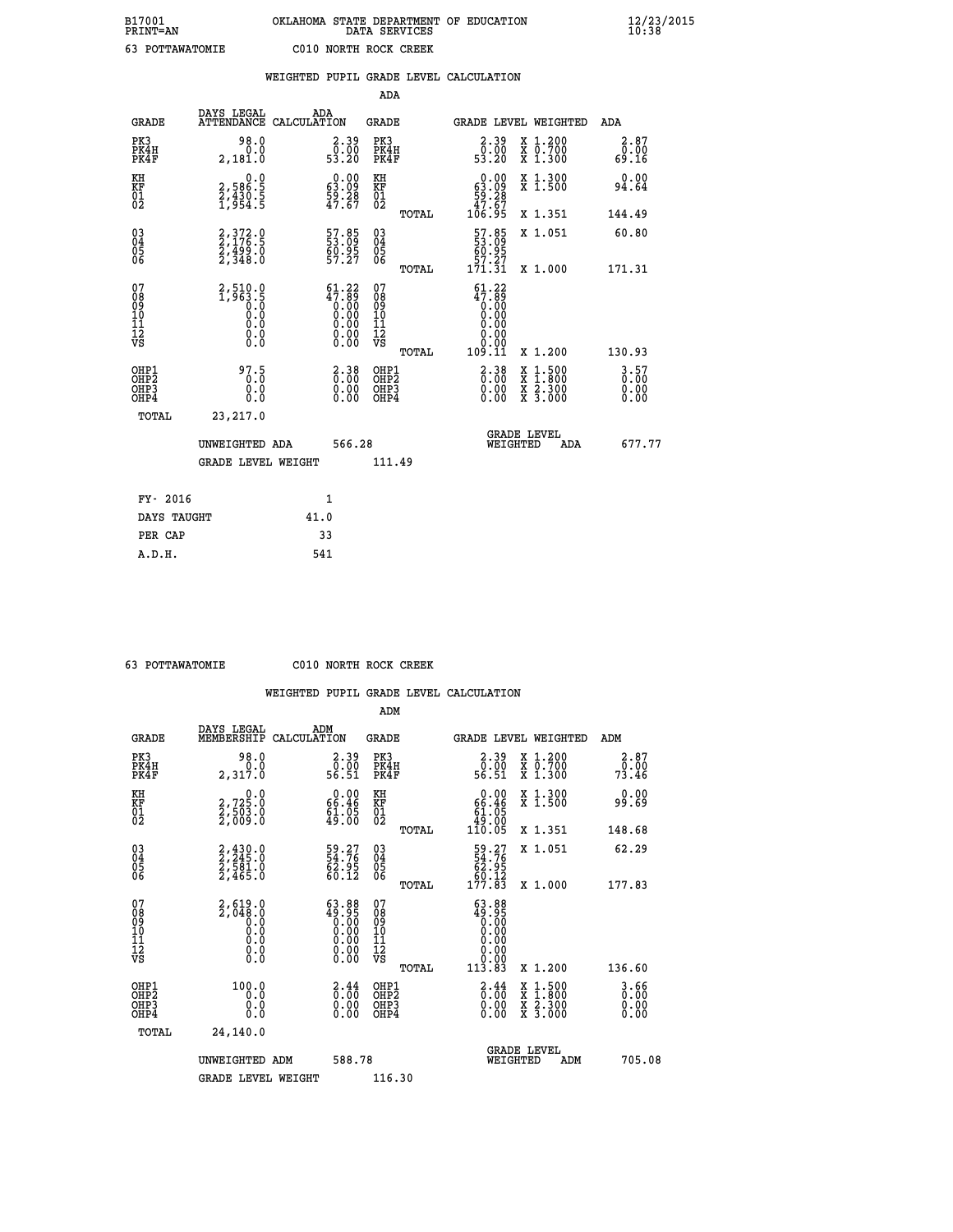B17001 OKLAHOMA STATE DEPARTMENT OF EDUCATION 12/23/2015
PRINT=AN DATA SERVICES 10:38

63 POTTAWATOMIE C010 NORTH ROCK CREEK

## WEIGHTED PUPIL GRADE LEVEL CALCULATION

### ADA

| GRADE | DAYS LEGAL ATTENDANCE | ADA CALCULATION | GRADE | | GRADE LEVEL | WEIGHTED | ADA |
|---|---|---|---|---|---|---|---|
| PK3 | 98.0 | 2.39 | PK3 | | 2.39 | X 1.200 | 2.87 |
| PK4H | 0.0 | 0.00 | PK4H | | 0.00 | X 0.700 | 0.00 |
| PK4F | 2,181.0 | 53.20 | PK4F | | 53.20 | X 1.300 | 69.16 |
| KH | 0.0 | 0.00 | KH | | 0.00 | X 1.300 | 0.00 |
| KF | 2,586.5 | 63.09 | KF | | 63.09 | X 1.500 | 94.64 |
| 01 | 2,430.5 | 59.28 | 01 | | 59.28 | | |
| 02 | 1,954.5 | 47.67 | 02 | | 47.67 | | |
| | | | | TOTAL | 106.95 | X 1.351 | 144.49 |
| 03 | 2,372.0 | 57.85 | 03 | | 57.85 | X 1.051 | 60.80 |
| 04 | 2,176.5 | 53.09 | 04 | | 53.09 | | |
| 05 | 2,499.0 | 60.95 | 05 | | 60.95 | | |
| 06 | 2,348.0 | 57.27 | 06 | | 57.27 | | |
| | | | | TOTAL | 171.31 | X 1.000 | 171.31 |
| 07 | 2,510.0 | 61.22 | 07 | | 61.22 | | |
| 08 | 1,963.5 | 47.89 | 08 | | 47.89 | | |
| 09 | 0.0 | 0.00 | 09 | | 0.00 | | |
| 10 | 0.0 | 0.00 | 10 | | 0.00 | | |
| 11 | 0.0 | 0.00 | 11 | | 0.00 | | |
| 12 | 0.0 | 0.00 | 12 | | 0.00 | | |
| VS | 0.0 | 0.00 | VS | | 0.00 | | |
| | | | | TOTAL | 109.11 | X 1.200 | 130.93 |
| OHP1 | 97.5 | 2.38 | OHP1 | | 2.38 | X 1.500 | 3.57 |
| OHP2 | 0.0 | 0.00 | OHP2 | | 0.00 | X 1.800 | 0.00 |
| OHP3 | 0.0 | 0.00 | OHP3 | | 0.00 | X 2.300 | 0.00 |
| OHP4 | 0.0 | 0.00 | OHP4 | | 0.00 | X 3.000 | 0.00 |
| TOTAL | 23,217.0 | | | | | | |

UNWEIGHTED ADA 566.28 GRADE LEVEL WEIGHTED ADA 677.77

GRADE LEVEL WEIGHT 111.49

| | |
|---|---|
| FY- 2016 | 1 |
| DAYS TAUGHT | 41.0 |
| PER CAP | 33 |
| A.D.H. | 541 |

63 POTTAWATOMIE C010 NORTH ROCK CREEK

## WEIGHTED PUPIL GRADE LEVEL CALCULATION

### ADM

| GRADE | DAYS LEGAL MEMBERSHIP | ADM CALCULATION | GRADE | | GRADE LEVEL | WEIGHTED | ADM |
|---|---|---|---|---|---|---|---|
| PK3 | 98.0 | 2.39 | PK3 | | 2.39 | X 1.200 | 2.87 |
| PK4H | 0.0 | 0.00 | PK4H | | 0.00 | X 0.700 | 0.00 |
| PK4F | 2,317.0 | 56.51 | PK4F | | 56.51 | X 1.300 | 73.46 |
| KH | 0.0 | 0.00 | KH | | 0.00 | X 1.300 | 0.00 |
| KF | 2,725.0 | 66.46 | KF | | 66.46 | X 1.500 | 99.69 |
| 01 | 2,503.0 | 61.05 | 01 | | 61.05 | | |
| 02 | 2,009.0 | 49.00 | 02 | | 49.00 | | |
| | | | | TOTAL | 110.05 | X 1.351 | 148.68 |
| 03 | 2,430.0 | 59.27 | 03 | | 59.27 | X 1.051 | 62.29 |
| 04 | 2,245.0 | 54.76 | 04 | | 54.76 | | |
| 05 | 2,581.0 | 62.95 | 05 | | 62.95 | | |
| 06 | 2,465.0 | 60.12 | 06 | | 60.12 | | |
| | | | | TOTAL | 177.83 | X 1.000 | 177.83 |
| 07 | 2,619.0 | 63.88 | 07 | | 63.88 | | |
| 08 | 2,048.0 | 49.95 | 08 | | 49.95 | | |
| 09 | 0.0 | 0.00 | 09 | | 0.00 | | |
| 10 | 0.0 | 0.00 | 10 | | 0.00 | | |
| 11 | 0.0 | 0.00 | 11 | | 0.00 | | |
| 12 | 0.0 | 0.00 | 12 | | 0.00 | | |
| VS | 0.0 | 0.00 | VS | | 0.00 | | |
| | | | | TOTAL | 113.83 | X 1.200 | 136.60 |
| OHP1 | 100.0 | 2.44 | OHP1 | | 2.44 | X 1.500 | 3.66 |
| OHP2 | 0.0 | 0.00 | OHP2 | | 0.00 | X 1.800 | 0.00 |
| OHP3 | 0.0 | 0.00 | OHP3 | | 0.00 | X 2.300 | 0.00 |
| OHP4 | 0.0 | 0.00 | OHP4 | | 0.00 | X 3.000 | 0.00 |
| TOTAL | 24,140.0 | | | | | | |

UNWEIGHTED ADM 588.78 GRADE LEVEL WEIGHTED ADM 705.08

GRADE LEVEL WEIGHT 116.30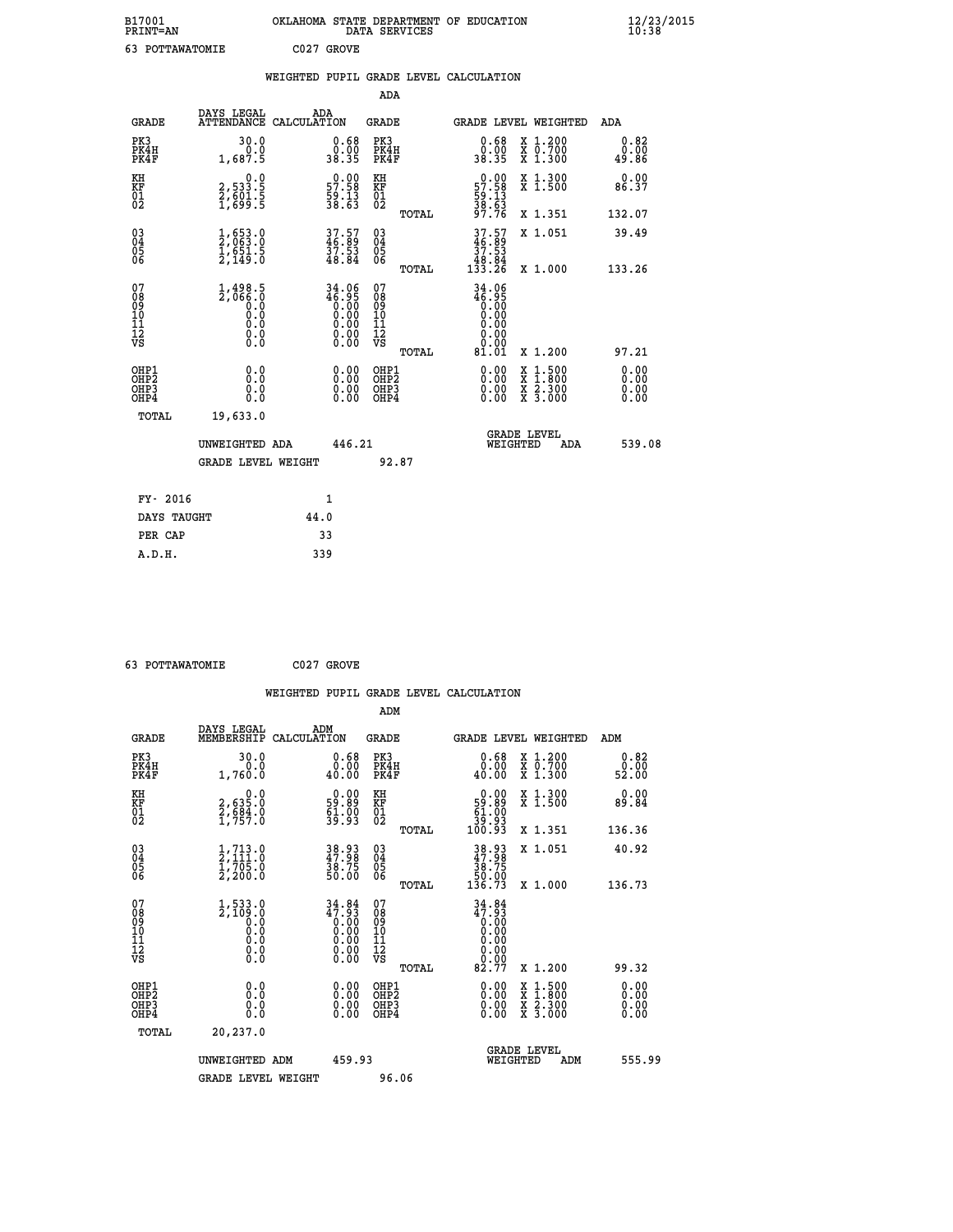B17001 OKLAHOMA STATE DEPARTMENT OF EDUCATION 12/23/2015
PRINT=AN DATA SERVICES 10:38

63 POTTAWATOMIE C027 GROVE

## WEIGHTED PUPIL GRADE LEVEL CALCULATION

### ADA

| GRADE | DAYS LEGAL ATTENDANCE | ADA CALCULATION | GRADE | GRADE LEVEL | WEIGHTED | ADA |
|---|---|---|---|---|---|---|
| PK3 | 30.0 | 0.68 | PK3 | 0.68 | X 1.200 | 0.82 |
| PK4H | 0.0 | 0.00 | PK4H | 0.00 | X 0.700 | 0.00 |
| PK4F | 1,687.5 | 38.35 | PK4F | 38.35 | X 1.300 | 49.86 |
| KH | 0.0 | 0.00 | KH | 0.00 | X 1.300 | 0.00 |
| KF | 2,533.5 | 57.58 | KF | 57.58 | X 1.500 | 86.37 |
| 01 | 2,601.5 | 59.13 | 01 | 59.13 | | |
| 02 | 1,699.5 | 38.63 | 02 | 38.63 | | |
| | | | TOTAL | 97.76 | X 1.351 | 132.07 |
| 03 | 1,653.0 | 37.57 | 03 | 37.57 | X 1.051 | 39.49 |
| 04 | 2,063.0 | 46.89 | 04 | 46.89 | | |
| 05 | 1,651.5 | 37.53 | 05 | 37.53 | | |
| 06 | 2,149.0 | 48.84 | 06 | 48.84 | | |
| | | | TOTAL | 133.26 | X 1.000 | 133.26 |
| 07 | 1,498.5 | 34.06 | 07 | 34.06 | | |
| 08 | 2,066.0 | 46.95 | 08 | 46.95 | | |
| 09 | 0.0 | 0.00 | 09 | 0.00 | | |
| 10 | 0.0 | 0.00 | 10 | 0.00 | | |
| 11 | 0.0 | 0.00 | 11 | 0.00 | | |
| 12 | 0.0 | 0.00 | 12 | 0.00 | | |
| VS | 0.0 | 0.00 | VS | 0.00 | | |
| | | | TOTAL | 81.01 | X 1.200 | 97.21 |
| OHP1 | 0.0 | 0.00 | OHP1 | 0.00 | X 1.500 | 0.00 |
| OHP2 | 0.0 | 0.00 | OHP2 | 0.00 | X 1.800 | 0.00 |
| OHP3 | 0.0 | 0.00 | OHP3 | 0.00 | X 2.300 | 0.00 |
| OHP4 | 0.0 | 0.00 | OHP4 | 0.00 | X 3.000 | 0.00 |
| TOTAL | 19,633.0 | | | | | |

UNWEIGHTED ADA 446.21 GRADE LEVEL WEIGHTED ADA 539.08

GRADE LEVEL WEIGHT 92.87

| FY- 2016 | 1 |
|---|---|
| DAYS TAUGHT | 44.0 |
| PER CAP | 33 |
| A.D.H. | 339 |

63 POTTAWATOMIE C027 GROVE

## WEIGHTED PUPIL GRADE LEVEL CALCULATION

### ADM

| GRADE | DAYS LEGAL MEMBERSHIP | ADM CALCULATION | GRADE | GRADE LEVEL | WEIGHTED | ADM |
|---|---|---|---|---|---|---|
| PK3 | 30.0 | 0.68 | PK3 | 0.68 | X 1.200 | 0.82 |
| PK4H | 0.0 | 0.00 | PK4H | 0.00 | X 0.700 | 0.00 |
| PK4F | 1,760.0 | 40.00 | PK4F | 40.00 | X 1.300 | 52.00 |
| KH | 0.0 | 0.00 | KH | 0.00 | X 1.300 | 0.00 |
| KF | 2,635.0 | 59.89 | KF | 59.89 | X 1.500 | 89.84 |
| 01 | 2,684.0 | 61.00 | 01 | 61.00 | | |
| 02 | 1,757.0 | 39.93 | 02 | 39.93 | | |
| | | | TOTAL | 100.93 | X 1.351 | 136.36 |
| 03 | 1,713.0 | 38.93 | 03 | 38.93 | X 1.051 | 40.92 |
| 04 | 2,111.0 | 47.98 | 04 | 47.98 | | |
| 05 | 1,705.0 | 38.75 | 05 | 38.75 | | |
| 06 | 2,200.0 | 50.00 | 06 | 50.00 | | |
| | | | TOTAL | 136.73 | X 1.000 | 136.73 |
| 07 | 1,533.0 | 34.84 | 07 | 34.84 | | |
| 08 | 2,109.0 | 47.93 | 08 | 47.93 | | |
| 09 | 0.0 | 0.00 | 09 | 0.00 | | |
| 10 | 0.0 | 0.00 | 10 | 0.00 | | |
| 11 | 0.0 | 0.00 | 11 | 0.00 | | |
| 12 | 0.0 | 0.00 | 12 | 0.00 | | |
| VS | 0.0 | 0.00 | VS | 0.00 | | |
| | | | TOTAL | 82.77 | X 1.200 | 99.32 |
| OHP1 | 0.0 | 0.00 | OHP1 | 0.00 | X 1.500 | 0.00 |
| OHP2 | 0.0 | 0.00 | OHP2 | 0.00 | X 1.800 | 0.00 |
| OHP3 | 0.0 | 0.00 | OHP3 | 0.00 | X 2.300 | 0.00 |
| OHP4 | 0.0 | 0.00 | OHP4 | 0.00 | X 3.000 | 0.00 |
| TOTAL | 20,237.0 | | | | | |

UNWEIGHTED ADM 459.93 GRADE LEVEL WEIGHTED ADM 555.99

GRADE LEVEL WEIGHT 96.06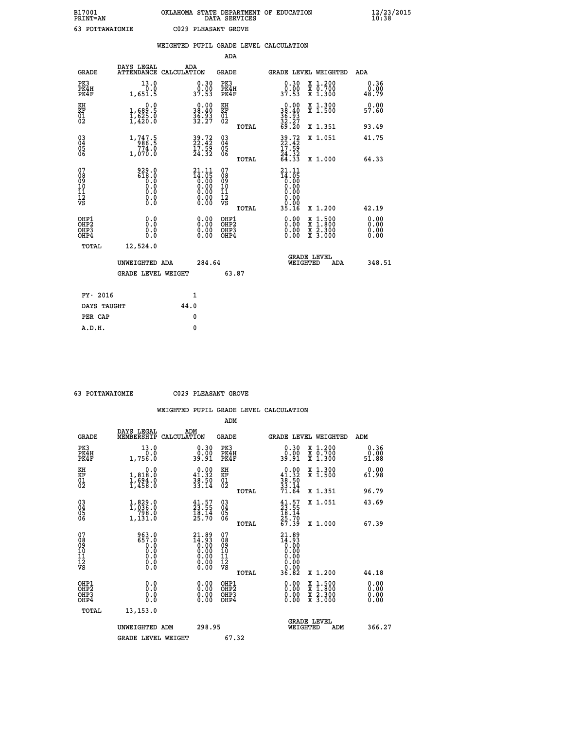B17001 OKLAHOMA STATE DEPARTMENT OF EDUCATION 12/23/2015
PRINT=AN DATA SERVICES 10:38

63 POTTAWATOMIE C029 PLEASANT GROVE

## WEIGHTED PUPIL GRADE LEVEL CALCULATION

### ADA

| GRADE | DAYS LEGAL ATTENDANCE | ADA CALCULATION | GRADE | GRADE LEVEL | WEIGHTED | ADA |
|---|---|---|---|---|---|---|
| PK3 | 13.0 | 0.30 | PK3 | 0.30 | X 1.200 | 0.36 |
| PK4H | 0.0 | 0.00 | PK4H | 0.00 | X 0.700 | 0.00 |
| PK4F | 1,651.5 | 37.53 | PK4F | 37.53 | X 1.300 | 48.79 |
| KH | 0.0 | 0.00 | KH | 0.00 | X 1.300 | 0.00 |
| KF | 1,689.5 | 38.40 | KF | 38.40 | X 1.500 | 57.60 |
| 01 | 1,625.0 | 36.93 | 01 | 36.93 | | |
| 02 | 1,420.0 | 32.27 | 02 | 32.27 | | |
| | | | TOTAL | 69.20 | X 1.351 | 93.49 |
| 03 | 1,747.5 | 39.72 | 03 | 39.72 | X 1.051 | 41.75 |
| 04 | 986.5 | 22.42 | 04 | 22.42 | | |
| 05 | 774.0 | 17.59 | 05 | 17.59 | | |
| 06 | 1,070.0 | 24.32 | 06 | 24.32 | | |
| | | | TOTAL | 64.33 | X 1.000 | 64.33 |
| 07 | 929.0 | 21.11 | 07 | 21.11 | | |
| 08 | 618.0 | 14.05 | 08 | 14.05 | | |
| 09 | 0.0 | 0.00 | 09 | 0.00 | | |
| 10 | 0.0 | 0.00 | 10 | 0.00 | | |
| 11 | 0.0 | 0.00 | 11 | 0.00 | | |
| 12 | 0.0 | 0.00 | 12 | 0.00 | | |
| VS | 0.0 | 0.00 | VS | 0.00 | | |
| | | | TOTAL | 35.16 | X 1.200 | 42.19 |
| OHP1 | 0.0 | 0.00 | OHP1 | 0.00 | X 1.500 | 0.00 |
| OHP2 | 0.0 | 0.00 | OHP2 | 0.00 | X 1.800 | 0.00 |
| OHP3 | 0.0 | 0.00 | OHP3 | 0.00 | X 2.300 | 0.00 |
| OHP4 | 0.0 | 0.00 | OHP4 | 0.00 | X 3.000 | 0.00 |
| TOTAL | 12,524.0 | | | | | |

UNWEIGHTED ADA 284.64 | GRADE LEVEL WEIGHTED ADA 348.51

GRADE LEVEL WEIGHT 63.87

| FY- 2016 | 1 |
|---|---|
| DAYS TAUGHT | 44.0 |
| PER CAP | 0 |
| A.D.H. | 0 |

63 POTTAWATOMIE C029 PLEASANT GROVE

## WEIGHTED PUPIL GRADE LEVEL CALCULATION

### ADM

| GRADE | DAYS LEGAL MEMBERSHIP | ADM CALCULATION | GRADE | GRADE LEVEL | WEIGHTED | ADM |
|---|---|---|---|---|---|---|
| PK3 | 13.0 | 0.30 | PK3 | 0.30 | X 1.200 | 0.36 |
| PK4H | 0.0 | 0.00 | PK4H | 0.00 | X 0.700 | 0.00 |
| PK4F | 1,756.0 | 39.91 | PK4F | 39.91 | X 1.300 | 51.88 |
| KH | 0.0 | 0.00 | KH | 0.00 | X 1.300 | 0.00 |
| KF | 1,818.0 | 41.32 | KF | 41.32 | X 1.500 | 61.98 |
| 01 | 1,694.0 | 38.50 | 01 | 38.50 | | |
| 02 | 1,458.0 | 33.14 | 02 | 33.14 | | |
| | | | TOTAL | 71.64 | X 1.351 | 96.79 |
| 03 | 1,829.0 | 41.57 | 03 | 41.57 | X 1.051 | 43.69 |
| 04 | 1,036.0 | 23.55 | 04 | 23.55 | | |
| 05 | 798.0 | 18.14 | 05 | 18.14 | | |
| 06 | 1,131.0 | 25.70 | 06 | 25.70 | | |
| | | | TOTAL | 67.39 | X 1.000 | 67.39 |
| 07 | 963.0 | 21.89 | 07 | 21.89 | | |
| 08 | 657.0 | 14.93 | 08 | 14.93 | | |
| 09 | 0.0 | 0.00 | 09 | 0.00 | | |
| 10 | 0.0 | 0.00 | 10 | 0.00 | | |
| 11 | 0.0 | 0.00 | 11 | 0.00 | | |
| 12 | 0.0 | 0.00 | 12 | 0.00 | | |
| VS | 0.0 | 0.00 | VS | 0.00 | | |
| | | | TOTAL | 36.82 | X 1.200 | 44.18 |
| OHP1 | 0.0 | 0.00 | OHP1 | 0.00 | X 1.500 | 0.00 |
| OHP2 | 0.0 | 0.00 | OHP2 | 0.00 | X 1.800 | 0.00 |
| OHP3 | 0.0 | 0.00 | OHP3 | 0.00 | X 2.300 | 0.00 |
| OHP4 | 0.0 | 0.00 | OHP4 | 0.00 | X 3.000 | 0.00 |
| TOTAL | 13,153.0 | | | | | |

UNWEIGHTED ADM 298.95 | GRADE LEVEL WEIGHTED ADM 366.27

GRADE LEVEL WEIGHT 67.32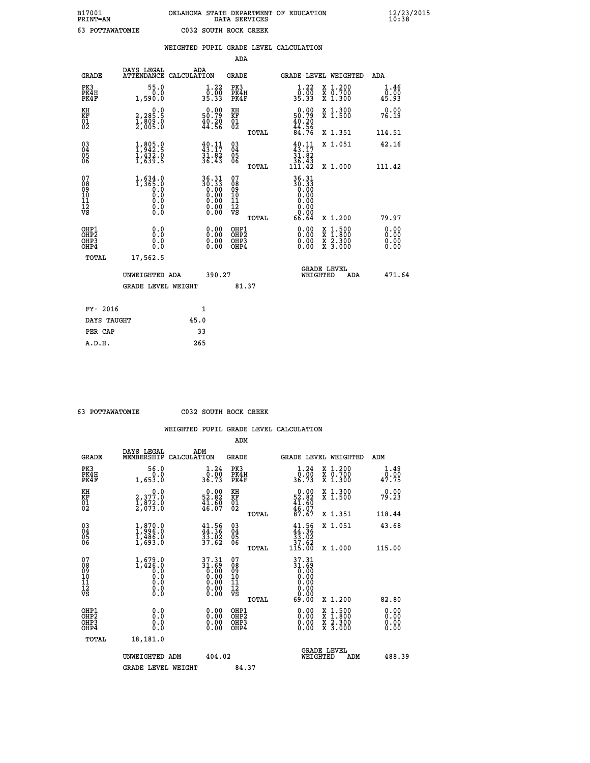B17001 OKLAHOMA STATE DEPARTMENT OF EDUCATION 12/23/2015
PRINT=AN DATA SERVICES 10:38

63 POTTAWATOMIE C032 SOUTH ROCK CREEK

WEIGHTED PUPIL GRADE LEVEL CALCULATION

ADA

| GRADE | DAYS LEGAL ATTENDANCE | ADA CALCULATION | GRADE | GRADE LEVEL | WEIGHTED | ADA |
|---|---|---|---|---|---|---|
| PK3 | 55.0 | 1.22 | PK3 | 1.22 | X 1.200 | 1.46 |
| PK4H | 0.0 | 0.00 | PK4H | 0.00 | X 0.700 | 0.00 |
| PK4F | 1,590.0 | 35.33 | PK4F | 35.33 | X 1.300 | 45.93 |
| KH | 0.0 | 0.00 | KH | 0.00 | X 1.300 | 0.00 |
| KF | 2,285.5 | 50.79 | KF | 50.79 | X 1.500 | 76.19 |
| 01 | 1,809.0 | 40.20 | 01 | 40.20 | | |
| 02 | 2,005.0 | 44.56 | 02 | 44.56 | | |
| | | | TOTAL | 84.76 | X 1.351 | 114.51 |
| 03 | 1,805.0 | 40.11 | 03 | 40.11 | X 1.051 | 42.16 |
| 04 | 1,942.5 | 43.17 | 04 | 43.17 | | |
| 05 | 1,432.0 | 31.82 | 05 | 31.82 | | |
| 06 | 1,639.5 | 36.43 | 06 | 36.43 | | |
| | | | TOTAL | 111.42 | X 1.000 | 111.42 |
| 07 | 1,634.0 | 36.31 | 07 | 36.31 | | |
| 08 | 1,365.0 | 30.33 | 08 | 30.33 | | |
| 09 | 0.0 | 0.00 | 09 | 0.00 | | |
| 10 | 0.0 | 0.00 | 10 | 0.00 | | |
| 11 | 0.0 | 0.00 | 11 | 0.00 | | |
| 12 | 0.0 | 0.00 | 12 | 0.00 | | |
| VS | 0.0 | 0.00 | VS | 0.00 | | |
| | | | TOTAL | 66.64 | X 1.200 | 79.97 |
| OHP1 | 0.0 | 0.00 | OHP1 | 0.00 | X 1.500 | 0.00 |
| OHP2 | 0.0 | 0.00 | OHP2 | 0.00 | X 1.800 | 0.00 |
| OHP3 | 0.0 | 0.00 | OHP3 | 0.00 | X 2.300 | 0.00 |
| OHP4 | 0.0 | 0.00 | OHP4 | 0.00 | X 3.000 | 0.00 |
| TOTAL | 17,562.5 | | | | | |

UNWEIGHTED ADA 390.27 GRADE LEVEL WEIGHTED ADA 471.64

GRADE LEVEL WEIGHT 81.37

| FY- 2016 | 1 |
|---|---|
| DAYS TAUGHT | 45.0 |
| PER CAP | 33 |
| A.D.H. | 265 |

63 POTTAWATOMIE C032 SOUTH ROCK CREEK

WEIGHTED PUPIL GRADE LEVEL CALCULATION

ADM

| GRADE | DAYS LEGAL MEMBERSHIP | ADM CALCULATION | GRADE | GRADE LEVEL | WEIGHTED | ADM |
|---|---|---|---|---|---|---|
| PK3 | 56.0 | 1.24 | PK3 | 1.24 | X 1.200 | 1.49 |
| PK4H | 0.0 | 0.00 | PK4H | 0.00 | X 0.700 | 0.00 |
| PK4F | 1,653.0 | 36.73 | PK4F | 36.73 | X 1.300 | 47.75 |
| KH | 0.0 | 0.00 | KH | 0.00 | X 1.300 | 0.00 |
| KF | 2,377.0 | 52.82 | KF | 52.82 | X 1.500 | 79.23 |
| 01 | 1,872.0 | 41.60 | 01 | 41.60 | | |
| 02 | 2,073.0 | 46.07 | 02 | 46.07 | | |
| | | | TOTAL | 87.67 | X 1.351 | 118.44 |
| 03 | 1,870.0 | 41.56 | 03 | 41.56 | X 1.051 | 43.68 |
| 04 | 1,996.0 | 44.36 | 04 | 44.36 | | |
| 05 | 1,486.0 | 33.02 | 05 | 33.02 | | |
| 06 | 1,693.0 | 37.62 | 06 | 37.62 | | |
| | | | TOTAL | 115.00 | X 1.000 | 115.00 |
| 07 | 1,679.0 | 37.31 | 07 | 37.31 | | |
| 08 | 1,426.0 | 31.69 | 08 | 31.69 | | |
| 09 | 0.0 | 0.00 | 09 | 0.00 | | |
| 10 | 0.0 | 0.00 | 10 | 0.00 | | |
| 11 | 0.0 | 0.00 | 11 | 0.00 | | |
| 12 | 0.0 | 0.00 | 12 | 0.00 | | |
| VS | 0.0 | 0.00 | VS | 0.00 | | |
| | | | TOTAL | 69.00 | X 1.200 | 82.80 |
| OHP1 | 0.0 | 0.00 | OHP1 | 0.00 | X 1.500 | 0.00 |
| OHP2 | 0.0 | 0.00 | OHP2 | 0.00 | X 1.800 | 0.00 |
| OHP3 | 0.0 | 0.00 | OHP3 | 0.00 | X 2.300 | 0.00 |
| OHP4 | 0.0 | 0.00 | OHP4 | 0.00 | X 3.000 | 0.00 |
| TOTAL | 18,181.0 | | | | | |

UNWEIGHTED ADM 404.02 GRADE LEVEL WEIGHTED ADM 488.39

GRADE LEVEL WEIGHT 84.37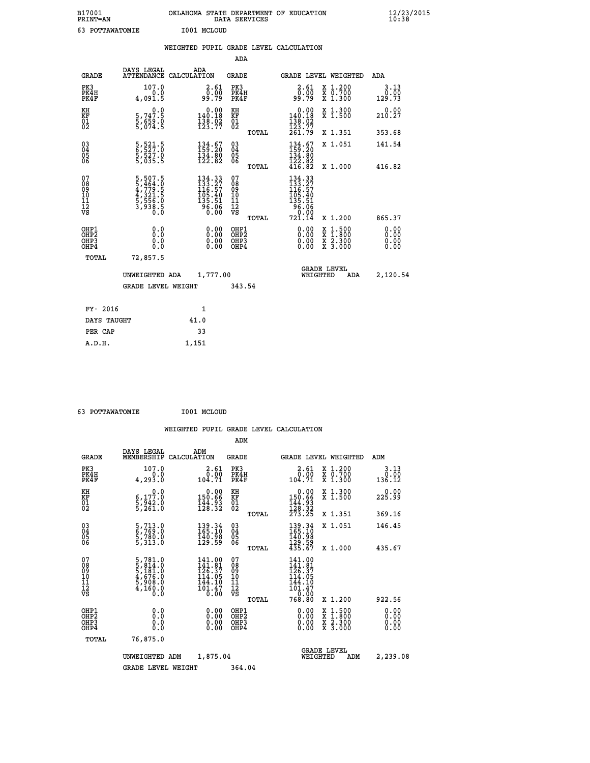B17001 OKLAHOMA STATE DEPARTMENT OF EDUCATION 12/23/2015
PRINT=AN DATA SERVICES 10:38

63 POTTAWATOMIE I001 MCLOUD

WEIGHTED PUPIL GRADE LEVEL CALCULATION

ADA

| GRADE | DAYS LEGAL ATTENDANCE | ADA CALCULATION | GRADE | GRADE LEVEL | WEIGHTED | ADA |
|---|---|---|---|---|---|---|
| PK3 | 107.0 | 2.61 | PK3 | 2.61 | X 1.200 | 3.13 |
| PK4H | 0.0 | 0.00 | PK4H | 0.00 | X 0.700 | 0.00 |
| PK4F | 4,091.5 | 99.79 | PK4F | 99.79 | X 1.300 | 129.73 |
| KH | 0.0 | 0.00 | KH | 0.00 | X 1.300 | 0.00 |
| KF | 5,747.5 | 140.18 | KF | 140.18 | X 1.500 | 210.27 |
| 01 | 5,659.0 | 138.02 | 01 | 138.02 | | |
| 02 | 5,074.5 | 123.77 | 02 | 123.77 | | |
| | | | TOTAL | 261.79 | X 1.351 | 353.68 |
| 03 | 5,521.5 | 134.67 | 03 | 134.67 | X 1.051 | 141.54 |
| 04 | 6,527.0 | 159.20 | 04 | 159.20 | | |
| 05 | 5,527.0 | 134.80 | 05 | 134.80 | | |
| 06 | 5,035.5 | 122.82 | 06 | 122.82 | | |
| | | | TOTAL | 416.82 | X 1.000 | 416.82 |
| 07 | 5,507.5 | 134.33 | 07 | 134.33 | | |
| 08 | 5,464.0 | 133.27 | 08 | 133.27 | | |
| 09 | 4,779.5 | 116.57 | 09 | 116.57 | | |
| 10 | 4,321.5 | 105.40 | 10 | 105.40 | | |
| 11 | 5,556.0 | 135.51 | 11 | 135.51 | | |
| 12 | 3,938.5 | 96.06 | 12 | 96.06 | | |
| VS | 0.0 | 0.00 | VS | 0.00 | | |
| | | | TOTAL | 721.14 | X 1.200 | 865.37 |
| OHP1 | 0.0 | 0.00 | OHP1 | 0.00 | X 1.500 | 0.00 |
| OHP2 | 0.0 | 0.00 | OHP2 | 0.00 | X 1.800 | 0.00 |
| OHP3 | 0.0 | 0.00 | OHP3 | 0.00 | X 2.300 | 0.00 |
| OHP4 | 0.0 | 0.00 | OHP4 | 0.00 | X 3.000 | 0.00 |
| TOTAL | 72,857.5 | | | | | |

UNWEIGHTED ADA 1,777.00 GRADE LEVEL WEIGHTED ADA 2,120.54

GRADE LEVEL WEIGHT 343.54

| FY- 2016 | 1 |
|---|---|
| DAYS TAUGHT | 41.0 |
| PER CAP | 33 |
| A.D.H. | 1,151 |

63 POTTAWATOMIE I001 MCLOUD

WEIGHTED PUPIL GRADE LEVEL CALCULATION

ADM

| GRADE | DAYS LEGAL MEMBERSHIP | ADM CALCULATION | GRADE | GRADE LEVEL | WEIGHTED | ADM |
|---|---|---|---|---|---|---|
| PK3 | 107.0 | 2.61 | PK3 | 2.61 | X 1.200 | 3.13 |
| PK4H | 0.0 | 0.00 | PK4H | 0.00 | X 0.700 | 0.00 |
| PK4F | 4,293.0 | 104.71 | PK4F | 104.71 | X 1.300 | 136.12 |
| KH | 0.0 | 0.00 | KH | 0.00 | X 1.300 | 0.00 |
| KF | 6,177.0 | 150.66 | KF | 150.66 | X 1.500 | 225.99 |
| 01 | 5,942.0 | 144.93 | 01 | 144.93 | | |
| 02 | 5,261.0 | 128.32 | 02 | 128.32 | | |
| | | | TOTAL | 273.25 | X 1.351 | 369.16 |
| 03 | 5,713.0 | 139.34 | 03 | 139.34 | X 1.051 | 146.45 |
| 04 | 6,769.0 | 165.10 | 04 | 165.10 | | |
| 05 | 5,780.0 | 140.98 | 05 | 140.98 | | |
| 06 | 5,313.0 | 129.59 | 06 | 129.59 | | |
| | | | TOTAL | 435.67 | X 1.000 | 435.67 |
| 07 | 5,781.0 | 141.00 | 07 | 141.00 | | |
| 08 | 5,814.0 | 141.81 | 08 | 141.81 | | |
| 09 | 5,181.0 | 126.37 | 09 | 126.37 | | |
| 10 | 4,676.0 | 114.05 | 10 | 114.05 | | |
| 11 | 5,908.0 | 144.10 | 11 | 144.10 | | |
| 12 | 4,160.0 | 101.47 | 12 | 101.47 | | |
| VS | 0.0 | 0.00 | VS | 0.00 | | |
| | | | TOTAL | 768.80 | X 1.200 | 922.56 |
| OHP1 | 0.0 | 0.00 | OHP1 | 0.00 | X 1.500 | 0.00 |
| OHP2 | 0.0 | 0.00 | OHP2 | 0.00 | X 1.800 | 0.00 |
| OHP3 | 0.0 | 0.00 | OHP3 | 0.00 | X 2.300 | 0.00 |
| OHP4 | 0.0 | 0.00 | OHP4 | 0.00 | X 3.000 | 0.00 |
| TOTAL | 76,875.0 | | | | | |

UNWEIGHTED ADM 1,875.04 GRADE LEVEL WEIGHTED ADM 2,239.08

GRADE LEVEL WEIGHT 364.04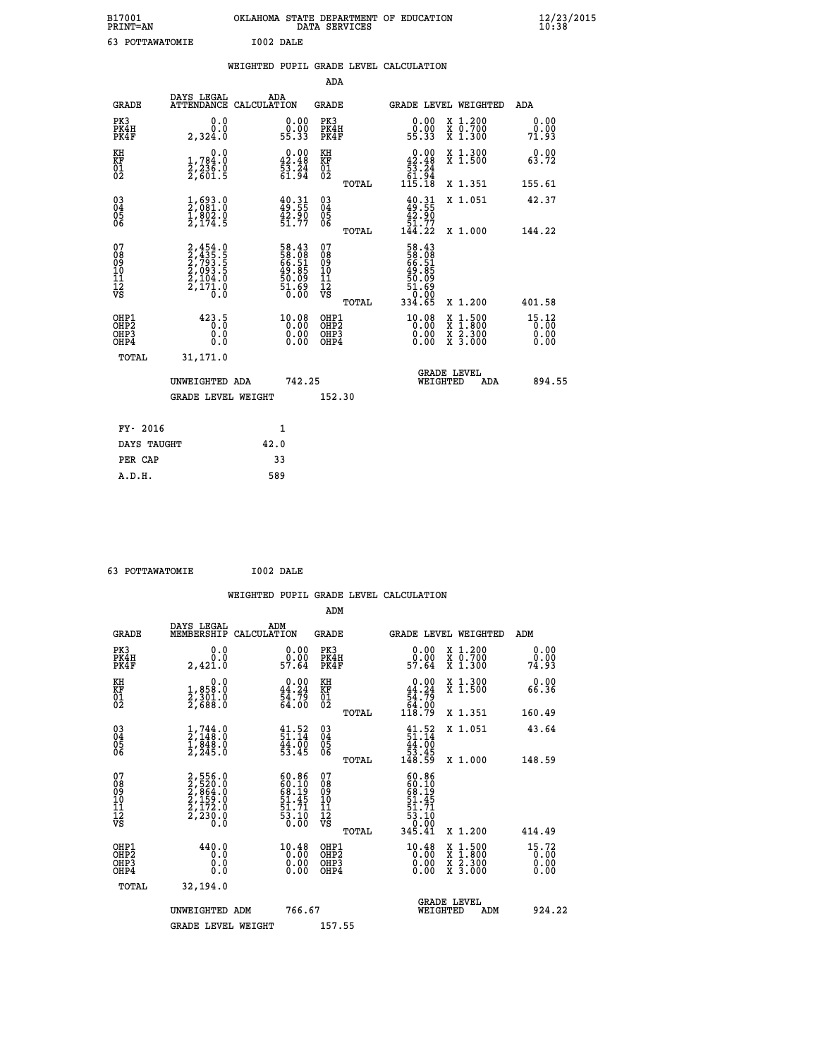B17001 OKLAHOMA STATE DEPARTMENT OF EDUCATION 12/23/2015
PRINT=AN DATA SERVICES 10:38

63 POTTAWATOMIE I002 DALE

WEIGHTED PUPIL GRADE LEVEL CALCULATION

ADA

| GRADE | DAYS LEGAL ATTENDANCE | ADA CALCULATION | GRADE | GRADE LEVEL | WEIGHTED | ADA |
|---|---|---|---|---|---|---|
| PK3 | 0.0 | 0.00 | PK3 | 0.00 | X 1.200 | 0.00 |
| PK4H | 0.0 | 0.00 | PK4H | 0.00 | X 0.700 | 0.00 |
| PK4F | 2,324.0 | 55.33 | PK4F | 55.33 | X 1.300 | 71.93 |
| KH | 0.0 | 0.00 | KH | 0.00 | X 1.300 | 0.00 |
| KF | 1,784.0 | 42.48 | KF | 42.48 | X 1.500 | 63.72 |
| 01 | 2,236.0 | 53.24 | 01 | 53.24 | | |
| 02 | 2,601.5 | 61.94 | 02 | 61.94 | | |
| | | | TOTAL | 115.18 | X 1.351 | 155.61 |
| 03 | 1,693.0 | 40.31 | 03 | 40.31 | X 1.051 | 42.37 |
| 04 | 2,081.0 | 49.55 | 04 | 49.55 | | |
| 05 | 1,802.0 | 42.90 | 05 | 42.90 | | |
| 06 | 2,174.5 | 51.77 | 06 | 51.77 | | |
| | | | TOTAL | 144.22 | X 1.000 | 144.22 |
| 07 | 2,454.0 | 58.43 | 07 | 58.43 | | |
| 08 | 2,435.5 | 58.08 | 08 | 58.08 | | |
| 09 | 2,793.5 | 66.51 | 09 | 66.51 | | |
| 10 | 2,093.5 | 49.85 | 10 | 49.85 | | |
| 11 | 2,104.0 | 50.09 | 11 | 50.09 | | |
| 12 | 2,171.0 | 51.69 | 12 | 51.69 | | |
| VS | 0.0 | 0.00 | VS | 0.00 | | |
| | | | TOTAL | 334.65 | X 1.200 | 401.58 |
| OHP1 | 423.5 | 10.08 | OHP1 | 10.08 | X 1.500 | 15.12 |
| OHP2 | 0.0 | 0.00 | OHP2 | 0.00 | X 1.800 | 0.00 |
| OHP3 | 0.0 | 0.00 | OHP3 | 0.00 | X 2.300 | 0.00 |
| OHP4 | 0.0 | 0.00 | OHP4 | 0.00 | X 3.000 | 0.00 |
| TOTAL | 31,171.0 | | | | | |

UNWEIGHTED ADA 742.25 GRADE LEVEL WEIGHTED ADA 894.55

GRADE LEVEL WEIGHT 152.30

| FY- 2016 | 1 |
|---|---|
| DAYS TAUGHT | 42.0 |
| PER CAP | 33 |
| A.D.H. | 589 |

63 POTTAWATOMIE I002 DALE

WEIGHTED PUPIL GRADE LEVEL CALCULATION

ADM

| GRADE | DAYS LEGAL MEMBERSHIP | ADM CALCULATION | GRADE | GRADE LEVEL | WEIGHTED | ADM |
|---|---|---|---|---|---|---|
| PK3 | 0.0 | 0.00 | PK3 | 0.00 | X 1.200 | 0.00 |
| PK4H | 0.0 | 0.00 | PK4H | 0.00 | X 0.700 | 0.00 |
| PK4F | 2,421.0 | 57.64 | PK4F | 57.64 | X 1.300 | 74.93 |
| KH | 0.0 | 0.00 | KH | 0.00 | X 1.300 | 0.00 |
| KF | 1,858.0 | 44.24 | KF | 44.24 | X 1.500 | 66.36 |
| 01 | 2,301.0 | 54.79 | 01 | 54.79 | | |
| 02 | 2,688.0 | 64.00 | 02 | 64.00 | | |
| | | | TOTAL | 118.79 | X 1.351 | 160.49 |
| 03 | 1,744.0 | 41.52 | 03 | 41.52 | X 1.051 | 43.64 |
| 04 | 2,148.0 | 51.14 | 04 | 51.14 | | |
| 05 | 1,848.0 | 44.00 | 05 | 44.00 | | |
| 06 | 2,245.0 | 53.45 | 06 | 53.45 | | |
| | | | TOTAL | 148.59 | X 1.000 | 148.59 |
| 07 | 2,556.0 | 60.86 | 07 | 60.86 | | |
| 08 | 2,520.0 | 60.10 | 08 | 60.10 | | |
| 09 | 2,864.0 | 68.19 | 09 | 68.19 | | |
| 10 | 2,159.0 | 51.45 | 10 | 51.45 | | |
| 11 | 2,172.0 | 51.71 | 11 | 51.71 | | |
| 12 | 2,230.0 | 53.10 | 12 | 53.10 | | |
| VS | 0.0 | 0.00 | VS | 0.00 | | |
| | | | TOTAL | 345.41 | X 1.200 | 414.49 |
| OHP1 | 440.0 | 10.48 | OHP1 | 10.48 | X 1.500 | 15.72 |
| OHP2 | 0.0 | 0.00 | OHP2 | 0.00 | X 1.800 | 0.00 |
| OHP3 | 0.0 | 0.00 | OHP3 | 0.00 | X 2.300 | 0.00 |
| OHP4 | 0.0 | 0.00 | OHP4 | 0.00 | X 3.000 | 0.00 |
| TOTAL | 32,194.0 | | | | | |

UNWEIGHTED ADM 766.67 GRADE LEVEL WEIGHTED ADM 924.22

GRADE LEVEL WEIGHT 157.55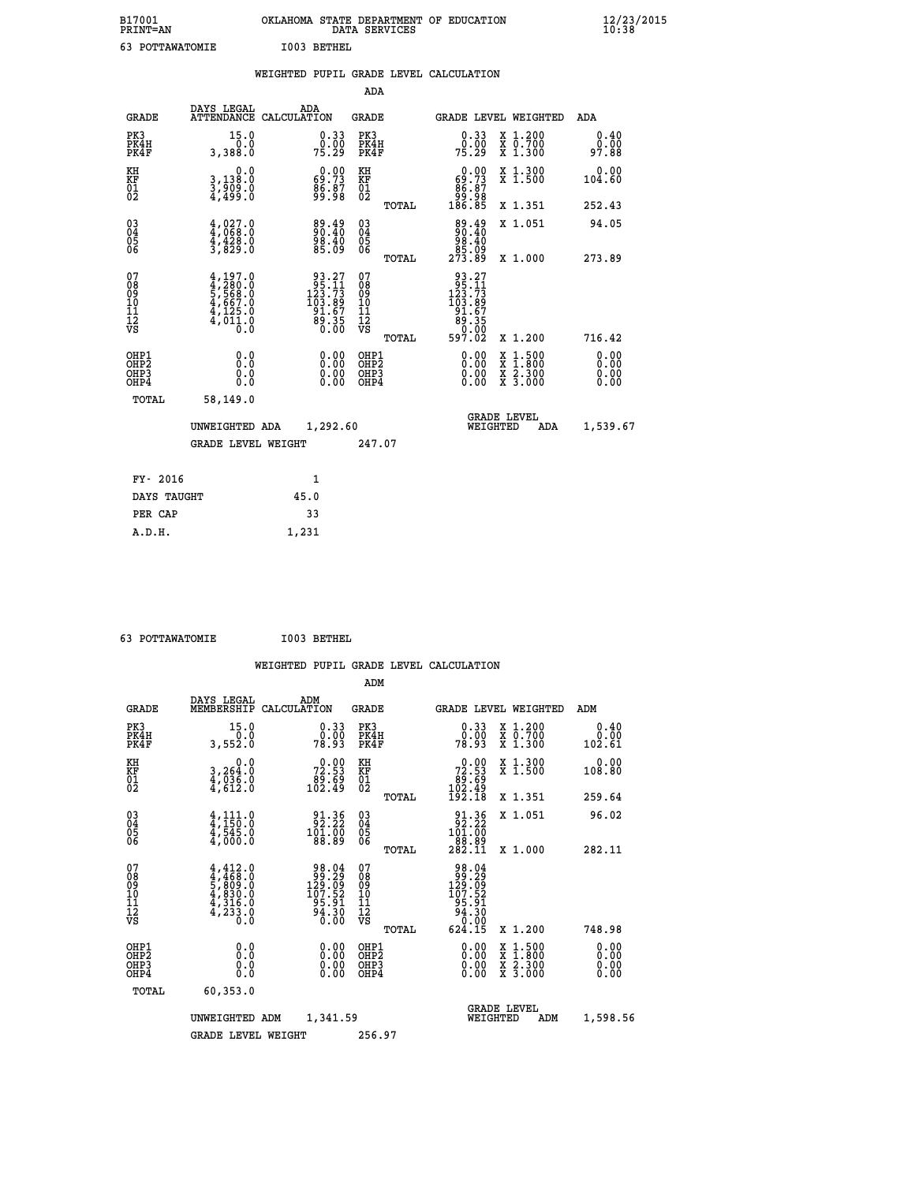B17001 OKLAHOMA STATE DEPARTMENT OF EDUCATION 12/23/2015
PRINT=AN DATA SERVICES 10:38

63 POTTAWATOMIE I003 BETHEL

## WEIGHTED PUPIL GRADE LEVEL CALCULATION

### ADA

| GRADE | DAYS LEGAL ATTENDANCE | ADA CALCULATION | GRADE | | GRADE LEVEL | WEIGHTED | ADA |
|---|---|---|---|---|---|---|---|
| PK3 | 15.0 | 0.33 | PK3 | | 0.33 | X 1.200 | 0.40 |
| PK4H | 0.0 | 0.00 | PK4H | | 0.00 | X 0.700 | 0.00 |
| PK4F | 3,388.0 | 75.29 | PK4F | | 75.29 | X 1.300 | 97.88 |
| KH | 0.0 | 0.00 | KH | | 0.00 | X 1.300 | 0.00 |
| KF | 3,138.0 | 69.73 | KF | | 69.73 | X 1.500 | 104.60 |
| 01 | 3,909.0 | 86.87 | 01 | | 86.87 | | |
| 02 | 4,499.0 | 99.98 | 02 | | 99.98 | | |
| | | | | TOTAL | 186.85 | X 1.351 | 252.43 |
| 03 | 4,027.0 | 89.49 | 03 | | 89.49 | X 1.051 | 94.05 |
| 04 | 4,068.0 | 90.40 | 04 | | 90.40 | | |
| 05 | 4,428.0 | 98.40 | 05 | | 98.40 | | |
| 06 | 3,829.0 | 85.09 | 06 | | 85.09 | | |
| | | | | TOTAL | 273.89 | X 1.000 | 273.89 |
| 07 | 4,197.0 | 93.27 | 07 | | 93.27 | | |
| 08 | 4,280.0 | 95.11 | 08 | | 95.11 | | |
| 09 | 5,568.0 | 123.73 | 09 | | 123.73 | | |
| 10 | 4,667.0 | 103.89 | 10 | | 103.89 | | |
| 11 | 4,125.0 | 91.67 | 11 | | 91.67 | | |
| 12 | 4,011.0 | 89.35 | 12 | | 89.35 | | |
| VS | 0.0 | 0.00 | VS | | 0.00 | | |
| | | | | TOTAL | 597.02 | X 1.200 | 716.42 |
| OHP1 | 0.0 | 0.00 | OHP1 | | 0.00 | X 1.500 | 0.00 |
| OHP2 | 0.0 | 0.00 | OHP2 | | 0.00 | X 1.800 | 0.00 |
| OHP3 | 0.0 | 0.00 | OHP3 | | 0.00 | X 2.300 | 0.00 |
| OHP4 | 0.0 | 0.00 | OHP4 | | 0.00 | X 3.000 | 0.00 |
| TOTAL | 58,149.0 | | | | | | |

UNWEIGHTED ADA 1,292.60 — GRADE LEVEL WEIGHTED ADA 1,539.67

GRADE LEVEL WEIGHT 247.07

| FY- 2016 | 1 |
|---|---|
| DAYS TAUGHT | 45.0 |
| PER CAP | 33 |
| A.D.H. | 1,231 |

63 POTTAWATOMIE I003 BETHEL

## WEIGHTED PUPIL GRADE LEVEL CALCULATION

### ADM

| GRADE | DAYS LEGAL MEMBERSHIP | ADM CALCULATION | GRADE | | GRADE LEVEL | WEIGHTED | ADM |
|---|---|---|---|---|---|---|---|
| PK3 | 15.0 | 0.33 | PK3 | | 0.33 | X 1.200 | 0.40 |
| PK4H | 0.0 | 0.00 | PK4H | | 0.00 | X 0.700 | 0.00 |
| PK4F | 3,552.0 | 78.93 | PK4F | | 78.93 | X 1.300 | 102.61 |
| KH | 0.0 | 0.00 | KH | | 0.00 | X 1.300 | 0.00 |
| KF | 3,264.0 | 72.53 | KF | | 72.53 | X 1.500 | 108.80 |
| 01 | 4,036.0 | 89.69 | 01 | | 89.69 | | |
| 02 | 4,612.0 | 102.49 | 02 | | 102.49 | | |
| | | | | TOTAL | 192.18 | X 1.351 | 259.64 |
| 03 | 4,111.0 | 91.36 | 03 | | 91.36 | X 1.051 | 96.02 |
| 04 | 4,150.0 | 92.22 | 04 | | 92.22 | | |
| 05 | 4,545.0 | 101.00 | 05 | | 101.00 | | |
| 06 | 4,000.0 | 88.89 | 06 | | 88.89 | | |
| | | | | TOTAL | 282.11 | X 1.000 | 282.11 |
| 07 | 4,412.0 | 98.04 | 07 | | 98.04 | | |
| 08 | 4,468.0 | 99.29 | 08 | | 99.29 | | |
| 09 | 5,809.0 | 129.09 | 09 | | 129.09 | | |
| 10 | 4,830.0 | 107.52 | 10 | | 107.52 | | |
| 11 | 4,316.0 | 95.91 | 11 | | 95.91 | | |
| 12 | 4,233.0 | 94.30 | 12 | | 94.30 | | |
| VS | 0.0 | 0.00 | VS | | 0.00 | | |
| | | | | TOTAL | 624.15 | X 1.200 | 748.98 |
| OHP1 | 0.0 | 0.00 | OHP1 | | 0.00 | X 1.500 | 0.00 |
| OHP2 | 0.0 | 0.00 | OHP2 | | 0.00 | X 1.800 | 0.00 |
| OHP3 | 0.0 | 0.00 | OHP3 | | 0.00 | X 2.300 | 0.00 |
| OHP4 | 0.0 | 0.00 | OHP4 | | 0.00 | X 3.000 | 0.00 |
| TOTAL | 60,353.0 | | | | | | |

UNWEIGHTED ADM 1,341.59 — GRADE LEVEL WEIGHTED ADM 1,598.56

GRADE LEVEL WEIGHT 256.97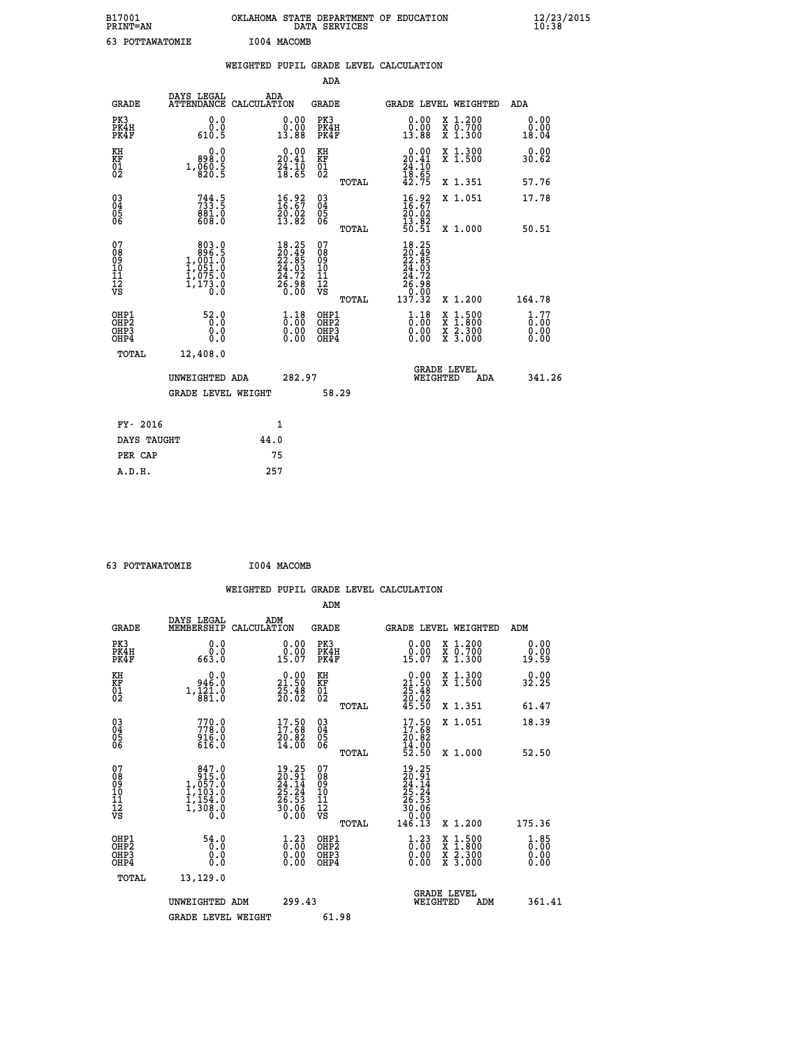B17001 OKLAHOMA STATE DEPARTMENT OF EDUCATION 12/23/2015
PRINT=AN DATA SERVICES 10:38

63 POTTAWATOMIE I004 MACOMB

WEIGHTED PUPIL GRADE LEVEL CALCULATION

ADA

| GRADE | DAYS LEGAL ATTENDANCE | ADA CALCULATION | GRADE | GRADE LEVEL | WEIGHTED | ADA |
|---|---|---|---|---|---|---|
| PK3 | 0.0 | 0.00 | PK3 | 0.00 | X 1.200 | 0.00 |
| PK4H | 0.0 | 0.00 | PK4H | 0.00 | X 0.700 | 0.00 |
| PK4F | 610.5 | 13.88 | PK4F | 13.88 | X 1.300 | 18.04 |
| KH | 0.0 | 0.00 | KH | 0.00 | X 1.300 | 0.00 |
| KF | 898.0 | 20.41 | KF | 20.41 | X 1.500 | 30.62 |
| 01 | 1,060.5 | 24.10 | 01 | 24.10 | | |
| 02 | 820.5 | 18.65 | 02 | 18.65 | | |
| | | | TOTAL | 42.75 | X 1.351 | 57.76 |
| 03 | 744.5 | 16.92 | 03 | 16.92 | X 1.051 | 17.78 |
| 04 | 733.5 | 16.67 | 04 | 16.67 | | |
| 05 | 881.0 | 20.02 | 05 | 20.02 | | |
| 06 | 608.0 | 13.82 | 06 | 13.82 | | |
| | | | TOTAL | 50.51 | X 1.000 | 50.51 |
| 07 | 803.0 | 18.25 | 07 | 18.25 | | |
| 08 | 896.5 | 20.49 | 08 | 20.49 | | |
| 09 | 1,001.0 | 22.85 | 09 | 22.85 | | |
| 10 | 1,051.0 | 24.03 | 10 | 24.03 | | |
| 11 | 1,075.0 | 24.72 | 11 | 24.72 | | |
| 12 | 1,173.0 | 26.98 | 12 | 26.98 | | |
| VS | 0.0 | 0.00 | VS | 0.00 | | |
| | | | TOTAL | 137.32 | X 1.200 | 164.78 |
| OHP1 | 52.0 | 1.18 | OHP1 | 1.18 | X 1.500 | 1.77 |
| OHP2 | 0.0 | 0.00 | OHP2 | 0.00 | X 1.800 | 0.00 |
| OHP3 | 0.0 | 0.00 | OHP3 | 0.00 | X 2.300 | 0.00 |
| OHP4 | 0.0 | 0.00 | OHP4 | 0.00 | X 3.000 | 0.00 |
| TOTAL | 12,408.0 | | | | | |

UNWEIGHTED ADA 282.97 GRADE LEVEL WEIGHTED ADA 341.26

GRADE LEVEL WEIGHT 58.29

| FY- 2016 | 1 |
|---|---|
| DAYS TAUGHT | 44.0 |
| PER CAP | 75 |
| A.D.H. | 257 |

63 POTTAWATOMIE I004 MACOMB

WEIGHTED PUPIL GRADE LEVEL CALCULATION

ADM

| GRADE | DAYS LEGAL MEMBERSHIP | ADM CALCULATION | GRADE | GRADE LEVEL | WEIGHTED | ADM |
|---|---|---|---|---|---|---|
| PK3 | 0.0 | 0.00 | PK3 | 0.00 | X 1.200 | 0.00 |
| PK4H | 0.0 | 0.00 | PK4H | 0.00 | X 0.700 | 0.00 |
| PK4F | 663.0 | 15.07 | PK4F | 15.07 | X 1.300 | 19.59 |
| KH | 0.0 | 0.00 | KH | 0.00 | X 1.300 | 0.00 |
| KF | 946.0 | 21.50 | KF | 21.50 | X 1.500 | 32.25 |
| 01 | 1,121.0 | 25.48 | 01 | 25.48 | | |
| 02 | 881.0 | 20.02 | 02 | 20.02 | | |
| | | | TOTAL | 45.50 | X 1.351 | 61.47 |
| 03 | 770.0 | 17.50 | 03 | 17.50 | X 1.051 | 18.39 |
| 04 | 778.0 | 17.68 | 04 | 17.68 | | |
| 05 | 916.0 | 20.82 | 05 | 20.82 | | |
| 06 | 616.0 | 14.00 | 06 | 14.00 | | |
| | | | TOTAL | 52.50 | X 1.000 | 52.50 |
| 07 | 847.0 | 19.25 | 07 | 19.25 | | |
| 08 | 915.0 | 20.91 | 08 | 20.91 | | |
| 09 | 1,057.0 | 24.14 | 09 | 24.14 | | |
| 10 | 1,103.0 | 25.24 | 10 | 25.24 | | |
| 11 | 1,154.0 | 26.53 | 11 | 26.53 | | |
| 12 | 1,308.0 | 30.06 | 12 | 30.06 | | |
| VS | 0.0 | 0.00 | VS | 0.00 | | |
| | | | TOTAL | 146.13 | X 1.200 | 175.36 |
| OHP1 | 54.0 | 1.23 | OHP1 | 1.23 | X 1.500 | 1.85 |
| OHP2 | 0.0 | 0.00 | OHP2 | 0.00 | X 1.800 | 0.00 |
| OHP3 | 0.0 | 0.00 | OHP3 | 0.00 | X 2.300 | 0.00 |
| OHP4 | 0.0 | 0.00 | OHP4 | 0.00 | X 3.000 | 0.00 |
| TOTAL | 13,129.0 | | | | | |

UNWEIGHTED ADM 299.43 GRADE LEVEL WEIGHTED ADM 361.41

GRADE LEVEL WEIGHT 61.98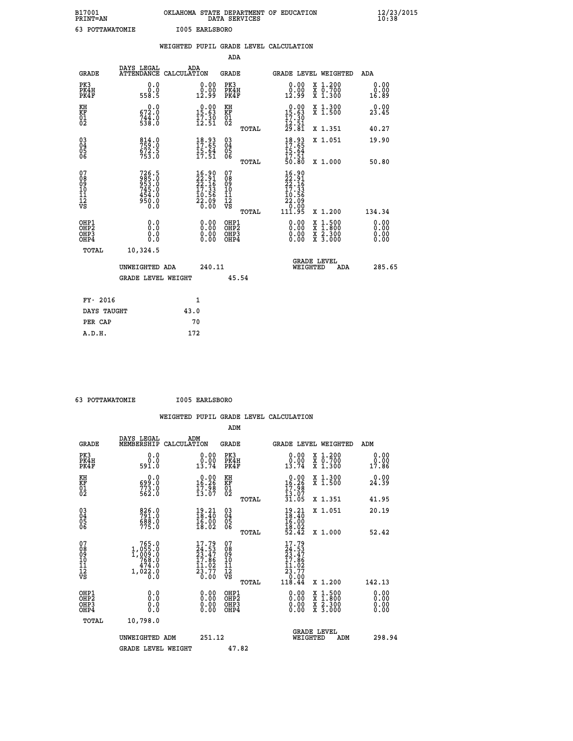B17001 OKLAHOMA STATE DEPARTMENT OF EDUCATION 12/23/2015
PRINT=AN DATA SERVICES 10:38

63 POTTAWATOMIE I005 EARLSBORO

## WEIGHTED PUPIL GRADE LEVEL CALCULATION

### ADA

| GRADE | DAYS LEGAL ATTENDANCE | ADA CALCULATION | GRADE | | GRADE LEVEL | WEIGHTED | ADA |
|---|---|---|---|---|---|---|---|
| PK3 | 0.0 | 0.00 | PK3 | | 0.00 | X 1.200 | 0.00 |
| PK4H | 0.0 | 0.00 | PK4H | | 0.00 | X 0.700 | 0.00 |
| PK4F | 558.5 | 12.99 | PK4F | | 12.99 | X 1.300 | 16.89 |
| KH | 0.0 | 0.00 | KH | | 0.00 | X 1.300 | 0.00 |
| KF | 672.0 | 15.63 | KF | | 15.63 | X 1.500 | 23.45 |
| 01 | 744.0 | 17.30 | 01 | | 17.30 | | |
| 02 | 538.0 | 12.51 | 02 | | 12.51 | | |
| | | | | TOTAL | 29.81 | X 1.351 | 40.27 |
| 03 | 814.0 | 18.93 | 03 | | 18.93 | X 1.051 | 19.90 |
| 04 | 759.0 | 17.65 | 04 | | 17.65 | | |
| 05 | 672.5 | 15.64 | 05 | | 15.64 | | |
| 06 | 753.0 | 17.51 | 06 | | 17.51 | | |
| | | | | TOTAL | 50.80 | X 1.000 | 50.80 |
| 07 | 726.5 | 16.90 | 07 | | 16.90 | | |
| 08 | 985.0 | 22.91 | 08 | | 22.91 | | |
| 09 | 953.0 | 22.16 | 09 | | 22.16 | | |
| 10 | 745.0 | 17.33 | 10 | | 17.33 | | |
| 11 | 454.0 | 10.56 | 11 | | 10.56 | | |
| 12 | 950.0 | 22.09 | 12 | | 22.09 | | |
| VS | 0.0 | 0.00 | VS | | 0.00 | | |
| | | | | TOTAL | 111.95 | X 1.200 | 134.34 |
| OHP1 | 0.0 | 0.00 | OHP1 | | 0.00 | X 1.500 | 0.00 |
| OHP2 | 0.0 | 0.00 | OHP2 | | 0.00 | X 1.800 | 0.00 |
| OHP3 | 0.0 | 0.00 | OHP3 | | 0.00 | X 2.300 | 0.00 |
| OHP4 | 0.0 | 0.00 | OHP4 | | 0.00 | X 3.000 | 0.00 |
| TOTAL | 10,324.5 | | | | | | |

UNWEIGHTED ADA 240.11 — GRADE LEVEL WEIGHTED ADA 285.65

GRADE LEVEL WEIGHT 45.54

| | |
|---|---|
| FY- 2016 | 1 |
| DAYS TAUGHT | 43.0 |
| PER CAP | 70 |
| A.D.H. | 172 |

63 POTTAWATOMIE I005 EARLSBORO

## WEIGHTED PUPIL GRADE LEVEL CALCULATION

### ADM

| GRADE | DAYS LEGAL MEMBERSHIP | ADM CALCULATION | GRADE | | GRADE LEVEL | WEIGHTED | ADM |
|---|---|---|---|---|---|---|---|
| PK3 | 0.0 | 0.00 | PK3 | | 0.00 | X 1.200 | 0.00 |
| PK4H | 0.0 | 0.00 | PK4H | | 0.00 | X 0.700 | 0.00 |
| PK4F | 591.0 | 13.74 | PK4F | | 13.74 | X 1.300 | 17.86 |
| KH | 0.0 | 0.00 | KH | | 0.00 | X 1.300 | 0.00 |
| KF | 699.0 | 16.26 | KF | | 16.26 | X 1.500 | 24.39 |
| 01 | 773.0 | 17.98 | 01 | | 17.98 | | |
| 02 | 562.0 | 13.07 | 02 | | 13.07 | | |
| | | | | TOTAL | 31.05 | X 1.351 | 41.95 |
| 03 | 826.0 | 19.21 | 03 | | 19.21 | X 1.051 | 20.19 |
| 04 | 791.0 | 18.40 | 04 | | 18.40 | | |
| 05 | 688.0 | 16.00 | 05 | | 16.00 | | |
| 06 | 775.0 | 18.02 | 06 | | 18.02 | | |
| | | | | TOTAL | 52.42 | X 1.000 | 52.42 |
| 07 | 765.0 | 17.79 | 07 | | 17.79 | | |
| 08 | 1,055.0 | 24.53 | 08 | | 24.53 | | |
| 09 | 1,009.0 | 23.47 | 09 | | 23.47 | | |
| 10 | 768.0 | 17.86 | 10 | | 17.86 | | |
| 11 | 474.0 | 11.02 | 11 | | 11.02 | | |
| 12 | 1,022.0 | 23.77 | 12 | | 23.77 | | |
| VS | 0.0 | 0.00 | VS | | 0.00 | | |
| | | | | TOTAL | 118.44 | X 1.200 | 142.13 |
| OHP1 | 0.0 | 0.00 | OHP1 | | 0.00 | X 1.500 | 0.00 |
| OHP2 | 0.0 | 0.00 | OHP2 | | 0.00 | X 1.800 | 0.00 |
| OHP3 | 0.0 | 0.00 | OHP3 | | 0.00 | X 2.300 | 0.00 |
| OHP4 | 0.0 | 0.00 | OHP4 | | 0.00 | X 3.000 | 0.00 |
| TOTAL | 10,798.0 | | | | | | |

UNWEIGHTED ADM 251.12 — GRADE LEVEL WEIGHTED ADM 298.94

GRADE LEVEL WEIGHT 47.82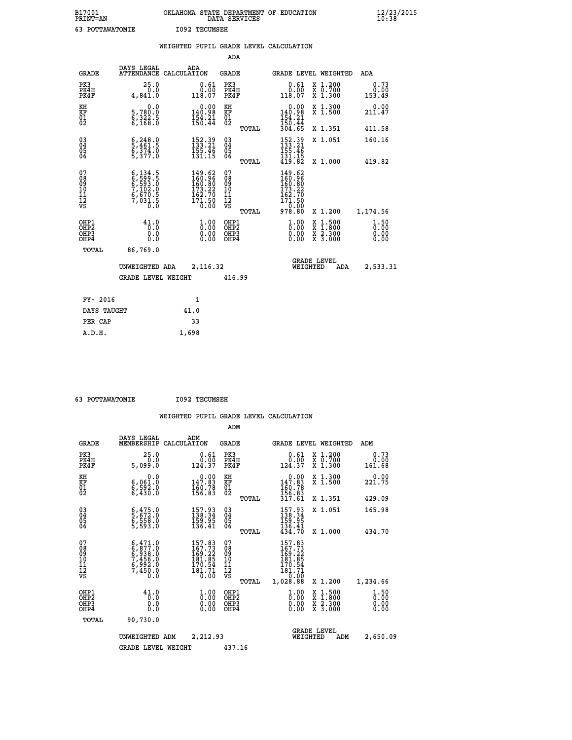B17001 OKLAHOMA STATE DEPARTMENT OF EDUCATION 12/23/2015
PRINT=AN DATA SERVICES 10:38

63 POTTAWATOMIE I092 TECUMSEH

## WEIGHTED PUPIL GRADE LEVEL CALCULATION

### ADA

| GRADE | DAYS LEGAL ATTENDANCE | ADA CALCULATION | GRADE | | GRADE LEVEL | WEIGHTED | ADA |
|---|---|---|---|---|---|---|---|
| PK3 | 25.0 | 0.61 | PK3 | | 0.61 | X 1.200 | 0.73 |
| PK4H | 0.0 | 0.00 | PK4H | | 0.00 | X 0.700 | 0.00 |
| PK4F | 4,841.0 | 118.07 | PK4F | | 118.07 | X 1.300 | 153.49 |
| KH | 0.0 | 0.00 | KH | | 0.00 | X 1.300 | 0.00 |
| KF | 5,780.0 | 140.98 | KF | | 140.98 | X 1.500 | 211.47 |
| 01 | 6,322.5 | 154.21 | 01 | | 154.21 | | |
| 02 | 6,168.0 | 150.44 | 02 | | 150.44 | | |
| | | | | TOTAL | 304.65 | X 1.351 | 411.58 |
| 03 | 6,248.0 | 152.39 | 03 | | 152.39 | X 1.051 | 160.16 |
| 04 | 5,461.5 | 133.21 | 04 | | 133.21 | | |
| 05 | 6,374.0 | 155.46 | 05 | | 155.46 | | |
| 06 | 5,377.0 | 131.15 | 06 | | 131.15 | | |
| | | | | TOTAL | 419.82 | X 1.000 | 419.82 |
| 07 | 6,134.5 | 149.62 | 07 | | 149.62 | | |
| 08 | 6,599.5 | 160.96 | 08 | | 160.96 | | |
| 09 | 6,593.0 | 160.80 | 09 | | 160.80 | | |
| 10 | 7,102.0 | 173.22 | 10 | | 173.22 | | |
| 11 | 6,670.5 | 162.70 | 11 | | 162.70 | | |
| 12 | 7,031.5 | 171.50 | 12 | | 171.50 | | |
| VS | 0.0 | 0.00 | VS | | 0.00 | | |
| | | | | TOTAL | 978.80 | X 1.200 | 1,174.56 |
| OHP1 | 41.0 | 1.00 | OHP1 | | 1.00 | X 1.500 | 1.50 |
| OHP2 | 0.0 | 0.00 | OHP2 | | 0.00 | X 1.800 | 0.00 |
| OHP3 | 0.0 | 0.00 | OHP3 | | 0.00 | X 2.300 | 0.00 |
| OHP4 | 0.0 | 0.00 | OHP4 | | 0.00 | X 3.000 | 0.00 |
| TOTAL | 86,769.0 | | | | | | |

UNWEIGHTED ADA 2,116.32 GRADE LEVEL WEIGHTED ADA 2,533.31

GRADE LEVEL WEIGHT 416.99

| | |
|---|---|
| FY- 2016 | 1 |
| DAYS TAUGHT | 41.0 |
| PER CAP | 33 |
| A.D.H. | 1,698 |

63 POTTAWATOMIE I092 TECUMSEH

## WEIGHTED PUPIL GRADE LEVEL CALCULATION

### ADM

| GRADE | DAYS LEGAL MEMBERSHIP | ADM CALCULATION | GRADE | | GRADE LEVEL | WEIGHTED | ADM |
|---|---|---|---|---|---|---|---|
| PK3 | 25.0 | 0.61 | PK3 | | 0.61 | X 1.200 | 0.73 |
| PK4H | 0.0 | 0.00 | PK4H | | 0.00 | X 0.700 | 0.00 |
| PK4F | 5,099.0 | 124.37 | PK4F | | 124.37 | X 1.300 | 161.68 |
| KH | 0.0 | 0.00 | KH | | 0.00 | X 1.300 | 0.00 |
| KF | 6,061.0 | 147.83 | KF | | 147.83 | X 1.500 | 221.75 |
| 01 | 6,592.0 | 160.78 | 01 | | 160.78 | | |
| 02 | 6,430.0 | 156.83 | 02 | | 156.83 | | |
| | | | | TOTAL | 317.61 | X 1.351 | 429.09 |
| 03 | 6,475.0 | 157.93 | 03 | | 157.93 | X 1.051 | 165.98 |
| 04 | 5,672.0 | 138.34 | 04 | | 138.34 | | |
| 05 | 6,558.0 | 159.95 | 05 | | 159.95 | | |
| 06 | 5,593.0 | 136.41 | 06 | | 136.41 | | |
| | | | | TOTAL | 434.70 | X 1.000 | 434.70 |
| 07 | 6,471.0 | 157.83 | 07 | | 157.83 | | |
| 08 | 6,877.0 | 167.73 | 08 | | 167.73 | | |
| 09 | 6,938.0 | 169.22 | 09 | | 169.22 | | |
| 10 | 7,456.0 | 181.85 | 10 | | 181.85 | | |
| 11 | 6,992.0 | 170.54 | 11 | | 170.54 | | |
| 12 | 7,450.0 | 181.71 | 12 | | 181.71 | | |
| VS | 0.0 | 0.00 | VS | | 0.00 | | |
| | | | | TOTAL | 1,028.88 | X 1.200 | 1,234.66 |
| OHP1 | 41.0 | 1.00 | OHP1 | | 1.00 | X 1.500 | 1.50 |
| OHP2 | 0.0 | 0.00 | OHP2 | | 0.00 | X 1.800 | 0.00 |
| OHP3 | 0.0 | 0.00 | OHP3 | | 0.00 | X 2.300 | 0.00 |
| OHP4 | 0.0 | 0.00 | OHP4 | | 0.00 | X 3.000 | 0.00 |
| TOTAL | 90,730.0 | | | | | | |

UNWEIGHTED ADM 2,212.93 GRADE LEVEL WEIGHTED ADM 2,650.09

GRADE LEVEL WEIGHT 437.16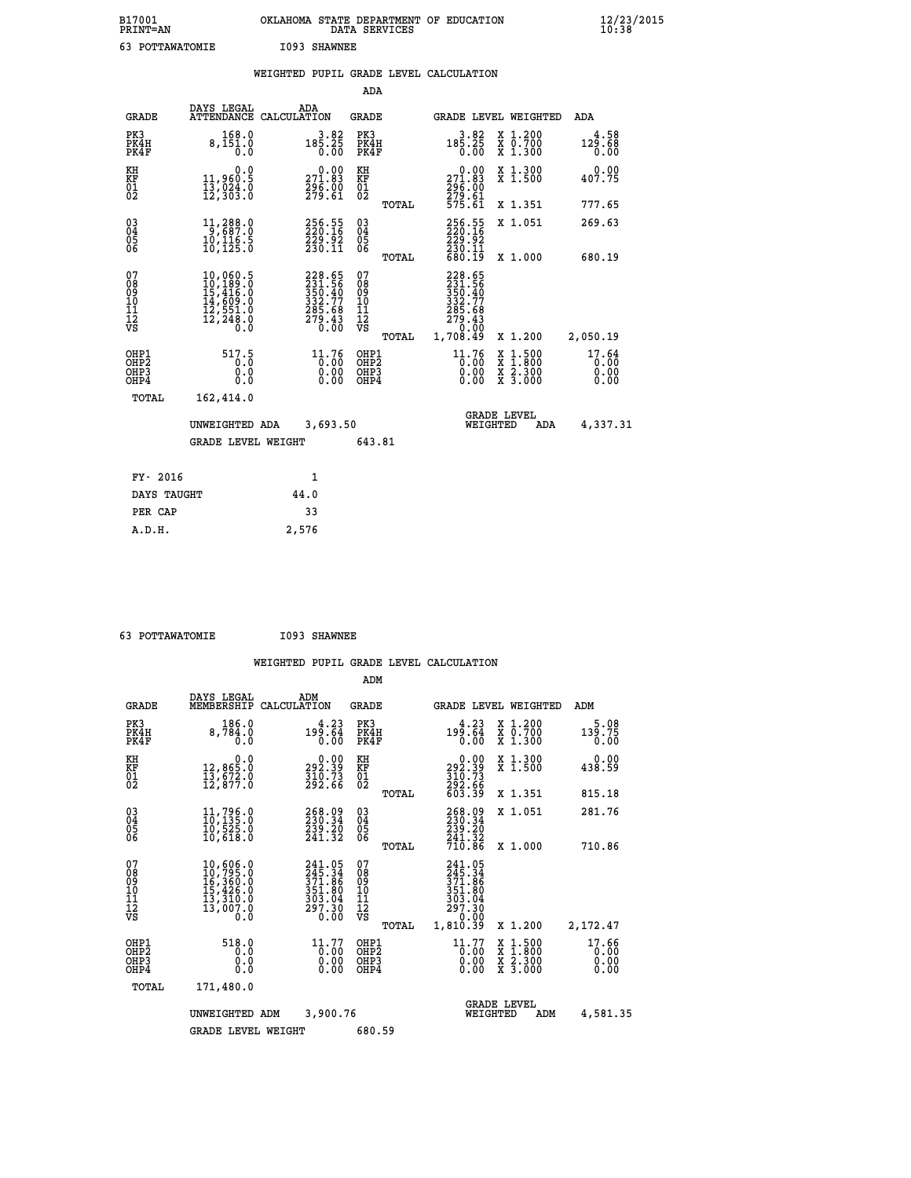B17001 OKLAHOMA STATE DEPARTMENT OF EDUCATION 12/23/2015
PRINT=AN DATA SERVICES 10:38

63 POTTAWATOMIE I093 SHAWNEE

## WEIGHTED PUPIL GRADE LEVEL CALCULATION

### ADA

| GRADE | DAYS LEGAL ATTENDANCE | ADA CALCULATION | GRADE | | GRADE LEVEL | WEIGHTED | ADA |
|---|---|---|---|---|---|---|---|
| PK3 | 168.0 | 3.82 | PK3 | | 3.82 | X 1.200 | 4.58 |
| PK4H | 8,151.0 | 185.25 | PK4H | | 185.25 | X 0.700 | 129.68 |
| PK4F | 0.0 | 0.00 | PK4F | | 0.00 | X 1.300 | 0.00 |
| KH | 0.0 | 0.00 | KH | | 0.00 | X 1.300 | 0.00 |
| KF | 11,960.5 | 271.83 | KF | | 271.83 | X 1.500 | 407.75 |
| 01 | 13,024.0 | 296.00 | 01 | | 296.00 | | |
| 02 | 12,303.0 | 279.61 | 02 | | 279.61 | | |
| | | | | TOTAL | 575.61 | X 1.351 | 777.65 |
| 03 | 11,288.0 | 256.55 | 03 | | 256.55 | X 1.051 | 269.63 |
| 04 | 9,687.0 | 220.16 | 04 | | 220.16 | | |
| 05 | 10,116.5 | 229.92 | 05 | | 229.92 | | |
| 06 | 10,125.0 | 230.11 | 06 | | 230.11 | | |
| | | | | TOTAL | 680.19 | X 1.000 | 680.19 |
| 07 | 10,060.5 | 228.65 | 07 | | 228.65 | | |
| 08 | 10,189.0 | 231.56 | 08 | | 231.56 | | |
| 09 | 15,416.0 | 350.40 | 09 | | 350.40 | | |
| 10 | 14,609.0 | 332.77 | 10 | | 332.77 | | |
| 11 | 12,551.0 | 285.68 | 11 | | 285.68 | | |
| 12 | 12,248.0 | 279.43 | 12 | | 279.43 | | |
| VS | 0.0 | 0.00 | VS | | 0.00 | | |
| | | | | TOTAL | 1,708.49 | X 1.200 | 2,050.19 |
| OHP1 | 517.5 | 11.76 | OHP1 | | 11.76 | X 1.500 | 17.64 |
| OHP2 | 0.0 | 0.00 | OHP2 | | 0.00 | X 1.800 | 0.00 |
| OHP3 | 0.0 | 0.00 | OHP3 | | 0.00 | X 2.300 | 0.00 |
| OHP4 | 0.0 | 0.00 | OHP4 | | 0.00 | X 3.000 | 0.00 |
| TOTAL | 162,414.0 | | | | | | |

UNWEIGHTED ADA 3,693.50 GRADE LEVEL WEIGHTED ADA 4,337.31

GRADE LEVEL WEIGHT 643.81

| FY- 2016 | 1 |
|---|---|
| DAYS TAUGHT | 44.0 |
| PER CAP | 33 |
| A.D.H. | 2,576 |

63 POTTAWATOMIE I093 SHAWNEE

## WEIGHTED PUPIL GRADE LEVEL CALCULATION

### ADM

| GRADE | DAYS LEGAL MEMBERSHIP | ADM CALCULATION | GRADE | | GRADE LEVEL | WEIGHTED | ADM |
|---|---|---|---|---|---|---|---|
| PK3 | 186.0 | 4.23 | PK3 | | 4.23 | X 1.200 | 5.08 |
| PK4H | 8,784.0 | 199.64 | PK4H | | 199.64 | X 0.700 | 139.75 |
| PK4F | 0.0 | 0.00 | PK4F | | 0.00 | X 1.300 | 0.00 |
| KH | 0.0 | 0.00 | KH | | 0.00 | X 1.300 | 0.00 |
| KF | 12,865.0 | 292.39 | KF | | 292.39 | X 1.500 | 438.59 |
| 01 | 13,672.0 | 310.73 | 01 | | 310.73 | | |
| 02 | 12,877.0 | 292.66 | 02 | | 292.66 | | |
| | | | | TOTAL | 603.39 | X 1.351 | 815.18 |
| 03 | 11,796.0 | 268.09 | 03 | | 268.09 | X 1.051 | 281.76 |
| 04 | 10,135.0 | 230.34 | 04 | | 230.34 | | |
| 05 | 10,525.0 | 239.20 | 05 | | 239.20 | | |
| 06 | 10,618.0 | 241.32 | 06 | | 241.32 | | |
| | | | | TOTAL | 710.86 | X 1.000 | 710.86 |
| 07 | 10,606.0 | 241.05 | 07 | | 241.05 | | |
| 08 | 10,795.0 | 245.34 | 08 | | 245.34 | | |
| 09 | 16,360.0 | 371.86 | 09 | | 371.86 | | |
| 10 | 15,426.0 | 351.80 | 10 | | 351.80 | | |
| 11 | 13,310.0 | 303.04 | 11 | | 303.04 | | |
| 12 | 13,007.0 | 297.30 | 12 | | 297.30 | | |
| VS | 0.0 | 0.00 | VS | | 0.00 | | |
| | | | | TOTAL | 1,810.39 | X 1.200 | 2,172.47 |
| OHP1 | 518.0 | 11.77 | OHP1 | | 11.77 | X 1.500 | 17.66 |
| OHP2 | 0.0 | 0.00 | OHP2 | | 0.00 | X 1.800 | 0.00 |
| OHP3 | 0.0 | 0.00 | OHP3 | | 0.00 | X 2.300 | 0.00 |
| OHP4 | 0.0 | 0.00 | OHP4 | | 0.00 | X 3.000 | 0.00 |
| TOTAL | 171,480.0 | | | | | | |

UNWEIGHTED ADM 3,900.76 GRADE LEVEL WEIGHTED ADM 4,581.35

GRADE LEVEL WEIGHT 680.59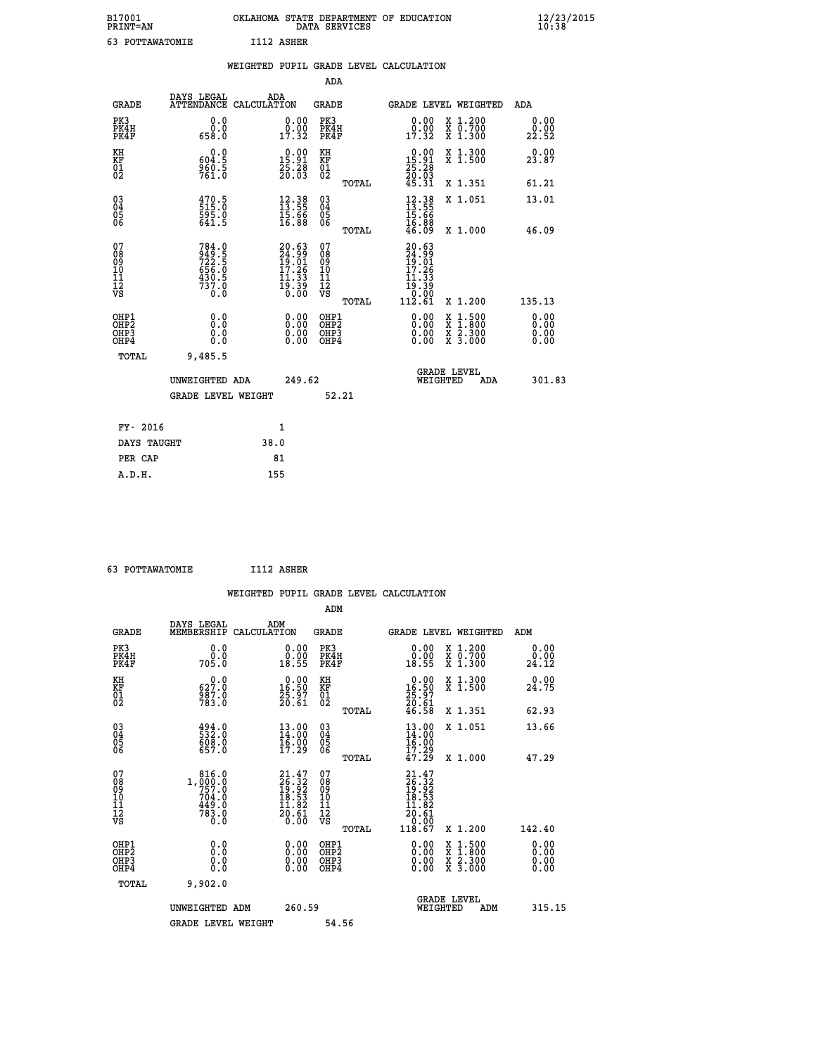B17001 OKLAHOMA STATE DEPARTMENT OF EDUCATION 12/23/2015
PRINT=AN DATA SERVICES 10:38

63 POTTAWATOMIE I112 ASHER

WEIGHTED PUPIL GRADE LEVEL CALCULATION

ADA

| GRADE | DAYS LEGAL ATTENDANCE | ADA CALCULATION | GRADE | GRADE LEVEL | WEIGHTED | ADA |
|---|---|---|---|---|---|---|
| PK3 | 0.0 | 0.00 | PK3 | 0.00 | X 1.200 | 0.00 |
| PK4H | 0.0 | 0.00 | PK4H | 0.00 | X 0.700 | 0.00 |
| PK4F | 658.0 | 17.32 | PK4F | 17.32 | X 1.300 | 22.52 |
| KH | 0.0 | 0.00 | KH | 0.00 | X 1.300 | 0.00 |
| KF | 604.5 | 15.91 | KF | 15.91 | X 1.500 | 23.87 |
| 01 | 960.5 | 25.28 | 01 | 25.28 | | |
| 02 | 761.0 | 20.03 | 02 | 20.03 | | |
| | | | TOTAL | 45.31 | X 1.351 | 61.21 |
| 03 | 470.5 | 12.38 | 03 | 12.38 | X 1.051 | 13.01 |
| 04 | 515.0 | 13.55 | 04 | 13.55 | | |
| 05 | 595.0 | 15.66 | 05 | 15.66 | | |
| 06 | 641.5 | 16.88 | 06 | 16.88 | | |
| | | | TOTAL | 46.09 | X 1.000 | 46.09 |
| 07 | 784.0 | 20.63 | 07 | 20.63 | | |
| 08 | 949.5 | 24.99 | 08 | 24.99 | | |
| 09 | 722.5 | 19.01 | 09 | 19.01 | | |
| 10 | 656.0 | 17.26 | 10 | 17.26 | | |
| 11 | 430.5 | 11.33 | 11 | 11.33 | | |
| 12 | 737.0 | 19.39 | 12 | 19.39 | | |
| VS | 0.0 | 0.00 | VS | 0.00 | | |
| | | | TOTAL | 112.61 | X 1.200 | 135.13 |
| OHP1 | 0.0 | 0.00 | OHP1 | 0.00 | X 1.500 | 0.00 |
| OHP2 | 0.0 | 0.00 | OHP2 | 0.00 | X 1.800 | 0.00 |
| OHP3 | 0.0 | 0.00 | OHP3 | 0.00 | X 2.300 | 0.00 |
| OHP4 | 0.0 | 0.00 | OHP4 | 0.00 | X 3.000 | 0.00 |
| TOTAL | 9,485.5 | | | | | |

UNWEIGHTED ADA 249.62 GRADE LEVEL WEIGHTED ADA 301.83

GRADE LEVEL WEIGHT 52.21

| FY- 2016 | 1 |
|---|---|
| DAYS TAUGHT | 38.0 |
| PER CAP | 81 |
| A.D.H. | 155 |

63 POTTAWATOMIE I112 ASHER

WEIGHTED PUPIL GRADE LEVEL CALCULATION

ADM

| GRADE | DAYS LEGAL MEMBERSHIP | ADM CALCULATION | GRADE | GRADE LEVEL | WEIGHTED | ADM |
|---|---|---|---|---|---|---|
| PK3 | 0.0 | 0.00 | PK3 | 0.00 | X 1.200 | 0.00 |
| PK4H | 0.0 | 0.00 | PK4H | 0.00 | X 0.700 | 0.00 |
| PK4F | 705.0 | 18.55 | PK4F | 18.55 | X 1.300 | 24.12 |
| KH | 0.0 | 0.00 | KH | 0.00 | X 1.300 | 0.00 |
| KF | 627.0 | 16.50 | KF | 16.50 | X 1.500 | 24.75 |
| 01 | 987.0 | 25.97 | 01 | 25.97 | | |
| 02 | 783.0 | 20.61 | 02 | 20.61 | | |
| | | | TOTAL | 46.58 | X 1.351 | 62.93 |
| 03 | 494.0 | 13.00 | 03 | 13.00 | X 1.051 | 13.66 |
| 04 | 532.0 | 14.00 | 04 | 14.00 | | |
| 05 | 608.0 | 16.00 | 05 | 16.00 | | |
| 06 | 657.0 | 17.29 | 06 | 17.29 | | |
| | | | TOTAL | 47.29 | X 1.000 | 47.29 |
| 07 | 816.0 | 21.47 | 07 | 21.47 | | |
| 08 | 1,000.0 | 26.32 | 08 | 26.32 | | |
| 09 | 757.0 | 19.92 | 09 | 19.92 | | |
| 10 | 704.0 | 18.53 | 10 | 18.53 | | |
| 11 | 449.0 | 11.82 | 11 | 11.82 | | |
| 12 | 783.0 | 20.61 | 12 | 20.61 | | |
| VS | 0.0 | 0.00 | VS | 0.00 | | |
| | | | TOTAL | 118.67 | X 1.200 | 142.40 |
| OHP1 | 0.0 | 0.00 | OHP1 | 0.00 | X 1.500 | 0.00 |
| OHP2 | 0.0 | 0.00 | OHP2 | 0.00 | X 1.800 | 0.00 |
| OHP3 | 0.0 | 0.00 | OHP3 | 0.00 | X 2.300 | 0.00 |
| OHP4 | 0.0 | 0.00 | OHP4 | 0.00 | X 3.000 | 0.00 |
| TOTAL | 9,902.0 | | | | | |

UNWEIGHTED ADM 260.59 GRADE LEVEL WEIGHTED ADM 315.15

GRADE LEVEL WEIGHT 54.56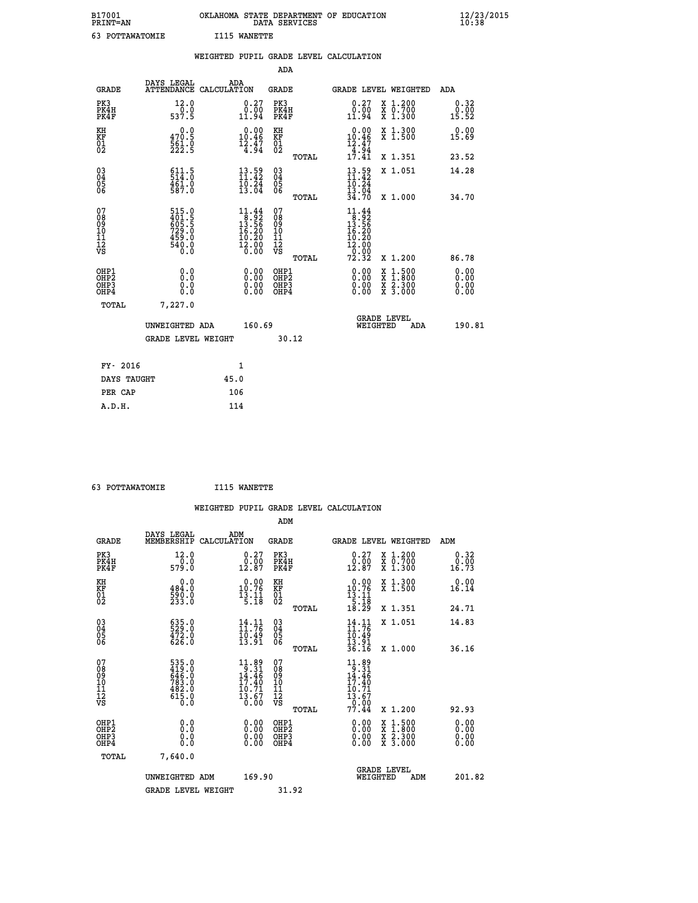B17001 OKLAHOMA STATE DEPARTMENT OF EDUCATION 12/23/2015
PRINT=AN DATA SERVICES 10:38

63 POTTAWATOMIE I115 WANETTE

## WEIGHTED PUPIL GRADE LEVEL CALCULATION

### ADA

| GRADE | DAYS LEGAL ATTENDANCE | ADA CALCULATION | GRADE | GRADE LEVEL | WEIGHTED | ADA |
|---|---|---|---|---|---|---|
| PK3 | 12.0 | 0.27 | PK3 | 0.27 | X 1.200 | 0.32 |
| PK4H | 0.0 | 0.00 | PK4H | 0.00 | X 0.700 | 0.00 |
| PK4F | 537.5 | 11.94 | PK4F | 11.94 | X 1.300 | 15.52 |
| KH | 0.0 | 0.00 | KH | 0.00 | X 1.300 | 0.00 |
| KF | 470.5 | 10.46 | KF | 10.46 | X 1.500 | 15.69 |
| 01 | 561.0 | 12.47 | 01 | 12.47 | | |
| 02 | 222.5 | 4.94 | 02 | 4.94 | | |
| | | | TOTAL | 17.41 | X 1.351 | 23.52 |
| 03 | 611.5 | 13.59 | 03 | 13.59 | X 1.051 | 14.28 |
| 04 | 514.0 | 11.42 | 04 | 11.42 | | |
| 05 | 461.0 | 10.24 | 05 | 10.24 | | |
| 06 | 587.0 | 13.04 | 06 | 13.04 | | |
| | | | TOTAL | 34.70 | X 1.000 | 34.70 |
| 07 | 515.0 | 11.44 | 07 | 11.44 | | |
| 08 | 401.5 | 8.92 | 08 | 8.92 | | |
| 09 | 605.5 | 13.56 | 09 | 13.56 | | |
| 10 | 729.0 | 16.20 | 10 | 16.20 | | |
| 11 | 459.0 | 10.20 | 11 | 10.20 | | |
| 12 | 540.0 | 12.00 | 12 | 12.00 | | |
| VS | 0.0 | 0.00 | VS | 0.00 | | |
| | | | TOTAL | 72.32 | X 1.200 | 86.78 |
| OHP1 | 0.0 | 0.00 | OHP1 | 0.00 | X 1.500 | 0.00 |
| OHP2 | 0.0 | 0.00 | OHP2 | 0.00 | X 1.800 | 0.00 |
| OHP3 | 0.0 | 0.00 | OHP3 | 0.00 | X 2.300 | 0.00 |
| OHP4 | 0.0 | 0.00 | OHP4 | 0.00 | X 3.000 | 0.00 |
| TOTAL | 7,227.0 | | | | | |

UNWEIGHTED ADA 160.69 GRADE LEVEL WEIGHTED ADA 190.81

GRADE LEVEL WEIGHT 30.12

| | |
|---|---|
| FY- 2016 | 1 |
| DAYS TAUGHT | 45.0 |
| PER CAP | 106 |
| A.D.H. | 114 |

63 POTTAWATOMIE I115 WANETTE

## WEIGHTED PUPIL GRADE LEVEL CALCULATION

### ADM

| GRADE | DAYS LEGAL MEMBERSHIP | ADM CALCULATION | GRADE | GRADE LEVEL | WEIGHTED | ADM |
|---|---|---|---|---|---|---|
| PK3 | 12.0 | 0.27 | PK3 | 0.27 | X 1.200 | 0.32 |
| PK4H | 0.0 | 0.00 | PK4H | 0.00 | X 0.700 | 0.00 |
| PK4F | 579.0 | 12.87 | PK4F | 12.87 | X 1.300 | 16.73 |
| KH | 0.0 | 0.00 | KH | 0.00 | X 1.300 | 0.00 |
| KF | 484.0 | 10.76 | KF | 10.76 | X 1.500 | 16.14 |
| 01 | 590.0 | 13.11 | 01 | 13.11 | | |
| 02 | 233.0 | 5.18 | 02 | 5.18 | | |
| | | | TOTAL | 18.29 | X 1.351 | 24.71 |
| 03 | 635.0 | 14.11 | 03 | 14.11 | X 1.051 | 14.83 |
| 04 | 529.0 | 11.76 | 04 | 11.76 | | |
| 05 | 472.0 | 10.49 | 05 | 10.49 | | |
| 06 | 626.0 | 13.91 | 06 | 13.91 | | |
| | | | TOTAL | 36.16 | X 1.000 | 36.16 |
| 07 | 535.0 | 11.89 | 07 | 11.89 | | |
| 08 | 419.0 | 9.31 | 08 | 9.31 | | |
| 09 | 646.0 | 14.46 | 09 | 14.46 | | |
| 10 | 783.0 | 17.40 | 10 | 17.40 | | |
| 11 | 482.0 | 10.71 | 11 | 10.71 | | |
| 12 | 615.0 | 13.67 | 12 | 13.67 | | |
| VS | 0.0 | 0.00 | VS | 0.00 | | |
| | | | TOTAL | 77.44 | X 1.200 | 92.93 |
| OHP1 | 0.0 | 0.00 | OHP1 | 0.00 | X 1.500 | 0.00 |
| OHP2 | 0.0 | 0.00 | OHP2 | 0.00 | X 1.800 | 0.00 |
| OHP3 | 0.0 | 0.00 | OHP3 | 0.00 | X 2.300 | 0.00 |
| OHP4 | 0.0 | 0.00 | OHP4 | 0.00 | X 3.000 | 0.00 |
| TOTAL | 7,640.0 | | | | | |

UNWEIGHTED ADM 169.90 GRADE LEVEL WEIGHTED ADM 201.82

GRADE LEVEL WEIGHT 31.92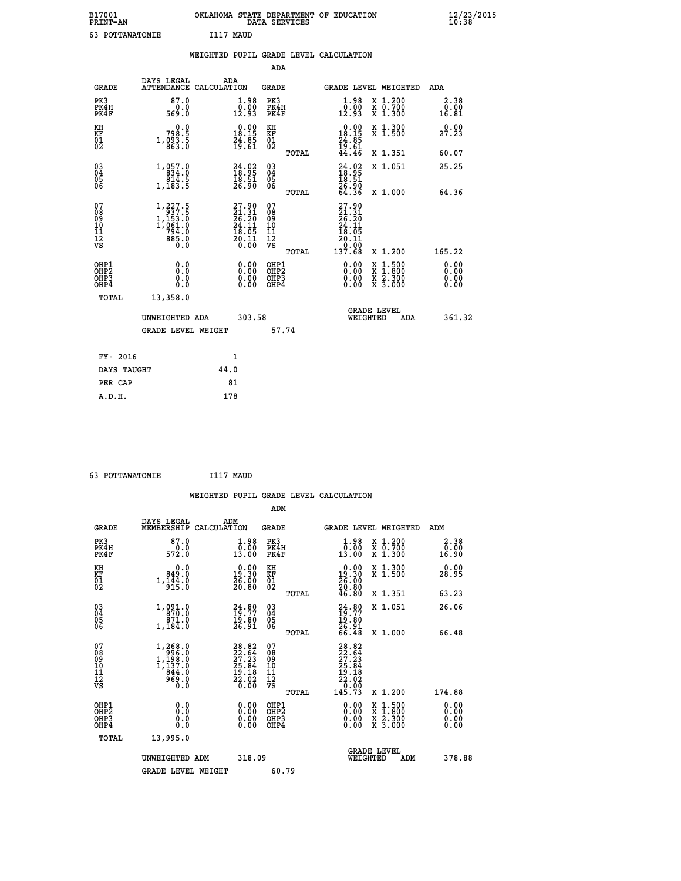B17001 OKLAHOMA STATE DEPARTMENT OF EDUCATION 12/23/2015
PRINT=AN DATA SERVICES 10:38

63 POTTAWATOMIE I117 MAUD

## WEIGHTED PUPIL GRADE LEVEL CALCULATION

### ADA

| GRADE | DAYS LEGAL ATTENDANCE | ADA CALCULATION | GRADE | | GRADE LEVEL | WEIGHTED | ADA |
|---|---|---|---|---|---|---|---|
| PK3 | 87.0 | 1.98 | PK3 | | 1.98 | X 1.200 | 2.38 |
| PK4H | 0.0 | 0.00 | PK4H | | 0.00 | X 0.700 | 0.00 |
| PK4F | 569.0 | 12.93 | PK4F | | 12.93 | X 1.300 | 16.81 |
| KH | 0.0 | 0.00 | KH | | 0.00 | X 1.300 | 0.00 |
| KF | 798.5 | 18.15 | KF | | 18.15 | X 1.500 | 27.23 |
| 01 | 1,093.5 | 24.85 | 01 | | 24.85 | | |
| 02 | 863.0 | 19.61 | 02 | | 19.61 | | |
| | | | | TOTAL | 44.46 | X 1.351 | 60.07 |
| 03 | 1,057.0 | 24.02 | 03 | | 24.02 | X 1.051 | 25.25 |
| 04 | 834.0 | 18.95 | 04 | | 18.95 | | |
| 05 | 814.5 | 18.51 | 05 | | 18.51 | | |
| 06 | 1,183.5 | 26.90 | 06 | | 26.90 | | |
| | | | | TOTAL | 64.36 | X 1.000 | 64.36 |
| 07 | 1,227.5 | 27.90 | 07 | | 27.90 | | |
| 08 | 937.5 | 21.31 | 08 | | 21.31 | | |
| 09 | 1,153.0 | 26.20 | 09 | | 26.20 | | |
| 10 | 1,061.0 | 24.11 | 10 | | 24.11 | | |
| 11 | 794.0 | 18.05 | 11 | | 18.05 | | |
| 12 | 885.0 | 20.11 | 12 | | 20.11 | | |
| VS | 0.0 | 0.00 | VS | | 0.00 | | |
| | | | | TOTAL | 137.68 | X 1.200 | 165.22 |
| OHP1 | 0.0 | 0.00 | OHP1 | | 0.00 | X 1.500 | 0.00 |
| OHP2 | 0.0 | 0.00 | OHP2 | | 0.00 | X 1.800 | 0.00 |
| OHP3 | 0.0 | 0.00 | OHP3 | | 0.00 | X 2.300 | 0.00 |
| OHP4 | 0.0 | 0.00 | OHP4 | | 0.00 | X 3.000 | 0.00 |
| TOTAL | 13,358.0 | | | | | | |

UNWEIGHTED ADA 303.58 GRADE LEVEL WEIGHTED ADA 361.32

GRADE LEVEL WEIGHT 57.74

| FY- 2016 | 1 |
|---|---|
| DAYS TAUGHT | 44.0 |
| PER CAP | 81 |
| A.D.H. | 178 |

63 POTTAWATOMIE I117 MAUD

## WEIGHTED PUPIL GRADE LEVEL CALCULATION

### ADM

| GRADE | DAYS LEGAL MEMBERSHIP | ADM CALCULATION | GRADE | | GRADE LEVEL | WEIGHTED | ADM |
|---|---|---|---|---|---|---|---|
| PK3 | 87.0 | 1.98 | PK3 | | 1.98 | X 1.200 | 2.38 |
| PK4H | 0.0 | 0.00 | PK4H | | 0.00 | X 0.700 | 0.00 |
| PK4F | 572.0 | 13.00 | PK4F | | 13.00 | X 1.300 | 16.90 |
| KH | 0.0 | 0.00 | KH | | 0.00 | X 1.300 | 0.00 |
| KF | 849.0 | 19.30 | KF | | 19.30 | X 1.500 | 28.95 |
| 01 | 1,144.0 | 26.00 | 01 | | 26.00 | | |
| 02 | 915.0 | 20.80 | 02 | | 20.80 | | |
| | | | | TOTAL | 46.80 | X 1.351 | 63.23 |
| 03 | 1,091.0 | 24.80 | 03 | | 24.80 | X 1.051 | 26.06 |
| 04 | 870.0 | 19.77 | 04 | | 19.77 | | |
| 05 | 871.0 | 19.80 | 05 | | 19.80 | | |
| 06 | 1,184.0 | 26.91 | 06 | | 26.91 | | |
| | | | | TOTAL | 66.48 | X 1.000 | 66.48 |
| 07 | 1,268.0 | 28.82 | 07 | | 28.82 | | |
| 08 | 996.0 | 22.64 | 08 | | 22.64 | | |
| 09 | 1,198.0 | 27.23 | 09 | | 27.23 | | |
| 10 | 1,137.0 | 25.84 | 10 | | 25.84 | | |
| 11 | 844.0 | 19.18 | 11 | | 19.18 | | |
| 12 | 969.0 | 22.02 | 12 | | 22.02 | | |
| VS | 0.0 | 0.00 | VS | | 0.00 | | |
| | | | | TOTAL | 145.73 | X 1.200 | 174.88 |
| OHP1 | 0.0 | 0.00 | OHP1 | | 0.00 | X 1.500 | 0.00 |
| OHP2 | 0.0 | 0.00 | OHP2 | | 0.00 | X 1.800 | 0.00 |
| OHP3 | 0.0 | 0.00 | OHP3 | | 0.00 | X 2.300 | 0.00 |
| OHP4 | 0.0 | 0.00 | OHP4 | | 0.00 | X 3.000 | 0.00 |
| TOTAL | 13,995.0 | | | | | | |

UNWEIGHTED ADM 318.09 GRADE LEVEL WEIGHTED ADM 378.88

GRADE LEVEL WEIGHT 60.79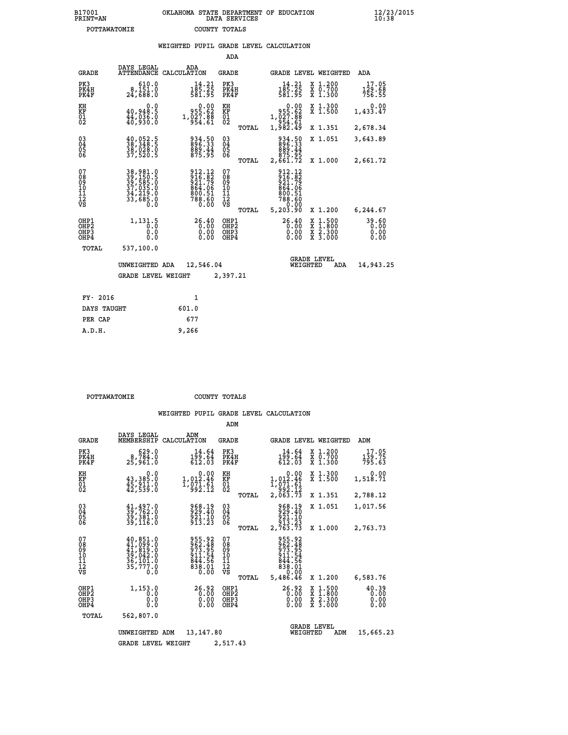B17001 OKLAHOMA STATE DEPARTMENT OF EDUCATION 12/23/2015
PRINT=AN DATA SERVICES 10:38
POTTAWATOMIE COUNTY TOTALS

WEIGHTED PUPIL GRADE LEVEL CALCULATION

ADA

| GRADE | DAYS LEGAL ATTENDANCE | ADA CALCULATION | GRADE | | GRADE LEVEL | WEIGHTED | ADA |
|---|---|---|---|---|---|---|---|
| PK3 | 610.0 | 14.21 | PK3 | | 14.21 | X 1.200 | 17.05 |
| PK4H | 8,151.0 | 185.25 | PK4H | | 185.25 | X 0.700 | 129.68 |
| PK4F | 24,688.0 | 581.95 | PK4F | | 581.95 | X 1.300 | 756.55 |
| KH | 0.0 | 0.00 | KH | | 0.00 | X 1.300 | 0.00 |
| KF | 40,948.5 | 955.62 | KF | | 955.62 | X 1.500 | 1,433.47 |
| 01 | 44,036.0 | 1,027.88 | 01 | | 1,027.88 | | |
| 02 | 40,930.0 | 954.61 | 02 | | 954.61 | | |
| | | | | TOTAL | 1,982.49 | X 1.351 | 2,678.34 |
| 03 | 40,052.5 | 934.50 | 03 | | 934.50 | X 1.051 | 3,643.89 |
| 04 | 38,348.5 | 896.33 | 04 | | 896.33 | | |
| 05 | 38,028.0 | 889.44 | 05 | | 889.44 | | |
| 06 | 37,520.5 | 875.95 | 06 | | 875.95 | | |
| | | | | TOTAL | 2,661.72 | X 1.000 | 2,661.72 |
| 07 | 38,981.0 | 912.12 | 07 | | 912.12 | | |
| 08 | 39,150.5 | 916.82 | 08 | | 916.82 | | |
| 09 | 39,585.0 | 921.79 | 09 | | 921.79 | | |
| 10 | 37,035.0 | 864.06 | 10 | | 864.06 | | |
| 11 | 34,219.0 | 800.51 | 11 | | 800.51 | | |
| 12 | 33,685.0 | 788.60 | 12 | | 788.60 | | |
| VS | 0.0 | 0.00 | VS | | 0.00 | | |
| | | | | TOTAL | 5,203.90 | X 1.200 | 6,244.67 |
| OHP1 | 1,131.5 | 26.40 | OHP1 | | 26.40 | X 1.500 | 39.60 |
| OHP2 | 0.0 | 0.00 | OHP2 | | 0.00 | X 1.800 | 0.00 |
| OHP3 | 0.0 | 0.00 | OHP3 | | 0.00 | X 2.300 | 0.00 |
| OHP4 | 0.0 | 0.00 | OHP4 | | 0.00 | X 3.000 | 0.00 |
| TOTAL | 537,100.0 | | | | | | |

UNWEIGHTED ADA 12,546.04 GRADE LEVEL WEIGHTED ADA 14,943.25

GRADE LEVEL WEIGHT 2,397.21

| FY- 2016 | 1 |
|---|---|
| DAYS TAUGHT | 601.0 |
| PER CAP | 677 |
| A.D.H. | 9,266 |

POTTAWATOMIE COUNTY TOTALS

WEIGHTED PUPIL GRADE LEVEL CALCULATION

ADM

| GRADE | DAYS LEGAL MEMBERSHIP | ADM CALCULATION | GRADE | | GRADE LEVEL | WEIGHTED | ADM |
|---|---|---|---|---|---|---|---|
| PK3 | 629.0 | 14.64 | PK3 | | 14.64 | X 1.200 | 17.05 |
| PK4H | 8,784.0 | 199.64 | PK4H | | 199.64 | X 0.700 | 139.75 |
| PK4F | 25,961.0 | 612.03 | PK4F | | 612.03 | X 1.300 | 795.63 |
| KH | 0.0 | 0.00 | KH | | 0.00 | X 1.300 | 0.00 |
| KF | 43,385.0 | 1,012.46 | KF | | 1,012.46 | X 1.500 | 1,518.71 |
| 01 | 45,911.0 | 1,071.61 | 01 | | 1,071.61 | | |
| 02 | 42,539.0 | 992.12 | 02 | | 992.12 | | |
| | | | | TOTAL | 2,063.73 | X 1.351 | 2,788.12 |
| 03 | 41,497.0 | 968.19 | 03 | | 968.19 | X 1.051 | 1,017.56 |
| 04 | 39,762.0 | 929.40 | 04 | | 929.40 | | |
| 05 | 39,381.0 | 921.10 | 05 | | 921.10 | | |
| 06 | 39,116.0 | 913.23 | 06 | | 913.23 | | |
| | | | | TOTAL | 2,763.73 | X 1.000 | 2,763.73 |
| 07 | 40,851.0 | 955.92 | 07 | | 955.92 | | |
| 08 | 41,099.0 | 962.48 | 08 | | 962.48 | | |
| 09 | 41,819.0 | 973.95 | 09 | | 973.95 | | |
| 10 | 39,042.0 | 911.54 | 10 | | 911.54 | | |
| 11 | 36,101.0 | 844.56 | 11 | | 844.56 | | |
| 12 | 35,777.0 | 838.01 | 12 | | 838.01 | | |
| VS | 0.0 | 0.00 | VS | | 0.00 | | |
| | | | | TOTAL | 5,486.46 | X 1.200 | 6,583.76 |
| OHP1 | 1,153.0 | 26.92 | OHP1 | | 26.92 | X 1.500 | 40.39 |
| OHP2 | 0.0 | 0.00 | OHP2 | | 0.00 | X 1.800 | 0.00 |
| OHP3 | 0.0 | 0.00 | OHP3 | | 0.00 | X 2.300 | 0.00 |
| OHP4 | 0.0 | 0.00 | OHP4 | | 0.00 | X 3.000 | 0.00 |
| TOTAL | 562,807.0 | | | | | | |

UNWEIGHTED ADM 13,147.80 GRADE LEVEL WEIGHTED ADM 15,665.23

GRADE LEVEL WEIGHT 2,517.43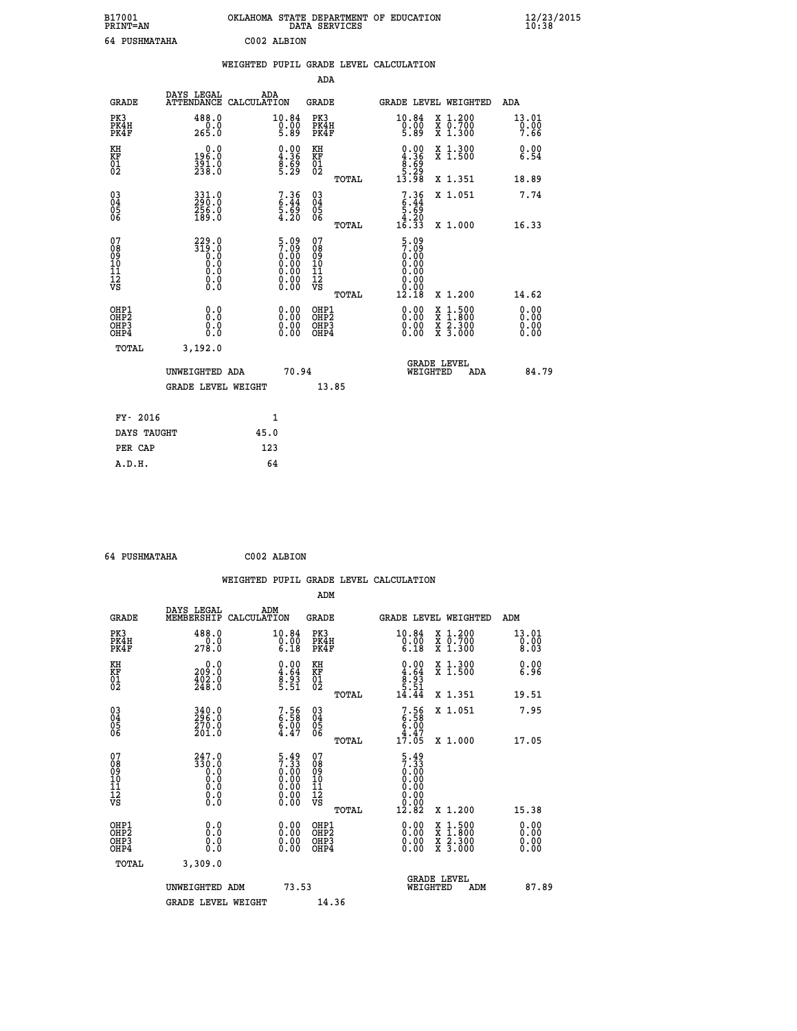B17001 OKLAHOMA STATE DEPARTMENT OF EDUCATION 12/23/2015
PRINT=AN DATA SERVICES 10:38

64 PUSHMATAHA C002 ALBION

WEIGHTED PUPIL GRADE LEVEL CALCULATION

ADA

| GRADE | DAYS LEGAL ATTENDANCE | ADA CALCULATION | GRADE | | GRADE LEVEL | WEIGHTED | ADA |
|---|---|---|---|---|---|---|---|
| PK3 | 488.0 | 10.84 | PK3 | | 10.84 | X 1.200 | 13.01 |
| PK4H | 0.0 | 0.00 | PK4H | | 0.00 | X 0.700 | 0.00 |
| PK4F | 265.0 | 5.89 | PK4F | | 5.89 | X 1.300 | 7.66 |
| KH | 0.0 | 0.00 | KH | | 0.00 | X 1.300 | 0.00 |
| KF | 196.0 | 4.36 | KF | | 4.36 | X 1.500 | 6.54 |
| 01 | 391.0 | 8.69 | 01 | | 8.69 | | |
| 02 | 238.0 | 5.29 | 02 | | 5.29 | | |
| | | | | TOTAL | 13.98 | X 1.351 | 18.89 |
| 03 | 331.0 | 7.36 | 03 | | 7.36 | X 1.051 | 7.74 |
| 04 | 290.0 | 6.44 | 04 | | 6.44 | | |
| 05 | 256.0 | 5.69 | 05 | | 5.69 | | |
| 06 | 189.0 | 4.20 | 06 | | 4.20 | | |
| | | | | TOTAL | 16.33 | X 1.000 | 16.33 |
| 07 | 229.0 | 5.09 | 07 | | 5.09 | | |
| 08 | 319.0 | 7.09 | 08 | | 7.09 | | |
| 09 | 0.0 | 0.00 | 09 | | 0.00 | | |
| 10 | 0.0 | 0.00 | 10 | | 0.00 | | |
| 11 | 0.0 | 0.00 | 11 | | 0.00 | | |
| 12 | 0.0 | 0.00 | 12 | | 0.00 | | |
| VS | 0.0 | 0.00 | VS | | 0.00 | | |
| | | | | TOTAL | 12.18 | X 1.200 | 14.62 |
| OHP1 | 0.0 | 0.00 | OHP1 | | 0.00 | X 1.500 | 0.00 |
| OHP2 | 0.0 | 0.00 | OHP2 | | 0.00 | X 1.800 | 0.00 |
| OHP3 | 0.0 | 0.00 | OHP3 | | 0.00 | X 2.300 | 0.00 |
| OHP4 | 0.0 | 0.00 | OHP4 | | 0.00 | X 3.000 | 0.00 |
| TOTAL | 3,192.0 | | | | | | |

UNWEIGHTED ADA 70.94 GRADE LEVEL WEIGHTED ADA 84.79

GRADE LEVEL WEIGHT 13.85

| FY- 2016 | 1 |
|---|---|
| DAYS TAUGHT | 45.0 |
| PER CAP | 123 |
| A.D.H. | 64 |

64 PUSHMATAHA C002 ALBION

WEIGHTED PUPIL GRADE LEVEL CALCULATION

ADM

| GRADE | DAYS LEGAL MEMBERSHIP | ADM CALCULATION | GRADE | | GRADE LEVEL | WEIGHTED | ADM |
|---|---|---|---|---|---|---|---|
| PK3 | 488.0 | 10.84 | PK3 | | 10.84 | X 1.200 | 13.01 |
| PK4H | 0.0 | 0.00 | PK4H | | 0.00 | X 0.700 | 0.00 |
| PK4F | 278.0 | 6.18 | PK4F | | 6.18 | X 1.300 | 8.03 |
| KH | 0.0 | 0.00 | KH | | 0.00 | X 1.300 | 0.00 |
| KF | 209.0 | 4.64 | KF | | 4.64 | X 1.500 | 6.96 |
| 01 | 402.0 | 8.93 | 01 | | 8.93 | | |
| 02 | 248.0 | 5.51 | 02 | | 5.51 | | |
| | | | | TOTAL | 14.44 | X 1.351 | 19.51 |
| 03 | 340.0 | 7.56 | 03 | | 7.56 | X 1.051 | 7.95 |
| 04 | 296.0 | 6.58 | 04 | | 6.58 | | |
| 05 | 270.0 | 6.00 | 05 | | 6.00 | | |
| 06 | 201.0 | 4.47 | 06 | | 4.47 | | |
| | | | | TOTAL | 17.05 | X 1.000 | 17.05 |
| 07 | 247.0 | 5.49 | 07 | | 5.49 | | |
| 08 | 330.0 | 7.33 | 08 | | 7.33 | | |
| 09 | 0.0 | 0.00 | 09 | | 0.00 | | |
| 10 | 0.0 | 0.00 | 10 | | 0.00 | | |
| 11 | 0.0 | 0.00 | 11 | | 0.00 | | |
| 12 | 0.0 | 0.00 | 12 | | 0.00 | | |
| VS | 0.0 | 0.00 | VS | | 0.00 | | |
| | | | | TOTAL | 12.82 | X 1.200 | 15.38 |
| OHP1 | 0.0 | 0.00 | OHP1 | | 0.00 | X 1.500 | 0.00 |
| OHP2 | 0.0 | 0.00 | OHP2 | | 0.00 | X 1.800 | 0.00 |
| OHP3 | 0.0 | 0.00 | OHP3 | | 0.00 | X 2.300 | 0.00 |
| OHP4 | 0.0 | 0.00 | OHP4 | | 0.00 | X 3.000 | 0.00 |
| TOTAL | 3,309.0 | | | | | | |

UNWEIGHTED ADM 73.53 GRADE LEVEL WEIGHTED ADM 87.89

GRADE LEVEL WEIGHT 14.36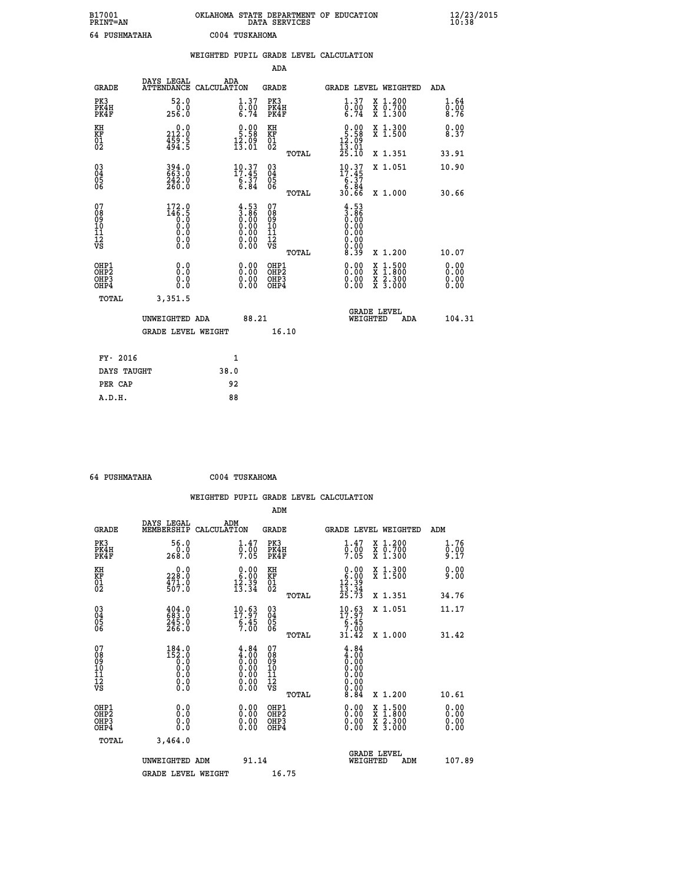B17001 OKLAHOMA STATE DEPARTMENT OF EDUCATION 12/23/2015
PRINT=AN DATA SERVICES 10:38

64 PUSHMATAHA C004 TUSKAHOMA

WEIGHTED PUPIL GRADE LEVEL CALCULATION

ADA

| GRADE | DAYS LEGAL ATTENDANCE | ADA CALCULATION | GRADE | GRADE LEVEL | WEIGHTED | ADA |
|---|---|---|---|---|---|---|
| PK3 | 52.0 | 1.37 | PK3 | 1.37 | X 1.200 | 1.64 |
| PK4H | 0.0 | 0.00 | PK4H | 0.00 | X 0.700 | 0.00 |
| PK4F | 256.0 | 6.74 | PK4F | 6.74 | X 1.300 | 8.76 |
| KH | 0.0 | 0.00 | KH | 0.00 | X 1.300 | 0.00 |
| KF | 212.0 | 5.58 | KF | 5.58 | X 1.500 | 8.37 |
| 01 | 459.5 | 12.09 | 01 | 12.09 | | |
| 02 | 494.5 | 13.01 | 02 | 13.01 | | |
| | | | TOTAL | 25.10 | X 1.351 | 33.91 |
| 03 | 394.0 | 10.37 | 03 | 10.37 | X 1.051 | 10.90 |
| 04 | 663.0 | 17.45 | 04 | 17.45 | | |
| 05 | 242.0 | 6.37 | 05 | 6.37 | | |
| 06 | 260.0 | 6.84 | 06 | 6.84 | | |
| | | | TOTAL | 30.66 | X 1.000 | 30.66 |
| 07 | 172.0 | 4.53 | 07 | 4.53 | | |
| 08 | 146.5 | 3.86 | 08 | 3.86 | | |
| 09 | 0.0 | 0.00 | 09 | 0.00 | | |
| 10 | 0.0 | 0.00 | 10 | 0.00 | | |
| 11 | 0.0 | 0.00 | 11 | 0.00 | | |
| 12 | 0.0 | 0.00 | 12 | 0.00 | | |
| VS | 0.0 | 0.00 | VS | 0.00 | | |
| | | | TOTAL | 8.39 | X 1.200 | 10.07 |
| OHP1 | 0.0 | 0.00 | OHP1 | 0.00 | X 1.500 | 0.00 |
| OHP2 | 0.0 | 0.00 | OHP2 | 0.00 | X 1.800 | 0.00 |
| OHP3 | 0.0 | 0.00 | OHP3 | 0.00 | X 2.300 | 0.00 |
| OHP4 | 0.0 | 0.00 | OHP4 | 0.00 | X 3.000 | 0.00 |
| TOTAL | 3,351.5 | | | | | |

UNWEIGHTED ADA 88.21 GRADE LEVEL WEIGHTED ADA 104.31

GRADE LEVEL WEIGHT 16.10

| FY- 2016 | 1 |
|---|---|
| DAYS TAUGHT | 38.0 |
| PER CAP | 92 |
| A.D.H. | 88 |

64 PUSHMATAHA C004 TUSKAHOMA

WEIGHTED PUPIL GRADE LEVEL CALCULATION

ADM

| GRADE | DAYS LEGAL MEMBERSHIP | ADM CALCULATION | GRADE | GRADE LEVEL | WEIGHTED | ADM |
|---|---|---|---|---|---|---|
| PK3 | 56.0 | 1.47 | PK3 | 1.47 | X 1.200 | 1.76 |
| PK4H | 0.0 | 0.00 | PK4H | 0.00 | X 0.700 | 0.00 |
| PK4F | 268.0 | 7.05 | PK4F | 7.05 | X 1.300 | 9.17 |
| KH | 0.0 | 0.00 | KH | 0.00 | X 1.300 | 0.00 |
| KF | 228.0 | 6.00 | KF | 6.00 | X 1.500 | 9.00 |
| 01 | 471.0 | 12.39 | 01 | 12.39 | | |
| 02 | 507.0 | 13.34 | 02 | 13.34 | | |
| | | | TOTAL | 25.73 | X 1.351 | 34.76 |
| 03 | 404.0 | 10.63 | 03 | 10.63 | X 1.051 | 11.17 |
| 04 | 683.0 | 17.97 | 04 | 17.97 | | |
| 05 | 245.0 | 6.45 | 05 | 6.45 | | |
| 06 | 266.0 | 7.00 | 06 | 7.00 | | |
| | | | TOTAL | 31.42 | X 1.000 | 31.42 |
| 07 | 184.0 | 4.84 | 07 | 4.84 | | |
| 08 | 152.0 | 4.00 | 08 | 4.00 | | |
| 09 | 0.0 | 0.00 | 09 | 0.00 | | |
| 10 | 0.0 | 0.00 | 10 | 0.00 | | |
| 11 | 0.0 | 0.00 | 11 | 0.00 | | |
| 12 | 0.0 | 0.00 | 12 | 0.00 | | |
| VS | 0.0 | 0.00 | VS | 0.00 | | |
| | | | TOTAL | 8.84 | X 1.200 | 10.61 |
| OHP1 | 0.0 | 0.00 | OHP1 | 0.00 | X 1.500 | 0.00 |
| OHP2 | 0.0 | 0.00 | OHP2 | 0.00 | X 1.800 | 0.00 |
| OHP3 | 0.0 | 0.00 | OHP3 | 0.00 | X 2.300 | 0.00 |
| OHP4 | 0.0 | 0.00 | OHP4 | 0.00 | X 3.000 | 0.00 |
| TOTAL | 3,464.0 | | | | | |

UNWEIGHTED ADM 91.14 GRADE LEVEL WEIGHTED ADM 107.89

GRADE LEVEL WEIGHT 16.75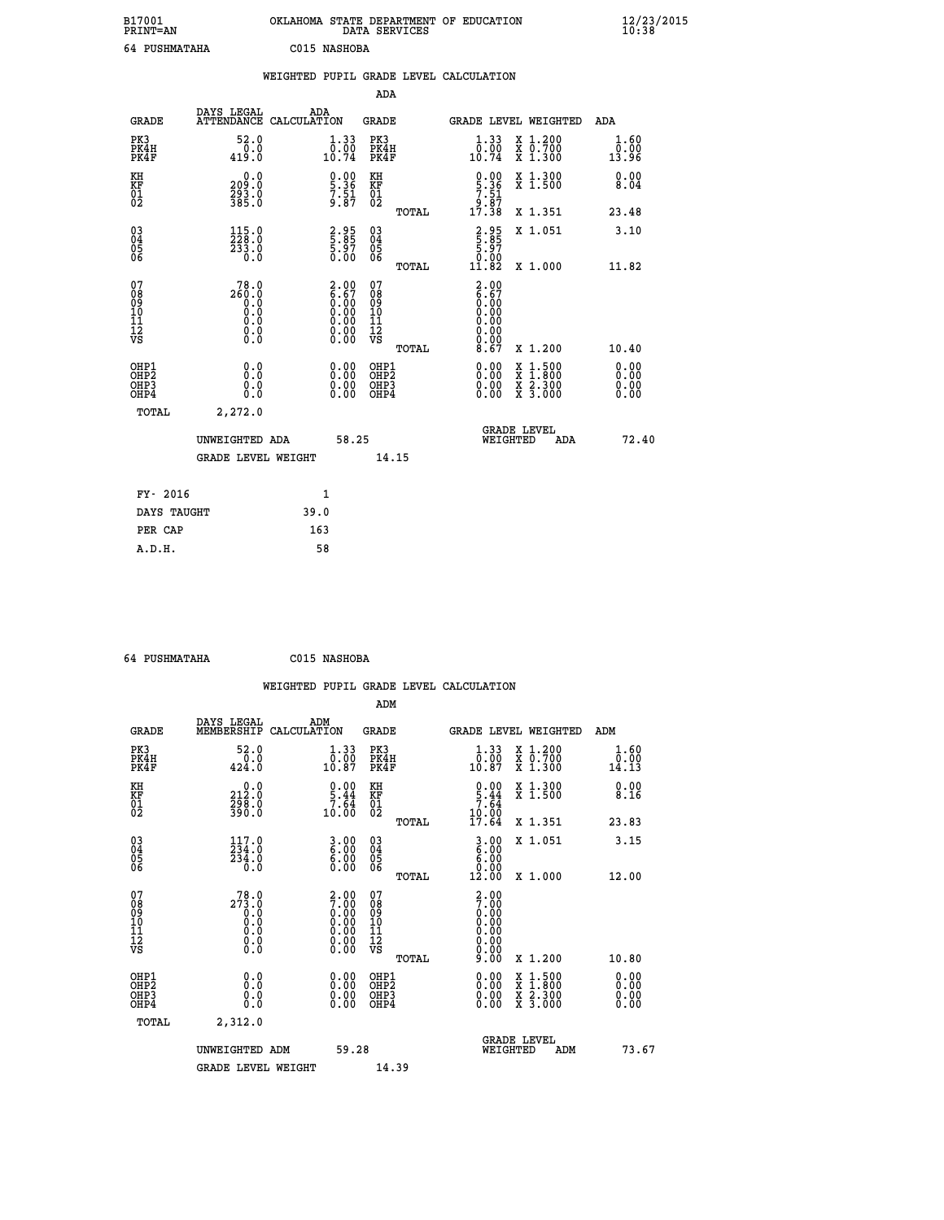B17001 OKLAHOMA STATE DEPARTMENT OF EDUCATION 12/23/2015
PRINT=AN DATA SERVICES 10:38

64 PUSHMATAHA C015 NASHOBA

WEIGHTED PUPIL GRADE LEVEL CALCULATION

ADA

| GRADE | DAYS LEGAL ATTENDANCE | ADA CALCULATION | GRADE | GRADE LEVEL | WEIGHTED | ADA |
|---|---|---|---|---|---|---|
| PK3 | 52.0 | 1.33 | PK3 | 1.33 | X 1.200 | 1.60 |
| PK4H | 0.0 | 0.00 | PK4H | 0.00 | X 0.700 | 0.00 |
| PK4F | 419.0 | 10.74 | PK4F | 10.74 | X 1.300 | 13.96 |
| KH | 0.0 | 0.00 | KH | 0.00 | X 1.300 | 0.00 |
| KF | 209.0 | 5.36 | KF | 5.36 | X 1.500 | 8.04 |
| 01 | 293.0 | 7.51 | 01 | 7.51 | | |
| 02 | 385.0 | 9.87 | 02 | 9.87 | | |
| | | | TOTAL | 17.38 | X 1.351 | 23.48 |
| 03 | 115.0 | 2.95 | 03 | 2.95 | X 1.051 | 3.10 |
| 04 | 228.0 | 5.85 | 04 | 5.85 | | |
| 05 | 233.0 | 5.97 | 05 | 5.97 | | |
| 06 | 0.0 | 0.00 | 06 | 0.00 | | |
| | | | TOTAL | 11.82 | X 1.000 | 11.82 |
| 07 | 78.0 | 2.00 | 07 | 2.00 | | |
| 08 | 260.0 | 6.67 | 08 | 6.67 | | |
| 09 | 0.0 | 0.00 | 09 | 0.00 | | |
| 10 | 0.0 | 0.00 | 10 | 0.00 | | |
| 11 | 0.0 | 0.00 | 11 | 0.00 | | |
| 12 | 0.0 | 0.00 | 12 | 0.00 | | |
| VS | 0.0 | 0.00 | VS | 0.00 | | |
| | | | TOTAL | 8.67 | X 1.200 | 10.40 |
| OHP1 | 0.0 | 0.00 | OHP1 | 0.00 | X 1.500 | 0.00 |
| OHP2 | 0.0 | 0.00 | OHP2 | 0.00 | X 1.800 | 0.00 |
| OHP3 | 0.0 | 0.00 | OHP3 | 0.00 | X 2.300 | 0.00 |
| OHP4 | 0.0 | 0.00 | OHP4 | 0.00 | X 3.000 | 0.00 |
| TOTAL | 2,272.0 | | | | | |

| UNWEIGHTED ADA | 58.25 | GRADE LEVEL WEIGHTED ADA | 72.40 |
|---|---|---|---|
| GRADE LEVEL WEIGHT | 14.15 | | |

| FY- 2016 | 1 |
|---|---|
| DAYS TAUGHT | 39.0 |
| PER CAP | 163 |
| A.D.H. | 58 |

64 PUSHMATAHA C015 NASHOBA

WEIGHTED PUPIL GRADE LEVEL CALCULATION

ADM

| GRADE | DAYS LEGAL MEMBERSHIP | ADM CALCULATION | GRADE | GRADE LEVEL | WEIGHTED | ADM |
|---|---|---|---|---|---|---|
| PK3 | 52.0 | 1.33 | PK3 | 1.33 | X 1.200 | 1.60 |
| PK4H | 0.0 | 0.00 | PK4H | 0.00 | X 0.700 | 0.00 |
| PK4F | 424.0 | 10.87 | PK4F | 10.87 | X 1.300 | 14.13 |
| KH | 0.0 | 0.00 | KH | 0.00 | X 1.300 | 0.00 |
| KF | 212.0 | 5.44 | KF | 5.44 | X 1.500 | 8.16 |
| 01 | 298.0 | 7.64 | 01 | 7.64 | | |
| 02 | 390.0 | 10.00 | 02 | 10.00 | | |
| | | | TOTAL | 17.64 | X 1.351 | 23.83 |
| 03 | 117.0 | 3.00 | 03 | 3.00 | X 1.051 | 3.15 |
| 04 | 234.0 | 6.00 | 04 | 6.00 | | |
| 05 | 234.0 | 6.00 | 05 | 6.00 | | |
| 06 | 0.0 | 0.00 | 06 | 0.00 | | |
| | | | TOTAL | 12.00 | X 1.000 | 12.00 |
| 07 | 78.0 | 2.00 | 07 | 2.00 | | |
| 08 | 273.0 | 7.00 | 08 | 7.00 | | |
| 09 | 0.0 | 0.00 | 09 | 0.00 | | |
| 10 | 0.0 | 0.00 | 10 | 0.00 | | |
| 11 | 0.0 | 0.00 | 11 | 0.00 | | |
| 12 | 0.0 | 0.00 | 12 | 0.00 | | |
| VS | 0.0 | 0.00 | VS | 0.00 | | |
| | | | TOTAL | 9.00 | X 1.200 | 10.80 |
| OHP1 | 0.0 | 0.00 | OHP1 | 0.00 | X 1.500 | 0.00 |
| OHP2 | 0.0 | 0.00 | OHP2 | 0.00 | X 1.800 | 0.00 |
| OHP3 | 0.0 | 0.00 | OHP3 | 0.00 | X 2.300 | 0.00 |
| OHP4 | 0.0 | 0.00 | OHP4 | 0.00 | X 3.000 | 0.00 |
| TOTAL | 2,312.0 | | | | | |

| UNWEIGHTED ADM | 59.28 | GRADE LEVEL WEIGHTED ADM | 73.67 |
|---|---|---|---|
| GRADE LEVEL WEIGHT | 14.39 | | |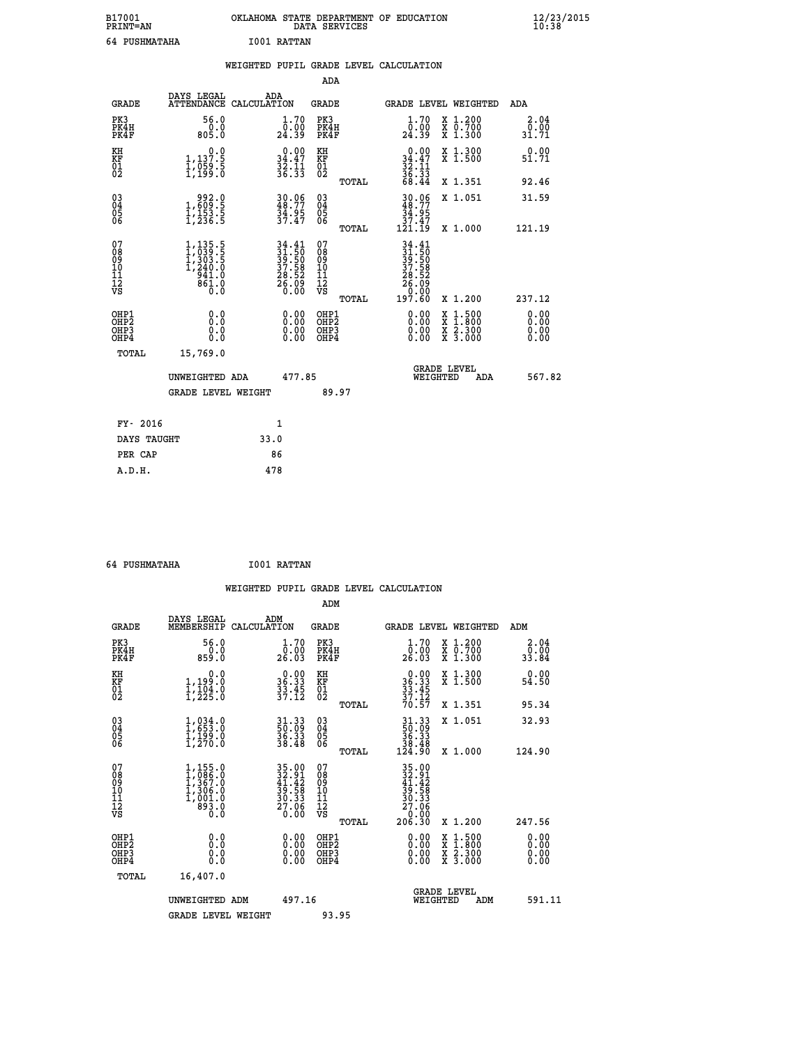B17001 OKLAHOMA STATE DEPARTMENT OF EDUCATION 12/23/2015
PRINT=AN DATA SERVICES 10:38

64 PUSHMATAHA I001 RATTAN

## WEIGHTED PUPIL GRADE LEVEL CALCULATION

### ADA

| GRADE | DAYS LEGAL ATTENDANCE | ADA CALCULATION | GRADE | GRADE LEVEL | WEIGHTED | ADA |
|---|---|---|---|---|---|---|
| PK3 | 56.0 | 1.70 | PK3 | 1.70 | X 1.200 | 2.04 |
| PK4H | 0.0 | 0.00 | PK4H | 0.00 | X 0.700 | 0.00 |
| PK4F | 805.0 | 24.39 | PK4F | 24.39 | X 1.300 | 31.71 |
| KH | 0.0 | 0.00 | KH | 0.00 | X 1.300 | 0.00 |
| KF | 1,137.5 | 34.47 | KF | 34.47 | X 1.500 | 51.71 |
| 01 | 1,059.5 | 32.11 | 01 | 32.11 | | |
| 02 | 1,199.0 | 36.33 | 02 | 36.33 | | |
| | | | TOTAL | 68.44 | X 1.351 | 92.46 |
| 03 | 992.0 | 30.06 | 03 | 30.06 | X 1.051 | 31.59 |
| 04 | 1,609.5 | 48.77 | 04 | 48.77 | | |
| 05 | 1,153.5 | 34.95 | 05 | 34.95 | | |
| 06 | 1,236.5 | 37.47 | 06 | 37.47 | | |
| | | | TOTAL | 121.19 | X 1.000 | 121.19 |
| 07 | 1,135.5 | 34.41 | 07 | 34.41 | | |
| 08 | 1,039.5 | 31.50 | 08 | 31.50 | | |
| 09 | 1,303.5 | 39.50 | 09 | 39.50 | | |
| 10 | 1,240.0 | 37.58 | 10 | 37.58 | | |
| 11 | 941.0 | 28.52 | 11 | 28.52 | | |
| 12 | 861.0 | 26.09 | 12 | 26.09 | | |
| VS | 0.0 | 0.00 | VS | 0.00 | | |
| | | | TOTAL | 197.60 | X 1.200 | 237.12 |
| OHP1 | 0.0 | 0.00 | OHP1 | 0.00 | X 1.500 | 0.00 |
| OHP2 | 0.0 | 0.00 | OHP2 | 0.00 | X 1.800 | 0.00 |
| OHP3 | 0.0 | 0.00 | OHP3 | 0.00 | X 2.300 | 0.00 |
| OHP4 | 0.0 | 0.00 | OHP4 | 0.00 | X 3.000 | 0.00 |
| TOTAL | 15,769.0 | | | | | |

UNWEIGHTED ADA 477.85 GRADE LEVEL WEIGHTED ADA 567.82

GRADE LEVEL WEIGHT 89.97

| | |
|---|---|
| FY- 2016 | 1 |
| DAYS TAUGHT | 33.0 |
| PER CAP | 86 |
| A.D.H. | 478 |

64 PUSHMATAHA I001 RATTAN

## WEIGHTED PUPIL GRADE LEVEL CALCULATION

### ADM

| GRADE | DAYS LEGAL MEMBERSHIP | ADM CALCULATION | GRADE | GRADE LEVEL | WEIGHTED | ADM |
|---|---|---|---|---|---|---|
| PK3 | 56.0 | 1.70 | PK3 | 1.70 | X 1.200 | 2.04 |
| PK4H | 0.0 | 0.00 | PK4H | 0.00 | X 0.700 | 0.00 |
| PK4F | 859.0 | 26.03 | PK4F | 26.03 | X 1.300 | 33.84 |
| KH | 0.0 | 0.00 | KH | 0.00 | X 1.300 | 0.00 |
| KF | 1,199.0 | 36.33 | KF | 36.33 | X 1.500 | 54.50 |
| 01 | 1,104.0 | 33.45 | 01 | 33.45 | | |
| 02 | 1,225.0 | 37.12 | 02 | 37.12 | | |
| | | | TOTAL | 70.57 | X 1.351 | 95.34 |
| 03 | 1,034.0 | 31.33 | 03 | 31.33 | X 1.051 | 32.93 |
| 04 | 1,653.0 | 50.09 | 04 | 50.09 | | |
| 05 | 1,199.0 | 36.33 | 05 | 36.33 | | |
| 06 | 1,270.0 | 38.48 | 06 | 38.48 | | |
| | | | TOTAL | 124.90 | X 1.000 | 124.90 |
| 07 | 1,155.0 | 35.00 | 07 | 35.00 | | |
| 08 | 1,086.0 | 32.91 | 08 | 32.91 | | |
| 09 | 1,367.0 | 41.42 | 09 | 41.42 | | |
| 10 | 1,306.0 | 39.58 | 10 | 39.58 | | |
| 11 | 1,001.0 | 30.33 | 11 | 30.33 | | |
| 12 | 893.0 | 27.06 | 12 | 27.06 | | |
| VS | 0.0 | 0.00 | VS | 0.00 | | |
| | | | TOTAL | 206.30 | X 1.200 | 247.56 |
| OHP1 | 0.0 | 0.00 | OHP1 | 0.00 | X 1.500 | 0.00 |
| OHP2 | 0.0 | 0.00 | OHP2 | 0.00 | X 1.800 | 0.00 |
| OHP3 | 0.0 | 0.00 | OHP3 | 0.00 | X 2.300 | 0.00 |
| OHP4 | 0.0 | 0.00 | OHP4 | 0.00 | X 3.000 | 0.00 |
| TOTAL | 16,407.0 | | | | | |

UNWEIGHTED ADM 497.16 GRADE LEVEL WEIGHTED ADM 591.11

GRADE LEVEL WEIGHT 93.95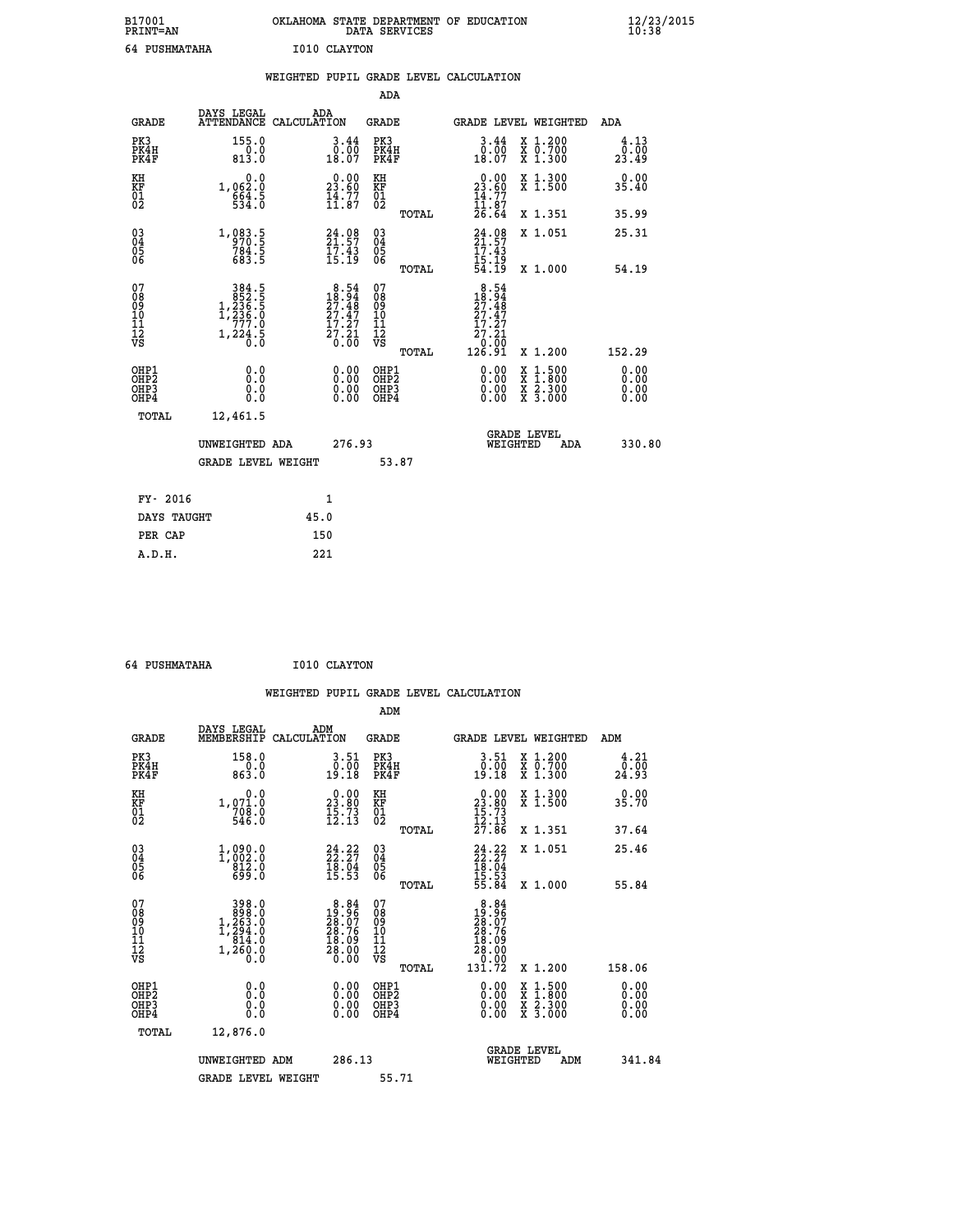B17001 OKLAHOMA STATE DEPARTMENT OF EDUCATION 12/23/2015
PRINT=AN DATA SERVICES 10:38

64 PUSHMATAHA I010 CLAYTON

## WEIGHTED PUPIL GRADE LEVEL CALCULATION

### ADA

| GRADE | DAYS LEGAL ATTENDANCE | ADA CALCULATION | GRADE | | GRADE LEVEL | WEIGHTED | ADA |
|---|---|---|---|---|---|---|---|
| PK3 | 155.0 | 3.44 | PK3 | | 3.44 | X 1.200 | 4.13 |
| PK4H | 0.0 | 0.00 | PK4H | | 0.00 | X 0.700 | 0.00 |
| PK4F | 813.0 | 18.07 | PK4F | | 18.07 | X 1.300 | 23.49 |
| KH | 0.0 | 0.00 | KH | | 0.00 | X 1.300 | 0.00 |
| KF | 1,062.0 | 23.60 | KF | | 23.60 | X 1.500 | 35.40 |
| 01 | 664.5 | 14.77 | 01 | | 14.77 | | |
| 02 | 534.0 | 11.87 | 02 | | 11.87 | | |
| | | | | TOTAL | 26.64 | X 1.351 | 35.99 |
| 03 | 1,083.5 | 24.08 | 03 | | 24.08 | X 1.051 | 25.31 |
| 04 | 970.5 | 21.57 | 04 | | 21.57 | | |
| 05 | 784.5 | 17.43 | 05 | | 17.43 | | |
| 06 | 683.5 | 15.19 | 06 | | 15.19 | | |
| | | | | TOTAL | 54.19 | X 1.000 | 54.19 |
| 07 | 384.5 | 8.54 | 07 | | 8.54 | | |
| 08 | 852.5 | 18.94 | 08 | | 18.94 | | |
| 09 | 1,236.5 | 27.48 | 09 | | 27.48 | | |
| 10 | 1,236.0 | 27.47 | 10 | | 27.47 | | |
| 11 | 777.0 | 17.27 | 11 | | 17.27 | | |
| 12 | 1,224.5 | 27.21 | 12 | | 27.21 | | |
| VS | 0.0 | 0.00 | VS | | 0.00 | | |
| | | | | TOTAL | 126.91 | X 1.200 | 152.29 |
| OHP1 | 0.0 | 0.00 | OHP1 | | 0.00 | X 1.500 | 0.00 |
| OHP2 | 0.0 | 0.00 | OHP2 | | 0.00 | X 1.800 | 0.00 |
| OHP3 | 0.0 | 0.00 | OHP3 | | 0.00 | X 2.300 | 0.00 |
| OHP4 | 0.0 | 0.00 | OHP4 | | 0.00 | X 3.000 | 0.00 |
| TOTAL | 12,461.5 | | | | | | |

UNWEIGHTED ADA 276.93 — GRADE LEVEL WEIGHTED ADA 330.80

GRADE LEVEL WEIGHT 53.87

| | |
|---|---|
| FY- 2016 | 1 |
| DAYS TAUGHT | 45.0 |
| PER CAP | 150 |
| A.D.H. | 221 |

64 PUSHMATAHA I010 CLAYTON

## WEIGHTED PUPIL GRADE LEVEL CALCULATION

### ADM

| GRADE | DAYS LEGAL MEMBERSHIP | ADM CALCULATION | GRADE | | GRADE LEVEL | WEIGHTED | ADM |
|---|---|---|---|---|---|---|---|
| PK3 | 158.0 | 3.51 | PK3 | | 3.51 | X 1.200 | 4.21 |
| PK4H | 0.0 | 0.00 | PK4H | | 0.00 | X 0.700 | 0.00 |
| PK4F | 863.0 | 19.18 | PK4F | | 19.18 | X 1.300 | 24.93 |
| KH | 0.0 | 0.00 | KH | | 0.00 | X 1.300 | 0.00 |
| KF | 1,071.0 | 23.80 | KF | | 23.80 | X 1.500 | 35.70 |
| 01 | 708.0 | 15.73 | 01 | | 15.73 | | |
| 02 | 546.0 | 12.13 | 02 | | 12.13 | | |
| | | | | TOTAL | 27.86 | X 1.351 | 37.64 |
| 03 | 1,090.0 | 24.22 | 03 | | 24.22 | X 1.051 | 25.46 |
| 04 | 1,002.0 | 22.27 | 04 | | 22.27 | | |
| 05 | 812.0 | 18.04 | 05 | | 18.04 | | |
| 06 | 699.0 | 15.53 | 06 | | 15.53 | | |
| | | | | TOTAL | 55.84 | X 1.000 | 55.84 |
| 07 | 398.0 | 8.84 | 07 | | 8.84 | | |
| 08 | 898.0 | 19.96 | 08 | | 19.96 | | |
| 09 | 1,263.0 | 28.07 | 09 | | 28.07 | | |
| 10 | 1,294.0 | 28.76 | 10 | | 28.76 | | |
| 11 | 814.0 | 18.09 | 11 | | 18.09 | | |
| 12 | 1,260.0 | 28.00 | 12 | | 28.00 | | |
| VS | 0.0 | 0.00 | VS | | 0.00 | | |
| | | | | TOTAL | 131.72 | X 1.200 | 158.06 |
| OHP1 | 0.0 | 0.00 | OHP1 | | 0.00 | X 1.500 | 0.00 |
| OHP2 | 0.0 | 0.00 | OHP2 | | 0.00 | X 1.800 | 0.00 |
| OHP3 | 0.0 | 0.00 | OHP3 | | 0.00 | X 2.300 | 0.00 |
| OHP4 | 0.0 | 0.00 | OHP4 | | 0.00 | X 3.000 | 0.00 |
| TOTAL | 12,876.0 | | | | | | |

UNWEIGHTED ADM 286.13 — GRADE LEVEL WEIGHTED ADM 341.84

GRADE LEVEL WEIGHT 55.71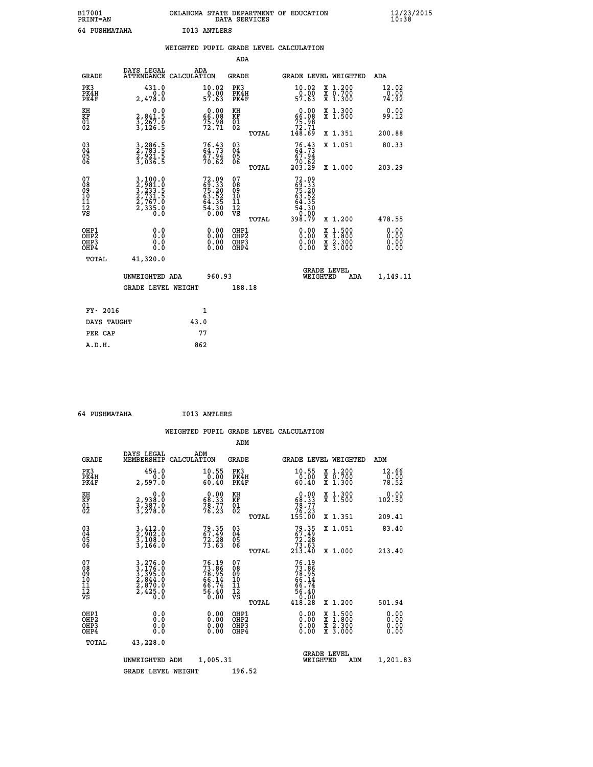B17001 OKLAHOMA STATE DEPARTMENT OF EDUCATION 12/23/2015
PRINT=AN DATA SERVICES 10:38

64 PUSHMATAHA I013 ANTLERS

WEIGHTED PUPIL GRADE LEVEL CALCULATION

ADA

| GRADE | DAYS LEGAL ATTENDANCE | ADA CALCULATION | GRADE | | GRADE LEVEL | WEIGHTED | ADA |
|---|---|---|---|---|---|---|---|
| PK3 | 431.0 | 10.02 | PK3 | | 10.02 | X 1.200 | 12.02 |
| PK4H | 0.0 | 0.00 | PK4H | | 0.00 | X 0.700 | 0.00 |
| PK4F | 2,478.0 | 57.63 | PK4F | | 57.63 | X 1.300 | 74.92 |
| KH | 0.0 | 0.00 | KH | | 0.00 | X 1.300 | 0.00 |
| KF | 2,841.5 | 66.08 | KF | | 66.08 | X 1.500 | 99.12 |
| 01 | 3,267.0 | 75.98 | 01 | | 75.98 | | |
| 02 | 3,126.5 | 72.71 | 02 | | 72.71 | | |
| | | | | TOTAL | 148.69 | X 1.351 | 200.88 |
| 03 | 3,286.5 | 76.43 | 03 | | 76.43 | X 1.051 | 80.33 |
| 04 | 2,783.5 | 64.73 | 04 | | 64.73 | | |
| 05 | 2,921.5 | 67.94 | 05 | | 67.94 | | |
| 06 | 3,036.5 | 70.62 | 06 | | 70.62 | | |
| | | | | TOTAL | 203.29 | X 1.000 | 203.29 |
| 07 | 3,100.0 | 72.09 | 07 | | 72.09 | | |
| 08 | 2,981.0 | 69.33 | 08 | | 69.33 | | |
| 09 | 3,233.5 | 75.20 | 09 | | 75.20 | | |
| 10 | 2,731.5 | 63.52 | 10 | | 63.52 | | |
| 11 | 2,767.0 | 64.35 | 11 | | 64.35 | | |
| 12 | 2,335.0 | 54.30 | 12 | | 54.30 | | |
| VS | 0.0 | 0.00 | VS | | 0.00 | | |
| | | | | TOTAL | 398.79 | X 1.200 | 478.55 |
| OHP1 | 0.0 | 0.00 | OHP1 | | 0.00 | X 1.500 | 0.00 |
| OHP2 | 0.0 | 0.00 | OHP2 | | 0.00 | X 1.800 | 0.00 |
| OHP3 | 0.0 | 0.00 | OHP3 | | 0.00 | X 2.300 | 0.00 |
| OHP4 | 0.0 | 0.00 | OHP4 | | 0.00 | X 3.000 | 0.00 |
| TOTAL | 41,320.0 | | | | | | |

UNWEIGHTED ADA 960.93 GRADE LEVEL WEIGHTED ADA 1,149.11

GRADE LEVEL WEIGHT 188.18

| FY- 2016 | 1 |
|---|---|
| DAYS TAUGHT | 43.0 |
| PER CAP | 77 |
| A.D.H. | 862 |

64 PUSHMATAHA I013 ANTLERS

WEIGHTED PUPIL GRADE LEVEL CALCULATION

ADM

| GRADE | DAYS LEGAL MEMBERSHIP | ADM CALCULATION | GRADE | | GRADE LEVEL | WEIGHTED | ADM |
|---|---|---|---|---|---|---|---|
| PK3 | 454.0 | 10.55 | PK3 | | 10.55 | X 1.200 | 12.66 |
| PK4H | 0.0 | 0.00 | PK4H | | 0.00 | X 0.700 | 0.00 |
| PK4F | 2,597.0 | 60.40 | PK4F | | 60.40 | X 1.300 | 78.52 |
| KH | 0.0 | 0.00 | KH | | 0.00 | X 1.300 | 0.00 |
| KF | 2,938.0 | 68.33 | KF | | 68.33 | X 1.500 | 102.50 |
| 01 | 3,387.0 | 78.77 | 01 | | 78.77 | | |
| 02 | 3,278.0 | 76.23 | 02 | | 76.23 | | |
| | | | | TOTAL | 155.00 | X 1.351 | 209.41 |
| 03 | 3,412.0 | 79.35 | 03 | | 79.35 | X 1.051 | 83.40 |
| 04 | 2,902.0 | 67.49 | 04 | | 67.49 | | |
| 05 | 3,108.0 | 72.28 | 05 | | 72.28 | | |
| 06 | 3,166.0 | 73.63 | 06 | | 73.63 | | |
| | | | | TOTAL | 213.40 | X 1.000 | 213.40 |
| 07 | 3,276.0 | 76.19 | 07 | | 76.19 | | |
| 08 | 3,176.0 | 73.86 | 08 | | 73.86 | | |
| 09 | 3,395.0 | 78.95 | 09 | | 78.95 | | |
| 10 | 2,844.0 | 66.14 | 10 | | 66.14 | | |
| 11 | 2,870.0 | 66.74 | 11 | | 66.74 | | |
| 12 | 2,425.0 | 56.40 | 12 | | 56.40 | | |
| VS | 0.0 | 0.00 | VS | | 0.00 | | |
| | | | | TOTAL | 418.28 | X 1.200 | 501.94 |
| OHP1 | 0.0 | 0.00 | OHP1 | | 0.00 | X 1.500 | 0.00 |
| OHP2 | 0.0 | 0.00 | OHP2 | | 0.00 | X 1.800 | 0.00 |
| OHP3 | 0.0 | 0.00 | OHP3 | | 0.00 | X 2.300 | 0.00 |
| OHP4 | 0.0 | 0.00 | OHP4 | | 0.00 | X 3.000 | 0.00 |
| TOTAL | 43,228.0 | | | | | | |

UNWEIGHTED ADM 1,005.31 GRADE LEVEL WEIGHTED ADM 1,201.83

GRADE LEVEL WEIGHT 196.52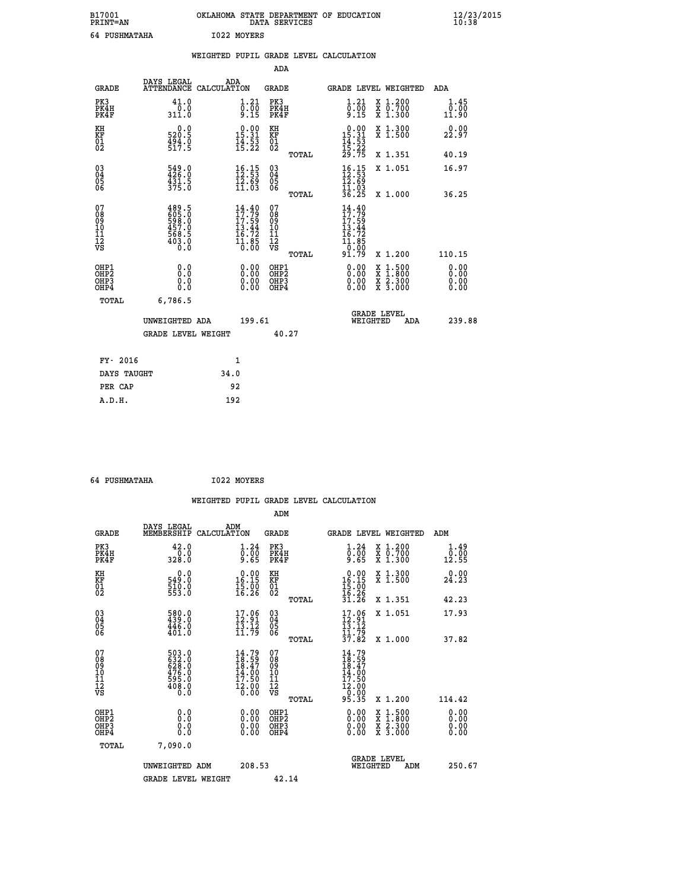B17001 OKLAHOMA STATE DEPARTMENT OF EDUCATION 12/23/2015
PRINT=AN DATA SERVICES 10:38

64 PUSHMATAHA I022 MOYERS

WEIGHTED PUPIL GRADE LEVEL CALCULATION

ADA

| GRADE | DAYS LEGAL ATTENDANCE | ADA CALCULATION | GRADE | GRADE LEVEL | WEIGHTED | ADA |
|---|---|---|---|---|---|---|
| PK3 | 41.0 | 1.21 | PK3 | 1.21 | X 1.200 | 1.45 |
| PK4H | 0.0 | 0.00 | PK4H | 0.00 | X 0.700 | 0.00 |
| PK4F | 311.0 | 9.15 | PK4F | 9.15 | X 1.300 | 11.90 |
| KH | 0.0 | 0.00 | KH | 0.00 | X 1.300 | 0.00 |
| KF | 520.5 | 15.31 | KF | 15.31 | X 1.500 | 22.97 |
| 01 | 494.0 | 14.53 | 01 | 14.53 | | |
| 02 | 517.5 | 15.22 | 02 | 15.22 | | |
| | | | TOTAL | 29.75 | X 1.351 | 40.19 |
| 03 | 549.0 | 16.15 | 03 | 16.15 | X 1.051 | 16.97 |
| 04 | 426.0 | 12.53 | 04 | 12.53 | | |
| 05 | 431.5 | 12.69 | 05 | 12.69 | | |
| 06 | 375.0 | 11.03 | 06 | 11.03 | | |
| | | | TOTAL | 36.25 | X 1.000 | 36.25 |
| 07 | 489.5 | 14.40 | 07 | 14.40 | | |
| 08 | 605.0 | 17.79 | 08 | 17.79 | | |
| 09 | 598.0 | 17.59 | 09 | 17.59 | | |
| 10 | 457.0 | 13.44 | 10 | 13.44 | | |
| 11 | 568.5 | 16.72 | 11 | 16.72 | | |
| 12 | 403.0 | 11.85 | 12 | 11.85 | | |
| VS | 0.0 | 0.00 | VS | 0.00 | | |
| | | | TOTAL | 91.79 | X 1.200 | 110.15 |
| OHP1 | 0.0 | 0.00 | OHP1 | 0.00 | X 1.500 | 0.00 |
| OHP2 | 0.0 | 0.00 | OHP2 | 0.00 | X 1.800 | 0.00 |
| OHP3 | 0.0 | 0.00 | OHP3 | 0.00 | X 2.300 | 0.00 |
| OHP4 | 0.0 | 0.00 | OHP4 | 0.00 | X 3.000 | 0.00 |
| TOTAL | 6,786.5 | | | | | |

UNWEIGHTED ADA 199.61 GRADE LEVEL WEIGHTED ADA 239.88

GRADE LEVEL WEIGHT 40.27

| FY- 2016 | 1 |
|---|---|
| DAYS TAUGHT | 34.0 |
| PER CAP | 92 |
| A.D.H. | 192 |

64 PUSHMATAHA I022 MOYERS

WEIGHTED PUPIL GRADE LEVEL CALCULATION

ADM

| GRADE | DAYS LEGAL MEMBERSHIP | ADM CALCULATION | GRADE | GRADE LEVEL | WEIGHTED | ADM |
|---|---|---|---|---|---|---|
| PK3 | 42.0 | 1.24 | PK3 | 1.24 | X 1.200 | 1.49 |
| PK4H | 0.0 | 0.00 | PK4H | 0.00 | X 0.700 | 0.00 |
| PK4F | 328.0 | 9.65 | PK4F | 9.65 | X 1.300 | 12.55 |
| KH | 0.0 | 0.00 | KH | 0.00 | X 1.300 | 0.00 |
| KF | 549.0 | 16.15 | KF | 16.15 | X 1.500 | 24.23 |
| 01 | 510.0 | 15.00 | 01 | 15.00 | | |
| 02 | 553.0 | 16.26 | 02 | 16.26 | | |
| | | | TOTAL | 31.26 | X 1.351 | 42.23 |
| 03 | 580.0 | 17.06 | 03 | 17.06 | X 1.051 | 17.93 |
| 04 | 439.0 | 12.91 | 04 | 12.91 | | |
| 05 | 446.0 | 13.12 | 05 | 13.12 | | |
| 06 | 401.0 | 11.79 | 06 | 11.79 | | |
| | | | TOTAL | 37.82 | X 1.000 | 37.82 |
| 07 | 503.0 | 14.79 | 07 | 14.79 | | |
| 08 | 632.0 | 18.59 | 08 | 18.59 | | |
| 09 | 628.0 | 18.47 | 09 | 18.47 | | |
| 10 | 476.0 | 14.00 | 10 | 14.00 | | |
| 11 | 595.0 | 17.50 | 11 | 17.50 | | |
| 12 | 408.0 | 12.00 | 12 | 12.00 | | |
| VS | 0.0 | 0.00 | VS | 0.00 | | |
| | | | TOTAL | 95.35 | X 1.200 | 114.42 |
| OHP1 | 0.0 | 0.00 | OHP1 | 0.00 | X 1.500 | 0.00 |
| OHP2 | 0.0 | 0.00 | OHP2 | 0.00 | X 1.800 | 0.00 |
| OHP3 | 0.0 | 0.00 | OHP3 | 0.00 | X 2.300 | 0.00 |
| OHP4 | 0.0 | 0.00 | OHP4 | 0.00 | X 3.000 | 0.00 |
| TOTAL | 7,090.0 | | | | | |

UNWEIGHTED ADM 208.53 GRADE LEVEL WEIGHTED ADM 250.67

GRADE LEVEL WEIGHT 42.14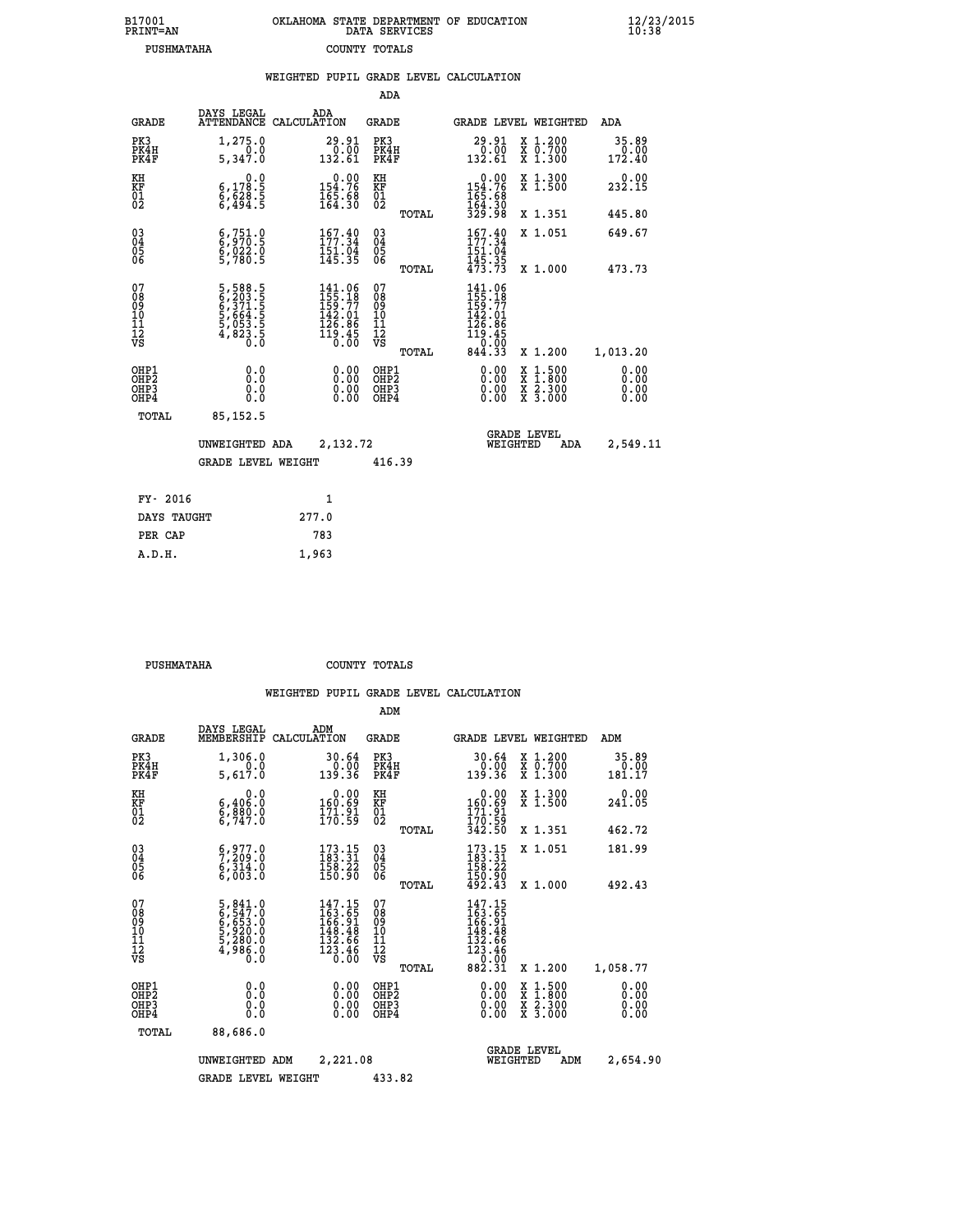B17001 OKLAHOMA STATE DEPARTMENT OF EDUCATION 12/23/2015
PRINT=AN DATA SERVICES 10:38
PUSHMATAHA COUNTY TOTALS

## WEIGHTED PUPIL GRADE LEVEL CALCULATION

### ADA

| GRADE | DAYS LEGAL ATTENDANCE | ADA CALCULATION | GRADE | GRADE LEVEL | WEIGHTED | ADA |
|---|---|---|---|---|---|---|
| PK3 | 1,275.0 | 29.91 | PK3 | 29.91 | X 1.200 | 35.89 |
| PK4H | 0.0 | 0.00 | PK4H | 0.00 | X 0.700 | 0.00 |
| PK4F | 5,347.0 | 132.61 | PK4F | 132.61 | X 1.300 | 172.40 |
| KH | 0.0 | 0.00 | KH | 0.00 | X 1.300 | 0.00 |
| KF | 6,178.5 | 154.76 | KF | 154.76 | X 1.500 | 232.15 |
| 01 | 6,628.5 | 165.68 | 01 | 165.68 | | |
| 02 | 6,494.5 | 164.30 | 02 | 164.30 | | |
| | | | TOTAL | 329.98 | X 1.351 | 445.80 |
| 03 | 6,751.0 | 167.40 | 03 | 167.40 | X 1.051 | 649.67 |
| 04 | 6,970.5 | 177.34 | 04 | 177.34 | | |
| 05 | 6,022.0 | 151.04 | 05 | 151.04 | | |
| 06 | 5,780.5 | 145.35 | 06 | 145.35 | | |
| | | | TOTAL | 473.73 | X 1.000 | 473.73 |
| 07 | 5,588.5 | 141.06 | 07 | 141.06 | | |
| 08 | 6,203.5 | 155.18 | 08 | 155.18 | | |
| 09 | 6,371.5 | 159.77 | 09 | 159.77 | | |
| 10 | 5,664.5 | 142.01 | 10 | 142.01 | | |
| 11 | 5,053.5 | 126.86 | 11 | 126.86 | | |
| 12 | 4,823.5 | 119.45 | 12 | 119.45 | | |
| VS | 0.0 | 0.00 | VS | 0.00 | | |
| | | | TOTAL | 844.33 | X 1.200 | 1,013.20 |
| OHP1 | 0.0 | 0.00 | OHP1 | 0.00 | X 1.500 | 0.00 |
| OHP2 | 0.0 | 0.00 | OHP2 | 0.00 | X 1.800 | 0.00 |
| OHP3 | 0.0 | 0.00 | OHP3 | 0.00 | X 2.300 | 0.00 |
| OHP4 | 0.0 | 0.00 | OHP4 | 0.00 | X 3.000 | 0.00 |
| TOTAL | 85,152.5 | | | | | |

UNWEIGHTED ADA 2,132.72 — GRADE LEVEL WEIGHTED ADA 2,549.11

GRADE LEVEL WEIGHT 416.39

| FY- 2016 | 1 |
|---|---|
| DAYS TAUGHT | 277.0 |
| PER CAP | 783 |
| A.D.H. | 1,963 |

PUSHMATAHA COUNTY TOTALS

## WEIGHTED PUPIL GRADE LEVEL CALCULATION

### ADM

| GRADE | DAYS LEGAL MEMBERSHIP | ADM CALCULATION | GRADE | GRADE LEVEL | WEIGHTED | ADM |
|---|---|---|---|---|---|---|
| PK3 | 1,306.0 | 30.64 | PK3 | 30.64 | X 1.200 | 35.89 |
| PK4H | 0.0 | 0.00 | PK4H | 0.00 | X 0.700 | 0.00 |
| PK4F | 5,617.0 | 139.36 | PK4F | 139.36 | X 1.300 | 181.17 |
| KH | 0.0 | 0.00 | KH | 0.00 | X 1.300 | 0.00 |
| KF | 6,406.0 | 160.69 | KF | 160.69 | X 1.500 | 241.05 |
| 01 | 6,880.0 | 171.91 | 01 | 171.91 | | |
| 02 | 6,747.0 | 170.59 | 02 | 170.59 | | |
| | | | TOTAL | 342.50 | X 1.351 | 462.72 |
| 03 | 6,977.0 | 173.15 | 03 | 173.15 | X 1.051 | 181.99 |
| 04 | 7,209.0 | 183.31 | 04 | 183.31 | | |
| 05 | 6,314.0 | 158.22 | 05 | 158.22 | | |
| 06 | 6,003.0 | 150.90 | 06 | 150.90 | | |
| | | | TOTAL | 492.43 | X 1.000 | 492.43 |
| 07 | 5,841.0 | 147.15 | 07 | 147.15 | | |
| 08 | 6,547.0 | 163.65 | 08 | 163.65 | | |
| 09 | 6,653.0 | 166.91 | 09 | 166.91 | | |
| 10 | 5,920.0 | 148.48 | 10 | 148.48 | | |
| 11 | 5,280.0 | 132.66 | 11 | 132.66 | | |
| 12 | 4,986.0 | 123.46 | 12 | 123.46 | | |
| VS | 0.0 | 0.00 | VS | 0.00 | | |
| | | | TOTAL | 882.31 | X 1.200 | 1,058.77 |
| OHP1 | 0.0 | 0.00 | OHP1 | 0.00 | X 1.500 | 0.00 |
| OHP2 | 0.0 | 0.00 | OHP2 | 0.00 | X 1.800 | 0.00 |
| OHP3 | 0.0 | 0.00 | OHP3 | 0.00 | X 2.300 | 0.00 |
| OHP4 | 0.0 | 0.00 | OHP4 | 0.00 | X 3.000 | 0.00 |
| TOTAL | 88,686.0 | | | | | |

UNWEIGHTED ADM 2,221.08 — GRADE LEVEL WEIGHTED ADM 2,654.90

GRADE LEVEL WEIGHT 433.82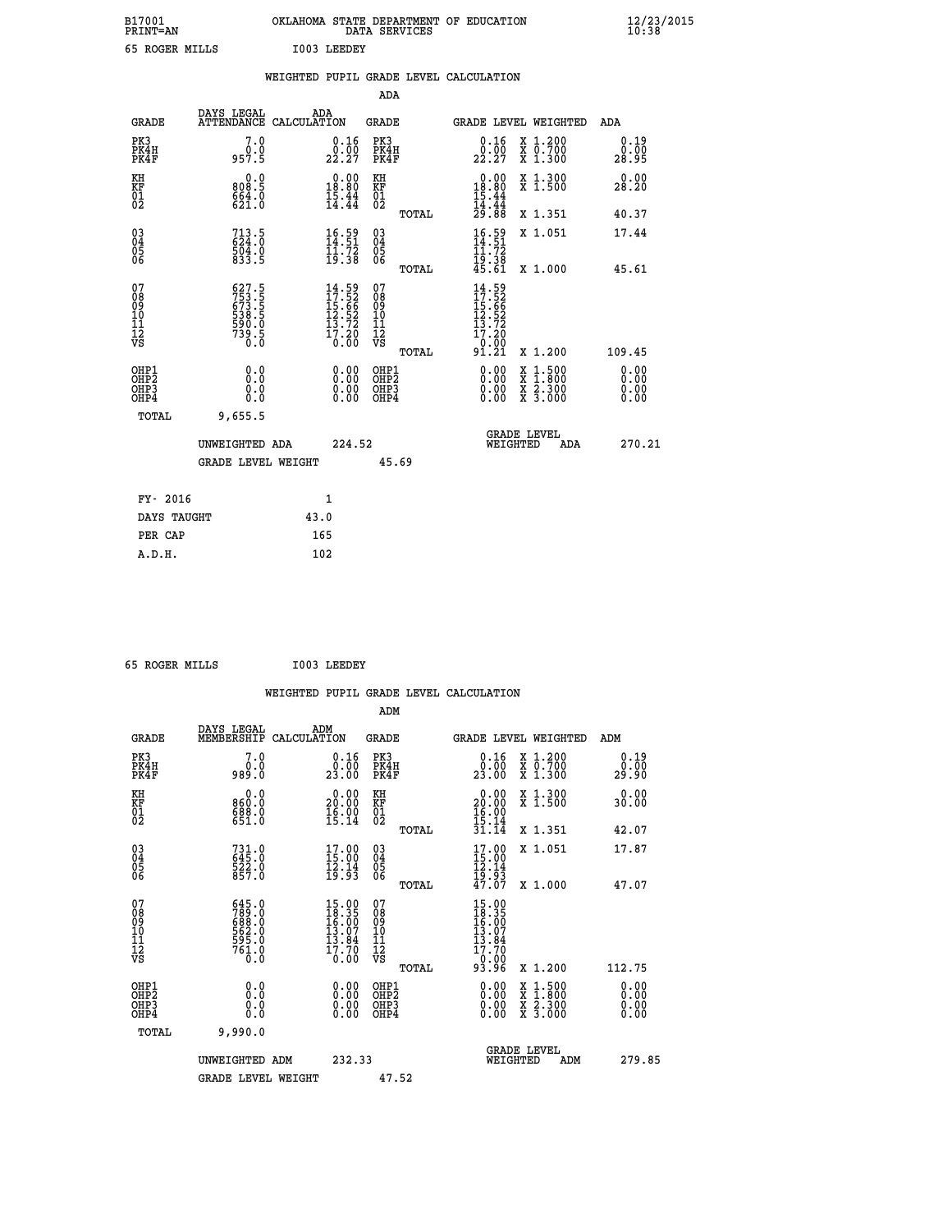B17001 OKLAHOMA STATE DEPARTMENT OF EDUCATION 12/23/2015
PRINT=AN DATA SERVICES 10:38

65 ROGER MILLS I003 LEEDEY

## WEIGHTED PUPIL GRADE LEVEL CALCULATION

### ADA

| GRADE | DAYS LEGAL ATTENDANCE | ADA CALCULATION | GRADE | GRADE LEVEL | WEIGHTED | ADA |
|---|---|---|---|---|---|---|
| PK3 | 7.0 | 0.16 | PK3 | 0.16 | X 1.200 | 0.19 |
| PK4H | 0.0 | 0.00 | PK4H | 0.00 | X 0.700 | 0.00 |
| PK4F | 957.5 | 22.27 | PK4F | 22.27 | X 1.300 | 28.95 |
| KH | 0.0 | 0.00 | KH | 0.00 | X 1.300 | 0.00 |
| KF | 808.5 | 18.80 | KF | 18.80 | X 1.500 | 28.20 |
| 01 | 664.0 | 15.44 | 01 | 15.44 | | |
| 02 | 621.0 | 14.44 | 02 | 14.44 | | |
| | | | TOTAL | 29.88 | X 1.351 | 40.37 |
| 03 | 713.5 | 16.59 | 03 | 16.59 | X 1.051 | 17.44 |
| 04 | 624.0 | 14.51 | 04 | 14.51 | | |
| 05 | 504.0 | 11.72 | 05 | 11.72 | | |
| 06 | 833.5 | 19.38 | 06 | 19.38 | | |
| | | | TOTAL | 45.61 | X 1.000 | 45.61 |
| 07 | 627.5 | 14.59 | 07 | 14.59 | | |
| 08 | 753.5 | 17.52 | 08 | 17.52 | | |
| 09 | 673.5 | 15.66 | 09 | 15.66 | | |
| 10 | 538.5 | 12.52 | 10 | 12.52 | | |
| 11 | 590.0 | 13.72 | 11 | 13.72 | | |
| 12 | 739.5 | 17.20 | 12 | 17.20 | | |
| VS | 0.0 | 0.00 | VS | 0.00 | | |
| | | | TOTAL | 91.21 | X 1.200 | 109.45 |
| OHP1 | 0.0 | 0.00 | OHP1 | 0.00 | X 1.500 | 0.00 |
| OHP2 | 0.0 | 0.00 | OHP2 | 0.00 | X 1.800 | 0.00 |
| OHP3 | 0.0 | 0.00 | OHP3 | 0.00 | X 2.300 | 0.00 |
| OHP4 | 0.0 | 0.00 | OHP4 | 0.00 | X 3.000 | 0.00 |
| TOTAL | 9,655.5 | | | | | |

UNWEIGHTED ADA 224.52 GRADE LEVEL WEIGHTED ADA 270.21

GRADE LEVEL WEIGHT 45.69

| | |
|---|---|
| FY- 2016 | 1 |
| DAYS TAUGHT | 43.0 |
| PER CAP | 165 |
| A.D.H. | 102 |

65 ROGER MILLS I003 LEEDEY

## WEIGHTED PUPIL GRADE LEVEL CALCULATION

### ADM

| GRADE | DAYS LEGAL MEMBERSHIP | ADM CALCULATION | GRADE | GRADE LEVEL | WEIGHTED | ADM |
|---|---|---|---|---|---|---|
| PK3 | 7.0 | 0.16 | PK3 | 0.16 | X 1.200 | 0.19 |
| PK4H | 0.0 | 0.00 | PK4H | 0.00 | X 0.700 | 0.00 |
| PK4F | 989.0 | 23.00 | PK4F | 23.00 | X 1.300 | 29.90 |
| KH | 0.0 | 0.00 | KH | 0.00 | X 1.300 | 0.00 |
| KF | 860.0 | 20.00 | KF | 20.00 | X 1.500 | 30.00 |
| 01 | 688.0 | 16.00 | 01 | 16.00 | | |
| 02 | 651.0 | 15.14 | 02 | 15.14 | | |
| | | | TOTAL | 31.14 | X 1.351 | 42.07 |
| 03 | 731.0 | 17.00 | 03 | 17.00 | X 1.051 | 17.87 |
| 04 | 645.0 | 15.00 | 04 | 15.00 | | |
| 05 | 522.0 | 12.14 | 05 | 12.14 | | |
| 06 | 857.0 | 19.93 | 06 | 19.93 | | |
| | | | TOTAL | 47.07 | X 1.000 | 47.07 |
| 07 | 645.0 | 15.00 | 07 | 15.00 | | |
| 08 | 789.0 | 18.35 | 08 | 18.35 | | |
| 09 | 688.0 | 16.00 | 09 | 16.00 | | |
| 10 | 562.0 | 13.07 | 10 | 13.07 | | |
| 11 | 595.0 | 13.84 | 11 | 13.84 | | |
| 12 | 761.0 | 17.70 | 12 | 17.70 | | |
| VS | 0.0 | 0.00 | VS | 0.00 | | |
| | | | TOTAL | 93.96 | X 1.200 | 112.75 |
| OHP1 | 0.0 | 0.00 | OHP1 | 0.00 | X 1.500 | 0.00 |
| OHP2 | 0.0 | 0.00 | OHP2 | 0.00 | X 1.800 | 0.00 |
| OHP3 | 0.0 | 0.00 | OHP3 | 0.00 | X 2.300 | 0.00 |
| OHP4 | 0.0 | 0.00 | OHP4 | 0.00 | X 3.000 | 0.00 |
| TOTAL | 9,990.0 | | | | | |

UNWEIGHTED ADM 232.33 GRADE LEVEL WEIGHTED ADM 279.85

GRADE LEVEL WEIGHT 47.52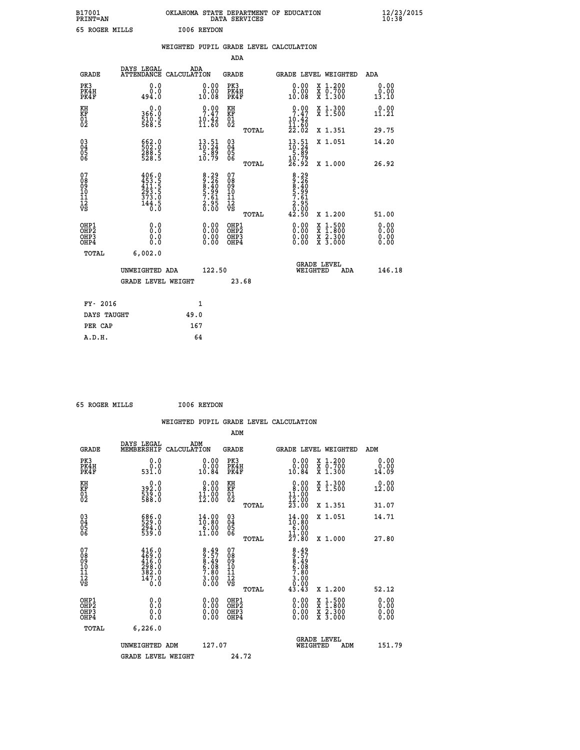B17001 OKLAHOMA STATE DEPARTMENT OF EDUCATION 12/23/2015
PRINT=AN DATA SERVICES 10:38

65 ROGER MILLS I006 REYDON

WEIGHTED PUPIL GRADE LEVEL CALCULATION

ADA

| GRADE | DAYS LEGAL ATTENDANCE | ADA CALCULATION | GRADE | | GRADE LEVEL | WEIGHTED | ADA |
|---|---|---|---|---|---|---|---|
| PK3 | 0.0 | 0.00 | PK3 | | 0.00 | X 1.200 | 0.00 |
| PK4H | 0.0 | 0.00 | PK4H | | 0.00 | X 0.700 | 0.00 |
| PK4F | 494.0 | 10.08 | PK4F | | 10.08 | X 1.300 | 13.10 |
| KH | 0.0 | 0.00 | KH | | 0.00 | X 1.300 | 0.00 |
| KF | 366.0 | 7.47 | KF | | 7.47 | X 1.500 | 11.21 |
| 01 | 510.5 | 10.42 | 01 | | 10.42 | | |
| 02 | 568.5 | 11.60 | 02 | | 11.60 | | |
| | | | | TOTAL | 22.02 | X 1.351 | 29.75 |
| 03 | 662.0 | 13.51 | 03 | | 13.51 | X 1.051 | 14.20 |
| 04 | 502.0 | 10.24 | 04 | | 10.24 | | |
| 05 | 288.5 | 5.89 | 05 | | 5.89 | | |
| 06 | 528.5 | 10.79 | 06 | | 10.79 | | |
| | | | | TOTAL | 26.92 | X 1.000 | 26.92 |
| 07 | 406.0 | 8.29 | 07 | | 8.29 | | |
| 08 | 453.5 | 9.26 | 08 | | 9.26 | | |
| 09 | 411.5 | 8.40 | 09 | | 8.40 | | |
| 10 | 293.5 | 5.99 | 10 | | 5.99 | | |
| 11 | 373.0 | 7.61 | 11 | | 7.61 | | |
| 12 | 144.5 | 2.95 | 12 | | 2.95 | | |
| VS | 0.0 | 0.00 | VS | | 0.00 | | |
| | | | | TOTAL | 42.50 | X 1.200 | 51.00 |
| OHP1 | 0.0 | 0.00 | OHP1 | | 0.00 | X 1.500 | 0.00 |
| OHP2 | 0.0 | 0.00 | OHP2 | | 0.00 | X 1.800 | 0.00 |
| OHP3 | 0.0 | 0.00 | OHP3 | | 0.00 | X 2.300 | 0.00 |
| OHP4 | 0.0 | 0.00 | OHP4 | | 0.00 | X 3.000 | 0.00 |
| TOTAL | 6,002.0 | | | | | | |

UNWEIGHTED ADA 122.50 GRADE LEVEL WEIGHTED ADA 146.18

GRADE LEVEL WEIGHT 23.68

| FY- 2016 | 1 |
|---|---|
| DAYS TAUGHT | 49.0 |
| PER CAP | 167 |
| A.D.H. | 64 |

65 ROGER MILLS I006 REYDON

WEIGHTED PUPIL GRADE LEVEL CALCULATION

ADM

| GRADE | DAYS LEGAL MEMBERSHIP | ADM CALCULATION | GRADE | | GRADE LEVEL | WEIGHTED | ADM |
|---|---|---|---|---|---|---|---|
| PK3 | 0.0 | 0.00 | PK3 | | 0.00 | X 1.200 | 0.00 |
| PK4H | 0.0 | 0.00 | PK4H | | 0.00 | X 0.700 | 0.00 |
| PK4F | 531.0 | 10.84 | PK4F | | 10.84 | X 1.300 | 14.09 |
| KH | 0.0 | 0.00 | KH | | 0.00 | X 1.300 | 0.00 |
| KF | 392.0 | 8.00 | KF | | 8.00 | X 1.500 | 12.00 |
| 01 | 539.0 | 11.00 | 01 | | 11.00 | | |
| 02 | 588.0 | 12.00 | 02 | | 12.00 | | |
| | | | | TOTAL | 23.00 | X 1.351 | 31.07 |
| 03 | 686.0 | 14.00 | 03 | | 14.00 | X 1.051 | 14.71 |
| 04 | 529.0 | 10.80 | 04 | | 10.80 | | |
| 05 | 294.0 | 6.00 | 05 | | 6.00 | | |
| 06 | 539.0 | 11.00 | 06 | | 11.00 | | |
| | | | | TOTAL | 27.80 | X 1.000 | 27.80 |
| 07 | 416.0 | 8.49 | 07 | | 8.49 | | |
| 08 | 469.0 | 9.57 | 08 | | 9.57 | | |
| 09 | 416.0 | 8.49 | 09 | | 8.49 | | |
| 10 | 298.0 | 6.08 | 10 | | 6.08 | | |
| 11 | 382.0 | 7.80 | 11 | | 7.80 | | |
| 12 | 147.0 | 3.00 | 12 | | 3.00 | | |
| VS | 0.0 | 0.00 | VS | | 0.00 | | |
| | | | | TOTAL | 43.43 | X 1.200 | 52.12 |
| OHP1 | 0.0 | 0.00 | OHP1 | | 0.00 | X 1.500 | 0.00 |
| OHP2 | 0.0 | 0.00 | OHP2 | | 0.00 | X 1.800 | 0.00 |
| OHP3 | 0.0 | 0.00 | OHP3 | | 0.00 | X 2.300 | 0.00 |
| OHP4 | 0.0 | 0.00 | OHP4 | | 0.00 | X 3.000 | 0.00 |
| TOTAL | 6,226.0 | | | | | | |

UNWEIGHTED ADM 127.07 GRADE LEVEL WEIGHTED ADM 151.79

GRADE LEVEL WEIGHT 24.72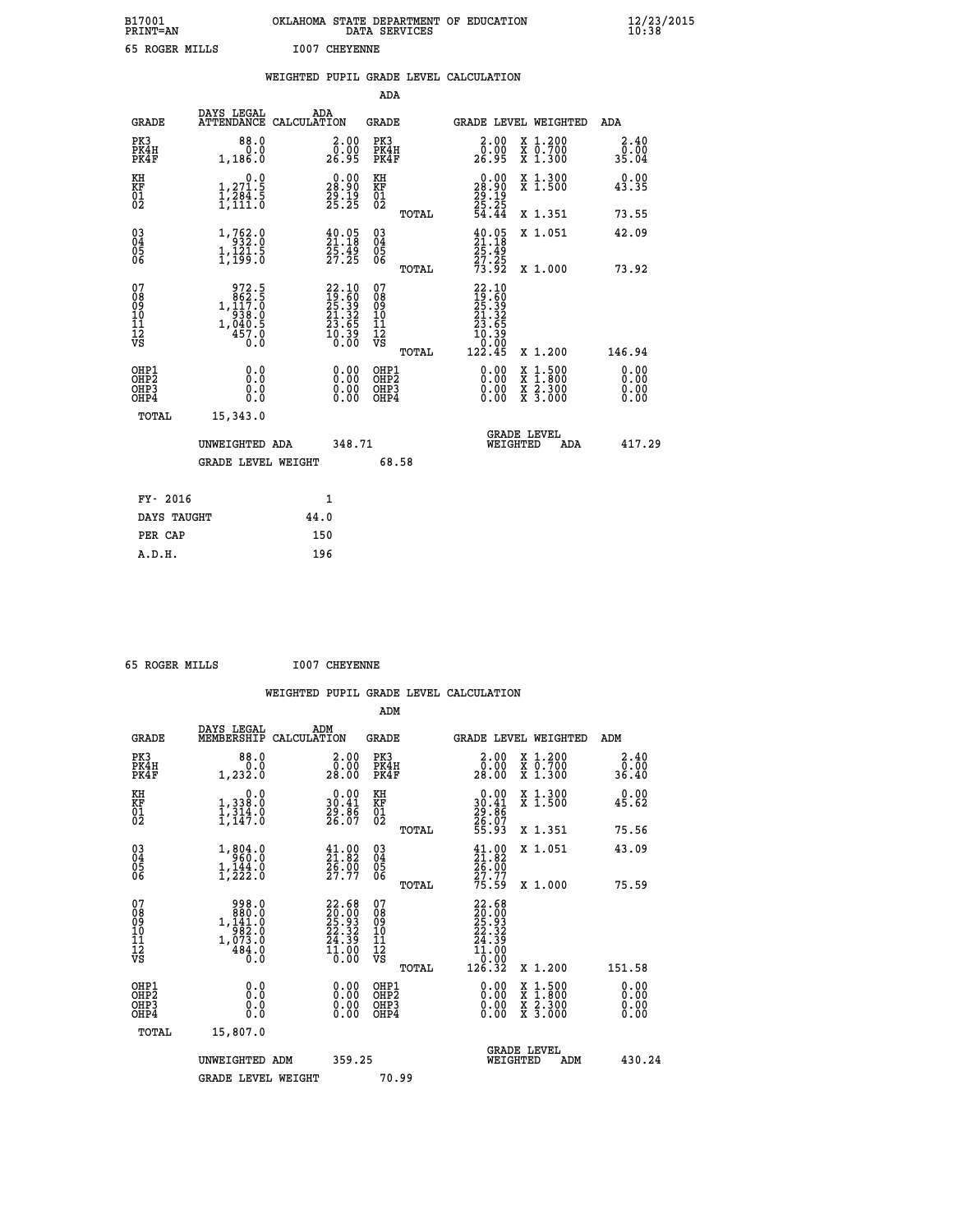B17001 OKLAHOMA STATE DEPARTMENT OF EDUCATION 12/23/2015
PRINT=AN DATA SERVICES 10:38

65 ROGER MILLS I007 CHEYENNE

## WEIGHTED PUPIL GRADE LEVEL CALCULATION

### ADA

| GRADE | DAYS LEGAL ATTENDANCE | ADA CALCULATION | GRADE | | GRADE LEVEL | WEIGHTED | ADA |
|---|---|---|---|---|---|---|---|
| PK3 | 88.0 | 2.00 | PK3 | | 2.00 | X 1.200 | 2.40 |
| PK4H | 0.0 | 0.00 | PK4H | | 0.00 | X 0.700 | 0.00 |
| PK4F | 1,186.0 | 26.95 | PK4F | | 26.95 | X 1.300 | 35.04 |
| KH | 0.0 | 0.00 | KH | | 0.00 | X 1.300 | 0.00 |
| KF | 1,271.5 | 28.90 | KF | | 28.90 | X 1.500 | 43.35 |
| 01 | 1,284.5 | 29.19 | 01 | | 29.19 | | |
| 02 | 1,111.0 | 25.25 | 02 | | 25.25 | | |
| | | | | TOTAL | 54.44 | X 1.351 | 73.55 |
| 03 | 1,762.0 | 40.05 | 03 | | 40.05 | X 1.051 | 42.09 |
| 04 | 932.0 | 21.18 | 04 | | 21.18 | | |
| 05 | 1,121.5 | 25.49 | 05 | | 25.49 | | |
| 06 | 1,199.0 | 27.25 | 06 | | 27.25 | | |
| | | | | TOTAL | 73.92 | X 1.000 | 73.92 |
| 07 | 972.5 | 22.10 | 07 | | 22.10 | | |
| 08 | 862.5 | 19.60 | 08 | | 19.60 | | |
| 09 | 1,117.0 | 25.39 | 09 | | 25.39 | | |
| 10 | 938.0 | 21.32 | 10 | | 21.32 | | |
| 11 | 1,040.5 | 23.65 | 11 | | 23.65 | | |
| 12 | 457.0 | 10.39 | 12 | | 10.39 | | |
| VS | 0.0 | 0.00 | VS | | 0.00 | | |
| | | | | TOTAL | 122.45 | X 1.200 | 146.94 |
| OHP1 | 0.0 | 0.00 | OHP1 | | 0.00 | X 1.500 | 0.00 |
| OHP2 | 0.0 | 0.00 | OHP2 | | 0.00 | X 1.800 | 0.00 |
| OHP3 | 0.0 | 0.00 | OHP3 | | 0.00 | X 2.300 | 0.00 |
| OHP4 | 0.0 | 0.00 | OHP4 | | 0.00 | X 3.000 | 0.00 |
| TOTAL | 15,343.0 | | | | | | |

UNWEIGHTED ADA 348.71 GRADE LEVEL WEIGHTED ADA 417.29

GRADE LEVEL WEIGHT 68.58

| | |
|---|---|
| FY- 2016 | 1 |
| DAYS TAUGHT | 44.0 |
| PER CAP | 150 |
| A.D.H. | 196 |

65 ROGER MILLS I007 CHEYENNE

## WEIGHTED PUPIL GRADE LEVEL CALCULATION

### ADM

| GRADE | DAYS LEGAL MEMBERSHIP | ADM CALCULATION | GRADE | | GRADE LEVEL | WEIGHTED | ADM |
|---|---|---|---|---|---|---|---|
| PK3 | 88.0 | 2.00 | PK3 | | 2.00 | X 1.200 | 2.40 |
| PK4H | 0.0 | 0.00 | PK4H | | 0.00 | X 0.700 | 0.00 |
| PK4F | 1,232.0 | 28.00 | PK4F | | 28.00 | X 1.300 | 36.40 |
| KH | 0.0 | 0.00 | KH | | 0.00 | X 1.300 | 0.00 |
| KF | 1,338.0 | 30.41 | KF | | 30.41 | X 1.500 | 45.62 |
| 01 | 1,314.0 | 29.86 | 01 | | 29.86 | | |
| 02 | 1,147.0 | 26.07 | 02 | | 26.07 | | |
| | | | | TOTAL | 55.93 | X 1.351 | 75.56 |
| 03 | 1,804.0 | 41.00 | 03 | | 41.00 | X 1.051 | 43.09 |
| 04 | 960.0 | 21.82 | 04 | | 21.82 | | |
| 05 | 1,144.0 | 26.00 | 05 | | 26.00 | | |
| 06 | 1,222.0 | 27.77 | 06 | | 27.77 | | |
| | | | | TOTAL | 75.59 | X 1.000 | 75.59 |
| 07 | 998.0 | 22.68 | 07 | | 22.68 | | |
| 08 | 880.0 | 20.00 | 08 | | 20.00 | | |
| 09 | 1,141.0 | 25.93 | 09 | | 25.93 | | |
| 10 | 982.0 | 22.32 | 10 | | 22.32 | | |
| 11 | 1,073.0 | 24.39 | 11 | | 24.39 | | |
| 12 | 484.0 | 11.00 | 12 | | 11.00 | | |
| VS | 0.0 | 0.00 | VS | | 0.00 | | |
| | | | | TOTAL | 126.32 | X 1.200 | 151.58 |
| OHP1 | 0.0 | 0.00 | OHP1 | | 0.00 | X 1.500 | 0.00 |
| OHP2 | 0.0 | 0.00 | OHP2 | | 0.00 | X 1.800 | 0.00 |
| OHP3 | 0.0 | 0.00 | OHP3 | | 0.00 | X 2.300 | 0.00 |
| OHP4 | 0.0 | 0.00 | OHP4 | | 0.00 | X 3.000 | 0.00 |
| TOTAL | 15,807.0 | | | | | | |

UNWEIGHTED ADM 359.25 GRADE LEVEL WEIGHTED ADM 430.24

GRADE LEVEL WEIGHT 70.99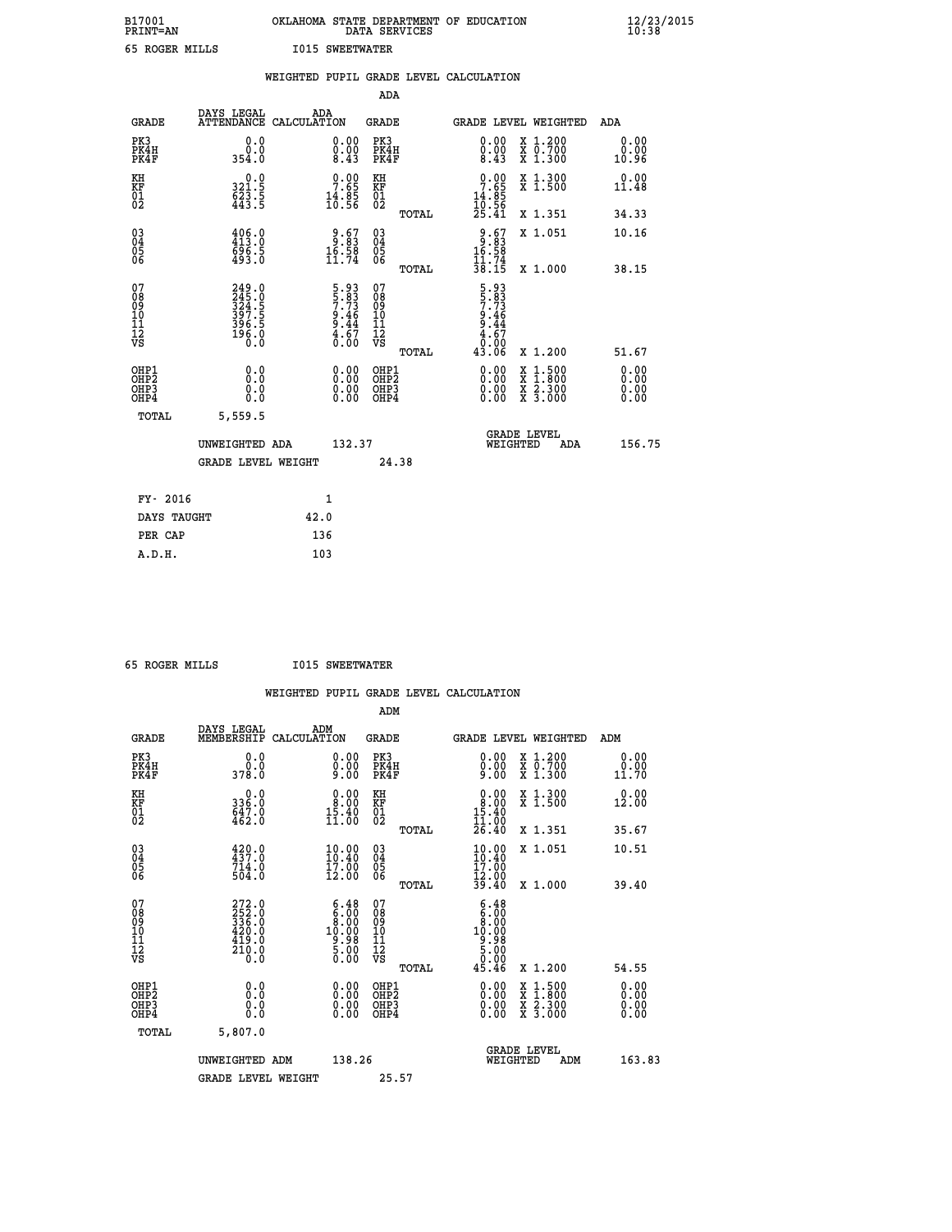B17001 OKLAHOMA STATE DEPARTMENT OF EDUCATION 12/23/2015
PRINT=AN DATA SERVICES 10:38

65 ROGER MILLS I015 SWEETWATER

WEIGHTED PUPIL GRADE LEVEL CALCULATION

ADA

| GRADE | DAYS LEGAL ATTENDANCE | ADA CALCULATION | GRADE | GRADE LEVEL | WEIGHTED | ADA |
|---|---|---|---|---|---|---|
| PK3 | 0.0 | 0.00 | PK3 | 0.00 | X 1.200 | 0.00 |
| PK4H | 0.0 | 0.00 | PK4H | 0.00 | X 0.700 | 0.00 |
| PK4F | 354.0 | 8.43 | PK4F | 8.43 | X 1.300 | 10.96 |
| KH | 0.0 | 0.00 | KH | 0.00 | X 1.300 | 0.00 |
| KF | 321.5 | 7.65 | KF | 7.65 | X 1.500 | 11.48 |
| 01 | 623.5 | 14.85 | 01 | 14.85 | | |
| 02 | 443.5 | 10.56 | 02 | 10.56 | | |
| | | | TOTAL | 25.41 | X 1.351 | 34.33 |
| 03 | 406.0 | 9.67 | 03 | 9.67 | X 1.051 | 10.16 |
| 04 | 413.0 | 9.83 | 04 | 9.83 | | |
| 05 | 696.5 | 16.58 | 05 | 16.58 | | |
| 06 | 493.0 | 11.74 | 06 | 11.74 | | |
| | | | TOTAL | 38.15 | X 1.000 | 38.15 |
| 07 | 249.0 | 5.93 | 07 | 5.93 | | |
| 08 | 245.0 | 5.83 | 08 | 5.83 | | |
| 09 | 324.5 | 7.73 | 09 | 7.73 | | |
| 10 | 397.5 | 9.46 | 10 | 9.46 | | |
| 11 | 396.5 | 9.44 | 11 | 9.44 | | |
| 12 | 196.0 | 4.67 | 12 | 4.67 | | |
| VS | 0.0 | 0.00 | VS | 0.00 | | |
| | | | TOTAL | 43.06 | X 1.200 | 51.67 |
| OHP1 | 0.0 | 0.00 | OHP1 | 0.00 | X 1.500 | 0.00 |
| OHP2 | 0.0 | 0.00 | OHP2 | 0.00 | X 1.800 | 0.00 |
| OHP3 | 0.0 | 0.00 | OHP3 | 0.00 | X 2.300 | 0.00 |
| OHP4 | 0.0 | 0.00 | OHP4 | 0.00 | X 3.000 | 0.00 |
| TOTAL | 5,559.5 | | | | | |

UNWEIGHTED ADA 132.37 GRADE LEVEL WEIGHTED ADA 156.75

GRADE LEVEL WEIGHT 24.38

| FY- 2016 | 1 |
|---|---|
| DAYS TAUGHT | 42.0 |
| PER CAP | 136 |
| A.D.H. | 103 |

65 ROGER MILLS I015 SWEETWATER

WEIGHTED PUPIL GRADE LEVEL CALCULATION

ADM

| GRADE | DAYS LEGAL MEMBERSHIP | ADM CALCULATION | GRADE | GRADE LEVEL | WEIGHTED | ADM |
|---|---|---|---|---|---|---|
| PK3 | 0.0 | 0.00 | PK3 | 0.00 | X 1.200 | 0.00 |
| PK4H | 0.0 | 0.00 | PK4H | 0.00 | X 0.700 | 0.00 |
| PK4F | 378.0 | 9.00 | PK4F | 9.00 | X 1.300 | 11.70 |
| KH | 0.0 | 0.00 | KH | 0.00 | X 1.300 | 0.00 |
| KF | 336.0 | 8.00 | KF | 8.00 | X 1.500 | 12.00 |
| 01 | 647.0 | 15.40 | 01 | 15.40 | | |
| 02 | 462.0 | 11.00 | 02 | 11.00 | | |
| | | | TOTAL | 26.40 | X 1.351 | 35.67 |
| 03 | 420.0 | 10.00 | 03 | 10.00 | X 1.051 | 10.51 |
| 04 | 437.0 | 10.40 | 04 | 10.40 | | |
| 05 | 714.0 | 17.00 | 05 | 17.00 | | |
| 06 | 504.0 | 12.00 | 06 | 12.00 | | |
| | | | TOTAL | 39.40 | X 1.000 | 39.40 |
| 07 | 272.0 | 6.48 | 07 | 6.48 | | |
| 08 | 252.0 | 6.00 | 08 | 6.00 | | |
| 09 | 336.0 | 8.00 | 09 | 8.00 | | |
| 10 | 420.0 | 10.00 | 10 | 10.00 | | |
| 11 | 419.0 | 9.98 | 11 | 9.98 | | |
| 12 | 210.0 | 5.00 | 12 | 5.00 | | |
| VS | 0.0 | 0.00 | VS | 0.00 | | |
| | | | TOTAL | 45.46 | X 1.200 | 54.55 |
| OHP1 | 0.0 | 0.00 | OHP1 | 0.00 | X 1.500 | 0.00 |
| OHP2 | 0.0 | 0.00 | OHP2 | 0.00 | X 1.800 | 0.00 |
| OHP3 | 0.0 | 0.00 | OHP3 | 0.00 | X 2.300 | 0.00 |
| OHP4 | 0.0 | 0.00 | OHP4 | 0.00 | X 3.000 | 0.00 |
| TOTAL | 5,807.0 | | | | | |

UNWEIGHTED ADM 138.26 GRADE LEVEL WEIGHTED ADM 163.83

GRADE LEVEL WEIGHT 25.57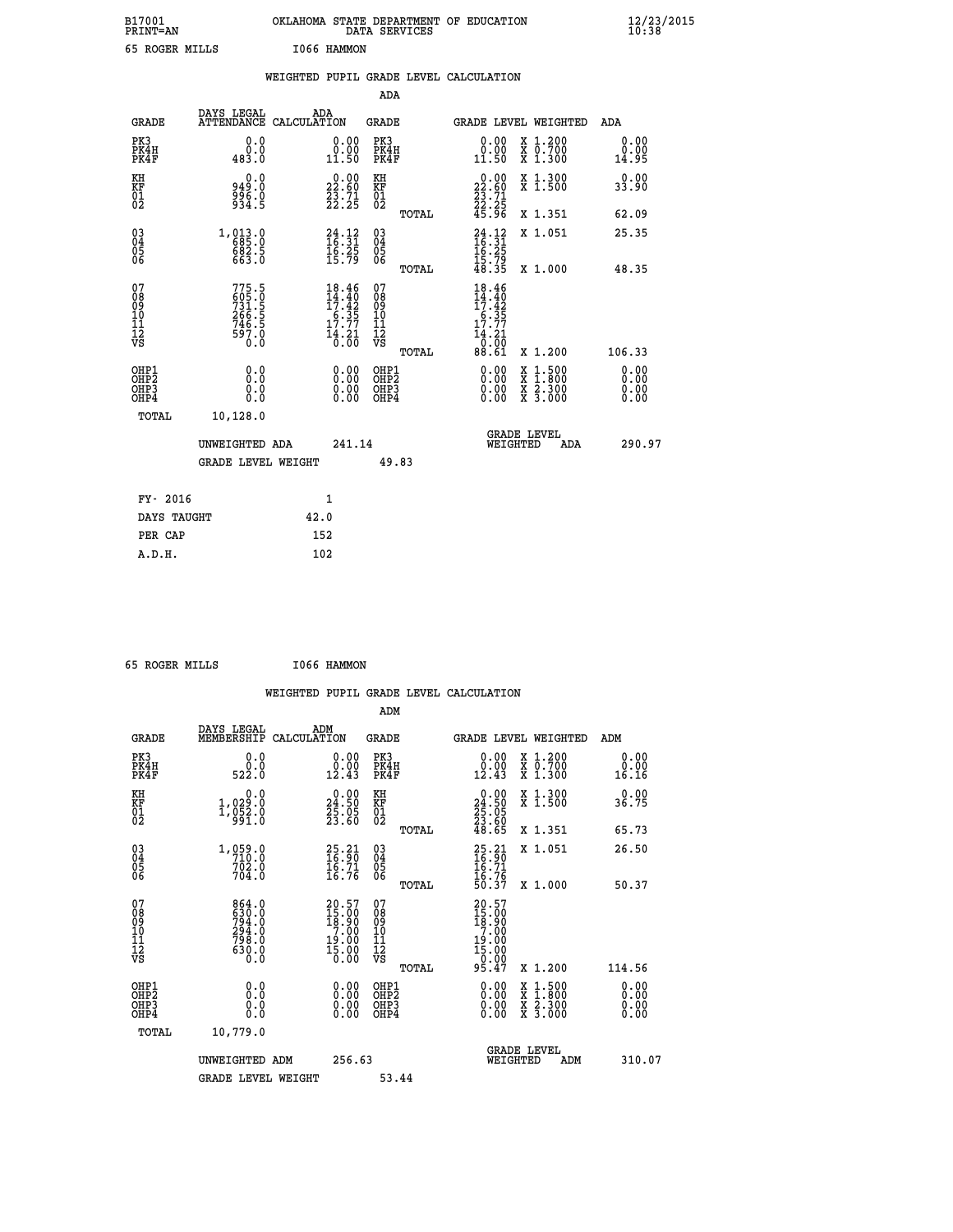B17001 OKLAHOMA STATE DEPARTMENT OF EDUCATION 12/23/2015
PRINT=AN DATA SERVICES 10:38

65 ROGER MILLS I066 HAMMON

## WEIGHTED PUPIL GRADE LEVEL CALCULATION

### ADA

| GRADE | DAYS LEGAL ATTENDANCE | ADA CALCULATION | GRADE | GRADE LEVEL | WEIGHTED | ADA |
|---|---|---|---|---|---|---|
| PK3 | 0.0 | 0.00 | PK3 | 0.00 | X 1.200 | 0.00 |
| PK4H | 0.0 | 0.00 | PK4H | 0.00 | X 0.700 | 0.00 |
| PK4F | 483.0 | 11.50 | PK4F | 11.50 | X 1.300 | 14.95 |
| KH | 0.0 | 0.00 | KH | 0.00 | X 1.300 | 0.00 |
| KF | 949.0 | 22.60 | KF | 22.60 | X 1.500 | 33.90 |
| 01 | 996.0 | 23.71 | 01 | 23.71 | | |
| 02 | 934.5 | 22.25 | 02 | 22.25 | | |
| | | | TOTAL | 45.96 | X 1.351 | 62.09 |
| 03 | 1,013.0 | 24.12 | 03 | 24.12 | X 1.051 | 25.35 |
| 04 | 685.0 | 16.31 | 04 | 16.31 | | |
| 05 | 682.5 | 16.25 | 05 | 16.25 | | |
| 06 | 663.0 | 15.79 | 06 | 15.79 | | |
| | | | TOTAL | 48.35 | X 1.000 | 48.35 |
| 07 | 775.5 | 18.46 | 07 | 18.46 | | |
| 08 | 605.0 | 14.40 | 08 | 14.40 | | |
| 09 | 731.5 | 17.42 | 09 | 17.42 | | |
| 10 | 266.5 | 6.35 | 10 | 6.35 | | |
| 11 | 746.5 | 17.77 | 11 | 17.77 | | |
| 12 | 597.0 | 14.21 | 12 | 14.21 | | |
| VS | 0.0 | 0.00 | VS | 0.00 | | |
| | | | TOTAL | 88.61 | X 1.200 | 106.33 |
| OHP1 | 0.0 | 0.00 | OHP1 | 0.00 | X 1.500 | 0.00 |
| OHP2 | 0.0 | 0.00 | OHP2 | 0.00 | X 1.800 | 0.00 |
| OHP3 | 0.0 | 0.00 | OHP3 | 0.00 | X 2.300 | 0.00 |
| OHP4 | 0.0 | 0.00 | OHP4 | 0.00 | X 3.000 | 0.00 |
| TOTAL | 10,128.0 | | | | | |

UNWEIGHTED ADA 241.14 GRADE LEVEL WEIGHTED ADA 290.97

GRADE LEVEL WEIGHT 49.83

| FY- 2016 | 1 |
|---|---|
| DAYS TAUGHT | 42.0 |
| PER CAP | 152 |
| A.D.H. | 102 |

65 ROGER MILLS I066 HAMMON

## WEIGHTED PUPIL GRADE LEVEL CALCULATION

### ADM

| GRADE | DAYS LEGAL MEMBERSHIP | ADM CALCULATION | GRADE | GRADE LEVEL | WEIGHTED | ADM |
|---|---|---|---|---|---|---|
| PK3 | 0.0 | 0.00 | PK3 | 0.00 | X 1.200 | 0.00 |
| PK4H | 0.0 | 0.00 | PK4H | 0.00 | X 0.700 | 0.00 |
| PK4F | 522.0 | 12.43 | PK4F | 12.43 | X 1.300 | 16.16 |
| KH | 0.0 | 0.00 | KH | 0.00 | X 1.300 | 0.00 |
| KF | 1,029.0 | 24.50 | KF | 24.50 | X 1.500 | 36.75 |
| 01 | 1,052.0 | 25.05 | 01 | 25.05 | | |
| 02 | 991.0 | 23.60 | 02 | 23.60 | | |
| | | | TOTAL | 48.65 | X 1.351 | 65.73 |
| 03 | 1,059.0 | 25.21 | 03 | 25.21 | X 1.051 | 26.50 |
| 04 | 710.0 | 16.90 | 04 | 16.90 | | |
| 05 | 702.0 | 16.71 | 05 | 16.71 | | |
| 06 | 704.0 | 16.76 | 06 | 16.76 | | |
| | | | TOTAL | 50.37 | X 1.000 | 50.37 |
| 07 | 864.0 | 20.57 | 07 | 20.57 | | |
| 08 | 630.0 | 15.00 | 08 | 15.00 | | |
| 09 | 794.0 | 18.90 | 09 | 18.90 | | |
| 10 | 294.0 | 7.00 | 10 | 7.00 | | |
| 11 | 798.0 | 19.00 | 11 | 19.00 | | |
| 12 | 630.0 | 15.00 | 12 | 15.00 | | |
| VS | 0.0 | 0.00 | VS | 0.00 | | |
| | | | TOTAL | 95.47 | X 1.200 | 114.56 |
| OHP1 | 0.0 | 0.00 | OHP1 | 0.00 | X 1.500 | 0.00 |
| OHP2 | 0.0 | 0.00 | OHP2 | 0.00 | X 1.800 | 0.00 |
| OHP3 | 0.0 | 0.00 | OHP3 | 0.00 | X 2.300 | 0.00 |
| OHP4 | 0.0 | 0.00 | OHP4 | 0.00 | X 3.000 | 0.00 |
| TOTAL | 10,779.0 | | | | | |

UNWEIGHTED ADM 256.63 GRADE LEVEL WEIGHTED ADM 310.07

GRADE LEVEL WEIGHT 53.44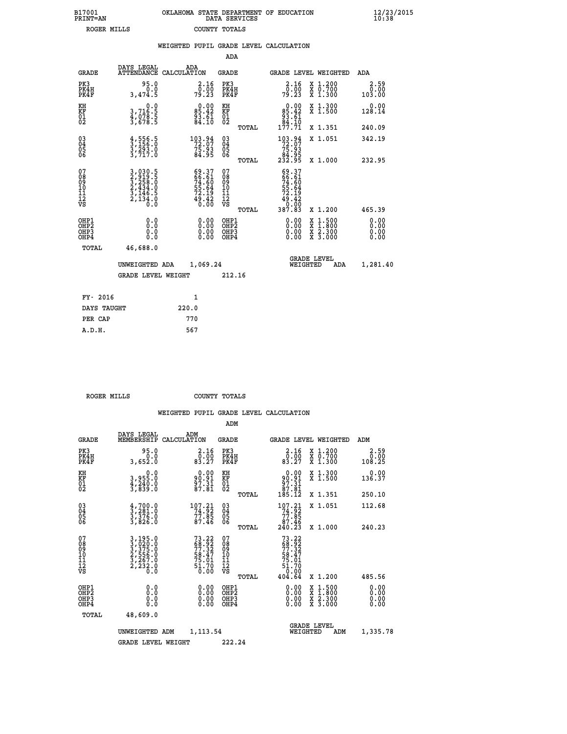B17001 PRINT=AN — OKLAHOMA STATE DEPARTMENT OF EDUCATION DATA SERVICES — 12/23/2015 10:38

ROGER MILLS — COUNTY TOTALS

## WEIGHTED PUPIL GRADE LEVEL CALCULATION

### ADA

| GRADE | DAYS LEGAL ATTENDANCE | ADA CALCULATION | GRADE | GRADE LEVEL | WEIGHTED | ADA |
|---|---|---|---|---|---|---|
| PK3 | 95.0 | 2.16 | PK3 | 2.16 | X 1.200 | 2.59 |
| PK4H | 0.0 | 0.00 | PK4H | 0.00 | X 0.700 | 0.00 |
| PK4F | 3,474.5 | 79.23 | PK4F | 79.23 | X 1.300 | 103.00 |
| KH | 0.0 | 0.00 | KH | 0.00 | X 1.300 | 0.00 |
| KF | 3,716.5 | 85.42 | KF | 85.42 | X 1.500 | 128.14 |
| 01 | 4,078.5 | 93.61 | 01 | 93.61 | | |
| 02 | 3,678.5 | 84.10 | 02 | 84.10 | | |
| | | | TOTAL | 177.71 | X 1.351 | 240.09 |
| 03 | 4,556.5 | 103.94 | 03 | 103.94 | X 1.051 | 342.19 |
| 04 | 3,156.0 | 72.07 | 04 | 72.07 | | |
| 05 | 3,293.0 | 75.93 | 05 | 75.93 | | |
| 06 | 3,717.0 | 84.95 | 06 | 84.95 | | |
| | | | TOTAL | 232.95 | X 1.000 | 232.95 |
| 07 | 3,030.5 | 69.37 | 07 | 69.37 | | |
| 08 | 2,919.5 | 66.61 | 08 | 66.61 | | |
| 09 | 3,258.0 | 74.60 | 09 | 74.60 | | |
| 10 | 2,434.0 | 55.64 | 10 | 55.64 | | |
| 11 | 3,146.5 | 72.19 | 11 | 72.19 | | |
| 12 | 2,134.0 | 49.42 | 12 | 49.42 | | |
| VS | 0.0 | 0.00 | VS | 0.00 | | |
| | | | TOTAL | 387.83 | X 1.200 | 465.39 |
| OHP1 | 0.0 | 0.00 | OHP1 | 0.00 | X 1.500 | 0.00 |
| OHP2 | 0.0 | 0.00 | OHP2 | 0.00 | X 1.800 | 0.00 |
| OHP3 | 0.0 | 0.00 | OHP3 | 0.00 | X 2.300 | 0.00 |
| OHP4 | 0.0 | 0.00 | OHP4 | 0.00 | X 3.000 | 0.00 |
| TOTAL | 46,688.0 | | | | | |

UNWEIGHTED ADA 1,069.24 — GRADE LEVEL WEIGHTED ADA 1,281.40

GRADE LEVEL WEIGHT 212.16

| FY- 2016 | 1 |
|---|---|
| DAYS TAUGHT | 220.0 |
| PER CAP | 770 |
| A.D.H. | 567 |

ROGER MILLS — COUNTY TOTALS

## WEIGHTED PUPIL GRADE LEVEL CALCULATION

### ADM

| GRADE | DAYS LEGAL MEMBERSHIP | ADM CALCULATION | GRADE | GRADE LEVEL | WEIGHTED | ADM |
|---|---|---|---|---|---|---|
| PK3 | 95.0 | 2.16 | PK3 | 2.16 | X 1.200 | 2.59 |
| PK4H | 0.0 | 0.00 | PK4H | 0.00 | X 0.700 | 0.00 |
| PK4F | 3,652.0 | 83.27 | PK4F | 83.27 | X 1.300 | 108.25 |
| KH | 0.0 | 0.00 | KH | 0.00 | X 1.300 | 0.00 |
| KF | 3,955.0 | 90.91 | KF | 90.91 | X 1.500 | 136.37 |
| 01 | 4,240.0 | 97.31 | 01 | 97.31 | | |
| 02 | 3,839.0 | 87.81 | 02 | 87.81 | | |
| | | | TOTAL | 185.12 | X 1.351 | 250.10 |
| 03 | 4,700.0 | 107.21 | 03 | 107.21 | X 1.051 | 112.68 |
| 04 | 3,281.0 | 74.92 | 04 | 74.92 | | |
| 05 | 3,376.0 | 77.85 | 05 | 77.85 | | |
| 06 | 3,826.0 | 87.46 | 06 | 87.46 | | |
| | | | TOTAL | 240.23 | X 1.000 | 240.23 |
| 07 | 3,195.0 | 73.22 | 07 | 73.22 | | |
| 08 | 3,020.0 | 68.92 | 08 | 68.92 | | |
| 09 | 3,375.0 | 77.32 | 09 | 77.32 | | |
| 10 | 2,556.0 | 58.47 | 10 | 58.47 | | |
| 11 | 3,267.0 | 75.01 | 11 | 75.01 | | |
| 12 | 2,232.0 | 51.70 | 12 | 51.70 | | |
| VS | 0.0 | 0.00 | VS | 0.00 | | |
| | | | TOTAL | 404.64 | X 1.200 | 485.56 |
| OHP1 | 0.0 | 0.00 | OHP1 | 0.00 | X 1.500 | 0.00 |
| OHP2 | 0.0 | 0.00 | OHP2 | 0.00 | X 1.800 | 0.00 |
| OHP3 | 0.0 | 0.00 | OHP3 | 0.00 | X 2.300 | 0.00 |
| OHP4 | 0.0 | 0.00 | OHP4 | 0.00 | X 3.000 | 0.00 |
| TOTAL | 48,609.0 | | | | | |

UNWEIGHTED ADM 1,113.54 — GRADE LEVEL WEIGHTED ADM 1,335.78

GRADE LEVEL WEIGHT 222.24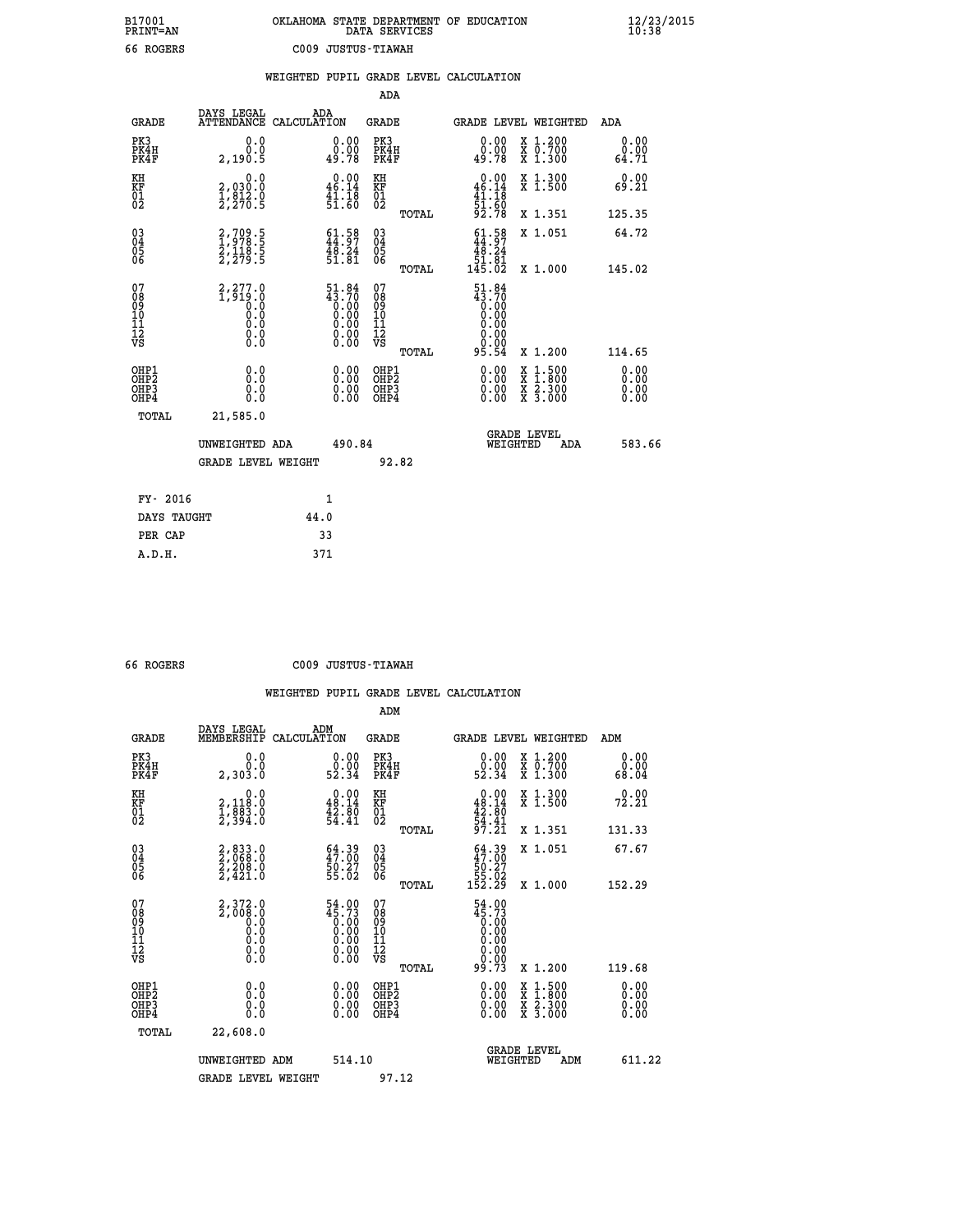B17001 OKLAHOMA STATE DEPARTMENT OF EDUCATION 12/23/2015
PRINT=AN DATA SERVICES 10:38
66 ROGERS C009 JUSTUS-TIAWAH

## WEIGHTED PUPIL GRADE LEVEL CALCULATION

### ADA

| GRADE | DAYS LEGAL ATTENDANCE | ADA CALCULATION | GRADE | GRADE LEVEL | WEIGHTED | ADA |
|---|---|---|---|---|---|---|
| PK3 | 0.0 | 0.00 | PK3 | 0.00 | X 1.200 | 0.00 |
| PK4H | 0.0 | 0.00 | PK4H | 0.00 | X 0.700 | 0.00 |
| PK4F | 2,190.5 | 49.78 | PK4F | 49.78 | X 1.300 | 64.71 |
| KH | 0.0 | 0.00 | KH | 0.00 | X 1.300 | 0.00 |
| KF | 2,030.0 | 46.14 | KF | 46.14 | X 1.500 | 69.21 |
| 01 | 1,812.0 | 41.18 | 01 | 41.18 | | |
| 02 | 2,270.5 | 51.60 | 02 | 51.60 | | |
| | | | TOTAL | 92.78 | X 1.351 | 125.35 |
| 03 | 2,709.5 | 61.58 | 03 | 61.58 | X 1.051 | 64.72 |
| 04 | 1,978.5 | 44.97 | 04 | 44.97 | | |
| 05 | 2,118.5 | 48.24 | 05 | 48.24 | | |
| 06 | 2,279.5 | 51.81 | 06 | 51.81 | | |
| | | | TOTAL | 145.02 | X 1.000 | 145.02 |
| 07 | 2,277.0 | 51.84 | 07 | 51.84 | | |
| 08 | 1,919.0 | 43.70 | 08 | 43.70 | | |
| 09 | 0.0 | 0.00 | 09 | 0.00 | | |
| 10 | 0.0 | 0.00 | 10 | 0.00 | | |
| 11 | 0.0 | 0.00 | 11 | 0.00 | | |
| 12 | 0.0 | 0.00 | 12 | 0.00 | | |
| VS | 0.0 | 0.00 | VS | 0.00 | | |
| | | | TOTAL | 95.54 | X 1.200 | 114.65 |
| OHP1 | 0.0 | 0.00 | OHP1 | 0.00 | X 1.500 | 0.00 |
| OHP2 | 0.0 | 0.00 | OHP2 | 0.00 | X 1.800 | 0.00 |
| OHP3 | 0.0 | 0.00 | OHP3 | 0.00 | X 2.300 | 0.00 |
| OHP4 | 0.0 | 0.00 | OHP4 | 0.00 | X 3.000 | 0.00 |
| TOTAL | 21,585.0 | | | | | |

UNWEIGHTED ADA 490.84 GRADE LEVEL WEIGHTED ADA 583.66

GRADE LEVEL WEIGHT 92.82

| | |
|---|---|
| FY- 2016 | 1 |
| DAYS TAUGHT | 44.0 |
| PER CAP | 33 |
| A.D.H. | 371 |

66 ROGERS C009 JUSTUS-TIAWAH

## WEIGHTED PUPIL GRADE LEVEL CALCULATION

### ADM

| GRADE | DAYS LEGAL MEMBERSHIP | ADM CALCULATION | GRADE | GRADE LEVEL | WEIGHTED | ADM |
|---|---|---|---|---|---|---|
| PK3 | 0.0 | 0.00 | PK3 | 0.00 | X 1.200 | 0.00 |
| PK4H | 0.0 | 0.00 | PK4H | 0.00 | X 0.700 | 0.00 |
| PK4F | 2,303.0 | 52.34 | PK4F | 52.34 | X 1.300 | 68.04 |
| KH | 0.0 | 0.00 | KH | 0.00 | X 1.300 | 0.00 |
| KF | 2,118.0 | 48.14 | KF | 48.14 | X 1.500 | 72.21 |
| 01 | 1,883.0 | 42.80 | 01 | 42.80 | | |
| 02 | 2,394.0 | 54.41 | 02 | 54.41 | | |
| | | | TOTAL | 97.21 | X 1.351 | 131.33 |
| 03 | 2,833.0 | 64.39 | 03 | 64.39 | X 1.051 | 67.67 |
| 04 | 2,068.0 | 47.00 | 04 | 47.00 | | |
| 05 | 2,208.0 | 50.27 | 05 | 50.27 | | |
| 06 | 2,421.0 | 55.02 | 06 | 55.02 | | |
| | | | TOTAL | 152.29 | X 1.000 | 152.29 |
| 07 | 2,372.0 | 54.00 | 07 | 54.00 | | |
| 08 | 2,008.0 | 45.73 | 08 | 45.73 | | |
| 09 | 0.0 | 0.00 | 09 | 0.00 | | |
| 10 | 0.0 | 0.00 | 10 | 0.00 | | |
| 11 | 0.0 | 0.00 | 11 | 0.00 | | |
| 12 | 0.0 | 0.00 | 12 | 0.00 | | |
| VS | 0.0 | 0.00 | VS | 0.00 | | |
| | | | TOTAL | 99.73 | X 1.200 | 119.68 |
| OHP1 | 0.0 | 0.00 | OHP1 | 0.00 | X 1.500 | 0.00 |
| OHP2 | 0.0 | 0.00 | OHP2 | 0.00 | X 1.800 | 0.00 |
| OHP3 | 0.0 | 0.00 | OHP3 | 0.00 | X 2.300 | 0.00 |
| OHP4 | 0.0 | 0.00 | OHP4 | 0.00 | X 3.000 | 0.00 |
| TOTAL | 22,608.0 | | | | | |

UNWEIGHTED ADM 514.10 GRADE LEVEL WEIGHTED ADM 611.22

GRADE LEVEL WEIGHT 97.12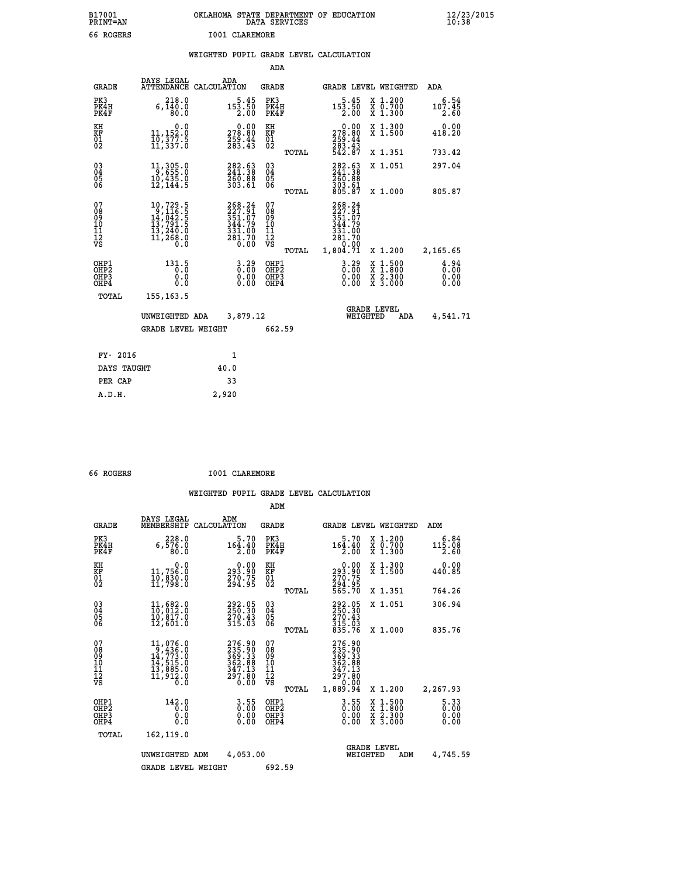B17001 OKLAHOMA STATE DEPARTMENT OF EDUCATION 12/23/2015
PRINT=AN DATA SERVICES 10:38
66 ROGERS I001 CLAREMORE

## WEIGHTED PUPIL GRADE LEVEL CALCULATION

### ADA

| GRADE | DAYS LEGAL ATTENDANCE | ADA CALCULATION | GRADE | GRADE LEVEL | WEIGHTED | ADA |
|---|---|---|---|---|---|---|
| PK3 | 218.0 | 5.45 | PK3 | 5.45 | X 1.200 | 6.54 |
| PK4H | 6,140.0 | 153.50 | PK4H | 153.50 | X 0.700 | 107.45 |
| PK4F | 80.0 | 2.00 | PK4F | 2.00 | X 1.300 | 2.60 |
| KH | 0.0 | 0.00 | KH | 0.00 | X 1.300 | 0.00 |
| KF | 11,152.0 | 278.80 | KF | 278.80 | X 1.500 | 418.20 |
| 01 | 10,377.5 | 259.44 | 01 | 259.44 | | |
| 02 | 11,337.0 | 283.43 | 02 | 283.43 | | |
| | | | TOTAL | 542.87 | X 1.351 | 733.42 |
| 03 | 11,305.0 | 282.63 | 03 | 282.63 | X 1.051 | 297.04 |
| 04 | 9,655.0 | 241.38 | 04 | 241.38 | | |
| 05 | 10,435.0 | 260.88 | 05 | 260.88 | | |
| 06 | 12,144.5 | 303.61 | 06 | 303.61 | | |
| | | | TOTAL | 805.87 | X 1.000 | 805.87 |
| 07 | 10,729.5 | 268.24 | 07 | 268.24 | | |
| 08 | 9,116.5 | 227.91 | 08 | 227.91 | | |
| 09 | 14,042.5 | 351.07 | 09 | 351.07 | | |
| 10 | 13,791.5 | 344.79 | 10 | 344.79 | | |
| 11 | 13,240.0 | 331.00 | 11 | 331.00 | | |
| 12 | 11,268.0 | 281.70 | 12 | 281.70 | | |
| VS | 0.0 | 0.00 | VS | 0.00 | | |
| | | | TOTAL | 1,804.71 | X 1.200 | 2,165.65 |
| OHP1 | 131.5 | 3.29 | OHP1 | 3.29 | X 1.500 | 4.94 |
| OHP2 | 0.0 | 0.00 | OHP2 | 0.00 | X 1.800 | 0.00 |
| OHP3 | 0.0 | 0.00 | OHP3 | 0.00 | X 2.300 | 0.00 |
| OHP4 | 0.0 | 0.00 | OHP4 | 0.00 | X 3.000 | 0.00 |
| TOTAL | 155,163.5 | | | | | |

UNWEIGHTED ADA 3,879.12 GRADE LEVEL WEIGHTED ADA 4,541.71

GRADE LEVEL WEIGHT 662.59

| FY- 2016 | 1 |
|---|---|
| DAYS TAUGHT | 40.0 |
| PER CAP | 33 |
| A.D.H. | 2,920 |

66 ROGERS I001 CLAREMORE

## WEIGHTED PUPIL GRADE LEVEL CALCULATION

### ADM

| GRADE | DAYS LEGAL MEMBERSHIP | ADM CALCULATION | GRADE | GRADE LEVEL | WEIGHTED | ADM |
|---|---|---|---|---|---|---|
| PK3 | 228.0 | 5.70 | PK3 | 5.70 | X 1.200 | 6.84 |
| PK4H | 6,576.0 | 164.40 | PK4H | 164.40 | X 0.700 | 115.08 |
| PK4F | 80.0 | 2.00 | PK4F | 2.00 | X 1.300 | 2.60 |
| KH | 0.0 | 0.00 | KH | 0.00 | X 1.300 | 0.00 |
| KF | 11,756.0 | 293.90 | KF | 293.90 | X 1.500 | 440.85 |
| 01 | 10,830.0 | 270.75 | 01 | 270.75 | | |
| 02 | 11,798.0 | 294.95 | 02 | 294.95 | | |
| | | | TOTAL | 565.70 | X 1.351 | 764.26 |
| 03 | 11,682.0 | 292.05 | 03 | 292.05 | X 1.051 | 306.94 |
| 04 | 10,012.0 | 250.30 | 04 | 250.30 | | |
| 05 | 10,817.0 | 270.43 | 05 | 270.43 | | |
| 06 | 12,601.0 | 315.03 | 06 | 315.03 | | |
| | | | TOTAL | 835.76 | X 1.000 | 835.76 |
| 07 | 11,076.0 | 276.90 | 07 | 276.90 | | |
| 08 | 9,436.0 | 235.90 | 08 | 235.90 | | |
| 09 | 14,773.0 | 369.33 | 09 | 369.33 | | |
| 10 | 14,515.0 | 362.88 | 10 | 362.88 | | |
| 11 | 13,885.0 | 347.13 | 11 | 347.13 | | |
| 12 | 11,912.0 | 297.80 | 12 | 297.80 | | |
| VS | 0.0 | 0.00 | VS | 0.00 | | |
| | | | TOTAL | 1,889.94 | X 1.200 | 2,267.93 |
| OHP1 | 142.0 | 3.55 | OHP1 | 3.55 | X 1.500 | 5.33 |
| OHP2 | 0.0 | 0.00 | OHP2 | 0.00 | X 1.800 | 0.00 |
| OHP3 | 0.0 | 0.00 | OHP3 | 0.00 | X 2.300 | 0.00 |
| OHP4 | 0.0 | 0.00 | OHP4 | 0.00 | X 3.000 | 0.00 |
| TOTAL | 162,119.0 | | | | | |

UNWEIGHTED ADM 4,053.00 GRADE LEVEL WEIGHTED ADM 4,745.59

GRADE LEVEL WEIGHT 692.59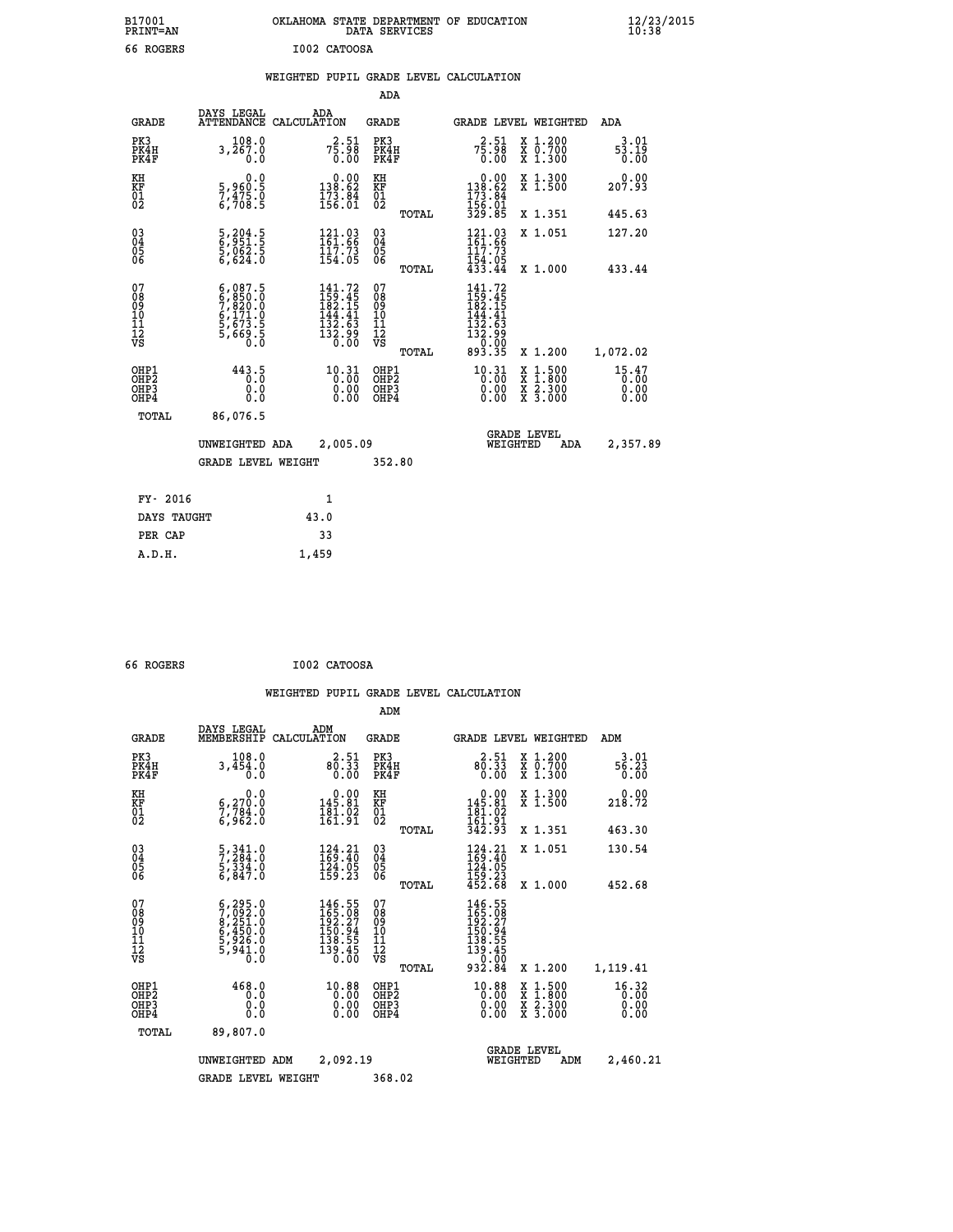B17001 OKLAHOMA STATE DEPARTMENT OF EDUCATION 12/23/2015
PRINT=AN DATA SERVICES 10:38

66 ROGERS I002 CATOOSA

## WEIGHTED PUPIL GRADE LEVEL CALCULATION

### ADA

| GRADE | DAYS LEGAL ATTENDANCE | ADA CALCULATION | GRADE | | GRADE LEVEL | WEIGHTED | ADA |
|---|---|---|---|---|---|---|---|
| PK3 | 108.0 | 2.51 | PK3 | | 2.51 | X 1.200 | 3.01 |
| PK4H | 3,267.0 | 75.98 | PK4H | | 75.98 | X 0.700 | 53.19 |
| PK4F | 0.0 | 0.00 | PK4F | | 0.00 | X 1.300 | 0.00 |
| KH | 0.0 | 0.00 | KH | | 0.00 | X 1.300 | 0.00 |
| KF | 5,960.5 | 138.62 | KF | | 138.62 | X 1.500 | 207.93 |
| 01 | 7,475.0 | 173.84 | 01 | | 173.84 | | |
| 02 | 6,708.5 | 156.01 | 02 | | 156.01 | | |
| | | | | TOTAL | 329.85 | X 1.351 | 445.63 |
| 03 | 5,204.5 | 121.03 | 03 | | 121.03 | X 1.051 | 127.20 |
| 04 | 6,951.5 | 161.66 | 04 | | 161.66 | | |
| 05 | 5,062.5 | 117.73 | 05 | | 117.73 | | |
| 06 | 6,624.0 | 154.05 | 06 | | 154.05 | | |
| | | | | TOTAL | 433.44 | X 1.000 | 433.44 |
| 07 | 6,087.5 | 141.72 | 07 | | 141.72 | | |
| 08 | 6,850.0 | 159.45 | 08 | | 159.45 | | |
| 09 | 7,820.0 | 182.15 | 09 | | 182.15 | | |
| 10 | 6,171.0 | 144.41 | 10 | | 144.41 | | |
| 11 | 5,673.5 | 132.63 | 11 | | 132.63 | | |
| 12 | 5,669.5 | 132.99 | 12 | | 132.99 | | |
| VS | 0.0 | 0.00 | VS | | 0.00 | | |
| | | | | TOTAL | 893.35 | X 1.200 | 1,072.02 |
| OHP1 | 443.5 | 10.31 | OHP1 | | 10.31 | X 1.500 | 15.47 |
| OHP2 | 0.0 | 0.00 | OHP2 | | 0.00 | X 1.800 | 0.00 |
| OHP3 | 0.0 | 0.00 | OHP3 | | 0.00 | X 2.300 | 0.00 |
| OHP4 | 0.0 | 0.00 | OHP4 | | 0.00 | X 3.000 | 0.00 |
| TOTAL | 86,076.5 | | | | | | |

UNWEIGHTED ADA 2,005.09 GRADE LEVEL WEIGHTED ADA 2,357.89

GRADE LEVEL WEIGHT 352.80

| FY- 2016 | 1 |
|---|---|
| DAYS TAUGHT | 43.0 |
| PER CAP | 33 |
| A.D.H. | 1,459 |

66 ROGERS I002 CATOOSA

## WEIGHTED PUPIL GRADE LEVEL CALCULATION

### ADM

| GRADE | DAYS LEGAL MEMBERSHIP | ADM CALCULATION | GRADE | | GRADE LEVEL | WEIGHTED | ADM |
|---|---|---|---|---|---|---|---|
| PK3 | 108.0 | 2.51 | PK3 | | 2.51 | X 1.200 | 3.01 |
| PK4H | 3,454.0 | 80.33 | PK4H | | 80.33 | X 0.700 | 56.23 |
| PK4F | 0.0 | 0.00 | PK4F | | 0.00 | X 1.300 | 0.00 |
| KH | 0.0 | 0.00 | KH | | 0.00 | X 1.300 | 0.00 |
| KF | 6,270.0 | 145.81 | KF | | 145.81 | X 1.500 | 218.72 |
| 01 | 7,784.0 | 181.02 | 01 | | 181.02 | | |
| 02 | 6,962.0 | 161.91 | 02 | | 161.91 | | |
| | | | | TOTAL | 342.93 | X 1.351 | 463.30 |
| 03 | 5,341.0 | 124.21 | 03 | | 124.21 | X 1.051 | 130.54 |
| 04 | 7,284.0 | 169.40 | 04 | | 169.40 | | |
| 05 | 5,334.0 | 124.05 | 05 | | 124.05 | | |
| 06 | 6,847.0 | 159.23 | 06 | | 159.23 | | |
| | | | | TOTAL | 452.68 | X 1.000 | 452.68 |
| 07 | 6,295.0 | 146.55 | 07 | | 146.55 | | |
| 08 | 7,092.0 | 165.08 | 08 | | 165.08 | | |
| 09 | 8,251.0 | 192.27 | 09 | | 192.27 | | |
| 10 | 6,450.0 | 150.94 | 10 | | 150.94 | | |
| 11 | 5,926.0 | 138.55 | 11 | | 138.55 | | |
| 12 | 5,941.0 | 139.45 | 12 | | 139.45 | | |
| VS | 0.0 | 0.00 | VS | | 0.00 | | |
| | | | | TOTAL | 932.84 | X 1.200 | 1,119.41 |
| OHP1 | 468.0 | 10.88 | OHP1 | | 10.88 | X 1.500 | 16.32 |
| OHP2 | 0.0 | 0.00 | OHP2 | | 0.00 | X 1.800 | 0.00 |
| OHP3 | 0.0 | 0.00 | OHP3 | | 0.00 | X 2.300 | 0.00 |
| OHP4 | 0.0 | 0.00 | OHP4 | | 0.00 | X 3.000 | 0.00 |
| TOTAL | 89,807.0 | | | | | | |

UNWEIGHTED ADM 2,092.19 GRADE LEVEL WEIGHTED ADM 2,460.21

GRADE LEVEL WEIGHT 368.02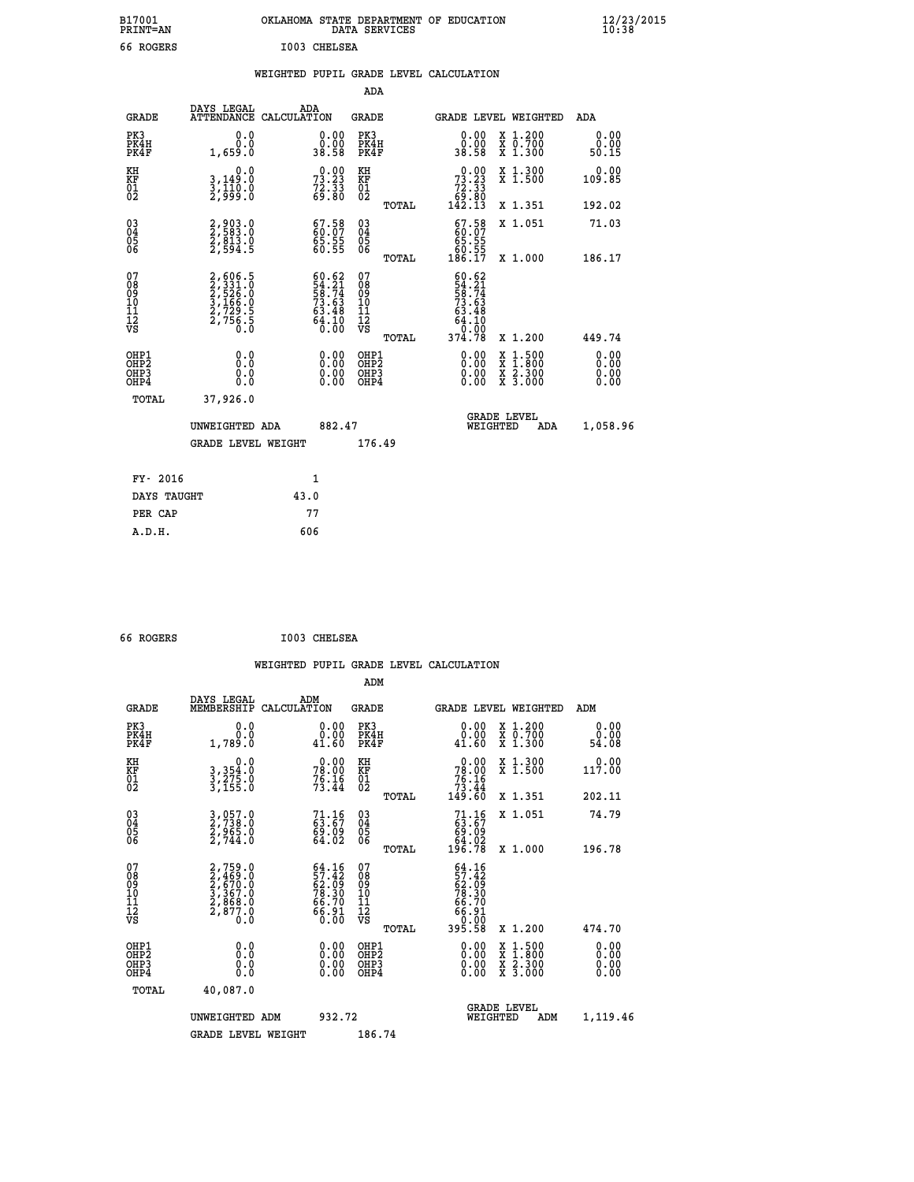B17001 OKLAHOMA STATE DEPARTMENT OF EDUCATION 12/23/2015
PRINT=AN DATA SERVICES 10:38

66 ROGERS I003 CHELSEA

## WEIGHTED PUPIL GRADE LEVEL CALCULATION

### ADA

| GRADE | DAYS LEGAL ATTENDANCE | ADA CALCULATION | GRADE | GRADE LEVEL | WEIGHTED | ADA |
|---|---|---|---|---|---|---|
| PK3 | 0.0 | 0.00 | PK3 | 0.00 | X 1.200 | 0.00 |
| PK4H | 0.0 | 0.00 | PK4H | 0.00 | X 0.700 | 0.00 |
| PK4F | 1,659.0 | 38.58 | PK4F | 38.58 | X 1.300 | 50.15 |
| KH | 0.0 | 0.00 | KH | 0.00 | X 1.300 | 0.00 |
| KF | 3,149.0 | 73.23 | KF | 73.23 | X 1.500 | 109.85 |
| 01 | 3,110.0 | 72.33 | 01 | 72.33 | | |
| 02 | 2,999.0 | 69.80 | 02 | 69.80 | | |
| | | | TOTAL | 142.13 | X 1.351 | 192.02 |
| 03 | 2,903.0 | 67.58 | 03 | 67.58 | X 1.051 | 71.03 |
| 04 | 2,583.0 | 60.07 | 04 | 60.07 | | |
| 05 | 2,813.0 | 65.55 | 05 | 65.55 | | |
| 06 | 2,594.5 | 60.55 | 06 | 60.55 | | |
| | | | TOTAL | 186.17 | X 1.000 | 186.17 |
| 07 | 2,606.5 | 60.62 | 07 | 60.62 | | |
| 08 | 2,331.0 | 54.21 | 08 | 54.21 | | |
| 09 | 2,526.0 | 58.74 | 09 | 58.74 | | |
| 10 | 3,166.0 | 73.63 | 10 | 73.63 | | |
| 11 | 2,729.5 | 63.48 | 11 | 63.48 | | |
| 12 | 2,756.5 | 64.10 | 12 | 64.10 | | |
| VS | 0.0 | 0.00 | VS | 0.00 | | |
| | | | TOTAL | 374.78 | X 1.200 | 449.74 |
| OHP1 | 0.0 | 0.00 | OHP1 | 0.00 | X 1.500 | 0.00 |
| OHP2 | 0.0 | 0.00 | OHP2 | 0.00 | X 1.800 | 0.00 |
| OHP3 | 0.0 | 0.00 | OHP3 | 0.00 | X 2.300 | 0.00 |
| OHP4 | 0.0 | 0.00 | OHP4 | 0.00 | X 3.000 | 0.00 |
| TOTAL | 37,926.0 | | | | | |

UNWEIGHTED ADA 882.47 — GRADE LEVEL WEIGHTED ADA 1,058.96

GRADE LEVEL WEIGHT 176.49

| | |
|---|---|
| FY- 2016 | 1 |
| DAYS TAUGHT | 43.0 |
| PER CAP | 77 |
| A.D.H. | 606 |

66 ROGERS I003 CHELSEA

## WEIGHTED PUPIL GRADE LEVEL CALCULATION

### ADM

| GRADE | DAYS LEGAL MEMBERSHIP | ADM CALCULATION | GRADE | GRADE LEVEL | WEIGHTED | ADM |
|---|---|---|---|---|---|---|
| PK3 | 0.0 | 0.00 | PK3 | 0.00 | X 1.200 | 0.00 |
| PK4H | 0.0 | 0.00 | PK4H | 0.00 | X 0.700 | 0.00 |
| PK4F | 1,789.0 | 41.60 | PK4F | 41.60 | X 1.300 | 54.08 |
| KH | 0.0 | 0.00 | KH | 0.00 | X 1.300 | 0.00 |
| KF | 3,354.0 | 78.00 | KF | 78.00 | X 1.500 | 117.00 |
| 01 | 3,275.0 | 76.16 | 01 | 76.16 | | |
| 02 | 3,155.0 | 73.44 | 02 | 73.44 | | |
| | | | TOTAL | 149.60 | X 1.351 | 202.11 |
| 03 | 3,057.0 | 71.16 | 03 | 71.16 | X 1.051 | 74.79 |
| 04 | 2,738.0 | 63.67 | 04 | 63.67 | | |
| 05 | 2,965.0 | 69.09 | 05 | 69.09 | | |
| 06 | 2,744.0 | 64.02 | 06 | 64.02 | | |
| | | | TOTAL | 196.78 | X 1.000 | 196.78 |
| 07 | 2,759.0 | 64.16 | 07 | 64.16 | | |
| 08 | 2,469.0 | 57.42 | 08 | 57.42 | | |
| 09 | 2,670.0 | 62.09 | 09 | 62.09 | | |
| 10 | 3,367.0 | 78.30 | 10 | 78.30 | | |
| 11 | 2,868.0 | 66.70 | 11 | 66.70 | | |
| 12 | 2,877.0 | 66.91 | 12 | 66.91 | | |
| VS | 0.0 | 0.00 | VS | 0.00 | | |
| | | | TOTAL | 395.58 | X 1.200 | 474.70 |
| OHP1 | 0.0 | 0.00 | OHP1 | 0.00 | X 1.500 | 0.00 |
| OHP2 | 0.0 | 0.00 | OHP2 | 0.00 | X 1.800 | 0.00 |
| OHP3 | 0.0 | 0.00 | OHP3 | 0.00 | X 2.300 | 0.00 |
| OHP4 | 0.0 | 0.00 | OHP4 | 0.00 | X 3.000 | 0.00 |
| TOTAL | 40,087.0 | | | | | |

UNWEIGHTED ADM 932.72 — GRADE LEVEL WEIGHTED ADM 1,119.46

GRADE LEVEL WEIGHT 186.74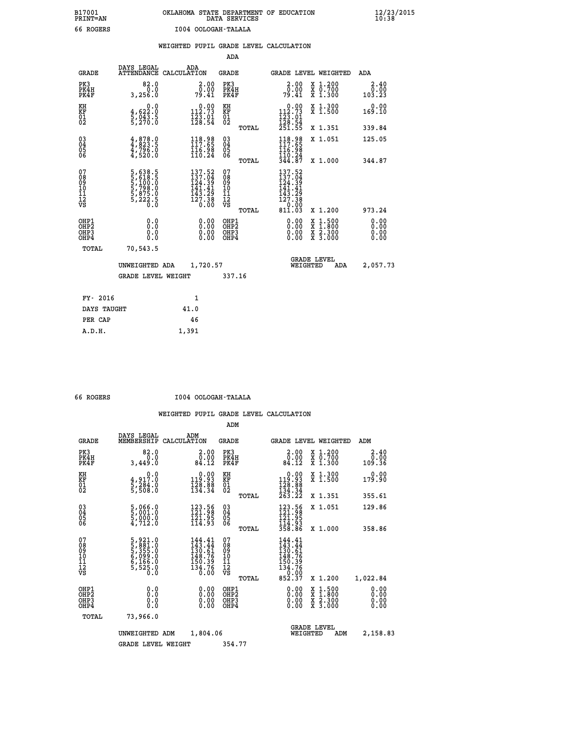B17001 OKLAHOMA STATE DEPARTMENT OF EDUCATION 12/23/2015
PRINT=AN DATA SERVICES 10:38

66 ROGERS I004 OOLOGAH-TALALA

WEIGHTED PUPIL GRADE LEVEL CALCULATION

ADA

| GRADE | DAYS LEGAL ATTENDANCE | ADA CALCULATION | GRADE | GRADE LEVEL | WEIGHTED | ADA |
|---|---|---|---|---|---|---|
| PK3 | 82.0 | 2.00 | PK3 | 2.00 | X 1.200 | 2.40 |
| PK4H | 0.0 | 0.00 | PK4H | 0.00 | X 0.700 | 0.00 |
| PK4F | 3,256.0 | 79.41 | PK4F | 79.41 | X 1.300 | 103.23 |
| KH | 0.0 | 0.00 | KH | 0.00 | X 1.300 | 0.00 |
| KF | 4,622.0 | 112.73 | KF | 112.73 | X 1.500 | 169.10 |
| 01 | 5,043.5 | 123.01 | 01 | 123.01 | | |
| 02 | 5,270.0 | 128.54 | 02 | 128.54 | | |
| | | | TOTAL | 251.55 | X 1.351 | 339.84 |
| 03 | 4,878.0 | 118.98 | 03 | 118.98 | X 1.051 | 125.05 |
| 04 | 4,823.5 | 117.65 | 04 | 117.65 | | |
| 05 | 4,796.0 | 116.98 | 05 | 116.98 | | |
| 06 | 4,520.0 | 110.24 | 06 | 110.24 | | |
| | | | TOTAL | 344.87 | X 1.000 | 344.87 |
| 07 | 5,638.5 | 137.52 | 07 | 137.52 | | |
| 08 | 5,618.5 | 137.04 | 08 | 137.04 | | |
| 09 | 5,100.0 | 124.39 | 09 | 124.39 | | |
| 10 | 5,798.0 | 141.41 | 10 | 141.41 | | |
| 11 | 5,875.0 | 143.29 | 11 | 143.29 | | |
| 12 | 5,222.5 | 127.38 | 12 | 127.38 | | |
| VS | 0.0 | 0.00 | VS | 0.00 | | |
| | | | TOTAL | 811.03 | X 1.200 | 973.24 |
| OHP1 | 0.0 | 0.00 | OHP1 | 0.00 | X 1.500 | 0.00 |
| OHP2 | 0.0 | 0.00 | OHP2 | 0.00 | X 1.800 | 0.00 |
| OHP3 | 0.0 | 0.00 | OHP3 | 0.00 | X 2.300 | 0.00 |
| OHP4 | 0.0 | 0.00 | OHP4 | 0.00 | X 3.000 | 0.00 |
| TOTAL | 70,543.5 | | | | | |

UNWEIGHTED ADA 1,720.57 GRADE LEVEL WEIGHTED ADA 2,057.73

GRADE LEVEL WEIGHT 337.16

| FY- 2016 | 1 |
|---|---|
| DAYS TAUGHT | 41.0 |
| PER CAP | 46 |
| A.D.H. | 1,391 |

66 ROGERS I004 OOLOGAH-TALALA

WEIGHTED PUPIL GRADE LEVEL CALCULATION

ADM

| GRADE | DAYS LEGAL MEMBERSHIP | ADM CALCULATION | GRADE | GRADE LEVEL | WEIGHTED | ADM |
|---|---|---|---|---|---|---|
| PK3 | 82.0 | 2.00 | PK3 | 2.00 | X 1.200 | 2.40 |
| PK4H | 0.0 | 0.00 | PK4H | 0.00 | X 0.700 | 0.00 |
| PK4F | 3,449.0 | 84.12 | PK4F | 84.12 | X 1.300 | 109.36 |
| KH | 0.0 | 0.00 | KH | 0.00 | X 1.300 | 0.00 |
| KF | 4,917.0 | 119.93 | KF | 119.93 | X 1.500 | 179.90 |
| 01 | 5,284.0 | 128.88 | 01 | 128.88 | | |
| 02 | 5,508.0 | 134.34 | 02 | 134.34 | | |
| | | | TOTAL | 263.22 | X 1.351 | 355.61 |
| 03 | 5,066.0 | 123.56 | 03 | 123.56 | X 1.051 | 129.86 |
| 04 | 5,001.0 | 121.98 | 04 | 121.98 | | |
| 05 | 5,000.0 | 121.95 | 05 | 121.95 | | |
| 06 | 4,712.0 | 114.93 | 06 | 114.93 | | |
| | | | TOTAL | 358.86 | X 1.000 | 358.86 |
| 07 | 5,921.0 | 144.41 | 07 | 144.41 | | |
| 08 | 5,881.0 | 143.44 | 08 | 143.44 | | |
| 09 | 5,355.0 | 130.61 | 09 | 130.61 | | |
| 10 | 6,099.0 | 148.76 | 10 | 148.76 | | |
| 11 | 6,166.0 | 150.39 | 11 | 150.39 | | |
| 12 | 5,525.0 | 134.76 | 12 | 134.76 | | |
| VS | 0.0 | 0.00 | VS | 0.00 | | |
| | | | TOTAL | 852.37 | X 1.200 | 1,022.84 |
| OHP1 | 0.0 | 0.00 | OHP1 | 0.00 | X 1.500 | 0.00 |
| OHP2 | 0.0 | 0.00 | OHP2 | 0.00 | X 1.800 | 0.00 |
| OHP3 | 0.0 | 0.00 | OHP3 | 0.00 | X 2.300 | 0.00 |
| OHP4 | 0.0 | 0.00 | OHP4 | 0.00 | X 3.000 | 0.00 |
| TOTAL | 73,966.0 | | | | | |

UNWEIGHTED ADM 1,804.06 GRADE LEVEL WEIGHTED ADM 2,158.83

GRADE LEVEL WEIGHT 354.77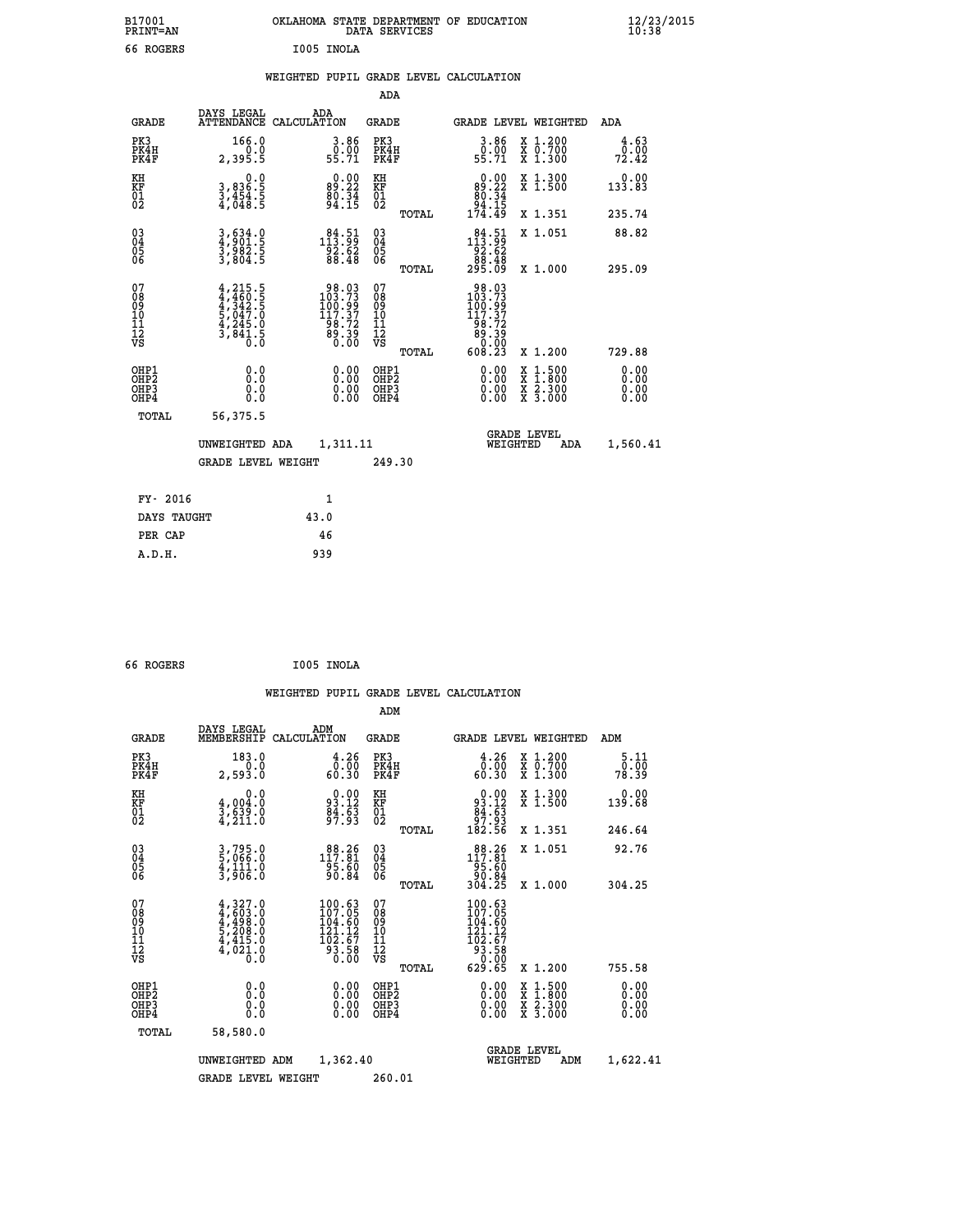B17001 OKLAHOMA STATE DEPARTMENT OF EDUCATION 12/23/2015
PRINT=AN DATA SERVICES 10:38
66 ROGERS I005 INOLA

## WEIGHTED PUPIL GRADE LEVEL CALCULATION

### ADA

| GRADE | DAYS LEGAL ATTENDANCE | ADA CALCULATION | GRADE | GRADE LEVEL | WEIGHTED | ADA |
|---|---|---|---|---|---|---|
| PK3 | 166.0 | 3.86 | PK3 | 3.86 | X 1.200 | 4.63 |
| PK4H | 0.0 | 0.00 | PK4H | 0.00 | X 0.700 | 0.00 |
| PK4F | 2,395.5 | 55.71 | PK4F | 55.71 | X 1.300 | 72.42 |
| KH | 0.0 | 0.00 | KH | 0.00 | X 1.300 | 0.00 |
| KF | 3,836.5 | 89.22 | KF | 89.22 | X 1.500 | 133.83 |
| 01 | 3,454.5 | 80.34 | 01 | 80.34 | | |
| 02 | 4,048.5 | 94.15 | 02 | 94.15 | | |
| | | | TOTAL | 174.49 | X 1.351 | 235.74 |
| 03 | 3,634.0 | 84.51 | 03 | 84.51 | X 1.051 | 88.82 |
| 04 | 4,901.5 | 113.99 | 04 | 113.99 | | |
| 05 | 3,982.5 | 92.62 | 05 | 92.62 | | |
| 06 | 3,804.5 | 88.48 | 06 | 88.48 | | |
| | | | TOTAL | 295.09 | X 1.000 | 295.09 |
| 07 | 4,215.5 | 98.03 | 07 | 98.03 | | |
| 08 | 4,460.5 | 103.73 | 08 | 103.73 | | |
| 09 | 4,342.5 | 100.99 | 09 | 100.99 | | |
| 10 | 5,047.0 | 117.37 | 10 | 117.37 | | |
| 11 | 4,245.0 | 98.72 | 11 | 98.72 | | |
| 12 | 3,841.5 | 89.39 | 12 | 89.39 | | |
| VS | 0.0 | 0.00 | VS | 0.00 | | |
| | | | TOTAL | 608.23 | X 1.200 | 729.88 |
| OHP1 | 0.0 | 0.00 | OHP1 | 0.00 | X 1.500 | 0.00 |
| OHP2 | 0.0 | 0.00 | OHP2 | 0.00 | X 1.800 | 0.00 |
| OHP3 | 0.0 | 0.00 | OHP3 | 0.00 | X 2.300 | 0.00 |
| OHP4 | 0.0 | 0.00 | OHP4 | 0.00 | X 3.000 | 0.00 |
| TOTAL | 56,375.5 | | | | | |

UNWEIGHTED ADA 1,311.11 — GRADE LEVEL WEIGHTED ADA 1,560.41

GRADE LEVEL WEIGHT 249.30

| | |
|---|---|
| FY- 2016 | 1 |
| DAYS TAUGHT | 43.0 |
| PER CAP | 46 |
| A.D.H. | 939 |

66 ROGERS I005 INOLA

## WEIGHTED PUPIL GRADE LEVEL CALCULATION

### ADM

| GRADE | DAYS LEGAL MEMBERSHIP | ADM CALCULATION | GRADE | GRADE LEVEL | WEIGHTED | ADM |
|---|---|---|---|---|---|---|
| PK3 | 183.0 | 4.26 | PK3 | 4.26 | X 1.200 | 5.11 |
| PK4H | 0.0 | 0.00 | PK4H | 0.00 | X 0.700 | 0.00 |
| PK4F | 2,593.0 | 60.30 | PK4F | 60.30 | X 1.300 | 78.39 |
| KH | 0.0 | 0.00 | KH | 0.00 | X 1.300 | 0.00 |
| KF | 4,004.0 | 93.12 | KF | 93.12 | X 1.500 | 139.68 |
| 01 | 3,639.0 | 84.63 | 01 | 84.63 | | |
| 02 | 4,211.0 | 97.93 | 02 | 97.93 | | |
| | | | TOTAL | 182.56 | X 1.351 | 246.64 |
| 03 | 3,795.0 | 88.26 | 03 | 88.26 | X 1.051 | 92.76 |
| 04 | 5,066.0 | 117.81 | 04 | 117.81 | | |
| 05 | 4,111.0 | 95.60 | 05 | 95.60 | | |
| 06 | 3,906.0 | 90.84 | 06 | 90.84 | | |
| | | | TOTAL | 304.25 | X 1.000 | 304.25 |
| 07 | 4,327.0 | 100.63 | 07 | 100.63 | | |
| 08 | 4,603.0 | 107.05 | 08 | 107.05 | | |
| 09 | 4,498.0 | 104.60 | 09 | 104.60 | | |
| 10 | 5,208.0 | 121.12 | 10 | 121.12 | | |
| 11 | 4,415.0 | 102.67 | 11 | 102.67 | | |
| 12 | 4,021.0 | 93.58 | 12 | 93.58 | | |
| VS | 0.0 | 0.00 | VS | 0.00 | | |
| | | | TOTAL | 629.65 | X 1.200 | 755.58 |
| OHP1 | 0.0 | 0.00 | OHP1 | 0.00 | X 1.500 | 0.00 |
| OHP2 | 0.0 | 0.00 | OHP2 | 0.00 | X 1.800 | 0.00 |
| OHP3 | 0.0 | 0.00 | OHP3 | 0.00 | X 2.300 | 0.00 |
| OHP4 | 0.0 | 0.00 | OHP4 | 0.00 | X 3.000 | 0.00 |
| TOTAL | 58,580.0 | | | | | |

UNWEIGHTED ADM 1,362.40 — GRADE LEVEL WEIGHTED ADM 1,622.41

GRADE LEVEL WEIGHT 260.01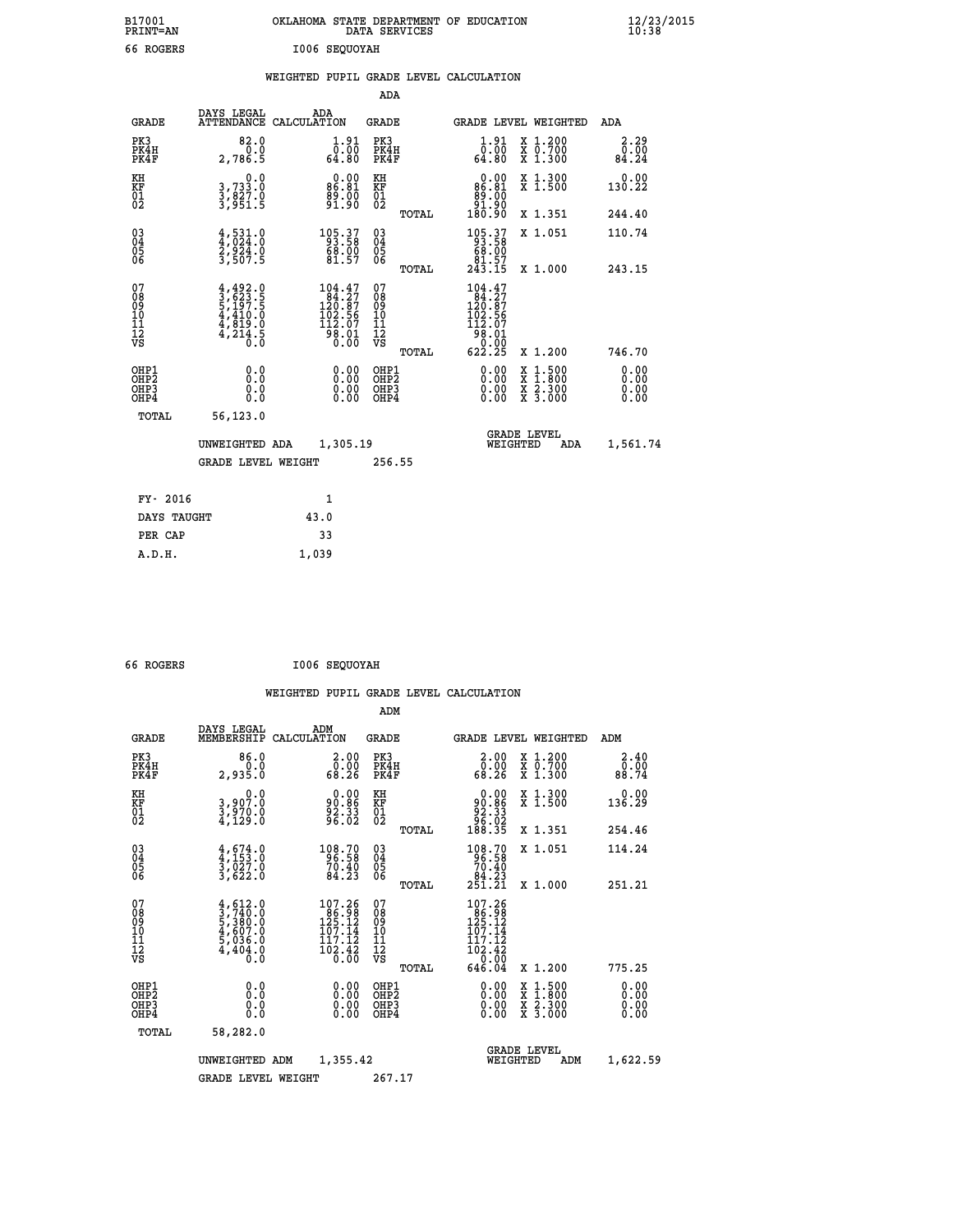B17001 OKLAHOMA STATE DEPARTMENT OF EDUCATION 12/23/2015
PRINT=AN DATA SERVICES 10:38
66 ROGERS I006 SEQUOYAH

WEIGHTED PUPIL GRADE LEVEL CALCULATION

ADA

| GRADE | DAYS LEGAL ATTENDANCE | ADA CALCULATION | GRADE | | GRADE LEVEL | WEIGHTED | ADA |
|---|---|---|---|---|---|---|---|
| PK3 | 82.0 | 1.91 | PK3 | | 1.91 | X 1.200 | 2.29 |
| PK4H | 0.0 | 0.00 | PK4H | | 0.00 | X 0.700 | 0.00 |
| PK4F | 2,786.5 | 64.80 | PK4F | | 64.80 | X 1.300 | 84.24 |
| KH | 0.0 | 0.00 | KH | | 0.00 | X 1.300 | 0.00 |
| KF | 3,733.0 | 86.81 | KF | | 86.81 | X 1.500 | 130.22 |
| 01 | 3,827.0 | 89.00 | 01 | | 89.00 | | |
| 02 | 3,951.5 | 91.90 | 02 | | 91.90 | | |
| | | | | TOTAL | 180.90 | X 1.351 | 244.40 |
| 03 | 4,531.0 | 105.37 | 03 | | 105.37 | X 1.051 | 110.74 |
| 04 | 4,024.0 | 93.58 | 04 | | 93.58 | | |
| 05 | 2,924.0 | 68.00 | 05 | | 68.00 | | |
| 06 | 3,507.5 | 81.57 | 06 | | 81.57 | | |
| | | | | TOTAL | 243.15 | X 1.000 | 243.15 |
| 07 | 4,492.0 | 104.47 | 07 | | 104.47 | | |
| 08 | 3,623.5 | 84.27 | 08 | | 84.27 | | |
| 09 | 5,197.5 | 120.87 | 09 | | 120.87 | | |
| 10 | 4,410.0 | 102.56 | 10 | | 102.56 | | |
| 11 | 4,819.0 | 112.07 | 11 | | 112.07 | | |
| 12 | 4,214.5 | 98.01 | 12 | | 98.01 | | |
| VS | 0.0 | 0.00 | VS | | 0.00 | | |
| | | | | TOTAL | 622.25 | X 1.200 | 746.70 |
| OHP1 | 0.0 | 0.00 | OHP1 | | 0.00 | X 1.500 | 0.00 |
| OHP2 | 0.0 | 0.00 | OHP2 | | 0.00 | X 1.800 | 0.00 |
| OHP3 | 0.0 | 0.00 | OHP3 | | 0.00 | X 2.300 | 0.00 |
| OHP4 | 0.0 | 0.00 | OHP4 | | 0.00 | X 3.000 | 0.00 |
| TOTAL | 56,123.0 | | | | | | |

UNWEIGHTED ADA 1,305.19 GRADE LEVEL WEIGHTED ADA 1,561.74

GRADE LEVEL WEIGHT 256.55

| FY- 2016 | 1 |
|---|---|
| DAYS TAUGHT | 43.0 |
| PER CAP | 33 |
| A.D.H. | 1,039 |

66 ROGERS I006 SEQUOYAH

WEIGHTED PUPIL GRADE LEVEL CALCULATION

ADM

| GRADE | DAYS LEGAL MEMBERSHIP | ADM CALCULATION | GRADE | | GRADE LEVEL | WEIGHTED | ADM |
|---|---|---|---|---|---|---|---|
| PK3 | 86.0 | 2.00 | PK3 | | 2.00 | X 1.200 | 2.40 |
| PK4H | 0.0 | 0.00 | PK4H | | 0.00 | X 0.700 | 0.00 |
| PK4F | 2,935.0 | 68.26 | PK4F | | 68.26 | X 1.300 | 88.74 |
| KH | 0.0 | 0.00 | KH | | 0.00 | X 1.300 | 0.00 |
| KF | 3,907.0 | 90.86 | KF | | 90.86 | X 1.500 | 136.29 |
| 01 | 3,970.0 | 92.33 | 01 | | 92.33 | | |
| 02 | 4,129.0 | 96.02 | 02 | | 96.02 | | |
| | | | | TOTAL | 188.35 | X 1.351 | 254.46 |
| 03 | 4,674.0 | 108.70 | 03 | | 108.70 | X 1.051 | 114.24 |
| 04 | 4,153.0 | 96.58 | 04 | | 96.58 | | |
| 05 | 3,027.0 | 70.40 | 05 | | 70.40 | | |
| 06 | 3,622.0 | 84.23 | 06 | | 84.23 | | |
| | | | | TOTAL | 251.21 | X 1.000 | 251.21 |
| 07 | 4,612.0 | 107.26 | 07 | | 107.26 | | |
| 08 | 3,740.0 | 86.98 | 08 | | 86.98 | | |
| 09 | 5,380.0 | 125.12 | 09 | | 125.12 | | |
| 10 | 4,607.0 | 107.14 | 10 | | 107.14 | | |
| 11 | 5,036.0 | 117.12 | 11 | | 117.12 | | |
| 12 | 4,404.0 | 102.42 | 12 | | 102.42 | | |
| VS | 0.0 | 0.00 | VS | | 0.00 | | |
| | | | | TOTAL | 646.04 | X 1.200 | 775.25 |
| OHP1 | 0.0 | 0.00 | OHP1 | | 0.00 | X 1.500 | 0.00 |
| OHP2 | 0.0 | 0.00 | OHP2 | | 0.00 | X 1.800 | 0.00 |
| OHP3 | 0.0 | 0.00 | OHP3 | | 0.00 | X 2.300 | 0.00 |
| OHP4 | 0.0 | 0.00 | OHP4 | | 0.00 | X 3.000 | 0.00 |
| TOTAL | 58,282.0 | | | | | | |

UNWEIGHTED ADM 1,355.42 GRADE LEVEL WEIGHTED ADM 1,622.59

GRADE LEVEL WEIGHT 267.17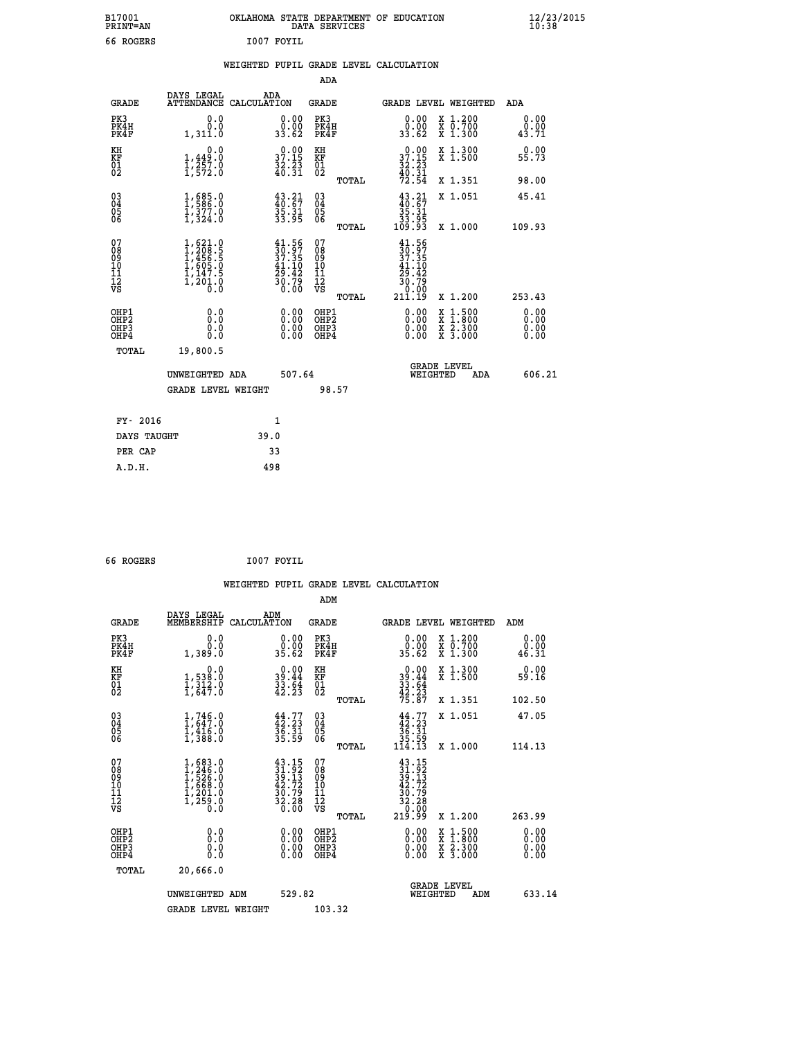B17001 OKLAHOMA STATE DEPARTMENT OF EDUCATION 12/23/2015
PRINT=AN DATA SERVICES 10:38

66 ROGERS I007 FOYIL

## WEIGHTED PUPIL GRADE LEVEL CALCULATION

### ADA

| GRADE | DAYS LEGAL ATTENDANCE | ADA CALCULATION | GRADE | GRADE LEVEL | WEIGHTED | ADA |
|---|---|---|---|---|---|---|
| PK3 | 0.0 | 0.00 | PK3 | 0.00 | X 1.200 | 0.00 |
| PK4H | 0.0 | 0.00 | PK4H | 0.00 | X 0.700 | 0.00 |
| PK4F | 1,311.0 | 33.62 | PK4F | 33.62 | X 1.300 | 43.71 |
| KH | 0.0 | 0.00 | KH | 0.00 | X 1.300 | 0.00 |
| KF | 1,449.0 | 37.15 | KF | 37.15 | X 1.500 | 55.73 |
| 01 | 1,257.0 | 32.23 | 01 | 32.23 | | |
| 02 | 1,572.0 | 40.31 | 02 | 40.31 | | |
| | | | TOTAL | 72.54 | X 1.351 | 98.00 |
| 03 | 1,685.0 | 43.21 | 03 | 43.21 | X 1.051 | 45.41 |
| 04 | 1,586.0 | 40.67 | 04 | 40.67 | | |
| 05 | 1,377.0 | 35.31 | 05 | 35.31 | | |
| 06 | 1,324.0 | 33.95 | 06 | 33.95 | | |
| | | | TOTAL | 109.93 | X 1.000 | 109.93 |
| 07 | 1,621.0 | 41.56 | 07 | 41.56 | | |
| 08 | 1,208.5 | 30.97 | 08 | 30.97 | | |
| 09 | 1,456.5 | 37.35 | 09 | 37.35 | | |
| 10 | 1,605.0 | 41.10 | 10 | 41.10 | | |
| 11 | 1,147.5 | 29.42 | 11 | 29.42 | | |
| 12 | 1,201.0 | 30.79 | 12 | 30.79 | | |
| VS | 0.0 | 0.00 | VS | 0.00 | | |
| | | | TOTAL | 211.19 | X 1.200 | 253.43 |
| OHP1 | 0.0 | 0.00 | OHP1 | 0.00 | X 1.500 | 0.00 |
| OHP2 | 0.0 | 0.00 | OHP2 | 0.00 | X 1.800 | 0.00 |
| OHP3 | 0.0 | 0.00 | OHP3 | 0.00 | X 2.300 | 0.00 |
| OHP4 | 0.0 | 0.00 | OHP4 | 0.00 | X 3.000 | 0.00 |
| TOTAL | 19,800.5 | | | | | |

UNWEIGHTED ADA 507.64 | GRADE LEVEL WEIGHTED ADA 606.21

GRADE LEVEL WEIGHT 98.57

| | |
|---|---|
| FY- 2016 | 1 |
| DAYS TAUGHT | 39.0 |
| PER CAP | 33 |
| A.D.H. | 498 |

66 ROGERS I007 FOYIL

## WEIGHTED PUPIL GRADE LEVEL CALCULATION

### ADM

| GRADE | DAYS LEGAL MEMBERSHIP | ADM CALCULATION | GRADE | GRADE LEVEL | WEIGHTED | ADM |
|---|---|---|---|---|---|---|
| PK3 | 0.0 | 0.00 | PK3 | 0.00 | X 1.200 | 0.00 |
| PK4H | 0.0 | 0.00 | PK4H | 0.00 | X 0.700 | 0.00 |
| PK4F | 1,389.0 | 35.62 | PK4F | 35.62 | X 1.300 | 46.31 |
| KH | 0.0 | 0.00 | KH | 0.00 | X 1.300 | 0.00 |
| KF | 1,538.0 | 39.44 | KF | 39.44 | X 1.500 | 59.16 |
| 01 | 1,312.0 | 33.64 | 01 | 33.64 | | |
| 02 | 1,647.0 | 42.23 | 02 | 42.23 | | |
| | | | TOTAL | 75.87 | X 1.351 | 102.50 |
| 03 | 1,746.0 | 44.77 | 03 | 44.77 | X 1.051 | 47.05 |
| 04 | 1,647.0 | 42.23 | 04 | 42.23 | | |
| 05 | 1,416.0 | 36.31 | 05 | 36.31 | | |
| 06 | 1,388.0 | 35.59 | 06 | 35.59 | | |
| | | | TOTAL | 114.13 | X 1.000 | 114.13 |
| 07 | 1,683.0 | 43.15 | 07 | 43.15 | | |
| 08 | 1,246.0 | 31.92 | 08 | 31.92 | | |
| 09 | 1,526.0 | 39.13 | 09 | 39.13 | | |
| 10 | 1,668.0 | 42.72 | 10 | 42.72 | | |
| 11 | 1,201.0 | 30.79 | 11 | 30.79 | | |
| 12 | 1,259.0 | 32.28 | 12 | 32.28 | | |
| VS | 0.0 | 0.00 | VS | 0.00 | | |
| | | | TOTAL | 219.99 | X 1.200 | 263.99 |
| OHP1 | 0.0 | 0.00 | OHP1 | 0.00 | X 1.500 | 0.00 |
| OHP2 | 0.0 | 0.00 | OHP2 | 0.00 | X 1.800 | 0.00 |
| OHP3 | 0.0 | 0.00 | OHP3 | 0.00 | X 2.300 | 0.00 |
| OHP4 | 0.0 | 0.00 | OHP4 | 0.00 | X 3.000 | 0.00 |
| TOTAL | 20,666.0 | | | | | |

UNWEIGHTED ADM 529.82 | GRADE LEVEL WEIGHTED ADM 633.14

GRADE LEVEL WEIGHT 103.32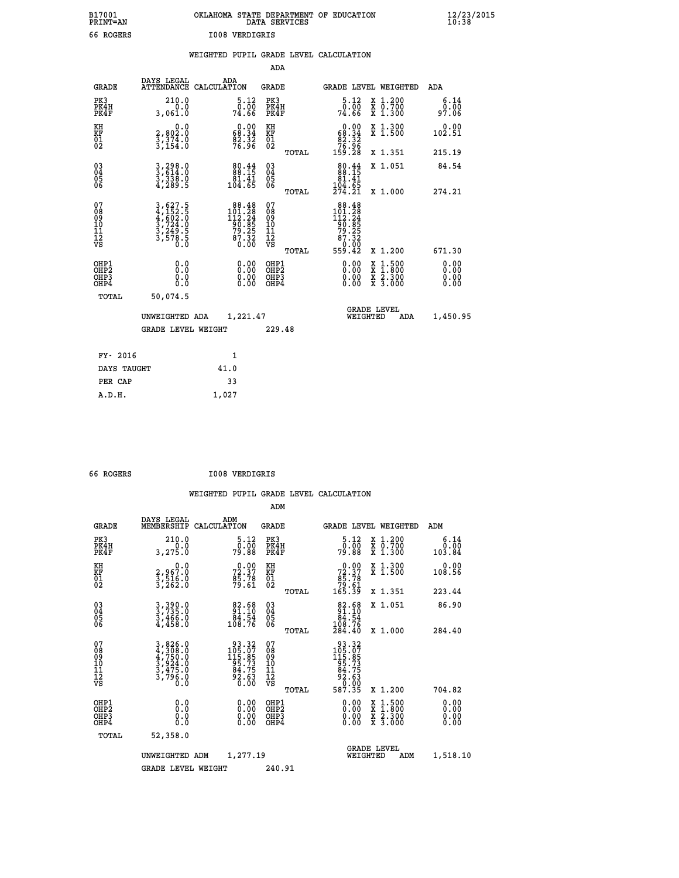B17001 OKLAHOMA STATE DEPARTMENT OF EDUCATION 12/23/2015
PRINT=AN DATA SERVICES 10:38

66 ROGERS I008 VERDIGRIS

WEIGHTED PUPIL GRADE LEVEL CALCULATION

ADA

| GRADE | DAYS LEGAL ATTENDANCE | ADA CALCULATION | GRADE | | GRADE LEVEL | WEIGHTED | ADA |
|---|---|---|---|---|---|---|---|
| PK3 | 210.0 | 5.12 | PK3 | | 5.12 | X 1.200 | 6.14 |
| PK4H | 0.0 | 0.00 | PK4H | | 0.00 | X 0.700 | 0.00 |
| PK4F | 3,061.0 | 74.66 | PK4F | | 74.66 | X 1.300 | 97.06 |
| KH | 0.0 | 0.00 | KH | | 0.00 | X 1.300 | 0.00 |
| KF | 2,802.0 | 68.34 | KF | | 68.34 | X 1.500 | 102.51 |
| 01 | 3,374.0 | 82.32 | 01 | | 82.32 | | |
| 02 | 3,154.0 | 76.96 | 02 | | 76.96 | | |
| | | | | TOTAL | 159.28 | X 1.351 | 215.19 |
| 03 | 3,298.0 | 80.44 | 03 | | 80.44 | X 1.051 | 84.54 |
| 04 | 3,614.0 | 88.15 | 04 | | 88.15 | | |
| 05 | 3,338.0 | 81.41 | 05 | | 81.41 | | |
| 06 | 4,289.5 | 104.65 | 06 | | 104.65 | | |
| | | | | TOTAL | 274.21 | X 1.000 | 274.21 |
| 07 | 3,627.5 | 88.48 | 07 | | 88.48 | | |
| 08 | 4,152.5 | 101.28 | 08 | | 101.28 | | |
| 09 | 4,602.0 | 112.24 | 09 | | 112.24 | | |
| 10 | 3,724.0 | 90.85 | 10 | | 90.85 | | |
| 11 | 3,249.5 | 79.25 | 11 | | 79.25 | | |
| 12 | 3,578.5 | 87.32 | 12 | | 87.32 | | |
| VS | 0.0 | 0.00 | VS | | 0.00 | | |
| | | | | TOTAL | 559.42 | X 1.200 | 671.30 |
| OHP1 | 0.0 | 0.00 | OHP1 | | 0.00 | X 1.500 | 0.00 |
| OHP2 | 0.0 | 0.00 | OHP2 | | 0.00 | X 1.800 | 0.00 |
| OHP3 | 0.0 | 0.00 | OHP3 | | 0.00 | X 2.300 | 0.00 |
| OHP4 | 0.0 | 0.00 | OHP4 | | 0.00 | X 3.000 | 0.00 |
| TOTAL | 50,074.5 | | | | | | |

UNWEIGHTED ADA 1,221.47 GRADE LEVEL WEIGHTED ADA 1,450.95

GRADE LEVEL WEIGHT 229.48

| FY- 2016 | 1 |
|---|---|
| DAYS TAUGHT | 41.0 |
| PER CAP | 33 |
| A.D.H. | 1,027 |

66 ROGERS I008 VERDIGRIS

WEIGHTED PUPIL GRADE LEVEL CALCULATION

ADM

| GRADE | DAYS LEGAL MEMBERSHIP | ADM CALCULATION | GRADE | | GRADE LEVEL | WEIGHTED | ADM |
|---|---|---|---|---|---|---|---|
| PK3 | 210.0 | 5.12 | PK3 | | 5.12 | X 1.200 | 6.14 |
| PK4H | 0.0 | 0.00 | PK4H | | 0.00 | X 0.700 | 0.00 |
| PK4F | 3,275.0 | 79.88 | PK4F | | 79.88 | X 1.300 | 103.84 |
| KH | 0.0 | 0.00 | KH | | 0.00 | X 1.300 | 0.00 |
| KF | 2,967.0 | 72.37 | KF | | 72.37 | X 1.500 | 108.56 |
| 01 | 3,516.0 | 85.78 | 01 | | 85.78 | | |
| 02 | 3,262.0 | 79.61 | 02 | | 79.61 | | |
| | | | | TOTAL | 165.39 | X 1.351 | 223.44 |
| 03 | 3,390.0 | 82.68 | 03 | | 82.68 | X 1.051 | 86.90 |
| 04 | 3,735.0 | 91.10 | 04 | | 91.10 | | |
| 05 | 3,466.0 | 84.54 | 05 | | 84.54 | | |
| 06 | 4,458.0 | 108.76 | 06 | | 108.76 | | |
| | | | | TOTAL | 284.40 | X 1.000 | 284.40 |
| 07 | 3,826.0 | 93.32 | 07 | | 93.32 | | |
| 08 | 4,308.0 | 105.07 | 08 | | 105.07 | | |
| 09 | 4,750.0 | 115.85 | 09 | | 115.85 | | |
| 10 | 3,924.0 | 95.73 | 10 | | 95.73 | | |
| 11 | 3,475.0 | 84.75 | 11 | | 84.75 | | |
| 12 | 3,796.0 | 92.63 | 12 | | 92.63 | | |
| VS | 0.0 | 0.00 | VS | | 0.00 | | |
| | | | | TOTAL | 587.35 | X 1.200 | 704.82 |
| OHP1 | 0.0 | 0.00 | OHP1 | | 0.00 | X 1.500 | 0.00 |
| OHP2 | 0.0 | 0.00 | OHP2 | | 0.00 | X 1.800 | 0.00 |
| OHP3 | 0.0 | 0.00 | OHP3 | | 0.00 | X 2.300 | 0.00 |
| OHP4 | 0.0 | 0.00 | OHP4 | | 0.00 | X 3.000 | 0.00 |
| TOTAL | 52,358.0 | | | | | | |

UNWEIGHTED ADM 1,277.19 GRADE LEVEL WEIGHTED ADM 1,518.10

GRADE LEVEL WEIGHT 240.91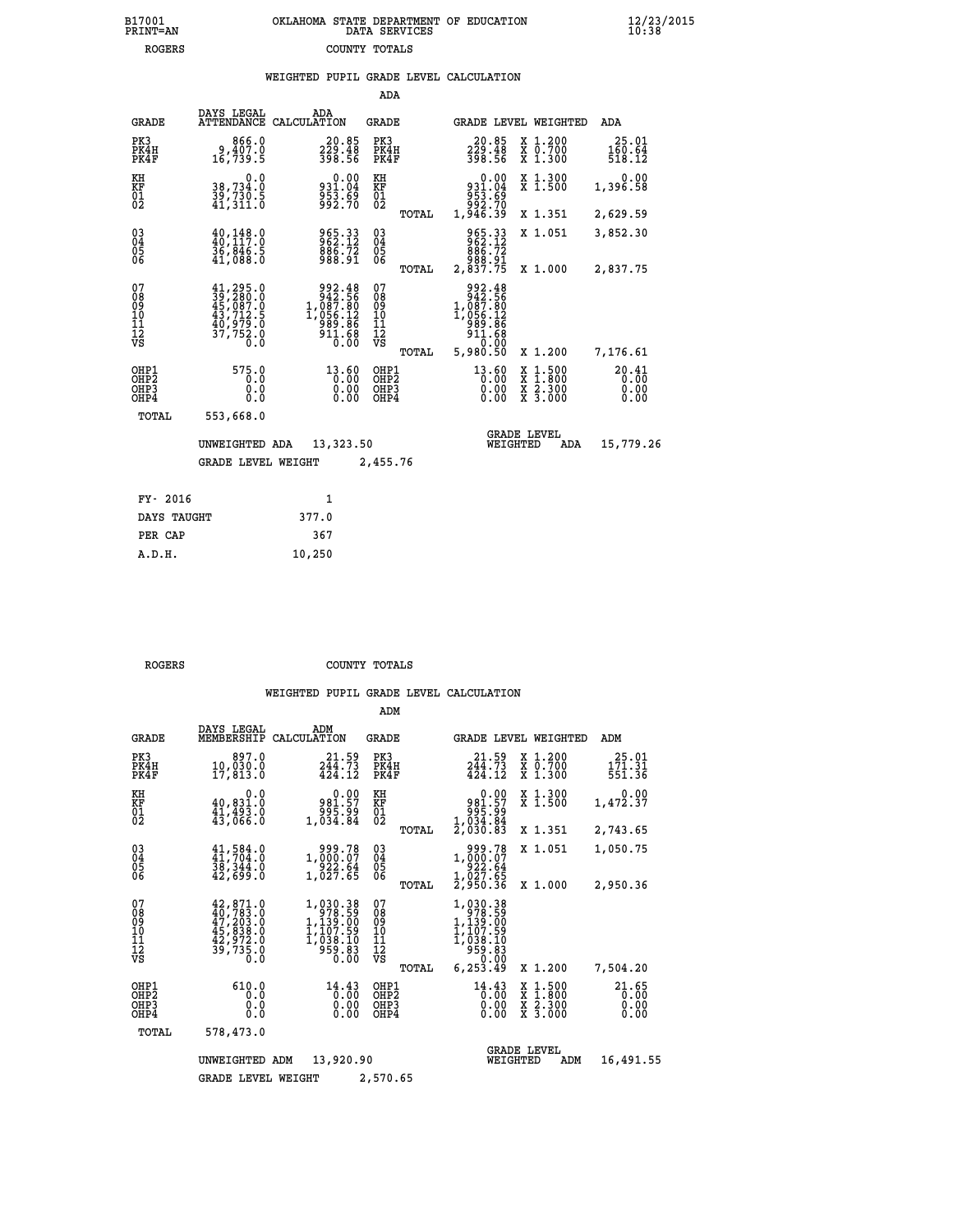B17001 PRINT=AN — OKLAHOMA STATE DEPARTMENT OF EDUCATION DATA SERVICES — 12/23/2015 10:38

ROGERS — COUNTY TOTALS

## WEIGHTED PUPIL GRADE LEVEL CALCULATION

### ADA

| GRADE | DAYS LEGAL ATTENDANCE | ADA CALCULATION | GRADE | | GRADE LEVEL | WEIGHTED | ADA |
|---|---|---|---|---|---|---|---|
| PK3 | 866.0 | 20.85 | PK3 | | 20.85 | X 1.200 | 25.01 |
| PK4H | 9,407.0 | 229.48 | PK4H | | 229.48 | X 0.700 | 160.64 |
| PK4F | 16,739.5 | 398.56 | PK4F | | 398.56 | X 1.300 | 518.12 |
| KH | 0.0 | 0.00 | KH | | 0.00 | X 1.300 | 0.00 |
| KF | 38,734.0 | 931.04 | KF | | 931.04 | X 1.500 | 1,396.58 |
| 01 | 39,730.5 | 953.69 | 01 | | 953.69 | | |
| 02 | 41,311.0 | 992.70 | 02 | | 992.70 | | |
| | | | | TOTAL | 1,946.39 | X 1.351 | 2,629.59 |
| 03 | 40,148.0 | 965.33 | 03 | | 965.33 | X 1.051 | 3,852.30 |
| 04 | 40,117.0 | 962.12 | 04 | | 962.12 | | |
| 05 | 36,846.5 | 886.72 | 05 | | 886.72 | | |
| 06 | 41,088.0 | 988.91 | 06 | | 988.91 | | |
| | | | | TOTAL | 2,837.75 | X 1.000 | 2,837.75 |
| 07 | 41,295.0 | 992.48 | 07 | | 992.48 | | |
| 08 | 39,280.0 | 942.56 | 08 | | 942.56 | | |
| 09 | 45,087.0 | 1,087.80 | 09 | | 1,087.80 | | |
| 10 | 43,712.5 | 1,056.12 | 10 | | 1,056.12 | | |
| 11 | 40,979.0 | 989.86 | 11 | | 989.86 | | |
| 12 | 37,752.0 | 911.68 | 12 | | 911.68 | | |
| VS | 0.0 | 0.00 | VS | | 0.00 | | |
| | | | | TOTAL | 5,980.50 | X 1.200 | 7,176.61 |
| OHP1 | 575.0 | 13.60 | OHP1 | | 13.60 | X 1.500 | 20.41 |
| OHP2 | 0.0 | 0.00 | OHP2 | | 0.00 | X 1.800 | 0.00 |
| OHP3 | 0.0 | 0.00 | OHP3 | | 0.00 | X 2.300 | 0.00 |
| OHP4 | 0.0 | 0.00 | OHP4 | | 0.00 | X 3.000 | 0.00 |
| TOTAL | 553,668.0 | | | | | | |

UNWEIGHTED ADA 13,323.50 — GRADE LEVEL WEIGHTED ADA 15,779.26

GRADE LEVEL WEIGHT 2,455.76

| | |
|---|---|
| FY- 2016 | 1 |
| DAYS TAUGHT | 377.0 |
| PER CAP | 367 |
| A.D.H. | 10,250 |

ROGERS — COUNTY TOTALS

## WEIGHTED PUPIL GRADE LEVEL CALCULATION

### ADM

| GRADE | DAYS LEGAL MEMBERSHIP | ADM CALCULATION | GRADE | | GRADE LEVEL | WEIGHTED | ADM |
|---|---|---|---|---|---|---|---|
| PK3 | 897.0 | 21.59 | PK3 | | 21.59 | X 1.200 | 25.01 |
| PK4H | 10,030.0 | 244.73 | PK4H | | 244.73 | X 0.700 | 171.31 |
| PK4F | 17,813.0 | 424.12 | PK4F | | 424.12 | X 1.300 | 551.36 |
| KH | 0.0 | 0.00 | KH | | 0.00 | X 1.300 | 0.00 |
| KF | 40,831.0 | 981.57 | KF | | 981.57 | X 1.500 | 1,472.37 |
| 01 | 41,493.0 | 995.99 | 01 | | 995.99 | | |
| 02 | 43,066.0 | 1,034.84 | 02 | | 1,034.84 | | |
| | | | | TOTAL | 2,030.83 | X 1.351 | 2,743.65 |
| 03 | 41,584.0 | 999.78 | 03 | | 999.78 | X 1.051 | 1,050.75 |
| 04 | 41,704.0 | 1,000.07 | 04 | | 1,000.07 | | |
| 05 | 38,344.0 | 922.64 | 05 | | 922.64 | | |
| 06 | 42,699.0 | 1,027.65 | 06 | | 1,027.65 | | |
| | | | | TOTAL | 2,950.36 | X 1.000 | 2,950.36 |
| 07 | 42,871.0 | 1,030.38 | 07 | | 1,030.38 | | |
| 08 | 40,783.0 | 978.59 | 08 | | 978.59 | | |
| 09 | 47,203.0 | 1,139.00 | 09 | | 1,139.00 | | |
| 10 | 45,838.0 | 1,107.59 | 10 | | 1,107.59 | | |
| 11 | 42,972.0 | 1,038.10 | 11 | | 1,038.10 | | |
| 12 | 39,735.0 | 959.83 | 12 | | 959.83 | | |
| VS | 0.0 | 0.00 | VS | | 0.00 | | |
| | | | | TOTAL | 6,253.49 | X 1.200 | 7,504.20 |
| OHP1 | 610.0 | 14.43 | OHP1 | | 14.43 | X 1.500 | 21.65 |
| OHP2 | 0.0 | 0.00 | OHP2 | | 0.00 | X 1.800 | 0.00 |
| OHP3 | 0.0 | 0.00 | OHP3 | | 0.00 | X 2.300 | 0.00 |
| OHP4 | 0.0 | 0.00 | OHP4 | | 0.00 | X 3.000 | 0.00 |
| TOTAL | 578,473.0 | | | | | | |

UNWEIGHTED ADM 13,920.90 — GRADE LEVEL WEIGHTED ADM 16,491.55

GRADE LEVEL WEIGHT 2,570.65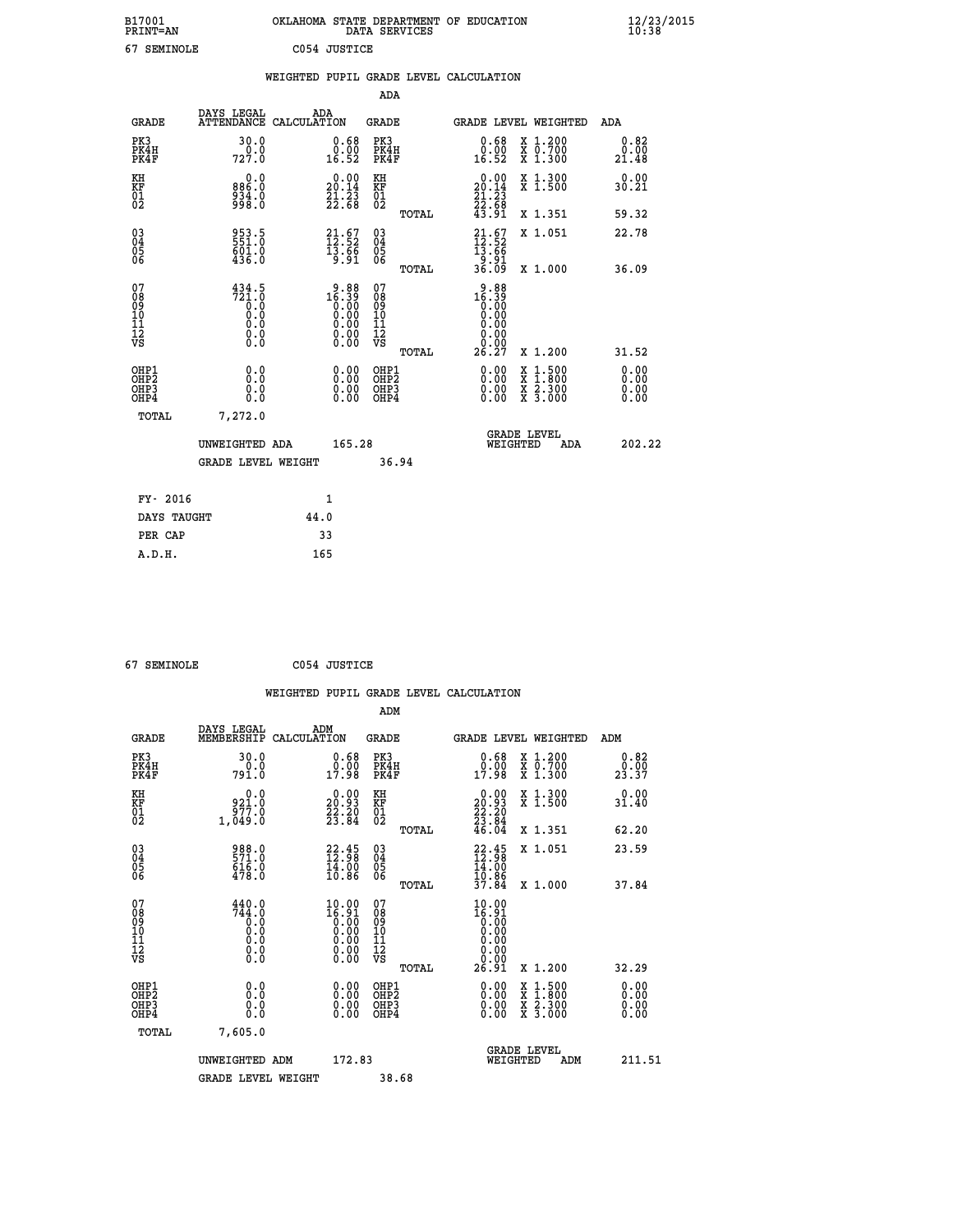B17001 OKLAHOMA STATE DEPARTMENT OF EDUCATION 12/23/2015
PRINT=AN DATA SERVICES 10:38
67 SEMINOLE C054 JUSTICE

## WEIGHTED PUPIL GRADE LEVEL CALCULATION

### ADA

| GRADE | DAYS LEGAL ATTENDANCE | ADA CALCULATION | GRADE | GRADE LEVEL | WEIGHTED | ADA |
|---|---|---|---|---|---|---|
| PK3 | 30.0 | 0.68 | PK3 | 0.68 | X 1.200 | 0.82 |
| PK4H | 0.0 | 0.00 | PK4H | 0.00 | X 0.700 | 0.00 |
| PK4F | 727.0 | 16.52 | PK4F | 16.52 | X 1.300 | 21.48 |
| KH | 0.0 | 0.00 | KH | 0.00 | X 1.300 | 0.00 |
| KF | 886.0 | 20.14 | KF | 20.14 | X 1.500 | 30.21 |
| 01 | 934.0 | 21.23 | 01 | 21.23 | | |
| 02 | 998.0 | 22.68 | 02 | 22.68 | | |
| | | | TOTAL | 43.91 | X 1.351 | 59.32 |
| 03 | 953.5 | 21.67 | 03 | 21.67 | X 1.051 | 22.78 |
| 04 | 551.0 | 12.52 | 04 | 12.52 | | |
| 05 | 601.0 | 13.66 | 05 | 13.66 | | |
| 06 | 436.0 | 9.91 | 06 | 9.91 | | |
| | | | TOTAL | 36.09 | X 1.000 | 36.09 |
| 07 | 434.5 | 9.88 | 07 | 9.88 | | |
| 08 | 721.0 | 16.39 | 08 | 16.39 | | |
| 09 | 0.0 | 0.00 | 09 | 0.00 | | |
| 10 | 0.0 | 0.00 | 10 | 0.00 | | |
| 11 | 0.0 | 0.00 | 11 | 0.00 | | |
| 12 | 0.0 | 0.00 | 12 | 0.00 | | |
| VS | 0.0 | 0.00 | VS | 0.00 | | |
| | | | TOTAL | 26.27 | X 1.200 | 31.52 |
| OHP1 | 0.0 | 0.00 | OHP1 | 0.00 | X 1.500 | 0.00 |
| OHP2 | 0.0 | 0.00 | OHP2 | 0.00 | X 1.800 | 0.00 |
| OHP3 | 0.0 | 0.00 | OHP3 | 0.00 | X 2.300 | 0.00 |
| OHP4 | 0.0 | 0.00 | OHP4 | 0.00 | X 3.000 | 0.00 |
| TOTAL | 7,272.0 | | | | | |

UNWEIGHTED ADA 165.28 GRADE LEVEL WEIGHTED ADA 202.22

GRADE LEVEL WEIGHT 36.94

| | |
|---|---|
| FY- 2016 | 1 |
| DAYS TAUGHT | 44.0 |
| PER CAP | 33 |
| A.D.H. | 165 |

67 SEMINOLE C054 JUSTICE

## WEIGHTED PUPIL GRADE LEVEL CALCULATION

### ADM

| GRADE | DAYS LEGAL MEMBERSHIP | ADM CALCULATION | GRADE | GRADE LEVEL | WEIGHTED | ADM |
|---|---|---|---|---|---|---|
| PK3 | 30.0 | 0.68 | PK3 | 0.68 | X 1.200 | 0.82 |
| PK4H | 0.0 | 0.00 | PK4H | 0.00 | X 0.700 | 0.00 |
| PK4F | 791.0 | 17.98 | PK4F | 17.98 | X 1.300 | 23.37 |
| KH | 0.0 | 0.00 | KH | 0.00 | X 1.300 | 0.00 |
| KF | 921.0 | 20.93 | KF | 20.93 | X 1.500 | 31.40 |
| 01 | 977.0 | 22.20 | 01 | 22.20 | | |
| 02 | 1,049.0 | 23.84 | 02 | 23.84 | | |
| | | | TOTAL | 46.04 | X 1.351 | 62.20 |
| 03 | 988.0 | 22.45 | 03 | 22.45 | X 1.051 | 23.59 |
| 04 | 571.0 | 12.98 | 04 | 12.98 | | |
| 05 | 616.0 | 14.00 | 05 | 14.00 | | |
| 06 | 478.0 | 10.86 | 06 | 10.86 | | |
| | | | TOTAL | 37.84 | X 1.000 | 37.84 |
| 07 | 440.0 | 10.00 | 07 | 10.00 | | |
| 08 | 744.0 | 16.91 | 08 | 16.91 | | |
| 09 | 0.0 | 0.00 | 09 | 0.00 | | |
| 10 | 0.0 | 0.00 | 10 | 0.00 | | |
| 11 | 0.0 | 0.00 | 11 | 0.00 | | |
| 12 | 0.0 | 0.00 | 12 | 0.00 | | |
| VS | 0.0 | 0.00 | VS | 0.00 | | |
| | | | TOTAL | 26.91 | X 1.200 | 32.29 |
| OHP1 | 0.0 | 0.00 | OHP1 | 0.00 | X 1.500 | 0.00 |
| OHP2 | 0.0 | 0.00 | OHP2 | 0.00 | X 1.800 | 0.00 |
| OHP3 | 0.0 | 0.00 | OHP3 | 0.00 | X 2.300 | 0.00 |
| OHP4 | 0.0 | 0.00 | OHP4 | 0.00 | X 3.000 | 0.00 |
| TOTAL | 7,605.0 | | | | | |

UNWEIGHTED ADM 172.83 GRADE LEVEL WEIGHTED ADM 211.51

GRADE LEVEL WEIGHT 38.68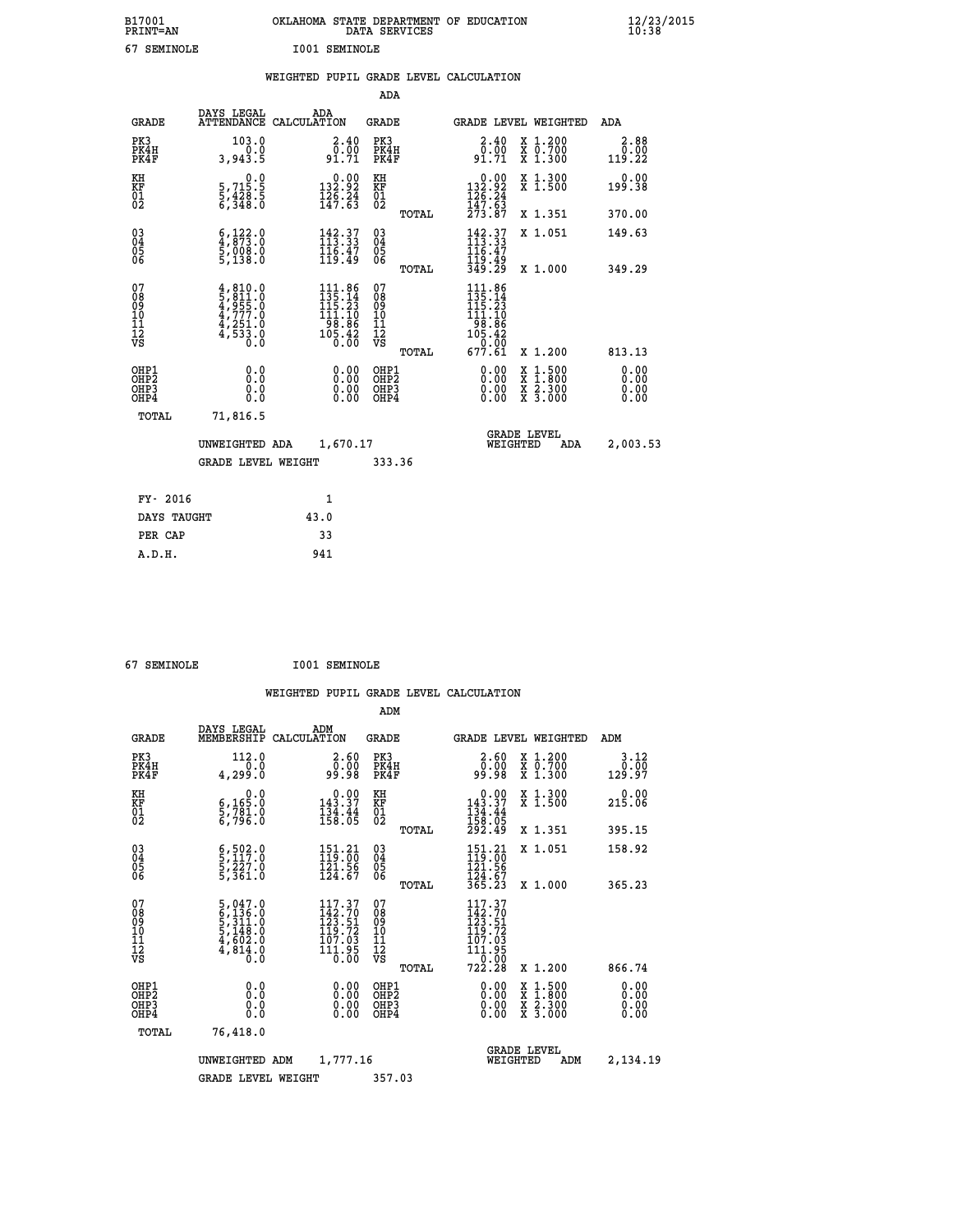B17001 OKLAHOMA STATE DEPARTMENT OF EDUCATION 12/23/2015
PRINT=AN DATA SERVICES 10:38

67 SEMINOLE I001 SEMINOLE

## WEIGHTED PUPIL GRADE LEVEL CALCULATION

### ADA

| GRADE | DAYS LEGAL ATTENDANCE | ADA CALCULATION | GRADE | GRADE LEVEL | WEIGHTED | ADA |
|---|---|---|---|---|---|---|
| PK3 | 103.0 | 2.40 | PK3 | 2.40 | X 1.200 | 2.88 |
| PK4H | 0.0 | 0.00 | PK4H | 0.00 | X 0.700 | 0.00 |
| PK4F | 3,943.5 | 91.71 | PK4F | 91.71 | X 1.300 | 119.22 |
| KH | 0.0 | 0.00 | KH | 0.00 | X 1.300 | 0.00 |
| KF | 5,715.5 | 132.92 | KF | 132.92 | X 1.500 | 199.38 |
| 01 | 5,428.5 | 126.24 | 01 | 126.24 | | |
| 02 | 6,348.0 | 147.63 | 02 | 147.63 | | |
| | | | TOTAL | 273.87 | X 1.351 | 370.00 |
| 03 | 6,122.0 | 142.37 | 03 | 142.37 | X 1.051 | 149.63 |
| 04 | 4,873.0 | 113.33 | 04 | 113.33 | | |
| 05 | 5,008.0 | 116.47 | 05 | 116.47 | | |
| 06 | 5,138.0 | 119.49 | 06 | 119.49 | | |
| | | | TOTAL | 349.29 | X 1.000 | 349.29 |
| 07 | 4,810.0 | 111.86 | 07 | 111.86 | | |
| 08 | 5,811.0 | 135.14 | 08 | 135.14 | | |
| 09 | 4,955.0 | 115.23 | 09 | 115.23 | | |
| 10 | 4,777.0 | 111.10 | 10 | 111.10 | | |
| 11 | 4,251.0 | 98.86 | 11 | 98.86 | | |
| 12 | 4,533.0 | 105.42 | 12 | 105.42 | | |
| VS | 0.0 | 0.00 | VS | 0.00 | | |
| | | | TOTAL | 677.61 | X 1.200 | 813.13 |
| OHP1 | 0.0 | 0.00 | OHP1 | 0.00 | X 1.500 | 0.00 |
| OHP2 | 0.0 | 0.00 | OHP2 | 0.00 | X 1.800 | 0.00 |
| OHP3 | 0.0 | 0.00 | OHP3 | 0.00 | X 2.300 | 0.00 |
| OHP4 | 0.0 | 0.00 | OHP4 | 0.00 | X 3.000 | 0.00 |
| TOTAL | 71,816.5 | | | | | |

UNWEIGHTED ADA 1,670.17 GRADE LEVEL WEIGHTED ADA 2,003.53

GRADE LEVEL WEIGHT 333.36

| FY- 2016 | 1 |
|---|---|
| DAYS TAUGHT | 43.0 |
| PER CAP | 33 |
| A.D.H. | 941 |

67 SEMINOLE I001 SEMINOLE

## WEIGHTED PUPIL GRADE LEVEL CALCULATION

### ADM

| GRADE | DAYS LEGAL MEMBERSHIP | ADM CALCULATION | GRADE | GRADE LEVEL | WEIGHTED | ADM |
|---|---|---|---|---|---|---|
| PK3 | 112.0 | 2.60 | PK3 | 2.60 | X 1.200 | 3.12 |
| PK4H | 0.0 | 0.00 | PK4H | 0.00 | X 0.700 | 0.00 |
| PK4F | 4,299.0 | 99.98 | PK4F | 99.98 | X 1.300 | 129.97 |
| KH | 0.0 | 0.00 | KH | 0.00 | X 1.300 | 0.00 |
| KF | 6,165.0 | 143.37 | KF | 143.37 | X 1.500 | 215.06 |
| 01 | 5,781.0 | 134.44 | 01 | 134.44 | | |
| 02 | 6,796.0 | 158.05 | 02 | 158.05 | | |
| | | | TOTAL | 292.49 | X 1.351 | 395.15 |
| 03 | 6,502.0 | 151.21 | 03 | 151.21 | X 1.051 | 158.92 |
| 04 | 5,117.0 | 119.00 | 04 | 119.00 | | |
| 05 | 5,227.0 | 121.56 | 05 | 121.56 | | |
| 06 | 5,361.0 | 124.67 | 06 | 124.67 | | |
| | | | TOTAL | 365.23 | X 1.000 | 365.23 |
| 07 | 5,047.0 | 117.37 | 07 | 117.37 | | |
| 08 | 6,136.0 | 142.70 | 08 | 142.70 | | |
| 09 | 5,311.0 | 123.51 | 09 | 123.51 | | |
| 10 | 5,148.0 | 119.72 | 10 | 119.72 | | |
| 11 | 4,602.0 | 107.03 | 11 | 107.03 | | |
| 12 | 4,814.0 | 111.95 | 12 | 111.95 | | |
| VS | 0.0 | 0.00 | VS | 0.00 | | |
| | | | TOTAL | 722.28 | X 1.200 | 866.74 |
| OHP1 | 0.0 | 0.00 | OHP1 | 0.00 | X 1.500 | 0.00 |
| OHP2 | 0.0 | 0.00 | OHP2 | 0.00 | X 1.800 | 0.00 |
| OHP3 | 0.0 | 0.00 | OHP3 | 0.00 | X 2.300 | 0.00 |
| OHP4 | 0.0 | 0.00 | OHP4 | 0.00 | X 3.000 | 0.00 |
| TOTAL | 76,418.0 | | | | | |

UNWEIGHTED ADM 1,777.16 GRADE LEVEL WEIGHTED ADM 2,134.19

GRADE LEVEL WEIGHT 357.03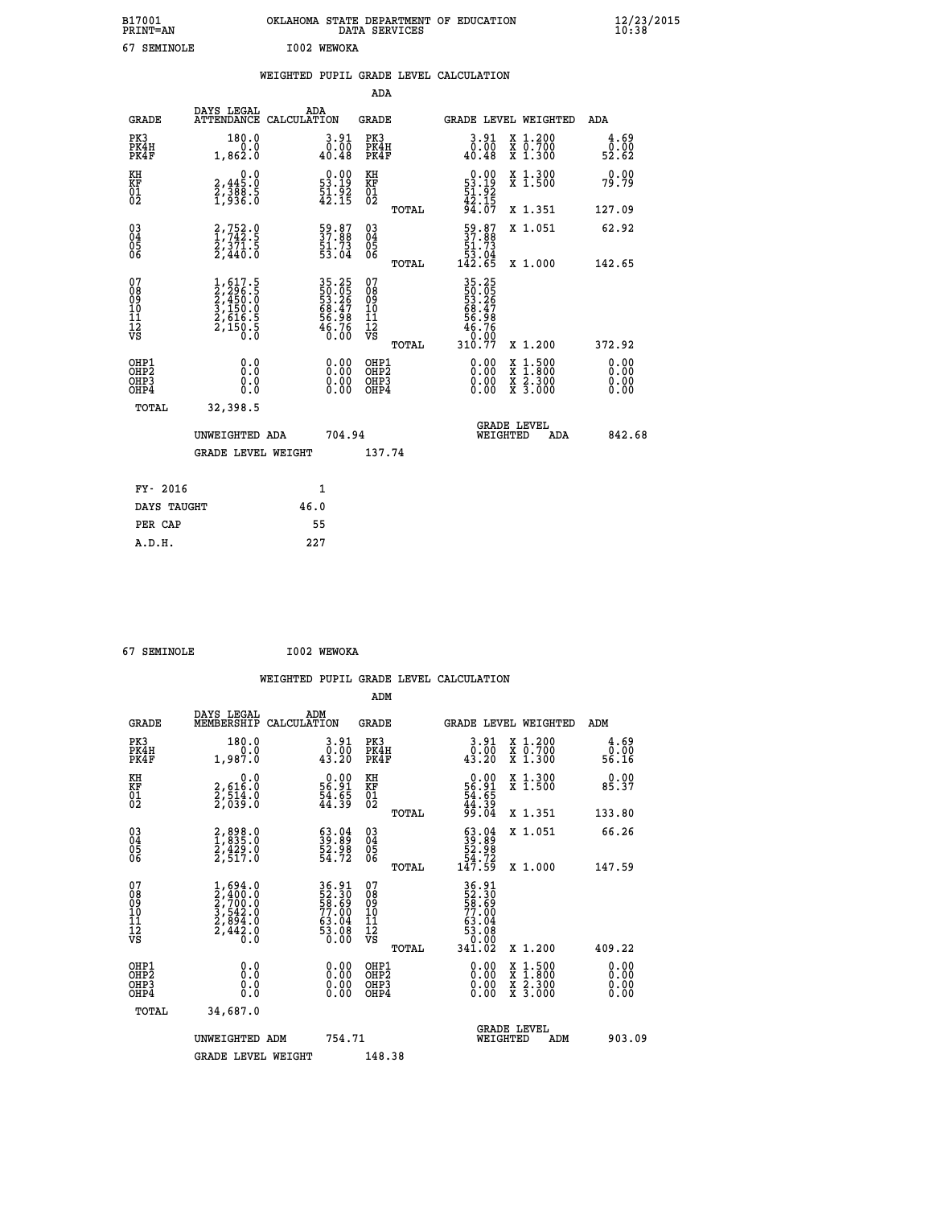B17001 OKLAHOMA STATE DEPARTMENT OF EDUCATION 12/23/2015
PRINT=AN DATA SERVICES 10:38
67 SEMINOLE I002 WEWOKA

WEIGHTED PUPIL GRADE LEVEL CALCULATION

ADA

| GRADE | DAYS LEGAL ATTENDANCE | ADA CALCULATION | GRADE | | GRADE LEVEL | WEIGHTED | ADA |
|---|---|---|---|---|---|---|---|
| PK3 | 180.0 | 3.91 | PK3 | | 3.91 | X 1.200 | 4.69 |
| PK4H | 0.0 | 0.00 | PK4H | | 0.00 | X 0.700 | 0.00 |
| PK4F | 1,862.0 | 40.48 | PK4F | | 40.48 | X 1.300 | 52.62 |
| KH | 0.0 | 0.00 | KH | | 0.00 | X 1.300 | 0.00 |
| KF | 2,445.0 | 53.19 | KF | | 53.19 | X 1.500 | 79.79 |
| 01 | 2,388.5 | 51.92 | 01 | | 51.92 | | |
| 02 | 1,936.0 | 42.15 | 02 | | 42.15 | | |
| | | | | TOTAL | 94.07 | X 1.351 | 127.09 |
| 03 | 2,752.0 | 59.87 | 03 | | 59.87 | X 1.051 | 62.92 |
| 04 | 1,742.5 | 37.88 | 04 | | 37.88 | | |
| 05 | 2,371.5 | 51.73 | 05 | | 51.73 | | |
| 06 | 2,440.0 | 53.04 | 06 | | 53.04 | | |
| | | | | TOTAL | 142.65 | X 1.000 | 142.65 |
| 07 | 1,617.5 | 35.25 | 07 | | 35.25 | | |
| 08 | 2,296.5 | 50.05 | 08 | | 50.05 | | |
| 09 | 2,450.0 | 53.26 | 09 | | 53.26 | | |
| 10 | 3,150.0 | 68.47 | 10 | | 68.47 | | |
| 11 | 2,616.5 | 56.98 | 11 | | 56.98 | | |
| 12 | 2,150.5 | 46.76 | 12 | | 46.76 | | |
| VS | 0.0 | 0.00 | VS | | 0.00 | | |
| | | | | TOTAL | 310.77 | X 1.200 | 372.92 |
| OHP1 | 0.0 | 0.00 | OHP1 | | 0.00 | X 1.500 | 0.00 |
| OHP2 | 0.0 | 0.00 | OHP2 | | 0.00 | X 1.800 | 0.00 |
| OHP3 | 0.0 | 0.00 | OHP3 | | 0.00 | X 2.300 | 0.00 |
| OHP4 | 0.0 | 0.00 | OHP4 | | 0.00 | X 3.000 | 0.00 |
| TOTAL | 32,398.5 | | | | | | |

UNWEIGHTED ADA 704.94 GRADE LEVEL WEIGHTED ADA 842.68

GRADE LEVEL WEIGHT 137.74

| FY- 2016 | 1 |
|---|---|
| DAYS TAUGHT | 46.0 |
| PER CAP | 55 |
| A.D.H. | 227 |

67 SEMINOLE I002 WEWOKA

WEIGHTED PUPIL GRADE LEVEL CALCULATION

ADM

| GRADE | DAYS LEGAL MEMBERSHIP | ADM CALCULATION | GRADE | | GRADE LEVEL | WEIGHTED | ADM |
|---|---|---|---|---|---|---|---|
| PK3 | 180.0 | 3.91 | PK3 | | 3.91 | X 1.200 | 4.69 |
| PK4H | 0.0 | 0.00 | PK4H | | 0.00 | X 0.700 | 0.00 |
| PK4F | 1,987.0 | 43.20 | PK4F | | 43.20 | X 1.300 | 56.16 |
| KH | 0.0 | 0.00 | KH | | 0.00 | X 1.300 | 0.00 |
| KF | 2,616.0 | 56.91 | KF | | 56.91 | X 1.500 | 85.37 |
| 01 | 2,514.0 | 54.65 | 01 | | 54.65 | | |
| 02 | 2,039.0 | 44.39 | 02 | | 44.39 | | |
| | | | | TOTAL | 99.04 | X 1.351 | 133.80 |
| 03 | 2,898.0 | 63.04 | 03 | | 63.04 | X 1.051 | 66.26 |
| 04 | 1,835.0 | 39.89 | 04 | | 39.89 | | |
| 05 | 2,429.0 | 52.98 | 05 | | 52.98 | | |
| 06 | 2,517.0 | 54.72 | 06 | | 54.72 | | |
| | | | | TOTAL | 147.59 | X 1.000 | 147.59 |
| 07 | 1,694.0 | 36.91 | 07 | | 36.91 | | |
| 08 | 2,400.0 | 52.30 | 08 | | 52.30 | | |
| 09 | 2,700.0 | 58.69 | 09 | | 58.69 | | |
| 10 | 3,542.0 | 77.00 | 10 | | 77.00 | | |
| 11 | 2,894.0 | 63.04 | 11 | | 63.04 | | |
| 12 | 2,442.0 | 53.08 | 12 | | 53.08 | | |
| VS | 0.0 | 0.00 | VS | | 0.00 | | |
| | | | | TOTAL | 341.02 | X 1.200 | 409.22 |
| OHP1 | 0.0 | 0.00 | OHP1 | | 0.00 | X 1.500 | 0.00 |
| OHP2 | 0.0 | 0.00 | OHP2 | | 0.00 | X 1.800 | 0.00 |
| OHP3 | 0.0 | 0.00 | OHP3 | | 0.00 | X 2.300 | 0.00 |
| OHP4 | 0.0 | 0.00 | OHP4 | | 0.00 | X 3.000 | 0.00 |
| TOTAL | 34,687.0 | | | | | | |

UNWEIGHTED ADM 754.71 GRADE LEVEL WEIGHTED ADM 903.09

GRADE LEVEL WEIGHT 148.38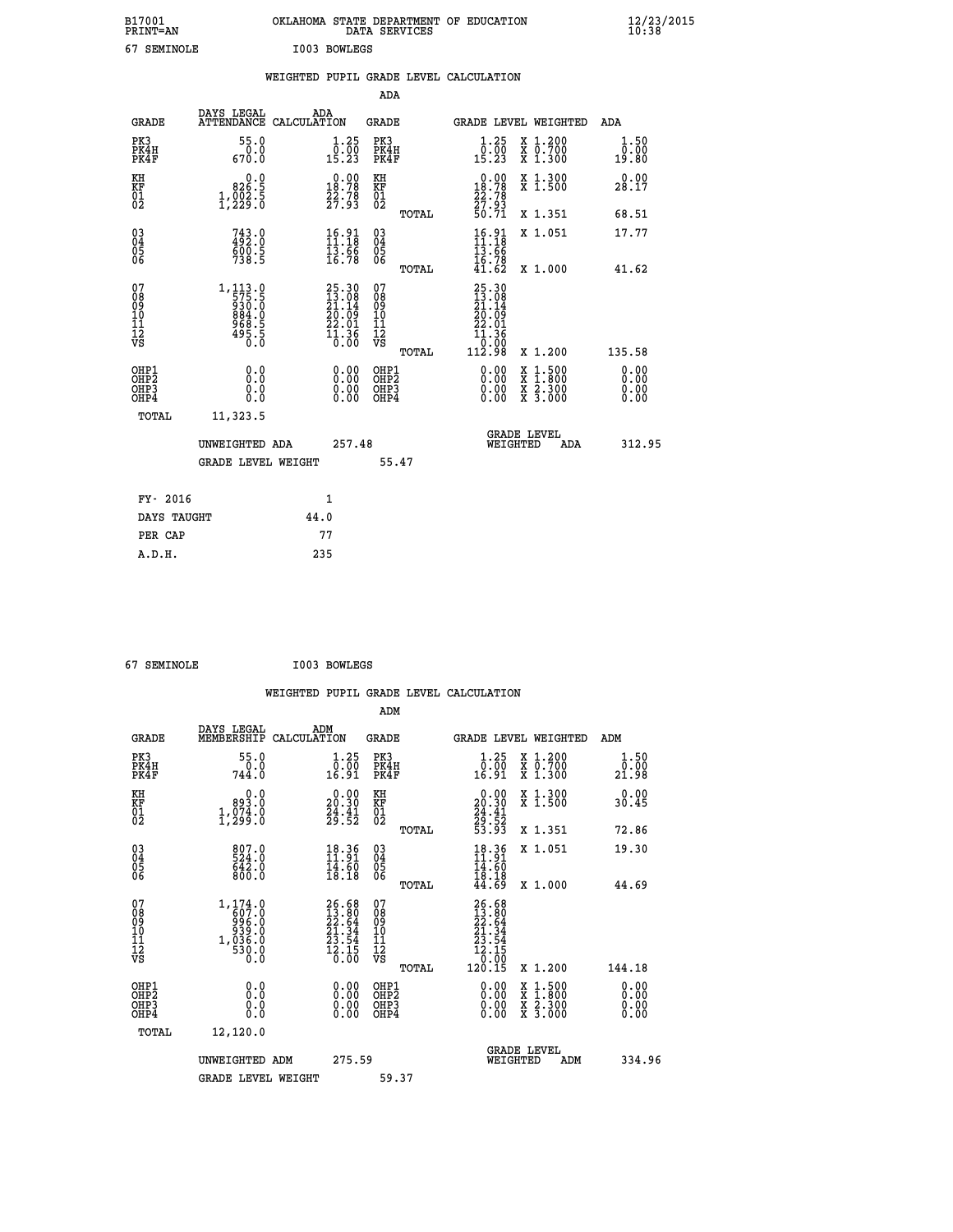B17001 OKLAHOMA STATE DEPARTMENT OF EDUCATION 12/23/2015
PRINT=AN DATA SERVICES 10:38

67 SEMINOLE I003 BOWLEGS

WEIGHTED PUPIL GRADE LEVEL CALCULATION

ADA

| GRADE | DAYS LEGAL ATTENDANCE | ADA CALCULATION | GRADE | | GRADE LEVEL | WEIGHTED | ADA |
|---|---|---|---|---|---|---|---|
| PK3 | 55.0 | 1.25 | PK3 | | 1.25 | X 1.200 | 1.50 |
| PK4H | 0.0 | 0.00 | PK4H | | 0.00 | X 0.700 | 0.00 |
| PK4F | 670.0 | 15.23 | PK4F | | 15.23 | X 1.300 | 19.80 |
| KH | 0.0 | 0.00 | KH | | 0.00 | X 1.300 | 0.00 |
| KF | 826.5 | 18.78 | KF | | 18.78 | X 1.500 | 28.17 |
| 01 | 1,002.5 | 22.78 | 01 | | 22.78 | | |
| 02 | 1,229.0 | 27.93 | 02 | | 27.93 | | |
| | | | | TOTAL | 50.71 | X 1.351 | 68.51 |
| 03 | 743.0 | 16.91 | 03 | | 16.91 | X 1.051 | 17.77 |
| 04 | 492.0 | 11.18 | 04 | | 11.18 | | |
| 05 | 600.5 | 13.66 | 05 | | 13.66 | | |
| 06 | 738.5 | 16.78 | 06 | | 16.78 | | |
| | | | | TOTAL | 41.62 | X 1.000 | 41.62 |
| 07 | 1,113.0 | 25.30 | 07 | | 25.30 | | |
| 08 | 575.5 | 13.08 | 08 | | 13.08 | | |
| 09 | 930.0 | 21.14 | 09 | | 21.14 | | |
| 10 | 884.0 | 20.09 | 10 | | 20.09 | | |
| 11 | 968.5 | 22.01 | 11 | | 22.01 | | |
| 12 | 495.5 | 11.36 | 12 | | 11.36 | | |
| VS | 0.0 | 0.00 | VS | | 0.00 | | |
| | | | | TOTAL | 112.98 | X 1.200 | 135.58 |
| OHP1 | 0.0 | 0.00 | OHP1 | | 0.00 | X 1.500 | 0.00 |
| OHP2 | 0.0 | 0.00 | OHP2 | | 0.00 | X 1.800 | 0.00 |
| OHP3 | 0.0 | 0.00 | OHP3 | | 0.00 | X 2.300 | 0.00 |
| OHP4 | 0.0 | 0.00 | OHP4 | | 0.00 | X 3.000 | 0.00 |
| TOTAL | 11,323.5 | | | | | | |

UNWEIGHTED ADA 257.48 GRADE LEVEL WEIGHTED ADA 312.95

GRADE LEVEL WEIGHT 55.47

| FY- 2016 | 1 |
|---|---|
| DAYS TAUGHT | 44.0 |
| PER CAP | 77 |
| A.D.H. | 235 |

67 SEMINOLE I003 BOWLEGS

WEIGHTED PUPIL GRADE LEVEL CALCULATION

ADM

| GRADE | DAYS LEGAL MEMBERSHIP | ADM CALCULATION | GRADE | | GRADE LEVEL | WEIGHTED | ADM |
|---|---|---|---|---|---|---|---|
| PK3 | 55.0 | 1.25 | PK3 | | 1.25 | X 1.200 | 1.50 |
| PK4H | 0.0 | 0.00 | PK4H | | 0.00 | X 0.700 | 0.00 |
| PK4F | 744.0 | 16.91 | PK4F | | 16.91 | X 1.300 | 21.98 |
| KH | 0.0 | 0.00 | KH | | 0.00 | X 1.300 | 0.00 |
| KF | 893.0 | 20.30 | KF | | 20.30 | X 1.500 | 30.45 |
| 01 | 1,074.0 | 24.41 | 01 | | 24.41 | | |
| 02 | 1,299.0 | 29.52 | 02 | | 29.52 | | |
| | | | | TOTAL | 53.93 | X 1.351 | 72.86 |
| 03 | 807.0 | 18.36 | 03 | | 18.36 | X 1.051 | 19.30 |
| 04 | 524.0 | 11.91 | 04 | | 11.91 | | |
| 05 | 642.0 | 14.60 | 05 | | 14.60 | | |
| 06 | 800.0 | 18.18 | 06 | | 18.18 | | |
| | | | | TOTAL | 44.69 | X 1.000 | 44.69 |
| 07 | 1,174.0 | 26.68 | 07 | | 26.68 | | |
| 08 | 607.0 | 13.80 | 08 | | 13.80 | | |
| 09 | 996.0 | 22.64 | 09 | | 22.64 | | |
| 10 | 939.0 | 21.34 | 10 | | 21.34 | | |
| 11 | 1,036.0 | 23.54 | 11 | | 23.54 | | |
| 12 | 530.0 | 12.15 | 12 | | 12.15 | | |
| VS | 0.0 | 0.00 | VS | | 0.00 | | |
| | | | | TOTAL | 120.15 | X 1.200 | 144.18 |
| OHP1 | 0.0 | 0.00 | OHP1 | | 0.00 | X 1.500 | 0.00 |
| OHP2 | 0.0 | 0.00 | OHP2 | | 0.00 | X 1.800 | 0.00 |
| OHP3 | 0.0 | 0.00 | OHP3 | | 0.00 | X 2.300 | 0.00 |
| OHP4 | 0.0 | 0.00 | OHP4 | | 0.00 | X 3.000 | 0.00 |
| TOTAL | 12,120.0 | | | | | | |

UNWEIGHTED ADM 275.59 GRADE LEVEL WEIGHTED ADM 334.96

GRADE LEVEL WEIGHT 59.37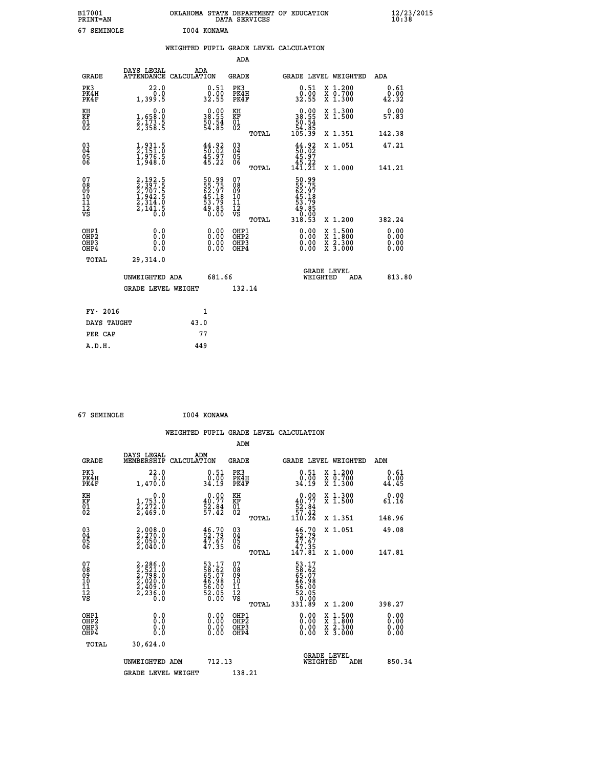B17001 OKLAHOMA STATE DEPARTMENT OF EDUCATION 12/23/2015
PRINT=AN DATA SERVICES 10:38

67 SEMINOLE I004 KONAWA

WEIGHTED PUPIL GRADE LEVEL CALCULATION

ADA

| GRADE | DAYS LEGAL ATTENDANCE | ADA CALCULATION | GRADE | | GRADE LEVEL | WEIGHTED | ADA |
|---|---|---|---|---|---|---|---|
| PK3 | 22.0 | 0.51 | PK3 | | 0.51 | X 1.200 | 0.61 |
| PK4H | 0.0 | 0.00 | PK4H | | 0.00 | X 0.700 | 0.00 |
| PK4F | 1,399.5 | 32.55 | PK4F | | 32.55 | X 1.300 | 42.32 |
| KH | 0.0 | 0.00 | KH | | 0.00 | X 1.300 | 0.00 |
| KF | 1,658.0 | 38.55 | KF | | 38.55 | X 1.500 | 57.83 |
| 01 | 2,173.5 | 50.54 | 01 | | 50.54 | | |
| 02 | 2,358.5 | 54.85 | 02 | | 54.85 | | |
| | | | | TOTAL | 105.39 | X 1.351 | 142.38 |
| 03 | 1,931.5 | 44.92 | 03 | | 44.92 | X 1.051 | 47.21 |
| 04 | 2,151.0 | 50.02 | 04 | | 50.02 | | |
| 05 | 1,976.5 | 45.97 | 05 | | 45.97 | | |
| 06 | 1,948.0 | 45.22 | 06 | | 45.22 | | |
| | | | | TOTAL | 141.21 | X 1.000 | 141.21 |
| 07 | 2,192.5 | 50.99 | 07 | | 50.99 | | |
| 08 | 2,397.5 | 55.75 | 08 | | 55.75 | | |
| 09 | 2,707.5 | 62.97 | 09 | | 62.97 | | |
| 10 | 1,942.5 | 45.18 | 10 | | 45.18 | | |
| 11 | 2,314.0 | 53.79 | 11 | | 53.79 | | |
| 12 | 2,141.5 | 49.85 | 12 | | 49.85 | | |
| VS | 0.0 | 0.00 | VS | | 0.00 | | |
| | | | | TOTAL | 318.53 | X 1.200 | 382.24 |
| OHP1 | 0.0 | 0.00 | OHP1 | | 0.00 | X 1.500 | 0.00 |
| OHP2 | 0.0 | 0.00 | OHP2 | | 0.00 | X 1.800 | 0.00 |
| OHP3 | 0.0 | 0.00 | OHP3 | | 0.00 | X 2.300 | 0.00 |
| OHP4 | 0.0 | 0.00 | OHP4 | | 0.00 | X 3.000 | 0.00 |
| TOTAL | 29,314.0 | | | | | | |

UNWEIGHTED ADA 681.66 GRADE LEVEL WEIGHTED ADA 813.80

GRADE LEVEL WEIGHT 132.14

| FY- 2016 | 1 |
|---|---|
| DAYS TAUGHT | 43.0 |
| PER CAP | 77 |
| A.D.H. | 449 |

67 SEMINOLE I004 KONAWA

WEIGHTED PUPIL GRADE LEVEL CALCULATION

ADM

| GRADE | DAYS LEGAL MEMBERSHIP | ADM CALCULATION | GRADE | | GRADE LEVEL | WEIGHTED | ADM |
|---|---|---|---|---|---|---|---|
| PK3 | 22.0 | 0.51 | PK3 | | 0.51 | X 1.200 | 0.61 |
| PK4H | 0.0 | 0.00 | PK4H | | 0.00 | X 0.700 | 0.00 |
| PK4F | 1,470.0 | 34.19 | PK4F | | 34.19 | X 1.300 | 44.45 |
| KH | 0.0 | 0.00 | KH | | 0.00 | X 1.300 | 0.00 |
| KF | 1,753.0 | 40.77 | KF | | 40.77 | X 1.500 | 61.16 |
| 01 | 2,272.0 | 52.84 | 01 | | 52.84 | | |
| 02 | 2,469.0 | 57.42 | 02 | | 57.42 | | |
| | | | | TOTAL | 110.26 | X 1.351 | 148.96 |
| 03 | 2,008.0 | 46.70 | 03 | | 46.70 | X 1.051 | 49.08 |
| 04 | 2,270.0 | 52.79 | 04 | | 52.79 | | |
| 05 | 2,050.0 | 47.67 | 05 | | 47.67 | | |
| 06 | 2,040.0 | 47.35 | 06 | | 47.35 | | |
| | | | | TOTAL | 147.81 | X 1.000 | 147.81 |
| 07 | 2,286.0 | 53.17 | 07 | | 53.17 | | |
| 08 | 2,521.0 | 58.62 | 08 | | 58.62 | | |
| 09 | 2,798.0 | 65.07 | 09 | | 65.07 | | |
| 10 | 2,020.0 | 46.98 | 10 | | 46.98 | | |
| 11 | 2,409.0 | 56.00 | 11 | | 56.00 | | |
| 12 | 2,236.0 | 52.05 | 12 | | 52.05 | | |
| VS | 0.0 | 0.00 | VS | | 0.00 | | |
| | | | | TOTAL | 331.89 | X 1.200 | 398.27 |
| OHP1 | 0.0 | 0.00 | OHP1 | | 0.00 | X 1.500 | 0.00 |
| OHP2 | 0.0 | 0.00 | OHP2 | | 0.00 | X 1.800 | 0.00 |
| OHP3 | 0.0 | 0.00 | OHP3 | | 0.00 | X 2.300 | 0.00 |
| OHP4 | 0.0 | 0.00 | OHP4 | | 0.00 | X 3.000 | 0.00 |
| TOTAL | 30,624.0 | | | | | | |

UNWEIGHTED ADM 712.13 GRADE LEVEL WEIGHTED ADM 850.34

GRADE LEVEL WEIGHT 138.21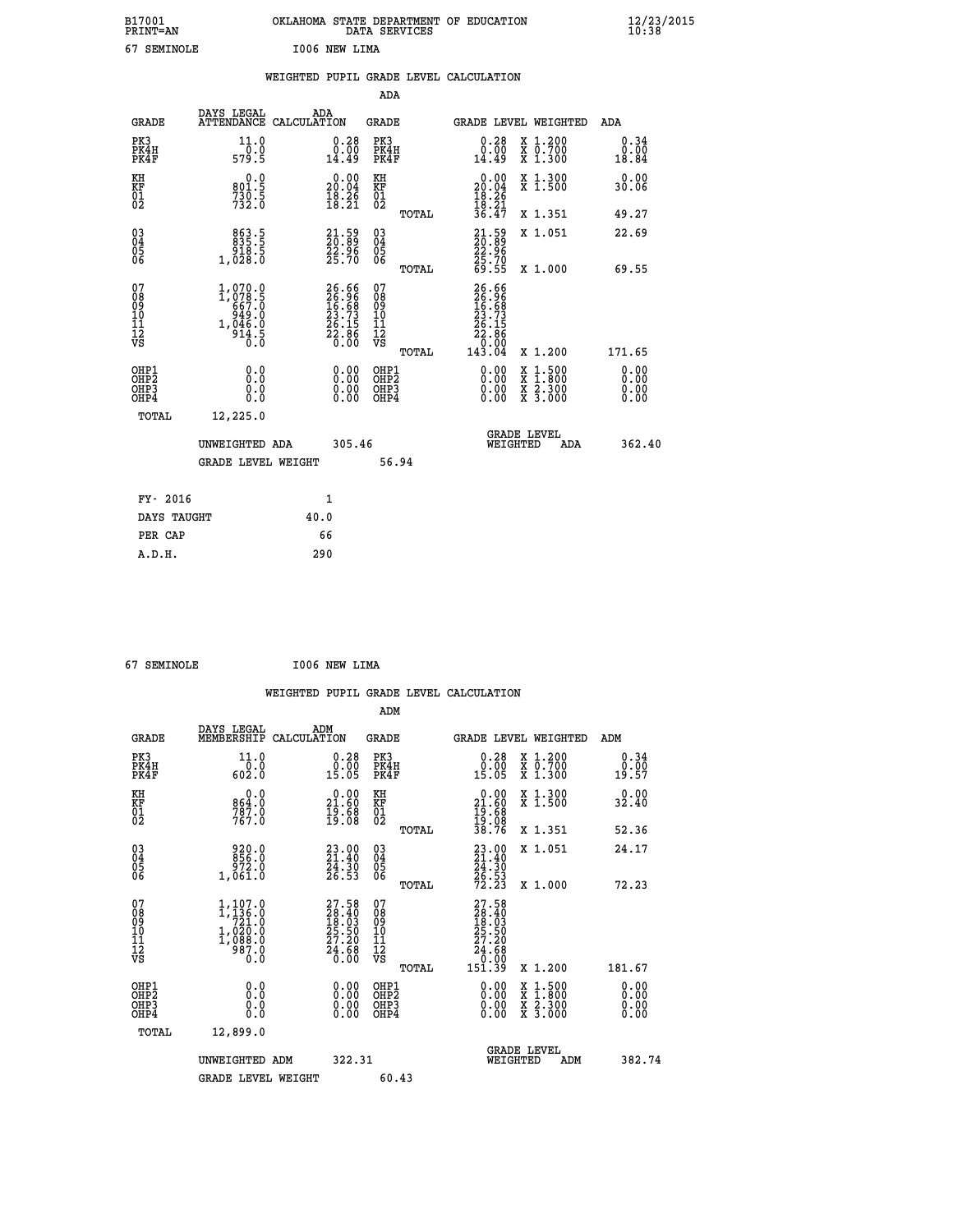B17001 OKLAHOMA STATE DEPARTMENT OF EDUCATION 12/23/2015
PRINT=AN DATA SERVICES 10:38
67 SEMINOLE I006 NEW LIMA

## WEIGHTED PUPIL GRADE LEVEL CALCULATION

### ADA

| GRADE | DAYS LEGAL ATTENDANCE | ADA CALCULATION | GRADE | | GRADE LEVEL | WEIGHTED | ADA |
|---|---|---|---|---|---|---|---|
| PK3 | 11.0 | 0.28 | PK3 | | 0.28 | X 1.200 | 0.34 |
| PK4H | 0.0 | 0.00 | PK4H | | 0.00 | X 0.700 | 0.00 |
| PK4F | 579.5 | 14.49 | PK4F | | 14.49 | X 1.300 | 18.84 |
| KH | 0.0 | 0.00 | KH | | 0.00 | X 1.300 | 0.00 |
| KF | 801.5 | 20.04 | KF | | 20.04 | X 1.500 | 30.06 |
| 01 | 730.5 | 18.26 | 01 | | 18.26 | | |
| 02 | 732.0 | 18.21 | 02 | | 18.21 | | |
| | | | | TOTAL | 36.47 | X 1.351 | 49.27 |
| 03 | 863.5 | 21.59 | 03 | | 21.59 | X 1.051 | 22.69 |
| 04 | 835.5 | 20.89 | 04 | | 20.89 | | |
| 05 | 918.5 | 22.96 | 05 | | 22.96 | | |
| 06 | 1,028.0 | 25.70 | 06 | | 25.70 | | |
| | | | | TOTAL | 69.55 | X 1.000 | 69.55 |
| 07 | 1,070.0 | 26.66 | 07 | | 26.66 | | |
| 08 | 1,078.5 | 26.96 | 08 | | 26.96 | | |
| 09 | 667.0 | 16.68 | 09 | | 16.68 | | |
| 10 | 949.0 | 23.73 | 10 | | 23.73 | | |
| 11 | 1,046.0 | 26.15 | 11 | | 26.15 | | |
| 12 | 914.5 | 22.86 | 12 | | 22.86 | | |
| VS | 0.0 | 0.00 | VS | | 0.00 | | |
| | | | | TOTAL | 143.04 | X 1.200 | 171.65 |
| OHP1 | 0.0 | 0.00 | OHP1 | | 0.00 | X 1.500 | 0.00 |
| OHP2 | 0.0 | 0.00 | OHP2 | | 0.00 | X 1.800 | 0.00 |
| OHP3 | 0.0 | 0.00 | OHP3 | | 0.00 | X 2.300 | 0.00 |
| OHP4 | 0.0 | 0.00 | OHP4 | | 0.00 | X 3.000 | 0.00 |
| TOTAL | 12,225.0 | | | | | | |

UNWEIGHTED ADA 305.46 GRADE LEVEL WEIGHTED ADA 362.40

GRADE LEVEL WEIGHT 56.94

| FY- 2016 | 1 |
|---|---|
| DAYS TAUGHT | 40.0 |
| PER CAP | 66 |
| A.D.H. | 290 |

67 SEMINOLE I006 NEW LIMA

## WEIGHTED PUPIL GRADE LEVEL CALCULATION

### ADM

| GRADE | DAYS LEGAL MEMBERSHIP | ADM CALCULATION | GRADE | | GRADE LEVEL | WEIGHTED | ADM |
|---|---|---|---|---|---|---|---|
| PK3 | 11.0 | 0.28 | PK3 | | 0.28 | X 1.200 | 0.34 |
| PK4H | 0.0 | 0.00 | PK4H | | 0.00 | X 0.700 | 0.00 |
| PK4F | 602.0 | 15.05 | PK4F | | 15.05 | X 1.300 | 19.57 |
| KH | 0.0 | 0.00 | KH | | 0.00 | X 1.300 | 0.00 |
| KF | 864.0 | 21.60 | KF | | 21.60 | X 1.500 | 32.40 |
| 01 | 787.0 | 19.68 | 01 | | 19.68 | | |
| 02 | 767.0 | 19.08 | 02 | | 19.08 | | |
| | | | | TOTAL | 38.76 | X 1.351 | 52.36 |
| 03 | 920.0 | 23.00 | 03 | | 23.00 | X 1.051 | 24.17 |
| 04 | 856.0 | 21.40 | 04 | | 21.40 | | |
| 05 | 972.0 | 24.30 | 05 | | 24.30 | | |
| 06 | 1,061.0 | 26.53 | 06 | | 26.53 | | |
| | | | | TOTAL | 72.23 | X 1.000 | 72.23 |
| 07 | 1,107.0 | 27.58 | 07 | | 27.58 | | |
| 08 | 1,136.0 | 28.40 | 08 | | 28.40 | | |
| 09 | 721.0 | 18.03 | 09 | | 18.03 | | |
| 10 | 1,020.0 | 25.50 | 10 | | 25.50 | | |
| 11 | 1,088.0 | 27.20 | 11 | | 27.20 | | |
| 12 | 987.0 | 24.68 | 12 | | 24.68 | | |
| VS | 0.0 | 0.00 | VS | | 0.00 | | |
| | | | | TOTAL | 151.39 | X 1.200 | 181.67 |
| OHP1 | 0.0 | 0.00 | OHP1 | | 0.00 | X 1.500 | 0.00 |
| OHP2 | 0.0 | 0.00 | OHP2 | | 0.00 | X 1.800 | 0.00 |
| OHP3 | 0.0 | 0.00 | OHP3 | | 0.00 | X 2.300 | 0.00 |
| OHP4 | 0.0 | 0.00 | OHP4 | | 0.00 | X 3.000 | 0.00 |
| TOTAL | 12,899.0 | | | | | | |

UNWEIGHTED ADM 322.31 GRADE LEVEL WEIGHTED ADM 382.74

GRADE LEVEL WEIGHT 60.43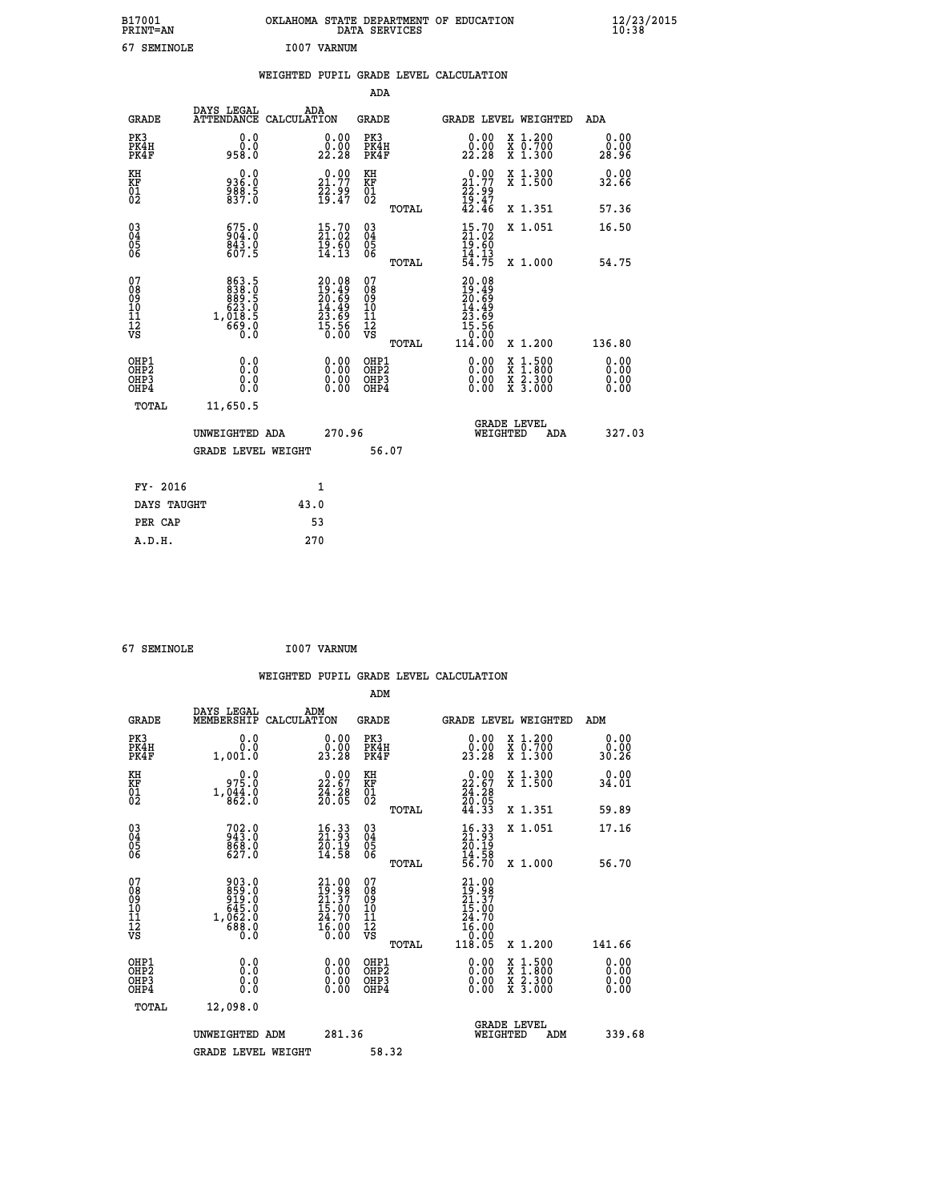B17001 OKLAHOMA STATE DEPARTMENT OF EDUCATION 12/23/2015
PRINT=AN DATA SERVICES 10:38

67 SEMINOLE I007 VARNUM

WEIGHTED PUPIL GRADE LEVEL CALCULATION

ADA

| GRADE | DAYS LEGAL ATTENDANCE | ADA CALCULATION | GRADE | GRADE LEVEL | WEIGHTED | ADA |
|---|---|---|---|---|---|---|
| PK3 | 0.0 | 0.00 | PK3 | 0.00 | X 1.200 | 0.00 |
| PK4H | 0.0 | 0.00 | PK4H | 0.00 | X 0.700 | 0.00 |
| PK4F | 958.0 | 22.28 | PK4F | 22.28 | X 1.300 | 28.96 |
| KH | 0.0 | 0.00 | KH | 0.00 | X 1.300 | 0.00 |
| KF | 936.0 | 21.77 | KF | 21.77 | X 1.500 | 32.66 |
| 01 | 988.5 | 22.99 | 01 | 22.99 | | |
| 02 | 837.0 | 19.47 | 02 | 19.47 | | |
| | | | TOTAL | 42.46 | X 1.351 | 57.36 |
| 03 | 675.0 | 15.70 | 03 | 15.70 | X 1.051 | 16.50 |
| 04 | 904.0 | 21.02 | 04 | 21.02 | | |
| 05 | 843.0 | 19.60 | 05 | 19.60 | | |
| 06 | 607.5 | 14.13 | 06 | 14.13 | | |
| | | | TOTAL | 54.75 | X 1.000 | 54.75 |
| 07 | 863.5 | 20.08 | 07 | 20.08 | | |
| 08 | 838.0 | 19.49 | 08 | 19.49 | | |
| 09 | 889.5 | 20.69 | 09 | 20.69 | | |
| 10 | 623.0 | 14.49 | 10 | 14.49 | | |
| 11 | 1,018.5 | 23.69 | 11 | 23.69 | | |
| 12 | 669.0 | 15.56 | 12 | 15.56 | | |
| VS | 0.0 | 0.00 | VS | 0.00 | | |
| | | | TOTAL | 114.00 | X 1.200 | 136.80 |
| OHP1 | 0.0 | 0.00 | OHP1 | 0.00 | X 1.500 | 0.00 |
| OHP2 | 0.0 | 0.00 | OHP2 | 0.00 | X 1.800 | 0.00 |
| OHP3 | 0.0 | 0.00 | OHP3 | 0.00 | X 2.300 | 0.00 |
| OHP4 | 0.0 | 0.00 | OHP4 | 0.00 | X 3.000 | 0.00 |
| TOTAL | 11,650.5 | | | | | |

UNWEIGHTED ADA 270.96 — GRADE LEVEL WEIGHTED ADA 327.03

GRADE LEVEL WEIGHT 56.07

| FY- 2016 | 1 |
|---|---|
| DAYS TAUGHT | 43.0 |
| PER CAP | 53 |
| A.D.H. | 270 |

67 SEMINOLE I007 VARNUM

WEIGHTED PUPIL GRADE LEVEL CALCULATION

ADM

| GRADE | DAYS LEGAL MEMBERSHIP | ADM CALCULATION | GRADE | GRADE LEVEL | WEIGHTED | ADM |
|---|---|---|---|---|---|---|
| PK3 | 0.0 | 0.00 | PK3 | 0.00 | X 1.200 | 0.00 |
| PK4H | 0.0 | 0.00 | PK4H | 0.00 | X 0.700 | 0.00 |
| PK4F | 1,001.0 | 23.28 | PK4F | 23.28 | X 1.300 | 30.26 |
| KH | 0.0 | 0.00 | KH | 0.00 | X 1.300 | 0.00 |
| KF | 975.0 | 22.67 | KF | 22.67 | X 1.500 | 34.01 |
| 01 | 1,044.0 | 24.28 | 01 | 24.28 | | |
| 02 | 862.0 | 20.05 | 02 | 20.05 | | |
| | | | TOTAL | 44.33 | X 1.351 | 59.89 |
| 03 | 702.0 | 16.33 | 03 | 16.33 | X 1.051 | 17.16 |
| 04 | 943.0 | 21.93 | 04 | 21.93 | | |
| 05 | 868.0 | 20.19 | 05 | 20.19 | | |
| 06 | 627.0 | 14.58 | 06 | 14.58 | | |
| | | | TOTAL | 56.70 | X 1.000 | 56.70 |
| 07 | 903.0 | 21.00 | 07 | 21.00 | | |
| 08 | 859.0 | 19.98 | 08 | 19.98 | | |
| 09 | 919.0 | 21.37 | 09 | 21.37 | | |
| 10 | 645.0 | 15.00 | 10 | 15.00 | | |
| 11 | 1,062.0 | 24.70 | 11 | 24.70 | | |
| 12 | 688.0 | 16.00 | 12 | 16.00 | | |
| VS | 0.0 | 0.00 | VS | 0.00 | | |
| | | | TOTAL | 118.05 | X 1.200 | 141.66 |
| OHP1 | 0.0 | 0.00 | OHP1 | 0.00 | X 1.500 | 0.00 |
| OHP2 | 0.0 | 0.00 | OHP2 | 0.00 | X 1.800 | 0.00 |
| OHP3 | 0.0 | 0.00 | OHP3 | 0.00 | X 2.300 | 0.00 |
| OHP4 | 0.0 | 0.00 | OHP4 | 0.00 | X 3.000 | 0.00 |
| TOTAL | 12,098.0 | | | | | |

UNWEIGHTED ADM 281.36 — GRADE LEVEL WEIGHTED ADM 339.68

GRADE LEVEL WEIGHT 58.32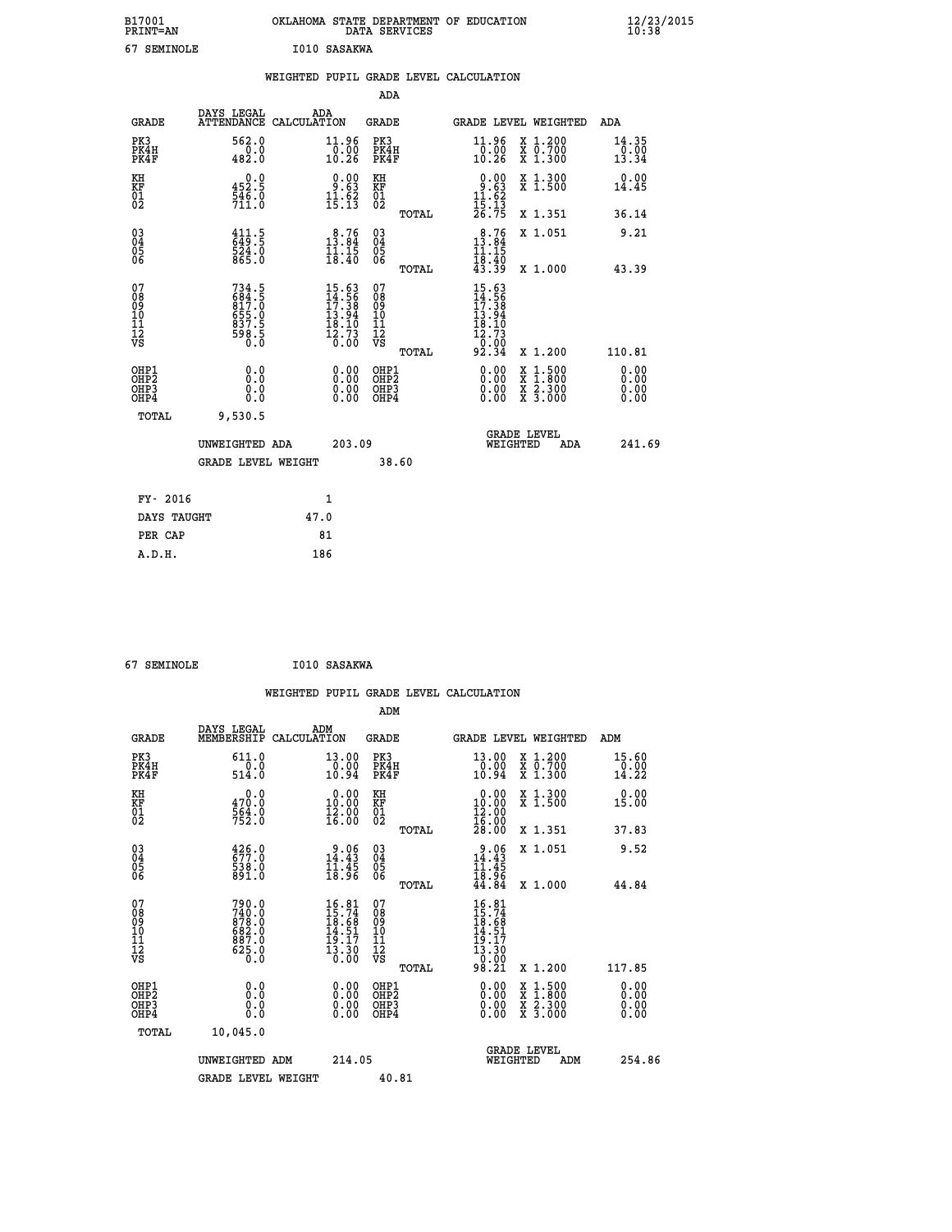B17001 OKLAHOMA STATE DEPARTMENT OF EDUCATION 12/23/2015
PRINT=AN DATA SERVICES 10:38

67 SEMINOLE I010 SASAKWA

WEIGHTED PUPIL GRADE LEVEL CALCULATION

ADA

| GRADE | DAYS LEGAL ATTENDANCE | ADA CALCULATION | GRADE | GRADE LEVEL | WEIGHTED | ADA |
|---|---|---|---|---|---|---|
| PK3 | 562.0 | 11.96 | PK3 | 11.96 | X 1.200 | 14.35 |
| PK4H | 0.0 | 0.00 | PK4H | 0.00 | X 0.700 | 0.00 |
| PK4F | 482.0 | 10.26 | PK4F | 10.26 | X 1.300 | 13.34 |
| KH | 0.0 | 0.00 | KH | 0.00 | X 1.300 | 0.00 |
| KF | 452.5 | 9.63 | KF | 9.63 | X 1.500 | 14.45 |
| 01 | 546.0 | 11.62 | 01 | 11.62 | | |
| 02 | 711.0 | 15.13 | 02 | 15.13 | | |
| | | | TOTAL | 26.75 | X 1.351 | 36.14 |
| 03 | 411.5 | 8.76 | 03 | 8.76 | X 1.051 | 9.21 |
| 04 | 649.5 | 13.84 | 04 | 13.84 | | |
| 05 | 524.0 | 11.15 | 05 | 11.15 | | |
| 06 | 865.0 | 18.40 | 06 | 18.40 | | |
| | | | TOTAL | 43.39 | X 1.000 | 43.39 |
| 07 | 734.5 | 15.63 | 07 | 15.63 | | |
| 08 | 684.5 | 14.56 | 08 | 14.56 | | |
| 09 | 817.0 | 17.38 | 09 | 17.38 | | |
| 10 | 655.0 | 13.94 | 10 | 13.94 | | |
| 11 | 837.5 | 18.10 | 11 | 18.10 | | |
| 12 | 598.5 | 12.73 | 12 | 12.73 | | |
| VS | 0.0 | 0.00 | VS | 0.00 | | |
| | | | TOTAL | 92.34 | X 1.200 | 110.81 |
| OHP1 | 0.0 | 0.00 | OHP1 | 0.00 | X 1.500 | 0.00 |
| OHP2 | 0.0 | 0.00 | OHP2 | 0.00 | X 1.800 | 0.00 |
| OHP3 | 0.0 | 0.00 | OHP3 | 0.00 | X 2.300 | 0.00 |
| OHP4 | 0.0 | 0.00 | OHP4 | 0.00 | X 3.000 | 0.00 |
| TOTAL | 9,530.5 | | | | | |

UNWEIGHTED ADA 203.09 GRADE LEVEL WEIGHTED ADA 241.69

GRADE LEVEL WEIGHT 38.60

| FY- 2016 | 1 |
|---|---|
| DAYS TAUGHT | 47.0 |
| PER CAP | 81 |
| A.D.H. | 186 |

67 SEMINOLE I010 SASAKWA

WEIGHTED PUPIL GRADE LEVEL CALCULATION

ADM

| GRADE | DAYS LEGAL MEMBERSHIP | ADM CALCULATION | GRADE | GRADE LEVEL | WEIGHTED | ADM |
|---|---|---|---|---|---|---|
| PK3 | 611.0 | 13.00 | PK3 | 13.00 | X 1.200 | 15.60 |
| PK4H | 0.0 | 0.00 | PK4H | 0.00 | X 0.700 | 0.00 |
| PK4F | 514.0 | 10.94 | PK4F | 10.94 | X 1.300 | 14.22 |
| KH | 0.0 | 0.00 | KH | 0.00 | X 1.300 | 0.00 |
| KF | 470.0 | 10.00 | KF | 10.00 | X 1.500 | 15.00 |
| 01 | 564.0 | 12.00 | 01 | 12.00 | | |
| 02 | 752.0 | 16.00 | 02 | 16.00 | | |
| | | | TOTAL | 28.00 | X 1.351 | 37.83 |
| 03 | 426.0 | 9.06 | 03 | 9.06 | X 1.051 | 9.52 |
| 04 | 677.0 | 14.43 | 04 | 14.43 | | |
| 05 | 538.0 | 11.45 | 05 | 11.45 | | |
| 06 | 891.0 | 18.96 | 06 | 18.96 | | |
| | | | TOTAL | 44.84 | X 1.000 | 44.84 |
| 07 | 790.0 | 16.81 | 07 | 16.81 | | |
| 08 | 740.0 | 15.74 | 08 | 15.74 | | |
| 09 | 878.0 | 18.68 | 09 | 18.68 | | |
| 10 | 682.0 | 14.51 | 10 | 14.51 | | |
| 11 | 887.0 | 19.17 | 11 | 19.17 | | |
| 12 | 625.0 | 13.30 | 12 | 13.30 | | |
| VS | 0.0 | 0.00 | VS | 0.00 | | |
| | | | TOTAL | 98.21 | X 1.200 | 117.85 |
| OHP1 | 0.0 | 0.00 | OHP1 | 0.00 | X 1.500 | 0.00 |
| OHP2 | 0.0 | 0.00 | OHP2 | 0.00 | X 1.800 | 0.00 |
| OHP3 | 0.0 | 0.00 | OHP3 | 0.00 | X 2.300 | 0.00 |
| OHP4 | 0.0 | 0.00 | OHP4 | 0.00 | X 3.000 | 0.00 |
| TOTAL | 10,045.0 | | | | | |

UNWEIGHTED ADM 214.05 GRADE LEVEL WEIGHTED ADM 254.86

GRADE LEVEL WEIGHT 40.81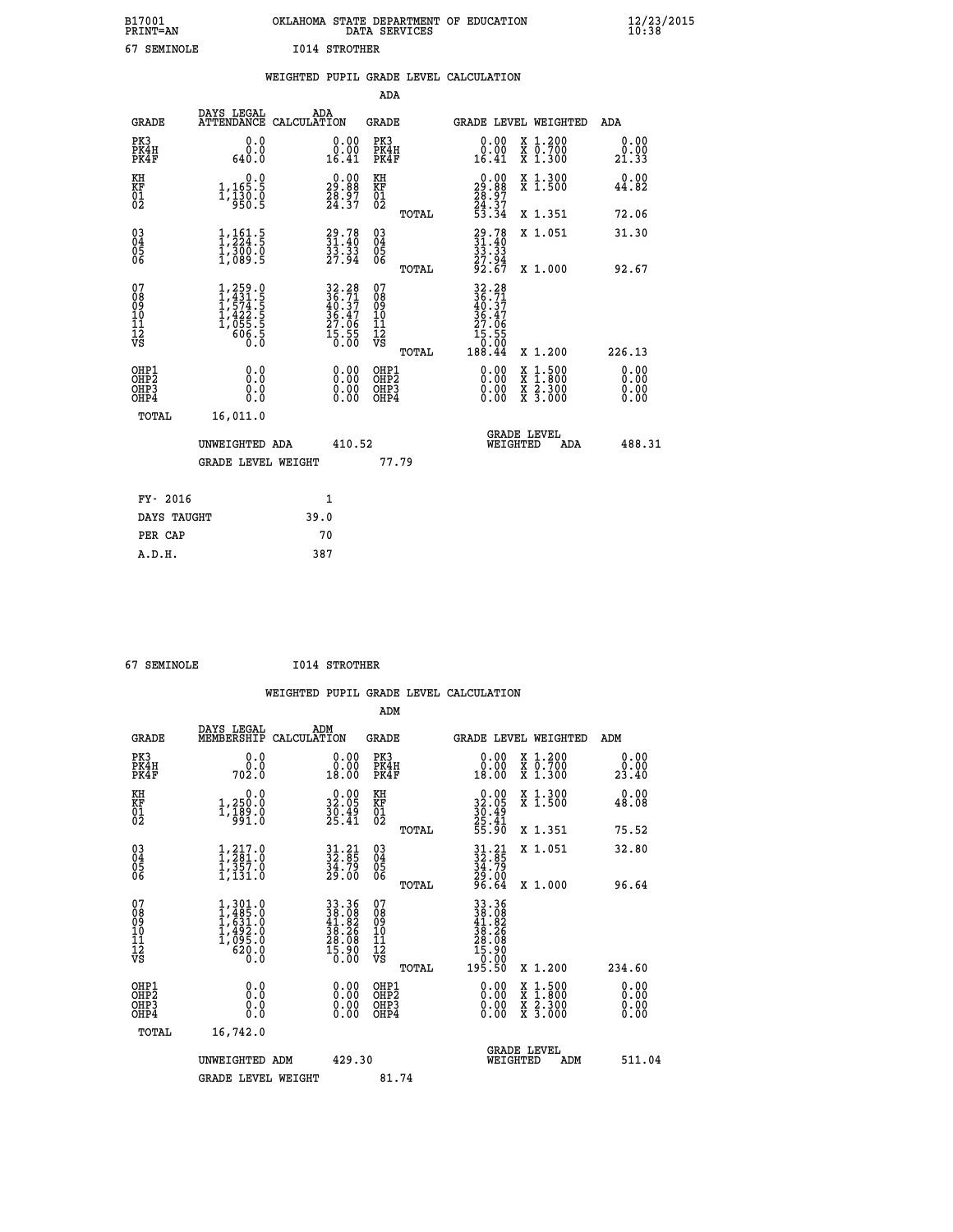B17001 OKLAHOMA STATE DEPARTMENT OF EDUCATION 12/23/2015
PRINT=AN DATA SERVICES 10:38
67 SEMINOLE I014 STROTHER

WEIGHTED PUPIL GRADE LEVEL CALCULATION

ADA

| GRADE | DAYS LEGAL ATTENDANCE | ADA CALCULATION | GRADE | | GRADE LEVEL | WEIGHTED | ADA |
|---|---|---|---|---|---|---|---|
| PK3 | 0.0 | 0.00 | PK3 | | 0.00 | X 1.200 | 0.00 |
| PK4H | 0.0 | 0.00 | PK4H | | 0.00 | X 0.700 | 0.00 |
| PK4F | 640.0 | 16.41 | PK4F | | 16.41 | X 1.300 | 21.33 |
| KH | 0.0 | 0.00 | KH | | 0.00 | X 1.300 | 0.00 |
| KF | 1,165.5 | 29.88 | KF | | 29.88 | X 1.500 | 44.82 |
| 01 | 1,130.0 | 28.97 | 01 | | 28.97 | | |
| 02 | 950.5 | 24.37 | 02 | | 24.37 | | |
| | | | | TOTAL | 53.34 | X 1.351 | 72.06 |
| 03 | 1,161.5 | 29.78 | 03 | | 29.78 | X 1.051 | 31.30 |
| 04 | 1,224.5 | 31.40 | 04 | | 31.40 | | |
| 05 | 1,300.0 | 33.33 | 05 | | 33.33 | | |
| 06 | 1,089.5 | 27.94 | 06 | | 27.94 | | |
| | | | | TOTAL | 92.67 | X 1.000 | 92.67 |
| 07 | 1,259.0 | 32.28 | 07 | | 32.28 | | |
| 08 | 1,431.5 | 36.71 | 08 | | 36.71 | | |
| 09 | 1,574.5 | 40.37 | 09 | | 40.37 | | |
| 10 | 1,422.5 | 36.47 | 10 | | 36.47 | | |
| 11 | 1,055.5 | 27.06 | 11 | | 27.06 | | |
| 12 | 606.5 | 15.55 | 12 | | 15.55 | | |
| VS | 0.0 | 0.00 | VS | | 0.00 | | |
| | | | | TOTAL | 188.44 | X 1.200 | 226.13 |
| OHP1 | 0.0 | 0.00 | OHP1 | | 0.00 | X 1.500 | 0.00 |
| OHP2 | 0.0 | 0.00 | OHP2 | | 0.00 | X 1.800 | 0.00 |
| OHP3 | 0.0 | 0.00 | OHP3 | | 0.00 | X 2.300 | 0.00 |
| OHP4 | 0.0 | 0.00 | OHP4 | | 0.00 | X 3.000 | 0.00 |
| TOTAL | 16,011.0 | | | | | | |

UNWEIGHTED ADA 410.52 GRADE LEVEL WEIGHTED ADA 488.31

GRADE LEVEL WEIGHT 77.79

FY- 2016 1
DAYS TAUGHT 39.0
PER CAP 70
A.D.H. 387

67 SEMINOLE I014 STROTHER

WEIGHTED PUPIL GRADE LEVEL CALCULATION

ADM

| GRADE | DAYS LEGAL MEMBERSHIP | ADM CALCULATION | GRADE | | GRADE LEVEL | WEIGHTED | ADM |
|---|---|---|---|---|---|---|---|
| PK3 | 0.0 | 0.00 | PK3 | | 0.00 | X 1.200 | 0.00 |
| PK4H | 0.0 | 0.00 | PK4H | | 0.00 | X 0.700 | 0.00 |
| PK4F | 702.0 | 18.00 | PK4F | | 18.00 | X 1.300 | 23.40 |
| KH | 0.0 | 0.00 | KH | | 0.00 | X 1.300 | 0.00 |
| KF | 1,250.0 | 32.05 | KF | | 32.05 | X 1.500 | 48.08 |
| 01 | 1,189.0 | 30.49 | 01 | | 30.49 | | |
| 02 | 991.0 | 25.41 | 02 | | 25.41 | | |
| | | | | TOTAL | 55.90 | X 1.351 | 75.52 |
| 03 | 1,217.0 | 31.21 | 03 | | 31.21 | X 1.051 | 32.80 |
| 04 | 1,281.0 | 32.85 | 04 | | 32.85 | | |
| 05 | 1,357.0 | 34.79 | 05 | | 34.79 | | |
| 06 | 1,131.0 | 29.00 | 06 | | 29.00 | | |
| | | | | TOTAL | 96.64 | X 1.000 | 96.64 |
| 07 | 1,301.0 | 33.36 | 07 | | 33.36 | | |
| 08 | 1,485.0 | 38.08 | 08 | | 38.08 | | |
| 09 | 1,631.0 | 41.82 | 09 | | 41.82 | | |
| 10 | 1,492.0 | 38.26 | 10 | | 38.26 | | |
| 11 | 1,095.0 | 28.08 | 11 | | 28.08 | | |
| 12 | 620.0 | 15.90 | 12 | | 15.90 | | |
| VS | 0.0 | 0.00 | VS | | 0.00 | | |
| | | | | TOTAL | 195.50 | X 1.200 | 234.60 |
| OHP1 | 0.0 | 0.00 | OHP1 | | 0.00 | X 1.500 | 0.00 |
| OHP2 | 0.0 | 0.00 | OHP2 | | 0.00 | X 1.800 | 0.00 |
| OHP3 | 0.0 | 0.00 | OHP3 | | 0.00 | X 2.300 | 0.00 |
| OHP4 | 0.0 | 0.00 | OHP4 | | 0.00 | X 3.000 | 0.00 |
| TOTAL | 16,742.0 | | | | | | |

UNWEIGHTED ADM 429.30 GRADE LEVEL WEIGHTED ADM 511.04

GRADE LEVEL WEIGHT 81.74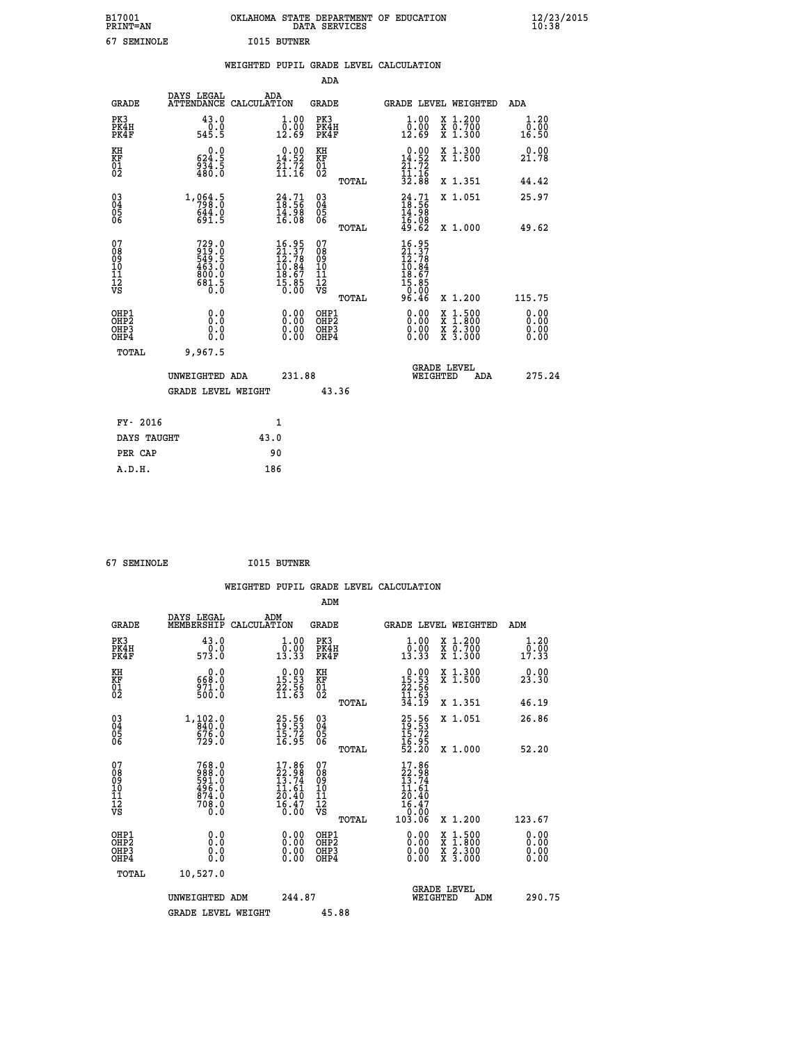B17001 OKLAHOMA STATE DEPARTMENT OF EDUCATION 12/23/2015
PRINT=AN DATA SERVICES 10:38

67 SEMINOLE I015 BUTNER

WEIGHTED PUPIL GRADE LEVEL CALCULATION

ADA

| GRADE | DAYS LEGAL ATTENDANCE | ADA CALCULATION | GRADE | | GRADE LEVEL | WEIGHTED | ADA |
|---|---|---|---|---|---|---|---|
| PK3 | 43.0 | 1.00 | PK3 | | 1.00 | X 1.200 | 1.20 |
| PK4H | 0.0 | 0.00 | PK4H | | 0.00 | X 0.700 | 0.00 |
| PK4F | 545.5 | 12.69 | PK4F | | 12.69 | X 1.300 | 16.50 |
| KH | 0.0 | 0.00 | KH | | 0.00 | X 1.300 | 0.00 |
| KF | 624.5 | 14.52 | KF | | 14.52 | X 1.500 | 21.78 |
| 01 | 934.5 | 21.72 | 01 | | 21.72 | | |
| 02 | 480.0 | 11.16 | 02 | | 11.16 | | |
| | | | | TOTAL | 32.88 | X 1.351 | 44.42 |
| 03 | 1,064.5 | 24.71 | 03 | | 24.71 | X 1.051 | 25.97 |
| 04 | 798.0 | 18.56 | 04 | | 18.56 | | |
| 05 | 644.0 | 14.98 | 05 | | 14.98 | | |
| 06 | 691.5 | 16.08 | 06 | | 16.08 | | |
| | | | | TOTAL | 49.62 | X 1.000 | 49.62 |
| 07 | 729.0 | 16.95 | 07 | | 16.95 | | |
| 08 | 919.0 | 21.37 | 08 | | 21.37 | | |
| 09 | 549.5 | 12.78 | 09 | | 12.78 | | |
| 10 | 463.0 | 10.84 | 10 | | 10.84 | | |
| 11 | 800.0 | 18.67 | 11 | | 18.67 | | |
| 12 | 681.5 | 15.85 | 12 | | 15.85 | | |
| VS | 0.0 | 0.00 | VS | | 0.00 | | |
| | | | | TOTAL | 96.46 | X 1.200 | 115.75 |
| OHP1 | 0.0 | 0.00 | OHP1 | | 0.00 | X 1.500 | 0.00 |
| OHP2 | 0.0 | 0.00 | OHP2 | | 0.00 | X 1.800 | 0.00 |
| OHP3 | 0.0 | 0.00 | OHP3 | | 0.00 | X 2.300 | 0.00 |
| OHP4 | 0.0 | 0.00 | OHP4 | | 0.00 | X 3.000 | 0.00 |
| TOTAL | 9,967.5 | | | | | | |

UNWEIGHTED ADA 231.88 GRADE LEVEL WEIGHTED ADA 275.24

GRADE LEVEL WEIGHT 43.36

| | |
|---|---|
| FY- 2016 | 1 |
| DAYS TAUGHT | 43.0 |
| PER CAP | 90 |
| A.D.H. | 186 |

67 SEMINOLE I015 BUTNER

WEIGHTED PUPIL GRADE LEVEL CALCULATION

ADM

| GRADE | DAYS LEGAL MEMBERSHIP | ADM CALCULATION | GRADE | | GRADE LEVEL | WEIGHTED | ADM |
|---|---|---|---|---|---|---|---|
| PK3 | 43.0 | 1.00 | PK3 | | 1.00 | X 1.200 | 1.20 |
| PK4H | 0.0 | 0.00 | PK4H | | 0.00 | X 0.700 | 0.00 |
| PK4F | 573.0 | 13.33 | PK4F | | 13.33 | X 1.300 | 17.33 |
| KH | 0.0 | 0.00 | KH | | 0.00 | X 1.300 | 0.00 |
| KF | 668.0 | 15.53 | KF | | 15.53 | X 1.500 | 23.30 |
| 01 | 971.0 | 22.56 | 01 | | 22.56 | | |
| 02 | 500.0 | 11.63 | 02 | | 11.63 | | |
| | | | | TOTAL | 34.19 | X 1.351 | 46.19 |
| 03 | 1,102.0 | 25.56 | 03 | | 25.56 | X 1.051 | 26.86 |
| 04 | 840.0 | 19.53 | 04 | | 19.53 | | |
| 05 | 676.0 | 15.72 | 05 | | 15.72 | | |
| 06 | 729.0 | 16.95 | 06 | | 16.95 | | |
| | | | | TOTAL | 52.20 | X 1.000 | 52.20 |
| 07 | 768.0 | 17.86 | 07 | | 17.86 | | |
| 08 | 988.0 | 22.98 | 08 | | 22.98 | | |
| 09 | 591.0 | 13.74 | 09 | | 13.74 | | |
| 10 | 496.0 | 11.61 | 10 | | 11.61 | | |
| 11 | 874.0 | 20.40 | 11 | | 20.40 | | |
| 12 | 708.0 | 16.47 | 12 | | 16.47 | | |
| VS | 0.0 | 0.00 | VS | | 0.00 | | |
| | | | | TOTAL | 103.06 | X 1.200 | 123.67 |
| OHP1 | 0.0 | 0.00 | OHP1 | | 0.00 | X 1.500 | 0.00 |
| OHP2 | 0.0 | 0.00 | OHP2 | | 0.00 | X 1.800 | 0.00 |
| OHP3 | 0.0 | 0.00 | OHP3 | | 0.00 | X 2.300 | 0.00 |
| OHP4 | 0.0 | 0.00 | OHP4 | | 0.00 | X 3.000 | 0.00 |
| TOTAL | 10,527.0 | | | | | | |

UNWEIGHTED ADM 244.87 GRADE LEVEL WEIGHTED ADM 290.75

GRADE LEVEL WEIGHT 45.88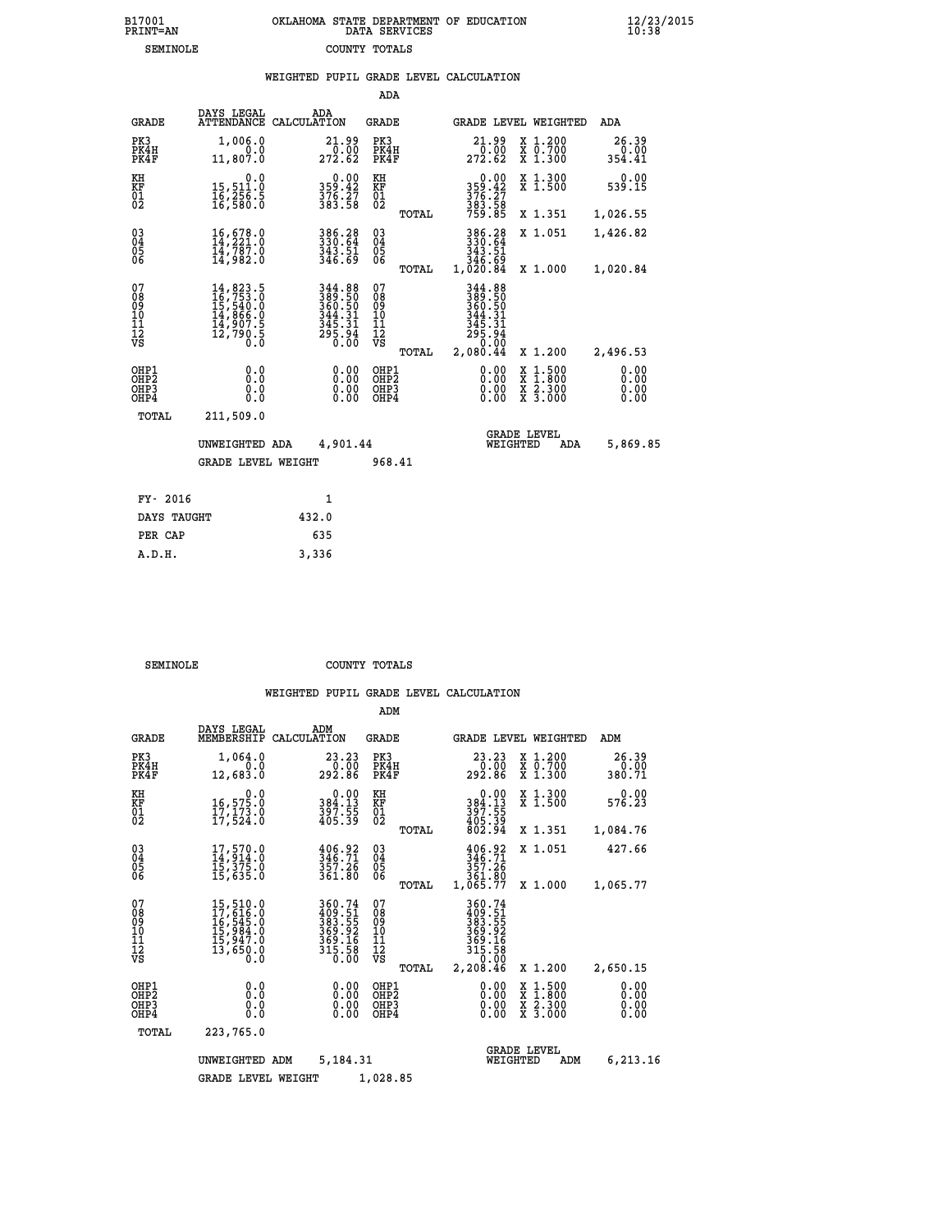B17001 OKLAHOMA STATE DEPARTMENT OF EDUCATION 12/23/2015
PRINT=AN DATA SERVICES 10:38
SEMINOLE COUNTY TOTALS

### WEIGHTED PUPIL GRADE LEVEL CALCULATION

ADA

| GRADE | DAYS LEGAL ATTENDANCE | ADA CALCULATION | GRADE | | GRADE LEVEL | WEIGHTED | ADA |
|---|---|---|---|---|---|---|---|
| PK3 | 1,006.0 | 21.99 | PK3 | | 21.99 | X 1.200 | 26.39 |
| PK4H | 0.0 | 0.00 | PK4H | | 0.00 | X 0.700 | 0.00 |
| PK4F | 11,807.0 | 272.62 | PK4F | | 272.62 | X 1.300 | 354.41 |
| KH | 0.0 | 0.00 | KH | | 0.00 | X 1.300 | 0.00 |
| KF | 15,511.0 | 359.42 | KF | | 359.42 | X 1.500 | 539.15 |
| 01 | 16,256.5 | 376.27 | 01 | | 376.27 | | |
| 02 | 16,580.0 | 383.58 | 02 | | 383.58 | | |
| | | | | TOTAL | 759.85 | X 1.351 | 1,026.55 |
| 03 | 16,678.0 | 386.28 | 03 | | 386.28 | X 1.051 | 1,426.82 |
| 04 | 14,221.0 | 330.64 | 04 | | 330.64 | | |
| 05 | 14,787.0 | 343.51 | 05 | | 343.51 | | |
| 06 | 14,982.0 | 346.69 | 06 | | 346.69 | | |
| | | | | TOTAL | 1,020.84 | X 1.000 | 1,020.84 |
| 07 | 14,823.5 | 344.88 | 07 | | 344.88 | | |
| 08 | 16,753.0 | 389.50 | 08 | | 389.50 | | |
| 09 | 15,540.0 | 360.50 | 09 | | 360.50 | | |
| 10 | 14,866.0 | 344.31 | 10 | | 344.31 | | |
| 11 | 14,907.5 | 345.31 | 11 | | 345.31 | | |
| 12 | 12,790.5 | 295.94 | 12 | | 295.94 | | |
| VS | 0.0 | 0.00 | VS | | 0.00 | | |
| | | | | TOTAL | 2,080.44 | X 1.200 | 2,496.53 |
| OHP1 | 0.0 | 0.00 | OHP1 | | 0.00 | X 1.500 | 0.00 |
| OHP2 | 0.0 | 0.00 | OHP2 | | 0.00 | X 1.800 | 0.00 |
| OHP3 | 0.0 | 0.00 | OHP3 | | 0.00 | X 2.300 | 0.00 |
| OHP4 | 0.0 | 0.00 | OHP4 | | 0.00 | X 3.000 | 0.00 |
| TOTAL | 211,509.0 | | | | | | |

UNWEIGHTED ADA 4,901.44 GRADE LEVEL WEIGHTED ADA 5,869.85

GRADE LEVEL WEIGHT 968.41

| FY- 2016 | 1 |
|---|---|
| DAYS TAUGHT | 432.0 |
| PER CAP | 635 |
| A.D.H. | 3,336 |

SEMINOLE COUNTY TOTALS

### WEIGHTED PUPIL GRADE LEVEL CALCULATION

ADM

| GRADE | DAYS LEGAL MEMBERSHIP | ADM CALCULATION | GRADE | | GRADE LEVEL | WEIGHTED | ADM |
|---|---|---|---|---|---|---|---|
| PK3 | 1,064.0 | 23.23 | PK3 | | 23.23 | X 1.200 | 26.39 |
| PK4H | 0.0 | 0.00 | PK4H | | 0.00 | X 0.700 | 0.00 |
| PK4F | 12,683.0 | 292.86 | PK4F | | 292.86 | X 1.300 | 380.71 |
| KH | 0.0 | 0.00 | KH | | 0.00 | X 1.300 | 0.00 |
| KF | 16,575.0 | 384.13 | KF | | 384.13 | X 1.500 | 576.23 |
| 01 | 17,173.0 | 397.55 | 01 | | 397.55 | | |
| 02 | 17,524.0 | 405.39 | 02 | | 405.39 | | |
| | | | | TOTAL | 802.94 | X 1.351 | 1,084.76 |
| 03 | 17,570.0 | 406.92 | 03 | | 406.92 | X 1.051 | 427.66 |
| 04 | 14,914.0 | 346.71 | 04 | | 346.71 | | |
| 05 | 15,375.0 | 357.26 | 05 | | 357.26 | | |
| 06 | 15,635.0 | 361.80 | 06 | | 361.80 | | |
| | | | | TOTAL | 1,065.77 | X 1.000 | 1,065.77 |
| 07 | 15,510.0 | 360.74 | 07 | | 360.74 | | |
| 08 | 17,616.0 | 409.51 | 08 | | 409.51 | | |
| 09 | 16,545.0 | 383.55 | 09 | | 383.55 | | |
| 10 | 15,984.0 | 369.92 | 10 | | 369.92 | | |
| 11 | 15,947.0 | 369.16 | 11 | | 369.16 | | |
| 12 | 13,650.0 | 315.58 | 12 | | 315.58 | | |
| VS | 0.0 | 0.00 | VS | | 0.00 | | |
| | | | | TOTAL | 2,208.46 | X 1.200 | 2,650.15 |
| OHP1 | 0.0 | 0.00 | OHP1 | | 0.00 | X 1.500 | 0.00 |
| OHP2 | 0.0 | 0.00 | OHP2 | | 0.00 | X 1.800 | 0.00 |
| OHP3 | 0.0 | 0.00 | OHP3 | | 0.00 | X 2.300 | 0.00 |
| OHP4 | 0.0 | 0.00 | OHP4 | | 0.00 | X 3.000 | 0.00 |
| TOTAL | 223,765.0 | | | | | | |

UNWEIGHTED ADM 5,184.31 GRADE LEVEL WEIGHTED ADM 6,213.16

GRADE LEVEL WEIGHT 1,028.85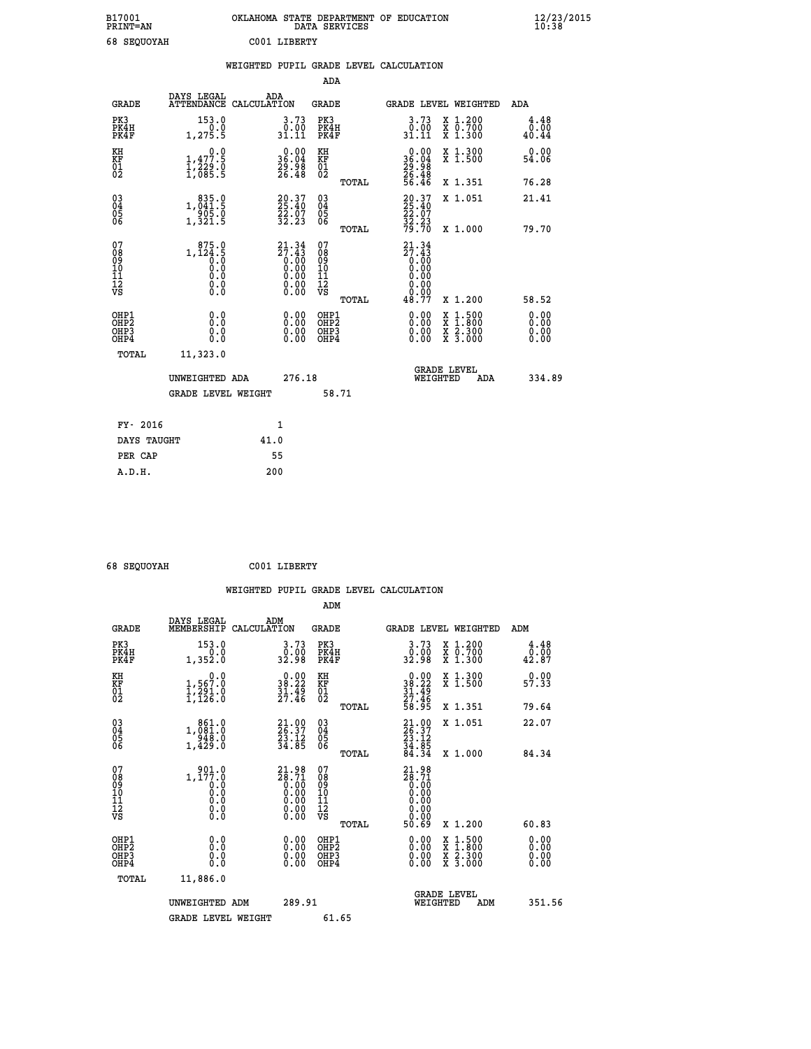B17001 OKLAHOMA STATE DEPARTMENT OF EDUCATION 12/23/2015
PRINT=AN DATA SERVICES 10:38

68 SEQUOYAH C001 LIBERTY

WEIGHTED PUPIL GRADE LEVEL CALCULATION

ADA

| GRADE | DAYS LEGAL ATTENDANCE | ADA CALCULATION | GRADE | GRADE LEVEL | WEIGHTED | ADA |
|---|---|---|---|---|---|---|
| PK3 | 153.0 | 3.73 | PK3 | 3.73 | X 1.200 | 4.48 |
| PK4H | 0.0 | 0.00 | PK4H | 0.00 | X 0.700 | 0.00 |
| PK4F | 1,275.5 | 31.11 | PK4F | 31.11 | X 1.300 | 40.44 |
| KH | 0.0 | 0.00 | KH | 0.00 | X 1.300 | 0.00 |
| KF | 1,477.5 | 36.04 | KF | 36.04 | X 1.500 | 54.06 |
| 01 | 1,229.0 | 29.98 | 01 | 29.98 | | |
| 02 | 1,085.5 | 26.48 | 02 | 26.48 | | |
| | | | TOTAL | 56.46 | X 1.351 | 76.28 |
| 03 | 835.0 | 20.37 | 03 | 20.37 | X 1.051 | 21.41 |
| 04 | 1,041.5 | 25.40 | 04 | 25.40 | | |
| 05 | 905.0 | 22.07 | 05 | 22.07 | | |
| 06 | 1,321.5 | 32.23 | 06 | 32.23 | | |
| | | | TOTAL | 79.70 | X 1.000 | 79.70 |
| 07 | 875.0 | 21.34 | 07 | 21.34 | | |
| 08 | 1,124.5 | 27.43 | 08 | 27.43 | | |
| 09 | 0.0 | 0.00 | 09 | 0.00 | | |
| 10 | 0.0 | 0.00 | 10 | 0.00 | | |
| 11 | 0.0 | 0.00 | 11 | 0.00 | | |
| 12 | 0.0 | 0.00 | 12 | 0.00 | | |
| VS | 0.0 | 0.00 | VS | 0.00 | | |
| | | | TOTAL | 48.77 | X 1.200 | 58.52 |
| OHP1 | 0.0 | 0.00 | OHP1 | 0.00 | X 1.500 | 0.00 |
| OHP2 | 0.0 | 0.00 | OHP2 | 0.00 | X 1.800 | 0.00 |
| OHP3 | 0.0 | 0.00 | OHP3 | 0.00 | X 2.300 | 0.00 |
| OHP4 | 0.0 | 0.00 | OHP4 | 0.00 | X 3.000 | 0.00 |
| TOTAL | 11,323.0 | | | | | |

UNWEIGHTED ADA 276.18 | GRADE LEVEL WEIGHTED ADA 334.89

GRADE LEVEL WEIGHT 58.71

| FY- 2016 | 1 |
|---|---|
| DAYS TAUGHT | 41.0 |
| PER CAP | 55 |
| A.D.H. | 200 |

68 SEQUOYAH C001 LIBERTY

WEIGHTED PUPIL GRADE LEVEL CALCULATION

ADM

| GRADE | DAYS LEGAL MEMBERSHIP | ADM CALCULATION | GRADE | GRADE LEVEL | WEIGHTED | ADM |
|---|---|---|---|---|---|---|
| PK3 | 153.0 | 3.73 | PK3 | 3.73 | X 1.200 | 4.48 |
| PK4H | 0.0 | 0.00 | PK4H | 0.00 | X 0.700 | 0.00 |
| PK4F | 1,352.0 | 32.98 | PK4F | 32.98 | X 1.300 | 42.87 |
| KH | 0.0 | 0.00 | KH | 0.00 | X 1.300 | 0.00 |
| KF | 1,567.0 | 38.22 | KF | 38.22 | X 1.500 | 57.33 |
| 01 | 1,291.0 | 31.49 | 01 | 31.49 | | |
| 02 | 1,126.0 | 27.46 | 02 | 27.46 | | |
| | | | TOTAL | 58.95 | X 1.351 | 79.64 |
| 03 | 861.0 | 21.00 | 03 | 21.00 | X 1.051 | 22.07 |
| 04 | 1,081.0 | 26.37 | 04 | 26.37 | | |
| 05 | 948.0 | 23.12 | 05 | 23.12 | | |
| 06 | 1,429.0 | 34.85 | 06 | 34.85 | | |
| | | | TOTAL | 84.34 | X 1.000 | 84.34 |
| 07 | 901.0 | 21.98 | 07 | 21.98 | | |
| 08 | 1,177.0 | 28.71 | 08 | 28.71 | | |
| 09 | 0.0 | 0.00 | 09 | 0.00 | | |
| 10 | 0.0 | 0.00 | 10 | 0.00 | | |
| 11 | 0.0 | 0.00 | 11 | 0.00 | | |
| 12 | 0.0 | 0.00 | 12 | 0.00 | | |
| VS | 0.0 | 0.00 | VS | 0.00 | | |
| | | | TOTAL | 50.69 | X 1.200 | 60.83 |
| OHP1 | 0.0 | 0.00 | OHP1 | 0.00 | X 1.500 | 0.00 |
| OHP2 | 0.0 | 0.00 | OHP2 | 0.00 | X 1.800 | 0.00 |
| OHP3 | 0.0 | 0.00 | OHP3 | 0.00 | X 2.300 | 0.00 |
| OHP4 | 0.0 | 0.00 | OHP4 | 0.00 | X 3.000 | 0.00 |
| TOTAL | 11,886.0 | | | | | |

UNWEIGHTED ADM 289.91 | GRADE LEVEL WEIGHTED ADM 351.56

GRADE LEVEL WEIGHT 61.65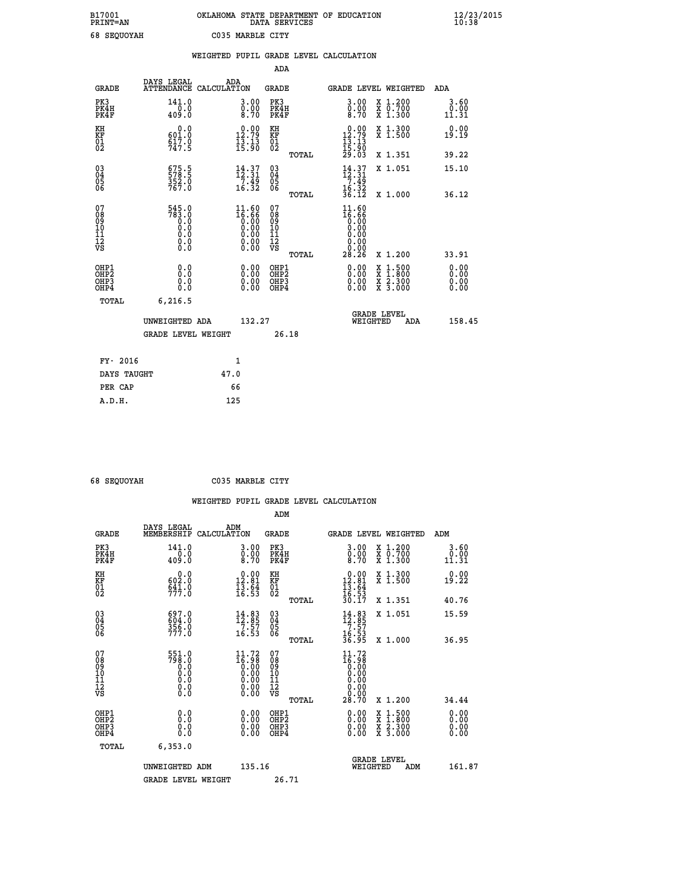B17001 OKLAHOMA STATE DEPARTMENT OF EDUCATION 12/23/2015
PRINT=AN DATA SERVICES 10:38

68 SEQUOYAH C035 MARBLE CITY

## WEIGHTED PUPIL GRADE LEVEL CALCULATION

### ADA

| GRADE | DAYS LEGAL ATTENDANCE | ADA CALCULATION | GRADE | | GRADE LEVEL | WEIGHTED | ADA |
|---|---|---|---|---|---|---|---|
| PK3 | 141.0 | 3.00 | PK3 | | 3.00 | X 1.200 | 3.60 |
| PK4H | 0.0 | 0.00 | PK4H | | 0.00 | X 0.700 | 0.00 |
| PK4F | 409.0 | 8.70 | PK4F | | 8.70 | X 1.300 | 11.31 |
| KH | 0.0 | 0.00 | KH | | 0.00 | X 1.300 | 0.00 |
| KF | 601.0 | 12.79 | KF | | 12.79 | X 1.500 | 19.19 |
| 01 | 617.0 | 13.13 | 01 | | 13.13 | | |
| 02 | 747.5 | 15.90 | 02 | | 15.90 | | |
| | | | | TOTAL | 29.03 | X 1.351 | 39.22 |
| 03 | 675.5 | 14.37 | 03 | | 14.37 | X 1.051 | 15.10 |
| 04 | 578.5 | 12.31 | 04 | | 12.31 | | |
| 05 | 352.0 | 7.49 | 05 | | 7.49 | | |
| 06 | 767.0 | 16.32 | 06 | | 16.32 | | |
| | | | | TOTAL | 36.12 | X 1.000 | 36.12 |
| 07 | 545.0 | 11.60 | 07 | | 11.60 | | |
| 08 | 783.0 | 16.66 | 08 | | 16.66 | | |
| 09 | 0.0 | 0.00 | 09 | | 0.00 | | |
| 10 | 0.0 | 0.00 | 10 | | 0.00 | | |
| 11 | 0.0 | 0.00 | 11 | | 0.00 | | |
| 12 | 0.0 | 0.00 | 12 | | 0.00 | | |
| VS | 0.0 | 0.00 | VS | | 0.00 | | |
| | | | | TOTAL | 28.26 | X 1.200 | 33.91 |
| OHP1 | 0.0 | 0.00 | OHP1 | | 0.00 | X 1.500 | 0.00 |
| OHP2 | 0.0 | 0.00 | OHP2 | | 0.00 | X 1.800 | 0.00 |
| OHP3 | 0.0 | 0.00 | OHP3 | | 0.00 | X 2.300 | 0.00 |
| OHP4 | 0.0 | 0.00 | OHP4 | | 0.00 | X 3.000 | 0.00 |
| TOTAL | 6,216.5 | | | | | | |

UNWEIGHTED ADA 132.27 — GRADE LEVEL WEIGHTED ADA 158.45

GRADE LEVEL WEIGHT 26.18

| | |
|---|---|
| FY- 2016 | 1 |
| DAYS TAUGHT | 47.0 |
| PER CAP | 66 |
| A.D.H. | 125 |

68 SEQUOYAH C035 MARBLE CITY

## WEIGHTED PUPIL GRADE LEVEL CALCULATION

### ADM

| GRADE | DAYS LEGAL MEMBERSHIP | ADM CALCULATION | GRADE | | GRADE LEVEL | WEIGHTED | ADM |
|---|---|---|---|---|---|---|---|
| PK3 | 141.0 | 3.00 | PK3 | | 3.00 | X 1.200 | 3.60 |
| PK4H | 0.0 | 0.00 | PK4H | | 0.00 | X 0.700 | 0.00 |
| PK4F | 409.0 | 8.70 | PK4F | | 8.70 | X 1.300 | 11.31 |
| KH | 0.0 | 0.00 | KH | | 0.00 | X 1.300 | 0.00 |
| KF | 602.0 | 12.81 | KF | | 12.81 | X 1.500 | 19.22 |
| 01 | 641.0 | 13.64 | 01 | | 13.64 | | |
| 02 | 777.0 | 16.53 | 02 | | 16.53 | | |
| | | | | TOTAL | 30.17 | X 1.351 | 40.76 |
| 03 | 697.0 | 14.83 | 03 | | 14.83 | X 1.051 | 15.59 |
| 04 | 604.0 | 12.85 | 04 | | 12.85 | | |
| 05 | 356.0 | 7.57 | 05 | | 7.57 | | |
| 06 | 777.0 | 16.53 | 06 | | 16.53 | | |
| | | | | TOTAL | 36.95 | X 1.000 | 36.95 |
| 07 | 551.0 | 11.72 | 07 | | 11.72 | | |
| 08 | 798.0 | 16.98 | 08 | | 16.98 | | |
| 09 | 0.0 | 0.00 | 09 | | 0.00 | | |
| 10 | 0.0 | 0.00 | 10 | | 0.00 | | |
| 11 | 0.0 | 0.00 | 11 | | 0.00 | | |
| 12 | 0.0 | 0.00 | 12 | | 0.00 | | |
| VS | 0.0 | 0.00 | VS | | 0.00 | | |
| | | | | TOTAL | 28.70 | X 1.200 | 34.44 |
| OHP1 | 0.0 | 0.00 | OHP1 | | 0.00 | X 1.500 | 0.00 |
| OHP2 | 0.0 | 0.00 | OHP2 | | 0.00 | X 1.800 | 0.00 |
| OHP3 | 0.0 | 0.00 | OHP3 | | 0.00 | X 2.300 | 0.00 |
| OHP4 | 0.0 | 0.00 | OHP4 | | 0.00 | X 3.000 | 0.00 |
| TOTAL | 6,353.0 | | | | | | |

UNWEIGHTED ADM 135.16 — GRADE LEVEL WEIGHTED ADM 161.87

GRADE LEVEL WEIGHT 26.71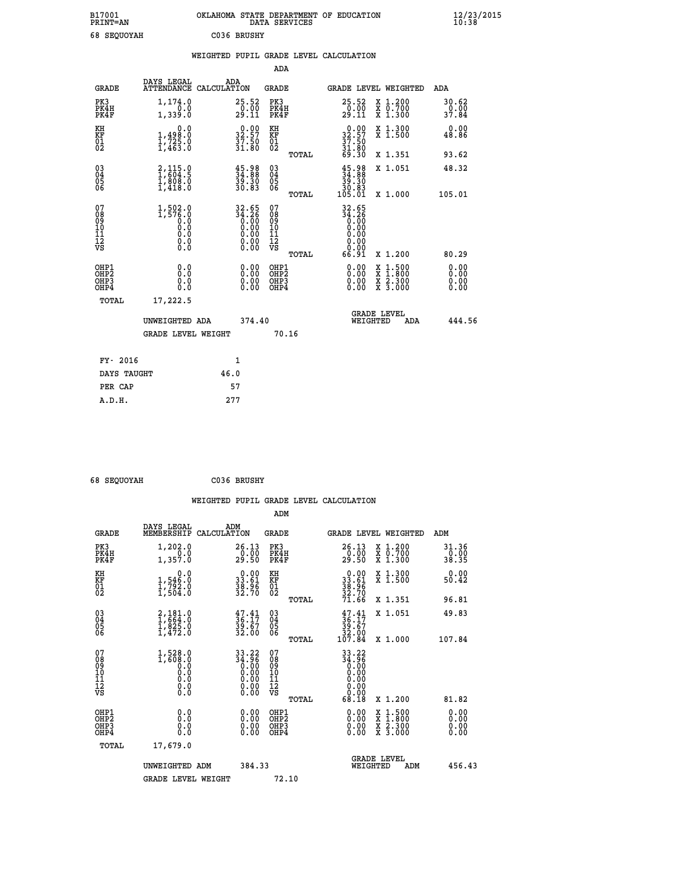B17001 OKLAHOMA STATE DEPARTMENT OF EDUCATION 12/23/2015
PRINT=AN DATA SERVICES 10:38

68 SEQUOYAH C036 BRUSHY

## WEIGHTED PUPIL GRADE LEVEL CALCULATION

### ADA

| GRADE | DAYS LEGAL ATTENDANCE | ADA CALCULATION | GRADE | GRADE LEVEL | WEIGHTED | ADA |
|---|---|---|---|---|---|---|
| PK3 | 1,174.0 | 25.52 | PK3 | 25.52 | X 1.200 | 30.62 |
| PK4H | 0.0 | 0.00 | PK4H | 0.00 | X 0.700 | 0.00 |
| PK4F | 1,339.0 | 29.11 | PK4F | 29.11 | X 1.300 | 37.84 |
| KH | 0.0 | 0.00 | KH | 0.00 | X 1.300 | 0.00 |
| KF | 1,498.0 | 32.57 | KF | 32.57 | X 1.500 | 48.86 |
| 01 | 1,725.0 | 37.50 | 01 | 37.50 | | |
| 02 | 1,463.0 | 31.80 | 02 | 31.80 | | |
| | | | TOTAL | 69.30 | X 1.351 | 93.62 |
| 03 | 2,115.0 | 45.98 | 03 | 45.98 | X 1.051 | 48.32 |
| 04 | 1,604.5 | 34.88 | 04 | 34.88 | | |
| 05 | 1,808.0 | 39.30 | 05 | 39.30 | | |
| 06 | 1,418.0 | 30.83 | 06 | 30.83 | | |
| | | | TOTAL | 105.01 | X 1.000 | 105.01 |
| 07 | 1,502.0 | 32.65 | 07 | 32.65 | | |
| 08 | 1,576.0 | 34.26 | 08 | 34.26 | | |
| 09 | 0.0 | 0.00 | 09 | 0.00 | | |
| 10 | 0.0 | 0.00 | 10 | 0.00 | | |
| 11 | 0.0 | 0.00 | 11 | 0.00 | | |
| 12 | 0.0 | 0.00 | 12 | 0.00 | | |
| VS | 0.0 | 0.00 | VS | 0.00 | | |
| | | | TOTAL | 66.91 | X 1.200 | 80.29 |
| OHP1 | 0.0 | 0.00 | OHP1 | 0.00 | X 1.500 | 0.00 |
| OHP2 | 0.0 | 0.00 | OHP2 | 0.00 | X 1.800 | 0.00 |
| OHP3 | 0.0 | 0.00 | OHP3 | 0.00 | X 2.300 | 0.00 |
| OHP4 | 0.0 | 0.00 | OHP4 | 0.00 | X 3.000 | 0.00 |
| TOTAL | 17,222.5 | | | | | |

UNWEIGHTED ADA 374.40 GRADE LEVEL WEIGHTED ADA 444.56

GRADE LEVEL WEIGHT 70.16

| FY- 2016 | 1 |
|---|---|
| DAYS TAUGHT | 46.0 |
| PER CAP | 57 |
| A.D.H. | 277 |

68 SEQUOYAH C036 BRUSHY

## WEIGHTED PUPIL GRADE LEVEL CALCULATION

### ADM

| GRADE | DAYS LEGAL MEMBERSHIP | ADM CALCULATION | GRADE | GRADE LEVEL | WEIGHTED | ADM |
|---|---|---|---|---|---|---|
| PK3 | 1,202.0 | 26.13 | PK3 | 26.13 | X 1.200 | 31.36 |
| PK4H | 0.0 | 0.00 | PK4H | 0.00 | X 0.700 | 0.00 |
| PK4F | 1,357.0 | 29.50 | PK4F | 29.50 | X 1.300 | 38.35 |
| KH | 0.0 | 0.00 | KH | 0.00 | X 1.300 | 0.00 |
| KF | 1,546.0 | 33.61 | KF | 33.61 | X 1.500 | 50.42 |
| 01 | 1,792.0 | 38.96 | 01 | 38.96 | | |
| 02 | 1,504.0 | 32.70 | 02 | 32.70 | | |
| | | | TOTAL | 71.66 | X 1.351 | 96.81 |
| 03 | 2,181.0 | 47.41 | 03 | 47.41 | X 1.051 | 49.83 |
| 04 | 1,664.0 | 36.17 | 04 | 36.17 | | |
| 05 | 1,825.0 | 39.67 | 05 | 39.67 | | |
| 06 | 1,472.0 | 32.00 | 06 | 32.00 | | |
| | | | TOTAL | 107.84 | X 1.000 | 107.84 |
| 07 | 1,528.0 | 33.22 | 07 | 33.22 | | |
| 08 | 1,608.0 | 34.96 | 08 | 34.96 | | |
| 09 | 0.0 | 0.00 | 09 | 0.00 | | |
| 10 | 0.0 | 0.00 | 10 | 0.00 | | |
| 11 | 0.0 | 0.00 | 11 | 0.00 | | |
| 12 | 0.0 | 0.00 | 12 | 0.00 | | |
| VS | 0.0 | 0.00 | VS | 0.00 | | |
| | | | TOTAL | 68.18 | X 1.200 | 81.82 |
| OHP1 | 0.0 | 0.00 | OHP1 | 0.00 | X 1.500 | 0.00 |
| OHP2 | 0.0 | 0.00 | OHP2 | 0.00 | X 1.800 | 0.00 |
| OHP3 | 0.0 | 0.00 | OHP3 | 0.00 | X 2.300 | 0.00 |
| OHP4 | 0.0 | 0.00 | OHP4 | 0.00 | X 3.000 | 0.00 |
| TOTAL | 17,679.0 | | | | | |

UNWEIGHTED ADM 384.33 GRADE LEVEL WEIGHTED ADM 456.43

GRADE LEVEL WEIGHT 72.10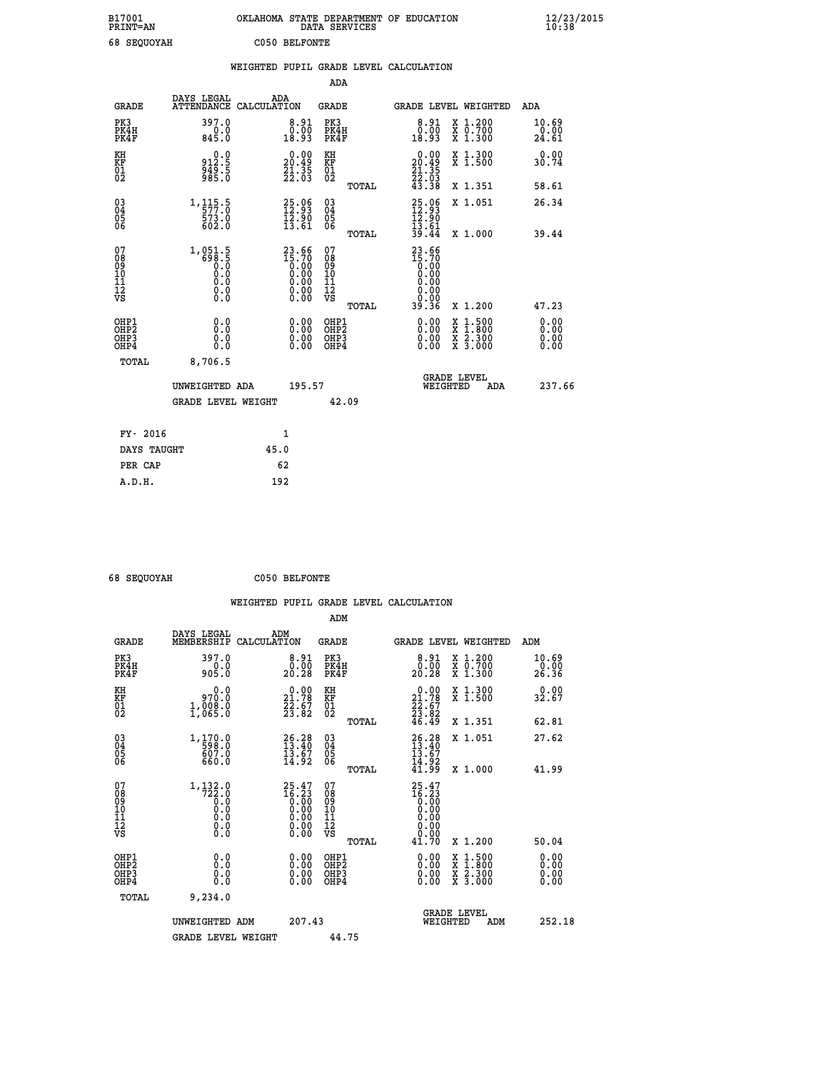B17001 OKLAHOMA STATE DEPARTMENT OF EDUCATION 12/23/2015
PRINT=AN DATA SERVICES 10:38

68 SEQUOYAH C050 BELFONTE

## WEIGHTED PUPIL GRADE LEVEL CALCULATION

### ADA

| GRADE | DAYS LEGAL ATTENDANCE | ADA CALCULATION | GRADE | GRADE LEVEL | WEIGHTED | ADA |
|---|---|---|---|---|---|---|
| PK3 | 397.0 | 8.91 | PK3 | 8.91 | X 1.200 | 10.69 |
| PK4H | 0.0 | 0.00 | PK4H | 0.00 | X 0.700 | 0.00 |
| PK4F | 845.0 | 18.93 | PK4F | 18.93 | X 1.300 | 24.61 |
| KH | 0.0 | 0.00 | KH | 0.00 | X 1.300 | 0.00 |
| KF | 912.5 | 20.49 | KF | 20.49 | X 1.500 | 30.74 |
| 01 | 949.5 | 21.35 | 01 | 21.35 | | |
| 02 | 985.0 | 22.03 | 02 | 22.03 | | |
| | | | TOTAL | 43.38 | X 1.351 | 58.61 |
| 03 | 1,115.5 | 25.06 | 03 | 25.06 | X 1.051 | 26.34 |
| 04 | 577.0 | 12.93 | 04 | 12.93 | | |
| 05 | 573.0 | 12.90 | 05 | 12.90 | | |
| 06 | 602.0 | 13.61 | 06 | 13.61 | | |
| | | | TOTAL | 39.44 | X 1.000 | 39.44 |
| 07 | 1,051.5 | 23.66 | 07 | 23.66 | | |
| 08 | 698.5 | 15.70 | 08 | 15.70 | | |
| 09 | 0.0 | 0.00 | 09 | 0.00 | | |
| 10 | 0.0 | 0.00 | 10 | 0.00 | | |
| 11 | 0.0 | 0.00 | 11 | 0.00 | | |
| 12 | 0.0 | 0.00 | 12 | 0.00 | | |
| VS | 0.0 | 0.00 | VS | 0.00 | | |
| | | | TOTAL | 39.36 | X 1.200 | 47.23 |
| OHP1 | 0.0 | 0.00 | OHP1 | 0.00 | X 1.500 | 0.00 |
| OHP2 | 0.0 | 0.00 | OHP2 | 0.00 | X 1.800 | 0.00 |
| OHP3 | 0.0 | 0.00 | OHP3 | 0.00 | X 2.300 | 0.00 |
| OHP4 | 0.0 | 0.00 | OHP4 | 0.00 | X 3.000 | 0.00 |
| TOTAL | 8,706.5 | | | | | |

UNWEIGHTED ADA 195.57 GRADE LEVEL WEIGHTED ADA 237.66

GRADE LEVEL WEIGHT 42.09

| FY- 2016 | 1 |
|---|---|
| DAYS TAUGHT | 45.0 |
| PER CAP | 62 |
| A.D.H. | 192 |

68 SEQUOYAH C050 BELFONTE

## WEIGHTED PUPIL GRADE LEVEL CALCULATION

### ADM

| GRADE | DAYS LEGAL MEMBERSHIP | ADM CALCULATION | GRADE | GRADE LEVEL | WEIGHTED | ADM |
|---|---|---|---|---|---|---|
| PK3 | 397.0 | 8.91 | PK3 | 8.91 | X 1.200 | 10.69 |
| PK4H | 0.0 | 0.00 | PK4H | 0.00 | X 0.700 | 0.00 |
| PK4F | 905.0 | 20.28 | PK4F | 20.28 | X 1.300 | 26.36 |
| KH | 0.0 | 0.00 | KH | 0.00 | X 1.300 | 0.00 |
| KF | 970.0 | 21.78 | KF | 21.78 | X 1.500 | 32.67 |
| 01 | 1,008.0 | 22.67 | 01 | 22.67 | | |
| 02 | 1,065.0 | 23.82 | 02 | 23.82 | | |
| | | | TOTAL | 46.49 | X 1.351 | 62.81 |
| 03 | 1,170.0 | 26.28 | 03 | 26.28 | X 1.051 | 27.62 |
| 04 | 598.0 | 13.40 | 04 | 13.40 | | |
| 05 | 607.0 | 13.67 | 05 | 13.67 | | |
| 06 | 660.0 | 14.92 | 06 | 14.92 | | |
| | | | TOTAL | 41.99 | X 1.000 | 41.99 |
| 07 | 1,132.0 | 25.47 | 07 | 25.47 | | |
| 08 | 722.0 | 16.23 | 08 | 16.23 | | |
| 09 | 0.0 | 0.00 | 09 | 0.00 | | |
| 10 | 0.0 | 0.00 | 10 | 0.00 | | |
| 11 | 0.0 | 0.00 | 11 | 0.00 | | |
| 12 | 0.0 | 0.00 | 12 | 0.00 | | |
| VS | 0.0 | 0.00 | VS | 0.00 | | |
| | | | TOTAL | 41.70 | X 1.200 | 50.04 |
| OHP1 | 0.0 | 0.00 | OHP1 | 0.00 | X 1.500 | 0.00 |
| OHP2 | 0.0 | 0.00 | OHP2 | 0.00 | X 1.800 | 0.00 |
| OHP3 | 0.0 | 0.00 | OHP3 | 0.00 | X 2.300 | 0.00 |
| OHP4 | 0.0 | 0.00 | OHP4 | 0.00 | X 3.000 | 0.00 |
| TOTAL | 9,234.0 | | | | | |

UNWEIGHTED ADM 207.43 GRADE LEVEL WEIGHTED ADM 252.18

GRADE LEVEL WEIGHT 44.75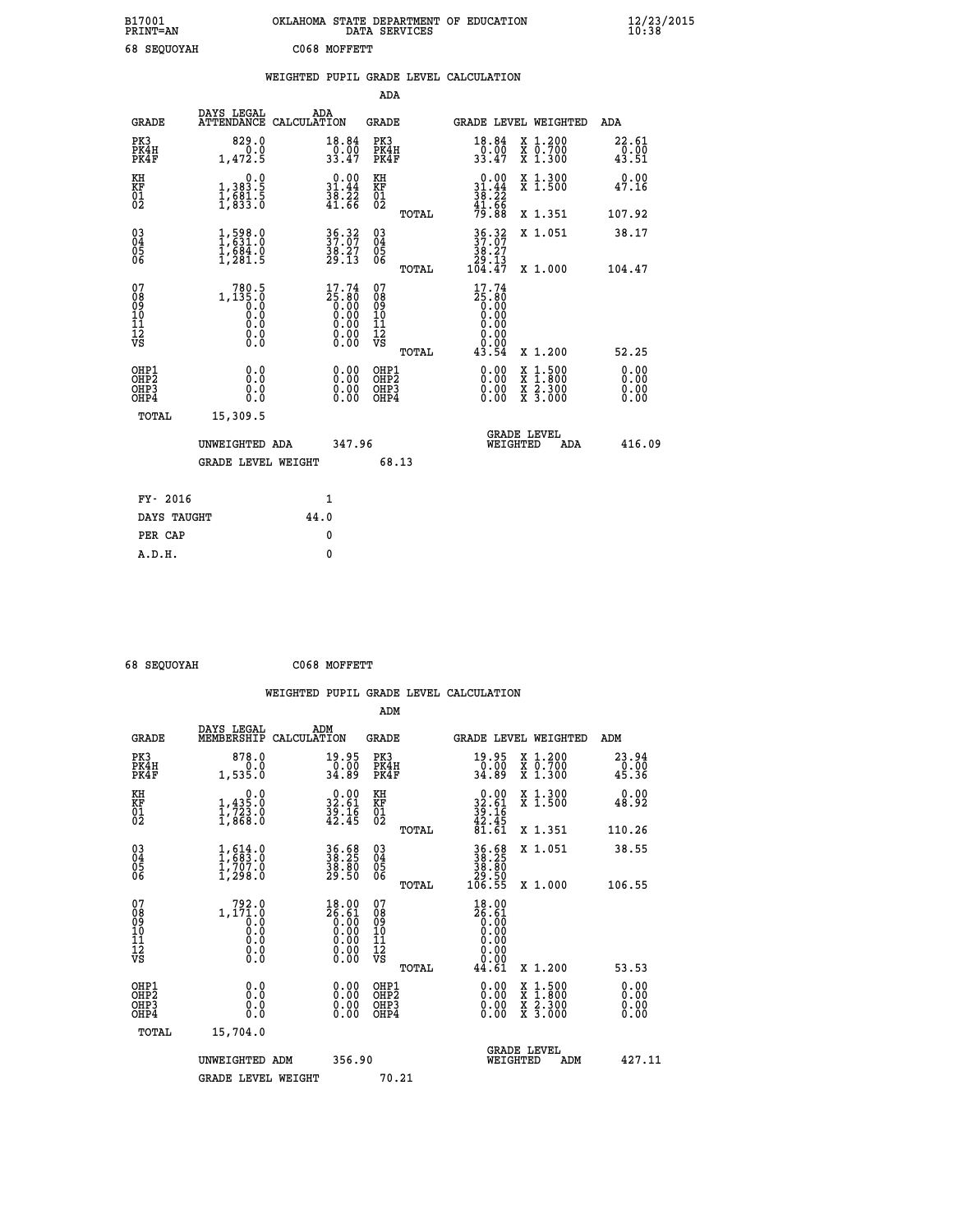B17001 OKLAHOMA STATE DEPARTMENT OF EDUCATION 12/23/2015
PRINT=AN DATA SERVICES 10:38

68 SEQUOYAH C068 MOFFETT

## WEIGHTED PUPIL GRADE LEVEL CALCULATION

### ADA

| GRADE | DAYS LEGAL ATTENDANCE | ADA CALCULATION | GRADE | GRADE LEVEL | WEIGHTED | ADA |
|---|---|---|---|---|---|---|
| PK3 | 829.0 | 18.84 | PK3 | 18.84 | X 1.200 | 22.61 |
| PK4H | 0.0 | 0.00 | PK4H | 0.00 | X 0.700 | 0.00 |
| PK4F | 1,472.5 | 33.47 | PK4F | 33.47 | X 1.300 | 43.51 |
| KH | 0.0 | 0.00 | KH | 0.00 | X 1.300 | 0.00 |
| KF | 1,383.5 | 31.44 | KF | 31.44 | X 1.500 | 47.16 |
| 01 | 1,681.5 | 38.22 | 01 | 38.22 | | |
| 02 | 1,833.0 | 41.66 | 02 | 41.66 | | |
| | | | TOTAL | 79.88 | X 1.351 | 107.92 |
| 03 | 1,598.0 | 36.32 | 03 | 36.32 | X 1.051 | 38.17 |
| 04 | 1,631.0 | 37.07 | 04 | 37.07 | | |
| 05 | 1,684.0 | 38.27 | 05 | 38.27 | | |
| 06 | 1,281.5 | 29.13 | 06 | 29.13 | | |
| | | | TOTAL | 104.47 | X 1.000 | 104.47 |
| 07 | 780.5 | 17.74 | 07 | 17.74 | | |
| 08 | 1,135.0 | 25.80 | 08 | 25.80 | | |
| 09 | 0.0 | 0.00 | 09 | 0.00 | | |
| 10 | 0.0 | 0.00 | 10 | 0.00 | | |
| 11 | 0.0 | 0.00 | 11 | 0.00 | | |
| 12 | 0.0 | 0.00 | 12 | 0.00 | | |
| VS | 0.0 | 0.00 | VS | 0.00 | | |
| | | | TOTAL | 43.54 | X 1.200 | 52.25 |
| OHP1 | 0.0 | 0.00 | OHP1 | 0.00 | X 1.500 | 0.00 |
| OHP2 | 0.0 | 0.00 | OHP2 | 0.00 | X 1.800 | 0.00 |
| OHP3 | 0.0 | 0.00 | OHP3 | 0.00 | X 2.300 | 0.00 |
| OHP4 | 0.0 | 0.00 | OHP4 | 0.00 | X 3.000 | 0.00 |
| TOTAL | 15,309.5 | | | | | |

UNWEIGHTED ADA 347.96 GRADE LEVEL WEIGHTED ADA 416.09

GRADE LEVEL WEIGHT 68.13

| | |
|---|---|
| FY- 2016 | 1 |
| DAYS TAUGHT | 44.0 |
| PER CAP | 0 |
| A.D.H. | 0 |

68 SEQUOYAH C068 MOFFETT

## WEIGHTED PUPIL GRADE LEVEL CALCULATION

### ADM

| GRADE | DAYS LEGAL MEMBERSHIP | ADM CALCULATION | GRADE | GRADE LEVEL | WEIGHTED | ADM |
|---|---|---|---|---|---|---|
| PK3 | 878.0 | 19.95 | PK3 | 19.95 | X 1.200 | 23.94 |
| PK4H | 0.0 | 0.00 | PK4H | 0.00 | X 0.700 | 0.00 |
| PK4F | 1,535.0 | 34.89 | PK4F | 34.89 | X 1.300 | 45.36 |
| KH | 0.0 | 0.00 | KH | 0.00 | X 1.300 | 0.00 |
| KF | 1,435.0 | 32.61 | KF | 32.61 | X 1.500 | 48.92 |
| 01 | 1,723.0 | 39.16 | 01 | 39.16 | | |
| 02 | 1,868.0 | 42.45 | 02 | 42.45 | | |
| | | | TOTAL | 81.61 | X 1.351 | 110.26 |
| 03 | 1,614.0 | 36.68 | 03 | 36.68 | X 1.051 | 38.55 |
| 04 | 1,683.0 | 38.25 | 04 | 38.25 | | |
| 05 | 1,707.0 | 38.80 | 05 | 38.80 | | |
| 06 | 1,298.0 | 29.50 | 06 | 29.50 | | |
| | | | TOTAL | 106.55 | X 1.000 | 106.55 |
| 07 | 792.0 | 18.00 | 07 | 18.00 | | |
| 08 | 1,171.0 | 26.61 | 08 | 26.61 | | |
| 09 | 0.0 | 0.00 | 09 | 0.00 | | |
| 10 | 0.0 | 0.00 | 10 | 0.00 | | |
| 11 | 0.0 | 0.00 | 11 | 0.00 | | |
| 12 | 0.0 | 0.00 | 12 | 0.00 | | |
| VS | 0.0 | 0.00 | VS | 0.00 | | |
| | | | TOTAL | 44.61 | X 1.200 | 53.53 |
| OHP1 | 0.0 | 0.00 | OHP1 | 0.00 | X 1.500 | 0.00 |
| OHP2 | 0.0 | 0.00 | OHP2 | 0.00 | X 1.800 | 0.00 |
| OHP3 | 0.0 | 0.00 | OHP3 | 0.00 | X 2.300 | 0.00 |
| OHP4 | 0.0 | 0.00 | OHP4 | 0.00 | X 3.000 | 0.00 |
| TOTAL | 15,704.0 | | | | | |

UNWEIGHTED ADM 356.90 GRADE LEVEL WEIGHTED ADM 427.11

GRADE LEVEL WEIGHT 70.21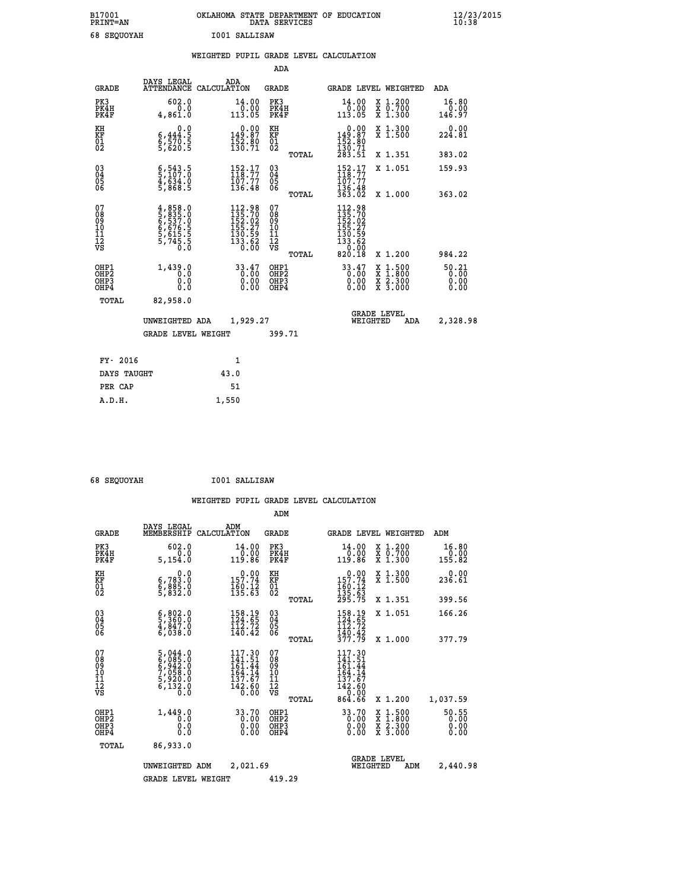B17001 OKLAHOMA STATE DEPARTMENT OF EDUCATION 12/23/2015
PRINT=AN DATA SERVICES 10:38
68 SEQUOYAH I001 SALLISAW

## WEIGHTED PUPIL GRADE LEVEL CALCULATION

### ADA

| GRADE | DAYS LEGAL ATTENDANCE | ADA CALCULATION | GRADE | GRADE LEVEL | WEIGHTED | ADA |
|---|---|---|---|---|---|---|
| PK3 | 602.0 | 14.00 | PK3 | 14.00 | X 1.200 | 16.80 |
| PK4H | 0.0 | 0.00 | PK4H | 0.00 | X 0.700 | 0.00 |
| PK4F | 4,861.0 | 113.05 | PK4F | 113.05 | X 1.300 | 146.97 |
| KH | 0.0 | 0.00 | KH | 0.00 | X 1.300 | 0.00 |
| KF | 6,444.5 | 149.87 | KF | 149.87 | X 1.500 | 224.81 |
| 01 | 6,570.5 | 152.80 | 01 | 152.80 | | |
| 02 | 5,620.5 | 130.71 | 02 | 130.71 | | |
| | | | TOTAL | 283.51 | X 1.351 | 383.02 |
| 03 | 6,543.5 | 152.17 | 03 | 152.17 | X 1.051 | 159.93 |
| 04 | 5,107.0 | 118.77 | 04 | 118.77 | | |
| 05 | 4,634.0 | 107.77 | 05 | 107.77 | | |
| 06 | 5,868.5 | 136.48 | 06 | 136.48 | | |
| | | | TOTAL | 363.02 | X 1.000 | 363.02 |
| 07 | 4,858.0 | 112.98 | 07 | 112.98 | | |
| 08 | 5,835.0 | 135.70 | 08 | 135.70 | | |
| 09 | 6,537.0 | 152.02 | 09 | 152.02 | | |
| 10 | 6,676.5 | 155.27 | 10 | 155.27 | | |
| 11 | 5,615.5 | 130.59 | 11 | 130.59 | | |
| 12 | 5,745.5 | 133.62 | 12 | 133.62 | | |
| VS | 0.0 | 0.00 | VS | 0.00 | | |
| | | | TOTAL | 820.18 | X 1.200 | 984.22 |
| OHP1 | 1,439.0 | 33.47 | OHP1 | 33.47 | X 1.500 | 50.21 |
| OHP2 | 0.0 | 0.00 | OHP2 | 0.00 | X 1.800 | 0.00 |
| OHP3 | 0.0 | 0.00 | OHP3 | 0.00 | X 2.300 | 0.00 |
| OHP4 | 0.0 | 0.00 | OHP4 | 0.00 | X 3.000 | 0.00 |
| TOTAL | 82,958.0 | | | | | |

UNWEIGHTED ADA 1,929.27 — GRADE LEVEL WEIGHTED ADA 2,328.98

GRADE LEVEL WEIGHT 399.71

| FY- 2016 | 1 |
|---|---|
| DAYS TAUGHT | 43.0 |
| PER CAP | 51 |
| A.D.H. | 1,550 |

68 SEQUOYAH I001 SALLISAW

## WEIGHTED PUPIL GRADE LEVEL CALCULATION

### ADM

| GRADE | DAYS LEGAL MEMBERSHIP | ADM CALCULATION | GRADE | GRADE LEVEL | WEIGHTED | ADM |
|---|---|---|---|---|---|---|
| PK3 | 602.0 | 14.00 | PK3 | 14.00 | X 1.200 | 16.80 |
| PK4H | 0.0 | 0.00 | PK4H | 0.00 | X 0.700 | 0.00 |
| PK4F | 5,154.0 | 119.86 | PK4F | 119.86 | X 1.300 | 155.82 |
| KH | 0.0 | 0.00 | KH | 0.00 | X 1.300 | 0.00 |
| KF | 6,783.0 | 157.74 | KF | 157.74 | X 1.500 | 236.61 |
| 01 | 6,885.0 | 160.12 | 01 | 160.12 | | |
| 02 | 5,832.0 | 135.63 | 02 | 135.63 | | |
| | | | TOTAL | 295.75 | X 1.351 | 399.56 |
| 03 | 6,802.0 | 158.19 | 03 | 158.19 | X 1.051 | 166.26 |
| 04 | 5,360.0 | 124.65 | 04 | 124.65 | | |
| 05 | 4,847.0 | 112.72 | 05 | 112.72 | | |
| 06 | 6,038.0 | 140.42 | 06 | 140.42 | | |
| | | | TOTAL | 377.79 | X 1.000 | 377.79 |
| 07 | 5,044.0 | 117.30 | 07 | 117.30 | | |
| 08 | 6,085.0 | 141.51 | 08 | 141.51 | | |
| 09 | 6,942.0 | 161.44 | 09 | 161.44 | | |
| 10 | 7,058.0 | 164.14 | 10 | 164.14 | | |
| 11 | 5,920.0 | 137.67 | 11 | 137.67 | | |
| 12 | 6,132.0 | 142.60 | 12 | 142.60 | | |
| VS | 0.0 | 0.00 | VS | 0.00 | | |
| | | | TOTAL | 864.66 | X 1.200 | 1,037.59 |
| OHP1 | 1,449.0 | 33.70 | OHP1 | 33.70 | X 1.500 | 50.55 |
| OHP2 | 0.0 | 0.00 | OHP2 | 0.00 | X 1.800 | 0.00 |
| OHP3 | 0.0 | 0.00 | OHP3 | 0.00 | X 2.300 | 0.00 |
| OHP4 | 0.0 | 0.00 | OHP4 | 0.00 | X 3.000 | 0.00 |
| TOTAL | 86,933.0 | | | | | |

UNWEIGHTED ADM 2,021.69 — GRADE LEVEL WEIGHTED ADM 2,440.98

GRADE LEVEL WEIGHT 419.29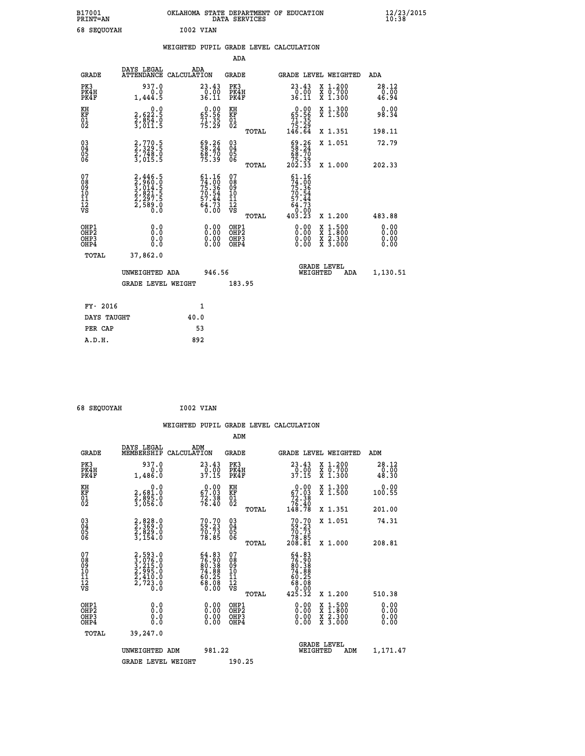B17001 OKLAHOMA STATE DEPARTMENT OF EDUCATION 12/23/2015
PRINT=AN DATA SERVICES 10:38

68 SEQUOYAH I002 VIAN

## WEIGHTED PUPIL GRADE LEVEL CALCULATION

### ADA

| GRADE | DAYS LEGAL ATTENDANCE | ADA CALCULATION | GRADE | | GRADE LEVEL | WEIGHTED | ADA |
|---|---|---|---|---|---|---|---|
| PK3 | 937.0 | 23.43 | PK3 | | 23.43 | X 1.200 | 28.12 |
| PK4H | 0.0 | 0.00 | PK4H | | 0.00 | X 0.700 | 0.00 |
| PK4F | 1,444.5 | 36.11 | PK4F | | 36.11 | X 1.300 | 46.94 |
| KH | 0.0 | 0.00 | KH | | 0.00 | X 1.300 | 0.00 |
| KF | 2,622.5 | 65.56 | KF | | 65.56 | X 1.500 | 98.34 |
| 01 | 2,854.0 | 71.35 | 01 | | 71.35 | | |
| 02 | 3,011.5 | 75.29 | 02 | | 75.29 | | |
| | | | | TOTAL | 146.64 | X 1.351 | 198.11 |
| 03 | 2,770.5 | 69.26 | 03 | | 69.26 | X 1.051 | 72.79 |
| 04 | 2,329.5 | 58.24 | 04 | | 58.24 | | |
| 05 | 2,748.0 | 68.70 | 05 | | 68.70 | | |
| 06 | 3,015.5 | 75.39 | 06 | | 75.39 | | |
| | | | | TOTAL | 202.33 | X 1.000 | 202.33 |
| 07 | 2,446.5 | 61.16 | 07 | | 61.16 | | |
| 08 | 2,960.0 | 74.00 | 08 | | 74.00 | | |
| 09 | 3,014.5 | 75.36 | 09 | | 75.36 | | |
| 10 | 2,821.5 | 70.54 | 10 | | 70.54 | | |
| 11 | 2,297.5 | 57.44 | 11 | | 57.44 | | |
| 12 | 2,589.0 | 64.73 | 12 | | 64.73 | | |
| VS | 0.0 | 0.00 | VS | | 0.00 | | |
| | | | | TOTAL | 403.23 | X 1.200 | 483.88 |
| OHP1 | 0.0 | 0.00 | OHP1 | | 0.00 | X 1.500 | 0.00 |
| OHP2 | 0.0 | 0.00 | OHP2 | | 0.00 | X 1.800 | 0.00 |
| OHP3 | 0.0 | 0.00 | OHP3 | | 0.00 | X 2.300 | 0.00 |
| OHP4 | 0.0 | 0.00 | OHP4 | | 0.00 | X 3.000 | 0.00 |
| TOTAL | 37,862.0 | | | | | | |

UNWEIGHTED ADA 946.56 | GRADE LEVEL WEIGHTED ADA 1,130.51

GRADE LEVEL WEIGHT 183.95

| | |
|---|---|
| FY- 2016 | 1 |
| DAYS TAUGHT | 40.0 |
| PER CAP | 53 |
| A.D.H. | 892 |

68 SEQUOYAH I002 VIAN

## WEIGHTED PUPIL GRADE LEVEL CALCULATION

### ADM

| GRADE | DAYS LEGAL MEMBERSHIP | ADM CALCULATION | GRADE | | GRADE LEVEL | WEIGHTED | ADM |
|---|---|---|---|---|---|---|---|
| PK3 | 937.0 | 23.43 | PK3 | | 23.43 | X 1.200 | 28.12 |
| PK4H | 0.0 | 0.00 | PK4H | | 0.00 | X 0.700 | 0.00 |
| PK4F | 1,486.0 | 37.15 | PK4F | | 37.15 | X 1.300 | 48.30 |
| KH | 0.0 | 0.00 | KH | | 0.00 | X 1.300 | 0.00 |
| KF | 2,681.0 | 67.03 | KF | | 67.03 | X 1.500 | 100.55 |
| 01 | 2,895.0 | 72.38 | 01 | | 72.38 | | |
| 02 | 3,056.0 | 76.40 | 02 | | 76.40 | | |
| | | | | TOTAL | 148.78 | X 1.351 | 201.00 |
| 03 | 2,828.0 | 70.70 | 03 | | 70.70 | X 1.051 | 74.31 |
| 04 | 2,369.0 | 59.23 | 04 | | 59.23 | | |
| 05 | 2,829.0 | 70.73 | 05 | | 70.73 | | |
| 06 | 3,154.0 | 78.85 | 06 | | 78.85 | | |
| | | | | TOTAL | 208.81 | X 1.000 | 208.81 |
| 07 | 2,593.0 | 64.83 | 07 | | 64.83 | | |
| 08 | 3,076.0 | 76.90 | 08 | | 76.90 | | |
| 09 | 3,215.0 | 80.38 | 09 | | 80.38 | | |
| 10 | 2,995.0 | 74.88 | 10 | | 74.88 | | |
| 11 | 2,410.0 | 60.25 | 11 | | 60.25 | | |
| 12 | 2,723.0 | 68.08 | 12 | | 68.08 | | |
| VS | 0.0 | 0.00 | VS | | 0.00 | | |
| | | | | TOTAL | 425.32 | X 1.200 | 510.38 |
| OHP1 | 0.0 | 0.00 | OHP1 | | 0.00 | X 1.500 | 0.00 |
| OHP2 | 0.0 | 0.00 | OHP2 | | 0.00 | X 1.800 | 0.00 |
| OHP3 | 0.0 | 0.00 | OHP3 | | 0.00 | X 2.300 | 0.00 |
| OHP4 | 0.0 | 0.00 | OHP4 | | 0.00 | X 3.000 | 0.00 |
| TOTAL | 39,247.0 | | | | | | |

UNWEIGHTED ADM 981.22 | GRADE LEVEL WEIGHTED ADM 1,171.47

GRADE LEVEL WEIGHT 190.25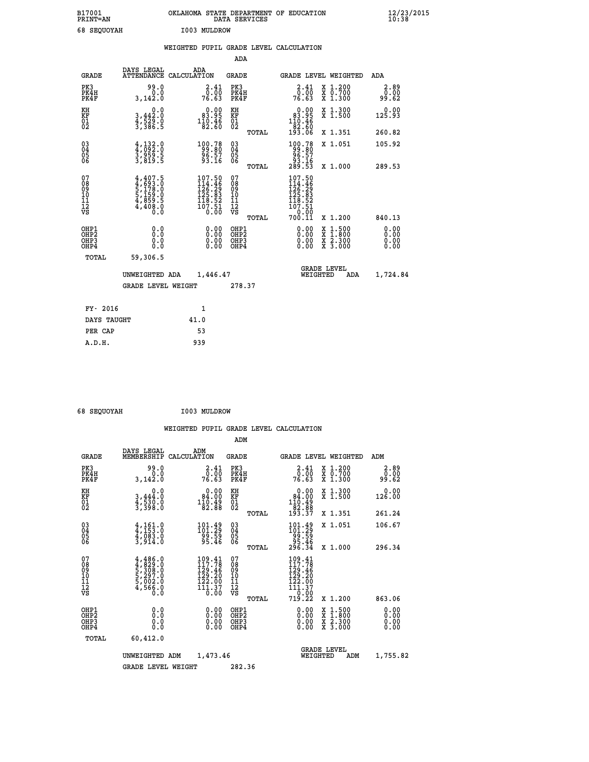B17001 OKLAHOMA STATE DEPARTMENT OF EDUCATION 12/23/2015
PRINT=AN DATA SERVICES 10:38

68 SEQUOYAH I003 MULDROW

WEIGHTED PUPIL GRADE LEVEL CALCULATION

ADA

| GRADE | DAYS LEGAL ATTENDANCE | ADA CALCULATION | GRADE | | GRADE LEVEL | WEIGHTED | ADA |
|---|---|---|---|---|---|---|---|
| PK3 | 99.0 | 2.41 | PK3 | | 2.41 | X 1.200 | 2.89 |
| PK4H | 0.0 | 0.00 | PK4H | | 0.00 | X 0.700 | 0.00 |
| PK4F | 3,142.0 | 76.63 | PK4F | | 76.63 | X 1.300 | 99.62 |
| KH | 0.0 | 0.00 | KH | | 0.00 | X 1.300 | 0.00 |
| KF | 3,442.0 | 83.95 | KF | | 83.95 | X 1.500 | 125.93 |
| 01 | 4,529.0 | 110.46 | 01 | | 110.46 | | |
| 02 | 3,386.5 | 82.60 | 02 | | 82.60 | | |
| | | | | TOTAL | 193.06 | X 1.351 | 260.82 |
| 03 | 4,132.0 | 100.78 | 03 | | 100.78 | X 1.051 | 105.92 |
| 04 | 4,092.0 | 99.80 | 04 | | 99.80 | | |
| 05 | 3,959.5 | 96.57 | 05 | | 96.57 | | |
| 06 | 3,819.5 | 93.16 | 06 | | 93.16 | | |
| | | | | TOTAL | 289.53 | X 1.000 | 289.53 |
| 07 | 4,407.5 | 107.50 | 07 | | 107.50 | | |
| 08 | 4,693.0 | 114.46 | 08 | | 114.46 | | |
| 09 | 5,178.0 | 126.29 | 09 | | 126.29 | | |
| 10 | 5,159.0 | 125.83 | 10 | | 125.83 | | |
| 11 | 4,859.5 | 118.52 | 11 | | 118.52 | | |
| 12 | 4,408.0 | 107.51 | 12 | | 107.51 | | |
| VS | 0.0 | 0.00 | VS | | 0.00 | | |
| | | | | TOTAL | 700.11 | X 1.200 | 840.13 |
| OHP1 | 0.0 | 0.00 | OHP1 | | 0.00 | X 1.500 | 0.00 |
| OHP2 | 0.0 | 0.00 | OHP2 | | 0.00 | X 1.800 | 0.00 |
| OHP3 | 0.0 | 0.00 | OHP3 | | 0.00 | X 2.300 | 0.00 |
| OHP4 | 0.0 | 0.00 | OHP4 | | 0.00 | X 3.000 | 0.00 |
| TOTAL | 59,306.5 | | | | | | |

UNWEIGHTED ADA 1,446.47 GRADE LEVEL WEIGHTED ADA 1,724.84

GRADE LEVEL WEIGHT 278.37

| FY- 2016 | 1 |
|---|---|
| DAYS TAUGHT | 41.0 |
| PER CAP | 53 |
| A.D.H. | 939 |

68 SEQUOYAH I003 MULDROW

WEIGHTED PUPIL GRADE LEVEL CALCULATION

ADM

| GRADE | DAYS LEGAL MEMBERSHIP | ADM CALCULATION | GRADE | | GRADE LEVEL | WEIGHTED | ADM |
|---|---|---|---|---|---|---|---|
| PK3 | 99.0 | 2.41 | PK3 | | 2.41 | X 1.200 | 2.89 |
| PK4H | 0.0 | 0.00 | PK4H | | 0.00 | X 0.700 | 0.00 |
| PK4F | 3,142.0 | 76.63 | PK4F | | 76.63 | X 1.300 | 99.62 |
| KH | 0.0 | 0.00 | KH | | 0.00 | X 1.300 | 0.00 |
| KF | 3,444.0 | 84.00 | KF | | 84.00 | X 1.500 | 126.00 |
| 01 | 4,530.0 | 110.49 | 01 | | 110.49 | | |
| 02 | 3,398.0 | 82.88 | 02 | | 82.88 | | |
| | | | | TOTAL | 193.37 | X 1.351 | 261.24 |
| 03 | 4,161.0 | 101.49 | 03 | | 101.49 | X 1.051 | 106.67 |
| 04 | 4,153.0 | 101.29 | 04 | | 101.29 | | |
| 05 | 4,083.0 | 99.59 | 05 | | 99.59 | | |
| 06 | 3,914.0 | 95.46 | 06 | | 95.46 | | |
| | | | | TOTAL | 296.34 | X 1.000 | 296.34 |
| 07 | 4,486.0 | 109.41 | 07 | | 109.41 | | |
| 08 | 4,829.0 | 117.78 | 08 | | 117.78 | | |
| 09 | 5,308.0 | 129.46 | 09 | | 129.46 | | |
| 10 | 5,297.0 | 129.20 | 10 | | 129.20 | | |
| 11 | 5,002.0 | 122.00 | 11 | | 122.00 | | |
| 12 | 4,566.0 | 111.37 | 12 | | 111.37 | | |
| VS | 0.0 | 0.00 | VS | | 0.00 | | |
| | | | | TOTAL | 719.22 | X 1.200 | 863.06 |
| OHP1 | 0.0 | 0.00 | OHP1 | | 0.00 | X 1.500 | 0.00 |
| OHP2 | 0.0 | 0.00 | OHP2 | | 0.00 | X 1.800 | 0.00 |
| OHP3 | 0.0 | 0.00 | OHP3 | | 0.00 | X 2.300 | 0.00 |
| OHP4 | 0.0 | 0.00 | OHP4 | | 0.00 | X 3.000 | 0.00 |
| TOTAL | 60,412.0 | | | | | | |

UNWEIGHTED ADM 1,473.46 GRADE LEVEL WEIGHTED ADM 1,755.82

GRADE LEVEL WEIGHT 282.36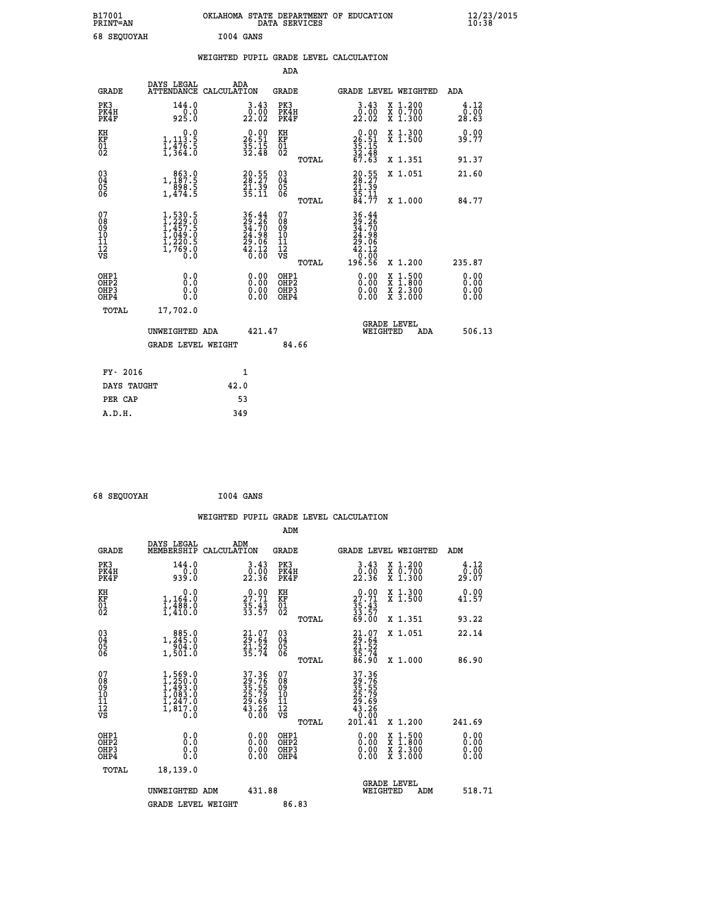B17001 OKLAHOMA STATE DEPARTMENT OF EDUCATION 12/23/2015
PRINT=AN DATA SERVICES 10:38

68 SEQUOYAH I004 GANS

## WEIGHTED PUPIL GRADE LEVEL CALCULATION

### ADA

| GRADE | DAYS LEGAL ATTENDANCE | ADA CALCULATION | GRADE | | GRADE LEVEL | WEIGHTED | ADA |
|---|---|---|---|---|---|---|---|
| PK3 | 144.0 | 3.43 | PK3 | | 3.43 | X 1.200 | 4.12 |
| PK4H | 0.0 | 0.00 | PK4H | | 0.00 | X 0.700 | 0.00 |
| PK4F | 925.0 | 22.02 | PK4F | | 22.02 | X 1.300 | 28.63 |
| KH | 0.0 | 0.00 | KH | | 0.00 | X 1.300 | 0.00 |
| KF | 1,113.5 | 26.51 | KF | | 26.51 | X 1.500 | 39.77 |
| 01 | 1,476.5 | 35.15 | 01 | | 35.15 | | |
| 02 | 1,364.0 | 32.48 | 02 | | 32.48 | | |
| | | | | TOTAL | 67.63 | X 1.351 | 91.37 |
| 03 | 863.0 | 20.55 | 03 | | 20.55 | X 1.051 | 21.60 |
| 04 | 1,187.5 | 28.27 | 04 | | 28.27 | | |
| 05 | 898.5 | 21.39 | 05 | | 21.39 | | |
| 06 | 1,474.5 | 35.11 | 06 | | 35.11 | | |
| | | | | TOTAL | 84.77 | X 1.000 | 84.77 |
| 07 | 1,530.5 | 36.44 | 07 | | 36.44 | | |
| 08 | 1,229.0 | 29.26 | 08 | | 29.26 | | |
| 09 | 1,457.5 | 34.70 | 09 | | 34.70 | | |
| 10 | 1,049.0 | 24.98 | 10 | | 24.98 | | |
| 11 | 1,220.5 | 29.06 | 11 | | 29.06 | | |
| 12 | 1,769.0 | 42.12 | 12 | | 42.12 | | |
| VS | 0.0 | 0.00 | VS | | 0.00 | | |
| | | | | TOTAL | 196.56 | X 1.200 | 235.87 |
| OHP1 | 0.0 | 0.00 | OHP1 | | 0.00 | X 1.500 | 0.00 |
| OHP2 | 0.0 | 0.00 | OHP2 | | 0.00 | X 1.800 | 0.00 |
| OHP3 | 0.0 | 0.00 | OHP3 | | 0.00 | X 2.300 | 0.00 |
| OHP4 | 0.0 | 0.00 | OHP4 | | 0.00 | X 3.000 | 0.00 |
| TOTAL | 17,702.0 | | | | | | |

UNWEIGHTED ADA 421.47 GRADE LEVEL WEIGHTED ADA 506.13

GRADE LEVEL WEIGHT 84.66

| FY- 2016 | 1 |
|---|---|
| DAYS TAUGHT | 42.0 |
| PER CAP | 53 |
| A.D.H. | 349 |

68 SEQUOYAH I004 GANS

## WEIGHTED PUPIL GRADE LEVEL CALCULATION

### ADM

| GRADE | DAYS LEGAL MEMBERSHIP | ADM CALCULATION | GRADE | | GRADE LEVEL | WEIGHTED | ADM |
|---|---|---|---|---|---|---|---|
| PK3 | 144.0 | 3.43 | PK3 | | 3.43 | X 1.200 | 4.12 |
| PK4H | 0.0 | 0.00 | PK4H | | 0.00 | X 0.700 | 0.00 |
| PK4F | 939.0 | 22.36 | PK4F | | 22.36 | X 1.300 | 29.07 |
| KH | 0.0 | 0.00 | KH | | 0.00 | X 1.300 | 0.00 |
| KF | 1,164.0 | 27.71 | KF | | 27.71 | X 1.500 | 41.57 |
| 01 | 1,488.0 | 35.43 | 01 | | 35.43 | | |
| 02 | 1,410.0 | 33.57 | 02 | | 33.57 | | |
| | | | | TOTAL | 69.00 | X 1.351 | 93.22 |
| 03 | 885.0 | 21.07 | 03 | | 21.07 | X 1.051 | 22.14 |
| 04 | 1,245.0 | 29.64 | 04 | | 29.64 | | |
| 05 | 904.0 | 21.52 | 05 | | 21.52 | | |
| 06 | 1,501.0 | 35.74 | 06 | | 35.74 | | |
| | | | | TOTAL | 86.90 | X 1.000 | 86.90 |
| 07 | 1,569.0 | 37.36 | 07 | | 37.36 | | |
| 08 | 1,250.0 | 29.76 | 08 | | 29.76 | | |
| 09 | 1,493.0 | 35.55 | 09 | | 35.55 | | |
| 10 | 1,083.0 | 25.79 | 10 | | 25.79 | | |
| 11 | 1,247.0 | 29.69 | 11 | | 29.69 | | |
| 12 | 1,817.0 | 43.26 | 12 | | 43.26 | | |
| VS | 0.0 | 0.00 | VS | | 0.00 | | |
| | | | | TOTAL | 201.41 | X 1.200 | 241.69 |
| OHP1 | 0.0 | 0.00 | OHP1 | | 0.00 | X 1.500 | 0.00 |
| OHP2 | 0.0 | 0.00 | OHP2 | | 0.00 | X 1.800 | 0.00 |
| OHP3 | 0.0 | 0.00 | OHP3 | | 0.00 | X 2.300 | 0.00 |
| OHP4 | 0.0 | 0.00 | OHP4 | | 0.00 | X 3.000 | 0.00 |
| TOTAL | 18,139.0 | | | | | | |

UNWEIGHTED ADM 431.88 GRADE LEVEL WEIGHTED ADM 518.71

GRADE LEVEL WEIGHT 86.83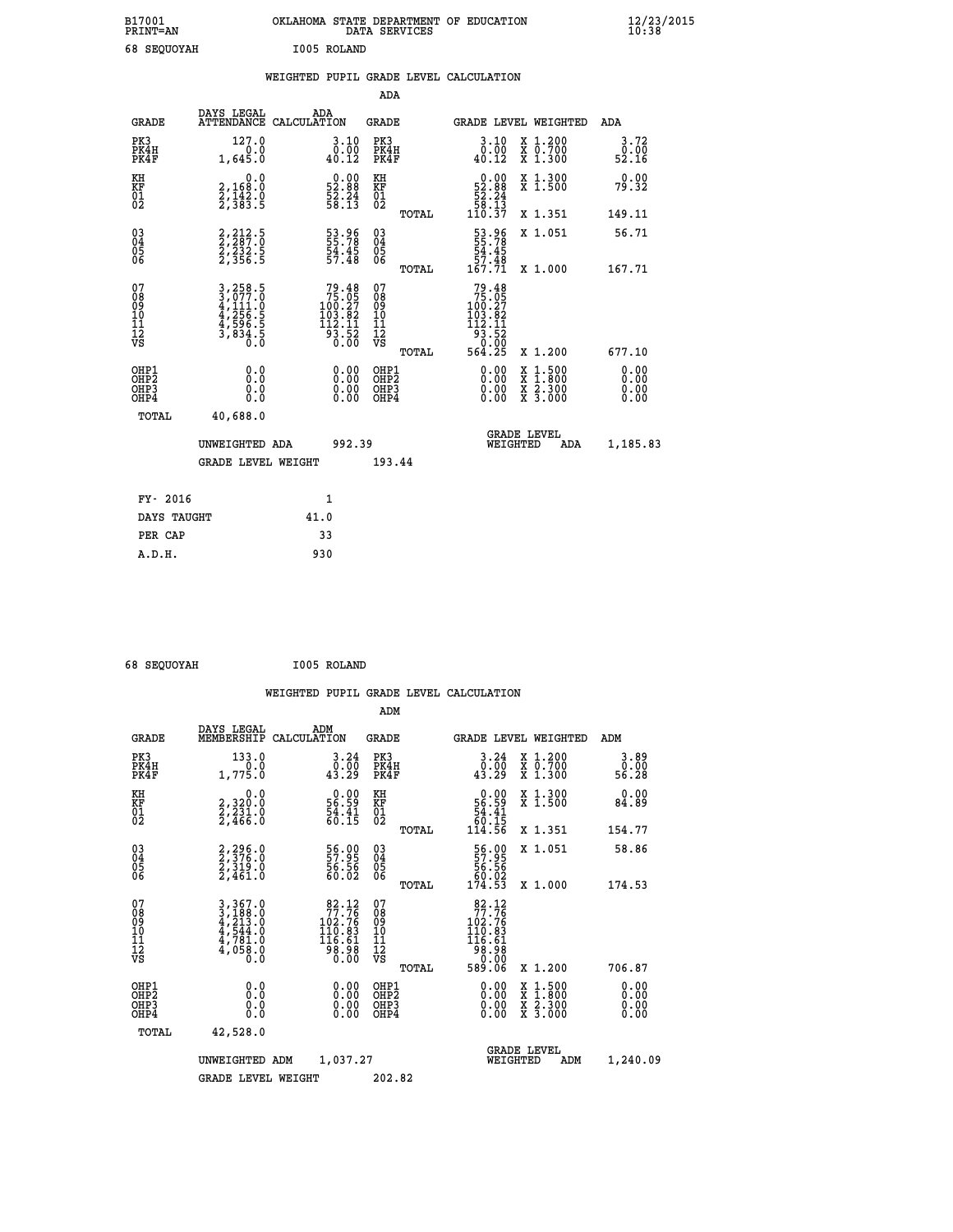B17001 OKLAHOMA STATE DEPARTMENT OF EDUCATION 12/23/2015
PRINT=AN DATA SERVICES 10:38

68 SEQUOYAH I005 ROLAND

## WEIGHTED PUPIL GRADE LEVEL CALCULATION

### ADA

| GRADE | DAYS LEGAL ATTENDANCE | ADA CALCULATION | GRADE | | GRADE LEVEL | WEIGHTED | ADA |
|---|---|---|---|---|---|---|---|
| PK3 | 127.0 | 3.10 | PK3 | | 3.10 | X 1.200 | 3.72 |
| PK4H | 0.0 | 0.00 | PK4H | | 0.00 | X 0.700 | 0.00 |
| PK4F | 1,645.0 | 40.12 | PK4F | | 40.12 | X 1.300 | 52.16 |
| KH | 0.0 | 0.00 | KH | | 0.00 | X 1.300 | 0.00 |
| KF | 2,168.0 | 52.88 | KF | | 52.88 | X 1.500 | 79.32 |
| 01 | 2,142.0 | 52.24 | 01 | | 52.24 | | |
| 02 | 2,383.5 | 58.13 | 02 | | 58.13 | | |
| | | | | TOTAL | 110.37 | X 1.351 | 149.11 |
| 03 | 2,212.5 | 53.96 | 03 | | 53.96 | X 1.051 | 56.71 |
| 04 | 2,287.0 | 55.78 | 04 | | 55.78 | | |
| 05 | 2,232.5 | 54.45 | 05 | | 54.45 | | |
| 06 | 2,356.5 | 57.48 | 06 | | 57.48 | | |
| | | | | TOTAL | 167.71 | X 1.000 | 167.71 |
| 07 | 3,258.5 | 79.48 | 07 | | 79.48 | | |
| 08 | 3,077.0 | 75.05 | 08 | | 75.05 | | |
| 09 | 4,111.0 | 100.27 | 09 | | 100.27 | | |
| 10 | 4,256.5 | 103.82 | 10 | | 103.82 | | |
| 11 | 4,596.5 | 112.11 | 11 | | 112.11 | | |
| 12 | 3,834.5 | 93.52 | 12 | | 93.52 | | |
| VS | 0.0 | 0.00 | VS | | 0.00 | | |
| | | | | TOTAL | 564.25 | X 1.200 | 677.10 |
| OHP1 | 0.0 | 0.00 | OHP1 | | 0.00 | X 1.500 | 0.00 |
| OHP2 | 0.0 | 0.00 | OHP2 | | 0.00 | X 1.800 | 0.00 |
| OHP3 | 0.0 | 0.00 | OHP3 | | 0.00 | X 2.300 | 0.00 |
| OHP4 | 0.0 | 0.00 | OHP4 | | 0.00 | X 3.000 | 0.00 |
| TOTAL | 40,688.0 | | | | | | |

UNWEIGHTED ADA 992.39 | GRADE LEVEL WEIGHTED ADA 1,185.83

GRADE LEVEL WEIGHT 193.44

| | |
|---|---|
| FY- 2016 | 1 |
| DAYS TAUGHT | 41.0 |
| PER CAP | 33 |
| A.D.H. | 930 |

68 SEQUOYAH I005 ROLAND

## WEIGHTED PUPIL GRADE LEVEL CALCULATION

### ADM

| GRADE | DAYS LEGAL MEMBERSHIP | ADM CALCULATION | GRADE | | GRADE LEVEL | WEIGHTED | ADM |
|---|---|---|---|---|---|---|---|
| PK3 | 133.0 | 3.24 | PK3 | | 3.24 | X 1.200 | 3.89 |
| PK4H | 0.0 | 0.00 | PK4H | | 0.00 | X 0.700 | 0.00 |
| PK4F | 1,775.0 | 43.29 | PK4F | | 43.29 | X 1.300 | 56.28 |
| KH | 0.0 | 0.00 | KH | | 0.00 | X 1.300 | 0.00 |
| KF | 2,320.0 | 56.59 | KF | | 56.59 | X 1.500 | 84.89 |
| 01 | 2,231.0 | 54.41 | 01 | | 54.41 | | |
| 02 | 2,466.0 | 60.15 | 02 | | 60.15 | | |
| | | | | TOTAL | 114.56 | X 1.351 | 154.77 |
| 03 | 2,296.0 | 56.00 | 03 | | 56.00 | X 1.051 | 58.86 |
| 04 | 2,376.0 | 57.95 | 04 | | 57.95 | | |
| 05 | 2,319.0 | 56.56 | 05 | | 56.56 | | |
| 06 | 2,461.0 | 60.02 | 06 | | 60.02 | | |
| | | | | TOTAL | 174.53 | X 1.000 | 174.53 |
| 07 | 3,367.0 | 82.12 | 07 | | 82.12 | | |
| 08 | 3,188.0 | 77.76 | 08 | | 77.76 | | |
| 09 | 4,213.0 | 102.76 | 09 | | 102.76 | | |
| 10 | 4,544.0 | 110.83 | 10 | | 110.83 | | |
| 11 | 4,781.0 | 116.61 | 11 | | 116.61 | | |
| 12 | 4,058.0 | 98.98 | 12 | | 98.98 | | |
| VS | 0.0 | 0.00 | VS | | 0.00 | | |
| | | | | TOTAL | 589.06 | X 1.200 | 706.87 |
| OHP1 | 0.0 | 0.00 | OHP1 | | 0.00 | X 1.500 | 0.00 |
| OHP2 | 0.0 | 0.00 | OHP2 | | 0.00 | X 1.800 | 0.00 |
| OHP3 | 0.0 | 0.00 | OHP3 | | 0.00 | X 2.300 | 0.00 |
| OHP4 | 0.0 | 0.00 | OHP4 | | 0.00 | X 3.000 | 0.00 |
| TOTAL | 42,528.0 | | | | | | |

UNWEIGHTED ADM 1,037.27 | GRADE LEVEL WEIGHTED ADM 1,240.09

GRADE LEVEL WEIGHT 202.82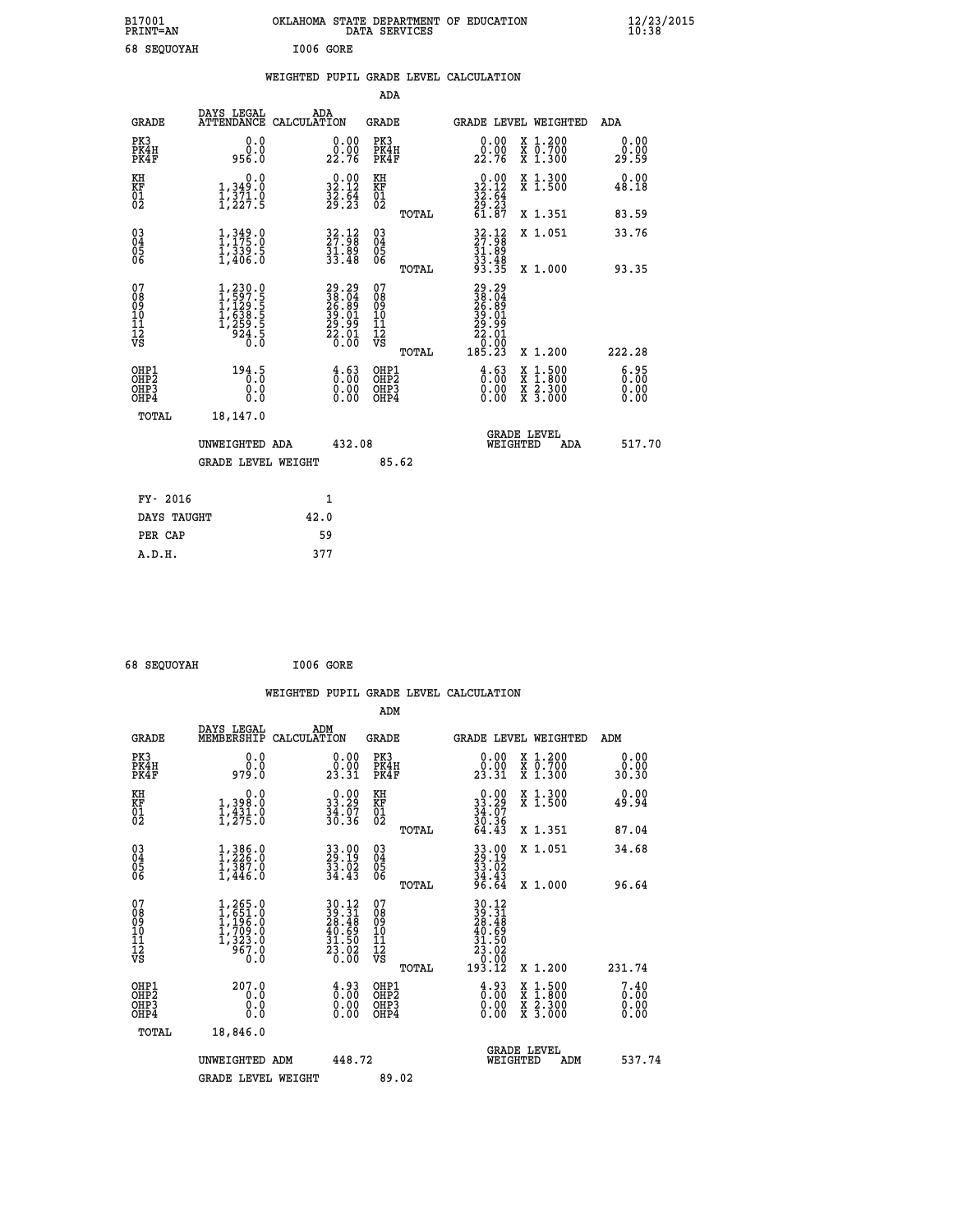B17001 OKLAHOMA STATE DEPARTMENT OF EDUCATION 12/23/2015
PRINT=AN DATA SERVICES 10:38

68 SEQUOYAH I006 GORE

## WEIGHTED PUPIL GRADE LEVEL CALCULATION

### ADA

| GRADE | DAYS LEGAL ATTENDANCE | ADA CALCULATION | GRADE | GRADE LEVEL | WEIGHTED | ADA |
|---|---|---|---|---|---|---|
| PK3 | 0.0 | 0.00 | PK3 | 0.00 | X 1.200 | 0.00 |
| PK4H | 0.0 | 0.00 | PK4H | 0.00 | X 0.700 | 0.00 |
| PK4F | 956.0 | 22.76 | PK4F | 22.76 | X 1.300 | 29.59 |
| KH | 0.0 | 0.00 | KH | 0.00 | X 1.300 | 0.00 |
| KF | 1,349.0 | 32.12 | KF | 32.12 | X 1.500 | 48.18 |
| 01 | 1,371.0 | 32.64 | 01 | 32.64 | | |
| 02 | 1,227.5 | 29.23 | 02 | 29.23 | | |
| | | | TOTAL | 61.87 | X 1.351 | 83.59 |
| 03 | 1,349.0 | 32.12 | 03 | 32.12 | X 1.051 | 33.76 |
| 04 | 1,175.0 | 27.98 | 04 | 27.98 | | |
| 05 | 1,339.5 | 31.89 | 05 | 31.89 | | |
| 06 | 1,406.0 | 33.48 | 06 | 33.48 | | |
| | | | TOTAL | 93.35 | X 1.000 | 93.35 |
| 07 | 1,230.0 | 29.29 | 07 | 29.29 | | |
| 08 | 1,597.5 | 38.04 | 08 | 38.04 | | |
| 09 | 1,129.5 | 26.89 | 09 | 26.89 | | |
| 10 | 1,638.5 | 39.01 | 10 | 39.01 | | |
| 11 | 1,259.5 | 29.99 | 11 | 29.99 | | |
| 12 | 924.5 | 22.01 | 12 | 22.01 | | |
| VS | 0.0 | 0.00 | VS | 0.00 | | |
| | | | TOTAL | 185.23 | X 1.200 | 222.28 |
| OHP1 | 194.5 | 4.63 | OHP1 | 4.63 | X 1.500 | 6.95 |
| OHP2 | 0.0 | 0.00 | OHP2 | 0.00 | X 1.800 | 0.00 |
| OHP3 | 0.0 | 0.00 | OHP3 | 0.00 | X 2.300 | 0.00 |
| OHP4 | 0.0 | 0.00 | OHP4 | 0.00 | X 3.000 | 0.00 |
| TOTAL | 18,147.0 | | | | | |

UNWEIGHTED ADA 432.08 GRADE LEVEL WEIGHTED ADA 517.70

GRADE LEVEL WEIGHT 85.62

| FY- 2016 | 1 |
|---|---|
| DAYS TAUGHT | 42.0 |
| PER CAP | 59 |
| A.D.H. | 377 |

68 SEQUOYAH I006 GORE

## WEIGHTED PUPIL GRADE LEVEL CALCULATION

### ADM

| GRADE | DAYS LEGAL MEMBERSHIP | ADM CALCULATION | GRADE | GRADE LEVEL | WEIGHTED | ADM |
|---|---|---|---|---|---|---|
| PK3 | 0.0 | 0.00 | PK3 | 0.00 | X 1.200 | 0.00 |
| PK4H | 0.0 | 0.00 | PK4H | 0.00 | X 0.700 | 0.00 |
| PK4F | 979.0 | 23.31 | PK4F | 23.31 | X 1.300 | 30.30 |
| KH | 0.0 | 0.00 | KH | 0.00 | X 1.300 | 0.00 |
| KF | 1,398.0 | 33.29 | KF | 33.29 | X 1.500 | 49.94 |
| 01 | 1,431.0 | 34.07 | 01 | 34.07 | | |
| 02 | 1,275.0 | 30.36 | 02 | 30.36 | | |
| | | | TOTAL | 64.43 | X 1.351 | 87.04 |
| 03 | 1,386.0 | 33.00 | 03 | 33.00 | X 1.051 | 34.68 |
| 04 | 1,226.0 | 29.19 | 04 | 29.19 | | |
| 05 | 1,387.0 | 33.02 | 05 | 33.02 | | |
| 06 | 1,446.0 | 34.43 | 06 | 34.43 | | |
| | | | TOTAL | 96.64 | X 1.000 | 96.64 |
| 07 | 1,265.0 | 30.12 | 07 | 30.12 | | |
| 08 | 1,651.0 | 39.31 | 08 | 39.31 | | |
| 09 | 1,196.0 | 28.48 | 09 | 28.48 | | |
| 10 | 1,709.0 | 40.69 | 10 | 40.69 | | |
| 11 | 1,323.0 | 31.50 | 11 | 31.50 | | |
| 12 | 967.0 | 23.02 | 12 | 23.02 | | |
| VS | 0.0 | 0.00 | VS | 0.00 | | |
| | | | TOTAL | 193.12 | X 1.200 | 231.74 |
| OHP1 | 207.0 | 4.93 | OHP1 | 4.93 | X 1.500 | 7.40 |
| OHP2 | 0.0 | 0.00 | OHP2 | 0.00 | X 1.800 | 0.00 |
| OHP3 | 0.0 | 0.00 | OHP3 | 0.00 | X 2.300 | 0.00 |
| OHP4 | 0.0 | 0.00 | OHP4 | 0.00 | X 3.000 | 0.00 |
| TOTAL | 18,846.0 | | | | | |

UNWEIGHTED ADM 448.72 GRADE LEVEL WEIGHTED ADM 537.74

GRADE LEVEL WEIGHT 89.02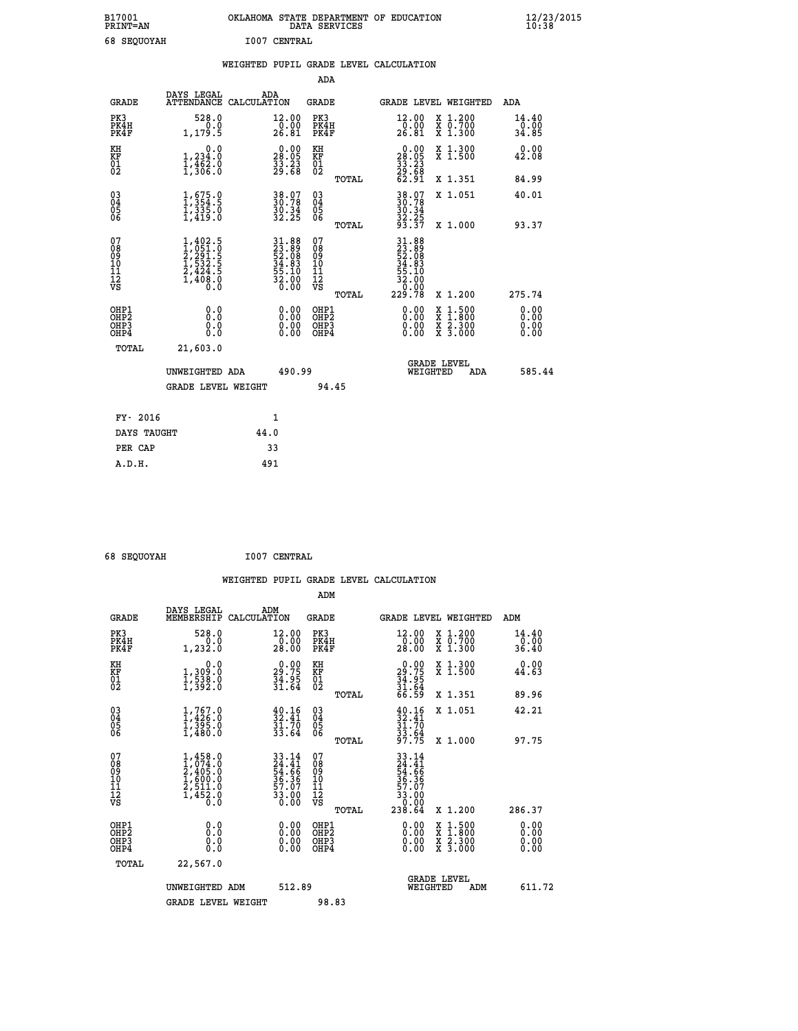B17001 OKLAHOMA STATE DEPARTMENT OF EDUCATION 12/23/2015
PRINT=AN DATA SERVICES 10:38

68 SEQUOYAH I007 CENTRAL

## WEIGHTED PUPIL GRADE LEVEL CALCULATION

### ADA

| GRADE | DAYS LEGAL ATTENDANCE | ADA CALCULATION | GRADE | GRADE LEVEL | WEIGHTED | ADA |
|---|---|---|---|---|---|---|
| PK3 | 528.0 | 12.00 | PK3 | 12.00 | X 1.200 | 14.40 |
| PK4H | 0.0 | 0.00 | PK4H | 0.00 | X 0.700 | 0.00 |
| PK4F | 1,179.5 | 26.81 | PK4F | 26.81 | X 1.300 | 34.85 |
| KH | 0.0 | 0.00 | KH | 0.00 | X 1.300 | 0.00 |
| KF | 1,234.0 | 28.05 | KF | 28.05 | X 1.500 | 42.08 |
| 01 | 1,462.0 | 33.23 | 01 | 33.23 | | |
| 02 | 1,306.0 | 29.68 | 02 | 29.68 | | |
| | | | TOTAL | 62.91 | X 1.351 | 84.99 |
| 03 | 1,675.0 | 38.07 | 03 | 38.07 | X 1.051 | 40.01 |
| 04 | 1,354.5 | 30.78 | 04 | 30.78 | | |
| 05 | 1,335.0 | 30.34 | 05 | 30.34 | | |
| 06 | 1,419.0 | 32.25 | 06 | 32.25 | | |
| | | | TOTAL | 93.37 | X 1.000 | 93.37 |
| 07 | 1,402.5 | 31.88 | 07 | 31.88 | | |
| 08 | 1,051.0 | 23.89 | 08 | 23.89 | | |
| 09 | 2,291.5 | 52.08 | 09 | 52.08 | | |
| 10 | 1,532.5 | 34.83 | 10 | 34.83 | | |
| 11 | 2,424.5 | 55.10 | 11 | 55.10 | | |
| 12 | 1,408.0 | 32.00 | 12 | 32.00 | | |
| VS | 0.0 | 0.00 | VS | 0.00 | | |
| | | | TOTAL | 229.78 | X 1.200 | 275.74 |
| OHP1 | 0.0 | 0.00 | OHP1 | 0.00 | X 1.500 | 0.00 |
| OHP2 | 0.0 | 0.00 | OHP2 | 0.00 | X 1.800 | 0.00 |
| OHP3 | 0.0 | 0.00 | OHP3 | 0.00 | X 2.300 | 0.00 |
| OHP4 | 0.0 | 0.00 | OHP4 | 0.00 | X 3.000 | 0.00 |
| TOTAL | 21,603.0 | | | | | |

UNWEIGHTED ADA 490.99 GRADE LEVEL WEIGHTED ADA 585.44

GRADE LEVEL WEIGHT 94.45

| | |
|---|---|
| FY- 2016 | 1 |
| DAYS TAUGHT | 44.0 |
| PER CAP | 33 |
| A.D.H. | 491 |

68 SEQUOYAH I007 CENTRAL

## WEIGHTED PUPIL GRADE LEVEL CALCULATION

### ADM

| GRADE | DAYS LEGAL MEMBERSHIP | ADM CALCULATION | GRADE | GRADE LEVEL | WEIGHTED | ADM |
|---|---|---|---|---|---|---|
| PK3 | 528.0 | 12.00 | PK3 | 12.00 | X 1.200 | 14.40 |
| PK4H | 0.0 | 0.00 | PK4H | 0.00 | X 0.700 | 0.00 |
| PK4F | 1,232.0 | 28.00 | PK4F | 28.00 | X 1.300 | 36.40 |
| KH | 0.0 | 0.00 | KH | 0.00 | X 1.300 | 0.00 |
| KF | 1,309.0 | 29.75 | KF | 29.75 | X 1.500 | 44.63 |
| 01 | 1,538.0 | 34.95 | 01 | 34.95 | | |
| 02 | 1,392.0 | 31.64 | 02 | 31.64 | | |
| | | | TOTAL | 66.59 | X 1.351 | 89.96 |
| 03 | 1,767.0 | 40.16 | 03 | 40.16 | X 1.051 | 42.21 |
| 04 | 1,426.0 | 32.41 | 04 | 32.41 | | |
| 05 | 1,395.0 | 31.70 | 05 | 31.70 | | |
| 06 | 1,480.0 | 33.64 | 06 | 33.64 | | |
| | | | TOTAL | 97.75 | X 1.000 | 97.75 |
| 07 | 1,458.0 | 33.14 | 07 | 33.14 | | |
| 08 | 1,074.0 | 24.41 | 08 | 24.41 | | |
| 09 | 2,405.0 | 54.66 | 09 | 54.66 | | |
| 10 | 1,600.0 | 36.36 | 10 | 36.36 | | |
| 11 | 2,511.0 | 57.07 | 11 | 57.07 | | |
| 12 | 1,452.0 | 33.00 | 12 | 33.00 | | |
| VS | 0.0 | 0.00 | VS | 0.00 | | |
| | | | TOTAL | 238.64 | X 1.200 | 286.37 |
| OHP1 | 0.0 | 0.00 | OHP1 | 0.00 | X 1.500 | 0.00 |
| OHP2 | 0.0 | 0.00 | OHP2 | 0.00 | X 1.800 | 0.00 |
| OHP3 | 0.0 | 0.00 | OHP3 | 0.00 | X 2.300 | 0.00 |
| OHP4 | 0.0 | 0.00 | OHP4 | 0.00 | X 3.000 | 0.00 |
| TOTAL | 22,567.0 | | | | | |

UNWEIGHTED ADM 512.89 GRADE LEVEL WEIGHTED ADM 611.72

GRADE LEVEL WEIGHT 98.83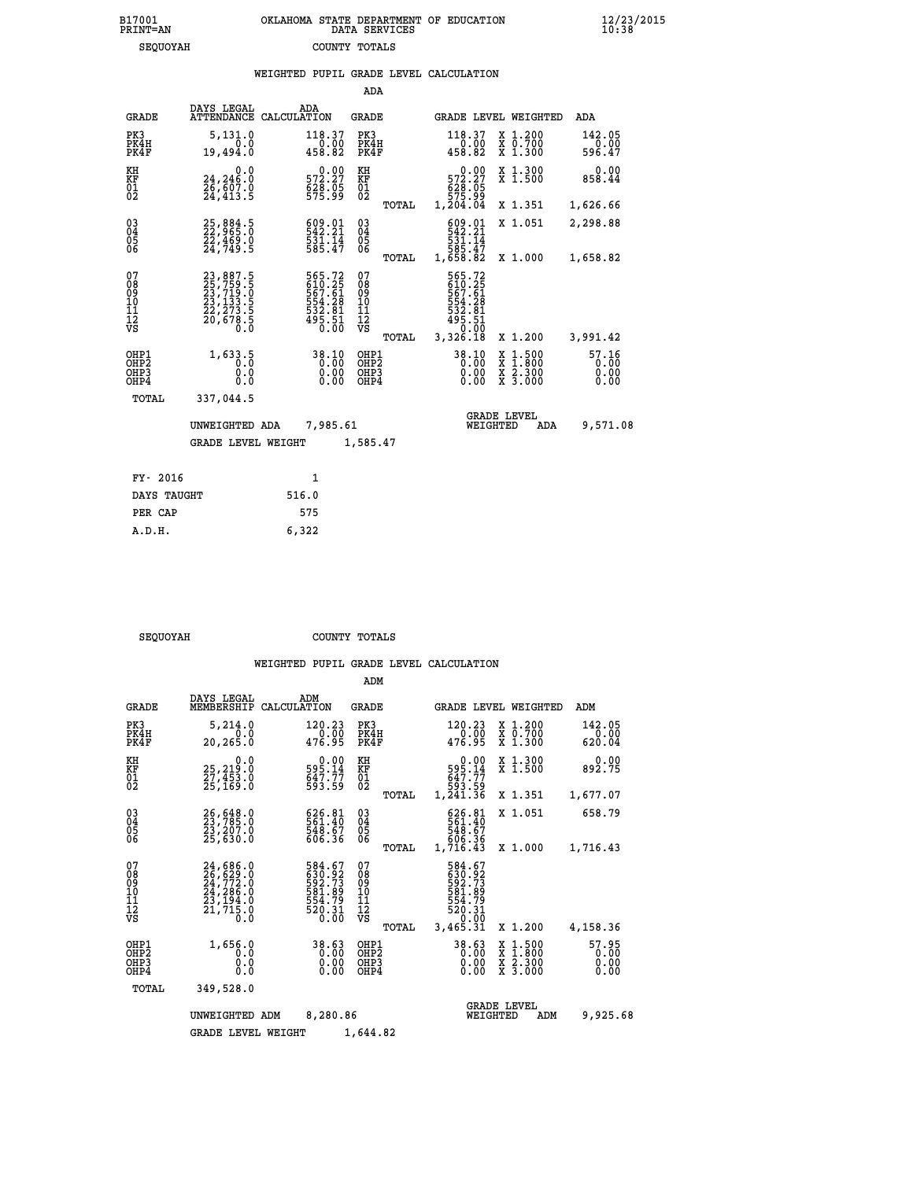B17001 OKLAHOMA STATE DEPARTMENT OF EDUCATION 12/23/2015
PRINT=AN DATA SERVICES 10:38

SEQUOYAH COUNTY TOTALS

### WEIGHTED PUPIL GRADE LEVEL CALCULATION

ADA

| GRADE | DAYS LEGAL ATTENDANCE | ADA CALCULATION | GRADE | GRADE LEVEL | WEIGHTED | ADA |
|---|---|---|---|---|---|---|
| PK3 | 5,131.0 | 118.37 | PK3 | 118.37 | X 1.200 | 142.05 |
| PK4H | 0.0 | 0.00 | PK4H | 0.00 | X 0.700 | 0.00 |
| PK4F | 19,494.0 | 458.82 | PK4F | 458.82 | X 1.300 | 596.47 |
| KH | 0.0 | 0.00 | KH | 0.00 | X 1.300 | 0.00 |
| KF | 24,246.0 | 572.27 | KF | 572.27 | X 1.500 | 858.44 |
| 01 | 26,607.0 | 628.05 | 01 | 628.05 | | |
| 02 | 24,413.5 | 575.99 | 02 | 575.99 | | |
| | | | TOTAL | 1,204.04 | X 1.351 | 1,626.66 |
| 03 | 25,884.5 | 609.01 | 03 | 609.01 | X 1.051 | 2,298.88 |
| 04 | 22,965.0 | 542.21 | 04 | 542.21 | | |
| 05 | 22,469.0 | 531.14 | 05 | 531.14 | | |
| 06 | 24,749.5 | 585.47 | 06 | 585.47 | | |
| | | | TOTAL | 1,658.82 | X 1.000 | 1,658.82 |
| 07 | 23,887.5 | 565.72 | 07 | 565.72 | | |
| 08 | 25,759.5 | 610.25 | 08 | 610.25 | | |
| 09 | 23,719.0 | 567.61 | 09 | 567.61 | | |
| 10 | 23,133.5 | 554.28 | 10 | 554.28 | | |
| 11 | 22,273.5 | 532.81 | 11 | 532.81 | | |
| 12 | 20,678.5 | 495.51 | 12 | 495.51 | | |
| VS | 0.0 | 0.00 | VS | 0.00 | | |
| | | | TOTAL | 3,326.18 | X 1.200 | 3,991.42 |
| OHP1 | 1,633.5 | 38.10 | OHP1 | 38.10 | X 1.500 | 57.16 |
| OHP2 | 0.0 | 0.00 | OHP2 | 0.00 | X 1.800 | 0.00 |
| OHP3 | 0.0 | 0.00 | OHP3 | 0.00 | X 2.300 | 0.00 |
| OHP4 | 0.0 | 0.00 | OHP4 | 0.00 | X 3.000 | 0.00 |
| TOTAL | 337,044.5 | | | | | |

UNWEIGHTED ADA 7,985.61 GRADE LEVEL WEIGHTED ADA 9,571.08

GRADE LEVEL WEIGHT 1,585.47

| FY- 2016 | 1 |
|---|---|
| DAYS TAUGHT | 516.0 |
| PER CAP | 575 |
| A.D.H. | 6,322 |

SEQUOYAH COUNTY TOTALS

### WEIGHTED PUPIL GRADE LEVEL CALCULATION

ADM

| GRADE | DAYS LEGAL MEMBERSHIP | ADM CALCULATION | GRADE | GRADE LEVEL | WEIGHTED | ADM |
|---|---|---|---|---|---|---|
| PK3 | 5,214.0 | 120.23 | PK3 | 120.23 | X 1.200 | 142.05 |
| PK4H | 0.0 | 0.00 | PK4H | 0.00 | X 0.700 | 0.00 |
| PK4F | 20,265.0 | 476.95 | PK4F | 476.95 | X 1.300 | 620.04 |
| KH | 0.0 | 0.00 | KH | 0.00 | X 1.300 | 0.00 |
| KF | 25,219.0 | 595.14 | KF | 595.14 | X 1.500 | 892.75 |
| 01 | 27,453.0 | 647.77 | 01 | 647.77 | | |
| 02 | 25,169.0 | 593.59 | 02 | 593.59 | | |
| | | | TOTAL | 1,241.36 | X 1.351 | 1,677.07 |
| 03 | 26,648.0 | 626.81 | 03 | 626.81 | X 1.051 | 658.79 |
| 04 | 23,785.0 | 561.40 | 04 | 561.40 | | |
| 05 | 23,207.0 | 548.67 | 05 | 548.67 | | |
| 06 | 25,630.0 | 606.36 | 06 | 606.36 | | |
| | | | TOTAL | 1,716.43 | X 1.000 | 1,716.43 |
| 07 | 24,686.0 | 584.67 | 07 | 584.67 | | |
| 08 | 26,629.0 | 630.92 | 08 | 630.92 | | |
| 09 | 24,772.0 | 592.73 | 09 | 592.73 | | |
| 10 | 24,286.0 | 581.89 | 10 | 581.89 | | |
| 11 | 23,194.0 | 554.79 | 11 | 554.79 | | |
| 12 | 21,715.0 | 520.31 | 12 | 520.31 | | |
| VS | 0.0 | 0.00 | VS | 0.00 | | |
| | | | TOTAL | 3,465.31 | X 1.200 | 4,158.36 |
| OHP1 | 1,656.0 | 38.63 | OHP1 | 38.63 | X 1.500 | 57.95 |
| OHP2 | 0.0 | 0.00 | OHP2 | 0.00 | X 1.800 | 0.00 |
| OHP3 | 0.0 | 0.00 | OHP3 | 0.00 | X 2.300 | 0.00 |
| OHP4 | 0.0 | 0.00 | OHP4 | 0.00 | X 3.000 | 0.00 |
| TOTAL | 349,528.0 | | | | | |

UNWEIGHTED ADM 8,280.86 GRADE LEVEL WEIGHTED ADM 9,925.68

GRADE LEVEL WEIGHT 1,644.82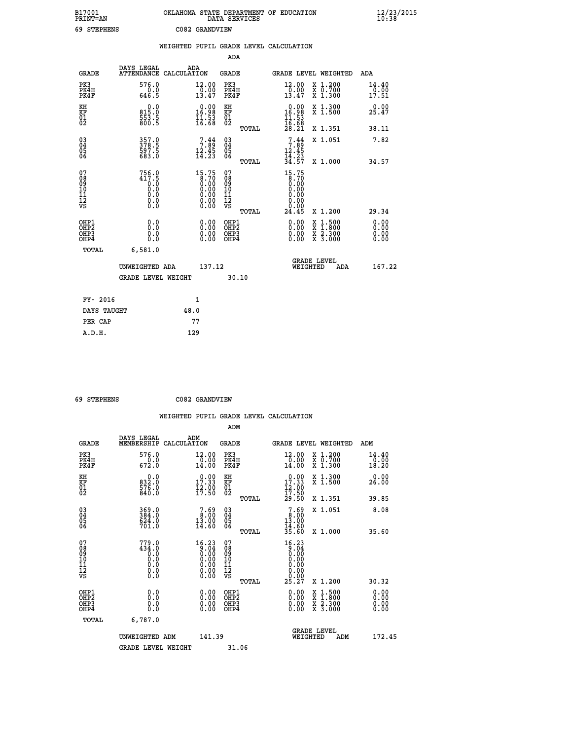B17001 OKLAHOMA STATE DEPARTMENT OF EDUCATION 12/23/2015
PRINT=AN DATA SERVICES 10:38

69 STEPHENS C082 GRANDVIEW

## WEIGHTED PUPIL GRADE LEVEL CALCULATION

### ADA

| GRADE | DAYS LEGAL ATTENDANCE | ADA CALCULATION | GRADE | | GRADE LEVEL | WEIGHTED | ADA |
|---|---|---|---|---|---|---|---|
| PK3 | 576.0 | 12.00 | PK3 | | 12.00 | X 1.200 | 14.40 |
| PK4H | 0.0 | 0.00 | PK4H | | 0.00 | X 0.700 | 0.00 |
| PK4F | 646.5 | 13.47 | PK4F | | 13.47 | X 1.300 | 17.51 |
| KH | 0.0 | 0.00 | KH | | 0.00 | X 1.300 | 0.00 |
| KF | 815.0 | 16.98 | KF | | 16.98 | X 1.500 | 25.47 |
| 01 | 553.5 | 11.53 | 01 | | 11.53 | | |
| 02 | 800.5 | 16.68 | 02 | | 16.68 | | |
| | | | | TOTAL | 28.21 | X 1.351 | 38.11 |
| 03 | 357.0 | 7.44 | 03 | | 7.44 | X 1.051 | 7.82 |
| 04 | 378.5 | 7.89 | 04 | | 7.89 | | |
| 05 | 597.5 | 12.45 | 05 | | 12.45 | | |
| 06 | 683.0 | 14.23 | 06 | | 14.23 | | |
| | | | | TOTAL | 34.57 | X 1.000 | 34.57 |
| 07 | 756.0 | 15.75 | 07 | | 15.75 | | |
| 08 | 417.5 | 8.70 | 08 | | 8.70 | | |
| 09 | 0.0 | 0.00 | 09 | | 0.00 | | |
| 10 | 0.0 | 0.00 | 10 | | 0.00 | | |
| 11 | 0.0 | 0.00 | 11 | | 0.00 | | |
| 12 | 0.0 | 0.00 | 12 | | 0.00 | | |
| VS | 0.0 | 0.00 | VS | | 0.00 | | |
| | | | | TOTAL | 24.45 | X 1.200 | 29.34 |
| OHP1 | 0.0 | 0.00 | OHP1 | | 0.00 | X 1.500 | 0.00 |
| OHP2 | 0.0 | 0.00 | OHP2 | | 0.00 | X 1.800 | 0.00 |
| OHP3 | 0.0 | 0.00 | OHP3 | | 0.00 | X 2.300 | 0.00 |
| OHP4 | 0.0 | 0.00 | OHP4 | | 0.00 | X 3.000 | 0.00 |
| TOTAL | 6,581.0 | | | | | | |

UNWEIGHTED ADA 137.12 GRADE LEVEL WEIGHTED ADA 167.22

GRADE LEVEL WEIGHT 30.10

| FY- 2016 | 1 |
|---|---|
| DAYS TAUGHT | 48.0 |
| PER CAP | 77 |
| A.D.H. | 129 |

69 STEPHENS C082 GRANDVIEW

## WEIGHTED PUPIL GRADE LEVEL CALCULATION

### ADM

| GRADE | DAYS LEGAL MEMBERSHIP | ADM CALCULATION | GRADE | | GRADE LEVEL | WEIGHTED | ADM |
|---|---|---|---|---|---|---|---|
| PK3 | 576.0 | 12.00 | PK3 | | 12.00 | X 1.200 | 14.40 |
| PK4H | 0.0 | 0.00 | PK4H | | 0.00 | X 0.700 | 0.00 |
| PK4F | 672.0 | 14.00 | PK4F | | 14.00 | X 1.300 | 18.20 |
| KH | 0.0 | 0.00 | KH | | 0.00 | X 1.300 | 0.00 |
| KF | 832.0 | 17.33 | KF | | 17.33 | X 1.500 | 26.00 |
| 01 | 576.0 | 12.00 | 01 | | 12.00 | | |
| 02 | 840.0 | 17.50 | 02 | | 17.50 | | |
| | | | | TOTAL | 29.50 | X 1.351 | 39.85 |
| 03 | 369.0 | 7.69 | 03 | | 7.69 | X 1.051 | 8.08 |
| 04 | 384.0 | 8.00 | 04 | | 8.00 | | |
| 05 | 624.0 | 13.00 | 05 | | 13.00 | | |
| 06 | 701.0 | 14.60 | 06 | | 14.60 | | |
| | | | | TOTAL | 35.60 | X 1.000 | 35.60 |
| 07 | 779.0 | 16.23 | 07 | | 16.23 | | |
| 08 | 434.0 | 9.04 | 08 | | 9.04 | | |
| 09 | 0.0 | 0.00 | 09 | | 0.00 | | |
| 10 | 0.0 | 0.00 | 10 | | 0.00 | | |
| 11 | 0.0 | 0.00 | 11 | | 0.00 | | |
| 12 | 0.0 | 0.00 | 12 | | 0.00 | | |
| VS | 0.0 | 0.00 | VS | | 0.00 | | |
| | | | | TOTAL | 25.27 | X 1.200 | 30.32 |
| OHP1 | 0.0 | 0.00 | OHP1 | | 0.00 | X 1.500 | 0.00 |
| OHP2 | 0.0 | 0.00 | OHP2 | | 0.00 | X 1.800 | 0.00 |
| OHP3 | 0.0 | 0.00 | OHP3 | | 0.00 | X 2.300 | 0.00 |
| OHP4 | 0.0 | 0.00 | OHP4 | | 0.00 | X 3.000 | 0.00 |
| TOTAL | 6,787.0 | | | | | | |

UNWEIGHTED ADM 141.39 GRADE LEVEL WEIGHTED ADM 172.45

GRADE LEVEL WEIGHT 31.06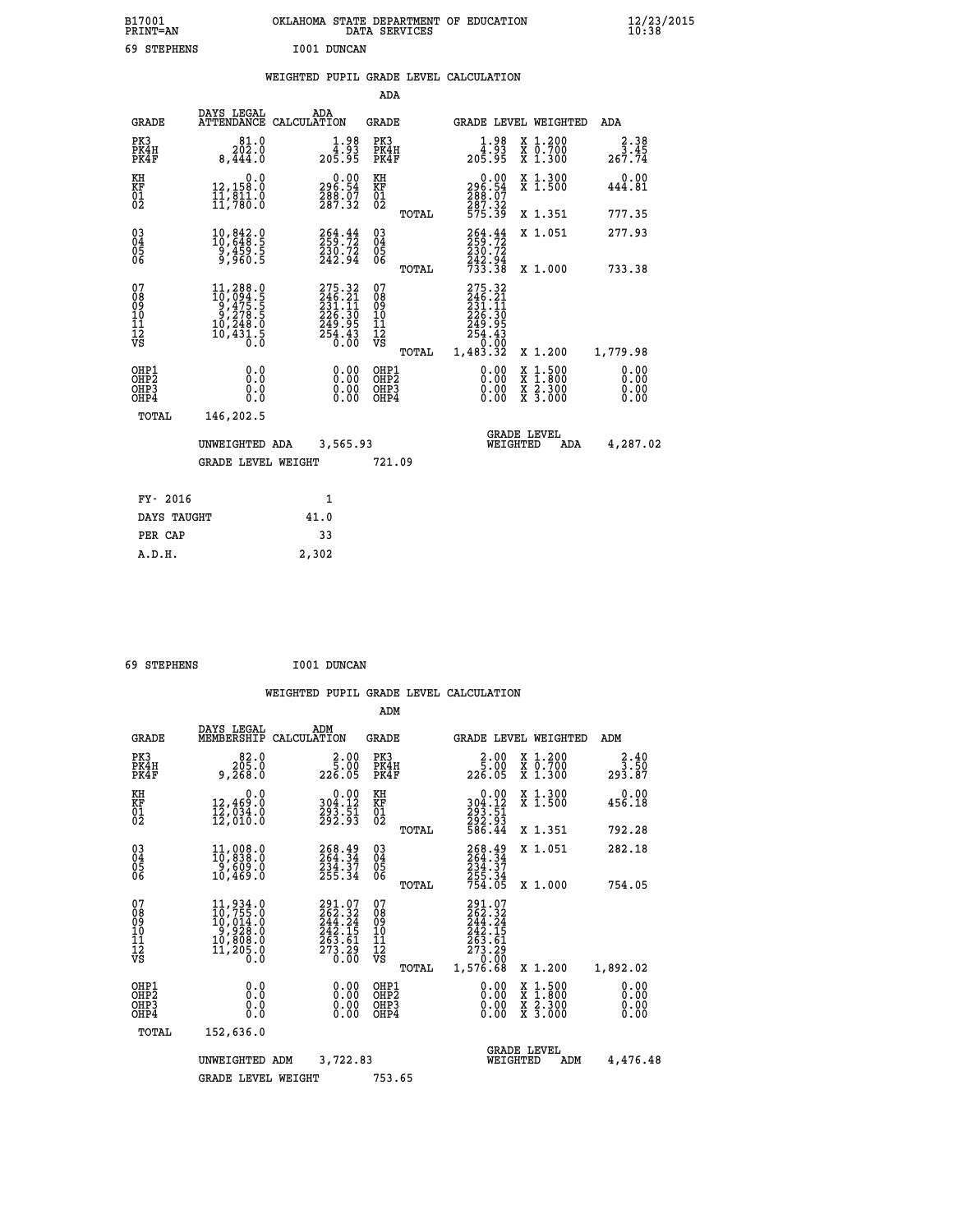B17001 OKLAHOMA STATE DEPARTMENT OF EDUCATION 12/23/2015
PRINT=AN DATA SERVICES 10:38

69 STEPHENS I001 DUNCAN

WEIGHTED PUPIL GRADE LEVEL CALCULATION

ADA

| GRADE | DAYS LEGAL ATTENDANCE | ADA CALCULATION | GRADE | | GRADE LEVEL | WEIGHTED | ADA |
|---|---|---|---|---|---|---|---|
| PK3 | 81.0 | 1.98 | PK3 | | 1.98 | X 1.200 | 2.38 |
| PK4H | 202.0 | 4.93 | PK4H | | 4.93 | X 0.700 | 3.45 |
| PK4F | 8,444.0 | 205.95 | PK4F | | 205.95 | X 1.300 | 267.74 |
| KH | 0.0 | 0.00 | KH | | 0.00 | X 1.300 | 0.00 |
| KF | 12,158.0 | 296.54 | KF | | 296.54 | X 1.500 | 444.81 |
| 01 | 11,811.0 | 288.07 | 01 | | 288.07 | | |
| 02 | 11,780.0 | 287.32 | 02 | | 287.32 | | |
| | | | | TOTAL | 575.39 | X 1.351 | 777.35 |
| 03 | 10,842.0 | 264.44 | 03 | | 264.44 | X 1.051 | 277.93 |
| 04 | 10,648.5 | 259.72 | 04 | | 259.72 | | |
| 05 | 9,459.5 | 230.72 | 05 | | 230.72 | | |
| 06 | 9,960.5 | 242.94 | 06 | | 242.94 | | |
| | | | | TOTAL | 733.38 | X 1.000 | 733.38 |
| 07 | 11,288.0 | 275.32 | 07 | | 275.32 | | |
| 08 | 10,094.5 | 246.21 | 08 | | 246.21 | | |
| 09 | 9,475.5 | 231.11 | 09 | | 231.11 | | |
| 10 | 9,278.5 | 226.30 | 10 | | 226.30 | | |
| 11 | 10,248.0 | 249.95 | 11 | | 249.95 | | |
| 12 | 10,431.5 | 254.43 | 12 | | 254.43 | | |
| VS | 0.0 | 0.00 | VS | | 0.00 | | |
| | | | | TOTAL | 1,483.32 | X 1.200 | 1,779.98 |
| OHP1 | 0.0 | 0.00 | OHP1 | | 0.00 | X 1.500 | 0.00 |
| OHP2 | 0.0 | 0.00 | OHP2 | | 0.00 | X 1.800 | 0.00 |
| OHP3 | 0.0 | 0.00 | OHP3 | | 0.00 | X 2.300 | 0.00 |
| OHP4 | 0.0 | 0.00 | OHP4 | | 0.00 | X 3.000 | 0.00 |
| TOTAL | 146,202.5 | | | | | | |

UNWEIGHTED ADA 3,565.93 GRADE LEVEL WEIGHTED ADA 4,287.02

GRADE LEVEL WEIGHT 721.09

| FY- 2016 | 1 |
|---|---|
| DAYS TAUGHT | 41.0 |
| PER CAP | 33 |
| A.D.H. | 2,302 |

69 STEPHENS I001 DUNCAN

WEIGHTED PUPIL GRADE LEVEL CALCULATION

ADM

| GRADE | DAYS LEGAL MEMBERSHIP | ADM CALCULATION | GRADE | | GRADE LEVEL | WEIGHTED | ADM |
|---|---|---|---|---|---|---|---|
| PK3 | 82.0 | 2.00 | PK3 | | 2.00 | X 1.200 | 2.40 |
| PK4H | 205.0 | 5.00 | PK4H | | 5.00 | X 0.700 | 3.50 |
| PK4F | 9,268.0 | 226.05 | PK4F | | 226.05 | X 1.300 | 293.87 |
| KH | 0.0 | 0.00 | KH | | 0.00 | X 1.300 | 0.00 |
| KF | 12,469.0 | 304.12 | KF | | 304.12 | X 1.500 | 456.18 |
| 01 | 12,034.0 | 293.51 | 01 | | 293.51 | | |
| 02 | 12,010.0 | 292.93 | 02 | | 292.93 | | |
| | | | | TOTAL | 586.44 | X 1.351 | 792.28 |
| 03 | 11,008.0 | 268.49 | 03 | | 268.49 | X 1.051 | 282.18 |
| 04 | 10,838.0 | 264.34 | 04 | | 264.34 | | |
| 05 | 9,609.0 | 234.37 | 05 | | 234.37 | | |
| 06 | 10,469.0 | 255.34 | 06 | | 255.34 | | |
| | | | | TOTAL | 754.05 | X 1.000 | 754.05 |
| 07 | 11,934.0 | 291.07 | 07 | | 291.07 | | |
| 08 | 10,755.0 | 262.32 | 08 | | 262.32 | | |
| 09 | 10,014.0 | 244.24 | 09 | | 244.24 | | |
| 10 | 9,928.0 | 242.15 | 10 | | 242.15 | | |
| 11 | 10,808.0 | 263.61 | 11 | | 263.61 | | |
| 12 | 11,205.0 | 273.29 | 12 | | 273.29 | | |
| VS | 0.0 | 0.00 | VS | | 0.00 | | |
| | | | | TOTAL | 1,576.68 | X 1.200 | 1,892.02 |
| OHP1 | 0.0 | 0.00 | OHP1 | | 0.00 | X 1.500 | 0.00 |
| OHP2 | 0.0 | 0.00 | OHP2 | | 0.00 | X 1.800 | 0.00 |
| OHP3 | 0.0 | 0.00 | OHP3 | | 0.00 | X 2.300 | 0.00 |
| OHP4 | 0.0 | 0.00 | OHP4 | | 0.00 | X 3.000 | 0.00 |
| TOTAL | 152,636.0 | | | | | | |

UNWEIGHTED ADM 3,722.83 GRADE LEVEL WEIGHTED ADM 4,476.48

GRADE LEVEL WEIGHT 753.65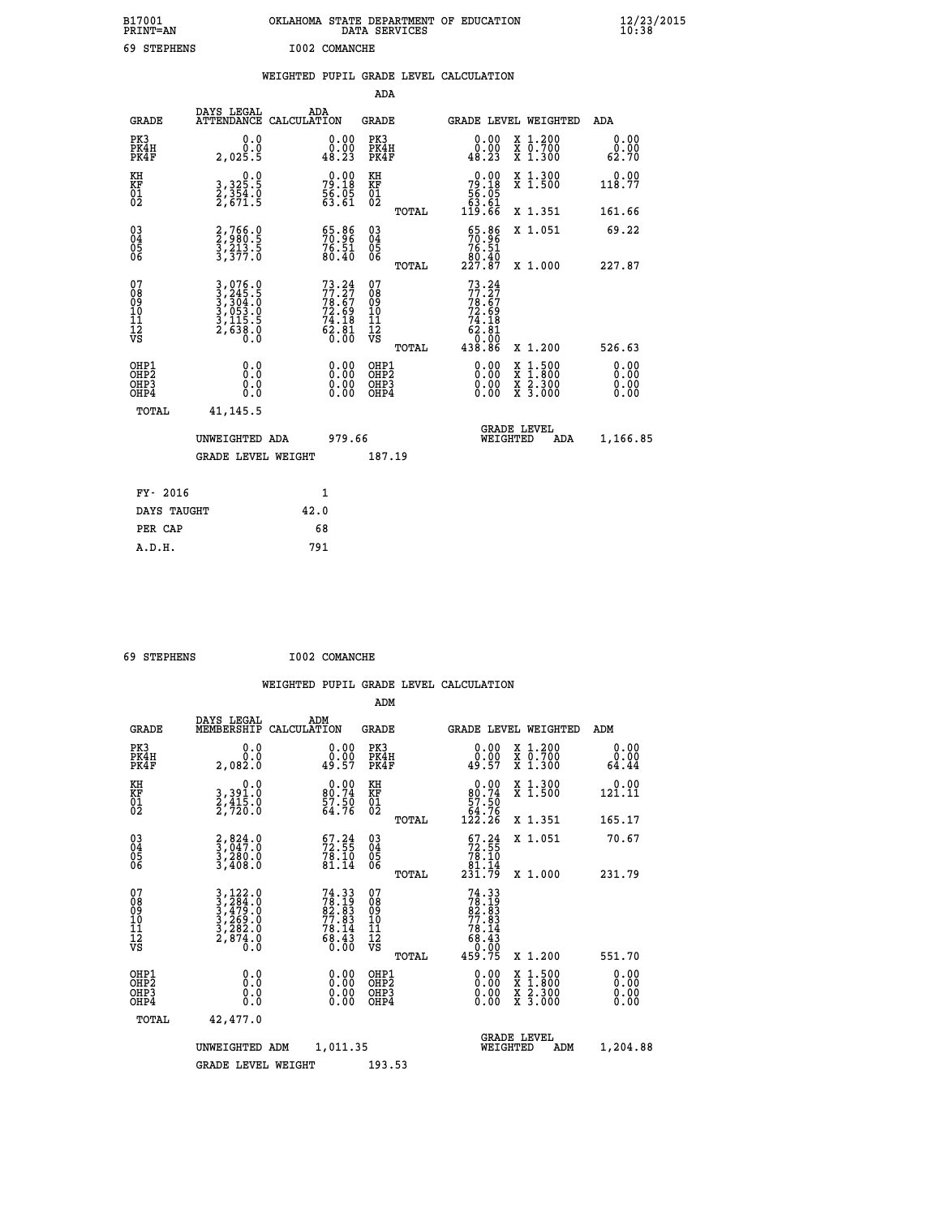B17001 OKLAHOMA STATE DEPARTMENT OF EDUCATION 12/23/2015
PRINT=AN DATA SERVICES 10:38

69 STEPHENS I002 COMANCHE

## WEIGHTED PUPIL GRADE LEVEL CALCULATION

### ADA

| GRADE | DAYS LEGAL ATTENDANCE | ADA CALCULATION | GRADE | | GRADE LEVEL | WEIGHTED | ADA |
|---|---|---|---|---|---|---|---|
| PK3 | 0.0 | 0.00 | PK3 | | 0.00 | X 1.200 | 0.00 |
| PK4H | 0.0 | 0.00 | PK4H | | 0.00 | X 0.700 | 0.00 |
| PK4F | 2,025.5 | 48.23 | PK4F | | 48.23 | X 1.300 | 62.70 |
| KH | 0.0 | 0.00 | KH | | 0.00 | X 1.300 | 0.00 |
| KF | 3,325.5 | 79.18 | KF | | 79.18 | X 1.500 | 118.77 |
| 01 | 2,354.0 | 56.05 | 01 | | 56.05 | | |
| 02 | 2,671.5 | 63.61 | 02 | | 63.61 | | |
| | | | | TOTAL | 119.66 | X 1.351 | 161.66 |
| 03 | 2,766.0 | 65.86 | 03 | | 65.86 | X 1.051 | 69.22 |
| 04 | 2,980.5 | 70.96 | 04 | | 70.96 | | |
| 05 | 3,213.5 | 76.51 | 05 | | 76.51 | | |
| 06 | 3,377.0 | 80.40 | 06 | | 80.40 | | |
| | | | | TOTAL | 227.87 | X 1.000 | 227.87 |
| 07 | 3,076.0 | 73.24 | 07 | | 73.24 | | |
| 08 | 3,245.5 | 77.27 | 08 | | 77.27 | | |
| 09 | 3,304.0 | 78.67 | 09 | | 78.67 | | |
| 10 | 3,053.0 | 72.69 | 10 | | 72.69 | | |
| 11 | 3,115.5 | 74.18 | 11 | | 74.18 | | |
| 12 | 2,638.0 | 62.81 | 12 | | 62.81 | | |
| VS | 0.0 | 0.00 | VS | | 0.00 | | |
| | | | | TOTAL | 438.86 | X 1.200 | 526.63 |
| OHP1 | 0.0 | 0.00 | OHP1 | | 0.00 | X 1.500 | 0.00 |
| OHP2 | 0.0 | 0.00 | OHP2 | | 0.00 | X 1.800 | 0.00 |
| OHP3 | 0.0 | 0.00 | OHP3 | | 0.00 | X 2.300 | 0.00 |
| OHP4 | 0.0 | 0.00 | OHP4 | | 0.00 | X 3.000 | 0.00 |
| TOTAL | 41,145.5 | | | | | | |

UNWEIGHTED ADA 979.66 | GRADE LEVEL WEIGHTED ADA 1,166.85

GRADE LEVEL WEIGHT 187.19

| FY- 2016 | 1 |
|---|---|
| DAYS TAUGHT | 42.0 |
| PER CAP | 68 |
| A.D.H. | 791 |

69 STEPHENS I002 COMANCHE

## WEIGHTED PUPIL GRADE LEVEL CALCULATION

### ADM

| GRADE | DAYS LEGAL MEMBERSHIP | ADM CALCULATION | GRADE | | GRADE LEVEL | WEIGHTED | ADM |
|---|---|---|---|---|---|---|---|
| PK3 | 0.0 | 0.00 | PK3 | | 0.00 | X 1.200 | 0.00 |
| PK4H | 0.0 | 0.00 | PK4H | | 0.00 | X 0.700 | 0.00 |
| PK4F | 2,082.0 | 49.57 | PK4F | | 49.57 | X 1.300 | 64.44 |
| KH | 0.0 | 0.00 | KH | | 0.00 | X 1.300 | 0.00 |
| KF | 3,391.0 | 80.74 | KF | | 80.74 | X 1.500 | 121.11 |
| 01 | 2,415.0 | 57.50 | 01 | | 57.50 | | |
| 02 | 2,720.0 | 64.76 | 02 | | 64.76 | | |
| | | | | TOTAL | 122.26 | X 1.351 | 165.17 |
| 03 | 2,824.0 | 67.24 | 03 | | 67.24 | X 1.051 | 70.67 |
| 04 | 3,047.0 | 72.55 | 04 | | 72.55 | | |
| 05 | 3,280.0 | 78.10 | 05 | | 78.10 | | |
| 06 | 3,408.0 | 81.14 | 06 | | 81.14 | | |
| | | | | TOTAL | 231.79 | X 1.000 | 231.79 |
| 07 | 3,122.0 | 74.33 | 07 | | 74.33 | | |
| 08 | 3,284.0 | 78.19 | 08 | | 78.19 | | |
| 09 | 3,479.0 | 82.83 | 09 | | 82.83 | | |
| 10 | 3,269.0 | 77.83 | 10 | | 77.83 | | |
| 11 | 3,282.0 | 78.14 | 11 | | 78.14 | | |
| 12 | 2,874.0 | 68.43 | 12 | | 68.43 | | |
| VS | 0.0 | 0.00 | VS | | 0.00 | | |
| | | | | TOTAL | 459.75 | X 1.200 | 551.70 |
| OHP1 | 0.0 | 0.00 | OHP1 | | 0.00 | X 1.500 | 0.00 |
| OHP2 | 0.0 | 0.00 | OHP2 | | 0.00 | X 1.800 | 0.00 |
| OHP3 | 0.0 | 0.00 | OHP3 | | 0.00 | X 2.300 | 0.00 |
| OHP4 | 0.0 | 0.00 | OHP4 | | 0.00 | X 3.000 | 0.00 |
| TOTAL | 42,477.0 | | | | | | |

UNWEIGHTED ADM 1,011.35 | GRADE LEVEL WEIGHTED ADM 1,204.88

GRADE LEVEL WEIGHT 193.53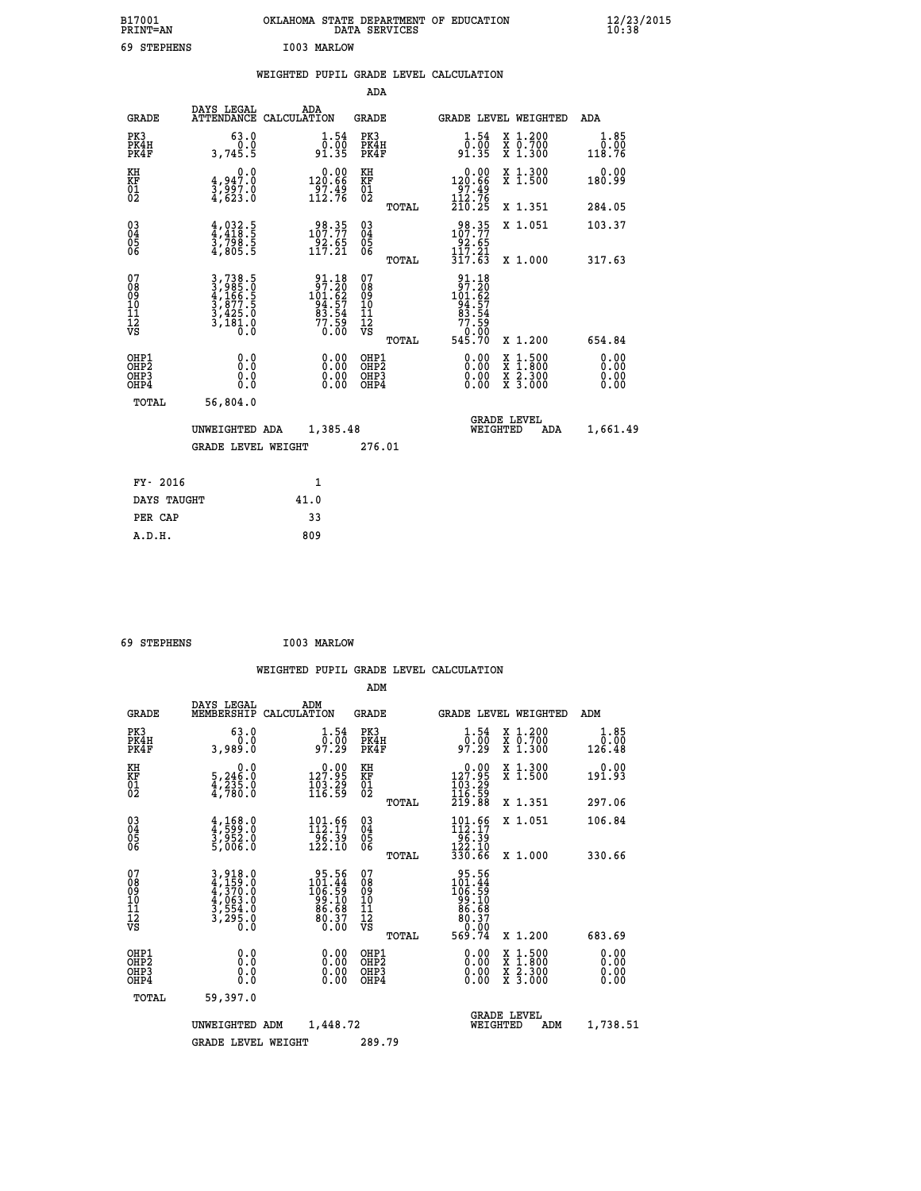B17001 OKLAHOMA STATE DEPARTMENT OF EDUCATION 12/23/2015
PRINT=AN DATA SERVICES 10:38

69 STEPHENS I003 MARLOW

## WEIGHTED PUPIL GRADE LEVEL CALCULATION

### ADA

| GRADE | DAYS LEGAL ATTENDANCE | ADA CALCULATION | GRADE | GRADE LEVEL | WEIGHTED | ADA |
|---|---|---|---|---|---|---|
| PK3 | 63.0 | 1.54 | PK3 | 1.54 | X 1.200 | 1.85 |
| PK4H | 0.0 | 0.00 | PK4H | 0.00 | X 0.700 | 0.00 |
| PK4F | 3,745.5 | 91.35 | PK4F | 91.35 | X 1.300 | 118.76 |
| KH | 0.0 | 0.00 | KH | 0.00 | X 1.300 | 0.00 |
| KF | 4,947.0 | 120.66 | KF | 120.66 | X 1.500 | 180.99 |
| 01 | 3,997.0 | 97.49 | 01 | 97.49 | | |
| 02 | 4,623.0 | 112.76 | 02 | 112.76 | | |
| | | | TOTAL | 210.25 | X 1.351 | 284.05 |
| 03 | 4,032.5 | 98.35 | 03 | 98.35 | X 1.051 | 103.37 |
| 04 | 4,418.5 | 107.77 | 04 | 107.77 | | |
| 05 | 3,798.5 | 92.65 | 05 | 92.65 | | |
| 06 | 4,805.5 | 117.21 | 06 | 117.21 | | |
| | | | TOTAL | 317.63 | X 1.000 | 317.63 |
| 07 | 3,738.5 | 91.18 | 07 | 91.18 | | |
| 08 | 3,985.0 | 97.20 | 08 | 97.20 | | |
| 09 | 4,166.5 | 101.62 | 09 | 101.62 | | |
| 10 | 3,877.5 | 94.57 | 10 | 94.57 | | |
| 11 | 3,425.0 | 83.54 | 11 | 83.54 | | |
| 12 | 3,181.0 | 77.59 | 12 | 77.59 | | |
| VS | 0.0 | 0.00 | VS | 0.00 | | |
| | | | TOTAL | 545.70 | X 1.200 | 654.84 |
| OHP1 | 0.0 | 0.00 | OHP1 | 0.00 | X 1.500 | 0.00 |
| OHP2 | 0.0 | 0.00 | OHP2 | 0.00 | X 1.800 | 0.00 |
| OHP3 | 0.0 | 0.00 | OHP3 | 0.00 | X 2.300 | 0.00 |
| OHP4 | 0.0 | 0.00 | OHP4 | 0.00 | X 3.000 | 0.00 |
| TOTAL | 56,804.0 | | | | | |

UNWEIGHTED ADA 1,385.48 — GRADE LEVEL WEIGHTED ADA 1,661.49

GRADE LEVEL WEIGHT 276.01

| FY- 2016 | 1 |
|---|---|
| DAYS TAUGHT | 41.0 |
| PER CAP | 33 |
| A.D.H. | 809 |

69 STEPHENS I003 MARLOW

## WEIGHTED PUPIL GRADE LEVEL CALCULATION

### ADM

| GRADE | DAYS LEGAL MEMBERSHIP | ADM CALCULATION | GRADE | GRADE LEVEL | WEIGHTED | ADM |
|---|---|---|---|---|---|---|
| PK3 | 63.0 | 1.54 | PK3 | 1.54 | X 1.200 | 1.85 |
| PK4H | 0.0 | 0.00 | PK4H | 0.00 | X 0.700 | 0.00 |
| PK4F | 3,989.0 | 97.29 | PK4F | 97.29 | X 1.300 | 126.48 |
| KH | 0.0 | 0.00 | KH | 0.00 | X 1.300 | 0.00 |
| KF | 5,246.0 | 127.95 | KF | 127.95 | X 1.500 | 191.93 |
| 01 | 4,235.0 | 103.29 | 01 | 103.29 | | |
| 02 | 4,780.0 | 116.59 | 02 | 116.59 | | |
| | | | TOTAL | 219.88 | X 1.351 | 297.06 |
| 03 | 4,168.0 | 101.66 | 03 | 101.66 | X 1.051 | 106.84 |
| 04 | 4,599.0 | 112.17 | 04 | 112.17 | | |
| 05 | 3,952.0 | 96.39 | 05 | 96.39 | | |
| 06 | 5,006.0 | 122.10 | 06 | 122.10 | | |
| | | | TOTAL | 330.66 | X 1.000 | 330.66 |
| 07 | 3,918.0 | 95.56 | 07 | 95.56 | | |
| 08 | 4,159.0 | 101.44 | 08 | 101.44 | | |
| 09 | 4,370.0 | 106.59 | 09 | 106.59 | | |
| 10 | 4,063.0 | 99.10 | 10 | 99.10 | | |
| 11 | 3,554.0 | 86.68 | 11 | 86.68 | | |
| 12 | 3,295.0 | 80.37 | 12 | 80.37 | | |
| VS | 0.0 | 0.00 | VS | 0.00 | | |
| | | | TOTAL | 569.74 | X 1.200 | 683.69 |
| OHP1 | 0.0 | 0.00 | OHP1 | 0.00 | X 1.500 | 0.00 |
| OHP2 | 0.0 | 0.00 | OHP2 | 0.00 | X 1.800 | 0.00 |
| OHP3 | 0.0 | 0.00 | OHP3 | 0.00 | X 2.300 | 0.00 |
| OHP4 | 0.0 | 0.00 | OHP4 | 0.00 | X 3.000 | 0.00 |
| TOTAL | 59,397.0 | | | | | |

UNWEIGHTED ADM 1,448.72 — GRADE LEVEL WEIGHTED ADM 1,738.51

GRADE LEVEL WEIGHT 289.79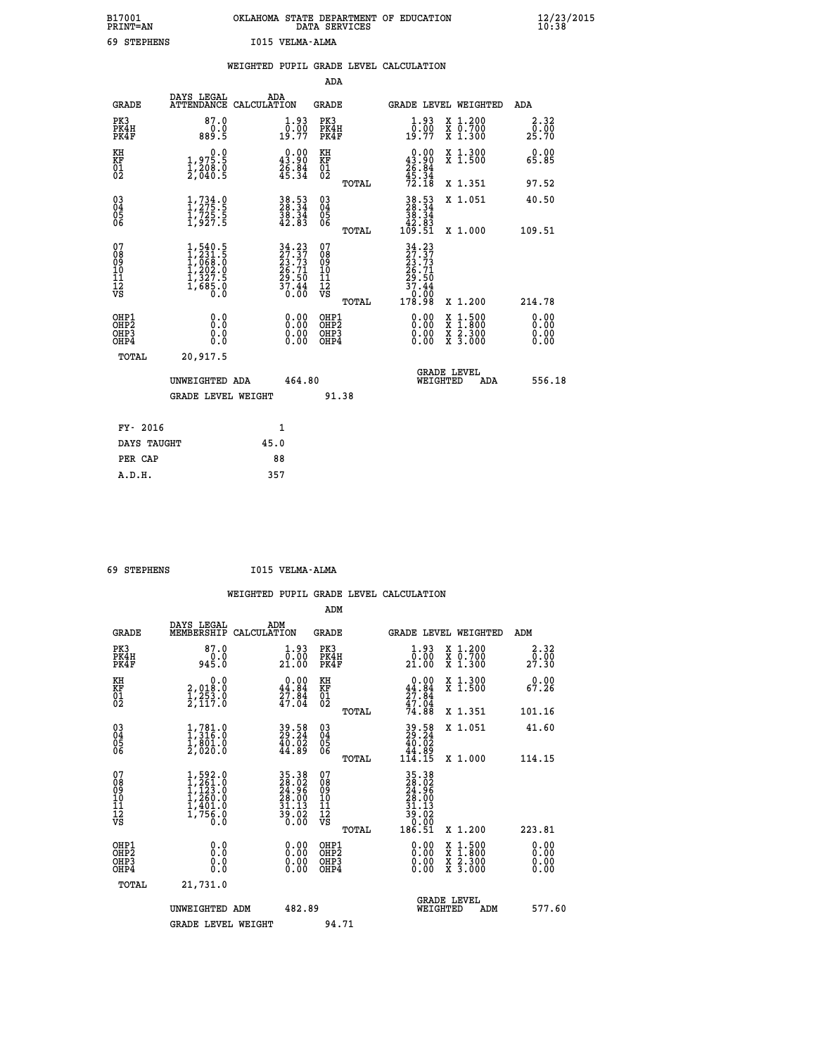B17001 OKLAHOMA STATE DEPARTMENT OF EDUCATION 12/23/2015
PRINT=AN DATA SERVICES 10:38

69 STEPHENS I015 VELMA-ALMA

## WEIGHTED PUPIL GRADE LEVEL CALCULATION

### ADA

| GRADE | DAYS LEGAL ATTENDANCE | ADA CALCULATION | GRADE | GRADE LEVEL | WEIGHTED | ADA |
|---|---|---|---|---|---|---|
| PK3 | 87.0 | 1.93 | PK3 | 1.93 | X 1.200 | 2.32 |
| PK4H | 0.0 | 0.00 | PK4H | 0.00 | X 0.700 | 0.00 |
| PK4F | 889.5 | 19.77 | PK4F | 19.77 | X 1.300 | 25.70 |
| KH | 0.0 | 0.00 | KH | 0.00 | X 1.300 | 0.00 |
| KF | 1,975.5 | 43.90 | KF | 43.90 | X 1.500 | 65.85 |
| 01 | 1,208.0 | 26.84 | 01 | 26.84 | | |
| 02 | 2,040.5 | 45.34 | 02 | 45.34 | | |
| | | | TOTAL | 72.18 | X 1.351 | 97.52 |
| 03 | 1,734.0 | 38.53 | 03 | 38.53 | X 1.051 | 40.50 |
| 04 | 1,275.5 | 28.34 | 04 | 28.34 | | |
| 05 | 1,725.5 | 38.34 | 05 | 38.34 | | |
| 06 | 1,927.5 | 42.83 | 06 | 42.83 | | |
| | | | TOTAL | 109.51 | X 1.000 | 109.51 |
| 07 | 1,540.5 | 34.23 | 07 | 34.23 | | |
| 08 | 1,231.5 | 27.37 | 08 | 27.37 | | |
| 09 | 1,068.0 | 23.73 | 09 | 23.73 | | |
| 10 | 1,202.0 | 26.71 | 10 | 26.71 | | |
| 11 | 1,327.5 | 29.50 | 11 | 29.50 | | |
| 12 | 1,685.0 | 37.44 | 12 | 37.44 | | |
| VS | 0.0 | 0.00 | VS | 0.00 | | |
| | | | TOTAL | 178.98 | X 1.200 | 214.78 |
| OHP1 | 0.0 | 0.00 | OHP1 | 0.00 | X 1.500 | 0.00 |
| OHP2 | 0.0 | 0.00 | OHP2 | 0.00 | X 1.800 | 0.00 |
| OHP3 | 0.0 | 0.00 | OHP3 | 0.00 | X 2.300 | 0.00 |
| OHP4 | 0.0 | 0.00 | OHP4 | 0.00 | X 3.000 | 0.00 |
| TOTAL | 20,917.5 | | | | | |

UNWEIGHTED ADA 464.80 GRADE LEVEL WEIGHTED ADA 556.18

GRADE LEVEL WEIGHT 91.38

| FY- 2016 | 1 |
|---|---|
| DAYS TAUGHT | 45.0 |
| PER CAP | 88 |
| A.D.H. | 357 |

69 STEPHENS I015 VELMA-ALMA

## WEIGHTED PUPIL GRADE LEVEL CALCULATION

### ADM

| GRADE | DAYS LEGAL MEMBERSHIP | ADM CALCULATION | GRADE | GRADE LEVEL | WEIGHTED | ADM |
|---|---|---|---|---|---|---|
| PK3 | 87.0 | 1.93 | PK3 | 1.93 | X 1.200 | 2.32 |
| PK4H | 0.0 | 0.00 | PK4H | 0.00 | X 0.700 | 0.00 |
| PK4F | 945.0 | 21.00 | PK4F | 21.00 | X 1.300 | 27.30 |
| KH | 0.0 | 0.00 | KH | 0.00 | X 1.300 | 0.00 |
| KF | 2,018.0 | 44.84 | KF | 44.84 | X 1.500 | 67.26 |
| 01 | 1,253.0 | 27.84 | 01 | 27.84 | | |
| 02 | 2,117.0 | 47.04 | 02 | 47.04 | | |
| | | | TOTAL | 74.88 | X 1.351 | 101.16 |
| 03 | 1,781.0 | 39.58 | 03 | 39.58 | X 1.051 | 41.60 |
| 04 | 1,316.0 | 29.24 | 04 | 29.24 | | |
| 05 | 1,801.0 | 40.02 | 05 | 40.02 | | |
| 06 | 2,020.0 | 44.89 | 06 | 44.89 | | |
| | | | TOTAL | 114.15 | X 1.000 | 114.15 |
| 07 | 1,592.0 | 35.38 | 07 | 35.38 | | |
| 08 | 1,261.0 | 28.02 | 08 | 28.02 | | |
| 09 | 1,123.0 | 24.96 | 09 | 24.96 | | |
| 10 | 1,260.0 | 28.00 | 10 | 28.00 | | |
| 11 | 1,401.0 | 31.13 | 11 | 31.13 | | |
| 12 | 1,756.0 | 39.02 | 12 | 39.02 | | |
| VS | 0.0 | 0.00 | VS | 0.00 | | |
| | | | TOTAL | 186.51 | X 1.200 | 223.81 |
| OHP1 | 0.0 | 0.00 | OHP1 | 0.00 | X 1.500 | 0.00 |
| OHP2 | 0.0 | 0.00 | OHP2 | 0.00 | X 1.800 | 0.00 |
| OHP3 | 0.0 | 0.00 | OHP3 | 0.00 | X 2.300 | 0.00 |
| OHP4 | 0.0 | 0.00 | OHP4 | 0.00 | X 3.000 | 0.00 |
| TOTAL | 21,731.0 | | | | | |

UNWEIGHTED ADM 482.89 GRADE LEVEL WEIGHTED ADM 577.60

GRADE LEVEL WEIGHT 94.71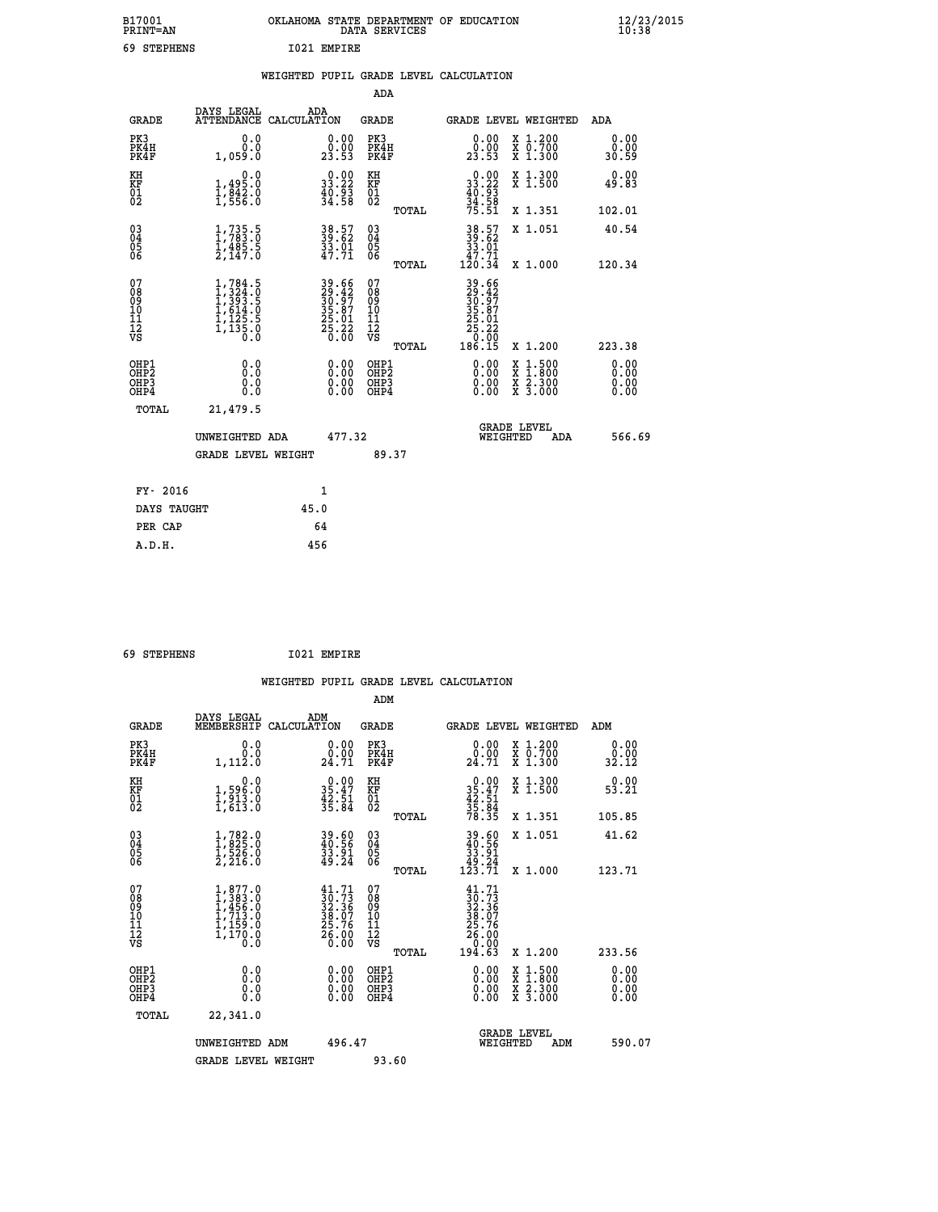B17001 OKLAHOMA STATE DEPARTMENT OF EDUCATION 12/23/2015
PRINT=AN DATA SERVICES 10:38

69 STEPHENS I021 EMPIRE

## WEIGHTED PUPIL GRADE LEVEL CALCULATION

### ADA

| GRADE | DAYS LEGAL ATTENDANCE | ADA CALCULATION | GRADE | GRADE LEVEL | WEIGHTED | ADA |
|---|---|---|---|---|---|---|
| PK3 | 0.0 | 0.00 | PK3 | 0.00 | X 1.200 | 0.00 |
| PK4H | 0.0 | 0.00 | PK4H | 0.00 | X 0.700 | 0.00 |
| PK4F | 1,059.0 | 23.53 | PK4F | 23.53 | X 1.300 | 30.59 |
| KH | 0.0 | 0.00 | KH | 0.00 | X 1.300 | 0.00 |
| KF | 1,495.0 | 33.22 | KF | 33.22 | X 1.500 | 49.83 |
| 01 | 1,842.0 | 40.93 | 01 | 40.93 | | |
| 02 | 1,556.0 | 34.58 | 02 | 34.58 | | |
| | | | TOTAL | 75.51 | X 1.351 | 102.01 |
| 03 | 1,735.5 | 38.57 | 03 | 38.57 | X 1.051 | 40.54 |
| 04 | 1,783.0 | 39.62 | 04 | 39.62 | | |
| 05 | 1,485.5 | 33.01 | 05 | 33.01 | | |
| 06 | 2,147.0 | 47.71 | 06 | 47.71 | | |
| | | | TOTAL | 120.34 | X 1.000 | 120.34 |
| 07 | 1,784.5 | 39.66 | 07 | 39.66 | | |
| 08 | 1,324.0 | 29.42 | 08 | 29.42 | | |
| 09 | 1,393.5 | 30.97 | 09 | 30.97 | | |
| 10 | 1,614.0 | 35.87 | 10 | 35.87 | | |
| 11 | 1,125.5 | 25.01 | 11 | 25.01 | | |
| 12 | 1,135.0 | 25.22 | 12 | 25.22 | | |
| VS | 0.0 | 0.00 | VS | 0.00 | | |
| | | | TOTAL | 186.15 | X 1.200 | 223.38 |
| OHP1 | 0.0 | 0.00 | OHP1 | 0.00 | X 1.500 | 0.00 |
| OHP2 | 0.0 | 0.00 | OHP2 | 0.00 | X 1.800 | 0.00 |
| OHP3 | 0.0 | 0.00 | OHP3 | 0.00 | X 2.300 | 0.00 |
| OHP4 | 0.0 | 0.00 | OHP4 | 0.00 | X 3.000 | 0.00 |
| TOTAL | 21,479.5 | | | | | |

UNWEIGHTED ADA 477.32 — GRADE LEVEL WEIGHTED ADA 566.69

GRADE LEVEL WEIGHT 89.37

| FY- 2016 | 1 |
|---|---|
| DAYS TAUGHT | 45.0 |
| PER CAP | 64 |
| A.D.H. | 456 |

69 STEPHENS I021 EMPIRE

## WEIGHTED PUPIL GRADE LEVEL CALCULATION

### ADM

| GRADE | DAYS LEGAL MEMBERSHIP | ADM CALCULATION | GRADE | GRADE LEVEL | WEIGHTED | ADM |
|---|---|---|---|---|---|---|
| PK3 | 0.0 | 0.00 | PK3 | 0.00 | X 1.200 | 0.00 |
| PK4H | 0.0 | 0.00 | PK4H | 0.00 | X 0.700 | 0.00 |
| PK4F | 1,112.0 | 24.71 | PK4F | 24.71 | X 1.300 | 32.12 |
| KH | 0.0 | 0.00 | KH | 0.00 | X 1.300 | 0.00 |
| KF | 1,596.0 | 35.47 | KF | 35.47 | X 1.500 | 53.21 |
| 01 | 1,913.0 | 42.51 | 01 | 42.51 | | |
| 02 | 1,613.0 | 35.84 | 02 | 35.84 | | |
| | | | TOTAL | 78.35 | X 1.351 | 105.85 |
| 03 | 1,782.0 | 39.60 | 03 | 39.60 | X 1.051 | 41.62 |
| 04 | 1,825.0 | 40.56 | 04 | 40.56 | | |
| 05 | 1,526.0 | 33.91 | 05 | 33.91 | | |
| 06 | 2,216.0 | 49.24 | 06 | 49.24 | | |
| | | | TOTAL | 123.71 | X 1.000 | 123.71 |
| 07 | 1,877.0 | 41.71 | 07 | 41.71 | | |
| 08 | 1,383.0 | 30.73 | 08 | 30.73 | | |
| 09 | 1,456.0 | 32.36 | 09 | 32.36 | | |
| 10 | 1,713.0 | 38.07 | 10 | 38.07 | | |
| 11 | 1,159.0 | 25.76 | 11 | 25.76 | | |
| 12 | 1,170.0 | 26.00 | 12 | 26.00 | | |
| VS | 0.0 | 0.00 | VS | 0.00 | | |
| | | | TOTAL | 194.63 | X 1.200 | 233.56 |
| OHP1 | 0.0 | 0.00 | OHP1 | 0.00 | X 1.500 | 0.00 |
| OHP2 | 0.0 | 0.00 | OHP2 | 0.00 | X 1.800 | 0.00 |
| OHP3 | 0.0 | 0.00 | OHP3 | 0.00 | X 2.300 | 0.00 |
| OHP4 | 0.0 | 0.00 | OHP4 | 0.00 | X 3.000 | 0.00 |
| TOTAL | 22,341.0 | | | | | |

UNWEIGHTED ADM 496.47 — GRADE LEVEL WEIGHTED ADM 590.07

GRADE LEVEL WEIGHT 93.60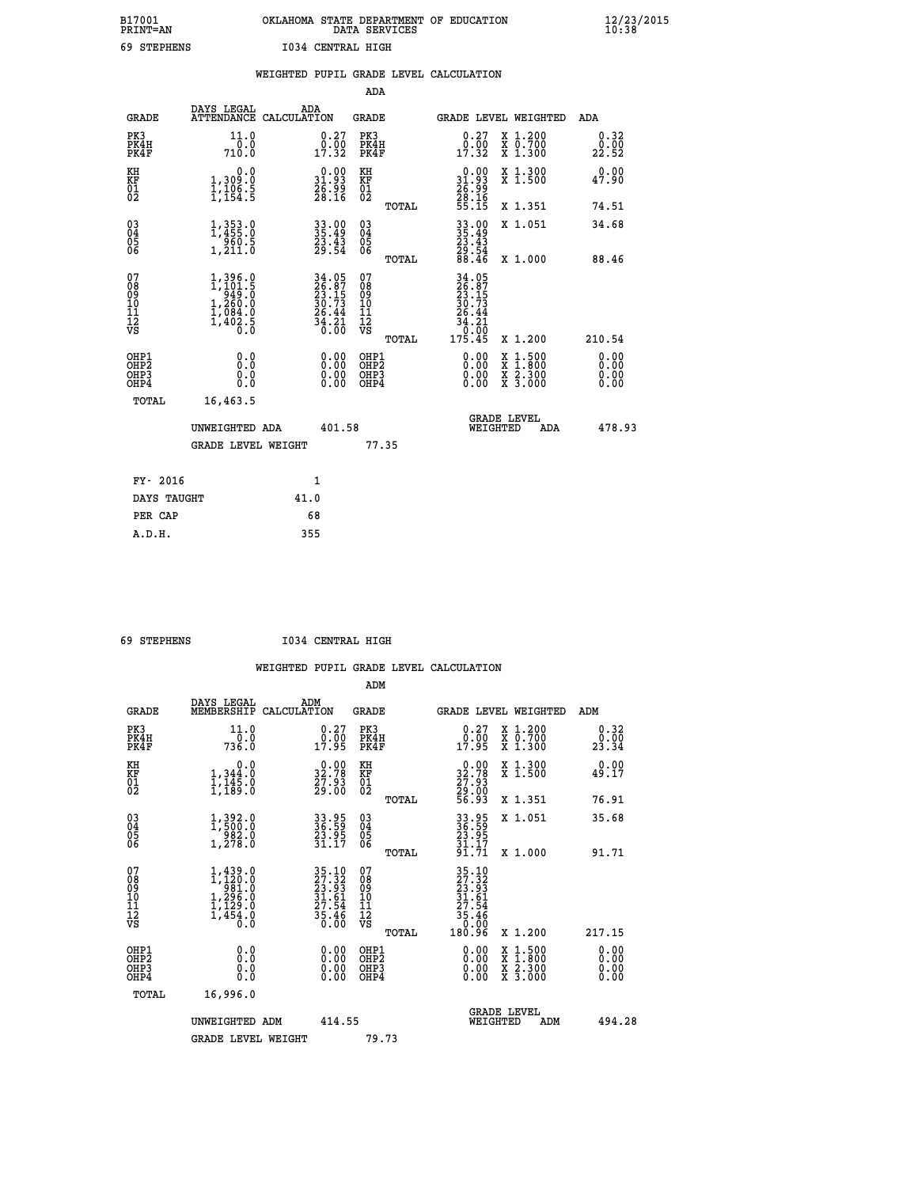B17001 OKLAHOMA STATE DEPARTMENT OF EDUCATION 12/23/2015
PRINT=AN DATA SERVICES 10:38

69 STEPHENS I034 CENTRAL HIGH

## WEIGHTED PUPIL GRADE LEVEL CALCULATION

### ADA

| GRADE | DAYS LEGAL ATTENDANCE | ADA CALCULATION | GRADE | | GRADE LEVEL | WEIGHTED | ADA |
|---|---|---|---|---|---|---|---|
| PK3 | 11.0 | 0.27 | PK3 | | 0.27 | X 1.200 | 0.32 |
| PK4H | 0.0 | 0.00 | PK4H | | 0.00 | X 0.700 | 0.00 |
| PK4F | 710.0 | 17.32 | PK4F | | 17.32 | X 1.300 | 22.52 |
| KH | 0.0 | 0.00 | KH | | 0.00 | X 1.300 | 0.00 |
| KF | 1,309.0 | 31.93 | KF | | 31.93 | X 1.500 | 47.90 |
| 01 | 1,106.5 | 26.99 | 01 | | 26.99 | | |
| 02 | 1,154.5 | 28.16 | 02 | | 28.16 | | |
| | | | | TOTAL | 55.15 | X 1.351 | 74.51 |
| 03 | 1,353.0 | 33.00 | 03 | | 33.00 | X 1.051 | 34.68 |
| 04 | 1,455.0 | 35.49 | 04 | | 35.49 | | |
| 05 | 960.5 | 23.43 | 05 | | 23.43 | | |
| 06 | 1,211.0 | 29.54 | 06 | | 29.54 | | |
| | | | | TOTAL | 88.46 | X 1.000 | 88.46 |
| 07 | 1,396.0 | 34.05 | 07 | | 34.05 | | |
| 08 | 1,101.5 | 26.87 | 08 | | 26.87 | | |
| 09 | 949.0 | 23.15 | 09 | | 23.15 | | |
| 10 | 1,260.0 | 30.73 | 10 | | 30.73 | | |
| 11 | 1,084.0 | 26.44 | 11 | | 26.44 | | |
| 12 | 1,402.5 | 34.21 | 12 | | 34.21 | | |
| VS | 0.0 | 0.00 | VS | | 0.00 | | |
| | | | | TOTAL | 175.45 | X 1.200 | 210.54 |
| OHP1 | 0.0 | 0.00 | OHP1 | | 0.00 | X 1.500 | 0.00 |
| OHP2 | 0.0 | 0.00 | OHP2 | | 0.00 | X 1.800 | 0.00 |
| OHP3 | 0.0 | 0.00 | OHP3 | | 0.00 | X 2.300 | 0.00 |
| OHP4 | 0.0 | 0.00 | OHP4 | | 0.00 | X 3.000 | 0.00 |
| TOTAL | 16,463.5 | | | | | | |

UNWEIGHTED ADA 401.58 GRADE LEVEL WEIGHTED ADA 478.93

GRADE LEVEL WEIGHT 77.35

| | |
|---|---|
| FY- 2016 | 1 |
| DAYS TAUGHT | 41.0 |
| PER CAP | 68 |
| A.D.H. | 355 |

69 STEPHENS I034 CENTRAL HIGH

## WEIGHTED PUPIL GRADE LEVEL CALCULATION

### ADM

| GRADE | DAYS LEGAL MEMBERSHIP | ADM CALCULATION | GRADE | | GRADE LEVEL | WEIGHTED | ADM |
|---|---|---|---|---|---|---|---|
| PK3 | 11.0 | 0.27 | PK3 | | 0.27 | X 1.200 | 0.32 |
| PK4H | 0.0 | 0.00 | PK4H | | 0.00 | X 0.700 | 0.00 |
| PK4F | 736.0 | 17.95 | PK4F | | 17.95 | X 1.300 | 23.34 |
| KH | 0.0 | 0.00 | KH | | 0.00 | X 1.300 | 0.00 |
| KF | 1,344.0 | 32.78 | KF | | 32.78 | X 1.500 | 49.17 |
| 01 | 1,145.0 | 27.93 | 01 | | 27.93 | | |
| 02 | 1,189.0 | 29.00 | 02 | | 29.00 | | |
| | | | | TOTAL | 56.93 | X 1.351 | 76.91 |
| 03 | 1,392.0 | 33.95 | 03 | | 33.95 | X 1.051 | 35.68 |
| 04 | 1,500.0 | 36.59 | 04 | | 36.59 | | |
| 05 | 982.0 | 23.95 | 05 | | 23.95 | | |
| 06 | 1,278.0 | 31.17 | 06 | | 31.17 | | |
| | | | | TOTAL | 91.71 | X 1.000 | 91.71 |
| 07 | 1,439.0 | 35.10 | 07 | | 35.10 | | |
| 08 | 1,120.0 | 27.32 | 08 | | 27.32 | | |
| 09 | 981.0 | 23.93 | 09 | | 23.93 | | |
| 10 | 1,296.0 | 31.61 | 10 | | 31.61 | | |
| 11 | 1,129.0 | 27.54 | 11 | | 27.54 | | |
| 12 | 1,454.0 | 35.46 | 12 | | 35.46 | | |
| VS | 0.0 | 0.00 | VS | | 0.00 | | |
| | | | | TOTAL | 180.96 | X 1.200 | 217.15 |
| OHP1 | 0.0 | 0.00 | OHP1 | | 0.00 | X 1.500 | 0.00 |
| OHP2 | 0.0 | 0.00 | OHP2 | | 0.00 | X 1.800 | 0.00 |
| OHP3 | 0.0 | 0.00 | OHP3 | | 0.00 | X 2.300 | 0.00 |
| OHP4 | 0.0 | 0.00 | OHP4 | | 0.00 | X 3.000 | 0.00 |
| TOTAL | 16,996.0 | | | | | | |

UNWEIGHTED ADM 414.55 GRADE LEVEL WEIGHTED ADM 494.28

GRADE LEVEL WEIGHT 79.73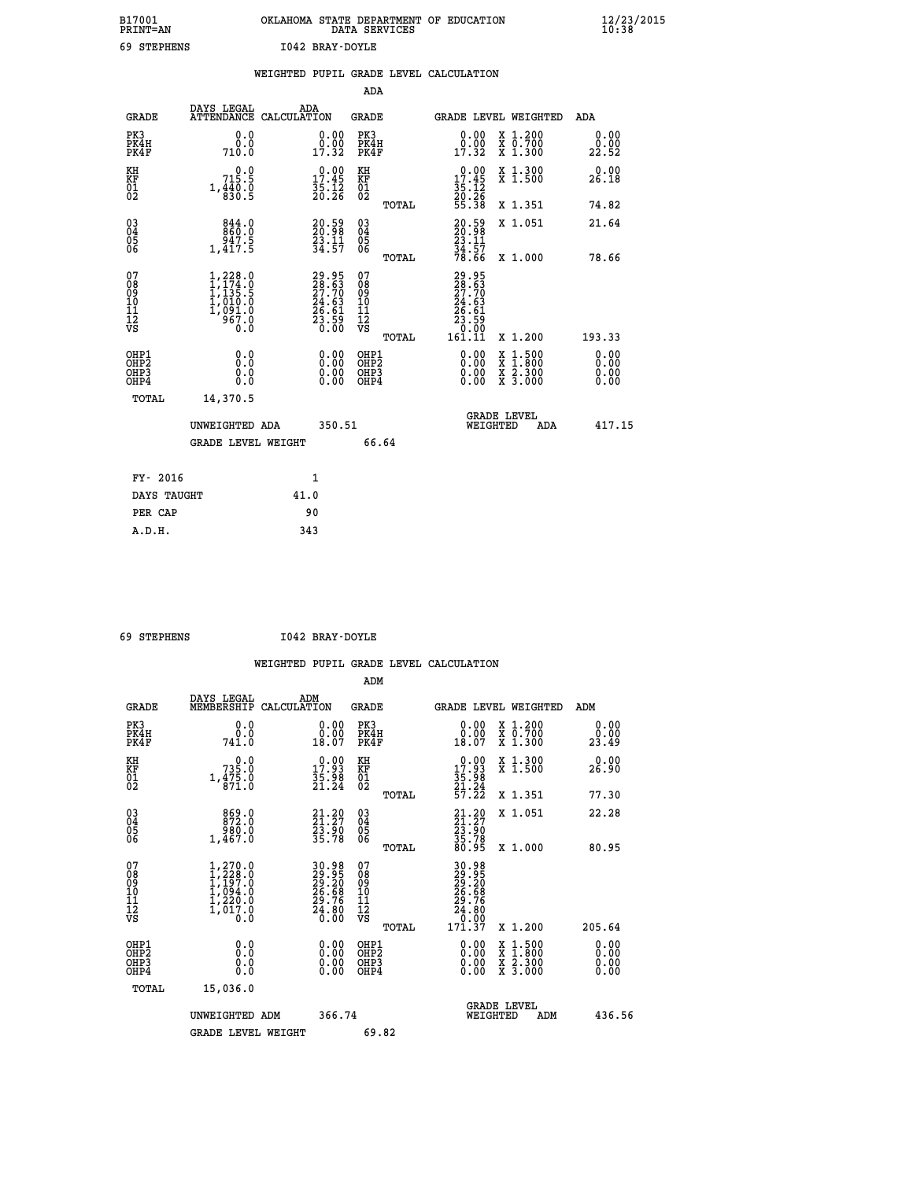B17001 OKLAHOMA STATE DEPARTMENT OF EDUCATION 12/23/2015
PRINT=AN DATA SERVICES 10:38

69 STEPHENS I042 BRAY-DOYLE

WEIGHTED PUPIL GRADE LEVEL CALCULATION

ADA

| GRADE | DAYS LEGAL ATTENDANCE | ADA CALCULATION | GRADE | GRADE LEVEL | WEIGHTED | ADA |
|---|---|---|---|---|---|---|
| PK3 | 0.0 | 0.00 | PK3 | 0.00 | X 1.200 | 0.00 |
| PK4H | 0.0 | 0.00 | PK4H | 0.00 | X 0.700 | 0.00 |
| PK4F | 710.0 | 17.32 | PK4F | 17.32 | X 1.300 | 22.52 |
| KH | 0.0 | 0.00 | KH | 0.00 | X 1.300 | 0.00 |
| KF | 715.5 | 17.45 | KF | 17.45 | X 1.500 | 26.18 |
| 01 | 1,440.0 | 35.12 | 01 | 35.12 | | |
| 02 | 830.5 | 20.26 | 02 | 20.26 | | |
| | | | TOTAL | 55.38 | X 1.351 | 74.82 |
| 03 | 844.0 | 20.59 | 03 | 20.59 | X 1.051 | 21.64 |
| 04 | 860.0 | 20.98 | 04 | 20.98 | | |
| 05 | 947.5 | 23.11 | 05 | 23.11 | | |
| 06 | 1,417.5 | 34.57 | 06 | 34.57 | | |
| | | | TOTAL | 78.66 | X 1.000 | 78.66 |
| 07 | 1,228.0 | 29.95 | 07 | 29.95 | | |
| 08 | 1,174.0 | 28.63 | 08 | 28.63 | | |
| 09 | 1,135.5 | 27.70 | 09 | 27.70 | | |
| 10 | 1,010.0 | 24.63 | 10 | 24.63 | | |
| 11 | 1,091.0 | 26.61 | 11 | 26.61 | | |
| 12 | 967.0 | 23.59 | 12 | 23.59 | | |
| VS | 0.0 | 0.00 | VS | 0.00 | | |
| | | | TOTAL | 161.11 | X 1.200 | 193.33 |
| OHP1 | 0.0 | 0.00 | OHP1 | 0.00 | X 1.500 | 0.00 |
| OHP2 | 0.0 | 0.00 | OHP2 | 0.00 | X 1.800 | 0.00 |
| OHP3 | 0.0 | 0.00 | OHP3 | 0.00 | X 2.300 | 0.00 |
| OHP4 | 0.0 | 0.00 | OHP4 | 0.00 | X 3.000 | 0.00 |
| TOTAL | 14,370.5 | | | | | |

UNWEIGHTED ADA 350.51 GRADE LEVEL WEIGHTED ADA 417.15

GRADE LEVEL WEIGHT 66.64

| FY- 2016 | 1 |
|---|---|
| DAYS TAUGHT | 41.0 |
| PER CAP | 90 |
| A.D.H. | 343 |

69 STEPHENS I042 BRAY-DOYLE

WEIGHTED PUPIL GRADE LEVEL CALCULATION

ADM

| GRADE | DAYS LEGAL MEMBERSHIP | ADM CALCULATION | GRADE | GRADE LEVEL | WEIGHTED | ADM |
|---|---|---|---|---|---|---|
| PK3 | 0.0 | 0.00 | PK3 | 0.00 | X 1.200 | 0.00 |
| PK4H | 0.0 | 0.00 | PK4H | 0.00 | X 0.700 | 0.00 |
| PK4F | 741.0 | 18.07 | PK4F | 18.07 | X 1.300 | 23.49 |
| KH | 0.0 | 0.00 | KH | 0.00 | X 1.300 | 0.00 |
| KF | 735.0 | 17.93 | KF | 17.93 | X 1.500 | 26.90 |
| 01 | 1,475.0 | 35.98 | 01 | 35.98 | | |
| 02 | 871.0 | 21.24 | 02 | 21.24 | | |
| | | | TOTAL | 57.22 | X 1.351 | 77.30 |
| 03 | 869.0 | 21.20 | 03 | 21.20 | X 1.051 | 22.28 |
| 04 | 872.0 | 21.27 | 04 | 21.27 | | |
| 05 | 980.0 | 23.90 | 05 | 23.90 | | |
| 06 | 1,467.0 | 35.78 | 06 | 35.78 | | |
| | | | TOTAL | 80.95 | X 1.000 | 80.95 |
| 07 | 1,270.0 | 30.98 | 07 | 30.98 | | |
| 08 | 1,228.0 | 29.95 | 08 | 29.95 | | |
| 09 | 1,197.0 | 29.20 | 09 | 29.20 | | |
| 10 | 1,094.0 | 26.68 | 10 | 26.68 | | |
| 11 | 1,220.0 | 29.76 | 11 | 29.76 | | |
| 12 | 1,017.0 | 24.80 | 12 | 24.80 | | |
| VS | 0.0 | 0.00 | VS | 0.00 | | |
| | | | TOTAL | 171.37 | X 1.200 | 205.64 |
| OHP1 | 0.0 | 0.00 | OHP1 | 0.00 | X 1.500 | 0.00 |
| OHP2 | 0.0 | 0.00 | OHP2 | 0.00 | X 1.800 | 0.00 |
| OHP3 | 0.0 | 0.00 | OHP3 | 0.00 | X 2.300 | 0.00 |
| OHP4 | 0.0 | 0.00 | OHP4 | 0.00 | X 3.000 | 0.00 |
| TOTAL | 15,036.0 | | | | | |

UNWEIGHTED ADM 366.74 GRADE LEVEL WEIGHTED ADM 436.56

GRADE LEVEL WEIGHT 69.82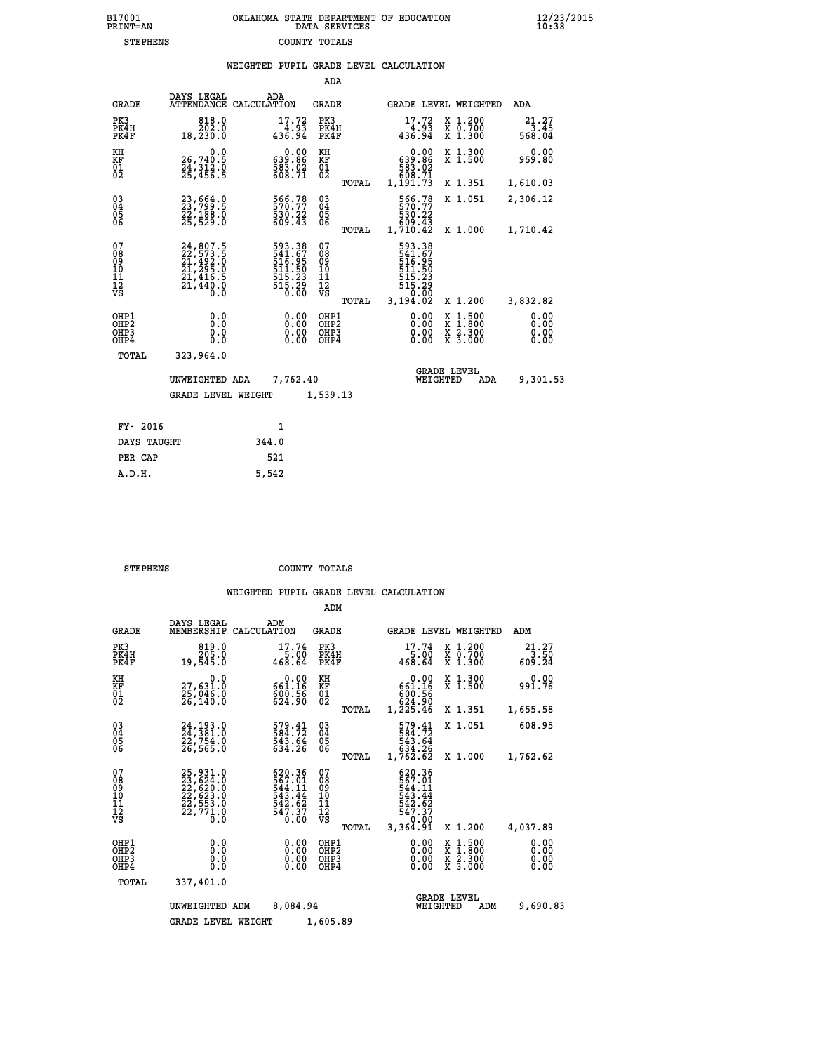B17001 OKLAHOMA STATE DEPARTMENT OF EDUCATION 12/23/2015
PRINT=AN DATA SERVICES 10:38

STEPHENS COUNTY TOTALS

## WEIGHTED PUPIL GRADE LEVEL CALCULATION

ADA

| GRADE | DAYS LEGAL ATTENDANCE | ADA CALCULATION | GRADE | | GRADE LEVEL | WEIGHTED | ADA |
|---|---|---|---|---|---|---|---|
| PK3 | 818.0 | 17.72 | PK3 | | 17.72 | X 1.200 | 21.27 |
| PK4H | 202.0 | 4.93 | PK4H | | 4.93 | X 0.700 | 3.45 |
| PK4F | 18,230.0 | 436.94 | PK4F | | 436.94 | X 1.300 | 568.04 |
| KH | 0.0 | 0.00 | KH | | 0.00 | X 1.300 | 0.00 |
| KF | 26,740.5 | 639.86 | KF | | 639.86 | X 1.500 | 959.80 |
| 01 | 24,312.0 | 583.02 | 01 | | 583.02 | | |
| 02 | 25,456.5 | 608.71 | 02 | | 608.71 | | |
| | | | | TOTAL | 1,191.73 | X 1.351 | 1,610.03 |
| 03 | 23,664.0 | 566.78 | 03 | | 566.78 | X 1.051 | 2,306.12 |
| 04 | 23,799.5 | 570.77 | 04 | | 570.77 | | |
| 05 | 22,188.0 | 530.22 | 05 | | 530.22 | | |
| 06 | 25,529.0 | 609.43 | 06 | | 609.43 | | |
| | | | | TOTAL | 1,710.42 | X 1.000 | 1,710.42 |
| 07 | 24,807.5 | 593.38 | 07 | | 593.38 | | |
| 08 | 22,573.5 | 541.67 | 08 | | 541.67 | | |
| 09 | 21,492.0 | 516.95 | 09 | | 516.95 | | |
| 10 | 21,295.0 | 511.50 | 10 | | 511.50 | | |
| 11 | 21,416.5 | 515.23 | 11 | | 515.23 | | |
| 12 | 21,440.0 | 515.29 | 12 | | 515.29 | | |
| VS | 0.0 | 0.00 | VS | | 0.00 | | |
| | | | | TOTAL | 3,194.02 | X 1.200 | 3,832.82 |
| OHP1 | 0.0 | 0.00 | OHP1 | | 0.00 | X 1.500 | 0.00 |
| OHP2 | 0.0 | 0.00 | OHP2 | | 0.00 | X 1.800 | 0.00 |
| OHP3 | 0.0 | 0.00 | OHP3 | | 0.00 | X 2.300 | 0.00 |
| OHP4 | 0.0 | 0.00 | OHP4 | | 0.00 | X 3.000 | 0.00 |
| TOTAL | 323,964.0 | | | | | | |

UNWEIGHTED ADA 7,762.40 GRADE LEVEL WEIGHTED ADA 9,301.53

GRADE LEVEL WEIGHT 1,539.13

| FY- 2016 | 1 |
|---|---|
| DAYS TAUGHT | 344.0 |
| PER CAP | 521 |
| A.D.H. | 5,542 |

STEPHENS COUNTY TOTALS

## WEIGHTED PUPIL GRADE LEVEL CALCULATION

ADM

| GRADE | DAYS LEGAL MEMBERSHIP | ADM CALCULATION | GRADE | | GRADE LEVEL | WEIGHTED | ADM |
|---|---|---|---|---|---|---|---|
| PK3 | 819.0 | 17.74 | PK3 | | 17.74 | X 1.200 | 21.27 |
| PK4H | 205.0 | 5.00 | PK4H | | 5.00 | X 0.700 | 3.50 |
| PK4F | 19,545.0 | 468.64 | PK4F | | 468.64 | X 1.300 | 609.24 |
| KH | 0.0 | 0.00 | KH | | 0.00 | X 1.300 | 0.00 |
| KF | 27,631.0 | 661.16 | KF | | 661.16 | X 1.500 | 991.76 |
| 01 | 25,046.0 | 600.56 | 01 | | 600.56 | | |
| 02 | 26,140.0 | 624.90 | 02 | | 624.90 | | |
| | | | | TOTAL | 1,225.46 | X 1.351 | 1,655.58 |
| 03 | 24,193.0 | 579.41 | 03 | | 579.41 | X 1.051 | 608.95 |
| 04 | 24,381.0 | 584.72 | 04 | | 584.72 | | |
| 05 | 22,754.0 | 543.64 | 05 | | 543.64 | | |
| 06 | 26,565.0 | 634.26 | 06 | | 634.26 | | |
| | | | | TOTAL | 1,762.62 | X 1.000 | 1,762.62 |
| 07 | 25,931.0 | 620.36 | 07 | | 620.36 | | |
| 08 | 23,624.0 | 567.01 | 08 | | 567.01 | | |
| 09 | 22,620.0 | 544.11 | 09 | | 544.11 | | |
| 10 | 22,623.0 | 543.44 | 10 | | 543.44 | | |
| 11 | 22,553.0 | 542.62 | 11 | | 542.62 | | |
| 12 | 22,771.0 | 547.37 | 12 | | 547.37 | | |
| VS | 0.0 | 0.00 | VS | | 0.00 | | |
| | | | | TOTAL | 3,364.91 | X 1.200 | 4,037.89 |
| OHP1 | 0.0 | 0.00 | OHP1 | | 0.00 | X 1.500 | 0.00 |
| OHP2 | 0.0 | 0.00 | OHP2 | | 0.00 | X 1.800 | 0.00 |
| OHP3 | 0.0 | 0.00 | OHP3 | | 0.00 | X 2.300 | 0.00 |
| OHP4 | 0.0 | 0.00 | OHP4 | | 0.00 | X 3.000 | 0.00 |
| TOTAL | 337,401.0 | | | | | | |

UNWEIGHTED ADM 8,084.94 GRADE LEVEL WEIGHTED ADM 9,690.83

GRADE LEVEL WEIGHT 1,605.89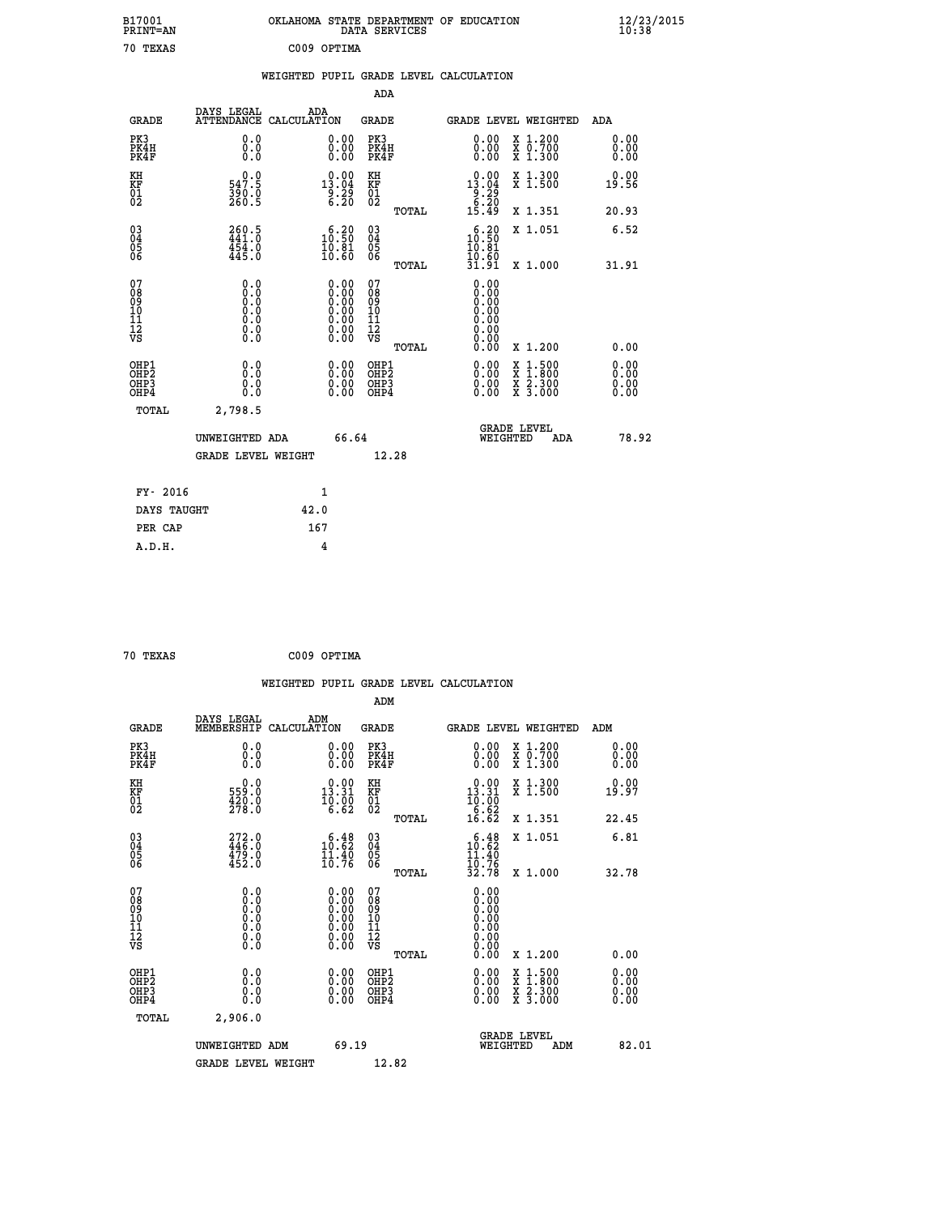B17001 PRINT=AN — OKLAHOMA STATE DEPARTMENT OF EDUCATION DATA SERVICES — 12/23/2015 10:38

70 TEXAS — C009 OPTIMA

## WEIGHTED PUPIL GRADE LEVEL CALCULATION

### ADA

| GRADE | DAYS LEGAL ATTENDANCE | ADA CALCULATION | GRADE | GRADE LEVEL | WEIGHTED | ADA |
|---|---|---|---|---|---|---|
| PK3 | 0.0 | 0.00 | PK3 | 0.00 | X 1.200 | 0.00 |
| PK4H | 0.0 | 0.00 | PK4H | 0.00 | X 0.700 | 0.00 |
| PK4F | 0.0 | 0.00 | PK4F | 0.00 | X 1.300 | 0.00 |
| KH | 0.0 | 0.00 | KH | 0.00 | X 1.300 | 0.00 |
| KF | 547.5 | 13.04 | KF | 13.04 | X 1.500 | 19.56 |
| 01 | 390.0 | 9.29 | 01 | 9.29 | | |
| 02 | 260.5 | 6.20 | 02 | 6.20 | | |
| | | | TOTAL | 15.49 | X 1.351 | 20.93 |
| 03 | 260.5 | 6.20 | 03 | 6.20 | X 1.051 | 6.52 |
| 04 | 441.0 | 10.50 | 04 | 10.50 | | |
| 05 | 454.0 | 10.81 | 05 | 10.81 | | |
| 06 | 445.0 | 10.60 | 06 | 10.60 | | |
| | | | TOTAL | 31.91 | X 1.000 | 31.91 |
| 07 | 0.0 | 0.00 | 07 | 0.00 | | |
| 08 | 0.0 | 0.00 | 08 | 0.00 | | |
| 09 | 0.0 | 0.00 | 09 | 0.00 | | |
| 10 | 0.0 | 0.00 | 10 | 0.00 | | |
| 11 | 0.0 | 0.00 | 11 | 0.00 | | |
| 12 | 0.0 | 0.00 | 12 | 0.00 | | |
| VS | 0.0 | 0.00 | VS | 0.00 | | |
| | | | TOTAL | 0.00 | X 1.200 | 0.00 |
| OHP1 | 0.0 | 0.00 | OHP1 | 0.00 | X 1.500 | 0.00 |
| OHP2 | 0.0 | 0.00 | OHP2 | 0.00 | X 1.800 | 0.00 |
| OHP3 | 0.0 | 0.00 | OHP3 | 0.00 | X 2.300 | 0.00 |
| OHP4 | 0.0 | 0.00 | OHP4 | 0.00 | X 3.000 | 0.00 |
| TOTAL | 2,798.5 | | | | | |

UNWEIGHTED ADA 66.64 — GRADE LEVEL WEIGHTED ADA 78.92

GRADE LEVEL WEIGHT 12.28

| | |
|---|---|
| FY- 2016 | 1 |
| DAYS TAUGHT | 42.0 |
| PER CAP | 167 |
| A.D.H. | 4 |

70 TEXAS — C009 OPTIMA

## WEIGHTED PUPIL GRADE LEVEL CALCULATION

### ADM

| GRADE | DAYS LEGAL MEMBERSHIP | ADM CALCULATION | GRADE | GRADE LEVEL | WEIGHTED | ADM |
|---|---|---|---|---|---|---|
| PK3 | 0.0 | 0.00 | PK3 | 0.00 | X 1.200 | 0.00 |
| PK4H | 0.0 | 0.00 | PK4H | 0.00 | X 0.700 | 0.00 |
| PK4F | 0.0 | 0.00 | PK4F | 0.00 | X 1.300 | 0.00 |
| KH | 0.0 | 0.00 | KH | 0.00 | X 1.300 | 0.00 |
| KF | 559.0 | 13.31 | KF | 13.31 | X 1.500 | 19.97 |
| 01 | 420.0 | 10.00 | 01 | 10.00 | | |
| 02 | 278.0 | 6.62 | 02 | 6.62 | | |
| | | | TOTAL | 16.62 | X 1.351 | 22.45 |
| 03 | 272.0 | 6.48 | 03 | 6.48 | X 1.051 | 6.81 |
| 04 | 446.0 | 10.62 | 04 | 10.62 | | |
| 05 | 479.0 | 11.40 | 05 | 11.40 | | |
| 06 | 452.0 | 10.76 | 06 | 10.76 | | |
| | | | TOTAL | 32.78 | X 1.000 | 32.78 |
| 07 | 0.0 | 0.00 | 07 | 0.00 | | |
| 08 | 0.0 | 0.00 | 08 | 0.00 | | |
| 09 | 0.0 | 0.00 | 09 | 0.00 | | |
| 10 | 0.0 | 0.00 | 10 | 0.00 | | |
| 11 | 0.0 | 0.00 | 11 | 0.00 | | |
| 12 | 0.0 | 0.00 | 12 | 0.00 | | |
| VS | 0.0 | 0.00 | VS | 0.00 | | |
| | | | TOTAL | 0.00 | X 1.200 | 0.00 |
| OHP1 | 0.0 | 0.00 | OHP1 | 0.00 | X 1.500 | 0.00 |
| OHP2 | 0.0 | 0.00 | OHP2 | 0.00 | X 1.800 | 0.00 |
| OHP3 | 0.0 | 0.00 | OHP3 | 0.00 | X 2.300 | 0.00 |
| OHP4 | 0.0 | 0.00 | OHP4 | 0.00 | X 3.000 | 0.00 |
| TOTAL | 2,906.0 | | | | | |

UNWEIGHTED ADM 69.19 — GRADE LEVEL WEIGHTED ADM 82.01

GRADE LEVEL WEIGHT 12.82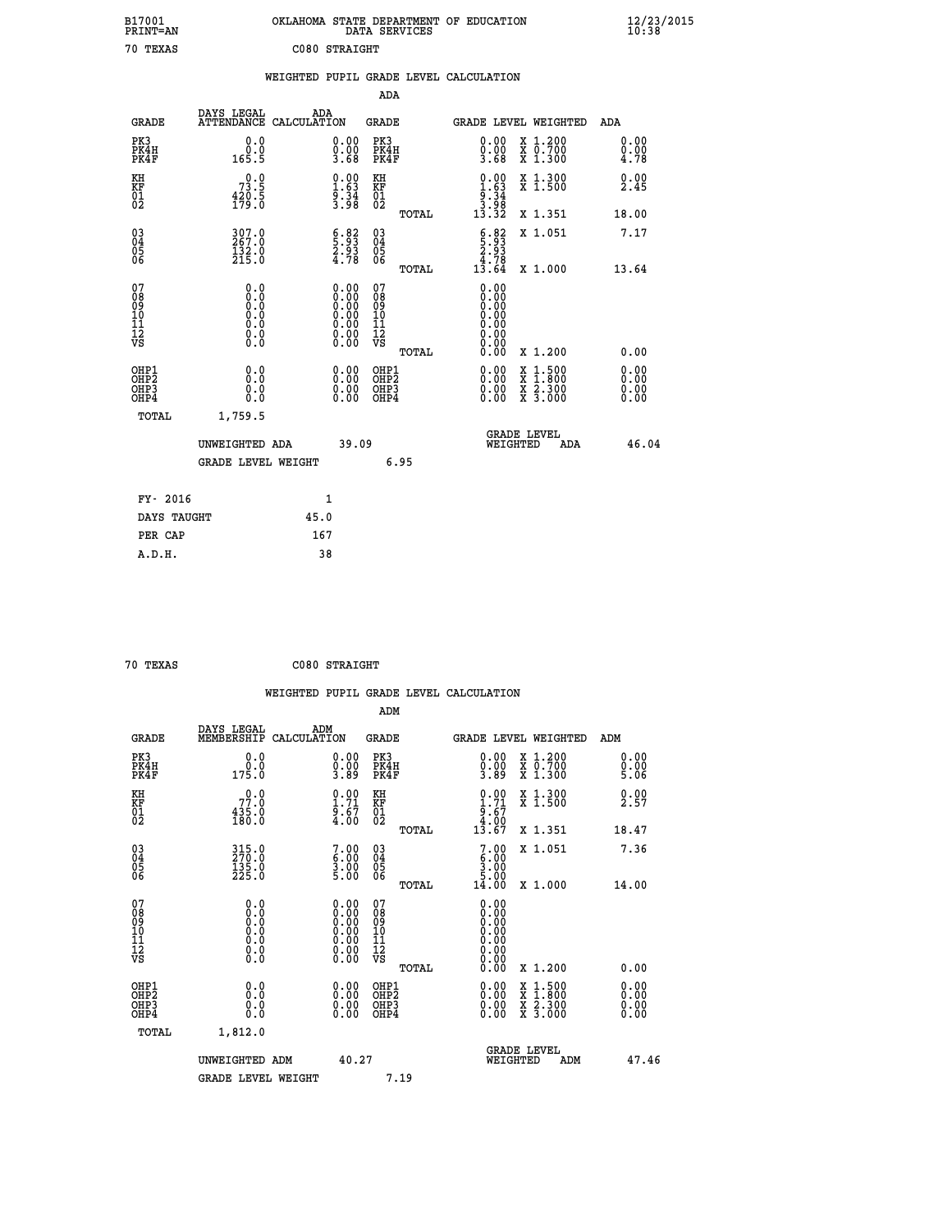B17001 OKLAHOMA STATE DEPARTMENT OF EDUCATION 12/23/2015
PRINT=AN DATA SERVICES 10:38

70 TEXAS C080 STRAIGHT

## WEIGHTED PUPIL GRADE LEVEL CALCULATION

### ADA

| GRADE | DAYS LEGAL ATTENDANCE | ADA CALCULATION | GRADE | | GRADE LEVEL | WEIGHTED | ADA |
|---|---|---|---|---|---|---|---|
| PK3 | 0.0 | 0.00 | PK3 | | 0.00 | X 1.200 | 0.00 |
| PK4H | 0.0 | 0.00 | PK4H | | 0.00 | X 0.700 | 0.00 |
| PK4F | 165.5 | 3.68 | PK4F | | 3.68 | X 1.300 | 4.78 |
| KH | 0.0 | 0.00 | KH | | 0.00 | X 1.300 | 0.00 |
| KF | 73.5 | 1.63 | KF | | 1.63 | X 1.500 | 2.45 |
| 01 | 420.5 | 9.34 | 01 | | 9.34 | | |
| 02 | 179.0 | 3.98 | 02 | | 3.98 | | |
| | | | | TOTAL | 13.32 | X 1.351 | 18.00 |
| 03 | 307.0 | 6.82 | 03 | | 6.82 | X 1.051 | 7.17 |
| 04 | 267.0 | 5.93 | 04 | | 5.93 | | |
| 05 | 132.0 | 2.93 | 05 | | 2.93 | | |
| 06 | 215.0 | 4.78 | 06 | | 4.78 | | |
| | | | | TOTAL | 13.64 | X 1.000 | 13.64 |
| 07 | 0.0 | 0.00 | 07 | | 0.00 | | |
| 08 | 0.0 | 0.00 | 08 | | 0.00 | | |
| 09 | 0.0 | 0.00 | 09 | | 0.00 | | |
| 10 | 0.0 | 0.00 | 10 | | 0.00 | | |
| 11 | 0.0 | 0.00 | 11 | | 0.00 | | |
| 12 | 0.0 | 0.00 | 12 | | 0.00 | | |
| VS | 0.0 | 0.00 | VS | | 0.00 | | |
| | | | | TOTAL | 0.00 | X 1.200 | 0.00 |
| OHP1 | 0.0 | 0.00 | OHP1 | | 0.00 | X 1.500 | 0.00 |
| OHP2 | 0.0 | 0.00 | OHP2 | | 0.00 | X 1.800 | 0.00 |
| OHP3 | 0.0 | 0.00 | OHP3 | | 0.00 | X 2.300 | 0.00 |
| OHP4 | 0.0 | 0.00 | OHP4 | | 0.00 | X 3.000 | 0.00 |
| TOTAL | 1,759.5 | | | | | | |

UNWEIGHTED ADA 39.09 GRADE LEVEL WEIGHTED ADA 46.04

GRADE LEVEL WEIGHT 6.95

| FY- 2016 | 1 |
|---|---|
| DAYS TAUGHT | 45.0 |
| PER CAP | 167 |
| A.D.H. | 38 |

70 TEXAS C080 STRAIGHT

## WEIGHTED PUPIL GRADE LEVEL CALCULATION

### ADM

| GRADE | DAYS LEGAL MEMBERSHIP | ADM CALCULATION | GRADE | | GRADE LEVEL | WEIGHTED | ADM |
|---|---|---|---|---|---|---|---|
| PK3 | 0.0 | 0.00 | PK3 | | 0.00 | X 1.200 | 0.00 |
| PK4H | 0.0 | 0.00 | PK4H | | 0.00 | X 0.700 | 0.00 |
| PK4F | 175.0 | 3.89 | PK4F | | 3.89 | X 1.300 | 5.06 |
| KH | 0.0 | 0.00 | KH | | 0.00 | X 1.300 | 0.00 |
| KF | 77.0 | 1.71 | KF | | 1.71 | X 1.500 | 2.57 |
| 01 | 435.0 | 9.67 | 01 | | 9.67 | | |
| 02 | 180.0 | 4.00 | 02 | | 4.00 | | |
| | | | | TOTAL | 13.67 | X 1.351 | 18.47 |
| 03 | 315.0 | 7.00 | 03 | | 7.00 | X 1.051 | 7.36 |
| 04 | 270.0 | 6.00 | 04 | | 6.00 | | |
| 05 | 135.0 | 3.00 | 05 | | 3.00 | | |
| 06 | 225.0 | 5.00 | 06 | | 5.00 | | |
| | | | | TOTAL | 14.00 | X 1.000 | 14.00 |
| 07 | 0.0 | 0.00 | 07 | | 0.00 | | |
| 08 | 0.0 | 0.00 | 08 | | 0.00 | | |
| 09 | 0.0 | 0.00 | 09 | | 0.00 | | |
| 10 | 0.0 | 0.00 | 10 | | 0.00 | | |
| 11 | 0.0 | 0.00 | 11 | | 0.00 | | |
| 12 | 0.0 | 0.00 | 12 | | 0.00 | | |
| VS | 0.0 | 0.00 | VS | | 0.00 | | |
| | | | | TOTAL | 0.00 | X 1.200 | 0.00 |
| OHP1 | 0.0 | 0.00 | OHP1 | | 0.00 | X 1.500 | 0.00 |
| OHP2 | 0.0 | 0.00 | OHP2 | | 0.00 | X 1.800 | 0.00 |
| OHP3 | 0.0 | 0.00 | OHP3 | | 0.00 | X 2.300 | 0.00 |
| OHP4 | 0.0 | 0.00 | OHP4 | | 0.00 | X 3.000 | 0.00 |
| TOTAL | 1,812.0 | | | | | | |

UNWEIGHTED ADM 40.27 GRADE LEVEL WEIGHTED ADM 47.46

GRADE LEVEL WEIGHT 7.19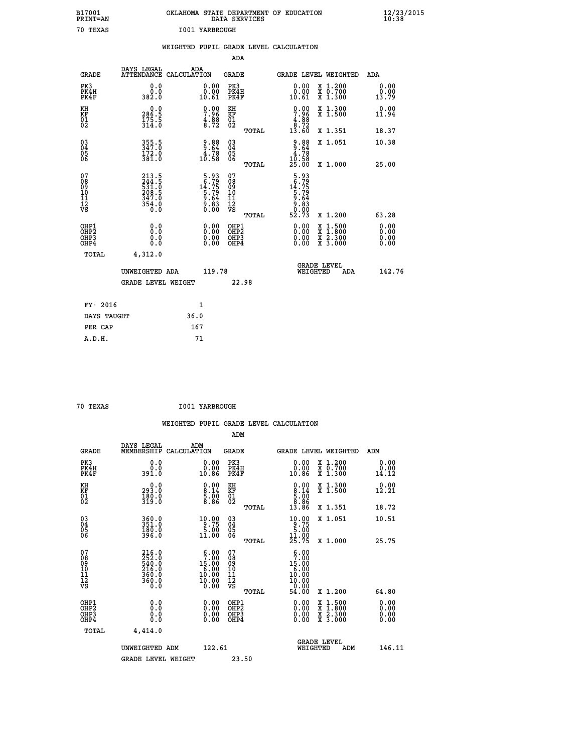B17001 PRINT=AN — OKLAHOMA STATE DEPARTMENT OF EDUCATION DATA SERVICES — 12/23/2015 10:38

70 TEXAS — I001 YARBROUGH

## WEIGHTED PUPIL GRADE LEVEL CALCULATION

### ADA

| GRADE | DAYS LEGAL ATTENDANCE | ADA CALCULATION | GRADE | GRADE LEVEL | WEIGHTED | ADA |
|---|---|---|---|---|---|---|
| PK3 | 0.0 | 0.00 | PK3 | 0.00 | X 1.200 | 0.00 |
| PK4H | 0.0 | 0.00 | PK4H | 0.00 | X 0.700 | 0.00 |
| PK4F | 382.0 | 10.61 | PK4F | 10.61 | X 1.300 | 13.79 |
| KH | 0.0 | 0.00 | KH | 0.00 | X 1.300 | 0.00 |
| KF | 286.5 | 7.96 | KF | 7.96 | X 1.500 | 11.94 |
| 01 | 175.5 | 4.88 | 01 | 4.88 | | |
| 02 | 314.0 | 8.72 | 02 | 8.72 | | |
| | | | TOTAL | 13.60 | X 1.351 | 18.37 |
| 03 | 355.5 | 9.88 | 03 | 9.88 | X 1.051 | 10.38 |
| 04 | 347.0 | 9.64 | 04 | 9.64 | | |
| 05 | 172.0 | 4.78 | 05 | 4.78 | | |
| 06 | 381.0 | 10.58 | 06 | 10.58 | | |
| | | | TOTAL | 25.00 | X 1.000 | 25.00 |
| 07 | 213.5 | 5.93 | 07 | 5.93 | | |
| 08 | 244.5 | 6.79 | 08 | 6.79 | | |
| 09 | 531.0 | 14.75 | 09 | 14.75 | | |
| 10 | 208.5 | 5.79 | 10 | 5.79 | | |
| 11 | 347.0 | 9.64 | 11 | 9.64 | | |
| 12 | 354.0 | 9.83 | 12 | 9.83 | | |
| VS | 0.0 | 0.00 | VS | 0.00 | | |
| | | | TOTAL | 52.73 | X 1.200 | 63.28 |
| OHP1 | 0.0 | 0.00 | OHP1 | 0.00 | X 1.500 | 0.00 |
| OHP2 | 0.0 | 0.00 | OHP2 | 0.00 | X 1.800 | 0.00 |
| OHP3 | 0.0 | 0.00 | OHP3 | 0.00 | X 2.300 | 0.00 |
| OHP4 | 0.0 | 0.00 | OHP4 | 0.00 | X 3.000 | 0.00 |
| TOTAL | 4,312.0 | | | | | |

UNWEIGHTED ADA 119.78 — GRADE LEVEL WEIGHTED ADA 142.76

GRADE LEVEL WEIGHT 22.98

| FY- 2016 | 1 |
|---|---|
| DAYS TAUGHT | 36.0 |
| PER CAP | 167 |
| A.D.H. | 71 |

70 TEXAS — I001 YARBROUGH

## WEIGHTED PUPIL GRADE LEVEL CALCULATION

### ADM

| GRADE | DAYS LEGAL MEMBERSHIP | ADM CALCULATION | GRADE | GRADE LEVEL | WEIGHTED | ADM |
|---|---|---|---|---|---|---|
| PK3 | 0.0 | 0.00 | PK3 | 0.00 | X 1.200 | 0.00 |
| PK4H | 0.0 | 0.00 | PK4H | 0.00 | X 0.700 | 0.00 |
| PK4F | 391.0 | 10.86 | PK4F | 10.86 | X 1.300 | 14.12 |
| KH | 0.0 | 0.00 | KH | 0.00 | X 1.300 | 0.00 |
| KF | 293.0 | 8.14 | KF | 8.14 | X 1.500 | 12.21 |
| 01 | 180.0 | 5.00 | 01 | 5.00 | | |
| 02 | 319.0 | 8.86 | 02 | 8.86 | | |
| | | | TOTAL | 13.86 | X 1.351 | 18.72 |
| 03 | 360.0 | 10.00 | 03 | 10.00 | X 1.051 | 10.51 |
| 04 | 351.0 | 9.75 | 04 | 9.75 | | |
| 05 | 180.0 | 5.00 | 05 | 5.00 | | |
| 06 | 396.0 | 11.00 | 06 | 11.00 | | |
| | | | TOTAL | 25.75 | X 1.000 | 25.75 |
| 07 | 216.0 | 6.00 | 07 | 6.00 | | |
| 08 | 252.0 | 7.00 | 08 | 7.00 | | |
| 09 | 540.0 | 15.00 | 09 | 15.00 | | |
| 10 | 216.0 | 6.00 | 10 | 6.00 | | |
| 11 | 360.0 | 10.00 | 11 | 10.00 | | |
| 12 | 360.0 | 10.00 | 12 | 10.00 | | |
| VS | 0.0 | 0.00 | VS | 0.00 | | |
| | | | TOTAL | 54.00 | X 1.200 | 64.80 |
| OHP1 | 0.0 | 0.00 | OHP1 | 0.00 | X 1.500 | 0.00 |
| OHP2 | 0.0 | 0.00 | OHP2 | 0.00 | X 1.800 | 0.00 |
| OHP3 | 0.0 | 0.00 | OHP3 | 0.00 | X 2.300 | 0.00 |
| OHP4 | 0.0 | 0.00 | OHP4 | 0.00 | X 3.000 | 0.00 |
| TOTAL | 4,414.0 | | | | | |

UNWEIGHTED ADM 122.61 — GRADE LEVEL WEIGHTED ADM 146.11

GRADE LEVEL WEIGHT 23.50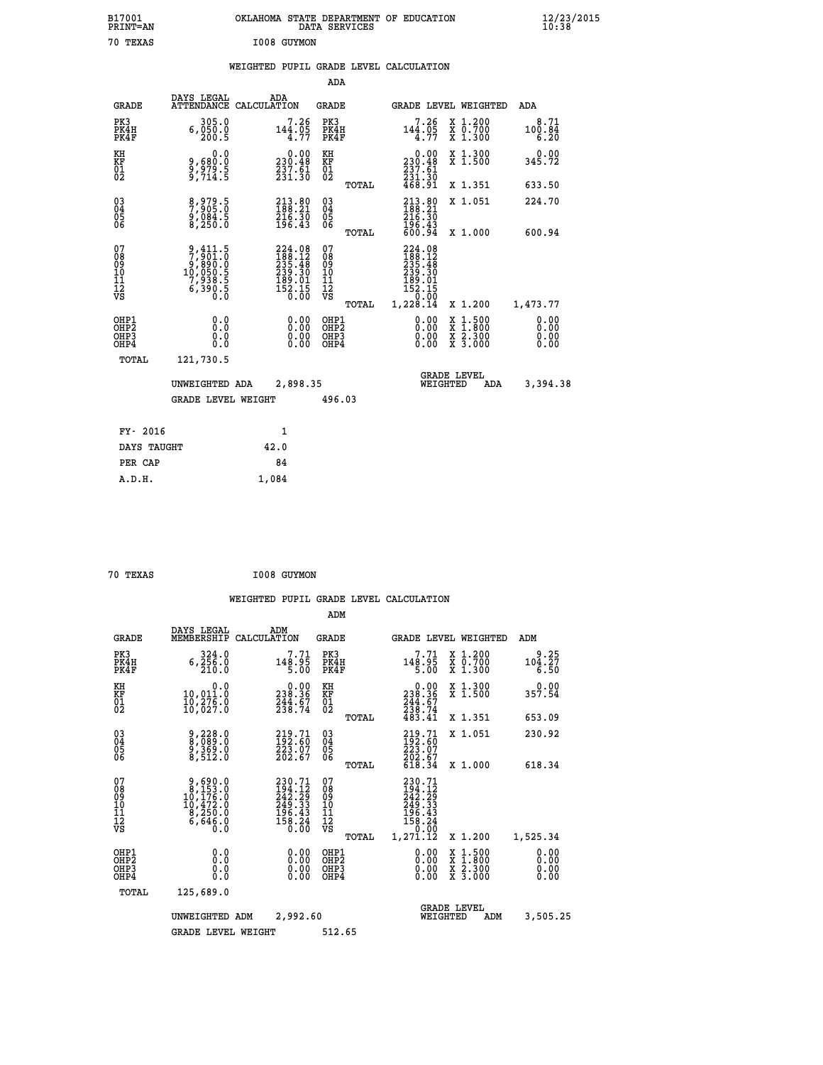B17001 OKLAHOMA STATE DEPARTMENT OF EDUCATION 12/23/2015
PRINT=AN DATA SERVICES 10:38

70 TEXAS I008 GUYMON

WEIGHTED PUPIL GRADE LEVEL CALCULATION

ADA

| GRADE | DAYS LEGAL ATTENDANCE | ADA CALCULATION | GRADE | GRADE LEVEL | WEIGHTED | ADA |
|---|---|---|---|---|---|---|
| PK3 | 305.0 | 7.26 | PK3 | 7.26 | X 1.200 | 8.71 |
| PK4H | 6,050.0 | 144.05 | PK4H | 144.05 | X 0.700 | 100.84 |
| PK4F | 200.5 | 4.77 | PK4F | 4.77 | X 1.300 | 6.20 |
| KH | 0.0 | 0.00 | KH | 0.00 | X 1.300 | 0.00 |
| KF | 9,680.0 | 230.48 | KF | 230.48 | X 1.500 | 345.72 |
| 01 | 9,979.5 | 237.61 | 01 | 237.61 | | |
| 02 | 9,714.5 | 231.30 | 02 | 231.30 | | |
| | | | TOTAL | 468.91 | X 1.351 | 633.50 |
| 03 | 8,979.5 | 213.80 | 03 | 213.80 | X 1.051 | 224.70 |
| 04 | 7,905.0 | 188.21 | 04 | 188.21 | | |
| 05 | 9,084.5 | 216.30 | 05 | 216.30 | | |
| 06 | 8,250.0 | 196.43 | 06 | 196.43 | | |
| | | | TOTAL | 600.94 | X 1.000 | 600.94 |
| 07 | 9,411.5 | 224.08 | 07 | 224.08 | | |
| 08 | 7,901.0 | 188.12 | 08 | 188.12 | | |
| 09 | 9,890.0 | 235.48 | 09 | 235.48 | | |
| 10 | 10,050.5 | 239.30 | 10 | 239.30 | | |
| 11 | 7,938.5 | 189.01 | 11 | 189.01 | | |
| 12 | 6,390.5 | 152.15 | 12 | 152.15 | | |
| VS | 0.0 | 0.00 | VS | 0.00 | | |
| | | | TOTAL | 1,228.14 | X 1.200 | 1,473.77 |
| OHP1 | 0.0 | 0.00 | OHP1 | 0.00 | X 1.500 | 0.00 |
| OHP2 | 0.0 | 0.00 | OHP2 | 0.00 | X 1.800 | 0.00 |
| OHP3 | 0.0 | 0.00 | OHP3 | 0.00 | X 2.300 | 0.00 |
| OHP4 | 0.0 | 0.00 | OHP4 | 0.00 | X 3.000 | 0.00 |
| TOTAL | 121,730.5 | | | | | |

UNWEIGHTED ADA 2,898.35 | GRADE LEVEL WEIGHTED ADA 3,394.38

GRADE LEVEL WEIGHT 496.03

| FY- 2016 | 1 |
|---|---|
| DAYS TAUGHT | 42.0 |
| PER CAP | 84 |
| A.D.H. | 1,084 |

70 TEXAS I008 GUYMON

WEIGHTED PUPIL GRADE LEVEL CALCULATION

ADM

| GRADE | DAYS LEGAL MEMBERSHIP | ADM CALCULATION | GRADE | GRADE LEVEL | WEIGHTED | ADM |
|---|---|---|---|---|---|---|
| PK3 | 324.0 | 7.71 | PK3 | 7.71 | X 1.200 | 9.25 |
| PK4H | 6,256.0 | 148.95 | PK4H | 148.95 | X 0.700 | 104.27 |
| PK4F | 210.0 | 5.00 | PK4F | 5.00 | X 1.300 | 6.50 |
| KH | 0.0 | 0.00 | KH | 0.00 | X 1.300 | 0.00 |
| KF | 10,011.0 | 238.36 | KF | 238.36 | X 1.500 | 357.54 |
| 01 | 10,276.0 | 244.67 | 01 | 244.67 | | |
| 02 | 10,027.0 | 238.74 | 02 | 238.74 | | |
| | | | TOTAL | 483.41 | X 1.351 | 653.09 |
| 03 | 9,228.0 | 219.71 | 03 | 219.71 | X 1.051 | 230.92 |
| 04 | 8,089.0 | 192.60 | 04 | 192.60 | | |
| 05 | 9,369.0 | 223.07 | 05 | 223.07 | | |
| 06 | 8,512.0 | 202.67 | 06 | 202.67 | | |
| | | | TOTAL | 618.34 | X 1.000 | 618.34 |
| 07 | 9,690.0 | 230.71 | 07 | 230.71 | | |
| 08 | 8,153.0 | 194.12 | 08 | 194.12 | | |
| 09 | 10,176.0 | 242.29 | 09 | 242.29 | | |
| 10 | 10,472.0 | 249.33 | 10 | 249.33 | | |
| 11 | 8,250.0 | 196.43 | 11 | 196.43 | | |
| 12 | 6,646.0 | 158.24 | 12 | 158.24 | | |
| VS | 0.0 | 0.00 | VS | 0.00 | | |
| | | | TOTAL | 1,271.12 | X 1.200 | 1,525.34 |
| OHP1 | 0.0 | 0.00 | OHP1 | 0.00 | X 1.500 | 0.00 |
| OHP2 | 0.0 | 0.00 | OHP2 | 0.00 | X 1.800 | 0.00 |
| OHP3 | 0.0 | 0.00 | OHP3 | 0.00 | X 2.300 | 0.00 |
| OHP4 | 0.0 | 0.00 | OHP4 | 0.00 | X 3.000 | 0.00 |
| TOTAL | 125,689.0 | | | | | |

UNWEIGHTED ADM 2,992.60 | GRADE LEVEL WEIGHTED ADM 3,505.25

GRADE LEVEL WEIGHT 512.65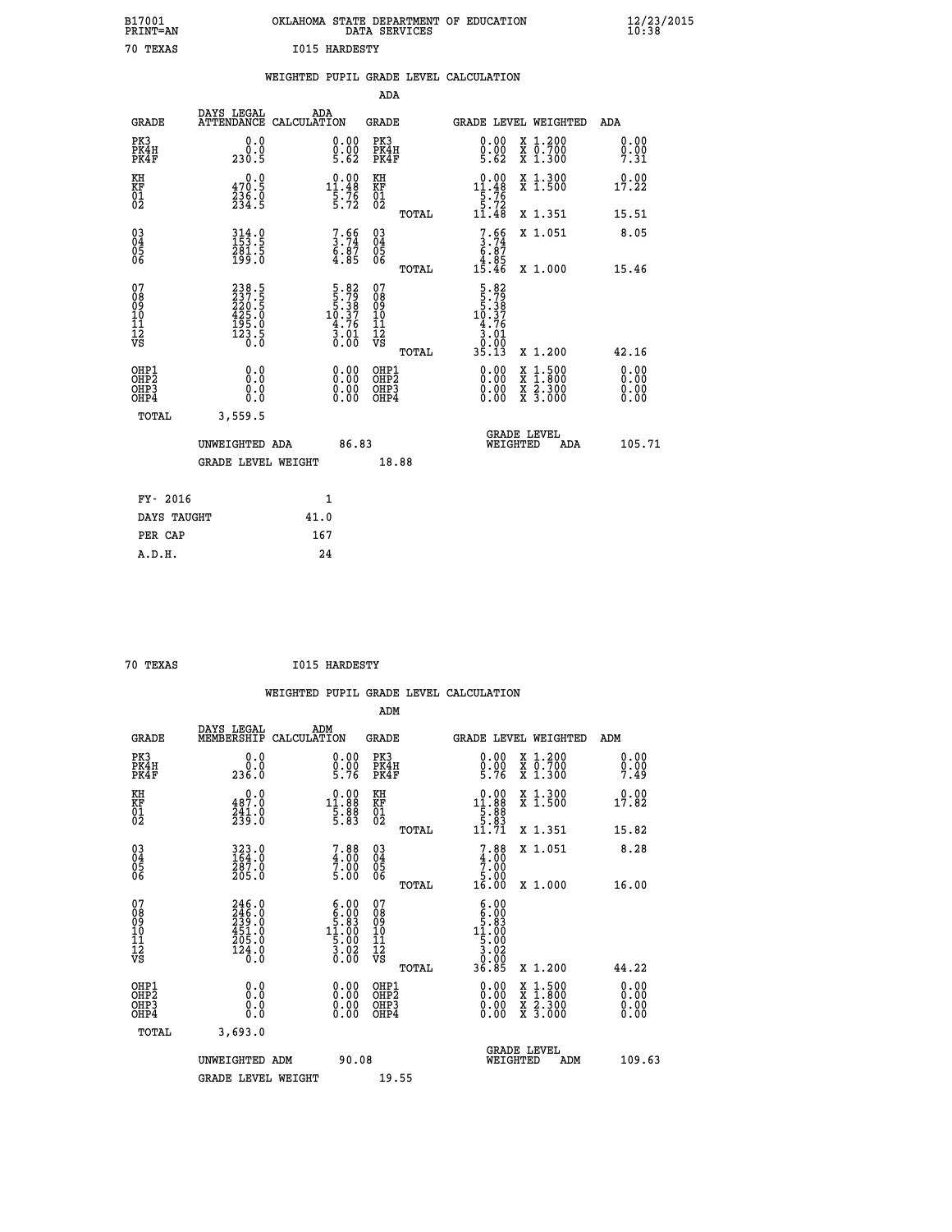B17001 OKLAHOMA STATE DEPARTMENT OF EDUCATION 12/23/2015
PRINT=AN DATA SERVICES 10:38

70 TEXAS I015 HARDESTY

WEIGHTED PUPIL GRADE LEVEL CALCULATION

ADA

| GRADE | DAYS LEGAL ATTENDANCE | ADA CALCULATION | GRADE | GRADE LEVEL | WEIGHTED | ADA |
|---|---|---|---|---|---|---|
| PK3 | 0.0 | 0.00 | PK3 | 0.00 | X 1.200 | 0.00 |
| PK4H | 0.0 | 0.00 | PK4H | 0.00 | X 0.700 | 0.00 |
| PK4F | 230.5 | 5.62 | PK4F | 5.62 | X 1.300 | 7.31 |
| KH | 0.0 | 0.00 | KH | 0.00 | X 1.300 | 0.00 |
| KF | 470.5 | 11.48 | KF | 11.48 | X 1.500 | 17.22 |
| 01 | 236.0 | 5.76 | 01 | 5.76 | | |
| 02 | 234.5 | 5.72 | 02 | 5.72 | | |
| | | | TOTAL | 11.48 | X 1.351 | 15.51 |
| 03 | 314.0 | 7.66 | 03 | 7.66 | X 1.051 | 8.05 |
| 04 | 153.5 | 3.74 | 04 | 3.74 | | |
| 05 | 281.5 | 6.87 | 05 | 6.87 | | |
| 06 | 199.0 | 4.85 | 06 | 4.85 | | |
| | | | TOTAL | 15.46 | X 1.000 | 15.46 |
| 07 | 238.5 | 5.82 | 07 | 5.82 | | |
| 08 | 237.5 | 5.79 | 08 | 5.79 | | |
| 09 | 220.5 | 5.38 | 09 | 5.38 | | |
| 10 | 425.0 | 10.37 | 10 | 10.37 | | |
| 11 | 195.0 | 4.76 | 11 | 4.76 | | |
| 12 | 123.5 | 3.01 | 12 | 3.01 | | |
| VS | 0.0 | 0.00 | VS | 0.00 | | |
| | | | TOTAL | 35.13 | X 1.200 | 42.16 |
| OHP1 | 0.0 | 0.00 | OHP1 | 0.00 | X 1.500 | 0.00 |
| OHP2 | 0.0 | 0.00 | OHP2 | 0.00 | X 1.800 | 0.00 |
| OHP3 | 0.0 | 0.00 | OHP3 | 0.00 | X 2.300 | 0.00 |
| OHP4 | 0.0 | 0.00 | OHP4 | 0.00 | X 3.000 | 0.00 |
| TOTAL | 3,559.5 | | | | | |

UNWEIGHTED ADA 86.83 GRADE LEVEL WEIGHTED ADA 105.71

GRADE LEVEL WEIGHT 18.88

FY- 2016 1
DAYS TAUGHT 41.0
PER CAP 167
A.D.H. 24

70 TEXAS I015 HARDESTY

WEIGHTED PUPIL GRADE LEVEL CALCULATION

ADM

| GRADE | DAYS LEGAL MEMBERSHIP | ADM CALCULATION | GRADE | GRADE LEVEL | WEIGHTED | ADM |
|---|---|---|---|---|---|---|
| PK3 | 0.0 | 0.00 | PK3 | 0.00 | X 1.200 | 0.00 |
| PK4H | 0.0 | 0.00 | PK4H | 0.00 | X 0.700 | 0.00 |
| PK4F | 236.0 | 5.76 | PK4F | 5.76 | X 1.300 | 7.49 |
| KH | 0.0 | 0.00 | KH | 0.00 | X 1.300 | 0.00 |
| KF | 487.0 | 11.88 | KF | 11.88 | X 1.500 | 17.82 |
| 01 | 241.0 | 5.88 | 01 | 5.88 | | |
| 02 | 239.0 | 5.83 | 02 | 5.83 | | |
| | | | TOTAL | 11.71 | X 1.351 | 15.82 |
| 03 | 323.0 | 7.88 | 03 | 7.88 | X 1.051 | 8.28 |
| 04 | 164.0 | 4.00 | 04 | 4.00 | | |
| 05 | 287.0 | 7.00 | 05 | 7.00 | | |
| 06 | 205.0 | 5.00 | 06 | 5.00 | | |
| | | | TOTAL | 16.00 | X 1.000 | 16.00 |
| 07 | 246.0 | 6.00 | 07 | 6.00 | | |
| 08 | 246.0 | 6.00 | 08 | 6.00 | | |
| 09 | 239.0 | 5.83 | 09 | 5.83 | | |
| 10 | 451.0 | 11.00 | 10 | 11.00 | | |
| 11 | 205.0 | 5.00 | 11 | 5.00 | | |
| 12 | 124.0 | 3.02 | 12 | 3.02 | | |
| VS | 0.0 | 0.00 | VS | 0.00 | | |
| | | | TOTAL | 36.85 | X 1.200 | 44.22 |
| OHP1 | 0.0 | 0.00 | OHP1 | 0.00 | X 1.500 | 0.00 |
| OHP2 | 0.0 | 0.00 | OHP2 | 0.00 | X 1.800 | 0.00 |
| OHP3 | 0.0 | 0.00 | OHP3 | 0.00 | X 2.300 | 0.00 |
| OHP4 | 0.0 | 0.00 | OHP4 | 0.00 | X 3.000 | 0.00 |
| TOTAL | 3,693.0 | | | | | |

UNWEIGHTED ADM 90.08 GRADE LEVEL WEIGHTED ADM 109.63

GRADE LEVEL WEIGHT 19.55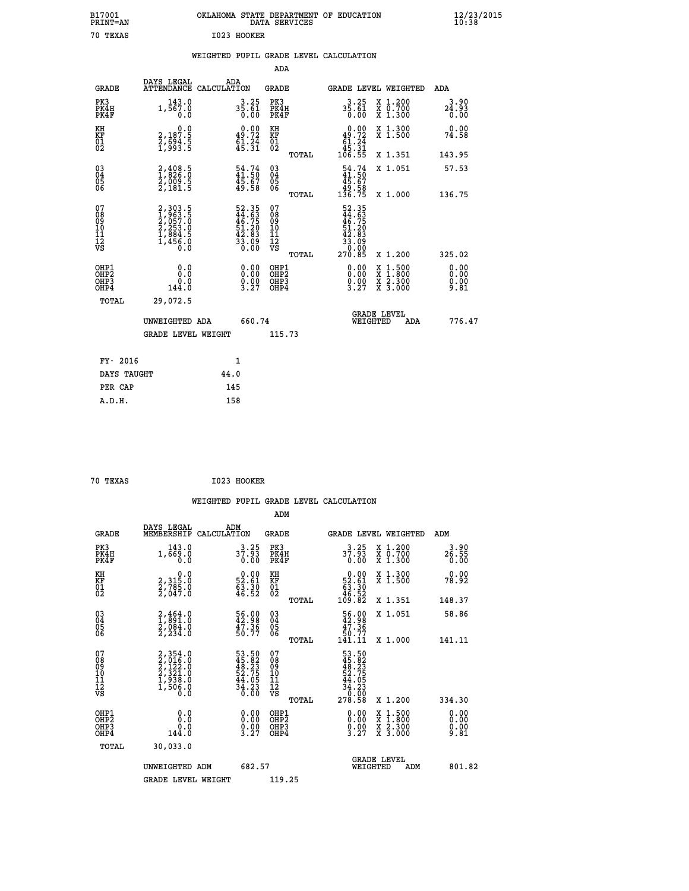B17001 OKLAHOMA STATE DEPARTMENT OF EDUCATION 12/23/2015
PRINT=AN DATA SERVICES 10:38

70 TEXAS I023 HOOKER

WEIGHTED PUPIL GRADE LEVEL CALCULATION

ADA

| GRADE | DAYS LEGAL ATTENDANCE | ADA CALCULATION | GRADE | GRADE LEVEL | WEIGHTED | ADA |
|---|---|---|---|---|---|---|
| PK3 | 143.0 | 3.25 | PK3 | 3.25 | X 1.200 | 3.90 |
| PK4H | 1,567.0 | 35.61 | PK4H | 35.61 | X 0.700 | 24.93 |
| PK4F | 0.0 | 0.00 | PK4F | 0.00 | X 1.300 | 0.00 |
| KH | 0.0 | 0.00 | KH | 0.00 | X 1.300 | 0.00 |
| KF | 2,187.5 | 49.72 | KF | 49.72 | X 1.500 | 74.58 |
| 01 | 2,694.5 | 61.24 | 01 | 61.24 | | |
| 02 | 1,993.5 | 45.31 | 02 | 45.31 | | |
| | | | TOTAL | 106.55 | X 1.351 | 143.95 |
| 03 | 2,408.5 | 54.74 | 03 | 54.74 | X 1.051 | 57.53 |
| 04 | 1,826.0 | 41.50 | 04 | 41.50 | | |
| 05 | 2,009.5 | 45.67 | 05 | 45.67 | | |
| 06 | 2,181.5 | 49.58 | 06 | 49.58 | | |
| | | | TOTAL | 136.75 | X 1.000 | 136.75 |
| 07 | 2,303.5 | 52.35 | 07 | 52.35 | | |
| 08 | 1,963.5 | 44.63 | 08 | 44.63 | | |
| 09 | 2,057.0 | 46.75 | 09 | 46.75 | | |
| 10 | 2,253.0 | 51.20 | 10 | 51.20 | | |
| 11 | 1,884.5 | 42.83 | 11 | 42.83 | | |
| 12 | 1,456.0 | 33.09 | 12 | 33.09 | | |
| VS | 0.0 | 0.00 | VS | 0.00 | | |
| | | | TOTAL | 270.85 | X 1.200 | 325.02 |
| OHP1 | 0.0 | 0.00 | OHP1 | 0.00 | X 1.500 | 0.00 |
| OHP2 | 0.0 | 0.00 | OHP2 | 0.00 | X 1.800 | 0.00 |
| OHP3 | 0.0 | 0.00 | OHP3 | 0.00 | X 2.300 | 0.00 |
| OHP4 | 144.0 | 3.27 | OHP4 | 3.27 | X 3.000 | 9.81 |
| TOTAL | 29,072.5 | | | | | |

UNWEIGHTED ADA 660.74 | GRADE LEVEL WEIGHTED ADA 776.47

GRADE LEVEL WEIGHT 115.73

| FY- 2016 | 1 |
|---|---|
| DAYS TAUGHT | 44.0 |
| PER CAP | 145 |
| A.D.H. | 158 |

70 TEXAS I023 HOOKER

WEIGHTED PUPIL GRADE LEVEL CALCULATION

ADM

| GRADE | DAYS LEGAL MEMBERSHIP | ADM CALCULATION | GRADE | GRADE LEVEL | WEIGHTED | ADM |
|---|---|---|---|---|---|---|
| PK3 | 143.0 | 3.25 | PK3 | 3.25 | X 1.200 | 3.90 |
| PK4H | 1,669.0 | 37.93 | PK4H | 37.93 | X 0.700 | 26.55 |
| PK4F | 0.0 | 0.00 | PK4F | 0.00 | X 1.300 | 0.00 |
| KH | 0.0 | 0.00 | KH | 0.00 | X 1.300 | 0.00 |
| KF | 2,315.0 | 52.61 | KF | 52.61 | X 1.500 | 78.92 |
| 01 | 2,785.0 | 63.30 | 01 | 63.30 | | |
| 02 | 2,047.0 | 46.52 | 02 | 46.52 | | |
| | | | TOTAL | 109.82 | X 1.351 | 148.37 |
| 03 | 2,464.0 | 56.00 | 03 | 56.00 | X 1.051 | 58.86 |
| 04 | 1,891.0 | 42.98 | 04 | 42.98 | | |
| 05 | 2,084.0 | 47.36 | 05 | 47.36 | | |
| 06 | 2,234.0 | 50.77 | 06 | 50.77 | | |
| | | | TOTAL | 141.11 | X 1.000 | 141.11 |
| 07 | 2,354.0 | 53.50 | 07 | 53.50 | | |
| 08 | 2,016.0 | 45.82 | 08 | 45.82 | | |
| 09 | 2,122.0 | 48.23 | 09 | 48.23 | | |
| 10 | 2,321.0 | 52.75 | 10 | 52.75 | | |
| 11 | 1,938.0 | 44.05 | 11 | 44.05 | | |
| 12 | 1,506.0 | 34.23 | 12 | 34.23 | | |
| VS | 0.0 | 0.00 | VS | 0.00 | | |
| | | | TOTAL | 278.58 | X 1.200 | 334.30 |
| OHP1 | 0.0 | 0.00 | OHP1 | 0.00 | X 1.500 | 0.00 |
| OHP2 | 0.0 | 0.00 | OHP2 | 0.00 | X 1.800 | 0.00 |
| OHP3 | 0.0 | 0.00 | OHP3 | 0.00 | X 2.300 | 0.00 |
| OHP4 | 144.0 | 3.27 | OHP4 | 3.27 | X 3.000 | 9.81 |
| TOTAL | 30,033.0 | | | | | |

UNWEIGHTED ADM 682.57 | GRADE LEVEL WEIGHTED ADM 801.82

GRADE LEVEL WEIGHT 119.25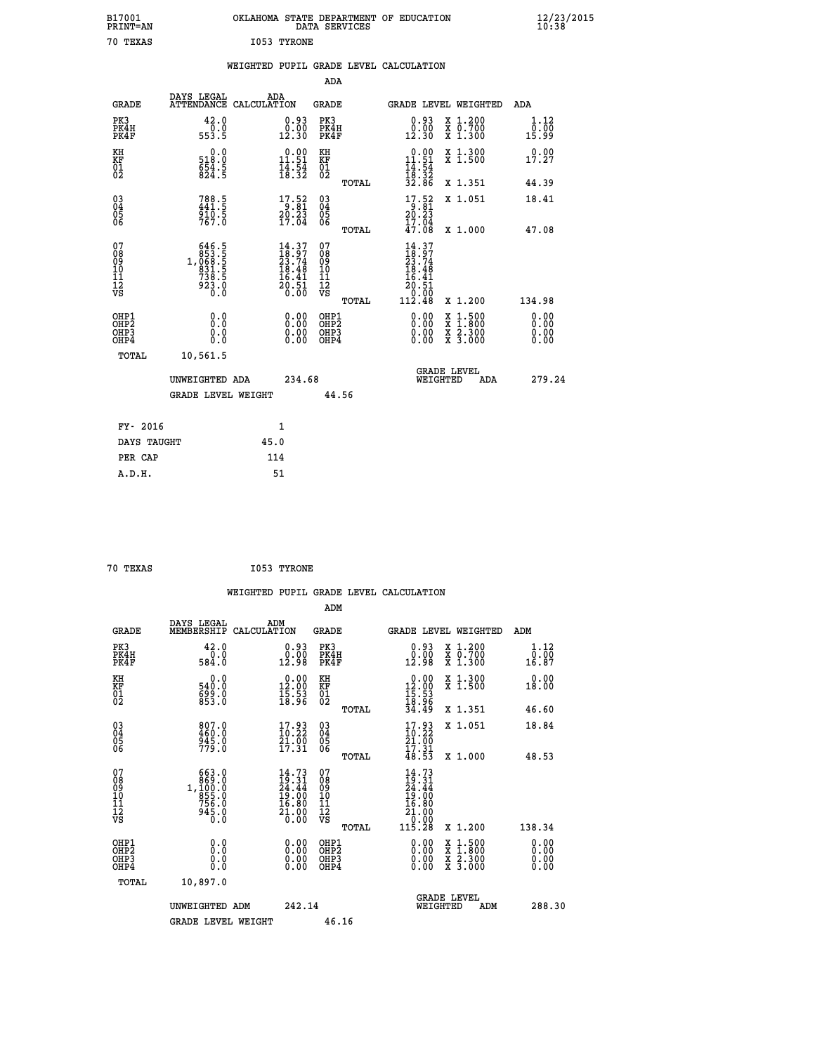B17001 PRINT=AN — OKLAHOMA STATE DEPARTMENT OF EDUCATION DATA SERVICES — 12/23/2015 10:38

70 TEXAS — I053 TYRONE

## WEIGHTED PUPIL GRADE LEVEL CALCULATION

### ADA

| GRADE | DAYS LEGAL ATTENDANCE | ADA CALCULATION | GRADE | GRADE LEVEL | WEIGHTED | ADA |
|---|---|---|---|---|---|---|
| PK3 | 42.0 | 0.93 | PK3 | 0.93 | X 1.200 | 1.12 |
| PK4H | 0.0 | 0.00 | PK4H | 0.00 | X 0.700 | 0.00 |
| PK4F | 553.5 | 12.30 | PK4F | 12.30 | X 1.300 | 15.99 |
| KH | 0.0 | 0.00 | KH | 0.00 | X 1.300 | 0.00 |
| KF | 518.0 | 11.51 | KF | 11.51 | X 1.500 | 17.27 |
| 01 | 654.5 | 14.54 | 01 | 14.54 | | |
| 02 | 824.5 | 18.32 | 02 | 18.32 | | |
| | | | TOTAL | 32.86 | X 1.351 | 44.39 |
| 03 | 788.5 | 17.52 | 03 | 17.52 | X 1.051 | 18.41 |
| 04 | 441.5 | 9.81 | 04 | 9.81 | | |
| 05 | 910.5 | 20.23 | 05 | 20.23 | | |
| 06 | 767.0 | 17.04 | 06 | 17.04 | | |
| | | | TOTAL | 47.08 | X 1.000 | 47.08 |
| 07 | 646.5 | 14.37 | 07 | 14.37 | | |
| 08 | 853.5 | 18.97 | 08 | 18.97 | | |
| 09 | 1,068.5 | 23.74 | 09 | 23.74 | | |
| 10 | 831.5 | 18.48 | 10 | 18.48 | | |
| 11 | 738.5 | 16.41 | 11 | 16.41 | | |
| 12 | 923.0 | 20.51 | 12 | 20.51 | | |
| VS | 0.0 | 0.00 | VS | 0.00 | | |
| | | | TOTAL | 112.48 | X 1.200 | 134.98 |
| OHP1 | 0.0 | 0.00 | OHP1 | 0.00 | X 1.500 | 0.00 |
| OHP2 | 0.0 | 0.00 | OHP2 | 0.00 | X 1.800 | 0.00 |
| OHP3 | 0.0 | 0.00 | OHP3 | 0.00 | X 2.300 | 0.00 |
| OHP4 | 0.0 | 0.00 | OHP4 | 0.00 | X 3.000 | 0.00 |
| TOTAL | 10,561.5 | | | | | |

UNWEIGHTED ADA 234.68 — GRADE LEVEL WEIGHTED ADA 279.24

GRADE LEVEL WEIGHT 44.56

| | |
|---|---|
| FY- 2016 | 1 |
| DAYS TAUGHT | 45.0 |
| PER CAP | 114 |
| A.D.H. | 51 |

70 TEXAS — I053 TYRONE

## WEIGHTED PUPIL GRADE LEVEL CALCULATION

### ADM

| GRADE | DAYS LEGAL MEMBERSHIP | ADM CALCULATION | GRADE | GRADE LEVEL | WEIGHTED | ADM |
|---|---|---|---|---|---|---|
| PK3 | 42.0 | 0.93 | PK3 | 0.93 | X 1.200 | 1.12 |
| PK4H | 0.0 | 0.00 | PK4H | 0.00 | X 0.700 | 0.00 |
| PK4F | 584.0 | 12.98 | PK4F | 12.98 | X 1.300 | 16.87 |
| KH | 0.0 | 0.00 | KH | 0.00 | X 1.300 | 0.00 |
| KF | 540.0 | 12.00 | KF | 12.00 | X 1.500 | 18.00 |
| 01 | 699.0 | 15.53 | 01 | 15.53 | | |
| 02 | 853.0 | 18.96 | 02 | 18.96 | | |
| | | | TOTAL | 34.49 | X 1.351 | 46.60 |
| 03 | 807.0 | 17.93 | 03 | 17.93 | X 1.051 | 18.84 |
| 04 | 460.0 | 10.22 | 04 | 10.22 | | |
| 05 | 945.0 | 21.00 | 05 | 21.00 | | |
| 06 | 779.0 | 17.31 | 06 | 17.31 | | |
| | | | TOTAL | 48.53 | X 1.000 | 48.53 |
| 07 | 663.0 | 14.73 | 07 | 14.73 | | |
| 08 | 869.0 | 19.31 | 08 | 19.31 | | |
| 09 | 1,100.0 | 24.44 | 09 | 24.44 | | |
| 10 | 855.0 | 19.00 | 10 | 19.00 | | |
| 11 | 756.0 | 16.80 | 11 | 16.80 | | |
| 12 | 945.0 | 21.00 | 12 | 21.00 | | |
| VS | 0.0 | 0.00 | VS | 0.00 | | |
| | | | TOTAL | 115.28 | X 1.200 | 138.34 |
| OHP1 | 0.0 | 0.00 | OHP1 | 0.00 | X 1.500 | 0.00 |
| OHP2 | 0.0 | 0.00 | OHP2 | 0.00 | X 1.800 | 0.00 |
| OHP3 | 0.0 | 0.00 | OHP3 | 0.00 | X 2.300 | 0.00 |
| OHP4 | 0.0 | 0.00 | OHP4 | 0.00 | X 3.000 | 0.00 |
| TOTAL | 10,897.0 | | | | | |

UNWEIGHTED ADM 242.14 — GRADE LEVEL WEIGHTED ADM 288.30

GRADE LEVEL WEIGHT 46.16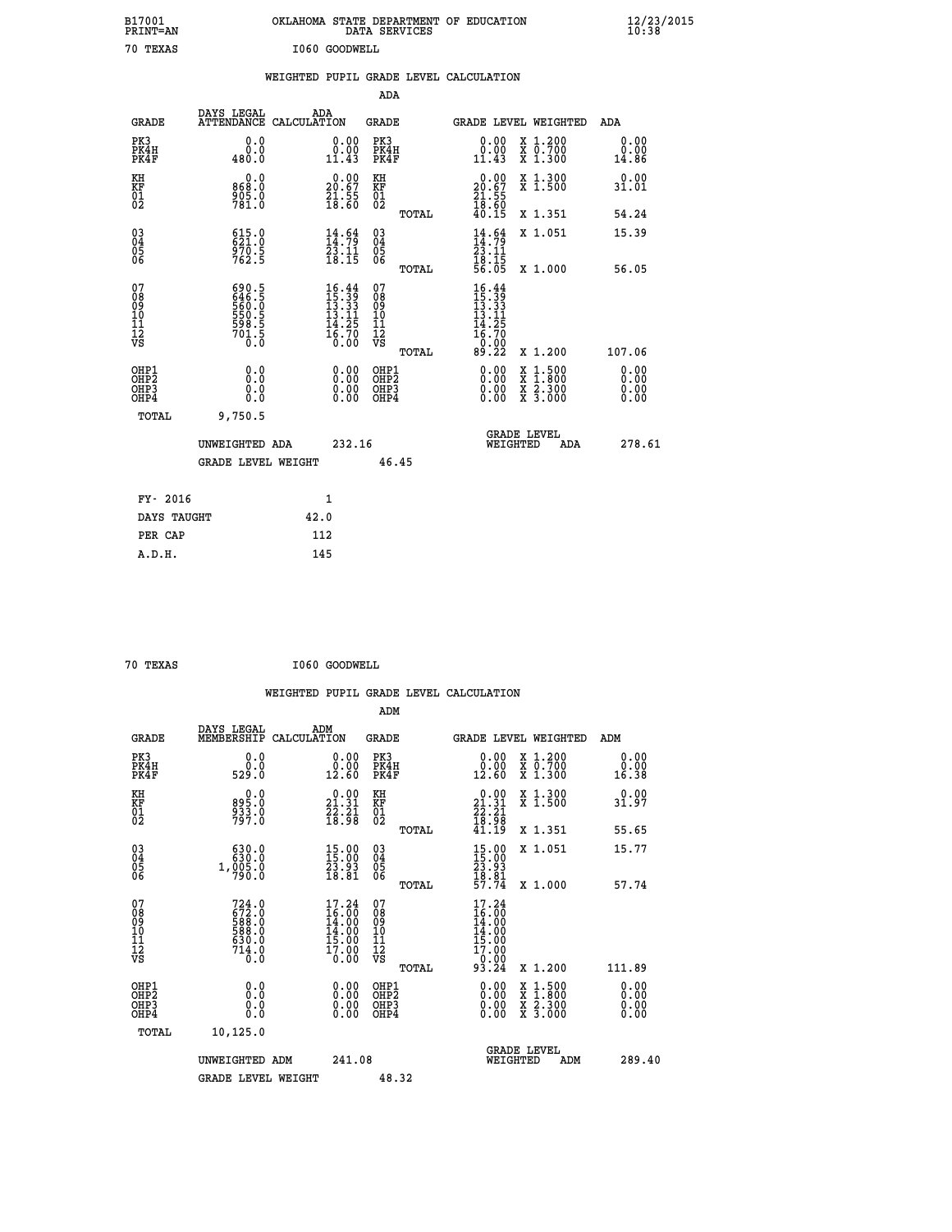B17001 OKLAHOMA STATE DEPARTMENT OF EDUCATION 12/23/2015
PRINT=AN DATA SERVICES 10:38

70 TEXAS I060 GOODWELL

## WEIGHTED PUPIL GRADE LEVEL CALCULATION

### ADA

| GRADE | DAYS LEGAL ATTENDANCE | ADA CALCULATION | GRADE | GRADE LEVEL | WEIGHTED | ADA |
|---|---|---|---|---|---|---|
| PK3 | 0.0 | 0.00 | PK3 | 0.00 | X 1.200 | 0.00 |
| PK4H | 0.0 | 0.00 | PK4H | 0.00 | X 0.700 | 0.00 |
| PK4F | 480.0 | 11.43 | PK4F | 11.43 | X 1.300 | 14.86 |
| KH | 0.0 | 0.00 | KH | 0.00 | X 1.300 | 0.00 |
| KF | 868.0 | 20.67 | KF | 20.67 | X 1.500 | 31.01 |
| 01 | 905.0 | 21.55 | 01 | 21.55 | | |
| 02 | 781.0 | 18.60 | 02 | 18.60 | | |
| | | | TOTAL | 40.15 | X 1.351 | 54.24 |
| 03 | 615.0 | 14.64 | 03 | 14.64 | X 1.051 | 15.39 |
| 04 | 621.0 | 14.79 | 04 | 14.79 | | |
| 05 | 970.5 | 23.11 | 05 | 23.11 | | |
| 06 | 762.5 | 18.15 | 06 | 18.15 | | |
| | | | TOTAL | 56.05 | X 1.000 | 56.05 |
| 07 | 690.5 | 16.44 | 07 | 16.44 | | |
| 08 | 646.5 | 15.39 | 08 | 15.39 | | |
| 09 | 560.0 | 13.33 | 09 | 13.33 | | |
| 10 | 550.5 | 13.11 | 10 | 13.11 | | |
| 11 | 598.5 | 14.25 | 11 | 14.25 | | |
| 12 | 701.5 | 16.70 | 12 | 16.70 | | |
| VS | 0.0 | 0.00 | VS | 0.00 | | |
| | | | TOTAL | 89.22 | X 1.200 | 107.06 |
| OHP1 | 0.0 | 0.00 | OHP1 | 0.00 | X 1.500 | 0.00 |
| OHP2 | 0.0 | 0.00 | OHP2 | 0.00 | X 1.800 | 0.00 |
| OHP3 | 0.0 | 0.00 | OHP3 | 0.00 | X 2.300 | 0.00 |
| OHP4 | 0.0 | 0.00 | OHP4 | 0.00 | X 3.000 | 0.00 |
| TOTAL | 9,750.5 | | | | | |

UNWEIGHTED ADA 232.16 &nbsp;&nbsp;&nbsp; GRADE LEVEL WEIGHTED ADA 278.61

GRADE LEVEL WEIGHT 46.45

| FY- 2016 | 1 |
|---|---|
| DAYS TAUGHT | 42.0 |
| PER CAP | 112 |
| A.D.H. | 145 |

70 TEXAS I060 GOODWELL

## WEIGHTED PUPIL GRADE LEVEL CALCULATION

### ADM

| GRADE | DAYS LEGAL MEMBERSHIP | ADM CALCULATION | GRADE | GRADE LEVEL | WEIGHTED | ADM |
|---|---|---|---|---|---|---|
| PK3 | 0.0 | 0.00 | PK3 | 0.00 | X 1.200 | 0.00 |
| PK4H | 0.0 | 0.00 | PK4H | 0.00 | X 0.700 | 0.00 |
| PK4F | 529.0 | 12.60 | PK4F | 12.60 | X 1.300 | 16.38 |
| KH | 0.0 | 0.00 | KH | 0.00 | X 1.300 | 0.00 |
| KF | 895.0 | 21.31 | KF | 21.31 | X 1.500 | 31.97 |
| 01 | 933.0 | 22.21 | 01 | 22.21 | | |
| 02 | 797.0 | 18.98 | 02 | 18.98 | | |
| | | | TOTAL | 41.19 | X 1.351 | 55.65 |
| 03 | 630.0 | 15.00 | 03 | 15.00 | X 1.051 | 15.77 |
| 04 | 630.0 | 15.00 | 04 | 15.00 | | |
| 05 | 1,005.0 | 23.93 | 05 | 23.93 | | |
| 06 | 790.0 | 18.81 | 06 | 18.81 | | |
| | | | TOTAL | 57.74 | X 1.000 | 57.74 |
| 07 | 724.0 | 17.24 | 07 | 17.24 | | |
| 08 | 672.0 | 16.00 | 08 | 16.00 | | |
| 09 | 588.0 | 14.00 | 09 | 14.00 | | |
| 10 | 588.0 | 14.00 | 10 | 14.00 | | |
| 11 | 630.0 | 15.00 | 11 | 15.00 | | |
| 12 | 714.0 | 17.00 | 12 | 17.00 | | |
| VS | 0.0 | 0.00 | VS | 0.00 | | |
| | | | TOTAL | 93.24 | X 1.200 | 111.89 |
| OHP1 | 0.0 | 0.00 | OHP1 | 0.00 | X 1.500 | 0.00 |
| OHP2 | 0.0 | 0.00 | OHP2 | 0.00 | X 1.800 | 0.00 |
| OHP3 | 0.0 | 0.00 | OHP3 | 0.00 | X 2.300 | 0.00 |
| OHP4 | 0.0 | 0.00 | OHP4 | 0.00 | X 3.000 | 0.00 |
| TOTAL | 10,125.0 | | | | | |

UNWEIGHTED ADM 241.08 &nbsp;&nbsp;&nbsp; GRADE LEVEL WEIGHTED ADM 289.40

GRADE LEVEL WEIGHT 48.32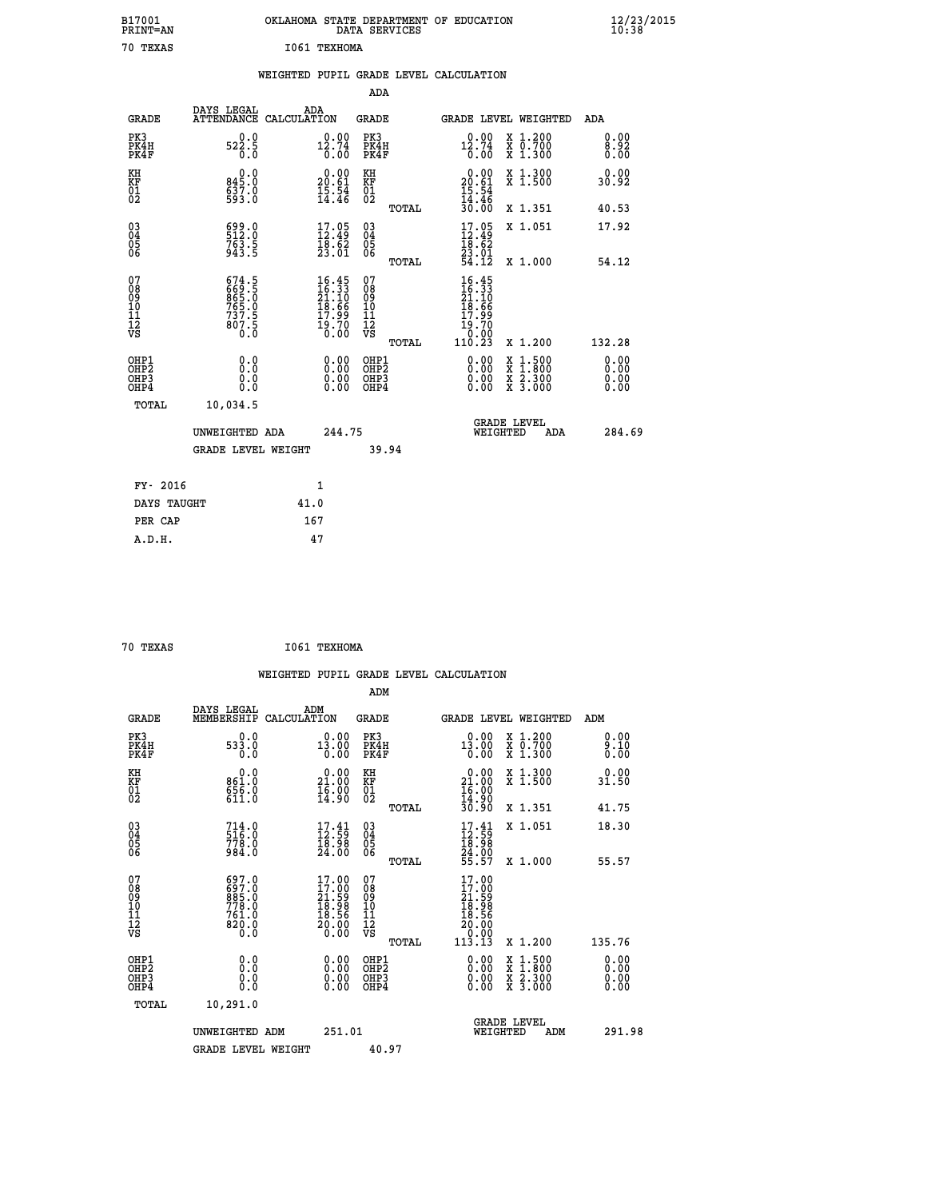B17001 OKLAHOMA STATE DEPARTMENT OF EDUCATION 12/23/2015
PRINT=AN DATA SERVICES 10:38

70 TEXAS I061 TEXHOMA

## WEIGHTED PUPIL GRADE LEVEL CALCULATION

### ADA

| GRADE | DAYS LEGAL ATTENDANCE | ADA CALCULATION | GRADE | GRADE LEVEL | WEIGHTED | ADA |
|---|---|---|---|---|---|---|
| PK3 | 0.0 | 0.00 | PK3 | 0.00 | X 1.200 | 0.00 |
| PK4H | 522.5 | 12.74 | PK4H | 12.74 | X 0.700 | 8.92 |
| PK4F | 0.0 | 0.00 | PK4F | 0.00 | X 1.300 | 0.00 |
| KH | 0.0 | 0.00 | KH | 0.00 | X 1.300 | 0.00 |
| KF | 845.0 | 20.61 | KF | 20.61 | X 1.500 | 30.92 |
| 01 | 637.0 | 15.54 | 01 | 15.54 | | |
| 02 | 593.0 | 14.46 | 02 | 14.46 | | |
| | | | TOTAL | 30.00 | X 1.351 | 40.53 |
| 03 | 699.0 | 17.05 | 03 | 17.05 | X 1.051 | 17.92 |
| 04 | 512.0 | 12.49 | 04 | 12.49 | | |
| 05 | 763.5 | 18.62 | 05 | 18.62 | | |
| 06 | 943.5 | 23.01 | 06 | 23.01 | | |
| | | | TOTAL | 54.12 | X 1.000 | 54.12 |
| 07 | 674.5 | 16.45 | 07 | 16.45 | | |
| 08 | 669.5 | 16.33 | 08 | 16.33 | | |
| 09 | 865.0 | 21.10 | 09 | 21.10 | | |
| 10 | 765.0 | 18.66 | 10 | 18.66 | | |
| 11 | 737.5 | 17.99 | 11 | 17.99 | | |
| 12 | 807.5 | 19.70 | 12 | 19.70 | | |
| VS | 0.0 | 0.00 | VS | 0.00 | | |
| | | | TOTAL | 110.23 | X 1.200 | 132.28 |
| OHP1 | 0.0 | 0.00 | OHP1 | 0.00 | X 1.500 | 0.00 |
| OHP2 | 0.0 | 0.00 | OHP2 | 0.00 | X 1.800 | 0.00 |
| OHP3 | 0.0 | 0.00 | OHP3 | 0.00 | X 2.300 | 0.00 |
| OHP4 | 0.0 | 0.00 | OHP4 | 0.00 | X 3.000 | 0.00 |
| TOTAL | 10,034.5 | | | | | |

UNWEIGHTED ADA 244.75 GRADE LEVEL WEIGHTED ADA 284.69

GRADE LEVEL WEIGHT 39.94

| | |
|---|---|
| FY- 2016 | 1 |
| DAYS TAUGHT | 41.0 |
| PER CAP | 167 |
| A.D.H. | 47 |

70 TEXAS I061 TEXHOMA

## WEIGHTED PUPIL GRADE LEVEL CALCULATION

### ADM

| GRADE | DAYS LEGAL MEMBERSHIP | ADM CALCULATION | GRADE | GRADE LEVEL | WEIGHTED | ADM |
|---|---|---|---|---|---|---|
| PK3 | 0.0 | 0.00 | PK3 | 0.00 | X 1.200 | 0.00 |
| PK4H | 533.0 | 13.00 | PK4H | 13.00 | X 0.700 | 9.10 |
| PK4F | 0.0 | 0.00 | PK4F | 0.00 | X 1.300 | 0.00 |
| KH | 0.0 | 0.00 | KH | 0.00 | X 1.300 | 0.00 |
| KF | 861.0 | 21.00 | KF | 21.00 | X 1.500 | 31.50 |
| 01 | 656.0 | 16.00 | 01 | 16.00 | | |
| 02 | 611.0 | 14.90 | 02 | 14.90 | | |
| | | | TOTAL | 30.90 | X 1.351 | 41.75 |
| 03 | 714.0 | 17.41 | 03 | 17.41 | X 1.051 | 18.30 |
| 04 | 516.0 | 12.59 | 04 | 12.59 | | |
| 05 | 778.0 | 18.98 | 05 | 18.98 | | |
| 06 | 984.0 | 24.00 | 06 | 24.00 | | |
| | | | TOTAL | 55.57 | X 1.000 | 55.57 |
| 07 | 697.0 | 17.00 | 07 | 17.00 | | |
| 08 | 697.0 | 17.00 | 08 | 17.00 | | |
| 09 | 885.0 | 21.59 | 09 | 21.59 | | |
| 10 | 778.0 | 18.98 | 10 | 18.98 | | |
| 11 | 761.0 | 18.56 | 11 | 18.56 | | |
| 12 | 820.0 | 20.00 | 12 | 20.00 | | |
| VS | 0.0 | 0.00 | VS | 0.00 | | |
| | | | TOTAL | 113.13 | X 1.200 | 135.76 |
| OHP1 | 0.0 | 0.00 | OHP1 | 0.00 | X 1.500 | 0.00 |
| OHP2 | 0.0 | 0.00 | OHP2 | 0.00 | X 1.800 | 0.00 |
| OHP3 | 0.0 | 0.00 | OHP3 | 0.00 | X 2.300 | 0.00 |
| OHP4 | 0.0 | 0.00 | OHP4 | 0.00 | X 3.000 | 0.00 |
| TOTAL | 10,291.0 | | | | | |

UNWEIGHTED ADM 251.01 GRADE LEVEL WEIGHTED ADM 291.98

GRADE LEVEL WEIGHT 40.97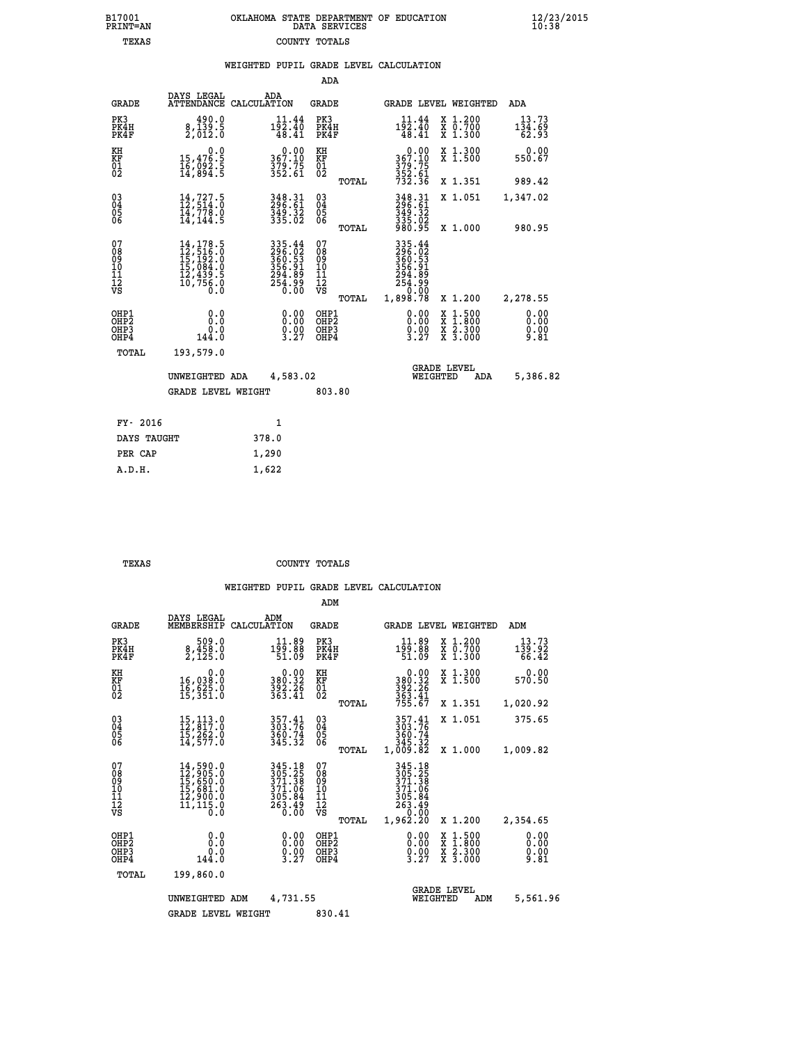B17001 OKLAHOMA STATE DEPARTMENT OF EDUCATION 12/23/2015
PRINT=AN DATA SERVICES 10:38

TEXAS COUNTY TOTALS

WEIGHTED PUPIL GRADE LEVEL CALCULATION

ADA

| GRADE | DAYS LEGAL ATTENDANCE | ADA CALCULATION | GRADE | | GRADE LEVEL | WEIGHTED | ADA |
|---|---|---|---|---|---|---|---|
| PK3 | 490.0 | 11.44 | PK3 | | 11.44 | X 1.200 | 13.73 |
| PK4H | 8,139.5 | 192.40 | PK4H | | 192.40 | X 0.700 | 134.69 |
| PK4F | 2,012.0 | 48.41 | PK4F | | 48.41 | X 1.300 | 62.93 |
| KH | 0.0 | 0.00 | KH | | 0.00 | X 1.300 | 0.00 |
| KF | 15,476.5 | 367.10 | KF | | 367.10 | X 1.500 | 550.67 |
| 01 | 16,092.5 | 379.75 | 01 | | 379.75 | | |
| 02 | 14,894.5 | 352.61 | 02 | | 352.61 | | |
| | | | | TOTAL | 732.36 | X 1.351 | 989.42 |
| 03 | 14,727.5 | 348.31 | 03 | | 348.31 | X 1.051 | 1,347.02 |
| 04 | 12,514.0 | 296.61 | 04 | | 296.61 | | |
| 05 | 14,778.0 | 349.32 | 05 | | 349.32 | | |
| 06 | 14,144.5 | 335.02 | 06 | | 335.02 | | |
| | | | | TOTAL | 980.95 | X 1.000 | 980.95 |
| 07 | 14,178.5 | 335.44 | 07 | | 335.44 | | |
| 08 | 12,516.0 | 296.02 | 08 | | 296.02 | | |
| 09 | 15,192.0 | 360.53 | 09 | | 360.53 | | |
| 10 | 15,084.0 | 356.91 | 10 | | 356.91 | | |
| 11 | 12,439.5 | 294.89 | 11 | | 294.89 | | |
| 12 | 10,756.0 | 254.99 | 12 | | 254.99 | | |
| VS | 0.0 | 0.00 | VS | | 0.00 | | |
| | | | | TOTAL | 1,898.78 | X 1.200 | 2,278.55 |
| OHP1 | 0.0 | 0.00 | OHP1 | | 0.00 | X 1.500 | 0.00 |
| OHP2 | 0.0 | 0.00 | OHP2 | | 0.00 | X 1.800 | 0.00 |
| OHP3 | 0.0 | 0.00 | OHP3 | | 0.00 | X 2.300 | 0.00 |
| OHP4 | 144.0 | 3.27 | OHP4 | | 3.27 | X 3.000 | 9.81 |
| TOTAL | 193,579.0 | | | | | | |

UNWEIGHTED ADA 4,583.02 GRADE LEVEL WEIGHTED ADA 5,386.82

GRADE LEVEL WEIGHT 803.80

| FY- 2016 | 1 |
|---|---|
| DAYS TAUGHT | 378.0 |
| PER CAP | 1,290 |
| A.D.H. | 1,622 |

TEXAS COUNTY TOTALS

WEIGHTED PUPIL GRADE LEVEL CALCULATION

ADM

| GRADE | DAYS LEGAL MEMBERSHIP | ADM CALCULATION | GRADE | | GRADE LEVEL | WEIGHTED | ADM |
|---|---|---|---|---|---|---|---|
| PK3 | 509.0 | 11.89 | PK3 | | 11.89 | X 1.200 | 13.73 |
| PK4H | 8,458.0 | 199.88 | PK4H | | 199.88 | X 0.700 | 139.92 |
| PK4F | 2,125.0 | 51.09 | PK4F | | 51.09 | X 1.300 | 66.42 |
| KH | 0.0 | 0.00 | KH | | 0.00 | X 1.300 | 0.00 |
| KF | 16,038.0 | 380.32 | KF | | 380.32 | X 1.500 | 570.50 |
| 01 | 16,625.0 | 392.26 | 01 | | 392.26 | | |
| 02 | 15,351.0 | 363.41 | 02 | | 363.41 | | |
| | | | | TOTAL | 755.67 | X 1.351 | 1,020.92 |
| 03 | 15,113.0 | 357.41 | 03 | | 357.41 | X 1.051 | 375.65 |
| 04 | 12,817.0 | 303.76 | 04 | | 303.76 | | |
| 05 | 15,262.0 | 360.74 | 05 | | 360.74 | | |
| 06 | 14,577.0 | 345.32 | 06 | | 345.32 | | |
| | | | | TOTAL | 1,009.82 | X 1.000 | 1,009.82 |
| 07 | 14,590.0 | 345.18 | 07 | | 345.18 | | |
| 08 | 12,905.0 | 305.25 | 08 | | 305.25 | | |
| 09 | 15,650.0 | 371.38 | 09 | | 371.38 | | |
| 10 | 15,681.0 | 371.06 | 10 | | 371.06 | | |
| 11 | 12,900.0 | 305.84 | 11 | | 305.84 | | |
| 12 | 11,115.0 | 263.49 | 12 | | 263.49 | | |
| VS | 0.0 | 0.00 | VS | | 0.00 | | |
| | | | | TOTAL | 1,962.20 | X 1.200 | 2,354.65 |
| OHP1 | 0.0 | 0.00 | OHP1 | | 0.00 | X 1.500 | 0.00 |
| OHP2 | 0.0 | 0.00 | OHP2 | | 0.00 | X 1.800 | 0.00 |
| OHP3 | 0.0 | 0.00 | OHP3 | | 0.00 | X 2.300 | 0.00 |
| OHP4 | 144.0 | 3.27 | OHP4 | | 3.27 | X 3.000 | 9.81 |
| TOTAL | 199,860.0 | | | | | | |

UNWEIGHTED ADM 4,731.55 GRADE LEVEL WEIGHTED ADM 5,561.96

GRADE LEVEL WEIGHT 830.41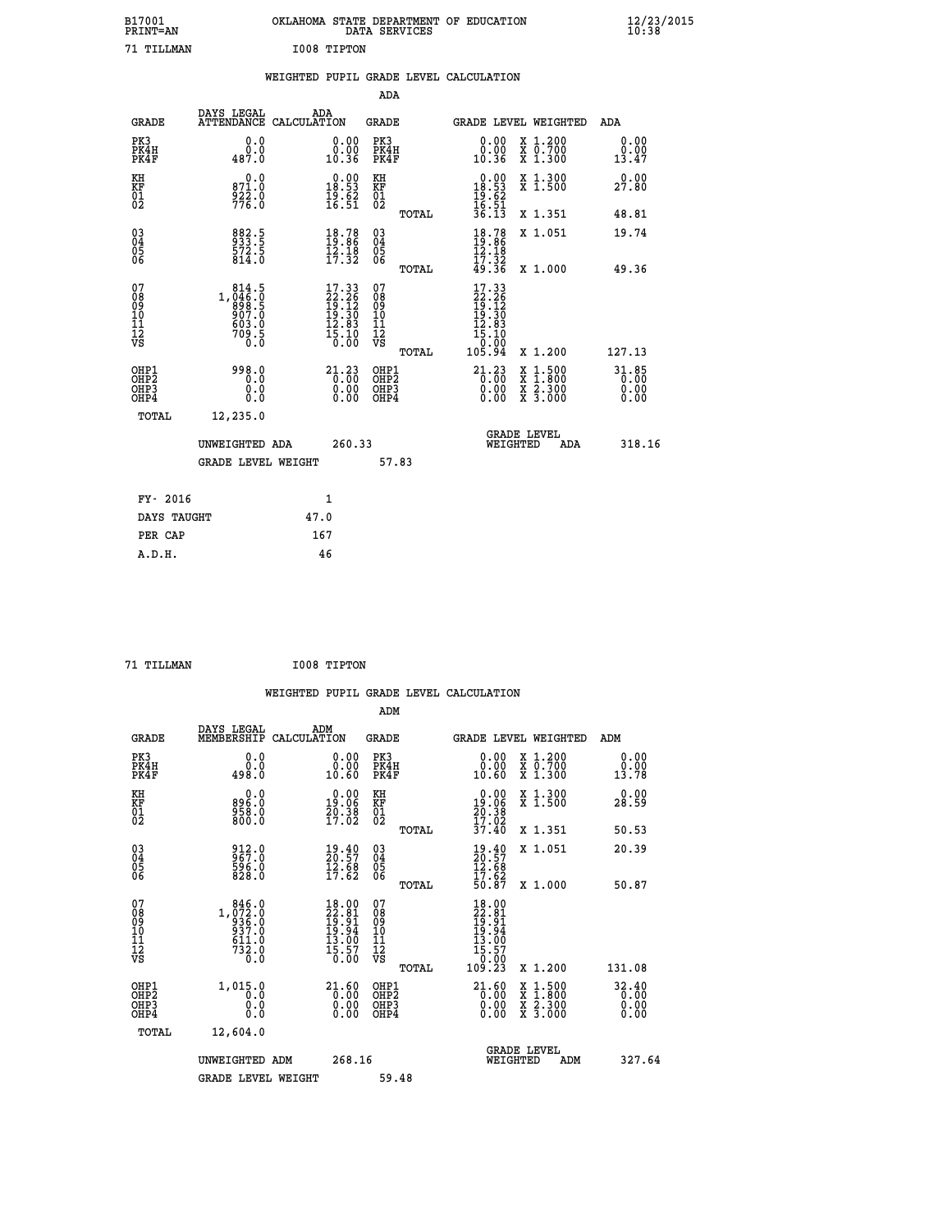B17001 OKLAHOMA STATE DEPARTMENT OF EDUCATION 12/23/2015
PRINT=AN DATA SERVICES 10:38

71 TILLMAN I008 TIPTON

## WEIGHTED PUPIL GRADE LEVEL CALCULATION

### ADA

| GRADE | DAYS LEGAL ATTENDANCE | ADA CALCULATION | GRADE | | GRADE LEVEL | WEIGHTED | ADA |
|---|---|---|---|---|---|---|---|
| PK3 | 0.0 | 0.00 | PK3 | | 0.00 | X 1.200 | 0.00 |
| PK4H | 0.0 | 0.00 | PK4H | | 0.00 | X 0.700 | 0.00 |
| PK4F | 487.0 | 10.36 | PK4F | | 10.36 | X 1.300 | 13.47 |
| KH | 0.0 | 0.00 | KH | | 0.00 | X 1.300 | 0.00 |
| KF | 871.0 | 18.53 | KF | | 18.53 | X 1.500 | 27.80 |
| 01 | 922.0 | 19.62 | 01 | | 19.62 | | |
| 02 | 776.0 | 16.51 | 02 | | 16.51 | | |
| | | | | TOTAL | 36.13 | X 1.351 | 48.81 |
| 03 | 882.5 | 18.78 | 03 | | 18.78 | X 1.051 | 19.74 |
| 04 | 933.5 | 19.86 | 04 | | 19.86 | | |
| 05 | 572.5 | 12.18 | 05 | | 12.18 | | |
| 06 | 814.0 | 17.32 | 06 | | 17.32 | | |
| | | | | TOTAL | 49.36 | X 1.000 | 49.36 |
| 07 | 814.5 | 17.33 | 07 | | 17.33 | | |
| 08 | 1,046.0 | 22.26 | 08 | | 22.26 | | |
| 09 | 898.5 | 19.12 | 09 | | 19.12 | | |
| 10 | 907.0 | 19.30 | 10 | | 19.30 | | |
| 11 | 603.0 | 12.83 | 11 | | 12.83 | | |
| 12 | 709.5 | 15.10 | 12 | | 15.10 | | |
| VS | 0.0 | 0.00 | VS | | 0.00 | | |
| | | | | TOTAL | 105.94 | X 1.200 | 127.13 |
| OHP1 | 998.0 | 21.23 | OHP1 | | 21.23 | X 1.500 | 31.85 |
| OHP2 | 0.0 | 0.00 | OHP2 | | 0.00 | X 1.800 | 0.00 |
| OHP3 | 0.0 | 0.00 | OHP3 | | 0.00 | X 2.300 | 0.00 |
| OHP4 | 0.0 | 0.00 | OHP4 | | 0.00 | X 3.000 | 0.00 |
| TOTAL | 12,235.0 | | | | | | |

UNWEIGHTED ADA 260.33 GRADE LEVEL WEIGHTED ADA 318.16

GRADE LEVEL WEIGHT 57.83

| FY- 2016 | 1 |
|---|---|
| DAYS TAUGHT | 47.0 |
| PER CAP | 167 |
| A.D.H. | 46 |

71 TILLMAN I008 TIPTON

## WEIGHTED PUPIL GRADE LEVEL CALCULATION

### ADM

| GRADE | DAYS LEGAL MEMBERSHIP | ADM CALCULATION | GRADE | | GRADE LEVEL | WEIGHTED | ADM |
|---|---|---|---|---|---|---|---|
| PK3 | 0.0 | 0.00 | PK3 | | 0.00 | X 1.200 | 0.00 |
| PK4H | 0.0 | 0.00 | PK4H | | 0.00 | X 0.700 | 0.00 |
| PK4F | 498.0 | 10.60 | PK4F | | 10.60 | X 1.300 | 13.78 |
| KH | 0.0 | 0.00 | KH | | 0.00 | X 1.300 | 0.00 |
| KF | 896.0 | 19.06 | KF | | 19.06 | X 1.500 | 28.59 |
| 01 | 958.0 | 20.38 | 01 | | 20.38 | | |
| 02 | 800.0 | 17.02 | 02 | | 17.02 | | |
| | | | | TOTAL | 37.40 | X 1.351 | 50.53 |
| 03 | 912.0 | 19.40 | 03 | | 19.40 | X 1.051 | 20.39 |
| 04 | 967.0 | 20.57 | 04 | | 20.57 | | |
| 05 | 596.0 | 12.68 | 05 | | 12.68 | | |
| 06 | 828.0 | 17.62 | 06 | | 17.62 | | |
| | | | | TOTAL | 50.87 | X 1.000 | 50.87 |
| 07 | 846.0 | 18.00 | 07 | | 18.00 | | |
| 08 | 1,072.0 | 22.81 | 08 | | 22.81 | | |
| 09 | 936.0 | 19.91 | 09 | | 19.91 | | |
| 10 | 937.0 | 19.94 | 10 | | 19.94 | | |
| 11 | 611.0 | 13.00 | 11 | | 13.00 | | |
| 12 | 732.0 | 15.57 | 12 | | 15.57 | | |
| VS | 0.0 | 0.00 | VS | | 0.00 | | |
| | | | | TOTAL | 109.23 | X 1.200 | 131.08 |
| OHP1 | 1,015.0 | 21.60 | OHP1 | | 21.60 | X 1.500 | 32.40 |
| OHP2 | 0.0 | 0.00 | OHP2 | | 0.00 | X 1.800 | 0.00 |
| OHP3 | 0.0 | 0.00 | OHP3 | | 0.00 | X 2.300 | 0.00 |
| OHP4 | 0.0 | 0.00 | OHP4 | | 0.00 | X 3.000 | 0.00 |
| TOTAL | 12,604.0 | | | | | | |

UNWEIGHTED ADM 268.16 GRADE LEVEL WEIGHTED ADM 327.64

GRADE LEVEL WEIGHT 59.48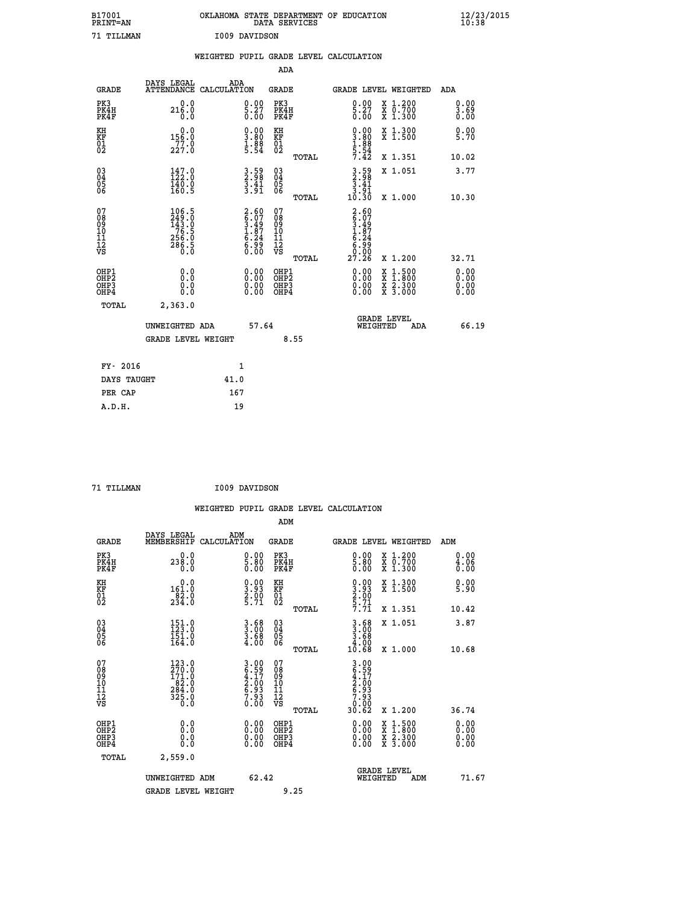B17001 OKLAHOMA STATE DEPARTMENT OF EDUCATION 12/23/2015
PRINT=AN DATA SERVICES 10:38

71 TILLMAN I009 DAVIDSON

## WEIGHTED PUPIL GRADE LEVEL CALCULATION

### ADA

| GRADE | DAYS LEGAL ATTENDANCE | ADA CALCULATION | GRADE | | GRADE LEVEL | WEIGHTED | ADA |
|---|---|---|---|---|---|---|---|
| PK3 | 0.0 | 0.00 | PK3 | | 0.00 | X 1.200 | 0.00 |
| PK4H | 216.0 | 5.27 | PK4H | | 5.27 | X 0.700 | 3.69 |
| PK4F | 0.0 | 0.00 | PK4F | | 0.00 | X 1.300 | 0.00 |
| KH | 0.0 | 0.00 | KH | | 0.00 | X 1.300 | 0.00 |
| KF | 156.0 | 3.80 | KF | | 3.80 | X 1.500 | 5.70 |
| 01 | 77.0 | 1.88 | 01 | | 1.88 | | |
| 02 | 227.0 | 5.54 | 02 | | 5.54 | | |
| | | | | TOTAL | 7.42 | X 1.351 | 10.02 |
| 03 | 147.0 | 3.59 | 03 | | 3.59 | X 1.051 | 3.77 |
| 04 | 122.0 | 2.98 | 04 | | 2.98 | | |
| 05 | 140.0 | 3.41 | 05 | | 3.41 | | |
| 06 | 160.5 | 3.91 | 06 | | 3.91 | | |
| | | | | TOTAL | 10.30 | X 1.000 | 10.30 |
| 07 | 106.5 | 2.60 | 07 | | 2.60 | | |
| 08 | 249.0 | 6.07 | 08 | | 6.07 | | |
| 09 | 143.0 | 3.49 | 09 | | 3.49 | | |
| 10 | 76.5 | 1.87 | 10 | | 1.87 | | |
| 11 | 256.0 | 6.24 | 11 | | 6.24 | | |
| 12 | 286.5 | 6.99 | 12 | | 6.99 | | |
| VS | 0.0 | 0.00 | VS | | 0.00 | | |
| | | | | TOTAL | 27.26 | X 1.200 | 32.71 |
| OHP1 | 0.0 | 0.00 | OHP1 | | 0.00 | X 1.500 | 0.00 |
| OHP2 | 0.0 | 0.00 | OHP2 | | 0.00 | X 1.800 | 0.00 |
| OHP3 | 0.0 | 0.00 | OHP3 | | 0.00 | X 2.300 | 0.00 |
| OHP4 | 0.0 | 0.00 | OHP4 | | 0.00 | X 3.000 | 0.00 |
| TOTAL | 2,363.0 | | | | | | |

UNWEIGHTED ADA 57.64 GRADE LEVEL WEIGHTED ADA 66.19

GRADE LEVEL WEIGHT 8.55

| FY- 2016 | 1 |
|---|---|
| DAYS TAUGHT | 41.0 |
| PER CAP | 167 |
| A.D.H. | 19 |

71 TILLMAN I009 DAVIDSON

## WEIGHTED PUPIL GRADE LEVEL CALCULATION

### ADM

| GRADE | DAYS LEGAL MEMBERSHIP | ADM CALCULATION | GRADE | | GRADE LEVEL | WEIGHTED | ADM |
|---|---|---|---|---|---|---|---|
| PK3 | 0.0 | 0.00 | PK3 | | 0.00 | X 1.200 | 0.00 |
| PK4H | 238.0 | 5.80 | PK4H | | 5.80 | X 0.700 | 4.06 |
| PK4F | 0.0 | 0.00 | PK4F | | 0.00 | X 1.300 | 0.00 |
| KH | 0.0 | 0.00 | KH | | 0.00 | X 1.300 | 0.00 |
| KF | 161.0 | 3.93 | KF | | 3.93 | X 1.500 | 5.90 |
| 01 | 82.0 | 2.00 | 01 | | 2.00 | | |
| 02 | 234.0 | 5.71 | 02 | | 5.71 | | |
| | | | | TOTAL | 7.71 | X 1.351 | 10.42 |
| 03 | 151.0 | 3.68 | 03 | | 3.68 | X 1.051 | 3.87 |
| 04 | 123.0 | 3.00 | 04 | | 3.00 | | |
| 05 | 151.0 | 3.68 | 05 | | 3.68 | | |
| 06 | 164.0 | 4.00 | 06 | | 4.00 | | |
| | | | | TOTAL | 10.68 | X 1.000 | 10.68 |
| 07 | 123.0 | 3.00 | 07 | | 3.00 | | |
| 08 | 270.0 | 6.59 | 08 | | 6.59 | | |
| 09 | 171.0 | 4.17 | 09 | | 4.17 | | |
| 10 | 82.0 | 2.00 | 10 | | 2.00 | | |
| 11 | 284.0 | 6.93 | 11 | | 6.93 | | |
| 12 | 325.0 | 7.93 | 12 | | 7.93 | | |
| VS | 0.0 | 0.00 | VS | | 0.00 | | |
| | | | | TOTAL | 30.62 | X 1.200 | 36.74 |
| OHP1 | 0.0 | 0.00 | OHP1 | | 0.00 | X 1.500 | 0.00 |
| OHP2 | 0.0 | 0.00 | OHP2 | | 0.00 | X 1.800 | 0.00 |
| OHP3 | 0.0 | 0.00 | OHP3 | | 0.00 | X 2.300 | 0.00 |
| OHP4 | 0.0 | 0.00 | OHP4 | | 0.00 | X 3.000 | 0.00 |
| TOTAL | 2,559.0 | | | | | | |

UNWEIGHTED ADM 62.42 GRADE LEVEL WEIGHTED ADM 71.67

GRADE LEVEL WEIGHT 9.25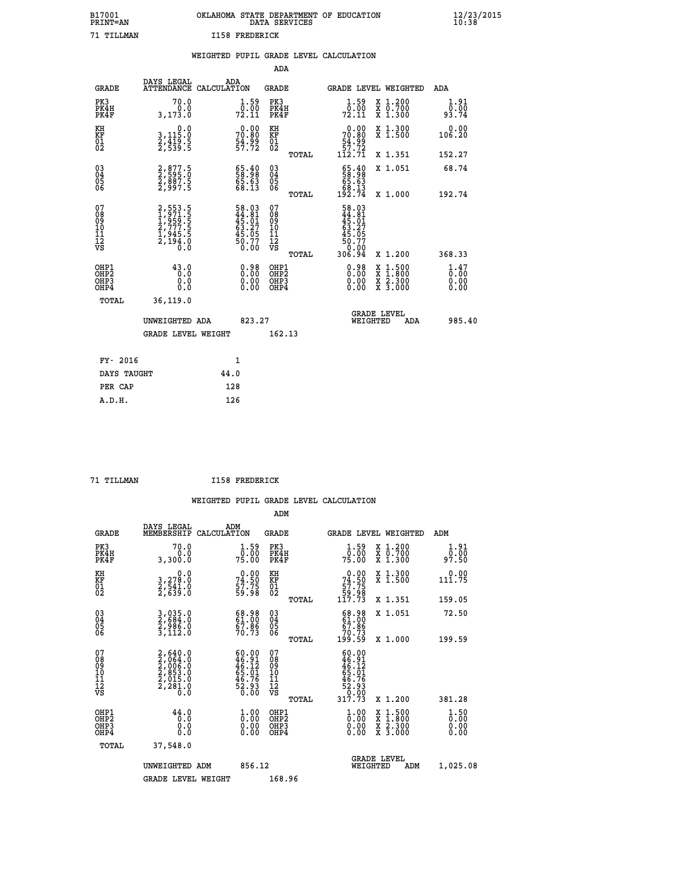B17001 OKLAHOMA STATE DEPARTMENT OF EDUCATION 12/23/2015
PRINT=AN DATA SERVICES 10:38

71 TILLMAN I158 FREDERICK

## WEIGHTED PUPIL GRADE LEVEL CALCULATION

### ADA

| GRADE | DAYS LEGAL ATTENDANCE | ADA CALCULATION | GRADE | GRADE LEVEL | WEIGHTED | ADA |
|---|---|---|---|---|---|---|
| PK3 | 70.0 | 1.59 | PK3 | 1.59 | X 1.200 | 1.91 |
| PK4H | 0.0 | 0.00 | PK4H | 0.00 | X 0.700 | 0.00 |
| PK4F | 3,173.0 | 72.11 | PK4F | 72.11 | X 1.300 | 93.74 |
| KH | 0.0 | 0.00 | KH | 0.00 | X 1.300 | 0.00 |
| KF | 3,115.0 | 70.80 | KF | 70.80 | X 1.500 | 106.20 |
| 01 | 2,419.5 | 54.99 | 01 | 54.99 | | |
| 02 | 2,539.5 | 57.72 | 02 | 57.72 | | |
| | | | TOTAL | 112.71 | X 1.351 | 152.27 |
| 03 | 2,877.5 | 65.40 | 03 | 65.40 | X 1.051 | 68.74 |
| 04 | 2,595.0 | 58.98 | 04 | 58.98 | | |
| 05 | 2,887.5 | 65.63 | 05 | 65.63 | | |
| 06 | 2,997.5 | 68.13 | 06 | 68.13 | | |
| | | | TOTAL | 192.74 | X 1.000 | 192.74 |
| 07 | 2,553.5 | 58.03 | 07 | 58.03 | | |
| 08 | 1,971.5 | 44.81 | 08 | 44.81 | | |
| 09 | 1,959.5 | 45.01 | 09 | 45.01 | | |
| 10 | 2,777.5 | 63.27 | 10 | 63.27 | | |
| 11 | 1,945.5 | 45.05 | 11 | 45.05 | | |
| 12 | 2,194.0 | 50.77 | 12 | 50.77 | | |
| VS | 0.0 | 0.00 | VS | 0.00 | | |
| | | | TOTAL | 306.94 | X 1.200 | 368.33 |
| OHP1 | 43.0 | 0.98 | OHP1 | 0.98 | X 1.500 | 1.47 |
| OHP2 | 0.0 | 0.00 | OHP2 | 0.00 | X 1.800 | 0.00 |
| OHP3 | 0.0 | 0.00 | OHP3 | 0.00 | X 2.300 | 0.00 |
| OHP4 | 0.0 | 0.00 | OHP4 | 0.00 | X 3.000 | 0.00 |
| TOTAL | 36,119.0 | | | | | |

UNWEIGHTED ADA 823.27 GRADE LEVEL WEIGHTED ADA 985.40

GRADE LEVEL WEIGHT 162.13

| FY- 2016 | 1 |
|---|---|
| DAYS TAUGHT | 44.0 |
| PER CAP | 128 |
| A.D.H. | 126 |

71 TILLMAN I158 FREDERICK

## WEIGHTED PUPIL GRADE LEVEL CALCULATION

### ADM

| GRADE | DAYS LEGAL MEMBERSHIP | ADM CALCULATION | GRADE | GRADE LEVEL | WEIGHTED | ADM |
|---|---|---|---|---|---|---|
| PK3 | 70.0 | 1.59 | PK3 | 1.59 | X 1.200 | 1.91 |
| PK4H | 0.0 | 0.00 | PK4H | 0.00 | X 0.700 | 0.00 |
| PK4F | 3,300.0 | 75.00 | PK4F | 75.00 | X 1.300 | 97.50 |
| KH | 0.0 | 0.00 | KH | 0.00 | X 1.300 | 0.00 |
| KF | 3,278.0 | 74.50 | KF | 74.50 | X 1.500 | 111.75 |
| 01 | 2,541.0 | 57.75 | 01 | 57.75 | | |
| 02 | 2,639.0 | 59.98 | 02 | 59.98 | | |
| | | | TOTAL | 117.73 | X 1.351 | 159.05 |
| 03 | 3,035.0 | 68.98 | 03 | 68.98 | X 1.051 | 72.50 |
| 04 | 2,684.0 | 61.00 | 04 | 61.00 | | |
| 05 | 2,986.0 | 67.86 | 05 | 67.86 | | |
| 06 | 3,112.0 | 70.73 | 06 | 70.73 | | |
| | | | TOTAL | 199.59 | X 1.000 | 199.59 |
| 07 | 2,640.0 | 60.00 | 07 | 60.00 | | |
| 08 | 2,064.0 | 46.91 | 08 | 46.91 | | |
| 09 | 2,006.0 | 46.12 | 09 | 46.12 | | |
| 10 | 2,853.0 | 65.01 | 10 | 65.01 | | |
| 11 | 2,015.0 | 46.76 | 11 | 46.76 | | |
| 12 | 2,281.0 | 52.93 | 12 | 52.93 | | |
| VS | 0.0 | 0.00 | VS | 0.00 | | |
| | | | TOTAL | 317.73 | X 1.200 | 381.28 |
| OHP1 | 44.0 | 1.00 | OHP1 | 1.00 | X 1.500 | 1.50 |
| OHP2 | 0.0 | 0.00 | OHP2 | 0.00 | X 1.800 | 0.00 |
| OHP3 | 0.0 | 0.00 | OHP3 | 0.00 | X 2.300 | 0.00 |
| OHP4 | 0.0 | 0.00 | OHP4 | 0.00 | X 3.000 | 0.00 |
| TOTAL | 37,548.0 | | | | | |

UNWEIGHTED ADM 856.12 GRADE LEVEL WEIGHTED ADM 1,025.08

GRADE LEVEL WEIGHT 168.96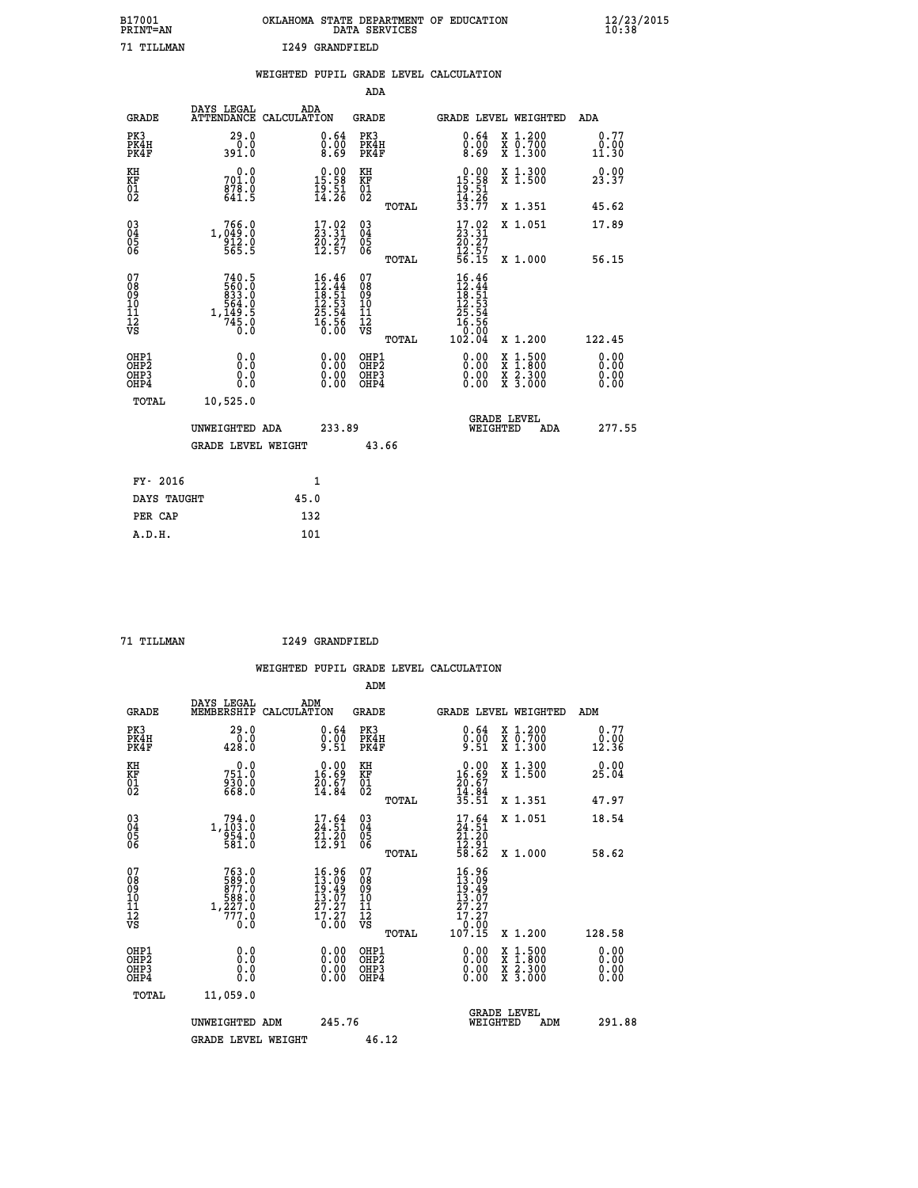B17001 OKLAHOMA STATE DEPARTMENT OF EDUCATION 12/23/2015
PRINT=AN DATA SERVICES 10:38

71 TILLMAN I249 GRANDFIELD

WEIGHTED PUPIL GRADE LEVEL CALCULATION

ADA

| GRADE | DAYS LEGAL ATTENDANCE | ADA CALCULATION | GRADE | GRADE LEVEL | WEIGHTED | ADA |
|---|---|---|---|---|---|---|
| PK3 | 29.0 | 0.64 | PK3 | 0.64 | X 1.200 | 0.77 |
| PK4H | 0.0 | 0.00 | PK4H | 0.00 | X 0.700 | 0.00 |
| PK4F | 391.0 | 8.69 | PK4F | 8.69 | X 1.300 | 11.30 |
| KH | 0.0 | 0.00 | KH | 0.00 | X 1.300 | 0.00 |
| KF | 701.0 | 15.58 | KF | 15.58 | X 1.500 | 23.37 |
| 01 | 878.0 | 19.51 | 01 | 19.51 | | |
| 02 | 641.5 | 14.26 | 02 | 14.26 | | |
| | | | TOTAL | 33.77 | X 1.351 | 45.62 |
| 03 | 766.0 | 17.02 | 03 | 17.02 | X 1.051 | 17.89 |
| 04 | 1,049.0 | 23.31 | 04 | 23.31 | | |
| 05 | 912.0 | 20.27 | 05 | 20.27 | | |
| 06 | 565.5 | 12.57 | 06 | 12.57 | | |
| | | | TOTAL | 56.15 | X 1.000 | 56.15 |
| 07 | 740.5 | 16.46 | 07 | 16.46 | | |
| 08 | 560.0 | 12.44 | 08 | 12.44 | | |
| 09 | 833.0 | 18.51 | 09 | 18.51 | | |
| 10 | 564.0 | 12.53 | 10 | 12.53 | | |
| 11 | 1,149.5 | 25.54 | 11 | 25.54 | | |
| 12 | 745.0 | 16.56 | 12 | 16.56 | | |
| VS | 0.0 | 0.00 | VS | 0.00 | | |
| | | | TOTAL | 102.04 | X 1.200 | 122.45 |
| OHP1 | 0.0 | 0.00 | OHP1 | 0.00 | X 1.500 | 0.00 |
| OHP2 | 0.0 | 0.00 | OHP2 | 0.00 | X 1.800 | 0.00 |
| OHP3 | 0.0 | 0.00 | OHP3 | 0.00 | X 2.300 | 0.00 |
| OHP4 | 0.0 | 0.00 | OHP4 | 0.00 | X 3.000 | 0.00 |
| TOTAL | 10,525.0 | | | | | |

UNWEIGHTED ADA 233.89 | GRADE LEVEL WEIGHTED ADA 277.55

GRADE LEVEL WEIGHT 43.66

| FY- 2016 | 1 |
|---|---|
| DAYS TAUGHT | 45.0 |
| PER CAP | 132 |
| A.D.H. | 101 |

71 TILLMAN I249 GRANDFIELD

WEIGHTED PUPIL GRADE LEVEL CALCULATION

ADM

| GRADE | DAYS LEGAL MEMBERSHIP | ADM CALCULATION | GRADE | GRADE LEVEL | WEIGHTED | ADM |
|---|---|---|---|---|---|---|
| PK3 | 29.0 | 0.64 | PK3 | 0.64 | X 1.200 | 0.77 |
| PK4H | 0.0 | 0.00 | PK4H | 0.00 | X 0.700 | 0.00 |
| PK4F | 428.0 | 9.51 | PK4F | 9.51 | X 1.300 | 12.36 |
| KH | 0.0 | 0.00 | KH | 0.00 | X 1.300 | 0.00 |
| KF | 751.0 | 16.69 | KF | 16.69 | X 1.500 | 25.04 |
| 01 | 930.0 | 20.67 | 01 | 20.67 | | |
| 02 | 668.0 | 14.84 | 02 | 14.84 | | |
| | | | TOTAL | 35.51 | X 1.351 | 47.97 |
| 03 | 794.0 | 17.64 | 03 | 17.64 | X 1.051 | 18.54 |
| 04 | 1,103.0 | 24.51 | 04 | 24.51 | | |
| 05 | 954.0 | 21.20 | 05 | 21.20 | | |
| 06 | 581.0 | 12.91 | 06 | 12.91 | | |
| | | | TOTAL | 58.62 | X 1.000 | 58.62 |
| 07 | 763.0 | 16.96 | 07 | 16.96 | | |
| 08 | 589.0 | 13.09 | 08 | 13.09 | | |
| 09 | 877.0 | 19.49 | 09 | 19.49 | | |
| 10 | 588.0 | 13.07 | 10 | 13.07 | | |
| 11 | 1,227.0 | 27.27 | 11 | 27.27 | | |
| 12 | 777.0 | 17.27 | 12 | 17.27 | | |
| VS | 0.0 | 0.00 | VS | 0.00 | | |
| | | | TOTAL | 107.15 | X 1.200 | 128.58 |
| OHP1 | 0.0 | 0.00 | OHP1 | 0.00 | X 1.500 | 0.00 |
| OHP2 | 0.0 | 0.00 | OHP2 | 0.00 | X 1.800 | 0.00 |
| OHP3 | 0.0 | 0.00 | OHP3 | 0.00 | X 2.300 | 0.00 |
| OHP4 | 0.0 | 0.00 | OHP4 | 0.00 | X 3.000 | 0.00 |
| TOTAL | 11,059.0 | | | | | |

UNWEIGHTED ADM 245.76 | GRADE LEVEL WEIGHTED ADM 291.88

GRADE LEVEL WEIGHT 46.12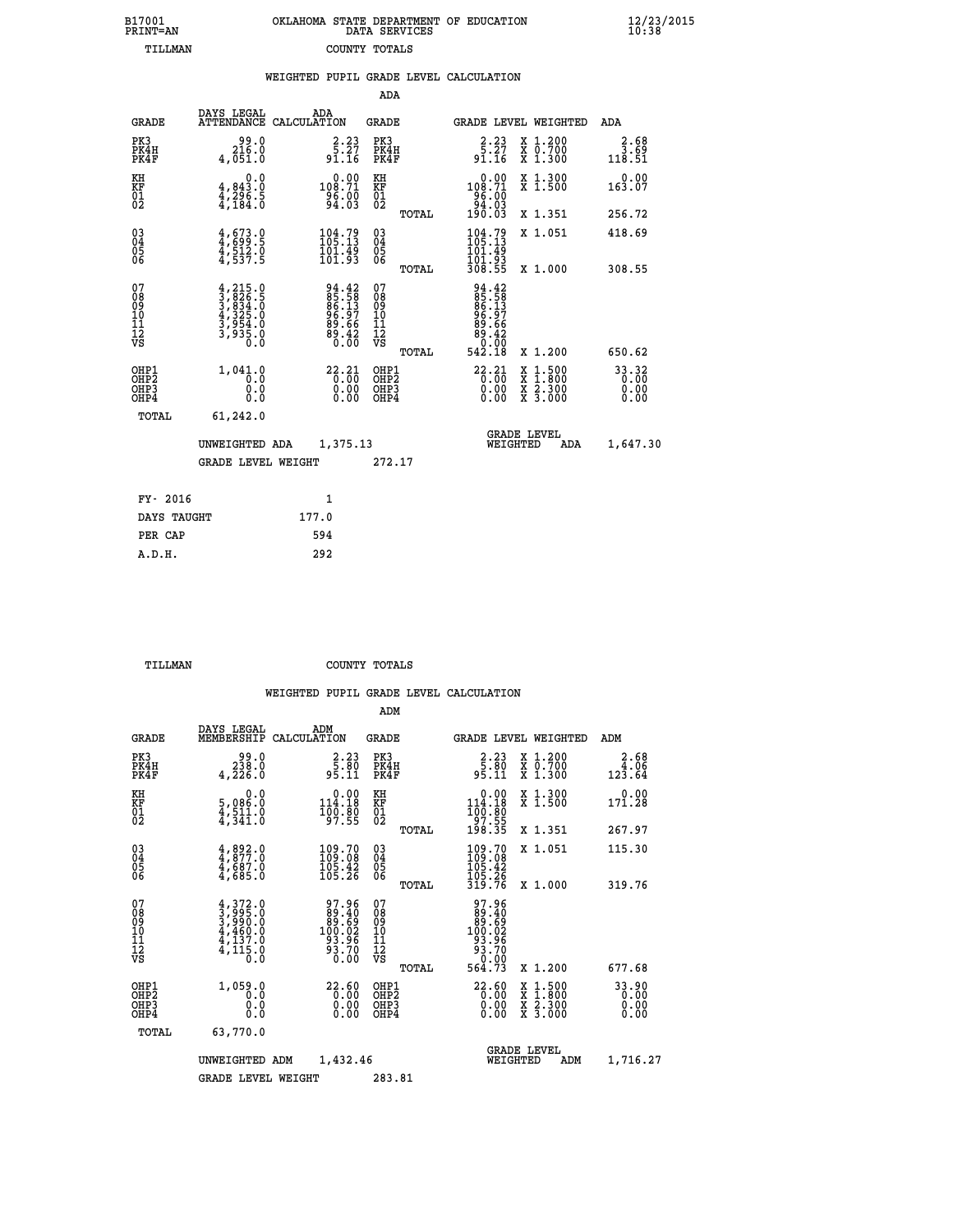B17001 OKLAHOMA STATE DEPARTMENT OF EDUCATION 12/23/2015
PRINT=AN DATA SERVICES 10:38
TILLMAN COUNTY TOTALS

### WEIGHTED PUPIL GRADE LEVEL CALCULATION

ADA

| GRADE | DAYS LEGAL ATTENDANCE | ADA CALCULATION | GRADE | | GRADE LEVEL | WEIGHTED | ADA |
|---|---|---|---|---|---|---|---|
| PK3 | 99.0 | 2.23 | PK3 | | 2.23 | X 1.200 | 2.68 |
| PK4H | 216.0 | 5.27 | PK4H | | 5.27 | X 0.700 | 3.69 |
| PK4F | 4,051.0 | 91.16 | PK4F | | 91.16 | X 1.300 | 118.51 |
| KH | 0.0 | 0.00 | KH | | 0.00 | X 1.300 | 0.00 |
| KF | 4,843.0 | 108.71 | KF | | 108.71 | X 1.500 | 163.07 |
| 01 | 4,296.5 | 96.00 | 01 | | 96.00 | | |
| 02 | 4,184.0 | 94.03 | 02 | | 94.03 | | |
| | | | | TOTAL | 190.03 | X 1.351 | 256.72 |
| 03 | 4,673.0 | 104.79 | 03 | | 104.79 | X 1.051 | 418.69 |
| 04 | 4,699.5 | 105.13 | 04 | | 105.13 | | |
| 05 | 4,512.0 | 101.49 | 05 | | 101.49 | | |
| 06 | 4,537.5 | 101.93 | 06 | | 101.93 | | |
| | | | | TOTAL | 308.55 | X 1.000 | 308.55 |
| 07 | 4,215.0 | 94.42 | 07 | | 94.42 | | |
| 08 | 3,826.5 | 85.58 | 08 | | 85.58 | | |
| 09 | 3,834.0 | 86.13 | 09 | | 86.13 | | |
| 10 | 4,325.0 | 96.97 | 10 | | 96.97 | | |
| 11 | 3,954.0 | 89.66 | 11 | | 89.66 | | |
| 12 | 3,935.0 | 89.42 | 12 | | 89.42 | | |
| VS | 0.0 | 0.00 | VS | | 0.00 | | |
| | | | | TOTAL | 542.18 | X 1.200 | 650.62 |
| OHP1 | 1,041.0 | 22.21 | OHP1 | | 22.21 | X 1.500 | 33.32 |
| OHP2 | 0.0 | 0.00 | OHP2 | | 0.00 | X 1.800 | 0.00 |
| OHP3 | 0.0 | 0.00 | OHP3 | | 0.00 | X 2.300 | 0.00 |
| OHP4 | 0.0 | 0.00 | OHP4 | | 0.00 | X 3.000 | 0.00 |
| TOTAL | 61,242.0 | | | | | | |

UNWEIGHTED ADA 1,375.13 — GRADE LEVEL WEIGHTED ADA 1,647.30

GRADE LEVEL WEIGHT 272.17

| FY- 2016 | 1 |
|---|---|
| DAYS TAUGHT | 177.0 |
| PER CAP | 594 |
| A.D.H. | 292 |

TILLMAN COUNTY TOTALS

### WEIGHTED PUPIL GRADE LEVEL CALCULATION

ADM

| GRADE | DAYS LEGAL MEMBERSHIP | ADM CALCULATION | GRADE | | GRADE LEVEL | WEIGHTED | ADM |
|---|---|---|---|---|---|---|---|
| PK3 | 99.0 | 2.23 | PK3 | | 2.23 | X 1.200 | 2.68 |
| PK4H | 238.0 | 5.80 | PK4H | | 5.80 | X 0.700 | 4.06 |
| PK4F | 4,226.0 | 95.11 | PK4F | | 95.11 | X 1.300 | 123.64 |
| KH | 0.0 | 0.00 | KH | | 0.00 | X 1.300 | 0.00 |
| KF | 5,086.0 | 114.18 | KF | | 114.18 | X 1.500 | 171.28 |
| 01 | 4,511.0 | 100.80 | 01 | | 100.80 | | |
| 02 | 4,341.0 | 97.55 | 02 | | 97.55 | | |
| | | | | TOTAL | 198.35 | X 1.351 | 267.97 |
| 03 | 4,892.0 | 109.70 | 03 | | 109.70 | X 1.051 | 115.30 |
| 04 | 4,877.0 | 109.08 | 04 | | 109.08 | | |
| 05 | 4,687.0 | 105.42 | 05 | | 105.42 | | |
| 06 | 4,685.0 | 105.26 | 06 | | 105.26 | | |
| | | | | TOTAL | 319.76 | X 1.000 | 319.76 |
| 07 | 4,372.0 | 97.96 | 07 | | 97.96 | | |
| 08 | 3,995.0 | 89.40 | 08 | | 89.40 | | |
| 09 | 3,990.0 | 89.69 | 09 | | 89.69 | | |
| 10 | 4,460.0 | 100.02 | 10 | | 100.02 | | |
| 11 | 4,137.0 | 93.96 | 11 | | 93.96 | | |
| 12 | 4,115.0 | 93.70 | 12 | | 93.70 | | |
| VS | 0.0 | 0.00 | VS | | 0.00 | | |
| | | | | TOTAL | 564.73 | X 1.200 | 677.68 |
| OHP1 | 1,059.0 | 22.60 | OHP1 | | 22.60 | X 1.500 | 33.90 |
| OHP2 | 0.0 | 0.00 | OHP2 | | 0.00 | X 1.800 | 0.00 |
| OHP3 | 0.0 | 0.00 | OHP3 | | 0.00 | X 2.300 | 0.00 |
| OHP4 | 0.0 | 0.00 | OHP4 | | 0.00 | X 3.000 | 0.00 |
| TOTAL | 63,770.0 | | | | | | |

UNWEIGHTED ADM 1,432.46 — GRADE LEVEL WEIGHTED ADM 1,716.27

GRADE LEVEL WEIGHT 283.81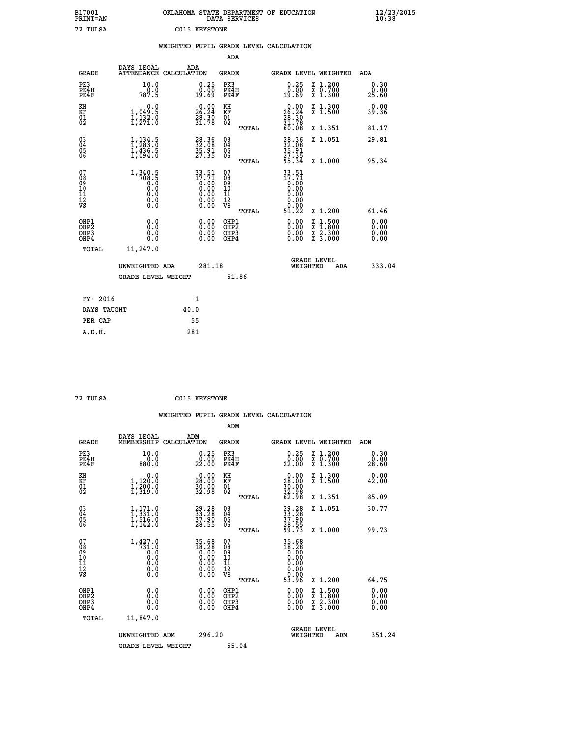B17001 PRINT=AN — OKLAHOMA STATE DEPARTMENT OF EDUCATION DATA SERVICES — 12/23/2015 10:38

72 TULSA — C015 KEYSTONE

## WEIGHTED PUPIL GRADE LEVEL CALCULATION

### ADA

| GRADE | DAYS LEGAL ATTENDANCE | ADA CALCULATION | GRADE | | GRADE LEVEL | WEIGHTED | ADA |
|---|---|---|---|---|---|---|---|
| PK3 | 10.0 | 0.25 | PK3 | | 0.25 | X 1.200 | 0.30 |
| PK4H | 0.0 | 0.00 | PK4H | | 0.00 | X 0.700 | 0.00 |
| PK4F | 787.5 | 19.69 | PK4F | | 19.69 | X 1.300 | 25.60 |
| KH | 0.0 | 0.00 | KH | | 0.00 | X 1.300 | 0.00 |
| KF | 1,049.5 | 26.24 | KF | | 26.24 | X 1.500 | 39.36 |
| 01 | 1,132.0 | 28.30 | 01 | | 28.30 | | |
| 02 | 1,271.0 | 31.78 | 02 | | 31.78 | | |
| | | | | TOTAL | 60.08 | X 1.351 | 81.17 |
| 03 | 1,134.5 | 28.36 | 03 | | 28.36 | X 1.051 | 29.81 |
| 04 | 1,283.0 | 32.08 | 04 | | 32.08 | | |
| 05 | 1,436.5 | 35.91 | 05 | | 35.91 | | |
| 06 | 1,094.0 | 27.35 | 06 | | 27.35 | | |
| | | | | TOTAL | 95.34 | X 1.000 | 95.34 |
| 07 | 1,340.5 | 33.51 | 07 | | 33.51 | | |
| 08 | 708.5 | 17.71 | 08 | | 17.71 | | |
| 09 | 0.0 | 0.00 | 09 | | 0.00 | | |
| 10 | 0.0 | 0.00 | 10 | | 0.00 | | |
| 11 | 0.0 | 0.00 | 11 | | 0.00 | | |
| 12 | 0.0 | 0.00 | 12 | | 0.00 | | |
| VS | 0.0 | 0.00 | VS | | 0.00 | | |
| | | | | TOTAL | 51.22 | X 1.200 | 61.46 |
| OHP1 | 0.0 | 0.00 | OHP1 | | 0.00 | X 1.500 | 0.00 |
| OHP2 | 0.0 | 0.00 | OHP2 | | 0.00 | X 1.800 | 0.00 |
| OHP3 | 0.0 | 0.00 | OHP3 | | 0.00 | X 2.300 | 0.00 |
| OHP4 | 0.0 | 0.00 | OHP4 | | 0.00 | X 3.000 | 0.00 |
| TOTAL | 11,247.0 | | | | | | |

UNWEIGHTED ADA: 281.18 — GRADE LEVEL WEIGHTED ADA: 333.04

GRADE LEVEL WEIGHT: 51.86

| | |
|---|---|
| FY- 2016 | 1 |
| DAYS TAUGHT | 40.0 |
| PER CAP | 55 |
| A.D.H. | 281 |

72 TULSA — C015 KEYSTONE

## WEIGHTED PUPIL GRADE LEVEL CALCULATION

### ADM

| GRADE | DAYS LEGAL MEMBERSHIP | ADM CALCULATION | GRADE | | GRADE LEVEL | WEIGHTED | ADM |
|---|---|---|---|---|---|---|---|
| PK3 | 10.0 | 0.25 | PK3 | | 0.25 | X 1.200 | 0.30 |
| PK4H | 0.0 | 0.00 | PK4H | | 0.00 | X 0.700 | 0.00 |
| PK4F | 880.0 | 22.00 | PK4F | | 22.00 | X 1.300 | 28.60 |
| KH | 0.0 | 0.00 | KH | | 0.00 | X 1.300 | 0.00 |
| KF | 1,120.0 | 28.00 | KF | | 28.00 | X 1.500 | 42.00 |
| 01 | 1,200.0 | 30.00 | 01 | | 30.00 | | |
| 02 | 1,319.0 | 32.98 | 02 | | 32.98 | | |
| | | | | TOTAL | 62.98 | X 1.351 | 85.09 |
| 03 | 1,171.0 | 29.28 | 03 | | 29.28 | X 1.051 | 30.77 |
| 04 | 1,331.0 | 33.28 | 04 | | 33.28 | | |
| 05 | 1,516.0 | 37.90 | 05 | | 37.90 | | |
| 06 | 1,142.0 | 28.55 | 06 | | 28.55 | | |
| | | | | TOTAL | 99.73 | X 1.000 | 99.73 |
| 07 | 1,427.0 | 35.68 | 07 | | 35.68 | | |
| 08 | 731.0 | 18.28 | 08 | | 18.28 | | |
| 09 | 0.0 | 0.00 | 09 | | 0.00 | | |
| 10 | 0.0 | 0.00 | 10 | | 0.00 | | |
| 11 | 0.0 | 0.00 | 11 | | 0.00 | | |
| 12 | 0.0 | 0.00 | 12 | | 0.00 | | |
| VS | 0.0 | 0.00 | VS | | 0.00 | | |
| | | | | TOTAL | 53.96 | X 1.200 | 64.75 |
| OHP1 | 0.0 | 0.00 | OHP1 | | 0.00 | X 1.500 | 0.00 |
| OHP2 | 0.0 | 0.00 | OHP2 | | 0.00 | X 1.800 | 0.00 |
| OHP3 | 0.0 | 0.00 | OHP3 | | 0.00 | X 2.300 | 0.00 |
| OHP4 | 0.0 | 0.00 | OHP4 | | 0.00 | X 3.000 | 0.00 |
| TOTAL | 11,847.0 | | | | | | |

UNWEIGHTED ADM: 296.20 — GRADE LEVEL WEIGHTED ADM: 351.24

GRADE LEVEL WEIGHT: 55.04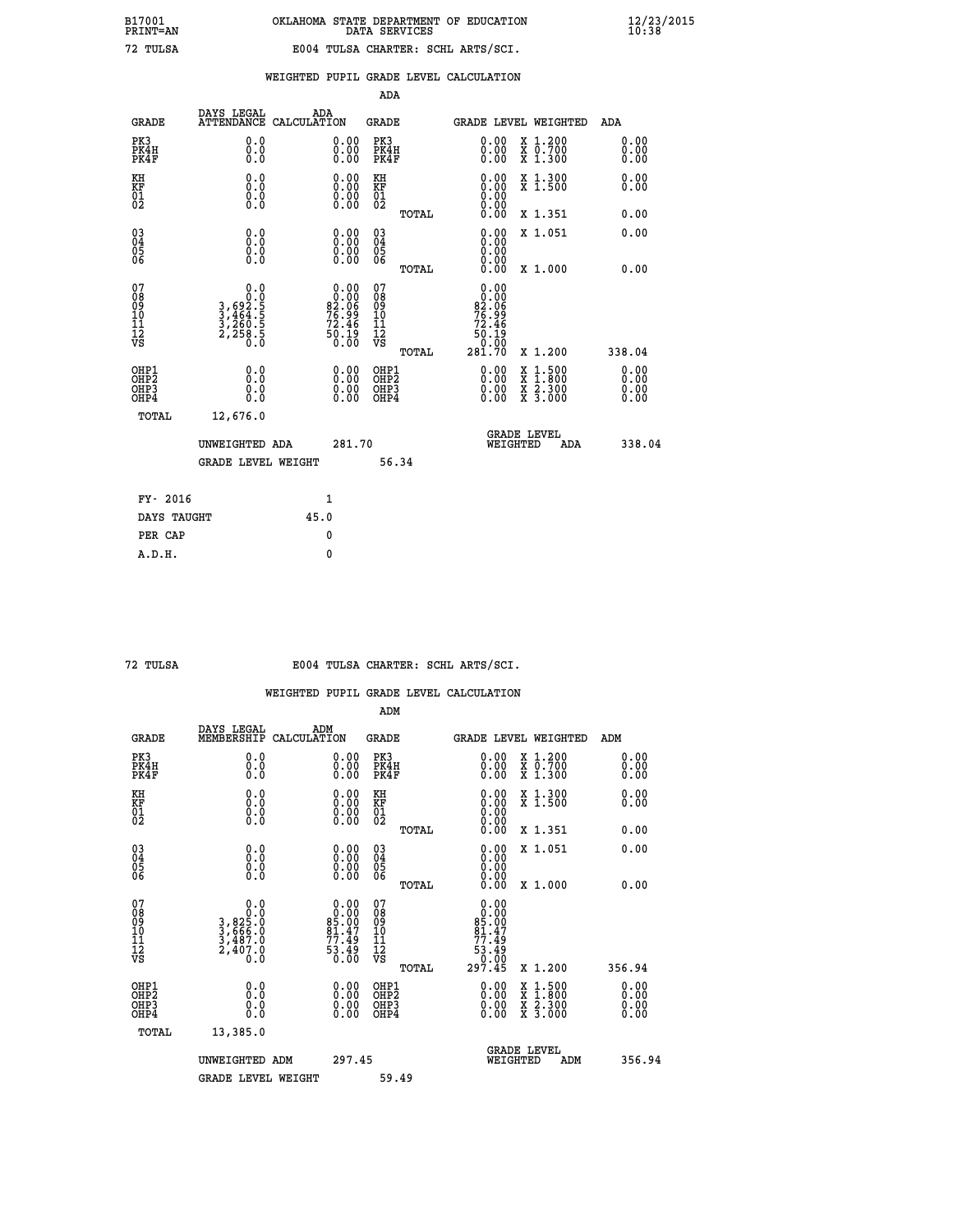B17001 OKLAHOMA STATE DEPARTMENT OF EDUCATION 12/23/2015
PRINT=AN DATA SERVICES 10:38

72 TULSA E004 TULSA CHARTER: SCHL ARTS/SCI.

WEIGHTED PUPIL GRADE LEVEL CALCULATION

ADA

| GRADE | DAYS LEGAL ATTENDANCE | ADA CALCULATION | GRADE | | GRADE LEVEL | WEIGHTED | ADA |
|---|---|---|---|---|---|---|---|
| PK3 | 0.0 | 0.00 | PK3 | | 0.00 | X 1.200 | 0.00 |
| PK4H | 0.0 | 0.00 | PK4H | | 0.00 | X 0.700 | 0.00 |
| PK4F | 0.0 | 0.00 | PK4F | | 0.00 | X 1.300 | 0.00 |
| KH | 0.0 | 0.00 | KH | | 0.00 | X 1.300 | 0.00 |
| KF | 0.0 | 0.00 | KF | | 0.00 | X 1.500 | 0.00 |
| 01 | 0.0 | 0.00 | 01 | | 0.00 | | |
| 02 | 0.0 | 0.00 | 02 | | 0.00 | | |
| | | | | TOTAL | 0.00 | X 1.351 | 0.00 |
| 03 | 0.0 | 0.00 | 03 | | 0.00 | X 1.051 | 0.00 |
| 04 | 0.0 | 0.00 | 04 | | 0.00 | | |
| 05 | 0.0 | 0.00 | 05 | | 0.00 | | |
| 06 | 0.0 | 0.00 | 06 | | 0.00 | | |
| | | | | TOTAL | 0.00 | X 1.000 | 0.00 |
| 07 | 0.0 | 0.00 | 07 | | 0.00 | | |
| 08 | 0.0 | 0.00 | 08 | | 0.00 | | |
| 09 | 3,692.5 | 82.06 | 09 | | 82.06 | | |
| 10 | 3,464.5 | 76.99 | 10 | | 76.99 | | |
| 11 | 3,260.5 | 72.46 | 11 | | 72.46 | | |
| 12 | 2,258.5 | 50.19 | 12 | | 50.19 | | |
| VS | 0.0 | 0.00 | VS | | 0.00 | | |
| | | | | TOTAL | 281.70 | X 1.200 | 338.04 |
| OHP1 | 0.0 | 0.00 | OHP1 | | 0.00 | X 1.500 | 0.00 |
| OHP2 | 0.0 | 0.00 | OHP2 | | 0.00 | X 1.800 | 0.00 |
| OHP3 | 0.0 | 0.00 | OHP3 | | 0.00 | X 2.300 | 0.00 |
| OHP4 | 0.0 | 0.00 | OHP4 | | 0.00 | X 3.000 | 0.00 |
| TOTAL | 12,676.0 | | | | | | |

UNWEIGHTED ADA 281.70 | GRADE LEVEL WEIGHTED ADA 338.04

GRADE LEVEL WEIGHT 56.34

| FY- 2016 | 1 |
|---|---|
| DAYS TAUGHT | 45.0 |
| PER CAP | 0 |
| A.D.H. | 0 |

72 TULSA E004 TULSA CHARTER: SCHL ARTS/SCI.

WEIGHTED PUPIL GRADE LEVEL CALCULATION

ADM

| GRADE | DAYS LEGAL MEMBERSHIP | ADM CALCULATION | GRADE | | GRADE LEVEL | WEIGHTED | ADM |
|---|---|---|---|---|---|---|---|
| PK3 | 0.0 | 0.00 | PK3 | | 0.00 | X 1.200 | 0.00 |
| PK4H | 0.0 | 0.00 | PK4H | | 0.00 | X 0.700 | 0.00 |
| PK4F | 0.0 | 0.00 | PK4F | | 0.00 | X 1.300 | 0.00 |
| KH | 0.0 | 0.00 | KH | | 0.00 | X 1.300 | 0.00 |
| KF | 0.0 | 0.00 | KF | | 0.00 | X 1.500 | 0.00 |
| 01 | 0.0 | 0.00 | 01 | | 0.00 | | |
| 02 | 0.0 | 0.00 | 02 | | 0.00 | | |
| | | | | TOTAL | 0.00 | X 1.351 | 0.00 |
| 03 | 0.0 | 0.00 | 03 | | 0.00 | X 1.051 | 0.00 |
| 04 | 0.0 | 0.00 | 04 | | 0.00 | | |
| 05 | 0.0 | 0.00 | 05 | | 0.00 | | |
| 06 | 0.0 | 0.00 | 06 | | 0.00 | | |
| | | | | TOTAL | 0.00 | X 1.000 | 0.00 |
| 07 | 0.0 | 0.00 | 07 | | 0.00 | | |
| 08 | 0.0 | 0.00 | 08 | | 0.00 | | |
| 09 | 3,825.0 | 85.00 | 09 | | 85.00 | | |
| 10 | 3,666.0 | 81.47 | 10 | | 81.47 | | |
| 11 | 3,487.0 | 77.49 | 11 | | 77.49 | | |
| 12 | 2,407.0 | 53.49 | 12 | | 53.49 | | |
| VS | 0.0 | 0.00 | VS | | 0.00 | | |
| | | | | TOTAL | 297.45 | X 1.200 | 356.94 |
| OHP1 | 0.0 | 0.00 | OHP1 | | 0.00 | X 1.500 | 0.00 |
| OHP2 | 0.0 | 0.00 | OHP2 | | 0.00 | X 1.800 | 0.00 |
| OHP3 | 0.0 | 0.00 | OHP3 | | 0.00 | X 2.300 | 0.00 |
| OHP4 | 0.0 | 0.00 | OHP4 | | 0.00 | X 3.000 | 0.00 |
| TOTAL | 13,385.0 | | | | | | |

UNWEIGHTED ADM 297.45 | GRADE LEVEL WEIGHTED ADM 356.94

GRADE LEVEL WEIGHT 59.49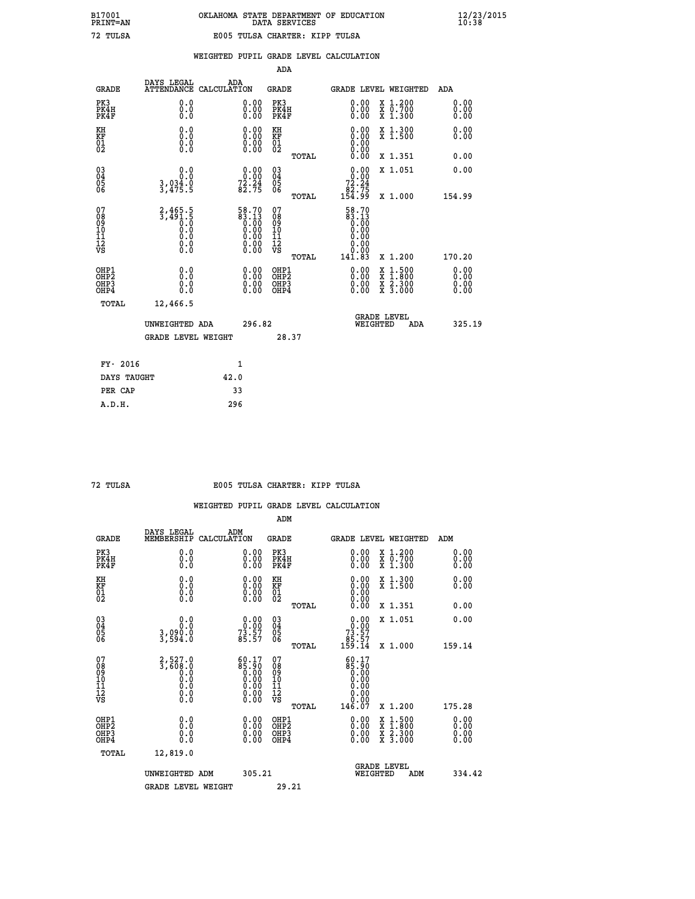B17001 OKLAHOMA STATE DEPARTMENT OF EDUCATION 12/23/2015
PRINT=AN DATA SERVICES 10:38

72 TULSA E005 TULSA CHARTER: KIPP TULSA

WEIGHTED PUPIL GRADE LEVEL CALCULATION

ADA

| GRADE | DAYS LEGAL ATTENDANCE | ADA CALCULATION | GRADE | GRADE LEVEL | WEIGHTED | ADA |
|---|---|---|---|---|---|---|
| PK3 | 0.0 | 0.00 | PK3 | 0.00 | X 1.200 | 0.00 |
| PK4H | 0.0 | 0.00 | PK4H | 0.00 | X 0.700 | 0.00 |
| PK4F | 0.0 | 0.00 | PK4F | 0.00 | X 1.300 | 0.00 |
| KH | 0.0 | 0.00 | KH | 0.00 | X 1.300 | 0.00 |
| KF | 0.0 | 0.00 | KF | 0.00 | X 1.500 | 0.00 |
| 01 | 0.0 | 0.00 | 01 | 0.00 | | |
| 02 | 0.0 | 0.00 | 02 | 0.00 | | |
| | | | TOTAL | 0.00 | X 1.351 | 0.00 |
| 03 | 0.0 | 0.00 | 03 | 0.00 | X 1.051 | 0.00 |
| 04 | 0.0 | 0.00 | 04 | 0.00 | | |
| 05 | 3,034.0 | 72.24 | 05 | 72.24 | | |
| 06 | 3,475.5 | 82.75 | 06 | 82.75 | | |
| | | | TOTAL | 154.99 | X 1.000 | 154.99 |
| 07 | 2,465.5 | 58.70 | 07 | 58.70 | | |
| 08 | 3,491.5 | 83.13 | 08 | 83.13 | | |
| 09 | 0.0 | 0.00 | 09 | 0.00 | | |
| 10 | 0.0 | 0.00 | 10 | 0.00 | | |
| 11 | 0.0 | 0.00 | 11 | 0.00 | | |
| 12 | 0.0 | 0.00 | 12 | 0.00 | | |
| VS | 0.0 | 0.00 | VS | 0.00 | | |
| | | | TOTAL | 141.83 | X 1.200 | 170.20 |
| OHP1 | 0.0 | 0.00 | OHP1 | 0.00 | X 1.500 | 0.00 |
| OHP2 | 0.0 | 0.00 | OHP2 | 0.00 | X 1.800 | 0.00 |
| OHP3 | 0.0 | 0.00 | OHP3 | 0.00 | X 2.300 | 0.00 |
| OHP4 | 0.0 | 0.00 | OHP4 | 0.00 | X 3.000 | 0.00 |
| TOTAL | 12,466.5 | | | | | |

UNWEIGHTED ADA 296.82 GRADE LEVEL WEIGHTED ADA 325.19

GRADE LEVEL WEIGHT 28.37

| FY- 2016 | 1 |
|---|---|
| DAYS TAUGHT | 42.0 |
| PER CAP | 33 |
| A.D.H. | 296 |

72 TULSA E005 TULSA CHARTER: KIPP TULSA

WEIGHTED PUPIL GRADE LEVEL CALCULATION

ADM

| GRADE | DAYS LEGAL MEMBERSHIP | ADM CALCULATION | GRADE | GRADE LEVEL | WEIGHTED | ADM |
|---|---|---|---|---|---|---|
| PK3 | 0.0 | 0.00 | PK3 | 0.00 | X 1.200 | 0.00 |
| PK4H | 0.0 | 0.00 | PK4H | 0.00 | X 0.700 | 0.00 |
| PK4F | 0.0 | 0.00 | PK4F | 0.00 | X 1.300 | 0.00 |
| KH | 0.0 | 0.00 | KH | 0.00 | X 1.300 | 0.00 |
| KF | 0.0 | 0.00 | KF | 0.00 | X 1.500 | 0.00 |
| 01 | 0.0 | 0.00 | 01 | 0.00 | | |
| 02 | 0.0 | 0.00 | 02 | 0.00 | | |
| | | | TOTAL | 0.00 | X 1.351 | 0.00 |
| 03 | 0.0 | 0.00 | 03 | 0.00 | X 1.051 | 0.00 |
| 04 | 0.0 | 0.00 | 04 | 0.00 | | |
| 05 | 3,090.0 | 73.57 | 05 | 73.57 | | |
| 06 | 3,594.0 | 85.57 | 06 | 85.57 | | |
| | | | TOTAL | 159.14 | X 1.000 | 159.14 |
| 07 | 2,527.0 | 60.17 | 07 | 60.17 | | |
| 08 | 3,608.0 | 85.90 | 08 | 85.90 | | |
| 09 | 0.0 | 0.00 | 09 | 0.00 | | |
| 10 | 0.0 | 0.00 | 10 | 0.00 | | |
| 11 | 0.0 | 0.00 | 11 | 0.00 | | |
| 12 | 0.0 | 0.00 | 12 | 0.00 | | |
| VS | 0.0 | 0.00 | VS | 0.00 | | |
| | | | TOTAL | 146.07 | X 1.200 | 175.28 |
| OHP1 | 0.0 | 0.00 | OHP1 | 0.00 | X 1.500 | 0.00 |
| OHP2 | 0.0 | 0.00 | OHP2 | 0.00 | X 1.800 | 0.00 |
| OHP3 | 0.0 | 0.00 | OHP3 | 0.00 | X 2.300 | 0.00 |
| OHP4 | 0.0 | 0.00 | OHP4 | 0.00 | X 3.000 | 0.00 |
| TOTAL | 12,819.0 | | | | | |

UNWEIGHTED ADM 305.21 GRADE LEVEL WEIGHTED ADM 334.42

GRADE LEVEL WEIGHT 29.21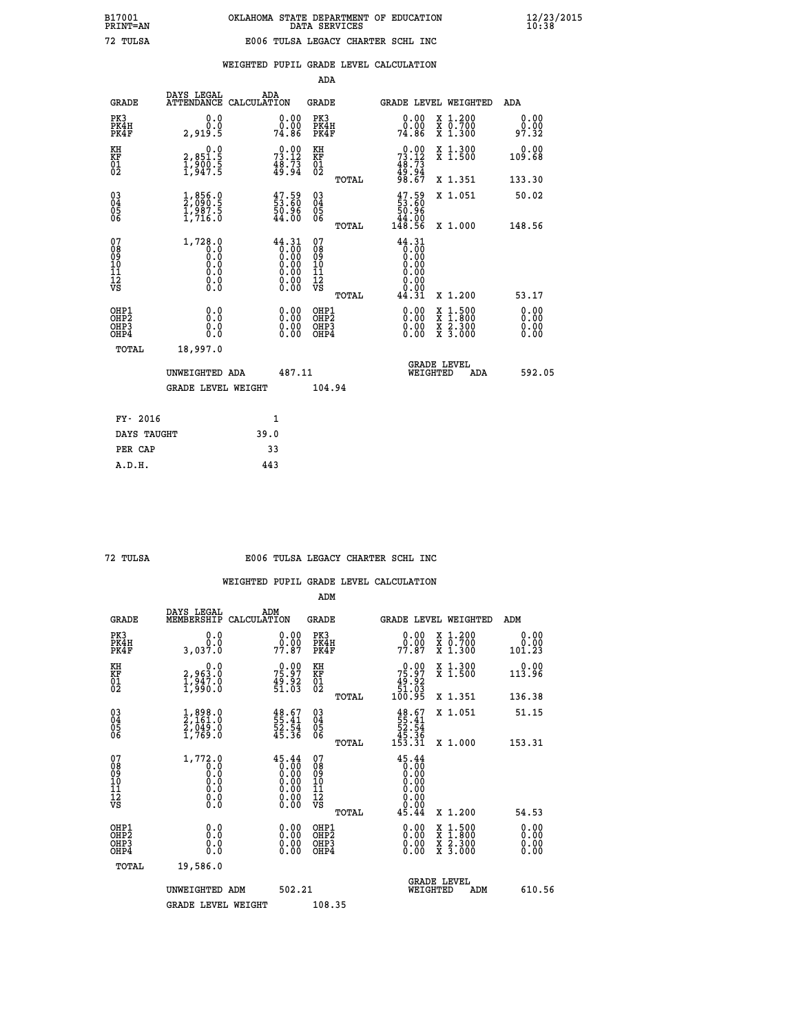B17001 OKLAHOMA STATE DEPARTMENT OF EDUCATION 12/23/2015
PRINT=AN DATA SERVICES 10:38

72 TULSA E006 TULSA LEGACY CHARTER SCHL INC

## WEIGHTED PUPIL GRADE LEVEL CALCULATION

### ADA

| GRADE | DAYS LEGAL ATTENDANCE | ADA CALCULATION | GRADE | GRADE LEVEL | WEIGHTED | ADA |
|---|---|---|---|---|---|---|
| PK3 | 0.0 | 0.00 | PK3 | 0.00 | X 1.200 | 0.00 |
| PK4H | 0.0 | 0.00 | PK4H | 0.00 | X 0.700 | 0.00 |
| PK4F | 2,919.5 | 74.86 | PK4F | 74.86 | X 1.300 | 97.32 |
| KH | 0.0 | 0.00 | KH | 0.00 | X 1.300 | 0.00 |
| KF | 2,851.5 | 73.12 | KF | 73.12 | X 1.500 | 109.68 |
| 01 | 1,900.5 | 48.73 | 01 | 48.73 | | |
| 02 | 1,947.5 | 49.94 | 02 | 49.94 | | |
| | | | TOTAL | 98.67 | X 1.351 | 133.30 |
| 03 | 1,856.0 | 47.59 | 03 | 47.59 | X 1.051 | 50.02 |
| 04 | 2,090.5 | 53.60 | 04 | 53.60 | | |
| 05 | 1,987.5 | 50.96 | 05 | 50.96 | | |
| 06 | 1,716.0 | 44.00 | 06 | 44.00 | | |
| | | | TOTAL | 148.56 | X 1.000 | 148.56 |
| 07 | 1,728.0 | 44.31 | 07 | 44.31 | | |
| 08 | 0.0 | 0.00 | 08 | 0.00 | | |
| 09 | 0.0 | 0.00 | 09 | 0.00 | | |
| 10 | 0.0 | 0.00 | 10 | 0.00 | | |
| 11 | 0.0 | 0.00 | 11 | 0.00 | | |
| 12 | 0.0 | 0.00 | 12 | 0.00 | | |
| VS | 0.0 | 0.00 | VS | 0.00 | | |
| | | | TOTAL | 44.31 | X 1.200 | 53.17 |
| OHP1 | 0.0 | 0.00 | OHP1 | 0.00 | X 1.500 | 0.00 |
| OHP2 | 0.0 | 0.00 | OHP2 | 0.00 | X 1.800 | 0.00 |
| OHP3 | 0.0 | 0.00 | OHP3 | 0.00 | X 2.300 | 0.00 |
| OHP4 | 0.0 | 0.00 | OHP4 | 0.00 | X 3.000 | 0.00 |
| TOTAL | 18,997.0 | | | | | |

UNWEIGHTED ADA 487.11 GRADE LEVEL WEIGHTED ADA 592.05

GRADE LEVEL WEIGHT 104.94

| | |
|---|---|
| FY- 2016 | 1 |
| DAYS TAUGHT | 39.0 |
| PER CAP | 33 |
| A.D.H. | 443 |

72 TULSA E006 TULSA LEGACY CHARTER SCHL INC

## WEIGHTED PUPIL GRADE LEVEL CALCULATION

### ADM

| GRADE | DAYS LEGAL MEMBERSHIP | ADM CALCULATION | GRADE | GRADE LEVEL | WEIGHTED | ADM |
|---|---|---|---|---|---|---|
| PK3 | 0.0 | 0.00 | PK3 | 0.00 | X 1.200 | 0.00 |
| PK4H | 0.0 | 0.00 | PK4H | 0.00 | X 0.700 | 0.00 |
| PK4F | 3,037.0 | 77.87 | PK4F | 77.87 | X 1.300 | 101.23 |
| KH | 0.0 | 0.00 | KH | 0.00 | X 1.300 | 0.00 |
| KF | 2,963.0 | 75.97 | KF | 75.97 | X 1.500 | 113.96 |
| 01 | 1,947.0 | 49.92 | 01 | 49.92 | | |
| 02 | 1,990.0 | 51.03 | 02 | 51.03 | | |
| | | | TOTAL | 100.95 | X 1.351 | 136.38 |
| 03 | 1,898.0 | 48.67 | 03 | 48.67 | X 1.051 | 51.15 |
| 04 | 2,161.0 | 55.41 | 04 | 55.41 | | |
| 05 | 2,049.0 | 52.54 | 05 | 52.54 | | |
| 06 | 1,769.0 | 45.36 | 06 | 45.36 | | |
| | | | TOTAL | 153.31 | X 1.000 | 153.31 |
| 07 | 1,772.0 | 45.44 | 07 | 45.44 | | |
| 08 | 0.0 | 0.00 | 08 | 0.00 | | |
| 09 | 0.0 | 0.00 | 09 | 0.00 | | |
| 10 | 0.0 | 0.00 | 10 | 0.00 | | |
| 11 | 0.0 | 0.00 | 11 | 0.00 | | |
| 12 | 0.0 | 0.00 | 12 | 0.00 | | |
| VS | 0.0 | 0.00 | VS | 0.00 | | |
| | | | TOTAL | 45.44 | X 1.200 | 54.53 |
| OHP1 | 0.0 | 0.00 | OHP1 | 0.00 | X 1.500 | 0.00 |
| OHP2 | 0.0 | 0.00 | OHP2 | 0.00 | X 1.800 | 0.00 |
| OHP3 | 0.0 | 0.00 | OHP3 | 0.00 | X 2.300 | 0.00 |
| OHP4 | 0.0 | 0.00 | OHP4 | 0.00 | X 3.000 | 0.00 |
| TOTAL | 19,586.0 | | | | | |

UNWEIGHTED ADM 502.21 GRADE LEVEL WEIGHTED ADM 610.56

GRADE LEVEL WEIGHT 108.35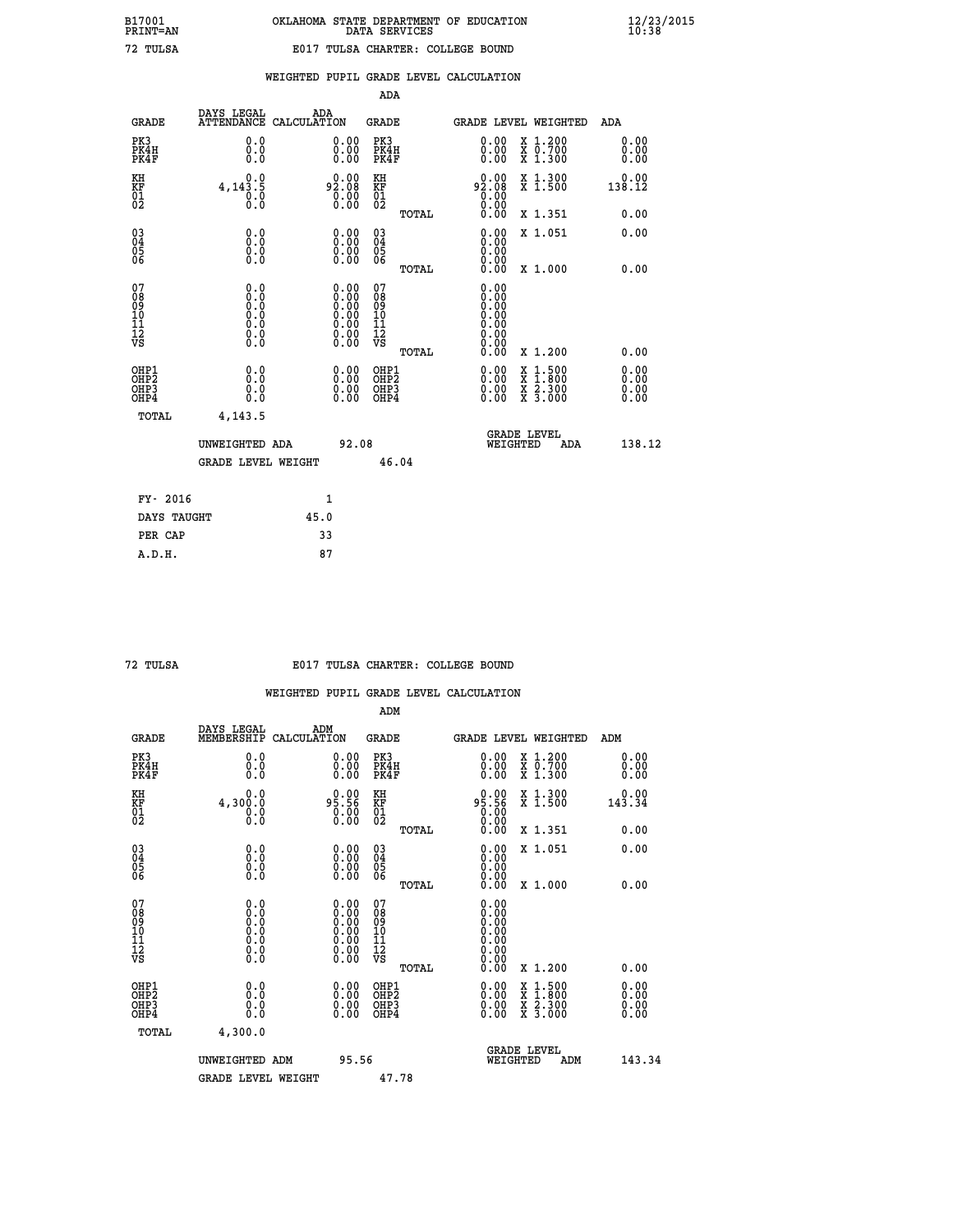B17001 OKLAHOMA STATE DEPARTMENT OF EDUCATION 12/23/2015
PRINT=AN DATA SERVICES 10:38

72 TULSA E017 TULSA CHARTER: COLLEGE BOUND

## WEIGHTED PUPIL GRADE LEVEL CALCULATION

### ADA

| GRADE | DAYS LEGAL ATTENDANCE | ADA CALCULATION | GRADE | GRADE LEVEL | WEIGHTED | ADA |
|---|---|---|---|---|---|---|
| PK3 | 0.0 | 0.00 | PK3 | 0.00 | X 1.200 | 0.00 |
| PK4H | 0.0 | 0.00 | PK4H | 0.00 | X 0.700 | 0.00 |
| PK4F | 0.0 | 0.00 | PK4F | 0.00 | X 1.300 | 0.00 |
| KH | 0.0 | 0.00 | KH | 0.00 | X 1.300 | 0.00 |
| KF | 4,143.5 | 92.08 | KF | 92.08 | X 1.500 | 138.12 |
| 01 | 0.0 | 0.00 | 01 | 0.00 | | |
| 02 | 0.0 | 0.00 | 02 | 0.00 | | |
| | | | TOTAL | 0.00 | X 1.351 | 0.00 |
| 03 | 0.0 | 0.00 | 03 | 0.00 | X 1.051 | 0.00 |
| 04 | 0.0 | 0.00 | 04 | 0.00 | | |
| 05 | 0.0 | 0.00 | 05 | 0.00 | | |
| 06 | 0.0 | 0.00 | 06 | 0.00 | | |
| | | | TOTAL | 0.00 | X 1.000 | 0.00 |
| 07 | 0.0 | 0.00 | 07 | 0.00 | | |
| 08 | 0.0 | 0.00 | 08 | 0.00 | | |
| 09 | 0.0 | 0.00 | 09 | 0.00 | | |
| 10 | 0.0 | 0.00 | 10 | 0.00 | | |
| 11 | 0.0 | 0.00 | 11 | 0.00 | | |
| 12 | 0.0 | 0.00 | 12 | 0.00 | | |
| VS | 0.0 | 0.00 | VS | 0.00 | | |
| | | | TOTAL | 0.00 | X 1.200 | 0.00 |
| OHP1 | 0.0 | 0.00 | OHP1 | 0.00 | X 1.500 | 0.00 |
| OHP2 | 0.0 | 0.00 | OHP2 | 0.00 | X 1.800 | 0.00 |
| OHP3 | 0.0 | 0.00 | OHP3 | 0.00 | X 2.300 | 0.00 |
| OHP4 | 0.0 | 0.00 | OHP4 | 0.00 | X 3.000 | 0.00 |
| TOTAL | 4,143.5 | | | | | |

UNWEIGHTED ADA 92.08 — GRADE LEVEL WEIGHTED ADA 138.12

GRADE LEVEL WEIGHT 46.04

| | |
|---|---|
| FY- 2016 | 1 |
| DAYS TAUGHT | 45.0 |
| PER CAP | 33 |
| A.D.H. | 87 |

72 TULSA E017 TULSA CHARTER: COLLEGE BOUND

## WEIGHTED PUPIL GRADE LEVEL CALCULATION

### ADM

| GRADE | DAYS LEGAL MEMBERSHIP | ADM CALCULATION | GRADE | GRADE LEVEL | WEIGHTED | ADM |
|---|---|---|---|---|---|---|
| PK3 | 0.0 | 0.00 | PK3 | 0.00 | X 1.200 | 0.00 |
| PK4H | 0.0 | 0.00 | PK4H | 0.00 | X 0.700 | 0.00 |
| PK4F | 0.0 | 0.00 | PK4F | 0.00 | X 1.300 | 0.00 |
| KH | 0.0 | 0.00 | KH | 0.00 | X 1.300 | 0.00 |
| KF | 4,300.0 | 95.56 | KF | 95.56 | X 1.500 | 143.34 |
| 01 | 0.0 | 0.00 | 01 | 0.00 | | |
| 02 | 0.0 | 0.00 | 02 | 0.00 | | |
| | | | TOTAL | 0.00 | X 1.351 | 0.00 |
| 03 | 0.0 | 0.00 | 03 | 0.00 | X 1.051 | 0.00 |
| 04 | 0.0 | 0.00 | 04 | 0.00 | | |
| 05 | 0.0 | 0.00 | 05 | 0.00 | | |
| 06 | 0.0 | 0.00 | 06 | 0.00 | | |
| | | | TOTAL | 0.00 | X 1.000 | 0.00 |
| 07 | 0.0 | 0.00 | 07 | 0.00 | | |
| 08 | 0.0 | 0.00 | 08 | 0.00 | | |
| 09 | 0.0 | 0.00 | 09 | 0.00 | | |
| 10 | 0.0 | 0.00 | 10 | 0.00 | | |
| 11 | 0.0 | 0.00 | 11 | 0.00 | | |
| 12 | 0.0 | 0.00 | 12 | 0.00 | | |
| VS | 0.0 | 0.00 | VS | 0.00 | | |
| | | | TOTAL | 0.00 | X 1.200 | 0.00 |
| OHP1 | 0.0 | 0.00 | OHP1 | 0.00 | X 1.500 | 0.00 |
| OHP2 | 0.0 | 0.00 | OHP2 | 0.00 | X 1.800 | 0.00 |
| OHP3 | 0.0 | 0.00 | OHP3 | 0.00 | X 2.300 | 0.00 |
| OHP4 | 0.0 | 0.00 | OHP4 | 0.00 | X 3.000 | 0.00 |
| TOTAL | 4,300.0 | | | | | |

UNWEIGHTED ADM 95.56 — GRADE LEVEL WEIGHTED ADM 143.34

GRADE LEVEL WEIGHT 47.78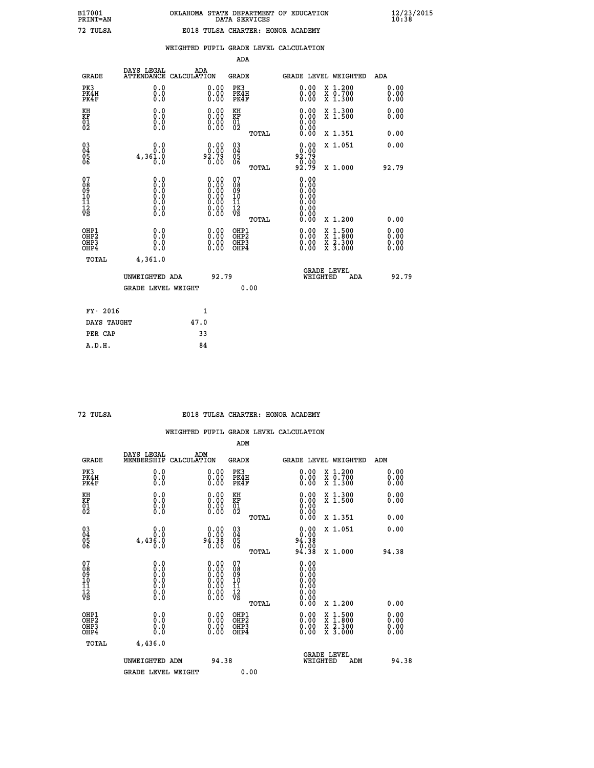B17001 OKLAHOMA STATE DEPARTMENT OF EDUCATION 12/23/2015
PRINT=AN DATA SERVICES 10:38

72 TULSA E018 TULSA CHARTER: HONOR ACADEMY

WEIGHTED PUPIL GRADE LEVEL CALCULATION

ADA

| GRADE | DAYS LEGAL ATTENDANCE | ADA CALCULATION | GRADE | GRADE LEVEL | WEIGHTED | ADA |
|---|---|---|---|---|---|---|
| PK3 | 0.0 | 0.00 | PK3 | 0.00 | X 1.200 | 0.00 |
| PK4H | 0.0 | 0.00 | PK4H | 0.00 | X 0.700 | 0.00 |
| PK4F | 0.0 | 0.00 | PK4F | 0.00 | X 1.300 | 0.00 |
| KH | 0.0 | 0.00 | KH | 0.00 | X 1.300 | 0.00 |
| KF | 0.0 | 0.00 | KF | 0.00 | X 1.500 | 0.00 |
| 01 | 0.0 | 0.00 | 01 | 0.00 | | |
| 02 | 0.0 | 0.00 | 02 | 0.00 | | |
| | | | TOTAL | 0.00 | X 1.351 | 0.00 |
| 03 | 0.0 | 0.00 | 03 | 0.00 | X 1.051 | 0.00 |
| 04 | 0.0 | 0.00 | 04 | 0.00 | | |
| 05 | 4,361.0 | 92.79 | 05 | 92.79 | | |
| 06 | 0.0 | 0.00 | 06 | 0.00 | | |
| | | | TOTAL | 92.79 | X 1.000 | 92.79 |
| 07 | 0.0 | 0.00 | 07 | 0.00 | | |
| 08 | 0.0 | 0.00 | 08 | 0.00 | | |
| 09 | 0.0 | 0.00 | 09 | 0.00 | | |
| 10 | 0.0 | 0.00 | 10 | 0.00 | | |
| 11 | 0.0 | 0.00 | 11 | 0.00 | | |
| 12 | 0.0 | 0.00 | 12 | 0.00 | | |
| VS | 0.0 | 0.00 | VS | 0.00 | | |
| | | | TOTAL | 0.00 | X 1.200 | 0.00 |
| OHP1 | 0.0 | 0.00 | OHP1 | 0.00 | X 1.500 | 0.00 |
| OHP2 | 0.0 | 0.00 | OHP2 | 0.00 | X 1.800 | 0.00 |
| OHP3 | 0.0 | 0.00 | OHP3 | 0.00 | X 2.300 | 0.00 |
| OHP4 | 0.0 | 0.00 | OHP4 | 0.00 | X 3.000 | 0.00 |
| TOTAL | 4,361.0 | | | | | |

UNWEIGHTED ADA 92.79 GRADE LEVEL WEIGHTED ADA 92.79

GRADE LEVEL WEIGHT 0.00

| FY- 2016 | 1 |
|---|---|
| DAYS TAUGHT | 47.0 |
| PER CAP | 33 |
| A.D.H. | 84 |

72 TULSA E018 TULSA CHARTER: HONOR ACADEMY

WEIGHTED PUPIL GRADE LEVEL CALCULATION

ADM

| GRADE | DAYS LEGAL MEMBERSHIP | ADM CALCULATION | GRADE | GRADE LEVEL | WEIGHTED | ADM |
|---|---|---|---|---|---|---|
| PK3 | 0.0 | 0.00 | PK3 | 0.00 | X 1.200 | 0.00 |
| PK4H | 0.0 | 0.00 | PK4H | 0.00 | X 0.700 | 0.00 |
| PK4F | 0.0 | 0.00 | PK4F | 0.00 | X 1.300 | 0.00 |
| KH | 0.0 | 0.00 | KH | 0.00 | X 1.300 | 0.00 |
| KF | 0.0 | 0.00 | KF | 0.00 | X 1.500 | 0.00 |
| 01 | 0.0 | 0.00 | 01 | 0.00 | | |
| 02 | 0.0 | 0.00 | 02 | 0.00 | | |
| | | | TOTAL | 0.00 | X 1.351 | 0.00 |
| 03 | 0.0 | 0.00 | 03 | 0.00 | X 1.051 | 0.00 |
| 04 | 0.0 | 0.00 | 04 | 0.00 | | |
| 05 | 4,436.0 | 94.38 | 05 | 94.38 | | |
| 06 | 0.0 | 0.00 | 06 | 0.00 | | |
| | | | TOTAL | 94.38 | X 1.000 | 94.38 |
| 07 | 0.0 | 0.00 | 07 | 0.00 | | |
| 08 | 0.0 | 0.00 | 08 | 0.00 | | |
| 09 | 0.0 | 0.00 | 09 | 0.00 | | |
| 10 | 0.0 | 0.00 | 10 | 0.00 | | |
| 11 | 0.0 | 0.00 | 11 | 0.00 | | |
| 12 | 0.0 | 0.00 | 12 | 0.00 | | |
| VS | 0.0 | 0.00 | VS | 0.00 | | |
| | | | TOTAL | 0.00 | X 1.200 | 0.00 |
| OHP1 | 0.0 | 0.00 | OHP1 | 0.00 | X 1.500 | 0.00 |
| OHP2 | 0.0 | 0.00 | OHP2 | 0.00 | X 1.800 | 0.00 |
| OHP3 | 0.0 | 0.00 | OHP3 | 0.00 | X 2.300 | 0.00 |
| OHP4 | 0.0 | 0.00 | OHP4 | 0.00 | X 3.000 | 0.00 |
| TOTAL | 4,436.0 | | | | | |

UNWEIGHTED ADM 94.38 GRADE LEVEL WEIGHTED ADM 94.38

GRADE LEVEL WEIGHT 0.00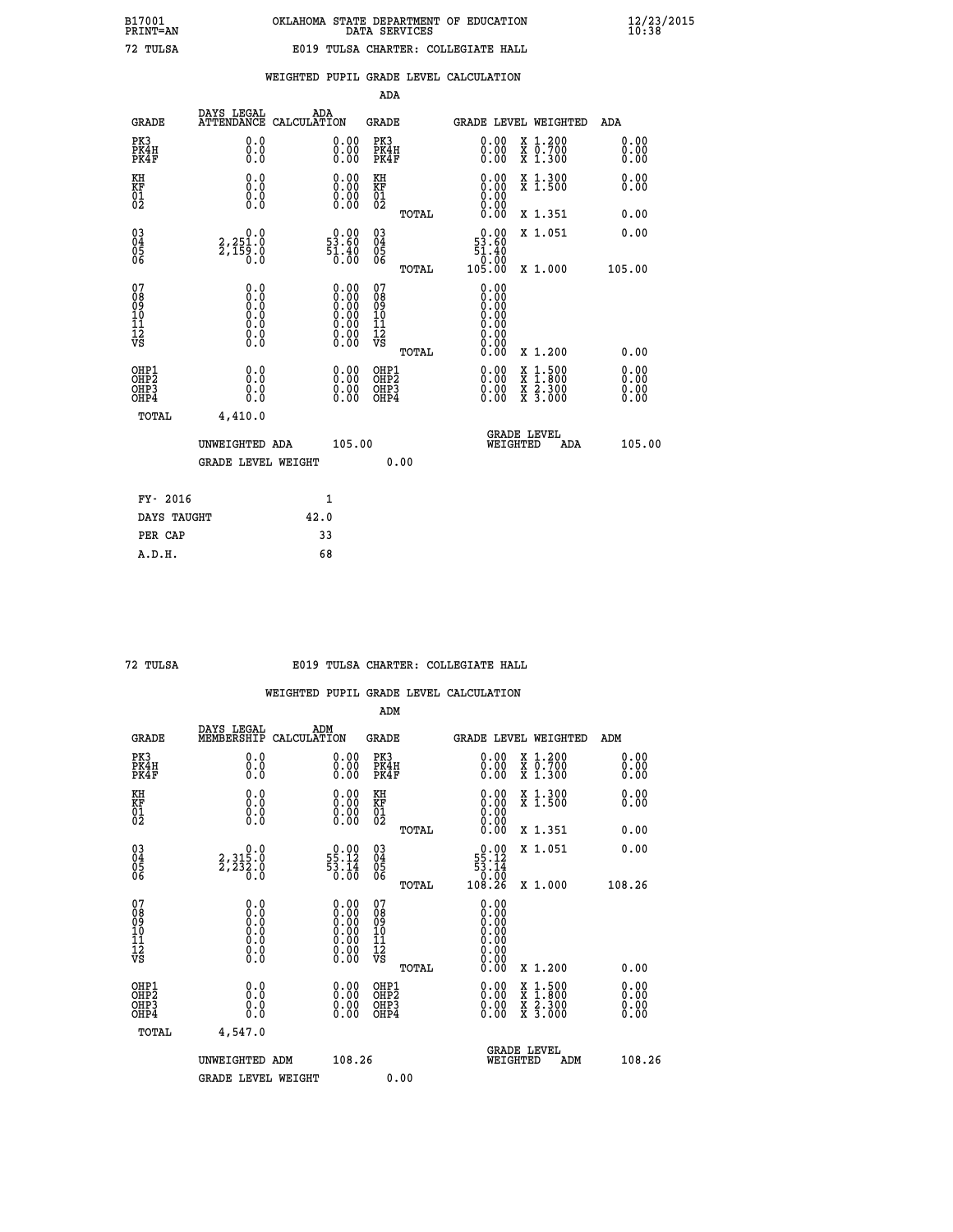B17001 OKLAHOMA STATE DEPARTMENT OF EDUCATION 12/23/2015
PRINT=AN DATA SERVICES 10:38

72 TULSA E019 TULSA CHARTER: COLLEGIATE HALL

WEIGHTED PUPIL GRADE LEVEL CALCULATION

ADA

| GRADE | DAYS LEGAL ATTENDANCE | ADA CALCULATION | GRADE | GRADE LEVEL | WEIGHTED | ADA |
|---|---|---|---|---|---|---|
| PK3 | 0.0 | 0.00 | PK3 | 0.00 | X 1.200 | 0.00 |
| PK4H | 0.0 | 0.00 | PK4H | 0.00 | X 0.700 | 0.00 |
| PK4F | 0.0 | 0.00 | PK4F | 0.00 | X 1.300 | 0.00 |
| KH | 0.0 | 0.00 | KH | 0.00 | X 1.300 | 0.00 |
| KF | 0.0 | 0.00 | KF | 0.00 | X 1.500 | 0.00 |
| 01 | 0.0 | 0.00 | 01 | 0.00 | | |
| 02 | 0.0 | 0.00 | 02 | 0.00 | | |
| | | | TOTAL | 0.00 | X 1.351 | 0.00 |
| 03 | 0.0 | 0.00 | 03 | 0.00 | X 1.051 | 0.00 |
| 04 | 2,251.0 | 53.60 | 04 | 53.60 | | |
| 05 | 2,159.0 | 51.40 | 05 | 51.40 | | |
| 06 | 0.0 | 0.00 | 06 | 0.00 | | |
| | | | TOTAL | 105.00 | X 1.000 | 105.00 |
| 07 | 0.0 | 0.00 | 07 | 0.00 | | |
| 08 | 0.0 | 0.00 | 08 | 0.00 | | |
| 09 | 0.0 | 0.00 | 09 | 0.00 | | |
| 10 | 0.0 | 0.00 | 10 | 0.00 | | |
| 11 | 0.0 | 0.00 | 11 | 0.00 | | |
| 12 | 0.0 | 0.00 | 12 | 0.00 | | |
| VS | 0.0 | 0.00 | VS | 0.00 | | |
| | | | TOTAL | 0.00 | X 1.200 | 0.00 |
| OHP1 | 0.0 | 0.00 | OHP1 | 0.00 | X 1.500 | 0.00 |
| OHP2 | 0.0 | 0.00 | OHP2 | 0.00 | X 1.800 | 0.00 |
| OHP3 | 0.0 | 0.00 | OHP3 | 0.00 | X 2.300 | 0.00 |
| OHP4 | 0.0 | 0.00 | OHP4 | 0.00 | X 3.000 | 0.00 |
| TOTAL | 4,410.0 | | | | | |

UNWEIGHTED ADA 105.00 GRADE LEVEL WEIGHTED ADA 105.00

GRADE LEVEL WEIGHT 0.00

| | |
|---|---|
| FY- 2016 | 1 |
| DAYS TAUGHT | 42.0 |
| PER CAP | 33 |
| A.D.H. | 68 |

72 TULSA E019 TULSA CHARTER: COLLEGIATE HALL

WEIGHTED PUPIL GRADE LEVEL CALCULATION

ADM

| GRADE | DAYS LEGAL MEMBERSHIP | ADM CALCULATION | GRADE | GRADE LEVEL | WEIGHTED | ADM |
|---|---|---|---|---|---|---|
| PK3 | 0.0 | 0.00 | PK3 | 0.00 | X 1.200 | 0.00 |
| PK4H | 0.0 | 0.00 | PK4H | 0.00 | X 0.700 | 0.00 |
| PK4F | 0.0 | 0.00 | PK4F | 0.00 | X 1.300 | 0.00 |
| KH | 0.0 | 0.00 | KH | 0.00 | X 1.300 | 0.00 |
| KF | 0.0 | 0.00 | KF | 0.00 | X 1.500 | 0.00 |
| 01 | 0.0 | 0.00 | 01 | 0.00 | | |
| 02 | 0.0 | 0.00 | 02 | 0.00 | | |
| | | | TOTAL | 0.00 | X 1.351 | 0.00 |
| 03 | 0.0 | 0.00 | 03 | 0.00 | X 1.051 | 0.00 |
| 04 | 2,315.0 | 55.12 | 04 | 55.12 | | |
| 05 | 2,232.0 | 53.14 | 05 | 53.14 | | |
| 06 | 0.0 | 0.00 | 06 | 0.00 | | |
| | | | TOTAL | 108.26 | X 1.000 | 108.26 |
| 07 | 0.0 | 0.00 | 07 | 0.00 | | |
| 08 | 0.0 | 0.00 | 08 | 0.00 | | |
| 09 | 0.0 | 0.00 | 09 | 0.00 | | |
| 10 | 0.0 | 0.00 | 10 | 0.00 | | |
| 11 | 0.0 | 0.00 | 11 | 0.00 | | |
| 12 | 0.0 | 0.00 | 12 | 0.00 | | |
| VS | 0.0 | 0.00 | VS | 0.00 | | |
| | | | TOTAL | 0.00 | X 1.200 | 0.00 |
| OHP1 | 0.0 | 0.00 | OHP1 | 0.00 | X 1.500 | 0.00 |
| OHP2 | 0.0 | 0.00 | OHP2 | 0.00 | X 1.800 | 0.00 |
| OHP3 | 0.0 | 0.00 | OHP3 | 0.00 | X 2.300 | 0.00 |
| OHP4 | 0.0 | 0.00 | OHP4 | 0.00 | X 3.000 | 0.00 |
| TOTAL | 4,547.0 | | | | | |

UNWEIGHTED ADM 108.26 GRADE LEVEL WEIGHTED ADM 108.26

GRADE LEVEL WEIGHT 0.00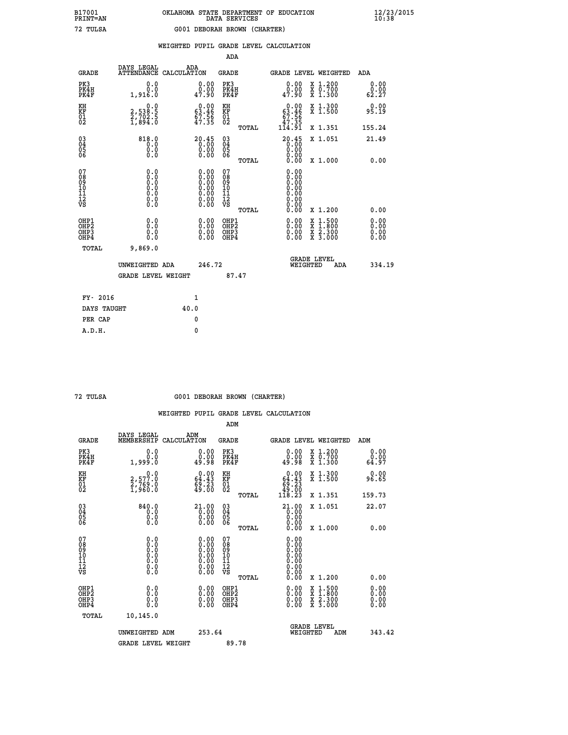B17001 OKLAHOMA STATE DEPARTMENT OF EDUCATION 12/23/2015
PRINT=AN DATA SERVICES 10:38

72 TULSA G001 DEBORAH BROWN (CHARTER)

## WEIGHTED PUPIL GRADE LEVEL CALCULATION

### ADA

| GRADE | DAYS LEGAL ATTENDANCE | ADA CALCULATION | GRADE | GRADE LEVEL | WEIGHTED | ADA |
|---|---|---|---|---|---|---|
| PK3 | 0.0 | 0.00 | PK3 | 0.00 | X 1.200 | 0.00 |
| PK4H | 0.0 | 0.00 | PK4H | 0.00 | X 0.700 | 0.00 |
| PK4F | 1,916.0 | 47.90 | PK4F | 47.90 | X 1.300 | 62.27 |
| KH | 0.0 | 0.00 | KH | 0.00 | X 1.300 | 0.00 |
| KF | 2,538.5 | 63.46 | KF | 63.46 | X 1.500 | 95.19 |
| 01 | 2,702.5 | 67.56 | 01 | 67.56 | | |
| 02 | 1,894.0 | 47.35 | 02 | 47.35 | | |
| | | | TOTAL | 114.91 | X 1.351 | 155.24 |
| 03 | 818.0 | 20.45 | 03 | 20.45 | X 1.051 | 21.49 |
| 04 | 0.0 | 0.00 | 04 | 0.00 | | |
| 05 | 0.0 | 0.00 | 05 | 0.00 | | |
| 06 | 0.0 | 0.00 | 06 | 0.00 | | |
| | | | TOTAL | 0.00 | X 1.000 | 0.00 |
| 07 | 0.0 | 0.00 | 07 | 0.00 | | |
| 08 | 0.0 | 0.00 | 08 | 0.00 | | |
| 09 | 0.0 | 0.00 | 09 | 0.00 | | |
| 10 | 0.0 | 0.00 | 10 | 0.00 | | |
| 11 | 0.0 | 0.00 | 11 | 0.00 | | |
| 12 | 0.0 | 0.00 | 12 | 0.00 | | |
| VS | 0.0 | 0.00 | VS | 0.00 | | |
| | | | TOTAL | 0.00 | X 1.200 | 0.00 |
| OHP1 | 0.0 | 0.00 | OHP1 | 0.00 | X 1.500 | 0.00 |
| OHP2 | 0.0 | 0.00 | OHP2 | 0.00 | X 1.800 | 0.00 |
| OHP3 | 0.0 | 0.00 | OHP3 | 0.00 | X 2.300 | 0.00 |
| OHP4 | 0.0 | 0.00 | OHP4 | 0.00 | X 3.000 | 0.00 |
| TOTAL | 9,869.0 | | | | | |

UNWEIGHTED ADA 246.72 — GRADE LEVEL WEIGHTED ADA 334.19

GRADE LEVEL WEIGHT 87.47

FY- 2016: 1
DAYS TAUGHT: 40.0
PER CAP: 0
A.D.H.: 0

72 TULSA G001 DEBORAH BROWN (CHARTER)

## WEIGHTED PUPIL GRADE LEVEL CALCULATION

### ADM

| GRADE | DAYS LEGAL MEMBERSHIP | ADM CALCULATION | GRADE | GRADE LEVEL | WEIGHTED | ADM |
|---|---|---|---|---|---|---|
| PK3 | 0.0 | 0.00 | PK3 | 0.00 | X 1.200 | 0.00 |
| PK4H | 0.0 | 0.00 | PK4H | 0.00 | X 0.700 | 0.00 |
| PK4F | 1,999.0 | 49.98 | PK4F | 49.98 | X 1.300 | 64.97 |
| KH | 0.0 | 0.00 | KH | 0.00 | X 1.300 | 0.00 |
| KF | 2,577.0 | 64.43 | KF | 64.43 | X 1.500 | 96.65 |
| 01 | 2,769.0 | 69.23 | 01 | 69.23 | | |
| 02 | 1,960.0 | 49.00 | 02 | 49.00 | | |
| | | | TOTAL | 118.23 | X 1.351 | 159.73 |
| 03 | 840.0 | 21.00 | 03 | 21.00 | X 1.051 | 22.07 |
| 04 | 0.0 | 0.00 | 04 | 0.00 | | |
| 05 | 0.0 | 0.00 | 05 | 0.00 | | |
| 06 | 0.0 | 0.00 | 06 | 0.00 | | |
| | | | TOTAL | 0.00 | X 1.000 | 0.00 |
| 07 | 0.0 | 0.00 | 07 | 0.00 | | |
| 08 | 0.0 | 0.00 | 08 | 0.00 | | |
| 09 | 0.0 | 0.00 | 09 | 0.00 | | |
| 10 | 0.0 | 0.00 | 10 | 0.00 | | |
| 11 | 0.0 | 0.00 | 11 | 0.00 | | |
| 12 | 0.0 | 0.00 | 12 | 0.00 | | |
| VS | 0.0 | 0.00 | VS | 0.00 | | |
| | | | TOTAL | 0.00 | X 1.200 | 0.00 |
| OHP1 | 0.0 | 0.00 | OHP1 | 0.00 | X 1.500 | 0.00 |
| OHP2 | 0.0 | 0.00 | OHP2 | 0.00 | X 1.800 | 0.00 |
| OHP3 | 0.0 | 0.00 | OHP3 | 0.00 | X 2.300 | 0.00 |
| OHP4 | 0.0 | 0.00 | OHP4 | 0.00 | X 3.000 | 0.00 |
| TOTAL | 10,145.0 | | | | | |

UNWEIGHTED ADM 253.64 — GRADE LEVEL WEIGHTED ADM 343.42

GRADE LEVEL WEIGHT 89.78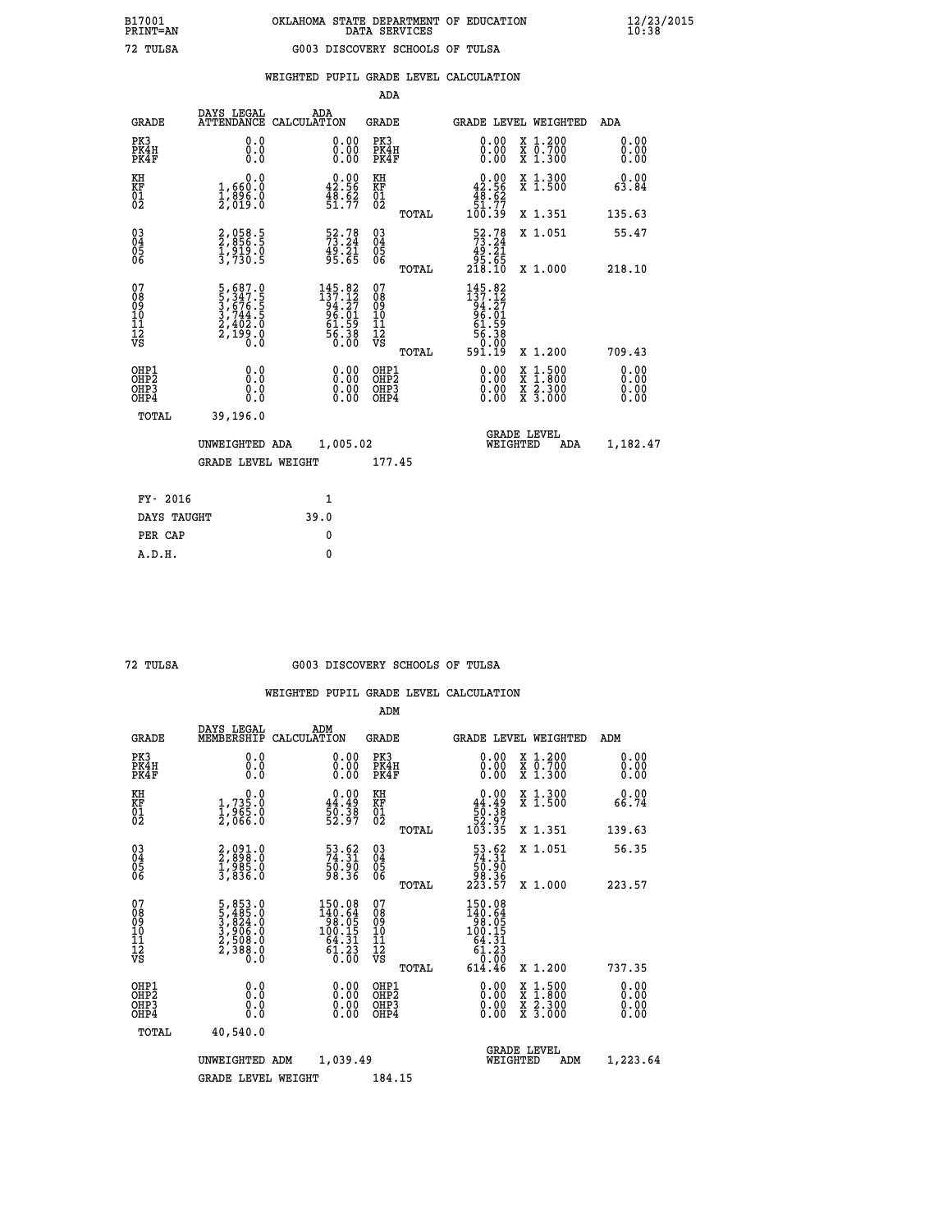B17001 OKLAHOMA STATE DEPARTMENT OF EDUCATION 12/23/2015
PRINT=AN DATA SERVICES 10:38

72 TULSA G003 DISCOVERY SCHOOLS OF TULSA

## WEIGHTED PUPIL GRADE LEVEL CALCULATION

### ADA

| GRADE | DAYS LEGAL ATTENDANCE | ADA CALCULATION | GRADE | | GRADE LEVEL | WEIGHTED | ADA |
|---|---|---|---|---|---|---|---|
| PK3 | 0.0 | 0.00 | PK3 | | 0.00 | X 1.200 | 0.00 |
| PK4H | 0.0 | 0.00 | PK4H | | 0.00 | X 0.700 | 0.00 |
| PK4F | 0.0 | 0.00 | PK4F | | 0.00 | X 1.300 | 0.00 |
| KH | 0.0 | 0.00 | KH | | 0.00 | X 1.300 | 0.00 |
| KF | 1,660.0 | 42.56 | KF | | 42.56 | X 1.500 | 63.84 |
| 01 | 1,896.0 | 48.62 | 01 | | 48.62 | | |
| 02 | 2,019.0 | 51.77 | 02 | | 51.77 | | |
| | | | | TOTAL | 100.39 | X 1.351 | 135.63 |
| 03 | 2,058.5 | 52.78 | 03 | | 52.78 | X 1.051 | 55.47 |
| 04 | 2,856.5 | 73.24 | 04 | | 73.24 | | |
| 05 | 1,919.0 | 49.21 | 05 | | 49.21 | | |
| 06 | 3,730.5 | 95.65 | 06 | | 95.65 | | |
| | | | | TOTAL | 218.10 | X 1.000 | 218.10 |
| 07 | 5,687.0 | 145.82 | 07 | | 145.82 | | |
| 08 | 5,347.5 | 137.12 | 08 | | 137.12 | | |
| 09 | 3,676.5 | 94.27 | 09 | | 94.27 | | |
| 10 | 3,744.5 | 96.01 | 10 | | 96.01 | | |
| 11 | 2,402.0 | 61.59 | 11 | | 61.59 | | |
| 12 | 2,199.0 | 56.38 | 12 | | 56.38 | | |
| VS | 0.0 | 0.00 | VS | | 0.00 | | |
| | | | | TOTAL | 591.19 | X 1.200 | 709.43 |
| OHP1 | 0.0 | 0.00 | OHP1 | | 0.00 | X 1.500 | 0.00 |
| OHP2 | 0.0 | 0.00 | OHP2 | | 0.00 | X 1.800 | 0.00 |
| OHP3 | 0.0 | 0.00 | OHP3 | | 0.00 | X 2.300 | 0.00 |
| OHP4 | 0.0 | 0.00 | OHP4 | | 0.00 | X 3.000 | 0.00 |
| TOTAL | 39,196.0 | | | | | | |

UNWEIGHTED ADA 1,005.02 GRADE LEVEL WEIGHTED ADA 1,182.47

GRADE LEVEL WEIGHT 177.45

| FY- 2016 | 1 |
|---|---|
| DAYS TAUGHT | 39.0 |
| PER CAP | 0 |
| A.D.H. | 0 |

72 TULSA G003 DISCOVERY SCHOOLS OF TULSA

## WEIGHTED PUPIL GRADE LEVEL CALCULATION

### ADM

| GRADE | DAYS LEGAL MEMBERSHIP | ADM CALCULATION | GRADE | | GRADE LEVEL | WEIGHTED | ADM |
|---|---|---|---|---|---|---|---|
| PK3 | 0.0 | 0.00 | PK3 | | 0.00 | X 1.200 | 0.00 |
| PK4H | 0.0 | 0.00 | PK4H | | 0.00 | X 0.700 | 0.00 |
| PK4F | 0.0 | 0.00 | PK4F | | 0.00 | X 1.300 | 0.00 |
| KH | 0.0 | 0.00 | KH | | 0.00 | X 1.300 | 0.00 |
| KF | 1,735.0 | 44.49 | KF | | 44.49 | X 1.500 | 66.74 |
| 01 | 1,965.0 | 50.38 | 01 | | 50.38 | | |
| 02 | 2,066.0 | 52.97 | 02 | | 52.97 | | |
| | | | | TOTAL | 103.35 | X 1.351 | 139.63 |
| 03 | 2,091.0 | 53.62 | 03 | | 53.62 | X 1.051 | 56.35 |
| 04 | 2,898.0 | 74.31 | 04 | | 74.31 | | |
| 05 | 1,985.0 | 50.90 | 05 | | 50.90 | | |
| 06 | 3,836.0 | 98.36 | 06 | | 98.36 | | |
| | | | | TOTAL | 223.57 | X 1.000 | 223.57 |
| 07 | 5,853.0 | 150.08 | 07 | | 150.08 | | |
| 08 | 5,485.0 | 140.64 | 08 | | 140.64 | | |
| 09 | 3,824.0 | 98.05 | 09 | | 98.05 | | |
| 10 | 3,906.0 | 100.15 | 10 | | 100.15 | | |
| 11 | 2,508.0 | 64.31 | 11 | | 64.31 | | |
| 12 | 2,388.0 | 61.23 | 12 | | 61.23 | | |
| VS | 0.0 | 0.00 | VS | | 0.00 | | |
| | | | | TOTAL | 614.46 | X 1.200 | 737.35 |
| OHP1 | 0.0 | 0.00 | OHP1 | | 0.00 | X 1.500 | 0.00 |
| OHP2 | 0.0 | 0.00 | OHP2 | | 0.00 | X 1.800 | 0.00 |
| OHP3 | 0.0 | 0.00 | OHP3 | | 0.00 | X 2.300 | 0.00 |
| OHP4 | 0.0 | 0.00 | OHP4 | | 0.00 | X 3.000 | 0.00 |
| TOTAL | 40,540.0 | | | | | | |

UNWEIGHTED ADM 1,039.49 GRADE LEVEL WEIGHTED ADM 1,223.64

GRADE LEVEL WEIGHT 184.15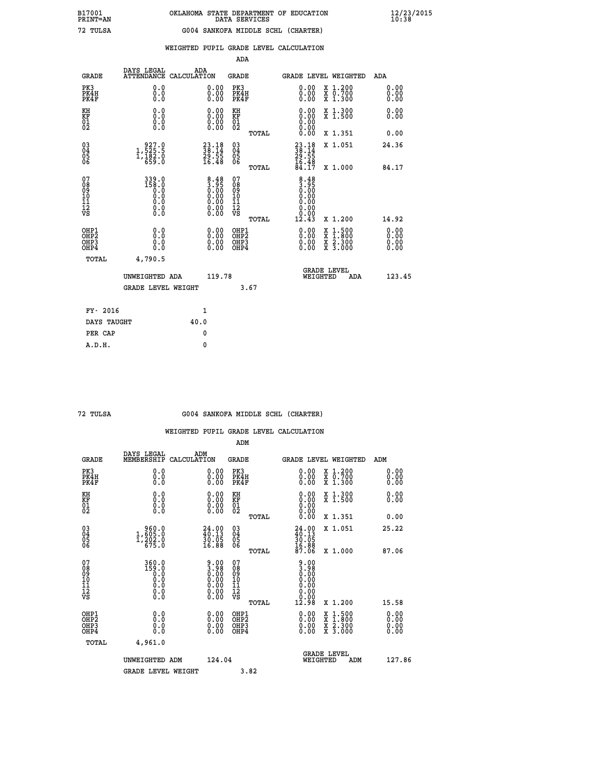B17001 OKLAHOMA STATE DEPARTMENT OF EDUCATION 12/23/2015
PRINT=AN DATA SERVICES 10:38

72 TULSA G004 SANKOFA MIDDLE SCHL (CHARTER)

WEIGHTED PUPIL GRADE LEVEL CALCULATION

ADA

| GRADE | DAYS LEGAL ATTENDANCE | ADA CALCULATION | GRADE | GRADE LEVEL | WEIGHTED | ADA |
|---|---|---|---|---|---|---|
| PK3 | 0.0 | 0.00 | PK3 | 0.00 | X 1.200 | 0.00 |
| PK4H | 0.0 | 0.00 | PK4H | 0.00 | X 0.700 | 0.00 |
| PK4F | 0.0 | 0.00 | PK4F | 0.00 | X 1.300 | 0.00 |
| KH | 0.0 | 0.00 | KH | 0.00 | X 1.300 | 0.00 |
| KF | 0.0 | 0.00 | KF | 0.00 | X 1.500 | 0.00 |
| 01 | 0.0 | 0.00 | 01 | 0.00 | | |
| 02 | 0.0 | 0.00 | 02 | 0.00 | | |
| | | | TOTAL | 0.00 | X 1.351 | 0.00 |
| 03 | 927.0 | 23.18 | 03 | 23.18 | X 1.051 | 24.36 |
| 04 | 1,525.5 | 38.14 | 04 | 38.14 | | |
| 05 | 1,182.0 | 29.55 | 05 | 29.55 | | |
| 06 | 659.0 | 16.48 | 06 | 16.48 | | |
| | | | TOTAL | 84.17 | X 1.000 | 84.17 |
| 07 | 339.0 | 8.48 | 07 | 8.48 | | |
| 08 | 158.0 | 3.95 | 08 | 3.95 | | |
| 09 | 0.0 | 0.00 | 09 | 0.00 | | |
| 10 | 0.0 | 0.00 | 10 | 0.00 | | |
| 11 | 0.0 | 0.00 | 11 | 0.00 | | |
| 12 | 0.0 | 0.00 | 12 | 0.00 | | |
| VS | 0.0 | 0.00 | VS | 0.00 | | |
| | | | TOTAL | 12.43 | X 1.200 | 14.92 |
| OHP1 | 0.0 | 0.00 | OHP1 | 0.00 | X 1.500 | 0.00 |
| OHP2 | 0.0 | 0.00 | OHP2 | 0.00 | X 1.800 | 0.00 |
| OHP3 | 0.0 | 0.00 | OHP3 | 0.00 | X 2.300 | 0.00 |
| OHP4 | 0.0 | 0.00 | OHP4 | 0.00 | X 3.000 | 0.00 |
| TOTAL | 4,790.5 | | | | | |

UNWEIGHTED ADA 119.78 GRADE LEVEL WEIGHTED ADA 123.45

GRADE LEVEL WEIGHT 3.67

FY- 2016 1
DAYS TAUGHT 40.0
PER CAP 0
A.D.H. 0

72 TULSA G004 SANKOFA MIDDLE SCHL (CHARTER)

WEIGHTED PUPIL GRADE LEVEL CALCULATION

ADM

| GRADE | DAYS LEGAL MEMBERSHIP | ADM CALCULATION | GRADE | GRADE LEVEL | WEIGHTED | ADM |
|---|---|---|---|---|---|---|
| PK3 | 0.0 | 0.00 | PK3 | 0.00 | X 1.200 | 0.00 |
| PK4H | 0.0 | 0.00 | PK4H | 0.00 | X 0.700 | 0.00 |
| PK4F | 0.0 | 0.00 | PK4F | 0.00 | X 1.300 | 0.00 |
| KH | 0.0 | 0.00 | KH | 0.00 | X 1.300 | 0.00 |
| KF | 0.0 | 0.00 | KF | 0.00 | X 1.500 | 0.00 |
| 01 | 0.0 | 0.00 | 01 | 0.00 | | |
| 02 | 0.0 | 0.00 | 02 | 0.00 | | |
| | | | TOTAL | 0.00 | X 1.351 | 0.00 |
| 03 | 960.0 | 24.00 | 03 | 24.00 | X 1.051 | 25.22 |
| 04 | 1,605.0 | 40.13 | 04 | 40.13 | | |
| 05 | 1,202.0 | 30.05 | 05 | 30.05 | | |
| 06 | 675.0 | 16.88 | 06 | 16.88 | | |
| | | | TOTAL | 87.06 | X 1.000 | 87.06 |
| 07 | 360.0 | 9.00 | 07 | 9.00 | | |
| 08 | 159.0 | 3.98 | 08 | 3.98 | | |
| 09 | 0.0 | 0.00 | 09 | 0.00 | | |
| 10 | 0.0 | 0.00 | 10 | 0.00 | | |
| 11 | 0.0 | 0.00 | 11 | 0.00 | | |
| 12 | 0.0 | 0.00 | 12 | 0.00 | | |
| VS | 0.0 | 0.00 | VS | 0.00 | | |
| | | | TOTAL | 12.98 | X 1.200 | 15.58 |
| OHP1 | 0.0 | 0.00 | OHP1 | 0.00 | X 1.500 | 0.00 |
| OHP2 | 0.0 | 0.00 | OHP2 | 0.00 | X 1.800 | 0.00 |
| OHP3 | 0.0 | 0.00 | OHP3 | 0.00 | X 2.300 | 0.00 |
| OHP4 | 0.0 | 0.00 | OHP4 | 0.00 | X 3.000 | 0.00 |
| TOTAL | 4,961.0 | | | | | |

UNWEIGHTED ADM 124.04 GRADE LEVEL WEIGHTED ADM 127.86

GRADE LEVEL WEIGHT 3.82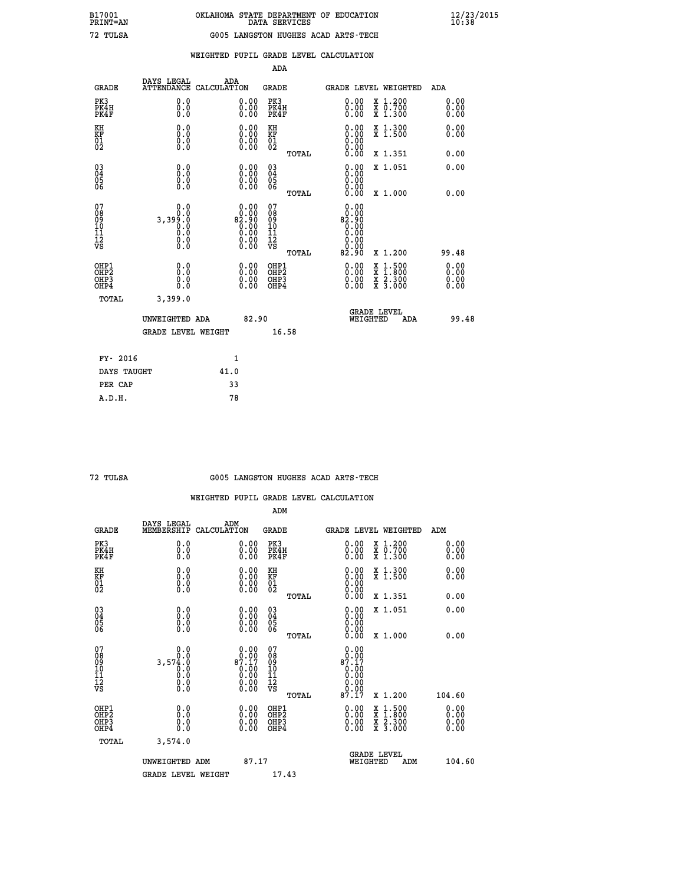B17001 OKLAHOMA STATE DEPARTMENT OF EDUCATION 12/23/2015
PRINT=AN DATA SERVICES 10:38

72 TULSA G005 LANGSTON HUGHES ACAD ARTS-TECH

## WEIGHTED PUPIL GRADE LEVEL CALCULATION

### ADA

| GRADE | DAYS LEGAL ATTENDANCE | ADA CALCULATION | GRADE | GRADE LEVEL | WEIGHTED | ADA |
|---|---|---|---|---|---|---|
| PK3 | 0.0 | 0.00 | PK3 | 0.00 | X 1.200 | 0.00 |
| PK4H | 0.0 | 0.00 | PK4H | 0.00 | X 0.700 | 0.00 |
| PK4F | 0.0 | 0.00 | PK4F | 0.00 | X 1.300 | 0.00 |
| KH | 0.0 | 0.00 | KH | 0.00 | X 1.300 | 0.00 |
| KF | 0.0 | 0.00 | KF | 0.00 | X 1.500 | 0.00 |
| 01 | 0.0 | 0.00 | 01 | 0.00 | | |
| 02 | 0.0 | 0.00 | 02 | 0.00 | | |
| | | | TOTAL | 0.00 | X 1.351 | 0.00 |
| 03 | 0.0 | 0.00 | 03 | 0.00 | X 1.051 | 0.00 |
| 04 | 0.0 | 0.00 | 04 | 0.00 | | |
| 05 | 0.0 | 0.00 | 05 | 0.00 | | |
| 06 | 0.0 | 0.00 | 06 | 0.00 | | |
| | | | TOTAL | 0.00 | X 1.000 | 0.00 |
| 07 | 0.0 | 0.00 | 07 | 0.00 | | |
| 08 | 0.0 | 0.00 | 08 | 0.00 | | |
| 09 | 3,399.0 | 82.90 | 09 | 82.90 | | |
| 10 | 0.0 | 0.00 | 10 | 0.00 | | |
| 11 | 0.0 | 0.00 | 11 | 0.00 | | |
| 12 | 0.0 | 0.00 | 12 | 0.00 | | |
| VS | 0.0 | 0.00 | VS | 0.00 | | |
| | | | TOTAL | 82.90 | X 1.200 | 99.48 |
| OHP1 | 0.0 | 0.00 | OHP1 | 0.00 | X 1.500 | 0.00 |
| OHP2 | 0.0 | 0.00 | OHP2 | 0.00 | X 1.800 | 0.00 |
| OHP3 | 0.0 | 0.00 | OHP3 | 0.00 | X 2.300 | 0.00 |
| OHP4 | 0.0 | 0.00 | OHP4 | 0.00 | X 3.000 | 0.00 |
| TOTAL | 3,399.0 | | | | | |

UNWEIGHTED ADA 82.90 | GRADE LEVEL WEIGHTED ADA 99.48

GRADE LEVEL WEIGHT 16.58

| FY- 2016 | 1 |
|---|---|
| DAYS TAUGHT | 41.0 |
| PER CAP | 33 |
| A.D.H. | 78 |

72 TULSA G005 LANGSTON HUGHES ACAD ARTS-TECH

## WEIGHTED PUPIL GRADE LEVEL CALCULATION

### ADM

| GRADE | DAYS LEGAL MEMBERSHIP | ADM CALCULATION | GRADE | GRADE LEVEL | WEIGHTED | ADM |
|---|---|---|---|---|---|---|
| PK3 | 0.0 | 0.00 | PK3 | 0.00 | X 1.200 | 0.00 |
| PK4H | 0.0 | 0.00 | PK4H | 0.00 | X 0.700 | 0.00 |
| PK4F | 0.0 | 0.00 | PK4F | 0.00 | X 1.300 | 0.00 |
| KH | 0.0 | 0.00 | KH | 0.00 | X 1.300 | 0.00 |
| KF | 0.0 | 0.00 | KF | 0.00 | X 1.500 | 0.00 |
| 01 | 0.0 | 0.00 | 01 | 0.00 | | |
| 02 | 0.0 | 0.00 | 02 | 0.00 | | |
| | | | TOTAL | 0.00 | X 1.351 | 0.00 |
| 03 | 0.0 | 0.00 | 03 | 0.00 | X 1.051 | 0.00 |
| 04 | 0.0 | 0.00 | 04 | 0.00 | | |
| 05 | 0.0 | 0.00 | 05 | 0.00 | | |
| 06 | 0.0 | 0.00 | 06 | 0.00 | | |
| | | | TOTAL | 0.00 | X 1.000 | 0.00 |
| 07 | 0.0 | 0.00 | 07 | 0.00 | | |
| 08 | 0.0 | 0.00 | 08 | 0.00 | | |
| 09 | 3,574.0 | 87.17 | 09 | 87.17 | | |
| 10 | 0.0 | 0.00 | 10 | 0.00 | | |
| 11 | 0.0 | 0.00 | 11 | 0.00 | | |
| 12 | 0.0 | 0.00 | 12 | 0.00 | | |
| VS | 0.0 | 0.00 | VS | 0.00 | | |
| | | | TOTAL | 87.17 | X 1.200 | 104.60 |
| OHP1 | 0.0 | 0.00 | OHP1 | 0.00 | X 1.500 | 0.00 |
| OHP2 | 0.0 | 0.00 | OHP2 | 0.00 | X 1.800 | 0.00 |
| OHP3 | 0.0 | 0.00 | OHP3 | 0.00 | X 2.300 | 0.00 |
| OHP4 | 0.0 | 0.00 | OHP4 | 0.00 | X 3.000 | 0.00 |
| TOTAL | 3,574.0 | | | | | |

UNWEIGHTED ADM 87.17 | GRADE LEVEL WEIGHTED ADM 104.60

GRADE LEVEL WEIGHT 17.43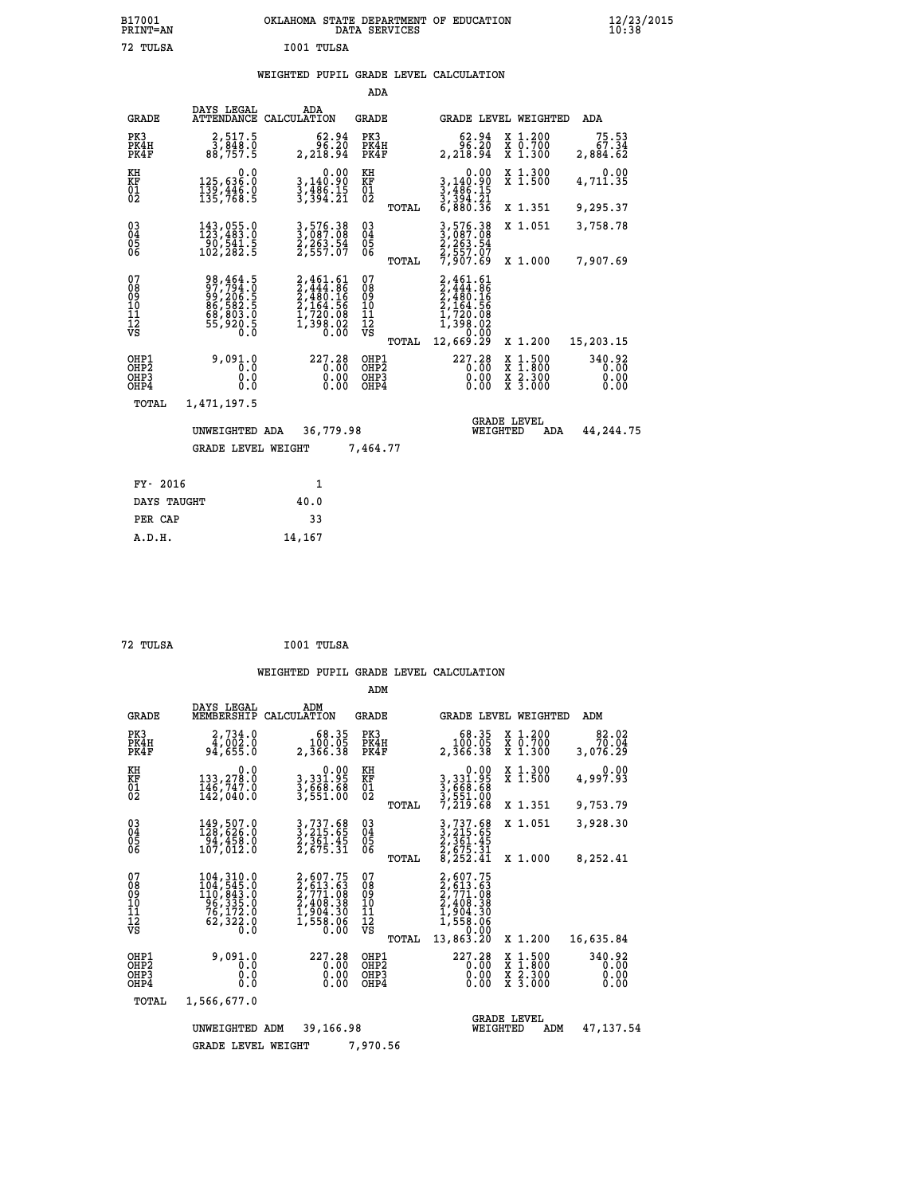B17001 PRINT=AN  OKLAHOMA STATE DEPARTMENT OF EDUCATION DATA SERVICES  12/23/2015 10:38

72 TULSA  I001 TULSA

## WEIGHTED PUPIL GRADE LEVEL CALCULATION

### ADA

| GRADE | DAYS LEGAL ATTENDANCE | ADA CALCULATION | GRADE | | GRADE LEVEL | WEIGHTED | ADA |
|---|---|---|---|---|---|---|---|
| PK3 | 2,517.5 | 62.94 | PK3 | | 62.94 | X 1.200 | 75.53 |
| PK4H | 3,848.0 | 96.20 | PK4H | | 96.20 | X 0.700 | 67.34 |
| PK4F | 88,757.5 | 2,218.94 | PK4F | | 2,218.94 | X 1.300 | 2,884.62 |
| KH | 0.0 | 0.00 | KH | | 0.00 | X 1.300 | 0.00 |
| KF | 125,636.0 | 3,140.90 | KF | | 3,140.90 | X 1.500 | 4,711.35 |
| 01 | 139,446.0 | 3,486.15 | 01 | | 3,486.15 | | |
| 02 | 135,768.5 | 3,394.21 | 02 | | 3,394.21 | | |
| | | | | TOTAL | 6,880.36 | X 1.351 | 9,295.37 |
| 03 | 143,055.0 | 3,576.38 | 03 | | 3,576.38 | X 1.051 | 3,758.78 |
| 04 | 123,483.0 | 3,087.08 | 04 | | 3,087.08 | | |
| 05 | 90,541.5 | 2,263.54 | 05 | | 2,263.54 | | |
| 06 | 102,282.5 | 2,557.07 | 06 | | 2,557.07 | | |
| | | | | TOTAL | 7,907.69 | X 1.000 | 7,907.69 |
| 07 | 98,464.5 | 2,461.61 | 07 | | 2,461.61 | | |
| 08 | 97,794.0 | 2,444.86 | 08 | | 2,444.86 | | |
| 09 | 99,206.5 | 2,480.16 | 09 | | 2,480.16 | | |
| 10 | 86,582.5 | 2,164.56 | 10 | | 2,164.56 | | |
| 11 | 68,803.0 | 1,720.08 | 11 | | 1,720.08 | | |
| 12 | 55,920.5 | 1,398.02 | 12 | | 1,398.02 | | |
| VS | 0.0 | 0.00 | VS | | 0.00 | | |
| | | | | TOTAL | 12,669.29 | X 1.200 | 15,203.15 |
| OHP1 | 9,091.0 | 227.28 | OHP1 | | 227.28 | X 1.500 | 340.92 |
| OHP2 | 0.0 | 0.00 | OHP2 | | 0.00 | X 1.800 | 0.00 |
| OHP3 | 0.0 | 0.00 | OHP3 | | 0.00 | X 2.300 | 0.00 |
| OHP4 | 0.0 | 0.00 | OHP4 | | 0.00 | X 3.000 | 0.00 |
| TOTAL | 1,471,197.5 | | | | | | |

UNWEIGHTED ADA 36,779.98 — GRADE LEVEL WEIGHTED ADA 44,244.75

GRADE LEVEL WEIGHT 7,464.77

| | |
|---|---|
| FY- 2016 | 1 |
| DAYS TAUGHT | 40.0 |
| PER CAP | 33 |
| A.D.H. | 14,167 |

72 TULSA  I001 TULSA

## WEIGHTED PUPIL GRADE LEVEL CALCULATION

### ADM

| GRADE | DAYS LEGAL MEMBERSHIP | ADM CALCULATION | GRADE | | GRADE LEVEL | WEIGHTED | ADM |
|---|---|---|---|---|---|---|---|
| PK3 | 2,734.0 | 68.35 | PK3 | | 68.35 | X 1.200 | 82.02 |
| PK4H | 4,002.0 | 100.05 | PK4H | | 100.05 | X 0.700 | 70.04 |
| PK4F | 94,655.0 | 2,366.38 | PK4F | | 2,366.38 | X 1.300 | 3,076.29 |
| KH | 0.0 | 0.00 | KH | | 0.00 | X 1.300 | 0.00 |
| KF | 133,278.0 | 3,331.95 | KF | | 3,331.95 | X 1.500 | 4,997.93 |
| 01 | 146,747.0 | 3,668.68 | 01 | | 3,668.68 | | |
| 02 | 142,040.0 | 3,551.00 | 02 | | 3,551.00 | | |
| | | | | TOTAL | 7,219.68 | X 1.351 | 9,753.79 |
| 03 | 149,507.0 | 3,737.68 | 03 | | 3,737.68 | X 1.051 | 3,928.30 |
| 04 | 128,626.0 | 3,215.65 | 04 | | 3,215.65 | | |
| 05 | 94,458.0 | 2,361.45 | 05 | | 2,361.45 | | |
| 06 | 107,012.0 | 2,675.31 | 06 | | 2,675.31 | | |
| | | | | TOTAL | 8,252.41 | X 1.000 | 8,252.41 |
| 07 | 104,310.0 | 2,607.75 | 07 | | 2,607.75 | | |
| 08 | 104,545.0 | 2,613.63 | 08 | | 2,613.63 | | |
| 09 | 110,843.0 | 2,771.08 | 09 | | 2,771.08 | | |
| 10 | 96,335.0 | 2,408.38 | 10 | | 2,408.38 | | |
| 11 | 76,172.0 | 1,904.30 | 11 | | 1,904.30 | | |
| 12 | 62,322.0 | 1,558.06 | 12 | | 1,558.06 | | |
| VS | 0.0 | 0.00 | VS | | 0.00 | | |
| | | | | TOTAL | 13,863.20 | X 1.200 | 16,635.84 |
| OHP1 | 9,091.0 | 227.28 | OHP1 | | 227.28 | X 1.500 | 340.92 |
| OHP2 | 0.0 | 0.00 | OHP2 | | 0.00 | X 1.800 | 0.00 |
| OHP3 | 0.0 | 0.00 | OHP3 | | 0.00 | X 2.300 | 0.00 |
| OHP4 | 0.0 | 0.00 | OHP4 | | 0.00 | X 3.000 | 0.00 |
| TOTAL | 1,566,677.0 | | | | | | |

UNWEIGHTED ADM 39,166.98 — GRADE LEVEL WEIGHTED ADM 47,137.54

GRADE LEVEL WEIGHT 7,970.56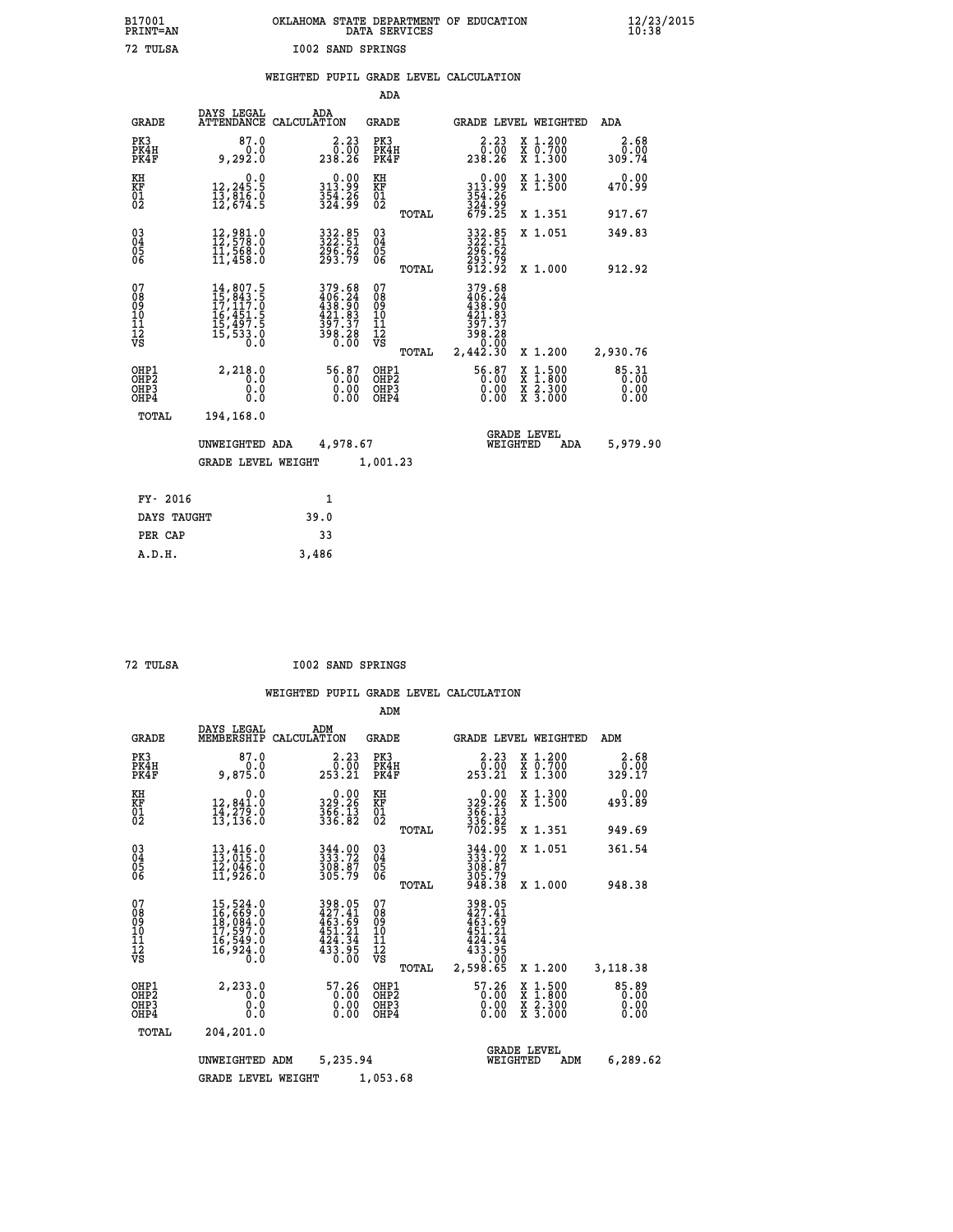B17001 OKLAHOMA STATE DEPARTMENT OF EDUCATION 12/23/2015
PRINT=AN DATA SERVICES 10:38

72 TULSA I002 SAND SPRINGS

WEIGHTED PUPIL GRADE LEVEL CALCULATION

ADA

| GRADE | DAYS LEGAL ATTENDANCE | ADA CALCULATION | GRADE | | GRADE LEVEL | WEIGHTED | ADA |
|---|---|---|---|---|---|---|---|
| PK3 | 87.0 | 2.23 | PK3 | | 2.23 | X 1.200 | 2.68 |
| PK4H | 0.0 | 0.00 | PK4H | | 0.00 | X 0.700 | 0.00 |
| PK4F | 9,292.0 | 238.26 | PK4F | | 238.26 | X 1.300 | 309.74 |
| KH | 0.0 | 0.00 | KH | | 0.00 | X 1.300 | 0.00 |
| KF | 12,245.5 | 313.99 | KF | | 313.99 | X 1.500 | 470.99 |
| 01 | 13,816.0 | 354.26 | 01 | | 354.26 | | |
| 02 | 12,674.5 | 324.99 | 02 | | 324.99 | | |
| | | | | TOTAL | 679.25 | X 1.351 | 917.67 |
| 03 | 12,981.0 | 332.85 | 03 | | 332.85 | X 1.051 | 349.83 |
| 04 | 12,578.0 | 322.51 | 04 | | 322.51 | | |
| 05 | 11,568.0 | 296.62 | 05 | | 296.62 | | |
| 06 | 11,458.0 | 293.79 | 06 | | 293.79 | | |
| | | | | TOTAL | 912.92 | X 1.000 | 912.92 |
| 07 | 14,807.5 | 379.68 | 07 | | 379.68 | | |
| 08 | 15,843.5 | 406.24 | 08 | | 406.24 | | |
| 09 | 17,117.0 | 438.90 | 09 | | 438.90 | | |
| 10 | 16,451.5 | 421.83 | 10 | | 421.83 | | |
| 11 | 15,497.5 | 397.37 | 11 | | 397.37 | | |
| 12 | 15,533.0 | 398.28 | 12 | | 398.28 | | |
| VS | 0.0 | 0.00 | VS | | 0.00 | | |
| | | | | TOTAL | 2,442.30 | X 1.200 | 2,930.76 |
| OHP1 | 2,218.0 | 56.87 | OHP1 | | 56.87 | X 1.500 | 85.31 |
| OHP2 | 0.0 | 0.00 | OHP2 | | 0.00 | X 1.800 | 0.00 |
| OHP3 | 0.0 | 0.00 | OHP3 | | 0.00 | X 2.300 | 0.00 |
| OHP4 | 0.0 | 0.00 | OHP4 | | 0.00 | X 3.000 | 0.00 |
| TOTAL | 194,168.0 | | | | | | |

UNWEIGHTED ADA 4,978.67 GRADE LEVEL WEIGHTED ADA 5,979.90

GRADE LEVEL WEIGHT 1,001.23

| | |
|---|---|
| FY- 2016 | 1 |
| DAYS TAUGHT | 39.0 |
| PER CAP | 33 |
| A.D.H. | 3,486 |

72 TULSA I002 SAND SPRINGS

WEIGHTED PUPIL GRADE LEVEL CALCULATION

ADM

| GRADE | DAYS LEGAL MEMBERSHIP | ADM CALCULATION | GRADE | | GRADE LEVEL | WEIGHTED | ADM |
|---|---|---|---|---|---|---|---|
| PK3 | 87.0 | 2.23 | PK3 | | 2.23 | X 1.200 | 2.68 |
| PK4H | 0.0 | 0.00 | PK4H | | 0.00 | X 0.700 | 0.00 |
| PK4F | 9,875.0 | 253.21 | PK4F | | 253.21 | X 1.300 | 329.17 |
| KH | 0.0 | 0.00 | KH | | 0.00 | X 1.300 | 0.00 |
| KF | 12,841.0 | 329.26 | KF | | 329.26 | X 1.500 | 493.89 |
| 01 | 14,279.0 | 366.13 | 01 | | 366.13 | | |
| 02 | 13,136.0 | 336.82 | 02 | | 336.82 | | |
| | | | | TOTAL | 702.95 | X 1.351 | 949.69 |
| 03 | 13,416.0 | 344.00 | 03 | | 344.00 | X 1.051 | 361.54 |
| 04 | 13,015.0 | 333.72 | 04 | | 333.72 | | |
| 05 | 12,046.0 | 308.87 | 05 | | 308.87 | | |
| 06 | 11,926.0 | 305.79 | 06 | | 305.79 | | |
| | | | | TOTAL | 948.38 | X 1.000 | 948.38 |
| 07 | 15,524.0 | 398.05 | 07 | | 398.05 | | |
| 08 | 16,669.0 | 427.41 | 08 | | 427.41 | | |
| 09 | 18,084.0 | 463.69 | 09 | | 463.69 | | |
| 10 | 17,597.0 | 451.21 | 10 | | 451.21 | | |
| 11 | 16,549.0 | 424.34 | 11 | | 424.34 | | |
| 12 | 16,924.0 | 433.95 | 12 | | 433.95 | | |
| VS | 0.0 | 0.00 | VS | | 0.00 | | |
| | | | | TOTAL | 2,598.65 | X 1.200 | 3,118.38 |
| OHP1 | 2,233.0 | 57.26 | OHP1 | | 57.26 | X 1.500 | 85.89 |
| OHP2 | 0.0 | 0.00 | OHP2 | | 0.00 | X 1.800 | 0.00 |
| OHP3 | 0.0 | 0.00 | OHP3 | | 0.00 | X 2.300 | 0.00 |
| OHP4 | 0.0 | 0.00 | OHP4 | | 0.00 | X 3.000 | 0.00 |
| TOTAL | 204,201.0 | | | | | | |

UNWEIGHTED ADM 5,235.94 GRADE LEVEL WEIGHTED ADM 6,289.62

GRADE LEVEL WEIGHT 1,053.68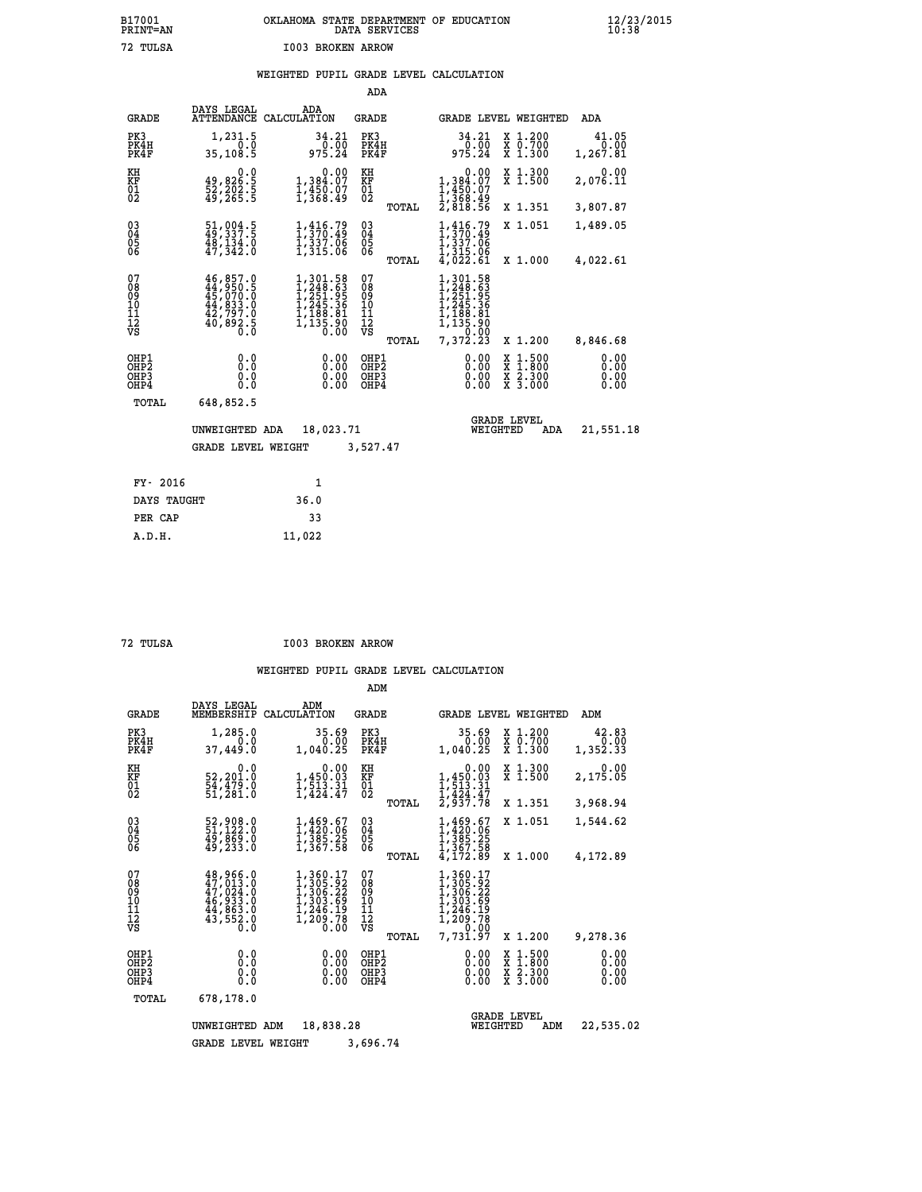B17001 OKLAHOMA STATE DEPARTMENT OF EDUCATION 12/23/2015
PRINT=AN DATA SERVICES 10:38

72 TULSA I003 BROKEN ARROW

## WEIGHTED PUPIL GRADE LEVEL CALCULATION

### ADA

| GRADE | DAYS LEGAL ATTENDANCE | ADA CALCULATION | GRADE | | GRADE LEVEL | WEIGHTED | ADA |
|---|---|---|---|---|---|---|---|
| PK3 | 1,231.5 | 34.21 | PK3 | | 34.21 | X 1.200 | 41.05 |
| PK4H | 0.0 | 0.00 | PK4H | | 0.00 | X 0.700 | 0.00 |
| PK4F | 35,108.5 | 975.24 | PK4F | | 975.24 | X 1.300 | 1,267.81 |
| KH | 0.0 | 0.00 | KH | | 0.00 | X 1.300 | 0.00 |
| KF | 49,826.5 | 1,384.07 | KF | | 1,384.07 | X 1.500 | 2,076.11 |
| 01 | 52,202.5 | 1,450.07 | 01 | | 1,450.07 | | |
| 02 | 49,265.5 | 1,368.49 | 02 | | 1,368.49 | | |
| | | | | TOTAL | 2,818.56 | X 1.351 | 3,807.87 |
| 03 | 51,004.5 | 1,416.79 | 03 | | 1,416.79 | X 1.051 | 1,489.05 |
| 04 | 49,337.5 | 1,370.49 | 04 | | 1,370.49 | | |
| 05 | 48,134.0 | 1,337.06 | 05 | | 1,337.06 | | |
| 06 | 47,342.0 | 1,315.06 | 06 | | 1,315.06 | | |
| | | | | TOTAL | 4,022.61 | X 1.000 | 4,022.61 |
| 07 | 46,857.0 | 1,301.58 | 07 | | 1,301.58 | | |
| 08 | 44,950.5 | 1,248.63 | 08 | | 1,248.63 | | |
| 09 | 45,070.0 | 1,251.95 | 09 | | 1,251.95 | | |
| 10 | 44,833.0 | 1,245.36 | 10 | | 1,245.36 | | |
| 11 | 42,797.0 | 1,188.81 | 11 | | 1,188.81 | | |
| 12 | 40,892.5 | 1,135.90 | 12 | | 1,135.90 | | |
| VS | 0.0 | 0.00 | VS | | 0.00 | | |
| | | | | TOTAL | 7,372.23 | X 1.200 | 8,846.68 |
| OHP1 | 0.0 | 0.00 | OHP1 | | 0.00 | X 1.500 | 0.00 |
| OHP2 | 0.0 | 0.00 | OHP2 | | 0.00 | X 1.800 | 0.00 |
| OHP3 | 0.0 | 0.00 | OHP3 | | 0.00 | X 2.300 | 0.00 |
| OHP4 | 0.0 | 0.00 | OHP4 | | 0.00 | X 3.000 | 0.00 |
| TOTAL | 648,852.5 | | | | | | |

UNWEIGHTED ADA 18,023.71 GRADE LEVEL WEIGHTED ADA 21,551.18

GRADE LEVEL WEIGHT 3,527.47

| FY- 2016 | 1 |
|---|---|
| DAYS TAUGHT | 36.0 |
| PER CAP | 33 |
| A.D.H. | 11,022 |

72 TULSA I003 BROKEN ARROW

## WEIGHTED PUPIL GRADE LEVEL CALCULATION

### ADM

| GRADE | DAYS LEGAL MEMBERSHIP | ADM CALCULATION | GRADE | | GRADE LEVEL | WEIGHTED | ADM |
|---|---|---|---|---|---|---|---|
| PK3 | 1,285.0 | 35.69 | PK3 | | 35.69 | X 1.200 | 42.83 |
| PK4H | 0.0 | 0.00 | PK4H | | 0.00 | X 0.700 | 0.00 |
| PK4F | 37,449.0 | 1,040.25 | PK4F | | 1,040.25 | X 1.300 | 1,352.33 |
| KH | 0.0 | 0.00 | KH | | 0.00 | X 1.300 | 0.00 |
| KF | 52,201.0 | 1,450.03 | KF | | 1,450.03 | X 1.500 | 2,175.05 |
| 01 | 54,479.0 | 1,513.31 | 01 | | 1,513.31 | | |
| 02 | 51,281.0 | 1,424.47 | 02 | | 1,424.47 | | |
| | | | | TOTAL | 2,937.78 | X 1.351 | 3,968.94 |
| 03 | 52,908.0 | 1,469.67 | 03 | | 1,469.67 | X 1.051 | 1,544.62 |
| 04 | 51,122.0 | 1,420.06 | 04 | | 1,420.06 | | |
| 05 | 49,869.0 | 1,385.25 | 05 | | 1,385.25 | | |
| 06 | 49,233.0 | 1,367.58 | 06 | | 1,367.58 | | |
| | | | | TOTAL | 4,172.89 | X 1.000 | 4,172.89 |
| 07 | 48,966.0 | 1,360.17 | 07 | | 1,360.17 | | |
| 08 | 47,013.0 | 1,305.92 | 08 | | 1,305.92 | | |
| 09 | 47,024.0 | 1,306.22 | 09 | | 1,306.22 | | |
| 10 | 46,933.0 | 1,303.69 | 10 | | 1,303.69 | | |
| 11 | 44,863.0 | 1,246.19 | 11 | | 1,246.19 | | |
| 12 | 43,552.0 | 1,209.78 | 12 | | 1,209.78 | | |
| VS | 0.0 | 0.00 | VS | | 0.00 | | |
| | | | | TOTAL | 7,731.97 | X 1.200 | 9,278.36 |
| OHP1 | 0.0 | 0.00 | OHP1 | | 0.00 | X 1.500 | 0.00 |
| OHP2 | 0.0 | 0.00 | OHP2 | | 0.00 | X 1.800 | 0.00 |
| OHP3 | 0.0 | 0.00 | OHP3 | | 0.00 | X 2.300 | 0.00 |
| OHP4 | 0.0 | 0.00 | OHP4 | | 0.00 | X 3.000 | 0.00 |
| TOTAL | 678,178.0 | | | | | | |

UNWEIGHTED ADM 18,838.28 GRADE LEVEL WEIGHTED ADM 22,535.02

GRADE LEVEL WEIGHT 3,696.74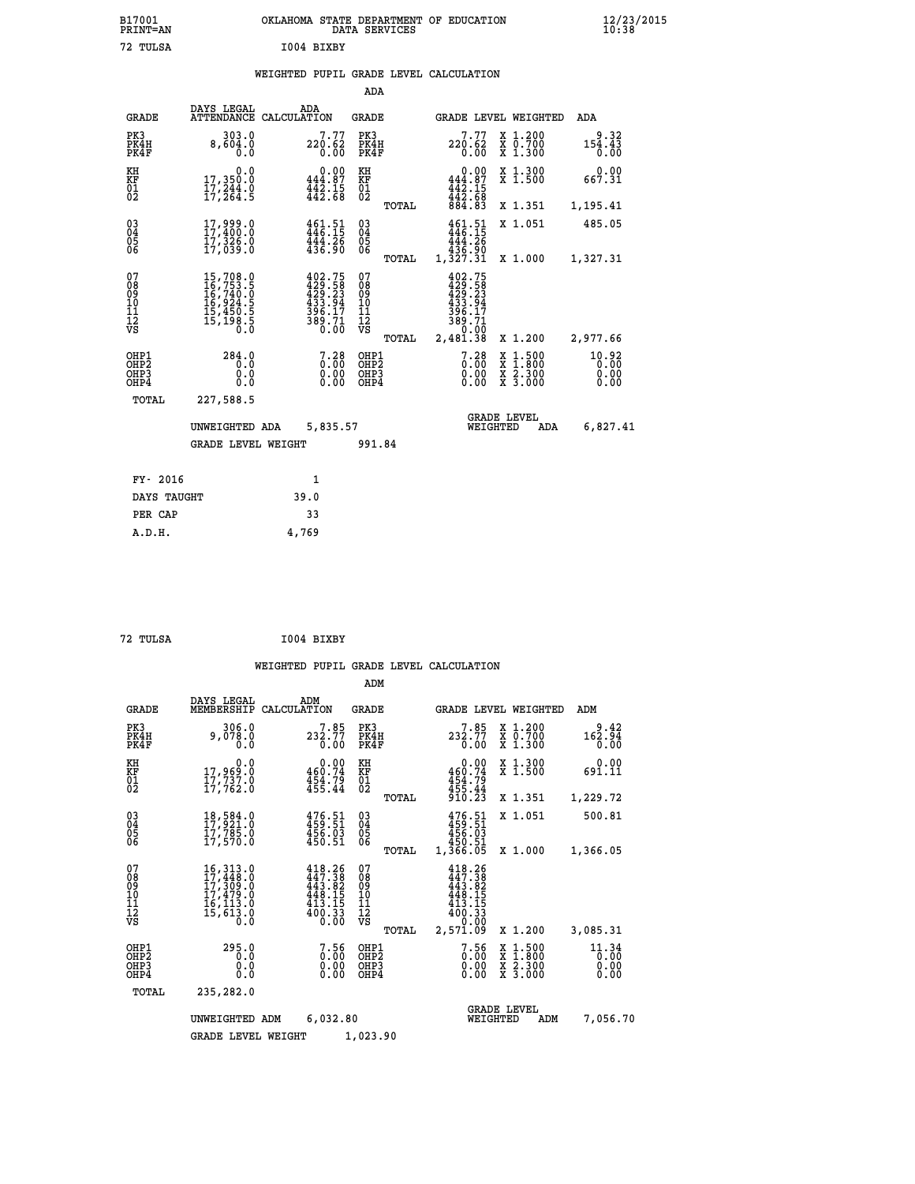B17001 PRINT=AN — OKLAHOMA STATE DEPARTMENT OF EDUCATION DATA SERVICES — 12/23/2015 10:38

72 TULSA — I004 BIXBY

## WEIGHTED PUPIL GRADE LEVEL CALCULATION

### ADA

| GRADE | DAYS LEGAL ATTENDANCE | ADA CALCULATION | GRADE | | GRADE LEVEL | WEIGHTED | ADA |
|---|---|---|---|---|---|---|---|
| PK3 | 303.0 | 7.77 | PK3 | | 7.77 | X 1.200 | 9.32 |
| PK4H | 8,604.0 | 220.62 | PK4H | | 220.62 | X 0.700 | 154.43 |
| PK4F | 0.0 | 0.00 | PK4F | | 0.00 | X 1.300 | 0.00 |
| KH | 0.0 | 0.00 | KH | | 0.00 | X 1.300 | 0.00 |
| KF | 17,350.0 | 444.87 | KF | | 444.87 | X 1.500 | 667.31 |
| 01 | 17,244.0 | 442.15 | 01 | | 442.15 | | |
| 02 | 17,264.5 | 442.68 | 02 | | 442.68 | | |
| | | | | TOTAL | 884.83 | X 1.351 | 1,195.41 |
| 03 | 17,999.0 | 461.51 | 03 | | 461.51 | X 1.051 | 485.05 |
| 04 | 17,400.0 | 446.15 | 04 | | 446.15 | | |
| 05 | 17,326.0 | 444.26 | 05 | | 444.26 | | |
| 06 | 17,039.0 | 436.90 | 06 | | 436.90 | | |
| | | | | TOTAL | 1,327.31 | X 1.000 | 1,327.31 |
| 07 | 15,708.0 | 402.75 | 07 | | 402.75 | | |
| 08 | 16,753.5 | 429.58 | 08 | | 429.58 | | |
| 09 | 16,740.0 | 429.23 | 09 | | 429.23 | | |
| 10 | 16,924.5 | 433.94 | 10 | | 433.94 | | |
| 11 | 15,450.5 | 396.17 | 11 | | 396.17 | | |
| 12 | 15,198.5 | 389.71 | 12 | | 389.71 | | |
| VS | 0.0 | 0.00 | VS | | 0.00 | | |
| | | | | TOTAL | 2,481.38 | X 1.200 | 2,977.66 |
| OHP1 | 284.0 | 7.28 | OHP1 | | 7.28 | X 1.500 | 10.92 |
| OHP2 | 0.0 | 0.00 | OHP2 | | 0.00 | X 1.800 | 0.00 |
| OHP3 | 0.0 | 0.00 | OHP3 | | 0.00 | X 2.300 | 0.00 |
| OHP4 | 0.0 | 0.00 | OHP4 | | 0.00 | X 3.000 | 0.00 |
| TOTAL | 227,588.5 | | | | | | |

UNWEIGHTED ADA 5,835.57 — GRADE LEVEL WEIGHTED ADA 6,827.41

GRADE LEVEL WEIGHT 991.84

| | |
|---|---|
| FY- 2016 | 1 |
| DAYS TAUGHT | 39.0 |
| PER CAP | 33 |
| A.D.H. | 4,769 |

72 TULSA — I004 BIXBY

## WEIGHTED PUPIL GRADE LEVEL CALCULATION

### ADM

| GRADE | DAYS LEGAL MEMBERSHIP | ADM CALCULATION | GRADE | | GRADE LEVEL | WEIGHTED | ADM |
|---|---|---|---|---|---|---|---|
| PK3 | 306.0 | 7.85 | PK3 | | 7.85 | X 1.200 | 9.42 |
| PK4H | 9,078.0 | 232.77 | PK4H | | 232.77 | X 0.700 | 162.94 |
| PK4F | 0.0 | 0.00 | PK4F | | 0.00 | X 1.300 | 0.00 |
| KH | 0.0 | 0.00 | KH | | 0.00 | X 1.300 | 0.00 |
| KF | 17,969.0 | 460.74 | KF | | 460.74 | X 1.500 | 691.11 |
| 01 | 17,737.0 | 454.79 | 01 | | 454.79 | | |
| 02 | 17,762.0 | 455.44 | 02 | | 455.44 | | |
| | | | | TOTAL | 910.23 | X 1.351 | 1,229.72 |
| 03 | 18,584.0 | 476.51 | 03 | | 476.51 | X 1.051 | 500.81 |
| 04 | 17,921.0 | 459.51 | 04 | | 459.51 | | |
| 05 | 17,785.0 | 456.03 | 05 | | 456.03 | | |
| 06 | 17,570.0 | 450.51 | 06 | | 450.51 | | |
| | | | | TOTAL | 1,366.05 | X 1.000 | 1,366.05 |
| 07 | 16,313.0 | 418.26 | 07 | | 418.26 | | |
| 08 | 17,448.0 | 447.38 | 08 | | 447.38 | | |
| 09 | 17,309.0 | 443.82 | 09 | | 443.82 | | |
| 10 | 17,479.0 | 448.15 | 10 | | 448.15 | | |
| 11 | 16,113.0 | 413.15 | 11 | | 413.15 | | |
| 12 | 15,613.0 | 400.33 | 12 | | 400.33 | | |
| VS | 0.0 | 0.00 | VS | | 0.00 | | |
| | | | | TOTAL | 2,571.09 | X 1.200 | 3,085.31 |
| OHP1 | 295.0 | 7.56 | OHP1 | | 7.56 | X 1.500 | 11.34 |
| OHP2 | 0.0 | 0.00 | OHP2 | | 0.00 | X 1.800 | 0.00 |
| OHP3 | 0.0 | 0.00 | OHP3 | | 0.00 | X 2.300 | 0.00 |
| OHP4 | 0.0 | 0.00 | OHP4 | | 0.00 | X 3.000 | 0.00 |
| TOTAL | 235,282.0 | | | | | | |

UNWEIGHTED ADM 6,032.80 — GRADE LEVEL WEIGHTED ADM 7,056.70

GRADE LEVEL WEIGHT 1,023.90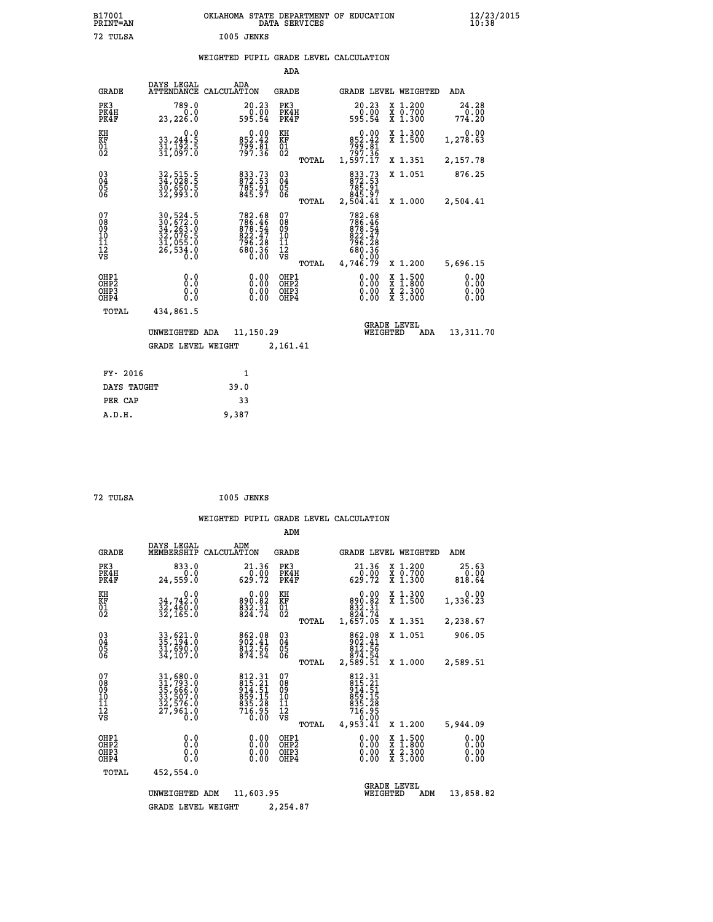B17001 PRINT=AN OKLAHOMA STATE DEPARTMENT OF EDUCATION DATA SERVICES 12/23/2015 10:38

72 TULSA I005 JENKS

## WEIGHTED PUPIL GRADE LEVEL CALCULATION

### ADA

| GRADE | DAYS LEGAL ATTENDANCE | ADA CALCULATION | GRADE | GRADE LEVEL | WEIGHTED | ADA |
|---|---|---|---|---|---|---|
| PK3 | 789.0 | 20.23 | PK3 | 20.23 | X 1.200 | 24.28 |
| PK4H | 0.0 | 0.00 | PK4H | 0.00 | X 0.700 | 0.00 |
| PK4F | 23,226.0 | 595.54 | PK4F | 595.54 | X 1.300 | 774.20 |
| KH | 0.0 | 0.00 | KH | 0.00 | X 1.300 | 0.00 |
| KF | 33,244.5 | 852.42 | KF | 852.42 | X 1.500 | 1,278.63 |
| 01 | 31,192.5 | 799.81 | 01 | 799.81 | | |
| 02 | 31,097.0 | 797.36 | 02 | 797.36 | | |
| | | | TOTAL | 1,597.17 | X 1.351 | 2,157.78 |
| 03 | 32,515.5 | 833.73 | 03 | 833.73 | X 1.051 | 876.25 |
| 04 | 34,028.5 | 872.53 | 04 | 872.53 | | |
| 05 | 30,650.5 | 785.91 | 05 | 785.91 | | |
| 06 | 32,993.0 | 845.97 | 06 | 845.97 | | |
| | | | TOTAL | 2,504.41 | X 1.000 | 2,504.41 |
| 07 | 30,524.5 | 782.68 | 07 | 782.68 | | |
| 08 | 30,672.0 | 786.46 | 08 | 786.46 | | |
| 09 | 34,263.0 | 878.54 | 09 | 878.54 | | |
| 10 | 32,076.5 | 822.47 | 10 | 822.47 | | |
| 11 | 31,055.0 | 796.28 | 11 | 796.28 | | |
| 12 | 26,534.0 | 680.36 | 12 | 680.36 | | |
| VS | 0.0 | 0.00 | VS | 0.00 | | |
| | | | TOTAL | 4,746.79 | X 1.200 | 5,696.15 |
| OHP1 | 0.0 | 0.00 | OHP1 | 0.00 | X 1.500 | 0.00 |
| OHP2 | 0.0 | 0.00 | OHP2 | 0.00 | X 1.800 | 0.00 |
| OHP3 | 0.0 | 0.00 | OHP3 | 0.00 | X 2.300 | 0.00 |
| OHP4 | 0.0 | 0.00 | OHP4 | 0.00 | X 3.000 | 0.00 |
| TOTAL | 434,861.5 | | | | | |

UNWEIGHTED ADA 11,150.29 | GRADE LEVEL WEIGHTED ADA 13,311.70

GRADE LEVEL WEIGHT 2,161.41

| | |
|---|---|
| FY- 2016 | 1 |
| DAYS TAUGHT | 39.0 |
| PER CAP | 33 |
| A.D.H. | 9,387 |

72 TULSA I005 JENKS

## WEIGHTED PUPIL GRADE LEVEL CALCULATION

### ADM

| GRADE | DAYS LEGAL MEMBERSHIP | ADM CALCULATION | GRADE | GRADE LEVEL | WEIGHTED | ADM |
|---|---|---|---|---|---|---|
| PK3 | 833.0 | 21.36 | PK3 | 21.36 | X 1.200 | 25.63 |
| PK4H | 0.0 | 0.00 | PK4H | 0.00 | X 0.700 | 0.00 |
| PK4F | 24,559.0 | 629.72 | PK4F | 629.72 | X 1.300 | 818.64 |
| KH | 0.0 | 0.00 | KH | 0.00 | X 1.300 | 0.00 |
| KF | 34,742.0 | 890.82 | KF | 890.82 | X 1.500 | 1,336.23 |
| 01 | 32,460.0 | 832.31 | 01 | 832.31 | | |
| 02 | 32,165.0 | 824.74 | 02 | 824.74 | | |
| | | | TOTAL | 1,657.05 | X 1.351 | 2,238.67 |
| 03 | 33,621.0 | 862.08 | 03 | 862.08 | X 1.051 | 906.05 |
| 04 | 35,194.0 | 902.41 | 04 | 902.41 | | |
| 05 | 31,690.0 | 812.56 | 05 | 812.56 | | |
| 06 | 34,107.0 | 874.54 | 06 | 874.54 | | |
| | | | TOTAL | 2,589.51 | X 1.000 | 2,589.51 |
| 07 | 31,680.0 | 812.31 | 07 | 812.31 | | |
| 08 | 31,793.0 | 815.21 | 08 | 815.21 | | |
| 09 | 35,666.0 | 914.51 | 09 | 914.51 | | |
| 10 | 33,507.0 | 859.15 | 10 | 859.15 | | |
| 11 | 32,576.0 | 835.28 | 11 | 835.28 | | |
| 12 | 27,961.0 | 716.95 | 12 | 716.95 | | |
| VS | 0.0 | 0.00 | VS | 0.00 | | |
| | | | TOTAL | 4,953.41 | X 1.200 | 5,944.09 |
| OHP1 | 0.0 | 0.00 | OHP1 | 0.00 | X 1.500 | 0.00 |
| OHP2 | 0.0 | 0.00 | OHP2 | 0.00 | X 1.800 | 0.00 |
| OHP3 | 0.0 | 0.00 | OHP3 | 0.00 | X 2.300 | 0.00 |
| OHP4 | 0.0 | 0.00 | OHP4 | 0.00 | X 3.000 | 0.00 |
| TOTAL | 452,554.0 | | | | | |

UNWEIGHTED ADM 11,603.95 | GRADE LEVEL WEIGHTED ADM 13,858.82

GRADE LEVEL WEIGHT 2,254.87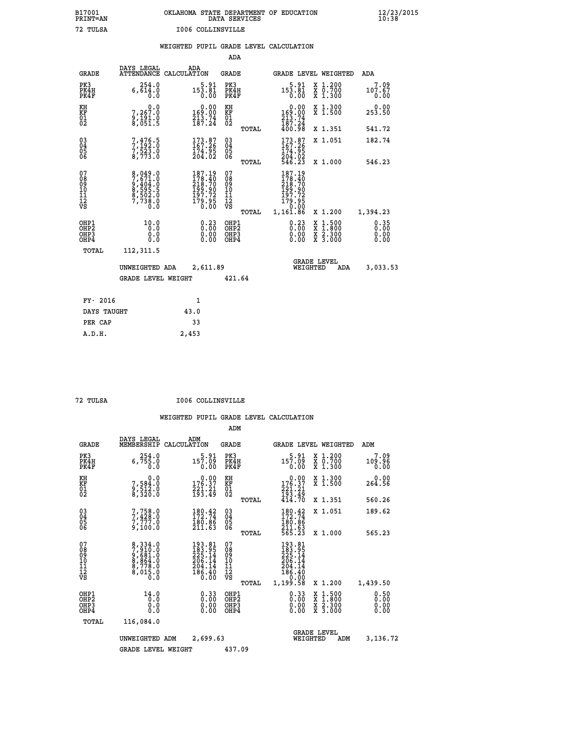B17001 OKLAHOMA STATE DEPARTMENT OF EDUCATION 12/23/2015
PRINT=AN DATA SERVICES 10:38

72 TULSA I006 COLLINSVILLE

## WEIGHTED PUPIL GRADE LEVEL CALCULATION

### ADA

| GRADE | DAYS LEGAL ATTENDANCE | ADA CALCULATION | GRADE | GRADE LEVEL | WEIGHTED | ADA |
|---|---|---|---|---|---|---|
| PK3 | 254.0 | 5.91 | PK3 | 5.91 | X 1.200 | 7.09 |
| PK4H | 6,614.0 | 153.81 | PK4H | 153.81 | X 0.700 | 107.67 |
| PK4F | 0.0 | 0.00 | PK4F | 0.00 | X 1.300 | 0.00 |
| KH | 0.0 | 0.00 | KH | 0.00 | X 1.300 | 0.00 |
| KF | 7,267.0 | 169.00 | KF | 169.00 | X 1.500 | 253.50 |
| 01 | 9,191.0 | 213.74 | 01 | 213.74 | | |
| 02 | 8,051.5 | 187.24 | 02 | 187.24 | | |
| | | | TOTAL | 400.98 | X 1.351 | 541.72 |
| 03 | 7,476.5 | 173.87 | 03 | 173.87 | X 1.051 | 182.74 |
| 04 | 7,192.0 | 167.26 | 04 | 167.26 | | |
| 05 | 7,523.0 | 174.95 | 05 | 174.95 | | |
| 06 | 8,773.0 | 204.02 | 06 | 204.02 | | |
| | | | TOTAL | 546.23 | X 1.000 | 546.23 |
| 07 | 8,049.0 | 187.19 | 07 | 187.19 | | |
| 08 | 7,671.0 | 178.40 | 08 | 178.40 | | |
| 09 | 9,404.0 | 218.70 | 09 | 218.70 | | |
| 10 | 8,595.5 | 199.90 | 10 | 199.90 | | |
| 11 | 8,502.0 | 197.72 | 11 | 197.72 | | |
| 12 | 7,738.0 | 179.95 | 12 | 179.95 | | |
| VS | 0.0 | 0.00 | VS | 0.00 | | |
| | | | TOTAL | 1,161.86 | X 1.200 | 1,394.23 |
| OHP1 | 10.0 | 0.23 | OHP1 | 0.23 | X 1.500 | 0.35 |
| OHP2 | 0.0 | 0.00 | OHP2 | 0.00 | X 1.800 | 0.00 |
| OHP3 | 0.0 | 0.00 | OHP3 | 0.00 | X 2.300 | 0.00 |
| OHP4 | 0.0 | 0.00 | OHP4 | 0.00 | X 3.000 | 0.00 |
| TOTAL | 112,311.5 | | | | | |

UNWEIGHTED ADA 2,611.89 — GRADE LEVEL WEIGHTED ADA 3,033.53

GRADE LEVEL WEIGHT 421.64

| FY- 2016 | 1 |
|---|---|
| DAYS TAUGHT | 43.0 |
| PER CAP | 33 |
| A.D.H. | 2,453 |

72 TULSA I006 COLLINSVILLE

## WEIGHTED PUPIL GRADE LEVEL CALCULATION

### ADM

| GRADE | DAYS LEGAL MEMBERSHIP | ADM CALCULATION | GRADE | GRADE LEVEL | WEIGHTED | ADM |
|---|---|---|---|---|---|---|
| PK3 | 254.0 | 5.91 | PK3 | 5.91 | X 1.200 | 7.09 |
| PK4H | 6,755.0 | 157.09 | PK4H | 157.09 | X 0.700 | 109.96 |
| PK4F | 0.0 | 0.00 | PK4F | 0.00 | X 1.300 | 0.00 |
| KH | 0.0 | 0.00 | KH | 0.00 | X 1.300 | 0.00 |
| KF | 7,584.0 | 176.37 | KF | 176.37 | X 1.500 | 264.56 |
| 01 | 9,512.0 | 221.21 | 01 | 221.21 | | |
| 02 | 8,320.0 | 193.49 | 02 | 193.49 | | |
| | | | TOTAL | 414.70 | X 1.351 | 560.26 |
| 03 | 7,758.0 | 180.42 | 03 | 180.42 | X 1.051 | 189.62 |
| 04 | 7,428.0 | 172.74 | 04 | 172.74 | | |
| 05 | 7,777.0 | 180.86 | 05 | 180.86 | | |
| 06 | 9,100.0 | 211.63 | 06 | 211.63 | | |
| | | | TOTAL | 565.23 | X 1.000 | 565.23 |
| 07 | 8,334.0 | 193.81 | 07 | 193.81 | | |
| 08 | 7,910.0 | 183.95 | 08 | 183.95 | | |
| 09 | 9,681.0 | 225.14 | 09 | 225.14 | | |
| 10 | 8,864.0 | 206.14 | 10 | 206.14 | | |
| 11 | 8,778.0 | 204.14 | 11 | 204.14 | | |
| 12 | 8,015.0 | 186.40 | 12 | 186.40 | | |
| VS | 0.0 | 0.00 | VS | 0.00 | | |
| | | | TOTAL | 1,199.58 | X 1.200 | 1,439.50 |
| OHP1 | 14.0 | 0.33 | OHP1 | 0.33 | X 1.500 | 0.50 |
| OHP2 | 0.0 | 0.00 | OHP2 | 0.00 | X 1.800 | 0.00 |
| OHP3 | 0.0 | 0.00 | OHP3 | 0.00 | X 2.300 | 0.00 |
| OHP4 | 0.0 | 0.00 | OHP4 | 0.00 | X 3.000 | 0.00 |
| TOTAL | 116,084.0 | | | | | |

UNWEIGHTED ADM 2,699.63 — GRADE LEVEL WEIGHTED ADM 3,136.72

GRADE LEVEL WEIGHT 437.09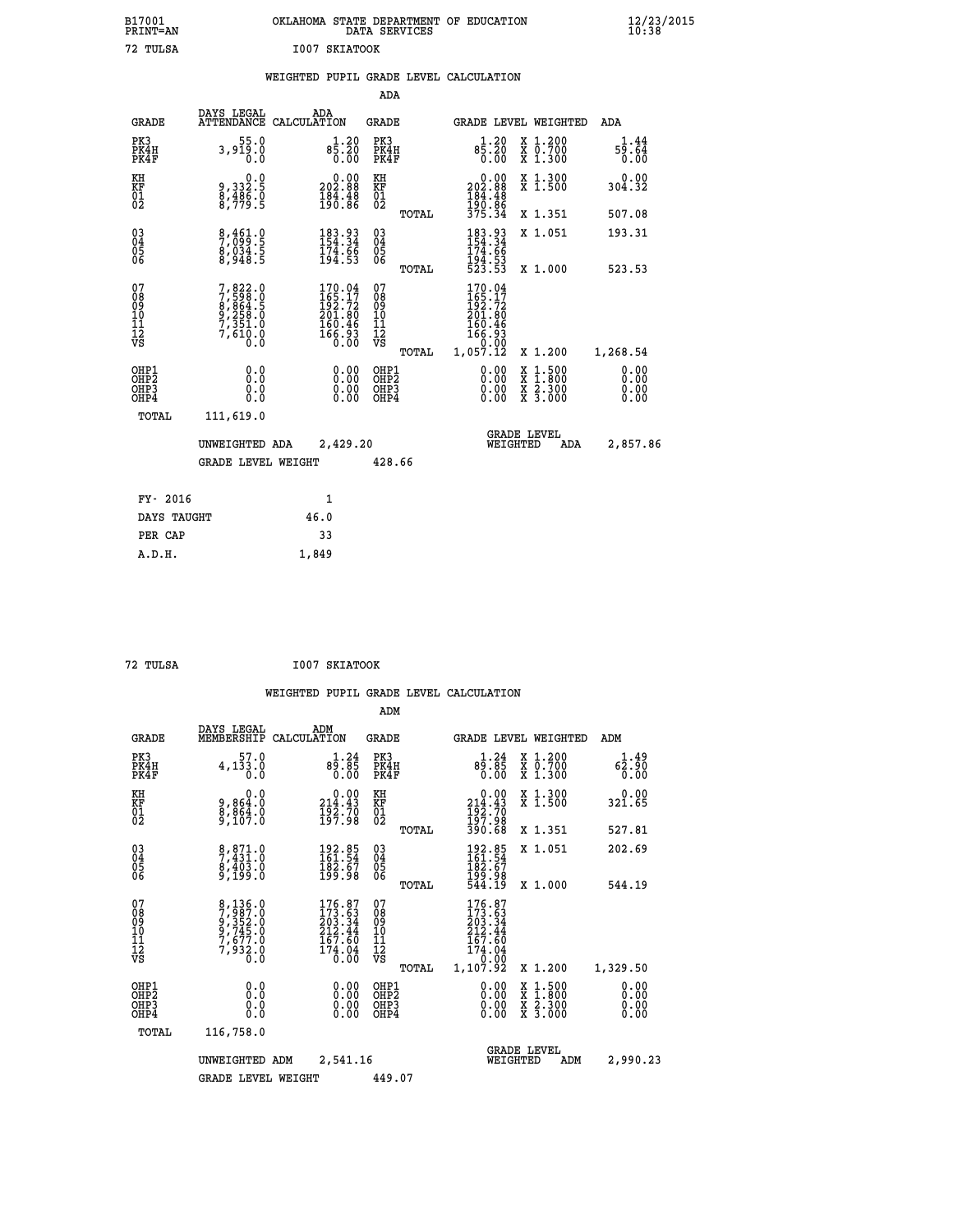B17001 OKLAHOMA STATE DEPARTMENT OF EDUCATION 12/23/2015
PRINT=AN DATA SERVICES 10:38

72 TULSA I007 SKIATOOK

## WEIGHTED PUPIL GRADE LEVEL CALCULATION

### ADA

| GRADE | DAYS LEGAL ATTENDANCE | ADA CALCULATION | GRADE | | GRADE LEVEL | WEIGHTED | ADA |
|---|---|---|---|---|---|---|---|
| PK3 | 55.0 | 1.20 | PK3 | | 1.20 | X 1.200 | 1.44 |
| PK4H | 3,919.0 | 85.20 | PK4H | | 85.20 | X 0.700 | 59.64 |
| PK4F | 0.0 | 0.00 | PK4F | | 0.00 | X 1.300 | 0.00 |
| KH | 0.0 | 0.00 | KH | | 0.00 | X 1.300 | 0.00 |
| KF | 9,332.5 | 202.88 | KF | | 202.88 | X 1.500 | 304.32 |
| 01 | 8,486.0 | 184.48 | 01 | | 184.48 | | |
| 02 | 8,779.5 | 190.86 | 02 | | 190.86 | | |
| | | | | TOTAL | 375.34 | X 1.351 | 507.08 |
| 03 | 8,461.0 | 183.93 | 03 | | 183.93 | X 1.051 | 193.31 |
| 04 | 7,099.5 | 154.34 | 04 | | 154.34 | | |
| 05 | 8,034.5 | 174.66 | 05 | | 174.66 | | |
| 06 | 8,948.5 | 194.53 | 06 | | 194.53 | | |
| | | | | TOTAL | 523.53 | X 1.000 | 523.53 |
| 07 | 7,822.0 | 170.04 | 07 | | 170.04 | | |
| 08 | 7,598.0 | 165.17 | 08 | | 165.17 | | |
| 09 | 8,864.5 | 192.72 | 09 | | 192.72 | | |
| 10 | 9,258.0 | 201.80 | 10 | | 201.80 | | |
| 11 | 7,351.0 | 160.46 | 11 | | 160.46 | | |
| 12 | 7,610.0 | 166.93 | 12 | | 166.93 | | |
| VS | 0.0 | 0.00 | VS | | 0.00 | | |
| | | | | TOTAL | 1,057.12 | X 1.200 | 1,268.54 |
| OHP1 | 0.0 | 0.00 | OHP1 | | 0.00 | X 1.500 | 0.00 |
| OHP2 | 0.0 | 0.00 | OHP2 | | 0.00 | X 1.800 | 0.00 |
| OHP3 | 0.0 | 0.00 | OHP3 | | 0.00 | X 2.300 | 0.00 |
| OHP4 | 0.0 | 0.00 | OHP4 | | 0.00 | X 3.000 | 0.00 |
| TOTAL | 111,619.0 | | | | | | |

UNWEIGHTED ADA 2,429.20 | GRADE LEVEL WEIGHTED ADA 2,857.86

GRADE LEVEL WEIGHT 428.66

| FY- 2016 | 1 |
|---|---|
| DAYS TAUGHT | 46.0 |
| PER CAP | 33 |
| A.D.H. | 1,849 |

72 TULSA I007 SKIATOOK

## WEIGHTED PUPIL GRADE LEVEL CALCULATION

### ADM

| GRADE | DAYS LEGAL MEMBERSHIP | ADM CALCULATION | GRADE | | GRADE LEVEL | WEIGHTED | ADM |
|---|---|---|---|---|---|---|---|
| PK3 | 57.0 | 1.24 | PK3 | | 1.24 | X 1.200 | 1.49 |
| PK4H | 4,133.0 | 89.85 | PK4H | | 89.85 | X 0.700 | 62.90 |
| PK4F | 0.0 | 0.00 | PK4F | | 0.00 | X 1.300 | 0.00 |
| KH | 0.0 | 0.00 | KH | | 0.00 | X 1.300 | 0.00 |
| KF | 9,864.0 | 214.43 | KF | | 214.43 | X 1.500 | 321.65 |
| 01 | 8,864.0 | 192.70 | 01 | | 192.70 | | |
| 02 | 9,107.0 | 197.98 | 02 | | 197.98 | | |
| | | | | TOTAL | 390.68 | X 1.351 | 527.81 |
| 03 | 8,871.0 | 192.85 | 03 | | 192.85 | X 1.051 | 202.69 |
| 04 | 7,431.0 | 161.54 | 04 | | 161.54 | | |
| 05 | 8,403.0 | 182.67 | 05 | | 182.67 | | |
| 06 | 9,199.0 | 199.98 | 06 | | 199.98 | | |
| | | | | TOTAL | 544.19 | X 1.000 | 544.19 |
| 07 | 8,136.0 | 176.87 | 07 | | 176.87 | | |
| 08 | 7,987.0 | 173.63 | 08 | | 173.63 | | |
| 09 | 9,352.0 | 203.34 | 09 | | 203.34 | | |
| 10 | 9,745.0 | 212.44 | 10 | | 212.44 | | |
| 11 | 7,677.0 | 167.60 | 11 | | 167.60 | | |
| 12 | 7,932.0 | 174.04 | 12 | | 174.04 | | |
| VS | 0.0 | 0.00 | VS | | 0.00 | | |
| | | | | TOTAL | 1,107.92 | X 1.200 | 1,329.50 |
| OHP1 | 0.0 | 0.00 | OHP1 | | 0.00 | X 1.500 | 0.00 |
| OHP2 | 0.0 | 0.00 | OHP2 | | 0.00 | X 1.800 | 0.00 |
| OHP3 | 0.0 | 0.00 | OHP3 | | 0.00 | X 2.300 | 0.00 |
| OHP4 | 0.0 | 0.00 | OHP4 | | 0.00 | X 3.000 | 0.00 |
| TOTAL | 116,758.0 | | | | | | |

UNWEIGHTED ADM 2,541.16 | GRADE LEVEL WEIGHTED ADM 2,990.23

GRADE LEVEL WEIGHT 449.07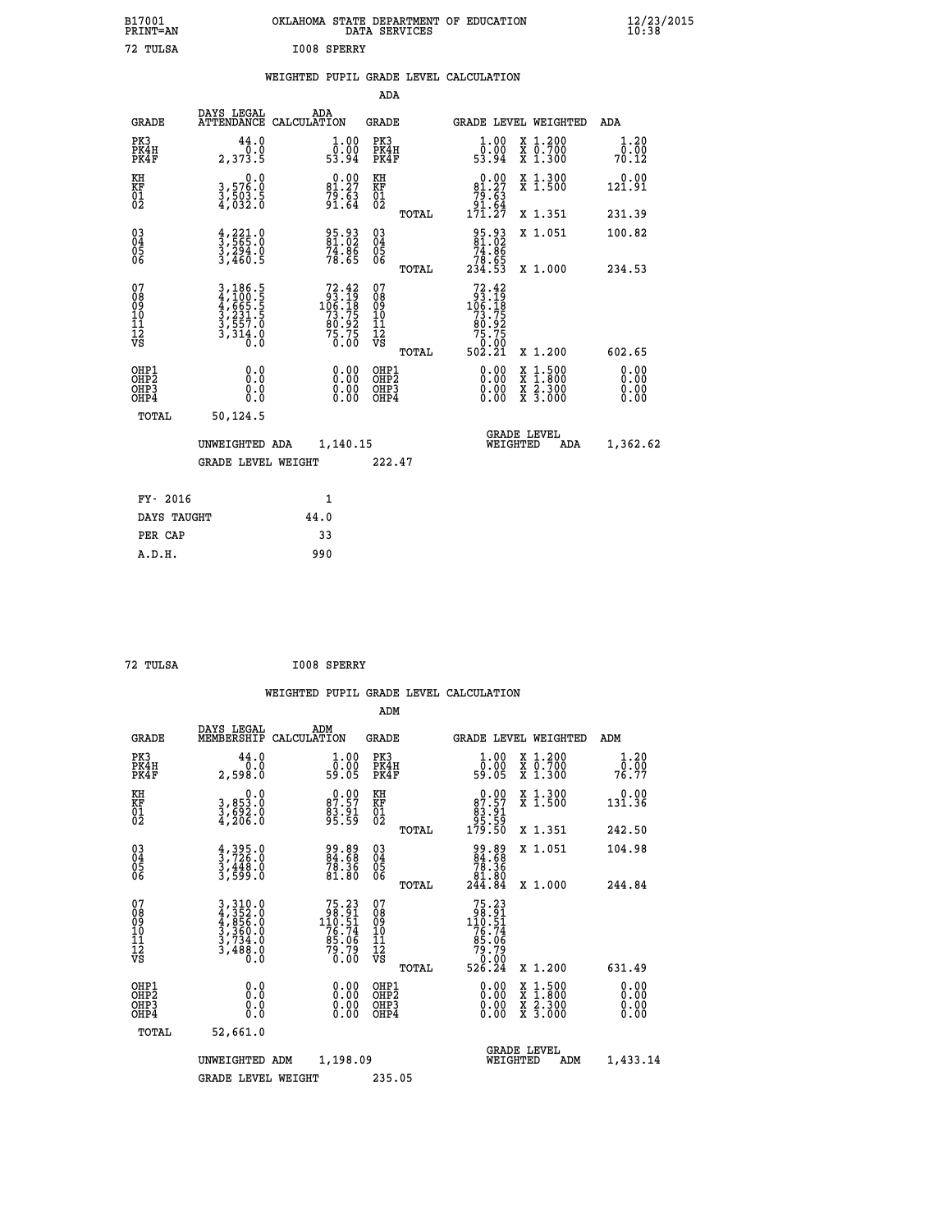B17001 OKLAHOMA STATE DEPARTMENT OF EDUCATION 12/23/2015
PRINT=AN DATA SERVICES 10:38

72 TULSA I008 SPERRY

## WEIGHTED PUPIL GRADE LEVEL CALCULATION

### ADA

| GRADE | DAYS LEGAL ATTENDANCE | ADA CALCULATION | GRADE | | GRADE LEVEL | WEIGHTED | ADA |
|---|---|---|---|---|---|---|---|
| PK3 | 44.0 | 1.00 | PK3 | | 1.00 | X 1.200 | 1.20 |
| PK4H | 0.0 | 0.00 | PK4H | | 0.00 | X 0.700 | 0.00 |
| PK4F | 2,373.5 | 53.94 | PK4F | | 53.94 | X 1.300 | 70.12 |
| KH | 0.0 | 0.00 | KH | | 0.00 | X 1.300 | 0.00 |
| KF | 3,576.0 | 81.27 | KF | | 81.27 | X 1.500 | 121.91 |
| 01 | 3,503.5 | 79.63 | 01 | | 79.63 | | |
| 02 | 4,032.0 | 91.64 | 02 | | 91.64 | | |
| | | | | TOTAL | 171.27 | X 1.351 | 231.39 |
| 03 | 4,221.0 | 95.93 | 03 | | 95.93 | X 1.051 | 100.82 |
| 04 | 3,565.0 | 81.02 | 04 | | 81.02 | | |
| 05 | 3,294.0 | 74.86 | 05 | | 74.86 | | |
| 06 | 3,460.5 | 78.65 | 06 | | 78.65 | | |
| | | | | TOTAL | 234.53 | X 1.000 | 234.53 |
| 07 | 3,186.5 | 72.42 | 07 | | 72.42 | | |
| 08 | 4,100.5 | 93.19 | 08 | | 93.19 | | |
| 09 | 4,665.5 | 106.18 | 09 | | 106.18 | | |
| 10 | 3,231.5 | 73.75 | 10 | | 73.75 | | |
| 11 | 3,557.0 | 80.92 | 11 | | 80.92 | | |
| 12 | 3,314.0 | 75.75 | 12 | | 75.75 | | |
| VS | 0.0 | 0.00 | VS | | 0.00 | | |
| | | | | TOTAL | 502.21 | X 1.200 | 602.65 |
| OHP1 | 0.0 | 0.00 | OHP1 | | 0.00 | X 1.500 | 0.00 |
| OHP2 | 0.0 | 0.00 | OHP2 | | 0.00 | X 1.800 | 0.00 |
| OHP3 | 0.0 | 0.00 | OHP3 | | 0.00 | X 2.300 | 0.00 |
| OHP4 | 0.0 | 0.00 | OHP4 | | 0.00 | X 3.000 | 0.00 |
| TOTAL | 50,124.5 | | | | | | |

UNWEIGHTED ADA 1,140.15 — GRADE LEVEL WEIGHTED ADA 1,362.62

GRADE LEVEL WEIGHT 222.47

| | |
|---|---|
| FY- 2016 | 1 |
| DAYS TAUGHT | 44.0 |
| PER CAP | 33 |
| A.D.H. | 990 |

72 TULSA I008 SPERRY

## WEIGHTED PUPIL GRADE LEVEL CALCULATION

### ADM

| GRADE | DAYS LEGAL MEMBERSHIP | ADM CALCULATION | GRADE | | GRADE LEVEL | WEIGHTED | ADM |
|---|---|---|---|---|---|---|---|
| PK3 | 44.0 | 1.00 | PK3 | | 1.00 | X 1.200 | 1.20 |
| PK4H | 0.0 | 0.00 | PK4H | | 0.00 | X 0.700 | 0.00 |
| PK4F | 2,598.0 | 59.05 | PK4F | | 59.05 | X 1.300 | 76.77 |
| KH | 0.0 | 0.00 | KH | | 0.00 | X 1.300 | 0.00 |
| KF | 3,853.0 | 87.57 | KF | | 87.57 | X 1.500 | 131.36 |
| 01 | 3,692.0 | 83.91 | 01 | | 83.91 | | |
| 02 | 4,206.0 | 95.59 | 02 | | 95.59 | | |
| | | | | TOTAL | 179.50 | X 1.351 | 242.50 |
| 03 | 4,395.0 | 99.89 | 03 | | 99.89 | X 1.051 | 104.98 |
| 04 | 3,726.0 | 84.68 | 04 | | 84.68 | | |
| 05 | 3,448.0 | 78.36 | 05 | | 78.36 | | |
| 06 | 3,599.0 | 81.80 | 06 | | 81.80 | | |
| | | | | TOTAL | 244.84 | X 1.000 | 244.84 |
| 07 | 3,310.0 | 75.23 | 07 | | 75.23 | | |
| 08 | 4,352.0 | 98.91 | 08 | | 98.91 | | |
| 09 | 4,856.0 | 110.51 | 09 | | 110.51 | | |
| 10 | 3,360.0 | 76.74 | 10 | | 76.74 | | |
| 11 | 3,734.0 | 85.06 | 11 | | 85.06 | | |
| 12 | 3,488.0 | 79.79 | 12 | | 79.79 | | |
| VS | 0.0 | 0.00 | VS | | 0.00 | | |
| | | | | TOTAL | 526.24 | X 1.200 | 631.49 |
| OHP1 | 0.0 | 0.00 | OHP1 | | 0.00 | X 1.500 | 0.00 |
| OHP2 | 0.0 | 0.00 | OHP2 | | 0.00 | X 1.800 | 0.00 |
| OHP3 | 0.0 | 0.00 | OHP3 | | 0.00 | X 2.300 | 0.00 |
| OHP4 | 0.0 | 0.00 | OHP4 | | 0.00 | X 3.000 | 0.00 |
| TOTAL | 52,661.0 | | | | | | |

UNWEIGHTED ADM 1,198.09 — GRADE LEVEL WEIGHTED ADM 1,433.14

GRADE LEVEL WEIGHT 235.05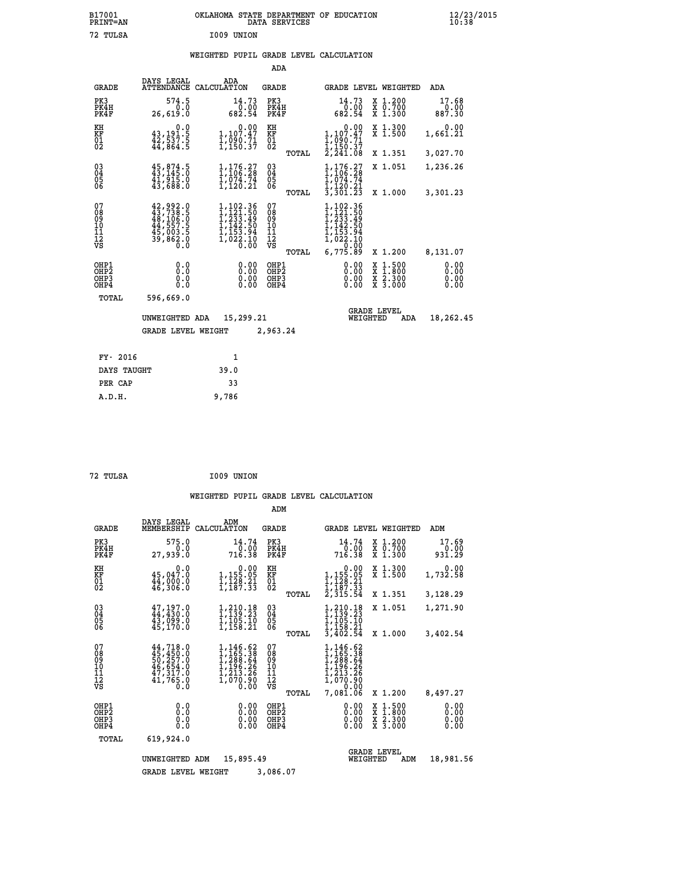B17001 OKLAHOMA STATE DEPARTMENT OF EDUCATION 12/23/2015
PRINT=AN DATA SERVICES 10:38

72 TULSA I009 UNION

## WEIGHTED PUPIL GRADE LEVEL CALCULATION

### ADA

| GRADE | DAYS LEGAL ATTENDANCE | ADA CALCULATION | GRADE | GRADE LEVEL | WEIGHTED | ADA |
|---|---|---|---|---|---|---|
| PK3 | 574.5 | 14.73 | PK3 | 14.73 | X 1.200 | 17.68 |
| PK4H | 0.0 | 0.00 | PK4H | 0.00 | X 0.700 | 0.00 |
| PK4F | 26,619.0 | 682.54 | PK4F | 682.54 | X 1.300 | 887.30 |
| KH | 0.0 | 0.00 | KH | 0.00 | X 1.300 | 0.00 |
| KF | 43,191.5 | 1,107.47 | KF | 1,107.47 | X 1.500 | 1,661.21 |
| 01 | 42,537.5 | 1,090.71 | 01 | 1,090.71 | | |
| 02 | 44,864.5 | 1,150.37 | 02 | 1,150.37 | | |
| | | | TOTAL | 2,241.08 | X 1.351 | 3,027.70 |
| 03 | 45,874.5 | 1,176.27 | 03 | 1,176.27 | X 1.051 | 1,236.26 |
| 04 | 43,145.0 | 1,106.28 | 04 | 1,106.28 | | |
| 05 | 41,915.0 | 1,074.74 | 05 | 1,074.74 | | |
| 06 | 43,688.0 | 1,120.21 | 06 | 1,120.21 | | |
| | | | TOTAL | 3,301.23 | X 1.000 | 3,301.23 |
| 07 | 42,992.0 | 1,102.36 | 07 | 1,102.36 | | |
| 08 | 43,738.5 | 1,121.50 | 08 | 1,121.50 | | |
| 09 | 48,106.0 | 1,233.49 | 09 | 1,233.49 | | |
| 10 | 44,557.5 | 1,142.50 | 10 | 1,142.50 | | |
| 11 | 45,003.5 | 1,153.94 | 11 | 1,153.94 | | |
| 12 | 39,862.0 | 1,022.10 | 12 | 1,022.10 | | |
| VS | 0.0 | 0.00 | VS | 0.00 | | |
| | | | TOTAL | 6,775.89 | X 1.200 | 8,131.07 |
| OHP1 | 0.0 | 0.00 | OHP1 | 0.00 | X 1.500 | 0.00 |
| OHP2 | 0.0 | 0.00 | OHP2 | 0.00 | X 1.800 | 0.00 |
| OHP3 | 0.0 | 0.00 | OHP3 | 0.00 | X 2.300 | 0.00 |
| OHP4 | 0.0 | 0.00 | OHP4 | 0.00 | X 3.000 | 0.00 |
| TOTAL | 596,669.0 | | | | | |

UNWEIGHTED ADA 15,299.21 GRADE LEVEL WEIGHTED ADA 18,262.45

GRADE LEVEL WEIGHT 2,963.24

| FY- 2016 | 1 |
|---|---|
| DAYS TAUGHT | 39.0 |
| PER CAP | 33 |
| A.D.H. | 9,786 |

72 TULSA I009 UNION

## WEIGHTED PUPIL GRADE LEVEL CALCULATION

### ADM

| GRADE | DAYS LEGAL MEMBERSHIP | ADM CALCULATION | GRADE | GRADE LEVEL | WEIGHTED | ADM |
|---|---|---|---|---|---|---|
| PK3 | 575.0 | 14.74 | PK3 | 14.74 | X 1.200 | 17.69 |
| PK4H | 0.0 | 0.00 | PK4H | 0.00 | X 0.700 | 0.00 |
| PK4F | 27,939.0 | 716.38 | PK4F | 716.38 | X 1.300 | 931.29 |
| KH | 0.0 | 0.00 | KH | 0.00 | X 1.300 | 0.00 |
| KF | 45,047.0 | 1,155.05 | KF | 1,155.05 | X 1.500 | 1,732.58 |
| 01 | 44,000.0 | 1,128.21 | 01 | 1,128.21 | | |
| 02 | 46,306.0 | 1,187.33 | 02 | 1,187.33 | | |
| | | | TOTAL | 2,315.54 | X 1.351 | 3,128.29 |
| 03 | 47,197.0 | 1,210.18 | 03 | 1,210.18 | X 1.051 | 1,271.90 |
| 04 | 44,430.0 | 1,139.23 | 04 | 1,139.23 | | |
| 05 | 43,099.0 | 1,105.10 | 05 | 1,105.10 | | |
| 06 | 45,170.0 | 1,158.21 | 06 | 1,158.21 | | |
| | | | TOTAL | 3,402.54 | X 1.000 | 3,402.54 |
| 07 | 44,718.0 | 1,146.62 | 07 | 1,146.62 | | |
| 08 | 45,450.0 | 1,165.38 | 08 | 1,165.38 | | |
| 09 | 50,257.0 | 1,288.64 | 09 | 1,288.64 | | |
| 10 | 46,654.0 | 1,196.26 | 10 | 1,196.26 | | |
| 11 | 47,317.0 | 1,213.26 | 11 | 1,213.26 | | |
| 12 | 41,765.0 | 1,070.90 | 12 | 1,070.90 | | |
| VS | 0.0 | 0.00 | VS | 0.00 | | |
| | | | TOTAL | 7,081.06 | X 1.200 | 8,497.27 |
| OHP1 | 0.0 | 0.00 | OHP1 | 0.00 | X 1.500 | 0.00 |
| OHP2 | 0.0 | 0.00 | OHP2 | 0.00 | X 1.800 | 0.00 |
| OHP3 | 0.0 | 0.00 | OHP3 | 0.00 | X 2.300 | 0.00 |
| OHP4 | 0.0 | 0.00 | OHP4 | 0.00 | X 3.000 | 0.00 |
| TOTAL | 619,924.0 | | | | | |

UNWEIGHTED ADM 15,895.49 GRADE LEVEL WEIGHTED ADM 18,981.56

GRADE LEVEL WEIGHT 3,086.07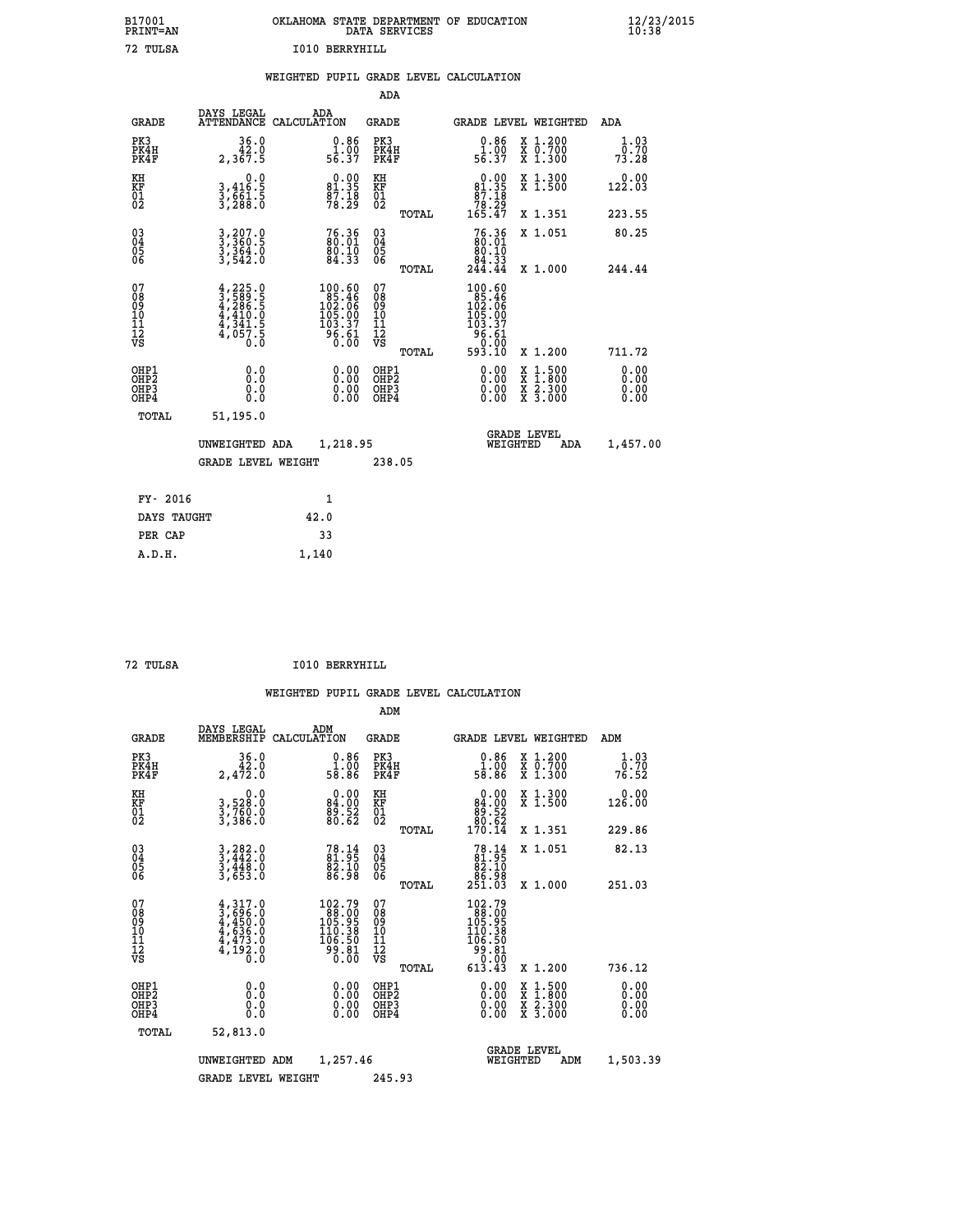B17001 OKLAHOMA STATE DEPARTMENT OF EDUCATION 12/23/2015
PRINT=AN DATA SERVICES 10:38

72 TULSA I010 BERRYHILL

WEIGHTED PUPIL GRADE LEVEL CALCULATION

ADA

| GRADE | DAYS LEGAL ATTENDANCE | ADA CALCULATION | GRADE | GRADE LEVEL | WEIGHTED | ADA |
|---|---|---|---|---|---|---|
| PK3 | 36.0 | 0.86 | PK3 | 0.86 | X 1.200 | 1.03 |
| PK4H | 42.0 | 1.00 | PK4H | 1.00 | X 0.700 | 0.70 |
| PK4F | 2,367.5 | 56.37 | PK4F | 56.37 | X 1.300 | 73.28 |
| KH | 0.0 | 0.00 | KH | 0.00 | X 1.300 | 0.00 |
| KF | 3,416.5 | 81.35 | KF | 81.35 | X 1.500 | 122.03 |
| 01 | 3,661.5 | 87.18 | 01 | 87.18 | | |
| 02 | 3,288.0 | 78.29 | 02 | 78.29 | | |
| | | | TOTAL | 165.47 | X 1.351 | 223.55 |
| 03 | 3,207.0 | 76.36 | 03 | 76.36 | X 1.051 | 80.25 |
| 04 | 3,360.5 | 80.01 | 04 | 80.01 | | |
| 05 | 3,364.0 | 80.10 | 05 | 80.10 | | |
| 06 | 3,542.0 | 84.33 | 06 | 84.33 | | |
| | | | TOTAL | 244.44 | X 1.000 | 244.44 |
| 07 | 4,225.0 | 100.60 | 07 | 100.60 | | |
| 08 | 3,589.5 | 85.46 | 08 | 85.46 | | |
| 09 | 4,286.5 | 102.06 | 09 | 102.06 | | |
| 10 | 4,410.0 | 105.00 | 10 | 105.00 | | |
| 11 | 4,341.5 | 103.37 | 11 | 103.37 | | |
| 12 | 4,057.5 | 96.61 | 12 | 96.61 | | |
| VS | 0.0 | 0.00 | VS | 0.00 | | |
| | | | TOTAL | 593.10 | X 1.200 | 711.72 |
| OHP1 | 0.0 | 0.00 | OHP1 | 0.00 | X 1.500 | 0.00 |
| OHP2 | 0.0 | 0.00 | OHP2 | 0.00 | X 1.800 | 0.00 |
| OHP3 | 0.0 | 0.00 | OHP3 | 0.00 | X 2.300 | 0.00 |
| OHP4 | 0.0 | 0.00 | OHP4 | 0.00 | X 3.000 | 0.00 |
| TOTAL | 51,195.0 | | | | | |

UNWEIGHTED ADA 1,218.95 GRADE LEVEL WEIGHTED ADA 1,457.00

GRADE LEVEL WEIGHT 238.05

| FY- 2016 | 1 |
|---|---|
| DAYS TAUGHT | 42.0 |
| PER CAP | 33 |
| A.D.H. | 1,140 |

72 TULSA I010 BERRYHILL

WEIGHTED PUPIL GRADE LEVEL CALCULATION

ADM

| GRADE | DAYS LEGAL MEMBERSHIP | ADM CALCULATION | GRADE | GRADE LEVEL | WEIGHTED | ADM |
|---|---|---|---|---|---|---|
| PK3 | 36.0 | 0.86 | PK3 | 0.86 | X 1.200 | 1.03 |
| PK4H | 42.0 | 1.00 | PK4H | 1.00 | X 0.700 | 0.70 |
| PK4F | 2,472.0 | 58.86 | PK4F | 58.86 | X 1.300 | 76.52 |
| KH | 0.0 | 0.00 | KH | 0.00 | X 1.300 | 0.00 |
| KF | 3,528.0 | 84.00 | KF | 84.00 | X 1.500 | 126.00 |
| 01 | 3,760.0 | 89.52 | 01 | 89.52 | | |
| 02 | 3,386.0 | 80.62 | 02 | 80.62 | | |
| | | | TOTAL | 170.14 | X 1.351 | 229.86 |
| 03 | 3,282.0 | 78.14 | 03 | 78.14 | X 1.051 | 82.13 |
| 04 | 3,442.0 | 81.95 | 04 | 81.95 | | |
| 05 | 3,448.0 | 82.10 | 05 | 82.10 | | |
| 06 | 3,653.0 | 86.98 | 06 | 86.98 | | |
| | | | TOTAL | 251.03 | X 1.000 | 251.03 |
| 07 | 4,317.0 | 102.79 | 07 | 102.79 | | |
| 08 | 3,696.0 | 88.00 | 08 | 88.00 | | |
| 09 | 4,450.0 | 105.95 | 09 | 105.95 | | |
| 10 | 4,636.0 | 110.38 | 10 | 110.38 | | |
| 11 | 4,473.0 | 106.50 | 11 | 106.50 | | |
| 12 | 4,192.0 | 99.81 | 12 | 99.81 | | |
| VS | 0.0 | 0.00 | VS | 0.00 | | |
| | | | TOTAL | 613.43 | X 1.200 | 736.12 |
| OHP1 | 0.0 | 0.00 | OHP1 | 0.00 | X 1.500 | 0.00 |
| OHP2 | 0.0 | 0.00 | OHP2 | 0.00 | X 1.800 | 0.00 |
| OHP3 | 0.0 | 0.00 | OHP3 | 0.00 | X 2.300 | 0.00 |
| OHP4 | 0.0 | 0.00 | OHP4 | 0.00 | X 3.000 | 0.00 |
| TOTAL | 52,813.0 | | | | | |

UNWEIGHTED ADM 1,257.46 GRADE LEVEL WEIGHTED ADM 1,503.39

GRADE LEVEL WEIGHT 245.93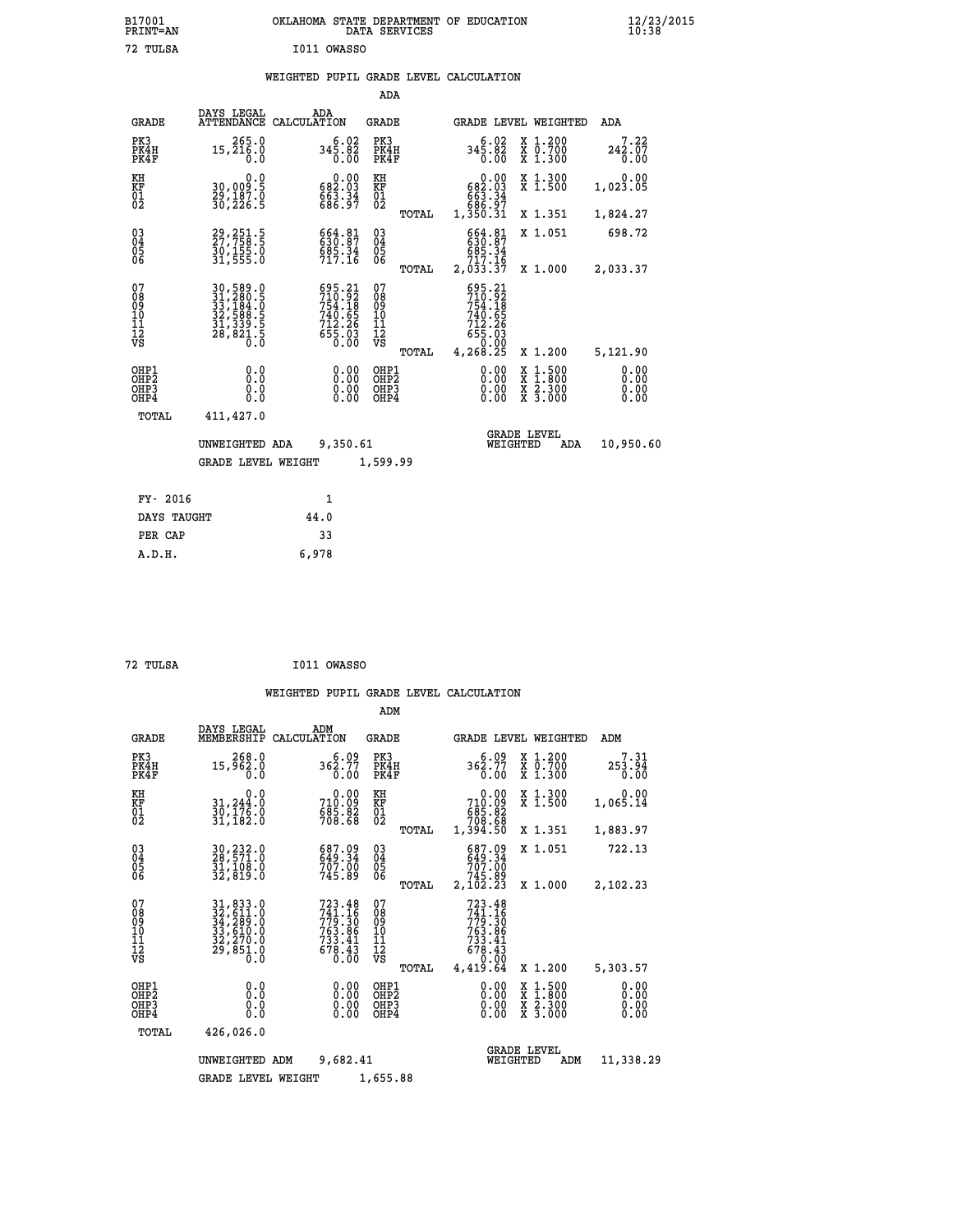B17001 PRINT=AN — OKLAHOMA STATE DEPARTMENT OF EDUCATION DATA SERVICES — 12/23/2015 10:38

72 TULSA — I011 OWASSO

## WEIGHTED PUPIL GRADE LEVEL CALCULATION

### ADA

| GRADE | DAYS LEGAL ATTENDANCE | ADA CALCULATION | GRADE | | GRADE LEVEL | WEIGHTED | ADA |
|---|---|---|---|---|---|---|---|
| PK3 | 265.0 | 6.02 | PK3 | | 6.02 | X 1.200 | 7.22 |
| PK4H | 15,216.0 | 345.82 | PK4H | | 345.82 | X 0.700 | 242.07 |
| PK4F | 0.0 | 0.00 | PK4F | | 0.00 | X 1.300 | 0.00 |
| KH | 0.0 | 0.00 | KH | | 0.00 | X 1.300 | 0.00 |
| KF | 30,009.5 | 682.03 | KF | | 682.03 | X 1.500 | 1,023.05 |
| 01 | 29,187.0 | 663.34 | 01 | | 663.34 | | |
| 02 | 30,226.5 | 686.97 | 02 | | 686.97 | | |
| | | | | TOTAL | 1,350.31 | X 1.351 | 1,824.27 |
| 03 | 29,251.5 | 664.81 | 03 | | 664.81 | X 1.051 | 698.72 |
| 04 | 27,758.5 | 630.87 | 04 | | 630.87 | | |
| 05 | 30,155.0 | 685.34 | 05 | | 685.34 | | |
| 06 | 31,555.0 | 717.16 | 06 | | 717.16 | | |
| | | | | TOTAL | 2,033.37 | X 1.000 | 2,033.37 |
| 07 | 30,589.0 | 695.21 | 07 | | 695.21 | | |
| 08 | 31,280.5 | 710.92 | 08 | | 710.92 | | |
| 09 | 33,184.0 | 754.18 | 09 | | 754.18 | | |
| 10 | 32,588.5 | 740.65 | 10 | | 740.65 | | |
| 11 | 31,339.5 | 712.26 | 11 | | 712.26 | | |
| 12 | 28,821.5 | 655.03 | 12 | | 655.03 | | |
| VS | 0.0 | 0.00 | VS | | 0.00 | | |
| | | | | TOTAL | 4,268.25 | X 1.200 | 5,121.90 |
| OHP1 | 0.0 | 0.00 | OHP1 | | 0.00 | X 1.500 | 0.00 |
| OHP2 | 0.0 | 0.00 | OHP2 | | 0.00 | X 1.800 | 0.00 |
| OHP3 | 0.0 | 0.00 | OHP3 | | 0.00 | X 2.300 | 0.00 |
| OHP4 | 0.0 | 0.00 | OHP4 | | 0.00 | X 3.000 | 0.00 |
| TOTAL | 411,427.0 | | | | | | |

UNWEIGHTED ADA 9,350.61 — GRADE LEVEL WEIGHTED ADA 10,950.60

GRADE LEVEL WEIGHT 1,599.99

| | |
|---|---|
| FY- 2016 | 1 |
| DAYS TAUGHT | 44.0 |
| PER CAP | 33 |
| A.D.H. | 6,978 |

72 TULSA — I011 OWASSO

## WEIGHTED PUPIL GRADE LEVEL CALCULATION

### ADM

| GRADE | DAYS LEGAL MEMBERSHIP | ADM CALCULATION | GRADE | | GRADE LEVEL | WEIGHTED | ADM |
|---|---|---|---|---|---|---|---|
| PK3 | 268.0 | 6.09 | PK3 | | 6.09 | X 1.200 | 7.31 |
| PK4H | 15,962.0 | 362.77 | PK4H | | 362.77 | X 0.700 | 253.94 |
| PK4F | 0.0 | 0.00 | PK4F | | 0.00 | X 1.300 | 0.00 |
| KH | 0.0 | 0.00 | KH | | 0.00 | X 1.300 | 0.00 |
| KF | 31,244.0 | 710.09 | KF | | 710.09 | X 1.500 | 1,065.14 |
| 01 | 30,176.0 | 685.82 | 01 | | 685.82 | | |
| 02 | 31,182.0 | 708.68 | 02 | | 708.68 | | |
| | | | | TOTAL | 1,394.50 | X 1.351 | 1,883.97 |
| 03 | 30,232.0 | 687.09 | 03 | | 687.09 | X 1.051 | 722.13 |
| 04 | 28,571.0 | 649.34 | 04 | | 649.34 | | |
| 05 | 31,108.0 | 707.00 | 05 | | 707.00 | | |
| 06 | 32,819.0 | 745.89 | 06 | | 745.89 | | |
| | | | | TOTAL | 2,102.23 | X 1.000 | 2,102.23 |
| 07 | 31,833.0 | 723.48 | 07 | | 723.48 | | |
| 08 | 32,611.0 | 741.16 | 08 | | 741.16 | | |
| 09 | 34,289.0 | 779.30 | 09 | | 779.30 | | |
| 10 | 33,610.0 | 763.86 | 10 | | 763.86 | | |
| 11 | 32,270.0 | 733.41 | 11 | | 733.41 | | |
| 12 | 29,851.0 | 678.43 | 12 | | 678.43 | | |
| VS | 0.0 | 0.00 | VS | | 0.00 | | |
| | | | | TOTAL | 4,419.64 | X 1.200 | 5,303.57 |
| OHP1 | 0.0 | 0.00 | OHP1 | | 0.00 | X 1.500 | 0.00 |
| OHP2 | 0.0 | 0.00 | OHP2 | | 0.00 | X 1.800 | 0.00 |
| OHP3 | 0.0 | 0.00 | OHP3 | | 0.00 | X 2.300 | 0.00 |
| OHP4 | 0.0 | 0.00 | OHP4 | | 0.00 | X 3.000 | 0.00 |
| TOTAL | 426,026.0 | | | | | | |

UNWEIGHTED ADM 9,682.41 — GRADE LEVEL WEIGHTED ADM 11,338.29

GRADE LEVEL WEIGHT 1,655.88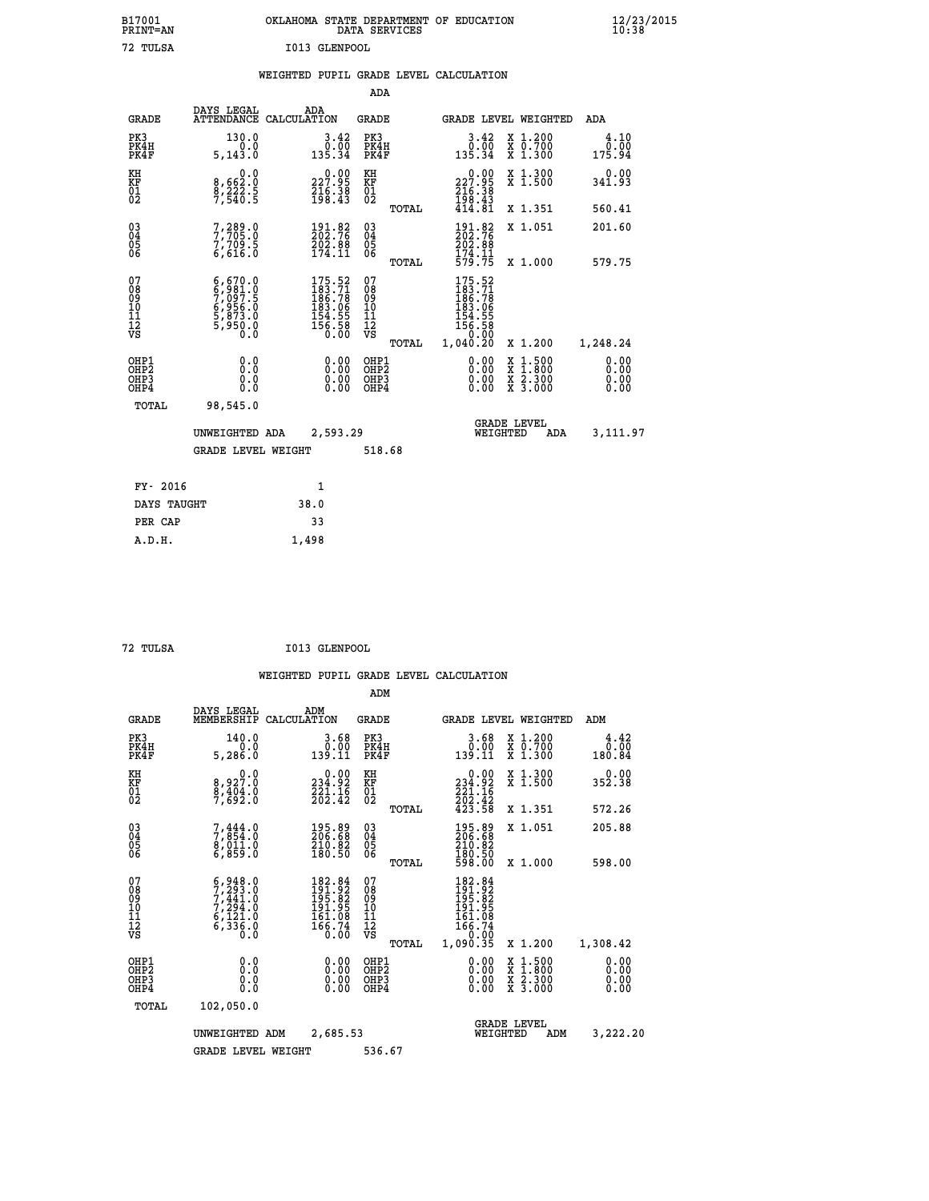B17001 PRINT=AN — OKLAHOMA STATE DEPARTMENT OF EDUCATION DATA SERVICES — 12/23/2015 10:38

72 TULSA — I013 GLENPOOL

## WEIGHTED PUPIL GRADE LEVEL CALCULATION

### ADA

| GRADE | DAYS LEGAL ATTENDANCE | ADA CALCULATION | GRADE | | GRADE LEVEL | WEIGHTED | ADA |
|---|---|---|---|---|---|---|---|
| PK3 | 130.0 | 3.42 | PK3 | | 3.42 | X 1.200 | 4.10 |
| PK4H | 0.0 | 0.00 | PK4H | | 0.00 | X 0.700 | 0.00 |
| PK4F | 5,143.0 | 135.34 | PK4F | | 135.34 | X 1.300 | 175.94 |
| KH | 0.0 | 0.00 | KH | | 0.00 | X 1.300 | 0.00 |
| KF | 8,662.0 | 227.95 | KF | | 227.95 | X 1.500 | 341.93 |
| 01 | 8,222.5 | 216.38 | 01 | | 216.38 | | |
| 02 | 7,540.5 | 198.43 | 02 | | 198.43 | | |
| | | | | TOTAL | 414.81 | X 1.351 | 560.41 |
| 03 | 7,289.0 | 191.82 | 03 | | 191.82 | X 1.051 | 201.60 |
| 04 | 7,705.0 | 202.76 | 04 | | 202.76 | | |
| 05 | 7,709.5 | 202.88 | 05 | | 202.88 | | |
| 06 | 6,616.0 | 174.11 | 06 | | 174.11 | | |
| | | | | TOTAL | 579.75 | X 1.000 | 579.75 |
| 07 | 6,670.0 | 175.52 | 07 | | 175.52 | | |
| 08 | 6,981.0 | 183.71 | 08 | | 183.71 | | |
| 09 | 7,097.5 | 186.78 | 09 | | 186.78 | | |
| 10 | 6,956.0 | 183.06 | 10 | | 183.06 | | |
| 11 | 5,873.0 | 154.55 | 11 | | 154.55 | | |
| 12 | 5,950.0 | 156.58 | 12 | | 156.58 | | |
| VS | 0.0 | 0.00 | VS | | 0.00 | | |
| | | | | TOTAL | 1,040.20 | X 1.200 | 1,248.24 |
| OHP1 | 0.0 | 0.00 | OHP1 | | 0.00 | X 1.500 | 0.00 |
| OHP2 | 0.0 | 0.00 | OHP2 | | 0.00 | X 1.800 | 0.00 |
| OHP3 | 0.0 | 0.00 | OHP3 | | 0.00 | X 2.300 | 0.00 |
| OHP4 | 0.0 | 0.00 | OHP4 | | 0.00 | X 3.000 | 0.00 |
| TOTAL | 98,545.0 | | | | | | |

UNWEIGHTED ADA 2,593.29 — GRADE LEVEL WEIGHTED ADA 3,111.97

GRADE LEVEL WEIGHT 518.68

| FY- 2016 | 1 |
|---|---|
| DAYS TAUGHT | 38.0 |
| PER CAP | 33 |
| A.D.H. | 1,498 |

72 TULSA — I013 GLENPOOL

## WEIGHTED PUPIL GRADE LEVEL CALCULATION

### ADM

| GRADE | DAYS LEGAL MEMBERSHIP | ADM CALCULATION | GRADE | | GRADE LEVEL | WEIGHTED | ADM |
|---|---|---|---|---|---|---|---|
| PK3 | 140.0 | 3.68 | PK3 | | 3.68 | X 1.200 | 4.42 |
| PK4H | 0.0 | 0.00 | PK4H | | 0.00 | X 0.700 | 0.00 |
| PK4F | 5,286.0 | 139.11 | PK4F | | 139.11 | X 1.300 | 180.84 |
| KH | 0.0 | 0.00 | KH | | 0.00 | X 1.300 | 0.00 |
| KF | 8,927.0 | 234.92 | KF | | 234.92 | X 1.500 | 352.38 |
| 01 | 8,404.0 | 221.16 | 01 | | 221.16 | | |
| 02 | 7,692.0 | 202.42 | 02 | | 202.42 | | |
| | | | | TOTAL | 423.58 | X 1.351 | 572.26 |
| 03 | 7,444.0 | 195.89 | 03 | | 195.89 | X 1.051 | 205.88 |
| 04 | 7,854.0 | 206.68 | 04 | | 206.68 | | |
| 05 | 8,011.0 | 210.82 | 05 | | 210.82 | | |
| 06 | 6,859.0 | 180.50 | 06 | | 180.50 | | |
| | | | | TOTAL | 598.00 | X 1.000 | 598.00 |
| 07 | 6,948.0 | 182.84 | 07 | | 182.84 | | |
| 08 | 7,293.0 | 191.92 | 08 | | 191.92 | | |
| 09 | 7,441.0 | 195.82 | 09 | | 195.82 | | |
| 10 | 7,294.0 | 191.95 | 10 | | 191.95 | | |
| 11 | 6,121.0 | 161.08 | 11 | | 161.08 | | |
| 12 | 6,336.0 | 166.74 | 12 | | 166.74 | | |
| VS | 0.0 | 0.00 | VS | | 0.00 | | |
| | | | | TOTAL | 1,090.35 | X 1.200 | 1,308.42 |
| OHP1 | 0.0 | 0.00 | OHP1 | | 0.00 | X 1.500 | 0.00 |
| OHP2 | 0.0 | 0.00 | OHP2 | | 0.00 | X 1.800 | 0.00 |
| OHP3 | 0.0 | 0.00 | OHP3 | | 0.00 | X 2.300 | 0.00 |
| OHP4 | 0.0 | 0.00 | OHP4 | | 0.00 | X 3.000 | 0.00 |
| TOTAL | 102,050.0 | | | | | | |

UNWEIGHTED ADM 2,685.53 — GRADE LEVEL WEIGHTED ADM 3,222.20

GRADE LEVEL WEIGHT 536.67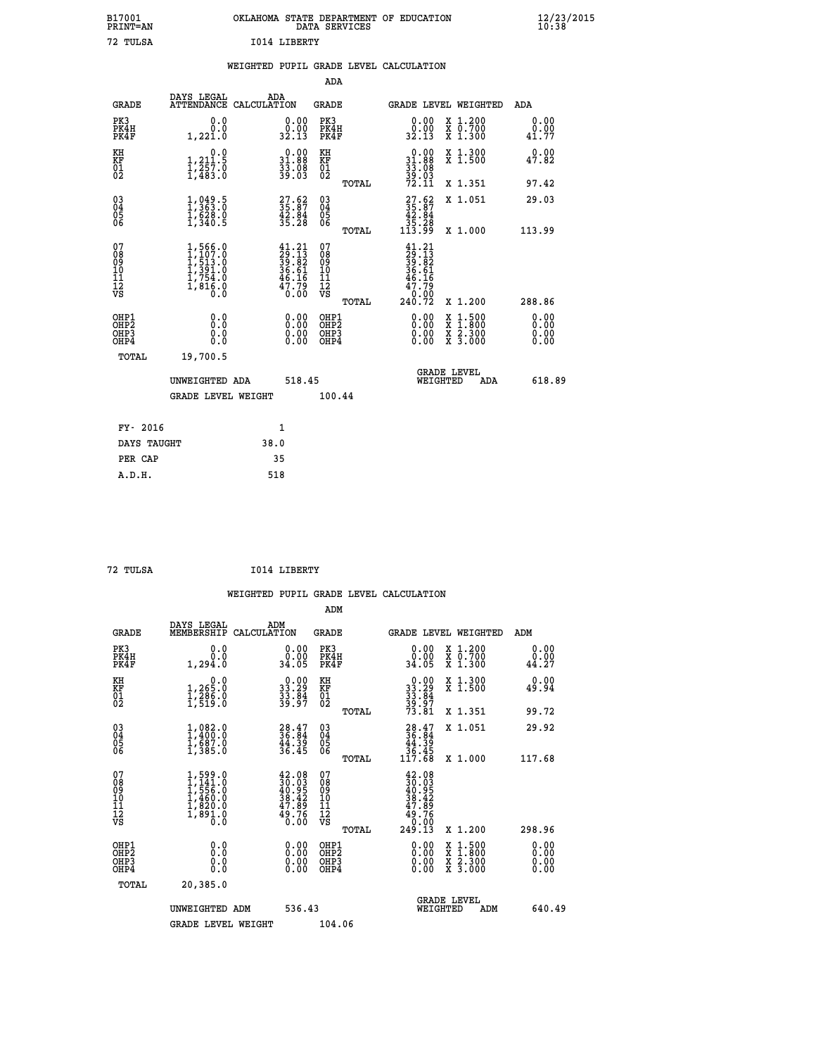B17001 OKLAHOMA STATE DEPARTMENT OF EDUCATION 12/23/2015
PRINT=AN DATA SERVICES 10:38

72 TULSA I014 LIBERTY

WEIGHTED PUPIL GRADE LEVEL CALCULATION

ADA

| GRADE | DAYS LEGAL ATTENDANCE | ADA CALCULATION | GRADE | | GRADE LEVEL | WEIGHTED | ADA |
|---|---|---|---|---|---|---|---|
| PK3 | 0.0 | 0.00 | PK3 | | 0.00 | X 1.200 | 0.00 |
| PK4H | 0.0 | 0.00 | PK4H | | 0.00 | X 0.700 | 0.00 |
| PK4F | 1,221.0 | 32.13 | PK4F | | 32.13 | X 1.300 | 41.77 |
| KH | 0.0 | 0.00 | KH | | 0.00 | X 1.300 | 0.00 |
| KF | 1,211.5 | 31.88 | KF | | 31.88 | X 1.500 | 47.82 |
| 01 | 1,257.0 | 33.08 | 01 | | 33.08 | | |
| 02 | 1,483.0 | 39.03 | 02 | | 39.03 | | |
| | | | | TOTAL | 72.11 | X 1.351 | 97.42 |
| 03 | 1,049.5 | 27.62 | 03 | | 27.62 | X 1.051 | 29.03 |
| 04 | 1,363.0 | 35.87 | 04 | | 35.87 | | |
| 05 | 1,628.0 | 42.84 | 05 | | 42.84 | | |
| 06 | 1,340.5 | 35.28 | 06 | | 35.28 | | |
| | | | | TOTAL | 113.99 | X 1.000 | 113.99 |
| 07 | 1,566.0 | 41.21 | 07 | | 41.21 | | |
| 08 | 1,107.0 | 29.13 | 08 | | 29.13 | | |
| 09 | 1,513.0 | 39.82 | 09 | | 39.82 | | |
| 10 | 1,391.0 | 36.61 | 10 | | 36.61 | | |
| 11 | 1,754.0 | 46.16 | 11 | | 46.16 | | |
| 12 | 1,816.0 | 47.79 | 12 | | 47.79 | | |
| VS | 0.0 | 0.00 | VS | | 0.00 | | |
| | | | | TOTAL | 240.72 | X 1.200 | 288.86 |
| OHP1 | 0.0 | 0.00 | OHP1 | | 0.00 | X 1.500 | 0.00 |
| OHP2 | 0.0 | 0.00 | OHP2 | | 0.00 | X 1.800 | 0.00 |
| OHP3 | 0.0 | 0.00 | OHP3 | | 0.00 | X 2.300 | 0.00 |
| OHP4 | 0.0 | 0.00 | OHP4 | | 0.00 | X 3.000 | 0.00 |
| TOTAL | 19,700.5 | | | | | | |

UNWEIGHTED ADA 518.45 GRADE LEVEL WEIGHTED ADA 618.89

GRADE LEVEL WEIGHT 100.44

| FY- 2016 | 1 |
|---|---|
| DAYS TAUGHT | 38.0 |
| PER CAP | 35 |
| A.D.H. | 518 |

72 TULSA I014 LIBERTY

WEIGHTED PUPIL GRADE LEVEL CALCULATION

ADM

| GRADE | DAYS LEGAL MEMBERSHIP | ADM CALCULATION | GRADE | | GRADE LEVEL | WEIGHTED | ADM |
|---|---|---|---|---|---|---|---|
| PK3 | 0.0 | 0.00 | PK3 | | 0.00 | X 1.200 | 0.00 |
| PK4H | 0.0 | 0.00 | PK4H | | 0.00 | X 0.700 | 0.00 |
| PK4F | 1,294.0 | 34.05 | PK4F | | 34.05 | X 1.300 | 44.27 |
| KH | 0.0 | 0.00 | KH | | 0.00 | X 1.300 | 0.00 |
| KF | 1,265.0 | 33.29 | KF | | 33.29 | X 1.500 | 49.94 |
| 01 | 1,286.0 | 33.84 | 01 | | 33.84 | | |
| 02 | 1,519.0 | 39.97 | 02 | | 39.97 | | |
| | | | | TOTAL | 73.81 | X 1.351 | 99.72 |
| 03 | 1,082.0 | 28.47 | 03 | | 28.47 | X 1.051 | 29.92 |
| 04 | 1,400.0 | 36.84 | 04 | | 36.84 | | |
| 05 | 1,687.0 | 44.39 | 05 | | 44.39 | | |
| 06 | 1,385.0 | 36.45 | 06 | | 36.45 | | |
| | | | | TOTAL | 117.68 | X 1.000 | 117.68 |
| 07 | 1,599.0 | 42.08 | 07 | | 42.08 | | |
| 08 | 1,141.0 | 30.03 | 08 | | 30.03 | | |
| 09 | 1,556.0 | 40.95 | 09 | | 40.95 | | |
| 10 | 1,460.0 | 38.42 | 10 | | 38.42 | | |
| 11 | 1,820.0 | 47.89 | 11 | | 47.89 | | |
| 12 | 1,891.0 | 49.76 | 12 | | 49.76 | | |
| VS | 0.0 | 0.00 | VS | | 0.00 | | |
| | | | | TOTAL | 249.13 | X 1.200 | 298.96 |
| OHP1 | 0.0 | 0.00 | OHP1 | | 0.00 | X 1.500 | 0.00 |
| OHP2 | 0.0 | 0.00 | OHP2 | | 0.00 | X 1.800 | 0.00 |
| OHP3 | 0.0 | 0.00 | OHP3 | | 0.00 | X 2.300 | 0.00 |
| OHP4 | 0.0 | 0.00 | OHP4 | | 0.00 | X 3.000 | 0.00 |
| TOTAL | 20,385.0 | | | | | | |

UNWEIGHTED ADM 536.43 GRADE LEVEL WEIGHTED ADM 640.49

GRADE LEVEL WEIGHT 104.06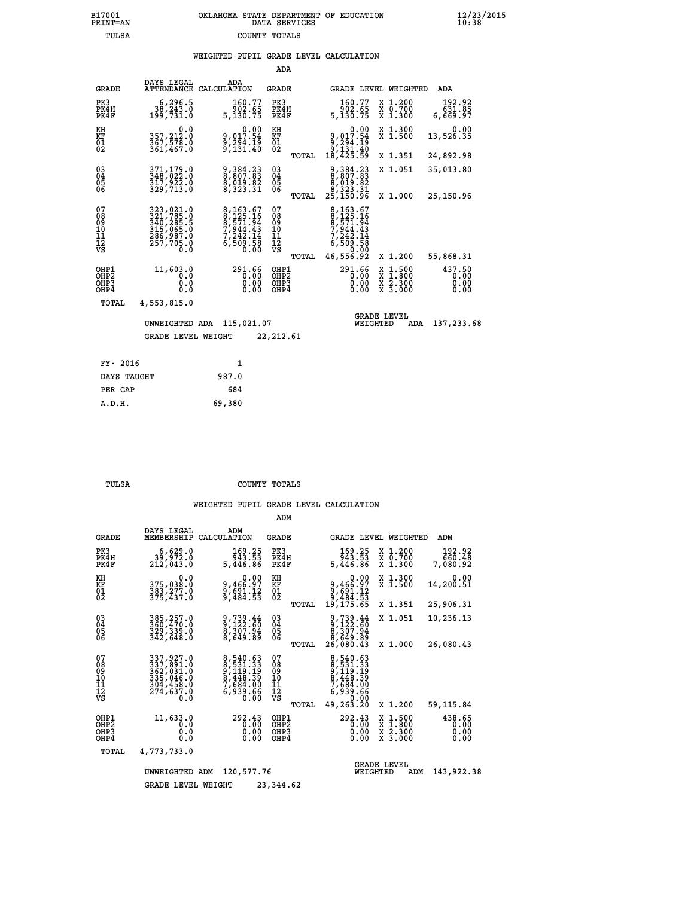B17001 PRINT=AN — OKLAHOMA STATE DEPARTMENT OF EDUCATION DATA SERVICES — 12/23/2015 10:38

TULSA — COUNTY TOTALS

### WEIGHTED PUPIL GRADE LEVEL CALCULATION

ADA

| GRADE | DAYS LEGAL ATTENDANCE | ADA CALCULATION | GRADE | | GRADE LEVEL | WEIGHTED | ADA |
|---|---|---|---|---|---|---|---|
| PK3 | 6,296.5 | 160.77 | PK3 | | 160.77 | X 1.200 | 192.92 |
| PK4H | 38,243.0 | 902.65 | PK4H | | 902.65 | X 0.700 | 631.85 |
| PK4F | 199,731.0 | 5,130.75 | PK4F | | 5,130.75 | X 1.300 | 6,669.97 |
| KH | 0.0 | 0.00 | KH | | 0.00 | X 1.300 | 0.00 |
| KF | 357,212.0 | 9,017.54 | KF | | 9,017.54 | X 1.500 | 13,526.35 |
| 01 | 367,578.0 | 9,294.19 | 01 | | 9,294.19 | | |
| 02 | 361,467.0 | 9,131.40 | 02 | | 9,131.40 | | |
| | | | | TOTAL | 18,425.59 | X 1.351 | 24,892.98 |
| 03 | 371,179.0 | 9,384.23 | 03 | | 9,384.23 | X 1.051 | 35,013.80 |
| 04 | 348,022.0 | 8,807.83 | 04 | | 8,807.83 | | |
| 05 | 317,922.0 | 8,019.82 | 05 | | 8,019.82 | | |
| 06 | 329,713.0 | 8,323.31 | 06 | | 8,323.31 | | |
| | | | | TOTAL | 25,150.96 | X 1.000 | 25,150.96 |
| 07 | 323,021.0 | 8,163.67 | 07 | | 8,163.67 | | |
| 08 | 321,785.0 | 8,125.16 | 08 | | 8,125.16 | | |
| 09 | 340,285.5 | 8,571.94 | 09 | | 8,571.94 | | |
| 10 | 315,065.0 | 7,944.43 | 10 | | 7,944.43 | | |
| 11 | 286,987.0 | 7,242.14 | 11 | | 7,242.14 | | |
| 12 | 257,705.0 | 6,509.58 | 12 | | 6,509.58 | | |
| VS | 0.0 | 0.00 | VS | | 0.00 | | |
| | | | | TOTAL | 46,556.92 | X 1.200 | 55,868.31 |
| OHP1 | 11,603.0 | 291.66 | OHP1 | | 291.66 | X 1.500 | 437.50 |
| OHP2 | 0.0 | 0.00 | OHP2 | | 0.00 | X 1.800 | 0.00 |
| OHP3 | 0.0 | 0.00 | OHP3 | | 0.00 | X 2.300 | 0.00 |
| OHP4 | 0.0 | 0.00 | OHP4 | | 0.00 | X 3.000 | 0.00 |
| TOTAL | 4,553,815.0 | | | | | | |

UNWEIGHTED ADA 115,021.07 — GRADE LEVEL WEIGHTED ADA 137,233.68

GRADE LEVEL WEIGHT 22,212.61

| | |
|---|---|
| FY- 2016 | 1 |
| DAYS TAUGHT | 987.0 |
| PER CAP | 684 |
| A.D.H. | 69,380 |

TULSA — COUNTY TOTALS

### WEIGHTED PUPIL GRADE LEVEL CALCULATION

ADM

| GRADE | DAYS LEGAL MEMBERSHIP | ADM CALCULATION | GRADE | | GRADE LEVEL | WEIGHTED | ADM |
|---|---|---|---|---|---|---|---|
| PK3 | 6,629.0 | 169.25 | PK3 | | 169.25 | X 1.200 | 192.92 |
| PK4H | 39,972.0 | 943.53 | PK4H | | 943.53 | X 0.700 | 660.48 |
| PK4F | 212,043.0 | 5,446.86 | PK4F | | 5,446.86 | X 1.300 | 7,080.92 |
| KH | 0.0 | 0.00 | KH | | 0.00 | X 1.300 | 0.00 |
| KF | 375,038.0 | 9,466.97 | KF | | 9,466.97 | X 1.500 | 14,200.51 |
| 01 | 383,277.0 | 9,691.12 | 01 | | 9,691.12 | | |
| 02 | 375,437.0 | 9,484.53 | 02 | | 9,484.53 | | |
| | | | | TOTAL | 19,175.65 | X 1.351 | 25,906.31 |
| 03 | 385,257.0 | 9,739.44 | 03 | | 9,739.44 | X 1.051 | 10,236.13 |
| 04 | 360,470.0 | 9,122.60 | 04 | | 9,122.60 | | |
| 05 | 329,339.0 | 8,307.94 | 05 | | 8,307.94 | | |
| 06 | 342,648.0 | 8,649.89 | 06 | | 8,649.89 | | |
| | | | | TOTAL | 26,080.43 | X 1.000 | 26,080.43 |
| 07 | 337,927.0 | 8,540.63 | 07 | | 8,540.63 | | |
| 08 | 337,891.0 | 8,531.33 | 08 | | 8,531.33 | | |
| 09 | 362,031.0 | 9,119.19 | 09 | | 9,119.19 | | |
| 10 | 335,046.0 | 8,448.39 | 10 | | 8,448.39 | | |
| 11 | 304,458.0 | 7,684.00 | 11 | | 7,684.00 | | |
| 12 | 274,637.0 | 6,939.66 | 12 | | 6,939.66 | | |
| VS | 0.0 | 0.00 | VS | | 0.00 | | |
| | | | | TOTAL | 49,263.20 | X 1.200 | 59,115.84 |
| OHP1 | 11,633.0 | 292.43 | OHP1 | | 292.43 | X 1.500 | 438.65 |
| OHP2 | 0.0 | 0.00 | OHP2 | | 0.00 | X 1.800 | 0.00 |
| OHP3 | 0.0 | 0.00 | OHP3 | | 0.00 | X 2.300 | 0.00 |
| OHP4 | 0.0 | 0.00 | OHP4 | | 0.00 | X 3.000 | 0.00 |
| TOTAL | 4,773,733.0 | | | | | | |

UNWEIGHTED ADM 120,577.76 — GRADE LEVEL WEIGHTED ADM 143,922.38

GRADE LEVEL WEIGHT 23,344.62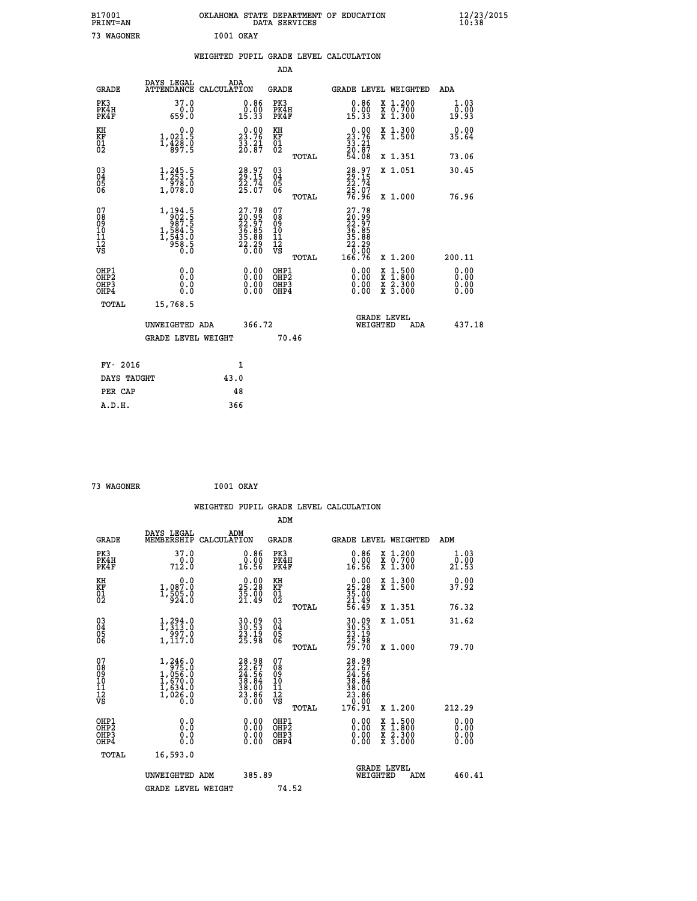B17001 OKLAHOMA STATE DEPARTMENT OF EDUCATION 12/23/2015
PRINT=AN DATA SERVICES 10:38

73 WAGONER I001 OKAY

## WEIGHTED PUPIL GRADE LEVEL CALCULATION

### ADA

| GRADE | DAYS LEGAL ATTENDANCE | ADA CALCULATION | GRADE | | GRADE LEVEL | WEIGHTED | ADA |
|---|---|---|---|---|---|---|---|
| PK3 | 37.0 | 0.86 | PK3 | | 0.86 | X 1.200 | 1.03 |
| PK4H | 0.0 | 0.00 | PK4H | | 0.00 | X 0.700 | 0.00 |
| PK4F | 659.0 | 15.33 | PK4F | | 15.33 | X 1.300 | 19.93 |
| KH | 0.0 | 0.00 | KH | | 0.00 | X 1.300 | 0.00 |
| KF | 1,021.5 | 23.76 | KF | | 23.76 | X 1.500 | 35.64 |
| 01 | 1,428.0 | 33.21 | 01 | | 33.21 | | |
| 02 | 897.5 | 20.87 | 02 | | 20.87 | | |
| | | | | TOTAL | 54.08 | X 1.351 | 73.06 |
| 03 | 1,245.5 | 28.97 | 03 | | 28.97 | X 1.051 | 30.45 |
| 04 | 1,253.5 | 29.15 | 04 | | 29.15 | | |
| 05 | 978.0 | 22.74 | 05 | | 22.74 | | |
| 06 | 1,078.0 | 25.07 | 06 | | 25.07 | | |
| | | | | TOTAL | 76.96 | X 1.000 | 76.96 |
| 07 | 1,194.5 | 27.78 | 07 | | 27.78 | | |
| 08 | 902.5 | 20.99 | 08 | | 20.99 | | |
| 09 | 987.5 | 22.97 | 09 | | 22.97 | | |
| 10 | 1,584.5 | 36.85 | 10 | | 36.85 | | |
| 11 | 1,543.0 | 35.88 | 11 | | 35.88 | | |
| 12 | 958.5 | 22.29 | 12 | | 22.29 | | |
| VS | 0.0 | 0.00 | VS | | 0.00 | | |
| | | | | TOTAL | 166.76 | X 1.200 | 200.11 |
| OHP1 | 0.0 | 0.00 | OHP1 | | 0.00 | X 1.500 | 0.00 |
| OHP2 | 0.0 | 0.00 | OHP2 | | 0.00 | X 1.800 | 0.00 |
| OHP3 | 0.0 | 0.00 | OHP3 | | 0.00 | X 2.300 | 0.00 |
| OHP4 | 0.0 | 0.00 | OHP4 | | 0.00 | X 3.000 | 0.00 |
| TOTAL | 15,768.5 | | | | | | |

UNWEIGHTED ADA 366.72 GRADE LEVEL WEIGHTED ADA 437.18

GRADE LEVEL WEIGHT 70.46

| | |
|---|---|
| FY- 2016 | 1 |
| DAYS TAUGHT | 43.0 |
| PER CAP | 48 |
| A.D.H. | 366 |

73 WAGONER I001 OKAY

## WEIGHTED PUPIL GRADE LEVEL CALCULATION

### ADM

| GRADE | DAYS LEGAL MEMBERSHIP | ADM CALCULATION | GRADE | | GRADE LEVEL | WEIGHTED | ADM |
|---|---|---|---|---|---|---|---|
| PK3 | 37.0 | 0.86 | PK3 | | 0.86 | X 1.200 | 1.03 |
| PK4H | 0.0 | 0.00 | PK4H | | 0.00 | X 0.700 | 0.00 |
| PK4F | 712.0 | 16.56 | PK4F | | 16.56 | X 1.300 | 21.53 |
| KH | 0.0 | 0.00 | KH | | 0.00 | X 1.300 | 0.00 |
| KF | 1,087.0 | 25.28 | KF | | 25.28 | X 1.500 | 37.92 |
| 01 | 1,505.0 | 35.00 | 01 | | 35.00 | | |
| 02 | 924.0 | 21.49 | 02 | | 21.49 | | |
| | | | | TOTAL | 56.49 | X 1.351 | 76.32 |
| 03 | 1,294.0 | 30.09 | 03 | | 30.09 | X 1.051 | 31.62 |
| 04 | 1,313.0 | 30.53 | 04 | | 30.53 | | |
| 05 | 997.0 | 23.19 | 05 | | 23.19 | | |
| 06 | 1,117.0 | 25.98 | 06 | | 25.98 | | |
| | | | | TOTAL | 79.70 | X 1.000 | 79.70 |
| 07 | 1,246.0 | 28.98 | 07 | | 28.98 | | |
| 08 | 975.0 | 22.67 | 08 | | 22.67 | | |
| 09 | 1,056.0 | 24.56 | 09 | | 24.56 | | |
| 10 | 1,670.0 | 38.84 | 10 | | 38.84 | | |
| 11 | 1,634.0 | 38.00 | 11 | | 38.00 | | |
| 12 | 1,026.0 | 23.86 | 12 | | 23.86 | | |
| VS | 0.0 | 0.00 | VS | | 0.00 | | |
| | | | | TOTAL | 176.91 | X 1.200 | 212.29 |
| OHP1 | 0.0 | 0.00 | OHP1 | | 0.00 | X 1.500 | 0.00 |
| OHP2 | 0.0 | 0.00 | OHP2 | | 0.00 | X 1.800 | 0.00 |
| OHP3 | 0.0 | 0.00 | OHP3 | | 0.00 | X 2.300 | 0.00 |
| OHP4 | 0.0 | 0.00 | OHP4 | | 0.00 | X 3.000 | 0.00 |
| TOTAL | 16,593.0 | | | | | | |

UNWEIGHTED ADM 385.89 GRADE LEVEL WEIGHTED ADM 460.41

GRADE LEVEL WEIGHT 74.52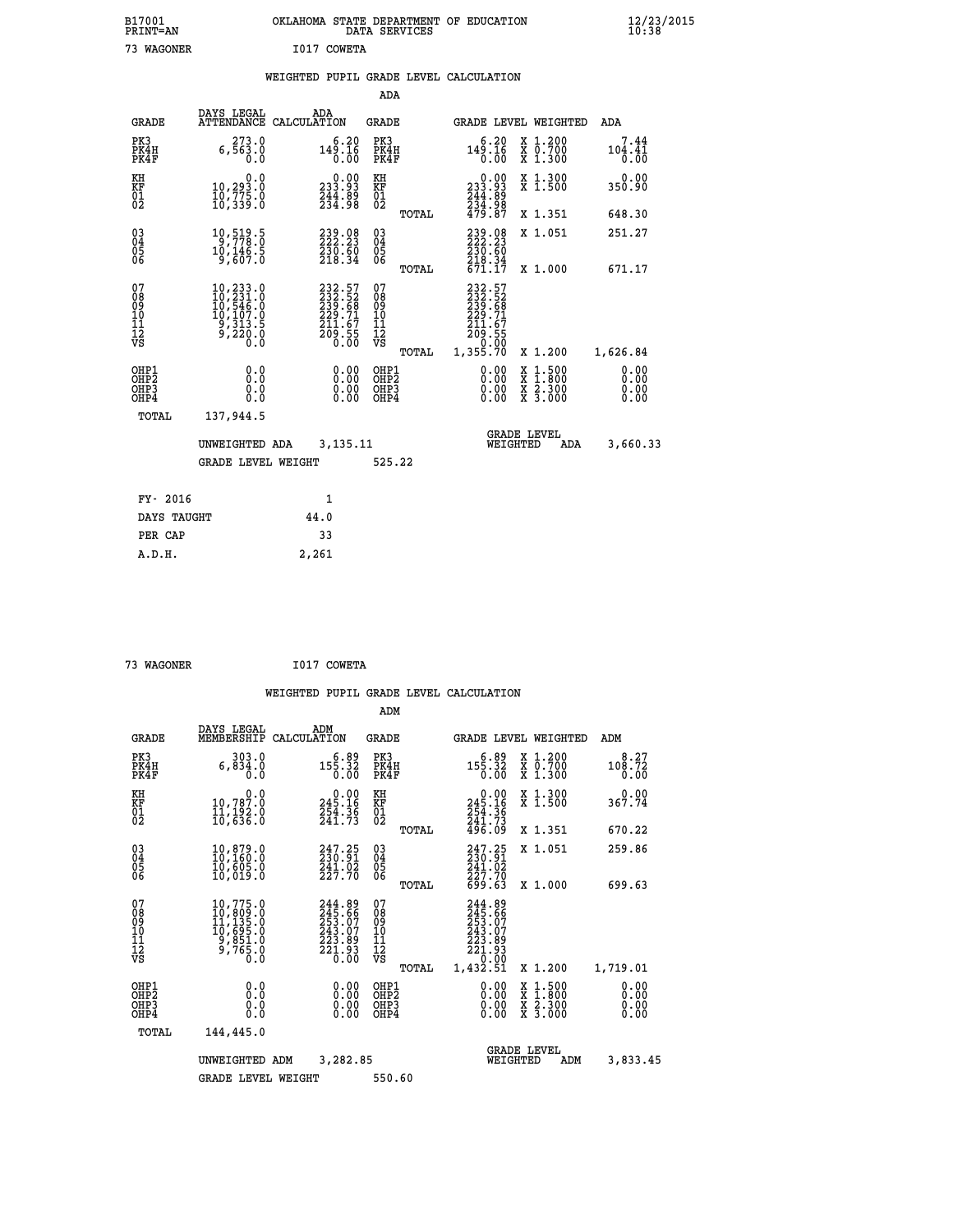B17001 OKLAHOMA STATE DEPARTMENT OF EDUCATION 12/23/2015
PRINT=AN DATA SERVICES 10:38

73 WAGONER I017 COWETA

WEIGHTED PUPIL GRADE LEVEL CALCULATION

ADA

| GRADE | DAYS LEGAL ATTENDANCE | ADA CALCULATION | GRADE | | GRADE LEVEL | WEIGHTED | ADA |
|---|---|---|---|---|---|---|---|
| PK3 | 273.0 | 6.20 | PK3 | | 6.20 | X 1.200 | 7.44 |
| PK4H | 6,563.0 | 149.16 | PK4H | | 149.16 | X 0.700 | 104.41 |
| PK4F | 0.0 | 0.00 | PK4F | | 0.00 | X 1.300 | 0.00 |
| KH | 0.0 | 0.00 | KH | | 0.00 | X 1.300 | 0.00 |
| KF | 10,293.0 | 233.93 | KF | | 233.93 | X 1.500 | 350.90 |
| 01 | 10,775.0 | 244.89 | 01 | | 244.89 | | |
| 02 | 10,339.0 | 234.98 | 02 | | 234.98 | | |
| | | | | TOTAL | 479.87 | X 1.351 | 648.30 |
| 03 | 10,519.5 | 239.08 | 03 | | 239.08 | X 1.051 | 251.27 |
| 04 | 9,778.0 | 222.23 | 04 | | 222.23 | | |
| 05 | 10,146.5 | 230.60 | 05 | | 230.60 | | |
| 06 | 9,607.0 | 218.34 | 06 | | 218.34 | | |
| | | | | TOTAL | 671.17 | X 1.000 | 671.17 |
| 07 | 10,233.0 | 232.57 | 07 | | 232.57 | | |
| 08 | 10,231.0 | 232.52 | 08 | | 232.52 | | |
| 09 | 10,546.0 | 239.68 | 09 | | 239.68 | | |
| 10 | 10,107.0 | 229.71 | 10 | | 229.71 | | |
| 11 | 9,313.5 | 211.67 | 11 | | 211.67 | | |
| 12 | 9,220.0 | 209.55 | 12 | | 209.55 | | |
| VS | 0.0 | 0.00 | VS | | 0.00 | | |
| | | | | TOTAL | 1,355.70 | X 1.200 | 1,626.84 |
| OHP1 | 0.0 | 0.00 | OHP1 | | 0.00 | X 1.500 | 0.00 |
| OHP2 | 0.0 | 0.00 | OHP2 | | 0.00 | X 1.800 | 0.00 |
| OHP3 | 0.0 | 0.00 | OHP3 | | 0.00 | X 2.300 | 0.00 |
| OHP4 | 0.0 | 0.00 | OHP4 | | 0.00 | X 3.000 | 0.00 |
| TOTAL | 137,944.5 | | | | | | |

UNWEIGHTED ADA 3,135.11 GRADE LEVEL WEIGHTED ADA 3,660.33

GRADE LEVEL WEIGHT 525.22

| FY- 2016 | 1 |
|---|---|
| DAYS TAUGHT | 44.0 |
| PER CAP | 33 |
| A.D.H. | 2,261 |

73 WAGONER I017 COWETA

WEIGHTED PUPIL GRADE LEVEL CALCULATION

ADM

| GRADE | DAYS LEGAL MEMBERSHIP | ADM CALCULATION | GRADE | | GRADE LEVEL | WEIGHTED | ADM |
|---|---|---|---|---|---|---|---|
| PK3 | 303.0 | 6.89 | PK3 | | 6.89 | X 1.200 | 8.27 |
| PK4H | 6,834.0 | 155.32 | PK4H | | 155.32 | X 0.700 | 108.72 |
| PK4F | 0.0 | 0.00 | PK4F | | 0.00 | X 1.300 | 0.00 |
| KH | 0.0 | 0.00 | KH | | 0.00 | X 1.300 | 0.00 |
| KF | 10,787.0 | 245.16 | KF | | 245.16 | X 1.500 | 367.74 |
| 01 | 11,192.0 | 254.36 | 01 | | 254.36 | | |
| 02 | 10,636.0 | 241.73 | 02 | | 241.73 | | |
| | | | | TOTAL | 496.09 | X 1.351 | 670.22 |
| 03 | 10,879.0 | 247.25 | 03 | | 247.25 | X 1.051 | 259.86 |
| 04 | 10,160.0 | 230.91 | 04 | | 230.91 | | |
| 05 | 10,605.0 | 241.02 | 05 | | 241.02 | | |
| 06 | 10,019.0 | 227.70 | 06 | | 227.70 | | |
| | | | | TOTAL | 699.63 | X 1.000 | 699.63 |
| 07 | 10,775.0 | 244.89 | 07 | | 244.89 | | |
| 08 | 10,809.0 | 245.66 | 08 | | 245.66 | | |
| 09 | 11,135.0 | 253.07 | 09 | | 253.07 | | |
| 10 | 10,695.0 | 243.07 | 10 | | 243.07 | | |
| 11 | 9,851.0 | 223.89 | 11 | | 223.89 | | |
| 12 | 9,765.0 | 221.93 | 12 | | 221.93 | | |
| VS | 0.0 | 0.00 | VS | | 0.00 | | |
| | | | | TOTAL | 1,432.51 | X 1.200 | 1,719.01 |
| OHP1 | 0.0 | 0.00 | OHP1 | | 0.00 | X 1.500 | 0.00 |
| OHP2 | 0.0 | 0.00 | OHP2 | | 0.00 | X 1.800 | 0.00 |
| OHP3 | 0.0 | 0.00 | OHP3 | | 0.00 | X 2.300 | 0.00 |
| OHP4 | 0.0 | 0.00 | OHP4 | | 0.00 | X 3.000 | 0.00 |
| TOTAL | 144,445.0 | | | | | | |

UNWEIGHTED ADM 3,282.85 GRADE LEVEL WEIGHTED ADM 3,833.45

GRADE LEVEL WEIGHT 550.60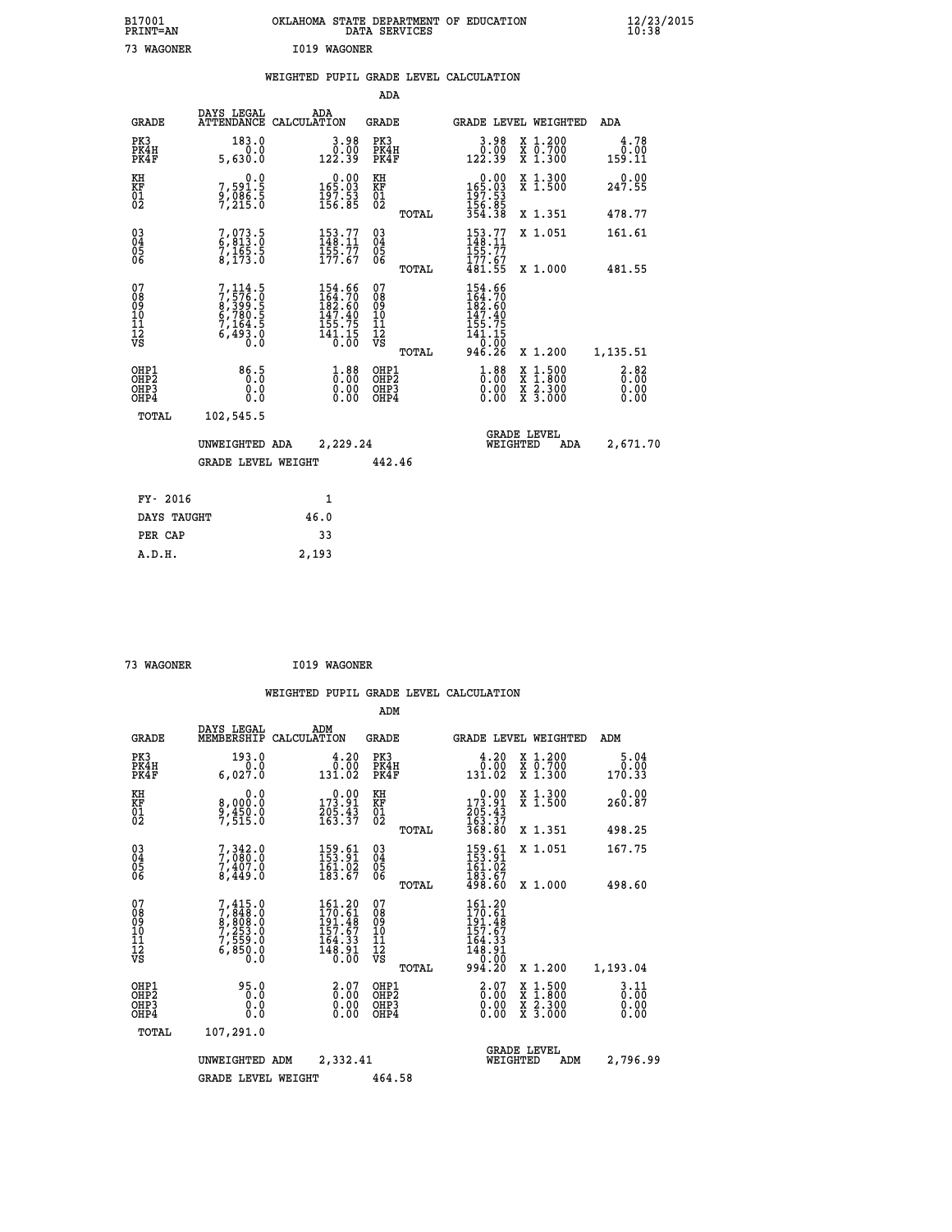B17001 OKLAHOMA STATE DEPARTMENT OF EDUCATION 12/23/2015
PRINT=AN DATA SERVICES 10:38

73 WAGONER I019 WAGONER

## WEIGHTED PUPIL GRADE LEVEL CALCULATION

### ADA

| GRADE | DAYS LEGAL ATTENDANCE | ADA CALCULATION | GRADE | | GRADE LEVEL | WEIGHTED | ADA |
|---|---|---|---|---|---|---|---|
| PK3 | 183.0 | 3.98 | PK3 | | 3.98 | X 1.200 | 4.78 |
| PK4H | 0.0 | 0.00 | PK4H | | 0.00 | X 0.700 | 0.00 |
| PK4F | 5,630.0 | 122.39 | PK4F | | 122.39 | X 1.300 | 159.11 |
| KH | 0.0 | 0.00 | KH | | 0.00 | X 1.300 | 0.00 |
| KF | 7,591.5 | 165.03 | KF | | 165.03 | X 1.500 | 247.55 |
| 01 | 9,086.5 | 197.53 | 01 | | 197.53 | | |
| 02 | 7,215.0 | 156.85 | 02 | | 156.85 | | |
| | | | | TOTAL | 354.38 | X 1.351 | 478.77 |
| 03 | 7,073.5 | 153.77 | 03 | | 153.77 | X 1.051 | 161.61 |
| 04 | 6,813.0 | 148.11 | 04 | | 148.11 | | |
| 05 | 7,165.5 | 155.77 | 05 | | 155.77 | | |
| 06 | 8,173.0 | 177.67 | 06 | | 177.67 | | |
| | | | | TOTAL | 481.55 | X 1.000 | 481.55 |
| 07 | 7,114.5 | 154.66 | 07 | | 154.66 | | |
| 08 | 7,576.0 | 164.70 | 08 | | 164.70 | | |
| 09 | 8,399.5 | 182.60 | 09 | | 182.60 | | |
| 10 | 6,780.5 | 147.40 | 10 | | 147.40 | | |
| 11 | 7,164.5 | 155.75 | 11 | | 155.75 | | |
| 12 | 6,493.0 | 141.15 | 12 | | 141.15 | | |
| VS | 0.0 | 0.00 | VS | | 0.00 | | |
| | | | | TOTAL | 946.26 | X 1.200 | 1,135.51 |
| OHP1 | 86.5 | 1.88 | OHP1 | | 1.88 | X 1.500 | 2.82 |
| OHP2 | 0.0 | 0.00 | OHP2 | | 0.00 | X 1.800 | 0.00 |
| OHP3 | 0.0 | 0.00 | OHP3 | | 0.00 | X 2.300 | 0.00 |
| OHP4 | 0.0 | 0.00 | OHP4 | | 0.00 | X 3.000 | 0.00 |
| TOTAL | 102,545.5 | | | | | | |

UNWEIGHTED ADA 2,229.24 GRADE LEVEL WEIGHTED ADA 2,671.70

GRADE LEVEL WEIGHT 442.46

| FY- 2016 | 1 |
|---|---|
| DAYS TAUGHT | 46.0 |
| PER CAP | 33 |
| A.D.H. | 2,193 |

73 WAGONER I019 WAGONER

## WEIGHTED PUPIL GRADE LEVEL CALCULATION

### ADM

| GRADE | DAYS LEGAL MEMBERSHIP | ADM CALCULATION | GRADE | | GRADE LEVEL | WEIGHTED | ADM |
|---|---|---|---|---|---|---|---|
| PK3 | 193.0 | 4.20 | PK3 | | 4.20 | X 1.200 | 5.04 |
| PK4H | 0.0 | 0.00 | PK4H | | 0.00 | X 0.700 | 0.00 |
| PK4F | 6,027.0 | 131.02 | PK4F | | 131.02 | X 1.300 | 170.33 |
| KH | 0.0 | 0.00 | KH | | 0.00 | X 1.300 | 0.00 |
| KF | 8,000.0 | 173.91 | KF | | 173.91 | X 1.500 | 260.87 |
| 01 | 9,450.0 | 205.43 | 01 | | 205.43 | | |
| 02 | 7,515.0 | 163.37 | 02 | | 163.37 | | |
| | | | | TOTAL | 368.80 | X 1.351 | 498.25 |
| 03 | 7,342.0 | 159.61 | 03 | | 159.61 | X 1.051 | 167.75 |
| 04 | 7,080.0 | 153.91 | 04 | | 153.91 | | |
| 05 | 7,407.0 | 161.02 | 05 | | 161.02 | | |
| 06 | 8,449.0 | 183.67 | 06 | | 183.67 | | |
| | | | | TOTAL | 498.60 | X 1.000 | 498.60 |
| 07 | 7,415.0 | 161.20 | 07 | | 161.20 | | |
| 08 | 7,848.0 | 170.61 | 08 | | 170.61 | | |
| 09 | 8,808.0 | 191.48 | 09 | | 191.48 | | |
| 10 | 7,253.0 | 157.67 | 10 | | 157.67 | | |
| 11 | 7,559.0 | 164.33 | 11 | | 164.33 | | |
| 12 | 6,850.0 | 148.91 | 12 | | 148.91 | | |
| VS | 0.0 | 0.00 | VS | | 0.00 | | |
| | | | | TOTAL | 994.20 | X 1.200 | 1,193.04 |
| OHP1 | 95.0 | 2.07 | OHP1 | | 2.07 | X 1.500 | 3.11 |
| OHP2 | 0.0 | 0.00 | OHP2 | | 0.00 | X 1.800 | 0.00 |
| OHP3 | 0.0 | 0.00 | OHP3 | | 0.00 | X 2.300 | 0.00 |
| OHP4 | 0.0 | 0.00 | OHP4 | | 0.00 | X 3.000 | 0.00 |
| TOTAL | 107,291.0 | | | | | | |

UNWEIGHTED ADM 2,332.41 GRADE LEVEL WEIGHTED ADM 2,796.99

GRADE LEVEL WEIGHT 464.58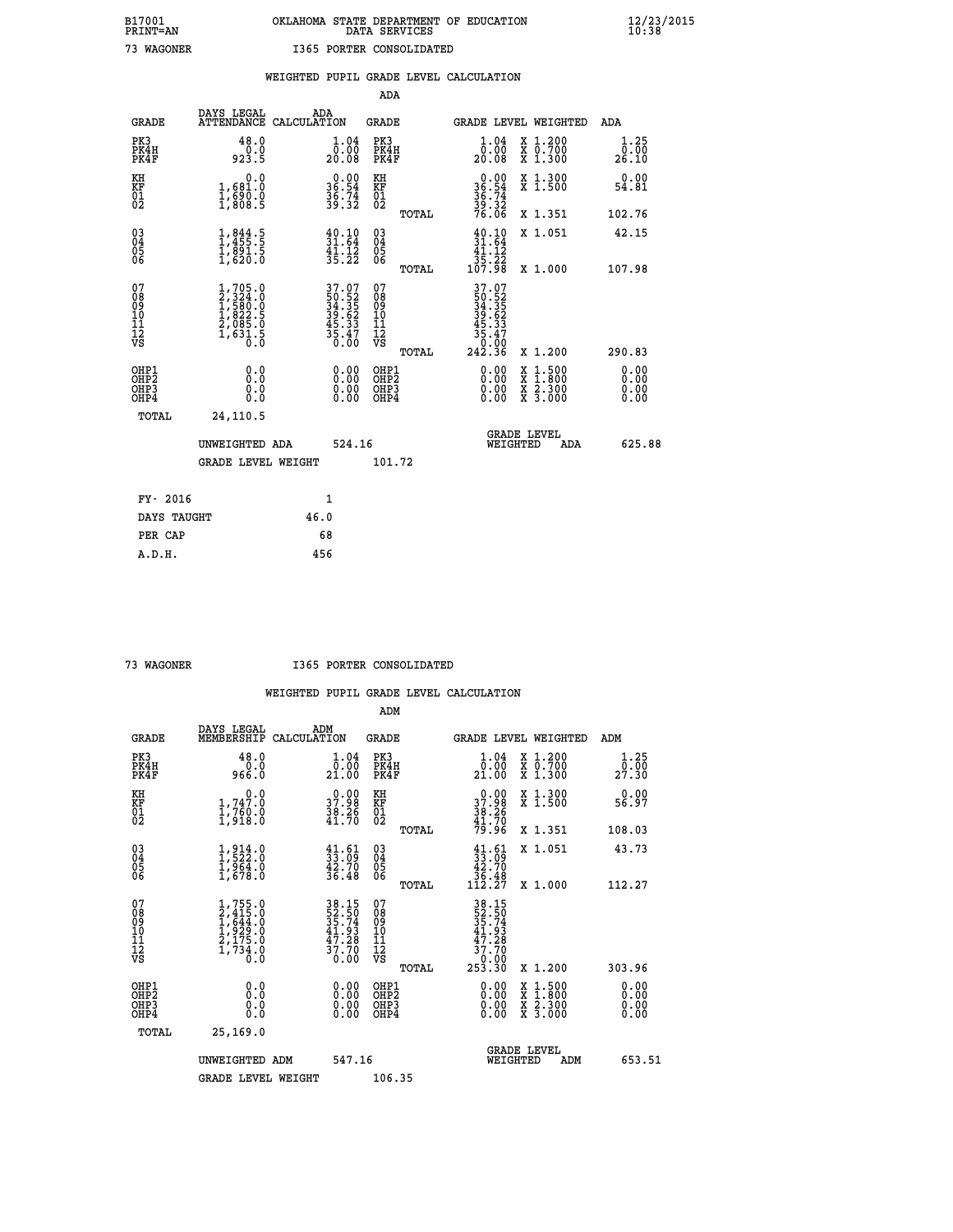B17001 OKLAHOMA STATE DEPARTMENT OF EDUCATION 12/23/2015
PRINT=AN DATA SERVICES 10:38

73 WAGONER I365 PORTER CONSOLIDATED

## WEIGHTED PUPIL GRADE LEVEL CALCULATION

### ADA

| GRADE | DAYS LEGAL ATTENDANCE | ADA CALCULATION | GRADE | GRADE LEVEL | WEIGHTED | ADA |
|---|---|---|---|---|---|---|
| PK3 | 48.0 | 1.04 | PK3 | 1.04 | X 1.200 | 1.25 |
| PK4H | 0.0 | 0.00 | PK4H | 0.00 | X 0.700 | 0.00 |
| PK4F | 923.5 | 20.08 | PK4F | 20.08 | X 1.300 | 26.10 |
| KH | 0.0 | 0.00 | KH | 0.00 | X 1.300 | 0.00 |
| KF | 1,681.0 | 36.54 | KF | 36.54 | X 1.500 | 54.81 |
| 01 | 1,690.0 | 36.74 | 01 | 36.74 | | |
| 02 | 1,808.5 | 39.32 | 02 | 39.32 | | |
| | | | TOTAL | 76.06 | X 1.351 | 102.76 |
| 03 | 1,844.5 | 40.10 | 03 | 40.10 | X 1.051 | 42.15 |
| 04 | 1,455.5 | 31.64 | 04 | 31.64 | | |
| 05 | 1,891.5 | 41.12 | 05 | 41.12 | | |
| 06 | 1,620.0 | 35.22 | 06 | 35.22 | | |
| | | | TOTAL | 107.98 | X 1.000 | 107.98 |
| 07 | 1,705.0 | 37.07 | 07 | 37.07 | | |
| 08 | 2,324.0 | 50.52 | 08 | 50.52 | | |
| 09 | 1,580.0 | 34.35 | 09 | 34.35 | | |
| 10 | 1,822.5 | 39.62 | 10 | 39.62 | | |
| 11 | 2,085.0 | 45.33 | 11 | 45.33 | | |
| 12 | 1,631.5 | 35.47 | 12 | 35.47 | | |
| VS | 0.0 | 0.00 | VS | 0.00 | | |
| | | | TOTAL | 242.36 | X 1.200 | 290.83 |
| OHP1 | 0.0 | 0.00 | OHP1 | 0.00 | X 1.500 | 0.00 |
| OHP2 | 0.0 | 0.00 | OHP2 | 0.00 | X 1.800 | 0.00 |
| OHP3 | 0.0 | 0.00 | OHP3 | 0.00 | X 2.300 | 0.00 |
| OHP4 | 0.0 | 0.00 | OHP4 | 0.00 | X 3.000 | 0.00 |
| TOTAL | 24,110.5 | | | | | |

UNWEIGHTED ADA 524.16 — GRADE LEVEL WEIGHTED ADA 625.88

GRADE LEVEL WEIGHT 101.72

| | |
|---|---|
| FY- 2016 | 1 |
| DAYS TAUGHT | 46.0 |
| PER CAP | 68 |
| A.D.H. | 456 |

73 WAGONER I365 PORTER CONSOLIDATED

## WEIGHTED PUPIL GRADE LEVEL CALCULATION

### ADM

| GRADE | DAYS LEGAL MEMBERSHIP | ADM CALCULATION | GRADE | GRADE LEVEL | WEIGHTED | ADM |
|---|---|---|---|---|---|---|
| PK3 | 48.0 | 1.04 | PK3 | 1.04 | X 1.200 | 1.25 |
| PK4H | 0.0 | 0.00 | PK4H | 0.00 | X 0.700 | 0.00 |
| PK4F | 966.0 | 21.00 | PK4F | 21.00 | X 1.300 | 27.30 |
| KH | 0.0 | 0.00 | KH | 0.00 | X 1.300 | 0.00 |
| KF | 1,747.0 | 37.98 | KF | 37.98 | X 1.500 | 56.97 |
| 01 | 1,760.0 | 38.26 | 01 | 38.26 | | |
| 02 | 1,918.0 | 41.70 | 02 | 41.70 | | |
| | | | TOTAL | 79.96 | X 1.351 | 108.03 |
| 03 | 1,914.0 | 41.61 | 03 | 41.61 | X 1.051 | 43.73 |
| 04 | 1,522.0 | 33.09 | 04 | 33.09 | | |
| 05 | 1,964.0 | 42.70 | 05 | 42.70 | | |
| 06 | 1,678.0 | 36.48 | 06 | 36.48 | | |
| | | | TOTAL | 112.27 | X 1.000 | 112.27 |
| 07 | 1,755.0 | 38.15 | 07 | 38.15 | | |
| 08 | 2,415.0 | 52.50 | 08 | 52.50 | | |
| 09 | 1,644.0 | 35.74 | 09 | 35.74 | | |
| 10 | 1,929.0 | 41.93 | 10 | 41.93 | | |
| 11 | 2,175.0 | 47.28 | 11 | 47.28 | | |
| 12 | 1,734.0 | 37.70 | 12 | 37.70 | | |
| VS | 0.0 | 0.00 | VS | 0.00 | | |
| | | | TOTAL | 253.30 | X 1.200 | 303.96 |
| OHP1 | 0.0 | 0.00 | OHP1 | 0.00 | X 1.500 | 0.00 |
| OHP2 | 0.0 | 0.00 | OHP2 | 0.00 | X 1.800 | 0.00 |
| OHP3 | 0.0 | 0.00 | OHP3 | 0.00 | X 2.300 | 0.00 |
| OHP4 | 0.0 | 0.00 | OHP4 | 0.00 | X 3.000 | 0.00 |
| TOTAL | 25,169.0 | | | | | |

UNWEIGHTED ADM 547.16 — GRADE LEVEL WEIGHTED ADM 653.51

GRADE LEVEL WEIGHT 106.35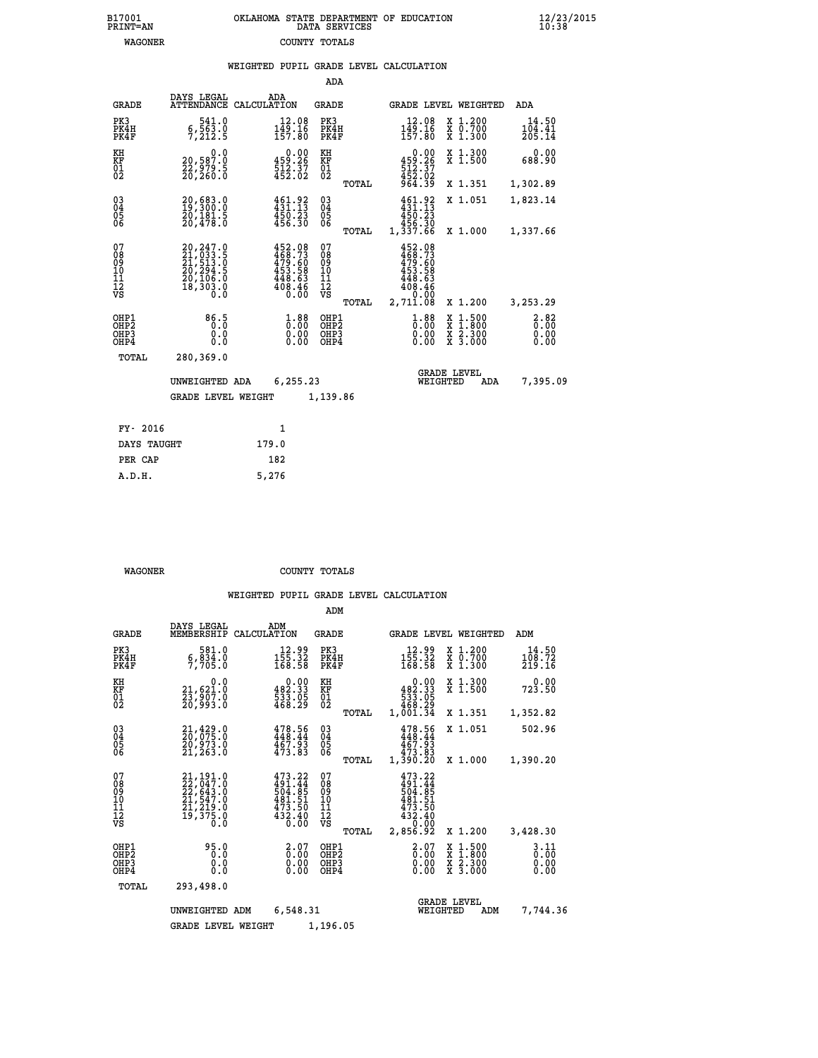B17001 OKLAHOMA STATE DEPARTMENT OF EDUCATION 12/23/2015
PRINT=AN DATA SERVICES 10:38

WAGONER COUNTY TOTALS

## WEIGHTED PUPIL GRADE LEVEL CALCULATION

### ADA

| GRADE | DAYS LEGAL ATTENDANCE | ADA CALCULATION | GRADE | | GRADE LEVEL | WEIGHTED | ADA |
|---|---|---|---|---|---|---|---|
| PK3 | 541.0 | 12.08 | PK3 | | 12.08 | X 1.200 | 14.50 |
| PK4H | 6,563.0 | 149.16 | PK4H | | 149.16 | X 0.700 | 104.41 |
| PK4F | 7,212.5 | 157.80 | PK4F | | 157.80 | X 1.300 | 205.14 |
| KH | 0.0 | 0.00 | KH | | 0.00 | X 1.300 | 0.00 |
| KF | 20,587.0 | 459.26 | KF | | 459.26 | X 1.500 | 688.90 |
| 01 | 22,979.5 | 512.37 | 01 | | 512.37 | | |
| 02 | 20,260.0 | 452.02 | 02 | | 452.02 | | |
| | | | | TOTAL | 964.39 | X 1.351 | 1,302.89 |
| 03 | 20,683.0 | 461.92 | 03 | | 461.92 | X 1.051 | 1,823.14 |
| 04 | 19,300.0 | 431.13 | 04 | | 431.13 | | |
| 05 | 20,181.5 | 450.23 | 05 | | 450.23 | | |
| 06 | 20,478.0 | 456.30 | 06 | | 456.30 | | |
| | | | | TOTAL | 1,337.66 | X 1.000 | 1,337.66 |
| 07 | 20,247.0 | 452.08 | 07 | | 452.08 | | |
| 08 | 21,033.5 | 468.73 | 08 | | 468.73 | | |
| 09 | 21,513.0 | 479.60 | 09 | | 479.60 | | |
| 10 | 20,294.5 | 453.58 | 10 | | 453.58 | | |
| 11 | 20,106.0 | 448.63 | 11 | | 448.63 | | |
| 12 | 18,303.0 | 408.46 | 12 | | 408.46 | | |
| VS | 0.0 | 0.00 | VS | | 0.00 | | |
| | | | | TOTAL | 2,711.08 | X 1.200 | 3,253.29 |
| OHP1 | 86.5 | 1.88 | OHP1 | | 1.88 | X 1.500 | 2.82 |
| OHP2 | 0.0 | 0.00 | OHP2 | | 0.00 | X 1.800 | 0.00 |
| OHP3 | 0.0 | 0.00 | OHP3 | | 0.00 | X 2.300 | 0.00 |
| OHP4 | 0.0 | 0.00 | OHP4 | | 0.00 | X 3.000 | 0.00 |
| TOTAL | 280,369.0 | | | | | | |

UNWEIGHTED ADA 6,255.23 GRADE LEVEL WEIGHTED ADA 7,395.09

GRADE LEVEL WEIGHT 1,139.86

| FY- 2016 | 1 |
|---|---|
| DAYS TAUGHT | 179.0 |
| PER CAP | 182 |
| A.D.H. | 5,276 |

WAGONER COUNTY TOTALS

## WEIGHTED PUPIL GRADE LEVEL CALCULATION

### ADM

| GRADE | DAYS LEGAL MEMBERSHIP | ADM CALCULATION | GRADE | | GRADE LEVEL | WEIGHTED | ADM |
|---|---|---|---|---|---|---|---|
| PK3 | 581.0 | 12.99 | PK3 | | 12.99 | X 1.200 | 14.50 |
| PK4H | 6,834.0 | 155.32 | PK4H | | 155.32 | X 0.700 | 108.72 |
| PK4F | 7,705.0 | 168.58 | PK4F | | 168.58 | X 1.300 | 219.16 |
| KH | 0.0 | 0.00 | KH | | 0.00 | X 1.300 | 0.00 |
| KF | 21,621.0 | 482.33 | KF | | 482.33 | X 1.500 | 723.50 |
| 01 | 23,907.0 | 533.05 | 01 | | 533.05 | | |
| 02 | 20,993.0 | 468.29 | 02 | | 468.29 | | |
| | | | | TOTAL | 1,001.34 | X 1.351 | 1,352.82 |
| 03 | 21,429.0 | 478.56 | 03 | | 478.56 | X 1.051 | 502.96 |
| 04 | 20,075.0 | 448.44 | 04 | | 448.44 | | |
| 05 | 20,973.0 | 467.93 | 05 | | 467.93 | | |
| 06 | 21,263.0 | 473.83 | 06 | | 473.83 | | |
| | | | | TOTAL | 1,390.20 | X 1.000 | 1,390.20 |
| 07 | 21,191.0 | 473.22 | 07 | | 473.22 | | |
| 08 | 22,047.0 | 491.44 | 08 | | 491.44 | | |
| 09 | 22,643.0 | 504.85 | 09 | | 504.85 | | |
| 10 | 21,547.0 | 481.51 | 10 | | 481.51 | | |
| 11 | 21,219.0 | 473.50 | 11 | | 473.50 | | |
| 12 | 19,375.0 | 432.40 | 12 | | 432.40 | | |
| VS | 0.0 | 0.00 | VS | | 0.00 | | |
| | | | | TOTAL | 2,856.92 | X 1.200 | 3,428.30 |
| OHP1 | 95.0 | 2.07 | OHP1 | | 2.07 | X 1.500 | 3.11 |
| OHP2 | 0.0 | 0.00 | OHP2 | | 0.00 | X 1.800 | 0.00 |
| OHP3 | 0.0 | 0.00 | OHP3 | | 0.00 | X 2.300 | 0.00 |
| OHP4 | 0.0 | 0.00 | OHP4 | | 0.00 | X 3.000 | 0.00 |
| TOTAL | 293,498.0 | | | | | | |

UNWEIGHTED ADM 6,548.31 GRADE LEVEL WEIGHTED ADM 7,744.36

GRADE LEVEL WEIGHT 1,196.05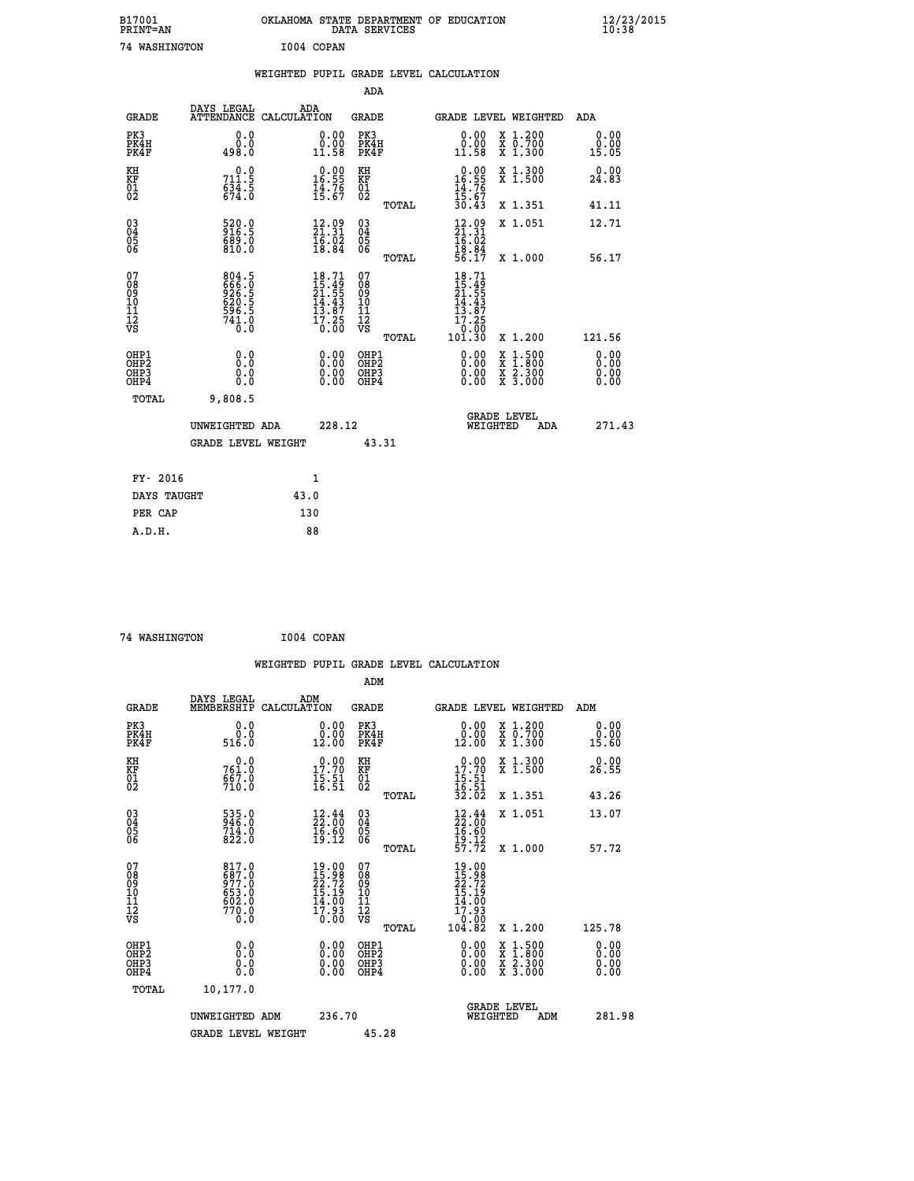B17001 OKLAHOMA STATE DEPARTMENT OF EDUCATION 12/23/2015
PRINT=AN DATA SERVICES 10:38

74 WASHINGTON I004 COPAN

WEIGHTED PUPIL GRADE LEVEL CALCULATION

ADA

| GRADE | DAYS LEGAL ATTENDANCE | ADA CALCULATION | GRADE | | GRADE LEVEL | WEIGHTED | ADA |
|---|---|---|---|---|---|---|---|
| PK3 | 0.0 | 0.00 | PK3 | | 0.00 | X 1.200 | 0.00 |
| PK4H | 0.0 | 0.00 | PK4H | | 0.00 | X 0.700 | 0.00 |
| PK4F | 498.0 | 11.58 | PK4F | | 11.58 | X 1.300 | 15.05 |
| KH | 0.0 | 0.00 | KH | | 0.00 | X 1.300 | 0.00 |
| KF | 711.5 | 16.55 | KF | | 16.55 | X 1.500 | 24.83 |
| 01 | 634.5 | 14.76 | 01 | | 14.76 | | |
| 02 | 674.0 | 15.67 | 02 | | 15.67 | | |
| | | | | TOTAL | 30.43 | X 1.351 | 41.11 |
| 03 | 520.0 | 12.09 | 03 | | 12.09 | X 1.051 | 12.71 |
| 04 | 916.5 | 21.31 | 04 | | 21.31 | | |
| 05 | 689.0 | 16.02 | 05 | | 16.02 | | |
| 06 | 810.0 | 18.84 | 06 | | 18.84 | | |
| | | | | TOTAL | 56.17 | X 1.000 | 56.17 |
| 07 | 804.5 | 18.71 | 07 | | 18.71 | | |
| 08 | 666.0 | 15.49 | 08 | | 15.49 | | |
| 09 | 926.5 | 21.55 | 09 | | 21.55 | | |
| 10 | 620.5 | 14.43 | 10 | | 14.43 | | |
| 11 | 596.5 | 13.87 | 11 | | 13.87 | | |
| 12 | 741.0 | 17.25 | 12 | | 17.25 | | |
| VS | 0.0 | 0.00 | VS | | 0.00 | | |
| | | | | TOTAL | 101.30 | X 1.200 | 121.56 |
| OHP1 | 0.0 | 0.00 | OHP1 | | 0.00 | X 1.500 | 0.00 |
| OHP2 | 0.0 | 0.00 | OHP2 | | 0.00 | X 1.800 | 0.00 |
| OHP3 | 0.0 | 0.00 | OHP3 | | 0.00 | X 2.300 | 0.00 |
| OHP4 | 0.0 | 0.00 | OHP4 | | 0.00 | X 3.000 | 0.00 |
| TOTAL | 9,808.5 | | | | | | |

UNWEIGHTED ADA 228.12 GRADE LEVEL WEIGHTED ADA 271.43

GRADE LEVEL WEIGHT 43.31

| FY- 2016 | 1 |
|---|---|
| DAYS TAUGHT | 43.0 |
| PER CAP | 130 |
| A.D.H. | 88 |

74 WASHINGTON I004 COPAN

WEIGHTED PUPIL GRADE LEVEL CALCULATION

ADM

| GRADE | DAYS LEGAL MEMBERSHIP | ADM CALCULATION | GRADE | | GRADE LEVEL | WEIGHTED | ADM |
|---|---|---|---|---|---|---|---|
| PK3 | 0.0 | 0.00 | PK3 | | 0.00 | X 1.200 | 0.00 |
| PK4H | 0.0 | 0.00 | PK4H | | 0.00 | X 0.700 | 0.00 |
| PK4F | 516.0 | 12.00 | PK4F | | 12.00 | X 1.300 | 15.60 |
| KH | 0.0 | 0.00 | KH | | 0.00 | X 1.300 | 0.00 |
| KF | 761.0 | 17.70 | KF | | 17.70 | X 1.500 | 26.55 |
| 01 | 667.0 | 15.51 | 01 | | 15.51 | | |
| 02 | 710.0 | 16.51 | 02 | | 16.51 | | |
| | | | | TOTAL | 32.02 | X 1.351 | 43.26 |
| 03 | 535.0 | 12.44 | 03 | | 12.44 | X 1.051 | 13.07 |
| 04 | 946.0 | 22.00 | 04 | | 22.00 | | |
| 05 | 714.0 | 16.60 | 05 | | 16.60 | | |
| 06 | 822.0 | 19.12 | 06 | | 19.12 | | |
| | | | | TOTAL | 57.72 | X 1.000 | 57.72 |
| 07 | 817.0 | 19.00 | 07 | | 19.00 | | |
| 08 | 687.0 | 15.98 | 08 | | 15.98 | | |
| 09 | 977.0 | 22.72 | 09 | | 22.72 | | |
| 10 | 653.0 | 15.19 | 10 | | 15.19 | | |
| 11 | 602.0 | 14.00 | 11 | | 14.00 | | |
| 12 | 770.0 | 17.93 | 12 | | 17.93 | | |
| VS | 0.0 | 0.00 | VS | | 0.00 | | |
| | | | | TOTAL | 104.82 | X 1.200 | 125.78 |
| OHP1 | 0.0 | 0.00 | OHP1 | | 0.00 | X 1.500 | 0.00 |
| OHP2 | 0.0 | 0.00 | OHP2 | | 0.00 | X 1.800 | 0.00 |
| OHP3 | 0.0 | 0.00 | OHP3 | | 0.00 | X 2.300 | 0.00 |
| OHP4 | 0.0 | 0.00 | OHP4 | | 0.00 | X 3.000 | 0.00 |
| TOTAL | 10,177.0 | | | | | | |

UNWEIGHTED ADM 236.70 GRADE LEVEL WEIGHTED ADM 281.98

GRADE LEVEL WEIGHT 45.28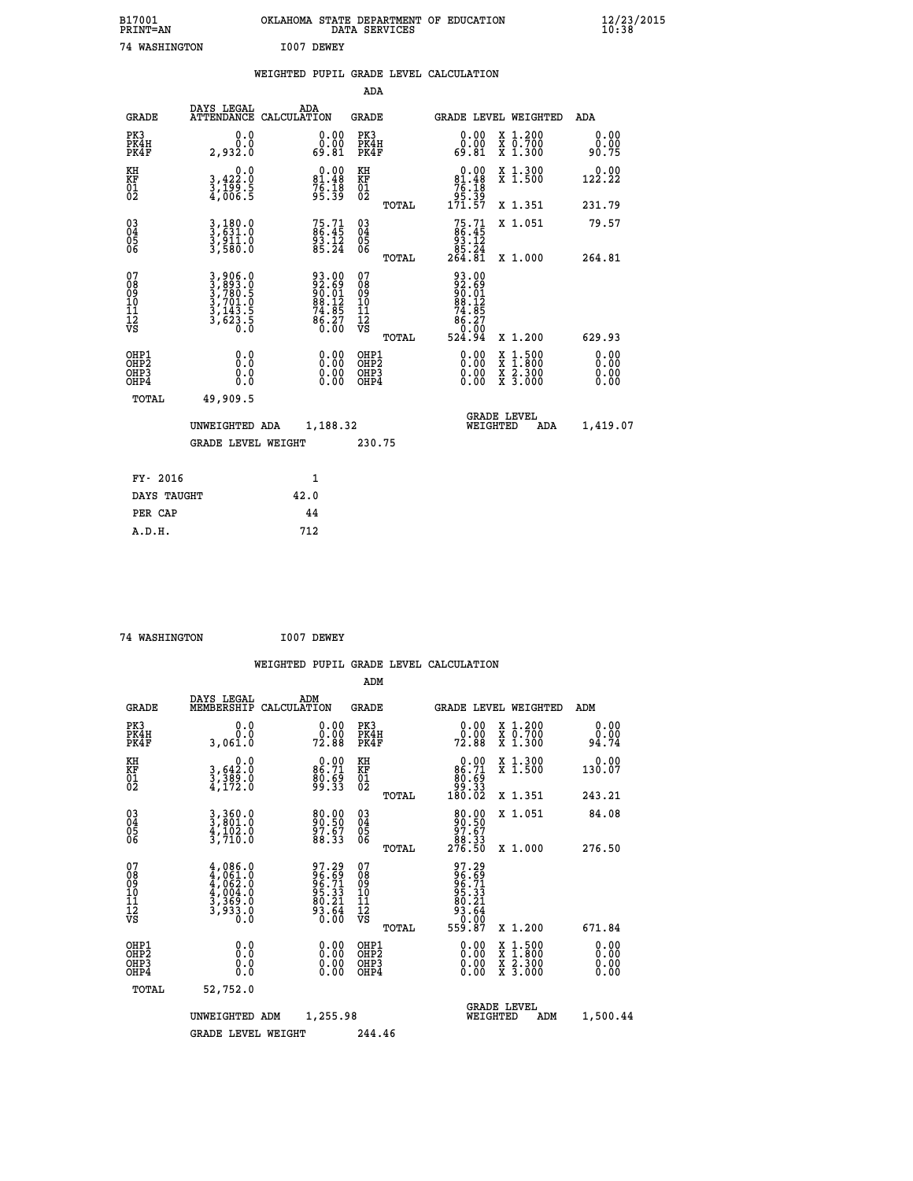B17001 OKLAHOMA STATE DEPARTMENT OF EDUCATION 12/23/2015
PRINT=AN DATA SERVICES 10:38

74 WASHINGTON I007 DEWEY

## WEIGHTED PUPIL GRADE LEVEL CALCULATION

### ADA

| GRADE | DAYS LEGAL ATTENDANCE | ADA CALCULATION | GRADE | GRADE LEVEL | WEIGHTED | ADA |
|---|---|---|---|---|---|---|
| PK3 | 0.0 | 0.00 | PK3 | 0.00 | X 1.200 | 0.00 |
| PK4H | 0.0 | 0.00 | PK4H | 0.00 | X 0.700 | 0.00 |
| PK4F | 2,932.0 | 69.81 | PK4F | 69.81 | X 1.300 | 90.75 |
| KH | 0.0 | 0.00 | KH | 0.00 | X 1.300 | 0.00 |
| KF | 3,422.0 | 81.48 | KF | 81.48 | X 1.500 | 122.22 |
| 01 | 3,199.5 | 76.18 | 01 | 76.18 | | |
| 02 | 4,006.5 | 95.39 | 02 | 95.39 | | |
| | | | TOTAL | 171.57 | X 1.351 | 231.79 |
| 03 | 3,180.0 | 75.71 | 03 | 75.71 | X 1.051 | 79.57 |
| 04 | 3,631.0 | 86.45 | 04 | 86.45 | | |
| 05 | 3,911.0 | 93.12 | 05 | 93.12 | | |
| 06 | 3,580.0 | 85.24 | 06 | 85.24 | | |
| | | | TOTAL | 264.81 | X 1.000 | 264.81 |
| 07 | 3,906.0 | 93.00 | 07 | 93.00 | | |
| 08 | 3,893.0 | 92.69 | 08 | 92.69 | | |
| 09 | 3,780.5 | 90.01 | 09 | 90.01 | | |
| 10 | 3,701.0 | 88.12 | 10 | 88.12 | | |
| 11 | 3,143.5 | 74.85 | 11 | 74.85 | | |
| 12 | 3,623.5 | 86.27 | 12 | 86.27 | | |
| VS | 0.0 | 0.00 | VS | 0.00 | | |
| | | | TOTAL | 524.94 | X 1.200 | 629.93 |
| OHP1 | 0.0 | 0.00 | OHP1 | 0.00 | X 1.500 | 0.00 |
| OHP2 | 0.0 | 0.00 | OHP2 | 0.00 | X 1.800 | 0.00 |
| OHP3 | 0.0 | 0.00 | OHP3 | 0.00 | X 2.300 | 0.00 |
| OHP4 | 0.0 | 0.00 | OHP4 | 0.00 | X 3.000 | 0.00 |
| TOTAL | 49,909.5 | | | | | |

UNWEIGHTED ADA 1,188.32 GRADE LEVEL WEIGHTED ADA 1,419.07

GRADE LEVEL WEIGHT 230.75

| FY- 2016 | 1 |
|---|---|
| DAYS TAUGHT | 42.0 |
| PER CAP | 44 |
| A.D.H. | 712 |

74 WASHINGTON I007 DEWEY

## WEIGHTED PUPIL GRADE LEVEL CALCULATION

### ADM

| GRADE | DAYS LEGAL MEMBERSHIP | ADM CALCULATION | GRADE | GRADE LEVEL | WEIGHTED | ADM |
|---|---|---|---|---|---|---|
| PK3 | 0.0 | 0.00 | PK3 | 0.00 | X 1.200 | 0.00 |
| PK4H | 0.0 | 0.00 | PK4H | 0.00 | X 0.700 | 0.00 |
| PK4F | 3,061.0 | 72.88 | PK4F | 72.88 | X 1.300 | 94.74 |
| KH | 0.0 | 0.00 | KH | 0.00 | X 1.300 | 0.00 |
| KF | 3,642.0 | 86.71 | KF | 86.71 | X 1.500 | 130.07 |
| 01 | 3,389.0 | 80.69 | 01 | 80.69 | | |
| 02 | 4,172.0 | 99.33 | 02 | 99.33 | | |
| | | | TOTAL | 180.02 | X 1.351 | 243.21 |
| 03 | 3,360.0 | 80.00 | 03 | 80.00 | X 1.051 | 84.08 |
| 04 | 3,801.0 | 90.50 | 04 | 90.50 | | |
| 05 | 4,102.0 | 97.67 | 05 | 97.67 | | |
| 06 | 3,710.0 | 88.33 | 06 | 88.33 | | |
| | | | TOTAL | 276.50 | X 1.000 | 276.50 |
| 07 | 4,086.0 | 97.29 | 07 | 97.29 | | |
| 08 | 4,061.0 | 96.69 | 08 | 96.69 | | |
| 09 | 4,062.0 | 96.71 | 09 | 96.71 | | |
| 10 | 4,004.0 | 95.33 | 10 | 95.33 | | |
| 11 | 3,369.0 | 80.21 | 11 | 80.21 | | |
| 12 | 3,933.0 | 93.64 | 12 | 93.64 | | |
| VS | 0.0 | 0.00 | VS | 0.00 | | |
| | | | TOTAL | 559.87 | X 1.200 | 671.84 |
| OHP1 | 0.0 | 0.00 | OHP1 | 0.00 | X 1.500 | 0.00 |
| OHP2 | 0.0 | 0.00 | OHP2 | 0.00 | X 1.800 | 0.00 |
| OHP3 | 0.0 | 0.00 | OHP3 | 0.00 | X 2.300 | 0.00 |
| OHP4 | 0.0 | 0.00 | OHP4 | 0.00 | X 3.000 | 0.00 |
| TOTAL | 52,752.0 | | | | | |

UNWEIGHTED ADM 1,255.98 GRADE LEVEL WEIGHTED ADM 1,500.44

GRADE LEVEL WEIGHT 244.46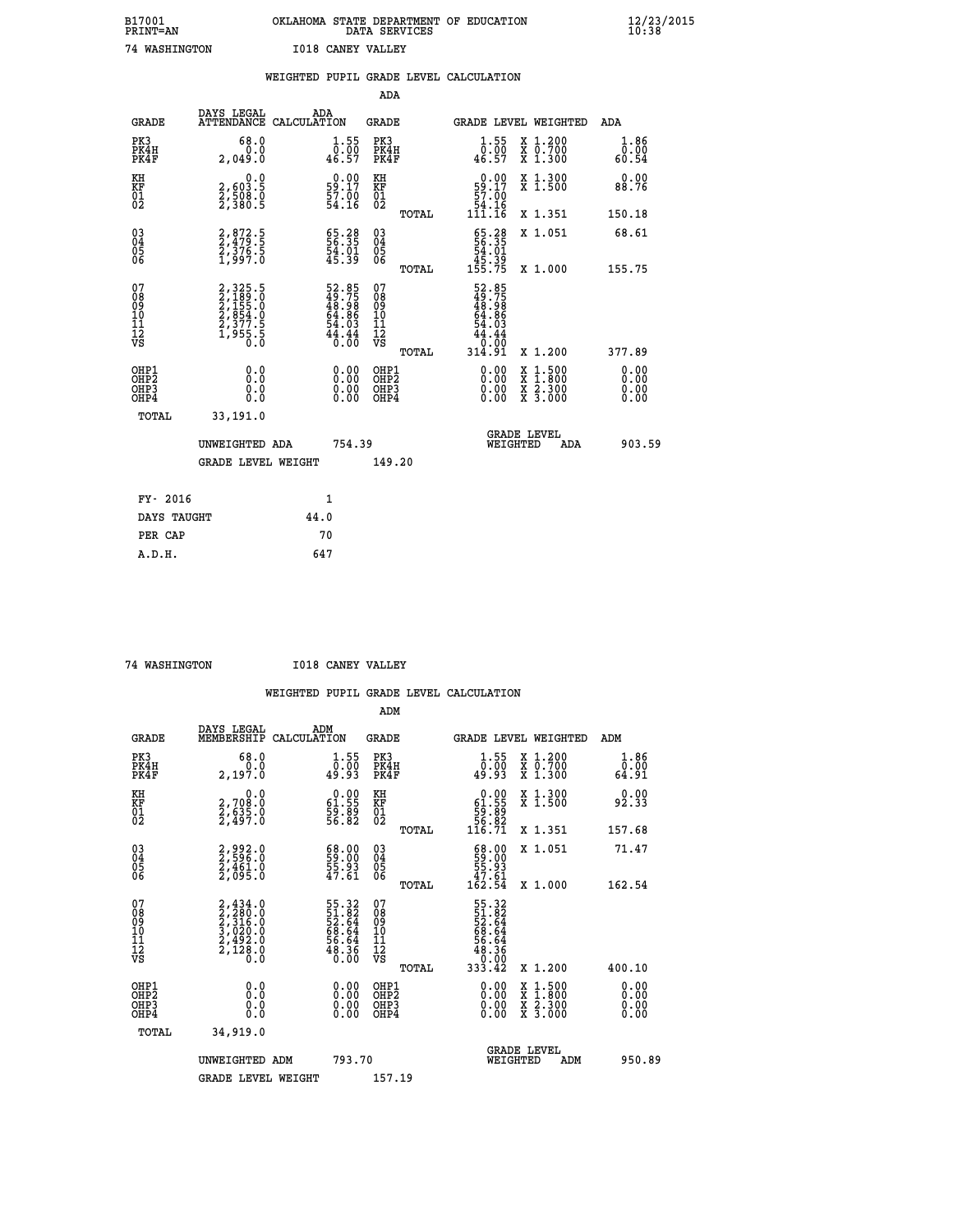B17001 OKLAHOMA STATE DEPARTMENT OF EDUCATION 12/23/2015
PRINT=AN DATA SERVICES 10:38

74 WASHINGTON I018 CANEY VALLEY

## WEIGHTED PUPIL GRADE LEVEL CALCULATION

ADA

| GRADE | DAYS LEGAL ATTENDANCE | ADA CALCULATION | GRADE | | GRADE LEVEL | WEIGHTED | ADA |
|---|---|---|---|---|---|---|---|
| PK3 | 68.0 | 1.55 | PK3 | | 1.55 | X 1.200 | 1.86 |
| PK4H | 0.0 | 0.00 | PK4H | | 0.00 | X 0.700 | 0.00 |
| PK4F | 2,049.0 | 46.57 | PK4F | | 46.57 | X 1.300 | 60.54 |
| KH | 0.0 | 0.00 | KH | | 0.00 | X 1.300 | 0.00 |
| KF | 2,603.5 | 59.17 | KF | | 59.17 | X 1.500 | 88.76 |
| 01 | 2,508.0 | 57.00 | 01 | | 57.00 | | |
| 02 | 2,380.5 | 54.16 | 02 | | 54.16 | | |
| | | | | TOTAL | 111.16 | X 1.351 | 150.18 |
| 03 | 2,872.5 | 65.28 | 03 | | 65.28 | X 1.051 | 68.61 |
| 04 | 2,479.5 | 56.35 | 04 | | 56.35 | | |
| 05 | 2,376.5 | 54.01 | 05 | | 54.01 | | |
| 06 | 1,997.0 | 45.39 | 06 | | 45.39 | | |
| | | | | TOTAL | 155.75 | X 1.000 | 155.75 |
| 07 | 2,325.5 | 52.85 | 07 | | 52.85 | | |
| 08 | 2,189.0 | 49.75 | 08 | | 49.75 | | |
| 09 | 2,155.0 | 48.98 | 09 | | 48.98 | | |
| 10 | 2,854.0 | 64.86 | 10 | | 64.86 | | |
| 11 | 2,377.5 | 54.03 | 11 | | 54.03 | | |
| 12 | 1,955.5 | 44.44 | 12 | | 44.44 | | |
| VS | 0.0 | 0.00 | VS | | 0.00 | | |
| | | | | TOTAL | 314.91 | X 1.200 | 377.89 |
| OHP1 | 0.0 | 0.00 | OHP1 | | 0.00 | X 1.500 | 0.00 |
| OHP2 | 0.0 | 0.00 | OHP2 | | 0.00 | X 1.800 | 0.00 |
| OHP3 | 0.0 | 0.00 | OHP3 | | 0.00 | X 2.300 | 0.00 |
| OHP4 | 0.0 | 0.00 | OHP4 | | 0.00 | X 3.000 | 0.00 |
| TOTAL | 33,191.0 | | | | | | |

UNWEIGHTED ADA 754.39 — GRADE LEVEL WEIGHTED ADA 903.59

GRADE LEVEL WEIGHT 149.20

| FY- 2016 | 1 |
|---|---|
| DAYS TAUGHT | 44.0 |
| PER CAP | 70 |
| A.D.H. | 647 |

74 WASHINGTON I018 CANEY VALLEY

## WEIGHTED PUPIL GRADE LEVEL CALCULATION

ADM

| GRADE | DAYS LEGAL MEMBERSHIP | ADM CALCULATION | GRADE | | GRADE LEVEL | WEIGHTED | ADM |
|---|---|---|---|---|---|---|---|
| PK3 | 68.0 | 1.55 | PK3 | | 1.55 | X 1.200 | 1.86 |
| PK4H | 0.0 | 0.00 | PK4H | | 0.00 | X 0.700 | 0.00 |
| PK4F | 2,197.0 | 49.93 | PK4F | | 49.93 | X 1.300 | 64.91 |
| KH | 0.0 | 0.00 | KH | | 0.00 | X 1.300 | 0.00 |
| KF | 2,708.0 | 61.55 | KF | | 61.55 | X 1.500 | 92.33 |
| 01 | 2,635.0 | 59.89 | 01 | | 59.89 | | |
| 02 | 2,497.0 | 56.82 | 02 | | 56.82 | | |
| | | | | TOTAL | 116.71 | X 1.351 | 157.68 |
| 03 | 2,992.0 | 68.00 | 03 | | 68.00 | X 1.051 | 71.47 |
| 04 | 2,596.0 | 59.00 | 04 | | 59.00 | | |
| 05 | 2,461.0 | 55.93 | 05 | | 55.93 | | |
| 06 | 2,095.0 | 47.61 | 06 | | 47.61 | | |
| | | | | TOTAL | 162.54 | X 1.000 | 162.54 |
| 07 | 2,434.0 | 55.32 | 07 | | 55.32 | | |
| 08 | 2,280.0 | 51.82 | 08 | | 51.82 | | |
| 09 | 2,316.0 | 52.64 | 09 | | 52.64 | | |
| 10 | 3,020.0 | 68.64 | 10 | | 68.64 | | |
| 11 | 2,492.0 | 56.64 | 11 | | 56.64 | | |
| 12 | 2,128.0 | 48.36 | 12 | | 48.36 | | |
| VS | 0.0 | 0.00 | VS | | 0.00 | | |
| | | | | TOTAL | 333.42 | X 1.200 | 400.10 |
| OHP1 | 0.0 | 0.00 | OHP1 | | 0.00 | X 1.500 | 0.00 |
| OHP2 | 0.0 | 0.00 | OHP2 | | 0.00 | X 1.800 | 0.00 |
| OHP3 | 0.0 | 0.00 | OHP3 | | 0.00 | X 2.300 | 0.00 |
| OHP4 | 0.0 | 0.00 | OHP4 | | 0.00 | X 3.000 | 0.00 |
| TOTAL | 34,919.0 | | | | | | |

UNWEIGHTED ADM 793.70 — GRADE LEVEL WEIGHTED ADM 950.89

GRADE LEVEL WEIGHT 157.19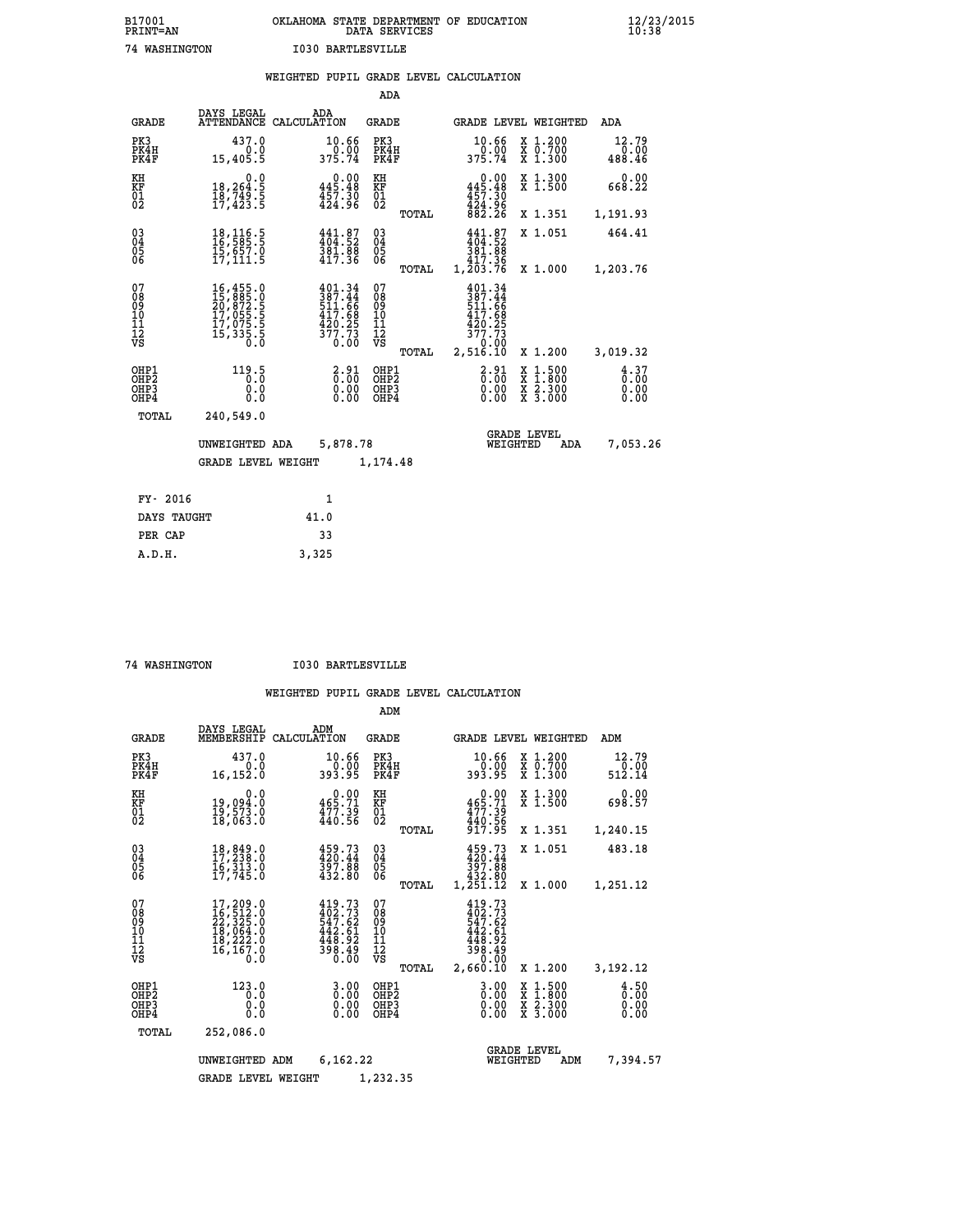B17001 OKLAHOMA STATE DEPARTMENT OF EDUCATION 12/23/2015
PRINT=AN DATA SERVICES 10:38

74 WASHINGTON I030 BARTLESVILLE

## WEIGHTED PUPIL GRADE LEVEL CALCULATION

### ADA

| GRADE | DAYS LEGAL ATTENDANCE | ADA CALCULATION | GRADE | | GRADE LEVEL | WEIGHTED | ADA |
|---|---|---|---|---|---|---|---|
| PK3 | 437.0 | 10.66 | PK3 | | 10.66 | X 1.200 | 12.79 |
| PK4H | 0.0 | 0.00 | PK4H | | 0.00 | X 0.700 | 0.00 |
| PK4F | 15,405.5 | 375.74 | PK4F | | 375.74 | X 1.300 | 488.46 |
| KH | 0.0 | 0.00 | KH | | 0.00 | X 1.300 | 0.00 |
| KF | 18,264.5 | 445.48 | KF | | 445.48 | X 1.500 | 668.22 |
| 01 | 18,749.5 | 457.30 | 01 | | 457.30 | | |
| 02 | 17,423.5 | 424.96 | 02 | | 424.96 | | |
| | | | | TOTAL | 882.26 | X 1.351 | 1,191.93 |
| 03 | 18,116.5 | 441.87 | 03 | | 441.87 | X 1.051 | 464.41 |
| 04 | 16,585.5 | 404.52 | 04 | | 404.52 | | |
| 05 | 15,657.0 | 381.88 | 05 | | 381.88 | | |
| 06 | 17,111.5 | 417.36 | 06 | | 417.36 | | |
| | | | | TOTAL | 1,203.76 | X 1.000 | 1,203.76 |
| 07 | 16,455.0 | 401.34 | 07 | | 401.34 | | |
| 08 | 15,885.0 | 387.44 | 08 | | 387.44 | | |
| 09 | 20,872.5 | 511.66 | 09 | | 511.66 | | |
| 10 | 17,055.5 | 417.68 | 10 | | 417.68 | | |
| 11 | 17,075.5 | 420.25 | 11 | | 420.25 | | |
| 12 | 15,335.5 | 377.73 | 12 | | 377.73 | | |
| VS | 0.0 | 0.00 | VS | | 0.00 | | |
| | | | | TOTAL | 2,516.10 | X 1.200 | 3,019.32 |
| OHP1 | 119.5 | 2.91 | OHP1 | | 2.91 | X 1.500 | 4.37 |
| OHP2 | 0.0 | 0.00 | OHP2 | | 0.00 | X 1.800 | 0.00 |
| OHP3 | 0.0 | 0.00 | OHP3 | | 0.00 | X 2.300 | 0.00 |
| OHP4 | 0.0 | 0.00 | OHP4 | | 0.00 | X 3.000 | 0.00 |
| TOTAL | 240,549.0 | | | | | | |

UNWEIGHTED ADA 5,878.78 GRADE LEVEL WEIGHTED ADA 7,053.26

GRADE LEVEL WEIGHT 1,174.48

| FY- 2016 | 1 |
|---|---|
| DAYS TAUGHT | 41.0 |
| PER CAP | 33 |
| A.D.H. | 3,325 |

74 WASHINGTON I030 BARTLESVILLE

## WEIGHTED PUPIL GRADE LEVEL CALCULATION

### ADM

| GRADE | DAYS LEGAL MEMBERSHIP | ADM CALCULATION | GRADE | | GRADE LEVEL | WEIGHTED | ADM |
|---|---|---|---|---|---|---|---|
| PK3 | 437.0 | 10.66 | PK3 | | 10.66 | X 1.200 | 12.79 |
| PK4H | 0.0 | 0.00 | PK4H | | 0.00 | X 0.700 | 0.00 |
| PK4F | 16,152.0 | 393.95 | PK4F | | 393.95 | X 1.300 | 512.14 |
| KH | 0.0 | 0.00 | KH | | 0.00 | X 1.300 | 0.00 |
| KF | 19,094.0 | 465.71 | KF | | 465.71 | X 1.500 | 698.57 |
| 01 | 19,573.0 | 477.39 | 01 | | 477.39 | | |
| 02 | 18,063.0 | 440.56 | 02 | | 440.56 | | |
| | | | | TOTAL | 917.95 | X 1.351 | 1,240.15 |
| 03 | 18,849.0 | 459.73 | 03 | | 459.73 | X 1.051 | 483.18 |
| 04 | 17,238.0 | 420.44 | 04 | | 420.44 | | |
| 05 | 16,313.0 | 397.88 | 05 | | 397.88 | | |
| 06 | 17,745.0 | 432.80 | 06 | | 432.80 | | |
| | | | | TOTAL | 1,251.12 | X 1.000 | 1,251.12 |
| 07 | 17,209.0 | 419.73 | 07 | | 419.73 | | |
| 08 | 16,512.0 | 402.73 | 08 | | 402.73 | | |
| 09 | 22,325.0 | 547.62 | 09 | | 547.62 | | |
| 10 | 18,064.0 | 442.61 | 10 | | 442.61 | | |
| 11 | 18,222.0 | 448.92 | 11 | | 448.92 | | |
| 12 | 16,167.0 | 398.49 | 12 | | 398.49 | | |
| VS | 0.0 | 0.00 | VS | | 0.00 | | |
| | | | | TOTAL | 2,660.10 | X 1.200 | 3,192.12 |
| OHP1 | 123.0 | 3.00 | OHP1 | | 3.00 | X 1.500 | 4.50 |
| OHP2 | 0.0 | 0.00 | OHP2 | | 0.00 | X 1.800 | 0.00 |
| OHP3 | 0.0 | 0.00 | OHP3 | | 0.00 | X 2.300 | 0.00 |
| OHP4 | 0.0 | 0.00 | OHP4 | | 0.00 | X 3.000 | 0.00 |
| TOTAL | 252,086.0 | | | | | | |

UNWEIGHTED ADM 6,162.22 GRADE LEVEL WEIGHTED ADM 7,394.57

GRADE LEVEL WEIGHT 1,232.35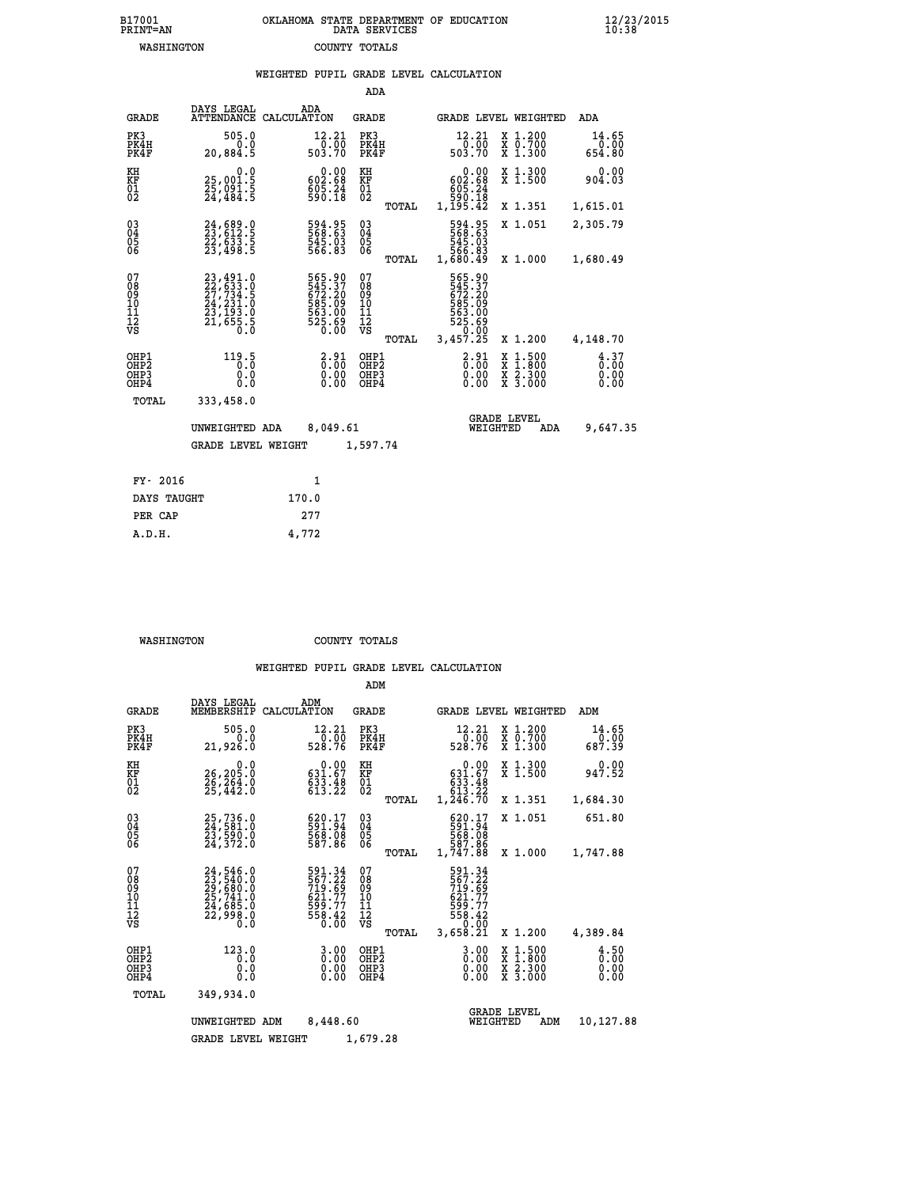B17001 OKLAHOMA STATE DEPARTMENT OF EDUCATION 12/23/2015
PRINT=AN DATA SERVICES 10:38
WASHINGTON COUNTY TOTALS

WEIGHTED PUPIL GRADE LEVEL CALCULATION

ADA

| GRADE | DAYS LEGAL ATTENDANCE | ADA CALCULATION | GRADE | | GRADE LEVEL | WEIGHTED | ADA |
|---|---|---|---|---|---|---|---|
| PK3 | 505.0 | 12.21 | PK3 | | 12.21 | X 1.200 | 14.65 |
| PK4H | 0.0 | 0.00 | PK4H | | 0.00 | X 0.700 | 0.00 |
| PK4F | 20,884.5 | 503.70 | PK4F | | 503.70 | X 1.300 | 654.80 |
| KH | 0.0 | 0.00 | KH | | 0.00 | X 1.300 | 0.00 |
| KF | 25,001.5 | 602.68 | KF | | 602.68 | X 1.500 | 904.03 |
| 01 | 25,091.5 | 605.24 | 01 | | 605.24 | | |
| 02 | 24,484.5 | 590.18 | 02 | | 590.18 | | |
| | | | | TOTAL | 1,195.42 | X 1.351 | 1,615.01 |
| 03 | 24,689.0 | 594.95 | 03 | | 594.95 | X 1.051 | 2,305.79 |
| 04 | 23,612.5 | 568.63 | 04 | | 568.63 | | |
| 05 | 22,633.5 | 545.03 | 05 | | 545.03 | | |
| 06 | 23,498.5 | 566.83 | 06 | | 566.83 | | |
| | | | | TOTAL | 1,680.49 | X 1.000 | 1,680.49 |
| 07 | 23,491.0 | 565.90 | 07 | | 565.90 | | |
| 08 | 22,633.0 | 545.37 | 08 | | 545.37 | | |
| 09 | 27,734.5 | 672.20 | 09 | | 672.20 | | |
| 10 | 24,231.0 | 585.09 | 10 | | 585.09 | | |
| 11 | 23,193.0 | 563.00 | 11 | | 563.00 | | |
| 12 | 21,655.5 | 525.69 | 12 | | 525.69 | | |
| VS | 0.0 | 0.00 | VS | | 0.00 | | |
| | | | | TOTAL | 3,457.25 | X 1.200 | 4,148.70 |
| OHP1 | 119.5 | 2.91 | OHP1 | | 2.91 | X 1.500 | 4.37 |
| OHP2 | 0.0 | 0.00 | OHP2 | | 0.00 | X 1.800 | 0.00 |
| OHP3 | 0.0 | 0.00 | OHP3 | | 0.00 | X 2.300 | 0.00 |
| OHP4 | 0.0 | 0.00 | OHP4 | | 0.00 | X 3.000 | 0.00 |
| TOTAL | 333,458.0 | | | | | | |

UNWEIGHTED ADA 8,049.61 GRADE LEVEL WEIGHTED ADA 9,647.35

GRADE LEVEL WEIGHT 1,597.74

| FY- 2016 | 1 |
|---|---|
| DAYS TAUGHT | 170.0 |
| PER CAP | 277 |
| A.D.H. | 4,772 |

WASHINGTON COUNTY TOTALS

WEIGHTED PUPIL GRADE LEVEL CALCULATION

ADM

| GRADE | DAYS LEGAL MEMBERSHIP | ADM CALCULATION | GRADE | | GRADE LEVEL | WEIGHTED | ADM |
|---|---|---|---|---|---|---|---|
| PK3 | 505.0 | 12.21 | PK3 | | 12.21 | X 1.200 | 14.65 |
| PK4H | 0.0 | 0.00 | PK4H | | 0.00 | X 0.700 | 0.00 |
| PK4F | 21,926.0 | 528.76 | PK4F | | 528.76 | X 1.300 | 687.39 |
| KH | 0.0 | 0.00 | KH | | 0.00 | X 1.300 | 0.00 |
| KF | 26,205.0 | 631.67 | KF | | 631.67 | X 1.500 | 947.52 |
| 01 | 26,264.0 | 633.48 | 01 | | 633.48 | | |
| 02 | 25,442.0 | 613.22 | 02 | | 613.22 | | |
| | | | | TOTAL | 1,246.70 | X 1.351 | 1,684.30 |
| 03 | 25,736.0 | 620.17 | 03 | | 620.17 | X 1.051 | 651.80 |
| 04 | 24,581.0 | 591.94 | 04 | | 591.94 | | |
| 05 | 23,590.0 | 568.08 | 05 | | 568.08 | | |
| 06 | 24,372.0 | 587.86 | 06 | | 587.86 | | |
| | | | | TOTAL | 1,747.88 | X 1.000 | 1,747.88 |
| 07 | 24,546.0 | 591.34 | 07 | | 591.34 | | |
| 08 | 23,540.0 | 567.22 | 08 | | 567.22 | | |
| 09 | 29,680.0 | 719.69 | 09 | | 719.69 | | |
| 10 | 25,741.0 | 621.77 | 10 | | 621.77 | | |
| 11 | 24,685.0 | 599.77 | 11 | | 599.77 | | |
| 12 | 22,998.0 | 558.42 | 12 | | 558.42 | | |
| VS | 0.0 | 0.00 | VS | | 0.00 | | |
| | | | | TOTAL | 3,658.21 | X 1.200 | 4,389.84 |
| OHP1 | 123.0 | 3.00 | OHP1 | | 3.00 | X 1.500 | 4.50 |
| OHP2 | 0.0 | 0.00 | OHP2 | | 0.00 | X 1.800 | 0.00 |
| OHP3 | 0.0 | 0.00 | OHP3 | | 0.00 | X 2.300 | 0.00 |
| OHP4 | 0.0 | 0.00 | OHP4 | | 0.00 | X 3.000 | 0.00 |
| TOTAL | 349,934.0 | | | | | | |

UNWEIGHTED ADM 8,448.60 GRADE LEVEL WEIGHTED ADM 10,127.88

GRADE LEVEL WEIGHT 1,679.28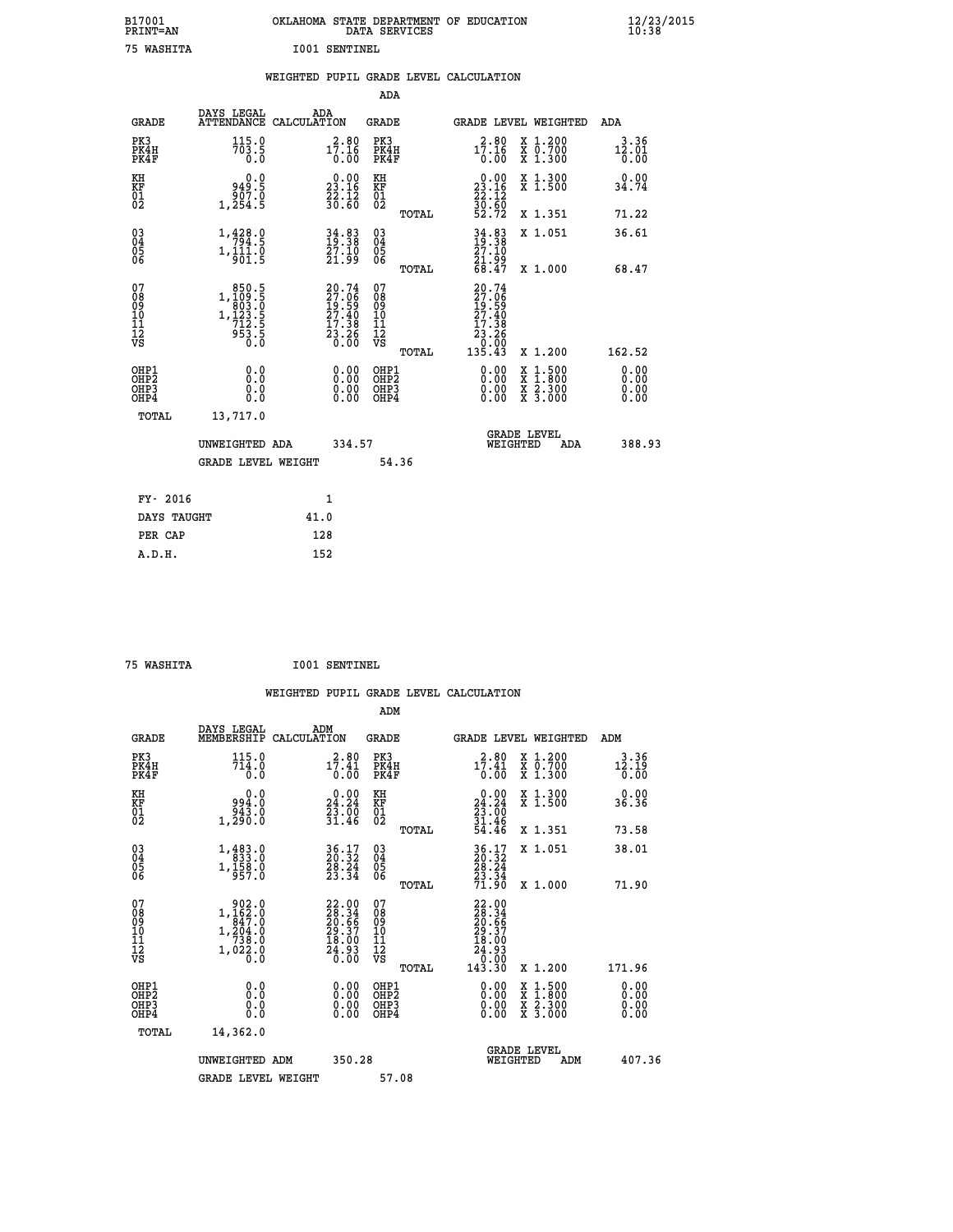B17001 OKLAHOMA STATE DEPARTMENT OF EDUCATION 12/23/2015
PRINT=AN DATA SERVICES 10:38

75 WASHITA I001 SENTINEL

## WEIGHTED PUPIL GRADE LEVEL CALCULATION

ADA

| GRADE | DAYS LEGAL ATTENDANCE | ADA CALCULATION | GRADE | | GRADE LEVEL | WEIGHTED | ADA |
|---|---|---|---|---|---|---|---|
| PK3 | 115.0 | 2.80 | PK3 | | 2.80 | X 1.200 | 3.36 |
| PK4H | 703.5 | 17.16 | PK4H | | 17.16 | X 0.700 | 12.01 |
| PK4F | 0.0 | 0.00 | PK4F | | 0.00 | X 1.300 | 0.00 |
| KH | 0.0 | 0.00 | KH | | 0.00 | X 1.300 | 0.00 |
| KF | 949.5 | 23.16 | KF | | 23.16 | X 1.500 | 34.74 |
| 01 | 907.0 | 22.12 | 01 | | 22.12 | | |
| 02 | 1,254.5 | 30.60 | 02 | | 30.60 | | |
| | | | | TOTAL | 52.72 | X 1.351 | 71.22 |
| 03 | 1,428.0 | 34.83 | 03 | | 34.83 | X 1.051 | 36.61 |
| 04 | 794.5 | 19.38 | 04 | | 19.38 | | |
| 05 | 1,111.0 | 27.10 | 05 | | 27.10 | | |
| 06 | 901.5 | 21.99 | 06 | | 21.99 | | |
| | | | | TOTAL | 68.47 | X 1.000 | 68.47 |
| 07 | 850.5 | 20.74 | 07 | | 20.74 | | |
| 08 | 1,109.5 | 27.06 | 08 | | 27.06 | | |
| 09 | 803.0 | 19.59 | 09 | | 19.59 | | |
| 10 | 1,123.5 | 27.40 | 10 | | 27.40 | | |
| 11 | 712.5 | 17.38 | 11 | | 17.38 | | |
| 12 | 953.5 | 23.26 | 12 | | 23.26 | | |
| VS | 0.0 | 0.00 | VS | | 0.00 | | |
| | | | | TOTAL | 135.43 | X 1.200 | 162.52 |
| OHP1 | 0.0 | 0.00 | OHP1 | | 0.00 | X 1.500 | 0.00 |
| OHP2 | 0.0 | 0.00 | OHP2 | | 0.00 | X 1.800 | 0.00 |
| OHP3 | 0.0 | 0.00 | OHP3 | | 0.00 | X 2.300 | 0.00 |
| OHP4 | 0.0 | 0.00 | OHP4 | | 0.00 | X 3.000 | 0.00 |
| TOTAL | 13,717.0 | | | | | | |

UNWEIGHTED ADA 334.57 GRADE LEVEL WEIGHTED ADA 388.93

GRADE LEVEL WEIGHT 54.36

| FY- 2016 | 1 |
|---|---|
| DAYS TAUGHT | 41.0 |
| PER CAP | 128 |
| A.D.H. | 152 |

75 WASHITA I001 SENTINEL

## WEIGHTED PUPIL GRADE LEVEL CALCULATION

ADM

| GRADE | DAYS LEGAL MEMBERSHIP | ADM CALCULATION | GRADE | | GRADE LEVEL | WEIGHTED | ADM |
|---|---|---|---|---|---|---|---|
| PK3 | 115.0 | 2.80 | PK3 | | 2.80 | X 1.200 | 3.36 |
| PK4H | 714.0 | 17.41 | PK4H | | 17.41 | X 0.700 | 12.19 |
| PK4F | 0.0 | 0.00 | PK4F | | 0.00 | X 1.300 | 0.00 |
| KH | 0.0 | 0.00 | KH | | 0.00 | X 1.300 | 0.00 |
| KF | 994.0 | 24.24 | KF | | 24.24 | X 1.500 | 36.36 |
| 01 | 943.0 | 23.00 | 01 | | 23.00 | | |
| 02 | 1,290.0 | 31.46 | 02 | | 31.46 | | |
| | | | | TOTAL | 54.46 | X 1.351 | 73.58 |
| 03 | 1,483.0 | 36.17 | 03 | | 36.17 | X 1.051 | 38.01 |
| 04 | 833.0 | 20.32 | 04 | | 20.32 | | |
| 05 | 1,158.0 | 28.24 | 05 | | 28.24 | | |
| 06 | 957.0 | 23.34 | 06 | | 23.34 | | |
| | | | | TOTAL | 71.90 | X 1.000 | 71.90 |
| 07 | 902.0 | 22.00 | 07 | | 22.00 | | |
| 08 | 1,162.0 | 28.34 | 08 | | 28.34 | | |
| 09 | 847.0 | 20.66 | 09 | | 20.66 | | |
| 10 | 1,204.0 | 29.37 | 10 | | 29.37 | | |
| 11 | 738.0 | 18.00 | 11 | | 18.00 | | |
| 12 | 1,022.0 | 24.93 | 12 | | 24.93 | | |
| VS | 0.0 | 0.00 | VS | | 0.00 | | |
| | | | | TOTAL | 143.30 | X 1.200 | 171.96 |
| OHP1 | 0.0 | 0.00 | OHP1 | | 0.00 | X 1.500 | 0.00 |
| OHP2 | 0.0 | 0.00 | OHP2 | | 0.00 | X 1.800 | 0.00 |
| OHP3 | 0.0 | 0.00 | OHP3 | | 0.00 | X 2.300 | 0.00 |
| OHP4 | 0.0 | 0.00 | OHP4 | | 0.00 | X 3.000 | 0.00 |
| TOTAL | 14,362.0 | | | | | | |

UNWEIGHTED ADM 350.28 GRADE LEVEL WEIGHTED ADM 407.36

GRADE LEVEL WEIGHT 57.08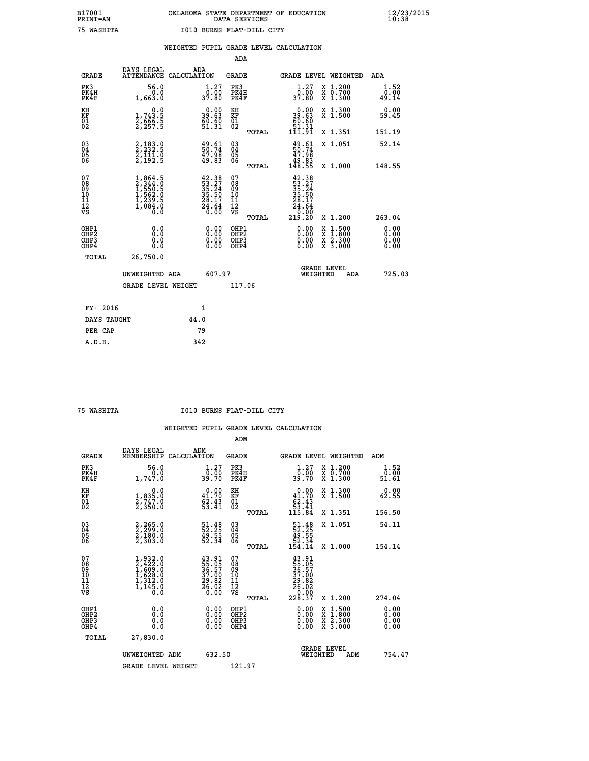B17001 OKLAHOMA STATE DEPARTMENT OF EDUCATION 12/23/2015
PRINT=AN DATA SERVICES 10:38

75 WASHITA I010 BURNS FLAT-DILL CITY

## WEIGHTED PUPIL GRADE LEVEL CALCULATION

### ADA

| GRADE | DAYS LEGAL ATTENDANCE | ADA CALCULATION | GRADE | | GRADE LEVEL | WEIGHTED | ADA |
|---|---|---|---|---|---|---|---|
| PK3 | 56.0 | 1.27 | PK3 | | 1.27 | X 1.200 | 1.52 |
| PK4H | 0.0 | 0.00 | PK4H | | 0.00 | X 0.700 | 0.00 |
| PK4F | 1,663.0 | 37.80 | PK4F | | 37.80 | X 1.300 | 49.14 |
| KH | 0.0 | 0.00 | KH | | 0.00 | X 1.300 | 0.00 |
| KF | 1,743.5 | 39.63 | KF | | 39.63 | X 1.500 | 59.45 |
| 01 | 2,666.5 | 60.60 | 01 | | 60.60 | | |
| 02 | 2,257.5 | 51.31 | 02 | | 51.31 | | |
| | | | | TOTAL | 111.91 | X 1.351 | 151.19 |
| 03 | 2,183.0 | 49.61 | 03 | | 49.61 | X 1.051 | 52.14 |
| 04 | 2,232.5 | 50.74 | 04 | | 50.74 | | |
| 05 | 2,111.0 | 47.98 | 05 | | 47.98 | | |
| 06 | 2,192.5 | 49.83 | 06 | | 49.83 | | |
| | | | | TOTAL | 148.55 | X 1.000 | 148.55 |
| 07 | 1,864.5 | 42.38 | 07 | | 42.38 | | |
| 08 | 2,344.0 | 53.27 | 08 | | 53.27 | | |
| 09 | 1,550.5 | 35.24 | 09 | | 35.24 | | |
| 10 | 1,562.0 | 35.50 | 10 | | 35.50 | | |
| 11 | 1,239.5 | 28.17 | 11 | | 28.17 | | |
| 12 | 1,084.0 | 24.64 | 12 | | 24.64 | | |
| VS | 0.0 | 0.00 | VS | | 0.00 | | |
| | | | | TOTAL | 219.20 | X 1.200 | 263.04 |
| OHP1 | 0.0 | 0.00 | OHP1 | | 0.00 | X 1.500 | 0.00 |
| OHP2 | 0.0 | 0.00 | OHP2 | | 0.00 | X 1.800 | 0.00 |
| OHP3 | 0.0 | 0.00 | OHP3 | | 0.00 | X 2.300 | 0.00 |
| OHP4 | 0.0 | 0.00 | OHP4 | | 0.00 | X 3.000 | 0.00 |
| TOTAL | 26,750.0 | | | | | | |

UNWEIGHTED ADA 607.97 GRADE LEVEL WEIGHTED ADA 725.03

GRADE LEVEL WEIGHT 117.06

| | |
|---|---|
| FY- 2016 | 1 |
| DAYS TAUGHT | 44.0 |
| PER CAP | 79 |
| A.D.H. | 342 |

75 WASHITA I010 BURNS FLAT-DILL CITY

## WEIGHTED PUPIL GRADE LEVEL CALCULATION

### ADM

| GRADE | DAYS LEGAL MEMBERSHIP | ADM CALCULATION | GRADE | | GRADE LEVEL | WEIGHTED | ADM |
|---|---|---|---|---|---|---|---|
| PK3 | 56.0 | 1.27 | PK3 | | 1.27 | X 1.200 | 1.52 |
| PK4H | 0.0 | 0.00 | PK4H | | 0.00 | X 0.700 | 0.00 |
| PK4F | 1,747.0 | 39.70 | PK4F | | 39.70 | X 1.300 | 51.61 |
| KH | 0.0 | 0.00 | KH | | 0.00 | X 1.300 | 0.00 |
| KF | 1,835.0 | 41.70 | KF | | 41.70 | X 1.500 | 62.55 |
| 01 | 2,747.0 | 62.43 | 01 | | 62.43 | | |
| 02 | 2,350.0 | 53.41 | 02 | | 53.41 | | |
| | | | | TOTAL | 115.84 | X 1.351 | 156.50 |
| 03 | 2,265.0 | 51.48 | 03 | | 51.48 | X 1.051 | 54.11 |
| 04 | 2,299.0 | 52.25 | 04 | | 52.25 | | |
| 05 | 2,180.0 | 49.55 | 05 | | 49.55 | | |
| 06 | 2,303.0 | 52.34 | 06 | | 52.34 | | |
| | | | | TOTAL | 154.14 | X 1.000 | 154.14 |
| 07 | 1,932.0 | 43.91 | 07 | | 43.91 | | |
| 08 | 2,422.0 | 55.05 | 08 | | 55.05 | | |
| 09 | 1,609.0 | 36.57 | 09 | | 36.57 | | |
| 10 | 1,628.0 | 37.00 | 10 | | 37.00 | | |
| 11 | 1,312.0 | 29.82 | 11 | | 29.82 | | |
| 12 | 1,145.0 | 26.02 | 12 | | 26.02 | | |
| VS | 0.0 | 0.00 | VS | | 0.00 | | |
| | | | | TOTAL | 228.37 | X 1.200 | 274.04 |
| OHP1 | 0.0 | 0.00 | OHP1 | | 0.00 | X 1.500 | 0.00 |
| OHP2 | 0.0 | 0.00 | OHP2 | | 0.00 | X 1.800 | 0.00 |
| OHP3 | 0.0 | 0.00 | OHP3 | | 0.00 | X 2.300 | 0.00 |
| OHP4 | 0.0 | 0.00 | OHP4 | | 0.00 | X 3.000 | 0.00 |
| TOTAL | 27,830.0 | | | | | | |

UNWEIGHTED ADM 632.50 GRADE LEVEL WEIGHTED ADM 754.47

GRADE LEVEL WEIGHT 121.97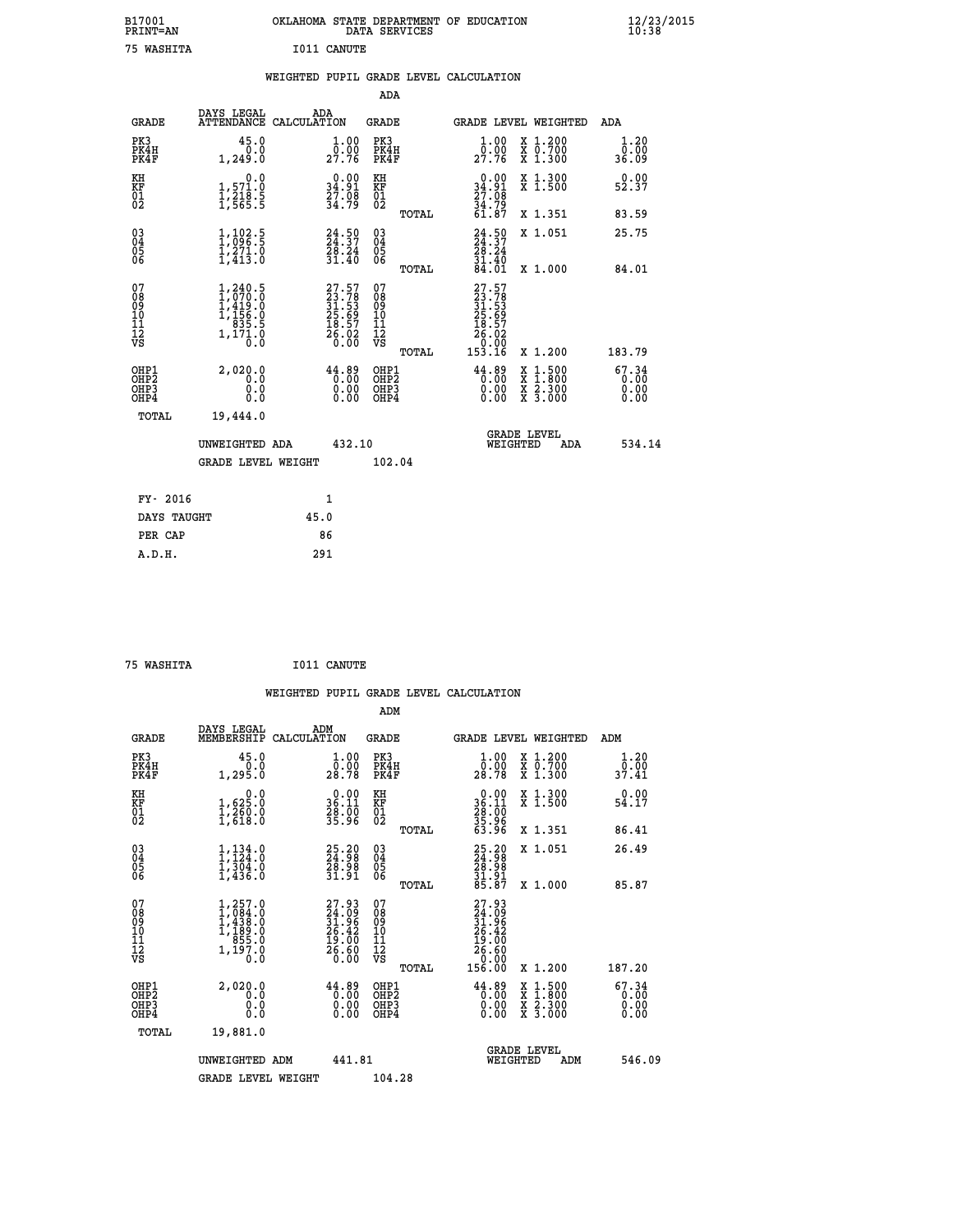B17001 OKLAHOMA STATE DEPARTMENT OF EDUCATION 12/23/2015
PRINT=AN DATA SERVICES 10:38

75 WASHITA I011 CANUTE

## WEIGHTED PUPIL GRADE LEVEL CALCULATION

### ADA

| GRADE | DAYS LEGAL ATTENDANCE | ADA CALCULATION | GRADE | GRADE LEVEL | WEIGHTED | ADA |
|---|---|---|---|---|---|---|
| PK3 | 45.0 | 1.00 | PK3 | 1.00 | X 1.200 | 1.20 |
| PK4H | 0.0 | 0.00 | PK4H | 0.00 | X 0.700 | 0.00 |
| PK4F | 1,249.0 | 27.76 | PK4F | 27.76 | X 1.300 | 36.09 |
| KH | 0.0 | 0.00 | KH | 0.00 | X 1.300 | 0.00 |
| KF | 1,571.0 | 34.91 | KF | 34.91 | X 1.500 | 52.37 |
| 01 | 1,218.5 | 27.08 | 01 | 27.08 | | |
| 02 | 1,565.5 | 34.79 | 02 | 34.79 | | |
| | | | TOTAL | 61.87 | X 1.351 | 83.59 |
| 03 | 1,102.5 | 24.50 | 03 | 24.50 | X 1.051 | 25.75 |
| 04 | 1,096.5 | 24.37 | 04 | 24.37 | | |
| 05 | 1,271.0 | 28.24 | 05 | 28.24 | | |
| 06 | 1,413.0 | 31.40 | 06 | 31.40 | | |
| | | | TOTAL | 84.01 | X 1.000 | 84.01 |
| 07 | 1,240.5 | 27.57 | 07 | 27.57 | | |
| 08 | 1,070.0 | 23.78 | 08 | 23.78 | | |
| 09 | 1,419.0 | 31.53 | 09 | 31.53 | | |
| 10 | 1,156.0 | 25.69 | 10 | 25.69 | | |
| 11 | 835.5 | 18.57 | 11 | 18.57 | | |
| 12 | 1,171.0 | 26.02 | 12 | 26.02 | | |
| VS | 0.0 | 0.00 | VS | 0.00 | | |
| | | | TOTAL | 153.16 | X 1.200 | 183.79 |
| OHP1 | 2,020.0 | 44.89 | OHP1 | 44.89 | X 1.500 | 67.34 |
| OHP2 | 0.0 | 0.00 | OHP2 | 0.00 | X 1.800 | 0.00 |
| OHP3 | 0.0 | 0.00 | OHP3 | 0.00 | X 2.300 | 0.00 |
| OHP4 | 0.0 | 0.00 | OHP4 | 0.00 | X 3.000 | 0.00 |
| TOTAL | 19,444.0 | | | | | |

UNWEIGHTED ADA 432.10 GRADE LEVEL WEIGHTED ADA 534.14

GRADE LEVEL WEIGHT 102.04

| FY- 2016 | 1 |
|---|---|
| DAYS TAUGHT | 45.0 |
| PER CAP | 86 |
| A.D.H. | 291 |

75 WASHITA I011 CANUTE

## WEIGHTED PUPIL GRADE LEVEL CALCULATION

### ADM

| GRADE | DAYS LEGAL MEMBERSHIP | ADM CALCULATION | GRADE | GRADE LEVEL | WEIGHTED | ADM |
|---|---|---|---|---|---|---|
| PK3 | 45.0 | 1.00 | PK3 | 1.00 | X 1.200 | 1.20 |
| PK4H | 0.0 | 0.00 | PK4H | 0.00 | X 0.700 | 0.00 |
| PK4F | 1,295.0 | 28.78 | PK4F | 28.78 | X 1.300 | 37.41 |
| KH | 0.0 | 0.00 | KH | 0.00 | X 1.300 | 0.00 |
| KF | 1,625.0 | 36.11 | KF | 36.11 | X 1.500 | 54.17 |
| 01 | 1,260.0 | 28.00 | 01 | 28.00 | | |
| 02 | 1,618.0 | 35.96 | 02 | 35.96 | | |
| | | | TOTAL | 63.96 | X 1.351 | 86.41 |
| 03 | 1,134.0 | 25.20 | 03 | 25.20 | X 1.051 | 26.49 |
| 04 | 1,124.0 | 24.98 | 04 | 24.98 | | |
| 05 | 1,304.0 | 28.98 | 05 | 28.98 | | |
| 06 | 1,436.0 | 31.91 | 06 | 31.91 | | |
| | | | TOTAL | 85.87 | X 1.000 | 85.87 |
| 07 | 1,257.0 | 27.93 | 07 | 27.93 | | |
| 08 | 1,084.0 | 24.09 | 08 | 24.09 | | |
| 09 | 1,438.0 | 31.96 | 09 | 31.96 | | |
| 10 | 1,189.0 | 26.42 | 10 | 26.42 | | |
| 11 | 855.0 | 19.00 | 11 | 19.00 | | |
| 12 | 1,197.0 | 26.60 | 12 | 26.60 | | |
| VS | 0.0 | 0.00 | VS | 0.00 | | |
| | | | TOTAL | 156.00 | X 1.200 | 187.20 |
| OHP1 | 2,020.0 | 44.89 | OHP1 | 44.89 | X 1.500 | 67.34 |
| OHP2 | 0.0 | 0.00 | OHP2 | 0.00 | X 1.800 | 0.00 |
| OHP3 | 0.0 | 0.00 | OHP3 | 0.00 | X 2.300 | 0.00 |
| OHP4 | 0.0 | 0.00 | OHP4 | 0.00 | X 3.000 | 0.00 |
| TOTAL | 19,881.0 | | | | | |

UNWEIGHTED ADM 441.81 GRADE LEVEL WEIGHTED ADM 546.09

GRADE LEVEL WEIGHT 104.28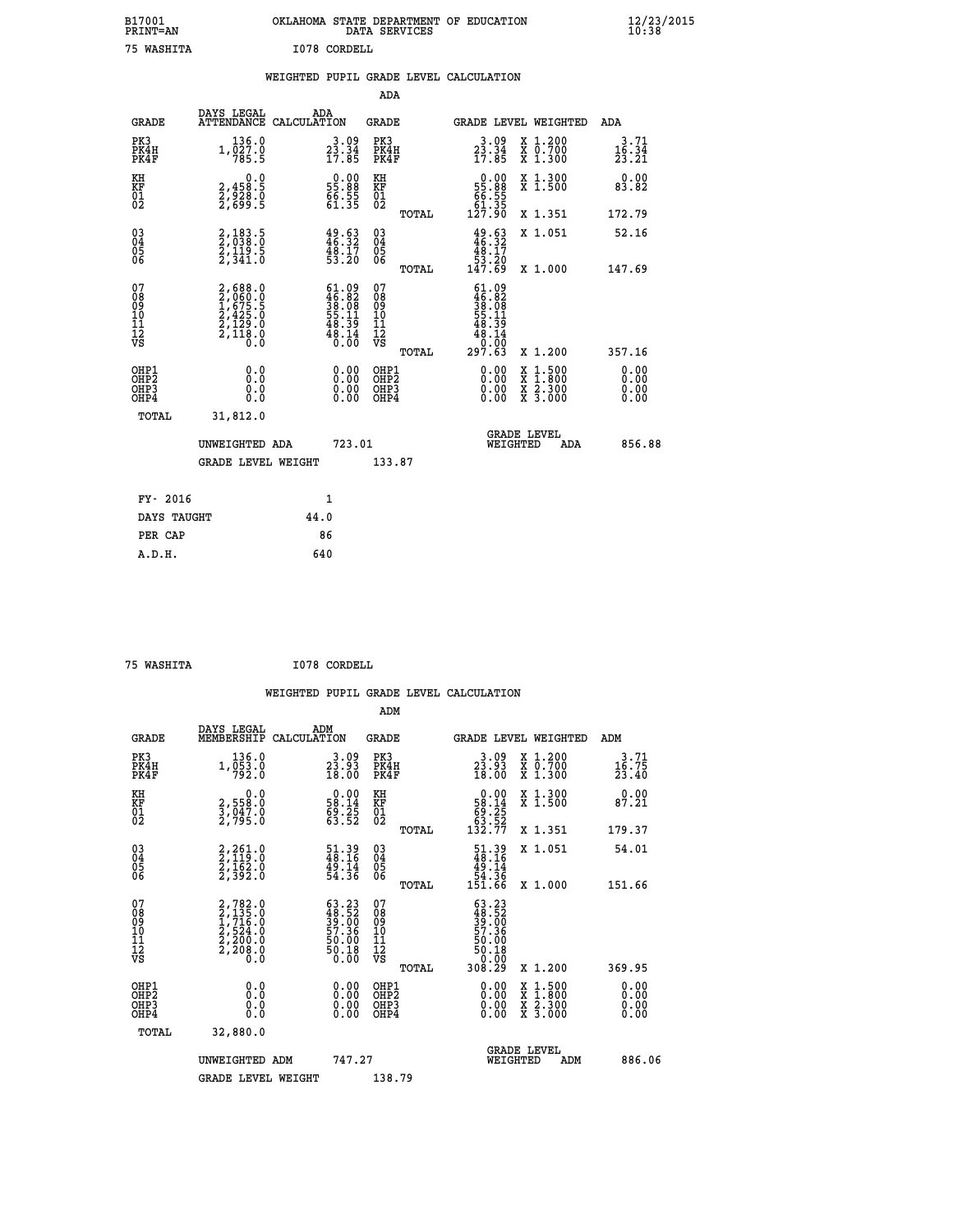B17001 OKLAHOMA STATE DEPARTMENT OF EDUCATION 12/23/2015
PRINT=AN DATA SERVICES 10:38

75 WASHITA I078 CORDELL

WEIGHTED PUPIL GRADE LEVEL CALCULATION

ADA

| GRADE | DAYS LEGAL ATTENDANCE | ADA CALCULATION | GRADE | | GRADE LEVEL | WEIGHTED | ADA |
|---|---|---|---|---|---|---|---|
| PK3 | 136.0 | 3.09 | PK3 | | 3.09 | X 1.200 | 3.71 |
| PK4H | 1,027.0 | 23.34 | PK4H | | 23.34 | X 0.700 | 16.34 |
| PK4F | 785.5 | 17.85 | PK4F | | 17.85 | X 1.300 | 23.21 |
| KH | 0.0 | 0.00 | KH | | 0.00 | X 1.300 | 0.00 |
| KF | 2,458.5 | 55.88 | KF | | 55.88 | X 1.500 | 83.82 |
| 01 | 2,928.0 | 66.55 | 01 | | 66.55 | | |
| 02 | 2,699.5 | 61.35 | 02 | | 61.35 | | |
| | | | | TOTAL | 127.90 | X 1.351 | 172.79 |
| 03 | 2,183.5 | 49.63 | 03 | | 49.63 | X 1.051 | 52.16 |
| 04 | 2,038.0 | 46.32 | 04 | | 46.32 | | |
| 05 | 2,119.5 | 48.17 | 05 | | 48.17 | | |
| 06 | 2,341.0 | 53.20 | 06 | | 53.20 | | |
| | | | | TOTAL | 147.69 | X 1.000 | 147.69 |
| 07 | 2,688.0 | 61.09 | 07 | | 61.09 | | |
| 08 | 2,060.0 | 46.82 | 08 | | 46.82 | | |
| 09 | 1,675.5 | 38.08 | 09 | | 38.08 | | |
| 10 | 2,425.0 | 55.11 | 10 | | 55.11 | | |
| 11 | 2,129.0 | 48.39 | 11 | | 48.39 | | |
| 12 | 2,118.0 | 48.14 | 12 | | 48.14 | | |
| VS | 0.0 | 0.00 | VS | | 0.00 | | |
| | | | | TOTAL | 297.63 | X 1.200 | 357.16 |
| OHP1 | 0.0 | 0.00 | OHP1 | | 0.00 | X 1.500 | 0.00 |
| OHP2 | 0.0 | 0.00 | OHP2 | | 0.00 | X 1.800 | 0.00 |
| OHP3 | 0.0 | 0.00 | OHP3 | | 0.00 | X 2.300 | 0.00 |
| OHP4 | 0.0 | 0.00 | OHP4 | | 0.00 | X 3.000 | 0.00 |
| TOTAL | 31,812.0 | | | | | | |

UNWEIGHTED ADA 723.01 GRADE LEVEL WEIGHTED ADA 856.88

GRADE LEVEL WEIGHT 133.87

| FY- 2016 | 1 |
|---|---|
| DAYS TAUGHT | 44.0 |
| PER CAP | 86 |
| A.D.H. | 640 |

75 WASHITA I078 CORDELL

WEIGHTED PUPIL GRADE LEVEL CALCULATION

ADM

| GRADE | DAYS LEGAL MEMBERSHIP | ADM CALCULATION | GRADE | | GRADE LEVEL | WEIGHTED | ADM |
|---|---|---|---|---|---|---|---|
| PK3 | 136.0 | 3.09 | PK3 | | 3.09 | X 1.200 | 3.71 |
| PK4H | 1,053.0 | 23.93 | PK4H | | 23.93 | X 0.700 | 16.75 |
| PK4F | 792.0 | 18.00 | PK4F | | 18.00 | X 1.300 | 23.40 |
| KH | 0.0 | 0.00 | KH | | 0.00 | X 1.300 | 0.00 |
| KF | 2,558.0 | 58.14 | KF | | 58.14 | X 1.500 | 87.21 |
| 01 | 3,047.0 | 69.25 | 01 | | 69.25 | | |
| 02 | 2,795.0 | 63.52 | 02 | | 63.52 | | |
| | | | | TOTAL | 132.77 | X 1.351 | 179.37 |
| 03 | 2,261.0 | 51.39 | 03 | | 51.39 | X 1.051 | 54.01 |
| 04 | 2,119.0 | 48.16 | 04 | | 48.16 | | |
| 05 | 2,162.0 | 49.14 | 05 | | 49.14 | | |
| 06 | 2,392.0 | 54.36 | 06 | | 54.36 | | |
| | | | | TOTAL | 151.66 | X 1.000 | 151.66 |
| 07 | 2,782.0 | 63.23 | 07 | | 63.23 | | |
| 08 | 2,135.0 | 48.52 | 08 | | 48.52 | | |
| 09 | 1,716.0 | 39.00 | 09 | | 39.00 | | |
| 10 | 2,524.0 | 57.36 | 10 | | 57.36 | | |
| 11 | 2,200.0 | 50.00 | 11 | | 50.00 | | |
| 12 | 2,208.0 | 50.18 | 12 | | 50.18 | | |
| VS | 0.0 | 0.00 | VS | | 0.00 | | |
| | | | | TOTAL | 308.29 | X 1.200 | 369.95 |
| OHP1 | 0.0 | 0.00 | OHP1 | | 0.00 | X 1.500 | 0.00 |
| OHP2 | 0.0 | 0.00 | OHP2 | | 0.00 | X 1.800 | 0.00 |
| OHP3 | 0.0 | 0.00 | OHP3 | | 0.00 | X 2.300 | 0.00 |
| OHP4 | 0.0 | 0.00 | OHP4 | | 0.00 | X 3.000 | 0.00 |
| TOTAL | 32,880.0 | | | | | | |

UNWEIGHTED ADM 747.27 GRADE LEVEL WEIGHTED ADM 886.06

GRADE LEVEL WEIGHT 138.79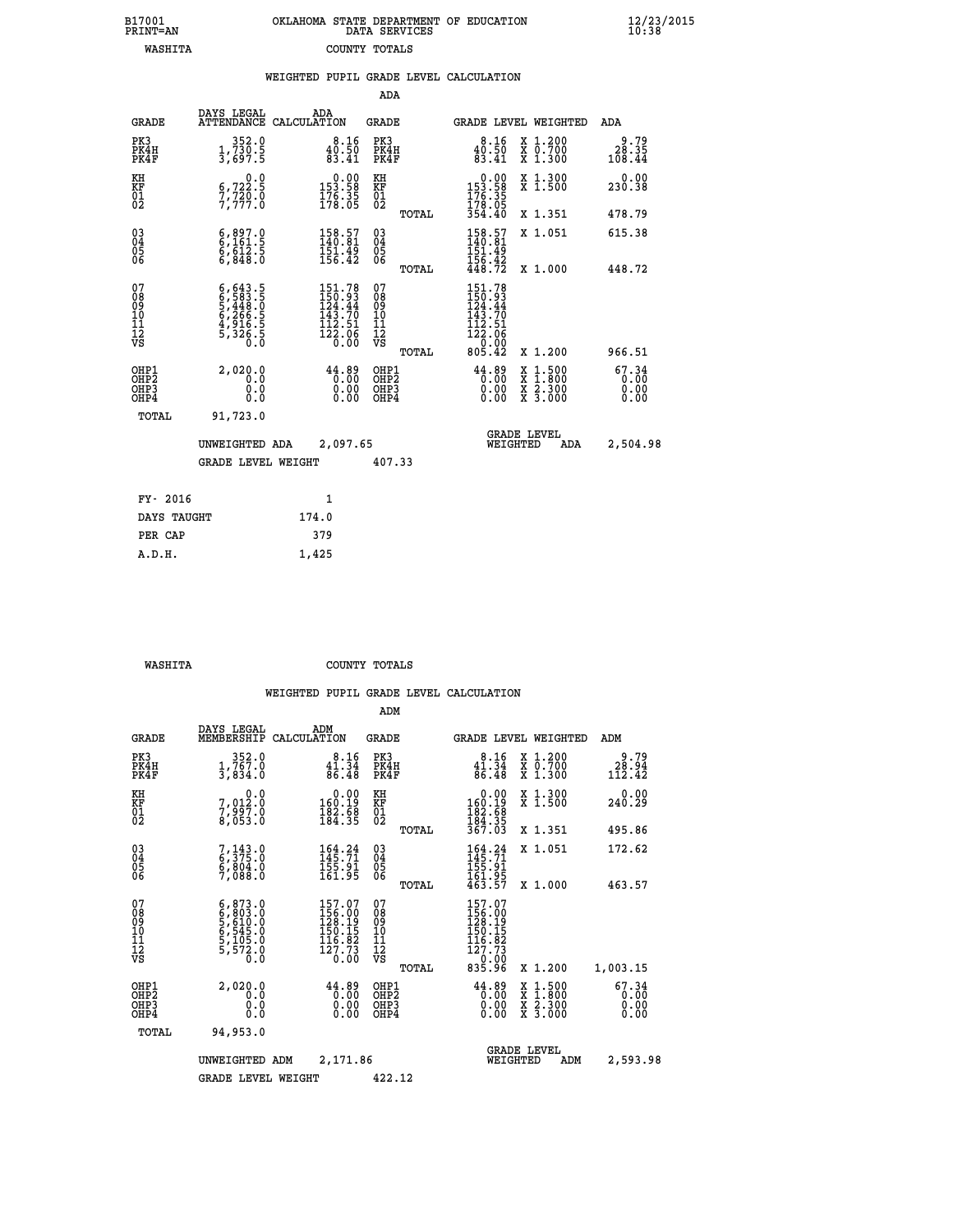B17001 OKLAHOMA STATE DEPARTMENT OF EDUCATION 12/23/2015
PRINT=AN DATA SERVICES 10:38
WASHITA COUNTY TOTALS

WEIGHTED PUPIL GRADE LEVEL CALCULATION

ADA

| GRADE | DAYS LEGAL ATTENDANCE | ADA CALCULATION | GRADE | | GRADE LEVEL | WEIGHTED | ADA |
|---|---|---|---|---|---|---|---|
| PK3 | 352.0 | 8.16 | PK3 | | 8.16 | X 1.200 | 9.79 |
| PK4H | 1,730.5 | 40.50 | PK4H | | 40.50 | X 0.700 | 28.35 |
| PK4F | 3,697.5 | 83.41 | PK4F | | 83.41 | X 1.300 | 108.44 |
| KH | 0.0 | 0.00 | KH | | 0.00 | X 1.300 | 0.00 |
| KF | 6,722.5 | 153.58 | KF | | 153.58 | X 1.500 | 230.38 |
| 01 | 7,720.0 | 176.35 | 01 | | 176.35 | | |
| 02 | 7,777.0 | 178.05 | 02 | | 178.05 | | |
| | | | | TOTAL | 354.40 | X 1.351 | 478.79 |
| 03 | 6,897.0 | 158.57 | 03 | | 158.57 | X 1.051 | 615.38 |
| 04 | 6,161.5 | 140.81 | 04 | | 140.81 | | |
| 05 | 6,612.5 | 151.49 | 05 | | 151.49 | | |
| 06 | 6,848.0 | 156.42 | 06 | | 156.42 | | |
| | | | | TOTAL | 448.72 | X 1.000 | 448.72 |
| 07 | 6,643.5 | 151.78 | 07 | | 151.78 | | |
| 08 | 6,583.5 | 150.93 | 08 | | 150.93 | | |
| 09 | 5,448.0 | 124.44 | 09 | | 124.44 | | |
| 10 | 6,266.5 | 143.70 | 10 | | 143.70 | | |
| 11 | 4,916.5 | 112.51 | 11 | | 112.51 | | |
| 12 | 5,326.5 | 122.06 | 12 | | 122.06 | | |
| VS | 0.0 | 0.00 | VS | | 0.00 | | |
| | | | | TOTAL | 805.42 | X 1.200 | 966.51 |
| OHP1 | 2,020.0 | 44.89 | OHP1 | | 44.89 | X 1.500 | 67.34 |
| OHP2 | 0.0 | 0.00 | OHP2 | | 0.00 | X 1.800 | 0.00 |
| OHP3 | 0.0 | 0.00 | OHP3 | | 0.00 | X 2.300 | 0.00 |
| OHP4 | 0.0 | 0.00 | OHP4 | | 0.00 | X 3.000 | 0.00 |
| TOTAL | 91,723.0 | | | | | | |

UNWEIGHTED ADA 2,097.65 GRADE LEVEL WEIGHTED ADA 2,504.98

GRADE LEVEL WEIGHT 407.33

| FY- 2016 | 1 |
|---|---|
| DAYS TAUGHT | 174.0 |
| PER CAP | 379 |
| A.D.H. | 1,425 |

WASHITA COUNTY TOTALS

WEIGHTED PUPIL GRADE LEVEL CALCULATION

ADM

| GRADE | DAYS LEGAL MEMBERSHIP | ADM CALCULATION | GRADE | | GRADE LEVEL | WEIGHTED | ADM |
|---|---|---|---|---|---|---|---|
| PK3 | 352.0 | 8.16 | PK3 | | 8.16 | X 1.200 | 9.79 |
| PK4H | 1,767.0 | 41.34 | PK4H | | 41.34 | X 0.700 | 28.94 |
| PK4F | 3,834.0 | 86.48 | PK4F | | 86.48 | X 1.300 | 112.42 |
| KH | 0.0 | 0.00 | KH | | 0.00 | X 1.300 | 0.00 |
| KF | 7,012.0 | 160.19 | KF | | 160.19 | X 1.500 | 240.29 |
| 01 | 7,997.0 | 182.68 | 01 | | 182.68 | | |
| 02 | 8,053.0 | 184.35 | 02 | | 184.35 | | |
| | | | | TOTAL | 367.03 | X 1.351 | 495.86 |
| 03 | 7,143.0 | 164.24 | 03 | | 164.24 | X 1.051 | 172.62 |
| 04 | 6,375.0 | 145.71 | 04 | | 145.71 | | |
| 05 | 6,804.0 | 155.91 | 05 | | 155.91 | | |
| 06 | 7,088.0 | 161.95 | 06 | | 161.95 | | |
| | | | | TOTAL | 463.57 | X 1.000 | 463.57 |
| 07 | 6,873.0 | 157.07 | 07 | | 157.07 | | |
| 08 | 6,803.0 | 156.00 | 08 | | 156.00 | | |
| 09 | 5,610.0 | 128.19 | 09 | | 128.19 | | |
| 10 | 6,545.0 | 150.15 | 10 | | 150.15 | | |
| 11 | 5,105.0 | 116.82 | 11 | | 116.82 | | |
| 12 | 5,572.0 | 127.73 | 12 | | 127.73 | | |
| VS | 0.0 | 0.00 | VS | | 0.00 | | |
| | | | | TOTAL | 835.96 | X 1.200 | 1,003.15 |
| OHP1 | 2,020.0 | 44.89 | OHP1 | | 44.89 | X 1.500 | 67.34 |
| OHP2 | 0.0 | 0.00 | OHP2 | | 0.00 | X 1.800 | 0.00 |
| OHP3 | 0.0 | 0.00 | OHP3 | | 0.00 | X 2.300 | 0.00 |
| OHP4 | 0.0 | 0.00 | OHP4 | | 0.00 | X 3.000 | 0.00 |
| TOTAL | 94,953.0 | | | | | | |

UNWEIGHTED ADM 2,171.86 GRADE LEVEL WEIGHTED ADM 2,593.98

GRADE LEVEL WEIGHT 422.12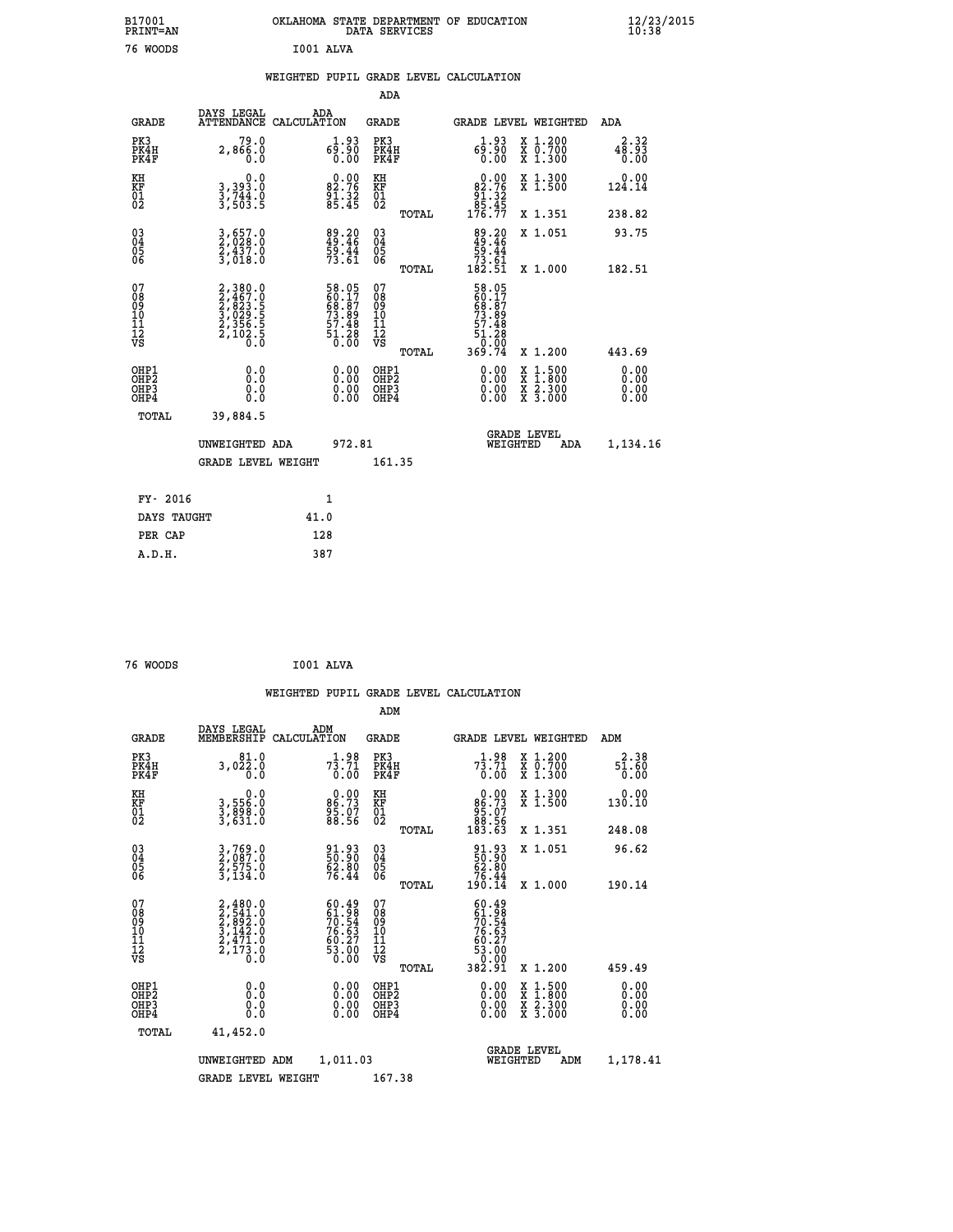B17001 OKLAHOMA STATE DEPARTMENT OF EDUCATION 12/23/2015
PRINT=AN DATA SERVICES 10:38

76 WOODS I001 ALVA

## WEIGHTED PUPIL GRADE LEVEL CALCULATION

### ADA

| GRADE | DAYS LEGAL ATTENDANCE | ADA CALCULATION | GRADE | GRADE LEVEL | WEIGHTED | ADA |
|---|---|---|---|---|---|---|
| PK3 | 79.0 | 1.93 | PK3 | 1.93 | X 1.200 | 2.32 |
| PK4H | 2,866.0 | 69.90 | PK4H | 69.90 | X 0.700 | 48.93 |
| PK4F | 0.0 | 0.00 | PK4F | 0.00 | X 1.300 | 0.00 |
| KH | 0.0 | 0.00 | KH | 0.00 | X 1.300 | 0.00 |
| KF | 3,393.0 | 82.76 | KF | 82.76 | X 1.500 | 124.14 |
| 01 | 3,744.0 | 91.32 | 01 | 91.32 | | |
| 02 | 3,503.5 | 85.45 | 02 | 85.45 | | |
| | | | TOTAL | 176.77 | X 1.351 | 238.82 |
| 03 | 3,657.0 | 89.20 | 03 | 89.20 | X 1.051 | 93.75 |
| 04 | 2,028.0 | 49.46 | 04 | 49.46 | | |
| 05 | 2,437.0 | 59.44 | 05 | 59.44 | | |
| 06 | 3,018.0 | 73.61 | 06 | 73.61 | | |
| | | | TOTAL | 182.51 | X 1.000 | 182.51 |
| 07 | 2,380.0 | 58.05 | 07 | 58.05 | | |
| 08 | 2,467.0 | 60.17 | 08 | 60.17 | | |
| 09 | 2,823.5 | 68.87 | 09 | 68.87 | | |
| 10 | 3,029.5 | 73.89 | 10 | 73.89 | | |
| 11 | 2,356.5 | 57.48 | 11 | 57.48 | | |
| 12 | 2,102.5 | 51.28 | 12 | 51.28 | | |
| VS | 0.0 | 0.00 | VS | 0.00 | | |
| | | | TOTAL | 369.74 | X 1.200 | 443.69 |
| OHP1 | 0.0 | 0.00 | OHP1 | 0.00 | X 1.500 | 0.00 |
| OHP2 | 0.0 | 0.00 | OHP2 | 0.00 | X 1.800 | 0.00 |
| OHP3 | 0.0 | 0.00 | OHP3 | 0.00 | X 2.300 | 0.00 |
| OHP4 | 0.0 | 0.00 | OHP4 | 0.00 | X 3.000 | 0.00 |
| TOTAL | 39,884.5 | | | | | |

UNWEIGHTED ADA 972.81 — GRADE LEVEL WEIGHTED ADA 1,134.16

GRADE LEVEL WEIGHT 161.35

| FY- 2016 | 1 |
|---|---|
| DAYS TAUGHT | 41.0 |
| PER CAP | 128 |
| A.D.H. | 387 |

76 WOODS I001 ALVA

## WEIGHTED PUPIL GRADE LEVEL CALCULATION

### ADM

| GRADE | DAYS LEGAL MEMBERSHIP | ADM CALCULATION | GRADE | GRADE LEVEL | WEIGHTED | ADM |
|---|---|---|---|---|---|---|
| PK3 | 81.0 | 1.98 | PK3 | 1.98 | X 1.200 | 2.38 |
| PK4H | 3,022.0 | 73.71 | PK4H | 73.71 | X 0.700 | 51.60 |
| PK4F | 0.0 | 0.00 | PK4F | 0.00 | X 1.300 | 0.00 |
| KH | 0.0 | 0.00 | KH | 0.00 | X 1.300 | 0.00 |
| KF | 3,556.0 | 86.73 | KF | 86.73 | X 1.500 | 130.10 |
| 01 | 3,898.0 | 95.07 | 01 | 95.07 | | |
| 02 | 3,631.0 | 88.56 | 02 | 88.56 | | |
| | | | TOTAL | 183.63 | X 1.351 | 248.08 |
| 03 | 3,769.0 | 91.93 | 03 | 91.93 | X 1.051 | 96.62 |
| 04 | 2,087.0 | 50.90 | 04 | 50.90 | | |
| 05 | 2,575.0 | 62.80 | 05 | 62.80 | | |
| 06 | 3,134.0 | 76.44 | 06 | 76.44 | | |
| | | | TOTAL | 190.14 | X 1.000 | 190.14 |
| 07 | 2,480.0 | 60.49 | 07 | 60.49 | | |
| 08 | 2,541.0 | 61.98 | 08 | 61.98 | | |
| 09 | 2,892.0 | 70.54 | 09 | 70.54 | | |
| 10 | 3,142.0 | 76.63 | 10 | 76.63 | | |
| 11 | 2,471.0 | 60.27 | 11 | 60.27 | | |
| 12 | 2,173.0 | 53.00 | 12 | 53.00 | | |
| VS | 0.0 | 0.00 | VS | 0.00 | | |
| | | | TOTAL | 382.91 | X 1.200 | 459.49 |
| OHP1 | 0.0 | 0.00 | OHP1 | 0.00 | X 1.500 | 0.00 |
| OHP2 | 0.0 | 0.00 | OHP2 | 0.00 | X 1.800 | 0.00 |
| OHP3 | 0.0 | 0.00 | OHP3 | 0.00 | X 2.300 | 0.00 |
| OHP4 | 0.0 | 0.00 | OHP4 | 0.00 | X 3.000 | 0.00 |
| TOTAL | 41,452.0 | | | | | |

UNWEIGHTED ADM 1,011.03 — GRADE LEVEL WEIGHTED ADM 1,178.41

GRADE LEVEL WEIGHT 167.38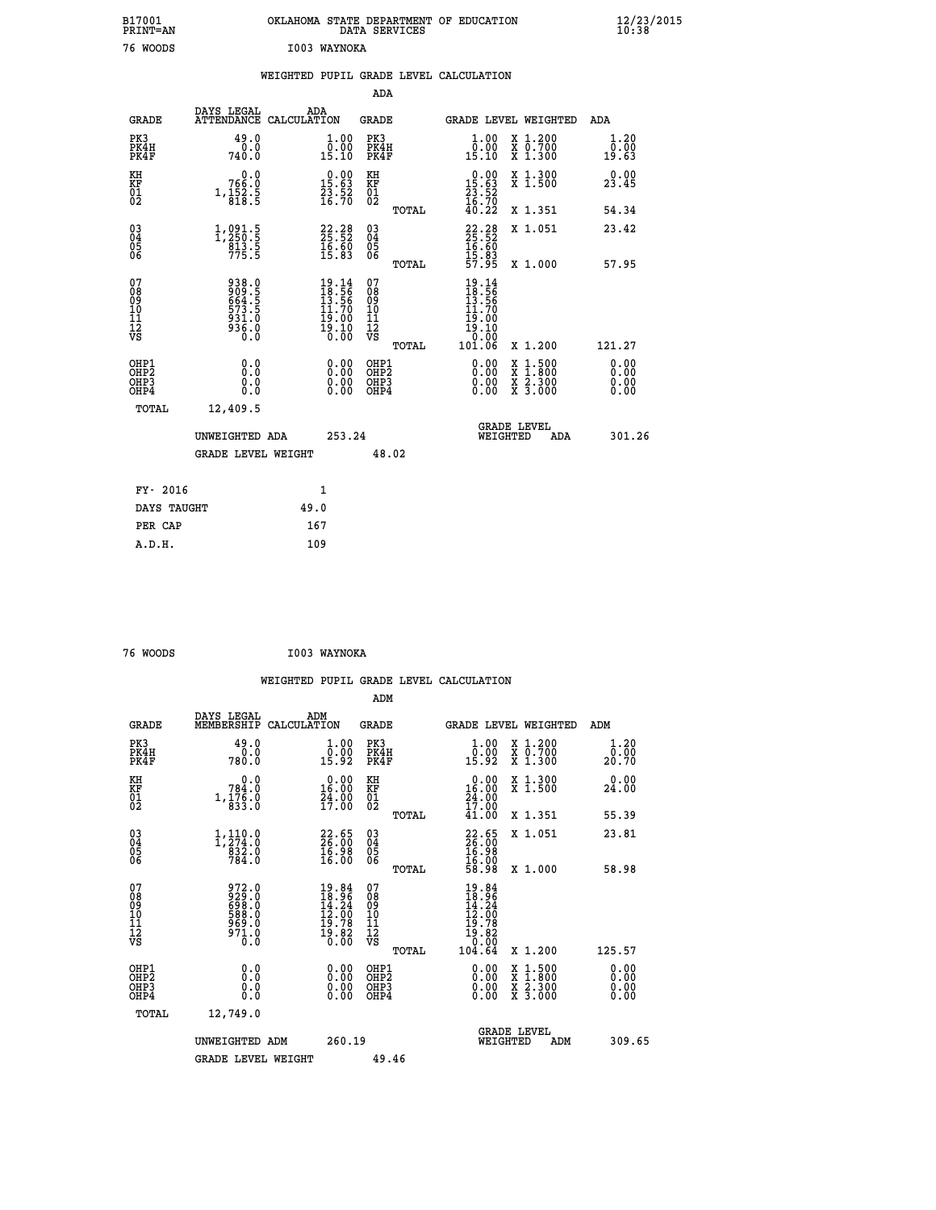B17001 OKLAHOMA STATE DEPARTMENT OF EDUCATION 12/23/2015
PRINT=AN DATA SERVICES 10:38

76 WOODS I003 WAYNOKA

## WEIGHTED PUPIL GRADE LEVEL CALCULATION

### ADA

| GRADE | DAYS LEGAL ATTENDANCE | ADA CALCULATION | GRADE | GRADE LEVEL | WEIGHTED | ADA |
|---|---|---|---|---|---|---|
| PK3 | 49.0 | 1.00 | PK3 | 1.00 | X 1.200 | 1.20 |
| PK4H | 0.0 | 0.00 | PK4H | 0.00 | X 0.700 | 0.00 |
| PK4F | 740.0 | 15.10 | PK4F | 15.10 | X 1.300 | 19.63 |
| KH | 0.0 | 0.00 | KH | 0.00 | X 1.300 | 0.00 |
| KF | 766.0 | 15.63 | KF | 15.63 | X 1.500 | 23.45 |
| 01 | 1,152.5 | 23.52 | 01 | 23.52 | | |
| 02 | 818.5 | 16.70 | 02 | 16.70 | | |
| | | | TOTAL | 40.22 | X 1.351 | 54.34 |
| 03 | 1,091.5 | 22.28 | 03 | 22.28 | X 1.051 | 23.42 |
| 04 | 1,250.5 | 25.52 | 04 | 25.52 | | |
| 05 | 813.5 | 16.60 | 05 | 16.60 | | |
| 06 | 775.5 | 15.83 | 06 | 15.83 | | |
| | | | TOTAL | 57.95 | X 1.000 | 57.95 |
| 07 | 938.0 | 19.14 | 07 | 19.14 | | |
| 08 | 909.5 | 18.56 | 08 | 18.56 | | |
| 09 | 664.5 | 13.56 | 09 | 13.56 | | |
| 10 | 573.5 | 11.70 | 10 | 11.70 | | |
| 11 | 931.0 | 19.00 | 11 | 19.00 | | |
| 12 | 936.0 | 19.10 | 12 | 19.10 | | |
| VS | 0.0 | 0.00 | VS | 0.00 | | |
| | | | TOTAL | 101.06 | X 1.200 | 121.27 |
| OHP1 | 0.0 | 0.00 | OHP1 | 0.00 | X 1.500 | 0.00 |
| OHP2 | 0.0 | 0.00 | OHP2 | 0.00 | X 1.800 | 0.00 |
| OHP3 | 0.0 | 0.00 | OHP3 | 0.00 | X 2.300 | 0.00 |
| OHP4 | 0.0 | 0.00 | OHP4 | 0.00 | X 3.000 | 0.00 |
| TOTAL | 12,409.5 | | | | | |

UNWEIGHTED ADA 253.24 — GRADE LEVEL WEIGHTED ADA 301.26

GRADE LEVEL WEIGHT 48.02

| FY- 2016 | 1 |
|---|---|
| DAYS TAUGHT | 49.0 |
| PER CAP | 167 |
| A.D.H. | 109 |

76 WOODS I003 WAYNOKA

## WEIGHTED PUPIL GRADE LEVEL CALCULATION

### ADM

| GRADE | DAYS LEGAL MEMBERSHIP | ADM CALCULATION | GRADE | GRADE LEVEL | WEIGHTED | ADM |
|---|---|---|---|---|---|---|
| PK3 | 49.0 | 1.00 | PK3 | 1.00 | X 1.200 | 1.20 |
| PK4H | 0.0 | 0.00 | PK4H | 0.00 | X 0.700 | 0.00 |
| PK4F | 780.0 | 15.92 | PK4F | 15.92 | X 1.300 | 20.70 |
| KH | 0.0 | 0.00 | KH | 0.00 | X 1.300 | 0.00 |
| KF | 784.0 | 16.00 | KF | 16.00 | X 1.500 | 24.00 |
| 01 | 1,176.0 | 24.00 | 01 | 24.00 | | |
| 02 | 833.0 | 17.00 | 02 | 17.00 | | |
| | | | TOTAL | 41.00 | X 1.351 | 55.39 |
| 03 | 1,110.0 | 22.65 | 03 | 22.65 | X 1.051 | 23.81 |
| 04 | 1,274.0 | 26.00 | 04 | 26.00 | | |
| 05 | 832.0 | 16.98 | 05 | 16.98 | | |
| 06 | 784.0 | 16.00 | 06 | 16.00 | | |
| | | | TOTAL | 58.98 | X 1.000 | 58.98 |
| 07 | 972.0 | 19.84 | 07 | 19.84 | | |
| 08 | 929.0 | 18.96 | 08 | 18.96 | | |
| 09 | 698.0 | 14.24 | 09 | 14.24 | | |
| 10 | 588.0 | 12.00 | 10 | 12.00 | | |
| 11 | 969.0 | 19.78 | 11 | 19.78 | | |
| 12 | 971.0 | 19.82 | 12 | 19.82 | | |
| VS | 0.0 | 0.00 | VS | 0.00 | | |
| | | | TOTAL | 104.64 | X 1.200 | 125.57 |
| OHP1 | 0.0 | 0.00 | OHP1 | 0.00 | X 1.500 | 0.00 |
| OHP2 | 0.0 | 0.00 | OHP2 | 0.00 | X 1.800 | 0.00 |
| OHP3 | 0.0 | 0.00 | OHP3 | 0.00 | X 2.300 | 0.00 |
| OHP4 | 0.0 | 0.00 | OHP4 | 0.00 | X 3.000 | 0.00 |
| TOTAL | 12,749.0 | | | | | |

UNWEIGHTED ADM 260.19 — GRADE LEVEL WEIGHTED ADM 309.65

GRADE LEVEL WEIGHT 49.46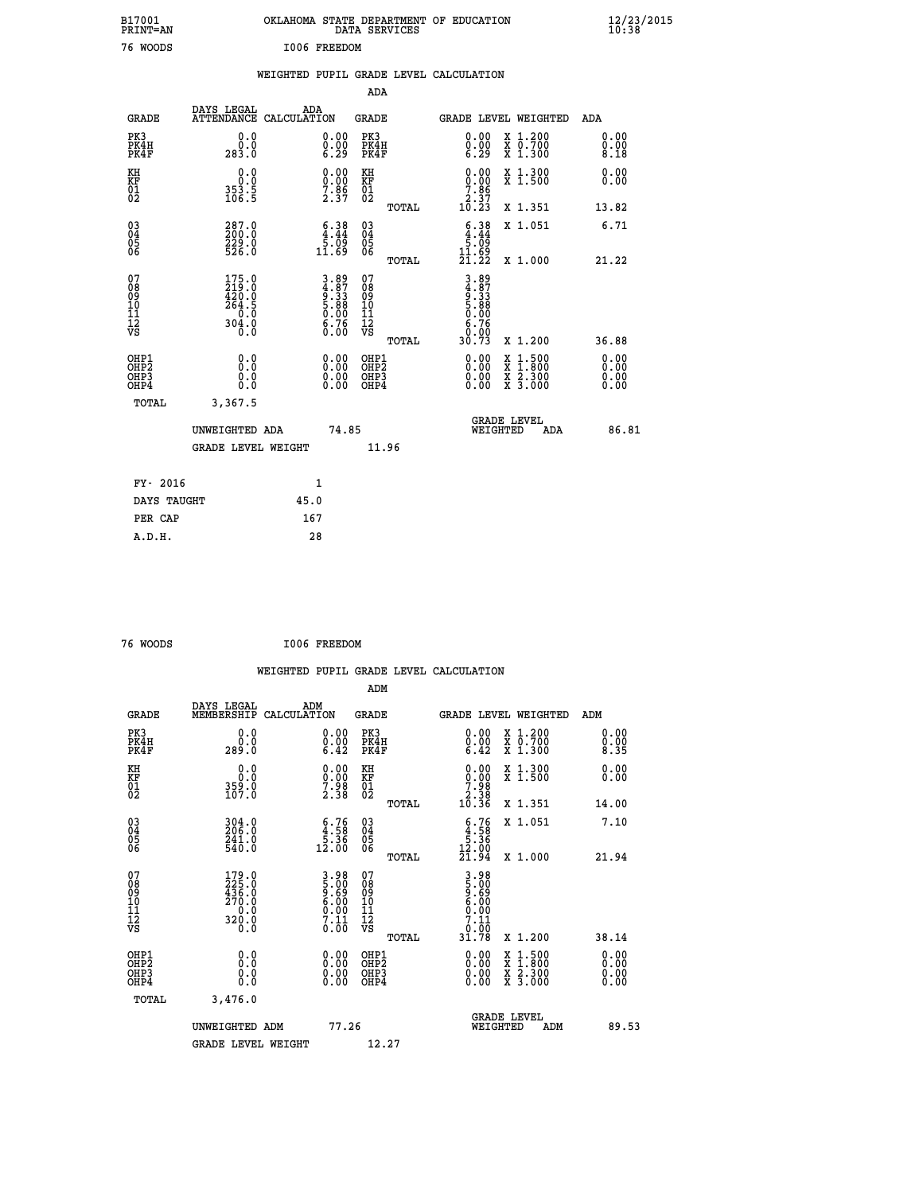B17001 OKLAHOMA STATE DEPARTMENT OF EDUCATION 12/23/2015
PRINT=AN DATA SERVICES 10:38

76 WOODS I006 FREEDOM

## WEIGHTED PUPIL GRADE LEVEL CALCULATION

### ADA

| GRADE | DAYS LEGAL ATTENDANCE | ADA CALCULATION | GRADE | GRADE LEVEL | WEIGHTED | ADA |
|---|---|---|---|---|---|---|
| PK3 | 0.0 | 0.00 | PK3 | 0.00 | X 1.200 | 0.00 |
| PK4H | 0.0 | 0.00 | PK4H | 0.00 | X 0.700 | 0.00 |
| PK4F | 283.0 | 6.29 | PK4F | 6.29 | X 1.300 | 8.18 |
| KH | 0.0 | 0.00 | KH | 0.00 | X 1.300 | 0.00 |
| KF | 0.0 | 0.00 | KF | 0.00 | X 1.500 | 0.00 |
| 01 | 353.5 | 7.86 | 01 | 7.86 | | |
| 02 | 106.5 | 2.37 | 02 | 2.37 | | |
| | | | TOTAL | 10.23 | X 1.351 | 13.82 |
| 03 | 287.0 | 6.38 | 03 | 6.38 | X 1.051 | 6.71 |
| 04 | 200.0 | 4.44 | 04 | 4.44 | | |
| 05 | 229.0 | 5.09 | 05 | 5.09 | | |
| 06 | 526.0 | 11.69 | 06 | 11.69 | | |
| | | | TOTAL | 21.22 | X 1.000 | 21.22 |
| 07 | 175.0 | 3.89 | 07 | 3.89 | | |
| 08 | 219.0 | 4.87 | 08 | 4.87 | | |
| 09 | 420.0 | 9.33 | 09 | 9.33 | | |
| 10 | 264.5 | 5.88 | 10 | 5.88 | | |
| 11 | 0.0 | 0.00 | 11 | 0.00 | | |
| 12 | 304.0 | 6.76 | 12 | 6.76 | | |
| VS | 0.0 | 0.00 | VS | 0.00 | | |
| | | | TOTAL | 30.73 | X 1.200 | 36.88 |
| OHP1 | 0.0 | 0.00 | OHP1 | 0.00 | X 1.500 | 0.00 |
| OHP2 | 0.0 | 0.00 | OHP2 | 0.00 | X 1.800 | 0.00 |
| OHP3 | 0.0 | 0.00 | OHP3 | 0.00 | X 2.300 | 0.00 |
| OHP4 | 0.0 | 0.00 | OHP4 | 0.00 | X 3.000 | 0.00 |
| TOTAL | 3,367.5 | | | | | |

UNWEIGHTED ADA 74.85 — GRADE LEVEL WEIGHTED ADA 86.81

GRADE LEVEL WEIGHT 11.96

| | |
|---|---|
| FY- 2016 | 1 |
| DAYS TAUGHT | 45.0 |
| PER CAP | 167 |
| A.D.H. | 28 |

76 WOODS I006 FREEDOM

## WEIGHTED PUPIL GRADE LEVEL CALCULATION

### ADM

| GRADE | DAYS LEGAL MEMBERSHIP | ADM CALCULATION | GRADE | GRADE LEVEL | WEIGHTED | ADM |
|---|---|---|---|---|---|---|
| PK3 | 0.0 | 0.00 | PK3 | 0.00 | X 1.200 | 0.00 |
| PK4H | 0.0 | 0.00 | PK4H | 0.00 | X 0.700 | 0.00 |
| PK4F | 289.0 | 6.42 | PK4F | 6.42 | X 1.300 | 8.35 |
| KH | 0.0 | 0.00 | KH | 0.00 | X 1.300 | 0.00 |
| KF | 0.0 | 0.00 | KF | 0.00 | X 1.500 | 0.00 |
| 01 | 359.0 | 7.98 | 01 | 7.98 | | |
| 02 | 107.0 | 2.38 | 02 | 2.38 | | |
| | | | TOTAL | 10.36 | X 1.351 | 14.00 |
| 03 | 304.0 | 6.76 | 03 | 6.76 | X 1.051 | 7.10 |
| 04 | 206.0 | 4.58 | 04 | 4.58 | | |
| 05 | 241.0 | 5.36 | 05 | 5.36 | | |
| 06 | 540.0 | 12.00 | 06 | 12.00 | | |
| | | | TOTAL | 21.94 | X 1.000 | 21.94 |
| 07 | 179.0 | 3.98 | 07 | 3.98 | | |
| 08 | 225.0 | 5.00 | 08 | 5.00 | | |
| 09 | 436.0 | 9.69 | 09 | 9.69 | | |
| 10 | 270.0 | 6.00 | 10 | 6.00 | | |
| 11 | 0.0 | 0.00 | 11 | 0.00 | | |
| 12 | 320.0 | 7.11 | 12 | 7.11 | | |
| VS | 0.0 | 0.00 | VS | 0.00 | | |
| | | | TOTAL | 31.78 | X 1.200 | 38.14 |
| OHP1 | 0.0 | 0.00 | OHP1 | 0.00 | X 1.500 | 0.00 |
| OHP2 | 0.0 | 0.00 | OHP2 | 0.00 | X 1.800 | 0.00 |
| OHP3 | 0.0 | 0.00 | OHP3 | 0.00 | X 2.300 | 0.00 |
| OHP4 | 0.0 | 0.00 | OHP4 | 0.00 | X 3.000 | 0.00 |
| TOTAL | 3,476.0 | | | | | |

UNWEIGHTED ADM 77.26 — GRADE LEVEL WEIGHTED ADM 89.53

GRADE LEVEL WEIGHT 12.27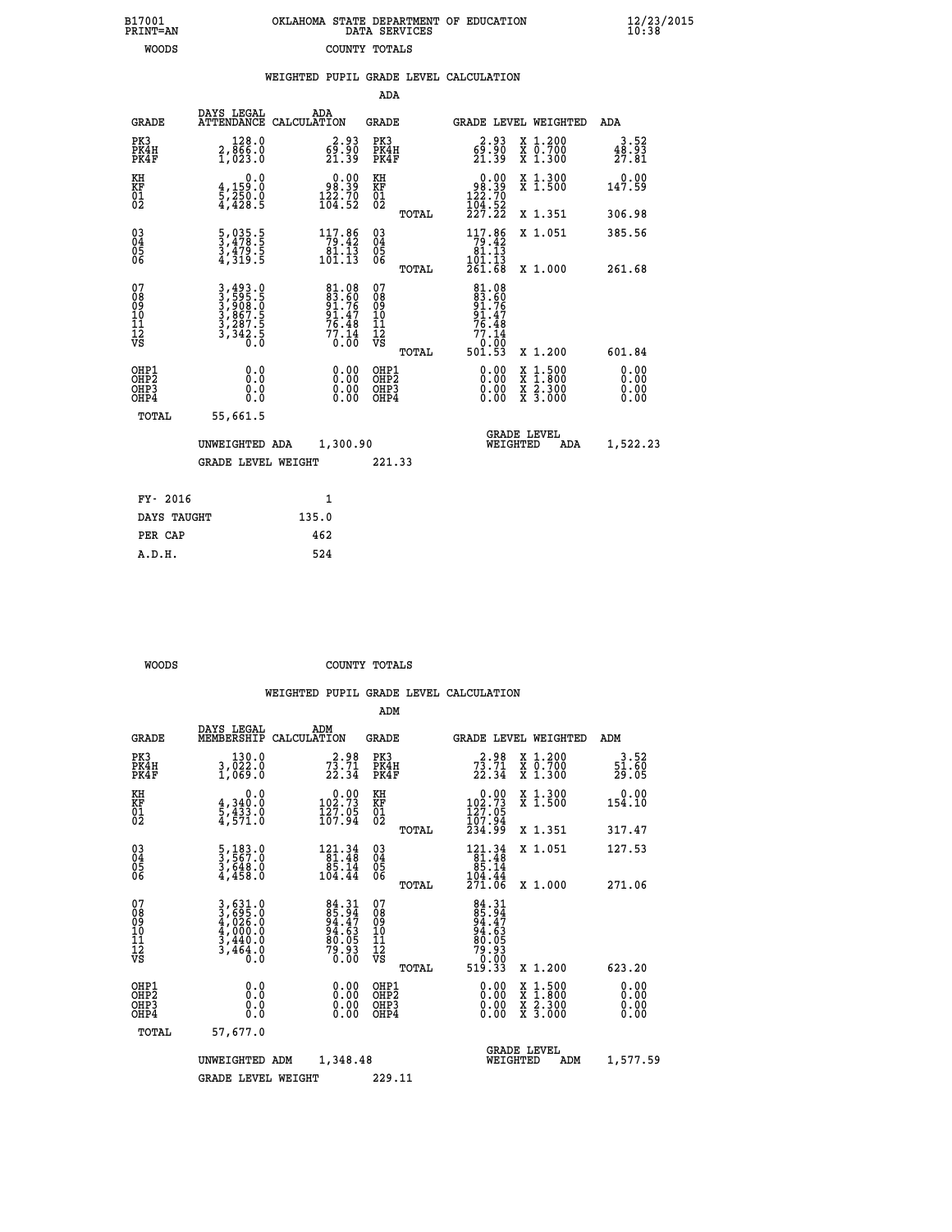B17001 PRINT=AN — OKLAHOMA STATE DEPARTMENT OF EDUCATION DATA SERVICES — 12/23/2015 10:38

WOODS — COUNTY TOTALS

## WEIGHTED PUPIL GRADE LEVEL CALCULATION

### ADA

| GRADE | DAYS LEGAL ATTENDANCE | ADA CALCULATION | GRADE | GRADE LEVEL | WEIGHTED | ADA |
|---|---|---|---|---|---|---|
| PK3 | 128.0 | 2.93 | PK3 | 2.93 | X 1.200 | 3.52 |
| PK4H | 2,866.0 | 69.90 | PK4H | 69.90 | X 0.700 | 48.93 |
| PK4F | 1,023.0 | 21.39 | PK4F | 21.39 | X 1.300 | 27.81 |
| KH | 0.0 | 0.00 | KH | 0.00 | X 1.300 | 0.00 |
| KF | 4,159.0 | 98.39 | KF | 98.39 | X 1.500 | 147.59 |
| 01 | 5,250.0 | 122.70 | 01 | 122.70 | | |
| 02 | 4,428.5 | 104.52 | 02 | 104.52 | | |
| | | | TOTAL | 227.22 | X 1.351 | 306.98 |
| 03 | 5,035.5 | 117.86 | 03 | 117.86 | X 1.051 | 385.56 |
| 04 | 3,478.5 | 79.42 | 04 | 79.42 | | |
| 05 | 3,479.5 | 81.13 | 05 | 81.13 | | |
| 06 | 4,319.5 | 101.13 | 06 | 101.13 | | |
| | | | TOTAL | 261.68 | X 1.000 | 261.68 |
| 07 | 3,493.0 | 81.08 | 07 | 81.08 | | |
| 08 | 3,595.5 | 83.60 | 08 | 83.60 | | |
| 09 | 3,908.0 | 91.76 | 09 | 91.76 | | |
| 10 | 3,867.5 | 91.47 | 10 | 91.47 | | |
| 11 | 3,287.5 | 76.48 | 11 | 76.48 | | |
| 12 | 3,342.5 | 77.14 | 12 | 77.14 | | |
| VS | 0.0 | 0.00 | VS | 0.00 | | |
| | | | TOTAL | 501.53 | X 1.200 | 601.84 |
| OHP1 | 0.0 | 0.00 | OHP1 | 0.00 | X 1.500 | 0.00 |
| OHP2 | 0.0 | 0.00 | OHP2 | 0.00 | X 1.800 | 0.00 |
| OHP3 | 0.0 | 0.00 | OHP3 | 0.00 | X 2.300 | 0.00 |
| OHP4 | 0.0 | 0.00 | OHP4 | 0.00 | X 3.000 | 0.00 |
| TOTAL | 55,661.5 | | | | | |

UNWEIGHTED ADA 1,300.90 — GRADE LEVEL WEIGHTED ADA 1,522.23

GRADE LEVEL WEIGHT 221.33

| | |
|---|---|
| FY- 2016 | 1 |
| DAYS TAUGHT | 135.0 |
| PER CAP | 462 |
| A.D.H. | 524 |

WOODS — COUNTY TOTALS

## WEIGHTED PUPIL GRADE LEVEL CALCULATION

### ADM

| GRADE | DAYS LEGAL MEMBERSHIP | ADM CALCULATION | GRADE | GRADE LEVEL | WEIGHTED | ADM |
|---|---|---|---|---|---|---|
| PK3 | 130.0 | 2.98 | PK3 | 2.98 | X 1.200 | 3.52 |
| PK4H | 3,022.0 | 73.71 | PK4H | 73.71 | X 0.700 | 51.60 |
| PK4F | 1,069.0 | 22.34 | PK4F | 22.34 | X 1.300 | 29.05 |
| KH | 0.0 | 0.00 | KH | 0.00 | X 1.300 | 0.00 |
| KF | 4,340.0 | 102.73 | KF | 102.73 | X 1.500 | 154.10 |
| 01 | 5,433.0 | 127.05 | 01 | 127.05 | | |
| 02 | 4,571.0 | 107.94 | 02 | 107.94 | | |
| | | | TOTAL | 234.99 | X 1.351 | 317.47 |
| 03 | 5,183.0 | 121.34 | 03 | 121.34 | X 1.051 | 127.53 |
| 04 | 3,567.0 | 81.48 | 04 | 81.48 | | |
| 05 | 3,648.0 | 85.14 | 05 | 85.14 | | |
| 06 | 4,458.0 | 104.44 | 06 | 104.44 | | |
| | | | TOTAL | 271.06 | X 1.000 | 271.06 |
| 07 | 3,631.0 | 84.31 | 07 | 84.31 | | |
| 08 | 3,695.0 | 85.94 | 08 | 85.94 | | |
| 09 | 4,026.0 | 94.47 | 09 | 94.47 | | |
| 10 | 4,000.0 | 94.63 | 10 | 94.63 | | |
| 11 | 3,440.0 | 80.05 | 11 | 80.05 | | |
| 12 | 3,464.0 | 79.93 | 12 | 79.93 | | |
| VS | 0.0 | 0.00 | VS | 0.00 | | |
| | | | TOTAL | 519.33 | X 1.200 | 623.20 |
| OHP1 | 0.0 | 0.00 | OHP1 | 0.00 | X 1.500 | 0.00 |
| OHP2 | 0.0 | 0.00 | OHP2 | 0.00 | X 1.800 | 0.00 |
| OHP3 | 0.0 | 0.00 | OHP3 | 0.00 | X 2.300 | 0.00 |
| OHP4 | 0.0 | 0.00 | OHP4 | 0.00 | X 3.000 | 0.00 |
| TOTAL | 57,677.0 | | | | | |

UNWEIGHTED ADM 1,348.48 — GRADE LEVEL WEIGHTED ADM 1,577.59

GRADE LEVEL WEIGHT 229.11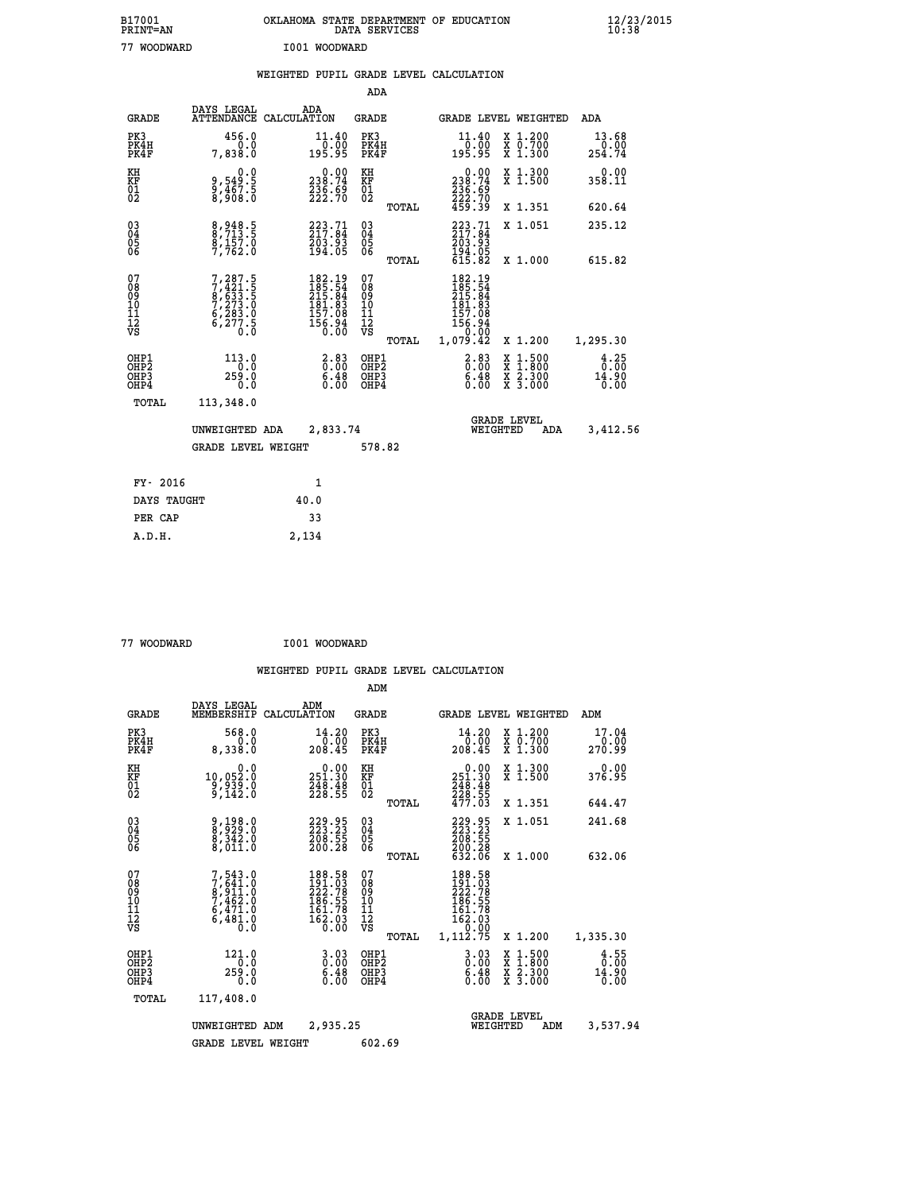B17001 OKLAHOMA STATE DEPARTMENT OF EDUCATION 12/23/2015
PRINT=AN DATA SERVICES 10:38

77 WOODWARD I001 WOODWARD

## WEIGHTED PUPIL GRADE LEVEL CALCULATION

### ADA

| GRADE | DAYS LEGAL ATTENDANCE | ADA CALCULATION | GRADE | | GRADE LEVEL | WEIGHTED | ADA |
|---|---|---|---|---|---|---|---|
| PK3 | 456.0 | 11.40 | PK3 | | 11.40 | X 1.200 | 13.68 |
| PK4H | 0.0 | 0.00 | PK4H | | 0.00 | X 0.700 | 0.00 |
| PK4F | 7,838.0 | 195.95 | PK4F | | 195.95 | X 1.300 | 254.74 |
| KH | 0.0 | 0.00 | KH | | 0.00 | X 1.300 | 0.00 |
| KF | 9,549.5 | 238.74 | KF | | 238.74 | X 1.500 | 358.11 |
| 01 | 9,467.5 | 236.69 | 01 | | 236.69 | | |
| 02 | 8,908.0 | 222.70 | 02 | | 222.70 | | |
| | | | | TOTAL | 459.39 | X 1.351 | 620.64 |
| 03 | 8,948.5 | 223.71 | 03 | | 223.71 | X 1.051 | 235.12 |
| 04 | 8,713.5 | 217.84 | 04 | | 217.84 | | |
| 05 | 8,157.0 | 203.93 | 05 | | 203.93 | | |
| 06 | 7,762.0 | 194.05 | 06 | | 194.05 | | |
| | | | | TOTAL | 615.82 | X 1.000 | 615.82 |
| 07 | 7,287.5 | 182.19 | 07 | | 182.19 | | |
| 08 | 7,421.5 | 185.54 | 08 | | 185.54 | | |
| 09 | 8,633.5 | 215.84 | 09 | | 215.84 | | |
| 10 | 7,273.0 | 181.83 | 10 | | 181.83 | | |
| 11 | 6,283.0 | 157.08 | 11 | | 157.08 | | |
| 12 | 6,277.5 | 156.94 | 12 | | 156.94 | | |
| VS | 0.0 | 0.00 | VS | | 0.00 | | |
| | | | | TOTAL | 1,079.42 | X 1.200 | 1,295.30 |
| OHP1 | 113.0 | 2.83 | OHP1 | | 2.83 | X 1.500 | 4.25 |
| OHP2 | 0.0 | 0.00 | OHP2 | | 0.00 | X 1.800 | 0.00 |
| OHP3 | 259.0 | 6.48 | OHP3 | | 6.48 | X 2.300 | 14.90 |
| OHP4 | 0.0 | 0.00 | OHP4 | | 0.00 | X 3.000 | 0.00 |
| TOTAL | 113,348.0 | | | | | | |

UNWEIGHTED ADA 2,833.74 — GRADE LEVEL WEIGHTED ADA 3,412.56

GRADE LEVEL WEIGHT 578.82

| | |
|---|---|
| FY- 2016 | 1 |
| DAYS TAUGHT | 40.0 |
| PER CAP | 33 |
| A.D.H. | 2,134 |

77 WOODWARD I001 WOODWARD

## WEIGHTED PUPIL GRADE LEVEL CALCULATION

### ADM

| GRADE | DAYS LEGAL MEMBERSHIP | ADM CALCULATION | GRADE | | GRADE LEVEL | WEIGHTED | ADM |
|---|---|---|---|---|---|---|---|
| PK3 | 568.0 | 14.20 | PK3 | | 14.20 | X 1.200 | 17.04 |
| PK4H | 0.0 | 0.00 | PK4H | | 0.00 | X 0.700 | 0.00 |
| PK4F | 8,338.0 | 208.45 | PK4F | | 208.45 | X 1.300 | 270.99 |
| KH | 0.0 | 0.00 | KH | | 0.00 | X 1.300 | 0.00 |
| KF | 10,052.0 | 251.30 | KF | | 251.30 | X 1.500 | 376.95 |
| 01 | 9,939.0 | 248.48 | 01 | | 248.48 | | |
| 02 | 9,142.0 | 228.55 | 02 | | 228.55 | | |
| | | | | TOTAL | 477.03 | X 1.351 | 644.47 |
| 03 | 9,198.0 | 229.95 | 03 | | 229.95 | X 1.051 | 241.68 |
| 04 | 8,929.0 | 223.23 | 04 | | 223.23 | | |
| 05 | 8,342.0 | 208.55 | 05 | | 208.55 | | |
| 06 | 8,011.0 | 200.28 | 06 | | 200.28 | | |
| | | | | TOTAL | 632.06 | X 1.000 | 632.06 |
| 07 | 7,543.0 | 188.58 | 07 | | 188.58 | | |
| 08 | 7,641.0 | 191.03 | 08 | | 191.03 | | |
| 09 | 8,911.0 | 222.78 | 09 | | 222.78 | | |
| 10 | 7,462.0 | 186.55 | 10 | | 186.55 | | |
| 11 | 6,471.0 | 161.78 | 11 | | 161.78 | | |
| 12 | 6,481.0 | 162.03 | 12 | | 162.03 | | |
| VS | 0.0 | 0.00 | VS | | 0.00 | | |
| | | | | TOTAL | 1,112.75 | X 1.200 | 1,335.30 |
| OHP1 | 121.0 | 3.03 | OHP1 | | 3.03 | X 1.500 | 4.55 |
| OHP2 | 0.0 | 0.00 | OHP2 | | 0.00 | X 1.800 | 0.00 |
| OHP3 | 259.0 | 6.48 | OHP3 | | 6.48 | X 2.300 | 14.90 |
| OHP4 | 0.0 | 0.00 | OHP4 | | 0.00 | X 3.000 | 0.00 |
| TOTAL | 117,408.0 | | | | | | |

UNWEIGHTED ADM 2,935.25 — GRADE LEVEL WEIGHTED ADM 3,537.94

GRADE LEVEL WEIGHT 602.69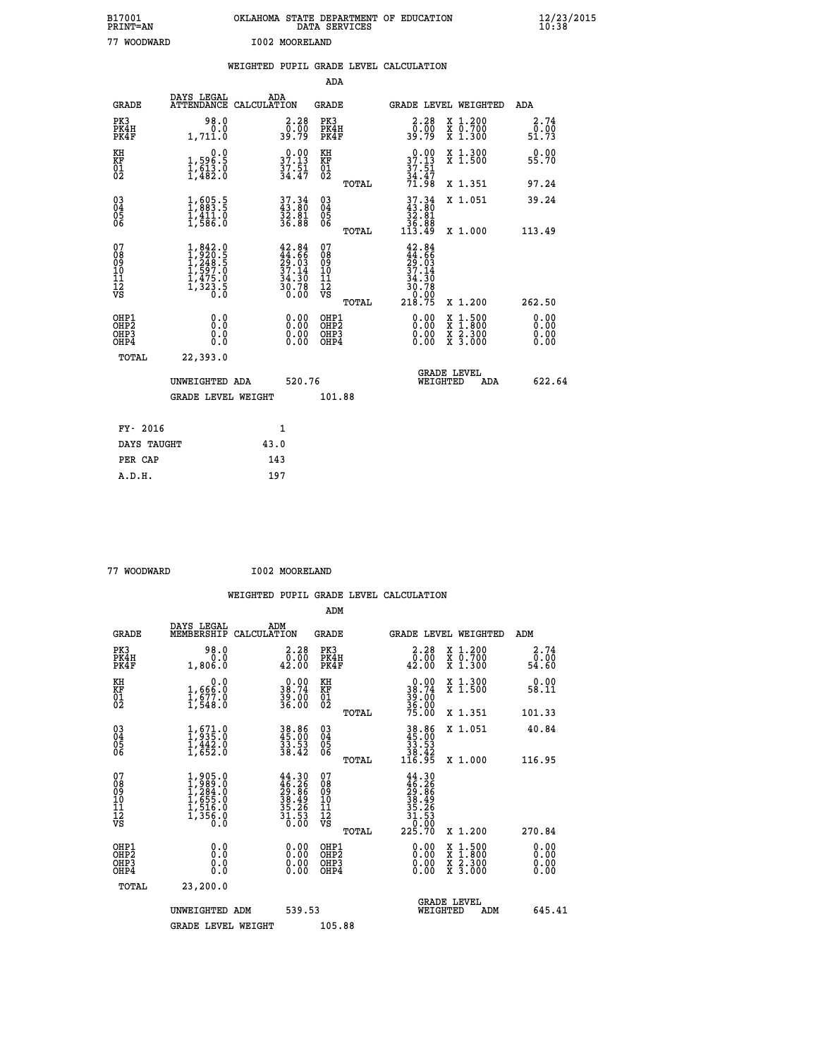B17001 PRINT=AN    OKLAHOMA STATE DEPARTMENT OF EDUCATION DATA SERVICES    12/23/2015 10:38

77 WOODWARD    I002 MOORELAND

WEIGHTED PUPIL GRADE LEVEL CALCULATION

ADA

| GRADE | DAYS LEGAL ATTENDANCE | ADA CALCULATION | GRADE | GRADE LEVEL | WEIGHTED | ADA |
|---|---|---|---|---|---|---|
| PK3 | 98.0 | 2.28 | PK3 | 2.28 | X 1.200 | 2.74 |
| PK4H | 0.0 | 0.00 | PK4H | 0.00 | X 0.700 | 0.00 |
| PK4F | 1,711.0 | 39.79 | PK4F | 39.79 | X 1.300 | 51.73 |
| KH | 0.0 | 0.00 | KH | 0.00 | X 1.300 | 0.00 |
| KF | 1,596.5 | 37.13 | KF | 37.13 | X 1.500 | 55.70 |
| 01 | 1,613.0 | 37.51 | 01 | 37.51 | | |
| 02 | 1,482.0 | 34.47 | 02 | 34.47 | | |
| | | | TOTAL | 71.98 | X 1.351 | 97.24 |
| 03 | 1,605.5 | 37.34 | 03 | 37.34 | X 1.051 | 39.24 |
| 04 | 1,883.5 | 43.80 | 04 | 43.80 | | |
| 05 | 1,411.0 | 32.81 | 05 | 32.81 | | |
| 06 | 1,586.0 | 36.88 | 06 | 36.88 | | |
| | | | TOTAL | 113.49 | X 1.000 | 113.49 |
| 07 | 1,842.0 | 42.84 | 07 | 42.84 | | |
| 08 | 1,920.5 | 44.66 | 08 | 44.66 | | |
| 09 | 1,248.5 | 29.03 | 09 | 29.03 | | |
| 10 | 1,597.0 | 37.14 | 10 | 37.14 | | |
| 11 | 1,475.0 | 34.30 | 11 | 34.30 | | |
| 12 | 1,323.5 | 30.78 | 12 | 30.78 | | |
| VS | 0.0 | 0.00 | VS | 0.00 | | |
| | | | TOTAL | 218.75 | X 1.200 | 262.50 |
| OHP1 | 0.0 | 0.00 | OHP1 | 0.00 | X 1.500 | 0.00 |
| OHP2 | 0.0 | 0.00 | OHP2 | 0.00 | X 1.800 | 0.00 |
| OHP3 | 0.0 | 0.00 | OHP3 | 0.00 | X 2.300 | 0.00 |
| OHP4 | 0.0 | 0.00 | OHP4 | 0.00 | X 3.000 | 0.00 |
| TOTAL | 22,393.0 | | | | | |

UNWEIGHTED ADA 520.76    GRADE LEVEL WEIGHTED ADA 622.64

GRADE LEVEL WEIGHT 101.88

| | |
|---|---|
| FY- 2016 | 1 |
| DAYS TAUGHT | 43.0 |
| PER CAP | 143 |
| A.D.H. | 197 |

77 WOODWARD    I002 MOORELAND

WEIGHTED PUPIL GRADE LEVEL CALCULATION

ADM

| GRADE | DAYS LEGAL MEMBERSHIP | ADM CALCULATION | GRADE | GRADE LEVEL | WEIGHTED | ADM |
|---|---|---|---|---|---|---|
| PK3 | 98.0 | 2.28 | PK3 | 2.28 | X 1.200 | 2.74 |
| PK4H | 0.0 | 0.00 | PK4H | 0.00 | X 0.700 | 0.00 |
| PK4F | 1,806.0 | 42.00 | PK4F | 42.00 | X 1.300 | 54.60 |
| KH | 0.0 | 0.00 | KH | 0.00 | X 1.300 | 0.00 |
| KF | 1,666.0 | 38.74 | KF | 38.74 | X 1.500 | 58.11 |
| 01 | 1,677.0 | 39.00 | 01 | 39.00 | | |
| 02 | 1,548.0 | 36.00 | 02 | 36.00 | | |
| | | | TOTAL | 75.00 | X 1.351 | 101.33 |
| 03 | 1,671.0 | 38.86 | 03 | 38.86 | X 1.051 | 40.84 |
| 04 | 1,935.0 | 45.00 | 04 | 45.00 | | |
| 05 | 1,442.0 | 33.53 | 05 | 33.53 | | |
| 06 | 1,652.0 | 38.42 | 06 | 38.42 | | |
| | | | TOTAL | 116.95 | X 1.000 | 116.95 |
| 07 | 1,905.0 | 44.30 | 07 | 44.30 | | |
| 08 | 1,989.0 | 46.26 | 08 | 46.26 | | |
| 09 | 1,284.0 | 29.86 | 09 | 29.86 | | |
| 10 | 1,655.0 | 38.49 | 10 | 38.49 | | |
| 11 | 1,516.0 | 35.26 | 11 | 35.26 | | |
| 12 | 1,356.0 | 31.53 | 12 | 31.53 | | |
| VS | 0.0 | 0.00 | VS | 0.00 | | |
| | | | TOTAL | 225.70 | X 1.200 | 270.84 |
| OHP1 | 0.0 | 0.00 | OHP1 | 0.00 | X 1.500 | 0.00 |
| OHP2 | 0.0 | 0.00 | OHP2 | 0.00 | X 1.800 | 0.00 |
| OHP3 | 0.0 | 0.00 | OHP3 | 0.00 | X 2.300 | 0.00 |
| OHP4 | 0.0 | 0.00 | OHP4 | 0.00 | X 3.000 | 0.00 |
| TOTAL | 23,200.0 | | | | | |

UNWEIGHTED ADM 539.53    GRADE LEVEL WEIGHTED ADM 645.41

GRADE LEVEL WEIGHT 105.88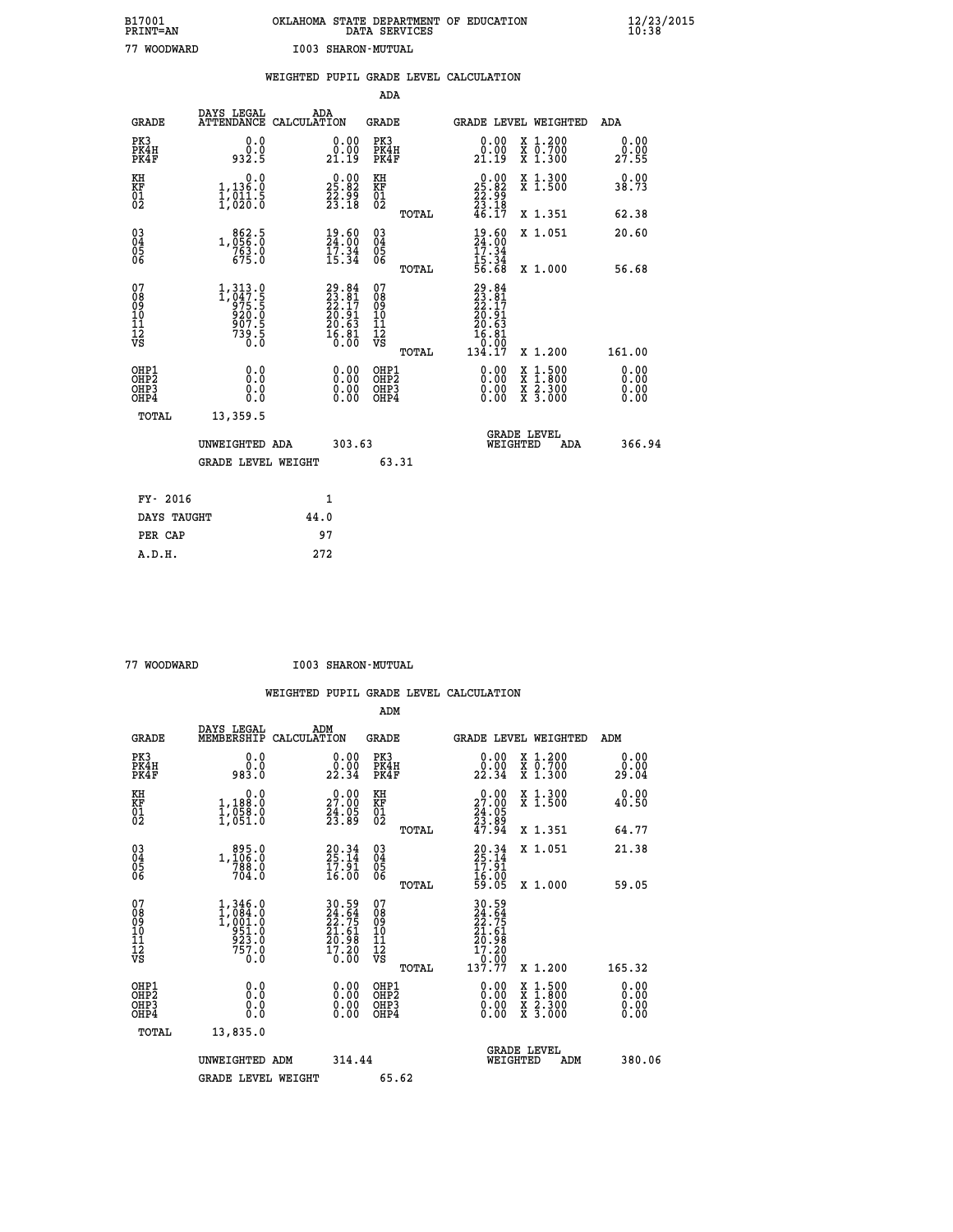B17001 OKLAHOMA STATE DEPARTMENT OF EDUCATION 12/23/2015
PRINT=AN DATA SERVICES 10:38

77 WOODWARD I003 SHARON-MUTUAL

## WEIGHTED PUPIL GRADE LEVEL CALCULATION

### ADA

| GRADE | DAYS LEGAL ATTENDANCE | ADA CALCULATION | GRADE | GRADE LEVEL | WEIGHTED | ADA |
|---|---|---|---|---|---|---|
| PK3 | 0.0 | 0.00 | PK3 | 0.00 | X 1.200 | 0.00 |
| PK4H | 0.0 | 0.00 | PK4H | 0.00 | X 0.700 | 0.00 |
| PK4F | 932.5 | 21.19 | PK4F | 21.19 | X 1.300 | 27.55 |
| KH | 0.0 | 0.00 | KH | 0.00 | X 1.300 | 0.00 |
| KF | 1,136.0 | 25.82 | KF | 25.82 | X 1.500 | 38.73 |
| 01 | 1,011.5 | 22.99 | 01 | 22.99 | | |
| 02 | 1,020.0 | 23.18 | 02 | 23.18 | | |
| | | | TOTAL | 46.17 | X 1.351 | 62.38 |
| 03 | 862.5 | 19.60 | 03 | 19.60 | X 1.051 | 20.60 |
| 04 | 1,056.0 | 24.00 | 04 | 24.00 | | |
| 05 | 763.0 | 17.34 | 05 | 17.34 | | |
| 06 | 675.0 | 15.34 | 06 | 15.34 | | |
| | | | TOTAL | 56.68 | X 1.000 | 56.68 |
| 07 | 1,313.0 | 29.84 | 07 | 29.84 | | |
| 08 | 1,047.5 | 23.81 | 08 | 23.81 | | |
| 09 | 975.5 | 22.17 | 09 | 22.17 | | |
| 10 | 920.0 | 20.91 | 10 | 20.91 | | |
| 11 | 907.5 | 20.63 | 11 | 20.63 | | |
| 12 | 739.5 | 16.81 | 12 | 16.81 | | |
| VS | 0.0 | 0.00 | VS | 0.00 | | |
| | | | TOTAL | 134.17 | X 1.200 | 161.00 |
| OHP1 | 0.0 | 0.00 | OHP1 | 0.00 | X 1.500 | 0.00 |
| OHP2 | 0.0 | 0.00 | OHP2 | 0.00 | X 1.800 | 0.00 |
| OHP3 | 0.0 | 0.00 | OHP3 | 0.00 | X 2.300 | 0.00 |
| OHP4 | 0.0 | 0.00 | OHP4 | 0.00 | X 3.000 | 0.00 |
| TOTAL | 13,359.5 | | | | | |

UNWEIGHTED ADA 303.63 GRADE LEVEL WEIGHTED ADA 366.94

GRADE LEVEL WEIGHT 63.31

| FY- 2016 | 1 |
|---|---|
| DAYS TAUGHT | 44.0 |
| PER CAP | 97 |
| A.D.H. | 272 |

77 WOODWARD I003 SHARON-MUTUAL

## WEIGHTED PUPIL GRADE LEVEL CALCULATION

### ADM

| GRADE | DAYS LEGAL MEMBERSHIP | ADM CALCULATION | GRADE | GRADE LEVEL | WEIGHTED | ADM |
|---|---|---|---|---|---|---|
| PK3 | 0.0 | 0.00 | PK3 | 0.00 | X 1.200 | 0.00 |
| PK4H | 0.0 | 0.00 | PK4H | 0.00 | X 0.700 | 0.00 |
| PK4F | 983.0 | 22.34 | PK4F | 22.34 | X 1.300 | 29.04 |
| KH | 0.0 | 0.00 | KH | 0.00 | X 1.300 | 0.00 |
| KF | 1,188.0 | 27.00 | KF | 27.00 | X 1.500 | 40.50 |
| 01 | 1,058.0 | 24.05 | 01 | 24.05 | | |
| 02 | 1,051.0 | 23.89 | 02 | 23.89 | | |
| | | | TOTAL | 47.94 | X 1.351 | 64.77 |
| 03 | 895.0 | 20.34 | 03 | 20.34 | X 1.051 | 21.38 |
| 04 | 1,106.0 | 25.14 | 04 | 25.14 | | |
| 05 | 788.0 | 17.91 | 05 | 17.91 | | |
| 06 | 704.0 | 16.00 | 06 | 16.00 | | |
| | | | TOTAL | 59.05 | X 1.000 | 59.05 |
| 07 | 1,346.0 | 30.59 | 07 | 30.59 | | |
| 08 | 1,084.0 | 24.64 | 08 | 24.64 | | |
| 09 | 1,001.0 | 22.75 | 09 | 22.75 | | |
| 10 | 951.0 | 21.61 | 10 | 21.61 | | |
| 11 | 923.0 | 20.98 | 11 | 20.98 | | |
| 12 | 757.0 | 17.20 | 12 | 17.20 | | |
| VS | 0.0 | 0.00 | VS | 0.00 | | |
| | | | TOTAL | 137.77 | X 1.200 | 165.32 |
| OHP1 | 0.0 | 0.00 | OHP1 | 0.00 | X 1.500 | 0.00 |
| OHP2 | 0.0 | 0.00 | OHP2 | 0.00 | X 1.800 | 0.00 |
| OHP3 | 0.0 | 0.00 | OHP3 | 0.00 | X 2.300 | 0.00 |
| OHP4 | 0.0 | 0.00 | OHP4 | 0.00 | X 3.000 | 0.00 |
| TOTAL | 13,835.0 | | | | | |

UNWEIGHTED ADM 314.44 GRADE LEVEL WEIGHTED ADM 380.06

GRADE LEVEL WEIGHT 65.62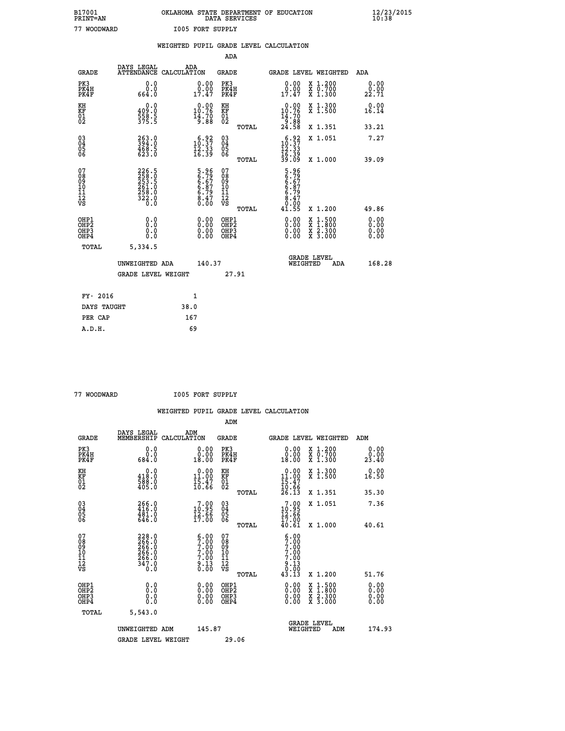B17001 OKLAHOMA STATE DEPARTMENT OF EDUCATION 12/23/2015
PRINT=AN DATA SERVICES 10:38

77 WOODWARD I005 FORT SUPPLY

WEIGHTED PUPIL GRADE LEVEL CALCULATION

ADA

| GRADE | DAYS LEGAL ATTENDANCE | ADA CALCULATION | GRADE | GRADE LEVEL | WEIGHTED | ADA |
|---|---|---|---|---|---|---|
| PK3 | 0.0 | 0.00 | PK3 | 0.00 | X 1.200 | 0.00 |
| PK4H | 0.0 | 0.00 | PK4H | 0.00 | X 0.700 | 0.00 |
| PK4F | 664.0 | 17.47 | PK4F | 17.47 | X 1.300 | 22.71 |
| KH | 0.0 | 0.00 | KH | 0.00 | X 1.300 | 0.00 |
| KF | 409.0 | 10.76 | KF | 10.76 | X 1.500 | 16.14 |
| 01 | 558.5 | 14.70 | 01 | 14.70 | | |
| 02 | 375.5 | 9.88 | 02 | 9.88 | | |
| | | | TOTAL | 24.58 | X 1.351 | 33.21 |
| 03 | 263.0 | 6.92 | 03 | 6.92 | X 1.051 | 7.27 |
| 04 | 394.0 | 10.37 | 04 | 10.37 | | |
| 05 | 468.5 | 12.33 | 05 | 12.33 | | |
| 06 | 623.0 | 16.39 | 06 | 16.39 | | |
| | | | TOTAL | 39.09 | X 1.000 | 39.09 |
| 07 | 226.5 | 5.96 | 07 | 5.96 | | |
| 08 | 258.0 | 6.79 | 08 | 6.79 | | |
| 09 | 253.5 | 6.67 | 09 | 6.67 | | |
| 10 | 261.0 | 6.87 | 10 | 6.87 | | |
| 11 | 258.0 | 6.79 | 11 | 6.79 | | |
| 12 | 322.0 | 8.47 | 12 | 8.47 | | |
| VS | 0.0 | 0.00 | VS | 0.00 | | |
| | | | TOTAL | 41.55 | X 1.200 | 49.86 |
| OHP1 | 0.0 | 0.00 | OHP1 | 0.00 | X 1.500 | 0.00 |
| OHP2 | 0.0 | 0.00 | OHP2 | 0.00 | X 1.800 | 0.00 |
| OHP3 | 0.0 | 0.00 | OHP3 | 0.00 | X 2.300 | 0.00 |
| OHP4 | 0.0 | 0.00 | OHP4 | 0.00 | X 3.000 | 0.00 |
| TOTAL | 5,334.5 | | | | | |

UNWEIGHTED ADA 140.37 GRADE LEVEL WEIGHTED ADA 168.28

GRADE LEVEL WEIGHT 27.91

| | |
|---|---|
| FY- 2016 | 1 |
| DAYS TAUGHT | 38.0 |
| PER CAP | 167 |
| A.D.H. | 69 |

77 WOODWARD I005 FORT SUPPLY

WEIGHTED PUPIL GRADE LEVEL CALCULATION

ADM

| GRADE | DAYS LEGAL MEMBERSHIP | ADM CALCULATION | GRADE | GRADE LEVEL | WEIGHTED | ADM |
|---|---|---|---|---|---|---|
| PK3 | 0.0 | 0.00 | PK3 | 0.00 | X 1.200 | 0.00 |
| PK4H | 0.0 | 0.00 | PK4H | 0.00 | X 0.700 | 0.00 |
| PK4F | 684.0 | 18.00 | PK4F | 18.00 | X 1.300 | 23.40 |
| KH | 0.0 | 0.00 | KH | 0.00 | X 1.300 | 0.00 |
| KF | 418.0 | 11.00 | KF | 11.00 | X 1.500 | 16.50 |
| 01 | 588.0 | 15.47 | 01 | 15.47 | | |
| 02 | 405.0 | 10.66 | 02 | 10.66 | | |
| | | | TOTAL | 26.13 | X 1.351 | 35.30 |
| 03 | 266.0 | 7.00 | 03 | 7.00 | X 1.051 | 7.36 |
| 04 | 416.0 | 10.95 | 04 | 10.95 | | |
| 05 | 481.0 | 12.66 | 05 | 12.66 | | |
| 06 | 646.0 | 17.00 | 06 | 17.00 | | |
| | | | TOTAL | 40.61 | X 1.000 | 40.61 |
| 07 | 228.0 | 6.00 | 07 | 6.00 | | |
| 08 | 266.0 | 7.00 | 08 | 7.00 | | |
| 09 | 266.0 | 7.00 | 09 | 7.00 | | |
| 10 | 266.0 | 7.00 | 10 | 7.00 | | |
| 11 | 266.0 | 7.00 | 11 | 7.00 | | |
| 12 | 347.0 | 9.13 | 12 | 9.13 | | |
| VS | 0.0 | 0.00 | VS | 0.00 | | |
| | | | TOTAL | 43.13 | X 1.200 | 51.76 |
| OHP1 | 0.0 | 0.00 | OHP1 | 0.00 | X 1.500 | 0.00 |
| OHP2 | 0.0 | 0.00 | OHP2 | 0.00 | X 1.800 | 0.00 |
| OHP3 | 0.0 | 0.00 | OHP3 | 0.00 | X 2.300 | 0.00 |
| OHP4 | 0.0 | 0.00 | OHP4 | 0.00 | X 3.000 | 0.00 |
| TOTAL | 5,543.0 | | | | | |

UNWEIGHTED ADM 145.87 GRADE LEVEL WEIGHTED ADM 174.93

GRADE LEVEL WEIGHT 29.06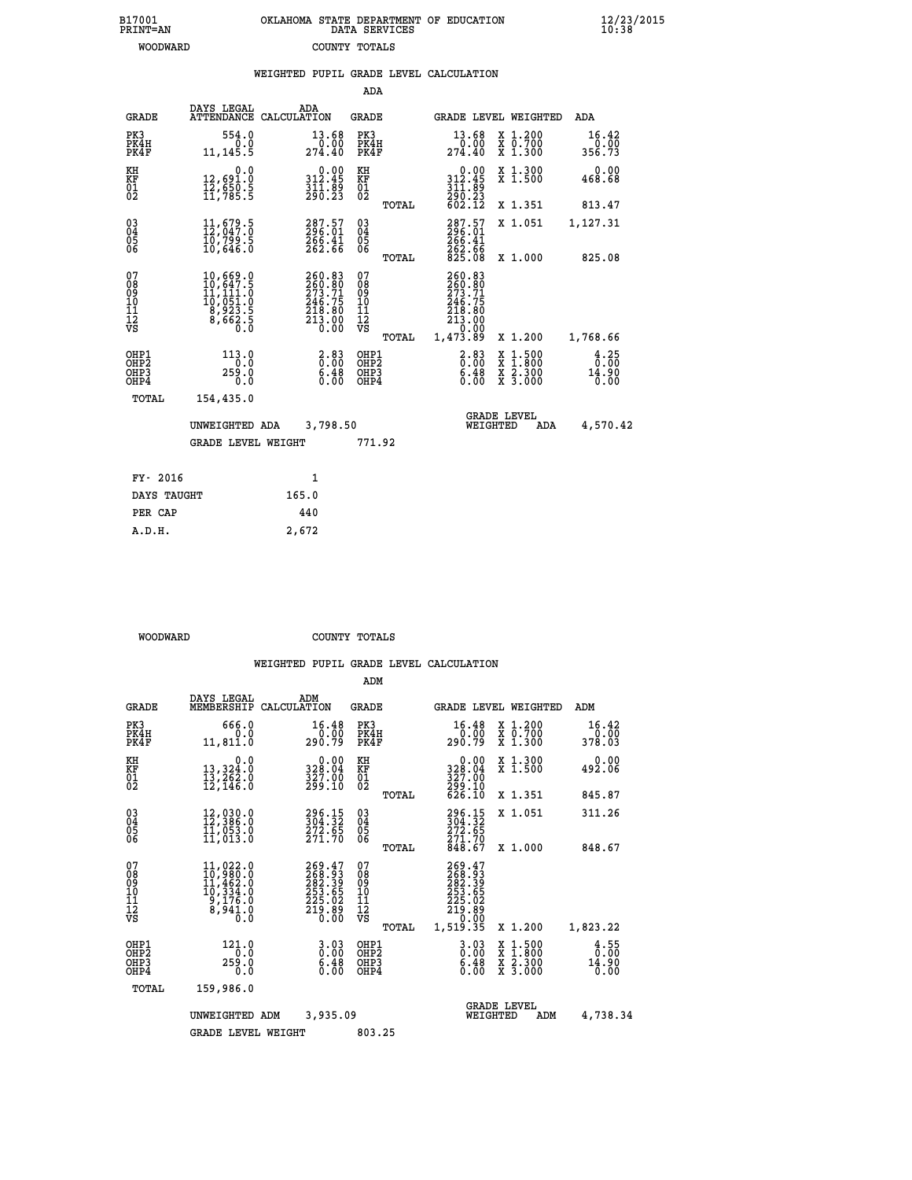B17001 OKLAHOMA STATE DEPARTMENT OF EDUCATION 12/23/2015
PRINT=AN DATA SERVICES 10:38

WOODWARD COUNTY TOTALS

WEIGHTED PUPIL GRADE LEVEL CALCULATION

ADA

| GRADE | DAYS LEGAL ATTENDANCE | ADA CALCULATION | GRADE | | GRADE LEVEL | WEIGHTED | ADA |
|---|---|---|---|---|---|---|---|
| PK3 | 554.0 | 13.68 | PK3 | | 13.68 | X 1.200 | 16.42 |
| PK4H | 0.0 | 0.00 | PK4H | | 0.00 | X 0.700 | 0.00 |
| PK4F | 11,145.5 | 274.40 | PK4F | | 274.40 | X 1.300 | 356.73 |
| KH | 0.0 | 0.00 | KH | | 0.00 | X 1.300 | 0.00 |
| KF | 12,691.0 | 312.45 | KF | | 312.45 | X 1.500 | 468.68 |
| 01 | 12,650.5 | 311.89 | 01 | | 311.89 | | |
| 02 | 11,785.5 | 290.23 | 02 | | 290.23 | | |
| | | | | TOTAL | 602.12 | X 1.351 | 813.47 |
| 03 | 11,679.5 | 287.57 | 03 | | 287.57 | X 1.051 | 1,127.31 |
| 04 | 12,047.0 | 296.01 | 04 | | 296.01 | | |
| 05 | 10,799.5 | 266.41 | 05 | | 266.41 | | |
| 06 | 10,646.0 | 262.66 | 06 | | 262.66 | | |
| | | | | TOTAL | 825.08 | X 1.000 | 825.08 |
| 07 | 10,669.0 | 260.83 | 07 | | 260.83 | | |
| 08 | 10,647.5 | 260.80 | 08 | | 260.80 | | |
| 09 | 11,111.0 | 273.71 | 09 | | 273.71 | | |
| 10 | 10,051.0 | 246.75 | 10 | | 246.75 | | |
| 11 | 8,923.5 | 218.80 | 11 | | 218.80 | | |
| 12 | 8,662.5 | 213.00 | 12 | | 213.00 | | |
| VS | 0.0 | 0.00 | VS | | 0.00 | | |
| | | | | TOTAL | 1,473.89 | X 1.200 | 1,768.66 |
| OHP1 | 113.0 | 2.83 | OHP1 | | 2.83 | X 1.500 | 4.25 |
| OHP2 | 0.0 | 0.00 | OHP2 | | 0.00 | X 1.800 | 0.00 |
| OHP3 | 259.0 | 6.48 | OHP3 | | 6.48 | X 2.300 | 14.90 |
| OHP4 | 0.0 | 0.00 | OHP4 | | 0.00 | X 3.000 | 0.00 |
| TOTAL | 154,435.0 | | | | | | |

UNWEIGHTED ADA 3,798.50 GRADE LEVEL WEIGHTED ADA 4,570.42

GRADE LEVEL WEIGHT 771.92

| FY- 2016 | 1 |
|---|---|
| DAYS TAUGHT | 165.0 |
| PER CAP | 440 |
| A.D.H. | 2,672 |

WOODWARD COUNTY TOTALS

WEIGHTED PUPIL GRADE LEVEL CALCULATION

ADM

| GRADE | DAYS LEGAL MEMBERSHIP | ADM CALCULATION | GRADE | | GRADE LEVEL | WEIGHTED | ADM |
|---|---|---|---|---|---|---|---|
| PK3 | 666.0 | 16.48 | PK3 | | 16.48 | X 1.200 | 16.42 |
| PK4H | 0.0 | 0.00 | PK4H | | 0.00 | X 0.700 | 0.00 |
| PK4F | 11,811.0 | 290.79 | PK4F | | 290.79 | X 1.300 | 378.03 |
| KH | 0.0 | 0.00 | KH | | 0.00 | X 1.300 | 0.00 |
| KF | 13,324.0 | 328.04 | KF | | 328.04 | X 1.500 | 492.06 |
| 01 | 13,262.0 | 327.00 | 01 | | 327.00 | | |
| 02 | 12,146.0 | 299.10 | 02 | | 299.10 | | |
| | | | | TOTAL | 626.10 | X 1.351 | 845.87 |
| 03 | 12,030.0 | 296.15 | 03 | | 296.15 | X 1.051 | 311.26 |
| 04 | 12,386.0 | 304.32 | 04 | | 304.32 | | |
| 05 | 11,053.0 | 272.65 | 05 | | 272.65 | | |
| 06 | 11,013.0 | 271.70 | 06 | | 271.70 | | |
| | | | | TOTAL | 848.67 | X 1.000 | 848.67 |
| 07 | 11,022.0 | 269.47 | 07 | | 269.47 | | |
| 08 | 10,980.0 | 268.93 | 08 | | 268.93 | | |
| 09 | 11,462.0 | 282.39 | 09 | | 282.39 | | |
| 10 | 10,334.0 | 253.65 | 10 | | 253.65 | | |
| 11 | 9,176.0 | 225.02 | 11 | | 225.02 | | |
| 12 | 8,941.0 | 219.89 | 12 | | 219.89 | | |
| VS | 0.0 | 0.00 | VS | | 0.00 | | |
| | | | | TOTAL | 1,519.35 | X 1.200 | 1,823.22 |
| OHP1 | 121.0 | 3.03 | OHP1 | | 3.03 | X 1.500 | 4.55 |
| OHP2 | 0.0 | 0.00 | OHP2 | | 0.00 | X 1.800 | 0.00 |
| OHP3 | 259.0 | 6.48 | OHP3 | | 6.48 | X 2.300 | 14.90 |
| OHP4 | 0.0 | 0.00 | OHP4 | | 0.00 | X 3.000 | 0.00 |
| TOTAL | 159,986.0 | | | | | | |

UNWEIGHTED ADM 3,935.09 GRADE LEVEL WEIGHTED ADM 4,738.34

GRADE LEVEL WEIGHT 803.25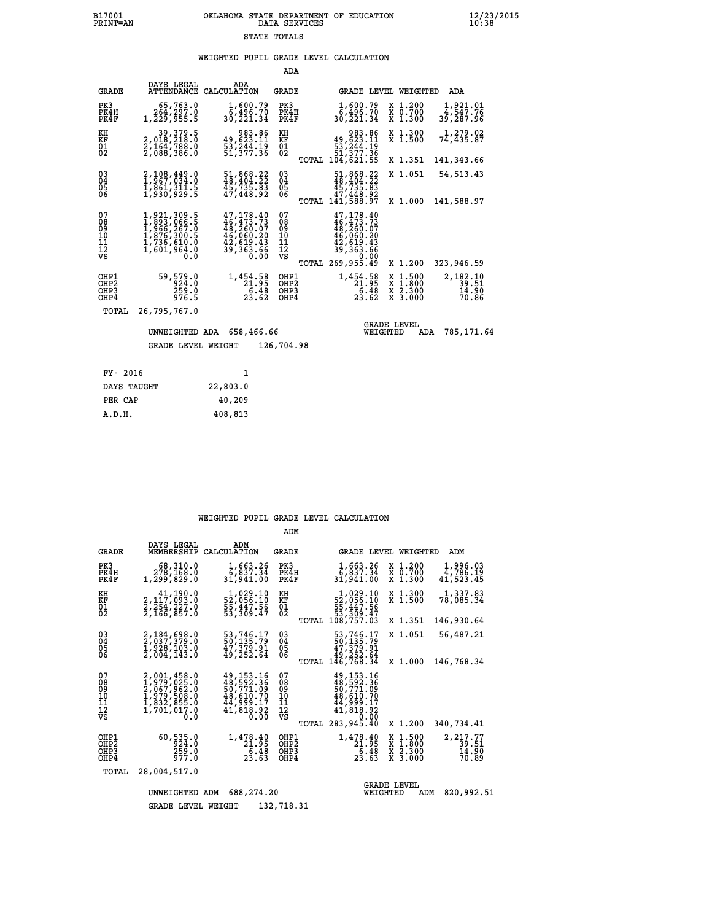B17001 OKLAHOMA STATE DEPARTMENT OF EDUCATION 12/23/2015
PRINT=AN DATA SERVICES 10:38

STATE TOTALS

## WEIGHTED PUPIL GRADE LEVEL CALCULATION

ADA

| GRADE | DAYS LEGAL ATTENDANCE | ADA CALCULATION | GRADE | GRADE LEVEL | WEIGHTED | ADA |
|---|---|---|---|---|---|---|
| PK3 | 65,763.0 | 1,600.79 | PK3 | 1,600.79 | X 1.200 | 1,921.01 |
| PK4H | 264,297.0 | 6,496.70 | PK4H | 6,496.70 | X 0.700 | 4,547.76 |
| PK4F | 1,229,955.5 | 30,221.34 | PK4F | 30,221.34 | X 1.300 | 39,287.96 |
| KH | 39,379.5 | 983.86 | KH | 983.86 | X 1.300 | 1,279.02 |
| KF | 2,018,218.0 | 49,623.11 | KF | 49,623.11 | X 1.500 | 74,435.87 |
| 01 | 2,164,788.0 | 53,244.19 | 01 | 53,244.19 | | |
| 02 | 2,088,386.0 | 51,377.36 | 02 | 51,377.36 | | |
| | | | TOTAL | 104,621.55 | X 1.351 | 141,343.66 |
| 03 | 2,108,449.0 | 51,868.22 | 03 | 51,868.22 | X 1.051 | 54,513.43 |
| 04 | 1,967,034.0 | 48,404.22 | 04 | 48,404.22 | | |
| 05 | 1,861,311.5 | 45,735.83 | 05 | 45,735.83 | | |
| 06 | 1,930,929.5 | 47,448.92 | 06 | 47,448.92 | | |
| | | | TOTAL | 141,588.97 | X 1.000 | 141,588.97 |
| 07 | 1,921,309.5 | 47,178.40 | 07 | 47,178.40 | | |
| 08 | 1,893,066.5 | 46,473.73 | 08 | 46,473.73 | | |
| 09 | 1,966,267.0 | 48,260.07 | 09 | 48,260.07 | | |
| 10 | 1,876,300.5 | 46,060.20 | 10 | 46,060.20 | | |
| 11 | 1,736,610.0 | 42,619.43 | 11 | 42,619.43 | | |
| 12 | 1,601,964.0 | 39,363.66 | 12 | 39,363.66 | | |
| VS | 0.0 | 0.00 | VS | 0.00 | | |
| | | | TOTAL | 269,955.49 | X 1.200 | 323,946.59 |
| OHP1 | 59,579.0 | 1,454.58 | OHP1 | 1,454.58 | X 1.500 | 2,182.10 |
| OHP2 | 924.0 | 21.95 | OHP2 | 21.95 | X 1.800 | 39.51 |
| OHP3 | 259.0 | 6.48 | OHP3 | 6.48 | X 2.300 | 14.90 |
| OHP4 | 976.5 | 23.62 | OHP4 | 23.62 | X 3.000 | 70.86 |
| TOTAL | 26,795,767.0 | | | | | |

UNWEIGHTED ADA 658,466.66 — GRADE LEVEL WEIGHTED ADA 785,171.64

GRADE LEVEL WEIGHT 126,704.98

| | |
|---|---|
| FY- 2016 | 1 |
| DAYS TAUGHT | 22,803.0 |
| PER CAP | 40,209 |
| A.D.H. | 408,813 |

## WEIGHTED PUPIL GRADE LEVEL CALCULATION

ADM

| GRADE | DAYS LEGAL MEMBERSHIP | ADM CALCULATION | GRADE | GRADE LEVEL | WEIGHTED | ADM |
|---|---|---|---|---|---|---|
| PK3 | 68,310.0 | 1,663.26 | PK3 | 1,663.26 | X 1.200 | 1,996.03 |
| PK4H | 278,168.0 | 6,837.34 | PK4H | 6,837.34 | X 0.700 | 4,786.19 |
| PK4F | 1,299,829.0 | 31,941.00 | PK4F | 31,941.00 | X 1.300 | 41,523.45 |
| KH | 41,190.0 | 1,029.10 | KH | 1,029.10 | X 1.300 | 1,337.83 |
| KF | 2,117,093.0 | 52,056.10 | KF | 52,056.10 | X 1.500 | 78,085.34 |
| 01 | 2,254,227.0 | 55,447.56 | 01 | 55,447.56 | | |
| 02 | 2,166,857.0 | 53,309.47 | 02 | 53,309.47 | | |
| | | | TOTAL | 108,757.03 | X 1.351 | 146,930.64 |
| 03 | 2,184,698.0 | 53,746.17 | 03 | 53,746.17 | X 1.051 | 56,487.21 |
| 04 | 2,037,379.0 | 50,135.79 | 04 | 50,135.79 | | |
| 05 | 1,928,103.0 | 47,379.91 | 05 | 47,379.91 | | |
| 06 | 2,004,143.0 | 49,252.64 | 06 | 49,252.64 | | |
| | | | TOTAL | 146,768.34 | X 1.000 | 146,768.34 |
| 07 | 2,001,458.0 | 49,153.16 | 07 | 49,153.16 | | |
| 08 | 1,979,025.0 | 48,592.36 | 08 | 48,592.36 | | |
| 09 | 2,067,962.0 | 50,771.09 | 09 | 50,771.09 | | |
| 10 | 1,979,508.0 | 48,610.70 | 10 | 48,610.70 | | |
| 11 | 1,832,855.0 | 44,999.17 | 11 | 44,999.17 | | |
| 12 | 1,701,017.0 | 41,818.92 | 12 | 41,818.92 | | |
| VS | 0.0 | 0.00 | VS | 0.00 | | |
| | | | TOTAL | 283,945.40 | X 1.200 | 340,734.41 |
| OHP1 | 60,535.0 | 1,478.40 | OHP1 | 1,478.40 | X 1.500 | 2,217.77 |
| OHP2 | 924.0 | 21.95 | OHP2 | 21.95 | X 1.800 | 39.51 |
| OHP3 | 259.0 | 6.48 | OHP3 | 6.48 | X 2.300 | 14.90 |
| OHP4 | 977.0 | 23.63 | OHP4 | 23.63 | X 3.000 | 70.89 |
| TOTAL | 28,004,517.0 | | | | | |

UNWEIGHTED ADM 688,274.20 — GRADE LEVEL WEIGHTED ADM 820,992.51

GRADE LEVEL WEIGHT 132,718.31